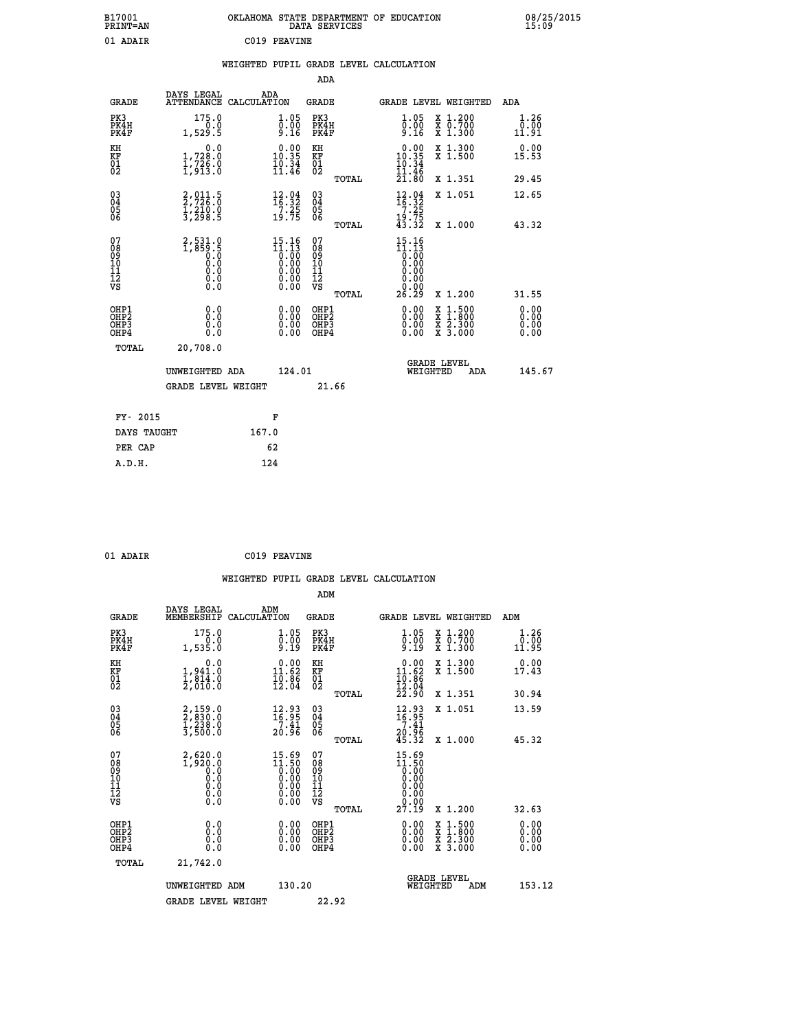B17001 PRINT=AN — OKLAHOMA STATE DEPARTMENT OF EDUCATION DATA SERVICES — 08/25/2015 15:09

01 ADAIR — C019 PEAVINE

## WEIGHTED PUPIL GRADE LEVEL CALCULATION

### ADA

| GRADE | DAYS LEGAL ATTENDANCE | ADA CALCULATION | GRADE | GRADE LEVEL | WEIGHTED | ADA |
|---|---|---|---|---|---|---|
| PK3 | 175.0 | 1.05 | PK3 | 1.05 | X 1.200 | 1.26 |
| PK4H | 0.0 | 0.00 | PK4H | 0.00 | X 0.700 | 0.00 |
| PK4F | 1,529.5 | 9.16 | PK4F | 9.16 | X 1.300 | 11.91 |
| KH | 0.0 | 0.00 | KH | 0.00 | X 1.300 | 0.00 |
| KF | 1,728.0 | 10.35 | KF | 10.35 | X 1.500 | 15.53 |
| 01 | 1,726.0 | 10.34 | 01 | 10.34 | | |
| 02 | 1,913.0 | 11.46 | 02 | 11.46 | | |
| | | | TOTAL | 21.80 | X 1.351 | 29.45 |
| 03 | 2,011.5 | 12.04 | 03 | 12.04 | X 1.051 | 12.65 |
| 04 | 2,726.0 | 16.32 | 04 | 16.32 | | |
| 05 | 1,210.0 | 7.25 | 05 | 7.25 | | |
| 06 | 3,298.5 | 19.75 | 06 | 19.75 | | |
| | | | TOTAL | 43.32 | X 1.000 | 43.32 |
| 07 | 2,531.0 | 15.16 | 07 | 15.16 | | |
| 08 | 1,859.5 | 11.13 | 08 | 11.13 | | |
| 09 | 0.0 | 0.00 | 09 | 0.00 | | |
| 10 | 0.0 | 0.00 | 10 | 0.00 | | |
| 11 | 0.0 | 0.00 | 11 | 0.00 | | |
| 12 | 0.0 | 0.00 | 12 | 0.00 | | |
| VS | 0.0 | 0.00 | VS | 0.00 | | |
| | | | TOTAL | 26.29 | X 1.200 | 31.55 |
| OHP1 | 0.0 | 0.00 | OHP1 | 0.00 | X 1.500 | 0.00 |
| OHP2 | 0.0 | 0.00 | OHP2 | 0.00 | X 1.800 | 0.00 |
| OHP3 | 0.0 | 0.00 | OHP3 | 0.00 | X 2.300 | 0.00 |
| OHP4 | 0.0 | 0.00 | OHP4 | 0.00 | X 3.000 | 0.00 |
| TOTAL | 20,708.0 | | | | | |

UNWEIGHTED ADA: 124.01 — GRADE LEVEL WEIGHTED ADA: 145.67

GRADE LEVEL WEIGHT: 21.66

| FY- 2015 | F |
|---|---|
| DAYS TAUGHT | 167.0 |
| PER CAP | 62 |
| A.D.H. | 124 |

01 ADAIR — C019 PEAVINE

## WEIGHTED PUPIL GRADE LEVEL CALCULATION

### ADM

| GRADE | DAYS LEGAL MEMBERSHIP | ADM CALCULATION | GRADE | GRADE LEVEL | WEIGHTED | ADM |
|---|---|---|---|---|---|---|
| PK3 | 175.0 | 1.05 | PK3 | 1.05 | X 1.200 | 1.26 |
| PK4H | 0.0 | 0.00 | PK4H | 0.00 | X 0.700 | 0.00 |
| PK4F | 1,535.0 | 9.19 | PK4F | 9.19 | X 1.300 | 11.95 |
| KH | 0.0 | 0.00 | KH | 0.00 | X 1.300 | 0.00 |
| KF | 1,941.0 | 11.62 | KF | 11.62 | X 1.500 | 17.43 |
| 01 | 1,814.0 | 10.86 | 01 | 10.86 | | |
| 02 | 2,010.0 | 12.04 | 02 | 12.04 | | |
| | | | TOTAL | 22.90 | X 1.351 | 30.94 |
| 03 | 2,159.0 | 12.93 | 03 | 12.93 | X 1.051 | 13.59 |
| 04 | 2,830.0 | 16.95 | 04 | 16.95 | | |
| 05 | 1,238.0 | 7.41 | 05 | 7.41 | | |
| 06 | 3,500.0 | 20.96 | 06 | 20.96 | | |
| | | | TOTAL | 45.32 | X 1.000 | 45.32 |
| 07 | 2,620.0 | 15.69 | 07 | 15.69 | | |
| 08 | 1,920.0 | 11.50 | 08 | 11.50 | | |
| 09 | 0.0 | 0.00 | 09 | 0.00 | | |
| 10 | 0.0 | 0.00 | 10 | 0.00 | | |
| 11 | 0.0 | 0.00 | 11 | 0.00 | | |
| 12 | 0.0 | 0.00 | 12 | 0.00 | | |
| VS | 0.0 | 0.00 | VS | 0.00 | | |
| | | | TOTAL | 27.19 | X 1.200 | 32.63 |
| OHP1 | 0.0 | 0.00 | OHP1 | 0.00 | X 1.500 | 0.00 |
| OHP2 | 0.0 | 0.00 | OHP2 | 0.00 | X 1.800 | 0.00 |
| OHP3 | 0.0 | 0.00 | OHP3 | 0.00 | X 2.300 | 0.00 |
| OHP4 | 0.0 | 0.00 | OHP4 | 0.00 | X 3.000 | 0.00 |
| TOTAL | 21,742.0 | | | | | |

UNWEIGHTED ADM: 130.20 — GRADE LEVEL WEIGHTED ADM: 153.12

GRADE LEVEL WEIGHT: 22.92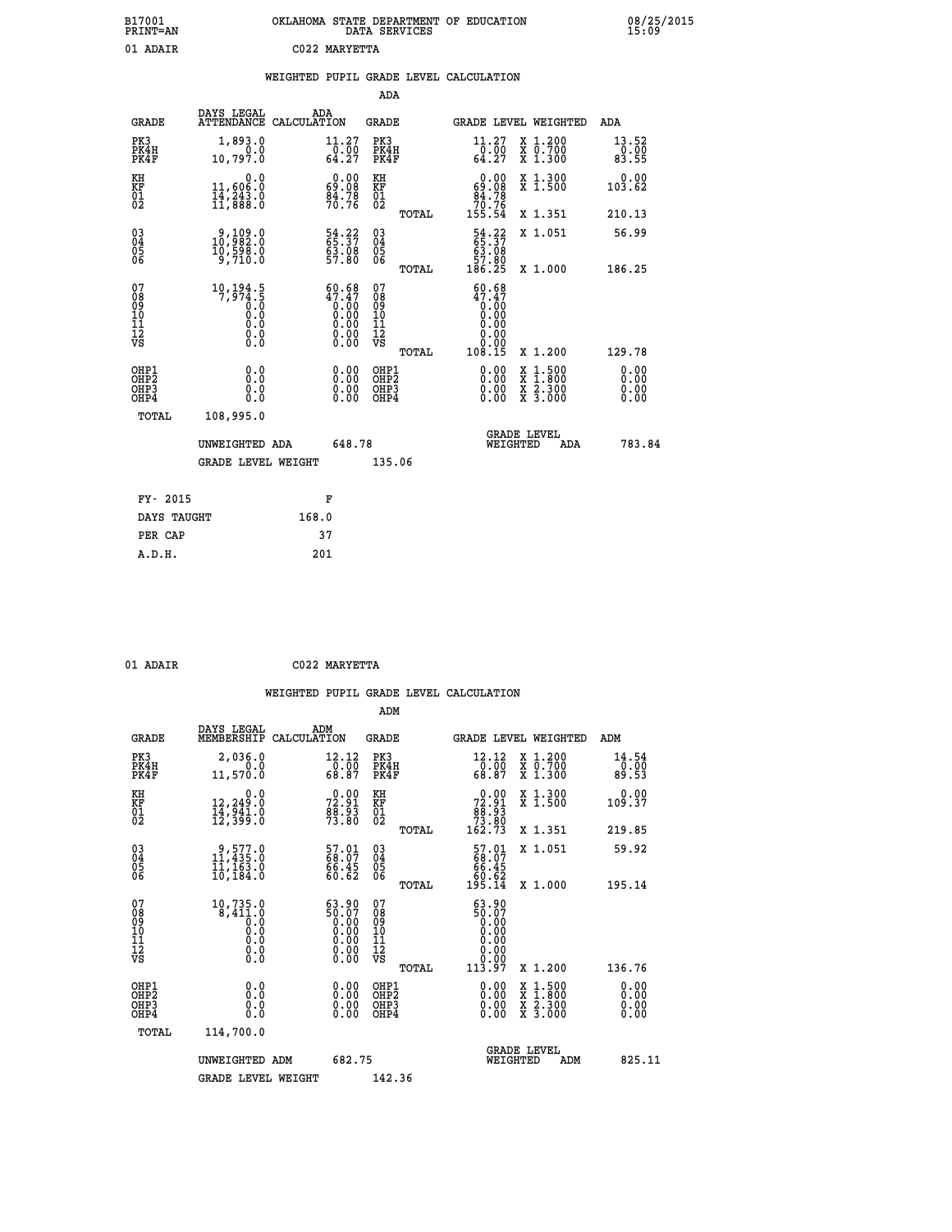B17001 OKLAHOMA STATE DEPARTMENT OF EDUCATION 08/25/2015
PRINT=AN DATA SERVICES 15:09

01 ADAIR C022 MARYETTA

## WEIGHTED PUPIL GRADE LEVEL CALCULATION

### ADA

| GRADE | DAYS LEGAL ATTENDANCE | ADA CALCULATION | GRADE | | GRADE LEVEL | WEIGHTED | ADA |
|---|---|---|---|---|---|---|---|
| PK3 | 1,893.0 | 11.27 | PK3 | | 11.27 | X 1.200 | 13.52 |
| PK4H | 0.0 | 0.00 | PK4H | | 0.00 | X 0.700 | 0.00 |
| PK4F | 10,797.0 | 64.27 | PK4F | | 64.27 | X 1.300 | 83.55 |
| KH | 0.0 | 0.00 | KH | | 0.00 | X 1.300 | 0.00 |
| KF | 11,606.0 | 69.08 | KF | | 69.08 | X 1.500 | 103.62 |
| 01 | 14,243.0 | 84.78 | 01 | | 84.78 | | |
| 02 | 11,888.0 | 70.76 | 02 | | 70.76 | | |
| | | | | TOTAL | 155.54 | X 1.351 | 210.13 |
| 03 | 9,109.0 | 54.22 | 03 | | 54.22 | X 1.051 | 56.99 |
| 04 | 10,982.0 | 65.37 | 04 | | 65.37 | | |
| 05 | 10,598.0 | 63.08 | 05 | | 63.08 | | |
| 06 | 9,710.0 | 57.80 | 06 | | 57.80 | | |
| | | | | TOTAL | 186.25 | X 1.000 | 186.25 |
| 07 | 10,194.5 | 60.68 | 07 | | 60.68 | | |
| 08 | 7,974.5 | 47.47 | 08 | | 47.47 | | |
| 09 | 0.0 | 0.00 | 09 | | 0.00 | | |
| 10 | 0.0 | 0.00 | 10 | | 0.00 | | |
| 11 | 0.0 | 0.00 | 11 | | 0.00 | | |
| 12 | 0.0 | 0.00 | 12 | | 0.00 | | |
| VS | 0.0 | 0.00 | VS | | 0.00 | | |
| | | | | TOTAL | 108.15 | X 1.200 | 129.78 |
| OHP1 | 0.0 | 0.00 | OHP1 | | 0.00 | X 1.500 | 0.00 |
| OHP2 | 0.0 | 0.00 | OHP2 | | 0.00 | X 1.800 | 0.00 |
| OHP3 | 0.0 | 0.00 | OHP3 | | 0.00 | X 2.300 | 0.00 |
| OHP4 | 0.0 | 0.00 | OHP4 | | 0.00 | X 3.000 | 0.00 |
| TOTAL | 108,995.0 | | | | | | |

UNWEIGHTED ADA 648.78 GRADE LEVEL WEIGHTED ADA 783.84

GRADE LEVEL WEIGHT 135.06

| FY- 2015 | F |
|---|---|
| DAYS TAUGHT | 168.0 |
| PER CAP | 37 |
| A.D.H. | 201 |

01 ADAIR C022 MARYETTA

## WEIGHTED PUPIL GRADE LEVEL CALCULATION

### ADM

| GRADE | DAYS LEGAL MEMBERSHIP | ADM CALCULATION | GRADE | | GRADE LEVEL | WEIGHTED | ADM |
|---|---|---|---|---|---|---|---|
| PK3 | 2,036.0 | 12.12 | PK3 | | 12.12 | X 1.200 | 14.54 |
| PK4H | 0.0 | 0.00 | PK4H | | 0.00 | X 0.700 | 0.00 |
| PK4F | 11,570.0 | 68.87 | PK4F | | 68.87 | X 1.300 | 89.53 |
| KH | 0.0 | 0.00 | KH | | 0.00 | X 1.300 | 0.00 |
| KF | 12,249.0 | 72.91 | KF | | 72.91 | X 1.500 | 109.37 |
| 01 | 14,941.0 | 88.93 | 01 | | 88.93 | | |
| 02 | 12,399.0 | 73.80 | 02 | | 73.80 | | |
| | | | | TOTAL | 162.73 | X 1.351 | 219.85 |
| 03 | 9,577.0 | 57.01 | 03 | | 57.01 | X 1.051 | 59.92 |
| 04 | 11,435.0 | 68.07 | 04 | | 68.07 | | |
| 05 | 11,163.0 | 66.45 | 05 | | 66.45 | | |
| 06 | 10,184.0 | 60.62 | 06 | | 60.62 | | |
| | | | | TOTAL | 195.14 | X 1.000 | 195.14 |
| 07 | 10,735.0 | 63.90 | 07 | | 63.90 | | |
| 08 | 8,411.0 | 50.07 | 08 | | 50.07 | | |
| 09 | 0.0 | 0.00 | 09 | | 0.00 | | |
| 10 | 0.0 | 0.00 | 10 | | 0.00 | | |
| 11 | 0.0 | 0.00 | 11 | | 0.00 | | |
| 12 | 0.0 | 0.00 | 12 | | 0.00 | | |
| VS | 0.0 | 0.00 | VS | | 0.00 | | |
| | | | | TOTAL | 113.97 | X 1.200 | 136.76 |
| OHP1 | 0.0 | 0.00 | OHP1 | | 0.00 | X 1.500 | 0.00 |
| OHP2 | 0.0 | 0.00 | OHP2 | | 0.00 | X 1.800 | 0.00 |
| OHP3 | 0.0 | 0.00 | OHP3 | | 0.00 | X 2.300 | 0.00 |
| OHP4 | 0.0 | 0.00 | OHP4 | | 0.00 | X 3.000 | 0.00 |
| TOTAL | 114,700.0 | | | | | | |

UNWEIGHTED ADM 682.75 GRADE LEVEL WEIGHTED ADM 825.11

GRADE LEVEL WEIGHT 142.36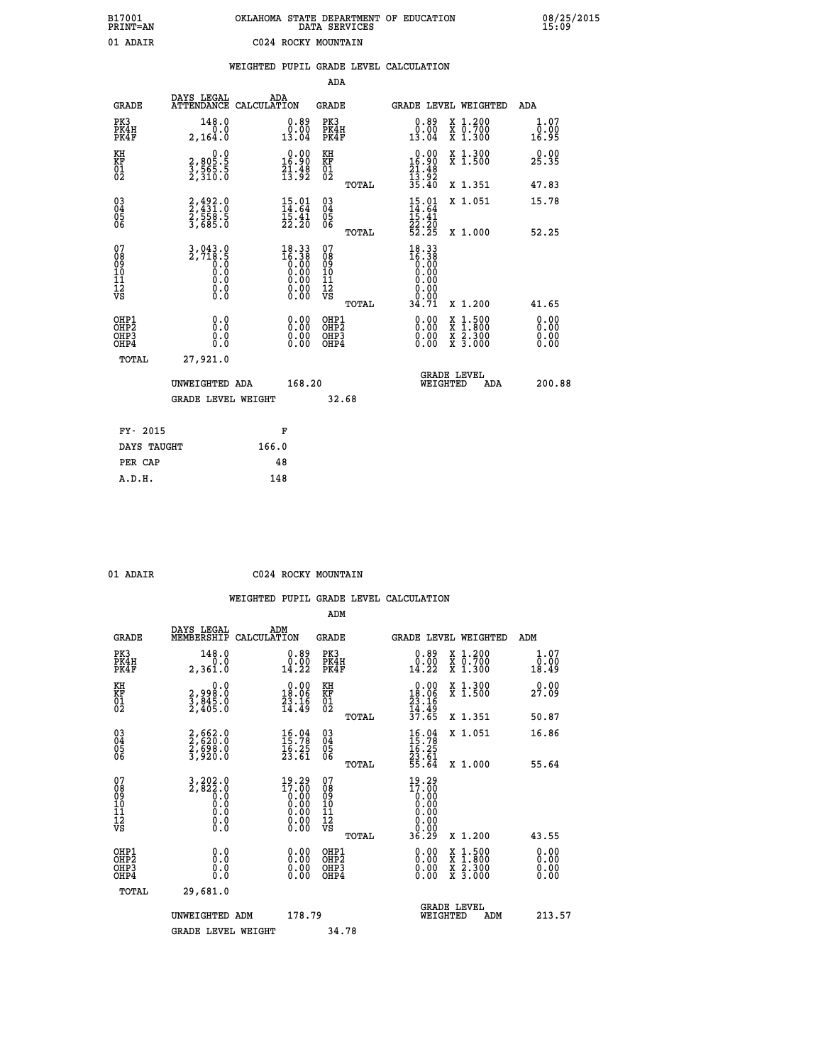B17001 OKLAHOMA STATE DEPARTMENT OF EDUCATION 08/25/2015
PRINT=AN DATA SERVICES 15:09

01 ADAIR C024 ROCKY MOUNTAIN

## WEIGHTED PUPIL GRADE LEVEL CALCULATION

### ADA

| GRADE | DAYS LEGAL ATTENDANCE | ADA CALCULATION | GRADE | GRADE LEVEL | WEIGHTED | ADA |
|---|---|---|---|---|---|---|
| PK3 | 148.0 | 0.89 | PK3 | 0.89 | X 1.200 | 1.07 |
| PK4H | 0.0 | 0.00 | PK4H | 0.00 | X 0.700 | 0.00 |
| PK4F | 2,164.0 | 13.04 | PK4F | 13.04 | X 1.300 | 16.95 |
| KH | 0.0 | 0.00 | KH | 0.00 | X 1.300 | 0.00 |
| KF | 2,805.5 | 16.90 | KF | 16.90 | X 1.500 | 25.35 |
| 01 | 3,565.5 | 21.48 | 01 | 21.48 | | |
| 02 | 2,310.0 | 13.92 | 02 | 13.92 | | |
| | | | TOTAL | 35.40 | X 1.351 | 47.83 |
| 03 | 2,492.0 | 15.01 | 03 | 15.01 | X 1.051 | 15.78 |
| 04 | 2,431.0 | 14.64 | 04 | 14.64 | | |
| 05 | 2,558.5 | 15.41 | 05 | 15.41 | | |
| 06 | 3,685.0 | 22.20 | 06 | 22.20 | | |
| | | | TOTAL | 52.25 | X 1.000 | 52.25 |
| 07 | 3,043.0 | 18.33 | 07 | 18.33 | | |
| 08 | 2,718.5 | 16.38 | 08 | 16.38 | | |
| 09 | 0.0 | 0.00 | 09 | 0.00 | | |
| 10 | 0.0 | 0.00 | 10 | 0.00 | | |
| 11 | 0.0 | 0.00 | 11 | 0.00 | | |
| 12 | 0.0 | 0.00 | 12 | 0.00 | | |
| VS | 0.0 | 0.00 | VS | 0.00 | | |
| | | | TOTAL | 34.71 | X 1.200 | 41.65 |
| OHP1 | 0.0 | 0.00 | OHP1 | 0.00 | X 1.500 | 0.00 |
| OHP2 | 0.0 | 0.00 | OHP2 | 0.00 | X 1.800 | 0.00 |
| OHP3 | 0.0 | 0.00 | OHP3 | 0.00 | X 2.300 | 0.00 |
| OHP4 | 0.0 | 0.00 | OHP4 | 0.00 | X 3.000 | 0.00 |
| TOTAL | 27,921.0 | | | | | |

UNWEIGHTED ADA 168.20 — GRADE LEVEL WEIGHTED ADA 200.88

GRADE LEVEL WEIGHT 32.68

| FY- 2015 | F |
|---|---|
| DAYS TAUGHT | 166.0 |
| PER CAP | 48 |
| A.D.H. | 148 |

01 ADAIR C024 ROCKY MOUNTAIN

## WEIGHTED PUPIL GRADE LEVEL CALCULATION

### ADM

| GRADE | DAYS LEGAL MEMBERSHIP | ADM CALCULATION | GRADE | GRADE LEVEL | WEIGHTED | ADM |
|---|---|---|---|---|---|---|
| PK3 | 148.0 | 0.89 | PK3 | 0.89 | X 1.200 | 1.07 |
| PK4H | 0.0 | 0.00 | PK4H | 0.00 | X 0.700 | 0.00 |
| PK4F | 2,361.0 | 14.22 | PK4F | 14.22 | X 1.300 | 18.49 |
| KH | 0.0 | 0.00 | KH | 0.00 | X 1.300 | 0.00 |
| KF | 2,998.0 | 18.06 | KF | 18.06 | X 1.500 | 27.09 |
| 01 | 3,845.0 | 23.16 | 01 | 23.16 | | |
| 02 | 2,405.0 | 14.49 | 02 | 14.49 | | |
| | | | TOTAL | 37.65 | X 1.351 | 50.87 |
| 03 | 2,662.0 | 16.04 | 03 | 16.04 | X 1.051 | 16.86 |
| 04 | 2,620.0 | 15.78 | 04 | 15.78 | | |
| 05 | 2,698.0 | 16.25 | 05 | 16.25 | | |
| 06 | 3,920.0 | 23.61 | 06 | 23.61 | | |
| | | | TOTAL | 55.64 | X 1.000 | 55.64 |
| 07 | 3,202.0 | 19.29 | 07 | 19.29 | | |
| 08 | 2,822.0 | 17.00 | 08 | 17.00 | | |
| 09 | 0.0 | 0.00 | 09 | 0.00 | | |
| 10 | 0.0 | 0.00 | 10 | 0.00 | | |
| 11 | 0.0 | 0.00 | 11 | 0.00 | | |
| 12 | 0.0 | 0.00 | 12 | 0.00 | | |
| VS | 0.0 | 0.00 | VS | 0.00 | | |
| | | | TOTAL | 36.29 | X 1.200 | 43.55 |
| OHP1 | 0.0 | 0.00 | OHP1 | 0.00 | X 1.500 | 0.00 |
| OHP2 | 0.0 | 0.00 | OHP2 | 0.00 | X 1.800 | 0.00 |
| OHP3 | 0.0 | 0.00 | OHP3 | 0.00 | X 2.300 | 0.00 |
| OHP4 | 0.0 | 0.00 | OHP4 | 0.00 | X 3.000 | 0.00 |
| TOTAL | 29,681.0 | | | | | |

UNWEIGHTED ADM 178.79 — GRADE LEVEL WEIGHTED ADM 213.57

GRADE LEVEL WEIGHT 34.78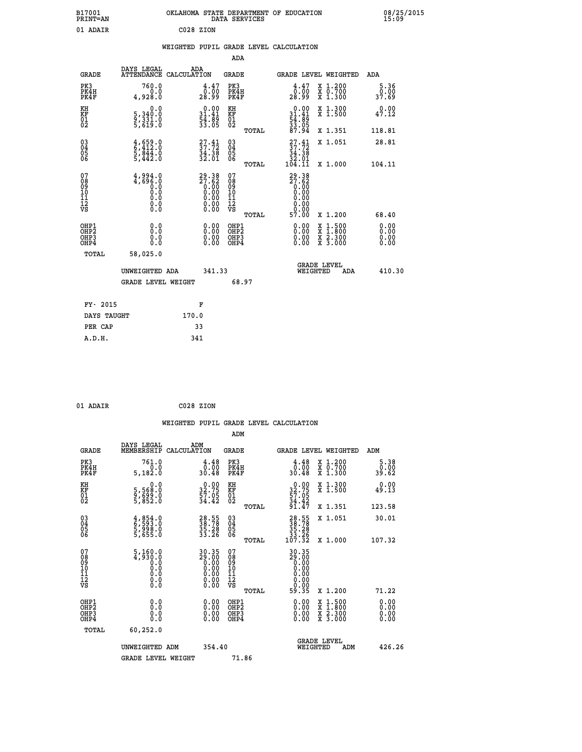B17001 OKLAHOMA STATE DEPARTMENT OF EDUCATION 08/25/2015
PRINT=AN DATA SERVICES 15:09

01 ADAIR C028 ZION

WEIGHTED PUPIL GRADE LEVEL CALCULATION

ADA

| GRADE | DAYS LEGAL ATTENDANCE | ADA CALCULATION | GRADE | | GRADE LEVEL | WEIGHTED | ADA |
|---|---|---|---|---|---|---|---|
| PK3 | 760.0 | 4.47 | PK3 | | 4.47 | X 1.200 | 5.36 |
| PK4H | 0.0 | 0.00 | PK4H | | 0.00 | X 0.700 | 0.00 |
| PK4F | 4,928.0 | 28.99 | PK4F | | 28.99 | X 1.300 | 37.69 |
| KH | 0.0 | 0.00 | KH | | 0.00 | X 1.300 | 0.00 |
| KF | 5,340.0 | 31.41 | KF | | 31.41 | X 1.500 | 47.12 |
| 01 | 9,331.0 | 54.89 | 01 | | 54.89 | | |
| 02 | 5,619.0 | 33.05 | 02 | | 33.05 | | |
| | | | | TOTAL | 87.94 | X 1.351 | 118.81 |
| 03 | 4,659.0 | 27.41 | 03 | | 27.41 | X 1.051 | 28.81 |
| 04 | 6,412.0 | 37.72 | 04 | | 37.72 | | |
| 05 | 5,844.0 | 34.38 | 05 | | 34.38 | | |
| 06 | 5,442.0 | 32.01 | 06 | | 32.01 | | |
| | | | | TOTAL | 104.11 | X 1.000 | 104.11 |
| 07 | 4,994.0 | 29.38 | 07 | | 29.38 | | |
| 08 | 4,696.0 | 27.62 | 08 | | 27.62 | | |
| 09 | 0.0 | 0.00 | 09 | | 0.00 | | |
| 10 | 0.0 | 0.00 | 10 | | 0.00 | | |
| 11 | 0.0 | 0.00 | 11 | | 0.00 | | |
| 12 | 0.0 | 0.00 | 12 | | 0.00 | | |
| VS | 0.0 | 0.00 | VS | | 0.00 | | |
| | | | | TOTAL | 57.00 | X 1.200 | 68.40 |
| OHP1 | 0.0 | 0.00 | OHP1 | | 0.00 | X 1.500 | 0.00 |
| OHP2 | 0.0 | 0.00 | OHP2 | | 0.00 | X 1.800 | 0.00 |
| OHP3 | 0.0 | 0.00 | OHP3 | | 0.00 | X 2.300 | 0.00 |
| OHP4 | 0.0 | 0.00 | OHP4 | | 0.00 | X 3.000 | 0.00 |
| TOTAL | 58,025.0 | | | | | | |

UNWEIGHTED ADA 341.33 GRADE LEVEL WEIGHTED ADA 410.30

GRADE LEVEL WEIGHT 68.97

| FY- 2015 | F |
|---|---|
| DAYS TAUGHT | 170.0 |
| PER CAP | 33 |
| A.D.H. | 341 |

01 ADAIR C028 ZION

WEIGHTED PUPIL GRADE LEVEL CALCULATION

ADM

| GRADE | DAYS LEGAL MEMBERSHIP | ADM CALCULATION | GRADE | | GRADE LEVEL | WEIGHTED | ADM |
|---|---|---|---|---|---|---|---|
| PK3 | 761.0 | 4.48 | PK3 | | 4.48 | X 1.200 | 5.38 |
| PK4H | 0.0 | 0.00 | PK4H | | 0.00 | X 0.700 | 0.00 |
| PK4F | 5,182.0 | 30.48 | PK4F | | 30.48 | X 1.300 | 39.62 |
| KH | 0.0 | 0.00 | KH | | 0.00 | X 1.300 | 0.00 |
| KF | 5,568.0 | 32.75 | KF | | 32.75 | X 1.500 | 49.13 |
| 01 | 9,699.0 | 57.05 | 01 | | 57.05 | | |
| 02 | 5,852.0 | 34.42 | 02 | | 34.42 | | |
| | | | | TOTAL | 91.47 | X 1.351 | 123.58 |
| 03 | 4,854.0 | 28.55 | 03 | | 28.55 | X 1.051 | 30.01 |
| 04 | 6,593.0 | 38.78 | 04 | | 38.78 | | |
| 05 | 5,998.0 | 35.28 | 05 | | 35.28 | | |
| 06 | 5,655.0 | 33.26 | 06 | | 33.26 | | |
| | | | | TOTAL | 107.32 | X 1.000 | 107.32 |
| 07 | 5,160.0 | 30.35 | 07 | | 30.35 | | |
| 08 | 4,930.0 | 29.00 | 08 | | 29.00 | | |
| 09 | 0.0 | 0.00 | 09 | | 0.00 | | |
| 10 | 0.0 | 0.00 | 10 | | 0.00 | | |
| 11 | 0.0 | 0.00 | 11 | | 0.00 | | |
| 12 | 0.0 | 0.00 | 12 | | 0.00 | | |
| VS | 0.0 | 0.00 | VS | | 0.00 | | |
| | | | | TOTAL | 59.35 | X 1.200 | 71.22 |
| OHP1 | 0.0 | 0.00 | OHP1 | | 0.00 | X 1.500 | 0.00 |
| OHP2 | 0.0 | 0.00 | OHP2 | | 0.00 | X 1.800 | 0.00 |
| OHP3 | 0.0 | 0.00 | OHP3 | | 0.00 | X 2.300 | 0.00 |
| OHP4 | 0.0 | 0.00 | OHP4 | | 0.00 | X 3.000 | 0.00 |
| TOTAL | 60,252.0 | | | | | | |

UNWEIGHTED ADM 354.40 GRADE LEVEL WEIGHTED ADM 426.26

GRADE LEVEL WEIGHT 71.86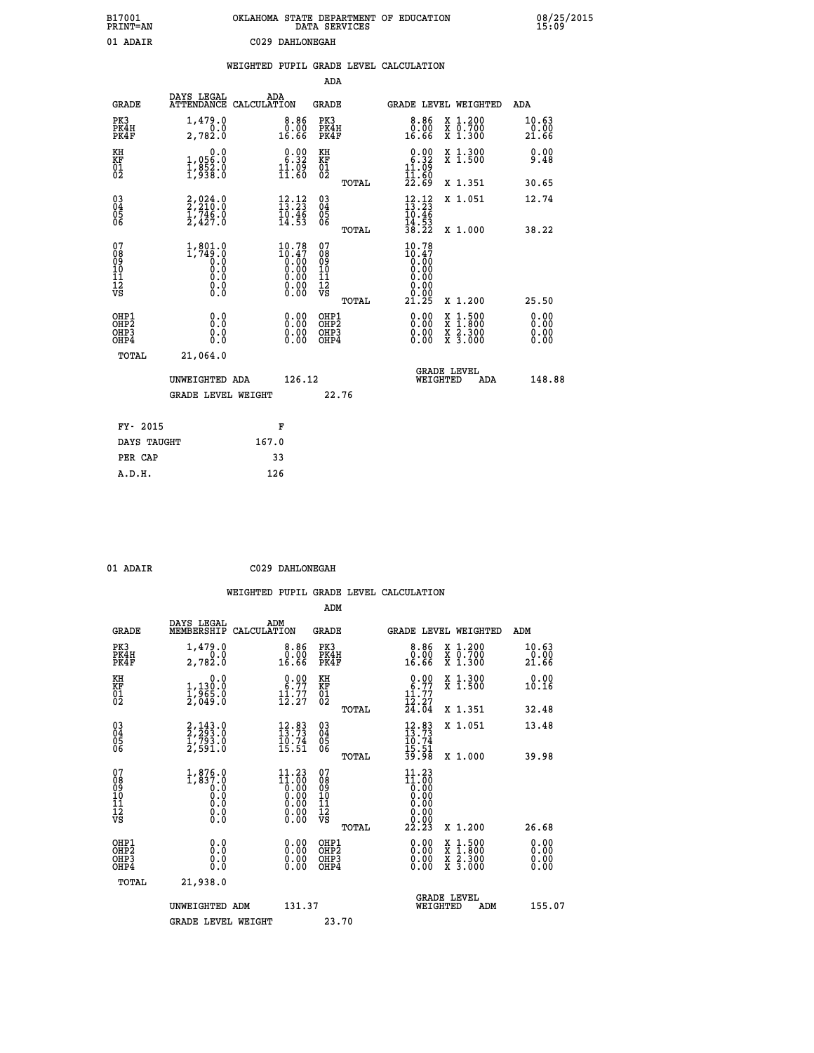01 ADAIR C029 DAHLONEGAH

WEIGHTED PUPIL GRADE LEVEL CALCULATION

ADA

| GRADE | DAYS LEGAL ATTENDANCE | ADA CALCULATION | GRADE | | GRADE LEVEL WEIGHTED | | ADA |
|---|---|---|---|---|---|---|---|
| PK3 | 1,479.0 | 8.86 | PK3 | | 8.86 | X 1.200 | 10.63 |
| PK4H | 0.0 | 0.00 | PK4H | | 0.00 | X 0.700 | 0.00 |
| PK4F | 2,782.0 | 16.66 | PK4F | | 16.66 | X 1.300 | 21.66 |
| KH | 0.0 | 0.00 | KH | | 0.00 | X 1.300 | 0.00 |
| KF | 1,056.0 | 6.32 | KF | | 6.32 | X 1.500 | 9.48 |
| 01 | 1,852.0 | 11.09 | 01 | | 11.09 | | |
| 02 | 1,938.0 | 11.60 | 02 | | 11.60 | | |
| | | | | TOTAL | 22.69 | X 1.351 | 30.65 |
| 03 | 2,024.0 | 12.12 | 03 | | 12.12 | X 1.051 | 12.74 |
| 04 | 2,210.0 | 13.23 | 04 | | 13.23 | | |
| 05 | 1,746.0 | 10.46 | 05 | | 10.46 | | |
| 06 | 2,427.0 | 14.53 | 06 | | 14.53 | | |
| | | | | TOTAL | 38.22 | X 1.000 | 38.22 |
| 07 | 1,801.0 | 10.78 | 07 | | 10.78 | | |
| 08 | 1,749.0 | 10.47 | 08 | | 10.47 | | |
| 09 | 0.0 | 0.00 | 09 | | 0.00 | | |
| 10 | 0.0 | 0.00 | 10 | | 0.00 | | |
| 11 | 0.0 | 0.00 | 11 | | 0.00 | | |
| 12 | 0.0 | 0.00 | 12 | | 0.00 | | |
| VS | 0.0 | 0.00 | VS | | 0.00 | | |
| | | | | TOTAL | 21.25 | X 1.200 | 25.50 |
| OHP1 | 0.0 | 0.00 | OHP1 | | 0.00 | X 1.500 | 0.00 |
| OHP2 | 0.0 | 0.00 | OHP2 | | 0.00 | X 1.800 | 0.00 |
| OHP3 | 0.0 | 0.00 | OHP3 | | 0.00 | X 2.300 | 0.00 |
| OHP4 | 0.0 | 0.00 | OHP4 | | 0.00 | X 3.000 | 0.00 |
| TOTAL | 21,064.0 | | | | | | |

UNWEIGHTED ADA 126.12 GRADE LEVEL WEIGHTED ADA 148.88

GRADE LEVEL WEIGHT 22.76

| FY- 2015 | F |
|---|---|
| DAYS TAUGHT | 167.0 |
| PER CAP | 33 |
| A.D.H. | 126 |

01 ADAIR C029 DAHLONEGAH

WEIGHTED PUPIL GRADE LEVEL CALCULATION

ADM

| GRADE | DAYS LEGAL MEMBERSHIP | ADM CALCULATION | GRADE | | GRADE LEVEL WEIGHTED | | ADM |
|---|---|---|---|---|---|---|---|
| PK3 | 1,479.0 | 8.86 | PK3 | | 8.86 | X 1.200 | 10.63 |
| PK4H | 0.0 | 0.00 | PK4H | | 0.00 | X 0.700 | 0.00 |
| PK4F | 2,782.0 | 16.66 | PK4F | | 16.66 | X 1.300 | 21.66 |
| KH | 0.0 | 0.00 | KH | | 0.00 | X 1.300 | 0.00 |
| KF | 1,130.0 | 6.77 | KF | | 6.77 | X 1.500 | 10.16 |
| 01 | 1,965.0 | 11.77 | 01 | | 11.77 | | |
| 02 | 2,049.0 | 12.27 | 02 | | 12.27 | | |
| | | | | TOTAL | 24.04 | X 1.351 | 32.48 |
| 03 | 2,143.0 | 12.83 | 03 | | 12.83 | X 1.051 | 13.48 |
| 04 | 2,293.0 | 13.73 | 04 | | 13.73 | | |
| 05 | 1,793.0 | 10.74 | 05 | | 10.74 | | |
| 06 | 2,591.0 | 15.51 | 06 | | 15.51 | | |
| | | | | TOTAL | 39.98 | X 1.000 | 39.98 |
| 07 | 1,876.0 | 11.23 | 07 | | 11.23 | | |
| 08 | 1,837.0 | 11.00 | 08 | | 11.00 | | |
| 09 | 0.0 | 0.00 | 09 | | 0.00 | | |
| 10 | 0.0 | 0.00 | 10 | | 0.00 | | |
| 11 | 0.0 | 0.00 | 11 | | 0.00 | | |
| 12 | 0.0 | 0.00 | 12 | | 0.00 | | |
| VS | 0.0 | 0.00 | VS | | 0.00 | | |
| | | | | TOTAL | 22.23 | X 1.200 | 26.68 |
| OHP1 | 0.0 | 0.00 | OHP1 | | 0.00 | X 1.500 | 0.00 |
| OHP2 | 0.0 | 0.00 | OHP2 | | 0.00 | X 1.800 | 0.00 |
| OHP3 | 0.0 | 0.00 | OHP3 | | 0.00 | X 2.300 | 0.00 |
| OHP4 | 0.0 | 0.00 | OHP4 | | 0.00 | X 3.000 | 0.00 |
| TOTAL | 21,938.0 | | | | | | |

UNWEIGHTED ADM 131.37 GRADE LEVEL WEIGHTED ADM 155.07

GRADE LEVEL WEIGHT 23.70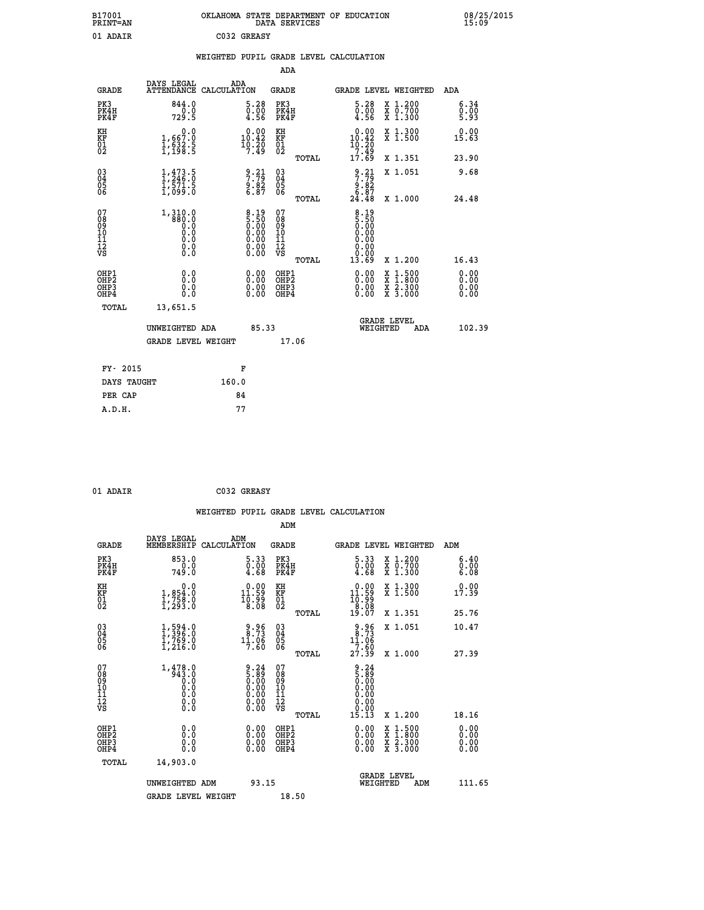B17001 OKLAHOMA STATE DEPARTMENT OF EDUCATION 08/25/2015
PRINT=AN DATA SERVICES 15:09

01 ADAIR C032 GREASY

## WEIGHTED PUPIL GRADE LEVEL CALCULATION

### ADA

| GRADE | DAYS LEGAL ATTENDANCE | ADA CALCULATION | GRADE | | GRADE LEVEL | WEIGHTED | ADA |
|---|---|---|---|---|---|---|---|
| PK3 | 844.0 | 5.28 | PK3 | | 5.28 | X 1.200 | 6.34 |
| PK4H | 0.0 | 0.00 | PK4H | | 0.00 | X 0.700 | 0.00 |
| PK4F | 729.5 | 4.56 | PK4F | | 4.56 | X 1.300 | 5.93 |
| KH | 0.0 | 0.00 | KH | | 0.00 | X 1.300 | 0.00 |
| KF | 1,667.0 | 10.42 | KF | | 10.42 | X 1.500 | 15.63 |
| 01 | 1,632.5 | 10.20 | 01 | | 10.20 | | |
| 02 | 1,198.5 | 7.49 | 02 | | 7.49 | | |
| | | | | TOTAL | 17.69 | X 1.351 | 23.90 |
| 03 | 1,473.5 | 9.21 | 03 | | 9.21 | X 1.051 | 9.68 |
| 04 | 1,246.0 | 7.79 | 04 | | 7.79 | | |
| 05 | 1,571.5 | 9.82 | 05 | | 9.82 | | |
| 06 | 1,099.0 | 6.87 | 06 | | 6.87 | | |
| | | | | TOTAL | 24.48 | X 1.000 | 24.48 |
| 07 | 1,310.0 | 8.19 | 07 | | 8.19 | | |
| 08 | 880.0 | 5.50 | 08 | | 5.50 | | |
| 09 | 0.0 | 0.00 | 09 | | 0.00 | | |
| 10 | 0.0 | 0.00 | 10 | | 0.00 | | |
| 11 | 0.0 | 0.00 | 11 | | 0.00 | | |
| 12 | 0.0 | 0.00 | 12 | | 0.00 | | |
| VS | 0.0 | 0.00 | VS | | 0.00 | | |
| | | | | TOTAL | 13.69 | X 1.200 | 16.43 |
| OHP1 | 0.0 | 0.00 | OHP1 | | 0.00 | X 1.500 | 0.00 |
| OHP2 | 0.0 | 0.00 | OHP2 | | 0.00 | X 1.800 | 0.00 |
| OHP3 | 0.0 | 0.00 | OHP3 | | 0.00 | X 2.300 | 0.00 |
| OHP4 | 0.0 | 0.00 | OHP4 | | 0.00 | X 3.000 | 0.00 |
| TOTAL | 13,651.5 | | | | | | |

UNWEIGHTED ADA 85.33 — GRADE LEVEL WEIGHTED ADA 102.39

GRADE LEVEL WEIGHT 17.06

| FY- 2015 | F |
|---|---|
| DAYS TAUGHT | 160.0 |
| PER CAP | 84 |
| A.D.H. | 77 |

01 ADAIR C032 GREASY

## WEIGHTED PUPIL GRADE LEVEL CALCULATION

### ADM

| GRADE | DAYS LEGAL MEMBERSHIP | ADM CALCULATION | GRADE | | GRADE LEVEL | WEIGHTED | ADM |
|---|---|---|---|---|---|---|---|
| PK3 | 853.0 | 5.33 | PK3 | | 5.33 | X 1.200 | 6.40 |
| PK4H | 0.0 | 0.00 | PK4H | | 0.00 | X 0.700 | 0.00 |
| PK4F | 749.0 | 4.68 | PK4F | | 4.68 | X 1.300 | 6.08 |
| KH | 0.0 | 0.00 | KH | | 0.00 | X 1.300 | 0.00 |
| KF | 1,854.0 | 11.59 | KF | | 11.59 | X 1.500 | 17.39 |
| 01 | 1,758.0 | 10.99 | 01 | | 10.99 | | |
| 02 | 1,293.0 | 8.08 | 02 | | 8.08 | | |
| | | | | TOTAL | 19.07 | X 1.351 | 25.76 |
| 03 | 1,594.0 | 9.96 | 03 | | 9.96 | X 1.051 | 10.47 |
| 04 | 1,396.0 | 8.73 | 04 | | 8.73 | | |
| 05 | 1,769.0 | 11.06 | 05 | | 11.06 | | |
| 06 | 1,216.0 | 7.60 | 06 | | 7.60 | | |
| | | | | TOTAL | 27.39 | X 1.000 | 27.39 |
| 07 | 1,478.0 | 9.24 | 07 | | 9.24 | | |
| 08 | 943.0 | 5.89 | 08 | | 5.89 | | |
| 09 | 0.0 | 0.00 | 09 | | 0.00 | | |
| 10 | 0.0 | 0.00 | 10 | | 0.00 | | |
| 11 | 0.0 | 0.00 | 11 | | 0.00 | | |
| 12 | 0.0 | 0.00 | 12 | | 0.00 | | |
| VS | 0.0 | 0.00 | VS | | 0.00 | | |
| | | | | TOTAL | 15.13 | X 1.200 | 18.16 |
| OHP1 | 0.0 | 0.00 | OHP1 | | 0.00 | X 1.500 | 0.00 |
| OHP2 | 0.0 | 0.00 | OHP2 | | 0.00 | X 1.800 | 0.00 |
| OHP3 | 0.0 | 0.00 | OHP3 | | 0.00 | X 2.300 | 0.00 |
| OHP4 | 0.0 | 0.00 | OHP4 | | 0.00 | X 3.000 | 0.00 |
| TOTAL | 14,903.0 | | | | | | |

UNWEIGHTED ADM 93.15 — GRADE LEVEL WEIGHTED ADM 111.65

GRADE LEVEL WEIGHT 18.50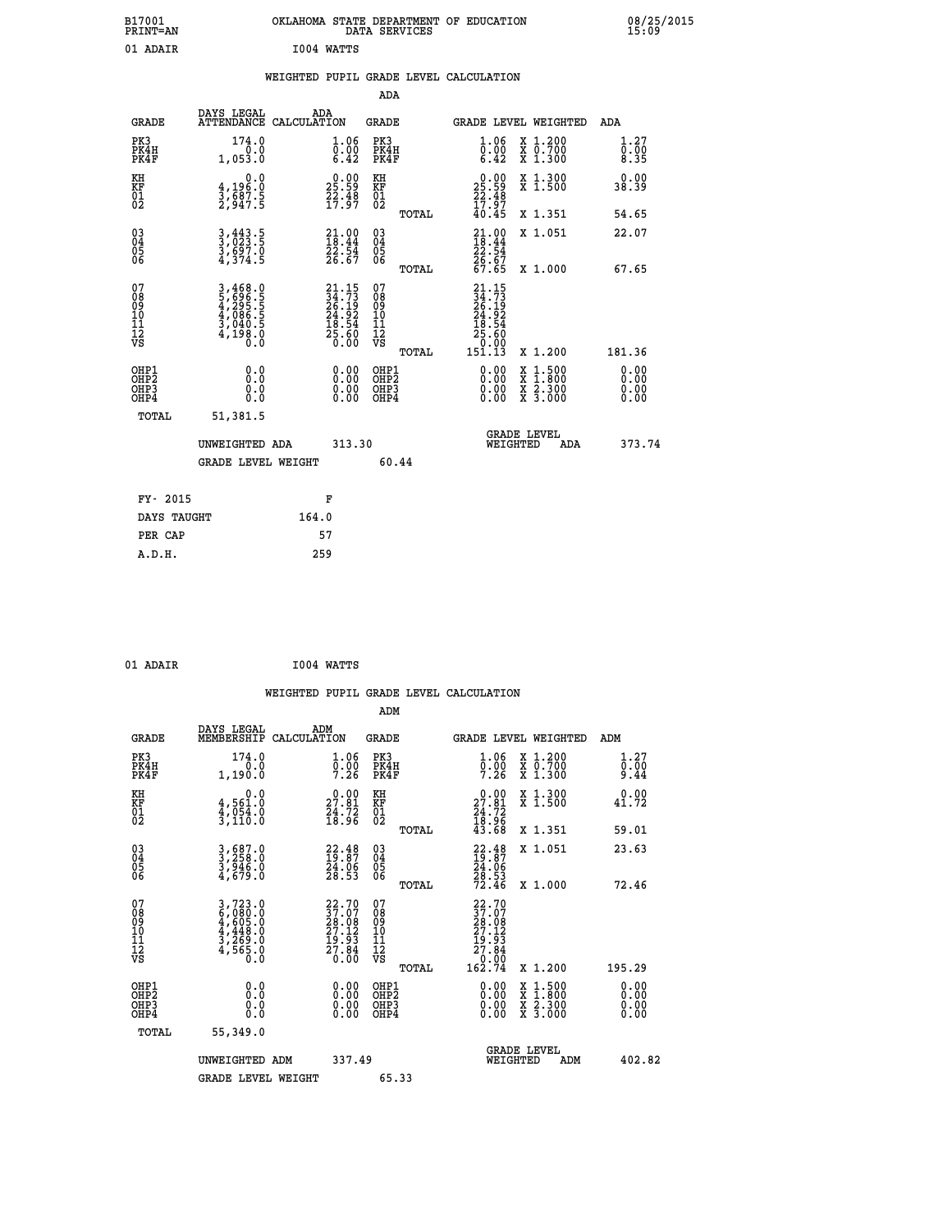B17001 OKLAHOMA STATE DEPARTMENT OF EDUCATION 08/25/2015
PRINT=AN DATA SERVICES 15:09

01 ADAIR I004 WATTS

## WEIGHTED PUPIL GRADE LEVEL CALCULATION

### ADA

| GRADE | DAYS LEGAL ATTENDANCE | ADA CALCULATION | GRADE | GRADE LEVEL | WEIGHTED | ADA |
|---|---|---|---|---|---|---|
| PK3 | 174.0 | 1.06 | PK3 | 1.06 | X 1.200 | 1.27 |
| PK4H | 0.0 | 0.00 | PK4H | 0.00 | X 0.700 | 0.00 |
| PK4F | 1,053.0 | 6.42 | PK4F | 6.42 | X 1.300 | 8.35 |
| KH | 0.0 | 0.00 | KH | 0.00 | X 1.300 | 0.00 |
| KF | 4,196.0 | 25.59 | KF | 25.59 | X 1.500 | 38.39 |
| 01 | 3,687.5 | 22.48 | 01 | 22.48 | | |
| 02 | 2,947.5 | 17.97 | 02 | 17.97 | | |
| | | | TOTAL | 40.45 | X 1.351 | 54.65 |
| 03 | 3,443.5 | 21.00 | 03 | 21.00 | X 1.051 | 22.07 |
| 04 | 3,023.5 | 18.44 | 04 | 18.44 | | |
| 05 | 3,697.0 | 22.54 | 05 | 22.54 | | |
| 06 | 4,374.5 | 26.67 | 06 | 26.67 | | |
| | | | TOTAL | 67.65 | X 1.000 | 67.65 |
| 07 | 3,468.0 | 21.15 | 07 | 21.15 | | |
| 08 | 5,696.5 | 34.73 | 08 | 34.73 | | |
| 09 | 4,295.5 | 26.19 | 09 | 26.19 | | |
| 10 | 4,086.5 | 24.92 | 10 | 24.92 | | |
| 11 | 3,040.5 | 18.54 | 11 | 18.54 | | |
| 12 | 4,198.0 | 25.60 | 12 | 25.60 | | |
| VS | 0.0 | 0.00 | VS | 0.00 | | |
| | | | TOTAL | 151.13 | X 1.200 | 181.36 |
| OHP1 | 0.0 | 0.00 | OHP1 | 0.00 | X 1.500 | 0.00 |
| OHP2 | 0.0 | 0.00 | OHP2 | 0.00 | X 1.800 | 0.00 |
| OHP3 | 0.0 | 0.00 | OHP3 | 0.00 | X 2.300 | 0.00 |
| OHP4 | 0.0 | 0.00 | OHP4 | 0.00 | X 3.000 | 0.00 |
| TOTAL | 51,381.5 | | | | | |

UNWEIGHTED ADA 313.30 &nbsp;&nbsp;&nbsp; GRADE LEVEL WEIGHTED ADA 373.74

GRADE LEVEL WEIGHT 60.44

| FY- 2015 | F |
|---|---|
| DAYS TAUGHT | 164.0 |
| PER CAP | 57 |
| A.D.H. | 259 |

01 ADAIR I004 WATTS

## WEIGHTED PUPIL GRADE LEVEL CALCULATION

### ADM

| GRADE | DAYS LEGAL MEMBERSHIP | ADM CALCULATION | GRADE | GRADE LEVEL | WEIGHTED | ADM |
|---|---|---|---|---|---|---|
| PK3 | 174.0 | 1.06 | PK3 | 1.06 | X 1.200 | 1.27 |
| PK4H | 0.0 | 0.00 | PK4H | 0.00 | X 0.700 | 0.00 |
| PK4F | 1,190.0 | 7.26 | PK4F | 7.26 | X 1.300 | 9.44 |
| KH | 0.0 | 0.00 | KH | 0.00 | X 1.300 | 0.00 |
| KF | 4,561.0 | 27.81 | KF | 27.81 | X 1.500 | 41.72 |
| 01 | 4,054.0 | 24.72 | 01 | 24.72 | | |
| 02 | 3,110.0 | 18.96 | 02 | 18.96 | | |
| | | | TOTAL | 43.68 | X 1.351 | 59.01 |
| 03 | 3,687.0 | 22.48 | 03 | 22.48 | X 1.051 | 23.63 |
| 04 | 3,258.0 | 19.87 | 04 | 19.87 | | |
| 05 | 3,946.0 | 24.06 | 05 | 24.06 | | |
| 06 | 4,679.0 | 28.53 | 06 | 28.53 | | |
| | | | TOTAL | 72.46 | X 1.000 | 72.46 |
| 07 | 3,723.0 | 22.70 | 07 | 22.70 | | |
| 08 | 6,080.0 | 37.07 | 08 | 37.07 | | |
| 09 | 4,605.0 | 28.08 | 09 | 28.08 | | |
| 10 | 4,448.0 | 27.12 | 10 | 27.12 | | |
| 11 | 3,269.0 | 19.93 | 11 | 19.93 | | |
| 12 | 4,565.0 | 27.84 | 12 | 27.84 | | |
| VS | 0.0 | 0.00 | VS | 0.00 | | |
| | | | TOTAL | 162.74 | X 1.200 | 195.29 |
| OHP1 | 0.0 | 0.00 | OHP1 | 0.00 | X 1.500 | 0.00 |
| OHP2 | 0.0 | 0.00 | OHP2 | 0.00 | X 1.800 | 0.00 |
| OHP3 | 0.0 | 0.00 | OHP3 | 0.00 | X 2.300 | 0.00 |
| OHP4 | 0.0 | 0.00 | OHP4 | 0.00 | X 3.000 | 0.00 |
| TOTAL | 55,349.0 | | | | | |

UNWEIGHTED ADM 337.49 &nbsp;&nbsp;&nbsp; GRADE LEVEL WEIGHTED ADM 402.82

GRADE LEVEL WEIGHT 65.33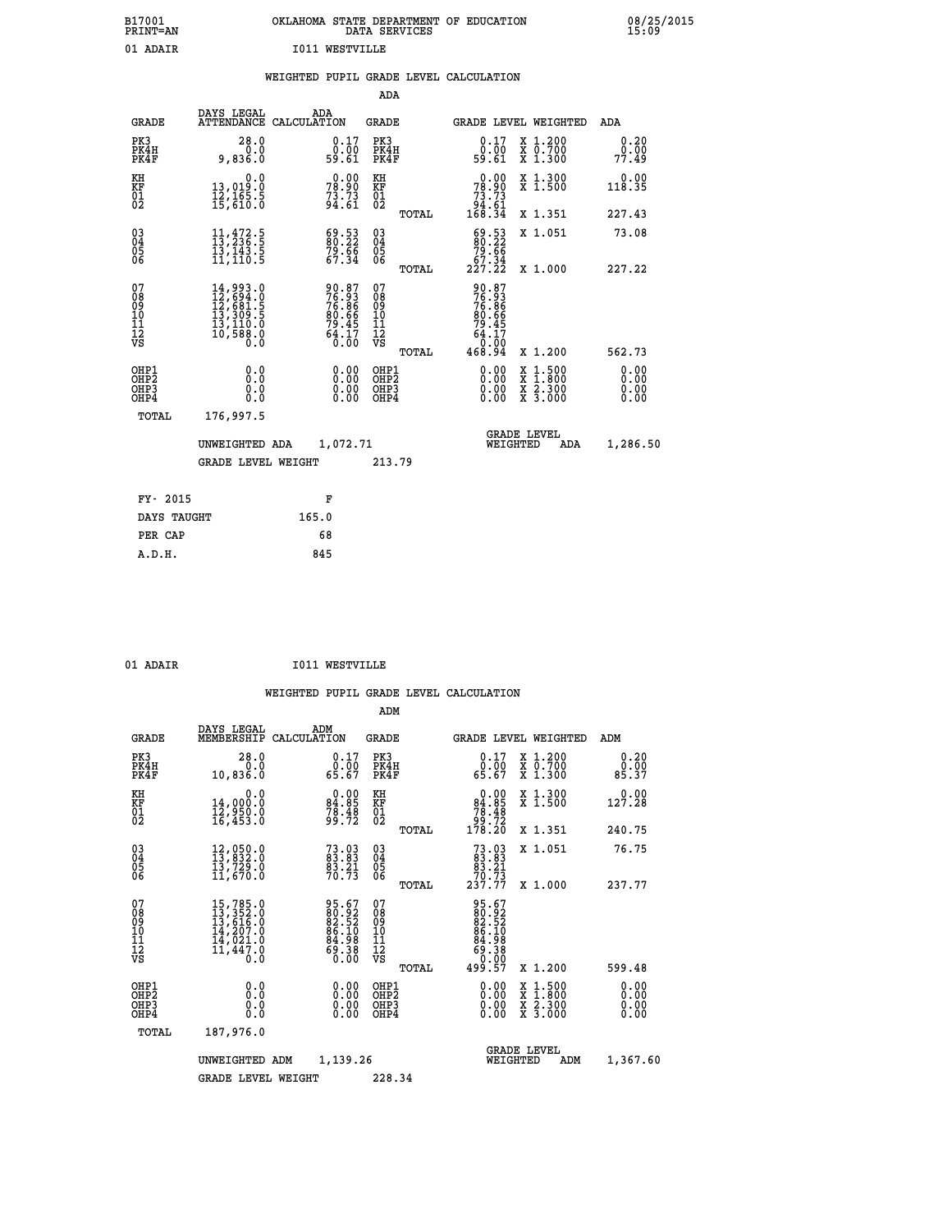B17001 PRINT=AN — OKLAHOMA STATE DEPARTMENT OF EDUCATION DATA SERVICES — 08/25/2015 15:09

01 ADAIR — I011 WESTVILLE

## WEIGHTED PUPIL GRADE LEVEL CALCULATION

### ADA

| GRADE | DAYS LEGAL ATTENDANCE | ADA CALCULATION | GRADE | | GRADE LEVEL | WEIGHTED | ADA |
|---|---|---|---|---|---|---|---|
| PK3 | 28.0 | 0.17 | PK3 | | 0.17 | X 1.200 | 0.20 |
| PK4H | 0.0 | 0.00 | PK4H | | 0.00 | X 0.700 | 0.00 |
| PK4F | 9,836.0 | 59.61 | PK4F | | 59.61 | X 1.300 | 77.49 |
| KH | 0.0 | 0.00 | KH | | 0.00 | X 1.300 | 0.00 |
| KF | 13,019.0 | 78.90 | KF | | 78.90 | X 1.500 | 118.35 |
| 01 | 12,165.5 | 73.73 | 01 | | 73.73 | | |
| 02 | 15,610.0 | 94.61 | 02 | | 94.61 | | |
| | | | | TOTAL | 168.34 | X 1.351 | 227.43 |
| 03 | 11,472.5 | 69.53 | 03 | | 69.53 | X 1.051 | 73.08 |
| 04 | 13,236.5 | 80.22 | 04 | | 80.22 | | |
| 05 | 13,143.5 | 79.66 | 05 | | 79.66 | | |
| 06 | 11,110.5 | 67.34 | 06 | | 67.34 | | |
| | | | | TOTAL | 227.22 | X 1.000 | 227.22 |
| 07 | 14,993.0 | 90.87 | 07 | | 90.87 | | |
| 08 | 12,694.0 | 76.93 | 08 | | 76.93 | | |
| 09 | 12,681.5 | 76.86 | 09 | | 76.86 | | |
| 10 | 13,309.5 | 80.66 | 10 | | 80.66 | | |
| 11 | 13,110.0 | 79.45 | 11 | | 79.45 | | |
| 12 | 10,588.0 | 64.17 | 12 | | 64.17 | | |
| VS | 0.0 | 0.00 | VS | | 0.00 | | |
| | | | | TOTAL | 468.94 | X 1.200 | 562.73 |
| OHP1 | 0.0 | 0.00 | OHP1 | | 0.00 | X 1.500 | 0.00 |
| OHP2 | 0.0 | 0.00 | OHP2 | | 0.00 | X 1.800 | 0.00 |
| OHP3 | 0.0 | 0.00 | OHP3 | | 0.00 | X 2.300 | 0.00 |
| OHP4 | 0.0 | 0.00 | OHP4 | | 0.00 | X 3.000 | 0.00 |
| TOTAL | 176,997.5 | | | | | | |

UNWEIGHTED ADA 1,072.71 — GRADE LEVEL WEIGHTED ADA 1,286.50

GRADE LEVEL WEIGHT 213.79

| FY- 2015 | F |
|---|---|
| DAYS TAUGHT | 165.0 |
| PER CAP | 68 |
| A.D.H. | 845 |

01 ADAIR — I011 WESTVILLE

## WEIGHTED PUPIL GRADE LEVEL CALCULATION

### ADM

| GRADE | DAYS LEGAL MEMBERSHIP | ADM CALCULATION | GRADE | | GRADE LEVEL | WEIGHTED | ADM |
|---|---|---|---|---|---|---|---|
| PK3 | 28.0 | 0.17 | PK3 | | 0.17 | X 1.200 | 0.20 |
| PK4H | 0.0 | 0.00 | PK4H | | 0.00 | X 0.700 | 0.00 |
| PK4F | 10,836.0 | 65.67 | PK4F | | 65.67 | X 1.300 | 85.37 |
| KH | 0.0 | 0.00 | KH | | 0.00 | X 1.300 | 0.00 |
| KF | 14,000.0 | 84.85 | KF | | 84.85 | X 1.500 | 127.28 |
| 01 | 12,950.0 | 78.48 | 01 | | 78.48 | | |
| 02 | 16,453.0 | 99.72 | 02 | | 99.72 | | |
| | | | | TOTAL | 178.20 | X 1.351 | 240.75 |
| 03 | 12,050.0 | 73.03 | 03 | | 73.03 | X 1.051 | 76.75 |
| 04 | 13,832.0 | 83.83 | 04 | | 83.83 | | |
| 05 | 13,729.0 | 83.21 | 05 | | 83.21 | | |
| 06 | 11,670.0 | 70.73 | 06 | | 70.73 | | |
| | | | | TOTAL | 237.77 | X 1.000 | 237.77 |
| 07 | 15,785.0 | 95.67 | 07 | | 95.67 | | |
| 08 | 13,352.0 | 80.92 | 08 | | 80.92 | | |
| 09 | 13,616.0 | 82.52 | 09 | | 82.52 | | |
| 10 | 14,207.0 | 86.10 | 10 | | 86.10 | | |
| 11 | 14,021.0 | 84.98 | 11 | | 84.98 | | |
| 12 | 11,447.0 | 69.38 | 12 | | 69.38 | | |
| VS | 0.0 | 0.00 | VS | | 0.00 | | |
| | | | | TOTAL | 499.57 | X 1.200 | 599.48 |
| OHP1 | 0.0 | 0.00 | OHP1 | | 0.00 | X 1.500 | 0.00 |
| OHP2 | 0.0 | 0.00 | OHP2 | | 0.00 | X 1.800 | 0.00 |
| OHP3 | 0.0 | 0.00 | OHP3 | | 0.00 | X 2.300 | 0.00 |
| OHP4 | 0.0 | 0.00 | OHP4 | | 0.00 | X 3.000 | 0.00 |
| TOTAL | 187,976.0 | | | | | | |

UNWEIGHTED ADM 1,139.26 — GRADE LEVEL WEIGHTED ADM 1,367.60

GRADE LEVEL WEIGHT 228.34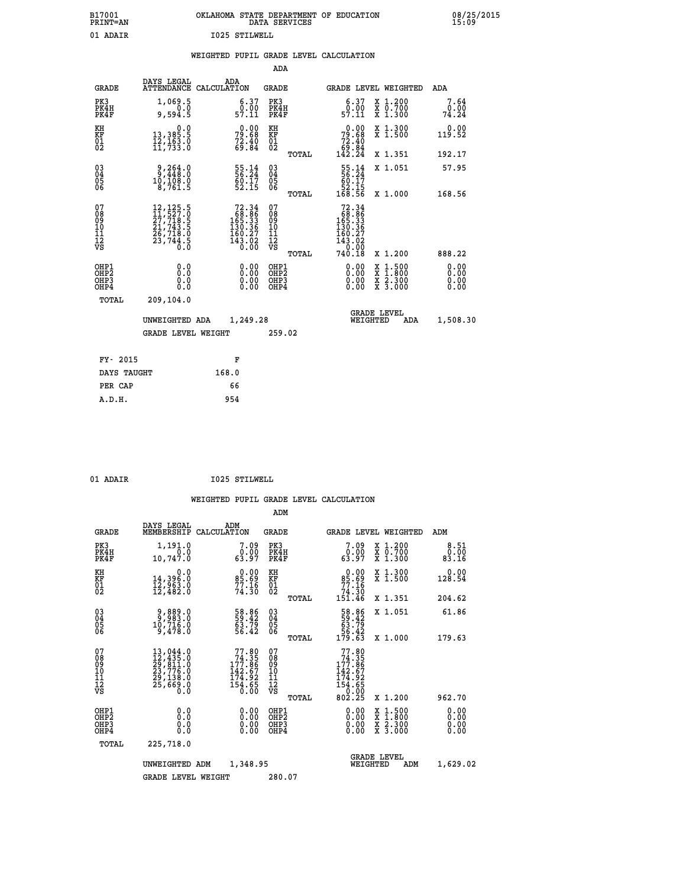B17001 PRINT=AN    OKLAHOMA STATE DEPARTMENT OF EDUCATION DATA SERVICES    08/25/2015 15:09

01 ADAIR    I025 STILWELL

WEIGHTED PUPIL GRADE LEVEL CALCULATION

ADA

| GRADE | DAYS LEGAL ATTENDANCE | ADA CALCULATION | GRADE | | GRADE LEVEL | WEIGHTED | ADA |
|---|---|---|---|---|---|---|---|
| PK3 | 1,069.5 | 6.37 | PK3 | | 6.37 | X 1.200 | 7.64 |
| PK4H | 0.0 | 0.00 | PK4H | | 0.00 | X 0.700 | 0.00 |
| PK4F | 9,594.5 | 57.11 | PK4F | | 57.11 | X 1.300 | 74.24 |
| KH | 0.0 | 0.00 | KH | | 0.00 | X 1.300 | 0.00 |
| KF | 13,385.5 | 79.68 | KF | | 79.68 | X 1.500 | 119.52 |
| 01 | 12,163.0 | 72.40 | 01 | | 72.40 | | |
| 02 | 11,733.0 | 69.84 | 02 | | 69.84 | | |
| | | | | TOTAL | 142.24 | X 1.351 | 192.17 |
| 03 | 9,264.0 | 55.14 | 03 | | 55.14 | X 1.051 | 57.95 |
| 04 | 9,448.0 | 56.24 | 04 | | 56.24 | | |
| 05 | 10,108.0 | 60.17 | 05 | | 60.17 | | |
| 06 | 8,761.5 | 52.15 | 06 | | 52.15 | | |
| | | | | TOTAL | 168.56 | X 1.000 | 168.56 |
| 07 | 12,125.5 | 72.34 | 07 | | 72.34 | | |
| 08 | 11,527.0 | 68.86 | 08 | | 68.86 | | |
| 09 | 27,718.5 | 165.33 | 09 | | 165.33 | | |
| 10 | 21,743.5 | 130.36 | 10 | | 130.36 | | |
| 11 | 26,718.0 | 160.27 | 11 | | 160.27 | | |
| 12 | 23,744.5 | 143.02 | 12 | | 143.02 | | |
| VS | 0.0 | 0.00 | VS | | 0.00 | | |
| | | | | TOTAL | 740.18 | X 1.200 | 888.22 |
| OHP1 | 0.0 | 0.00 | OHP1 | | 0.00 | X 1.500 | 0.00 |
| OHP2 | 0.0 | 0.00 | OHP2 | | 0.00 | X 1.800 | 0.00 |
| OHP3 | 0.0 | 0.00 | OHP3 | | 0.00 | X 2.300 | 0.00 |
| OHP4 | 0.0 | 0.00 | OHP4 | | 0.00 | X 3.000 | 0.00 |
| TOTAL | 209,104.0 | | | | | | |

UNWEIGHTED ADA 1,249.28    GRADE LEVEL WEIGHTED ADA 1,508.30

GRADE LEVEL WEIGHT 259.02

| FY- 2015 | F |
|---|---|
| DAYS TAUGHT | 168.0 |
| PER CAP | 66 |
| A.D.H. | 954 |

01 ADAIR    I025 STILWELL

WEIGHTED PUPIL GRADE LEVEL CALCULATION

ADM

| GRADE | DAYS LEGAL MEMBERSHIP | ADM CALCULATION | GRADE | | GRADE LEVEL | WEIGHTED | ADM |
|---|---|---|---|---|---|---|---|
| PK3 | 1,191.0 | 7.09 | PK3 | | 7.09 | X 1.200 | 8.51 |
| PK4H | 0.0 | 0.00 | PK4H | | 0.00 | X 0.700 | 0.00 |
| PK4F | 10,747.0 | 63.97 | PK4F | | 63.97 | X 1.300 | 83.16 |
| KH | 0.0 | 0.00 | KH | | 0.00 | X 1.300 | 0.00 |
| KF | 14,396.0 | 85.69 | KF | | 85.69 | X 1.500 | 128.54 |
| 01 | 12,963.0 | 77.16 | 01 | | 77.16 | | |
| 02 | 12,482.0 | 74.30 | 02 | | 74.30 | | |
| | | | | TOTAL | 151.46 | X 1.351 | 204.62 |
| 03 | 9,889.0 | 58.86 | 03 | | 58.86 | X 1.051 | 61.86 |
| 04 | 9,983.0 | 59.42 | 04 | | 59.42 | | |
| 05 | 10,716.0 | 63.79 | 05 | | 63.79 | | |
| 06 | 9,478.0 | 56.42 | 06 | | 56.42 | | |
| | | | | TOTAL | 179.63 | X 1.000 | 179.63 |
| 07 | 13,044.0 | 77.80 | 07 | | 77.80 | | |
| 08 | 12,435.0 | 74.35 | 08 | | 74.35 | | |
| 09 | 29,811.0 | 177.86 | 09 | | 177.86 | | |
| 10 | 23,776.0 | 142.67 | 10 | | 142.67 | | |
| 11 | 29,138.0 | 174.92 | 11 | | 174.92 | | |
| 12 | 25,669.0 | 154.65 | 12 | | 154.65 | | |
| VS | 0.0 | 0.00 | VS | | 0.00 | | |
| | | | | TOTAL | 802.25 | X 1.200 | 962.70 |
| OHP1 | 0.0 | 0.00 | OHP1 | | 0.00 | X 1.500 | 0.00 |
| OHP2 | 0.0 | 0.00 | OHP2 | | 0.00 | X 1.800 | 0.00 |
| OHP3 | 0.0 | 0.00 | OHP3 | | 0.00 | X 2.300 | 0.00 |
| OHP4 | 0.0 | 0.00 | OHP4 | | 0.00 | X 3.000 | 0.00 |
| TOTAL | 225,718.0 | | | | | | |

UNWEIGHTED ADM 1,348.95    GRADE LEVEL WEIGHTED ADM 1,629.02

GRADE LEVEL WEIGHT 280.07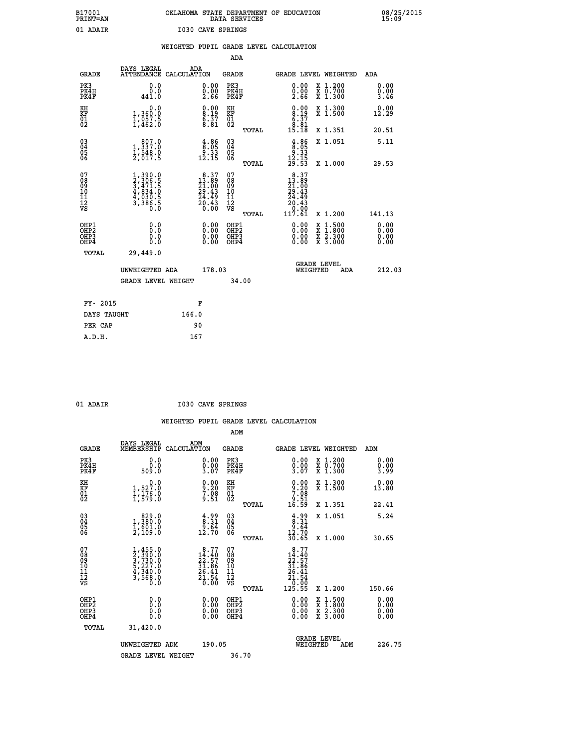B17001 PRINT=AN | OKLAHOMA STATE DEPARTMENT OF EDUCATION DATA SERVICES | 08/25/2015 15:09

01 ADAIR | I030 CAVE SPRINGS

WEIGHTED PUPIL GRADE LEVEL CALCULATION

ADA

| GRADE | DAYS LEGAL ATTENDANCE | ADA CALCULATION | GRADE | GRADE LEVEL | WEIGHTED | ADA |
|---|---|---|---|---|---|---|
| PK3 | 0.0 | 0.00 | PK3 | 0.00 | X 1.200 | 0.00 |
| PK4H | 0.0 | 0.00 | PK4H | 0.00 | X 0.700 | 0.00 |
| PK4F | 441.0 | 2.66 | PK4F | 2.66 | X 1.300 | 3.46 |
| KH | 0.0 | 0.00 | KH | 0.00 | X 1.300 | 0.00 |
| KF | 1,360.0 | 8.19 | KF | 8.19 | X 1.500 | 12.29 |
| 01 | 1,057.5 | 6.37 | 01 | 6.37 | | |
| 02 | 1,462.0 | 8.81 | 02 | 8.81 | | |
| | | | TOTAL | 15.18 | X 1.351 | 20.51 |
| 03 | 807.0 | 4.86 | 03 | 4.86 | X 1.051 | 5.11 |
| 04 | 1,337.0 | 8.05 | 04 | 8.05 | | |
| 05 | 1,548.0 | 9.33 | 05 | 9.33 | | |
| 06 | 2,017.5 | 12.15 | 06 | 12.15 | | |
| | | | TOTAL | 29.53 | X 1.000 | 29.53 |
| 07 | 1,390.0 | 8.37 | 07 | 8.37 | | |
| 08 | 2,306.5 | 13.89 | 08 | 13.89 | | |
| 09 | 3,471.5 | 21.00 | 09 | 21.00 | | |
| 10 | 4,834.0 | 29.43 | 10 | 29.43 | | |
| 11 | 4,030.5 | 24.49 | 11 | 24.49 | | |
| 12 | 3,386.5 | 20.43 | 12 | 20.43 | | |
| VS | 0.0 | 0.00 | VS | 0.00 | | |
| | | | TOTAL | 117.61 | X 1.200 | 141.13 |
| OHP1 | 0.0 | 0.00 | OHP1 | 0.00 | X 1.500 | 0.00 |
| OHP2 | 0.0 | 0.00 | OHP2 | 0.00 | X 1.800 | 0.00 |
| OHP3 | 0.0 | 0.00 | OHP3 | 0.00 | X 2.300 | 0.00 |
| OHP4 | 0.0 | 0.00 | OHP4 | 0.00 | X 3.000 | 0.00 |
| TOTAL | 29,449.0 | | | | | |

UNWEIGHTED ADA 178.03 | GRADE LEVEL WEIGHTED ADA 212.03

GRADE LEVEL WEIGHT 34.00

| FY- 2015 | F |
|---|---|
| DAYS TAUGHT | 166.0 |
| PER CAP | 90 |
| A.D.H. | 167 |

01 ADAIR | I030 CAVE SPRINGS

WEIGHTED PUPIL GRADE LEVEL CALCULATION

ADM

| GRADE | DAYS LEGAL MEMBERSHIP | ADM CALCULATION | GRADE | GRADE LEVEL | WEIGHTED | ADM |
|---|---|---|---|---|---|---|
| PK3 | 0.0 | 0.00 | PK3 | 0.00 | X 1.200 | 0.00 |
| PK4H | 0.0 | 0.00 | PK4H | 0.00 | X 0.700 | 0.00 |
| PK4F | 509.0 | 3.07 | PK4F | 3.07 | X 1.300 | 3.99 |
| KH | 0.0 | 0.00 | KH | 0.00 | X 1.300 | 0.00 |
| KF | 1,527.0 | 9.20 | KF | 9.20 | X 1.500 | 13.80 |
| 01 | 1,176.0 | 7.08 | 01 | 7.08 | | |
| 02 | 1,579.0 | 9.51 | 02 | 9.51 | | |
| | | | TOTAL | 16.59 | X 1.351 | 22.41 |
| 03 | 829.0 | 4.99 | 03 | 4.99 | X 1.051 | 5.24 |
| 04 | 1,380.0 | 8.31 | 04 | 8.31 | | |
| 05 | 1,601.0 | 9.64 | 05 | 9.64 | | |
| 06 | 2,109.0 | 12.70 | 06 | 12.70 | | |
| | | | TOTAL | 30.65 | X 1.000 | 30.65 |
| 07 | 1,455.0 | 8.77 | 07 | 8.77 | | |
| 08 | 2,390.0 | 14.40 | 08 | 14.40 | | |
| 09 | 3,730.0 | 22.57 | 09 | 22.57 | | |
| 10 | 5,227.0 | 31.86 | 10 | 31.86 | | |
| 11 | 4,340.0 | 26.41 | 11 | 26.41 | | |
| 12 | 3,568.0 | 21.54 | 12 | 21.54 | | |
| VS | 0.0 | 0.00 | VS | 0.00 | | |
| | | | TOTAL | 125.55 | X 1.200 | 150.66 |
| OHP1 | 0.0 | 0.00 | OHP1 | 0.00 | X 1.500 | 0.00 |
| OHP2 | 0.0 | 0.00 | OHP2 | 0.00 | X 1.800 | 0.00 |
| OHP3 | 0.0 | 0.00 | OHP3 | 0.00 | X 2.300 | 0.00 |
| OHP4 | 0.0 | 0.00 | OHP4 | 0.00 | X 3.000 | 0.00 |
| TOTAL | 31,420.0 | | | | | |

UNWEIGHTED ADM 190.05 | GRADE LEVEL WEIGHTED ADM 226.75

GRADE LEVEL WEIGHT 36.70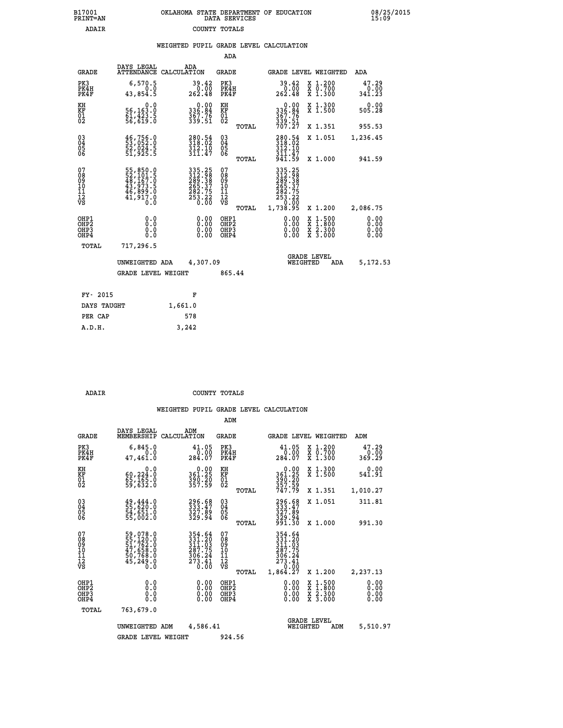B17001 OKLAHOMA STATE DEPARTMENT OF EDUCATION 08/25/2015
PRINT=AN DATA SERVICES 15:09

ADAIR COUNTY TOTALS

WEIGHTED PUPIL GRADE LEVEL CALCULATION

ADA

| GRADE | DAYS LEGAL ATTENDANCE | ADA CALCULATION | GRADE | | GRADE LEVEL | WEIGHTED | ADA |
|---|---|---|---|---|---|---|---|
| PK3 | 6,570.5 | 39.42 | PK3 | | 39.42 | X 1.200 | 47.29 |
| PK4H | 0.0 | 0.00 | PK4H | | 0.00 | X 0.700 | 0.00 |
| PK4F | 43,854.5 | 262.48 | PK4F | | 262.48 | X 1.300 | 341.23 |
| KH | 0.0 | 0.00 | KH | | 0.00 | X 1.300 | 0.00 |
| KF | 56,163.0 | 336.84 | KF | | 336.84 | X 1.500 | 505.28 |
| 01 | 61,423.5 | 367.76 | 01 | | 367.76 | | |
| 02 | 56,619.0 | 339.51 | 02 | | 339.51 | | |
| | | | | TOTAL | 707.27 | X 1.351 | 955.53 |
| 03 | 46,756.0 | 280.54 | 03 | | 280.54 | X 1.051 | 1,236.45 |
| 04 | 53,052.0 | 318.02 | 04 | | 318.02 | | |
| 05 | 52,024.5 | 312.10 | 05 | | 312.10 | | |
| 06 | 51,925.5 | 311.47 | 06 | | 311.47 | | |
| | | | | TOTAL | 941.59 | X 1.000 | 941.59 |
| 07 | 55,850.0 | 335.25 | 07 | | 335.25 | | |
| 08 | 52,101.5 | 312.98 | 08 | | 312.98 | | |
| 09 | 48,167.0 | 289.38 | 09 | | 289.38 | | |
| 10 | 43,973.5 | 265.37 | 10 | | 265.37 | | |
| 11 | 46,899.0 | 282.75 | 11 | | 282.75 | | |
| 12 | 41,917.0 | 253.22 | 12 | | 253.22 | | |
| VS | 0.0 | 0.00 | VS | | 0.00 | | |
| | | | | TOTAL | 1,738.95 | X 1.200 | 2,086.75 |
| OHP1 | 0.0 | 0.00 | OHP1 | | 0.00 | X 1.500 | 0.00 |
| OHP2 | 0.0 | 0.00 | OHP2 | | 0.00 | X 1.800 | 0.00 |
| OHP3 | 0.0 | 0.00 | OHP3 | | 0.00 | X 2.300 | 0.00 |
| OHP4 | 0.0 | 0.00 | OHP4 | | 0.00 | X 3.000 | 0.00 |
| TOTAL | 717,296.5 | | | | | | |

UNWEIGHTED ADA 4,307.09 GRADE LEVEL WEIGHTED ADA 5,172.53

GRADE LEVEL WEIGHT 865.44

| FY- 2015 | F |
|---|---|
| DAYS TAUGHT | 1,661.0 |
| PER CAP | 578 |
| A.D.H. | 3,242 |

ADAIR COUNTY TOTALS

WEIGHTED PUPIL GRADE LEVEL CALCULATION

ADM

| GRADE | DAYS LEGAL MEMBERSHIP | ADM CALCULATION | GRADE | | GRADE LEVEL | WEIGHTED | ADM |
|---|---|---|---|---|---|---|---|
| PK3 | 6,845.0 | 41.05 | PK3 | | 41.05 | X 1.200 | 47.29 |
| PK4H | 0.0 | 0.00 | PK4H | | 0.00 | X 0.700 | 0.00 |
| PK4F | 47,461.0 | 284.07 | PK4F | | 284.07 | X 1.300 | 369.29 |
| KH | 0.0 | 0.00 | KH | | 0.00 | X 1.300 | 0.00 |
| KF | 60,224.0 | 361.25 | KF | | 361.25 | X 1.500 | 541.91 |
| 01 | 65,165.0 | 390.20 | 01 | | 390.20 | | |
| 02 | 59,632.0 | 357.59 | 02 | | 357.59 | | |
| | | | | TOTAL | 747.79 | X 1.351 | 1,010.27 |
| 03 | 49,444.0 | 296.68 | 03 | | 296.68 | X 1.051 | 311.81 |
| 04 | 55,620.0 | 333.47 | 04 | | 333.47 | | |
| 05 | 54,651.0 | 327.89 | 05 | | 327.89 | | |
| 06 | 55,002.0 | 329.94 | 06 | | 329.94 | | |
| | | | | TOTAL | 991.30 | X 1.000 | 991.30 |
| 07 | 59,078.0 | 354.64 | 07 | | 354.64 | | |
| 08 | 55,120.0 | 331.20 | 08 | | 331.20 | | |
| 09 | 51,762.0 | 311.03 | 09 | | 311.03 | | |
| 10 | 47,658.0 | 287.75 | 10 | | 287.75 | | |
| 11 | 50,768.0 | 306.24 | 11 | | 306.24 | | |
| 12 | 45,249.0 | 273.41 | 12 | | 273.41 | | |
| VS | 0.0 | 0.00 | VS | | 0.00 | | |
| | | | | TOTAL | 1,864.27 | X 1.200 | 2,237.13 |
| OHP1 | 0.0 | 0.00 | OHP1 | | 0.00 | X 1.500 | 0.00 |
| OHP2 | 0.0 | 0.00 | OHP2 | | 0.00 | X 1.800 | 0.00 |
| OHP3 | 0.0 | 0.00 | OHP3 | | 0.00 | X 2.300 | 0.00 |
| OHP4 | 0.0 | 0.00 | OHP4 | | 0.00 | X 3.000 | 0.00 |
| TOTAL | 763,679.0 | | | | | | |

UNWEIGHTED ADM 4,586.41 GRADE LEVEL WEIGHTED ADM 5,510.97

GRADE LEVEL WEIGHT 924.56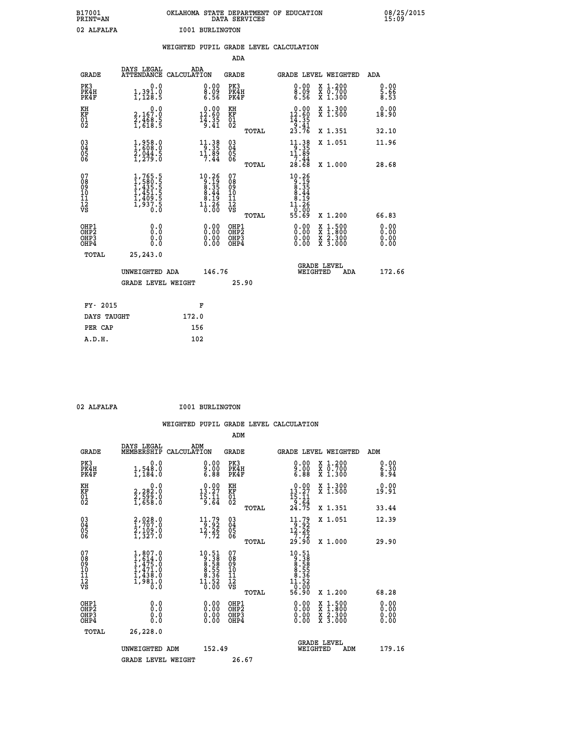B17001 OKLAHOMA STATE DEPARTMENT OF EDUCATION 08/25/2015
PRINT=AN DATA SERVICES 15:09

02 ALFALFA I001 BURLINGTON

## WEIGHTED PUPIL GRADE LEVEL CALCULATION

### ADA

| GRADE | DAYS LEGAL ATTENDANCE | ADA CALCULATION | GRADE | GRADE LEVEL | WEIGHTED | ADA |
|---|---|---|---|---|---|---|
| PK3 | 0.0 | 0.00 | PK3 | 0.00 | X 1.200 | 0.00 |
| PK4H | 1,391.0 | 8.09 | PK4H | 8.09 | X 0.700 | 5.66 |
| PK4F | 1,128.5 | 6.56 | PK4F | 6.56 | X 1.300 | 8.53 |
| KH | 0.0 | 0.00 | KH | 0.00 | X 1.300 | 0.00 |
| KF | 2,167.0 | 12.60 | KF | 12.60 | X 1.500 | 18.90 |
| 01 | 2,468.5 | 14.35 | 01 | 14.35 | | |
| 02 | 1,618.5 | 9.41 | 02 | 9.41 | | |
| | | | TOTAL | 23.76 | X 1.351 | 32.10 |
| 03 | 1,958.0 | 11.38 | 03 | 11.38 | X 1.051 | 11.96 |
| 04 | 1,608.0 | 9.35 | 04 | 9.35 | | |
| 05 | 2,044.5 | 11.89 | 05 | 11.89 | | |
| 06 | 1,279.0 | 7.44 | 06 | 7.44 | | |
| | | | TOTAL | 28.68 | X 1.000 | 28.68 |
| 07 | 1,765.5 | 10.26 | 07 | 10.26 | | |
| 08 | 1,580.5 | 9.19 | 08 | 9.19 | | |
| 09 | 1,435.5 | 8.35 | 09 | 8.35 | | |
| 10 | 1,451.5 | 8.44 | 10 | 8.44 | | |
| 11 | 1,409.5 | 8.19 | 11 | 8.19 | | |
| 12 | 1,937.5 | 11.26 | 12 | 11.26 | | |
| VS | 0.0 | 0.00 | VS | 0.00 | | |
| | | | TOTAL | 55.69 | X 1.200 | 66.83 |
| OHP1 | 0.0 | 0.00 | OHP1 | 0.00 | X 1.500 | 0.00 |
| OHP2 | 0.0 | 0.00 | OHP2 | 0.00 | X 1.800 | 0.00 |
| OHP3 | 0.0 | 0.00 | OHP3 | 0.00 | X 2.300 | 0.00 |
| OHP4 | 0.0 | 0.00 | OHP4 | 0.00 | X 3.000 | 0.00 |
| TOTAL | 25,243.0 | | | | | |

UNWEIGHTED ADA 146.76 GRADE LEVEL WEIGHTED ADA 172.66

GRADE LEVEL WEIGHT 25.90

| FY- 2015 | F |
|---|---|
| DAYS TAUGHT | 172.0 |
| PER CAP | 156 |
| A.D.H. | 102 |

02 ALFALFA I001 BURLINGTON

## WEIGHTED PUPIL GRADE LEVEL CALCULATION

### ADM

| GRADE | DAYS LEGAL MEMBERSHIP | ADM CALCULATION | GRADE | GRADE LEVEL | WEIGHTED | ADM |
|---|---|---|---|---|---|---|
| PK3 | 0.0 | 0.00 | PK3 | 0.00 | X 1.200 | 0.00 |
| PK4H | 1,548.0 | 9.00 | PK4H | 9.00 | X 0.700 | 6.30 |
| PK4F | 1,184.0 | 6.88 | PK4F | 6.88 | X 1.300 | 8.94 |
| KH | 0.0 | 0.00 | KH | 0.00 | X 1.300 | 0.00 |
| KF | 2,282.0 | 13.27 | KF | 13.27 | X 1.500 | 19.91 |
| 01 | 2,599.0 | 15.11 | 01 | 15.11 | | |
| 02 | 1,658.0 | 9.64 | 02 | 9.64 | | |
| | | | TOTAL | 24.75 | X 1.351 | 33.44 |
| 03 | 2,028.0 | 11.79 | 03 | 11.79 | X 1.051 | 12.39 |
| 04 | 1,707.0 | 9.92 | 04 | 9.92 | | |
| 05 | 2,109.0 | 12.26 | 05 | 12.26 | | |
| 06 | 1,327.0 | 7.72 | 06 | 7.72 | | |
| | | | TOTAL | 29.90 | X 1.000 | 29.90 |
| 07 | 1,807.0 | 10.51 | 07 | 10.51 | | |
| 08 | 1,614.0 | 9.38 | 08 | 9.38 | | |
| 09 | 1,475.0 | 8.58 | 09 | 8.58 | | |
| 10 | 1,471.0 | 8.55 | 10 | 8.55 | | |
| 11 | 1,438.0 | 8.36 | 11 | 8.36 | | |
| 12 | 1,981.0 | 11.52 | 12 | 11.52 | | |
| VS | 0.0 | 0.00 | VS | 0.00 | | |
| | | | TOTAL | 56.90 | X 1.200 | 68.28 |
| OHP1 | 0.0 | 0.00 | OHP1 | 0.00 | X 1.500 | 0.00 |
| OHP2 | 0.0 | 0.00 | OHP2 | 0.00 | X 1.800 | 0.00 |
| OHP3 | 0.0 | 0.00 | OHP3 | 0.00 | X 2.300 | 0.00 |
| OHP4 | 0.0 | 0.00 | OHP4 | 0.00 | X 3.000 | 0.00 |
| TOTAL | 26,228.0 | | | | | |

UNWEIGHTED ADM 152.49 GRADE LEVEL WEIGHTED ADM 179.16

GRADE LEVEL WEIGHT 26.67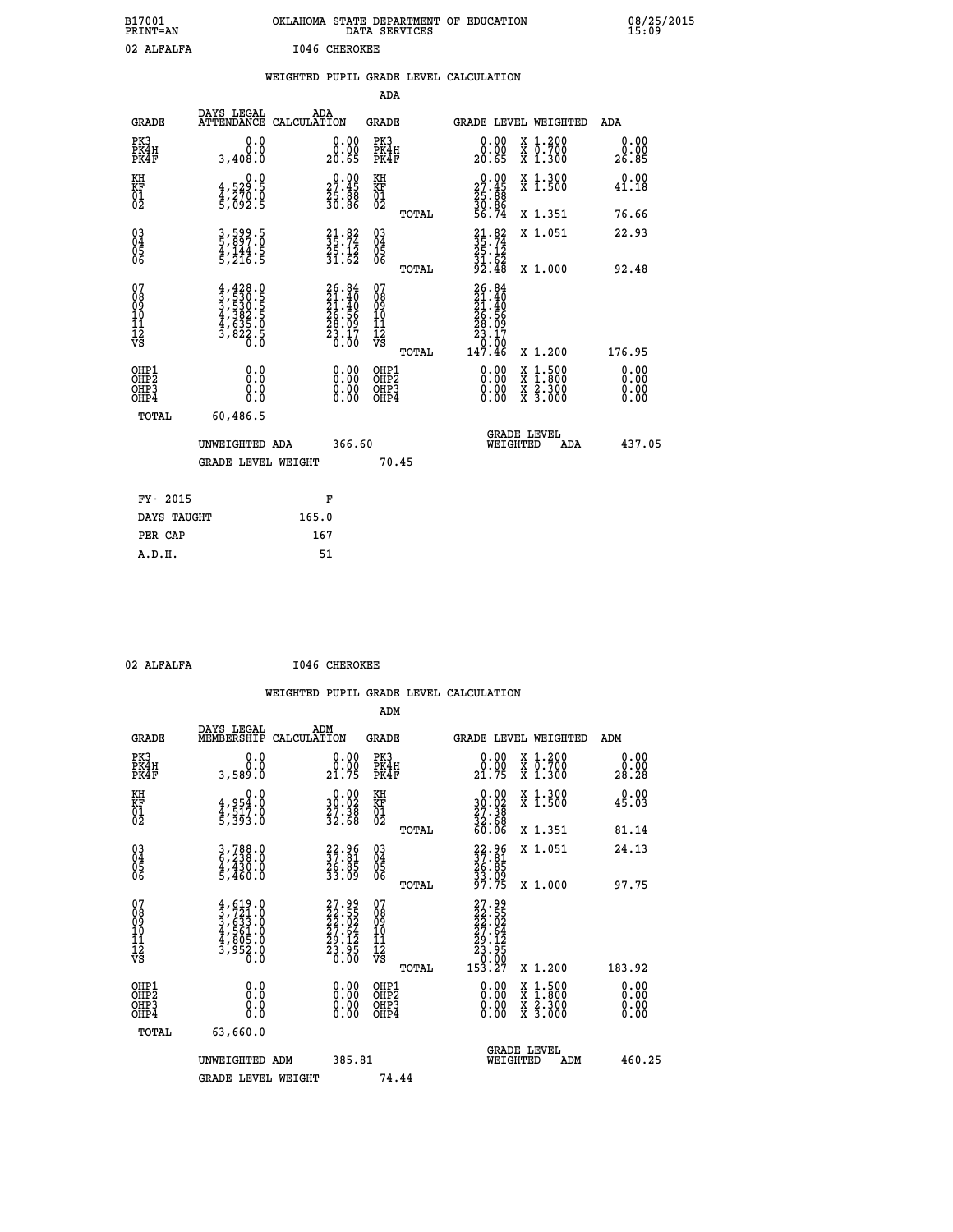B17001 OKLAHOMA STATE DEPARTMENT OF EDUCATION 08/25/2015
PRINT=AN DATA SERVICES 15:09

02 ALFALFA I046 CHEROKEE

## WEIGHTED PUPIL GRADE LEVEL CALCULATION

### ADA

| GRADE | DAYS LEGAL ATTENDANCE | ADA CALCULATION | GRADE | GRADE LEVEL | WEIGHTED | ADA |
|---|---|---|---|---|---|---|
| PK3 | 0.0 | 0.00 | PK3 | 0.00 | X 1.200 | 0.00 |
| PK4H | 0.0 | 0.00 | PK4H | 0.00 | X 0.700 | 0.00 |
| PK4F | 3,408.0 | 20.65 | PK4F | 20.65 | X 1.300 | 26.85 |
| KH | 0.0 | 0.00 | KH | 0.00 | X 1.300 | 0.00 |
| KF | 4,529.5 | 27.45 | KF | 27.45 | X 1.500 | 41.18 |
| 01 | 4,270.0 | 25.88 | 01 | 25.88 | | |
| 02 | 5,092.5 | 30.86 | 02 | 30.86 | | |
| | | | TOTAL | 56.74 | X 1.351 | 76.66 |
| 03 | 3,599.5 | 21.82 | 03 | 21.82 | X 1.051 | 22.93 |
| 04 | 5,897.0 | 35.74 | 04 | 35.74 | | |
| 05 | 4,144.5 | 25.12 | 05 | 25.12 | | |
| 06 | 5,216.5 | 31.62 | 06 | 31.62 | | |
| | | | TOTAL | 92.48 | X 1.000 | 92.48 |
| 07 | 4,428.0 | 26.84 | 07 | 26.84 | | |
| 08 | 3,530.5 | 21.40 | 08 | 21.40 | | |
| 09 | 3,530.5 | 21.40 | 09 | 21.40 | | |
| 10 | 4,382.5 | 26.56 | 10 | 26.56 | | |
| 11 | 4,635.0 | 28.09 | 11 | 28.09 | | |
| 12 | 3,822.5 | 23.17 | 12 | 23.17 | | |
| VS | 0.0 | 0.00 | VS | 0.00 | | |
| | | | TOTAL | 147.46 | X 1.200 | 176.95 |
| OHP1 | 0.0 | 0.00 | OHP1 | 0.00 | X 1.500 | 0.00 |
| OHP2 | 0.0 | 0.00 | OHP2 | 0.00 | X 1.800 | 0.00 |
| OHP3 | 0.0 | 0.00 | OHP3 | 0.00 | X 2.300 | 0.00 |
| OHP4 | 0.0 | 0.00 | OHP4 | 0.00 | X 3.000 | 0.00 |
| TOTAL | 60,486.5 | | | | | |

UNWEIGHTED ADA 366.60 GRADE LEVEL WEIGHTED ADA 437.05

GRADE LEVEL WEIGHT 70.45

| FY- 2015 | F |
|---|---|
| DAYS TAUGHT | 165.0 |
| PER CAP | 167 |
| A.D.H. | 51 |

02 ALFALFA I046 CHEROKEE

## WEIGHTED PUPIL GRADE LEVEL CALCULATION

### ADM

| GRADE | DAYS LEGAL MEMBERSHIP | ADM CALCULATION | GRADE | GRADE LEVEL | WEIGHTED | ADM |
|---|---|---|---|---|---|---|
| PK3 | 0.0 | 0.00 | PK3 | 0.00 | X 1.200 | 0.00 |
| PK4H | 0.0 | 0.00 | PK4H | 0.00 | X 0.700 | 0.00 |
| PK4F | 3,589.0 | 21.75 | PK4F | 21.75 | X 1.300 | 28.28 |
| KH | 0.0 | 0.00 | KH | 0.00 | X 1.300 | 0.00 |
| KF | 4,954.0 | 30.02 | KF | 30.02 | X 1.500 | 45.03 |
| 01 | 4,517.0 | 27.38 | 01 | 27.38 | | |
| 02 | 5,393.0 | 32.68 | 02 | 32.68 | | |
| | | | TOTAL | 60.06 | X 1.351 | 81.14 |
| 03 | 3,788.0 | 22.96 | 03 | 22.96 | X 1.051 | 24.13 |
| 04 | 6,238.0 | 37.81 | 04 | 37.81 | | |
| 05 | 4,430.0 | 26.85 | 05 | 26.85 | | |
| 06 | 5,460.0 | 33.09 | 06 | 33.09 | | |
| | | | TOTAL | 97.75 | X 1.000 | 97.75 |
| 07 | 4,619.0 | 27.99 | 07 | 27.99 | | |
| 08 | 3,721.0 | 22.55 | 08 | 22.55 | | |
| 09 | 3,633.0 | 22.02 | 09 | 22.02 | | |
| 10 | 4,561.0 | 27.64 | 10 | 27.64 | | |
| 11 | 4,805.0 | 29.12 | 11 | 29.12 | | |
| 12 | 3,952.0 | 23.95 | 12 | 23.95 | | |
| VS | 0.0 | 0.00 | VS | 0.00 | | |
| | | | TOTAL | 153.27 | X 1.200 | 183.92 |
| OHP1 | 0.0 | 0.00 | OHP1 | 0.00 | X 1.500 | 0.00 |
| OHP2 | 0.0 | 0.00 | OHP2 | 0.00 | X 1.800 | 0.00 |
| OHP3 | 0.0 | 0.00 | OHP3 | 0.00 | X 2.300 | 0.00 |
| OHP4 | 0.0 | 0.00 | OHP4 | 0.00 | X 3.000 | 0.00 |
| TOTAL | 63,660.0 | | | | | |

UNWEIGHTED ADM 385.81 GRADE LEVEL WEIGHTED ADM 460.25

GRADE LEVEL WEIGHT 74.44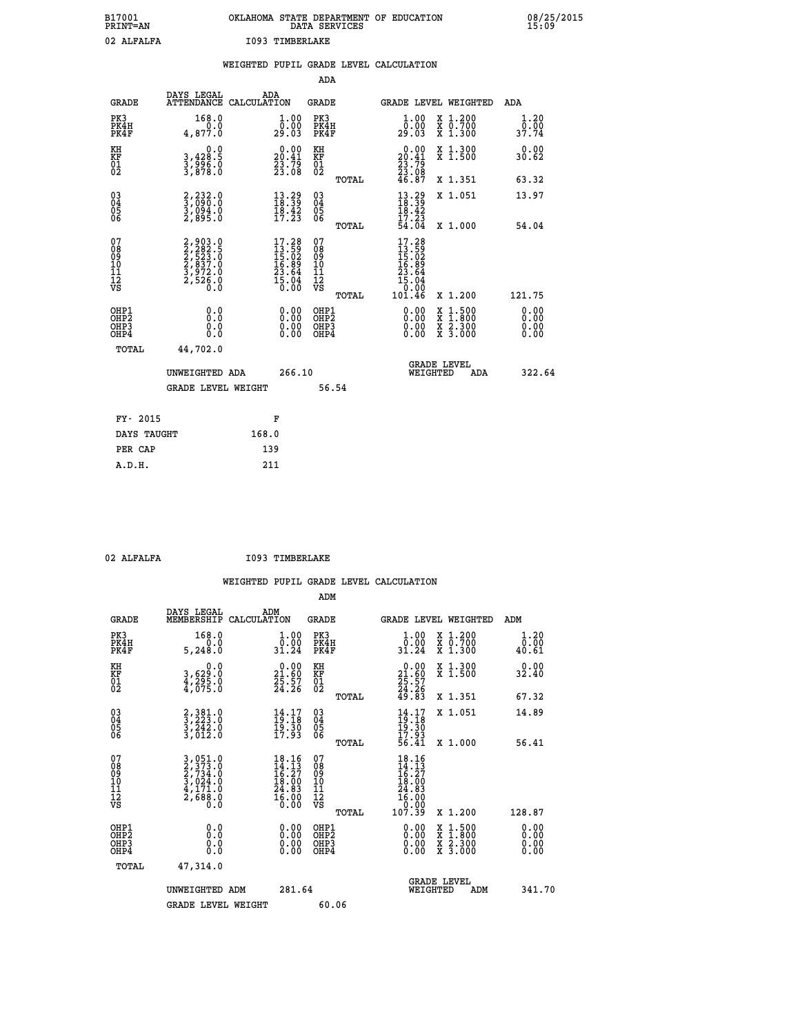B17001 OKLAHOMA STATE DEPARTMENT OF EDUCATION 08/25/2015
PRINT=AN DATA SERVICES 15:09

02 ALFALFA I093 TIMBERLAKE

WEIGHTED PUPIL GRADE LEVEL CALCULATION

ADA

| GRADE | DAYS LEGAL ATTENDANCE | ADA CALCULATION | GRADE | GRADE LEVEL | WEIGHTED | ADA |
|---|---|---|---|---|---|---|
| PK3 | 168.0 | 1.00 | PK3 | 1.00 | X 1.200 | 1.20 |
| PK4H | 0.0 | 0.00 | PK4H | 0.00 | X 0.700 | 0.00 |
| PK4F | 4,877.0 | 29.03 | PK4F | 29.03 | X 1.300 | 37.74 |
| KH | 0.0 | 0.00 | KH | 0.00 | X 1.300 | 0.00 |
| KF | 3,428.5 | 20.41 | KF | 20.41 | X 1.500 | 30.62 |
| 01 | 3,996.0 | 23.79 | 01 | 23.79 | | |
| 02 | 3,878.0 | 23.08 | 02 | 23.08 | | |
| | | | TOTAL | 46.87 | X 1.351 | 63.32 |
| 03 | 2,232.0 | 13.29 | 03 | 13.29 | X 1.051 | 13.97 |
| 04 | 3,090.0 | 18.39 | 04 | 18.39 | | |
| 05 | 3,094.0 | 18.42 | 05 | 18.42 | | |
| 06 | 2,895.0 | 17.23 | 06 | 17.23 | | |
| | | | TOTAL | 54.04 | X 1.000 | 54.04 |
| 07 | 2,903.0 | 17.28 | 07 | 17.28 | | |
| 08 | 2,282.5 | 13.59 | 08 | 13.59 | | |
| 09 | 2,523.0 | 15.02 | 09 | 15.02 | | |
| 10 | 2,837.0 | 16.89 | 10 | 16.89 | | |
| 11 | 3,972.0 | 23.64 | 11 | 23.64 | | |
| 12 | 2,526.0 | 15.04 | 12 | 15.04 | | |
| VS | 0.0 | 0.00 | VS | 0.00 | | |
| | | | TOTAL | 101.46 | X 1.200 | 121.75 |
| OHP1 | 0.0 | 0.00 | OHP1 | 0.00 | X 1.500 | 0.00 |
| OHP2 | 0.0 | 0.00 | OHP2 | 0.00 | X 1.800 | 0.00 |
| OHP3 | 0.0 | 0.00 | OHP3 | 0.00 | X 2.300 | 0.00 |
| OHP4 | 0.0 | 0.00 | OHP4 | 0.00 | X 3.000 | 0.00 |
| TOTAL | 44,702.0 | | | | | |

UNWEIGHTED ADA 266.10 GRADE LEVEL WEIGHTED ADA 322.64

GRADE LEVEL WEIGHT 56.54

| FY- 2015 | F |
|---|---|
| DAYS TAUGHT | 168.0 |
| PER CAP | 139 |
| A.D.H. | 211 |

02 ALFALFA I093 TIMBERLAKE

WEIGHTED PUPIL GRADE LEVEL CALCULATION

ADM

| GRADE | DAYS LEGAL MEMBERSHIP | ADM CALCULATION | GRADE | GRADE LEVEL | WEIGHTED | ADM |
|---|---|---|---|---|---|---|
| PK3 | 168.0 | 1.00 | PK3 | 1.00 | X 1.200 | 1.20 |
| PK4H | 0.0 | 0.00 | PK4H | 0.00 | X 0.700 | 0.00 |
| PK4F | 5,248.0 | 31.24 | PK4F | 31.24 | X 1.300 | 40.61 |
| KH | 0.0 | 0.00 | KH | 0.00 | X 1.300 | 0.00 |
| KF | 3,629.0 | 21.60 | KF | 21.60 | X 1.500 | 32.40 |
| 01 | 4,295.0 | 25.57 | 01 | 25.57 | | |
| 02 | 4,075.0 | 24.26 | 02 | 24.26 | | |
| | | | TOTAL | 49.83 | X 1.351 | 67.32 |
| 03 | 2,381.0 | 14.17 | 03 | 14.17 | X 1.051 | 14.89 |
| 04 | 3,223.0 | 19.18 | 04 | 19.18 | | |
| 05 | 3,242.0 | 19.30 | 05 | 19.30 | | |
| 06 | 3,012.0 | 17.93 | 06 | 17.93 | | |
| | | | TOTAL | 56.41 | X 1.000 | 56.41 |
| 07 | 3,051.0 | 18.16 | 07 | 18.16 | | |
| 08 | 2,373.0 | 14.13 | 08 | 14.13 | | |
| 09 | 2,734.0 | 16.27 | 09 | 16.27 | | |
| 10 | 3,024.0 | 18.00 | 10 | 18.00 | | |
| 11 | 4,171.0 | 24.83 | 11 | 24.83 | | |
| 12 | 2,688.0 | 16.00 | 12 | 16.00 | | |
| VS | 0.0 | 0.00 | VS | 0.00 | | |
| | | | TOTAL | 107.39 | X 1.200 | 128.87 |
| OHP1 | 0.0 | 0.00 | OHP1 | 0.00 | X 1.500 | 0.00 |
| OHP2 | 0.0 | 0.00 | OHP2 | 0.00 | X 1.800 | 0.00 |
| OHP3 | 0.0 | 0.00 | OHP3 | 0.00 | X 2.300 | 0.00 |
| OHP4 | 0.0 | 0.00 | OHP4 | 0.00 | X 3.000 | 0.00 |
| TOTAL | 47,314.0 | | | | | |

UNWEIGHTED ADM 281.64 GRADE LEVEL WEIGHTED ADM 341.70

GRADE LEVEL WEIGHT 60.06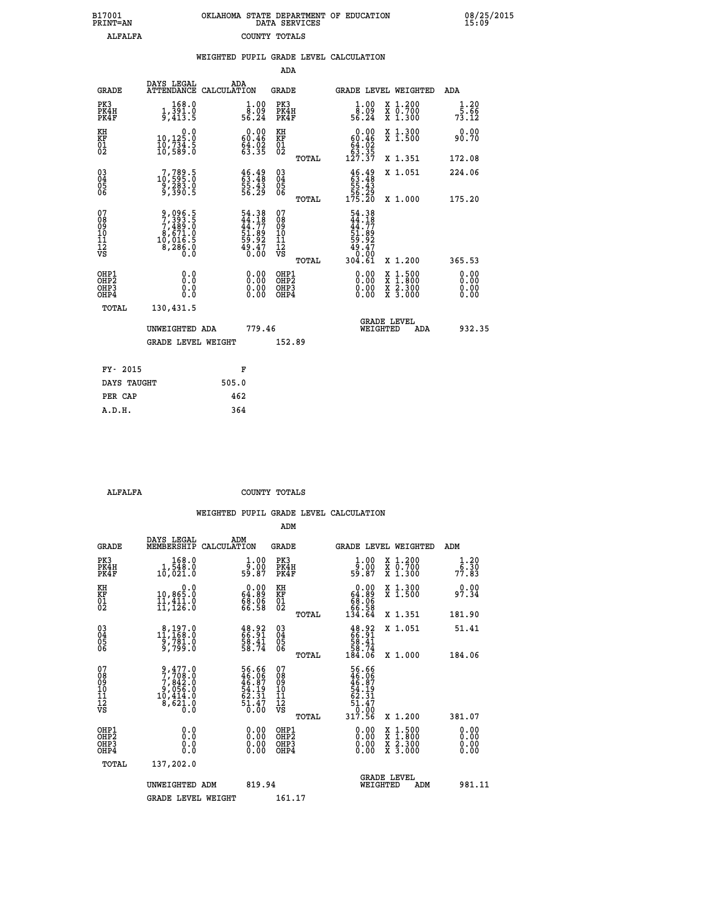B17001 OKLAHOMA STATE DEPARTMENT OF EDUCATION 08/25/2015
PRINT=AN DATA SERVICES 15:09
ALFALFA COUNTY TOTALS

WEIGHTED PUPIL GRADE LEVEL CALCULATION

ADA

| GRADE | DAYS LEGAL ATTENDANCE | ADA CALCULATION | GRADE | | GRADE LEVEL | WEIGHTED | ADA |
|---|---|---|---|---|---|---|---|
| PK3 | 168.0 | 1.00 | PK3 | | 1.00 | X 1.200 | 1.20 |
| PK4H | 1,391.0 | 8.09 | PK4H | | 8.09 | X 0.700 | 5.66 |
| PK4F | 9,413.5 | 56.24 | PK4F | | 56.24 | X 1.300 | 73.12 |
| KH | 0.0 | 0.00 | KH | | 0.00 | X 1.300 | 0.00 |
| KF | 10,125.0 | 60.46 | KF | | 60.46 | X 1.500 | 90.70 |
| 01 | 10,734.5 | 64.02 | 01 | | 64.02 | | |
| 02 | 10,589.0 | 63.35 | 02 | | 63.35 | | |
| | | | | TOTAL | 127.37 | X 1.351 | 172.08 |
| 03 | 7,789.5 | 46.49 | 03 | | 46.49 | X 1.051 | 224.06 |
| 04 | 10,595.0 | 63.48 | 04 | | 63.48 | | |
| 05 | 9,283.0 | 55.43 | 05 | | 55.43 | | |
| 06 | 9,390.5 | 56.29 | 06 | | 56.29 | | |
| | | | | TOTAL | 175.20 | X 1.000 | 175.20 |
| 07 | 9,096.5 | 54.38 | 07 | | 54.38 | | |
| 08 | 7,393.5 | 44.18 | 08 | | 44.18 | | |
| 09 | 7,489.0 | 44.77 | 09 | | 44.77 | | |
| 10 | 8,671.0 | 51.89 | 10 | | 51.89 | | |
| 11 | 10,016.5 | 59.92 | 11 | | 59.92 | | |
| 12 | 8,286.0 | 49.47 | 12 | | 49.47 | | |
| VS | 0.0 | 0.00 | VS | | 0.00 | | |
| | | | | TOTAL | 304.61 | X 1.200 | 365.53 |
| OHP1 | 0.0 | 0.00 | OHP1 | | 0.00 | X 1.500 | 0.00 |
| OHP2 | 0.0 | 0.00 | OHP2 | | 0.00 | X 1.800 | 0.00 |
| OHP3 | 0.0 | 0.00 | OHP3 | | 0.00 | X 2.300 | 0.00 |
| OHP4 | 0.0 | 0.00 | OHP4 | | 0.00 | X 3.000 | 0.00 |
| TOTAL | 130,431.5 | | | | | | |

UNWEIGHTED ADA 779.46 GRADE LEVEL WEIGHTED ADA 932.35

GRADE LEVEL WEIGHT 152.89

| FY- 2015 | F |
|---|---|
| DAYS TAUGHT | 505.0 |
| PER CAP | 462 |
| A.D.H. | 364 |

ALFALFA COUNTY TOTALS

WEIGHTED PUPIL GRADE LEVEL CALCULATION

ADM

| GRADE | DAYS LEGAL MEMBERSHIP | ADM CALCULATION | GRADE | | GRADE LEVEL | WEIGHTED | ADM |
|---|---|---|---|---|---|---|---|
| PK3 | 168.0 | 1.00 | PK3 | | 1.00 | X 1.200 | 1.20 |
| PK4H | 1,548.0 | 9.00 | PK4H | | 9.00 | X 0.700 | 6.30 |
| PK4F | 10,021.0 | 59.87 | PK4F | | 59.87 | X 1.300 | 77.83 |
| KH | 0.0 | 0.00 | KH | | 0.00 | X 1.300 | 0.00 |
| KF | 10,865.0 | 64.89 | KF | | 64.89 | X 1.500 | 97.34 |
| 01 | 11,411.0 | 68.06 | 01 | | 68.06 | | |
| 02 | 11,126.0 | 66.58 | 02 | | 66.58 | | |
| | | | | TOTAL | 134.64 | X 1.351 | 181.90 |
| 03 | 8,197.0 | 48.92 | 03 | | 48.92 | X 1.051 | 51.41 |
| 04 | 11,168.0 | 66.91 | 04 | | 66.91 | | |
| 05 | 9,781.0 | 58.41 | 05 | | 58.41 | | |
| 06 | 9,799.0 | 58.74 | 06 | | 58.74 | | |
| | | | | TOTAL | 184.06 | X 1.000 | 184.06 |
| 07 | 9,477.0 | 56.66 | 07 | | 56.66 | | |
| 08 | 7,708.0 | 46.06 | 08 | | 46.06 | | |
| 09 | 7,842.0 | 46.87 | 09 | | 46.87 | | |
| 10 | 9,056.0 | 54.19 | 10 | | 54.19 | | |
| 11 | 10,414.0 | 62.31 | 11 | | 62.31 | | |
| 12 | 8,621.0 | 51.47 | 12 | | 51.47 | | |
| VS | 0.0 | 0.00 | VS | | 0.00 | | |
| | | | | TOTAL | 317.56 | X 1.200 | 381.07 |
| OHP1 | 0.0 | 0.00 | OHP1 | | 0.00 | X 1.500 | 0.00 |
| OHP2 | 0.0 | 0.00 | OHP2 | | 0.00 | X 1.800 | 0.00 |
| OHP3 | 0.0 | 0.00 | OHP3 | | 0.00 | X 2.300 | 0.00 |
| OHP4 | 0.0 | 0.00 | OHP4 | | 0.00 | X 3.000 | 0.00 |
| TOTAL | 137,202.0 | | | | | | |

UNWEIGHTED ADM 819.94 GRADE LEVEL WEIGHTED ADM 981.11

GRADE LEVEL WEIGHT 161.17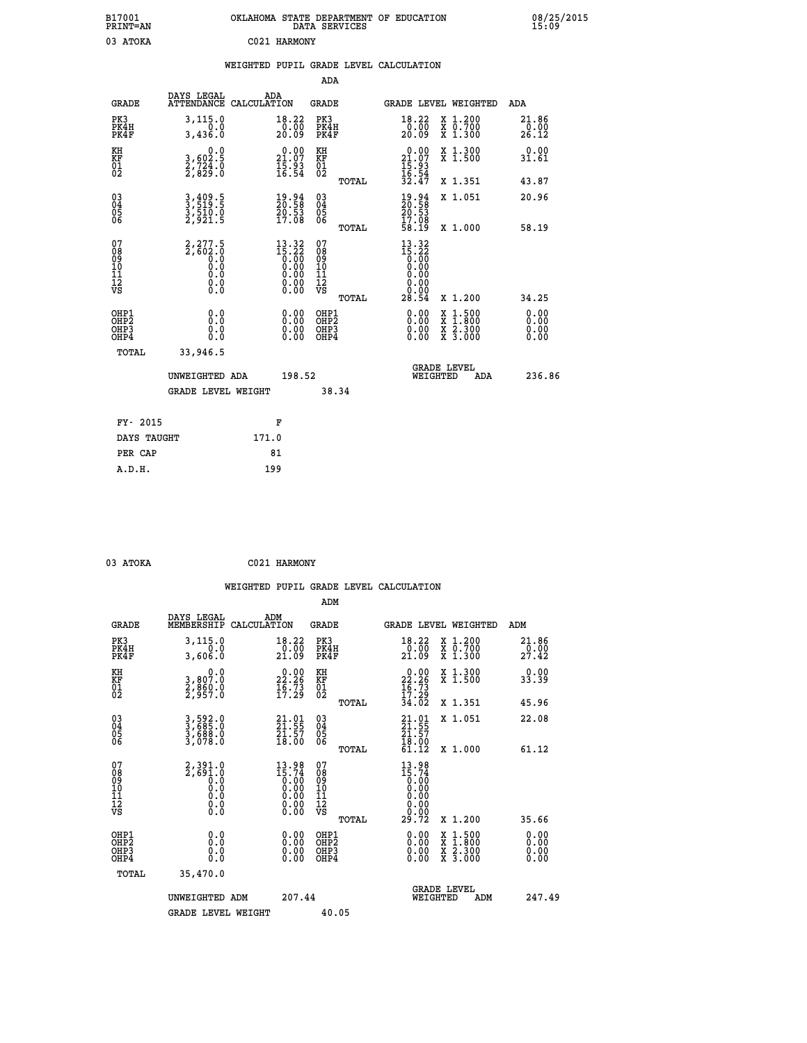B17001 OKLAHOMA STATE DEPARTMENT OF EDUCATION 08/25/2015
PRINT=AN DATA SERVICES 15:09

03 ATOKA C021 HARMONY

## WEIGHTED PUPIL GRADE LEVEL CALCULATION

### ADA

| GRADE | DAYS LEGAL ATTENDANCE | ADA CALCULATION | GRADE | GRADE LEVEL | WEIGHTED | ADA |
|---|---|---|---|---|---|---|
| PK3 | 3,115.0 | 18.22 | PK3 | 18.22 | X 1.200 | 21.86 |
| PK4H | 0.0 | 0.00 | PK4H | 0.00 | X 0.700 | 0.00 |
| PK4F | 3,436.0 | 20.09 | PK4F | 20.09 | X 1.300 | 26.12 |
| KH | 0.0 | 0.00 | KH | 0.00 | X 1.300 | 0.00 |
| KF | 3,602.5 | 21.07 | KF | 21.07 | X 1.500 | 31.61 |
| 01 | 2,724.0 | 15.93 | 01 | 15.93 | | |
| 02 | 2,829.0 | 16.54 | 02 | 16.54 | | |
| | | | TOTAL | 32.47 | X 1.351 | 43.87 |
| 03 | 3,409.5 | 19.94 | 03 | 19.94 | X 1.051 | 20.96 |
| 04 | 3,519.5 | 20.58 | 04 | 20.58 | | |
| 05 | 3,510.0 | 20.53 | 05 | 20.53 | | |
| 06 | 2,921.5 | 17.08 | 06 | 17.08 | | |
| | | | TOTAL | 58.19 | X 1.000 | 58.19 |
| 07 | 2,277.5 | 13.32 | 07 | 13.32 | | |
| 08 | 2,602.0 | 15.22 | 08 | 15.22 | | |
| 09 | 0.0 | 0.00 | 09 | 0.00 | | |
| 10 | 0.0 | 0.00 | 10 | 0.00 | | |
| 11 | 0.0 | 0.00 | 11 | 0.00 | | |
| 12 | 0.0 | 0.00 | 12 | 0.00 | | |
| VS | 0.0 | 0.00 | VS | 0.00 | | |
| | | | TOTAL | 28.54 | X 1.200 | 34.25 |
| OHP1 | 0.0 | 0.00 | OHP1 | 0.00 | X 1.500 | 0.00 |
| OHP2 | 0.0 | 0.00 | OHP2 | 0.00 | X 1.800 | 0.00 |
| OHP3 | 0.0 | 0.00 | OHP3 | 0.00 | X 2.300 | 0.00 |
| OHP4 | 0.0 | 0.00 | OHP4 | 0.00 | X 3.000 | 0.00 |
| TOTAL | 33,946.5 | | | | | |

UNWEIGHTED ADA 198.52 GRADE LEVEL WEIGHTED ADA 236.86

GRADE LEVEL WEIGHT 38.34

| FY- 2015 | F |
|---|---|
| DAYS TAUGHT | 171.0 |
| PER CAP | 81 |
| A.D.H. | 199 |

03 ATOKA C021 HARMONY

## WEIGHTED PUPIL GRADE LEVEL CALCULATION

### ADM

| GRADE | DAYS LEGAL MEMBERSHIP | ADM CALCULATION | GRADE | GRADE LEVEL | WEIGHTED | ADM |
|---|---|---|---|---|---|---|
| PK3 | 3,115.0 | 18.22 | PK3 | 18.22 | X 1.200 | 21.86 |
| PK4H | 0.0 | 0.00 | PK4H | 0.00 | X 0.700 | 0.00 |
| PK4F | 3,606.0 | 21.09 | PK4F | 21.09 | X 1.300 | 27.42 |
| KH | 0.0 | 0.00 | KH | 0.00 | X 1.300 | 0.00 |
| KF | 3,807.0 | 22.26 | KF | 22.26 | X 1.500 | 33.39 |
| 01 | 2,860.0 | 16.73 | 01 | 16.73 | | |
| 02 | 2,957.0 | 17.29 | 02 | 17.29 | | |
| | | | TOTAL | 34.02 | X 1.351 | 45.96 |
| 03 | 3,592.0 | 21.01 | 03 | 21.01 | X 1.051 | 22.08 |
| 04 | 3,685.0 | 21.55 | 04 | 21.55 | | |
| 05 | 3,688.0 | 21.57 | 05 | 21.57 | | |
| 06 | 3,078.0 | 18.00 | 06 | 18.00 | | |
| | | | TOTAL | 61.12 | X 1.000 | 61.12 |
| 07 | 2,391.0 | 13.98 | 07 | 13.98 | | |
| 08 | 2,691.0 | 15.74 | 08 | 15.74 | | |
| 09 | 0.0 | 0.00 | 09 | 0.00 | | |
| 10 | 0.0 | 0.00 | 10 | 0.00 | | |
| 11 | 0.0 | 0.00 | 11 | 0.00 | | |
| 12 | 0.0 | 0.00 | 12 | 0.00 | | |
| VS | 0.0 | 0.00 | VS | 0.00 | | |
| | | | TOTAL | 29.72 | X 1.200 | 35.66 |
| OHP1 | 0.0 | 0.00 | OHP1 | 0.00 | X 1.500 | 0.00 |
| OHP2 | 0.0 | 0.00 | OHP2 | 0.00 | X 1.800 | 0.00 |
| OHP3 | 0.0 | 0.00 | OHP3 | 0.00 | X 2.300 | 0.00 |
| OHP4 | 0.0 | 0.00 | OHP4 | 0.00 | X 3.000 | 0.00 |
| TOTAL | 35,470.0 | | | | | |

UNWEIGHTED ADM 207.44 GRADE LEVEL WEIGHTED ADM 247.49

GRADE LEVEL WEIGHT 40.05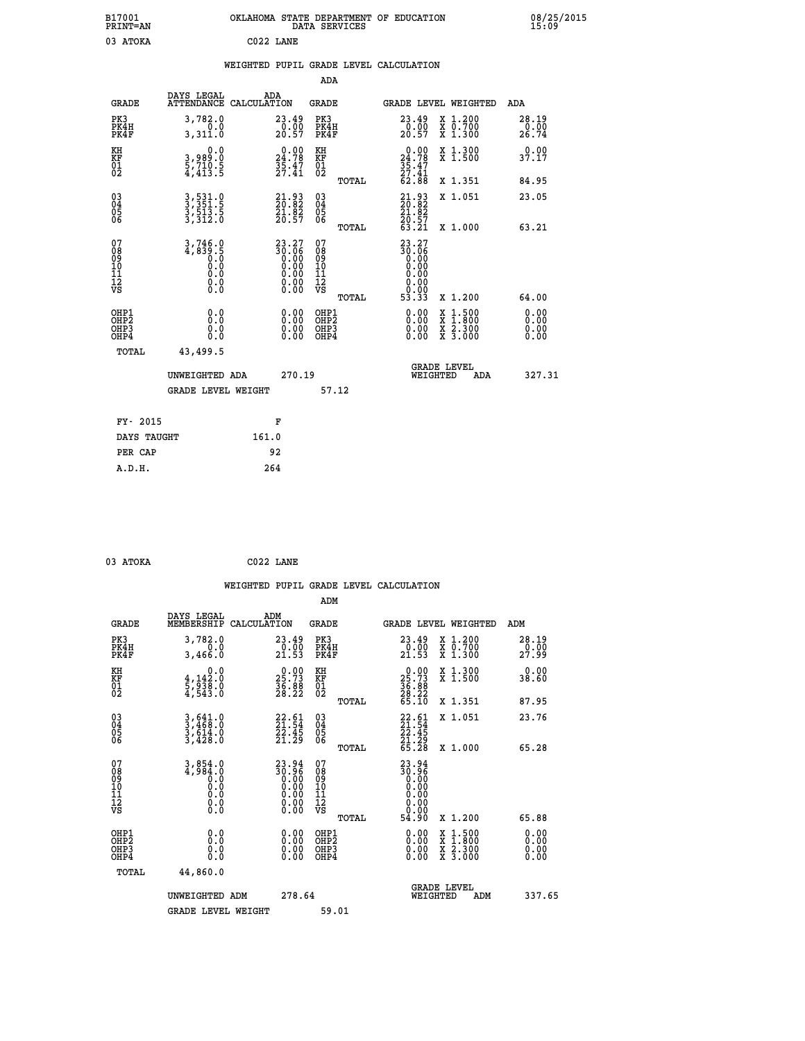B17001 OKLAHOMA STATE DEPARTMENT OF EDUCATION 08/25/2015
PRINT=AN DATA SERVICES 15:09

03 ATOKA C022 LANE

## WEIGHTED PUPIL GRADE LEVEL CALCULATION

### ADA

| GRADE | DAYS LEGAL ATTENDANCE | ADA CALCULATION | GRADE | GRADE LEVEL | WEIGHTED | ADA |
|---|---|---|---|---|---|---|
| PK3 | 3,782.0 | 23.49 | PK3 | 23.49 | X 1.200 | 28.19 |
| PK4H | 0.0 | 0.00 | PK4H | 0.00 | X 0.700 | 0.00 |
| PK4F | 3,311.0 | 20.57 | PK4F | 20.57 | X 1.300 | 26.74 |
| KH | 0.0 | 0.00 | KH | 0.00 | X 1.300 | 0.00 |
| KF | 3,989.0 | 24.78 | KF | 24.78 | X 1.500 | 37.17 |
| 01 | 5,710.5 | 35.47 | 01 | 35.47 | | |
| 02 | 4,413.5 | 27.41 | 02 | 27.41 | | |
| | | | TOTAL | 62.88 | X 1.351 | 84.95 |
| 03 | 3,531.0 | 21.93 | 03 | 21.93 | X 1.051 | 23.05 |
| 04 | 3,351.5 | 20.82 | 04 | 20.82 | | |
| 05 | 3,513.5 | 21.82 | 05 | 21.82 | | |
| 06 | 3,312.0 | 20.57 | 06 | 20.57 | | |
| | | | TOTAL | 63.21 | X 1.000 | 63.21 |
| 07 | 3,746.0 | 23.27 | 07 | 23.27 | | |
| 08 | 4,839.5 | 30.06 | 08 | 30.06 | | |
| 09 | 0.0 | 0.00 | 09 | 0.00 | | |
| 10 | 0.0 | 0.00 | 10 | 0.00 | | |
| 11 | 0.0 | 0.00 | 11 | 0.00 | | |
| 12 | 0.0 | 0.00 | 12 | 0.00 | | |
| VS | 0.0 | 0.00 | VS | 0.00 | | |
| | | | TOTAL | 53.33 | X 1.200 | 64.00 |
| OHP1 | 0.0 | 0.00 | OHP1 | 0.00 | X 1.500 | 0.00 |
| OHP2 | 0.0 | 0.00 | OHP2 | 0.00 | X 1.800 | 0.00 |
| OHP3 | 0.0 | 0.00 | OHP3 | 0.00 | X 2.300 | 0.00 |
| OHP4 | 0.0 | 0.00 | OHP4 | 0.00 | X 3.000 | 0.00 |
| TOTAL | 43,499.5 | | | | | |

UNWEIGHTED ADA 270.19 GRADE LEVEL WEIGHTED ADA 327.31

GRADE LEVEL WEIGHT 57.12

| FY- 2015 | F |
|---|---|
| DAYS TAUGHT | 161.0 |
| PER CAP | 92 |
| A.D.H. | 264 |

03 ATOKA C022 LANE

## WEIGHTED PUPIL GRADE LEVEL CALCULATION

### ADM

| GRADE | DAYS LEGAL MEMBERSHIP | ADM CALCULATION | GRADE | GRADE LEVEL | WEIGHTED | ADM |
|---|---|---|---|---|---|---|
| PK3 | 3,782.0 | 23.49 | PK3 | 23.49 | X 1.200 | 28.19 |
| PK4H | 0.0 | 0.00 | PK4H | 0.00 | X 0.700 | 0.00 |
| PK4F | 3,466.0 | 21.53 | PK4F | 21.53 | X 1.300 | 27.99 |
| KH | 0.0 | 0.00 | KH | 0.00 | X 1.300 | 0.00 |
| KF | 4,142.0 | 25.73 | KF | 25.73 | X 1.500 | 38.60 |
| 01 | 5,938.0 | 36.88 | 01 | 36.88 | | |
| 02 | 4,543.0 | 28.22 | 02 | 28.22 | | |
| | | | TOTAL | 65.10 | X 1.351 | 87.95 |
| 03 | 3,641.0 | 22.61 | 03 | 22.61 | X 1.051 | 23.76 |
| 04 | 3,468.0 | 21.54 | 04 | 21.54 | | |
| 05 | 3,614.0 | 22.45 | 05 | 22.45 | | |
| 06 | 3,428.0 | 21.29 | 06 | 21.29 | | |
| | | | TOTAL | 65.28 | X 1.000 | 65.28 |
| 07 | 3,854.0 | 23.94 | 07 | 23.94 | | |
| 08 | 4,984.0 | 30.96 | 08 | 30.96 | | |
| 09 | 0.0 | 0.00 | 09 | 0.00 | | |
| 10 | 0.0 | 0.00 | 10 | 0.00 | | |
| 11 | 0.0 | 0.00 | 11 | 0.00 | | |
| 12 | 0.0 | 0.00 | 12 | 0.00 | | |
| VS | 0.0 | 0.00 | VS | 0.00 | | |
| | | | TOTAL | 54.90 | X 1.200 | 65.88 |
| OHP1 | 0.0 | 0.00 | OHP1 | 0.00 | X 1.500 | 0.00 |
| OHP2 | 0.0 | 0.00 | OHP2 | 0.00 | X 1.800 | 0.00 |
| OHP3 | 0.0 | 0.00 | OHP3 | 0.00 | X 2.300 | 0.00 |
| OHP4 | 0.0 | 0.00 | OHP4 | 0.00 | X 3.000 | 0.00 |
| TOTAL | 44,860.0 | | | | | |

UNWEIGHTED ADM 278.64 GRADE LEVEL WEIGHTED ADM 337.65

GRADE LEVEL WEIGHT 59.01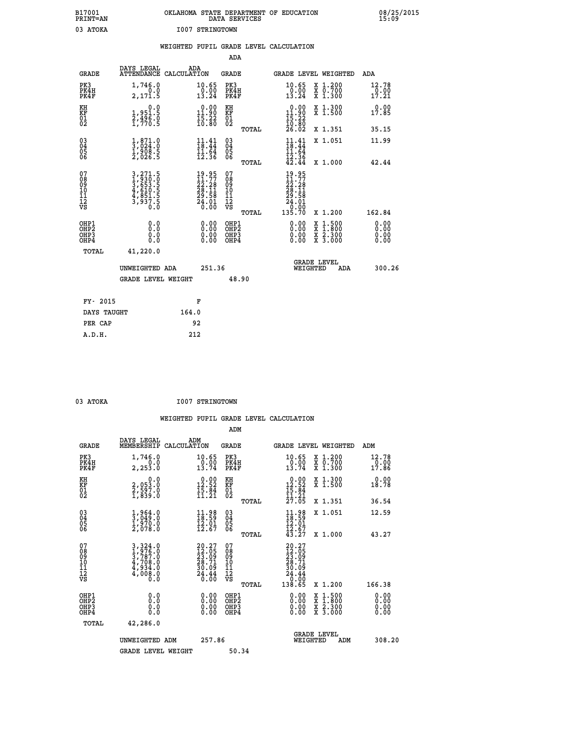B17001 OKLAHOMA STATE DEPARTMENT OF EDUCATION 08/25/2015
PRINT=AN DATA SERVICES 15:09

03 ATOKA I007 STRINGTOWN

## WEIGHTED PUPIL GRADE LEVEL CALCULATION

### ADA

| GRADE | DAYS LEGAL ATTENDANCE | ADA CALCULATION | GRADE | GRADE LEVEL | WEIGHTED | ADA |
|---|---|---|---|---|---|---|
| PK3 | 1,746.0 | 10.65 | PK3 | 10.65 | X 1.200 | 12.78 |
| PK4H | 0.0 | 0.00 | PK4H | 0.00 | X 0.700 | 0.00 |
| PK4F | 2,171.5 | 13.24 | PK4F | 13.24 | X 1.300 | 17.21 |
| KH | 0.0 | 0.00 | KH | 0.00 | X 1.300 | 0.00 |
| KF | 1,951.5 | 11.90 | KF | 11.90 | X 1.500 | 17.85 |
| 01 | 2,496.0 | 15.22 | 01 | 15.22 | | |
| 02 | 1,770.5 | 10.80 | 02 | 10.80 | | |
| | | | TOTAL | 26.02 | X 1.351 | 35.15 |
| 03 | 1,871.0 | 11.41 | 03 | 11.41 | X 1.051 | 11.99 |
| 04 | 3,024.0 | 18.44 | 04 | 18.44 | | |
| 05 | 1,908.5 | 11.64 | 05 | 11.64 | | |
| 06 | 2,026.5 | 12.36 | 06 | 12.36 | | |
| | | | TOTAL | 42.44 | X 1.000 | 42.44 |
| 07 | 3,271.5 | 19.95 | 07 | 19.95 | | |
| 08 | 1,930.0 | 11.77 | 08 | 11.77 | | |
| 09 | 3,653.5 | 22.28 | 09 | 22.28 | | |
| 10 | 4,610.5 | 28.11 | 10 | 28.11 | | |
| 11 | 4,851.5 | 29.58 | 11 | 29.58 | | |
| 12 | 3,937.5 | 24.01 | 12 | 24.01 | | |
| VS | 0.0 | 0.00 | VS | 0.00 | | |
| | | | TOTAL | 135.70 | X 1.200 | 162.84 |
| OHP1 | 0.0 | 0.00 | OHP1 | 0.00 | X 1.500 | 0.00 |
| OHP2 | 0.0 | 0.00 | OHP2 | 0.00 | X 1.800 | 0.00 |
| OHP3 | 0.0 | 0.00 | OHP3 | 0.00 | X 2.300 | 0.00 |
| OHP4 | 0.0 | 0.00 | OHP4 | 0.00 | X 3.000 | 0.00 |
| TOTAL | 41,220.0 | | | | | |

UNWEIGHTED ADA 251.36 GRADE LEVEL WEIGHTED ADA 300.26

GRADE LEVEL WEIGHT 48.90

| FY- 2015 | F |
|---|---|
| DAYS TAUGHT | 164.0 |
| PER CAP | 92 |
| A.D.H. | 212 |

03 ATOKA I007 STRINGTOWN

## WEIGHTED PUPIL GRADE LEVEL CALCULATION

### ADM

| GRADE | DAYS LEGAL MEMBERSHIP | ADM CALCULATION | GRADE | GRADE LEVEL | WEIGHTED | ADM |
|---|---|---|---|---|---|---|
| PK3 | 1,746.0 | 10.65 | PK3 | 10.65 | X 1.200 | 12.78 |
| PK4H | 0.0 | 0.00 | PK4H | 0.00 | X 0.700 | 0.00 |
| PK4F | 2,253.0 | 13.74 | PK4F | 13.74 | X 1.300 | 17.86 |
| KH | 0.0 | 0.00 | KH | 0.00 | X 1.300 | 0.00 |
| KF | 2,053.0 | 12.52 | KF | 12.52 | X 1.500 | 18.78 |
| 01 | 2,597.0 | 15.84 | 01 | 15.84 | | |
| 02 | 1,839.0 | 11.21 | 02 | 11.21 | | |
| | | | TOTAL | 27.05 | X 1.351 | 36.54 |
| 03 | 1,964.0 | 11.98 | 03 | 11.98 | X 1.051 | 12.59 |
| 04 | 3,049.0 | 18.59 | 04 | 18.59 | | |
| 05 | 1,970.0 | 12.01 | 05 | 12.01 | | |
| 06 | 2,078.0 | 12.67 | 06 | 12.67 | | |
| | | | TOTAL | 43.27 | X 1.000 | 43.27 |
| 07 | 3,324.0 | 20.27 | 07 | 20.27 | | |
| 08 | 1,976.0 | 12.05 | 08 | 12.05 | | |
| 09 | 3,787.0 | 23.09 | 09 | 23.09 | | |
| 10 | 4,708.0 | 28.71 | 10 | 28.71 | | |
| 11 | 4,934.0 | 30.09 | 11 | 30.09 | | |
| 12 | 4,008.0 | 24.44 | 12 | 24.44 | | |
| VS | 0.0 | 0.00 | VS | 0.00 | | |
| | | | TOTAL | 138.65 | X 1.200 | 166.38 |
| OHP1 | 0.0 | 0.00 | OHP1 | 0.00 | X 1.500 | 0.00 |
| OHP2 | 0.0 | 0.00 | OHP2 | 0.00 | X 1.800 | 0.00 |
| OHP3 | 0.0 | 0.00 | OHP3 | 0.00 | X 2.300 | 0.00 |
| OHP4 | 0.0 | 0.00 | OHP4 | 0.00 | X 3.000 | 0.00 |
| TOTAL | 42,286.0 | | | | | |

UNWEIGHTED ADM 257.86 GRADE LEVEL WEIGHTED ADM 308.20

GRADE LEVEL WEIGHT 50.34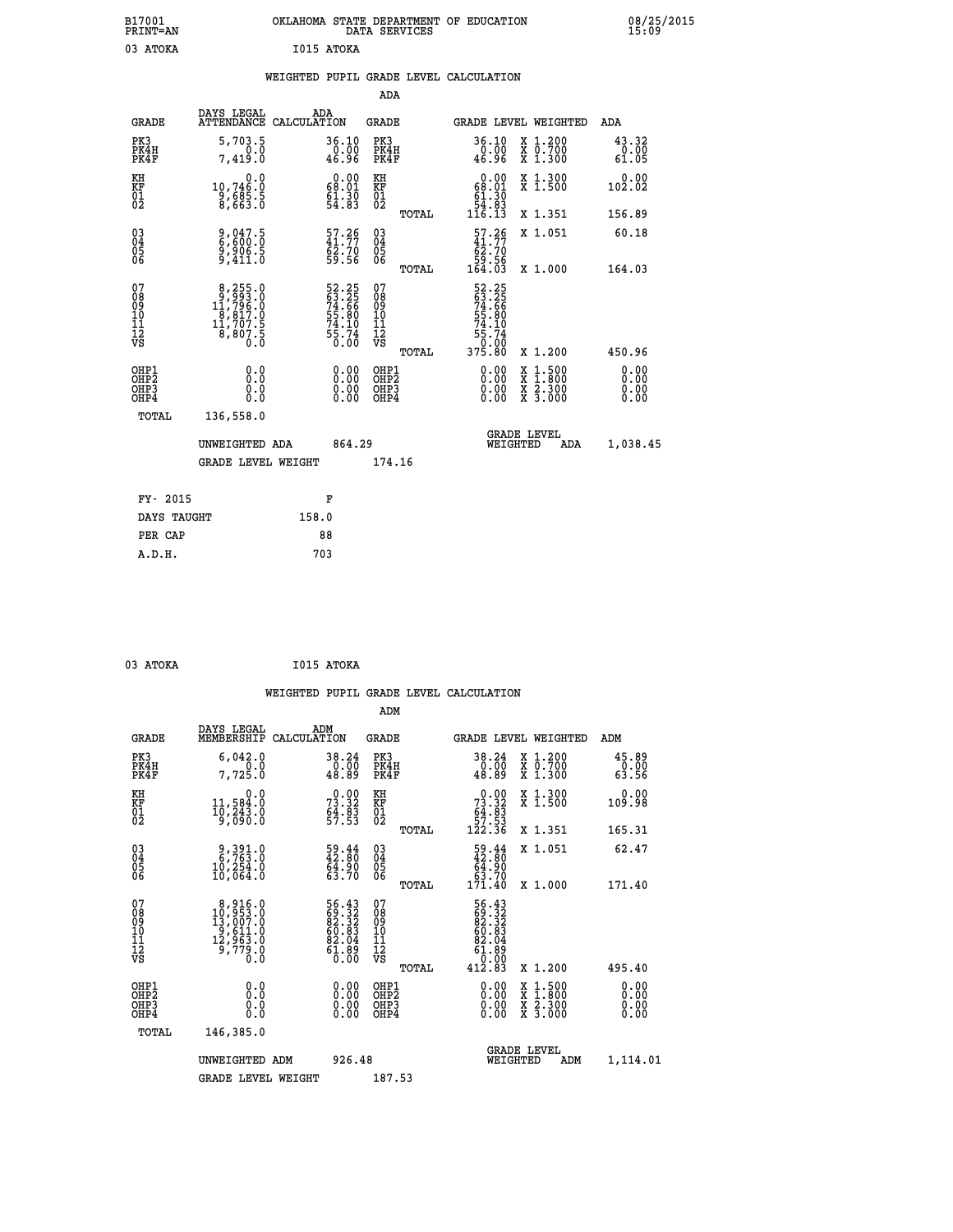B17001 OKLAHOMA STATE DEPARTMENT OF EDUCATION 08/25/2015
PRINT=AN DATA SERVICES 15:09

03 ATOKA I015 ATOKA

## WEIGHTED PUPIL GRADE LEVEL CALCULATION

### ADA

| GRADE | DAYS LEGAL ATTENDANCE | ADA CALCULATION | GRADE | | GRADE LEVEL | WEIGHTED | ADA |
|---|---|---|---|---|---|---|---|
| PK3 | 5,703.5 | 36.10 | PK3 | | 36.10 | X 1.200 | 43.32 |
| PK4H | 0.0 | 0.00 | PK4H | | 0.00 | X 0.700 | 0.00 |
| PK4F | 7,419.0 | 46.96 | PK4F | | 46.96 | X 1.300 | 61.05 |
| KH | 0.0 | 0.00 | KH | | 0.00 | X 1.300 | 0.00 |
| KF | 10,746.0 | 68.01 | KF | | 68.01 | X 1.500 | 102.02 |
| 01 | 9,685.5 | 61.30 | 01 | | 61.30 | | |
| 02 | 8,663.0 | 54.83 | 02 | | 54.83 | | |
| | | | | TOTAL | 116.13 | X 1.351 | 156.89 |
| 03 | 9,047.5 | 57.26 | 03 | | 57.26 | X 1.051 | 60.18 |
| 04 | 6,600.0 | 41.77 | 04 | | 41.77 | | |
| 05 | 9,906.5 | 62.70 | 05 | | 62.70 | | |
| 06 | 9,411.0 | 59.56 | 06 | | 59.56 | | |
| | | | | TOTAL | 164.03 | X 1.000 | 164.03 |
| 07 | 8,255.0 | 52.25 | 07 | | 52.25 | | |
| 08 | 9,993.0 | 63.25 | 08 | | 63.25 | | |
| 09 | 11,796.0 | 74.66 | 09 | | 74.66 | | |
| 10 | 8,817.0 | 55.80 | 10 | | 55.80 | | |
| 11 | 11,707.5 | 74.10 | 11 | | 74.10 | | |
| 12 | 8,807.5 | 55.74 | 12 | | 55.74 | | |
| VS | 0.0 | 0.00 | VS | | 0.00 | | |
| | | | | TOTAL | 375.80 | X 1.200 | 450.96 |
| OHP1 | 0.0 | 0.00 | OHP1 | | 0.00 | X 1.500 | 0.00 |
| OHP2 | 0.0 | 0.00 | OHP2 | | 0.00 | X 1.800 | 0.00 |
| OHP3 | 0.0 | 0.00 | OHP3 | | 0.00 | X 2.300 | 0.00 |
| OHP4 | 0.0 | 0.00 | OHP4 | | 0.00 | X 3.000 | 0.00 |
| TOTAL | 136,558.0 | | | | | | |

UNWEIGHTED ADA 864.29 GRADE LEVEL WEIGHTED ADA 1,038.45

GRADE LEVEL WEIGHT 174.16

| FY- 2015 | F |
|---|---|
| DAYS TAUGHT | 158.0 |
| PER CAP | 88 |
| A.D.H. | 703 |

03 ATOKA I015 ATOKA

## WEIGHTED PUPIL GRADE LEVEL CALCULATION

### ADM

| GRADE | DAYS LEGAL MEMBERSHIP | ADM CALCULATION | GRADE | | GRADE LEVEL | WEIGHTED | ADM |
|---|---|---|---|---|---|---|---|
| PK3 | 6,042.0 | 38.24 | PK3 | | 38.24 | X 1.200 | 45.89 |
| PK4H | 0.0 | 0.00 | PK4H | | 0.00 | X 0.700 | 0.00 |
| PK4F | 7,725.0 | 48.89 | PK4F | | 48.89 | X 1.300 | 63.56 |
| KH | 0.0 | 0.00 | KH | | 0.00 | X 1.300 | 0.00 |
| KF | 11,584.0 | 73.32 | KF | | 73.32 | X 1.500 | 109.98 |
| 01 | 10,243.0 | 64.83 | 01 | | 64.83 | | |
| 02 | 9,090.0 | 57.53 | 02 | | 57.53 | | |
| | | | | TOTAL | 122.36 | X 1.351 | 165.31 |
| 03 | 9,391.0 | 59.44 | 03 | | 59.44 | X 1.051 | 62.47 |
| 04 | 6,763.0 | 42.80 | 04 | | 42.80 | | |
| 05 | 10,254.0 | 64.90 | 05 | | 64.90 | | |
| 06 | 10,064.0 | 63.70 | 06 | | 63.70 | | |
| | | | | TOTAL | 171.40 | X 1.000 | 171.40 |
| 07 | 8,916.0 | 56.43 | 07 | | 56.43 | | |
| 08 | 10,953.0 | 69.32 | 08 | | 69.32 | | |
| 09 | 13,007.0 | 82.32 | 09 | | 82.32 | | |
| 10 | 9,611.0 | 60.83 | 10 | | 60.83 | | |
| 11 | 12,963.0 | 82.04 | 11 | | 82.04 | | |
| 12 | 9,779.0 | 61.89 | 12 | | 61.89 | | |
| VS | 0.0 | 0.00 | VS | | 0.00 | | |
| | | | | TOTAL | 412.83 | X 1.200 | 495.40 |
| OHP1 | 0.0 | 0.00 | OHP1 | | 0.00 | X 1.500 | 0.00 |
| OHP2 | 0.0 | 0.00 | OHP2 | | 0.00 | X 1.800 | 0.00 |
| OHP3 | 0.0 | 0.00 | OHP3 | | 0.00 | X 2.300 | 0.00 |
| OHP4 | 0.0 | 0.00 | OHP4 | | 0.00 | X 3.000 | 0.00 |
| TOTAL | 146,385.0 | | | | | | |

UNWEIGHTED ADM 926.48 GRADE LEVEL WEIGHTED ADM 1,114.01

GRADE LEVEL WEIGHT 187.53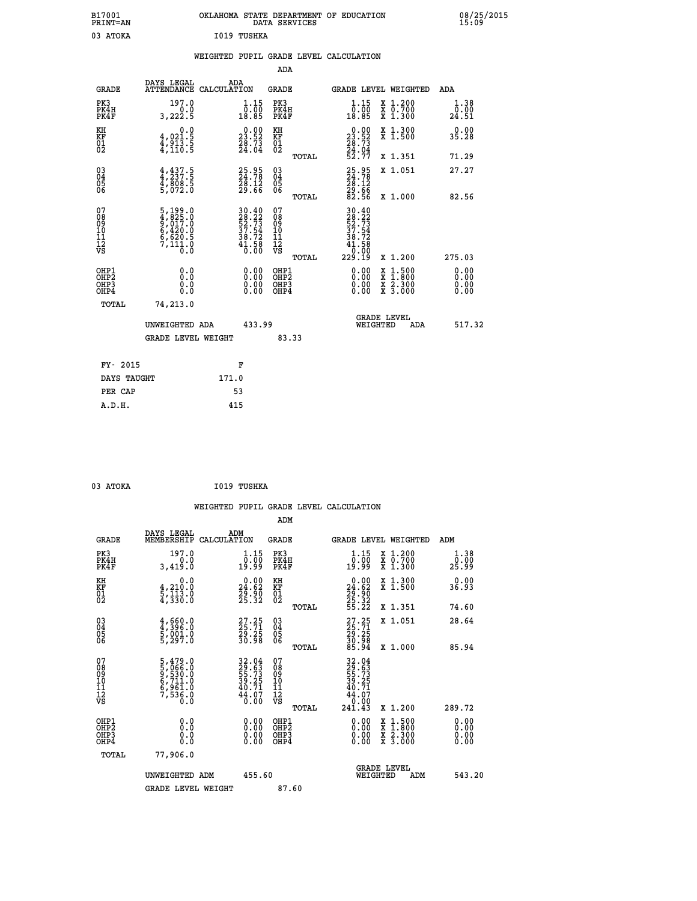B17001 OKLAHOMA STATE DEPARTMENT OF EDUCATION 08/25/2015
PRINT=AN DATA SERVICES 15:09

03 ATOKA I019 TUSHKA

## WEIGHTED PUPIL GRADE LEVEL CALCULATION

### ADA

| GRADE | DAYS LEGAL ATTENDANCE | ADA CALCULATION | GRADE | | GRADE LEVEL | WEIGHTED | ADA |
|---|---|---|---|---|---|---|---|
| PK3 | 197.0 | 1.15 | PK3 | | 1.15 | X 1.200 | 1.38 |
| PK4H | 0.0 | 0.00 | PK4H | | 0.00 | X 0.700 | 0.00 |
| PK4F | 3,222.5 | 18.85 | PK4F | | 18.85 | X 1.300 | 24.51 |
| KH | 0.0 | 0.00 | KH | | 0.00 | X 1.300 | 0.00 |
| KF | 4,021.5 | 23.52 | KF | | 23.52 | X 1.500 | 35.28 |
| 01 | 4,913.5 | 28.73 | 01 | | 28.73 | | |
| 02 | 4,110.5 | 24.04 | 02 | | 24.04 | | |
| | | | | TOTAL | 52.77 | X 1.351 | 71.29 |
| 03 | 4,437.5 | 25.95 | 03 | | 25.95 | X 1.051 | 27.27 |
| 04 | 4,237.5 | 24.78 | 04 | | 24.78 | | |
| 05 | 4,808.5 | 28.12 | 05 | | 28.12 | | |
| 06 | 5,072.0 | 29.66 | 06 | | 29.66 | | |
| | | | | TOTAL | 82.56 | X 1.000 | 82.56 |
| 07 | 5,199.0 | 30.40 | 07 | | 30.40 | | |
| 08 | 4,825.0 | 28.22 | 08 | | 28.22 | | |
| 09 | 9,017.0 | 52.73 | 09 | | 52.73 | | |
| 10 | 6,420.0 | 37.54 | 10 | | 37.54 | | |
| 11 | 6,620.5 | 38.72 | 11 | | 38.72 | | |
| 12 | 7,111.0 | 41.58 | 12 | | 41.58 | | |
| VS | 0.0 | 0.00 | VS | | 0.00 | | |
| | | | | TOTAL | 229.19 | X 1.200 | 275.03 |
| OHP1 | 0.0 | 0.00 | OHP1 | | 0.00 | X 1.500 | 0.00 |
| OHP2 | 0.0 | 0.00 | OHP2 | | 0.00 | X 1.800 | 0.00 |
| OHP3 | 0.0 | 0.00 | OHP3 | | 0.00 | X 2.300 | 0.00 |
| OHP4 | 0.0 | 0.00 | OHP4 | | 0.00 | X 3.000 | 0.00 |
| TOTAL | 74,213.0 | | | | | | |

UNWEIGHTED ADA 433.99 GRADE LEVEL WEIGHTED ADA 517.32

GRADE LEVEL WEIGHT 83.33

| FY- 2015 | F |
|---|---|
| DAYS TAUGHT | 171.0 |
| PER CAP | 53 |
| A.D.H. | 415 |

03 ATOKA I019 TUSHKA

## WEIGHTED PUPIL GRADE LEVEL CALCULATION

### ADM

| GRADE | DAYS LEGAL MEMBERSHIP | ADM CALCULATION | GRADE | | GRADE LEVEL | WEIGHTED | ADM |
|---|---|---|---|---|---|---|---|
| PK3 | 197.0 | 1.15 | PK3 | | 1.15 | X 1.200 | 1.38 |
| PK4H | 0.0 | 0.00 | PK4H | | 0.00 | X 0.700 | 0.00 |
| PK4F | 3,419.0 | 19.99 | PK4F | | 19.99 | X 1.300 | 25.99 |
| KH | 0.0 | 0.00 | KH | | 0.00 | X 1.300 | 0.00 |
| KF | 4,210.0 | 24.62 | KF | | 24.62 | X 1.500 | 36.93 |
| 01 | 5,113.0 | 29.90 | 01 | | 29.90 | | |
| 02 | 4,330.0 | 25.32 | 02 | | 25.32 | | |
| | | | | TOTAL | 55.22 | X 1.351 | 74.60 |
| 03 | 4,660.0 | 27.25 | 03 | | 27.25 | X 1.051 | 28.64 |
| 04 | 4,396.0 | 25.71 | 04 | | 25.71 | | |
| 05 | 5,001.0 | 29.25 | 05 | | 29.25 | | |
| 06 | 5,297.0 | 30.98 | 06 | | 30.98 | | |
| | | | | TOTAL | 85.94 | X 1.000 | 85.94 |
| 07 | 5,479.0 | 32.04 | 07 | | 32.04 | | |
| 08 | 5,066.0 | 29.63 | 08 | | 29.63 | | |
| 09 | 9,530.0 | 55.73 | 09 | | 55.73 | | |
| 10 | 6,711.0 | 39.25 | 10 | | 39.25 | | |
| 11 | 6,961.0 | 40.71 | 11 | | 40.71 | | |
| 12 | 7,536.0 | 44.07 | 12 | | 44.07 | | |
| VS | 0.0 | 0.00 | VS | | 0.00 | | |
| | | | | TOTAL | 241.43 | X 1.200 | 289.72 |
| OHP1 | 0.0 | 0.00 | OHP1 | | 0.00 | X 1.500 | 0.00 |
| OHP2 | 0.0 | 0.00 | OHP2 | | 0.00 | X 1.800 | 0.00 |
| OHP3 | 0.0 | 0.00 | OHP3 | | 0.00 | X 2.300 | 0.00 |
| OHP4 | 0.0 | 0.00 | OHP4 | | 0.00 | X 3.000 | 0.00 |
| TOTAL | 77,906.0 | | | | | | |

UNWEIGHTED ADM 455.60 GRADE LEVEL WEIGHTED ADM 543.20

GRADE LEVEL WEIGHT 87.60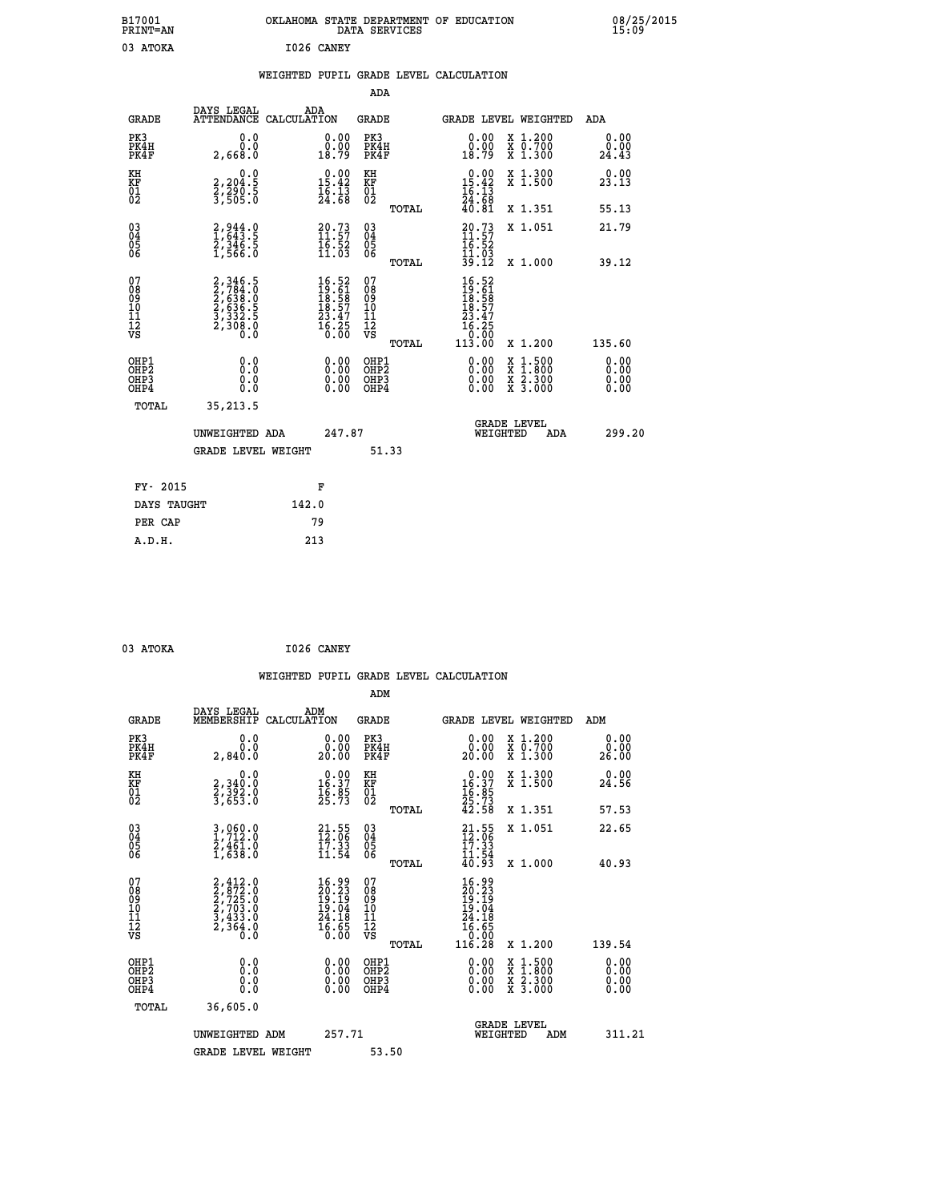B17001 OKLAHOMA STATE DEPARTMENT OF EDUCATION 08/25/2015
PRINT=AN DATA SERVICES 15:09

03 ATOKA I026 CANEY

## WEIGHTED PUPIL GRADE LEVEL CALCULATION

### ADA

| GRADE | DAYS LEGAL ATTENDANCE | ADA CALCULATION | GRADE | GRADE LEVEL | WEIGHTED | ADA |
|---|---|---|---|---|---|---|
| PK3 | 0.0 | 0.00 | PK3 | 0.00 | X 1.200 | 0.00 |
| PK4H | 0.0 | 0.00 | PK4H | 0.00 | X 0.700 | 0.00 |
| PK4F | 2,668.0 | 18.79 | PK4F | 18.79 | X 1.300 | 24.43 |
| KH | 0.0 | 0.00 | KH | 0.00 | X 1.300 | 0.00 |
| KF | 2,204.5 | 15.42 | KF | 15.42 | X 1.500 | 23.13 |
| 01 | 2,290.5 | 16.13 | 01 | 16.13 | | |
| 02 | 3,505.0 | 24.68 | 02 | 24.68 | | |
| | | | TOTAL | 40.81 | X 1.351 | 55.13 |
| 03 | 2,944.0 | 20.73 | 03 | 20.73 | X 1.051 | 21.79 |
| 04 | 1,643.5 | 11.57 | 04 | 11.57 | | |
| 05 | 2,346.5 | 16.52 | 05 | 16.52 | | |
| 06 | 1,566.0 | 11.03 | 06 | 11.03 | | |
| | | | TOTAL | 39.12 | X 1.000 | 39.12 |
| 07 | 2,346.5 | 16.52 | 07 | 16.52 | | |
| 08 | 2,784.0 | 19.61 | 08 | 19.61 | | |
| 09 | 2,638.0 | 18.58 | 09 | 18.58 | | |
| 10 | 2,636.5 | 18.57 | 10 | 18.57 | | |
| 11 | 3,332.5 | 23.47 | 11 | 23.47 | | |
| 12 | 2,308.0 | 16.25 | 12 | 16.25 | | |
| VS | 0.0 | 0.00 | VS | 0.00 | | |
| | | | TOTAL | 113.00 | X 1.200 | 135.60 |
| OHP1 | 0.0 | 0.00 | OHP1 | 0.00 | X 1.500 | 0.00 |
| OHP2 | 0.0 | 0.00 | OHP2 | 0.00 | X 1.800 | 0.00 |
| OHP3 | 0.0 | 0.00 | OHP3 | 0.00 | X 2.300 | 0.00 |
| OHP4 | 0.0 | 0.00 | OHP4 | 0.00 | X 3.000 | 0.00 |
| TOTAL | 35,213.5 | | | | | |

UNWEIGHTED ADA 247.87 GRADE LEVEL WEIGHTED ADA 299.20

GRADE LEVEL WEIGHT 51.33

| FY- 2015 | F |
|---|---|
| DAYS TAUGHT | 142.0 |
| PER CAP | 79 |
| A.D.H. | 213 |

03 ATOKA I026 CANEY

## WEIGHTED PUPIL GRADE LEVEL CALCULATION

### ADM

| GRADE | DAYS LEGAL MEMBERSHIP | ADM CALCULATION | GRADE | GRADE LEVEL | WEIGHTED | ADM |
|---|---|---|---|---|---|---|
| PK3 | 0.0 | 0.00 | PK3 | 0.00 | X 1.200 | 0.00 |
| PK4H | 0.0 | 0.00 | PK4H | 0.00 | X 0.700 | 0.00 |
| PK4F | 2,840.0 | 20.00 | PK4F | 20.00 | X 1.300 | 26.00 |
| KH | 0.0 | 0.00 | KH | 0.00 | X 1.300 | 0.00 |
| KF | 2,340.0 | 16.37 | KF | 16.37 | X 1.500 | 24.56 |
| 01 | 2,392.0 | 16.85 | 01 | 16.85 | | |
| 02 | 3,653.0 | 25.73 | 02 | 25.73 | | |
| | | | TOTAL | 42.58 | X 1.351 | 57.53 |
| 03 | 3,060.0 | 21.55 | 03 | 21.55 | X 1.051 | 22.65 |
| 04 | 1,712.0 | 12.06 | 04 | 12.06 | | |
| 05 | 2,461.0 | 17.33 | 05 | 17.33 | | |
| 06 | 1,638.0 | 11.54 | 06 | 11.54 | | |
| | | | TOTAL | 40.93 | X 1.000 | 40.93 |
| 07 | 2,412.0 | 16.99 | 07 | 16.99 | | |
| 08 | 2,872.0 | 20.23 | 08 | 20.23 | | |
| 09 | 2,725.0 | 19.19 | 09 | 19.19 | | |
| 10 | 2,703.0 | 19.04 | 10 | 19.04 | | |
| 11 | 3,433.0 | 24.18 | 11 | 24.18 | | |
| 12 | 2,364.0 | 16.65 | 12 | 16.65 | | |
| VS | 0.0 | 0.00 | VS | 0.00 | | |
| | | | TOTAL | 116.28 | X 1.200 | 139.54 |
| OHP1 | 0.0 | 0.00 | OHP1 | 0.00 | X 1.500 | 0.00 |
| OHP2 | 0.0 | 0.00 | OHP2 | 0.00 | X 1.800 | 0.00 |
| OHP3 | 0.0 | 0.00 | OHP3 | 0.00 | X 2.300 | 0.00 |
| OHP4 | 0.0 | 0.00 | OHP4 | 0.00 | X 3.000 | 0.00 |
| TOTAL | 36,605.0 | | | | | |

UNWEIGHTED ADM 257.71 GRADE LEVEL WEIGHTED ADM 311.21

GRADE LEVEL WEIGHT 53.50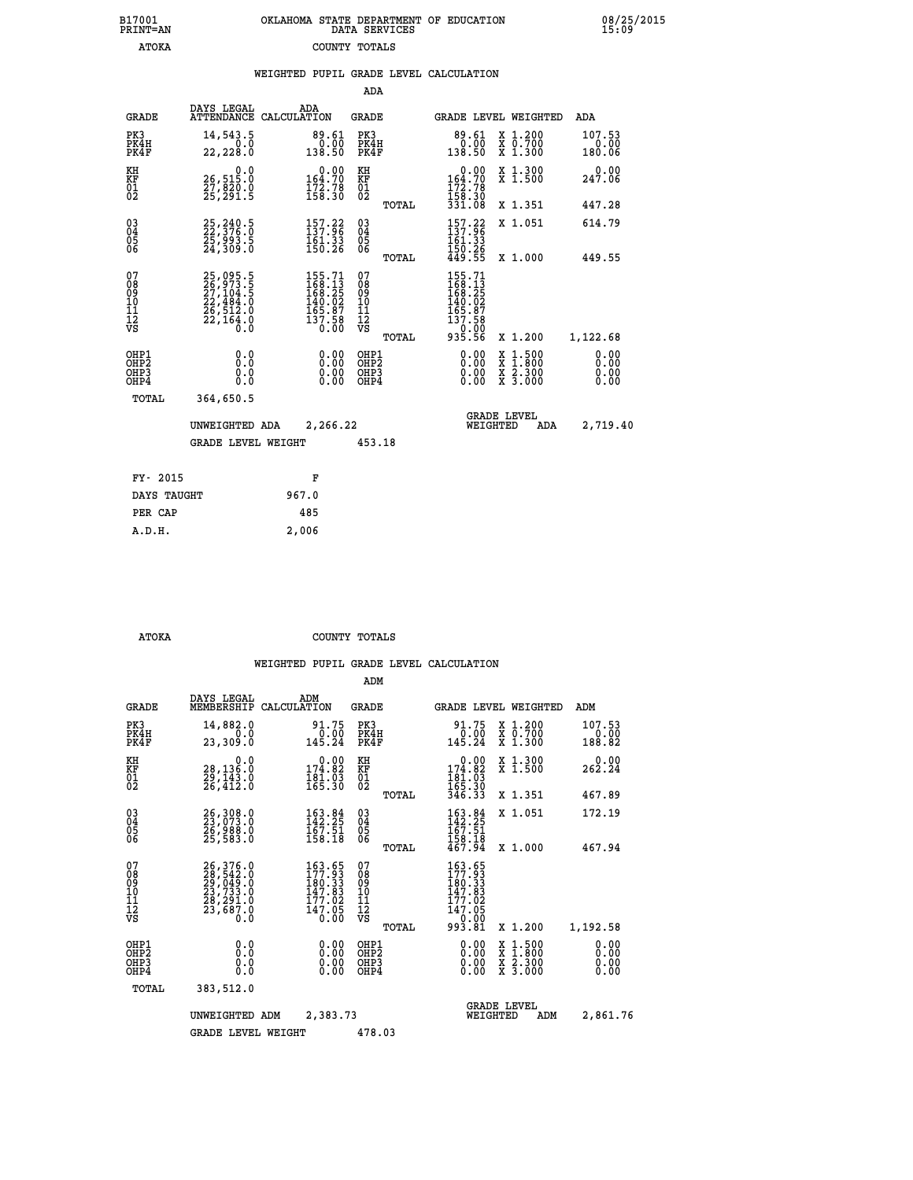B17001 PRINT=AN — OKLAHOMA STATE DEPARTMENT OF EDUCATION DATA SERVICES — 08/25/2015 15:09

ATOKA — COUNTY TOTALS

## WEIGHTED PUPIL GRADE LEVEL CALCULATION

### ADA

| GRADE | DAYS LEGAL ATTENDANCE | ADA CALCULATION | GRADE | GRADE LEVEL | WEIGHTED | ADA |
|---|---|---|---|---|---|---|
| PK3 | 14,543.5 | 89.61 | PK3 | 89.61 | X 1.200 | 107.53 |
| PK4H | 0.0 | 0.00 | PK4H | 0.00 | X 0.700 | 0.00 |
| PK4F | 22,228.0 | 138.50 | PK4F | 138.50 | X 1.300 | 180.06 |
| KH | 0.0 | 0.00 | KH | 0.00 | X 1.300 | 0.00 |
| KF | 26,515.0 | 164.70 | KF | 164.70 | X 1.500 | 247.06 |
| 01 | 27,820.0 | 172.78 | 01 | 172.78 | | |
| 02 | 25,291.5 | 158.30 | 02 | 158.30 | | |
| | | | TOTAL | 331.08 | X 1.351 | 447.28 |
| 03 | 25,240.5 | 157.22 | 03 | 157.22 | X 1.051 | 614.79 |
| 04 | 22,376.0 | 137.96 | 04 | 137.96 | | |
| 05 | 25,993.5 | 161.33 | 05 | 161.33 | | |
| 06 | 24,309.0 | 150.26 | 06 | 150.26 | | |
| | | | TOTAL | 449.55 | X 1.000 | 449.55 |
| 07 | 25,095.5 | 155.71 | 07 | 155.71 | | |
| 08 | 26,973.5 | 168.13 | 08 | 168.13 | | |
| 09 | 27,104.5 | 168.25 | 09 | 168.25 | | |
| 10 | 22,484.0 | 140.02 | 10 | 140.02 | | |
| 11 | 26,512.0 | 165.87 | 11 | 165.87 | | |
| 12 | 22,164.0 | 137.58 | 12 | 137.58 | | |
| VS | 0.0 | 0.00 | VS | 0.00 | | |
| | | | TOTAL | 935.56 | X 1.200 | 1,122.68 |
| OHP1 | 0.0 | 0.00 | OHP1 | 0.00 | X 1.500 | 0.00 |
| OHP2 | 0.0 | 0.00 | OHP2 | 0.00 | X 1.800 | 0.00 |
| OHP3 | 0.0 | 0.00 | OHP3 | 0.00 | X 2.300 | 0.00 |
| OHP4 | 0.0 | 0.00 | OHP4 | 0.00 | X 3.000 | 0.00 |
| TOTAL | 364,650.5 | | | | | |

UNWEIGHTED ADA 2,266.22 — GRADE LEVEL WEIGHTED ADA 2,719.40

GRADE LEVEL WEIGHT 453.18

| FY- 2015 | F |
|---|---|
| DAYS TAUGHT | 967.0 |
| PER CAP | 485 |
| A.D.H. | 2,006 |

ATOKA — COUNTY TOTALS

## WEIGHTED PUPIL GRADE LEVEL CALCULATION

### ADM

| GRADE | DAYS LEGAL MEMBERSHIP | ADM CALCULATION | GRADE | GRADE LEVEL | WEIGHTED | ADM |
|---|---|---|---|---|---|---|
| PK3 | 14,882.0 | 91.75 | PK3 | 91.75 | X 1.200 | 107.53 |
| PK4H | 0.0 | 0.00 | PK4H | 0.00 | X 0.700 | 0.00 |
| PK4F | 23,309.0 | 145.24 | PK4F | 145.24 | X 1.300 | 188.82 |
| KH | 0.0 | 0.00 | KH | 0.00 | X 1.300 | 0.00 |
| KF | 28,136.0 | 174.82 | KF | 174.82 | X 1.500 | 262.24 |
| 01 | 29,143.0 | 181.03 | 01 | 181.03 | | |
| 02 | 26,412.0 | 165.30 | 02 | 165.30 | | |
| | | | TOTAL | 346.33 | X 1.351 | 467.89 |
| 03 | 26,308.0 | 163.84 | 03 | 163.84 | X 1.051 | 172.19 |
| 04 | 23,073.0 | 142.25 | 04 | 142.25 | | |
| 05 | 26,988.0 | 167.51 | 05 | 167.51 | | |
| 06 | 25,583.0 | 158.18 | 06 | 158.18 | | |
| | | | TOTAL | 467.94 | X 1.000 | 467.94 |
| 07 | 26,376.0 | 163.65 | 07 | 163.65 | | |
| 08 | 28,542.0 | 177.93 | 08 | 177.93 | | |
| 09 | 29,049.0 | 180.33 | 09 | 180.33 | | |
| 10 | 23,733.0 | 147.83 | 10 | 147.83 | | |
| 11 | 28,291.0 | 177.02 | 11 | 177.02 | | |
| 12 | 23,687.0 | 147.05 | 12 | 147.05 | | |
| VS | 0.0 | 0.00 | VS | 0.00 | | |
| | | | TOTAL | 993.81 | X 1.200 | 1,192.58 |
| OHP1 | 0.0 | 0.00 | OHP1 | 0.00 | X 1.500 | 0.00 |
| OHP2 | 0.0 | 0.00 | OHP2 | 0.00 | X 1.800 | 0.00 |
| OHP3 | 0.0 | 0.00 | OHP3 | 0.00 | X 2.300 | 0.00 |
| OHP4 | 0.0 | 0.00 | OHP4 | 0.00 | X 3.000 | 0.00 |
| TOTAL | 383,512.0 | | | | | |

UNWEIGHTED ADM 2,383.73 — GRADE LEVEL WEIGHTED ADM 2,861.76

GRADE LEVEL WEIGHT 478.03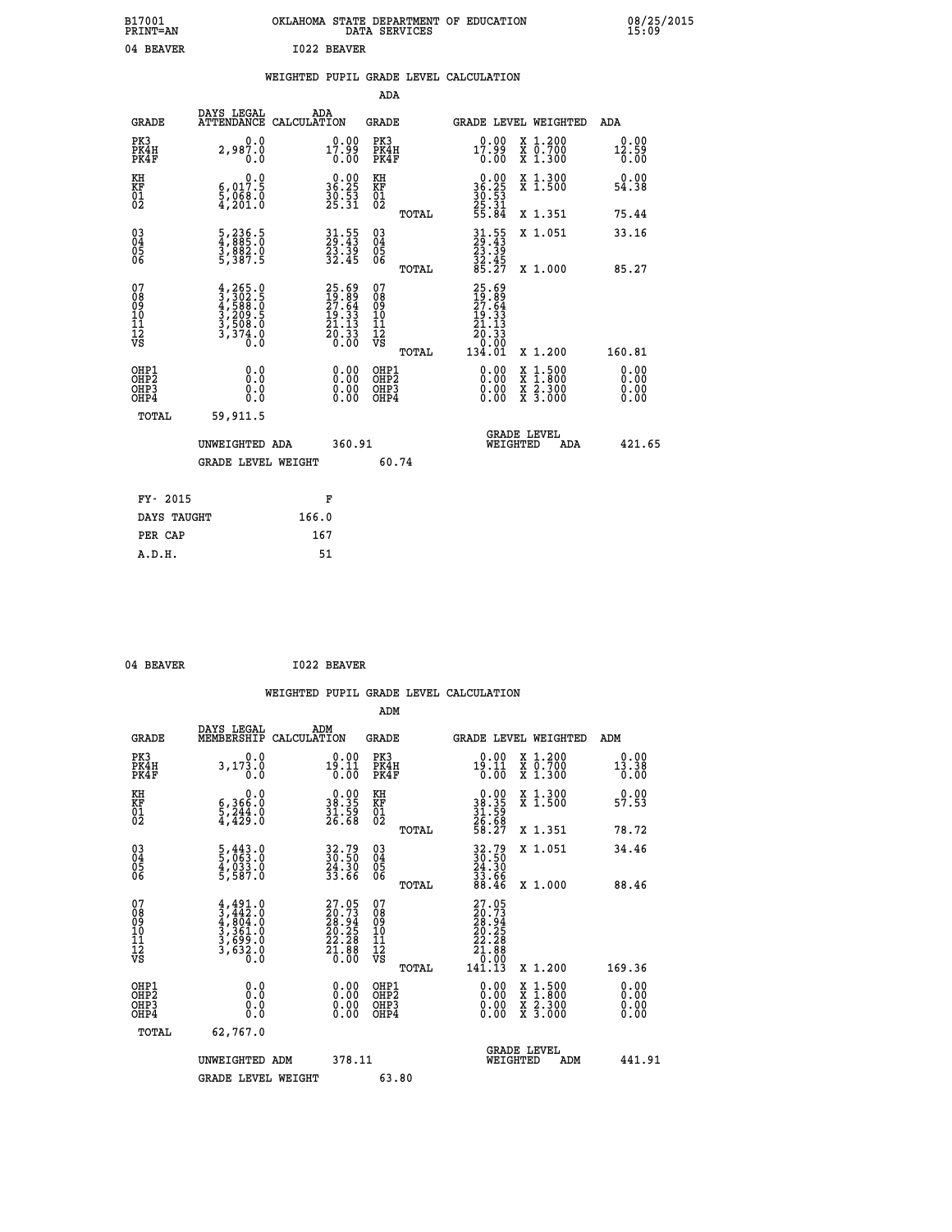B17001 OKLAHOMA STATE DEPARTMENT OF EDUCATION 08/25/2015
PRINT=AN DATA SERVICES 15:09

04 BEAVER I022 BEAVER

## WEIGHTED PUPIL GRADE LEVEL CALCULATION

### ADA

| GRADE | DAYS LEGAL ATTENDANCE | ADA CALCULATION | GRADE | GRADE LEVEL | WEIGHTED | ADA |
|---|---|---|---|---|---|---|
| PK3 | 0.0 | 0.00 | PK3 | 0.00 | X 1.200 | 0.00 |
| PK4H | 2,987.0 | 17.99 | PK4H | 17.99 | X 0.700 | 12.59 |
| PK4F | 0.0 | 0.00 | PK4F | 0.00 | X 1.300 | 0.00 |
| KH | 0.0 | 0.00 | KH | 0.00 | X 1.300 | 0.00 |
| KF | 6,017.5 | 36.25 | KF | 36.25 | X 1.500 | 54.38 |
| 01 | 5,068.0 | 30.53 | 01 | 30.53 | | |
| 02 | 4,201.0 | 25.31 | 02 | 25.31 | | |
| | | | TOTAL | 55.84 | X 1.351 | 75.44 |
| 03 | 5,236.5 | 31.55 | 03 | 31.55 | X 1.051 | 33.16 |
| 04 | 4,885.0 | 29.43 | 04 | 29.43 | | |
| 05 | 3,882.0 | 23.39 | 05 | 23.39 | | |
| 06 | 5,387.5 | 32.45 | 06 | 32.45 | | |
| | | | TOTAL | 85.27 | X 1.000 | 85.27 |
| 07 | 4,265.0 | 25.69 | 07 | 25.69 | | |
| 08 | 3,302.5 | 19.89 | 08 | 19.89 | | |
| 09 | 4,588.0 | 27.64 | 09 | 27.64 | | |
| 10 | 3,209.5 | 19.33 | 10 | 19.33 | | |
| 11 | 3,508.0 | 21.13 | 11 | 21.13 | | |
| 12 | 3,374.0 | 20.33 | 12 | 20.33 | | |
| VS | 0.0 | 0.00 | VS | 0.00 | | |
| | | | TOTAL | 134.01 | X 1.200 | 160.81 |
| OHP1 | 0.0 | 0.00 | OHP1 | 0.00 | X 1.500 | 0.00 |
| OHP2 | 0.0 | 0.00 | OHP2 | 0.00 | X 1.800 | 0.00 |
| OHP3 | 0.0 | 0.00 | OHP3 | 0.00 | X 2.300 | 0.00 |
| OHP4 | 0.0 | 0.00 | OHP4 | 0.00 | X 3.000 | 0.00 |
| TOTAL | 59,911.5 | | | | | |

UNWEIGHTED ADA 360.91 GRADE LEVEL WEIGHTED ADA 421.65

GRADE LEVEL WEIGHT 60.74

| FY- 2015 | F |
|---|---|
| DAYS TAUGHT | 166.0 |
| PER CAP | 167 |
| A.D.H. | 51 |

04 BEAVER I022 BEAVER

## WEIGHTED PUPIL GRADE LEVEL CALCULATION

### ADM

| GRADE | DAYS LEGAL MEMBERSHIP | ADM CALCULATION | GRADE | GRADE LEVEL | WEIGHTED | ADM |
|---|---|---|---|---|---|---|
| PK3 | 0.0 | 0.00 | PK3 | 0.00 | X 1.200 | 0.00 |
| PK4H | 3,173.0 | 19.11 | PK4H | 19.11 | X 0.700 | 13.38 |
| PK4F | 0.0 | 0.00 | PK4F | 0.00 | X 1.300 | 0.00 |
| KH | 0.0 | 0.00 | KH | 0.00 | X 1.300 | 0.00 |
| KF | 6,366.0 | 38.35 | KF | 38.35 | X 1.500 | 57.53 |
| 01 | 5,244.0 | 31.59 | 01 | 31.59 | | |
| 02 | 4,429.0 | 26.68 | 02 | 26.68 | | |
| | | | TOTAL | 58.27 | X 1.351 | 78.72 |
| 03 | 5,443.0 | 32.79 | 03 | 32.79 | X 1.051 | 34.46 |
| 04 | 5,063.0 | 30.50 | 04 | 30.50 | | |
| 05 | 4,033.0 | 24.30 | 05 | 24.30 | | |
| 06 | 5,587.0 | 33.66 | 06 | 33.66 | | |
| | | | TOTAL | 88.46 | X 1.000 | 88.46 |
| 07 | 4,491.0 | 27.05 | 07 | 27.05 | | |
| 08 | 3,442.0 | 20.73 | 08 | 20.73 | | |
| 09 | 4,804.0 | 28.94 | 09 | 28.94 | | |
| 10 | 3,361.0 | 20.25 | 10 | 20.25 | | |
| 11 | 3,699.0 | 22.28 | 11 | 22.28 | | |
| 12 | 3,632.0 | 21.88 | 12 | 21.88 | | |
| VS | 0.0 | 0.00 | VS | 0.00 | | |
| | | | TOTAL | 141.13 | X 1.200 | 169.36 |
| OHP1 | 0.0 | 0.00 | OHP1 | 0.00 | X 1.500 | 0.00 |
| OHP2 | 0.0 | 0.00 | OHP2 | 0.00 | X 1.800 | 0.00 |
| OHP3 | 0.0 | 0.00 | OHP3 | 0.00 | X 2.300 | 0.00 |
| OHP4 | 0.0 | 0.00 | OHP4 | 0.00 | X 3.000 | 0.00 |
| TOTAL | 62,767.0 | | | | | |

UNWEIGHTED ADM 378.11 GRADE LEVEL WEIGHTED ADM 441.91

GRADE LEVEL WEIGHT 63.80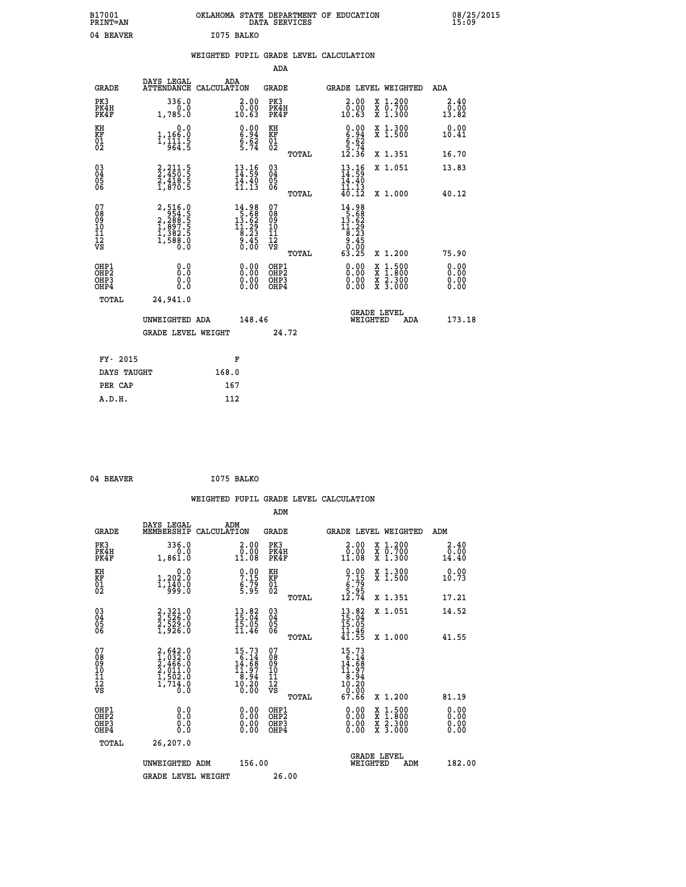B17001 OKLAHOMA STATE DEPARTMENT OF EDUCATION 08/25/2015
PRINT=AN DATA SERVICES 15:09

04 BEAVER I075 BALKO

WEIGHTED PUPIL GRADE LEVEL CALCULATION

ADA

| GRADE | DAYS LEGAL ATTENDANCE | ADA CALCULATION | GRADE | | GRADE LEVEL | WEIGHTED | ADA |
|---|---|---|---|---|---|---|---|
| PK3 | 336.0 | 2.00 | PK3 | | 2.00 | X 1.200 | 2.40 |
| PK4H | 0.0 | 0.00 | PK4H | | 0.00 | X 0.700 | 0.00 |
| PK4F | 1,785.0 | 10.63 | PK4F | | 10.63 | X 1.300 | 13.82 |
| KH | 0.0 | 0.00 | KH | | 0.00 | X 1.300 | 0.00 |
| KF | 1,166.0 | 6.94 | KF | | 6.94 | X 1.500 | 10.41 |
| 01 | 1,111.5 | 6.62 | 01 | | 6.62 | | |
| 02 | 964.5 | 5.74 | 02 | | 5.74 | | |
| | | | | TOTAL | 12.36 | X 1.351 | 16.70 |
| 03 | 2,211.5 | 13.16 | 03 | | 13.16 | X 1.051 | 13.83 |
| 04 | 2,450.5 | 14.59 | 04 | | 14.59 | | |
| 05 | 2,418.5 | 14.40 | 05 | | 14.40 | | |
| 06 | 1,870.5 | 11.13 | 06 | | 11.13 | | |
| | | | | TOTAL | 40.12 | X 1.000 | 40.12 |
| 07 | 2,516.0 | 14.98 | 07 | | 14.98 | | |
| 08 | 954.5 | 5.68 | 08 | | 5.68 | | |
| 09 | 2,288.5 | 13.62 | 09 | | 13.62 | | |
| 10 | 1,897.5 | 11.29 | 10 | | 11.29 | | |
| 11 | 1,382.5 | 8.23 | 11 | | 8.23 | | |
| 12 | 1,588.0 | 9.45 | 12 | | 9.45 | | |
| VS | 0.0 | 0.00 | VS | | 0.00 | | |
| | | | | TOTAL | 63.25 | X 1.200 | 75.90 |
| OHP1 | 0.0 | 0.00 | OHP1 | | 0.00 | X 1.500 | 0.00 |
| OHP2 | 0.0 | 0.00 | OHP2 | | 0.00 | X 1.800 | 0.00 |
| OHP3 | 0.0 | 0.00 | OHP3 | | 0.00 | X 2.300 | 0.00 |
| OHP4 | 0.0 | 0.00 | OHP4 | | 0.00 | X 3.000 | 0.00 |
| TOTAL | 24,941.0 | | | | | | |

UNWEIGHTED ADA 148.46 GRADE LEVEL WEIGHTED ADA 173.18

GRADE LEVEL WEIGHT 24.72

| FY- 2015 | F |
|---|---|
| DAYS TAUGHT | 168.0 |
| PER CAP | 167 |
| A.D.H. | 112 |

04 BEAVER I075 BALKO

WEIGHTED PUPIL GRADE LEVEL CALCULATION

ADM

| GRADE | DAYS LEGAL MEMBERSHIP | ADM CALCULATION | GRADE | | GRADE LEVEL | WEIGHTED | ADM |
|---|---|---|---|---|---|---|---|
| PK3 | 336.0 | 2.00 | PK3 | | 2.00 | X 1.200 | 2.40 |
| PK4H | 0.0 | 0.00 | PK4H | | 0.00 | X 0.700 | 0.00 |
| PK4F | 1,861.0 | 11.08 | PK4F | | 11.08 | X 1.300 | 14.40 |
| KH | 0.0 | 0.00 | KH | | 0.00 | X 1.300 | 0.00 |
| KF | 1,202.0 | 7.15 | KF | | 7.15 | X 1.500 | 10.73 |
| 01 | 1,140.0 | 6.79 | 01 | | 6.79 | | |
| 02 | 999.0 | 5.95 | 02 | | 5.95 | | |
| | | | | TOTAL | 12.74 | X 1.351 | 17.21 |
| 03 | 2,321.0 | 13.82 | 03 | | 13.82 | X 1.051 | 14.52 |
| 04 | 2,526.0 | 15.04 | 04 | | 15.04 | | |
| 05 | 2,529.0 | 15.05 | 05 | | 15.05 | | |
| 06 | 1,926.0 | 11.46 | 06 | | 11.46 | | |
| | | | | TOTAL | 41.55 | X 1.000 | 41.55 |
| 07 | 2,642.0 | 15.73 | 07 | | 15.73 | | |
| 08 | 1,032.0 | 6.14 | 08 | | 6.14 | | |
| 09 | 2,466.0 | 14.68 | 09 | | 14.68 | | |
| 10 | 2,011.0 | 11.97 | 10 | | 11.97 | | |
| 11 | 1,502.0 | 8.94 | 11 | | 8.94 | | |
| 12 | 1,714.0 | 10.20 | 12 | | 10.20 | | |
| VS | 0.0 | 0.00 | VS | | 0.00 | | |
| | | | | TOTAL | 67.66 | X 1.200 | 81.19 |
| OHP1 | 0.0 | 0.00 | OHP1 | | 0.00 | X 1.500 | 0.00 |
| OHP2 | 0.0 | 0.00 | OHP2 | | 0.00 | X 1.800 | 0.00 |
| OHP3 | 0.0 | 0.00 | OHP3 | | 0.00 | X 2.300 | 0.00 |
| OHP4 | 0.0 | 0.00 | OHP4 | | 0.00 | X 3.000 | 0.00 |
| TOTAL | 26,207.0 | | | | | | |

UNWEIGHTED ADM 156.00 GRADE LEVEL WEIGHTED ADM 182.00

GRADE LEVEL WEIGHT 26.00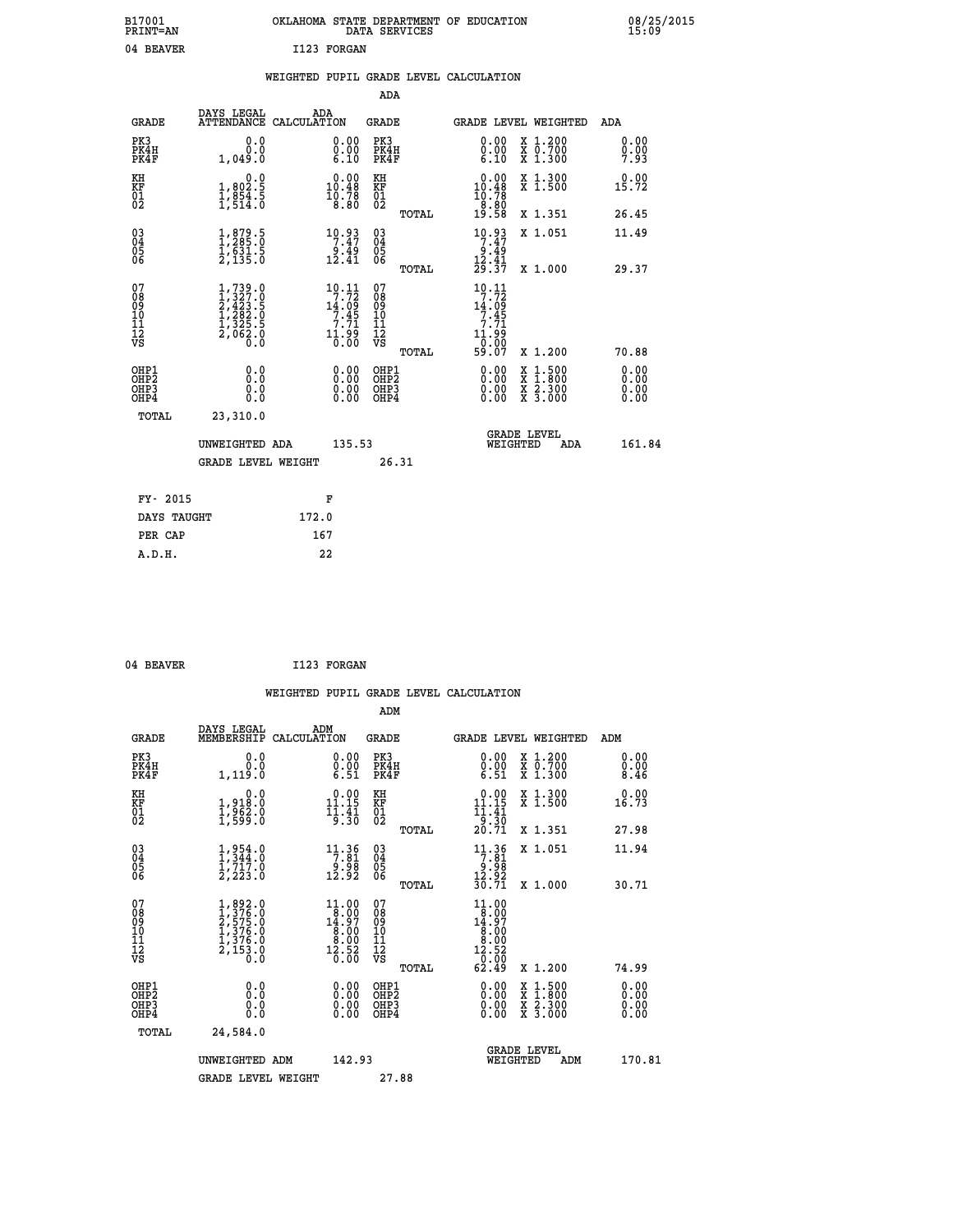B17001 OKLAHOMA STATE DEPARTMENT OF EDUCATION 08/25/2015
PRINT=AN DATA SERVICES 15:09

04 BEAVER I123 FORGAN

## WEIGHTED PUPIL GRADE LEVEL CALCULATION

### ADA

| GRADE | DAYS LEGAL ATTENDANCE | ADA CALCULATION | GRADE | | GRADE LEVEL WEIGHTED | | ADA |
|---|---|---|---|---|---|---|---|
| PK3 | 0.0 | 0.00 | PK3 | | 0.00 | X 1.200 | 0.00 |
| PK4H | 0.0 | 0.00 | PK4H | | 0.00 | X 0.700 | 0.00 |
| PK4F | 1,049.0 | 6.10 | PK4F | | 6.10 | X 1.300 | 7.93 |
| KH | 0.0 | 0.00 | KH | | 0.00 | X 1.300 | 0.00 |
| KF | 1,802.5 | 10.48 | KF | | 10.48 | X 1.500 | 15.72 |
| 01 | 1,854.5 | 10.78 | 01 | | 10.78 | | |
| 02 | 1,514.0 | 8.80 | 02 | | 8.80 | | |
| | | | | TOTAL | 19.58 | X 1.351 | 26.45 |
| 03 | 1,879.5 | 10.93 | 03 | | 10.93 | X 1.051 | 11.49 |
| 04 | 1,285.0 | 7.47 | 04 | | 7.47 | | |
| 05 | 1,631.5 | 9.49 | 05 | | 9.49 | | |
| 06 | 2,135.0 | 12.41 | 06 | | 12.41 | | |
| | | | | TOTAL | 29.37 | X 1.000 | 29.37 |
| 07 | 1,739.0 | 10.11 | 07 | | 10.11 | | |
| 08 | 1,327.0 | 7.72 | 08 | | 7.72 | | |
| 09 | 2,423.5 | 14.09 | 09 | | 14.09 | | |
| 10 | 1,282.0 | 7.45 | 10 | | 7.45 | | |
| 11 | 1,325.5 | 7.71 | 11 | | 7.71 | | |
| 12 | 2,062.0 | 11.99 | 12 | | 11.99 | | |
| VS | 0.0 | 0.00 | VS | | 0.00 | | |
| | | | | TOTAL | 59.07 | X 1.200 | 70.88 |
| OHP1 | 0.0 | 0.00 | OHP1 | | 0.00 | X 1.500 | 0.00 |
| OHP2 | 0.0 | 0.00 | OHP2 | | 0.00 | X 1.800 | 0.00 |
| OHP3 | 0.0 | 0.00 | OHP3 | | 0.00 | X 2.300 | 0.00 |
| OHP4 | 0.0 | 0.00 | OHP4 | | 0.00 | X 3.000 | 0.00 |
| TOTAL | 23,310.0 | | | | | | |

UNWEIGHTED ADA 135.53 | GRADE LEVEL WEIGHTED ADA 161.84

GRADE LEVEL WEIGHT 26.31

| FY- 2015 | F |
|---|---|
| DAYS TAUGHT | 172.0 |
| PER CAP | 167 |
| A.D.H. | 22 |

04 BEAVER I123 FORGAN

## WEIGHTED PUPIL GRADE LEVEL CALCULATION

### ADM

| GRADE | DAYS LEGAL MEMBERSHIP | ADM CALCULATION | GRADE | | GRADE LEVEL WEIGHTED | | ADM |
|---|---|---|---|---|---|---|---|
| PK3 | 0.0 | 0.00 | PK3 | | 0.00 | X 1.200 | 0.00 |
| PK4H | 0.0 | 0.00 | PK4H | | 0.00 | X 0.700 | 0.00 |
| PK4F | 1,119.0 | 6.51 | PK4F | | 6.51 | X 1.300 | 8.46 |
| KH | 0.0 | 0.00 | KH | | 0.00 | X 1.300 | 0.00 |
| KF | 1,918.0 | 11.15 | KF | | 11.15 | X 1.500 | 16.73 |
| 01 | 1,962.0 | 11.41 | 01 | | 11.41 | | |
| 02 | 1,599.0 | 9.30 | 02 | | 9.30 | | |
| | | | | TOTAL | 20.71 | X 1.351 | 27.98 |
| 03 | 1,954.0 | 11.36 | 03 | | 11.36 | X 1.051 | 11.94 |
| 04 | 1,344.0 | 7.81 | 04 | | 7.81 | | |
| 05 | 1,717.0 | 9.98 | 05 | | 9.98 | | |
| 06 | 2,223.0 | 12.92 | 06 | | 12.92 | | |
| | | | | TOTAL | 30.71 | X 1.000 | 30.71 |
| 07 | 1,892.0 | 11.00 | 07 | | 11.00 | | |
| 08 | 1,376.0 | 8.00 | 08 | | 8.00 | | |
| 09 | 2,575.0 | 14.97 | 09 | | 14.97 | | |
| 10 | 1,376.0 | 8.00 | 10 | | 8.00 | | |
| 11 | 1,376.0 | 8.00 | 11 | | 8.00 | | |
| 12 | 2,153.0 | 12.52 | 12 | | 12.52 | | |
| VS | 0.0 | 0.00 | VS | | 0.00 | | |
| | | | | TOTAL | 62.49 | X 1.200 | 74.99 |
| OHP1 | 0.0 | 0.00 | OHP1 | | 0.00 | X 1.500 | 0.00 |
| OHP2 | 0.0 | 0.00 | OHP2 | | 0.00 | X 1.800 | 0.00 |
| OHP3 | 0.0 | 0.00 | OHP3 | | 0.00 | X 2.300 | 0.00 |
| OHP4 | 0.0 | 0.00 | OHP4 | | 0.00 | X 3.000 | 0.00 |
| TOTAL | 24,584.0 | | | | | | |

UNWEIGHTED ADM 142.93 | GRADE LEVEL WEIGHTED ADM 170.81

GRADE LEVEL WEIGHT 27.88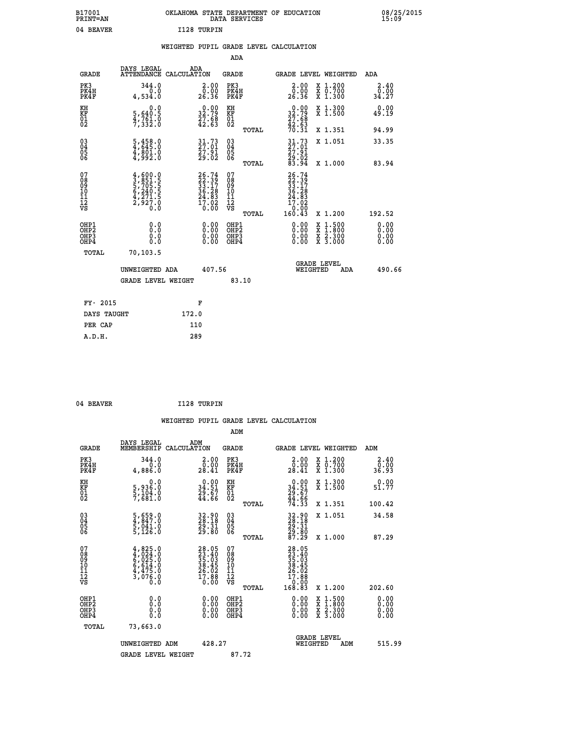B17001 PRINT=AN OKLAHOMA STATE DEPARTMENT OF EDUCATION DATA SERVICES 08/25/2015 15:09

04 BEAVER I128 TURPIN

WEIGHTED PUPIL GRADE LEVEL CALCULATION

ADA

| GRADE | DAYS LEGAL ATTENDANCE | ADA CALCULATION | GRADE | GRADE LEVEL | WEIGHTED | ADA |
|---|---|---|---|---|---|---|
| PK3 | 344.0 | 2.00 | PK3 | 2.00 | X 1.200 | 2.40 |
| PK4H | 0.0 | 0.00 | PK4H | 0.00 | X 0.700 | 0.00 |
| PK4F | 4,534.0 | 26.36 | PK4F | 26.36 | X 1.300 | 34.27 |
| KH | 0.0 | 0.00 | KH | 0.00 | X 1.300 | 0.00 |
| KF | 5,640.5 | 32.79 | KF | 32.79 | X 1.500 | 49.19 |
| 01 | 4,761.0 | 27.68 | 01 | 27.68 | | |
| 02 | 7,332.0 | 42.63 | 02 | 42.63 | | |
| | | | TOTAL | 70.31 | X 1.351 | 94.99 |
| 03 | 5,458.0 | 31.73 | 03 | 31.73 | X 1.051 | 33.35 |
| 04 | 4,645.0 | 27.01 | 04 | 27.01 | | |
| 05 | 4,801.0 | 27.91 | 05 | 27.91 | | |
| 06 | 4,992.0 | 29.02 | 06 | 29.02 | | |
| | | | TOTAL | 83.94 | X 1.000 | 83.94 |
| 07 | 4,600.0 | 26.74 | 07 | 26.74 | | |
| 08 | 3,851.5 | 22.39 | 08 | 22.39 | | |
| 09 | 5,705.5 | 33.17 | 09 | 33.17 | | |
| 10 | 6,240.5 | 36.28 | 10 | 36.28 | | |
| 11 | 4,271.5 | 24.83 | 11 | 24.83 | | |
| 12 | 2,927.0 | 17.02 | 12 | 17.02 | | |
| VS | 0.0 | 0.00 | VS | 0.00 | | |
| | | | TOTAL | 160.43 | X 1.200 | 192.52 |
| OHP1 | 0.0 | 0.00 | OHP1 | 0.00 | X 1.500 | 0.00 |
| OHP2 | 0.0 | 0.00 | OHP2 | 0.00 | X 1.800 | 0.00 |
| OHP3 | 0.0 | 0.00 | OHP3 | 0.00 | X 2.300 | 0.00 |
| OHP4 | 0.0 | 0.00 | OHP4 | 0.00 | X 3.000 | 0.00 |
| TOTAL | 70,103.5 | | | | | |

UNWEIGHTED ADA 407.56 GRADE LEVEL WEIGHTED ADA 490.66

GRADE LEVEL WEIGHT 83.10

| FY- 2015 | F |
|---|---|
| DAYS TAUGHT | 172.0 |
| PER CAP | 110 |
| A.D.H. | 289 |

04 BEAVER I128 TURPIN

WEIGHTED PUPIL GRADE LEVEL CALCULATION

ADM

| GRADE | DAYS LEGAL MEMBERSHIP | ADM CALCULATION | GRADE | GRADE LEVEL | WEIGHTED | ADM |
|---|---|---|---|---|---|---|
| PK3 | 344.0 | 2.00 | PK3 | 2.00 | X 1.200 | 2.40 |
| PK4H | 0.0 | 0.00 | PK4H | 0.00 | X 0.700 | 0.00 |
| PK4F | 4,886.0 | 28.41 | PK4F | 28.41 | X 1.300 | 36.93 |
| KH | 0.0 | 0.00 | KH | 0.00 | X 1.300 | 0.00 |
| KF | 5,936.0 | 34.51 | KF | 34.51 | X 1.500 | 51.77 |
| 01 | 5,104.0 | 29.67 | 01 | 29.67 | | |
| 02 | 7,681.0 | 44.66 | 02 | 44.66 | | |
| | | | TOTAL | 74.33 | X 1.351 | 100.42 |
| 03 | 5,659.0 | 32.90 | 03 | 32.90 | X 1.051 | 34.58 |
| 04 | 4,847.0 | 28.18 | 04 | 28.18 | | |
| 05 | 5,041.0 | 29.31 | 05 | 29.31 | | |
| 06 | 5,126.0 | 29.80 | 06 | 29.80 | | |
| | | | TOTAL | 87.29 | X 1.000 | 87.29 |
| 07 | 4,825.0 | 28.05 | 07 | 28.05 | | |
| 08 | 4,024.0 | 23.40 | 08 | 23.40 | | |
| 09 | 6,025.0 | 35.03 | 09 | 35.03 | | |
| 10 | 6,614.0 | 38.45 | 10 | 38.45 | | |
| 11 | 4,475.0 | 26.02 | 11 | 26.02 | | |
| 12 | 3,076.0 | 17.88 | 12 | 17.88 | | |
| VS | 0.0 | 0.00 | VS | 0.00 | | |
| | | | TOTAL | 168.83 | X 1.200 | 202.60 |
| OHP1 | 0.0 | 0.00 | OHP1 | 0.00 | X 1.500 | 0.00 |
| OHP2 | 0.0 | 0.00 | OHP2 | 0.00 | X 1.800 | 0.00 |
| OHP3 | 0.0 | 0.00 | OHP3 | 0.00 | X 2.300 | 0.00 |
| OHP4 | 0.0 | 0.00 | OHP4 | 0.00 | X 3.000 | 0.00 |
| TOTAL | 73,663.0 | | | | | |

UNWEIGHTED ADM 428.27 GRADE LEVEL WEIGHTED ADM 515.99

GRADE LEVEL WEIGHT 87.72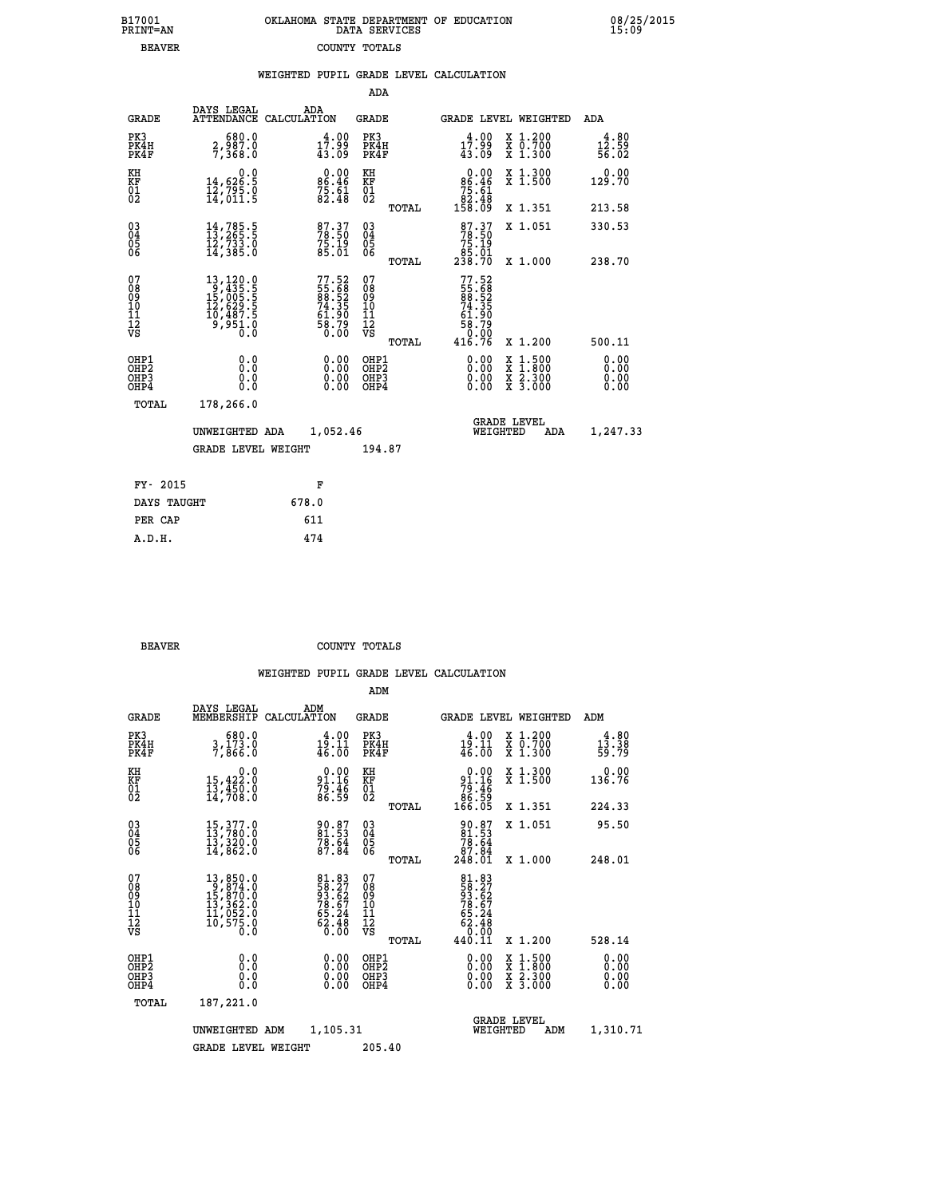B17001 OKLAHOMA STATE DEPARTMENT OF EDUCATION 08/25/2015
PRINT=AN DATA SERVICES 15:09
BEAVER COUNTY TOTALS

### WEIGHTED PUPIL GRADE LEVEL CALCULATION

ADA

| GRADE | DAYS LEGAL ATTENDANCE | ADA CALCULATION | GRADE | GRADE LEVEL | WEIGHTED | ADA |
|---|---|---|---|---|---|---|
| PK3 | 680.0 | 4.00 | PK3 | 4.00 | X 1.200 | 4.80 |
| PK4H | 2,987.0 | 17.99 | PK4H | 17.99 | X 0.700 | 12.59 |
| PK4F | 7,368.0 | 43.09 | PK4F | 43.09 | X 1.300 | 56.02 |
| KH | 0.0 | 0.00 | KH | 0.00 | X 1.300 | 0.00 |
| KF | 14,626.5 | 86.46 | KF | 86.46 | X 1.500 | 129.70 |
| 01 | 12,795.0 | 75.61 | 01 | 75.61 | | |
| 02 | 14,011.5 | 82.48 | 02 | 82.48 | | |
| | | | TOTAL | 158.09 | X 1.351 | 213.58 |
| 03 | 14,785.5 | 87.37 | 03 | 87.37 | X 1.051 | 330.53 |
| 04 | 13,265.5 | 78.50 | 04 | 78.50 | | |
| 05 | 12,733.0 | 75.19 | 05 | 75.19 | | |
| 06 | 14,385.0 | 85.01 | 06 | 85.01 | | |
| | | | TOTAL | 238.70 | X 1.000 | 238.70 |
| 07 | 13,120.0 | 77.52 | 07 | 77.52 | | |
| 08 | 9,435.5 | 55.68 | 08 | 55.68 | | |
| 09 | 15,005.5 | 88.52 | 09 | 88.52 | | |
| 10 | 12,629.5 | 74.35 | 10 | 74.35 | | |
| 11 | 10,487.5 | 61.90 | 11 | 61.90 | | |
| 12 | 9,951.0 | 58.79 | 12 | 58.79 | | |
| VS | 0.0 | 0.00 | VS | 0.00 | | |
| | | | TOTAL | 416.76 | X 1.200 | 500.11 |
| OHP1 | 0.0 | 0.00 | OHP1 | 0.00 | X 1.500 | 0.00 |
| OHP2 | 0.0 | 0.00 | OHP2 | 0.00 | X 1.800 | 0.00 |
| OHP3 | 0.0 | 0.00 | OHP3 | 0.00 | X 2.300 | 0.00 |
| OHP4 | 0.0 | 0.00 | OHP4 | 0.00 | X 3.000 | 0.00 |
| TOTAL | 178,266.0 | | | | | |

UNWEIGHTED ADA 1,052.46 GRADE LEVEL WEIGHTED ADA 1,247.33

GRADE LEVEL WEIGHT 194.87

| FY- 2015 | F |
|---|---|
| DAYS TAUGHT | 678.0 |
| PER CAP | 611 |
| A.D.H. | 474 |

BEAVER COUNTY TOTALS

### WEIGHTED PUPIL GRADE LEVEL CALCULATION

ADM

| GRADE | DAYS LEGAL MEMBERSHIP | ADM CALCULATION | GRADE | GRADE LEVEL | WEIGHTED | ADM |
|---|---|---|---|---|---|---|
| PK3 | 680.0 | 4.00 | PK3 | 4.00 | X 1.200 | 4.80 |
| PK4H | 3,173.0 | 19.11 | PK4H | 19.11 | X 0.700 | 13.38 |
| PK4F | 7,866.0 | 46.00 | PK4F | 46.00 | X 1.300 | 59.79 |
| KH | 0.0 | 0.00 | KH | 0.00 | X 1.300 | 0.00 |
| KF | 15,422.0 | 91.16 | KF | 91.16 | X 1.500 | 136.76 |
| 01 | 13,450.0 | 79.46 | 01 | 79.46 | | |
| 02 | 14,708.0 | 86.59 | 02 | 86.59 | | |
| | | | TOTAL | 166.05 | X 1.351 | 224.33 |
| 03 | 15,377.0 | 90.87 | 03 | 90.87 | X 1.051 | 95.50 |
| 04 | 13,780.0 | 81.53 | 04 | 81.53 | | |
| 05 | 13,320.0 | 78.64 | 05 | 78.64 | | |
| 06 | 14,862.0 | 87.84 | 06 | 87.84 | | |
| | | | TOTAL | 248.01 | X 1.000 | 248.01 |
| 07 | 13,850.0 | 81.83 | 07 | 81.83 | | |
| 08 | 9,874.0 | 58.27 | 08 | 58.27 | | |
| 09 | 15,870.0 | 93.62 | 09 | 93.62 | | |
| 10 | 13,362.0 | 78.67 | 10 | 78.67 | | |
| 11 | 11,052.0 | 65.24 | 11 | 65.24 | | |
| 12 | 10,575.0 | 62.48 | 12 | 62.48 | | |
| VS | 0.0 | 0.00 | VS | 0.00 | | |
| | | | TOTAL | 440.11 | X 1.200 | 528.14 |
| OHP1 | 0.0 | 0.00 | OHP1 | 0.00 | X 1.500 | 0.00 |
| OHP2 | 0.0 | 0.00 | OHP2 | 0.00 | X 1.800 | 0.00 |
| OHP3 | 0.0 | 0.00 | OHP3 | 0.00 | X 2.300 | 0.00 |
| OHP4 | 0.0 | 0.00 | OHP4 | 0.00 | X 3.000 | 0.00 |
| TOTAL | 187,221.0 | | | | | |

UNWEIGHTED ADM 1,105.31 GRADE LEVEL WEIGHTED ADM 1,310.71

GRADE LEVEL WEIGHT 205.40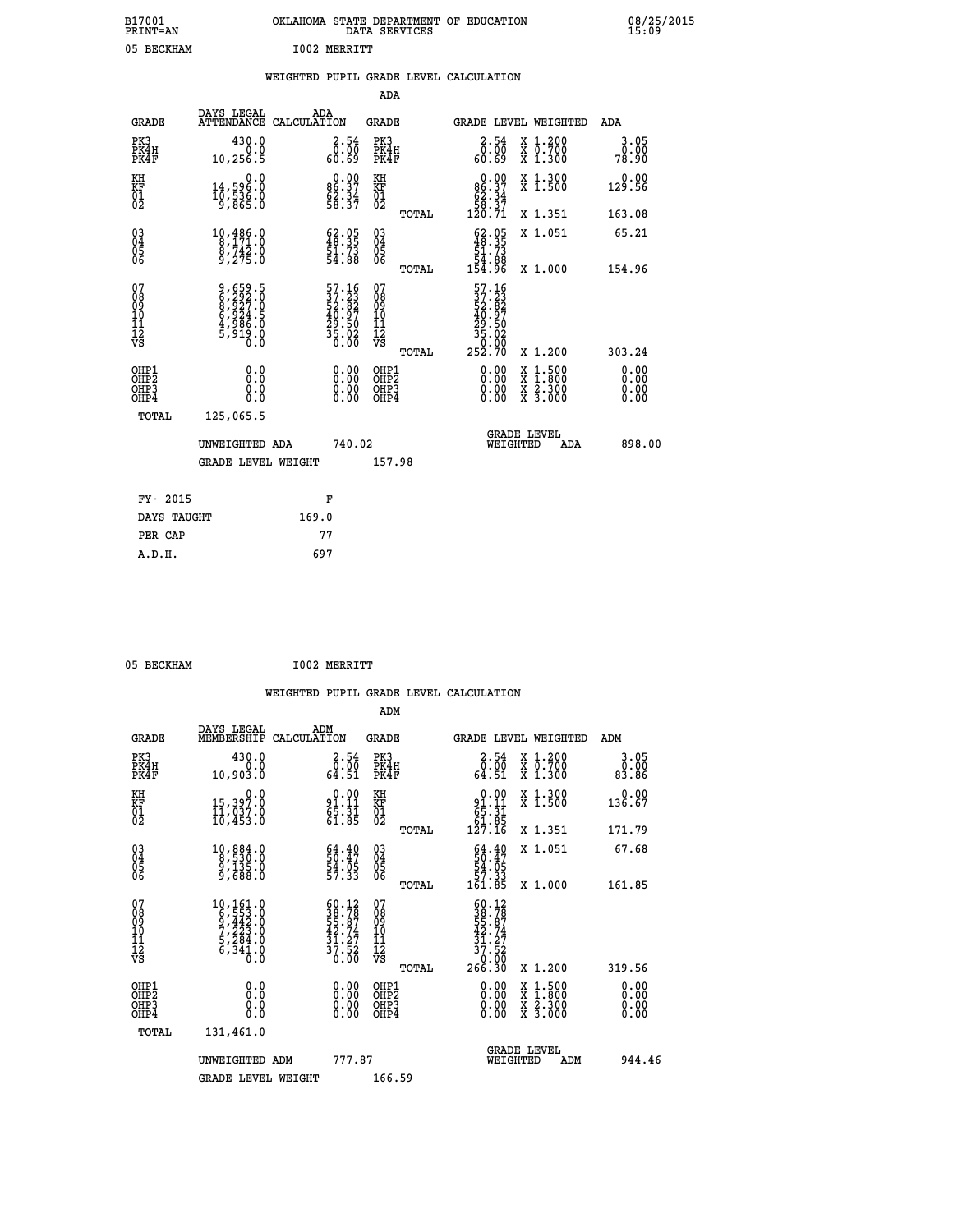B17001 OKLAHOMA STATE DEPARTMENT OF EDUCATION 08/25/2015
PRINT=AN DATA SERVICES 15:09

05 BECKHAM I002 MERRITT

WEIGHTED PUPIL GRADE LEVEL CALCULATION

ADA

| GRADE | DAYS LEGAL ATTENDANCE | ADA CALCULATION | GRADE | | GRADE LEVEL | WEIGHTED | ADA |
|---|---|---|---|---|---|---|---|
| PK3 | 430.0 | 2.54 | PK3 | | 2.54 | X 1.200 | 3.05 |
| PK4H | 0.0 | 0.00 | PK4H | | 0.00 | X 0.700 | 0.00 |
| PK4F | 10,256.5 | 60.69 | PK4F | | 60.69 | X 1.300 | 78.90 |
| KH | 0.0 | 0.00 | KH | | 0.00 | X 1.300 | 0.00 |
| KF | 14,596.0 | 86.37 | KF | | 86.37 | X 1.500 | 129.56 |
| 01 | 10,536.0 | 62.34 | 01 | | 62.34 | | |
| 02 | 9,865.0 | 58.37 | 02 | | 58.37 | | |
| | | | | TOTAL | 120.71 | X 1.351 | 163.08 |
| 03 | 10,486.0 | 62.05 | 03 | | 62.05 | X 1.051 | 65.21 |
| 04 | 8,171.0 | 48.35 | 04 | | 48.35 | | |
| 05 | 8,742.0 | 51.73 | 05 | | 51.73 | | |
| 06 | 9,275.0 | 54.88 | 06 | | 54.88 | | |
| | | | | TOTAL | 154.96 | X 1.000 | 154.96 |
| 07 | 9,659.5 | 57.16 | 07 | | 57.16 | | |
| 08 | 6,292.0 | 37.23 | 08 | | 37.23 | | |
| 09 | 8,927.0 | 52.82 | 09 | | 52.82 | | |
| 10 | 6,924.5 | 40.97 | 10 | | 40.97 | | |
| 11 | 4,986.0 | 29.50 | 11 | | 29.50 | | |
| 12 | 5,919.0 | 35.02 | 12 | | 35.02 | | |
| VS | 0.0 | 0.00 | VS | | 0.00 | | |
| | | | | TOTAL | 252.70 | X 1.200 | 303.24 |
| OHP1 | 0.0 | 0.00 | OHP1 | | 0.00 | X 1.500 | 0.00 |
| OHP2 | 0.0 | 0.00 | OHP2 | | 0.00 | X 1.800 | 0.00 |
| OHP3 | 0.0 | 0.00 | OHP3 | | 0.00 | X 2.300 | 0.00 |
| OHP4 | 0.0 | 0.00 | OHP4 | | 0.00 | X 3.000 | 0.00 |
| TOTAL | 125,065.5 | | | | | | |

UNWEIGHTED ADA 740.02 GRADE LEVEL WEIGHTED ADA 898.00

GRADE LEVEL WEIGHT 157.98

| FY- 2015 | F |
|---|---|
| DAYS TAUGHT | 169.0 |
| PER CAP | 77 |
| A.D.H. | 697 |

05 BECKHAM I002 MERRITT

WEIGHTED PUPIL GRADE LEVEL CALCULATION

ADM

| GRADE | DAYS LEGAL MEMBERSHIP | ADM CALCULATION | GRADE | | GRADE LEVEL | WEIGHTED | ADM |
|---|---|---|---|---|---|---|---|
| PK3 | 430.0 | 2.54 | PK3 | | 2.54 | X 1.200 | 3.05 |
| PK4H | 0.0 | 0.00 | PK4H | | 0.00 | X 0.700 | 0.00 |
| PK4F | 10,903.0 | 64.51 | PK4F | | 64.51 | X 1.300 | 83.86 |
| KH | 0.0 | 0.00 | KH | | 0.00 | X 1.300 | 0.00 |
| KF | 15,397.0 | 91.11 | KF | | 91.11 | X 1.500 | 136.67 |
| 01 | 11,037.0 | 65.31 | 01 | | 65.31 | | |
| 02 | 10,453.0 | 61.85 | 02 | | 61.85 | | |
| | | | | TOTAL | 127.16 | X 1.351 | 171.79 |
| 03 | 10,884.0 | 64.40 | 03 | | 64.40 | X 1.051 | 67.68 |
| 04 | 8,530.0 | 50.47 | 04 | | 50.47 | | |
| 05 | 9,135.0 | 54.05 | 05 | | 54.05 | | |
| 06 | 9,688.0 | 57.33 | 06 | | 57.33 | | |
| | | | | TOTAL | 161.85 | X 1.000 | 161.85 |
| 07 | 10,161.0 | 60.12 | 07 | | 60.12 | | |
| 08 | 6,553.0 | 38.78 | 08 | | 38.78 | | |
| 09 | 9,442.0 | 55.87 | 09 | | 55.87 | | |
| 10 | 7,223.0 | 42.74 | 10 | | 42.74 | | |
| 11 | 5,284.0 | 31.27 | 11 | | 31.27 | | |
| 12 | 6,341.0 | 37.52 | 12 | | 37.52 | | |
| VS | 0.0 | 0.00 | VS | | 0.00 | | |
| | | | | TOTAL | 266.30 | X 1.200 | 319.56 |
| OHP1 | 0.0 | 0.00 | OHP1 | | 0.00 | X 1.500 | 0.00 |
| OHP2 | 0.0 | 0.00 | OHP2 | | 0.00 | X 1.800 | 0.00 |
| OHP3 | 0.0 | 0.00 | OHP3 | | 0.00 | X 2.300 | 0.00 |
| OHP4 | 0.0 | 0.00 | OHP4 | | 0.00 | X 3.000 | 0.00 |
| TOTAL | 131,461.0 | | | | | | |

UNWEIGHTED ADM 777.87 GRADE LEVEL WEIGHTED ADM 944.46

GRADE LEVEL WEIGHT 166.59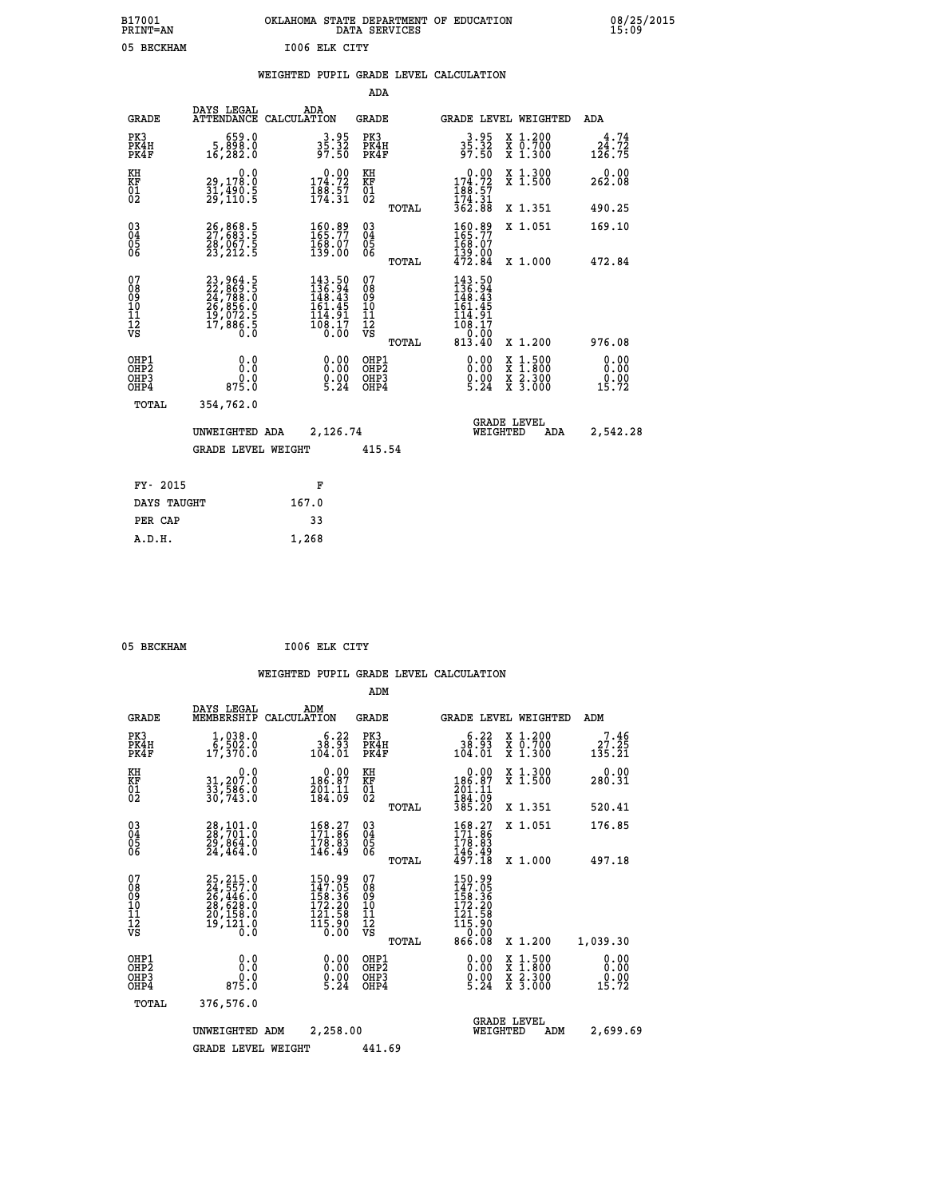B17001 PRINT=AN — OKLAHOMA STATE DEPARTMENT OF EDUCATION DATA SERVICES — 08/25/2015 15:09

05 BECKHAM — I006 ELK CITY

## WEIGHTED PUPIL GRADE LEVEL CALCULATION

### ADA

| GRADE | DAYS LEGAL ATTENDANCE | ADA CALCULATION | GRADE | GRADE LEVEL | WEIGHTED | ADA |
|---|---|---|---|---|---|---|
| PK3 | 659.0 | 3.95 | PK3 | 3.95 | X 1.200 | 4.74 |
| PK4H | 5,898.0 | 35.32 | PK4H | 35.32 | X 0.700 | 24.72 |
| PK4F | 16,282.0 | 97.50 | PK4F | 97.50 | X 1.300 | 126.75 |
| KH | 0.0 | 0.00 | KH | 0.00 | X 1.300 | 0.00 |
| KF | 29,178.0 | 174.72 | KF | 174.72 | X 1.500 | 262.08 |
| 01 | 31,490.5 | 188.57 | 01 | 188.57 | | |
| 02 | 29,110.5 | 174.31 | 02 | 174.31 | | |
| | | | TOTAL | 362.88 | X 1.351 | 490.25 |
| 03 | 26,868.5 | 160.89 | 03 | 160.89 | X 1.051 | 169.10 |
| 04 | 27,683.5 | 165.77 | 04 | 165.77 | | |
| 05 | 28,067.5 | 168.07 | 05 | 168.07 | | |
| 06 | 23,212.5 | 139.00 | 06 | 139.00 | | |
| | | | TOTAL | 472.84 | X 1.000 | 472.84 |
| 07 | 23,964.5 | 143.50 | 07 | 143.50 | | |
| 08 | 22,869.5 | 136.94 | 08 | 136.94 | | |
| 09 | 24,788.0 | 148.43 | 09 | 148.43 | | |
| 10 | 26,856.0 | 161.45 | 10 | 161.45 | | |
| 11 | 19,072.5 | 114.91 | 11 | 114.91 | | |
| 12 | 17,886.5 | 108.17 | 12 | 108.17 | | |
| VS | 0.0 | 0.00 | VS | 0.00 | | |
| | | | TOTAL | 813.40 | X 1.200 | 976.08 |
| OHP1 | 0.0 | 0.00 | OHP1 | 0.00 | X 1.500 | 0.00 |
| OHP2 | 0.0 | 0.00 | OHP2 | 0.00 | X 1.800 | 0.00 |
| OHP3 | 0.0 | 0.00 | OHP3 | 0.00 | X 2.300 | 0.00 |
| OHP4 | 875.0 | 5.24 | OHP4 | 5.24 | X 3.000 | 15.72 |
| TOTAL | 354,762.0 | | | | | |

UNWEIGHTED ADA 2,126.74 — GRADE LEVEL WEIGHTED ADA 2,542.28

GRADE LEVEL WEIGHT 415.54

| FY- 2015 | F |
|---|---|
| DAYS TAUGHT | 167.0 |
| PER CAP | 33 |
| A.D.H. | 1,268 |

05 BECKHAM — I006 ELK CITY

## WEIGHTED PUPIL GRADE LEVEL CALCULATION

### ADM

| GRADE | DAYS LEGAL MEMBERSHIP | ADM CALCULATION | GRADE | GRADE LEVEL | WEIGHTED | ADM |
|---|---|---|---|---|---|---|
| PK3 | 1,038.0 | 6.22 | PK3 | 6.22 | X 1.200 | 7.46 |
| PK4H | 6,502.0 | 38.93 | PK4H | 38.93 | X 0.700 | 27.25 |
| PK4F | 17,370.0 | 104.01 | PK4F | 104.01 | X 1.300 | 135.21 |
| KH | 0.0 | 0.00 | KH | 0.00 | X 1.300 | 0.00 |
| KF | 31,207.0 | 186.87 | KF | 186.87 | X 1.500 | 280.31 |
| 01 | 33,586.0 | 201.11 | 01 | 201.11 | | |
| 02 | 30,743.0 | 184.09 | 02 | 184.09 | | |
| | | | TOTAL | 385.20 | X 1.351 | 520.41 |
| 03 | 28,101.0 | 168.27 | 03 | 168.27 | X 1.051 | 176.85 |
| 04 | 28,701.0 | 171.86 | 04 | 171.86 | | |
| 05 | 29,864.0 | 178.83 | 05 | 178.83 | | |
| 06 | 24,464.0 | 146.49 | 06 | 146.49 | | |
| | | | TOTAL | 497.18 | X 1.000 | 497.18 |
| 07 | 25,215.0 | 150.99 | 07 | 150.99 | | |
| 08 | 24,557.0 | 147.05 | 08 | 147.05 | | |
| 09 | 26,446.0 | 158.36 | 09 | 158.36 | | |
| 10 | 28,628.0 | 172.20 | 10 | 172.20 | | |
| 11 | 20,158.0 | 121.58 | 11 | 121.58 | | |
| 12 | 19,121.0 | 115.90 | 12 | 115.90 | | |
| VS | 0.0 | 0.00 | VS | 0.00 | | |
| | | | TOTAL | 866.08 | X 1.200 | 1,039.30 |
| OHP1 | 0.0 | 0.00 | OHP1 | 0.00 | X 1.500 | 0.00 |
| OHP2 | 0.0 | 0.00 | OHP2 | 0.00 | X 1.800 | 0.00 |
| OHP3 | 0.0 | 0.00 | OHP3 | 0.00 | X 2.300 | 0.00 |
| OHP4 | 875.0 | 5.24 | OHP4 | 5.24 | X 3.000 | 15.72 |
| TOTAL | 376,576.0 | | | | | |

UNWEIGHTED ADM 2,258.00 — GRADE LEVEL WEIGHTED ADM 2,699.69

GRADE LEVEL WEIGHT 441.69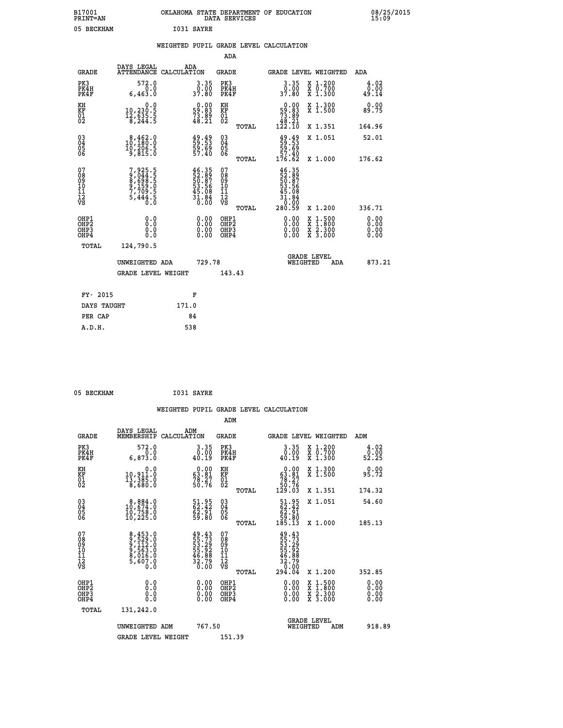B17001 OKLAHOMA STATE DEPARTMENT OF EDUCATION 08/25/2015
PRINT=AN DATA SERVICES 15:09

05 BECKHAM I031 SAYRE

## WEIGHTED PUPIL GRADE LEVEL CALCULATION

### ADA

| GRADE | DAYS LEGAL ATTENDANCE | ADA CALCULATION | GRADE | | GRADE LEVEL | WEIGHTED | ADA |
|---|---|---|---|---|---|---|---|
| PK3 | 572.0 | 3.35 | PK3 | | 3.35 | X 1.200 | 4.02 |
| PK4H | 0.0 | 0.00 | PK4H | | 0.00 | X 0.700 | 0.00 |
| PK4F | 6,463.0 | 37.80 | PK4F | | 37.80 | X 1.300 | 49.14 |
| KH | 0.0 | 0.00 | KH | | 0.00 | X 1.300 | 0.00 |
| KF | 10,230.5 | 59.83 | KF | | 59.83 | X 1.500 | 89.75 |
| 01 | 12,635.5 | 73.89 | 01 | | 73.89 | | |
| 02 | 8,244.5 | 48.21 | 02 | | 48.21 | | |
| | | | | TOTAL | 122.10 | X 1.351 | 164.96 |
| 03 | 8,462.0 | 49.49 | 03 | | 49.49 | X 1.051 | 52.01 |
| 04 | 10,180.0 | 59.53 | 04 | | 59.53 | | |
| 05 | 10,206.5 | 59.69 | 05 | | 59.69 | | |
| 06 | 9,815.0 | 57.40 | 06 | | 57.40 | | |
| | | | | TOTAL | 176.62 | X 1.000 | 176.62 |
| 07 | 7,925.5 | 46.35 | 07 | | 46.35 | | |
| 08 | 9,044.5 | 52.89 | 08 | | 52.89 | | |
| 09 | 8,698.5 | 50.87 | 09 | | 50.87 | | |
| 10 | 9,159.0 | 53.56 | 10 | | 53.56 | | |
| 11 | 7,709.5 | 45.08 | 11 | | 45.08 | | |
| 12 | 5,444.5 | 31.84 | 12 | | 31.84 | | |
| VS | 0.0 | 0.00 | VS | | 0.00 | | |
| | | | | TOTAL | 280.59 | X 1.200 | 336.71 |
| OHP1 | 0.0 | 0.00 | OHP1 | | 0.00 | X 1.500 | 0.00 |
| OHP2 | 0.0 | 0.00 | OHP2 | | 0.00 | X 1.800 | 0.00 |
| OHP3 | 0.0 | 0.00 | OHP3 | | 0.00 | X 2.300 | 0.00 |
| OHP4 | 0.0 | 0.00 | OHP4 | | 0.00 | X 3.000 | 0.00 |
| TOTAL | 124,790.5 | | | | | | |

UNWEIGHTED ADA 729.78 GRADE LEVEL WEIGHTED ADA 873.21

GRADE LEVEL WEIGHT 143.43

| FY- 2015 | F |
|---|---|
| DAYS TAUGHT | 171.0 |
| PER CAP | 84 |
| A.D.H. | 538 |

05 BECKHAM I031 SAYRE

## WEIGHTED PUPIL GRADE LEVEL CALCULATION

### ADM

| GRADE | DAYS LEGAL MEMBERSHIP | ADM CALCULATION | GRADE | | GRADE LEVEL | WEIGHTED | ADM |
|---|---|---|---|---|---|---|---|
| PK3 | 572.0 | 3.35 | PK3 | | 3.35 | X 1.200 | 4.02 |
| PK4H | 0.0 | 0.00 | PK4H | | 0.00 | X 0.700 | 0.00 |
| PK4F | 6,873.0 | 40.19 | PK4F | | 40.19 | X 1.300 | 52.25 |
| KH | 0.0 | 0.00 | KH | | 0.00 | X 1.300 | 0.00 |
| KF | 10,911.0 | 63.81 | KF | | 63.81 | X 1.500 | 95.72 |
| 01 | 13,385.0 | 78.27 | 01 | | 78.27 | | |
| 02 | 8,680.0 | 50.76 | 02 | | 50.76 | | |
| | | | | TOTAL | 129.03 | X 1.351 | 174.32 |
| 03 | 8,884.0 | 51.95 | 03 | | 51.95 | X 1.051 | 54.60 |
| 04 | 10,674.0 | 62.42 | 04 | | 62.42 | | |
| 05 | 10,758.0 | 62.91 | 05 | | 62.91 | | |
| 06 | 10,225.0 | 59.80 | 06 | | 59.80 | | |
| | | | | TOTAL | 185.13 | X 1.000 | 185.13 |
| 07 | 8,453.0 | 49.43 | 07 | | 49.43 | | |
| 08 | 9,529.0 | 55.73 | 08 | | 55.73 | | |
| 09 | 9,112.0 | 53.29 | 09 | | 53.29 | | |
| 10 | 9,563.0 | 55.92 | 10 | | 55.92 | | |
| 11 | 8,016.0 | 46.88 | 11 | | 46.88 | | |
| 12 | 5,607.0 | 32.79 | 12 | | 32.79 | | |
| VS | 0.0 | 0.00 | VS | | 0.00 | | |
| | | | | TOTAL | 294.04 | X 1.200 | 352.85 |
| OHP1 | 0.0 | 0.00 | OHP1 | | 0.00 | X 1.500 | 0.00 |
| OHP2 | 0.0 | 0.00 | OHP2 | | 0.00 | X 1.800 | 0.00 |
| OHP3 | 0.0 | 0.00 | OHP3 | | 0.00 | X 2.300 | 0.00 |
| OHP4 | 0.0 | 0.00 | OHP4 | | 0.00 | X 3.000 | 0.00 |
| TOTAL | 131,242.0 | | | | | | |

UNWEIGHTED ADM 767.50 GRADE LEVEL WEIGHTED ADM 918.89

GRADE LEVEL WEIGHT 151.39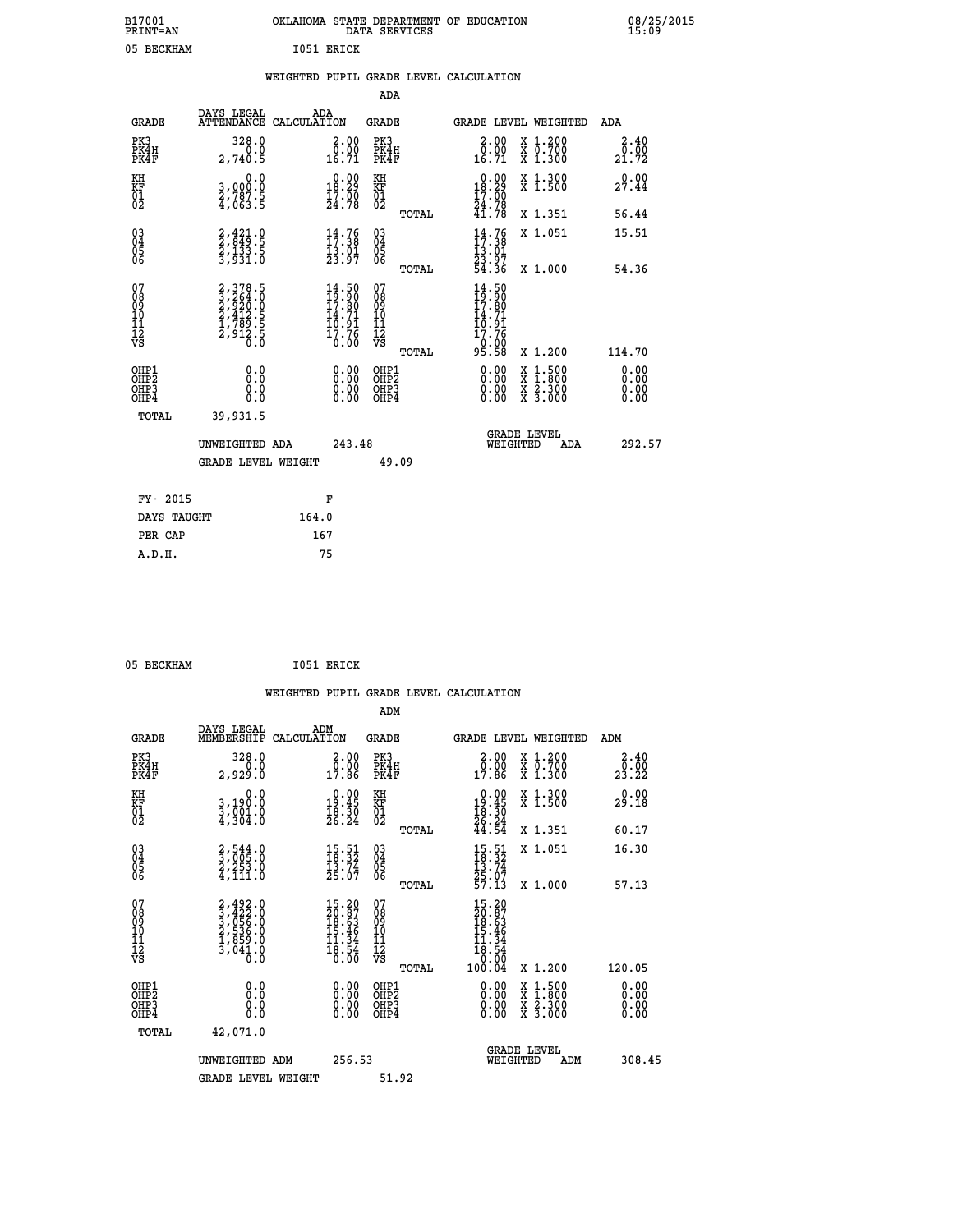B17001 OKLAHOMA STATE DEPARTMENT OF EDUCATION 08/25/2015
PRINT=AN DATA SERVICES 15:09

05 BECKHAM I051 ERICK

## WEIGHTED PUPIL GRADE LEVEL CALCULATION

### ADA

| GRADE | DAYS LEGAL ATTENDANCE | ADA CALCULATION | GRADE | | GRADE LEVEL | WEIGHTED | ADA |
|---|---|---|---|---|---|---|---|
| PK3 | 328.0 | 2.00 | PK3 | | 2.00 | X 1.200 | 2.40 |
| PK4H | 0.0 | 0.00 | PK4H | | 0.00 | X 0.700 | 0.00 |
| PK4F | 2,740.5 | 16.71 | PK4F | | 16.71 | X 1.300 | 21.72 |
| KH | 0.0 | 0.00 | KH | | 0.00 | X 1.300 | 0.00 |
| KF | 3,000.0 | 18.29 | KF | | 18.29 | X 1.500 | 27.44 |
| 01 | 2,787.5 | 17.00 | 01 | | 17.00 | | |
| 02 | 4,063.5 | 24.78 | 02 | | 24.78 | | |
| | | | | TOTAL | 41.78 | X 1.351 | 56.44 |
| 03 | 2,421.0 | 14.76 | 03 | | 14.76 | X 1.051 | 15.51 |
| 04 | 2,849.5 | 17.38 | 04 | | 17.38 | | |
| 05 | 2,133.5 | 13.01 | 05 | | 13.01 | | |
| 06 | 3,931.0 | 23.97 | 06 | | 23.97 | | |
| | | | | TOTAL | 54.36 | X 1.000 | 54.36 |
| 07 | 2,378.5 | 14.50 | 07 | | 14.50 | | |
| 08 | 3,264.0 | 19.90 | 08 | | 19.90 | | |
| 09 | 2,920.0 | 17.80 | 09 | | 17.80 | | |
| 10 | 2,412.5 | 14.71 | 10 | | 14.71 | | |
| 11 | 1,789.5 | 10.91 | 11 | | 10.91 | | |
| 12 | 2,912.5 | 17.76 | 12 | | 17.76 | | |
| VS | 0.0 | 0.00 | VS | | 0.00 | | |
| | | | | TOTAL | 95.58 | X 1.200 | 114.70 |
| OHP1 | 0.0 | 0.00 | OHP1 | | 0.00 | X 1.500 | 0.00 |
| OHP2 | 0.0 | 0.00 | OHP2 | | 0.00 | X 1.800 | 0.00 |
| OHP3 | 0.0 | 0.00 | OHP3 | | 0.00 | X 2.300 | 0.00 |
| OHP4 | 0.0 | 0.00 | OHP4 | | 0.00 | X 3.000 | 0.00 |
| TOTAL | 39,931.5 | | | | | | |

UNWEIGHTED ADA 243.48 GRADE LEVEL WEIGHTED ADA 292.57

GRADE LEVEL WEIGHT 49.09

| FY- 2015 | F |
|---|---|
| DAYS TAUGHT | 164.0 |
| PER CAP | 167 |
| A.D.H. | 75 |

05 BECKHAM I051 ERICK

## WEIGHTED PUPIL GRADE LEVEL CALCULATION

### ADM

| GRADE | DAYS LEGAL MEMBERSHIP | ADM CALCULATION | GRADE | | GRADE LEVEL | WEIGHTED | ADM |
|---|---|---|---|---|---|---|---|
| PK3 | 328.0 | 2.00 | PK3 | | 2.00 | X 1.200 | 2.40 |
| PK4H | 0.0 | 0.00 | PK4H | | 0.00 | X 0.700 | 0.00 |
| PK4F | 2,929.0 | 17.86 | PK4F | | 17.86 | X 1.300 | 23.22 |
| KH | 0.0 | 0.00 | KH | | 0.00 | X 1.300 | 0.00 |
| KF | 3,190.0 | 19.45 | KF | | 19.45 | X 1.500 | 29.18 |
| 01 | 3,001.0 | 18.30 | 01 | | 18.30 | | |
| 02 | 4,304.0 | 26.24 | 02 | | 26.24 | | |
| | | | | TOTAL | 44.54 | X 1.351 | 60.17 |
| 03 | 2,544.0 | 15.51 | 03 | | 15.51 | X 1.051 | 16.30 |
| 04 | 3,005.0 | 18.32 | 04 | | 18.32 | | |
| 05 | 2,253.0 | 13.74 | 05 | | 13.74 | | |
| 06 | 4,111.0 | 25.07 | 06 | | 25.07 | | |
| | | | | TOTAL | 57.13 | X 1.000 | 57.13 |
| 07 | 2,492.0 | 15.20 | 07 | | 15.20 | | |
| 08 | 3,422.0 | 20.87 | 08 | | 20.87 | | |
| 09 | 3,056.0 | 18.63 | 09 | | 18.63 | | |
| 10 | 2,536.0 | 15.46 | 10 | | 15.46 | | |
| 11 | 1,859.0 | 11.34 | 11 | | 11.34 | | |
| 12 | 3,041.0 | 18.54 | 12 | | 18.54 | | |
| VS | 0.0 | 0.00 | VS | | 0.00 | | |
| | | | | TOTAL | 100.04 | X 1.200 | 120.05 |
| OHP1 | 0.0 | 0.00 | OHP1 | | 0.00 | X 1.500 | 0.00 |
| OHP2 | 0.0 | 0.00 | OHP2 | | 0.00 | X 1.800 | 0.00 |
| OHP3 | 0.0 | 0.00 | OHP3 | | 0.00 | X 2.300 | 0.00 |
| OHP4 | 0.0 | 0.00 | OHP4 | | 0.00 | X 3.000 | 0.00 |
| TOTAL | 42,071.0 | | | | | | |

UNWEIGHTED ADM 256.53 GRADE LEVEL WEIGHTED ADM 308.45

GRADE LEVEL WEIGHT 51.92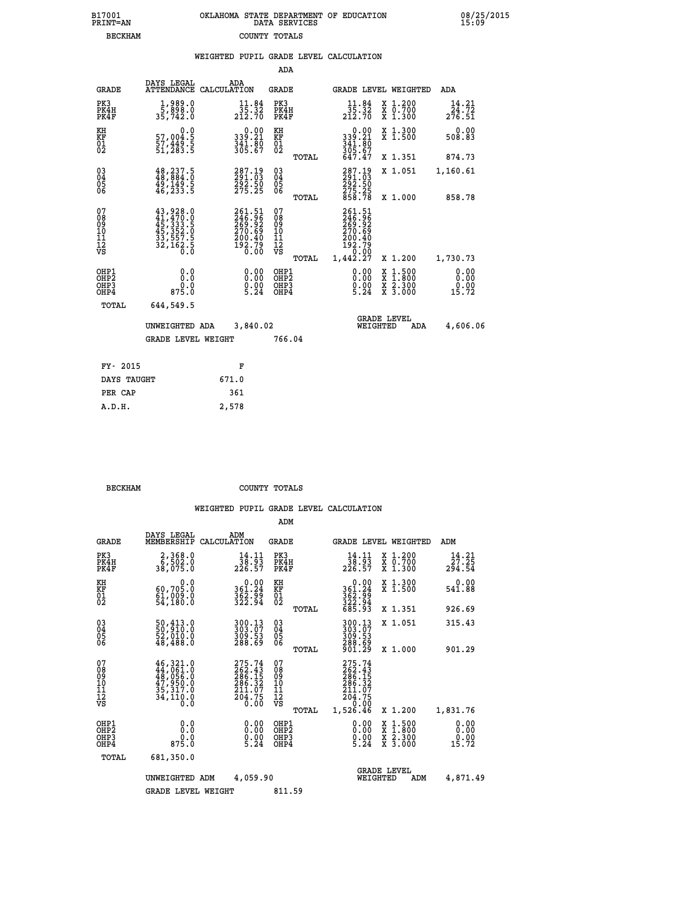B17001 OKLAHOMA STATE DEPARTMENT OF EDUCATION 08/25/2015
PRINT=AN DATA SERVICES 15:09
BECKHAM COUNTY TOTALS

WEIGHTED PUPIL GRADE LEVEL CALCULATION

ADA

| GRADE | DAYS LEGAL ATTENDANCE | ADA CALCULATION | GRADE | GRADE LEVEL | WEIGHTED | ADA |
|---|---|---|---|---|---|---|
| PK3 | 1,989.0 | 11.84 | PK3 | 11.84 | X 1.200 | 14.21 |
| PK4H | 5,898.0 | 35.32 | PK4H | 35.32 | X 0.700 | 24.72 |
| PK4F | 35,742.0 | 212.70 | PK4F | 212.70 | X 1.300 | 276.51 |
| KH | 0.0 | 0.00 | KH | 0.00 | X 1.300 | 0.00 |
| KF | 57,004.5 | 339.21 | KF | 339.21 | X 1.500 | 508.83 |
| 01 | 57,449.5 | 341.80 | 01 | 341.80 | | |
| 02 | 51,283.5 | 305.67 | 02 | 305.67 | | |
| | | | TOTAL | 647.47 | X 1.351 | 874.73 |
| 03 | 48,237.5 | 287.19 | 03 | 287.19 | X 1.051 | 1,160.61 |
| 04 | 48,884.0 | 291.03 | 04 | 291.03 | | |
| 05 | 49,149.5 | 292.50 | 05 | 292.50 | | |
| 06 | 46,233.5 | 275.25 | 06 | 275.25 | | |
| | | | TOTAL | 858.78 | X 1.000 | 858.78 |
| 07 | 43,928.0 | 261.51 | 07 | 261.51 | | |
| 08 | 41,470.0 | 246.96 | 08 | 246.96 | | |
| 09 | 45,333.5 | 269.92 | 09 | 269.92 | | |
| 10 | 45,352.0 | 270.69 | 10 | 270.69 | | |
| 11 | 33,557.5 | 200.40 | 11 | 200.40 | | |
| 12 | 32,162.5 | 192.79 | 12 | 192.79 | | |
| VS | 0.0 | 0.00 | VS | 0.00 | | |
| | | | TOTAL | 1,442.27 | X 1.200 | 1,730.73 |
| OHP1 | 0.0 | 0.00 | OHP1 | 0.00 | X 1.500 | 0.00 |
| OHP2 | 0.0 | 0.00 | OHP2 | 0.00 | X 1.800 | 0.00 |
| OHP3 | 0.0 | 0.00 | OHP3 | 0.00 | X 2.300 | 0.00 |
| OHP4 | 875.0 | 5.24 | OHP4 | 5.24 | X 3.000 | 15.72 |
| TOTAL | 644,549.5 | | | | | |

UNWEIGHTED ADA 3,840.02 GRADE LEVEL WEIGHTED ADA 4,606.06

GRADE LEVEL WEIGHT 766.04

| FY- 2015 | F |
|---|---|
| DAYS TAUGHT | 671.0 |
| PER CAP | 361 |
| A.D.H. | 2,578 |

BECKHAM COUNTY TOTALS

WEIGHTED PUPIL GRADE LEVEL CALCULATION

ADM

| GRADE | DAYS LEGAL MEMBERSHIP | ADM CALCULATION | GRADE | GRADE LEVEL | WEIGHTED | ADM |
|---|---|---|---|---|---|---|
| PK3 | 2,368.0 | 14.11 | PK3 | 14.11 | X 1.200 | 14.21 |
| PK4H | 6,502.0 | 38.93 | PK4H | 38.93 | X 0.700 | 27.25 |
| PK4F | 38,075.0 | 226.57 | PK4F | 226.57 | X 1.300 | 294.54 |
| KH | 0.0 | 0.00 | KH | 0.00 | X 1.300 | 0.00 |
| KF | 60,705.0 | 361.24 | KF | 361.24 | X 1.500 | 541.88 |
| 01 | 61,009.0 | 362.99 | 01 | 362.99 | | |
| 02 | 54,180.0 | 322.94 | 02 | 322.94 | | |
| | | | TOTAL | 685.93 | X 1.351 | 926.69 |
| 03 | 50,413.0 | 300.13 | 03 | 300.13 | X 1.051 | 315.43 |
| 04 | 50,910.0 | 303.07 | 04 | 303.07 | | |
| 05 | 52,010.0 | 309.53 | 05 | 309.53 | | |
| 06 | 48,488.0 | 288.69 | 06 | 288.69 | | |
| | | | TOTAL | 901.29 | X 1.000 | 901.29 |
| 07 | 46,321.0 | 275.74 | 07 | 275.74 | | |
| 08 | 44,061.0 | 262.43 | 08 | 262.43 | | |
| 09 | 48,056.0 | 286.15 | 09 | 286.15 | | |
| 10 | 47,950.0 | 286.32 | 10 | 286.32 | | |
| 11 | 35,317.0 | 211.07 | 11 | 211.07 | | |
| 12 | 34,110.0 | 204.75 | 12 | 204.75 | | |
| VS | 0.0 | 0.00 | VS | 0.00 | | |
| | | | TOTAL | 1,526.46 | X 1.200 | 1,831.76 |
| OHP1 | 0.0 | 0.00 | OHP1 | 0.00 | X 1.500 | 0.00 |
| OHP2 | 0.0 | 0.00 | OHP2 | 0.00 | X 1.800 | 0.00 |
| OHP3 | 0.0 | 0.00 | OHP3 | 0.00 | X 2.300 | 0.00 |
| OHP4 | 875.0 | 5.24 | OHP4 | 5.24 | X 3.000 | 15.72 |
| TOTAL | 681,350.0 | | | | | |

UNWEIGHTED ADM 4,059.90 GRADE LEVEL WEIGHTED ADM 4,871.49

GRADE LEVEL WEIGHT 811.59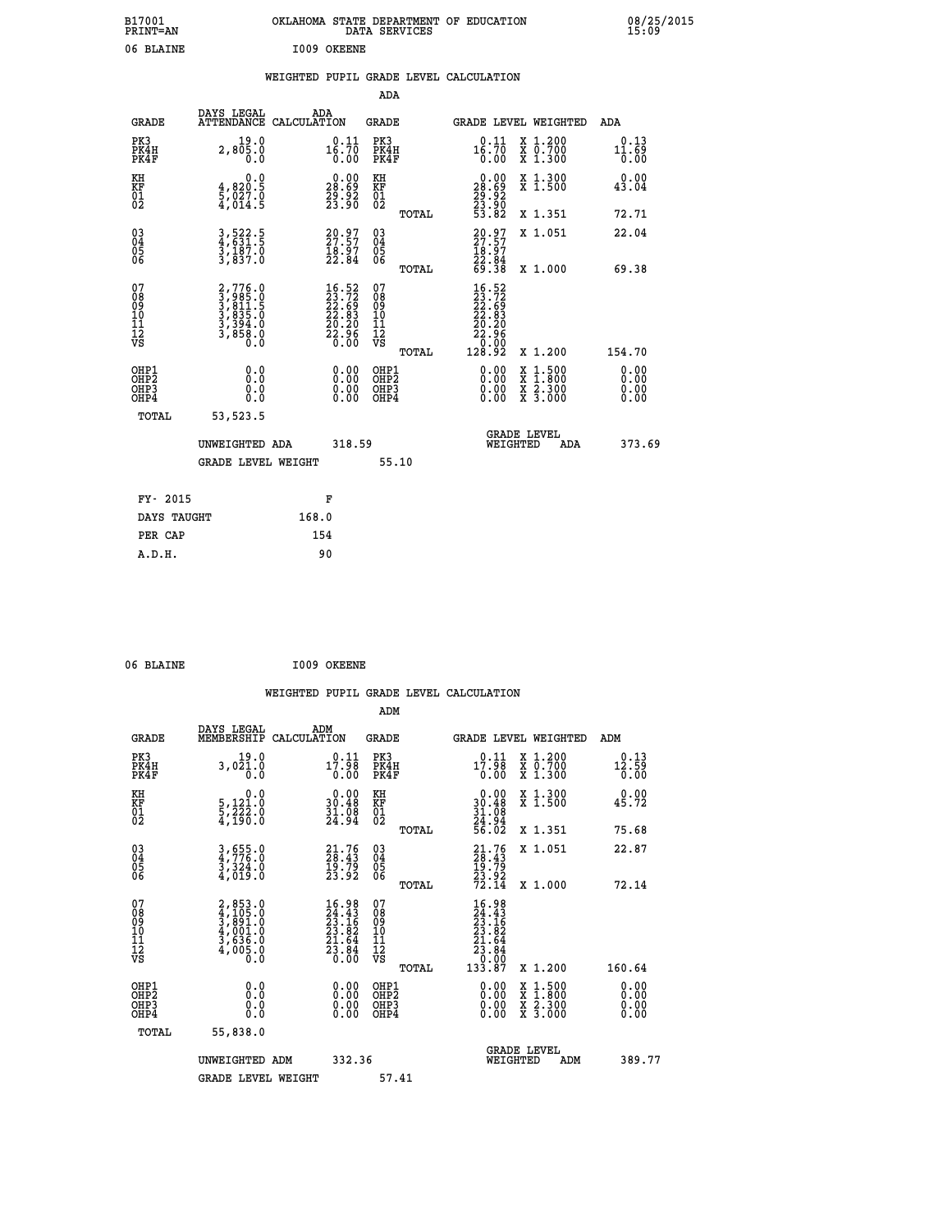B17001 OKLAHOMA STATE DEPARTMENT OF EDUCATION 08/25/2015
PRINT=AN DATA SERVICES 15:09

06 BLAINE I009 OKEENE

## WEIGHTED PUPIL GRADE LEVEL CALCULATION

### ADA

| GRADE | DAYS LEGAL ATTENDANCE | ADA CALCULATION | GRADE | | GRADE LEVEL | WEIGHTED | ADA |
|---|---|---|---|---|---|---|---|
| PK3 | 19.0 | 0.11 | PK3 | | 0.11 | X 1.200 | 0.13 |
| PK4H | 2,805.0 | 16.70 | PK4H | | 16.70 | X 0.700 | 11.69 |
| PK4F | 0.0 | 0.00 | PK4F | | 0.00 | X 1.300 | 0.00 |
| KH | 0.0 | 0.00 | KH | | 0.00 | X 1.300 | 0.00 |
| KF | 4,820.5 | 28.69 | KF | | 28.69 | X 1.500 | 43.04 |
| 01 | 5,027.0 | 29.92 | 01 | | 29.92 | | |
| 02 | 4,014.5 | 23.90 | 02 | | 23.90 | | |
| | | | | TOTAL | 53.82 | X 1.351 | 72.71 |
| 03 | 3,522.5 | 20.97 | 03 | | 20.97 | X 1.051 | 22.04 |
| 04 | 4,631.5 | 27.57 | 04 | | 27.57 | | |
| 05 | 3,187.0 | 18.97 | 05 | | 18.97 | | |
| 06 | 3,837.0 | 22.84 | 06 | | 22.84 | | |
| | | | | TOTAL | 69.38 | X 1.000 | 69.38 |
| 07 | 2,776.0 | 16.52 | 07 | | 16.52 | | |
| 08 | 3,985.0 | 23.72 | 08 | | 23.72 | | |
| 09 | 3,811.5 | 22.69 | 09 | | 22.69 | | |
| 10 | 3,835.0 | 22.83 | 10 | | 22.83 | | |
| 11 | 3,394.0 | 20.20 | 11 | | 20.20 | | |
| 12 | 3,858.0 | 22.96 | 12 | | 22.96 | | |
| VS | 0.0 | 0.00 | VS | | 0.00 | | |
| | | | | TOTAL | 128.92 | X 1.200 | 154.70 |
| OHP1 | 0.0 | 0.00 | OHP1 | | 0.00 | X 1.500 | 0.00 |
| OHP2 | 0.0 | 0.00 | OHP2 | | 0.00 | X 1.800 | 0.00 |
| OHP3 | 0.0 | 0.00 | OHP3 | | 0.00 | X 2.300 | 0.00 |
| OHP4 | 0.0 | 0.00 | OHP4 | | 0.00 | X 3.000 | 0.00 |
| TOTAL | 53,523.5 | | | | | | |

UNWEIGHTED ADA 318.59 GRADE LEVEL WEIGHTED ADA 373.69

GRADE LEVEL WEIGHT 55.10

| FY- 2015 | F |
|---|---|
| DAYS TAUGHT | 168.0 |
| PER CAP | 154 |
| A.D.H. | 90 |

06 BLAINE I009 OKEENE

## WEIGHTED PUPIL GRADE LEVEL CALCULATION

### ADM

| GRADE | DAYS LEGAL MEMBERSHIP | ADM CALCULATION | GRADE | | GRADE LEVEL | WEIGHTED | ADM |
|---|---|---|---|---|---|---|---|
| PK3 | 19.0 | 0.11 | PK3 | | 0.11 | X 1.200 | 0.13 |
| PK4H | 3,021.0 | 17.98 | PK4H | | 17.98 | X 0.700 | 12.59 |
| PK4F | 0.0 | 0.00 | PK4F | | 0.00 | X 1.300 | 0.00 |
| KH | 0.0 | 0.00 | KH | | 0.00 | X 1.300 | 0.00 |
| KF | 5,121.0 | 30.48 | KF | | 30.48 | X 1.500 | 45.72 |
| 01 | 5,222.0 | 31.08 | 01 | | 31.08 | | |
| 02 | 4,190.0 | 24.94 | 02 | | 24.94 | | |
| | | | | TOTAL | 56.02 | X 1.351 | 75.68 |
| 03 | 3,655.0 | 21.76 | 03 | | 21.76 | X 1.051 | 22.87 |
| 04 | 4,776.0 | 28.43 | 04 | | 28.43 | | |
| 05 | 3,324.0 | 19.79 | 05 | | 19.79 | | |
| 06 | 4,019.0 | 23.92 | 06 | | 23.92 | | |
| | | | | TOTAL | 72.14 | X 1.000 | 72.14 |
| 07 | 2,853.0 | 16.98 | 07 | | 16.98 | | |
| 08 | 4,105.0 | 24.43 | 08 | | 24.43 | | |
| 09 | 3,891.0 | 23.16 | 09 | | 23.16 | | |
| 10 | 4,001.0 | 23.82 | 10 | | 23.82 | | |
| 11 | 3,636.0 | 21.64 | 11 | | 21.64 | | |
| 12 | 4,005.0 | 23.84 | 12 | | 23.84 | | |
| VS | 0.0 | 0.00 | VS | | 0.00 | | |
| | | | | TOTAL | 133.87 | X 1.200 | 160.64 |
| OHP1 | 0.0 | 0.00 | OHP1 | | 0.00 | X 1.500 | 0.00 |
| OHP2 | 0.0 | 0.00 | OHP2 | | 0.00 | X 1.800 | 0.00 |
| OHP3 | 0.0 | 0.00 | OHP3 | | 0.00 | X 2.300 | 0.00 |
| OHP4 | 0.0 | 0.00 | OHP4 | | 0.00 | X 3.000 | 0.00 |
| TOTAL | 55,838.0 | | | | | | |

UNWEIGHTED ADM 332.36 GRADE LEVEL WEIGHTED ADM 389.77

GRADE LEVEL WEIGHT 57.41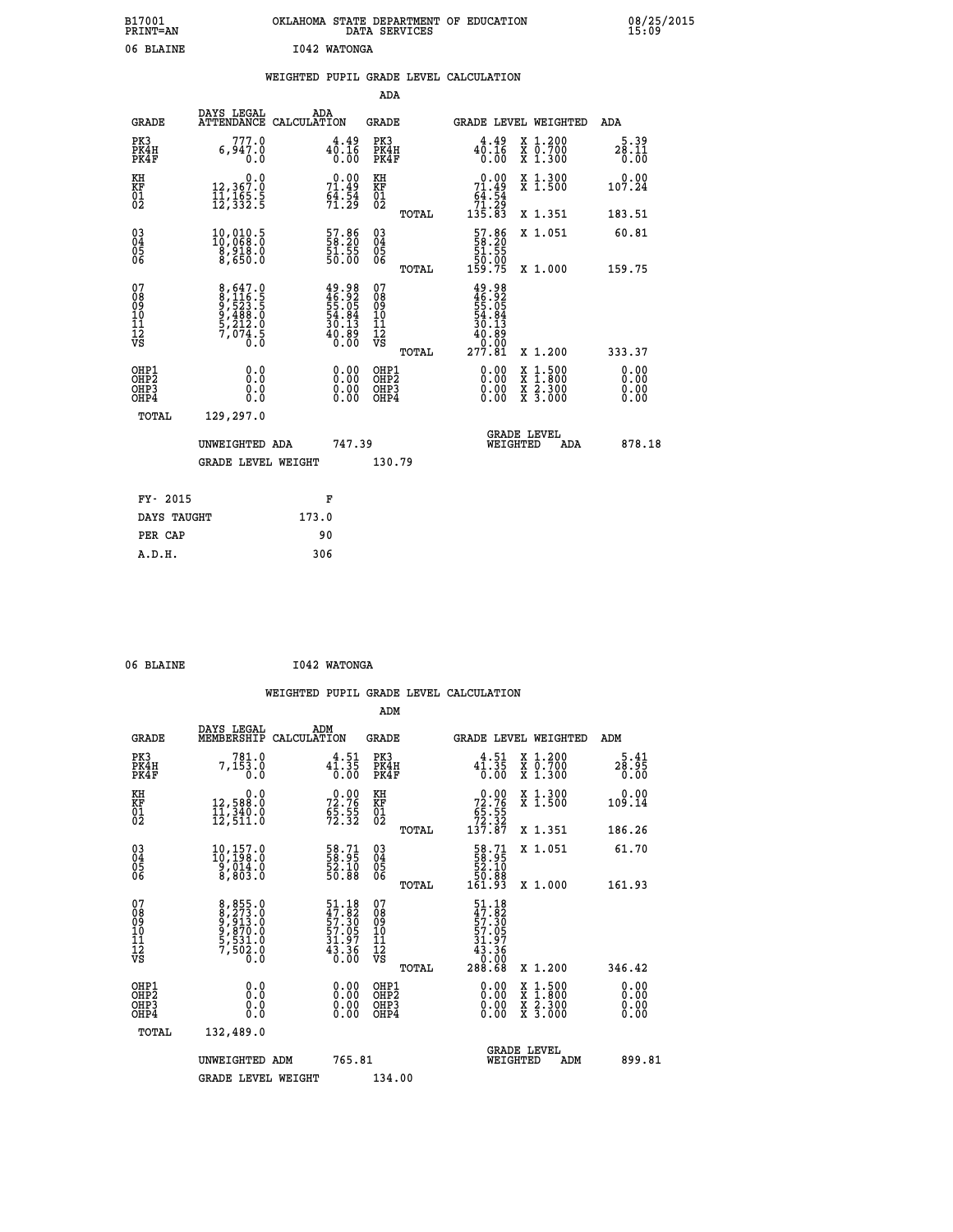B17001 OKLAHOMA STATE DEPARTMENT OF EDUCATION 08/25/2015
PRINT=AN DATA SERVICES 15:09

06 BLAINE I042 WATONGA

## WEIGHTED PUPIL GRADE LEVEL CALCULATION

### ADA

| GRADE | DAYS LEGAL ATTENDANCE | ADA CALCULATION | GRADE | GRADE LEVEL | WEIGHTED | ADA |
|---|---|---|---|---|---|---|
| PK3 | 777.0 | 4.49 | PK3 | 4.49 | X 1.200 | 5.39 |
| PK4H | 6,947.0 | 40.16 | PK4H | 40.16 | X 0.700 | 28.11 |
| PK4F | 0.0 | 0.00 | PK4F | 0.00 | X 1.300 | 0.00 |
| KH | 0.0 | 0.00 | KH | 0.00 | X 1.300 | 0.00 |
| KF | 12,367.0 | 71.49 | KF | 71.49 | X 1.500 | 107.24 |
| 01 | 11,165.5 | 64.54 | 01 | 64.54 | | |
| 02 | 12,332.5 | 71.29 | 02 | 71.29 | | |
| | | | TOTAL | 135.83 | X 1.351 | 183.51 |
| 03 | 10,010.5 | 57.86 | 03 | 57.86 | X 1.051 | 60.81 |
| 04 | 10,068.0 | 58.20 | 04 | 58.20 | | |
| 05 | 8,918.0 | 51.55 | 05 | 51.55 | | |
| 06 | 8,650.0 | 50.00 | 06 | 50.00 | | |
| | | | TOTAL | 159.75 | X 1.000 | 159.75 |
| 07 | 8,647.0 | 49.98 | 07 | 49.98 | | |
| 08 | 8,116.5 | 46.92 | 08 | 46.92 | | |
| 09 | 9,523.5 | 55.05 | 09 | 55.05 | | |
| 10 | 9,488.0 | 54.84 | 10 | 54.84 | | |
| 11 | 5,212.0 | 30.13 | 11 | 30.13 | | |
| 12 | 7,074.5 | 40.89 | 12 | 40.89 | | |
| VS | 0.0 | 0.00 | VS | 0.00 | | |
| | | | TOTAL | 277.81 | X 1.200 | 333.37 |
| OHP1 | 0.0 | 0.00 | OHP1 | 0.00 | X 1.500 | 0.00 |
| OHP2 | 0.0 | 0.00 | OHP2 | 0.00 | X 1.800 | 0.00 |
| OHP3 | 0.0 | 0.00 | OHP3 | 0.00 | X 2.300 | 0.00 |
| OHP4 | 0.0 | 0.00 | OHP4 | 0.00 | X 3.000 | 0.00 |
| TOTAL | 129,297.0 | | | | | |

UNWEIGHTED ADA 747.39 GRADE LEVEL WEIGHTED ADA 878.18

GRADE LEVEL WEIGHT 130.79

| FY- 2015 | F |
|---|---|
| DAYS TAUGHT | 173.0 |
| PER CAP | 90 |
| A.D.H. | 306 |

06 BLAINE I042 WATONGA

## WEIGHTED PUPIL GRADE LEVEL CALCULATION

### ADM

| GRADE | DAYS LEGAL MEMBERSHIP | ADM CALCULATION | GRADE | GRADE LEVEL | WEIGHTED | ADM |
|---|---|---|---|---|---|---|
| PK3 | 781.0 | 4.51 | PK3 | 4.51 | X 1.200 | 5.41 |
| PK4H | 7,153.0 | 41.35 | PK4H | 41.35 | X 0.700 | 28.95 |
| PK4F | 0.0 | 0.00 | PK4F | 0.00 | X 1.300 | 0.00 |
| KH | 0.0 | 0.00 | KH | 0.00 | X 1.300 | 0.00 |
| KF | 12,588.0 | 72.76 | KF | 72.76 | X 1.500 | 109.14 |
| 01 | 11,340.0 | 65.55 | 01 | 65.55 | | |
| 02 | 12,511.0 | 72.32 | 02 | 72.32 | | |
| | | | TOTAL | 137.87 | X 1.351 | 186.26 |
| 03 | 10,157.0 | 58.71 | 03 | 58.71 | X 1.051 | 61.70 |
| 04 | 10,198.0 | 58.95 | 04 | 58.95 | | |
| 05 | 9,014.0 | 52.10 | 05 | 52.10 | | |
| 06 | 8,803.0 | 50.88 | 06 | 50.88 | | |
| | | | TOTAL | 161.93 | X 1.000 | 161.93 |
| 07 | 8,855.0 | 51.18 | 07 | 51.18 | | |
| 08 | 8,273.0 | 47.82 | 08 | 47.82 | | |
| 09 | 9,913.0 | 57.30 | 09 | 57.30 | | |
| 10 | 9,870.0 | 57.05 | 10 | 57.05 | | |
| 11 | 5,531.0 | 31.97 | 11 | 31.97 | | |
| 12 | 7,502.0 | 43.36 | 12 | 43.36 | | |
| VS | 0.0 | 0.00 | VS | 0.00 | | |
| | | | TOTAL | 288.68 | X 1.200 | 346.42 |
| OHP1 | 0.0 | 0.00 | OHP1 | 0.00 | X 1.500 | 0.00 |
| OHP2 | 0.0 | 0.00 | OHP2 | 0.00 | X 1.800 | 0.00 |
| OHP3 | 0.0 | 0.00 | OHP3 | 0.00 | X 2.300 | 0.00 |
| OHP4 | 0.0 | 0.00 | OHP4 | 0.00 | X 3.000 | 0.00 |
| TOTAL | 132,489.0 | | | | | |

UNWEIGHTED ADM 765.81 GRADE LEVEL WEIGHTED ADM 899.81

GRADE LEVEL WEIGHT 134.00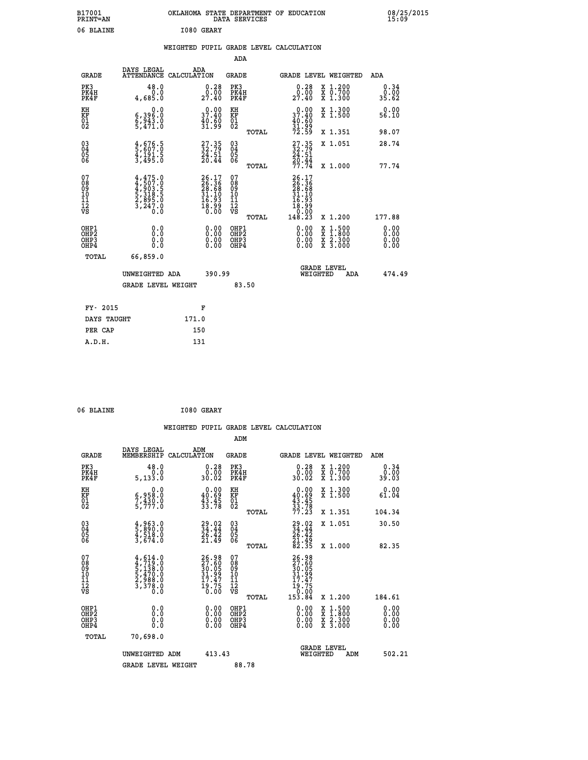B17001 OKLAHOMA STATE DEPARTMENT OF EDUCATION 08/25/2015
PRINT=AN DATA SERVICES 15:09

06 BLAINE I080 GEARY

## WEIGHTED PUPIL GRADE LEVEL CALCULATION

### ADA

| GRADE | DAYS LEGAL ATTENDANCE | ADA CALCULATION | GRADE | GRADE LEVEL | WEIGHTED | ADA |
|---|---|---|---|---|---|---|
| PK3 | 48.0 | 0.28 | PK3 | 0.28 | X 1.200 | 0.34 |
| PK4H | 0.0 | 0.00 | PK4H | 0.00 | X 0.700 | 0.00 |
| PK4F | 4,685.0 | 27.40 | PK4F | 27.40 | X 1.300 | 35.62 |
| KH | 0.0 | 0.00 | KH | 0.00 | X 1.300 | 0.00 |
| KF | 6,396.0 | 37.40 | KF | 37.40 | X 1.500 | 56.10 |
| 01 | 6,943.0 | 40.60 | 01 | 40.60 | | |
| 02 | 5,471.0 | 31.99 | 02 | 31.99 | | |
| | | | TOTAL | 72.59 | X 1.351 | 98.07 |
| 03 | 4,676.5 | 27.35 | 03 | 27.35 | X 1.051 | 28.74 |
| 04 | 5,607.0 | 32.79 | 04 | 32.79 | | |
| 05 | 4,191.5 | 24.51 | 05 | 24.51 | | |
| 06 | 3,495.0 | 20.44 | 06 | 20.44 | | |
| | | | TOTAL | 77.74 | X 1.000 | 77.74 |
| 07 | 4,475.0 | 26.17 | 07 | 26.17 | | |
| 08 | 4,507.0 | 26.36 | 08 | 26.36 | | |
| 09 | 4,903.5 | 28.68 | 09 | 28.68 | | |
| 10 | 5,318.5 | 31.10 | 10 | 31.10 | | |
| 11 | 2,895.0 | 16.93 | 11 | 16.93 | | |
| 12 | 3,247.0 | 18.99 | 12 | 18.99 | | |
| VS | 0.0 | 0.00 | VS | 0.00 | | |
| | | | TOTAL | 148.23 | X 1.200 | 177.88 |
| OHP1 | 0.0 | 0.00 | OHP1 | 0.00 | X 1.500 | 0.00 |
| OHP2 | 0.0 | 0.00 | OHP2 | 0.00 | X 1.800 | 0.00 |
| OHP3 | 0.0 | 0.00 | OHP3 | 0.00 | X 2.300 | 0.00 |
| OHP4 | 0.0 | 0.00 | OHP4 | 0.00 | X 3.000 | 0.00 |
| TOTAL | 66,859.0 | | | | | |

UNWEIGHTED ADA 390.99 | GRADE LEVEL WEIGHTED ADA 474.49

GRADE LEVEL WEIGHT 83.50

| | |
|---|---|
| FY- 2015 | F |
| DAYS TAUGHT | 171.0 |
| PER CAP | 150 |
| A.D.H. | 131 |

06 BLAINE I080 GEARY

## WEIGHTED PUPIL GRADE LEVEL CALCULATION

### ADM

| GRADE | DAYS LEGAL MEMBERSHIP | ADM CALCULATION | GRADE | GRADE LEVEL | WEIGHTED | ADM |
|---|---|---|---|---|---|---|
| PK3 | 48.0 | 0.28 | PK3 | 0.28 | X 1.200 | 0.34 |
| PK4H | 0.0 | 0.00 | PK4H | 0.00 | X 0.700 | 0.00 |
| PK4F | 5,133.0 | 30.02 | PK4F | 30.02 | X 1.300 | 39.03 |
| KH | 0.0 | 0.00 | KH | 0.00 | X 1.300 | 0.00 |
| KF | 6,958.0 | 40.69 | KF | 40.69 | X 1.500 | 61.04 |
| 01 | 7,430.0 | 43.45 | 01 | 43.45 | | |
| 02 | 5,777.0 | 33.78 | 02 | 33.78 | | |
| | | | TOTAL | 77.23 | X 1.351 | 104.34 |
| 03 | 4,963.0 | 29.02 | 03 | 29.02 | X 1.051 | 30.50 |
| 04 | 5,890.0 | 34.44 | 04 | 34.44 | | |
| 05 | 4,518.0 | 26.42 | 05 | 26.42 | | |
| 06 | 3,674.0 | 21.49 | 06 | 21.49 | | |
| | | | TOTAL | 82.35 | X 1.000 | 82.35 |
| 07 | 4,614.0 | 26.98 | 07 | 26.98 | | |
| 08 | 4,719.0 | 27.60 | 08 | 27.60 | | |
| 09 | 5,138.0 | 30.05 | 09 | 30.05 | | |
| 10 | 5,470.0 | 31.99 | 10 | 31.99 | | |
| 11 | 2,988.0 | 17.47 | 11 | 17.47 | | |
| 12 | 3,378.0 | 19.75 | 12 | 19.75 | | |
| VS | 0.0 | 0.00 | VS | 0.00 | | |
| | | | TOTAL | 153.84 | X 1.200 | 184.61 |
| OHP1 | 0.0 | 0.00 | OHP1 | 0.00 | X 1.500 | 0.00 |
| OHP2 | 0.0 | 0.00 | OHP2 | 0.00 | X 1.800 | 0.00 |
| OHP3 | 0.0 | 0.00 | OHP3 | 0.00 | X 2.300 | 0.00 |
| OHP4 | 0.0 | 0.00 | OHP4 | 0.00 | X 3.000 | 0.00 |
| TOTAL | 70,698.0 | | | | | |

UNWEIGHTED ADM 413.43 | GRADE LEVEL WEIGHTED ADM 502.21

GRADE LEVEL WEIGHT 88.78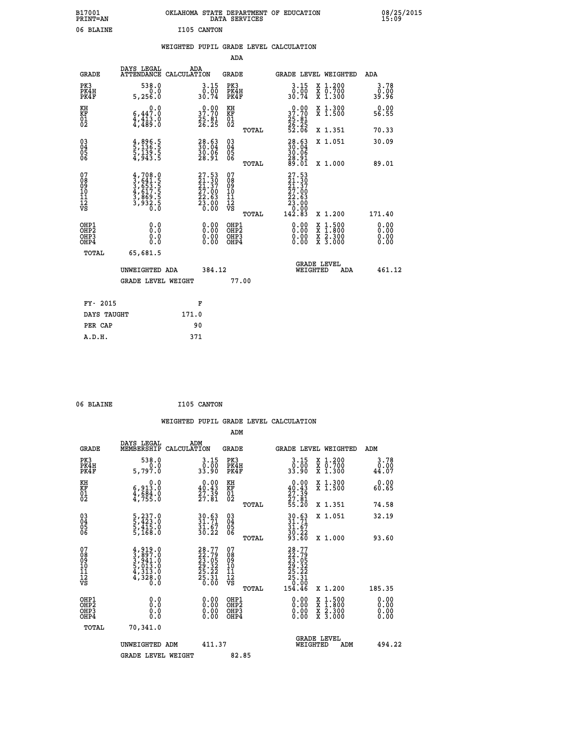B17001 OKLAHOMA STATE DEPARTMENT OF EDUCATION 08/25/2015
PRINT=AN DATA SERVICES 15:09

06 BLAINE I105 CANTON

## WEIGHTED PUPIL GRADE LEVEL CALCULATION

### ADA

| GRADE | DAYS LEGAL ATTENDANCE | ADA CALCULATION | GRADE | GRADE LEVEL | WEIGHTED | ADA |
|---|---|---|---|---|---|---|
| PK3 | 538.0 | 3.15 | PK3 | 3.15 | X 1.200 | 3.78 |
| PK4H | 0.0 | 0.00 | PK4H | 0.00 | X 0.700 | 0.00 |
| PK4F | 5,256.0 | 30.74 | PK4F | 30.74 | X 1.300 | 39.96 |
| KH | 0.0 | 0.00 | KH | 0.00 | X 1.300 | 0.00 |
| KF | 6,447.0 | 37.70 | KF | 37.70 | X 1.500 | 56.55 |
| 01 | 4,413.0 | 25.81 | 01 | 25.81 | | |
| 02 | 4,489.0 | 26.25 | 02 | 26.25 | | |
| | | | TOTAL | 52.06 | X 1.351 | 70.33 |
| 03 | 4,896.5 | 28.63 | 03 | 28.63 | X 1.051 | 30.09 |
| 04 | 5,136.5 | 30.04 | 04 | 30.04 | | |
| 05 | 5,139.5 | 30.06 | 05 | 30.06 | | |
| 06 | 4,943.5 | 28.91 | 06 | 28.91 | | |
| | | | TOTAL | 89.01 | X 1.000 | 89.01 |
| 07 | 4,708.0 | 27.53 | 07 | 27.53 | | |
| 08 | 3,641.5 | 21.30 | 08 | 21.30 | | |
| 09 | 3,653.5 | 21.37 | 09 | 21.37 | | |
| 10 | 4,617.5 | 27.00 | 10 | 27.00 | | |
| 11 | 3,869.5 | 22.63 | 11 | 22.63 | | |
| 12 | 3,932.5 | 23.00 | 12 | 23.00 | | |
| VS | 0.0 | 0.00 | VS | 0.00 | | |
| | | | TOTAL | 142.83 | X 1.200 | 171.40 |
| OHP1 | 0.0 | 0.00 | OHP1 | 0.00 | X 1.500 | 0.00 |
| OHP2 | 0.0 | 0.00 | OHP2 | 0.00 | X 1.800 | 0.00 |
| OHP3 | 0.0 | 0.00 | OHP3 | 0.00 | X 2.300 | 0.00 |
| OHP4 | 0.0 | 0.00 | OHP4 | 0.00 | X 3.000 | 0.00 |
| TOTAL | 65,681.5 | | | | | |

UNWEIGHTED ADA 384.12 GRADE LEVEL WEIGHTED ADA 461.12

GRADE LEVEL WEIGHT 77.00

| FY- 2015 | F |
|---|---|
| DAYS TAUGHT | 171.0 |
| PER CAP | 90 |
| A.D.H. | 371 |

06 BLAINE I105 CANTON

## WEIGHTED PUPIL GRADE LEVEL CALCULATION

### ADM

| GRADE | DAYS LEGAL MEMBERSHIP | ADM CALCULATION | GRADE | GRADE LEVEL | WEIGHTED | ADM |
|---|---|---|---|---|---|---|
| PK3 | 538.0 | 3.15 | PK3 | 3.15 | X 1.200 | 3.78 |
| PK4H | 0.0 | 0.00 | PK4H | 0.00 | X 0.700 | 0.00 |
| PK4F | 5,797.0 | 33.90 | PK4F | 33.90 | X 1.300 | 44.07 |
| KH | 0.0 | 0.00 | KH | 0.00 | X 1.300 | 0.00 |
| KF | 6,913.0 | 40.43 | KF | 40.43 | X 1.500 | 60.65 |
| 01 | 4,684.0 | 27.39 | 01 | 27.39 | | |
| 02 | 4,755.0 | 27.81 | 02 | 27.81 | | |
| | | | TOTAL | 55.20 | X 1.351 | 74.58 |
| 03 | 5,237.0 | 30.63 | 03 | 30.63 | X 1.051 | 32.19 |
| 04 | 5,423.0 | 31.71 | 04 | 31.71 | | |
| 05 | 5,415.0 | 31.67 | 05 | 31.67 | | |
| 06 | 5,168.0 | 30.22 | 06 | 30.22 | | |
| | | | TOTAL | 93.60 | X 1.000 | 93.60 |
| 07 | 4,919.0 | 28.77 | 07 | 28.77 | | |
| 08 | 3,897.0 | 22.79 | 08 | 22.79 | | |
| 09 | 3,941.0 | 23.05 | 09 | 23.05 | | |
| 10 | 5,013.0 | 29.32 | 10 | 29.32 | | |
| 11 | 4,313.0 | 25.22 | 11 | 25.22 | | |
| 12 | 4,328.0 | 25.31 | 12 | 25.31 | | |
| VS | 0.0 | 0.00 | VS | 0.00 | | |
| | | | TOTAL | 154.46 | X 1.200 | 185.35 |
| OHP1 | 0.0 | 0.00 | OHP1 | 0.00 | X 1.500 | 0.00 |
| OHP2 | 0.0 | 0.00 | OHP2 | 0.00 | X 1.800 | 0.00 |
| OHP3 | 0.0 | 0.00 | OHP3 | 0.00 | X 2.300 | 0.00 |
| OHP4 | 0.0 | 0.00 | OHP4 | 0.00 | X 3.000 | 0.00 |
| TOTAL | 70,341.0 | | | | | |

UNWEIGHTED ADM 411.37 GRADE LEVEL WEIGHTED ADM 494.22

GRADE LEVEL WEIGHT 82.85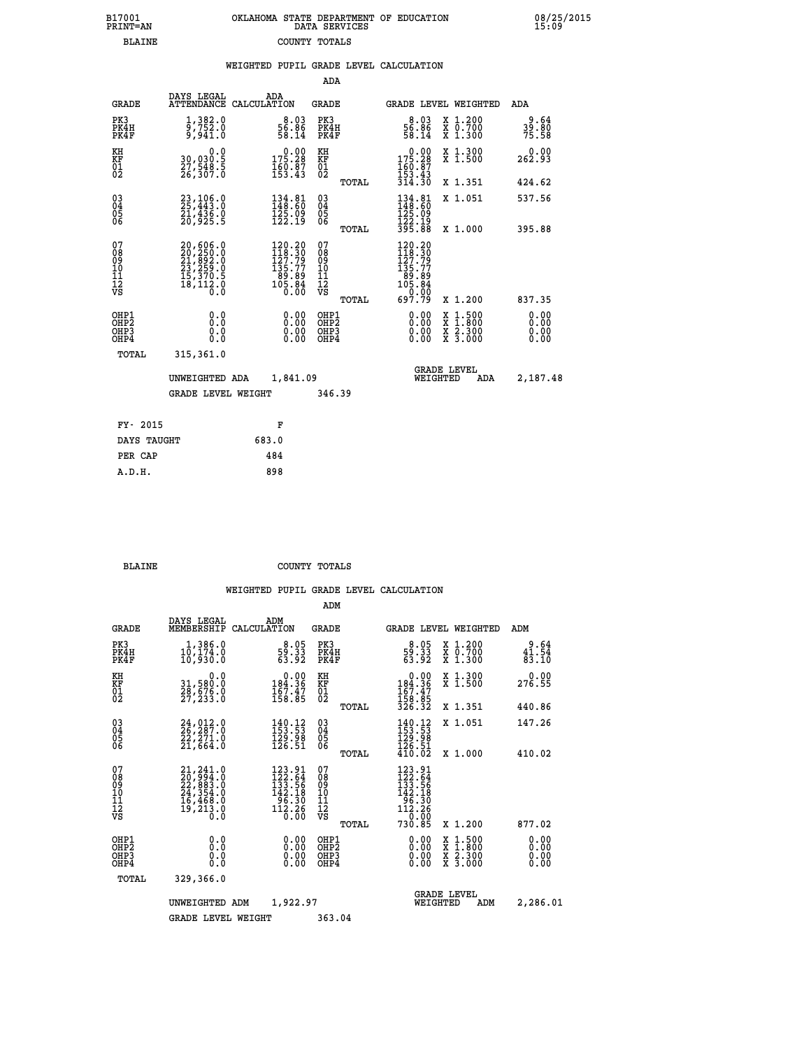B17001 OKLAHOMA STATE DEPARTMENT OF EDUCATION 08/25/2015
PRINT=AN DATA SERVICES 15:09

BLAINE COUNTY TOTALS

## WEIGHTED PUPIL GRADE LEVEL CALCULATION

### ADA

| GRADE | DAYS LEGAL ATTENDANCE | ADA CALCULATION | GRADE | GRADE LEVEL | WEIGHTED | ADA |
|---|---|---|---|---|---|---|
| PK3 | 1,382.0 | 8.03 | PK3 | 8.03 | X 1.200 | 9.64 |
| PK4H | 9,752.0 | 56.86 | PK4H | 56.86 | X 0.700 | 39.80 |
| PK4F | 9,941.0 | 58.14 | PK4F | 58.14 | X 1.300 | 75.58 |
| KH | 0.0 | 0.00 | KH | 0.00 | X 1.300 | 0.00 |
| KF | 30,030.5 | 175.28 | KF | 175.28 | X 1.500 | 262.93 |
| 01 | 27,548.5 | 160.87 | 01 | 160.87 | | |
| 02 | 26,307.0 | 153.43 | 02 | 153.43 | | |
| | | | TOTAL | 314.30 | X 1.351 | 424.62 |
| 03 | 23,106.0 | 134.81 | 03 | 134.81 | X 1.051 | 537.56 |
| 04 | 25,443.0 | 148.60 | 04 | 148.60 | | |
| 05 | 21,436.0 | 125.09 | 05 | 125.09 | | |
| 06 | 20,925.5 | 122.19 | 06 | 122.19 | | |
| | | | TOTAL | 395.88 | X 1.000 | 395.88 |
| 07 | 20,606.0 | 120.20 | 07 | 120.20 | | |
| 08 | 20,250.0 | 118.30 | 08 | 118.30 | | |
| 09 | 21,892.0 | 127.79 | 09 | 127.79 | | |
| 10 | 23,259.0 | 135.77 | 10 | 135.77 | | |
| 11 | 15,370.5 | 89.89 | 11 | 89.89 | | |
| 12 | 18,112.0 | 105.84 | 12 | 105.84 | | |
| VS | 0.0 | 0.00 | VS | 0.00 | | |
| | | | TOTAL | 697.79 | X 1.200 | 837.35 |
| OHP1 | 0.0 | 0.00 | OHP1 | 0.00 | X 1.500 | 0.00 |
| OHP2 | 0.0 | 0.00 | OHP2 | 0.00 | X 1.800 | 0.00 |
| OHP3 | 0.0 | 0.00 | OHP3 | 0.00 | X 2.300 | 0.00 |
| OHP4 | 0.0 | 0.00 | OHP4 | 0.00 | X 3.000 | 0.00 |
| TOTAL | 315,361.0 | | | | | |

UNWEIGHTED ADA 1,841.09 GRADE LEVEL WEIGHTED ADA 2,187.48

GRADE LEVEL WEIGHT 346.39

| FY- 2015 | F |
|---|---|
| DAYS TAUGHT | 683.0 |
| PER CAP | 484 |
| A.D.H. | 898 |

BLAINE COUNTY TOTALS

## WEIGHTED PUPIL GRADE LEVEL CALCULATION

### ADM

| GRADE | DAYS LEGAL MEMBERSHIP | ADM CALCULATION | GRADE | GRADE LEVEL | WEIGHTED | ADM |
|---|---|---|---|---|---|---|
| PK3 | 1,386.0 | 8.05 | PK3 | 8.05 | X 1.200 | 9.64 |
| PK4H | 10,174.0 | 59.33 | PK4H | 59.33 | X 0.700 | 41.54 |
| PK4F | 10,930.0 | 63.92 | PK4F | 63.92 | X 1.300 | 83.10 |
| KH | 0.0 | 0.00 | KH | 0.00 | X 1.300 | 0.00 |
| KF | 31,580.0 | 184.36 | KF | 184.36 | X 1.500 | 276.55 |
| 01 | 28,676.0 | 167.47 | 01 | 167.47 | | |
| 02 | 27,233.0 | 158.85 | 02 | 158.85 | | |
| | | | TOTAL | 326.32 | X 1.351 | 440.86 |
| 03 | 24,012.0 | 140.12 | 03 | 140.12 | X 1.051 | 147.26 |
| 04 | 26,287.0 | 153.53 | 04 | 153.53 | | |
| 05 | 22,271.0 | 129.98 | 05 | 129.98 | | |
| 06 | 21,664.0 | 126.51 | 06 | 126.51 | | |
| | | | TOTAL | 410.02 | X 1.000 | 410.02 |
| 07 | 21,241.0 | 123.91 | 07 | 123.91 | | |
| 08 | 20,994.0 | 122.64 | 08 | 122.64 | | |
| 09 | 22,883.0 | 133.56 | 09 | 133.56 | | |
| 10 | 24,354.0 | 142.18 | 10 | 142.18 | | |
| 11 | 16,468.0 | 96.30 | 11 | 96.30 | | |
| 12 | 19,213.0 | 112.26 | 12 | 112.26 | | |
| VS | 0.0 | 0.00 | VS | 0.00 | | |
| | | | TOTAL | 730.85 | X 1.200 | 877.02 |
| OHP1 | 0.0 | 0.00 | OHP1 | 0.00 | X 1.500 | 0.00 |
| OHP2 | 0.0 | 0.00 | OHP2 | 0.00 | X 1.800 | 0.00 |
| OHP3 | 0.0 | 0.00 | OHP3 | 0.00 | X 2.300 | 0.00 |
| OHP4 | 0.0 | 0.00 | OHP4 | 0.00 | X 3.000 | 0.00 |
| TOTAL | 329,366.0 | | | | | |

UNWEIGHTED ADM 1,922.97 GRADE LEVEL WEIGHTED ADM 2,286.01

GRADE LEVEL WEIGHT 363.04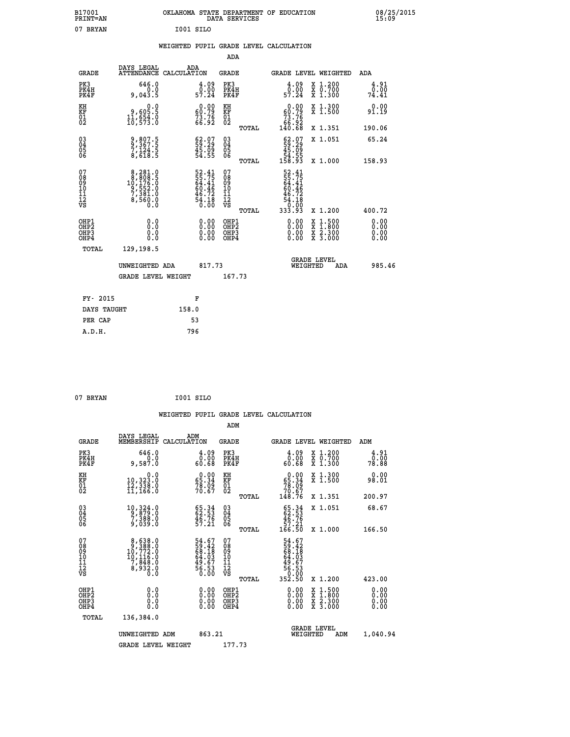B17001 PRINT=AN — OKLAHOMA STATE DEPARTMENT OF EDUCATION DATA SERVICES — 08/25/2015 15:09

07 BRYAN — I001 SILO

## WEIGHTED PUPIL GRADE LEVEL CALCULATION

### ADA

| GRADE | DAYS LEGAL ATTENDANCE | ADA CALCULATION | GRADE | GRADE LEVEL | WEIGHTED | ADA |
|---|---|---|---|---|---|---|
| PK3 | 646.0 | 4.09 | PK3 | 4.09 | X 1.200 | 4.91 |
| PK4H | 0.0 | 0.00 | PK4H | 0.00 | X 0.700 | 0.00 |
| PK4F | 9,043.5 | 57.24 | PK4F | 57.24 | X 1.300 | 74.41 |
| KH | 0.0 | 0.00 | KH | 0.00 | X 1.300 | 0.00 |
| KF | 9,605.5 | 60.79 | KF | 60.79 | X 1.500 | 91.19 |
| 01 | 11,654.0 | 73.76 | 01 | 73.76 | | |
| 02 | 10,573.0 | 66.92 | 02 | 66.92 | | |
| | | | TOTAL | 140.68 | X 1.351 | 190.06 |
| 03 | 9,807.5 | 62.07 | 03 | 62.07 | X 1.051 | 65.24 |
| 04 | 9,367.5 | 59.29 | 04 | 59.29 | | |
| 05 | 7,124.5 | 45.09 | 05 | 45.09 | | |
| 06 | 8,618.5 | 54.55 | 06 | 54.55 | | |
| | | | TOTAL | 158.93 | X 1.000 | 158.93 |
| 07 | 8,281.0 | 52.41 | 07 | 52.41 | | |
| 08 | 8,808.5 | 55.75 | 08 | 55.75 | | |
| 09 | 10,176.0 | 64.41 | 09 | 64.41 | | |
| 10 | 9,552.0 | 60.46 | 10 | 60.46 | | |
| 11 | 7,381.0 | 46.72 | 11 | 46.72 | | |
| 12 | 8,560.0 | 54.18 | 12 | 54.18 | | |
| VS | 0.0 | 0.00 | VS | 0.00 | | |
| | | | TOTAL | 333.93 | X 1.200 | 400.72 |
| OHP1 | 0.0 | 0.00 | OHP1 | 0.00 | X 1.500 | 0.00 |
| OHP2 | 0.0 | 0.00 | OHP2 | 0.00 | X 1.800 | 0.00 |
| OHP3 | 0.0 | 0.00 | OHP3 | 0.00 | X 2.300 | 0.00 |
| OHP4 | 0.0 | 0.00 | OHP4 | 0.00 | X 3.000 | 0.00 |
| TOTAL | 129,198.5 | | | | | |

UNWEIGHTED ADA 817.73 — GRADE LEVEL WEIGHTED ADA 985.46

GRADE LEVEL WEIGHT 167.73

| | |
|---|---|
| FY- 2015 | F |
| DAYS TAUGHT | 158.0 |
| PER CAP | 53 |
| A.D.H. | 796 |

07 BRYAN — I001 SILO

## WEIGHTED PUPIL GRADE LEVEL CALCULATION

### ADM

| GRADE | DAYS LEGAL MEMBERSHIP | ADM CALCULATION | GRADE | GRADE LEVEL | WEIGHTED | ADM |
|---|---|---|---|---|---|---|
| PK3 | 646.0 | 4.09 | PK3 | 4.09 | X 1.200 | 4.91 |
| PK4H | 0.0 | 0.00 | PK4H | 0.00 | X 0.700 | 0.00 |
| PK4F | 9,587.0 | 60.68 | PK4F | 60.68 | X 1.300 | 78.88 |
| KH | 0.0 | 0.00 | KH | 0.00 | X 1.300 | 0.00 |
| KF | 10,323.0 | 65.34 | KF | 65.34 | X 1.500 | 98.01 |
| 01 | 12,338.0 | 78.09 | 01 | 78.09 | | |
| 02 | 11,166.0 | 70.67 | 02 | 70.67 | | |
| | | | TOTAL | 148.76 | X 1.351 | 200.97 |
| 03 | 10,324.0 | 65.34 | 03 | 65.34 | X 1.051 | 68.67 |
| 04 | 9,879.0 | 62.53 | 04 | 62.53 | | |
| 05 | 7,388.0 | 46.76 | 05 | 46.76 | | |
| 06 | 9,039.0 | 57.21 | 06 | 57.21 | | |
| | | | TOTAL | 166.50 | X 1.000 | 166.50 |
| 07 | 8,638.0 | 54.67 | 07 | 54.67 | | |
| 08 | 9,388.0 | 59.42 | 08 | 59.42 | | |
| 09 | 10,772.0 | 68.18 | 09 | 68.18 | | |
| 10 | 10,116.0 | 64.03 | 10 | 64.03 | | |
| 11 | 7,848.0 | 49.67 | 11 | 49.67 | | |
| 12 | 8,932.0 | 56.53 | 12 | 56.53 | | |
| VS | 0.0 | 0.00 | VS | 0.00 | | |
| | | | TOTAL | 352.50 | X 1.200 | 423.00 |
| OHP1 | 0.0 | 0.00 | OHP1 | 0.00 | X 1.500 | 0.00 |
| OHP2 | 0.0 | 0.00 | OHP2 | 0.00 | X 1.800 | 0.00 |
| OHP3 | 0.0 | 0.00 | OHP3 | 0.00 | X 2.300 | 0.00 |
| OHP4 | 0.0 | 0.00 | OHP4 | 0.00 | X 3.000 | 0.00 |
| TOTAL | 136,384.0 | | | | | |

UNWEIGHTED ADM 863.21 — GRADE LEVEL WEIGHTED ADM 1,040.94

GRADE LEVEL WEIGHT 177.73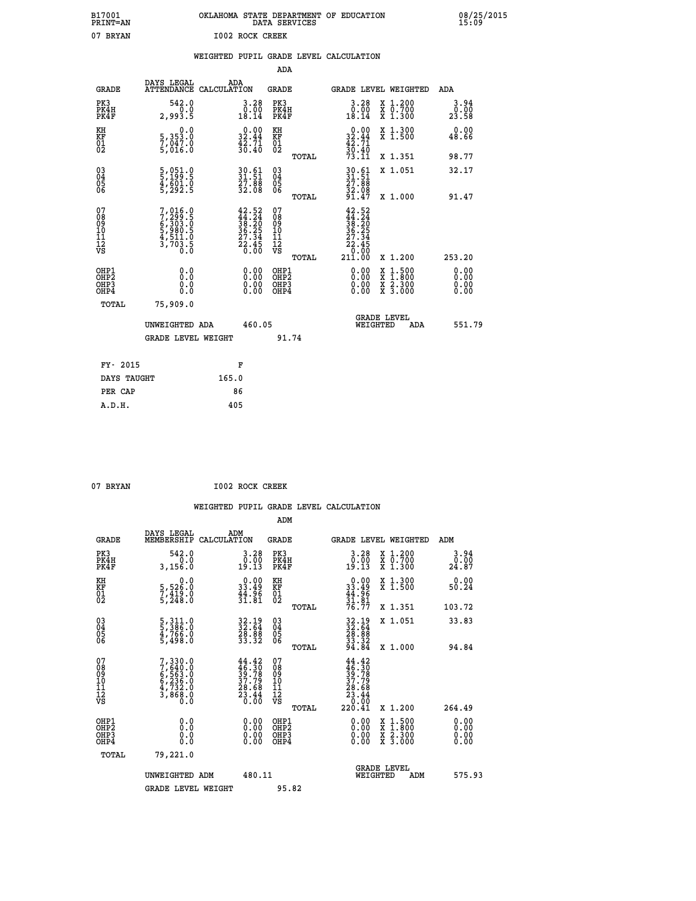B17001 PRINT=AN OKLAHOMA STATE DEPARTMENT OF EDUCATION DATA SERVICES 08/25/2015 15:09

07 BRYAN I002 ROCK CREEK

WEIGHTED PUPIL GRADE LEVEL CALCULATION

ADA

| GRADE | DAYS LEGAL ATTENDANCE | ADA CALCULATION | GRADE | GRADE LEVEL | WEIGHTED | ADA |
|---|---|---|---|---|---|---|
| PK3 | 542.0 | 3.28 | PK3 | 3.28 | X 1.200 | 3.94 |
| PK4H | 0.0 | 0.00 | PK4H | 0.00 | X 0.700 | 0.00 |
| PK4F | 2,993.5 | 18.14 | PK4F | 18.14 | X 1.300 | 23.58 |
| KH | 0.0 | 0.00 | KH | 0.00 | X 1.300 | 0.00 |
| KF | 5,353.0 | 32.44 | KF | 32.44 | X 1.500 | 48.66 |
| 01 | 7,047.0 | 42.71 | 01 | 42.71 | | |
| 02 | 5,016.0 | 30.40 | 02 | 30.40 | | |
| | | | TOTAL | 73.11 | X 1.351 | 98.77 |
| 03 | 5,051.0 | 30.61 | 03 | 30.61 | X 1.051 | 32.17 |
| 04 | 5,199.5 | 31.51 | 04 | 31.51 | | |
| 05 | 4,601.0 | 27.88 | 05 | 27.88 | | |
| 06 | 5,292.5 | 32.08 | 06 | 32.08 | | |
| | | | TOTAL | 91.47 | X 1.000 | 91.47 |
| 07 | 7,016.0 | 42.52 | 07 | 42.52 | | |
| 08 | 7,299.5 | 44.24 | 08 | 44.24 | | |
| 09 | 6,303.0 | 38.20 | 09 | 38.20 | | |
| 10 | 5,980.5 | 36.25 | 10 | 36.25 | | |
| 11 | 4,511.0 | 27.34 | 11 | 27.34 | | |
| 12 | 3,703.5 | 22.45 | 12 | 22.45 | | |
| VS | 0.0 | 0.00 | VS | 0.00 | | |
| | | | TOTAL | 211.00 | X 1.200 | 253.20 |
| OHP1 | 0.0 | 0.00 | OHP1 | 0.00 | X 1.500 | 0.00 |
| OHP2 | 0.0 | 0.00 | OHP2 | 0.00 | X 1.800 | 0.00 |
| OHP3 | 0.0 | 0.00 | OHP3 | 0.00 | X 2.300 | 0.00 |
| OHP4 | 0.0 | 0.00 | OHP4 | 0.00 | X 3.000 | 0.00 |
| TOTAL | 75,909.0 | | | | | |

UNWEIGHTED ADA 460.05 GRADE LEVEL WEIGHTED ADA 551.79

GRADE LEVEL WEIGHT 91.74

| FY- 2015 | F |
|---|---|
| DAYS TAUGHT | 165.0 |
| PER CAP | 86 |
| A.D.H. | 405 |

07 BRYAN I002 ROCK CREEK

WEIGHTED PUPIL GRADE LEVEL CALCULATION

ADM

| GRADE | DAYS LEGAL MEMBERSHIP | ADM CALCULATION | GRADE | GRADE LEVEL | WEIGHTED | ADM |
|---|---|---|---|---|---|---|
| PK3 | 542.0 | 3.28 | PK3 | 3.28 | X 1.200 | 3.94 |
| PK4H | 0.0 | 0.00 | PK4H | 0.00 | X 0.700 | 0.00 |
| PK4F | 3,156.0 | 19.13 | PK4F | 19.13 | X 1.300 | 24.87 |
| KH | 0.0 | 0.00 | KH | 0.00 | X 1.300 | 0.00 |
| KF | 5,526.0 | 33.49 | KF | 33.49 | X 1.500 | 50.24 |
| 01 | 7,419.0 | 44.96 | 01 | 44.96 | | |
| 02 | 5,248.0 | 31.81 | 02 | 31.81 | | |
| | | | TOTAL | 76.77 | X 1.351 | 103.72 |
| 03 | 5,311.0 | 32.19 | 03 | 32.19 | X 1.051 | 33.83 |
| 04 | 5,386.0 | 32.64 | 04 | 32.64 | | |
| 05 | 4,766.0 | 28.88 | 05 | 28.88 | | |
| 06 | 5,498.0 | 33.32 | 06 | 33.32 | | |
| | | | TOTAL | 94.84 | X 1.000 | 94.84 |
| 07 | 7,330.0 | 44.42 | 07 | 44.42 | | |
| 08 | 7,640.0 | 46.30 | 08 | 46.30 | | |
| 09 | 6,563.0 | 39.78 | 09 | 39.78 | | |
| 10 | 6,236.0 | 37.79 | 10 | 37.79 | | |
| 11 | 4,732.0 | 28.68 | 11 | 28.68 | | |
| 12 | 3,868.0 | 23.44 | 12 | 23.44 | | |
| VS | 0.0 | 0.00 | VS | 0.00 | | |
| | | | TOTAL | 220.41 | X 1.200 | 264.49 |
| OHP1 | 0.0 | 0.00 | OHP1 | 0.00 | X 1.500 | 0.00 |
| OHP2 | 0.0 | 0.00 | OHP2 | 0.00 | X 1.800 | 0.00 |
| OHP3 | 0.0 | 0.00 | OHP3 | 0.00 | X 2.300 | 0.00 |
| OHP4 | 0.0 | 0.00 | OHP4 | 0.00 | X 3.000 | 0.00 |
| TOTAL | 79,221.0 | | | | | |

UNWEIGHTED ADM 480.11 GRADE LEVEL WEIGHTED ADM 575.93

GRADE LEVEL WEIGHT 95.82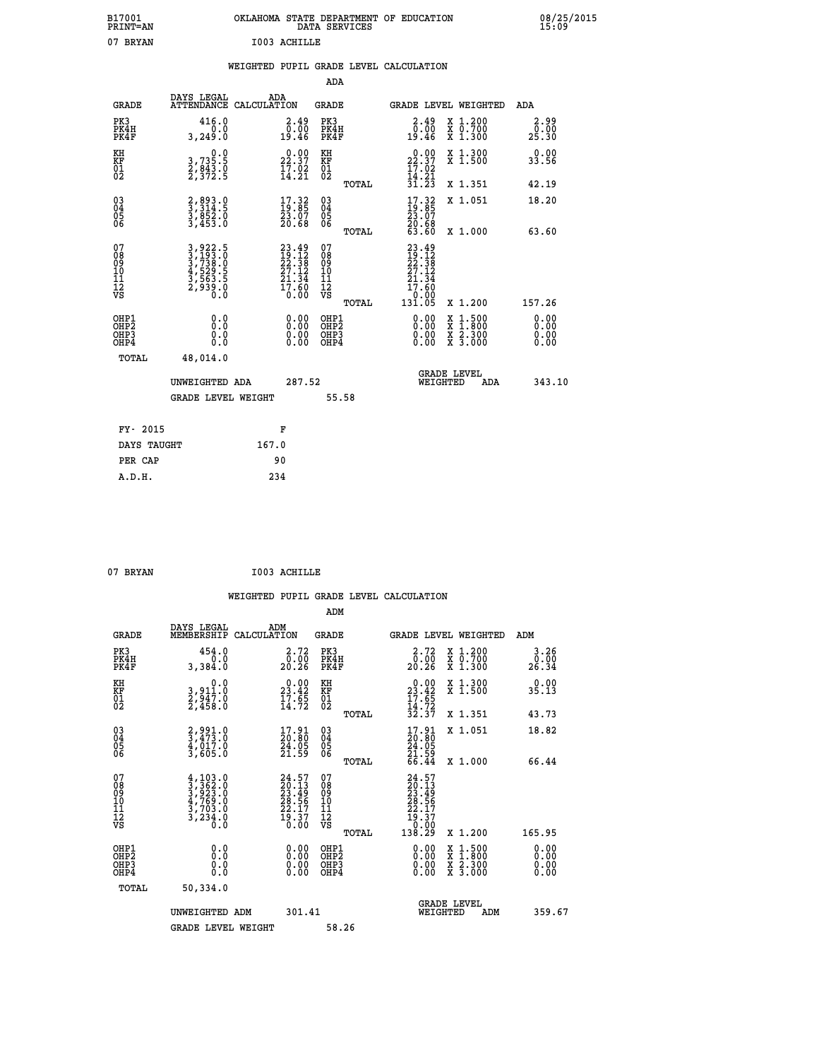B17001 OKLAHOMA STATE DEPARTMENT OF EDUCATION 08/25/2015
PRINT=AN DATA SERVICES 15:09

07 BRYAN I003 ACHILLE

## WEIGHTED PUPIL GRADE LEVEL CALCULATION

### ADA

| GRADE | DAYS LEGAL ATTENDANCE | ADA CALCULATION | GRADE | GRADE LEVEL | WEIGHTED | ADA |
|---|---|---|---|---|---|---|
| PK3 | 416.0 | 2.49 | PK3 | 2.49 | X 1.200 | 2.99 |
| PK4H | 0.0 | 0.00 | PK4H | 0.00 | X 0.700 | 0.00 |
| PK4F | 3,249.0 | 19.46 | PK4F | 19.46 | X 1.300 | 25.30 |
| KH | 0.0 | 0.00 | KH | 0.00 | X 1.300 | 0.00 |
| KF | 3,735.5 | 22.37 | KF | 22.37 | X 1.500 | 33.56 |
| 01 | 2,843.0 | 17.02 | 01 | 17.02 | | |
| 02 | 2,372.5 | 14.21 | 02 | 14.21 | | |
| | | | TOTAL | 31.23 | X 1.351 | 42.19 |
| 03 | 2,893.0 | 17.32 | 03 | 17.32 | X 1.051 | 18.20 |
| 04 | 3,314.5 | 19.85 | 04 | 19.85 | | |
| 05 | 3,852.0 | 23.07 | 05 | 23.07 | | |
| 06 | 3,453.0 | 20.68 | 06 | 20.68 | | |
| | | | TOTAL | 63.60 | X 1.000 | 63.60 |
| 07 | 3,922.5 | 23.49 | 07 | 23.49 | | |
| 08 | 3,193.0 | 19.12 | 08 | 19.12 | | |
| 09 | 3,738.0 | 22.38 | 09 | 22.38 | | |
| 10 | 4,529.5 | 27.12 | 10 | 27.12 | | |
| 11 | 3,563.5 | 21.34 | 11 | 21.34 | | |
| 12 | 2,939.0 | 17.60 | 12 | 17.60 | | |
| VS | 0.0 | 0.00 | VS | 0.00 | | |
| | | | TOTAL | 131.05 | X 1.200 | 157.26 |
| OHP1 | 0.0 | 0.00 | OHP1 | 0.00 | X 1.500 | 0.00 |
| OHP2 | 0.0 | 0.00 | OHP2 | 0.00 | X 1.800 | 0.00 |
| OHP3 | 0.0 | 0.00 | OHP3 | 0.00 | X 2.300 | 0.00 |
| OHP4 | 0.0 | 0.00 | OHP4 | 0.00 | X 3.000 | 0.00 |
| TOTAL | 48,014.0 | | | | | |

UNWEIGHTED ADA 287.52 GRADE LEVEL WEIGHTED ADA 343.10

GRADE LEVEL WEIGHT 55.58

| | |
|---|---|
| FY- 2015 | F |
| DAYS TAUGHT | 167.0 |
| PER CAP | 90 |
| A.D.H. | 234 |

07 BRYAN I003 ACHILLE

## WEIGHTED PUPIL GRADE LEVEL CALCULATION

### ADM

| GRADE | DAYS LEGAL MEMBERSHIP | ADM CALCULATION | GRADE | GRADE LEVEL | WEIGHTED | ADM |
|---|---|---|---|---|---|---|
| PK3 | 454.0 | 2.72 | PK3 | 2.72 | X 1.200 | 3.26 |
| PK4H | 0.0 | 0.00 | PK4H | 0.00 | X 0.700 | 0.00 |
| PK4F | 3,384.0 | 20.26 | PK4F | 20.26 | X 1.300 | 26.34 |
| KH | 0.0 | 0.00 | KH | 0.00 | X 1.300 | 0.00 |
| KF | 3,911.0 | 23.42 | KF | 23.42 | X 1.500 | 35.13 |
| 01 | 2,947.0 | 17.65 | 01 | 17.65 | | |
| 02 | 2,458.0 | 14.72 | 02 | 14.72 | | |
| | | | TOTAL | 32.37 | X 1.351 | 43.73 |
| 03 | 2,991.0 | 17.91 | 03 | 17.91 | X 1.051 | 18.82 |
| 04 | 3,473.0 | 20.80 | 04 | 20.80 | | |
| 05 | 4,017.0 | 24.05 | 05 | 24.05 | | |
| 06 | 3,605.0 | 21.59 | 06 | 21.59 | | |
| | | | TOTAL | 66.44 | X 1.000 | 66.44 |
| 07 | 4,103.0 | 24.57 | 07 | 24.57 | | |
| 08 | 3,362.0 | 20.13 | 08 | 20.13 | | |
| 09 | 3,923.0 | 23.49 | 09 | 23.49 | | |
| 10 | 4,769.0 | 28.56 | 10 | 28.56 | | |
| 11 | 3,703.0 | 22.17 | 11 | 22.17 | | |
| 12 | 3,234.0 | 19.37 | 12 | 19.37 | | |
| VS | 0.0 | 0.00 | VS | 0.00 | | |
| | | | TOTAL | 138.29 | X 1.200 | 165.95 |
| OHP1 | 0.0 | 0.00 | OHP1 | 0.00 | X 1.500 | 0.00 |
| OHP2 | 0.0 | 0.00 | OHP2 | 0.00 | X 1.800 | 0.00 |
| OHP3 | 0.0 | 0.00 | OHP3 | 0.00 | X 2.300 | 0.00 |
| OHP4 | 0.0 | 0.00 | OHP4 | 0.00 | X 3.000 | 0.00 |
| TOTAL | 50,334.0 | | | | | |

UNWEIGHTED ADM 301.41 GRADE LEVEL WEIGHTED ADM 359.67

GRADE LEVEL WEIGHT 58.26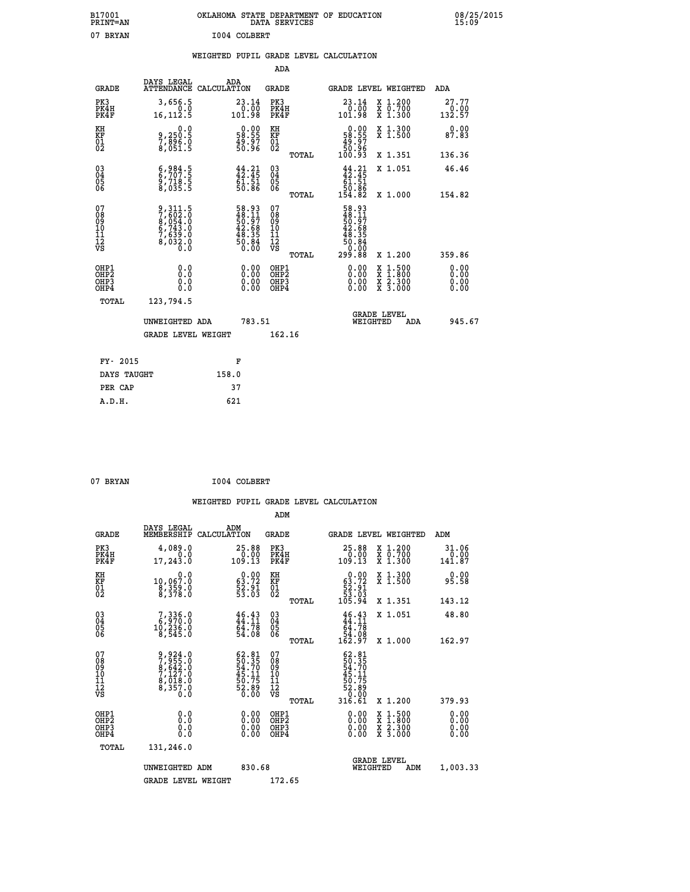B17001 OKLAHOMA STATE DEPARTMENT OF EDUCATION 08/25/2015
PRINT=AN DATA SERVICES 15:09

07 BRYAN I004 COLBERT

## WEIGHTED PUPIL GRADE LEVEL CALCULATION

### ADA

| GRADE | DAYS LEGAL ATTENDANCE | ADA CALCULATION | GRADE | GRADE LEVEL | WEIGHTED | ADA |
|---|---|---|---|---|---|---|
| PK3 | 3,656.5 | 23.14 | PK3 | 23.14 | X 1.200 | 27.77 |
| PK4H | 0.0 | 0.00 | PK4H | 0.00 | X 0.700 | 0.00 |
| PK4F | 16,112.5 | 101.98 | PK4F | 101.98 | X 1.300 | 132.57 |
| KH | 0.0 | 0.00 | KH | 0.00 | X 1.300 | 0.00 |
| KF | 9,250.5 | 58.55 | KF | 58.55 | X 1.500 | 87.83 |
| 01 | 7,896.0 | 49.97 | 01 | 49.97 | | |
| 02 | 8,051.5 | 50.96 | 02 | 50.96 | | |
| | | | TOTAL | 100.93 | X 1.351 | 136.36 |
| 03 | 6,984.5 | 44.21 | 03 | 44.21 | X 1.051 | 46.46 |
| 04 | 6,707.5 | 42.45 | 04 | 42.45 | | |
| 05 | 9,718.5 | 61.51 | 05 | 61.51 | | |
| 06 | 8,035.5 | 50.86 | 06 | 50.86 | | |
| | | | TOTAL | 154.82 | X 1.000 | 154.82 |
| 07 | 9,311.5 | 58.93 | 07 | 58.93 | | |
| 08 | 7,602.0 | 48.11 | 08 | 48.11 | | |
| 09 | 8,054.0 | 50.97 | 09 | 50.97 | | |
| 10 | 6,743.0 | 42.68 | 10 | 42.68 | | |
| 11 | 7,639.0 | 48.35 | 11 | 48.35 | | |
| 12 | 8,032.0 | 50.84 | 12 | 50.84 | | |
| VS | 0.0 | 0.00 | VS | 0.00 | | |
| | | | TOTAL | 299.88 | X 1.200 | 359.86 |
| OHP1 | 0.0 | 0.00 | OHP1 | 0.00 | X 1.500 | 0.00 |
| OHP2 | 0.0 | 0.00 | OHP2 | 0.00 | X 1.800 | 0.00 |
| OHP3 | 0.0 | 0.00 | OHP3 | 0.00 | X 2.300 | 0.00 |
| OHP4 | 0.0 | 0.00 | OHP4 | 0.00 | X 3.000 | 0.00 |
| TOTAL | 123,794.5 | | | | | |

UNWEIGHTED ADA 783.51 GRADE LEVEL WEIGHTED ADA 945.67

GRADE LEVEL WEIGHT 162.16

| FY- 2015 | F |
|---|---|
| DAYS TAUGHT | 158.0 |
| PER CAP | 37 |
| A.D.H. | 621 |

07 BRYAN I004 COLBERT

## WEIGHTED PUPIL GRADE LEVEL CALCULATION

### ADM

| GRADE | DAYS LEGAL MEMBERSHIP | ADM CALCULATION | GRADE | GRADE LEVEL | WEIGHTED | ADM |
|---|---|---|---|---|---|---|
| PK3 | 4,089.0 | 25.88 | PK3 | 25.88 | X 1.200 | 31.06 |
| PK4H | 0.0 | 0.00 | PK4H | 0.00 | X 0.700 | 0.00 |
| PK4F | 17,243.0 | 109.13 | PK4F | 109.13 | X 1.300 | 141.87 |
| KH | 0.0 | 0.00 | KH | 0.00 | X 1.300 | 0.00 |
| KF | 10,067.0 | 63.72 | KF | 63.72 | X 1.500 | 95.58 |
| 01 | 8,359.0 | 52.91 | 01 | 52.91 | | |
| 02 | 8,378.0 | 53.03 | 02 | 53.03 | | |
| | | | TOTAL | 105.94 | X 1.351 | 143.12 |
| 03 | 7,336.0 | 46.43 | 03 | 46.43 | X 1.051 | 48.80 |
| 04 | 6,970.0 | 44.11 | 04 | 44.11 | | |
| 05 | 10,236.0 | 64.78 | 05 | 64.78 | | |
| 06 | 8,545.0 | 54.08 | 06 | 54.08 | | |
| | | | TOTAL | 162.97 | X 1.000 | 162.97 |
| 07 | 9,924.0 | 62.81 | 07 | 62.81 | | |
| 08 | 7,955.0 | 50.35 | 08 | 50.35 | | |
| 09 | 8,642.0 | 54.70 | 09 | 54.70 | | |
| 10 | 7,127.0 | 45.11 | 10 | 45.11 | | |
| 11 | 8,018.0 | 50.75 | 11 | 50.75 | | |
| 12 | 8,357.0 | 52.89 | 12 | 52.89 | | |
| VS | 0.0 | 0.00 | VS | 0.00 | | |
| | | | TOTAL | 316.61 | X 1.200 | 379.93 |
| OHP1 | 0.0 | 0.00 | OHP1 | 0.00 | X 1.500 | 0.00 |
| OHP2 | 0.0 | 0.00 | OHP2 | 0.00 | X 1.800 | 0.00 |
| OHP3 | 0.0 | 0.00 | OHP3 | 0.00 | X 2.300 | 0.00 |
| OHP4 | 0.0 | 0.00 | OHP4 | 0.00 | X 3.000 | 0.00 |
| TOTAL | 131,246.0 | | | | | |

UNWEIGHTED ADM 830.68 GRADE LEVEL WEIGHTED ADM 1,003.33

GRADE LEVEL WEIGHT 172.65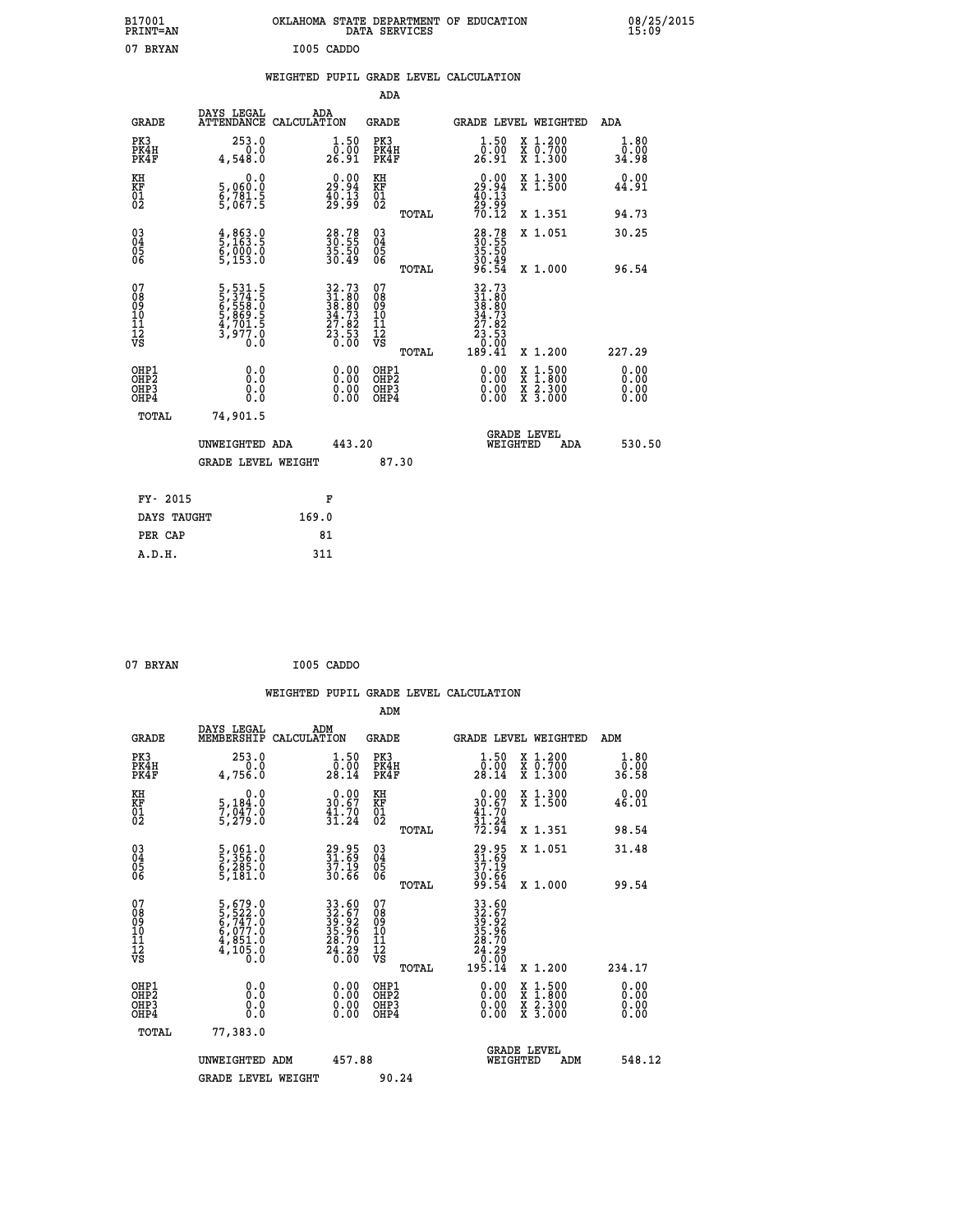B17001 PRINT=AN — OKLAHOMA STATE DEPARTMENT OF EDUCATION DATA SERVICES — 08/25/2015 15:09

07 BRYAN — I005 CADDO

## WEIGHTED PUPIL GRADE LEVEL CALCULATION

### ADA

| GRADE | DAYS LEGAL ATTENDANCE | ADA CALCULATION | GRADE | GRADE LEVEL | WEIGHTED | ADA |
|---|---|---|---|---|---|---|
| PK3 | 253.0 | 1.50 | PK3 | 1.50 | X 1.200 | 1.80 |
| PK4H | 0.0 | 0.00 | PK4H | 0.00 | X 0.700 | 0.00 |
| PK4F | 4,548.0 | 26.91 | PK4F | 26.91 | X 1.300 | 34.98 |
| KH | 0.0 | 0.00 | KH | 0.00 | X 1.300 | 0.00 |
| KF | 5,060.0 | 29.94 | KF | 29.94 | X 1.500 | 44.91 |
| 01 | 6,781.5 | 40.13 | 01 | 40.13 | | |
| 02 | 5,067.5 | 29.99 | 02 | 29.99 | | |
| | | | TOTAL | 70.12 | X 1.351 | 94.73 |
| 03 | 4,863.0 | 28.78 | 03 | 28.78 | X 1.051 | 30.25 |
| 04 | 5,163.5 | 30.55 | 04 | 30.55 | | |
| 05 | 6,000.0 | 35.50 | 05 | 35.50 | | |
| 06 | 5,153.0 | 30.49 | 06 | 30.49 | | |
| | | | TOTAL | 96.54 | X 1.000 | 96.54 |
| 07 | 5,531.5 | 32.73 | 07 | 32.73 | | |
| 08 | 5,374.5 | 31.80 | 08 | 31.80 | | |
| 09 | 6,558.0 | 38.80 | 09 | 38.80 | | |
| 10 | 5,869.5 | 34.73 | 10 | 34.73 | | |
| 11 | 4,701.5 | 27.82 | 11 | 27.82 | | |
| 12 | 3,977.0 | 23.53 | 12 | 23.53 | | |
| VS | 0.0 | 0.00 | VS | 0.00 | | |
| | | | TOTAL | 189.41 | X 1.200 | 227.29 |
| OHP1 | 0.0 | 0.00 | OHP1 | 0.00 | X 1.500 | 0.00 |
| OHP2 | 0.0 | 0.00 | OHP2 | 0.00 | X 1.800 | 0.00 |
| OHP3 | 0.0 | 0.00 | OHP3 | 0.00 | X 2.300 | 0.00 |
| OHP4 | 0.0 | 0.00 | OHP4 | 0.00 | X 3.000 | 0.00 |
| TOTAL | 74,901.5 | | | | | |

UNWEIGHTED ADA 443.20 — GRADE LEVEL WEIGHTED ADA 530.50

GRADE LEVEL WEIGHT 87.30

| FY- 2015 | F |
|---|---|
| DAYS TAUGHT | 169.0 |
| PER CAP | 81 |
| A.D.H. | 311 |

07 BRYAN — I005 CADDO

## WEIGHTED PUPIL GRADE LEVEL CALCULATION

### ADM

| GRADE | DAYS LEGAL MEMBERSHIP | ADM CALCULATION | GRADE | GRADE LEVEL | WEIGHTED | ADM |
|---|---|---|---|---|---|---|
| PK3 | 253.0 | 1.50 | PK3 | 1.50 | X 1.200 | 1.80 |
| PK4H | 0.0 | 0.00 | PK4H | 0.00 | X 0.700 | 0.00 |
| PK4F | 4,756.0 | 28.14 | PK4F | 28.14 | X 1.300 | 36.58 |
| KH | 0.0 | 0.00 | KH | 0.00 | X 1.300 | 0.00 |
| KF | 5,184.0 | 30.67 | KF | 30.67 | X 1.500 | 46.01 |
| 01 | 7,047.0 | 41.70 | 01 | 41.70 | | |
| 02 | 5,279.0 | 31.24 | 02 | 31.24 | | |
| | | | TOTAL | 72.94 | X 1.351 | 98.54 |
| 03 | 5,061.0 | 29.95 | 03 | 29.95 | X 1.051 | 31.48 |
| 04 | 5,356.0 | 31.69 | 04 | 31.69 | | |
| 05 | 6,285.0 | 37.19 | 05 | 37.19 | | |
| 06 | 5,181.0 | 30.66 | 06 | 30.66 | | |
| | | | TOTAL | 99.54 | X 1.000 | 99.54 |
| 07 | 5,679.0 | 33.60 | 07 | 33.60 | | |
| 08 | 5,522.0 | 32.67 | 08 | 32.67 | | |
| 09 | 6,747.0 | 39.92 | 09 | 39.92 | | |
| 10 | 6,077.0 | 35.96 | 10 | 35.96 | | |
| 11 | 4,851.0 | 28.70 | 11 | 28.70 | | |
| 12 | 4,105.0 | 24.29 | 12 | 24.29 | | |
| VS | 0.0 | 0.00 | VS | 0.00 | | |
| | | | TOTAL | 195.14 | X 1.200 | 234.17 |
| OHP1 | 0.0 | 0.00 | OHP1 | 0.00 | X 1.500 | 0.00 |
| OHP2 | 0.0 | 0.00 | OHP2 | 0.00 | X 1.800 | 0.00 |
| OHP3 | 0.0 | 0.00 | OHP3 | 0.00 | X 2.300 | 0.00 |
| OHP4 | 0.0 | 0.00 | OHP4 | 0.00 | X 3.000 | 0.00 |
| TOTAL | 77,383.0 | | | | | |

UNWEIGHTED ADM 457.88 — GRADE LEVEL WEIGHTED ADM 548.12

GRADE LEVEL WEIGHT 90.24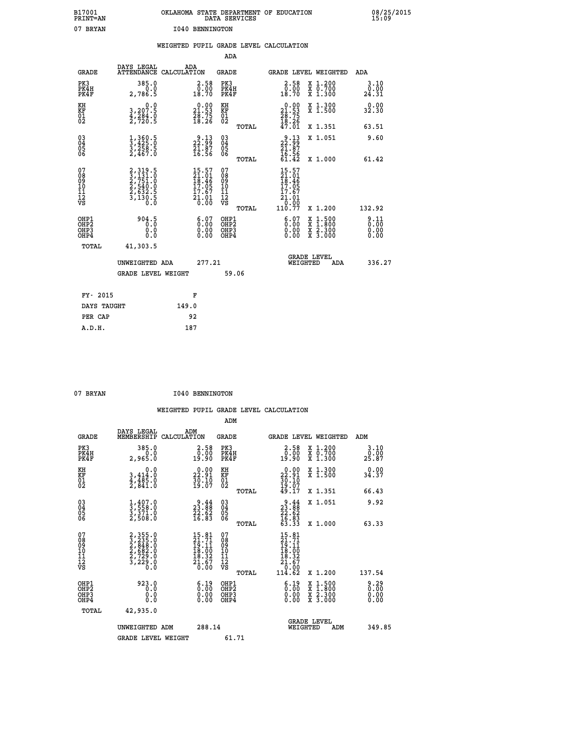B17001 PRINT=AN — OKLAHOMA STATE DEPARTMENT OF EDUCATION DATA SERVICES — 08/25/2015 15:09

07 BRYAN — I040 BENNINGTON

## WEIGHTED PUPIL GRADE LEVEL CALCULATION

### ADA

| GRADE | DAYS LEGAL ATTENDANCE | ADA CALCULATION | GRADE | | GRADE LEVEL | WEIGHTED | ADA |
|---|---|---|---|---|---|---|---|
| PK3 | 385.0 | 2.58 | PK3 | | 2.58 | X 1.200 | 3.10 |
| PK4H | 0.0 | 0.00 | PK4H | | 0.00 | X 0.700 | 0.00 |
| PK4F | 2,786.5 | 18.70 | PK4F | | 18.70 | X 1.300 | 24.31 |
| KH | 0.0 | 0.00 | KH | | 0.00 | X 1.300 | 0.00 |
| KF | 3,207.5 | 21.53 | KF | | 21.53 | X 1.500 | 32.30 |
| 01 | 4,284.0 | 28.75 | 01 | | 28.75 | | |
| 02 | 2,720.5 | 18.26 | 02 | | 18.26 | | |
| | | | | TOTAL | 47.01 | X 1.351 | 63.51 |
| 03 | 1,360.5 | 9.13 | 03 | | 9.13 | X 1.051 | 9.60 |
| 04 | 3,425.0 | 22.99 | 04 | | 22.99 | | |
| 05 | 3,258.5 | 21.87 | 05 | | 21.87 | | |
| 06 | 2,467.0 | 16.56 | 06 | | 16.56 | | |
| | | | | TOTAL | 61.42 | X 1.000 | 61.42 |
| 07 | 2,319.5 | 15.57 | 07 | | 15.57 | | |
| 08 | 3,131.0 | 21.01 | 08 | | 21.01 | | |
| 09 | 2,751.0 | 18.46 | 09 | | 18.46 | | |
| 10 | 2,540.0 | 17.05 | 10 | | 17.05 | | |
| 11 | 2,632.5 | 17.67 | 11 | | 17.67 | | |
| 12 | 3,130.5 | 21.01 | 12 | | 21.01 | | |
| VS | 0.0 | 0.00 | VS | | 0.00 | | |
| | | | | TOTAL | 110.77 | X 1.200 | 132.92 |
| OHP1 | 904.5 | 6.07 | OHP1 | | 6.07 | X 1.500 | 9.11 |
| OHP2 | 0.0 | 0.00 | OHP2 | | 0.00 | X 1.800 | 0.00 |
| OHP3 | 0.0 | 0.00 | OHP3 | | 0.00 | X 2.300 | 0.00 |
| OHP4 | 0.0 | 0.00 | OHP4 | | 0.00 | X 3.000 | 0.00 |
| TOTAL | 41,303.5 | | | | | | |

UNWEIGHTED ADA 277.21 — GRADE LEVEL WEIGHTED ADA 336.27

GRADE LEVEL WEIGHT 59.06

| FY- 2015 | F |
|---|---|
| DAYS TAUGHT | 149.0 |
| PER CAP | 92 |
| A.D.H. | 187 |

07 BRYAN — I040 BENNINGTON

## WEIGHTED PUPIL GRADE LEVEL CALCULATION

### ADM

| GRADE | DAYS LEGAL MEMBERSHIP | ADM CALCULATION | GRADE | | GRADE LEVEL | WEIGHTED | ADM |
|---|---|---|---|---|---|---|---|
| PK3 | 385.0 | 2.58 | PK3 | | 2.58 | X 1.200 | 3.10 |
| PK4H | 0.0 | 0.00 | PK4H | | 0.00 | X 0.700 | 0.00 |
| PK4F | 2,965.0 | 19.90 | PK4F | | 19.90 | X 1.300 | 25.87 |
| KH | 0.0 | 0.00 | KH | | 0.00 | X 1.300 | 0.00 |
| KF | 3,414.0 | 22.91 | KF | | 22.91 | X 1.500 | 34.37 |
| 01 | 4,485.0 | 30.10 | 01 | | 30.10 | | |
| 02 | 2,841.0 | 19.07 | 02 | | 19.07 | | |
| | | | | TOTAL | 49.17 | X 1.351 | 66.43 |
| 03 | 1,407.0 | 9.44 | 03 | | 9.44 | X 1.051 | 9.92 |
| 04 | 3,558.0 | 23.88 | 04 | | 23.88 | | |
| 05 | 3,371.0 | 22.62 | 05 | | 22.62 | | |
| 06 | 2,508.0 | 16.83 | 06 | | 16.83 | | |
| | | | | TOTAL | 63.33 | X 1.000 | 63.33 |
| 07 | 2,355.0 | 15.81 | 07 | | 15.81 | | |
| 08 | 3,235.0 | 21.71 | 08 | | 21.71 | | |
| 09 | 2,848.0 | 19.11 | 09 | | 19.11 | | |
| 10 | 2,682.0 | 18.00 | 10 | | 18.00 | | |
| 11 | 2,729.0 | 18.32 | 11 | | 18.32 | | |
| 12 | 3,229.0 | 21.67 | 12 | | 21.67 | | |
| VS | 0.0 | 0.00 | VS | | 0.00 | | |
| | | | | TOTAL | 114.62 | X 1.200 | 137.54 |
| OHP1 | 923.0 | 6.19 | OHP1 | | 6.19 | X 1.500 | 9.29 |
| OHP2 | 0.0 | 0.00 | OHP2 | | 0.00 | X 1.800 | 0.00 |
| OHP3 | 0.0 | 0.00 | OHP3 | | 0.00 | X 2.300 | 0.00 |
| OHP4 | 0.0 | 0.00 | OHP4 | | 0.00 | X 3.000 | 0.00 |
| TOTAL | 42,935.0 | | | | | | |

UNWEIGHTED ADM 288.14 — GRADE LEVEL WEIGHTED ADM 349.85

GRADE LEVEL WEIGHT 61.71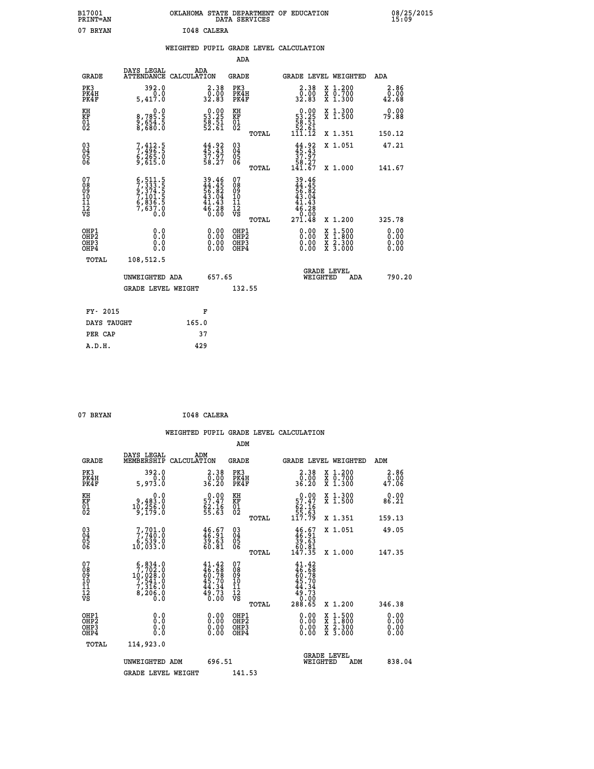B17001 OKLAHOMA STATE DEPARTMENT OF EDUCATION 08/25/2015
PRINT=AN DATA SERVICES 15:09

07 BRYAN I048 CALERA

## WEIGHTED PUPIL GRADE LEVEL CALCULATION

### ADA

| GRADE | DAYS LEGAL ATTENDANCE | ADA CALCULATION | GRADE | | GRADE LEVEL | WEIGHTED | ADA |
|---|---|---|---|---|---|---|---|
| PK3 | 392.0 | 2.38 | PK3 | | 2.38 | X 1.200 | 2.86 |
| PK4H | 0.0 | 0.00 | PK4H | | 0.00 | X 0.700 | 0.00 |
| PK4F | 5,417.0 | 32.83 | PK4F | | 32.83 | X 1.300 | 42.68 |
| KH | 0.0 | 0.00 | KH | | 0.00 | X 1.300 | 0.00 |
| KF | 8,785.5 | 53.25 | KF | | 53.25 | X 1.500 | 79.88 |
| 01 | 9,654.5 | 58.51 | 01 | | 58.51 | | |
| 02 | 8,680.0 | 52.61 | 02 | | 52.61 | | |
| | | | | TOTAL | 111.12 | X 1.351 | 150.12 |
| 03 | 7,412.5 | 44.92 | 03 | | 44.92 | X 1.051 | 47.21 |
| 04 | 7,496.5 | 45.43 | 04 | | 45.43 | | |
| 05 | 6,265.0 | 37.97 | 05 | | 37.97 | | |
| 06 | 9,615.0 | 58.27 | 06 | | 58.27 | | |
| | | | | TOTAL | 141.67 | X 1.000 | 141.67 |
| 07 | 6,511.5 | 39.46 | 07 | | 39.46 | | |
| 08 | 7,333.5 | 44.45 | 08 | | 44.45 | | |
| 09 | 9,374.5 | 56.82 | 09 | | 56.82 | | |
| 10 | 7,101.5 | 43.04 | 10 | | 43.04 | | |
| 11 | 6,836.5 | 41.43 | 11 | | 41.43 | | |
| 12 | 7,637.0 | 46.28 | 12 | | 46.28 | | |
| VS | 0.0 | 0.00 | VS | | 0.00 | | |
| | | | | TOTAL | 271.48 | X 1.200 | 325.78 |
| OHP1 | 0.0 | 0.00 | OHP1 | | 0.00 | X 1.500 | 0.00 |
| OHP2 | 0.0 | 0.00 | OHP2 | | 0.00 | X 1.800 | 0.00 |
| OHP3 | 0.0 | 0.00 | OHP3 | | 0.00 | X 2.300 | 0.00 |
| OHP4 | 0.0 | 0.00 | OHP4 | | 0.00 | X 3.000 | 0.00 |
| TOTAL | 108,512.5 | | | | | | |

UNWEIGHTED ADA 657.65 GRADE LEVEL WEIGHTED ADA 790.20

GRADE LEVEL WEIGHT 132.55

| FY- 2015 | F |
|---|---|
| DAYS TAUGHT | 165.0 |
| PER CAP | 37 |
| A.D.H. | 429 |

07 BRYAN I048 CALERA

## WEIGHTED PUPIL GRADE LEVEL CALCULATION

### ADM

| GRADE | DAYS LEGAL MEMBERSHIP | ADM CALCULATION | GRADE | | GRADE LEVEL | WEIGHTED | ADM |
|---|---|---|---|---|---|---|---|
| PK3 | 392.0 | 2.38 | PK3 | | 2.38 | X 1.200 | 2.86 |
| PK4H | 0.0 | 0.00 | PK4H | | 0.00 | X 0.700 | 0.00 |
| PK4F | 5,973.0 | 36.20 | PK4F | | 36.20 | X 1.300 | 47.06 |
| KH | 0.0 | 0.00 | KH | | 0.00 | X 1.300 | 0.00 |
| KF | 9,483.0 | 57.47 | KF | | 57.47 | X 1.500 | 86.21 |
| 01 | 10,256.0 | 62.16 | 01 | | 62.16 | | |
| 02 | 9,179.0 | 55.63 | 02 | | 55.63 | | |
| | | | | TOTAL | 117.79 | X 1.351 | 159.13 |
| 03 | 7,701.0 | 46.67 | 03 | | 46.67 | X 1.051 | 49.05 |
| 04 | 7,740.0 | 46.91 | 04 | | 46.91 | | |
| 05 | 6,539.0 | 39.63 | 05 | | 39.63 | | |
| 06 | 10,033.0 | 60.81 | 06 | | 60.81 | | |
| | | | | TOTAL | 147.35 | X 1.000 | 147.35 |
| 07 | 6,834.0 | 41.42 | 07 | | 41.42 | | |
| 08 | 7,702.0 | 46.68 | 08 | | 46.68 | | |
| 09 | 10,028.0 | 60.78 | 09 | | 60.78 | | |
| 10 | 7,541.0 | 45.70 | 10 | | 45.70 | | |
| 11 | 7,316.0 | 44.34 | 11 | | 44.34 | | |
| 12 | 8,206.0 | 49.73 | 12 | | 49.73 | | |
| VS | 0.0 | 0.00 | VS | | 0.00 | | |
| | | | | TOTAL | 288.65 | X 1.200 | 346.38 |
| OHP1 | 0.0 | 0.00 | OHP1 | | 0.00 | X 1.500 | 0.00 |
| OHP2 | 0.0 | 0.00 | OHP2 | | 0.00 | X 1.800 | 0.00 |
| OHP3 | 0.0 | 0.00 | OHP3 | | 0.00 | X 2.300 | 0.00 |
| OHP4 | 0.0 | 0.00 | OHP4 | | 0.00 | X 3.000 | 0.00 |
| TOTAL | 114,923.0 | | | | | | |

UNWEIGHTED ADM 696.51 GRADE LEVEL WEIGHTED ADM 838.04

GRADE LEVEL WEIGHT 141.53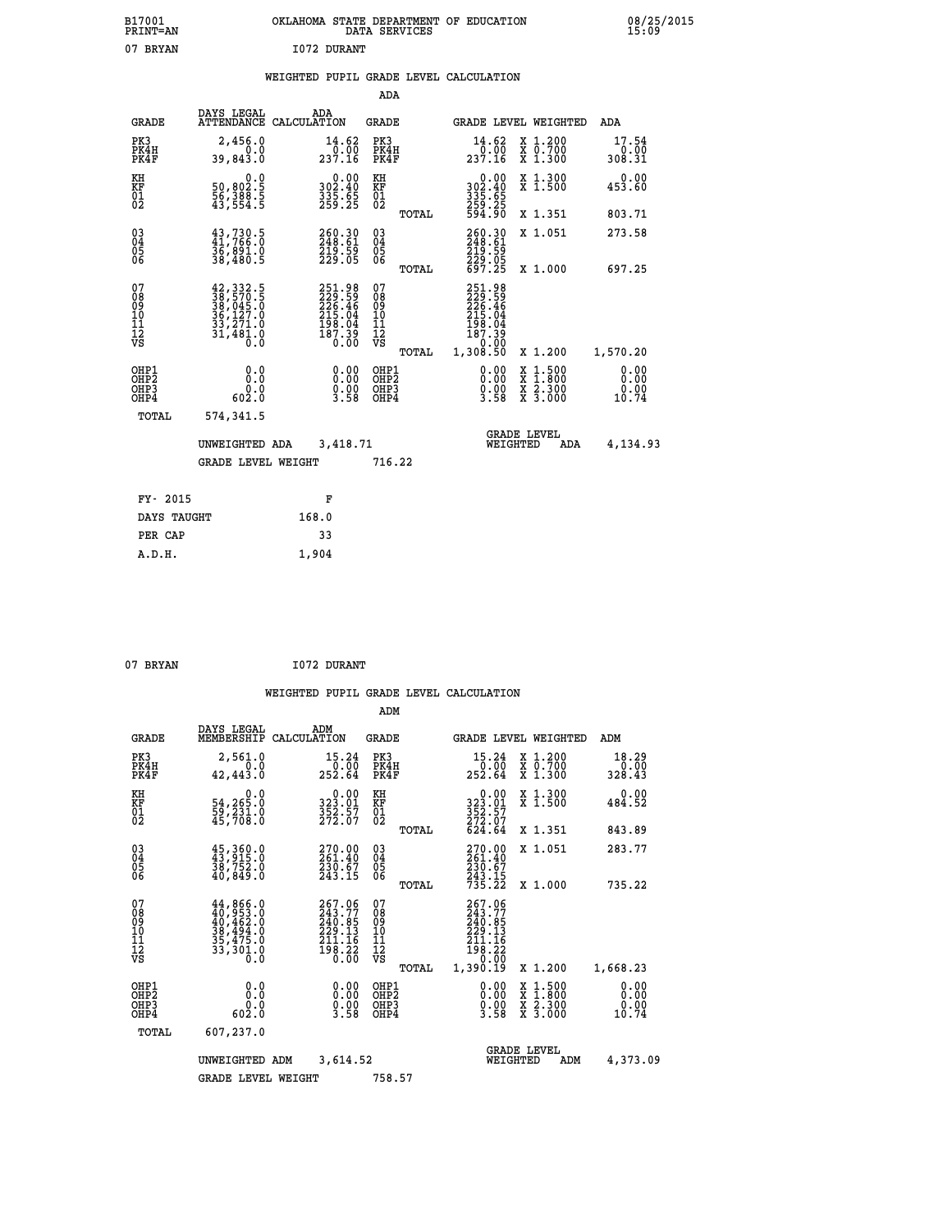B17001 OKLAHOMA STATE DEPARTMENT OF EDUCATION 08/25/2015
PRINT=AN DATA SERVICES 15:09

07 BRYAN I072 DURANT

WEIGHTED PUPIL GRADE LEVEL CALCULATION

ADA

| GRADE | DAYS LEGAL ATTENDANCE | ADA CALCULATION | GRADE | | GRADE LEVEL | WEIGHTED | ADA |
|---|---|---|---|---|---|---|---|
| PK3 | 2,456.0 | 14.62 | PK3 | | 14.62 | X 1.200 | 17.54 |
| PK4H | 0.0 | 0.00 | PK4H | | 0.00 | X 0.700 | 0.00 |
| PK4F | 39,843.0 | 237.16 | PK4F | | 237.16 | X 1.300 | 308.31 |
| KH | 0.0 | 0.00 | KH | | 0.00 | X 1.300 | 0.00 |
| KF | 50,802.5 | 302.40 | KF | | 302.40 | X 1.500 | 453.60 |
| 01 | 56,388.5 | 335.65 | 01 | | 335.65 | | |
| 02 | 43,554.5 | 259.25 | 02 | | 259.25 | | |
| | | | | TOTAL | 594.90 | X 1.351 | 803.71 |
| 03 | 43,730.5 | 260.30 | 03 | | 260.30 | X 1.051 | 273.58 |
| 04 | 41,766.0 | 248.61 | 04 | | 248.61 | | |
| 05 | 36,891.0 | 219.59 | 05 | | 219.59 | | |
| 06 | 38,480.5 | 229.05 | 06 | | 229.05 | | |
| | | | | TOTAL | 697.25 | X 1.000 | 697.25 |
| 07 | 42,332.5 | 251.98 | 07 | | 251.98 | | |
| 08 | 38,570.5 | 229.59 | 08 | | 229.59 | | |
| 09 | 38,045.0 | 226.46 | 09 | | 226.46 | | |
| 10 | 36,127.0 | 215.04 | 10 | | 215.04 | | |
| 11 | 33,271.0 | 198.04 | 11 | | 198.04 | | |
| 12 | 31,481.0 | 187.39 | 12 | | 187.39 | | |
| VS | 0.0 | 0.00 | VS | | 0.00 | | |
| | | | | TOTAL | 1,308.50 | X 1.200 | 1,570.20 |
| OHP1 | 0.0 | 0.00 | OHP1 | | 0.00 | X 1.500 | 0.00 |
| OHP2 | 0.0 | 0.00 | OHP2 | | 0.00 | X 1.800 | 0.00 |
| OHP3 | 0.0 | 0.00 | OHP3 | | 0.00 | X 2.300 | 0.00 |
| OHP4 | 602.0 | 3.58 | OHP4 | | 3.58 | X 3.000 | 10.74 |
| TOTAL | 574,341.5 | | | | | | |

UNWEIGHTED ADA 3,418.71 GRADE LEVEL WEIGHTED ADA 4,134.93

GRADE LEVEL WEIGHT 716.22

| FY- 2015 | F |
|---|---|
| DAYS TAUGHT | 168.0 |
| PER CAP | 33 |
| A.D.H. | 1,904 |

07 BRYAN I072 DURANT

WEIGHTED PUPIL GRADE LEVEL CALCULATION

ADM

| GRADE | DAYS LEGAL MEMBERSHIP | ADM CALCULATION | GRADE | | GRADE LEVEL | WEIGHTED | ADM |
|---|---|---|---|---|---|---|---|
| PK3 | 2,561.0 | 15.24 | PK3 | | 15.24 | X 1.200 | 18.29 |
| PK4H | 0.0 | 0.00 | PK4H | | 0.00 | X 0.700 | 0.00 |
| PK4F | 42,443.0 | 252.64 | PK4F | | 252.64 | X 1.300 | 328.43 |
| KH | 0.0 | 0.00 | KH | | 0.00 | X 1.300 | 0.00 |
| KF | 54,265.0 | 323.01 | KF | | 323.01 | X 1.500 | 484.52 |
| 01 | 59,231.0 | 352.57 | 01 | | 352.57 | | |
| 02 | 45,708.0 | 272.07 | 02 | | 272.07 | | |
| | | | | TOTAL | 624.64 | X 1.351 | 843.89 |
| 03 | 45,360.0 | 270.00 | 03 | | 270.00 | X 1.051 | 283.77 |
| 04 | 43,915.0 | 261.40 | 04 | | 261.40 | | |
| 05 | 38,752.0 | 230.67 | 05 | | 230.67 | | |
| 06 | 40,849.0 | 243.15 | 06 | | 243.15 | | |
| | | | | TOTAL | 735.22 | X 1.000 | 735.22 |
| 07 | 44,866.0 | 267.06 | 07 | | 267.06 | | |
| 08 | 40,953.0 | 243.77 | 08 | | 243.77 | | |
| 09 | 40,462.0 | 240.85 | 09 | | 240.85 | | |
| 10 | 38,494.0 | 229.13 | 10 | | 229.13 | | |
| 11 | 35,475.0 | 211.16 | 11 | | 211.16 | | |
| 12 | 33,301.0 | 198.22 | 12 | | 198.22 | | |
| VS | 0.0 | 0.00 | VS | | 0.00 | | |
| | | | | TOTAL | 1,390.19 | X 1.200 | 1,668.23 |
| OHP1 | 0.0 | 0.00 | OHP1 | | 0.00 | X 1.500 | 0.00 |
| OHP2 | 0.0 | 0.00 | OHP2 | | 0.00 | X 1.800 | 0.00 |
| OHP3 | 0.0 | 0.00 | OHP3 | | 0.00 | X 2.300 | 0.00 |
| OHP4 | 602.0 | 3.58 | OHP4 | | 3.58 | X 3.000 | 10.74 |
| TOTAL | 607,237.0 | | | | | | |

UNWEIGHTED ADM 3,614.52 GRADE LEVEL WEIGHTED ADM 4,373.09

GRADE LEVEL WEIGHT 758.57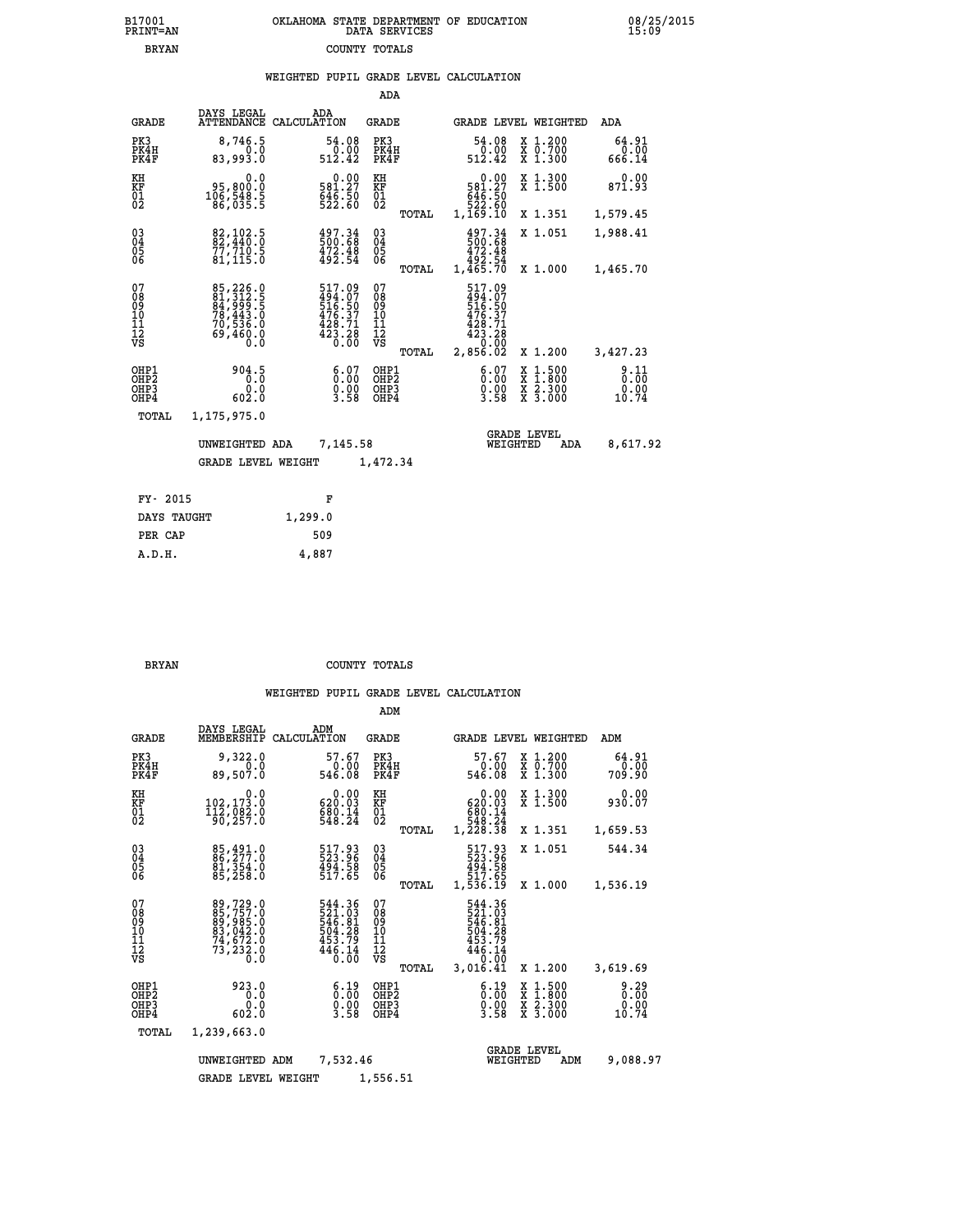B17001 PRINT=AN — OKLAHOMA STATE DEPARTMENT OF EDUCATION DATA SERVICES — 08/25/2015 15:09

BRYAN — COUNTY TOTALS

## WEIGHTED PUPIL GRADE LEVEL CALCULATION

### ADA

| GRADE | DAYS LEGAL ATTENDANCE | ADA CALCULATION | GRADE | GRADE LEVEL | WEIGHTED | ADA |
|---|---|---|---|---|---|---|
| PK3 | 8,746.5 | 54.08 | PK3 | 54.08 | X 1.200 | 64.91 |
| PK4H | 0.0 | 0.00 | PK4H | 0.00 | X 0.700 | 0.00 |
| PK4F | 83,993.0 | 512.42 | PK4F | 512.42 | X 1.300 | 666.14 |
| KH | 0.0 | 0.00 | KH | 0.00 | X 1.300 | 0.00 |
| KF | 95,800.0 | 581.27 | KF | 581.27 | X 1.500 | 871.93 |
| 01 | 106,548.5 | 646.50 | 01 | 646.50 | | |
| 02 | 86,035.5 | 522.60 | 02 | 522.60 | | |
| | | | TOTAL | 1,169.10 | X 1.351 | 1,579.45 |
| 03 | 82,102.5 | 497.34 | 03 | 497.34 | X 1.051 | 1,988.41 |
| 04 | 82,440.0 | 500.68 | 04 | 500.68 | | |
| 05 | 77,710.5 | 472.48 | 05 | 472.48 | | |
| 06 | 81,115.0 | 492.54 | 06 | 492.54 | | |
| | | | TOTAL | 1,465.70 | X 1.000 | 1,465.70 |
| 07 | 85,226.0 | 517.09 | 07 | 517.09 | | |
| 08 | 81,312.5 | 494.07 | 08 | 494.07 | | |
| 09 | 84,999.5 | 516.50 | 09 | 516.50 | | |
| 10 | 78,443.0 | 476.37 | 10 | 476.37 | | |
| 11 | 70,536.0 | 428.71 | 11 | 428.71 | | |
| 12 | 69,460.0 | 423.28 | 12 | 423.28 | | |
| VS | 0.0 | 0.00 | VS | 0.00 | | |
| | | | TOTAL | 2,856.02 | X 1.200 | 3,427.23 |
| OHP1 | 904.5 | 6.07 | OHP1 | 6.07 | X 1.500 | 9.11 |
| OHP2 | 0.0 | 0.00 | OHP2 | 0.00 | X 1.800 | 0.00 |
| OHP3 | 0.0 | 0.00 | OHP3 | 0.00 | X 2.300 | 0.00 |
| OHP4 | 602.0 | 3.58 | OHP4 | 3.58 | X 3.000 | 10.74 |
| TOTAL | 1,175,975.0 | | | | | |

UNWEIGHTED ADA 7,145.58 — GRADE LEVEL WEIGHTED ADA 8,617.92

GRADE LEVEL WEIGHT 1,472.34

| FY- 2015 | F |
|---|---|
| DAYS TAUGHT | 1,299.0 |
| PER CAP | 509 |
| A.D.H. | 4,887 |

BRYAN — COUNTY TOTALS

## WEIGHTED PUPIL GRADE LEVEL CALCULATION

### ADM

| GRADE | DAYS LEGAL MEMBERSHIP | ADM CALCULATION | GRADE | GRADE LEVEL | WEIGHTED | ADM |
|---|---|---|---|---|---|---|
| PK3 | 9,322.0 | 57.67 | PK3 | 57.67 | X 1.200 | 64.91 |
| PK4H | 0.0 | 0.00 | PK4H | 0.00 | X 0.700 | 0.00 |
| PK4F | 89,507.0 | 546.08 | PK4F | 546.08 | X 1.300 | 709.90 |
| KH | 0.0 | 0.00 | KH | 0.00 | X 1.300 | 0.00 |
| KF | 102,173.0 | 620.03 | KF | 620.03 | X 1.500 | 930.07 |
| 01 | 112,082.0 | 680.14 | 01 | 680.14 | | |
| 02 | 90,257.0 | 548.24 | 02 | 548.24 | | |
| | | | TOTAL | 1,228.38 | X 1.351 | 1,659.53 |
| 03 | 85,491.0 | 517.93 | 03 | 517.93 | X 1.051 | 544.34 |
| 04 | 86,277.0 | 523.96 | 04 | 523.96 | | |
| 05 | 81,354.0 | 494.58 | 05 | 494.58 | | |
| 06 | 85,258.0 | 517.65 | 06 | 517.65 | | |
| | | | TOTAL | 1,536.19 | X 1.000 | 1,536.19 |
| 07 | 89,729.0 | 544.36 | 07 | 544.36 | | |
| 08 | 85,757.0 | 521.03 | 08 | 521.03 | | |
| 09 | 89,985.0 | 546.81 | 09 | 546.81 | | |
| 10 | 83,042.0 | 504.28 | 10 | 504.28 | | |
| 11 | 74,672.0 | 453.79 | 11 | 453.79 | | |
| 12 | 73,232.0 | 446.14 | 12 | 446.14 | | |
| VS | 0.0 | 0.00 | VS | 0.00 | | |
| | | | TOTAL | 3,016.41 | X 1.200 | 3,619.69 |
| OHP1 | 923.0 | 6.19 | OHP1 | 6.19 | X 1.500 | 9.29 |
| OHP2 | 0.0 | 0.00 | OHP2 | 0.00 | X 1.800 | 0.00 |
| OHP3 | 0.0 | 0.00 | OHP3 | 0.00 | X 2.300 | 0.00 |
| OHP4 | 602.0 | 3.58 | OHP4 | 3.58 | X 3.000 | 10.74 |
| TOTAL | 1,239,663.0 | | | | | |

UNWEIGHTED ADM 7,532.46 — GRADE LEVEL WEIGHTED ADM 9,088.97

GRADE LEVEL WEIGHT 1,556.51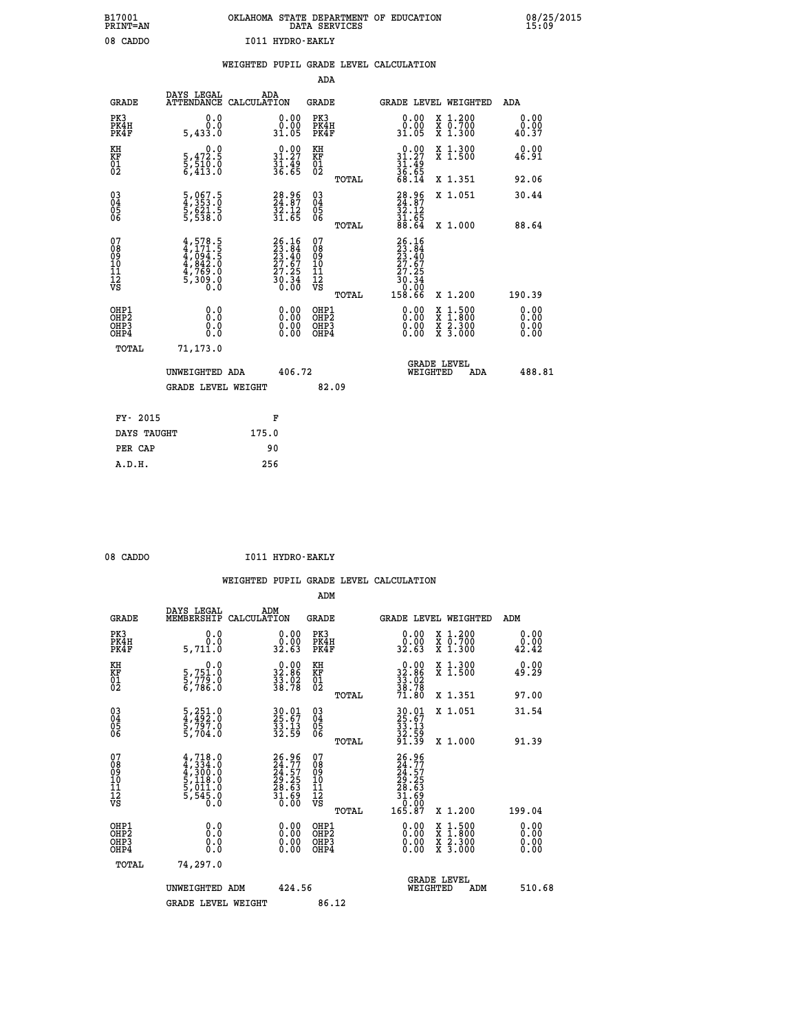B17001 PRINT=AN — OKLAHOMA STATE DEPARTMENT OF EDUCATION DATA SERVICES — 08/25/2015 15:09

08 CADDO — I011 HYDRO-EAKLY

## WEIGHTED PUPIL GRADE LEVEL CALCULATION

### ADA

| GRADE | DAYS LEGAL ATTENDANCE | ADA CALCULATION | GRADE | GRADE LEVEL | WEIGHTED | ADA |
|---|---|---|---|---|---|---|
| PK3 | 0.0 | 0.00 | PK3 | 0.00 | X 1.200 | 0.00 |
| PK4H | 0.0 | 0.00 | PK4H | 0.00 | X 0.700 | 0.00 |
| PK4F | 5,433.0 | 31.05 | PK4F | 31.05 | X 1.300 | 40.37 |
| KH | 0.0 | 0.00 | KH | 0.00 | X 1.300 | 0.00 |
| KF | 5,472.5 | 31.27 | KF | 31.27 | X 1.500 | 46.91 |
| 01 | 5,510.0 | 31.49 | 01 | 31.49 | | |
| 02 | 6,413.0 | 36.65 | 02 | 36.65 | | |
| | | | TOTAL | 68.14 | X 1.351 | 92.06 |
| 03 | 5,067.5 | 28.96 | 03 | 28.96 | X 1.051 | 30.44 |
| 04 | 4,353.0 | 24.87 | 04 | 24.87 | | |
| 05 | 5,621.5 | 32.12 | 05 | 32.12 | | |
| 06 | 5,538.0 | 31.65 | 06 | 31.65 | | |
| | | | TOTAL | 88.64 | X 1.000 | 88.64 |
| 07 | 4,578.5 | 26.16 | 07 | 26.16 | | |
| 08 | 4,171.5 | 23.84 | 08 | 23.84 | | |
| 09 | 4,094.5 | 23.40 | 09 | 23.40 | | |
| 10 | 4,842.0 | 27.67 | 10 | 27.67 | | |
| 11 | 4,769.0 | 27.25 | 11 | 27.25 | | |
| 12 | 5,309.0 | 30.34 | 12 | 30.34 | | |
| VS | 0.0 | 0.00 | VS | 0.00 | | |
| | | | TOTAL | 158.66 | X 1.200 | 190.39 |
| OHP1 | 0.0 | 0.00 | OHP1 | 0.00 | X 1.500 | 0.00 |
| OHP2 | 0.0 | 0.00 | OHP2 | 0.00 | X 1.800 | 0.00 |
| OHP3 | 0.0 | 0.00 | OHP3 | 0.00 | X 2.300 | 0.00 |
| OHP4 | 0.0 | 0.00 | OHP4 | 0.00 | X 3.000 | 0.00 |
| TOTAL | 71,173.0 | | | | | |

UNWEIGHTED ADA 406.72 — GRADE LEVEL WEIGHTED ADA 488.81

GRADE LEVEL WEIGHT 82.09

| FY- 2015 | F |
|---|---|
| DAYS TAUGHT | 175.0 |
| PER CAP | 90 |
| A.D.H. | 256 |

08 CADDO — I011 HYDRO-EAKLY

## WEIGHTED PUPIL GRADE LEVEL CALCULATION

### ADM

| GRADE | DAYS LEGAL MEMBERSHIP | ADM CALCULATION | GRADE | GRADE LEVEL | WEIGHTED | ADM |
|---|---|---|---|---|---|---|
| PK3 | 0.0 | 0.00 | PK3 | 0.00 | X 1.200 | 0.00 |
| PK4H | 0.0 | 0.00 | PK4H | 0.00 | X 0.700 | 0.00 |
| PK4F | 5,711.0 | 32.63 | PK4F | 32.63 | X 1.300 | 42.42 |
| KH | 0.0 | 0.00 | KH | 0.00 | X 1.300 | 0.00 |
| KF | 5,751.0 | 32.86 | KF | 32.86 | X 1.500 | 49.29 |
| 01 | 5,779.0 | 33.02 | 01 | 33.02 | | |
| 02 | 6,786.0 | 38.78 | 02 | 38.78 | | |
| | | | TOTAL | 71.80 | X 1.351 | 97.00 |
| 03 | 5,251.0 | 30.01 | 03 | 30.01 | X 1.051 | 31.54 |
| 04 | 4,492.0 | 25.67 | 04 | 25.67 | | |
| 05 | 5,797.0 | 33.13 | 05 | 33.13 | | |
| 06 | 5,704.0 | 32.59 | 06 | 32.59 | | |
| | | | TOTAL | 91.39 | X 1.000 | 91.39 |
| 07 | 4,718.0 | 26.96 | 07 | 26.96 | | |
| 08 | 4,334.0 | 24.77 | 08 | 24.77 | | |
| 09 | 4,300.0 | 24.57 | 09 | 24.57 | | |
| 10 | 5,118.0 | 29.25 | 10 | 29.25 | | |
| 11 | 5,011.0 | 28.63 | 11 | 28.63 | | |
| 12 | 5,545.0 | 31.69 | 12 | 31.69 | | |
| VS | 0.0 | 0.00 | VS | 0.00 | | |
| | | | TOTAL | 165.87 | X 1.200 | 199.04 |
| OHP1 | 0.0 | 0.00 | OHP1 | 0.00 | X 1.500 | 0.00 |
| OHP2 | 0.0 | 0.00 | OHP2 | 0.00 | X 1.800 | 0.00 |
| OHP3 | 0.0 | 0.00 | OHP3 | 0.00 | X 2.300 | 0.00 |
| OHP4 | 0.0 | 0.00 | OHP4 | 0.00 | X 3.000 | 0.00 |
| TOTAL | 74,297.0 | | | | | |

UNWEIGHTED ADM 424.56 — GRADE LEVEL WEIGHTED ADM 510.68

GRADE LEVEL WEIGHT 86.12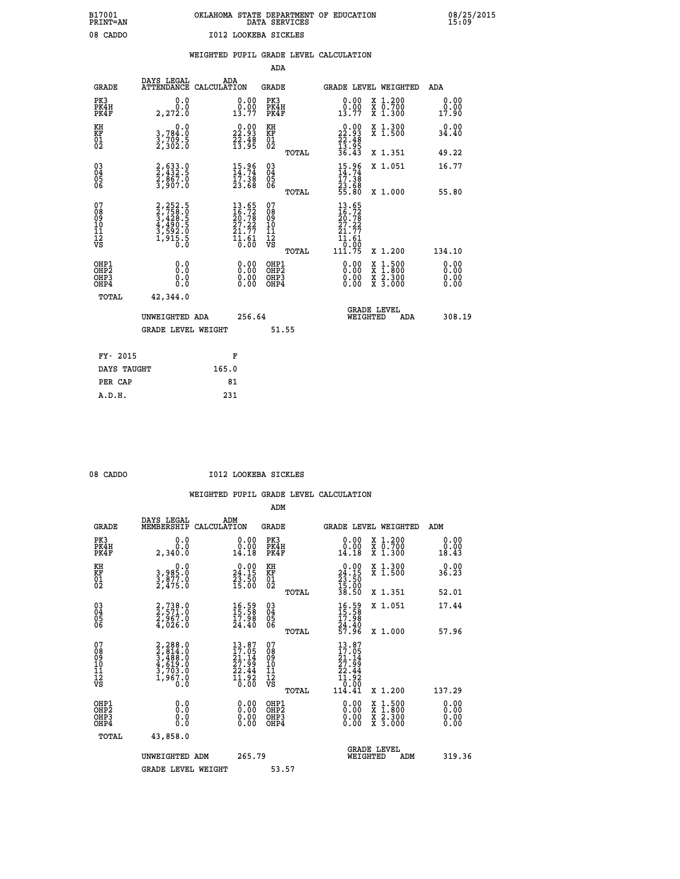B17001 OKLAHOMA STATE DEPARTMENT OF EDUCATION 08/25/2015
PRINT=AN DATA SERVICES 15:09

08 CADDO I012 LOOKEBA SICKLES

WEIGHTED PUPIL GRADE LEVEL CALCULATION

ADA

| GRADE | DAYS LEGAL ATTENDANCE | ADA CALCULATION | GRADE | GRADE LEVEL | WEIGHTED | ADA |
|---|---|---|---|---|---|---|
| PK3 | 0.0 | 0.00 | PK3 | 0.00 | X 1.200 | 0.00 |
| PK4H | 0.0 | 0.00 | PK4H | 0.00 | X 0.700 | 0.00 |
| PK4F | 2,272.0 | 13.77 | PK4F | 13.77 | X 1.300 | 17.90 |
| KH | 0.0 | 0.00 | KH | 0.00 | X 1.300 | 0.00 |
| KF | 3,784.0 | 22.93 | KF | 22.93 | X 1.500 | 34.40 |
| 01 | 3,709.5 | 22.48 | 01 | 22.48 | | |
| 02 | 2,302.0 | 13.95 | 02 | 13.95 | | |
| | | | TOTAL | 36.43 | X 1.351 | 49.22 |
| 03 | 2,633.0 | 15.96 | 03 | 15.96 | X 1.051 | 16.77 |
| 04 | 2,432.5 | 14.74 | 04 | 14.74 | | |
| 05 | 2,867.0 | 17.38 | 05 | 17.38 | | |
| 06 | 3,907.0 | 23.68 | 06 | 23.68 | | |
| | | | TOTAL | 55.80 | X 1.000 | 55.80 |
| 07 | 2,252.5 | 13.65 | 07 | 13.65 | | |
| 08 | 2,758.0 | 16.72 | 08 | 16.72 | | |
| 09 | 3,428.5 | 20.78 | 09 | 20.78 | | |
| 10 | 4,490.5 | 27.22 | 10 | 27.22 | | |
| 11 | 3,592.0 | 21.77 | 11 | 21.77 | | |
| 12 | 1,915.5 | 11.61 | 12 | 11.61 | | |
| VS | 0.0 | 0.00 | VS | 0.00 | | |
| | | | TOTAL | 111.75 | X 1.200 | 134.10 |
| OHP1 | 0.0 | 0.00 | OHP1 | 0.00 | X 1.500 | 0.00 |
| OHP2 | 0.0 | 0.00 | OHP2 | 0.00 | X 1.800 | 0.00 |
| OHP3 | 0.0 | 0.00 | OHP3 | 0.00 | X 2.300 | 0.00 |
| OHP4 | 0.0 | 0.00 | OHP4 | 0.00 | X 3.000 | 0.00 |
| TOTAL | 42,344.0 | | | | | |

UNWEIGHTED ADA 256.64 GRADE LEVEL WEIGHTED ADA 308.19

GRADE LEVEL WEIGHT 51.55

| FY- 2015 | F |
|---|---|
| DAYS TAUGHT | 165.0 |
| PER CAP | 81 |
| A.D.H. | 231 |

08 CADDO I012 LOOKEBA SICKLES

WEIGHTED PUPIL GRADE LEVEL CALCULATION

ADM

| GRADE | DAYS LEGAL MEMBERSHIP | ADM CALCULATION | GRADE | GRADE LEVEL | WEIGHTED | ADM |
|---|---|---|---|---|---|---|
| PK3 | 0.0 | 0.00 | PK3 | 0.00 | X 1.200 | 0.00 |
| PK4H | 0.0 | 0.00 | PK4H | 0.00 | X 0.700 | 0.00 |
| PK4F | 2,340.0 | 14.18 | PK4F | 14.18 | X 1.300 | 18.43 |
| KH | 0.0 | 0.00 | KH | 0.00 | X 1.300 | 0.00 |
| KF | 3,985.0 | 24.15 | KF | 24.15 | X 1.500 | 36.23 |
| 01 | 3,877.0 | 23.50 | 01 | 23.50 | | |
| 02 | 2,475.0 | 15.00 | 02 | 15.00 | | |
| | | | TOTAL | 38.50 | X 1.351 | 52.01 |
| 03 | 2,738.0 | 16.59 | 03 | 16.59 | X 1.051 | 17.44 |
| 04 | 2,571.0 | 15.58 | 04 | 15.58 | | |
| 05 | 2,967.0 | 17.98 | 05 | 17.98 | | |
| 06 | 4,026.0 | 24.40 | 06 | 24.40 | | |
| | | | TOTAL | 57.96 | X 1.000 | 57.96 |
| 07 | 2,288.0 | 13.87 | 07 | 13.87 | | |
| 08 | 2,814.0 | 17.05 | 08 | 17.05 | | |
| 09 | 3,488.0 | 21.14 | 09 | 21.14 | | |
| 10 | 4,619.0 | 27.99 | 10 | 27.99 | | |
| 11 | 3,703.0 | 22.44 | 11 | 22.44 | | |
| 12 | 1,967.0 | 11.92 | 12 | 11.92 | | |
| VS | 0.0 | 0.00 | VS | 0.00 | | |
| | | | TOTAL | 114.41 | X 1.200 | 137.29 |
| OHP1 | 0.0 | 0.00 | OHP1 | 0.00 | X 1.500 | 0.00 |
| OHP2 | 0.0 | 0.00 | OHP2 | 0.00 | X 1.800 | 0.00 |
| OHP3 | 0.0 | 0.00 | OHP3 | 0.00 | X 2.300 | 0.00 |
| OHP4 | 0.0 | 0.00 | OHP4 | 0.00 | X 3.000 | 0.00 |
| TOTAL | 43,858.0 | | | | | |

UNWEIGHTED ADM 265.79 GRADE LEVEL WEIGHTED ADM 319.36

GRADE LEVEL WEIGHT 53.57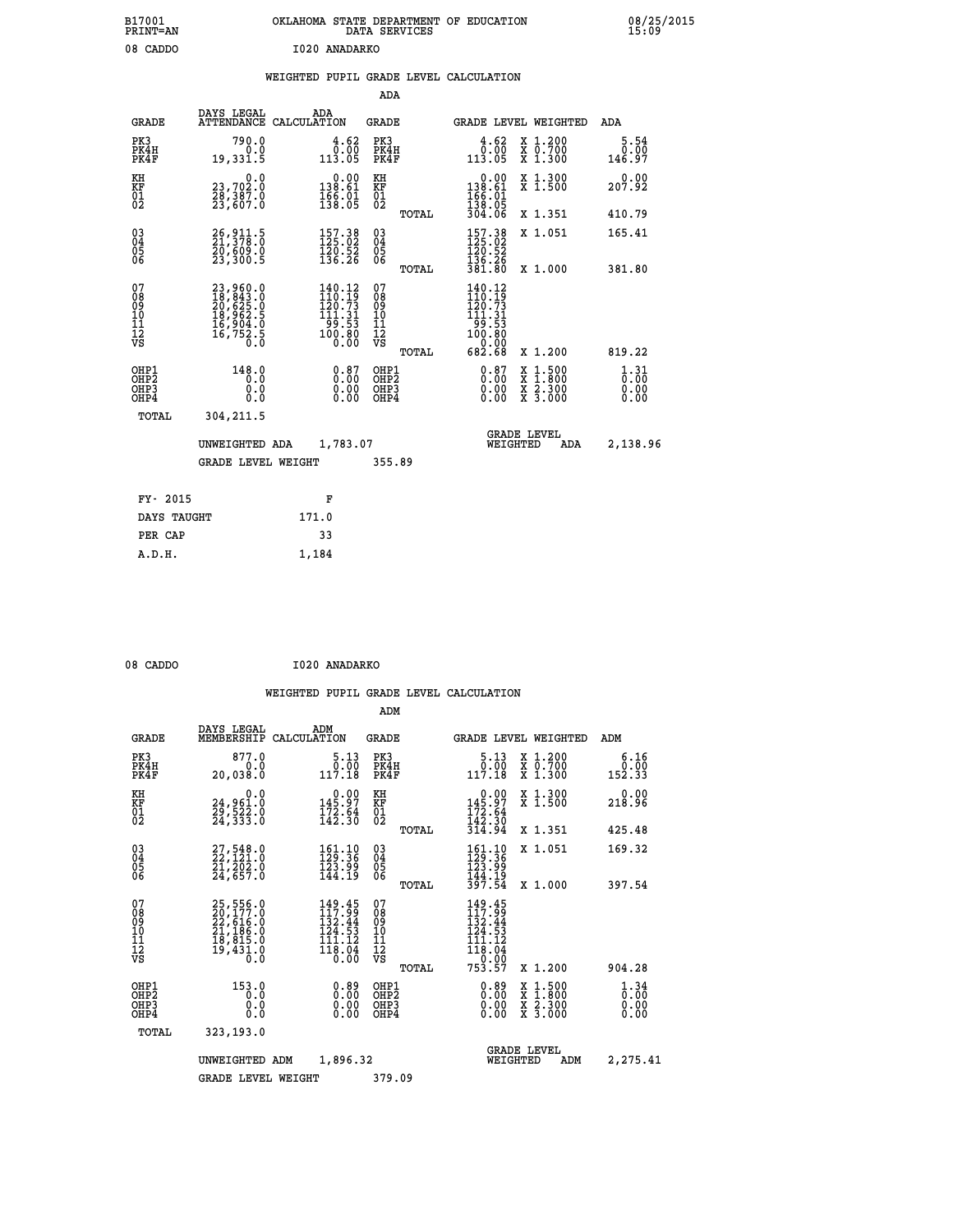B17001 OKLAHOMA STATE DEPARTMENT OF EDUCATION 08/25/2015
PRINT=AN DATA SERVICES 15:09

08 CADDO I020 ANADARKO

## WEIGHTED PUPIL GRADE LEVEL CALCULATION

### ADA

| GRADE | DAYS LEGAL ATTENDANCE | ADA CALCULATION | GRADE | | GRADE LEVEL | WEIGHTED | ADA |
|---|---|---|---|---|---|---|---|
| PK3 | 790.0 | 4.62 | PK3 | | 4.62 | X 1.200 | 5.54 |
| PK4H | 0.0 | 0.00 | PK4H | | 0.00 | X 0.700 | 0.00 |
| PK4F | 19,331.5 | 113.05 | PK4F | | 113.05 | X 1.300 | 146.97 |
| KH | 0.0 | 0.00 | KH | | 0.00 | X 1.300 | 0.00 |
| KF | 23,702.0 | 138.61 | KF | | 138.61 | X 1.500 | 207.92 |
| 01 | 28,387.0 | 166.01 | 01 | | 166.01 | | |
| 02 | 23,607.0 | 138.05 | 02 | | 138.05 | | |
| | | | | TOTAL | 304.06 | X 1.351 | 410.79 |
| 03 | 26,911.5 | 157.38 | 03 | | 157.38 | X 1.051 | 165.41 |
| 04 | 21,378.0 | 125.02 | 04 | | 125.02 | | |
| 05 | 20,609.0 | 120.52 | 05 | | 120.52 | | |
| 06 | 23,300.5 | 136.26 | 06 | | 136.26 | | |
| | | | | TOTAL | 381.80 | X 1.000 | 381.80 |
| 07 | 23,960.0 | 140.12 | 07 | | 140.12 | | |
| 08 | 18,843.0 | 110.19 | 08 | | 110.19 | | |
| 09 | 20,625.0 | 120.73 | 09 | | 120.73 | | |
| 10 | 18,962.5 | 111.31 | 10 | | 111.31 | | |
| 11 | 16,904.0 | 99.53 | 11 | | 99.53 | | |
| 12 | 16,752.5 | 100.80 | 12 | | 100.80 | | |
| VS | 0.0 | 0.00 | VS | | 0.00 | | |
| | | | | TOTAL | 682.68 | X 1.200 | 819.22 |
| OHP1 | 148.0 | 0.87 | OHP1 | | 0.87 | X 1.500 | 1.31 |
| OHP2 | 0.0 | 0.00 | OHP2 | | 0.00 | X 1.800 | 0.00 |
| OHP3 | 0.0 | 0.00 | OHP3 | | 0.00 | X 2.300 | 0.00 |
| OHP4 | 0.0 | 0.00 | OHP4 | | 0.00 | X 3.000 | 0.00 |
| TOTAL | 304,211.5 | | | | | | |

UNWEIGHTED ADA 1,783.07 GRADE LEVEL WEIGHTED ADA 2,138.96

GRADE LEVEL WEIGHT 355.89

| FY- 2015 | F |
|---|---|
| DAYS TAUGHT | 171.0 |
| PER CAP | 33 |
| A.D.H. | 1,184 |

08 CADDO I020 ANADARKO

## WEIGHTED PUPIL GRADE LEVEL CALCULATION

### ADM

| GRADE | DAYS LEGAL MEMBERSHIP | ADM CALCULATION | GRADE | | GRADE LEVEL | WEIGHTED | ADM |
|---|---|---|---|---|---|---|---|
| PK3 | 877.0 | 5.13 | PK3 | | 5.13 | X 1.200 | 6.16 |
| PK4H | 0.0 | 0.00 | PK4H | | 0.00 | X 0.700 | 0.00 |
| PK4F | 20,038.0 | 117.18 | PK4F | | 117.18 | X 1.300 | 152.33 |
| KH | 0.0 | 0.00 | KH | | 0.00 | X 1.300 | 0.00 |
| KF | 24,961.0 | 145.97 | KF | | 145.97 | X 1.500 | 218.96 |
| 01 | 29,522.0 | 172.64 | 01 | | 172.64 | | |
| 02 | 24,333.0 | 142.30 | 02 | | 142.30 | | |
| | | | | TOTAL | 314.94 | X 1.351 | 425.48 |
| 03 | 27,548.0 | 161.10 | 03 | | 161.10 | X 1.051 | 169.32 |
| 04 | 22,121.0 | 129.36 | 04 | | 129.36 | | |
| 05 | 21,202.0 | 123.99 | 05 | | 123.99 | | |
| 06 | 24,657.0 | 144.19 | 06 | | 144.19 | | |
| | | | | TOTAL | 397.54 | X 1.000 | 397.54 |
| 07 | 25,556.0 | 149.45 | 07 | | 149.45 | | |
| 08 | 20,177.0 | 117.99 | 08 | | 117.99 | | |
| 09 | 22,616.0 | 132.44 | 09 | | 132.44 | | |
| 10 | 21,186.0 | 124.53 | 10 | | 124.53 | | |
| 11 | 18,815.0 | 111.12 | 11 | | 111.12 | | |
| 12 | 19,431.0 | 118.04 | 12 | | 118.04 | | |
| VS | 0.0 | 0.00 | VS | | 0.00 | | |
| | | | | TOTAL | 753.57 | X 1.200 | 904.28 |
| OHP1 | 153.0 | 0.89 | OHP1 | | 0.89 | X 1.500 | 1.34 |
| OHP2 | 0.0 | 0.00 | OHP2 | | 0.00 | X 1.800 | 0.00 |
| OHP3 | 0.0 | 0.00 | OHP3 | | 0.00 | X 2.300 | 0.00 |
| OHP4 | 0.0 | 0.00 | OHP4 | | 0.00 | X 3.000 | 0.00 |
| TOTAL | 323,193.0 | | | | | | |

UNWEIGHTED ADM 1,896.32 GRADE LEVEL WEIGHTED ADM 2,275.41

GRADE LEVEL WEIGHT 379.09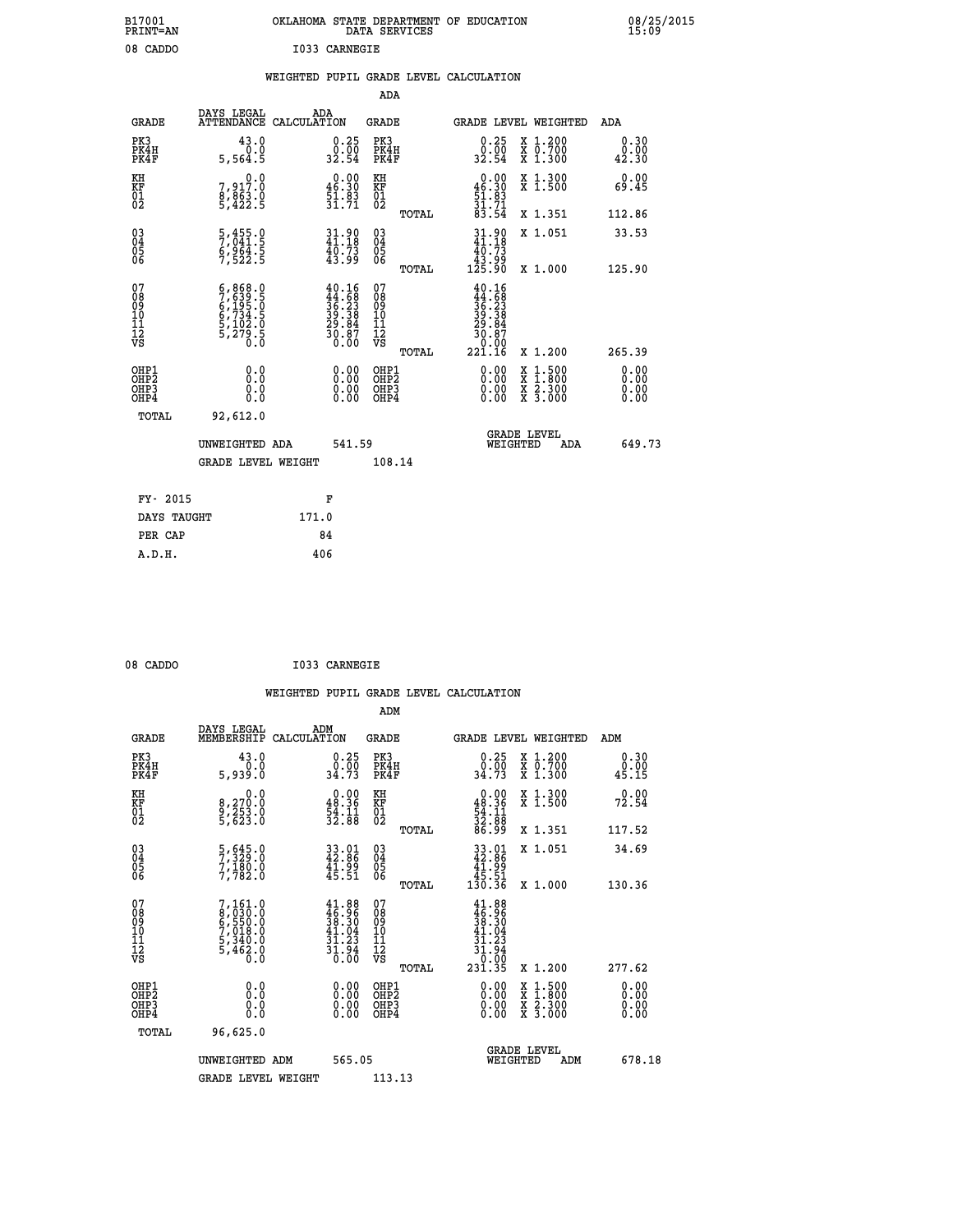B17001 OKLAHOMA STATE DEPARTMENT OF EDUCATION 08/25/2015
PRINT=AN DATA SERVICES 15:09

08 CADDO I033 CARNEGIE

WEIGHTED PUPIL GRADE LEVEL CALCULATION

ADA

| GRADE | DAYS LEGAL ATTENDANCE | ADA CALCULATION | GRADE | | GRADE LEVEL | WEIGHTED | ADA |
|---|---|---|---|---|---|---|---|
| PK3 | 43.0 | 0.25 | PK3 | | 0.25 | X 1.200 | 0.30 |
| PK4H | 0.0 | 0.00 | PK4H | | 0.00 | X 0.700 | 0.00 |
| PK4F | 5,564.5 | 32.54 | PK4F | | 32.54 | X 1.300 | 42.30 |
| KH | 0.0 | 0.00 | KH | | 0.00 | X 1.300 | 0.00 |
| KF | 7,917.0 | 46.30 | KF | | 46.30 | X 1.500 | 69.45 |
| 01 | 8,863.0 | 51.83 | 01 | | 51.83 | | |
| 02 | 5,422.5 | 31.71 | 02 | | 31.71 | | |
| | | | | TOTAL | 83.54 | X 1.351 | 112.86 |
| 03 | 5,455.0 | 31.90 | 03 | | 31.90 | X 1.051 | 33.53 |
| 04 | 7,041.5 | 41.18 | 04 | | 41.18 | | |
| 05 | 6,964.5 | 40.73 | 05 | | 40.73 | | |
| 06 | 7,522.5 | 43.99 | 06 | | 43.99 | | |
| | | | | TOTAL | 125.90 | X 1.000 | 125.90 |
| 07 | 6,868.0 | 40.16 | 07 | | 40.16 | | |
| 08 | 7,639.5 | 44.68 | 08 | | 44.68 | | |
| 09 | 6,195.0 | 36.23 | 09 | | 36.23 | | |
| 10 | 6,734.5 | 39.38 | 10 | | 39.38 | | |
| 11 | 5,102.0 | 29.84 | 11 | | 29.84 | | |
| 12 | 5,279.5 | 30.87 | 12 | | 30.87 | | |
| VS | 0.0 | 0.00 | VS | | 0.00 | | |
| | | | | TOTAL | 221.16 | X 1.200 | 265.39 |
| OHP1 | 0.0 | 0.00 | OHP1 | | 0.00 | X 1.500 | 0.00 |
| OHP2 | 0.0 | 0.00 | OHP2 | | 0.00 | X 1.800 | 0.00 |
| OHP3 | 0.0 | 0.00 | OHP3 | | 0.00 | X 2.300 | 0.00 |
| OHP4 | 0.0 | 0.00 | OHP4 | | 0.00 | X 3.000 | 0.00 |
| TOTAL | 92,612.0 | | | | | | |

UNWEIGHTED ADA 541.59 — GRADE LEVEL WEIGHTED ADA 649.73

GRADE LEVEL WEIGHT 108.14

| FY- 2015 | F |
|---|---|
| DAYS TAUGHT | 171.0 |
| PER CAP | 84 |
| A.D.H. | 406 |

08 CADDO I033 CARNEGIE

WEIGHTED PUPIL GRADE LEVEL CALCULATION

ADM

| GRADE | DAYS LEGAL MEMBERSHIP | ADM CALCULATION | GRADE | | GRADE LEVEL | WEIGHTED | ADM |
|---|---|---|---|---|---|---|---|
| PK3 | 43.0 | 0.25 | PK3 | | 0.25 | X 1.200 | 0.30 |
| PK4H | 0.0 | 0.00 | PK4H | | 0.00 | X 0.700 | 0.00 |
| PK4F | 5,939.0 | 34.73 | PK4F | | 34.73 | X 1.300 | 45.15 |
| KH | 0.0 | 0.00 | KH | | 0.00 | X 1.300 | 0.00 |
| KF | 8,270.0 | 48.36 | KF | | 48.36 | X 1.500 | 72.54 |
| 01 | 9,253.0 | 54.11 | 01 | | 54.11 | | |
| 02 | 5,623.0 | 32.88 | 02 | | 32.88 | | |
| | | | | TOTAL | 86.99 | X 1.351 | 117.52 |
| 03 | 5,645.0 | 33.01 | 03 | | 33.01 | X 1.051 | 34.69 |
| 04 | 7,329.0 | 42.86 | 04 | | 42.86 | | |
| 05 | 7,180.0 | 41.99 | 05 | | 41.99 | | |
| 06 | 7,782.0 | 45.51 | 06 | | 45.51 | | |
| | | | | TOTAL | 130.36 | X 1.000 | 130.36 |
| 07 | 7,161.0 | 41.88 | 07 | | 41.88 | | |
| 08 | 8,030.0 | 46.96 | 08 | | 46.96 | | |
| 09 | 6,550.0 | 38.30 | 09 | | 38.30 | | |
| 10 | 7,018.0 | 41.04 | 10 | | 41.04 | | |
| 11 | 5,340.0 | 31.23 | 11 | | 31.23 | | |
| 12 | 5,462.0 | 31.94 | 12 | | 31.94 | | |
| VS | 0.0 | 0.00 | VS | | 0.00 | | |
| | | | | TOTAL | 231.35 | X 1.200 | 277.62 |
| OHP1 | 0.0 | 0.00 | OHP1 | | 0.00 | X 1.500 | 0.00 |
| OHP2 | 0.0 | 0.00 | OHP2 | | 0.00 | X 1.800 | 0.00 |
| OHP3 | 0.0 | 0.00 | OHP3 | | 0.00 | X 2.300 | 0.00 |
| OHP4 | 0.0 | 0.00 | OHP4 | | 0.00 | X 3.000 | 0.00 |
| TOTAL | 96,625.0 | | | | | | |

UNWEIGHTED ADM 565.05 — GRADE LEVEL WEIGHTED ADM 678.18

GRADE LEVEL WEIGHT 113.13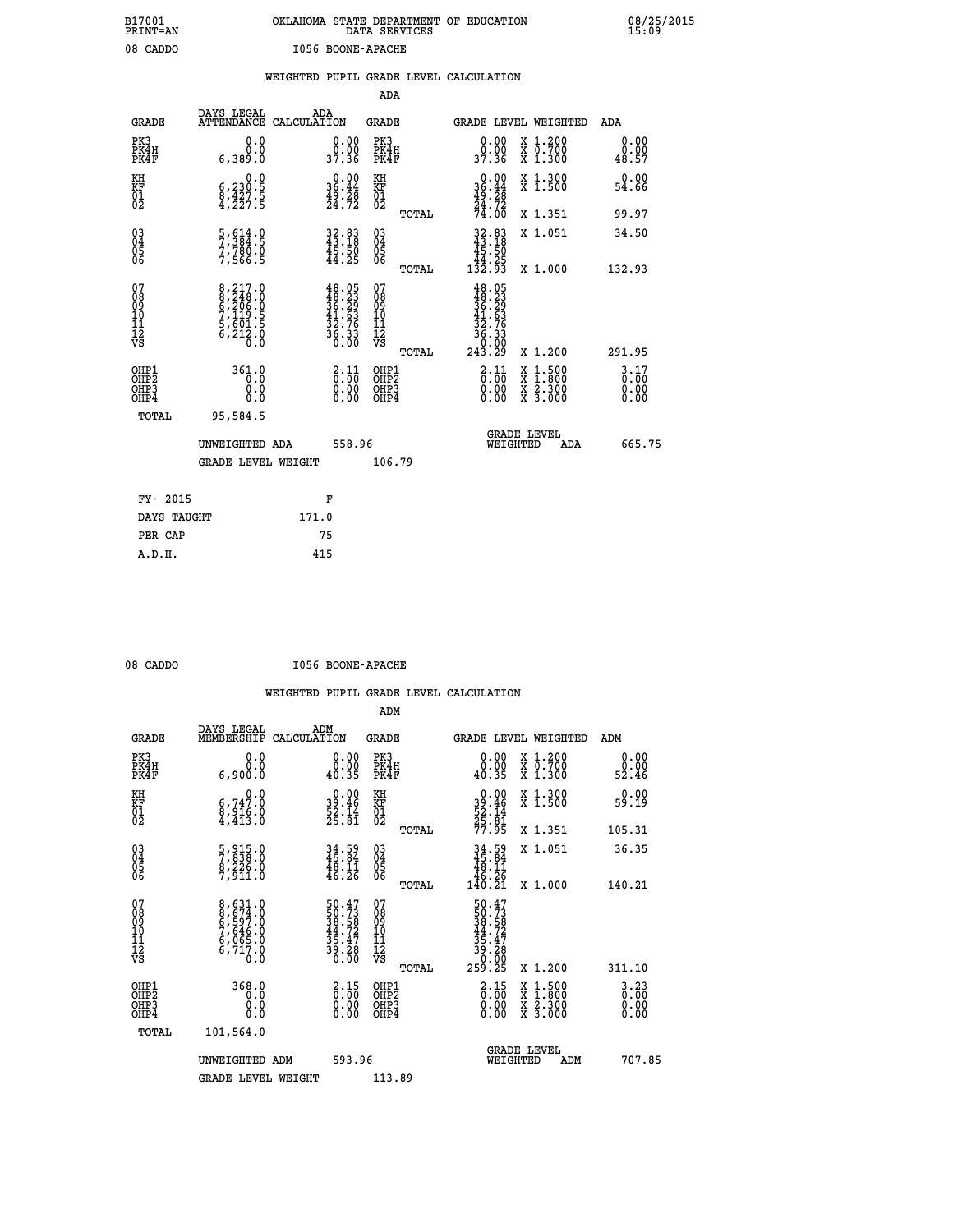B17001 PRINT=AN — OKLAHOMA STATE DEPARTMENT OF EDUCATION DATA SERVICES — 08/25/2015 15:09

08 CADDO — I056 BOONE-APACHE

## WEIGHTED PUPIL GRADE LEVEL CALCULATION

### ADA

| GRADE | DAYS LEGAL ATTENDANCE | ADA CALCULATION | GRADE | | GRADE LEVEL | WEIGHTED | ADA |
|---|---|---|---|---|---|---|---|
| PK3 | 0.0 | 0.00 | PK3 | | 0.00 | X 1.200 | 0.00 |
| PK4H | 0.0 | 0.00 | PK4H | | 0.00 | X 0.700 | 0.00 |
| PK4F | 6,389.0 | 37.36 | PK4F | | 37.36 | X 1.300 | 48.57 |
| KH | 0.0 | 0.00 | KH | | 0.00 | X 1.300 | 0.00 |
| KF | 6,230.5 | 36.44 | KF | | 36.44 | X 1.500 | 54.66 |
| 01 | 8,427.5 | 49.28 | 01 | | 49.28 | | |
| 02 | 4,227.5 | 24.72 | 02 | | 24.72 | | |
| | | | | TOTAL | 74.00 | X 1.351 | 99.97 |
| 03 | 5,614.0 | 32.83 | 03 | | 32.83 | X 1.051 | 34.50 |
| 04 | 7,384.5 | 43.18 | 04 | | 43.18 | | |
| 05 | 7,780.0 | 45.50 | 05 | | 45.50 | | |
| 06 | 7,566.5 | 44.25 | 06 | | 44.25 | | |
| | | | | TOTAL | 132.93 | X 1.000 | 132.93 |
| 07 | 8,217.0 | 48.05 | 07 | | 48.05 | | |
| 08 | 8,248.0 | 48.23 | 08 | | 48.23 | | |
| 09 | 6,206.0 | 36.29 | 09 | | 36.29 | | |
| 10 | 7,119.5 | 41.63 | 10 | | 41.63 | | |
| 11 | 5,601.5 | 32.76 | 11 | | 32.76 | | |
| 12 | 6,212.0 | 36.33 | 12 | | 36.33 | | |
| VS | 0.0 | 0.00 | VS | | 0.00 | | |
| | | | | TOTAL | 243.29 | X 1.200 | 291.95 |
| OHP1 | 361.0 | 2.11 | OHP1 | | 2.11 | X 1.500 | 3.17 |
| OHP2 | 0.0 | 0.00 | OHP2 | | 0.00 | X 1.800 | 0.00 |
| OHP3 | 0.0 | 0.00 | OHP3 | | 0.00 | X 2.300 | 0.00 |
| OHP4 | 0.0 | 0.00 | OHP4 | | 0.00 | X 3.000 | 0.00 |
| TOTAL | 95,584.5 | | | | | | |

UNWEIGHTED ADA 558.96 — GRADE LEVEL WEIGHTED ADA 665.75

GRADE LEVEL WEIGHT 106.79

| FY- 2015 | F |
|---|---|
| DAYS TAUGHT | 171.0 |
| PER CAP | 75 |
| A.D.H. | 415 |

08 CADDO — I056 BOONE-APACHE

## WEIGHTED PUPIL GRADE LEVEL CALCULATION

### ADM

| GRADE | DAYS LEGAL MEMBERSHIP | ADM CALCULATION | GRADE | | GRADE LEVEL | WEIGHTED | ADM |
|---|---|---|---|---|---|---|---|
| PK3 | 0.0 | 0.00 | PK3 | | 0.00 | X 1.200 | 0.00 |
| PK4H | 0.0 | 0.00 | PK4H | | 0.00 | X 0.700 | 0.00 |
| PK4F | 6,900.0 | 40.35 | PK4F | | 40.35 | X 1.300 | 52.46 |
| KH | 0.0 | 0.00 | KH | | 0.00 | X 1.300 | 0.00 |
| KF | 6,747.0 | 39.46 | KF | | 39.46 | X 1.500 | 59.19 |
| 01 | 8,916.0 | 52.14 | 01 | | 52.14 | | |
| 02 | 4,413.0 | 25.81 | 02 | | 25.81 | | |
| | | | | TOTAL | 77.95 | X 1.351 | 105.31 |
| 03 | 5,915.0 | 34.59 | 03 | | 34.59 | X 1.051 | 36.35 |
| 04 | 7,838.0 | 45.84 | 04 | | 45.84 | | |
| 05 | 8,226.0 | 48.11 | 05 | | 48.11 | | |
| 06 | 7,911.0 | 46.26 | 06 | | 46.26 | | |
| | | | | TOTAL | 140.21 | X 1.000 | 140.21 |
| 07 | 8,631.0 | 50.47 | 07 | | 50.47 | | |
| 08 | 8,674.0 | 50.73 | 08 | | 50.73 | | |
| 09 | 6,597.0 | 38.58 | 09 | | 38.58 | | |
| 10 | 7,646.0 | 44.72 | 10 | | 44.72 | | |
| 11 | 6,065.0 | 35.47 | 11 | | 35.47 | | |
| 12 | 6,717.0 | 39.28 | 12 | | 39.28 | | |
| VS | 0.0 | 0.00 | VS | | 0.00 | | |
| | | | | TOTAL | 259.25 | X 1.200 | 311.10 |
| OHP1 | 368.0 | 2.15 | OHP1 | | 2.15 | X 1.500 | 3.23 |
| OHP2 | 0.0 | 0.00 | OHP2 | | 0.00 | X 1.800 | 0.00 |
| OHP3 | 0.0 | 0.00 | OHP3 | | 0.00 | X 2.300 | 0.00 |
| OHP4 | 0.0 | 0.00 | OHP4 | | 0.00 | X 3.000 | 0.00 |
| TOTAL | 101,564.0 | | | | | | |

UNWEIGHTED ADM 593.96 — GRADE LEVEL WEIGHTED ADM 707.85

GRADE LEVEL WEIGHT 113.89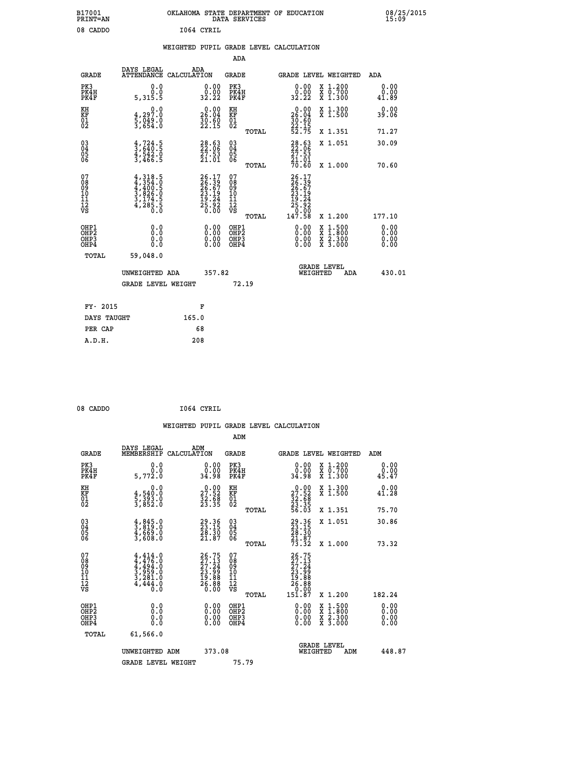B17001 PRINT=AN — OKLAHOMA STATE DEPARTMENT OF EDUCATION DATA SERVICES — 08/25/2015 15:09

08 CADDO — I064 CYRIL

## WEIGHTED PUPIL GRADE LEVEL CALCULATION

### ADA

| GRADE | DAYS LEGAL ATTENDANCE | ADA CALCULATION | GRADE | GRADE LEVEL | WEIGHTED | ADA |
|---|---|---|---|---|---|---|
| PK3 | 0.0 | 0.00 | PK3 | 0.00 | X 1.200 | 0.00 |
| PK4H | 0.0 | 0.00 | PK4H | 0.00 | X 0.700 | 0.00 |
| PK4F | 5,315.5 | 32.22 | PK4F | 32.22 | X 1.300 | 41.89 |
| KH | 0.0 | 0.00 | KH | 0.00 | X 1.300 | 0.00 |
| KF | 4,297.0 | 26.04 | KF | 26.04 | X 1.500 | 39.06 |
| 01 | 5,049.0 | 30.60 | 01 | 30.60 | | |
| 02 | 3,654.0 | 22.15 | 02 | 22.15 | | |
| | | | TOTAL | 52.75 | X 1.351 | 71.27 |
| 03 | 4,724.5 | 28.63 | 03 | 28.63 | X 1.051 | 30.09 |
| 04 | 3,640.5 | 22.06 | 04 | 22.06 | | |
| 05 | 4,542.0 | 27.53 | 05 | 27.53 | | |
| 06 | 3,466.5 | 21.01 | 06 | 21.01 | | |
| | | | TOTAL | 70.60 | X 1.000 | 70.60 |
| 07 | 4,318.5 | 26.17 | 07 | 26.17 | | |
| 08 | 4,354.0 | 26.39 | 08 | 26.39 | | |
| 09 | 4,400.5 | 26.67 | 09 | 26.67 | | |
| 10 | 3,826.0 | 23.19 | 10 | 23.19 | | |
| 11 | 3,174.5 | 19.24 | 11 | 19.24 | | |
| 12 | 4,285.5 | 25.92 | 12 | 25.92 | | |
| VS | 0.0 | 0.00 | VS | 0.00 | | |
| | | | TOTAL | 147.58 | X 1.200 | 177.10 |
| OHP1 | 0.0 | 0.00 | OHP1 | 0.00 | X 1.500 | 0.00 |
| OHP2 | 0.0 | 0.00 | OHP2 | 0.00 | X 1.800 | 0.00 |
| OHP3 | 0.0 | 0.00 | OHP3 | 0.00 | X 2.300 | 0.00 |
| OHP4 | 0.0 | 0.00 | OHP4 | 0.00 | X 3.000 | 0.00 |
| TOTAL | 59,048.0 | | | | | |

UNWEIGHTED ADA 357.82 — GRADE LEVEL WEIGHTED ADA 430.01

GRADE LEVEL WEIGHT 72.19

| | |
|---|---|
| FY- 2015 | F |
| DAYS TAUGHT | 165.0 |
| PER CAP | 68 |
| A.D.H. | 208 |

08 CADDO — I064 CYRIL

## WEIGHTED PUPIL GRADE LEVEL CALCULATION

### ADM

| GRADE | DAYS LEGAL MEMBERSHIP | ADM CALCULATION | GRADE | GRADE LEVEL | WEIGHTED | ADM |
|---|---|---|---|---|---|---|
| PK3 | 0.0 | 0.00 | PK3 | 0.00 | X 1.200 | 0.00 |
| PK4H | 0.0 | 0.00 | PK4H | 0.00 | X 0.700 | 0.00 |
| PK4F | 5,772.0 | 34.98 | PK4F | 34.98 | X 1.300 | 45.47 |
| KH | 0.0 | 0.00 | KH | 0.00 | X 1.300 | 0.00 |
| KF | 4,540.0 | 27.52 | KF | 27.52 | X 1.500 | 41.28 |
| 01 | 5,393.0 | 32.68 | 01 | 32.68 | | |
| 02 | 3,852.0 | 23.35 | 02 | 23.35 | | |
| | | | TOTAL | 56.03 | X 1.351 | 75.70 |
| 03 | 4,845.0 | 29.36 | 03 | 29.36 | X 1.051 | 30.86 |
| 04 | 3,819.0 | 23.15 | 04 | 23.15 | | |
| 05 | 4,669.0 | 28.30 | 05 | 28.30 | | |
| 06 | 3,608.0 | 21.87 | 06 | 21.87 | | |
| | | | TOTAL | 73.32 | X 1.000 | 73.32 |
| 07 | 4,414.0 | 26.75 | 07 | 26.75 | | |
| 08 | 4,476.0 | 27.13 | 08 | 27.13 | | |
| 09 | 4,494.0 | 27.24 | 09 | 27.24 | | |
| 10 | 3,959.0 | 23.99 | 10 | 23.99 | | |
| 11 | 3,281.0 | 19.88 | 11 | 19.88 | | |
| 12 | 4,444.0 | 26.88 | 12 | 26.88 | | |
| VS | 0.0 | 0.00 | VS | 0.00 | | |
| | | | TOTAL | 151.87 | X 1.200 | 182.24 |
| OHP1 | 0.0 | 0.00 | OHP1 | 0.00 | X 1.500 | 0.00 |
| OHP2 | 0.0 | 0.00 | OHP2 | 0.00 | X 1.800 | 0.00 |
| OHP3 | 0.0 | 0.00 | OHP3 | 0.00 | X 2.300 | 0.00 |
| OHP4 | 0.0 | 0.00 | OHP4 | 0.00 | X 3.000 | 0.00 |
| TOTAL | 61,566.0 | | | | | |

UNWEIGHTED ADM 373.08 — GRADE LEVEL WEIGHTED ADM 448.87

GRADE LEVEL WEIGHT 75.79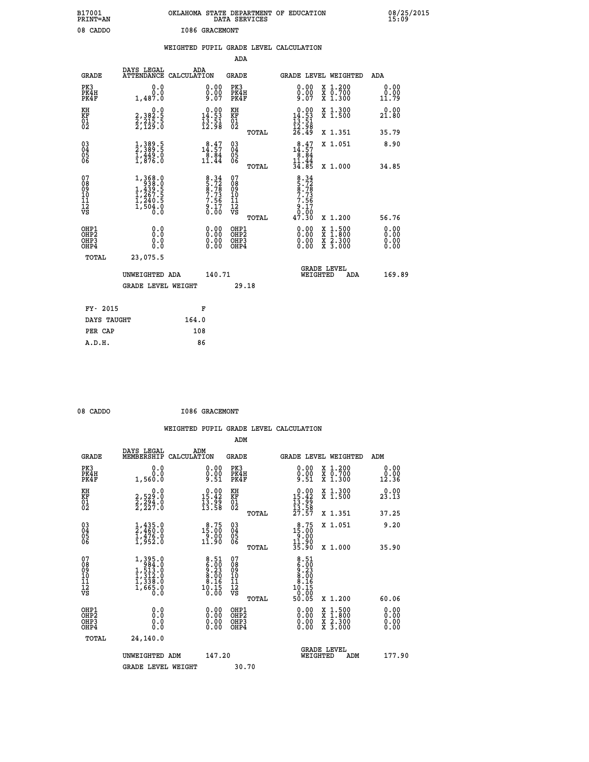B17001 OKLAHOMA STATE DEPARTMENT OF EDUCATION 08/25/2015
PRINT=AN DATA SERVICES 15:09

08 CADDO I086 GRACEMONT

## WEIGHTED PUPIL GRADE LEVEL CALCULATION

### ADA

| GRADE | DAYS LEGAL ATTENDANCE | ADA CALCULATION | GRADE | GRADE LEVEL | WEIGHTED | ADA |
|---|---|---|---|---|---|---|
| PK3 | 0.0 | 0.00 | PK3 | 0.00 | X 1.200 | 0.00 |
| PK4H | 0.0 | 0.00 | PK4H | 0.00 | X 0.700 | 0.00 |
| PK4F | 1,487.0 | 9.07 | PK4F | 9.07 | X 1.300 | 11.79 |
| KH | 0.0 | 0.00 | KH | 0.00 | X 1.300 | 0.00 |
| KF | 2,382.5 | 14.53 | KF | 14.53 | X 1.500 | 21.80 |
| 01 | 2,215.5 | 13.51 | 01 | 13.51 | | |
| 02 | 2,129.0 | 12.98 | 02 | 12.98 | | |
| | | | TOTAL | 26.49 | X 1.351 | 35.79 |
| 03 | 1,389.5 | 8.47 | 03 | 8.47 | X 1.051 | 8.90 |
| 04 | 2,389.5 | 14.57 | 04 | 14.57 | | |
| 05 | 1,449.0 | 8.84 | 05 | 8.84 | | |
| 06 | 1,876.0 | 11.44 | 06 | 11.44 | | |
| | | | TOTAL | 34.85 | X 1.000 | 34.85 |
| 07 | 1,368.0 | 8.34 | 07 | 8.34 | | |
| 08 | 938.0 | 5.72 | 08 | 5.72 | | |
| 09 | 1,439.5 | 8.78 | 09 | 8.78 | | |
| 10 | 1,267.5 | 7.73 | 10 | 7.73 | | |
| 11 | 1,240.5 | 7.56 | 11 | 7.56 | | |
| 12 | 1,504.0 | 9.17 | 12 | 9.17 | | |
| VS | 0.0 | 0.00 | VS | 0.00 | | |
| | | | TOTAL | 47.30 | X 1.200 | 56.76 |
| OHP1 | 0.0 | 0.00 | OHP1 | 0.00 | X 1.500 | 0.00 |
| OHP2 | 0.0 | 0.00 | OHP2 | 0.00 | X 1.800 | 0.00 |
| OHP3 | 0.0 | 0.00 | OHP3 | 0.00 | X 2.300 | 0.00 |
| OHP4 | 0.0 | 0.00 | OHP4 | 0.00 | X 3.000 | 0.00 |
| TOTAL | 23,075.5 | | | | | |

UNWEIGHTED ADA 140.71 | GRADE LEVEL WEIGHTED ADA 169.89

GRADE LEVEL WEIGHT 29.18

| FY- 2015 | F |
|---|---|
| DAYS TAUGHT | 164.0 |
| PER CAP | 108 |
| A.D.H. | 86 |

08 CADDO I086 GRACEMONT

## WEIGHTED PUPIL GRADE LEVEL CALCULATION

### ADM

| GRADE | DAYS LEGAL MEMBERSHIP | ADM CALCULATION | GRADE | GRADE LEVEL | WEIGHTED | ADM |
|---|---|---|---|---|---|---|
| PK3 | 0.0 | 0.00 | PK3 | 0.00 | X 1.200 | 0.00 |
| PK4H | 0.0 | 0.00 | PK4H | 0.00 | X 0.700 | 0.00 |
| PK4F | 1,560.0 | 9.51 | PK4F | 9.51 | X 1.300 | 12.36 |
| KH | 0.0 | 0.00 | KH | 0.00 | X 1.300 | 0.00 |
| KF | 2,529.0 | 15.42 | KF | 15.42 | X 1.500 | 23.13 |
| 01 | 2,294.0 | 13.99 | 01 | 13.99 | | |
| 02 | 2,227.0 | 13.58 | 02 | 13.58 | | |
| | | | TOTAL | 27.57 | X 1.351 | 37.25 |
| 03 | 1,435.0 | 8.75 | 03 | 8.75 | X 1.051 | 9.20 |
| 04 | 2,460.0 | 15.00 | 04 | 15.00 | | |
| 05 | 1,476.0 | 9.00 | 05 | 9.00 | | |
| 06 | 1,952.0 | 11.90 | 06 | 11.90 | | |
| | | | TOTAL | 35.90 | X 1.000 | 35.90 |
| 07 | 1,395.0 | 8.51 | 07 | 8.51 | | |
| 08 | 984.0 | 6.00 | 08 | 6.00 | | |
| 09 | 1,513.0 | 9.23 | 09 | 9.23 | | |
| 10 | 1,312.0 | 8.00 | 10 | 8.00 | | |
| 11 | 1,338.0 | 8.16 | 11 | 8.16 | | |
| 12 | 1,665.0 | 10.15 | 12 | 10.15 | | |
| VS | 0.0 | 0.00 | VS | 0.00 | | |
| | | | TOTAL | 50.05 | X 1.200 | 60.06 |
| OHP1 | 0.0 | 0.00 | OHP1 | 0.00 | X 1.500 | 0.00 |
| OHP2 | 0.0 | 0.00 | OHP2 | 0.00 | X 1.800 | 0.00 |
| OHP3 | 0.0 | 0.00 | OHP3 | 0.00 | X 2.300 | 0.00 |
| OHP4 | 0.0 | 0.00 | OHP4 | 0.00 | X 3.000 | 0.00 |
| TOTAL | 24,140.0 | | | | | |

UNWEIGHTED ADM 147.20 | GRADE LEVEL WEIGHTED ADM 177.90

GRADE LEVEL WEIGHT 30.70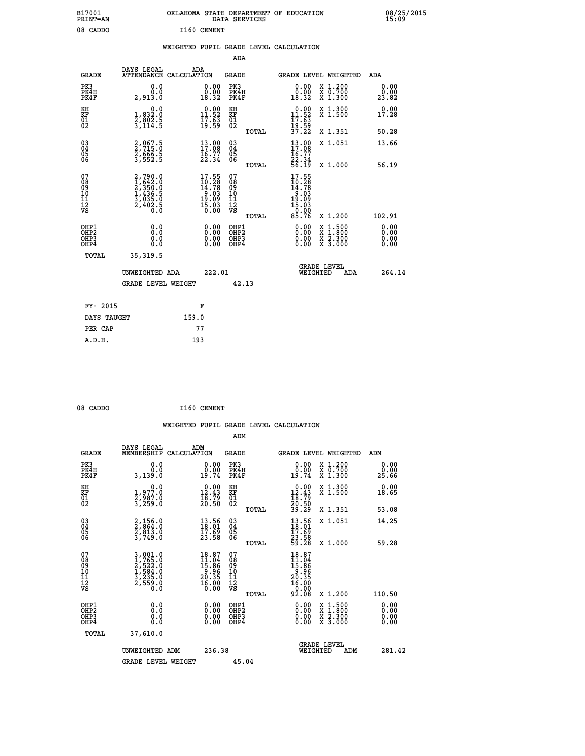B17001 OKLAHOMA STATE DEPARTMENT OF EDUCATION 08/25/2015
PRINT=AN DATA SERVICES 15:09

08 CADDO I160 CEMENT

## WEIGHTED PUPIL GRADE LEVEL CALCULATION

### ADA

| GRADE | DAYS LEGAL ATTENDANCE | ADA CALCULATION | GRADE | GRADE LEVEL | WEIGHTED | ADA |
|---|---|---|---|---|---|---|
| PK3 | 0.0 | 0.00 | PK3 | 0.00 | X 1.200 | 0.00 |
| PK4H | 0.0 | 0.00 | PK4H | 0.00 | X 0.700 | 0.00 |
| PK4F | 2,913.0 | 18.32 | PK4F | 18.32 | X 1.300 | 23.82 |
| KH | 0.0 | 0.00 | KH | 0.00 | X 1.300 | 0.00 |
| KF | 1,832.0 | 11.52 | KF | 11.52 | X 1.500 | 17.28 |
| 01 | 2,802.5 | 17.63 | 01 | 17.63 | | |
| 02 | 3,114.5 | 19.59 | 02 | 19.59 | | |
| | | | TOTAL | 37.22 | X 1.351 | 50.28 |
| 03 | 2,067.5 | 13.00 | 03 | 13.00 | X 1.051 | 13.66 |
| 04 | 2,715.0 | 17.08 | 04 | 17.08 | | |
| 05 | 2,666.5 | 16.77 | 05 | 16.77 | | |
| 06 | 3,552.5 | 22.34 | 06 | 22.34 | | |
| | | | TOTAL | 56.19 | X 1.000 | 56.19 |
| 07 | 2,790.0 | 17.55 | 07 | 17.55 | | |
| 08 | 1,642.0 | 10.28 | 08 | 10.28 | | |
| 09 | 2,350.0 | 14.78 | 09 | 14.78 | | |
| 10 | 1,436.5 | 9.03 | 10 | 9.03 | | |
| 11 | 3,035.0 | 19.09 | 11 | 19.09 | | |
| 12 | 2,402.5 | 15.03 | 12 | 15.03 | | |
| VS | 0.0 | 0.00 | VS | 0.00 | | |
| | | | TOTAL | 85.76 | X 1.200 | 102.91 |
| OHP1 | 0.0 | 0.00 | OHP1 | 0.00 | X 1.500 | 0.00 |
| OHP2 | 0.0 | 0.00 | OHP2 | 0.00 | X 1.800 | 0.00 |
| OHP3 | 0.0 | 0.00 | OHP3 | 0.00 | X 2.300 | 0.00 |
| OHP4 | 0.0 | 0.00 | OHP4 | 0.00 | X 3.000 | 0.00 |
| TOTAL | 35,319.5 | | | | | |

UNWEIGHTED ADA 222.01 GRADE LEVEL WEIGHTED ADA 264.14

GRADE LEVEL WEIGHT 42.13

| FY- 2015 | F |
|---|---|
| DAYS TAUGHT | 159.0 |
| PER CAP | 77 |
| A.D.H. | 193 |

08 CADDO I160 CEMENT

## WEIGHTED PUPIL GRADE LEVEL CALCULATION

### ADM

| GRADE | DAYS LEGAL MEMBERSHIP | ADM CALCULATION | GRADE | GRADE LEVEL | WEIGHTED | ADM |
|---|---|---|---|---|---|---|
| PK3 | 0.0 | 0.00 | PK3 | 0.00 | X 1.200 | 0.00 |
| PK4H | 0.0 | 0.00 | PK4H | 0.00 | X 0.700 | 0.00 |
| PK4F | 3,139.0 | 19.74 | PK4F | 19.74 | X 1.300 | 25.66 |
| KH | 0.0 | 0.00 | KH | 0.00 | X 1.300 | 0.00 |
| KF | 1,977.0 | 12.43 | KF | 12.43 | X 1.500 | 18.65 |
| 01 | 2,987.0 | 18.79 | 01 | 18.79 | | |
| 02 | 3,259.0 | 20.50 | 02 | 20.50 | | |
| | | | TOTAL | 39.29 | X 1.351 | 53.08 |
| 03 | 2,156.0 | 13.56 | 03 | 13.56 | X 1.051 | 14.25 |
| 04 | 2,864.0 | 18.01 | 04 | 18.01 | | |
| 05 | 2,813.0 | 17.69 | 05 | 17.69 | | |
| 06 | 3,749.0 | 23.58 | 06 | 23.58 | | |
| | | | TOTAL | 59.28 | X 1.000 | 59.28 |
| 07 | 3,001.0 | 18.87 | 07 | 18.87 | | |
| 08 | 1,765.0 | 11.04 | 08 | 11.04 | | |
| 09 | 2,522.0 | 15.86 | 09 | 15.86 | | |
| 10 | 1,584.0 | 9.96 | 10 | 9.96 | | |
| 11 | 3,235.0 | 20.35 | 11 | 20.35 | | |
| 12 | 2,559.0 | 16.00 | 12 | 16.00 | | |
| VS | 0.0 | 0.00 | VS | 0.00 | | |
| | | | TOTAL | 92.08 | X 1.200 | 110.50 |
| OHP1 | 0.0 | 0.00 | OHP1 | 0.00 | X 1.500 | 0.00 |
| OHP2 | 0.0 | 0.00 | OHP2 | 0.00 | X 1.800 | 0.00 |
| OHP3 | 0.0 | 0.00 | OHP3 | 0.00 | X 2.300 | 0.00 |
| OHP4 | 0.0 | 0.00 | OHP4 | 0.00 | X 3.000 | 0.00 |
| TOTAL | 37,610.0 | | | | | |

UNWEIGHTED ADM 236.38 GRADE LEVEL WEIGHTED ADM 281.42

GRADE LEVEL WEIGHT 45.04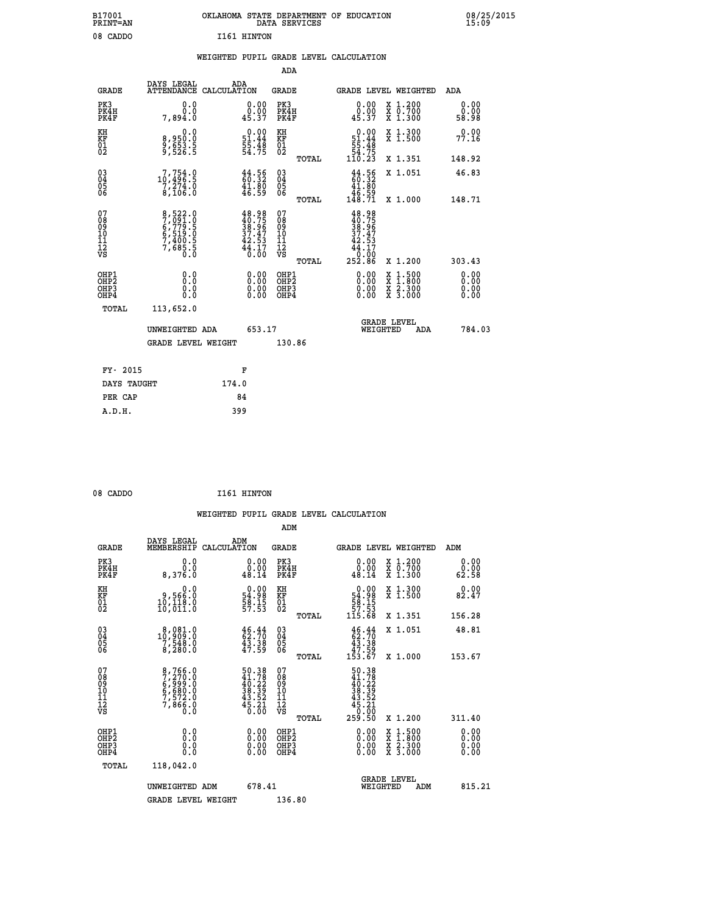B17001 OKLAHOMA STATE DEPARTMENT OF EDUCATION 08/25/2015
PRINT=AN DATA SERVICES 15:09

08 CADDO I161 HINTON

## WEIGHTED PUPIL GRADE LEVEL CALCULATION

### ADA

| GRADE | DAYS LEGAL ATTENDANCE | ADA CALCULATION | GRADE | | GRADE LEVEL | WEIGHTED | ADA |
|---|---|---|---|---|---|---|---|
| PK3 | 0.0 | 0.00 | PK3 | | 0.00 | X 1.200 | 0.00 |
| PK4H | 0.0 | 0.00 | PK4H | | 0.00 | X 0.700 | 0.00 |
| PK4F | 7,894.0 | 45.37 | PK4F | | 45.37 | X 1.300 | 58.98 |
| KH | 0.0 | 0.00 | KH | | 0.00 | X 1.300 | 0.00 |
| KF | 8,950.0 | 51.44 | KF | | 51.44 | X 1.500 | 77.16 |
| 01 | 9,653.5 | 55.48 | 01 | | 55.48 | | |
| 02 | 9,526.5 | 54.75 | 02 | | 54.75 | | |
| | | | | TOTAL | 110.23 | X 1.351 | 148.92 |
| 03 | 7,754.0 | 44.56 | 03 | | 44.56 | X 1.051 | 46.83 |
| 04 | 10,496.5 | 60.32 | 04 | | 60.32 | | |
| 05 | 7,274.0 | 41.80 | 05 | | 41.80 | | |
| 06 | 8,106.0 | 46.59 | 06 | | 46.59 | | |
| | | | | TOTAL | 148.71 | X 1.000 | 148.71 |
| 07 | 8,522.0 | 48.98 | 07 | | 48.98 | | |
| 08 | 7,091.0 | 40.75 | 08 | | 40.75 | | |
| 09 | 6,779.5 | 38.96 | 09 | | 38.96 | | |
| 10 | 6,519.0 | 37.47 | 10 | | 37.47 | | |
| 11 | 7,400.5 | 42.53 | 11 | | 42.53 | | |
| 12 | 7,685.5 | 44.17 | 12 | | 44.17 | | |
| VS | 0.0 | 0.00 | VS | | 0.00 | | |
| | | | | TOTAL | 252.86 | X 1.200 | 303.43 |
| OHP1 | 0.0 | 0.00 | OHP1 | | 0.00 | X 1.500 | 0.00 |
| OHP2 | 0.0 | 0.00 | OHP2 | | 0.00 | X 1.800 | 0.00 |
| OHP3 | 0.0 | 0.00 | OHP3 | | 0.00 | X 2.300 | 0.00 |
| OHP4 | 0.0 | 0.00 | OHP4 | | 0.00 | X 3.000 | 0.00 |
| TOTAL | 113,652.0 | | | | | | |

UNWEIGHTED ADA 653.17 GRADE LEVEL WEIGHTED ADA 784.03

GRADE LEVEL WEIGHT 130.86

| FY- 2015 | F |
|---|---|
| DAYS TAUGHT | 174.0 |
| PER CAP | 84 |
| A.D.H. | 399 |

08 CADDO I161 HINTON

## WEIGHTED PUPIL GRADE LEVEL CALCULATION

### ADM

| GRADE | DAYS LEGAL MEMBERSHIP | ADM CALCULATION | GRADE | | GRADE LEVEL | WEIGHTED | ADM |
|---|---|---|---|---|---|---|---|
| PK3 | 0.0 | 0.00 | PK3 | | 0.00 | X 1.200 | 0.00 |
| PK4H | 0.0 | 0.00 | PK4H | | 0.00 | X 0.700 | 0.00 |
| PK4F | 8,376.0 | 48.14 | PK4F | | 48.14 | X 1.300 | 62.58 |
| KH | 0.0 | 0.00 | KH | | 0.00 | X 1.300 | 0.00 |
| KF | 9,566.0 | 54.98 | KF | | 54.98 | X 1.500 | 82.47 |
| 01 | 10,118.0 | 58.15 | 01 | | 58.15 | | |
| 02 | 10,011.0 | 57.53 | 02 | | 57.53 | | |
| | | | | TOTAL | 115.68 | X 1.351 | 156.28 |
| 03 | 8,081.0 | 46.44 | 03 | | 46.44 | X 1.051 | 48.81 |
| 04 | 10,909.0 | 62.70 | 04 | | 62.70 | | |
| 05 | 7,548.0 | 43.38 | 05 | | 43.38 | | |
| 06 | 8,280.0 | 47.59 | 06 | | 47.59 | | |
| | | | | TOTAL | 153.67 | X 1.000 | 153.67 |
| 07 | 8,766.0 | 50.38 | 07 | | 50.38 | | |
| 08 | 7,270.0 | 41.78 | 08 | | 41.78 | | |
| 09 | 6,999.0 | 40.22 | 09 | | 40.22 | | |
| 10 | 6,680.0 | 38.39 | 10 | | 38.39 | | |
| 11 | 7,572.0 | 43.52 | 11 | | 43.52 | | |
| 12 | 7,866.0 | 45.21 | 12 | | 45.21 | | |
| VS | 0.0 | 0.00 | VS | | 0.00 | | |
| | | | | TOTAL | 259.50 | X 1.200 | 311.40 |
| OHP1 | 0.0 | 0.00 | OHP1 | | 0.00 | X 1.500 | 0.00 |
| OHP2 | 0.0 | 0.00 | OHP2 | | 0.00 | X 1.800 | 0.00 |
| OHP3 | 0.0 | 0.00 | OHP3 | | 0.00 | X 2.300 | 0.00 |
| OHP4 | 0.0 | 0.00 | OHP4 | | 0.00 | X 3.000 | 0.00 |
| TOTAL | 118,042.0 | | | | | | |

UNWEIGHTED ADM 678.41 GRADE LEVEL WEIGHTED ADM 815.21

GRADE LEVEL WEIGHT 136.80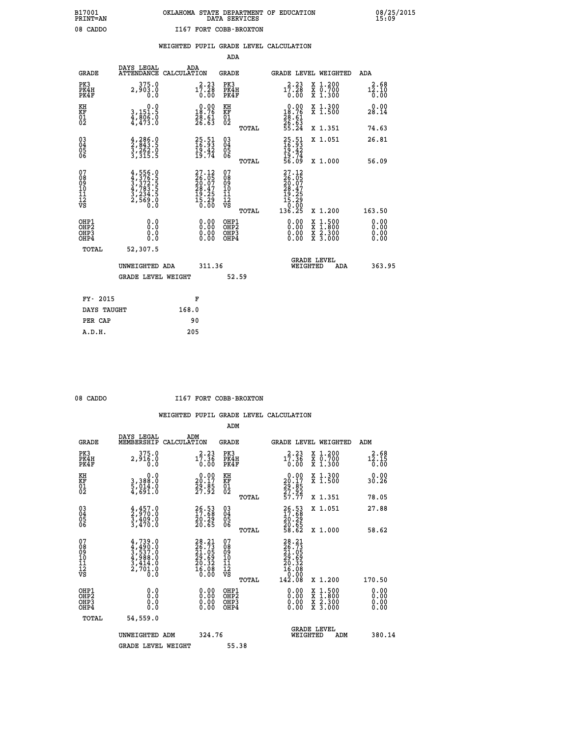B17001 OKLAHOMA STATE DEPARTMENT OF EDUCATION 08/25/2015
PRINT=AN DATA SERVICES 15:09

08 CADDO I167 FORT COBB-BROXTON

## WEIGHTED PUPIL GRADE LEVEL CALCULATION

### ADA

| GRADE | DAYS LEGAL ATTENDANCE | ADA CALCULATION | GRADE | | GRADE LEVEL | WEIGHTED | ADA |
|---|---|---|---|---|---|---|---|
| PK3 | 375.0 | 2.23 | PK3 | | 2.23 | X 1.200 | 2.68 |
| PK4H | 2,903.0 | 17.28 | PK4H | | 17.28 | X 0.700 | 12.10 |
| PK4F | 0.0 | 0.00 | PK4F | | 0.00 | X 1.300 | 0.00 |
| KH | 0.0 | 0.00 | KH | | 0.00 | X 1.300 | 0.00 |
| KF | 3,151.5 | 18.76 | KF | | 18.76 | X 1.500 | 28.14 |
| 01 | 4,806.0 | 28.61 | 01 | | 28.61 | | |
| 02 | 4,473.0 | 26.63 | 02 | | 26.63 | | |
| | | | | TOTAL | 55.24 | X 1.351 | 74.63 |
| 03 | 4,286.0 | 25.51 | 03 | | 25.51 | X 1.051 | 26.81 |
| 04 | 2,843.5 | 16.93 | 04 | | 16.93 | | |
| 05 | 3,262.0 | 19.42 | 05 | | 19.42 | | |
| 06 | 3,315.5 | 19.74 | 06 | | 19.74 | | |
| | | | | TOTAL | 56.09 | X 1.000 | 56.09 |
| 07 | 4,556.0 | 27.12 | 07 | | 27.12 | | |
| 08 | 4,376.5 | 26.05 | 08 | | 26.05 | | |
| 09 | 3,372.5 | 20.07 | 09 | | 20.07 | | |
| 10 | 4,783.5 | 28.47 | 10 | | 28.47 | | |
| 11 | 3,234.5 | 19.25 | 11 | | 19.25 | | |
| 12 | 2,569.0 | 15.29 | 12 | | 15.29 | | |
| VS | 0.0 | 0.00 | VS | | 0.00 | | |
| | | | | TOTAL | 136.25 | X 1.200 | 163.50 |
| OHP1 | 0.0 | 0.00 | OHP1 | | 0.00 | X 1.500 | 0.00 |
| OHP2 | 0.0 | 0.00 | OHP2 | | 0.00 | X 1.800 | 0.00 |
| OHP3 | 0.0 | 0.00 | OHP3 | | 0.00 | X 2.300 | 0.00 |
| OHP4 | 0.0 | 0.00 | OHP4 | | 0.00 | X 3.000 | 0.00 |
| TOTAL | 52,307.5 | | | | | | |

UNWEIGHTED ADA 311.36 — GRADE LEVEL WEIGHTED ADA 363.95

GRADE LEVEL WEIGHT 52.59

| FY- 2015 | F |
|---|---|
| DAYS TAUGHT | 168.0 |
| PER CAP | 90 |
| A.D.H. | 205 |

08 CADDO I167 FORT COBB-BROXTON

## WEIGHTED PUPIL GRADE LEVEL CALCULATION

### ADM

| GRADE | DAYS LEGAL MEMBERSHIP | ADM CALCULATION | GRADE | | GRADE LEVEL | WEIGHTED | ADM |
|---|---|---|---|---|---|---|---|
| PK3 | 375.0 | 2.23 | PK3 | | 2.23 | X 1.200 | 2.68 |
| PK4H | 2,916.0 | 17.36 | PK4H | | 17.36 | X 0.700 | 12.15 |
| PK4F | 0.0 | 0.00 | PK4F | | 0.00 | X 1.300 | 0.00 |
| KH | 0.0 | 0.00 | KH | | 0.00 | X 1.300 | 0.00 |
| KF | 3,388.0 | 20.17 | KF | | 20.17 | X 1.500 | 30.26 |
| 01 | 5,014.0 | 29.85 | 01 | | 29.85 | | |
| 02 | 4,691.0 | 27.92 | 02 | | 27.92 | | |
| | | | | TOTAL | 57.77 | X 1.351 | 78.05 |
| 03 | 4,457.0 | 26.53 | 03 | | 26.53 | X 1.051 | 27.88 |
| 04 | 2,970.0 | 17.68 | 04 | | 17.68 | | |
| 05 | 3,409.0 | 20.29 | 05 | | 20.29 | | |
| 06 | 3,470.0 | 20.65 | 06 | | 20.65 | | |
| | | | | TOTAL | 58.62 | X 1.000 | 58.62 |
| 07 | 4,739.0 | 28.21 | 07 | | 28.21 | | |
| 08 | 4,490.0 | 26.73 | 08 | | 26.73 | | |
| 09 | 3,537.0 | 21.05 | 09 | | 21.05 | | |
| 10 | 4,988.0 | 29.69 | 10 | | 29.69 | | |
| 11 | 3,414.0 | 20.32 | 11 | | 20.32 | | |
| 12 | 2,701.0 | 16.08 | 12 | | 16.08 | | |
| VS | 0.0 | 0.00 | VS | | 0.00 | | |
| | | | | TOTAL | 142.08 | X 1.200 | 170.50 |
| OHP1 | 0.0 | 0.00 | OHP1 | | 0.00 | X 1.500 | 0.00 |
| OHP2 | 0.0 | 0.00 | OHP2 | | 0.00 | X 1.800 | 0.00 |
| OHP3 | 0.0 | 0.00 | OHP3 | | 0.00 | X 2.300 | 0.00 |
| OHP4 | 0.0 | 0.00 | OHP4 | | 0.00 | X 3.000 | 0.00 |
| TOTAL | 54,559.0 | | | | | | |

UNWEIGHTED ADM 324.76 — GRADE LEVEL WEIGHTED ADM 380.14

GRADE LEVEL WEIGHT 55.38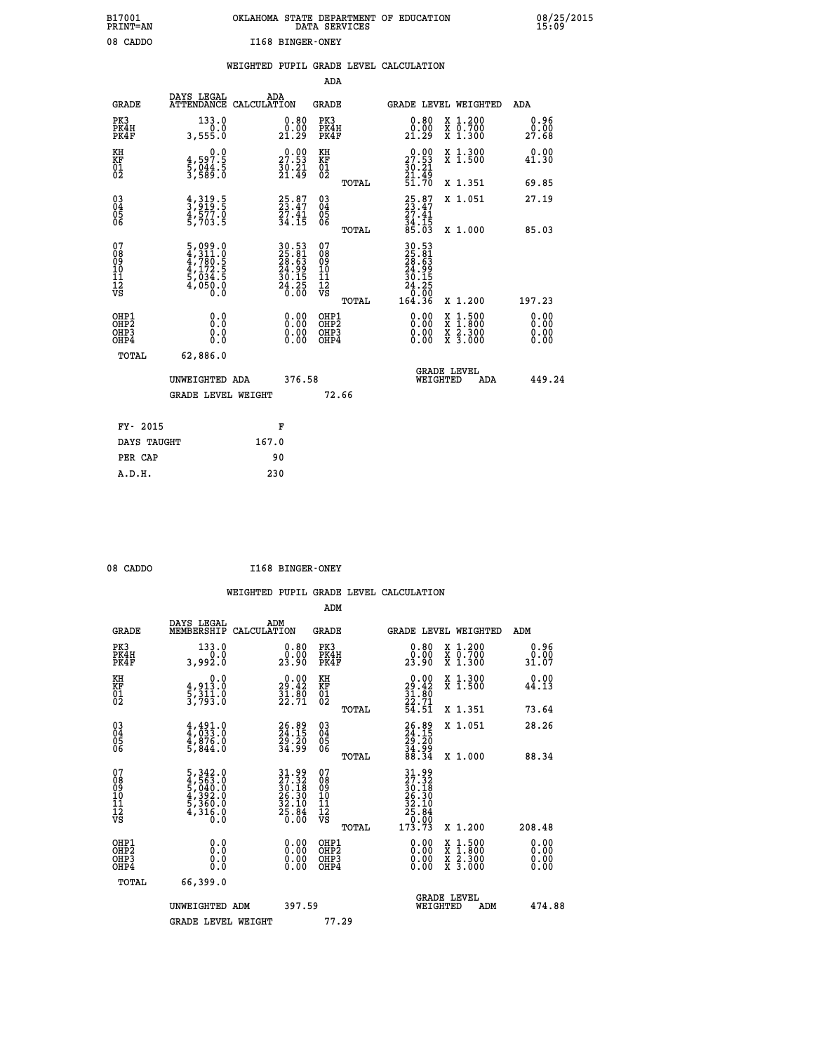B17001 PRINT=AN — OKLAHOMA STATE DEPARTMENT OF EDUCATION DATA SERVICES — 08/25/2015 15:09

08 CADDO — I168 BINGER-ONEY

WEIGHTED PUPIL GRADE LEVEL CALCULATION

ADA

| GRADE | DAYS LEGAL ATTENDANCE | ADA CALCULATION | GRADE | GRADE LEVEL | WEIGHTED | ADA |
|---|---|---|---|---|---|---|
| PK3 | 133.0 | 0.80 | PK3 | 0.80 | X 1.200 | 0.96 |
| PK4H | 0.0 | 0.00 | PK4H | 0.00 | X 0.700 | 0.00 |
| PK4F | 3,555.0 | 21.29 | PK4F | 21.29 | X 1.300 | 27.68 |
| KH | 0.0 | 0.00 | KH | 0.00 | X 1.300 | 0.00 |
| KF | 4,597.5 | 27.53 | KF | 27.53 | X 1.500 | 41.30 |
| 01 | 5,044.5 | 30.21 | 01 | 30.21 | | |
| 02 | 3,589.0 | 21.49 | 02 | 21.49 | | |
| | | | TOTAL | 51.70 | X 1.351 | 69.85 |
| 03 | 4,319.5 | 25.87 | 03 | 25.87 | X 1.051 | 27.19 |
| 04 | 3,919.5 | 23.47 | 04 | 23.47 | | |
| 05 | 4,577.0 | 27.41 | 05 | 27.41 | | |
| 06 | 5,703.5 | 34.15 | 06 | 34.15 | | |
| | | | TOTAL | 85.03 | X 1.000 | 85.03 |
| 07 | 5,099.0 | 30.53 | 07 | 30.53 | | |
| 08 | 4,311.0 | 25.81 | 08 | 25.81 | | |
| 09 | 4,780.5 | 28.63 | 09 | 28.63 | | |
| 10 | 4,172.5 | 24.99 | 10 | 24.99 | | |
| 11 | 5,034.5 | 30.15 | 11 | 30.15 | | |
| 12 | 4,050.0 | 24.25 | 12 | 24.25 | | |
| VS | 0.0 | 0.00 | VS | 0.00 | | |
| | | | TOTAL | 164.36 | X 1.200 | 197.23 |
| OHP1 | 0.0 | 0.00 | OHP1 | 0.00 | X 1.500 | 0.00 |
| OHP2 | 0.0 | 0.00 | OHP2 | 0.00 | X 1.800 | 0.00 |
| OHP3 | 0.0 | 0.00 | OHP3 | 0.00 | X 2.300 | 0.00 |
| OHP4 | 0.0 | 0.00 | OHP4 | 0.00 | X 3.000 | 0.00 |
| TOTAL | 62,886.0 | | | | | |

UNWEIGHTED ADA 376.58 — GRADE LEVEL WEIGHTED ADA 449.24

GRADE LEVEL WEIGHT 72.66

| FY- 2015 | F |
|---|---|
| DAYS TAUGHT | 167.0 |
| PER CAP | 90 |
| A.D.H. | 230 |

08 CADDO — I168 BINGER-ONEY

WEIGHTED PUPIL GRADE LEVEL CALCULATION

ADM

| GRADE | DAYS LEGAL MEMBERSHIP | ADM CALCULATION | GRADE | GRADE LEVEL | WEIGHTED | ADM |
|---|---|---|---|---|---|---|
| PK3 | 133.0 | 0.80 | PK3 | 0.80 | X 1.200 | 0.96 |
| PK4H | 0.0 | 0.00 | PK4H | 0.00 | X 0.700 | 0.00 |
| PK4F | 3,992.0 | 23.90 | PK4F | 23.90 | X 1.300 | 31.07 |
| KH | 0.0 | 0.00 | KH | 0.00 | X 1.300 | 0.00 |
| KF | 4,913.0 | 29.42 | KF | 29.42 | X 1.500 | 44.13 |
| 01 | 5,311.0 | 31.80 | 01 | 31.80 | | |
| 02 | 3,793.0 | 22.71 | 02 | 22.71 | | |
| | | | TOTAL | 54.51 | X 1.351 | 73.64 |
| 03 | 4,491.0 | 26.89 | 03 | 26.89 | X 1.051 | 28.26 |
| 04 | 4,033.0 | 24.15 | 04 | 24.15 | | |
| 05 | 4,876.0 | 29.20 | 05 | 29.20 | | |
| 06 | 5,844.0 | 34.99 | 06 | 34.99 | | |
| | | | TOTAL | 88.34 | X 1.000 | 88.34 |
| 07 | 5,342.0 | 31.99 | 07 | 31.99 | | |
| 08 | 4,563.0 | 27.32 | 08 | 27.32 | | |
| 09 | 5,040.0 | 30.18 | 09 | 30.18 | | |
| 10 | 4,392.0 | 26.30 | 10 | 26.30 | | |
| 11 | 5,360.0 | 32.10 | 11 | 32.10 | | |
| 12 | 4,316.0 | 25.84 | 12 | 25.84 | | |
| VS | 0.0 | 0.00 | VS | 0.00 | | |
| | | | TOTAL | 173.73 | X 1.200 | 208.48 |
| OHP1 | 0.0 | 0.00 | OHP1 | 0.00 | X 1.500 | 0.00 |
| OHP2 | 0.0 | 0.00 | OHP2 | 0.00 | X 1.800 | 0.00 |
| OHP3 | 0.0 | 0.00 | OHP3 | 0.00 | X 2.300 | 0.00 |
| OHP4 | 0.0 | 0.00 | OHP4 | 0.00 | X 3.000 | 0.00 |
| TOTAL | 66,399.0 | | | | | |

UNWEIGHTED ADM 397.59 — GRADE LEVEL WEIGHTED ADM 474.88

GRADE LEVEL WEIGHT 77.29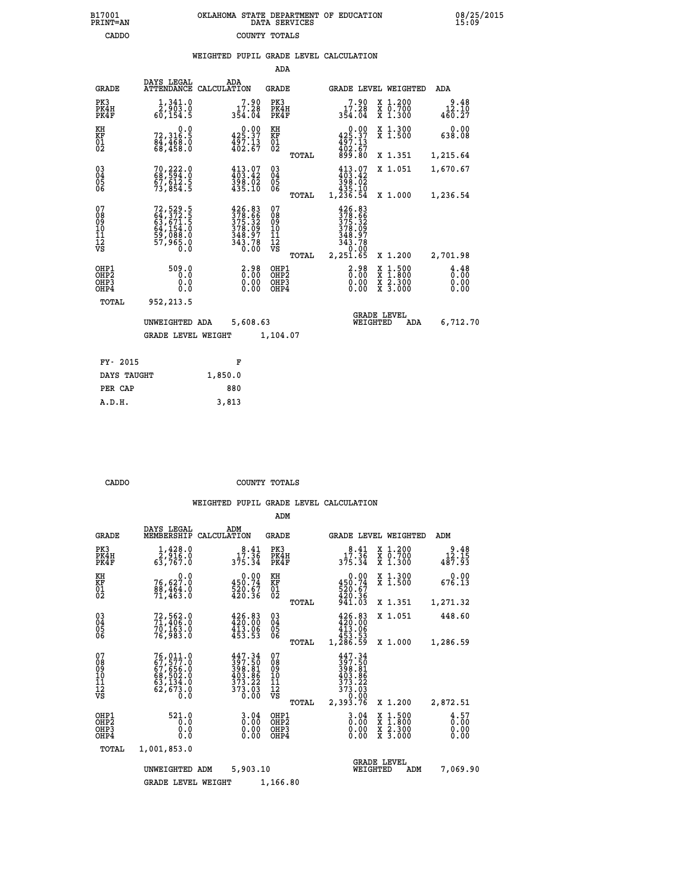B17001 PRINT=AN — OKLAHOMA STATE DEPARTMENT OF EDUCATION DATA SERVICES — 08/25/2015 15:09

CADDO — COUNTY TOTALS

## WEIGHTED PUPIL GRADE LEVEL CALCULATION

### ADA

| GRADE | DAYS LEGAL ATTENDANCE | ADA CALCULATION | GRADE | | GRADE LEVEL | WEIGHTED | ADA |
|---|---|---|---|---|---|---|---|
| PK3 | 1,341.0 | 7.90 | PK3 | | 7.90 | X 1.200 | 9.48 |
| PK4H | 2,903.0 | 17.28 | PK4H | | 17.28 | X 0.700 | 12.10 |
| PK4F | 60,154.5 | 354.04 | PK4F | | 354.04 | X 1.300 | 460.27 |
| KH | 0.0 | 0.00 | KH | | 0.00 | X 1.300 | 0.00 |
| KF | 72,316.5 | 425.37 | KF | | 425.37 | X 1.500 | 638.08 |
| 01 | 84,468.0 | 497.13 | 01 | | 497.13 | | |
| 02 | 68,458.0 | 402.67 | 02 | | 402.67 | | |
| | | | | TOTAL | 899.80 | X 1.351 | 1,215.64 |
| 03 | 70,222.0 | 413.07 | 03 | | 413.07 | X 1.051 | 1,670.67 |
| 04 | 68,594.0 | 403.42 | 04 | | 403.42 | | |
| 05 | 67,612.5 | 398.02 | 05 | | 398.02 | | |
| 06 | 73,854.5 | 435.10 | 06 | | 435.10 | | |
| | | | | TOTAL | 1,236.54 | X 1.000 | 1,236.54 |
| 07 | 72,529.5 | 426.83 | 07 | | 426.83 | | |
| 08 | 64,372.5 | 378.66 | 08 | | 378.66 | | |
| 09 | 63,671.5 | 375.32 | 09 | | 375.32 | | |
| 10 | 64,154.0 | 378.09 | 10 | | 378.09 | | |
| 11 | 59,088.0 | 348.97 | 11 | | 348.97 | | |
| 12 | 57,965.0 | 343.78 | 12 | | 343.78 | | |
| VS | 0.0 | 0.00 | VS | | 0.00 | | |
| | | | | TOTAL | 2,251.65 | X 1.200 | 2,701.98 |
| OHP1 | 509.0 | 2.98 | OHP1 | | 2.98 | X 1.500 | 4.48 |
| OHP2 | 0.0 | 0.00 | OHP2 | | 0.00 | X 1.800 | 0.00 |
| OHP3 | 0.0 | 0.00 | OHP3 | | 0.00 | X 2.300 | 0.00 |
| OHP4 | 0.0 | 0.00 | OHP4 | | 0.00 | X 3.000 | 0.00 |
| TOTAL | 952,213.5 | | | | | | |

UNWEIGHTED ADA 5,608.63 — GRADE LEVEL WEIGHTED ADA 6,712.70

GRADE LEVEL WEIGHT 1,104.07

| FY- 2015 | F |
|---|---|
| DAYS TAUGHT | 1,850.0 |
| PER CAP | 880 |
| A.D.H. | 3,813 |

CADDO — COUNTY TOTALS

## WEIGHTED PUPIL GRADE LEVEL CALCULATION

### ADM

| GRADE | DAYS LEGAL MEMBERSHIP | ADM CALCULATION | GRADE | | GRADE LEVEL | WEIGHTED | ADM |
|---|---|---|---|---|---|---|---|
| PK3 | 1,428.0 | 8.41 | PK3 | | 8.41 | X 1.200 | 9.48 |
| PK4H | 2,916.0 | 17.36 | PK4H | | 17.36 | X 0.700 | 12.15 |
| PK4F | 63,767.0 | 375.34 | PK4F | | 375.34 | X 1.300 | 487.93 |
| KH | 0.0 | 0.00 | KH | | 0.00 | X 1.300 | 0.00 |
| KF | 76,627.0 | 450.74 | KF | | 450.74 | X 1.500 | 676.13 |
| 01 | 88,464.0 | 520.67 | 01 | | 520.67 | | |
| 02 | 71,463.0 | 420.36 | 02 | | 420.36 | | |
| | | | | TOTAL | 941.03 | X 1.351 | 1,271.32 |
| 03 | 72,562.0 | 426.83 | 03 | | 426.83 | X 1.051 | 448.60 |
| 04 | 71,406.0 | 420.00 | 04 | | 420.00 | | |
| 05 | 70,163.0 | 413.06 | 05 | | 413.06 | | |
| 06 | 76,983.0 | 453.53 | 06 | | 453.53 | | |
| | | | | TOTAL | 1,286.59 | X 1.000 | 1,286.59 |
| 07 | 76,011.0 | 447.34 | 07 | | 447.34 | | |
| 08 | 67,577.0 | 397.50 | 08 | | 397.50 | | |
| 09 | 67,656.0 | 398.81 | 09 | | 398.81 | | |
| 10 | 68,502.0 | 403.86 | 10 | | 403.86 | | |
| 11 | 63,134.0 | 373.22 | 11 | | 373.22 | | |
| 12 | 62,673.0 | 373.03 | 12 | | 373.03 | | |
| VS | 0.0 | 0.00 | VS | | 0.00 | | |
| | | | | TOTAL | 2,393.76 | X 1.200 | 2,872.51 |
| OHP1 | 521.0 | 3.04 | OHP1 | | 3.04 | X 1.500 | 4.57 |
| OHP2 | 0.0 | 0.00 | OHP2 | | 0.00 | X 1.800 | 0.00 |
| OHP3 | 0.0 | 0.00 | OHP3 | | 0.00 | X 2.300 | 0.00 |
| OHP4 | 0.0 | 0.00 | OHP4 | | 0.00 | X 3.000 | 0.00 |
| TOTAL | 1,001,853.0 | | | | | | |

UNWEIGHTED ADM 5,903.10 — GRADE LEVEL WEIGHTED ADM 7,069.90

GRADE LEVEL WEIGHT 1,166.80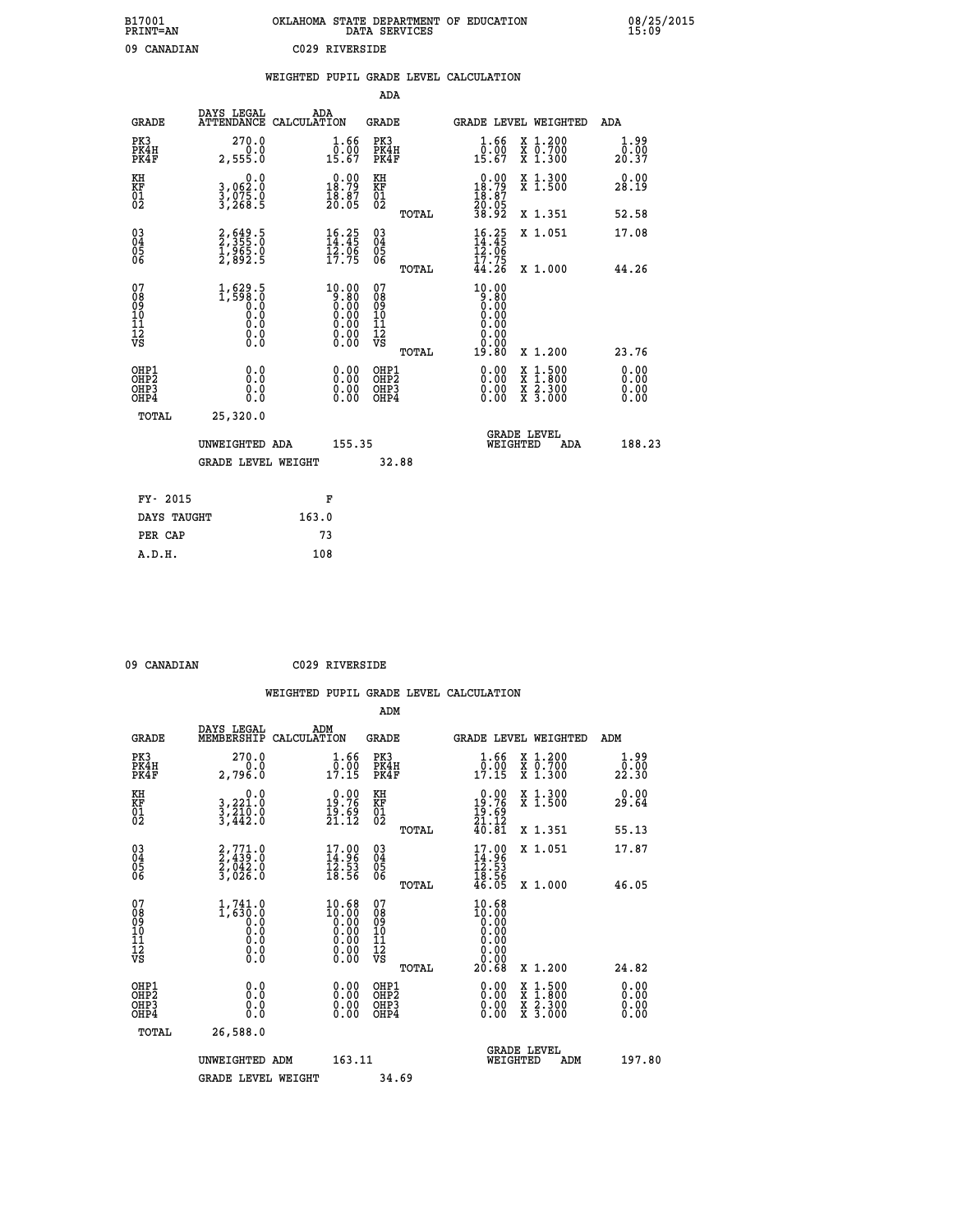B17001 OKLAHOMA STATE DEPARTMENT OF EDUCATION 08/25/2015
PRINT=AN DATA SERVICES 15:09

09 CANADIAN C029 RIVERSIDE

## WEIGHTED PUPIL GRADE LEVEL CALCULATION

### ADA

| GRADE | DAYS LEGAL ATTENDANCE | ADA CALCULATION | GRADE | | GRADE LEVEL | WEIGHTED | ADA |
|---|---|---|---|---|---|---|---|
| PK3 | 270.0 | 1.66 | PK3 | | 1.66 | X 1.200 | 1.99 |
| PK4H | 0.0 | 0.00 | PK4H | | 0.00 | X 0.700 | 0.00 |
| PK4F | 2,555.0 | 15.67 | PK4F | | 15.67 | X 1.300 | 20.37 |
| KH | 0.0 | 0.00 | KH | | 0.00 | X 1.300 | 0.00 |
| KF | 3,062.0 | 18.79 | KF | | 18.79 | X 1.500 | 28.19 |
| 01 | 3,075.0 | 18.87 | 01 | | 18.87 | | |
| 02 | 3,268.5 | 20.05 | 02 | | 20.05 | | |
| | | | | TOTAL | 38.92 | X 1.351 | 52.58 |
| 03 | 2,649.5 | 16.25 | 03 | | 16.25 | X 1.051 | 17.08 |
| 04 | 2,355.0 | 14.45 | 04 | | 14.45 | | |
| 05 | 1,965.0 | 12.06 | 05 | | 12.06 | | |
| 06 | 2,892.5 | 17.75 | 06 | | 17.75 | | |
| | | | | TOTAL | 44.26 | X 1.000 | 44.26 |
| 07 | 1,629.5 | 10.00 | 07 | | 10.00 | | |
| 08 | 1,598.0 | 9.80 | 08 | | 9.80 | | |
| 09 | 0.0 | 0.00 | 09 | | 0.00 | | |
| 10 | 0.0 | 0.00 | 10 | | 0.00 | | |
| 11 | 0.0 | 0.00 | 11 | | 0.00 | | |
| 12 | 0.0 | 0.00 | 12 | | 0.00 | | |
| VS | 0.0 | 0.00 | VS | | 0.00 | | |
| | | | | TOTAL | 19.80 | X 1.200 | 23.76 |
| OHP1 | 0.0 | 0.00 | OHP1 | | 0.00 | X 1.500 | 0.00 |
| OHP2 | 0.0 | 0.00 | OHP2 | | 0.00 | X 1.800 | 0.00 |
| OHP3 | 0.0 | 0.00 | OHP3 | | 0.00 | X 2.300 | 0.00 |
| OHP4 | 0.0 | 0.00 | OHP4 | | 0.00 | X 3.000 | 0.00 |
| TOTAL | 25,320.0 | | | | | | |

UNWEIGHTED ADA 155.35 GRADE LEVEL WEIGHTED ADA 188.23

GRADE LEVEL WEIGHT 32.88

| FY- 2015 | F |
|---|---|
| DAYS TAUGHT | 163.0 |
| PER CAP | 73 |
| A.D.H. | 108 |

09 CANADIAN C029 RIVERSIDE

## WEIGHTED PUPIL GRADE LEVEL CALCULATION

### ADM

| GRADE | DAYS LEGAL MEMBERSHIP | ADM CALCULATION | GRADE | | GRADE LEVEL | WEIGHTED | ADM |
|---|---|---|---|---|---|---|---|
| PK3 | 270.0 | 1.66 | PK3 | | 1.66 | X 1.200 | 1.99 |
| PK4H | 0.0 | 0.00 | PK4H | | 0.00 | X 0.700 | 0.00 |
| PK4F | 2,796.0 | 17.15 | PK4F | | 17.15 | X 1.300 | 22.30 |
| KH | 0.0 | 0.00 | KH | | 0.00 | X 1.300 | 0.00 |
| KF | 3,221.0 | 19.76 | KF | | 19.76 | X 1.500 | 29.64 |
| 01 | 3,210.0 | 19.69 | 01 | | 19.69 | | |
| 02 | 3,442.0 | 21.12 | 02 | | 21.12 | | |
| | | | | TOTAL | 40.81 | X 1.351 | 55.13 |
| 03 | 2,771.0 | 17.00 | 03 | | 17.00 | X 1.051 | 17.87 |
| 04 | 2,439.0 | 14.96 | 04 | | 14.96 | | |
| 05 | 2,042.0 | 12.53 | 05 | | 12.53 | | |
| 06 | 3,026.0 | 18.56 | 06 | | 18.56 | | |
| | | | | TOTAL | 46.05 | X 1.000 | 46.05 |
| 07 | 1,741.0 | 10.68 | 07 | | 10.68 | | |
| 08 | 1,630.0 | 10.00 | 08 | | 10.00 | | |
| 09 | 0.0 | 0.00 | 09 | | 0.00 | | |
| 10 | 0.0 | 0.00 | 10 | | 0.00 | | |
| 11 | 0.0 | 0.00 | 11 | | 0.00 | | |
| 12 | 0.0 | 0.00 | 12 | | 0.00 | | |
| VS | 0.0 | 0.00 | VS | | 0.00 | | |
| | | | | TOTAL | 20.68 | X 1.200 | 24.82 |
| OHP1 | 0.0 | 0.00 | OHP1 | | 0.00 | X 1.500 | 0.00 |
| OHP2 | 0.0 | 0.00 | OHP2 | | 0.00 | X 1.800 | 0.00 |
| OHP3 | 0.0 | 0.00 | OHP3 | | 0.00 | X 2.300 | 0.00 |
| OHP4 | 0.0 | 0.00 | OHP4 | | 0.00 | X 3.000 | 0.00 |
| TOTAL | 26,588.0 | | | | | | |

UNWEIGHTED ADM 163.11 GRADE LEVEL WEIGHTED ADM 197.80

GRADE LEVEL WEIGHT 34.69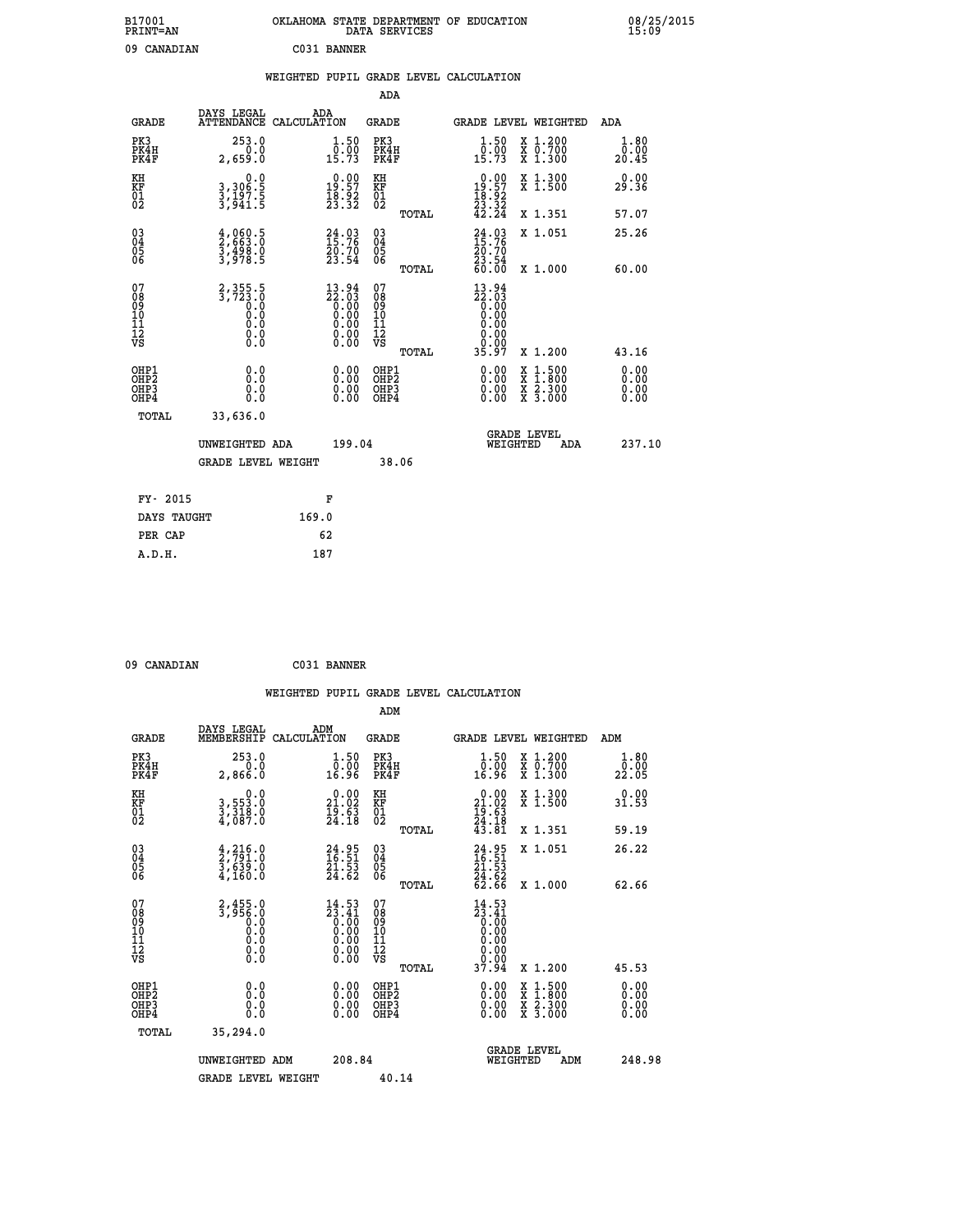B17001 OKLAHOMA STATE DEPARTMENT OF EDUCATION 08/25/2015
PRINT=AN DATA SERVICES 15:09

09 CANADIAN C031 BANNER

## WEIGHTED PUPIL GRADE LEVEL CALCULATION

### ADA

| GRADE | DAYS LEGAL ATTENDANCE | ADA CALCULATION | GRADE | GRADE LEVEL | WEIGHTED | ADA |
|---|---|---|---|---|---|---|
| PK3 | 253.0 | 1.50 | PK3 | 1.50 | X 1.200 | 1.80 |
| PK4H | 0.0 | 0.00 | PK4H | 0.00 | X 0.700 | 0.00 |
| PK4F | 2,659.0 | 15.73 | PK4F | 15.73 | X 1.300 | 20.45 |
| KH | 0.0 | 0.00 | KH | 0.00 | X 1.300 | 0.00 |
| KF | 3,306.5 | 19.57 | KF | 19.57 | X 1.500 | 29.36 |
| 01 | 3,197.5 | 18.92 | 01 | 18.92 | | |
| 02 | 3,941.5 | 23.32 | 02 | 23.32 | | |
| | | | TOTAL | 42.24 | X 1.351 | 57.07 |
| 03 | 4,060.5 | 24.03 | 03 | 24.03 | X 1.051 | 25.26 |
| 04 | 2,663.0 | 15.76 | 04 | 15.76 | | |
| 05 | 3,498.0 | 20.70 | 05 | 20.70 | | |
| 06 | 3,978.5 | 23.54 | 06 | 23.54 | | |
| | | | TOTAL | 60.00 | X 1.000 | 60.00 |
| 07 | 2,355.5 | 13.94 | 07 | 13.94 | | |
| 08 | 3,723.0 | 22.03 | 08 | 22.03 | | |
| 09 | 0.0 | 0.00 | 09 | 0.00 | | |
| 10 | 0.0 | 0.00 | 10 | 0.00 | | |
| 11 | 0.0 | 0.00 | 11 | 0.00 | | |
| 12 | 0.0 | 0.00 | 12 | 0.00 | | |
| VS | 0.0 | 0.00 | VS | 0.00 | | |
| | | | TOTAL | 35.97 | X 1.200 | 43.16 |
| OHP1 | 0.0 | 0.00 | OHP1 | 0.00 | X 1.500 | 0.00 |
| OHP2 | 0.0 | 0.00 | OHP2 | 0.00 | X 1.800 | 0.00 |
| OHP3 | 0.0 | 0.00 | OHP3 | 0.00 | X 2.300 | 0.00 |
| OHP4 | 0.0 | 0.00 | OHP4 | 0.00 | X 3.000 | 0.00 |
| TOTAL | 33,636.0 | | | | | |

UNWEIGHTED ADA 199.04 GRADE LEVEL WEIGHTED ADA 237.10

GRADE LEVEL WEIGHT 38.06

| FY- 2015 | F |
|---|---|
| DAYS TAUGHT | 169.0 |
| PER CAP | 62 |
| A.D.H. | 187 |

09 CANADIAN C031 BANNER

## WEIGHTED PUPIL GRADE LEVEL CALCULATION

### ADM

| GRADE | DAYS LEGAL MEMBERSHIP | ADM CALCULATION | GRADE | GRADE LEVEL | WEIGHTED | ADM |
|---|---|---|---|---|---|---|
| PK3 | 253.0 | 1.50 | PK3 | 1.50 | X 1.200 | 1.80 |
| PK4H | 0.0 | 0.00 | PK4H | 0.00 | X 0.700 | 0.00 |
| PK4F | 2,866.0 | 16.96 | PK4F | 16.96 | X 1.300 | 22.05 |
| KH | 0.0 | 0.00 | KH | 0.00 | X 1.300 | 0.00 |
| KF | 3,553.0 | 21.02 | KF | 21.02 | X 1.500 | 31.53 |
| 01 | 3,318.0 | 19.63 | 01 | 19.63 | | |
| 02 | 4,087.0 | 24.18 | 02 | 24.18 | | |
| | | | TOTAL | 43.81 | X 1.351 | 59.19 |
| 03 | 4,216.0 | 24.95 | 03 | 24.95 | X 1.051 | 26.22 |
| 04 | 2,791.0 | 16.51 | 04 | 16.51 | | |
| 05 | 3,639.0 | 21.53 | 05 | 21.53 | | |
| 06 | 4,160.0 | 24.62 | 06 | 24.62 | | |
| | | | TOTAL | 62.66 | X 1.000 | 62.66 |
| 07 | 2,455.0 | 14.53 | 07 | 14.53 | | |
| 08 | 3,956.0 | 23.41 | 08 | 23.41 | | |
| 09 | 0.0 | 0.00 | 09 | 0.00 | | |
| 10 | 0.0 | 0.00 | 10 | 0.00 | | |
| 11 | 0.0 | 0.00 | 11 | 0.00 | | |
| 12 | 0.0 | 0.00 | 12 | 0.00 | | |
| VS | 0.0 | 0.00 | VS | 0.00 | | |
| | | | TOTAL | 37.94 | X 1.200 | 45.53 |
| OHP1 | 0.0 | 0.00 | OHP1 | 0.00 | X 1.500 | 0.00 |
| OHP2 | 0.0 | 0.00 | OHP2 | 0.00 | X 1.800 | 0.00 |
| OHP3 | 0.0 | 0.00 | OHP3 | 0.00 | X 2.300 | 0.00 |
| OHP4 | 0.0 | 0.00 | OHP4 | 0.00 | X 3.000 | 0.00 |
| TOTAL | 35,294.0 | | | | | |

UNWEIGHTED ADM 208.84 GRADE LEVEL WEIGHTED ADM 248.98

GRADE LEVEL WEIGHT 40.14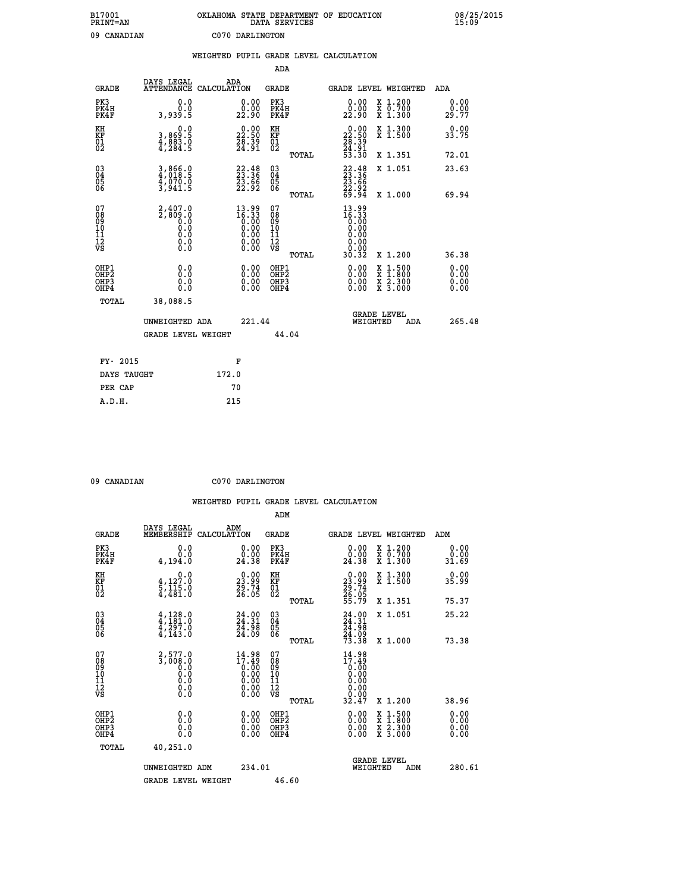B17001 OKLAHOMA STATE DEPARTMENT OF EDUCATION 08/25/2015
PRINT=AN DATA SERVICES 15:09

09 CANADIAN C070 DARLINGTON

## WEIGHTED PUPIL GRADE LEVEL CALCULATION

### ADA

| GRADE | DAYS LEGAL ATTENDANCE | ADA CALCULATION | GRADE | GRADE LEVEL | WEIGHTED | ADA |
|---|---|---|---|---|---|---|
| PK3 | 0.0 | 0.00 | PK3 | 0.00 | X 1.200 | 0.00 |
| PK4H | 0.0 | 0.00 | PK4H | 0.00 | X 0.700 | 0.00 |
| PK4F | 3,939.5 | 22.90 | PK4F | 22.90 | X 1.300 | 29.77 |
| KH | 0.0 | 0.00 | KH | 0.00 | X 1.300 | 0.00 |
| KF | 3,869.5 | 22.50 | KF | 22.50 | X 1.500 | 33.75 |
| 01 | 4,883.0 | 28.39 | 01 | 28.39 | | |
| 02 | 4,284.5 | 24.91 | 02 | 24.91 | | |
| | | | TOTAL | 53.30 | X 1.351 | 72.01 |
| 03 | 3,866.0 | 22.48 | 03 | 22.48 | X 1.051 | 23.63 |
| 04 | 4,018.5 | 23.36 | 04 | 23.36 | | |
| 05 | 4,070.0 | 23.66 | 05 | 23.66 | | |
| 06 | 3,941.5 | 22.92 | 06 | 22.92 | | |
| | | | TOTAL | 69.94 | X 1.000 | 69.94 |
| 07 | 2,407.0 | 13.99 | 07 | 13.99 | | |
| 08 | 2,809.0 | 16.33 | 08 | 16.33 | | |
| 09 | 0.0 | 0.00 | 09 | 0.00 | | |
| 10 | 0.0 | 0.00 | 10 | 0.00 | | |
| 11 | 0.0 | 0.00 | 11 | 0.00 | | |
| 12 | 0.0 | 0.00 | 12 | 0.00 | | |
| VS | 0.0 | 0.00 | VS | 0.00 | | |
| | | | TOTAL | 30.32 | X 1.200 | 36.38 |
| OHP1 | 0.0 | 0.00 | OHP1 | 0.00 | X 1.500 | 0.00 |
| OHP2 | 0.0 | 0.00 | OHP2 | 0.00 | X 1.800 | 0.00 |
| OHP3 | 0.0 | 0.00 | OHP3 | 0.00 | X 2.300 | 0.00 |
| OHP4 | 0.0 | 0.00 | OHP4 | 0.00 | X 3.000 | 0.00 |
| TOTAL | 38,088.5 | | | | | |

UNWEIGHTED ADA 221.44 GRADE LEVEL WEIGHTED ADA 265.48

GRADE LEVEL WEIGHT 44.04

| FY- 2015 | F |
|---|---|
| DAYS TAUGHT | 172.0 |
| PER CAP | 70 |
| A.D.H. | 215 |

09 CANADIAN C070 DARLINGTON

## WEIGHTED PUPIL GRADE LEVEL CALCULATION

### ADM

| GRADE | DAYS LEGAL MEMBERSHIP | ADM CALCULATION | GRADE | GRADE LEVEL | WEIGHTED | ADM |
|---|---|---|---|---|---|---|
| PK3 | 0.0 | 0.00 | PK3 | 0.00 | X 1.200 | 0.00 |
| PK4H | 0.0 | 0.00 | PK4H | 0.00 | X 0.700 | 0.00 |
| PK4F | 4,194.0 | 24.38 | PK4F | 24.38 | X 1.300 | 31.69 |
| KH | 0.0 | 0.00 | KH | 0.00 | X 1.300 | 0.00 |
| KF | 4,127.0 | 23.99 | KF | 23.99 | X 1.500 | 35.99 |
| 01 | 5,115.0 | 29.74 | 01 | 29.74 | | |
| 02 | 4,481.0 | 26.05 | 02 | 26.05 | | |
| | | | TOTAL | 55.79 | X 1.351 | 75.37 |
| 03 | 4,128.0 | 24.00 | 03 | 24.00 | X 1.051 | 25.22 |
| 04 | 4,181.0 | 24.31 | 04 | 24.31 | | |
| 05 | 4,297.0 | 24.98 | 05 | 24.98 | | |
| 06 | 4,143.0 | 24.09 | 06 | 24.09 | | |
| | | | TOTAL | 73.38 | X 1.000 | 73.38 |
| 07 | 2,577.0 | 14.98 | 07 | 14.98 | | |
| 08 | 3,008.0 | 17.49 | 08 | 17.49 | | |
| 09 | 0.0 | 0.00 | 09 | 0.00 | | |
| 10 | 0.0 | 0.00 | 10 | 0.00 | | |
| 11 | 0.0 | 0.00 | 11 | 0.00 | | |
| 12 | 0.0 | 0.00 | 12 | 0.00 | | |
| VS | 0.0 | 0.00 | VS | 0.00 | | |
| | | | TOTAL | 32.47 | X 1.200 | 38.96 |
| OHP1 | 0.0 | 0.00 | OHP1 | 0.00 | X 1.500 | 0.00 |
| OHP2 | 0.0 | 0.00 | OHP2 | 0.00 | X 1.800 | 0.00 |
| OHP3 | 0.0 | 0.00 | OHP3 | 0.00 | X 2.300 | 0.00 |
| OHP4 | 0.0 | 0.00 | OHP4 | 0.00 | X 3.000 | 0.00 |
| TOTAL | 40,251.0 | | | | | |

UNWEIGHTED ADM 234.01 GRADE LEVEL WEIGHTED ADM 280.61

GRADE LEVEL WEIGHT 46.60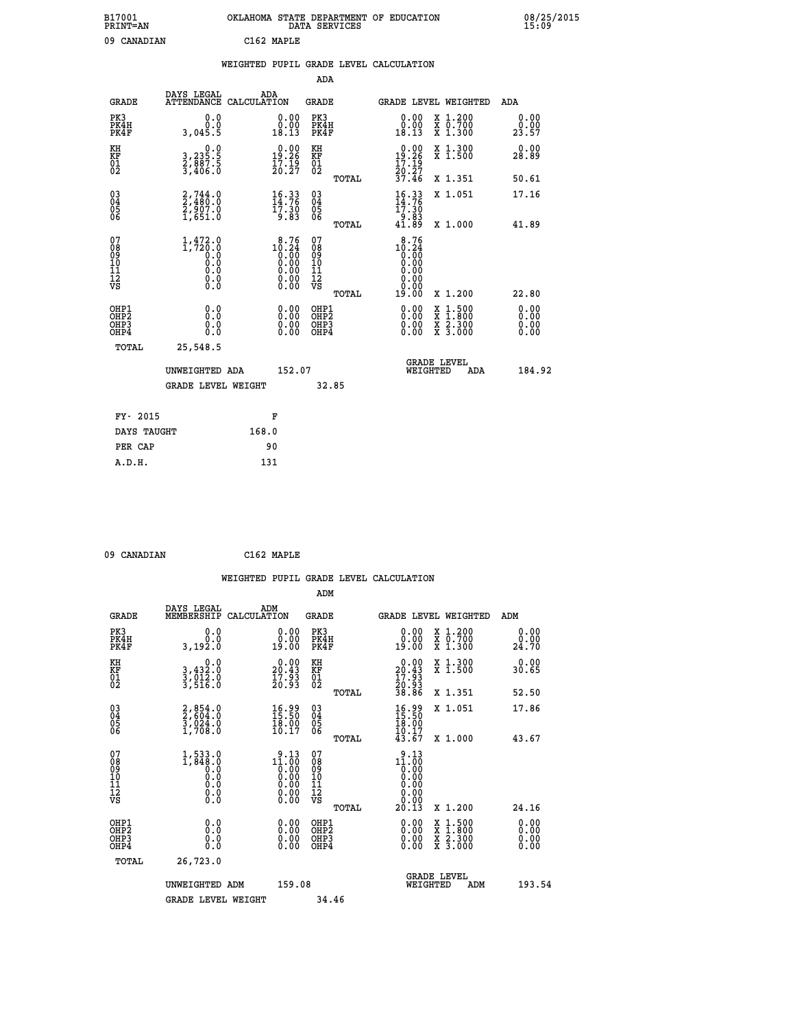B17001 OKLAHOMA STATE DEPARTMENT OF EDUCATION 08/25/2015
PRINT=AN DATA SERVICES 15:09

09 CANADIAN C162 MAPLE

## WEIGHTED PUPIL GRADE LEVEL CALCULATION

### ADA

| GRADE | DAYS LEGAL ATTENDANCE | ADA CALCULATION | GRADE | GRADE LEVEL | WEIGHTED | ADA |
|---|---|---|---|---|---|---|
| PK3 | 0.0 | 0.00 | PK3 | 0.00 | X 1.200 | 0.00 |
| PK4H | 0.0 | 0.00 | PK4H | 0.00 | X 0.700 | 0.00 |
| PK4F | 3,045.5 | 18.13 | PK4F | 18.13 | X 1.300 | 23.57 |
| KH | 0.0 | 0.00 | KH | 0.00 | X 1.300 | 0.00 |
| KF | 3,235.5 | 19.26 | KF | 19.26 | X 1.500 | 28.89 |
| 01 | 2,887.5 | 17.19 | 01 | 17.19 | | |
| 02 | 3,406.0 | 20.27 | 02 | 20.27 | | |
| | | | TOTAL | 37.46 | X 1.351 | 50.61 |
| 03 | 2,744.0 | 16.33 | 03 | 16.33 | X 1.051 | 17.16 |
| 04 | 2,480.0 | 14.76 | 04 | 14.76 | | |
| 05 | 2,907.0 | 17.30 | 05 | 17.30 | | |
| 06 | 1,651.0 | 9.83 | 06 | 9.83 | | |
| | | | TOTAL | 41.89 | X 1.000 | 41.89 |
| 07 | 1,472.0 | 8.76 | 07 | 8.76 | | |
| 08 | 1,720.0 | 10.24 | 08 | 10.24 | | |
| 09 | 0.0 | 0.00 | 09 | 0.00 | | |
| 10 | 0.0 | 0.00 | 10 | 0.00 | | |
| 11 | 0.0 | 0.00 | 11 | 0.00 | | |
| 12 | 0.0 | 0.00 | 12 | 0.00 | | |
| VS | 0.0 | 0.00 | VS | 0.00 | | |
| | | | TOTAL | 19.00 | X 1.200 | 22.80 |
| OHP1 | 0.0 | 0.00 | OHP1 | 0.00 | X 1.500 | 0.00 |
| OHP2 | 0.0 | 0.00 | OHP2 | 0.00 | X 1.800 | 0.00 |
| OHP3 | 0.0 | 0.00 | OHP3 | 0.00 | X 2.300 | 0.00 |
| OHP4 | 0.0 | 0.00 | OHP4 | 0.00 | X 3.000 | 0.00 |
| TOTAL | 25,548.5 | | | | | |

UNWEIGHTED ADA 152.07 GRADE LEVEL WEIGHTED ADA 184.92

GRADE LEVEL WEIGHT 32.85

| FY- 2015 | F |
|---|---|
| DAYS TAUGHT | 168.0 |
| PER CAP | 90 |
| A.D.H. | 131 |

09 CANADIAN C162 MAPLE

## WEIGHTED PUPIL GRADE LEVEL CALCULATION

### ADM

| GRADE | DAYS LEGAL MEMBERSHIP | ADM CALCULATION | GRADE | GRADE LEVEL | WEIGHTED | ADM |
|---|---|---|---|---|---|---|
| PK3 | 0.0 | 0.00 | PK3 | 0.00 | X 1.200 | 0.00 |
| PK4H | 0.0 | 0.00 | PK4H | 0.00 | X 0.700 | 0.00 |
| PK4F | 3,192.0 | 19.00 | PK4F | 19.00 | X 1.300 | 24.70 |
| KH | 0.0 | 0.00 | KH | 0.00 | X 1.300 | 0.00 |
| KF | 3,432.0 | 20.43 | KF | 20.43 | X 1.500 | 30.65 |
| 01 | 3,012.0 | 17.93 | 01 | 17.93 | | |
| 02 | 3,516.0 | 20.93 | 02 | 20.93 | | |
| | | | TOTAL | 38.86 | X 1.351 | 52.50 |
| 03 | 2,854.0 | 16.99 | 03 | 16.99 | X 1.051 | 17.86 |
| 04 | 2,604.0 | 15.50 | 04 | 15.50 | | |
| 05 | 3,024.0 | 18.00 | 05 | 18.00 | | |
| 06 | 1,708.0 | 10.17 | 06 | 10.17 | | |
| | | | TOTAL | 43.67 | X 1.000 | 43.67 |
| 07 | 1,533.0 | 9.13 | 07 | 9.13 | | |
| 08 | 1,848.0 | 11.00 | 08 | 11.00 | | |
| 09 | 0.0 | 0.00 | 09 | 0.00 | | |
| 10 | 0.0 | 0.00 | 10 | 0.00 | | |
| 11 | 0.0 | 0.00 | 11 | 0.00 | | |
| 12 | 0.0 | 0.00 | 12 | 0.00 | | |
| VS | 0.0 | 0.00 | VS | 0.00 | | |
| | | | TOTAL | 20.13 | X 1.200 | 24.16 |
| OHP1 | 0.0 | 0.00 | OHP1 | 0.00 | X 1.500 | 0.00 |
| OHP2 | 0.0 | 0.00 | OHP2 | 0.00 | X 1.800 | 0.00 |
| OHP3 | 0.0 | 0.00 | OHP3 | 0.00 | X 2.300 | 0.00 |
| OHP4 | 0.0 | 0.00 | OHP4 | 0.00 | X 3.000 | 0.00 |
| TOTAL | 26,723.0 | | | | | |

UNWEIGHTED ADM 159.08 GRADE LEVEL WEIGHTED ADM 193.54

GRADE LEVEL WEIGHT 34.46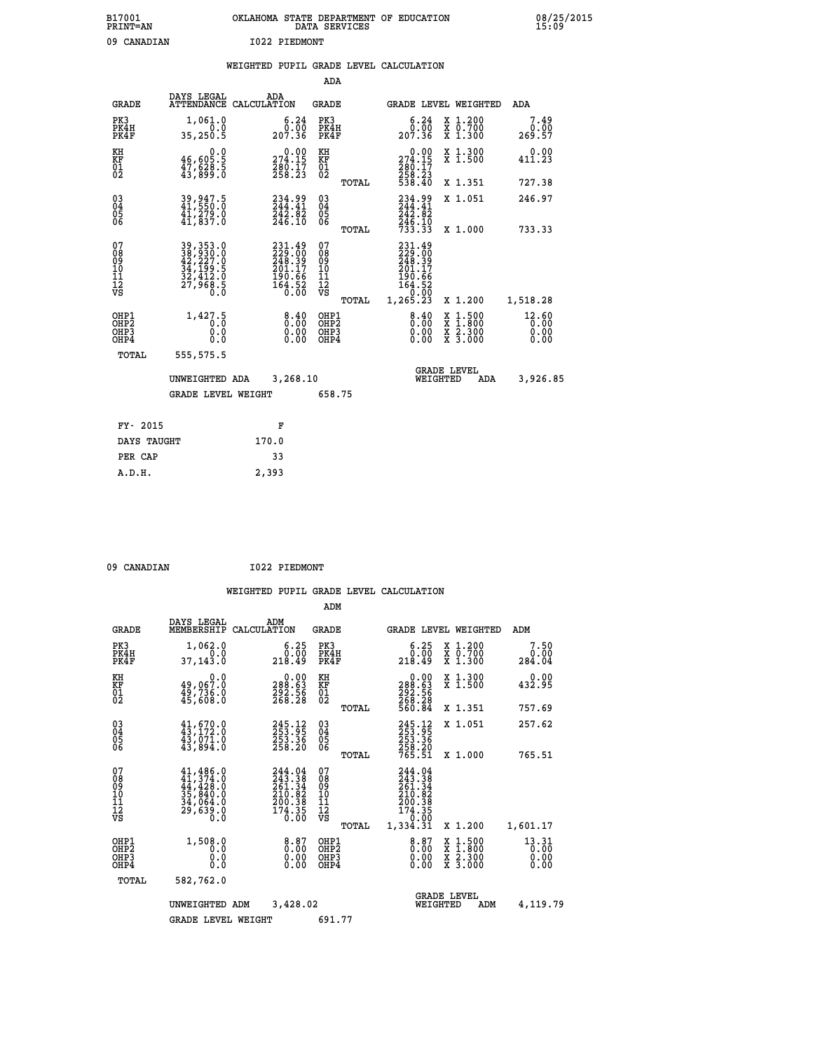B17001 PRINT=AN OKLAHOMA STATE DEPARTMENT OF EDUCATION DATA SERVICES 08/25/2015 15:09

09 CANADIAN I022 PIEDMONT

## WEIGHTED PUPIL GRADE LEVEL CALCULATION

### ADA

| GRADE | DAYS LEGAL ATTENDANCE | ADA CALCULATION | GRADE | GRADE LEVEL | WEIGHTED | ADA |
|---|---|---|---|---|---|---|
| PK3 | 1,061.0 | 6.24 | PK3 | 6.24 | X 1.200 | 7.49 |
| PK4H | 0.0 | 0.00 | PK4H | 0.00 | X 0.700 | 0.00 |
| PK4F | 35,250.5 | 207.36 | PK4F | 207.36 | X 1.300 | 269.57 |
| KH | 0.0 | 0.00 | KH | 0.00 | X 1.300 | 0.00 |
| KF | 46,605.5 | 274.15 | KF | 274.15 | X 1.500 | 411.23 |
| 01 | 47,628.5 | 280.17 | 01 | 280.17 | | |
| 02 | 43,899.0 | 258.23 | 02 | 258.23 | | |
| | | | TOTAL | 538.40 | X 1.351 | 727.38 |
| 03 | 39,947.5 | 234.99 | 03 | 234.99 | X 1.051 | 246.97 |
| 04 | 41,550.0 | 244.41 | 04 | 244.41 | | |
| 05 | 41,279.0 | 242.82 | 05 | 242.82 | | |
| 06 | 41,837.0 | 246.10 | 06 | 246.10 | | |
| | | | TOTAL | 733.33 | X 1.000 | 733.33 |
| 07 | 39,353.0 | 231.49 | 07 | 231.49 | | |
| 08 | 38,930.0 | 229.00 | 08 | 229.00 | | |
| 09 | 42,227.0 | 248.39 | 09 | 248.39 | | |
| 10 | 34,199.5 | 201.17 | 10 | 201.17 | | |
| 11 | 32,412.0 | 190.66 | 11 | 190.66 | | |
| 12 | 27,968.5 | 164.52 | 12 | 164.52 | | |
| VS | 0.0 | 0.00 | VS | 0.00 | | |
| | | | TOTAL | 1,265.23 | X 1.200 | 1,518.28 |
| OHP1 | 1,427.5 | 8.40 | OHP1 | 8.40 | X 1.500 | 12.60 |
| OHP2 | 0.0 | 0.00 | OHP2 | 0.00 | X 1.800 | 0.00 |
| OHP3 | 0.0 | 0.00 | OHP3 | 0.00 | X 2.300 | 0.00 |
| OHP4 | 0.0 | 0.00 | OHP4 | 0.00 | X 3.000 | 0.00 |
| TOTAL | 555,575.5 | | | | | |

UNWEIGHTED ADA 3,268.10 GRADE LEVEL WEIGHTED ADA 3,926.85

GRADE LEVEL WEIGHT 658.75

| FY- 2015 | F |
|---|---|
| DAYS TAUGHT | 170.0 |
| PER CAP | 33 |
| A.D.H. | 2,393 |

09 CANADIAN I022 PIEDMONT

## WEIGHTED PUPIL GRADE LEVEL CALCULATION

### ADM

| GRADE | DAYS LEGAL MEMBERSHIP | ADM CALCULATION | GRADE | GRADE LEVEL | WEIGHTED | ADM |
|---|---|---|---|---|---|---|
| PK3 | 1,062.0 | 6.25 | PK3 | 6.25 | X 1.200 | 7.50 |
| PK4H | 0.0 | 0.00 | PK4H | 0.00 | X 0.700 | 0.00 |
| PK4F | 37,143.0 | 218.49 | PK4F | 218.49 | X 1.300 | 284.04 |
| KH | 0.0 | 0.00 | KH | 0.00 | X 1.300 | 0.00 |
| KF | 49,067.0 | 288.63 | KF | 288.63 | X 1.500 | 432.95 |
| 01 | 49,736.0 | 292.56 | 01 | 292.56 | | |
| 02 | 45,608.0 | 268.28 | 02 | 268.28 | | |
| | | | TOTAL | 560.84 | X 1.351 | 757.69 |
| 03 | 41,670.0 | 245.12 | 03 | 245.12 | X 1.051 | 257.62 |
| 04 | 43,172.0 | 253.95 | 04 | 253.95 | | |
| 05 | 43,071.0 | 253.36 | 05 | 253.36 | | |
| 06 | 43,894.0 | 258.20 | 06 | 258.20 | | |
| | | | TOTAL | 765.51 | X 1.000 | 765.51 |
| 07 | 41,486.0 | 244.04 | 07 | 244.04 | | |
| 08 | 41,374.0 | 243.38 | 08 | 243.38 | | |
| 09 | 44,428.0 | 261.34 | 09 | 261.34 | | |
| 10 | 35,840.0 | 210.82 | 10 | 210.82 | | |
| 11 | 34,064.0 | 200.38 | 11 | 200.38 | | |
| 12 | 29,639.0 | 174.35 | 12 | 174.35 | | |
| VS | 0.0 | 0.00 | VS | 0.00 | | |
| | | | TOTAL | 1,334.31 | X 1.200 | 1,601.17 |
| OHP1 | 1,508.0 | 8.87 | OHP1 | 8.87 | X 1.500 | 13.31 |
| OHP2 | 0.0 | 0.00 | OHP2 | 0.00 | X 1.800 | 0.00 |
| OHP3 | 0.0 | 0.00 | OHP3 | 0.00 | X 2.300 | 0.00 |
| OHP4 | 0.0 | 0.00 | OHP4 | 0.00 | X 3.000 | 0.00 |
| TOTAL | 582,762.0 | | | | | |

UNWEIGHTED ADM 3,428.02 GRADE LEVEL WEIGHTED ADM 4,119.79

GRADE LEVEL WEIGHT 691.77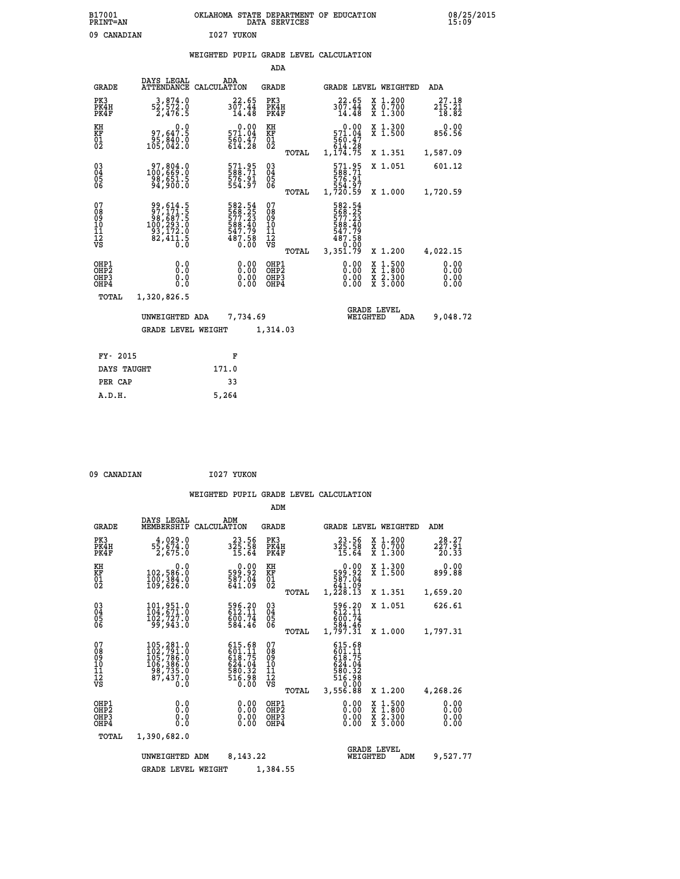B17001 OKLAHOMA STATE DEPARTMENT OF EDUCATION 08/25/2015
PRINT=AN DATA SERVICES 15:09

09 CANADIAN I027 YUKON

## WEIGHTED PUPIL GRADE LEVEL CALCULATION

### ADA

| GRADE | DAYS LEGAL ATTENDANCE | ADA CALCULATION | GRADE | GRADE LEVEL | WEIGHTED | ADA |
|---|---|---|---|---|---|---|
| PK3 | 3,874.0 | 22.65 | PK3 | 22.65 | X 1.200 | 27.18 |
| PK4H | 52,572.0 | 307.44 | PK4H | 307.44 | X 0.700 | 215.21 |
| PK4F | 2,476.5 | 14.48 | PK4F | 14.48 | X 1.300 | 18.82 |
| KH | 0.0 | 0.00 | KH | 0.00 | X 1.300 | 0.00 |
| KF | 97,647.5 | 571.04 | KF | 571.04 | X 1.500 | 856.56 |
| 01 | 95,840.0 | 560.47 | 01 | 560.47 | | |
| 02 | 105,042.0 | 614.28 | 02 | 614.28 | | |
| | | | TOTAL | 1,174.75 | X 1.351 | 1,587.09 |
| 03 | 97,804.0 | 571.95 | 03 | 571.95 | X 1.051 | 601.12 |
| 04 | 100,669.0 | 588.71 | 04 | 588.71 | | |
| 05 | 98,651.5 | 576.91 | 05 | 576.91 | | |
| 06 | 94,900.0 | 554.97 | 06 | 554.97 | | |
| | | | TOTAL | 1,720.59 | X 1.000 | 1,720.59 |
| 07 | 99,614.5 | 582.54 | 07 | 582.54 | | |
| 08 | 97,171.5 | 568.25 | 08 | 568.25 | | |
| 09 | 98,687.5 | 577.23 | 09 | 577.23 | | |
| 10 | 100,293.0 | 588.40 | 10 | 588.40 | | |
| 11 | 93,172.0 | 547.79 | 11 | 547.79 | | |
| 12 | 82,411.5 | 487.58 | 12 | 487.58 | | |
| VS | 0.0 | 0.00 | VS | 0.00 | | |
| | | | TOTAL | 3,351.79 | X 1.200 | 4,022.15 |
| OHP1 | 0.0 | 0.00 | OHP1 | 0.00 | X 1.500 | 0.00 |
| OHP2 | 0.0 | 0.00 | OHP2 | 0.00 | X 1.800 | 0.00 |
| OHP3 | 0.0 | 0.00 | OHP3 | 0.00 | X 2.300 | 0.00 |
| OHP4 | 0.0 | 0.00 | OHP4 | 0.00 | X 3.000 | 0.00 |
| TOTAL | 1,320,826.5 | | | | | |

UNWEIGHTED ADA 7,734.69 GRADE LEVEL WEIGHTED ADA 9,048.72

GRADE LEVEL WEIGHT 1,314.03

| FY- 2015 | F |
|---|---|
| DAYS TAUGHT | 171.0 |
| PER CAP | 33 |
| A.D.H. | 5,264 |

09 CANADIAN I027 YUKON

## WEIGHTED PUPIL GRADE LEVEL CALCULATION

### ADM

| GRADE | DAYS LEGAL MEMBERSHIP | ADM CALCULATION | GRADE | GRADE LEVEL | WEIGHTED | ADM |
|---|---|---|---|---|---|---|
| PK3 | 4,029.0 | 23.56 | PK3 | 23.56 | X 1.200 | 28.27 |
| PK4H | 55,674.0 | 325.58 | PK4H | 325.58 | X 0.700 | 227.91 |
| PK4F | 2,675.0 | 15.64 | PK4F | 15.64 | X 1.300 | 20.33 |
| KH | 0.0 | 0.00 | KH | 0.00 | X 1.300 | 0.00 |
| KF | 102,586.0 | 599.92 | KF | 599.92 | X 1.500 | 899.88 |
| 01 | 100,384.0 | 587.04 | 01 | 587.04 | | |
| 02 | 109,626.0 | 641.09 | 02 | 641.09 | | |
| | | | TOTAL | 1,228.13 | X 1.351 | 1,659.20 |
| 03 | 101,951.0 | 596.20 | 03 | 596.20 | X 1.051 | 626.61 |
| 04 | 104,671.0 | 612.11 | 04 | 612.11 | | |
| 05 | 102,727.0 | 600.74 | 05 | 600.74 | | |
| 06 | 99,943.0 | 584.46 | 06 | 584.46 | | |
| | | | TOTAL | 1,797.31 | X 1.000 | 1,797.31 |
| 07 | 105,281.0 | 615.68 | 07 | 615.68 | | |
| 08 | 102,791.0 | 601.11 | 08 | 601.11 | | |
| 09 | 105,786.0 | 618.75 | 09 | 618.75 | | |
| 10 | 106,386.0 | 624.04 | 10 | 624.04 | | |
| 11 | 98,735.0 | 580.32 | 11 | 580.32 | | |
| 12 | 87,437.0 | 516.98 | 12 | 516.98 | | |
| VS | 0.0 | 0.00 | VS | 0.00 | | |
| | | | TOTAL | 3,556.88 | X 1.200 | 4,268.26 |
| OHP1 | 0.0 | 0.00 | OHP1 | 0.00 | X 1.500 | 0.00 |
| OHP2 | 0.0 | 0.00 | OHP2 | 0.00 | X 1.800 | 0.00 |
| OHP3 | 0.0 | 0.00 | OHP3 | 0.00 | X 2.300 | 0.00 |
| OHP4 | 0.0 | 0.00 | OHP4 | 0.00 | X 3.000 | 0.00 |
| TOTAL | 1,390,682.0 | | | | | |

UNWEIGHTED ADM 8,143.22 GRADE LEVEL WEIGHTED ADM 9,527.77

GRADE LEVEL WEIGHT 1,384.55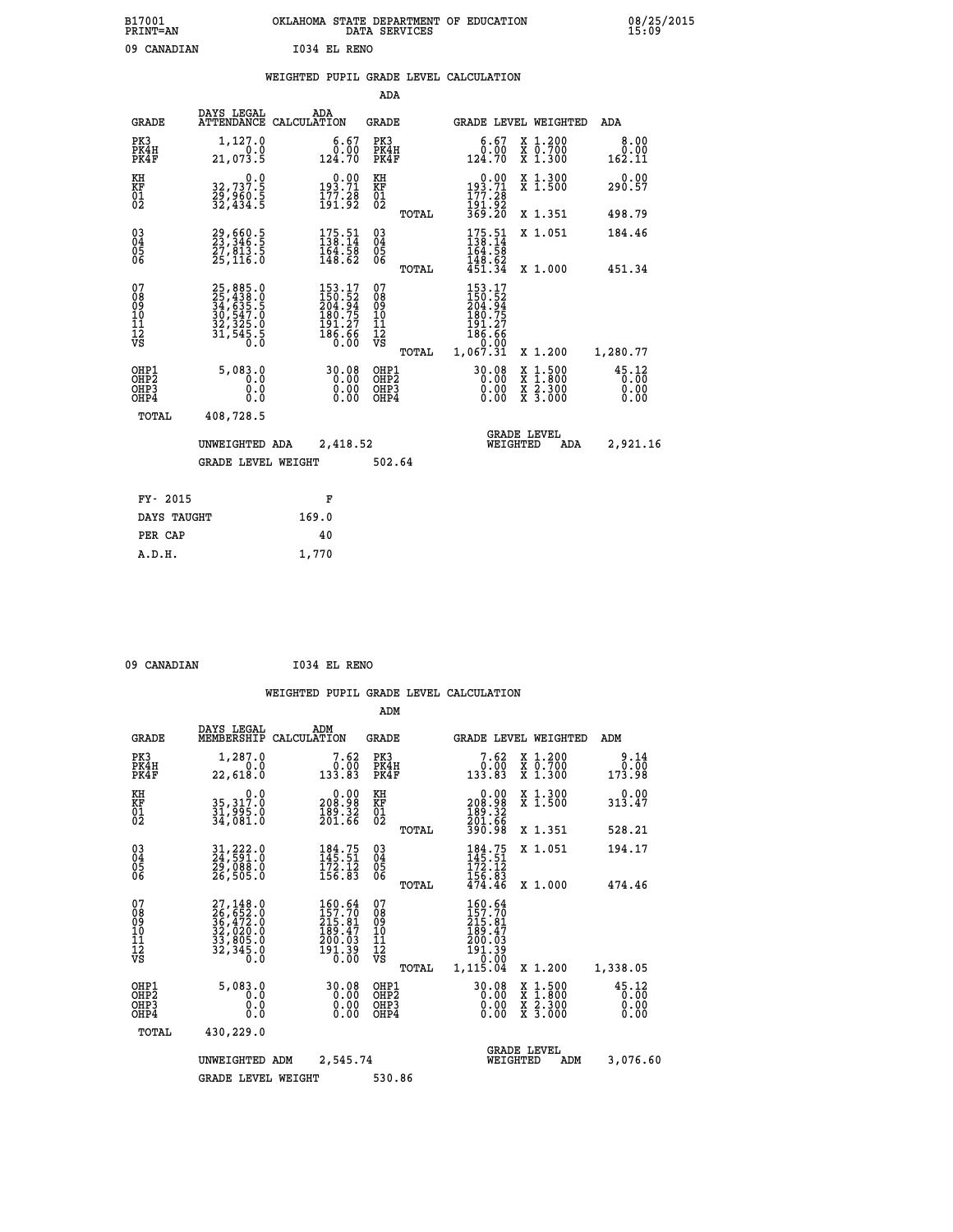B17001 OKLAHOMA STATE DEPARTMENT OF EDUCATION 08/25/2015
PRINT=AN DATA SERVICES 15:09

09 CANADIAN I034 EL RENO

## WEIGHTED PUPIL GRADE LEVEL CALCULATION

### ADA

| GRADE | DAYS LEGAL ATTENDANCE | ADA CALCULATION | GRADE | | GRADE LEVEL | WEIGHTED | ADA |
|---|---|---|---|---|---|---|---|
| PK3 | 1,127.0 | 6.67 | PK3 | | 6.67 | X 1.200 | 8.00 |
| PK4H | 0.0 | 0.00 | PK4H | | 0.00 | X 0.700 | 0.00 |
| PK4F | 21,073.5 | 124.70 | PK4F | | 124.70 | X 1.300 | 162.11 |
| KH | 0.0 | 0.00 | KH | | 0.00 | X 1.300 | 0.00 |
| KF | 32,737.5 | 193.71 | KF | | 193.71 | X 1.500 | 290.57 |
| 01 | 29,960.5 | 177.28 | 01 | | 177.28 | | |
| 02 | 32,434.5 | 191.92 | 02 | | 191.92 | | |
| | | | | TOTAL | 369.20 | X 1.351 | 498.79 |
| 03 | 29,660.5 | 175.51 | 03 | | 175.51 | X 1.051 | 184.46 |
| 04 | 23,346.5 | 138.14 | 04 | | 138.14 | | |
| 05 | 27,813.5 | 164.58 | 05 | | 164.58 | | |
| 06 | 25,116.0 | 148.62 | 06 | | 148.62 | | |
| | | | | TOTAL | 451.34 | X 1.000 | 451.34 |
| 07 | 25,885.0 | 153.17 | 07 | | 153.17 | | |
| 08 | 25,438.0 | 150.52 | 08 | | 150.52 | | |
| 09 | 34,635.5 | 204.94 | 09 | | 204.94 | | |
| 10 | 30,547.0 | 180.75 | 10 | | 180.75 | | |
| 11 | 32,325.0 | 191.27 | 11 | | 191.27 | | |
| 12 | 31,545.5 | 186.66 | 12 | | 186.66 | | |
| VS | 0.0 | 0.00 | VS | | 0.00 | | |
| | | | | TOTAL | 1,067.31 | X 1.200 | 1,280.77 |
| OHP1 | 5,083.0 | 30.08 | OHP1 | | 30.08 | X 1.500 | 45.12 |
| OHP2 | 0.0 | 0.00 | OHP2 | | 0.00 | X 1.800 | 0.00 |
| OHP3 | 0.0 | 0.00 | OHP3 | | 0.00 | X 2.300 | 0.00 |
| OHP4 | 0.0 | 0.00 | OHP4 | | 0.00 | X 3.000 | 0.00 |
| TOTAL | 408,728.5 | | | | | | |

UNWEIGHTED ADA 2,418.52 GRADE LEVEL WEIGHTED ADA 2,921.16

GRADE LEVEL WEIGHT 502.64

| FY- 2015 | F |
|---|---|
| DAYS TAUGHT | 169.0 |
| PER CAP | 40 |
| A.D.H. | 1,770 |

09 CANADIAN I034 EL RENO

## WEIGHTED PUPIL GRADE LEVEL CALCULATION

### ADM

| GRADE | DAYS LEGAL MEMBERSHIP | ADM CALCULATION | GRADE | | GRADE LEVEL | WEIGHTED | ADM |
|---|---|---|---|---|---|---|---|
| PK3 | 1,287.0 | 7.62 | PK3 | | 7.62 | X 1.200 | 9.14 |
| PK4H | 0.0 | 0.00 | PK4H | | 0.00 | X 0.700 | 0.00 |
| PK4F | 22,618.0 | 133.83 | PK4F | | 133.83 | X 1.300 | 173.98 |
| KH | 0.0 | 0.00 | KH | | 0.00 | X 1.300 | 0.00 |
| KF | 35,317.0 | 208.98 | KF | | 208.98 | X 1.500 | 313.47 |
| 01 | 31,995.0 | 189.32 | 01 | | 189.32 | | |
| 02 | 34,081.0 | 201.66 | 02 | | 201.66 | | |
| | | | | TOTAL | 390.98 | X 1.351 | 528.21 |
| 03 | 31,222.0 | 184.75 | 03 | | 184.75 | X 1.051 | 194.17 |
| 04 | 24,591.0 | 145.51 | 04 | | 145.51 | | |
| 05 | 29,088.0 | 172.12 | 05 | | 172.12 | | |
| 06 | 26,505.0 | 156.83 | 06 | | 156.83 | | |
| | | | | TOTAL | 474.46 | X 1.000 | 474.46 |
| 07 | 27,148.0 | 160.64 | 07 | | 160.64 | | |
| 08 | 26,652.0 | 157.70 | 08 | | 157.70 | | |
| 09 | 36,472.0 | 215.81 | 09 | | 215.81 | | |
| 10 | 32,020.0 | 189.47 | 10 | | 189.47 | | |
| 11 | 33,805.0 | 200.03 | 11 | | 200.03 | | |
| 12 | 32,345.0 | 191.39 | 12 | | 191.39 | | |
| VS | 0.0 | 0.00 | VS | | 0.00 | | |
| | | | | TOTAL | 1,115.04 | X 1.200 | 1,338.05 |
| OHP1 | 5,083.0 | 30.08 | OHP1 | | 30.08 | X 1.500 | 45.12 |
| OHP2 | 0.0 | 0.00 | OHP2 | | 0.00 | X 1.800 | 0.00 |
| OHP3 | 0.0 | 0.00 | OHP3 | | 0.00 | X 2.300 | 0.00 |
| OHP4 | 0.0 | 0.00 | OHP4 | | 0.00 | X 3.000 | 0.00 |
| TOTAL | 430,229.0 | | | | | | |

UNWEIGHTED ADM 2,545.74 GRADE LEVEL WEIGHTED ADM 3,076.60

GRADE LEVEL WEIGHT 530.86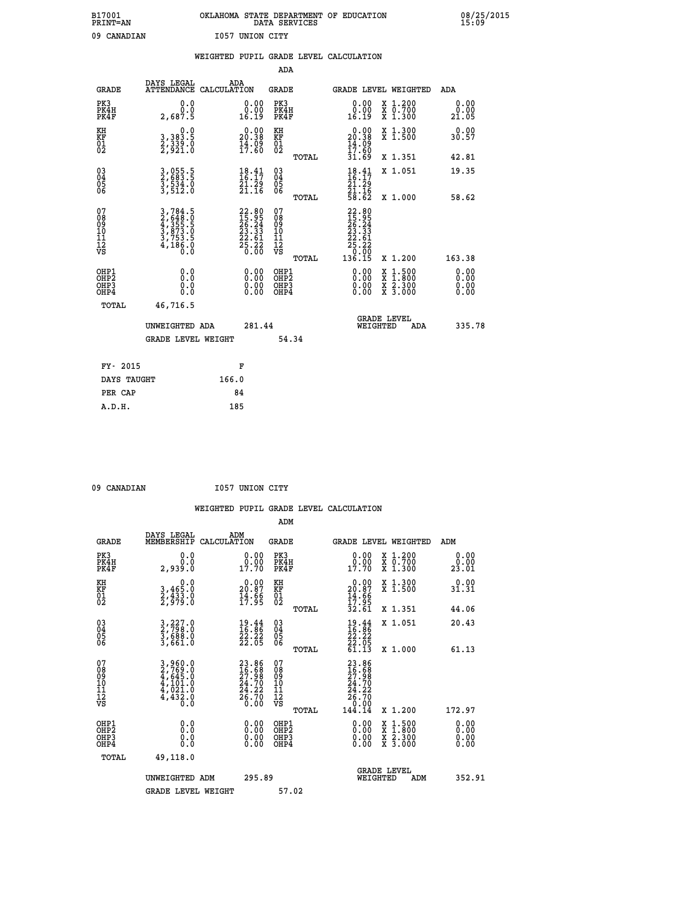B17001 PRINT=AN — OKLAHOMA STATE DEPARTMENT OF EDUCATION DATA SERVICES — 08/25/2015 15:09

09 CANADIAN — I057 UNION CITY

## WEIGHTED PUPIL GRADE LEVEL CALCULATION

### ADA

| GRADE | DAYS LEGAL ATTENDANCE | ADA CALCULATION | GRADE | GRADE LEVEL | WEIGHTED | ADA |
|---|---|---|---|---|---|---|
| PK3 | 0.0 | 0.00 | PK3 | 0.00 | X 1.200 | 0.00 |
| PK4H | 0.0 | 0.00 | PK4H | 0.00 | X 0.700 | 0.00 |
| PK4F | 2,687.5 | 16.19 | PK4F | 16.19 | X 1.300 | 21.05 |
| KH | 0.0 | 0.00 | KH | 0.00 | X 1.300 | 0.00 |
| KF | 3,383.5 | 20.38 | KF | 20.38 | X 1.500 | 30.57 |
| 01 | 2,339.0 | 14.09 | 01 | 14.09 | | |
| 02 | 2,921.0 | 17.60 | 02 | 17.60 | | |
| | | | TOTAL | 31.69 | X 1.351 | 42.81 |
| 03 | 3,055.5 | 18.41 | 03 | 18.41 | X 1.051 | 19.35 |
| 04 | 2,683.5 | 16.17 | 04 | 16.17 | | |
| 05 | 3,534.0 | 21.29 | 05 | 21.29 | | |
| 06 | 3,512.0 | 21.16 | 06 | 21.16 | | |
| | | | TOTAL | 58.62 | X 1.000 | 58.62 |
| 07 | 3,784.5 | 22.80 | 07 | 22.80 | | |
| 08 | 2,648.0 | 15.95 | 08 | 15.95 | | |
| 09 | 4,355.5 | 26.24 | 09 | 26.24 | | |
| 10 | 3,873.0 | 23.33 | 10 | 23.33 | | |
| 11 | 3,753.5 | 22.61 | 11 | 22.61 | | |
| 12 | 4,186.0 | 25.22 | 12 | 25.22 | | |
| VS | 0.0 | 0.00 | VS | 0.00 | | |
| | | | TOTAL | 136.15 | X 1.200 | 163.38 |
| OHP1 | 0.0 | 0.00 | OHP1 | 0.00 | X 1.500 | 0.00 |
| OHP2 | 0.0 | 0.00 | OHP2 | 0.00 | X 1.800 | 0.00 |
| OHP3 | 0.0 | 0.00 | OHP3 | 0.00 | X 2.300 | 0.00 |
| OHP4 | 0.0 | 0.00 | OHP4 | 0.00 | X 3.000 | 0.00 |
| TOTAL | 46,716.5 | | | | | |

UNWEIGHTED ADA: 281.44 — GRADE LEVEL WEIGHTED ADA: 335.78

GRADE LEVEL WEIGHT: 54.34

| FY- 2015 | F |
|---|---|
| DAYS TAUGHT | 166.0 |
| PER CAP | 84 |
| A.D.H. | 185 |

09 CANADIAN — I057 UNION CITY

## WEIGHTED PUPIL GRADE LEVEL CALCULATION

### ADM

| GRADE | DAYS LEGAL MEMBERSHIP | ADM CALCULATION | GRADE | GRADE LEVEL | WEIGHTED | ADM |
|---|---|---|---|---|---|---|
| PK3 | 0.0 | 0.00 | PK3 | 0.00 | X 1.200 | 0.00 |
| PK4H | 0.0 | 0.00 | PK4H | 0.00 | X 0.700 | 0.00 |
| PK4F | 2,939.0 | 17.70 | PK4F | 17.70 | X 1.300 | 23.01 |
| KH | 0.0 | 0.00 | KH | 0.00 | X 1.300 | 0.00 |
| KF | 3,465.0 | 20.87 | KF | 20.87 | X 1.500 | 31.31 |
| 01 | 2,433.0 | 14.66 | 01 | 14.66 | | |
| 02 | 2,979.0 | 17.95 | 02 | 17.95 | | |
| | | | TOTAL | 32.61 | X 1.351 | 44.06 |
| 03 | 3,227.0 | 19.44 | 03 | 19.44 | X 1.051 | 20.43 |
| 04 | 2,798.0 | 16.86 | 04 | 16.86 | | |
| 05 | 3,688.0 | 22.22 | 05 | 22.22 | | |
| 06 | 3,661.0 | 22.05 | 06 | 22.05 | | |
| | | | TOTAL | 61.13 | X 1.000 | 61.13 |
| 07 | 3,960.0 | 23.86 | 07 | 23.86 | | |
| 08 | 2,769.0 | 16.68 | 08 | 16.68 | | |
| 09 | 4,645.0 | 27.98 | 09 | 27.98 | | |
| 10 | 4,101.0 | 24.70 | 10 | 24.70 | | |
| 11 | 4,021.0 | 24.22 | 11 | 24.22 | | |
| 12 | 4,432.0 | 26.70 | 12 | 26.70 | | |
| VS | 0.0 | 0.00 | VS | 0.00 | | |
| | | | TOTAL | 144.14 | X 1.200 | 172.97 |
| OHP1 | 0.0 | 0.00 | OHP1 | 0.00 | X 1.500 | 0.00 |
| OHP2 | 0.0 | 0.00 | OHP2 | 0.00 | X 1.800 | 0.00 |
| OHP3 | 0.0 | 0.00 | OHP3 | 0.00 | X 2.300 | 0.00 |
| OHP4 | 0.0 | 0.00 | OHP4 | 0.00 | X 3.000 | 0.00 |
| TOTAL | 49,118.0 | | | | | |

UNWEIGHTED ADM: 295.89 — GRADE LEVEL WEIGHTED ADM: 352.91

GRADE LEVEL WEIGHT: 57.02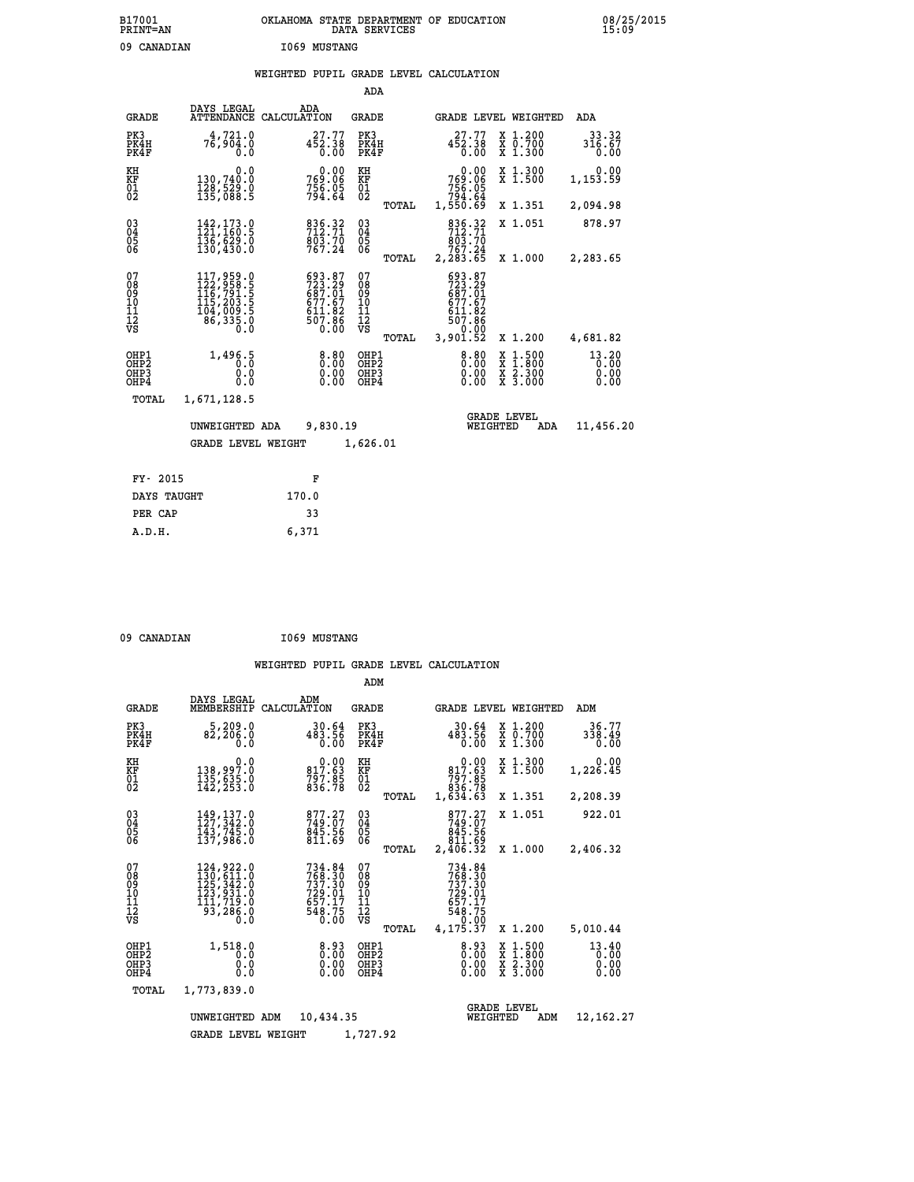B17001 OKLAHOMA STATE DEPARTMENT OF EDUCATION 08/25/2015
PRINT=AN DATA SERVICES 15:09

09 CANADIAN I069 MUSTANG

## WEIGHTED PUPIL GRADE LEVEL CALCULATION

### ADA

| GRADE | DAYS LEGAL ATTENDANCE | ADA CALCULATION | GRADE | GRADE LEVEL | WEIGHTED | ADA |
|---|---|---|---|---|---|---|
| PK3 | 4,721.0 | 27.77 | PK3 | 27.77 | X 1.200 | 33.32 |
| PK4H | 76,904.0 | 452.38 | PK4H | 452.38 | X 0.700 | 316.67 |
| PK4F | 0.0 | 0.00 | PK4F | 0.00 | X 1.300 | 0.00 |
| KH | 0.0 | 0.00 | KH | 0.00 | X 1.300 | 0.00 |
| KF | 130,740.0 | 769.06 | KF | 769.06 | X 1.500 | 1,153.59 |
| 01 | 128,529.0 | 756.05 | 01 | 756.05 | | |
| 02 | 135,088.5 | 794.64 | 02 | 794.64 | | |
| | | | TOTAL | 1,550.69 | X 1.351 | 2,094.98 |
| 03 | 142,173.0 | 836.32 | 03 | 836.32 | X 1.051 | 878.97 |
| 04 | 121,160.5 | 712.71 | 04 | 712.71 | | |
| 05 | 136,629.0 | 803.70 | 05 | 803.70 | | |
| 06 | 130,430.0 | 767.24 | 06 | 767.24 | | |
| | | | TOTAL | 2,283.65 | X 1.000 | 2,283.65 |
| 07 | 117,959.0 | 693.87 | 07 | 693.87 | | |
| 08 | 122,958.5 | 723.29 | 08 | 723.29 | | |
| 09 | 116,791.5 | 687.01 | 09 | 687.01 | | |
| 10 | 115,203.5 | 677.67 | 10 | 677.67 | | |
| 11 | 104,009.5 | 611.82 | 11 | 611.82 | | |
| 12 | 86,335.0 | 507.86 | 12 | 507.86 | | |
| VS | 0.0 | 0.00 | VS | 0.00 | | |
| | | | TOTAL | 3,901.52 | X 1.200 | 4,681.82 |
| OHP1 | 1,496.5 | 8.80 | OHP1 | 8.80 | X 1.500 | 13.20 |
| OHP2 | 0.0 | 0.00 | OHP2 | 0.00 | X 1.800 | 0.00 |
| OHP3 | 0.0 | 0.00 | OHP3 | 0.00 | X 2.300 | 0.00 |
| OHP4 | 0.0 | 0.00 | OHP4 | 0.00 | X 3.000 | 0.00 |
| TOTAL | 1,671,128.5 | | | | | |

UNWEIGHTED ADA 9,830.19 GRADE LEVEL WEIGHTED ADA 11,456.20

GRADE LEVEL WEIGHT 1,626.01

| FY- 2015 | F |
|---|---|
| DAYS TAUGHT | 170.0 |
| PER CAP | 33 |
| A.D.H. | 6,371 |

09 CANADIAN I069 MUSTANG

## WEIGHTED PUPIL GRADE LEVEL CALCULATION

### ADM

| GRADE | DAYS LEGAL MEMBERSHIP | ADM CALCULATION | GRADE | GRADE LEVEL | WEIGHTED | ADM |
|---|---|---|---|---|---|---|
| PK3 | 5,209.0 | 30.64 | PK3 | 30.64 | X 1.200 | 36.77 |
| PK4H | 82,206.0 | 483.56 | PK4H | 483.56 | X 0.700 | 338.49 |
| PK4F | 0.0 | 0.00 | PK4F | 0.00 | X 1.300 | 0.00 |
| KH | 0.0 | 0.00 | KH | 0.00 | X 1.300 | 0.00 |
| KF | 138,997.0 | 817.63 | KF | 817.63 | X 1.500 | 1,226.45 |
| 01 | 135,635.0 | 797.85 | 01 | 797.85 | | |
| 02 | 142,253.0 | 836.78 | 02 | 836.78 | | |
| | | | TOTAL | 1,634.63 | X 1.351 | 2,208.39 |
| 03 | 149,137.0 | 877.27 | 03 | 877.27 | X 1.051 | 922.01 |
| 04 | 127,342.0 | 749.07 | 04 | 749.07 | | |
| 05 | 143,745.0 | 845.56 | 05 | 845.56 | | |
| 06 | 137,986.0 | 811.69 | 06 | 811.69 | | |
| | | | TOTAL | 2,406.32 | X 1.000 | 2,406.32 |
| 07 | 124,922.0 | 734.84 | 07 | 734.84 | | |
| 08 | 130,611.0 | 768.30 | 08 | 768.30 | | |
| 09 | 125,342.0 | 737.30 | 09 | 737.30 | | |
| 10 | 123,931.0 | 729.01 | 10 | 729.01 | | |
| 11 | 111,719.0 | 657.17 | 11 | 657.17 | | |
| 12 | 93,286.0 | 548.75 | 12 | 548.75 | | |
| VS | 0.0 | 0.00 | VS | 0.00 | | |
| | | | TOTAL | 4,175.37 | X 1.200 | 5,010.44 |
| OHP1 | 1,518.0 | 8.93 | OHP1 | 8.93 | X 1.500 | 13.40 |
| OHP2 | 0.0 | 0.00 | OHP2 | 0.00 | X 1.800 | 0.00 |
| OHP3 | 0.0 | 0.00 | OHP3 | 0.00 | X 2.300 | 0.00 |
| OHP4 | 0.0 | 0.00 | OHP4 | 0.00 | X 3.000 | 0.00 |
| TOTAL | 1,773,839.0 | | | | | |

UNWEIGHTED ADM 10,434.35 GRADE LEVEL WEIGHTED ADM 12,162.27

GRADE LEVEL WEIGHT 1,727.92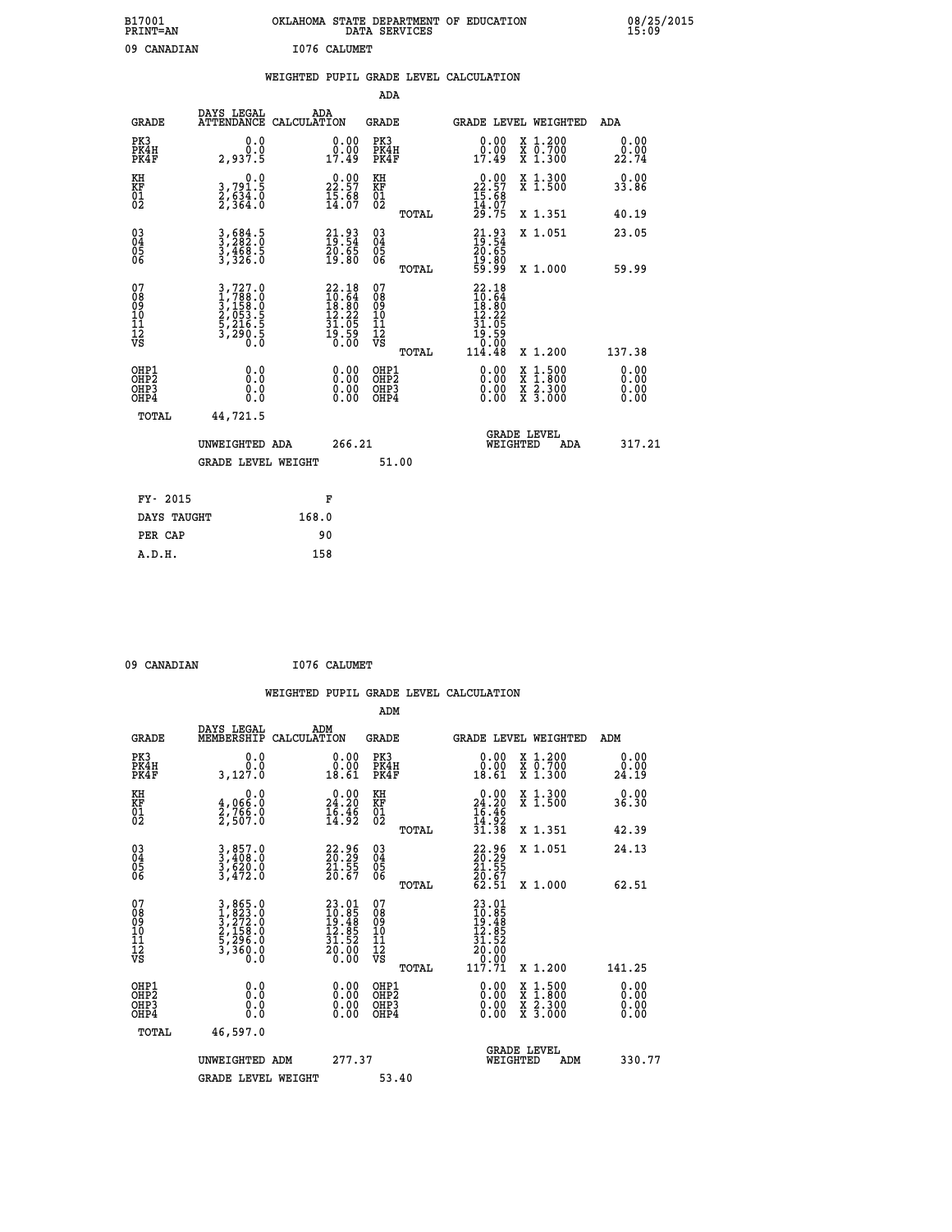B17001 OKLAHOMA STATE DEPARTMENT OF EDUCATION 08/25/2015
PRINT=AN DATA SERVICES 15:09

09 CANADIAN I076 CALUMET

## WEIGHTED PUPIL GRADE LEVEL CALCULATION

### ADA

| GRADE | DAYS LEGAL ATTENDANCE | ADA CALCULATION | GRADE | GRADE LEVEL | WEIGHTED | ADA |
|---|---|---|---|---|---|---|
| PK3 | 0.0 | 0.00 | PK3 | 0.00 | X 1.200 | 0.00 |
| PK4H | 0.0 | 0.00 | PK4H | 0.00 | X 0.700 | 0.00 |
| PK4F | 2,937.5 | 17.49 | PK4F | 17.49 | X 1.300 | 22.74 |
| KH | 0.0 | 0.00 | KH | 0.00 | X 1.300 | 0.00 |
| KF | 3,791.5 | 22.57 | KF | 22.57 | X 1.500 | 33.86 |
| 01 | 2,634.0 | 15.68 | 01 | 15.68 | | |
| 02 | 2,364.0 | 14.07 | 02 | 14.07 | | |
| | | | TOTAL | 29.75 | X 1.351 | 40.19 |
| 03 | 3,684.5 | 21.93 | 03 | 21.93 | X 1.051 | 23.05 |
| 04 | 3,282.0 | 19.54 | 04 | 19.54 | | |
| 05 | 3,468.5 | 20.65 | 05 | 20.65 | | |
| 06 | 3,326.0 | 19.80 | 06 | 19.80 | | |
| | | | TOTAL | 59.99 | X 1.000 | 59.99 |
| 07 | 3,727.0 | 22.18 | 07 | 22.18 | | |
| 08 | 1,788.0 | 10.64 | 08 | 10.64 | | |
| 09 | 3,158.0 | 18.80 | 09 | 18.80 | | |
| 10 | 2,053.5 | 12.22 | 10 | 12.22 | | |
| 11 | 5,216.5 | 31.05 | 11 | 31.05 | | |
| 12 | 3,290.5 | 19.59 | 12 | 19.59 | | |
| VS | 0.0 | 0.00 | VS | 0.00 | | |
| | | | TOTAL | 114.48 | X 1.200 | 137.38 |
| OHP1 | 0.0 | 0.00 | OHP1 | 0.00 | X 1.500 | 0.00 |
| OHP2 | 0.0 | 0.00 | OHP2 | 0.00 | X 1.800 | 0.00 |
| OHP3 | 0.0 | 0.00 | OHP3 | 0.00 | X 2.300 | 0.00 |
| OHP4 | 0.0 | 0.00 | OHP4 | 0.00 | X 3.000 | 0.00 |
| TOTAL | 44,721.5 | | | | | |

UNWEIGHTED ADA 266.21 GRADE LEVEL WEIGHTED ADA 317.21

GRADE LEVEL WEIGHT 51.00

| FY- 2015 | F |
|---|---|
| DAYS TAUGHT | 168.0 |
| PER CAP | 90 |
| A.D.H. | 158 |

09 CANADIAN I076 CALUMET

## WEIGHTED PUPIL GRADE LEVEL CALCULATION

### ADM

| GRADE | DAYS LEGAL MEMBERSHIP | ADM CALCULATION | GRADE | GRADE LEVEL | WEIGHTED | ADM |
|---|---|---|---|---|---|---|
| PK3 | 0.0 | 0.00 | PK3 | 0.00 | X 1.200 | 0.00 |
| PK4H | 0.0 | 0.00 | PK4H | 0.00 | X 0.700 | 0.00 |
| PK4F | 3,127.0 | 18.61 | PK4F | 18.61 | X 1.300 | 24.19 |
| KH | 0.0 | 0.00 | KH | 0.00 | X 1.300 | 0.00 |
| KF | 4,066.0 | 24.20 | KF | 24.20 | X 1.500 | 36.30 |
| 01 | 2,766.0 | 16.46 | 01 | 16.46 | | |
| 02 | 2,507.0 | 14.92 | 02 | 14.92 | | |
| | | | TOTAL | 31.38 | X 1.351 | 42.39 |
| 03 | 3,857.0 | 22.96 | 03 | 22.96 | X 1.051 | 24.13 |
| 04 | 3,408.0 | 20.29 | 04 | 20.29 | | |
| 05 | 3,620.0 | 21.55 | 05 | 21.55 | | |
| 06 | 3,472.0 | 20.67 | 06 | 20.67 | | |
| | | | TOTAL | 62.51 | X 1.000 | 62.51 |
| 07 | 3,865.0 | 23.01 | 07 | 23.01 | | |
| 08 | 1,823.0 | 10.85 | 08 | 10.85 | | |
| 09 | 3,272.0 | 19.48 | 09 | 19.48 | | |
| 10 | 2,158.0 | 12.85 | 10 | 12.85 | | |
| 11 | 5,296.0 | 31.52 | 11 | 31.52 | | |
| 12 | 3,360.0 | 20.00 | 12 | 20.00 | | |
| VS | 0.0 | 0.00 | VS | 0.00 | | |
| | | | TOTAL | 117.71 | X 1.200 | 141.25 |
| OHP1 | 0.0 | 0.00 | OHP1 | 0.00 | X 1.500 | 0.00 |
| OHP2 | 0.0 | 0.00 | OHP2 | 0.00 | X 1.800 | 0.00 |
| OHP3 | 0.0 | 0.00 | OHP3 | 0.00 | X 2.300 | 0.00 |
| OHP4 | 0.0 | 0.00 | OHP4 | 0.00 | X 3.000 | 0.00 |
| TOTAL | 46,597.0 | | | | | |

UNWEIGHTED ADM 277.37 GRADE LEVEL WEIGHTED ADM 330.77

GRADE LEVEL WEIGHT 53.40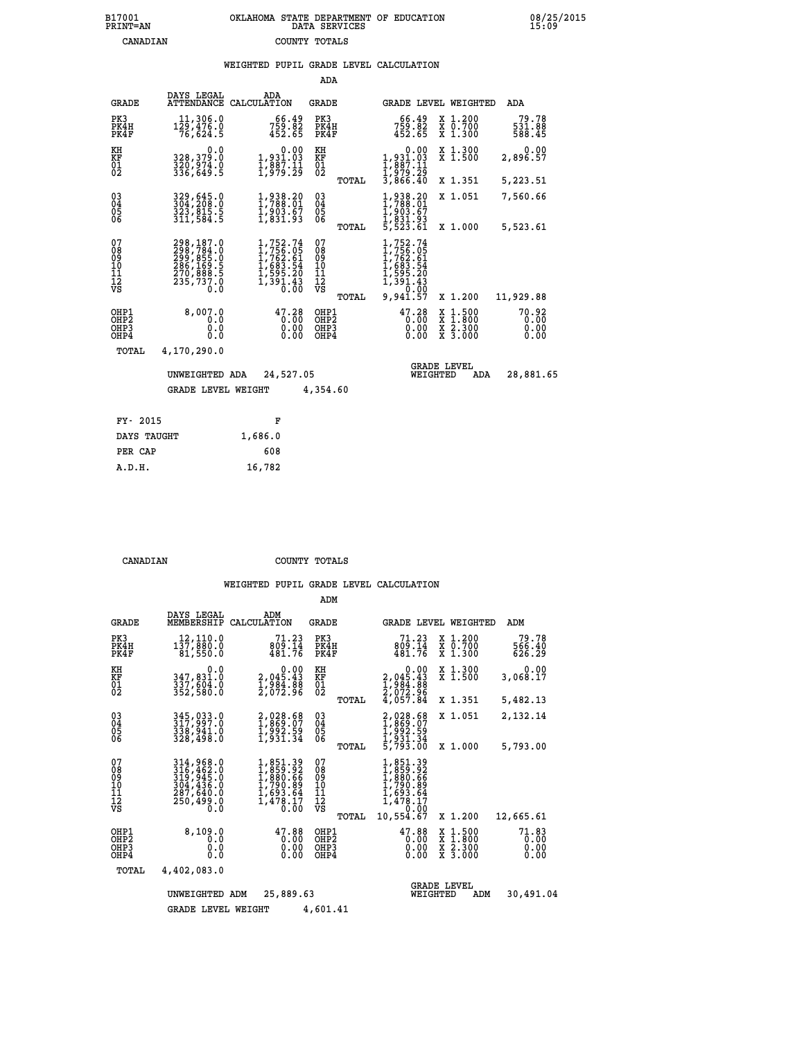B17001 OKLAHOMA STATE DEPARTMENT OF EDUCATION 08/25/2015
PRINT=AN DATA SERVICES 15:09
CANADIAN COUNTY TOTALS

WEIGHTED PUPIL GRADE LEVEL CALCULATION

ADA

| GRADE | DAYS LEGAL ATTENDANCE | ADA CALCULATION | GRADE | GRADE LEVEL | WEIGHTED | ADA |
|---|---|---|---|---|---|---|
| PK3 | 11,306.0 | 66.49 | PK3 | 66.49 | X 1.200 | 79.78 |
| PK4H | 129,476.0 | 759.82 | PK4H | 759.82 | X 0.700 | 531.88 |
| PK4F | 76,624.5 | 452.65 | PK4F | 452.65 | X 1.300 | 588.45 |
| KH | 0.0 | 0.00 | KH | 0.00 | X 1.300 | 0.00 |
| KF | 328,379.0 | 1,931.03 | KF | 1,931.03 | X 1.500 | 2,896.57 |
| 01 | 320,974.0 | 1,887.11 | 01 | 1,887.11 | | |
| 02 | 336,649.5 | 1,979.29 | 02 | 1,979.29 | | |
| | | | TOTAL | 3,866.40 | X 1.351 | 5,223.51 |
| 03 | 329,645.0 | 1,938.20 | 03 | 1,938.20 | X 1.051 | 7,560.66 |
| 04 | 304,208.0 | 1,788.01 | 04 | 1,788.01 | | |
| 05 | 323,815.5 | 1,903.67 | 05 | 1,903.67 | | |
| 06 | 311,584.5 | 1,831.93 | 06 | 1,831.93 | | |
| | | | TOTAL | 5,523.61 | X 1.000 | 5,523.61 |
| 07 | 298,187.0 | 1,752.74 | 07 | 1,752.74 | | |
| 08 | 298,784.0 | 1,756.05 | 08 | 1,756.05 | | |
| 09 | 299,855.0 | 1,762.61 | 09 | 1,762.61 | | |
| 10 | 286,169.5 | 1,683.54 | 10 | 1,683.54 | | |
| 11 | 270,888.5 | 1,595.20 | 11 | 1,595.20 | | |
| 12 | 235,737.0 | 1,391.43 | 12 | 1,391.43 | | |
| VS | 0.0 | 0.00 | VS | 0.00 | | |
| | | | TOTAL | 9,941.57 | X 1.200 | 11,929.88 |
| OHP1 | 8,007.0 | 47.28 | OHP1 | 47.28 | X 1.500 | 70.92 |
| OHP2 | 0.0 | 0.00 | OHP2 | 0.00 | X 1.800 | 0.00 |
| OHP3 | 0.0 | 0.00 | OHP3 | 0.00 | X 2.300 | 0.00 |
| OHP4 | 0.0 | 0.00 | OHP4 | 0.00 | X 3.000 | 0.00 |
| TOTAL | 4,170,290.0 | | | | | |

UNWEIGHTED ADA 24,527.05 GRADE LEVEL WEIGHTED ADA 28,881.65

GRADE LEVEL WEIGHT 4,354.60

| FY- 2015 | F |
|---|---|
| DAYS TAUGHT | 1,686.0 |
| PER CAP | 608 |
| A.D.H. | 16,782 |

CANADIAN COUNTY TOTALS

WEIGHTED PUPIL GRADE LEVEL CALCULATION

ADM

| GRADE | DAYS LEGAL MEMBERSHIP | ADM CALCULATION | GRADE | GRADE LEVEL | WEIGHTED | ADM |
|---|---|---|---|---|---|---|
| PK3 | 12,110.0 | 71.23 | PK3 | 71.23 | X 1.200 | 79.78 |
| PK4H | 137,880.0 | 809.14 | PK4H | 809.14 | X 0.700 | 566.40 |
| PK4F | 81,550.0 | 481.76 | PK4F | 481.76 | X 1.300 | 626.29 |
| KH | 0.0 | 0.00 | KH | 0.00 | X 1.300 | 0.00 |
| KF | 347,831.0 | 2,045.43 | KF | 2,045.43 | X 1.500 | 3,068.17 |
| 01 | 337,604.0 | 1,984.88 | 01 | 1,984.88 | | |
| 02 | 352,580.0 | 2,072.96 | 02 | 2,072.96 | | |
| | | | TOTAL | 4,057.84 | X 1.351 | 5,482.13 |
| 03 | 345,033.0 | 2,028.68 | 03 | 2,028.68 | X 1.051 | 2,132.14 |
| 04 | 317,997.0 | 1,869.07 | 04 | 1,869.07 | | |
| 05 | 338,941.0 | 1,992.59 | 05 | 1,992.59 | | |
| 06 | 328,498.0 | 1,931.34 | 06 | 1,931.34 | | |
| | | | TOTAL | 5,793.00 | X 1.000 | 5,793.00 |
| 07 | 314,968.0 | 1,851.39 | 07 | 1,851.39 | | |
| 08 | 316,462.0 | 1,859.92 | 08 | 1,859.92 | | |
| 09 | 319,945.0 | 1,880.66 | 09 | 1,880.66 | | |
| 10 | 304,436.0 | 1,790.89 | 10 | 1,790.89 | | |
| 11 | 287,640.0 | 1,693.64 | 11 | 1,693.64 | | |
| 12 | 250,499.0 | 1,478.17 | 12 | 1,478.17 | | |
| VS | 0.0 | 0.00 | VS | 0.00 | | |
| | | | TOTAL | 10,554.67 | X 1.200 | 12,665.61 |
| OHP1 | 8,109.0 | 47.88 | OHP1 | 47.88 | X 1.500 | 71.83 |
| OHP2 | 0.0 | 0.00 | OHP2 | 0.00 | X 1.800 | 0.00 |
| OHP3 | 0.0 | 0.00 | OHP3 | 0.00 | X 2.300 | 0.00 |
| OHP4 | 0.0 | 0.00 | OHP4 | 0.00 | X 3.000 | 0.00 |
| TOTAL | 4,402,083.0 | | | | | |

UNWEIGHTED ADM 25,889.63 GRADE LEVEL WEIGHTED ADM 30,491.04

GRADE LEVEL WEIGHT 4,601.41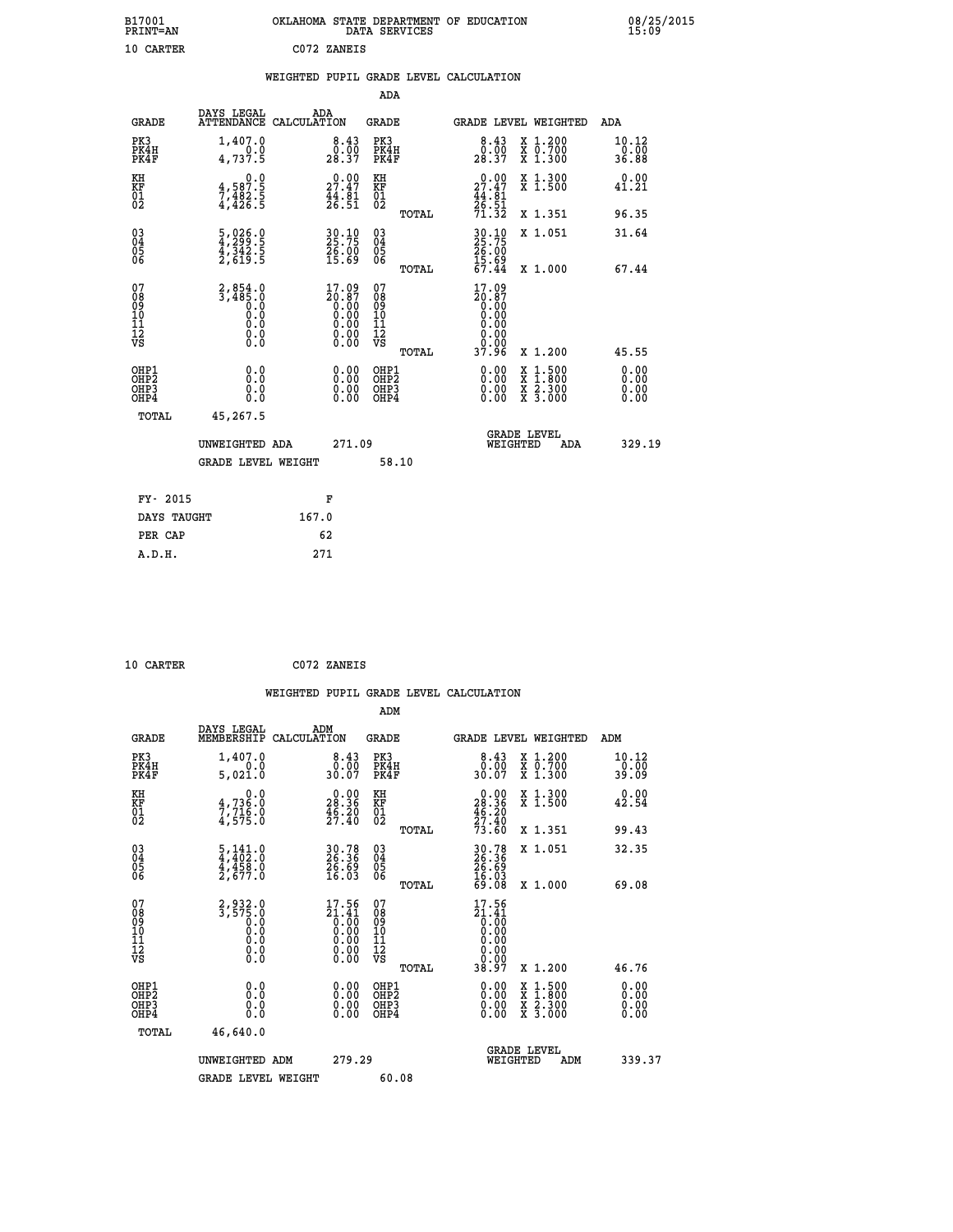B17001 OKLAHOMA STATE DEPARTMENT OF EDUCATION 08/25/2015
PRINT=AN DATA SERVICES 15:09

10 CARTER C072 ZANEIS

## WEIGHTED PUPIL GRADE LEVEL CALCULATION

### ADA

| GRADE | DAYS LEGAL ATTENDANCE | ADA CALCULATION | GRADE | | GRADE LEVEL | WEIGHTED | ADA |
|---|---|---|---|---|---|---|---|
| PK3 | 1,407.0 | 8.43 | PK3 | | 8.43 | X 1.200 | 10.12 |
| PK4H | 0.0 | 0.00 | PK4H | | 0.00 | X 0.700 | 0.00 |
| PK4F | 4,737.5 | 28.37 | PK4F | | 28.37 | X 1.300 | 36.88 |
| KH | 0.0 | 0.00 | KH | | 0.00 | X 1.300 | 0.00 |
| KF | 4,587.5 | 27.47 | KF | | 27.47 | X 1.500 | 41.21 |
| 01 | 7,482.5 | 44.81 | 01 | | 44.81 | | |
| 02 | 4,426.5 | 26.51 | 02 | | 26.51 | | |
| | | | | TOTAL | 71.32 | X 1.351 | 96.35 |
| 03 | 5,026.0 | 30.10 | 03 | | 30.10 | X 1.051 | 31.64 |
| 04 | 4,299.5 | 25.75 | 04 | | 25.75 | | |
| 05 | 4,342.5 | 26.00 | 05 | | 26.00 | | |
| 06 | 2,619.5 | 15.69 | 06 | | 15.69 | | |
| | | | | TOTAL | 67.44 | X 1.000 | 67.44 |
| 07 | 2,854.0 | 17.09 | 07 | | 17.09 | | |
| 08 | 3,485.0 | 20.87 | 08 | | 20.87 | | |
| 09 | 0.0 | 0.00 | 09 | | 0.00 | | |
| 10 | 0.0 | 0.00 | 10 | | 0.00 | | |
| 11 | 0.0 | 0.00 | 11 | | 0.00 | | |
| 12 | 0.0 | 0.00 | 12 | | 0.00 | | |
| VS | 0.0 | 0.00 | VS | | 0.00 | | |
| | | | | TOTAL | 37.96 | X 1.200 | 45.55 |
| OHP1 | 0.0 | 0.00 | OHP1 | | 0.00 | X 1.500 | 0.00 |
| OHP2 | 0.0 | 0.00 | OHP2 | | 0.00 | X 1.800 | 0.00 |
| OHP3 | 0.0 | 0.00 | OHP3 | | 0.00 | X 2.300 | 0.00 |
| OHP4 | 0.0 | 0.00 | OHP4 | | 0.00 | X 3.000 | 0.00 |
| TOTAL | 45,267.5 | | | | | | |

UNWEIGHTED ADA 271.09 | GRADE LEVEL WEIGHTED ADA 329.19

GRADE LEVEL WEIGHT 58.10

| FY- 2015 | F |
|---|---|
| DAYS TAUGHT | 167.0 |
| PER CAP | 62 |
| A.D.H. | 271 |

10 CARTER C072 ZANEIS

## WEIGHTED PUPIL GRADE LEVEL CALCULATION

### ADM

| GRADE | DAYS LEGAL MEMBERSHIP | ADM CALCULATION | GRADE | | GRADE LEVEL | WEIGHTED | ADM |
|---|---|---|---|---|---|---|---|
| PK3 | 1,407.0 | 8.43 | PK3 | | 8.43 | X 1.200 | 10.12 |
| PK4H | 0.0 | 0.00 | PK4H | | 0.00 | X 0.700 | 0.00 |
| PK4F | 5,021.0 | 30.07 | PK4F | | 30.07 | X 1.300 | 39.09 |
| KH | 0.0 | 0.00 | KH | | 0.00 | X 1.300 | 0.00 |
| KF | 4,736.0 | 28.36 | KF | | 28.36 | X 1.500 | 42.54 |
| 01 | 7,716.0 | 46.20 | 01 | | 46.20 | | |
| 02 | 4,575.0 | 27.40 | 02 | | 27.40 | | |
| | | | | TOTAL | 73.60 | X 1.351 | 99.43 |
| 03 | 5,141.0 | 30.78 | 03 | | 30.78 | X 1.051 | 32.35 |
| 04 | 4,402.0 | 26.36 | 04 | | 26.36 | | |
| 05 | 4,458.0 | 26.69 | 05 | | 26.69 | | |
| 06 | 2,677.0 | 16.03 | 06 | | 16.03 | | |
| | | | | TOTAL | 69.08 | X 1.000 | 69.08 |
| 07 | 2,932.0 | 17.56 | 07 | | 17.56 | | |
| 08 | 3,575.0 | 21.41 | 08 | | 21.41 | | |
| 09 | 0.0 | 0.00 | 09 | | 0.00 | | |
| 10 | 0.0 | 0.00 | 10 | | 0.00 | | |
| 11 | 0.0 | 0.00 | 11 | | 0.00 | | |
| 12 | 0.0 | 0.00 | 12 | | 0.00 | | |
| VS | 0.0 | 0.00 | VS | | 0.00 | | |
| | | | | TOTAL | 38.97 | X 1.200 | 46.76 |
| OHP1 | 0.0 | 0.00 | OHP1 | | 0.00 | X 1.500 | 0.00 |
| OHP2 | 0.0 | 0.00 | OHP2 | | 0.00 | X 1.800 | 0.00 |
| OHP3 | 0.0 | 0.00 | OHP3 | | 0.00 | X 2.300 | 0.00 |
| OHP4 | 0.0 | 0.00 | OHP4 | | 0.00 | X 3.000 | 0.00 |
| TOTAL | 46,640.0 | | | | | | |

UNWEIGHTED ADM 279.29 | GRADE LEVEL WEIGHTED ADM 339.37

GRADE LEVEL WEIGHT 60.08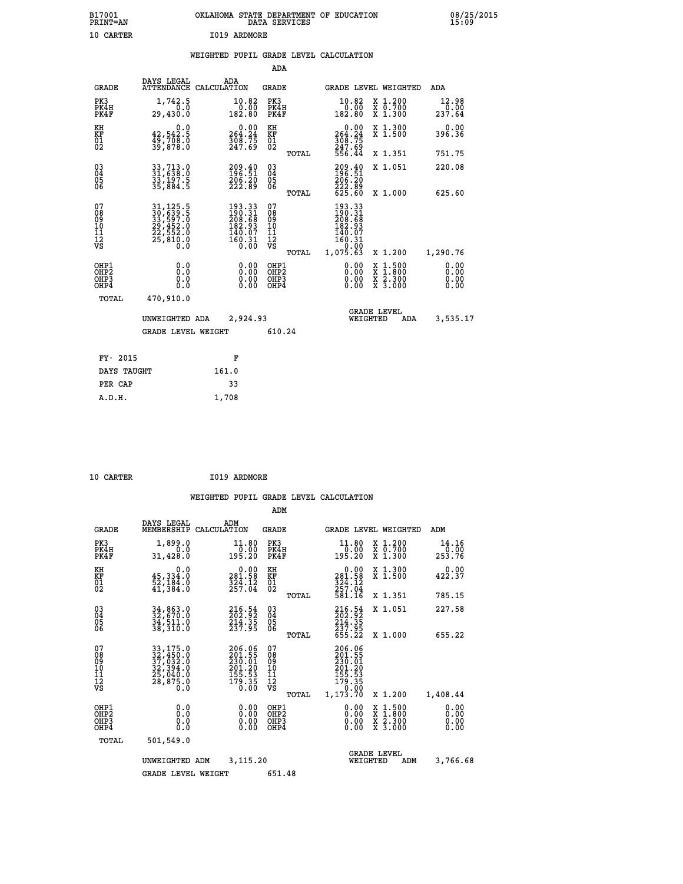B17001 OKLAHOMA STATE DEPARTMENT OF EDUCATION 08/25/2015
PRINT=AN DATA SERVICES 15:09

10 CARTER I019 ARDMORE

## WEIGHTED PUPIL GRADE LEVEL CALCULATION

### ADA

| GRADE | DAYS LEGAL ATTENDANCE | ADA CALCULATION | GRADE | | GRADE LEVEL | WEIGHTED | ADA |
|---|---|---|---|---|---|---|---|
| PK3 | 1,742.5 | 10.82 | PK3 | | 10.82 | X 1.200 | 12.98 |
| PK4H | 0.0 | 0.00 | PK4H | | 0.00 | X 0.700 | 0.00 |
| PK4F | 29,430.0 | 182.80 | PK4F | | 182.80 | X 1.300 | 237.64 |
| KH | 0.0 | 0.00 | KH | | 0.00 | X 1.300 | 0.00 |
| KF | 42,542.5 | 264.24 | KF | | 264.24 | X 1.500 | 396.36 |
| 01 | 49,708.0 | 308.75 | 01 | | 308.75 | | |
| 02 | 39,878.0 | 247.69 | 02 | | 247.69 | | |
| | | | | TOTAL | 556.44 | X 1.351 | 751.75 |
| 03 | 33,713.0 | 209.40 | 03 | | 209.40 | X 1.051 | 220.08 |
| 04 | 31,638.0 | 196.51 | 04 | | 196.51 | | |
| 05 | 33,197.5 | 206.20 | 05 | | 206.20 | | |
| 06 | 35,884.5 | 222.89 | 06 | | 222.89 | | |
| | | | | TOTAL | 625.60 | X 1.000 | 625.60 |
| 07 | 31,125.5 | 193.33 | 07 | | 193.33 | | |
| 08 | 30,639.5 | 190.31 | 08 | | 190.31 | | |
| 09 | 33,597.0 | 208.68 | 09 | | 208.68 | | |
| 10 | 29,452.0 | 182.93 | 10 | | 182.93 | | |
| 11 | 22,552.0 | 140.07 | 11 | | 140.07 | | |
| 12 | 25,810.0 | 160.31 | 12 | | 160.31 | | |
| VS | 0.0 | 0.00 | VS | | 0.00 | | |
| | | | | TOTAL | 1,075.63 | X 1.200 | 1,290.76 |
| OHP1 | 0.0 | 0.00 | OHP1 | | 0.00 | X 1.500 | 0.00 |
| OHP2 | 0.0 | 0.00 | OHP2 | | 0.00 | X 1.800 | 0.00 |
| OHP3 | 0.0 | 0.00 | OHP3 | | 0.00 | X 2.300 | 0.00 |
| OHP4 | 0.0 | 0.00 | OHP4 | | 0.00 | X 3.000 | 0.00 |
| TOTAL | 470,910.0 | | | | | | |

UNWEIGHTED ADA 2,924.93 GRADE LEVEL WEIGHTED ADA 3,535.17

GRADE LEVEL WEIGHT 610.24

| FY- 2015 | F |
|---|---|
| DAYS TAUGHT | 161.0 |
| PER CAP | 33 |
| A.D.H. | 1,708 |

10 CARTER I019 ARDMORE

## WEIGHTED PUPIL GRADE LEVEL CALCULATION

### ADM

| GRADE | DAYS LEGAL MEMBERSHIP | ADM CALCULATION | GRADE | | GRADE LEVEL | WEIGHTED | ADM |
|---|---|---|---|---|---|---|---|
| PK3 | 1,899.0 | 11.80 | PK3 | | 11.80 | X 1.200 | 14.16 |
| PK4H | 0.0 | 0.00 | PK4H | | 0.00 | X 0.700 | 0.00 |
| PK4F | 31,428.0 | 195.20 | PK4F | | 195.20 | X 1.300 | 253.76 |
| KH | 0.0 | 0.00 | KH | | 0.00 | X 1.300 | 0.00 |
| KF | 45,334.0 | 281.58 | KF | | 281.58 | X 1.500 | 422.37 |
| 01 | 52,184.0 | 324.12 | 01 | | 324.12 | | |
| 02 | 41,384.0 | 257.04 | 02 | | 257.04 | | |
| | | | | TOTAL | 581.16 | X 1.351 | 785.15 |
| 03 | 34,863.0 | 216.54 | 03 | | 216.54 | X 1.051 | 227.58 |
| 04 | 32,670.0 | 202.92 | 04 | | 202.92 | | |
| 05 | 34,511.0 | 214.35 | 05 | | 214.35 | | |
| 06 | 38,310.0 | 237.95 | 06 | | 237.95 | | |
| | | | | TOTAL | 655.22 | X 1.000 | 655.22 |
| 07 | 33,175.0 | 206.06 | 07 | | 206.06 | | |
| 08 | 32,450.0 | 201.55 | 08 | | 201.55 | | |
| 09 | 37,032.0 | 230.01 | 09 | | 230.01 | | |
| 10 | 32,394.0 | 201.20 | 10 | | 201.20 | | |
| 11 | 25,040.0 | 155.53 | 11 | | 155.53 | | |
| 12 | 28,875.0 | 179.35 | 12 | | 179.35 | | |
| VS | 0.0 | 0.00 | VS | | 0.00 | | |
| | | | | TOTAL | 1,173.70 | X 1.200 | 1,408.44 |
| OHP1 | 0.0 | 0.00 | OHP1 | | 0.00 | X 1.500 | 0.00 |
| OHP2 | 0.0 | 0.00 | OHP2 | | 0.00 | X 1.800 | 0.00 |
| OHP3 | 0.0 | 0.00 | OHP3 | | 0.00 | X 2.300 | 0.00 |
| OHP4 | 0.0 | 0.00 | OHP4 | | 0.00 | X 3.000 | 0.00 |
| TOTAL | 501,549.0 | | | | | | |

UNWEIGHTED ADM 3,115.20 GRADE LEVEL WEIGHTED ADM 3,766.68

GRADE LEVEL WEIGHT 651.48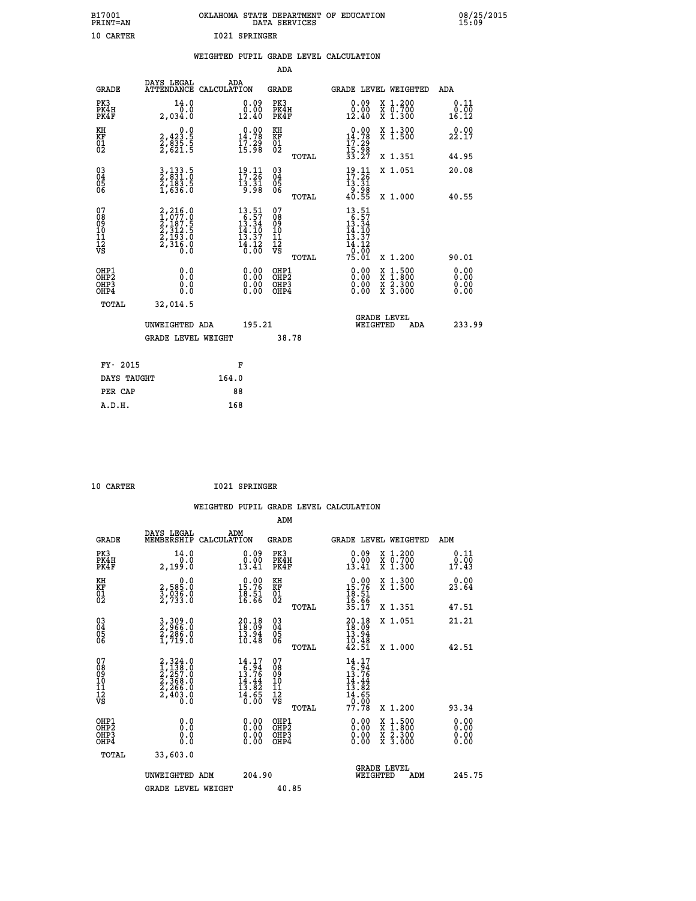B17001 OKLAHOMA STATE DEPARTMENT OF EDUCATION 08/25/2015
PRINT=AN DATA SERVICES 15:09

10 CARTER I021 SPRINGER

## WEIGHTED PUPIL GRADE LEVEL CALCULATION

### ADA

| GRADE | DAYS LEGAL ATTENDANCE | ADA CALCULATION | GRADE | GRADE LEVEL | WEIGHTED | ADA |
|---|---|---|---|---|---|---|
| PK3 | 14.0 | 0.09 | PK3 | 0.09 | X 1.200 | 0.11 |
| PK4H | 0.0 | 0.00 | PK4H | 0.00 | X 0.700 | 0.00 |
| PK4F | 2,034.0 | 12.40 | PK4F | 12.40 | X 1.300 | 16.12 |
| KH | 0.0 | 0.00 | KH | 0.00 | X 1.300 | 0.00 |
| KF | 2,423.5 | 14.78 | KF | 14.78 | X 1.500 | 22.17 |
| 01 | 2,835.5 | 17.29 | 01 | 17.29 | | |
| 02 | 2,621.5 | 15.98 | 02 | 15.98 | | |
| | | | TOTAL | 33.27 | X 1.351 | 44.95 |
| 03 | 3,133.5 | 19.11 | 03 | 19.11 | X 1.051 | 20.08 |
| 04 | 2,831.0 | 17.26 | 04 | 17.26 | | |
| 05 | 2,183.5 | 13.31 | 05 | 13.31 | | |
| 06 | 1,636.0 | 9.98 | 06 | 9.98 | | |
| | | | TOTAL | 40.55 | X 1.000 | 40.55 |
| 07 | 2,216.0 | 13.51 | 07 | 13.51 | | |
| 08 | 1,077.0 | 6.57 | 08 | 6.57 | | |
| 09 | 2,187.5 | 13.34 | 09 | 13.34 | | |
| 10 | 2,312.5 | 14.10 | 10 | 14.10 | | |
| 11 | 2,193.0 | 13.37 | 11 | 13.37 | | |
| 12 | 2,316.0 | 14.12 | 12 | 14.12 | | |
| VS | 0.0 | 0.00 | VS | 0.00 | | |
| | | | TOTAL | 75.01 | X 1.200 | 90.01 |
| OHP1 | 0.0 | 0.00 | OHP1 | 0.00 | X 1.500 | 0.00 |
| OHP2 | 0.0 | 0.00 | OHP2 | 0.00 | X 1.800 | 0.00 |
| OHP3 | 0.0 | 0.00 | OHP3 | 0.00 | X 2.300 | 0.00 |
| OHP4 | 0.0 | 0.00 | OHP4 | 0.00 | X 3.000 | 0.00 |
| TOTAL | 32,014.5 | | | | | |

UNWEIGHTED ADA 195.21 — GRADE LEVEL WEIGHTED ADA 233.99

GRADE LEVEL WEIGHT 38.78

| FY- 2015 | F |
|---|---|
| DAYS TAUGHT | 164.0 |
| PER CAP | 88 |
| A.D.H. | 168 |

10 CARTER I021 SPRINGER

## WEIGHTED PUPIL GRADE LEVEL CALCULATION

### ADM

| GRADE | DAYS LEGAL MEMBERSHIP | ADM CALCULATION | GRADE | GRADE LEVEL | WEIGHTED | ADM |
|---|---|---|---|---|---|---|
| PK3 | 14.0 | 0.09 | PK3 | 0.09 | X 1.200 | 0.11 |
| PK4H | 0.0 | 0.00 | PK4H | 0.00 | X 0.700 | 0.00 |
| PK4F | 2,199.0 | 13.41 | PK4F | 13.41 | X 1.300 | 17.43 |
| KH | 0.0 | 0.00 | KH | 0.00 | X 1.300 | 0.00 |
| KF | 2,585.0 | 15.76 | KF | 15.76 | X 1.500 | 23.64 |
| 01 | 3,036.0 | 18.51 | 01 | 18.51 | | |
| 02 | 2,733.0 | 16.66 | 02 | 16.66 | | |
| | | | TOTAL | 35.17 | X 1.351 | 47.51 |
| 03 | 3,309.0 | 20.18 | 03 | 20.18 | X 1.051 | 21.21 |
| 04 | 2,966.0 | 18.09 | 04 | 18.09 | | |
| 05 | 2,286.0 | 13.94 | 05 | 13.94 | | |
| 06 | 1,719.0 | 10.48 | 06 | 10.48 | | |
| | | | TOTAL | 42.51 | X 1.000 | 42.51 |
| 07 | 2,324.0 | 14.17 | 07 | 14.17 | | |
| 08 | 1,138.0 | 6.94 | 08 | 6.94 | | |
| 09 | 2,257.0 | 13.76 | 09 | 13.76 | | |
| 10 | 2,368.0 | 14.44 | 10 | 14.44 | | |
| 11 | 2,266.0 | 13.82 | 11 | 13.82 | | |
| 12 | 2,403.0 | 14.65 | 12 | 14.65 | | |
| VS | 0.0 | 0.00 | VS | 0.00 | | |
| | | | TOTAL | 77.78 | X 1.200 | 93.34 |
| OHP1 | 0.0 | 0.00 | OHP1 | 0.00 | X 1.500 | 0.00 |
| OHP2 | 0.0 | 0.00 | OHP2 | 0.00 | X 1.800 | 0.00 |
| OHP3 | 0.0 | 0.00 | OHP3 | 0.00 | X 2.300 | 0.00 |
| OHP4 | 0.0 | 0.00 | OHP4 | 0.00 | X 3.000 | 0.00 |
| TOTAL | 33,603.0 | | | | | |

UNWEIGHTED ADM 204.90 — GRADE LEVEL WEIGHTED ADM 245.75

GRADE LEVEL WEIGHT 40.85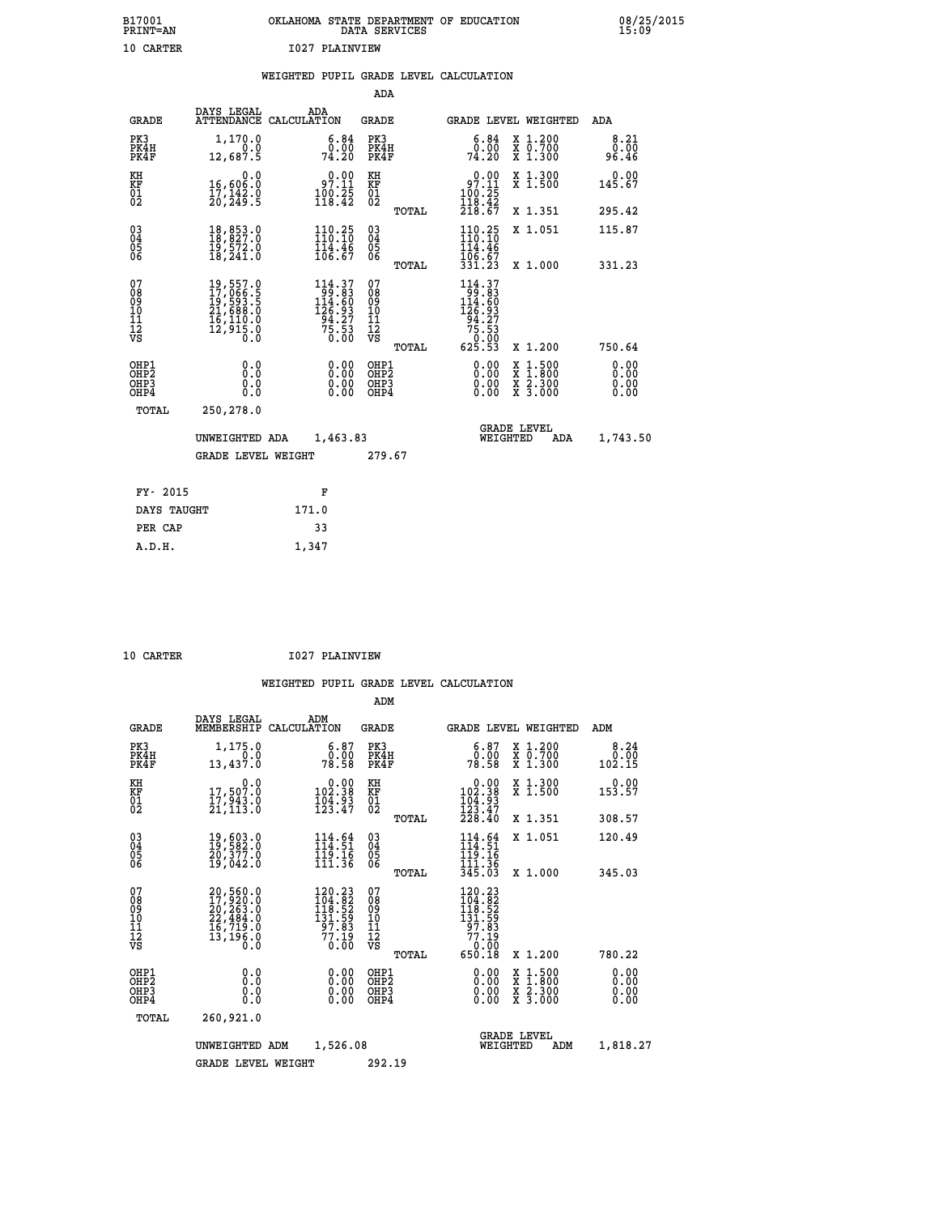B17001 OKLAHOMA STATE DEPARTMENT OF EDUCATION 08/25/2015
PRINT=AN DATA SERVICES 15:09

10 CARTER I027 PLAINVIEW

## WEIGHTED PUPIL GRADE LEVEL CALCULATION

### ADA

| GRADE | DAYS LEGAL ATTENDANCE | ADA CALCULATION | GRADE | GRADE LEVEL | WEIGHTED | ADA |
|---|---|---|---|---|---|---|
| PK3 | 1,170.0 | 6.84 | PK3 | 6.84 | X 1.200 | 8.21 |
| PK4H | 0.0 | 0.00 | PK4H | 0.00 | X 0.700 | 0.00 |
| PK4F | 12,687.5 | 74.20 | PK4F | 74.20 | X 1.300 | 96.46 |
| KH | 0.0 | 0.00 | KH | 0.00 | X 1.300 | 0.00 |
| KF | 16,606.0 | 97.11 | KF | 97.11 | X 1.500 | 145.67 |
| 01 | 17,142.0 | 100.25 | 01 | 100.25 | | |
| 02 | 20,249.5 | 118.42 | 02 | 118.42 | | |
| | | | TOTAL | 218.67 | X 1.351 | 295.42 |
| 03 | 18,853.0 | 110.25 | 03 | 110.25 | X 1.051 | 115.87 |
| 04 | 18,827.0 | 110.10 | 04 | 110.10 | | |
| 05 | 19,572.0 | 114.46 | 05 | 114.46 | | |
| 06 | 18,241.0 | 106.67 | 06 | 106.67 | | |
| | | | TOTAL | 331.23 | X 1.000 | 331.23 |
| 07 | 19,557.0 | 114.37 | 07 | 114.37 | | |
| 08 | 17,066.5 | 99.83 | 08 | 99.83 | | |
| 09 | 19,593.5 | 114.60 | 09 | 114.60 | | |
| 10 | 21,688.0 | 126.93 | 10 | 126.93 | | |
| 11 | 16,110.0 | 94.27 | 11 | 94.27 | | |
| 12 | 12,915.0 | 75.53 | 12 | 75.53 | | |
| VS | 0.0 | 0.00 | VS | 0.00 | | |
| | | | TOTAL | 625.53 | X 1.200 | 750.64 |
| OHP1 | 0.0 | 0.00 | OHP1 | 0.00 | X 1.500 | 0.00 |
| OHP2 | 0.0 | 0.00 | OHP2 | 0.00 | X 1.800 | 0.00 |
| OHP3 | 0.0 | 0.00 | OHP3 | 0.00 | X 2.300 | 0.00 |
| OHP4 | 0.0 | 0.00 | OHP4 | 0.00 | X 3.000 | 0.00 |
| TOTAL | 250,278.0 | | | | | |

UNWEIGHTED ADA 1,463.83 GRADE LEVEL WEIGHTED ADA 1,743.50

GRADE LEVEL WEIGHT 279.67

| FY- 2015 | F |
|---|---|
| DAYS TAUGHT | 171.0 |
| PER CAP | 33 |
| A.D.H. | 1,347 |

10 CARTER I027 PLAINVIEW

## WEIGHTED PUPIL GRADE LEVEL CALCULATION

### ADM

| GRADE | DAYS LEGAL MEMBERSHIP | ADM CALCULATION | GRADE | GRADE LEVEL | WEIGHTED | ADM |
|---|---|---|---|---|---|---|
| PK3 | 1,175.0 | 6.87 | PK3 | 6.87 | X 1.200 | 8.24 |
| PK4H | 0.0 | 0.00 | PK4H | 0.00 | X 0.700 | 0.00 |
| PK4F | 13,437.0 | 78.58 | PK4F | 78.58 | X 1.300 | 102.15 |
| KH | 0.0 | 0.00 | KH | 0.00 | X 1.300 | 0.00 |
| KF | 17,507.0 | 102.38 | KF | 102.38 | X 1.500 | 153.57 |
| 01 | 17,943.0 | 104.93 | 01 | 104.93 | | |
| 02 | 21,113.0 | 123.47 | 02 | 123.47 | | |
| | | | TOTAL | 228.40 | X 1.351 | 308.57 |
| 03 | 19,603.0 | 114.64 | 03 | 114.64 | X 1.051 | 120.49 |
| 04 | 19,582.0 | 114.51 | 04 | 114.51 | | |
| 05 | 20,377.0 | 119.16 | 05 | 119.16 | | |
| 06 | 19,042.0 | 111.36 | 06 | 111.36 | | |
| | | | TOTAL | 345.03 | X 1.000 | 345.03 |
| 07 | 20,560.0 | 120.23 | 07 | 120.23 | | |
| 08 | 17,920.0 | 104.82 | 08 | 104.82 | | |
| 09 | 20,263.0 | 118.52 | 09 | 118.52 | | |
| 10 | 22,484.0 | 131.59 | 10 | 131.59 | | |
| 11 | 16,719.0 | 97.83 | 11 | 97.83 | | |
| 12 | 13,196.0 | 77.19 | 12 | 77.19 | | |
| VS | 0.0 | 0.00 | VS | 0.00 | | |
| | | | TOTAL | 650.18 | X 1.200 | 780.22 |
| OHP1 | 0.0 | 0.00 | OHP1 | 0.00 | X 1.500 | 0.00 |
| OHP2 | 0.0 | 0.00 | OHP2 | 0.00 | X 1.800 | 0.00 |
| OHP3 | 0.0 | 0.00 | OHP3 | 0.00 | X 2.300 | 0.00 |
| OHP4 | 0.0 | 0.00 | OHP4 | 0.00 | X 3.000 | 0.00 |
| TOTAL | 260,921.0 | | | | | |

UNWEIGHTED ADM 1,526.08 GRADE LEVEL WEIGHTED ADM 1,818.27

GRADE LEVEL WEIGHT 292.19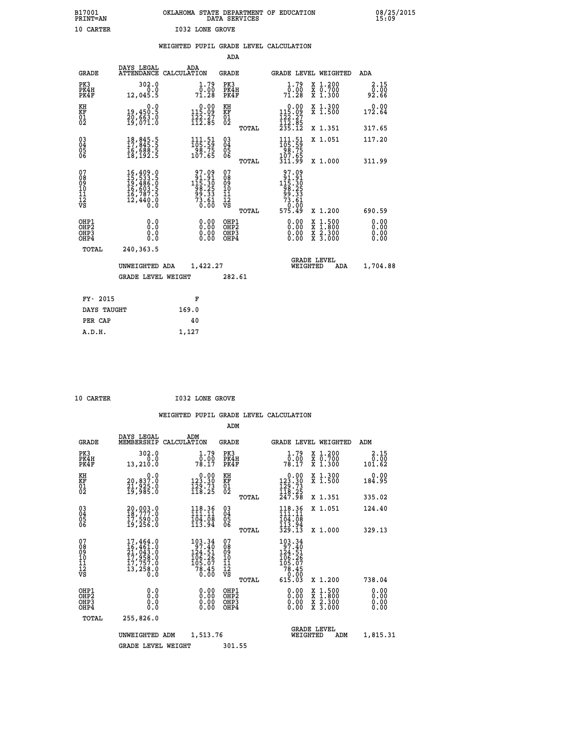B17001 PRINT=AN — OKLAHOMA STATE DEPARTMENT OF EDUCATION DATA SERVICES — 08/25/2015 15:09

10 CARTER — I032 LONE GROVE

## WEIGHTED PUPIL GRADE LEVEL CALCULATION

### ADA

| GRADE | DAYS LEGAL ATTENDANCE | ADA CALCULATION | GRADE | | GRADE LEVEL | WEIGHTED | ADA |
|---|---|---|---|---|---|---|---|
| PK3 | 302.0 | 1.79 | PK3 | | 1.79 | X 1.200 | 2.15 |
| PK4H | 0.0 | 0.00 | PK4H | | 0.00 | X 0.700 | 0.00 |
| PK4F | 12,045.5 | 71.28 | PK4F | | 71.28 | X 1.300 | 92.66 |
| KH | 0.0 | 0.00 | KH | | 0.00 | X 1.300 | 0.00 |
| KF | 19,450.5 | 115.09 | KF | | 115.09 | X 1.500 | 172.64 |
| 01 | 20,663.0 | 122.27 | 01 | | 122.27 | | |
| 02 | 19,071.0 | 112.85 | 02 | | 112.85 | | |
| | | | | TOTAL | 235.12 | X 1.351 | 317.65 |
| 03 | 18,845.5 | 111.51 | 03 | | 111.51 | X 1.051 | 117.20 |
| 04 | 17,845.5 | 105.59 | 04 | | 105.59 | | |
| 05 | 16,688.5 | 98.75 | 05 | | 98.75 | | |
| 06 | 18,192.5 | 107.65 | 06 | | 107.65 | | |
| | | | | TOTAL | 311.99 | X 1.000 | 311.99 |
| 07 | 16,409.0 | 97.09 | 07 | | 97.09 | | |
| 08 | 15,533.5 | 91.91 | 08 | | 91.91 | | |
| 09 | 19,486.0 | 115.30 | 09 | | 115.30 | | |
| 10 | 16,603.5 | 98.25 | 10 | | 98.25 | | |
| 11 | 16,787.5 | 99.33 | 11 | | 99.33 | | |
| 12 | 12,440.0 | 73.61 | 12 | | 73.61 | | |
| VS | 0.0 | 0.00 | VS | | 0.00 | | |
| | | | | TOTAL | 575.49 | X 1.200 | 690.59 |
| OHP1 | 0.0 | 0.00 | OHP1 | | 0.00 | X 1.500 | 0.00 |
| OHP2 | 0.0 | 0.00 | OHP2 | | 0.00 | X 1.800 | 0.00 |
| OHP3 | 0.0 | 0.00 | OHP3 | | 0.00 | X 2.300 | 0.00 |
| OHP4 | 0.0 | 0.00 | OHP4 | | 0.00 | X 3.000 | 0.00 |
| TOTAL | 240,363.5 | | | | | | |

UNWEIGHTED ADA 1,422.27 — GRADE LEVEL WEIGHTED ADA 1,704.88

GRADE LEVEL WEIGHT 282.61

| | |
|---|---|
| FY- 2015 | F |
| DAYS TAUGHT | 169.0 |
| PER CAP | 40 |
| A.D.H. | 1,127 |

10 CARTER — I032 LONE GROVE

## WEIGHTED PUPIL GRADE LEVEL CALCULATION

### ADM

| GRADE | DAYS LEGAL MEMBERSHIP | ADM CALCULATION | GRADE | | GRADE LEVEL | WEIGHTED | ADM |
|---|---|---|---|---|---|---|---|
| PK3 | 302.0 | 1.79 | PK3 | | 1.79 | X 1.200 | 2.15 |
| PK4H | 0.0 | 0.00 | PK4H | | 0.00 | X 0.700 | 0.00 |
| PK4F | 13,210.0 | 78.17 | PK4F | | 78.17 | X 1.300 | 101.62 |
| KH | 0.0 | 0.00 | KH | | 0.00 | X 1.300 | 0.00 |
| KF | 20,837.0 | 123.30 | KF | | 123.30 | X 1.500 | 184.95 |
| 01 | 21,925.0 | 129.73 | 01 | | 129.73 | | |
| 02 | 19,985.0 | 118.25 | 02 | | 118.25 | | |
| | | | | TOTAL | 247.98 | X 1.351 | 335.02 |
| 03 | 20,003.0 | 118.36 | 03 | | 118.36 | X 1.051 | 124.40 |
| 04 | 18,777.0 | 111.11 | 04 | | 111.11 | | |
| 05 | 17,590.0 | 104.08 | 05 | | 104.08 | | |
| 06 | 19,256.0 | 113.94 | 06 | | 113.94 | | |
| | | | | TOTAL | 329.13 | X 1.000 | 329.13 |
| 07 | 17,464.0 | 103.34 | 07 | | 103.34 | | |
| 08 | 16,461.0 | 97.40 | 08 | | 97.40 | | |
| 09 | 21,043.0 | 124.51 | 09 | | 124.51 | | |
| 10 | 17,958.0 | 106.26 | 10 | | 106.26 | | |
| 11 | 17,757.0 | 105.07 | 11 | | 105.07 | | |
| 12 | 13,258.0 | 78.45 | 12 | | 78.45 | | |
| VS | 0.0 | 0.00 | VS | | 0.00 | | |
| | | | | TOTAL | 615.03 | X 1.200 | 738.04 |
| OHP1 | 0.0 | 0.00 | OHP1 | | 0.00 | X 1.500 | 0.00 |
| OHP2 | 0.0 | 0.00 | OHP2 | | 0.00 | X 1.800 | 0.00 |
| OHP3 | 0.0 | 0.00 | OHP3 | | 0.00 | X 2.300 | 0.00 |
| OHP4 | 0.0 | 0.00 | OHP4 | | 0.00 | X 3.000 | 0.00 |
| TOTAL | 255,826.0 | | | | | | |

UNWEIGHTED ADM 1,513.76 — GRADE LEVEL WEIGHTED ADM 1,815.31

GRADE LEVEL WEIGHT 301.55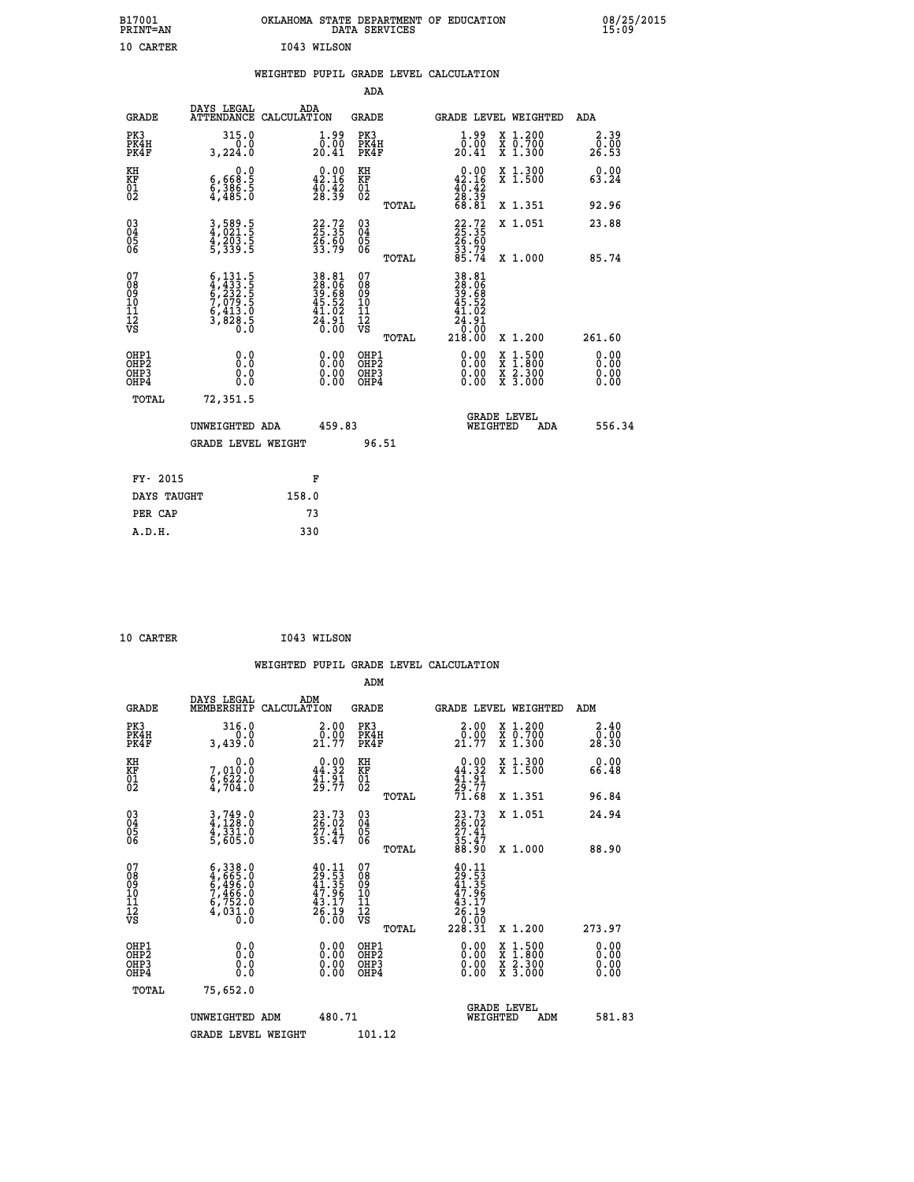B17001 OKLAHOMA STATE DEPARTMENT OF EDUCATION 08/25/2015
PRINT=AN DATA SERVICES 15:09

10 CARTER I043 WILSON

## WEIGHTED PUPIL GRADE LEVEL CALCULATION

### ADA

| GRADE | DAYS LEGAL ATTENDANCE | ADA CALCULATION | GRADE | | GRADE LEVEL | WEIGHTED | ADA |
|---|---|---|---|---|---|---|---|
| PK3 | 315.0 | 1.99 | PK3 | | 1.99 | X 1.200 | 2.39 |
| PK4H | 0.0 | 0.00 | PK4H | | 0.00 | X 0.700 | 0.00 |
| PK4F | 3,224.0 | 20.41 | PK4F | | 20.41 | X 1.300 | 26.53 |
| KH | 0.0 | 0.00 | KH | | 0.00 | X 1.300 | 0.00 |
| KF | 6,668.5 | 42.16 | KF | | 42.16 | X 1.500 | 63.24 |
| 01 | 6,386.5 | 40.42 | 01 | | 40.42 | | |
| 02 | 4,485.0 | 28.39 | 02 | | 28.39 | | |
| | | | | TOTAL | 68.81 | X 1.351 | 92.96 |
| 03 | 3,589.5 | 22.72 | 03 | | 22.72 | X 1.051 | 23.88 |
| 04 | 4,021.5 | 25.35 | 04 | | 25.35 | | |
| 05 | 4,203.5 | 26.60 | 05 | | 26.60 | | |
| 06 | 5,339.5 | 33.79 | 06 | | 33.79 | | |
| | | | | TOTAL | 85.74 | X 1.000 | 85.74 |
| 07 | 6,131.5 | 38.81 | 07 | | 38.81 | | |
| 08 | 4,433.5 | 28.06 | 08 | | 28.06 | | |
| 09 | 6,232.5 | 39.68 | 09 | | 39.68 | | |
| 10 | 7,079.5 | 45.52 | 10 | | 45.52 | | |
| 11 | 6,413.0 | 41.02 | 11 | | 41.02 | | |
| 12 | 3,828.5 | 24.91 | 12 | | 24.91 | | |
| VS | 0.0 | 0.00 | VS | | 0.00 | | |
| | | | | TOTAL | 218.00 | X 1.200 | 261.60 |
| OHP1 | 0.0 | 0.00 | OHP1 | | 0.00 | X 1.500 | 0.00 |
| OHP2 | 0.0 | 0.00 | OHP2 | | 0.00 | X 1.800 | 0.00 |
| OHP3 | 0.0 | 0.00 | OHP3 | | 0.00 | X 2.300 | 0.00 |
| OHP4 | 0.0 | 0.00 | OHP4 | | 0.00 | X 3.000 | 0.00 |
| TOTAL | 72,351.5 | | | | | | |

UNWEIGHTED ADA 459.83 GRADE LEVEL WEIGHTED ADA 556.34

GRADE LEVEL WEIGHT 96.51

| FY- 2015 | F |
|---|---|
| DAYS TAUGHT | 158.0 |
| PER CAP | 73 |
| A.D.H. | 330 |

10 CARTER I043 WILSON

## WEIGHTED PUPIL GRADE LEVEL CALCULATION

### ADM

| GRADE | DAYS LEGAL MEMBERSHIP | ADM CALCULATION | GRADE | | GRADE LEVEL | WEIGHTED | ADM |
|---|---|---|---|---|---|---|---|
| PK3 | 316.0 | 2.00 | PK3 | | 2.00 | X 1.200 | 2.40 |
| PK4H | 0.0 | 0.00 | PK4H | | 0.00 | X 0.700 | 0.00 |
| PK4F | 3,439.0 | 21.77 | PK4F | | 21.77 | X 1.300 | 28.30 |
| KH | 0.0 | 0.00 | KH | | 0.00 | X 1.300 | 0.00 |
| KF | 7,010.0 | 44.32 | KF | | 44.32 | X 1.500 | 66.48 |
| 01 | 6,622.0 | 41.91 | 01 | | 41.91 | | |
| 02 | 4,704.0 | 29.77 | 02 | | 29.77 | | |
| | | | | TOTAL | 71.68 | X 1.351 | 96.84 |
| 03 | 3,749.0 | 23.73 | 03 | | 23.73 | X 1.051 | 24.94 |
| 04 | 4,128.0 | 26.02 | 04 | | 26.02 | | |
| 05 | 4,331.0 | 27.41 | 05 | | 27.41 | | |
| 06 | 5,605.0 | 35.47 | 06 | | 35.47 | | |
| | | | | TOTAL | 88.90 | X 1.000 | 88.90 |
| 07 | 6,338.0 | 40.11 | 07 | | 40.11 | | |
| 08 | 4,665.0 | 29.53 | 08 | | 29.53 | | |
| 09 | 6,496.0 | 41.35 | 09 | | 41.35 | | |
| 10 | 7,466.0 | 47.96 | 10 | | 47.96 | | |
| 11 | 6,752.0 | 43.17 | 11 | | 43.17 | | |
| 12 | 4,031.0 | 26.19 | 12 | | 26.19 | | |
| VS | 0.0 | 0.00 | VS | | 0.00 | | |
| | | | | TOTAL | 228.31 | X 1.200 | 273.97 |
| OHP1 | 0.0 | 0.00 | OHP1 | | 0.00 | X 1.500 | 0.00 |
| OHP2 | 0.0 | 0.00 | OHP2 | | 0.00 | X 1.800 | 0.00 |
| OHP3 | 0.0 | 0.00 | OHP3 | | 0.00 | X 2.300 | 0.00 |
| OHP4 | 0.0 | 0.00 | OHP4 | | 0.00 | X 3.000 | 0.00 |
| TOTAL | 75,652.0 | | | | | | |

UNWEIGHTED ADM 480.71 GRADE LEVEL WEIGHTED ADM 581.83

GRADE LEVEL WEIGHT 101.12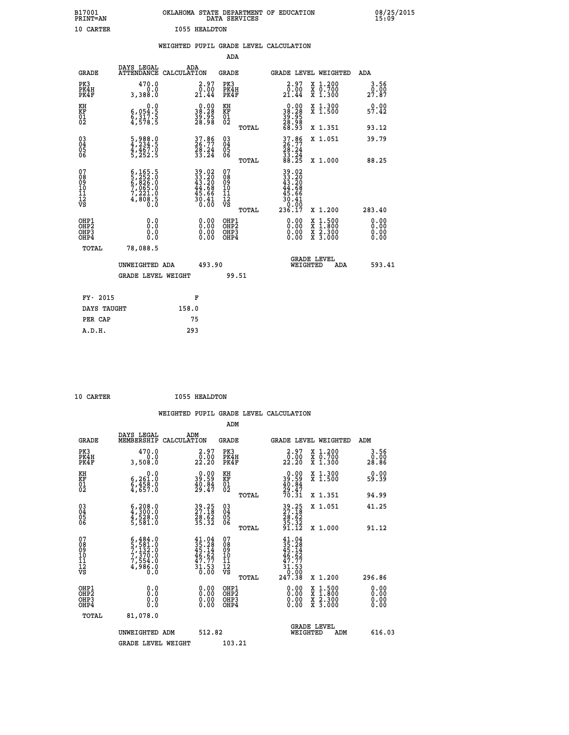B17001 PRINT=AN — OKLAHOMA STATE DEPARTMENT OF EDUCATION DATA SERVICES — 08/25/2015 15:09

10 CARTER — I055 HEALDTON

WEIGHTED PUPIL GRADE LEVEL CALCULATION

ADA

| GRADE | DAYS LEGAL ATTENDANCE | ADA CALCULATION | GRADE | GRADE LEVEL | WEIGHTED | ADA |
|---|---|---|---|---|---|---|
| PK3 | 470.0 | 2.97 | PK3 | 2.97 | X 1.200 | 3.56 |
| PK4H | 0.0 | 0.00 | PK4H | 0.00 | X 0.700 | 0.00 |
| PK4F | 3,388.0 | 21.44 | PK4F | 21.44 | X 1.300 | 27.87 |
| KH | 0.0 | 0.00 | KH | 0.00 | X 1.300 | 0.00 |
| KF | 6,054.5 | 38.28 | KF | 38.28 | X 1.500 | 57.42 |
| 01 | 6,317.5 | 39.95 | 01 | 39.95 | | |
| 02 | 4,578.5 | 28.98 | 02 | 28.98 | | |
| | | | TOTAL | 68.93 | X 1.351 | 93.12 |
| 03 | 5,988.0 | 37.86 | 03 | 37.86 | X 1.051 | 39.79 |
| 04 | 4,234.5 | 26.77 | 04 | 26.77 | | |
| 05 | 4,467.0 | 28.24 | 05 | 28.24 | | |
| 06 | 5,252.5 | 33.24 | 06 | 33.24 | | |
| | | | TOTAL | 88.25 | X 1.000 | 88.25 |
| 07 | 6,165.5 | 39.02 | 07 | 39.02 | | |
| 08 | 5,252.0 | 33.20 | 08 | 33.20 | | |
| 09 | 6,826.0 | 43.20 | 09 | 43.20 | | |
| 10 | 7,065.0 | 44.68 | 10 | 44.68 | | |
| 11 | 7,221.0 | 45.66 | 11 | 45.66 | | |
| 12 | 4,808.5 | 30.41 | 12 | 30.41 | | |
| VS | 0.0 | 0.00 | VS | 0.00 | | |
| | | | TOTAL | 236.17 | X 1.200 | 283.40 |
| OHP1 | 0.0 | 0.00 | OHP1 | 0.00 | X 1.500 | 0.00 |
| OHP2 | 0.0 | 0.00 | OHP2 | 0.00 | X 1.800 | 0.00 |
| OHP3 | 0.0 | 0.00 | OHP3 | 0.00 | X 2.300 | 0.00 |
| OHP4 | 0.0 | 0.00 | OHP4 | 0.00 | X 3.000 | 0.00 |
| TOTAL | 78,088.5 | | | | | |

UNWEIGHTED ADA 493.90 — GRADE LEVEL WEIGHTED ADA 593.41

GRADE LEVEL WEIGHT 99.51

| FY- 2015 | F |
|---|---|
| DAYS TAUGHT | 158.0 |
| PER CAP | 75 |
| A.D.H. | 293 |

10 CARTER — I055 HEALDTON

WEIGHTED PUPIL GRADE LEVEL CALCULATION

ADM

| GRADE | DAYS LEGAL MEMBERSHIP | ADM CALCULATION | GRADE | GRADE LEVEL | WEIGHTED | ADM |
|---|---|---|---|---|---|---|
| PK3 | 470.0 | 2.97 | PK3 | 2.97 | X 1.200 | 3.56 |
| PK4H | 0.0 | 0.00 | PK4H | 0.00 | X 0.700 | 0.00 |
| PK4F | 3,508.0 | 22.20 | PK4F | 22.20 | X 1.300 | 28.86 |
| KH | 0.0 | 0.00 | KH | 0.00 | X 1.300 | 0.00 |
| KF | 6,261.0 | 39.59 | KF | 39.59 | X 1.500 | 59.39 |
| 01 | 6,458.0 | 40.84 | 01 | 40.84 | | |
| 02 | 4,657.0 | 29.47 | 02 | 29.47 | | |
| | | | TOTAL | 70.31 | X 1.351 | 94.99 |
| 03 | 6,208.0 | 39.25 | 03 | 39.25 | X 1.051 | 41.25 |
| 04 | 4,300.0 | 27.18 | 04 | 27.18 | | |
| 05 | 4,528.0 | 28.62 | 05 | 28.62 | | |
| 06 | 5,581.0 | 35.32 | 06 | 35.32 | | |
| | | | TOTAL | 91.12 | X 1.000 | 91.12 |
| 07 | 6,484.0 | 41.04 | 07 | 41.04 | | |
| 08 | 5,581.0 | 35.28 | 08 | 35.28 | | |
| 09 | 7,132.0 | 45.14 | 09 | 45.14 | | |
| 10 | 7,370.0 | 46.62 | 10 | 46.62 | | |
| 11 | 7,554.0 | 47.77 | 11 | 47.77 | | |
| 12 | 4,986.0 | 31.53 | 12 | 31.53 | | |
| VS | 0.0 | 0.00 | VS | 0.00 | | |
| | | | TOTAL | 247.38 | X 1.200 | 296.86 |
| OHP1 | 0.0 | 0.00 | OHP1 | 0.00 | X 1.500 | 0.00 |
| OHP2 | 0.0 | 0.00 | OHP2 | 0.00 | X 1.800 | 0.00 |
| OHP3 | 0.0 | 0.00 | OHP3 | 0.00 | X 2.300 | 0.00 |
| OHP4 | 0.0 | 0.00 | OHP4 | 0.00 | X 3.000 | 0.00 |
| TOTAL | 81,078.0 | | | | | |

UNWEIGHTED ADM 512.82 — GRADE LEVEL WEIGHTED ADM 616.03

GRADE LEVEL WEIGHT 103.21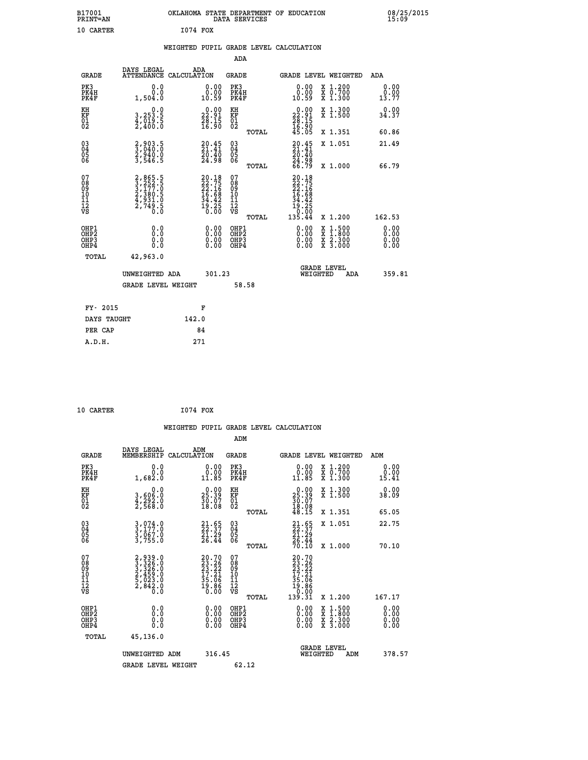B17001 OKLAHOMA STATE DEPARTMENT OF EDUCATION 08/25/2015
PRINT=AN DATA SERVICES 15:09

10 CARTER I074 FOX

WEIGHTED PUPIL GRADE LEVEL CALCULATION

ADA

| GRADE | DAYS LEGAL ATTENDANCE | ADA CALCULATION | GRADE | GRADE LEVEL | WEIGHTED | ADA |
|---|---|---|---|---|---|---|
| PK3 | 0.0 | 0.00 | PK3 | 0.00 | X 1.200 | 0.00 |
| PK4H | 0.0 | 0.00 | PK4H | 0.00 | X 0.700 | 0.00 |
| PK4F | 1,504.0 | 10.59 | PK4F | 10.59 | X 1.300 | 13.77 |
| KH | 0.0 | 0.00 | KH | 0.00 | X 1.300 | 0.00 |
| KF | 3,253.5 | 22.91 | KF | 22.91 | X 1.500 | 34.37 |
| 01 | 4,019.5 | 28.15 | 01 | 28.15 | | |
| 02 | 2,400.0 | 16.90 | 02 | 16.90 | | |
| | | | TOTAL | 45.05 | X 1.351 | 60.86 |
| 03 | 2,903.5 | 20.45 | 03 | 20.45 | X 1.051 | 21.49 |
| 04 | 3,040.0 | 21.41 | 04 | 21.41 | | |
| 05 | 2,940.0 | 20.40 | 05 | 20.40 | | |
| 06 | 3,546.5 | 24.98 | 06 | 24.98 | | |
| | | | TOTAL | 66.79 | X 1.000 | 66.79 |
| 07 | 2,865.5 | 20.18 | 07 | 20.18 | | |
| 08 | 3,252.5 | 22.75 | 08 | 22.75 | | |
| 09 | 3,177.0 | 22.16 | 09 | 22.16 | | |
| 10 | 2,380.5 | 16.68 | 10 | 16.68 | | |
| 11 | 4,931.0 | 34.42 | 11 | 34.42 | | |
| 12 | 2,749.5 | 19.25 | 12 | 19.25 | | |
| VS | 0.0 | 0.00 | VS | 0.00 | | |
| | | | TOTAL | 135.44 | X 1.200 | 162.53 |
| OHP1 | 0.0 | 0.00 | OHP1 | 0.00 | X 1.500 | 0.00 |
| OHP2 | 0.0 | 0.00 | OHP2 | 0.00 | X 1.800 | 0.00 |
| OHP3 | 0.0 | 0.00 | OHP3 | 0.00 | X 2.300 | 0.00 |
| OHP4 | 0.0 | 0.00 | OHP4 | 0.00 | X 3.000 | 0.00 |
| TOTAL | 42,963.0 | | | | | |

UNWEIGHTED ADA 301.23 GRADE LEVEL WEIGHTED ADA 359.81

GRADE LEVEL WEIGHT 58.58

| FY- 2015 | F |
|---|---|
| DAYS TAUGHT | 142.0 |
| PER CAP | 84 |
| A.D.H. | 271 |

10 CARTER I074 FOX

WEIGHTED PUPIL GRADE LEVEL CALCULATION

ADM

| GRADE | DAYS LEGAL MEMBERSHIP | ADM CALCULATION | GRADE | GRADE LEVEL | WEIGHTED | ADM |
|---|---|---|---|---|---|---|
| PK3 | 0.0 | 0.00 | PK3 | 0.00 | X 1.200 | 0.00 |
| PK4H | 0.0 | 0.00 | PK4H | 0.00 | X 0.700 | 0.00 |
| PK4F | 1,682.0 | 11.85 | PK4F | 11.85 | X 1.300 | 15.41 |
| KH | 0.0 | 0.00 | KH | 0.00 | X 1.300 | 0.00 |
| KF | 3,606.0 | 25.39 | KF | 25.39 | X 1.500 | 38.09 |
| 01 | 4,292.0 | 30.07 | 01 | 30.07 | | |
| 02 | 2,568.0 | 18.08 | 02 | 18.08 | | |
| | | | TOTAL | 48.15 | X 1.351 | 65.05 |
| 03 | 3,074.0 | 21.65 | 03 | 21.65 | X 1.051 | 22.75 |
| 04 | 3,177.0 | 22.37 | 04 | 22.37 | | |
| 05 | 3,067.0 | 21.29 | 05 | 21.29 | | |
| 06 | 3,755.0 | 26.44 | 06 | 26.44 | | |
| | | | TOTAL | 70.10 | X 1.000 | 70.10 |
| 07 | 2,939.0 | 20.70 | 07 | 20.70 | | |
| 08 | 3,326.0 | 23.26 | 08 | 23.26 | | |
| 09 | 3,326.0 | 23.22 | 09 | 23.22 | | |
| 10 | 2,459.0 | 17.21 | 10 | 17.21 | | |
| 11 | 5,023.0 | 35.06 | 11 | 35.06 | | |
| 12 | 2,842.0 | 19.86 | 12 | 19.86 | | |
| VS | 0.0 | 0.00 | VS | 0.00 | | |
| | | | TOTAL | 139.31 | X 1.200 | 167.17 |
| OHP1 | 0.0 | 0.00 | OHP1 | 0.00 | X 1.500 | 0.00 |
| OHP2 | 0.0 | 0.00 | OHP2 | 0.00 | X 1.800 | 0.00 |
| OHP3 | 0.0 | 0.00 | OHP3 | 0.00 | X 2.300 | 0.00 |
| OHP4 | 0.0 | 0.00 | OHP4 | 0.00 | X 3.000 | 0.00 |
| TOTAL | 45,136.0 | | | | | |

UNWEIGHTED ADM 316.45 GRADE LEVEL WEIGHTED ADM 378.57

GRADE LEVEL WEIGHT 62.12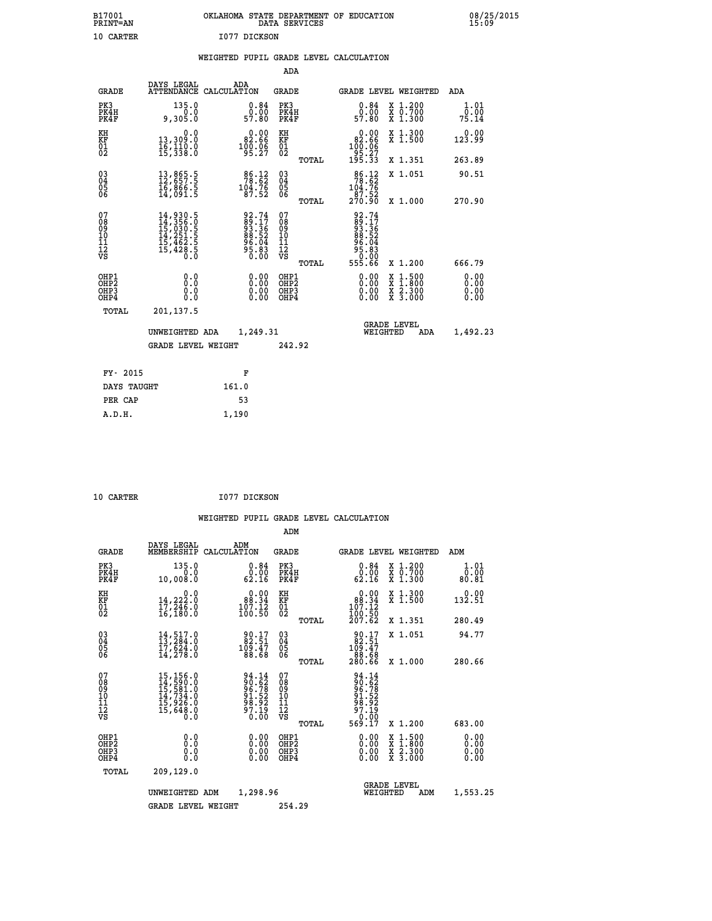B17001 PRINT=AN OKLAHOMA STATE DEPARTMENT OF EDUCATION DATA SERVICES 08/25/2015 15:09

10 CARTER I077 DICKSON

WEIGHTED PUPIL GRADE LEVEL CALCULATION

ADA

| GRADE | DAYS LEGAL ATTENDANCE | ADA CALCULATION | GRADE | | GRADE LEVEL | WEIGHTED | ADA |
|---|---|---|---|---|---|---|---|
| PK3 | 135.0 | 0.84 | PK3 | | 0.84 | X 1.200 | 1.01 |
| PK4H | 0.0 | 0.00 | PK4H | | 0.00 | X 0.700 | 0.00 |
| PK4F | 9,305.0 | 57.80 | PK4F | | 57.80 | X 1.300 | 75.14 |
| KH | 0.0 | 0.00 | KH | | 0.00 | X 1.300 | 0.00 |
| KF | 13,309.0 | 82.66 | KF | | 82.66 | X 1.500 | 123.99 |
| 01 | 16,110.0 | 100.06 | 01 | | 100.06 | | |
| 02 | 15,338.0 | 95.27 | 02 | | 95.27 | | |
| | | | | TOTAL | 195.33 | X 1.351 | 263.89 |
| 03 | 13,865.5 | 86.12 | 03 | | 86.12 | X 1.051 | 90.51 |
| 04 | 12,657.5 | 78.62 | 04 | | 78.62 | | |
| 05 | 16,866.5 | 104.76 | 05 | | 104.76 | | |
| 06 | 14,091.5 | 87.52 | 06 | | 87.52 | | |
| | | | | TOTAL | 270.90 | X 1.000 | 270.90 |
| 07 | 14,930.5 | 92.74 | 07 | | 92.74 | | |
| 08 | 14,356.0 | 89.17 | 08 | | 89.17 | | |
| 09 | 15,030.5 | 93.36 | 09 | | 93.36 | | |
| 10 | 14,251.5 | 88.52 | 10 | | 88.52 | | |
| 11 | 15,462.5 | 96.04 | 11 | | 96.04 | | |
| 12 | 15,428.5 | 95.83 | 12 | | 95.83 | | |
| VS | 0.0 | 0.00 | VS | | 0.00 | | |
| | | | | TOTAL | 555.66 | X 1.200 | 666.79 |
| OHP1 | 0.0 | 0.00 | OHP1 | | 0.00 | X 1.500 | 0.00 |
| OHP2 | 0.0 | 0.00 | OHP2 | | 0.00 | X 1.800 | 0.00 |
| OHP3 | 0.0 | 0.00 | OHP3 | | 0.00 | X 2.300 | 0.00 |
| OHP4 | 0.0 | 0.00 | OHP4 | | 0.00 | X 3.000 | 0.00 |
| TOTAL | 201,137.5 | | | | | | |

UNWEIGHTED ADA 1,249.31 GRADE LEVEL WEIGHTED ADA 1,492.23

GRADE LEVEL WEIGHT 242.92

| FY- 2015 | F |
|---|---|
| DAYS TAUGHT | 161.0 |
| PER CAP | 53 |
| A.D.H. | 1,190 |

10 CARTER I077 DICKSON

WEIGHTED PUPIL GRADE LEVEL CALCULATION

ADM

| GRADE | DAYS LEGAL MEMBERSHIP | ADM CALCULATION | GRADE | | GRADE LEVEL | WEIGHTED | ADM |
|---|---|---|---|---|---|---|---|
| PK3 | 135.0 | 0.84 | PK3 | | 0.84 | X 1.200 | 1.01 |
| PK4H | 0.0 | 0.00 | PK4H | | 0.00 | X 0.700 | 0.00 |
| PK4F | 10,008.0 | 62.16 | PK4F | | 62.16 | X 1.300 | 80.81 |
| KH | 0.0 | 0.00 | KH | | 0.00 | X 1.300 | 0.00 |
| KF | 14,222.0 | 88.34 | KF | | 88.34 | X 1.500 | 132.51 |
| 01 | 17,246.0 | 107.12 | 01 | | 107.12 | | |
| 02 | 16,180.0 | 100.50 | 02 | | 100.50 | | |
| | | | | TOTAL | 207.62 | X 1.351 | 280.49 |
| 03 | 14,517.0 | 90.17 | 03 | | 90.17 | X 1.051 | 94.77 |
| 04 | 13,284.0 | 82.51 | 04 | | 82.51 | | |
| 05 | 17,624.0 | 109.47 | 05 | | 109.47 | | |
| 06 | 14,278.0 | 88.68 | 06 | | 88.68 | | |
| | | | | TOTAL | 280.66 | X 1.000 | 280.66 |
| 07 | 15,156.0 | 94.14 | 07 | | 94.14 | | |
| 08 | 14,590.0 | 90.62 | 08 | | 90.62 | | |
| 09 | 15,581.0 | 96.78 | 09 | | 96.78 | | |
| 10 | 14,734.0 | 91.52 | 10 | | 91.52 | | |
| 11 | 15,926.0 | 98.92 | 11 | | 98.92 | | |
| 12 | 15,648.0 | 97.19 | 12 | | 97.19 | | |
| VS | 0.0 | 0.00 | VS | | 0.00 | | |
| | | | | TOTAL | 569.17 | X 1.200 | 683.00 |
| OHP1 | 0.0 | 0.00 | OHP1 | | 0.00 | X 1.500 | 0.00 |
| OHP2 | 0.0 | 0.00 | OHP2 | | 0.00 | X 1.800 | 0.00 |
| OHP3 | 0.0 | 0.00 | OHP3 | | 0.00 | X 2.300 | 0.00 |
| OHP4 | 0.0 | 0.00 | OHP4 | | 0.00 | X 3.000 | 0.00 |
| TOTAL | 209,129.0 | | | | | | |

UNWEIGHTED ADM 1,298.96 GRADE LEVEL WEIGHTED ADM 1,553.25

GRADE LEVEL WEIGHT 254.29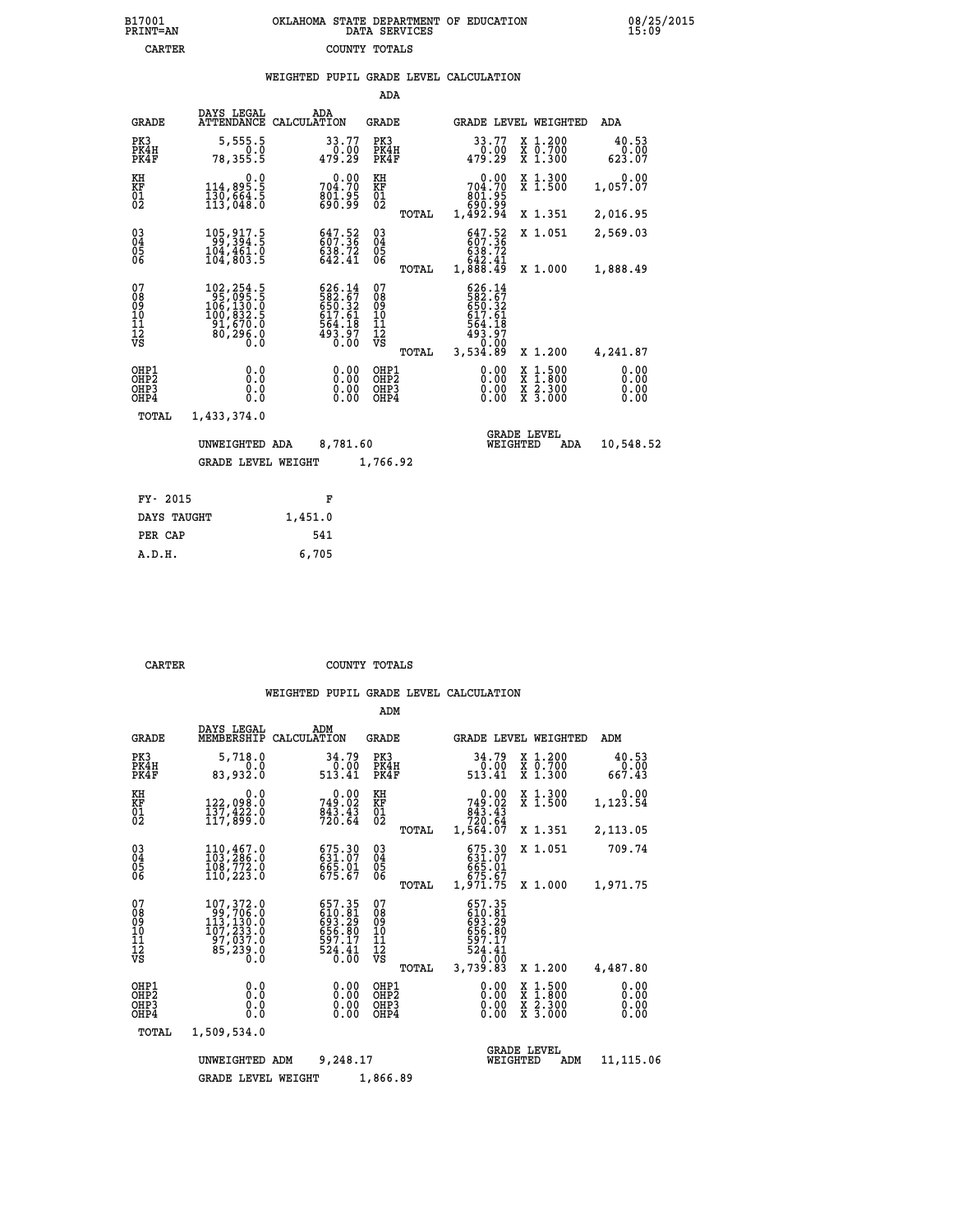B17001 PRINT=AN — OKLAHOMA STATE DEPARTMENT OF EDUCATION DATA SERVICES — 08/25/2015 15:09

CARTER — COUNTY TOTALS

## WEIGHTED PUPIL GRADE LEVEL CALCULATION

### ADA

| GRADE | DAYS LEGAL ATTENDANCE | ADA CALCULATION | GRADE | GRADE LEVEL | WEIGHTED | ADA |
|---|---|---|---|---|---|---|
| PK3 | 5,555.5 | 33.77 | PK3 | 33.77 | X 1.200 | 40.53 |
| PK4H | 0.0 | 0.00 | PK4H | 0.00 | X 0.700 | 0.00 |
| PK4F | 78,355.5 | 479.29 | PK4F | 479.29 | X 1.300 | 623.07 |
| KH | 0.0 | 0.00 | KH | 0.00 | X 1.300 | 0.00 |
| KF | 114,895.5 | 704.70 | KF | 704.70 | X 1.500 | 1,057.07 |
| 01 | 130,664.5 | 801.95 | 01 | 801.95 | | |
| 02 | 113,048.0 | 690.99 | 02 | 690.99 | | |
| | | | TOTAL | 1,492.94 | X 1.351 | 2,016.95 |
| 03 | 105,917.5 | 647.52 | 03 | 647.52 | X 1.051 | 2,569.03 |
| 04 | 99,394.5 | 607.36 | 04 | 607.36 | | |
| 05 | 104,461.0 | 638.72 | 05 | 638.72 | | |
| 06 | 104,803.5 | 642.41 | 06 | 642.41 | | |
| | | | TOTAL | 1,888.49 | X 1.000 | 1,888.49 |
| 07 | 102,254.5 | 626.14 | 07 | 626.14 | | |
| 08 | 95,095.5 | 582.67 | 08 | 582.67 | | |
| 09 | 106,130.0 | 650.32 | 09 | 650.32 | | |
| 10 | 100,832.5 | 617.61 | 10 | 617.61 | | |
| 11 | 91,670.0 | 564.18 | 11 | 564.18 | | |
| 12 | 80,296.0 | 493.97 | 12 | 493.97 | | |
| VS | 0.0 | 0.00 | VS | 0.00 | | |
| | | | TOTAL | 3,534.89 | X 1.200 | 4,241.87 |
| OHP1 | 0.0 | 0.00 | OHP1 | 0.00 | X 1.500 | 0.00 |
| OHP2 | 0.0 | 0.00 | OHP2 | 0.00 | X 1.800 | 0.00 |
| OHP3 | 0.0 | 0.00 | OHP3 | 0.00 | X 2.300 | 0.00 |
| OHP4 | 0.0 | 0.00 | OHP4 | 0.00 | X 3.000 | 0.00 |
| TOTAL | 1,433,374.0 | | | | | |

UNWEIGHTED ADA 8,781.60 — GRADE LEVEL WEIGHTED ADA 10,548.52

GRADE LEVEL WEIGHT 1,766.92

| FY- 2015 | F |
|---|---|
| DAYS TAUGHT | 1,451.0 |
| PER CAP | 541 |
| A.D.H. | 6,705 |

CARTER — COUNTY TOTALS

## WEIGHTED PUPIL GRADE LEVEL CALCULATION

### ADM

| GRADE | DAYS LEGAL MEMBERSHIP | ADM CALCULATION | GRADE | GRADE LEVEL | WEIGHTED | ADM |
|---|---|---|---|---|---|---|
| PK3 | 5,718.0 | 34.79 | PK3 | 34.79 | X 1.200 | 40.53 |
| PK4H | 0.0 | 0.00 | PK4H | 0.00 | X 0.700 | 0.00 |
| PK4F | 83,932.0 | 513.41 | PK4F | 513.41 | X 1.300 | 667.43 |
| KH | 0.0 | 0.00 | KH | 0.00 | X 1.300 | 0.00 |
| KF | 122,098.0 | 749.02 | KF | 749.02 | X 1.500 | 1,123.54 |
| 01 | 137,422.0 | 843.43 | 01 | 843.43 | | |
| 02 | 117,899.0 | 720.64 | 02 | 720.64 | | |
| | | | TOTAL | 1,564.07 | X 1.351 | 2,113.05 |
| 03 | 110,467.0 | 675.30 | 03 | 675.30 | X 1.051 | 709.74 |
| 04 | 103,286.0 | 631.07 | 04 | 631.07 | | |
| 05 | 108,772.0 | 665.01 | 05 | 665.01 | | |
| 06 | 110,223.0 | 675.67 | 06 | 675.67 | | |
| | | | TOTAL | 1,971.75 | X 1.000 | 1,971.75 |
| 07 | 107,372.0 | 657.35 | 07 | 657.35 | | |
| 08 | 99,706.0 | 610.81 | 08 | 610.81 | | |
| 09 | 113,130.0 | 693.29 | 09 | 693.29 | | |
| 10 | 107,233.0 | 656.80 | 10 | 656.80 | | |
| 11 | 97,037.0 | 597.17 | 11 | 597.17 | | |
| 12 | 85,239.0 | 524.41 | 12 | 524.41 | | |
| VS | 0.0 | 0.00 | VS | 0.00 | | |
| | | | TOTAL | 3,739.83 | X 1.200 | 4,487.80 |
| OHP1 | 0.0 | 0.00 | OHP1 | 0.00 | X 1.500 | 0.00 |
| OHP2 | 0.0 | 0.00 | OHP2 | 0.00 | X 1.800 | 0.00 |
| OHP3 | 0.0 | 0.00 | OHP3 | 0.00 | X 2.300 | 0.00 |
| OHP4 | 0.0 | 0.00 | OHP4 | 0.00 | X 3.000 | 0.00 |
| TOTAL | 1,509,534.0 | | | | | |

UNWEIGHTED ADM 9,248.17 — GRADE LEVEL WEIGHTED ADM 11,115.06

GRADE LEVEL WEIGHT 1,866.89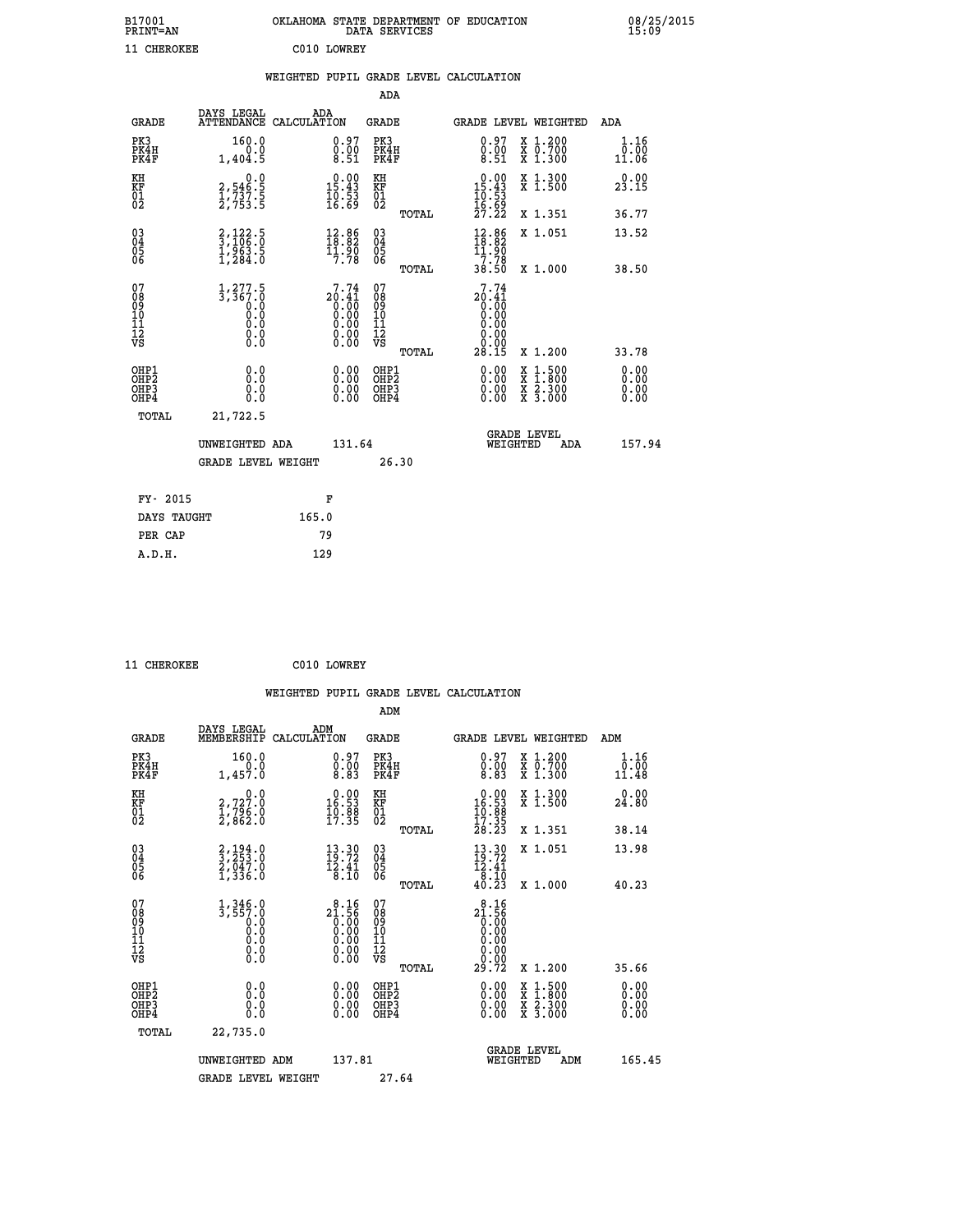B17001 OKLAHOMA STATE DEPARTMENT OF EDUCATION 08/25/2015
PRINT=AN DATA SERVICES 15:09

11 CHEROKEE C010 LOWREY

## WEIGHTED PUPIL GRADE LEVEL CALCULATION

### ADA

| GRADE | DAYS LEGAL ATTENDANCE | ADA CALCULATION | GRADE | GRADE LEVEL | WEIGHTED | ADA |
|---|---|---|---|---|---|---|
| PK3 | 160.0 | 0.97 | PK3 | 0.97 | X 1.200 | 1.16 |
| PK4H | 0.0 | 0.00 | PK4H | 0.00 | X 0.700 | 0.00 |
| PK4F | 1,404.5 | 8.51 | PK4F | 8.51 | X 1.300 | 11.06 |
| KH | 0.0 | 0.00 | KH | 0.00 | X 1.300 | 0.00 |
| KF | 2,546.5 | 15.43 | KF | 15.43 | X 1.500 | 23.15 |
| 01 | 1,737.5 | 10.53 | 01 | 10.53 | | |
| 02 | 2,753.5 | 16.69 | 02 | 16.69 | | |
| | | | TOTAL | 27.22 | X 1.351 | 36.77 |
| 03 | 2,122.5 | 12.86 | 03 | 12.86 | X 1.051 | 13.52 |
| 04 | 3,106.0 | 18.82 | 04 | 18.82 | | |
| 05 | 1,963.5 | 11.90 | 05 | 11.90 | | |
| 06 | 1,284.0 | 7.78 | 06 | 7.78 | | |
| | | | TOTAL | 38.50 | X 1.000 | 38.50 |
| 07 | 1,277.5 | 7.74 | 07 | 7.74 | | |
| 08 | 3,367.0 | 20.41 | 08 | 20.41 | | |
| 09 | 0.0 | 0.00 | 09 | 0.00 | | |
| 10 | 0.0 | 0.00 | 10 | 0.00 | | |
| 11 | 0.0 | 0.00 | 11 | 0.00 | | |
| 12 | 0.0 | 0.00 | 12 | 0.00 | | |
| VS | 0.0 | 0.00 | VS | 0.00 | | |
| | | | TOTAL | 28.15 | X 1.200 | 33.78 |
| OHP1 | 0.0 | 0.00 | OHP1 | 0.00 | X 1.500 | 0.00 |
| OHP2 | 0.0 | 0.00 | OHP2 | 0.00 | X 1.800 | 0.00 |
| OHP3 | 0.0 | 0.00 | OHP3 | 0.00 | X 2.300 | 0.00 |
| OHP4 | 0.0 | 0.00 | OHP4 | 0.00 | X 3.000 | 0.00 |
| TOTAL | 21,722.5 | | | | | |

UNWEIGHTED ADA 131.64 GRADE LEVEL WEIGHTED ADA 157.94

GRADE LEVEL WEIGHT 26.30

| FY- 2015 | F |
|---|---|
| DAYS TAUGHT | 165.0 |
| PER CAP | 79 |
| A.D.H. | 129 |

11 CHEROKEE C010 LOWREY

## WEIGHTED PUPIL GRADE LEVEL CALCULATION

### ADM

| GRADE | DAYS LEGAL MEMBERSHIP | ADM CALCULATION | GRADE | GRADE LEVEL | WEIGHTED | ADM |
|---|---|---|---|---|---|---|
| PK3 | 160.0 | 0.97 | PK3 | 0.97 | X 1.200 | 1.16 |
| PK4H | 0.0 | 0.00 | PK4H | 0.00 | X 0.700 | 0.00 |
| PK4F | 1,457.0 | 8.83 | PK4F | 8.83 | X 1.300 | 11.48 |
| KH | 0.0 | 0.00 | KH | 0.00 | X 1.300 | 0.00 |
| KF | 2,727.0 | 16.53 | KF | 16.53 | X 1.500 | 24.80 |
| 01 | 1,796.0 | 10.88 | 01 | 10.88 | | |
| 02 | 2,862.0 | 17.35 | 02 | 17.35 | | |
| | | | TOTAL | 28.23 | X 1.351 | 38.14 |
| 03 | 2,194.0 | 13.30 | 03 | 13.30 | X 1.051 | 13.98 |
| 04 | 3,253.0 | 19.72 | 04 | 19.72 | | |
| 05 | 2,047.0 | 12.41 | 05 | 12.41 | | |
| 06 | 1,336.0 | 8.10 | 06 | 8.10 | | |
| | | | TOTAL | 40.23 | X 1.000 | 40.23 |
| 07 | 1,346.0 | 8.16 | 07 | 8.16 | | |
| 08 | 3,557.0 | 21.56 | 08 | 21.56 | | |
| 09 | 0.0 | 0.00 | 09 | 0.00 | | |
| 10 | 0.0 | 0.00 | 10 | 0.00 | | |
| 11 | 0.0 | 0.00 | 11 | 0.00 | | |
| 12 | 0.0 | 0.00 | 12 | 0.00 | | |
| VS | 0.0 | 0.00 | VS | 0.00 | | |
| | | | TOTAL | 29.72 | X 1.200 | 35.66 |
| OHP1 | 0.0 | 0.00 | OHP1 | 0.00 | X 1.500 | 0.00 |
| OHP2 | 0.0 | 0.00 | OHP2 | 0.00 | X 1.800 | 0.00 |
| OHP3 | 0.0 | 0.00 | OHP3 | 0.00 | X 2.300 | 0.00 |
| OHP4 | 0.0 | 0.00 | OHP4 | 0.00 | X 3.000 | 0.00 |
| TOTAL | 22,735.0 | | | | | |

UNWEIGHTED ADM 137.81 GRADE LEVEL WEIGHTED ADM 165.45

GRADE LEVEL WEIGHT 27.64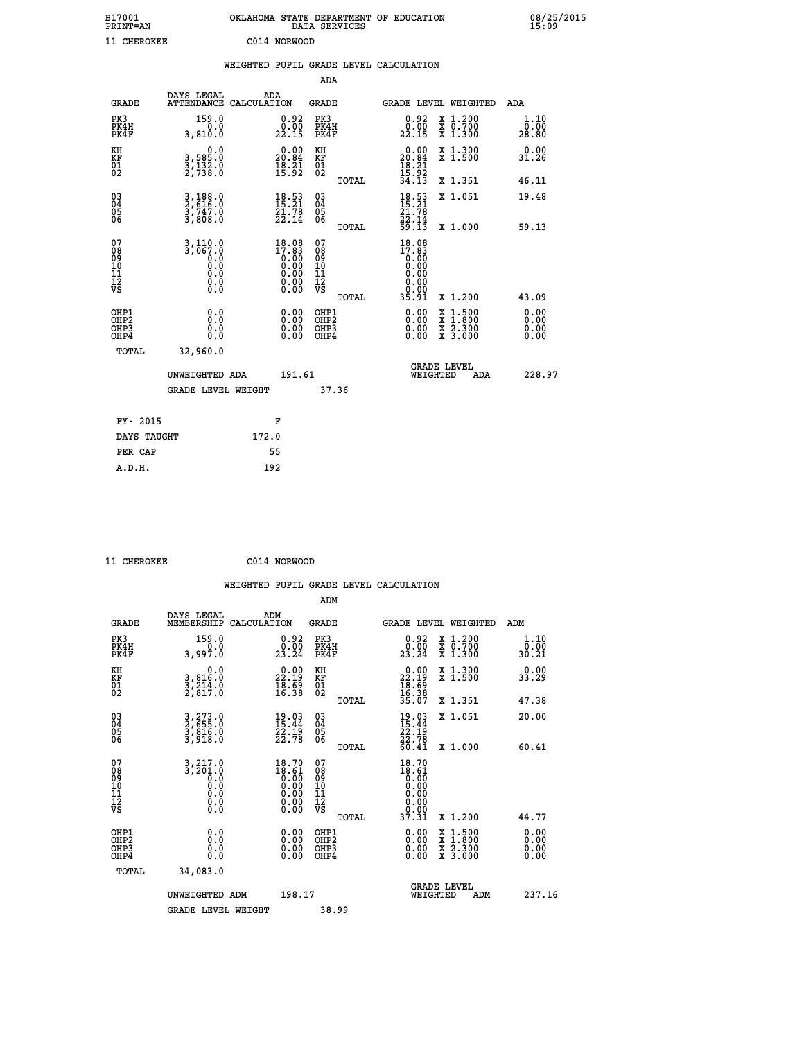B17001 OKLAHOMA STATE DEPARTMENT OF EDUCATION 08/25/2015
PRINT=AN DATA SERVICES 15:09

11 CHEROKEE C014 NORWOOD

## WEIGHTED PUPIL GRADE LEVEL CALCULATION

### ADA

| GRADE | DAYS LEGAL ATTENDANCE | ADA CALCULATION | GRADE | GRADE LEVEL | WEIGHTED | ADA |
|---|---|---|---|---|---|---|
| PK3 | 159.0 | 0.92 | PK3 | 0.92 | X 1.200 | 1.10 |
| PK4H | 0.0 | 0.00 | PK4H | 0.00 | X 0.700 | 0.00 |
| PK4F | 3,810.0 | 22.15 | PK4F | 22.15 | X 1.300 | 28.80 |
| KH | 0.0 | 0.00 | KH | 0.00 | X 1.300 | 0.00 |
| KF | 3,585.0 | 20.84 | KF | 20.84 | X 1.500 | 31.26 |
| 01 | 3,132.0 | 18.21 | 01 | 18.21 | | |
| 02 | 2,738.0 | 15.92 | 02 | 15.92 | | |
| | | | TOTAL | 34.13 | X 1.351 | 46.11 |
| 03 | 3,188.0 | 18.53 | 03 | 18.53 | X 1.051 | 19.48 |
| 04 | 2,616.0 | 15.21 | 04 | 15.21 | | |
| 05 | 3,747.0 | 21.78 | 05 | 21.78 | | |
| 06 | 3,808.0 | 22.14 | 06 | 22.14 | | |
| | | | TOTAL | 59.13 | X 1.000 | 59.13 |
| 07 | 3,110.0 | 18.08 | 07 | 18.08 | | |
| 08 | 3,067.0 | 17.83 | 08 | 17.83 | | |
| 09 | 0.0 | 0.00 | 09 | 0.00 | | |
| 10 | 0.0 | 0.00 | 10 | 0.00 | | |
| 11 | 0.0 | 0.00 | 11 | 0.00 | | |
| 12 | 0.0 | 0.00 | 12 | 0.00 | | |
| VS | 0.0 | 0.00 | VS | 0.00 | | |
| | | | TOTAL | 35.91 | X 1.200 | 43.09 |
| OHP1 | 0.0 | 0.00 | OHP1 | 0.00 | X 1.500 | 0.00 |
| OHP2 | 0.0 | 0.00 | OHP2 | 0.00 | X 1.800 | 0.00 |
| OHP3 | 0.0 | 0.00 | OHP3 | 0.00 | X 2.300 | 0.00 |
| OHP4 | 0.0 | 0.00 | OHP4 | 0.00 | X 3.000 | 0.00 |
| TOTAL | 32,960.0 | | | | | |

UNWEIGHTED ADA 191.61 GRADE LEVEL WEIGHTED ADA 228.97

GRADE LEVEL WEIGHT 37.36

| FY- 2015 | F |
|---|---|
| DAYS TAUGHT | 172.0 |
| PER CAP | 55 |
| A.D.H. | 192 |

11 CHEROKEE C014 NORWOOD

## WEIGHTED PUPIL GRADE LEVEL CALCULATION

### ADM

| GRADE | DAYS LEGAL MEMBERSHIP | ADM CALCULATION | GRADE | GRADE LEVEL | WEIGHTED | ADM |
|---|---|---|---|---|---|---|
| PK3 | 159.0 | 0.92 | PK3 | 0.92 | X 1.200 | 1.10 |
| PK4H | 0.0 | 0.00 | PK4H | 0.00 | X 0.700 | 0.00 |
| PK4F | 3,997.0 | 23.24 | PK4F | 23.24 | X 1.300 | 30.21 |
| KH | 0.0 | 0.00 | KH | 0.00 | X 1.300 | 0.00 |
| KF | 3,816.0 | 22.19 | KF | 22.19 | X 1.500 | 33.29 |
| 01 | 3,214.0 | 18.69 | 01 | 18.69 | | |
| 02 | 2,817.0 | 16.38 | 02 | 16.38 | | |
| | | | TOTAL | 35.07 | X 1.351 | 47.38 |
| 03 | 3,273.0 | 19.03 | 03 | 19.03 | X 1.051 | 20.00 |
| 04 | 2,655.0 | 15.44 | 04 | 15.44 | | |
| 05 | 3,816.0 | 22.19 | 05 | 22.19 | | |
| 06 | 3,918.0 | 22.78 | 06 | 22.78 | | |
| | | | TOTAL | 60.41 | X 1.000 | 60.41 |
| 07 | 3,217.0 | 18.70 | 07 | 18.70 | | |
| 08 | 3,201.0 | 18.61 | 08 | 18.61 | | |
| 09 | 0.0 | 0.00 | 09 | 0.00 | | |
| 10 | 0.0 | 0.00 | 10 | 0.00 | | |
| 11 | 0.0 | 0.00 | 11 | 0.00 | | |
| 12 | 0.0 | 0.00 | 12 | 0.00 | | |
| VS | 0.0 | 0.00 | VS | 0.00 | | |
| | | | TOTAL | 37.31 | X 1.200 | 44.77 |
| OHP1 | 0.0 | 0.00 | OHP1 | 0.00 | X 1.500 | 0.00 |
| OHP2 | 0.0 | 0.00 | OHP2 | 0.00 | X 1.800 | 0.00 |
| OHP3 | 0.0 | 0.00 | OHP3 | 0.00 | X 2.300 | 0.00 |
| OHP4 | 0.0 | 0.00 | OHP4 | 0.00 | X 3.000 | 0.00 |
| TOTAL | 34,083.0 | | | | | |

UNWEIGHTED ADM 198.17 GRADE LEVEL WEIGHTED ADM 237.16

GRADE LEVEL WEIGHT 38.99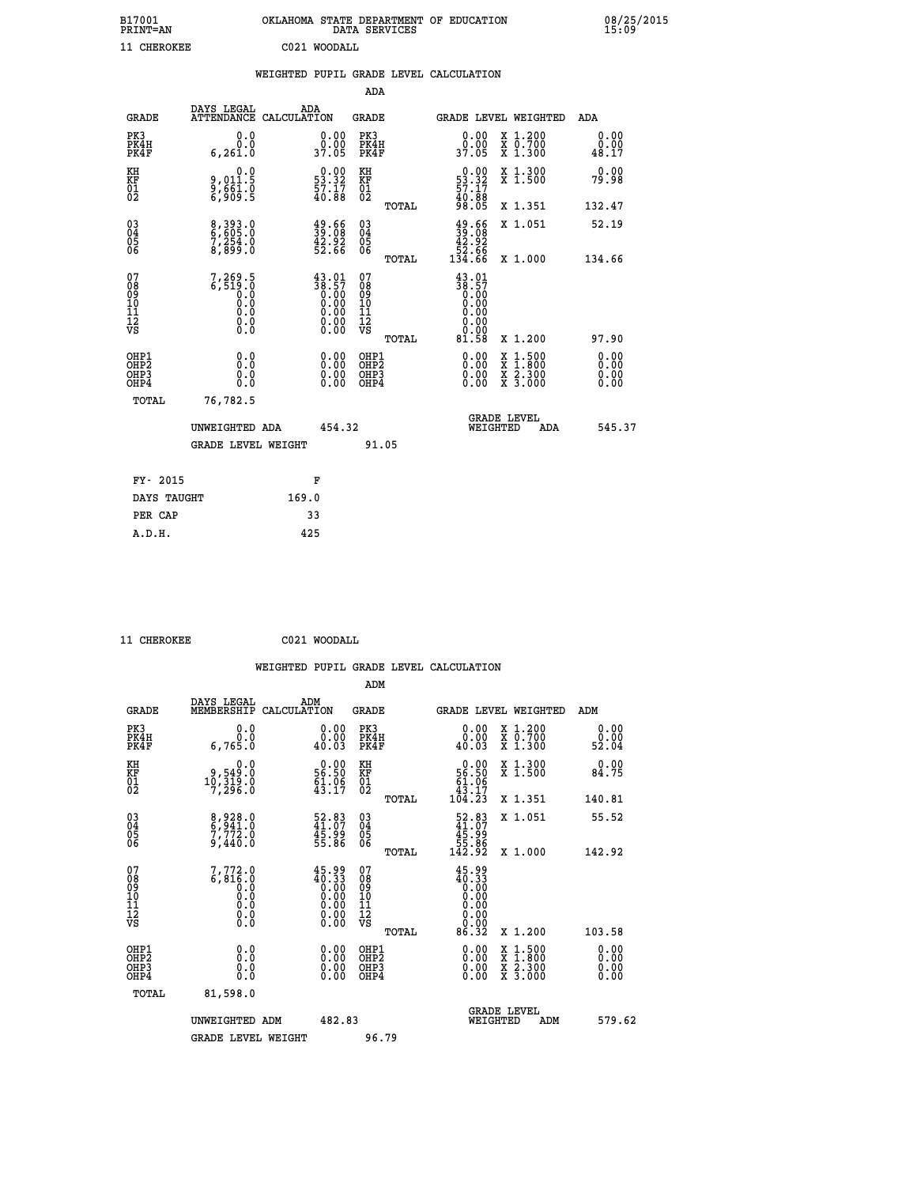B17001 OKLAHOMA STATE DEPARTMENT OF EDUCATION 08/25/2015
PRINT=AN DATA SERVICES 15:09

11 CHEROKEE C021 WOODALL

## WEIGHTED PUPIL GRADE LEVEL CALCULATION

### ADA

| GRADE | DAYS LEGAL ATTENDANCE | ADA CALCULATION | GRADE | GRADE LEVEL | WEIGHTED | ADA |
|---|---|---|---|---|---|---|
| PK3 | 0.0 | 0.00 | PK3 | 0.00 | X 1.200 | 0.00 |
| PK4H | 0.0 | 0.00 | PK4H | 0.00 | X 0.700 | 0.00 |
| PK4F | 6,261.0 | 37.05 | PK4F | 37.05 | X 1.300 | 48.17 |
| KH | 0.0 | 0.00 | KH | 0.00 | X 1.300 | 0.00 |
| KF | 9,011.5 | 53.32 | KF | 53.32 | X 1.500 | 79.98 |
| 01 | 9,661.0 | 57.17 | 01 | 57.17 | | |
| 02 | 6,909.5 | 40.88 | 02 | 40.88 | | |
| | | | TOTAL | 98.05 | X 1.351 | 132.47 |
| 03 | 8,393.0 | 49.66 | 03 | 49.66 | X 1.051 | 52.19 |
| 04 | 6,605.0 | 39.08 | 04 | 39.08 | | |
| 05 | 7,254.0 | 42.92 | 05 | 42.92 | | |
| 06 | 8,899.0 | 52.66 | 06 | 52.66 | | |
| | | | TOTAL | 134.66 | X 1.000 | 134.66 |
| 07 | 7,269.5 | 43.01 | 07 | 43.01 | | |
| 08 | 6,519.0 | 38.57 | 08 | 38.57 | | |
| 09 | 0.0 | 0.00 | 09 | 0.00 | | |
| 10 | 0.0 | 0.00 | 10 | 0.00 | | |
| 11 | 0.0 | 0.00 | 11 | 0.00 | | |
| 12 | 0.0 | 0.00 | 12 | 0.00 | | |
| VS | 0.0 | 0.00 | VS | 0.00 | | |
| | | | TOTAL | 81.58 | X 1.200 | 97.90 |
| OHP1 | 0.0 | 0.00 | OHP1 | 0.00 | X 1.500 | 0.00 |
| OHP2 | 0.0 | 0.00 | OHP2 | 0.00 | X 1.800 | 0.00 |
| OHP3 | 0.0 | 0.00 | OHP3 | 0.00 | X 2.300 | 0.00 |
| OHP4 | 0.0 | 0.00 | OHP4 | 0.00 | X 3.000 | 0.00 |
| TOTAL | 76,782.5 | | | | | |

UNWEIGHTED ADA 454.32 — GRADE LEVEL WEIGHTED ADA 545.37

GRADE LEVEL WEIGHT 91.05

| FY- 2015 | F |
|---|---|
| DAYS TAUGHT | 169.0 |
| PER CAP | 33 |
| A.D.H. | 425 |

11 CHEROKEE C021 WOODALL

## WEIGHTED PUPIL GRADE LEVEL CALCULATION

### ADM

| GRADE | DAYS LEGAL MEMBERSHIP | ADM CALCULATION | GRADE | GRADE LEVEL | WEIGHTED | ADM |
|---|---|---|---|---|---|---|
| PK3 | 0.0 | 0.00 | PK3 | 0.00 | X 1.200 | 0.00 |
| PK4H | 0.0 | 0.00 | PK4H | 0.00 | X 0.700 | 0.00 |
| PK4F | 6,765.0 | 40.03 | PK4F | 40.03 | X 1.300 | 52.04 |
| KH | 0.0 | 0.00 | KH | 0.00 | X 1.300 | 0.00 |
| KF | 9,549.0 | 56.50 | KF | 56.50 | X 1.500 | 84.75 |
| 01 | 10,319.0 | 61.06 | 01 | 61.06 | | |
| 02 | 7,296.0 | 43.17 | 02 | 43.17 | | |
| | | | TOTAL | 104.23 | X 1.351 | 140.81 |
| 03 | 8,928.0 | 52.83 | 03 | 52.83 | X 1.051 | 55.52 |
| 04 | 6,941.0 | 41.07 | 04 | 41.07 | | |
| 05 | 7,772.0 | 45.99 | 05 | 45.99 | | |
| 06 | 9,440.0 | 55.86 | 06 | 55.86 | | |
| | | | TOTAL | 142.92 | X 1.000 | 142.92 |
| 07 | 7,772.0 | 45.99 | 07 | 45.99 | | |
| 08 | 6,816.0 | 40.33 | 08 | 40.33 | | |
| 09 | 0.0 | 0.00 | 09 | 0.00 | | |
| 10 | 0.0 | 0.00 | 10 | 0.00 | | |
| 11 | 0.0 | 0.00 | 11 | 0.00 | | |
| 12 | 0.0 | 0.00 | 12 | 0.00 | | |
| VS | 0.0 | 0.00 | VS | 0.00 | | |
| | | | TOTAL | 86.32 | X 1.200 | 103.58 |
| OHP1 | 0.0 | 0.00 | OHP1 | 0.00 | X 1.500 | 0.00 |
| OHP2 | 0.0 | 0.00 | OHP2 | 0.00 | X 1.800 | 0.00 |
| OHP3 | 0.0 | 0.00 | OHP3 | 0.00 | X 2.300 | 0.00 |
| OHP4 | 0.0 | 0.00 | OHP4 | 0.00 | X 3.000 | 0.00 |
| TOTAL | 81,598.0 | | | | | |

UNWEIGHTED ADM 482.83 — GRADE LEVEL WEIGHTED ADM 579.62

GRADE LEVEL WEIGHT 96.79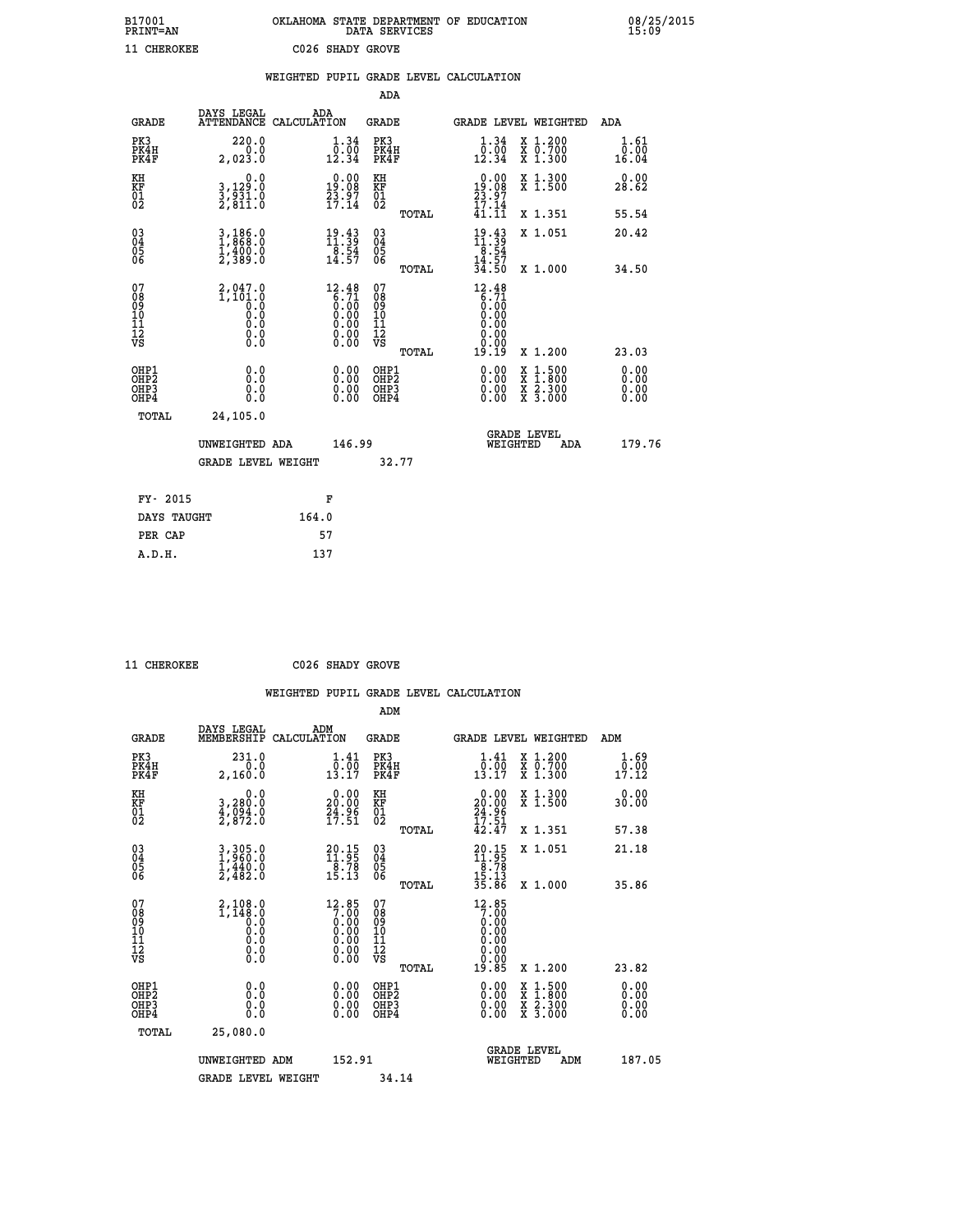B17001 OKLAHOMA STATE DEPARTMENT OF EDUCATION 08/25/2015
PRINT=AN DATA SERVICES 15:09

11 CHEROKEE C026 SHADY GROVE

## WEIGHTED PUPIL GRADE LEVEL CALCULATION

### ADA

| GRADE | DAYS LEGAL ATTENDANCE | ADA CALCULATION | GRADE | | GRADE LEVEL | WEIGHTED | ADA |
|---|---|---|---|---|---|---|---|
| PK3 | 220.0 | 1.34 | PK3 | | 1.34 | X 1.200 | 1.61 |
| PK4H | 0.0 | 0.00 | PK4H | | 0.00 | X 0.700 | 0.00 |
| PK4F | 2,023.0 | 12.34 | PK4F | | 12.34 | X 1.300 | 16.04 |
| KH | 0.0 | 0.00 | KH | | 0.00 | X 1.300 | 0.00 |
| KF | 3,129.0 | 19.08 | KF | | 19.08 | X 1.500 | 28.62 |
| 01 | 3,931.0 | 23.97 | 01 | | 23.97 | | |
| 02 | 2,811.0 | 17.14 | 02 | | 17.14 | | |
| | | | | TOTAL | 41.11 | X 1.351 | 55.54 |
| 03 | 3,186.0 | 19.43 | 03 | | 19.43 | X 1.051 | 20.42 |
| 04 | 1,868.0 | 11.39 | 04 | | 11.39 | | |
| 05 | 1,400.0 | 8.54 | 05 | | 8.54 | | |
| 06 | 2,389.0 | 14.57 | 06 | | 14.57 | | |
| | | | | TOTAL | 34.50 | X 1.000 | 34.50 |
| 07 | 2,047.0 | 12.48 | 07 | | 12.48 | | |
| 08 | 1,101.0 | 6.71 | 08 | | 6.71 | | |
| 09 | 0.0 | 0.00 | 09 | | 0.00 | | |
| 10 | 0.0 | 0.00 | 10 | | 0.00 | | |
| 11 | 0.0 | 0.00 | 11 | | 0.00 | | |
| 12 | 0.0 | 0.00 | 12 | | 0.00 | | |
| VS | 0.0 | 0.00 | VS | | 0.00 | | |
| | | | | TOTAL | 19.19 | X 1.200 | 23.03 |
| OHP1 | 0.0 | 0.00 | OHP1 | | 0.00 | X 1.500 | 0.00 |
| OHP2 | 0.0 | 0.00 | OHP2 | | 0.00 | X 1.800 | 0.00 |
| OHP3 | 0.0 | 0.00 | OHP3 | | 0.00 | X 2.300 | 0.00 |
| OHP4 | 0.0 | 0.00 | OHP4 | | 0.00 | X 3.000 | 0.00 |
| TOTAL | 24,105.0 | | | | | | |

UNWEIGHTED ADA 146.99 GRADE LEVEL WEIGHTED ADA 179.76

GRADE LEVEL WEIGHT 32.77

| FY- 2015 | F |
|---|---|
| DAYS TAUGHT | 164.0 |
| PER CAP | 57 |
| A.D.H. | 137 |

11 CHEROKEE C026 SHADY GROVE

## WEIGHTED PUPIL GRADE LEVEL CALCULATION

### ADM

| GRADE | DAYS LEGAL MEMBERSHIP | ADM CALCULATION | GRADE | | GRADE LEVEL | WEIGHTED | ADM |
|---|---|---|---|---|---|---|---|
| PK3 | 231.0 | 1.41 | PK3 | | 1.41 | X 1.200 | 1.69 |
| PK4H | 0.0 | 0.00 | PK4H | | 0.00 | X 0.700 | 0.00 |
| PK4F | 2,160.0 | 13.17 | PK4F | | 13.17 | X 1.300 | 17.12 |
| KH | 0.0 | 0.00 | KH | | 0.00 | X 1.300 | 0.00 |
| KF | 3,280.0 | 20.00 | KF | | 20.00 | X 1.500 | 30.00 |
| 01 | 4,094.0 | 24.96 | 01 | | 24.96 | | |
| 02 | 2,872.0 | 17.51 | 02 | | 17.51 | | |
| | | | | TOTAL | 42.47 | X 1.351 | 57.38 |
| 03 | 3,305.0 | 20.15 | 03 | | 20.15 | X 1.051 | 21.18 |
| 04 | 1,960.0 | 11.95 | 04 | | 11.95 | | |
| 05 | 1,440.0 | 8.78 | 05 | | 8.78 | | |
| 06 | 2,482.0 | 15.13 | 06 | | 15.13 | | |
| | | | | TOTAL | 35.86 | X 1.000 | 35.86 |
| 07 | 2,108.0 | 12.85 | 07 | | 12.85 | | |
| 08 | 1,148.0 | 7.00 | 08 | | 7.00 | | |
| 09 | 0.0 | 0.00 | 09 | | 0.00 | | |
| 10 | 0.0 | 0.00 | 10 | | 0.00 | | |
| 11 | 0.0 | 0.00 | 11 | | 0.00 | | |
| 12 | 0.0 | 0.00 | 12 | | 0.00 | | |
| VS | 0.0 | 0.00 | VS | | 0.00 | | |
| | | | | TOTAL | 19.85 | X 1.200 | 23.82 |
| OHP1 | 0.0 | 0.00 | OHP1 | | 0.00 | X 1.500 | 0.00 |
| OHP2 | 0.0 | 0.00 | OHP2 | | 0.00 | X 1.800 | 0.00 |
| OHP3 | 0.0 | 0.00 | OHP3 | | 0.00 | X 2.300 | 0.00 |
| OHP4 | 0.0 | 0.00 | OHP4 | | 0.00 | X 3.000 | 0.00 |
| TOTAL | 25,080.0 | | | | | | |

UNWEIGHTED ADM 152.91 GRADE LEVEL WEIGHTED ADM 187.05

GRADE LEVEL WEIGHT 34.14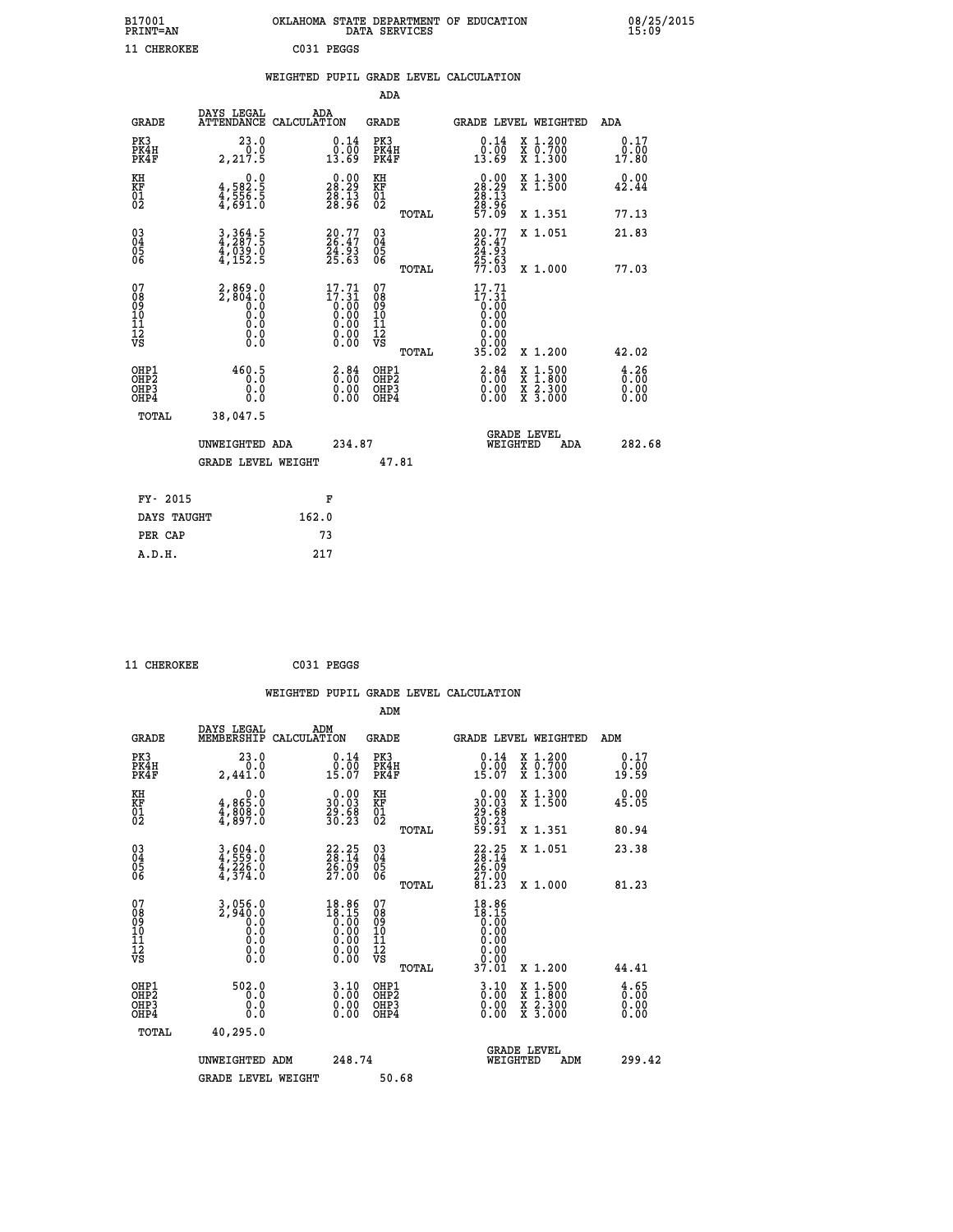B17001 OKLAHOMA STATE DEPARTMENT OF EDUCATION 08/25/2015
PRINT=AN DATA SERVICES 15:09

11 CHEROKEE C031 PEGGS

## WEIGHTED PUPIL GRADE LEVEL CALCULATION

### ADA

| GRADE | DAYS LEGAL ATTENDANCE | ADA CALCULATION | GRADE | GRADE LEVEL | WEIGHTED | ADA |
|---|---|---|---|---|---|---|
| PK3 | 23.0 | 0.14 | PK3 | 0.14 | X 1.200 | 0.17 |
| PK4H | 0.0 | 0.00 | PK4H | 0.00 | X 0.700 | 0.00 |
| PK4F | 2,217.5 | 13.69 | PK4F | 13.69 | X 1.300 | 17.80 |
| KH | 0.0 | 0.00 | KH | 0.00 | X 1.300 | 0.00 |
| KF | 4,582.5 | 28.29 | KF | 28.29 | X 1.500 | 42.44 |
| 01 | 4,556.5 | 28.13 | 01 | 28.13 | | |
| 02 | 4,691.0 | 28.96 | 02 | 28.96 | | |
| | | | TOTAL | 57.09 | X 1.351 | 77.13 |
| 03 | 3,364.5 | 20.77 | 03 | 20.77 | X 1.051 | 21.83 |
| 04 | 4,287.5 | 26.47 | 04 | 26.47 | | |
| 05 | 4,039.0 | 24.93 | 05 | 24.93 | | |
| 06 | 4,152.5 | 25.63 | 06 | 25.63 | | |
| | | | TOTAL | 77.03 | X 1.000 | 77.03 |
| 07 | 2,869.0 | 17.71 | 07 | 17.71 | | |
| 08 | 2,804.0 | 17.31 | 08 | 17.31 | | |
| 09 | 0.0 | 0.00 | 09 | 0.00 | | |
| 10 | 0.0 | 0.00 | 10 | 0.00 | | |
| 11 | 0.0 | 0.00 | 11 | 0.00 | | |
| 12 | 0.0 | 0.00 | 12 | 0.00 | | |
| VS | 0.0 | 0.00 | VS | 0.00 | | |
| | | | TOTAL | 35.02 | X 1.200 | 42.02 |
| OHP1 | 460.5 | 2.84 | OHP1 | 2.84 | X 1.500 | 4.26 |
| OHP2 | 0.0 | 0.00 | OHP2 | 0.00 | X 1.800 | 0.00 |
| OHP3 | 0.0 | 0.00 | OHP3 | 0.00 | X 2.300 | 0.00 |
| OHP4 | 0.0 | 0.00 | OHP4 | 0.00 | X 3.000 | 0.00 |
| TOTAL | 38,047.5 | | | | | |

UNWEIGHTED ADA 234.87 GRADE LEVEL WEIGHTED ADA 282.68

GRADE LEVEL WEIGHT 47.81

| FY- 2015 | F |
|---|---|
| DAYS TAUGHT | 162.0 |
| PER CAP | 73 |
| A.D.H. | 217 |

11 CHEROKEE C031 PEGGS

## WEIGHTED PUPIL GRADE LEVEL CALCULATION

### ADM

| GRADE | DAYS LEGAL MEMBERSHIP | ADM CALCULATION | GRADE | GRADE LEVEL | WEIGHTED | ADM |
|---|---|---|---|---|---|---|
| PK3 | 23.0 | 0.14 | PK3 | 0.14 | X 1.200 | 0.17 |
| PK4H | 0.0 | 0.00 | PK4H | 0.00 | X 0.700 | 0.00 |
| PK4F | 2,441.0 | 15.07 | PK4F | 15.07 | X 1.300 | 19.59 |
| KH | 0.0 | 0.00 | KH | 0.00 | X 1.300 | 0.00 |
| KF | 4,865.0 | 30.03 | KF | 30.03 | X 1.500 | 45.05 |
| 01 | 4,808.0 | 29.68 | 01 | 29.68 | | |
| 02 | 4,897.0 | 30.23 | 02 | 30.23 | | |
| | | | TOTAL | 59.91 | X 1.351 | 80.94 |
| 03 | 3,604.0 | 22.25 | 03 | 22.25 | X 1.051 | 23.38 |
| 04 | 4,559.0 | 28.14 | 04 | 28.14 | | |
| 05 | 4,226.0 | 26.09 | 05 | 26.09 | | |
| 06 | 4,374.0 | 27.00 | 06 | 27.00 | | |
| | | | TOTAL | 81.23 | X 1.000 | 81.23 |
| 07 | 3,056.0 | 18.86 | 07 | 18.86 | | |
| 08 | 2,940.0 | 18.15 | 08 | 18.15 | | |
| 09 | 0.0 | 0.00 | 09 | 0.00 | | |
| 10 | 0.0 | 0.00 | 10 | 0.00 | | |
| 11 | 0.0 | 0.00 | 11 | 0.00 | | |
| 12 | 0.0 | 0.00 | 12 | 0.00 | | |
| VS | 0.0 | 0.00 | VS | 0.00 | | |
| | | | TOTAL | 37.01 | X 1.200 | 44.41 |
| OHP1 | 502.0 | 3.10 | OHP1 | 3.10 | X 1.500 | 4.65 |
| OHP2 | 0.0 | 0.00 | OHP2 | 0.00 | X 1.800 | 0.00 |
| OHP3 | 0.0 | 0.00 | OHP3 | 0.00 | X 2.300 | 0.00 |
| OHP4 | 0.0 | 0.00 | OHP4 | 0.00 | X 3.000 | 0.00 |
| TOTAL | 40,295.0 | | | | | |

UNWEIGHTED ADM 248.74 GRADE LEVEL WEIGHTED ADM 299.42

GRADE LEVEL WEIGHT 50.68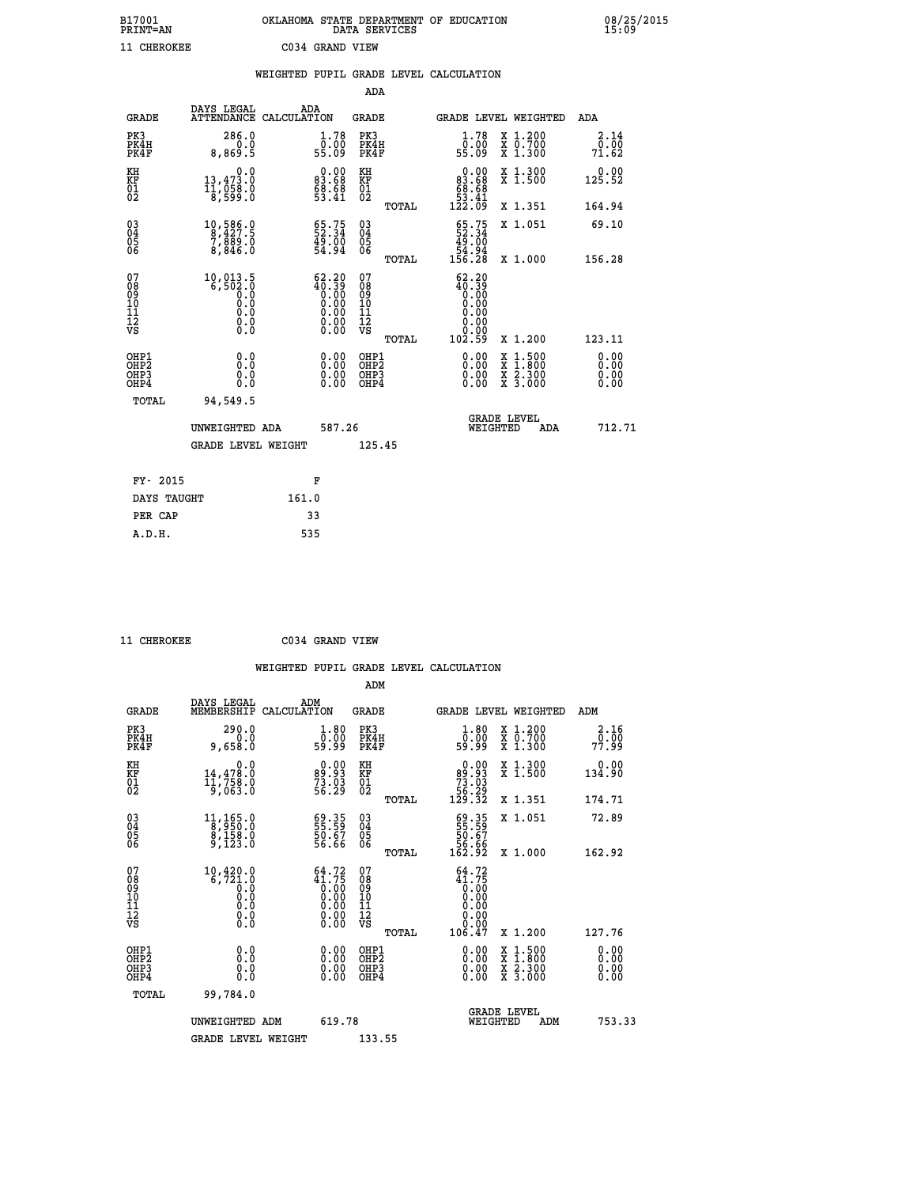B17001 OKLAHOMA STATE DEPARTMENT OF EDUCATION 08/25/2015
PRINT=AN DATA SERVICES 15:09

11 CHEROKEE C034 GRAND VIEW

## WEIGHTED PUPIL GRADE LEVEL CALCULATION

### ADA

| GRADE | DAYS LEGAL ATTENDANCE | ADA CALCULATION | GRADE | | GRADE LEVEL | WEIGHTED | ADA |
|---|---|---|---|---|---|---|---|
| PK3 | 286.0 | 1.78 | PK3 | | 1.78 | X 1.200 | 2.14 |
| PK4H | 0.0 | 0.00 | PK4H | | 0.00 | X 0.700 | 0.00 |
| PK4F | 8,869.5 | 55.09 | PK4F | | 55.09 | X 1.300 | 71.62 |
| KH | 0.0 | 0.00 | KH | | 0.00 | X 1.300 | 0.00 |
| KF | 13,473.0 | 83.68 | KF | | 83.68 | X 1.500 | 125.52 |
| 01 | 11,058.0 | 68.68 | 01 | | 68.68 | | |
| 02 | 8,599.0 | 53.41 | 02 | | 53.41 | | |
| | | | | TOTAL | 122.09 | X 1.351 | 164.94 |
| 03 | 10,586.0 | 65.75 | 03 | | 65.75 | X 1.051 | 69.10 |
| 04 | 8,427.5 | 52.34 | 04 | | 52.34 | | |
| 05 | 7,889.0 | 49.00 | 05 | | 49.00 | | |
| 06 | 8,846.0 | 54.94 | 06 | | 54.94 | | |
| | | | | TOTAL | 156.28 | X 1.000 | 156.28 |
| 07 | 10,013.5 | 62.20 | 07 | | 62.20 | | |
| 08 | 6,502.0 | 40.39 | 08 | | 40.39 | | |
| 09 | 0.0 | 0.00 | 09 | | 0.00 | | |
| 10 | 0.0 | 0.00 | 10 | | 0.00 | | |
| 11 | 0.0 | 0.00 | 11 | | 0.00 | | |
| 12 | 0.0 | 0.00 | 12 | | 0.00 | | |
| VS | 0.0 | 0.00 | VS | | 0.00 | | |
| | | | | TOTAL | 102.59 | X 1.200 | 123.11 |
| OHP1 | 0.0 | 0.00 | OHP1 | | 0.00 | X 1.500 | 0.00 |
| OHP2 | 0.0 | 0.00 | OHP2 | | 0.00 | X 1.800 | 0.00 |
| OHP3 | 0.0 | 0.00 | OHP3 | | 0.00 | X 2.300 | 0.00 |
| OHP4 | 0.0 | 0.00 | OHP4 | | 0.00 | X 3.000 | 0.00 |
| TOTAL | 94,549.5 | | | | | | |

UNWEIGHTED ADA 587.26 GRADE LEVEL WEIGHTED ADA 712.71

GRADE LEVEL WEIGHT 125.45

| FY- 2015 | F |
|---|---|
| DAYS TAUGHT | 161.0 |
| PER CAP | 33 |
| A.D.H. | 535 |

11 CHEROKEE C034 GRAND VIEW

## WEIGHTED PUPIL GRADE LEVEL CALCULATION

### ADM

| GRADE | DAYS LEGAL MEMBERSHIP | ADM CALCULATION | GRADE | | GRADE LEVEL | WEIGHTED | ADM |
|---|---|---|---|---|---|---|---|
| PK3 | 290.0 | 1.80 | PK3 | | 1.80 | X 1.200 | 2.16 |
| PK4H | 0.0 | 0.00 | PK4H | | 0.00 | X 0.700 | 0.00 |
| PK4F | 9,658.0 | 59.99 | PK4F | | 59.99 | X 1.300 | 77.99 |
| KH | 0.0 | 0.00 | KH | | 0.00 | X 1.300 | 0.00 |
| KF | 14,478.0 | 89.93 | KF | | 89.93 | X 1.500 | 134.90 |
| 01 | 11,758.0 | 73.03 | 01 | | 73.03 | | |
| 02 | 9,063.0 | 56.29 | 02 | | 56.29 | | |
| | | | | TOTAL | 129.32 | X 1.351 | 174.71 |
| 03 | 11,165.0 | 69.35 | 03 | | 69.35 | X 1.051 | 72.89 |
| 04 | 8,950.0 | 55.59 | 04 | | 55.59 | | |
| 05 | 8,158.0 | 50.67 | 05 | | 50.67 | | |
| 06 | 9,123.0 | 56.66 | 06 | | 56.66 | | |
| | | | | TOTAL | 162.92 | X 1.000 | 162.92 |
| 07 | 10,420.0 | 64.72 | 07 | | 64.72 | | |
| 08 | 6,721.0 | 41.75 | 08 | | 41.75 | | |
| 09 | 0.0 | 0.00 | 09 | | 0.00 | | |
| 10 | 0.0 | 0.00 | 10 | | 0.00 | | |
| 11 | 0.0 | 0.00 | 11 | | 0.00 | | |
| 12 | 0.0 | 0.00 | 12 | | 0.00 | | |
| VS | 0.0 | 0.00 | VS | | 0.00 | | |
| | | | | TOTAL | 106.47 | X 1.200 | 127.76 |
| OHP1 | 0.0 | 0.00 | OHP1 | | 0.00 | X 1.500 | 0.00 |
| OHP2 | 0.0 | 0.00 | OHP2 | | 0.00 | X 1.800 | 0.00 |
| OHP3 | 0.0 | 0.00 | OHP3 | | 0.00 | X 2.300 | 0.00 |
| OHP4 | 0.0 | 0.00 | OHP4 | | 0.00 | X 3.000 | 0.00 |
| TOTAL | 99,784.0 | | | | | | |

UNWEIGHTED ADM 619.78 GRADE LEVEL WEIGHTED ADM 753.33

GRADE LEVEL WEIGHT 133.55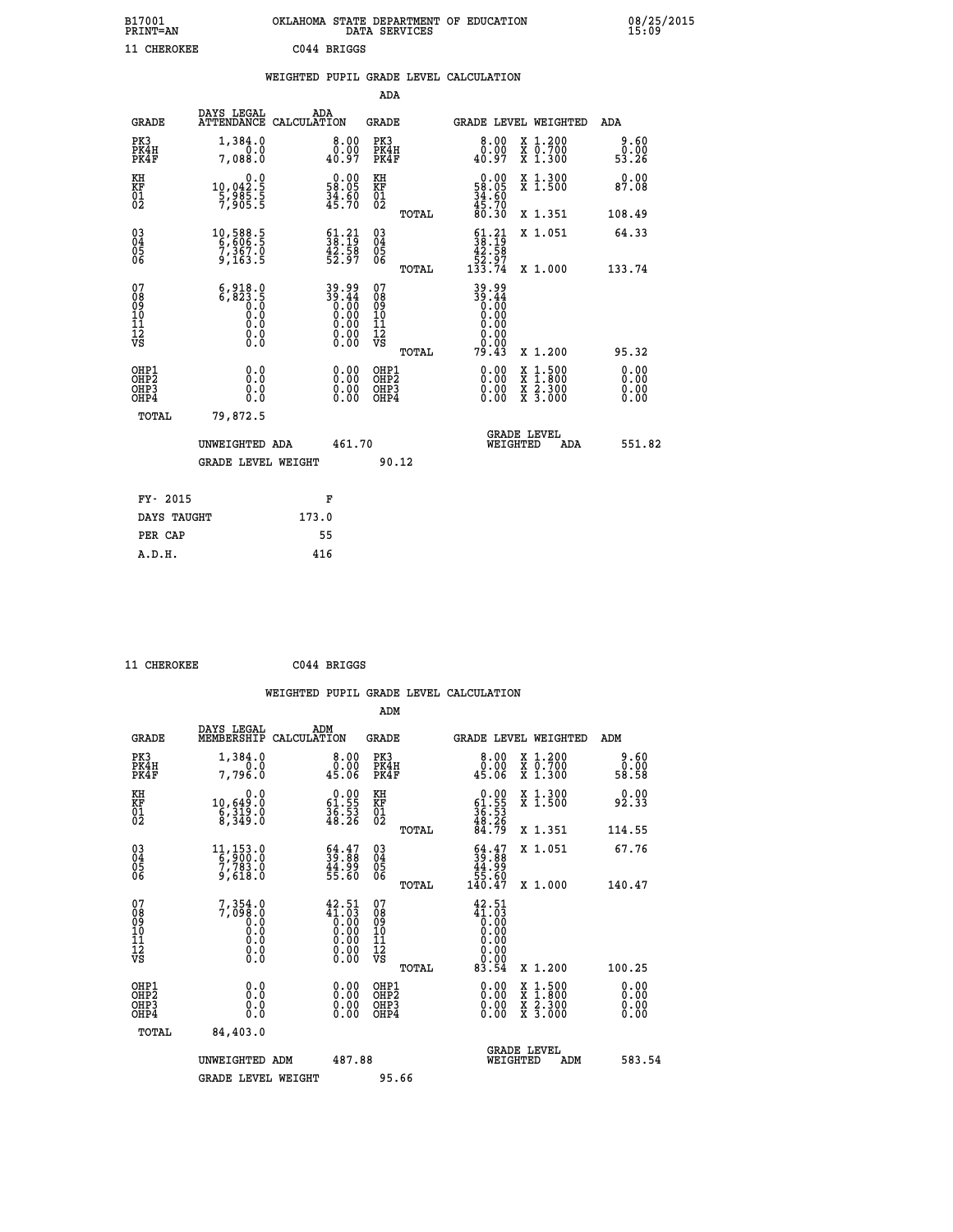B17001 OKLAHOMA STATE DEPARTMENT OF EDUCATION 08/25/2015
PRINT=AN DATA SERVICES 15:09

11 CHEROKEE C044 BRIGGS

## WEIGHTED PUPIL GRADE LEVEL CALCULATION

### ADA

| GRADE | DAYS LEGAL ATTENDANCE | ADA CALCULATION | GRADE | | GRADE LEVEL | WEIGHTED | ADA |
|---|---|---|---|---|---|---|---|
| PK3 | 1,384.0 | 8.00 | PK3 | | 8.00 | X 1.200 | 9.60 |
| PK4H | 0.0 | 0.00 | PK4H | | 0.00 | X 0.700 | 0.00 |
| PK4F | 7,088.0 | 40.97 | PK4F | | 40.97 | X 1.300 | 53.26 |
| KH | 0.0 | 0.00 | KH | | 0.00 | X 1.300 | 0.00 |
| KF | 10,042.5 | 58.05 | KF | | 58.05 | X 1.500 | 87.08 |
| 01 | 5,985.5 | 34.60 | 01 | | 34.60 | | |
| 02 | 7,905.5 | 45.70 | 02 | | 45.70 | | |
| | | | | TOTAL | 80.30 | X 1.351 | 108.49 |
| 03 | 10,588.5 | 61.21 | 03 | | 61.21 | X 1.051 | 64.33 |
| 04 | 6,606.5 | 38.19 | 04 | | 38.19 | | |
| 05 | 7,367.0 | 42.58 | 05 | | 42.58 | | |
| 06 | 9,163.5 | 52.97 | 06 | | 52.97 | | |
| | | | | TOTAL | 133.74 | X 1.000 | 133.74 |
| 07 | 6,918.0 | 39.99 | 07 | | 39.99 | | |
| 08 | 6,823.5 | 39.44 | 08 | | 39.44 | | |
| 09 | 0.0 | 0.00 | 09 | | 0.00 | | |
| 10 | 0.0 | 0.00 | 10 | | 0.00 | | |
| 11 | 0.0 | 0.00 | 11 | | 0.00 | | |
| 12 | 0.0 | 0.00 | 12 | | 0.00 | | |
| VS | 0.0 | 0.00 | VS | | 0.00 | | |
| | | | | TOTAL | 79.43 | X 1.200 | 95.32 |
| OHP1 | 0.0 | 0.00 | OHP1 | | 0.00 | X 1.500 | 0.00 |
| OHP2 | 0.0 | 0.00 | OHP2 | | 0.00 | X 1.800 | 0.00 |
| OHP3 | 0.0 | 0.00 | OHP3 | | 0.00 | X 2.300 | 0.00 |
| OHP4 | 0.0 | 0.00 | OHP4 | | 0.00 | X 3.000 | 0.00 |
| TOTAL | 79,872.5 | | | | | | |

UNWEIGHTED ADA 461.70 GRADE LEVEL WEIGHTED ADA 551.82

GRADE LEVEL WEIGHT 90.12

| FY- 2015 | F |
|---|---|
| DAYS TAUGHT | 173.0 |
| PER CAP | 55 |
| A.D.H. | 416 |

11 CHEROKEE C044 BRIGGS

## WEIGHTED PUPIL GRADE LEVEL CALCULATION

### ADM

| GRADE | DAYS LEGAL MEMBERSHIP | ADM CALCULATION | GRADE | | GRADE LEVEL | WEIGHTED | ADM |
|---|---|---|---|---|---|---|---|
| PK3 | 1,384.0 | 8.00 | PK3 | | 8.00 | X 1.200 | 9.60 |
| PK4H | 0.0 | 0.00 | PK4H | | 0.00 | X 0.700 | 0.00 |
| PK4F | 7,796.0 | 45.06 | PK4F | | 45.06 | X 1.300 | 58.58 |
| KH | 0.0 | 0.00 | KH | | 0.00 | X 1.300 | 0.00 |
| KF | 10,649.0 | 61.55 | KF | | 61.55 | X 1.500 | 92.33 |
| 01 | 6,319.0 | 36.53 | 01 | | 36.53 | | |
| 02 | 8,349.0 | 48.26 | 02 | | 48.26 | | |
| | | | | TOTAL | 84.79 | X 1.351 | 114.55 |
| 03 | 11,153.0 | 64.47 | 03 | | 64.47 | X 1.051 | 67.76 |
| 04 | 6,900.0 | 39.88 | 04 | | 39.88 | | |
| 05 | 7,783.0 | 44.99 | 05 | | 44.99 | | |
| 06 | 9,618.0 | 55.60 | 06 | | 55.60 | | |
| | | | | TOTAL | 140.47 | X 1.000 | 140.47 |
| 07 | 7,354.0 | 42.51 | 07 | | 42.51 | | |
| 08 | 7,098.0 | 41.03 | 08 | | 41.03 | | |
| 09 | 0.0 | 0.00 | 09 | | 0.00 | | |
| 10 | 0.0 | 0.00 | 10 | | 0.00 | | |
| 11 | 0.0 | 0.00 | 11 | | 0.00 | | |
| 12 | 0.0 | 0.00 | 12 | | 0.00 | | |
| VS | 0.0 | 0.00 | VS | | 0.00 | | |
| | | | | TOTAL | 83.54 | X 1.200 | 100.25 |
| OHP1 | 0.0 | 0.00 | OHP1 | | 0.00 | X 1.500 | 0.00 |
| OHP2 | 0.0 | 0.00 | OHP2 | | 0.00 | X 1.800 | 0.00 |
| OHP3 | 0.0 | 0.00 | OHP3 | | 0.00 | X 2.300 | 0.00 |
| OHP4 | 0.0 | 0.00 | OHP4 | | 0.00 | X 3.000 | 0.00 |
| TOTAL | 84,403.0 | | | | | | |

UNWEIGHTED ADM 487.88 GRADE LEVEL WEIGHTED ADM 583.54

GRADE LEVEL WEIGHT 95.66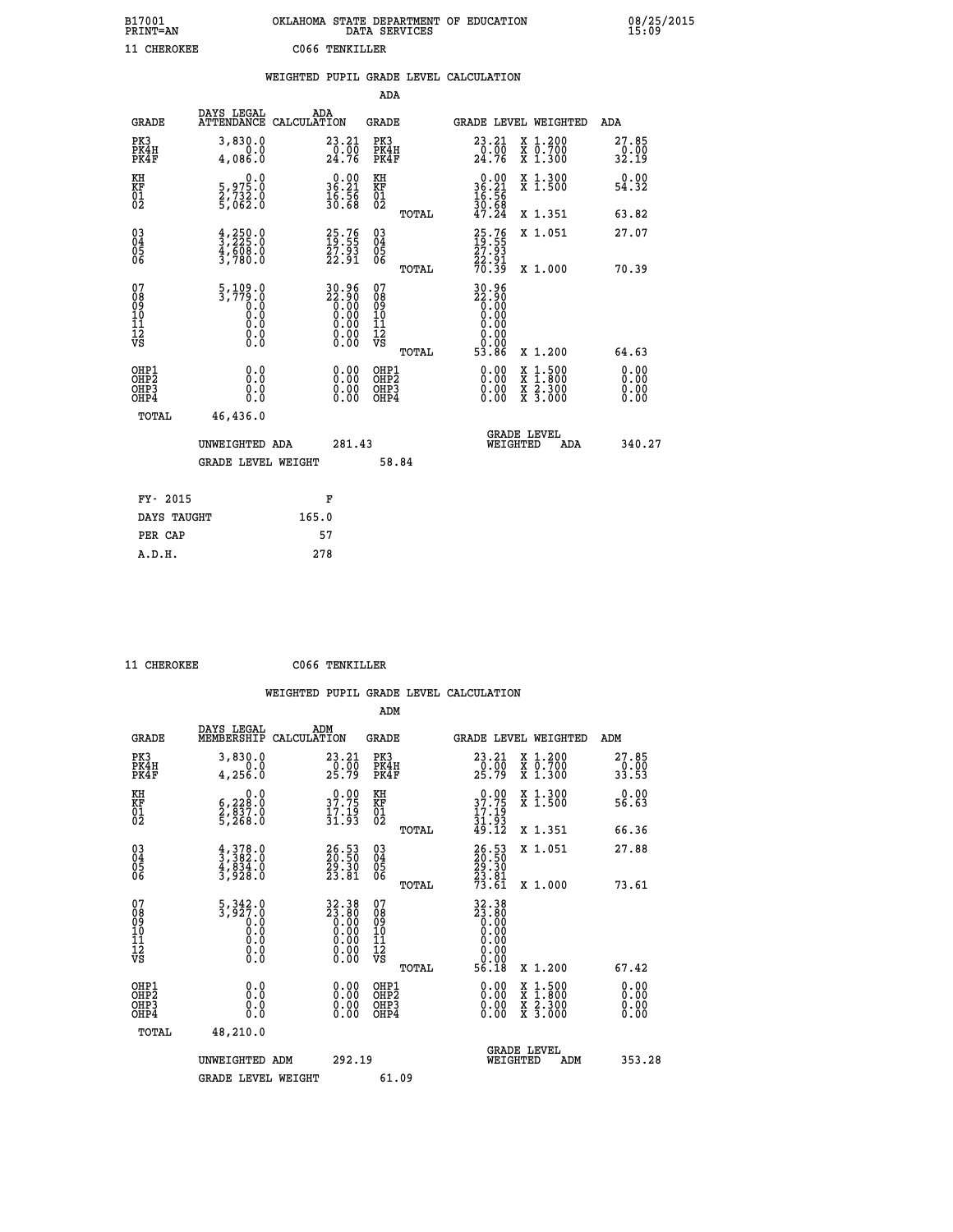B17001 OKLAHOMA STATE DEPARTMENT OF EDUCATION 08/25/2015
PRINT=AN DATA SERVICES 15:09

11 CHEROKEE C066 TENKILLER

WEIGHTED PUPIL GRADE LEVEL CALCULATION

ADA

| GRADE | DAYS LEGAL ATTENDANCE | ADA CALCULATION | GRADE | GRADE LEVEL | WEIGHTED | ADA |
|---|---|---|---|---|---|---|
| PK3 | 3,830.0 | 23.21 | PK3 | 23.21 | X 1.200 | 27.85 |
| PK4H | 0.0 | 0.00 | PK4H | 0.00 | X 0.700 | 0.00 |
| PK4F | 4,086.0 | 24.76 | PK4F | 24.76 | X 1.300 | 32.19 |
| KH | 0.0 | 0.00 | KH | 0.00 | X 1.300 | 0.00 |
| KF | 5,975.0 | 36.21 | KF | 36.21 | X 1.500 | 54.32 |
| 01 | 2,732.0 | 16.56 | 01 | 16.56 | | |
| 02 | 5,062.0 | 30.68 | 02 | 30.68 | | |
| | | | TOTAL | 47.24 | X 1.351 | 63.82 |
| 03 | 4,250.0 | 25.76 | 03 | 25.76 | X 1.051 | 27.07 |
| 04 | 3,225.0 | 19.55 | 04 | 19.55 | | |
| 05 | 4,608.0 | 27.93 | 05 | 27.93 | | |
| 06 | 3,780.0 | 22.91 | 06 | 22.91 | | |
| | | | TOTAL | 70.39 | X 1.000 | 70.39 |
| 07 | 5,109.0 | 30.96 | 07 | 30.96 | | |
| 08 | 3,779.0 | 22.90 | 08 | 22.90 | | |
| 09 | 0.0 | 0.00 | 09 | 0.00 | | |
| 10 | 0.0 | 0.00 | 10 | 0.00 | | |
| 11 | 0.0 | 0.00 | 11 | 0.00 | | |
| 12 | 0.0 | 0.00 | 12 | 0.00 | | |
| VS | 0.0 | 0.00 | VS | 0.00 | | |
| | | | TOTAL | 53.86 | X 1.200 | 64.63 |
| OHP1 | 0.0 | 0.00 | OHP1 | 0.00 | X 1.500 | 0.00 |
| OHP2 | 0.0 | 0.00 | OHP2 | 0.00 | X 1.800 | 0.00 |
| OHP3 | 0.0 | 0.00 | OHP3 | 0.00 | X 2.300 | 0.00 |
| OHP4 | 0.0 | 0.00 | OHP4 | 0.00 | X 3.000 | 0.00 |
| TOTAL | 46,436.0 | | | | | |

UNWEIGHTED ADA 281.43 GRADE LEVEL WEIGHTED ADA 340.27

GRADE LEVEL WEIGHT 58.84

| FY- 2015 | F |
|---|---|
| DAYS TAUGHT | 165.0 |
| PER CAP | 57 |
| A.D.H. | 278 |

11 CHEROKEE C066 TENKILLER

WEIGHTED PUPIL GRADE LEVEL CALCULATION

ADM

| GRADE | DAYS LEGAL MEMBERSHIP | ADM CALCULATION | GRADE | GRADE LEVEL | WEIGHTED | ADM |
|---|---|---|---|---|---|---|
| PK3 | 3,830.0 | 23.21 | PK3 | 23.21 | X 1.200 | 27.85 |
| PK4H | 0.0 | 0.00 | PK4H | 0.00 | X 0.700 | 0.00 |
| PK4F | 4,256.0 | 25.79 | PK4F | 25.79 | X 1.300 | 33.53 |
| KH | 0.0 | 0.00 | KH | 0.00 | X 1.300 | 0.00 |
| KF | 6,228.0 | 37.75 | KF | 37.75 | X 1.500 | 56.63 |
| 01 | 2,837.0 | 17.19 | 01 | 17.19 | | |
| 02 | 5,268.0 | 31.93 | 02 | 31.93 | | |
| | | | TOTAL | 49.12 | X 1.351 | 66.36 |
| 03 | 4,378.0 | 26.53 | 03 | 26.53 | X 1.051 | 27.88 |
| 04 | 3,382.0 | 20.50 | 04 | 20.50 | | |
| 05 | 4,834.0 | 29.30 | 05 | 29.30 | | |
| 06 | 3,928.0 | 23.81 | 06 | 23.81 | | |
| | | | TOTAL | 73.61 | X 1.000 | 73.61 |
| 07 | 5,342.0 | 32.38 | 07 | 32.38 | | |
| 08 | 3,927.0 | 23.80 | 08 | 23.80 | | |
| 09 | 0.0 | 0.00 | 09 | 0.00 | | |
| 10 | 0.0 | 0.00 | 10 | 0.00 | | |
| 11 | 0.0 | 0.00 | 11 | 0.00 | | |
| 12 | 0.0 | 0.00 | 12 | 0.00 | | |
| VS | 0.0 | 0.00 | VS | 0.00 | | |
| | | | TOTAL | 56.18 | X 1.200 | 67.42 |
| OHP1 | 0.0 | 0.00 | OHP1 | 0.00 | X 1.500 | 0.00 |
| OHP2 | 0.0 | 0.00 | OHP2 | 0.00 | X 1.800 | 0.00 |
| OHP3 | 0.0 | 0.00 | OHP3 | 0.00 | X 2.300 | 0.00 |
| OHP4 | 0.0 | 0.00 | OHP4 | 0.00 | X 3.000 | 0.00 |
| TOTAL | 48,210.0 | | | | | |

UNWEIGHTED ADM 292.19 GRADE LEVEL WEIGHTED ADM 353.28

GRADE LEVEL WEIGHT 61.09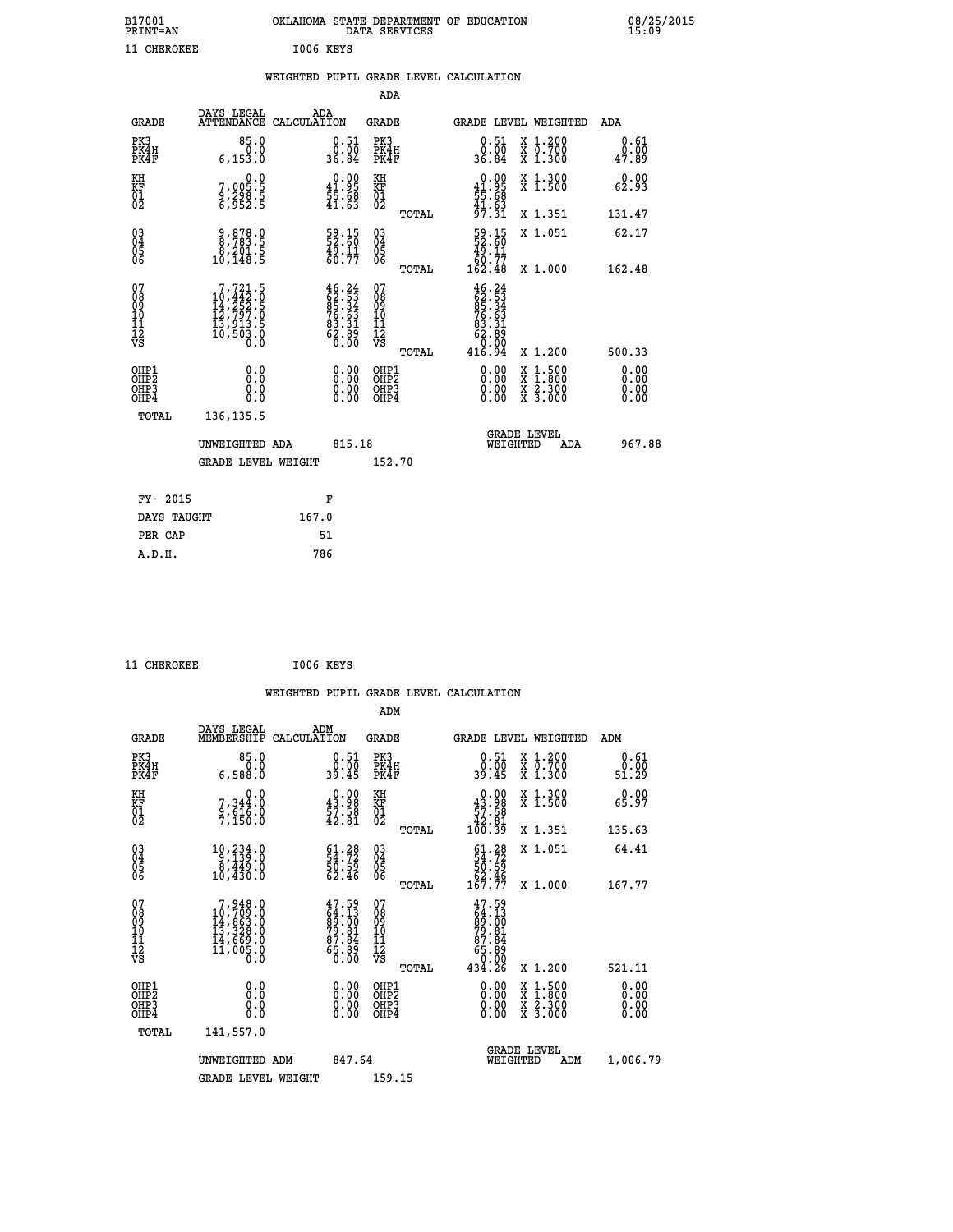B17001 PRINT=AN — OKLAHOMA STATE DEPARTMENT OF EDUCATION DATA SERVICES — 08/25/2015 15:09

11 CHEROKEE — I006 KEYS

## WEIGHTED PUPIL GRADE LEVEL CALCULATION

### ADA

| GRADE | DAYS LEGAL ATTENDANCE | ADA CALCULATION | GRADE | GRADE LEVEL | WEIGHTED | ADA |
|---|---|---|---|---|---|---|
| PK3 | 85.0 | 0.51 | PK3 | 0.51 | X 1.200 | 0.61 |
| PK4H | 0.0 | 0.00 | PK4H | 0.00 | X 0.700 | 0.00 |
| PK4F | 6,153.0 | 36.84 | PK4F | 36.84 | X 1.300 | 47.89 |
| KH | 0.0 | 0.00 | KH | 0.00 | X 1.300 | 0.00 |
| KF | 7,005.5 | 41.95 | KF | 41.95 | X 1.500 | 62.93 |
| 01 | 9,298.5 | 55.68 | 01 | 55.68 | | |
| 02 | 6,952.5 | 41.63 | 02 | 41.63 | | |
| | | | TOTAL | 97.31 | X 1.351 | 131.47 |
| 03 | 9,878.0 | 59.15 | 03 | 59.15 | X 1.051 | 62.17 |
| 04 | 8,783.5 | 52.60 | 04 | 52.60 | | |
| 05 | 8,201.5 | 49.11 | 05 | 49.11 | | |
| 06 | 10,148.5 | 60.77 | 06 | 60.77 | | |
| | | | TOTAL | 162.48 | X 1.000 | 162.48 |
| 07 | 7,721.5 | 46.24 | 07 | 46.24 | | |
| 08 | 10,442.0 | 62.53 | 08 | 62.53 | | |
| 09 | 14,252.5 | 85.34 | 09 | 85.34 | | |
| 10 | 12,797.0 | 76.63 | 10 | 76.63 | | |
| 11 | 13,913.5 | 83.31 | 11 | 83.31 | | |
| 12 | 10,503.0 | 62.89 | 12 | 62.89 | | |
| VS | 0.0 | 0.00 | VS | 0.00 | | |
| | | | TOTAL | 416.94 | X 1.200 | 500.33 |
| OHP1 | 0.0 | 0.00 | OHP1 | 0.00 | X 1.500 | 0.00 |
| OHP2 | 0.0 | 0.00 | OHP2 | 0.00 | X 1.800 | 0.00 |
| OHP3 | 0.0 | 0.00 | OHP3 | 0.00 | X 2.300 | 0.00 |
| OHP4 | 0.0 | 0.00 | OHP4 | 0.00 | X 3.000 | 0.00 |
| TOTAL | 136,135.5 | | | | | |

UNWEIGHTED ADA 815.18 — GRADE LEVEL WEIGHTED ADA 967.88

GRADE LEVEL WEIGHT 152.70

| FY- 2015 | F |
|---|---|
| DAYS TAUGHT | 167.0 |
| PER CAP | 51 |
| A.D.H. | 786 |

11 CHEROKEE — I006 KEYS

## WEIGHTED PUPIL GRADE LEVEL CALCULATION

### ADM

| GRADE | DAYS LEGAL MEMBERSHIP | ADM CALCULATION | GRADE | GRADE LEVEL | WEIGHTED | ADM |
|---|---|---|---|---|---|---|
| PK3 | 85.0 | 0.51 | PK3 | 0.51 | X 1.200 | 0.61 |
| PK4H | 0.0 | 0.00 | PK4H | 0.00 | X 0.700 | 0.00 |
| PK4F | 6,588.0 | 39.45 | PK4F | 39.45 | X 1.300 | 51.29 |
| KH | 0.0 | 0.00 | KH | 0.00 | X 1.300 | 0.00 |
| KF | 7,344.0 | 43.98 | KF | 43.98 | X 1.500 | 65.97 |
| 01 | 9,616.0 | 57.58 | 01 | 57.58 | | |
| 02 | 7,150.0 | 42.81 | 02 | 42.81 | | |
| | | | TOTAL | 100.39 | X 1.351 | 135.63 |
| 03 | 10,234.0 | 61.28 | 03 | 61.28 | X 1.051 | 64.41 |
| 04 | 9,139.0 | 54.72 | 04 | 54.72 | | |
| 05 | 8,449.0 | 50.59 | 05 | 50.59 | | |
| 06 | 10,430.0 | 62.46 | 06 | 62.46 | | |
| | | | TOTAL | 167.77 | X 1.000 | 167.77 |
| 07 | 7,948.0 | 47.59 | 07 | 47.59 | | |
| 08 | 10,709.0 | 64.13 | 08 | 64.13 | | |
| 09 | 14,863.0 | 89.00 | 09 | 89.00 | | |
| 10 | 13,328.0 | 79.81 | 10 | 79.81 | | |
| 11 | 14,669.0 | 87.84 | 11 | 87.84 | | |
| 12 | 11,005.0 | 65.89 | 12 | 65.89 | | |
| VS | 0.0 | 0.00 | VS | 0.00 | | |
| | | | TOTAL | 434.26 | X 1.200 | 521.11 |
| OHP1 | 0.0 | 0.00 | OHP1 | 0.00 | X 1.500 | 0.00 |
| OHP2 | 0.0 | 0.00 | OHP2 | 0.00 | X 1.800 | 0.00 |
| OHP3 | 0.0 | 0.00 | OHP3 | 0.00 | X 2.300 | 0.00 |
| OHP4 | 0.0 | 0.00 | OHP4 | 0.00 | X 3.000 | 0.00 |
| TOTAL | 141,557.0 | | | | | |

UNWEIGHTED ADM 847.64 — GRADE LEVEL WEIGHTED ADM 1,006.79

GRADE LEVEL WEIGHT 159.15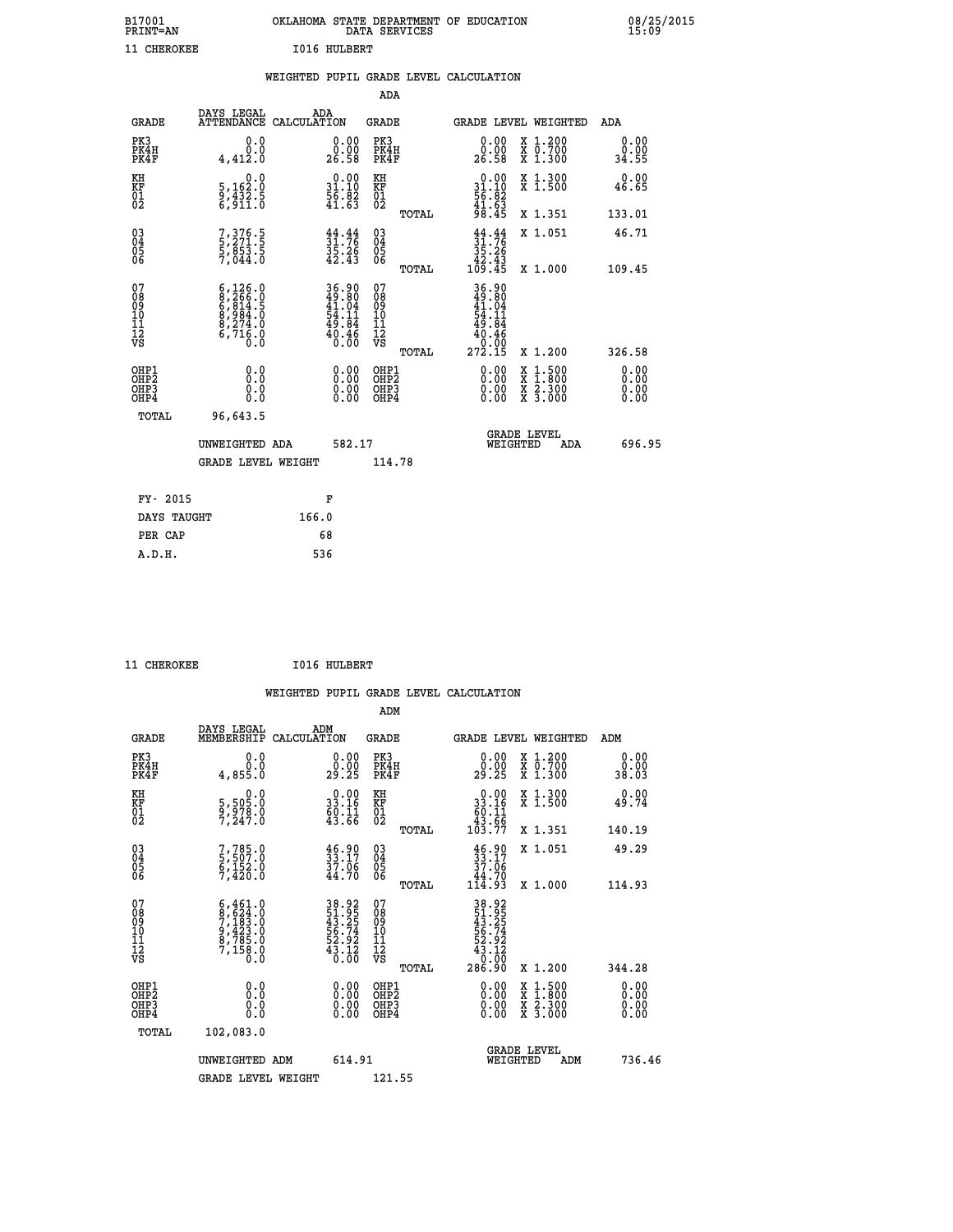B17001 OKLAHOMA STATE DEPARTMENT OF EDUCATION 08/25/2015
PRINT=AN DATA SERVICES 15:09

11 CHEROKEE I016 HULBERT

## WEIGHTED PUPIL GRADE LEVEL CALCULATION

### ADA

| GRADE | DAYS LEGAL ATTENDANCE | ADA CALCULATION | GRADE | | GRADE LEVEL | WEIGHTED | ADA |
|---|---|---|---|---|---|---|---|
| PK3 | 0.0 | 0.00 | PK3 | | 0.00 | X 1.200 | 0.00 |
| PK4H | 0.0 | 0.00 | PK4H | | 0.00 | X 0.700 | 0.00 |
| PK4F | 4,412.0 | 26.58 | PK4F | | 26.58 | X 1.300 | 34.55 |
| KH | 0.0 | 0.00 | KH | | 0.00 | X 1.300 | 0.00 |
| KF | 5,162.0 | 31.10 | KF | | 31.10 | X 1.500 | 46.65 |
| 01 | 9,432.5 | 56.82 | 01 | | 56.82 | | |
| 02 | 6,911.0 | 41.63 | 02 | | 41.63 | | |
| | | | | TOTAL | 98.45 | X 1.351 | 133.01 |
| 03 | 7,376.5 | 44.44 | 03 | | 44.44 | X 1.051 | 46.71 |
| 04 | 5,271.5 | 31.76 | 04 | | 31.76 | | |
| 05 | 5,853.5 | 35.26 | 05 | | 35.26 | | |
| 06 | 7,044.0 | 42.43 | 06 | | 42.43 | | |
| | | | | TOTAL | 109.45 | X 1.000 | 109.45 |
| 07 | 6,126.0 | 36.90 | 07 | | 36.90 | | |
| 08 | 8,266.0 | 49.80 | 08 | | 49.80 | | |
| 09 | 6,814.5 | 41.04 | 09 | | 41.04 | | |
| 10 | 8,984.0 | 54.11 | 10 | | 54.11 | | |
| 11 | 8,274.0 | 49.84 | 11 | | 49.84 | | |
| 12 | 6,716.0 | 40.46 | 12 | | 40.46 | | |
| VS | 0.0 | 0.00 | VS | | 0.00 | | |
| | | | | TOTAL | 272.15 | X 1.200 | 326.58 |
| OHP1 | 0.0 | 0.00 | OHP1 | | 0.00 | X 1.500 | 0.00 |
| OHP2 | 0.0 | 0.00 | OHP2 | | 0.00 | X 1.800 | 0.00 |
| OHP3 | 0.0 | 0.00 | OHP3 | | 0.00 | X 2.300 | 0.00 |
| OHP4 | 0.0 | 0.00 | OHP4 | | 0.00 | X 3.000 | 0.00 |
| TOTAL | 96,643.5 | | | | | | |

UNWEIGHTED ADA 582.17 GRADE LEVEL WEIGHTED ADA 696.95

GRADE LEVEL WEIGHT 114.78

| FY- 2015 | F |
|---|---|
| DAYS TAUGHT | 166.0 |
| PER CAP | 68 |
| A.D.H. | 536 |

11 CHEROKEE I016 HULBERT

## WEIGHTED PUPIL GRADE LEVEL CALCULATION

### ADM

| GRADE | DAYS LEGAL MEMBERSHIP | ADM CALCULATION | GRADE | | GRADE LEVEL | WEIGHTED | ADM |
|---|---|---|---|---|---|---|---|
| PK3 | 0.0 | 0.00 | PK3 | | 0.00 | X 1.200 | 0.00 |
| PK4H | 0.0 | 0.00 | PK4H | | 0.00 | X 0.700 | 0.00 |
| PK4F | 4,855.0 | 29.25 | PK4F | | 29.25 | X 1.300 | 38.03 |
| KH | 0.0 | 0.00 | KH | | 0.00 | X 1.300 | 0.00 |
| KF | 5,505.0 | 33.16 | KF | | 33.16 | X 1.500 | 49.74 |
| 01 | 9,978.0 | 60.11 | 01 | | 60.11 | | |
| 02 | 7,247.0 | 43.66 | 02 | | 43.66 | | |
| | | | | TOTAL | 103.77 | X 1.351 | 140.19 |
| 03 | 7,785.0 | 46.90 | 03 | | 46.90 | X 1.051 | 49.29 |
| 04 | 5,507.0 | 33.17 | 04 | | 33.17 | | |
| 05 | 6,152.0 | 37.06 | 05 | | 37.06 | | |
| 06 | 7,420.0 | 44.70 | 06 | | 44.70 | | |
| | | | | TOTAL | 114.93 | X 1.000 | 114.93 |
| 07 | 6,461.0 | 38.92 | 07 | | 38.92 | | |
| 08 | 8,624.0 | 51.95 | 08 | | 51.95 | | |
| 09 | 7,183.0 | 43.25 | 09 | | 43.25 | | |
| 10 | 9,423.0 | 56.74 | 10 | | 56.74 | | |
| 11 | 8,785.0 | 52.92 | 11 | | 52.92 | | |
| 12 | 7,158.0 | 43.12 | 12 | | 43.12 | | |
| VS | 0.0 | 0.00 | VS | | 0.00 | | |
| | | | | TOTAL | 286.90 | X 1.200 | 344.28 |
| OHP1 | 0.0 | 0.00 | OHP1 | | 0.00 | X 1.500 | 0.00 |
| OHP2 | 0.0 | 0.00 | OHP2 | | 0.00 | X 1.800 | 0.00 |
| OHP3 | 0.0 | 0.00 | OHP3 | | 0.00 | X 2.300 | 0.00 |
| OHP4 | 0.0 | 0.00 | OHP4 | | 0.00 | X 3.000 | 0.00 |
| TOTAL | 102,083.0 | | | | | | |

UNWEIGHTED ADM 614.91 GRADE LEVEL WEIGHTED ADM 736.46

GRADE LEVEL WEIGHT 121.55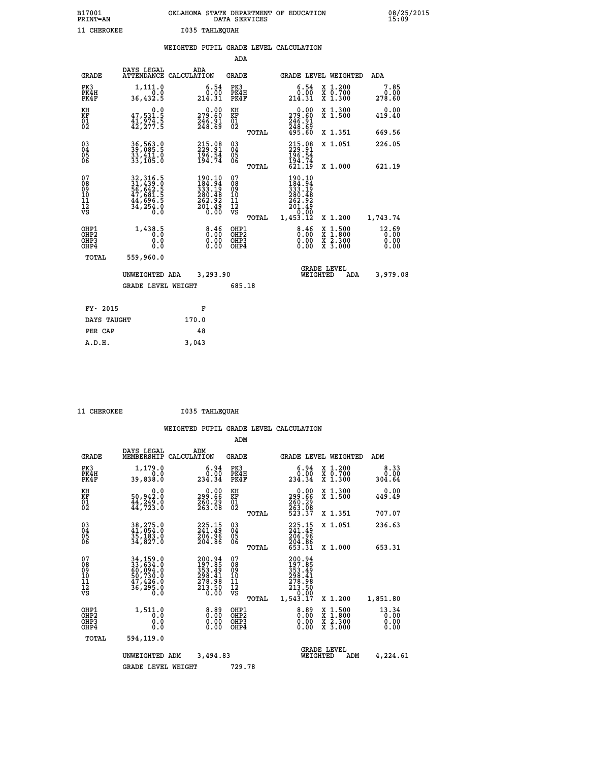B17001 OKLAHOMA STATE DEPARTMENT OF EDUCATION 08/25/2015
PRINT=AN DATA SERVICES 15:09

11 CHEROKEE I035 TAHLEQUAH

## WEIGHTED PUPIL GRADE LEVEL CALCULATION

### ADA

| GRADE | DAYS LEGAL ATTENDANCE | ADA CALCULATION | GRADE | | GRADE LEVEL | WEIGHTED | ADA |
|---|---|---|---|---|---|---|---|
| PK3 | 1,111.0 | 6.54 | PK3 | | 6.54 | X 1.200 | 7.85 |
| PK4H | 0.0 | 0.00 | PK4H | | 0.00 | X 0.700 | 0.00 |
| PK4F | 36,432.5 | 214.31 | PK4F | | 214.31 | X 1.300 | 278.60 |
| KH | 0.0 | 0.00 | KH | | 0.00 | X 1.300 | 0.00 |
| KF | 47,531.5 | 279.60 | KF | | 279.60 | X 1.500 | 419.40 |
| 01 | 41,974.5 | 246.91 | 01 | | 246.91 | | |
| 02 | 42,277.5 | 248.69 | 02 | | 248.69 | | |
| | | | | TOTAL | 495.60 | X 1.351 | 669.56 |
| 03 | 36,563.0 | 215.08 | 03 | | 215.08 | X 1.051 | 226.05 |
| 04 | 39,085.5 | 229.91 | 04 | | 229.91 | | |
| 05 | 33,411.0 | 196.54 | 05 | | 196.54 | | |
| 06 | 33,105.0 | 194.74 | 06 | | 194.74 | | |
| | | | | TOTAL | 621.19 | X 1.000 | 621.19 |
| 07 | 32,316.5 | 190.10 | 07 | | 190.10 | | |
| 08 | 31,439.0 | 184.94 | 08 | | 184.94 | | |
| 09 | 56,642.5 | 333.19 | 09 | | 333.19 | | |
| 10 | 47,681.5 | 280.48 | 10 | | 280.48 | | |
| 11 | 44,696.5 | 262.92 | 11 | | 262.92 | | |
| 12 | 34,254.0 | 201.49 | 12 | | 201.49 | | |
| VS | 0.0 | 0.00 | VS | | 0.00 | | |
| | | | | TOTAL | 1,453.12 | X 1.200 | 1,743.74 |
| OHP1 | 1,438.5 | 8.46 | OHP1 | | 8.46 | X 1.500 | 12.69 |
| OHP2 | 0.0 | 0.00 | OHP2 | | 0.00 | X 1.800 | 0.00 |
| OHP3 | 0.0 | 0.00 | OHP3 | | 0.00 | X 2.300 | 0.00 |
| OHP4 | 0.0 | 0.00 | OHP4 | | 0.00 | X 3.000 | 0.00 |
| TOTAL | 559,960.0 | | | | | | |

UNWEIGHTED ADA 3,293.90 GRADE LEVEL WEIGHTED ADA 3,979.08

GRADE LEVEL WEIGHT 685.18

| FY- 2015 | F |
|---|---|
| DAYS TAUGHT | 170.0 |
| PER CAP | 48 |
| A.D.H. | 3,043 |

11 CHEROKEE I035 TAHLEQUAH

## WEIGHTED PUPIL GRADE LEVEL CALCULATION

### ADM

| GRADE | DAYS LEGAL MEMBERSHIP | ADM CALCULATION | GRADE | | GRADE LEVEL | WEIGHTED | ADM |
|---|---|---|---|---|---|---|---|
| PK3 | 1,179.0 | 6.94 | PK3 | | 6.94 | X 1.200 | 8.33 |
| PK4H | 0.0 | 0.00 | PK4H | | 0.00 | X 0.700 | 0.00 |
| PK4F | 39,838.0 | 234.34 | PK4F | | 234.34 | X 1.300 | 304.64 |
| KH | 0.0 | 0.00 | KH | | 0.00 | X 1.300 | 0.00 |
| KF | 50,942.0 | 299.66 | KF | | 299.66 | X 1.500 | 449.49 |
| 01 | 44,249.0 | 260.29 | 01 | | 260.29 | | |
| 02 | 44,723.0 | 263.08 | 02 | | 263.08 | | |
| | | | | TOTAL | 523.37 | X 1.351 | 707.07 |
| 03 | 38,275.0 | 225.15 | 03 | | 225.15 | X 1.051 | 236.63 |
| 04 | 41,054.0 | 241.49 | 04 | | 241.49 | | |
| 05 | 35,183.0 | 206.96 | 05 | | 206.96 | | |
| 06 | 34,827.0 | 204.86 | 06 | | 204.86 | | |
| | | | | TOTAL | 653.31 | X 1.000 | 653.31 |
| 07 | 34,159.0 | 200.94 | 07 | | 200.94 | | |
| 08 | 33,634.0 | 197.85 | 08 | | 197.85 | | |
| 09 | 60,094.0 | 353.49 | 09 | | 353.49 | | |
| 10 | 50,730.0 | 298.41 | 10 | | 298.41 | | |
| 11 | 47,426.0 | 278.98 | 11 | | 278.98 | | |
| 12 | 36,295.0 | 213.50 | 12 | | 213.50 | | |
| VS | 0.0 | 0.00 | VS | | 0.00 | | |
| | | | | TOTAL | 1,543.17 | X 1.200 | 1,851.80 |
| OHP1 | 1,511.0 | 8.89 | OHP1 | | 8.89 | X 1.500 | 13.34 |
| OHP2 | 0.0 | 0.00 | OHP2 | | 0.00 | X 1.800 | 0.00 |
| OHP3 | 0.0 | 0.00 | OHP3 | | 0.00 | X 2.300 | 0.00 |
| OHP4 | 0.0 | 0.00 | OHP4 | | 0.00 | X 3.000 | 0.00 |
| TOTAL | 594,119.0 | | | | | | |

UNWEIGHTED ADM 3,494.83 GRADE LEVEL WEIGHTED ADM 4,224.61

GRADE LEVEL WEIGHT 729.78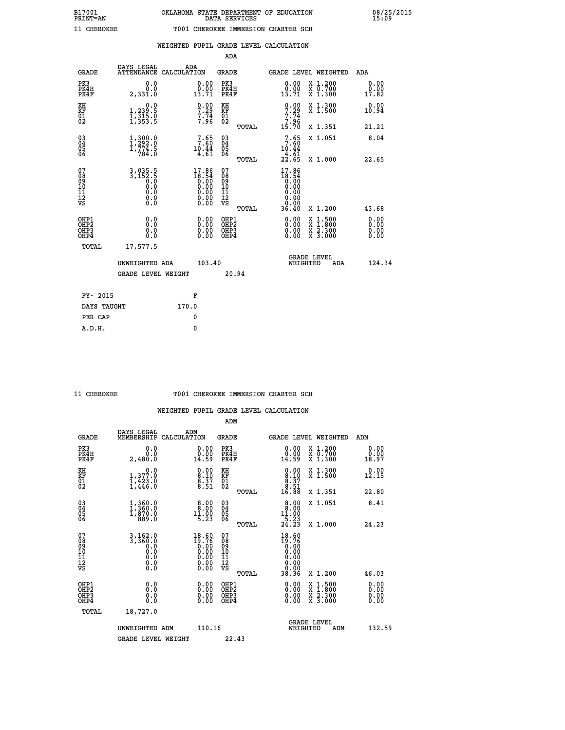B17001 OKLAHOMA STATE DEPARTMENT OF EDUCATION 08/25/2015
PRINT=AN DATA SERVICES 15:09

11 CHEROKEE T001 CHEROKEE IMMERSION CHARTER SCH

WEIGHTED PUPIL GRADE LEVEL CALCULATION

ADA

| GRADE | DAYS LEGAL ATTENDANCE | ADA CALCULATION | GRADE | GRADE LEVEL | WEIGHTED | ADA |
|---|---|---|---|---|---|---|
| PK3 | 0.0 | 0.00 | PK3 | 0.00 | X 1.200 | 0.00 |
| PK4H | 0.0 | 0.00 | PK4H | 0.00 | X 0.700 | 0.00 |
| PK4F | 2,331.0 | 13.71 | PK4F | 13.71 | X 1.300 | 17.82 |
| KH | 0.0 | 0.00 | KH | 0.00 | X 1.300 | 0.00 |
| KF | 1,239.5 | 7.29 | KF | 7.29 | X 1.500 | 10.94 |
| 01 | 1,315.0 | 7.74 | 01 | 7.74 | | |
| 02 | 1,353.5 | 7.96 | 02 | 7.96 | | |
| | | | TOTAL | 15.70 | X 1.351 | 21.21 |
| 03 | 1,300.0 | 7.65 | 03 | 7.65 | X 1.051 | 8.04 |
| 04 | 1,292.0 | 7.60 | 04 | 7.60 | | |
| 05 | 1,774.5 | 10.44 | 05 | 10.44 | | |
| 06 | 784.0 | 4.61 | 06 | 4.61 | | |
| | | | TOTAL | 22.65 | X 1.000 | 22.65 |
| 07 | 3,035.5 | 17.86 | 07 | 17.86 | | |
| 08 | 3,152.5 | 18.54 | 08 | 18.54 | | |
| 09 | 0.0 | 0.00 | 09 | 0.00 | | |
| 10 | 0.0 | 0.00 | 10 | 0.00 | | |
| 11 | 0.0 | 0.00 | 11 | 0.00 | | |
| 12 | 0.0 | 0.00 | 12 | 0.00 | | |
| VS | 0.0 | 0.00 | VS | 0.00 | | |
| | | | TOTAL | 36.40 | X 1.200 | 43.68 |
| OHP1 | 0.0 | 0.00 | OHP1 | 0.00 | X 1.500 | 0.00 |
| OHP2 | 0.0 | 0.00 | OHP2 | 0.00 | X 1.800 | 0.00 |
| OHP3 | 0.0 | 0.00 | OHP3 | 0.00 | X 2.300 | 0.00 |
| OHP4 | 0.0 | 0.00 | OHP4 | 0.00 | X 3.000 | 0.00 |
| TOTAL | 17,577.5 | | | | | |

UNWEIGHTED ADA 103.40 GRADE LEVEL WEIGHTED ADA 124.34

GRADE LEVEL WEIGHT 20.94

FY- 2015 F
DAYS TAUGHT 170.0
PER CAP 0
A.D.H. 0

11 CHEROKEE T001 CHEROKEE IMMERSION CHARTER SCH

WEIGHTED PUPIL GRADE LEVEL CALCULATION

ADM

| GRADE | DAYS LEGAL MEMBERSHIP | ADM CALCULATION | GRADE | GRADE LEVEL | WEIGHTED | ADM |
|---|---|---|---|---|---|---|
| PK3 | 0.0 | 0.00 | PK3 | 0.00 | X 1.200 | 0.00 |
| PK4H | 0.0 | 0.00 | PK4H | 0.00 | X 0.700 | 0.00 |
| PK4F | 2,480.0 | 14.59 | PK4F | 14.59 | X 1.300 | 18.97 |
| KH | 0.0 | 0.00 | KH | 0.00 | X 1.300 | 0.00 |
| KF | 1,377.0 | 8.10 | KF | 8.10 | X 1.500 | 12.15 |
| 01 | 1,423.0 | 8.37 | 01 | 8.37 | | |
| 02 | 1,446.0 | 8.51 | 02 | 8.51 | | |
| | | | TOTAL | 16.88 | X 1.351 | 22.80 |
| 03 | 1,360.0 | 8.00 | 03 | 8.00 | X 1.051 | 8.41 |
| 04 | 1,360.0 | 8.00 | 04 | 8.00 | | |
| 05 | 1,870.0 | 11.00 | 05 | 11.00 | | |
| 06 | 889.0 | 5.23 | 06 | 5.23 | | |
| | | | TOTAL | 24.23 | X 1.000 | 24.23 |
| 07 | 3,162.0 | 18.60 | 07 | 18.60 | | |
| 08 | 3,360.0 | 19.76 | 08 | 19.76 | | |
| 09 | 0.0 | 0.00 | 09 | 0.00 | | |
| 10 | 0.0 | 0.00 | 10 | 0.00 | | |
| 11 | 0.0 | 0.00 | 11 | 0.00 | | |
| 12 | 0.0 | 0.00 | 12 | 0.00 | | |
| VS | 0.0 | 0.00 | VS | 0.00 | | |
| | | | TOTAL | 38.36 | X 1.200 | 46.03 |
| OHP1 | 0.0 | 0.00 | OHP1 | 0.00 | X 1.500 | 0.00 |
| OHP2 | 0.0 | 0.00 | OHP2 | 0.00 | X 1.800 | 0.00 |
| OHP3 | 0.0 | 0.00 | OHP3 | 0.00 | X 2.300 | 0.00 |
| OHP4 | 0.0 | 0.00 | OHP4 | 0.00 | X 3.000 | 0.00 |
| TOTAL | 18,727.0 | | | | | |

UNWEIGHTED ADM 110.16 GRADE LEVEL WEIGHTED ADM 132.59

GRADE LEVEL WEIGHT 22.43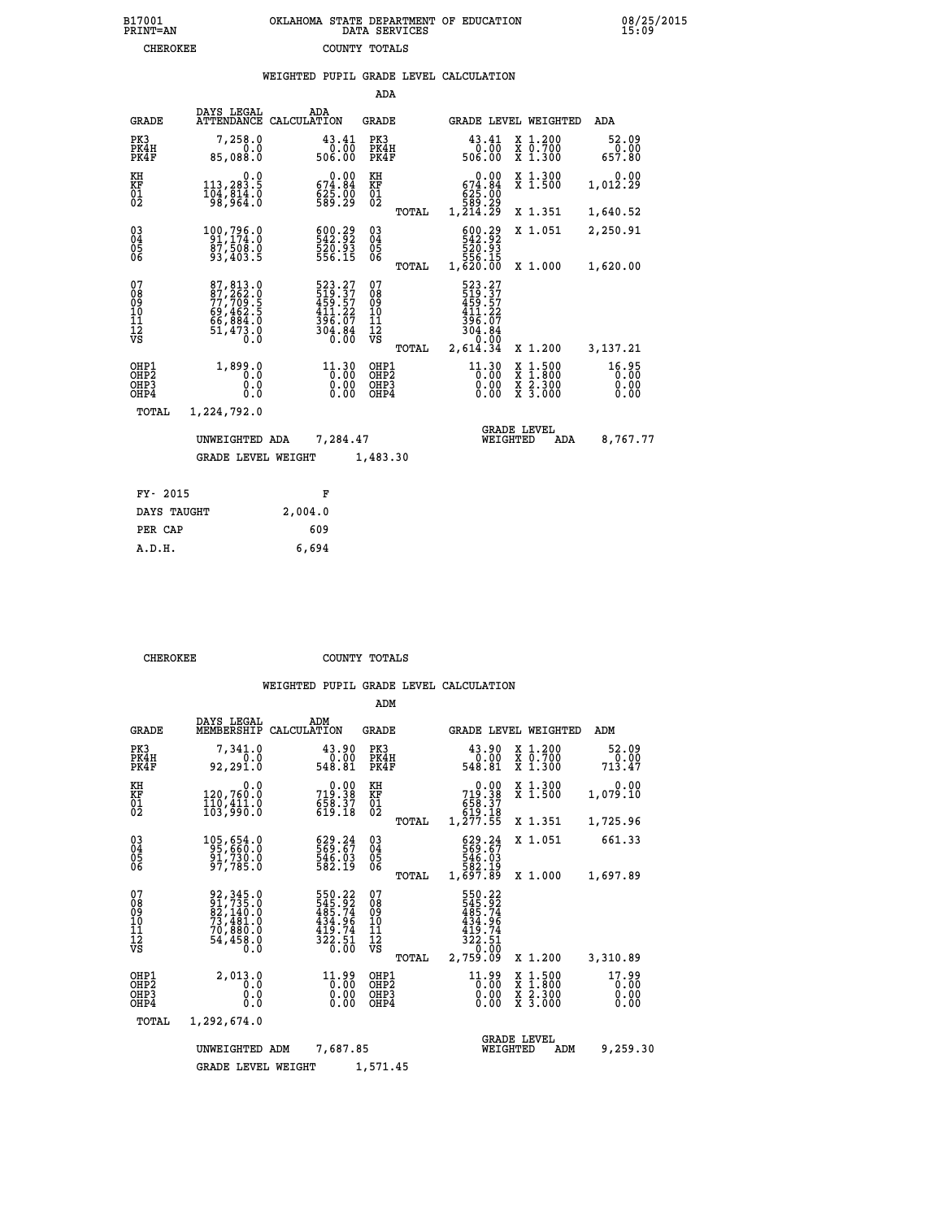B17001 PRINT=AN — OKLAHOMA STATE DEPARTMENT OF EDUCATION DATA SERVICES — 08/25/2015 15:09

CHEROKEE — COUNTY TOTALS

## WEIGHTED PUPIL GRADE LEVEL CALCULATION

### ADA

| GRADE | DAYS LEGAL ATTENDANCE | ADA CALCULATION | GRADE | | GRADE LEVEL | WEIGHTED | ADA |
|---|---|---|---|---|---|---|---|
| PK3 | 7,258.0 | 43.41 | PK3 | | 43.41 | X 1.200 | 52.09 |
| PK4H | 0.0 | 0.00 | PK4H | | 0.00 | X 0.700 | 0.00 |
| PK4F | 85,088.0 | 506.00 | PK4F | | 506.00 | X 1.300 | 657.80 |
| KH | 0.0 | 0.00 | KH | | 0.00 | X 1.300 | 0.00 |
| KF | 113,283.5 | 674.84 | KF | | 674.84 | X 1.500 | 1,012.29 |
| 01 | 104,814.0 | 625.00 | 01 | | 625.00 | | |
| 02 | 98,964.0 | 589.29 | 02 | | 589.29 | | |
| | | | | TOTAL | 1,214.29 | X 1.351 | 1,640.52 |
| 03 | 100,796.0 | 600.29 | 03 | | 600.29 | X 1.051 | 2,250.91 |
| 04 | 91,174.0 | 542.92 | 04 | | 542.92 | | |
| 05 | 87,508.0 | 520.93 | 05 | | 520.93 | | |
| 06 | 93,403.5 | 556.15 | 06 | | 556.15 | | |
| | | | | TOTAL | 1,620.00 | X 1.000 | 1,620.00 |
| 07 | 87,813.0 | 523.27 | 07 | | 523.27 | | |
| 08 | 87,262.0 | 519.37 | 08 | | 519.37 | | |
| 09 | 77,709.5 | 459.57 | 09 | | 459.57 | | |
| 10 | 69,462.5 | 411.22 | 10 | | 411.22 | | |
| 11 | 66,884.0 | 396.07 | 11 | | 396.07 | | |
| 12 | 51,473.0 | 304.84 | 12 | | 304.84 | | |
| VS | 0.0 | 0.00 | VS | | 0.00 | | |
| | | | | TOTAL | 2,614.34 | X 1.200 | 3,137.21 |
| OHP1 | 1,899.0 | 11.30 | OHP1 | | 11.30 | X 1.500 | 16.95 |
| OHP2 | 0.0 | 0.00 | OHP2 | | 0.00 | X 1.800 | 0.00 |
| OHP3 | 0.0 | 0.00 | OHP3 | | 0.00 | X 2.300 | 0.00 |
| OHP4 | 0.0 | 0.00 | OHP4 | | 0.00 | X 3.000 | 0.00 |
| TOTAL | 1,224,792.0 | | | | | | |

UNWEIGHTED ADA 7,284.47 — GRADE LEVEL WEIGHTED ADA 8,767.77

GRADE LEVEL WEIGHT 1,483.30

| FY- 2015 | F |
|---|---|
| DAYS TAUGHT | 2,004.0 |
| PER CAP | 609 |
| A.D.H. | 6,694 |

CHEROKEE — COUNTY TOTALS

## WEIGHTED PUPIL GRADE LEVEL CALCULATION

### ADM

| GRADE | DAYS LEGAL MEMBERSHIP | ADM CALCULATION | GRADE | | GRADE LEVEL | WEIGHTED | ADM |
|---|---|---|---|---|---|---|---|
| PK3 | 7,341.0 | 43.90 | PK3 | | 43.90 | X 1.200 | 52.09 |
| PK4H | 0.0 | 0.00 | PK4H | | 0.00 | X 0.700 | 0.00 |
| PK4F | 92,291.0 | 548.81 | PK4F | | 548.81 | X 1.300 | 713.47 |
| KH | 0.0 | 0.00 | KH | | 0.00 | X 1.300 | 0.00 |
| KF | 120,760.0 | 719.38 | KF | | 719.38 | X 1.500 | 1,079.10 |
| 01 | 110,411.0 | 658.37 | 01 | | 658.37 | | |
| 02 | 103,990.0 | 619.18 | 02 | | 619.18 | | |
| | | | | TOTAL | 1,277.55 | X 1.351 | 1,725.96 |
| 03 | 105,654.0 | 629.24 | 03 | | 629.24 | X 1.051 | 661.33 |
| 04 | 95,660.0 | 569.67 | 04 | | 569.67 | | |
| 05 | 91,730.0 | 546.03 | 05 | | 546.03 | | |
| 06 | 97,785.0 | 582.19 | 06 | | 582.19 | | |
| | | | | TOTAL | 1,697.89 | X 1.000 | 1,697.89 |
| 07 | 92,345.0 | 550.22 | 07 | | 550.22 | | |
| 08 | 91,735.0 | 545.92 | 08 | | 545.92 | | |
| 09 | 82,140.0 | 485.74 | 09 | | 485.74 | | |
| 10 | 73,481.0 | 434.96 | 10 | | 434.96 | | |
| 11 | 70,880.0 | 419.74 | 11 | | 419.74 | | |
| 12 | 54,458.0 | 322.51 | 12 | | 322.51 | | |
| VS | 0.0 | 0.00 | VS | | 0.00 | | |
| | | | | TOTAL | 2,759.09 | X 1.200 | 3,310.89 |
| OHP1 | 2,013.0 | 11.99 | OHP1 | | 11.99 | X 1.500 | 17.99 |
| OHP2 | 0.0 | 0.00 | OHP2 | | 0.00 | X 1.800 | 0.00 |
| OHP3 | 0.0 | 0.00 | OHP3 | | 0.00 | X 2.300 | 0.00 |
| OHP4 | 0.0 | 0.00 | OHP4 | | 0.00 | X 3.000 | 0.00 |
| TOTAL | 1,292,674.0 | | | | | | |

UNWEIGHTED ADM 7,687.85 — GRADE LEVEL WEIGHTED ADM 9,259.30

GRADE LEVEL WEIGHT 1,571.45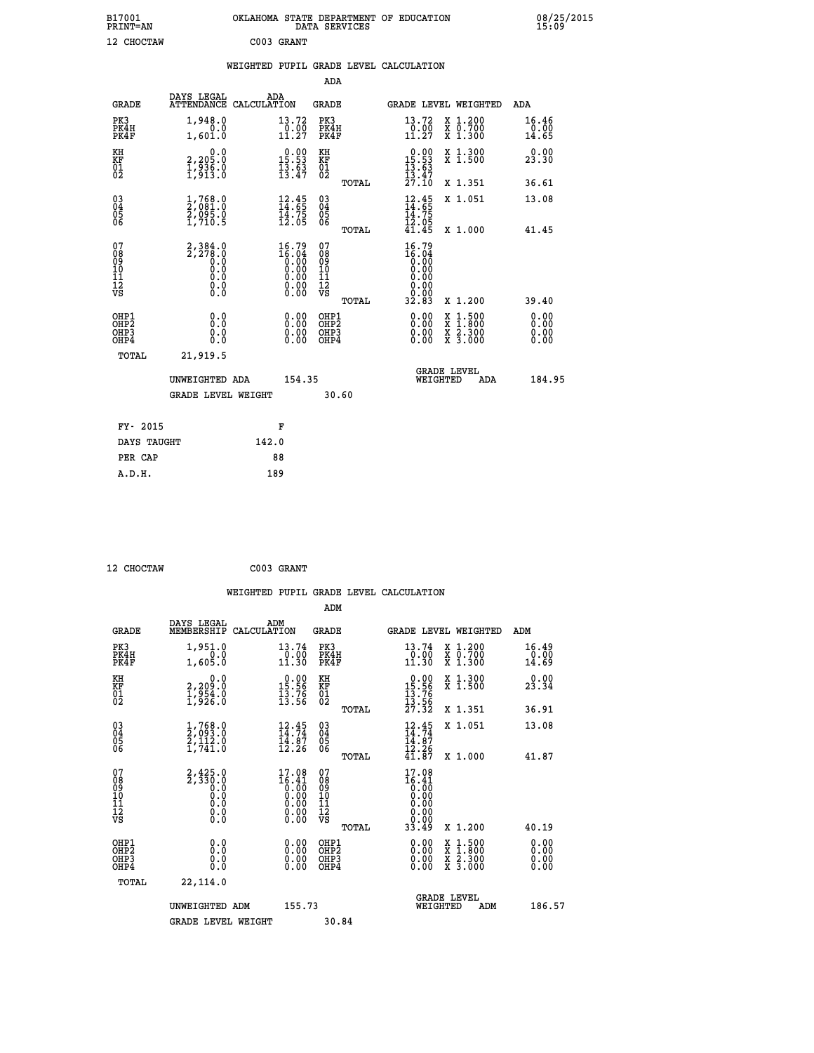B17001 OKLAHOMA STATE DEPARTMENT OF EDUCATION 08/25/2015
PRINT=AN DATA SERVICES 15:09

12 CHOCTAW C003 GRANT

## WEIGHTED PUPIL GRADE LEVEL CALCULATION

### ADA

| GRADE | DAYS LEGAL ATTENDANCE | ADA CALCULATION | GRADE | GRADE LEVEL | WEIGHTED | ADA |
|---|---|---|---|---|---|---|
| PK3 | 1,948.0 | 13.72 | PK3 | 13.72 | X 1.200 | 16.46 |
| PK4H | 0.0 | 0.00 | PK4H | 0.00 | X 0.700 | 0.00 |
| PK4F | 1,601.0 | 11.27 | PK4F | 11.27 | X 1.300 | 14.65 |
| KH | 0.0 | 0.00 | KH | 0.00 | X 1.300 | 0.00 |
| KF | 2,205.0 | 15.53 | KF | 15.53 | X 1.500 | 23.30 |
| 01 | 1,936.0 | 13.63 | 01 | 13.63 | | |
| 02 | 1,913.0 | 13.47 | 02 | 13.47 | | |
| | | | TOTAL | 27.10 | X 1.351 | 36.61 |
| 03 | 1,768.0 | 12.45 | 03 | 12.45 | X 1.051 | 13.08 |
| 04 | 2,081.0 | 14.65 | 04 | 14.65 | | |
| 05 | 2,095.0 | 14.75 | 05 | 14.75 | | |
| 06 | 1,710.5 | 12.05 | 06 | 12.05 | | |
| | | | TOTAL | 41.45 | X 1.000 | 41.45 |
| 07 | 2,384.0 | 16.79 | 07 | 16.79 | | |
| 08 | 2,278.0 | 16.04 | 08 | 16.04 | | |
| 09 | 0.0 | 0.00 | 09 | 0.00 | | |
| 10 | 0.0 | 0.00 | 10 | 0.00 | | |
| 11 | 0.0 | 0.00 | 11 | 0.00 | | |
| 12 | 0.0 | 0.00 | 12 | 0.00 | | |
| VS | 0.0 | 0.00 | VS | 0.00 | | |
| | | | TOTAL | 32.83 | X 1.200 | 39.40 |
| OHP1 | 0.0 | 0.00 | OHP1 | 0.00 | X 1.500 | 0.00 |
| OHP2 | 0.0 | 0.00 | OHP2 | 0.00 | X 1.800 | 0.00 |
| OHP3 | 0.0 | 0.00 | OHP3 | 0.00 | X 2.300 | 0.00 |
| OHP4 | 0.0 | 0.00 | OHP4 | 0.00 | X 3.000 | 0.00 |
| TOTAL | 21,919.5 | | | | | |

UNWEIGHTED ADA 154.35 GRADE LEVEL WEIGHTED ADA 184.95

GRADE LEVEL WEIGHT 30.60

| FY- 2015 | F |
|---|---|
| DAYS TAUGHT | 142.0 |
| PER CAP | 88 |
| A.D.H. | 189 |

12 CHOCTAW C003 GRANT

## WEIGHTED PUPIL GRADE LEVEL CALCULATION

### ADM

| GRADE | DAYS LEGAL MEMBERSHIP | ADM CALCULATION | GRADE | GRADE LEVEL | WEIGHTED | ADM |
|---|---|---|---|---|---|---|
| PK3 | 1,951.0 | 13.74 | PK3 | 13.74 | X 1.200 | 16.49 |
| PK4H | 0.0 | 0.00 | PK4H | 0.00 | X 0.700 | 0.00 |
| PK4F | 1,605.0 | 11.30 | PK4F | 11.30 | X 1.300 | 14.69 |
| KH | 0.0 | 0.00 | KH | 0.00 | X 1.300 | 0.00 |
| KF | 2,209.0 | 15.56 | KF | 15.56 | X 1.500 | 23.34 |
| 01 | 1,954.0 | 13.76 | 01 | 13.76 | | |
| 02 | 1,926.0 | 13.56 | 02 | 13.56 | | |
| | | | TOTAL | 27.32 | X 1.351 | 36.91 |
| 03 | 1,768.0 | 12.45 | 03 | 12.45 | X 1.051 | 13.08 |
| 04 | 2,093.0 | 14.74 | 04 | 14.74 | | |
| 05 | 2,112.0 | 14.87 | 05 | 14.87 | | |
| 06 | 1,741.0 | 12.26 | 06 | 12.26 | | |
| | | | TOTAL | 41.87 | X 1.000 | 41.87 |
| 07 | 2,425.0 | 17.08 | 07 | 17.08 | | |
| 08 | 2,330.0 | 16.41 | 08 | 16.41 | | |
| 09 | 0.0 | 0.00 | 09 | 0.00 | | |
| 10 | 0.0 | 0.00 | 10 | 0.00 | | |
| 11 | 0.0 | 0.00 | 11 | 0.00 | | |
| 12 | 0.0 | 0.00 | 12 | 0.00 | | |
| VS | 0.0 | 0.00 | VS | 0.00 | | |
| | | | TOTAL | 33.49 | X 1.200 | 40.19 |
| OHP1 | 0.0 | 0.00 | OHP1 | 0.00 | X 1.500 | 0.00 |
| OHP2 | 0.0 | 0.00 | OHP2 | 0.00 | X 1.800 | 0.00 |
| OHP3 | 0.0 | 0.00 | OHP3 | 0.00 | X 2.300 | 0.00 |
| OHP4 | 0.0 | 0.00 | OHP4 | 0.00 | X 3.000 | 0.00 |
| TOTAL | 22,114.0 | | | | | |

UNWEIGHTED ADM 155.73 GRADE LEVEL WEIGHTED ADM 186.57

GRADE LEVEL WEIGHT 30.84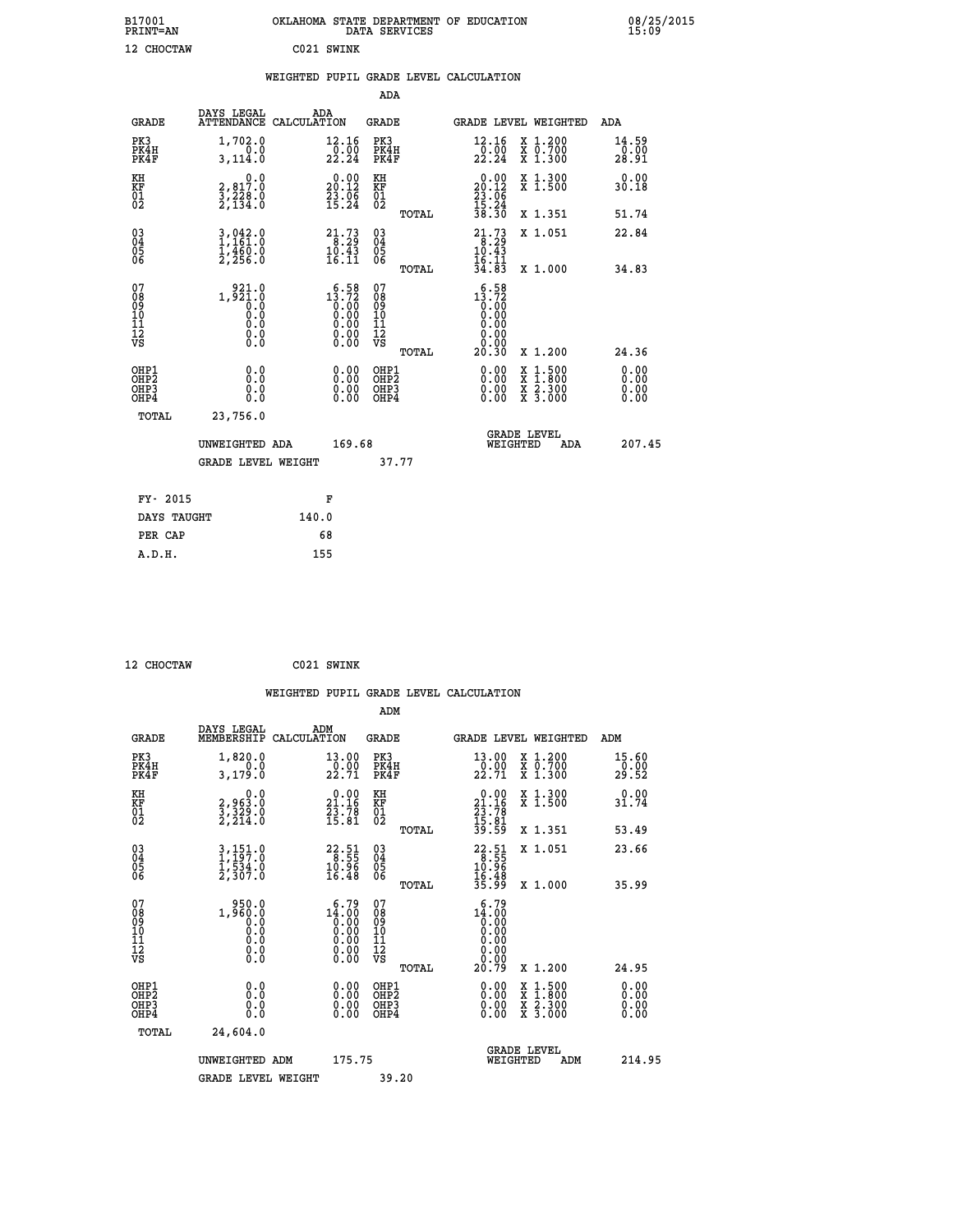B17001 OKLAHOMA STATE DEPARTMENT OF EDUCATION 08/25/2015
PRINT=AN DATA SERVICES 15:09

12 CHOCTAW C021 SWINK

## WEIGHTED PUPIL GRADE LEVEL CALCULATION

### ADA

| GRADE | DAYS LEGAL ATTENDANCE | ADA CALCULATION | GRADE | GRADE LEVEL | WEIGHTED | ADA |
|---|---|---|---|---|---|---|
| PK3 | 1,702.0 | 12.16 | PK3 | 12.16 | X 1.200 | 14.59 |
| PK4H | 0.0 | 0.00 | PK4H | 0.00 | X 0.700 | 0.00 |
| PK4F | 3,114.0 | 22.24 | PK4F | 22.24 | X 1.300 | 28.91 |
| KH | 0.0 | 0.00 | KH | 0.00 | X 1.300 | 0.00 |
| KF | 2,817.0 | 20.12 | KF | 20.12 | X 1.500 | 30.18 |
| 01 | 3,228.0 | 23.06 | 01 | 23.06 | | |
| 02 | 2,134.0 | 15.24 | 02 | 15.24 | | |
| | | | TOTAL | 38.30 | X 1.351 | 51.74 |
| 03 | 3,042.0 | 21.73 | 03 | 21.73 | X 1.051 | 22.84 |
| 04 | 1,161.0 | 8.29 | 04 | 8.29 | | |
| 05 | 1,460.0 | 10.43 | 05 | 10.43 | | |
| 06 | 2,256.0 | 16.11 | 06 | 16.11 | | |
| | | | TOTAL | 34.83 | X 1.000 | 34.83 |
| 07 | 921.0 | 6.58 | 07 | 6.58 | | |
| 08 | 1,921.0 | 13.72 | 08 | 13.72 | | |
| 09 | 0.0 | 0.00 | 09 | 0.00 | | |
| 10 | 0.0 | 0.00 | 10 | 0.00 | | |
| 11 | 0.0 | 0.00 | 11 | 0.00 | | |
| 12 | 0.0 | 0.00 | 12 | 0.00 | | |
| VS | 0.0 | 0.00 | VS | 0.00 | | |
| | | | TOTAL | 20.30 | X 1.200 | 24.36 |
| OHP1 | 0.0 | 0.00 | OHP1 | 0.00 | X 1.500 | 0.00 |
| OHP2 | 0.0 | 0.00 | OHP2 | 0.00 | X 1.800 | 0.00 |
| OHP3 | 0.0 | 0.00 | OHP3 | 0.00 | X 2.300 | 0.00 |
| OHP4 | 0.0 | 0.00 | OHP4 | 0.00 | X 3.000 | 0.00 |
| TOTAL | 23,756.0 | | | | | |

UNWEIGHTED ADA 169.68 GRADE LEVEL WEIGHTED ADA 207.45

GRADE LEVEL WEIGHT 37.77

| FY- 2015 | F |
|---|---|
| DAYS TAUGHT | 140.0 |
| PER CAP | 68 |
| A.D.H. | 155 |

12 CHOCTAW C021 SWINK

## WEIGHTED PUPIL GRADE LEVEL CALCULATION

### ADM

| GRADE | DAYS LEGAL MEMBERSHIP | ADM CALCULATION | GRADE | GRADE LEVEL | WEIGHTED | ADM |
|---|---|---|---|---|---|---|
| PK3 | 1,820.0 | 13.00 | PK3 | 13.00 | X 1.200 | 15.60 |
| PK4H | 0.0 | 0.00 | PK4H | 0.00 | X 0.700 | 0.00 |
| PK4F | 3,179.0 | 22.71 | PK4F | 22.71 | X 1.300 | 29.52 |
| KH | 0.0 | 0.00 | KH | 0.00 | X 1.300 | 0.00 |
| KF | 2,963.0 | 21.16 | KF | 21.16 | X 1.500 | 31.74 |
| 01 | 3,329.0 | 23.78 | 01 | 23.78 | | |
| 02 | 2,214.0 | 15.81 | 02 | 15.81 | | |
| | | | TOTAL | 39.59 | X 1.351 | 53.49 |
| 03 | 3,151.0 | 22.51 | 03 | 22.51 | X 1.051 | 23.66 |
| 04 | 1,197.0 | 8.55 | 04 | 8.55 | | |
| 05 | 1,534.0 | 10.96 | 05 | 10.96 | | |
| 06 | 2,307.0 | 16.48 | 06 | 16.48 | | |
| | | | TOTAL | 35.99 | X 1.000 | 35.99 |
| 07 | 950.0 | 6.79 | 07 | 6.79 | | |
| 08 | 1,960.0 | 14.00 | 08 | 14.00 | | |
| 09 | 0.0 | 0.00 | 09 | 0.00 | | |
| 10 | 0.0 | 0.00 | 10 | 0.00 | | |
| 11 | 0.0 | 0.00 | 11 | 0.00 | | |
| 12 | 0.0 | 0.00 | 12 | 0.00 | | |
| VS | 0.0 | 0.00 | VS | 0.00 | | |
| | | | TOTAL | 20.79 | X 1.200 | 24.95 |
| OHP1 | 0.0 | 0.00 | OHP1 | 0.00 | X 1.500 | 0.00 |
| OHP2 | 0.0 | 0.00 | OHP2 | 0.00 | X 1.800 | 0.00 |
| OHP3 | 0.0 | 0.00 | OHP3 | 0.00 | X 2.300 | 0.00 |
| OHP4 | 0.0 | 0.00 | OHP4 | 0.00 | X 3.000 | 0.00 |
| TOTAL | 24,604.0 | | | | | |

UNWEIGHTED ADM 175.75 GRADE LEVEL WEIGHTED ADM 214.95

GRADE LEVEL WEIGHT 39.20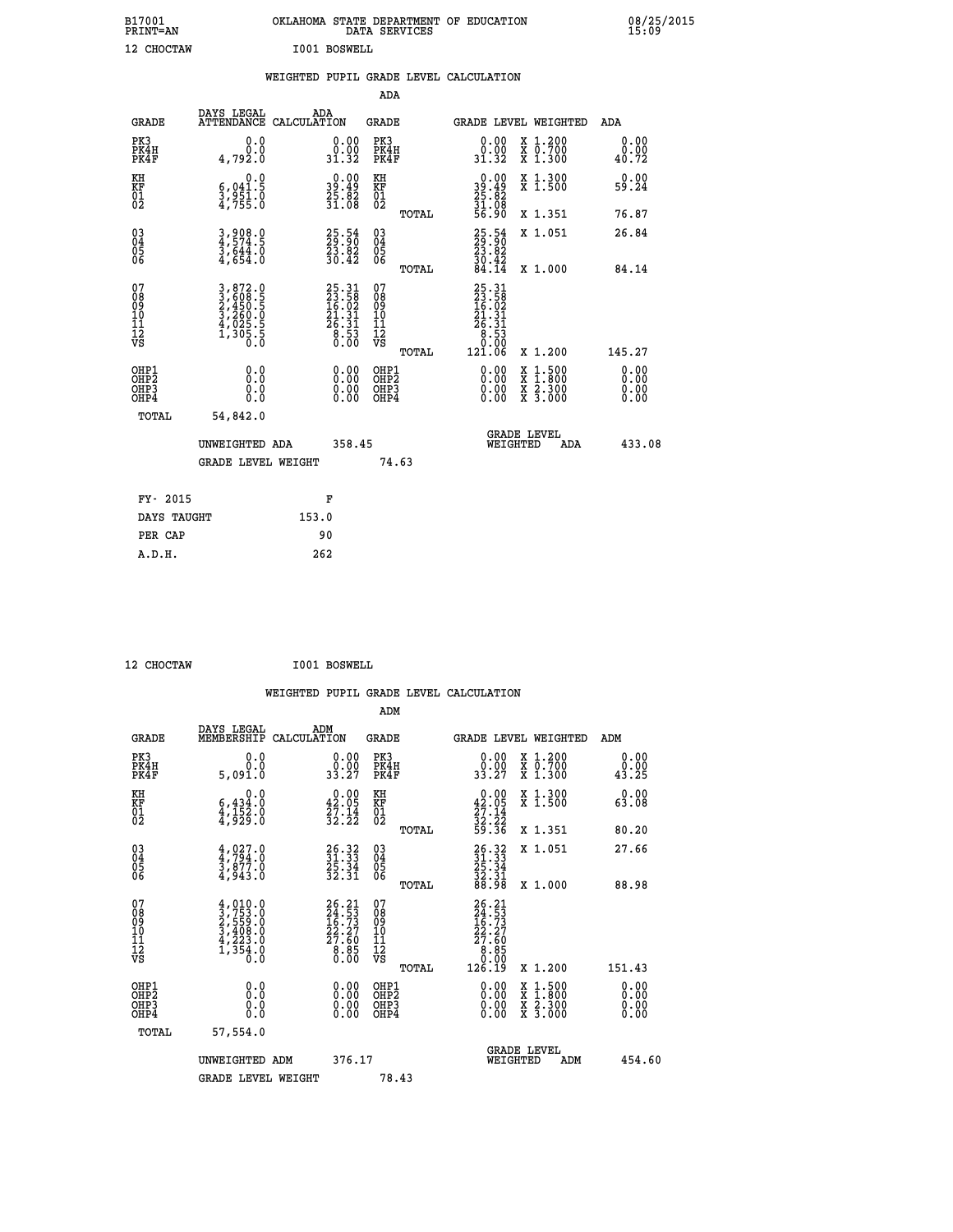B17001 OKLAHOMA STATE DEPARTMENT OF EDUCATION 08/25/2015
PRINT=AN DATA SERVICES 15:09

12 CHOCTAW I001 BOSWELL

## WEIGHTED PUPIL GRADE LEVEL CALCULATION

### ADA

| GRADE | DAYS LEGAL ATTENDANCE | ADA CALCULATION | GRADE | GRADE LEVEL | WEIGHTED | ADA |
|---|---|---|---|---|---|---|
| PK3 | 0.0 | 0.00 | PK3 | 0.00 | X 1.200 | 0.00 |
| PK4H | 0.0 | 0.00 | PK4H | 0.00 | X 0.700 | 0.00 |
| PK4F | 4,792.0 | 31.32 | PK4F | 31.32 | X 1.300 | 40.72 |
| KH | 0.0 | 0.00 | KH | 0.00 | X 1.300 | 0.00 |
| KF | 6,041.5 | 39.49 | KF | 39.49 | X 1.500 | 59.24 |
| 01 | 3,951.0 | 25.82 | 01 | 25.82 | | |
| 02 | 4,755.0 | 31.08 | 02 | 31.08 | | |
| | | | TOTAL | 56.90 | X 1.351 | 76.87 |
| 03 | 3,908.0 | 25.54 | 03 | 25.54 | X 1.051 | 26.84 |
| 04 | 4,574.5 | 29.90 | 04 | 29.90 | | |
| 05 | 3,644.0 | 23.82 | 05 | 23.82 | | |
| 06 | 4,654.0 | 30.42 | 06 | 30.42 | | |
| | | | TOTAL | 84.14 | X 1.000 | 84.14 |
| 07 | 3,872.0 | 25.31 | 07 | 25.31 | | |
| 08 | 3,608.5 | 23.58 | 08 | 23.58 | | |
| 09 | 2,450.5 | 16.02 | 09 | 16.02 | | |
| 10 | 3,260.0 | 21.31 | 10 | 21.31 | | |
| 11 | 4,025.5 | 26.31 | 11 | 26.31 | | |
| 12 | 1,305.5 | 8.53 | 12 | 8.53 | | |
| VS | 0.0 | 0.00 | VS | 0.00 | | |
| | | | TOTAL | 121.06 | X 1.200 | 145.27 |
| OHP1 | 0.0 | 0.00 | OHP1 | 0.00 | X 1.500 | 0.00 |
| OHP2 | 0.0 | 0.00 | OHP2 | 0.00 | X 1.800 | 0.00 |
| OHP3 | 0.0 | 0.00 | OHP3 | 0.00 | X 2.300 | 0.00 |
| OHP4 | 0.0 | 0.00 | OHP4 | 0.00 | X 3.000 | 0.00 |
| TOTAL | 54,842.0 | | | | | |

UNWEIGHTED ADA 358.45 GRADE LEVEL WEIGHTED ADA 433.08

GRADE LEVEL WEIGHT 74.63

| FY- 2015 | F |
|---|---|
| DAYS TAUGHT | 153.0 |
| PER CAP | 90 |
| A.D.H. | 262 |

12 CHOCTAW I001 BOSWELL

## WEIGHTED PUPIL GRADE LEVEL CALCULATION

### ADM

| GRADE | DAYS LEGAL MEMBERSHIP | ADM CALCULATION | GRADE | GRADE LEVEL | WEIGHTED | ADM |
|---|---|---|---|---|---|---|
| PK3 | 0.0 | 0.00 | PK3 | 0.00 | X 1.200 | 0.00 |
| PK4H | 0.0 | 0.00 | PK4H | 0.00 | X 0.700 | 0.00 |
| PK4F | 5,091.0 | 33.27 | PK4F | 33.27 | X 1.300 | 43.25 |
| KH | 0.0 | 0.00 | KH | 0.00 | X 1.300 | 0.00 |
| KF | 6,434.0 | 42.05 | KF | 42.05 | X 1.500 | 63.08 |
| 01 | 4,152.0 | 27.14 | 01 | 27.14 | | |
| 02 | 4,929.0 | 32.22 | 02 | 32.22 | | |
| | | | TOTAL | 59.36 | X 1.351 | 80.20 |
| 03 | 4,027.0 | 26.32 | 03 | 26.32 | X 1.051 | 27.66 |
| 04 | 4,794.0 | 31.33 | 04 | 31.33 | | |
| 05 | 3,877.0 | 25.34 | 05 | 25.34 | | |
| 06 | 4,943.0 | 32.31 | 06 | 32.31 | | |
| | | | TOTAL | 88.98 | X 1.000 | 88.98 |
| 07 | 4,010.0 | 26.21 | 07 | 26.21 | | |
| 08 | 3,753.0 | 24.53 | 08 | 24.53 | | |
| 09 | 2,559.0 | 16.73 | 09 | 16.73 | | |
| 10 | 3,408.0 | 22.27 | 10 | 22.27 | | |
| 11 | 4,223.0 | 27.60 | 11 | 27.60 | | |
| 12 | 1,354.0 | 8.85 | 12 | 8.85 | | |
| VS | 0.0 | 0.00 | VS | 0.00 | | |
| | | | TOTAL | 126.19 | X 1.200 | 151.43 |
| OHP1 | 0.0 | 0.00 | OHP1 | 0.00 | X 1.500 | 0.00 |
| OHP2 | 0.0 | 0.00 | OHP2 | 0.00 | X 1.800 | 0.00 |
| OHP3 | 0.0 | 0.00 | OHP3 | 0.00 | X 2.300 | 0.00 |
| OHP4 | 0.0 | 0.00 | OHP4 | 0.00 | X 3.000 | 0.00 |
| TOTAL | 57,554.0 | | | | | |

UNWEIGHTED ADM 376.17 GRADE LEVEL WEIGHTED ADM 454.60

GRADE LEVEL WEIGHT 78.43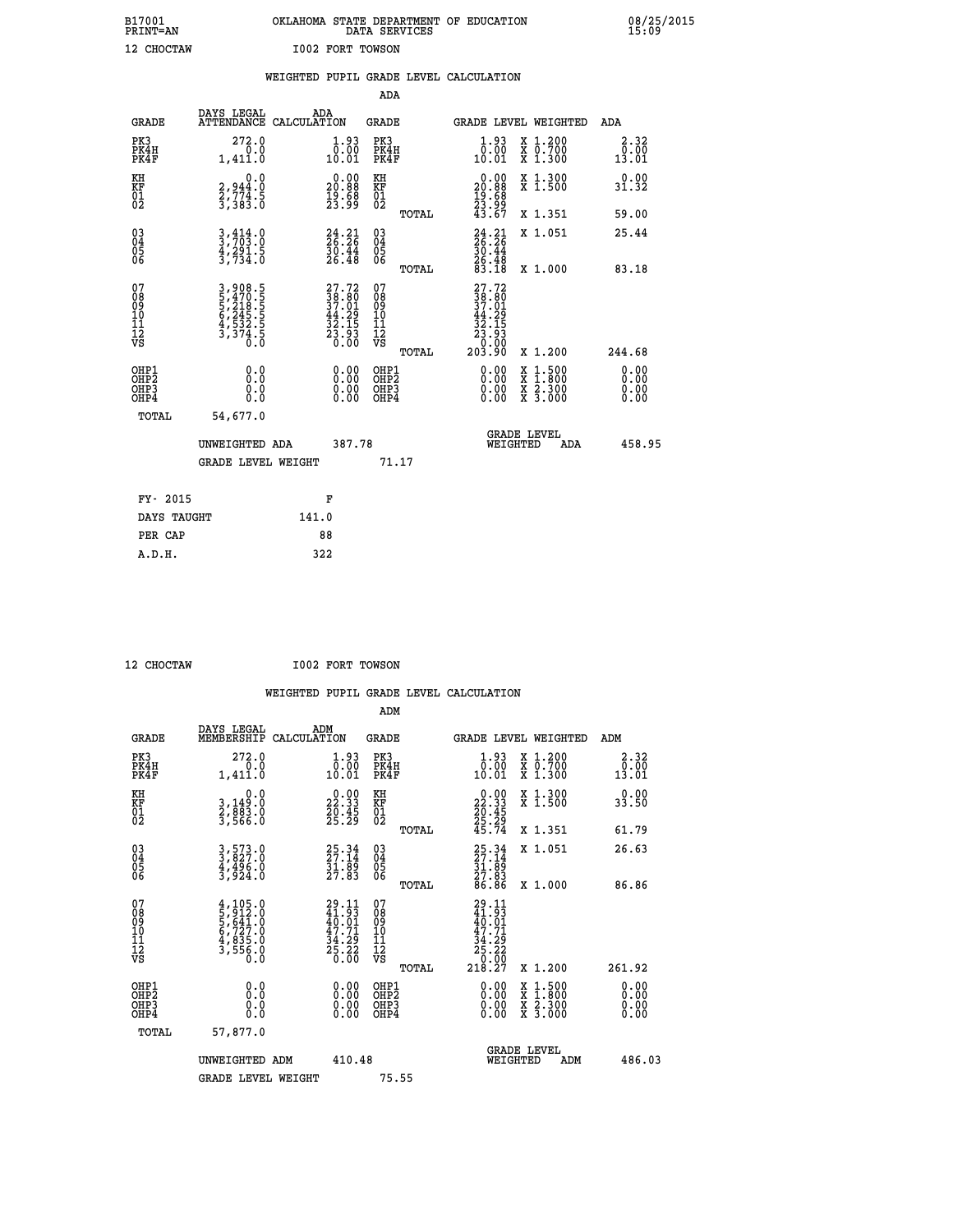B17001 OKLAHOMA STATE DEPARTMENT OF EDUCATION 08/25/2015
PRINT=AN DATA SERVICES 15:09

12 CHOCTAW I002 FORT TOWSON

WEIGHTED PUPIL GRADE LEVEL CALCULATION

ADA

| GRADE | DAYS LEGAL ATTENDANCE | ADA CALCULATION | GRADE | | GRADE LEVEL | WEIGHTED | ADA |
|---|---|---|---|---|---|---|---|
| PK3 | 272.0 | 1.93 | PK3 | | 1.93 | X 1.200 | 2.32 |
| PK4H | 0.0 | 0.00 | PK4H | | 0.00 | X 0.700 | 0.00 |
| PK4F | 1,411.0 | 10.01 | PK4F | | 10.01 | X 1.300 | 13.01 |
| KH | 0.0 | 0.00 | KH | | 0.00 | X 1.300 | 0.00 |
| KF | 2,944.0 | 20.88 | KF | | 20.88 | X 1.500 | 31.32 |
| 01 | 2,774.5 | 19.68 | 01 | | 19.68 | | |
| 02 | 3,383.0 | 23.99 | 02 | | 23.99 | | |
| | | | | TOTAL | 43.67 | X 1.351 | 59.00 |
| 03 | 3,414.0 | 24.21 | 03 | | 24.21 | X 1.051 | 25.44 |
| 04 | 3,703.0 | 26.26 | 04 | | 26.26 | | |
| 05 | 4,291.5 | 30.44 | 05 | | 30.44 | | |
| 06 | 3,734.0 | 26.48 | 06 | | 26.48 | | |
| | | | | TOTAL | 83.18 | X 1.000 | 83.18 |
| 07 | 3,908.5 | 27.72 | 07 | | 27.72 | | |
| 08 | 5,470.5 | 38.80 | 08 | | 38.80 | | |
| 09 | 5,218.5 | 37.01 | 09 | | 37.01 | | |
| 10 | 6,245.5 | 44.29 | 10 | | 44.29 | | |
| 11 | 4,532.5 | 32.15 | 11 | | 32.15 | | |
| 12 | 3,374.5 | 23.93 | 12 | | 23.93 | | |
| VS | 0.0 | 0.00 | VS | | 0.00 | | |
| | | | | TOTAL | 203.90 | X 1.200 | 244.68 |
| OHP1 | 0.0 | 0.00 | OHP1 | | 0.00 | X 1.500 | 0.00 |
| OHP2 | 0.0 | 0.00 | OHP2 | | 0.00 | X 1.800 | 0.00 |
| OHP3 | 0.0 | 0.00 | OHP3 | | 0.00 | X 2.300 | 0.00 |
| OHP4 | 0.0 | 0.00 | OHP4 | | 0.00 | X 3.000 | 0.00 |
| TOTAL | 54,677.0 | | | | | | |

UNWEIGHTED ADA 387.78 GRADE LEVEL WEIGHTED ADA 458.95

GRADE LEVEL WEIGHT 71.17

| FY- 2015 | F |
|---|---|
| DAYS TAUGHT | 141.0 |
| PER CAP | 88 |
| A.D.H. | 322 |

12 CHOCTAW I002 FORT TOWSON

WEIGHTED PUPIL GRADE LEVEL CALCULATION

ADM

| GRADE | DAYS LEGAL MEMBERSHIP | ADM CALCULATION | GRADE | | GRADE LEVEL | WEIGHTED | ADM |
|---|---|---|---|---|---|---|---|
| PK3 | 272.0 | 1.93 | PK3 | | 1.93 | X 1.200 | 2.32 |
| PK4H | 0.0 | 0.00 | PK4H | | 0.00 | X 0.700 | 0.00 |
| PK4F | 1,411.0 | 10.01 | PK4F | | 10.01 | X 1.300 | 13.01 |
| KH | 0.0 | 0.00 | KH | | 0.00 | X 1.300 | 0.00 |
| KF | 3,149.0 | 22.33 | KF | | 22.33 | X 1.500 | 33.50 |
| 01 | 2,883.0 | 20.45 | 01 | | 20.45 | | |
| 02 | 3,566.0 | 25.29 | 02 | | 25.29 | | |
| | | | | TOTAL | 45.74 | X 1.351 | 61.79 |
| 03 | 3,573.0 | 25.34 | 03 | | 25.34 | X 1.051 | 26.63 |
| 04 | 3,827.0 | 27.14 | 04 | | 27.14 | | |
| 05 | 4,496.0 | 31.89 | 05 | | 31.89 | | |
| 06 | 3,924.0 | 27.83 | 06 | | 27.83 | | |
| | | | | TOTAL | 86.86 | X 1.000 | 86.86 |
| 07 | 4,105.0 | 29.11 | 07 | | 29.11 | | |
| 08 | 5,912.0 | 41.93 | 08 | | 41.93 | | |
| 09 | 5,641.0 | 40.01 | 09 | | 40.01 | | |
| 10 | 6,727.0 | 47.71 | 10 | | 47.71 | | |
| 11 | 4,835.0 | 34.29 | 11 | | 34.29 | | |
| 12 | 3,556.0 | 25.22 | 12 | | 25.22 | | |
| VS | 0.0 | 0.00 | VS | | 0.00 | | |
| | | | | TOTAL | 218.27 | X 1.200 | 261.92 |
| OHP1 | 0.0 | 0.00 | OHP1 | | 0.00 | X 1.500 | 0.00 |
| OHP2 | 0.0 | 0.00 | OHP2 | | 0.00 | X 1.800 | 0.00 |
| OHP3 | 0.0 | 0.00 | OHP3 | | 0.00 | X 2.300 | 0.00 |
| OHP4 | 0.0 | 0.00 | OHP4 | | 0.00 | X 3.000 | 0.00 |
| TOTAL | 57,877.0 | | | | | | |

UNWEIGHTED ADM 410.48 GRADE LEVEL WEIGHTED ADM 486.03

GRADE LEVEL WEIGHT 75.55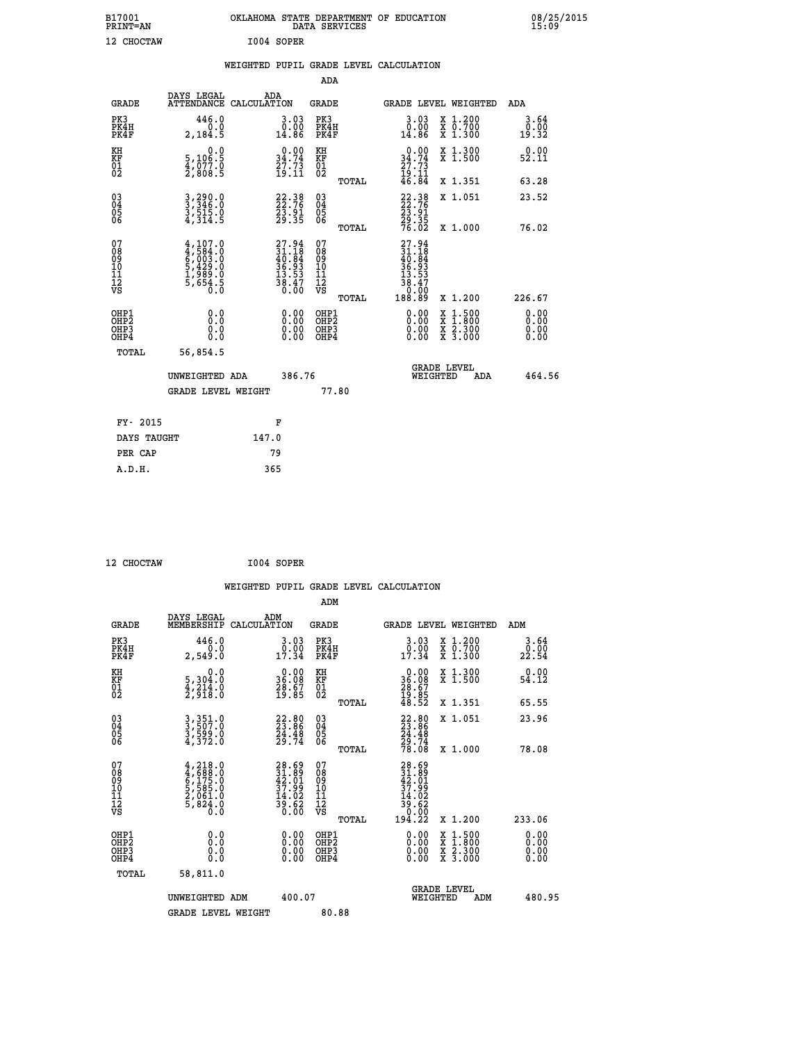B17001 OKLAHOMA STATE DEPARTMENT OF EDUCATION 08/25/2015
PRINT=AN DATA SERVICES 15:09

12 CHOCTAW I004 SOPER

WEIGHTED PUPIL GRADE LEVEL CALCULATION

ADA

| GRADE | DAYS LEGAL ATTENDANCE | ADA CALCULATION | GRADE | GRADE LEVEL | WEIGHTED | ADA |
|---|---|---|---|---|---|---|
| PK3 | 446.0 | 3.03 | PK3 | 3.03 | X 1.200 | 3.64 |
| PK4H | 0.0 | 0.00 | PK4H | 0.00 | X 0.700 | 0.00 |
| PK4F | 2,184.5 | 14.86 | PK4F | 14.86 | X 1.300 | 19.32 |
| KH | 0.0 | 0.00 | KH | 0.00 | X 1.300 | 0.00 |
| KF | 5,106.5 | 34.74 | KF | 34.74 | X 1.500 | 52.11 |
| 01 | 4,077.0 | 27.73 | 01 | 27.73 | | |
| 02 | 2,808.5 | 19.11 | 02 | 19.11 | | |
| | | | TOTAL | 46.84 | X 1.351 | 63.28 |
| 03 | 3,290.0 | 22.38 | 03 | 22.38 | X 1.051 | 23.52 |
| 04 | 3,346.0 | 22.76 | 04 | 22.76 | | |
| 05 | 3,515.0 | 23.91 | 05 | 23.91 | | |
| 06 | 4,314.5 | 29.35 | 06 | 29.35 | | |
| | | | TOTAL | 76.02 | X 1.000 | 76.02 |
| 07 | 4,107.0 | 27.94 | 07 | 27.94 | | |
| 08 | 4,584.0 | 31.18 | 08 | 31.18 | | |
| 09 | 6,003.0 | 40.84 | 09 | 40.84 | | |
| 10 | 5,429.0 | 36.93 | 10 | 36.93 | | |
| 11 | 1,989.0 | 13.53 | 11 | 13.53 | | |
| 12 | 5,654.5 | 38.47 | 12 | 38.47 | | |
| VS | 0.0 | 0.00 | VS | 0.00 | | |
| | | | TOTAL | 188.89 | X 1.200 | 226.67 |
| OHP1 | 0.0 | 0.00 | OHP1 | 0.00 | X 1.500 | 0.00 |
| OHP2 | 0.0 | 0.00 | OHP2 | 0.00 | X 1.800 | 0.00 |
| OHP3 | 0.0 | 0.00 | OHP3 | 0.00 | X 2.300 | 0.00 |
| OHP4 | 0.0 | 0.00 | OHP4 | 0.00 | X 3.000 | 0.00 |
| TOTAL | 56,854.5 | | | | | |

UNWEIGHTED ADA 386.76 — GRADE LEVEL WEIGHTED ADA 464.56

GRADE LEVEL WEIGHT 77.80

| FY- 2015 | F |
|---|---|
| DAYS TAUGHT | 147.0 |
| PER CAP | 79 |
| A.D.H. | 365 |

12 CHOCTAW I004 SOPER

WEIGHTED PUPIL GRADE LEVEL CALCULATION

ADM

| GRADE | DAYS LEGAL MEMBERSHIP | ADM CALCULATION | GRADE | GRADE LEVEL | WEIGHTED | ADM |
|---|---|---|---|---|---|---|
| PK3 | 446.0 | 3.03 | PK3 | 3.03 | X 1.200 | 3.64 |
| PK4H | 0.0 | 0.00 | PK4H | 0.00 | X 0.700 | 0.00 |
| PK4F | 2,549.0 | 17.34 | PK4F | 17.34 | X 1.300 | 22.54 |
| KH | 0.0 | 0.00 | KH | 0.00 | X 1.300 | 0.00 |
| KF | 5,304.0 | 36.08 | KF | 36.08 | X 1.500 | 54.12 |
| 01 | 4,214.0 | 28.67 | 01 | 28.67 | | |
| 02 | 2,918.0 | 19.85 | 02 | 19.85 | | |
| | | | TOTAL | 48.52 | X 1.351 | 65.55 |
| 03 | 3,351.0 | 22.80 | 03 | 22.80 | X 1.051 | 23.96 |
| 04 | 3,507.0 | 23.86 | 04 | 23.86 | | |
| 05 | 3,599.0 | 24.48 | 05 | 24.48 | | |
| 06 | 4,372.0 | 29.74 | 06 | 29.74 | | |
| | | | TOTAL | 78.08 | X 1.000 | 78.08 |
| 07 | 4,218.0 | 28.69 | 07 | 28.69 | | |
| 08 | 4,688.0 | 31.89 | 08 | 31.89 | | |
| 09 | 6,175.0 | 42.01 | 09 | 42.01 | | |
| 10 | 5,585.0 | 37.99 | 10 | 37.99 | | |
| 11 | 2,061.0 | 14.02 | 11 | 14.02 | | |
| 12 | 5,824.0 | 39.62 | 12 | 39.62 | | |
| VS | 0.0 | 0.00 | VS | 0.00 | | |
| | | | TOTAL | 194.22 | X 1.200 | 233.06 |
| OHP1 | 0.0 | 0.00 | OHP1 | 0.00 | X 1.500 | 0.00 |
| OHP2 | 0.0 | 0.00 | OHP2 | 0.00 | X 1.800 | 0.00 |
| OHP3 | 0.0 | 0.00 | OHP3 | 0.00 | X 2.300 | 0.00 |
| OHP4 | 0.0 | 0.00 | OHP4 | 0.00 | X 3.000 | 0.00 |
| TOTAL | 58,811.0 | | | | | |

UNWEIGHTED ADM 400.07 — GRADE LEVEL WEIGHTED ADM 480.95

GRADE LEVEL WEIGHT 80.88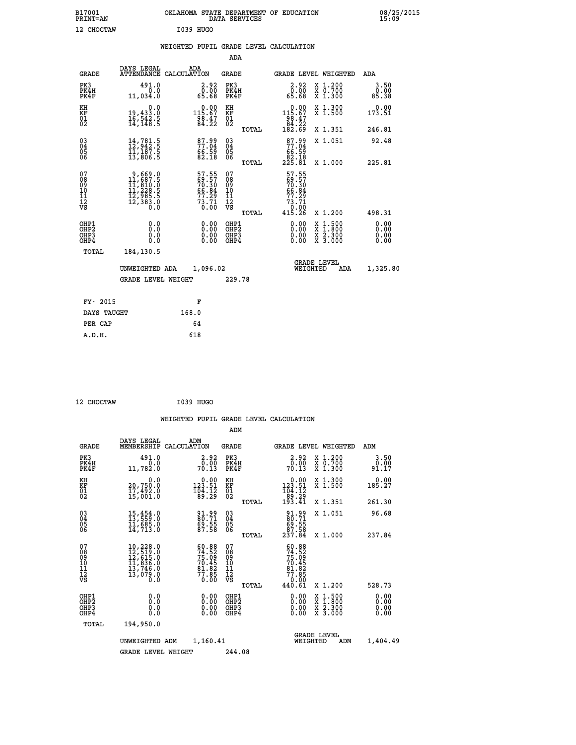B17001 OKLAHOMA STATE DEPARTMENT OF EDUCATION 08/25/2015
PRINT=AN DATA SERVICES 15:09

12 CHOCTAW I039 HUGO

## WEIGHTED PUPIL GRADE LEVEL CALCULATION

### ADA

| GRADE | DAYS LEGAL ATTENDANCE | ADA CALCULATION | GRADE | GRADE LEVEL | WEIGHTED | ADA |
|---|---|---|---|---|---|---|
| PK3 | 491.0 | 2.92 | PK3 | 2.92 | X 1.200 | 3.50 |
| PK4H | 0.0 | 0.00 | PK4H | 0.00 | X 0.700 | 0.00 |
| PK4F | 11,034.0 | 65.68 | PK4F | 65.68 | X 1.300 | 85.38 |
| KH | 0.0 | 0.00 | KH | 0.00 | X 1.300 | 0.00 |
| KF | 19,433.0 | 115.67 | KF | 115.67 | X 1.500 | 173.51 |
| 01 | 16,542.5 | 98.47 | 01 | 98.47 | | |
| 02 | 14,148.5 | 84.22 | 02 | 84.22 | | |
| | | | TOTAL | 182.69 | X 1.351 | 246.81 |
| 03 | 14,781.5 | 87.99 | 03 | 87.99 | X 1.051 | 92.48 |
| 04 | 12,942.5 | 77.04 | 04 | 77.04 | | |
| 05 | 11,187.5 | 66.59 | 05 | 66.59 | | |
| 06 | 13,806.5 | 82.18 | 06 | 82.18 | | |
| | | | TOTAL | 225.81 | X 1.000 | 225.81 |
| 07 | 9,669.0 | 57.55 | 07 | 57.55 | | |
| 08 | 11,687.5 | 69.57 | 08 | 69.57 | | |
| 09 | 11,810.0 | 70.30 | 09 | 70.30 | | |
| 10 | 11,228.5 | 66.84 | 10 | 66.84 | | |
| 11 | 12,985.5 | 77.29 | 11 | 77.29 | | |
| 12 | 12,383.0 | 73.71 | 12 | 73.71 | | |
| VS | 0.0 | 0.00 | VS | 0.00 | | |
| | | | TOTAL | 415.26 | X 1.200 | 498.31 |
| OHP1 | 0.0 | 0.00 | OHP1 | 0.00 | X 1.500 | 0.00 |
| OHP2 | 0.0 | 0.00 | OHP2 | 0.00 | X 1.800 | 0.00 |
| OHP3 | 0.0 | 0.00 | OHP3 | 0.00 | X 2.300 | 0.00 |
| OHP4 | 0.0 | 0.00 | OHP4 | 0.00 | X 3.000 | 0.00 |
| TOTAL | 184,130.5 | | | | | |

UNWEIGHTED ADA 1,096.02 GRADE LEVEL WEIGHTED ADA 1,325.80

GRADE LEVEL WEIGHT 229.78

| FY- 2015 | F |
|---|---|
| DAYS TAUGHT | 168.0 |
| PER CAP | 64 |
| A.D.H. | 618 |

12 CHOCTAW I039 HUGO

## WEIGHTED PUPIL GRADE LEVEL CALCULATION

### ADM

| GRADE | DAYS LEGAL MEMBERSHIP | ADM CALCULATION | GRADE | GRADE LEVEL | WEIGHTED | ADM |
|---|---|---|---|---|---|---|
| PK3 | 491.0 | 2.92 | PK3 | 2.92 | X 1.200 | 3.50 |
| PK4H | 0.0 | 0.00 | PK4H | 0.00 | X 0.700 | 0.00 |
| PK4F | 11,782.0 | 70.13 | PK4F | 70.13 | X 1.300 | 91.17 |
| KH | 0.0 | 0.00 | KH | 0.00 | X 1.300 | 0.00 |
| KF | 20,750.0 | 123.51 | KF | 123.51 | X 1.500 | 185.27 |
| 01 | 17,492.0 | 104.12 | 01 | 104.12 | | |
| 02 | 15,001.0 | 89.29 | 02 | 89.29 | | |
| | | | TOTAL | 193.41 | X 1.351 | 261.30 |
| 03 | 15,454.0 | 91.99 | 03 | 91.99 | X 1.051 | 96.68 |
| 04 | 13,559.0 | 80.71 | 04 | 80.71 | | |
| 05 | 11,685.0 | 69.55 | 05 | 69.55 | | |
| 06 | 14,713.0 | 87.58 | 06 | 87.58 | | |
| | | | TOTAL | 237.84 | X 1.000 | 237.84 |
| 07 | 10,228.0 | 60.88 | 07 | 60.88 | | |
| 08 | 12,519.0 | 74.52 | 08 | 74.52 | | |
| 09 | 12,615.0 | 75.09 | 09 | 75.09 | | |
| 10 | 11,836.0 | 70.45 | 10 | 70.45 | | |
| 11 | 13,746.0 | 81.82 | 11 | 81.82 | | |
| 12 | 13,079.0 | 77.85 | 12 | 77.85 | | |
| VS | 0.0 | 0.00 | VS | 0.00 | | |
| | | | TOTAL | 440.61 | X 1.200 | 528.73 |
| OHP1 | 0.0 | 0.00 | OHP1 | 0.00 | X 1.500 | 0.00 |
| OHP2 | 0.0 | 0.00 | OHP2 | 0.00 | X 1.800 | 0.00 |
| OHP3 | 0.0 | 0.00 | OHP3 | 0.00 | X 2.300 | 0.00 |
| OHP4 | 0.0 | 0.00 | OHP4 | 0.00 | X 3.000 | 0.00 |
| TOTAL | 194,950.0 | | | | | |

UNWEIGHTED ADM 1,160.41 GRADE LEVEL WEIGHTED ADM 1,404.49

GRADE LEVEL WEIGHT 244.08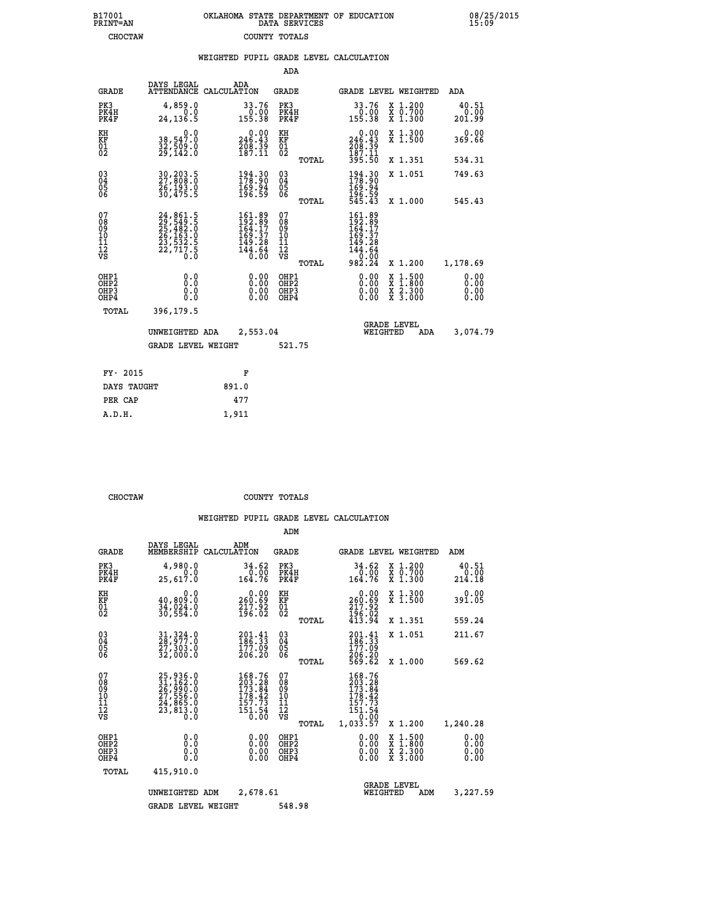B17001 OKLAHOMA STATE DEPARTMENT OF EDUCATION 08/25/2015
PRINT=AN DATA SERVICES 15:09
CHOCTAW COUNTY TOTALS

### WEIGHTED PUPIL GRADE LEVEL CALCULATION

ADA

| GRADE | DAYS LEGAL ATTENDANCE | ADA CALCULATION | GRADE | GRADE LEVEL | WEIGHTED | ADA |
|---|---|---|---|---|---|---|
| PK3 | 4,859.0 | 33.76 | PK3 | 33.76 | X 1.200 | 40.51 |
| PK4H | 0.0 | 0.00 | PK4H | 0.00 | X 0.700 | 0.00 |
| PK4F | 24,136.5 | 155.38 | PK4F | 155.38 | X 1.300 | 201.99 |
| KH | 0.0 | 0.00 | KH | 0.00 | X 1.300 | 0.00 |
| KF | 38,547.0 | 246.43 | KF | 246.43 | X 1.500 | 369.66 |
| 01 | 32,509.0 | 208.39 | 01 | 208.39 | | |
| 02 | 29,142.0 | 187.11 | 02 | 187.11 | | |
| | | | TOTAL | 395.50 | X 1.351 | 534.31 |
| 03 | 30,203.5 | 194.30 | 03 | 194.30 | X 1.051 | 749.63 |
| 04 | 27,808.0 | 178.90 | 04 | 178.90 | | |
| 05 | 26,193.0 | 169.94 | 05 | 169.94 | | |
| 06 | 30,475.5 | 196.59 | 06 | 196.59 | | |
| | | | TOTAL | 545.43 | X 1.000 | 545.43 |
| 07 | 24,861.5 | 161.89 | 07 | 161.89 | | |
| 08 | 29,549.5 | 192.89 | 08 | 192.89 | | |
| 09 | 25,482.0 | 164.17 | 09 | 164.17 | | |
| 10 | 26,163.0 | 169.37 | 10 | 169.37 | | |
| 11 | 23,532.5 | 149.28 | 11 | 149.28 | | |
| 12 | 22,717.5 | 144.64 | 12 | 144.64 | | |
| VS | 0.0 | 0.00 | VS | 0.00 | | |
| | | | TOTAL | 982.24 | X 1.200 | 1,178.69 |
| OHP1 | 0.0 | 0.00 | OHP1 | 0.00 | X 1.500 | 0.00 |
| OHP2 | 0.0 | 0.00 | OHP2 | 0.00 | X 1.800 | 0.00 |
| OHP3 | 0.0 | 0.00 | OHP3 | 0.00 | X 2.300 | 0.00 |
| OHP4 | 0.0 | 0.00 | OHP4 | 0.00 | X 3.000 | 0.00 |
| TOTAL | 396,179.5 | | | | | |

UNWEIGHTED ADA 2,553.04 GRADE LEVEL WEIGHTED ADA 3,074.79

GRADE LEVEL WEIGHT 521.75

| FY- 2015 | F |
|---|---|
| DAYS TAUGHT | 891.0 |
| PER CAP | 477 |
| A.D.H. | 1,911 |

CHOCTAW COUNTY TOTALS

### WEIGHTED PUPIL GRADE LEVEL CALCULATION

ADM

| GRADE | DAYS LEGAL MEMBERSHIP | ADM CALCULATION | GRADE | GRADE LEVEL | WEIGHTED | ADM |
|---|---|---|---|---|---|---|
| PK3 | 4,980.0 | 34.62 | PK3 | 34.62 | X 1.200 | 40.51 |
| PK4H | 0.0 | 0.00 | PK4H | 0.00 | X 0.700 | 0.00 |
| PK4F | 25,617.0 | 164.76 | PK4F | 164.76 | X 1.300 | 214.18 |
| KH | 0.0 | 0.00 | KH | 0.00 | X 1.300 | 0.00 |
| KF | 40,809.0 | 260.69 | KF | 260.69 | X 1.500 | 391.05 |
| 01 | 34,024.0 | 217.92 | 01 | 217.92 | | |
| 02 | 30,554.0 | 196.02 | 02 | 196.02 | | |
| | | | TOTAL | 413.94 | X 1.351 | 559.24 |
| 03 | 31,324.0 | 201.41 | 03 | 201.41 | X 1.051 | 211.67 |
| 04 | 28,977.0 | 186.33 | 04 | 186.33 | | |
| 05 | 27,303.0 | 177.09 | 05 | 177.09 | | |
| 06 | 32,000.0 | 206.20 | 06 | 206.20 | | |
| | | | TOTAL | 569.62 | X 1.000 | 569.62 |
| 07 | 25,936.0 | 168.76 | 07 | 168.76 | | |
| 08 | 31,162.0 | 203.28 | 08 | 203.28 | | |
| 09 | 26,990.0 | 173.84 | 09 | 173.84 | | |
| 10 | 27,556.0 | 178.42 | 10 | 178.42 | | |
| 11 | 24,865.0 | 157.73 | 11 | 157.73 | | |
| 12 | 23,813.0 | 151.54 | 12 | 151.54 | | |
| VS | 0.0 | 0.00 | VS | 0.00 | | |
| | | | TOTAL | 1,033.57 | X 1.200 | 1,240.28 |
| OHP1 | 0.0 | 0.00 | OHP1 | 0.00 | X 1.500 | 0.00 |
| OHP2 | 0.0 | 0.00 | OHP2 | 0.00 | X 1.800 | 0.00 |
| OHP3 | 0.0 | 0.00 | OHP3 | 0.00 | X 2.300 | 0.00 |
| OHP4 | 0.0 | 0.00 | OHP4 | 0.00 | X 3.000 | 0.00 |
| TOTAL | 415,910.0 | | | | | |

UNWEIGHTED ADM 2,678.61 GRADE LEVEL WEIGHTED ADM 3,227.59

GRADE LEVEL WEIGHT 548.98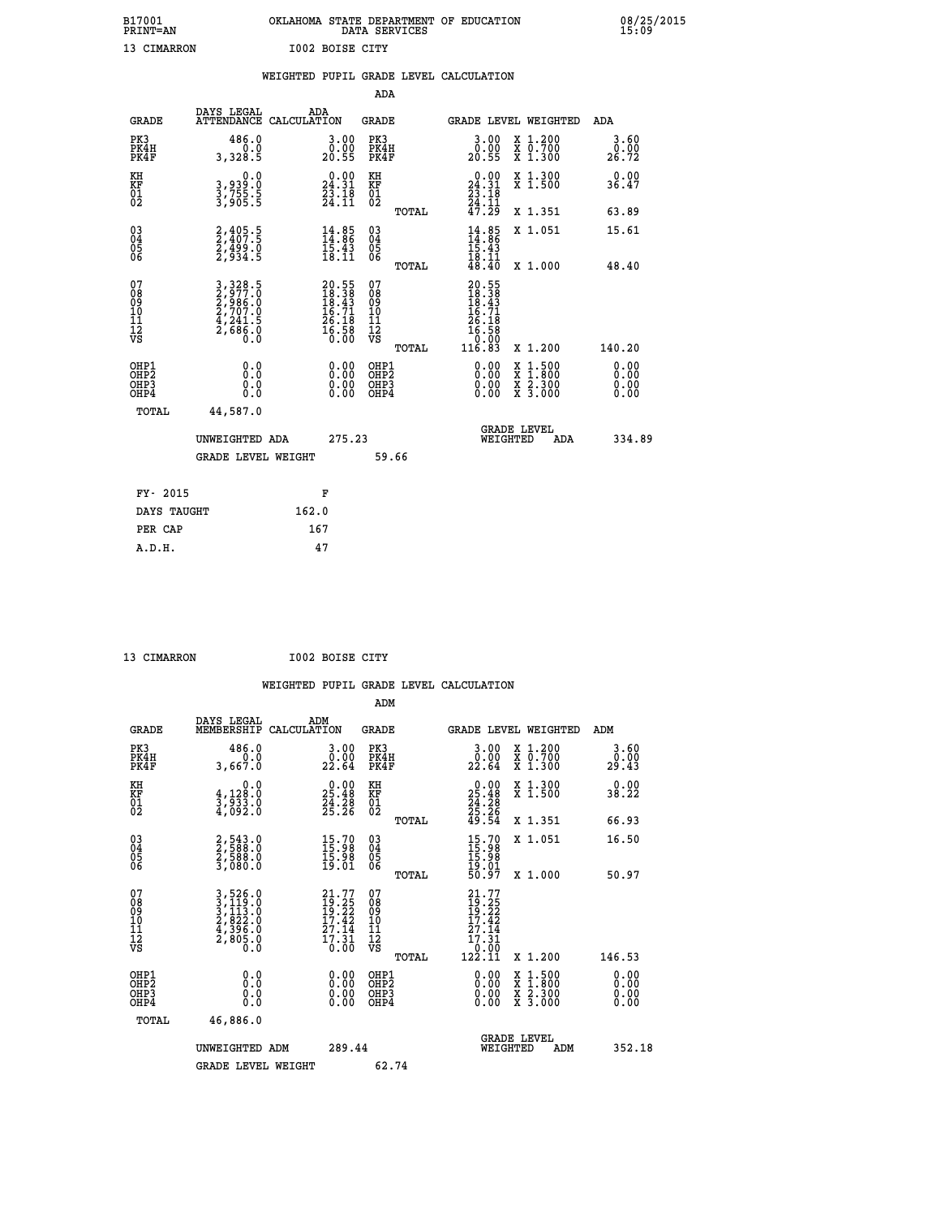B17001 OKLAHOMA STATE DEPARTMENT OF EDUCATION 08/25/2015
PRINT=AN DATA SERVICES 15:09

13 CIMARRON I002 BOISE CITY

## WEIGHTED PUPIL GRADE LEVEL CALCULATION

### ADA

| GRADE | DAYS LEGAL ATTENDANCE | ADA CALCULATION | GRADE | GRADE LEVEL | WEIGHTED | ADA |
|---|---|---|---|---|---|---|
| PK3 | 486.0 | 3.00 | PK3 | 3.00 | X 1.200 | 3.60 |
| PK4H | 0.0 | 0.00 | PK4H | 0.00 | X 0.700 | 0.00 |
| PK4F | 3,328.5 | 20.55 | PK4F | 20.55 | X 1.300 | 26.72 |
| KH | 0.0 | 0.00 | KH | 0.00 | X 1.300 | 0.00 |
| KF | 3,939.0 | 24.31 | KF | 24.31 | X 1.500 | 36.47 |
| 01 | 3,755.5 | 23.18 | 01 | 23.18 | | |
| 02 | 3,905.5 | 24.11 | 02 | 24.11 | | |
| | | | TOTAL | 47.29 | X 1.351 | 63.89 |
| 03 | 2,405.5 | 14.85 | 03 | 14.85 | X 1.051 | 15.61 |
| 04 | 2,407.5 | 14.86 | 04 | 14.86 | | |
| 05 | 2,499.0 | 15.43 | 05 | 15.43 | | |
| 06 | 2,934.5 | 18.11 | 06 | 18.11 | | |
| | | | TOTAL | 48.40 | X 1.000 | 48.40 |
| 07 | 3,328.5 | 20.55 | 07 | 20.55 | | |
| 08 | 2,977.0 | 18.38 | 08 | 18.38 | | |
| 09 | 2,986.0 | 18.43 | 09 | 18.43 | | |
| 10 | 2,707.0 | 16.71 | 10 | 16.71 | | |
| 11 | 4,241.5 | 26.18 | 11 | 26.18 | | |
| 12 | 2,686.0 | 16.58 | 12 | 16.58 | | |
| VS | 0.0 | 0.00 | VS | 0.00 | | |
| | | | TOTAL | 116.83 | X 1.200 | 140.20 |
| OHP1 | 0.0 | 0.00 | OHP1 | 0.00 | X 1.500 | 0.00 |
| OHP2 | 0.0 | 0.00 | OHP2 | 0.00 | X 1.800 | 0.00 |
| OHP3 | 0.0 | 0.00 | OHP3 | 0.00 | X 2.300 | 0.00 |
| OHP4 | 0.0 | 0.00 | OHP4 | 0.00 | X 3.000 | 0.00 |
| TOTAL | 44,587.0 | | | | | |

UNWEIGHTED ADA 275.23 GRADE LEVEL WEIGHTED ADA 334.89

GRADE LEVEL WEIGHT 59.66

| FY- 2015 | F |
|---|---|
| DAYS TAUGHT | 162.0 |
| PER CAP | 167 |
| A.D.H. | 47 |

13 CIMARRON I002 BOISE CITY

## WEIGHTED PUPIL GRADE LEVEL CALCULATION

### ADM

| GRADE | DAYS LEGAL MEMBERSHIP | ADM CALCULATION | GRADE | GRADE LEVEL | WEIGHTED | ADM |
|---|---|---|---|---|---|---|
| PK3 | 486.0 | 3.00 | PK3 | 3.00 | X 1.200 | 3.60 |
| PK4H | 0.0 | 0.00 | PK4H | 0.00 | X 0.700 | 0.00 |
| PK4F | 3,667.0 | 22.64 | PK4F | 22.64 | X 1.300 | 29.43 |
| KH | 0.0 | 0.00 | KH | 0.00 | X 1.300 | 0.00 |
| KF | 4,128.0 | 25.48 | KF | 25.48 | X 1.500 | 38.22 |
| 01 | 3,933.0 | 24.28 | 01 | 24.28 | | |
| 02 | 4,092.0 | 25.26 | 02 | 25.26 | | |
| | | | TOTAL | 49.54 | X 1.351 | 66.93 |
| 03 | 2,543.0 | 15.70 | 03 | 15.70 | X 1.051 | 16.50 |
| 04 | 2,588.0 | 15.98 | 04 | 15.98 | | |
| 05 | 2,588.0 | 15.98 | 05 | 15.98 | | |
| 06 | 3,080.0 | 19.01 | 06 | 19.01 | | |
| | | | TOTAL | 50.97 | X 1.000 | 50.97 |
| 07 | 3,526.0 | 21.77 | 07 | 21.77 | | |
| 08 | 3,119.0 | 19.25 | 08 | 19.25 | | |
| 09 | 3,113.0 | 19.22 | 09 | 19.22 | | |
| 10 | 2,822.0 | 17.42 | 10 | 17.42 | | |
| 11 | 4,396.0 | 27.14 | 11 | 27.14 | | |
| 12 | 2,805.0 | 17.31 | 12 | 17.31 | | |
| VS | 0.0 | 0.00 | VS | 0.00 | | |
| | | | TOTAL | 122.11 | X 1.200 | 146.53 |
| OHP1 | 0.0 | 0.00 | OHP1 | 0.00 | X 1.500 | 0.00 |
| OHP2 | 0.0 | 0.00 | OHP2 | 0.00 | X 1.800 | 0.00 |
| OHP3 | 0.0 | 0.00 | OHP3 | 0.00 | X 2.300 | 0.00 |
| OHP4 | 0.0 | 0.00 | OHP4 | 0.00 | X 3.000 | 0.00 |
| TOTAL | 46,886.0 | | | | | |

UNWEIGHTED ADM 289.44 GRADE LEVEL WEIGHTED ADM 352.18

GRADE LEVEL WEIGHT 62.74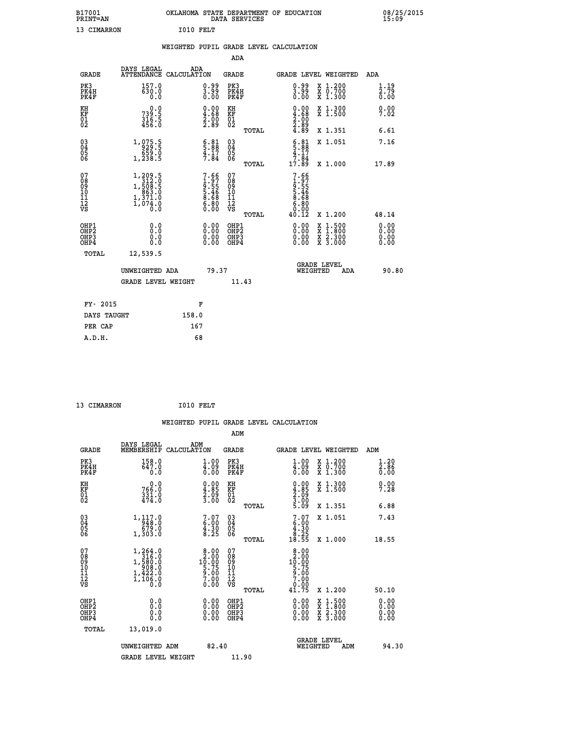B17001 OKLAHOMA STATE DEPARTMENT OF EDUCATION 08/25/2015
PRINT=AN DATA SERVICES 15:09

13 CIMARRON I010 FELT

## WEIGHTED PUPIL GRADE LEVEL CALCULATION

### ADA

| GRADE | DAYS LEGAL ATTENDANCE | ADA CALCULATION | GRADE | GRADE LEVEL | WEIGHTED | ADA |
|---|---|---|---|---|---|---|
| PK3 | 157.0 | 0.99 | PK3 | 0.99 | X 1.200 | 1.19 |
| PK4H | 630.0 | 3.99 | PK4H | 3.99 | X 0.700 | 2.79 |
| PK4F | 0.0 | 0.00 | PK4F | 0.00 | X 1.300 | 0.00 |
| KH | 0.0 | 0.00 | KH | 0.00 | X 1.300 | 0.00 |
| KF | 739.5 | 4.68 | KF | 4.68 | X 1.500 | 7.02 |
| 01 | 316.5 | 2.00 | 01 | 2.00 | | |
| 02 | 456.0 | 2.89 | 02 | 2.89 | | |
| | | | TOTAL | 4.89 | X 1.351 | 6.61 |
| 03 | 1,075.5 | 6.81 | 03 | 6.81 | X 1.051 | 7.16 |
| 04 | 929.5 | 5.88 | 04 | 5.88 | | |
| 05 | 659.0 | 4.17 | 05 | 4.17 | | |
| 06 | 1,238.5 | 7.84 | 06 | 7.84 | | |
| | | | TOTAL | 17.89 | X 1.000 | 17.89 |
| 07 | 1,209.5 | 7.66 | 07 | 7.66 | | |
| 08 | 312.0 | 1.97 | 08 | 1.97 | | |
| 09 | 1,508.5 | 9.55 | 09 | 9.55 | | |
| 10 | 863.0 | 5.46 | 10 | 5.46 | | |
| 11 | 1,371.0 | 8.68 | 11 | 8.68 | | |
| 12 | 1,074.0 | 6.80 | 12 | 6.80 | | |
| VS | 0.0 | 0.00 | VS | 0.00 | | |
| | | | TOTAL | 40.12 | X 1.200 | 48.14 |
| OHP1 | 0.0 | 0.00 | OHP1 | 0.00 | X 1.500 | 0.00 |
| OHP2 | 0.0 | 0.00 | OHP2 | 0.00 | X 1.800 | 0.00 |
| OHP3 | 0.0 | 0.00 | OHP3 | 0.00 | X 2.300 | 0.00 |
| OHP4 | 0.0 | 0.00 | OHP4 | 0.00 | X 3.000 | 0.00 |
| TOTAL | 12,539.5 | | | | | |

UNWEIGHTED ADA 79.37 — GRADE LEVEL WEIGHTED ADA 90.80

GRADE LEVEL WEIGHT 11.43

| FY- 2015 | F |
|---|---|
| DAYS TAUGHT | 158.0 |
| PER CAP | 167 |
| A.D.H. | 68 |

13 CIMARRON I010 FELT

## WEIGHTED PUPIL GRADE LEVEL CALCULATION

### ADM

| GRADE | DAYS LEGAL MEMBERSHIP | ADM CALCULATION | GRADE | GRADE LEVEL | WEIGHTED | ADM |
|---|---|---|---|---|---|---|
| PK3 | 158.0 | 1.00 | PK3 | 1.00 | X 1.200 | 1.20 |
| PK4H | 647.0 | 4.09 | PK4H | 4.09 | X 0.700 | 2.86 |
| PK4F | 0.0 | 0.00 | PK4F | 0.00 | X 1.300 | 0.00 |
| KH | 0.0 | 0.00 | KH | 0.00 | X 1.300 | 0.00 |
| KF | 766.0 | 4.85 | KF | 4.85 | X 1.500 | 7.28 |
| 01 | 331.0 | 2.09 | 01 | 2.09 | | |
| 02 | 474.0 | 3.00 | 02 | 3.00 | | |
| | | | TOTAL | 5.09 | X 1.351 | 6.88 |
| 03 | 1,117.0 | 7.07 | 03 | 7.07 | X 1.051 | 7.43 |
| 04 | 948.0 | 6.00 | 04 | 6.00 | | |
| 05 | 679.0 | 4.30 | 05 | 4.30 | | |
| 06 | 1,303.0 | 8.25 | 06 | 8.25 | | |
| | | | TOTAL | 18.55 | X 1.000 | 18.55 |
| 07 | 1,264.0 | 8.00 | 07 | 8.00 | | |
| 08 | 316.0 | 2.00 | 08 | 2.00 | | |
| 09 | 1,580.0 | 10.00 | 09 | 10.00 | | |
| 10 | 908.0 | 5.75 | 10 | 5.75 | | |
| 11 | 1,422.0 | 9.00 | 11 | 9.00 | | |
| 12 | 1,106.0 | 7.00 | 12 | 7.00 | | |
| VS | 0.0 | 0.00 | VS | 0.00 | | |
| | | | TOTAL | 41.75 | X 1.200 | 50.10 |
| OHP1 | 0.0 | 0.00 | OHP1 | 0.00 | X 1.500 | 0.00 |
| OHP2 | 0.0 | 0.00 | OHP2 | 0.00 | X 1.800 | 0.00 |
| OHP3 | 0.0 | 0.00 | OHP3 | 0.00 | X 2.300 | 0.00 |
| OHP4 | 0.0 | 0.00 | OHP4 | 0.00 | X 3.000 | 0.00 |
| TOTAL | 13,019.0 | | | | | |

UNWEIGHTED ADM 82.40 — GRADE LEVEL WEIGHTED ADM 94.30

GRADE LEVEL WEIGHT 11.90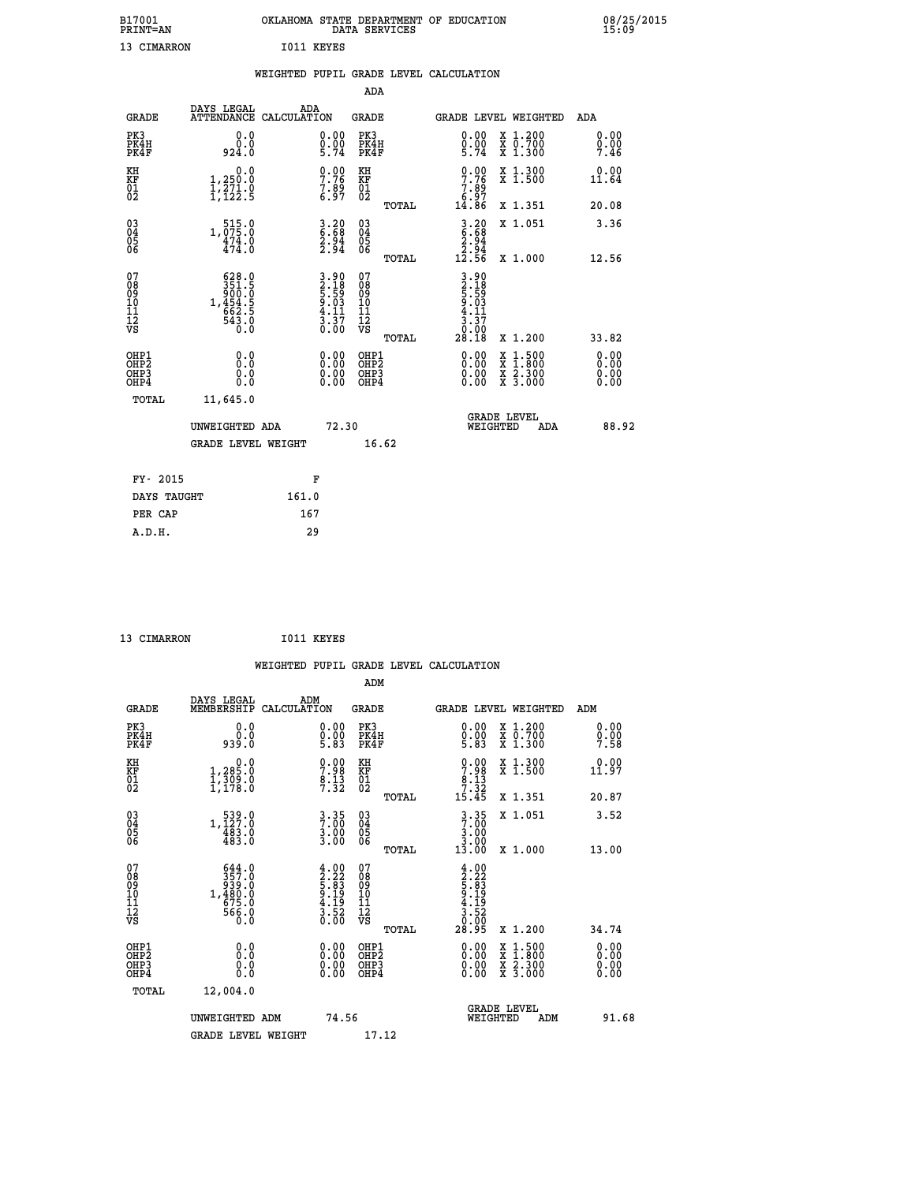13 CIMARRON I011 KEYES

## WEIGHTED PUPIL GRADE LEVEL CALCULATION

### ADA

| GRADE | DAYS LEGAL ATTENDANCE | ADA CALCULATION | GRADE | GRADE LEVEL | WEIGHTED | ADA |
|---|---|---|---|---|---|---|
| PK3 | 0.0 | 0.00 | PK3 | 0.00 | X 1.200 | 0.00 |
| PK4H | 0.0 | 0.00 | PK4H | 0.00 | X 0.700 | 0.00 |
| PK4F | 924.0 | 5.74 | PK4F | 5.74 | X 1.300 | 7.46 |
| KH | 0.0 | 0.00 | KH | 0.00 | X 1.300 | 0.00 |
| KF | 1,250.0 | 7.76 | KF | 7.76 | X 1.500 | 11.64 |
| 01 | 1,271.0 | 7.89 | 01 | 7.89 | | |
| 02 | 1,122.5 | 6.97 | 02 | 6.97 | | |
| | | | TOTAL | 14.86 | X 1.351 | 20.08 |
| 03 | 515.0 | 3.20 | 03 | 3.20 | X 1.051 | 3.36 |
| 04 | 1,075.0 | 6.68 | 04 | 6.68 | | |
| 05 | 474.0 | 2.94 | 05 | 2.94 | | |
| 06 | 474.0 | 2.94 | 06 | 2.94 | | |
| | | | TOTAL | 12.56 | X 1.000 | 12.56 |
| 07 | 628.0 | 3.90 | 07 | 3.90 | | |
| 08 | 351.5 | 2.18 | 08 | 2.18 | | |
| 09 | 900.0 | 5.59 | 09 | 5.59 | | |
| 10 | 1,454.5 | 9.03 | 10 | 9.03 | | |
| 11 | 662.5 | 4.11 | 11 | 4.11 | | |
| 12 | 543.0 | 3.37 | 12 | 3.37 | | |
| VS | 0.0 | 0.00 | VS | 0.00 | | |
| | | | TOTAL | 28.18 | X 1.200 | 33.82 |
| OHP1 | 0.0 | 0.00 | OHP1 | 0.00 | X 1.500 | 0.00 |
| OHP2 | 0.0 | 0.00 | OHP2 | 0.00 | X 1.800 | 0.00 |
| OHP3 | 0.0 | 0.00 | OHP3 | 0.00 | X 2.300 | 0.00 |
| OHP4 | 0.0 | 0.00 | OHP4 | 0.00 | X 3.000 | 0.00 |
| TOTAL | 11,645.0 | | | | | |

UNWEIGHTED ADA 72.30 — GRADE LEVEL WEIGHTED ADA 88.92

GRADE LEVEL WEIGHT 16.62

| FY- 2015 | F |
|---|---|
| DAYS TAUGHT | 161.0 |
| PER CAP | 167 |
| A.D.H. | 29 |

13 CIMARRON I011 KEYES

## WEIGHTED PUPIL GRADE LEVEL CALCULATION

### ADM

| GRADE | DAYS LEGAL MEMBERSHIP | ADM CALCULATION | GRADE | GRADE LEVEL | WEIGHTED | ADM |
|---|---|---|---|---|---|---|
| PK3 | 0.0 | 0.00 | PK3 | 0.00 | X 1.200 | 0.00 |
| PK4H | 0.0 | 0.00 | PK4H | 0.00 | X 0.700 | 0.00 |
| PK4F | 939.0 | 5.83 | PK4F | 5.83 | X 1.300 | 7.58 |
| KH | 0.0 | 0.00 | KH | 0.00 | X 1.300 | 0.00 |
| KF | 1,285.0 | 7.98 | KF | 7.98 | X 1.500 | 11.97 |
| 01 | 1,309.0 | 8.13 | 01 | 8.13 | | |
| 02 | 1,178.0 | 7.32 | 02 | 7.32 | | |
| | | | TOTAL | 15.45 | X 1.351 | 20.87 |
| 03 | 539.0 | 3.35 | 03 | 3.35 | X 1.051 | 3.52 |
| 04 | 1,127.0 | 7.00 | 04 | 7.00 | | |
| 05 | 483.0 | 3.00 | 05 | 3.00 | | |
| 06 | 483.0 | 3.00 | 06 | 3.00 | | |
| | | | TOTAL | 13.00 | X 1.000 | 13.00 |
| 07 | 644.0 | 4.00 | 07 | 4.00 | | |
| 08 | 357.0 | 2.22 | 08 | 2.22 | | |
| 09 | 939.0 | 5.83 | 09 | 5.83 | | |
| 10 | 1,480.0 | 9.19 | 10 | 9.19 | | |
| 11 | 675.0 | 4.19 | 11 | 4.19 | | |
| 12 | 566.0 | 3.52 | 12 | 3.52 | | |
| VS | 0.0 | 0.00 | VS | 0.00 | | |
| | | | TOTAL | 28.95 | X 1.200 | 34.74 |
| OHP1 | 0.0 | 0.00 | OHP1 | 0.00 | X 1.500 | 0.00 |
| OHP2 | 0.0 | 0.00 | OHP2 | 0.00 | X 1.800 | 0.00 |
| OHP3 | 0.0 | 0.00 | OHP3 | 0.00 | X 2.300 | 0.00 |
| OHP4 | 0.0 | 0.00 | OHP4 | 0.00 | X 3.000 | 0.00 |
| TOTAL | 12,004.0 | | | | | |

UNWEIGHTED ADM 74.56 — GRADE LEVEL WEIGHTED ADM 91.68

GRADE LEVEL WEIGHT 17.12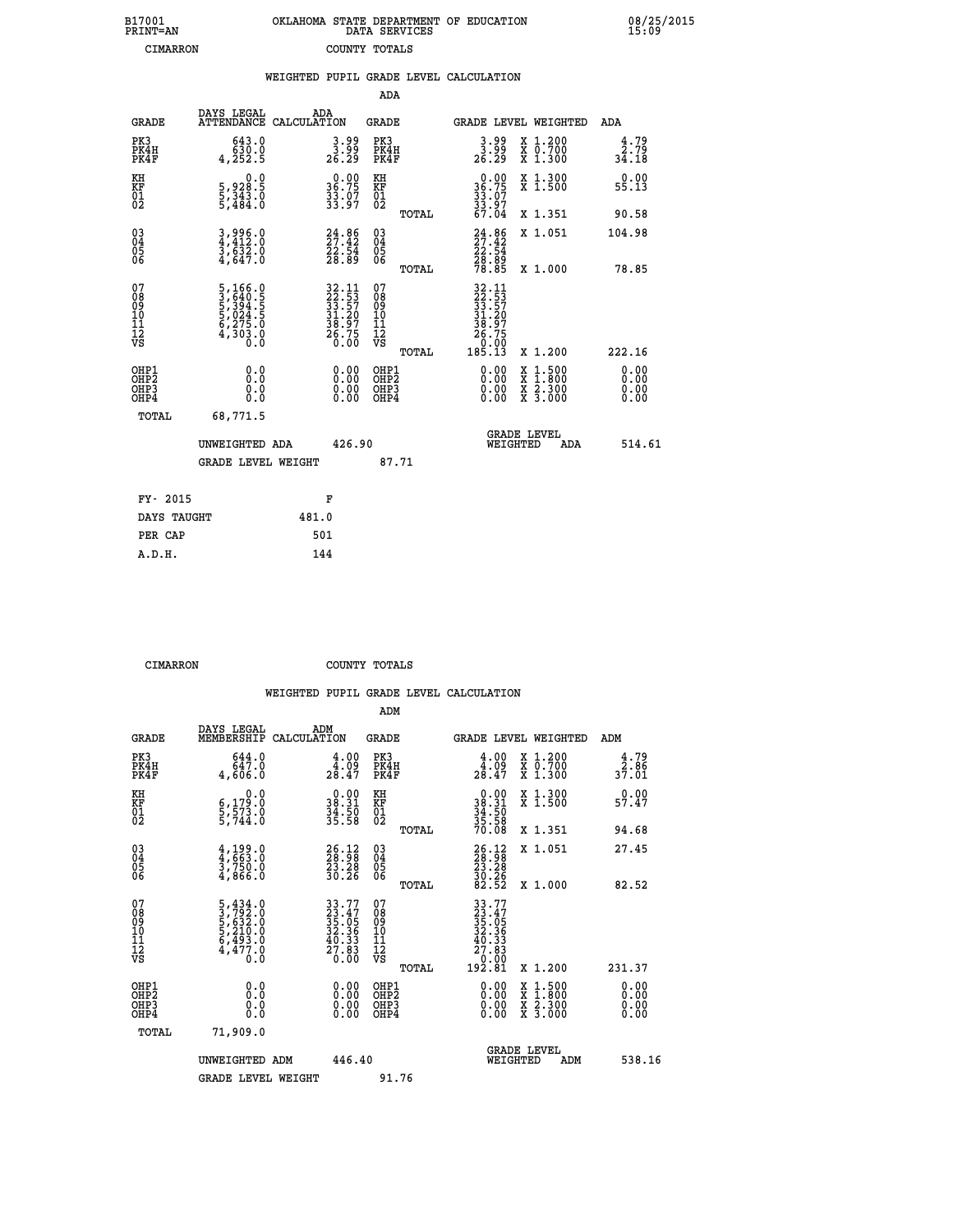B17001 PRINT=AN — OKLAHOMA STATE DEPARTMENT OF EDUCATION DATA SERVICES — 08/25/2015 15:09

CIMARRON — COUNTY TOTALS

## WEIGHTED PUPIL GRADE LEVEL CALCULATION

### ADA

| GRADE | DAYS LEGAL ATTENDANCE | ADA CALCULATION | GRADE | GRADE LEVEL | WEIGHTED | ADA |
|---|---|---|---|---|---|---|
| PK3 | 643.0 | 3.99 | PK3 | 3.99 | X 1.200 | 4.79 |
| PK4H | 630.0 | 3.99 | PK4H | 3.99 | X 0.700 | 2.79 |
| PK4F | 4,252.5 | 26.29 | PK4F | 26.29 | X 1.300 | 34.18 |
| KH | 0.0 | 0.00 | KH | 0.00 | X 1.300 | 0.00 |
| KF | 5,928.5 | 36.75 | KF | 36.75 | X 1.500 | 55.13 |
| 01 | 5,343.0 | 33.07 | 01 | 33.07 | | |
| 02 | 5,484.0 | 33.97 | 02 | 33.97 | | |
| | | | TOTAL | 67.04 | X 1.351 | 90.58 |
| 03 | 3,996.0 | 24.86 | 03 | 24.86 | X 1.051 | 104.98 |
| 04 | 4,412.0 | 27.42 | 04 | 27.42 | | |
| 05 | 3,632.0 | 22.54 | 05 | 22.54 | | |
| 06 | 4,647.0 | 28.89 | 06 | 28.89 | | |
| | | | TOTAL | 78.85 | X 1.000 | 78.85 |
| 07 | 5,166.0 | 32.11 | 07 | 32.11 | | |
| 08 | 3,640.5 | 22.53 | 08 | 22.53 | | |
| 09 | 5,394.5 | 33.57 | 09 | 33.57 | | |
| 10 | 5,024.5 | 31.20 | 10 | 31.20 | | |
| 11 | 6,275.0 | 38.97 | 11 | 38.97 | | |
| 12 | 4,303.0 | 26.75 | 12 | 26.75 | | |
| VS | 0.0 | 0.00 | VS | 0.00 | | |
| | | | TOTAL | 185.13 | X 1.200 | 222.16 |
| OHP1 | 0.0 | 0.00 | OHP1 | 0.00 | X 1.500 | 0.00 |
| OHP2 | 0.0 | 0.00 | OHP2 | 0.00 | X 1.800 | 0.00 |
| OHP3 | 0.0 | 0.00 | OHP3 | 0.00 | X 2.300 | 0.00 |
| OHP4 | 0.0 | 0.00 | OHP4 | 0.00 | X 3.000 | 0.00 |
| TOTAL | 68,771.5 | | | | | |

UNWEIGHTED ADA 426.90 — GRADE LEVEL WEIGHTED ADA 514.61

GRADE LEVEL WEIGHT 87.71

| FY- 2015 | F |
|---|---|
| DAYS TAUGHT | 481.0 |
| PER CAP | 501 |
| A.D.H. | 144 |

CIMARRON — COUNTY TOTALS

## WEIGHTED PUPIL GRADE LEVEL CALCULATION

### ADM

| GRADE | DAYS LEGAL MEMBERSHIP | ADM CALCULATION | GRADE | GRADE LEVEL | WEIGHTED | ADM |
|---|---|---|---|---|---|---|
| PK3 | 644.0 | 4.00 | PK3 | 4.00 | X 1.200 | 4.79 |
| PK4H | 647.0 | 4.09 | PK4H | 4.09 | X 0.700 | 2.86 |
| PK4F | 4,606.0 | 28.47 | PK4F | 28.47 | X 1.300 | 37.01 |
| KH | 0.0 | 0.00 | KH | 0.00 | X 1.300 | 0.00 |
| KF | 6,179.0 | 38.31 | KF | 38.31 | X 1.500 | 57.47 |
| 01 | 5,573.0 | 34.50 | 01 | 34.50 | | |
| 02 | 5,744.0 | 35.58 | 02 | 35.58 | | |
| | | | TOTAL | 70.08 | X 1.351 | 94.68 |
| 03 | 4,199.0 | 26.12 | 03 | 26.12 | X 1.051 | 27.45 |
| 04 | 4,663.0 | 28.98 | 04 | 28.98 | | |
| 05 | 3,750.0 | 23.28 | 05 | 23.28 | | |
| 06 | 4,866.0 | 30.26 | 06 | 30.26 | | |
| | | | TOTAL | 82.52 | X 1.000 | 82.52 |
| 07 | 5,434.0 | 33.77 | 07 | 33.77 | | |
| 08 | 3,792.0 | 23.47 | 08 | 23.47 | | |
| 09 | 5,632.0 | 35.05 | 09 | 35.05 | | |
| 10 | 5,210.0 | 32.36 | 10 | 32.36 | | |
| 11 | 6,493.0 | 40.33 | 11 | 40.33 | | |
| 12 | 4,477.0 | 27.83 | 12 | 27.83 | | |
| VS | 0.0 | 0.00 | VS | 0.00 | | |
| | | | TOTAL | 192.81 | X 1.200 | 231.37 |
| OHP1 | 0.0 | 0.00 | OHP1 | 0.00 | X 1.500 | 0.00 |
| OHP2 | 0.0 | 0.00 | OHP2 | 0.00 | X 1.800 | 0.00 |
| OHP3 | 0.0 | 0.00 | OHP3 | 0.00 | X 2.300 | 0.00 |
| OHP4 | 0.0 | 0.00 | OHP4 | 0.00 | X 3.000 | 0.00 |
| TOTAL | 71,909.0 | | | | | |

UNWEIGHTED ADM 446.40 — GRADE LEVEL WEIGHTED ADM 538.16

GRADE LEVEL WEIGHT 91.76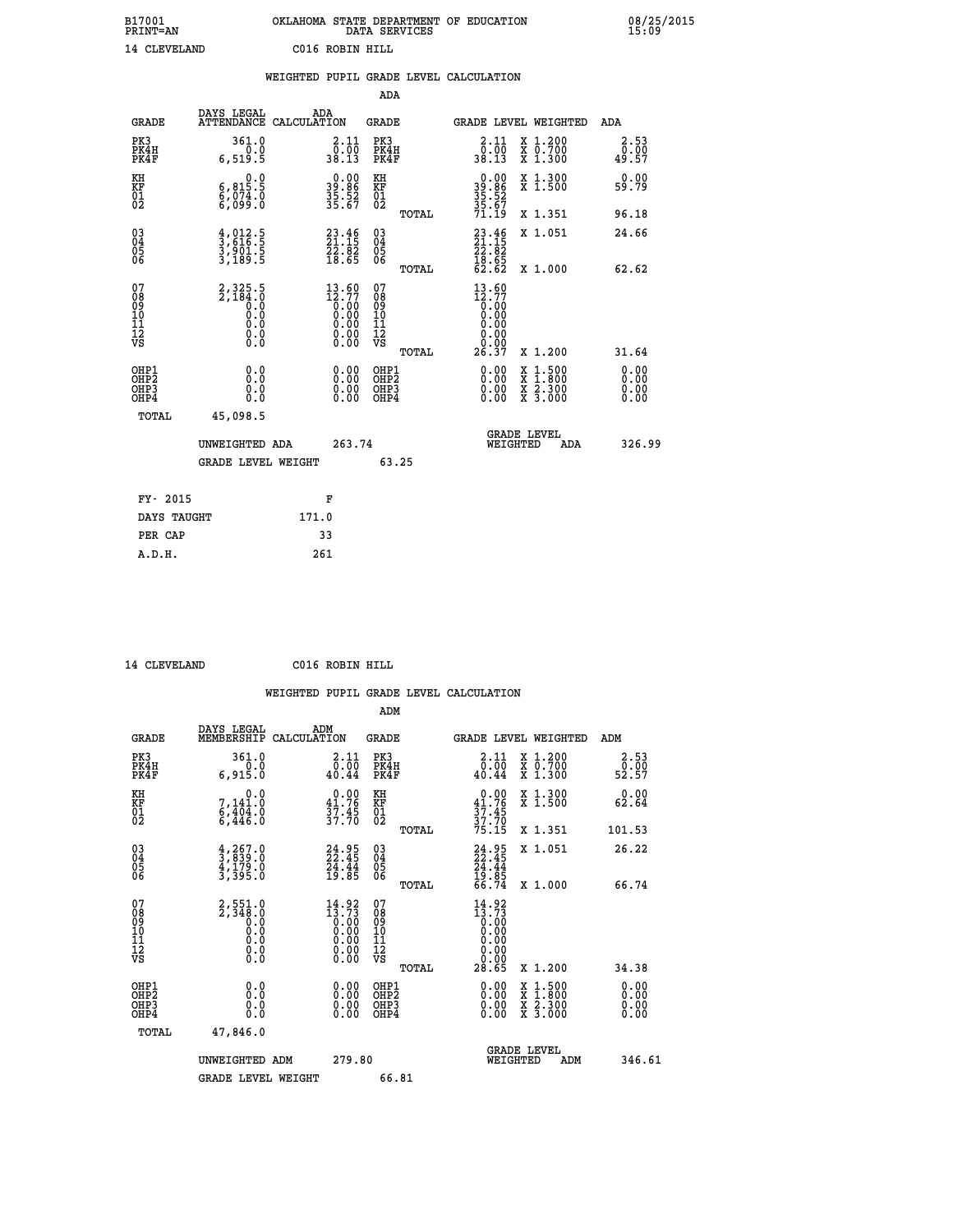B17001 PRINT=AN OKLAHOMA STATE DEPARTMENT OF EDUCATION DATA SERVICES 08/25/2015 15:09

14 CLEVELAND C016 ROBIN HILL

WEIGHTED PUPIL GRADE LEVEL CALCULATION

ADA

| GRADE | DAYS LEGAL ATTENDANCE | ADA CALCULATION | GRADE | GRADE LEVEL | WEIGHTED | ADA |
|---|---|---|---|---|---|---|
| PK3 | 361.0 | 2.11 | PK3 | 2.11 | X 1.200 | 2.53 |
| PK4H | 0.0 | 0.00 | PK4H | 0.00 | X 0.700 | 0.00 |
| PK4F | 6,519.5 | 38.13 | PK4F | 38.13 | X 1.300 | 49.57 |
| KH | 0.0 | 0.00 | KH | 0.00 | X 1.300 | 0.00 |
| KF | 6,815.5 | 39.86 | KF | 39.86 | X 1.500 | 59.79 |
| 01 | 6,074.0 | 35.52 | 01 | 35.52 | | |
| 02 | 6,099.0 | 35.67 | 02 | 35.67 | | |
| | | | TOTAL | 71.19 | X 1.351 | 96.18 |
| 03 | 4,012.5 | 23.46 | 03 | 23.46 | X 1.051 | 24.66 |
| 04 | 3,616.5 | 21.15 | 04 | 21.15 | | |
| 05 | 3,901.5 | 22.82 | 05 | 22.82 | | |
| 06 | 3,189.5 | 18.65 | 06 | 18.65 | | |
| | | | TOTAL | 62.62 | X 1.000 | 62.62 |
| 07 | 2,325.5 | 13.60 | 07 | 13.60 | | |
| 08 | 2,184.0 | 12.77 | 08 | 12.77 | | |
| 09 | 0.0 | 0.00 | 09 | 0.00 | | |
| 10 | 0.0 | 0.00 | 10 | 0.00 | | |
| 11 | 0.0 | 0.00 | 11 | 0.00 | | |
| 12 | 0.0 | 0.00 | 12 | 0.00 | | |
| VS | 0.0 | 0.00 | VS | 0.00 | | |
| | | | TOTAL | 26.37 | X 1.200 | 31.64 |
| OHP1 | 0.0 | 0.00 | OHP1 | 0.00 | X 1.500 | 0.00 |
| OHP2 | 0.0 | 0.00 | OHP2 | 0.00 | X 1.800 | 0.00 |
| OHP3 | 0.0 | 0.00 | OHP3 | 0.00 | X 2.300 | 0.00 |
| OHP4 | 0.0 | 0.00 | OHP4 | 0.00 | X 3.000 | 0.00 |
| TOTAL | 45,098.5 | | | | | |

UNWEIGHTED ADA 263.74 — GRADE LEVEL WEIGHTED ADA 326.99

GRADE LEVEL WEIGHT 63.25

| FY- 2015 | F |
|---|---|
| DAYS TAUGHT | 171.0 |
| PER CAP | 33 |
| A.D.H. | 261 |

14 CLEVELAND C016 ROBIN HILL

WEIGHTED PUPIL GRADE LEVEL CALCULATION

ADM

| GRADE | DAYS LEGAL MEMBERSHIP | ADM CALCULATION | GRADE | GRADE LEVEL | WEIGHTED | ADM |
|---|---|---|---|---|---|---|
| PK3 | 361.0 | 2.11 | PK3 | 2.11 | X 1.200 | 2.53 |
| PK4H | 0.0 | 0.00 | PK4H | 0.00 | X 0.700 | 0.00 |
| PK4F | 6,915.0 | 40.44 | PK4F | 40.44 | X 1.300 | 52.57 |
| KH | 0.0 | 0.00 | KH | 0.00 | X 1.300 | 0.00 |
| KF | 7,141.0 | 41.76 | KF | 41.76 | X 1.500 | 62.64 |
| 01 | 6,404.0 | 37.45 | 01 | 37.45 | | |
| 02 | 6,446.0 | 37.70 | 02 | 37.70 | | |
| | | | TOTAL | 75.15 | X 1.351 | 101.53 |
| 03 | 4,267.0 | 24.95 | 03 | 24.95 | X 1.051 | 26.22 |
| 04 | 3,839.0 | 22.45 | 04 | 22.45 | | |
| 05 | 4,179.0 | 24.44 | 05 | 24.44 | | |
| 06 | 3,395.0 | 19.85 | 06 | 19.85 | | |
| | | | TOTAL | 66.74 | X 1.000 | 66.74 |
| 07 | 2,551.0 | 14.92 | 07 | 14.92 | | |
| 08 | 2,348.0 | 13.73 | 08 | 13.73 | | |
| 09 | 0.0 | 0.00 | 09 | 0.00 | | |
| 10 | 0.0 | 0.00 | 10 | 0.00 | | |
| 11 | 0.0 | 0.00 | 11 | 0.00 | | |
| 12 | 0.0 | 0.00 | 12 | 0.00 | | |
| VS | 0.0 | 0.00 | VS | 0.00 | | |
| | | | TOTAL | 28.65 | X 1.200 | 34.38 |
| OHP1 | 0.0 | 0.00 | OHP1 | 0.00 | X 1.500 | 0.00 |
| OHP2 | 0.0 | 0.00 | OHP2 | 0.00 | X 1.800 | 0.00 |
| OHP3 | 0.0 | 0.00 | OHP3 | 0.00 | X 2.300 | 0.00 |
| OHP4 | 0.0 | 0.00 | OHP4 | 0.00 | X 3.000 | 0.00 |
| TOTAL | 47,846.0 | | | | | |

UNWEIGHTED ADM 279.80 — GRADE LEVEL WEIGHTED ADM 346.61

GRADE LEVEL WEIGHT 66.81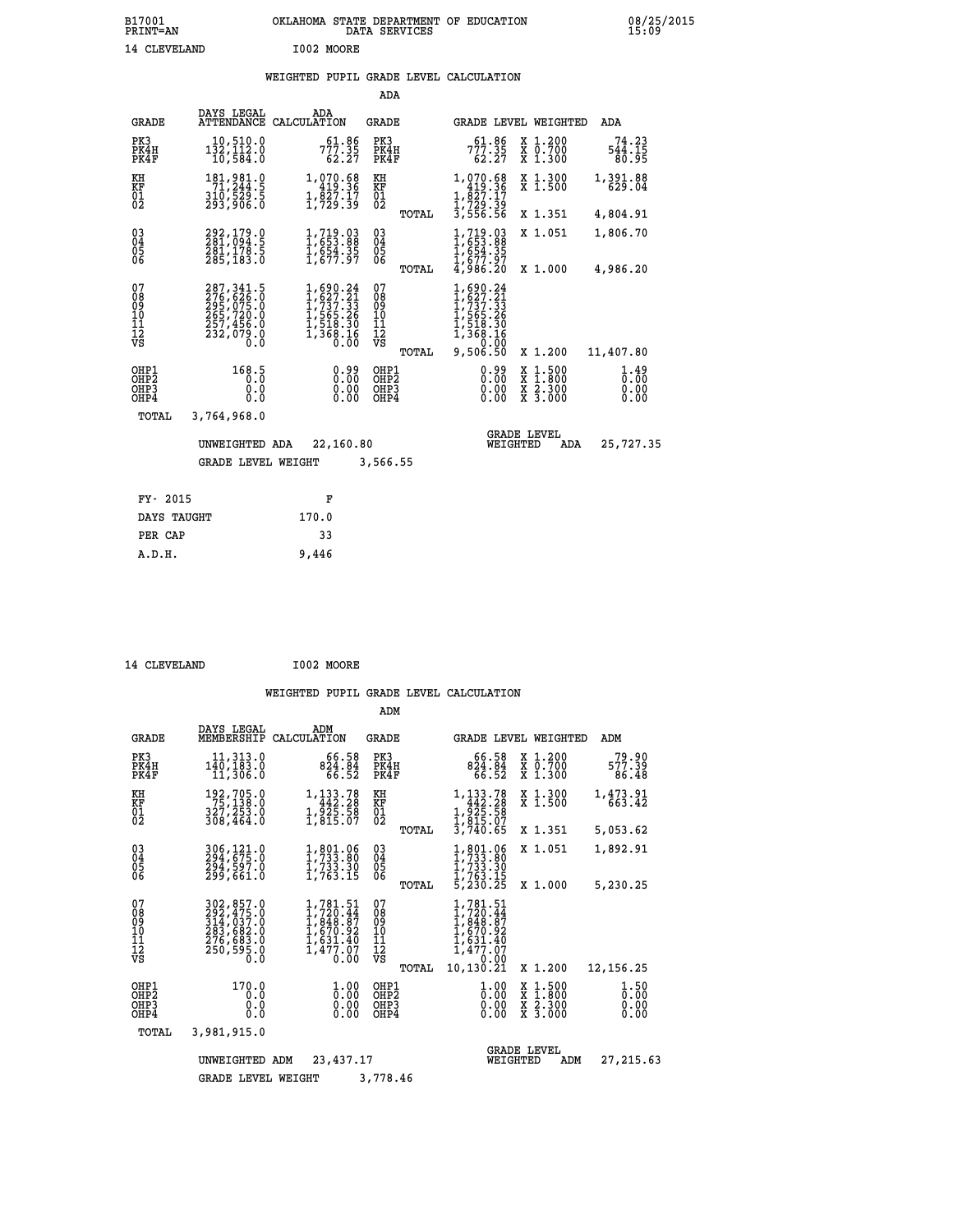B17001 OKLAHOMA STATE DEPARTMENT OF EDUCATION 08/25/2015
PRINT=AN DATA SERVICES 15:09

14 CLEVELAND I002 MOORE

## WEIGHTED PUPIL GRADE LEVEL CALCULATION

### ADA

| GRADE | DAYS LEGAL ATTENDANCE | ADA CALCULATION | GRADE | | GRADE LEVEL | WEIGHTED | ADA |
|---|---|---|---|---|---|---|---|
| PK3 | 10,510.0 | 61.86 | PK3 | | 61.86 | X 1.200 | 74.23 |
| PK4H | 132,112.0 | 777.35 | PK4H | | 777.35 | X 0.700 | 544.15 |
| PK4F | 10,584.0 | 62.27 | PK4F | | 62.27 | X 1.300 | 80.95 |
| KH | 181,981.0 | 1,070.68 | KH | | 1,070.68 | X 1.300 | 1,391.88 |
| KF | 71,244.5 | 419.36 | KF | | 419.36 | X 1.500 | 629.04 |
| 01 | 310,529.5 | 1,827.17 | 01 | | 1,827.17 | | |
| 02 | 293,906.0 | 1,729.39 | 02 | | 1,729.39 | | |
| | | | | TOTAL | 3,556.56 | X 1.351 | 4,804.91 |
| 03 | 292,179.0 | 1,719.03 | 03 | | 1,719.03 | X 1.051 | 1,806.70 |
| 04 | 281,094.5 | 1,653.88 | 04 | | 1,653.88 | | |
| 05 | 281,178.5 | 1,654.35 | 05 | | 1,654.35 | | |
| 06 | 285,183.0 | 1,677.97 | 06 | | 1,677.97 | | |
| | | | | TOTAL | 4,986.20 | X 1.000 | 4,986.20 |
| 07 | 287,341.5 | 1,690.24 | 07 | | 1,690.24 | | |
| 08 | 276,626.0 | 1,627.21 | 08 | | 1,627.21 | | |
| 09 | 295,075.0 | 1,737.33 | 09 | | 1,737.33 | | |
| 10 | 265,720.0 | 1,565.26 | 10 | | 1,565.26 | | |
| 11 | 257,456.0 | 1,518.30 | 11 | | 1,518.30 | | |
| 12 | 232,079.0 | 1,368.16 | 12 | | 1,368.16 | | |
| VS | 0.0 | 0.00 | VS | | 0.00 | | |
| | | | | TOTAL | 9,506.50 | X 1.200 | 11,407.80 |
| OHP1 | 168.5 | 0.99 | OHP1 | | 0.99 | X 1.500 | 1.49 |
| OHP2 | 0.0 | 0.00 | OHP2 | | 0.00 | X 1.800 | 0.00 |
| OHP3 | 0.0 | 0.00 | OHP3 | | 0.00 | X 2.300 | 0.00 |
| OHP4 | 0.0 | 0.00 | OHP4 | | 0.00 | X 3.000 | 0.00 |
| TOTAL | 3,764,968.0 | | | | | | |

UNWEIGHTED ADA 22,160.80 GRADE LEVEL WEIGHTED ADA 25,727.35

GRADE LEVEL WEIGHT 3,566.55

| FY- 2015 | F |
|---|---|
| DAYS TAUGHT | 170.0 |
| PER CAP | 33 |
| A.D.H. | 9,446 |

14 CLEVELAND I002 MOORE

## WEIGHTED PUPIL GRADE LEVEL CALCULATION

### ADM

| GRADE | DAYS LEGAL MEMBERSHIP | ADM CALCULATION | GRADE | | GRADE LEVEL | WEIGHTED | ADM |
|---|---|---|---|---|---|---|---|
| PK3 | 11,313.0 | 66.58 | PK3 | | 66.58 | X 1.200 | 79.90 |
| PK4H | 140,183.0 | 824.84 | PK4H | | 824.84 | X 0.700 | 577.39 |
| PK4F | 11,306.0 | 66.52 | PK4F | | 66.52 | X 1.300 | 86.48 |
| KH | 192,705.0 | 1,133.78 | KH | | 1,133.78 | X 1.300 | 1,473.91 |
| KF | 75,138.0 | 442.28 | KF | | 442.28 | X 1.500 | 663.42 |
| 01 | 327,253.0 | 1,925.58 | 01 | | 1,925.58 | | |
| 02 | 308,464.0 | 1,815.07 | 02 | | 1,815.07 | | |
| | | | | TOTAL | 3,740.65 | X 1.351 | 5,053.62 |
| 03 | 306,121.0 | 1,801.06 | 03 | | 1,801.06 | X 1.051 | 1,892.91 |
| 04 | 294,675.0 | 1,733.80 | 04 | | 1,733.80 | | |
| 05 | 294,597.0 | 1,733.30 | 05 | | 1,733.30 | | |
| 06 | 299,661.0 | 1,763.15 | 06 | | 1,763.15 | | |
| | | | | TOTAL | 5,230.25 | X 1.000 | 5,230.25 |
| 07 | 302,857.0 | 1,781.51 | 07 | | 1,781.51 | | |
| 08 | 292,475.0 | 1,720.44 | 08 | | 1,720.44 | | |
| 09 | 314,037.0 | 1,848.87 | 09 | | 1,848.87 | | |
| 10 | 283,682.0 | 1,670.92 | 10 | | 1,670.92 | | |
| 11 | 276,683.0 | 1,631.40 | 11 | | 1,631.40 | | |
| 12 | 250,595.0 | 1,477.07 | 12 | | 1,477.07 | | |
| VS | 0.0 | 0.00 | VS | | 0.00 | | |
| | | | | TOTAL | 10,130.21 | X 1.200 | 12,156.25 |
| OHP1 | 170.0 | 1.00 | OHP1 | | 1.00 | X 1.500 | 1.50 |
| OHP2 | 0.0 | 0.00 | OHP2 | | 0.00 | X 1.800 | 0.00 |
| OHP3 | 0.0 | 0.00 | OHP3 | | 0.00 | X 2.300 | 0.00 |
| OHP4 | 0.0 | 0.00 | OHP4 | | 0.00 | X 3.000 | 0.00 |
| TOTAL | 3,981,915.0 | | | | | | |

UNWEIGHTED ADM 23,437.17 GRADE LEVEL WEIGHTED ADM 27,215.63

GRADE LEVEL WEIGHT 3,778.46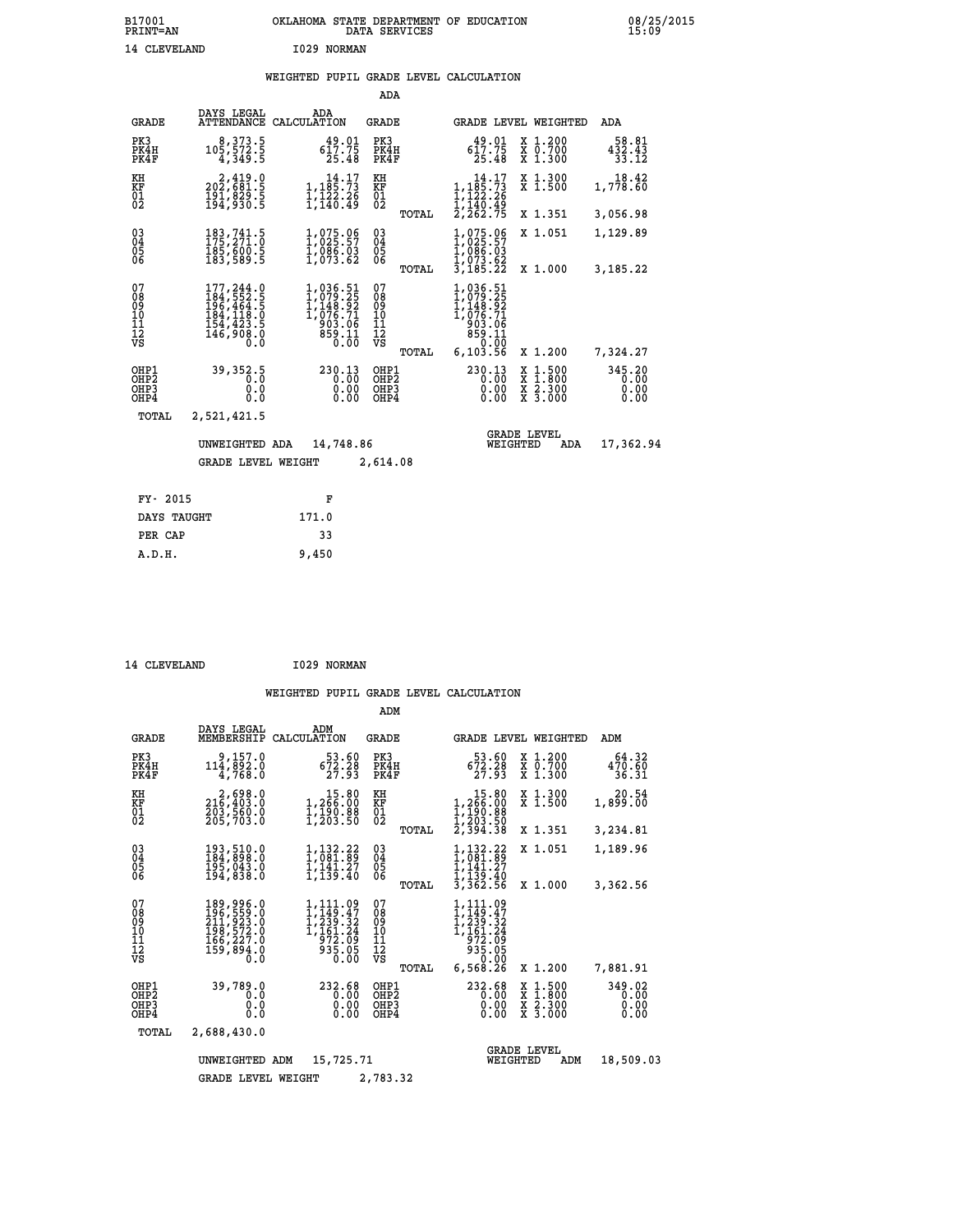B17001 PRINT=AN — OKLAHOMA STATE DEPARTMENT OF EDUCATION DATA SERVICES — 08/25/2015 15:09

14 CLEVELAND — I029 NORMAN

## WEIGHTED PUPIL GRADE LEVEL CALCULATION

### ADA

| GRADE | DAYS LEGAL ATTENDANCE | ADA CALCULATION | GRADE | GRADE LEVEL | WEIGHTED | ADA |
|---|---|---|---|---|---|---|
| PK3 | 8,373.5 | 49.01 | PK3 | 49.01 | X 1.200 | 58.81 |
| PK4H | 105,572.5 | 617.75 | PK4H | 617.75 | X 0.700 | 432.43 |
| PK4F | 4,349.5 | 25.48 | PK4F | 25.48 | X 1.300 | 33.12 |
| KH | 2,419.0 | 14.17 | KH | 14.17 | X 1.300 | 18.42 |
| KF | 202,681.5 | 1,185.73 | KF | 1,185.73 | X 1.500 | 1,778.60 |
| 01 | 191,829.5 | 1,122.26 | 01 | 1,122.26 | | |
| 02 | 194,930.5 | 1,140.49 | 02 | 1,140.49 | | |
| | | | TOTAL | 2,262.75 | X 1.351 | 3,056.98 |
| 03 | 183,741.5 | 1,075.06 | 03 | 1,075.06 | X 1.051 | 1,129.89 |
| 04 | 175,271.0 | 1,025.57 | 04 | 1,025.57 | | |
| 05 | 185,600.5 | 1,086.03 | 05 | 1,086.03 | | |
| 06 | 183,589.5 | 1,073.62 | 06 | 1,073.62 | | |
| | | | TOTAL | 3,185.22 | X 1.000 | 3,185.22 |
| 07 | 177,244.0 | 1,036.51 | 07 | 1,036.51 | | |
| 08 | 184,552.5 | 1,079.25 | 08 | 1,079.25 | | |
| 09 | 196,464.5 | 1,148.92 | 09 | 1,148.92 | | |
| 10 | 184,118.0 | 1,076.71 | 10 | 1,076.71 | | |
| 11 | 154,423.5 | 903.06 | 11 | 903.06 | | |
| 12 | 146,908.0 | 859.11 | 12 | 859.11 | | |
| VS | 0.0 | 0.00 | VS | 0.00 | | |
| | | | TOTAL | 6,103.56 | X 1.200 | 7,324.27 |
| OHP1 | 39,352.5 | 230.13 | OHP1 | 230.13 | X 1.500 | 345.20 |
| OHP2 | 0.0 | 0.00 | OHP2 | 0.00 | X 1.800 | 0.00 |
| OHP3 | 0.0 | 0.00 | OHP3 | 0.00 | X 2.300 | 0.00 |
| OHP4 | 0.0 | 0.00 | OHP4 | 0.00 | X 3.000 | 0.00 |
| TOTAL | 2,521,421.5 | | | | | |

UNWEIGHTED ADA 14,748.86 — GRADE LEVEL WEIGHTED ADA 17,362.94

GRADE LEVEL WEIGHT 2,614.08

| FY- 2015 | F |
|---|---|
| DAYS TAUGHT | 171.0 |
| PER CAP | 33 |
| A.D.H. | 9,450 |

14 CLEVELAND — I029 NORMAN

## WEIGHTED PUPIL GRADE LEVEL CALCULATION

### ADM

| GRADE | DAYS LEGAL MEMBERSHIP | ADM CALCULATION | GRADE | GRADE LEVEL | WEIGHTED | ADM |
|---|---|---|---|---|---|---|
| PK3 | 9,157.0 | 53.60 | PK3 | 53.60 | X 1.200 | 64.32 |
| PK4H | 114,892.0 | 672.28 | PK4H | 672.28 | X 0.700 | 470.60 |
| PK4F | 4,768.0 | 27.93 | PK4F | 27.93 | X 1.300 | 36.31 |
| KH | 2,698.0 | 15.80 | KH | 15.80 | X 1.300 | 20.54 |
| KF | 216,403.0 | 1,266.00 | KF | 1,266.00 | X 1.500 | 1,899.00 |
| 01 | 203,560.0 | 1,190.88 | 01 | 1,190.88 | | |
| 02 | 205,703.0 | 1,203.50 | 02 | 1,203.50 | | |
| | | | TOTAL | 2,394.38 | X 1.351 | 3,234.81 |
| 03 | 193,510.0 | 1,132.22 | 03 | 1,132.22 | X 1.051 | 1,189.96 |
| 04 | 184,898.0 | 1,081.89 | 04 | 1,081.89 | | |
| 05 | 195,043.0 | 1,141.27 | 05 | 1,141.27 | | |
| 06 | 194,838.0 | 1,139.40 | 06 | 1,139.40 | | |
| | | | TOTAL | 3,362.56 | X 1.000 | 3,362.56 |
| 07 | 189,996.0 | 1,111.09 | 07 | 1,111.09 | | |
| 08 | 196,559.0 | 1,149.47 | 08 | 1,149.47 | | |
| 09 | 211,923.0 | 1,239.32 | 09 | 1,239.32 | | |
| 10 | 198,572.0 | 1,161.24 | 10 | 1,161.24 | | |
| 11 | 166,227.0 | 972.09 | 11 | 972.09 | | |
| 12 | 159,894.0 | 935.05 | 12 | 935.05 | | |
| VS | 0.0 | 0.00 | VS | 0.00 | | |
| | | | TOTAL | 6,568.26 | X 1.200 | 7,881.91 |
| OHP1 | 39,789.0 | 232.68 | OHP1 | 232.68 | X 1.500 | 349.02 |
| OHP2 | 0.0 | 0.00 | OHP2 | 0.00 | X 1.800 | 0.00 |
| OHP3 | 0.0 | 0.00 | OHP3 | 0.00 | X 2.300 | 0.00 |
| OHP4 | 0.0 | 0.00 | OHP4 | 0.00 | X 3.000 | 0.00 |
| TOTAL | 2,688,430.0 | | | | | |

UNWEIGHTED ADM 15,725.71 — GRADE LEVEL WEIGHTED ADM 18,509.03

GRADE LEVEL WEIGHT 2,783.32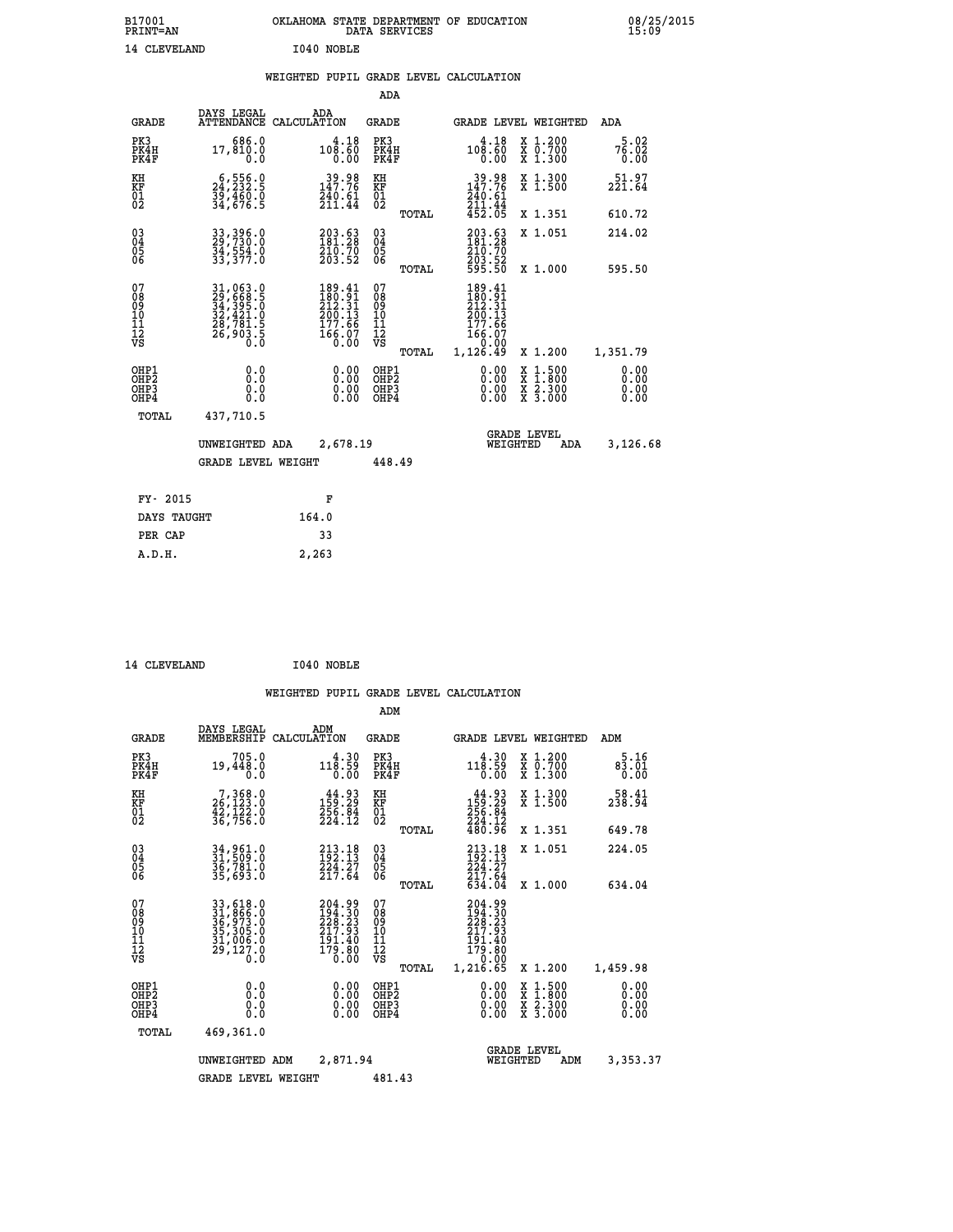B17001 OKLAHOMA STATE DEPARTMENT OF EDUCATION 08/25/2015
PRINT=AN DATA SERVICES 15:09

14 CLEVELAND I040 NOBLE

## WEIGHTED PUPIL GRADE LEVEL CALCULATION

### ADA

| GRADE | DAYS LEGAL ATTENDANCE | ADA CALCULATION | GRADE | | GRADE LEVEL | WEIGHTED | ADA |
|---|---|---|---|---|---|---|---|
| PK3 | 686.0 | 4.18 | PK3 | | 4.18 | X 1.200 | 5.02 |
| PK4H | 17,810.0 | 108.60 | PK4H | | 108.60 | X 0.700 | 76.02 |
| PK4F | 0.0 | 0.00 | PK4F | | 0.00 | X 1.300 | 0.00 |
| KH | 6,556.0 | 39.98 | KH | | 39.98 | X 1.300 | 51.97 |
| KF | 24,232.5 | 147.76 | KF | | 147.76 | X 1.500 | 221.64 |
| 01 | 39,460.0 | 240.61 | 01 | | 240.61 | | |
| 02 | 34,676.5 | 211.44 | 02 | | 211.44 | | |
| | | | | TOTAL | 452.05 | X 1.351 | 610.72 |
| 03 | 33,396.0 | 203.63 | 03 | | 203.63 | X 1.051 | 214.02 |
| 04 | 29,730.0 | 181.28 | 04 | | 181.28 | | |
| 05 | 34,554.0 | 210.70 | 05 | | 210.70 | | |
| 06 | 33,377.0 | 203.52 | 06 | | 203.52 | | |
| | | | | TOTAL | 595.50 | X 1.000 | 595.50 |
| 07 | 31,063.0 | 189.41 | 07 | | 189.41 | | |
| 08 | 29,668.5 | 180.91 | 08 | | 180.91 | | |
| 09 | 34,395.0 | 212.31 | 09 | | 212.31 | | |
| 10 | 32,421.0 | 200.13 | 10 | | 200.13 | | |
| 11 | 28,781.5 | 177.66 | 11 | | 177.66 | | |
| 12 | 26,903.5 | 166.07 | 12 | | 166.07 | | |
| VS | 0.0 | 0.00 | VS | | 0.00 | | |
| | | | | TOTAL | 1,126.49 | X 1.200 | 1,351.79 |
| OHP1 | 0.0 | 0.00 | OHP1 | | 0.00 | X 1.500 | 0.00 |
| OHP2 | 0.0 | 0.00 | OHP2 | | 0.00 | X 1.800 | 0.00 |
| OHP3 | 0.0 | 0.00 | OHP3 | | 0.00 | X 2.300 | 0.00 |
| OHP4 | 0.0 | 0.00 | OHP4 | | 0.00 | X 3.000 | 0.00 |
| TOTAL | 437,710.5 | | | | | | |

UNWEIGHTED ADA 2,678.19 GRADE LEVEL WEIGHTED ADA 3,126.68

GRADE LEVEL WEIGHT 448.49

| FY- 2015 | F |
|---|---|
| DAYS TAUGHT | 164.0 |
| PER CAP | 33 |
| A.D.H. | 2,263 |

14 CLEVELAND I040 NOBLE

## WEIGHTED PUPIL GRADE LEVEL CALCULATION

### ADM

| GRADE | DAYS LEGAL MEMBERSHIP | ADM CALCULATION | GRADE | | GRADE LEVEL | WEIGHTED | ADM |
|---|---|---|---|---|---|---|---|
| PK3 | 705.0 | 4.30 | PK3 | | 4.30 | X 1.200 | 5.16 |
| PK4H | 19,448.0 | 118.59 | PK4H | | 118.59 | X 0.700 | 83.01 |
| PK4F | 0.0 | 0.00 | PK4F | | 0.00 | X 1.300 | 0.00 |
| KH | 7,368.0 | 44.93 | KH | | 44.93 | X 1.300 | 58.41 |
| KF | 26,123.0 | 159.29 | KF | | 159.29 | X 1.500 | 238.94 |
| 01 | 42,122.0 | 256.84 | 01 | | 256.84 | | |
| 02 | 36,756.0 | 224.12 | 02 | | 224.12 | | |
| | | | | TOTAL | 480.96 | X 1.351 | 649.78 |
| 03 | 34,961.0 | 213.18 | 03 | | 213.18 | X 1.051 | 224.05 |
| 04 | 31,509.0 | 192.13 | 04 | | 192.13 | | |
| 05 | 36,781.0 | 224.27 | 05 | | 224.27 | | |
| 06 | 35,693.0 | 217.64 | 06 | | 217.64 | | |
| | | | | TOTAL | 634.04 | X 1.000 | 634.04 |
| 07 | 33,618.0 | 204.99 | 07 | | 204.99 | | |
| 08 | 31,866.0 | 194.30 | 08 | | 194.30 | | |
| 09 | 36,973.0 | 228.23 | 09 | | 228.23 | | |
| 10 | 35,305.0 | 217.93 | 10 | | 217.93 | | |
| 11 | 31,006.0 | 191.40 | 11 | | 191.40 | | |
| 12 | 29,127.0 | 179.80 | 12 | | 179.80 | | |
| VS | 0.0 | 0.00 | VS | | 0.00 | | |
| | | | | TOTAL | 1,216.65 | X 1.200 | 1,459.98 |
| OHP1 | 0.0 | 0.00 | OHP1 | | 0.00 | X 1.500 | 0.00 |
| OHP2 | 0.0 | 0.00 | OHP2 | | 0.00 | X 1.800 | 0.00 |
| OHP3 | 0.0 | 0.00 | OHP3 | | 0.00 | X 2.300 | 0.00 |
| OHP4 | 0.0 | 0.00 | OHP4 | | 0.00 | X 3.000 | 0.00 |
| TOTAL | 469,361.0 | | | | | | |

UNWEIGHTED ADM 2,871.94 GRADE LEVEL WEIGHTED ADM 3,353.37

GRADE LEVEL WEIGHT 481.43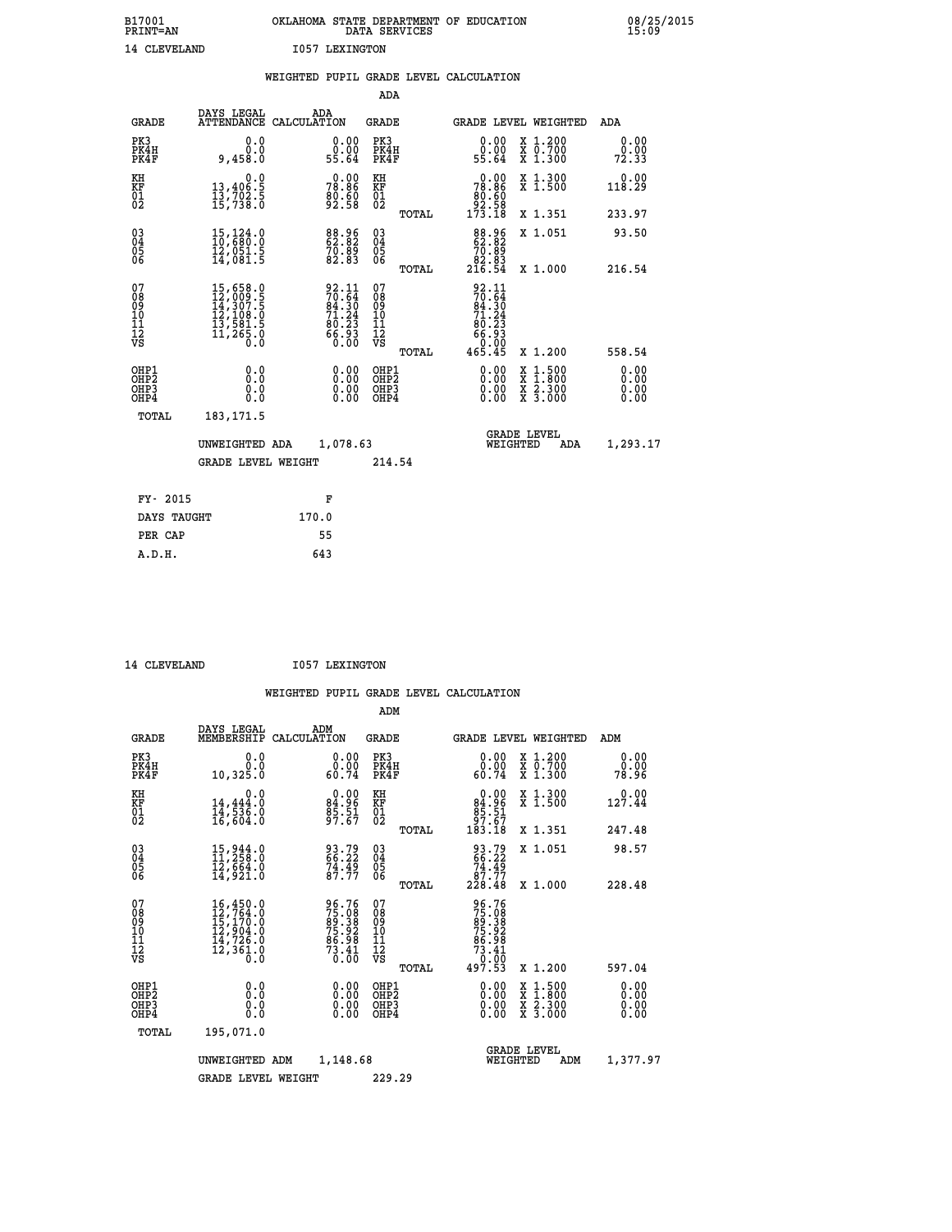B17001 OKLAHOMA STATE DEPARTMENT OF EDUCATION 08/25/2015
PRINT=AN DATA SERVICES 15:09

14 CLEVELAND I057 LEXINGTON

WEIGHTED PUPIL GRADE LEVEL CALCULATION

ADA

| GRADE | DAYS LEGAL ATTENDANCE | ADA CALCULATION | GRADE | | GRADE LEVEL | WEIGHTED | ADA |
|---|---|---|---|---|---|---|---|
| PK3 | 0.0 | 0.00 | PK3 | | 0.00 | X 1.200 | 0.00 |
| PK4H | 0.0 | 0.00 | PK4H | | 0.00 | X 0.700 | 0.00 |
| PK4F | 9,458.0 | 55.64 | PK4F | | 55.64 | X 1.300 | 72.33 |
| KH | 0.0 | 0.00 | KH | | 0.00 | X 1.300 | 0.00 |
| KF | 13,406.5 | 78.86 | KF | | 78.86 | X 1.500 | 118.29 |
| 01 | 13,702.5 | 80.60 | 01 | | 80.60 | | |
| 02 | 15,738.0 | 92.58 | 02 | | 92.58 | | |
| | | | | TOTAL | 173.18 | X 1.351 | 233.97 |
| 03 | 15,124.0 | 88.96 | 03 | | 88.96 | X 1.051 | 93.50 |
| 04 | 10,680.0 | 62.82 | 04 | | 62.82 | | |
| 05 | 12,051.5 | 70.89 | 05 | | 70.89 | | |
| 06 | 14,081.5 | 82.83 | 06 | | 82.83 | | |
| | | | | TOTAL | 216.54 | X 1.000 | 216.54 |
| 07 | 15,658.0 | 92.11 | 07 | | 92.11 | | |
| 08 | 12,009.5 | 70.64 | 08 | | 70.64 | | |
| 09 | 14,307.5 | 84.30 | 09 | | 84.30 | | |
| 10 | 12,108.0 | 71.24 | 10 | | 71.24 | | |
| 11 | 13,581.5 | 80.23 | 11 | | 80.23 | | |
| 12 | 11,265.0 | 66.93 | 12 | | 66.93 | | |
| VS | 0.0 | 0.00 | VS | | 0.00 | | |
| | | | | TOTAL | 465.45 | X 1.200 | 558.54 |
| OHP1 | 0.0 | 0.00 | OHP1 | | 0.00 | X 1.500 | 0.00 |
| OHP2 | 0.0 | 0.00 | OHP2 | | 0.00 | X 1.800 | 0.00 |
| OHP3 | 0.0 | 0.00 | OHP3 | | 0.00 | X 2.300 | 0.00 |
| OHP4 | 0.0 | 0.00 | OHP4 | | 0.00 | X 3.000 | 0.00 |
| TOTAL | 183,171.5 | | | | | | |

UNWEIGHTED ADA 1,078.63 GRADE LEVEL WEIGHTED ADA 1,293.17

GRADE LEVEL WEIGHT 214.54

| FY- 2015 | F |
|---|---|
| DAYS TAUGHT | 170.0 |
| PER CAP | 55 |
| A.D.H. | 643 |

14 CLEVELAND I057 LEXINGTON

WEIGHTED PUPIL GRADE LEVEL CALCULATION

ADM

| GRADE | DAYS LEGAL MEMBERSHIP | ADM CALCULATION | GRADE | | GRADE LEVEL | WEIGHTED | ADM |
|---|---|---|---|---|---|---|---|
| PK3 | 0.0 | 0.00 | PK3 | | 0.00 | X 1.200 | 0.00 |
| PK4H | 0.0 | 0.00 | PK4H | | 0.00 | X 0.700 | 0.00 |
| PK4F | 10,325.0 | 60.74 | PK4F | | 60.74 | X 1.300 | 78.96 |
| KH | 0.0 | 0.00 | KH | | 0.00 | X 1.300 | 0.00 |
| KF | 14,444.0 | 84.96 | KF | | 84.96 | X 1.500 | 127.44 |
| 01 | 14,536.0 | 85.51 | 01 | | 85.51 | | |
| 02 | 16,604.0 | 97.67 | 02 | | 97.67 | | |
| | | | | TOTAL | 183.18 | X 1.351 | 247.48 |
| 03 | 15,944.0 | 93.79 | 03 | | 93.79 | X 1.051 | 98.57 |
| 04 | 11,258.0 | 66.22 | 04 | | 66.22 | | |
| 05 | 12,664.0 | 74.49 | 05 | | 74.49 | | |
| 06 | 14,921.0 | 87.77 | 06 | | 87.77 | | |
| | | | | TOTAL | 228.48 | X 1.000 | 228.48 |
| 07 | 16,450.0 | 96.76 | 07 | | 96.76 | | |
| 08 | 12,764.0 | 75.08 | 08 | | 75.08 | | |
| 09 | 15,170.0 | 89.38 | 09 | | 89.38 | | |
| 10 | 12,904.0 | 75.92 | 10 | | 75.92 | | |
| 11 | 14,726.0 | 86.98 | 11 | | 86.98 | | |
| 12 | 12,361.0 | 73.41 | 12 | | 73.41 | | |
| VS | 0.0 | 0.00 | VS | | 0.00 | | |
| | | | | TOTAL | 497.53 | X 1.200 | 597.04 |
| OHP1 | 0.0 | 0.00 | OHP1 | | 0.00 | X 1.500 | 0.00 |
| OHP2 | 0.0 | 0.00 | OHP2 | | 0.00 | X 1.800 | 0.00 |
| OHP3 | 0.0 | 0.00 | OHP3 | | 0.00 | X 2.300 | 0.00 |
| OHP4 | 0.0 | 0.00 | OHP4 | | 0.00 | X 3.000 | 0.00 |
| TOTAL | 195,071.0 | | | | | | |

UNWEIGHTED ADM 1,148.68 GRADE LEVEL WEIGHTED ADM 1,377.97

GRADE LEVEL WEIGHT 229.29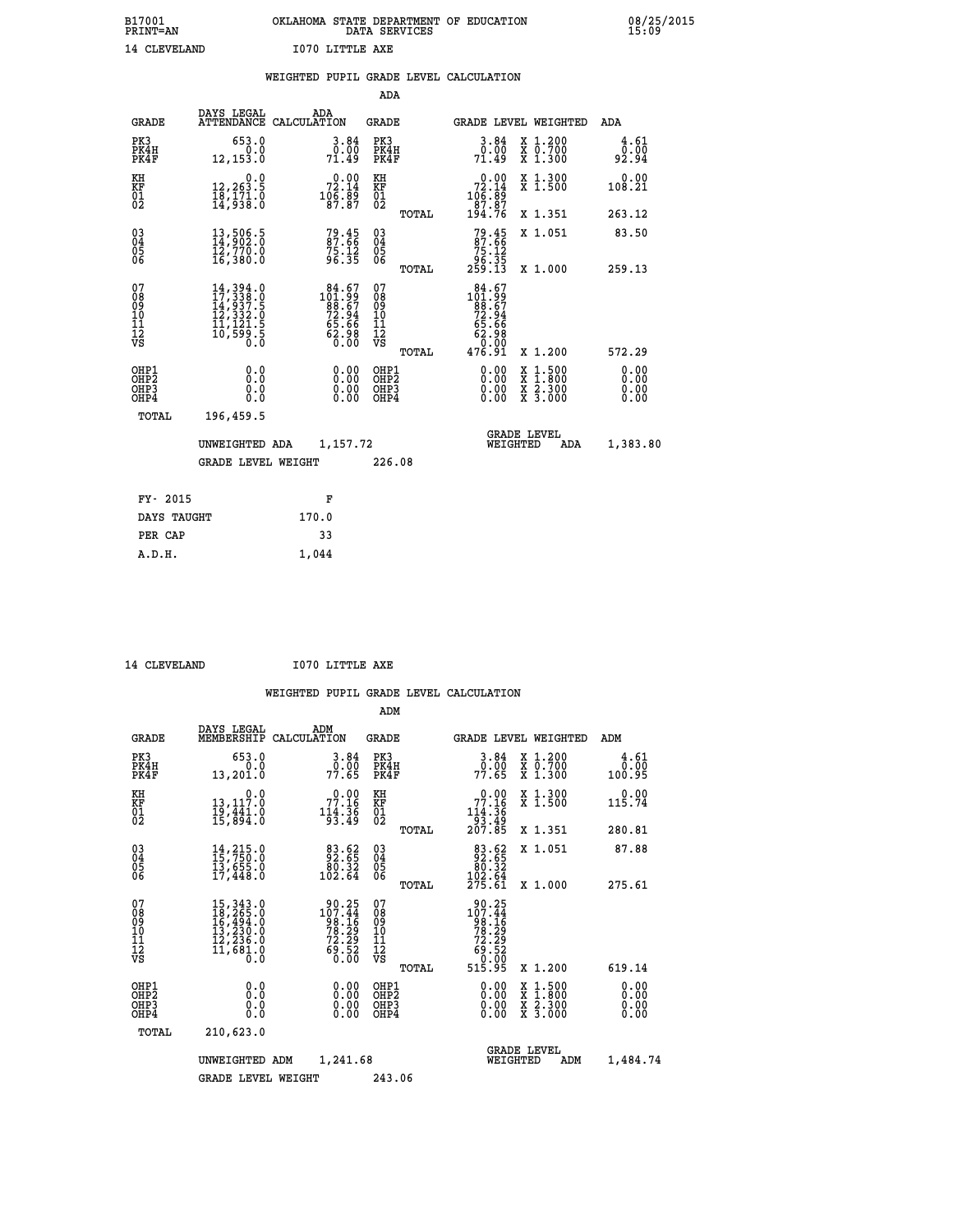B17001 OKLAHOMA STATE DEPARTMENT OF EDUCATION 08/25/2015
PRINT=AN DATA SERVICES 15:09

14 CLEVELAND I070 LITTLE AXE

## WEIGHTED PUPIL GRADE LEVEL CALCULATION

### ADA

| GRADE | DAYS LEGAL ATTENDANCE | ADA CALCULATION | GRADE | | GRADE LEVEL | WEIGHTED | ADA |
|---|---|---|---|---|---|---|---|
| PK3 | 653.0 | 3.84 | PK3 | | 3.84 | X 1.200 | 4.61 |
| PK4H | 0.0 | 0.00 | PK4H | | 0.00 | X 0.700 | 0.00 |
| PK4F | 12,153.0 | 71.49 | PK4F | | 71.49 | X 1.300 | 92.94 |
| KH | 0.0 | 0.00 | KH | | 0.00 | X 1.300 | 0.00 |
| KF | 12,263.5 | 72.14 | KF | | 72.14 | X 1.500 | 108.21 |
| 01 | 18,171.0 | 106.89 | 01 | | 106.89 | | |
| 02 | 14,938.0 | 87.87 | 02 | | 87.87 | | |
| | | | | TOTAL | 194.76 | X 1.351 | 263.12 |
| 03 | 13,506.5 | 79.45 | 03 | | 79.45 | X 1.051 | 83.50 |
| 04 | 14,902.0 | 87.66 | 04 | | 87.66 | | |
| 05 | 12,770.0 | 75.12 | 05 | | 75.12 | | |
| 06 | 16,380.0 | 96.35 | 06 | | 96.35 | | |
| | | | | TOTAL | 259.13 | X 1.000 | 259.13 |
| 07 | 14,394.0 | 84.67 | 07 | | 84.67 | | |
| 08 | 17,338.0 | 101.99 | 08 | | 101.99 | | |
| 09 | 14,937.5 | 88.67 | 09 | | 88.67 | | |
| 10 | 12,332.0 | 72.94 | 10 | | 72.94 | | |
| 11 | 11,121.5 | 65.66 | 11 | | 65.66 | | |
| 12 | 10,599.5 | 62.98 | 12 | | 62.98 | | |
| VS | 0.0 | 0.00 | VS | | 0.00 | | |
| | | | | TOTAL | 476.91 | X 1.200 | 572.29 |
| OHP1 | 0.0 | 0.00 | OHP1 | | 0.00 | X 1.500 | 0.00 |
| OHP2 | 0.0 | 0.00 | OHP2 | | 0.00 | X 1.800 | 0.00 |
| OHP3 | 0.0 | 0.00 | OHP3 | | 0.00 | X 2.300 | 0.00 |
| OHP4 | 0.0 | 0.00 | OHP4 | | 0.00 | X 3.000 | 0.00 |
| TOTAL | 196,459.5 | | | | | | |

UNWEIGHTED ADA 1,157.72 GRADE LEVEL WEIGHTED ADA 1,383.80

GRADE LEVEL WEIGHT 226.08

| FY- 2015 | F |
|---|---|
| DAYS TAUGHT | 170.0 |
| PER CAP | 33 |
| A.D.H. | 1,044 |

14 CLEVELAND I070 LITTLE AXE

## WEIGHTED PUPIL GRADE LEVEL CALCULATION

### ADM

| GRADE | DAYS LEGAL MEMBERSHIP | ADM CALCULATION | GRADE | | GRADE LEVEL | WEIGHTED | ADM |
|---|---|---|---|---|---|---|---|
| PK3 | 653.0 | 3.84 | PK3 | | 3.84 | X 1.200 | 4.61 |
| PK4H | 0.0 | 0.00 | PK4H | | 0.00 | X 0.700 | 0.00 |
| PK4F | 13,201.0 | 77.65 | PK4F | | 77.65 | X 1.300 | 100.95 |
| KH | 0.0 | 0.00 | KH | | 0.00 | X 1.300 | 0.00 |
| KF | 13,117.0 | 77.16 | KF | | 77.16 | X 1.500 | 115.74 |
| 01 | 19,441.0 | 114.36 | 01 | | 114.36 | | |
| 02 | 15,894.0 | 93.49 | 02 | | 93.49 | | |
| | | | | TOTAL | 207.85 | X 1.351 | 280.81 |
| 03 | 14,215.0 | 83.62 | 03 | | 83.62 | X 1.051 | 87.88 |
| 04 | 15,750.0 | 92.65 | 04 | | 92.65 | | |
| 05 | 13,655.0 | 80.32 | 05 | | 80.32 | | |
| 06 | 17,448.0 | 102.64 | 06 | | 102.64 | | |
| | | | | TOTAL | 275.61 | X 1.000 | 275.61 |
| 07 | 15,343.0 | 90.25 | 07 | | 90.25 | | |
| 08 | 18,265.0 | 107.44 | 08 | | 107.44 | | |
| 09 | 16,494.0 | 98.16 | 09 | | 98.16 | | |
| 10 | 13,230.0 | 78.29 | 10 | | 78.29 | | |
| 11 | 12,236.0 | 72.29 | 11 | | 72.29 | | |
| 12 | 11,681.0 | 69.52 | 12 | | 69.52 | | |
| VS | 0.0 | 0.00 | VS | | 0.00 | | |
| | | | | TOTAL | 515.95 | X 1.200 | 619.14 |
| OHP1 | 0.0 | 0.00 | OHP1 | | 0.00 | X 1.500 | 0.00 |
| OHP2 | 0.0 | 0.00 | OHP2 | | 0.00 | X 1.800 | 0.00 |
| OHP3 | 0.0 | 0.00 | OHP3 | | 0.00 | X 2.300 | 0.00 |
| OHP4 | 0.0 | 0.00 | OHP4 | | 0.00 | X 3.000 | 0.00 |
| TOTAL | 210,623.0 | | | | | | |

UNWEIGHTED ADM 1,241.68 GRADE LEVEL WEIGHTED ADM 1,484.74

GRADE LEVEL WEIGHT 243.06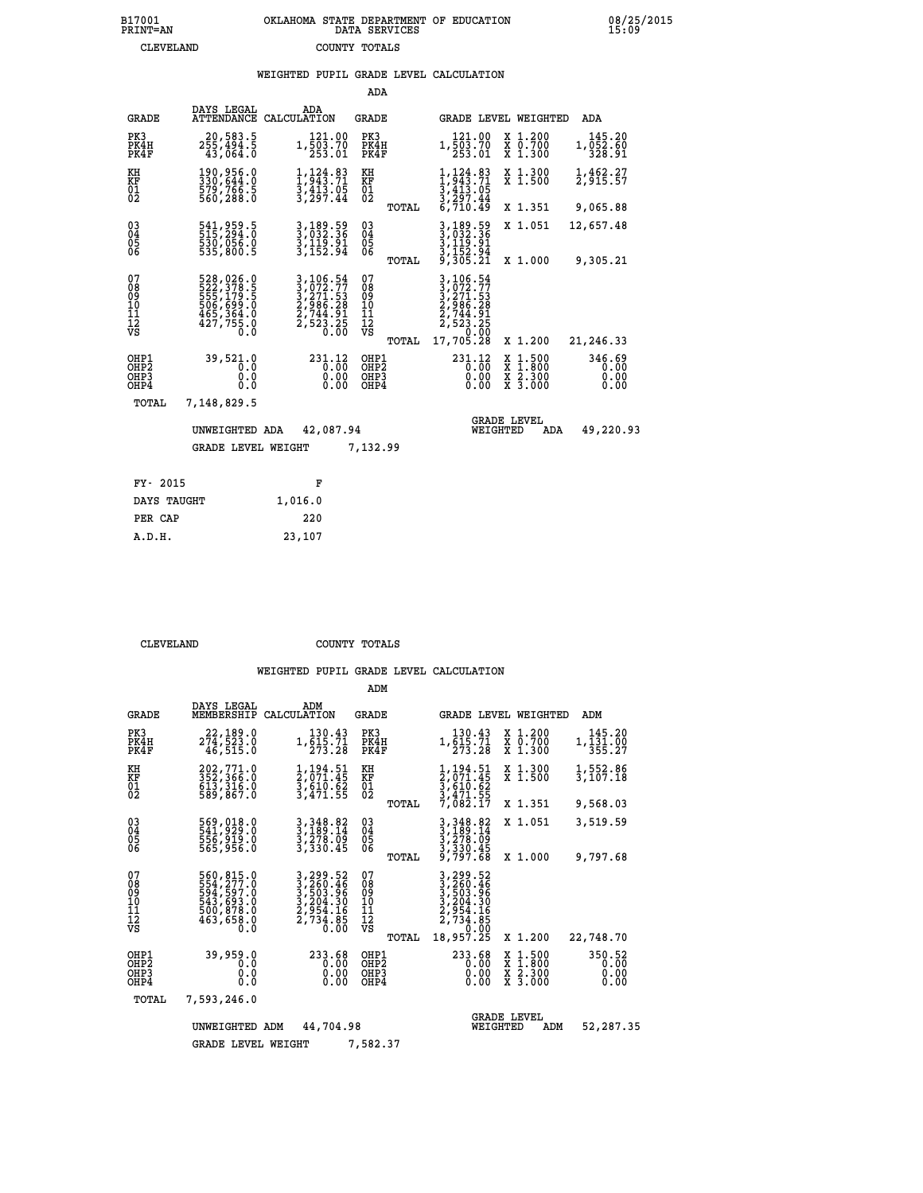B17001 OKLAHOMA STATE DEPARTMENT OF EDUCATION 08/25/2015
PRINT=AN DATA SERVICES 15:09

CLEVELAND COUNTY TOTALS

## WEIGHTED PUPIL GRADE LEVEL CALCULATION

### ADA

| GRADE | DAYS LEGAL ATTENDANCE | ADA CALCULATION | GRADE | | GRADE LEVEL | WEIGHTED | ADA |
|---|---|---|---|---|---|---|---|
| PK3 | 20,583.5 | 121.00 | PK3 | | 121.00 | X 1.200 | 145.20 |
| PK4H | 255,494.5 | 1,503.70 | PK4H | | 1,503.70 | X 0.700 | 1,052.60 |
| PK4F | 43,064.0 | 253.01 | PK4F | | 253.01 | X 1.300 | 328.91 |
| KH | 190,956.0 | 1,124.83 | KH | | 1,124.83 | X 1.300 | 1,462.27 |
| KF | 330,644.0 | 1,943.71 | KF | | 1,943.71 | X 1.500 | 2,915.57 |
| 01 | 579,766.5 | 3,413.05 | 01 | | 3,413.05 | | |
| 02 | 560,288.0 | 3,297.44 | 02 | | 3,297.44 | | |
| | | | | TOTAL | 6,710.49 | X 1.351 | 9,065.88 |
| 03 | 541,959.5 | 3,189.59 | 03 | | 3,189.59 | X 1.051 | 12,657.48 |
| 04 | 515,294.0 | 3,032.36 | 04 | | 3,032.36 | | |
| 05 | 530,056.0 | 3,119.91 | 05 | | 3,119.91 | | |
| 06 | 535,800.5 | 3,152.94 | 06 | | 3,152.94 | | |
| | | | | TOTAL | 9,305.21 | X 1.000 | 9,305.21 |
| 07 | 528,026.0 | 3,106.54 | 07 | | 3,106.54 | | |
| 08 | 522,378.5 | 3,072.77 | 08 | | 3,072.77 | | |
| 09 | 555,179.5 | 3,271.53 | 09 | | 3,271.53 | | |
| 10 | 506,699.0 | 2,986.28 | 10 | | 2,986.28 | | |
| 11 | 465,364.0 | 2,744.91 | 11 | | 2,744.91 | | |
| 12 | 427,755.0 | 2,523.25 | 12 | | 2,523.25 | | |
| VS | 0.0 | 0.00 | VS | | 0.00 | | |
| | | | | TOTAL | 17,705.28 | X 1.200 | 21,246.33 |
| OHP1 | 39,521.0 | 231.12 | OHP1 | | 231.12 | X 1.500 | 346.69 |
| OHP2 | 0.0 | 0.00 | OHP2 | | 0.00 | X 1.800 | 0.00 |
| OHP3 | 0.0 | 0.00 | OHP3 | | 0.00 | X 2.300 | 0.00 |
| OHP4 | 0.0 | 0.00 | OHP4 | | 0.00 | X 3.000 | 0.00 |
| TOTAL | 7,148,829.5 | | | | | | |

UNWEIGHTED ADA 42,087.94 GRADE LEVEL WEIGHTED ADA 49,220.93

GRADE LEVEL WEIGHT 7,132.99

| FY- 2015 | F |
|---|---|
| DAYS TAUGHT | 1,016.0 |
| PER CAP | 220 |
| A.D.H. | 23,107 |

CLEVELAND COUNTY TOTALS

## WEIGHTED PUPIL GRADE LEVEL CALCULATION

### ADM

| GRADE | DAYS LEGAL MEMBERSHIP | ADM CALCULATION | GRADE | | GRADE LEVEL | WEIGHTED | ADM |
|---|---|---|---|---|---|---|---|
| PK3 | 22,189.0 | 130.43 | PK3 | | 130.43 | X 1.200 | 145.20 |
| PK4H | 274,523.0 | 1,615.71 | PK4H | | 1,615.71 | X 0.700 | 1,131.00 |
| PK4F | 46,515.0 | 273.28 | PK4F | | 273.28 | X 1.300 | 355.27 |
| KH | 202,771.0 | 1,194.51 | KH | | 1,194.51 | X 1.300 | 1,552.86 |
| KF | 352,366.0 | 2,071.45 | KF | | 2,071.45 | X 1.500 | 3,107.18 |
| 01 | 613,316.0 | 3,610.62 | 01 | | 3,610.62 | | |
| 02 | 589,867.0 | 3,471.55 | 02 | | 3,471.55 | | |
| | | | | TOTAL | 7,082.17 | X 1.351 | 9,568.03 |
| 03 | 569,018.0 | 3,348.82 | 03 | | 3,348.82 | X 1.051 | 3,519.59 |
| 04 | 541,929.0 | 3,189.14 | 04 | | 3,189.14 | | |
| 05 | 556,919.0 | 3,278.09 | 05 | | 3,278.09 | | |
| 06 | 565,956.0 | 3,330.45 | 06 | | 3,330.45 | | |
| | | | | TOTAL | 9,797.68 | X 1.000 | 9,797.68 |
| 07 | 560,815.0 | 3,299.52 | 07 | | 3,299.52 | | |
| 08 | 554,277.0 | 3,260.46 | 08 | | 3,260.46 | | |
| 09 | 594,597.0 | 3,503.96 | 09 | | 3,503.96 | | |
| 10 | 543,693.0 | 3,204.30 | 10 | | 3,204.30 | | |
| 11 | 500,878.0 | 2,954.16 | 11 | | 2,954.16 | | |
| 12 | 463,658.0 | 2,734.85 | 12 | | 2,734.85 | | |
| VS | 0.0 | 0.00 | VS | | 0.00 | | |
| | | | | TOTAL | 18,957.25 | X 1.200 | 22,748.70 |
| OHP1 | 39,959.0 | 233.68 | OHP1 | | 233.68 | X 1.500 | 350.52 |
| OHP2 | 0.0 | 0.00 | OHP2 | | 0.00 | X 1.800 | 0.00 |
| OHP3 | 0.0 | 0.00 | OHP3 | | 0.00 | X 2.300 | 0.00 |
| OHP4 | 0.0 | 0.00 | OHP4 | | 0.00 | X 3.000 | 0.00 |
| TOTAL | 7,593,246.0 | | | | | | |

UNWEIGHTED ADM 44,704.98 GRADE LEVEL WEIGHTED ADM 52,287.35

GRADE LEVEL WEIGHT 7,582.37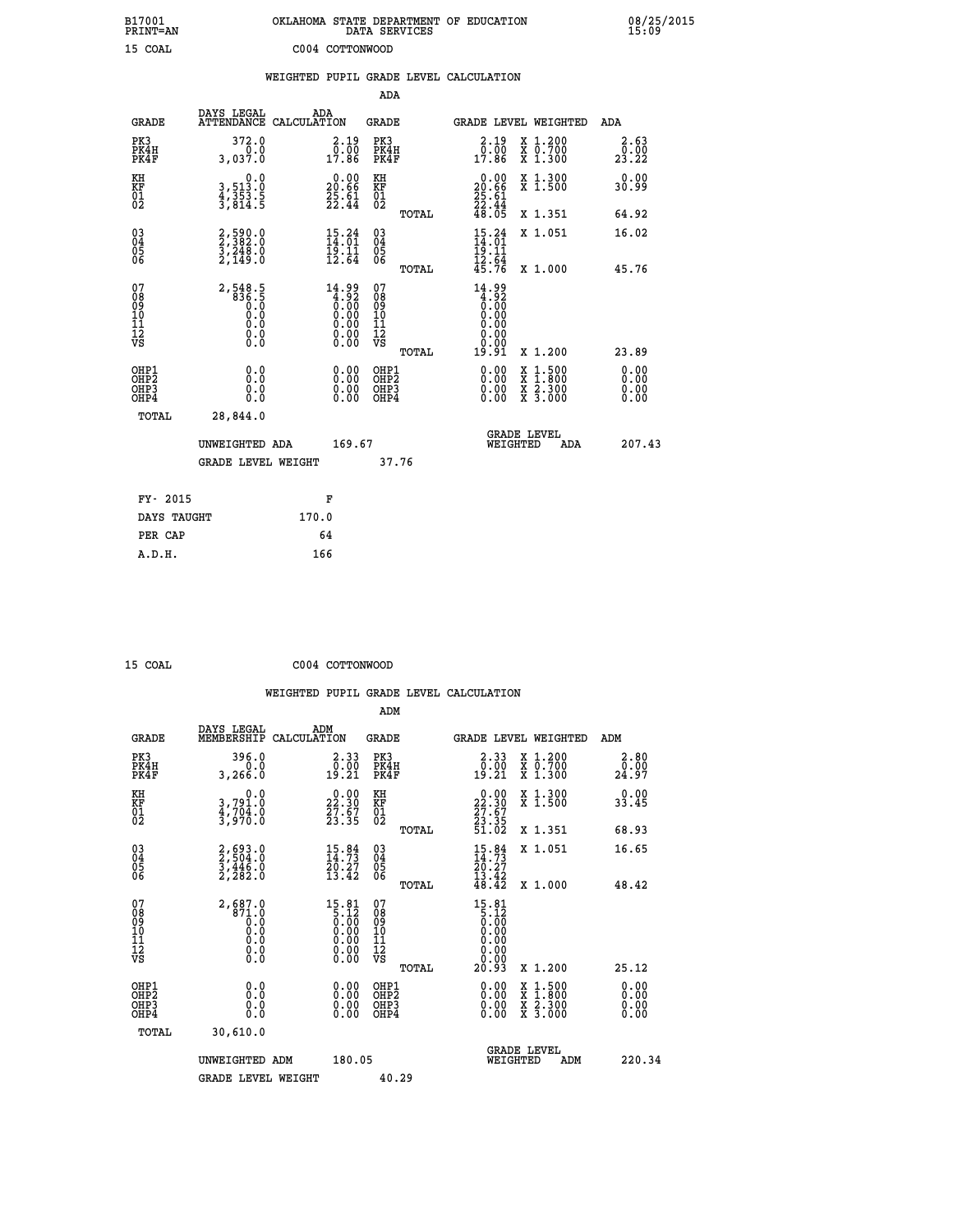B17001 OKLAHOMA STATE DEPARTMENT OF EDUCATION 08/25/2015
PRINT=AN DATA SERVICES 15:09

15 COAL C004 COTTONWOOD

## WEIGHTED PUPIL GRADE LEVEL CALCULATION

ADA

| GRADE | DAYS LEGAL ATTENDANCE | ADA CALCULATION | GRADE | GRADE LEVEL | WEIGHTED | ADA |
|---|---|---|---|---|---|---|
| PK3 | 372.0 | 2.19 | PK3 | 2.19 | X 1.200 | 2.63 |
| PK4H | 0.0 | 0.00 | PK4H | 0.00 | X 0.700 | 0.00 |
| PK4F | 3,037.0 | 17.86 | PK4F | 17.86 | X 1.300 | 23.22 |
| KH | 0.0 | 0.00 | KH | 0.00 | X 1.300 | 0.00 |
| KF | 3,513.0 | 20.66 | KF | 20.66 | X 1.500 | 30.99 |
| 01 | 4,353.5 | 25.61 | 01 | 25.61 | | |
| 02 | 3,814.5 | 22.44 | 02 | 22.44 | | |
| | | | TOTAL | 48.05 | X 1.351 | 64.92 |
| 03 | 2,590.0 | 15.24 | 03 | 15.24 | X 1.051 | 16.02 |
| 04 | 2,382.0 | 14.01 | 04 | 14.01 | | |
| 05 | 3,248.0 | 19.11 | 05 | 19.11 | | |
| 06 | 2,149.0 | 12.64 | 06 | 12.64 | | |
| | | | TOTAL | 45.76 | X 1.000 | 45.76 |
| 07 | 2,548.5 | 14.99 | 07 | 14.99 | | |
| 08 | 836.5 | 4.92 | 08 | 4.92 | | |
| 09 | 0.0 | 0.00 | 09 | 0.00 | | |
| 10 | 0.0 | 0.00 | 10 | 0.00 | | |
| 11 | 0.0 | 0.00 | 11 | 0.00 | | |
| 12 | 0.0 | 0.00 | 12 | 0.00 | | |
| VS | 0.0 | 0.00 | VS | 0.00 | | |
| | | | TOTAL | 19.91 | X 1.200 | 23.89 |
| OHP1 | 0.0 | 0.00 | OHP1 | 0.00 | X 1.500 | 0.00 |
| OHP2 | 0.0 | 0.00 | OHP2 | 0.00 | X 1.800 | 0.00 |
| OHP3 | 0.0 | 0.00 | OHP3 | 0.00 | X 2.300 | 0.00 |
| OHP4 | 0.0 | 0.00 | OHP4 | 0.00 | X 3.000 | 0.00 |
| TOTAL | 28,844.0 | | | | | |

UNWEIGHTED ADA 169.67 | GRADE LEVEL WEIGHTED ADA 207.43

GRADE LEVEL WEIGHT 37.76

| FY- 2015 | F |
|---|---|
| DAYS TAUGHT | 170.0 |
| PER CAP | 64 |
| A.D.H. | 166 |

15 COAL C004 COTTONWOOD

## WEIGHTED PUPIL GRADE LEVEL CALCULATION

ADM

| GRADE | DAYS LEGAL MEMBERSHIP | ADM CALCULATION | GRADE | GRADE LEVEL | WEIGHTED | ADM |
|---|---|---|---|---|---|---|
| PK3 | 396.0 | 2.33 | PK3 | 2.33 | X 1.200 | 2.80 |
| PK4H | 0.0 | 0.00 | PK4H | 0.00 | X 0.700 | 0.00 |
| PK4F | 3,266.0 | 19.21 | PK4F | 19.21 | X 1.300 | 24.97 |
| KH | 0.0 | 0.00 | KH | 0.00 | X 1.300 | 0.00 |
| KF | 3,791.0 | 22.30 | KF | 22.30 | X 1.500 | 33.45 |
| 01 | 4,704.0 | 27.67 | 01 | 27.67 | | |
| 02 | 3,970.0 | 23.35 | 02 | 23.35 | | |
| | | | TOTAL | 51.02 | X 1.351 | 68.93 |
| 03 | 2,693.0 | 15.84 | 03 | 15.84 | X 1.051 | 16.65 |
| 04 | 2,504.0 | 14.73 | 04 | 14.73 | | |
| 05 | 3,446.0 | 20.27 | 05 | 20.27 | | |
| 06 | 2,282.0 | 13.42 | 06 | 13.42 | | |
| | | | TOTAL | 48.42 | X 1.000 | 48.42 |
| 07 | 2,687.0 | 15.81 | 07 | 15.81 | | |
| 08 | 871.0 | 5.12 | 08 | 5.12 | | |
| 09 | 0.0 | 0.00 | 09 | 0.00 | | |
| 10 | 0.0 | 0.00 | 10 | 0.00 | | |
| 11 | 0.0 | 0.00 | 11 | 0.00 | | |
| 12 | 0.0 | 0.00 | 12 | 0.00 | | |
| VS | 0.0 | 0.00 | VS | 0.00 | | |
| | | | TOTAL | 20.93 | X 1.200 | 25.12 |
| OHP1 | 0.0 | 0.00 | OHP1 | 0.00 | X 1.500 | 0.00 |
| OHP2 | 0.0 | 0.00 | OHP2 | 0.00 | X 1.800 | 0.00 |
| OHP3 | 0.0 | 0.00 | OHP3 | 0.00 | X 2.300 | 0.00 |
| OHP4 | 0.0 | 0.00 | OHP4 | 0.00 | X 3.000 | 0.00 |
| TOTAL | 30,610.0 | | | | | |

UNWEIGHTED ADM 180.05 | GRADE LEVEL WEIGHTED ADM 220.34

GRADE LEVEL WEIGHT 40.29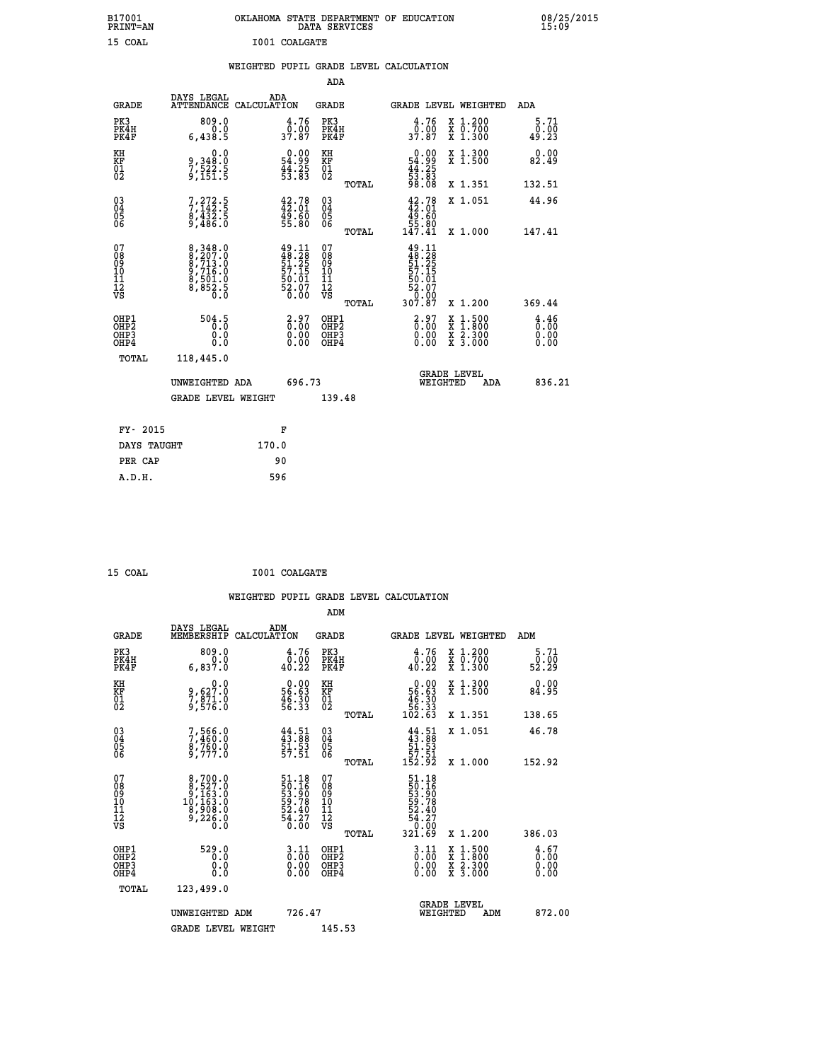B17001 OKLAHOMA STATE DEPARTMENT OF EDUCATION 08/25/2015
PRINT=AN DATA SERVICES 15:09

15 COAL I001 COALGATE

## WEIGHTED PUPIL GRADE LEVEL CALCULATION

### ADA

| GRADE | DAYS LEGAL ATTENDANCE | ADA CALCULATION | GRADE | | GRADE LEVEL | WEIGHTED | ADA |
|---|---|---|---|---|---|---|---|
| PK3 | 809.0 | 4.76 | PK3 | | 4.76 | X 1.200 | 5.71 |
| PK4H | 0.0 | 0.00 | PK4H | | 0.00 | X 0.700 | 0.00 |
| PK4F | 6,438.5 | 37.87 | PK4F | | 37.87 | X 1.300 | 49.23 |
| KH | 0.0 | 0.00 | KH | | 0.00 | X 1.300 | 0.00 |
| KF | 9,348.0 | 54.99 | KF | | 54.99 | X 1.500 | 82.49 |
| 01 | 7,522.5 | 44.25 | 01 | | 44.25 | | |
| 02 | 9,151.5 | 53.83 | 02 | | 53.83 | | |
| | | | | TOTAL | 98.08 | X 1.351 | 132.51 |
| 03 | 7,272.5 | 42.78 | 03 | | 42.78 | X 1.051 | 44.96 |
| 04 | 7,142.5 | 42.01 | 04 | | 42.01 | | |
| 05 | 8,432.5 | 49.60 | 05 | | 49.60 | | |
| 06 | 9,486.0 | 55.80 | 06 | | 55.80 | | |
| | | | | TOTAL | 147.41 | X 1.000 | 147.41 |
| 07 | 8,348.0 | 49.11 | 07 | | 49.11 | | |
| 08 | 8,207.0 | 48.28 | 08 | | 48.28 | | |
| 09 | 8,713.0 | 51.25 | 09 | | 51.25 | | |
| 10 | 9,716.0 | 57.15 | 10 | | 57.15 | | |
| 11 | 8,501.0 | 50.01 | 11 | | 50.01 | | |
| 12 | 8,852.5 | 52.07 | 12 | | 52.07 | | |
| VS | 0.0 | 0.00 | VS | | 0.00 | | |
| | | | | TOTAL | 307.87 | X 1.200 | 369.44 |
| OHP1 | 504.5 | 2.97 | OHP1 | | 2.97 | X 1.500 | 4.46 |
| OHP2 | 0.0 | 0.00 | OHP2 | | 0.00 | X 1.800 | 0.00 |
| OHP3 | 0.0 | 0.00 | OHP3 | | 0.00 | X 2.300 | 0.00 |
| OHP4 | 0.0 | 0.00 | OHP4 | | 0.00 | X 3.000 | 0.00 |
| TOTAL | 118,445.0 | | | | | | |

UNWEIGHTED ADA 696.73 GRADE LEVEL WEIGHTED ADA 836.21

GRADE LEVEL WEIGHT 139.48

| FY- 2015 | F |
|---|---|
| DAYS TAUGHT | 170.0 |
| PER CAP | 90 |
| A.D.H. | 596 |

15 COAL I001 COALGATE

## WEIGHTED PUPIL GRADE LEVEL CALCULATION

### ADM

| GRADE | DAYS LEGAL MEMBERSHIP | ADM CALCULATION | GRADE | | GRADE LEVEL | WEIGHTED | ADM |
|---|---|---|---|---|---|---|---|
| PK3 | 809.0 | 4.76 | PK3 | | 4.76 | X 1.200 | 5.71 |
| PK4H | 0.0 | 0.00 | PK4H | | 0.00 | X 0.700 | 0.00 |
| PK4F | 6,837.0 | 40.22 | PK4F | | 40.22 | X 1.300 | 52.29 |
| KH | 0.0 | 0.00 | KH | | 0.00 | X 1.300 | 0.00 |
| KF | 9,627.0 | 56.63 | KF | | 56.63 | X 1.500 | 84.95 |
| 01 | 7,871.0 | 46.30 | 01 | | 46.30 | | |
| 02 | 9,576.0 | 56.33 | 02 | | 56.33 | | |
| | | | | TOTAL | 102.63 | X 1.351 | 138.65 |
| 03 | 7,566.0 | 44.51 | 03 | | 44.51 | X 1.051 | 46.78 |
| 04 | 7,460.0 | 43.88 | 04 | | 43.88 | | |
| 05 | 8,760.0 | 51.53 | 05 | | 51.53 | | |
| 06 | 9,777.0 | 57.51 | 06 | | 57.51 | | |
| | | | | TOTAL | 152.92 | X 1.000 | 152.92 |
| 07 | 8,700.0 | 51.18 | 07 | | 51.18 | | |
| 08 | 8,527.0 | 50.16 | 08 | | 50.16 | | |
| 09 | 9,163.0 | 53.90 | 09 | | 53.90 | | |
| 10 | 10,163.0 | 59.78 | 10 | | 59.78 | | |
| 11 | 8,908.0 | 52.40 | 11 | | 52.40 | | |
| 12 | 9,226.0 | 54.27 | 12 | | 54.27 | | |
| VS | 0.0 | 0.00 | VS | | 0.00 | | |
| | | | | TOTAL | 321.69 | X 1.200 | 386.03 |
| OHP1 | 529.0 | 3.11 | OHP1 | | 3.11 | X 1.500 | 4.67 |
| OHP2 | 0.0 | 0.00 | OHP2 | | 0.00 | X 1.800 | 0.00 |
| OHP3 | 0.0 | 0.00 | OHP3 | | 0.00 | X 2.300 | 0.00 |
| OHP4 | 0.0 | 0.00 | OHP4 | | 0.00 | X 3.000 | 0.00 |
| TOTAL | 123,499.0 | | | | | | |

UNWEIGHTED ADM 726.47 GRADE LEVEL WEIGHTED ADM 872.00

GRADE LEVEL WEIGHT 145.53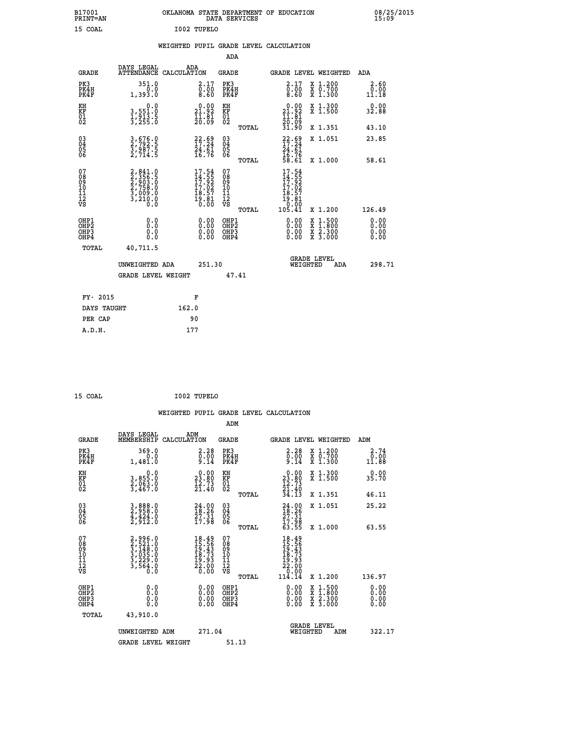B17001 OKLAHOMA STATE DEPARTMENT OF EDUCATION 08/25/2015
PRINT=AN DATA SERVICES 15:09

15 COAL I002 TUPELO

## WEIGHTED PUPIL GRADE LEVEL CALCULATION

### ADA

| GRADE | DAYS LEGAL ATTENDANCE | ADA CALCULATION | GRADE | | GRADE LEVEL | WEIGHTED | ADA |
|---|---|---|---|---|---|---|---|
| PK3 | 351.0 | 2.17 | PK3 | | 2.17 | X 1.200 | 2.60 |
| PK4H | 0.0 | 0.00 | PK4H | | 0.00 | X 0.700 | 0.00 |
| PK4F | 1,393.0 | 8.60 | PK4F | | 8.60 | X 1.300 | 11.18 |
| KH | 0.0 | 0.00 | KH | | 0.00 | X 1.300 | 0.00 |
| KF | 3,551.0 | 21.92 | KF | | 21.92 | X 1.500 | 32.88 |
| 01 | 1,913.5 | 11.81 | 01 | | 11.81 | | |
| 02 | 3,255.0 | 20.09 | 02 | | 20.09 | | |
| | | | | TOTAL | 31.90 | X 1.351 | 43.10 |
| 03 | 3,676.0 | 22.69 | 03 | | 22.69 | X 1.051 | 23.85 |
| 04 | 2,792.5 | 17.24 | 04 | | 17.24 | | |
| 05 | 3,987.5 | 24.61 | 05 | | 24.61 | | |
| 06 | 2,714.5 | 16.76 | 06 | | 16.76 | | |
| | | | | TOTAL | 58.61 | X 1.000 | 58.61 |
| 07 | 2,841.0 | 17.54 | 07 | | 17.54 | | |
| 08 | 2,356.5 | 14.55 | 08 | | 14.55 | | |
| 09 | 2,903.0 | 17.92 | 09 | | 17.92 | | |
| 10 | 2,758.0 | 17.02 | 10 | | 17.02 | | |
| 11 | 3,009.0 | 18.57 | 11 | | 18.57 | | |
| 12 | 3,210.0 | 19.81 | 12 | | 19.81 | | |
| VS | 0.0 | 0.00 | VS | | 0.00 | | |
| | | | | TOTAL | 105.41 | X 1.200 | 126.49 |
| OHP1 | 0.0 | 0.00 | OHP1 | | 0.00 | X 1.500 | 0.00 |
| OHP2 | 0.0 | 0.00 | OHP2 | | 0.00 | X 1.800 | 0.00 |
| OHP3 | 0.0 | 0.00 | OHP3 | | 0.00 | X 2.300 | 0.00 |
| OHP4 | 0.0 | 0.00 | OHP4 | | 0.00 | X 3.000 | 0.00 |
| TOTAL | 40,711.5 | | | | | | |

UNWEIGHTED ADA 251.30 GRADE LEVEL WEIGHTED ADA 298.71

GRADE LEVEL WEIGHT 47.41

| FY- 2015 | F |
|---|---|
| DAYS TAUGHT | 162.0 |
| PER CAP | 90 |
| A.D.H. | 177 |

15 COAL I002 TUPELO

## WEIGHTED PUPIL GRADE LEVEL CALCULATION

### ADM

| GRADE | DAYS LEGAL MEMBERSHIP | ADM CALCULATION | GRADE | | GRADE LEVEL | WEIGHTED | ADM |
|---|---|---|---|---|---|---|---|
| PK3 | 369.0 | 2.28 | PK3 | | 2.28 | X 1.200 | 2.74 |
| PK4H | 0.0 | 0.00 | PK4H | | 0.00 | X 0.700 | 0.00 |
| PK4F | 1,481.0 | 9.14 | PK4F | | 9.14 | X 1.300 | 11.88 |
| KH | 0.0 | 0.00 | KH | | 0.00 | X 1.300 | 0.00 |
| KF | 3,855.0 | 23.80 | KF | | 23.80 | X 1.500 | 35.70 |
| 01 | 2,063.0 | 12.73 | 01 | | 12.73 | | |
| 02 | 3,467.0 | 21.40 | 02 | | 21.40 | | |
| | | | | TOTAL | 34.13 | X 1.351 | 46.11 |
| 03 | 3,888.0 | 24.00 | 03 | | 24.00 | X 1.051 | 25.22 |
| 04 | 2,958.0 | 18.26 | 04 | | 18.26 | | |
| 05 | 4,424.0 | 27.31 | 05 | | 27.31 | | |
| 06 | 2,912.0 | 17.98 | 06 | | 17.98 | | |
| | | | | TOTAL | 63.55 | X 1.000 | 63.55 |
| 07 | 2,996.0 | 18.49 | 07 | | 18.49 | | |
| 08 | 2,521.0 | 15.56 | 08 | | 15.56 | | |
| 09 | 3,148.0 | 19.43 | 09 | | 19.43 | | |
| 10 | 3,035.0 | 18.73 | 10 | | 18.73 | | |
| 11 | 3,229.0 | 19.93 | 11 | | 19.93 | | |
| 12 | 3,564.0 | 22.00 | 12 | | 22.00 | | |
| VS | 0.0 | 0.00 | VS | | 0.00 | | |
| | | | | TOTAL | 114.14 | X 1.200 | 136.97 |
| OHP1 | 0.0 | 0.00 | OHP1 | | 0.00 | X 1.500 | 0.00 |
| OHP2 | 0.0 | 0.00 | OHP2 | | 0.00 | X 1.800 | 0.00 |
| OHP3 | 0.0 | 0.00 | OHP3 | | 0.00 | X 2.300 | 0.00 |
| OHP4 | 0.0 | 0.00 | OHP4 | | 0.00 | X 3.000 | 0.00 |
| TOTAL | 43,910.0 | | | | | | |

UNWEIGHTED ADM 271.04 GRADE LEVEL WEIGHTED ADM 322.17

GRADE LEVEL WEIGHT 51.13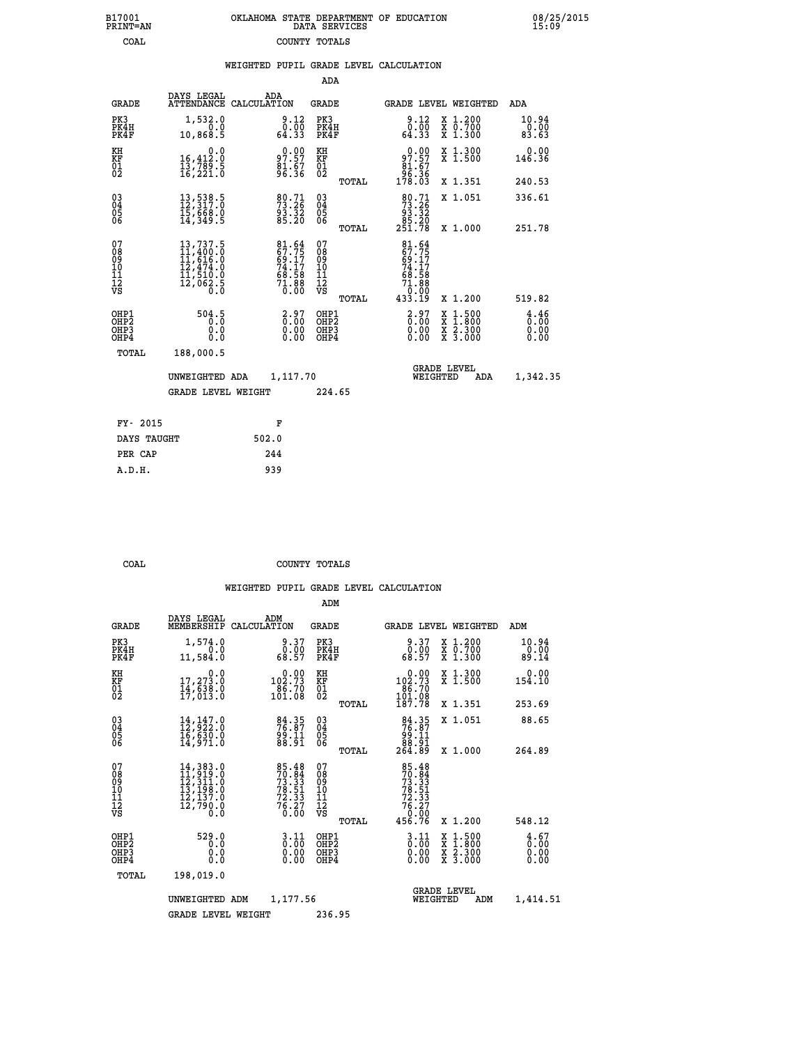B17001 PRINT=AN — OKLAHOMA STATE DEPARTMENT OF EDUCATION DATA SERVICES — 08/25/2015 15:09

COAL — COUNTY TOTALS

## WEIGHTED PUPIL GRADE LEVEL CALCULATION

### ADA

| GRADE | DAYS LEGAL ATTENDANCE | ADA CALCULATION | GRADE | GRADE LEVEL | WEIGHTED | ADA |
|---|---|---|---|---|---|---|
| PK3 | 1,532.0 | 9.12 | PK3 | 9.12 | X 1.200 | 10.94 |
| PK4H | 0.0 | 0.00 | PK4H | 0.00 | X 0.700 | 0.00 |
| PK4F | 10,868.5 | 64.33 | PK4F | 64.33 | X 1.300 | 83.63 |
| KH | 0.0 | 0.00 | KH | 0.00 | X 1.300 | 0.00 |
| KF | 16,412.0 | 97.57 | KF | 97.57 | X 1.500 | 146.36 |
| 01 | 13,789.5 | 81.67 | 01 | 81.67 | | |
| 02 | 16,221.0 | 96.36 | 02 | 96.36 | | |
| | | | TOTAL | 178.03 | X 1.351 | 240.53 |
| 03 | 13,538.5 | 80.71 | 03 | 80.71 | X 1.051 | 336.61 |
| 04 | 12,317.0 | 73.26 | 04 | 73.26 | | |
| 05 | 15,668.0 | 93.32 | 05 | 93.32 | | |
| 06 | 14,349.5 | 85.20 | 06 | 85.20 | | |
| | | | TOTAL | 251.78 | X 1.000 | 251.78 |
| 07 | 13,737.5 | 81.64 | 07 | 81.64 | | |
| 08 | 11,400.0 | 67.75 | 08 | 67.75 | | |
| 09 | 11,616.0 | 69.17 | 09 | 69.17 | | |
| 10 | 12,474.0 | 74.17 | 10 | 74.17 | | |
| 11 | 11,510.0 | 68.58 | 11 | 68.58 | | |
| 12 | 12,062.5 | 71.88 | 12 | 71.88 | | |
| VS | 0.0 | 0.00 | VS | 0.00 | | |
| | | | TOTAL | 433.19 | X 1.200 | 519.82 |
| OHP1 | 504.5 | 2.97 | OHP1 | 2.97 | X 1.500 | 4.46 |
| OHP2 | 0.0 | 0.00 | OHP2 | 0.00 | X 1.800 | 0.00 |
| OHP3 | 0.0 | 0.00 | OHP3 | 0.00 | X 2.300 | 0.00 |
| OHP4 | 0.0 | 0.00 | OHP4 | 0.00 | X 3.000 | 0.00 |
| TOTAL | 188,000.5 | | | | | |

UNWEIGHTED ADA 1,117.70 — GRADE LEVEL WEIGHTED ADA 1,342.35

GRADE LEVEL WEIGHT 224.65

| FY- 2015 | F |
|---|---|
| DAYS TAUGHT | 502.0 |
| PER CAP | 244 |
| A.D.H. | 939 |

COAL — COUNTY TOTALS

## WEIGHTED PUPIL GRADE LEVEL CALCULATION

### ADM

| GRADE | DAYS LEGAL MEMBERSHIP | ADM CALCULATION | GRADE | GRADE LEVEL | WEIGHTED | ADM |
|---|---|---|---|---|---|---|
| PK3 | 1,574.0 | 9.37 | PK3 | 9.37 | X 1.200 | 10.94 |
| PK4H | 0.0 | 0.00 | PK4H | 0.00 | X 0.700 | 0.00 |
| PK4F | 11,584.0 | 68.57 | PK4F | 68.57 | X 1.300 | 89.14 |
| KH | 0.0 | 0.00 | KH | 0.00 | X 1.300 | 0.00 |
| KF | 17,273.0 | 102.73 | KF | 102.73 | X 1.500 | 154.10 |
| 01 | 14,638.0 | 86.70 | 01 | 86.70 | | |
| 02 | 17,013.0 | 101.08 | 02 | 101.08 | | |
| | | | TOTAL | 187.78 | X 1.351 | 253.69 |
| 03 | 14,147.0 | 84.35 | 03 | 84.35 | X 1.051 | 88.65 |
| 04 | 12,922.0 | 76.87 | 04 | 76.87 | | |
| 05 | 16,630.0 | 99.11 | 05 | 99.11 | | |
| 06 | 14,971.0 | 88.91 | 06 | 88.91 | | |
| | | | TOTAL | 264.89 | X 1.000 | 264.89 |
| 07 | 14,383.0 | 85.48 | 07 | 85.48 | | |
| 08 | 11,919.0 | 70.84 | 08 | 70.84 | | |
| 09 | 12,311.0 | 73.33 | 09 | 73.33 | | |
| 10 | 13,198.0 | 78.51 | 10 | 78.51 | | |
| 11 | 12,137.0 | 72.33 | 11 | 72.33 | | |
| 12 | 12,790.0 | 76.27 | 12 | 76.27 | | |
| VS | 0.0 | 0.00 | VS | 0.00 | | |
| | | | TOTAL | 456.76 | X 1.200 | 548.12 |
| OHP1 | 529.0 | 3.11 | OHP1 | 3.11 | X 1.500 | 4.67 |
| OHP2 | 0.0 | 0.00 | OHP2 | 0.00 | X 1.800 | 0.00 |
| OHP3 | 0.0 | 0.00 | OHP3 | 0.00 | X 2.300 | 0.00 |
| OHP4 | 0.0 | 0.00 | OHP4 | 0.00 | X 3.000 | 0.00 |
| TOTAL | 198,019.0 | | | | | |

UNWEIGHTED ADM 1,177.56 — GRADE LEVEL WEIGHTED ADM 1,414.51

GRADE LEVEL WEIGHT 236.95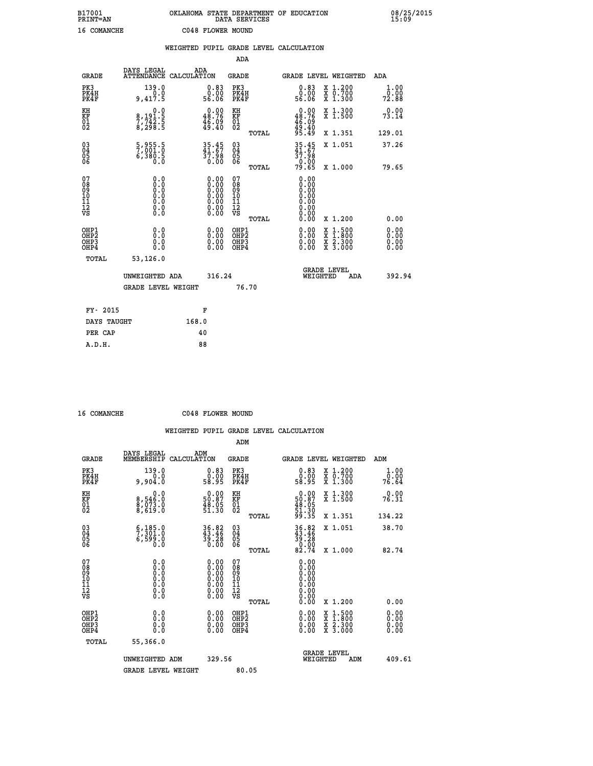B17001 OKLAHOMA STATE DEPARTMENT OF EDUCATION 08/25/2015
PRINT=AN DATA SERVICES 15:09

16 COMANCHE C048 FLOWER MOUND

## WEIGHTED PUPIL GRADE LEVEL CALCULATION

### ADA

| GRADE | DAYS LEGAL ATTENDANCE | ADA CALCULATION | GRADE | GRADE LEVEL | WEIGHTED | ADA |
|---|---|---|---|---|---|---|
| PK3 | 139.0 | 0.83 | PK3 | 0.83 | X 1.200 | 1.00 |
| PK4H | 0.0 | 0.00 | PK4H | 0.00 | X 0.700 | 0.00 |
| PK4F | 9,417.5 | 56.06 | PK4F | 56.06 | X 1.300 | 72.88 |
| KH | 0.0 | 0.00 | KH | 0.00 | X 1.300 | 0.00 |
| KF | 8,191.5 | 48.76 | KF | 48.76 | X 1.500 | 73.14 |
| 01 | 7,742.5 | 46.09 | 01 | 46.09 | | |
| 02 | 8,298.5 | 49.40 | 02 | 49.40 | | |
| | | | TOTAL | 95.49 | X 1.351 | 129.01 |
| 03 | 5,955.5 | 35.45 | 03 | 35.45 | X 1.051 | 37.26 |
| 04 | 7,001.0 | 41.67 | 04 | 41.67 | | |
| 05 | 6,380.5 | 37.98 | 05 | 37.98 | | |
| 06 | 0.0 | 0.00 | 06 | 0.00 | | |
| | | | TOTAL | 79.65 | X 1.000 | 79.65 |
| 07 | 0.0 | 0.00 | 07 | 0.00 | | |
| 08 | 0.0 | 0.00 | 08 | 0.00 | | |
| 09 | 0.0 | 0.00 | 09 | 0.00 | | |
| 10 | 0.0 | 0.00 | 10 | 0.00 | | |
| 11 | 0.0 | 0.00 | 11 | 0.00 | | |
| 12 | 0.0 | 0.00 | 12 | 0.00 | | |
| VS | 0.0 | 0.00 | VS | 0.00 | | |
| | | | TOTAL | 0.00 | X 1.200 | 0.00 |
| OHP1 | 0.0 | 0.00 | OHP1 | 0.00 | X 1.500 | 0.00 |
| OHP2 | 0.0 | 0.00 | OHP2 | 0.00 | X 1.800 | 0.00 |
| OHP3 | 0.0 | 0.00 | OHP3 | 0.00 | X 2.300 | 0.00 |
| OHP4 | 0.0 | 0.00 | OHP4 | 0.00 | X 3.000 | 0.00 |
| TOTAL | 53,126.0 | | | | | |

UNWEIGHTED ADA 316.24 GRADE LEVEL WEIGHTED ADA 392.94

GRADE LEVEL WEIGHT 76.70

| FY- 2015 | F |
|---|---|
| DAYS TAUGHT | 168.0 |
| PER CAP | 40 |
| A.D.H. | 88 |

16 COMANCHE C048 FLOWER MOUND

## WEIGHTED PUPIL GRADE LEVEL CALCULATION

### ADM

| GRADE | DAYS LEGAL MEMBERSHIP | ADM CALCULATION | GRADE | GRADE LEVEL | WEIGHTED | ADM |
|---|---|---|---|---|---|---|
| PK3 | 139.0 | 0.83 | PK3 | 0.83 | X 1.200 | 1.00 |
| PK4H | 0.0 | 0.00 | PK4H | 0.00 | X 0.700 | 0.00 |
| PK4F | 9,904.0 | 58.95 | PK4F | 58.95 | X 1.300 | 76.64 |
| KH | 0.0 | 0.00 | KH | 0.00 | X 1.300 | 0.00 |
| KF | 8,546.0 | 50.87 | KF | 50.87 | X 1.500 | 76.31 |
| 01 | 8,073.0 | 48.05 | 01 | 48.05 | | |
| 02 | 8,619.0 | 51.30 | 02 | 51.30 | | |
| | | | TOTAL | 99.35 | X 1.351 | 134.22 |
| 03 | 6,185.0 | 36.82 | 03 | 36.82 | X 1.051 | 38.70 |
| 04 | 7,301.0 | 43.46 | 04 | 43.46 | | |
| 05 | 6,599.0 | 39.28 | 05 | 39.28 | | |
| 06 | 0.0 | 0.00 | 06 | 0.00 | | |
| | | | TOTAL | 82.74 | X 1.000 | 82.74 |
| 07 | 0.0 | 0.00 | 07 | 0.00 | | |
| 08 | 0.0 | 0.00 | 08 | 0.00 | | |
| 09 | 0.0 | 0.00 | 09 | 0.00 | | |
| 10 | 0.0 | 0.00 | 10 | 0.00 | | |
| 11 | 0.0 | 0.00 | 11 | 0.00 | | |
| 12 | 0.0 | 0.00 | 12 | 0.00 | | |
| VS | 0.0 | 0.00 | VS | 0.00 | | |
| | | | TOTAL | 0.00 | X 1.200 | 0.00 |
| OHP1 | 0.0 | 0.00 | OHP1 | 0.00 | X 1.500 | 0.00 |
| OHP2 | 0.0 | 0.00 | OHP2 | 0.00 | X 1.800 | 0.00 |
| OHP3 | 0.0 | 0.00 | OHP3 | 0.00 | X 2.300 | 0.00 |
| OHP4 | 0.0 | 0.00 | OHP4 | 0.00 | X 3.000 | 0.00 |
| TOTAL | 55,366.0 | | | | | |

UNWEIGHTED ADM 329.56 GRADE LEVEL WEIGHTED ADM 409.61

GRADE LEVEL WEIGHT 80.05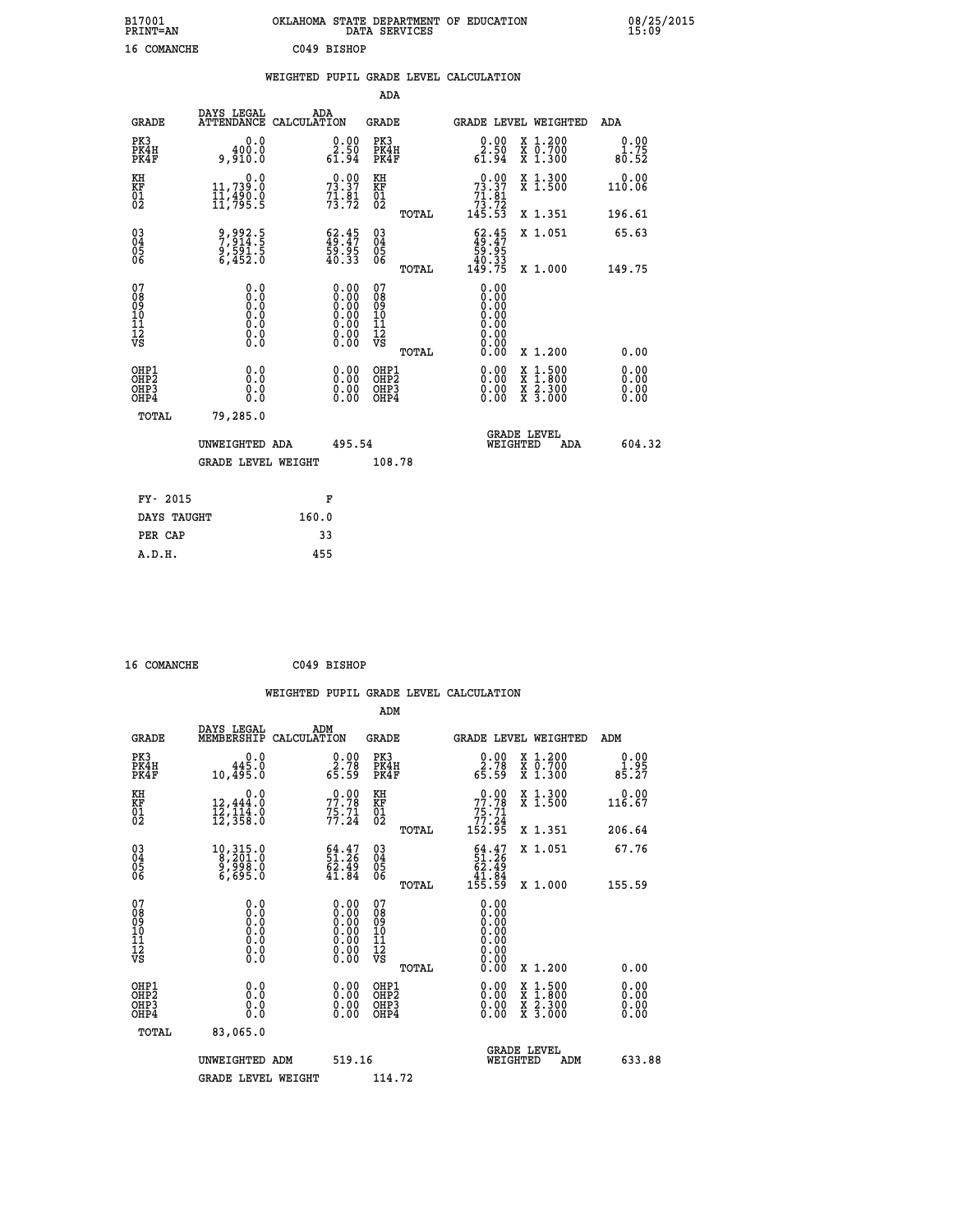B17001 OKLAHOMA STATE DEPARTMENT OF EDUCATION 08/25/2015
PRINT=AN DATA SERVICES 15:09

16 COMANCHE C049 BISHOP

## WEIGHTED PUPIL GRADE LEVEL CALCULATION

### ADA

| GRADE | DAYS LEGAL ATTENDANCE | ADA CALCULATION | GRADE | GRADE LEVEL | WEIGHTED | ADA |
|---|---|---|---|---|---|---|
| PK3 | 0.0 | 0.00 | PK3 | 0.00 | X 1.200 | 0.00 |
| PK4H | 400.0 | 2.50 | PK4H | 2.50 | X 0.700 | 1.75 |
| PK4F | 9,910.0 | 61.94 | PK4F | 61.94 | X 1.300 | 80.52 |
| KH | 0.0 | 0.00 | KH | 0.00 | X 1.300 | 0.00 |
| KF | 11,739.0 | 73.37 | KF | 73.37 | X 1.500 | 110.06 |
| 01 | 11,490.0 | 71.81 | 01 | 71.81 | | |
| 02 | 11,795.5 | 73.72 | 02 | 73.72 | | |
| | | | TOTAL | 145.53 | X 1.351 | 196.61 |
| 03 | 9,992.5 | 62.45 | 03 | 62.45 | X 1.051 | 65.63 |
| 04 | 7,914.5 | 49.47 | 04 | 49.47 | | |
| 05 | 9,591.5 | 59.95 | 05 | 59.95 | | |
| 06 | 6,452.0 | 40.33 | 06 | 40.33 | | |
| | | | TOTAL | 149.75 | X 1.000 | 149.75 |
| 07 | 0.0 | 0.00 | 07 | 0.00 | | |
| 08 | 0.0 | 0.00 | 08 | 0.00 | | |
| 09 | 0.0 | 0.00 | 09 | 0.00 | | |
| 10 | 0.0 | 0.00 | 10 | 0.00 | | |
| 11 | 0.0 | 0.00 | 11 | 0.00 | | |
| 12 | 0.0 | 0.00 | 12 | 0.00 | | |
| VS | 0.0 | 0.00 | VS | 0.00 | | |
| | | | TOTAL | 0.00 | X 1.200 | 0.00 |
| OHP1 | 0.0 | 0.00 | OHP1 | 0.00 | X 1.500 | 0.00 |
| OHP2 | 0.0 | 0.00 | OHP2 | 0.00 | X 1.800 | 0.00 |
| OHP3 | 0.0 | 0.00 | OHP3 | 0.00 | X 2.300 | 0.00 |
| OHP4 | 0.0 | 0.00 | OHP4 | 0.00 | X 3.000 | 0.00 |
| TOTAL | 79,285.0 | | | | | |

UNWEIGHTED ADA 495.54 — GRADE LEVEL WEIGHTED ADA 604.32

GRADE LEVEL WEIGHT 108.78

| FY- 2015 | F |
|---|---|
| DAYS TAUGHT | 160.0 |
| PER CAP | 33 |
| A.D.H. | 455 |

16 COMANCHE C049 BISHOP

## WEIGHTED PUPIL GRADE LEVEL CALCULATION

### ADM

| GRADE | DAYS LEGAL MEMBERSHIP | ADM CALCULATION | GRADE | GRADE LEVEL | WEIGHTED | ADM |
|---|---|---|---|---|---|---|
| PK3 | 0.0 | 0.00 | PK3 | 0.00 | X 1.200 | 0.00 |
| PK4H | 445.0 | 2.78 | PK4H | 2.78 | X 0.700 | 1.95 |
| PK4F | 10,495.0 | 65.59 | PK4F | 65.59 | X 1.300 | 85.27 |
| KH | 0.0 | 0.00 | KH | 0.00 | X 1.300 | 0.00 |
| KF | 12,444.0 | 77.78 | KF | 77.78 | X 1.500 | 116.67 |
| 01 | 12,114.0 | 75.71 | 01 | 75.71 | | |
| 02 | 12,358.0 | 77.24 | 02 | 77.24 | | |
| | | | TOTAL | 152.95 | X 1.351 | 206.64 |
| 03 | 10,315.0 | 64.47 | 03 | 64.47 | X 1.051 | 67.76 |
| 04 | 8,201.0 | 51.26 | 04 | 51.26 | | |
| 05 | 9,998.0 | 62.49 | 05 | 62.49 | | |
| 06 | 6,695.0 | 41.84 | 06 | 41.84 | | |
| | | | TOTAL | 155.59 | X 1.000 | 155.59 |
| 07 | 0.0 | 0.00 | 07 | 0.00 | | |
| 08 | 0.0 | 0.00 | 08 | 0.00 | | |
| 09 | 0.0 | 0.00 | 09 | 0.00 | | |
| 10 | 0.0 | 0.00 | 10 | 0.00 | | |
| 11 | 0.0 | 0.00 | 11 | 0.00 | | |
| 12 | 0.0 | 0.00 | 12 | 0.00 | | |
| VS | 0.0 | 0.00 | VS | 0.00 | | |
| | | | TOTAL | 0.00 | X 1.200 | 0.00 |
| OHP1 | 0.0 | 0.00 | OHP1 | 0.00 | X 1.500 | 0.00 |
| OHP2 | 0.0 | 0.00 | OHP2 | 0.00 | X 1.800 | 0.00 |
| OHP3 | 0.0 | 0.00 | OHP3 | 0.00 | X 2.300 | 0.00 |
| OHP4 | 0.0 | 0.00 | OHP4 | 0.00 | X 3.000 | 0.00 |
| TOTAL | 83,065.0 | | | | | |

UNWEIGHTED ADM 519.16 — GRADE LEVEL WEIGHTED ADM 633.88

GRADE LEVEL WEIGHT 114.72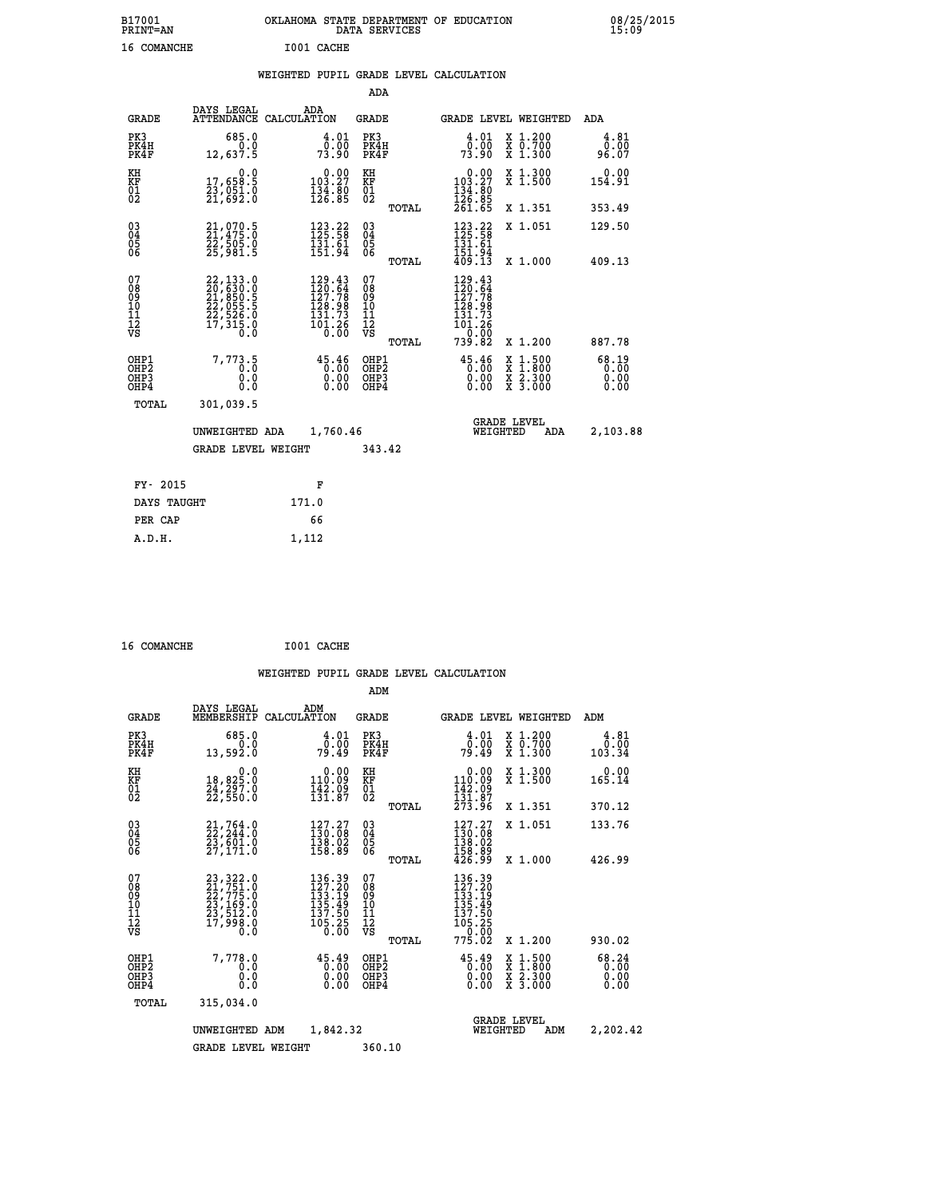B17001 OKLAHOMA STATE DEPARTMENT OF EDUCATION 08/25/2015
PRINT=AN DATA SERVICES 15:09

16 COMANCHE I001 CACHE

## WEIGHTED PUPIL GRADE LEVEL CALCULATION

### ADA

| GRADE | DAYS LEGAL ATTENDANCE | ADA CALCULATION | GRADE | GRADE LEVEL | WEIGHTED | ADA |
|---|---|---|---|---|---|---|
| PK3 | 685.0 | 4.01 | PK3 | 4.01 | X 1.200 | 4.81 |
| PK4H | 0.0 | 0.00 | PK4H | 0.00 | X 0.700 | 0.00 |
| PK4F | 12,637.5 | 73.90 | PK4F | 73.90 | X 1.300 | 96.07 |
| KH | 0.0 | 0.00 | KH | 0.00 | X 1.300 | 0.00 |
| KF | 17,658.5 | 103.27 | KF | 103.27 | X 1.500 | 154.91 |
| 01 | 23,051.0 | 134.80 | 01 | 134.80 | | |
| 02 | 21,692.0 | 126.85 | 02 | 126.85 | | |
| | | | TOTAL | 261.65 | X 1.351 | 353.49 |
| 03 | 21,070.5 | 123.22 | 03 | 123.22 | X 1.051 | 129.50 |
| 04 | 21,475.0 | 125.58 | 04 | 125.58 | | |
| 05 | 22,505.0 | 131.61 | 05 | 131.61 | | |
| 06 | 25,981.5 | 151.94 | 06 | 151.94 | | |
| | | | TOTAL | 409.13 | X 1.000 | 409.13 |
| 07 | 22,133.0 | 129.43 | 07 | 129.43 | | |
| 08 | 20,630.0 | 120.64 | 08 | 120.64 | | |
| 09 | 21,850.5 | 127.78 | 09 | 127.78 | | |
| 10 | 22,055.5 | 128.98 | 10 | 128.98 | | |
| 11 | 22,526.0 | 131.73 | 11 | 131.73 | | |
| 12 | 17,315.0 | 101.26 | 12 | 101.26 | | |
| VS | 0.0 | 0.00 | VS | 0.00 | | |
| | | | TOTAL | 739.82 | X 1.200 | 887.78 |
| OHP1 | 7,773.5 | 45.46 | OHP1 | 45.46 | X 1.500 | 68.19 |
| OHP2 | 0.0 | 0.00 | OHP2 | 0.00 | X 1.800 | 0.00 |
| OHP3 | 0.0 | 0.00 | OHP3 | 0.00 | X 2.300 | 0.00 |
| OHP4 | 0.0 | 0.00 | OHP4 | 0.00 | X 3.000 | 0.00 |
| TOTAL | 301,039.5 | | | | | |

UNWEIGHTED ADA 1,760.46 GRADE LEVEL WEIGHTED ADA 2,103.88

GRADE LEVEL WEIGHT 343.42

| FY- 2015 | F |
|---|---|
| DAYS TAUGHT | 171.0 |
| PER CAP | 66 |
| A.D.H. | 1,112 |

16 COMANCHE I001 CACHE

## WEIGHTED PUPIL GRADE LEVEL CALCULATION

### ADM

| GRADE | DAYS LEGAL MEMBERSHIP | ADM CALCULATION | GRADE | GRADE LEVEL | WEIGHTED | ADM |
|---|---|---|---|---|---|---|
| PK3 | 685.0 | 4.01 | PK3 | 4.01 | X 1.200 | 4.81 |
| PK4H | 0.0 | 0.00 | PK4H | 0.00 | X 0.700 | 0.00 |
| PK4F | 13,592.0 | 79.49 | PK4F | 79.49 | X 1.300 | 103.34 |
| KH | 0.0 | 0.00 | KH | 0.00 | X 1.300 | 0.00 |
| KF | 18,825.0 | 110.09 | KF | 110.09 | X 1.500 | 165.14 |
| 01 | 24,297.0 | 142.09 | 01 | 142.09 | | |
| 02 | 22,550.0 | 131.87 | 02 | 131.87 | | |
| | | | TOTAL | 273.96 | X 1.351 | 370.12 |
| 03 | 21,764.0 | 127.27 | 03 | 127.27 | X 1.051 | 133.76 |
| 04 | 22,244.0 | 130.08 | 04 | 130.08 | | |
| 05 | 23,601.0 | 138.02 | 05 | 138.02 | | |
| 06 | 27,171.0 | 158.89 | 06 | 158.89 | | |
| | | | TOTAL | 426.99 | X 1.000 | 426.99 |
| 07 | 23,322.0 | 136.39 | 07 | 136.39 | | |
| 08 | 21,751.0 | 127.20 | 08 | 127.20 | | |
| 09 | 22,775.0 | 133.19 | 09 | 133.19 | | |
| 10 | 23,169.0 | 135.49 | 10 | 135.49 | | |
| 11 | 23,512.0 | 137.50 | 11 | 137.50 | | |
| 12 | 17,998.0 | 105.25 | 12 | 105.25 | | |
| VS | 0.0 | 0.00 | VS | 0.00 | | |
| | | | TOTAL | 775.02 | X 1.200 | 930.02 |
| OHP1 | 7,778.0 | 45.49 | OHP1 | 45.49 | X 1.500 | 68.24 |
| OHP2 | 0.0 | 0.00 | OHP2 | 0.00 | X 1.800 | 0.00 |
| OHP3 | 0.0 | 0.00 | OHP3 | 0.00 | X 2.300 | 0.00 |
| OHP4 | 0.0 | 0.00 | OHP4 | 0.00 | X 3.000 | 0.00 |
| TOTAL | 315,034.0 | | | | | |

UNWEIGHTED ADM 1,842.32 GRADE LEVEL WEIGHTED ADM 2,202.42

GRADE LEVEL WEIGHT 360.10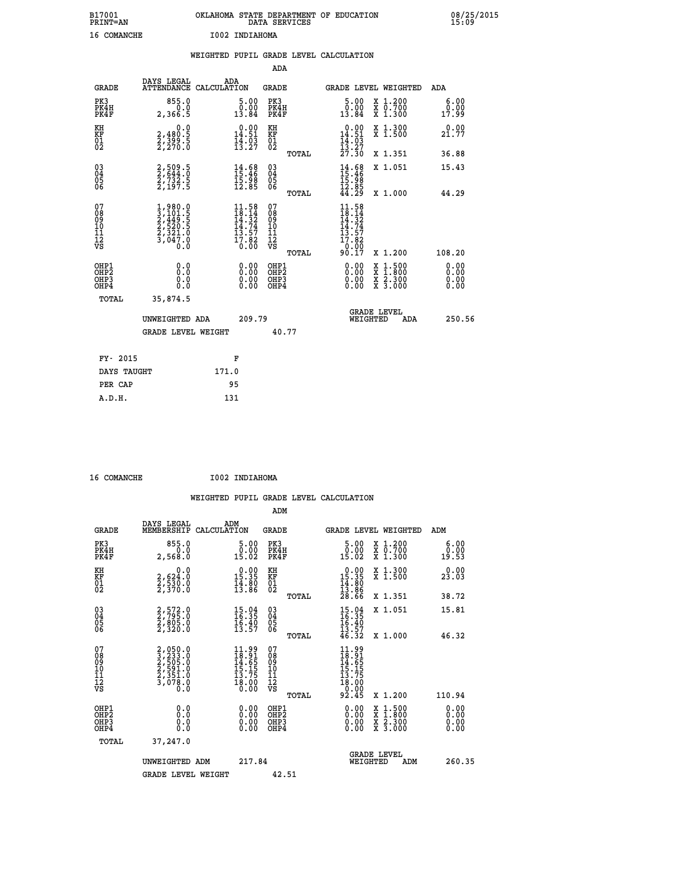B17001 OKLAHOMA STATE DEPARTMENT OF EDUCATION 08/25/2015
PRINT=AN DATA SERVICES 15:09

16 COMANCHE I002 INDIAHOMA

## WEIGHTED PUPIL GRADE LEVEL CALCULATION

### ADA

| GRADE | DAYS LEGAL ATTENDANCE | ADA CALCULATION | GRADE | GRADE LEVEL | WEIGHTED | ADA |
|---|---|---|---|---|---|---|
| PK3 | 855.0 | 5.00 | PK3 | 5.00 | X 1.200 | 6.00 |
| PK4H | 0.0 | 0.00 | PK4H | 0.00 | X 0.700 | 0.00 |
| PK4F | 2,366.5 | 13.84 | PK4F | 13.84 | X 1.300 | 17.99 |
| KH | 0.0 | 0.00 | KH | 0.00 | X 1.300 | 0.00 |
| KF | 2,480.5 | 14.51 | KF | 14.51 | X 1.500 | 21.77 |
| 01 | 2,399.5 | 14.03 | 01 | 14.03 | | |
| 02 | 2,270.0 | 13.27 | 02 | 13.27 | | |
| | | | TOTAL | 27.30 | X 1.351 | 36.88 |
| 03 | 2,509.5 | 14.68 | 03 | 14.68 | X 1.051 | 15.43 |
| 04 | 2,644.0 | 15.46 | 04 | 15.46 | | |
| 05 | 2,732.5 | 15.98 | 05 | 15.98 | | |
| 06 | 2,197.5 | 12.85 | 06 | 12.85 | | |
| | | | TOTAL | 44.29 | X 1.000 | 44.29 |
| 07 | 1,980.0 | 11.58 | 07 | 11.58 | | |
| 08 | 3,101.5 | 18.14 | 08 | 18.14 | | |
| 09 | 2,449.5 | 14.32 | 09 | 14.32 | | |
| 10 | 2,520.5 | 14.74 | 10 | 14.74 | | |
| 11 | 2,321.0 | 13.57 | 11 | 13.57 | | |
| 12 | 3,047.0 | 17.82 | 12 | 17.82 | | |
| VS | 0.0 | 0.00 | VS | 0.00 | | |
| | | | TOTAL | 90.17 | X 1.200 | 108.20 |
| OHP1 | 0.0 | 0.00 | OHP1 | 0.00 | X 1.500 | 0.00 |
| OHP2 | 0.0 | 0.00 | OHP2 | 0.00 | X 1.800 | 0.00 |
| OHP3 | 0.0 | 0.00 | OHP3 | 0.00 | X 2.300 | 0.00 |
| OHP4 | 0.0 | 0.00 | OHP4 | 0.00 | X 3.000 | 0.00 |
| TOTAL | 35,874.5 | | | | | |

UNWEIGHTED ADA 209.79 GRADE LEVEL WEIGHTED ADA 250.56

GRADE LEVEL WEIGHT 40.77

| FY- 2015 | F |
|---|---|
| DAYS TAUGHT | 171.0 |
| PER CAP | 95 |
| A.D.H. | 131 |

16 COMANCHE I002 INDIAHOMA

## WEIGHTED PUPIL GRADE LEVEL CALCULATION

### ADM

| GRADE | DAYS LEGAL MEMBERSHIP | ADM CALCULATION | GRADE | GRADE LEVEL | WEIGHTED | ADM |
|---|---|---|---|---|---|---|
| PK3 | 855.0 | 5.00 | PK3 | 5.00 | X 1.200 | 6.00 |
| PK4H | 0.0 | 0.00 | PK4H | 0.00 | X 0.700 | 0.00 |
| PK4F | 2,568.0 | 15.02 | PK4F | 15.02 | X 1.300 | 19.53 |
| KH | 0.0 | 0.00 | KH | 0.00 | X 1.300 | 0.00 |
| KF | 2,624.0 | 15.35 | KF | 15.35 | X 1.500 | 23.03 |
| 01 | 2,530.0 | 14.80 | 01 | 14.80 | | |
| 02 | 2,370.0 | 13.86 | 02 | 13.86 | | |
| | | | TOTAL | 28.66 | X 1.351 | 38.72 |
| 03 | 2,572.0 | 15.04 | 03 | 15.04 | X 1.051 | 15.81 |
| 04 | 2,795.0 | 16.35 | 04 | 16.35 | | |
| 05 | 2,805.0 | 16.40 | 05 | 16.40 | | |
| 06 | 2,320.0 | 13.57 | 06 | 13.57 | | |
| | | | TOTAL | 46.32 | X 1.000 | 46.32 |
| 07 | 2,050.0 | 11.99 | 07 | 11.99 | | |
| 08 | 3,233.0 | 18.91 | 08 | 18.91 | | |
| 09 | 2,505.0 | 14.65 | 09 | 14.65 | | |
| 10 | 2,591.0 | 15.15 | 10 | 15.15 | | |
| 11 | 2,351.0 | 13.75 | 11 | 13.75 | | |
| 12 | 3,078.0 | 18.00 | 12 | 18.00 | | |
| VS | 0.0 | 0.00 | VS | 0.00 | | |
| | | | TOTAL | 92.45 | X 1.200 | 110.94 |
| OHP1 | 0.0 | 0.00 | OHP1 | 0.00 | X 1.500 | 0.00 |
| OHP2 | 0.0 | 0.00 | OHP2 | 0.00 | X 1.800 | 0.00 |
| OHP3 | 0.0 | 0.00 | OHP3 | 0.00 | X 2.300 | 0.00 |
| OHP4 | 0.0 | 0.00 | OHP4 | 0.00 | X 3.000 | 0.00 |
| TOTAL | 37,247.0 | | | | | |

UNWEIGHTED ADM 217.84 GRADE LEVEL WEIGHTED ADM 260.35

GRADE LEVEL WEIGHT 42.51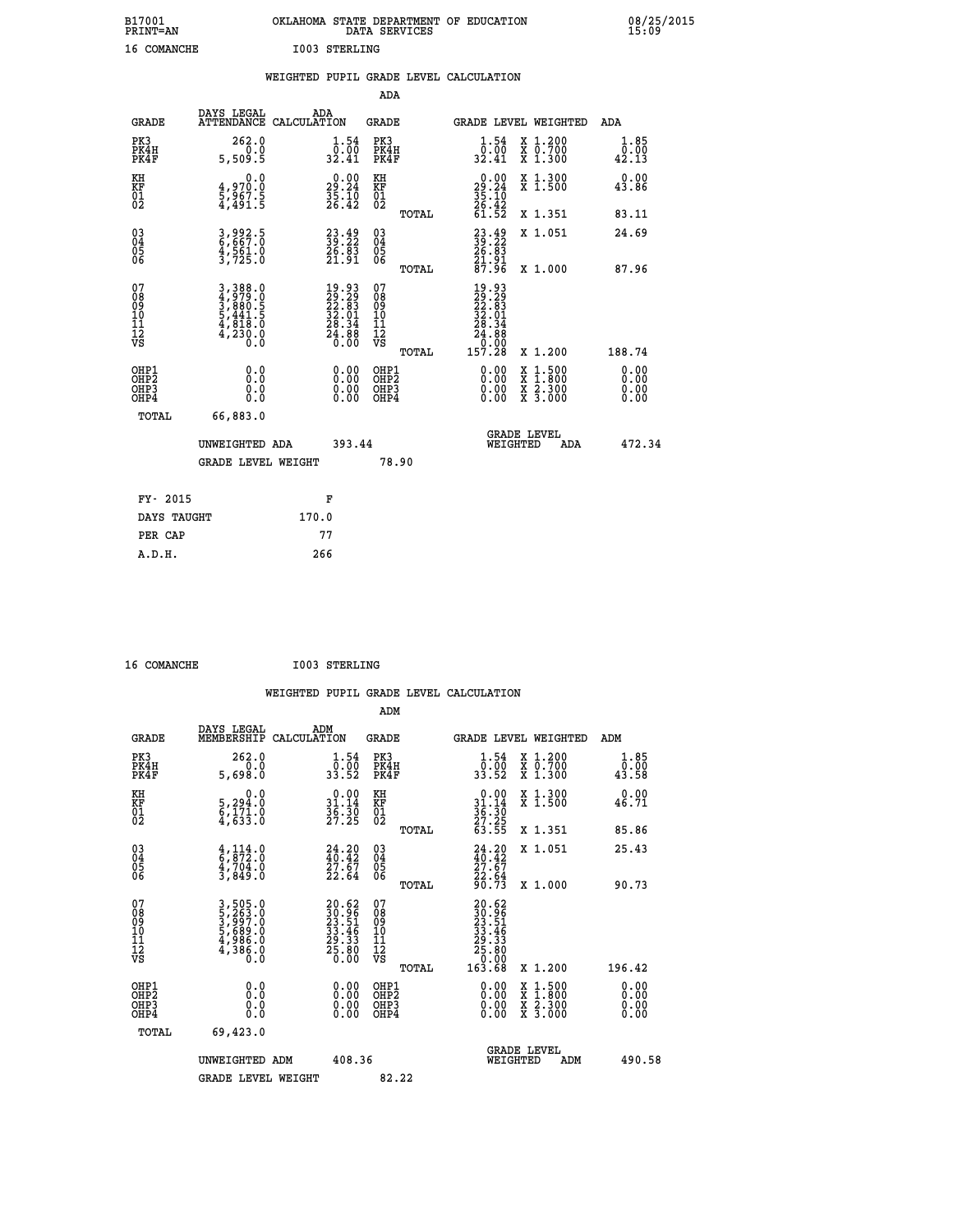B17001 OKLAHOMA STATE DEPARTMENT OF EDUCATION 08/25/2015
PRINT=AN DATA SERVICES 15:09

16 COMANCHE I003 STERLING

## WEIGHTED PUPIL GRADE LEVEL CALCULATION

### ADA

| GRADE | DAYS LEGAL ATTENDANCE | ADA CALCULATION | GRADE | GRADE LEVEL | WEIGHTED | ADA |
|---|---|---|---|---|---|---|
| PK3 | 262.0 | 1.54 | PK3 | 1.54 | X 1.200 | 1.85 |
| PK4H | 0.0 | 0.00 | PK4H | 0.00 | X 0.700 | 0.00 |
| PK4F | 5,509.5 | 32.41 | PK4F | 32.41 | X 1.300 | 42.13 |
| KH | 0.0 | 0.00 | KH | 0.00 | X 1.300 | 0.00 |
| KF | 4,970.0 | 29.24 | KF | 29.24 | X 1.500 | 43.86 |
| 01 | 5,967.5 | 35.10 | 01 | 35.10 | | |
| 02 | 4,491.5 | 26.42 | 02 | 26.42 | | |
| | | | TOTAL | 61.52 | X 1.351 | 83.11 |
| 03 | 3,992.5 | 23.49 | 03 | 23.49 | X 1.051 | 24.69 |
| 04 | 6,667.0 | 39.22 | 04 | 39.22 | | |
| 05 | 4,561.0 | 26.83 | 05 | 26.83 | | |
| 06 | 3,725.0 | 21.91 | 06 | 21.91 | | |
| | | | TOTAL | 87.96 | X 1.000 | 87.96 |
| 07 | 3,388.0 | 19.93 | 07 | 19.93 | | |
| 08 | 4,979.0 | 29.29 | 08 | 29.29 | | |
| 09 | 3,880.5 | 22.83 | 09 | 22.83 | | |
| 10 | 5,441.5 | 32.01 | 10 | 32.01 | | |
| 11 | 4,818.0 | 28.34 | 11 | 28.34 | | |
| 12 | 4,230.0 | 24.88 | 12 | 24.88 | | |
| VS | 0.0 | 0.00 | VS | 0.00 | | |
| | | | TOTAL | 157.28 | X 1.200 | 188.74 |
| OHP1 | 0.0 | 0.00 | OHP1 | 0.00 | X 1.500 | 0.00 |
| OHP2 | 0.0 | 0.00 | OHP2 | 0.00 | X 1.800 | 0.00 |
| OHP3 | 0.0 | 0.00 | OHP3 | 0.00 | X 2.300 | 0.00 |
| OHP4 | 0.0 | 0.00 | OHP4 | 0.00 | X 3.000 | 0.00 |
| TOTAL | 66,883.0 | | | | | |

UNWEIGHTED ADA 393.44 GRADE LEVEL WEIGHTED ADA 472.34

GRADE LEVEL WEIGHT 78.90

| FY- 2015 | F |
|---|---|
| DAYS TAUGHT | 170.0 |
| PER CAP | 77 |
| A.D.H. | 266 |

16 COMANCHE I003 STERLING

## WEIGHTED PUPIL GRADE LEVEL CALCULATION

### ADM

| GRADE | DAYS LEGAL MEMBERSHIP | ADM CALCULATION | GRADE | GRADE LEVEL | WEIGHTED | ADM |
|---|---|---|---|---|---|---|
| PK3 | 262.0 | 1.54 | PK3 | 1.54 | X 1.200 | 1.85 |
| PK4H | 0.0 | 0.00 | PK4H | 0.00 | X 0.700 | 0.00 |
| PK4F | 5,698.0 | 33.52 | PK4F | 33.52 | X 1.300 | 43.58 |
| KH | 0.0 | 0.00 | KH | 0.00 | X 1.300 | 0.00 |
| KF | 5,294.0 | 31.14 | KF | 31.14 | X 1.500 | 46.71 |
| 01 | 6,171.0 | 36.30 | 01 | 36.30 | | |
| 02 | 4,633.0 | 27.25 | 02 | 27.25 | | |
| | | | TOTAL | 63.55 | X 1.351 | 85.86 |
| 03 | 4,114.0 | 24.20 | 03 | 24.20 | X 1.051 | 25.43 |
| 04 | 6,872.0 | 40.42 | 04 | 40.42 | | |
| 05 | 4,704.0 | 27.67 | 05 | 27.67 | | |
| 06 | 3,849.0 | 22.64 | 06 | 22.64 | | |
| | | | TOTAL | 90.73 | X 1.000 | 90.73 |
| 07 | 3,505.0 | 20.62 | 07 | 20.62 | | |
| 08 | 5,263.0 | 30.96 | 08 | 30.96 | | |
| 09 | 3,997.0 | 23.51 | 09 | 23.51 | | |
| 10 | 5,689.0 | 33.46 | 10 | 33.46 | | |
| 11 | 4,986.0 | 29.33 | 11 | 29.33 | | |
| 12 | 4,386.0 | 25.80 | 12 | 25.80 | | |
| VS | 0.0 | 0.00 | VS | 0.00 | | |
| | | | TOTAL | 163.68 | X 1.200 | 196.42 |
| OHP1 | 0.0 | 0.00 | OHP1 | 0.00 | X 1.500 | 0.00 |
| OHP2 | 0.0 | 0.00 | OHP2 | 0.00 | X 1.800 | 0.00 |
| OHP3 | 0.0 | 0.00 | OHP3 | 0.00 | X 2.300 | 0.00 |
| OHP4 | 0.0 | 0.00 | OHP4 | 0.00 | X 3.000 | 0.00 |
| TOTAL | 69,423.0 | | | | | |

UNWEIGHTED ADM 408.36 GRADE LEVEL WEIGHTED ADM 490.58

GRADE LEVEL WEIGHT 82.22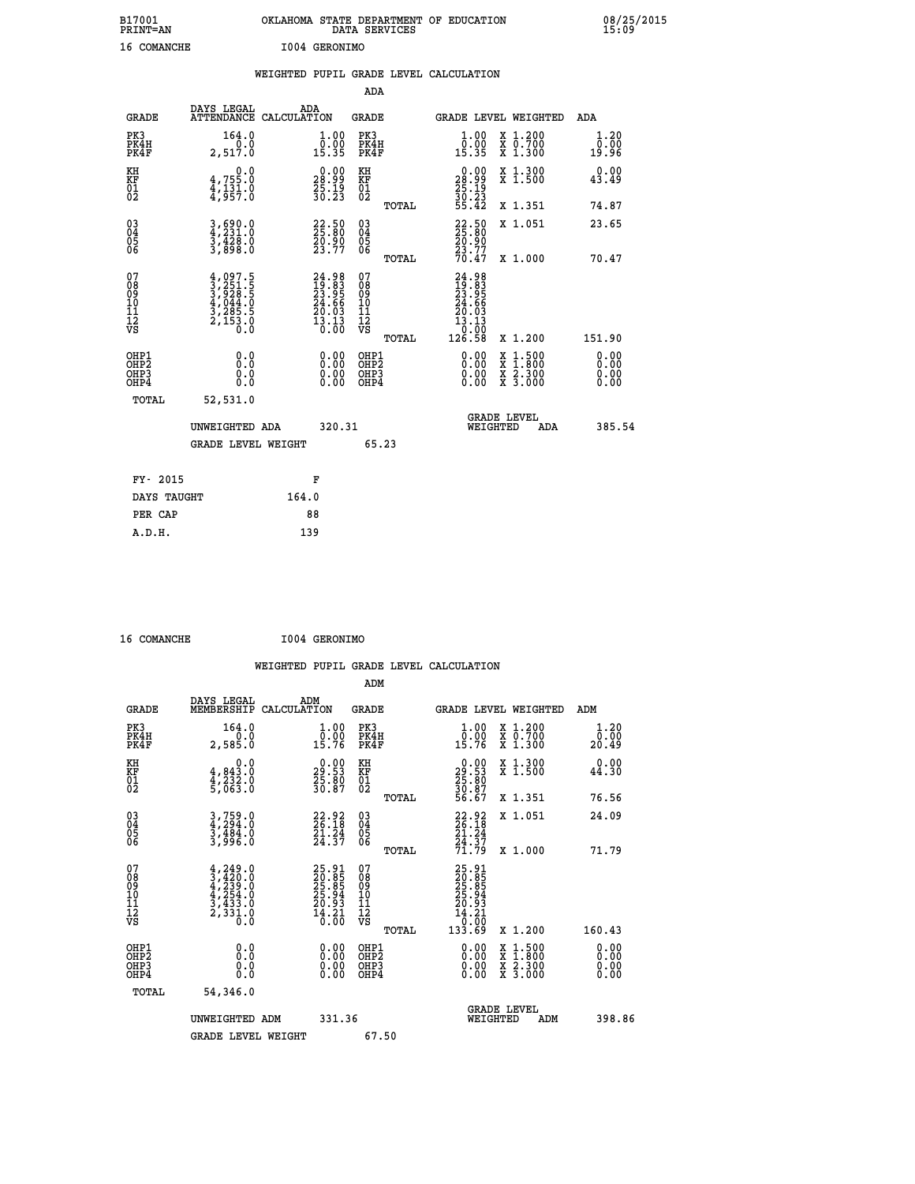B17001 OKLAHOMA STATE DEPARTMENT OF EDUCATION 08/25/2015
PRINT=AN DATA SERVICES 15:09

16 COMANCHE I004 GERONIMO

## WEIGHTED PUPIL GRADE LEVEL CALCULATION

### ADA

| GRADE | DAYS LEGAL ATTENDANCE | ADA CALCULATION | GRADE | GRADE LEVEL | WEIGHTED | ADA |
|---|---|---|---|---|---|---|
| PK3 | 164.0 | 1.00 | PK3 | 1.00 | X 1.200 | 1.20 |
| PK4H | 0.0 | 0.00 | PK4H | 0.00 | X 0.700 | 0.00 |
| PK4F | 2,517.0 | 15.35 | PK4F | 15.35 | X 1.300 | 19.96 |
| KH | 0.0 | 0.00 | KH | 0.00 | X 1.300 | 0.00 |
| KF | 4,755.0 | 28.99 | KF | 28.99 | X 1.500 | 43.49 |
| 01 | 4,131.0 | 25.19 | 01 | 25.19 | | |
| 02 | 4,957.0 | 30.23 | 02 | 30.23 | | |
| | | | TOTAL | 55.42 | X 1.351 | 74.87 |
| 03 | 3,690.0 | 22.50 | 03 | 22.50 | X 1.051 | 23.65 |
| 04 | 4,231.0 | 25.80 | 04 | 25.80 | | |
| 05 | 3,428.0 | 20.90 | 05 | 20.90 | | |
| 06 | 3,898.0 | 23.77 | 06 | 23.77 | | |
| | | | TOTAL | 70.47 | X 1.000 | 70.47 |
| 07 | 4,097.5 | 24.98 | 07 | 24.98 | | |
| 08 | 3,251.5 | 19.83 | 08 | 19.83 | | |
| 09 | 3,928.5 | 23.95 | 09 | 23.95 | | |
| 10 | 4,044.0 | 24.66 | 10 | 24.66 | | |
| 11 | 3,285.5 | 20.03 | 11 | 20.03 | | |
| 12 | 2,153.0 | 13.13 | 12 | 13.13 | | |
| VS | 0.0 | 0.00 | VS | 0.00 | | |
| | | | TOTAL | 126.58 | X 1.200 | 151.90 |
| OHP1 | 0.0 | 0.00 | OHP1 | 0.00 | X 1.500 | 0.00 |
| OHP2 | 0.0 | 0.00 | OHP2 | 0.00 | X 1.800 | 0.00 |
| OHP3 | 0.0 | 0.00 | OHP3 | 0.00 | X 2.300 | 0.00 |
| OHP4 | 0.0 | 0.00 | OHP4 | 0.00 | X 3.000 | 0.00 |
| TOTAL | 52,531.0 | | | | | |

UNWEIGHTED ADA 320.31 GRADE LEVEL WEIGHTED ADA 385.54

GRADE LEVEL WEIGHT 65.23

| FY- 2015 | F |
|---|---|
| DAYS TAUGHT | 164.0 |
| PER CAP | 88 |
| A.D.H. | 139 |

16 COMANCHE I004 GERONIMO

## WEIGHTED PUPIL GRADE LEVEL CALCULATION

### ADM

| GRADE | DAYS LEGAL MEMBERSHIP | ADM CALCULATION | GRADE | GRADE LEVEL | WEIGHTED | ADM |
|---|---|---|---|---|---|---|
| PK3 | 164.0 | 1.00 | PK3 | 1.00 | X 1.200 | 1.20 |
| PK4H | 0.0 | 0.00 | PK4H | 0.00 | X 0.700 | 0.00 |
| PK4F | 2,585.0 | 15.76 | PK4F | 15.76 | X 1.300 | 20.49 |
| KH | 0.0 | 0.00 | KH | 0.00 | X 1.300 | 0.00 |
| KF | 4,843.0 | 29.53 | KF | 29.53 | X 1.500 | 44.30 |
| 01 | 4,232.0 | 25.80 | 01 | 25.80 | | |
| 02 | 5,063.0 | 30.87 | 02 | 30.87 | | |
| | | | TOTAL | 56.67 | X 1.351 | 76.56 |
| 03 | 3,759.0 | 22.92 | 03 | 22.92 | X 1.051 | 24.09 |
| 04 | 4,294.0 | 26.18 | 04 | 26.18 | | |
| 05 | 3,484.0 | 21.24 | 05 | 21.24 | | |
| 06 | 3,996.0 | 24.37 | 06 | 24.37 | | |
| | | | TOTAL | 71.79 | X 1.000 | 71.79 |
| 07 | 4,249.0 | 25.91 | 07 | 25.91 | | |
| 08 | 3,420.0 | 20.85 | 08 | 20.85 | | |
| 09 | 4,239.0 | 25.85 | 09 | 25.85 | | |
| 10 | 4,254.0 | 25.94 | 10 | 25.94 | | |
| 11 | 3,433.0 | 20.93 | 11 | 20.93 | | |
| 12 | 2,331.0 | 14.21 | 12 | 14.21 | | |
| VS | 0.0 | 0.00 | VS | 0.00 | | |
| | | | TOTAL | 133.69 | X 1.200 | 160.43 |
| OHP1 | 0.0 | 0.00 | OHP1 | 0.00 | X 1.500 | 0.00 |
| OHP2 | 0.0 | 0.00 | OHP2 | 0.00 | X 1.800 | 0.00 |
| OHP3 | 0.0 | 0.00 | OHP3 | 0.00 | X 2.300 | 0.00 |
| OHP4 | 0.0 | 0.00 | OHP4 | 0.00 | X 3.000 | 0.00 |
| TOTAL | 54,346.0 | | | | | |

UNWEIGHTED ADM 331.36 GRADE LEVEL WEIGHTED ADM 398.86

GRADE LEVEL WEIGHT 67.50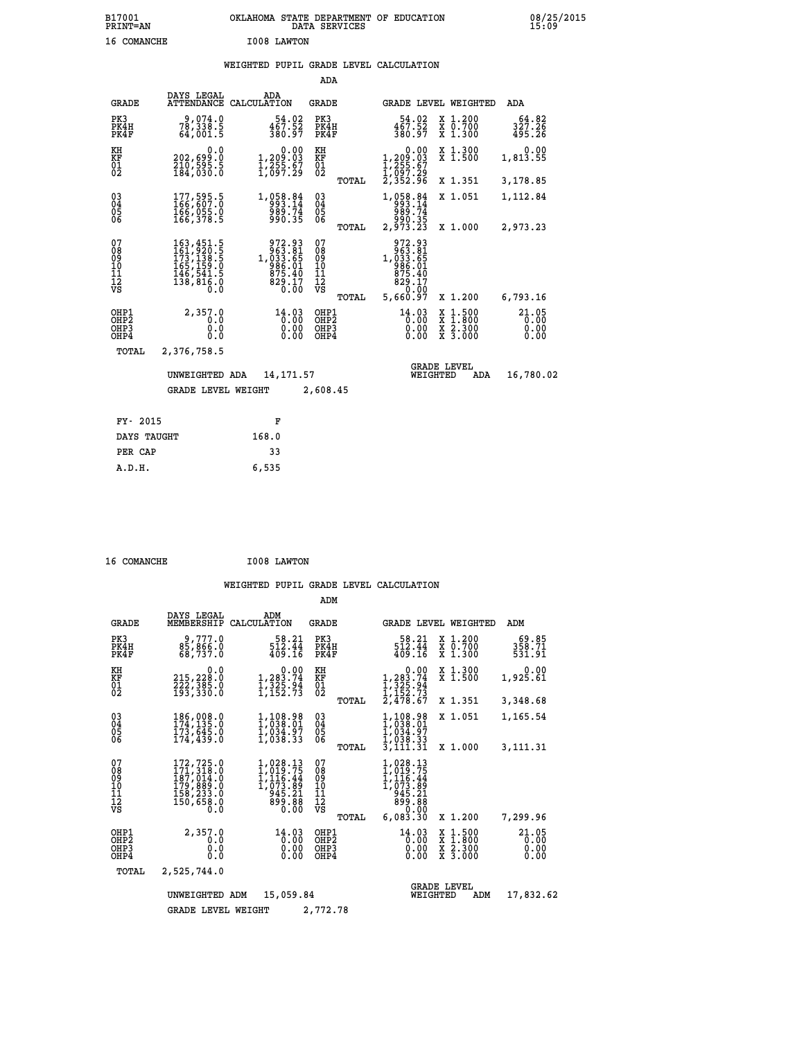B17001 OKLAHOMA STATE DEPARTMENT OF EDUCATION 08/25/2015
PRINT=AN DATA SERVICES 15:09

16 COMANCHE I008 LAWTON

## WEIGHTED PUPIL GRADE LEVEL CALCULATION

### ADA

| GRADE | DAYS LEGAL ATTENDANCE | ADA CALCULATION | GRADE | | GRADE LEVEL | WEIGHTED | ADA |
|---|---|---|---|---|---|---|---|
| PK3 | 9,074.0 | 54.02 | PK3 | | 54.02 | X 1.200 | 64.82 |
| PK4H | 78,338.5 | 467.52 | PK4H | | 467.52 | X 0.700 | 327.26 |
| PK4F | 64,001.5 | 380.97 | PK4F | | 380.97 | X 1.300 | 495.26 |
| KH | 0.0 | 0.00 | KH | | 0.00 | X 1.300 | 0.00 |
| KF | 202,699.0 | 1,209.03 | KF | | 1,209.03 | X 1.500 | 1,813.55 |
| 01 | 210,595.5 | 1,255.67 | 01 | | 1,255.67 | | |
| 02 | 184,030.0 | 1,097.29 | 02 | | 1,097.29 | | |
| | | | | TOTAL | 2,352.96 | X 1.351 | 3,178.85 |
| 03 | 177,595.5 | 1,058.84 | 03 | | 1,058.84 | X 1.051 | 1,112.84 |
| 04 | 166,607.0 | 993.14 | 04 | | 993.14 | | |
| 05 | 166,055.0 | 989.74 | 05 | | 989.74 | | |
| 06 | 166,378.5 | 990.35 | 06 | | 990.35 | | |
| | | | | TOTAL | 2,973.23 | X 1.000 | 2,973.23 |
| 07 | 163,451.5 | 972.93 | 07 | | 972.93 | | |
| 08 | 161,920.5 | 963.81 | 08 | | 963.81 | | |
| 09 | 173,138.5 | 1,033.65 | 09 | | 1,033.65 | | |
| 10 | 165,159.0 | 986.01 | 10 | | 986.01 | | |
| 11 | 146,541.5 | 875.40 | 11 | | 875.40 | | |
| 12 | 138,816.0 | 829.17 | 12 | | 829.17 | | |
| VS | 0.0 | 0.00 | VS | | 0.00 | | |
| | | | | TOTAL | 5,660.97 | X 1.200 | 6,793.16 |
| OHP1 | 2,357.0 | 14.03 | OHP1 | | 14.03 | X 1.500 | 21.05 |
| OHP2 | 0.0 | 0.00 | OHP2 | | 0.00 | X 1.800 | 0.00 |
| OHP3 | 0.0 | 0.00 | OHP3 | | 0.00 | X 2.300 | 0.00 |
| OHP4 | 0.0 | 0.00 | OHP4 | | 0.00 | X 3.000 | 0.00 |
| TOTAL | 2,376,758.5 | | | | | | |

UNWEIGHTED ADA 14,171.57 GRADE LEVEL WEIGHTED ADA 16,780.02

GRADE LEVEL WEIGHT 2,608.45

| FY- 2015 | F |
|---|---|
| DAYS TAUGHT | 168.0 |
| PER CAP | 33 |
| A.D.H. | 6,535 |

16 COMANCHE I008 LAWTON

## WEIGHTED PUPIL GRADE LEVEL CALCULATION

### ADM

| GRADE | DAYS LEGAL MEMBERSHIP | ADM CALCULATION | GRADE | | GRADE LEVEL | WEIGHTED | ADM |
|---|---|---|---|---|---|---|---|
| PK3 | 9,777.0 | 58.21 | PK3 | | 58.21 | X 1.200 | 69.85 |
| PK4H | 85,866.0 | 512.44 | PK4H | | 512.44 | X 0.700 | 358.71 |
| PK4F | 68,737.0 | 409.16 | PK4F | | 409.16 | X 1.300 | 531.91 |
| KH | 0.0 | 0.00 | KH | | 0.00 | X 1.300 | 0.00 |
| KF | 215,228.0 | 1,283.74 | KF | | 1,283.74 | X 1.500 | 1,925.61 |
| 01 | 222,385.0 | 1,325.94 | 01 | | 1,325.94 | | |
| 02 | 193,330.0 | 1,152.73 | 02 | | 1,152.73 | | |
| | | | | TOTAL | 2,478.67 | X 1.351 | 3,348.68 |
| 03 | 186,008.0 | 1,108.98 | 03 | | 1,108.98 | X 1.051 | 1,165.54 |
| 04 | 174,135.0 | 1,038.01 | 04 | | 1,038.01 | | |
| 05 | 173,645.0 | 1,034.97 | 05 | | 1,034.97 | | |
| 06 | 174,439.0 | 1,038.33 | 06 | | 1,038.33 | | |
| | | | | TOTAL | 3,111.31 | X 1.000 | 3,111.31 |
| 07 | 172,725.0 | 1,028.13 | 07 | | 1,028.13 | | |
| 08 | 171,318.0 | 1,019.75 | 08 | | 1,019.75 | | |
| 09 | 187,014.0 | 1,116.44 | 09 | | 1,116.44 | | |
| 10 | 179,889.0 | 1,073.89 | 10 | | 1,073.89 | | |
| 11 | 158,233.0 | 945.21 | 11 | | 945.21 | | |
| 12 | 150,658.0 | 899.88 | 12 | | 899.88 | | |
| VS | 0.0 | 0.00 | VS | | 0.00 | | |
| | | | | TOTAL | 6,083.30 | X 1.200 | 7,299.96 |
| OHP1 | 2,357.0 | 14.03 | OHP1 | | 14.03 | X 1.500 | 21.05 |
| OHP2 | 0.0 | 0.00 | OHP2 | | 0.00 | X 1.800 | 0.00 |
| OHP3 | 0.0 | 0.00 | OHP3 | | 0.00 | X 2.300 | 0.00 |
| OHP4 | 0.0 | 0.00 | OHP4 | | 0.00 | X 3.000 | 0.00 |
| TOTAL | 2,525,744.0 | | | | | | |

UNWEIGHTED ADM 15,059.84 GRADE LEVEL WEIGHTED ADM 17,832.62

GRADE LEVEL WEIGHT 2,772.78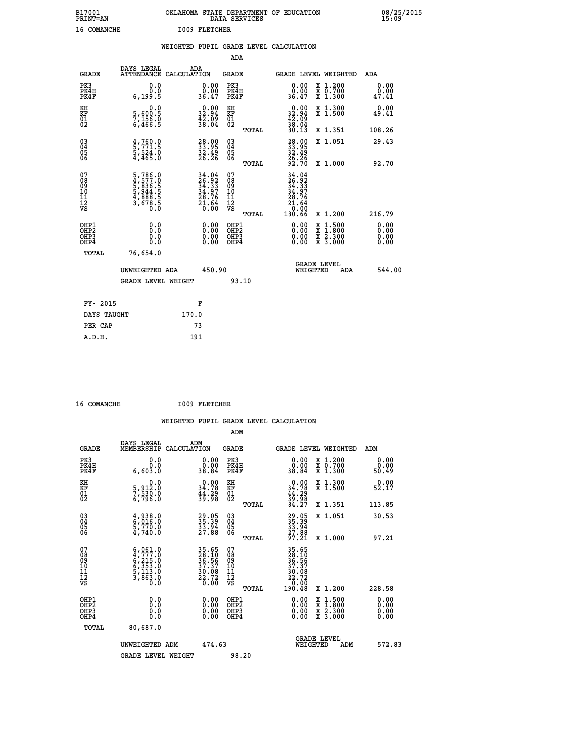B17001 OKLAHOMA STATE DEPARTMENT OF EDUCATION 08/25/2015
PRINT=AN DATA SERVICES 15:09

16 COMANCHE I009 FLETCHER

## WEIGHTED PUPIL GRADE LEVEL CALCULATION

### ADA

| GRADE | DAYS LEGAL ATTENDANCE | ADA CALCULATION | GRADE | | GRADE LEVEL | WEIGHTED | ADA |
|---|---|---|---|---|---|---|---|
| PK3 | 0.0 | 0.00 | PK3 | | 0.00 | X 1.200 | 0.00 |
| PK4H | 0.0 | 0.00 | PK4H | | 0.00 | X 0.700 | 0.00 |
| PK4F | 6,199.5 | 36.47 | PK4F | | 36.47 | X 1.300 | 47.41 |
| KH | 0.0 | 0.00 | KH | | 0.00 | X 1.300 | 0.00 |
| KF | 5,600.5 | 32.94 | KF | | 32.94 | X 1.500 | 49.41 |
| 01 | 7,156.0 | 42.09 | 01 | | 42.09 | | |
| 02 | 6,466.5 | 38.04 | 02 | | 38.04 | | |
| | | | | TOTAL | 80.13 | X 1.351 | 108.26 |
| 03 | 4,760.0 | 28.00 | 03 | | 28.00 | X 1.051 | 29.43 |
| 04 | 5,771.5 | 33.95 | 04 | | 33.95 | | |
| 05 | 5,524.0 | 32.49 | 05 | | 32.49 | | |
| 06 | 4,465.0 | 26.26 | 06 | | 26.26 | | |
| | | | | TOTAL | 92.70 | X 1.000 | 92.70 |
| 07 | 5,786.0 | 34.04 | 07 | | 34.04 | | |
| 08 | 4,577.0 | 26.92 | 08 | | 26.92 | | |
| 09 | 5,836.5 | 34.33 | 09 | | 34.33 | | |
| 10 | 5,944.5 | 34.97 | 10 | | 34.97 | | |
| 11 | 4,888.5 | 28.76 | 11 | | 28.76 | | |
| 12 | 3,678.5 | 21.64 | 12 | | 21.64 | | |
| VS | 0.0 | 0.00 | VS | | 0.00 | | |
| | | | | TOTAL | 180.66 | X 1.200 | 216.79 |
| OHP1 | 0.0 | 0.00 | OHP1 | | 0.00 | X 1.500 | 0.00 |
| OHP2 | 0.0 | 0.00 | OHP2 | | 0.00 | X 1.800 | 0.00 |
| OHP3 | 0.0 | 0.00 | OHP3 | | 0.00 | X 2.300 | 0.00 |
| OHP4 | 0.0 | 0.00 | OHP4 | | 0.00 | X 3.000 | 0.00 |
| TOTAL | 76,654.0 | | | | | | |

UNWEIGHTED ADA 450.90 GRADE LEVEL WEIGHTED ADA 544.00

GRADE LEVEL WEIGHT 93.10

| FY- 2015 | F |
|---|---|
| DAYS TAUGHT | 170.0 |
| PER CAP | 73 |
| A.D.H. | 191 |

16 COMANCHE I009 FLETCHER

## WEIGHTED PUPIL GRADE LEVEL CALCULATION

### ADM

| GRADE | DAYS LEGAL MEMBERSHIP | ADM CALCULATION | GRADE | | GRADE LEVEL | WEIGHTED | ADM |
|---|---|---|---|---|---|---|---|
| PK3 | 0.0 | 0.00 | PK3 | | 0.00 | X 1.200 | 0.00 |
| PK4H | 0.0 | 0.00 | PK4H | | 0.00 | X 0.700 | 0.00 |
| PK4F | 6,603.0 | 38.84 | PK4F | | 38.84 | X 1.300 | 50.49 |
| KH | 0.0 | 0.00 | KH | | 0.00 | X 1.300 | 0.00 |
| KF | 5,912.0 | 34.78 | KF | | 34.78 | X 1.500 | 52.17 |
| 01 | 7,530.0 | 44.29 | 01 | | 44.29 | | |
| 02 | 6,796.0 | 39.98 | 02 | | 39.98 | | |
| | | | | TOTAL | 84.27 | X 1.351 | 113.85 |
| 03 | 4,938.0 | 29.05 | 03 | | 29.05 | X 1.051 | 30.53 |
| 04 | 6,016.0 | 35.39 | 04 | | 35.39 | | |
| 05 | 5,770.0 | 33.94 | 05 | | 33.94 | | |
| 06 | 4,740.0 | 27.88 | 06 | | 27.88 | | |
| | | | | TOTAL | 97.21 | X 1.000 | 97.21 |
| 07 | 6,061.0 | 35.65 | 07 | | 35.65 | | |
| 08 | 4,777.0 | 28.10 | 08 | | 28.10 | | |
| 09 | 6,215.0 | 36.56 | 09 | | 36.56 | | |
| 10 | 6,353.0 | 37.37 | 10 | | 37.37 | | |
| 11 | 5,113.0 | 30.08 | 11 | | 30.08 | | |
| 12 | 3,863.0 | 22.72 | 12 | | 22.72 | | |
| VS | 0.0 | 0.00 | VS | | 0.00 | | |
| | | | | TOTAL | 190.48 | X 1.200 | 228.58 |
| OHP1 | 0.0 | 0.00 | OHP1 | | 0.00 | X 1.500 | 0.00 |
| OHP2 | 0.0 | 0.00 | OHP2 | | 0.00 | X 1.800 | 0.00 |
| OHP3 | 0.0 | 0.00 | OHP3 | | 0.00 | X 2.300 | 0.00 |
| OHP4 | 0.0 | 0.00 | OHP4 | | 0.00 | X 3.000 | 0.00 |
| TOTAL | 80,687.0 | | | | | | |

UNWEIGHTED ADM 474.63 GRADE LEVEL WEIGHTED ADM 572.83

GRADE LEVEL WEIGHT 98.20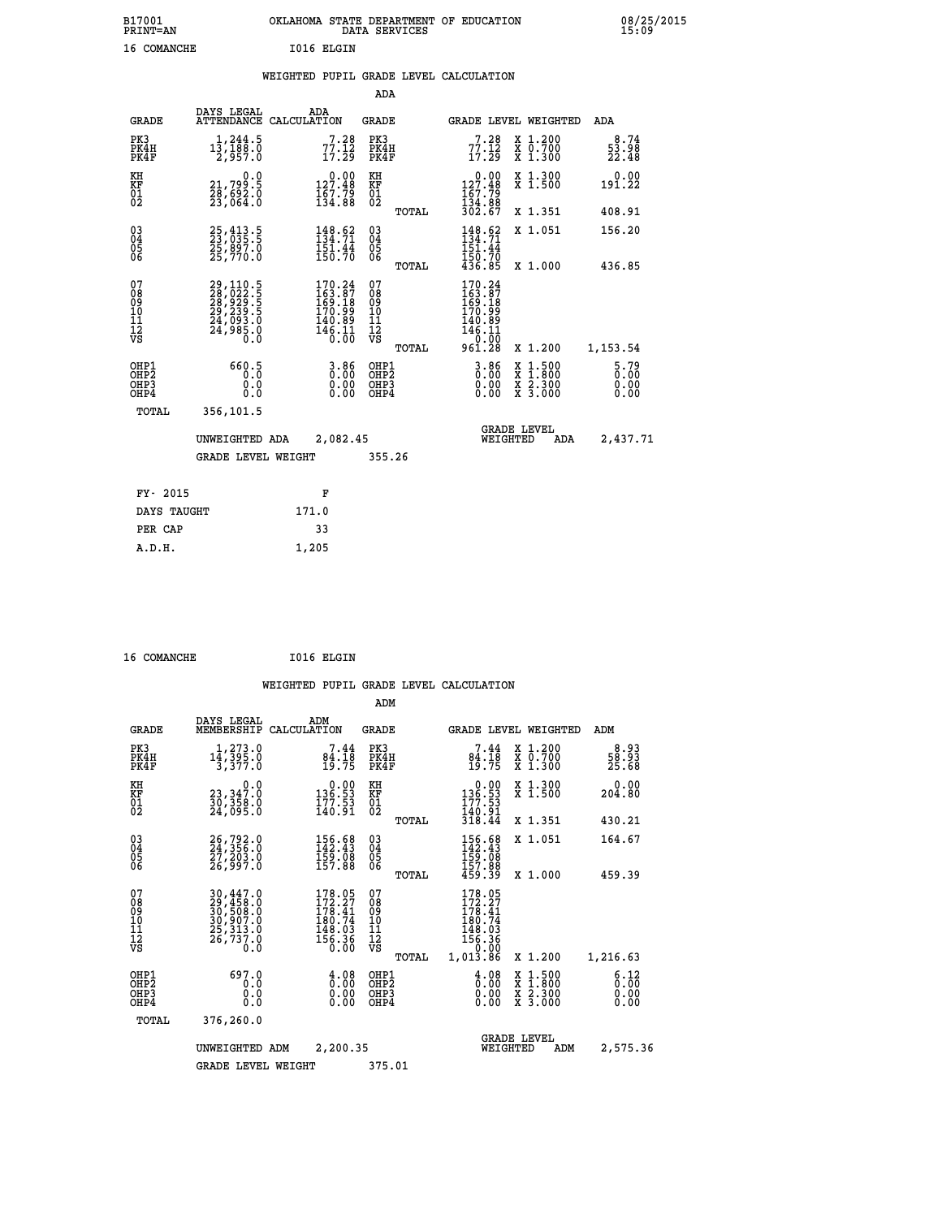B17001 OKLAHOMA STATE DEPARTMENT OF EDUCATION 08/25/2015
PRINT=AN DATA SERVICES 15:09

16 COMANCHE I016 ELGIN

WEIGHTED PUPIL GRADE LEVEL CALCULATION

ADA

| GRADE | DAYS LEGAL ATTENDANCE | ADA CALCULATION | GRADE | GRADE LEVEL | WEIGHTED | ADA |
|---|---|---|---|---|---|---|
| PK3 | 1,244.5 | 7.28 | PK3 | 7.28 | X 1.200 | 8.74 |
| PK4H | 13,188.0 | 77.12 | PK4H | 77.12 | X 0.700 | 53.98 |
| PK4F | 2,957.0 | 17.29 | PK4F | 17.29 | X 1.300 | 22.48 |
| KH | 0.0 | 0.00 | KH | 0.00 | X 1.300 | 0.00 |
| KF | 21,799.5 | 127.48 | KF | 127.48 | X 1.500 | 191.22 |
| 01 | 28,692.0 | 167.79 | 01 | 167.79 | | |
| 02 | 23,064.0 | 134.88 | 02 | 134.88 | | |
| | | | TOTAL | 302.67 | X 1.351 | 408.91 |
| 03 | 25,413.5 | 148.62 | 03 | 148.62 | X 1.051 | 156.20 |
| 04 | 23,035.5 | 134.71 | 04 | 134.71 | | |
| 05 | 25,897.0 | 151.44 | 05 | 151.44 | | |
| 06 | 25,770.0 | 150.70 | 06 | 150.70 | | |
| | | | TOTAL | 436.85 | X 1.000 | 436.85 |
| 07 | 29,110.5 | 170.24 | 07 | 170.24 | | |
| 08 | 28,022.5 | 163.87 | 08 | 163.87 | | |
| 09 | 28,929.5 | 169.18 | 09 | 169.18 | | |
| 10 | 29,239.5 | 170.99 | 10 | 170.99 | | |
| 11 | 24,093.0 | 140.89 | 11 | 140.89 | | |
| 12 | 24,985.0 | 146.11 | 12 | 146.11 | | |
| VS | 0.0 | 0.00 | VS | 0.00 | | |
| | | | TOTAL | 961.28 | X 1.200 | 1,153.54 |
| OHP1 | 660.5 | 3.86 | OHP1 | 3.86 | X 1.500 | 5.79 |
| OHP2 | 0.0 | 0.00 | OHP2 | 0.00 | X 1.800 | 0.00 |
| OHP3 | 0.0 | 0.00 | OHP3 | 0.00 | X 2.300 | 0.00 |
| OHP4 | 0.0 | 0.00 | OHP4 | 0.00 | X 3.000 | 0.00 |
| TOTAL | 356,101.5 | | | | | |

UNWEIGHTED ADA 2,082.45 GRADE LEVEL WEIGHTED ADA 2,437.71

GRADE LEVEL WEIGHT 355.26

| FY- 2015 | F |
|---|---|
| DAYS TAUGHT | 171.0 |
| PER CAP | 33 |
| A.D.H. | 1,205 |

16 COMANCHE I016 ELGIN

WEIGHTED PUPIL GRADE LEVEL CALCULATION

ADM

| GRADE | DAYS LEGAL MEMBERSHIP | ADM CALCULATION | GRADE | GRADE LEVEL | WEIGHTED | ADM |
|---|---|---|---|---|---|---|
| PK3 | 1,273.0 | 7.44 | PK3 | 7.44 | X 1.200 | 8.93 |
| PK4H | 14,395.0 | 84.18 | PK4H | 84.18 | X 0.700 | 58.93 |
| PK4F | 3,377.0 | 19.75 | PK4F | 19.75 | X 1.300 | 25.68 |
| KH | 0.0 | 0.00 | KH | 0.00 | X 1.300 | 0.00 |
| KF | 23,347.0 | 136.53 | KF | 136.53 | X 1.500 | 204.80 |
| 01 | 30,358.0 | 177.53 | 01 | 177.53 | | |
| 02 | 24,095.0 | 140.91 | 02 | 140.91 | | |
| | | | TOTAL | 318.44 | X 1.351 | 430.21 |
| 03 | 26,792.0 | 156.68 | 03 | 156.68 | X 1.051 | 164.67 |
| 04 | 24,356.0 | 142.43 | 04 | 142.43 | | |
| 05 | 27,203.0 | 159.08 | 05 | 159.08 | | |
| 06 | 26,997.0 | 157.88 | 06 | 157.88 | | |
| | | | TOTAL | 459.39 | X 1.000 | 459.39 |
| 07 | 30,447.0 | 178.05 | 07 | 178.05 | | |
| 08 | 29,458.0 | 172.27 | 08 | 172.27 | | |
| 09 | 30,508.0 | 178.41 | 09 | 178.41 | | |
| 10 | 30,907.0 | 180.74 | 10 | 180.74 | | |
| 11 | 25,313.0 | 148.03 | 11 | 148.03 | | |
| 12 | 26,737.0 | 156.36 | 12 | 156.36 | | |
| VS | 0.0 | 0.00 | VS | 0.00 | | |
| | | | TOTAL | 1,013.86 | X 1.200 | 1,216.63 |
| OHP1 | 697.0 | 4.08 | OHP1 | 4.08 | X 1.500 | 6.12 |
| OHP2 | 0.0 | 0.00 | OHP2 | 0.00 | X 1.800 | 0.00 |
| OHP3 | 0.0 | 0.00 | OHP3 | 0.00 | X 2.300 | 0.00 |
| OHP4 | 0.0 | 0.00 | OHP4 | 0.00 | X 3.000 | 0.00 |
| TOTAL | 376,260.0 | | | | | |

UNWEIGHTED ADM 2,200.35 GRADE LEVEL WEIGHTED ADM 2,575.36

GRADE LEVEL WEIGHT 375.01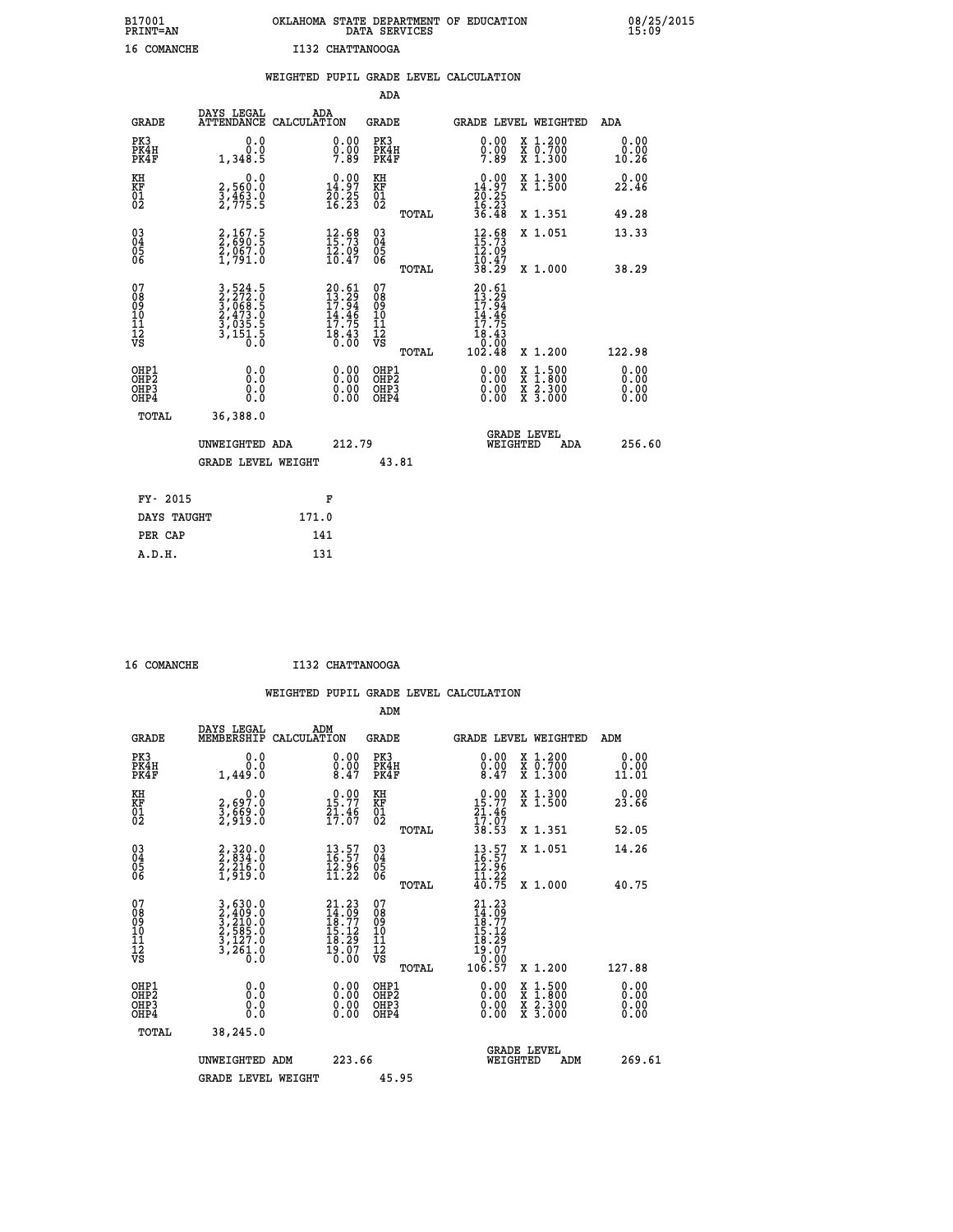B17001 OKLAHOMA STATE DEPARTMENT OF EDUCATION 08/25/2015
PRINT=AN DATA SERVICES 15:09

16 COMANCHE I132 CHATTANOOGA

## WEIGHTED PUPIL GRADE LEVEL CALCULATION

### ADA

| GRADE | DAYS LEGAL ATTENDANCE | ADA CALCULATION | GRADE | | GRADE LEVEL | WEIGHTED | ADA |
|---|---|---|---|---|---|---|---|
| PK3 | 0.0 | 0.00 | PK3 | | 0.00 | X 1.200 | 0.00 |
| PK4H | 0.0 | 0.00 | PK4H | | 0.00 | X 0.700 | 0.00 |
| PK4F | 1,348.5 | 7.89 | PK4F | | 7.89 | X 1.300 | 10.26 |
| KH | 0.0 | 0.00 | KH | | 0.00 | X 1.300 | 0.00 |
| KF | 2,560.0 | 14.97 | KF | | 14.97 | X 1.500 | 22.46 |
| 01 | 3,463.0 | 20.25 | 01 | | 20.25 | | |
| 02 | 2,775.5 | 16.23 | 02 | | 16.23 | | |
| | | | | TOTAL | 36.48 | X 1.351 | 49.28 |
| 03 | 2,167.5 | 12.68 | 03 | | 12.68 | X 1.051 | 13.33 |
| 04 | 2,690.5 | 15.73 | 04 | | 15.73 | | |
| 05 | 2,067.0 | 12.09 | 05 | | 12.09 | | |
| 06 | 1,791.0 | 10.47 | 06 | | 10.47 | | |
| | | | | TOTAL | 38.29 | X 1.000 | 38.29 |
| 07 | 3,524.5 | 20.61 | 07 | | 20.61 | | |
| 08 | 2,272.0 | 13.29 | 08 | | 13.29 | | |
| 09 | 3,068.5 | 17.94 | 09 | | 17.94 | | |
| 10 | 2,473.0 | 14.46 | 10 | | 14.46 | | |
| 11 | 3,035.5 | 17.75 | 11 | | 17.75 | | |
| 12 | 3,151.5 | 18.43 | 12 | | 18.43 | | |
| VS | 0.0 | 0.00 | VS | | 0.00 | | |
| | | | | TOTAL | 102.48 | X 1.200 | 122.98 |
| OHP1 | 0.0 | 0.00 | OHP1 | | 0.00 | X 1.500 | 0.00 |
| OHP2 | 0.0 | 0.00 | OHP2 | | 0.00 | X 1.800 | 0.00 |
| OHP3 | 0.0 | 0.00 | OHP3 | | 0.00 | X 2.300 | 0.00 |
| OHP4 | 0.0 | 0.00 | OHP4 | | 0.00 | X 3.000 | 0.00 |
| TOTAL | 36,388.0 | | | | | | |

UNWEIGHTED ADA 212.79 GRADE LEVEL WEIGHTED ADA 256.60

GRADE LEVEL WEIGHT 43.81

| FY- 2015 | F |
|---|---|
| DAYS TAUGHT | 171.0 |
| PER CAP | 141 |
| A.D.H. | 131 |

16 COMANCHE I132 CHATTANOOGA

## WEIGHTED PUPIL GRADE LEVEL CALCULATION

### ADM

| GRADE | DAYS LEGAL MEMBERSHIP | ADM CALCULATION | GRADE | | GRADE LEVEL | WEIGHTED | ADM |
|---|---|---|---|---|---|---|---|
| PK3 | 0.0 | 0.00 | PK3 | | 0.00 | X 1.200 | 0.00 |
| PK4H | 0.0 | 0.00 | PK4H | | 0.00 | X 0.700 | 0.00 |
| PK4F | 1,449.0 | 8.47 | PK4F | | 8.47 | X 1.300 | 11.01 |
| KH | 0.0 | 0.00 | KH | | 0.00 | X 1.300 | 0.00 |
| KF | 2,697.0 | 15.77 | KF | | 15.77 | X 1.500 | 23.66 |
| 01 | 3,669.0 | 21.46 | 01 | | 21.46 | | |
| 02 | 2,919.0 | 17.07 | 02 | | 17.07 | | |
| | | | | TOTAL | 38.53 | X 1.351 | 52.05 |
| 03 | 2,320.0 | 13.57 | 03 | | 13.57 | X 1.051 | 14.26 |
| 04 | 2,834.0 | 16.57 | 04 | | 16.57 | | |
| 05 | 2,216.0 | 12.96 | 05 | | 12.96 | | |
| 06 | 1,919.0 | 11.22 | 06 | | 11.22 | | |
| | | | | TOTAL | 40.75 | X 1.000 | 40.75 |
| 07 | 3,630.0 | 21.23 | 07 | | 21.23 | | |
| 08 | 2,409.0 | 14.09 | 08 | | 14.09 | | |
| 09 | 3,210.0 | 18.77 | 09 | | 18.77 | | |
| 10 | 2,585.0 | 15.12 | 10 | | 15.12 | | |
| 11 | 3,127.0 | 18.29 | 11 | | 18.29 | | |
| 12 | 3,261.0 | 19.07 | 12 | | 19.07 | | |
| VS | 0.0 | 0.00 | VS | | 0.00 | | |
| | | | | TOTAL | 106.57 | X 1.200 | 127.88 |
| OHP1 | 0.0 | 0.00 | OHP1 | | 0.00 | X 1.500 | 0.00 |
| OHP2 | 0.0 | 0.00 | OHP2 | | 0.00 | X 1.800 | 0.00 |
| OHP3 | 0.0 | 0.00 | OHP3 | | 0.00 | X 2.300 | 0.00 |
| OHP4 | 0.0 | 0.00 | OHP4 | | 0.00 | X 3.000 | 0.00 |
| TOTAL | 38,245.0 | | | | | | |

UNWEIGHTED ADM 223.66 GRADE LEVEL WEIGHTED ADM 269.61

GRADE LEVEL WEIGHT 45.95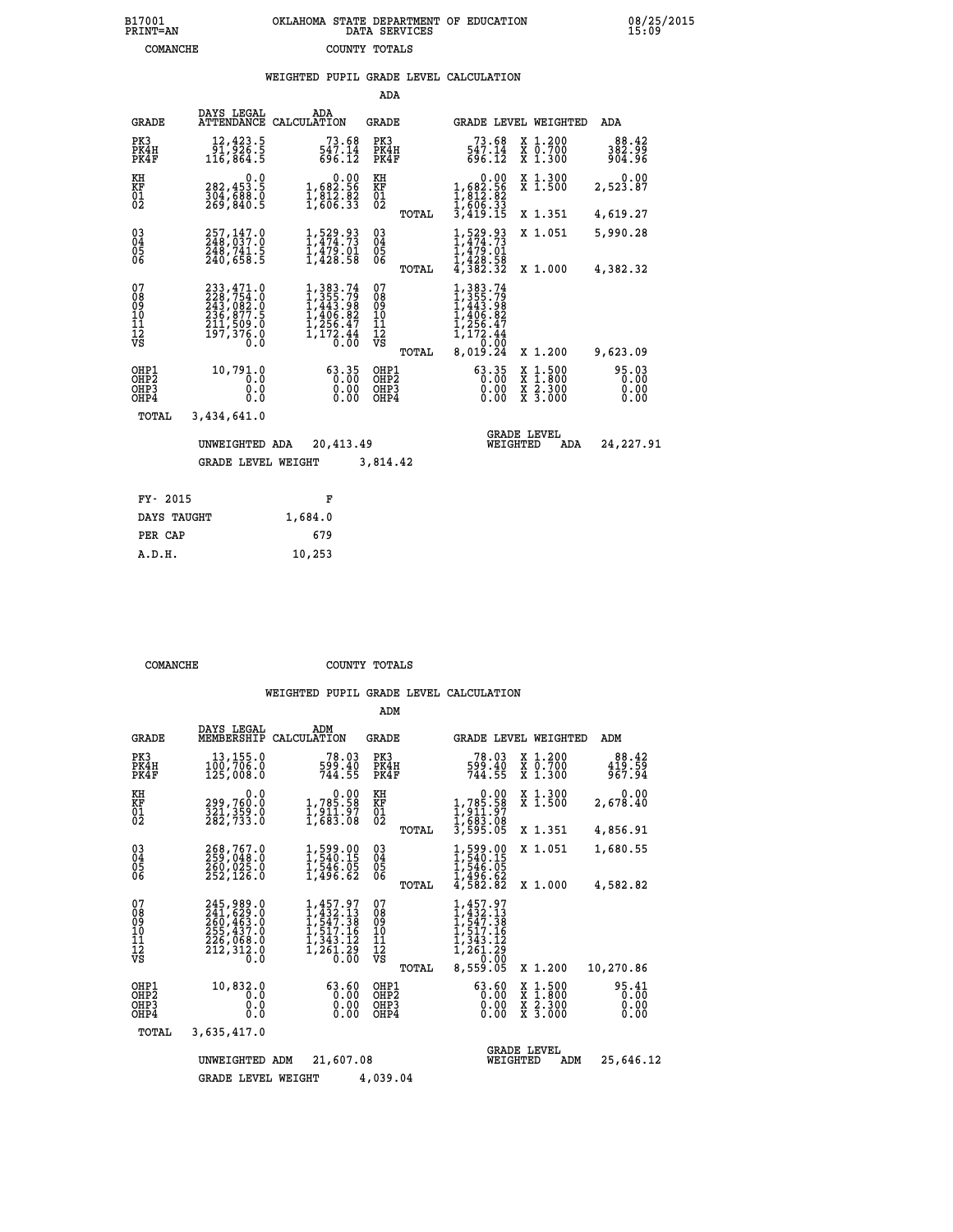B17001 OKLAHOMA STATE DEPARTMENT OF EDUCATION 08/25/2015
PRINT=AN DATA SERVICES 15:09
COMANCHE COUNTY TOTALS

## WEIGHTED PUPIL GRADE LEVEL CALCULATION

### ADA

| GRADE | DAYS LEGAL ATTENDANCE | ADA CALCULATION | GRADE | | GRADE LEVEL | WEIGHTED | ADA |
|---|---|---|---|---|---|---|---|
| PK3 | 12,423.5 | 73.68 | PK3 | | 73.68 | X 1.200 | 88.42 |
| PK4H | 91,926.5 | 547.14 | PK4H | | 547.14 | X 0.700 | 382.99 |
| PK4F | 116,864.5 | 696.12 | PK4F | | 696.12 | X 1.300 | 904.96 |
| KH | 0.0 | 0.00 | KH | | 0.00 | X 1.300 | 0.00 |
| KF | 282,453.5 | 1,682.56 | KF | | 1,682.56 | X 1.500 | 2,523.87 |
| 01 | 304,688.0 | 1,812.82 | 01 | | 1,812.82 | | |
| 02 | 269,840.5 | 1,606.33 | 02 | | 1,606.33 | | |
| | | | | TOTAL | 3,419.15 | X 1.351 | 4,619.27 |
| 03 | 257,147.0 | 1,529.93 | 03 | | 1,529.93 | X 1.051 | 5,990.28 |
| 04 | 248,037.0 | 1,474.73 | 04 | | 1,474.73 | | |
| 05 | 248,741.5 | 1,479.01 | 05 | | 1,479.01 | | |
| 06 | 240,658.5 | 1,428.58 | 06 | | 1,428.58 | | |
| | | | | TOTAL | 4,382.32 | X 1.000 | 4,382.32 |
| 07 | 233,471.0 | 1,383.74 | 07 | | 1,383.74 | | |
| 08 | 228,754.0 | 1,355.79 | 08 | | 1,355.79 | | |
| 09 | 243,082.0 | 1,443.98 | 09 | | 1,443.98 | | |
| 10 | 236,877.5 | 1,406.82 | 10 | | 1,406.82 | | |
| 11 | 211,509.0 | 1,256.47 | 11 | | 1,256.47 | | |
| 12 | 197,376.0 | 1,172.44 | 12 | | 1,172.44 | | |
| VS | 0.0 | 0.00 | VS | | 0.00 | | |
| | | | | TOTAL | 8,019.24 | X 1.200 | 9,623.09 |
| OHP1 | 10,791.0 | 63.35 | OHP1 | | 63.35 | X 1.500 | 95.03 |
| OHP2 | 0.0 | 0.00 | OHP2 | | 0.00 | X 1.800 | 0.00 |
| OHP3 | 0.0 | 0.00 | OHP3 | | 0.00 | X 2.300 | 0.00 |
| OHP4 | 0.0 | 0.00 | OHP4 | | 0.00 | X 3.000 | 0.00 |
| TOTAL | 3,434,641.0 | | | | | | |

UNWEIGHTED ADA 20,413.49 GRADE LEVEL WEIGHTED ADA 24,227.91

GRADE LEVEL WEIGHT 3,814.42

| FY- 2015 | F |
|---|---|
| DAYS TAUGHT | 1,684.0 |
| PER CAP | 679 |
| A.D.H. | 10,253 |

COMANCHE COUNTY TOTALS

## WEIGHTED PUPIL GRADE LEVEL CALCULATION

### ADM

| GRADE | DAYS LEGAL MEMBERSHIP | ADM CALCULATION | GRADE | | GRADE LEVEL | WEIGHTED | ADM |
|---|---|---|---|---|---|---|---|
| PK3 | 13,155.0 | 78.03 | PK3 | | 78.03 | X 1.200 | 88.42 |
| PK4H | 100,706.0 | 599.40 | PK4H | | 599.40 | X 0.700 | 419.59 |
| PK4F | 125,008.0 | 744.55 | PK4F | | 744.55 | X 1.300 | 967.94 |
| KH | 0.0 | 0.00 | KH | | 0.00 | X 1.300 | 0.00 |
| KF | 299,760.0 | 1,785.58 | KF | | 1,785.58 | X 1.500 | 2,678.40 |
| 01 | 321,359.0 | 1,911.97 | 01 | | 1,911.97 | | |
| 02 | 282,733.0 | 1,683.08 | 02 | | 1,683.08 | | |
| | | | | TOTAL | 3,595.05 | X 1.351 | 4,856.91 |
| 03 | 268,767.0 | 1,599.00 | 03 | | 1,599.00 | X 1.051 | 1,680.55 |
| 04 | 259,048.0 | 1,540.15 | 04 | | 1,540.15 | | |
| 05 | 260,025.0 | 1,546.05 | 05 | | 1,546.05 | | |
| 06 | 252,126.0 | 1,496.62 | 06 | | 1,496.62 | | |
| | | | | TOTAL | 4,582.82 | X 1.000 | 4,582.82 |
| 07 | 245,989.0 | 1,457.97 | 07 | | 1,457.97 | | |
| 08 | 241,629.0 | 1,432.13 | 08 | | 1,432.13 | | |
| 09 | 260,463.0 | 1,547.38 | 09 | | 1,547.38 | | |
| 10 | 255,437.0 | 1,517.16 | 10 | | 1,517.16 | | |
| 11 | 226,068.0 | 1,343.12 | 11 | | 1,343.12 | | |
| 12 | 212,312.0 | 1,261.29 | 12 | | 1,261.29 | | |
| VS | 0.0 | 0.00 | VS | | 0.00 | | |
| | | | | TOTAL | 8,559.05 | X 1.200 | 10,270.86 |
| OHP1 | 10,832.0 | 63.60 | OHP1 | | 63.60 | X 1.500 | 95.41 |
| OHP2 | 0.0 | 0.00 | OHP2 | | 0.00 | X 1.800 | 0.00 |
| OHP3 | 0.0 | 0.00 | OHP3 | | 0.00 | X 2.300 | 0.00 |
| OHP4 | 0.0 | 0.00 | OHP4 | | 0.00 | X 3.000 | 0.00 |
| TOTAL | 3,635,417.0 | | | | | | |

UNWEIGHTED ADM 21,607.08 GRADE LEVEL WEIGHTED ADM 25,646.12

GRADE LEVEL WEIGHT 4,039.04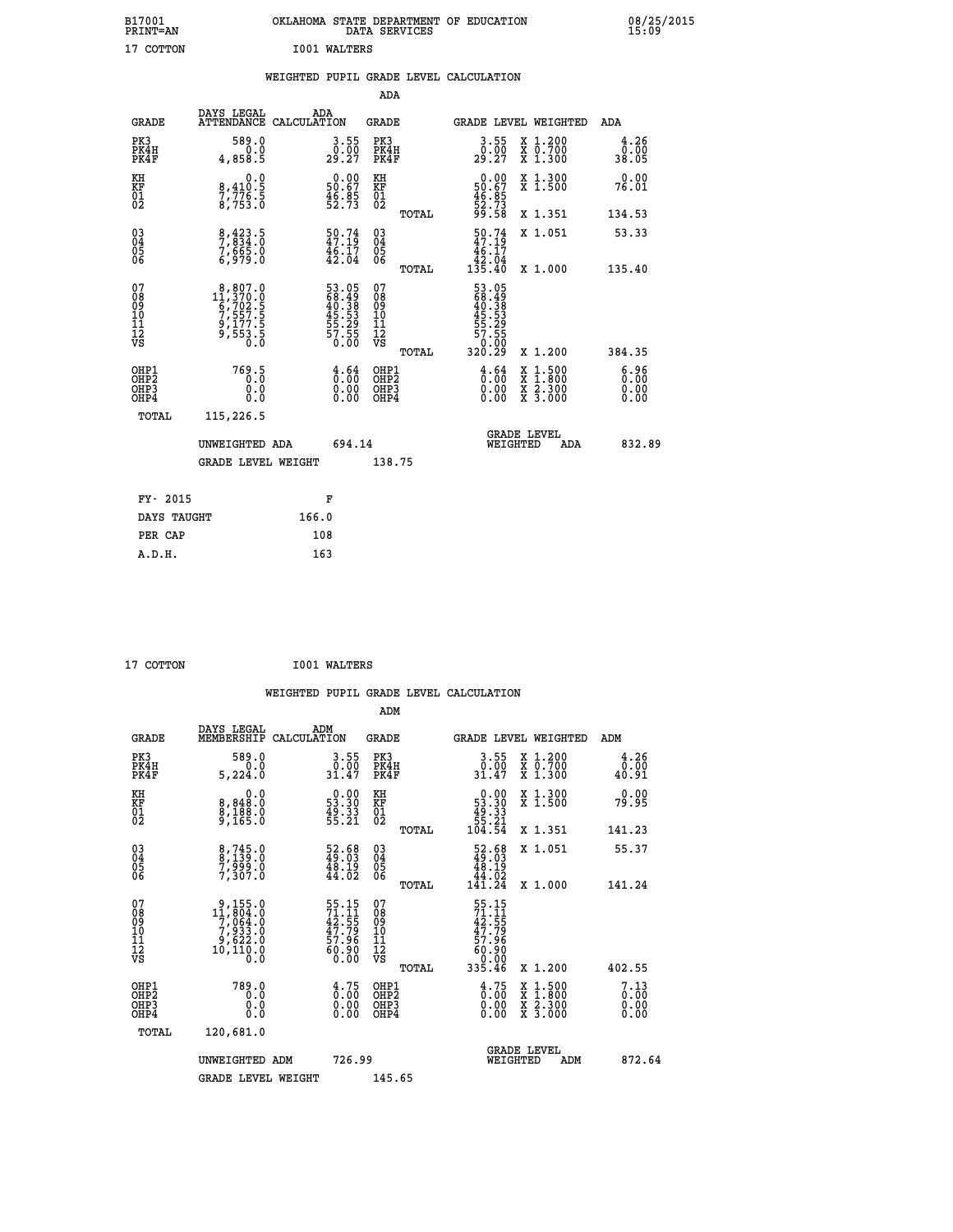B17001 OKLAHOMA STATE DEPARTMENT OF EDUCATION 08/25/2015
PRINT=AN DATA SERVICES 15:09

17 COTTON I001 WALTERS

## WEIGHTED PUPIL GRADE LEVEL CALCULATION

### ADA

| GRADE | DAYS LEGAL ATTENDANCE | ADA CALCULATION | GRADE | GRADE LEVEL | WEIGHTED | ADA |
|---|---|---|---|---|---|---|
| PK3 | 589.0 | 3.55 | PK3 | 3.55 | X 1.200 | 4.26 |
| PK4H | 0.0 | 0.00 | PK4H | 0.00 | X 0.700 | 0.00 |
| PK4F | 4,858.5 | 29.27 | PK4F | 29.27 | X 1.300 | 38.05 |
| KH | 0.0 | 0.00 | KH | 0.00 | X 1.300 | 0.00 |
| KF | 8,410.5 | 50.67 | KF | 50.67 | X 1.500 | 76.01 |
| 01 | 7,776.5 | 46.85 | 01 | 46.85 | | |
| 02 | 8,753.0 | 52.73 | 02 | 52.73 | | |
| | | | TOTAL | 99.58 | X 1.351 | 134.53 |
| 03 | 8,423.5 | 50.74 | 03 | 50.74 | X 1.051 | 53.33 |
| 04 | 7,834.0 | 47.19 | 04 | 47.19 | | |
| 05 | 7,665.0 | 46.17 | 05 | 46.17 | | |
| 06 | 6,979.0 | 42.04 | 06 | 42.04 | | |
| | | | TOTAL | 135.40 | X 1.000 | 135.40 |
| 07 | 8,807.0 | 53.05 | 07 | 53.05 | | |
| 08 | 11,370.0 | 68.49 | 08 | 68.49 | | |
| 09 | 6,702.5 | 40.38 | 09 | 40.38 | | |
| 10 | 7,557.5 | 45.53 | 10 | 45.53 | | |
| 11 | 9,177.5 | 55.29 | 11 | 55.29 | | |
| 12 | 9,553.5 | 57.55 | 12 | 57.55 | | |
| VS | 0.0 | 0.00 | VS | 0.00 | | |
| | | | TOTAL | 320.29 | X 1.200 | 384.35 |
| OHP1 | 769.5 | 4.64 | OHP1 | 4.64 | X 1.500 | 6.96 |
| OHP2 | 0.0 | 0.00 | OHP2 | 0.00 | X 1.800 | 0.00 |
| OHP3 | 0.0 | 0.00 | OHP3 | 0.00 | X 2.300 | 0.00 |
| OHP4 | 0.0 | 0.00 | OHP4 | 0.00 | X 3.000 | 0.00 |
| TOTAL | 115,226.5 | | | | | |

UNWEIGHTED ADA 694.14 | GRADE LEVEL WEIGHTED ADA 832.89

GRADE LEVEL WEIGHT 138.75

| FY- 2015 | F |
|---|---|
| DAYS TAUGHT | 166.0 |
| PER CAP | 108 |
| A.D.H. | 163 |

17 COTTON I001 WALTERS

## WEIGHTED PUPIL GRADE LEVEL CALCULATION

### ADM

| GRADE | DAYS LEGAL MEMBERSHIP | ADM CALCULATION | GRADE | GRADE LEVEL | WEIGHTED | ADM |
|---|---|---|---|---|---|---|
| PK3 | 589.0 | 3.55 | PK3 | 3.55 | X 1.200 | 4.26 |
| PK4H | 0.0 | 0.00 | PK4H | 0.00 | X 0.700 | 0.00 |
| PK4F | 5,224.0 | 31.47 | PK4F | 31.47 | X 1.300 | 40.91 |
| KH | 0.0 | 0.00 | KH | 0.00 | X 1.300 | 0.00 |
| KF | 8,848.0 | 53.30 | KF | 53.30 | X 1.500 | 79.95 |
| 01 | 8,188.0 | 49.33 | 01 | 49.33 | | |
| 02 | 9,165.0 | 55.21 | 02 | 55.21 | | |
| | | | TOTAL | 104.54 | X 1.351 | 141.23 |
| 03 | 8,745.0 | 52.68 | 03 | 52.68 | X 1.051 | 55.37 |
| 04 | 8,139.0 | 49.03 | 04 | 49.03 | | |
| 05 | 7,999.0 | 48.19 | 05 | 48.19 | | |
| 06 | 7,307.0 | 44.02 | 06 | 44.02 | | |
| | | | TOTAL | 141.24 | X 1.000 | 141.24 |
| 07 | 9,155.0 | 55.15 | 07 | 55.15 | | |
| 08 | 11,804.0 | 71.11 | 08 | 71.11 | | |
| 09 | 7,064.0 | 42.55 | 09 | 42.55 | | |
| 10 | 7,933.0 | 47.79 | 10 | 47.79 | | |
| 11 | 9,622.0 | 57.96 | 11 | 57.96 | | |
| 12 | 10,110.0 | 60.90 | 12 | 60.90 | | |
| VS | 0.0 | 0.00 | VS | 0.00 | | |
| | | | TOTAL | 335.46 | X 1.200 | 402.55 |
| OHP1 | 789.0 | 4.75 | OHP1 | 4.75 | X 1.500 | 7.13 |
| OHP2 | 0.0 | 0.00 | OHP2 | 0.00 | X 1.800 | 0.00 |
| OHP3 | 0.0 | 0.00 | OHP3 | 0.00 | X 2.300 | 0.00 |
| OHP4 | 0.0 | 0.00 | OHP4 | 0.00 | X 3.000 | 0.00 |
| TOTAL | 120,681.0 | | | | | |

UNWEIGHTED ADM 726.99 | GRADE LEVEL WEIGHTED ADM 872.64

GRADE LEVEL WEIGHT 145.65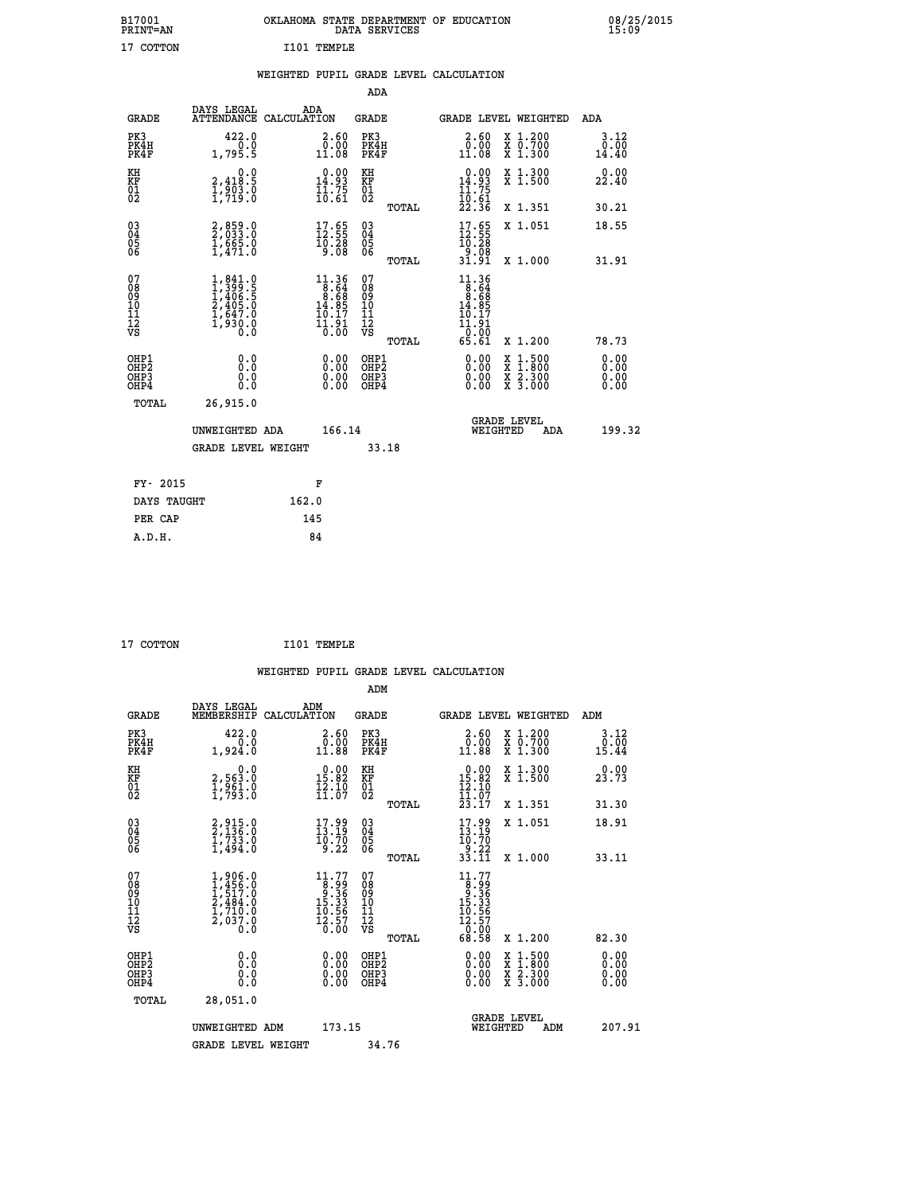B17001 OKLAHOMA STATE DEPARTMENT OF EDUCATION 08/25/2015
PRINT=AN DATA SERVICES 15:09

17 COTTON I101 TEMPLE

## WEIGHTED PUPIL GRADE LEVEL CALCULATION

### ADA

| GRADE | DAYS LEGAL ATTENDANCE | ADA CALCULATION | GRADE | GRADE LEVEL | WEIGHTED | ADA |
|---|---|---|---|---|---|---|
| PK3 | 422.0 | 2.60 | PK3 | 2.60 | X 1.200 | 3.12 |
| PK4H | 0.0 | 0.00 | PK4H | 0.00 | X 0.700 | 0.00 |
| PK4F | 1,795.5 | 11.08 | PK4F | 11.08 | X 1.300 | 14.40 |
| KH | 0.0 | 0.00 | KH | 0.00 | X 1.300 | 0.00 |
| KF | 2,418.5 | 14.93 | KF | 14.93 | X 1.500 | 22.40 |
| 01 | 1,903.0 | 11.75 | 01 | 11.75 | | |
| 02 | 1,719.0 | 10.61 | 02 | 10.61 | | |
| | | | TOTAL | 22.36 | X 1.351 | 30.21 |
| 03 | 2,859.0 | 17.65 | 03 | 17.65 | X 1.051 | 18.55 |
| 04 | 2,033.0 | 12.55 | 04 | 12.55 | | |
| 05 | 1,665.0 | 10.28 | 05 | 10.28 | | |
| 06 | 1,471.0 | 9.08 | 06 | 9.08 | | |
| | | | TOTAL | 31.91 | X 1.000 | 31.91 |
| 07 | 1,841.0 | 11.36 | 07 | 11.36 | | |
| 08 | 1,399.5 | 8.64 | 08 | 8.64 | | |
| 09 | 1,406.5 | 8.68 | 09 | 8.68 | | |
| 10 | 2,405.0 | 14.85 | 10 | 14.85 | | |
| 11 | 1,647.0 | 10.17 | 11 | 10.17 | | |
| 12 | 1,930.0 | 11.91 | 12 | 11.91 | | |
| VS | 0.0 | 0.00 | VS | 0.00 | | |
| | | | TOTAL | 65.61 | X 1.200 | 78.73 |
| OHP1 | 0.0 | 0.00 | OHP1 | 0.00 | X 1.500 | 0.00 |
| OHP2 | 0.0 | 0.00 | OHP2 | 0.00 | X 1.800 | 0.00 |
| OHP3 | 0.0 | 0.00 | OHP3 | 0.00 | X 2.300 | 0.00 |
| OHP4 | 0.0 | 0.00 | OHP4 | 0.00 | X 3.000 | 0.00 |
| TOTAL | 26,915.0 | | | | | |

UNWEIGHTED ADA 166.14 GRADE LEVEL WEIGHTED ADA 199.32

GRADE LEVEL WEIGHT 33.18

FY- 2015 F
DAYS TAUGHT 162.0
PER CAP 145
A.D.H. 84

17 COTTON I101 TEMPLE

## WEIGHTED PUPIL GRADE LEVEL CALCULATION

### ADM

| GRADE | DAYS LEGAL MEMBERSHIP | ADM CALCULATION | GRADE | GRADE LEVEL | WEIGHTED | ADM |
|---|---|---|---|---|---|---|
| PK3 | 422.0 | 2.60 | PK3 | 2.60 | X 1.200 | 3.12 |
| PK4H | 0.0 | 0.00 | PK4H | 0.00 | X 0.700 | 0.00 |
| PK4F | 1,924.0 | 11.88 | PK4F | 11.88 | X 1.300 | 15.44 |
| KH | 0.0 | 0.00 | KH | 0.00 | X 1.300 | 0.00 |
| KF | 2,563.0 | 15.82 | KF | 15.82 | X 1.500 | 23.73 |
| 01 | 1,961.0 | 12.10 | 01 | 12.10 | | |
| 02 | 1,793.0 | 11.07 | 02 | 11.07 | | |
| | | | TOTAL | 23.17 | X 1.351 | 31.30 |
| 03 | 2,915.0 | 17.99 | 03 | 17.99 | X 1.051 | 18.91 |
| 04 | 2,136.0 | 13.19 | 04 | 13.19 | | |
| 05 | 1,733.0 | 10.70 | 05 | 10.70 | | |
| 06 | 1,494.0 | 9.22 | 06 | 9.22 | | |
| | | | TOTAL | 33.11 | X 1.000 | 33.11 |
| 07 | 1,906.0 | 11.77 | 07 | 11.77 | | |
| 08 | 1,456.0 | 8.99 | 08 | 8.99 | | |
| 09 | 1,517.0 | 9.36 | 09 | 9.36 | | |
| 10 | 2,484.0 | 15.33 | 10 | 15.33 | | |
| 11 | 1,710.0 | 10.56 | 11 | 10.56 | | |
| 12 | 2,037.0 | 12.57 | 12 | 12.57 | | |
| VS | 0.0 | 0.00 | VS | 0.00 | | |
| | | | TOTAL | 68.58 | X 1.200 | 82.30 |
| OHP1 | 0.0 | 0.00 | OHP1 | 0.00 | X 1.500 | 0.00 |
| OHP2 | 0.0 | 0.00 | OHP2 | 0.00 | X 1.800 | 0.00 |
| OHP3 | 0.0 | 0.00 | OHP3 | 0.00 | X 2.300 | 0.00 |
| OHP4 | 0.0 | 0.00 | OHP4 | 0.00 | X 3.000 | 0.00 |
| TOTAL | 28,051.0 | | | | | |

UNWEIGHTED ADM 173.15 GRADE LEVEL WEIGHTED ADM 207.91

GRADE LEVEL WEIGHT 34.76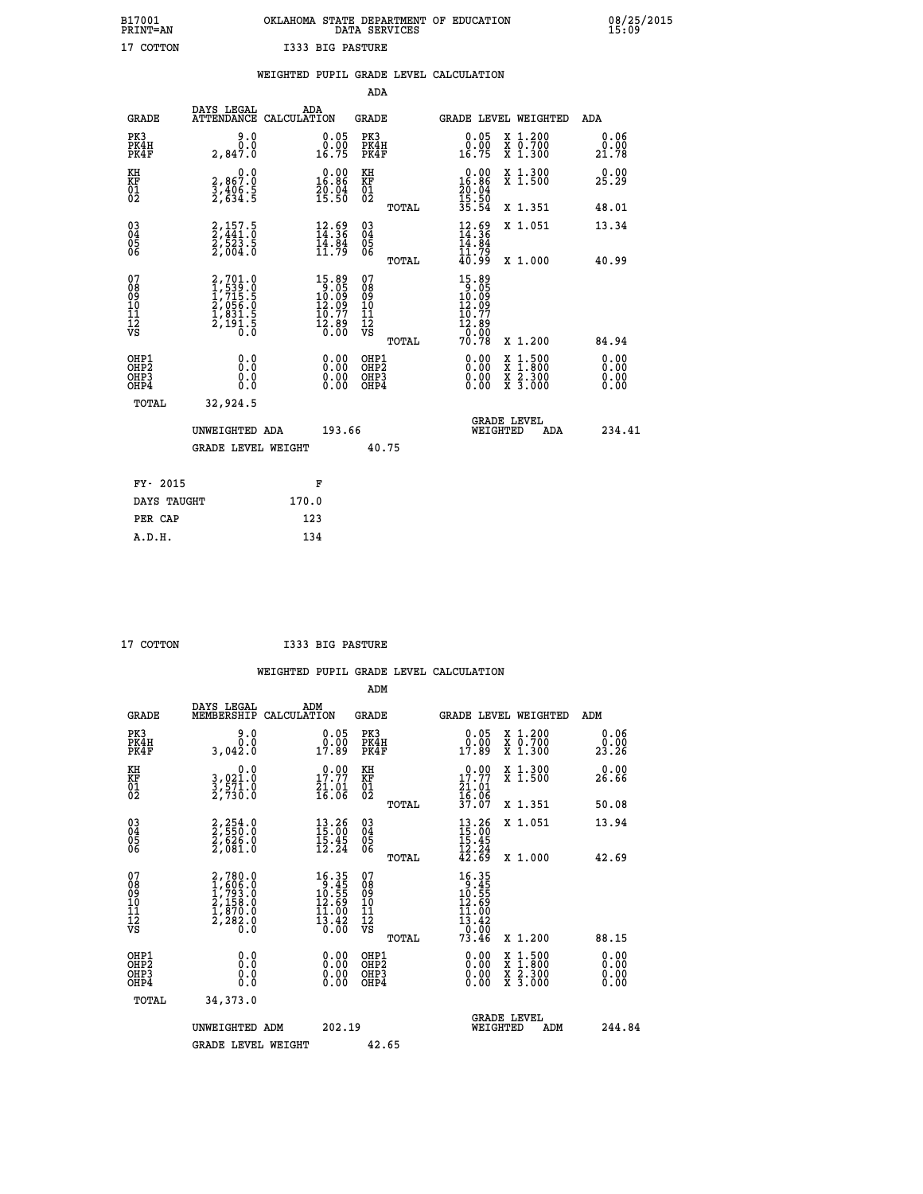B17001 OKLAHOMA STATE DEPARTMENT OF EDUCATION 08/25/2015
PRINT=AN DATA SERVICES 15:09

17 COTTON I333 BIG PASTURE

## WEIGHTED PUPIL GRADE LEVEL CALCULATION

### ADA

| GRADE | DAYS LEGAL ATTENDANCE | ADA CALCULATION | GRADE | GRADE LEVEL | WEIGHTED | ADA |
|---|---|---|---|---|---|---|
| PK3 | 9.0 | 0.05 | PK3 | 0.05 | X 1.200 | 0.06 |
| PK4H | 0.0 | 0.00 | PK4H | 0.00 | X 0.700 | 0.00 |
| PK4F | 2,847.0 | 16.75 | PK4F | 16.75 | X 1.300 | 21.78 |
| KH | 0.0 | 0.00 | KH | 0.00 | X 1.300 | 0.00 |
| KF | 2,867.0 | 16.86 | KF | 16.86 | X 1.500 | 25.29 |
| 01 | 3,406.5 | 20.04 | 01 | 20.04 | | |
| 02 | 2,634.5 | 15.50 | 02 | 15.50 | | |
| | | | TOTAL | 35.54 | X 1.351 | 48.01 |
| 03 | 2,157.5 | 12.69 | 03 | 12.69 | X 1.051 | 13.34 |
| 04 | 2,441.0 | 14.36 | 04 | 14.36 | | |
| 05 | 2,523.5 | 14.84 | 05 | 14.84 | | |
| 06 | 2,004.0 | 11.79 | 06 | 11.79 | | |
| | | | TOTAL | 40.99 | X 1.000 | 40.99 |
| 07 | 2,701.0 | 15.89 | 07 | 15.89 | | |
| 08 | 1,539.0 | 9.05 | 08 | 9.05 | | |
| 09 | 1,715.5 | 10.09 | 09 | 10.09 | | |
| 10 | 2,056.0 | 12.09 | 10 | 12.09 | | |
| 11 | 1,831.5 | 10.77 | 11 | 10.77 | | |
| 12 | 2,191.5 | 12.89 | 12 | 12.89 | | |
| VS | 0.0 | 0.00 | VS | 0.00 | | |
| | | | TOTAL | 70.78 | X 1.200 | 84.94 |
| OHP1 | 0.0 | 0.00 | OHP1 | 0.00 | X 1.500 | 0.00 |
| OHP2 | 0.0 | 0.00 | OHP2 | 0.00 | X 1.800 | 0.00 |
| OHP3 | 0.0 | 0.00 | OHP3 | 0.00 | X 2.300 | 0.00 |
| OHP4 | 0.0 | 0.00 | OHP4 | 0.00 | X 3.000 | 0.00 |
| TOTAL | 32,924.5 | | | | | |

UNWEIGHTED ADA 193.66 GRADE LEVEL WEIGHTED ADA 234.41

GRADE LEVEL WEIGHT 40.75

| FY- 2015 | F |
|---|---|
| DAYS TAUGHT | 170.0 |
| PER CAP | 123 |
| A.D.H. | 134 |

17 COTTON I333 BIG PASTURE

## WEIGHTED PUPIL GRADE LEVEL CALCULATION

### ADM

| GRADE | DAYS LEGAL MEMBERSHIP | ADM CALCULATION | GRADE | GRADE LEVEL | WEIGHTED | ADM |
|---|---|---|---|---|---|---|
| PK3 | 9.0 | 0.05 | PK3 | 0.05 | X 1.200 | 0.06 |
| PK4H | 0.0 | 0.00 | PK4H | 0.00 | X 0.700 | 0.00 |
| PK4F | 3,042.0 | 17.89 | PK4F | 17.89 | X 1.300 | 23.26 |
| KH | 0.0 | 0.00 | KH | 0.00 | X 1.300 | 0.00 |
| KF | 3,021.0 | 17.77 | KF | 17.77 | X 1.500 | 26.66 |
| 01 | 3,571.0 | 21.01 | 01 | 21.01 | | |
| 02 | 2,730.0 | 16.06 | 02 | 16.06 | | |
| | | | TOTAL | 37.07 | X 1.351 | 50.08 |
| 03 | 2,254.0 | 13.26 | 03 | 13.26 | X 1.051 | 13.94 |
| 04 | 2,550.0 | 15.00 | 04 | 15.00 | | |
| 05 | 2,626.0 | 15.45 | 05 | 15.45 | | |
| 06 | 2,081.0 | 12.24 | 06 | 12.24 | | |
| | | | TOTAL | 42.69 | X 1.000 | 42.69 |
| 07 | 2,780.0 | 16.35 | 07 | 16.35 | | |
| 08 | 1,606.0 | 9.45 | 08 | 9.45 | | |
| 09 | 1,793.0 | 10.55 | 09 | 10.55 | | |
| 10 | 2,158.0 | 12.69 | 10 | 12.69 | | |
| 11 | 1,870.0 | 11.00 | 11 | 11.00 | | |
| 12 | 2,282.0 | 13.42 | 12 | 13.42 | | |
| VS | 0.0 | 0.00 | VS | 0.00 | | |
| | | | TOTAL | 73.46 | X 1.200 | 88.15 |
| OHP1 | 0.0 | 0.00 | OHP1 | 0.00 | X 1.500 | 0.00 |
| OHP2 | 0.0 | 0.00 | OHP2 | 0.00 | X 1.800 | 0.00 |
| OHP3 | 0.0 | 0.00 | OHP3 | 0.00 | X 2.300 | 0.00 |
| OHP4 | 0.0 | 0.00 | OHP4 | 0.00 | X 3.000 | 0.00 |
| TOTAL | 34,373.0 | | | | | |

UNWEIGHTED ADM 202.19 GRADE LEVEL WEIGHTED ADM 244.84

GRADE LEVEL WEIGHT 42.65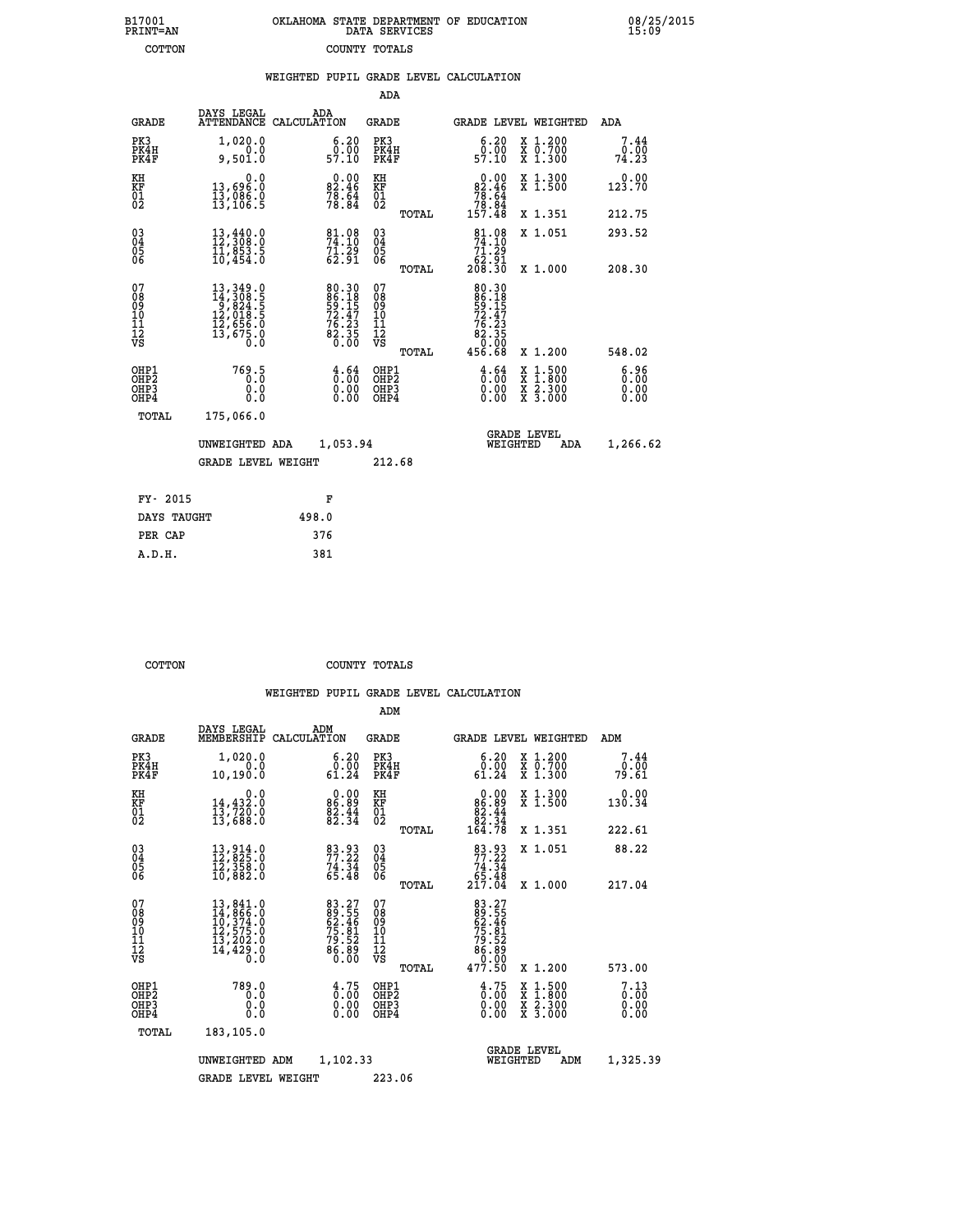B17001 PRINT=AN — OKLAHOMA STATE DEPARTMENT OF EDUCATION DATA SERVICES — 08/25/2015 15:09

COTTON — COUNTY TOTALS

## WEIGHTED PUPIL GRADE LEVEL CALCULATION

### ADA

| GRADE | DAYS LEGAL ATTENDANCE | ADA CALCULATION | GRADE | GRADE LEVEL | WEIGHTED | ADA |
|---|---|---|---|---|---|---|
| PK3 | 1,020.0 | 6.20 | PK3 | 6.20 | X 1.200 | 7.44 |
| PK4H | 0.0 | 0.00 | PK4H | 0.00 | X 0.700 | 0.00 |
| PK4F | 9,501.0 | 57.10 | PK4F | 57.10 | X 1.300 | 74.23 |
| KH | 0.0 | 0.00 | KH | 0.00 | X 1.300 | 0.00 |
| KF | 13,696.0 | 82.46 | KF | 82.46 | X 1.500 | 123.70 |
| 01 | 13,086.0 | 78.64 | 01 | 78.64 | | |
| 02 | 13,106.5 | 78.84 | 02 | 78.84 | | |
| | | | TOTAL | 157.48 | X 1.351 | 212.75 |
| 03 | 13,440.0 | 81.08 | 03 | 81.08 | X 1.051 | 293.52 |
| 04 | 12,308.0 | 74.10 | 04 | 74.10 | | |
| 05 | 11,853.5 | 71.29 | 05 | 71.29 | | |
| 06 | 10,454.0 | 62.91 | 06 | 62.91 | | |
| | | | TOTAL | 208.30 | X 1.000 | 208.30 |
| 07 | 13,349.0 | 80.30 | 07 | 80.30 | | |
| 08 | 14,308.5 | 86.18 | 08 | 86.18 | | |
| 09 | 9,824.5 | 59.15 | 09 | 59.15 | | |
| 10 | 12,018.5 | 72.47 | 10 | 72.47 | | |
| 11 | 12,656.0 | 76.23 | 11 | 76.23 | | |
| 12 | 13,675.0 | 82.35 | 12 | 82.35 | | |
| VS | 0.0 | 0.00 | VS | 0.00 | | |
| | | | TOTAL | 456.68 | X 1.200 | 548.02 |
| OHP1 | 769.5 | 4.64 | OHP1 | 4.64 | X 1.500 | 6.96 |
| OHP2 | 0.0 | 0.00 | OHP2 | 0.00 | X 1.800 | 0.00 |
| OHP3 | 0.0 | 0.00 | OHP3 | 0.00 | X 2.300 | 0.00 |
| OHP4 | 0.0 | 0.00 | OHP4 | 0.00 | X 3.000 | 0.00 |
| TOTAL | 175,066.0 | | | | | |

UNWEIGHTED ADA 1,053.94 — GRADE LEVEL WEIGHTED ADA 1,266.62

GRADE LEVEL WEIGHT 212.68

| FY- 2015 | F |
|---|---|
| DAYS TAUGHT | 498.0 |
| PER CAP | 376 |
| A.D.H. | 381 |

COTTON — COUNTY TOTALS

## WEIGHTED PUPIL GRADE LEVEL CALCULATION

### ADM

| GRADE | DAYS LEGAL MEMBERSHIP | ADM CALCULATION | GRADE | GRADE LEVEL | WEIGHTED | ADM |
|---|---|---|---|---|---|---|
| PK3 | 1,020.0 | 6.20 | PK3 | 6.20 | X 1.200 | 7.44 |
| PK4H | 0.0 | 0.00 | PK4H | 0.00 | X 0.700 | 0.00 |
| PK4F | 10,190.0 | 61.24 | PK4F | 61.24 | X 1.300 | 79.61 |
| KH | 0.0 | 0.00 | KH | 0.00 | X 1.300 | 0.00 |
| KF | 14,432.0 | 86.89 | KF | 86.89 | X 1.500 | 130.34 |
| 01 | 13,720.0 | 82.44 | 01 | 82.44 | | |
| 02 | 13,688.0 | 82.34 | 02 | 82.34 | | |
| | | | TOTAL | 164.78 | X 1.351 | 222.61 |
| 03 | 13,914.0 | 83.93 | 03 | 83.93 | X 1.051 | 88.22 |
| 04 | 12,825.0 | 77.22 | 04 | 77.22 | | |
| 05 | 12,358.0 | 74.34 | 05 | 74.34 | | |
| 06 | 10,882.0 | 65.48 | 06 | 65.48 | | |
| | | | TOTAL | 217.04 | X 1.000 | 217.04 |
| 07 | 13,841.0 | 83.27 | 07 | 83.27 | | |
| 08 | 14,866.0 | 89.55 | 08 | 89.55 | | |
| 09 | 10,374.0 | 62.46 | 09 | 62.46 | | |
| 10 | 12,575.0 | 75.81 | 10 | 75.81 | | |
| 11 | 13,202.0 | 79.52 | 11 | 79.52 | | |
| 12 | 14,429.0 | 86.89 | 12 | 86.89 | | |
| VS | 0.0 | 0.00 | VS | 0.00 | | |
| | | | TOTAL | 477.50 | X 1.200 | 573.00 |
| OHP1 | 789.0 | 4.75 | OHP1 | 4.75 | X 1.500 | 7.13 |
| OHP2 | 0.0 | 0.00 | OHP2 | 0.00 | X 1.800 | 0.00 |
| OHP3 | 0.0 | 0.00 | OHP3 | 0.00 | X 2.300 | 0.00 |
| OHP4 | 0.0 | 0.00 | OHP4 | 0.00 | X 3.000 | 0.00 |
| TOTAL | 183,105.0 | | | | | |

UNWEIGHTED ADM 1,102.33 — GRADE LEVEL WEIGHTED ADM 1,325.39

GRADE LEVEL WEIGHT 223.06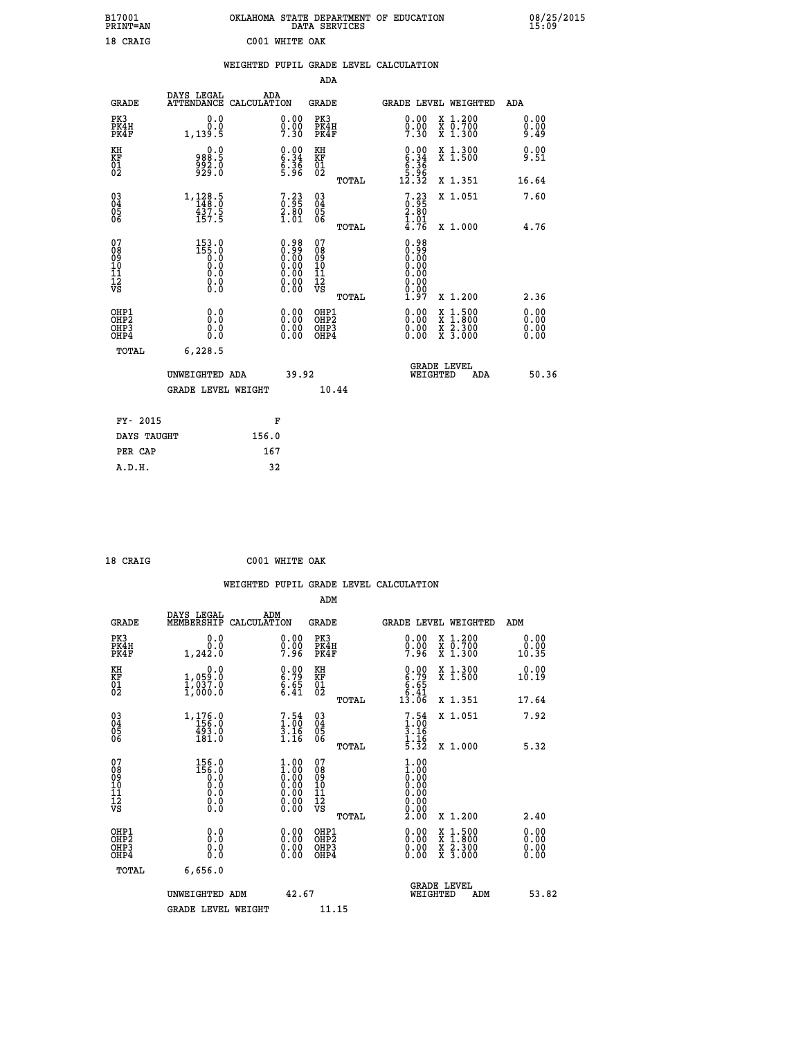B17001 OKLAHOMA STATE DEPARTMENT OF EDUCATION 08/25/2015
PRINT=AN DATA SERVICES 15:09

18 CRAIG C001 WHITE OAK

## WEIGHTED PUPIL GRADE LEVEL CALCULATION

### ADA

| GRADE | DAYS LEGAL ATTENDANCE | ADA CALCULATION | GRADE | | GRADE LEVEL WEIGHTED | | ADA |
|---|---|---|---|---|---|---|---|
| PK3 | 0.0 | 0.00 | PK3 | | 0.00 | X 1.200 | 0.00 |
| PK4H | 0.0 | 0.00 | PK4H | | 0.00 | X 0.700 | 0.00 |
| PK4F | 1,139.5 | 7.30 | PK4F | | 7.30 | X 1.300 | 9.49 |
| KH | 0.0 | 0.00 | KH | | 0.00 | X 1.300 | 0.00 |
| KF | 988.5 | 6.34 | KF | | 6.34 | X 1.500 | 9.51 |
| 01 | 992.0 | 6.36 | 01 | | 6.36 | | |
| 02 | 929.0 | 5.96 | 02 | | 5.96 | | |
| | | | | TOTAL | 12.32 | X 1.351 | 16.64 |
| 03 | 1,128.5 | 7.23 | 03 | | 7.23 | X 1.051 | 7.60 |
| 04 | 148.0 | 0.95 | 04 | | 0.95 | | |
| 05 | 437.5 | 2.80 | 05 | | 2.80 | | |
| 06 | 157.5 | 1.01 | 06 | | 1.01 | | |
| | | | | TOTAL | 4.76 | X 1.000 | 4.76 |
| 07 | 153.0 | 0.98 | 07 | | 0.98 | | |
| 08 | 155.0 | 0.99 | 08 | | 0.99 | | |
| 09 | 0.0 | 0.00 | 09 | | 0.00 | | |
| 10 | 0.0 | 0.00 | 10 | | 0.00 | | |
| 11 | 0.0 | 0.00 | 11 | | 0.00 | | |
| 12 | 0.0 | 0.00 | 12 | | 0.00 | | |
| VS | 0.0 | 0.00 | VS | | 0.00 | | |
| | | | | TOTAL | 1.97 | X 1.200 | 2.36 |
| OHP1 | 0.0 | 0.00 | OHP1 | | 0.00 | X 1.500 | 0.00 |
| OHP2 | 0.0 | 0.00 | OHP2 | | 0.00 | X 1.800 | 0.00 |
| OHP3 | 0.0 | 0.00 | OHP3 | | 0.00 | X 2.300 | 0.00 |
| OHP4 | 0.0 | 0.00 | OHP4 | | 0.00 | X 3.000 | 0.00 |
| TOTAL | 6,228.5 | | | | | | |

UNWEIGHTED ADA 39.92 GRADE LEVEL WEIGHTED ADA 50.36

GRADE LEVEL WEIGHT 10.44

| FY- 2015 | F |
|---|---|
| DAYS TAUGHT | 156.0 |
| PER CAP | 167 |
| A.D.H. | 32 |

18 CRAIG C001 WHITE OAK

## WEIGHTED PUPIL GRADE LEVEL CALCULATION

### ADM

| GRADE | DAYS LEGAL MEMBERSHIP | ADM CALCULATION | GRADE | | GRADE LEVEL WEIGHTED | | ADM |
|---|---|---|---|---|---|---|---|
| PK3 | 0.0 | 0.00 | PK3 | | 0.00 | X 1.200 | 0.00 |
| PK4H | 0.0 | 0.00 | PK4H | | 0.00 | X 0.700 | 0.00 |
| PK4F | 1,242.0 | 7.96 | PK4F | | 7.96 | X 1.300 | 10.35 |
| KH | 0.0 | 0.00 | KH | | 0.00 | X 1.300 | 0.00 |
| KF | 1,059.0 | 6.79 | KF | | 6.79 | X 1.500 | 10.19 |
| 01 | 1,037.0 | 6.65 | 01 | | 6.65 | | |
| 02 | 1,000.0 | 6.41 | 02 | | 6.41 | | |
| | | | | TOTAL | 13.06 | X 1.351 | 17.64 |
| 03 | 1,176.0 | 7.54 | 03 | | 7.54 | X 1.051 | 7.92 |
| 04 | 156.0 | 1.00 | 04 | | 1.00 | | |
| 05 | 493.0 | 3.16 | 05 | | 3.16 | | |
| 06 | 181.0 | 1.16 | 06 | | 1.16 | | |
| | | | | TOTAL | 5.32 | X 1.000 | 5.32 |
| 07 | 156.0 | 1.00 | 07 | | 1.00 | | |
| 08 | 156.0 | 1.00 | 08 | | 1.00 | | |
| 09 | 0.0 | 0.00 | 09 | | 0.00 | | |
| 10 | 0.0 | 0.00 | 10 | | 0.00 | | |
| 11 | 0.0 | 0.00 | 11 | | 0.00 | | |
| 12 | 0.0 | 0.00 | 12 | | 0.00 | | |
| VS | 0.0 | 0.00 | VS | | 0.00 | | |
| | | | | TOTAL | 2.00 | X 1.200 | 2.40 |
| OHP1 | 0.0 | 0.00 | OHP1 | | 0.00 | X 1.500 | 0.00 |
| OHP2 | 0.0 | 0.00 | OHP2 | | 0.00 | X 1.800 | 0.00 |
| OHP3 | 0.0 | 0.00 | OHP3 | | 0.00 | X 2.300 | 0.00 |
| OHP4 | 0.0 | 0.00 | OHP4 | | 0.00 | X 3.000 | 0.00 |
| TOTAL | 6,656.0 | | | | | | |

UNWEIGHTED ADM 42.67 GRADE LEVEL WEIGHTED ADM 53.82

GRADE LEVEL WEIGHT 11.15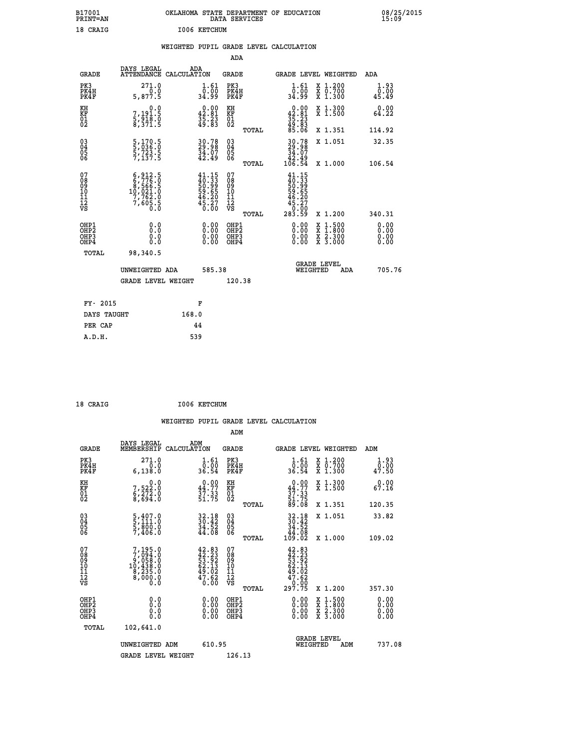B17001 PRINT=AN — OKLAHOMA STATE DEPARTMENT OF EDUCATION DATA SERVICES — 08/25/2015 15:09

18 CRAIG — I006 KETCHUM

## WEIGHTED PUPIL GRADE LEVEL CALCULATION

### ADA

| GRADE | DAYS LEGAL ATTENDANCE | ADA CALCULATION | GRADE | GRADE LEVEL | WEIGHTED | ADA |
|---|---|---|---|---|---|---|
| PK3 | 271.0 | 1.61 | PK3 | 1.61 | X 1.200 | 1.93 |
| PK4H | 0.0 | 0.00 | PK4H | 0.00 | X 0.700 | 0.00 |
| PK4F | 5,877.5 | 34.99 | PK4F | 34.99 | X 1.300 | 45.49 |
| KH | 0.0 | 0.00 | KH | 0.00 | X 1.300 | 0.00 |
| KF | 7,191.5 | 42.81 | KF | 42.81 | X 1.500 | 64.22 |
| 01 | 5,918.0 | 35.23 | 01 | 35.23 | | |
| 02 | 8,371.5 | 49.83 | 02 | 49.83 | | |
| | | | TOTAL | 85.06 | X 1.351 | 114.92 |
| 03 | 5,170.5 | 30.78 | 03 | 30.78 | X 1.051 | 32.35 |
| 04 | 5,036.0 | 29.98 | 04 | 29.98 | | |
| 05 | 5,723.5 | 34.07 | 05 | 34.07 | | |
| 06 | 7,137.5 | 42.49 | 06 | 42.49 | | |
| | | | TOTAL | 106.54 | X 1.000 | 106.54 |
| 07 | 6,912.5 | 41.15 | 07 | 41.15 | | |
| 08 | 6,776.0 | 40.33 | 08 | 40.33 | | |
| 09 | 8,566.5 | 50.99 | 09 | 50.99 | | |
| 10 | 10,021.0 | 59.65 | 10 | 59.65 | | |
| 11 | 7,762.0 | 46.20 | 11 | 46.20 | | |
| 12 | 7,605.5 | 45.27 | 12 | 45.27 | | |
| VS | 0.0 | 0.00 | VS | 0.00 | | |
| | | | TOTAL | 283.59 | X 1.200 | 340.31 |
| OHP1 | 0.0 | 0.00 | OHP1 | 0.00 | X 1.500 | 0.00 |
| OHP2 | 0.0 | 0.00 | OHP2 | 0.00 | X 1.800 | 0.00 |
| OHP3 | 0.0 | 0.00 | OHP3 | 0.00 | X 2.300 | 0.00 |
| OHP4 | 0.0 | 0.00 | OHP4 | 0.00 | X 3.000 | 0.00 |
| TOTAL | 98,340.5 | | | | | |

UNWEIGHTED ADA 585.38 — GRADE LEVEL WEIGHTED ADA 705.76

GRADE LEVEL WEIGHT 120.38

| FY- 2015 | F |
|---|---|
| DAYS TAUGHT | 168.0 |
| PER CAP | 44 |
| A.D.H. | 539 |

18 CRAIG — I006 KETCHUM

## WEIGHTED PUPIL GRADE LEVEL CALCULATION

### ADM

| GRADE | DAYS LEGAL MEMBERSHIP | ADM CALCULATION | GRADE | GRADE LEVEL | WEIGHTED | ADM |
|---|---|---|---|---|---|---|
| PK3 | 271.0 | 1.61 | PK3 | 1.61 | X 1.200 | 1.93 |
| PK4H | 0.0 | 0.00 | PK4H | 0.00 | X 0.700 | 0.00 |
| PK4F | 6,138.0 | 36.54 | PK4F | 36.54 | X 1.300 | 47.50 |
| KH | 0.0 | 0.00 | KH | 0.00 | X 1.300 | 0.00 |
| KF | 7,522.0 | 44.77 | KF | 44.77 | X 1.500 | 67.16 |
| 01 | 6,272.0 | 37.33 | 01 | 37.33 | | |
| 02 | 8,694.0 | 51.75 | 02 | 51.75 | | |
| | | | TOTAL | 89.08 | X 1.351 | 120.35 |
| 03 | 5,407.0 | 32.18 | 03 | 32.18 | X 1.051 | 33.82 |
| 04 | 5,111.0 | 30.42 | 04 | 30.42 | | |
| 05 | 5,800.0 | 34.52 | 05 | 34.52 | | |
| 06 | 7,406.0 | 44.08 | 06 | 44.08 | | |
| | | | TOTAL | 109.02 | X 1.000 | 109.02 |
| 07 | 7,195.0 | 42.83 | 07 | 42.83 | | |
| 08 | 7,094.0 | 42.23 | 08 | 42.23 | | |
| 09 | 9,058.0 | 53.92 | 09 | 53.92 | | |
| 10 | 10,438.0 | 62.13 | 10 | 62.13 | | |
| 11 | 8,235.0 | 49.02 | 11 | 49.02 | | |
| 12 | 8,000.0 | 47.62 | 12 | 47.62 | | |
| VS | 0.0 | 0.00 | VS | 0.00 | | |
| | | | TOTAL | 297.75 | X 1.200 | 357.30 |
| OHP1 | 0.0 | 0.00 | OHP1 | 0.00 | X 1.500 | 0.00 |
| OHP2 | 0.0 | 0.00 | OHP2 | 0.00 | X 1.800 | 0.00 |
| OHP3 | 0.0 | 0.00 | OHP3 | 0.00 | X 2.300 | 0.00 |
| OHP4 | 0.0 | 0.00 | OHP4 | 0.00 | X 3.000 | 0.00 |
| TOTAL | 102,641.0 | | | | | |

UNWEIGHTED ADM 610.95 — GRADE LEVEL WEIGHTED ADM 737.08

GRADE LEVEL WEIGHT 126.13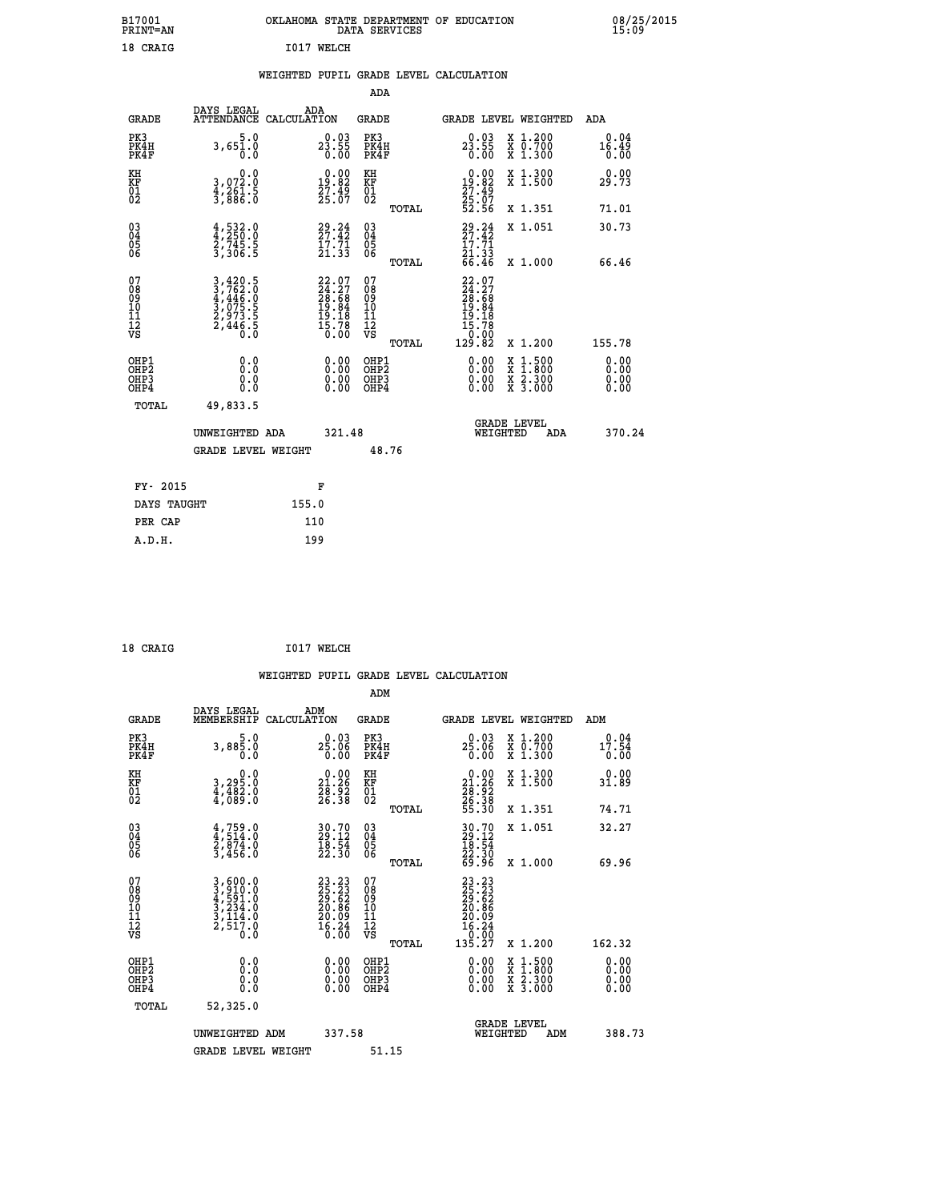B17001 PRINT=AN — OKLAHOMA STATE DEPARTMENT OF EDUCATION DATA SERVICES — 08/25/2015 15:09

18 CRAIG — I017 WELCH

## WEIGHTED PUPIL GRADE LEVEL CALCULATION

### ADA

| GRADE | DAYS LEGAL ATTENDANCE | ADA CALCULATION | GRADE | GRADE LEVEL | WEIGHTED | ADA |
|---|---|---|---|---|---|---|
| PK3 | 5.0 | 0.03 | PK3 | 0.03 | X 1.200 | 0.04 |
| PK4H | 3,651.0 | 23.55 | PK4H | 23.55 | X 0.700 | 16.49 |
| PK4F | 0.0 | 0.00 | PK4F | 0.00 | X 1.300 | 0.00 |
| KH | 0.0 | 0.00 | KH | 0.00 | X 1.300 | 0.00 |
| KF | 3,072.0 | 19.82 | KF | 19.82 | X 1.500 | 29.73 |
| 01 | 4,261.5 | 27.49 | 01 | 27.49 | | |
| 02 | 3,886.0 | 25.07 | 02 | 25.07 | | |
| | | | TOTAL | 52.56 | X 1.351 | 71.01 |
| 03 | 4,532.0 | 29.24 | 03 | 29.24 | X 1.051 | 30.73 |
| 04 | 4,250.0 | 27.42 | 04 | 27.42 | | |
| 05 | 2,745.5 | 17.71 | 05 | 17.71 | | |
| 06 | 3,306.5 | 21.33 | 06 | 21.33 | | |
| | | | TOTAL | 66.46 | X 1.000 | 66.46 |
| 07 | 3,420.5 | 22.07 | 07 | 22.07 | | |
| 08 | 3,762.0 | 24.27 | 08 | 24.27 | | |
| 09 | 4,446.0 | 28.68 | 09 | 28.68 | | |
| 10 | 3,075.5 | 19.84 | 10 | 19.84 | | |
| 11 | 2,973.5 | 19.18 | 11 | 19.18 | | |
| 12 | 2,446.5 | 15.78 | 12 | 15.78 | | |
| VS | 0.0 | 0.00 | VS | 0.00 | | |
| | | | TOTAL | 129.82 | X 1.200 | 155.78 |
| OHP1 | 0.0 | 0.00 | OHP1 | 0.00 | X 1.500 | 0.00 |
| OHP2 | 0.0 | 0.00 | OHP2 | 0.00 | X 1.800 | 0.00 |
| OHP3 | 0.0 | 0.00 | OHP3 | 0.00 | X 2.300 | 0.00 |
| OHP4 | 0.0 | 0.00 | OHP4 | 0.00 | X 3.000 | 0.00 |
| TOTAL | 49,833.5 | | | | | |

UNWEIGHTED ADA 321.48 — GRADE LEVEL WEIGHTED ADA 370.24

GRADE LEVEL WEIGHT 48.76

| FY- 2015 | F |
|---|---|
| DAYS TAUGHT | 155.0 |
| PER CAP | 110 |
| A.D.H. | 199 |

18 CRAIG — I017 WELCH

## WEIGHTED PUPIL GRADE LEVEL CALCULATION

### ADM

| GRADE | DAYS LEGAL MEMBERSHIP | ADM CALCULATION | GRADE | GRADE LEVEL | WEIGHTED | ADM |
|---|---|---|---|---|---|---|
| PK3 | 5.0 | 0.03 | PK3 | 0.03 | X 1.200 | 0.04 |
| PK4H | 3,885.0 | 25.06 | PK4H | 25.06 | X 0.700 | 17.54 |
| PK4F | 0.0 | 0.00 | PK4F | 0.00 | X 1.300 | 0.00 |
| KH | 0.0 | 0.00 | KH | 0.00 | X 1.300 | 0.00 |
| KF | 3,295.0 | 21.26 | KF | 21.26 | X 1.500 | 31.89 |
| 01 | 4,482.0 | 28.92 | 01 | 28.92 | | |
| 02 | 4,089.0 | 26.38 | 02 | 26.38 | | |
| | | | TOTAL | 55.30 | X 1.351 | 74.71 |
| 03 | 4,759.0 | 30.70 | 03 | 30.70 | X 1.051 | 32.27 |
| 04 | 4,514.0 | 29.12 | 04 | 29.12 | | |
| 05 | 2,874.0 | 18.54 | 05 | 18.54 | | |
| 06 | 3,456.0 | 22.30 | 06 | 22.30 | | |
| | | | TOTAL | 69.96 | X 1.000 | 69.96 |
| 07 | 3,600.0 | 23.23 | 07 | 23.23 | | |
| 08 | 3,910.0 | 25.23 | 08 | 25.23 | | |
| 09 | 4,591.0 | 29.62 | 09 | 29.62 | | |
| 10 | 3,234.0 | 20.86 | 10 | 20.86 | | |
| 11 | 3,114.0 | 20.09 | 11 | 20.09 | | |
| 12 | 2,517.0 | 16.24 | 12 | 16.24 | | |
| VS | 0.0 | 0.00 | VS | 0.00 | | |
| | | | TOTAL | 135.27 | X 1.200 | 162.32 |
| OHP1 | 0.0 | 0.00 | OHP1 | 0.00 | X 1.500 | 0.00 |
| OHP2 | 0.0 | 0.00 | OHP2 | 0.00 | X 1.800 | 0.00 |
| OHP3 | 0.0 | 0.00 | OHP3 | 0.00 | X 2.300 | 0.00 |
| OHP4 | 0.0 | 0.00 | OHP4 | 0.00 | X 3.000 | 0.00 |
| TOTAL | 52,325.0 | | | | | |

UNWEIGHTED ADM 337.58 — GRADE LEVEL WEIGHTED ADM 388.73

GRADE LEVEL WEIGHT 51.15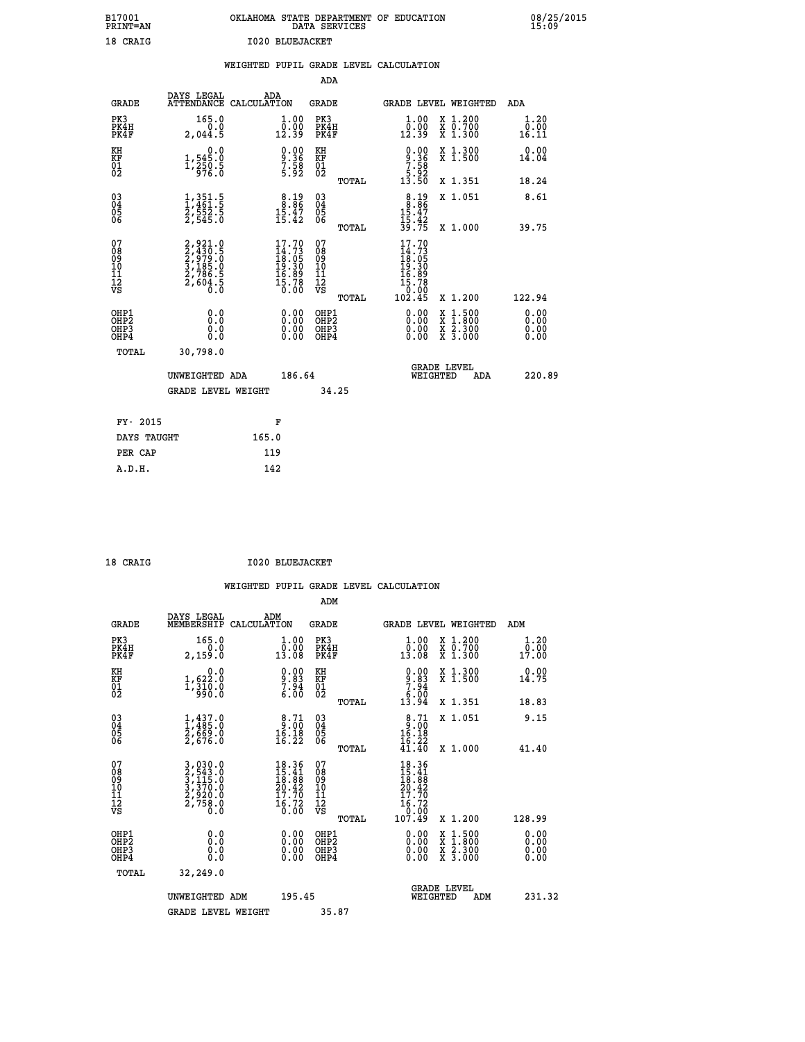B17001 PRINT=AN — OKLAHOMA STATE DEPARTMENT OF EDUCATION DATA SERVICES — 08/25/2015 15:09

18 CRAIG — I020 BLUEJACKET

## WEIGHTED PUPIL GRADE LEVEL CALCULATION

### ADA

| GRADE | DAYS LEGAL ATTENDANCE | ADA CALCULATION | GRADE | | GRADE LEVEL | WEIGHTED | ADA |
|---|---|---|---|---|---|---|---|
| PK3 | 165.0 | 1.00 | PK3 | | 1.00 | X 1.200 | 1.20 |
| PK4H | 0.0 | 0.00 | PK4H | | 0.00 | X 0.700 | 0.00 |
| PK4F | 2,044.5 | 12.39 | PK4F | | 12.39 | X 1.300 | 16.11 |
| KH | 0.0 | 0.00 | KH | | 0.00 | X 1.300 | 0.00 |
| KF | 1,545.0 | 9.36 | KF | | 9.36 | X 1.500 | 14.04 |
| 01 | 1,250.5 | 7.58 | 01 | | 7.58 | | |
| 02 | 976.0 | 5.92 | 02 | | 5.92 | | |
| | | | | TOTAL | 13.50 | X 1.351 | 18.24 |
| 03 | 1,351.5 | 8.19 | 03 | | 8.19 | X 1.051 | 8.61 |
| 04 | 1,461.5 | 8.86 | 04 | | 8.86 | | |
| 05 | 2,552.5 | 15.47 | 05 | | 15.47 | | |
| 06 | 2,545.0 | 15.42 | 06 | | 15.42 | | |
| | | | | TOTAL | 39.75 | X 1.000 | 39.75 |
| 07 | 2,921.0 | 17.70 | 07 | | 17.70 | | |
| 08 | 2,430.5 | 14.73 | 08 | | 14.73 | | |
| 09 | 2,979.0 | 18.05 | 09 | | 18.05 | | |
| 10 | 3,185.0 | 19.30 | 10 | | 19.30 | | |
| 11 | 2,786.5 | 16.89 | 11 | | 16.89 | | |
| 12 | 2,604.5 | 15.78 | 12 | | 15.78 | | |
| VS | 0.0 | 0.00 | VS | | 0.00 | | |
| | | | | TOTAL | 102.45 | X 1.200 | 122.94 |
| OHP1 | 0.0 | 0.00 | OHP1 | | 0.00 | X 1.500 | 0.00 |
| OHP2 | 0.0 | 0.00 | OHP2 | | 0.00 | X 1.800 | 0.00 |
| OHP3 | 0.0 | 0.00 | OHP3 | | 0.00 | X 2.300 | 0.00 |
| OHP4 | 0.0 | 0.00 | OHP4 | | 0.00 | X 3.000 | 0.00 |
| TOTAL | 30,798.0 | | | | | | |

UNWEIGHTED ADA 186.64 — GRADE LEVEL WEIGHTED ADA 220.89

GRADE LEVEL WEIGHT 34.25

| FY- 2015 | F |
|---|---|
| DAYS TAUGHT | 165.0 |
| PER CAP | 119 |
| A.D.H. | 142 |

18 CRAIG — I020 BLUEJACKET

## WEIGHTED PUPIL GRADE LEVEL CALCULATION

### ADM

| GRADE | DAYS LEGAL MEMBERSHIP | ADM CALCULATION | GRADE | | GRADE LEVEL | WEIGHTED | ADM |
|---|---|---|---|---|---|---|---|
| PK3 | 165.0 | 1.00 | PK3 | | 1.00 | X 1.200 | 1.20 |
| PK4H | 0.0 | 0.00 | PK4H | | 0.00 | X 0.700 | 0.00 |
| PK4F | 2,159.0 | 13.08 | PK4F | | 13.08 | X 1.300 | 17.00 |
| KH | 0.0 | 0.00 | KH | | 0.00 | X 1.300 | 0.00 |
| KF | 1,622.0 | 9.83 | KF | | 9.83 | X 1.500 | 14.75 |
| 01 | 1,310.0 | 7.94 | 01 | | 7.94 | | |
| 02 | 990.0 | 6.00 | 02 | | 6.00 | | |
| | | | | TOTAL | 13.94 | X 1.351 | 18.83 |
| 03 | 1,437.0 | 8.71 | 03 | | 8.71 | X 1.051 | 9.15 |
| 04 | 1,485.0 | 9.00 | 04 | | 9.00 | | |
| 05 | 2,669.0 | 16.18 | 05 | | 16.18 | | |
| 06 | 2,676.0 | 16.22 | 06 | | 16.22 | | |
| | | | | TOTAL | 41.40 | X 1.000 | 41.40 |
| 07 | 3,030.0 | 18.36 | 07 | | 18.36 | | |
| 08 | 2,543.0 | 15.41 | 08 | | 15.41 | | |
| 09 | 3,115.0 | 18.88 | 09 | | 18.88 | | |
| 10 | 3,370.0 | 20.42 | 10 | | 20.42 | | |
| 11 | 2,920.0 | 17.70 | 11 | | 17.70 | | |
| 12 | 2,758.0 | 16.72 | 12 | | 16.72 | | |
| VS | 0.0 | 0.00 | VS | | 0.00 | | |
| | | | | TOTAL | 107.49 | X 1.200 | 128.99 |
| OHP1 | 0.0 | 0.00 | OHP1 | | 0.00 | X 1.500 | 0.00 |
| OHP2 | 0.0 | 0.00 | OHP2 | | 0.00 | X 1.800 | 0.00 |
| OHP3 | 0.0 | 0.00 | OHP3 | | 0.00 | X 2.300 | 0.00 |
| OHP4 | 0.0 | 0.00 | OHP4 | | 0.00 | X 3.000 | 0.00 |
| TOTAL | 32,249.0 | | | | | | |

UNWEIGHTED ADM 195.45 — GRADE LEVEL WEIGHTED ADM 231.32

GRADE LEVEL WEIGHT 35.87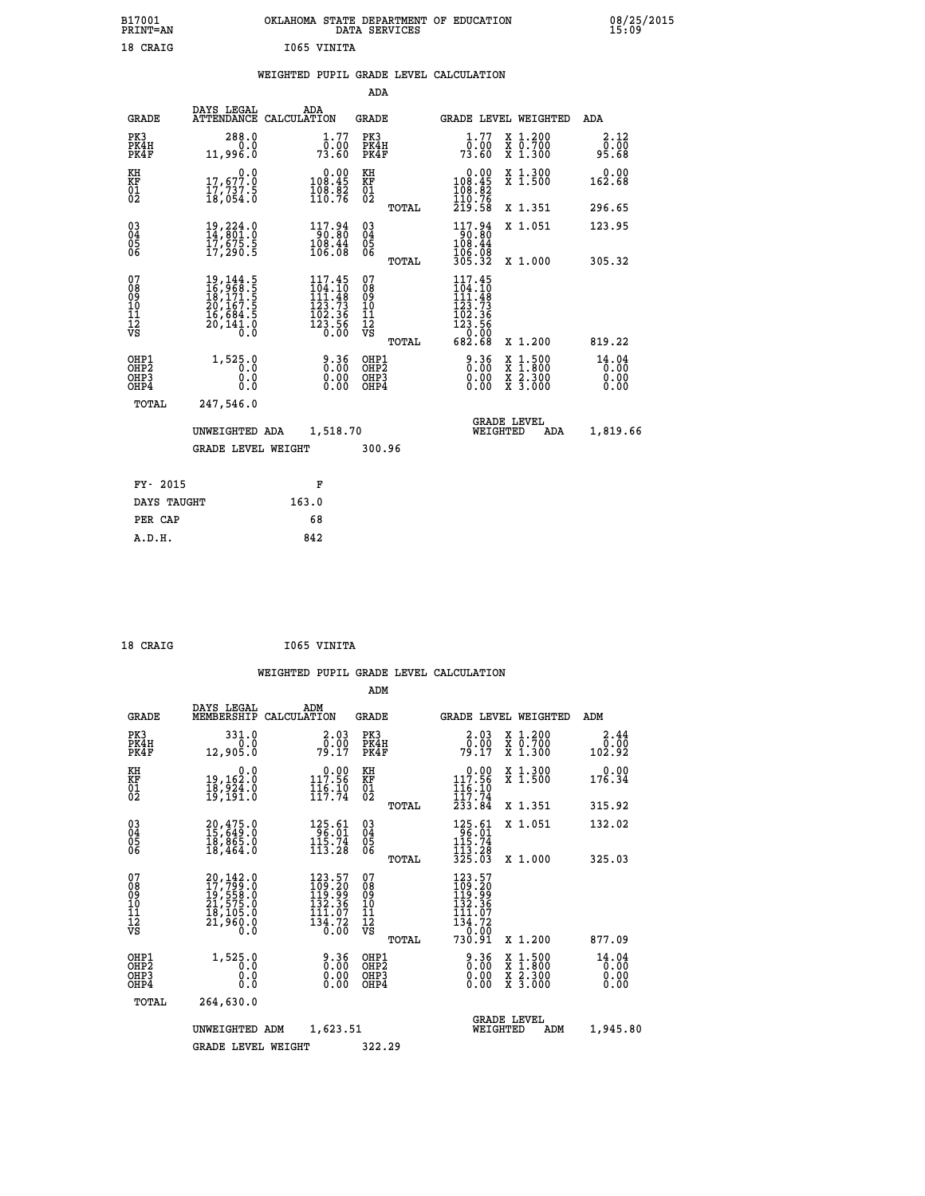B17001 OKLAHOMA STATE DEPARTMENT OF EDUCATION 08/25/2015
PRINT=AN DATA SERVICES 15:09

18 CRAIG I065 VINITA

## WEIGHTED PUPIL GRADE LEVEL CALCULATION

### ADA

| GRADE | DAYS LEGAL ATTENDANCE | ADA CALCULATION | GRADE | | GRADE LEVEL | WEIGHTED | ADA |
|---|---|---|---|---|---|---|---|
| PK3 | 288.0 | 1.77 | PK3 | | 1.77 | X 1.200 | 2.12 |
| PK4H | 0.0 | 0.00 | PK4H | | 0.00 | X 0.700 | 0.00 |
| PK4F | 11,996.0 | 73.60 | PK4F | | 73.60 | X 1.300 | 95.68 |
| KH | 0.0 | 0.00 | KH | | 0.00 | X 1.300 | 0.00 |
| KF | 17,677.0 | 108.45 | KF | | 108.45 | X 1.500 | 162.68 |
| 01 | 17,737.5 | 108.82 | 01 | | 108.82 | | |
| 02 | 18,054.0 | 110.76 | 02 | | 110.76 | | |
| | | | | TOTAL | 219.58 | X 1.351 | 296.65 |
| 03 | 19,224.0 | 117.94 | 03 | | 117.94 | X 1.051 | 123.95 |
| 04 | 14,801.0 | 90.80 | 04 | | 90.80 | | |
| 05 | 17,675.5 | 108.44 | 05 | | 108.44 | | |
| 06 | 17,290.5 | 106.08 | 06 | | 106.08 | | |
| | | | | TOTAL | 305.32 | X 1.000 | 305.32 |
| 07 | 19,144.5 | 117.45 | 07 | | 117.45 | | |
| 08 | 16,968.5 | 104.10 | 08 | | 104.10 | | |
| 09 | 18,171.5 | 111.48 | 09 | | 111.48 | | |
| 10 | 20,167.5 | 123.73 | 10 | | 123.73 | | |
| 11 | 16,684.5 | 102.36 | 11 | | 102.36 | | |
| 12 | 20,141.0 | 123.56 | 12 | | 123.56 | | |
| VS | 0.0 | 0.00 | VS | | 0.00 | | |
| | | | | TOTAL | 682.68 | X 1.200 | 819.22 |
| OHP1 | 1,525.0 | 9.36 | OHP1 | | 9.36 | X 1.500 | 14.04 |
| OHP2 | 0.0 | 0.00 | OHP2 | | 0.00 | X 1.800 | 0.00 |
| OHP3 | 0.0 | 0.00 | OHP3 | | 0.00 | X 2.300 | 0.00 |
| OHP4 | 0.0 | 0.00 | OHP4 | | 0.00 | X 3.000 | 0.00 |
| TOTAL | 247,546.0 | | | | | | |

UNWEIGHTED ADA 1,518.70 — GRADE LEVEL WEIGHTED ADA 1,819.66

GRADE LEVEL WEIGHT 300.96

| FY- 2015 | F |
|---|---|
| DAYS TAUGHT | 163.0 |
| PER CAP | 68 |
| A.D.H. | 842 |

18 CRAIG I065 VINITA

## WEIGHTED PUPIL GRADE LEVEL CALCULATION

### ADM

| GRADE | DAYS LEGAL MEMBERSHIP | ADM CALCULATION | GRADE | | GRADE LEVEL | WEIGHTED | ADM |
|---|---|---|---|---|---|---|---|
| PK3 | 331.0 | 2.03 | PK3 | | 2.03 | X 1.200 | 2.44 |
| PK4H | 0.0 | 0.00 | PK4H | | 0.00 | X 0.700 | 0.00 |
| PK4F | 12,905.0 | 79.17 | PK4F | | 79.17 | X 1.300 | 102.92 |
| KH | 0.0 | 0.00 | KH | | 0.00 | X 1.300 | 0.00 |
| KF | 19,162.0 | 117.56 | KF | | 117.56 | X 1.500 | 176.34 |
| 01 | 18,924.0 | 116.10 | 01 | | 116.10 | | |
| 02 | 19,191.0 | 117.74 | 02 | | 117.74 | | |
| | | | | TOTAL | 233.84 | X 1.351 | 315.92 |
| 03 | 20,475.0 | 125.61 | 03 | | 125.61 | X 1.051 | 132.02 |
| 04 | 15,649.0 | 96.01 | 04 | | 96.01 | | |
| 05 | 18,865.0 | 115.74 | 05 | | 115.74 | | |
| 06 | 18,464.0 | 113.28 | 06 | | 113.28 | | |
| | | | | TOTAL | 325.03 | X 1.000 | 325.03 |
| 07 | 20,142.0 | 123.57 | 07 | | 123.57 | | |
| 08 | 17,799.0 | 109.20 | 08 | | 109.20 | | |
| 09 | 19,558.0 | 119.99 | 09 | | 119.99 | | |
| 10 | 21,575.0 | 132.36 | 10 | | 132.36 | | |
| 11 | 18,105.0 | 111.07 | 11 | | 111.07 | | |
| 12 | 21,960.0 | 134.72 | 12 | | 134.72 | | |
| VS | 0.0 | 0.00 | VS | | 0.00 | | |
| | | | | TOTAL | 730.91 | X 1.200 | 877.09 |
| OHP1 | 1,525.0 | 9.36 | OHP1 | | 9.36 | X 1.500 | 14.04 |
| OHP2 | 0.0 | 0.00 | OHP2 | | 0.00 | X 1.800 | 0.00 |
| OHP3 | 0.0 | 0.00 | OHP3 | | 0.00 | X 2.300 | 0.00 |
| OHP4 | 0.0 | 0.00 | OHP4 | | 0.00 | X 3.000 | 0.00 |
| TOTAL | 264,630.0 | | | | | | |

UNWEIGHTED ADM 1,623.51 — GRADE LEVEL WEIGHTED ADM 1,945.80

GRADE LEVEL WEIGHT 322.29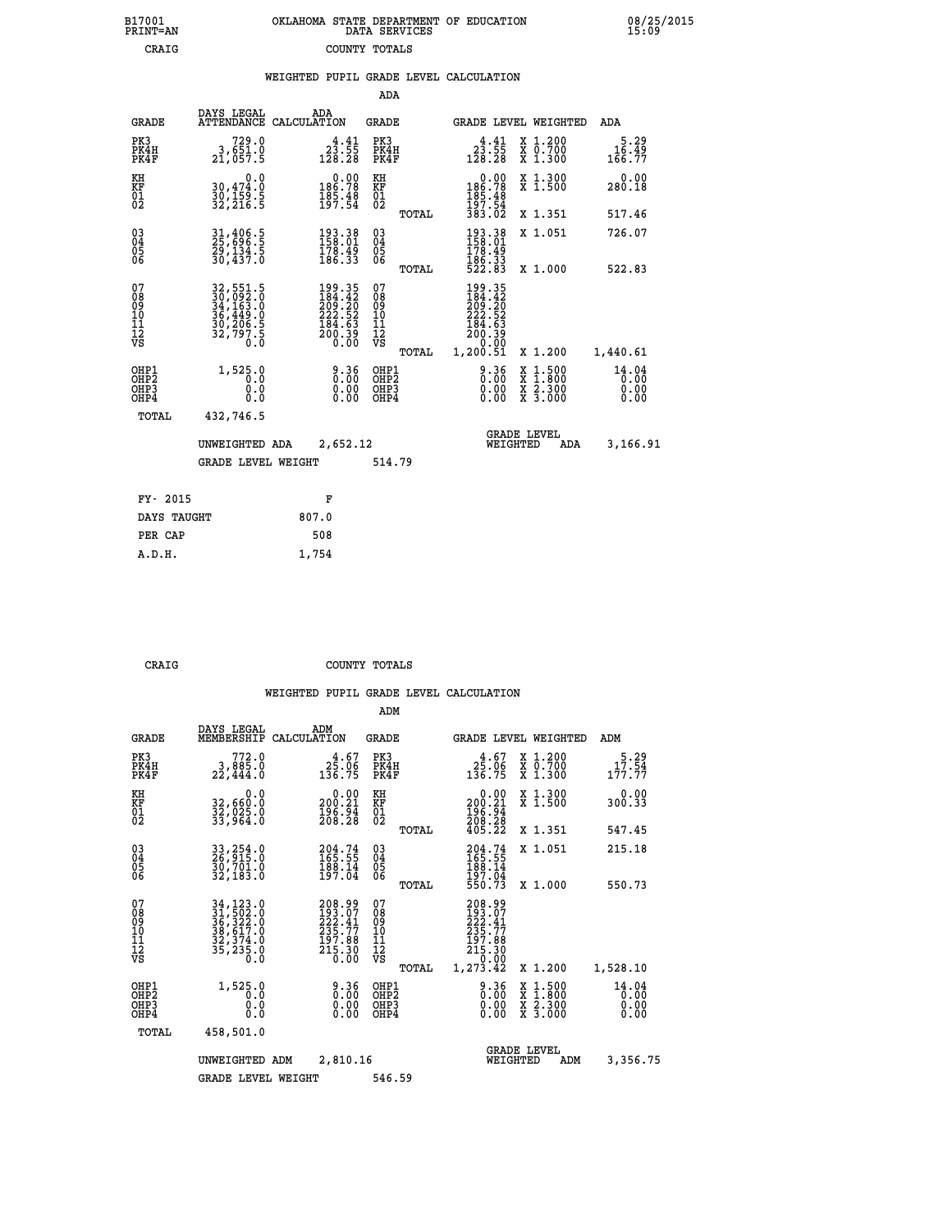B17001 PRINT=AN — OKLAHOMA STATE DEPARTMENT OF EDUCATION DATA SERVICES — 08/25/2015 15:09

CRAIG — COUNTY TOTALS

## WEIGHTED PUPIL GRADE LEVEL CALCULATION

### ADA

| GRADE | DAYS LEGAL ATTENDANCE | ADA CALCULATION | GRADE | GRADE LEVEL | WEIGHTED | ADA |
|---|---|---|---|---|---|---|
| PK3 | 729.0 | 4.41 | PK3 | 4.41 | X 1.200 | 5.29 |
| PK4H | 3,651.0 | 23.55 | PK4H | 23.55 | X 0.700 | 16.49 |
| PK4F | 21,057.5 | 128.28 | PK4F | 128.28 | X 1.300 | 166.77 |
| KH | 0.0 | 0.00 | KH | 0.00 | X 1.300 | 0.00 |
| KF | 30,474.0 | 186.78 | KF | 186.78 | X 1.500 | 280.18 |
| 01 | 30,159.5 | 185.48 | 01 | 185.48 | | |
| 02 | 32,216.5 | 197.54 | 02 | 197.54 | | |
| | | | TOTAL | 383.02 | X 1.351 | 517.46 |
| 03 | 31,406.5 | 193.38 | 03 | 193.38 | X 1.051 | 726.07 |
| 04 | 25,696.5 | 158.01 | 04 | 158.01 | | |
| 05 | 29,134.5 | 178.49 | 05 | 178.49 | | |
| 06 | 30,437.0 | 186.33 | 06 | 186.33 | | |
| | | | TOTAL | 522.83 | X 1.000 | 522.83 |
| 07 | 32,551.5 | 199.35 | 07 | 199.35 | | |
| 08 | 30,092.0 | 184.42 | 08 | 184.42 | | |
| 09 | 34,163.0 | 209.20 | 09 | 209.20 | | |
| 10 | 36,449.0 | 222.52 | 10 | 222.52 | | |
| 11 | 30,206.5 | 184.63 | 11 | 184.63 | | |
| 12 | 32,797.5 | 200.39 | 12 | 200.39 | | |
| VS | 0.0 | 0.00 | VS | 0.00 | | |
| | | | TOTAL | 1,200.51 | X 1.200 | 1,440.61 |
| OHP1 | 1,525.0 | 9.36 | OHP1 | 9.36 | X 1.500 | 14.04 |
| OHP2 | 0.0 | 0.00 | OHP2 | 0.00 | X 1.800 | 0.00 |
| OHP3 | 0.0 | 0.00 | OHP3 | 0.00 | X 2.300 | 0.00 |
| OHP4 | 0.0 | 0.00 | OHP4 | 0.00 | X 3.000 | 0.00 |
| TOTAL | 432,746.5 | | | | | |

UNWEIGHTED ADA 2,652.12 — GRADE LEVEL WEIGHTED ADA 3,166.91

GRADE LEVEL WEIGHT 514.79

| FY- 2015 | F |
|---|---|
| DAYS TAUGHT | 807.0 |
| PER CAP | 508 |
| A.D.H. | 1,754 |

CRAIG — COUNTY TOTALS

## WEIGHTED PUPIL GRADE LEVEL CALCULATION

### ADM

| GRADE | DAYS LEGAL MEMBERSHIP | ADM CALCULATION | GRADE | GRADE LEVEL | WEIGHTED | ADM |
|---|---|---|---|---|---|---|
| PK3 | 772.0 | 4.67 | PK3 | 4.67 | X 1.200 | 5.29 |
| PK4H | 3,885.0 | 25.06 | PK4H | 25.06 | X 0.700 | 17.54 |
| PK4F | 22,444.0 | 136.75 | PK4F | 136.75 | X 1.300 | 177.77 |
| KH | 0.0 | 0.00 | KH | 0.00 | X 1.300 | 0.00 |
| KF | 32,660.0 | 200.21 | KF | 200.21 | X 1.500 | 300.33 |
| 01 | 32,025.0 | 196.94 | 01 | 196.94 | | |
| 02 | 33,964.0 | 208.28 | 02 | 208.28 | | |
| | | | TOTAL | 405.22 | X 1.351 | 547.45 |
| 03 | 33,254.0 | 204.74 | 03 | 204.74 | X 1.051 | 215.18 |
| 04 | 26,915.0 | 165.55 | 04 | 165.55 | | |
| 05 | 30,701.0 | 188.14 | 05 | 188.14 | | |
| 06 | 32,183.0 | 197.04 | 06 | 197.04 | | |
| | | | TOTAL | 550.73 | X 1.000 | 550.73 |
| 07 | 34,123.0 | 208.99 | 07 | 208.99 | | |
| 08 | 31,502.0 | 193.07 | 08 | 193.07 | | |
| 09 | 36,322.0 | 222.41 | 09 | 222.41 | | |
| 10 | 38,617.0 | 235.77 | 10 | 235.77 | | |
| 11 | 32,374.0 | 197.88 | 11 | 197.88 | | |
| 12 | 35,235.0 | 215.30 | 12 | 215.30 | | |
| VS | 0.0 | 0.00 | VS | 0.00 | | |
| | | | TOTAL | 1,273.42 | X 1.200 | 1,528.10 |
| OHP1 | 1,525.0 | 9.36 | OHP1 | 9.36 | X 1.500 | 14.04 |
| OHP2 | 0.0 | 0.00 | OHP2 | 0.00 | X 1.800 | 0.00 |
| OHP3 | 0.0 | 0.00 | OHP3 | 0.00 | X 2.300 | 0.00 |
| OHP4 | 0.0 | 0.00 | OHP4 | 0.00 | X 3.000 | 0.00 |
| TOTAL | 458,501.0 | | | | | |

UNWEIGHTED ADM 2,810.16 — GRADE LEVEL WEIGHTED ADM 3,356.75

GRADE LEVEL WEIGHT 546.59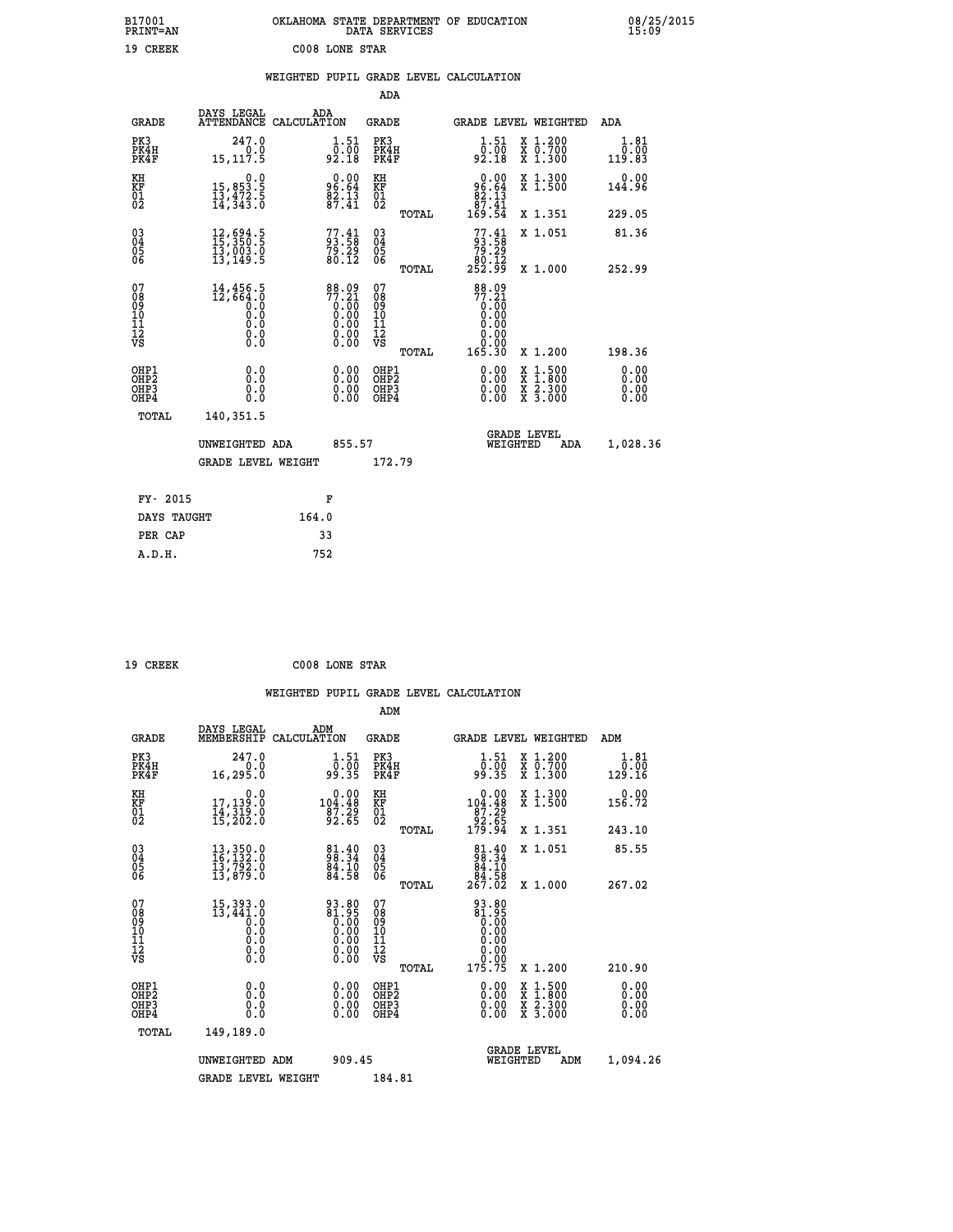B17001 PRINT=AN — OKLAHOMA STATE DEPARTMENT OF EDUCATION DATA SERVICES — 08/25/2015 15:09

19 CREEK — C008 LONE STAR

## WEIGHTED PUPIL GRADE LEVEL CALCULATION

### ADA

| GRADE | DAYS LEGAL ATTENDANCE | ADA CALCULATION | GRADE | GRADE LEVEL | WEIGHTED | ADA |
|---|---|---|---|---|---|---|
| PK3 | 247.0 | 1.51 | PK3 | 1.51 | X 1.200 | 1.81 |
| PK4H | 0.0 | 0.00 | PK4H | 0.00 | X 0.700 | 0.00 |
| PK4F | 15,117.5 | 92.18 | PK4F | 92.18 | X 1.300 | 119.83 |
| KH | 0.0 | 0.00 | KH | 0.00 | X 1.300 | 0.00 |
| KF | 15,853.5 | 96.64 | KF | 96.64 | X 1.500 | 144.96 |
| 01 | 13,472.5 | 82.13 | 01 | 82.13 | | |
| 02 | 14,343.0 | 87.41 | 02 | 87.41 | | |
| | | | TOTAL | 169.54 | X 1.351 | 229.05 |
| 03 | 12,694.5 | 77.41 | 03 | 77.41 | X 1.051 | 81.36 |
| 04 | 15,350.5 | 93.58 | 04 | 93.58 | | |
| 05 | 13,003.0 | 79.29 | 05 | 79.29 | | |
| 06 | 13,149.5 | 80.12 | 06 | 80.12 | | |
| | | | TOTAL | 252.99 | X 1.000 | 252.99 |
| 07 | 14,456.5 | 88.09 | 07 | 88.09 | | |
| 08 | 12,664.0 | 77.21 | 08 | 77.21 | | |
| 09 | 0.0 | 0.00 | 09 | 0.00 | | |
| 10 | 0.0 | 0.00 | 10 | 0.00 | | |
| 11 | 0.0 | 0.00 | 11 | 0.00 | | |
| 12 | 0.0 | 0.00 | 12 | 0.00 | | |
| VS | 0.0 | 0.00 | VS | 0.00 | | |
| | | | TOTAL | 165.30 | X 1.200 | 198.36 |
| OHP1 | 0.0 | 0.00 | OHP1 | 0.00 | X 1.500 | 0.00 |
| OHP2 | 0.0 | 0.00 | OHP2 | 0.00 | X 1.800 | 0.00 |
| OHP3 | 0.0 | 0.00 | OHP3 | 0.00 | X 2.300 | 0.00 |
| OHP4 | 0.0 | 0.00 | OHP4 | 0.00 | X 3.000 | 0.00 |
| TOTAL | 140,351.5 | | | | | |

UNWEIGHTED ADA: 855.57 — GRADE LEVEL WEIGHTED ADA: 1,028.36

GRADE LEVEL WEIGHT: 172.79

| FY- 2015 | F |
|---|---|
| DAYS TAUGHT | 164.0 |
| PER CAP | 33 |
| A.D.H. | 752 |

19 CREEK — C008 LONE STAR

## WEIGHTED PUPIL GRADE LEVEL CALCULATION

### ADM

| GRADE | DAYS LEGAL MEMBERSHIP | ADM CALCULATION | GRADE | GRADE LEVEL | WEIGHTED | ADM |
|---|---|---|---|---|---|---|
| PK3 | 247.0 | 1.51 | PK3 | 1.51 | X 1.200 | 1.81 |
| PK4H | 0.0 | 0.00 | PK4H | 0.00 | X 0.700 | 0.00 |
| PK4F | 16,295.0 | 99.35 | PK4F | 99.35 | X 1.300 | 129.16 |
| KH | 0.0 | 0.00 | KH | 0.00 | X 1.300 | 0.00 |
| KF | 17,139.0 | 104.48 | KF | 104.48 | X 1.500 | 156.72 |
| 01 | 14,319.0 | 87.29 | 01 | 87.29 | | |
| 02 | 15,202.0 | 92.65 | 02 | 92.65 | | |
| | | | TOTAL | 179.94 | X 1.351 | 243.10 |
| 03 | 13,350.0 | 81.40 | 03 | 81.40 | X 1.051 | 85.55 |
| 04 | 16,132.0 | 98.34 | 04 | 98.34 | | |
| 05 | 13,792.0 | 84.10 | 05 | 84.10 | | |
| 06 | 13,879.0 | 84.58 | 06 | 84.58 | | |
| | | | TOTAL | 267.02 | X 1.000 | 267.02 |
| 07 | 15,393.0 | 93.80 | 07 | 93.80 | | |
| 08 | 13,441.0 | 81.95 | 08 | 81.95 | | |
| 09 | 0.0 | 0.00 | 09 | 0.00 | | |
| 10 | 0.0 | 0.00 | 10 | 0.00 | | |
| 11 | 0.0 | 0.00 | 11 | 0.00 | | |
| 12 | 0.0 | 0.00 | 12 | 0.00 | | |
| VS | 0.0 | 0.00 | VS | 0.00 | | |
| | | | TOTAL | 175.75 | X 1.200 | 210.90 |
| OHP1 | 0.0 | 0.00 | OHP1 | 0.00 | X 1.500 | 0.00 |
| OHP2 | 0.0 | 0.00 | OHP2 | 0.00 | X 1.800 | 0.00 |
| OHP3 | 0.0 | 0.00 | OHP3 | 0.00 | X 2.300 | 0.00 |
| OHP4 | 0.0 | 0.00 | OHP4 | 0.00 | X 3.000 | 0.00 |
| TOTAL | 149,189.0 | | | | | |

UNWEIGHTED ADM: 909.45 — GRADE LEVEL WEIGHTED ADM: 1,094.26

GRADE LEVEL WEIGHT: 184.81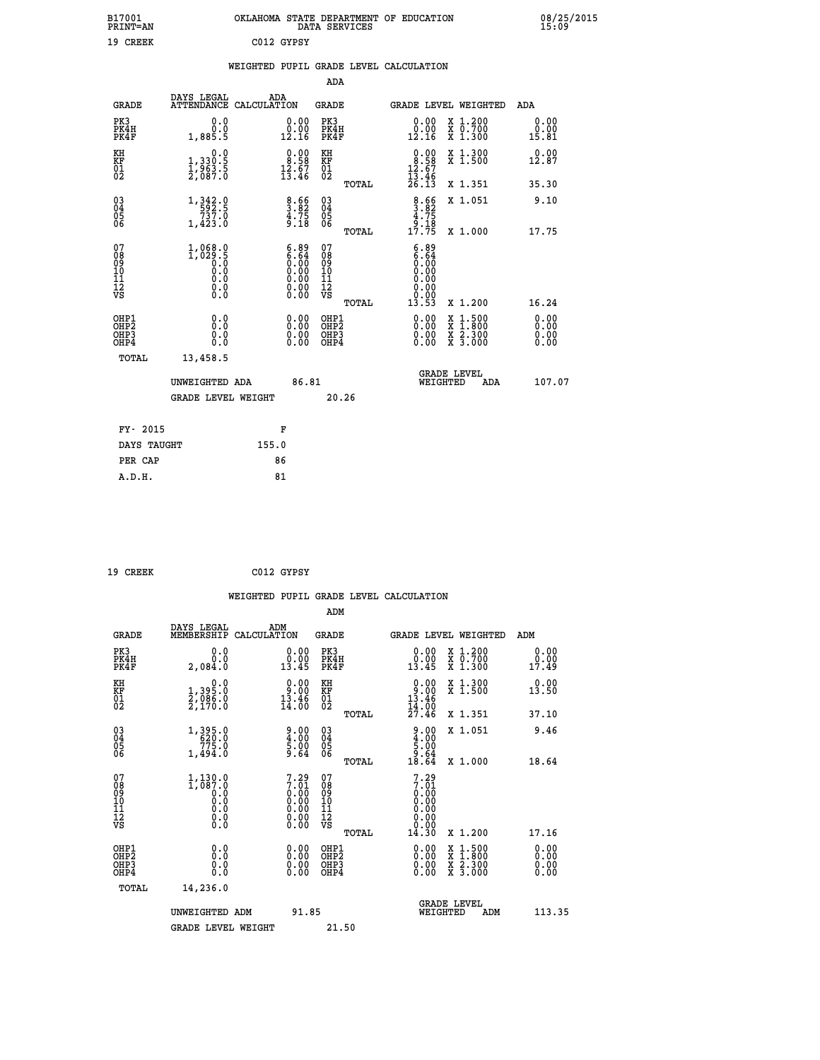B17001 OKLAHOMA STATE DEPARTMENT OF EDUCATION 08/25/2015
PRINT=AN DATA SERVICES 15:09

19 CREEK C012 GYPSY

WEIGHTED PUPIL GRADE LEVEL CALCULATION

ADA

| GRADE | DAYS LEGAL ATTENDANCE | ADA CALCULATION | GRADE | | GRADE LEVEL | WEIGHTED | ADA |
|---|---|---|---|---|---|---|---|
| PK3 | 0.0 | 0.00 | PK3 | | 0.00 | X 1.200 | 0.00 |
| PK4H | 0.0 | 0.00 | PK4H | | 0.00 | X 0.700 | 0.00 |
| PK4F | 1,885.5 | 12.16 | PK4F | | 12.16 | X 1.300 | 15.81 |
| KH | 0.0 | 0.00 | KH | | 0.00 | X 1.300 | 0.00 |
| KF | 1,330.5 | 8.58 | KF | | 8.58 | X 1.500 | 12.87 |
| 01 | 1,963.5 | 12.67 | 01 | | 12.67 | | |
| 02 | 2,087.0 | 13.46 | 02 | | 13.46 | | |
| | | | | TOTAL | 26.13 | X 1.351 | 35.30 |
| 03 | 1,342.0 | 8.66 | 03 | | 8.66 | X 1.051 | 9.10 |
| 04 | 592.5 | 3.82 | 04 | | 3.82 | | |
| 05 | 737.0 | 4.75 | 05 | | 4.75 | | |
| 06 | 1,423.0 | 9.18 | 06 | | 9.18 | | |
| | | | | TOTAL | 17.75 | X 1.000 | 17.75 |
| 07 | 1,068.0 | 6.89 | 07 | | 6.89 | | |
| 08 | 1,029.5 | 6.64 | 08 | | 6.64 | | |
| 09 | 0.0 | 0.00 | 09 | | 0.00 | | |
| 10 | 0.0 | 0.00 | 10 | | 0.00 | | |
| 11 | 0.0 | 0.00 | 11 | | 0.00 | | |
| 12 | 0.0 | 0.00 | 12 | | 0.00 | | |
| VS | 0.0 | 0.00 | VS | | 0.00 | | |
| | | | | TOTAL | 13.53 | X 1.200 | 16.24 |
| OHP1 | 0.0 | 0.00 | OHP1 | | 0.00 | X 1.500 | 0.00 |
| OHP2 | 0.0 | 0.00 | OHP2 | | 0.00 | X 1.800 | 0.00 |
| OHP3 | 0.0 | 0.00 | OHP3 | | 0.00 | X 2.300 | 0.00 |
| OHP4 | 0.0 | 0.00 | OHP4 | | 0.00 | X 3.000 | 0.00 |
| TOTAL | 13,458.5 | | | | | | |

UNWEIGHTED ADA 86.81 GRADE LEVEL WEIGHTED ADA 107.07

GRADE LEVEL WEIGHT 20.26

| FY- 2015 | F |
|---|---|
| DAYS TAUGHT | 155.0 |
| PER CAP | 86 |
| A.D.H. | 81 |

19 CREEK C012 GYPSY

WEIGHTED PUPIL GRADE LEVEL CALCULATION

ADM

| GRADE | DAYS LEGAL MEMBERSHIP | ADM CALCULATION | GRADE | | GRADE LEVEL | WEIGHTED | ADM |
|---|---|---|---|---|---|---|---|
| PK3 | 0.0 | 0.00 | PK3 | | 0.00 | X 1.200 | 0.00 |
| PK4H | 0.0 | 0.00 | PK4H | | 0.00 | X 0.700 | 0.00 |
| PK4F | 2,084.0 | 13.45 | PK4F | | 13.45 | X 1.300 | 17.49 |
| KH | 0.0 | 0.00 | KH | | 0.00 | X 1.300 | 0.00 |
| KF | 1,395.0 | 9.00 | KF | | 9.00 | X 1.500 | 13.50 |
| 01 | 2,086.0 | 13.46 | 01 | | 13.46 | | |
| 02 | 2,170.0 | 14.00 | 02 | | 14.00 | | |
| | | | | TOTAL | 27.46 | X 1.351 | 37.10 |
| 03 | 1,395.0 | 9.00 | 03 | | 9.00 | X 1.051 | 9.46 |
| 04 | 620.0 | 4.00 | 04 | | 4.00 | | |
| 05 | 775.0 | 5.00 | 05 | | 5.00 | | |
| 06 | 1,494.0 | 9.64 | 06 | | 9.64 | | |
| | | | | TOTAL | 18.64 | X 1.000 | 18.64 |
| 07 | 1,130.0 | 7.29 | 07 | | 7.29 | | |
| 08 | 1,087.0 | 7.01 | 08 | | 7.01 | | |
| 09 | 0.0 | 0.00 | 09 | | 0.00 | | |
| 10 | 0.0 | 0.00 | 10 | | 0.00 | | |
| 11 | 0.0 | 0.00 | 11 | | 0.00 | | |
| 12 | 0.0 | 0.00 | 12 | | 0.00 | | |
| VS | 0.0 | 0.00 | VS | | 0.00 | | |
| | | | | TOTAL | 14.30 | X 1.200 | 17.16 |
| OHP1 | 0.0 | 0.00 | OHP1 | | 0.00 | X 1.500 | 0.00 |
| OHP2 | 0.0 | 0.00 | OHP2 | | 0.00 | X 1.800 | 0.00 |
| OHP3 | 0.0 | 0.00 | OHP3 | | 0.00 | X 2.300 | 0.00 |
| OHP4 | 0.0 | 0.00 | OHP4 | | 0.00 | X 3.000 | 0.00 |
| TOTAL | 14,236.0 | | | | | | |

UNWEIGHTED ADM 91.85 GRADE LEVEL WEIGHTED ADM 113.35

GRADE LEVEL WEIGHT 21.50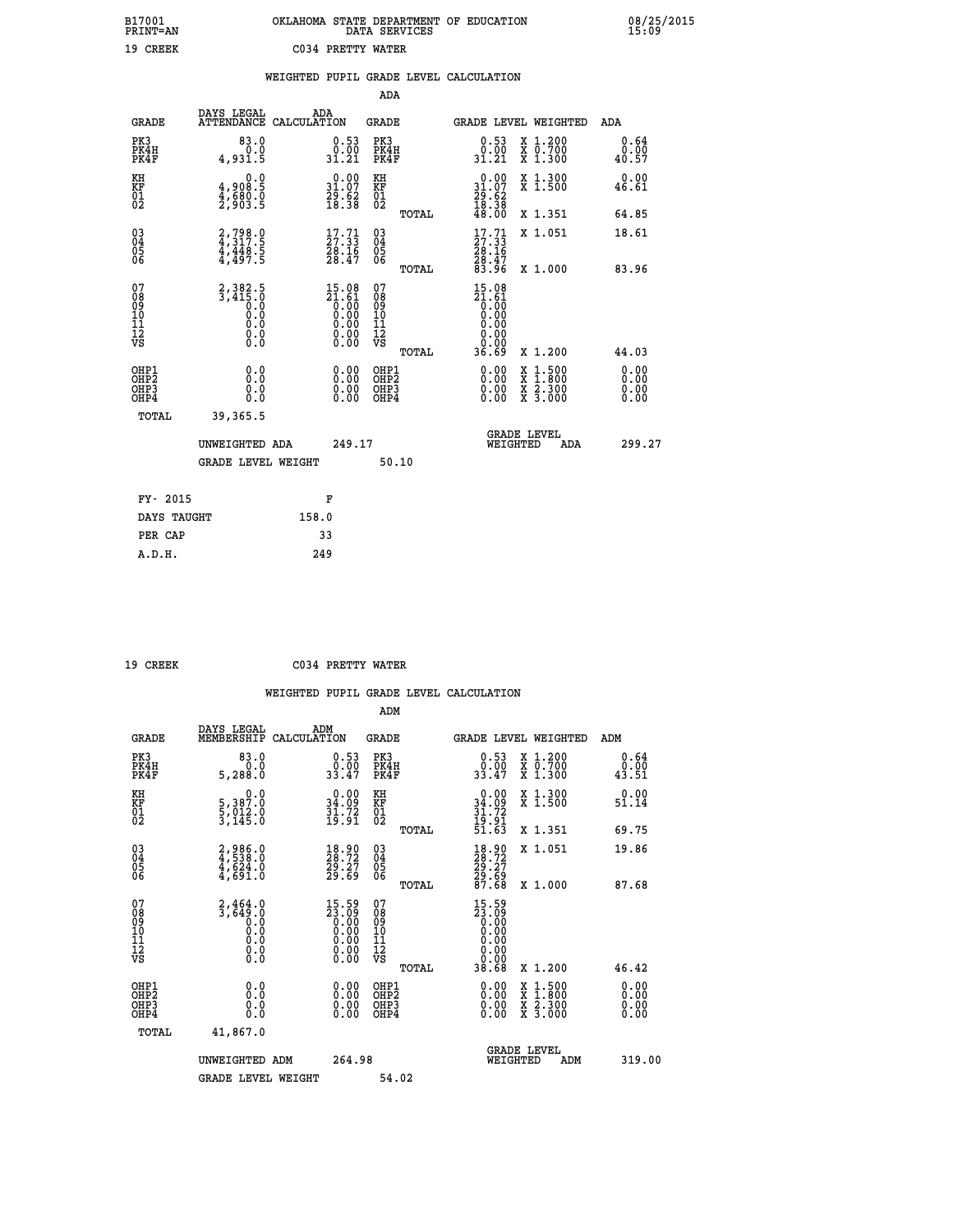B17001 OKLAHOMA STATE DEPARTMENT OF EDUCATION 08/25/2015
PRINT=AN DATA SERVICES 15:09

19 CREEK C034 PRETTY WATER

## WEIGHTED PUPIL GRADE LEVEL CALCULATION

### ADA

| GRADE | DAYS LEGAL ATTENDANCE | ADA CALCULATION | GRADE | GRADE LEVEL | WEIGHTED | ADA |
|---|---|---|---|---|---|---|
| PK3 | 83.0 | 0.53 | PK3 | 0.53 | X 1.200 | 0.64 |
| PK4H | 0.0 | 0.00 | PK4H | 0.00 | X 0.700 | 0.00 |
| PK4F | 4,931.5 | 31.21 | PK4F | 31.21 | X 1.300 | 40.57 |
| KH | 0.0 | 0.00 | KH | 0.00 | X 1.300 | 0.00 |
| KF | 4,908.5 | 31.07 | KF | 31.07 | X 1.500 | 46.61 |
| 01 | 4,680.0 | 29.62 | 01 | 29.62 | | |
| 02 | 2,903.5 | 18.38 | 02 | 18.38 | | |
| | | | TOTAL | 48.00 | X 1.351 | 64.85 |
| 03 | 2,798.0 | 17.71 | 03 | 17.71 | X 1.051 | 18.61 |
| 04 | 4,317.5 | 27.33 | 04 | 27.33 | | |
| 05 | 4,448.5 | 28.16 | 05 | 28.16 | | |
| 06 | 4,497.5 | 28.47 | 06 | 28.47 | | |
| | | | TOTAL | 83.96 | X 1.000 | 83.96 |
| 07 | 2,382.5 | 15.08 | 07 | 15.08 | | |
| 08 | 3,415.0 | 21.61 | 08 | 21.61 | | |
| 09 | 0.0 | 0.00 | 09 | 0.00 | | |
| 10 | 0.0 | 0.00 | 10 | 0.00 | | |
| 11 | 0.0 | 0.00 | 11 | 0.00 | | |
| 12 | 0.0 | 0.00 | 12 | 0.00 | | |
| VS | 0.0 | 0.00 | VS | 0.00 | | |
| | | | TOTAL | 36.69 | X 1.200 | 44.03 |
| OHP1 | 0.0 | 0.00 | OHP1 | 0.00 | X 1.500 | 0.00 |
| OHP2 | 0.0 | 0.00 | OHP2 | 0.00 | X 1.800 | 0.00 |
| OHP3 | 0.0 | 0.00 | OHP3 | 0.00 | X 2.300 | 0.00 |
| OHP4 | 0.0 | 0.00 | OHP4 | 0.00 | X 3.000 | 0.00 |
| TOTAL | 39,365.5 | | | | | |

UNWEIGHTED ADA 249.17 GRADE LEVEL WEIGHTED ADA 299.27

GRADE LEVEL WEIGHT 50.10

| FY- 2015 | F |
|---|---|
| DAYS TAUGHT | 158.0 |
| PER CAP | 33 |
| A.D.H. | 249 |

19 CREEK C034 PRETTY WATER

## WEIGHTED PUPIL GRADE LEVEL CALCULATION

### ADM

| GRADE | DAYS LEGAL MEMBERSHIP | ADM CALCULATION | GRADE | GRADE LEVEL | WEIGHTED | ADM |
|---|---|---|---|---|---|---|
| PK3 | 83.0 | 0.53 | PK3 | 0.53 | X 1.200 | 0.64 |
| PK4H | 0.0 | 0.00 | PK4H | 0.00 | X 0.700 | 0.00 |
| PK4F | 5,288.0 | 33.47 | PK4F | 33.47 | X 1.300 | 43.51 |
| KH | 0.0 | 0.00 | KH | 0.00 | X 1.300 | 0.00 |
| KF | 5,387.0 | 34.09 | KF | 34.09 | X 1.500 | 51.14 |
| 01 | 5,012.0 | 31.72 | 01 | 31.72 | | |
| 02 | 3,145.0 | 19.91 | 02 | 19.91 | | |
| | | | TOTAL | 51.63 | X 1.351 | 69.75 |
| 03 | 2,986.0 | 18.90 | 03 | 18.90 | X 1.051 | 19.86 |
| 04 | 4,538.0 | 28.72 | 04 | 28.72 | | |
| 05 | 4,624.0 | 29.27 | 05 | 29.27 | | |
| 06 | 4,691.0 | 29.69 | 06 | 29.69 | | |
| | | | TOTAL | 87.68 | X 1.000 | 87.68 |
| 07 | 2,464.0 | 15.59 | 07 | 15.59 | | |
| 08 | 3,649.0 | 23.09 | 08 | 23.09 | | |
| 09 | 0.0 | 0.00 | 09 | 0.00 | | |
| 10 | 0.0 | 0.00 | 10 | 0.00 | | |
| 11 | 0.0 | 0.00 | 11 | 0.00 | | |
| 12 | 0.0 | 0.00 | 12 | 0.00 | | |
| VS | 0.0 | 0.00 | VS | 0.00 | | |
| | | | TOTAL | 38.68 | X 1.200 | 46.42 |
| OHP1 | 0.0 | 0.00 | OHP1 | 0.00 | X 1.500 | 0.00 |
| OHP2 | 0.0 | 0.00 | OHP2 | 0.00 | X 1.800 | 0.00 |
| OHP3 | 0.0 | 0.00 | OHP3 | 0.00 | X 2.300 | 0.00 |
| OHP4 | 0.0 | 0.00 | OHP4 | 0.00 | X 3.000 | 0.00 |
| TOTAL | 41,867.0 | | | | | |

UNWEIGHTED ADM 264.98 GRADE LEVEL WEIGHTED ADM 319.00

GRADE LEVEL WEIGHT 54.02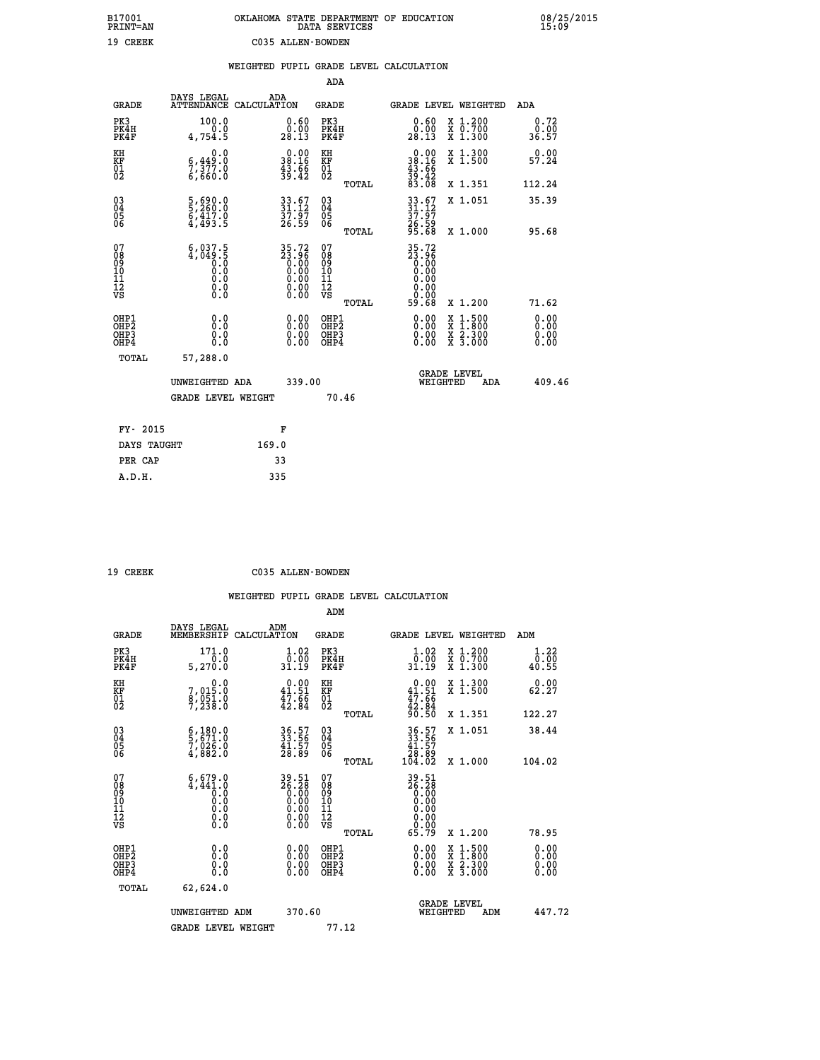B17001 PRINT=AN — OKLAHOMA STATE DEPARTMENT OF EDUCATION DATA SERVICES — 08/25/2015 15:09

19 CREEK — C035 ALLEN-BOWDEN

## WEIGHTED PUPIL GRADE LEVEL CALCULATION

### ADA

| GRADE | DAYS LEGAL ATTENDANCE | ADA CALCULATION | GRADE | GRADE LEVEL | WEIGHTED | ADA |
|---|---|---|---|---|---|---|
| PK3 | 100.0 | 0.60 | PK3 | 0.60 | X 1.200 | 0.72 |
| PK4H | 0.0 | 0.00 | PK4H | 0.00 | X 0.700 | 0.00 |
| PK4F | 4,754.5 | 28.13 | PK4F | 28.13 | X 1.300 | 36.57 |
| KH | 0.0 | 0.00 | KH | 0.00 | X 1.300 | 0.00 |
| KF | 6,449.0 | 38.16 | KF | 38.16 | X 1.500 | 57.24 |
| 01 | 7,377.0 | 43.66 | 01 | 43.66 | | |
| 02 | 6,660.0 | 39.42 | 02 | 39.42 | | |
| | | | TOTAL | 83.08 | X 1.351 | 112.24 |
| 03 | 5,690.0 | 33.67 | 03 | 33.67 | X 1.051 | 35.39 |
| 04 | 5,260.0 | 31.12 | 04 | 31.12 | | |
| 05 | 6,417.0 | 37.97 | 05 | 37.97 | | |
| 06 | 4,493.5 | 26.59 | 06 | 26.59 | | |
| | | | TOTAL | 95.68 | X 1.000 | 95.68 |
| 07 | 6,037.5 | 35.72 | 07 | 35.72 | | |
| 08 | 4,049.5 | 23.96 | 08 | 23.96 | | |
| 09 | 0.0 | 0.00 | 09 | 0.00 | | |
| 10 | 0.0 | 0.00 | 10 | 0.00 | | |
| 11 | 0.0 | 0.00 | 11 | 0.00 | | |
| 12 | 0.0 | 0.00 | 12 | 0.00 | | |
| VS | 0.0 | 0.00 | VS | 0.00 | | |
| | | | TOTAL | 59.68 | X 1.200 | 71.62 |
| OHP1 | 0.0 | 0.00 | OHP1 | 0.00 | X 1.500 | 0.00 |
| OHP2 | 0.0 | 0.00 | OHP2 | 0.00 | X 1.800 | 0.00 |
| OHP3 | 0.0 | 0.00 | OHP3 | 0.00 | X 2.300 | 0.00 |
| OHP4 | 0.0 | 0.00 | OHP4 | 0.00 | X 3.000 | 0.00 |
| TOTAL | 57,288.0 | | | | | |

UNWEIGHTED ADA 339.00 — GRADE LEVEL WEIGHTED ADA 409.46

GRADE LEVEL WEIGHT 70.46

| FY- 2015 | F |
|---|---|
| DAYS TAUGHT | 169.0 |
| PER CAP | 33 |
| A.D.H. | 335 |

19 CREEK — C035 ALLEN-BOWDEN

## WEIGHTED PUPIL GRADE LEVEL CALCULATION

### ADM

| GRADE | DAYS LEGAL MEMBERSHIP | ADM CALCULATION | GRADE | GRADE LEVEL | WEIGHTED | ADM |
|---|---|---|---|---|---|---|
| PK3 | 171.0 | 1.02 | PK3 | 1.02 | X 1.200 | 1.22 |
| PK4H | 0.0 | 0.00 | PK4H | 0.00 | X 0.700 | 0.00 |
| PK4F | 5,270.0 | 31.19 | PK4F | 31.19 | X 1.300 | 40.55 |
| KH | 0.0 | 0.00 | KH | 0.00 | X 1.300 | 0.00 |
| KF | 7,015.0 | 41.51 | KF | 41.51 | X 1.500 | 62.27 |
| 01 | 8,051.0 | 47.66 | 01 | 47.66 | | |
| 02 | 7,238.0 | 42.84 | 02 | 42.84 | | |
| | | | TOTAL | 90.50 | X 1.351 | 122.27 |
| 03 | 6,180.0 | 36.57 | 03 | 36.57 | X 1.051 | 38.44 |
| 04 | 5,671.0 | 33.56 | 04 | 33.56 | | |
| 05 | 7,026.0 | 41.57 | 05 | 41.57 | | |
| 06 | 4,882.0 | 28.89 | 06 | 28.89 | | |
| | | | TOTAL | 104.02 | X 1.000 | 104.02 |
| 07 | 6,679.0 | 39.51 | 07 | 39.51 | | |
| 08 | 4,441.0 | 26.28 | 08 | 26.28 | | |
| 09 | 0.0 | 0.00 | 09 | 0.00 | | |
| 10 | 0.0 | 0.00 | 10 | 0.00 | | |
| 11 | 0.0 | 0.00 | 11 | 0.00 | | |
| 12 | 0.0 | 0.00 | 12 | 0.00 | | |
| VS | 0.0 | 0.00 | VS | 0.00 | | |
| | | | TOTAL | 65.79 | X 1.200 | 78.95 |
| OHP1 | 0.0 | 0.00 | OHP1 | 0.00 | X 1.500 | 0.00 |
| OHP2 | 0.0 | 0.00 | OHP2 | 0.00 | X 1.800 | 0.00 |
| OHP3 | 0.0 | 0.00 | OHP3 | 0.00 | X 2.300 | 0.00 |
| OHP4 | 0.0 | 0.00 | OHP4 | 0.00 | X 3.000 | 0.00 |
| TOTAL | 62,624.0 | | | | | |

UNWEIGHTED ADM 370.60 — GRADE LEVEL WEIGHTED ADM 447.72

GRADE LEVEL WEIGHT 77.12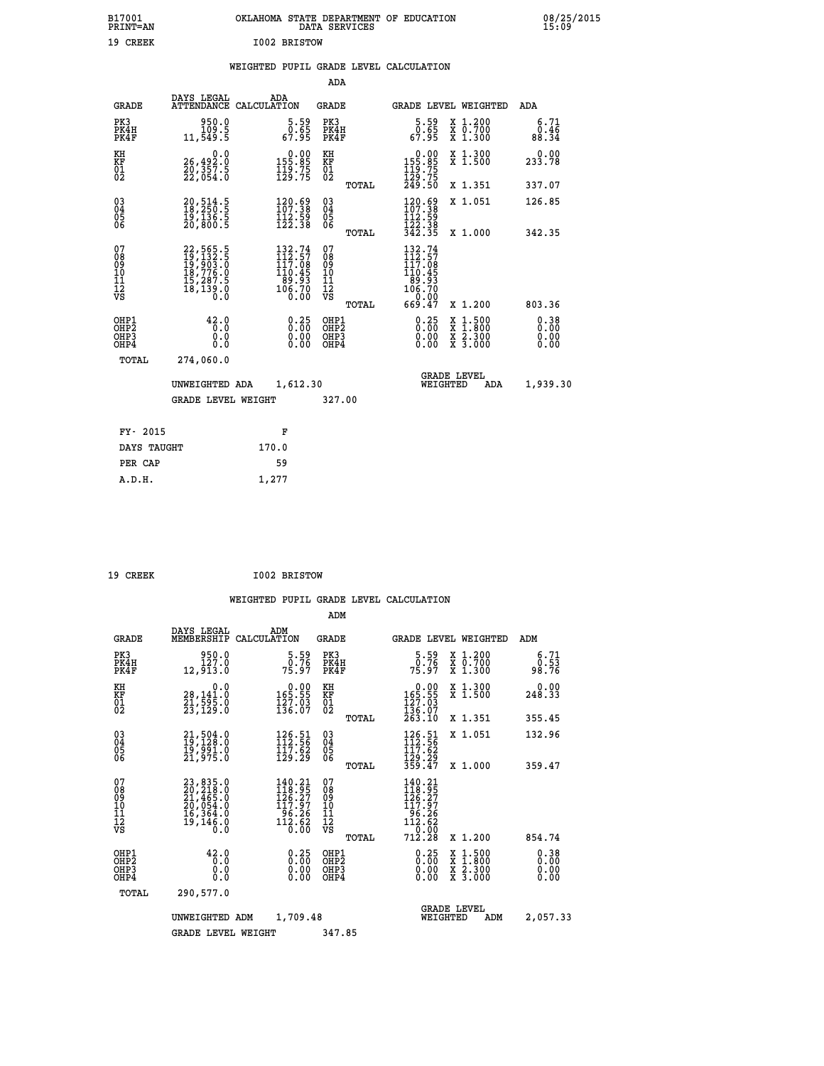B17001 PRINT=AN — OKLAHOMA STATE DEPARTMENT OF EDUCATION DATA SERVICES — 08/25/2015 15:09

19 CREEK — I002 BRISTOW

## WEIGHTED PUPIL GRADE LEVEL CALCULATION

### ADA

| GRADE | DAYS LEGAL ATTENDANCE | ADA CALCULATION | GRADE | | GRADE LEVEL | WEIGHTED | ADA |
|---|---|---|---|---|---|---|---|
| PK3 | 950.0 | 5.59 | PK3 | | 5.59 | X 1.200 | 6.71 |
| PK4H | 109.5 | 0.65 | PK4H | | 0.65 | X 0.700 | 0.46 |
| PK4F | 11,549.5 | 67.95 | PK4F | | 67.95 | X 1.300 | 88.34 |
| KH | 0.0 | 0.00 | KH | | 0.00 | X 1.300 | 0.00 |
| KF | 26,492.0 | 155.85 | KF | | 155.85 | X 1.500 | 233.78 |
| 01 | 20,357.5 | 119.75 | 01 | | 119.75 | | |
| 02 | 22,054.0 | 129.75 | 02 | | 129.75 | | |
| | | | | TOTAL | 249.50 | X 1.351 | 337.07 |
| 03 | 20,514.5 | 120.69 | 03 | | 120.69 | X 1.051 | 126.85 |
| 04 | 18,250.5 | 107.38 | 04 | | 107.38 | | |
| 05 | 19,136.5 | 112.59 | 05 | | 112.59 | | |
| 06 | 20,800.5 | 122.38 | 06 | | 122.38 | | |
| | | | | TOTAL | 342.35 | X 1.000 | 342.35 |
| 07 | 22,565.5 | 132.74 | 07 | | 132.74 | | |
| 08 | 19,132.5 | 112.57 | 08 | | 112.57 | | |
| 09 | 19,903.0 | 117.08 | 09 | | 117.08 | | |
| 10 | 18,776.0 | 110.45 | 10 | | 110.45 | | |
| 11 | 15,287.5 | 89.93 | 11 | | 89.93 | | |
| 12 | 18,139.0 | 106.70 | 12 | | 106.70 | | |
| VS | 0.0 | 0.00 | VS | | 0.00 | | |
| | | | | TOTAL | 669.47 | X 1.200 | 803.36 |
| OHP1 | 42.0 | 0.25 | OHP1 | | 0.25 | X 1.500 | 0.38 |
| OHP2 | 0.0 | 0.00 | OHP2 | | 0.00 | X 1.800 | 0.00 |
| OHP3 | 0.0 | 0.00 | OHP3 | | 0.00 | X 2.300 | 0.00 |
| OHP4 | 0.0 | 0.00 | OHP4 | | 0.00 | X 3.000 | 0.00 |
| TOTAL | 274,060.0 | | | | | | |

UNWEIGHTED ADA 1,612.30 — GRADE LEVEL WEIGHTED ADA 1,939.30

GRADE LEVEL WEIGHT 327.00

| FY- 2015 | F |
|---|---|
| DAYS TAUGHT | 170.0 |
| PER CAP | 59 |
| A.D.H. | 1,277 |

19 CREEK — I002 BRISTOW

## WEIGHTED PUPIL GRADE LEVEL CALCULATION

### ADM

| GRADE | DAYS LEGAL MEMBERSHIP | ADM CALCULATION | GRADE | | GRADE LEVEL | WEIGHTED | ADM |
|---|---|---|---|---|---|---|---|
| PK3 | 950.0 | 5.59 | PK3 | | 5.59 | X 1.200 | 6.71 |
| PK4H | 127.0 | 0.76 | PK4H | | 0.76 | X 0.700 | 0.53 |
| PK4F | 12,913.0 | 75.97 | PK4F | | 75.97 | X 1.300 | 98.76 |
| KH | 0.0 | 0.00 | KH | | 0.00 | X 1.300 | 0.00 |
| KF | 28,141.0 | 165.55 | KF | | 165.55 | X 1.500 | 248.33 |
| 01 | 21,595.0 | 127.03 | 01 | | 127.03 | | |
| 02 | 23,129.0 | 136.07 | 02 | | 136.07 | | |
| | | | | TOTAL | 263.10 | X 1.351 | 355.45 |
| 03 | 21,504.0 | 126.51 | 03 | | 126.51 | X 1.051 | 132.96 |
| 04 | 19,128.0 | 112.56 | 04 | | 112.56 | | |
| 05 | 19,991.0 | 117.62 | 05 | | 117.62 | | |
| 06 | 21,975.0 | 129.29 | 06 | | 129.29 | | |
| | | | | TOTAL | 359.47 | X 1.000 | 359.47 |
| 07 | 23,835.0 | 140.21 | 07 | | 140.21 | | |
| 08 | 20,218.0 | 118.95 | 08 | | 118.95 | | |
| 09 | 21,465.0 | 126.27 | 09 | | 126.27 | | |
| 10 | 20,054.0 | 117.97 | 10 | | 117.97 | | |
| 11 | 16,364.0 | 96.26 | 11 | | 96.26 | | |
| 12 | 19,146.0 | 112.62 | 12 | | 112.62 | | |
| VS | 0.0 | 0.00 | VS | | 0.00 | | |
| | | | | TOTAL | 712.28 | X 1.200 | 854.74 |
| OHP1 | 42.0 | 0.25 | OHP1 | | 0.25 | X 1.500 | 0.38 |
| OHP2 | 0.0 | 0.00 | OHP2 | | 0.00 | X 1.800 | 0.00 |
| OHP3 | 0.0 | 0.00 | OHP3 | | 0.00 | X 2.300 | 0.00 |
| OHP4 | 0.0 | 0.00 | OHP4 | | 0.00 | X 3.000 | 0.00 |
| TOTAL | 290,577.0 | | | | | | |

UNWEIGHTED ADM 1,709.48 — GRADE LEVEL WEIGHTED ADM 2,057.33

GRADE LEVEL WEIGHT 347.85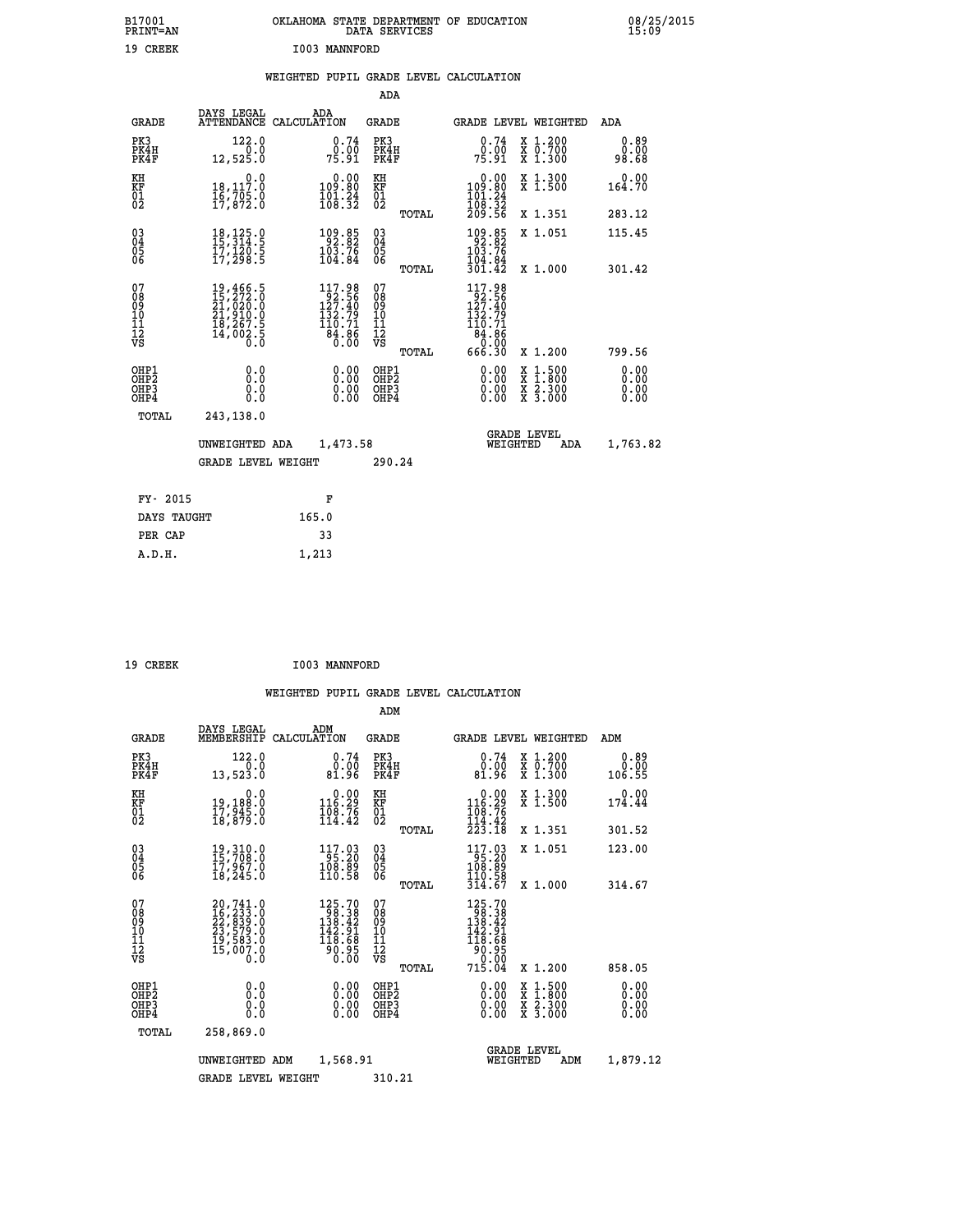B17001 OKLAHOMA STATE DEPARTMENT OF EDUCATION 08/25/2015
PRINT=AN DATA SERVICES 15:09

19 CREEK I003 MANNFORD

## WEIGHTED PUPIL GRADE LEVEL CALCULATION

### ADA

| GRADE | DAYS LEGAL ATTENDANCE | ADA CALCULATION | GRADE | GRADE LEVEL | WEIGHTED | ADA |
|---|---|---|---|---|---|---|
| PK3 | 122.0 | 0.74 | PK3 | 0.74 | X 1.200 | 0.89 |
| PK4H | 0.0 | 0.00 | PK4H | 0.00 | X 0.700 | 0.00 |
| PK4F | 12,525.0 | 75.91 | PK4F | 75.91 | X 1.300 | 98.68 |
| KH | 0.0 | 0.00 | KH | 0.00 | X 1.300 | 0.00 |
| KF | 18,117.0 | 109.80 | KF | 109.80 | X 1.500 | 164.70 |
| 01 | 16,705.0 | 101.24 | 01 | 101.24 | | |
| 02 | 17,872.0 | 108.32 | 02 | 108.32 | | |
| | | | TOTAL | 209.56 | X 1.351 | 283.12 |
| 03 | 18,125.0 | 109.85 | 03 | 109.85 | X 1.051 | 115.45 |
| 04 | 15,314.5 | 92.82 | 04 | 92.82 | | |
| 05 | 17,120.5 | 103.76 | 05 | 103.76 | | |
| 06 | 17,298.5 | 104.84 | 06 | 104.84 | | |
| | | | TOTAL | 301.42 | X 1.000 | 301.42 |
| 07 | 19,466.5 | 117.98 | 07 | 117.98 | | |
| 08 | 15,272.0 | 92.56 | 08 | 92.56 | | |
| 09 | 21,020.0 | 127.40 | 09 | 127.40 | | |
| 10 | 21,910.0 | 132.79 | 10 | 132.79 | | |
| 11 | 18,267.5 | 110.71 | 11 | 110.71 | | |
| 12 | 14,002.5 | 84.86 | 12 | 84.86 | | |
| VS | 0.0 | 0.00 | VS | 0.00 | | |
| | | | TOTAL | 666.30 | X 1.200 | 799.56 |
| OHP1 | 0.0 | 0.00 | OHP1 | 0.00 | X 1.500 | 0.00 |
| OHP2 | 0.0 | 0.00 | OHP2 | 0.00 | X 1.800 | 0.00 |
| OHP3 | 0.0 | 0.00 | OHP3 | 0.00 | X 2.300 | 0.00 |
| OHP4 | 0.0 | 0.00 | OHP4 | 0.00 | X 3.000 | 0.00 |
| TOTAL | 243,138.0 | | | | | |

UNWEIGHTED ADA 1,473.58 — GRADE LEVEL WEIGHTED ADA 1,763.82

GRADE LEVEL WEIGHT 290.24

| FY- 2015 | F |
|---|---|
| DAYS TAUGHT | 165.0 |
| PER CAP | 33 |
| A.D.H. | 1,213 |

19 CREEK I003 MANNFORD

## WEIGHTED PUPIL GRADE LEVEL CALCULATION

### ADM

| GRADE | DAYS LEGAL MEMBERSHIP | ADM CALCULATION | GRADE | GRADE LEVEL | WEIGHTED | ADM |
|---|---|---|---|---|---|---|
| PK3 | 122.0 | 0.74 | PK3 | 0.74 | X 1.200 | 0.89 |
| PK4H | 0.0 | 0.00 | PK4H | 0.00 | X 0.700 | 0.00 |
| PK4F | 13,523.0 | 81.96 | PK4F | 81.96 | X 1.300 | 106.55 |
| KH | 0.0 | 0.00 | KH | 0.00 | X 1.300 | 0.00 |
| KF | 19,188.0 | 116.29 | KF | 116.29 | X 1.500 | 174.44 |
| 01 | 17,945.0 | 108.76 | 01 | 108.76 | | |
| 02 | 18,879.0 | 114.42 | 02 | 114.42 | | |
| | | | TOTAL | 223.18 | X 1.351 | 301.52 |
| 03 | 19,310.0 | 117.03 | 03 | 117.03 | X 1.051 | 123.00 |
| 04 | 15,708.0 | 95.20 | 04 | 95.20 | | |
| 05 | 17,967.0 | 108.89 | 05 | 108.89 | | |
| 06 | 18,245.0 | 110.58 | 06 | 110.58 | | |
| | | | TOTAL | 314.67 | X 1.000 | 314.67 |
| 07 | 20,741.0 | 125.70 | 07 | 125.70 | | |
| 08 | 16,233.0 | 98.38 | 08 | 98.38 | | |
| 09 | 22,839.0 | 138.42 | 09 | 138.42 | | |
| 10 | 23,579.0 | 142.91 | 10 | 142.91 | | |
| 11 | 19,583.0 | 118.68 | 11 | 118.68 | | |
| 12 | 15,007.0 | 90.95 | 12 | 90.95 | | |
| VS | 0.0 | 0.00 | VS | 0.00 | | |
| | | | TOTAL | 715.04 | X 1.200 | 858.05 |
| OHP1 | 0.0 | 0.00 | OHP1 | 0.00 | X 1.500 | 0.00 |
| OHP2 | 0.0 | 0.00 | OHP2 | 0.00 | X 1.800 | 0.00 |
| OHP3 | 0.0 | 0.00 | OHP3 | 0.00 | X 2.300 | 0.00 |
| OHP4 | 0.0 | 0.00 | OHP4 | 0.00 | X 3.000 | 0.00 |
| TOTAL | 258,869.0 | | | | | |

UNWEIGHTED ADM 1,568.91 — GRADE LEVEL WEIGHTED ADM 1,879.12

GRADE LEVEL WEIGHT 310.21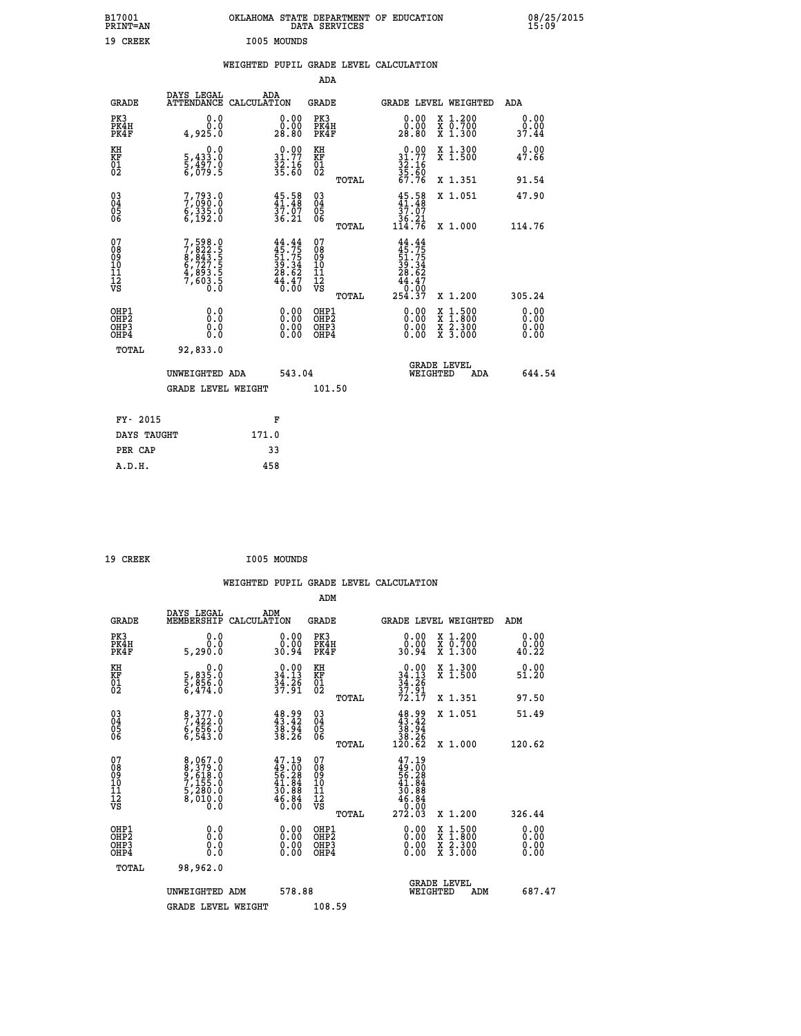B17001 PRINT=AN — OKLAHOMA STATE DEPARTMENT OF EDUCATION DATA SERVICES — 08/25/2015 15:09

19 CREEK — I005 MOUNDS

## WEIGHTED PUPIL GRADE LEVEL CALCULATION

### ADA

| GRADE | DAYS LEGAL ATTENDANCE | ADA CALCULATION | GRADE | GRADE LEVEL | WEIGHTED | ADA |
|---|---|---|---|---|---|---|
| PK3 | 0.0 | 0.00 | PK3 | 0.00 | X 1.200 | 0.00 |
| PK4H | 0.0 | 0.00 | PK4H | 0.00 | X 0.700 | 0.00 |
| PK4F | 4,925.0 | 28.80 | PK4F | 28.80 | X 1.300 | 37.44 |
| KH | 0.0 | 0.00 | KH | 0.00 | X 1.300 | 0.00 |
| KF | 5,433.0 | 31.77 | KF | 31.77 | X 1.500 | 47.66 |
| 01 | 5,497.0 | 32.16 | 01 | 32.16 | | |
| 02 | 6,079.5 | 35.60 | 02 | 35.60 | | |
| | | | TOTAL | 67.76 | X 1.351 | 91.54 |
| 03 | 7,793.0 | 45.58 | 03 | 45.58 | X 1.051 | 47.90 |
| 04 | 7,090.0 | 41.48 | 04 | 41.48 | | |
| 05 | 6,335.0 | 37.07 | 05 | 37.07 | | |
| 06 | 6,192.0 | 36.21 | 06 | 36.21 | | |
| | | | TOTAL | 114.76 | X 1.000 | 114.76 |
| 07 | 7,598.0 | 44.44 | 07 | 44.44 | | |
| 08 | 7,822.5 | 45.75 | 08 | 45.75 | | |
| 09 | 8,843.5 | 51.75 | 09 | 51.75 | | |
| 10 | 6,727.5 | 39.34 | 10 | 39.34 | | |
| 11 | 4,893.5 | 28.62 | 11 | 28.62 | | |
| 12 | 7,603.5 | 44.47 | 12 | 44.47 | | |
| VS | 0.0 | 0.00 | VS | 0.00 | | |
| | | | TOTAL | 254.37 | X 1.200 | 305.24 |
| OHP1 | 0.0 | 0.00 | OHP1 | 0.00 | X 1.500 | 0.00 |
| OHP2 | 0.0 | 0.00 | OHP2 | 0.00 | X 1.800 | 0.00 |
| OHP3 | 0.0 | 0.00 | OHP3 | 0.00 | X 2.300 | 0.00 |
| OHP4 | 0.0 | 0.00 | OHP4 | 0.00 | X 3.000 | 0.00 |
| TOTAL | 92,833.0 | | | | | |

UNWEIGHTED ADA 543.04 — GRADE LEVEL WEIGHTED ADA 644.54

GRADE LEVEL WEIGHT 101.50

| FY- 2015 | F |
|---|---|
| DAYS TAUGHT | 171.0 |
| PER CAP | 33 |
| A.D.H. | 458 |

19 CREEK — I005 MOUNDS

## WEIGHTED PUPIL GRADE LEVEL CALCULATION

### ADM

| GRADE | DAYS LEGAL MEMBERSHIP | ADM CALCULATION | GRADE | GRADE LEVEL | WEIGHTED | ADM |
|---|---|---|---|---|---|---|
| PK3 | 0.0 | 0.00 | PK3 | 0.00 | X 1.200 | 0.00 |
| PK4H | 0.0 | 0.00 | PK4H | 0.00 | X 0.700 | 0.00 |
| PK4F | 5,290.0 | 30.94 | PK4F | 30.94 | X 1.300 | 40.22 |
| KH | 0.0 | 0.00 | KH | 0.00 | X 1.300 | 0.00 |
| KF | 5,835.0 | 34.13 | KF | 34.13 | X 1.500 | 51.20 |
| 01 | 5,856.0 | 34.26 | 01 | 34.26 | | |
| 02 | 6,474.0 | 37.91 | 02 | 37.91 | | |
| | | | TOTAL | 72.17 | X 1.351 | 97.50 |
| 03 | 8,377.0 | 48.99 | 03 | 48.99 | X 1.051 | 51.49 |
| 04 | 7,422.0 | 43.42 | 04 | 43.42 | | |
| 05 | 6,656.0 | 38.94 | 05 | 38.94 | | |
| 06 | 6,543.0 | 38.26 | 06 | 38.26 | | |
| | | | TOTAL | 120.62 | X 1.000 | 120.62 |
| 07 | 8,067.0 | 47.19 | 07 | 47.19 | | |
| 08 | 8,379.0 | 49.00 | 08 | 49.00 | | |
| 09 | 9,618.0 | 56.28 | 09 | 56.28 | | |
| 10 | 7,155.0 | 41.84 | 10 | 41.84 | | |
| 11 | 5,280.0 | 30.88 | 11 | 30.88 | | |
| 12 | 8,010.0 | 46.84 | 12 | 46.84 | | |
| VS | 0.0 | 0.00 | VS | 0.00 | | |
| | | | TOTAL | 272.03 | X 1.200 | 326.44 |
| OHP1 | 0.0 | 0.00 | OHP1 | 0.00 | X 1.500 | 0.00 |
| OHP2 | 0.0 | 0.00 | OHP2 | 0.00 | X 1.800 | 0.00 |
| OHP3 | 0.0 | 0.00 | OHP3 | 0.00 | X 2.300 | 0.00 |
| OHP4 | 0.0 | 0.00 | OHP4 | 0.00 | X 3.000 | 0.00 |
| TOTAL | 98,962.0 | | | | | |

UNWEIGHTED ADM 578.88 — GRADE LEVEL WEIGHTED ADM 687.47

GRADE LEVEL WEIGHT 108.59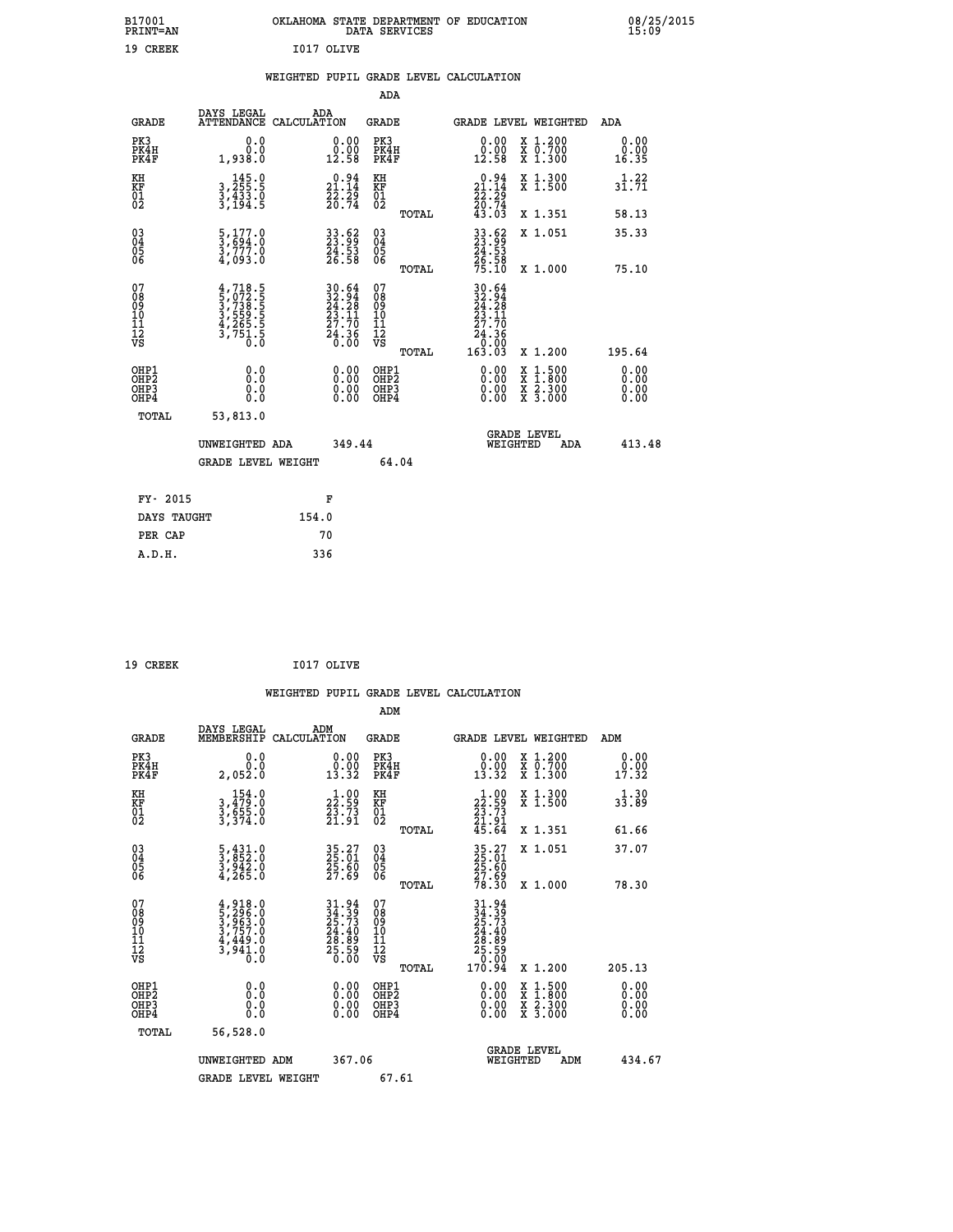B17001 OKLAHOMA STATE DEPARTMENT OF EDUCATION 08/25/2015
PRINT=AN DATA SERVICES 15:09

19 CREEK I017 OLIVE

## WEIGHTED PUPIL GRADE LEVEL CALCULATION

### ADA

| GRADE | DAYS LEGAL ATTENDANCE | ADA CALCULATION | GRADE | GRADE LEVEL | WEIGHTED | ADA |
|---|---|---|---|---|---|---|
| PK3 | 0.0 | 0.00 | PK3 | 0.00 | X 1.200 | 0.00 |
| PK4H | 0.0 | 0.00 | PK4H | 0.00 | X 0.700 | 0.00 |
| PK4F | 1,938.0 | 12.58 | PK4F | 12.58 | X 1.300 | 16.35 |
| KH | 145.0 | 0.94 | KH | 0.94 | X 1.300 | 1.22 |
| KF | 3,255.5 | 21.14 | KF | 21.14 | X 1.500 | 31.71 |
| 01 | 3,433.0 | 22.29 | 01 | 22.29 | | |
| 02 | 3,194.5 | 20.74 | 02 | 20.74 | | |
| | | | TOTAL | 43.03 | X 1.351 | 58.13 |
| 03 | 5,177.0 | 33.62 | 03 | 33.62 | X 1.051 | 35.33 |
| 04 | 3,694.0 | 23.99 | 04 | 23.99 | | |
| 05 | 3,777.0 | 24.53 | 05 | 24.53 | | |
| 06 | 4,093.0 | 26.58 | 06 | 26.58 | | |
| | | | TOTAL | 75.10 | X 1.000 | 75.10 |
| 07 | 4,718.5 | 30.64 | 07 | 30.64 | | |
| 08 | 5,072.5 | 32.94 | 08 | 32.94 | | |
| 09 | 3,738.5 | 24.28 | 09 | 24.28 | | |
| 10 | 3,559.5 | 23.11 | 10 | 23.11 | | |
| 11 | 4,265.5 | 27.70 | 11 | 27.70 | | |
| 12 | 3,751.5 | 24.36 | 12 | 24.36 | | |
| VS | 0.0 | 0.00 | VS | 0.00 | | |
| | | | TOTAL | 163.03 | X 1.200 | 195.64 |
| OHP1 | 0.0 | 0.00 | OHP1 | 0.00 | X 1.500 | 0.00 |
| OHP2 | 0.0 | 0.00 | OHP2 | 0.00 | X 1.800 | 0.00 |
| OHP3 | 0.0 | 0.00 | OHP3 | 0.00 | X 2.300 | 0.00 |
| OHP4 | 0.0 | 0.00 | OHP4 | 0.00 | X 3.000 | 0.00 |
| TOTAL | 53,813.0 | | | | | |

UNWEIGHTED ADA 349.44 | GRADE LEVEL WEIGHTED ADA 413.48

GRADE LEVEL WEIGHT 64.04

| | |
|---|---|
| FY- 2015 | F |
| DAYS TAUGHT | 154.0 |
| PER CAP | 70 |
| A.D.H. | 336 |

19 CREEK I017 OLIVE

## WEIGHTED PUPIL GRADE LEVEL CALCULATION

### ADM

| GRADE | DAYS LEGAL MEMBERSHIP | ADM CALCULATION | GRADE | GRADE LEVEL | WEIGHTED | ADM |
|---|---|---|---|---|---|---|
| PK3 | 0.0 | 0.00 | PK3 | 0.00 | X 1.200 | 0.00 |
| PK4H | 0.0 | 0.00 | PK4H | 0.00 | X 0.700 | 0.00 |
| PK4F | 2,052.0 | 13.32 | PK4F | 13.32 | X 1.300 | 17.32 |
| KH | 154.0 | 1.00 | KH | 1.00 | X 1.300 | 1.30 |
| KF | 3,479.0 | 22.59 | KF | 22.59 | X 1.500 | 33.89 |
| 01 | 3,655.0 | 23.73 | 01 | 23.73 | | |
| 02 | 3,374.0 | 21.91 | 02 | 21.91 | | |
| | | | TOTAL | 45.64 | X 1.351 | 61.66 |
| 03 | 5,431.0 | 35.27 | 03 | 35.27 | X 1.051 | 37.07 |
| 04 | 3,852.0 | 25.01 | 04 | 25.01 | | |
| 05 | 3,942.0 | 25.60 | 05 | 25.60 | | |
| 06 | 4,265.0 | 27.69 | 06 | 27.69 | | |
| | | | TOTAL | 78.30 | X 1.000 | 78.30 |
| 07 | 4,918.0 | 31.94 | 07 | 31.94 | | |
| 08 | 5,296.0 | 34.39 | 08 | 34.39 | | |
| 09 | 3,963.0 | 25.73 | 09 | 25.73 | | |
| 10 | 3,757.0 | 24.40 | 10 | 24.40 | | |
| 11 | 4,449.0 | 28.89 | 11 | 28.89 | | |
| 12 | 3,941.0 | 25.59 | 12 | 25.59 | | |
| VS | 0.0 | 0.00 | VS | 0.00 | | |
| | | | TOTAL | 170.94 | X 1.200 | 205.13 |
| OHP1 | 0.0 | 0.00 | OHP1 | 0.00 | X 1.500 | 0.00 |
| OHP2 | 0.0 | 0.00 | OHP2 | 0.00 | X 1.800 | 0.00 |
| OHP3 | 0.0 | 0.00 | OHP3 | 0.00 | X 2.300 | 0.00 |
| OHP4 | 0.0 | 0.00 | OHP4 | 0.00 | X 3.000 | 0.00 |
| TOTAL | 56,528.0 | | | | | |

UNWEIGHTED ADM 367.06 | GRADE LEVEL WEIGHTED ADM 434.67

GRADE LEVEL WEIGHT 67.61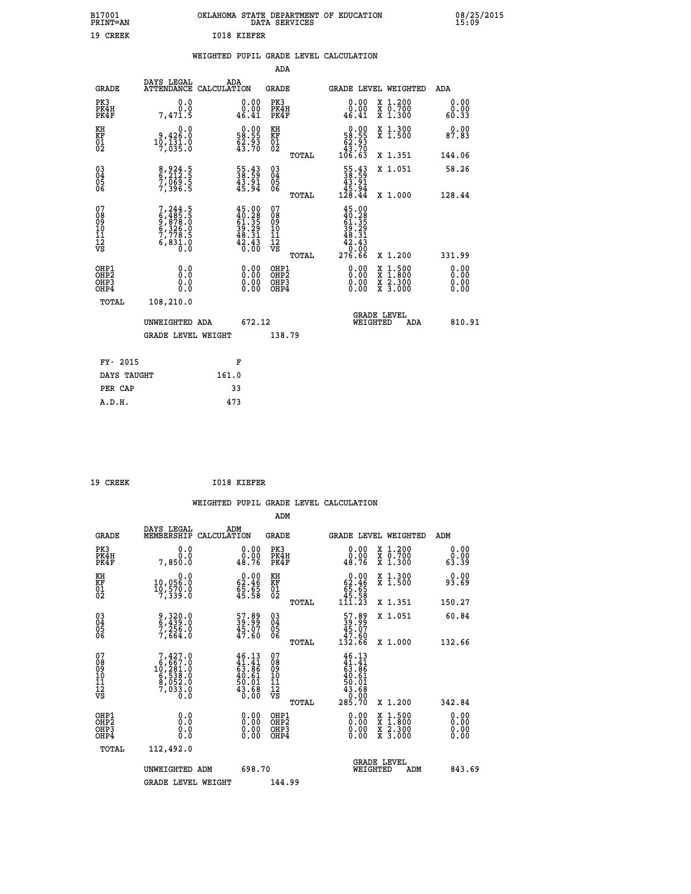B17001 OKLAHOMA STATE DEPARTMENT OF EDUCATION 08/25/2015
PRINT=AN DATA SERVICES 15:09

19 CREEK I018 KIEFER

## WEIGHTED PUPIL GRADE LEVEL CALCULATION

### ADA

| GRADE | DAYS LEGAL ATTENDANCE | ADA CALCULATION | GRADE | | GRADE LEVEL | WEIGHTED | ADA |
|---|---|---|---|---|---|---|---|
| PK3 | 0.0 | 0.00 | PK3 | | 0.00 | X 1.200 | 0.00 |
| PK4H | 0.0 | 0.00 | PK4H | | 0.00 | X 0.700 | 0.00 |
| PK4F | 7,471.5 | 46.41 | PK4F | | 46.41 | X 1.300 | 60.33 |
| KH | 0.0 | 0.00 | KH | | 0.00 | X 1.300 | 0.00 |
| KF | 9,426.0 | 58.55 | KF | | 58.55 | X 1.500 | 87.83 |
| 01 | 10,131.0 | 62.93 | 01 | | 62.93 | | |
| 02 | 7,035.0 | 43.70 | 02 | | 43.70 | | |
| | | | | TOTAL | 106.63 | X 1.351 | 144.06 |
| 03 | 8,924.5 | 55.43 | 03 | | 55.43 | X 1.051 | 58.26 |
| 04 | 6,212.5 | 38.59 | 04 | | 38.59 | | |
| 05 | 7,069.5 | 43.91 | 05 | | 43.91 | | |
| 06 | 7,396.5 | 45.94 | 06 | | 45.94 | | |
| | | | | TOTAL | 128.44 | X 1.000 | 128.44 |
| 07 | 7,244.5 | 45.00 | 07 | | 45.00 | | |
| 08 | 6,485.5 | 40.28 | 08 | | 40.28 | | |
| 09 | 9,878.0 | 61.35 | 09 | | 61.35 | | |
| 10 | 6,326.0 | 39.29 | 10 | | 39.29 | | |
| 11 | 7,778.5 | 48.31 | 11 | | 48.31 | | |
| 12 | 6,831.0 | 42.43 | 12 | | 42.43 | | |
| VS | 0.0 | 0.00 | VS | | 0.00 | | |
| | | | | TOTAL | 276.66 | X 1.200 | 331.99 |
| OHP1 | 0.0 | 0.00 | OHP1 | | 0.00 | X 1.500 | 0.00 |
| OHP2 | 0.0 | 0.00 | OHP2 | | 0.00 | X 1.800 | 0.00 |
| OHP3 | 0.0 | 0.00 | OHP3 | | 0.00 | X 2.300 | 0.00 |
| OHP4 | 0.0 | 0.00 | OHP4 | | 0.00 | X 3.000 | 0.00 |
| TOTAL | 108,210.0 | | | | | | |

UNWEIGHTED ADA 672.12 GRADE LEVEL WEIGHTED ADA 810.91

GRADE LEVEL WEIGHT 138.79

| FY- 2015 | F |
|---|---|
| DAYS TAUGHT | 161.0 |
| PER CAP | 33 |
| A.D.H. | 473 |

19 CREEK I018 KIEFER

## WEIGHTED PUPIL GRADE LEVEL CALCULATION

### ADM

| GRADE | DAYS LEGAL MEMBERSHIP | ADM CALCULATION | GRADE | | GRADE LEVEL | WEIGHTED | ADM |
|---|---|---|---|---|---|---|---|
| PK3 | 0.0 | 0.00 | PK3 | | 0.00 | X 1.200 | 0.00 |
| PK4H | 0.0 | 0.00 | PK4H | | 0.00 | X 0.700 | 0.00 |
| PK4F | 7,850.0 | 48.76 | PK4F | | 48.76 | X 1.300 | 63.39 |
| KH | 0.0 | 0.00 | KH | | 0.00 | X 1.300 | 0.00 |
| KF | 10,056.0 | 62.46 | KF | | 62.46 | X 1.500 | 93.69 |
| 01 | 10,570.0 | 65.65 | 01 | | 65.65 | | |
| 02 | 7,339.0 | 45.58 | 02 | | 45.58 | | |
| | | | | TOTAL | 111.23 | X 1.351 | 150.27 |
| 03 | 9,320.0 | 57.89 | 03 | | 57.89 | X 1.051 | 60.84 |
| 04 | 6,439.0 | 39.99 | 04 | | 39.99 | | |
| 05 | 7,256.0 | 45.07 | 05 | | 45.07 | | |
| 06 | 7,664.0 | 47.60 | 06 | | 47.60 | | |
| | | | | TOTAL | 132.66 | X 1.000 | 132.66 |
| 07 | 7,427.0 | 46.13 | 07 | | 46.13 | | |
| 08 | 6,667.0 | 41.41 | 08 | | 41.41 | | |
| 09 | 10,281.0 | 63.86 | 09 | | 63.86 | | |
| 10 | 6,538.0 | 40.61 | 10 | | 40.61 | | |
| 11 | 8,052.0 | 50.01 | 11 | | 50.01 | | |
| 12 | 7,033.0 | 43.68 | 12 | | 43.68 | | |
| VS | 0.0 | 0.00 | VS | | 0.00 | | |
| | | | | TOTAL | 285.70 | X 1.200 | 342.84 |
| OHP1 | 0.0 | 0.00 | OHP1 | | 0.00 | X 1.500 | 0.00 |
| OHP2 | 0.0 | 0.00 | OHP2 | | 0.00 | X 1.800 | 0.00 |
| OHP3 | 0.0 | 0.00 | OHP3 | | 0.00 | X 2.300 | 0.00 |
| OHP4 | 0.0 | 0.00 | OHP4 | | 0.00 | X 3.000 | 0.00 |
| TOTAL | 112,492.0 | | | | | | |

UNWEIGHTED ADM 698.70 GRADE LEVEL WEIGHTED ADM 843.69

GRADE LEVEL WEIGHT 144.99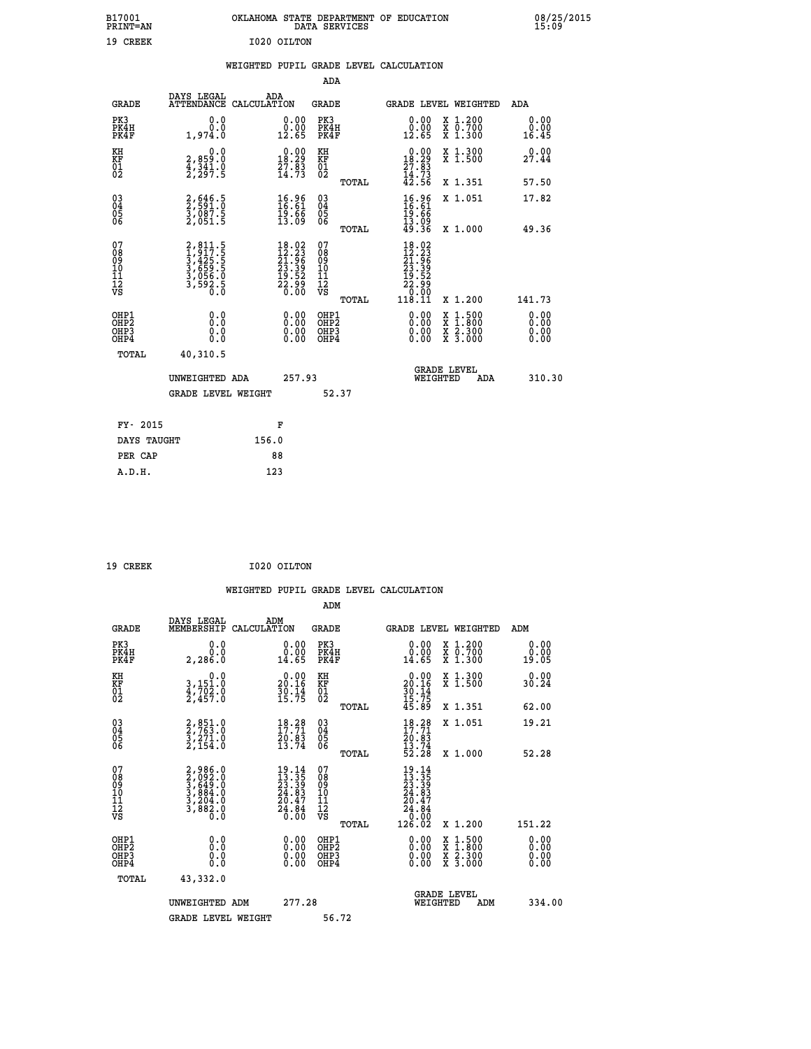B17001 OKLAHOMA STATE DEPARTMENT OF EDUCATION 08/25/2015
PRINT=AN DATA SERVICES 15:09

19 CREEK I020 OILTON

## WEIGHTED PUPIL GRADE LEVEL CALCULATION

### ADA

| GRADE | DAYS LEGAL ATTENDANCE | ADA CALCULATION | GRADE | | GRADE LEVEL | WEIGHTED | ADA |
|---|---|---|---|---|---|---|---|
| PK3 | 0.0 | 0.00 | PK3 | | 0.00 | X 1.200 | 0.00 |
| PK4H | 0.0 | 0.00 | PK4H | | 0.00 | X 0.700 | 0.00 |
| PK4F | 1,974.0 | 12.65 | PK4F | | 12.65 | X 1.300 | 16.45 |
| KH | 0.0 | 0.00 | KH | | 0.00 | X 1.300 | 0.00 |
| KF | 2,859.0 | 18.29 | KF | | 18.29 | X 1.500 | 27.44 |
| 01 | 4,341.0 | 27.83 | 01 | | 27.83 | | |
| 02 | 2,297.5 | 14.73 | 02 | | 14.73 | | |
| | | | | TOTAL | 42.56 | X 1.351 | 57.50 |
| 03 | 2,646.5 | 16.96 | 03 | | 16.96 | X 1.051 | 17.82 |
| 04 | 2,591.0 | 16.61 | 04 | | 16.61 | | |
| 05 | 3,087.5 | 19.66 | 05 | | 19.66 | | |
| 06 | 2,051.5 | 13.09 | 06 | | 13.09 | | |
| | | | | TOTAL | 49.36 | X 1.000 | 49.36 |
| 07 | 2,811.5 | 18.02 | 07 | | 18.02 | | |
| 08 | 1,917.5 | 12.23 | 08 | | 12.23 | | |
| 09 | 3,425.5 | 21.96 | 09 | | 21.96 | | |
| 10 | 3,659.5 | 23.39 | 10 | | 23.39 | | |
| 11 | 3,056.0 | 19.52 | 11 | | 19.52 | | |
| 12 | 3,592.5 | 22.99 | 12 | | 22.99 | | |
| VS | 0.0 | 0.00 | VS | | 0.00 | | |
| | | | | TOTAL | 118.11 | X 1.200 | 141.73 |
| OHP1 | 0.0 | 0.00 | OHP1 | | 0.00 | X 1.500 | 0.00 |
| OHP2 | 0.0 | 0.00 | OHP2 | | 0.00 | X 1.800 | 0.00 |
| OHP3 | 0.0 | 0.00 | OHP3 | | 0.00 | X 2.300 | 0.00 |
| OHP4 | 0.0 | 0.00 | OHP4 | | 0.00 | X 3.000 | 0.00 |
| TOTAL | 40,310.5 | | | | | | |

UNWEIGHTED ADA 257.93 GRADE LEVEL WEIGHTED ADA 310.30

GRADE LEVEL WEIGHT 52.37

| FY- 2015 | F |
|---|---|
| DAYS TAUGHT | 156.0 |
| PER CAP | 88 |
| A.D.H. | 123 |

19 CREEK I020 OILTON

## WEIGHTED PUPIL GRADE LEVEL CALCULATION

### ADM

| GRADE | DAYS LEGAL MEMBERSHIP | ADM CALCULATION | GRADE | | GRADE LEVEL | WEIGHTED | ADM |
|---|---|---|---|---|---|---|---|
| PK3 | 0.0 | 0.00 | PK3 | | 0.00 | X 1.200 | 0.00 |
| PK4H | 0.0 | 0.00 | PK4H | | 0.00 | X 0.700 | 0.00 |
| PK4F | 2,286.0 | 14.65 | PK4F | | 14.65 | X 1.300 | 19.05 |
| KH | 0.0 | 0.00 | KH | | 0.00 | X 1.300 | 0.00 |
| KF | 3,151.0 | 20.16 | KF | | 20.16 | X 1.500 | 30.24 |
| 01 | 4,702.0 | 30.14 | 01 | | 30.14 | | |
| 02 | 2,457.0 | 15.75 | 02 | | 15.75 | | |
| | | | | TOTAL | 45.89 | X 1.351 | 62.00 |
| 03 | 2,851.0 | 18.28 | 03 | | 18.28 | X 1.051 | 19.21 |
| 04 | 2,763.0 | 17.71 | 04 | | 17.71 | | |
| 05 | 3,271.0 | 20.83 | 05 | | 20.83 | | |
| 06 | 2,154.0 | 13.74 | 06 | | 13.74 | | |
| | | | | TOTAL | 52.28 | X 1.000 | 52.28 |
| 07 | 2,986.0 | 19.14 | 07 | | 19.14 | | |
| 08 | 2,092.0 | 13.35 | 08 | | 13.35 | | |
| 09 | 3,649.0 | 23.39 | 09 | | 23.39 | | |
| 10 | 3,884.0 | 24.83 | 10 | | 24.83 | | |
| 11 | 3,204.0 | 20.47 | 11 | | 20.47 | | |
| 12 | 3,882.0 | 24.84 | 12 | | 24.84 | | |
| VS | 0.0 | 0.00 | VS | | 0.00 | | |
| | | | | TOTAL | 126.02 | X 1.200 | 151.22 |
| OHP1 | 0.0 | 0.00 | OHP1 | | 0.00 | X 1.500 | 0.00 |
| OHP2 | 0.0 | 0.00 | OHP2 | | 0.00 | X 1.800 | 0.00 |
| OHP3 | 0.0 | 0.00 | OHP3 | | 0.00 | X 2.300 | 0.00 |
| OHP4 | 0.0 | 0.00 | OHP4 | | 0.00 | X 3.000 | 0.00 |
| TOTAL | 43,332.0 | | | | | | |

UNWEIGHTED ADM 277.28 GRADE LEVEL WEIGHTED ADM 334.00

GRADE LEVEL WEIGHT 56.72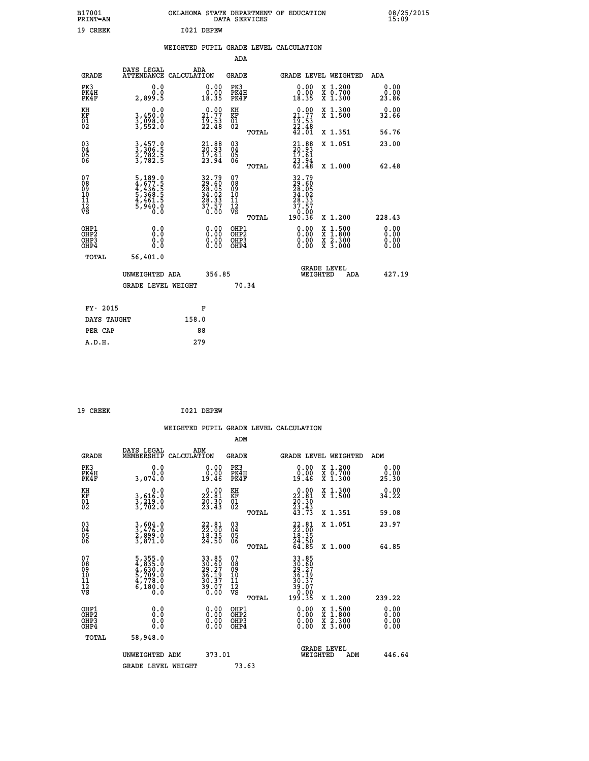B17001 OKLAHOMA STATE DEPARTMENT OF EDUCATION 08/25/2015
PRINT=AN DATA SERVICES 15:09

19 CREEK I021 DEPEW

## WEIGHTED PUPIL GRADE LEVEL CALCULATION

### ADA

| GRADE | DAYS LEGAL ATTENDANCE | ADA CALCULATION | GRADE | GRADE LEVEL | WEIGHTED | ADA |
|---|---|---|---|---|---|---|
| PK3 | 0.0 | 0.00 | PK3 | 0.00 | X 1.200 | 0.00 |
| PK4H | 0.0 | 0.00 | PK4H | 0.00 | X 0.700 | 0.00 |
| PK4F | 2,899.5 | 18.35 | PK4F | 18.35 | X 1.300 | 23.86 |
| KH | 0.0 | 0.00 | KH | 0.00 | X 1.300 | 0.00 |
| KF | 3,450.0 | 21.77 | KF | 21.77 | X 1.500 | 32.66 |
| 01 | 3,098.0 | 19.53 | 01 | 19.53 | | |
| 02 | 3,552.0 | 22.48 | 02 | 22.48 | | |
| | | | TOTAL | 42.01 | X 1.351 | 56.76 |
| 03 | 3,457.0 | 21.88 | 03 | 21.88 | X 1.051 | 23.00 |
| 04 | 3,306.5 | 20.93 | 04 | 20.93 | | |
| 05 | 2,782.5 | 17.61 | 05 | 17.61 | | |
| 06 | 3,782.5 | 23.94 | 06 | 23.94 | | |
| | | | TOTAL | 62.48 | X 1.000 | 62.48 |
| 07 | 5,189.0 | 32.79 | 07 | 32.79 | | |
| 08 | 4,677.5 | 29.60 | 08 | 29.60 | | |
| 09 | 4,436.5 | 28.05 | 09 | 28.05 | | |
| 10 | 5,368.5 | 34.02 | 10 | 34.02 | | |
| 11 | 4,461.5 | 28.33 | 11 | 28.33 | | |
| 12 | 5,940.0 | 37.57 | 12 | 37.57 | | |
| VS | 0.0 | 0.00 | VS | 0.00 | | |
| | | | TOTAL | 190.36 | X 1.200 | 228.43 |
| OHP1 | 0.0 | 0.00 | OHP1 | 0.00 | X 1.500 | 0.00 |
| OHP2 | 0.0 | 0.00 | OHP2 | 0.00 | X 1.800 | 0.00 |
| OHP3 | 0.0 | 0.00 | OHP3 | 0.00 | X 2.300 | 0.00 |
| OHP4 | 0.0 | 0.00 | OHP4 | 0.00 | X 3.000 | 0.00 |
| TOTAL | 56,401.0 | | | | | |

UNWEIGHTED ADA 356.85 GRADE LEVEL WEIGHTED ADA 427.19

GRADE LEVEL WEIGHT 70.34

| FY- 2015 | F |
|---|---|
| DAYS TAUGHT | 158.0 |
| PER CAP | 88 |
| A.D.H. | 279 |

19 CREEK I021 DEPEW

## WEIGHTED PUPIL GRADE LEVEL CALCULATION

### ADM

| GRADE | DAYS LEGAL MEMBERSHIP | ADM CALCULATION | GRADE | GRADE LEVEL | WEIGHTED | ADM |
|---|---|---|---|---|---|---|
| PK3 | 0.0 | 0.00 | PK3 | 0.00 | X 1.200 | 0.00 |
| PK4H | 0.0 | 0.00 | PK4H | 0.00 | X 0.700 | 0.00 |
| PK4F | 3,074.0 | 19.46 | PK4F | 19.46 | X 1.300 | 25.30 |
| KH | 0.0 | 0.00 | KH | 0.00 | X 1.300 | 0.00 |
| KF | 3,616.0 | 22.81 | KF | 22.81 | X 1.500 | 34.22 |
| 01 | 3,219.0 | 20.30 | 01 | 20.30 | | |
| 02 | 3,702.0 | 23.43 | 02 | 23.43 | | |
| | | | TOTAL | 43.73 | X 1.351 | 59.08 |
| 03 | 3,604.0 | 22.81 | 03 | 22.81 | X 1.051 | 23.97 |
| 04 | 3,476.0 | 22.00 | 04 | 22.00 | | |
| 05 | 2,899.0 | 18.35 | 05 | 18.35 | | |
| 06 | 3,871.0 | 24.50 | 06 | 24.50 | | |
| | | | TOTAL | 64.85 | X 1.000 | 64.85 |
| 07 | 5,355.0 | 33.85 | 07 | 33.85 | | |
| 08 | 4,835.0 | 30.60 | 08 | 30.60 | | |
| 09 | 4,630.0 | 29.27 | 09 | 29.27 | | |
| 10 | 5,709.0 | 36.19 | 10 | 36.19 | | |
| 11 | 4,778.0 | 30.37 | 11 | 30.37 | | |
| 12 | 6,180.0 | 39.07 | 12 | 39.07 | | |
| VS | 0.0 | 0.00 | VS | 0.00 | | |
| | | | TOTAL | 199.35 | X 1.200 | 239.22 |
| OHP1 | 0.0 | 0.00 | OHP1 | 0.00 | X 1.500 | 0.00 |
| OHP2 | 0.0 | 0.00 | OHP2 | 0.00 | X 1.800 | 0.00 |
| OHP3 | 0.0 | 0.00 | OHP3 | 0.00 | X 2.300 | 0.00 |
| OHP4 | 0.0 | 0.00 | OHP4 | 0.00 | X 3.000 | 0.00 |
| TOTAL | 58,948.0 | | | | | |

UNWEIGHTED ADM 373.01 GRADE LEVEL WEIGHTED ADM 446.64

GRADE LEVEL WEIGHT 73.63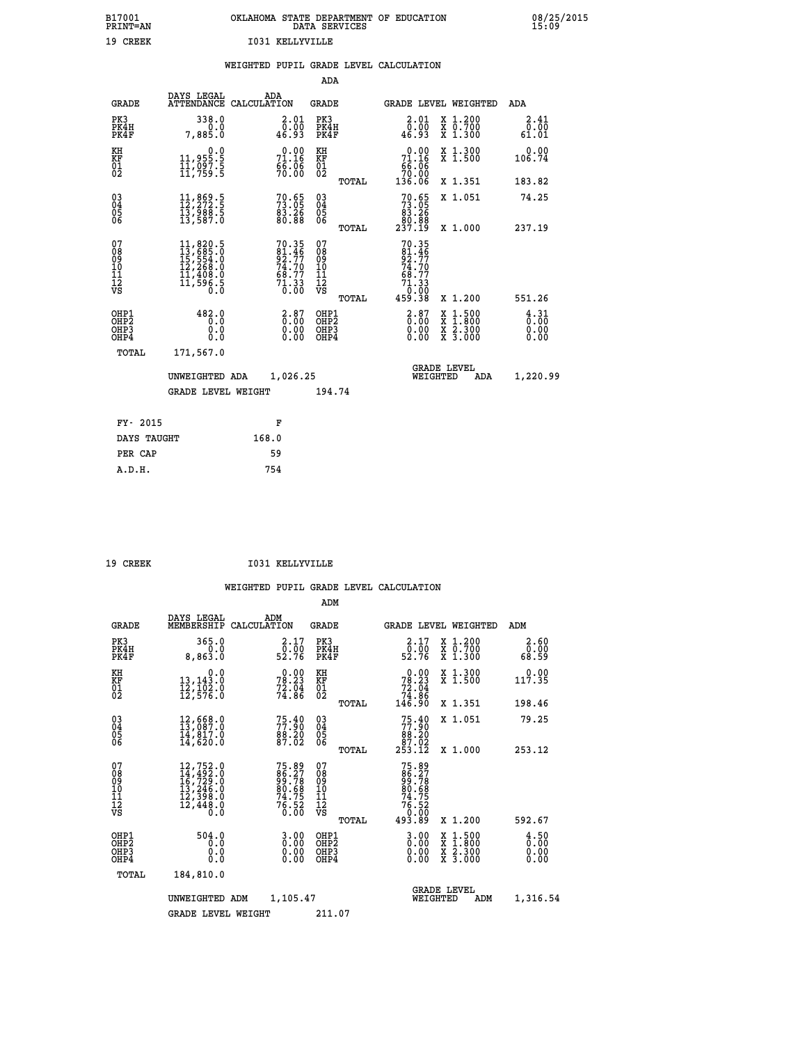B17001 OKLAHOMA STATE DEPARTMENT OF EDUCATION 08/25/2015
PRINT=AN DATA SERVICES 15:09

19 CREEK I031 KELLYVILLE

WEIGHTED PUPIL GRADE LEVEL CALCULATION

ADA

| GRADE | DAYS LEGAL ATTENDANCE | ADA CALCULATION | GRADE | GRADE LEVEL | WEIGHTED | ADA |
|---|---|---|---|---|---|---|
| PK3 | 338.0 | 2.01 | PK3 | 2.01 | X 1.200 | 2.41 |
| PK4H | 0.0 | 0.00 | PK4H | 0.00 | X 0.700 | 0.00 |
| PK4F | 7,885.0 | 46.93 | PK4F | 46.93 | X 1.300 | 61.01 |
| KH | 0.0 | 0.00 | KH | 0.00 | X 1.300 | 0.00 |
| KF | 11,955.5 | 71.16 | KF | 71.16 | X 1.500 | 106.74 |
| 01 | 11,097.5 | 66.06 | 01 | 66.06 | | |
| 02 | 11,759.5 | 70.00 | 02 | 70.00 | | |
| | | | TOTAL | 136.06 | X 1.351 | 183.82 |
| 03 | 11,869.5 | 70.65 | 03 | 70.65 | X 1.051 | 74.25 |
| 04 | 12,272.5 | 73.05 | 04 | 73.05 | | |
| 05 | 13,988.5 | 83.26 | 05 | 83.26 | | |
| 06 | 13,587.0 | 80.88 | 06 | 80.88 | | |
| | | | TOTAL | 237.19 | X 1.000 | 237.19 |
| 07 | 11,820.5 | 70.35 | 07 | 70.35 | | |
| 08 | 13,685.0 | 81.46 | 08 | 81.46 | | |
| 09 | 15,554.0 | 92.77 | 09 | 92.77 | | |
| 10 | 12,268.0 | 74.70 | 10 | 74.70 | | |
| 11 | 11,408.0 | 68.77 | 11 | 68.77 | | |
| 12 | 11,596.5 | 71.33 | 12 | 71.33 | | |
| VS | 0.0 | 0.00 | VS | 0.00 | | |
| | | | TOTAL | 459.38 | X 1.200 | 551.26 |
| OHP1 | 482.0 | 2.87 | OHP1 | 2.87 | X 1.500 | 4.31 |
| OHP2 | 0.0 | 0.00 | OHP2 | 0.00 | X 1.800 | 0.00 |
| OHP3 | 0.0 | 0.00 | OHP3 | 0.00 | X 2.300 | 0.00 |
| OHP4 | 0.0 | 0.00 | OHP4 | 0.00 | X 3.000 | 0.00 |
| TOTAL | 171,567.0 | | | | | |

UNWEIGHTED ADA 1,026.25 GRADE LEVEL WEIGHTED ADA 1,220.99

GRADE LEVEL WEIGHT 194.74

| FY- 2015 | F |
|---|---|
| DAYS TAUGHT | 168.0 |
| PER CAP | 59 |
| A.D.H. | 754 |

19 CREEK I031 KELLYVILLE

WEIGHTED PUPIL GRADE LEVEL CALCULATION

ADM

| GRADE | DAYS LEGAL MEMBERSHIP | ADM CALCULATION | GRADE | GRADE LEVEL | WEIGHTED | ADM |
|---|---|---|---|---|---|---|
| PK3 | 365.0 | 2.17 | PK3 | 2.17 | X 1.200 | 2.60 |
| PK4H | 0.0 | 0.00 | PK4H | 0.00 | X 0.700 | 0.00 |
| PK4F | 8,863.0 | 52.76 | PK4F | 52.76 | X 1.300 | 68.59 |
| KH | 0.0 | 0.00 | KH | 0.00 | X 1.300 | 0.00 |
| KF | 13,143.0 | 78.23 | KF | 78.23 | X 1.500 | 117.35 |
| 01 | 12,102.0 | 72.04 | 01 | 72.04 | | |
| 02 | 12,576.0 | 74.86 | 02 | 74.86 | | |
| | | | TOTAL | 146.90 | X 1.351 | 198.46 |
| 03 | 12,668.0 | 75.40 | 03 | 75.40 | X 1.051 | 79.25 |
| 04 | 13,087.0 | 77.90 | 04 | 77.90 | | |
| 05 | 14,817.0 | 88.20 | 05 | 88.20 | | |
| 06 | 14,620.0 | 87.02 | 06 | 87.02 | | |
| | | | TOTAL | 253.12 | X 1.000 | 253.12 |
| 07 | 12,752.0 | 75.89 | 07 | 75.89 | | |
| 08 | 14,492.0 | 86.27 | 08 | 86.27 | | |
| 09 | 16,729.0 | 99.78 | 09 | 99.78 | | |
| 10 | 13,246.0 | 80.68 | 10 | 80.68 | | |
| 11 | 12,398.0 | 74.75 | 11 | 74.75 | | |
| 12 | 12,448.0 | 76.52 | 12 | 76.52 | | |
| VS | 0.0 | 0.00 | VS | 0.00 | | |
| | | | TOTAL | 493.89 | X 1.200 | 592.67 |
| OHP1 | 504.0 | 3.00 | OHP1 | 3.00 | X 1.500 | 4.50 |
| OHP2 | 0.0 | 0.00 | OHP2 | 0.00 | X 1.800 | 0.00 |
| OHP3 | 0.0 | 0.00 | OHP3 | 0.00 | X 2.300 | 0.00 |
| OHP4 | 0.0 | 0.00 | OHP4 | 0.00 | X 3.000 | 0.00 |
| TOTAL | 184,810.0 | | | | | |

UNWEIGHTED ADM 1,105.47 GRADE LEVEL WEIGHTED ADM 1,316.54

GRADE LEVEL WEIGHT 211.07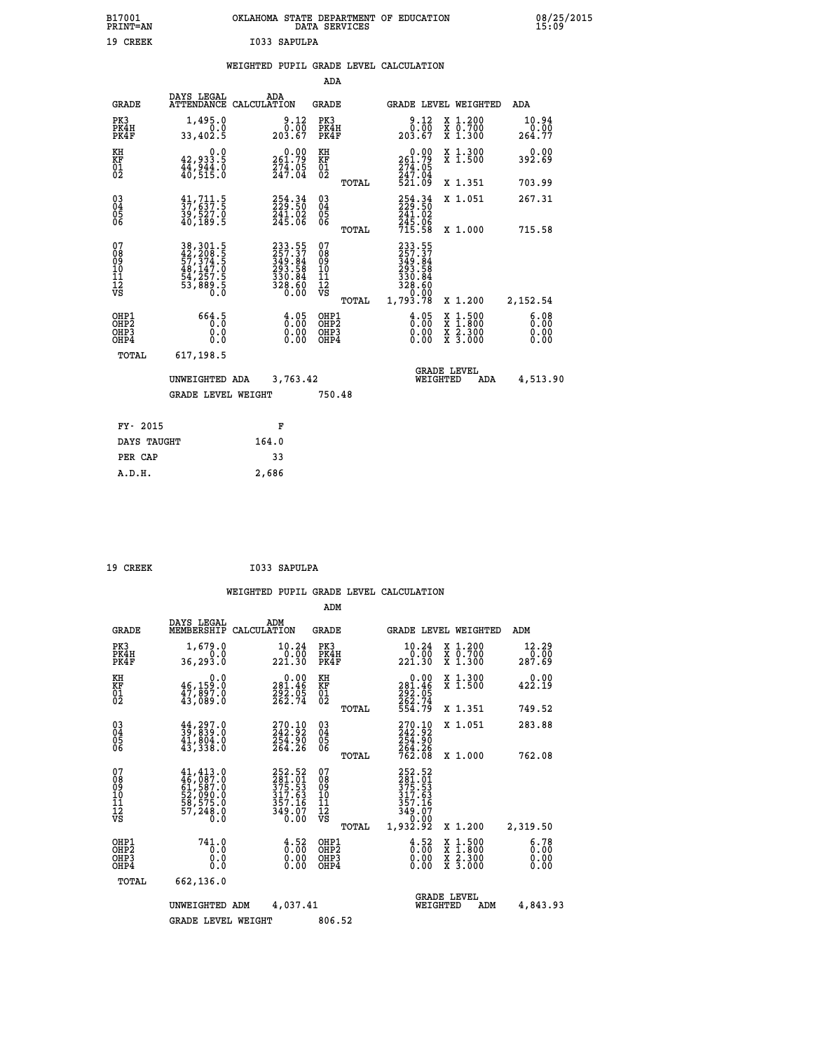B17001 OKLAHOMA STATE DEPARTMENT OF EDUCATION 08/25/2015
PRINT=AN DATA SERVICES 15:09

19 CREEK I033 SAPULPA

## WEIGHTED PUPIL GRADE LEVEL CALCULATION

### ADA

| GRADE | DAYS LEGAL ATTENDANCE | ADA CALCULATION | GRADE | | GRADE LEVEL | WEIGHTED | ADA |
|---|---|---|---|---|---|---|---|
| PK3 | 1,495.0 | 9.12 | PK3 | | 9.12 | X 1.200 | 10.94 |
| PK4H | 0.0 | 0.00 | PK4H | | 0.00 | X 0.700 | 0.00 |
| PK4F | 33,402.5 | 203.67 | PK4F | | 203.67 | X 1.300 | 264.77 |
| KH | 0.0 | 0.00 | KH | | 0.00 | X 1.300 | 0.00 |
| KF | 42,933.5 | 261.79 | KF | | 261.79 | X 1.500 | 392.69 |
| 01 | 44,944.0 | 274.05 | 01 | | 274.05 | | |
| 02 | 40,515.0 | 247.04 | 02 | | 247.04 | | |
| | | | | TOTAL | 521.09 | X 1.351 | 703.99 |
| 03 | 41,711.5 | 254.34 | 03 | | 254.34 | X 1.051 | 267.31 |
| 04 | 37,637.5 | 229.50 | 04 | | 229.50 | | |
| 05 | 39,527.0 | 241.02 | 05 | | 241.02 | | |
| 06 | 40,189.5 | 245.06 | 06 | | 245.06 | | |
| | | | | TOTAL | 715.58 | X 1.000 | 715.58 |
| 07 | 38,301.5 | 233.55 | 07 | | 233.55 | | |
| 08 | 42,208.5 | 257.37 | 08 | | 257.37 | | |
| 09 | 57,374.5 | 349.84 | 09 | | 349.84 | | |
| 10 | 48,147.0 | 293.58 | 10 | | 293.58 | | |
| 11 | 54,257.5 | 330.84 | 11 | | 330.84 | | |
| 12 | 53,889.5 | 328.60 | 12 | | 328.60 | | |
| VS | 0.0 | 0.00 | VS | | 0.00 | | |
| | | | | TOTAL | 1,793.78 | X 1.200 | 2,152.54 |
| OHP1 | 664.5 | 4.05 | OHP1 | | 4.05 | X 1.500 | 6.08 |
| OHP2 | 0.0 | 0.00 | OHP2 | | 0.00 | X 1.800 | 0.00 |
| OHP3 | 0.0 | 0.00 | OHP3 | | 0.00 | X 2.300 | 0.00 |
| OHP4 | 0.0 | 0.00 | OHP4 | | 0.00 | X 3.000 | 0.00 |
| TOTAL | 617,198.5 | | | | | | |

UNWEIGHTED ADA 3,763.42 GRADE LEVEL WEIGHTED ADA 4,513.90

GRADE LEVEL WEIGHT 750.48

| FY- 2015 | F |
|---|---|
| DAYS TAUGHT | 164.0 |
| PER CAP | 33 |
| A.D.H. | 2,686 |

19 CREEK I033 SAPULPA

## WEIGHTED PUPIL GRADE LEVEL CALCULATION

### ADM

| GRADE | DAYS LEGAL MEMBERSHIP | ADM CALCULATION | GRADE | | GRADE LEVEL | WEIGHTED | ADM |
|---|---|---|---|---|---|---|---|
| PK3 | 1,679.0 | 10.24 | PK3 | | 10.24 | X 1.200 | 12.29 |
| PK4H | 0.0 | 0.00 | PK4H | | 0.00 | X 0.700 | 0.00 |
| PK4F | 36,293.0 | 221.30 | PK4F | | 221.30 | X 1.300 | 287.69 |
| KH | 0.0 | 0.00 | KH | | 0.00 | X 1.300 | 0.00 |
| KF | 46,159.0 | 281.46 | KF | | 281.46 | X 1.500 | 422.19 |
| 01 | 47,897.0 | 292.05 | 01 | | 292.05 | | |
| 02 | 43,089.0 | 262.74 | 02 | | 262.74 | | |
| | | | | TOTAL | 554.79 | X 1.351 | 749.52 |
| 03 | 44,297.0 | 270.10 | 03 | | 270.10 | X 1.051 | 283.88 |
| 04 | 39,839.0 | 242.92 | 04 | | 242.92 | | |
| 05 | 41,804.0 | 254.90 | 05 | | 254.90 | | |
| 06 | 43,338.0 | 264.26 | 06 | | 264.26 | | |
| | | | | TOTAL | 762.08 | X 1.000 | 762.08 |
| 07 | 41,413.0 | 252.52 | 07 | | 252.52 | | |
| 08 | 46,087.0 | 281.01 | 08 | | 281.01 | | |
| 09 | 61,587.0 | 375.53 | 09 | | 375.53 | | |
| 10 | 52,090.0 | 317.63 | 10 | | 317.63 | | |
| 11 | 58,575.0 | 357.16 | 11 | | 357.16 | | |
| 12 | 57,248.0 | 349.07 | 12 | | 349.07 | | |
| VS | 0.0 | 0.00 | VS | | 0.00 | | |
| | | | | TOTAL | 1,932.92 | X 1.200 | 2,319.50 |
| OHP1 | 741.0 | 4.52 | OHP1 | | 4.52 | X 1.500 | 6.78 |
| OHP2 | 0.0 | 0.00 | OHP2 | | 0.00 | X 1.800 | 0.00 |
| OHP3 | 0.0 | 0.00 | OHP3 | | 0.00 | X 2.300 | 0.00 |
| OHP4 | 0.0 | 0.00 | OHP4 | | 0.00 | X 3.000 | 0.00 |
| TOTAL | 662,136.0 | | | | | | |

UNWEIGHTED ADM 4,037.41 GRADE LEVEL WEIGHTED ADM 4,843.93

GRADE LEVEL WEIGHT 806.52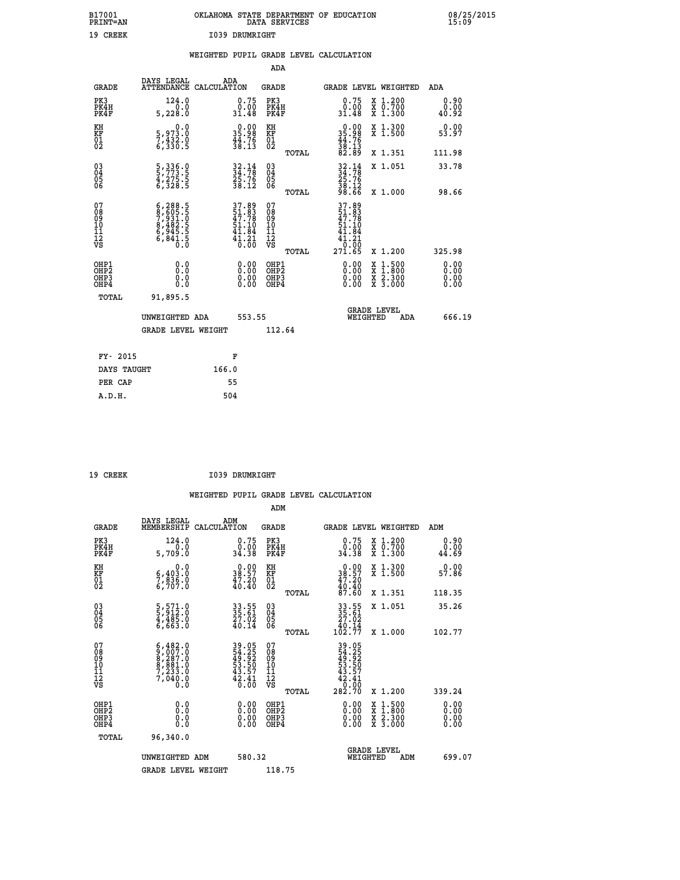B17001 OKLAHOMA STATE DEPARTMENT OF EDUCATION 08/25/2015
PRINT=AN DATA SERVICES 15:09

19 CREEK I039 DRUMRIGHT

## WEIGHTED PUPIL GRADE LEVEL CALCULATION

### ADA

| GRADE | DAYS LEGAL ATTENDANCE | ADA CALCULATION | GRADE | GRADE LEVEL | WEIGHTED | ADA |
|---|---|---|---|---|---|---|
| PK3 | 124.0 | 0.75 | PK3 | 0.75 | X 1.200 | 0.90 |
| PK4H | 0.0 | 0.00 | PK4H | 0.00 | X 0.700 | 0.00 |
| PK4F | 5,228.0 | 31.48 | PK4F | 31.48 | X 1.300 | 40.92 |
| KH | 0.0 | 0.00 | KH | 0.00 | X 1.300 | 0.00 |
| KF | 5,973.0 | 35.98 | KF | 35.98 | X 1.500 | 53.97 |
| 01 | 7,432.0 | 44.76 | 01 | 44.76 | | |
| 02 | 6,330.5 | 38.13 | 02 | 38.13 | | |
| | | | TOTAL | 82.89 | X 1.351 | 111.98 |
| 03 | 5,336.0 | 32.14 | 03 | 32.14 | X 1.051 | 33.78 |
| 04 | 5,773.5 | 34.78 | 04 | 34.78 | | |
| 05 | 4,275.5 | 25.76 | 05 | 25.76 | | |
| 06 | 6,328.5 | 38.12 | 06 | 38.12 | | |
| | | | TOTAL | 98.66 | X 1.000 | 98.66 |
| 07 | 6,288.5 | 37.89 | 07 | 37.89 | | |
| 08 | 8,605.5 | 51.83 | 08 | 51.83 | | |
| 09 | 7,931.0 | 47.78 | 09 | 47.78 | | |
| 10 | 8,482.5 | 51.10 | 10 | 51.10 | | |
| 11 | 6,945.5 | 41.84 | 11 | 41.84 | | |
| 12 | 6,841.5 | 41.21 | 12 | 41.21 | | |
| VS | 0.0 | 0.00 | VS | 0.00 | | |
| | | | TOTAL | 271.65 | X 1.200 | 325.98 |
| OHP1 | 0.0 | 0.00 | OHP1 | 0.00 | X 1.500 | 0.00 |
| OHP2 | 0.0 | 0.00 | OHP2 | 0.00 | X 1.800 | 0.00 |
| OHP3 | 0.0 | 0.00 | OHP3 | 0.00 | X 2.300 | 0.00 |
| OHP4 | 0.0 | 0.00 | OHP4 | 0.00 | X 3.000 | 0.00 |
| TOTAL | 91,895.5 | | | | | |

UNWEIGHTED ADA 553.55 GRADE LEVEL WEIGHTED ADA 666.19

GRADE LEVEL WEIGHT 112.64

| FY- 2015 | F |
|---|---|
| DAYS TAUGHT | 166.0 |
| PER CAP | 55 |
| A.D.H. | 504 |

19 CREEK I039 DRUMRIGHT

## WEIGHTED PUPIL GRADE LEVEL CALCULATION

### ADM

| GRADE | DAYS LEGAL MEMBERSHIP | ADM CALCULATION | GRADE | GRADE LEVEL | WEIGHTED | ADM |
|---|---|---|---|---|---|---|
| PK3 | 124.0 | 0.75 | PK3 | 0.75 | X 1.200 | 0.90 |
| PK4H | 0.0 | 0.00 | PK4H | 0.00 | X 0.700 | 0.00 |
| PK4F | 5,709.0 | 34.38 | PK4F | 34.38 | X 1.300 | 44.69 |
| KH | 0.0 | 0.00 | KH | 0.00 | X 1.300 | 0.00 |
| KF | 6,403.0 | 38.57 | KF | 38.57 | X 1.500 | 57.86 |
| 01 | 7,836.0 | 47.20 | 01 | 47.20 | | |
| 02 | 6,707.0 | 40.40 | 02 | 40.40 | | |
| | | | TOTAL | 87.60 | X 1.351 | 118.35 |
| 03 | 5,571.0 | 33.55 | 03 | 33.55 | X 1.051 | 35.26 |
| 04 | 5,912.0 | 35.61 | 04 | 35.61 | | |
| 05 | 4,485.0 | 27.02 | 05 | 27.02 | | |
| 06 | 6,663.0 | 40.14 | 06 | 40.14 | | |
| | | | TOTAL | 102.77 | X 1.000 | 102.77 |
| 07 | 6,482.0 | 39.05 | 07 | 39.05 | | |
| 08 | 9,007.0 | 54.25 | 08 | 54.25 | | |
| 09 | 8,287.0 | 49.92 | 09 | 49.92 | | |
| 10 | 8,881.0 | 53.50 | 10 | 53.50 | | |
| 11 | 7,233.0 | 43.57 | 11 | 43.57 | | |
| 12 | 7,040.0 | 42.41 | 12 | 42.41 | | |
| VS | 0.0 | 0.00 | VS | 0.00 | | |
| | | | TOTAL | 282.70 | X 1.200 | 339.24 |
| OHP1 | 0.0 | 0.00 | OHP1 | 0.00 | X 1.500 | 0.00 |
| OHP2 | 0.0 | 0.00 | OHP2 | 0.00 | X 1.800 | 0.00 |
| OHP3 | 0.0 | 0.00 | OHP3 | 0.00 | X 2.300 | 0.00 |
| OHP4 | 0.0 | 0.00 | OHP4 | 0.00 | X 3.000 | 0.00 |
| TOTAL | 96,340.0 | | | | | |

UNWEIGHTED ADM 580.32 GRADE LEVEL WEIGHTED ADM 699.07

GRADE LEVEL WEIGHT 118.75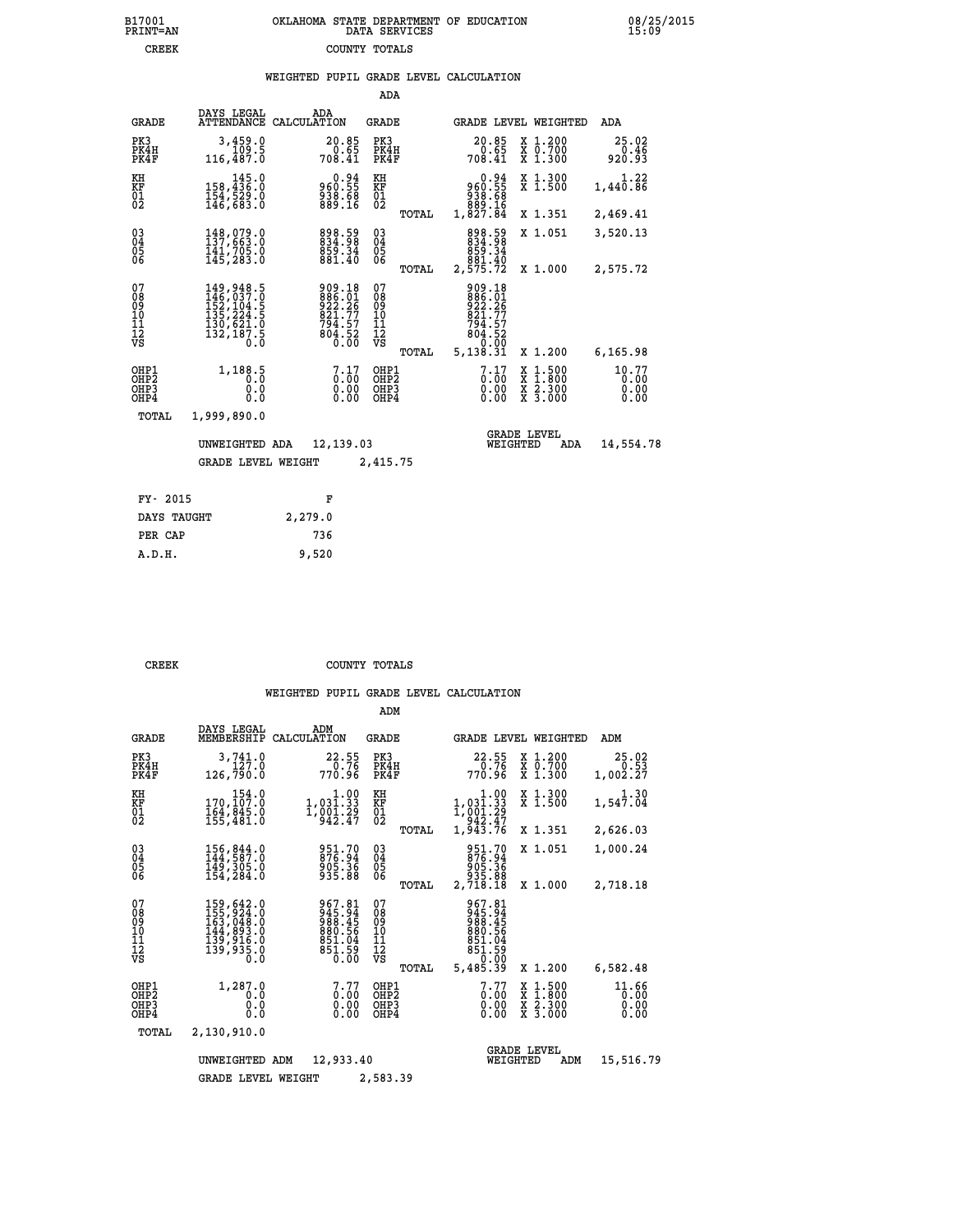B17001 OKLAHOMA STATE DEPARTMENT OF EDUCATION 08/25/2015
PRINT=AN DATA SERVICES 15:09
CREEK COUNTY TOTALS

WEIGHTED PUPIL GRADE LEVEL CALCULATION

ADA

| GRADE | DAYS LEGAL ATTENDANCE | ADA CALCULATION | GRADE | | GRADE LEVEL | WEIGHTED | ADA |
|---|---|---|---|---|---|---|---|
| PK3 | 3,459.0 | 20.85 | PK3 | | 20.85 | X 1.200 | 25.02 |
| PK4H | 109.5 | 0.65 | PK4H | | 0.65 | X 0.700 | 0.46 |
| PK4F | 116,487.0 | 708.41 | PK4F | | 708.41 | X 1.300 | 920.93 |
| KH | 145.0 | 0.94 | KH | | 0.94 | X 1.300 | 1.22 |
| KF | 158,436.0 | 960.55 | KF | | 960.55 | X 1.500 | 1,440.86 |
| 01 | 154,529.0 | 938.68 | 01 | | 938.68 | | |
| 02 | 146,683.0 | 889.16 | 02 | | 889.16 | | |
| | | | | TOTAL | 1,827.84 | X 1.351 | 2,469.41 |
| 03 | 148,079.0 | 898.59 | 03 | | 898.59 | X 1.051 | 3,520.13 |
| 04 | 137,663.0 | 834.98 | 04 | | 834.98 | | |
| 05 | 141,705.0 | 859.34 | 05 | | 859.34 | | |
| 06 | 145,283.0 | 881.40 | 06 | | 881.40 | | |
| | | | | TOTAL | 2,575.72 | X 1.000 | 2,575.72 |
| 07 | 149,948.5 | 909.18 | 07 | | 909.18 | | |
| 08 | 146,037.0 | 886.01 | 08 | | 886.01 | | |
| 09 | 152,104.5 | 922.26 | 09 | | 922.26 | | |
| 10 | 135,224.5 | 821.77 | 10 | | 821.77 | | |
| 11 | 130,621.0 | 794.57 | 11 | | 794.57 | | |
| 12 | 132,187.5 | 804.52 | 12 | | 804.52 | | |
| VS | 0.0 | 0.00 | VS | | 0.00 | | |
| | | | | TOTAL | 5,138.31 | X 1.200 | 6,165.98 |
| OHP1 | 1,188.5 | 7.17 | OHP1 | | 7.17 | X 1.500 | 10.77 |
| OHP2 | 0.0 | 0.00 | OHP2 | | 0.00 | X 1.800 | 0.00 |
| OHP3 | 0.0 | 0.00 | OHP3 | | 0.00 | X 2.300 | 0.00 |
| OHP4 | 0.0 | 0.00 | OHP4 | | 0.00 | X 3.000 | 0.00 |
| TOTAL | 1,999,890.0 | | | | | | |

UNWEIGHTED ADA 12,139.03 — GRADE LEVEL WEIGHTED ADA 14,554.78

GRADE LEVEL WEIGHT 2,415.75

| FY- 2015 | F |
|---|---|
| DAYS TAUGHT | 2,279.0 |
| PER CAP | 736 |
| A.D.H. | 9,520 |

CREEK COUNTY TOTALS

WEIGHTED PUPIL GRADE LEVEL CALCULATION

ADM

| GRADE | DAYS LEGAL MEMBERSHIP | ADM CALCULATION | GRADE | | GRADE LEVEL | WEIGHTED | ADM |
|---|---|---|---|---|---|---|---|
| PK3 | 3,741.0 | 22.55 | PK3 | | 22.55 | X 1.200 | 25.02 |
| PK4H | 127.0 | 0.76 | PK4H | | 0.76 | X 0.700 | 0.53 |
| PK4F | 126,790.0 | 770.96 | PK4F | | 770.96 | X 1.300 | 1,002.27 |
| KH | 154.0 | 1.00 | KH | | 1.00 | X 1.300 | 1.30 |
| KF | 170,107.0 | 1,031.33 | KF | | 1,031.33 | X 1.500 | 1,547.04 |
| 01 | 164,845.0 | 1,001.29 | 01 | | 1,001.29 | | |
| 02 | 155,481.0 | 942.47 | 02 | | 942.47 | | |
| | | | | TOTAL | 1,943.76 | X 1.351 | 2,626.03 |
| 03 | 156,844.0 | 951.70 | 03 | | 951.70 | X 1.051 | 1,000.24 |
| 04 | 144,587.0 | 876.94 | 04 | | 876.94 | | |
| 05 | 149,305.0 | 905.36 | 05 | | 905.36 | | |
| 06 | 154,284.0 | 935.88 | 06 | | 935.88 | | |
| | | | | TOTAL | 2,718.18 | X 1.000 | 2,718.18 |
| 07 | 159,642.0 | 967.81 | 07 | | 967.81 | | |
| 08 | 155,924.0 | 945.94 | 08 | | 945.94 | | |
| 09 | 163,048.0 | 988.45 | 09 | | 988.45 | | |
| 10 | 144,893.0 | 880.56 | 10 | | 880.56 | | |
| 11 | 139,916.0 | 851.04 | 11 | | 851.04 | | |
| 12 | 139,935.0 | 851.59 | 12 | | 851.59 | | |
| VS | 0.0 | 0.00 | VS | | 0.00 | | |
| | | | | TOTAL | 5,485.39 | X 1.200 | 6,582.48 |
| OHP1 | 1,287.0 | 7.77 | OHP1 | | 7.77 | X 1.500 | 11.66 |
| OHP2 | 0.0 | 0.00 | OHP2 | | 0.00 | X 1.800 | 0.00 |
| OHP3 | 0.0 | 0.00 | OHP3 | | 0.00 | X 2.300 | 0.00 |
| OHP4 | 0.0 | 0.00 | OHP4 | | 0.00 | X 3.000 | 0.00 |
| TOTAL | 2,130,910.0 | | | | | | |

UNWEIGHTED ADM 12,933.40 — GRADE LEVEL WEIGHTED ADM 15,516.79

GRADE LEVEL WEIGHT 2,583.39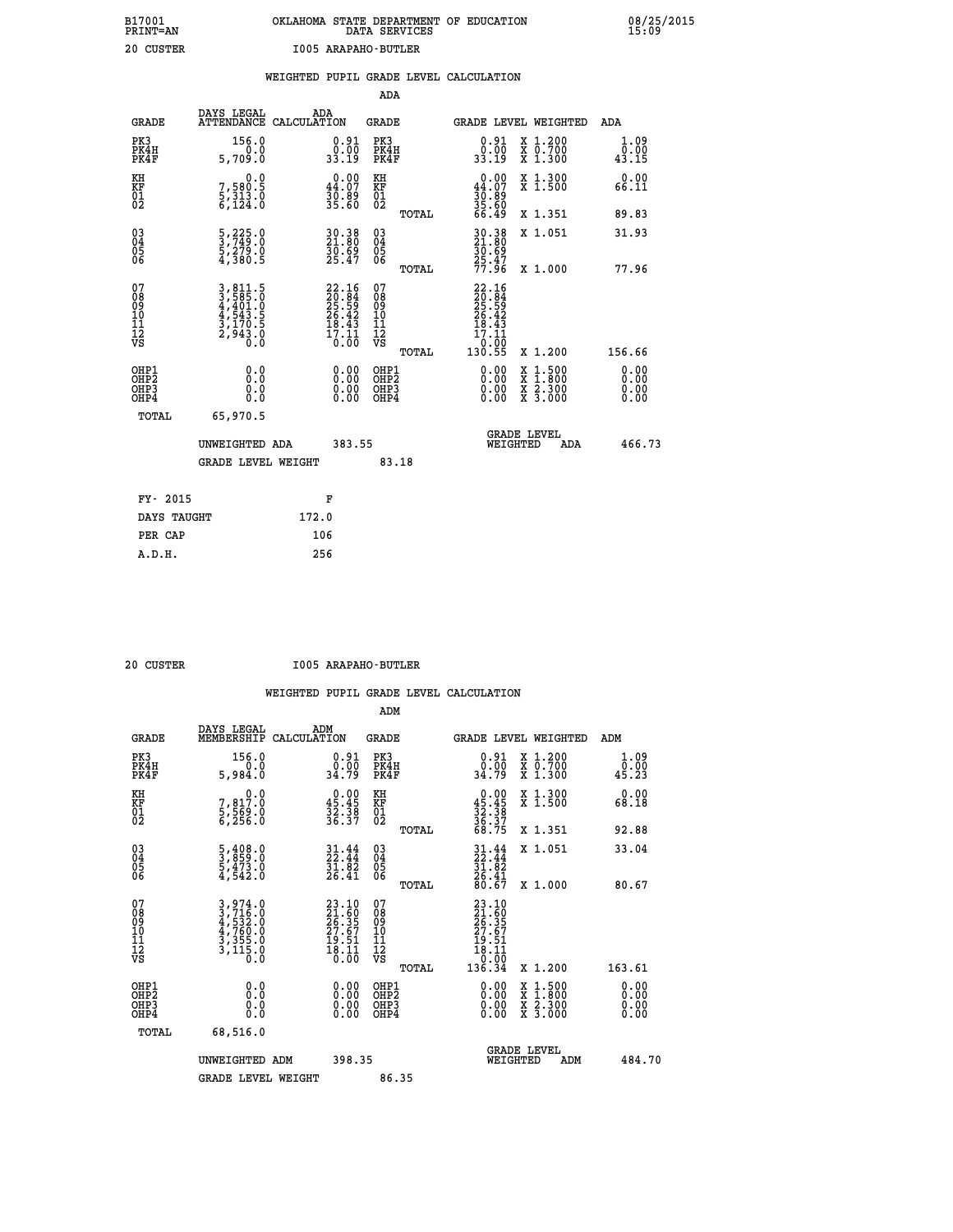B17001 PRINT=AN — OKLAHOMA STATE DEPARTMENT OF EDUCATION DATA SERVICES — 08/25/2015 15:09

20 CUSTER — I005 ARAPAHO-BUTLER

## WEIGHTED PUPIL GRADE LEVEL CALCULATION

### ADA

| GRADE | DAYS LEGAL ATTENDANCE | ADA CALCULATION | GRADE | GRADE LEVEL | WEIGHTED | ADA |
|---|---|---|---|---|---|---|
| PK3 | 156.0 | 0.91 | PK3 | 0.91 | X 1.200 | 1.09 |
| PK4H | 0.0 | 0.00 | PK4H | 0.00 | X 0.700 | 0.00 |
| PK4F | 5,709.0 | 33.19 | PK4F | 33.19 | X 1.300 | 43.15 |
| KH | 0.0 | 0.00 | KH | 0.00 | X 1.300 | 0.00 |
| KF | 7,580.5 | 44.07 | KF | 44.07 | X 1.500 | 66.11 |
| 01 | 5,313.0 | 30.89 | 01 | 30.89 | | |
| 02 | 6,124.0 | 35.60 | 02 | 35.60 | | |
| | | | TOTAL | 66.49 | X 1.351 | 89.83 |
| 03 | 5,225.0 | 30.38 | 03 | 30.38 | X 1.051 | 31.93 |
| 04 | 3,749.0 | 21.80 | 04 | 21.80 | | |
| 05 | 5,279.0 | 30.69 | 05 | 30.69 | | |
| 06 | 4,380.5 | 25.47 | 06 | 25.47 | | |
| | | | TOTAL | 77.96 | X 1.000 | 77.96 |
| 07 | 3,811.5 | 22.16 | 07 | 22.16 | | |
| 08 | 3,585.0 | 20.84 | 08 | 20.84 | | |
| 09 | 4,401.0 | 25.59 | 09 | 25.59 | | |
| 10 | 4,543.5 | 26.42 | 10 | 26.42 | | |
| 11 | 3,170.5 | 18.43 | 11 | 18.43 | | |
| 12 | 2,943.0 | 17.11 | 12 | 17.11 | | |
| VS | 0.0 | 0.00 | VS | 0.00 | | |
| | | | TOTAL | 130.55 | X 1.200 | 156.66 |
| OHP1 | 0.0 | 0.00 | OHP1 | 0.00 | X 1.500 | 0.00 |
| OHP2 | 0.0 | 0.00 | OHP2 | 0.00 | X 1.800 | 0.00 |
| OHP3 | 0.0 | 0.00 | OHP3 | 0.00 | X 2.300 | 0.00 |
| OHP4 | 0.0 | 0.00 | OHP4 | 0.00 | X 3.000 | 0.00 |
| TOTAL | 65,970.5 | | | | | |

UNWEIGHTED ADA 383.55 — GRADE LEVEL WEIGHTED ADA 466.73

GRADE LEVEL WEIGHT 83.18

| FY- 2015 | F |
|---|---|
| DAYS TAUGHT | 172.0 |
| PER CAP | 106 |
| A.D.H. | 256 |

20 CUSTER — I005 ARAPAHO-BUTLER

## WEIGHTED PUPIL GRADE LEVEL CALCULATION

### ADM

| GRADE | DAYS LEGAL MEMBERSHIP | ADM CALCULATION | GRADE | GRADE LEVEL | WEIGHTED | ADM |
|---|---|---|---|---|---|---|
| PK3 | 156.0 | 0.91 | PK3 | 0.91 | X 1.200 | 1.09 |
| PK4H | 0.0 | 0.00 | PK4H | 0.00 | X 0.700 | 0.00 |
| PK4F | 5,984.0 | 34.79 | PK4F | 34.79 | X 1.300 | 45.23 |
| KH | 0.0 | 0.00 | KH | 0.00 | X 1.300 | 0.00 |
| KF | 7,817.0 | 45.45 | KF | 45.45 | X 1.500 | 68.18 |
| 01 | 5,569.0 | 32.38 | 01 | 32.38 | | |
| 02 | 6,256.0 | 36.37 | 02 | 36.37 | | |
| | | | TOTAL | 68.75 | X 1.351 | 92.88 |
| 03 | 5,408.0 | 31.44 | 03 | 31.44 | X 1.051 | 33.04 |
| 04 | 3,859.0 | 22.44 | 04 | 22.44 | | |
| 05 | 5,473.0 | 31.82 | 05 | 31.82 | | |
| 06 | 4,542.0 | 26.41 | 06 | 26.41 | | |
| | | | TOTAL | 80.67 | X 1.000 | 80.67 |
| 07 | 3,974.0 | 23.10 | 07 | 23.10 | | |
| 08 | 3,716.0 | 21.60 | 08 | 21.60 | | |
| 09 | 4,532.0 | 26.35 | 09 | 26.35 | | |
| 10 | 4,760.0 | 27.67 | 10 | 27.67 | | |
| 11 | 3,355.0 | 19.51 | 11 | 19.51 | | |
| 12 | 3,115.0 | 18.11 | 12 | 18.11 | | |
| VS | 0.0 | 0.00 | VS | 0.00 | | |
| | | | TOTAL | 136.34 | X 1.200 | 163.61 |
| OHP1 | 0.0 | 0.00 | OHP1 | 0.00 | X 1.500 | 0.00 |
| OHP2 | 0.0 | 0.00 | OHP2 | 0.00 | X 1.800 | 0.00 |
| OHP3 | 0.0 | 0.00 | OHP3 | 0.00 | X 2.300 | 0.00 |
| OHP4 | 0.0 | 0.00 | OHP4 | 0.00 | X 3.000 | 0.00 |
| TOTAL | 68,516.0 | | | | | |

UNWEIGHTED ADM 398.35 — GRADE LEVEL WEIGHTED ADM 484.70

GRADE LEVEL WEIGHT 86.35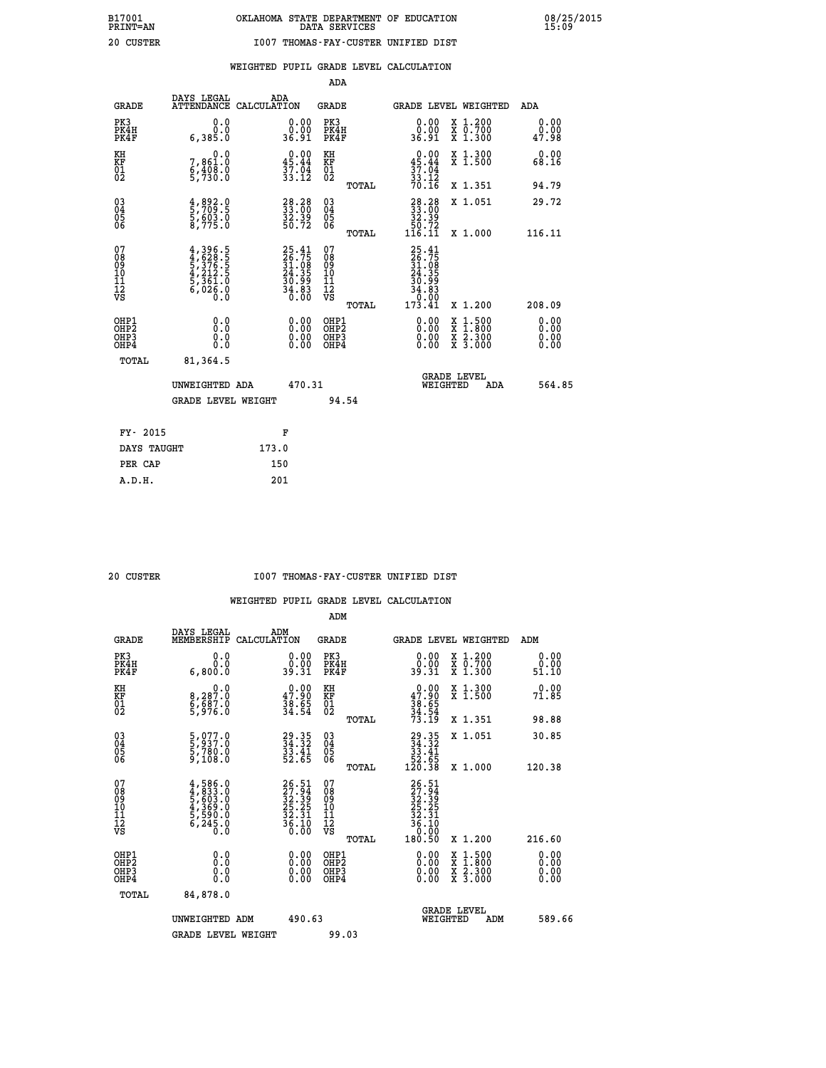B17001 OKLAHOMA STATE DEPARTMENT OF EDUCATION 08/25/2015
PRINT=AN DATA SERVICES 15:09

20 CUSTER I007 THOMAS-FAY-CUSTER UNIFIED DIST

WEIGHTED PUPIL GRADE LEVEL CALCULATION

ADA

| GRADE | DAYS LEGAL ATTENDANCE | ADA CALCULATION | GRADE | GRADE LEVEL | WEIGHTED | ADA |
|---|---|---|---|---|---|---|
| PK3 | 0.0 | 0.00 | PK3 | 0.00 | X 1.200 | 0.00 |
| PK4H | 0.0 | 0.00 | PK4H | 0.00 | X 0.700 | 0.00 |
| PK4F | 6,385.0 | 36.91 | PK4F | 36.91 | X 1.300 | 47.98 |
| KH | 0.0 | 0.00 | KH | 0.00 | X 1.300 | 0.00 |
| KF | 7,861.0 | 45.44 | KF | 45.44 | X 1.500 | 68.16 |
| 01 | 6,408.0 | 37.04 | 01 | 37.04 | | |
| 02 | 5,730.0 | 33.12 | 02 | 33.12 | | |
| | | | TOTAL | 70.16 | X 1.351 | 94.79 |
| 03 | 4,892.0 | 28.28 | 03 | 28.28 | X 1.051 | 29.72 |
| 04 | 5,709.5 | 33.00 | 04 | 33.00 | | |
| 05 | 5,603.0 | 32.39 | 05 | 32.39 | | |
| 06 | 8,775.0 | 50.72 | 06 | 50.72 | | |
| | | | TOTAL | 116.11 | X 1.000 | 116.11 |
| 07 | 4,396.5 | 25.41 | 07 | 25.41 | | |
| 08 | 4,628.5 | 26.75 | 08 | 26.75 | | |
| 09 | 5,376.5 | 31.08 | 09 | 31.08 | | |
| 10 | 4,212.5 | 24.35 | 10 | 24.35 | | |
| 11 | 5,361.0 | 30.99 | 11 | 30.99 | | |
| 12 | 6,026.0 | 34.83 | 12 | 34.83 | | |
| VS | 0.0 | 0.00 | VS | 0.00 | | |
| | | | TOTAL | 173.41 | X 1.200 | 208.09 |
| OHP1 | 0.0 | 0.00 | OHP1 | 0.00 | X 1.500 | 0.00 |
| OHP2 | 0.0 | 0.00 | OHP2 | 0.00 | X 1.800 | 0.00 |
| OHP3 | 0.0 | 0.00 | OHP3 | 0.00 | X 2.300 | 0.00 |
| OHP4 | 0.0 | 0.00 | OHP4 | 0.00 | X 3.000 | 0.00 |
| TOTAL | 81,364.5 | | | | | |

UNWEIGHTED ADA 470.31 GRADE LEVEL WEIGHTED ADA 564.85

GRADE LEVEL WEIGHT 94.54

FY- 2015 F
DAYS TAUGHT 173.0
PER CAP 150
A.D.H. 201

20 CUSTER I007 THOMAS-FAY-CUSTER UNIFIED DIST

WEIGHTED PUPIL GRADE LEVEL CALCULATION

ADM

| GRADE | DAYS LEGAL MEMBERSHIP | ADM CALCULATION | GRADE | GRADE LEVEL | WEIGHTED | ADM |
|---|---|---|---|---|---|---|
| PK3 | 0.0 | 0.00 | PK3 | 0.00 | X 1.200 | 0.00 |
| PK4H | 0.0 | 0.00 | PK4H | 0.00 | X 0.700 | 0.00 |
| PK4F | 6,800.0 | 39.31 | PK4F | 39.31 | X 1.300 | 51.10 |
| KH | 0.0 | 0.00 | KH | 0.00 | X 1.300 | 0.00 |
| KF | 8,287.0 | 47.90 | KF | 47.90 | X 1.500 | 71.85 |
| 01 | 6,687.0 | 38.65 | 01 | 38.65 | | |
| 02 | 5,976.0 | 34.54 | 02 | 34.54 | | |
| | | | TOTAL | 73.19 | X 1.351 | 98.88 |
| 03 | 5,077.0 | 29.35 | 03 | 29.35 | X 1.051 | 30.85 |
| 04 | 5,937.0 | 34.32 | 04 | 34.32 | | |
| 05 | 5,780.0 | 33.41 | 05 | 33.41 | | |
| 06 | 9,108.0 | 52.65 | 06 | 52.65 | | |
| | | | TOTAL | 120.38 | X 1.000 | 120.38 |
| 07 | 4,586.0 | 26.51 | 07 | 26.51 | | |
| 08 | 4,833.0 | 27.94 | 08 | 27.94 | | |
| 09 | 5,603.0 | 32.39 | 09 | 32.39 | | |
| 10 | 4,369.0 | 25.25 | 10 | 25.25 | | |
| 11 | 5,590.0 | 32.31 | 11 | 32.31 | | |
| 12 | 6,245.0 | 36.10 | 12 | 36.10 | | |
| VS | 0.0 | 0.00 | VS | 0.00 | | |
| | | | TOTAL | 180.50 | X 1.200 | 216.60 |
| OHP1 | 0.0 | 0.00 | OHP1 | 0.00 | X 1.500 | 0.00 |
| OHP2 | 0.0 | 0.00 | OHP2 | 0.00 | X 1.800 | 0.00 |
| OHP3 | 0.0 | 0.00 | OHP3 | 0.00 | X 2.300 | 0.00 |
| OHP4 | 0.0 | 0.00 | OHP4 | 0.00 | X 3.000 | 0.00 |
| TOTAL | 84,878.0 | | | | | |

UNWEIGHTED ADM 490.63 GRADE LEVEL WEIGHTED ADM 589.66

GRADE LEVEL WEIGHT 99.03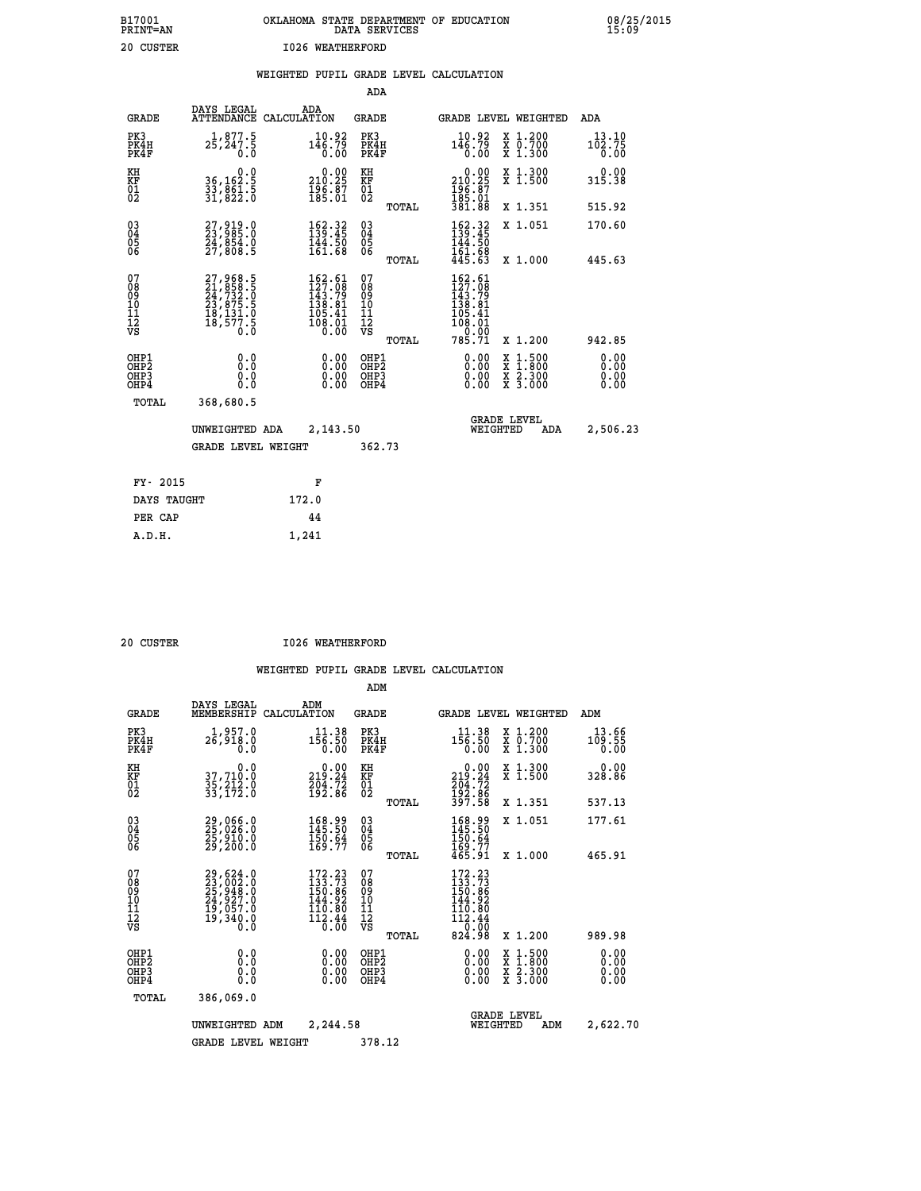B17001 OKLAHOMA STATE DEPARTMENT OF EDUCATION 08/25/2015
PRINT=AN DATA SERVICES 15:09

20 CUSTER I026 WEATHERFORD

WEIGHTED PUPIL GRADE LEVEL CALCULATION

ADA

| GRADE | DAYS LEGAL ATTENDANCE | ADA CALCULATION | GRADE | | GRADE LEVEL | WEIGHTED | ADA |
|---|---|---|---|---|---|---|---|
| PK3 | 1,877.5 | 10.92 | PK3 | | 10.92 | X 1.200 | 13.10 |
| PK4H | 25,247.5 | 146.79 | PK4H | | 146.79 | X 0.700 | 102.75 |
| PK4F | 0.0 | 0.00 | PK4F | | 0.00 | X 1.300 | 0.00 |
| KH | 0.0 | 0.00 | KH | | 0.00 | X 1.300 | 0.00 |
| KF | 36,162.5 | 210.25 | KF | | 210.25 | X 1.500 | 315.38 |
| 01 | 33,861.5 | 196.87 | 01 | | 196.87 | | |
| 02 | 31,822.0 | 185.01 | 02 | | 185.01 | | |
| | | | | TOTAL | 381.88 | X 1.351 | 515.92 |
| 03 | 27,919.0 | 162.32 | 03 | | 162.32 | X 1.051 | 170.60 |
| 04 | 23,985.0 | 139.45 | 04 | | 139.45 | | |
| 05 | 24,854.0 | 144.50 | 05 | | 144.50 | | |
| 06 | 27,808.5 | 161.68 | 06 | | 161.68 | | |
| | | | | TOTAL | 445.63 | X 1.000 | 445.63 |
| 07 | 27,968.5 | 162.61 | 07 | | 162.61 | | |
| 08 | 21,858.5 | 127.08 | 08 | | 127.08 | | |
| 09 | 24,732.0 | 143.79 | 09 | | 143.79 | | |
| 10 | 23,875.5 | 138.81 | 10 | | 138.81 | | |
| 11 | 18,131.0 | 105.41 | 11 | | 105.41 | | |
| 12 | 18,577.5 | 108.01 | 12 | | 108.01 | | |
| VS | 0.0 | 0.00 | VS | | 0.00 | | |
| | | | | TOTAL | 785.71 | X 1.200 | 942.85 |
| OHP1 | 0.0 | 0.00 | OHP1 | | 0.00 | X 1.500 | 0.00 |
| OHP2 | 0.0 | 0.00 | OHP2 | | 0.00 | X 1.800 | 0.00 |
| OHP3 | 0.0 | 0.00 | OHP3 | | 0.00 | X 2.300 | 0.00 |
| OHP4 | 0.0 | 0.00 | OHP4 | | 0.00 | X 3.000 | 0.00 |
| TOTAL | 368,680.5 | | | | | | |

UNWEIGHTED ADA 2,143.50 GRADE LEVEL WEIGHTED ADA 2,506.23

GRADE LEVEL WEIGHT 362.73

| FY- 2015 | F |
|---|---|
| DAYS TAUGHT | 172.0 |
| PER CAP | 44 |
| A.D.H. | 1,241 |

20 CUSTER I026 WEATHERFORD

WEIGHTED PUPIL GRADE LEVEL CALCULATION

ADM

| GRADE | DAYS LEGAL MEMBERSHIP | ADM CALCULATION | GRADE | | GRADE LEVEL | WEIGHTED | ADM |
|---|---|---|---|---|---|---|---|
| PK3 | 1,957.0 | 11.38 | PK3 | | 11.38 | X 1.200 | 13.66 |
| PK4H | 26,918.0 | 156.50 | PK4H | | 156.50 | X 0.700 | 109.55 |
| PK4F | 0.0 | 0.00 | PK4F | | 0.00 | X 1.300 | 0.00 |
| KH | 0.0 | 0.00 | KH | | 0.00 | X 1.300 | 0.00 |
| KF | 37,710.0 | 219.24 | KF | | 219.24 | X 1.500 | 328.86 |
| 01 | 35,212.0 | 204.72 | 01 | | 204.72 | | |
| 02 | 33,172.0 | 192.86 | 02 | | 192.86 | | |
| | | | | TOTAL | 397.58 | X 1.351 | 537.13 |
| 03 | 29,066.0 | 168.99 | 03 | | 168.99 | X 1.051 | 177.61 |
| 04 | 25,026.0 | 145.50 | 04 | | 145.50 | | |
| 05 | 25,910.0 | 150.64 | 05 | | 150.64 | | |
| 06 | 29,200.0 | 169.77 | 06 | | 169.77 | | |
| | | | | TOTAL | 465.91 | X 1.000 | 465.91 |
| 07 | 29,624.0 | 172.23 | 07 | | 172.23 | | |
| 08 | 23,002.0 | 133.73 | 08 | | 133.73 | | |
| 09 | 25,948.0 | 150.86 | 09 | | 150.86 | | |
| 10 | 24,927.0 | 144.92 | 10 | | 144.92 | | |
| 11 | 19,057.0 | 110.80 | 11 | | 110.80 | | |
| 12 | 19,340.0 | 112.44 | 12 | | 112.44 | | |
| VS | 0.0 | 0.00 | VS | | 0.00 | | |
| | | | | TOTAL | 824.98 | X 1.200 | 989.98 |
| OHP1 | 0.0 | 0.00 | OHP1 | | 0.00 | X 1.500 | 0.00 |
| OHP2 | 0.0 | 0.00 | OHP2 | | 0.00 | X 1.800 | 0.00 |
| OHP3 | 0.0 | 0.00 | OHP3 | | 0.00 | X 2.300 | 0.00 |
| OHP4 | 0.0 | 0.00 | OHP4 | | 0.00 | X 3.000 | 0.00 |
| TOTAL | 386,069.0 | | | | | | |

UNWEIGHTED ADM 2,244.58 GRADE LEVEL WEIGHTED ADM 2,622.70

GRADE LEVEL WEIGHT 378.12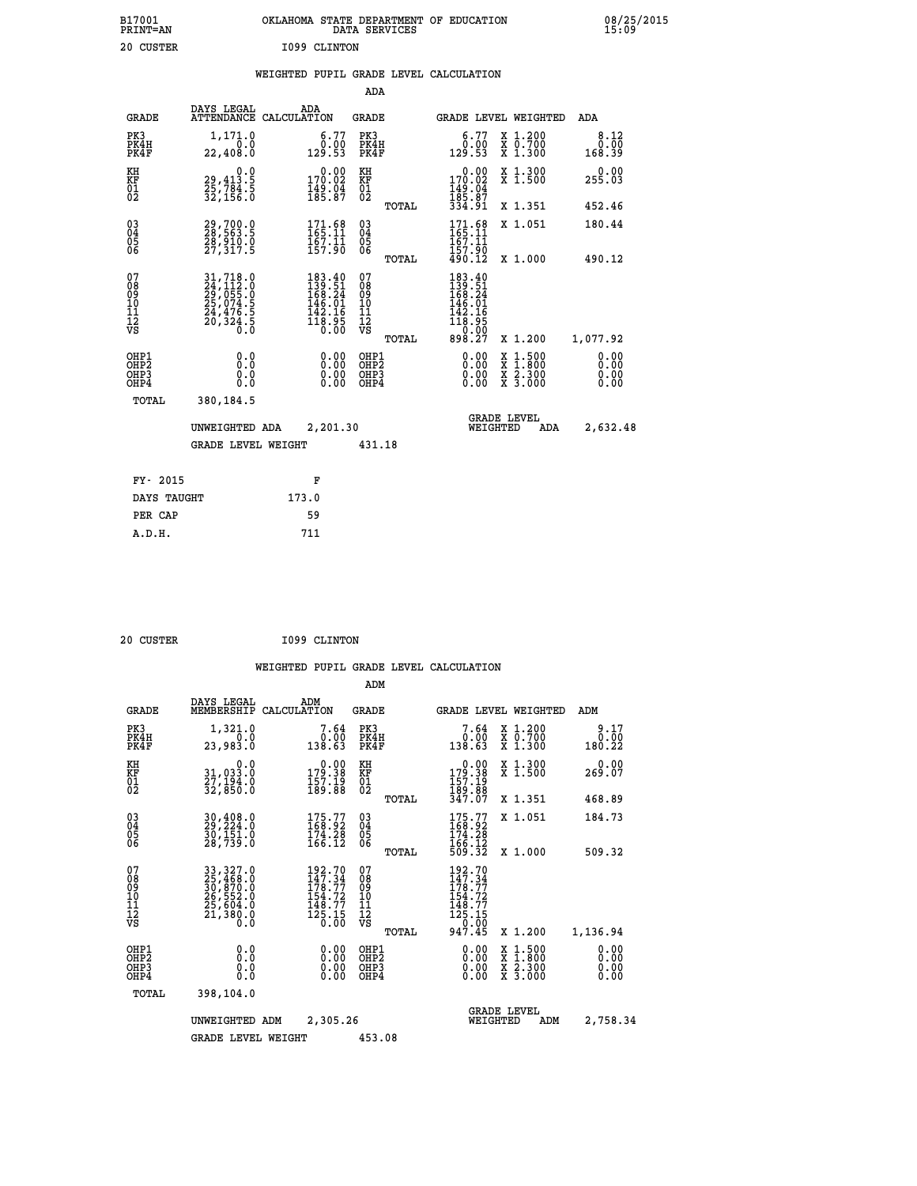B17001 OKLAHOMA STATE DEPARTMENT OF EDUCATION 08/25/2015
PRINT=AN DATA SERVICES 15:09

20 CUSTER I099 CLINTON

## WEIGHTED PUPIL GRADE LEVEL CALCULATION

### ADA

| GRADE | DAYS LEGAL ATTENDANCE | ADA CALCULATION | GRADE | GRADE LEVEL | WEIGHTED | ADA |
|---|---|---|---|---|---|---|
| PK3 | 1,171.0 | 6.77 | PK3 | 6.77 | X 1.200 | 8.12 |
| PK4H | 0.0 | 0.00 | PK4H | 0.00 | X 0.700 | 0.00 |
| PK4F | 22,408.0 | 129.53 | PK4F | 129.53 | X 1.300 | 168.39 |
| KH | 0.0 | 0.00 | KH | 0.00 | X 1.300 | 0.00 |
| KF | 29,413.5 | 170.02 | KF | 170.02 | X 1.500 | 255.03 |
| 01 | 25,784.5 | 149.04 | 01 | 149.04 | | |
| 02 | 32,156.0 | 185.87 | 02 | 185.87 | | |
| | | | TOTAL | 334.91 | X 1.351 | 452.46 |
| 03 | 29,700.0 | 171.68 | 03 | 171.68 | X 1.051 | 180.44 |
| 04 | 28,563.5 | 165.11 | 04 | 165.11 | | |
| 05 | 28,910.0 | 167.11 | 05 | 167.11 | | |
| 06 | 27,317.5 | 157.90 | 06 | 157.90 | | |
| | | | TOTAL | 490.12 | X 1.000 | 490.12 |
| 07 | 31,718.0 | 183.40 | 07 | 183.40 | | |
| 08 | 24,112.0 | 139.51 | 08 | 139.51 | | |
| 09 | 29,055.0 | 168.24 | 09 | 168.24 | | |
| 10 | 25,074.5 | 146.01 | 10 | 146.01 | | |
| 11 | 24,476.5 | 142.16 | 11 | 142.16 | | |
| 12 | 20,324.5 | 118.95 | 12 | 118.95 | | |
| VS | 0.0 | 0.00 | VS | 0.00 | | |
| | | | TOTAL | 898.27 | X 1.200 | 1,077.92 |
| OHP1 | 0.0 | 0.00 | OHP1 | 0.00 | X 1.500 | 0.00 |
| OHP2 | 0.0 | 0.00 | OHP2 | 0.00 | X 1.800 | 0.00 |
| OHP3 | 0.0 | 0.00 | OHP3 | 0.00 | X 2.300 | 0.00 |
| OHP4 | 0.0 | 0.00 | OHP4 | 0.00 | X 3.000 | 0.00 |
| TOTAL | 380,184.5 | | | | | |

UNWEIGHTED ADA 2,201.30 GRADE LEVEL WEIGHTED ADA 2,632.48

GRADE LEVEL WEIGHT 431.18

| FY- 2015 | F |
|---|---|
| DAYS TAUGHT | 173.0 |
| PER CAP | 59 |
| A.D.H. | 711 |

20 CUSTER I099 CLINTON

## WEIGHTED PUPIL GRADE LEVEL CALCULATION

### ADM

| GRADE | DAYS LEGAL MEMBERSHIP | ADM CALCULATION | GRADE | GRADE LEVEL | WEIGHTED | ADM |
|---|---|---|---|---|---|---|
| PK3 | 1,321.0 | 7.64 | PK3 | 7.64 | X 1.200 | 9.17 |
| PK4H | 0.0 | 0.00 | PK4H | 0.00 | X 0.700 | 0.00 |
| PK4F | 23,983.0 | 138.63 | PK4F | 138.63 | X 1.300 | 180.22 |
| KH | 0.0 | 0.00 | KH | 0.00 | X 1.300 | 0.00 |
| KF | 31,033.0 | 179.38 | KF | 179.38 | X 1.500 | 269.07 |
| 01 | 27,194.0 | 157.19 | 01 | 157.19 | | |
| 02 | 32,850.0 | 189.88 | 02 | 189.88 | | |
| | | | TOTAL | 347.07 | X 1.351 | 468.89 |
| 03 | 30,408.0 | 175.77 | 03 | 175.77 | X 1.051 | 184.73 |
| 04 | 29,224.0 | 168.92 | 04 | 168.92 | | |
| 05 | 30,151.0 | 174.28 | 05 | 174.28 | | |
| 06 | 28,739.0 | 166.12 | 06 | 166.12 | | |
| | | | TOTAL | 509.32 | X 1.000 | 509.32 |
| 07 | 33,327.0 | 192.70 | 07 | 192.70 | | |
| 08 | 25,468.0 | 147.34 | 08 | 147.34 | | |
| 09 | 30,870.0 | 178.77 | 09 | 178.77 | | |
| 10 | 26,552.0 | 154.72 | 10 | 154.72 | | |
| 11 | 25,604.0 | 148.77 | 11 | 148.77 | | |
| 12 | 21,380.0 | 125.15 | 12 | 125.15 | | |
| VS | 0.0 | 0.00 | VS | 0.00 | | |
| | | | TOTAL | 947.45 | X 1.200 | 1,136.94 |
| OHP1 | 0.0 | 0.00 | OHP1 | 0.00 | X 1.500 | 0.00 |
| OHP2 | 0.0 | 0.00 | OHP2 | 0.00 | X 1.800 | 0.00 |
| OHP3 | 0.0 | 0.00 | OHP3 | 0.00 | X 2.300 | 0.00 |
| OHP4 | 0.0 | 0.00 | OHP4 | 0.00 | X 3.000 | 0.00 |
| TOTAL | 398,104.0 | | | | | |

UNWEIGHTED ADM 2,305.26 GRADE LEVEL WEIGHTED ADM 2,758.34

GRADE LEVEL WEIGHT 453.08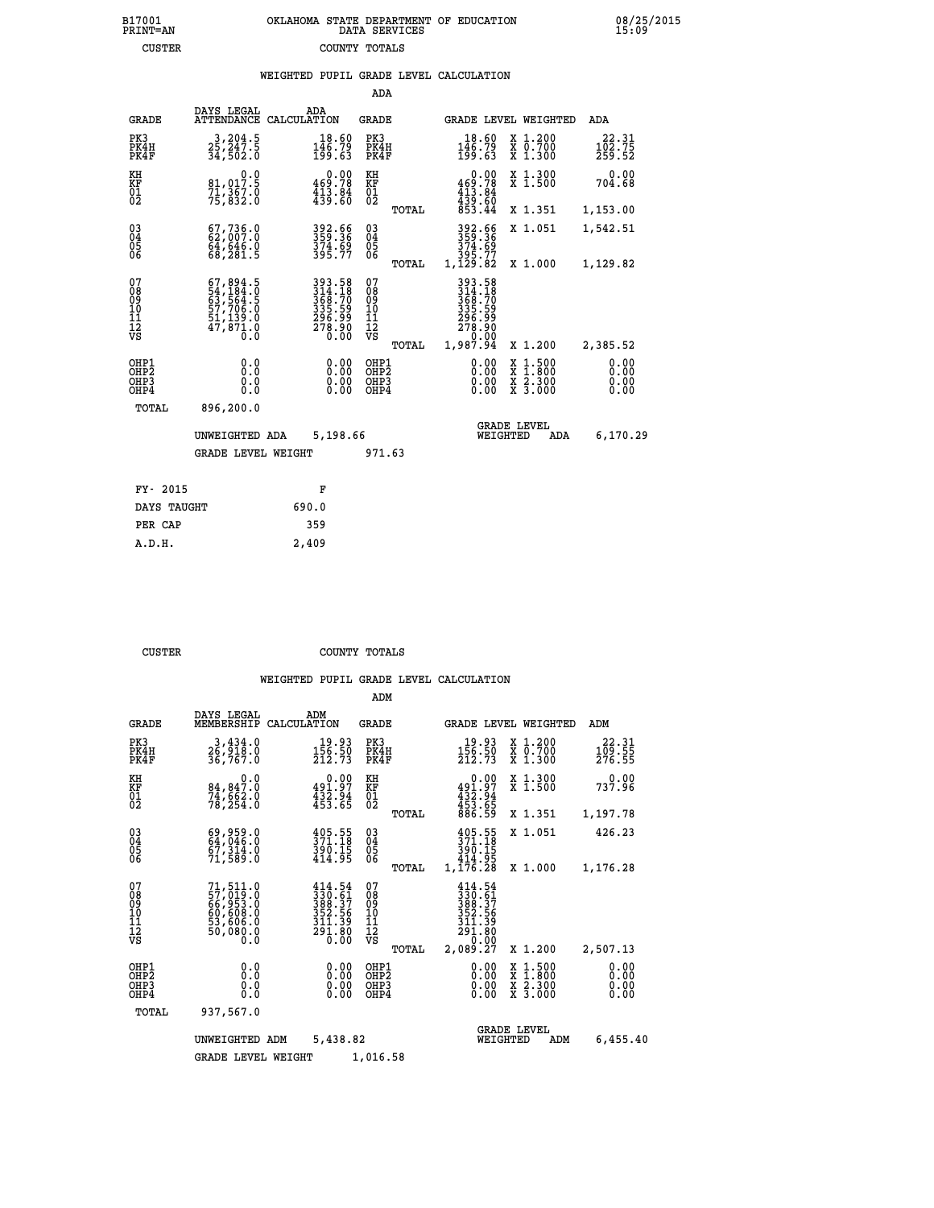B17001 OKLAHOMA STATE DEPARTMENT OF EDUCATION 08/25/2015
PRINT=AN DATA SERVICES 15:09
CUSTER COUNTY TOTALS

WEIGHTED PUPIL GRADE LEVEL CALCULATION

ADA

| GRADE | DAYS LEGAL ATTENDANCE | ADA CALCULATION | GRADE | | GRADE LEVEL | WEIGHTED | ADA |
|---|---|---|---|---|---|---|---|
| PK3 | 3,204.5 | 18.60 | PK3 | | 18.60 | X 1.200 | 22.31 |
| PK4H | 25,247.5 | 146.79 | PK4H | | 146.79 | X 0.700 | 102.75 |
| PK4F | 34,502.0 | 199.63 | PK4F | | 199.63 | X 1.300 | 259.52 |
| KH | 0.0 | 0.00 | KH | | 0.00 | X 1.300 | 0.00 |
| KF | 81,017.5 | 469.78 | KF | | 469.78 | X 1.500 | 704.68 |
| 01 | 71,367.0 | 413.84 | 01 | | 413.84 | | |
| 02 | 75,832.0 | 439.60 | 02 | | 439.60 | | |
| | | | | TOTAL | 853.44 | X 1.351 | 1,153.00 |
| 03 | 67,736.0 | 392.66 | 03 | | 392.66 | X 1.051 | 1,542.51 |
| 04 | 62,007.0 | 359.36 | 04 | | 359.36 | | |
| 05 | 64,646.0 | 374.69 | 05 | | 374.69 | | |
| 06 | 68,281.5 | 395.77 | 06 | | 395.77 | | |
| | | | | TOTAL | 1,129.82 | X 1.000 | 1,129.82 |
| 07 | 67,894.5 | 393.58 | 07 | | 393.58 | | |
| 08 | 54,184.0 | 314.18 | 08 | | 314.18 | | |
| 09 | 63,564.5 | 368.70 | 09 | | 368.70 | | |
| 10 | 57,706.0 | 335.59 | 10 | | 335.59 | | |
| 11 | 51,139.0 | 296.99 | 11 | | 296.99 | | |
| 12 | 47,871.0 | 278.90 | 12 | | 278.90 | | |
| VS | 0.0 | 0.00 | VS | | 0.00 | | |
| | | | | TOTAL | 1,987.94 | X 1.200 | 2,385.52 |
| OHP1 | 0.0 | 0.00 | OHP1 | | 0.00 | X 1.500 | 0.00 |
| OHP2 | 0.0 | 0.00 | OHP2 | | 0.00 | X 1.800 | 0.00 |
| OHP3 | 0.0 | 0.00 | OHP3 | | 0.00 | X 2.300 | 0.00 |
| OHP4 | 0.0 | 0.00 | OHP4 | | 0.00 | X 3.000 | 0.00 |
| TOTAL | 896,200.0 | | | | | | |

UNWEIGHTED ADA 5,198.66 GRADE LEVEL WEIGHTED ADA 6,170.29

GRADE LEVEL WEIGHT 971.63

| FY- 2015 | F |
|---|---|
| DAYS TAUGHT | 690.0 |
| PER CAP | 359 |
| A.D.H. | 2,409 |

CUSTER COUNTY TOTALS

WEIGHTED PUPIL GRADE LEVEL CALCULATION

ADM

| GRADE | DAYS LEGAL MEMBERSHIP | ADM CALCULATION | GRADE | | GRADE LEVEL | WEIGHTED | ADM |
|---|---|---|---|---|---|---|---|
| PK3 | 3,434.0 | 19.93 | PK3 | | 19.93 | X 1.200 | 22.31 |
| PK4H | 26,918.0 | 156.50 | PK4H | | 156.50 | X 0.700 | 109.55 |
| PK4F | 36,767.0 | 212.73 | PK4F | | 212.73 | X 1.300 | 276.55 |
| KH | 0.0 | 0.00 | KH | | 0.00 | X 1.300 | 0.00 |
| KF | 84,847.0 | 491.97 | KF | | 491.97 | X 1.500 | 737.96 |
| 01 | 74,662.0 | 432.94 | 01 | | 432.94 | | |
| 02 | 78,254.0 | 453.65 | 02 | | 453.65 | | |
| | | | | TOTAL | 886.59 | X 1.351 | 1,197.78 |
| 03 | 69,959.0 | 405.55 | 03 | | 405.55 | X 1.051 | 426.23 |
| 04 | 64,046.0 | 371.18 | 04 | | 371.18 | | |
| 05 | 67,314.0 | 390.15 | 05 | | 390.15 | | |
| 06 | 71,589.0 | 414.95 | 06 | | 414.95 | | |
| | | | | TOTAL | 1,176.28 | X 1.000 | 1,176.28 |
| 07 | 71,511.0 | 414.54 | 07 | | 414.54 | | |
| 08 | 57,019.0 | 330.61 | 08 | | 330.61 | | |
| 09 | 66,953.0 | 388.37 | 09 | | 388.37 | | |
| 10 | 60,608.0 | 352.56 | 10 | | 352.56 | | |
| 11 | 53,606.0 | 311.39 | 11 | | 311.39 | | |
| 12 | 50,080.0 | 291.80 | 12 | | 291.80 | | |
| VS | 0.0 | 0.00 | VS | | 0.00 | | |
| | | | | TOTAL | 2,089.27 | X 1.200 | 2,507.13 |
| OHP1 | 0.0 | 0.00 | OHP1 | | 0.00 | X 1.500 | 0.00 |
| OHP2 | 0.0 | 0.00 | OHP2 | | 0.00 | X 1.800 | 0.00 |
| OHP3 | 0.0 | 0.00 | OHP3 | | 0.00 | X 2.300 | 0.00 |
| OHP4 | 0.0 | 0.00 | OHP4 | | 0.00 | X 3.000 | 0.00 |
| TOTAL | 937,567.0 | | | | | | |

UNWEIGHTED ADM 5,438.82 GRADE LEVEL WEIGHTED ADM 6,455.40

GRADE LEVEL WEIGHT 1,016.58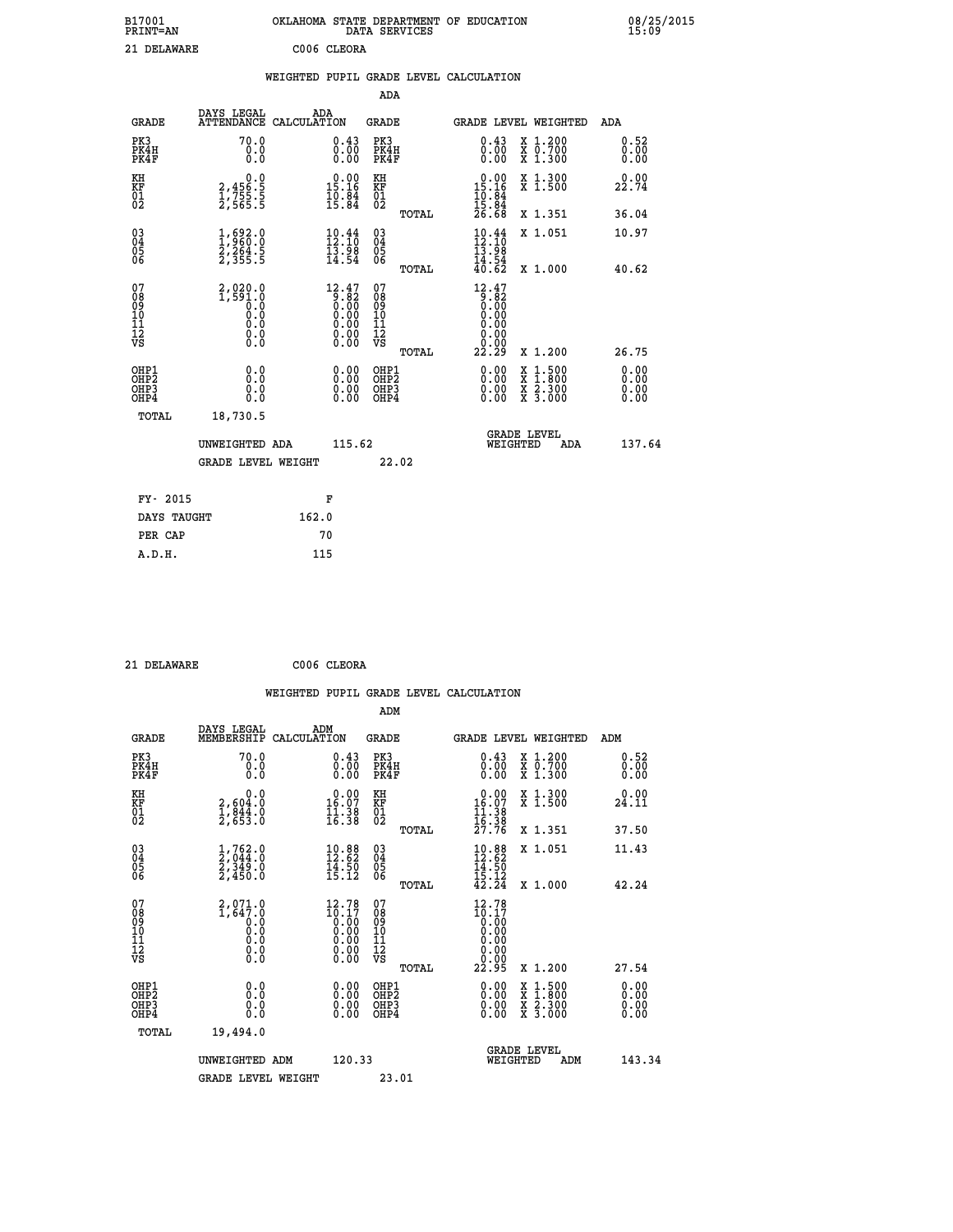B17001 OKLAHOMA STATE DEPARTMENT OF EDUCATION 08/25/2015
PRINT=AN DATA SERVICES 15:09

21 DELAWARE C006 CLEORA

## WEIGHTED PUPIL GRADE LEVEL CALCULATION

### ADA

| GRADE | DAYS LEGAL ATTENDANCE | ADA CALCULATION | GRADE | GRADE LEVEL | WEIGHTED | ADA |
|---|---|---|---|---|---|---|
| PK3 | 70.0 | 0.43 | PK3 | 0.43 | X 1.200 | 0.52 |
| PK4H | 0.0 | 0.00 | PK4H | 0.00 | X 0.700 | 0.00 |
| PK4F | 0.0 | 0.00 | PK4F | 0.00 | X 1.300 | 0.00 |
| KH | 0.0 | 0.00 | KH | 0.00 | X 1.300 | 0.00 |
| KF | 2,456.5 | 15.16 | KF | 15.16 | X 1.500 | 22.74 |
| 01 | 1,755.5 | 10.84 | 01 | 10.84 | | |
| 02 | 2,565.5 | 15.84 | 02 | 15.84 | | |
| | | | TOTAL | 26.68 | X 1.351 | 36.04 |
| 03 | 1,692.0 | 10.44 | 03 | 10.44 | X 1.051 | 10.97 |
| 04 | 1,960.0 | 12.10 | 04 | 12.10 | | |
| 05 | 2,264.5 | 13.98 | 05 | 13.98 | | |
| 06 | 2,355.5 | 14.54 | 06 | 14.54 | | |
| | | | TOTAL | 40.62 | X 1.000 | 40.62 |
| 07 | 2,020.0 | 12.47 | 07 | 12.47 | | |
| 08 | 1,591.0 | 9.82 | 08 | 9.82 | | |
| 09 | 0.0 | 0.00 | 09 | 0.00 | | |
| 10 | 0.0 | 0.00 | 10 | 0.00 | | |
| 11 | 0.0 | 0.00 | 11 | 0.00 | | |
| 12 | 0.0 | 0.00 | 12 | 0.00 | | |
| VS | 0.0 | 0.00 | VS | 0.00 | | |
| | | | TOTAL | 22.29 | X 1.200 | 26.75 |
| OHP1 | 0.0 | 0.00 | OHP1 | 0.00 | X 1.500 | 0.00 |
| OHP2 | 0.0 | 0.00 | OHP2 | 0.00 | X 1.800 | 0.00 |
| OHP3 | 0.0 | 0.00 | OHP3 | 0.00 | X 2.300 | 0.00 |
| OHP4 | 0.0 | 0.00 | OHP4 | 0.00 | X 3.000 | 0.00 |
| TOTAL | 18,730.5 | | | | | |

UNWEIGHTED ADA 115.62 GRADE LEVEL WEIGHTED ADA 137.64

GRADE LEVEL WEIGHT 22.02

| FY- 2015 | F |
|---|---|
| DAYS TAUGHT | 162.0 |
| PER CAP | 70 |
| A.D.H. | 115 |

21 DELAWARE C006 CLEORA

## WEIGHTED PUPIL GRADE LEVEL CALCULATION

### ADM

| GRADE | DAYS LEGAL MEMBERSHIP | ADM CALCULATION | GRADE | GRADE LEVEL | WEIGHTED | ADM |
|---|---|---|---|---|---|---|
| PK3 | 70.0 | 0.43 | PK3 | 0.43 | X 1.200 | 0.52 |
| PK4H | 0.0 | 0.00 | PK4H | 0.00 | X 0.700 | 0.00 |
| PK4F | 0.0 | 0.00 | PK4F | 0.00 | X 1.300 | 0.00 |
| KH | 0.0 | 0.00 | KH | 0.00 | X 1.300 | 0.00 |
| KF | 2,604.0 | 16.07 | KF | 16.07 | X 1.500 | 24.11 |
| 01 | 1,844.0 | 11.38 | 01 | 11.38 | | |
| 02 | 2,653.0 | 16.38 | 02 | 16.38 | | |
| | | | TOTAL | 27.76 | X 1.351 | 37.50 |
| 03 | 1,762.0 | 10.88 | 03 | 10.88 | X 1.051 | 11.43 |
| 04 | 2,044.0 | 12.62 | 04 | 12.62 | | |
| 05 | 2,349.0 | 14.50 | 05 | 14.50 | | |
| 06 | 2,450.0 | 15.12 | 06 | 15.12 | | |
| | | | TOTAL | 42.24 | X 1.000 | 42.24 |
| 07 | 2,071.0 | 12.78 | 07 | 12.78 | | |
| 08 | 1,647.0 | 10.17 | 08 | 10.17 | | |
| 09 | 0.0 | 0.00 | 09 | 0.00 | | |
| 10 | 0.0 | 0.00 | 10 | 0.00 | | |
| 11 | 0.0 | 0.00 | 11 | 0.00 | | |
| 12 | 0.0 | 0.00 | 12 | 0.00 | | |
| VS | 0.0 | 0.00 | VS | 0.00 | | |
| | | | TOTAL | 22.95 | X 1.200 | 27.54 |
| OHP1 | 0.0 | 0.00 | OHP1 | 0.00 | X 1.500 | 0.00 |
| OHP2 | 0.0 | 0.00 | OHP2 | 0.00 | X 1.800 | 0.00 |
| OHP3 | 0.0 | 0.00 | OHP3 | 0.00 | X 2.300 | 0.00 |
| OHP4 | 0.0 | 0.00 | OHP4 | 0.00 | X 3.000 | 0.00 |
| TOTAL | 19,494.0 | | | | | |

UNWEIGHTED ADM 120.33 GRADE LEVEL WEIGHTED ADM 143.34

GRADE LEVEL WEIGHT 23.01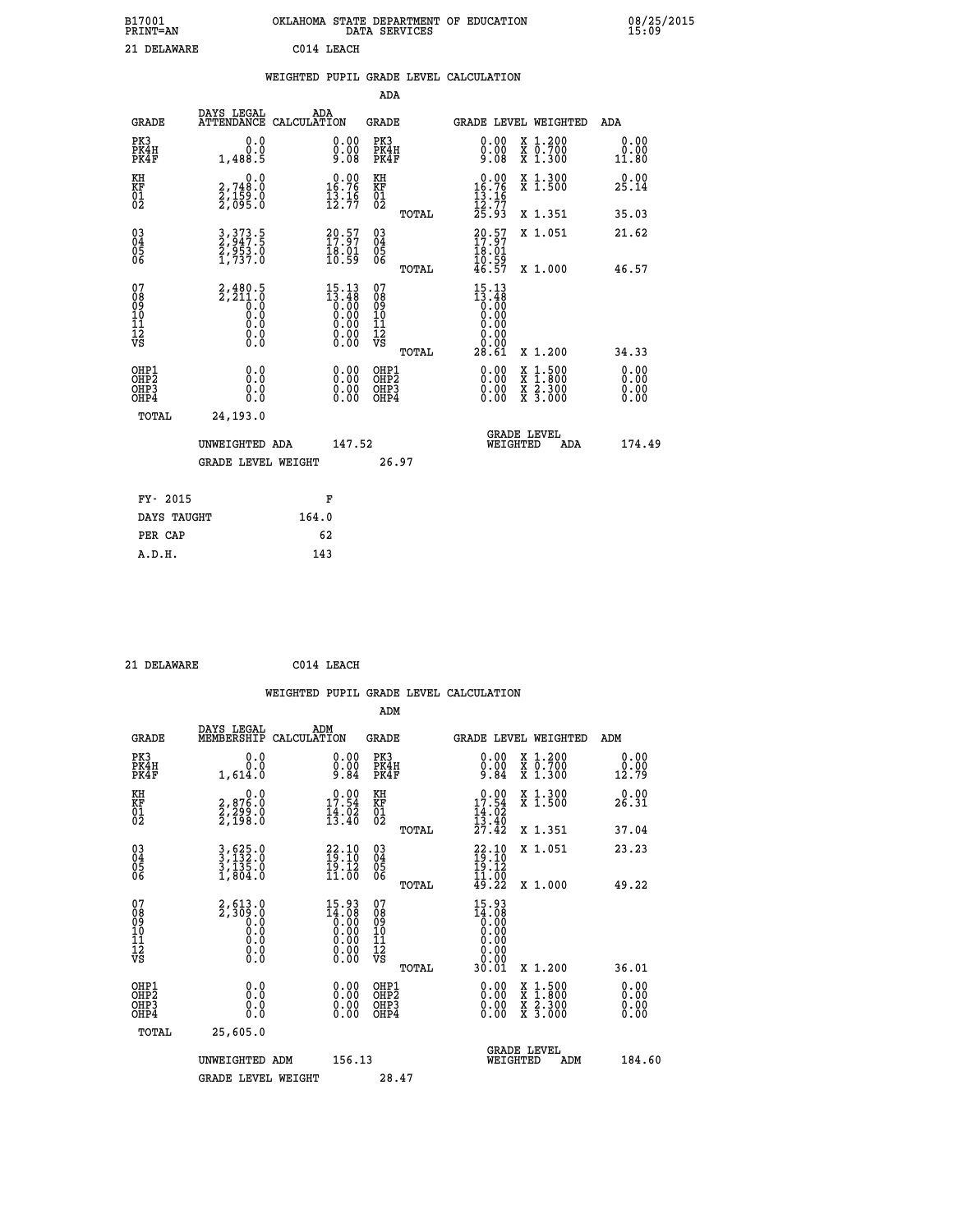B17001 OKLAHOMA STATE DEPARTMENT OF EDUCATION 08/25/2015
PRINT=AN DATA SERVICES 15:09

21 DELAWARE C014 LEACH

## WEIGHTED PUPIL GRADE LEVEL CALCULATION

### ADA

| GRADE | DAYS LEGAL ATTENDANCE | ADA CALCULATION | GRADE | GRADE LEVEL | WEIGHTED | ADA |
|---|---|---|---|---|---|---|
| PK3 | 0.0 | 0.00 | PK3 | 0.00 | X 1.200 | 0.00 |
| PK4H | 0.0 | 0.00 | PK4H | 0.00 | X 0.700 | 0.00 |
| PK4F | 1,488.5 | 9.08 | PK4F | 9.08 | X 1.300 | 11.80 |
| KH | 0.0 | 0.00 | KH | 0.00 | X 1.300 | 0.00 |
| KF | 2,748.0 | 16.76 | KF | 16.76 | X 1.500 | 25.14 |
| 01 | 2,159.0 | 13.16 | 01 | 13.16 | | |
| 02 | 2,095.0 | 12.77 | 02 | 12.77 | | |
| | | | TOTAL | 25.93 | X 1.351 | 35.03 |
| 03 | 3,373.5 | 20.57 | 03 | 20.57 | X 1.051 | 21.62 |
| 04 | 2,947.5 | 17.97 | 04 | 17.97 | | |
| 05 | 2,953.0 | 18.01 | 05 | 18.01 | | |
| 06 | 1,737.0 | 10.59 | 06 | 10.59 | | |
| | | | TOTAL | 46.57 | X 1.000 | 46.57 |
| 07 | 2,480.5 | 15.13 | 07 | 15.13 | | |
| 08 | 2,211.0 | 13.48 | 08 | 13.48 | | |
| 09 | 0.0 | 0.00 | 09 | 0.00 | | |
| 10 | 0.0 | 0.00 | 10 | 0.00 | | |
| 11 | 0.0 | 0.00 | 11 | 0.00 | | |
| 12 | 0.0 | 0.00 | 12 | 0.00 | | |
| VS | 0.0 | 0.00 | VS | 0.00 | | |
| | | | TOTAL | 28.61 | X 1.200 | 34.33 |
| OHP1 | 0.0 | 0.00 | OHP1 | 0.00 | X 1.500 | 0.00 |
| OHP2 | 0.0 | 0.00 | OHP2 | 0.00 | X 1.800 | 0.00 |
| OHP3 | 0.0 | 0.00 | OHP3 | 0.00 | X 2.300 | 0.00 |
| OHP4 | 0.0 | 0.00 | OHP4 | 0.00 | X 3.000 | 0.00 |
| TOTAL | 24,193.0 | | | | | |

UNWEIGHTED ADA 147.52 GRADE LEVEL WEIGHTED ADA 174.49

GRADE LEVEL WEIGHT 26.97

| FY- 2015 | F |
|---|---|
| DAYS TAUGHT | 164.0 |
| PER CAP | 62 |
| A.D.H. | 143 |

21 DELAWARE C014 LEACH

## WEIGHTED PUPIL GRADE LEVEL CALCULATION

### ADM

| GRADE | DAYS LEGAL MEMBERSHIP | ADM CALCULATION | GRADE | GRADE LEVEL | WEIGHTED | ADM |
|---|---|---|---|---|---|---|
| PK3 | 0.0 | 0.00 | PK3 | 0.00 | X 1.200 | 0.00 |
| PK4H | 0.0 | 0.00 | PK4H | 0.00 | X 0.700 | 0.00 |
| PK4F | 1,614.0 | 9.84 | PK4F | 9.84 | X 1.300 | 12.79 |
| KH | 0.0 | 0.00 | KH | 0.00 | X 1.300 | 0.00 |
| KF | 2,876.0 | 17.54 | KF | 17.54 | X 1.500 | 26.31 |
| 01 | 2,299.0 | 14.02 | 01 | 14.02 | | |
| 02 | 2,198.0 | 13.40 | 02 | 13.40 | | |
| | | | TOTAL | 27.42 | X 1.351 | 37.04 |
| 03 | 3,625.0 | 22.10 | 03 | 22.10 | X 1.051 | 23.23 |
| 04 | 3,132.0 | 19.10 | 04 | 19.10 | | |
| 05 | 3,135.0 | 19.12 | 05 | 19.12 | | |
| 06 | 1,804.0 | 11.00 | 06 | 11.00 | | |
| | | | TOTAL | 49.22 | X 1.000 | 49.22 |
| 07 | 2,613.0 | 15.93 | 07 | 15.93 | | |
| 08 | 2,309.0 | 14.08 | 08 | 14.08 | | |
| 09 | 0.0 | 0.00 | 09 | 0.00 | | |
| 10 | 0.0 | 0.00 | 10 | 0.00 | | |
| 11 | 0.0 | 0.00 | 11 | 0.00 | | |
| 12 | 0.0 | 0.00 | 12 | 0.00 | | |
| VS | 0.0 | 0.00 | VS | 0.00 | | |
| | | | TOTAL | 30.01 | X 1.200 | 36.01 |
| OHP1 | 0.0 | 0.00 | OHP1 | 0.00 | X 1.500 | 0.00 |
| OHP2 | 0.0 | 0.00 | OHP2 | 0.00 | X 1.800 | 0.00 |
| OHP3 | 0.0 | 0.00 | OHP3 | 0.00 | X 2.300 | 0.00 |
| OHP4 | 0.0 | 0.00 | OHP4 | 0.00 | X 3.000 | 0.00 |
| TOTAL | 25,605.0 | | | | | |

UNWEIGHTED ADM 156.13 GRADE LEVEL WEIGHTED ADM 184.60

GRADE LEVEL WEIGHT 28.47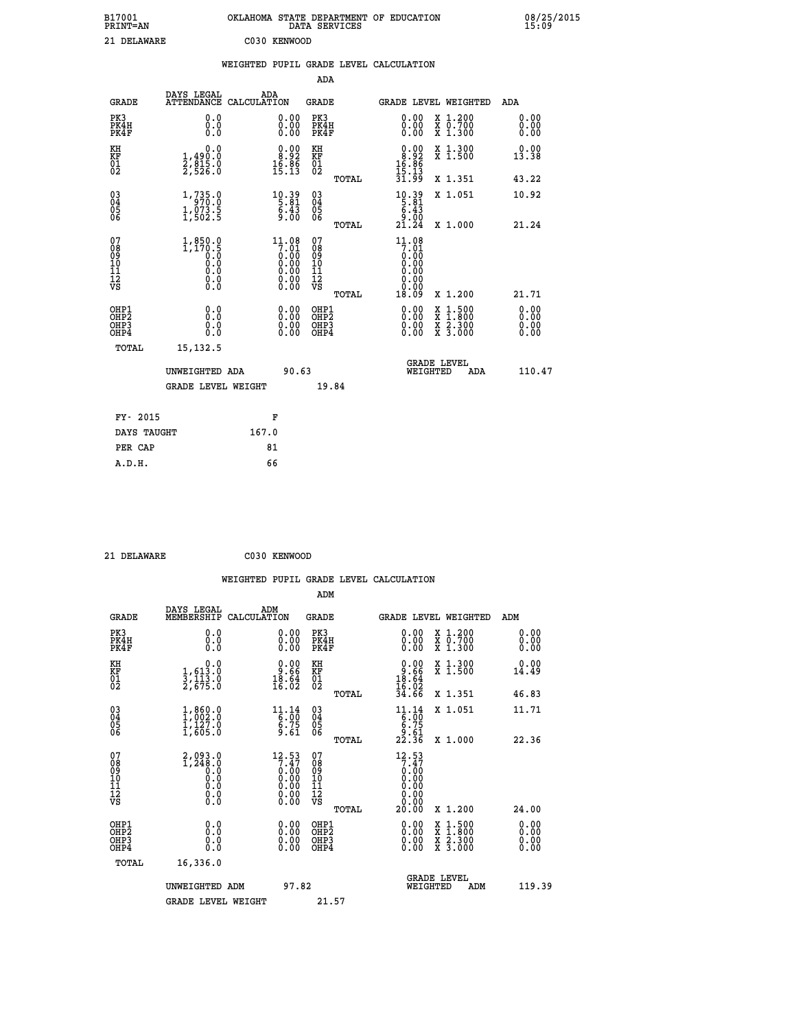B17001 OKLAHOMA STATE DEPARTMENT OF EDUCATION 08/25/2015
PRINT=AN DATA SERVICES 15:09

21 DELAWARE C030 KENWOOD

## WEIGHTED PUPIL GRADE LEVEL CALCULATION

### ADA

| GRADE | DAYS LEGAL ATTENDANCE | ADA CALCULATION | GRADE | GRADE LEVEL | WEIGHTED | ADA |
|---|---|---|---|---|---|---|
| PK3 | 0.0 | 0.00 | PK3 | 0.00 | X 1.200 | 0.00 |
| PK4H | 0.0 | 0.00 | PK4H | 0.00 | X 0.700 | 0.00 |
| PK4F | 0.0 | 0.00 | PK4F | 0.00 | X 1.300 | 0.00 |
| KH | 0.0 | 0.00 | KH | 0.00 | X 1.300 | 0.00 |
| KF | 1,490.0 | 8.92 | KF | 8.92 | X 1.500 | 13.38 |
| 01 | 2,815.0 | 16.86 | 01 | 16.86 | | |
| 02 | 2,526.0 | 15.13 | 02 | 15.13 | | |
| | | | TOTAL | 31.99 | X 1.351 | 43.22 |
| 03 | 1,735.0 | 10.39 | 03 | 10.39 | X 1.051 | 10.92 |
| 04 | 970.0 | 5.81 | 04 | 5.81 | | |
| 05 | 1,073.5 | 6.43 | 05 | 6.43 | | |
| 06 | 1,502.5 | 9.00 | 06 | 9.00 | | |
| | | | TOTAL | 21.24 | X 1.000 | 21.24 |
| 07 | 1,850.0 | 11.08 | 07 | 11.08 | | |
| 08 | 1,170.5 | 7.01 | 08 | 7.01 | | |
| 09 | 0.0 | 0.00 | 09 | 0.00 | | |
| 10 | 0.0 | 0.00 | 10 | 0.00 | | |
| 11 | 0.0 | 0.00 | 11 | 0.00 | | |
| 12 | 0.0 | 0.00 | 12 | 0.00 | | |
| VS | 0.0 | 0.00 | VS | 0.00 | | |
| | | | TOTAL | 18.09 | X 1.200 | 21.71 |
| OHP1 | 0.0 | 0.00 | OHP1 | 0.00 | X 1.500 | 0.00 |
| OHP2 | 0.0 | 0.00 | OHP2 | 0.00 | X 1.800 | 0.00 |
| OHP3 | 0.0 | 0.00 | OHP3 | 0.00 | X 2.300 | 0.00 |
| OHP4 | 0.0 | 0.00 | OHP4 | 0.00 | X 3.000 | 0.00 |
| TOTAL | 15,132.5 | | | | | |

UNWEIGHTED ADA 90.63 GRADE LEVEL WEIGHTED ADA 110.47

GRADE LEVEL WEIGHT 19.84

| FY- 2015 | F |
|---|---|
| DAYS TAUGHT | 167.0 |
| PER CAP | 81 |
| A.D.H. | 66 |

21 DELAWARE C030 KENWOOD

## WEIGHTED PUPIL GRADE LEVEL CALCULATION

### ADM

| GRADE | DAYS LEGAL MEMBERSHIP | ADM CALCULATION | GRADE | GRADE LEVEL | WEIGHTED | ADM |
|---|---|---|---|---|---|---|
| PK3 | 0.0 | 0.00 | PK3 | 0.00 | X 1.200 | 0.00 |
| PK4H | 0.0 | 0.00 | PK4H | 0.00 | X 0.700 | 0.00 |
| PK4F | 0.0 | 0.00 | PK4F | 0.00 | X 1.300 | 0.00 |
| KH | 0.0 | 0.00 | KH | 0.00 | X 1.300 | 0.00 |
| KF | 1,613.0 | 9.66 | KF | 9.66 | X 1.500 | 14.49 |
| 01 | 3,113.0 | 18.64 | 01 | 18.64 | | |
| 02 | 2,675.0 | 16.02 | 02 | 16.02 | | |
| | | | TOTAL | 34.66 | X 1.351 | 46.83 |
| 03 | 1,860.0 | 11.14 | 03 | 11.14 | X 1.051 | 11.71 |
| 04 | 1,002.0 | 6.00 | 04 | 6.00 | | |
| 05 | 1,127.0 | 6.75 | 05 | 6.75 | | |
| 06 | 1,605.0 | 9.61 | 06 | 9.61 | | |
| | | | TOTAL | 22.36 | X 1.000 | 22.36 |
| 07 | 2,093.0 | 12.53 | 07 | 12.53 | | |
| 08 | 1,248.0 | 7.47 | 08 | 7.47 | | |
| 09 | 0.0 | 0.00 | 09 | 0.00 | | |
| 10 | 0.0 | 0.00 | 10 | 0.00 | | |
| 11 | 0.0 | 0.00 | 11 | 0.00 | | |
| 12 | 0.0 | 0.00 | 12 | 0.00 | | |
| VS | 0.0 | 0.00 | VS | 0.00 | | |
| | | | TOTAL | 20.00 | X 1.200 | 24.00 |
| OHP1 | 0.0 | 0.00 | OHP1 | 0.00 | X 1.500 | 0.00 |
| OHP2 | 0.0 | 0.00 | OHP2 | 0.00 | X 1.800 | 0.00 |
| OHP3 | 0.0 | 0.00 | OHP3 | 0.00 | X 2.300 | 0.00 |
| OHP4 | 0.0 | 0.00 | OHP4 | 0.00 | X 3.000 | 0.00 |
| TOTAL | 16,336.0 | | | | | |

UNWEIGHTED ADM 97.82 GRADE LEVEL WEIGHTED ADM 119.39

GRADE LEVEL WEIGHT 21.57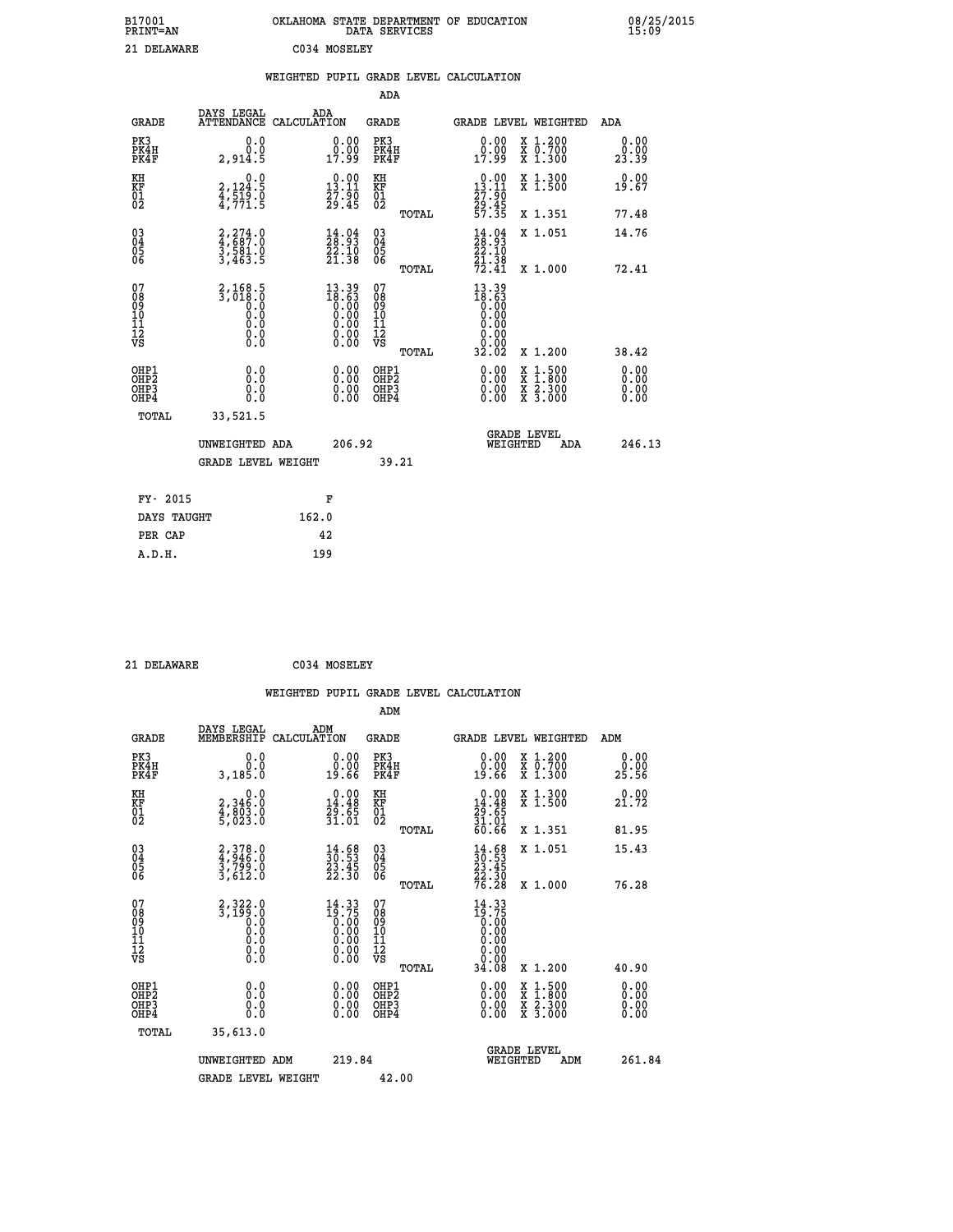B17001 OKLAHOMA STATE DEPARTMENT OF EDUCATION 08/25/2015
PRINT=AN DATA SERVICES 15:09

21 DELAWARE C034 MOSELEY

## WEIGHTED PUPIL GRADE LEVEL CALCULATION

### ADA

| GRADE | DAYS LEGAL ATTENDANCE | ADA CALCULATION | GRADE | GRADE LEVEL | WEIGHTED | ADA |
|---|---|---|---|---|---|---|
| PK3 | 0.0 | 0.00 | PK3 | 0.00 | X 1.200 | 0.00 |
| PK4H | 0.0 | 0.00 | PK4H | 0.00 | X 0.700 | 0.00 |
| PK4F | 2,914.5 | 17.99 | PK4F | 17.99 | X 1.300 | 23.39 |
| KH | 0.0 | 0.00 | KH | 0.00 | X 1.300 | 0.00 |
| KF | 2,124.5 | 13.11 | KF | 13.11 | X 1.500 | 19.67 |
| 01 | 4,519.0 | 27.90 | 01 | 27.90 | | |
| 02 | 4,771.5 | 29.45 | 02 | 29.45 | | |
| | | | TOTAL | 57.35 | X 1.351 | 77.48 |
| 03 | 2,274.0 | 14.04 | 03 | 14.04 | X 1.051 | 14.76 |
| 04 | 4,687.0 | 28.93 | 04 | 28.93 | | |
| 05 | 3,581.0 | 22.10 | 05 | 22.10 | | |
| 06 | 3,463.5 | 21.38 | 06 | 21.38 | | |
| | | | TOTAL | 72.41 | X 1.000 | 72.41 |
| 07 | 2,168.5 | 13.39 | 07 | 13.39 | | |
| 08 | 3,018.0 | 18.63 | 08 | 18.63 | | |
| 09 | 0.0 | 0.00 | 09 | 0.00 | | |
| 10 | 0.0 | 0.00 | 10 | 0.00 | | |
| 11 | 0.0 | 0.00 | 11 | 0.00 | | |
| 12 | 0.0 | 0.00 | 12 | 0.00 | | |
| VS | 0.0 | 0.00 | VS | 0.00 | | |
| | | | TOTAL | 32.02 | X 1.200 | 38.42 |
| OHP1 | 0.0 | 0.00 | OHP1 | 0.00 | X 1.500 | 0.00 |
| OHP2 | 0.0 | 0.00 | OHP2 | 0.00 | X 1.800 | 0.00 |
| OHP3 | 0.0 | 0.00 | OHP3 | 0.00 | X 2.300 | 0.00 |
| OHP4 | 0.0 | 0.00 | OHP4 | 0.00 | X 3.000 | 0.00 |
| TOTAL | 33,521.5 | | | | | |

UNWEIGHTED ADA 206.92 GRADE LEVEL WEIGHTED ADA 246.13

GRADE LEVEL WEIGHT 39.21

| FY- 2015 | F |
|---|---|
| DAYS TAUGHT | 162.0 |
| PER CAP | 42 |
| A.D.H. | 199 |

21 DELAWARE C034 MOSELEY

## WEIGHTED PUPIL GRADE LEVEL CALCULATION

### ADM

| GRADE | DAYS LEGAL MEMBERSHIP | ADM CALCULATION | GRADE | GRADE LEVEL | WEIGHTED | ADM |
|---|---|---|---|---|---|---|
| PK3 | 0.0 | 0.00 | PK3 | 0.00 | X 1.200 | 0.00 |
| PK4H | 0.0 | 0.00 | PK4H | 0.00 | X 0.700 | 0.00 |
| PK4F | 3,185.0 | 19.66 | PK4F | 19.66 | X 1.300 | 25.56 |
| KH | 0.0 | 0.00 | KH | 0.00 | X 1.300 | 0.00 |
| KF | 2,346.0 | 14.48 | KF | 14.48 | X 1.500 | 21.72 |
| 01 | 4,803.0 | 29.65 | 01 | 29.65 | | |
| 02 | 5,023.0 | 31.01 | 02 | 31.01 | | |
| | | | TOTAL | 60.66 | X 1.351 | 81.95 |
| 03 | 2,378.0 | 14.68 | 03 | 14.68 | X 1.051 | 15.43 |
| 04 | 4,946.0 | 30.53 | 04 | 30.53 | | |
| 05 | 3,799.0 | 23.45 | 05 | 23.45 | | |
| 06 | 3,612.0 | 22.30 | 06 | 22.30 | | |
| | | | TOTAL | 76.28 | X 1.000 | 76.28 |
| 07 | 2,322.0 | 14.33 | 07 | 14.33 | | |
| 08 | 3,199.0 | 19.75 | 08 | 19.75 | | |
| 09 | 0.0 | 0.00 | 09 | 0.00 | | |
| 10 | 0.0 | 0.00 | 10 | 0.00 | | |
| 11 | 0.0 | 0.00 | 11 | 0.00 | | |
| 12 | 0.0 | 0.00 | 12 | 0.00 | | |
| VS | 0.0 | 0.00 | VS | 0.00 | | |
| | | | TOTAL | 34.08 | X 1.200 | 40.90 |
| OHP1 | 0.0 | 0.00 | OHP1 | 0.00 | X 1.500 | 0.00 |
| OHP2 | 0.0 | 0.00 | OHP2 | 0.00 | X 1.800 | 0.00 |
| OHP3 | 0.0 | 0.00 | OHP3 | 0.00 | X 2.300 | 0.00 |
| OHP4 | 0.0 | 0.00 | OHP4 | 0.00 | X 3.000 | 0.00 |
| TOTAL | 35,613.0 | | | | | |

UNWEIGHTED ADM 219.84 GRADE LEVEL WEIGHTED ADM 261.84

GRADE LEVEL WEIGHT 42.00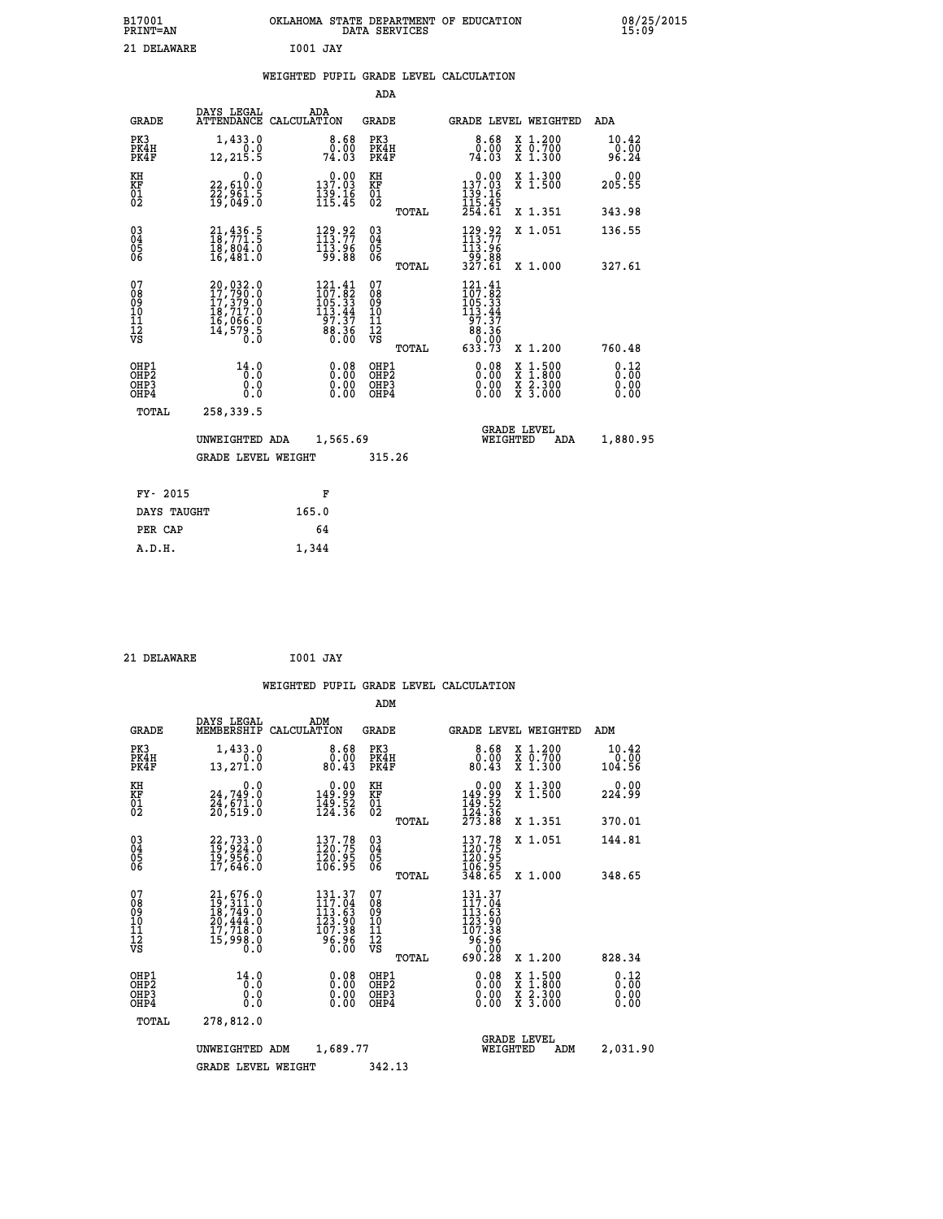B17001 OKLAHOMA STATE DEPARTMENT OF EDUCATION 08/25/2015
PRINT=AN DATA SERVICES 15:09

21 DELAWARE I001 JAY

## WEIGHTED PUPIL GRADE LEVEL CALCULATION

### ADA

| GRADE | DAYS LEGAL ATTENDANCE | ADA CALCULATION | GRADE | | GRADE LEVEL | WEIGHTED | ADA |
|---|---|---|---|---|---|---|---|
| PK3 | 1,433.0 | 8.68 | PK3 | | 8.68 | X 1.200 | 10.42 |
| PK4H | 0.0 | 0.00 | PK4H | | 0.00 | X 0.700 | 0.00 |
| PK4F | 12,215.5 | 74.03 | PK4F | | 74.03 | X 1.300 | 96.24 |
| KH | 0.0 | 0.00 | KH | | 0.00 | X 1.300 | 0.00 |
| KF | 22,610.0 | 137.03 | KF | | 137.03 | X 1.500 | 205.55 |
| 01 | 22,961.5 | 139.16 | 01 | | 139.16 | | |
| 02 | 19,049.0 | 115.45 | 02 | | 115.45 | | |
| | | | | TOTAL | 254.61 | X 1.351 | 343.98 |
| 03 | 21,436.5 | 129.92 | 03 | | 129.92 | X 1.051 | 136.55 |
| 04 | 18,771.5 | 113.77 | 04 | | 113.77 | | |
| 05 | 18,804.0 | 113.96 | 05 | | 113.96 | | |
| 06 | 16,481.0 | 99.88 | 06 | | 99.88 | | |
| | | | | TOTAL | 327.61 | X 1.000 | 327.61 |
| 07 | 20,032.0 | 121.41 | 07 | | 121.41 | | |
| 08 | 17,790.0 | 107.82 | 08 | | 107.82 | | |
| 09 | 17,379.0 | 105.33 | 09 | | 105.33 | | |
| 10 | 18,717.0 | 113.44 | 10 | | 113.44 | | |
| 11 | 16,066.0 | 97.37 | 11 | | 97.37 | | |
| 12 | 14,579.5 | 88.36 | 12 | | 88.36 | | |
| VS | 0.0 | 0.00 | VS | | 0.00 | | |
| | | | | TOTAL | 633.73 | X 1.200 | 760.48 |
| OHP1 | 14.0 | 0.08 | OHP1 | | 0.08 | X 1.500 | 0.12 |
| OHP2 | 0.0 | 0.00 | OHP2 | | 0.00 | X 1.800 | 0.00 |
| OHP3 | 0.0 | 0.00 | OHP3 | | 0.00 | X 2.300 | 0.00 |
| OHP4 | 0.0 | 0.00 | OHP4 | | 0.00 | X 3.000 | 0.00 |
| TOTAL | 258,339.5 | | | | | | |

UNWEIGHTED ADA 1,565.69 | GRADE LEVEL WEIGHTED ADA 1,880.95

GRADE LEVEL WEIGHT 315.26

| FY- 2015 | F |
|---|---|
| DAYS TAUGHT | 165.0 |
| PER CAP | 64 |
| A.D.H. | 1,344 |

21 DELAWARE I001 JAY

## WEIGHTED PUPIL GRADE LEVEL CALCULATION

### ADM

| GRADE | DAYS LEGAL MEMBERSHIP | ADM CALCULATION | GRADE | | GRADE LEVEL | WEIGHTED | ADM |
|---|---|---|---|---|---|---|---|
| PK3 | 1,433.0 | 8.68 | PK3 | | 8.68 | X 1.200 | 10.42 |
| PK4H | 0.0 | 0.00 | PK4H | | 0.00 | X 0.700 | 0.00 |
| PK4F | 13,271.0 | 80.43 | PK4F | | 80.43 | X 1.300 | 104.56 |
| KH | 0.0 | 0.00 | KH | | 0.00 | X 1.300 | 0.00 |
| KF | 24,749.0 | 149.99 | KF | | 149.99 | X 1.500 | 224.99 |
| 01 | 24,671.0 | 149.52 | 01 | | 149.52 | | |
| 02 | 20,519.0 | 124.36 | 02 | | 124.36 | | |
| | | | | TOTAL | 273.88 | X 1.351 | 370.01 |
| 03 | 22,733.0 | 137.78 | 03 | | 137.78 | X 1.051 | 144.81 |
| 04 | 19,924.0 | 120.75 | 04 | | 120.75 | | |
| 05 | 19,956.0 | 120.95 | 05 | | 120.95 | | |
| 06 | 17,646.0 | 106.95 | 06 | | 106.95 | | |
| | | | | TOTAL | 348.65 | X 1.000 | 348.65 |
| 07 | 21,676.0 | 131.37 | 07 | | 131.37 | | |
| 08 | 19,311.0 | 117.04 | 08 | | 117.04 | | |
| 09 | 18,749.0 | 113.63 | 09 | | 113.63 | | |
| 10 | 20,444.0 | 123.90 | 10 | | 123.90 | | |
| 11 | 17,718.0 | 107.38 | 11 | | 107.38 | | |
| 12 | 15,998.0 | 96.96 | 12 | | 96.96 | | |
| VS | 0.0 | 0.00 | VS | | 0.00 | | |
| | | | | TOTAL | 690.28 | X 1.200 | 828.34 |
| OHP1 | 14.0 | 0.08 | OHP1 | | 0.08 | X 1.500 | 0.12 |
| OHP2 | 0.0 | 0.00 | OHP2 | | 0.00 | X 1.800 | 0.00 |
| OHP3 | 0.0 | 0.00 | OHP3 | | 0.00 | X 2.300 | 0.00 |
| OHP4 | 0.0 | 0.00 | OHP4 | | 0.00 | X 3.000 | 0.00 |
| TOTAL | 278,812.0 | | | | | | |

UNWEIGHTED ADM 1,689.77 | GRADE LEVEL WEIGHTED ADM 2,031.90

GRADE LEVEL WEIGHT 342.13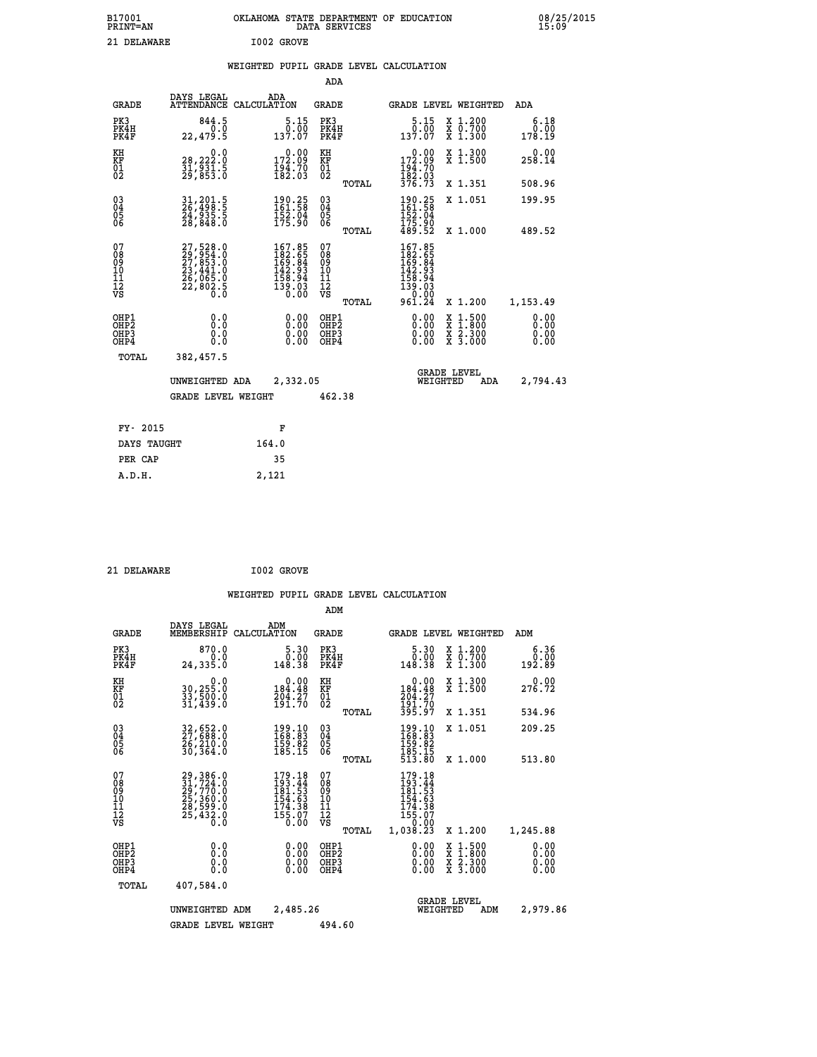B17001 OKLAHOMA STATE DEPARTMENT OF EDUCATION 08/25/2015
PRINT=AN DATA SERVICES 15:09
21 DELAWARE I002 GROVE

## WEIGHTED PUPIL GRADE LEVEL CALCULATION

ADA

| GRADE | DAYS LEGAL ATTENDANCE | ADA CALCULATION | GRADE | GRADE LEVEL | WEIGHTED | ADA |
|---|---|---|---|---|---|---|
| PK3 | 844.5 | 5.15 | PK3 | 5.15 | X 1.200 | 6.18 |
| PK4H | 0.0 | 0.00 | PK4H | 0.00 | X 0.700 | 0.00 |
| PK4F | 22,479.5 | 137.07 | PK4F | 137.07 | X 1.300 | 178.19 |
| KH | 0.0 | 0.00 | KH | 0.00 | X 1.300 | 0.00 |
| KF | 28,222.0 | 172.09 | KF | 172.09 | X 1.500 | 258.14 |
| 01 | 31,931.5 | 194.70 | 01 | 194.70 | | |
| 02 | 29,853.0 | 182.03 | 02 | 182.03 | | |
| | | | TOTAL | 376.73 | X 1.351 | 508.96 |
| 03 | 31,201.5 | 190.25 | 03 | 190.25 | X 1.051 | 199.95 |
| 04 | 26,498.5 | 161.58 | 04 | 161.58 | | |
| 05 | 24,935.5 | 152.04 | 05 | 152.04 | | |
| 06 | 28,848.0 | 175.90 | 06 | 175.90 | | |
| | | | TOTAL | 489.52 | X 1.000 | 489.52 |
| 07 | 27,528.0 | 167.85 | 07 | 167.85 | | |
| 08 | 29,954.0 | 182.65 | 08 | 182.65 | | |
| 09 | 27,853.0 | 169.84 | 09 | 169.84 | | |
| 10 | 23,441.0 | 142.93 | 10 | 142.93 | | |
| 11 | 26,065.0 | 158.94 | 11 | 158.94 | | |
| 12 | 22,802.5 | 139.03 | 12 | 139.03 | | |
| VS | 0.0 | 0.00 | VS | 0.00 | | |
| | | | TOTAL | 961.24 | X 1.200 | 1,153.49 |
| OHP1 | 0.0 | 0.00 | OHP1 | 0.00 | X 1.500 | 0.00 |
| OHP2 | 0.0 | 0.00 | OHP2 | 0.00 | X 1.800 | 0.00 |
| OHP3 | 0.0 | 0.00 | OHP3 | 0.00 | X 2.300 | 0.00 |
| OHP4 | 0.0 | 0.00 | OHP4 | 0.00 | X 3.000 | 0.00 |
| TOTAL | 382,457.5 | | | | | |

UNWEIGHTED ADA 2,332.05 GRADE LEVEL WEIGHTED ADA 2,794.43

GRADE LEVEL WEIGHT 462.38

| FY- 2015 | F |
|---|---|
| DAYS TAUGHT | 164.0 |
| PER CAP | 35 |
| A.D.H. | 2,121 |

21 DELAWARE I002 GROVE

## WEIGHTED PUPIL GRADE LEVEL CALCULATION

ADM

| GRADE | DAYS LEGAL MEMBERSHIP | ADM CALCULATION | GRADE | GRADE LEVEL | WEIGHTED | ADM |
|---|---|---|---|---|---|---|
| PK3 | 870.0 | 5.30 | PK3 | 5.30 | X 1.200 | 6.36 |
| PK4H | 0.0 | 0.00 | PK4H | 0.00 | X 0.700 | 0.00 |
| PK4F | 24,335.0 | 148.38 | PK4F | 148.38 | X 1.300 | 192.89 |
| KH | 0.0 | 0.00 | KH | 0.00 | X 1.300 | 0.00 |
| KF | 30,255.0 | 184.48 | KF | 184.48 | X 1.500 | 276.72 |
| 01 | 33,500.0 | 204.27 | 01 | 204.27 | | |
| 02 | 31,439.0 | 191.70 | 02 | 191.70 | | |
| | | | TOTAL | 395.97 | X 1.351 | 534.96 |
| 03 | 32,652.0 | 199.10 | 03 | 199.10 | X 1.051 | 209.25 |
| 04 | 27,688.0 | 168.83 | 04 | 168.83 | | |
| 05 | 26,210.0 | 159.82 | 05 | 159.82 | | |
| 06 | 30,364.0 | 185.15 | 06 | 185.15 | | |
| | | | TOTAL | 513.80 | X 1.000 | 513.80 |
| 07 | 29,386.0 | 179.18 | 07 | 179.18 | | |
| 08 | 31,724.0 | 193.44 | 08 | 193.44 | | |
| 09 | 29,770.0 | 181.53 | 09 | 181.53 | | |
| 10 | 25,360.0 | 154.63 | 10 | 154.63 | | |
| 11 | 28,599.0 | 174.38 | 11 | 174.38 | | |
| 12 | 25,432.0 | 155.07 | 12 | 155.07 | | |
| VS | 0.0 | 0.00 | VS | 0.00 | | |
| | | | TOTAL | 1,038.23 | X 1.200 | 1,245.88 |
| OHP1 | 0.0 | 0.00 | OHP1 | 0.00 | X 1.500 | 0.00 |
| OHP2 | 0.0 | 0.00 | OHP2 | 0.00 | X 1.800 | 0.00 |
| OHP3 | 0.0 | 0.00 | OHP3 | 0.00 | X 2.300 | 0.00 |
| OHP4 | 0.0 | 0.00 | OHP4 | 0.00 | X 3.000 | 0.00 |
| TOTAL | 407,584.0 | | | | | |

UNWEIGHTED ADM 2,485.26 GRADE LEVEL WEIGHTED ADM 2,979.86

GRADE LEVEL WEIGHT 494.60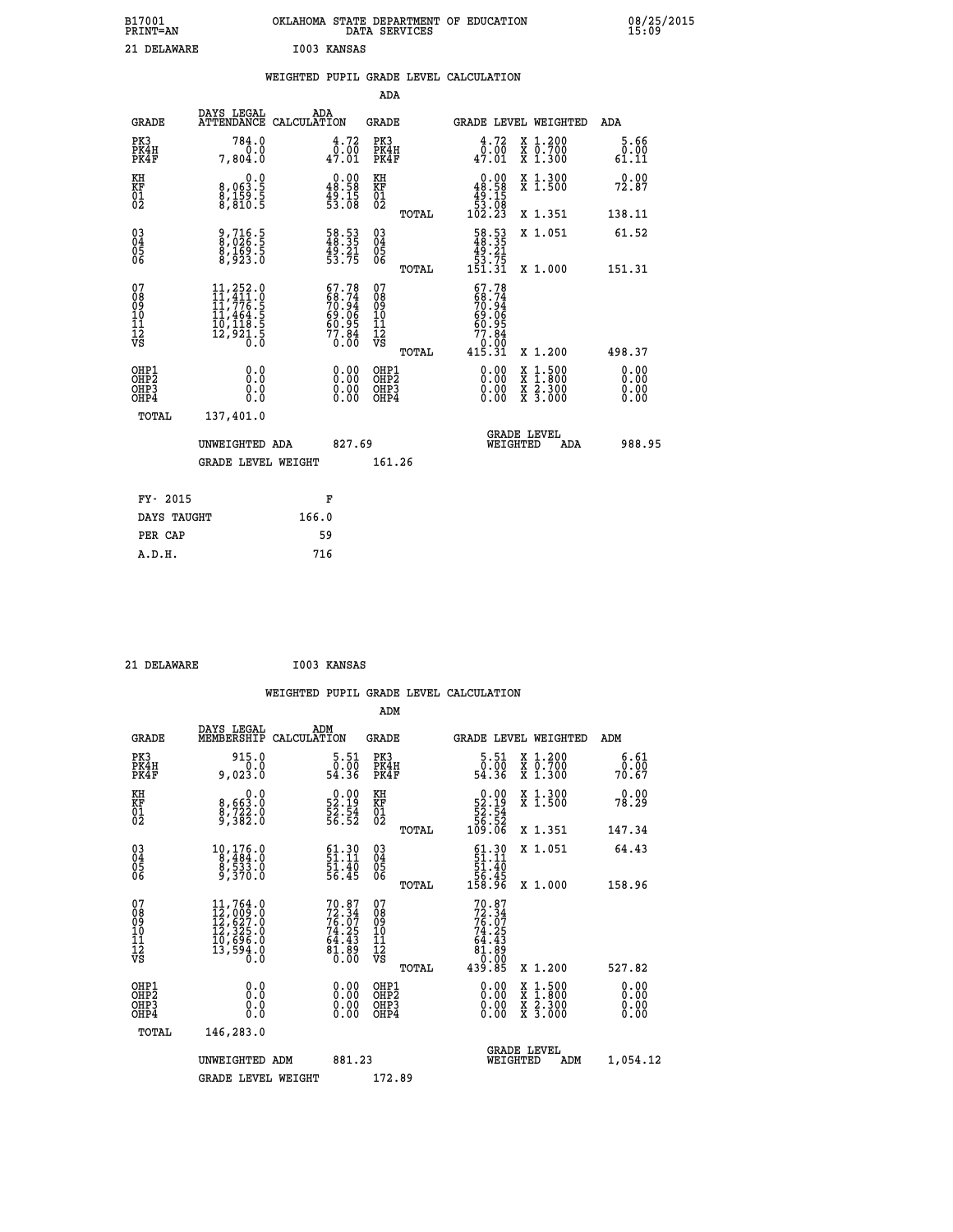B17001 OKLAHOMA STATE DEPARTMENT OF EDUCATION 08/25/2015
PRINT=AN DATA SERVICES 15:09

21 DELAWARE I003 KANSAS

## WEIGHTED PUPIL GRADE LEVEL CALCULATION

### ADA

| GRADE | DAYS LEGAL ATTENDANCE | ADA CALCULATION | GRADE | | GRADE LEVEL | WEIGHTED | ADA |
|---|---|---|---|---|---|---|---|
| PK3 | 784.0 | 4.72 | PK3 | | 4.72 | X 1.200 | 5.66 |
| PK4H | 0.0 | 0.00 | PK4H | | 0.00 | X 0.700 | 0.00 |
| PK4F | 7,804.0 | 47.01 | PK4F | | 47.01 | X 1.300 | 61.11 |
| KH | 0.0 | 0.00 | KH | | 0.00 | X 1.300 | 0.00 |
| KF | 8,063.5 | 48.58 | KF | | 48.58 | X 1.500 | 72.87 |
| 01 | 8,159.5 | 49.15 | 01 | | 49.15 | | |
| 02 | 8,810.5 | 53.08 | 02 | | 53.08 | | |
| | | | | TOTAL | 102.23 | X 1.351 | 138.11 |
| 03 | 9,716.5 | 58.53 | 03 | | 58.53 | X 1.051 | 61.52 |
| 04 | 8,026.5 | 48.35 | 04 | | 48.35 | | |
| 05 | 8,169.5 | 49.21 | 05 | | 49.21 | | |
| 06 | 8,923.0 | 53.75 | 06 | | 53.75 | | |
| | | | | TOTAL | 151.31 | X 1.000 | 151.31 |
| 07 | 11,252.0 | 67.78 | 07 | | 67.78 | | |
| 08 | 11,411.0 | 68.74 | 08 | | 68.74 | | |
| 09 | 11,776.5 | 70.94 | 09 | | 70.94 | | |
| 10 | 11,464.5 | 69.06 | 10 | | 69.06 | | |
| 11 | 10,118.5 | 60.95 | 11 | | 60.95 | | |
| 12 | 12,921.5 | 77.84 | 12 | | 77.84 | | |
| VS | 0.0 | 0.00 | VS | | 0.00 | | |
| | | | | TOTAL | 415.31 | X 1.200 | 498.37 |
| OHP1 | 0.0 | 0.00 | OHP1 | | 0.00 | X 1.500 | 0.00 |
| OHP2 | 0.0 | 0.00 | OHP2 | | 0.00 | X 1.800 | 0.00 |
| OHP3 | 0.0 | 0.00 | OHP3 | | 0.00 | X 2.300 | 0.00 |
| OHP4 | 0.0 | 0.00 | OHP4 | | 0.00 | X 3.000 | 0.00 |
| TOTAL | 137,401.0 | | | | | | |

UNWEIGHTED ADA 827.69 GRADE LEVEL WEIGHTED ADA 988.95

GRADE LEVEL WEIGHT 161.26

| FY- 2015 | F |
|---|---|
| DAYS TAUGHT | 166.0 |
| PER CAP | 59 |
| A.D.H. | 716 |

21 DELAWARE I003 KANSAS

## WEIGHTED PUPIL GRADE LEVEL CALCULATION

### ADM

| GRADE | DAYS LEGAL MEMBERSHIP | ADM CALCULATION | GRADE | | GRADE LEVEL | WEIGHTED | ADM |
|---|---|---|---|---|---|---|---|
| PK3 | 915.0 | 5.51 | PK3 | | 5.51 | X 1.200 | 6.61 |
| PK4H | 0.0 | 0.00 | PK4H | | 0.00 | X 0.700 | 0.00 |
| PK4F | 9,023.0 | 54.36 | PK4F | | 54.36 | X 1.300 | 70.67 |
| KH | 0.0 | 0.00 | KH | | 0.00 | X 1.300 | 0.00 |
| KF | 8,663.0 | 52.19 | KF | | 52.19 | X 1.500 | 78.29 |
| 01 | 8,722.0 | 52.54 | 01 | | 52.54 | | |
| 02 | 9,382.0 | 56.52 | 02 | | 56.52 | | |
| | | | | TOTAL | 109.06 | X 1.351 | 147.34 |
| 03 | 10,176.0 | 61.30 | 03 | | 61.30 | X 1.051 | 64.43 |
| 04 | 8,484.0 | 51.11 | 04 | | 51.11 | | |
| 05 | 8,533.0 | 51.40 | 05 | | 51.40 | | |
| 06 | 9,370.0 | 56.45 | 06 | | 56.45 | | |
| | | | | TOTAL | 158.96 | X 1.000 | 158.96 |
| 07 | 11,764.0 | 70.87 | 07 | | 70.87 | | |
| 08 | 12,009.0 | 72.34 | 08 | | 72.34 | | |
| 09 | 12,627.0 | 76.07 | 09 | | 76.07 | | |
| 10 | 12,325.0 | 74.25 | 10 | | 74.25 | | |
| 11 | 10,696.0 | 64.43 | 11 | | 64.43 | | |
| 12 | 13,594.0 | 81.89 | 12 | | 81.89 | | |
| VS | 0.0 | 0.00 | VS | | 0.00 | | |
| | | | | TOTAL | 439.85 | X 1.200 | 527.82 |
| OHP1 | 0.0 | 0.00 | OHP1 | | 0.00 | X 1.500 | 0.00 |
| OHP2 | 0.0 | 0.00 | OHP2 | | 0.00 | X 1.800 | 0.00 |
| OHP3 | 0.0 | 0.00 | OHP3 | | 0.00 | X 2.300 | 0.00 |
| OHP4 | 0.0 | 0.00 | OHP4 | | 0.00 | X 3.000 | 0.00 |
| TOTAL | 146,283.0 | | | | | | |

UNWEIGHTED ADM 881.23 GRADE LEVEL WEIGHTED ADM 1,054.12

GRADE LEVEL WEIGHT 172.89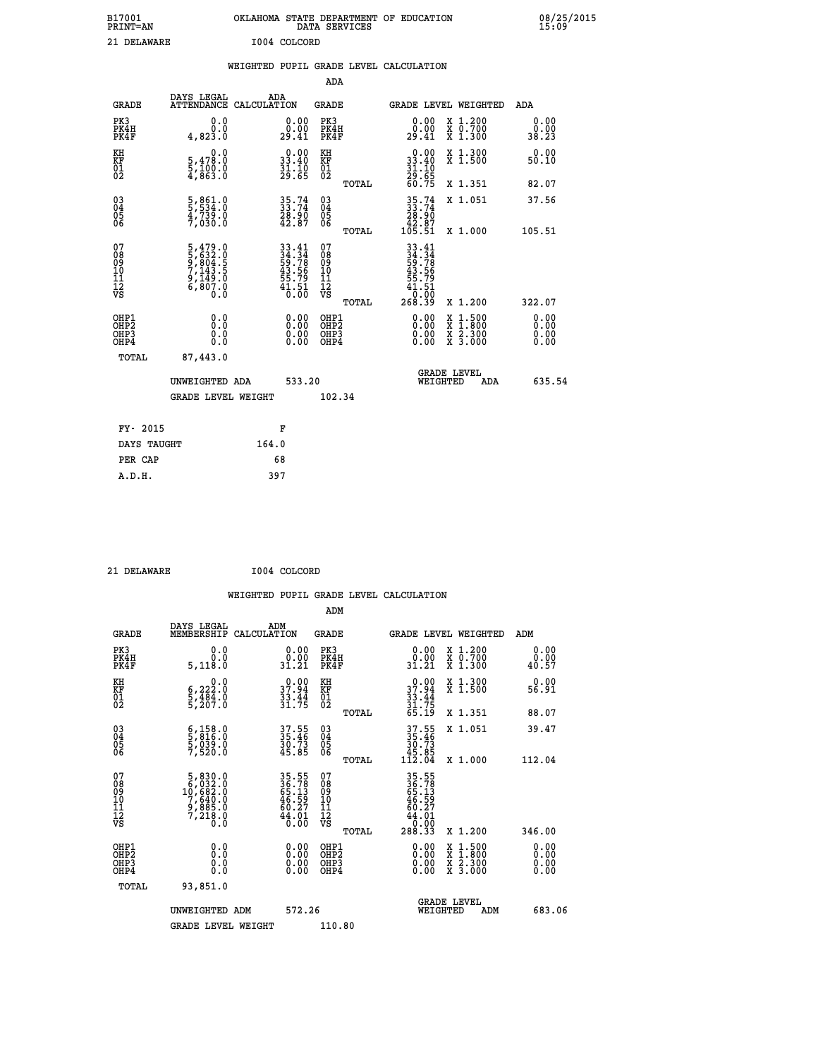B17001 OKLAHOMA STATE DEPARTMENT OF EDUCATION 08/25/2015
PRINT=AN DATA SERVICES 15:09

21 DELAWARE I004 COLCORD

## WEIGHTED PUPIL GRADE LEVEL CALCULATION

### ADA

| GRADE | DAYS LEGAL ATTENDANCE | ADA CALCULATION | GRADE | GRADE LEVEL | WEIGHTED | ADA |
|---|---|---|---|---|---|---|
| PK3 | 0.0 | 0.00 | PK3 | 0.00 | X 1.200 | 0.00 |
| PK4H | 0.0 | 0.00 | PK4H | 0.00 | X 0.700 | 0.00 |
| PK4F | 4,823.0 | 29.41 | PK4F | 29.41 | X 1.300 | 38.23 |
| KH | 0.0 | 0.00 | KH | 0.00 | X 1.300 | 0.00 |
| KF | 5,478.0 | 33.40 | KF | 33.40 | X 1.500 | 50.10 |
| 01 | 5,100.0 | 31.10 | 01 | 31.10 | | |
| 02 | 4,863.0 | 29.65 | 02 | 29.65 | | |
| | | | TOTAL | 60.75 | X 1.351 | 82.07 |
| 03 | 5,861.0 | 35.74 | 03 | 35.74 | X 1.051 | 37.56 |
| 04 | 5,534.0 | 33.74 | 04 | 33.74 | | |
| 05 | 4,739.0 | 28.90 | 05 | 28.90 | | |
| 06 | 7,030.0 | 42.87 | 06 | 42.87 | | |
| | | | TOTAL | 105.51 | X 1.000 | 105.51 |
| 07 | 5,479.0 | 33.41 | 07 | 33.41 | | |
| 08 | 5,632.0 | 34.34 | 08 | 34.34 | | |
| 09 | 9,804.5 | 59.78 | 09 | 59.78 | | |
| 10 | 7,143.5 | 43.56 | 10 | 43.56 | | |
| 11 | 9,149.0 | 55.79 | 11 | 55.79 | | |
| 12 | 6,807.0 | 41.51 | 12 | 41.51 | | |
| VS | 0.0 | 0.00 | VS | 0.00 | | |
| | | | TOTAL | 268.39 | X 1.200 | 322.07 |
| OHP1 | 0.0 | 0.00 | OHP1 | 0.00 | X 1.500 | 0.00 |
| OHP2 | 0.0 | 0.00 | OHP2 | 0.00 | X 1.800 | 0.00 |
| OHP3 | 0.0 | 0.00 | OHP3 | 0.00 | X 2.300 | 0.00 |
| OHP4 | 0.0 | 0.00 | OHP4 | 0.00 | X 3.000 | 0.00 |
| TOTAL | 87,443.0 | | | | | |

UNWEIGHTED ADA 533.20 — GRADE LEVEL WEIGHTED ADA 635.54

GRADE LEVEL WEIGHT 102.34

| FY- 2015 | F |
|---|---|
| DAYS TAUGHT | 164.0 |
| PER CAP | 68 |
| A.D.H. | 397 |

21 DELAWARE I004 COLCORD

## WEIGHTED PUPIL GRADE LEVEL CALCULATION

### ADM

| GRADE | DAYS LEGAL MEMBERSHIP | ADM CALCULATION | GRADE | GRADE LEVEL | WEIGHTED | ADM |
|---|---|---|---|---|---|---|
| PK3 | 0.0 | 0.00 | PK3 | 0.00 | X 1.200 | 0.00 |
| PK4H | 0.0 | 0.00 | PK4H | 0.00 | X 0.700 | 0.00 |
| PK4F | 5,118.0 | 31.21 | PK4F | 31.21 | X 1.300 | 40.57 |
| KH | 0.0 | 0.00 | KH | 0.00 | X 1.300 | 0.00 |
| KF | 6,222.0 | 37.94 | KF | 37.94 | X 1.500 | 56.91 |
| 01 | 5,484.0 | 33.44 | 01 | 33.44 | | |
| 02 | 5,207.0 | 31.75 | 02 | 31.75 | | |
| | | | TOTAL | 65.19 | X 1.351 | 88.07 |
| 03 | 6,158.0 | 37.55 | 03 | 37.55 | X 1.051 | 39.47 |
| 04 | 5,816.0 | 35.46 | 04 | 35.46 | | |
| 05 | 5,039.0 | 30.73 | 05 | 30.73 | | |
| 06 | 7,520.0 | 45.85 | 06 | 45.85 | | |
| | | | TOTAL | 112.04 | X 1.000 | 112.04 |
| 07 | 5,830.0 | 35.55 | 07 | 35.55 | | |
| 08 | 6,032.0 | 36.78 | 08 | 36.78 | | |
| 09 | 10,682.0 | 65.13 | 09 | 65.13 | | |
| 10 | 7,640.0 | 46.59 | 10 | 46.59 | | |
| 11 | 9,885.0 | 60.27 | 11 | 60.27 | | |
| 12 | 7,218.0 | 44.01 | 12 | 44.01 | | |
| VS | 0.0 | 0.00 | VS | 0.00 | | |
| | | | TOTAL | 288.33 | X 1.200 | 346.00 |
| OHP1 | 0.0 | 0.00 | OHP1 | 0.00 | X 1.500 | 0.00 |
| OHP2 | 0.0 | 0.00 | OHP2 | 0.00 | X 1.800 | 0.00 |
| OHP3 | 0.0 | 0.00 | OHP3 | 0.00 | X 2.300 | 0.00 |
| OHP4 | 0.0 | 0.00 | OHP4 | 0.00 | X 3.000 | 0.00 |
| TOTAL | 93,851.0 | | | | | |

UNWEIGHTED ADM 572.26 — GRADE LEVEL WEIGHTED ADM 683.06

GRADE LEVEL WEIGHT 110.80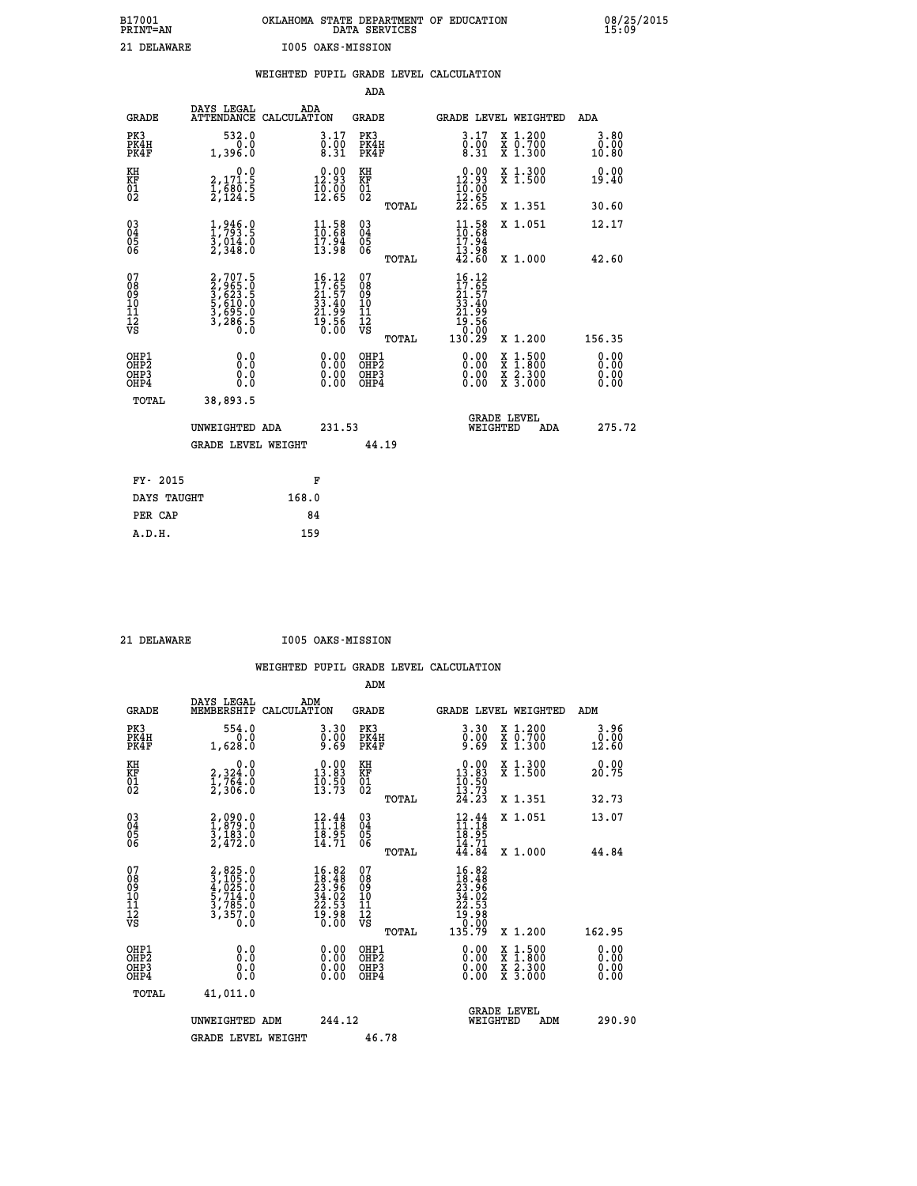B17001 OKLAHOMA STATE DEPARTMENT OF EDUCATION 08/25/2015
PRINT=AN DATA SERVICES 15:09

21 DELAWARE I005 OAKS-MISSION

## WEIGHTED PUPIL GRADE LEVEL CALCULATION

### ADA

| GRADE | DAYS LEGAL ATTENDANCE | ADA CALCULATION | GRADE | | GRADE LEVEL | WEIGHTED | ADA |
|---|---|---|---|---|---|---|---|
| PK3 | 532.0 | 3.17 | PK3 | | 3.17 | X 1.200 | 3.80 |
| PK4H | 0.0 | 0.00 | PK4H | | 0.00 | X 0.700 | 0.00 |
| PK4F | 1,396.0 | 8.31 | PK4F | | 8.31 | X 1.300 | 10.80 |
| KH | 0.0 | 0.00 | KH | | 0.00 | X 1.300 | 0.00 |
| KF | 2,171.5 | 12.93 | KF | | 12.93 | X 1.500 | 19.40 |
| 01 | 1,680.5 | 10.00 | 01 | | 10.00 | | |
| 02 | 2,124.5 | 12.65 | 02 | | 12.65 | | |
| | | | | TOTAL | 22.65 | X 1.351 | 30.60 |
| 03 | 1,946.0 | 11.58 | 03 | | 11.58 | X 1.051 | 12.17 |
| 04 | 1,793.5 | 10.68 | 04 | | 10.68 | | |
| 05 | 3,014.0 | 17.94 | 05 | | 17.94 | | |
| 06 | 2,348.0 | 13.98 | 06 | | 13.98 | | |
| | | | | TOTAL | 42.60 | X 1.000 | 42.60 |
| 07 | 2,707.5 | 16.12 | 07 | | 16.12 | | |
| 08 | 2,965.0 | 17.65 | 08 | | 17.65 | | |
| 09 | 3,623.5 | 21.57 | 09 | | 21.57 | | |
| 10 | 5,610.0 | 33.40 | 10 | | 33.40 | | |
| 11 | 3,695.0 | 21.99 | 11 | | 21.99 | | |
| 12 | 3,286.5 | 19.56 | 12 | | 19.56 | | |
| VS | 0.0 | 0.00 | VS | | 0.00 | | |
| | | | | TOTAL | 130.29 | X 1.200 | 156.35 |
| OHP1 | 0.0 | 0.00 | OHP1 | | 0.00 | X 1.500 | 0.00 |
| OHP2 | 0.0 | 0.00 | OHP2 | | 0.00 | X 1.800 | 0.00 |
| OHP3 | 0.0 | 0.00 | OHP3 | | 0.00 | X 2.300 | 0.00 |
| OHP4 | 0.0 | 0.00 | OHP4 | | 0.00 | X 3.000 | 0.00 |
| TOTAL | 38,893.5 | | | | | | |

UNWEIGHTED ADA 231.53 GRADE LEVEL WEIGHTED ADA 275.72

GRADE LEVEL WEIGHT 44.19

| FY- 2015 | F |
|---|---|
| DAYS TAUGHT | 168.0 |
| PER CAP | 84 |
| A.D.H. | 159 |

21 DELAWARE I005 OAKS-MISSION

## WEIGHTED PUPIL GRADE LEVEL CALCULATION

### ADM

| GRADE | DAYS LEGAL MEMBERSHIP | ADM CALCULATION | GRADE | | GRADE LEVEL | WEIGHTED | ADM |
|---|---|---|---|---|---|---|---|
| PK3 | 554.0 | 3.30 | PK3 | | 3.30 | X 1.200 | 3.96 |
| PK4H | 0.0 | 0.00 | PK4H | | 0.00 | X 0.700 | 0.00 |
| PK4F | 1,628.0 | 9.69 | PK4F | | 9.69 | X 1.300 | 12.60 |
| KH | 0.0 | 0.00 | KH | | 0.00 | X 1.300 | 0.00 |
| KF | 2,324.0 | 13.83 | KF | | 13.83 | X 1.500 | 20.75 |
| 01 | 1,764.0 | 10.50 | 01 | | 10.50 | | |
| 02 | 2,306.0 | 13.73 | 02 | | 13.73 | | |
| | | | | TOTAL | 24.23 | X 1.351 | 32.73 |
| 03 | 2,090.0 | 12.44 | 03 | | 12.44 | X 1.051 | 13.07 |
| 04 | 1,879.0 | 11.18 | 04 | | 11.18 | | |
| 05 | 3,183.0 | 18.95 | 05 | | 18.95 | | |
| 06 | 2,472.0 | 14.71 | 06 | | 14.71 | | |
| | | | | TOTAL | 44.84 | X 1.000 | 44.84 |
| 07 | 2,825.0 | 16.82 | 07 | | 16.82 | | |
| 08 | 3,105.0 | 18.48 | 08 | | 18.48 | | |
| 09 | 4,025.0 | 23.96 | 09 | | 23.96 | | |
| 10 | 5,714.0 | 34.02 | 10 | | 34.02 | | |
| 11 | 3,785.0 | 22.53 | 11 | | 22.53 | | |
| 12 | 3,357.0 | 19.98 | 12 | | 19.98 | | |
| VS | 0.0 | 0.00 | VS | | 0.00 | | |
| | | | | TOTAL | 135.79 | X 1.200 | 162.95 |
| OHP1 | 0.0 | 0.00 | OHP1 | | 0.00 | X 1.500 | 0.00 |
| OHP2 | 0.0 | 0.00 | OHP2 | | 0.00 | X 1.800 | 0.00 |
| OHP3 | 0.0 | 0.00 | OHP3 | | 0.00 | X 2.300 | 0.00 |
| OHP4 | 0.0 | 0.00 | OHP4 | | 0.00 | X 3.000 | 0.00 |
| TOTAL | 41,011.0 | | | | | | |

UNWEIGHTED ADM 244.12 GRADE LEVEL WEIGHTED ADM 290.90

GRADE LEVEL WEIGHT 46.78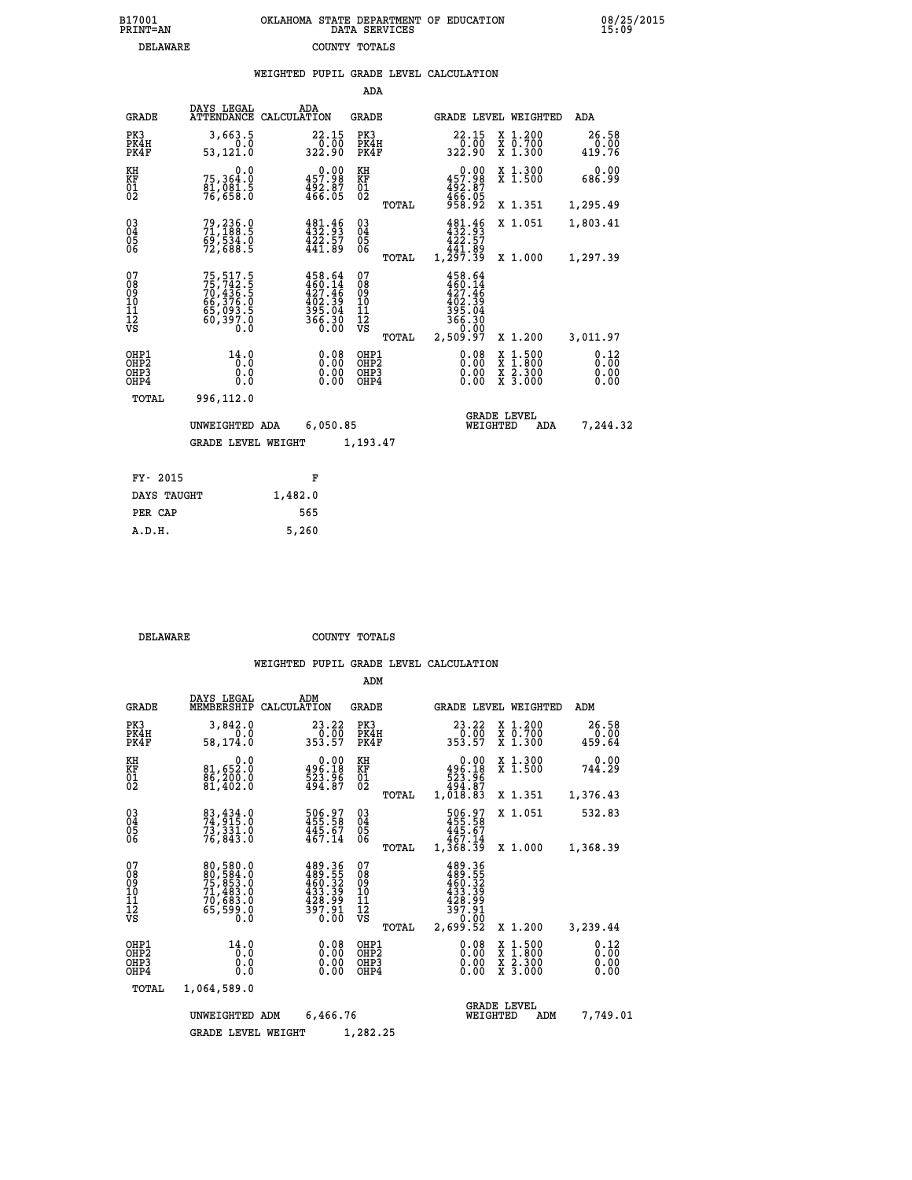B17001 PRINT=AN OKLAHOMA STATE DEPARTMENT OF EDUCATION DATA SERVICES 08/25/2015 15:09

DELAWARE COUNTY TOTALS

## WEIGHTED PUPIL GRADE LEVEL CALCULATION

### ADA

| GRADE | DAYS LEGAL ATTENDANCE | ADA CALCULATION | GRADE | | GRADE LEVEL | WEIGHTED | ADA |
|---|---|---|---|---|---|---|---|
| PK3 | 3,663.5 | 22.15 | PK3 | | 22.15 | X 1.200 | 26.58 |
| PK4H | 0.0 | 0.00 | PK4H | | 0.00 | X 0.700 | 0.00 |
| PK4F | 53,121.0 | 322.90 | PK4F | | 322.90 | X 1.300 | 419.76 |
| KH | 0.0 | 0.00 | KH | | 0.00 | X 1.300 | 0.00 |
| KF | 75,364.0 | 457.98 | KF | | 457.98 | X 1.500 | 686.99 |
| 01 | 81,081.5 | 492.87 | 01 | | 492.87 | | |
| 02 | 76,658.0 | 466.05 | 02 | | 466.05 | | |
| | | | | TOTAL | 958.92 | X 1.351 | 1,295.49 |
| 03 | 79,236.0 | 481.46 | 03 | | 481.46 | X 1.051 | 1,803.41 |
| 04 | 71,188.5 | 432.93 | 04 | | 432.93 | | |
| 05 | 69,534.0 | 422.57 | 05 | | 422.57 | | |
| 06 | 72,688.5 | 441.89 | 06 | | 441.89 | | |
| | | | | TOTAL | 1,297.39 | X 1.000 | 1,297.39 |
| 07 | 75,517.5 | 458.64 | 07 | | 458.64 | | |
| 08 | 75,742.5 | 460.14 | 08 | | 460.14 | | |
| 09 | 70,436.5 | 427.46 | 09 | | 427.46 | | |
| 10 | 66,376.0 | 402.39 | 10 | | 402.39 | | |
| 11 | 65,093.5 | 395.04 | 11 | | 395.04 | | |
| 12 | 60,397.0 | 366.30 | 12 | | 366.30 | | |
| VS | 0.0 | 0.00 | VS | | 0.00 | | |
| | | | | TOTAL | 2,509.97 | X 1.200 | 3,011.97 |
| OHP1 | 14.0 | 0.08 | OHP1 | | 0.08 | X 1.500 | 0.12 |
| OHP2 | 0.0 | 0.00 | OHP2 | | 0.00 | X 1.800 | 0.00 |
| OHP3 | 0.0 | 0.00 | OHP3 | | 0.00 | X 2.300 | 0.00 |
| OHP4 | 0.0 | 0.00 | OHP4 | | 0.00 | X 3.000 | 0.00 |
| TOTAL | 996,112.0 | | | | | | |

UNWEIGHTED ADA 6,050.85 GRADE LEVEL WEIGHTED ADA 7,244.32

GRADE LEVEL WEIGHT 1,193.47

| FY- 2015 | F |
|---|---|
| DAYS TAUGHT | 1,482.0 |
| PER CAP | 565 |
| A.D.H. | 5,260 |

DELAWARE COUNTY TOTALS

## WEIGHTED PUPIL GRADE LEVEL CALCULATION

### ADM

| GRADE | DAYS LEGAL MEMBERSHIP | ADM CALCULATION | GRADE | | GRADE LEVEL | WEIGHTED | ADM |
|---|---|---|---|---|---|---|---|
| PK3 | 3,842.0 | 23.22 | PK3 | | 23.22 | X 1.200 | 26.58 |
| PK4H | 0.0 | 0.00 | PK4H | | 0.00 | X 0.700 | 0.00 |
| PK4F | 58,174.0 | 353.57 | PK4F | | 353.57 | X 1.300 | 459.64 |
| KH | 0.0 | 0.00 | KH | | 0.00 | X 1.300 | 0.00 |
| KF | 81,652.0 | 496.18 | KF | | 496.18 | X 1.500 | 744.29 |
| 01 | 86,200.0 | 523.96 | 01 | | 523.96 | | |
| 02 | 81,402.0 | 494.87 | 02 | | 494.87 | | |
| | | | | TOTAL | 1,018.83 | X 1.351 | 1,376.43 |
| 03 | 83,434.0 | 506.97 | 03 | | 506.97 | X 1.051 | 532.83 |
| 04 | 74,915.0 | 455.58 | 04 | | 455.58 | | |
| 05 | 73,331.0 | 445.67 | 05 | | 445.67 | | |
| 06 | 76,843.0 | 467.14 | 06 | | 467.14 | | |
| | | | | TOTAL | 1,368.39 | X 1.000 | 1,368.39 |
| 07 | 80,580.0 | 489.36 | 07 | | 489.36 | | |
| 08 | 80,584.0 | 489.55 | 08 | | 489.55 | | |
| 09 | 75,853.0 | 460.32 | 09 | | 460.32 | | |
| 10 | 71,483.0 | 433.39 | 10 | | 433.39 | | |
| 11 | 70,683.0 | 428.99 | 11 | | 428.99 | | |
| 12 | 65,599.0 | 397.91 | 12 | | 397.91 | | |
| VS | 0.0 | 0.00 | VS | | 0.00 | | |
| | | | | TOTAL | 2,699.52 | X 1.200 | 3,239.44 |
| OHP1 | 14.0 | 0.08 | OHP1 | | 0.08 | X 1.500 | 0.12 |
| OHP2 | 0.0 | 0.00 | OHP2 | | 0.00 | X 1.800 | 0.00 |
| OHP3 | 0.0 | 0.00 | OHP3 | | 0.00 | X 2.300 | 0.00 |
| OHP4 | 0.0 | 0.00 | OHP4 | | 0.00 | X 3.000 | 0.00 |
| TOTAL | 1,064,589.0 | | | | | | |

UNWEIGHTED ADM 6,466.76 GRADE LEVEL WEIGHTED ADM 7,749.01

GRADE LEVEL WEIGHT 1,282.25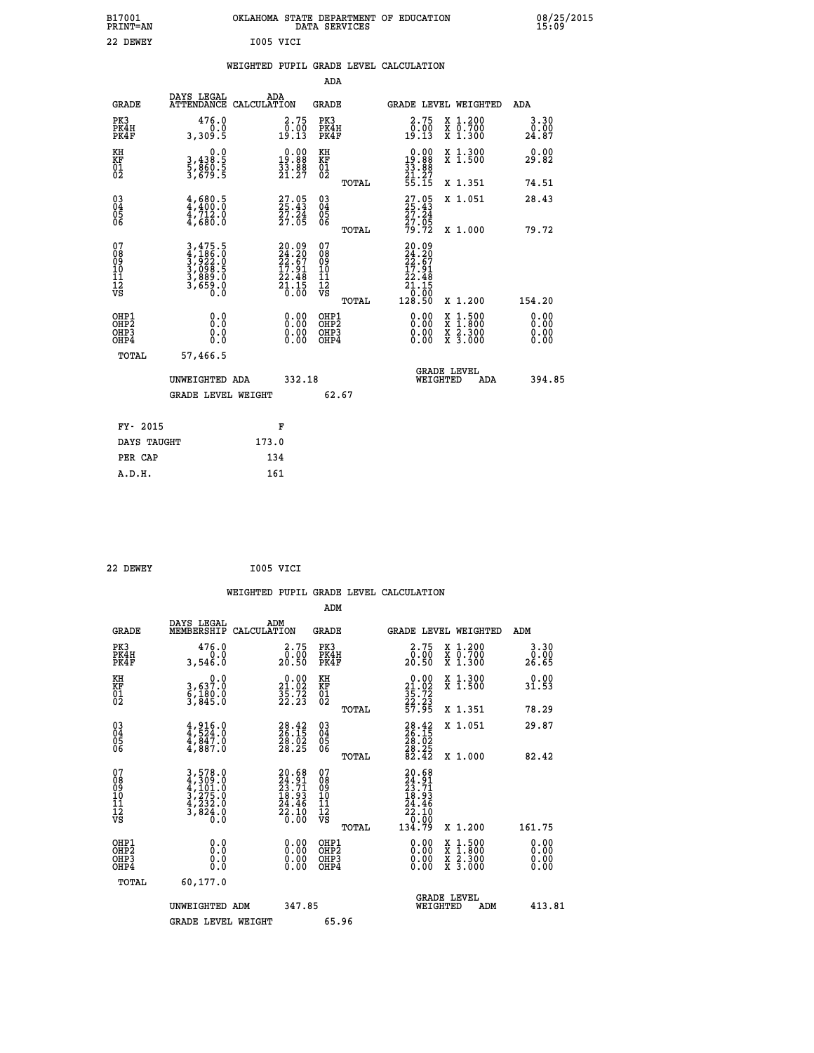B17001 OKLAHOMA STATE DEPARTMENT OF EDUCATION 08/25/2015
PRINT=AN DATA SERVICES 15:09

22 DEWEY I005 VICI

## WEIGHTED PUPIL GRADE LEVEL CALCULATION

### ADA

| GRADE | DAYS LEGAL ATTENDANCE | ADA CALCULATION | GRADE | GRADE LEVEL | WEIGHTED | ADA |
|---|---|---|---|---|---|---|
| PK3 | 476.0 | 2.75 | PK3 | 2.75 | X 1.200 | 3.30 |
| PK4H | 0.0 | 0.00 | PK4H | 0.00 | X 0.700 | 0.00 |
| PK4F | 3,309.5 | 19.13 | PK4F | 19.13 | X 1.300 | 24.87 |
| KH | 0.0 | 0.00 | KH | 0.00 | X 1.300 | 0.00 |
| KF | 3,438.5 | 19.88 | KF | 19.88 | X 1.500 | 29.82 |
| 01 | 5,860.5 | 33.88 | 01 | 33.88 | | |
| 02 | 3,679.5 | 21.27 | 02 | 21.27 | | |
| | | | TOTAL | 55.15 | X 1.351 | 74.51 |
| 03 | 4,680.5 | 27.05 | 03 | 27.05 | X 1.051 | 28.43 |
| 04 | 4,400.0 | 25.43 | 04 | 25.43 | | |
| 05 | 4,712.0 | 27.24 | 05 | 27.24 | | |
| 06 | 4,680.0 | 27.05 | 06 | 27.05 | | |
| | | | TOTAL | 79.72 | X 1.000 | 79.72 |
| 07 | 3,475.5 | 20.09 | 07 | 20.09 | | |
| 08 | 4,186.0 | 24.20 | 08 | 24.20 | | |
| 09 | 3,922.0 | 22.67 | 09 | 22.67 | | |
| 10 | 3,098.5 | 17.91 | 10 | 17.91 | | |
| 11 | 3,889.0 | 22.48 | 11 | 22.48 | | |
| 12 | 3,659.0 | 21.15 | 12 | 21.15 | | |
| VS | 0.0 | 0.00 | VS | 0.00 | | |
| | | | TOTAL | 128.50 | X 1.200 | 154.20 |
| OHP1 | 0.0 | 0.00 | OHP1 | 0.00 | X 1.500 | 0.00 |
| OHP2 | 0.0 | 0.00 | OHP2 | 0.00 | X 1.800 | 0.00 |
| OHP3 | 0.0 | 0.00 | OHP3 | 0.00 | X 2.300 | 0.00 |
| OHP4 | 0.0 | 0.00 | OHP4 | 0.00 | X 3.000 | 0.00 |
| TOTAL | 57,466.5 | | | | | |

UNWEIGHTED ADA 332.18 GRADE LEVEL WEIGHTED ADA 394.85

GRADE LEVEL WEIGHT 62.67

| FY- 2015 | F |
|---|---|
| DAYS TAUGHT | 173.0 |
| PER CAP | 134 |
| A.D.H. | 161 |

22 DEWEY I005 VICI

## WEIGHTED PUPIL GRADE LEVEL CALCULATION

### ADM

| GRADE | DAYS LEGAL MEMBERSHIP | ADM CALCULATION | GRADE | GRADE LEVEL | WEIGHTED | ADM |
|---|---|---|---|---|---|---|
| PK3 | 476.0 | 2.75 | PK3 | 2.75 | X 1.200 | 3.30 |
| PK4H | 0.0 | 0.00 | PK4H | 0.00 | X 0.700 | 0.00 |
| PK4F | 3,546.0 | 20.50 | PK4F | 20.50 | X 1.300 | 26.65 |
| KH | 0.0 | 0.00 | KH | 0.00 | X 1.300 | 0.00 |
| KF | 3,637.0 | 21.02 | KF | 21.02 | X 1.500 | 31.53 |
| 01 | 6,180.0 | 35.72 | 01 | 35.72 | | |
| 02 | 3,845.0 | 22.23 | 02 | 22.23 | | |
| | | | TOTAL | 57.95 | X 1.351 | 78.29 |
| 03 | 4,916.0 | 28.42 | 03 | 28.42 | X 1.051 | 29.87 |
| 04 | 4,524.0 | 26.15 | 04 | 26.15 | | |
| 05 | 4,847.0 | 28.02 | 05 | 28.02 | | |
| 06 | 4,887.0 | 28.25 | 06 | 28.25 | | |
| | | | TOTAL | 82.42 | X 1.000 | 82.42 |
| 07 | 3,578.0 | 20.68 | 07 | 20.68 | | |
| 08 | 4,309.0 | 24.91 | 08 | 24.91 | | |
| 09 | 4,101.0 | 23.71 | 09 | 23.71 | | |
| 10 | 3,275.0 | 18.93 | 10 | 18.93 | | |
| 11 | 4,232.0 | 24.46 | 11 | 24.46 | | |
| 12 | 3,824.0 | 22.10 | 12 | 22.10 | | |
| VS | 0.0 | 0.00 | VS | 0.00 | | |
| | | | TOTAL | 134.79 | X 1.200 | 161.75 |
| OHP1 | 0.0 | 0.00 | OHP1 | 0.00 | X 1.500 | 0.00 |
| OHP2 | 0.0 | 0.00 | OHP2 | 0.00 | X 1.800 | 0.00 |
| OHP3 | 0.0 | 0.00 | OHP3 | 0.00 | X 2.300 | 0.00 |
| OHP4 | 0.0 | 0.00 | OHP4 | 0.00 | X 3.000 | 0.00 |
| TOTAL | 60,177.0 | | | | | |

UNWEIGHTED ADM 347.85 GRADE LEVEL WEIGHTED ADM 413.81

GRADE LEVEL WEIGHT 65.96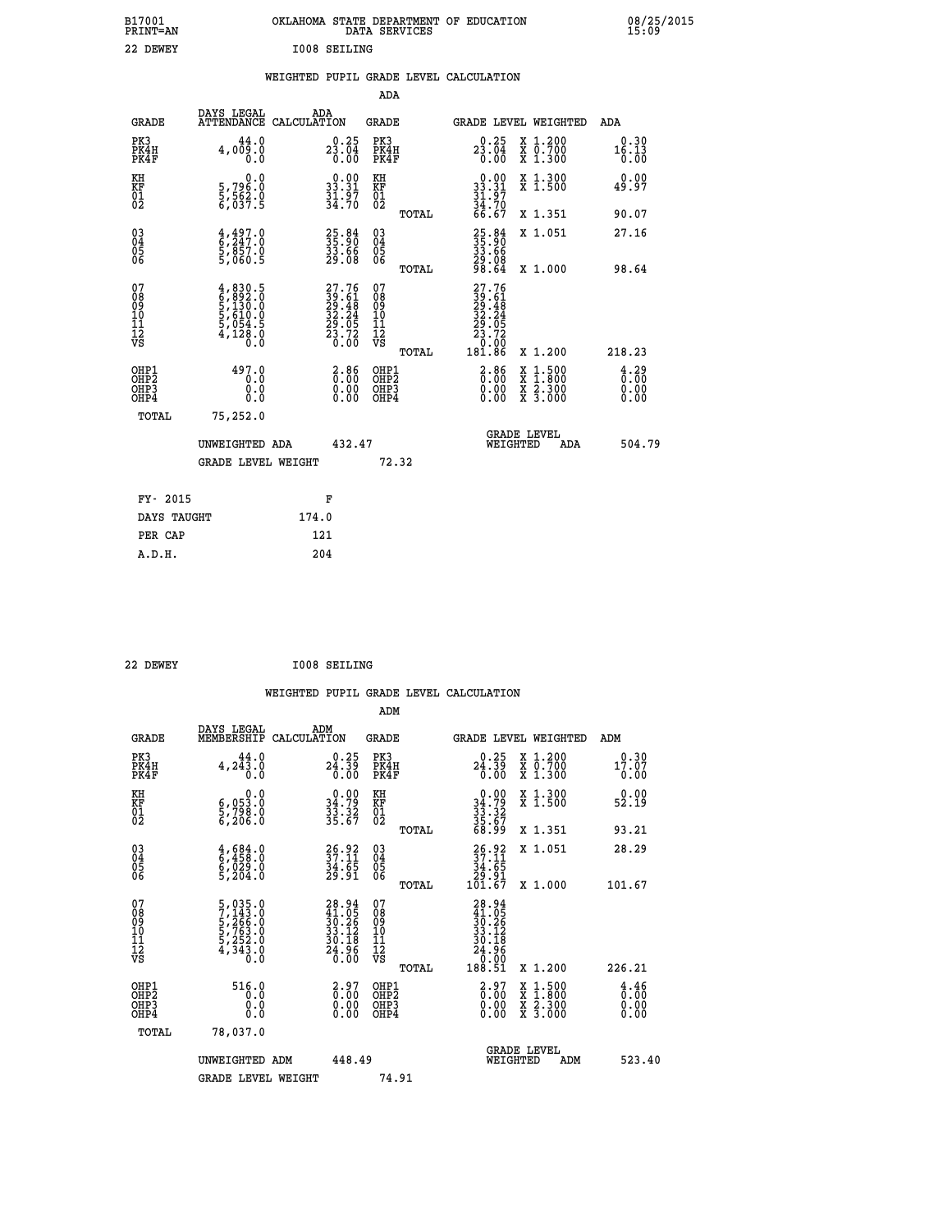B17001 OKLAHOMA STATE DEPARTMENT OF EDUCATION 08/25/2015
PRINT=AN DATA SERVICES 15:09

22 DEWEY I008 SEILING

WEIGHTED PUPIL GRADE LEVEL CALCULATION

ADA

| GRADE | DAYS LEGAL ATTENDANCE | ADA CALCULATION | GRADE | | GRADE LEVEL | WEIGHTED | ADA |
|---|---|---|---|---|---|---|---|
| PK3 | 44.0 | 0.25 | PK3 | | 0.25 | X 1.200 | 0.30 |
| PK4H | 4,009.0 | 23.04 | PK4H | | 23.04 | X 0.700 | 16.13 |
| PK4F | 0.0 | 0.00 | PK4F | | 0.00 | X 1.300 | 0.00 |
| KH | 0.0 | 0.00 | KH | | 0.00 | X 1.300 | 0.00 |
| KF | 5,796.0 | 33.31 | KF | | 33.31 | X 1.500 | 49.97 |
| 01 | 5,562.0 | 31.97 | 01 | | 31.97 | | |
| 02 | 6,037.5 | 34.70 | 02 | | 34.70 | | |
| | | | | TOTAL | 66.67 | X 1.351 | 90.07 |
| 03 | 4,497.0 | 25.84 | 03 | | 25.84 | X 1.051 | 27.16 |
| 04 | 6,247.0 | 35.90 | 04 | | 35.90 | | |
| 05 | 5,857.0 | 33.66 | 05 | | 33.66 | | |
| 06 | 5,060.5 | 29.08 | 06 | | 29.08 | | |
| | | | | TOTAL | 98.64 | X 1.000 | 98.64 |
| 07 | 4,830.5 | 27.76 | 07 | | 27.76 | | |
| 08 | 6,892.0 | 39.61 | 08 | | 39.61 | | |
| 09 | 5,130.0 | 29.48 | 09 | | 29.48 | | |
| 10 | 5,610.0 | 32.24 | 10 | | 32.24 | | |
| 11 | 5,054.5 | 29.05 | 11 | | 29.05 | | |
| 12 | 4,128.0 | 23.72 | 12 | | 23.72 | | |
| VS | 0.0 | 0.00 | VS | | 0.00 | | |
| | | | | TOTAL | 181.86 | X 1.200 | 218.23 |
| OHP1 | 497.0 | 2.86 | OHP1 | | 2.86 | X 1.500 | 4.29 |
| OHP2 | 0.0 | 0.00 | OHP2 | | 0.00 | X 1.800 | 0.00 |
| OHP3 | 0.0 | 0.00 | OHP3 | | 0.00 | X 2.300 | 0.00 |
| OHP4 | 0.0 | 0.00 | OHP4 | | 0.00 | X 3.000 | 0.00 |
| TOTAL | 75,252.0 | | | | | | |

UNWEIGHTED ADA 432.47 GRADE LEVEL WEIGHTED ADA 504.79

GRADE LEVEL WEIGHT 72.32

| FY- 2015 | F |
|---|---|
| DAYS TAUGHT | 174.0 |
| PER CAP | 121 |
| A.D.H. | 204 |

22 DEWEY I008 SEILING

WEIGHTED PUPIL GRADE LEVEL CALCULATION

ADM

| GRADE | DAYS LEGAL MEMBERSHIP | ADM CALCULATION | GRADE | | GRADE LEVEL | WEIGHTED | ADM |
|---|---|---|---|---|---|---|---|
| PK3 | 44.0 | 0.25 | PK3 | | 0.25 | X 1.200 | 0.30 |
| PK4H | 4,243.0 | 24.39 | PK4H | | 24.39 | X 0.700 | 17.07 |
| PK4F | 0.0 | 0.00 | PK4F | | 0.00 | X 1.300 | 0.00 |
| KH | 0.0 | 0.00 | KH | | 0.00 | X 1.300 | 0.00 |
| KF | 6,053.0 | 34.79 | KF | | 34.79 | X 1.500 | 52.19 |
| 01 | 5,798.0 | 33.32 | 01 | | 33.32 | | |
| 02 | 6,206.0 | 35.67 | 02 | | 35.67 | | |
| | | | | TOTAL | 68.99 | X 1.351 | 93.21 |
| 03 | 4,684.0 | 26.92 | 03 | | 26.92 | X 1.051 | 28.29 |
| 04 | 6,458.0 | 37.11 | 04 | | 37.11 | | |
| 05 | 6,029.0 | 34.65 | 05 | | 34.65 | | |
| 06 | 5,204.0 | 29.91 | 06 | | 29.91 | | |
| | | | | TOTAL | 101.67 | X 1.000 | 101.67 |
| 07 | 5,035.0 | 28.94 | 07 | | 28.94 | | |
| 08 | 7,143.0 | 41.05 | 08 | | 41.05 | | |
| 09 | 5,266.0 | 30.26 | 09 | | 30.26 | | |
| 10 | 5,763.0 | 33.12 | 10 | | 33.12 | | |
| 11 | 5,252.0 | 30.18 | 11 | | 30.18 | | |
| 12 | 4,343.0 | 24.96 | 12 | | 24.96 | | |
| VS | 0.0 | 0.00 | VS | | 0.00 | | |
| | | | | TOTAL | 188.51 | X 1.200 | 226.21 |
| OHP1 | 516.0 | 2.97 | OHP1 | | 2.97 | X 1.500 | 4.46 |
| OHP2 | 0.0 | 0.00 | OHP2 | | 0.00 | X 1.800 | 0.00 |
| OHP3 | 0.0 | 0.00 | OHP3 | | 0.00 | X 2.300 | 0.00 |
| OHP4 | 0.0 | 0.00 | OHP4 | | 0.00 | X 3.000 | 0.00 |
| TOTAL | 78,037.0 | | | | | | |

UNWEIGHTED ADM 448.49 GRADE LEVEL WEIGHTED ADM 523.40

GRADE LEVEL WEIGHT 74.91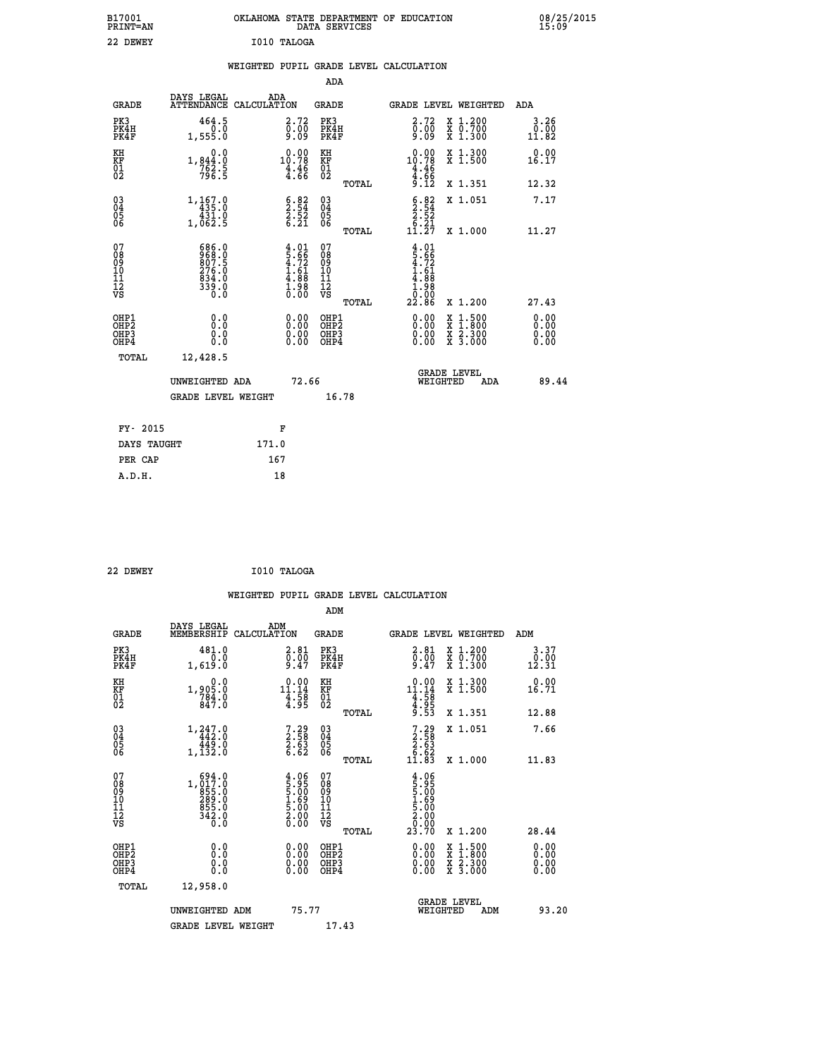B17001 PRINT=AN — OKLAHOMA STATE DEPARTMENT OF EDUCATION DATA SERVICES — 08/25/2015 15:09

22 DEWEY — I010 TALOGA

## WEIGHTED PUPIL GRADE LEVEL CALCULATION

### ADA

| GRADE | DAYS LEGAL ATTENDANCE | ADA CALCULATION | GRADE | GRADE LEVEL | WEIGHTED | ADA |
|---|---|---|---|---|---|---|
| PK3 | 464.5 | 2.72 | PK3 | 2.72 | X 1.200 | 3.26 |
| PK4H | 0.0 | 0.00 | PK4H | 0.00 | X 0.700 | 0.00 |
| PK4F | 1,555.0 | 9.09 | PK4F | 9.09 | X 1.300 | 11.82 |
| KH | 0.0 | 0.00 | KH | 0.00 | X 1.300 | 0.00 |
| KF | 1,844.0 | 10.78 | KF | 10.78 | X 1.500 | 16.17 |
| 01 | 762.5 | 4.46 | 01 | 4.46 | | |
| 02 | 796.5 | 4.66 | 02 | 4.66 | | |
| | | | TOTAL | 9.12 | X 1.351 | 12.32 |
| 03 | 1,167.0 | 6.82 | 03 | 6.82 | X 1.051 | 7.17 |
| 04 | 435.0 | 2.54 | 04 | 2.54 | | |
| 05 | 431.0 | 2.52 | 05 | 2.52 | | |
| 06 | 1,062.5 | 6.21 | 06 | 6.21 | | |
| | | | TOTAL | 11.27 | X 1.000 | 11.27 |
| 07 | 686.0 | 4.01 | 07 | 4.01 | | |
| 08 | 968.0 | 5.66 | 08 | 5.66 | | |
| 09 | 807.5 | 4.72 | 09 | 4.72 | | |
| 10 | 276.0 | 1.61 | 10 | 1.61 | | |
| 11 | 834.0 | 4.88 | 11 | 4.88 | | |
| 12 | 339.0 | 1.98 | 12 | 1.98 | | |
| VS | 0.0 | 0.00 | VS | 0.00 | | |
| | | | TOTAL | 22.86 | X 1.200 | 27.43 |
| OHP1 | 0.0 | 0.00 | OHP1 | 0.00 | X 1.500 | 0.00 |
| OHP2 | 0.0 | 0.00 | OHP2 | 0.00 | X 1.800 | 0.00 |
| OHP3 | 0.0 | 0.00 | OHP3 | 0.00 | X 2.300 | 0.00 |
| OHP4 | 0.0 | 0.00 | OHP4 | 0.00 | X 3.000 | 0.00 |
| TOTAL | 12,428.5 | | | | | |

UNWEIGHTED ADA 72.66 — GRADE LEVEL WEIGHTED ADA 89.44

GRADE LEVEL WEIGHT 16.78

| FY- 2015 | F |
|---|---|
| DAYS TAUGHT | 171.0 |
| PER CAP | 167 |
| A.D.H. | 18 |

22 DEWEY — I010 TALOGA

## WEIGHTED PUPIL GRADE LEVEL CALCULATION

### ADM

| GRADE | DAYS LEGAL MEMBERSHIP | ADM CALCULATION | GRADE | GRADE LEVEL | WEIGHTED | ADM |
|---|---|---|---|---|---|---|
| PK3 | 481.0 | 2.81 | PK3 | 2.81 | X 1.200 | 3.37 |
| PK4H | 0.0 | 0.00 | PK4H | 0.00 | X 0.700 | 0.00 |
| PK4F | 1,619.0 | 9.47 | PK4F | 9.47 | X 1.300 | 12.31 |
| KH | 0.0 | 0.00 | KH | 0.00 | X 1.300 | 0.00 |
| KF | 1,905.0 | 11.14 | KF | 11.14 | X 1.500 | 16.71 |
| 01 | 784.0 | 4.58 | 01 | 4.58 | | |
| 02 | 847.0 | 4.95 | 02 | 4.95 | | |
| | | | TOTAL | 9.53 | X 1.351 | 12.88 |
| 03 | 1,247.0 | 7.29 | 03 | 7.29 | X 1.051 | 7.66 |
| 04 | 442.0 | 2.58 | 04 | 2.58 | | |
| 05 | 449.0 | 2.63 | 05 | 2.63 | | |
| 06 | 1,132.0 | 6.62 | 06 | 6.62 | | |
| | | | TOTAL | 11.83 | X 1.000 | 11.83 |
| 07 | 694.0 | 4.06 | 07 | 4.06 | | |
| 08 | 1,017.0 | 5.95 | 08 | 5.95 | | |
| 09 | 855.0 | 5.00 | 09 | 5.00 | | |
| 10 | 289.0 | 1.69 | 10 | 1.69 | | |
| 11 | 855.0 | 5.00 | 11 | 5.00 | | |
| 12 | 342.0 | 2.00 | 12 | 2.00 | | |
| VS | 0.0 | 0.00 | VS | 0.00 | | |
| | | | TOTAL | 23.70 | X 1.200 | 28.44 |
| OHP1 | 0.0 | 0.00 | OHP1 | 0.00 | X 1.500 | 0.00 |
| OHP2 | 0.0 | 0.00 | OHP2 | 0.00 | X 1.800 | 0.00 |
| OHP3 | 0.0 | 0.00 | OHP3 | 0.00 | X 2.300 | 0.00 |
| OHP4 | 0.0 | 0.00 | OHP4 | 0.00 | X 3.000 | 0.00 |
| TOTAL | 12,958.0 | | | | | |

UNWEIGHTED ADM 75.77 — GRADE LEVEL WEIGHTED ADM 93.20

GRADE LEVEL WEIGHT 17.43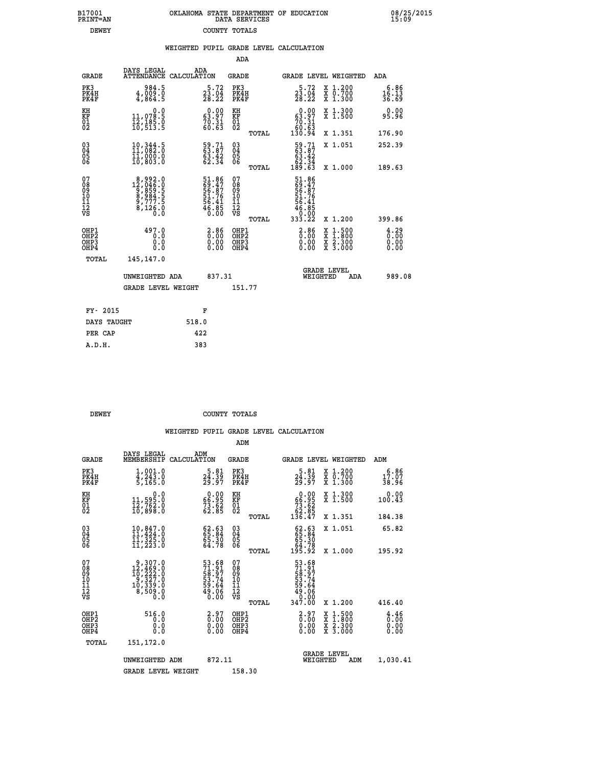B17001 PRINT=AN — OKLAHOMA STATE DEPARTMENT OF EDUCATION DATA SERVICES — 08/25/2015 15:09

DEWEY — COUNTY TOTALS

## WEIGHTED PUPIL GRADE LEVEL CALCULATION

### ADA

| GRADE | DAYS LEGAL ATTENDANCE | ADA CALCULATION | GRADE | GRADE LEVEL | WEIGHTED | ADA |
|---|---|---|---|---|---|---|
| PK3 | 984.5 | 5.72 | PK3 | 5.72 | X 1.200 | 6.86 |
| PK4H | 4,009.0 | 23.04 | PK4H | 23.04 | X 0.700 | 16.13 |
| PK4F | 4,864.5 | 28.22 | PK4F | 28.22 | X 1.300 | 36.69 |
| KH | 0.0 | 0.00 | KH | 0.00 | X 1.300 | 0.00 |
| KF | 11,078.5 | 63.97 | KF | 63.97 | X 1.500 | 95.96 |
| 01 | 12,185.0 | 70.31 | 01 | 70.31 | | |
| 02 | 10,513.5 | 60.63 | 02 | 60.63 | | |
| | | | TOTAL | 130.94 | X 1.351 | 176.90 |
| 03 | 10,344.5 | 59.71 | 03 | 59.71 | X 1.051 | 252.39 |
| 04 | 11,082.0 | 63.87 | 04 | 63.87 | | |
| 05 | 11,000.0 | 63.42 | 05 | 63.42 | | |
| 06 | 10,803.0 | 62.34 | 06 | 62.34 | | |
| | | | TOTAL | 189.63 | X 1.000 | 189.63 |
| 07 | 8,992.0 | 51.86 | 07 | 51.86 | | |
| 08 | 12,046.0 | 69.47 | 08 | 69.47 | | |
| 09 | 9,859.5 | 56.87 | 09 | 56.87 | | |
| 10 | 8,984.5 | 51.76 | 10 | 51.76 | | |
| 11 | 9,777.5 | 56.41 | 11 | 56.41 | | |
| 12 | 8,126.0 | 46.85 | 12 | 46.85 | | |
| VS | 0.0 | 0.00 | VS | 0.00 | | |
| | | | TOTAL | 333.22 | X 1.200 | 399.86 |
| OHP1 | 497.0 | 2.86 | OHP1 | 2.86 | X 1.500 | 4.29 |
| OHP2 | 0.0 | 0.00 | OHP2 | 0.00 | X 1.800 | 0.00 |
| OHP3 | 0.0 | 0.00 | OHP3 | 0.00 | X 2.300 | 0.00 |
| OHP4 | 0.0 | 0.00 | OHP4 | 0.00 | X 3.000 | 0.00 |
| TOTAL | 145,147.0 | | | | | |

UNWEIGHTED ADA: 837.31 — GRADE LEVEL WEIGHTED ADA: 989.08

GRADE LEVEL WEIGHT: 151.77

| | |
|---|---|
| FY- 2015 | F |
| DAYS TAUGHT | 518.0 |
| PER CAP | 422 |
| A.D.H. | 383 |

DEWEY — COUNTY TOTALS

## WEIGHTED PUPIL GRADE LEVEL CALCULATION

### ADM

| GRADE | DAYS LEGAL MEMBERSHIP | ADM CALCULATION | GRADE | GRADE LEVEL | WEIGHTED | ADM |
|---|---|---|---|---|---|---|
| PK3 | 1,001.0 | 5.81 | PK3 | 5.81 | X 1.200 | 6.86 |
| PK4H | 4,243.0 | 24.39 | PK4H | 24.39 | X 0.700 | 17.07 |
| PK4F | 5,165.0 | 29.97 | PK4F | 29.97 | X 1.300 | 38.96 |
| KH | 0.0 | 0.00 | KH | 0.00 | X 1.300 | 0.00 |
| KF | 11,595.0 | 66.95 | KF | 66.95 | X 1.500 | 100.43 |
| 01 | 12,762.0 | 73.62 | 01 | 73.62 | | |
| 02 | 10,898.0 | 62.85 | 02 | 62.85 | | |
| | | | TOTAL | 136.47 | X 1.351 | 184.38 |
| 03 | 10,847.0 | 62.63 | 03 | 62.63 | X 1.051 | 65.82 |
| 04 | 11,424.0 | 65.84 | 04 | 65.84 | | |
| 05 | 11,325.0 | 65.30 | 05 | 65.30 | | |
| 06 | 11,223.0 | 64.78 | 06 | 64.78 | | |
| | | | TOTAL | 195.92 | X 1.000 | 195.92 |
| 07 | 9,307.0 | 53.68 | 07 | 53.68 | | |
| 08 | 12,469.0 | 71.91 | 08 | 71.91 | | |
| 09 | 10,222.0 | 58.97 | 09 | 58.97 | | |
| 10 | 9,327.0 | 53.74 | 10 | 53.74 | | |
| 11 | 10,339.0 | 59.64 | 11 | 59.64 | | |
| 12 | 8,509.0 | 49.06 | 12 | 49.06 | | |
| VS | 0.0 | 0.00 | VS | 0.00 | | |
| | | | TOTAL | 347.00 | X 1.200 | 416.40 |
| OHP1 | 516.0 | 2.97 | OHP1 | 2.97 | X 1.500 | 4.46 |
| OHP2 | 0.0 | 0.00 | OHP2 | 0.00 | X 1.800 | 0.00 |
| OHP3 | 0.0 | 0.00 | OHP3 | 0.00 | X 2.300 | 0.00 |
| OHP4 | 0.0 | 0.00 | OHP4 | 0.00 | X 3.000 | 0.00 |
| TOTAL | 151,172.0 | | | | | |

UNWEIGHTED ADM: 872.11 — GRADE LEVEL WEIGHTED ADM: 1,030.41

GRADE LEVEL WEIGHT: 158.30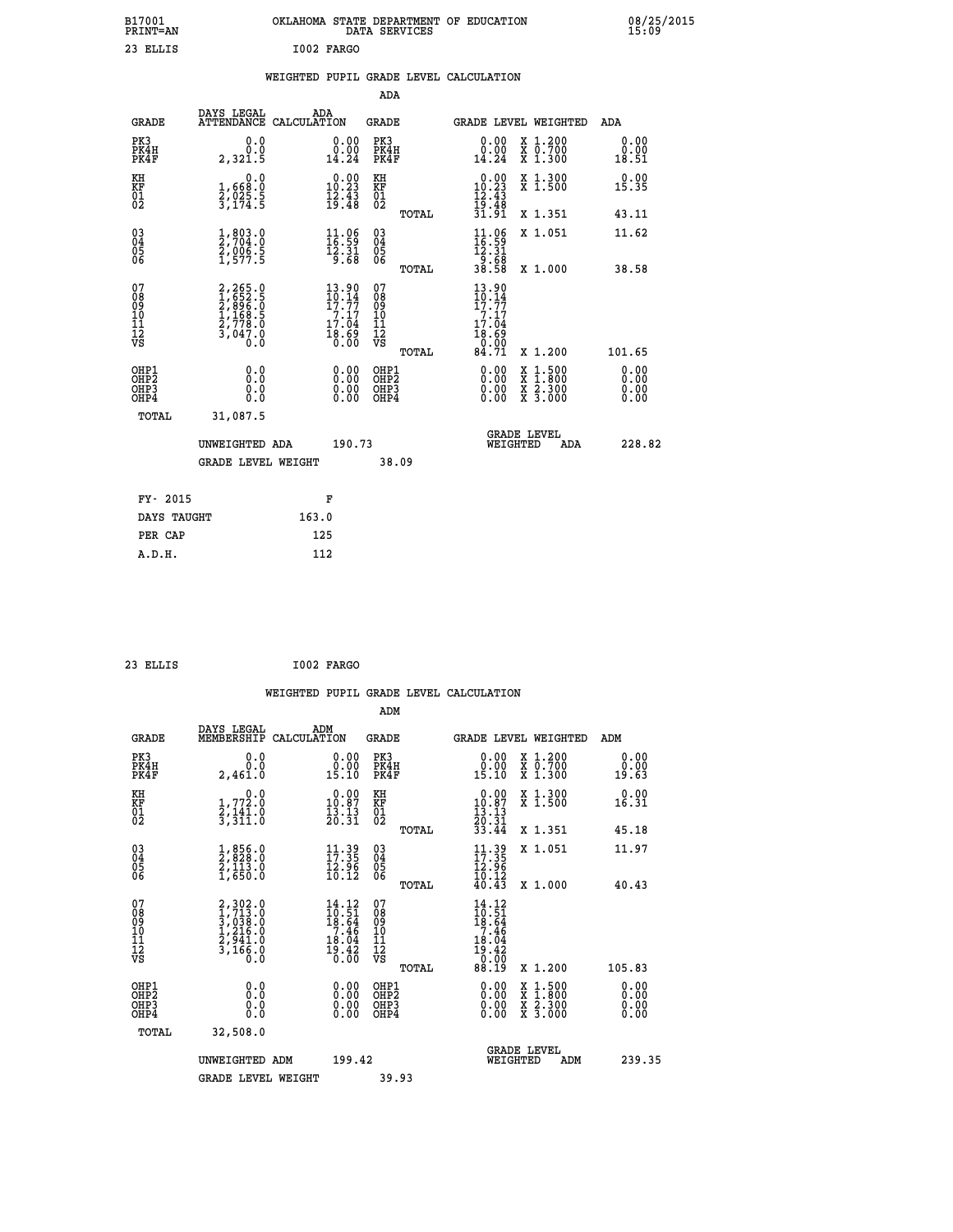B17001 OKLAHOMA STATE DEPARTMENT OF EDUCATION 08/25/2015
PRINT=AN DATA SERVICES 15:09

23 ELLIS I002 FARGO

## WEIGHTED PUPIL GRADE LEVEL CALCULATION

### ADA

| GRADE | DAYS LEGAL ATTENDANCE | ADA CALCULATION | GRADE | GRADE LEVEL | WEIGHTED | ADA |
|---|---|---|---|---|---|---|
| PK3 | 0.0 | 0.00 | PK3 | 0.00 | X 1.200 | 0.00 |
| PK4H | 0.0 | 0.00 | PK4H | 0.00 | X 0.700 | 0.00 |
| PK4F | 2,321.5 | 14.24 | PK4F | 14.24 | X 1.300 | 18.51 |
| KH | 0.0 | 0.00 | KH | 0.00 | X 1.300 | 0.00 |
| KF | 1,668.0 | 10.23 | KF | 10.23 | X 1.500 | 15.35 |
| 01 | 2,025.5 | 12.43 | 01 | 12.43 | | |
| 02 | 3,174.5 | 19.48 | 02 | 19.48 | | |
| | | | TOTAL | 31.91 | X 1.351 | 43.11 |
| 03 | 1,803.0 | 11.06 | 03 | 11.06 | X 1.051 | 11.62 |
| 04 | 2,704.0 | 16.59 | 04 | 16.59 | | |
| 05 | 2,006.5 | 12.31 | 05 | 12.31 | | |
| 06 | 1,577.5 | 9.68 | 06 | 9.68 | | |
| | | | TOTAL | 38.58 | X 1.000 | 38.58 |
| 07 | 2,265.0 | 13.90 | 07 | 13.90 | | |
| 08 | 1,652.5 | 10.14 | 08 | 10.14 | | |
| 09 | 2,896.0 | 17.77 | 09 | 17.77 | | |
| 10 | 1,168.5 | 7.17 | 10 | 7.17 | | |
| 11 | 2,778.0 | 17.04 | 11 | 17.04 | | |
| 12 | 3,047.0 | 18.69 | 12 | 18.69 | | |
| VS | 0.0 | 0.00 | VS | 0.00 | | |
| | | | TOTAL | 84.71 | X 1.200 | 101.65 |
| OHP1 | 0.0 | 0.00 | OHP1 | 0.00 | X 1.500 | 0.00 |
| OHP2 | 0.0 | 0.00 | OHP2 | 0.00 | X 1.800 | 0.00 |
| OHP3 | 0.0 | 0.00 | OHP3 | 0.00 | X 2.300 | 0.00 |
| OHP4 | 0.0 | 0.00 | OHP4 | 0.00 | X 3.000 | 0.00 |
| TOTAL | 31,087.5 | | | | | |

UNWEIGHTED ADA 190.73 — GRADE LEVEL WEIGHTED ADA 228.82

GRADE LEVEL WEIGHT 38.09

| FY- 2015 | F |
|---|---|
| DAYS TAUGHT | 163.0 |
| PER CAP | 125 |
| A.D.H. | 112 |

23 ELLIS I002 FARGO

## WEIGHTED PUPIL GRADE LEVEL CALCULATION

### ADM

| GRADE | DAYS LEGAL MEMBERSHIP | ADM CALCULATION | GRADE | GRADE LEVEL | WEIGHTED | ADM |
|---|---|---|---|---|---|---|
| PK3 | 0.0 | 0.00 | PK3 | 0.00 | X 1.200 | 0.00 |
| PK4H | 0.0 | 0.00 | PK4H | 0.00 | X 0.700 | 0.00 |
| PK4F | 2,461.0 | 15.10 | PK4F | 15.10 | X 1.300 | 19.63 |
| KH | 0.0 | 0.00 | KH | 0.00 | X 1.300 | 0.00 |
| KF | 1,772.0 | 10.87 | KF | 10.87 | X 1.500 | 16.31 |
| 01 | 2,141.0 | 13.13 | 01 | 13.13 | | |
| 02 | 3,311.0 | 20.31 | 02 | 20.31 | | |
| | | | TOTAL | 33.44 | X 1.351 | 45.18 |
| 03 | 1,856.0 | 11.39 | 03 | 11.39 | X 1.051 | 11.97 |
| 04 | 2,828.0 | 17.35 | 04 | 17.35 | | |
| 05 | 2,113.0 | 12.96 | 05 | 12.96 | | |
| 06 | 1,650.0 | 10.12 | 06 | 10.12 | | |
| | | | TOTAL | 40.43 | X 1.000 | 40.43 |
| 07 | 2,302.0 | 14.12 | 07 | 14.12 | | |
| 08 | 1,713.0 | 10.51 | 08 | 10.51 | | |
| 09 | 3,038.0 | 18.64 | 09 | 18.64 | | |
| 10 | 1,216.0 | 7.46 | 10 | 7.46 | | |
| 11 | 2,941.0 | 18.04 | 11 | 18.04 | | |
| 12 | 3,166.0 | 19.42 | 12 | 19.42 | | |
| VS | 0.0 | 0.00 | VS | 0.00 | | |
| | | | TOTAL | 88.19 | X 1.200 | 105.83 |
| OHP1 | 0.0 | 0.00 | OHP1 | 0.00 | X 1.500 | 0.00 |
| OHP2 | 0.0 | 0.00 | OHP2 | 0.00 | X 1.800 | 0.00 |
| OHP3 | 0.0 | 0.00 | OHP3 | 0.00 | X 2.300 | 0.00 |
| OHP4 | 0.0 | 0.00 | OHP4 | 0.00 | X 3.000 | 0.00 |
| TOTAL | 32,508.0 | | | | | |

UNWEIGHTED ADM 199.42 — GRADE LEVEL WEIGHTED ADM 239.35

GRADE LEVEL WEIGHT 39.93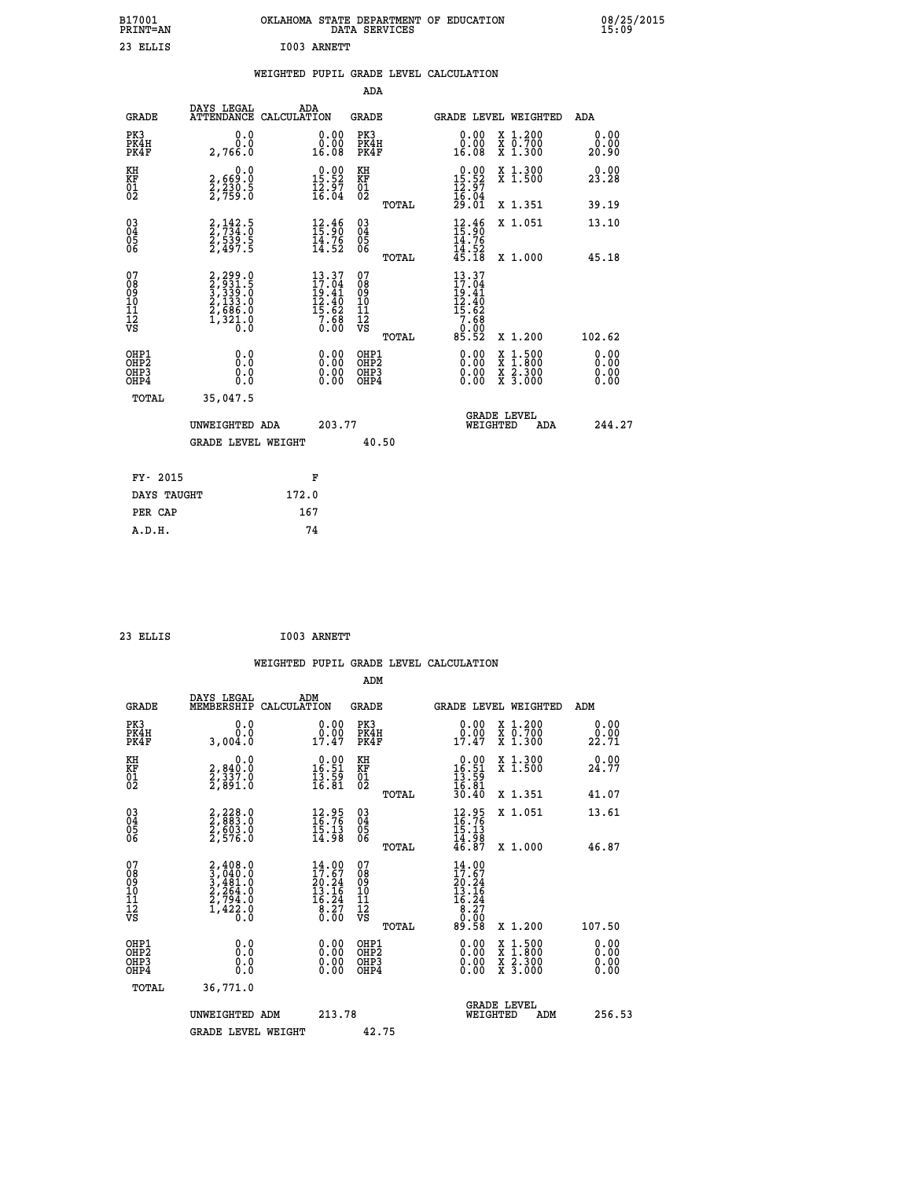B17001 OKLAHOMA STATE DEPARTMENT OF EDUCATION 08/25/2015
PRINT=AN DATA SERVICES 15:09

23 ELLIS I003 ARNETT

## WEIGHTED PUPIL GRADE LEVEL CALCULATION

### ADA

| GRADE | DAYS LEGAL ATTENDANCE | ADA CALCULATION | GRADE | GRADE LEVEL | WEIGHTED | ADA |
|---|---|---|---|---|---|---|
| PK3 | 0.0 | 0.00 | PK3 | 0.00 | X 1.200 | 0.00 |
| PK4H | 0.0 | 0.00 | PK4H | 0.00 | X 0.700 | 0.00 |
| PK4F | 2,766.0 | 16.08 | PK4F | 16.08 | X 1.300 | 20.90 |
| KH | 0.0 | 0.00 | KH | 0.00 | X 1.300 | 0.00 |
| KF | 2,669.0 | 15.52 | KF | 15.52 | X 1.500 | 23.28 |
| 01 | 2,230.5 | 12.97 | 01 | 12.97 | | |
| 02 | 2,759.0 | 16.04 | 02 | 16.04 | | |
| | | | TOTAL | 29.01 | X 1.351 | 39.19 |
| 03 | 2,142.5 | 12.46 | 03 | 12.46 | X 1.051 | 13.10 |
| 04 | 2,734.0 | 15.90 | 04 | 15.90 | | |
| 05 | 2,539.5 | 14.76 | 05 | 14.76 | | |
| 06 | 2,497.5 | 14.52 | 06 | 14.52 | | |
| | | | TOTAL | 45.18 | X 1.000 | 45.18 |
| 07 | 2,299.0 | 13.37 | 07 | 13.37 | | |
| 08 | 2,931.5 | 17.04 | 08 | 17.04 | | |
| 09 | 3,339.0 | 19.41 | 09 | 19.41 | | |
| 10 | 2,133.0 | 12.40 | 10 | 12.40 | | |
| 11 | 2,686.0 | 15.62 | 11 | 15.62 | | |
| 12 | 1,321.0 | 7.68 | 12 | 7.68 | | |
| VS | 0.0 | 0.00 | VS | 0.00 | | |
| | | | TOTAL | 85.52 | X 1.200 | 102.62 |
| OHP1 | 0.0 | 0.00 | OHP1 | 0.00 | X 1.500 | 0.00 |
| OHP2 | 0.0 | 0.00 | OHP2 | 0.00 | X 1.800 | 0.00 |
| OHP3 | 0.0 | 0.00 | OHP3 | 0.00 | X 2.300 | 0.00 |
| OHP4 | 0.0 | 0.00 | OHP4 | 0.00 | X 3.000 | 0.00 |
| TOTAL | 35,047.5 | | | | | |

UNWEIGHTED ADA 203.77 — GRADE LEVEL WEIGHTED ADA 244.27

GRADE LEVEL WEIGHT 40.50

| FY- 2015 | F |
|---|---|
| DAYS TAUGHT | 172.0 |
| PER CAP | 167 |
| A.D.H. | 74 |

23 ELLIS I003 ARNETT

## WEIGHTED PUPIL GRADE LEVEL CALCULATION

### ADM

| GRADE | DAYS LEGAL MEMBERSHIP | ADM CALCULATION | GRADE | GRADE LEVEL | WEIGHTED | ADM |
|---|---|---|---|---|---|---|
| PK3 | 0.0 | 0.00 | PK3 | 0.00 | X 1.200 | 0.00 |
| PK4H | 0.0 | 0.00 | PK4H | 0.00 | X 0.700 | 0.00 |
| PK4F | 3,004.0 | 17.47 | PK4F | 17.47 | X 1.300 | 22.71 |
| KH | 0.0 | 0.00 | KH | 0.00 | X 1.300 | 0.00 |
| KF | 2,840.0 | 16.51 | KF | 16.51 | X 1.500 | 24.77 |
| 01 | 2,337.0 | 13.59 | 01 | 13.59 | | |
| 02 | 2,891.0 | 16.81 | 02 | 16.81 | | |
| | | | TOTAL | 30.40 | X 1.351 | 41.07 |
| 03 | 2,228.0 | 12.95 | 03 | 12.95 | X 1.051 | 13.61 |
| 04 | 2,883.0 | 16.76 | 04 | 16.76 | | |
| 05 | 2,603.0 | 15.13 | 05 | 15.13 | | |
| 06 | 2,576.0 | 14.98 | 06 | 14.98 | | |
| | | | TOTAL | 46.87 | X 1.000 | 46.87 |
| 07 | 2,408.0 | 14.00 | 07 | 14.00 | | |
| 08 | 3,040.0 | 17.67 | 08 | 17.67 | | |
| 09 | 3,481.0 | 20.24 | 09 | 20.24 | | |
| 10 | 2,264.0 | 13.16 | 10 | 13.16 | | |
| 11 | 2,794.0 | 16.24 | 11 | 16.24 | | |
| 12 | 1,422.0 | 8.27 | 12 | 8.27 | | |
| VS | 0.0 | 0.00 | VS | 0.00 | | |
| | | | TOTAL | 89.58 | X 1.200 | 107.50 |
| OHP1 | 0.0 | 0.00 | OHP1 | 0.00 | X 1.500 | 0.00 |
| OHP2 | 0.0 | 0.00 | OHP2 | 0.00 | X 1.800 | 0.00 |
| OHP3 | 0.0 | 0.00 | OHP3 | 0.00 | X 2.300 | 0.00 |
| OHP4 | 0.0 | 0.00 | OHP4 | 0.00 | X 3.000 | 0.00 |
| TOTAL | 36,771.0 | | | | | |

UNWEIGHTED ADM 213.78 — GRADE LEVEL WEIGHTED ADM 256.53

GRADE LEVEL WEIGHT 42.75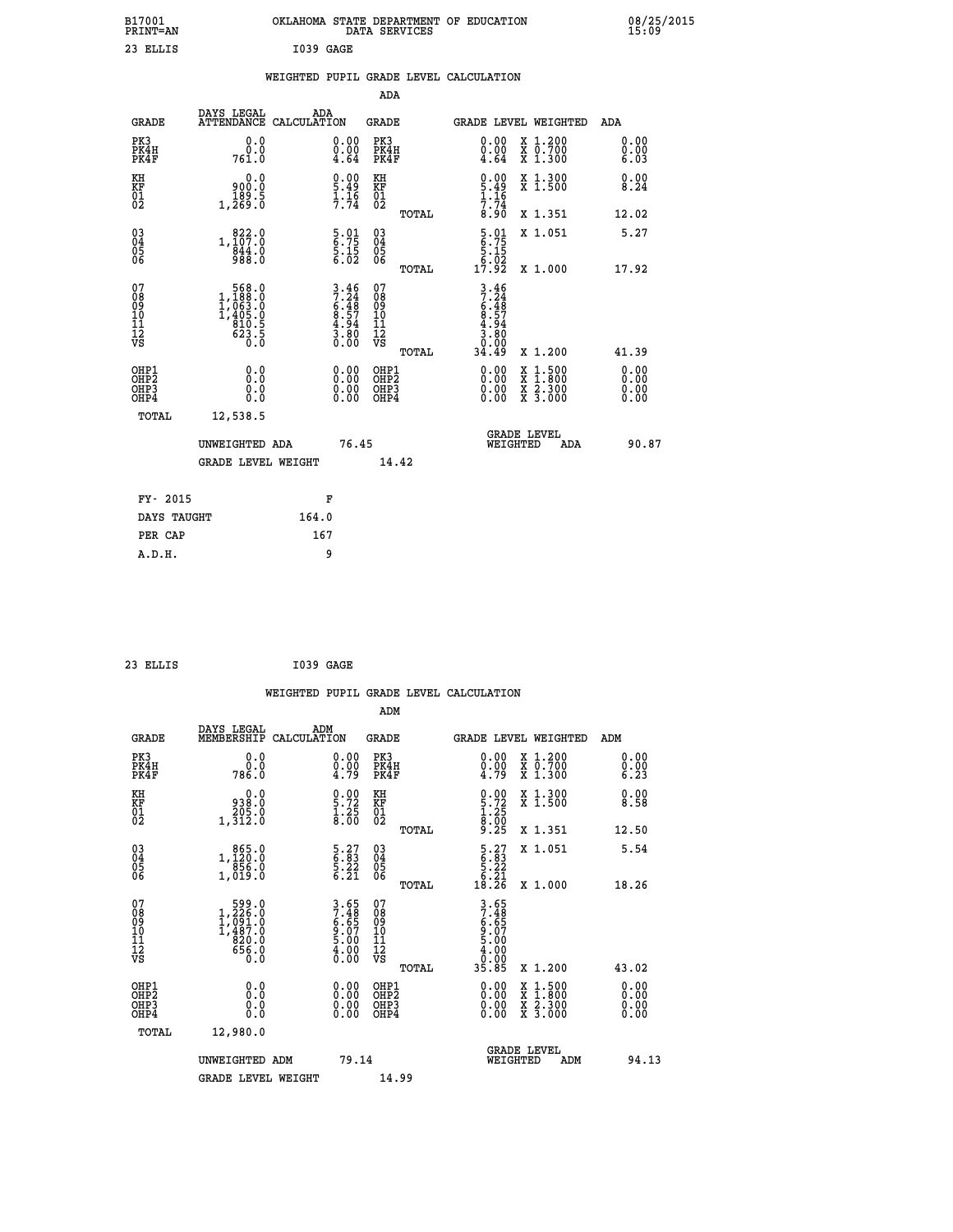B17001 OKLAHOMA STATE DEPARTMENT OF EDUCATION 08/25/2015
PRINT=AN DATA SERVICES 15:09

23 ELLIS I039 GAGE

WEIGHTED PUPIL GRADE LEVEL CALCULATION

ADA

| GRADE | DAYS LEGAL ATTENDANCE | ADA CALCULATION | GRADE | | GRADE LEVEL | WEIGHTED | ADA |
|---|---|---|---|---|---|---|---|
| PK3 | 0.0 | 0.00 | PK3 | | 0.00 | X 1.200 | 0.00 |
| PK4H | 0.0 | 0.00 | PK4H | | 0.00 | X 0.700 | 0.00 |
| PK4F | 761.0 | 4.64 | PK4F | | 4.64 | X 1.300 | 6.03 |
| KH | 0.0 | 0.00 | KH | | 0.00 | X 1.300 | 0.00 |
| KF | 900.0 | 5.49 | KF | | 5.49 | X 1.500 | 8.24 |
| 01 | 189.5 | 1.16 | 01 | | 1.16 | | |
| 02 | 1,269.0 | 7.74 | 02 | | 7.74 | | |
| | | | | TOTAL | 8.90 | X 1.351 | 12.02 |
| 03 | 822.0 | 5.01 | 03 | | 5.01 | X 1.051 | 5.27 |
| 04 | 1,107.0 | 6.75 | 04 | | 6.75 | | |
| 05 | 844.0 | 5.15 | 05 | | 5.15 | | |
| 06 | 988.0 | 6.02 | 06 | | 6.02 | | |
| | | | | TOTAL | 17.92 | X 1.000 | 17.92 |
| 07 | 568.0 | 3.46 | 07 | | 3.46 | | |
| 08 | 1,188.0 | 7.24 | 08 | | 7.24 | | |
| 09 | 1,063.0 | 6.48 | 09 | | 6.48 | | |
| 10 | 1,405.0 | 8.57 | 10 | | 8.57 | | |
| 11 | 810.5 | 4.94 | 11 | | 4.94 | | |
| 12 | 623.5 | 3.80 | 12 | | 3.80 | | |
| VS | 0.0 | 0.00 | VS | | 0.00 | | |
| | | | | TOTAL | 34.49 | X 1.200 | 41.39 |
| OHP1 | 0.0 | 0.00 | OHP1 | | 0.00 | X 1.500 | 0.00 |
| OHP2 | 0.0 | 0.00 | OHP2 | | 0.00 | X 1.800 | 0.00 |
| OHP3 | 0.0 | 0.00 | OHP3 | | 0.00 | X 2.300 | 0.00 |
| OHP4 | 0.0 | 0.00 | OHP4 | | 0.00 | X 3.000 | 0.00 |
| TOTAL | 12,538.5 | | | | | | |

UNWEIGHTED ADA 76.45 GRADE LEVEL WEIGHTED ADA 90.87

GRADE LEVEL WEIGHT 14.42

| FY- 2015 | F |
|---|---|
| DAYS TAUGHT | 164.0 |
| PER CAP | 167 |
| A.D.H. | 9 |

23 ELLIS I039 GAGE

WEIGHTED PUPIL GRADE LEVEL CALCULATION

ADM

| GRADE | DAYS LEGAL MEMBERSHIP | ADM CALCULATION | GRADE | | GRADE LEVEL | WEIGHTED | ADM |
|---|---|---|---|---|---|---|---|
| PK3 | 0.0 | 0.00 | PK3 | | 0.00 | X 1.200 | 0.00 |
| PK4H | 0.0 | 0.00 | PK4H | | 0.00 | X 0.700 | 0.00 |
| PK4F | 786.0 | 4.79 | PK4F | | 4.79 | X 1.300 | 6.23 |
| KH | 0.0 | 0.00 | KH | | 0.00 | X 1.300 | 0.00 |
| KF | 938.0 | 5.72 | KF | | 5.72 | X 1.500 | 8.58 |
| 01 | 205.0 | 1.25 | 01 | | 1.25 | | |
| 02 | 1,312.0 | 8.00 | 02 | | 8.00 | | |
| | | | | TOTAL | 9.25 | X 1.351 | 12.50 |
| 03 | 865.0 | 5.27 | 03 | | 5.27 | X 1.051 | 5.54 |
| 04 | 1,120.0 | 6.83 | 04 | | 6.83 | | |
| 05 | 856.0 | 5.22 | 05 | | 5.22 | | |
| 06 | 1,019.0 | 6.21 | 06 | | 6.21 | | |
| | | | | TOTAL | 18.26 | X 1.000 | 18.26 |
| 07 | 599.0 | 3.65 | 07 | | 3.65 | | |
| 08 | 1,226.0 | 7.48 | 08 | | 7.48 | | |
| 09 | 1,091.0 | 6.65 | 09 | | 6.65 | | |
| 10 | 1,487.0 | 9.07 | 10 | | 9.07 | | |
| 11 | 820.0 | 5.00 | 11 | | 5.00 | | |
| 12 | 656.0 | 4.00 | 12 | | 4.00 | | |
| VS | 0.0 | 0.00 | VS | | 0.00 | | |
| | | | | TOTAL | 35.85 | X 1.200 | 43.02 |
| OHP1 | 0.0 | 0.00 | OHP1 | | 0.00 | X 1.500 | 0.00 |
| OHP2 | 0.0 | 0.00 | OHP2 | | 0.00 | X 1.800 | 0.00 |
| OHP3 | 0.0 | 0.00 | OHP3 | | 0.00 | X 2.300 | 0.00 |
| OHP4 | 0.0 | 0.00 | OHP4 | | 0.00 | X 3.000 | 0.00 |
| TOTAL | 12,980.0 | | | | | | |

UNWEIGHTED ADM 79.14 GRADE LEVEL WEIGHTED ADM 94.13

GRADE LEVEL WEIGHT 14.99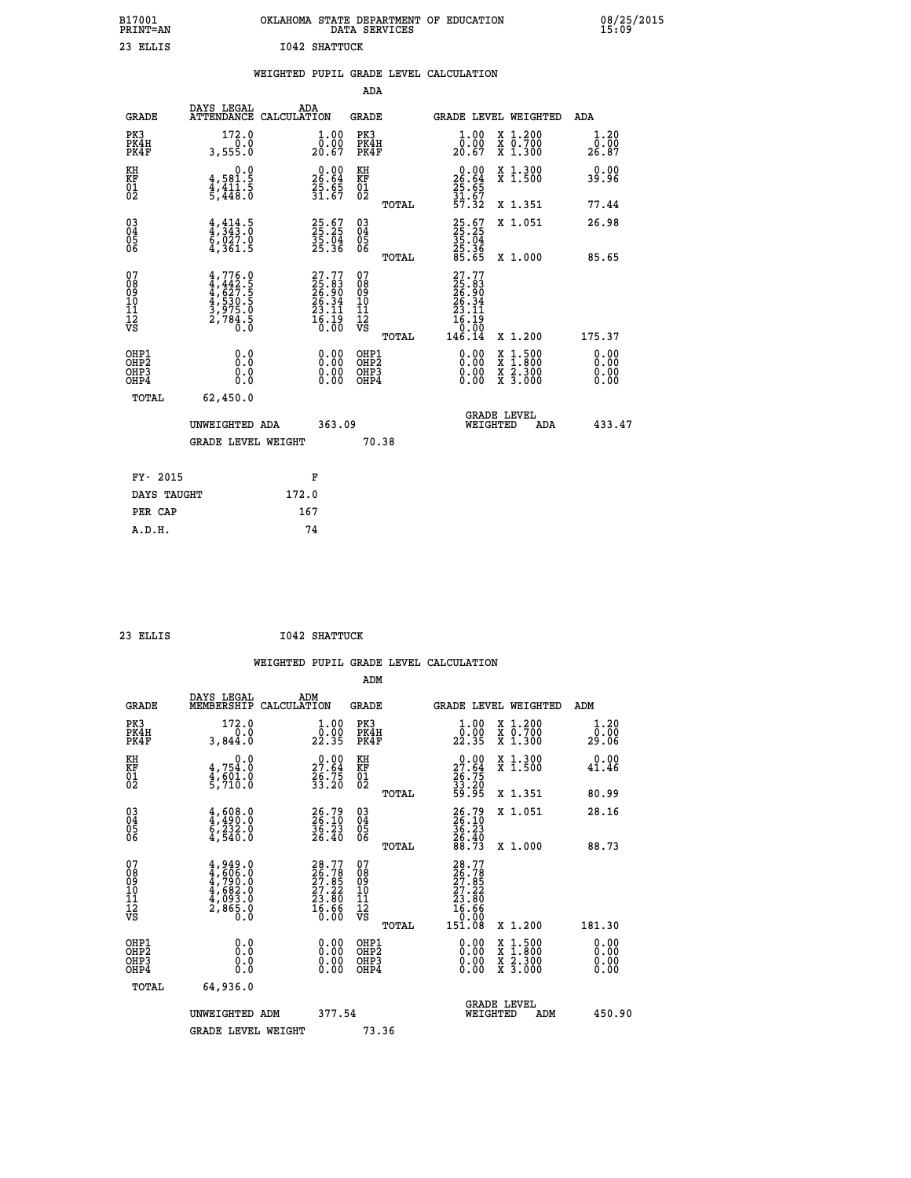B17001 PRINT=AN — OKLAHOMA STATE DEPARTMENT OF EDUCATION DATA SERVICES — 08/25/2015 15:09

23 ELLIS — I042 SHATTUCK

## WEIGHTED PUPIL GRADE LEVEL CALCULATION

### ADA

| GRADE | DAYS LEGAL ATTENDANCE | ADA CALCULATION | GRADE | GRADE LEVEL | WEIGHTED | ADA |
|---|---|---|---|---|---|---|
| PK3 | 172.0 | 1.00 | PK3 | 1.00 | X 1.200 | 1.20 |
| PK4H | 0.0 | 0.00 | PK4H | 0.00 | X 0.700 | 0.00 |
| PK4F | 3,555.0 | 20.67 | PK4F | 20.67 | X 1.300 | 26.87 |
| KH | 0.0 | 0.00 | KH | 0.00 | X 1.300 | 0.00 |
| KF | 4,581.5 | 26.64 | KF | 26.64 | X 1.500 | 39.96 |
| 01 | 4,411.5 | 25.65 | 01 | 25.65 | | |
| 02 | 5,448.0 | 31.67 | 02 | 31.67 | | |
| | | | TOTAL | 57.32 | X 1.351 | 77.44 |
| 03 | 4,414.5 | 25.67 | 03 | 25.67 | X 1.051 | 26.98 |
| 04 | 4,343.0 | 25.25 | 04 | 25.25 | | |
| 05 | 6,027.0 | 35.04 | 05 | 35.04 | | |
| 06 | 4,361.5 | 25.36 | 06 | 25.36 | | |
| | | | TOTAL | 85.65 | X 1.000 | 85.65 |
| 07 | 4,776.0 | 27.77 | 07 | 27.77 | | |
| 08 | 4,442.5 | 25.83 | 08 | 25.83 | | |
| 09 | 4,627.5 | 26.90 | 09 | 26.90 | | |
| 10 | 4,530.5 | 26.34 | 10 | 26.34 | | |
| 11 | 3,975.0 | 23.11 | 11 | 23.11 | | |
| 12 | 2,784.5 | 16.19 | 12 | 16.19 | | |
| VS | 0.0 | 0.00 | VS | 0.00 | | |
| | | | TOTAL | 146.14 | X 1.200 | 175.37 |
| OHP1 | 0.0 | 0.00 | OHP1 | 0.00 | X 1.500 | 0.00 |
| OHP2 | 0.0 | 0.00 | OHP2 | 0.00 | X 1.800 | 0.00 |
| OHP3 | 0.0 | 0.00 | OHP3 | 0.00 | X 2.300 | 0.00 |
| OHP4 | 0.0 | 0.00 | OHP4 | 0.00 | X 3.000 | 0.00 |
| TOTAL | 62,450.0 | | | | | |

UNWEIGHTED ADA 363.09 — GRADE LEVEL WEIGHTED ADA 433.47

GRADE LEVEL WEIGHT 70.38

| FY- 2015 | F |
|---|---|
| DAYS TAUGHT | 172.0 |
| PER CAP | 167 |
| A.D.H. | 74 |

23 ELLIS — I042 SHATTUCK

## WEIGHTED PUPIL GRADE LEVEL CALCULATION

### ADM

| GRADE | DAYS LEGAL MEMBERSHIP | ADM CALCULATION | GRADE | GRADE LEVEL | WEIGHTED | ADM |
|---|---|---|---|---|---|---|
| PK3 | 172.0 | 1.00 | PK3 | 1.00 | X 1.200 | 1.20 |
| PK4H | 0.0 | 0.00 | PK4H | 0.00 | X 0.700 | 0.00 |
| PK4F | 3,844.0 | 22.35 | PK4F | 22.35 | X 1.300 | 29.06 |
| KH | 0.0 | 0.00 | KH | 0.00 | X 1.300 | 0.00 |
| KF | 4,754.0 | 27.64 | KF | 27.64 | X 1.500 | 41.46 |
| 01 | 4,601.0 | 26.75 | 01 | 26.75 | | |
| 02 | 5,710.0 | 33.20 | 02 | 33.20 | | |
| | | | TOTAL | 59.95 | X 1.351 | 80.99 |
| 03 | 4,608.0 | 26.79 | 03 | 26.79 | X 1.051 | 28.16 |
| 04 | 4,490.0 | 26.10 | 04 | 26.10 | | |
| 05 | 6,232.0 | 36.23 | 05 | 36.23 | | |
| 06 | 4,540.0 | 26.40 | 06 | 26.40 | | |
| | | | TOTAL | 88.73 | X 1.000 | 88.73 |
| 07 | 4,949.0 | 28.77 | 07 | 28.77 | | |
| 08 | 4,606.0 | 26.78 | 08 | 26.78 | | |
| 09 | 4,790.0 | 27.85 | 09 | 27.85 | | |
| 10 | 4,682.0 | 27.22 | 10 | 27.22 | | |
| 11 | 4,093.0 | 23.80 | 11 | 23.80 | | |
| 12 | 2,865.0 | 16.66 | 12 | 16.66 | | |
| VS | 0.0 | 0.00 | VS | 0.00 | | |
| | | | TOTAL | 151.08 | X 1.200 | 181.30 |
| OHP1 | 0.0 | 0.00 | OHP1 | 0.00 | X 1.500 | 0.00 |
| OHP2 | 0.0 | 0.00 | OHP2 | 0.00 | X 1.800 | 0.00 |
| OHP3 | 0.0 | 0.00 | OHP3 | 0.00 | X 2.300 | 0.00 |
| OHP4 | 0.0 | 0.00 | OHP4 | 0.00 | X 3.000 | 0.00 |
| TOTAL | 64,936.0 | | | | | |

UNWEIGHTED ADM 377.54 — GRADE LEVEL WEIGHTED ADM 450.90

GRADE LEVEL WEIGHT 73.36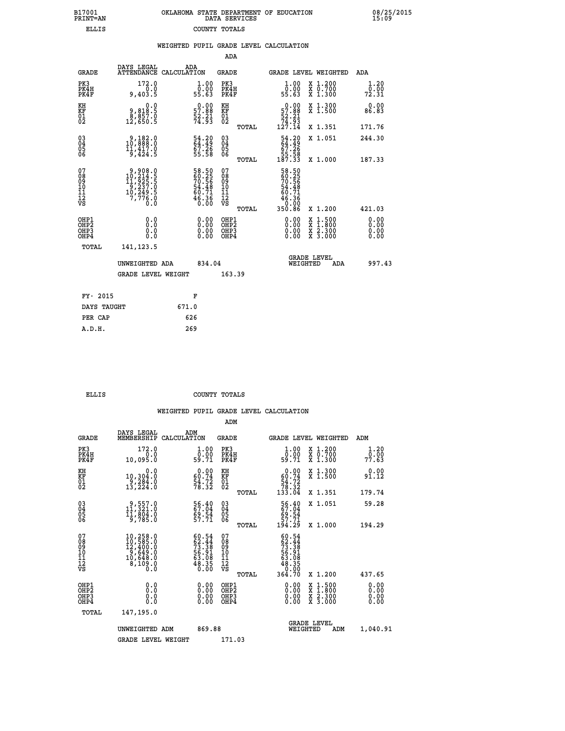B17001 PRINT=AN | OKLAHOMA STATE DEPARTMENT OF EDUCATION DATA SERVICES | 08/25/2015 15:09

ELLIS | COUNTY TOTALS

## WEIGHTED PUPIL GRADE LEVEL CALCULATION

### ADA

| GRADE | DAYS LEGAL ATTENDANCE | ADA CALCULATION | GRADE | | GRADE LEVEL | WEIGHTED | ADA |
|---|---|---|---|---|---|---|---|
| PK3 | 172.0 | 1.00 | PK3 | | 1.00 | X 1.200 | 1.20 |
| PK4H | 0.0 | 0.00 | PK4H | | 0.00 | X 0.700 | 0.00 |
| PK4F | 9,403.5 | 55.63 | PK4F | | 55.63 | X 1.300 | 72.31 |
| KH | 0.0 | 0.00 | KH | | 0.00 | X 1.300 | 0.00 |
| KF | 9,818.5 | 57.88 | KF | | 57.88 | X 1.500 | 86.83 |
| 01 | 8,857.0 | 52.21 | 01 | | 52.21 | | |
| 02 | 12,650.5 | 74.93 | 02 | | 74.93 | | |
| | | | | TOTAL | 127.14 | X 1.351 | 171.76 |
| 03 | 9,182.0 | 54.20 | 03 | | 54.20 | X 1.051 | 244.30 |
| 04 | 10,888.0 | 64.49 | 04 | | 64.49 | | |
| 05 | 11,417.0 | 67.26 | 05 | | 67.26 | | |
| 06 | 9,424.5 | 55.58 | 06 | | 55.58 | | |
| | | | | TOTAL | 187.33 | X 1.000 | 187.33 |
| 07 | 9,908.0 | 58.50 | 07 | | 58.50 | | |
| 08 | 10,214.5 | 60.25 | 08 | | 60.25 | | |
| 09 | 11,925.5 | 70.56 | 09 | | 70.56 | | |
| 10 | 9,237.0 | 54.48 | 10 | | 54.48 | | |
| 11 | 10,249.5 | 60.71 | 11 | | 60.71 | | |
| 12 | 7,776.0 | 46.36 | 12 | | 46.36 | | |
| VS | 0.0 | 0.00 | VS | | 0.00 | | |
| | | | | TOTAL | 350.86 | X 1.200 | 421.03 |
| OHP1 | 0.0 | 0.00 | OHP1 | | 0.00 | X 1.500 | 0.00 |
| OHP2 | 0.0 | 0.00 | OHP2 | | 0.00 | X 1.800 | 0.00 |
| OHP3 | 0.0 | 0.00 | OHP3 | | 0.00 | X 2.300 | 0.00 |
| OHP4 | 0.0 | 0.00 | OHP4 | | 0.00 | X 3.000 | 0.00 |
| TOTAL | 141,123.5 | | | | | | |

UNWEIGHTED ADA 834.04 | GRADE LEVEL WEIGHTED ADA 997.43

GRADE LEVEL WEIGHT 163.39

| FY- 2015 | F |
|---|---|
| DAYS TAUGHT | 671.0 |
| PER CAP | 626 |
| A.D.H. | 269 |

ELLIS | COUNTY TOTALS

## WEIGHTED PUPIL GRADE LEVEL CALCULATION

### ADM

| GRADE | DAYS LEGAL MEMBERSHIP | ADM CALCULATION | GRADE | | GRADE LEVEL | WEIGHTED | ADM |
|---|---|---|---|---|---|---|---|
| PK3 | 172.0 | 1.00 | PK3 | | 1.00 | X 1.200 | 1.20 |
| PK4H | 0.0 | 0.00 | PK4H | | 0.00 | X 0.700 | 0.00 |
| PK4F | 10,095.0 | 59.71 | PK4F | | 59.71 | X 1.300 | 77.63 |
| KH | 0.0 | 0.00 | KH | | 0.00 | X 1.300 | 0.00 |
| KF | 10,304.0 | 60.74 | KF | | 60.74 | X 1.500 | 91.12 |
| 01 | 9,284.0 | 54.72 | 01 | | 54.72 | | |
| 02 | 13,224.0 | 78.32 | 02 | | 78.32 | | |
| | | | | TOTAL | 133.04 | X 1.351 | 179.74 |
| 03 | 9,557.0 | 56.40 | 03 | | 56.40 | X 1.051 | 59.28 |
| 04 | 11,321.0 | 67.04 | 04 | | 67.04 | | |
| 05 | 11,804.0 | 69.54 | 05 | | 69.54 | | |
| 06 | 9,785.0 | 57.71 | 06 | | 57.71 | | |
| | | | | TOTAL | 194.29 | X 1.000 | 194.29 |
| 07 | 10,258.0 | 60.54 | 07 | | 60.54 | | |
| 08 | 10,585.0 | 62.44 | 08 | | 62.44 | | |
| 09 | 12,400.0 | 73.38 | 09 | | 73.38 | | |
| 10 | 9,649.0 | 56.91 | 10 | | 56.91 | | |
| 11 | 10,648.0 | 63.08 | 11 | | 63.08 | | |
| 12 | 8,109.0 | 48.35 | 12 | | 48.35 | | |
| VS | 0.0 | 0.00 | VS | | 0.00 | | |
| | | | | TOTAL | 364.70 | X 1.200 | 437.65 |
| OHP1 | 0.0 | 0.00 | OHP1 | | 0.00 | X 1.500 | 0.00 |
| OHP2 | 0.0 | 0.00 | OHP2 | | 0.00 | X 1.800 | 0.00 |
| OHP3 | 0.0 | 0.00 | OHP3 | | 0.00 | X 2.300 | 0.00 |
| OHP4 | 0.0 | 0.00 | OHP4 | | 0.00 | X 3.000 | 0.00 |
| TOTAL | 147,195.0 | | | | | | |

UNWEIGHTED ADM 869.88 | GRADE LEVEL WEIGHTED ADM 1,040.91

GRADE LEVEL WEIGHT 171.03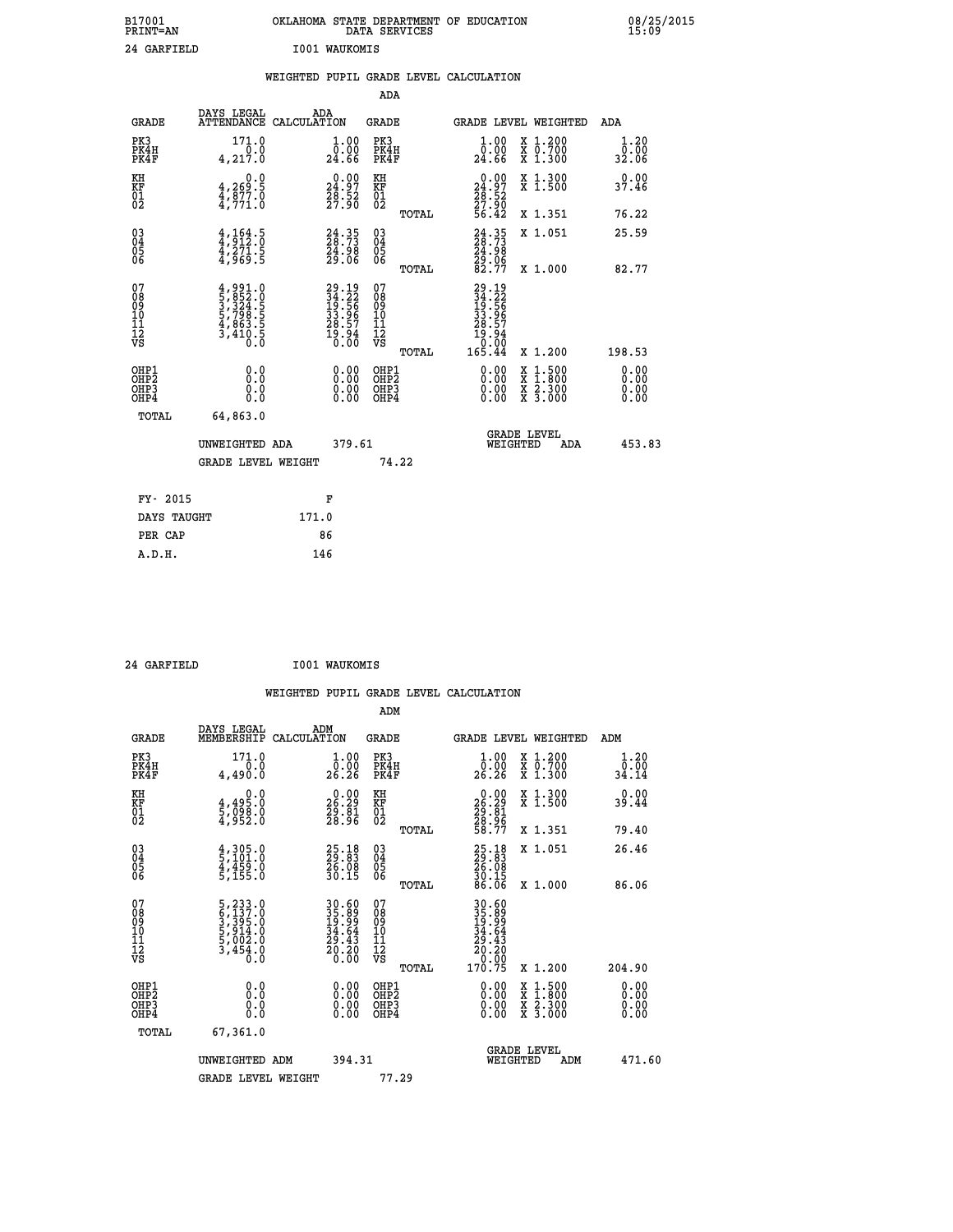B17001 OKLAHOMA STATE DEPARTMENT OF EDUCATION 08/25/2015
PRINT=AN DATA SERVICES 15:09

24 GARFIELD I001 WAUKOMIS

## WEIGHTED PUPIL GRADE LEVEL CALCULATION

### ADA

| GRADE | DAYS LEGAL ATTENDANCE | ADA CALCULATION | GRADE | GRADE LEVEL | WEIGHTED | ADA |
|---|---|---|---|---|---|---|
| PK3 | 171.0 | 1.00 | PK3 | 1.00 | X 1.200 | 1.20 |
| PK4H | 0.0 | 0.00 | PK4H | 0.00 | X 0.700 | 0.00 |
| PK4F | 4,217.0 | 24.66 | PK4F | 24.66 | X 1.300 | 32.06 |
| KH | 0.0 | 0.00 | KH | 0.00 | X 1.300 | 0.00 |
| KF | 4,269.5 | 24.97 | KF | 24.97 | X 1.500 | 37.46 |
| 01 | 4,877.0 | 28.52 | 01 | 28.52 | | |
| 02 | 4,771.0 | 27.90 | 02 | 27.90 | | |
| | | | TOTAL | 56.42 | X 1.351 | 76.22 |
| 03 | 4,164.5 | 24.35 | 03 | 24.35 | X 1.051 | 25.59 |
| 04 | 4,912.0 | 28.73 | 04 | 28.73 | | |
| 05 | 4,271.5 | 24.98 | 05 | 24.98 | | |
| 06 | 4,969.5 | 29.06 | 06 | 29.06 | | |
| | | | TOTAL | 82.77 | X 1.000 | 82.77 |
| 07 | 4,991.0 | 29.19 | 07 | 29.19 | | |
| 08 | 5,852.0 | 34.22 | 08 | 34.22 | | |
| 09 | 3,324.5 | 19.56 | 09 | 19.56 | | |
| 10 | 5,798.5 | 33.96 | 10 | 33.96 | | |
| 11 | 4,863.5 | 28.57 | 11 | 28.57 | | |
| 12 | 3,410.5 | 19.94 | 12 | 19.94 | | |
| VS | 0.0 | 0.00 | VS | 0.00 | | |
| | | | TOTAL | 165.44 | X 1.200 | 198.53 |
| OHP1 | 0.0 | 0.00 | OHP1 | 0.00 | X 1.500 | 0.00 |
| OHP2 | 0.0 | 0.00 | OHP2 | 0.00 | X 1.800 | 0.00 |
| OHP3 | 0.0 | 0.00 | OHP3 | 0.00 | X 2.300 | 0.00 |
| OHP4 | 0.0 | 0.00 | OHP4 | 0.00 | X 3.000 | 0.00 |
| TOTAL | 64,863.0 | | | | | |

UNWEIGHTED ADA 379.61 GRADE LEVEL WEIGHTED ADA 453.83

GRADE LEVEL WEIGHT 74.22

| FY- 2015 | F |
|---|---|
| DAYS TAUGHT | 171.0 |
| PER CAP | 86 |
| A.D.H. | 146 |

24 GARFIELD I001 WAUKOMIS

## WEIGHTED PUPIL GRADE LEVEL CALCULATION

### ADM

| GRADE | DAYS LEGAL MEMBERSHIP | ADM CALCULATION | GRADE | GRADE LEVEL | WEIGHTED | ADM |
|---|---|---|---|---|---|---|
| PK3 | 171.0 | 1.00 | PK3 | 1.00 | X 1.200 | 1.20 |
| PK4H | 0.0 | 0.00 | PK4H | 0.00 | X 0.700 | 0.00 |
| PK4F | 4,490.0 | 26.26 | PK4F | 26.26 | X 1.300 | 34.14 |
| KH | 0.0 | 0.00 | KH | 0.00 | X 1.300 | 0.00 |
| KF | 4,495.0 | 26.29 | KF | 26.29 | X 1.500 | 39.44 |
| 01 | 5,098.0 | 29.81 | 01 | 29.81 | | |
| 02 | 4,952.0 | 28.96 | 02 | 28.96 | | |
| | | | TOTAL | 58.77 | X 1.351 | 79.40 |
| 03 | 4,305.0 | 25.18 | 03 | 25.18 | X 1.051 | 26.46 |
| 04 | 5,101.0 | 29.83 | 04 | 29.83 | | |
| 05 | 4,459.0 | 26.08 | 05 | 26.08 | | |
| 06 | 5,155.0 | 30.15 | 06 | 30.15 | | |
| | | | TOTAL | 86.06 | X 1.000 | 86.06 |
| 07 | 5,233.0 | 30.60 | 07 | 30.60 | | |
| 08 | 6,137.0 | 35.89 | 08 | 35.89 | | |
| 09 | 3,395.0 | 19.99 | 09 | 19.99 | | |
| 10 | 5,914.0 | 34.64 | 10 | 34.64 | | |
| 11 | 5,002.0 | 29.43 | 11 | 29.43 | | |
| 12 | 3,454.0 | 20.20 | 12 | 20.20 | | |
| VS | 0.0 | 0.00 | VS | 0.00 | | |
| | | | TOTAL | 170.75 | X 1.200 | 204.90 |
| OHP1 | 0.0 | 0.00 | OHP1 | 0.00 | X 1.500 | 0.00 |
| OHP2 | 0.0 | 0.00 | OHP2 | 0.00 | X 1.800 | 0.00 |
| OHP3 | 0.0 | 0.00 | OHP3 | 0.00 | X 2.300 | 0.00 |
| OHP4 | 0.0 | 0.00 | OHP4 | 0.00 | X 3.000 | 0.00 |
| TOTAL | 67,361.0 | | | | | |

UNWEIGHTED ADM 394.31 GRADE LEVEL WEIGHTED ADM 471.60

GRADE LEVEL WEIGHT 77.29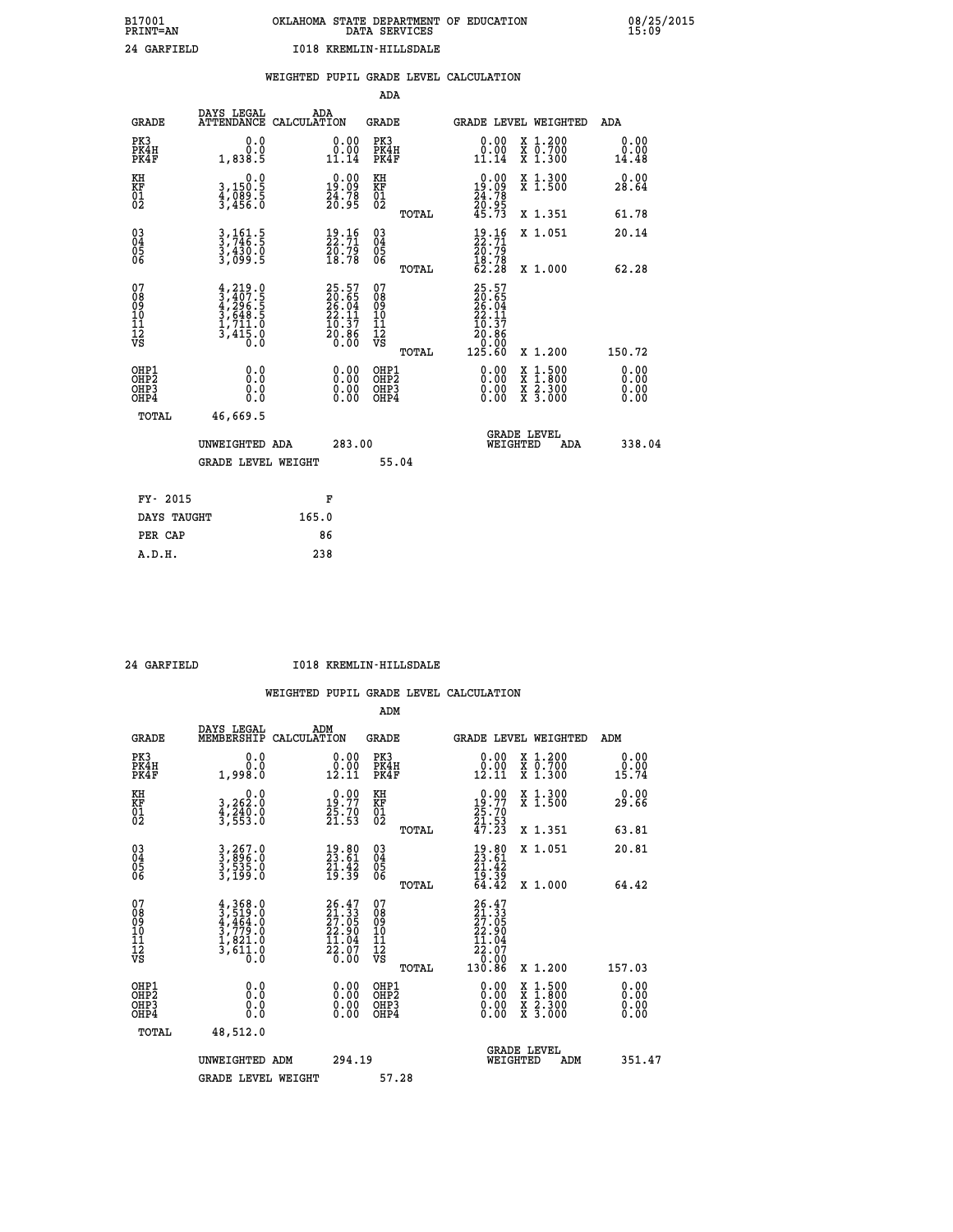B17001 OKLAHOMA STATE DEPARTMENT OF EDUCATION 08/25/2015
PRINT=AN DATA SERVICES 15:09

24 GARFIELD I018 KREMLIN-HILLSDALE

WEIGHTED PUPIL GRADE LEVEL CALCULATION

ADA

| GRADE | DAYS LEGAL ATTENDANCE | ADA CALCULATION | GRADE | GRADE LEVEL | WEIGHTED | ADA |
|---|---|---|---|---|---|---|
| PK3 | 0.0 | 0.00 | PK3 | 0.00 | X 1.200 | 0.00 |
| PK4H | 0.0 | 0.00 | PK4H | 0.00 | X 0.700 | 0.00 |
| PK4F | 1,838.5 | 11.14 | PK4F | 11.14 | X 1.300 | 14.48 |
| KH | 0.0 | 0.00 | KH | 0.00 | X 1.300 | 0.00 |
| KF | 3,150.5 | 19.09 | KF | 19.09 | X 1.500 | 28.64 |
| 01 | 4,089.5 | 24.78 | 01 | 24.78 | | |
| 02 | 3,456.0 | 20.95 | 02 | 20.95 | | |
| | | | TOTAL | 45.73 | X 1.351 | 61.78 |
| 03 | 3,161.5 | 19.16 | 03 | 19.16 | X 1.051 | 20.14 |
| 04 | 3,746.5 | 22.71 | 04 | 22.71 | | |
| 05 | 3,430.0 | 20.79 | 05 | 20.79 | | |
| 06 | 3,099.5 | 18.78 | 06 | 18.78 | | |
| | | | TOTAL | 62.28 | X 1.000 | 62.28 |
| 07 | 4,219.0 | 25.57 | 07 | 25.57 | | |
| 08 | 3,407.5 | 20.65 | 08 | 20.65 | | |
| 09 | 4,296.5 | 26.04 | 09 | 26.04 | | |
| 10 | 3,648.5 | 22.11 | 10 | 22.11 | | |
| 11 | 1,711.0 | 10.37 | 11 | 10.37 | | |
| 12 | 3,415.0 | 20.86 | 12 | 20.86 | | |
| VS | 0.0 | 0.00 | VS | 0.00 | | |
| | | | TOTAL | 125.60 | X 1.200 | 150.72 |
| OHP1 | 0.0 | 0.00 | OHP1 | 0.00 | X 1.500 | 0.00 |
| OHP2 | 0.0 | 0.00 | OHP2 | 0.00 | X 1.800 | 0.00 |
| OHP3 | 0.0 | 0.00 | OHP3 | 0.00 | X 2.300 | 0.00 |
| OHP4 | 0.0 | 0.00 | OHP4 | 0.00 | X 3.000 | 0.00 |
| TOTAL | 46,669.5 | | | | | |

UNWEIGHTED ADA 283.00 | GRADE LEVEL WEIGHTED ADA 338.04

GRADE LEVEL WEIGHT 55.04

| FY- 2015 | F |
|---|---|
| DAYS TAUGHT | 165.0 |
| PER CAP | 86 |
| A.D.H. | 238 |

24 GARFIELD I018 KREMLIN-HILLSDALE

WEIGHTED PUPIL GRADE LEVEL CALCULATION

ADM

| GRADE | DAYS LEGAL MEMBERSHIP | ADM CALCULATION | GRADE | GRADE LEVEL | WEIGHTED | ADM |
|---|---|---|---|---|---|---|
| PK3 | 0.0 | 0.00 | PK3 | 0.00 | X 1.200 | 0.00 |
| PK4H | 0.0 | 0.00 | PK4H | 0.00 | X 0.700 | 0.00 |
| PK4F | 1,998.0 | 12.11 | PK4F | 12.11 | X 1.300 | 15.74 |
| KH | 0.0 | 0.00 | KH | 0.00 | X 1.300 | 0.00 |
| KF | 3,262.0 | 19.77 | KF | 19.77 | X 1.500 | 29.66 |
| 01 | 4,240.0 | 25.70 | 01 | 25.70 | | |
| 02 | 3,553.0 | 21.53 | 02 | 21.53 | | |
| | | | TOTAL | 47.23 | X 1.351 | 63.81 |
| 03 | 3,267.0 | 19.80 | 03 | 19.80 | X 1.051 | 20.81 |
| 04 | 3,896.0 | 23.61 | 04 | 23.61 | | |
| 05 | 3,535.0 | 21.42 | 05 | 21.42 | | |
| 06 | 3,199.0 | 19.39 | 06 | 19.39 | | |
| | | | TOTAL | 64.42 | X 1.000 | 64.42 |
| 07 | 4,368.0 | 26.47 | 07 | 26.47 | | |
| 08 | 3,519.0 | 21.33 | 08 | 21.33 | | |
| 09 | 4,464.0 | 27.05 | 09 | 27.05 | | |
| 10 | 3,779.0 | 22.90 | 10 | 22.90 | | |
| 11 | 1,821.0 | 11.04 | 11 | 11.04 | | |
| 12 | 3,611.0 | 22.07 | 12 | 22.07 | | |
| VS | 0.0 | 0.00 | VS | 0.00 | | |
| | | | TOTAL | 130.86 | X 1.200 | 157.03 |
| OHP1 | 0.0 | 0.00 | OHP1 | 0.00 | X 1.500 | 0.00 |
| OHP2 | 0.0 | 0.00 | OHP2 | 0.00 | X 1.800 | 0.00 |
| OHP3 | 0.0 | 0.00 | OHP3 | 0.00 | X 2.300 | 0.00 |
| OHP4 | 0.0 | 0.00 | OHP4 | 0.00 | X 3.000 | 0.00 |
| TOTAL | 48,512.0 | | | | | |

UNWEIGHTED ADM 294.19 | GRADE LEVEL WEIGHTED ADM 351.47

GRADE LEVEL WEIGHT 57.28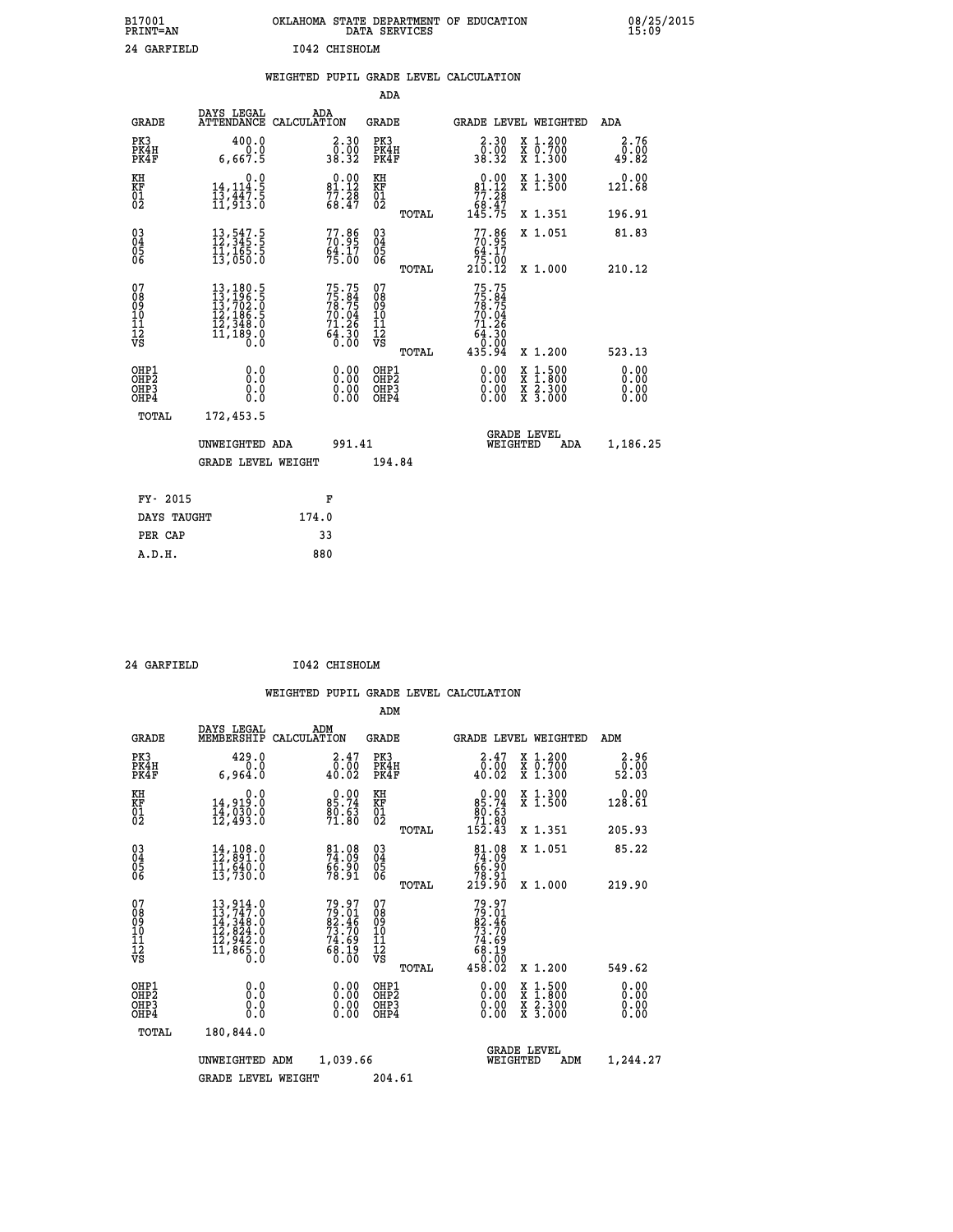B17001 OKLAHOMA STATE DEPARTMENT OF EDUCATION 08/25/2015
PRINT=AN DATA SERVICES 15:09

24 GARFIELD I042 CHISHOLM

## WEIGHTED PUPIL GRADE LEVEL CALCULATION

### ADA

| GRADE | DAYS LEGAL ATTENDANCE | ADA CALCULATION | GRADE | GRADE LEVEL | WEIGHTED | ADA |
|---|---|---|---|---|---|---|
| PK3 | 400.0 | 2.30 | PK3 | 2.30 | X 1.200 | 2.76 |
| PK4H | 0.0 | 0.00 | PK4H | 0.00 | X 0.700 | 0.00 |
| PK4F | 6,667.5 | 38.32 | PK4F | 38.32 | X 1.300 | 49.82 |
| KH | 0.0 | 0.00 | KH | 0.00 | X 1.300 | 0.00 |
| KF | 14,114.5 | 81.12 | KF | 81.12 | X 1.500 | 121.68 |
| 01 | 13,447.5 | 77.28 | 01 | 77.28 | | |
| 02 | 11,913.0 | 68.47 | 02 | 68.47 | | |
| | | | TOTAL | 145.75 | X 1.351 | 196.91 |
| 03 | 13,547.5 | 77.86 | 03 | 77.86 | X 1.051 | 81.83 |
| 04 | 12,345.5 | 70.95 | 04 | 70.95 | | |
| 05 | 11,165.5 | 64.17 | 05 | 64.17 | | |
| 06 | 13,050.0 | 75.00 | 06 | 75.00 | | |
| | | | TOTAL | 210.12 | X 1.000 | 210.12 |
| 07 | 13,180.5 | 75.75 | 07 | 75.75 | | |
| 08 | 13,196.5 | 75.84 | 08 | 75.84 | | |
| 09 | 13,702.0 | 78.75 | 09 | 78.75 | | |
| 10 | 12,186.5 | 70.04 | 10 | 70.04 | | |
| 11 | 12,348.0 | 71.26 | 11 | 71.26 | | |
| 12 | 11,189.0 | 64.30 | 12 | 64.30 | | |
| VS | 0.0 | 0.00 | VS | 0.00 | | |
| | | | TOTAL | 435.94 | X 1.200 | 523.13 |
| OHP1 | 0.0 | 0.00 | OHP1 | 0.00 | X 1.500 | 0.00 |
| OHP2 | 0.0 | 0.00 | OHP2 | 0.00 | X 1.800 | 0.00 |
| OHP3 | 0.0 | 0.00 | OHP3 | 0.00 | X 2.300 | 0.00 |
| OHP4 | 0.0 | 0.00 | OHP4 | 0.00 | X 3.000 | 0.00 |
| TOTAL | 172,453.5 | | | | | |

UNWEIGHTED ADA 991.41 GRADE LEVEL WEIGHTED ADA 1,186.25

GRADE LEVEL WEIGHT 194.84

| | |
|---|---|
| FY- 2015 | F |
| DAYS TAUGHT | 174.0 |
| PER CAP | 33 |
| A.D.H. | 880 |

24 GARFIELD I042 CHISHOLM

## WEIGHTED PUPIL GRADE LEVEL CALCULATION

### ADM

| GRADE | DAYS LEGAL MEMBERSHIP | ADM CALCULATION | GRADE | GRADE LEVEL | WEIGHTED | ADM |
|---|---|---|---|---|---|---|
| PK3 | 429.0 | 2.47 | PK3 | 2.47 | X 1.200 | 2.96 |
| PK4H | 0.0 | 0.00 | PK4H | 0.00 | X 0.700 | 0.00 |
| PK4F | 6,964.0 | 40.02 | PK4F | 40.02 | X 1.300 | 52.03 |
| KH | 0.0 | 0.00 | KH | 0.00 | X 1.300 | 0.00 |
| KF | 14,919.0 | 85.74 | KF | 85.74 | X 1.500 | 128.61 |
| 01 | 14,030.0 | 80.63 | 01 | 80.63 | | |
| 02 | 12,493.0 | 71.80 | 02 | 71.80 | | |
| | | | TOTAL | 152.43 | X 1.351 | 205.93 |
| 03 | 14,108.0 | 81.08 | 03 | 81.08 | X 1.051 | 85.22 |
| 04 | 12,891.0 | 74.09 | 04 | 74.09 | | |
| 05 | 11,640.0 | 66.90 | 05 | 66.90 | | |
| 06 | 13,730.0 | 78.91 | 06 | 78.91 | | |
| | | | TOTAL | 219.90 | X 1.000 | 219.90 |
| 07 | 13,914.0 | 79.97 | 07 | 79.97 | | |
| 08 | 13,747.0 | 79.01 | 08 | 79.01 | | |
| 09 | 14,348.0 | 82.46 | 09 | 82.46 | | |
| 10 | 12,824.0 | 73.70 | 10 | 73.70 | | |
| 11 | 12,942.0 | 74.69 | 11 | 74.69 | | |
| 12 | 11,865.0 | 68.19 | 12 | 68.19 | | |
| VS | 0.0 | 0.00 | VS | 0.00 | | |
| | | | TOTAL | 458.02 | X 1.200 | 549.62 |
| OHP1 | 0.0 | 0.00 | OHP1 | 0.00 | X 1.500 | 0.00 |
| OHP2 | 0.0 | 0.00 | OHP2 | 0.00 | X 1.800 | 0.00 |
| OHP3 | 0.0 | 0.00 | OHP3 | 0.00 | X 2.300 | 0.00 |
| OHP4 | 0.0 | 0.00 | OHP4 | 0.00 | X 3.000 | 0.00 |
| TOTAL | 180,844.0 | | | | | |

UNWEIGHTED ADM 1,039.66 GRADE LEVEL WEIGHTED ADM 1,244.27

GRADE LEVEL WEIGHT 204.61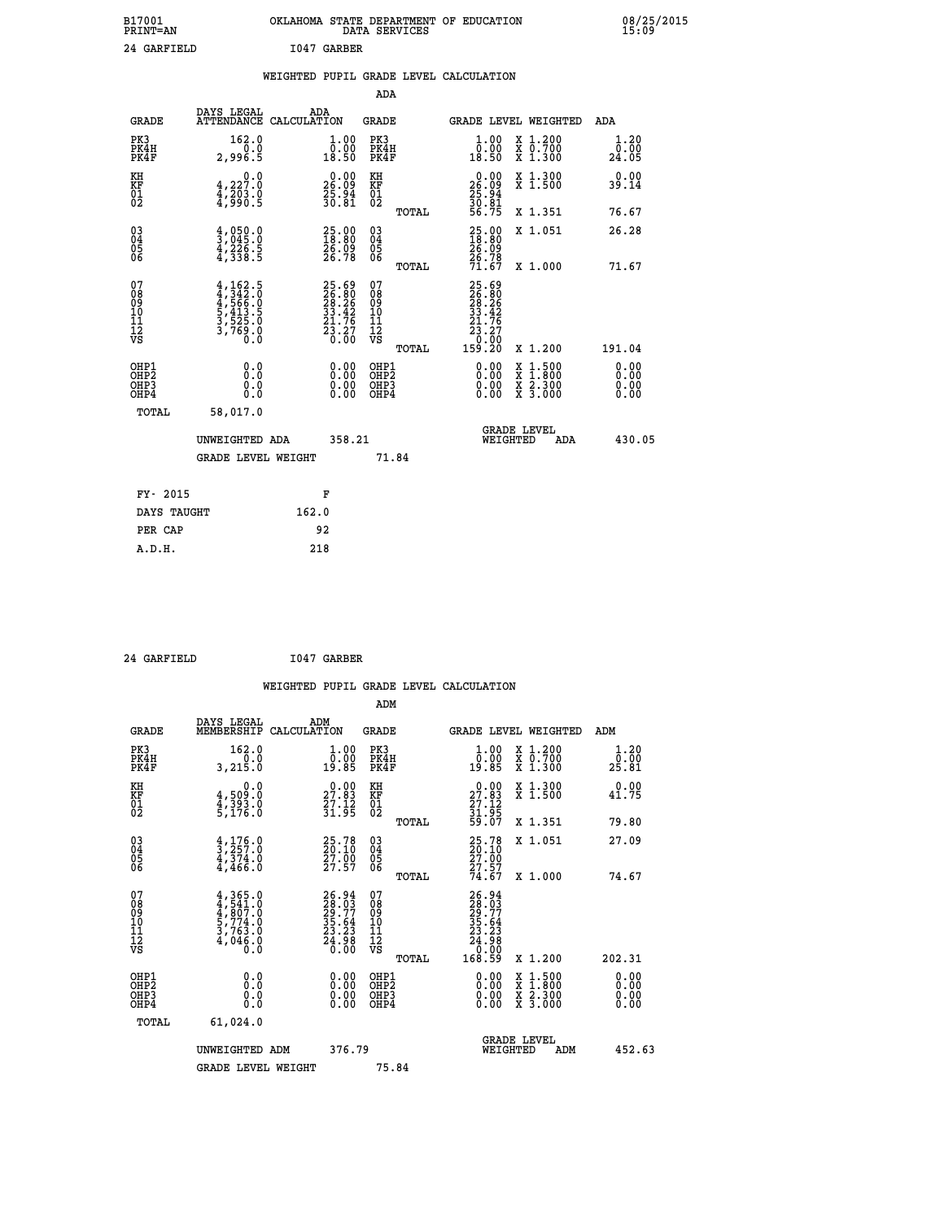B17001
PRINT=AN

OKLAHOMA STATE DEPARTMENT OF EDUCATION
DATA SERVICES

08/25/2015
15:09

24 GARFIELD    I047 GARBER

WEIGHTED PUPIL GRADE LEVEL CALCULATION

ADA

| GRADE | DAYS LEGAL ATTENDANCE | ADA CALCULATION | GRADE | GRADE LEVEL | WEIGHTED | ADA |
|---|---|---|---|---|---|---|
| PK3 | 162.0 | 1.00 | PK3 | 1.00 | X 1.200 | 1.20 |
| PK4H | 0.0 | 0.00 | PK4H | 0.00 | X 0.700 | 0.00 |
| PK4F | 2,996.5 | 18.50 | PK4F | 18.50 | X 1.300 | 24.05 |
| KH | 0.0 | 0.00 | KH | 0.00 | X 1.300 | 0.00 |
| KF | 4,227.0 | 26.09 | KF | 26.09 | X 1.500 | 39.14 |
| 01 | 4,203.0 | 25.94 | 01 | 25.94 | | |
| 02 | 4,990.5 | 30.81 | 02 | 30.81 | | |
| | | | TOTAL | 56.75 | X 1.351 | 76.67 |
| 03 | 4,050.0 | 25.00 | 03 | 25.00 | X 1.051 | 26.28 |
| 04 | 3,045.0 | 18.80 | 04 | 18.80 | | |
| 05 | 4,226.5 | 26.09 | 05 | 26.09 | | |
| 06 | 4,338.5 | 26.78 | 06 | 26.78 | | |
| | | | TOTAL | 71.67 | X 1.000 | 71.67 |
| 07 | 4,162.5 | 25.69 | 07 | 25.69 | | |
| 08 | 4,342.0 | 26.80 | 08 | 26.80 | | |
| 09 | 4,566.0 | 28.26 | 09 | 28.26 | | |
| 10 | 5,413.5 | 33.42 | 10 | 33.42 | | |
| 11 | 3,525.0 | 21.76 | 11 | 21.76 | | |
| 12 | 3,769.0 | 23.27 | 12 | 23.27 | | |
| VS | 0.0 | 0.00 | VS | 0.00 | | |
| | | | TOTAL | 159.20 | X 1.200 | 191.04 |
| OHP1 | 0.0 | 0.00 | OHP1 | 0.00 | X 1.500 | 0.00 |
| OHP2 | 0.0 | 0.00 | OHP2 | 0.00 | X 1.800 | 0.00 |
| OHP3 | 0.0 | 0.00 | OHP3 | 0.00 | X 2.300 | 0.00 |
| OHP4 | 0.0 | 0.00 | OHP4 | 0.00 | X 3.000 | 0.00 |
| TOTAL | 58,017.0 | | | | | |

UNWEIGHTED ADA 358.21    GRADE LEVEL WEIGHTED ADA 430.05

GRADE LEVEL WEIGHT 71.84

| FY- 2015 | F |
|---|---|
| DAYS TAUGHT | 162.0 |
| PER CAP | 92 |
| A.D.H. | 218 |

24 GARFIELD    I047 GARBER

WEIGHTED PUPIL GRADE LEVEL CALCULATION

ADM

| GRADE | DAYS LEGAL MEMBERSHIP | ADM CALCULATION | GRADE | GRADE LEVEL | WEIGHTED | ADM |
|---|---|---|---|---|---|---|
| PK3 | 162.0 | 1.00 | PK3 | 1.00 | X 1.200 | 1.20 |
| PK4H | 0.0 | 0.00 | PK4H | 0.00 | X 0.700 | 0.00 |
| PK4F | 3,215.0 | 19.85 | PK4F | 19.85 | X 1.300 | 25.81 |
| KH | 0.0 | 0.00 | KH | 0.00 | X 1.300 | 0.00 |
| KF | 4,509.0 | 27.83 | KF | 27.83 | X 1.500 | 41.75 |
| 01 | 4,393.0 | 27.12 | 01 | 27.12 | | |
| 02 | 5,176.0 | 31.95 | 02 | 31.95 | | |
| | | | TOTAL | 59.07 | X 1.351 | 79.80 |
| 03 | 4,176.0 | 25.78 | 03 | 25.78 | X 1.051 | 27.09 |
| 04 | 3,257.0 | 20.10 | 04 | 20.10 | | |
| 05 | 4,374.0 | 27.00 | 05 | 27.00 | | |
| 06 | 4,466.0 | 27.57 | 06 | 27.57 | | |
| | | | TOTAL | 74.67 | X 1.000 | 74.67 |
| 07 | 4,365.0 | 26.94 | 07 | 26.94 | | |
| 08 | 4,541.0 | 28.03 | 08 | 28.03 | | |
| 09 | 4,807.0 | 29.77 | 09 | 29.77 | | |
| 10 | 5,774.0 | 35.64 | 10 | 35.64 | | |
| 11 | 3,763.0 | 23.23 | 11 | 23.23 | | |
| 12 | 4,046.0 | 24.98 | 12 | 24.98 | | |
| VS | 0.0 | 0.00 | VS | 0.00 | | |
| | | | TOTAL | 168.59 | X 1.200 | 202.31 |
| OHP1 | 0.0 | 0.00 | OHP1 | 0.00 | X 1.500 | 0.00 |
| OHP2 | 0.0 | 0.00 | OHP2 | 0.00 | X 1.800 | 0.00 |
| OHP3 | 0.0 | 0.00 | OHP3 | 0.00 | X 2.300 | 0.00 |
| OHP4 | 0.0 | 0.00 | OHP4 | 0.00 | X 3.000 | 0.00 |
| TOTAL | 61,024.0 | | | | | |

UNWEIGHTED ADM 376.79    GRADE LEVEL WEIGHTED ADM 452.63

GRADE LEVEL WEIGHT 75.84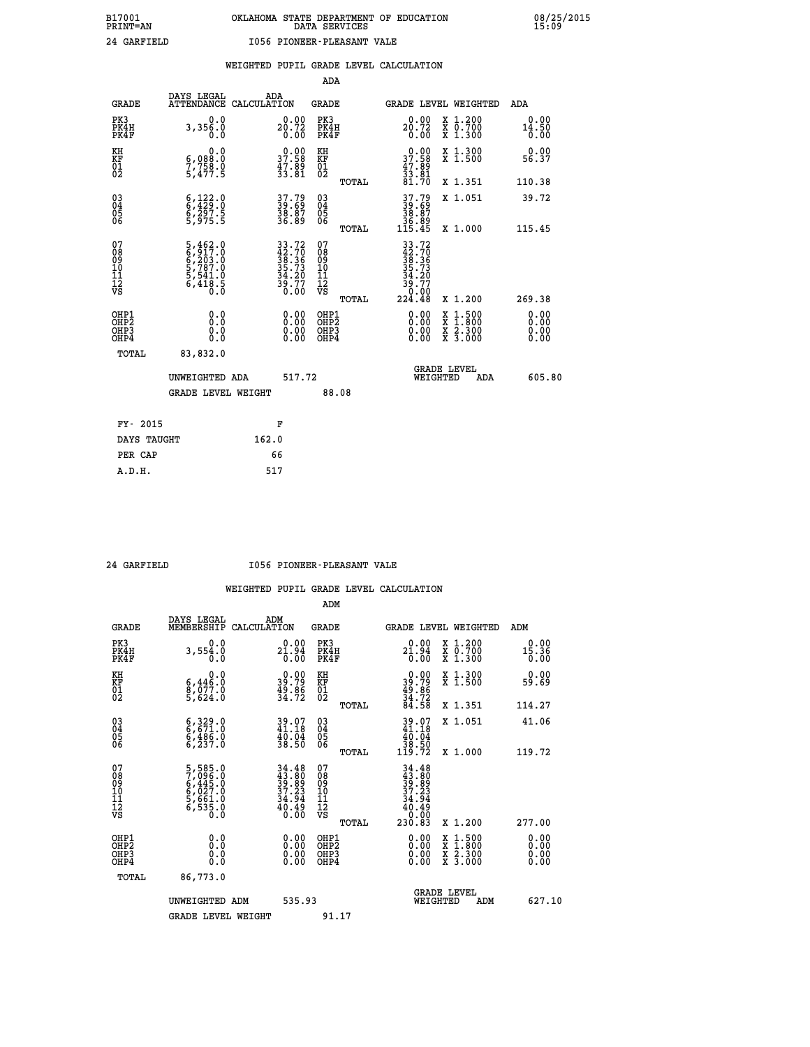B17001 OKLAHOMA STATE DEPARTMENT OF EDUCATION 08/25/2015
PRINT=AN DATA SERVICES 15:09

24 GARFIELD I056 PIONEER-PLEASANT VALE

## WEIGHTED PUPIL GRADE LEVEL CALCULATION

### ADA

| GRADE | DAYS LEGAL ATTENDANCE | ADA CALCULATION | GRADE | GRADE LEVEL | WEIGHTED | ADA |
|---|---|---|---|---|---|---|
| PK3 | 0.0 | 0.00 | PK3 | 0.00 | X 1.200 | 0.00 |
| PK4H | 3,356.0 | 20.72 | PK4H | 20.72 | X 0.700 | 14.50 |
| PK4F | 0.0 | 0.00 | PK4F | 0.00 | X 1.300 | 0.00 |
| KH | 0.0 | 0.00 | KH | 0.00 | X 1.300 | 0.00 |
| KF | 6,088.0 | 37.58 | KF | 37.58 | X 1.500 | 56.37 |
| 01 | 7,758.0 | 47.89 | 01 | 47.89 | | |
| 02 | 5,477.5 | 33.81 | 02 | 33.81 | | |
| | | | TOTAL | 81.70 | X 1.351 | 110.38 |
| 03 | 6,122.0 | 37.79 | 03 | 37.79 | X 1.051 | 39.72 |
| 04 | 6,429.0 | 39.69 | 04 | 39.69 | | |
| 05 | 6,297.5 | 38.87 | 05 | 38.87 | | |
| 06 | 5,975.5 | 36.89 | 06 | 36.89 | | |
| | | | TOTAL | 115.45 | X 1.000 | 115.45 |
| 07 | 5,462.0 | 33.72 | 07 | 33.72 | | |
| 08 | 6,917.0 | 42.70 | 08 | 42.70 | | |
| 09 | 6,203.0 | 38.36 | 09 | 38.36 | | |
| 10 | 5,787.0 | 35.73 | 10 | 35.73 | | |
| 11 | 5,541.0 | 34.20 | 11 | 34.20 | | |
| 12 | 6,418.5 | 39.77 | 12 | 39.77 | | |
| VS | 0.0 | 0.00 | VS | 0.00 | | |
| | | | TOTAL | 224.48 | X 1.200 | 269.38 |
| OHP1 | 0.0 | 0.00 | OHP1 | 0.00 | X 1.500 | 0.00 |
| OHP2 | 0.0 | 0.00 | OHP2 | 0.00 | X 1.800 | 0.00 |
| OHP3 | 0.0 | 0.00 | OHP3 | 0.00 | X 2.300 | 0.00 |
| OHP4 | 0.0 | 0.00 | OHP4 | 0.00 | X 3.000 | 0.00 |
| TOTAL | 83,832.0 | | | | | |

UNWEIGHTED ADA 517.72 GRADE LEVEL WEIGHTED ADA 605.80

GRADE LEVEL WEIGHT 88.08

| | |
|---|---|
| FY- 2015 | F |
| DAYS TAUGHT | 162.0 |
| PER CAP | 66 |
| A.D.H. | 517 |

24 GARFIELD I056 PIONEER-PLEASANT VALE

## WEIGHTED PUPIL GRADE LEVEL CALCULATION

### ADM

| GRADE | DAYS LEGAL MEMBERSHIP | ADM CALCULATION | GRADE | GRADE LEVEL | WEIGHTED | ADM |
|---|---|---|---|---|---|---|
| PK3 | 0.0 | 0.00 | PK3 | 0.00 | X 1.200 | 0.00 |
| PK4H | 3,554.0 | 21.94 | PK4H | 21.94 | X 0.700 | 15.36 |
| PK4F | 0.0 | 0.00 | PK4F | 0.00 | X 1.300 | 0.00 |
| KH | 0.0 | 0.00 | KH | 0.00 | X 1.300 | 0.00 |
| KF | 6,446.0 | 39.79 | KF | 39.79 | X 1.500 | 59.69 |
| 01 | 8,077.0 | 49.86 | 01 | 49.86 | | |
| 02 | 5,624.0 | 34.72 | 02 | 34.72 | | |
| | | | TOTAL | 84.58 | X 1.351 | 114.27 |
| 03 | 6,329.0 | 39.07 | 03 | 39.07 | X 1.051 | 41.06 |
| 04 | 6,671.0 | 41.18 | 04 | 41.18 | | |
| 05 | 6,486.0 | 40.04 | 05 | 40.04 | | |
| 06 | 6,237.0 | 38.50 | 06 | 38.50 | | |
| | | | TOTAL | 119.72 | X 1.000 | 119.72 |
| 07 | 5,585.0 | 34.48 | 07 | 34.48 | | |
| 08 | 7,096.0 | 43.80 | 08 | 43.80 | | |
| 09 | 6,445.0 | 39.89 | 09 | 39.89 | | |
| 10 | 6,027.0 | 37.23 | 10 | 37.23 | | |
| 11 | 5,661.0 | 34.94 | 11 | 34.94 | | |
| 12 | 6,535.0 | 40.49 | 12 | 40.49 | | |
| VS | 0.0 | 0.00 | VS | 0.00 | | |
| | | | TOTAL | 230.83 | X 1.200 | 277.00 |
| OHP1 | 0.0 | 0.00 | OHP1 | 0.00 | X 1.500 | 0.00 |
| OHP2 | 0.0 | 0.00 | OHP2 | 0.00 | X 1.800 | 0.00 |
| OHP3 | 0.0 | 0.00 | OHP3 | 0.00 | X 2.300 | 0.00 |
| OHP4 | 0.0 | 0.00 | OHP4 | 0.00 | X 3.000 | 0.00 |
| TOTAL | 86,773.0 | | | | | |

UNWEIGHTED ADM 535.93 GRADE LEVEL WEIGHTED ADM 627.10

GRADE LEVEL WEIGHT 91.17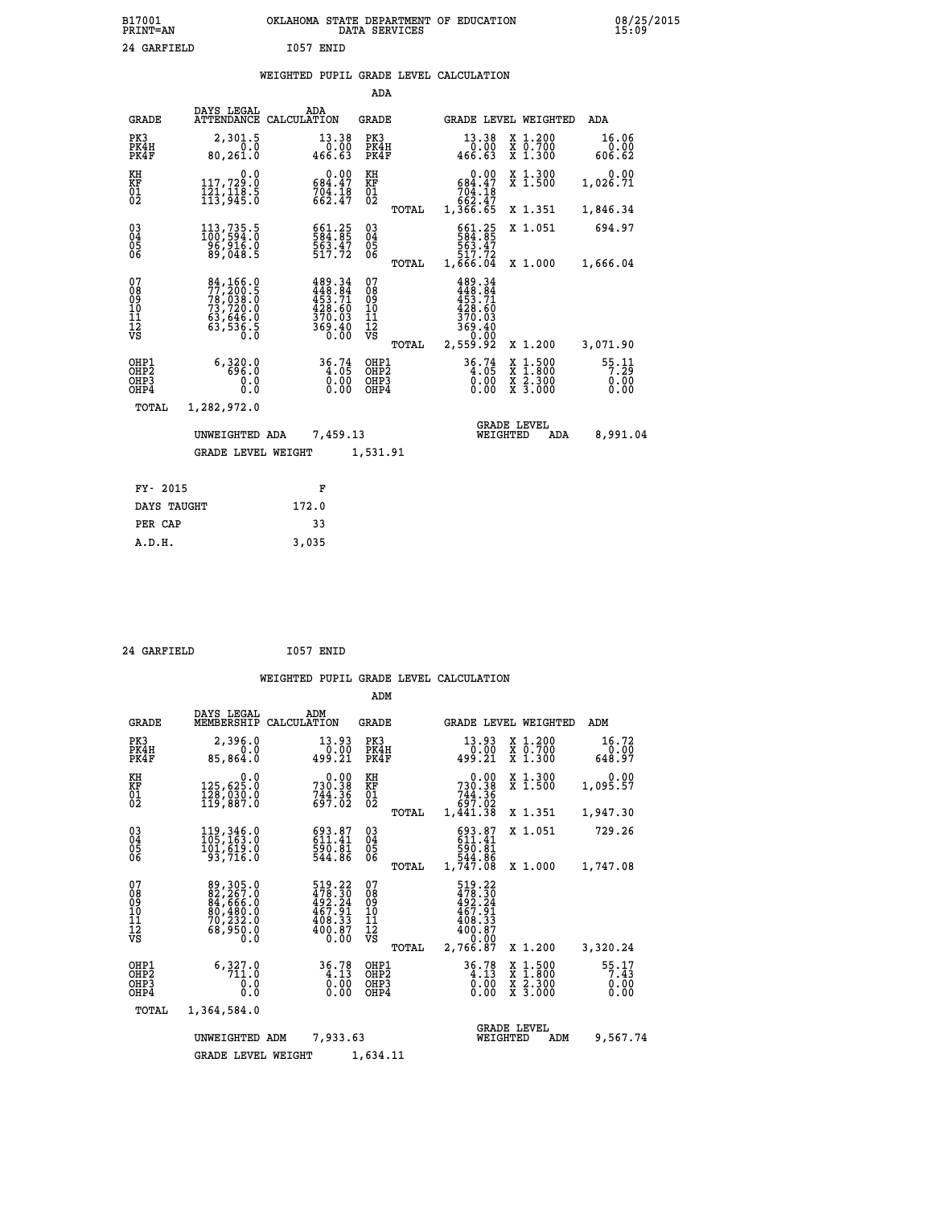B17001 OKLAHOMA STATE DEPARTMENT OF EDUCATION 08/25/2015
PRINT=AN DATA SERVICES 15:09

24 GARFIELD I057 ENID

WEIGHTED PUPIL GRADE LEVEL CALCULATION

ADA

| GRADE | DAYS LEGAL ATTENDANCE | ADA CALCULATION | GRADE | | GRADE LEVEL | WEIGHTED | ADA |
|---|---|---|---|---|---|---|---|
| PK3 | 2,301.5 | 13.38 | PK3 | | 13.38 | X 1.200 | 16.06 |
| PK4H | 0.0 | 0.00 | PK4H | | 0.00 | X 0.700 | 0.00 |
| PK4F | 80,261.0 | 466.63 | PK4F | | 466.63 | X 1.300 | 606.62 |
| KH | 0.0 | 0.00 | KH | | 0.00 | X 1.300 | 0.00 |
| KF | 117,729.0 | 684.47 | KF | | 684.47 | X 1.500 | 1,026.71 |
| 01 | 121,118.5 | 704.18 | 01 | | 704.18 | | |
| 02 | 113,945.0 | 662.47 | 02 | | 662.47 | | |
| | | | | TOTAL | 1,366.65 | X 1.351 | 1,846.34 |
| 03 | 113,735.5 | 661.25 | 03 | | 661.25 | X 1.051 | 694.97 |
| 04 | 100,594.0 | 584.85 | 04 | | 584.85 | | |
| 05 | 96,916.0 | 563.47 | 05 | | 563.47 | | |
| 06 | 89,048.5 | 517.72 | 06 | | 517.72 | | |
| | | | | TOTAL | 1,666.04 | X 1.000 | 1,666.04 |
| 07 | 84,166.0 | 489.34 | 07 | | 489.34 | | |
| 08 | 77,200.5 | 448.84 | 08 | | 448.84 | | |
| 09 | 78,038.0 | 453.71 | 09 | | 453.71 | | |
| 10 | 73,720.0 | 428.60 | 10 | | 428.60 | | |
| 11 | 63,646.0 | 370.03 | 11 | | 370.03 | | |
| 12 | 63,536.5 | 369.40 | 12 | | 369.40 | | |
| VS | 0.0 | 0.00 | VS | | 0.00 | | |
| | | | | TOTAL | 2,559.92 | X 1.200 | 3,071.90 |
| OHP1 | 6,320.0 | 36.74 | OHP1 | | 36.74 | X 1.500 | 55.11 |
| OHP2 | 696.0 | 4.05 | OHP2 | | 4.05 | X 1.800 | 7.29 |
| OHP3 | 0.0 | 0.00 | OHP3 | | 0.00 | X 2.300 | 0.00 |
| OHP4 | 0.0 | 0.00 | OHP4 | | 0.00 | X 3.000 | 0.00 |
| TOTAL | 1,282,972.0 | | | | | | |

UNWEIGHTED ADA 7,459.13 GRADE LEVEL WEIGHTED ADA 8,991.04

GRADE LEVEL WEIGHT 1,531.91

| FY- 2015 | F |
|---|---|
| DAYS TAUGHT | 172.0 |
| PER CAP | 33 |
| A.D.H. | 3,035 |

24 GARFIELD I057 ENID

WEIGHTED PUPIL GRADE LEVEL CALCULATION

ADM

| GRADE | DAYS LEGAL MEMBERSHIP | ADM CALCULATION | GRADE | | GRADE LEVEL | WEIGHTED | ADM |
|---|---|---|---|---|---|---|---|
| PK3 | 2,396.0 | 13.93 | PK3 | | 13.93 | X 1.200 | 16.72 |
| PK4H | 0.0 | 0.00 | PK4H | | 0.00 | X 0.700 | 0.00 |
| PK4F | 85,864.0 | 499.21 | PK4F | | 499.21 | X 1.300 | 648.97 |
| KH | 0.0 | 0.00 | KH | | 0.00 | X 1.300 | 0.00 |
| KF | 125,625.0 | 730.38 | KF | | 730.38 | X 1.500 | 1,095.57 |
| 01 | 128,030.0 | 744.36 | 01 | | 744.36 | | |
| 02 | 119,887.0 | 697.02 | 02 | | 697.02 | | |
| | | | | TOTAL | 1,441.38 | X 1.351 | 1,947.30 |
| 03 | 119,346.0 | 693.87 | 03 | | 693.87 | X 1.051 | 729.26 |
| 04 | 105,163.0 | 611.41 | 04 | | 611.41 | | |
| 05 | 101,619.0 | 590.81 | 05 | | 590.81 | | |
| 06 | 93,716.0 | 544.86 | 06 | | 544.86 | | |
| | | | | TOTAL | 1,747.08 | X 1.000 | 1,747.08 |
| 07 | 89,305.0 | 519.22 | 07 | | 519.22 | | |
| 08 | 82,267.0 | 478.30 | 08 | | 478.30 | | |
| 09 | 84,666.0 | 492.24 | 09 | | 492.24 | | |
| 10 | 80,480.0 | 467.91 | 10 | | 467.91 | | |
| 11 | 70,232.0 | 408.33 | 11 | | 408.33 | | |
| 12 | 68,950.0 | 400.87 | 12 | | 400.87 | | |
| VS | 0.0 | 0.00 | VS | | 0.00 | | |
| | | | | TOTAL | 2,766.87 | X 1.200 | 3,320.24 |
| OHP1 | 6,327.0 | 36.78 | OHP1 | | 36.78 | X 1.500 | 55.17 |
| OHP2 | 711.0 | 4.13 | OHP2 | | 4.13 | X 1.800 | 7.43 |
| OHP3 | 0.0 | 0.00 | OHP3 | | 0.00 | X 2.300 | 0.00 |
| OHP4 | 0.0 | 0.00 | OHP4 | | 0.00 | X 3.000 | 0.00 |
| TOTAL | 1,364,584.0 | | | | | | |

UNWEIGHTED ADM 7,933.63 GRADE LEVEL WEIGHTED ADM 9,567.74

GRADE LEVEL WEIGHT 1,634.11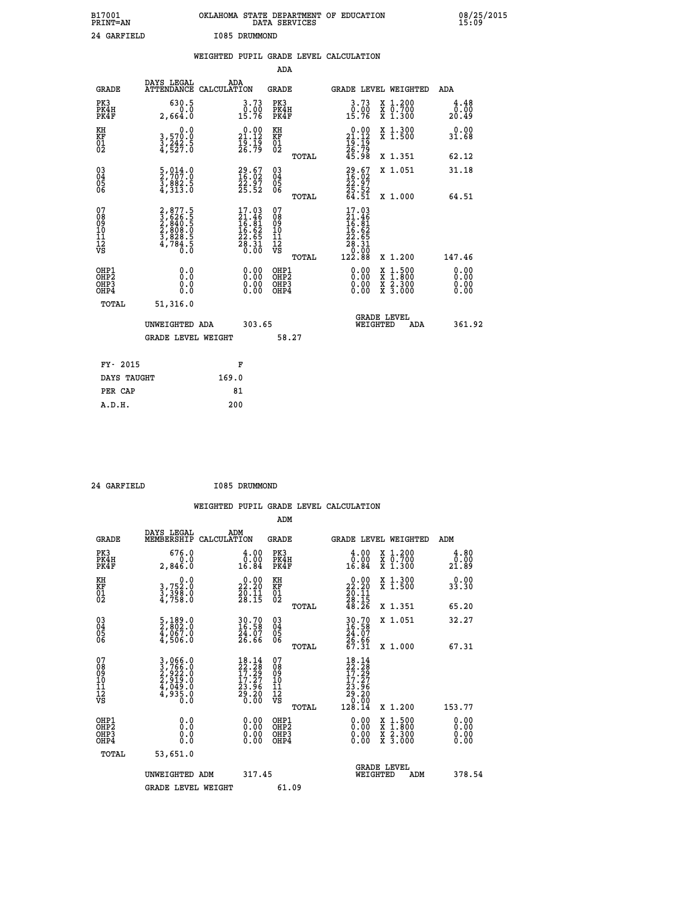B17001 OKLAHOMA STATE DEPARTMENT OF EDUCATION 08/25/2015
PRINT=AN DATA SERVICES 15:09

24 GARFIELD I085 DRUMMOND

WEIGHTED PUPIL GRADE LEVEL CALCULATION

ADA

| GRADE | DAYS LEGAL ATTENDANCE | ADA CALCULATION | GRADE | GRADE LEVEL | WEIGHTED | ADA |
|---|---|---|---|---|---|---|
| PK3 | 630.5 | 3.73 | PK3 | 3.73 | X 1.200 | 4.48 |
| PK4H | 0.0 | 0.00 | PK4H | 0.00 | X 0.700 | 0.00 |
| PK4F | 2,664.0 | 15.76 | PK4F | 15.76 | X 1.300 | 20.49 |
| KH | 0.0 | 0.00 | KH | 0.00 | X 1.300 | 0.00 |
| KF | 3,570.0 | 21.12 | KF | 21.12 | X 1.500 | 31.68 |
| 01 | 3,242.5 | 19.19 | 01 | 19.19 | | |
| 02 | 4,527.0 | 26.79 | 02 | 26.79 | | |
| | | | TOTAL | 45.98 | X 1.351 | 62.12 |
| 03 | 5,014.0 | 29.67 | 03 | 29.67 | X 1.051 | 31.18 |
| 04 | 2,707.0 | 16.02 | 04 | 16.02 | | |
| 05 | 3,882.5 | 22.97 | 05 | 22.97 | | |
| 06 | 4,313.0 | 25.52 | 06 | 25.52 | | |
| | | | TOTAL | 64.51 | X 1.000 | 64.51 |
| 07 | 2,877.5 | 17.03 | 07 | 17.03 | | |
| 08 | 3,626.5 | 21.46 | 08 | 21.46 | | |
| 09 | 2,840.5 | 16.81 | 09 | 16.81 | | |
| 10 | 2,808.0 | 16.62 | 10 | 16.62 | | |
| 11 | 3,828.5 | 22.65 | 11 | 22.65 | | |
| 12 | 4,784.5 | 28.31 | 12 | 28.31 | | |
| VS | 0.0 | 0.00 | VS | 0.00 | | |
| | | | TOTAL | 122.88 | X 1.200 | 147.46 |
| OHP1 | 0.0 | 0.00 | OHP1 | 0.00 | X 1.500 | 0.00 |
| OHP2 | 0.0 | 0.00 | OHP2 | 0.00 | X 1.800 | 0.00 |
| OHP3 | 0.0 | 0.00 | OHP3 | 0.00 | X 2.300 | 0.00 |
| OHP4 | 0.0 | 0.00 | OHP4 | 0.00 | X 3.000 | 0.00 |
| TOTAL | 51,316.0 | | | | | |

UNWEIGHTED ADA 303.65 GRADE LEVEL WEIGHTED ADA 361.92

GRADE LEVEL WEIGHT 58.27

| FY- 2015 | F |
|---|---|
| DAYS TAUGHT | 169.0 |
| PER CAP | 81 |
| A.D.H. | 200 |

24 GARFIELD I085 DRUMMOND

WEIGHTED PUPIL GRADE LEVEL CALCULATION

ADM

| GRADE | DAYS LEGAL MEMBERSHIP | ADM CALCULATION | GRADE | GRADE LEVEL | WEIGHTED | ADM |
|---|---|---|---|---|---|---|
| PK3 | 676.0 | 4.00 | PK3 | 4.00 | X 1.200 | 4.80 |
| PK4H | 0.0 | 0.00 | PK4H | 0.00 | X 0.700 | 0.00 |
| PK4F | 2,846.0 | 16.84 | PK4F | 16.84 | X 1.300 | 21.89 |
| KH | 0.0 | 0.00 | KH | 0.00 | X 1.300 | 0.00 |
| KF | 3,752.0 | 22.20 | KF | 22.20 | X 1.500 | 33.30 |
| 01 | 3,398.0 | 20.11 | 01 | 20.11 | | |
| 02 | 4,758.0 | 28.15 | 02 | 28.15 | | |
| | | | TOTAL | 48.26 | X 1.351 | 65.20 |
| 03 | 5,189.0 | 30.70 | 03 | 30.70 | X 1.051 | 32.27 |
| 04 | 2,802.0 | 16.58 | 04 | 16.58 | | |
| 05 | 4,067.0 | 24.07 | 05 | 24.07 | | |
| 06 | 4,506.0 | 26.66 | 06 | 26.66 | | |
| | | | TOTAL | 67.31 | X 1.000 | 67.31 |
| 07 | 3,066.0 | 18.14 | 07 | 18.14 | | |
| 08 | 3,766.0 | 22.28 | 08 | 22.28 | | |
| 09 | 2,922.0 | 17.29 | 09 | 17.29 | | |
| 10 | 2,919.0 | 17.27 | 10 | 17.27 | | |
| 11 | 4,049.0 | 23.96 | 11 | 23.96 | | |
| 12 | 4,935.0 | 29.20 | 12 | 29.20 | | |
| VS | 0.0 | 0.00 | VS | 0.00 | | |
| | | | TOTAL | 128.14 | X 1.200 | 153.77 |
| OHP1 | 0.0 | 0.00 | OHP1 | 0.00 | X 1.500 | 0.00 |
| OHP2 | 0.0 | 0.00 | OHP2 | 0.00 | X 1.800 | 0.00 |
| OHP3 | 0.0 | 0.00 | OHP3 | 0.00 | X 2.300 | 0.00 |
| OHP4 | 0.0 | 0.00 | OHP4 | 0.00 | X 3.000 | 0.00 |
| TOTAL | 53,651.0 | | | | | |

UNWEIGHTED ADM 317.45 GRADE LEVEL WEIGHTED ADM 378.54

GRADE LEVEL WEIGHT 61.09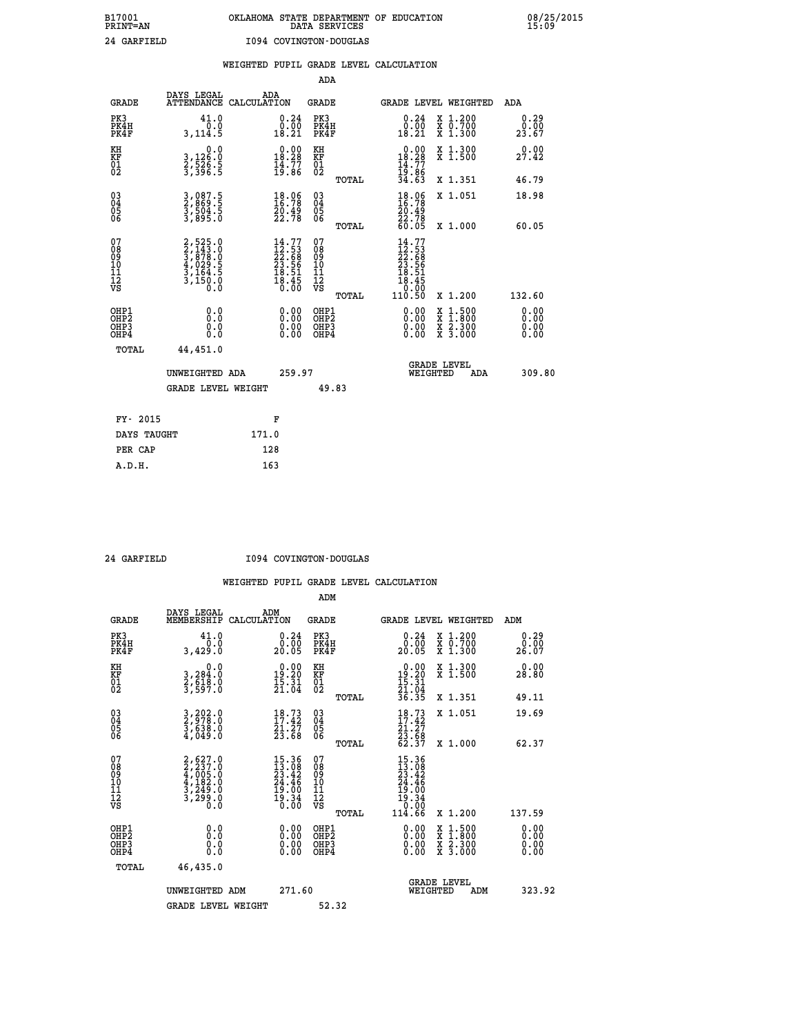B17001 OKLAHOMA STATE DEPARTMENT OF EDUCATION 08/25/2015
PRINT=AN DATA SERVICES 15:09

24 GARFIELD I094 COVINGTON-DOUGLAS

## WEIGHTED PUPIL GRADE LEVEL CALCULATION

### ADA

| GRADE | DAYS LEGAL ATTENDANCE | ADA CALCULATION | GRADE | | GRADE LEVEL | WEIGHTED | ADA |
|---|---|---|---|---|---|---|---|
| PK3 | 41.0 | 0.24 | PK3 | | 0.24 | X 1.200 | 0.29 |
| PK4H | 0.0 | 0.00 | PK4H | | 0.00 | X 0.700 | 0.00 |
| PK4F | 3,114.5 | 18.21 | PK4F | | 18.21 | X 1.300 | 23.67 |
| KH | 0.0 | 0.00 | KH | | 0.00 | X 1.300 | 0.00 |
| KF | 3,126.0 | 18.28 | KF | | 18.28 | X 1.500 | 27.42 |
| 01 | 2,526.5 | 14.77 | 01 | | 14.77 | | |
| 02 | 3,396.5 | 19.86 | 02 | | 19.86 | | |
| | | | | TOTAL | 34.63 | X 1.351 | 46.79 |
| 03 | 3,087.5 | 18.06 | 03 | | 18.06 | X 1.051 | 18.98 |
| 04 | 2,869.5 | 16.78 | 04 | | 16.78 | | |
| 05 | 3,504.5 | 20.49 | 05 | | 20.49 | | |
| 06 | 3,895.0 | 22.78 | 06 | | 22.78 | | |
| | | | | TOTAL | 60.05 | X 1.000 | 60.05 |
| 07 | 2,525.0 | 14.77 | 07 | | 14.77 | | |
| 08 | 2,143.0 | 12.53 | 08 | | 12.53 | | |
| 09 | 3,878.0 | 22.68 | 09 | | 22.68 | | |
| 10 | 4,029.5 | 23.56 | 10 | | 23.56 | | |
| 11 | 3,164.5 | 18.51 | 11 | | 18.51 | | |
| 12 | 3,150.0 | 18.45 | 12 | | 18.45 | | |
| VS | 0.0 | 0.00 | VS | | 0.00 | | |
| | | | | TOTAL | 110.50 | X 1.200 | 132.60 |
| OHP1 | 0.0 | 0.00 | OHP1 | | 0.00 | X 1.500 | 0.00 |
| OHP2 | 0.0 | 0.00 | OHP2 | | 0.00 | X 1.800 | 0.00 |
| OHP3 | 0.0 | 0.00 | OHP3 | | 0.00 | X 2.300 | 0.00 |
| OHP4 | 0.0 | 0.00 | OHP4 | | 0.00 | X 3.000 | 0.00 |
| TOTAL | 44,451.0 | | | | | | |

UNWEIGHTED ADA 259.97 GRADE LEVEL WEIGHTED ADA 309.80

GRADE LEVEL WEIGHT 49.83

| FY- 2015 | F |
|---|---|
| DAYS TAUGHT | 171.0 |
| PER CAP | 128 |
| A.D.H. | 163 |

24 GARFIELD I094 COVINGTON-DOUGLAS

## WEIGHTED PUPIL GRADE LEVEL CALCULATION

### ADM

| GRADE | DAYS LEGAL MEMBERSHIP | ADM CALCULATION | GRADE | | GRADE LEVEL | WEIGHTED | ADM |
|---|---|---|---|---|---|---|---|
| PK3 | 41.0 | 0.24 | PK3 | | 0.24 | X 1.200 | 0.29 |
| PK4H | 0.0 | 0.00 | PK4H | | 0.00 | X 0.700 | 0.00 |
| PK4F | 3,429.0 | 20.05 | PK4F | | 20.05 | X 1.300 | 26.07 |
| KH | 0.0 | 0.00 | KH | | 0.00 | X 1.300 | 0.00 |
| KF | 3,284.0 | 19.20 | KF | | 19.20 | X 1.500 | 28.80 |
| 01 | 2,618.0 | 15.31 | 01 | | 15.31 | | |
| 02 | 3,597.0 | 21.04 | 02 | | 21.04 | | |
| | | | | TOTAL | 36.35 | X 1.351 | 49.11 |
| 03 | 3,202.0 | 18.73 | 03 | | 18.73 | X 1.051 | 19.69 |
| 04 | 2,978.0 | 17.42 | 04 | | 17.42 | | |
| 05 | 3,638.0 | 21.27 | 05 | | 21.27 | | |
| 06 | 4,049.0 | 23.68 | 06 | | 23.68 | | |
| | | | | TOTAL | 62.37 | X 1.000 | 62.37 |
| 07 | 2,627.0 | 15.36 | 07 | | 15.36 | | |
| 08 | 2,237.0 | 13.08 | 08 | | 13.08 | | |
| 09 | 4,005.0 | 23.42 | 09 | | 23.42 | | |
| 10 | 4,182.0 | 24.46 | 10 | | 24.46 | | |
| 11 | 3,249.0 | 19.00 | 11 | | 19.00 | | |
| 12 | 3,299.0 | 19.34 | 12 | | 19.34 | | |
| VS | 0.0 | 0.00 | VS | | 0.00 | | |
| | | | | TOTAL | 114.66 | X 1.200 | 137.59 |
| OHP1 | 0.0 | 0.00 | OHP1 | | 0.00 | X 1.500 | 0.00 |
| OHP2 | 0.0 | 0.00 | OHP2 | | 0.00 | X 1.800 | 0.00 |
| OHP3 | 0.0 | 0.00 | OHP3 | | 0.00 | X 2.300 | 0.00 |
| OHP4 | 0.0 | 0.00 | OHP4 | | 0.00 | X 3.000 | 0.00 |
| TOTAL | 46,435.0 | | | | | | |

UNWEIGHTED ADM 271.60 GRADE LEVEL WEIGHTED ADM 323.92

GRADE LEVEL WEIGHT 52.32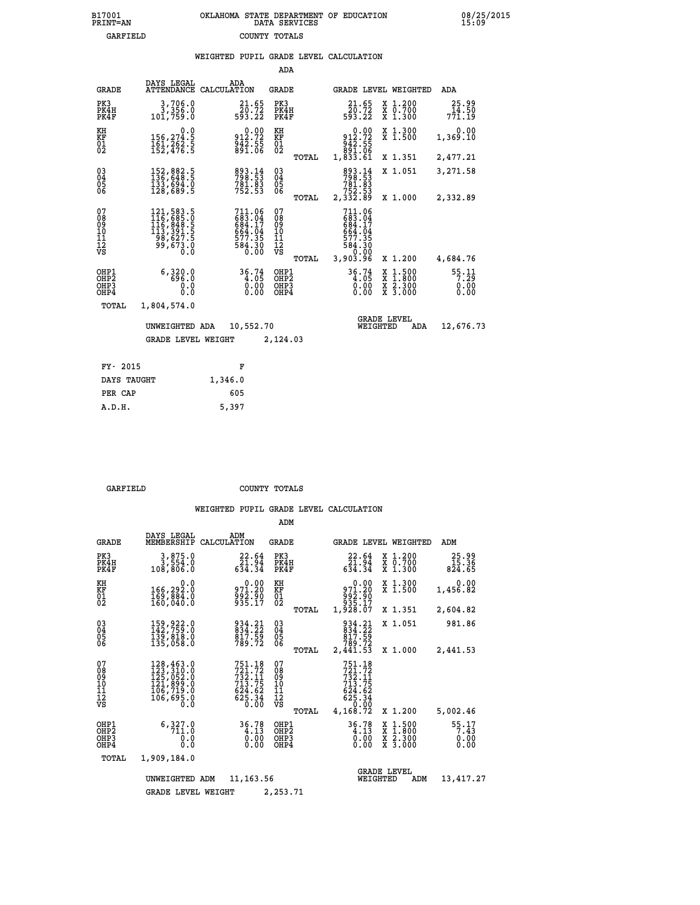B17001 OKLAHOMA STATE DEPARTMENT OF EDUCATION 08/25/2015
PRINT=AN DATA SERVICES 15:09
GARFIELD COUNTY TOTALS

## WEIGHTED PUPIL GRADE LEVEL CALCULATION

### ADA

| GRADE | DAYS LEGAL ATTENDANCE | ADA CALCULATION | GRADE | | GRADE LEVEL | WEIGHTED | ADA |
|---|---|---|---|---|---|---|---|
| PK3 | 3,706.0 | 21.65 | PK3 | | 21.65 | X 1.200 | 25.99 |
| PK4H | 3,356.0 | 20.72 | PK4H | | 20.72 | X 0.700 | 14.50 |
| PK4F | 101,759.0 | 593.22 | PK4F | | 593.22 | X 1.300 | 771.19 |
| KH | 0.0 | 0.00 | KH | | 0.00 | X 1.300 | 0.00 |
| KF | 156,274.5 | 912.72 | KF | | 912.72 | X 1.500 | 1,369.10 |
| 01 | 161,262.5 | 942.55 | 01 | | 942.55 | | |
| 02 | 152,476.5 | 891.06 | 02 | | 891.06 | | |
| | | | | TOTAL | 1,833.61 | X 1.351 | 2,477.21 |
| 03 | 152,882.5 | 893.14 | 03 | | 893.14 | X 1.051 | 3,271.58 |
| 04 | 136,648.5 | 798.53 | 04 | | 798.53 | | |
| 05 | 133,694.0 | 781.83 | 05 | | 781.83 | | |
| 06 | 128,689.5 | 752.53 | 06 | | 752.53 | | |
| | | | | TOTAL | 2,332.89 | X 1.000 | 2,332.89 |
| 07 | 121,583.5 | 711.06 | 07 | | 711.06 | | |
| 08 | 116,685.0 | 683.04 | 08 | | 683.04 | | |
| 09 | 116,848.5 | 684.17 | 09 | | 684.17 | | |
| 10 | 113,391.5 | 664.04 | 10 | | 664.04 | | |
| 11 | 98,627.5 | 577.35 | 11 | | 577.35 | | |
| 12 | 99,673.0 | 584.30 | 12 | | 584.30 | | |
| VS | 0.0 | 0.00 | VS | | 0.00 | | |
| | | | | TOTAL | 3,903.96 | X 1.200 | 4,684.76 |
| OHP1 | 6,320.0 | 36.74 | OHP1 | | 36.74 | X 1.500 | 55.11 |
| OHP2 | 696.0 | 4.05 | OHP2 | | 4.05 | X 1.800 | 7.29 |
| OHP3 | 0.0 | 0.00 | OHP3 | | 0.00 | X 2.300 | 0.00 |
| OHP4 | 0.0 | 0.00 | OHP4 | | 0.00 | X 3.000 | 0.00 |
| TOTAL | 1,804,574.0 | | | | | | |

UNWEIGHTED ADA 10,552.70 — GRADE LEVEL WEIGHTED ADA 12,676.73

GRADE LEVEL WEIGHT 2,124.03

| FY- 2015 | F |
|---|---|
| DAYS TAUGHT | 1,346.0 |
| PER CAP | 605 |
| A.D.H. | 5,397 |

GARFIELD COUNTY TOTALS

## WEIGHTED PUPIL GRADE LEVEL CALCULATION

### ADM

| GRADE | DAYS LEGAL MEMBERSHIP | ADM CALCULATION | GRADE | | GRADE LEVEL | WEIGHTED | ADM |
|---|---|---|---|---|---|---|---|
| PK3 | 3,875.0 | 22.64 | PK3 | | 22.64 | X 1.200 | 25.99 |
| PK4H | 3,554.0 | 21.94 | PK4H | | 21.94 | X 0.700 | 15.36 |
| PK4F | 108,806.0 | 634.34 | PK4F | | 634.34 | X 1.300 | 824.65 |
| KH | 0.0 | 0.00 | KH | | 0.00 | X 1.300 | 0.00 |
| KF | 166,292.0 | 971.20 | KF | | 971.20 | X 1.500 | 1,456.82 |
| 01 | 169,884.0 | 992.90 | 01 | | 992.90 | | |
| 02 | 160,040.0 | 935.17 | 02 | | 935.17 | | |
| | | | | TOTAL | 1,928.07 | X 1.351 | 2,604.82 |
| 03 | 159,922.0 | 934.21 | 03 | | 934.21 | X 1.051 | 981.86 |
| 04 | 142,759.0 | 834.22 | 04 | | 834.22 | | |
| 05 | 139,818.0 | 817.59 | 05 | | 817.59 | | |
| 06 | 135,058.0 | 789.72 | 06 | | 789.72 | | |
| | | | | TOTAL | 2,441.53 | X 1.000 | 2,441.53 |
| 07 | 128,463.0 | 751.18 | 07 | | 751.18 | | |
| 08 | 123,310.0 | 721.72 | 08 | | 721.72 | | |
| 09 | 125,052.0 | 732.11 | 09 | | 732.11 | | |
| 10 | 121,899.0 | 713.75 | 10 | | 713.75 | | |
| 11 | 106,719.0 | 624.62 | 11 | | 624.62 | | |
| 12 | 106,695.0 | 625.34 | 12 | | 625.34 | | |
| VS | 0.0 | 0.00 | VS | | 0.00 | | |
| | | | | TOTAL | 4,168.72 | X 1.200 | 5,002.46 |
| OHP1 | 6,327.0 | 36.78 | OHP1 | | 36.78 | X 1.500 | 55.17 |
| OHP2 | 711.0 | 4.13 | OHP2 | | 4.13 | X 1.800 | 7.43 |
| OHP3 | 0.0 | 0.00 | OHP3 | | 0.00 | X 2.300 | 0.00 |
| OHP4 | 0.0 | 0.00 | OHP4 | | 0.00 | X 3.000 | 0.00 |
| TOTAL | 1,909,184.0 | | | | | | |

UNWEIGHTED ADM 11,163.56 — GRADE LEVEL WEIGHTED ADM 13,417.27

GRADE LEVEL WEIGHT 2,253.71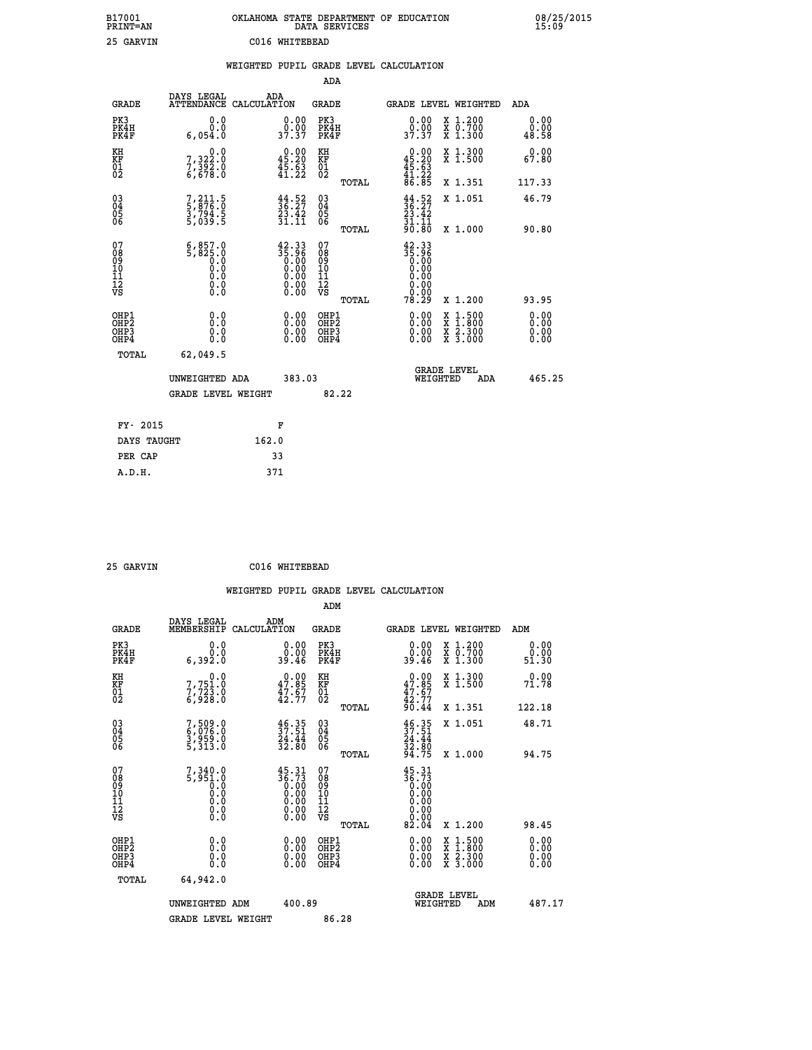B17001 OKLAHOMA STATE DEPARTMENT OF EDUCATION 08/25/2015
PRINT=AN DATA SERVICES 15:09

25 GARVIN C016 WHITEBEAD

## WEIGHTED PUPIL GRADE LEVEL CALCULATION

### ADA

| GRADE | DAYS LEGAL ATTENDANCE | ADA CALCULATION | GRADE | GRADE LEVEL | WEIGHTED | ADA |
|---|---|---|---|---|---|---|
| PK3 | 0.0 | 0.00 | PK3 | 0.00 | X 1.200 | 0.00 |
| PK4H | 0.0 | 0.00 | PK4H | 0.00 | X 0.700 | 0.00 |
| PK4F | 6,054.0 | 37.37 | PK4F | 37.37 | X 1.300 | 48.58 |
| KH | 0.0 | 0.00 | KH | 0.00 | X 1.300 | 0.00 |
| KF | 7,322.0 | 45.20 | KF | 45.20 | X 1.500 | 67.80 |
| 01 | 7,392.0 | 45.63 | 01 | 45.63 | | |
| 02 | 6,678.0 | 41.22 | 02 | 41.22 | | |
| | | | TOTAL | 86.85 | X 1.351 | 117.33 |
| 03 | 7,211.5 | 44.52 | 03 | 44.52 | X 1.051 | 46.79 |
| 04 | 5,876.0 | 36.27 | 04 | 36.27 | | |
| 05 | 3,794.5 | 23.42 | 05 | 23.42 | | |
| 06 | 5,039.5 | 31.11 | 06 | 31.11 | | |
| | | | TOTAL | 90.80 | X 1.000 | 90.80 |
| 07 | 6,857.0 | 42.33 | 07 | 42.33 | | |
| 08 | 5,825.0 | 35.96 | 08 | 35.96 | | |
| 09 | 0.0 | 0.00 | 09 | 0.00 | | |
| 10 | 0.0 | 0.00 | 10 | 0.00 | | |
| 11 | 0.0 | 0.00 | 11 | 0.00 | | |
| 12 | 0.0 | 0.00 | 12 | 0.00 | | |
| VS | 0.0 | 0.00 | VS | 0.00 | | |
| | | | TOTAL | 78.29 | X 1.200 | 93.95 |
| OHP1 | 0.0 | 0.00 | OHP1 | 0.00 | X 1.500 | 0.00 |
| OHP2 | 0.0 | 0.00 | OHP2 | 0.00 | X 1.800 | 0.00 |
| OHP3 | 0.0 | 0.00 | OHP3 | 0.00 | X 2.300 | 0.00 |
| OHP4 | 0.0 | 0.00 | OHP4 | 0.00 | X 3.000 | 0.00 |
| TOTAL | 62,049.5 | | | | | |

UNWEIGHTED ADA 383.03 GRADE LEVEL WEIGHTED ADA 465.25

GRADE LEVEL WEIGHT 82.22

| FY- 2015 | F |
|---|---|
| DAYS TAUGHT | 162.0 |
| PER CAP | 33 |
| A.D.H. | 371 |

25 GARVIN C016 WHITEBEAD

## WEIGHTED PUPIL GRADE LEVEL CALCULATION

### ADM

| GRADE | DAYS LEGAL MEMBERSHIP | ADM CALCULATION | GRADE | GRADE LEVEL | WEIGHTED | ADM |
|---|---|---|---|---|---|---|
| PK3 | 0.0 | 0.00 | PK3 | 0.00 | X 1.200 | 0.00 |
| PK4H | 0.0 | 0.00 | PK4H | 0.00 | X 0.700 | 0.00 |
| PK4F | 6,392.0 | 39.46 | PK4F | 39.46 | X 1.300 | 51.30 |
| KH | 0.0 | 0.00 | KH | 0.00 | X 1.300 | 0.00 |
| KF | 7,751.0 | 47.85 | KF | 47.85 | X 1.500 | 71.78 |
| 01 | 7,723.0 | 47.67 | 01 | 47.67 | | |
| 02 | 6,928.0 | 42.77 | 02 | 42.77 | | |
| | | | TOTAL | 90.44 | X 1.351 | 122.18 |
| 03 | 7,509.0 | 46.35 | 03 | 46.35 | X 1.051 | 48.71 |
| 04 | 6,076.0 | 37.51 | 04 | 37.51 | | |
| 05 | 3,959.0 | 24.44 | 05 | 24.44 | | |
| 06 | 5,313.0 | 32.80 | 06 | 32.80 | | |
| | | | TOTAL | 94.75 | X 1.000 | 94.75 |
| 07 | 7,340.0 | 45.31 | 07 | 45.31 | | |
| 08 | 5,951.0 | 36.73 | 08 | 36.73 | | |
| 09 | 0.0 | 0.00 | 09 | 0.00 | | |
| 10 | 0.0 | 0.00 | 10 | 0.00 | | |
| 11 | 0.0 | 0.00 | 11 | 0.00 | | |
| 12 | 0.0 | 0.00 | 12 | 0.00 | | |
| VS | 0.0 | 0.00 | VS | 0.00 | | |
| | | | TOTAL | 82.04 | X 1.200 | 98.45 |
| OHP1 | 0.0 | 0.00 | OHP1 | 0.00 | X 1.500 | 0.00 |
| OHP2 | 0.0 | 0.00 | OHP2 | 0.00 | X 1.800 | 0.00 |
| OHP3 | 0.0 | 0.00 | OHP3 | 0.00 | X 2.300 | 0.00 |
| OHP4 | 0.0 | 0.00 | OHP4 | 0.00 | X 3.000 | 0.00 |
| TOTAL | 64,942.0 | | | | | |

UNWEIGHTED ADM 400.89 GRADE LEVEL WEIGHTED ADM 487.17

GRADE LEVEL WEIGHT 86.28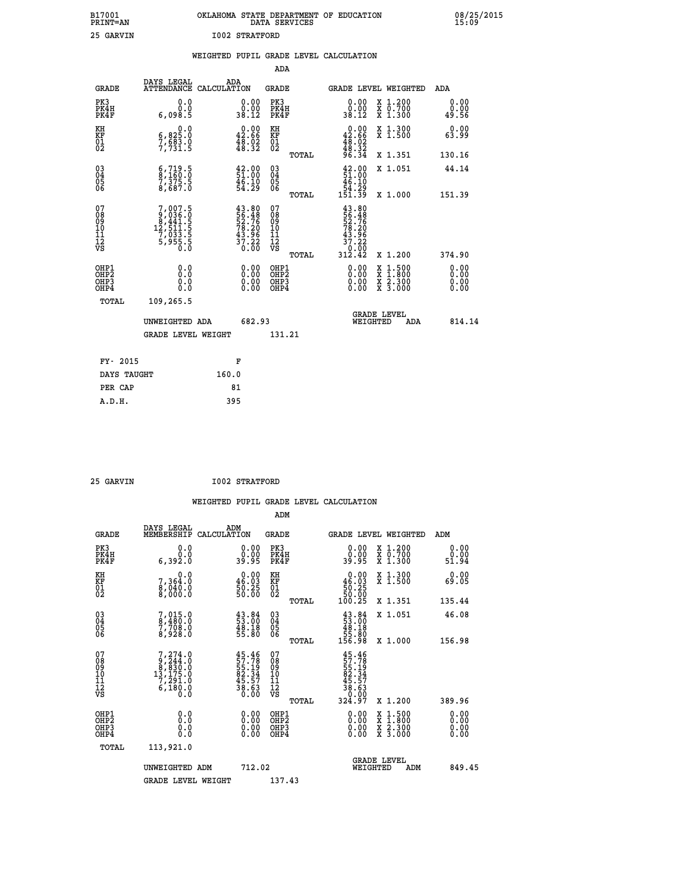B17001 OKLAHOMA STATE DEPARTMENT OF EDUCATION 08/25/2015
PRINT=AN DATA SERVICES 15:09

25 GARVIN I002 STRATFORD

## WEIGHTED PUPIL GRADE LEVEL CALCULATION

### ADA

| GRADE | DAYS LEGAL ATTENDANCE | ADA CALCULATION | GRADE | GRADE LEVEL | WEIGHTED | ADA |
|---|---|---|---|---|---|---|
| PK3 | 0.0 | 0.00 | PK3 | 0.00 | X 1.200 | 0.00 |
| PK4H | 0.0 | 0.00 | PK4H | 0.00 | X 0.700 | 0.00 |
| PK4F | 6,098.5 | 38.12 | PK4F | 38.12 | X 1.300 | 49.56 |
| KH | 0.0 | 0.00 | KH | 0.00 | X 1.300 | 0.00 |
| KF | 6,825.0 | 42.66 | KF | 42.66 | X 1.500 | 63.99 |
| 01 | 7,683.0 | 48.02 | 01 | 48.02 | | |
| 02 | 7,731.5 | 48.32 | 02 | 48.32 | | |
| | | | TOTAL | 96.34 | X 1.351 | 130.16 |
| 03 | 6,719.5 | 42.00 | 03 | 42.00 | X 1.051 | 44.14 |
| 04 | 8,160.0 | 51.00 | 04 | 51.00 | | |
| 05 | 7,375.5 | 46.10 | 05 | 46.10 | | |
| 06 | 8,687.0 | 54.29 | 06 | 54.29 | | |
| | | | TOTAL | 151.39 | X 1.000 | 151.39 |
| 07 | 7,007.5 | 43.80 | 07 | 43.80 | | |
| 08 | 9,036.0 | 56.48 | 08 | 56.48 | | |
| 09 | 8,441.5 | 52.76 | 09 | 52.76 | | |
| 10 | 12,511.5 | 78.20 | 10 | 78.20 | | |
| 11 | 7,033.5 | 43.96 | 11 | 43.96 | | |
| 12 | 5,955.5 | 37.22 | 12 | 37.22 | | |
| VS | 0.0 | 0.00 | VS | 0.00 | | |
| | | | TOTAL | 312.42 | X 1.200 | 374.90 |
| OHP1 | 0.0 | 0.00 | OHP1 | 0.00 | X 1.500 | 0.00 |
| OHP2 | 0.0 | 0.00 | OHP2 | 0.00 | X 1.800 | 0.00 |
| OHP3 | 0.0 | 0.00 | OHP3 | 0.00 | X 2.300 | 0.00 |
| OHP4 | 0.0 | 0.00 | OHP4 | 0.00 | X 3.000 | 0.00 |
| TOTAL | 109,265.5 | | | | | |

UNWEIGHTED ADA 682.93 GRADE LEVEL WEIGHTED ADA 814.14

GRADE LEVEL WEIGHT 131.21

| FY- 2015 | F |
|---|---|
| DAYS TAUGHT | 160.0 |
| PER CAP | 81 |
| A.D.H. | 395 |

25 GARVIN I002 STRATFORD

## WEIGHTED PUPIL GRADE LEVEL CALCULATION

### ADM

| GRADE | DAYS LEGAL MEMBERSHIP | ADM CALCULATION | GRADE | GRADE LEVEL | WEIGHTED | ADM |
|---|---|---|---|---|---|---|
| PK3 | 0.0 | 0.00 | PK3 | 0.00 | X 1.200 | 0.00 |
| PK4H | 0.0 | 0.00 | PK4H | 0.00 | X 0.700 | 0.00 |
| PK4F | 6,392.0 | 39.95 | PK4F | 39.95 | X 1.300 | 51.94 |
| KH | 0.0 | 0.00 | KH | 0.00 | X 1.300 | 0.00 |
| KF | 7,364.0 | 46.03 | KF | 46.03 | X 1.500 | 69.05 |
| 01 | 8,040.0 | 50.25 | 01 | 50.25 | | |
| 02 | 8,000.0 | 50.00 | 02 | 50.00 | | |
| | | | TOTAL | 100.25 | X 1.351 | 135.44 |
| 03 | 7,015.0 | 43.84 | 03 | 43.84 | X 1.051 | 46.08 |
| 04 | 8,480.0 | 53.00 | 04 | 53.00 | | |
| 05 | 7,708.0 | 48.18 | 05 | 48.18 | | |
| 06 | 8,928.0 | 55.80 | 06 | 55.80 | | |
| | | | TOTAL | 156.98 | X 1.000 | 156.98 |
| 07 | 7,274.0 | 45.46 | 07 | 45.46 | | |
| 08 | 9,244.0 | 57.78 | 08 | 57.78 | | |
| 09 | 8,830.0 | 55.19 | 09 | 55.19 | | |
| 10 | 13,175.0 | 82.34 | 10 | 82.34 | | |
| 11 | 7,291.0 | 45.57 | 11 | 45.57 | | |
| 12 | 6,180.0 | 38.63 | 12 | 38.63 | | |
| VS | 0.0 | 0.00 | VS | 0.00 | | |
| | | | TOTAL | 324.97 | X 1.200 | 389.96 |
| OHP1 | 0.0 | 0.00 | OHP1 | 0.00 | X 1.500 | 0.00 |
| OHP2 | 0.0 | 0.00 | OHP2 | 0.00 | X 1.800 | 0.00 |
| OHP3 | 0.0 | 0.00 | OHP3 | 0.00 | X 2.300 | 0.00 |
| OHP4 | 0.0 | 0.00 | OHP4 | 0.00 | X 3.000 | 0.00 |
| TOTAL | 113,921.0 | | | | | |

UNWEIGHTED ADM 712.02 GRADE LEVEL WEIGHTED ADM 849.45

GRADE LEVEL WEIGHT 137.43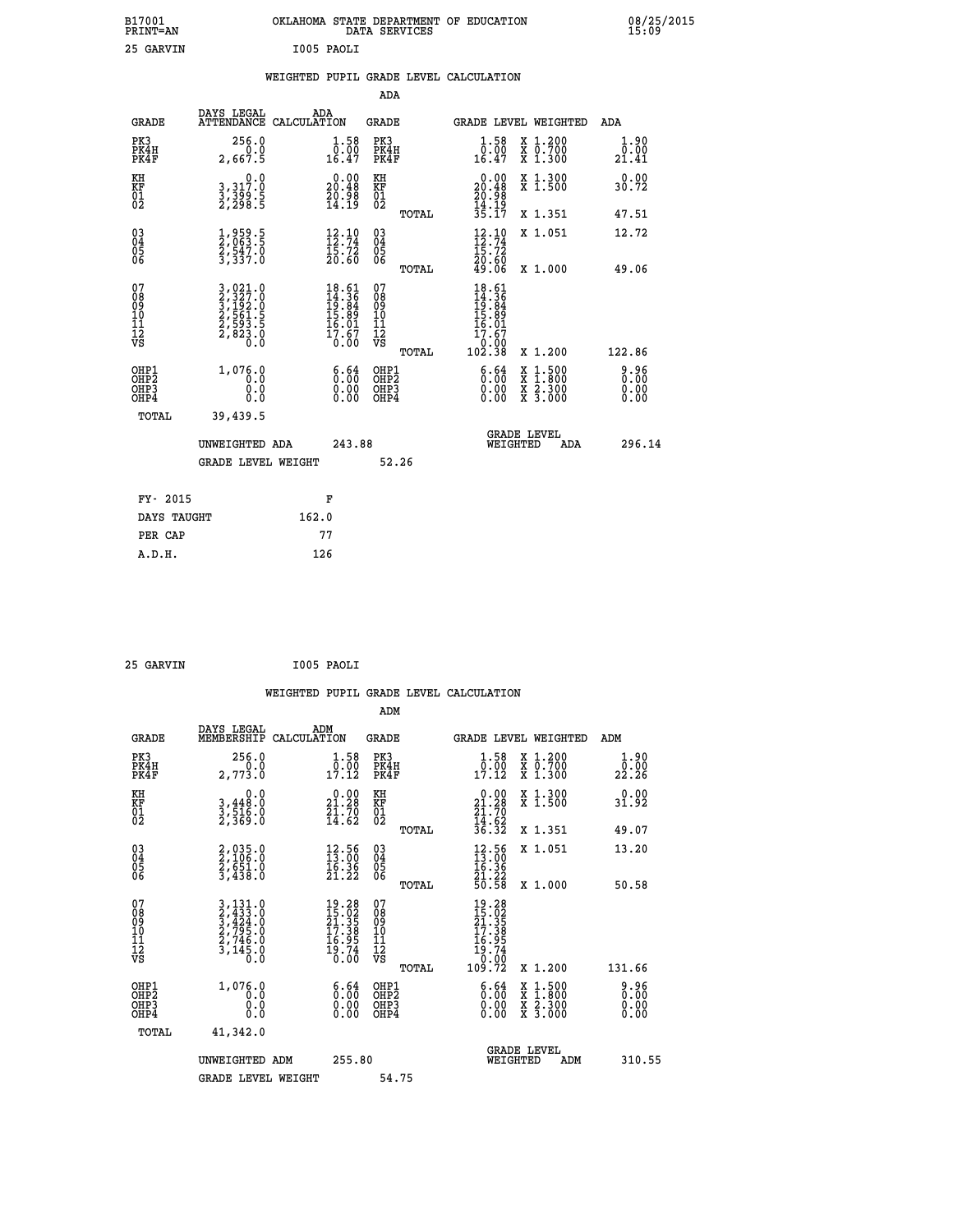B17001 OKLAHOMA STATE DEPARTMENT OF EDUCATION 08/25/2015
PRINT=AN DATA SERVICES 15:09

25 GARVIN I005 PAOLI

## WEIGHTED PUPIL GRADE LEVEL CALCULATION

### ADA

| GRADE | DAYS LEGAL ATTENDANCE | ADA CALCULATION | GRADE | GRADE LEVEL | WEIGHTED | ADA |
|---|---|---|---|---|---|---|
| PK3 | 256.0 | 1.58 | PK3 | 1.58 | X 1.200 | 1.90 |
| PK4H | 0.0 | 0.00 | PK4H | 0.00 | X 0.700 | 0.00 |
| PK4F | 2,667.5 | 16.47 | PK4F | 16.47 | X 1.300 | 21.41 |
| KH | 0.0 | 0.00 | KH | 0.00 | X 1.300 | 0.00 |
| KF | 3,317.0 | 20.48 | KF | 20.48 | X 1.500 | 30.72 |
| 01 | 3,399.5 | 20.98 | 01 | 20.98 | | |
| 02 | 2,298.5 | 14.19 | 02 | 14.19 | | |
| | | | TOTAL | 35.17 | X 1.351 | 47.51 |
| 03 | 1,959.5 | 12.10 | 03 | 12.10 | X 1.051 | 12.72 |
| 04 | 2,063.5 | 12.74 | 04 | 12.74 | | |
| 05 | 2,547.0 | 15.72 | 05 | 15.72 | | |
| 06 | 3,337.0 | 20.60 | 06 | 20.60 | | |
| | | | TOTAL | 49.06 | X 1.000 | 49.06 |
| 07 | 3,021.0 | 18.61 | 07 | 18.61 | | |
| 08 | 2,327.0 | 14.36 | 08 | 14.36 | | |
| 09 | 3,192.0 | 19.84 | 09 | 19.84 | | |
| 10 | 2,561.5 | 15.89 | 10 | 15.89 | | |
| 11 | 2,593.5 | 16.01 | 11 | 16.01 | | |
| 12 | 2,823.0 | 17.67 | 12 | 17.67 | | |
| VS | 0.0 | 0.00 | VS | 0.00 | | |
| | | | TOTAL | 102.38 | X 1.200 | 122.86 |
| OHP1 | 1,076.0 | 6.64 | OHP1 | 6.64 | X 1.500 | 9.96 |
| OHP2 | 0.0 | 0.00 | OHP2 | 0.00 | X 1.800 | 0.00 |
| OHP3 | 0.0 | 0.00 | OHP3 | 0.00 | X 2.300 | 0.00 |
| OHP4 | 0.0 | 0.00 | OHP4 | 0.00 | X 3.000 | 0.00 |
| TOTAL | 39,439.5 | | | | | |

UNWEIGHTED ADA 243.88 GRADE LEVEL WEIGHTED ADA 296.14

GRADE LEVEL WEIGHT 52.26

| FY- 2015 | F |
|---|---|
| DAYS TAUGHT | 162.0 |
| PER CAP | 77 |
| A.D.H. | 126 |

25 GARVIN I005 PAOLI

## WEIGHTED PUPIL GRADE LEVEL CALCULATION

### ADM

| GRADE | DAYS LEGAL MEMBERSHIP | ADM CALCULATION | GRADE | GRADE LEVEL | WEIGHTED | ADM |
|---|---|---|---|---|---|---|
| PK3 | 256.0 | 1.58 | PK3 | 1.58 | X 1.200 | 1.90 |
| PK4H | 0.0 | 0.00 | PK4H | 0.00 | X 0.700 | 0.00 |
| PK4F | 2,773.0 | 17.12 | PK4F | 17.12 | X 1.300 | 22.26 |
| KH | 0.0 | 0.00 | KH | 0.00 | X 1.300 | 0.00 |
| KF | 3,448.0 | 21.28 | KF | 21.28 | X 1.500 | 31.92 |
| 01 | 3,516.0 | 21.70 | 01 | 21.70 | | |
| 02 | 2,369.0 | 14.62 | 02 | 14.62 | | |
| | | | TOTAL | 36.32 | X 1.351 | 49.07 |
| 03 | 2,035.0 | 12.56 | 03 | 12.56 | X 1.051 | 13.20 |
| 04 | 2,106.0 | 13.00 | 04 | 13.00 | | |
| 05 | 2,651.0 | 16.36 | 05 | 16.36 | | |
| 06 | 3,438.0 | 21.22 | 06 | 21.22 | | |
| | | | TOTAL | 50.58 | X 1.000 | 50.58 |
| 07 | 3,131.0 | 19.28 | 07 | 19.28 | | |
| 08 | 2,433.0 | 15.02 | 08 | 15.02 | | |
| 09 | 3,424.0 | 21.35 | 09 | 21.35 | | |
| 10 | 2,795.0 | 17.38 | 10 | 17.38 | | |
| 11 | 2,746.0 | 16.95 | 11 | 16.95 | | |
| 12 | 3,145.0 | 19.74 | 12 | 19.74 | | |
| VS | 0.0 | 0.00 | VS | 0.00 | | |
| | | | TOTAL | 109.72 | X 1.200 | 131.66 |
| OHP1 | 1,076.0 | 6.64 | OHP1 | 6.64 | X 1.500 | 9.96 |
| OHP2 | 0.0 | 0.00 | OHP2 | 0.00 | X 1.800 | 0.00 |
| OHP3 | 0.0 | 0.00 | OHP3 | 0.00 | X 2.300 | 0.00 |
| OHP4 | 0.0 | 0.00 | OHP4 | 0.00 | X 3.000 | 0.00 |
| TOTAL | 41,342.0 | | | | | |

UNWEIGHTED ADM 255.80 GRADE LEVEL WEIGHTED ADM 310.55

GRADE LEVEL WEIGHT 54.75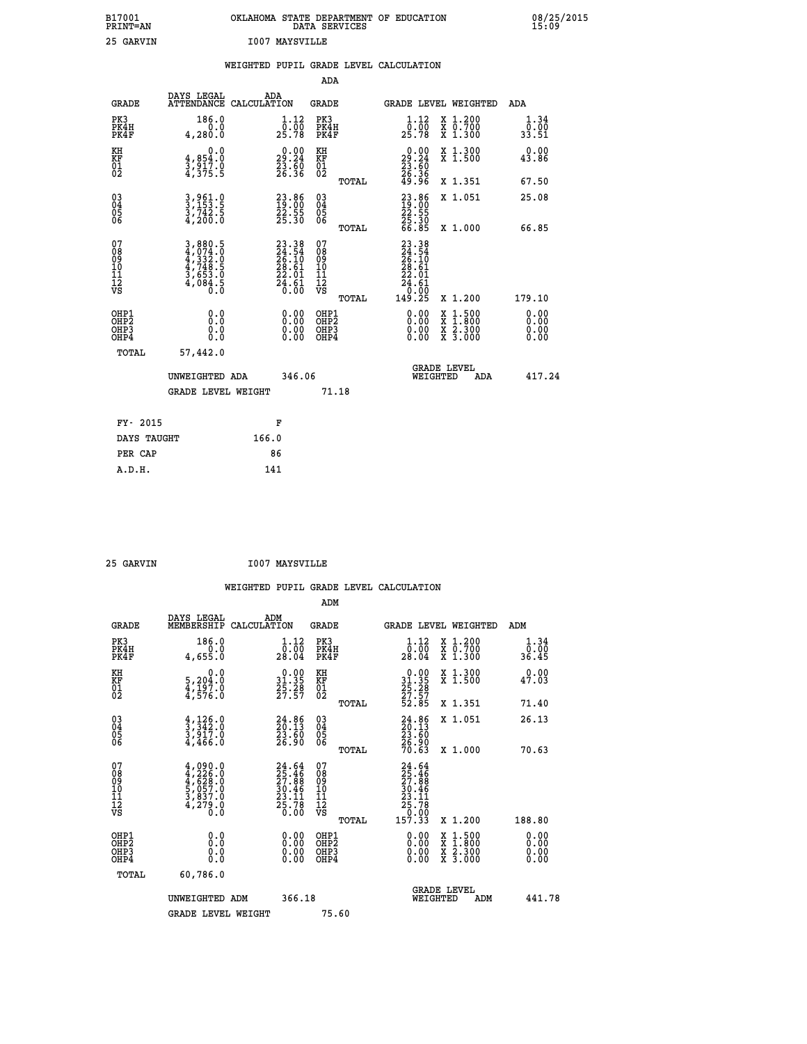B17001 OKLAHOMA STATE DEPARTMENT OF EDUCATION 08/25/2015
PRINT=AN DATA SERVICES 15:09

25 GARVIN I007 MAYSVILLE

## WEIGHTED PUPIL GRADE LEVEL CALCULATION

### ADA

| GRADE | DAYS LEGAL ATTENDANCE | ADA CALCULATION | GRADE | GRADE LEVEL | WEIGHTED | ADA |
|---|---|---|---|---|---|---|
| PK3 | 186.0 | 1.12 | PK3 | 1.12 | X 1.200 | 1.34 |
| PK4H | 0.0 | 0.00 | PK4H | 0.00 | X 0.700 | 0.00 |
| PK4F | 4,280.0 | 25.78 | PK4F | 25.78 | X 1.300 | 33.51 |
| KH | 0.0 | 0.00 | KH | 0.00 | X 1.300 | 0.00 |
| KF | 4,854.0 | 29.24 | KF | 29.24 | X 1.500 | 43.86 |
| 01 | 3,917.0 | 23.60 | 01 | 23.60 | | |
| 02 | 4,375.5 | 26.36 | 02 | 26.36 | | |
| | | | TOTAL | 49.96 | X 1.351 | 67.50 |
| 03 | 3,961.0 | 23.86 | 03 | 23.86 | X 1.051 | 25.08 |
| 04 | 3,153.5 | 19.00 | 04 | 19.00 | | |
| 05 | 3,742.5 | 22.55 | 05 | 22.55 | | |
| 06 | 4,200.0 | 25.30 | 06 | 25.30 | | |
| | | | TOTAL | 66.85 | X 1.000 | 66.85 |
| 07 | 3,880.5 | 23.38 | 07 | 23.38 | | |
| 08 | 4,074.0 | 24.54 | 08 | 24.54 | | |
| 09 | 4,332.0 | 26.10 | 09 | 26.10 | | |
| 10 | 4,748.5 | 28.61 | 10 | 28.61 | | |
| 11 | 3,653.0 | 22.01 | 11 | 22.01 | | |
| 12 | 4,084.5 | 24.61 | 12 | 24.61 | | |
| VS | 0.0 | 0.00 | VS | 0.00 | | |
| | | | TOTAL | 149.25 | X 1.200 | 179.10 |
| OHP1 | 0.0 | 0.00 | OHP1 | 0.00 | X 1.500 | 0.00 |
| OHP2 | 0.0 | 0.00 | OHP2 | 0.00 | X 1.800 | 0.00 |
| OHP3 | 0.0 | 0.00 | OHP3 | 0.00 | X 2.300 | 0.00 |
| OHP4 | 0.0 | 0.00 | OHP4 | 0.00 | X 3.000 | 0.00 |
| TOTAL | 57,442.0 | | | | | |

UNWEIGHTED ADA 346.06 GRADE LEVEL WEIGHTED ADA 417.24

GRADE LEVEL WEIGHT 71.18

| FY- 2015 | F |
|---|---|
| DAYS TAUGHT | 166.0 |
| PER CAP | 86 |
| A.D.H. | 141 |

25 GARVIN I007 MAYSVILLE

## WEIGHTED PUPIL GRADE LEVEL CALCULATION

### ADM

| GRADE | DAYS LEGAL MEMBERSHIP | ADM CALCULATION | GRADE | GRADE LEVEL | WEIGHTED | ADM |
|---|---|---|---|---|---|---|
| PK3 | 186.0 | 1.12 | PK3 | 1.12 | X 1.200 | 1.34 |
| PK4H | 0.0 | 0.00 | PK4H | 0.00 | X 0.700 | 0.00 |
| PK4F | 4,655.0 | 28.04 | PK4F | 28.04 | X 1.300 | 36.45 |
| KH | 0.0 | 0.00 | KH | 0.00 | X 1.300 | 0.00 |
| KF | 5,204.0 | 31.35 | KF | 31.35 | X 1.500 | 47.03 |
| 01 | 4,197.0 | 25.28 | 01 | 25.28 | | |
| 02 | 4,576.0 | 27.57 | 02 | 27.57 | | |
| | | | TOTAL | 52.85 | X 1.351 | 71.40 |
| 03 | 4,126.0 | 24.86 | 03 | 24.86 | X 1.051 | 26.13 |
| 04 | 3,342.0 | 20.13 | 04 | 20.13 | | |
| 05 | 3,917.0 | 23.60 | 05 | 23.60 | | |
| 06 | 4,466.0 | 26.90 | 06 | 26.90 | | |
| | | | TOTAL | 70.63 | X 1.000 | 70.63 |
| 07 | 4,090.0 | 24.64 | 07 | 24.64 | | |
| 08 | 4,226.0 | 25.46 | 08 | 25.46 | | |
| 09 | 4,628.0 | 27.88 | 09 | 27.88 | | |
| 10 | 5,057.0 | 30.46 | 10 | 30.46 | | |
| 11 | 3,837.0 | 23.11 | 11 | 23.11 | | |
| 12 | 4,279.0 | 25.78 | 12 | 25.78 | | |
| VS | 0.0 | 0.00 | VS | 0.00 | | |
| | | | TOTAL | 157.33 | X 1.200 | 188.80 |
| OHP1 | 0.0 | 0.00 | OHP1 | 0.00 | X 1.500 | 0.00 |
| OHP2 | 0.0 | 0.00 | OHP2 | 0.00 | X 1.800 | 0.00 |
| OHP3 | 0.0 | 0.00 | OHP3 | 0.00 | X 2.300 | 0.00 |
| OHP4 | 0.0 | 0.00 | OHP4 | 0.00 | X 3.000 | 0.00 |
| TOTAL | 60,786.0 | | | | | |

UNWEIGHTED ADM 366.18 GRADE LEVEL WEIGHTED ADM 441.78

GRADE LEVEL WEIGHT 75.60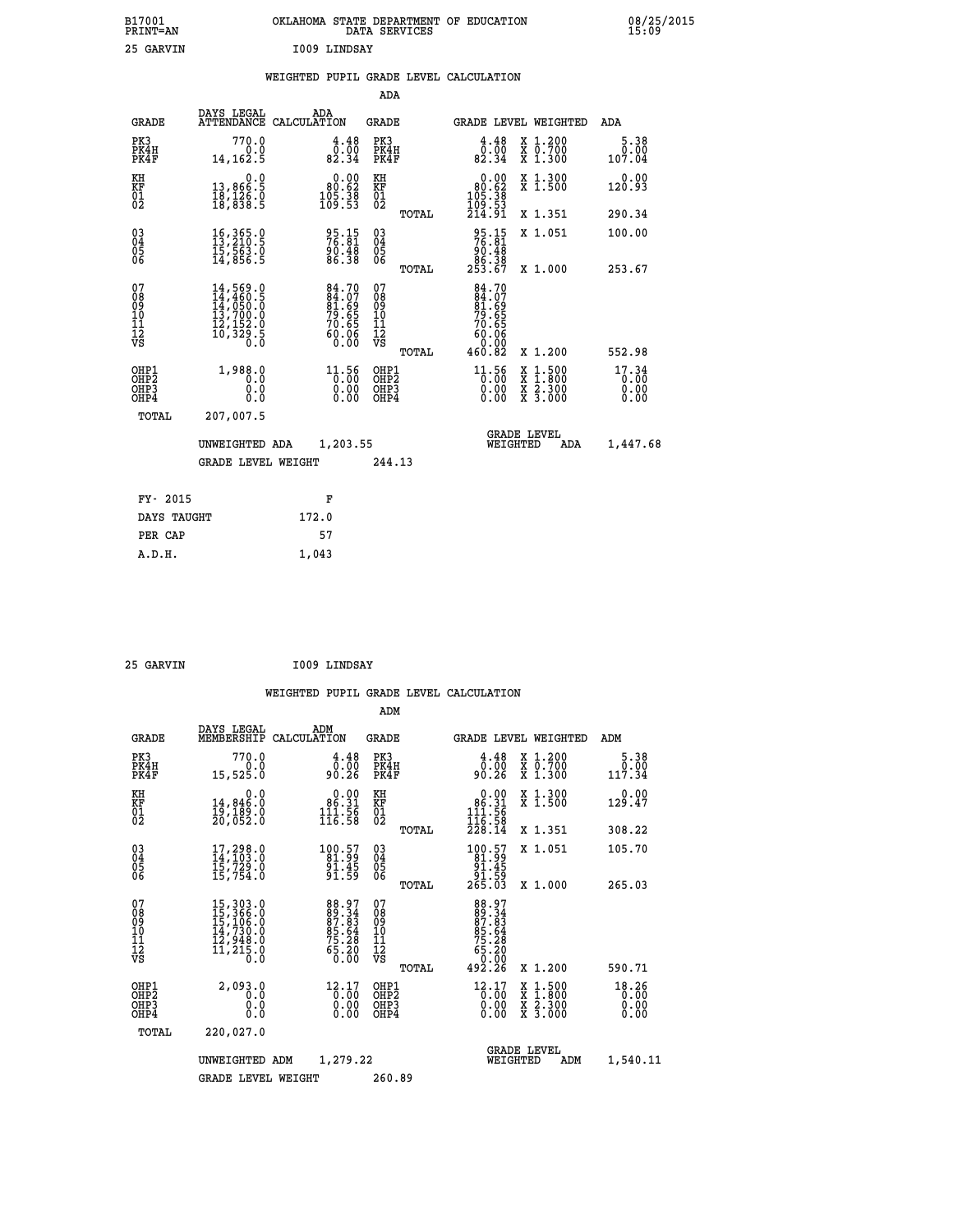B17001 OKLAHOMA STATE DEPARTMENT OF EDUCATION 08/25/2015
PRINT=AN DATA SERVICES 15:09

25 GARVIN I009 LINDSAY

## WEIGHTED PUPIL GRADE LEVEL CALCULATION

### ADA

| GRADE | DAYS LEGAL ATTENDANCE | ADA CALCULATION | GRADE | | GRADE LEVEL | WEIGHTED | ADA |
|---|---|---|---|---|---|---|---|
| PK3 | 770.0 | 4.48 | PK3 | | 4.48 | X 1.200 | 5.38 |
| PK4H | 0.0 | 0.00 | PK4H | | 0.00 | X 0.700 | 0.00 |
| PK4F | 14,162.5 | 82.34 | PK4F | | 82.34 | X 1.300 | 107.04 |
| KH | 0.0 | 0.00 | KH | | 0.00 | X 1.300 | 0.00 |
| KF | 13,866.5 | 80.62 | KF | | 80.62 | X 1.500 | 120.93 |
| 01 | 18,126.0 | 105.38 | 01 | | 105.38 | | |
| 02 | 18,838.5 | 109.53 | 02 | | 109.53 | | |
| | | | | TOTAL | 214.91 | X 1.351 | 290.34 |
| 03 | 16,365.0 | 95.15 | 03 | | 95.15 | X 1.051 | 100.00 |
| 04 | 13,210.5 | 76.81 | 04 | | 76.81 | | |
| 05 | 15,563.0 | 90.48 | 05 | | 90.48 | | |
| 06 | 14,856.5 | 86.38 | 06 | | 86.38 | | |
| | | | | TOTAL | 253.67 | X 1.000 | 253.67 |
| 07 | 14,569.0 | 84.70 | 07 | | 84.70 | | |
| 08 | 14,460.5 | 84.07 | 08 | | 84.07 | | |
| 09 | 14,050.0 | 81.69 | 09 | | 81.69 | | |
| 10 | 13,700.0 | 79.65 | 10 | | 79.65 | | |
| 11 | 12,152.0 | 70.65 | 11 | | 70.65 | | |
| 12 | 10,329.5 | 60.06 | 12 | | 60.06 | | |
| VS | 0.0 | 0.00 | VS | | 0.00 | | |
| | | | | TOTAL | 460.82 | X 1.200 | 552.98 |
| OHP1 | 1,988.0 | 11.56 | OHP1 | | 11.56 | X 1.500 | 17.34 |
| OHP2 | 0.0 | 0.00 | OHP2 | | 0.00 | X 1.800 | 0.00 |
| OHP3 | 0.0 | 0.00 | OHP3 | | 0.00 | X 2.300 | 0.00 |
| OHP4 | 0.0 | 0.00 | OHP4 | | 0.00 | X 3.000 | 0.00 |
| TOTAL | 207,007.5 | | | | | | |

UNWEIGHTED ADA 1,203.55 — GRADE LEVEL WEIGHTED ADA 1,447.68

GRADE LEVEL WEIGHT 244.13

| FY- 2015 | F |
|---|---|
| DAYS TAUGHT | 172.0 |
| PER CAP | 57 |
| A.D.H. | 1,043 |

25 GARVIN I009 LINDSAY

## WEIGHTED PUPIL GRADE LEVEL CALCULATION

### ADM

| GRADE | DAYS LEGAL MEMBERSHIP | ADM CALCULATION | GRADE | | GRADE LEVEL | WEIGHTED | ADM |
|---|---|---|---|---|---|---|---|
| PK3 | 770.0 | 4.48 | PK3 | | 4.48 | X 1.200 | 5.38 |
| PK4H | 0.0 | 0.00 | PK4H | | 0.00 | X 0.700 | 0.00 |
| PK4F | 15,525.0 | 90.26 | PK4F | | 90.26 | X 1.300 | 117.34 |
| KH | 0.0 | 0.00 | KH | | 0.00 | X 1.300 | 0.00 |
| KF | 14,846.0 | 86.31 | KF | | 86.31 | X 1.500 | 129.47 |
| 01 | 19,189.0 | 111.56 | 01 | | 111.56 | | |
| 02 | 20,052.0 | 116.58 | 02 | | 116.58 | | |
| | | | | TOTAL | 228.14 | X 1.351 | 308.22 |
| 03 | 17,298.0 | 100.57 | 03 | | 100.57 | X 1.051 | 105.70 |
| 04 | 14,103.0 | 81.99 | 04 | | 81.99 | | |
| 05 | 15,729.0 | 91.45 | 05 | | 91.45 | | |
| 06 | 15,754.0 | 91.59 | 06 | | 91.59 | | |
| | | | | TOTAL | 265.03 | X 1.000 | 265.03 |
| 07 | 15,303.0 | 88.97 | 07 | | 88.97 | | |
| 08 | 15,366.0 | 89.34 | 08 | | 89.34 | | |
| 09 | 15,106.0 | 87.83 | 09 | | 87.83 | | |
| 10 | 14,730.0 | 85.64 | 10 | | 85.64 | | |
| 11 | 12,948.0 | 75.28 | 11 | | 75.28 | | |
| 12 | 11,215.0 | 65.20 | 12 | | 65.20 | | |
| VS | 0.0 | 0.00 | VS | | 0.00 | | |
| | | | | TOTAL | 492.26 | X 1.200 | 590.71 |
| OHP1 | 2,093.0 | 12.17 | OHP1 | | 12.17 | X 1.500 | 18.26 |
| OHP2 | 0.0 | 0.00 | OHP2 | | 0.00 | X 1.800 | 0.00 |
| OHP3 | 0.0 | 0.00 | OHP3 | | 0.00 | X 2.300 | 0.00 |
| OHP4 | 0.0 | 0.00 | OHP4 | | 0.00 | X 3.000 | 0.00 |
| TOTAL | 220,027.0 | | | | | | |

UNWEIGHTED ADM 1,279.22 — GRADE LEVEL WEIGHTED ADM 1,540.11

GRADE LEVEL WEIGHT 260.89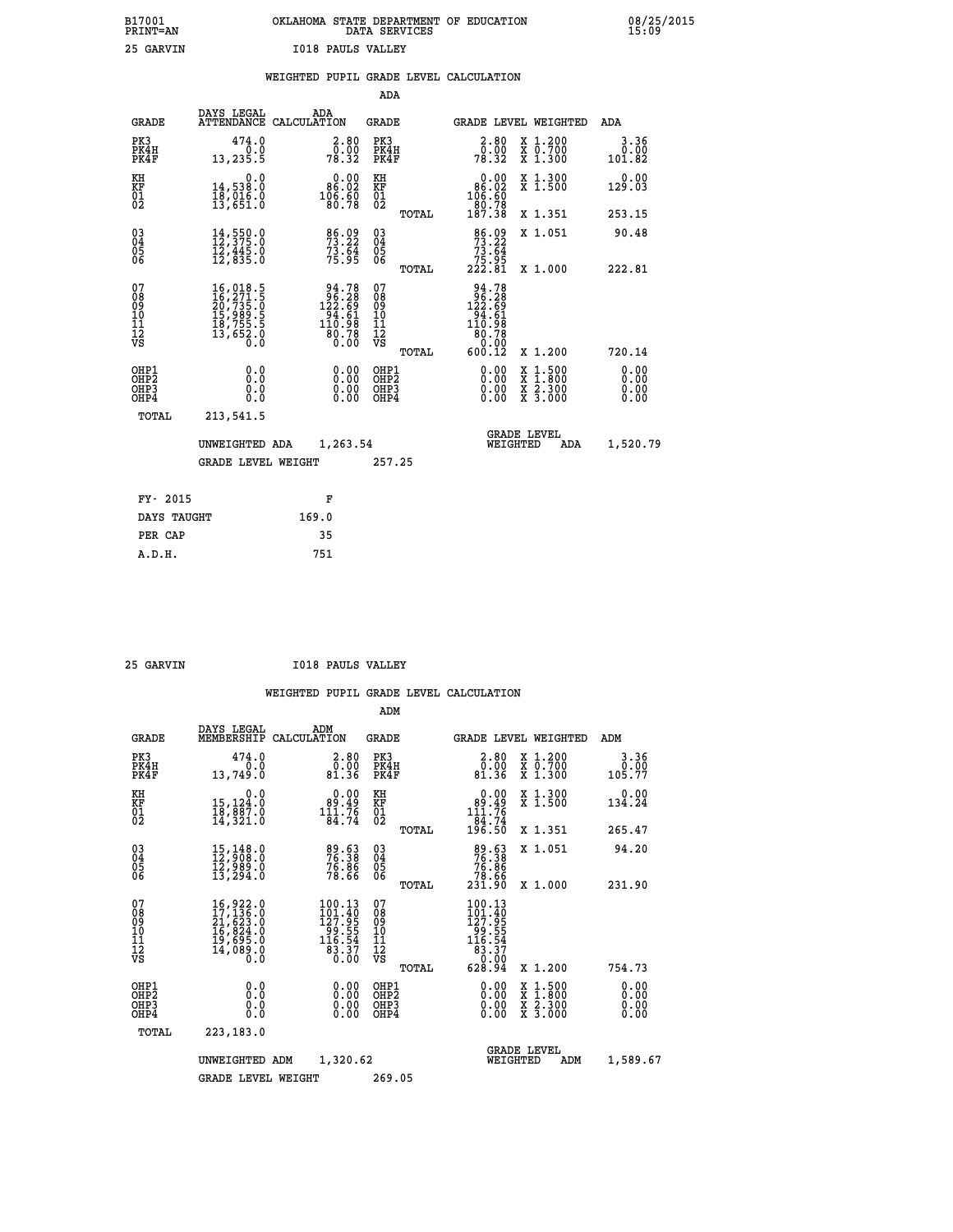B17001 OKLAHOMA STATE DEPARTMENT OF EDUCATION 08/25/2015
PRINT=AN DATA SERVICES 15:09

25 GARVIN I018 PAULS VALLEY

## WEIGHTED PUPIL GRADE LEVEL CALCULATION

### ADA

| GRADE | DAYS LEGAL ATTENDANCE | ADA CALCULATION | GRADE | GRADE LEVEL | WEIGHTED | ADA |
|---|---|---|---|---|---|---|
| PK3 | 474.0 | 2.80 | PK3 | 2.80 | X 1.200 | 3.36 |
| PK4H | 0.0 | 0.00 | PK4H | 0.00 | X 0.700 | 0.00 |
| PK4F | 13,235.5 | 78.32 | PK4F | 78.32 | X 1.300 | 101.82 |
| KH | 0.0 | 0.00 | KH | 0.00 | X 1.300 | 0.00 |
| KF | 14,538.0 | 86.02 | KF | 86.02 | X 1.500 | 129.03 |
| 01 | 18,016.0 | 106.60 | 01 | 106.60 | | |
| 02 | 13,651.0 | 80.78 | 02 | 80.78 | | |
| | | | TOTAL | 187.38 | X 1.351 | 253.15 |
| 03 | 14,550.0 | 86.09 | 03 | 86.09 | X 1.051 | 90.48 |
| 04 | 12,375.0 | 73.22 | 04 | 73.22 | | |
| 05 | 12,445.0 | 73.64 | 05 | 73.64 | | |
| 06 | 12,835.0 | 75.95 | 06 | 75.95 | | |
| | | | TOTAL | 222.81 | X 1.000 | 222.81 |
| 07 | 16,018.5 | 94.78 | 07 | 94.78 | | |
| 08 | 16,271.5 | 96.28 | 08 | 96.28 | | |
| 09 | 20,735.0 | 122.69 | 09 | 122.69 | | |
| 10 | 15,989.5 | 94.61 | 10 | 94.61 | | |
| 11 | 18,755.5 | 110.98 | 11 | 110.98 | | |
| 12 | 13,652.0 | 80.78 | 12 | 80.78 | | |
| VS | 0.0 | 0.00 | VS | 0.00 | | |
| | | | TOTAL | 600.12 | X 1.200 | 720.14 |
| OHP1 | 0.0 | 0.00 | OHP1 | 0.00 | X 1.500 | 0.00 |
| OHP2 | 0.0 | 0.00 | OHP2 | 0.00 | X 1.800 | 0.00 |
| OHP3 | 0.0 | 0.00 | OHP3 | 0.00 | X 2.300 | 0.00 |
| OHP4 | 0.0 | 0.00 | OHP4 | 0.00 | X 3.000 | 0.00 |
| TOTAL | 213,541.5 | | | | | |

UNWEIGHTED ADA 1,263.54 GRADE LEVEL WEIGHTED ADA 1,520.79

GRADE LEVEL WEIGHT 257.25

| FY- 2015 | F |
|---|---|
| DAYS TAUGHT | 169.0 |
| PER CAP | 35 |
| A.D.H. | 751 |

25 GARVIN I018 PAULS VALLEY

## WEIGHTED PUPIL GRADE LEVEL CALCULATION

### ADM

| GRADE | DAYS LEGAL MEMBERSHIP | ADM CALCULATION | GRADE | GRADE LEVEL | WEIGHTED | ADM |
|---|---|---|---|---|---|---|
| PK3 | 474.0 | 2.80 | PK3 | 2.80 | X 1.200 | 3.36 |
| PK4H | 0.0 | 0.00 | PK4H | 0.00 | X 0.700 | 0.00 |
| PK4F | 13,749.0 | 81.36 | PK4F | 81.36 | X 1.300 | 105.77 |
| KH | 0.0 | 0.00 | KH | 0.00 | X 1.300 | 0.00 |
| KF | 15,124.0 | 89.49 | KF | 89.49 | X 1.500 | 134.24 |
| 01 | 18,887.0 | 111.76 | 01 | 111.76 | | |
| 02 | 14,321.0 | 84.74 | 02 | 84.74 | | |
| | | | TOTAL | 196.50 | X 1.351 | 265.47 |
| 03 | 15,148.0 | 89.63 | 03 | 89.63 | X 1.051 | 94.20 |
| 04 | 12,908.0 | 76.38 | 04 | 76.38 | | |
| 05 | 12,989.0 | 76.86 | 05 | 76.86 | | |
| 06 | 13,294.0 | 78.66 | 06 | 78.66 | | |
| | | | TOTAL | 231.90 | X 1.000 | 231.90 |
| 07 | 16,922.0 | 100.13 | 07 | 100.13 | | |
| 08 | 17,136.0 | 101.40 | 08 | 101.40 | | |
| 09 | 21,623.0 | 127.95 | 09 | 127.95 | | |
| 10 | 16,824.0 | 99.55 | 10 | 99.55 | | |
| 11 | 19,695.0 | 116.54 | 11 | 116.54 | | |
| 12 | 14,089.0 | 83.37 | 12 | 83.37 | | |
| VS | 0.0 | 0.00 | VS | 0.00 | | |
| | | | TOTAL | 628.94 | X 1.200 | 754.73 |
| OHP1 | 0.0 | 0.00 | OHP1 | 0.00 | X 1.500 | 0.00 |
| OHP2 | 0.0 | 0.00 | OHP2 | 0.00 | X 1.800 | 0.00 |
| OHP3 | 0.0 | 0.00 | OHP3 | 0.00 | X 2.300 | 0.00 |
| OHP4 | 0.0 | 0.00 | OHP4 | 0.00 | X 3.000 | 0.00 |
| TOTAL | 223,183.0 | | | | | |

UNWEIGHTED ADM 1,320.62 GRADE LEVEL WEIGHTED ADM 1,589.67

GRADE LEVEL WEIGHT 269.05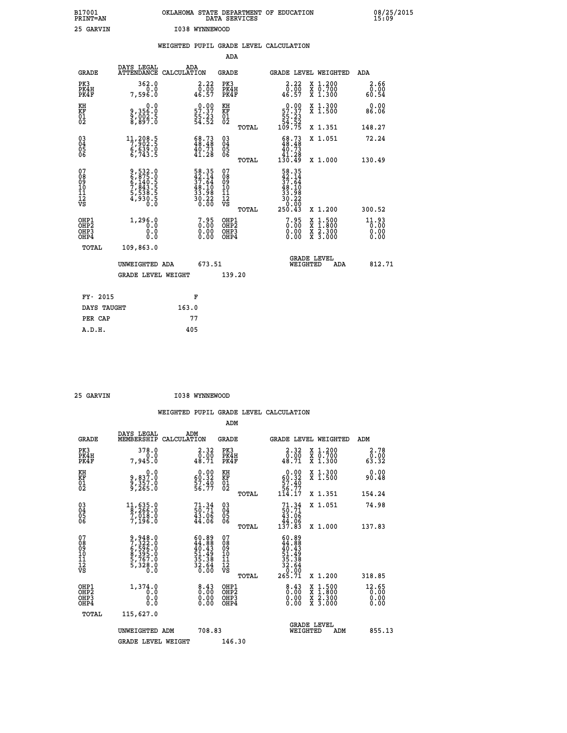B17001 OKLAHOMA STATE DEPARTMENT OF EDUCATION 08/25/2015
PRINT=AN DATA SERVICES 15:09

25 GARVIN I038 WYNNEWOOD

## WEIGHTED PUPIL GRADE LEVEL CALCULATION

### ADA

| GRADE | DAYS LEGAL ATTENDANCE | ADA CALCULATION | GRADE | | GRADE LEVEL | WEIGHTED | ADA |
|---|---|---|---|---|---|---|---|
| PK3 | 362.0 | 2.22 | PK3 | | 2.22 | X 1.200 | 2.66 |
| PK4H | 0.0 | 0.00 | PK4H | | 0.00 | X 0.700 | 0.00 |
| PK4F | 7,596.0 | 46.57 | PK4F | | 46.57 | X 1.300 | 60.54 |
| KH | 0.0 | 0.00 | KH | | 0.00 | X 1.300 | 0.00 |
| KF | 9,356.0 | 57.37 | KF | | 57.37 | X 1.500 | 86.06 |
| 01 | 9,002.5 | 55.23 | 01 | | 55.23 | | |
| 02 | 8,897.0 | 54.52 | 02 | | 54.52 | | |
| | | | | TOTAL | 109.75 | X 1.351 | 148.27 |
| 03 | 11,208.5 | 68.73 | 03 | | 68.73 | X 1.051 | 72.24 |
| 04 | 7,902.5 | 48.48 | 04 | | 48.48 | | |
| 05 | 6,639.0 | 40.73 | 05 | | 40.73 | | |
| 06 | 6,743.5 | 41.28 | 06 | | 41.28 | | |
| | | | | TOTAL | 130.49 | X 1.000 | 130.49 |
| 07 | 9,532.0 | 58.35 | 07 | | 58.35 | | |
| 08 | 6,875.0 | 42.14 | 08 | | 42.14 | | |
| 09 | 6,140.5 | 37.64 | 09 | | 37.64 | | |
| 10 | 7,843.5 | 48.10 | 10 | | 48.10 | | |
| 11 | 5,538.5 | 33.98 | 11 | | 33.98 | | |
| 12 | 4,930.5 | 30.22 | 12 | | 30.22 | | |
| VS | 0.0 | 0.00 | VS | | 0.00 | | |
| | | | | TOTAL | 250.43 | X 1.200 | 300.52 |
| OHP1 | 1,296.0 | 7.95 | OHP1 | | 7.95 | X 1.500 | 11.93 |
| OHP2 | 0.0 | 0.00 | OHP2 | | 0.00 | X 1.800 | 0.00 |
| OHP3 | 0.0 | 0.00 | OHP3 | | 0.00 | X 2.300 | 0.00 |
| OHP4 | 0.0 | 0.00 | OHP4 | | 0.00 | X 3.000 | 0.00 |
| TOTAL | 109,863.0 | | | | | | |

UNWEIGHTED ADA 673.51 | GRADE LEVEL WEIGHTED ADA 812.71

GRADE LEVEL WEIGHT 139.20

| FY- 2015 | F |
|---|---|
| DAYS TAUGHT | 163.0 |
| PER CAP | 77 |
| A.D.H. | 405 |

25 GARVIN I038 WYNNEWOOD

## WEIGHTED PUPIL GRADE LEVEL CALCULATION

### ADM

| GRADE | DAYS LEGAL MEMBERSHIP | ADM CALCULATION | GRADE | | GRADE LEVEL | WEIGHTED | ADM |
|---|---|---|---|---|---|---|---|
| PK3 | 378.0 | 2.32 | PK3 | | 2.32 | X 1.200 | 2.78 |
| PK4H | 0.0 | 0.00 | PK4H | | 0.00 | X 0.700 | 0.00 |
| PK4F | 7,945.0 | 48.71 | PK4F | | 48.71 | X 1.300 | 63.32 |
| KH | 0.0 | 0.00 | KH | | 0.00 | X 1.300 | 0.00 |
| KF | 9,837.0 | 60.32 | KF | | 60.32 | X 1.500 | 90.48 |
| 01 | 9,357.0 | 57.40 | 01 | | 57.40 | | |
| 02 | 9,265.0 | 56.77 | 02 | | 56.77 | | |
| | | | | TOTAL | 114.17 | X 1.351 | 154.24 |
| 03 | 11,635.0 | 71.34 | 03 | | 71.34 | X 1.051 | 74.98 |
| 04 | 8,266.0 | 50.71 | 04 | | 50.71 | | |
| 05 | 7,018.0 | 43.06 | 05 | | 43.06 | | |
| 06 | 7,196.0 | 44.06 | 06 | | 44.06 | | |
| | | | | TOTAL | 137.83 | X 1.000 | 137.83 |
| 07 | 9,948.0 | 60.89 | 07 | | 60.89 | | |
| 08 | 7,322.0 | 44.88 | 08 | | 44.88 | | |
| 09 | 6,596.0 | 40.43 | 09 | | 40.43 | | |
| 10 | 8,395.0 | 51.49 | 10 | | 51.49 | | |
| 11 | 5,767.0 | 35.38 | 11 | | 35.38 | | |
| 12 | 5,328.0 | 32.64 | 12 | | 32.64 | | |
| VS | 0.0 | 0.00 | VS | | 0.00 | | |
| | | | | TOTAL | 265.71 | X 1.200 | 318.85 |
| OHP1 | 1,374.0 | 8.43 | OHP1 | | 8.43 | X 1.500 | 12.65 |
| OHP2 | 0.0 | 0.00 | OHP2 | | 0.00 | X 1.800 | 0.00 |
| OHP3 | 0.0 | 0.00 | OHP3 | | 0.00 | X 2.300 | 0.00 |
| OHP4 | 0.0 | 0.00 | OHP4 | | 0.00 | X 3.000 | 0.00 |
| TOTAL | 115,627.0 | | | | | | |

UNWEIGHTED ADM 708.83 | GRADE LEVEL WEIGHTED ADM 855.13

GRADE LEVEL WEIGHT 146.30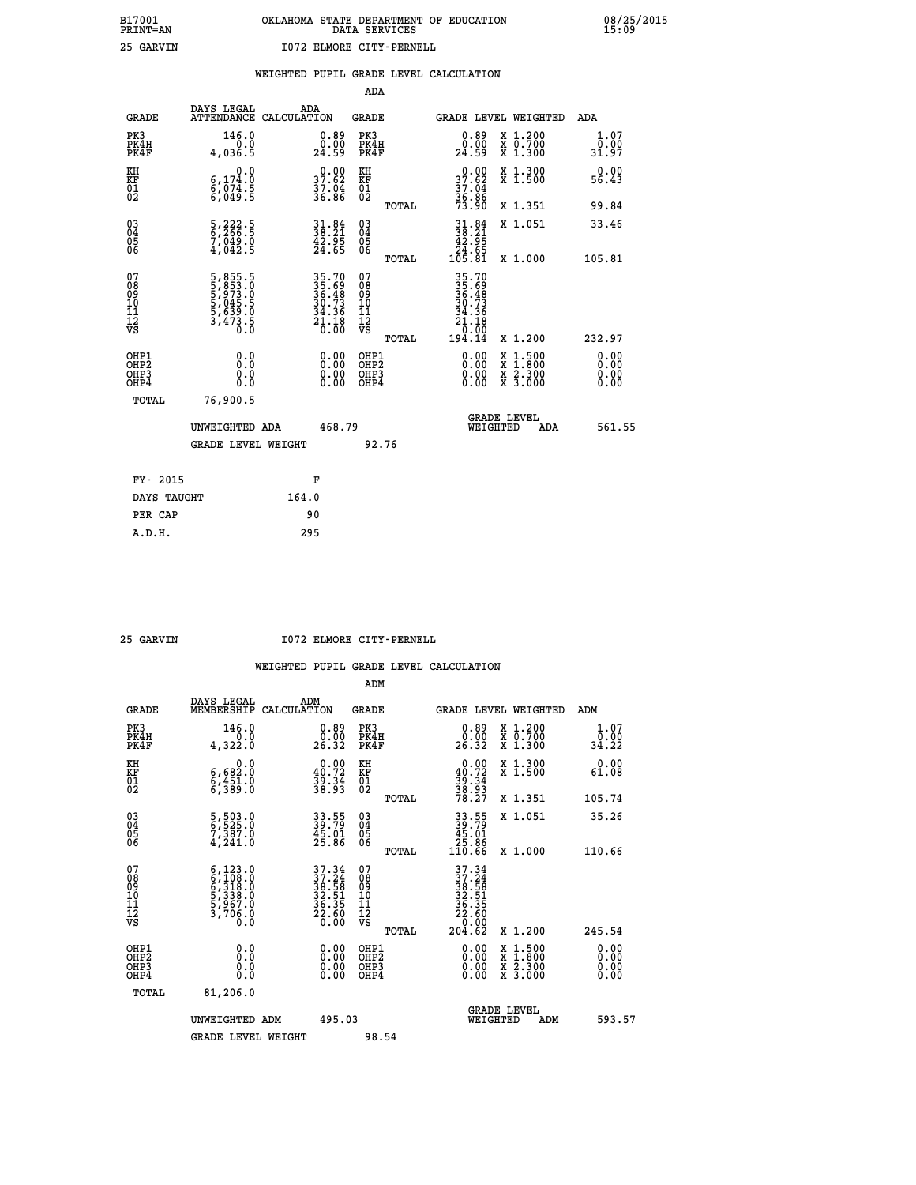B17001 OKLAHOMA STATE DEPARTMENT OF EDUCATION 08/25/2015
PRINT=AN DATA SERVICES 15:09

25 GARVIN I072 ELMORE CITY-PERNELL

## WEIGHTED PUPIL GRADE LEVEL CALCULATION

### ADA

| GRADE | DAYS LEGAL ATTENDANCE | ADA CALCULATION | GRADE | GRADE LEVEL | WEIGHTED | ADA |
|---|---|---|---|---|---|---|
| PK3 | 146.0 | 0.89 | PK3 | 0.89 | X 1.200 | 1.07 |
| PK4H | 0.0 | 0.00 | PK4H | 0.00 | X 0.700 | 0.00 |
| PK4F | 4,036.5 | 24.59 | PK4F | 24.59 | X 1.300 | 31.97 |
| KH | 0.0 | 0.00 | KH | 0.00 | X 1.300 | 0.00 |
| KF | 6,174.0 | 37.62 | KF | 37.62 | X 1.500 | 56.43 |
| 01 | 6,074.5 | 37.04 | 01 | 37.04 | | |
| 02 | 6,049.5 | 36.86 | 02 | 36.86 | | |
| | | | TOTAL | 73.90 | X 1.351 | 99.84 |
| 03 | 5,222.5 | 31.84 | 03 | 31.84 | X 1.051 | 33.46 |
| 04 | 6,266.5 | 38.21 | 04 | 38.21 | | |
| 05 | 7,049.0 | 42.95 | 05 | 42.95 | | |
| 06 | 4,042.5 | 24.65 | 06 | 24.65 | | |
| | | | TOTAL | 105.81 | X 1.000 | 105.81 |
| 07 | 5,855.5 | 35.70 | 07 | 35.70 | | |
| 08 | 5,853.0 | 35.69 | 08 | 35.69 | | |
| 09 | 5,973.0 | 36.48 | 09 | 36.48 | | |
| 10 | 5,045.5 | 30.73 | 10 | 30.73 | | |
| 11 | 5,639.0 | 34.36 | 11 | 34.36 | | |
| 12 | 3,473.5 | 21.18 | 12 | 21.18 | | |
| VS | 0.0 | 0.00 | VS | 0.00 | | |
| | | | TOTAL | 194.14 | X 1.200 | 232.97 |
| OHP1 | 0.0 | 0.00 | OHP1 | 0.00 | X 1.500 | 0.00 |
| OHP2 | 0.0 | 0.00 | OHP2 | 0.00 | X 1.800 | 0.00 |
| OHP3 | 0.0 | 0.00 | OHP3 | 0.00 | X 2.300 | 0.00 |
| OHP4 | 0.0 | 0.00 | OHP4 | 0.00 | X 3.000 | 0.00 |
| TOTAL | 76,900.5 | | | | | |

UNWEIGHTED ADA 468.79 GRADE LEVEL WEIGHTED ADA 561.55

GRADE LEVEL WEIGHT 92.76

| FY- 2015 | F |
|---|---|
| DAYS TAUGHT | 164.0 |
| PER CAP | 90 |
| A.D.H. | 295 |

25 GARVIN I072 ELMORE CITY-PERNELL

## WEIGHTED PUPIL GRADE LEVEL CALCULATION

### ADM

| GRADE | DAYS LEGAL MEMBERSHIP | ADM CALCULATION | GRADE | GRADE LEVEL | WEIGHTED | ADM |
|---|---|---|---|---|---|---|
| PK3 | 146.0 | 0.89 | PK3 | 0.89 | X 1.200 | 1.07 |
| PK4H | 0.0 | 0.00 | PK4H | 0.00 | X 0.700 | 0.00 |
| PK4F | 4,322.0 | 26.32 | PK4F | 26.32 | X 1.300 | 34.22 |
| KH | 0.0 | 0.00 | KH | 0.00 | X 1.300 | 0.00 |
| KF | 6,682.0 | 40.72 | KF | 40.72 | X 1.500 | 61.08 |
| 01 | 6,451.0 | 39.34 | 01 | 39.34 | | |
| 02 | 6,389.0 | 38.93 | 02 | 38.93 | | |
| | | | TOTAL | 78.27 | X 1.351 | 105.74 |
| 03 | 5,503.0 | 33.55 | 03 | 33.55 | X 1.051 | 35.26 |
| 04 | 6,525.0 | 39.79 | 04 | 39.79 | | |
| 05 | 7,387.0 | 45.01 | 05 | 45.01 | | |
| 06 | 4,241.0 | 25.86 | 06 | 25.86 | | |
| | | | TOTAL | 110.66 | X 1.000 | 110.66 |
| 07 | 6,123.0 | 37.34 | 07 | 37.34 | | |
| 08 | 6,108.0 | 37.24 | 08 | 37.24 | | |
| 09 | 6,318.0 | 38.58 | 09 | 38.58 | | |
| 10 | 5,338.0 | 32.51 | 10 | 32.51 | | |
| 11 | 5,967.0 | 36.35 | 11 | 36.35 | | |
| 12 | 3,706.0 | 22.60 | 12 | 22.60 | | |
| VS | 0.0 | 0.00 | VS | 0.00 | | |
| | | | TOTAL | 204.62 | X 1.200 | 245.54 |
| OHP1 | 0.0 | 0.00 | OHP1 | 0.00 | X 1.500 | 0.00 |
| OHP2 | 0.0 | 0.00 | OHP2 | 0.00 | X 1.800 | 0.00 |
| OHP3 | 0.0 | 0.00 | OHP3 | 0.00 | X 2.300 | 0.00 |
| OHP4 | 0.0 | 0.00 | OHP4 | 0.00 | X 3.000 | 0.00 |
| TOTAL | 81,206.0 | | | | | |

UNWEIGHTED ADM 495.03 GRADE LEVEL WEIGHTED ADM 593.57

GRADE LEVEL WEIGHT 98.54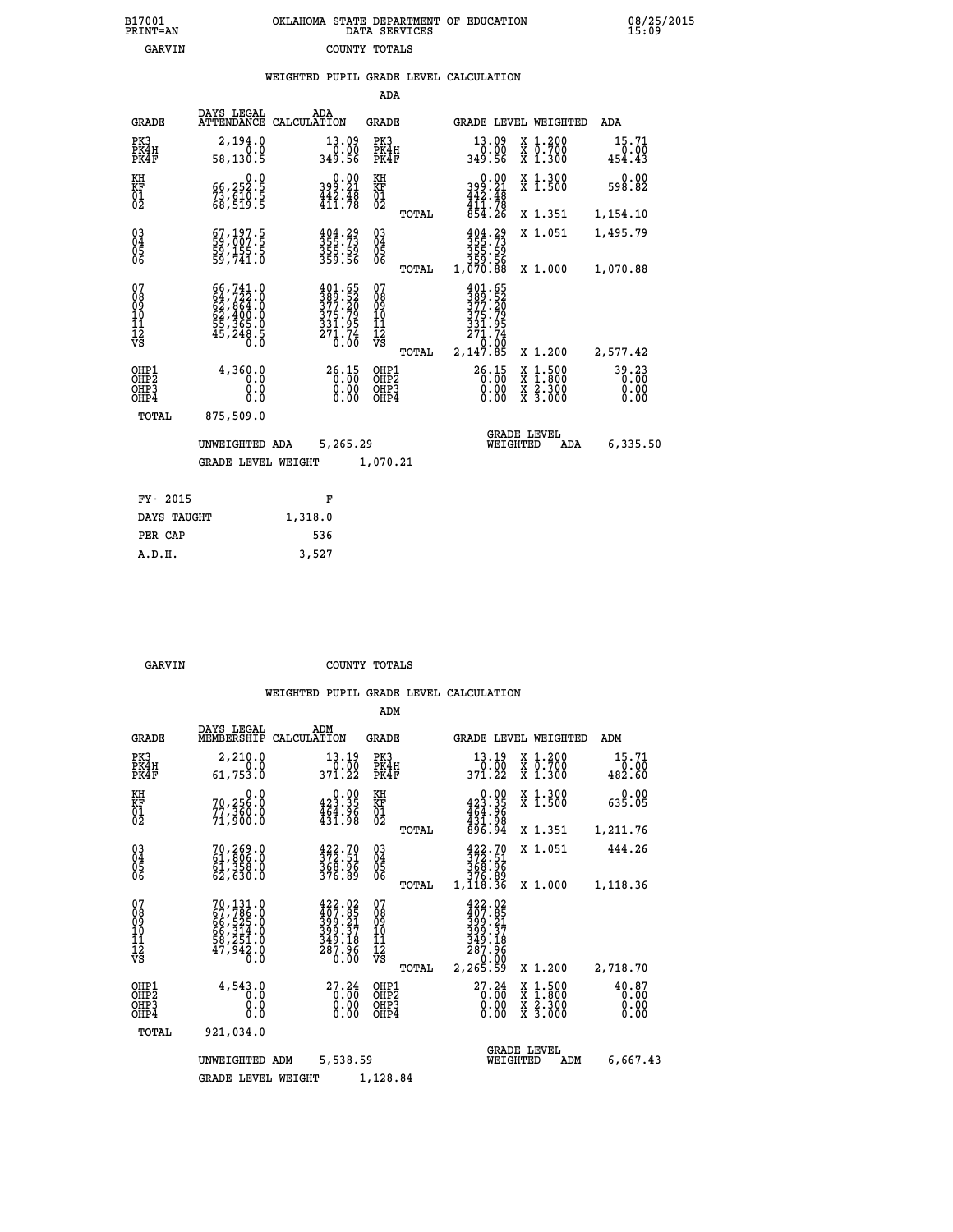B17001 OKLAHOMA STATE DEPARTMENT OF EDUCATION 08/25/2015
PRINT=AN DATA SERVICES 15:09
GARVIN COUNTY TOTALS

## WEIGHTED PUPIL GRADE LEVEL CALCULATION

### ADA

| GRADE | DAYS LEGAL ATTENDANCE | ADA CALCULATION | GRADE | | GRADE LEVEL | WEIGHTED | ADA |
|---|---|---|---|---|---|---|---|
| PK3 | 2,194.0 | 13.09 | PK3 | | 13.09 | X 1.200 | 15.71 |
| PK4H | 0.0 | 0.00 | PK4H | | 0.00 | X 0.700 | 0.00 |
| PK4F | 58,130.5 | 349.56 | PK4F | | 349.56 | X 1.300 | 454.43 |
| KH | 0.0 | 0.00 | KH | | 0.00 | X 1.300 | 0.00 |
| KF | 66,252.5 | 399.21 | KF | | 399.21 | X 1.500 | 598.82 |
| 01 | 73,610.5 | 442.48 | 01 | | 442.48 | | |
| 02 | 68,519.5 | 411.78 | 02 | | 411.78 | | |
| | | | | TOTAL | 854.26 | X 1.351 | 1,154.10 |
| 03 | 67,197.5 | 404.29 | 03 | | 404.29 | X 1.051 | 1,495.79 |
| 04 | 59,007.5 | 355.73 | 04 | | 355.73 | | |
| 05 | 59,155.5 | 355.59 | 05 | | 355.59 | | |
| 06 | 59,741.0 | 359.56 | 06 | | 359.56 | | |
| | | | | TOTAL | 1,070.88 | X 1.000 | 1,070.88 |
| 07 | 66,741.0 | 401.65 | 07 | | 401.65 | | |
| 08 | 64,722.0 | 389.52 | 08 | | 389.52 | | |
| 09 | 62,864.0 | 377.20 | 09 | | 377.20 | | |
| 10 | 62,400.0 | 375.79 | 10 | | 375.79 | | |
| 11 | 55,365.0 | 331.95 | 11 | | 331.95 | | |
| 12 | 45,248.5 | 271.74 | 12 | | 271.74 | | |
| VS | 0.0 | 0.00 | VS | | 0.00 | | |
| | | | | TOTAL | 2,147.85 | X 1.200 | 2,577.42 |
| OHP1 | 4,360.0 | 26.15 | OHP1 | | 26.15 | X 1.500 | 39.23 |
| OHP2 | 0.0 | 0.00 | OHP2 | | 0.00 | X 1.800 | 0.00 |
| OHP3 | 0.0 | 0.00 | OHP3 | | 0.00 | X 2.300 | 0.00 |
| OHP4 | 0.0 | 0.00 | OHP4 | | 0.00 | X 3.000 | 0.00 |
| TOTAL | 875,509.0 | | | | | | |

UNWEIGHTED ADA 5,265.29 GRADE LEVEL WEIGHTED ADA 6,335.50

GRADE LEVEL WEIGHT 1,070.21

| FY- 2015 | F |
|---|---|
| DAYS TAUGHT | 1,318.0 |
| PER CAP | 536 |
| A.D.H. | 3,527 |

GARVIN COUNTY TOTALS

## WEIGHTED PUPIL GRADE LEVEL CALCULATION

### ADM

| GRADE | DAYS LEGAL MEMBERSHIP | ADM CALCULATION | GRADE | | GRADE LEVEL | WEIGHTED | ADM |
|---|---|---|---|---|---|---|---|
| PK3 | 2,210.0 | 13.19 | PK3 | | 13.19 | X 1.200 | 15.71 |
| PK4H | 0.0 | 0.00 | PK4H | | 0.00 | X 0.700 | 0.00 |
| PK4F | 61,753.0 | 371.22 | PK4F | | 371.22 | X 1.300 | 482.60 |
| KH | 0.0 | 0.00 | KH | | 0.00 | X 1.300 | 0.00 |
| KF | 70,256.0 | 423.35 | KF | | 423.35 | X 1.500 | 635.05 |
| 01 | 77,360.0 | 464.96 | 01 | | 464.96 | | |
| 02 | 71,900.0 | 431.98 | 02 | | 431.98 | | |
| | | | | TOTAL | 896.94 | X 1.351 | 1,211.76 |
| 03 | 70,269.0 | 422.70 | 03 | | 422.70 | X 1.051 | 444.26 |
| 04 | 61,806.0 | 372.51 | 04 | | 372.51 | | |
| 05 | 61,358.0 | 368.96 | 05 | | 368.96 | | |
| 06 | 62,630.0 | 376.89 | 06 | | 376.89 | | |
| | | | | TOTAL | 1,118.36 | X 1.000 | 1,118.36 |
| 07 | 70,131.0 | 422.02 | 07 | | 422.02 | | |
| 08 | 67,786.0 | 407.85 | 08 | | 407.85 | | |
| 09 | 66,525.0 | 399.21 | 09 | | 399.21 | | |
| 10 | 66,314.0 | 399.37 | 10 | | 399.37 | | |
| 11 | 58,251.0 | 349.18 | 11 | | 349.18 | | |
| 12 | 47,942.0 | 287.96 | 12 | | 287.96 | | |
| VS | 0.0 | 0.00 | VS | | 0.00 | | |
| | | | | TOTAL | 2,265.59 | X 1.200 | 2,718.70 |
| OHP1 | 4,543.0 | 27.24 | OHP1 | | 27.24 | X 1.500 | 40.87 |
| OHP2 | 0.0 | 0.00 | OHP2 | | 0.00 | X 1.800 | 0.00 |
| OHP3 | 0.0 | 0.00 | OHP3 | | 0.00 | X 2.300 | 0.00 |
| OHP4 | 0.0 | 0.00 | OHP4 | | 0.00 | X 3.000 | 0.00 |
| TOTAL | 921,034.0 | | | | | | |

UNWEIGHTED ADM 5,538.59 GRADE LEVEL WEIGHTED ADM 6,667.43

GRADE LEVEL WEIGHT 1,128.84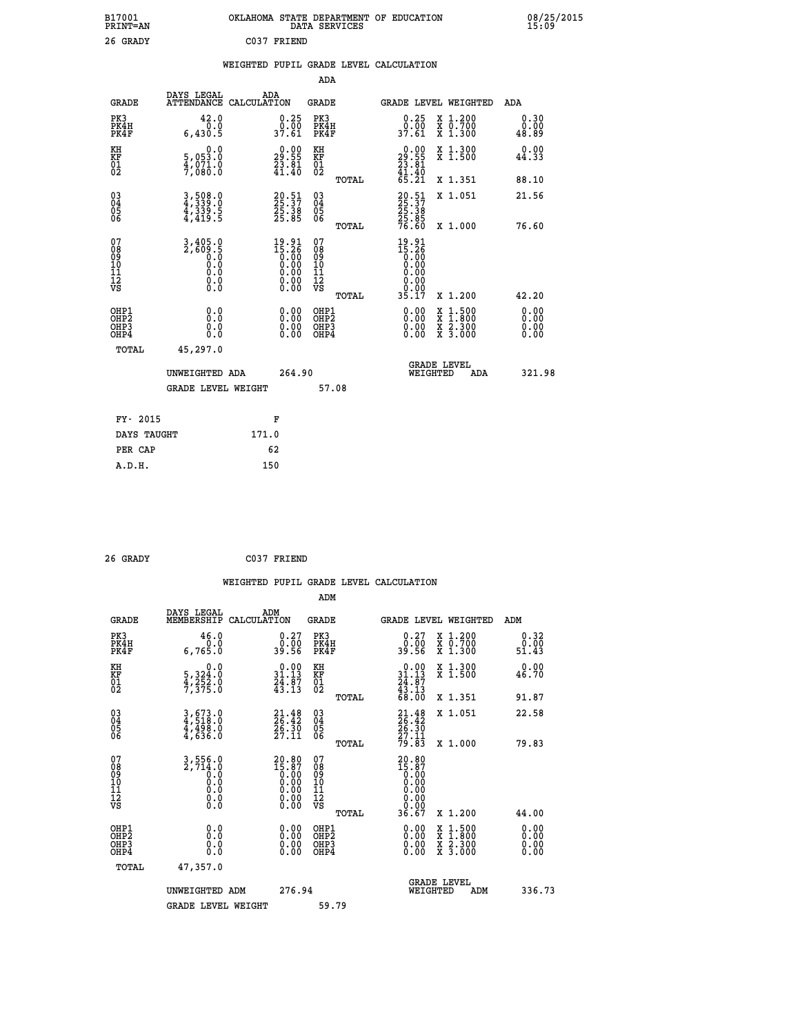B17001 PRINT=AN — OKLAHOMA STATE DEPARTMENT OF EDUCATION DATA SERVICES — 08/25/2015 15:09

26 GRADY — C037 FRIEND

## WEIGHTED PUPIL GRADE LEVEL CALCULATION

### ADA

| GRADE | DAYS LEGAL ATTENDANCE | ADA CALCULATION | GRADE | GRADE LEVEL | WEIGHTED | ADA |
|---|---|---|---|---|---|---|
| PK3 | 42.0 | 0.25 | PK3 | 0.25 | X 1.200 | 0.30 |
| PK4H | 0.0 | 0.00 | PK4H | 0.00 | X 0.700 | 0.00 |
| PK4F | 6,430.5 | 37.61 | PK4F | 37.61 | X 1.300 | 48.89 |
| KH | 0.0 | 0.00 | KH | 0.00 | X 1.300 | 0.00 |
| KF | 5,053.0 | 29.55 | KF | 29.55 | X 1.500 | 44.33 |
| 01 | 4,071.0 | 23.81 | 01 | 23.81 | | |
| 02 | 7,080.0 | 41.40 | 02 | 41.40 | | |
| | | | TOTAL | 65.21 | X 1.351 | 88.10 |
| 03 | 3,508.0 | 20.51 | 03 | 20.51 | X 1.051 | 21.56 |
| 04 | 4,339.0 | 25.37 | 04 | 25.37 | | |
| 05 | 4,339.5 | 25.38 | 05 | 25.38 | | |
| 06 | 4,419.5 | 25.85 | 06 | 25.85 | | |
| | | | TOTAL | 76.60 | X 1.000 | 76.60 |
| 07 | 3,405.0 | 19.91 | 07 | 19.91 | | |
| 08 | 2,609.5 | 15.26 | 08 | 15.26 | | |
| 09 | 0.0 | 0.00 | 09 | 0.00 | | |
| 10 | 0.0 | 0.00 | 10 | 0.00 | | |
| 11 | 0.0 | 0.00 | 11 | 0.00 | | |
| 12 | 0.0 | 0.00 | 12 | 0.00 | | |
| VS | 0.0 | 0.00 | VS | 0.00 | | |
| | | | TOTAL | 35.17 | X 1.200 | 42.20 |
| OHP1 | 0.0 | 0.00 | OHP1 | 0.00 | X 1.500 | 0.00 |
| OHP2 | 0.0 | 0.00 | OHP2 | 0.00 | X 1.800 | 0.00 |
| OHP3 | 0.0 | 0.00 | OHP3 | 0.00 | X 2.300 | 0.00 |
| OHP4 | 0.0 | 0.00 | OHP4 | 0.00 | X 3.000 | 0.00 |
| TOTAL | 45,297.0 | | | | | |

UNWEIGHTED ADA 264.90 — GRADE LEVEL WEIGHTED ADA 321.98

GRADE LEVEL WEIGHT 57.08

| FY- 2015 | F |
|---|---|
| DAYS TAUGHT | 171.0 |
| PER CAP | 62 |
| A.D.H. | 150 |

26 GRADY — C037 FRIEND

## WEIGHTED PUPIL GRADE LEVEL CALCULATION

### ADM

| GRADE | DAYS LEGAL MEMBERSHIP | ADM CALCULATION | GRADE | GRADE LEVEL | WEIGHTED | ADM |
|---|---|---|---|---|---|---|
| PK3 | 46.0 | 0.27 | PK3 | 0.27 | X 1.200 | 0.32 |
| PK4H | 0.0 | 0.00 | PK4H | 0.00 | X 0.700 | 0.00 |
| PK4F | 6,765.0 | 39.56 | PK4F | 39.56 | X 1.300 | 51.43 |
| KH | 0.0 | 0.00 | KH | 0.00 | X 1.300 | 0.00 |
| KF | 5,324.0 | 31.13 | KF | 31.13 | X 1.500 | 46.70 |
| 01 | 4,252.0 | 24.87 | 01 | 24.87 | | |
| 02 | 7,375.0 | 43.13 | 02 | 43.13 | | |
| | | | TOTAL | 68.00 | X 1.351 | 91.87 |
| 03 | 3,673.0 | 21.48 | 03 | 21.48 | X 1.051 | 22.58 |
| 04 | 4,518.0 | 26.42 | 04 | 26.42 | | |
| 05 | 4,498.0 | 26.30 | 05 | 26.30 | | |
| 06 | 4,636.0 | 27.11 | 06 | 27.11 | | |
| | | | TOTAL | 79.83 | X 1.000 | 79.83 |
| 07 | 3,556.0 | 20.80 | 07 | 20.80 | | |
| 08 | 2,714.0 | 15.87 | 08 | 15.87 | | |
| 09 | 0.0 | 0.00 | 09 | 0.00 | | |
| 10 | 0.0 | 0.00 | 10 | 0.00 | | |
| 11 | 0.0 | 0.00 | 11 | 0.00 | | |
| 12 | 0.0 | 0.00 | 12 | 0.00 | | |
| VS | 0.0 | 0.00 | VS | 0.00 | | |
| | | | TOTAL | 36.67 | X 1.200 | 44.00 |
| OHP1 | 0.0 | 0.00 | OHP1 | 0.00 | X 1.500 | 0.00 |
| OHP2 | 0.0 | 0.00 | OHP2 | 0.00 | X 1.800 | 0.00 |
| OHP3 | 0.0 | 0.00 | OHP3 | 0.00 | X 2.300 | 0.00 |
| OHP4 | 0.0 | 0.00 | OHP4 | 0.00 | X 3.000 | 0.00 |
| TOTAL | 47,357.0 | | | | | |

UNWEIGHTED ADM 276.94 — GRADE LEVEL WEIGHTED ADM 336.73

GRADE LEVEL WEIGHT 59.79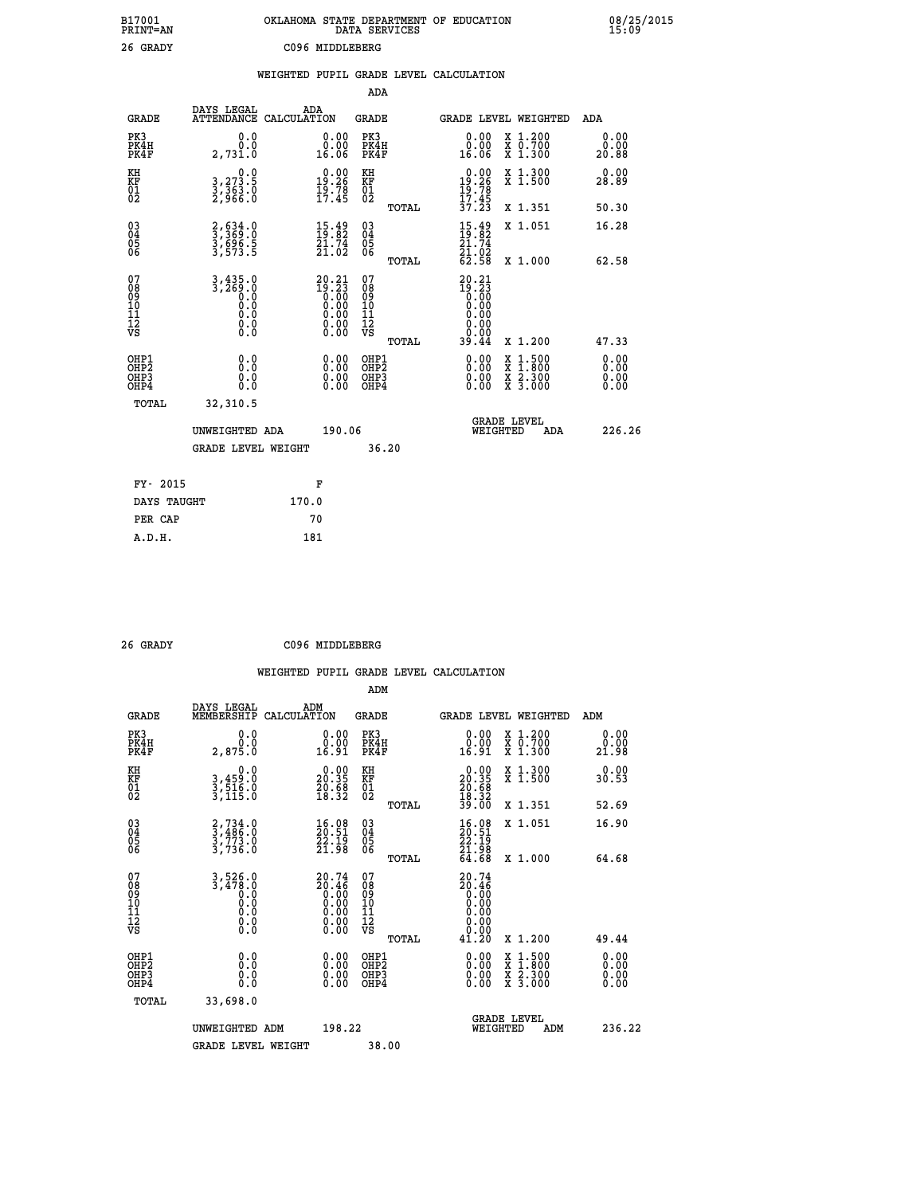B17001 OKLAHOMA STATE DEPARTMENT OF EDUCATION 08/25/2015
PRINT=AN DATA SERVICES 15:09

26 GRADY C096 MIDDLEBERG

## WEIGHTED PUPIL GRADE LEVEL CALCULATION

### ADA

| GRADE | DAYS LEGAL ATTENDANCE | ADA CALCULATION | GRADE | GRADE LEVEL | WEIGHTED | ADA |
|---|---|---|---|---|---|---|
| PK3 | 0.0 | 0.00 | PK3 | 0.00 | X 1.200 | 0.00 |
| PK4H | 0.0 | 0.00 | PK4H | 0.00 | X 0.700 | 0.00 |
| PK4F | 2,731.0 | 16.06 | PK4F | 16.06 | X 1.300 | 20.88 |
| KH | 0.0 | 0.00 | KH | 0.00 | X 1.300 | 0.00 |
| KF | 3,273.5 | 19.26 | KF | 19.26 | X 1.500 | 28.89 |
| 01 | 3,363.0 | 19.78 | 01 | 19.78 | | |
| 02 | 2,966.0 | 17.45 | 02 | 17.45 | | |
| | | | TOTAL | 37.23 | X 1.351 | 50.30 |
| 03 | 2,634.0 | 15.49 | 03 | 15.49 | X 1.051 | 16.28 |
| 04 | 3,369.0 | 19.82 | 04 | 19.82 | | |
| 05 | 3,696.5 | 21.74 | 05 | 21.74 | | |
| 06 | 3,573.5 | 21.02 | 06 | 21.02 | | |
| | | | TOTAL | 62.58 | X 1.000 | 62.58 |
| 07 | 3,435.0 | 20.21 | 07 | 20.21 | | |
| 08 | 3,269.0 | 19.23 | 08 | 19.23 | | |
| 09 | 0.0 | 0.00 | 09 | 0.00 | | |
| 10 | 0.0 | 0.00 | 10 | 0.00 | | |
| 11 | 0.0 | 0.00 | 11 | 0.00 | | |
| 12 | 0.0 | 0.00 | 12 | 0.00 | | |
| VS | 0.0 | 0.00 | VS | 0.00 | | |
| | | | TOTAL | 39.44 | X 1.200 | 47.33 |
| OHP1 | 0.0 | 0.00 | OHP1 | 0.00 | X 1.500 | 0.00 |
| OHP2 | 0.0 | 0.00 | OHP2 | 0.00 | X 1.800 | 0.00 |
| OHP3 | 0.0 | 0.00 | OHP3 | 0.00 | X 2.300 | 0.00 |
| OHP4 | 0.0 | 0.00 | OHP4 | 0.00 | X 3.000 | 0.00 |
| TOTAL | 32,310.5 | | | | | |

UNWEIGHTED ADA 190.06 GRADE LEVEL WEIGHTED ADA 226.26

GRADE LEVEL WEIGHT 36.20

FY- 2015 F
DAYS TAUGHT 170.0
PER CAP 70
A.D.H. 181

26 GRADY C096 MIDDLEBERG

## WEIGHTED PUPIL GRADE LEVEL CALCULATION

### ADM

| GRADE | DAYS LEGAL MEMBERSHIP | ADM CALCULATION | GRADE | GRADE LEVEL | WEIGHTED | ADM |
|---|---|---|---|---|---|---|
| PK3 | 0.0 | 0.00 | PK3 | 0.00 | X 1.200 | 0.00 |
| PK4H | 0.0 | 0.00 | PK4H | 0.00 | X 0.700 | 0.00 |
| PK4F | 2,875.0 | 16.91 | PK4F | 16.91 | X 1.300 | 21.98 |
| KH | 0.0 | 0.00 | KH | 0.00 | X 1.300 | 0.00 |
| KF | 3,459.0 | 20.35 | KF | 20.35 | X 1.500 | 30.53 |
| 01 | 3,516.0 | 20.68 | 01 | 20.68 | | |
| 02 | 3,115.0 | 18.32 | 02 | 18.32 | | |
| | | | TOTAL | 39.00 | X 1.351 | 52.69 |
| 03 | 2,734.0 | 16.08 | 03 | 16.08 | X 1.051 | 16.90 |
| 04 | 3,486.0 | 20.51 | 04 | 20.51 | | |
| 05 | 3,773.0 | 22.19 | 05 | 22.19 | | |
| 06 | 3,736.0 | 21.98 | 06 | 21.98 | | |
| | | | TOTAL | 64.68 | X 1.000 | 64.68 |
| 07 | 3,526.0 | 20.74 | 07 | 20.74 | | |
| 08 | 3,478.0 | 20.46 | 08 | 20.46 | | |
| 09 | 0.0 | 0.00 | 09 | 0.00 | | |
| 10 | 0.0 | 0.00 | 10 | 0.00 | | |
| 11 | 0.0 | 0.00 | 11 | 0.00 | | |
| 12 | 0.0 | 0.00 | 12 | 0.00 | | |
| VS | 0.0 | 0.00 | VS | 0.00 | | |
| | | | TOTAL | 41.20 | X 1.200 | 49.44 |
| OHP1 | 0.0 | 0.00 | OHP1 | 0.00 | X 1.500 | 0.00 |
| OHP2 | 0.0 | 0.00 | OHP2 | 0.00 | X 1.800 | 0.00 |
| OHP3 | 0.0 | 0.00 | OHP3 | 0.00 | X 2.300 | 0.00 |
| OHP4 | 0.0 | 0.00 | OHP4 | 0.00 | X 3.000 | 0.00 |
| TOTAL | 33,698.0 | | | | | |

UNWEIGHTED ADM 198.22 GRADE LEVEL WEIGHTED ADM 236.22

GRADE LEVEL WEIGHT 38.00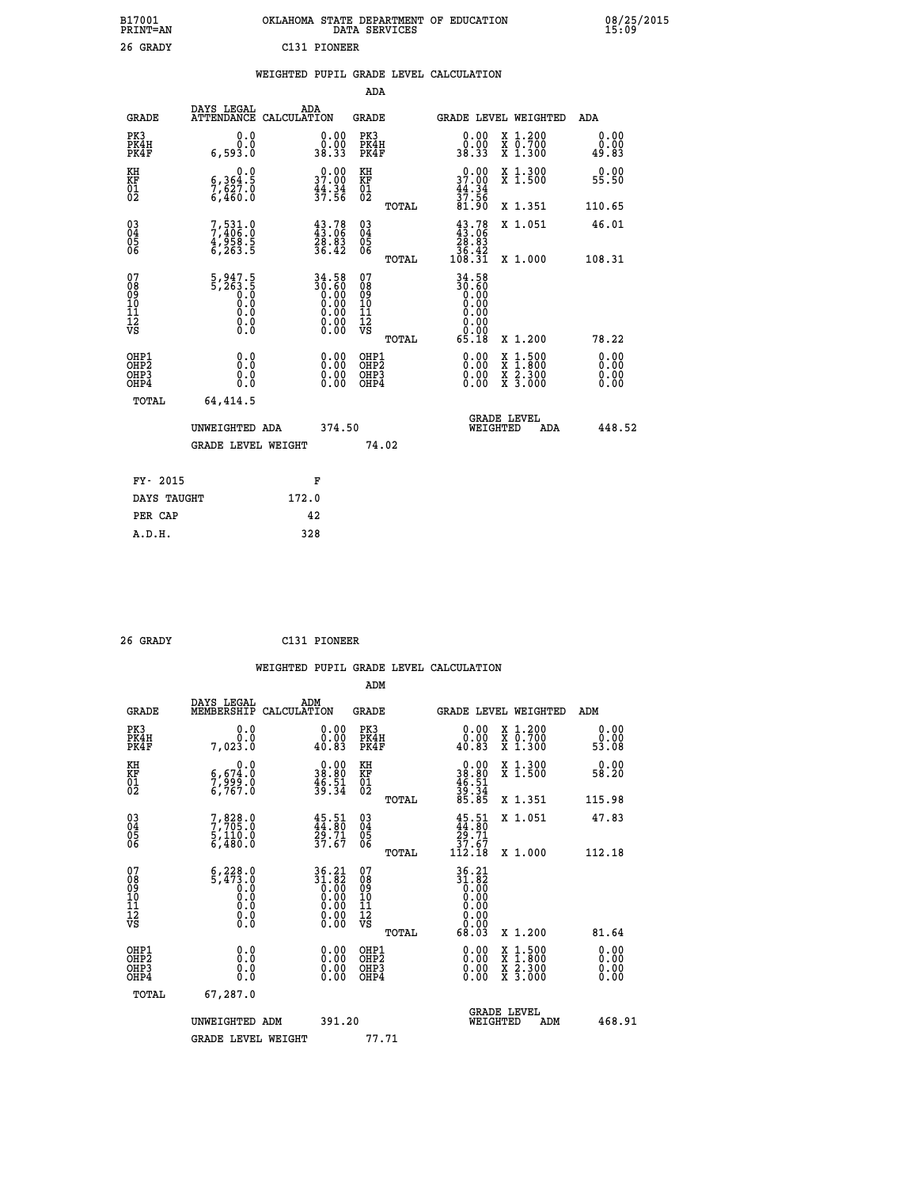B17001 PRINT=AN — OKLAHOMA STATE DEPARTMENT OF EDUCATION DATA SERVICES — 08/25/2015 15:09

26 GRADY — C131 PIONEER

## WEIGHTED PUPIL GRADE LEVEL CALCULATION

### ADA

| GRADE | DAYS LEGAL ATTENDANCE | ADA CALCULATION | GRADE | GRADE LEVEL | WEIGHTED | ADA |
|---|---|---|---|---|---|---|
| PK3 | 0.0 | 0.00 | PK3 | 0.00 | X 1.200 | 0.00 |
| PK4H | 0.0 | 0.00 | PK4H | 0.00 | X 0.700 | 0.00 |
| PK4F | 6,593.0 | 38.33 | PK4F | 38.33 | X 1.300 | 49.83 |
| KH | 0.0 | 0.00 | KH | 0.00 | X 1.300 | 0.00 |
| KF | 6,364.5 | 37.00 | KF | 37.00 | X 1.500 | 55.50 |
| 01 | 7,627.0 | 44.34 | 01 | 44.34 | | |
| 02 | 6,460.0 | 37.56 | 02 | 37.56 | | |
| | | | TOTAL | 81.90 | X 1.351 | 110.65 |
| 03 | 7,531.0 | 43.78 | 03 | 43.78 | X 1.051 | 46.01 |
| 04 | 7,406.0 | 43.06 | 04 | 43.06 | | |
| 05 | 4,958.5 | 28.83 | 05 | 28.83 | | |
| 06 | 6,263.5 | 36.42 | 06 | 36.42 | | |
| | | | TOTAL | 108.31 | X 1.000 | 108.31 |
| 07 | 5,947.5 | 34.58 | 07 | 34.58 | | |
| 08 | 5,263.5 | 30.60 | 08 | 30.60 | | |
| 09 | 0.0 | 0.00 | 09 | 0.00 | | |
| 10 | 0.0 | 0.00 | 10 | 0.00 | | |
| 11 | 0.0 | 0.00 | 11 | 0.00 | | |
| 12 | 0.0 | 0.00 | 12 | 0.00 | | |
| VS | 0.0 | 0.00 | VS | 0.00 | | |
| | | | TOTAL | 65.18 | X 1.200 | 78.22 |
| OHP1 | 0.0 | 0.00 | OHP1 | 0.00 | X 1.500 | 0.00 |
| OHP2 | 0.0 | 0.00 | OHP2 | 0.00 | X 1.800 | 0.00 |
| OHP3 | 0.0 | 0.00 | OHP3 | 0.00 | X 2.300 | 0.00 |
| OHP4 | 0.0 | 0.00 | OHP4 | 0.00 | X 3.000 | 0.00 |
| TOTAL | 64,414.5 | | | | | |

UNWEIGHTED ADA 374.50 — GRADE LEVEL WEIGHTED ADA 448.52

GRADE LEVEL WEIGHT 74.02

| FY- 2015 | F |
|---|---|
| DAYS TAUGHT | 172.0 |
| PER CAP | 42 |
| A.D.H. | 328 |

26 GRADY — C131 PIONEER

## WEIGHTED PUPIL GRADE LEVEL CALCULATION

### ADM

| GRADE | DAYS LEGAL MEMBERSHIP | ADM CALCULATION | GRADE | GRADE LEVEL | WEIGHTED | ADM |
|---|---|---|---|---|---|---|
| PK3 | 0.0 | 0.00 | PK3 | 0.00 | X 1.200 | 0.00 |
| PK4H | 0.0 | 0.00 | PK4H | 0.00 | X 0.700 | 0.00 |
| PK4F | 7,023.0 | 40.83 | PK4F | 40.83 | X 1.300 | 53.08 |
| KH | 0.0 | 0.00 | KH | 0.00 | X 1.300 | 0.00 |
| KF | 6,674.0 | 38.80 | KF | 38.80 | X 1.500 | 58.20 |
| 01 | 7,999.0 | 46.51 | 01 | 46.51 | | |
| 02 | 6,767.0 | 39.34 | 02 | 39.34 | | |
| | | | TOTAL | 85.85 | X 1.351 | 115.98 |
| 03 | 7,828.0 | 45.51 | 03 | 45.51 | X 1.051 | 47.83 |
| 04 | 7,705.0 | 44.80 | 04 | 44.80 | | |
| 05 | 5,110.0 | 29.71 | 05 | 29.71 | | |
| 06 | 6,480.0 | 37.67 | 06 | 37.67 | | |
| | | | TOTAL | 112.18 | X 1.000 | 112.18 |
| 07 | 6,228.0 | 36.21 | 07 | 36.21 | | |
| 08 | 5,473.0 | 31.82 | 08 | 31.82 | | |
| 09 | 0.0 | 0.00 | 09 | 0.00 | | |
| 10 | 0.0 | 0.00 | 10 | 0.00 | | |
| 11 | 0.0 | 0.00 | 11 | 0.00 | | |
| 12 | 0.0 | 0.00 | 12 | 0.00 | | |
| VS | 0.0 | 0.00 | VS | 0.00 | | |
| | | | TOTAL | 68.03 | X 1.200 | 81.64 |
| OHP1 | 0.0 | 0.00 | OHP1 | 0.00 | X 1.500 | 0.00 |
| OHP2 | 0.0 | 0.00 | OHP2 | 0.00 | X 1.800 | 0.00 |
| OHP3 | 0.0 | 0.00 | OHP3 | 0.00 | X 2.300 | 0.00 |
| OHP4 | 0.0 | 0.00 | OHP4 | 0.00 | X 3.000 | 0.00 |
| TOTAL | 67,287.0 | | | | | |

UNWEIGHTED ADM 391.20 — GRADE LEVEL WEIGHTED ADM 468.91

GRADE LEVEL WEIGHT 77.71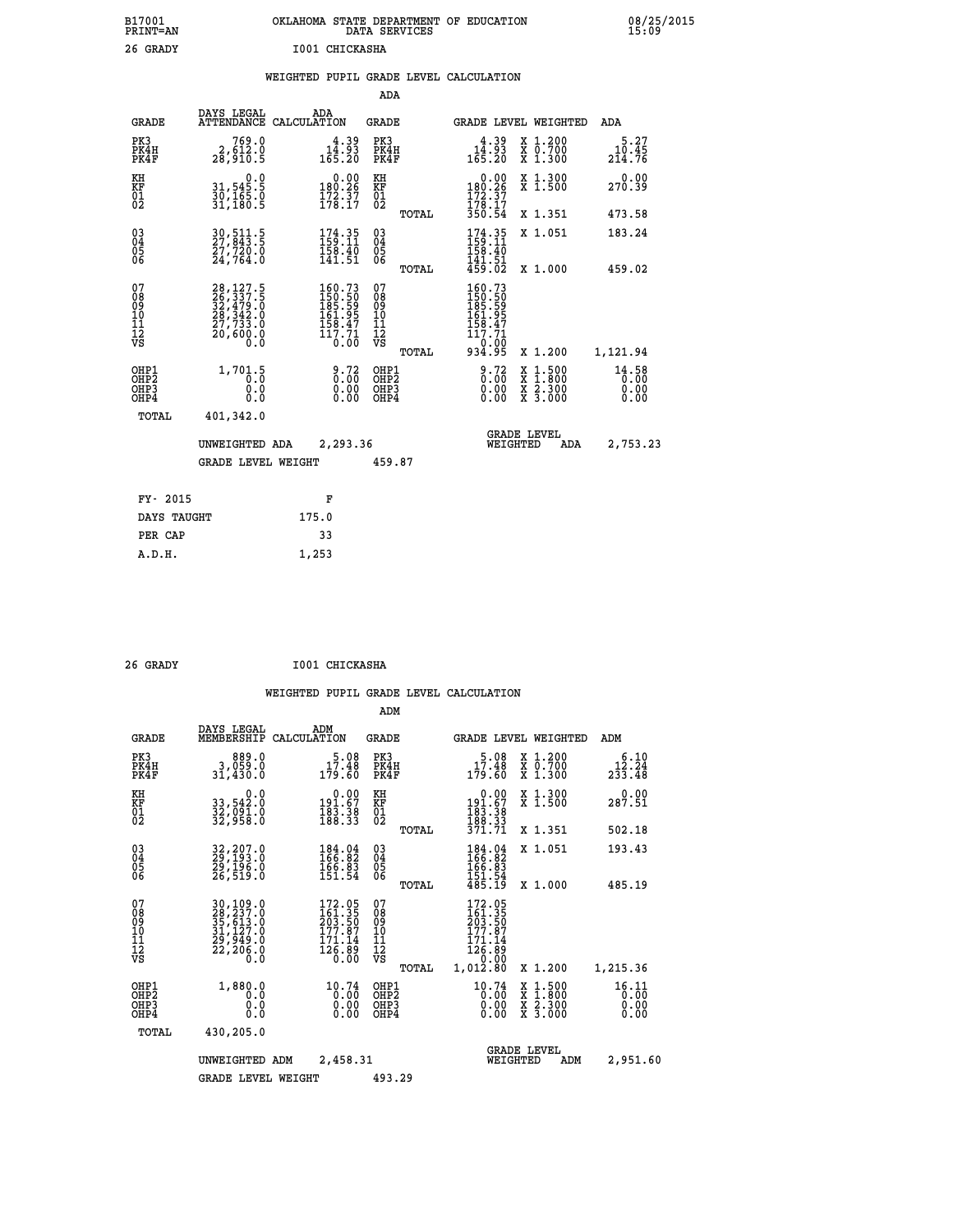B17001 PRINT=AN — OKLAHOMA STATE DEPARTMENT OF EDUCATION DATA SERVICES — 08/25/2015 15:09

26 GRADY — I001 CHICKASHA

## WEIGHTED PUPIL GRADE LEVEL CALCULATION

### ADA

| GRADE | DAYS LEGAL ATTENDANCE | ADA CALCULATION | GRADE | | GRADE LEVEL | WEIGHTED | ADA |
|---|---|---|---|---|---|---|---|
| PK3 | 769.0 | 4.39 | PK3 | | 4.39 | X 1.200 | 5.27 |
| PK4H | 2,612.0 | 14.93 | PK4H | | 14.93 | X 0.700 | 10.45 |
| PK4F | 28,910.5 | 165.20 | PK4F | | 165.20 | X 1.300 | 214.76 |
| KH | 0.0 | 0.00 | KH | | 0.00 | X 1.300 | 0.00 |
| KF | 31,545.5 | 180.26 | KF | | 180.26 | X 1.500 | 270.39 |
| 01 | 30,165.0 | 172.37 | 01 | | 172.37 | | |
| 02 | 31,180.5 | 178.17 | 02 | | 178.17 | | |
| | | | | TOTAL | 350.54 | X 1.351 | 473.58 |
| 03 | 30,511.5 | 174.35 | 03 | | 174.35 | X 1.051 | 183.24 |
| 04 | 27,843.5 | 159.11 | 04 | | 159.11 | | |
| 05 | 27,720.0 | 158.40 | 05 | | 158.40 | | |
| 06 | 24,764.0 | 141.51 | 06 | | 141.51 | | |
| | | | | TOTAL | 459.02 | X 1.000 | 459.02 |
| 07 | 28,127.5 | 160.73 | 07 | | 160.73 | | |
| 08 | 26,337.5 | 150.50 | 08 | | 150.50 | | |
| 09 | 32,479.0 | 185.59 | 09 | | 185.59 | | |
| 10 | 28,342.0 | 161.95 | 10 | | 161.95 | | |
| 11 | 27,733.0 | 158.47 | 11 | | 158.47 | | |
| 12 | 20,600.0 | 117.71 | 12 | | 117.71 | | |
| VS | 0.0 | 0.00 | VS | | 0.00 | | |
| | | | | TOTAL | 934.95 | X 1.200 | 1,121.94 |
| OHP1 | 1,701.5 | 9.72 | OHP1 | | 9.72 | X 1.500 | 14.58 |
| OHP2 | 0.0 | 0.00 | OHP2 | | 0.00 | X 1.800 | 0.00 |
| OHP3 | 0.0 | 0.00 | OHP3 | | 0.00 | X 2.300 | 0.00 |
| OHP4 | 0.0 | 0.00 | OHP4 | | 0.00 | X 3.000 | 0.00 |
| TOTAL | 401,342.0 | | | | | | |

UNWEIGHTED ADA 2,293.36 — GRADE LEVEL WEIGHTED ADA 2,753.23

GRADE LEVEL WEIGHT 459.87

| FY- 2015 | F |
|---|---|
| DAYS TAUGHT | 175.0 |
| PER CAP | 33 |
| A.D.H. | 1,253 |

26 GRADY — I001 CHICKASHA

## WEIGHTED PUPIL GRADE LEVEL CALCULATION

### ADM

| GRADE | DAYS LEGAL MEMBERSHIP | ADM CALCULATION | GRADE | | GRADE LEVEL | WEIGHTED | ADM |
|---|---|---|---|---|---|---|---|
| PK3 | 889.0 | 5.08 | PK3 | | 5.08 | X 1.200 | 6.10 |
| PK4H | 3,059.0 | 17.48 | PK4H | | 17.48 | X 0.700 | 12.24 |
| PK4F | 31,430.0 | 179.60 | PK4F | | 179.60 | X 1.300 | 233.48 |
| KH | 0.0 | 0.00 | KH | | 0.00 | X 1.300 | 0.00 |
| KF | 33,542.0 | 191.67 | KF | | 191.67 | X 1.500 | 287.51 |
| 01 | 32,091.0 | 183.38 | 01 | | 183.38 | | |
| 02 | 32,958.0 | 188.33 | 02 | | 188.33 | | |
| | | | | TOTAL | 371.71 | X 1.351 | 502.18 |
| 03 | 32,207.0 | 184.04 | 03 | | 184.04 | X 1.051 | 193.43 |
| 04 | 29,193.0 | 166.82 | 04 | | 166.82 | | |
| 05 | 29,196.0 | 166.83 | 05 | | 166.83 | | |
| 06 | 26,519.0 | 151.54 | 06 | | 151.54 | | |
| | | | | TOTAL | 485.19 | X 1.000 | 485.19 |
| 07 | 30,109.0 | 172.05 | 07 | | 172.05 | | |
| 08 | 28,237.0 | 161.35 | 08 | | 161.35 | | |
| 09 | 35,613.0 | 203.50 | 09 | | 203.50 | | |
| 10 | 31,127.0 | 177.87 | 10 | | 177.87 | | |
| 11 | 29,949.0 | 171.14 | 11 | | 171.14 | | |
| 12 | 22,206.0 | 126.89 | 12 | | 126.89 | | |
| VS | 0.0 | 0.00 | VS | | 0.00 | | |
| | | | | TOTAL | 1,012.80 | X 1.200 | 1,215.36 |
| OHP1 | 1,880.0 | 10.74 | OHP1 | | 10.74 | X 1.500 | 16.11 |
| OHP2 | 0.0 | 0.00 | OHP2 | | 0.00 | X 1.800 | 0.00 |
| OHP3 | 0.0 | 0.00 | OHP3 | | 0.00 | X 2.300 | 0.00 |
| OHP4 | 0.0 | 0.00 | OHP4 | | 0.00 | X 3.000 | 0.00 |
| TOTAL | 430,205.0 | | | | | | |

UNWEIGHTED ADM 2,458.31 — GRADE LEVEL WEIGHTED ADM 2,951.60

GRADE LEVEL WEIGHT 493.29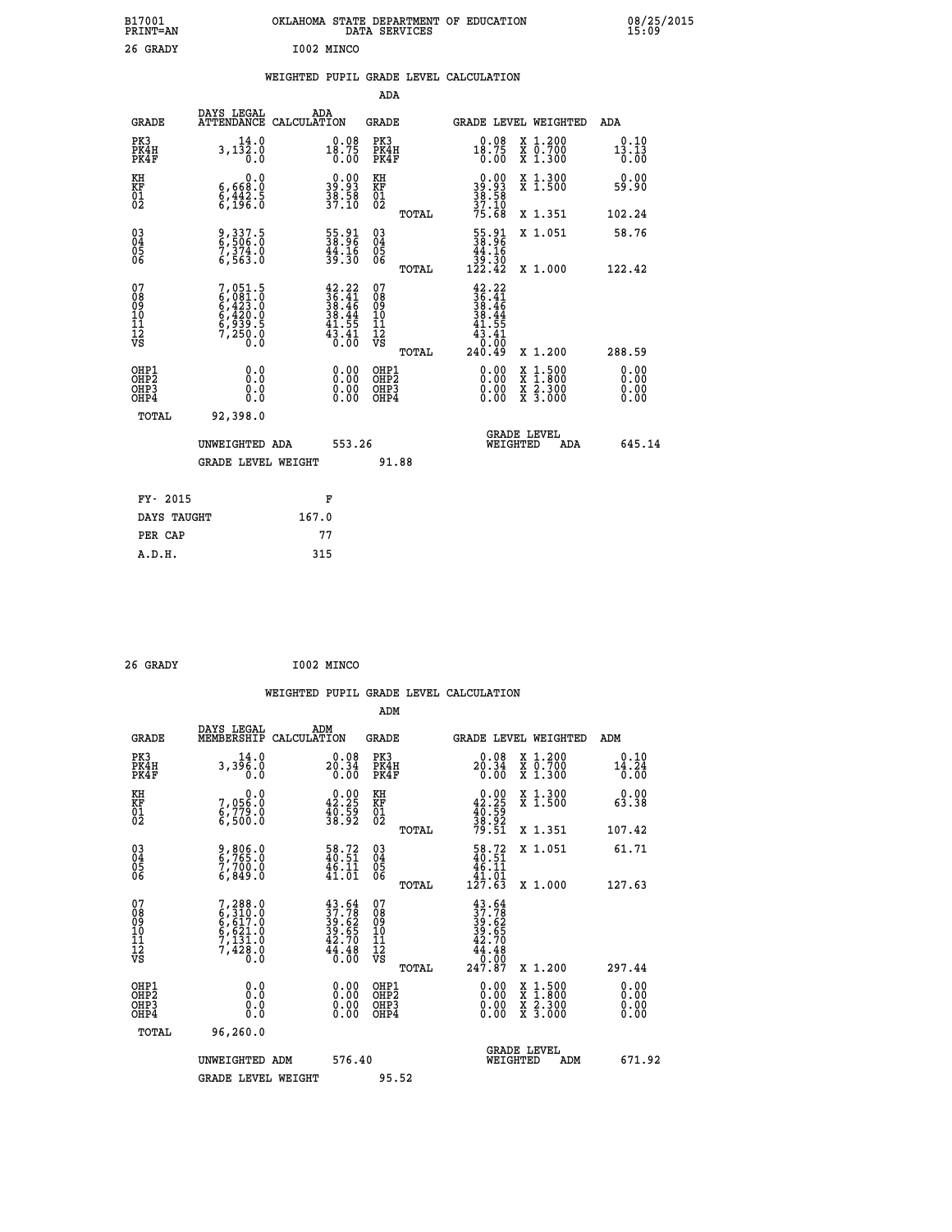B17001 PRINT=AN — OKLAHOMA STATE DEPARTMENT OF EDUCATION DATA SERVICES — 08/25/2015 15:09

26 GRADY I002 MINCO

## WEIGHTED PUPIL GRADE LEVEL CALCULATION

### ADA

| GRADE | DAYS LEGAL ATTENDANCE | ADA CALCULATION | GRADE | | GRADE LEVEL | WEIGHTED | ADA |
|---|---|---|---|---|---|---|---|
| PK3 | 14.0 | 0.08 | PK3 | | 0.08 | X 1.200 | 0.10 |
| PK4H | 3,132.0 | 18.75 | PK4H | | 18.75 | X 0.700 | 13.13 |
| PK4F | 0.0 | 0.00 | PK4F | | 0.00 | X 1.300 | 0.00 |
| KH | 0.0 | 0.00 | KH | | 0.00 | X 1.300 | 0.00 |
| KF | 6,668.0 | 39.93 | KF | | 39.93 | X 1.500 | 59.90 |
| 01 | 6,442.5 | 38.58 | 01 | | 38.58 | | |
| 02 | 6,196.0 | 37.10 | 02 | | 37.10 | | |
| | | | | TOTAL | 75.68 | X 1.351 | 102.24 |
| 03 | 9,337.5 | 55.91 | 03 | | 55.91 | X 1.051 | 58.76 |
| 04 | 6,506.0 | 38.96 | 04 | | 38.96 | | |
| 05 | 7,374.0 | 44.16 | 05 | | 44.16 | | |
| 06 | 6,563.0 | 39.30 | 06 | | 39.30 | | |
| | | | | TOTAL | 122.42 | X 1.000 | 122.42 |
| 07 | 7,051.5 | 42.22 | 07 | | 42.22 | | |
| 08 | 6,081.0 | 36.41 | 08 | | 36.41 | | |
| 09 | 6,423.0 | 38.46 | 09 | | 38.46 | | |
| 10 | 6,420.0 | 38.44 | 10 | | 38.44 | | |
| 11 | 6,939.5 | 41.55 | 11 | | 41.55 | | |
| 12 | 7,250.0 | 43.41 | 12 | | 43.41 | | |
| VS | 0.0 | 0.00 | VS | | 0.00 | | |
| | | | | TOTAL | 240.49 | X 1.200 | 288.59 |
| OHP1 | 0.0 | 0.00 | OHP1 | | 0.00 | X 1.500 | 0.00 |
| OHP2 | 0.0 | 0.00 | OHP2 | | 0.00 | X 1.800 | 0.00 |
| OHP3 | 0.0 | 0.00 | OHP3 | | 0.00 | X 2.300 | 0.00 |
| OHP4 | 0.0 | 0.00 | OHP4 | | 0.00 | X 3.000 | 0.00 |
| TOTAL | 92,398.0 | | | | | | |

UNWEIGHTED ADA 553.26 — GRADE LEVEL WEIGHTED ADA 645.14

GRADE LEVEL WEIGHT 91.88

| FY- 2015 | F |
|---|---|
| DAYS TAUGHT | 167.0 |
| PER CAP | 77 |
| A.D.H. | 315 |

26 GRADY I002 MINCO

## WEIGHTED PUPIL GRADE LEVEL CALCULATION

### ADM

| GRADE | DAYS LEGAL MEMBERSHIP | ADM CALCULATION | GRADE | | GRADE LEVEL | WEIGHTED | ADM |
|---|---|---|---|---|---|---|---|
| PK3 | 14.0 | 0.08 | PK3 | | 0.08 | X 1.200 | 0.10 |
| PK4H | 3,396.0 | 20.34 | PK4H | | 20.34 | X 0.700 | 14.24 |
| PK4F | 0.0 | 0.00 | PK4F | | 0.00 | X 1.300 | 0.00 |
| KH | 0.0 | 0.00 | KH | | 0.00 | X 1.300 | 0.00 |
| KF | 7,056.0 | 42.25 | KF | | 42.25 | X 1.500 | 63.38 |
| 01 | 6,779.0 | 40.59 | 01 | | 40.59 | | |
| 02 | 6,500.0 | 38.92 | 02 | | 38.92 | | |
| | | | | TOTAL | 79.51 | X 1.351 | 107.42 |
| 03 | 9,806.0 | 58.72 | 03 | | 58.72 | X 1.051 | 61.71 |
| 04 | 6,765.0 | 40.51 | 04 | | 40.51 | | |
| 05 | 7,700.0 | 46.11 | 05 | | 46.11 | | |
| 06 | 6,849.0 | 41.01 | 06 | | 41.01 | | |
| | | | | TOTAL | 127.63 | X 1.000 | 127.63 |
| 07 | 7,288.0 | 43.64 | 07 | | 43.64 | | |
| 08 | 6,310.0 | 37.78 | 08 | | 37.78 | | |
| 09 | 6,617.0 | 39.62 | 09 | | 39.62 | | |
| 10 | 6,621.0 | 39.65 | 10 | | 39.65 | | |
| 11 | 7,131.0 | 42.70 | 11 | | 42.70 | | |
| 12 | 7,428.0 | 44.48 | 12 | | 44.48 | | |
| VS | 0.0 | 0.00 | VS | | 0.00 | | |
| | | | | TOTAL | 247.87 | X 1.200 | 297.44 |
| OHP1 | 0.0 | 0.00 | OHP1 | | 0.00 | X 1.500 | 0.00 |
| OHP2 | 0.0 | 0.00 | OHP2 | | 0.00 | X 1.800 | 0.00 |
| OHP3 | 0.0 | 0.00 | OHP3 | | 0.00 | X 2.300 | 0.00 |
| OHP4 | 0.0 | 0.00 | OHP4 | | 0.00 | X 3.000 | 0.00 |
| TOTAL | 96,260.0 | | | | | | |

UNWEIGHTED ADM 576.40 — GRADE LEVEL WEIGHTED ADM 671.92

GRADE LEVEL WEIGHT 95.52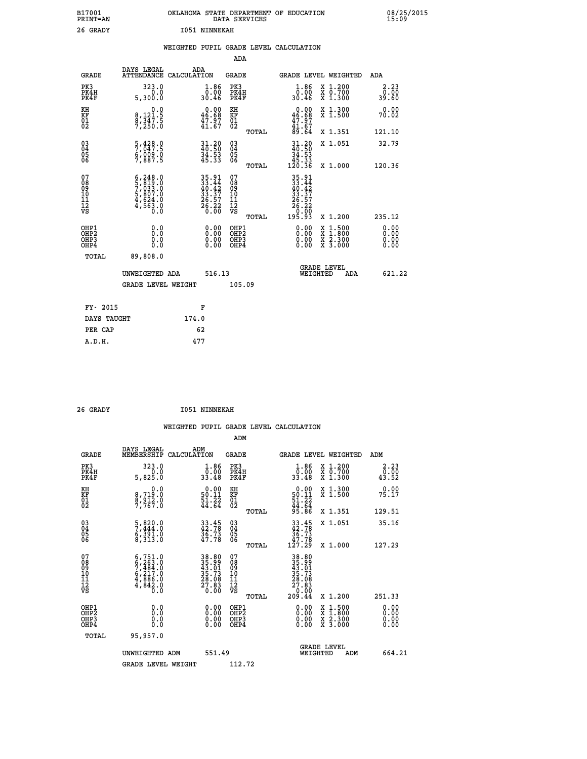B17001 OKLAHOMA STATE DEPARTMENT OF EDUCATION 08/25/2015
PRINT=AN DATA SERVICES 15:09

26 GRADY I051 NINNEKAH

## WEIGHTED PUPIL GRADE LEVEL CALCULATION

### ADA

| GRADE | DAYS LEGAL ATTENDANCE | ADA CALCULATION | GRADE | | GRADE LEVEL | WEIGHTED | ADA |
|---|---|---|---|---|---|---|---|
| PK3 | 323.0 | 1.86 | PK3 | | 1.86 | X 1.200 | 2.23 |
| PK4H | 0.0 | 0.00 | PK4H | | 0.00 | X 0.700 | 0.00 |
| PK4F | 5,300.0 | 30.46 | PK4F | | 30.46 | X 1.300 | 39.60 |
| KH | 0.0 | 0.00 | KH | | 0.00 | X 1.300 | 0.00 |
| KF | 8,121.5 | 46.68 | KF | | 46.68 | X 1.500 | 70.02 |
| 01 | 8,347.5 | 47.97 | 01 | | 47.97 | | |
| 02 | 7,250.0 | 41.67 | 02 | | 41.67 | | |
| | | | | TOTAL | 89.64 | X 1.351 | 121.10 |
| 03 | 5,428.0 | 31.20 | 03 | | 31.20 | X 1.051 | 32.79 |
| 04 | 7,047.5 | 40.50 | 04 | | 40.50 | | |
| 05 | 6,009.0 | 34.53 | 05 | | 34.53 | | |
| 06 | 7,887.5 | 45.33 | 06 | | 45.33 | | |
| | | | | TOTAL | 120.36 | X 1.000 | 120.36 |
| 07 | 6,248.0 | 35.91 | 07 | | 35.91 | | |
| 08 | 5,819.0 | 33.44 | 08 | | 33.44 | | |
| 09 | 7,033.0 | 40.42 | 09 | | 40.42 | | |
| 10 | 5,807.0 | 33.37 | 10 | | 33.37 | | |
| 11 | 4,624.0 | 26.57 | 11 | | 26.57 | | |
| 12 | 4,563.0 | 26.22 | 12 | | 26.22 | | |
| VS | 0.0 | 0.00 | VS | | 0.00 | | |
| | | | | TOTAL | 195.93 | X 1.200 | 235.12 |
| OHP1 | 0.0 | 0.00 | OHP1 | | 0.00 | X 1.500 | 0.00 |
| OHP2 | 0.0 | 0.00 | OHP2 | | 0.00 | X 1.800 | 0.00 |
| OHP3 | 0.0 | 0.00 | OHP3 | | 0.00 | X 2.300 | 0.00 |
| OHP4 | 0.0 | 0.00 | OHP4 | | 0.00 | X 3.000 | 0.00 |
| TOTAL | 89,808.0 | | | | | | |

UNWEIGHTED ADA 516.13 | GRADE LEVEL WEIGHTED ADA 621.22

GRADE LEVEL WEIGHT 105.09

| FY- 2015 | F |
|---|---|
| DAYS TAUGHT | 174.0 |
| PER CAP | 62 |
| A.D.H. | 477 |

26 GRADY I051 NINNEKAH

## WEIGHTED PUPIL GRADE LEVEL CALCULATION

### ADM

| GRADE | DAYS LEGAL MEMBERSHIP | ADM CALCULATION | GRADE | | GRADE LEVEL | WEIGHTED | ADM |
|---|---|---|---|---|---|---|---|
| PK3 | 323.0 | 1.86 | PK3 | | 1.86 | X 1.200 | 2.23 |
| PK4H | 0.0 | 0.00 | PK4H | | 0.00 | X 0.700 | 0.00 |
| PK4F | 5,825.0 | 33.48 | PK4F | | 33.48 | X 1.300 | 43.52 |
| KH | 0.0 | 0.00 | KH | | 0.00 | X 1.300 | 0.00 |
| KF | 8,719.0 | 50.11 | KF | | 50.11 | X 1.500 | 75.17 |
| 01 | 8,912.0 | 51.22 | 01 | | 51.22 | | |
| 02 | 7,767.0 | 44.64 | 02 | | 44.64 | | |
| | | | | TOTAL | 95.86 | X 1.351 | 129.51 |
| 03 | 5,820.0 | 33.45 | 03 | | 33.45 | X 1.051 | 35.16 |
| 04 | 7,444.0 | 42.78 | 04 | | 42.78 | | |
| 05 | 6,391.0 | 36.73 | 05 | | 36.73 | | |
| 06 | 8,313.0 | 47.78 | 06 | | 47.78 | | |
| | | | | TOTAL | 127.29 | X 1.000 | 127.29 |
| 07 | 6,751.0 | 38.80 | 07 | | 38.80 | | |
| 08 | 6,263.0 | 35.99 | 08 | | 35.99 | | |
| 09 | 7,484.0 | 43.01 | 09 | | 43.01 | | |
| 10 | 6,217.0 | 35.73 | 10 | | 35.73 | | |
| 11 | 4,886.0 | 28.08 | 11 | | 28.08 | | |
| 12 | 4,842.0 | 27.83 | 12 | | 27.83 | | |
| VS | 0.0 | 0.00 | VS | | 0.00 | | |
| | | | | TOTAL | 209.44 | X 1.200 | 251.33 |
| OHP1 | 0.0 | 0.00 | OHP1 | | 0.00 | X 1.500 | 0.00 |
| OHP2 | 0.0 | 0.00 | OHP2 | | 0.00 | X 1.800 | 0.00 |
| OHP3 | 0.0 | 0.00 | OHP3 | | 0.00 | X 2.300 | 0.00 |
| OHP4 | 0.0 | 0.00 | OHP4 | | 0.00 | X 3.000 | 0.00 |
| TOTAL | 95,957.0 | | | | | | |

UNWEIGHTED ADM 551.49 | GRADE LEVEL WEIGHTED ADM 664.21

GRADE LEVEL WEIGHT 112.72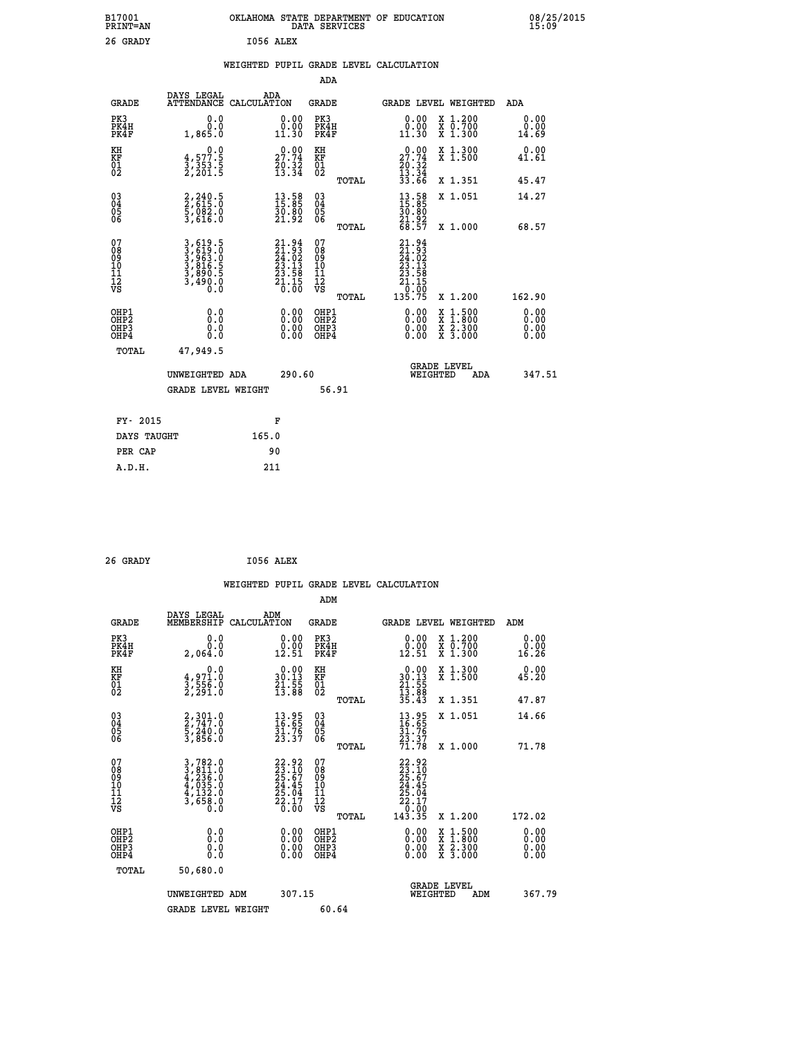B17001 PRINT=AN — OKLAHOMA STATE DEPARTMENT OF EDUCATION — DATA SERVICES — 08/25/2015 15:09

26 GRADY    I056 ALEX

## WEIGHTED PUPIL GRADE LEVEL CALCULATION

### ADA

| GRADE | DAYS LEGAL ATTENDANCE | ADA CALCULATION | GRADE | GRADE LEVEL | WEIGHTED | ADA |
|---|---|---|---|---|---|---|
| PK3 | 0.0 | 0.00 | PK3 | 0.00 | X 1.200 | 0.00 |
| PK4H | 0.0 | 0.00 | PK4H | 0.00 | X 0.700 | 0.00 |
| PK4F | 1,865.0 | 11.30 | PK4F | 11.30 | X 1.300 | 14.69 |
| KH | 0.0 | 0.00 | KH | 0.00 | X 1.300 | 0.00 |
| KF | 4,577.5 | 27.74 | KF | 27.74 | X 1.500 | 41.61 |
| 01 | 3,353.5 | 20.32 | 01 | 20.32 | | |
| 02 | 2,201.5 | 13.34 | 02 | 13.34 | | |
| | | | TOTAL | 33.66 | X 1.351 | 45.47 |
| 03 | 2,240.5 | 13.58 | 03 | 13.58 | X 1.051 | 14.27 |
| 04 | 2,615.0 | 15.85 | 04 | 15.85 | | |
| 05 | 5,082.0 | 30.80 | 05 | 30.80 | | |
| 06 | 3,616.0 | 21.92 | 06 | 21.92 | | |
| | | | TOTAL | 68.57 | X 1.000 | 68.57 |
| 07 | 3,619.5 | 21.94 | 07 | 21.94 | | |
| 08 | 3,619.0 | 21.93 | 08 | 21.93 | | |
| 09 | 3,963.0 | 24.02 | 09 | 24.02 | | |
| 10 | 3,816.5 | 23.13 | 10 | 23.13 | | |
| 11 | 3,890.5 | 23.58 | 11 | 23.58 | | |
| 12 | 3,490.0 | 21.15 | 12 | 21.15 | | |
| VS | 0.0 | 0.00 | VS | 0.00 | | |
| | | | TOTAL | 135.75 | X 1.200 | 162.90 |
| OHP1 | 0.0 | 0.00 | OHP1 | 0.00 | X 1.500 | 0.00 |
| OHP2 | 0.0 | 0.00 | OHP2 | 0.00 | X 1.800 | 0.00 |
| OHP3 | 0.0 | 0.00 | OHP3 | 0.00 | X 2.300 | 0.00 |
| OHP4 | 0.0 | 0.00 | OHP4 | 0.00 | X 3.000 | 0.00 |
| TOTAL | 47,949.5 | | | | | |

UNWEIGHTED ADA 290.60    GRADE LEVEL WEIGHTED ADA 347.51

GRADE LEVEL WEIGHT 56.91

| FY- 2015 | F |
|---|---|
| DAYS TAUGHT | 165.0 |
| PER CAP | 90 |
| A.D.H. | 211 |

26 GRADY    I056 ALEX

## WEIGHTED PUPIL GRADE LEVEL CALCULATION

### ADM

| GRADE | DAYS LEGAL MEMBERSHIP | ADM CALCULATION | GRADE | GRADE LEVEL | WEIGHTED | ADM |
|---|---|---|---|---|---|---|
| PK3 | 0.0 | 0.00 | PK3 | 0.00 | X 1.200 | 0.00 |
| PK4H | 0.0 | 0.00 | PK4H | 0.00 | X 0.700 | 0.00 |
| PK4F | 2,064.0 | 12.51 | PK4F | 12.51 | X 1.300 | 16.26 |
| KH | 0.0 | 0.00 | KH | 0.00 | X 1.300 | 0.00 |
| KF | 4,971.0 | 30.13 | KF | 30.13 | X 1.500 | 45.20 |
| 01 | 3,556.0 | 21.55 | 01 | 21.55 | | |
| 02 | 2,291.0 | 13.88 | 02 | 13.88 | | |
| | | | TOTAL | 35.43 | X 1.351 | 47.87 |
| 03 | 2,301.0 | 13.95 | 03 | 13.95 | X 1.051 | 14.66 |
| 04 | 2,747.0 | 16.65 | 04 | 16.65 | | |
| 05 | 5,240.0 | 31.76 | 05 | 31.76 | | |
| 06 | 3,856.0 | 23.37 | 06 | 23.37 | | |
| | | | TOTAL | 71.78 | X 1.000 | 71.78 |
| 07 | 3,782.0 | 22.92 | 07 | 22.92 | | |
| 08 | 3,811.0 | 23.10 | 08 | 23.10 | | |
| 09 | 4,236.0 | 25.67 | 09 | 25.67 | | |
| 10 | 4,035.0 | 24.45 | 10 | 24.45 | | |
| 11 | 4,132.0 | 25.04 | 11 | 25.04 | | |
| 12 | 3,658.0 | 22.17 | 12 | 22.17 | | |
| VS | 0.0 | 0.00 | VS | 0.00 | | |
| | | | TOTAL | 143.35 | X 1.200 | 172.02 |
| OHP1 | 0.0 | 0.00 | OHP1 | 0.00 | X 1.500 | 0.00 |
| OHP2 | 0.0 | 0.00 | OHP2 | 0.00 | X 1.800 | 0.00 |
| OHP3 | 0.0 | 0.00 | OHP3 | 0.00 | X 2.300 | 0.00 |
| OHP4 | 0.0 | 0.00 | OHP4 | 0.00 | X 3.000 | 0.00 |
| TOTAL | 50,680.0 | | | | | |

UNWEIGHTED ADM 307.15    GRADE LEVEL WEIGHTED ADM 367.79

GRADE LEVEL WEIGHT 60.64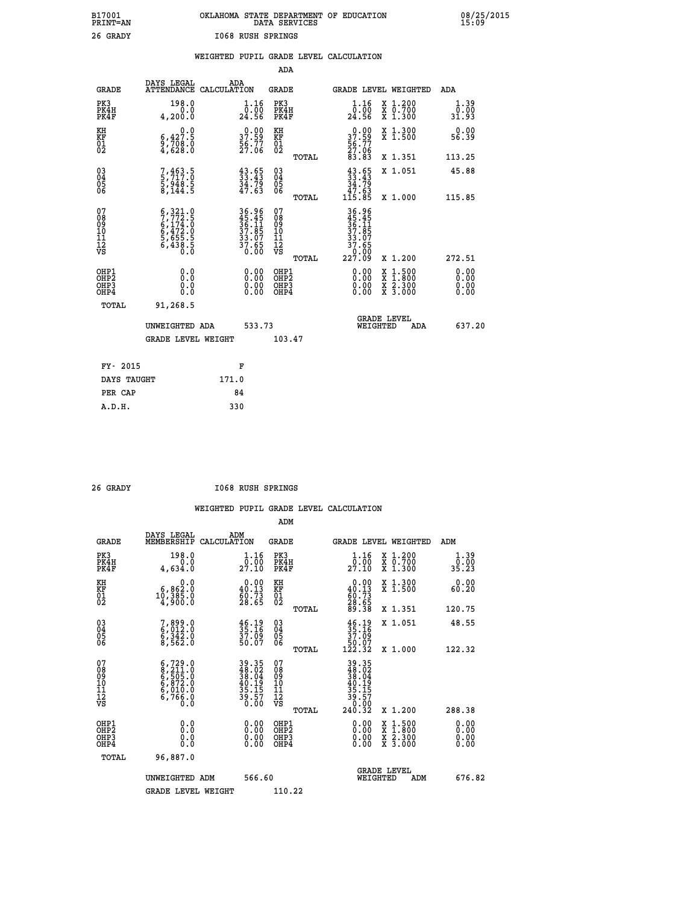B17001 OKLAHOMA STATE DEPARTMENT OF EDUCATION 08/25/2015
PRINT=AN DATA SERVICES 15:09

26 GRADY I068 RUSH SPRINGS

WEIGHTED PUPIL GRADE LEVEL CALCULATION

ADA

| GRADE | DAYS LEGAL ATTENDANCE | ADA CALCULATION | GRADE | | GRADE LEVEL | WEIGHTED | ADA |
|---|---|---|---|---|---|---|---|
| PK3 | 198.0 | 1.16 | PK3 | | 1.16 | X 1.200 | 1.39 |
| PK4H | 0.0 | 0.00 | PK4H | | 0.00 | X 0.700 | 0.00 |
| PK4F | 4,200.0 | 24.56 | PK4F | | 24.56 | X 1.300 | 31.93 |
| KH | 0.0 | 0.00 | KH | | 0.00 | X 1.300 | 0.00 |
| KF | 6,427.5 | 37.59 | KF | | 37.59 | X 1.500 | 56.39 |
| 01 | 9,708.0 | 56.77 | 01 | | 56.77 | | |
| 02 | 4,628.0 | 27.06 | 02 | | 27.06 | | |
| | | | | TOTAL | 83.83 | X 1.351 | 113.25 |
| 03 | 7,463.5 | 43.65 | 03 | | 43.65 | X 1.051 | 45.88 |
| 04 | 5,717.0 | 33.43 | 04 | | 33.43 | | |
| 05 | 5,948.5 | 34.79 | 05 | | 34.79 | | |
| 06 | 8,144.5 | 47.63 | 06 | | 47.63 | | |
| | | | | TOTAL | 115.85 | X 1.000 | 115.85 |
| 07 | 6,321.0 | 36.96 | 07 | | 36.96 | | |
| 08 | 7,772.5 | 45.45 | 08 | | 45.45 | | |
| 09 | 6,174.0 | 36.11 | 09 | | 36.11 | | |
| 10 | 6,472.0 | 37.85 | 10 | | 37.85 | | |
| 11 | 5,655.5 | 33.07 | 11 | | 33.07 | | |
| 12 | 6,438.5 | 37.65 | 12 | | 37.65 | | |
| VS | 0.0 | 0.00 | VS | | 0.00 | | |
| | | | | TOTAL | 227.09 | X 1.200 | 272.51 |
| OHP1 | 0.0 | 0.00 | OHP1 | | 0.00 | X 1.500 | 0.00 |
| OHP2 | 0.0 | 0.00 | OHP2 | | 0.00 | X 1.800 | 0.00 |
| OHP3 | 0.0 | 0.00 | OHP3 | | 0.00 | X 2.300 | 0.00 |
| OHP4 | 0.0 | 0.00 | OHP4 | | 0.00 | X 3.000 | 0.00 |
| TOTAL | 91,268.5 | | | | | | |

UNWEIGHTED ADA 533.73 GRADE LEVEL WEIGHTED ADA 637.20

GRADE LEVEL WEIGHT 103.47

| FY- 2015 | F |
|---|---|
| DAYS TAUGHT | 171.0 |
| PER CAP | 84 |
| A.D.H. | 330 |

26 GRADY I068 RUSH SPRINGS

WEIGHTED PUPIL GRADE LEVEL CALCULATION

ADM

| GRADE | DAYS LEGAL MEMBERSHIP | ADM CALCULATION | GRADE | | GRADE LEVEL | WEIGHTED | ADM |
|---|---|---|---|---|---|---|---|
| PK3 | 198.0 | 1.16 | PK3 | | 1.16 | X 1.200 | 1.39 |
| PK4H | 0.0 | 0.00 | PK4H | | 0.00 | X 0.700 | 0.00 |
| PK4F | 4,634.0 | 27.10 | PK4F | | 27.10 | X 1.300 | 35.23 |
| KH | 0.0 | 0.00 | KH | | 0.00 | X 1.300 | 0.00 |
| KF | 6,862.0 | 40.13 | KF | | 40.13 | X 1.500 | 60.20 |
| 01 | 10,385.0 | 60.73 | 01 | | 60.73 | | |
| 02 | 4,900.0 | 28.65 | 02 | | 28.65 | | |
| | | | | TOTAL | 89.38 | X 1.351 | 120.75 |
| 03 | 7,899.0 | 46.19 | 03 | | 46.19 | X 1.051 | 48.55 |
| 04 | 6,012.0 | 35.16 | 04 | | 35.16 | | |
| 05 | 6,342.0 | 37.09 | 05 | | 37.09 | | |
| 06 | 8,562.0 | 50.07 | 06 | | 50.07 | | |
| | | | | TOTAL | 122.32 | X 1.000 | 122.32 |
| 07 | 6,729.0 | 39.35 | 07 | | 39.35 | | |
| 08 | 8,211.0 | 48.02 | 08 | | 48.02 | | |
| 09 | 6,505.0 | 38.04 | 09 | | 38.04 | | |
| 10 | 6,872.0 | 40.19 | 10 | | 40.19 | | |
| 11 | 6,010.0 | 35.15 | 11 | | 35.15 | | |
| 12 | 6,766.0 | 39.57 | 12 | | 39.57 | | |
| VS | 0.0 | 0.00 | VS | | 0.00 | | |
| | | | | TOTAL | 240.32 | X 1.200 | 288.38 |
| OHP1 | 0.0 | 0.00 | OHP1 | | 0.00 | X 1.500 | 0.00 |
| OHP2 | 0.0 | 0.00 | OHP2 | | 0.00 | X 1.800 | 0.00 |
| OHP3 | 0.0 | 0.00 | OHP3 | | 0.00 | X 2.300 | 0.00 |
| OHP4 | 0.0 | 0.00 | OHP4 | | 0.00 | X 3.000 | 0.00 |
| TOTAL | 96,887.0 | | | | | | |

UNWEIGHTED ADM 566.60 GRADE LEVEL WEIGHTED ADM 676.82

GRADE LEVEL WEIGHT 110.22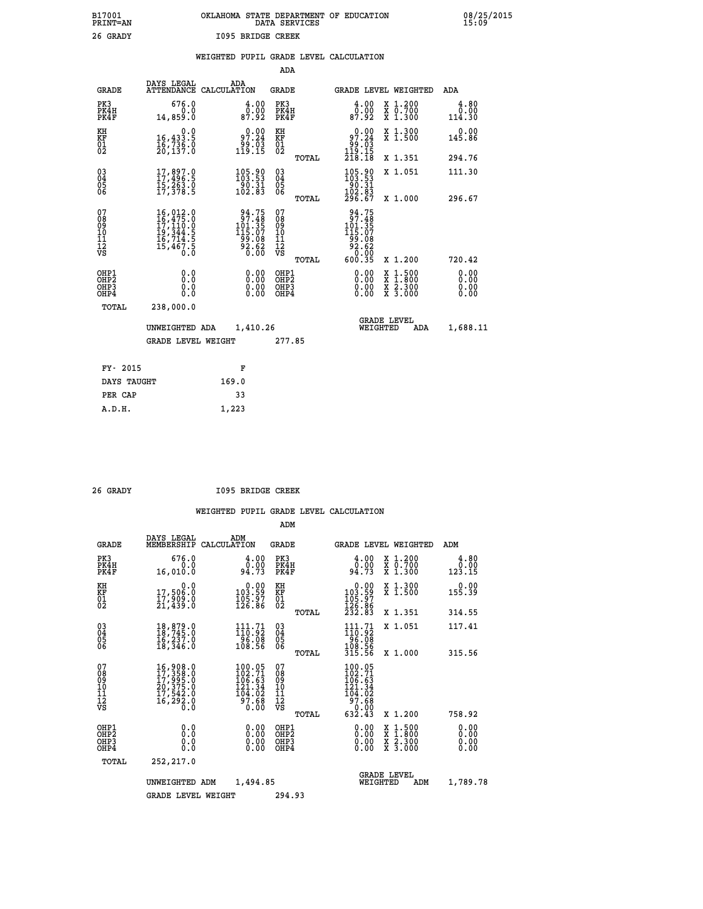B17001 OKLAHOMA STATE DEPARTMENT OF EDUCATION 08/25/2015
PRINT=AN DATA SERVICES 15:09

26 GRADY I095 BRIDGE CREEK

## WEIGHTED PUPIL GRADE LEVEL CALCULATION

### ADA

| GRADE | DAYS LEGAL ATTENDANCE | ADA CALCULATION | GRADE | | GRADE LEVEL | WEIGHTED | ADA |
|---|---|---|---|---|---|---|---|
| PK3 | 676.0 | 4.00 | PK3 | | 4.00 | X 1.200 | 4.80 |
| PK4H | 0.0 | 0.00 | PK4H | | 0.00 | X 0.700 | 0.00 |
| PK4F | 14,859.0 | 87.92 | PK4F | | 87.92 | X 1.300 | 114.30 |
| KH | 0.0 | 0.00 | KH | | 0.00 | X 1.300 | 0.00 |
| KF | 16,433.5 | 97.24 | KF | | 97.24 | X 1.500 | 145.86 |
| 01 | 16,736.0 | 99.03 | 01 | | 99.03 | | |
| 02 | 20,137.0 | 119.15 | 02 | | 119.15 | | |
| | | | | TOTAL | 218.18 | X 1.351 | 294.76 |
| 03 | 17,897.0 | 105.90 | 03 | | 105.90 | X 1.051 | 111.30 |
| 04 | 17,496.5 | 103.53 | 04 | | 103.53 | | |
| 05 | 15,263.0 | 90.31 | 05 | | 90.31 | | |
| 06 | 17,378.5 | 102.83 | 06 | | 102.83 | | |
| | | | | TOTAL | 296.67 | X 1.000 | 296.67 |
| 07 | 16,012.0 | 94.75 | 07 | | 94.75 | | |
| 08 | 16,475.0 | 97.48 | 08 | | 97.48 | | |
| 09 | 17,110.0 | 101.35 | 09 | | 101.35 | | |
| 10 | 19,344.5 | 115.07 | 10 | | 115.07 | | |
| 11 | 16,714.5 | 99.08 | 11 | | 99.08 | | |
| 12 | 15,467.5 | 92.62 | 12 | | 92.62 | | |
| VS | 0.0 | 0.00 | VS | | 0.00 | | |
| | | | | TOTAL | 600.35 | X 1.200 | 720.42 |
| OHP1 | 0.0 | 0.00 | OHP1 | | 0.00 | X 1.500 | 0.00 |
| OHP2 | 0.0 | 0.00 | OHP2 | | 0.00 | X 1.800 | 0.00 |
| OHP3 | 0.0 | 0.00 | OHP3 | | 0.00 | X 2.300 | 0.00 |
| OHP4 | 0.0 | 0.00 | OHP4 | | 0.00 | X 3.000 | 0.00 |
| TOTAL | 238,000.0 | | | | | | |

UNWEIGHTED ADA 1,410.26 GRADE LEVEL WEIGHTED ADA 1,688.11

GRADE LEVEL WEIGHT 277.85

| FY- 2015 | F |
|---|---|
| DAYS TAUGHT | 169.0 |
| PER CAP | 33 |
| A.D.H. | 1,223 |

26 GRADY I095 BRIDGE CREEK

## WEIGHTED PUPIL GRADE LEVEL CALCULATION

### ADM

| GRADE | DAYS LEGAL MEMBERSHIP | ADM CALCULATION | GRADE | | GRADE LEVEL | WEIGHTED | ADM |
|---|---|---|---|---|---|---|---|
| PK3 | 676.0 | 4.00 | PK3 | | 4.00 | X 1.200 | 4.80 |
| PK4H | 0.0 | 0.00 | PK4H | | 0.00 | X 0.700 | 0.00 |
| PK4F | 16,010.0 | 94.73 | PK4F | | 94.73 | X 1.300 | 123.15 |
| KH | 0.0 | 0.00 | KH | | 0.00 | X 1.300 | 0.00 |
| KF | 17,506.0 | 103.59 | KF | | 103.59 | X 1.500 | 155.39 |
| 01 | 17,909.0 | 105.97 | 01 | | 105.97 | | |
| 02 | 21,439.0 | 126.86 | 02 | | 126.86 | | |
| | | | | TOTAL | 232.83 | X 1.351 | 314.55 |
| 03 | 18,879.0 | 111.71 | 03 | | 111.71 | X 1.051 | 117.41 |
| 04 | 18,745.0 | 110.92 | 04 | | 110.92 | | |
| 05 | 16,237.0 | 96.08 | 05 | | 96.08 | | |
| 06 | 18,346.0 | 108.56 | 06 | | 108.56 | | |
| | | | | TOTAL | 315.56 | X 1.000 | 315.56 |
| 07 | 16,908.0 | 100.05 | 07 | | 100.05 | | |
| 08 | 17,358.0 | 102.71 | 08 | | 102.71 | | |
| 09 | 17,995.0 | 106.63 | 09 | | 106.63 | | |
| 10 | 20,375.0 | 121.34 | 10 | | 121.34 | | |
| 11 | 17,542.0 | 104.02 | 11 | | 104.02 | | |
| 12 | 16,292.0 | 97.68 | 12 | | 97.68 | | |
| VS | 0.0 | 0.00 | VS | | 0.00 | | |
| | | | | TOTAL | 632.43 | X 1.200 | 758.92 |
| OHP1 | 0.0 | 0.00 | OHP1 | | 0.00 | X 1.500 | 0.00 |
| OHP2 | 0.0 | 0.00 | OHP2 | | 0.00 | X 1.800 | 0.00 |
| OHP3 | 0.0 | 0.00 | OHP3 | | 0.00 | X 2.300 | 0.00 |
| OHP4 | 0.0 | 0.00 | OHP4 | | 0.00 | X 3.000 | 0.00 |
| TOTAL | 252,217.0 | | | | | | |

UNWEIGHTED ADM 1,494.85 GRADE LEVEL WEIGHTED ADM 1,789.78

GRADE LEVEL WEIGHT 294.93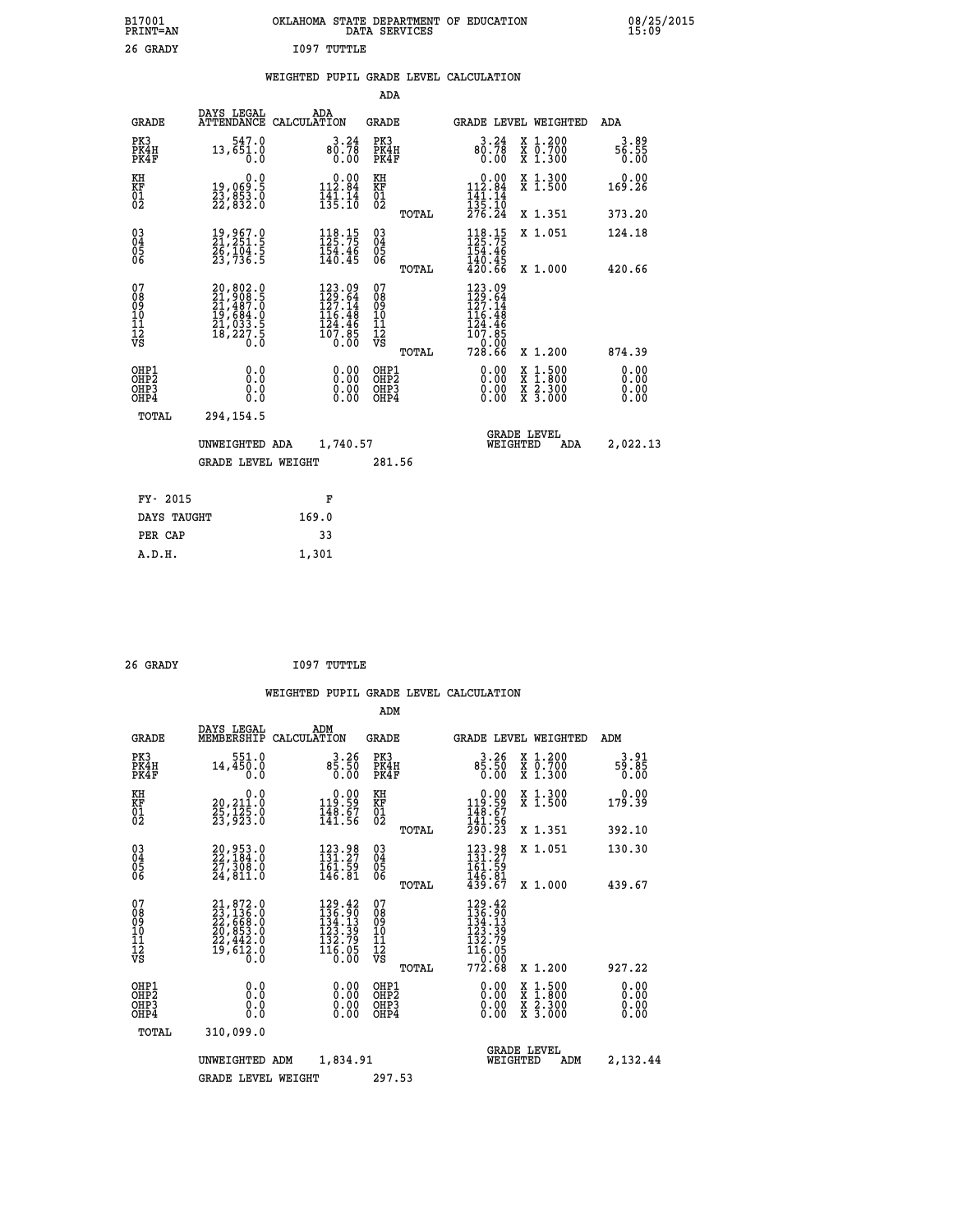B17001 OKLAHOMA STATE DEPARTMENT OF EDUCATION 08/25/2015
PRINT=AN DATA SERVICES 15:09

26 GRADY I097 TUTTLE

## WEIGHTED PUPIL GRADE LEVEL CALCULATION

### ADA

| GRADE | DAYS LEGAL ATTENDANCE | ADA CALCULATION | GRADE | | GRADE LEVEL | WEIGHTED | ADA |
|---|---|---|---|---|---|---|---|
| PK3 | 547.0 | 3.24 | PK3 | | 3.24 | X 1.200 | 3.89 |
| PK4H | 13,651.0 | 80.78 | PK4H | | 80.78 | X 0.700 | 56.55 |
| PK4F | 0.0 | 0.00 | PK4F | | 0.00 | X 1.300 | 0.00 |
| KH | 0.0 | 0.00 | KH | | 0.00 | X 1.300 | 0.00 |
| KF | 19,069.5 | 112.84 | KF | | 112.84 | X 1.500 | 169.26 |
| 01 | 23,853.0 | 141.14 | 01 | | 141.14 | | |
| 02 | 22,832.0 | 135.10 | 02 | | 135.10 | | |
| | | | | TOTAL | 276.24 | X 1.351 | 373.20 |
| 03 | 19,967.0 | 118.15 | 03 | | 118.15 | X 1.051 | 124.18 |
| 04 | 21,251.5 | 125.75 | 04 | | 125.75 | | |
| 05 | 26,104.5 | 154.46 | 05 | | 154.46 | | |
| 06 | 23,736.5 | 140.45 | 06 | | 140.45 | | |
| | | | | TOTAL | 420.66 | X 1.000 | 420.66 |
| 07 | 20,802.0 | 123.09 | 07 | | 123.09 | | |
| 08 | 21,908.5 | 129.64 | 08 | | 129.64 | | |
| 09 | 21,487.0 | 127.14 | 09 | | 127.14 | | |
| 10 | 19,684.0 | 116.48 | 10 | | 116.48 | | |
| 11 | 21,033.5 | 124.46 | 11 | | 124.46 | | |
| 12 | 18,227.5 | 107.85 | 12 | | 107.85 | | |
| VS | 0.0 | 0.00 | VS | | 0.00 | | |
| | | | | TOTAL | 728.66 | X 1.200 | 874.39 |
| OHP1 | 0.0 | 0.00 | OHP1 | | 0.00 | X 1.500 | 0.00 |
| OHP2 | 0.0 | 0.00 | OHP2 | | 0.00 | X 1.800 | 0.00 |
| OHP3 | 0.0 | 0.00 | OHP3 | | 0.00 | X 2.300 | 0.00 |
| OHP4 | 0.0 | 0.00 | OHP4 | | 0.00 | X 3.000 | 0.00 |
| TOTAL | 294,154.5 | | | | | | |

UNWEIGHTED ADA 1,740.57 GRADE LEVEL WEIGHTED ADA 2,022.13

GRADE LEVEL WEIGHT 281.56

| FY- 2015 | F |
|---|---|
| DAYS TAUGHT | 169.0 |
| PER CAP | 33 |
| A.D.H. | 1,301 |

26 GRADY I097 TUTTLE

## WEIGHTED PUPIL GRADE LEVEL CALCULATION

### ADM

| GRADE | DAYS LEGAL MEMBERSHIP | ADM CALCULATION | GRADE | | GRADE LEVEL | WEIGHTED | ADM |
|---|---|---|---|---|---|---|---|
| PK3 | 551.0 | 3.26 | PK3 | | 3.26 | X 1.200 | 3.91 |
| PK4H | 14,450.0 | 85.50 | PK4H | | 85.50 | X 0.700 | 59.85 |
| PK4F | 0.0 | 0.00 | PK4F | | 0.00 | X 1.300 | 0.00 |
| KH | 0.0 | 0.00 | KH | | 0.00 | X 1.300 | 0.00 |
| KF | 20,211.0 | 119.59 | KF | | 119.59 | X 1.500 | 179.39 |
| 01 | 25,125.0 | 148.67 | 01 | | 148.67 | | |
| 02 | 23,923.0 | 141.56 | 02 | | 141.56 | | |
| | | | | TOTAL | 290.23 | X 1.351 | 392.10 |
| 03 | 20,953.0 | 123.98 | 03 | | 123.98 | X 1.051 | 130.30 |
| 04 | 22,184.0 | 131.27 | 04 | | 131.27 | | |
| 05 | 27,308.0 | 161.59 | 05 | | 161.59 | | |
| 06 | 24,811.0 | 146.81 | 06 | | 146.81 | | |
| | | | | TOTAL | 439.67 | X 1.000 | 439.67 |
| 07 | 21,872.0 | 129.42 | 07 | | 129.42 | | |
| 08 | 23,136.0 | 136.90 | 08 | | 136.90 | | |
| 09 | 22,668.0 | 134.13 | 09 | | 134.13 | | |
| 10 | 20,853.0 | 123.39 | 10 | | 123.39 | | |
| 11 | 22,442.0 | 132.79 | 11 | | 132.79 | | |
| 12 | 19,612.0 | 116.05 | 12 | | 116.05 | | |
| VS | 0.0 | 0.00 | VS | | 0.00 | | |
| | | | | TOTAL | 772.68 | X 1.200 | 927.22 |
| OHP1 | 0.0 | 0.00 | OHP1 | | 0.00 | X 1.500 | 0.00 |
| OHP2 | 0.0 | 0.00 | OHP2 | | 0.00 | X 1.800 | 0.00 |
| OHP3 | 0.0 | 0.00 | OHP3 | | 0.00 | X 2.300 | 0.00 |
| OHP4 | 0.0 | 0.00 | OHP4 | | 0.00 | X 3.000 | 0.00 |
| TOTAL | 310,099.0 | | | | | | |

UNWEIGHTED ADM 1,834.91 GRADE LEVEL WEIGHTED ADM 2,132.44

GRADE LEVEL WEIGHT 297.53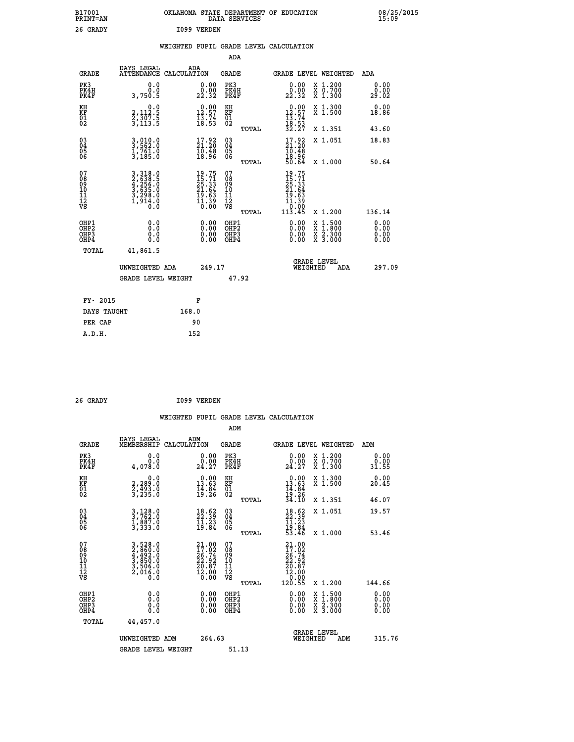B17001 OKLAHOMA STATE DEPARTMENT OF EDUCATION 08/25/2015
PRINT=AN DATA SERVICES 15:09

26 GRADY I099 VERDEN

## WEIGHTED PUPIL GRADE LEVEL CALCULATION

### ADA

| GRADE | DAYS LEGAL ATTENDANCE | ADA CALCULATION | GRADE | GRADE LEVEL | WEIGHTED | ADA |
|---|---|---|---|---|---|---|
| PK3 | 0.0 | 0.00 | PK3 | 0.00 | X 1.200 | 0.00 |
| PK4H | 0.0 | 0.00 | PK4H | 0.00 | X 0.700 | 0.00 |
| PK4F | 3,750.5 | 22.32 | PK4F | 22.32 | X 1.300 | 29.02 |
| KH | 0.0 | 0.00 | KH | 0.00 | X 1.300 | 0.00 |
| KF | 2,112.5 | 12.57 | KF | 12.57 | X 1.500 | 18.86 |
| 01 | 2,307.5 | 13.74 | 01 | 13.74 | | |
| 02 | 3,113.5 | 18.53 | 02 | 18.53 | | |
| | | | TOTAL | 32.27 | X 1.351 | 43.60 |
| 03 | 3,010.0 | 17.92 | 03 | 17.92 | X 1.051 | 18.83 |
| 04 | 3,562.0 | 21.20 | 04 | 21.20 | | |
| 05 | 1,761.0 | 10.48 | 05 | 10.48 | | |
| 06 | 3,185.0 | 18.96 | 06 | 18.96 | | |
| | | | TOTAL | 50.64 | X 1.000 | 50.64 |
| 07 | 3,318.0 | 19.75 | 07 | 19.75 | | |
| 08 | 2,638.5 | 15.71 | 08 | 15.71 | | |
| 09 | 4,256.0 | 25.33 | 09 | 25.33 | | |
| 10 | 3,635.0 | 21.64 | 10 | 21.64 | | |
| 11 | 3,298.0 | 19.63 | 11 | 19.63 | | |
| 12 | 1,914.0 | 11.39 | 12 | 11.39 | | |
| VS | 0.0 | 0.00 | VS | 0.00 | | |
| | | | TOTAL | 113.45 | X 1.200 | 136.14 |
| OHP1 | 0.0 | 0.00 | OHP1 | 0.00 | X 1.500 | 0.00 |
| OHP2 | 0.0 | 0.00 | OHP2 | 0.00 | X 1.800 | 0.00 |
| OHP3 | 0.0 | 0.00 | OHP3 | 0.00 | X 2.300 | 0.00 |
| OHP4 | 0.0 | 0.00 | OHP4 | 0.00 | X 3.000 | 0.00 |
| TOTAL | 41,861.5 | | | | | |

UNWEIGHTED ADA 249.17 GRADE LEVEL WEIGHTED ADA 297.09

GRADE LEVEL WEIGHT 47.92

| FY- 2015 | F |
|---|---|
| DAYS TAUGHT | 168.0 |
| PER CAP | 90 |
| A.D.H. | 152 |

26 GRADY I099 VERDEN

## WEIGHTED PUPIL GRADE LEVEL CALCULATION

### ADM

| GRADE | DAYS LEGAL MEMBERSHIP | ADM CALCULATION | GRADE | GRADE LEVEL | WEIGHTED | ADM |
|---|---|---|---|---|---|---|
| PK3 | 0.0 | 0.00 | PK3 | 0.00 | X 1.200 | 0.00 |
| PK4H | 0.0 | 0.00 | PK4H | 0.00 | X 0.700 | 0.00 |
| PK4F | 4,078.0 | 24.27 | PK4F | 24.27 | X 1.300 | 31.55 |
| KH | 0.0 | 0.00 | KH | 0.00 | X 1.300 | 0.00 |
| KF | 2,289.0 | 13.63 | KF | 13.63 | X 1.500 | 20.45 |
| 01 | 2,493.0 | 14.84 | 01 | 14.84 | | |
| 02 | 3,235.0 | 19.26 | 02 | 19.26 | | |
| | | | TOTAL | 34.10 | X 1.351 | 46.07 |
| 03 | 3,128.0 | 18.62 | 03 | 18.62 | X 1.051 | 19.57 |
| 04 | 3,762.0 | 22.39 | 04 | 22.39 | | |
| 05 | 1,887.0 | 11.23 | 05 | 11.23 | | |
| 06 | 3,333.0 | 19.84 | 06 | 19.84 | | |
| | | | TOTAL | 53.46 | X 1.000 | 53.46 |
| 07 | 3,528.0 | 21.00 | 07 | 21.00 | | |
| 08 | 2,860.0 | 17.02 | 08 | 17.02 | | |
| 09 | 4,492.0 | 26.74 | 09 | 26.74 | | |
| 10 | 3,850.0 | 22.92 | 10 | 22.92 | | |
| 11 | 3,506.0 | 20.87 | 11 | 20.87 | | |
| 12 | 2,016.0 | 12.00 | 12 | 12.00 | | |
| VS | 0.0 | 0.00 | VS | 0.00 | | |
| | | | TOTAL | 120.55 | X 1.200 | 144.66 |
| OHP1 | 0.0 | 0.00 | OHP1 | 0.00 | X 1.500 | 0.00 |
| OHP2 | 0.0 | 0.00 | OHP2 | 0.00 | X 1.800 | 0.00 |
| OHP3 | 0.0 | 0.00 | OHP3 | 0.00 | X 2.300 | 0.00 |
| OHP4 | 0.0 | 0.00 | OHP4 | 0.00 | X 3.000 | 0.00 |
| TOTAL | 44,457.0 | | | | | |

UNWEIGHTED ADM 264.63 GRADE LEVEL WEIGHTED ADM 315.76

GRADE LEVEL WEIGHT 51.13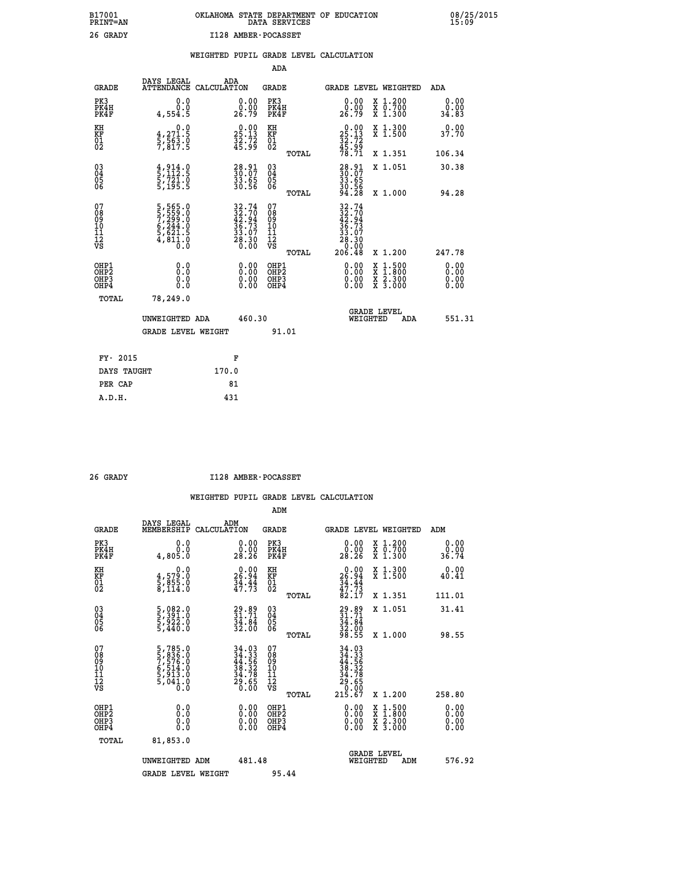B17001 PRINT=AN — OKLAHOMA STATE DEPARTMENT OF EDUCATION DATA SERVICES — 08/25/2015 15:09

26 GRADY — I128 AMBER-POCASSET

## WEIGHTED PUPIL GRADE LEVEL CALCULATION

### ADA

| GRADE | DAYS LEGAL ATTENDANCE | ADA CALCULATION | GRADE | GRADE LEVEL | WEIGHTED | ADA |
|---|---|---|---|---|---|---|
| PK3 | 0.0 | 0.00 | PK3 | 0.00 | X 1.200 | 0.00 |
| PK4H | 0.0 | 0.00 | PK4H | 0.00 | X 0.700 | 0.00 |
| PK4F | 4,554.5 | 26.79 | PK4F | 26.79 | X 1.300 | 34.83 |
| KH | 0.0 | 0.00 | KH | 0.00 | X 1.300 | 0.00 |
| KF | 4,271.5 | 25.13 | KF | 25.13 | X 1.500 | 37.70 |
| 01 | 5,563.0 | 32.72 | 01 | 32.72 | | |
| 02 | 7,817.5 | 45.99 | 02 | 45.99 | | |
| | | | TOTAL | 78.71 | X 1.351 | 106.34 |
| 03 | 4,914.0 | 28.91 | 03 | 28.91 | X 1.051 | 30.38 |
| 04 | 5,112.5 | 30.07 | 04 | 30.07 | | |
| 05 | 5,721.0 | 33.65 | 05 | 33.65 | | |
| 06 | 5,195.5 | 30.56 | 06 | 30.56 | | |
| | | | TOTAL | 94.28 | X 1.000 | 94.28 |
| 07 | 5,565.0 | 32.74 | 07 | 32.74 | | |
| 08 | 5,559.0 | 32.70 | 08 | 32.70 | | |
| 09 | 7,299.0 | 42.94 | 09 | 42.94 | | |
| 10 | 6,244.0 | 36.73 | 10 | 36.73 | | |
| 11 | 5,621.5 | 33.07 | 11 | 33.07 | | |
| 12 | 4,811.0 | 28.30 | 12 | 28.30 | | |
| VS | 0.0 | 0.00 | VS | 0.00 | | |
| | | | TOTAL | 206.48 | X 1.200 | 247.78 |
| OHP1 | 0.0 | 0.00 | OHP1 | 0.00 | X 1.500 | 0.00 |
| OHP2 | 0.0 | 0.00 | OHP2 | 0.00 | X 1.800 | 0.00 |
| OHP3 | 0.0 | 0.00 | OHP3 | 0.00 | X 2.300 | 0.00 |
| OHP4 | 0.0 | 0.00 | OHP4 | 0.00 | X 3.000 | 0.00 |
| TOTAL | 78,249.0 | | | | | |

UNWEIGHTED ADA 460.30 — GRADE LEVEL WEIGHTED ADA 551.31

GRADE LEVEL WEIGHT 91.01

| | |
|---|---|
| FY- 2015 | F |
| DAYS TAUGHT | 170.0 |
| PER CAP | 81 |
| A.D.H. | 431 |

26 GRADY — I128 AMBER-POCASSET

## WEIGHTED PUPIL GRADE LEVEL CALCULATION

### ADM

| GRADE | DAYS LEGAL MEMBERSHIP | ADM CALCULATION | GRADE | GRADE LEVEL | WEIGHTED | ADM |
|---|---|---|---|---|---|---|
| PK3 | 0.0 | 0.00 | PK3 | 0.00 | X 1.200 | 0.00 |
| PK4H | 0.0 | 0.00 | PK4H | 0.00 | X 0.700 | 0.00 |
| PK4F | 4,805.0 | 28.26 | PK4F | 28.26 | X 1.300 | 36.74 |
| KH | 0.0 | 0.00 | KH | 0.00 | X 1.300 | 0.00 |
| KF | 4,579.0 | 26.94 | KF | 26.94 | X 1.500 | 40.41 |
| 01 | 5,855.0 | 34.44 | 01 | 34.44 | | |
| 02 | 8,114.0 | 47.73 | 02 | 47.73 | | |
| | | | TOTAL | 82.17 | X 1.351 | 111.01 |
| 03 | 5,082.0 | 29.89 | 03 | 29.89 | X 1.051 | 31.41 |
| 04 | 5,391.0 | 31.71 | 04 | 31.71 | | |
| 05 | 5,922.0 | 34.84 | 05 | 34.84 | | |
| 06 | 5,440.0 | 32.00 | 06 | 32.00 | | |
| | | | TOTAL | 98.55 | X 1.000 | 98.55 |
| 07 | 5,785.0 | 34.03 | 07 | 34.03 | | |
| 08 | 5,836.0 | 34.33 | 08 | 34.33 | | |
| 09 | 7,576.0 | 44.56 | 09 | 44.56 | | |
| 10 | 6,514.0 | 38.32 | 10 | 38.32 | | |
| 11 | 5,913.0 | 34.78 | 11 | 34.78 | | |
| 12 | 5,041.0 | 29.65 | 12 | 29.65 | | |
| VS | 0.0 | 0.00 | VS | 0.00 | | |
| | | | TOTAL | 215.67 | X 1.200 | 258.80 |
| OHP1 | 0.0 | 0.00 | OHP1 | 0.00 | X 1.500 | 0.00 |
| OHP2 | 0.0 | 0.00 | OHP2 | 0.00 | X 1.800 | 0.00 |
| OHP3 | 0.0 | 0.00 | OHP3 | 0.00 | X 2.300 | 0.00 |
| OHP4 | 0.0 | 0.00 | OHP4 | 0.00 | X 3.000 | 0.00 |
| TOTAL | 81,853.0 | | | | | |

UNWEIGHTED ADM 481.48 — GRADE LEVEL WEIGHTED ADM 576.92

GRADE LEVEL WEIGHT 95.44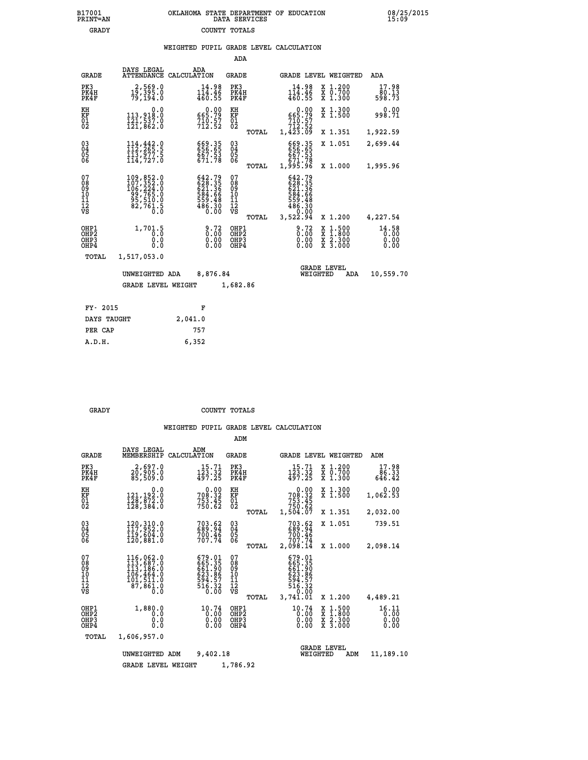B17001 PRINT=AN — OKLAHOMA STATE DEPARTMENT OF EDUCATION DATA SERVICES — 08/25/2015 15:09

GRADY — COUNTY TOTALS

### WEIGHTED PUPIL GRADE LEVEL CALCULATION

#### ADA

| GRADE | DAYS LEGAL ATTENDANCE | ADA CALCULATION | GRADE | GRADE LEVEL | WEIGHTED | ADA |
|---|---|---|---|---|---|---|
| PK3 | 2,569.0 | 14.98 | PK3 | 14.98 | X 1.200 | 17.98 |
| PK4H | 19,395.0 | 114.46 | PK4H | 114.46 | X 0.700 | 80.13 |
| PK4F | 79,194.0 | 460.55 | PK4F | 460.55 | X 1.300 | 598.73 |
| KH | 0.0 | 0.00 | KH | 0.00 | X 1.300 | 0.00 |
| KF | 113,918.0 | 665.79 | KF | 665.79 | X 1.500 | 998.71 |
| 01 | 121,537.0 | 710.57 | 01 | 710.57 | | |
| 02 | 121,862.0 | 712.52 | 02 | 712.52 | | |
| | | | TOTAL | 1,423.09 | X 1.351 | 1,922.59 |
| 03 | 114,442.0 | 669.35 | 03 | 669.35 | X 1.051 | 2,699.44 |
| 04 | 112,265.5 | 656.65 | 04 | 656.65 | | |
| 05 | 113,977.5 | 667.53 | 05 | 667.53 | | |
| 06 | 114,727.0 | 671.78 | 06 | 671.78 | | |
| | | | TOTAL | 1,995.96 | X 1.000 | 1,995.96 |
| 07 | 109,852.0 | 642.79 | 07 | 642.79 | | |
| 08 | 107,352.0 | 628.35 | 08 | 628.35 | | |
| 09 | 106,224.0 | 621.36 | 09 | 621.36 | | |
| 10 | 99,765.0 | 584.66 | 10 | 584.66 | | |
| 11 | 95,510.0 | 559.48 | 11 | 559.48 | | |
| 12 | 82,761.5 | 486.30 | 12 | 486.30 | | |
| VS | 0.0 | 0.00 | VS | 0.00 | | |
| | | | TOTAL | 3,522.94 | X 1.200 | 4,227.54 |
| OHP1 | 1,701.5 | 9.72 | OHP1 | 9.72 | X 1.500 | 14.58 |
| OHP2 | 0.0 | 0.00 | OHP2 | 0.00 | X 1.800 | 0.00 |
| OHP3 | 0.0 | 0.00 | OHP3 | 0.00 | X 2.300 | 0.00 |
| OHP4 | 0.0 | 0.00 | OHP4 | 0.00 | X 3.000 | 0.00 |
| TOTAL | 1,517,053.0 | | | | | |

UNWEIGHTED ADA 8,876.84 — GRADE LEVEL WEIGHTED ADA 10,559.70

GRADE LEVEL WEIGHT 1,682.86

| FY- 2015 | F |
|---|---|
| DAYS TAUGHT | 2,041.0 |
| PER CAP | 757 |
| A.D.H. | 6,352 |

GRADY — COUNTY TOTALS

### WEIGHTED PUPIL GRADE LEVEL CALCULATION

#### ADM

| GRADE | DAYS LEGAL MEMBERSHIP | ADM CALCULATION | GRADE | GRADE LEVEL | WEIGHTED | ADM |
|---|---|---|---|---|---|---|
| PK3 | 2,697.0 | 15.71 | PK3 | 15.71 | X 1.200 | 17.98 |
| PK4H | 20,905.0 | 123.32 | PK4H | 123.32 | X 0.700 | 86.33 |
| PK4F | 85,509.0 | 497.25 | PK4F | 497.25 | X 1.300 | 646.42 |
| KH | 0.0 | 0.00 | KH | 0.00 | X 1.300 | 0.00 |
| KF | 121,192.0 | 708.32 | KF | 708.32 | X 1.500 | 1,062.53 |
| 01 | 128,872.0 | 753.45 | 01 | 753.45 | | |
| 02 | 128,384.0 | 750.62 | 02 | 750.62 | | |
| | | | TOTAL | 1,504.07 | X 1.351 | 2,032.00 |
| 03 | 120,310.0 | 703.62 | 03 | 703.62 | X 1.051 | 739.51 |
| 04 | 117,952.0 | 689.94 | 04 | 689.94 | | |
| 05 | 119,604.0 | 700.46 | 05 | 700.46 | | |
| 06 | 120,881.0 | 707.74 | 06 | 707.74 | | |
| | | | TOTAL | 2,098.14 | X 1.000 | 2,098.14 |
| 07 | 116,062.0 | 679.01 | 07 | 679.01 | | |
| 08 | 113,687.0 | 665.35 | 08 | 665.35 | | |
| 09 | 113,186.0 | 661.90 | 09 | 661.90 | | |
| 10 | 106,464.0 | 623.86 | 10 | 623.86 | | |
| 11 | 101,511.0 | 594.57 | 11 | 594.57 | | |
| 12 | 87,861.0 | 516.32 | 12 | 516.32 | | |
| VS | 0.0 | 0.00 | VS | 0.00 | | |
| | | | TOTAL | 3,741.01 | X 1.200 | 4,489.21 |
| OHP1 | 1,880.0 | 10.74 | OHP1 | 10.74 | X 1.500 | 16.11 |
| OHP2 | 0.0 | 0.00 | OHP2 | 0.00 | X 1.800 | 0.00 |
| OHP3 | 0.0 | 0.00 | OHP3 | 0.00 | X 2.300 | 0.00 |
| OHP4 | 0.0 | 0.00 | OHP4 | 0.00 | X 3.000 | 0.00 |
| TOTAL | 1,606,957.0 | | | | | |

UNWEIGHTED ADM 9,402.18 — GRADE LEVEL WEIGHTED ADM 11,189.10

GRADE LEVEL WEIGHT 1,786.92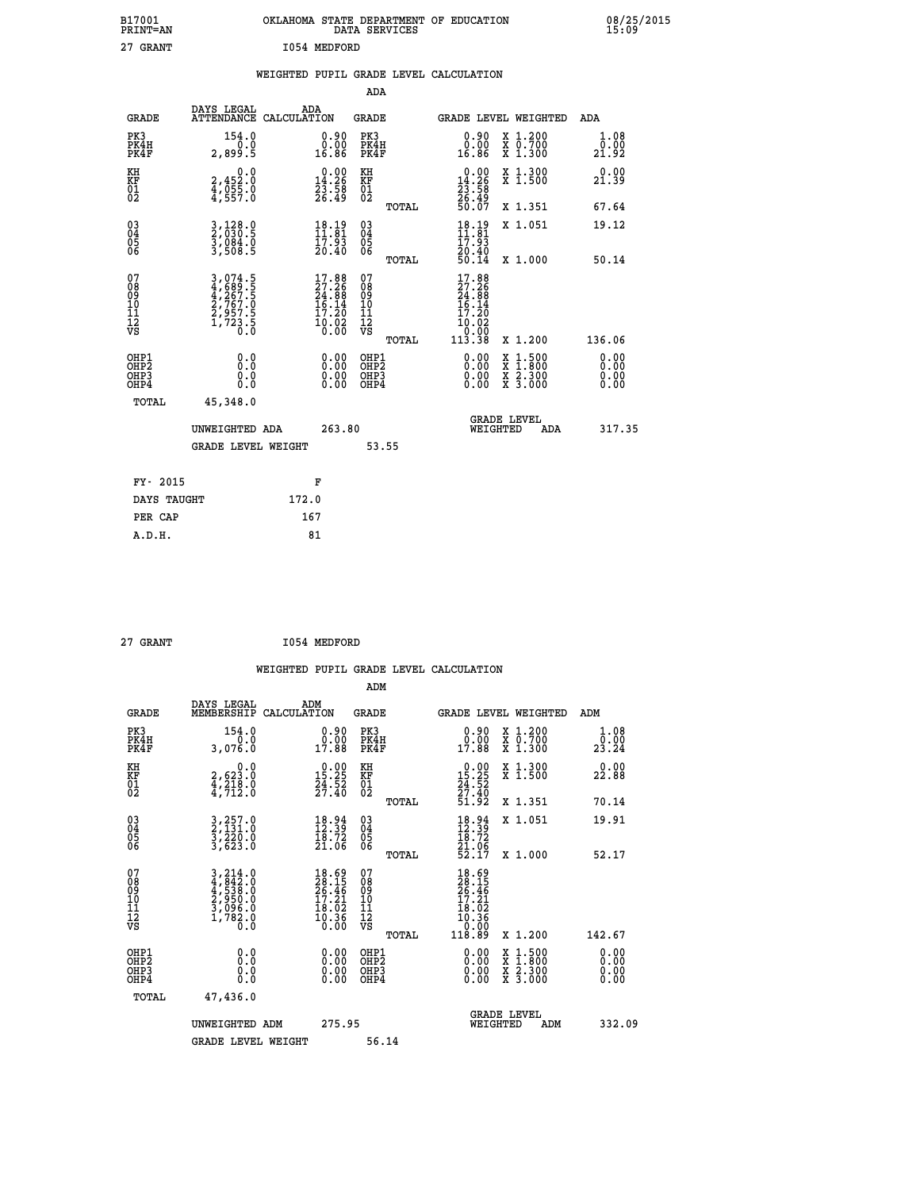B17001 OKLAHOMA STATE DEPARTMENT OF EDUCATION 08/25/2015
PRINT=AN DATA SERVICES 15:09

27 GRANT I054 MEDFORD

WEIGHTED PUPIL GRADE LEVEL CALCULATION

ADA

| GRADE | DAYS LEGAL ATTENDANCE | ADA CALCULATION | GRADE | | GRADE LEVEL | WEIGHTED | ADA |
|---|---|---|---|---|---|---|---|
| PK3 | 154.0 | 0.90 | PK3 | | 0.90 | X 1.200 | 1.08 |
| PK4H | 0.0 | 0.00 | PK4H | | 0.00 | X 0.700 | 0.00 |
| PK4F | 2,899.5 | 16.86 | PK4F | | 16.86 | X 1.300 | 21.92 |
| KH | 0.0 | 0.00 | KH | | 0.00 | X 1.300 | 0.00 |
| KF | 2,452.0 | 14.26 | KF | | 14.26 | X 1.500 | 21.39 |
| 01 | 4,055.0 | 23.58 | 01 | | 23.58 | | |
| 02 | 4,557.0 | 26.49 | 02 | | 26.49 | | |
| | | | | TOTAL | 50.07 | X 1.351 | 67.64 |
| 03 | 3,128.0 | 18.19 | 03 | | 18.19 | X 1.051 | 19.12 |
| 04 | 2,030.5 | 11.81 | 04 | | 11.81 | | |
| 05 | 3,084.0 | 17.93 | 05 | | 17.93 | | |
| 06 | 3,508.5 | 20.40 | 06 | | 20.40 | | |
| | | | | TOTAL | 50.14 | X 1.000 | 50.14 |
| 07 | 3,074.5 | 17.88 | 07 | | 17.88 | | |
| 08 | 4,689.5 | 27.26 | 08 | | 27.26 | | |
| 09 | 4,267.5 | 24.88 | 09 | | 24.88 | | |
| 10 | 2,767.0 | 16.14 | 10 | | 16.14 | | |
| 11 | 2,957.5 | 17.20 | 11 | | 17.20 | | |
| 12 | 1,723.5 | 10.02 | 12 | | 10.02 | | |
| VS | 0.0 | 0.00 | VS | | 0.00 | | |
| | | | | TOTAL | 113.38 | X 1.200 | 136.06 |
| OHP1 | 0.0 | 0.00 | OHP1 | | 0.00 | X 1.500 | 0.00 |
| OHP2 | 0.0 | 0.00 | OHP2 | | 0.00 | X 1.800 | 0.00 |
| OHP3 | 0.0 | 0.00 | OHP3 | | 0.00 | X 2.300 | 0.00 |
| OHP4 | 0.0 | 0.00 | OHP4 | | 0.00 | X 3.000 | 0.00 |
| TOTAL | 45,348.0 | | | | | | |

UNWEIGHTED ADA 263.80 GRADE LEVEL WEIGHTED ADA 317.35

GRADE LEVEL WEIGHT 53.55

| FY- 2015 | F |
|---|---|
| DAYS TAUGHT | 172.0 |
| PER CAP | 167 |
| A.D.H. | 81 |

27 GRANT I054 MEDFORD

WEIGHTED PUPIL GRADE LEVEL CALCULATION

ADM

| GRADE | DAYS LEGAL MEMBERSHIP | ADM CALCULATION | GRADE | | GRADE LEVEL | WEIGHTED | ADM |
|---|---|---|---|---|---|---|---|
| PK3 | 154.0 | 0.90 | PK3 | | 0.90 | X 1.200 | 1.08 |
| PK4H | 0.0 | 0.00 | PK4H | | 0.00 | X 0.700 | 0.00 |
| PK4F | 3,076.0 | 17.88 | PK4F | | 17.88 | X 1.300 | 23.24 |
| KH | 0.0 | 0.00 | KH | | 0.00 | X 1.300 | 0.00 |
| KF | 2,623.0 | 15.25 | KF | | 15.25 | X 1.500 | 22.88 |
| 01 | 4,218.0 | 24.52 | 01 | | 24.52 | | |
| 02 | 4,712.0 | 27.40 | 02 | | 27.40 | | |
| | | | | TOTAL | 51.92 | X 1.351 | 70.14 |
| 03 | 3,257.0 | 18.94 | 03 | | 18.94 | X 1.051 | 19.91 |
| 04 | 2,131.0 | 12.39 | 04 | | 12.39 | | |
| 05 | 3,220.0 | 18.72 | 05 | | 18.72 | | |
| 06 | 3,623.0 | 21.06 | 06 | | 21.06 | | |
| | | | | TOTAL | 52.17 | X 1.000 | 52.17 |
| 07 | 3,214.0 | 18.69 | 07 | | 18.69 | | |
| 08 | 4,842.0 | 28.15 | 08 | | 28.15 | | |
| 09 | 4,538.0 | 26.46 | 09 | | 26.46 | | |
| 10 | 2,950.0 | 17.21 | 10 | | 17.21 | | |
| 11 | 3,096.0 | 18.02 | 11 | | 18.02 | | |
| 12 | 1,782.0 | 10.36 | 12 | | 10.36 | | |
| VS | 0.0 | 0.00 | VS | | 0.00 | | |
| | | | | TOTAL | 118.89 | X 1.200 | 142.67 |
| OHP1 | 0.0 | 0.00 | OHP1 | | 0.00 | X 1.500 | 0.00 |
| OHP2 | 0.0 | 0.00 | OHP2 | | 0.00 | X 1.800 | 0.00 |
| OHP3 | 0.0 | 0.00 | OHP3 | | 0.00 | X 2.300 | 0.00 |
| OHP4 | 0.0 | 0.00 | OHP4 | | 0.00 | X 3.000 | 0.00 |
| TOTAL | 47,436.0 | | | | | | |

UNWEIGHTED ADM 275.95 GRADE LEVEL WEIGHTED ADM 332.09

GRADE LEVEL WEIGHT 56.14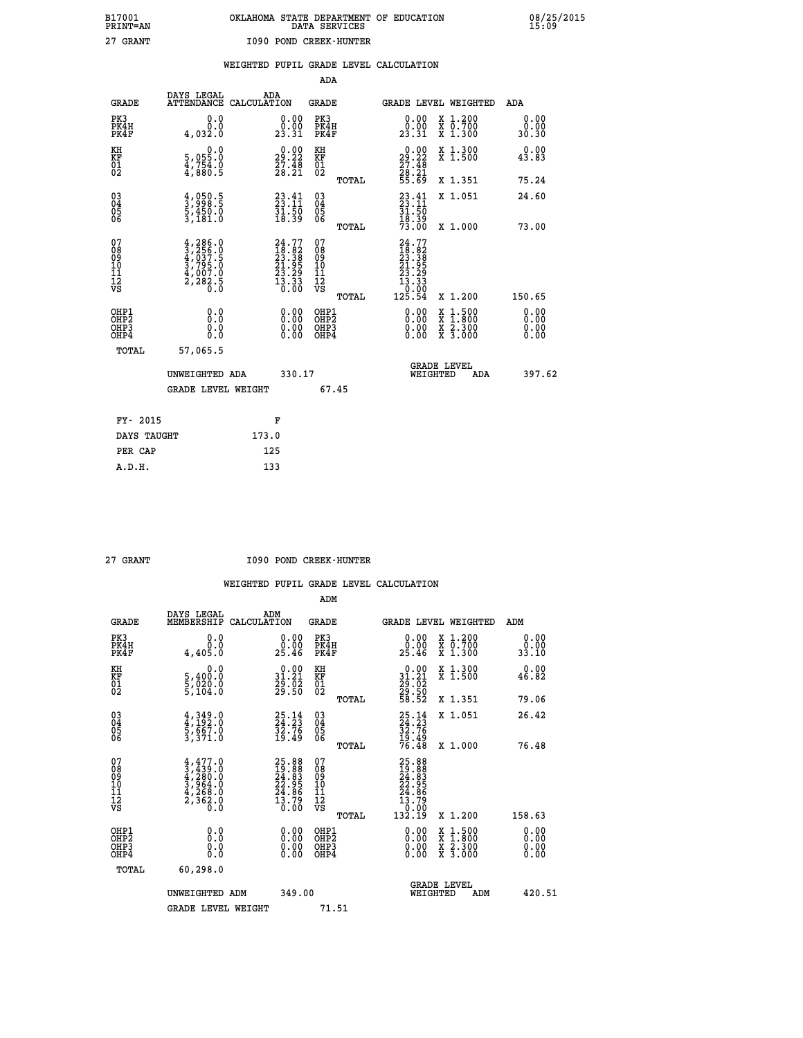B17001 OKLAHOMA STATE DEPARTMENT OF EDUCATION 08/25/2015
PRINT=AN DATA SERVICES 15:09

27 GRANT I090 POND CREEK-HUNTER

WEIGHTED PUPIL GRADE LEVEL CALCULATION

ADA

| GRADE | DAYS LEGAL ATTENDANCE | ADA CALCULATION | GRADE | GRADE LEVEL | WEIGHTED | ADA |
|---|---|---|---|---|---|---|
| PK3 | 0.0 | 0.00 | PK3 | 0.00 | X 1.200 | 0.00 |
| PK4H | 0.0 | 0.00 | PK4H | 0.00 | X 0.700 | 0.00 |
| PK4F | 4,032.0 | 23.31 | PK4F | 23.31 | X 1.300 | 30.30 |
| KH | 0.0 | 0.00 | KH | 0.00 | X 1.300 | 0.00 |
| KF | 5,055.0 | 29.22 | KF | 29.22 | X 1.500 | 43.83 |
| 01 | 4,754.0 | 27.48 | 01 | 27.48 | | |
| 02 | 4,880.5 | 28.21 | 02 | 28.21 | | |
| | | | TOTAL | 55.69 | X 1.351 | 75.24 |
| 03 | 4,050.5 | 23.41 | 03 | 23.41 | X 1.051 | 24.60 |
| 04 | 3,998.5 | 23.11 | 04 | 23.11 | | |
| 05 | 5,450.0 | 31.50 | 05 | 31.50 | | |
| 06 | 3,181.0 | 18.39 | 06 | 18.39 | | |
| | | | TOTAL | 73.00 | X 1.000 | 73.00 |
| 07 | 4,286.0 | 24.77 | 07 | 24.77 | | |
| 08 | 3,256.0 | 18.82 | 08 | 18.82 | | |
| 09 | 4,037.5 | 23.38 | 09 | 23.38 | | |
| 10 | 3,795.0 | 21.95 | 10 | 21.95 | | |
| 11 | 4,007.0 | 23.29 | 11 | 23.29 | | |
| 12 | 2,282.5 | 13.33 | 12 | 13.33 | | |
| VS | 0.0 | 0.00 | VS | 0.00 | | |
| | | | TOTAL | 125.54 | X 1.200 | 150.65 |
| OHP1 | 0.0 | 0.00 | OHP1 | 0.00 | X 1.500 | 0.00 |
| OHP2 | 0.0 | 0.00 | OHP2 | 0.00 | X 1.800 | 0.00 |
| OHP3 | 0.0 | 0.00 | OHP3 | 0.00 | X 2.300 | 0.00 |
| OHP4 | 0.0 | 0.00 | OHP4 | 0.00 | X 3.000 | 0.00 |
| TOTAL | 57,065.5 | | | | | |

UNWEIGHTED ADA 330.17 GRADE LEVEL WEIGHTED ADA 397.62

GRADE LEVEL WEIGHT 67.45

| FY- 2015 | F |
|---|---|
| DAYS TAUGHT | 173.0 |
| PER CAP | 125 |
| A.D.H. | 133 |

27 GRANT I090 POND CREEK-HUNTER

WEIGHTED PUPIL GRADE LEVEL CALCULATION

ADM

| GRADE | DAYS LEGAL MEMBERSHIP | ADM CALCULATION | GRADE | GRADE LEVEL | WEIGHTED | ADM |
|---|---|---|---|---|---|---|
| PK3 | 0.0 | 0.00 | PK3 | 0.00 | X 1.200 | 0.00 |
| PK4H | 0.0 | 0.00 | PK4H | 0.00 | X 0.700 | 0.00 |
| PK4F | 4,405.0 | 25.46 | PK4F | 25.46 | X 1.300 | 33.10 |
| KH | 0.0 | 0.00 | KH | 0.00 | X 1.300 | 0.00 |
| KF | 5,400.0 | 31.21 | KF | 31.21 | X 1.500 | 46.82 |
| 01 | 5,020.0 | 29.02 | 01 | 29.02 | | |
| 02 | 5,104.0 | 29.50 | 02 | 29.50 | | |
| | | | TOTAL | 58.52 | X 1.351 | 79.06 |
| 03 | 4,349.0 | 25.14 | 03 | 25.14 | X 1.051 | 26.42 |
| 04 | 4,192.0 | 24.23 | 04 | 24.23 | | |
| 05 | 5,667.0 | 32.76 | 05 | 32.76 | | |
| 06 | 3,371.0 | 19.49 | 06 | 19.49 | | |
| | | | TOTAL | 76.48 | X 1.000 | 76.48 |
| 07 | 4,477.0 | 25.88 | 07 | 25.88 | | |
| 08 | 3,439.0 | 19.88 | 08 | 19.88 | | |
| 09 | 4,280.0 | 24.83 | 09 | 24.83 | | |
| 10 | 3,964.0 | 22.95 | 10 | 22.95 | | |
| 11 | 4,268.0 | 24.86 | 11 | 24.86 | | |
| 12 | 2,362.0 | 13.79 | 12 | 13.79 | | |
| VS | 0.0 | 0.00 | VS | 0.00 | | |
| | | | TOTAL | 132.19 | X 1.200 | 158.63 |
| OHP1 | 0.0 | 0.00 | OHP1 | 0.00 | X 1.500 | 0.00 |
| OHP2 | 0.0 | 0.00 | OHP2 | 0.00 | X 1.800 | 0.00 |
| OHP3 | 0.0 | 0.00 | OHP3 | 0.00 | X 2.300 | 0.00 |
| OHP4 | 0.0 | 0.00 | OHP4 | 0.00 | X 3.000 | 0.00 |
| TOTAL | 60,298.0 | | | | | |

UNWEIGHTED ADM 349.00 GRADE LEVEL WEIGHTED ADM 420.51

GRADE LEVEL WEIGHT 71.51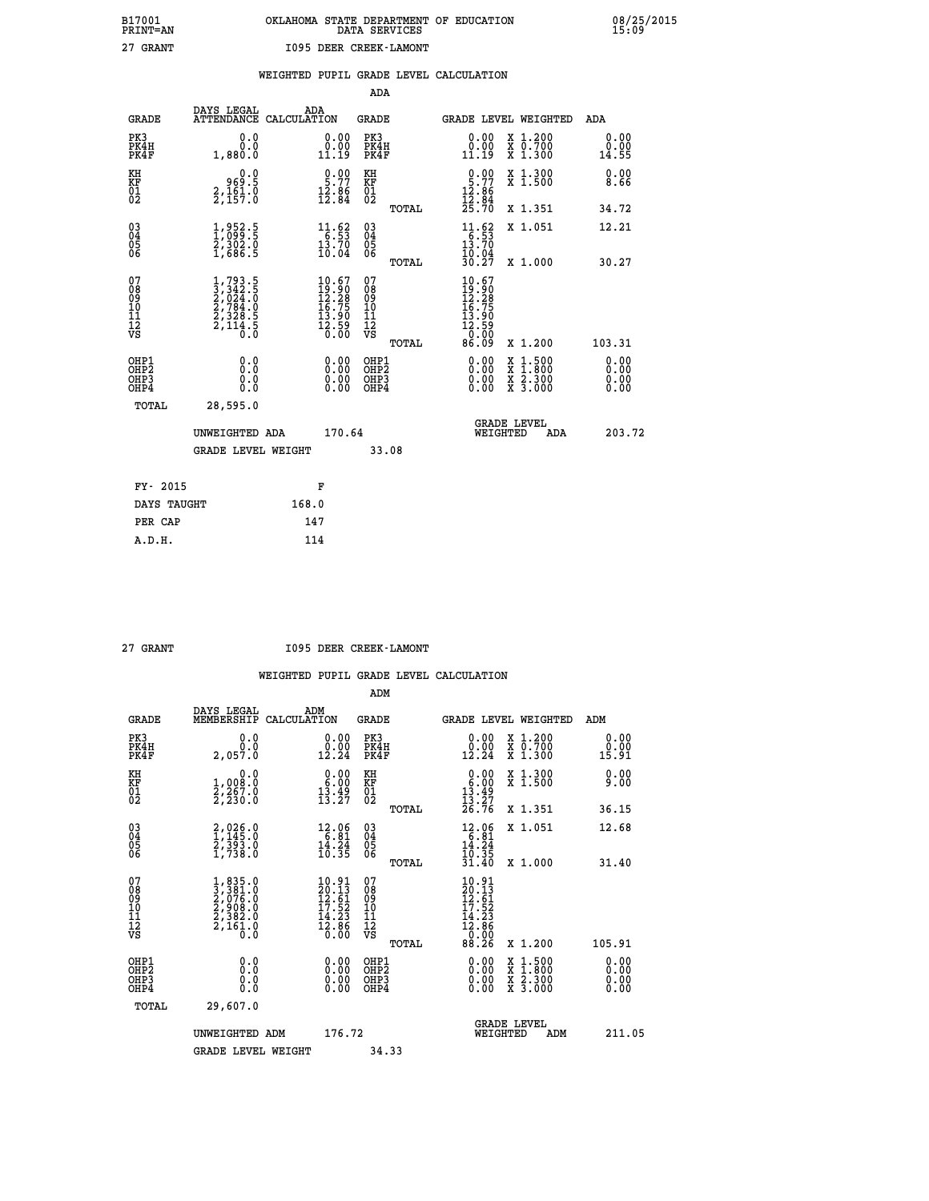B17001 OKLAHOMA STATE DEPARTMENT OF EDUCATION 08/25/2015
PRINT=AN DATA SERVICES 15:09

27 GRANT I095 DEER CREEK-LAMONT

WEIGHTED PUPIL GRADE LEVEL CALCULATION

ADA

| GRADE | DAYS LEGAL ATTENDANCE | ADA CALCULATION | GRADE | GRADE LEVEL | WEIGHTED | ADA |
|---|---|---|---|---|---|---|
| PK3 | 0.0 | 0.00 | PK3 | 0.00 | X 1.200 | 0.00 |
| PK4H | 0.0 | 0.00 | PK4H | 0.00 | X 0.700 | 0.00 |
| PK4F | 1,880.0 | 11.19 | PK4F | 11.19 | X 1.300 | 14.55 |
| KH | 0.0 | 0.00 | KH | 0.00 | X 1.300 | 0.00 |
| KF | 969.5 | 5.77 | KF | 5.77 | X 1.500 | 8.66 |
| 01 | 2,161.0 | 12.86 | 01 | 12.86 | | |
| 02 | 2,157.0 | 12.84 | 02 | 12.84 | | |
| | | | TOTAL | 25.70 | X 1.351 | 34.72 |
| 03 | 1,952.5 | 11.62 | 03 | 11.62 | X 1.051 | 12.21 |
| 04 | 1,099.5 | 6.53 | 04 | 6.53 | | |
| 05 | 2,302.0 | 13.70 | 05 | 13.70 | | |
| 06 | 1,686.5 | 10.04 | 06 | 10.04 | | |
| | | | TOTAL | 30.27 | X 1.000 | 30.27 |
| 07 | 1,793.5 | 10.67 | 07 | 10.67 | | |
| 08 | 3,342.5 | 19.90 | 08 | 19.90 | | |
| 09 | 2,024.0 | 12.28 | 09 | 12.28 | | |
| 10 | 2,784.0 | 16.75 | 10 | 16.75 | | |
| 11 | 2,328.5 | 13.90 | 11 | 13.90 | | |
| 12 | 2,114.5 | 12.59 | 12 | 12.59 | | |
| VS | 0.0 | 0.00 | VS | 0.00 | | |
| | | | TOTAL | 86.09 | X 1.200 | 103.31 |
| OHP1 | 0.0 | 0.00 | OHP1 | 0.00 | X 1.500 | 0.00 |
| OHP2 | 0.0 | 0.00 | OHP2 | 0.00 | X 1.800 | 0.00 |
| OHP3 | 0.0 | 0.00 | OHP3 | 0.00 | X 2.300 | 0.00 |
| OHP4 | 0.0 | 0.00 | OHP4 | 0.00 | X 3.000 | 0.00 |
| TOTAL | 28,595.0 | | | | | |

UNWEIGHTED ADA 170.64 GRADE LEVEL WEIGHTED ADA 203.72

GRADE LEVEL WEIGHT 33.08

| FY- 2015 | F |
|---|---|
| DAYS TAUGHT | 168.0 |
| PER CAP | 147 |
| A.D.H. | 114 |

27 GRANT I095 DEER CREEK-LAMONT

WEIGHTED PUPIL GRADE LEVEL CALCULATION

ADM

| GRADE | DAYS LEGAL MEMBERSHIP | ADM CALCULATION | GRADE | GRADE LEVEL | WEIGHTED | ADM |
|---|---|---|---|---|---|---|
| PK3 | 0.0 | 0.00 | PK3 | 0.00 | X 1.200 | 0.00 |
| PK4H | 0.0 | 0.00 | PK4H | 0.00 | X 0.700 | 0.00 |
| PK4F | 2,057.0 | 12.24 | PK4F | 12.24 | X 1.300 | 15.91 |
| KH | 0.0 | 0.00 | KH | 0.00 | X 1.300 | 0.00 |
| KF | 1,008.0 | 6.00 | KF | 6.00 | X 1.500 | 9.00 |
| 01 | 2,267.0 | 13.49 | 01 | 13.49 | | |
| 02 | 2,230.0 | 13.27 | 02 | 13.27 | | |
| | | | TOTAL | 26.76 | X 1.351 | 36.15 |
| 03 | 2,026.0 | 12.06 | 03 | 12.06 | X 1.051 | 12.68 |
| 04 | 1,145.0 | 6.81 | 04 | 6.81 | | |
| 05 | 2,393.0 | 14.24 | 05 | 14.24 | | |
| 06 | 1,738.0 | 10.35 | 06 | 10.35 | | |
| | | | TOTAL | 31.40 | X 1.000 | 31.40 |
| 07 | 1,835.0 | 10.91 | 07 | 10.91 | | |
| 08 | 3,381.0 | 20.13 | 08 | 20.13 | | |
| 09 | 2,076.0 | 12.61 | 09 | 12.61 | | |
| 10 | 2,908.0 | 17.52 | 10 | 17.52 | | |
| 11 | 2,382.0 | 14.23 | 11 | 14.23 | | |
| 12 | 2,161.0 | 12.86 | 12 | 12.86 | | |
| VS | 0.0 | 0.00 | VS | 0.00 | | |
| | | | TOTAL | 88.26 | X 1.200 | 105.91 |
| OHP1 | 0.0 | 0.00 | OHP1 | 0.00 | X 1.500 | 0.00 |
| OHP2 | 0.0 | 0.00 | OHP2 | 0.00 | X 1.800 | 0.00 |
| OHP3 | 0.0 | 0.00 | OHP3 | 0.00 | X 2.300 | 0.00 |
| OHP4 | 0.0 | 0.00 | OHP4 | 0.00 | X 3.000 | 0.00 |
| TOTAL | 29,607.0 | | | | | |

UNWEIGHTED ADM 176.72 GRADE LEVEL WEIGHTED ADM 211.05

GRADE LEVEL WEIGHT 34.33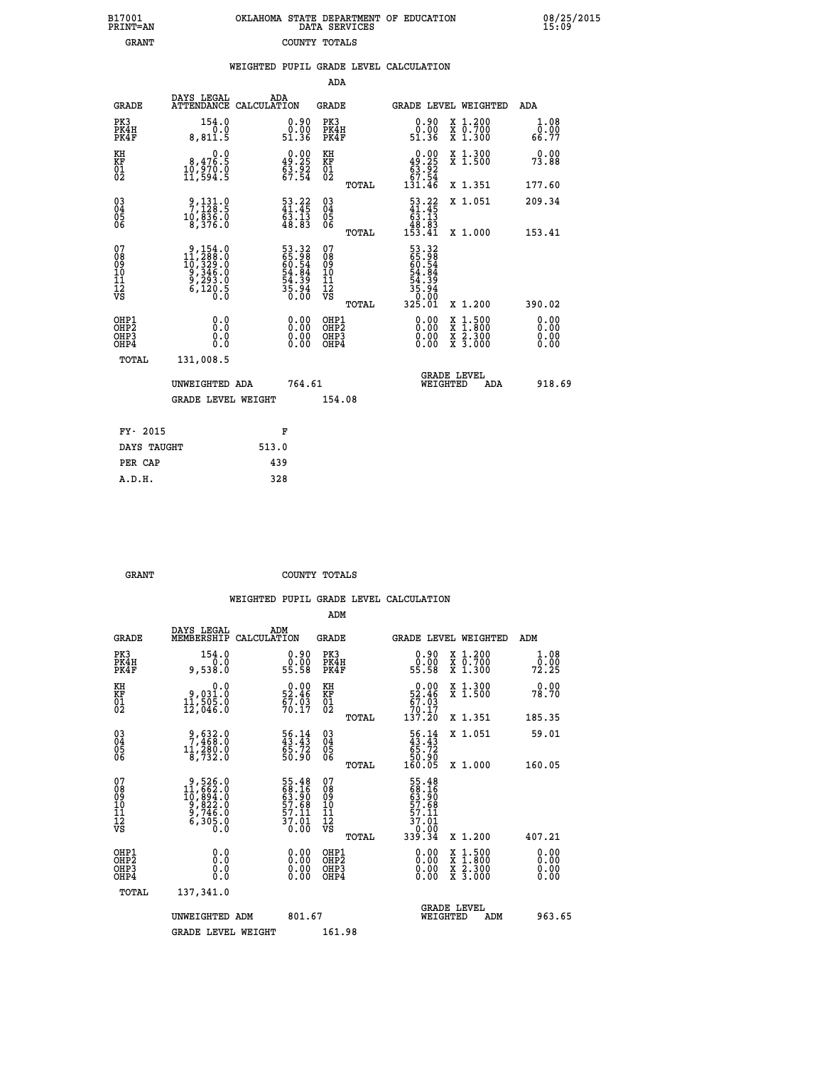B17001 OKLAHOMA STATE DEPARTMENT OF EDUCATION 08/25/2015
PRINT=AN DATA SERVICES 15:09
GRANT COUNTY TOTALS

### WEIGHTED PUPIL GRADE LEVEL CALCULATION

ADA

| GRADE | DAYS LEGAL ATTENDANCE | ADA CALCULATION | GRADE | | GRADE LEVEL | WEIGHTED | ADA |
|---|---|---|---|---|---|---|---|
| PK3 | 154.0 | 0.90 | PK3 | | 0.90 | X 1.200 | 1.08 |
| PK4H | 0.0 | 0.00 | PK4H | | 0.00 | X 0.700 | 0.00 |
| PK4F | 8,811.5 | 51.36 | PK4F | | 51.36 | X 1.300 | 66.77 |
| KH | 0.0 | 0.00 | KH | | 0.00 | X 1.300 | 0.00 |
| KF | 8,476.5 | 49.25 | KF | | 49.25 | X 1.500 | 73.88 |
| 01 | 10,970.0 | 63.92 | 01 | | 63.92 | | |
| 02 | 11,594.5 | 67.54 | 02 | | 67.54 | | |
| | | | | TOTAL | 131.46 | X 1.351 | 177.60 |
| 03 | 9,131.0 | 53.22 | 03 | | 53.22 | X 1.051 | 209.34 |
| 04 | 7,128.5 | 41.45 | 04 | | 41.45 | | |
| 05 | 10,836.0 | 63.13 | 05 | | 63.13 | | |
| 06 | 8,376.0 | 48.83 | 06 | | 48.83 | | |
| | | | | TOTAL | 153.41 | X 1.000 | 153.41 |
| 07 | 9,154.0 | 53.32 | 07 | | 53.32 | | |
| 08 | 11,288.0 | 65.98 | 08 | | 65.98 | | |
| 09 | 10,329.0 | 60.54 | 09 | | 60.54 | | |
| 10 | 9,346.0 | 54.84 | 10 | | 54.84 | | |
| 11 | 9,293.0 | 54.39 | 11 | | 54.39 | | |
| 12 | 6,120.5 | 35.94 | 12 | | 35.94 | | |
| VS | 0.0 | 0.00 | VS | | 0.00 | | |
| | | | | TOTAL | 325.01 | X 1.200 | 390.02 |
| OHP1 | 0.0 | 0.00 | OHP1 | | 0.00 | X 1.500 | 0.00 |
| OHP2 | 0.0 | 0.00 | OHP2 | | 0.00 | X 1.800 | 0.00 |
| OHP3 | 0.0 | 0.00 | OHP3 | | 0.00 | X 2.300 | 0.00 |
| OHP4 | 0.0 | 0.00 | OHP4 | | 0.00 | X 3.000 | 0.00 |
| TOTAL | 131,008.5 | | | | | | |

UNWEIGHTED ADA 764.61 GRADE LEVEL WEIGHTED ADA 918.69

GRADE LEVEL WEIGHT 154.08

| FY- 2015 | F |
|---|---|
| DAYS TAUGHT | 513.0 |
| PER CAP | 439 |
| A.D.H. | 328 |

GRANT COUNTY TOTALS

### WEIGHTED PUPIL GRADE LEVEL CALCULATION

ADM

| GRADE | DAYS LEGAL MEMBERSHIP | ADM CALCULATION | GRADE | | GRADE LEVEL | WEIGHTED | ADM |
|---|---|---|---|---|---|---|---|
| PK3 | 154.0 | 0.90 | PK3 | | 0.90 | X 1.200 | 1.08 |
| PK4H | 0.0 | 0.00 | PK4H | | 0.00 | X 0.700 | 0.00 |
| PK4F | 9,538.0 | 55.58 | PK4F | | 55.58 | X 1.300 | 72.25 |
| KH | 0.0 | 0.00 | KH | | 0.00 | X 1.300 | 0.00 |
| KF | 9,031.0 | 52.46 | KF | | 52.46 | X 1.500 | 78.70 |
| 01 | 11,505.0 | 67.03 | 01 | | 67.03 | | |
| 02 | 12,046.0 | 70.17 | 02 | | 70.17 | | |
| | | | | TOTAL | 137.20 | X 1.351 | 185.35 |
| 03 | 9,632.0 | 56.14 | 03 | | 56.14 | X 1.051 | 59.01 |
| 04 | 7,468.0 | 43.43 | 04 | | 43.43 | | |
| 05 | 11,280.0 | 65.72 | 05 | | 65.72 | | |
| 06 | 8,732.0 | 50.90 | 06 | | 50.90 | | |
| | | | | TOTAL | 160.05 | X 1.000 | 160.05 |
| 07 | 9,526.0 | 55.48 | 07 | | 55.48 | | |
| 08 | 11,662.0 | 68.16 | 08 | | 68.16 | | |
| 09 | 10,894.0 | 63.90 | 09 | | 63.90 | | |
| 10 | 9,822.0 | 57.68 | 10 | | 57.68 | | |
| 11 | 9,746.0 | 57.11 | 11 | | 57.11 | | |
| 12 | 6,305.0 | 37.01 | 12 | | 37.01 | | |
| VS | 0.0 | 0.00 | VS | | 0.00 | | |
| | | | | TOTAL | 339.34 | X 1.200 | 407.21 |
| OHP1 | 0.0 | 0.00 | OHP1 | | 0.00 | X 1.500 | 0.00 |
| OHP2 | 0.0 | 0.00 | OHP2 | | 0.00 | X 1.800 | 0.00 |
| OHP3 | 0.0 | 0.00 | OHP3 | | 0.00 | X 2.300 | 0.00 |
| OHP4 | 0.0 | 0.00 | OHP4 | | 0.00 | X 3.000 | 0.00 |
| TOTAL | 137,341.0 | | | | | | |

UNWEIGHTED ADM 801.67 GRADE LEVEL WEIGHTED ADM 963.65

GRADE LEVEL WEIGHT 161.98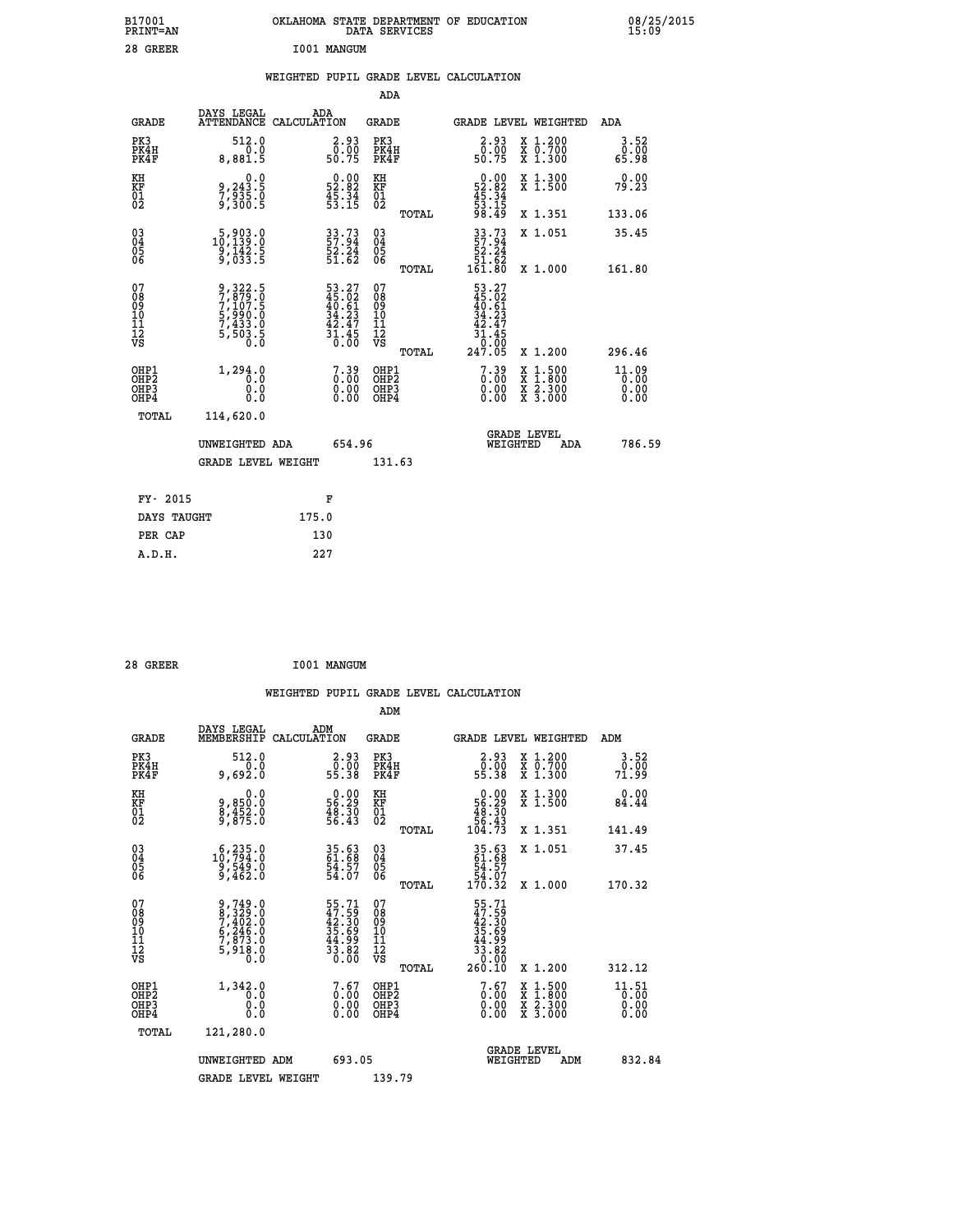B17001 OKLAHOMA STATE DEPARTMENT OF EDUCATION 08/25/2015
PRINT=AN DATA SERVICES 15:09

28 GREER I001 MANGUM

## WEIGHTED PUPIL GRADE LEVEL CALCULATION

### ADA

| GRADE | DAYS LEGAL ATTENDANCE | ADA CALCULATION | GRADE | | GRADE LEVEL | WEIGHTED | ADA |
|---|---|---|---|---|---|---|---|
| PK3 | 512.0 | 2.93 | PK3 | | 2.93 | X 1.200 | 3.52 |
| PK4H | 0.0 | 0.00 | PK4H | | 0.00 | X 0.700 | 0.00 |
| PK4F | 8,881.5 | 50.75 | PK4F | | 50.75 | X 1.300 | 65.98 |
| KH | 0.0 | 0.00 | KH | | 0.00 | X 1.300 | 0.00 |
| KF | 9,243.5 | 52.82 | KF | | 52.82 | X 1.500 | 79.23 |
| 01 | 7,935.0 | 45.34 | 01 | | 45.34 | | |
| 02 | 9,300.5 | 53.15 | 02 | | 53.15 | | |
| | | | | TOTAL | 98.49 | X 1.351 | 133.06 |
| 03 | 5,903.0 | 33.73 | 03 | | 33.73 | X 1.051 | 35.45 |
| 04 | 10,139.0 | 57.94 | 04 | | 57.94 | | |
| 05 | 9,142.5 | 52.24 | 05 | | 52.24 | | |
| 06 | 9,033.5 | 51.62 | 06 | | 51.62 | | |
| | | | | TOTAL | 161.80 | X 1.000 | 161.80 |
| 07 | 9,322.5 | 53.27 | 07 | | 53.27 | | |
| 08 | 7,879.0 | 45.02 | 08 | | 45.02 | | |
| 09 | 7,107.5 | 40.61 | 09 | | 40.61 | | |
| 10 | 5,990.0 | 34.23 | 10 | | 34.23 | | |
| 11 | 7,433.0 | 42.47 | 11 | | 42.47 | | |
| 12 | 5,503.5 | 31.45 | 12 | | 31.45 | | |
| VS | 0.0 | 0.00 | VS | | 0.00 | | |
| | | | | TOTAL | 247.05 | X 1.200 | 296.46 |
| OHP1 | 1,294.0 | 7.39 | OHP1 | | 7.39 | X 1.500 | 11.09 |
| OHP2 | 0.0 | 0.00 | OHP2 | | 0.00 | X 1.800 | 0.00 |
| OHP3 | 0.0 | 0.00 | OHP3 | | 0.00 | X 2.300 | 0.00 |
| OHP4 | 0.0 | 0.00 | OHP4 | | 0.00 | X 3.000 | 0.00 |
| TOTAL | 114,620.0 | | | | | | |

UNWEIGHTED ADA 654.96 GRADE LEVEL WEIGHTED ADA 786.59

GRADE LEVEL WEIGHT 131.63

FY- 2015 F
DAYS TAUGHT 175.0
PER CAP 130
A.D.H. 227

28 GREER I001 MANGUM

## WEIGHTED PUPIL GRADE LEVEL CALCULATION

### ADM

| GRADE | DAYS LEGAL MEMBERSHIP | ADM CALCULATION | GRADE | | GRADE LEVEL | WEIGHTED | ADM |
|---|---|---|---|---|---|---|---|
| PK3 | 512.0 | 2.93 | PK3 | | 2.93 | X 1.200 | 3.52 |
| PK4H | 0.0 | 0.00 | PK4H | | 0.00 | X 0.700 | 0.00 |
| PK4F | 9,692.0 | 55.38 | PK4F | | 55.38 | X 1.300 | 71.99 |
| KH | 0.0 | 0.00 | KH | | 0.00 | X 1.300 | 0.00 |
| KF | 9,850.0 | 56.29 | KF | | 56.29 | X 1.500 | 84.44 |
| 01 | 8,452.0 | 48.30 | 01 | | 48.30 | | |
| 02 | 9,875.0 | 56.43 | 02 | | 56.43 | | |
| | | | | TOTAL | 104.73 | X 1.351 | 141.49 |
| 03 | 6,235.0 | 35.63 | 03 | | 35.63 | X 1.051 | 37.45 |
| 04 | 10,794.0 | 61.68 | 04 | | 61.68 | | |
| 05 | 9,549.0 | 54.57 | 05 | | 54.57 | | |
| 06 | 9,462.0 | 54.07 | 06 | | 54.07 | | |
| | | | | TOTAL | 170.32 | X 1.000 | 170.32 |
| 07 | 9,749.0 | 55.71 | 07 | | 55.71 | | |
| 08 | 8,329.0 | 47.59 | 08 | | 47.59 | | |
| 09 | 7,402.0 | 42.30 | 09 | | 42.30 | | |
| 10 | 6,246.0 | 35.69 | 10 | | 35.69 | | |
| 11 | 7,873.0 | 44.99 | 11 | | 44.99 | | |
| 12 | 5,918.0 | 33.82 | 12 | | 33.82 | | |
| VS | 0.0 | 0.00 | VS | | 0.00 | | |
| | | | | TOTAL | 260.10 | X 1.200 | 312.12 |
| OHP1 | 1,342.0 | 7.67 | OHP1 | | 7.67 | X 1.500 | 11.51 |
| OHP2 | 0.0 | 0.00 | OHP2 | | 0.00 | X 1.800 | 0.00 |
| OHP3 | 0.0 | 0.00 | OHP3 | | 0.00 | X 2.300 | 0.00 |
| OHP4 | 0.0 | 0.00 | OHP4 | | 0.00 | X 3.000 | 0.00 |
| TOTAL | 121,280.0 | | | | | | |

UNWEIGHTED ADM 693.05 GRADE LEVEL WEIGHTED ADM 832.84

GRADE LEVEL WEIGHT 139.79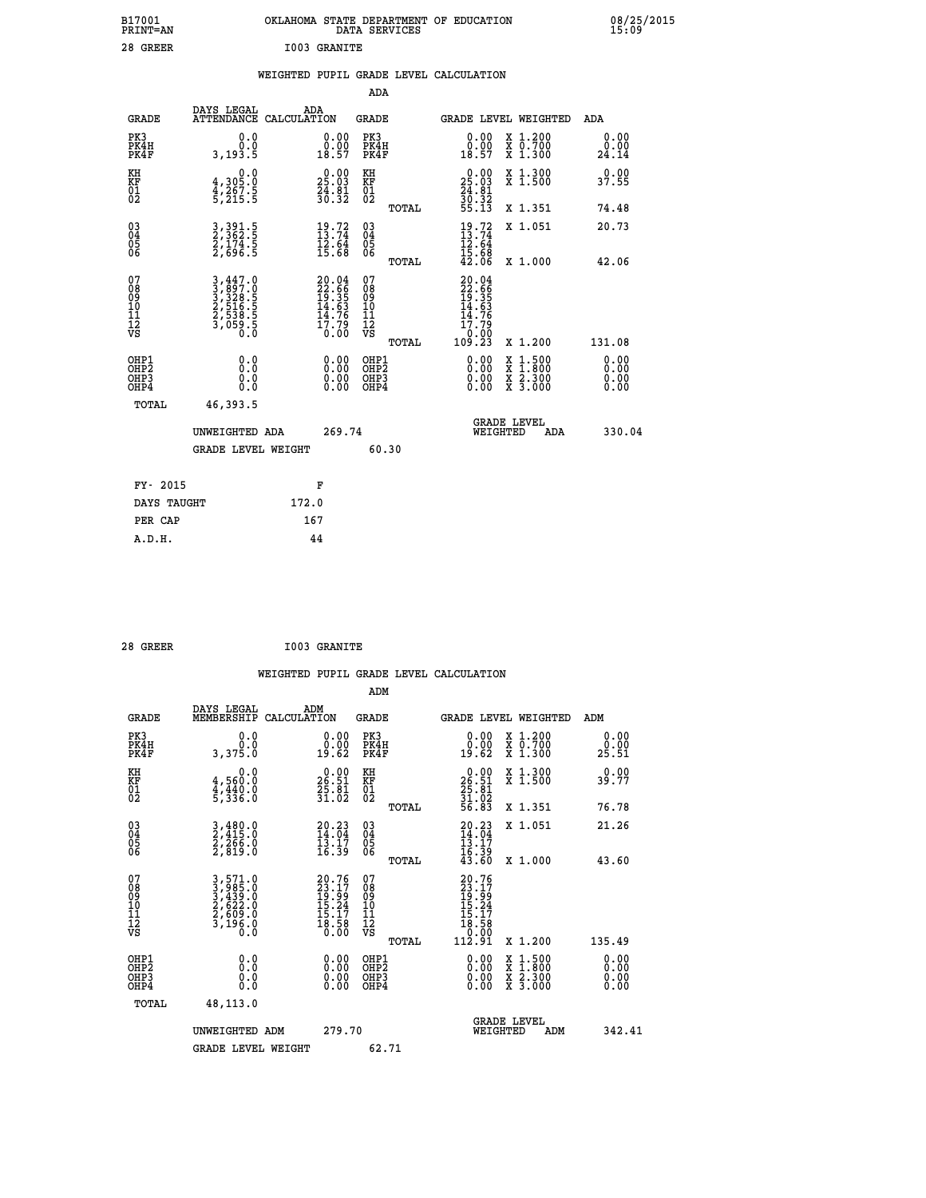B17001 OKLAHOMA STATE DEPARTMENT OF EDUCATION 08/25/2015
PRINT=AN DATA SERVICES 15:09

28 GREER I003 GRANITE

## WEIGHTED PUPIL GRADE LEVEL CALCULATION

### ADA

| GRADE | DAYS LEGAL ATTENDANCE | ADA CALCULATION | GRADE | | GRADE LEVEL | WEIGHTED | ADA |
|---|---|---|---|---|---|---|---|
| PK3 | 0.0 | 0.00 | PK3 | | 0.00 | X 1.200 | 0.00 |
| PK4H | 0.0 | 0.00 | PK4H | | 0.00 | X 0.700 | 0.00 |
| PK4F | 3,193.5 | 18.57 | PK4F | | 18.57 | X 1.300 | 24.14 |
| KH | 0.0 | 0.00 | KH | | 0.00 | X 1.300 | 0.00 |
| KF | 4,305.0 | 25.03 | KF | | 25.03 | X 1.500 | 37.55 |
| 01 | 4,267.5 | 24.81 | 01 | | 24.81 | | |
| 02 | 5,215.5 | 30.32 | 02 | | 30.32 | | |
| | | | | TOTAL | 55.13 | X 1.351 | 74.48 |
| 03 | 3,391.5 | 19.72 | 03 | | 19.72 | X 1.051 | 20.73 |
| 04 | 2,362.5 | 13.74 | 04 | | 13.74 | | |
| 05 | 2,174.5 | 12.64 | 05 | | 12.64 | | |
| 06 | 2,696.5 | 15.68 | 06 | | 15.68 | | |
| | | | | TOTAL | 42.06 | X 1.000 | 42.06 |
| 07 | 3,447.0 | 20.04 | 07 | | 20.04 | | |
| 08 | 3,897.0 | 22.66 | 08 | | 22.66 | | |
| 09 | 3,328.5 | 19.35 | 09 | | 19.35 | | |
| 10 | 2,516.5 | 14.63 | 10 | | 14.63 | | |
| 11 | 2,538.5 | 14.76 | 11 | | 14.76 | | |
| 12 | 3,059.5 | 17.79 | 12 | | 17.79 | | |
| VS | 0.0 | 0.00 | VS | | 0.00 | | |
| | | | | TOTAL | 109.23 | X 1.200 | 131.08 |
| OHP1 | 0.0 | 0.00 | OHP1 | | 0.00 | X 1.500 | 0.00 |
| OHP2 | 0.0 | 0.00 | OHP2 | | 0.00 | X 1.800 | 0.00 |
| OHP3 | 0.0 | 0.00 | OHP3 | | 0.00 | X 2.300 | 0.00 |
| OHP4 | 0.0 | 0.00 | OHP4 | | 0.00 | X 3.000 | 0.00 |
| TOTAL | 46,393.5 | | | | | | |

UNWEIGHTED ADA 269.74 — GRADE LEVEL WEIGHTED ADA 330.04

GRADE LEVEL WEIGHT 60.30

| FY- 2015 | F |
|---|---|
| DAYS TAUGHT | 172.0 |
| PER CAP | 167 |
| A.D.H. | 44 |

28 GREER I003 GRANITE

## WEIGHTED PUPIL GRADE LEVEL CALCULATION

### ADM

| GRADE | DAYS LEGAL MEMBERSHIP | ADM CALCULATION | GRADE | | GRADE LEVEL | WEIGHTED | ADM |
|---|---|---|---|---|---|---|---|
| PK3 | 0.0 | 0.00 | PK3 | | 0.00 | X 1.200 | 0.00 |
| PK4H | 0.0 | 0.00 | PK4H | | 0.00 | X 0.700 | 0.00 |
| PK4F | 3,375.0 | 19.62 | PK4F | | 19.62 | X 1.300 | 25.51 |
| KH | 0.0 | 0.00 | KH | | 0.00 | X 1.300 | 0.00 |
| KF | 4,560.0 | 26.51 | KF | | 26.51 | X 1.500 | 39.77 |
| 01 | 4,440.0 | 25.81 | 01 | | 25.81 | | |
| 02 | 5,336.0 | 31.02 | 02 | | 31.02 | | |
| | | | | TOTAL | 56.83 | X 1.351 | 76.78 |
| 03 | 3,480.0 | 20.23 | 03 | | 20.23 | X 1.051 | 21.26 |
| 04 | 2,415.0 | 14.04 | 04 | | 14.04 | | |
| 05 | 2,266.0 | 13.17 | 05 | | 13.17 | | |
| 06 | 2,819.0 | 16.39 | 06 | | 16.39 | | |
| | | | | TOTAL | 43.60 | X 1.000 | 43.60 |
| 07 | 3,571.0 | 20.76 | 07 | | 20.76 | | |
| 08 | 3,985.0 | 23.17 | 08 | | 23.17 | | |
| 09 | 3,439.0 | 19.99 | 09 | | 19.99 | | |
| 10 | 2,622.0 | 15.24 | 10 | | 15.24 | | |
| 11 | 2,609.0 | 15.17 | 11 | | 15.17 | | |
| 12 | 3,196.0 | 18.58 | 12 | | 18.58 | | |
| VS | 0.0 | 0.00 | VS | | 0.00 | | |
| | | | | TOTAL | 112.91 | X 1.200 | 135.49 |
| OHP1 | 0.0 | 0.00 | OHP1 | | 0.00 | X 1.500 | 0.00 |
| OHP2 | 0.0 | 0.00 | OHP2 | | 0.00 | X 1.800 | 0.00 |
| OHP3 | 0.0 | 0.00 | OHP3 | | 0.00 | X 2.300 | 0.00 |
| OHP4 | 0.0 | 0.00 | OHP4 | | 0.00 | X 3.000 | 0.00 |
| TOTAL | 48,113.0 | | | | | | |

UNWEIGHTED ADM 279.70 — GRADE LEVEL WEIGHTED ADM 342.41

GRADE LEVEL WEIGHT 62.71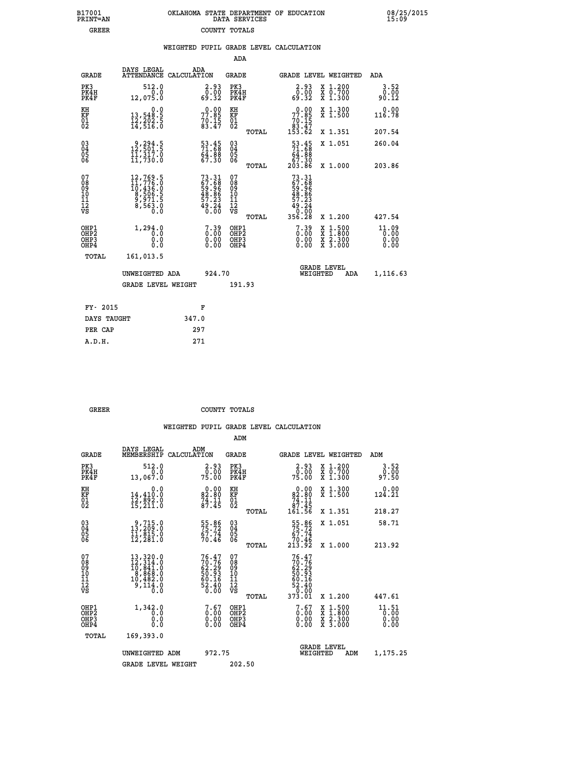B17001 OKLAHOMA STATE DEPARTMENT OF EDUCATION 08/25/2015
PRINT=AN DATA SERVICES 15:09
GREER COUNTY TOTALS

WEIGHTED PUPIL GRADE LEVEL CALCULATION

ADA

| GRADE | DAYS LEGAL ATTENDANCE | ADA CALCULATION | GRADE | | GRADE LEVEL | WEIGHTED | ADA |
|---|---|---|---|---|---|---|---|
| PK3 | 512.0 | 2.93 | PK3 | | 2.93 | X 1.200 | 3.52 |
| PK4H | 0.0 | 0.00 | PK4H | | 0.00 | X 0.700 | 0.00 |
| PK4F | 12,075.0 | 69.32 | PK4F | | 69.32 | X 1.300 | 90.12 |
| KH | 0.0 | 0.00 | KH | | 0.00 | X 1.300 | 0.00 |
| KF | 13,548.5 | 77.85 | KF | | 77.85 | X 1.500 | 116.78 |
| 01 | 12,202.5 | 70.15 | 01 | | 70.15 | | |
| 02 | 14,516.0 | 83.47 | 02 | | 83.47 | | |
| | | | | TOTAL | 153.62 | X 1.351 | 207.54 |
| 03 | 9,294.5 | 53.45 | 03 | | 53.45 | X 1.051 | 260.04 |
| 04 | 12,501.5 | 71.68 | 04 | | 71.68 | | |
| 05 | 11,317.0 | 64.88 | 05 | | 64.88 | | |
| 06 | 11,730.0 | 67.30 | 06 | | 67.30 | | |
| | | | | TOTAL | 203.86 | X 1.000 | 203.86 |
| 07 | 12,769.5 | 73.31 | 07 | | 73.31 | | |
| 08 | 11,776.0 | 67.68 | 08 | | 67.68 | | |
| 09 | 10,436.0 | 59.96 | 09 | | 59.96 | | |
| 10 | 8,506.5 | 48.86 | 10 | | 48.86 | | |
| 11 | 9,971.5 | 57.23 | 11 | | 57.23 | | |
| 12 | 8,563.0 | 49.24 | 12 | | 49.24 | | |
| VS | 0.0 | 0.00 | VS | | 0.00 | | |
| | | | | TOTAL | 356.28 | X 1.200 | 427.54 |
| OHP1 | 1,294.0 | 7.39 | OHP1 | | 7.39 | X 1.500 | 11.09 |
| OHP2 | 0.0 | 0.00 | OHP2 | | 0.00 | X 1.800 | 0.00 |
| OHP3 | 0.0 | 0.00 | OHP3 | | 0.00 | X 2.300 | 0.00 |
| OHP4 | 0.0 | 0.00 | OHP4 | | 0.00 | X 3.000 | 0.00 |
| TOTAL | 161,013.5 | | | | | | |

UNWEIGHTED ADA 924.70 GRADE LEVEL WEIGHTED ADA 1,116.63

GRADE LEVEL WEIGHT 191.93

| FY- 2015 | F |
|---|---|
| DAYS TAUGHT | 347.0 |
| PER CAP | 297 |
| A.D.H. | 271 |

GREER COUNTY TOTALS

WEIGHTED PUPIL GRADE LEVEL CALCULATION

ADM

| GRADE | DAYS LEGAL MEMBERSHIP | ADM CALCULATION | GRADE | | GRADE LEVEL | WEIGHTED | ADM |
|---|---|---|---|---|---|---|---|
| PK3 | 512.0 | 2.93 | PK3 | | 2.93 | X 1.200 | 3.52 |
| PK4H | 0.0 | 0.00 | PK4H | | 0.00 | X 0.700 | 0.00 |
| PK4F | 13,067.0 | 75.00 | PK4F | | 75.00 | X 1.300 | 97.50 |
| KH | 0.0 | 0.00 | KH | | 0.00 | X 1.300 | 0.00 |
| KF | 14,410.0 | 82.80 | KF | | 82.80 | X 1.500 | 124.21 |
| 01 | 12,892.0 | 74.11 | 01 | | 74.11 | | |
| 02 | 15,211.0 | 87.45 | 02 | | 87.45 | | |
| | | | | TOTAL | 161.56 | X 1.351 | 218.27 |
| 03 | 9,715.0 | 55.86 | 03 | | 55.86 | X 1.051 | 58.71 |
| 04 | 13,209.0 | 75.72 | 04 | | 75.72 | | |
| 05 | 11,815.0 | 67.74 | 05 | | 67.74 | | |
| 06 | 12,281.0 | 70.46 | 06 | | 70.46 | | |
| | | | | TOTAL | 213.92 | X 1.000 | 213.92 |
| 07 | 13,320.0 | 76.47 | 07 | | 76.47 | | |
| 08 | 12,314.0 | 70.76 | 08 | | 70.76 | | |
| 09 | 10,841.0 | 62.29 | 09 | | 62.29 | | |
| 10 | 8,868.0 | 50.93 | 10 | | 50.93 | | |
| 11 | 10,482.0 | 60.16 | 11 | | 60.16 | | |
| 12 | 9,114.0 | 52.40 | 12 | | 52.40 | | |
| VS | 0.0 | 0.00 | VS | | 0.00 | | |
| | | | | TOTAL | 373.01 | X 1.200 | 447.61 |
| OHP1 | 1,342.0 | 7.67 | OHP1 | | 7.67 | X 1.500 | 11.51 |
| OHP2 | 0.0 | 0.00 | OHP2 | | 0.00 | X 1.800 | 0.00 |
| OHP3 | 0.0 | 0.00 | OHP3 | | 0.00 | X 2.300 | 0.00 |
| OHP4 | 0.0 | 0.00 | OHP4 | | 0.00 | X 3.000 | 0.00 |
| TOTAL | 169,393.0 | | | | | | |

UNWEIGHTED ADM 972.75 GRADE LEVEL WEIGHTED ADM 1,175.25

GRADE LEVEL WEIGHT 202.50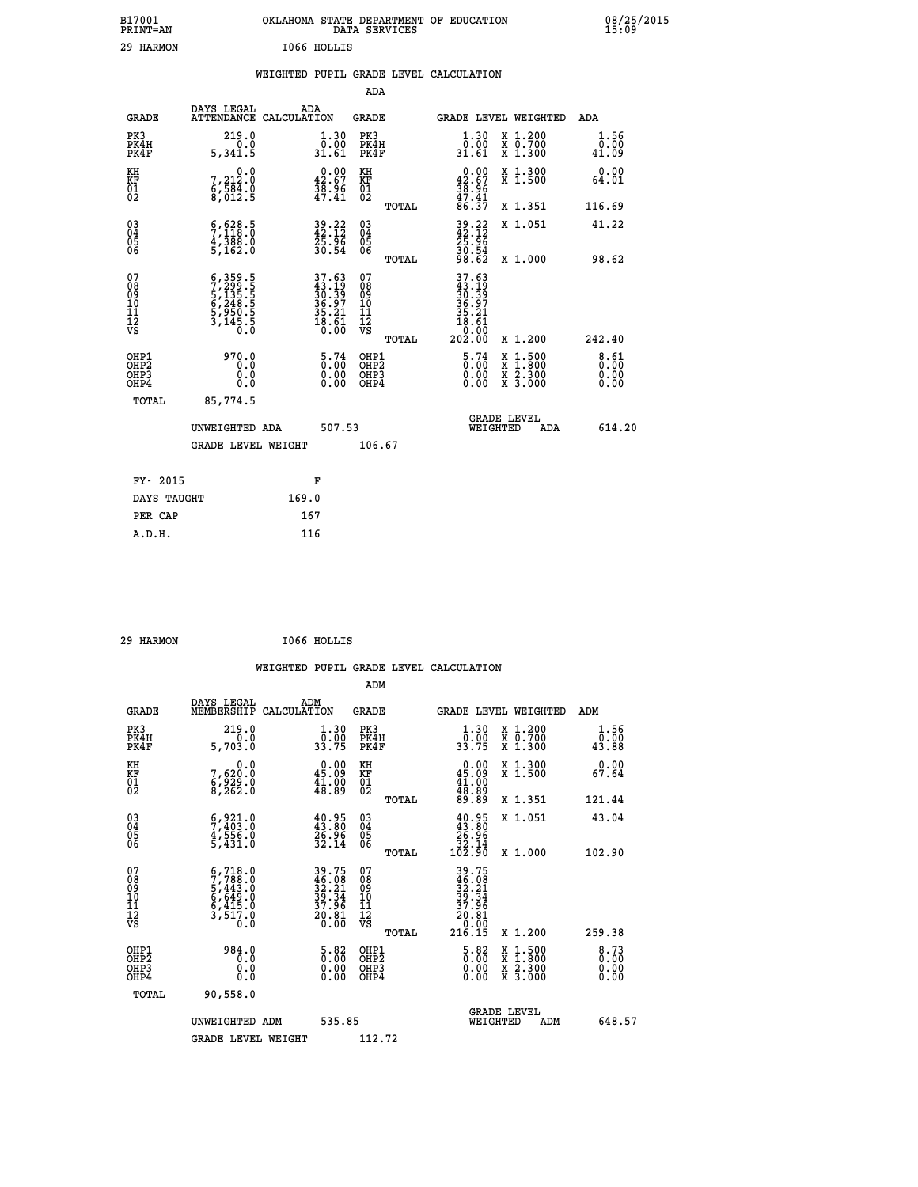B17001 OKLAHOMA STATE DEPARTMENT OF EDUCATION 08/25/2015
PRINT=AN DATA SERVICES 15:09

29 HARMON I066 HOLLIS

## WEIGHTED PUPIL GRADE LEVEL CALCULATION

### ADA

| GRADE | DAYS LEGAL ATTENDANCE | ADA CALCULATION | GRADE | | GRADE LEVEL | WEIGHTED | ADA |
|---|---|---|---|---|---|---|---|
| PK3 | 219.0 | 1.30 | PK3 | | 1.30 | X 1.200 | 1.56 |
| PK4H | 0.0 | 0.00 | PK4H | | 0.00 | X 0.700 | 0.00 |
| PK4F | 5,341.5 | 31.61 | PK4F | | 31.61 | X 1.300 | 41.09 |
| KH | 0.0 | 0.00 | KH | | 0.00 | X 1.300 | 0.00 |
| KF | 7,212.0 | 42.67 | KF | | 42.67 | X 1.500 | 64.01 |
| 01 | 6,584.0 | 38.96 | 01 | | 38.96 | | |
| 02 | 8,012.5 | 47.41 | 02 | | 47.41 | | |
| | | | | TOTAL | 86.37 | X 1.351 | 116.69 |
| 03 | 6,628.5 | 39.22 | 03 | | 39.22 | X 1.051 | 41.22 |
| 04 | 7,118.0 | 42.12 | 04 | | 42.12 | | |
| 05 | 4,388.0 | 25.96 | 05 | | 25.96 | | |
| 06 | 5,162.0 | 30.54 | 06 | | 30.54 | | |
| | | | | TOTAL | 98.62 | X 1.000 | 98.62 |
| 07 | 6,359.5 | 37.63 | 07 | | 37.63 | | |
| 08 | 7,299.5 | 43.19 | 08 | | 43.19 | | |
| 09 | 5,135.5 | 30.39 | 09 | | 30.39 | | |
| 10 | 6,248.5 | 36.97 | 10 | | 36.97 | | |
| 11 | 5,950.5 | 35.21 | 11 | | 35.21 | | |
| 12 | 3,145.5 | 18.61 | 12 | | 18.61 | | |
| VS | 0.0 | 0.00 | VS | | 0.00 | | |
| | | | | TOTAL | 202.00 | X 1.200 | 242.40 |
| OHP1 | 970.0 | 5.74 | OHP1 | | 5.74 | X 1.500 | 8.61 |
| OHP2 | 0.0 | 0.00 | OHP2 | | 0.00 | X 1.800 | 0.00 |
| OHP3 | 0.0 | 0.00 | OHP3 | | 0.00 | X 2.300 | 0.00 |
| OHP4 | 0.0 | 0.00 | OHP4 | | 0.00 | X 3.000 | 0.00 |
| TOTAL | 85,774.5 | | | | | | |

UNWEIGHTED ADA 507.53 — GRADE LEVEL WEIGHTED ADA 614.20

GRADE LEVEL WEIGHT 106.67

| FY- 2015 | F |
|---|---|
| DAYS TAUGHT | 169.0 |
| PER CAP | 167 |
| A.D.H. | 116 |

29 HARMON I066 HOLLIS

## WEIGHTED PUPIL GRADE LEVEL CALCULATION

### ADM

| GRADE | DAYS LEGAL MEMBERSHIP | ADM CALCULATION | GRADE | | GRADE LEVEL | WEIGHTED | ADM |
|---|---|---|---|---|---|---|---|
| PK3 | 219.0 | 1.30 | PK3 | | 1.30 | X 1.200 | 1.56 |
| PK4H | 0.0 | 0.00 | PK4H | | 0.00 | X 0.700 | 0.00 |
| PK4F | 5,703.0 | 33.75 | PK4F | | 33.75 | X 1.300 | 43.88 |
| KH | 0.0 | 0.00 | KH | | 0.00 | X 1.300 | 0.00 |
| KF | 7,620.0 | 45.09 | KF | | 45.09 | X 1.500 | 67.64 |
| 01 | 6,929.0 | 41.00 | 01 | | 41.00 | | |
| 02 | 8,262.0 | 48.89 | 02 | | 48.89 | | |
| | | | | TOTAL | 89.89 | X 1.351 | 121.44 |
| 03 | 6,921.0 | 40.95 | 03 | | 40.95 | X 1.051 | 43.04 |
| 04 | 7,403.0 | 43.80 | 04 | | 43.80 | | |
| 05 | 4,556.0 | 26.96 | 05 | | 26.96 | | |
| 06 | 5,431.0 | 32.14 | 06 | | 32.14 | | |
| | | | | TOTAL | 102.90 | X 1.000 | 102.90 |
| 07 | 6,718.0 | 39.75 | 07 | | 39.75 | | |
| 08 | 7,788.0 | 46.08 | 08 | | 46.08 | | |
| 09 | 5,443.0 | 32.21 | 09 | | 32.21 | | |
| 10 | 6,649.0 | 39.34 | 10 | | 39.34 | | |
| 11 | 6,415.0 | 37.96 | 11 | | 37.96 | | |
| 12 | 3,517.0 | 20.81 | 12 | | 20.81 | | |
| VS | 0.0 | 0.00 | VS | | 0.00 | | |
| | | | | TOTAL | 216.15 | X 1.200 | 259.38 |
| OHP1 | 984.0 | 5.82 | OHP1 | | 5.82 | X 1.500 | 8.73 |
| OHP2 | 0.0 | 0.00 | OHP2 | | 0.00 | X 1.800 | 0.00 |
| OHP3 | 0.0 | 0.00 | OHP3 | | 0.00 | X 2.300 | 0.00 |
| OHP4 | 0.0 | 0.00 | OHP4 | | 0.00 | X 3.000 | 0.00 |
| TOTAL | 90,558.0 | | | | | | |

UNWEIGHTED ADM 535.85 — GRADE LEVEL WEIGHTED ADM 648.57

GRADE LEVEL WEIGHT 112.72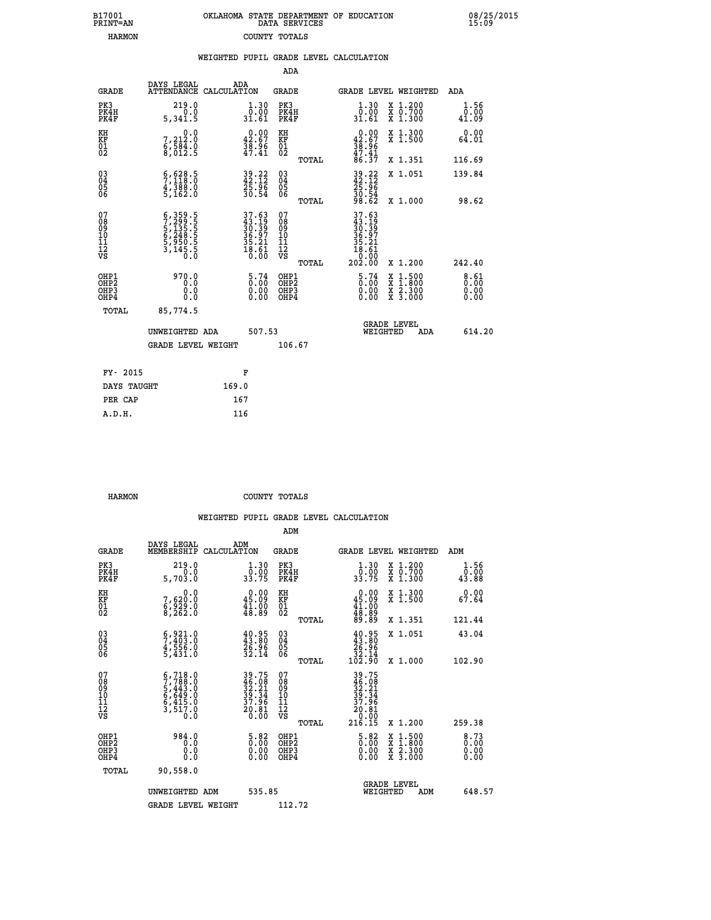B17001 OKLAHOMA STATE DEPARTMENT OF EDUCATION 08/25/2015
PRINT=AN DATA SERVICES 15:09
HARMON COUNTY TOTALS

## WEIGHTED PUPIL GRADE LEVEL CALCULATION

### ADA

| GRADE | DAYS LEGAL ATTENDANCE | ADA CALCULATION | GRADE | GRADE LEVEL | WEIGHTED | ADA |
|---|---|---|---|---|---|---|
| PK3 | 219.0 | 1.30 | PK3 | 1.30 | X 1.200 | 1.56 |
| PK4H | 0.0 | 0.00 | PK4H | 0.00 | X 0.700 | 0.00 |
| PK4F | 5,341.5 | 31.61 | PK4F | 31.61 | X 1.300 | 41.09 |
| KH | 0.0 | 0.00 | KH | 0.00 | X 1.300 | 0.00 |
| KF | 7,212.0 | 42.67 | KF | 42.67 | X 1.500 | 64.01 |
| 01 | 6,584.0 | 38.96 | 01 | 38.96 | | |
| 02 | 8,012.5 | 47.41 | 02 | 47.41 | | |
| | | | TOTAL | 86.37 | X 1.351 | 116.69 |
| 03 | 6,628.5 | 39.22 | 03 | 39.22 | X 1.051 | 139.84 |
| 04 | 7,118.0 | 42.12 | 04 | 42.12 | | |
| 05 | 4,388.0 | 25.96 | 05 | 25.96 | | |
| 06 | 5,162.0 | 30.54 | 06 | 30.54 | | |
| | | | TOTAL | 98.62 | X 1.000 | 98.62 |
| 07 | 6,359.5 | 37.63 | 07 | 37.63 | | |
| 08 | 7,299.5 | 43.19 | 08 | 43.19 | | |
| 09 | 5,135.5 | 30.39 | 09 | 30.39 | | |
| 10 | 6,248.5 | 36.97 | 10 | 36.97 | | |
| 11 | 5,950.5 | 35.21 | 11 | 35.21 | | |
| 12 | 3,145.5 | 18.61 | 12 | 18.61 | | |
| VS | 0.0 | 0.00 | VS | 0.00 | | |
| | | | TOTAL | 202.00 | X 1.200 | 242.40 |
| OHP1 | 970.0 | 5.74 | OHP1 | 5.74 | X 1.500 | 8.61 |
| OHP2 | 0.0 | 0.00 | OHP2 | 0.00 | X 1.800 | 0.00 |
| OHP3 | 0.0 | 0.00 | OHP3 | 0.00 | X 2.300 | 0.00 |
| OHP4 | 0.0 | 0.00 | OHP4 | 0.00 | X 3.000 | 0.00 |
| TOTAL | 85,774.5 | | | | | |

UNWEIGHTED ADA 507.53 — GRADE LEVEL WEIGHTED ADA 614.20

GRADE LEVEL WEIGHT 106.67

| FY- 2015 | F |
|---|---|
| DAYS TAUGHT | 169.0 |
| PER CAP | 167 |
| A.D.H. | 116 |

HARMON COUNTY TOTALS

## WEIGHTED PUPIL GRADE LEVEL CALCULATION

### ADM

| GRADE | DAYS LEGAL MEMBERSHIP | ADM CALCULATION | GRADE | GRADE LEVEL | WEIGHTED | ADM |
|---|---|---|---|---|---|---|
| PK3 | 219.0 | 1.30 | PK3 | 1.30 | X 1.200 | 1.56 |
| PK4H | 0.0 | 0.00 | PK4H | 0.00 | X 0.700 | 0.00 |
| PK4F | 5,703.0 | 33.75 | PK4F | 33.75 | X 1.300 | 43.88 |
| KH | 0.0 | 0.00 | KH | 0.00 | X 1.300 | 0.00 |
| KF | 7,620.0 | 45.09 | KF | 45.09 | X 1.500 | 67.64 |
| 01 | 6,929.0 | 41.00 | 01 | 41.00 | | |
| 02 | 8,262.0 | 48.89 | 02 | 48.89 | | |
| | | | TOTAL | 89.89 | X 1.351 | 121.44 |
| 03 | 6,921.0 | 40.95 | 03 | 40.95 | X 1.051 | 43.04 |
| 04 | 7,403.0 | 43.80 | 04 | 43.80 | | |
| 05 | 4,556.0 | 26.96 | 05 | 26.96 | | |
| 06 | 5,431.0 | 32.14 | 06 | 32.14 | | |
| | | | TOTAL | 102.90 | X 1.000 | 102.90 |
| 07 | 6,718.0 | 39.75 | 07 | 39.75 | | |
| 08 | 7,788.0 | 46.08 | 08 | 46.08 | | |
| 09 | 5,443.0 | 32.21 | 09 | 32.21 | | |
| 10 | 6,649.0 | 39.34 | 10 | 39.34 | | |
| 11 | 6,415.0 | 37.96 | 11 | 37.96 | | |
| 12 | 3,517.0 | 20.81 | 12 | 20.81 | | |
| VS | 0.0 | 0.00 | VS | 0.00 | | |
| | | | TOTAL | 216.15 | X 1.200 | 259.38 |
| OHP1 | 984.0 | 5.82 | OHP1 | 5.82 | X 1.500 | 8.73 |
| OHP2 | 0.0 | 0.00 | OHP2 | 0.00 | X 1.800 | 0.00 |
| OHP3 | 0.0 | 0.00 | OHP3 | 0.00 | X 2.300 | 0.00 |
| OHP4 | 0.0 | 0.00 | OHP4 | 0.00 | X 3.000 | 0.00 |
| TOTAL | 90,558.0 | | | | | |

UNWEIGHTED ADM 535.85 — GRADE LEVEL WEIGHTED ADM 648.57

GRADE LEVEL WEIGHT 112.72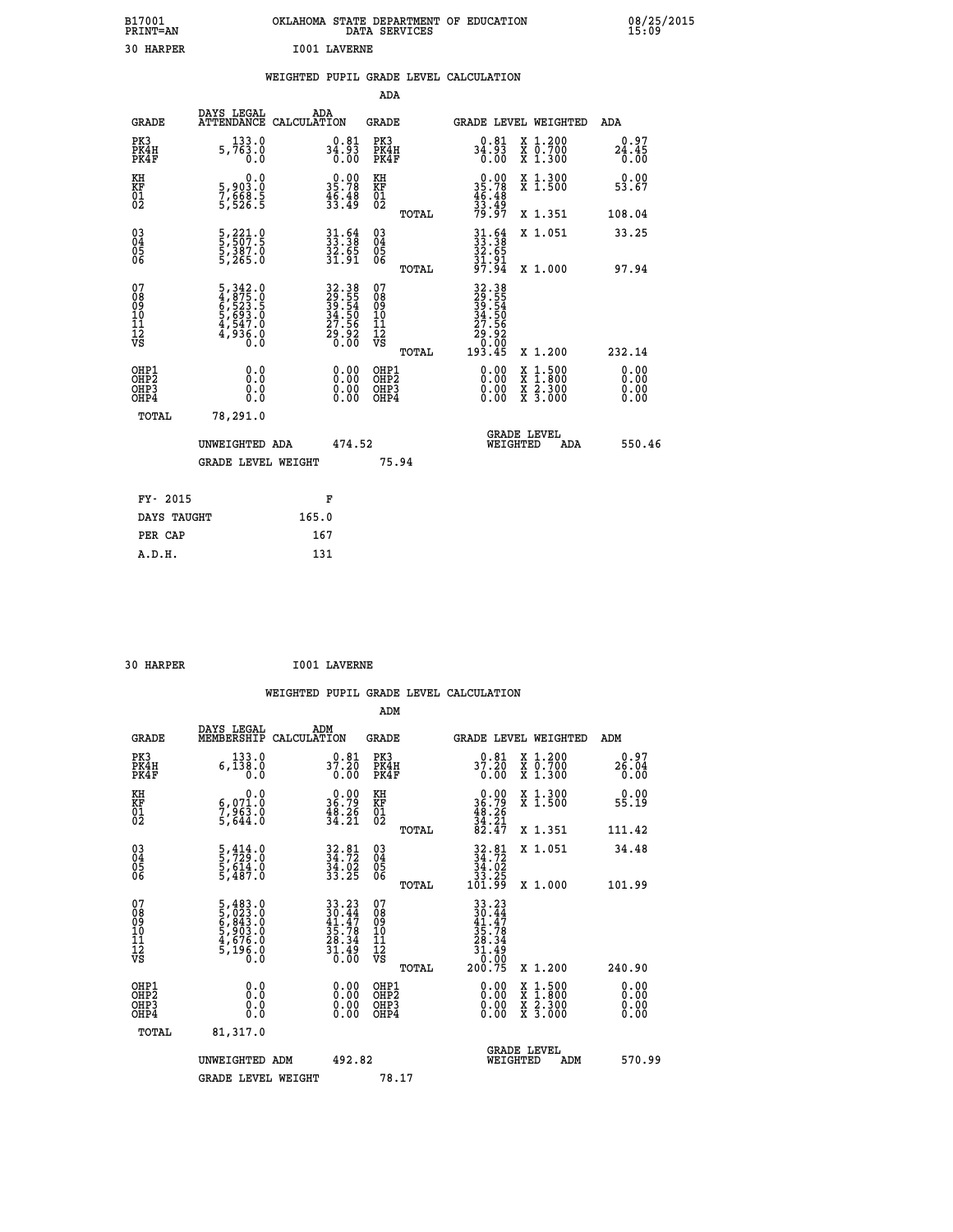B17001 OKLAHOMA STATE DEPARTMENT OF EDUCATION 08/25/2015
PRINT=AN DATA SERVICES 15:09

30 HARPER I001 LAVERNE

## WEIGHTED PUPIL GRADE LEVEL CALCULATION

### ADA

| GRADE | DAYS LEGAL ATTENDANCE | ADA CALCULATION | GRADE | | GRADE LEVEL | WEIGHTED | ADA |
|---|---|---|---|---|---|---|---|
| PK3 | 133.0 | 0.81 | PK3 | | 0.81 | X 1.200 | 0.97 |
| PK4H | 5,763.0 | 34.93 | PK4H | | 34.93 | X 0.700 | 24.45 |
| PK4F | 0.0 | 0.00 | PK4F | | 0.00 | X 1.300 | 0.00 |
| KH | 0.0 | 0.00 | KH | | 0.00 | X 1.300 | 0.00 |
| KF | 5,903.0 | 35.78 | KF | | 35.78 | X 1.500 | 53.67 |
| 01 | 7,668.5 | 46.48 | 01 | | 46.48 | | |
| 02 | 5,526.5 | 33.49 | 02 | | 33.49 | | |
| | | | | TOTAL | 79.97 | X 1.351 | 108.04 |
| 03 | 5,221.0 | 31.64 | 03 | | 31.64 | X 1.051 | 33.25 |
| 04 | 5,507.5 | 33.38 | 04 | | 33.38 | | |
| 05 | 5,387.0 | 32.65 | 05 | | 32.65 | | |
| 06 | 5,265.0 | 31.91 | 06 | | 31.91 | | |
| | | | | TOTAL | 97.94 | X 1.000 | 97.94 |
| 07 | 5,342.0 | 32.38 | 07 | | 32.38 | | |
| 08 | 4,875.0 | 29.55 | 08 | | 29.55 | | |
| 09 | 6,523.5 | 39.54 | 09 | | 39.54 | | |
| 10 | 5,693.0 | 34.50 | 10 | | 34.50 | | |
| 11 | 4,547.0 | 27.56 | 11 | | 27.56 | | |
| 12 | 4,936.0 | 29.92 | 12 | | 29.92 | | |
| VS | 0.0 | 0.00 | VS | | 0.00 | | |
| | | | | TOTAL | 193.45 | X 1.200 | 232.14 |
| OHP1 | 0.0 | 0.00 | OHP1 | | 0.00 | X 1.500 | 0.00 |
| OHP2 | 0.0 | 0.00 | OHP2 | | 0.00 | X 1.800 | 0.00 |
| OHP3 | 0.0 | 0.00 | OHP3 | | 0.00 | X 2.300 | 0.00 |
| OHP4 | 0.0 | 0.00 | OHP4 | | 0.00 | X 3.000 | 0.00 |
| TOTAL | 78,291.0 | | | | | | |

UNWEIGHTED ADA 474.52 GRADE LEVEL WEIGHTED ADA 550.46

GRADE LEVEL WEIGHT 75.94

| FY- 2015 | F |
|---|---|
| DAYS TAUGHT | 165.0 |
| PER CAP | 167 |
| A.D.H. | 131 |

30 HARPER I001 LAVERNE

## WEIGHTED PUPIL GRADE LEVEL CALCULATION

### ADM

| GRADE | DAYS LEGAL MEMBERSHIP | ADM CALCULATION | GRADE | | GRADE LEVEL | WEIGHTED | ADM |
|---|---|---|---|---|---|---|---|
| PK3 | 133.0 | 0.81 | PK3 | | 0.81 | X 1.200 | 0.97 |
| PK4H | 6,138.0 | 37.20 | PK4H | | 37.20 | X 0.700 | 26.04 |
| PK4F | 0.0 | 0.00 | PK4F | | 0.00 | X 1.300 | 0.00 |
| KH | 0.0 | 0.00 | KH | | 0.00 | X 1.300 | 0.00 |
| KF | 6,071.0 | 36.79 | KF | | 36.79 | X 1.500 | 55.19 |
| 01 | 7,963.0 | 48.26 | 01 | | 48.26 | | |
| 02 | 5,644.0 | 34.21 | 02 | | 34.21 | | |
| | | | | TOTAL | 82.47 | X 1.351 | 111.42 |
| 03 | 5,414.0 | 32.81 | 03 | | 32.81 | X 1.051 | 34.48 |
| 04 | 5,729.0 | 34.72 | 04 | | 34.72 | | |
| 05 | 5,614.0 | 34.02 | 05 | | 34.02 | | |
| 06 | 5,487.0 | 33.25 | 06 | | 33.25 | | |
| | | | | TOTAL | 101.99 | X 1.000 | 101.99 |
| 07 | 5,483.0 | 33.23 | 07 | | 33.23 | | |
| 08 | 5,023.0 | 30.44 | 08 | | 30.44 | | |
| 09 | 6,843.0 | 41.47 | 09 | | 41.47 | | |
| 10 | 5,903.0 | 35.78 | 10 | | 35.78 | | |
| 11 | 4,676.0 | 28.34 | 11 | | 28.34 | | |
| 12 | 5,196.0 | 31.49 | 12 | | 31.49 | | |
| VS | 0.0 | 0.00 | VS | | 0.00 | | |
| | | | | TOTAL | 200.75 | X 1.200 | 240.90 |
| OHP1 | 0.0 | 0.00 | OHP1 | | 0.00 | X 1.500 | 0.00 |
| OHP2 | 0.0 | 0.00 | OHP2 | | 0.00 | X 1.800 | 0.00 |
| OHP3 | 0.0 | 0.00 | OHP3 | | 0.00 | X 2.300 | 0.00 |
| OHP4 | 0.0 | 0.00 | OHP4 | | 0.00 | X 3.000 | 0.00 |
| TOTAL | 81,317.0 | | | | | | |

UNWEIGHTED ADM 492.82 GRADE LEVEL WEIGHTED ADM 570.99

GRADE LEVEL WEIGHT 78.17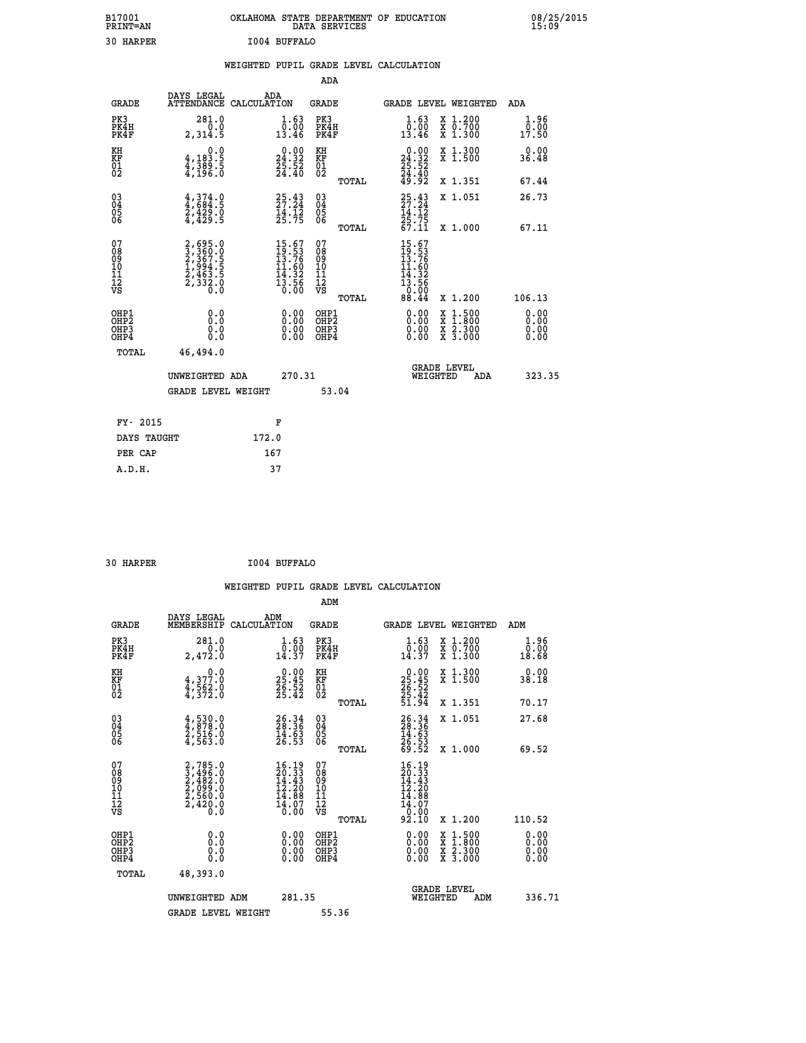B17001 OKLAHOMA STATE DEPARTMENT OF EDUCATION 08/25/2015
PRINT=AN DATA SERVICES 15:09

30 HARPER I004 BUFFALO

## WEIGHTED PUPIL GRADE LEVEL CALCULATION

### ADA

| GRADE | DAYS LEGAL ATTENDANCE | ADA CALCULATION | GRADE | GRADE LEVEL | WEIGHTED | ADA |
|---|---|---|---|---|---|---|
| PK3 | 281.0 | 1.63 | PK3 | 1.63 | X 1.200 | 1.96 |
| PK4H | 0.0 | 0.00 | PK4H | 0.00 | X 0.700 | 0.00 |
| PK4F | 2,314.5 | 13.46 | PK4F | 13.46 | X 1.300 | 17.50 |
| KH | 0.0 | 0.00 | KH | 0.00 | X 1.300 | 0.00 |
| KF | 4,183.5 | 24.32 | KF | 24.32 | X 1.500 | 36.48 |
| 01 | 4,389.5 | 25.52 | 01 | 25.52 | | |
| 02 | 4,196.0 | 24.40 | 02 | 24.40 | | |
| | | | TOTAL | 49.92 | X 1.351 | 67.44 |
| 03 | 4,374.0 | 25.43 | 03 | 25.43 | X 1.051 | 26.73 |
| 04 | 4,684.5 | 27.24 | 04 | 27.24 | | |
| 05 | 2,429.0 | 14.12 | 05 | 14.12 | | |
| 06 | 4,429.5 | 25.75 | 06 | 25.75 | | |
| | | | TOTAL | 67.11 | X 1.000 | 67.11 |
| 07 | 2,695.0 | 15.67 | 07 | 15.67 | | |
| 08 | 3,360.0 | 19.53 | 08 | 19.53 | | |
| 09 | 2,367.5 | 13.76 | 09 | 13.76 | | |
| 10 | 1,994.5 | 11.60 | 10 | 11.60 | | |
| 11 | 2,463.5 | 14.32 | 11 | 14.32 | | |
| 12 | 2,332.0 | 13.56 | 12 | 13.56 | | |
| VS | 0.0 | 0.00 | VS | 0.00 | | |
| | | | TOTAL | 88.44 | X 1.200 | 106.13 |
| OHP1 | 0.0 | 0.00 | OHP1 | 0.00 | X 1.500 | 0.00 |
| OHP2 | 0.0 | 0.00 | OHP2 | 0.00 | X 1.800 | 0.00 |
| OHP3 | 0.0 | 0.00 | OHP3 | 0.00 | X 2.300 | 0.00 |
| OHP4 | 0.0 | 0.00 | OHP4 | 0.00 | X 3.000 | 0.00 |
| TOTAL | 46,494.0 | | | | | |

UNWEIGHTED ADA 270.31 GRADE LEVEL WEIGHTED ADA 323.35

GRADE LEVEL WEIGHT 53.04

| FY- 2015 | F |
|---|---|
| DAYS TAUGHT | 172.0 |
| PER CAP | 167 |
| A.D.H. | 37 |

30 HARPER I004 BUFFALO

## WEIGHTED PUPIL GRADE LEVEL CALCULATION

### ADM

| GRADE | DAYS LEGAL MEMBERSHIP | ADM CALCULATION | GRADE | GRADE LEVEL | WEIGHTED | ADM |
|---|---|---|---|---|---|---|
| PK3 | 281.0 | 1.63 | PK3 | 1.63 | X 1.200 | 1.96 |
| PK4H | 0.0 | 0.00 | PK4H | 0.00 | X 0.700 | 0.00 |
| PK4F | 2,472.0 | 14.37 | PK4F | 14.37 | X 1.300 | 18.68 |
| KH | 0.0 | 0.00 | KH | 0.00 | X 1.300 | 0.00 |
| KF | 4,377.0 | 25.45 | KF | 25.45 | X 1.500 | 38.18 |
| 01 | 4,562.0 | 26.52 | 01 | 26.52 | | |
| 02 | 4,372.0 | 25.42 | 02 | 25.42 | | |
| | | | TOTAL | 51.94 | X 1.351 | 70.17 |
| 03 | 4,530.0 | 26.34 | 03 | 26.34 | X 1.051 | 27.68 |
| 04 | 4,878.0 | 28.36 | 04 | 28.36 | | |
| 05 | 2,516.0 | 14.63 | 05 | 14.63 | | |
| 06 | 4,563.0 | 26.53 | 06 | 26.53 | | |
| | | | TOTAL | 69.52 | X 1.000 | 69.52 |
| 07 | 2,785.0 | 16.19 | 07 | 16.19 | | |
| 08 | 3,496.0 | 20.33 | 08 | 20.33 | | |
| 09 | 2,482.0 | 14.43 | 09 | 14.43 | | |
| 10 | 2,099.0 | 12.20 | 10 | 12.20 | | |
| 11 | 2,560.0 | 14.88 | 11 | 14.88 | | |
| 12 | 2,420.0 | 14.07 | 12 | 14.07 | | |
| VS | 0.0 | 0.00 | VS | 0.00 | | |
| | | | TOTAL | 92.10 | X 1.200 | 110.52 |
| OHP1 | 0.0 | 0.00 | OHP1 | 0.00 | X 1.500 | 0.00 |
| OHP2 | 0.0 | 0.00 | OHP2 | 0.00 | X 1.800 | 0.00 |
| OHP3 | 0.0 | 0.00 | OHP3 | 0.00 | X 2.300 | 0.00 |
| OHP4 | 0.0 | 0.00 | OHP4 | 0.00 | X 3.000 | 0.00 |
| TOTAL | 48,393.0 | | | | | |

UNWEIGHTED ADM 281.35 GRADE LEVEL WEIGHTED ADM 336.71

GRADE LEVEL WEIGHT 55.36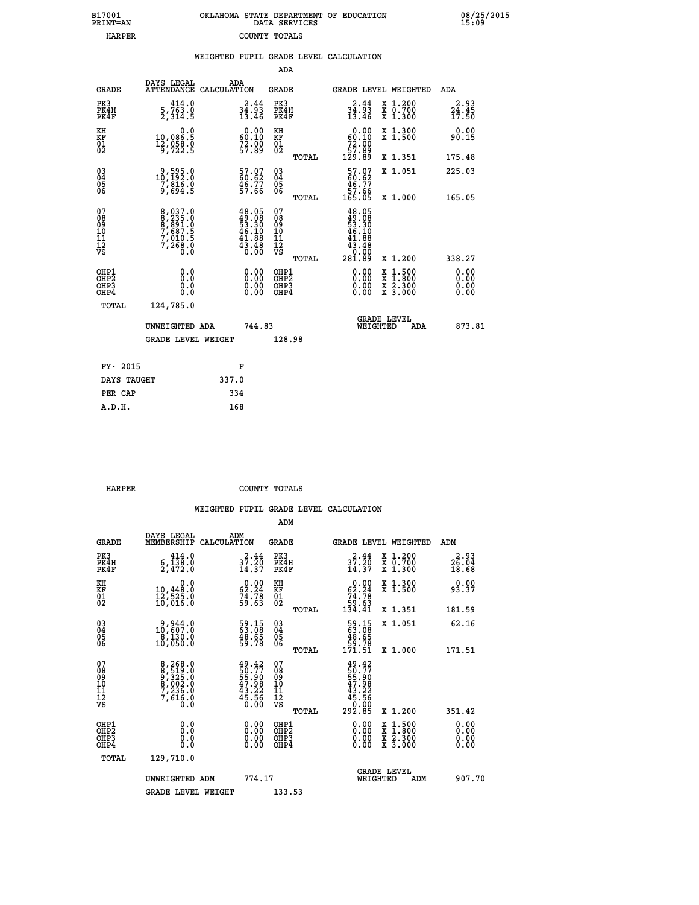B17001 OKLAHOMA STATE DEPARTMENT OF EDUCATION 08/25/2015
PRINT=AN DATA SERVICES 15:09
HARPER COUNTY TOTALS

WEIGHTED PUPIL GRADE LEVEL CALCULATION

ADA

| GRADE | DAYS LEGAL ATTENDANCE | ADA CALCULATION | GRADE | | GRADE LEVEL | WEIGHTED | ADA |
|---|---|---|---|---|---|---|---|
| PK3 | 414.0 | 2.44 | PK3 | | 2.44 | X 1.200 | 2.93 |
| PK4H | 5,763.0 | 34.93 | PK4H | | 34.93 | X 0.700 | 24.45 |
| PK4F | 2,314.5 | 13.46 | PK4F | | 13.46 | X 1.300 | 17.50 |
| KH | 0.0 | 0.00 | KH | | 0.00 | X 1.300 | 0.00 |
| KF | 10,086.5 | 60.10 | KF | | 60.10 | X 1.500 | 90.15 |
| 01 | 12,058.0 | 72.00 | 01 | | 72.00 | | |
| 02 | 9,722.5 | 57.89 | 02 | | 57.89 | | |
| | | | | TOTAL | 129.89 | X 1.351 | 175.48 |
| 03 | 9,595.0 | 57.07 | 03 | | 57.07 | X 1.051 | 225.03 |
| 04 | 10,192.0 | 60.62 | 04 | | 60.62 | | |
| 05 | 7,816.0 | 46.77 | 05 | | 46.77 | | |
| 06 | 9,694.5 | 57.66 | 06 | | 57.66 | | |
| | | | | TOTAL | 165.05 | X 1.000 | 165.05 |
| 07 | 8,037.0 | 48.05 | 07 | | 48.05 | | |
| 08 | 8,235.0 | 49.08 | 08 | | 49.08 | | |
| 09 | 8,891.0 | 53.30 | 09 | | 53.30 | | |
| 10 | 7,687.5 | 46.10 | 10 | | 46.10 | | |
| 11 | 7,010.5 | 41.88 | 11 | | 41.88 | | |
| 12 | 7,268.0 | 43.48 | 12 | | 43.48 | | |
| VS | 0.0 | 0.00 | VS | | 0.00 | | |
| | | | | TOTAL | 281.89 | X 1.200 | 338.27 |
| OHP1 | 0.0 | 0.00 | OHP1 | | 0.00 | X 1.500 | 0.00 |
| OHP2 | 0.0 | 0.00 | OHP2 | | 0.00 | X 1.800 | 0.00 |
| OHP3 | 0.0 | 0.00 | OHP3 | | 0.00 | X 2.300 | 0.00 |
| OHP4 | 0.0 | 0.00 | OHP4 | | 0.00 | X 3.000 | 0.00 |
| TOTAL | 124,785.0 | | | | | | |

UNWEIGHTED ADA 744.83 GRADE LEVEL WEIGHTED ADA 873.81

GRADE LEVEL WEIGHT 128.98

| FY- 2015 | F |
|---|---|
| DAYS TAUGHT | 337.0 |
| PER CAP | 334 |
| A.D.H. | 168 |

HARPER COUNTY TOTALS

WEIGHTED PUPIL GRADE LEVEL CALCULATION

ADM

| GRADE | DAYS LEGAL MEMBERSHIP | ADM CALCULATION | GRADE | | GRADE LEVEL | WEIGHTED | ADM |
|---|---|---|---|---|---|---|---|
| PK3 | 414.0 | 2.44 | PK3 | | 2.44 | X 1.200 | 2.93 |
| PK4H | 6,138.0 | 37.20 | PK4H | | 37.20 | X 0.700 | 26.04 |
| PK4F | 2,472.0 | 14.37 | PK4F | | 14.37 | X 1.300 | 18.68 |
| KH | 0.0 | 0.00 | KH | | 0.00 | X 1.300 | 0.00 |
| KF | 10,448.0 | 62.24 | KF | | 62.24 | X 1.500 | 93.37 |
| 01 | 12,525.0 | 74.78 | 01 | | 74.78 | | |
| 02 | 10,016.0 | 59.63 | 02 | | 59.63 | | |
| | | | | TOTAL | 134.41 | X 1.351 | 181.59 |
| 03 | 9,944.0 | 59.15 | 03 | | 59.15 | X 1.051 | 62.16 |
| 04 | 10,607.0 | 63.08 | 04 | | 63.08 | | |
| 05 | 8,130.0 | 48.65 | 05 | | 48.65 | | |
| 06 | 10,050.0 | 59.78 | 06 | | 59.78 | | |
| | | | | TOTAL | 171.51 | X 1.000 | 171.51 |
| 07 | 8,268.0 | 49.42 | 07 | | 49.42 | | |
| 08 | 8,519.0 | 50.77 | 08 | | 50.77 | | |
| 09 | 9,325.0 | 55.90 | 09 | | 55.90 | | |
| 10 | 8,002.0 | 47.98 | 10 | | 47.98 | | |
| 11 | 7,236.0 | 43.22 | 11 | | 43.22 | | |
| 12 | 7,616.0 | 45.56 | 12 | | 45.56 | | |
| VS | 0.0 | 0.00 | VS | | 0.00 | | |
| | | | | TOTAL | 292.85 | X 1.200 | 351.42 |
| OHP1 | 0.0 | 0.00 | OHP1 | | 0.00 | X 1.500 | 0.00 |
| OHP2 | 0.0 | 0.00 | OHP2 | | 0.00 | X 1.800 | 0.00 |
| OHP3 | 0.0 | 0.00 | OHP3 | | 0.00 | X 2.300 | 0.00 |
| OHP4 | 0.0 | 0.00 | OHP4 | | 0.00 | X 3.000 | 0.00 |
| TOTAL | 129,710.0 | | | | | | |

UNWEIGHTED ADM 774.17 GRADE LEVEL WEIGHTED ADM 907.70

GRADE LEVEL WEIGHT 133.53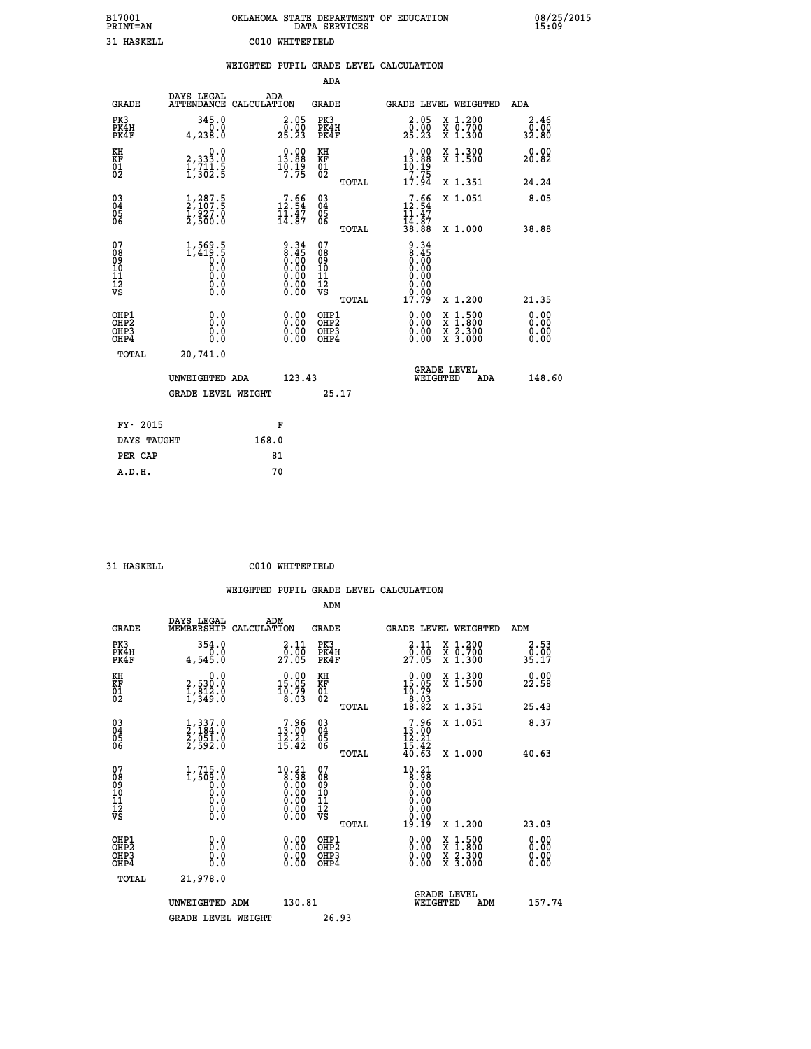B17001 OKLAHOMA STATE DEPARTMENT OF EDUCATION 08/25/2015
PRINT=AN DATA SERVICES 15:09

31 HASKELL C010 WHITEFIELD

## WEIGHTED PUPIL GRADE LEVEL CALCULATION

### ADA

| GRADE | DAYS LEGAL ATTENDANCE | ADA CALCULATION | GRADE | | GRADE LEVEL | WEIGHTED | ADA |
|---|---|---|---|---|---|---|---|
| PK3 | 345.0 | 2.05 | PK3 | | 2.05 | X 1.200 | 2.46 |
| PK4H | 0.0 | 0.00 | PK4H | | 0.00 | X 0.700 | 0.00 |
| PK4F | 4,238.0 | 25.23 | PK4F | | 25.23 | X 1.300 | 32.80 |
| KH | 0.0 | 0.00 | KH | | 0.00 | X 1.300 | 0.00 |
| KF | 2,333.0 | 13.88 | KF | | 13.88 | X 1.500 | 20.82 |
| 01 | 1,711.5 | 10.19 | 01 | | 10.19 | | |
| 02 | 1,302.5 | 7.75 | 02 | | 7.75 | | |
| | | | | TOTAL | 17.94 | X 1.351 | 24.24 |
| 03 | 1,287.5 | 7.66 | 03 | | 7.66 | X 1.051 | 8.05 |
| 04 | 2,107.5 | 12.54 | 04 | | 12.54 | | |
| 05 | 1,927.0 | 11.47 | 05 | | 11.47 | | |
| 06 | 2,500.0 | 14.87 | 06 | | 14.87 | | |
| | | | | TOTAL | 38.88 | X 1.000 | 38.88 |
| 07 | 1,569.5 | 9.34 | 07 | | 9.34 | | |
| 08 | 1,419.5 | 8.45 | 08 | | 8.45 | | |
| 09 | 0.0 | 0.00 | 09 | | 0.00 | | |
| 10 | 0.0 | 0.00 | 10 | | 0.00 | | |
| 11 | 0.0 | 0.00 | 11 | | 0.00 | | |
| 12 | 0.0 | 0.00 | 12 | | 0.00 | | |
| VS | 0.0 | 0.00 | VS | | 0.00 | | |
| | | | | TOTAL | 17.79 | X 1.200 | 21.35 |
| OHP1 | 0.0 | 0.00 | OHP1 | | 0.00 | X 1.500 | 0.00 |
| OHP2 | 0.0 | 0.00 | OHP2 | | 0.00 | X 1.800 | 0.00 |
| OHP3 | 0.0 | 0.00 | OHP3 | | 0.00 | X 2.300 | 0.00 |
| OHP4 | 0.0 | 0.00 | OHP4 | | 0.00 | X 3.000 | 0.00 |
| TOTAL | 20,741.0 | | | | | | |

UNWEIGHTED ADA 123.43 GRADE LEVEL WEIGHTED ADA 148.60

GRADE LEVEL WEIGHT 25.17

| FY- 2015 | F |
|---|---|
| DAYS TAUGHT | 168.0 |
| PER CAP | 81 |
| A.D.H. | 70 |

31 HASKELL C010 WHITEFIELD

## WEIGHTED PUPIL GRADE LEVEL CALCULATION

### ADM

| GRADE | DAYS LEGAL MEMBERSHIP | ADM CALCULATION | GRADE | | GRADE LEVEL | WEIGHTED | ADM |
|---|---|---|---|---|---|---|---|
| PK3 | 354.0 | 2.11 | PK3 | | 2.11 | X 1.200 | 2.53 |
| PK4H | 0.0 | 0.00 | PK4H | | 0.00 | X 0.700 | 0.00 |
| PK4F | 4,545.0 | 27.05 | PK4F | | 27.05 | X 1.300 | 35.17 |
| KH | 0.0 | 0.00 | KH | | 0.00 | X 1.300 | 0.00 |
| KF | 2,530.0 | 15.05 | KF | | 15.05 | X 1.500 | 22.58 |
| 01 | 1,812.0 | 10.79 | 01 | | 10.79 | | |
| 02 | 1,349.0 | 8.03 | 02 | | 8.03 | | |
| | | | | TOTAL | 18.82 | X 1.351 | 25.43 |
| 03 | 1,337.0 | 7.96 | 03 | | 7.96 | X 1.051 | 8.37 |
| 04 | 2,184.0 | 13.00 | 04 | | 13.00 | | |
| 05 | 2,051.0 | 12.21 | 05 | | 12.21 | | |
| 06 | 2,592.0 | 15.42 | 06 | | 15.42 | | |
| | | | | TOTAL | 40.63 | X 1.000 | 40.63 |
| 07 | 1,715.0 | 10.21 | 07 | | 10.21 | | |
| 08 | 1,509.0 | 8.98 | 08 | | 8.98 | | |
| 09 | 0.0 | 0.00 | 09 | | 0.00 | | |
| 10 | 0.0 | 0.00 | 10 | | 0.00 | | |
| 11 | 0.0 | 0.00 | 11 | | 0.00 | | |
| 12 | 0.0 | 0.00 | 12 | | 0.00 | | |
| VS | 0.0 | 0.00 | VS | | 0.00 | | |
| | | | | TOTAL | 19.19 | X 1.200 | 23.03 |
| OHP1 | 0.0 | 0.00 | OHP1 | | 0.00 | X 1.500 | 0.00 |
| OHP2 | 0.0 | 0.00 | OHP2 | | 0.00 | X 1.800 | 0.00 |
| OHP3 | 0.0 | 0.00 | OHP3 | | 0.00 | X 2.300 | 0.00 |
| OHP4 | 0.0 | 0.00 | OHP4 | | 0.00 | X 3.000 | 0.00 |
| TOTAL | 21,978.0 | | | | | | |

UNWEIGHTED ADM 130.81 GRADE LEVEL WEIGHTED ADM 157.74

GRADE LEVEL WEIGHT 26.93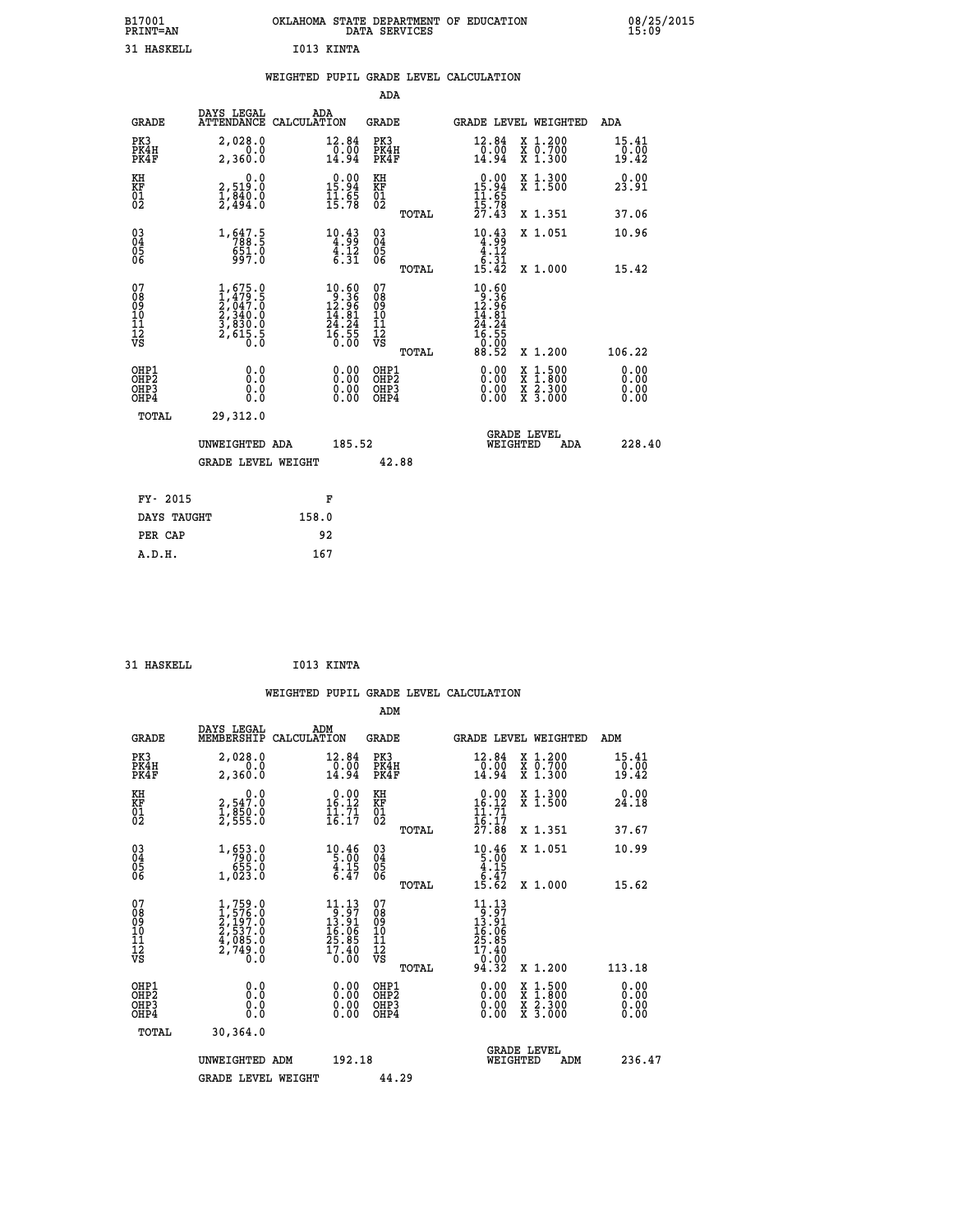B17001 OKLAHOMA STATE DEPARTMENT OF EDUCATION 08/25/2015
PRINT=AN DATA SERVICES 15:09

31 HASKELL I013 KINTA

WEIGHTED PUPIL GRADE LEVEL CALCULATION

ADA

| GRADE | DAYS LEGAL ATTENDANCE | ADA CALCULATION | GRADE | | GRADE LEVEL | WEIGHTED | ADA |
|---|---|---|---|---|---|---|---|
| PK3 | 2,028.0 | 12.84 | PK3 | | 12.84 | X 1.200 | 15.41 |
| PK4H | 0.0 | 0.00 | PK4H | | 0.00 | X 0.700 | 0.00 |
| PK4F | 2,360.0 | 14.94 | PK4F | | 14.94 | X 1.300 | 19.42 |
| KH | 0.0 | 0.00 | KH | | 0.00 | X 1.300 | 0.00 |
| KF | 2,519.0 | 15.94 | KF | | 15.94 | X 1.500 | 23.91 |
| 01 | 1,840.0 | 11.65 | 01 | | 11.65 | | |
| 02 | 2,494.0 | 15.78 | 02 | | 15.78 | | |
| | | | | TOTAL | 27.43 | X 1.351 | 37.06 |
| 03 | 1,647.5 | 10.43 | 03 | | 10.43 | X 1.051 | 10.96 |
| 04 | 788.5 | 4.99 | 04 | | 4.99 | | |
| 05 | 651.0 | 4.12 | 05 | | 4.12 | | |
| 06 | 997.0 | 6.31 | 06 | | 6.31 | | |
| | | | | TOTAL | 15.42 | X 1.000 | 15.42 |
| 07 | 1,675.0 | 10.60 | 07 | | 10.60 | | |
| 08 | 1,479.5 | 9.36 | 08 | | 9.36 | | |
| 09 | 2,047.0 | 12.96 | 09 | | 12.96 | | |
| 10 | 2,340.0 | 14.81 | 10 | | 14.81 | | |
| 11 | 3,830.0 | 24.24 | 11 | | 24.24 | | |
| 12 | 2,615.5 | 16.55 | 12 | | 16.55 | | |
| VS | 0.0 | 0.00 | VS | | 0.00 | | |
| | | | | TOTAL | 88.52 | X 1.200 | 106.22 |
| OHP1 | 0.0 | 0.00 | OHP1 | | 0.00 | X 1.500 | 0.00 |
| OHP2 | 0.0 | 0.00 | OHP2 | | 0.00 | X 1.800 | 0.00 |
| OHP3 | 0.0 | 0.00 | OHP3 | | 0.00 | X 2.300 | 0.00 |
| OHP4 | 0.0 | 0.00 | OHP4 | | 0.00 | X 3.000 | 0.00 |
| TOTAL | 29,312.0 | | | | | | |

UNWEIGHTED ADA 185.52 GRADE LEVEL WEIGHTED ADA 228.40

GRADE LEVEL WEIGHT 42.88

| FY- 2015 | F |
|---|---|
| DAYS TAUGHT | 158.0 |
| PER CAP | 92 |
| A.D.H. | 167 |

31 HASKELL I013 KINTA

WEIGHTED PUPIL GRADE LEVEL CALCULATION

ADM

| GRADE | DAYS LEGAL MEMBERSHIP | ADM CALCULATION | GRADE | | GRADE LEVEL | WEIGHTED | ADM |
|---|---|---|---|---|---|---|---|
| PK3 | 2,028.0 | 12.84 | PK3 | | 12.84 | X 1.200 | 15.41 |
| PK4H | 0.0 | 0.00 | PK4H | | 0.00 | X 0.700 | 0.00 |
| PK4F | 2,360.0 | 14.94 | PK4F | | 14.94 | X 1.300 | 19.42 |
| KH | 0.0 | 0.00 | KH | | 0.00 | X 1.300 | 0.00 |
| KF | 2,547.0 | 16.12 | KF | | 16.12 | X 1.500 | 24.18 |
| 01 | 1,850.0 | 11.71 | 01 | | 11.71 | | |
| 02 | 2,555.0 | 16.17 | 02 | | 16.17 | | |
| | | | | TOTAL | 27.88 | X 1.351 | 37.67 |
| 03 | 1,653.0 | 10.46 | 03 | | 10.46 | X 1.051 | 10.99 |
| 04 | 790.0 | 5.00 | 04 | | 5.00 | | |
| 05 | 655.0 | 4.15 | 05 | | 4.15 | | |
| 06 | 1,023.0 | 6.47 | 06 | | 6.47 | | |
| | | | | TOTAL | 15.62 | X 1.000 | 15.62 |
| 07 | 1,759.0 | 11.13 | 07 | | 11.13 | | |
| 08 | 1,576.0 | 9.97 | 08 | | 9.97 | | |
| 09 | 2,197.0 | 13.91 | 09 | | 13.91 | | |
| 10 | 2,537.0 | 16.06 | 10 | | 16.06 | | |
| 11 | 4,085.0 | 25.85 | 11 | | 25.85 | | |
| 12 | 2,749.0 | 17.40 | 12 | | 17.40 | | |
| VS | 0.0 | 0.00 | VS | | 0.00 | | |
| | | | | TOTAL | 94.32 | X 1.200 | 113.18 |
| OHP1 | 0.0 | 0.00 | OHP1 | | 0.00 | X 1.500 | 0.00 |
| OHP2 | 0.0 | 0.00 | OHP2 | | 0.00 | X 1.800 | 0.00 |
| OHP3 | 0.0 | 0.00 | OHP3 | | 0.00 | X 2.300 | 0.00 |
| OHP4 | 0.0 | 0.00 | OHP4 | | 0.00 | X 3.000 | 0.00 |
| TOTAL | 30,364.0 | | | | | | |

UNWEIGHTED ADM 192.18 GRADE LEVEL WEIGHTED ADM 236.47

GRADE LEVEL WEIGHT 44.29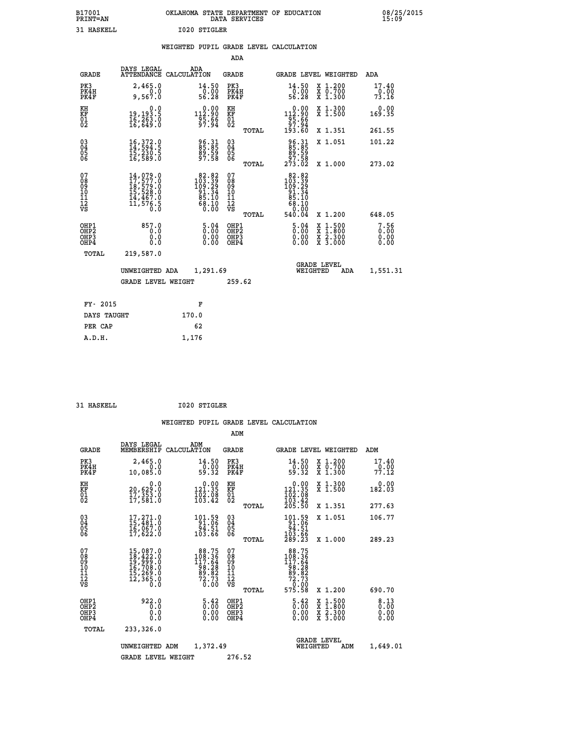B17001 OKLAHOMA STATE DEPARTMENT OF EDUCATION 08/25/2015
PRINT=AN DATA SERVICES 15:09

31 HASKELL I020 STIGLER

## WEIGHTED PUPIL GRADE LEVEL CALCULATION

### ADA

| GRADE | DAYS LEGAL ATTENDANCE | ADA CALCULATION | GRADE | GRADE LEVEL | WEIGHTED | ADA |
|---|---|---|---|---|---|---|
| PK3 | 2,465.0 | 14.50 | PK3 | 14.50 | X 1.200 | 17.40 |
| PK4H | 0.0 | 0.00 | PK4H | 0.00 | X 0.700 | 0.00 |
| PK4F | 9,567.0 | 56.28 | PK4F | 56.28 | X 1.300 | 73.16 |
| KH | 0.0 | 0.00 | KH | 0.00 | X 1.300 | 0.00 |
| KF | 19,193.5 | 112.90 | KF | 112.90 | X 1.500 | 169.35 |
| 01 | 16,263.0 | 95.66 | 01 | 95.66 | | |
| 02 | 16,649.0 | 97.94 | 02 | 97.94 | | |
| | | | TOTAL | 193.60 | X 1.351 | 261.55 |
| 03 | 16,372.0 | 96.31 | 03 | 96.31 | X 1.051 | 101.22 |
| 04 | 14,594.5 | 85.85 | 04 | 85.85 | | |
| 05 | 15,230.5 | 89.59 | 05 | 89.59 | | |
| 06 | 16,589.0 | 97.58 | 06 | 97.58 | | |
| | | | TOTAL | 273.02 | X 1.000 | 273.02 |
| 07 | 14,079.0 | 82.82 | 07 | 82.82 | | |
| 08 | 17,577.0 | 103.39 | 08 | 103.39 | | |
| 09 | 18,579.0 | 109.29 | 09 | 109.29 | | |
| 10 | 15,528.0 | 91.34 | 10 | 91.34 | | |
| 11 | 14,467.0 | 85.10 | 11 | 85.10 | | |
| 12 | 11,576.5 | 68.10 | 12 | 68.10 | | |
| VS | 0.0 | 0.00 | VS | 0.00 | | |
| | | | TOTAL | 540.04 | X 1.200 | 648.05 |
| OHP1 | 857.0 | 5.04 | OHP1 | 5.04 | X 1.500 | 7.56 |
| OHP2 | 0.0 | 0.00 | OHP2 | 0.00 | X 1.800 | 0.00 |
| OHP3 | 0.0 | 0.00 | OHP3 | 0.00 | X 2.300 | 0.00 |
| OHP4 | 0.0 | 0.00 | OHP4 | 0.00 | X 3.000 | 0.00 |
| TOTAL | 219,587.0 | | | | | |

UNWEIGHTED ADA 1,291.69 GRADE LEVEL WEIGHTED ADA 1,551.31

GRADE LEVEL WEIGHT 259.62

| FY- 2015 | F |
|---|---|
| DAYS TAUGHT | 170.0 |
| PER CAP | 62 |
| A.D.H. | 1,176 |

31 HASKELL I020 STIGLER

## WEIGHTED PUPIL GRADE LEVEL CALCULATION

### ADM

| GRADE | DAYS LEGAL MEMBERSHIP | ADM CALCULATION | GRADE | GRADE LEVEL | WEIGHTED | ADM |
|---|---|---|---|---|---|---|
| PK3 | 2,465.0 | 14.50 | PK3 | 14.50 | X 1.200 | 17.40 |
| PK4H | 0.0 | 0.00 | PK4H | 0.00 | X 0.700 | 0.00 |
| PK4F | 10,085.0 | 59.32 | PK4F | 59.32 | X 1.300 | 77.12 |
| KH | 0.0 | 0.00 | KH | 0.00 | X 1.300 | 0.00 |
| KF | 20,629.0 | 121.35 | KF | 121.35 | X 1.500 | 182.03 |
| 01 | 17,353.0 | 102.08 | 01 | 102.08 | | |
| 02 | 17,581.0 | 103.42 | 02 | 103.42 | | |
| | | | TOTAL | 205.50 | X 1.351 | 277.63 |
| 03 | 17,271.0 | 101.59 | 03 | 101.59 | X 1.051 | 106.77 |
| 04 | 15,481.0 | 91.06 | 04 | 91.06 | | |
| 05 | 16,067.0 | 94.51 | 05 | 94.51 | | |
| 06 | 17,622.0 | 103.66 | 06 | 103.66 | | |
| | | | TOTAL | 289.23 | X 1.000 | 289.23 |
| 07 | 15,087.0 | 88.75 | 07 | 88.75 | | |
| 08 | 18,422.0 | 108.36 | 08 | 108.36 | | |
| 09 | 19,999.0 | 117.64 | 09 | 117.64 | | |
| 10 | 16,708.0 | 98.28 | 10 | 98.28 | | |
| 11 | 15,269.0 | 89.82 | 11 | 89.82 | | |
| 12 | 12,365.0 | 72.73 | 12 | 72.73 | | |
| VS | 0.0 | 0.00 | VS | 0.00 | | |
| | | | TOTAL | 575.58 | X 1.200 | 690.70 |
| OHP1 | 922.0 | 5.42 | OHP1 | 5.42 | X 1.500 | 8.13 |
| OHP2 | 0.0 | 0.00 | OHP2 | 0.00 | X 1.800 | 0.00 |
| OHP3 | 0.0 | 0.00 | OHP3 | 0.00 | X 2.300 | 0.00 |
| OHP4 | 0.0 | 0.00 | OHP4 | 0.00 | X 3.000 | 0.00 |
| TOTAL | 233,326.0 | | | | | |

UNWEIGHTED ADM 1,372.49 GRADE LEVEL WEIGHTED ADM 1,649.01

GRADE LEVEL WEIGHT 276.52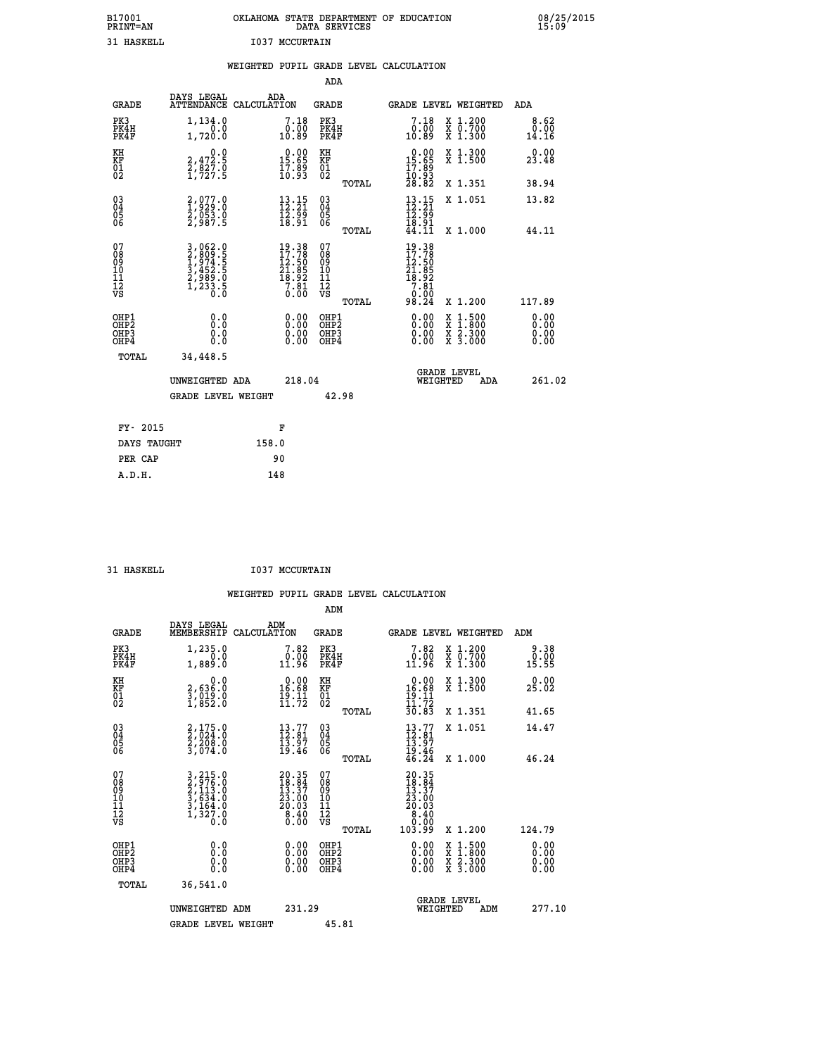B17001 OKLAHOMA STATE DEPARTMENT OF EDUCATION 08/25/2015
PRINT=AN DATA SERVICES 15:09

31 HASKELL I037 MCCURTAIN

## WEIGHTED PUPIL GRADE LEVEL CALCULATION

### ADA

| GRADE | DAYS LEGAL ATTENDANCE | ADA CALCULATION | GRADE | GRADE LEVEL | WEIGHTED | ADA |
|---|---|---|---|---|---|---|
| PK3 | 1,134.0 | 7.18 | PK3 | 7.18 | X 1.200 | 8.62 |
| PK4H | 0.0 | 0.00 | PK4H | 0.00 | X 0.700 | 0.00 |
| PK4F | 1,720.0 | 10.89 | PK4F | 10.89 | X 1.300 | 14.16 |
| KH | 0.0 | 0.00 | KH | 0.00 | X 1.300 | 0.00 |
| KF | 2,472.5 | 15.65 | KF | 15.65 | X 1.500 | 23.48 |
| 01 | 2,827.0 | 17.89 | 01 | 17.89 | | |
| 02 | 1,727.5 | 10.93 | 02 | 10.93 | | |
| | | | TOTAL | 28.82 | X 1.351 | 38.94 |
| 03 | 2,077.0 | 13.15 | 03 | 13.15 | X 1.051 | 13.82 |
| 04 | 1,929.0 | 12.21 | 04 | 12.21 | | |
| 05 | 2,053.0 | 12.99 | 05 | 12.99 | | |
| 06 | 2,987.5 | 18.91 | 06 | 18.91 | | |
| | | | TOTAL | 44.11 | X 1.000 | 44.11 |
| 07 | 3,062.0 | 19.38 | 07 | 19.38 | | |
| 08 | 2,809.5 | 17.78 | 08 | 17.78 | | |
| 09 | 1,974.5 | 12.50 | 09 | 12.50 | | |
| 10 | 3,452.5 | 21.85 | 10 | 21.85 | | |
| 11 | 2,989.0 | 18.92 | 11 | 18.92 | | |
| 12 | 1,233.5 | 7.81 | 12 | 7.81 | | |
| VS | 0.0 | 0.00 | VS | 0.00 | | |
| | | | TOTAL | 98.24 | X 1.200 | 117.89 |
| OHP1 | 0.0 | 0.00 | OHP1 | 0.00 | X 1.500 | 0.00 |
| OHP2 | 0.0 | 0.00 | OHP2 | 0.00 | X 1.800 | 0.00 |
| OHP3 | 0.0 | 0.00 | OHP3 | 0.00 | X 2.300 | 0.00 |
| OHP4 | 0.0 | 0.00 | OHP4 | 0.00 | X 3.000 | 0.00 |
| TOTAL | 34,448.5 | | | | | |

UNWEIGHTED ADA 218.04 GRADE LEVEL WEIGHTED ADA 261.02

GRADE LEVEL WEIGHT 42.98

| FY- 2015 | F |
|---|---|
| DAYS TAUGHT | 158.0 |
| PER CAP | 90 |
| A.D.H. | 148 |

31 HASKELL I037 MCCURTAIN

## WEIGHTED PUPIL GRADE LEVEL CALCULATION

### ADM

| GRADE | DAYS LEGAL MEMBERSHIP | ADM CALCULATION | GRADE | GRADE LEVEL | WEIGHTED | ADM |
|---|---|---|---|---|---|---|
| PK3 | 1,235.0 | 7.82 | PK3 | 7.82 | X 1.200 | 9.38 |
| PK4H | 0.0 | 0.00 | PK4H | 0.00 | X 0.700 | 0.00 |
| PK4F | 1,889.0 | 11.96 | PK4F | 11.96 | X 1.300 | 15.55 |
| KH | 0.0 | 0.00 | KH | 0.00 | X 1.300 | 0.00 |
| KF | 2,636.0 | 16.68 | KF | 16.68 | X 1.500 | 25.02 |
| 01 | 3,019.0 | 19.11 | 01 | 19.11 | | |
| 02 | 1,852.0 | 11.72 | 02 | 11.72 | | |
| | | | TOTAL | 30.83 | X 1.351 | 41.65 |
| 03 | 2,175.0 | 13.77 | 03 | 13.77 | X 1.051 | 14.47 |
| 04 | 2,024.0 | 12.81 | 04 | 12.81 | | |
| 05 | 2,208.0 | 13.97 | 05 | 13.97 | | |
| 06 | 3,074.0 | 19.46 | 06 | 19.46 | | |
| | | | TOTAL | 46.24 | X 1.000 | 46.24 |
| 07 | 3,215.0 | 20.35 | 07 | 20.35 | | |
| 08 | 2,976.0 | 18.84 | 08 | 18.84 | | |
| 09 | 2,113.0 | 13.37 | 09 | 13.37 | | |
| 10 | 3,634.0 | 23.00 | 10 | 23.00 | | |
| 11 | 3,164.0 | 20.03 | 11 | 20.03 | | |
| 12 | 1,327.0 | 8.40 | 12 | 8.40 | | |
| VS | 0.0 | 0.00 | VS | 0.00 | | |
| | | | TOTAL | 103.99 | X 1.200 | 124.79 |
| OHP1 | 0.0 | 0.00 | OHP1 | 0.00 | X 1.500 | 0.00 |
| OHP2 | 0.0 | 0.00 | OHP2 | 0.00 | X 1.800 | 0.00 |
| OHP3 | 0.0 | 0.00 | OHP3 | 0.00 | X 2.300 | 0.00 |
| OHP4 | 0.0 | 0.00 | OHP4 | 0.00 | X 3.000 | 0.00 |
| TOTAL | 36,541.0 | | | | | |

UNWEIGHTED ADM 231.29 GRADE LEVEL WEIGHTED ADM 277.10

GRADE LEVEL WEIGHT 45.81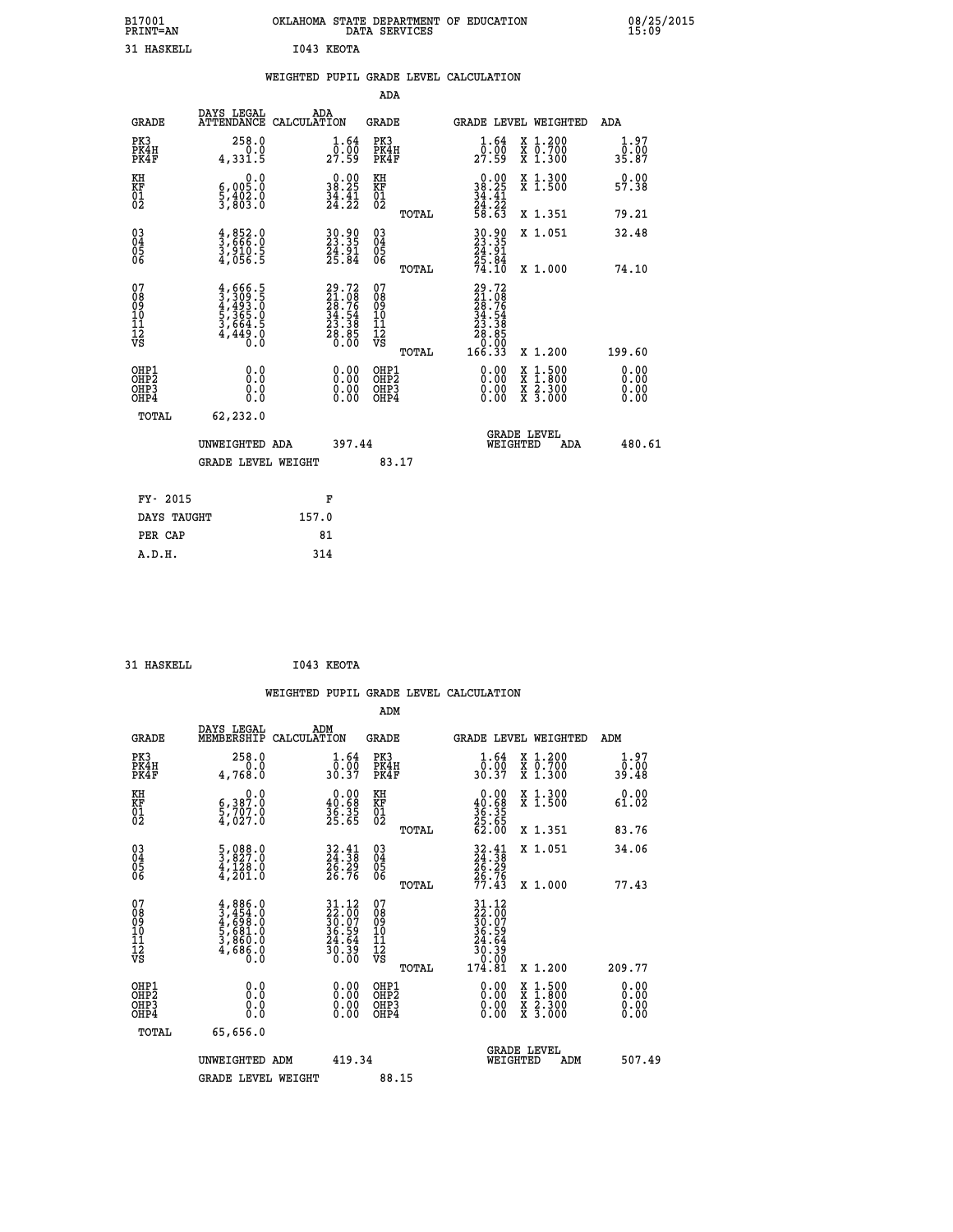B17001 OKLAHOMA STATE DEPARTMENT OF EDUCATION 08/25/2015
PRINT=AN DATA SERVICES 15:09

31 HASKELL I043 KEOTA

## WEIGHTED PUPIL GRADE LEVEL CALCULATION

ADA

| GRADE | DAYS LEGAL ATTENDANCE | ADA CALCULATION | GRADE | | GRADE LEVEL | WEIGHTED | ADA |
|---|---|---|---|---|---|---|---|
| PK3 | 258.0 | 1.64 | PK3 | | 1.64 | X 1.200 | 1.97 |
| PK4H | 0.0 | 0.00 | PK4H | | 0.00 | X 0.700 | 0.00 |
| PK4F | 4,331.5 | 27.59 | PK4F | | 27.59 | X 1.300 | 35.87 |
| KH | 0.0 | 0.00 | KH | | 0.00 | X 1.300 | 0.00 |
| KF | 6,005.0 | 38.25 | KF | | 38.25 | X 1.500 | 57.38 |
| 01 | 5,402.0 | 34.41 | 01 | | 34.41 | | |
| 02 | 3,803.0 | 24.22 | 02 | | 24.22 | | |
| | | | | TOTAL | 58.63 | X 1.351 | 79.21 |
| 03 | 4,852.0 | 30.90 | 03 | | 30.90 | X 1.051 | 32.48 |
| 04 | 3,666.0 | 23.35 | 04 | | 23.35 | | |
| 05 | 3,910.5 | 24.91 | 05 | | 24.91 | | |
| 06 | 4,056.5 | 25.84 | 06 | | 25.84 | | |
| | | | | TOTAL | 74.10 | X 1.000 | 74.10 |
| 07 | 4,666.5 | 29.72 | 07 | | 29.72 | | |
| 08 | 3,309.5 | 21.08 | 08 | | 21.08 | | |
| 09 | 4,493.0 | 28.76 | 09 | | 28.76 | | |
| 10 | 5,365.0 | 34.54 | 10 | | 34.54 | | |
| 11 | 3,664.5 | 23.38 | 11 | | 23.38 | | |
| 12 | 4,449.0 | 28.85 | 12 | | 28.85 | | |
| VS | 0.0 | 0.00 | VS | | 0.00 | | |
| | | | | TOTAL | 166.33 | X 1.200 | 199.60 |
| OHP1 | 0.0 | 0.00 | OHP1 | | 0.00 | X 1.500 | 0.00 |
| OHP2 | 0.0 | 0.00 | OHP2 | | 0.00 | X 1.800 | 0.00 |
| OHP3 | 0.0 | 0.00 | OHP3 | | 0.00 | X 2.300 | 0.00 |
| OHP4 | 0.0 | 0.00 | OHP4 | | 0.00 | X 3.000 | 0.00 |
| TOTAL | 62,232.0 | | | | | | |

UNWEIGHTED ADA 397.44 GRADE LEVEL WEIGHTED ADA 480.61

GRADE LEVEL WEIGHT 83.17

| FY- 2015 | F |
|---|---|
| DAYS TAUGHT | 157.0 |
| PER CAP | 81 |
| A.D.H. | 314 |

31 HASKELL I043 KEOTA

## WEIGHTED PUPIL GRADE LEVEL CALCULATION

ADM

| GRADE | DAYS LEGAL MEMBERSHIP | ADM CALCULATION | GRADE | | GRADE LEVEL | WEIGHTED | ADM |
|---|---|---|---|---|---|---|---|
| PK3 | 258.0 | 1.64 | PK3 | | 1.64 | X 1.200 | 1.97 |
| PK4H | 0.0 | 0.00 | PK4H | | 0.00 | X 0.700 | 0.00 |
| PK4F | 4,768.0 | 30.37 | PK4F | | 30.37 | X 1.300 | 39.48 |
| KH | 0.0 | 0.00 | KH | | 0.00 | X 1.300 | 0.00 |
| KF | 6,387.0 | 40.68 | KF | | 40.68 | X 1.500 | 61.02 |
| 01 | 5,707.0 | 36.35 | 01 | | 36.35 | | |
| 02 | 4,027.0 | 25.65 | 02 | | 25.65 | | |
| | | | | TOTAL | 62.00 | X 1.351 | 83.76 |
| 03 | 5,088.0 | 32.41 | 03 | | 32.41 | X 1.051 | 34.06 |
| 04 | 3,827.0 | 24.38 | 04 | | 24.38 | | |
| 05 | 4,128.0 | 26.29 | 05 | | 26.29 | | |
| 06 | 4,201.0 | 26.76 | 06 | | 26.76 | | |
| | | | | TOTAL | 77.43 | X 1.000 | 77.43 |
| 07 | 4,886.0 | 31.12 | 07 | | 31.12 | | |
| 08 | 3,454.0 | 22.00 | 08 | | 22.00 | | |
| 09 | 4,698.0 | 30.07 | 09 | | 30.07 | | |
| 10 | 5,681.0 | 36.59 | 10 | | 36.59 | | |
| 11 | 3,860.0 | 24.64 | 11 | | 24.64 | | |
| 12 | 4,686.0 | 30.39 | 12 | | 30.39 | | |
| VS | 0.0 | 0.00 | VS | | 0.00 | | |
| | | | | TOTAL | 174.81 | X 1.200 | 209.77 |
| OHP1 | 0.0 | 0.00 | OHP1 | | 0.00 | X 1.500 | 0.00 |
| OHP2 | 0.0 | 0.00 | OHP2 | | 0.00 | X 1.800 | 0.00 |
| OHP3 | 0.0 | 0.00 | OHP3 | | 0.00 | X 2.300 | 0.00 |
| OHP4 | 0.0 | 0.00 | OHP4 | | 0.00 | X 3.000 | 0.00 |
| TOTAL | 65,656.0 | | | | | | |

UNWEIGHTED ADM 419.34 GRADE LEVEL WEIGHTED ADM 507.49

GRADE LEVEL WEIGHT 88.15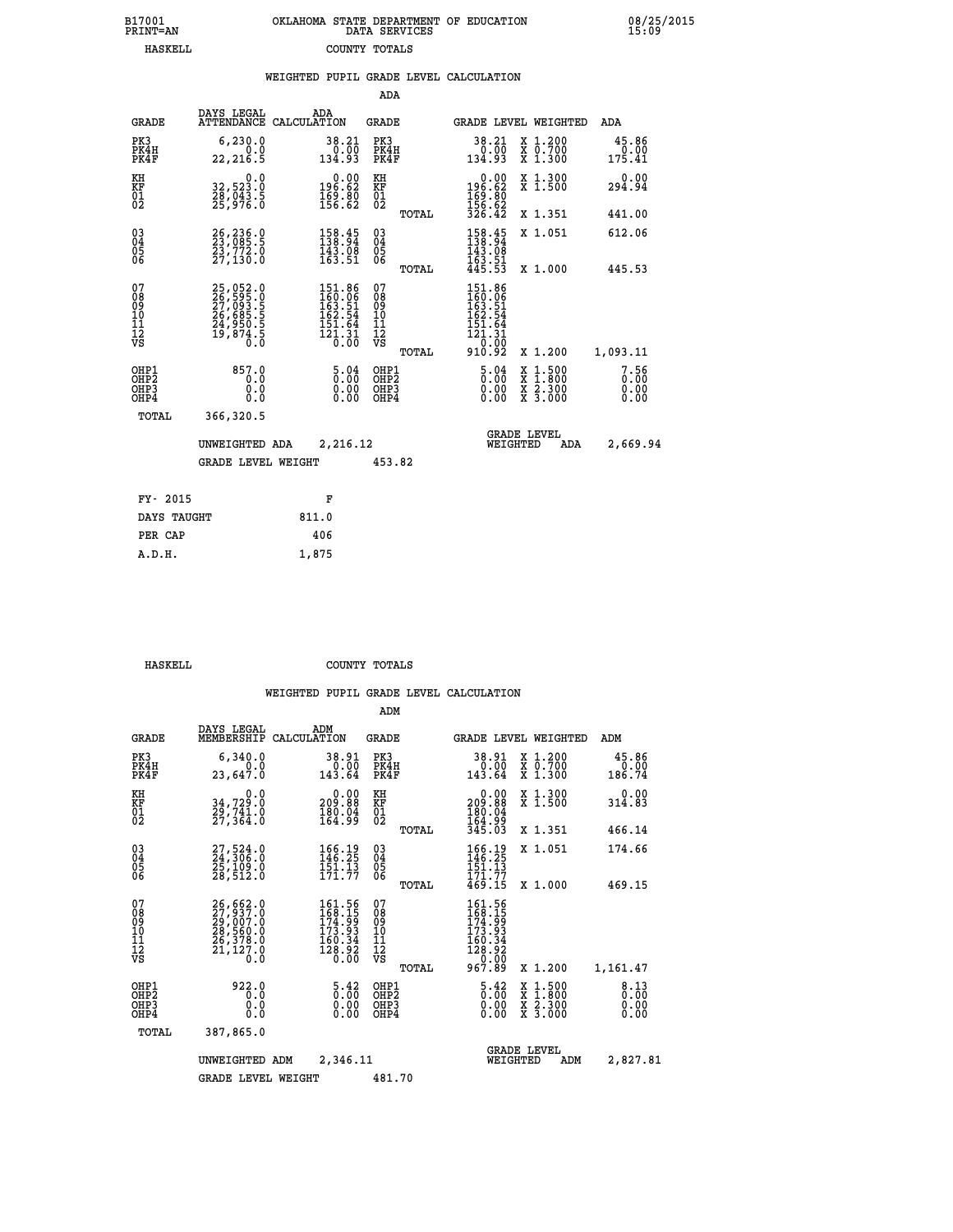B17001 PRINT=AN — OKLAHOMA STATE DEPARTMENT OF EDUCATION DATA SERVICES — 08/25/2015 15:09

HASKELL — COUNTY TOTALS

## WEIGHTED PUPIL GRADE LEVEL CALCULATION

### ADA

| GRADE | DAYS LEGAL ATTENDANCE | ADA CALCULATION | GRADE | GRADE LEVEL | WEIGHTED | ADA |
|---|---|---|---|---|---|---|
| PK3 | 6,230.0 | 38.21 | PK3 | 38.21 | X 1.200 | 45.86 |
| PK4H | 0.0 | 0.00 | PK4H | 0.00 | X 0.700 | 0.00 |
| PK4F | 22,216.5 | 134.93 | PK4F | 134.93 | X 1.300 | 175.41 |
| KH | 0.0 | 0.00 | KH | 0.00 | X 1.300 | 0.00 |
| KF | 32,523.0 | 196.62 | KF | 196.62 | X 1.500 | 294.94 |
| 01 | 28,043.5 | 169.80 | 01 | 169.80 | | |
| 02 | 25,976.0 | 156.62 | 02 | 156.62 | | |
| | | | TOTAL | 326.42 | X 1.351 | 441.00 |
| 03 | 26,236.0 | 158.45 | 03 | 158.45 | X 1.051 | 612.06 |
| 04 | 23,085.5 | 138.94 | 04 | 138.94 | | |
| 05 | 23,772.0 | 143.08 | 05 | 143.08 | | |
| 06 | 27,130.0 | 163.51 | 06 | 163.51 | | |
| | | | TOTAL | 445.53 | X 1.000 | 445.53 |
| 07 | 25,052.0 | 151.86 | 07 | 151.86 | | |
| 08 | 26,595.0 | 160.06 | 08 | 160.06 | | |
| 09 | 27,093.5 | 163.51 | 09 | 163.51 | | |
| 10 | 26,685.5 | 162.54 | 10 | 162.54 | | |
| 11 | 24,950.5 | 151.64 | 11 | 151.64 | | |
| 12 | 19,874.5 | 121.31 | 12 | 121.31 | | |
| VS | 0.0 | 0.00 | VS | 0.00 | | |
| | | | TOTAL | 910.92 | X 1.200 | 1,093.11 |
| OHP1 | 857.0 | 5.04 | OHP1 | 5.04 | X 1.500 | 7.56 |
| OHP2 | 0.0 | 0.00 | OHP2 | 0.00 | X 1.800 | 0.00 |
| OHP3 | 0.0 | 0.00 | OHP3 | 0.00 | X 2.300 | 0.00 |
| OHP4 | 0.0 | 0.00 | OHP4 | 0.00 | X 3.000 | 0.00 |
| TOTAL | 366,320.5 | | | | | |

UNWEIGHTED ADA 2,216.12 — GRADE LEVEL WEIGHTED ADA 2,669.94

GRADE LEVEL WEIGHT 453.82

| FY- 2015 | F |
|---|---|
| DAYS TAUGHT | 811.0 |
| PER CAP | 406 |
| A.D.H. | 1,875 |

HASKELL — COUNTY TOTALS

## WEIGHTED PUPIL GRADE LEVEL CALCULATION

### ADM

| GRADE | DAYS LEGAL MEMBERSHIP | ADM CALCULATION | GRADE | GRADE LEVEL | WEIGHTED | ADM |
|---|---|---|---|---|---|---|
| PK3 | 6,340.0 | 38.91 | PK3 | 38.91 | X 1.200 | 45.86 |
| PK4H | 0.0 | 0.00 | PK4H | 0.00 | X 0.700 | 0.00 |
| PK4F | 23,647.0 | 143.64 | PK4F | 143.64 | X 1.300 | 186.74 |
| KH | 0.0 | 0.00 | KH | 0.00 | X 1.300 | 0.00 |
| KF | 34,729.0 | 209.88 | KF | 209.88 | X 1.500 | 314.83 |
| 01 | 29,741.0 | 180.04 | 01 | 180.04 | | |
| 02 | 27,364.0 | 164.99 | 02 | 164.99 | | |
| | | | TOTAL | 345.03 | X 1.351 | 466.14 |
| 03 | 27,524.0 | 166.19 | 03 | 166.19 | X 1.051 | 174.66 |
| 04 | 24,306.0 | 146.25 | 04 | 146.25 | | |
| 05 | 25,109.0 | 151.13 | 05 | 151.13 | | |
| 06 | 28,512.0 | 171.77 | 06 | 171.77 | | |
| | | | TOTAL | 469.15 | X 1.000 | 469.15 |
| 07 | 26,662.0 | 161.56 | 07 | 161.56 | | |
| 08 | 27,937.0 | 168.15 | 08 | 168.15 | | |
| 09 | 29,007.0 | 174.99 | 09 | 174.99 | | |
| 10 | 28,560.0 | 173.93 | 10 | 173.93 | | |
| 11 | 26,378.0 | 160.34 | 11 | 160.34 | | |
| 12 | 21,127.0 | 128.92 | 12 | 128.92 | | |
| VS | 0.0 | 0.00 | VS | 0.00 | | |
| | | | TOTAL | 967.89 | X 1.200 | 1,161.47 |
| OHP1 | 922.0 | 5.42 | OHP1 | 5.42 | X 1.500 | 8.13 |
| OHP2 | 0.0 | 0.00 | OHP2 | 0.00 | X 1.800 | 0.00 |
| OHP3 | 0.0 | 0.00 | OHP3 | 0.00 | X 2.300 | 0.00 |
| OHP4 | 0.0 | 0.00 | OHP4 | 0.00 | X 3.000 | 0.00 |
| TOTAL | 387,865.0 | | | | | |

UNWEIGHTED ADM 2,346.11 — GRADE LEVEL WEIGHTED ADM 2,827.81

GRADE LEVEL WEIGHT 481.70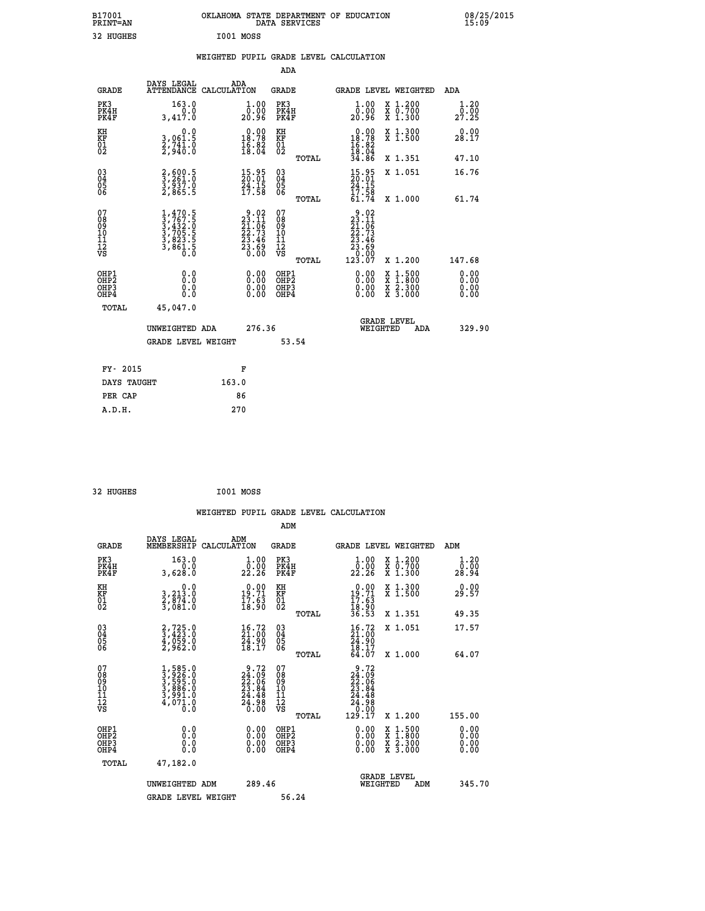B17001 OKLAHOMA STATE DEPARTMENT OF EDUCATION 08/25/2015
PRINT=AN DATA SERVICES 15:09

32 HUGHES I001 MOSS

## WEIGHTED PUPIL GRADE LEVEL CALCULATION

### ADA

| GRADE | DAYS LEGAL ATTENDANCE | ADA CALCULATION | GRADE | GRADE LEVEL | WEIGHTED | ADA |
|---|---|---|---|---|---|---|
| PK3 | 163.0 | 1.00 | PK3 | 1.00 | X 1.200 | 1.20 |
| PK4H | 0.0 | 0.00 | PK4H | 0.00 | X 0.700 | 0.00 |
| PK4F | 3,417.0 | 20.96 | PK4F | 20.96 | X 1.300 | 27.25 |
| KH | 0.0 | 0.00 | KH | 0.00 | X 1.300 | 0.00 |
| KF | 3,061.5 | 18.78 | KF | 18.78 | X 1.500 | 28.17 |
| 01 | 2,741.0 | 16.82 | 01 | 16.82 | | |
| 02 | 2,940.0 | 18.04 | 02 | 18.04 | | |
| | | | TOTAL | 34.86 | X 1.351 | 47.10 |
| 03 | 2,600.5 | 15.95 | 03 | 15.95 | X 1.051 | 16.76 |
| 04 | 3,261.0 | 20.01 | 04 | 20.01 | | |
| 05 | 3,937.0 | 24.15 | 05 | 24.15 | | |
| 06 | 2,865.5 | 17.58 | 06 | 17.58 | | |
| | | | TOTAL | 61.74 | X 1.000 | 61.74 |
| 07 | 1,470.5 | 9.02 | 07 | 9.02 | | |
| 08 | 3,767.5 | 23.11 | 08 | 23.11 | | |
| 09 | 3,432.0 | 21.06 | 09 | 21.06 | | |
| 10 | 3,705.5 | 22.73 | 10 | 22.73 | | |
| 11 | 3,823.5 | 23.46 | 11 | 23.46 | | |
| 12 | 3,861.5 | 23.69 | 12 | 23.69 | | |
| VS | 0.0 | 0.00 | VS | 0.00 | | |
| | | | TOTAL | 123.07 | X 1.200 | 147.68 |
| OHP1 | 0.0 | 0.00 | OHP1 | 0.00 | X 1.500 | 0.00 |
| OHP2 | 0.0 | 0.00 | OHP2 | 0.00 | X 1.800 | 0.00 |
| OHP3 | 0.0 | 0.00 | OHP3 | 0.00 | X 2.300 | 0.00 |
| OHP4 | 0.0 | 0.00 | OHP4 | 0.00 | X 3.000 | 0.00 |
| TOTAL | 45,047.0 | | | | | |

UNWEIGHTED ADA 276.36 | GRADE LEVEL WEIGHTED ADA 329.90

GRADE LEVEL WEIGHT 53.54

| FY- 2015 | F |
|---|---|
| DAYS TAUGHT | 163.0 |
| PER CAP | 86 |
| A.D.H. | 270 |

32 HUGHES I001 MOSS

## WEIGHTED PUPIL GRADE LEVEL CALCULATION

### ADM

| GRADE | DAYS LEGAL MEMBERSHIP | ADM CALCULATION | GRADE | GRADE LEVEL | WEIGHTED | ADM |
|---|---|---|---|---|---|---|
| PK3 | 163.0 | 1.00 | PK3 | 1.00 | X 1.200 | 1.20 |
| PK4H | 0.0 | 0.00 | PK4H | 0.00 | X 0.700 | 0.00 |
| PK4F | 3,628.0 | 22.26 | PK4F | 22.26 | X 1.300 | 28.94 |
| KH | 0.0 | 0.00 | KH | 0.00 | X 1.300 | 0.00 |
| KF | 3,213.0 | 19.71 | KF | 19.71 | X 1.500 | 29.57 |
| 01 | 2,874.0 | 17.63 | 01 | 17.63 | | |
| 02 | 3,081.0 | 18.90 | 02 | 18.90 | | |
| | | | TOTAL | 36.53 | X 1.351 | 49.35 |
| 03 | 2,725.0 | 16.72 | 03 | 16.72 | X 1.051 | 17.57 |
| 04 | 3,423.0 | 21.00 | 04 | 21.00 | | |
| 05 | 4,059.0 | 24.90 | 05 | 24.90 | | |
| 06 | 2,962.0 | 18.17 | 06 | 18.17 | | |
| | | | TOTAL | 64.07 | X 1.000 | 64.07 |
| 07 | 1,585.0 | 9.72 | 07 | 9.72 | | |
| 08 | 3,926.0 | 24.09 | 08 | 24.09 | | |
| 09 | 3,595.0 | 22.06 | 09 | 22.06 | | |
| 10 | 3,886.0 | 23.84 | 10 | 23.84 | | |
| 11 | 3,991.0 | 24.48 | 11 | 24.48 | | |
| 12 | 4,071.0 | 24.98 | 12 | 24.98 | | |
| VS | 0.0 | 0.00 | VS | 0.00 | | |
| | | | TOTAL | 129.17 | X 1.200 | 155.00 |
| OHP1 | 0.0 | 0.00 | OHP1 | 0.00 | X 1.500 | 0.00 |
| OHP2 | 0.0 | 0.00 | OHP2 | 0.00 | X 1.800 | 0.00 |
| OHP3 | 0.0 | 0.00 | OHP3 | 0.00 | X 2.300 | 0.00 |
| OHP4 | 0.0 | 0.00 | OHP4 | 0.00 | X 3.000 | 0.00 |
| TOTAL | 47,182.0 | | | | | |

UNWEIGHTED ADM 289.46 | GRADE LEVEL WEIGHTED ADM 345.70

GRADE LEVEL WEIGHT 56.24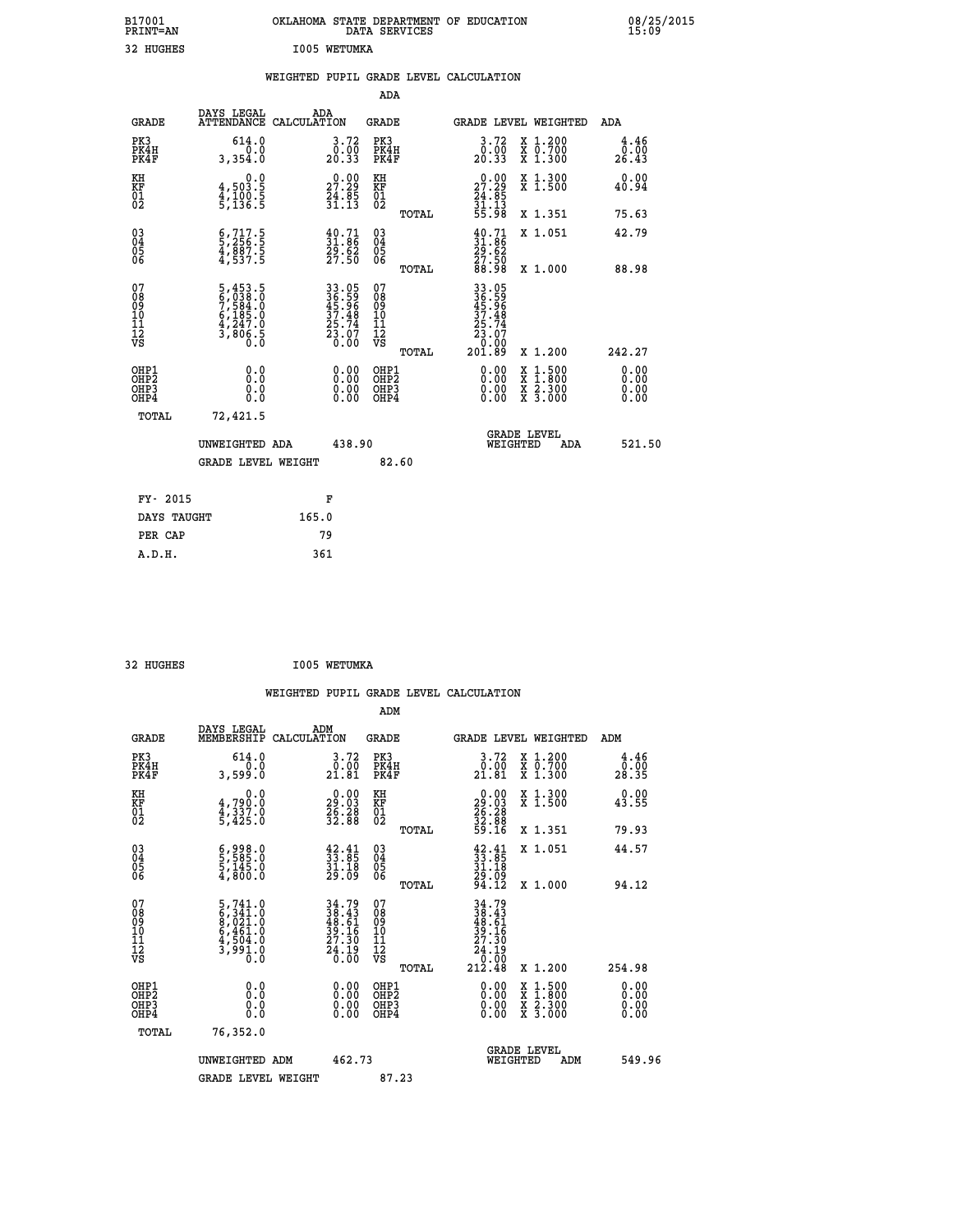B17001 OKLAHOMA STATE DEPARTMENT OF EDUCATION 08/25/2015
PRINT=AN DATA SERVICES 15:09

32 HUGHES I005 WETUMKA

## WEIGHTED PUPIL GRADE LEVEL CALCULATION

### ADA

| GRADE | DAYS LEGAL ATTENDANCE | ADA CALCULATION | GRADE | GRADE LEVEL | WEIGHTED | ADA |
|---|---|---|---|---|---|---|
| PK3 | 614.0 | 3.72 | PK3 | 3.72 | X 1.200 | 4.46 |
| PK4H | 0.0 | 0.00 | PK4H | 0.00 | X 0.700 | 0.00 |
| PK4F | 3,354.0 | 20.33 | PK4F | 20.33 | X 1.300 | 26.43 |
| KH | 0.0 | 0.00 | KH | 0.00 | X 1.300 | 0.00 |
| KF | 4,503.5 | 27.29 | KF | 27.29 | X 1.500 | 40.94 |
| 01 | 4,100.5 | 24.85 | 01 | 24.85 | | |
| 02 | 5,136.5 | 31.13 | 02 | 31.13 | | |
| | | | TOTAL | 55.98 | X 1.351 | 75.63 |
| 03 | 6,717.5 | 40.71 | 03 | 40.71 | X 1.051 | 42.79 |
| 04 | 5,256.5 | 31.86 | 04 | 31.86 | | |
| 05 | 4,887.5 | 29.62 | 05 | 29.62 | | |
| 06 | 4,537.5 | 27.50 | 06 | 27.50 | | |
| | | | TOTAL | 88.98 | X 1.000 | 88.98 |
| 07 | 5,453.5 | 33.05 | 07 | 33.05 | | |
| 08 | 6,038.0 | 36.59 | 08 | 36.59 | | |
| 09 | 7,584.0 | 45.96 | 09 | 45.96 | | |
| 10 | 6,185.0 | 37.48 | 10 | 37.48 | | |
| 11 | 4,247.0 | 25.74 | 11 | 25.74 | | |
| 12 | 3,806.5 | 23.07 | 12 | 23.07 | | |
| VS | 0.0 | 0.00 | VS | 0.00 | | |
| | | | TOTAL | 201.89 | X 1.200 | 242.27 |
| OHP1 | 0.0 | 0.00 | OHP1 | 0.00 | X 1.500 | 0.00 |
| OHP2 | 0.0 | 0.00 | OHP2 | 0.00 | X 1.800 | 0.00 |
| OHP3 | 0.0 | 0.00 | OHP3 | 0.00 | X 2.300 | 0.00 |
| OHP4 | 0.0 | 0.00 | OHP4 | 0.00 | X 3.000 | 0.00 |
| TOTAL | 72,421.5 | | | | | |

UNWEIGHTED ADA 438.90 — GRADE LEVEL WEIGHTED ADA 521.50

GRADE LEVEL WEIGHT 82.60

| FY- 2015 | F |
|---|---|
| DAYS TAUGHT | 165.0 |
| PER CAP | 79 |
| A.D.H. | 361 |

32 HUGHES I005 WETUMKA

## WEIGHTED PUPIL GRADE LEVEL CALCULATION

### ADM

| GRADE | DAYS LEGAL MEMBERSHIP | ADM CALCULATION | GRADE | GRADE LEVEL | WEIGHTED | ADM |
|---|---|---|---|---|---|---|
| PK3 | 614.0 | 3.72 | PK3 | 3.72 | X 1.200 | 4.46 |
| PK4H | 0.0 | 0.00 | PK4H | 0.00 | X 0.700 | 0.00 |
| PK4F | 3,599.0 | 21.81 | PK4F | 21.81 | X 1.300 | 28.35 |
| KH | 0.0 | 0.00 | KH | 0.00 | X 1.300 | 0.00 |
| KF | 4,790.0 | 29.03 | KF | 29.03 | X 1.500 | 43.55 |
| 01 | 4,337.0 | 26.28 | 01 | 26.28 | | |
| 02 | 5,425.0 | 32.88 | 02 | 32.88 | | |
| | | | TOTAL | 59.16 | X 1.351 | 79.93 |
| 03 | 6,998.0 | 42.41 | 03 | 42.41 | X 1.051 | 44.57 |
| 04 | 5,585.0 | 33.85 | 04 | 33.85 | | |
| 05 | 5,145.0 | 31.18 | 05 | 31.18 | | |
| 06 | 4,800.0 | 29.09 | 06 | 29.09 | | |
| | | | TOTAL | 94.12 | X 1.000 | 94.12 |
| 07 | 5,741.0 | 34.79 | 07 | 34.79 | | |
| 08 | 6,341.0 | 38.43 | 08 | 38.43 | | |
| 09 | 8,021.0 | 48.61 | 09 | 48.61 | | |
| 10 | 6,461.0 | 39.16 | 10 | 39.16 | | |
| 11 | 4,504.0 | 27.30 | 11 | 27.30 | | |
| 12 | 3,991.0 | 24.19 | 12 | 24.19 | | |
| VS | 0.0 | 0.00 | VS | 0.00 | | |
| | | | TOTAL | 212.48 | X 1.200 | 254.98 |
| OHP1 | 0.0 | 0.00 | OHP1 | 0.00 | X 1.500 | 0.00 |
| OHP2 | 0.0 | 0.00 | OHP2 | 0.00 | X 1.800 | 0.00 |
| OHP3 | 0.0 | 0.00 | OHP3 | 0.00 | X 2.300 | 0.00 |
| OHP4 | 0.0 | 0.00 | OHP4 | 0.00 | X 3.000 | 0.00 |
| TOTAL | 76,352.0 | | | | | |

UNWEIGHTED ADM 462.73 — GRADE LEVEL WEIGHTED ADM 549.96

GRADE LEVEL WEIGHT 87.23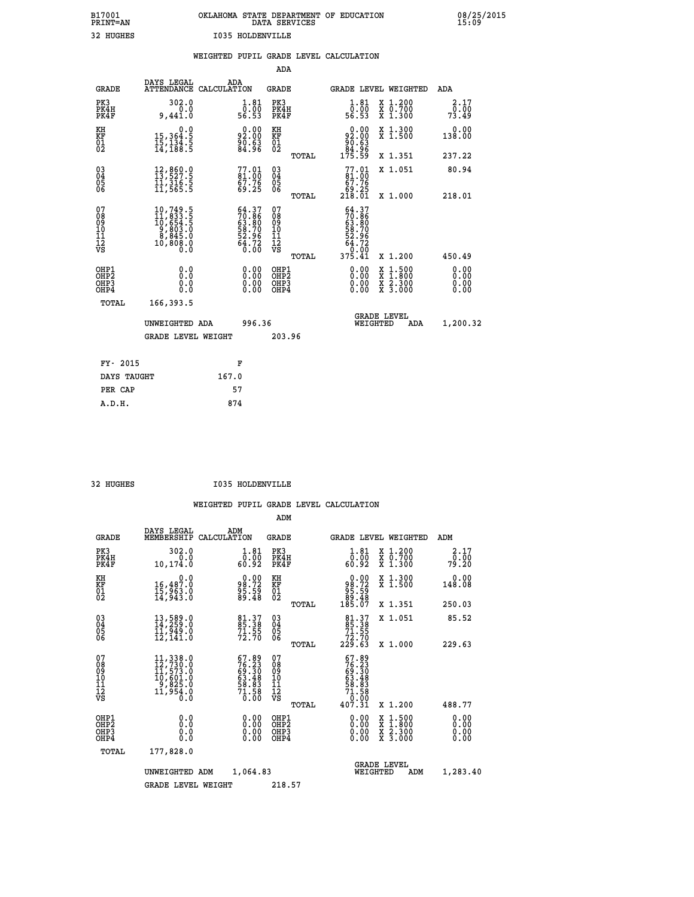B17001 OKLAHOMA STATE DEPARTMENT OF EDUCATION 08/25/2015
PRINT=AN DATA SERVICES 15:09

32 HUGHES I035 HOLDENVILLE

## WEIGHTED PUPIL GRADE LEVEL CALCULATION

### ADA

| GRADE | DAYS LEGAL ATTENDANCE | ADA CALCULATION | GRADE | | GRADE LEVEL | WEIGHTED | ADA |
|---|---|---|---|---|---|---|---|
| PK3 | 302.0 | 1.81 | PK3 | | 1.81 | X 1.200 | 2.17 |
| PK4H | 0.0 | 0.00 | PK4H | | 0.00 | X 0.700 | 0.00 |
| PK4F | 9,441.0 | 56.53 | PK4F | | 56.53 | X 1.300 | 73.49 |
| KH | 0.0 | 0.00 | KH | | 0.00 | X 1.300 | 0.00 |
| KF | 15,364.5 | 92.00 | KF | | 92.00 | X 1.500 | 138.00 |
| 01 | 15,134.5 | 90.63 | 01 | | 90.63 | | |
| 02 | 14,188.5 | 84.96 | 02 | | 84.96 | | |
| | | | | TOTAL | 175.59 | X 1.351 | 237.22 |
| 03 | 12,860.0 | 77.01 | 03 | | 77.01 | X 1.051 | 80.94 |
| 04 | 13,527.5 | 81.00 | 04 | | 81.00 | | |
| 05 | 11,316.5 | 67.76 | 05 | | 67.76 | | |
| 06 | 11,565.5 | 69.25 | 06 | | 69.25 | | |
| | | | | TOTAL | 218.01 | X 1.000 | 218.01 |
| 07 | 10,749.5 | 64.37 | 07 | | 64.37 | | |
| 08 | 11,833.5 | 70.86 | 08 | | 70.86 | | |
| 09 | 10,654.5 | 63.80 | 09 | | 63.80 | | |
| 10 | 9,803.0 | 58.70 | 10 | | 58.70 | | |
| 11 | 8,845.0 | 52.96 | 11 | | 52.96 | | |
| 12 | 10,808.0 | 64.72 | 12 | | 64.72 | | |
| VS | 0.0 | 0.00 | VS | | 0.00 | | |
| | | | | TOTAL | 375.41 | X 1.200 | 450.49 |
| OHP1 | 0.0 | 0.00 | OHP1 | | 0.00 | X 1.500 | 0.00 |
| OHP2 | 0.0 | 0.00 | OHP2 | | 0.00 | X 1.800 | 0.00 |
| OHP3 | 0.0 | 0.00 | OHP3 | | 0.00 | X 2.300 | 0.00 |
| OHP4 | 0.0 | 0.00 | OHP4 | | 0.00 | X 3.000 | 0.00 |
| TOTAL | 166,393.5 | | | | | | |

UNWEIGHTED ADA 996.36 GRADE LEVEL WEIGHTED ADA 1,200.32

GRADE LEVEL WEIGHT 203.96

| FY- 2015 | F |
|---|---|
| DAYS TAUGHT | 167.0 |
| PER CAP | 57 |
| A.D.H. | 874 |

32 HUGHES I035 HOLDENVILLE

## WEIGHTED PUPIL GRADE LEVEL CALCULATION

### ADM

| GRADE | DAYS LEGAL MEMBERSHIP | ADM CALCULATION | GRADE | | GRADE LEVEL | WEIGHTED | ADM |
|---|---|---|---|---|---|---|---|
| PK3 | 302.0 | 1.81 | PK3 | | 1.81 | X 1.200 | 2.17 |
| PK4H | 0.0 | 0.00 | PK4H | | 0.00 | X 0.700 | 0.00 |
| PK4F | 10,174.0 | 60.92 | PK4F | | 60.92 | X 1.300 | 79.20 |
| KH | 0.0 | 0.00 | KH | | 0.00 | X 1.300 | 0.00 |
| KF | 16,487.0 | 98.72 | KF | | 98.72 | X 1.500 | 148.08 |
| 01 | 15,963.0 | 95.59 | 01 | | 95.59 | | |
| 02 | 14,943.0 | 89.48 | 02 | | 89.48 | | |
| | | | | TOTAL | 185.07 | X 1.351 | 250.03 |
| 03 | 13,589.0 | 81.37 | 03 | | 81.37 | X 1.051 | 85.52 |
| 04 | 14,259.0 | 85.38 | 04 | | 85.38 | | |
| 05 | 11,949.0 | 71.55 | 05 | | 71.55 | | |
| 06 | 12,141.0 | 72.70 | 06 | | 72.70 | | |
| | | | | TOTAL | 229.63 | X 1.000 | 229.63 |
| 07 | 11,338.0 | 67.89 | 07 | | 67.89 | | |
| 08 | 12,730.0 | 76.23 | 08 | | 76.23 | | |
| 09 | 11,573.0 | 69.30 | 09 | | 69.30 | | |
| 10 | 10,601.0 | 63.48 | 10 | | 63.48 | | |
| 11 | 9,825.0 | 58.83 | 11 | | 58.83 | | |
| 12 | 11,954.0 | 71.58 | 12 | | 71.58 | | |
| VS | 0.0 | 0.00 | VS | | 0.00 | | |
| | | | | TOTAL | 407.31 | X 1.200 | 488.77 |
| OHP1 | 0.0 | 0.00 | OHP1 | | 0.00 | X 1.500 | 0.00 |
| OHP2 | 0.0 | 0.00 | OHP2 | | 0.00 | X 1.800 | 0.00 |
| OHP3 | 0.0 | 0.00 | OHP3 | | 0.00 | X 2.300 | 0.00 |
| OHP4 | 0.0 | 0.00 | OHP4 | | 0.00 | X 3.000 | 0.00 |
| TOTAL | 177,828.0 | | | | | | |

UNWEIGHTED ADM 1,064.83 GRADE LEVEL WEIGHTED ADM 1,283.40

GRADE LEVEL WEIGHT 218.57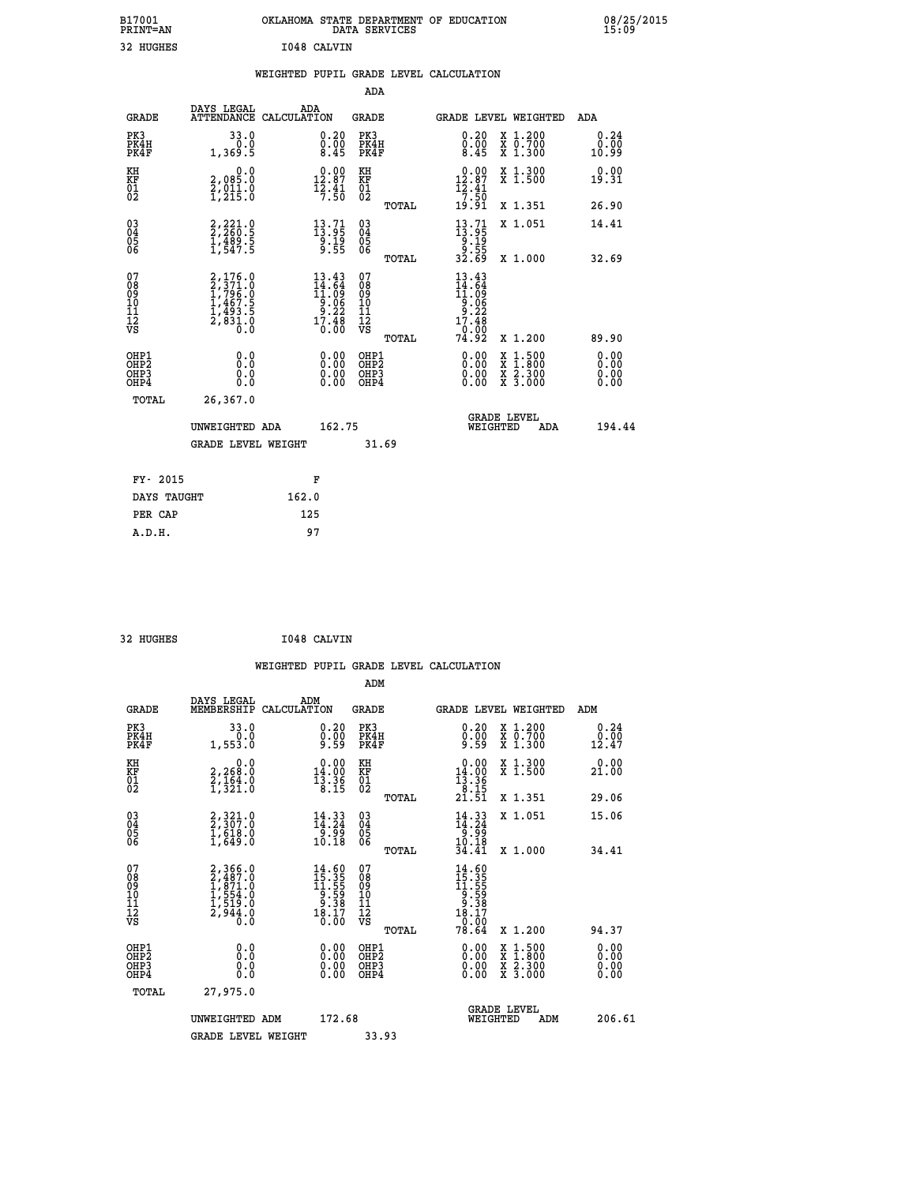B17001 PRINT=AN OKLAHOMA STATE DEPARTMENT OF EDUCATION DATA SERVICES 08/25/2015 15:09

32 HUGHES I048 CALVIN

## WEIGHTED PUPIL GRADE LEVEL CALCULATION

### ADA

| GRADE | DAYS LEGAL ATTENDANCE | ADA CALCULATION | GRADE | GRADE LEVEL | WEIGHTED | ADA |
|---|---|---|---|---|---|---|
| PK3 | 33.0 | 0.20 | PK3 | 0.20 | X 1.200 | 0.24 |
| PK4H | 0.0 | 0.00 | PK4H | 0.00 | X 0.700 | 0.00 |
| PK4F | 1,369.5 | 8.45 | PK4F | 8.45 | X 1.300 | 10.99 |
| KH | 0.0 | 0.00 | KH | 0.00 | X 1.300 | 0.00 |
| KF | 2,085.0 | 12.87 | KF | 12.87 | X 1.500 | 19.31 |
| 01 | 2,011.0 | 12.41 | 01 | 12.41 | | |
| 02 | 1,215.0 | 7.50 | 02 | 7.50 | | |
| | | | TOTAL | 19.91 | X 1.351 | 26.90 |
| 03 | 2,221.0 | 13.71 | 03 | 13.71 | X 1.051 | 14.41 |
| 04 | 2,260.5 | 13.95 | 04 | 13.95 | | |
| 05 | 1,489.5 | 9.19 | 05 | 9.19 | | |
| 06 | 1,547.5 | 9.55 | 06 | 9.55 | | |
| | | | TOTAL | 32.69 | X 1.000 | 32.69 |
| 07 | 2,176.0 | 13.43 | 07 | 13.43 | | |
| 08 | 2,371.0 | 14.64 | 08 | 14.64 | | |
| 09 | 1,796.0 | 11.09 | 09 | 11.09 | | |
| 10 | 1,467.5 | 9.06 | 10 | 9.06 | | |
| 11 | 1,493.5 | 9.22 | 11 | 9.22 | | |
| 12 | 2,831.0 | 17.48 | 12 | 17.48 | | |
| VS | 0.0 | 0.00 | VS | 0.00 | | |
| | | | TOTAL | 74.92 | X 1.200 | 89.90 |
| OHP1 | 0.0 | 0.00 | OHP1 | 0.00 | X 1.500 | 0.00 |
| OHP2 | 0.0 | 0.00 | OHP2 | 0.00 | X 1.800 | 0.00 |
| OHP3 | 0.0 | 0.00 | OHP3 | 0.00 | X 2.300 | 0.00 |
| OHP4 | 0.0 | 0.00 | OHP4 | 0.00 | X 3.000 | 0.00 |
| TOTAL | 26,367.0 | | | | | |

UNWEIGHTED ADA 162.75 GRADE LEVEL WEIGHTED ADA 194.44

GRADE LEVEL WEIGHT 31.69

| FY- 2015 | F |
|---|---|
| DAYS TAUGHT | 162.0 |
| PER CAP | 125 |
| A.D.H. | 97 |

32 HUGHES I048 CALVIN

## WEIGHTED PUPIL GRADE LEVEL CALCULATION

### ADM

| GRADE | DAYS LEGAL MEMBERSHIP | ADM CALCULATION | GRADE | GRADE LEVEL | WEIGHTED | ADM |
|---|---|---|---|---|---|---|
| PK3 | 33.0 | 0.20 | PK3 | 0.20 | X 1.200 | 0.24 |
| PK4H | 0.0 | 0.00 | PK4H | 0.00 | X 0.700 | 0.00 |
| PK4F | 1,553.0 | 9.59 | PK4F | 9.59 | X 1.300 | 12.47 |
| KH | 0.0 | 0.00 | KH | 0.00 | X 1.300 | 0.00 |
| KF | 2,268.0 | 14.00 | KF | 14.00 | X 1.500 | 21.00 |
| 01 | 2,164.0 | 13.36 | 01 | 13.36 | | |
| 02 | 1,321.0 | 8.15 | 02 | 8.15 | | |
| | | | TOTAL | 21.51 | X 1.351 | 29.06 |
| 03 | 2,321.0 | 14.33 | 03 | 14.33 | X 1.051 | 15.06 |
| 04 | 2,307.0 | 14.24 | 04 | 14.24 | | |
| 05 | 1,618.0 | 9.99 | 05 | 9.99 | | |
| 06 | 1,649.0 | 10.18 | 06 | 10.18 | | |
| | | | TOTAL | 34.41 | X 1.000 | 34.41 |
| 07 | 2,366.0 | 14.60 | 07 | 14.60 | | |
| 08 | 2,487.0 | 15.35 | 08 | 15.35 | | |
| 09 | 1,871.0 | 11.55 | 09 | 11.55 | | |
| 10 | 1,554.0 | 9.59 | 10 | 9.59 | | |
| 11 | 1,519.0 | 9.38 | 11 | 9.38 | | |
| 12 | 2,944.0 | 18.17 | 12 | 18.17 | | |
| VS | 0.0 | 0.00 | VS | 0.00 | | |
| | | | TOTAL | 78.64 | X 1.200 | 94.37 |
| OHP1 | 0.0 | 0.00 | OHP1 | 0.00 | X 1.500 | 0.00 |
| OHP2 | 0.0 | 0.00 | OHP2 | 0.00 | X 1.800 | 0.00 |
| OHP3 | 0.0 | 0.00 | OHP3 | 0.00 | X 2.300 | 0.00 |
| OHP4 | 0.0 | 0.00 | OHP4 | 0.00 | X 3.000 | 0.00 |
| TOTAL | 27,975.0 | | | | | |

UNWEIGHTED ADM 172.68 GRADE LEVEL WEIGHTED ADM 206.61

GRADE LEVEL WEIGHT 33.93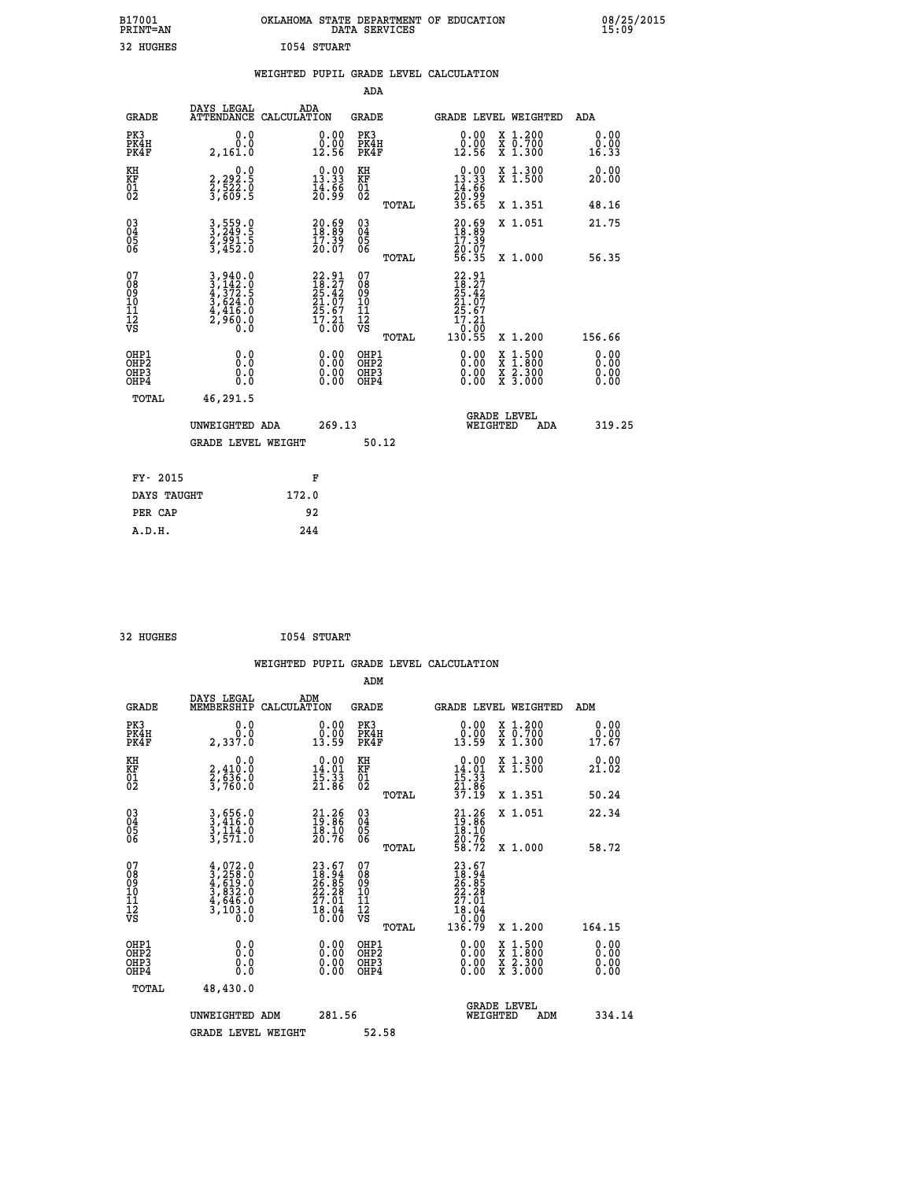B17001 OKLAHOMA STATE DEPARTMENT OF EDUCATION 08/25/2015
PRINT=AN DATA SERVICES 15:09

32 HUGHES I054 STUART

## WEIGHTED PUPIL GRADE LEVEL CALCULATION

### ADA

| GRADE | DAYS LEGAL ATTENDANCE | ADA CALCULATION | GRADE | | GRADE LEVEL WEIGHTED | | ADA |
|---|---|---|---|---|---|---|---|
| PK3 | 0.0 | 0.00 | PK3 | | 0.00 | X 1.200 | 0.00 |
| PK4H | 0.0 | 0.00 | PK4H | | 0.00 | X 0.700 | 0.00 |
| PK4F | 2,161.0 | 12.56 | PK4F | | 12.56 | X 1.300 | 16.33 |
| KH | 0.0 | 0.00 | KH | | 0.00 | X 1.300 | 0.00 |
| KF | 2,292.5 | 13.33 | KF | | 13.33 | X 1.500 | 20.00 |
| 01 | 2,522.0 | 14.66 | 01 | | 14.66 | | |
| 02 | 3,609.5 | 20.99 | 02 | | 20.99 | | |
| | | | | TOTAL | 35.65 | X 1.351 | 48.16 |
| 03 | 3,559.0 | 20.69 | 03 | | 20.69 | X 1.051 | 21.75 |
| 04 | 3,249.5 | 18.89 | 04 | | 18.89 | | |
| 05 | 2,991.5 | 17.39 | 05 | | 17.39 | | |
| 06 | 3,452.0 | 20.07 | 06 | | 20.07 | | |
| | | | | TOTAL | 56.35 | X 1.000 | 56.35 |
| 07 | 3,940.0 | 22.91 | 07 | | 22.91 | | |
| 08 | 3,142.0 | 18.27 | 08 | | 18.27 | | |
| 09 | 4,372.5 | 25.42 | 09 | | 25.42 | | |
| 10 | 3,624.0 | 21.07 | 10 | | 21.07 | | |
| 11 | 4,416.0 | 25.67 | 11 | | 25.67 | | |
| 12 | 2,960.0 | 17.21 | 12 | | 17.21 | | |
| VS | 0.0 | 0.00 | VS | | 0.00 | | |
| | | | | TOTAL | 130.55 | X 1.200 | 156.66 |
| OHP1 | 0.0 | 0.00 | OHP1 | | 0.00 | X 1.500 | 0.00 |
| OHP2 | 0.0 | 0.00 | OHP2 | | 0.00 | X 1.800 | 0.00 |
| OHP3 | 0.0 | 0.00 | OHP3 | | 0.00 | X 2.300 | 0.00 |
| OHP4 | 0.0 | 0.00 | OHP4 | | 0.00 | X 3.000 | 0.00 |
| TOTAL | 46,291.5 | | | | | | |

UNWEIGHTED ADA 269.13 GRADE LEVEL WEIGHTED ADA 319.25

GRADE LEVEL WEIGHT 50.12

| FY- 2015 | F |
|---|---|
| DAYS TAUGHT | 172.0 |
| PER CAP | 92 |
| A.D.H. | 244 |

32 HUGHES I054 STUART

## WEIGHTED PUPIL GRADE LEVEL CALCULATION

### ADM

| GRADE | DAYS LEGAL MEMBERSHIP | ADM CALCULATION | GRADE | | GRADE LEVEL WEIGHTED | | ADM |
|---|---|---|---|---|---|---|---|
| PK3 | 0.0 | 0.00 | PK3 | | 0.00 | X 1.200 | 0.00 |
| PK4H | 0.0 | 0.00 | PK4H | | 0.00 | X 0.700 | 0.00 |
| PK4F | 2,337.0 | 13.59 | PK4F | | 13.59 | X 1.300 | 17.67 |
| KH | 0.0 | 0.00 | KH | | 0.00 | X 1.300 | 0.00 |
| KF | 2,410.0 | 14.01 | KF | | 14.01 | X 1.500 | 21.02 |
| 01 | 2,636.0 | 15.33 | 01 | | 15.33 | | |
| 02 | 3,760.0 | 21.86 | 02 | | 21.86 | | |
| | | | | TOTAL | 37.19 | X 1.351 | 50.24 |
| 03 | 3,656.0 | 21.26 | 03 | | 21.26 | X 1.051 | 22.34 |
| 04 | 3,416.0 | 19.86 | 04 | | 19.86 | | |
| 05 | 3,114.0 | 18.10 | 05 | | 18.10 | | |
| 06 | 3,571.0 | 20.76 | 06 | | 20.76 | | |
| | | | | TOTAL | 58.72 | X 1.000 | 58.72 |
| 07 | 4,072.0 | 23.67 | 07 | | 23.67 | | |
| 08 | 3,258.0 | 18.94 | 08 | | 18.94 | | |
| 09 | 4,619.0 | 26.85 | 09 | | 26.85 | | |
| 10 | 3,832.0 | 22.28 | 10 | | 22.28 | | |
| 11 | 4,646.0 | 27.01 | 11 | | 27.01 | | |
| 12 | 3,103.0 | 18.04 | 12 | | 18.04 | | |
| VS | 0.0 | 0.00 | VS | | 0.00 | | |
| | | | | TOTAL | 136.79 | X 1.200 | 164.15 |
| OHP1 | 0.0 | 0.00 | OHP1 | | 0.00 | X 1.500 | 0.00 |
| OHP2 | 0.0 | 0.00 | OHP2 | | 0.00 | X 1.800 | 0.00 |
| OHP3 | 0.0 | 0.00 | OHP3 | | 0.00 | X 2.300 | 0.00 |
| OHP4 | 0.0 | 0.00 | OHP4 | | 0.00 | X 3.000 | 0.00 |
| TOTAL | 48,430.0 | | | | | | |

UNWEIGHTED ADM 281.56 GRADE LEVEL WEIGHTED ADM 334.14

GRADE LEVEL WEIGHT 52.58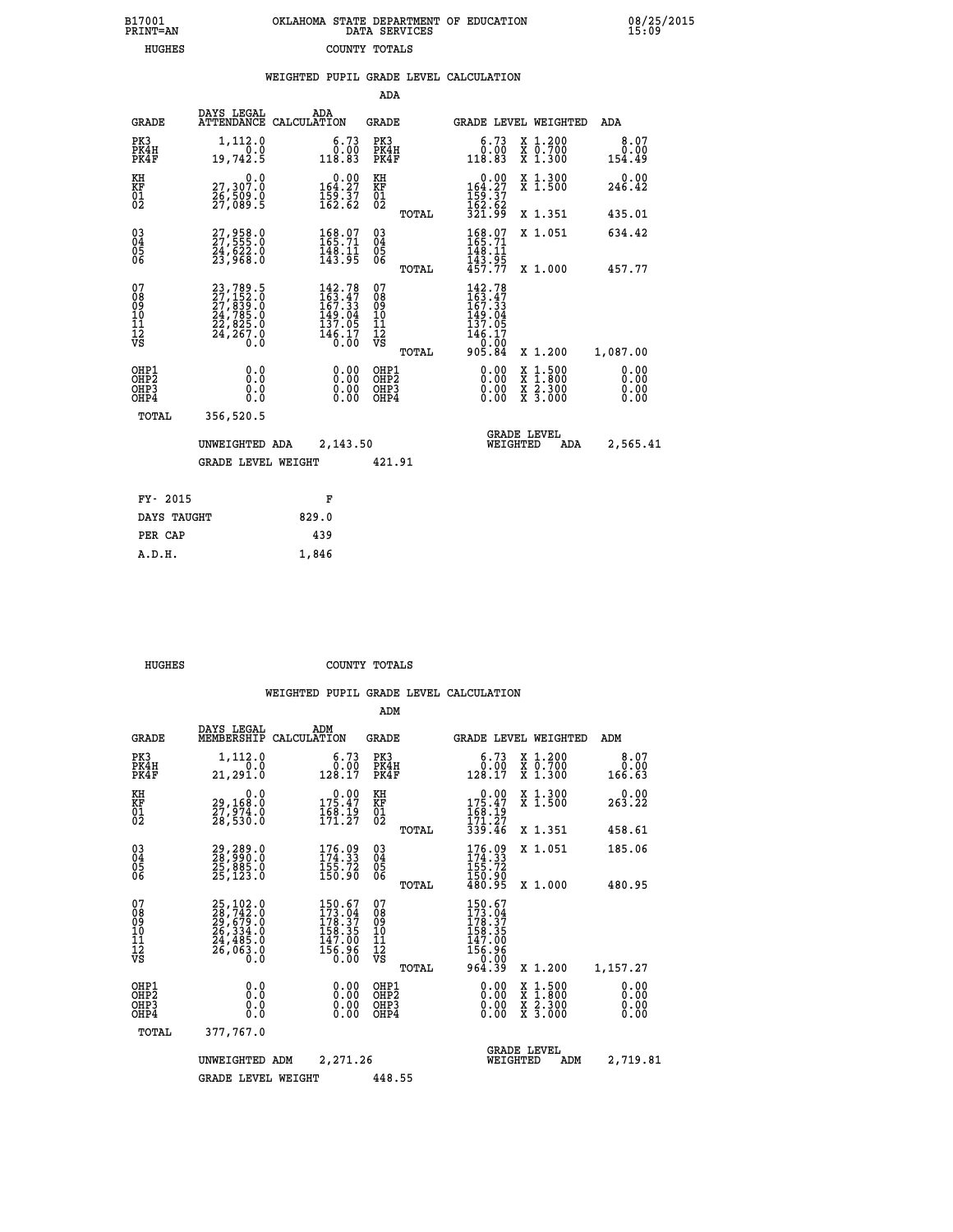B17001 OKLAHOMA STATE DEPARTMENT OF EDUCATION 08/25/2015
PRINT=AN DATA SERVICES 15:09
HUGHES COUNTY TOTALS

### WEIGHTED PUPIL GRADE LEVEL CALCULATION

ADA

| GRADE | DAYS LEGAL ATTENDANCE | ADA CALCULATION | GRADE | GRADE LEVEL | WEIGHTED | ADA |
|---|---|---|---|---|---|---|
| PK3 | 1,112.0 | 6.73 | PK3 | 6.73 | X 1.200 | 8.07 |
| PK4H | 0.0 | 0.00 | PK4H | 0.00 | X 0.700 | 0.00 |
| PK4F | 19,742.5 | 118.83 | PK4F | 118.83 | X 1.300 | 154.49 |
| KH | 0.0 | 0.00 | KH | 0.00 | X 1.300 | 0.00 |
| KF | 27,307.0 | 164.27 | KF | 164.27 | X 1.500 | 246.42 |
| 01 | 26,509.0 | 159.37 | 01 | 159.37 | | |
| 02 | 27,089.5 | 162.62 | 02 | 162.62 | | |
| | | | TOTAL | 321.99 | X 1.351 | 435.01 |
| 03 | 27,958.0 | 168.07 | 03 | 168.07 | X 1.051 | 634.42 |
| 04 | 27,555.0 | 165.71 | 04 | 165.71 | | |
| 05 | 24,622.0 | 148.11 | 05 | 148.11 | | |
| 06 | 23,968.0 | 143.95 | 06 | 143.95 | | |
| | | | TOTAL | 457.77 | X 1.000 | 457.77 |
| 07 | 23,789.5 | 142.78 | 07 | 142.78 | | |
| 08 | 27,152.0 | 163.47 | 08 | 163.47 | | |
| 09 | 27,839.0 | 167.33 | 09 | 167.33 | | |
| 10 | 24,785.0 | 149.04 | 10 | 149.04 | | |
| 11 | 22,825.0 | 137.05 | 11 | 137.05 | | |
| 12 | 24,267.0 | 146.17 | 12 | 146.17 | | |
| VS | 0.0 | 0.00 | VS | 0.00 | | |
| | | | TOTAL | 905.84 | X 1.200 | 1,087.00 |
| OHP1 | 0.0 | 0.00 | OHP1 | 0.00 | X 1.500 | 0.00 |
| OHP2 | 0.0 | 0.00 | OHP2 | 0.00 | X 1.800 | 0.00 |
| OHP3 | 0.0 | 0.00 | OHP3 | 0.00 | X 2.300 | 0.00 |
| OHP4 | 0.0 | 0.00 | OHP4 | 0.00 | X 3.000 | 0.00 |
| TOTAL | 356,520.5 | | | | | |

UNWEIGHTED ADA 2,143.50 GRADE LEVEL WEIGHTED ADA 2,565.41

GRADE LEVEL WEIGHT 421.91

| FY- 2015 | F |
|---|---|
| DAYS TAUGHT | 829.0 |
| PER CAP | 439 |
| A.D.H. | 1,846 |

HUGHES COUNTY TOTALS

### WEIGHTED PUPIL GRADE LEVEL CALCULATION

ADM

| GRADE | DAYS LEGAL MEMBERSHIP | ADM CALCULATION | GRADE | GRADE LEVEL | WEIGHTED | ADM |
|---|---|---|---|---|---|---|
| PK3 | 1,112.0 | 6.73 | PK3 | 6.73 | X 1.200 | 8.07 |
| PK4H | 0.0 | 0.00 | PK4H | 0.00 | X 0.700 | 0.00 |
| PK4F | 21,291.0 | 128.17 | PK4F | 128.17 | X 1.300 | 166.63 |
| KH | 0.0 | 0.00 | KH | 0.00 | X 1.300 | 0.00 |
| KF | 29,168.0 | 175.47 | KF | 175.47 | X 1.500 | 263.22 |
| 01 | 27,974.0 | 168.19 | 01 | 168.19 | | |
| 02 | 28,530.0 | 171.27 | 02 | 171.27 | | |
| | | | TOTAL | 339.46 | X 1.351 | 458.61 |
| 03 | 29,289.0 | 176.09 | 03 | 176.09 | X 1.051 | 185.06 |
| 04 | 28,990.0 | 174.33 | 04 | 174.33 | | |
| 05 | 25,885.0 | 155.72 | 05 | 155.72 | | |
| 06 | 25,123.0 | 150.90 | 06 | 150.90 | | |
| | | | TOTAL | 480.95 | X 1.000 | 480.95 |
| 07 | 25,102.0 | 150.67 | 07 | 150.67 | | |
| 08 | 28,742.0 | 173.04 | 08 | 173.04 | | |
| 09 | 29,679.0 | 178.37 | 09 | 178.37 | | |
| 10 | 26,334.0 | 158.35 | 10 | 158.35 | | |
| 11 | 24,485.0 | 147.00 | 11 | 147.00 | | |
| 12 | 26,063.0 | 156.96 | 12 | 156.96 | | |
| VS | 0.0 | 0.00 | VS | 0.00 | | |
| | | | TOTAL | 964.39 | X 1.200 | 1,157.27 |
| OHP1 | 0.0 | 0.00 | OHP1 | 0.00 | X 1.500 | 0.00 |
| OHP2 | 0.0 | 0.00 | OHP2 | 0.00 | X 1.800 | 0.00 |
| OHP3 | 0.0 | 0.00 | OHP3 | 0.00 | X 2.300 | 0.00 |
| OHP4 | 0.0 | 0.00 | OHP4 | 0.00 | X 3.000 | 0.00 |
| TOTAL | 377,767.0 | | | | | |

UNWEIGHTED ADM 2,271.26 GRADE LEVEL WEIGHTED ADM 2,719.81

GRADE LEVEL WEIGHT 448.55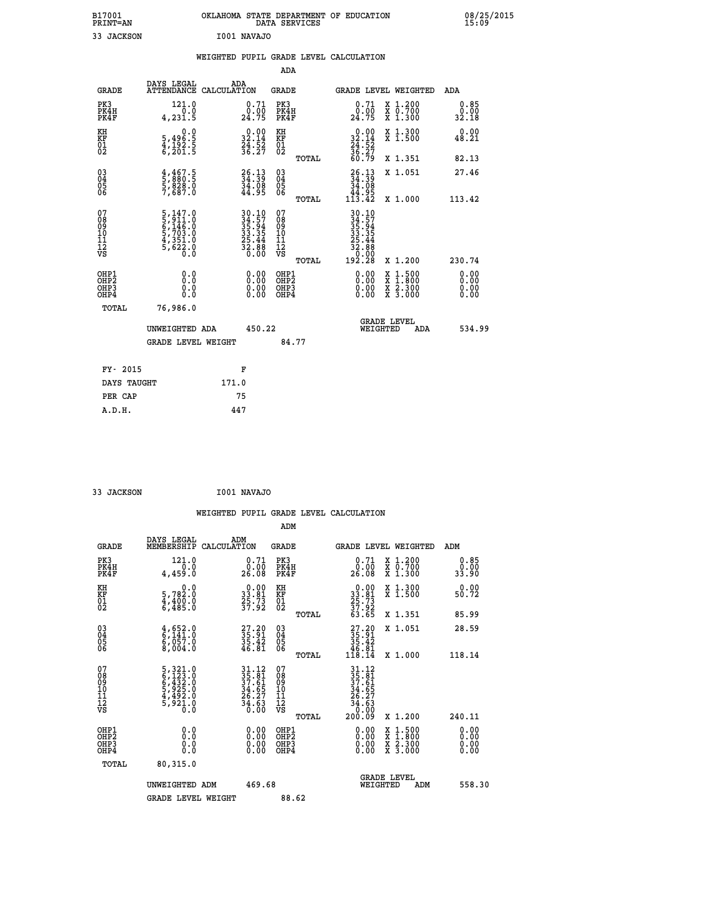B17001 PRINT=AN — OKLAHOMA STATE DEPARTMENT OF EDUCATION DATA SERVICES — 08/25/2015 15:09

33 JACKSON — I001 NAVAJO

## WEIGHTED PUPIL GRADE LEVEL CALCULATION

### ADA

| GRADE | DAYS LEGAL ATTENDANCE | ADA CALCULATION | GRADE | GRADE LEVEL | WEIGHTED | ADA |
|---|---|---|---|---|---|---|
| PK3 | 121.0 | 0.71 | PK3 | 0.71 | X 1.200 | 0.85 |
| PK4H | 0.0 | 0.00 | PK4H | 0.00 | X 0.700 | 0.00 |
| PK4F | 4,231.5 | 24.75 | PK4F | 24.75 | X 1.300 | 32.18 |
| KH | 0.0 | 0.00 | KH | 0.00 | X 1.300 | 0.00 |
| KF | 5,496.5 | 32.14 | KF | 32.14 | X 1.500 | 48.21 |
| 01 | 4,192.5 | 24.52 | 01 | 24.52 | | |
| 02 | 6,201.5 | 36.27 | 02 | 36.27 | | |
| | | | TOTAL | 60.79 | X 1.351 | 82.13 |
| 03 | 4,467.5 | 26.13 | 03 | 26.13 | X 1.051 | 27.46 |
| 04 | 5,880.5 | 34.39 | 04 | 34.39 | | |
| 05 | 5,828.0 | 34.08 | 05 | 34.08 | | |
| 06 | 7,687.0 | 44.95 | 06 | 44.95 | | |
| | | | TOTAL | 113.42 | X 1.000 | 113.42 |
| 07 | 5,147.0 | 30.10 | 07 | 30.10 | | |
| 08 | 5,911.0 | 34.57 | 08 | 34.57 | | |
| 09 | 6,146.0 | 35.94 | 09 | 35.94 | | |
| 10 | 5,703.0 | 33.35 | 10 | 33.35 | | |
| 11 | 4,351.0 | 25.44 | 11 | 25.44 | | |
| 12 | 5,622.0 | 32.88 | 12 | 32.88 | | |
| VS | 0.0 | 0.00 | VS | 0.00 | | |
| | | | TOTAL | 192.28 | X 1.200 | 230.74 |
| OHP1 | 0.0 | 0.00 | OHP1 | 0.00 | X 1.500 | 0.00 |
| OHP2 | 0.0 | 0.00 | OHP2 | 0.00 | X 1.800 | 0.00 |
| OHP3 | 0.0 | 0.00 | OHP3 | 0.00 | X 2.300 | 0.00 |
| OHP4 | 0.0 | 0.00 | OHP4 | 0.00 | X 3.000 | 0.00 |
| TOTAL | 76,986.0 | | | | | |

UNWEIGHTED ADA 450.22 — GRADE LEVEL WEIGHTED ADA 534.99

GRADE LEVEL WEIGHT 84.77

| FY- 2015 | F |
|---|---|
| DAYS TAUGHT | 171.0 |
| PER CAP | 75 |
| A.D.H. | 447 |

33 JACKSON — I001 NAVAJO

## WEIGHTED PUPIL GRADE LEVEL CALCULATION

### ADM

| GRADE | DAYS LEGAL MEMBERSHIP | ADM CALCULATION | GRADE | GRADE LEVEL | WEIGHTED | ADM |
|---|---|---|---|---|---|---|
| PK3 | 121.0 | 0.71 | PK3 | 0.71 | X 1.200 | 0.85 |
| PK4H | 0.0 | 0.00 | PK4H | 0.00 | X 0.700 | 0.00 |
| PK4F | 4,459.0 | 26.08 | PK4F | 26.08 | X 1.300 | 33.90 |
| KH | 0.0 | 0.00 | KH | 0.00 | X 1.300 | 0.00 |
| KF | 5,782.0 | 33.81 | KF | 33.81 | X 1.500 | 50.72 |
| 01 | 4,400.0 | 25.73 | 01 | 25.73 | | |
| 02 | 6,485.0 | 37.92 | 02 | 37.92 | | |
| | | | TOTAL | 63.65 | X 1.351 | 85.99 |
| 03 | 4,652.0 | 27.20 | 03 | 27.20 | X 1.051 | 28.59 |
| 04 | 6,141.0 | 35.91 | 04 | 35.91 | | |
| 05 | 6,057.0 | 35.42 | 05 | 35.42 | | |
| 06 | 8,004.0 | 46.81 | 06 | 46.81 | | |
| | | | TOTAL | 118.14 | X 1.000 | 118.14 |
| 07 | 5,321.0 | 31.12 | 07 | 31.12 | | |
| 08 | 6,123.0 | 35.81 | 08 | 35.81 | | |
| 09 | 6,432.0 | 37.61 | 09 | 37.61 | | |
| 10 | 5,925.0 | 34.65 | 10 | 34.65 | | |
| 11 | 4,492.0 | 26.27 | 11 | 26.27 | | |
| 12 | 5,921.0 | 34.63 | 12 | 34.63 | | |
| VS | 0.0 | 0.00 | VS | 0.00 | | |
| | | | TOTAL | 200.09 | X 1.200 | 240.11 |
| OHP1 | 0.0 | 0.00 | OHP1 | 0.00 | X 1.500 | 0.00 |
| OHP2 | 0.0 | 0.00 | OHP2 | 0.00 | X 1.800 | 0.00 |
| OHP3 | 0.0 | 0.00 | OHP3 | 0.00 | X 2.300 | 0.00 |
| OHP4 | 0.0 | 0.00 | OHP4 | 0.00 | X 3.000 | 0.00 |
| TOTAL | 80,315.0 | | | | | |

UNWEIGHTED ADM 469.68 — GRADE LEVEL WEIGHTED ADM 558.30

GRADE LEVEL WEIGHT 88.62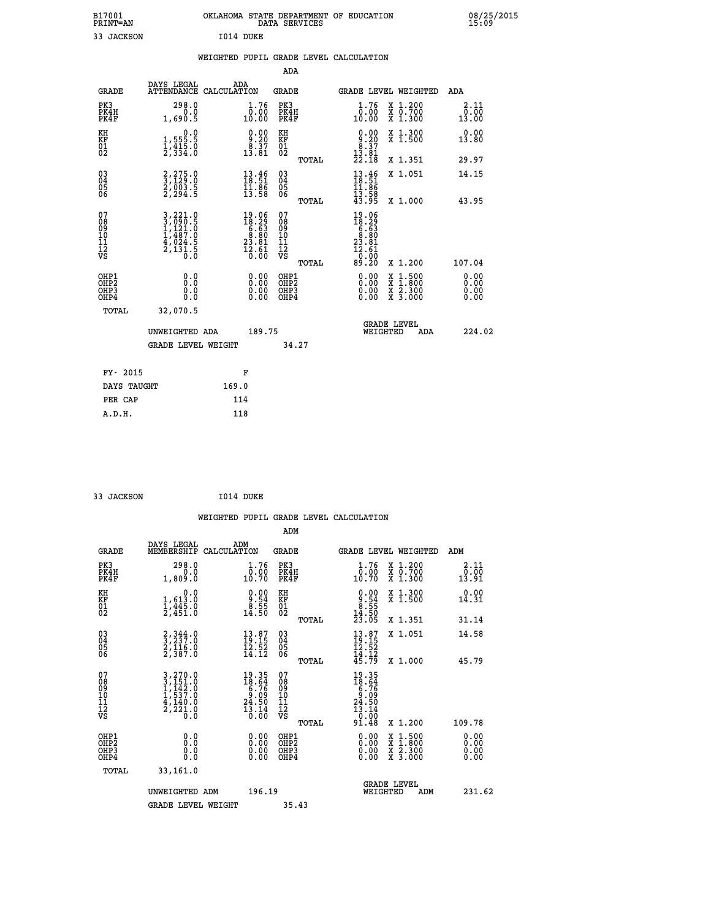B17001 OKLAHOMA STATE DEPARTMENT OF EDUCATION 08/25/2015
PRINT=AN DATA SERVICES 15:09

33 JACKSON I014 DUKE

## WEIGHTED PUPIL GRADE LEVEL CALCULATION

### ADA

| GRADE | DAYS LEGAL ATTENDANCE | ADA CALCULATION | GRADE | | GRADE LEVEL | WEIGHTED | ADA |
|---|---|---|---|---|---|---|---|
| PK3 | 298.0 | 1.76 | PK3 | | 1.76 | X 1.200 | 2.11 |
| PK4H | 0.0 | 0.00 | PK4H | | 0.00 | X 0.700 | 0.00 |
| PK4F | 1,690.5 | 10.00 | PK4F | | 10.00 | X 1.300 | 13.00 |
| KH | 0.0 | 0.00 | KH | | 0.00 | X 1.300 | 0.00 |
| KF | 1,555.5 | 9.20 | KF | | 9.20 | X 1.500 | 13.80 |
| 01 | 1,415.0 | 8.37 | 01 | | 8.37 | | |
| 02 | 2,334.0 | 13.81 | 02 | | 13.81 | | |
| | | | | TOTAL | 22.18 | X 1.351 | 29.97 |
| 03 | 2,275.0 | 13.46 | 03 | | 13.46 | X 1.051 | 14.15 |
| 04 | 3,129.0 | 18.51 | 04 | | 18.51 | | |
| 05 | 2,003.5 | 11.86 | 05 | | 11.86 | | |
| 06 | 2,294.5 | 13.58 | 06 | | 13.58 | | |
| | | | | TOTAL | 43.95 | X 1.000 | 43.95 |
| 07 | 3,221.0 | 19.06 | 07 | | 19.06 | | |
| 08 | 3,090.5 | 18.29 | 08 | | 18.29 | | |
| 09 | 1,121.0 | 6.63 | 09 | | 6.63 | | |
| 10 | 1,487.0 | 8.80 | 10 | | 8.80 | | |
| 11 | 4,024.5 | 23.81 | 11 | | 23.81 | | |
| 12 | 2,131.5 | 12.61 | 12 | | 12.61 | | |
| VS | 0.0 | 0.00 | VS | | 0.00 | | |
| | | | | TOTAL | 89.20 | X 1.200 | 107.04 |
| OHP1 | 0.0 | 0.00 | OHP1 | | 0.00 | X 1.500 | 0.00 |
| OHP2 | 0.0 | 0.00 | OHP2 | | 0.00 | X 1.800 | 0.00 |
| OHP3 | 0.0 | 0.00 | OHP3 | | 0.00 | X 2.300 | 0.00 |
| OHP4 | 0.0 | 0.00 | OHP4 | | 0.00 | X 3.000 | 0.00 |
| TOTAL | 32,070.5 | | | | | | |

UNWEIGHTED ADA 189.75 GRADE LEVEL WEIGHTED ADA 224.02

GRADE LEVEL WEIGHT 34.27

| FY- 2015 | F |
|---|---|
| DAYS TAUGHT | 169.0 |
| PER CAP | 114 |
| A.D.H. | 118 |

33 JACKSON I014 DUKE

## WEIGHTED PUPIL GRADE LEVEL CALCULATION

### ADM

| GRADE | DAYS LEGAL MEMBERSHIP | ADM CALCULATION | GRADE | | GRADE LEVEL | WEIGHTED | ADM |
|---|---|---|---|---|---|---|---|
| PK3 | 298.0 | 1.76 | PK3 | | 1.76 | X 1.200 | 2.11 |
| PK4H | 0.0 | 0.00 | PK4H | | 0.00 | X 0.700 | 0.00 |
| PK4F | 1,809.0 | 10.70 | PK4F | | 10.70 | X 1.300 | 13.91 |
| KH | 0.0 | 0.00 | KH | | 0.00 | X 1.300 | 0.00 |
| KF | 1,613.0 | 9.54 | KF | | 9.54 | X 1.500 | 14.31 |
| 01 | 1,445.0 | 8.55 | 01 | | 8.55 | | |
| 02 | 2,451.0 | 14.50 | 02 | | 14.50 | | |
| | | | | TOTAL | 23.05 | X 1.351 | 31.14 |
| 03 | 2,344.0 | 13.87 | 03 | | 13.87 | X 1.051 | 14.58 |
| 04 | 3,237.0 | 19.15 | 04 | | 19.15 | | |
| 05 | 2,116.0 | 12.52 | 05 | | 12.52 | | |
| 06 | 2,387.0 | 14.12 | 06 | | 14.12 | | |
| | | | | TOTAL | 45.79 | X 1.000 | 45.79 |
| 07 | 3,270.0 | 19.35 | 07 | | 19.35 | | |
| 08 | 3,151.0 | 18.64 | 08 | | 18.64 | | |
| 09 | 1,142.0 | 6.76 | 09 | | 6.76 | | |
| 10 | 1,537.0 | 9.09 | 10 | | 9.09 | | |
| 11 | 4,140.0 | 24.50 | 11 | | 24.50 | | |
| 12 | 2,221.0 | 13.14 | 12 | | 13.14 | | |
| VS | 0.0 | 0.00 | VS | | 0.00 | | |
| | | | | TOTAL | 91.48 | X 1.200 | 109.78 |
| OHP1 | 0.0 | 0.00 | OHP1 | | 0.00 | X 1.500 | 0.00 |
| OHP2 | 0.0 | 0.00 | OHP2 | | 0.00 | X 1.800 | 0.00 |
| OHP3 | 0.0 | 0.00 | OHP3 | | 0.00 | X 2.300 | 0.00 |
| OHP4 | 0.0 | 0.00 | OHP4 | | 0.00 | X 3.000 | 0.00 |
| TOTAL | 33,161.0 | | | | | | |

UNWEIGHTED ADM 196.19 GRADE LEVEL WEIGHTED ADM 231.62

GRADE LEVEL WEIGHT 35.43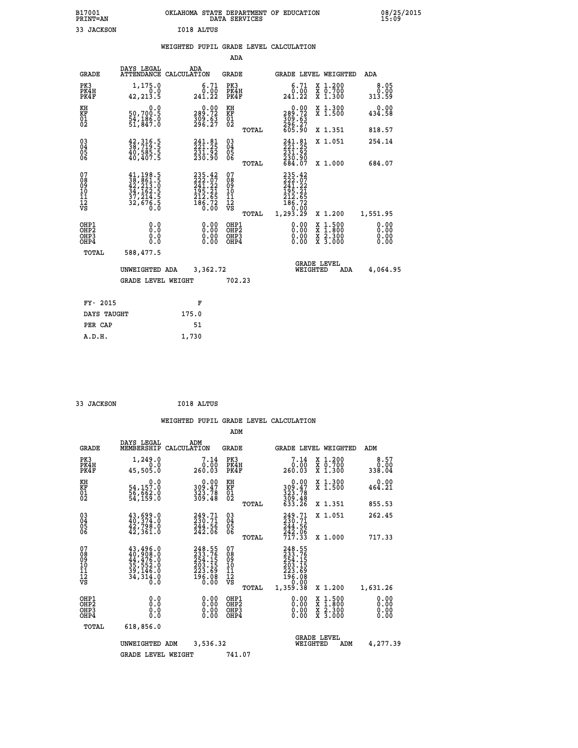B17001 OKLAHOMA STATE DEPARTMENT OF EDUCATION 08/25/2015
PRINT=AN DATA SERVICES 15:09

33 JACKSON I018 ALTUS

## WEIGHTED PUPIL GRADE LEVEL CALCULATION

### ADA

| GRADE | DAYS LEGAL ATTENDANCE | ADA CALCULATION | GRADE | GRADE LEVEL | WEIGHTED | ADA |
|---|---|---|---|---|---|---|
| PK3 | 1,175.0 | 6.71 | PK3 | 6.71 | X 1.200 | 8.05 |
| PK4H | 0.0 | 0.00 | PK4H | 0.00 | X 0.700 | 0.00 |
| PK4F | 42,213.5 | 241.22 | PK4F | 241.22 | X 1.300 | 313.59 |
| KH | 0.0 | 0.00 | KH | 0.00 | X 1.300 | 0.00 |
| KF | 50,700.5 | 289.72 | KF | 289.72 | X 1.500 | 434.58 |
| 01 | 54,186.0 | 309.63 | 01 | 309.63 | | |
| 02 | 51,847.0 | 296.27 | 02 | 296.27 | | |
| | | | TOTAL | 605.90 | X 1.351 | 818.57 |
| 03 | 42,316.5 | 241.81 | 03 | 241.81 | X 1.051 | 254.14 |
| 04 | 38,719.5 | 221.25 | 04 | 221.25 | | |
| 05 | 40,585.5 | 231.92 | 05 | 231.92 | | |
| 06 | 40,407.5 | 230.90 | 06 | 230.90 | | |
| | | | TOTAL | 684.07 | X 1.000 | 684.07 |
| 07 | 41,198.5 | 235.42 | 07 | 235.42 | | |
| 08 | 38,861.5 | 222.07 | 08 | 222.07 | | |
| 09 | 42,213.0 | 241.22 | 09 | 241.22 | | |
| 10 | 34,162.5 | 195.21 | 10 | 195.21 | | |
| 11 | 37,214.5 | 212.65 | 11 | 212.65 | | |
| 12 | 32,676.5 | 186.72 | 12 | 186.72 | | |
| VS | 0.0 | 0.00 | VS | 0.00 | | |
| | | | TOTAL | 1,293.29 | X 1.200 | 1,551.95 |
| OHP1 | 0.0 | 0.00 | OHP1 | 0.00 | X 1.500 | 0.00 |
| OHP2 | 0.0 | 0.00 | OHP2 | 0.00 | X 1.800 | 0.00 |
| OHP3 | 0.0 | 0.00 | OHP3 | 0.00 | X 2.300 | 0.00 |
| OHP4 | 0.0 | 0.00 | OHP4 | 0.00 | X 3.000 | 0.00 |
| TOTAL | 588,477.5 | | | | | |

UNWEIGHTED ADA 3,362.72 GRADE LEVEL WEIGHTED ADA 4,064.95

GRADE LEVEL WEIGHT 702.23

| FY- 2015 | F |
|---|---|
| DAYS TAUGHT | 175.0 |
| PER CAP | 51 |
| A.D.H. | 1,730 |

33 JACKSON I018 ALTUS

## WEIGHTED PUPIL GRADE LEVEL CALCULATION

### ADM

| GRADE | DAYS LEGAL MEMBERSHIP | ADM CALCULATION | GRADE | GRADE LEVEL | WEIGHTED | ADM |
|---|---|---|---|---|---|---|
| PK3 | 1,249.0 | 7.14 | PK3 | 7.14 | X 1.200 | 8.57 |
| PK4H | 0.0 | 0.00 | PK4H | 0.00 | X 0.700 | 0.00 |
| PK4F | 45,505.0 | 260.03 | PK4F | 260.03 | X 1.300 | 338.04 |
| KH | 0.0 | 0.00 | KH | 0.00 | X 1.300 | 0.00 |
| KF | 54,157.0 | 309.47 | KF | 309.47 | X 1.500 | 464.21 |
| 01 | 56,662.0 | 323.78 | 01 | 323.78 | | |
| 02 | 54,159.0 | 309.48 | 02 | 309.48 | | |
| | | | TOTAL | 633.26 | X 1.351 | 855.53 |
| 03 | 43,699.0 | 249.71 | 03 | 249.71 | X 1.051 | 262.45 |
| 04 | 40,374.0 | 230.71 | 04 | 230.71 | | |
| 05 | 42,798.0 | 244.56 | 05 | 244.56 | | |
| 06 | 42,361.0 | 242.06 | 06 | 242.06 | | |
| | | | TOTAL | 717.33 | X 1.000 | 717.33 |
| 07 | 43,496.0 | 248.55 | 07 | 248.55 | | |
| 08 | 40,908.0 | 233.76 | 08 | 233.76 | | |
| 09 | 44,476.0 | 254.15 | 09 | 254.15 | | |
| 10 | 35,552.0 | 203.15 | 10 | 203.15 | | |
| 11 | 39,146.0 | 223.69 | 11 | 223.69 | | |
| 12 | 34,314.0 | 196.08 | 12 | 196.08 | | |
| VS | 0.0 | 0.00 | VS | 0.00 | | |
| | | | TOTAL | 1,359.38 | X 1.200 | 1,631.26 |
| OHP1 | 0.0 | 0.00 | OHP1 | 0.00 | X 1.500 | 0.00 |
| OHP2 | 0.0 | 0.00 | OHP2 | 0.00 | X 1.800 | 0.00 |
| OHP3 | 0.0 | 0.00 | OHP3 | 0.00 | X 2.300 | 0.00 |
| OHP4 | 0.0 | 0.00 | OHP4 | 0.00 | X 3.000 | 0.00 |
| TOTAL | 618,856.0 | | | | | |

UNWEIGHTED ADM 3,536.32 GRADE LEVEL WEIGHTED ADM 4,277.39

GRADE LEVEL WEIGHT 741.07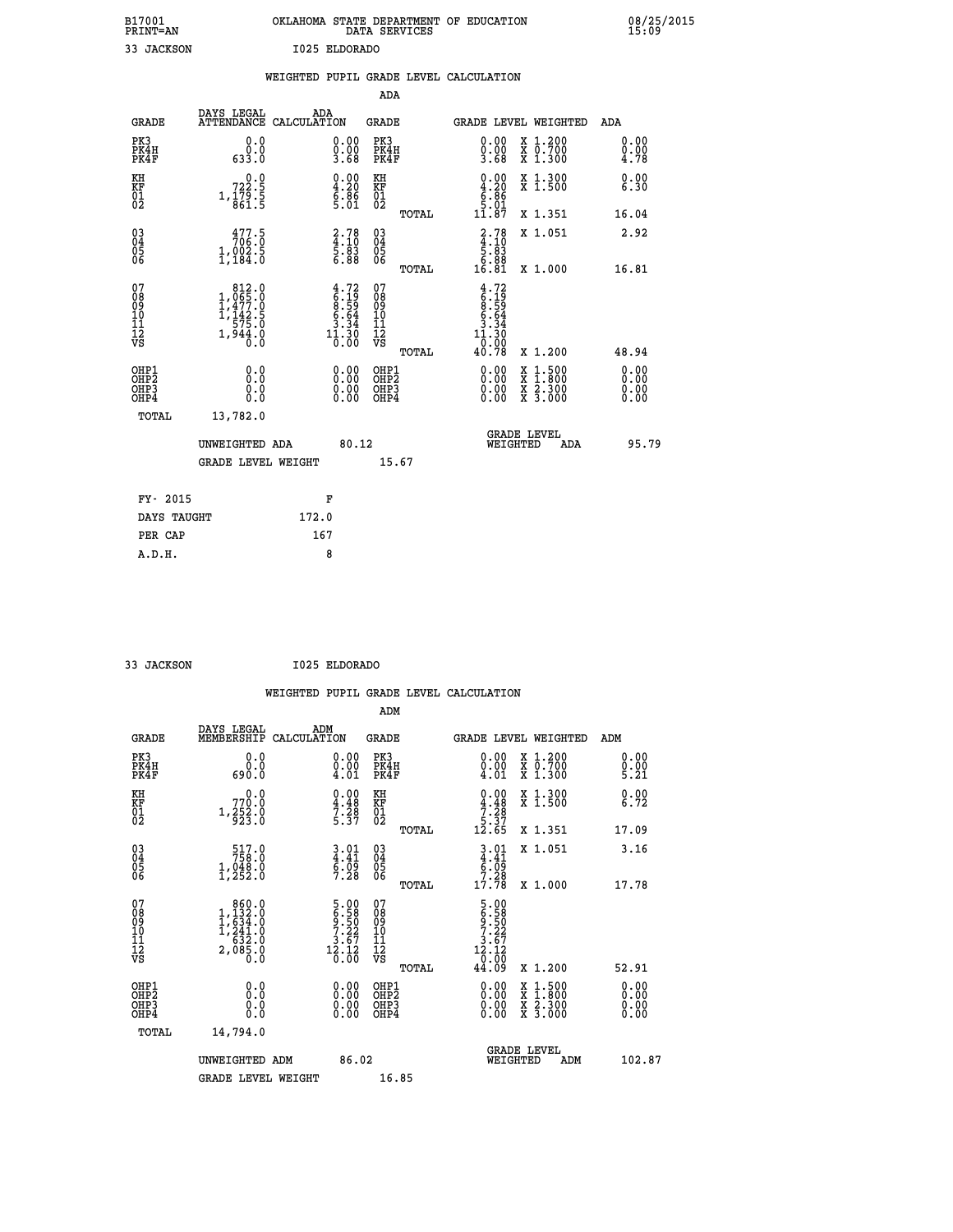B17001 PRINT=AN — OKLAHOMA STATE DEPARTMENT OF EDUCATION DATA SERVICES — 08/25/2015 15:09

33 JACKSON — I025 ELDORADO

## WEIGHTED PUPIL GRADE LEVEL CALCULATION

### ADA

| GRADE | DAYS LEGAL ATTENDANCE | ADA CALCULATION | GRADE | | GRADE LEVEL | WEIGHTED | ADA |
|---|---|---|---|---|---|---|---|
| PK3 | 0.0 | 0.00 | PK3 | | 0.00 | X 1.200 | 0.00 |
| PK4H | 0.0 | 0.00 | PK4H | | 0.00 | X 0.700 | 0.00 |
| PK4F | 633.0 | 3.68 | PK4F | | 3.68 | X 1.300 | 4.78 |
| KH | 0.0 | 0.00 | KH | | 0.00 | X 1.300 | 0.00 |
| KF | 722.5 | 4.20 | KF | | 4.20 | X 1.500 | 6.30 |
| 01 | 1,179.5 | 6.86 | 01 | | 6.86 | | |
| 02 | 861.5 | 5.01 | 02 | | 5.01 | | |
| | | | | TOTAL | 11.87 | X 1.351 | 16.04 |
| 03 | 477.5 | 2.78 | 03 | | 2.78 | X 1.051 | 2.92 |
| 04 | 706.0 | 4.10 | 04 | | 4.10 | | |
| 05 | 1,002.5 | 5.83 | 05 | | 5.83 | | |
| 06 | 1,184.0 | 6.88 | 06 | | 6.88 | | |
| | | | | TOTAL | 16.81 | X 1.000 | 16.81 |
| 07 | 812.0 | 4.72 | 07 | | 4.72 | | |
| 08 | 1,065.0 | 6.19 | 08 | | 6.19 | | |
| 09 | 1,477.0 | 8.59 | 09 | | 8.59 | | |
| 10 | 1,142.5 | 6.64 | 10 | | 6.64 | | |
| 11 | 575.0 | 3.34 | 11 | | 3.34 | | |
| 12 | 1,944.0 | 11.30 | 12 | | 11.30 | | |
| VS | 0.0 | 0.00 | VS | | 0.00 | | |
| | | | | TOTAL | 40.78 | X 1.200 | 48.94 |
| OHP1 | 0.0 | 0.00 | OHP1 | | 0.00 | X 1.500 | 0.00 |
| OHP2 | 0.0 | 0.00 | OHP2 | | 0.00 | X 1.800 | 0.00 |
| OHP3 | 0.0 | 0.00 | OHP3 | | 0.00 | X 2.300 | 0.00 |
| OHP4 | 0.0 | 0.00 | OHP4 | | 0.00 | X 3.000 | 0.00 |
| TOTAL | 13,782.0 | | | | | | |

UNWEIGHTED ADA 80.12 — GRADE LEVEL WEIGHTED ADA 95.79

GRADE LEVEL WEIGHT 15.67

| FY- 2015 | F |
|---|---|
| DAYS TAUGHT | 172.0 |
| PER CAP | 167 |
| A.D.H. | 8 |

33 JACKSON — I025 ELDORADO

## WEIGHTED PUPIL GRADE LEVEL CALCULATION

### ADM

| GRADE | DAYS LEGAL MEMBERSHIP | ADM CALCULATION | GRADE | | GRADE LEVEL | WEIGHTED | ADM |
|---|---|---|---|---|---|---|---|
| PK3 | 0.0 | 0.00 | PK3 | | 0.00 | X 1.200 | 0.00 |
| PK4H | 0.0 | 0.00 | PK4H | | 0.00 | X 0.700 | 0.00 |
| PK4F | 690.0 | 4.01 | PK4F | | 4.01 | X 1.300 | 5.21 |
| KH | 0.0 | 0.00 | KH | | 0.00 | X 1.300 | 0.00 |
| KF | 770.0 | 4.48 | KF | | 4.48 | X 1.500 | 6.72 |
| 01 | 1,252.0 | 7.28 | 01 | | 7.28 | | |
| 02 | 923.0 | 5.37 | 02 | | 5.37 | | |
| | | | | TOTAL | 12.65 | X 1.351 | 17.09 |
| 03 | 517.0 | 3.01 | 03 | | 3.01 | X 1.051 | 3.16 |
| 04 | 758.0 | 4.41 | 04 | | 4.41 | | |
| 05 | 1,048.0 | 6.09 | 05 | | 6.09 | | |
| 06 | 1,252.0 | 7.28 | 06 | | 7.28 | | |
| | | | | TOTAL | 17.78 | X 1.000 | 17.78 |
| 07 | 860.0 | 5.00 | 07 | | 5.00 | | |
| 08 | 1,132.0 | 6.58 | 08 | | 6.58 | | |
| 09 | 1,634.0 | 9.50 | 09 | | 9.50 | | |
| 10 | 1,241.0 | 7.22 | 10 | | 7.22 | | |
| 11 | 632.0 | 3.67 | 11 | | 3.67 | | |
| 12 | 2,085.0 | 12.12 | 12 | | 12.12 | | |
| VS | 0.0 | 0.00 | VS | | 0.00 | | |
| | | | | TOTAL | 44.09 | X 1.200 | 52.91 |
| OHP1 | 0.0 | 0.00 | OHP1 | | 0.00 | X 1.500 | 0.00 |
| OHP2 | 0.0 | 0.00 | OHP2 | | 0.00 | X 1.800 | 0.00 |
| OHP3 | 0.0 | 0.00 | OHP3 | | 0.00 | X 2.300 | 0.00 |
| OHP4 | 0.0 | 0.00 | OHP4 | | 0.00 | X 3.000 | 0.00 |
| TOTAL | 14,794.0 | | | | | | |

UNWEIGHTED ADM 86.02 — GRADE LEVEL WEIGHTED ADM 102.87

GRADE LEVEL WEIGHT 16.85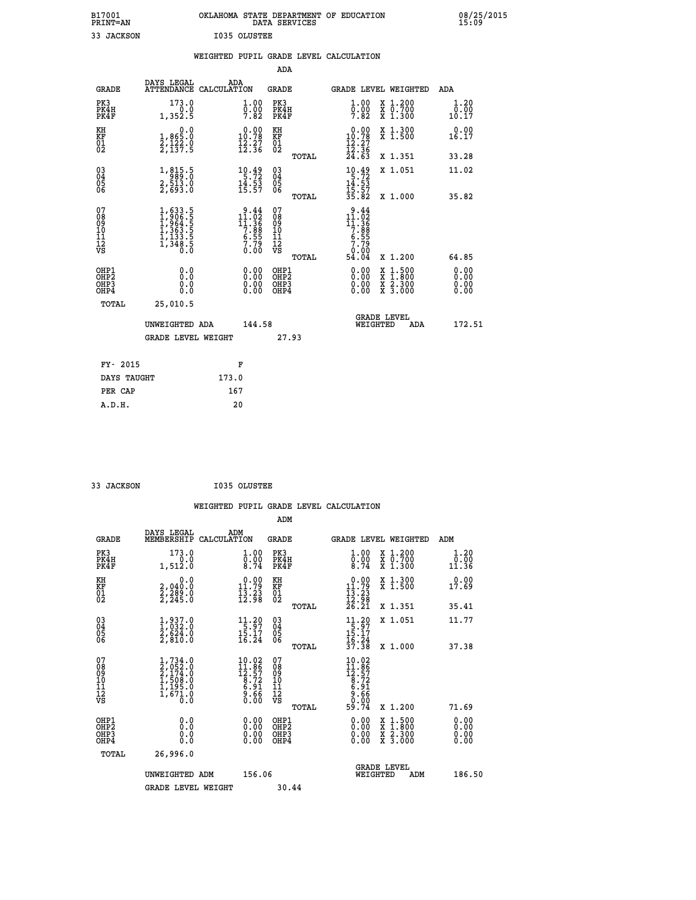B17001 PRINT=AN OKLAHOMA STATE DEPARTMENT OF EDUCATION DATA SERVICES 08/25/2015 15:09

33 JACKSON I035 OLUSTEE

## WEIGHTED PUPIL GRADE LEVEL CALCULATION

### ADA

| GRADE | DAYS LEGAL ATTENDANCE | ADA CALCULATION | GRADE | | GRADE LEVEL | WEIGHTED | ADA |
|---|---|---|---|---|---|---|---|
| PK3 | 173.0 | 1.00 | PK3 | | 1.00 | X 1.200 | 1.20 |
| PK4H | 0.0 | 0.00 | PK4H | | 0.00 | X 0.700 | 0.00 |
| PK4F | 1,352.5 | 7.82 | PK4F | | 7.82 | X 1.300 | 10.17 |
| KH | 0.0 | 0.00 | KH | | 0.00 | X 1.300 | 0.00 |
| KF | 1,865.0 | 10.78 | KF | | 10.78 | X 1.500 | 16.17 |
| 01 | 2,122.0 | 12.27 | 01 | | 12.27 | | |
| 02 | 2,137.5 | 12.36 | 02 | | 12.36 | | |
| | | | | TOTAL | 24.63 | X 1.351 | 33.28 |
| 03 | 1,815.5 | 10.49 | 03 | | 10.49 | X 1.051 | 11.02 |
| 04 | 989.0 | 5.72 | 04 | | 5.72 | | |
| 05 | 2,513.0 | 14.53 | 05 | | 14.53 | | |
| 06 | 2,693.0 | 15.57 | 06 | | 15.57 | | |
| | | | | TOTAL | 35.82 | X 1.000 | 35.82 |
| 07 | 1,633.5 | 9.44 | 07 | | 9.44 | | |
| 08 | 1,906.5 | 11.02 | 08 | | 11.02 | | |
| 09 | 1,964.5 | 11.36 | 09 | | 11.36 | | |
| 10 | 1,363.5 | 7.88 | 10 | | 7.88 | | |
| 11 | 1,133.5 | 6.55 | 11 | | 6.55 | | |
| 12 | 1,348.5 | 7.79 | 12 | | 7.79 | | |
| VS | 0.0 | 0.00 | VS | | 0.00 | | |
| | | | | TOTAL | 54.04 | X 1.200 | 64.85 |
| OHP1 | 0.0 | 0.00 | OHP1 | | 0.00 | X 1.500 | 0.00 |
| OHP2 | 0.0 | 0.00 | OHP2 | | 0.00 | X 1.800 | 0.00 |
| OHP3 | 0.0 | 0.00 | OHP3 | | 0.00 | X 2.300 | 0.00 |
| OHP4 | 0.0 | 0.00 | OHP4 | | 0.00 | X 3.000 | 0.00 |
| TOTAL | 25,010.5 | | | | | | |

UNWEIGHTED ADA 144.58 GRADE LEVEL WEIGHTED ADA 172.51

GRADE LEVEL WEIGHT 27.93

| FY- 2015 | F |
|---|---|
| DAYS TAUGHT | 173.0 |
| PER CAP | 167 |
| A.D.H. | 20 |

33 JACKSON I035 OLUSTEE

## WEIGHTED PUPIL GRADE LEVEL CALCULATION

### ADM

| GRADE | DAYS LEGAL MEMBERSHIP | ADM CALCULATION | GRADE | | GRADE LEVEL | WEIGHTED | ADM |
|---|---|---|---|---|---|---|---|
| PK3 | 173.0 | 1.00 | PK3 | | 1.00 | X 1.200 | 1.20 |
| PK4H | 0.0 | 0.00 | PK4H | | 0.00 | X 0.700 | 0.00 |
| PK4F | 1,512.0 | 8.74 | PK4F | | 8.74 | X 1.300 | 11.36 |
| KH | 0.0 | 0.00 | KH | | 0.00 | X 1.300 | 0.00 |
| KF | 2,040.0 | 11.79 | KF | | 11.79 | X 1.500 | 17.69 |
| 01 | 2,289.0 | 13.23 | 01 | | 13.23 | | |
| 02 | 2,245.0 | 12.98 | 02 | | 12.98 | | |
| | | | | TOTAL | 26.21 | X 1.351 | 35.41 |
| 03 | 1,937.0 | 11.20 | 03 | | 11.20 | X 1.051 | 11.77 |
| 04 | 1,032.0 | 5.97 | 04 | | 5.97 | | |
| 05 | 2,624.0 | 15.17 | 05 | | 15.17 | | |
| 06 | 2,810.0 | 16.24 | 06 | | 16.24 | | |
| | | | | TOTAL | 37.38 | X 1.000 | 37.38 |
| 07 | 1,734.0 | 10.02 | 07 | | 10.02 | | |
| 08 | 2,052.0 | 11.86 | 08 | | 11.86 | | |
| 09 | 2,174.0 | 12.57 | 09 | | 12.57 | | |
| 10 | 1,508.0 | 8.72 | 10 | | 8.72 | | |
| 11 | 1,195.0 | 6.91 | 11 | | 6.91 | | |
| 12 | 1,671.0 | 9.66 | 12 | | 9.66 | | |
| VS | 0.0 | 0.00 | VS | | 0.00 | | |
| | | | | TOTAL | 59.74 | X 1.200 | 71.69 |
| OHP1 | 0.0 | 0.00 | OHP1 | | 0.00 | X 1.500 | 0.00 |
| OHP2 | 0.0 | 0.00 | OHP2 | | 0.00 | X 1.800 | 0.00 |
| OHP3 | 0.0 | 0.00 | OHP3 | | 0.00 | X 2.300 | 0.00 |
| OHP4 | 0.0 | 0.00 | OHP4 | | 0.00 | X 3.000 | 0.00 |
| TOTAL | 26,996.0 | | | | | | |

UNWEIGHTED ADM 156.06 GRADE LEVEL WEIGHTED ADM 186.50

GRADE LEVEL WEIGHT 30.44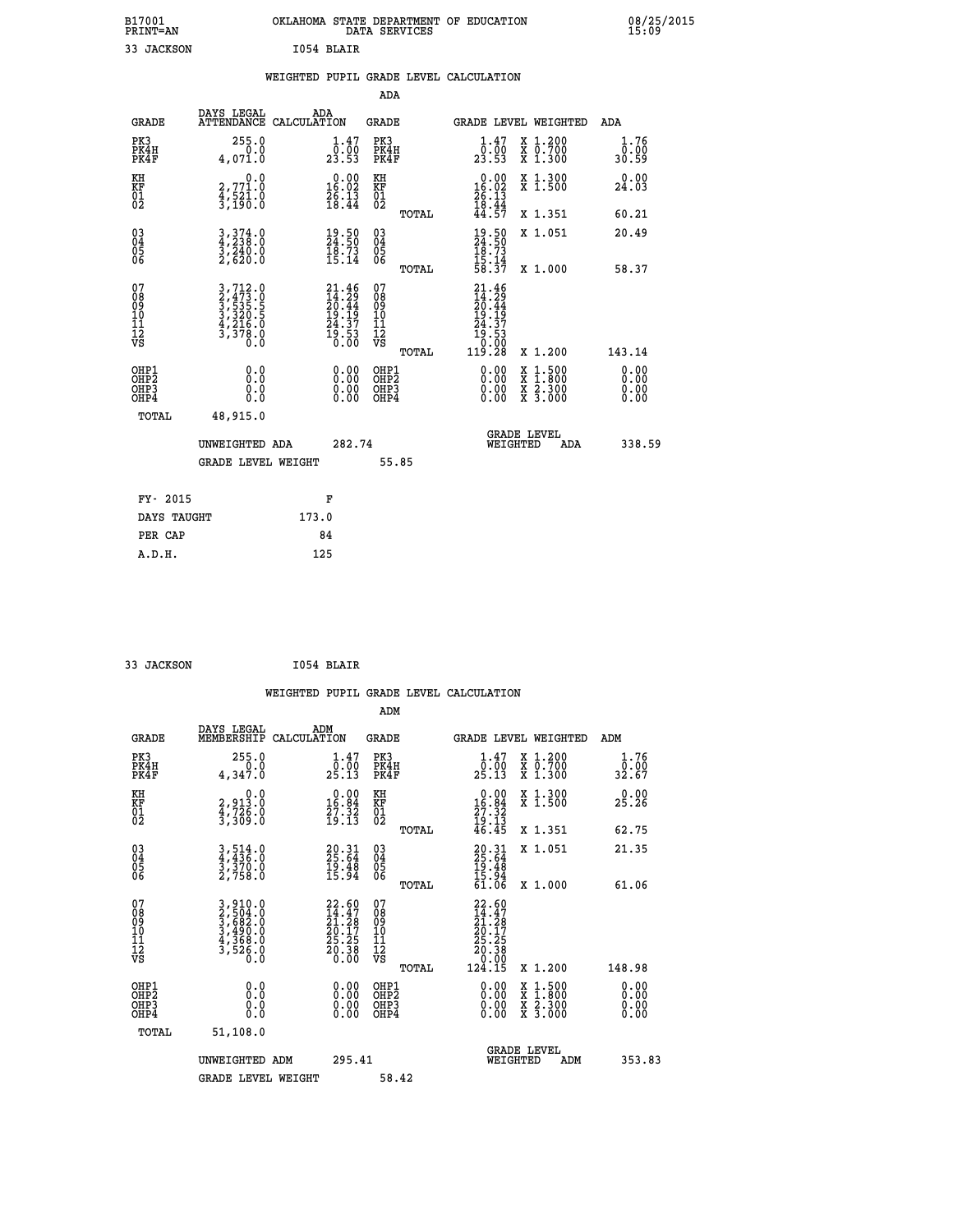B17001 OKLAHOMA STATE DEPARTMENT OF EDUCATION 08/25/2015
PRINT=AN DATA SERVICES 15:09

33 JACKSON I054 BLAIR

## WEIGHTED PUPIL GRADE LEVEL CALCULATION

### ADA

| GRADE | DAYS LEGAL ATTENDANCE | ADA CALCULATION | GRADE | GRADE LEVEL | WEIGHTED | ADA |
|---|---|---|---|---|---|---|
| PK3 | 255.0 | 1.47 | PK3 | 1.47 | X 1.200 | 1.76 |
| PK4H | 0.0 | 0.00 | PK4H | 0.00 | X 0.700 | 0.00 |
| PK4F | 4,071.0 | 23.53 | PK4F | 23.53 | X 1.300 | 30.59 |
| KH | 0.0 | 0.00 | KH | 0.00 | X 1.300 | 0.00 |
| KF | 2,771.0 | 16.02 | KF | 16.02 | X 1.500 | 24.03 |
| 01 | 4,521.0 | 26.13 | 01 | 26.13 | | |
| 02 | 3,190.0 | 18.44 | 02 | 18.44 | | |
| | | | TOTAL | 44.57 | X 1.351 | 60.21 |
| 03 | 3,374.0 | 19.50 | 03 | 19.50 | X 1.051 | 20.49 |
| 04 | 4,238.0 | 24.50 | 04 | 24.50 | | |
| 05 | 3,240.0 | 18.73 | 05 | 18.73 | | |
| 06 | 2,620.0 | 15.14 | 06 | 15.14 | | |
| | | | TOTAL | 58.37 | X 1.000 | 58.37 |
| 07 | 3,712.0 | 21.46 | 07 | 21.46 | | |
| 08 | 2,473.0 | 14.29 | 08 | 14.29 | | |
| 09 | 3,535.5 | 20.44 | 09 | 20.44 | | |
| 10 | 3,320.5 | 19.19 | 10 | 19.19 | | |
| 11 | 4,216.0 | 24.37 | 11 | 24.37 | | |
| 12 | 3,378.0 | 19.53 | 12 | 19.53 | | |
| VS | 0.0 | 0.00 | VS | 0.00 | | |
| | | | TOTAL | 119.28 | X 1.200 | 143.14 |
| OHP1 | 0.0 | 0.00 | OHP1 | 0.00 | X 1.500 | 0.00 |
| OHP2 | 0.0 | 0.00 | OHP2 | 0.00 | X 1.800 | 0.00 |
| OHP3 | 0.0 | 0.00 | OHP3 | 0.00 | X 2.300 | 0.00 |
| OHP4 | 0.0 | 0.00 | OHP4 | 0.00 | X 3.000 | 0.00 |
| TOTAL | 48,915.0 | | | | | |

UNWEIGHTED ADA 282.74 GRADE LEVEL WEIGHTED ADA 338.59

GRADE LEVEL WEIGHT 55.85

| FY- 2015 | F |
|---|---|
| DAYS TAUGHT | 173.0 |
| PER CAP | 84 |
| A.D.H. | 125 |

33 JACKSON I054 BLAIR

## WEIGHTED PUPIL GRADE LEVEL CALCULATION

### ADM

| GRADE | DAYS LEGAL MEMBERSHIP | ADM CALCULATION | GRADE | GRADE LEVEL | WEIGHTED | ADM |
|---|---|---|---|---|---|---|
| PK3 | 255.0 | 1.47 | PK3 | 1.47 | X 1.200 | 1.76 |
| PK4H | 0.0 | 0.00 | PK4H | 0.00 | X 0.700 | 0.00 |
| PK4F | 4,347.0 | 25.13 | PK4F | 25.13 | X 1.300 | 32.67 |
| KH | 0.0 | 0.00 | KH | 0.00 | X 1.300 | 0.00 |
| KF | 2,913.0 | 16.84 | KF | 16.84 | X 1.500 | 25.26 |
| 01 | 4,726.0 | 27.32 | 01 | 27.32 | | |
| 02 | 3,309.0 | 19.13 | 02 | 19.13 | | |
| | | | TOTAL | 46.45 | X 1.351 | 62.75 |
| 03 | 3,514.0 | 20.31 | 03 | 20.31 | X 1.051 | 21.35 |
| 04 | 4,436.0 | 25.64 | 04 | 25.64 | | |
| 05 | 3,370.0 | 19.48 | 05 | 19.48 | | |
| 06 | 2,758.0 | 15.94 | 06 | 15.94 | | |
| | | | TOTAL | 61.06 | X 1.000 | 61.06 |
| 07 | 3,910.0 | 22.60 | 07 | 22.60 | | |
| 08 | 2,504.0 | 14.47 | 08 | 14.47 | | |
| 09 | 3,682.0 | 21.28 | 09 | 21.28 | | |
| 10 | 3,490.0 | 20.17 | 10 | 20.17 | | |
| 11 | 4,368.0 | 25.25 | 11 | 25.25 | | |
| 12 | 3,526.0 | 20.38 | 12 | 20.38 | | |
| VS | 0.0 | 0.00 | VS | 0.00 | | |
| | | | TOTAL | 124.15 | X 1.200 | 148.98 |
| OHP1 | 0.0 | 0.00 | OHP1 | 0.00 | X 1.500 | 0.00 |
| OHP2 | 0.0 | 0.00 | OHP2 | 0.00 | X 1.800 | 0.00 |
| OHP3 | 0.0 | 0.00 | OHP3 | 0.00 | X 2.300 | 0.00 |
| OHP4 | 0.0 | 0.00 | OHP4 | 0.00 | X 3.000 | 0.00 |
| TOTAL | 51,108.0 | | | | | |

UNWEIGHTED ADM 295.41 GRADE LEVEL WEIGHTED ADM 353.83

GRADE LEVEL WEIGHT 58.42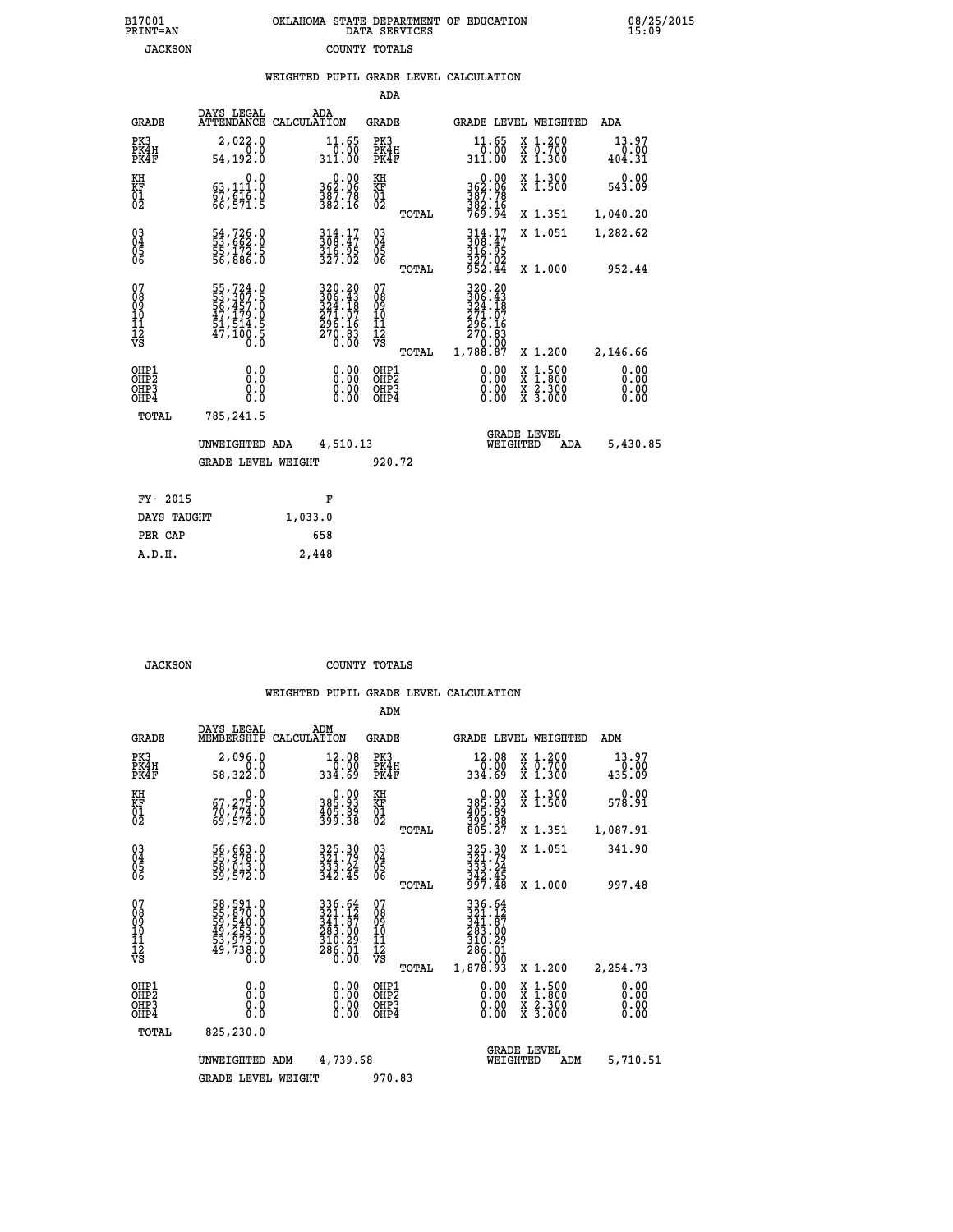B17001
PRINT=AN

OKLAHOMA STATE DEPARTMENT OF EDUCATION
DATA SERVICES

08/25/2015
15:09

JACKSON    COUNTY TOTALS

## WEIGHTED PUPIL GRADE LEVEL CALCULATION

ADA

| GRADE | DAYS LEGAL ATTENDANCE | ADA CALCULATION | GRADE | | GRADE LEVEL | WEIGHTED | ADA |
|---|---|---|---|---|---|---|---|
| PK3 | 2,022.0 | 11.65 | PK3 | | 11.65 | X 1.200 | 13.97 |
| PK4H | 0.0 | 0.00 | PK4H | | 0.00 | X 0.700 | 0.00 |
| PK4F | 54,192.0 | 311.00 | PK4F | | 311.00 | X 1.300 | 404.31 |
| KH | 0.0 | 0.00 | KH | | 0.00 | X 1.300 | 0.00 |
| KF | 63,111.0 | 362.06 | KF | | 362.06 | X 1.500 | 543.09 |
| 01 | 67,616.0 | 387.78 | 01 | | 387.78 | | |
| 02 | 66,571.5 | 382.16 | 02 | | 382.16 | | |
| | | | | TOTAL | 769.94 | X 1.351 | 1,040.20 |
| 03 | 54,726.0 | 314.17 | 03 | | 314.17 | X 1.051 | 1,282.62 |
| 04 | 53,662.0 | 308.47 | 04 | | 308.47 | | |
| 05 | 55,172.5 | 316.95 | 05 | | 316.95 | | |
| 06 | 56,886.0 | 327.02 | 06 | | 327.02 | | |
| | | | | TOTAL | 952.44 | X 1.000 | 952.44 |
| 07 | 55,724.0 | 320.20 | 07 | | 320.20 | | |
| 08 | 53,307.5 | 306.43 | 08 | | 306.43 | | |
| 09 | 56,457.0 | 324.18 | 09 | | 324.18 | | |
| 10 | 47,179.0 | 271.07 | 10 | | 271.07 | | |
| 11 | 51,514.5 | 296.16 | 11 | | 296.16 | | |
| 12 | 47,100.5 | 270.83 | 12 | | 270.83 | | |
| VS | 0.0 | 0.00 | VS | | 0.00 | | |
| | | | | TOTAL | 1,788.87 | X 1.200 | 2,146.66 |
| OHP1 | 0.0 | 0.00 | OHP1 | | 0.00 | X 1.500 | 0.00 |
| OHP2 | 0.0 | 0.00 | OHP2 | | 0.00 | X 1.800 | 0.00 |
| OHP3 | 0.0 | 0.00 | OHP3 | | 0.00 | X 2.300 | 0.00 |
| OHP4 | 0.0 | 0.00 | OHP4 | | 0.00 | X 3.000 | 0.00 |
| TOTAL | 785,241.5 | | | | | | |

UNWEIGHTED ADA 4,510.13    GRADE LEVEL WEIGHTED ADA 5,430.85

GRADE LEVEL WEIGHT 920.72

| FY- 2015 | F |
|---|---|
| DAYS TAUGHT | 1,033.0 |
| PER CAP | 658 |
| A.D.H. | 2,448 |

JACKSON    COUNTY TOTALS

## WEIGHTED PUPIL GRADE LEVEL CALCULATION

ADM

| GRADE | DAYS LEGAL MEMBERSHIP | ADM CALCULATION | GRADE | | GRADE LEVEL | WEIGHTED | ADM |
|---|---|---|---|---|---|---|---|
| PK3 | 2,096.0 | 12.08 | PK3 | | 12.08 | X 1.200 | 13.97 |
| PK4H | 0.0 | 0.00 | PK4H | | 0.00 | X 0.700 | 0.00 |
| PK4F | 58,322.0 | 334.69 | PK4F | | 334.69 | X 1.300 | 435.09 |
| KH | 0.0 | 0.00 | KH | | 0.00 | X 1.300 | 0.00 |
| KF | 67,275.0 | 385.93 | KF | | 385.93 | X 1.500 | 578.91 |
| 01 | 70,774.0 | 405.89 | 01 | | 405.89 | | |
| 02 | 69,572.0 | 399.38 | 02 | | 399.38 | | |
| | | | | TOTAL | 805.27 | X 1.351 | 1,087.91 |
| 03 | 56,663.0 | 325.30 | 03 | | 325.30 | X 1.051 | 341.90 |
| 04 | 55,978.0 | 321.79 | 04 | | 321.79 | | |
| 05 | 58,013.0 | 333.24 | 05 | | 333.24 | | |
| 06 | 59,572.0 | 342.45 | 06 | | 342.45 | | |
| | | | | TOTAL | 997.48 | X 1.000 | 997.48 |
| 07 | 58,591.0 | 336.64 | 07 | | 336.64 | | |
| 08 | 55,870.0 | 321.12 | 08 | | 321.12 | | |
| 09 | 59,540.0 | 341.87 | 09 | | 341.87 | | |
| 10 | 49,253.0 | 283.00 | 10 | | 283.00 | | |
| 11 | 53,973.0 | 310.29 | 11 | | 310.29 | | |
| 12 | 49,738.0 | 286.01 | 12 | | 286.01 | | |
| VS | 0.0 | 0.00 | VS | | 0.00 | | |
| | | | | TOTAL | 1,878.93 | X 1.200 | 2,254.73 |
| OHP1 | 0.0 | 0.00 | OHP1 | | 0.00 | X 1.500 | 0.00 |
| OHP2 | 0.0 | 0.00 | OHP2 | | 0.00 | X 1.800 | 0.00 |
| OHP3 | 0.0 | 0.00 | OHP3 | | 0.00 | X 2.300 | 0.00 |
| OHP4 | 0.0 | 0.00 | OHP4 | | 0.00 | X 3.000 | 0.00 |
| TOTAL | 825,230.0 | | | | | | |

UNWEIGHTED ADM 4,739.68    GRADE LEVEL WEIGHTED ADM 5,710.51

GRADE LEVEL WEIGHT 970.83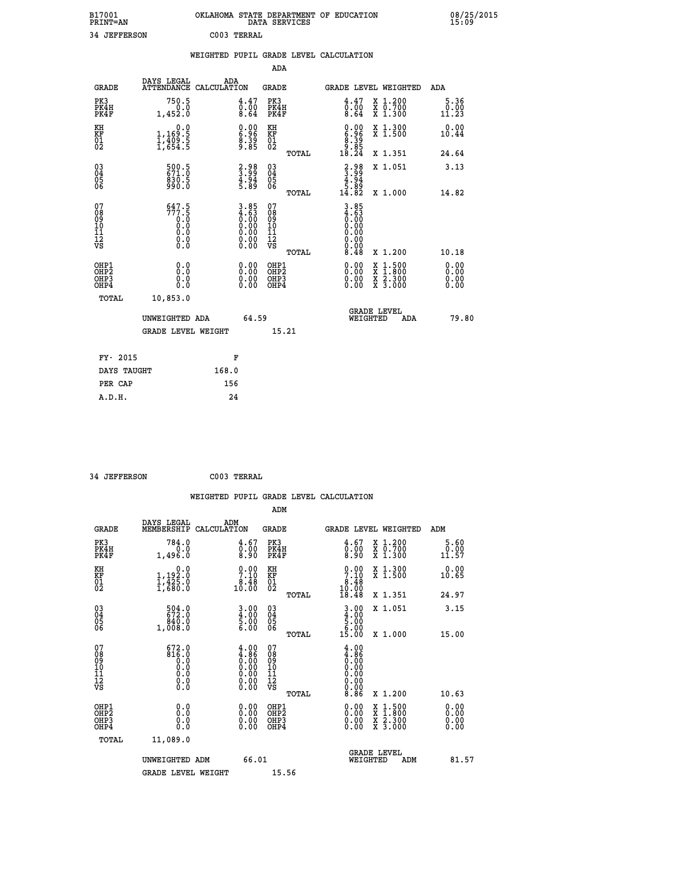B17001 OKLAHOMA STATE DEPARTMENT OF EDUCATION 08/25/2015
PRINT=AN DATA SERVICES 15:09

34 JEFFERSON C003 TERRAL

WEIGHTED PUPIL GRADE LEVEL CALCULATION

ADA

| GRADE | DAYS LEGAL ATTENDANCE | ADA CALCULATION | GRADE | GRADE LEVEL | WEIGHTED | ADA |
|---|---|---|---|---|---|---|
| PK3 | 750.5 | 4.47 | PK3 | 4.47 | X 1.200 | 5.36 |
| PK4H | 0.0 | 0.00 | PK4H | 0.00 | X 0.700 | 0.00 |
| PK4F | 1,452.0 | 8.64 | PK4F | 8.64 | X 1.300 | 11.23 |
| KH | 0.0 | 0.00 | KH | 0.00 | X 1.300 | 0.00 |
| KF | 1,169.5 | 6.96 | KF | 6.96 | X 1.500 | 10.44 |
| 01 | 1,409.5 | 8.39 | 01 | 8.39 | | |
| 02 | 1,654.5 | 9.85 | 02 | 9.85 | | |
| | | | TOTAL | 18.24 | X 1.351 | 24.64 |
| 03 | 500.5 | 2.98 | 03 | 2.98 | X 1.051 | 3.13 |
| 04 | 671.0 | 3.99 | 04 | 3.99 | | |
| 05 | 830.5 | 4.94 | 05 | 4.94 | | |
| 06 | 990.0 | 5.89 | 06 | 5.89 | | |
| | | | TOTAL | 14.82 | X 1.000 | 14.82 |
| 07 | 647.5 | 3.85 | 07 | 3.85 | | |
| 08 | 777.5 | 4.63 | 08 | 4.63 | | |
| 09 | 0.0 | 0.00 | 09 | 0.00 | | |
| 10 | 0.0 | 0.00 | 10 | 0.00 | | |
| 11 | 0.0 | 0.00 | 11 | 0.00 | | |
| 12 | 0.0 | 0.00 | 12 | 0.00 | | |
| VS | 0.0 | 0.00 | VS | 0.00 | | |
| | | | TOTAL | 8.48 | X 1.200 | 10.18 |
| OHP1 | 0.0 | 0.00 | OHP1 | 0.00 | X 1.500 | 0.00 |
| OHP2 | 0.0 | 0.00 | OHP2 | 0.00 | X 1.800 | 0.00 |
| OHP3 | 0.0 | 0.00 | OHP3 | 0.00 | X 2.300 | 0.00 |
| OHP4 | 0.0 | 0.00 | OHP4 | 0.00 | X 3.000 | 0.00 |
| TOTAL | 10,853.0 | | | | | |

UNWEIGHTED ADA 64.59 GRADE LEVEL WEIGHTED ADA 79.80

GRADE LEVEL WEIGHT 15.21

| FY- 2015 | F |
|---|---|
| DAYS TAUGHT | 168.0 |
| PER CAP | 156 |
| A.D.H. | 24 |

34 JEFFERSON C003 TERRAL

WEIGHTED PUPIL GRADE LEVEL CALCULATION

ADM

| GRADE | DAYS LEGAL MEMBERSHIP | ADM CALCULATION | GRADE | GRADE LEVEL | WEIGHTED | ADM |
|---|---|---|---|---|---|---|
| PK3 | 784.0 | 4.67 | PK3 | 4.67 | X 1.200 | 5.60 |
| PK4H | 0.0 | 0.00 | PK4H | 0.00 | X 0.700 | 0.00 |
| PK4F | 1,496.0 | 8.90 | PK4F | 8.90 | X 1.300 | 11.57 |
| KH | 0.0 | 0.00 | KH | 0.00 | X 1.300 | 0.00 |
| KF | 1,192.0 | 7.10 | KF | 7.10 | X 1.500 | 10.65 |
| 01 | 1,425.0 | 8.48 | 01 | 8.48 | | |
| 02 | 1,680.0 | 10.00 | 02 | 10.00 | | |
| | | | TOTAL | 18.48 | X 1.351 | 24.97 |
| 03 | 504.0 | 3.00 | 03 | 3.00 | X 1.051 | 3.15 |
| 04 | 672.0 | 4.00 | 04 | 4.00 | | |
| 05 | 840.0 | 5.00 | 05 | 5.00 | | |
| 06 | 1,008.0 | 6.00 | 06 | 6.00 | | |
| | | | TOTAL | 15.00 | X 1.000 | 15.00 |
| 07 | 672.0 | 4.00 | 07 | 4.00 | | |
| 08 | 816.0 | 4.86 | 08 | 4.86 | | |
| 09 | 0.0 | 0.00 | 09 | 0.00 | | |
| 10 | 0.0 | 0.00 | 10 | 0.00 | | |
| 11 | 0.0 | 0.00 | 11 | 0.00 | | |
| 12 | 0.0 | 0.00 | 12 | 0.00 | | |
| VS | 0.0 | 0.00 | VS | 0.00 | | |
| | | | TOTAL | 8.86 | X 1.200 | 10.63 |
| OHP1 | 0.0 | 0.00 | OHP1 | 0.00 | X 1.500 | 0.00 |
| OHP2 | 0.0 | 0.00 | OHP2 | 0.00 | X 1.800 | 0.00 |
| OHP3 | 0.0 | 0.00 | OHP3 | 0.00 | X 2.300 | 0.00 |
| OHP4 | 0.0 | 0.00 | OHP4 | 0.00 | X 3.000 | 0.00 |
| TOTAL | 11,089.0 | | | | | |

UNWEIGHTED ADM 66.01 GRADE LEVEL WEIGHTED ADM 81.57

GRADE LEVEL WEIGHT 15.56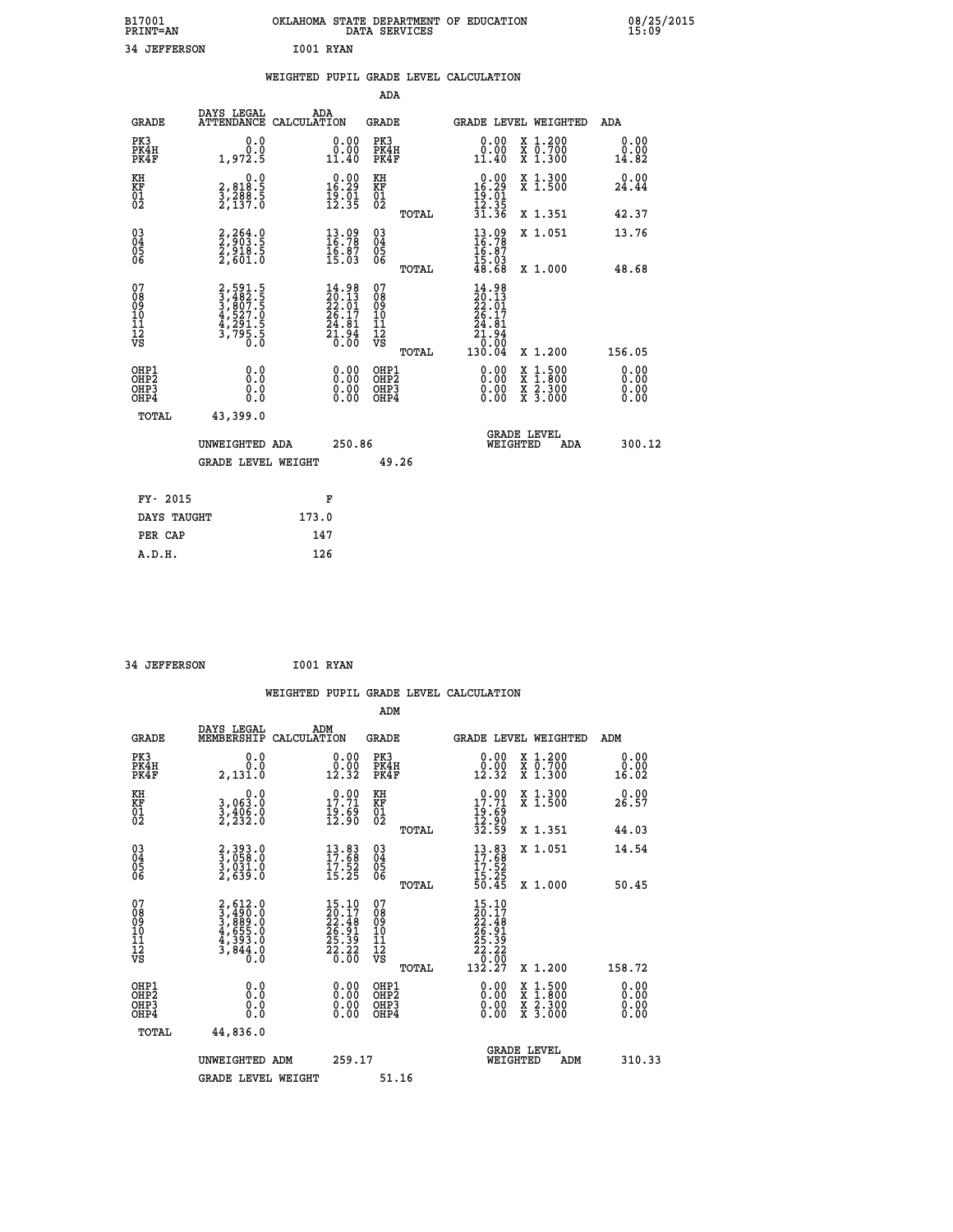B17001 OKLAHOMA STATE DEPARTMENT OF EDUCATION 08/25/2015
PRINT=AN DATA SERVICES 15:09

34 JEFFERSON I001 RYAN

## WEIGHTED PUPIL GRADE LEVEL CALCULATION

### ADA

| GRADE | DAYS LEGAL ATTENDANCE | ADA CALCULATION | GRADE | GRADE LEVEL | WEIGHTED | ADA |
|---|---|---|---|---|---|---|
| PK3 | 0.0 | 0.00 | PK3 | 0.00 | X 1.200 | 0.00 |
| PK4H | 0.0 | 0.00 | PK4H | 0.00 | X 0.700 | 0.00 |
| PK4F | 1,972.5 | 11.40 | PK4F | 11.40 | X 1.300 | 14.82 |
| KH | 0.0 | 0.00 | KH | 0.00 | X 1.300 | 0.00 |
| KF | 2,818.5 | 16.29 | KF | 16.29 | X 1.500 | 24.44 |
| 01 | 3,288.5 | 19.01 | 01 | 19.01 | | |
| 02 | 2,137.0 | 12.35 | 02 | 12.35 | | |
| | | | TOTAL | 31.36 | X 1.351 | 42.37 |
| 03 | 2,264.0 | 13.09 | 03 | 13.09 | X 1.051 | 13.76 |
| 04 | 2,903.5 | 16.78 | 04 | 16.78 | | |
| 05 | 2,918.5 | 16.87 | 05 | 16.87 | | |
| 06 | 2,601.0 | 15.03 | 06 | 15.03 | | |
| | | | TOTAL | 48.68 | X 1.000 | 48.68 |
| 07 | 2,591.5 | 14.98 | 07 | 14.98 | | |
| 08 | 3,482.5 | 20.13 | 08 | 20.13 | | |
| 09 | 3,807.5 | 22.01 | 09 | 22.01 | | |
| 10 | 4,527.0 | 26.17 | 10 | 26.17 | | |
| 11 | 4,291.5 | 24.81 | 11 | 24.81 | | |
| 12 | 3,795.5 | 21.94 | 12 | 21.94 | | |
| VS | 0.0 | 0.00 | VS | 0.00 | | |
| | | | TOTAL | 130.04 | X 1.200 | 156.05 |
| OHP1 | 0.0 | 0.00 | OHP1 | 0.00 | X 1.500 | 0.00 |
| OHP2 | 0.0 | 0.00 | OHP2 | 0.00 | X 1.800 | 0.00 |
| OHP3 | 0.0 | 0.00 | OHP3 | 0.00 | X 2.300 | 0.00 |
| OHP4 | 0.0 | 0.00 | OHP4 | 0.00 | X 3.000 | 0.00 |
| TOTAL | 43,399.0 | | | | | |

UNWEIGHTED ADA 250.86 GRADE LEVEL WEIGHTED ADA 300.12

GRADE LEVEL WEIGHT 49.26

| FY- 2015 | F |
|---|---|
| DAYS TAUGHT | 173.0 |
| PER CAP | 147 |
| A.D.H. | 126 |

34 JEFFERSON I001 RYAN

## WEIGHTED PUPIL GRADE LEVEL CALCULATION

### ADM

| GRADE | DAYS LEGAL MEMBERSHIP | ADM CALCULATION | GRADE | GRADE LEVEL | WEIGHTED | ADM |
|---|---|---|---|---|---|---|
| PK3 | 0.0 | 0.00 | PK3 | 0.00 | X 1.200 | 0.00 |
| PK4H | 0.0 | 0.00 | PK4H | 0.00 | X 0.700 | 0.00 |
| PK4F | 2,131.0 | 12.32 | PK4F | 12.32 | X 1.300 | 16.02 |
| KH | 0.0 | 0.00 | KH | 0.00 | X 1.300 | 0.00 |
| KF | 3,063.0 | 17.71 | KF | 17.71 | X 1.500 | 26.57 |
| 01 | 3,406.0 | 19.69 | 01 | 19.69 | | |
| 02 | 2,232.0 | 12.90 | 02 | 12.90 | | |
| | | | TOTAL | 32.59 | X 1.351 | 44.03 |
| 03 | 2,393.0 | 13.83 | 03 | 13.83 | X 1.051 | 14.54 |
| 04 | 3,058.0 | 17.68 | 04 | 17.68 | | |
| 05 | 3,031.0 | 17.52 | 05 | 17.52 | | |
| 06 | 2,639.0 | 15.25 | 06 | 15.25 | | |
| | | | TOTAL | 50.45 | X 1.000 | 50.45 |
| 07 | 2,612.0 | 15.10 | 07 | 15.10 | | |
| 08 | 3,490.0 | 20.17 | 08 | 20.17 | | |
| 09 | 3,889.0 | 22.48 | 09 | 22.48 | | |
| 10 | 4,655.0 | 26.91 | 10 | 26.91 | | |
| 11 | 4,393.0 | 25.39 | 11 | 25.39 | | |
| 12 | 3,844.0 | 22.22 | 12 | 22.22 | | |
| VS | 0.0 | 0.00 | VS | 0.00 | | |
| | | | TOTAL | 132.27 | X 1.200 | 158.72 |
| OHP1 | 0.0 | 0.00 | OHP1 | 0.00 | X 1.500 | 0.00 |
| OHP2 | 0.0 | 0.00 | OHP2 | 0.00 | X 1.800 | 0.00 |
| OHP3 | 0.0 | 0.00 | OHP3 | 0.00 | X 2.300 | 0.00 |
| OHP4 | 0.0 | 0.00 | OHP4 | 0.00 | X 3.000 | 0.00 |
| TOTAL | 44,836.0 | | | | | |

UNWEIGHTED ADM 259.17 GRADE LEVEL WEIGHTED ADM 310.33

GRADE LEVEL WEIGHT 51.16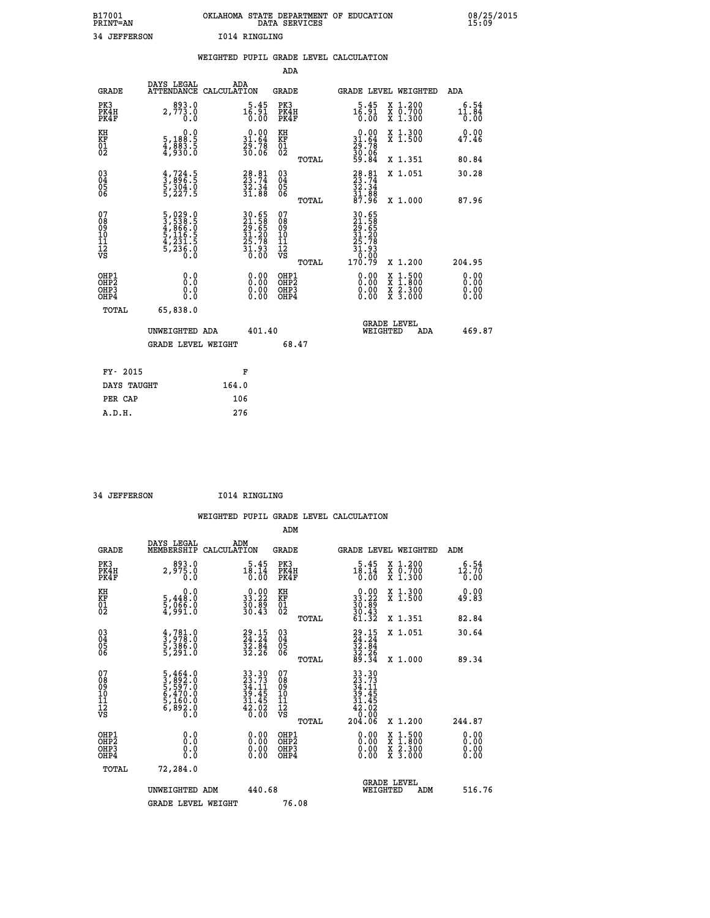B17001 OKLAHOMA STATE DEPARTMENT OF EDUCATION 08/25/2015
PRINT=AN DATA SERVICES 15:09

34 JEFFERSON I014 RINGLING

## WEIGHTED PUPIL GRADE LEVEL CALCULATION

### ADA

| GRADE | DAYS LEGAL ATTENDANCE | ADA CALCULATION | GRADE | GRADE LEVEL | WEIGHTED | ADA |
|---|---|---|---|---|---|---|
| PK3 | 893.0 | 5.45 | PK3 | 5.45 | X 1.200 | 6.54 |
| PK4H | 2,773.0 | 16.91 | PK4H | 16.91 | X 0.700 | 11.84 |
| PK4F | 0.0 | 0.00 | PK4F | 0.00 | X 1.300 | 0.00 |
| KH | 0.0 | 0.00 | KH | 0.00 | X 1.300 | 0.00 |
| KF | 5,188.5 | 31.64 | KF | 31.64 | X 1.500 | 47.46 |
| 01 | 4,883.5 | 29.78 | 01 | 29.78 | | |
| 02 | 4,930.0 | 30.06 | 02 | 30.06 | | |
| | | | TOTAL | 59.84 | X 1.351 | 80.84 |
| 03 | 4,724.5 | 28.81 | 03 | 28.81 | X 1.051 | 30.28 |
| 04 | 3,896.5 | 23.74 | 04 | 23.74 | | |
| 05 | 5,304.0 | 32.34 | 05 | 32.34 | | |
| 06 | 5,227.5 | 31.88 | 06 | 31.88 | | |
| | | | TOTAL | 87.96 | X 1.000 | 87.96 |
| 07 | 5,029.0 | 30.65 | 07 | 30.65 | | |
| 08 | 3,538.5 | 21.58 | 08 | 21.58 | | |
| 09 | 4,866.0 | 29.65 | 09 | 29.65 | | |
| 10 | 5,116.5 | 31.20 | 10 | 31.20 | | |
| 11 | 4,231.5 | 25.78 | 11 | 25.78 | | |
| 12 | 5,236.0 | 31.93 | 12 | 31.93 | | |
| VS | 0.0 | 0.00 | VS | 0.00 | | |
| | | | TOTAL | 170.79 | X 1.200 | 204.95 |
| OHP1 | 0.0 | 0.00 | OHP1 | 0.00 | X 1.500 | 0.00 |
| OHP2 | 0.0 | 0.00 | OHP2 | 0.00 | X 1.800 | 0.00 |
| OHP3 | 0.0 | 0.00 | OHP3 | 0.00 | X 2.300 | 0.00 |
| OHP4 | 0.0 | 0.00 | OHP4 | 0.00 | X 3.000 | 0.00 |
| TOTAL | 65,838.0 | | | | | |

UNWEIGHTED ADA 401.40 GRADE LEVEL WEIGHTED ADA 469.87

GRADE LEVEL WEIGHT 68.47

| FY- 2015 | F |
|---|---|
| DAYS TAUGHT | 164.0 |
| PER CAP | 106 |
| A.D.H. | 276 |

34 JEFFERSON I014 RINGLING

## WEIGHTED PUPIL GRADE LEVEL CALCULATION

### ADM

| GRADE | DAYS LEGAL MEMBERSHIP | ADM CALCULATION | GRADE | GRADE LEVEL | WEIGHTED | ADM |
|---|---|---|---|---|---|---|
| PK3 | 893.0 | 5.45 | PK3 | 5.45 | X 1.200 | 6.54 |
| PK4H | 2,975.0 | 18.14 | PK4H | 18.14 | X 0.700 | 12.70 |
| PK4F | 0.0 | 0.00 | PK4F | 0.00 | X 1.300 | 0.00 |
| KH | 0.0 | 0.00 | KH | 0.00 | X 1.300 | 0.00 |
| KF | 5,448.0 | 33.22 | KF | 33.22 | X 1.500 | 49.83 |
| 01 | 5,066.0 | 30.89 | 01 | 30.89 | | |
| 02 | 4,991.0 | 30.43 | 02 | 30.43 | | |
| | | | TOTAL | 61.32 | X 1.351 | 82.84 |
| 03 | 4,781.0 | 29.15 | 03 | 29.15 | X 1.051 | 30.64 |
| 04 | 3,978.0 | 24.24 | 04 | 24.24 | | |
| 05 | 5,386.0 | 32.84 | 05 | 32.84 | | |
| 06 | 5,291.0 | 32.26 | 06 | 32.26 | | |
| | | | TOTAL | 89.34 | X 1.000 | 89.34 |
| 07 | 5,464.0 | 33.30 | 07 | 33.30 | | |
| 08 | 3,892.0 | 23.73 | 08 | 23.73 | | |
| 09 | 5,597.0 | 34.11 | 09 | 34.11 | | |
| 10 | 6,470.0 | 39.45 | 10 | 39.45 | | |
| 11 | 5,160.0 | 31.45 | 11 | 31.45 | | |
| 12 | 6,892.0 | 42.02 | 12 | 42.02 | | |
| VS | 0.0 | 0.00 | VS | 0.00 | | |
| | | | TOTAL | 204.06 | X 1.200 | 244.87 |
| OHP1 | 0.0 | 0.00 | OHP1 | 0.00 | X 1.500 | 0.00 |
| OHP2 | 0.0 | 0.00 | OHP2 | 0.00 | X 1.800 | 0.00 |
| OHP3 | 0.0 | 0.00 | OHP3 | 0.00 | X 2.300 | 0.00 |
| OHP4 | 0.0 | 0.00 | OHP4 | 0.00 | X 3.000 | 0.00 |
| TOTAL | 72,284.0 | | | | | |

UNWEIGHTED ADM 440.68 GRADE LEVEL WEIGHTED ADM 516.76

GRADE LEVEL WEIGHT 76.08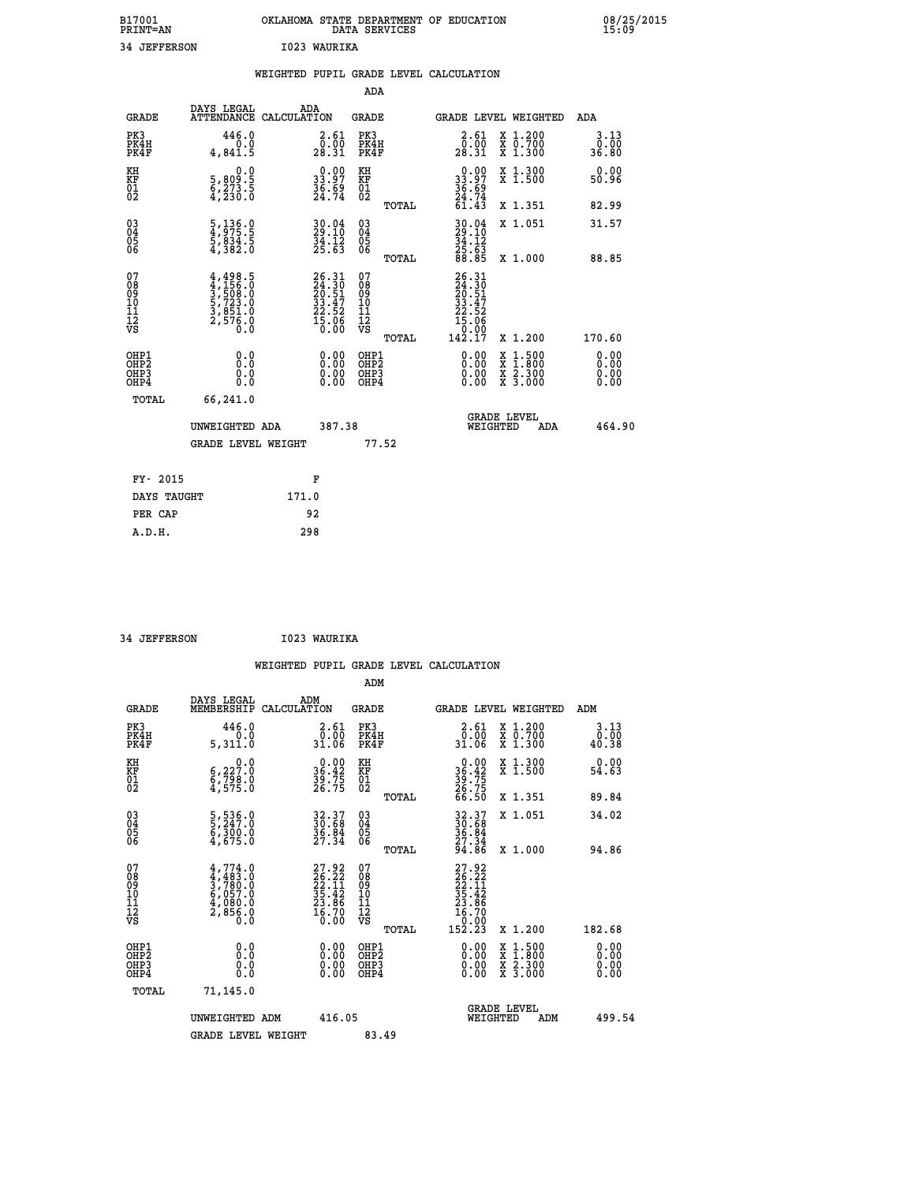B17001 OKLAHOMA STATE DEPARTMENT OF EDUCATION 08/25/2015
PRINT=AN DATA SERVICES 15:09

34 JEFFERSON I023 WAURIKA

## WEIGHTED PUPIL GRADE LEVEL CALCULATION

### ADA

| GRADE | DAYS LEGAL ATTENDANCE | ADA CALCULATION | GRADE | | GRADE LEVEL | WEIGHTED | ADA |
|---|---|---|---|---|---|---|---|
| PK3 | 446.0 | 2.61 | PK3 | | 2.61 | X 1.200 | 3.13 |
| PK4H | 0.0 | 0.00 | PK4H | | 0.00 | X 0.700 | 0.00 |
| PK4F | 4,841.5 | 28.31 | PK4F | | 28.31 | X 1.300 | 36.80 |
| KH | 0.0 | 0.00 | KH | | 0.00 | X 1.300 | 0.00 |
| KF | 5,809.5 | 33.97 | KF | | 33.97 | X 1.500 | 50.96 |
| 01 | 6,273.5 | 36.69 | 01 | | 36.69 | | |
| 02 | 4,230.0 | 24.74 | 02 | | 24.74 | | |
| | | | | TOTAL | 61.43 | X 1.351 | 82.99 |
| 03 | 5,136.0 | 30.04 | 03 | | 30.04 | X 1.051 | 31.57 |
| 04 | 4,975.5 | 29.10 | 04 | | 29.10 | | |
| 05 | 5,834.5 | 34.12 | 05 | | 34.12 | | |
| 06 | 4,382.0 | 25.63 | 06 | | 25.63 | | |
| | | | | TOTAL | 88.85 | X 1.000 | 88.85 |
| 07 | 4,498.5 | 26.31 | 07 | | 26.31 | | |
| 08 | 4,156.0 | 24.30 | 08 | | 24.30 | | |
| 09 | 3,508.0 | 20.51 | 09 | | 20.51 | | |
| 10 | 5,723.0 | 33.47 | 10 | | 33.47 | | |
| 11 | 3,851.0 | 22.52 | 11 | | 22.52 | | |
| 12 | 2,576.0 | 15.06 | 12 | | 15.06 | | |
| VS | 0.0 | 0.00 | VS | | 0.00 | | |
| | | | | TOTAL | 142.17 | X 1.200 | 170.60 |
| OHP1 | 0.0 | 0.00 | OHP1 | | 0.00 | X 1.500 | 0.00 |
| OHP2 | 0.0 | 0.00 | OHP2 | | 0.00 | X 1.800 | 0.00 |
| OHP3 | 0.0 | 0.00 | OHP3 | | 0.00 | X 2.300 | 0.00 |
| OHP4 | 0.0 | 0.00 | OHP4 | | 0.00 | X 3.000 | 0.00 |
| TOTAL | 66,241.0 | | | | | | |

UNWEIGHTED ADA 387.38 | GRADE LEVEL WEIGHTED ADA 464.90

GRADE LEVEL WEIGHT 77.52

| FY- 2015 | F |
|---|---|
| DAYS TAUGHT | 171.0 |
| PER CAP | 92 |
| A.D.H. | 298 |

34 JEFFERSON I023 WAURIKA

## WEIGHTED PUPIL GRADE LEVEL CALCULATION

### ADM

| GRADE | DAYS LEGAL MEMBERSHIP | ADM CALCULATION | GRADE | | GRADE LEVEL | WEIGHTED | ADM |
|---|---|---|---|---|---|---|---|
| PK3 | 446.0 | 2.61 | PK3 | | 2.61 | X 1.200 | 3.13 |
| PK4H | 0.0 | 0.00 | PK4H | | 0.00 | X 0.700 | 0.00 |
| PK4F | 5,311.0 | 31.06 | PK4F | | 31.06 | X 1.300 | 40.38 |
| KH | 0.0 | 0.00 | KH | | 0.00 | X 1.300 | 0.00 |
| KF | 6,227.0 | 36.42 | KF | | 36.42 | X 1.500 | 54.63 |
| 01 | 6,798.0 | 39.75 | 01 | | 39.75 | | |
| 02 | 4,575.0 | 26.75 | 02 | | 26.75 | | |
| | | | | TOTAL | 66.50 | X 1.351 | 89.84 |
| 03 | 5,536.0 | 32.37 | 03 | | 32.37 | X 1.051 | 34.02 |
| 04 | 5,247.0 | 30.68 | 04 | | 30.68 | | |
| 05 | 6,300.0 | 36.84 | 05 | | 36.84 | | |
| 06 | 4,675.0 | 27.34 | 06 | | 27.34 | | |
| | | | | TOTAL | 94.86 | X 1.000 | 94.86 |
| 07 | 4,774.0 | 27.92 | 07 | | 27.92 | | |
| 08 | 4,483.0 | 26.22 | 08 | | 26.22 | | |
| 09 | 3,780.0 | 22.11 | 09 | | 22.11 | | |
| 10 | 6,057.0 | 35.42 | 10 | | 35.42 | | |
| 11 | 4,080.0 | 23.86 | 11 | | 23.86 | | |
| 12 | 2,856.0 | 16.70 | 12 | | 16.70 | | |
| VS | 0.0 | 0.00 | VS | | 0.00 | | |
| | | | | TOTAL | 152.23 | X 1.200 | 182.68 |
| OHP1 | 0.0 | 0.00 | OHP1 | | 0.00 | X 1.500 | 0.00 |
| OHP2 | 0.0 | 0.00 | OHP2 | | 0.00 | X 1.800 | 0.00 |
| OHP3 | 0.0 | 0.00 | OHP3 | | 0.00 | X 2.300 | 0.00 |
| OHP4 | 0.0 | 0.00 | OHP4 | | 0.00 | X 3.000 | 0.00 |
| TOTAL | 71,145.0 | | | | | | |

UNWEIGHTED ADM 416.05 | GRADE LEVEL WEIGHTED ADM 499.54

GRADE LEVEL WEIGHT 83.49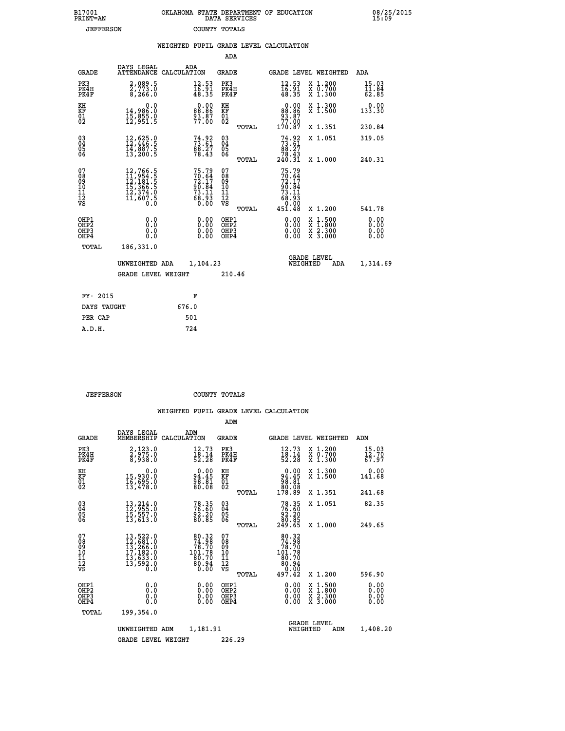B17001 OKLAHOMA STATE DEPARTMENT OF EDUCATION 08/25/2015
PRINT=AN DATA SERVICES 15:09

JEFFERSON COUNTY TOTALS

### WEIGHTED PUPIL GRADE LEVEL CALCULATION

ADA

| GRADE | DAYS LEGAL ATTENDANCE | ADA CALCULATION | GRADE | | GRADE LEVEL | WEIGHTED | ADA |
|---|---|---|---|---|---|---|---|
| PK3 | 2,089.5 | 12.53 | PK3 | | 12.53 | X 1.200 | 15.03 |
| PK4H | 2,773.0 | 16.91 | PK4H | | 16.91 | X 0.700 | 11.84 |
| PK4F | 8,266.0 | 48.35 | PK4F | | 48.35 | X 1.300 | 62.85 |
| KH | 0.0 | 0.00 | KH | | 0.00 | X 1.300 | 0.00 |
| KF | 14,986.0 | 88.86 | KF | | 88.86 | X 1.500 | 133.30 |
| 01 | 15,855.0 | 93.87 | 01 | | 93.87 | | |
| 02 | 12,951.5 | 77.00 | 02 | | 77.00 | | |
| | | | | TOTAL | 170.87 | X 1.351 | 230.84 |
| 03 | 12,625.0 | 74.92 | 03 | | 74.92 | X 1.051 | 319.05 |
| 04 | 12,446.5 | 73.61 | 04 | | 73.61 | | |
| 05 | 14,887.5 | 88.27 | 05 | | 88.27 | | |
| 06 | 13,200.5 | 78.43 | 06 | | 78.43 | | |
| | | | | TOTAL | 240.31 | X 1.000 | 240.31 |
| 07 | 12,766.5 | 75.79 | 07 | | 75.79 | | |
| 08 | 11,954.5 | 70.64 | 08 | | 70.64 | | |
| 09 | 12,181.5 | 72.17 | 09 | | 72.17 | | |
| 10 | 15,366.5 | 90.84 | 10 | | 90.84 | | |
| 11 | 12,374.0 | 73.11 | 11 | | 73.11 | | |
| 12 | 11,607.5 | 68.93 | 12 | | 68.93 | | |
| VS | 0.0 | 0.00 | VS | | 0.00 | | |
| | | | | TOTAL | 451.48 | X 1.200 | 541.78 |
| OHP1 | 0.0 | 0.00 | OHP1 | | 0.00 | X 1.500 | 0.00 |
| OHP2 | 0.0 | 0.00 | OHP2 | | 0.00 | X 1.800 | 0.00 |
| OHP3 | 0.0 | 0.00 | OHP3 | | 0.00 | X 2.300 | 0.00 |
| OHP4 | 0.0 | 0.00 | OHP4 | | 0.00 | X 3.000 | 0.00 |
| TOTAL | 186,331.0 | | | | | | |

UNWEIGHTED ADA 1,104.23 GRADE LEVEL WEIGHTED ADA 1,314.69

GRADE LEVEL WEIGHT 210.46

| FY- 2015 | F |
|---|---|
| DAYS TAUGHT | 676.0 |
| PER CAP | 501 |
| A.D.H. | 724 |

JEFFERSON COUNTY TOTALS

### WEIGHTED PUPIL GRADE LEVEL CALCULATION

ADM

| GRADE | DAYS LEGAL MEMBERSHIP | ADM CALCULATION | GRADE | | GRADE LEVEL | WEIGHTED | ADM |
|---|---|---|---|---|---|---|---|
| PK3 | 2,123.0 | 12.73 | PK3 | | 12.73 | X 1.200 | 15.03 |
| PK4H | 2,975.0 | 18.14 | PK4H | | 18.14 | X 0.700 | 12.70 |
| PK4F | 8,938.0 | 52.28 | PK4F | | 52.28 | X 1.300 | 67.97 |
| KH | 0.0 | 0.00 | KH | | 0.00 | X 1.300 | 0.00 |
| KF | 15,930.0 | 94.45 | KF | | 94.45 | X 1.500 | 141.68 |
| 01 | 16,695.0 | 98.81 | 01 | | 98.81 | | |
| 02 | 13,478.0 | 80.08 | 02 | | 80.08 | | |
| | | | | TOTAL | 178.89 | X 1.351 | 241.68 |
| 03 | 13,214.0 | 78.35 | 03 | | 78.35 | X 1.051 | 82.35 |
| 04 | 12,955.0 | 76.60 | 04 | | 76.60 | | |
| 05 | 15,557.0 | 92.20 | 05 | | 92.20 | | |
| 06 | 13,613.0 | 80.85 | 06 | | 80.85 | | |
| | | | | TOTAL | 249.65 | X 1.000 | 249.65 |
| 07 | 13,522.0 | 80.32 | 07 | | 80.32 | | |
| 08 | 12,681.0 | 74.98 | 08 | | 74.98 | | |
| 09 | 13,266.0 | 78.70 | 09 | | 78.70 | | |
| 10 | 17,182.0 | 101.78 | 10 | | 101.78 | | |
| 11 | 13,633.0 | 80.70 | 11 | | 80.70 | | |
| 12 | 13,592.0 | 80.94 | 12 | | 80.94 | | |
| VS | 0.0 | 0.00 | VS | | 0.00 | | |
| | | | | TOTAL | 497.42 | X 1.200 | 596.90 |
| OHP1 | 0.0 | 0.00 | OHP1 | | 0.00 | X 1.500 | 0.00 |
| OHP2 | 0.0 | 0.00 | OHP2 | | 0.00 | X 1.800 | 0.00 |
| OHP3 | 0.0 | 0.00 | OHP3 | | 0.00 | X 2.300 | 0.00 |
| OHP4 | 0.0 | 0.00 | OHP4 | | 0.00 | X 3.000 | 0.00 |
| TOTAL | 199,354.0 | | | | | | |

UNWEIGHTED ADM 1,181.91 GRADE LEVEL WEIGHTED ADM 1,408.20

GRADE LEVEL WEIGHT 226.29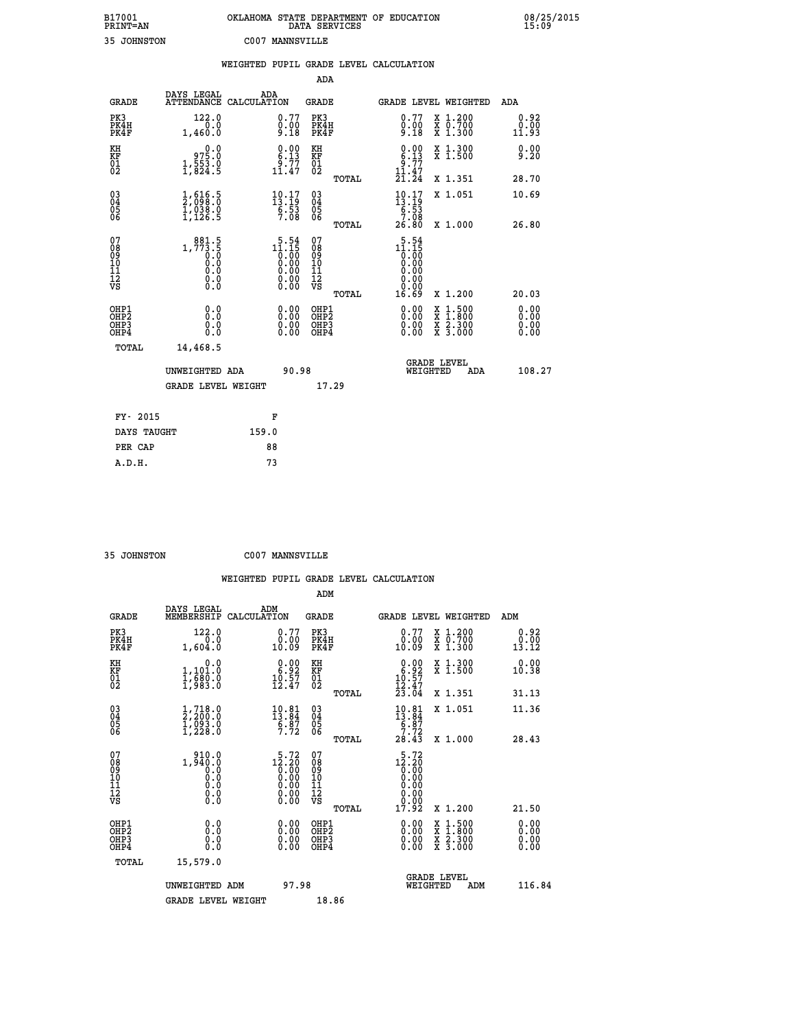B17001 OKLAHOMA STATE DEPARTMENT OF EDUCATION 08/25/2015
PRINT=AN DATA SERVICES 15:09

35 JOHNSTON C007 MANNSVILLE

## WEIGHTED PUPIL GRADE LEVEL CALCULATION

### ADA

| GRADE | DAYS LEGAL ATTENDANCE | ADA CALCULATION | GRADE | | GRADE LEVEL | WEIGHTED | ADA |
|---|---|---|---|---|---|---|---|
| PK3 | 122.0 | 0.77 | PK3 | | 0.77 | X 1.200 | 0.92 |
| PK4H | 0.0 | 0.00 | PK4H | | 0.00 | X 0.700 | 0.00 |
| PK4F | 1,460.0 | 9.18 | PK4F | | 9.18 | X 1.300 | 11.93 |
| KH | 0.0 | 0.00 | KH | | 0.00 | X 1.300 | 0.00 |
| KF | 975.0 | 6.13 | KF | | 6.13 | X 1.500 | 9.20 |
| 01 | 1,553.0 | 9.77 | 01 | | 9.77 | | |
| 02 | 1,824.5 | 11.47 | 02 | | 11.47 | | |
| | | | | TOTAL | 21.24 | X 1.351 | 28.70 |
| 03 | 1,616.5 | 10.17 | 03 | | 10.17 | X 1.051 | 10.69 |
| 04 | 2,098.0 | 13.19 | 04 | | 13.19 | | |
| 05 | 1,038.0 | 6.53 | 05 | | 6.53 | | |
| 06 | 1,126.5 | 7.08 | 06 | | 7.08 | | |
| | | | | TOTAL | 26.80 | X 1.000 | 26.80 |
| 07 | 881.5 | 5.54 | 07 | | 5.54 | | |
| 08 | 1,773.5 | 11.15 | 08 | | 11.15 | | |
| 09 | 0.0 | 0.00 | 09 | | 0.00 | | |
| 10 | 0.0 | 0.00 | 10 | | 0.00 | | |
| 11 | 0.0 | 0.00 | 11 | | 0.00 | | |
| 12 | 0.0 | 0.00 | 12 | | 0.00 | | |
| VS | 0.0 | 0.00 | VS | | 0.00 | | |
| | | | | TOTAL | 16.69 | X 1.200 | 20.03 |
| OHP1 | 0.0 | 0.00 | OHP1 | | 0.00 | X 1.500 | 0.00 |
| OHP2 | 0.0 | 0.00 | OHP2 | | 0.00 | X 1.800 | 0.00 |
| OHP3 | 0.0 | 0.00 | OHP3 | | 0.00 | X 2.300 | 0.00 |
| OHP4 | 0.0 | 0.00 | OHP4 | | 0.00 | X 3.000 | 0.00 |
| TOTAL | 14,468.5 | | | | | | |

UNWEIGHTED ADA 90.98 | GRADE LEVEL WEIGHTED ADA 108.27

GRADE LEVEL WEIGHT 17.29

| FY- 2015 | F |
|---|---|
| DAYS TAUGHT | 159.0 |
| PER CAP | 88 |
| A.D.H. | 73 |

35 JOHNSTON C007 MANNSVILLE

## WEIGHTED PUPIL GRADE LEVEL CALCULATION

### ADM

| GRADE | DAYS LEGAL MEMBERSHIP | ADM CALCULATION | GRADE | | GRADE LEVEL | WEIGHTED | ADM |
|---|---|---|---|---|---|---|---|
| PK3 | 122.0 | 0.77 | PK3 | | 0.77 | X 1.200 | 0.92 |
| PK4H | 0.0 | 0.00 | PK4H | | 0.00 | X 0.700 | 0.00 |
| PK4F | 1,604.0 | 10.09 | PK4F | | 10.09 | X 1.300 | 13.12 |
| KH | 0.0 | 0.00 | KH | | 0.00 | X 1.300 | 0.00 |
| KF | 1,101.0 | 6.92 | KF | | 6.92 | X 1.500 | 10.38 |
| 01 | 1,680.0 | 10.57 | 01 | | 10.57 | | |
| 02 | 1,983.0 | 12.47 | 02 | | 12.47 | | |
| | | | | TOTAL | 23.04 | X 1.351 | 31.13 |
| 03 | 1,718.0 | 10.81 | 03 | | 10.81 | X 1.051 | 11.36 |
| 04 | 2,200.0 | 13.84 | 04 | | 13.84 | | |
| 05 | 1,093.0 | 6.87 | 05 | | 6.87 | | |
| 06 | 1,228.0 | 7.72 | 06 | | 7.72 | | |
| | | | | TOTAL | 28.43 | X 1.000 | 28.43 |
| 07 | 910.0 | 5.72 | 07 | | 5.72 | | |
| 08 | 1,940.0 | 12.20 | 08 | | 12.20 | | |
| 09 | 0.0 | 0.00 | 09 | | 0.00 | | |
| 10 | 0.0 | 0.00 | 10 | | 0.00 | | |
| 11 | 0.0 | 0.00 | 11 | | 0.00 | | |
| 12 | 0.0 | 0.00 | 12 | | 0.00 | | |
| VS | 0.0 | 0.00 | VS | | 0.00 | | |
| | | | | TOTAL | 17.92 | X 1.200 | 21.50 |
| OHP1 | 0.0 | 0.00 | OHP1 | | 0.00 | X 1.500 | 0.00 |
| OHP2 | 0.0 | 0.00 | OHP2 | | 0.00 | X 1.800 | 0.00 |
| OHP3 | 0.0 | 0.00 | OHP3 | | 0.00 | X 2.300 | 0.00 |
| OHP4 | 0.0 | 0.00 | OHP4 | | 0.00 | X 3.000 | 0.00 |
| TOTAL | 15,579.0 | | | | | | |

UNWEIGHTED ADM 97.98 | GRADE LEVEL WEIGHTED ADM 116.84

GRADE LEVEL WEIGHT 18.86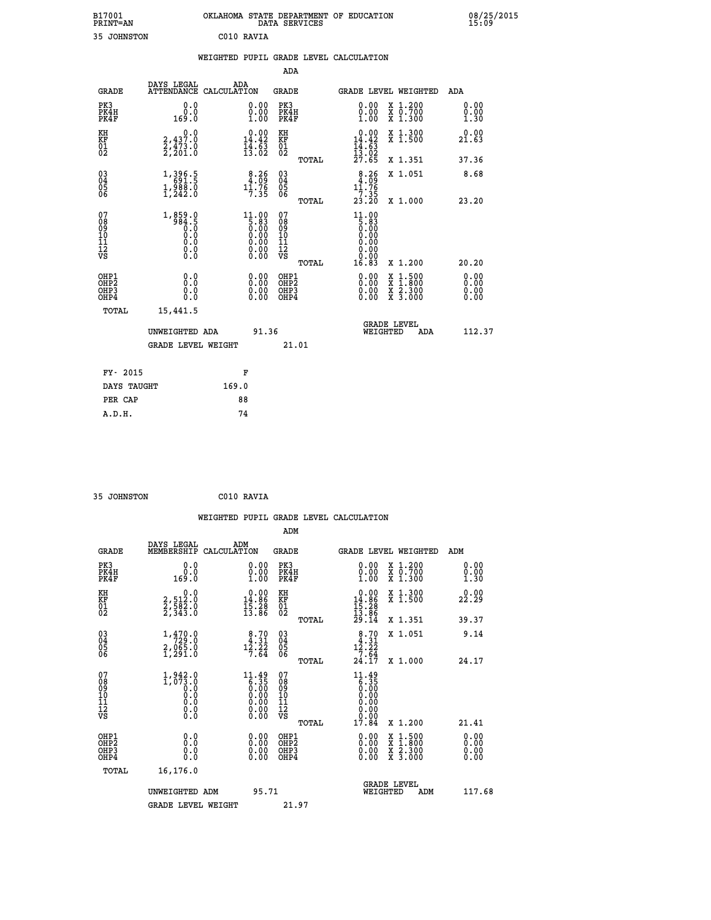B17001 OKLAHOMA STATE DEPARTMENT OF EDUCATION 08/25/2015
PRINT=AN DATA SERVICES 15:09

35 JOHNSTON C010 RAVIA

## WEIGHTED PUPIL GRADE LEVEL CALCULATION

### ADA

| GRADE | DAYS LEGAL ATTENDANCE | ADA CALCULATION | GRADE | GRADE LEVEL | WEIGHTED | ADA |
|---|---|---|---|---|---|---|
| PK3 | 0.0 | 0.00 | PK3 | 0.00 | X 1.200 | 0.00 |
| PK4H | 0.0 | 0.00 | PK4H | 0.00 | X 0.700 | 0.00 |
| PK4F | 169.0 | 1.00 | PK4F | 1.00 | X 1.300 | 1.30 |
| KH | 0.0 | 0.00 | KH | 0.00 | X 1.300 | 0.00 |
| KF | 2,437.0 | 14.42 | KF | 14.42 | X 1.500 | 21.63 |
| 01 | 2,473.0 | 14.63 | 01 | 14.63 | | |
| 02 | 2,201.0 | 13.02 | 02 | 13.02 | | |
| | | | TOTAL | 27.65 | X 1.351 | 37.36 |
| 03 | 1,396.5 | 8.26 | 03 | 8.26 | X 1.051 | 8.68 |
| 04 | 691.5 | 4.09 | 04 | 4.09 | | |
| 05 | 1,988.0 | 11.76 | 05 | 11.76 | | |
| 06 | 1,242.0 | 7.35 | 06 | 7.35 | | |
| | | | TOTAL | 23.20 | X 1.000 | 23.20 |
| 07 | 1,859.0 | 11.00 | 07 | 11.00 | | |
| 08 | 984.5 | 5.83 | 08 | 5.83 | | |
| 09 | 0.0 | 0.00 | 09 | 0.00 | | |
| 10 | 0.0 | 0.00 | 10 | 0.00 | | |
| 11 | 0.0 | 0.00 | 11 | 0.00 | | |
| 12 | 0.0 | 0.00 | 12 | 0.00 | | |
| VS | 0.0 | 0.00 | VS | 0.00 | | |
| | | | TOTAL | 16.83 | X 1.200 | 20.20 |
| OHP1 | 0.0 | 0.00 | OHP1 | 0.00 | X 1.500 | 0.00 |
| OHP2 | 0.0 | 0.00 | OHP2 | 0.00 | X 1.800 | 0.00 |
| OHP3 | 0.0 | 0.00 | OHP3 | 0.00 | X 2.300 | 0.00 |
| OHP4 | 0.0 | 0.00 | OHP4 | 0.00 | X 3.000 | 0.00 |
| TOTAL | 15,441.5 | | | | | |

UNWEIGHTED ADA 91.36 GRADE LEVEL WEIGHTED ADA 112.37

GRADE LEVEL WEIGHT 21.01

| FY- 2015 | F |
|---|---|
| DAYS TAUGHT | 169.0 |
| PER CAP | 88 |
| A.D.H. | 74 |

35 JOHNSTON C010 RAVIA

## WEIGHTED PUPIL GRADE LEVEL CALCULATION

### ADM

| GRADE | DAYS LEGAL MEMBERSHIP | ADM CALCULATION | GRADE | GRADE LEVEL | WEIGHTED | ADM |
|---|---|---|---|---|---|---|
| PK3 | 0.0 | 0.00 | PK3 | 0.00 | X 1.200 | 0.00 |
| PK4H | 0.0 | 0.00 | PK4H | 0.00 | X 0.700 | 0.00 |
| PK4F | 169.0 | 1.00 | PK4F | 1.00 | X 1.300 | 1.30 |
| KH | 0.0 | 0.00 | KH | 0.00 | X 1.300 | 0.00 |
| KF | 2,512.0 | 14.86 | KF | 14.86 | X 1.500 | 22.29 |
| 01 | 2,582.0 | 15.28 | 01 | 15.28 | | |
| 02 | 2,343.0 | 13.86 | 02 | 13.86 | | |
| | | | TOTAL | 29.14 | X 1.351 | 39.37 |
| 03 | 1,470.0 | 8.70 | 03 | 8.70 | X 1.051 | 9.14 |
| 04 | 729.0 | 4.31 | 04 | 4.31 | | |
| 05 | 2,065.0 | 12.22 | 05 | 12.22 | | |
| 06 | 1,291.0 | 7.64 | 06 | 7.64 | | |
| | | | TOTAL | 24.17 | X 1.000 | 24.17 |
| 07 | 1,942.0 | 11.49 | 07 | 11.49 | | |
| 08 | 1,073.0 | 6.35 | 08 | 6.35 | | |
| 09 | 0.0 | 0.00 | 09 | 0.00 | | |
| 10 | 0.0 | 0.00 | 10 | 0.00 | | |
| 11 | 0.0 | 0.00 | 11 | 0.00 | | |
| 12 | 0.0 | 0.00 | 12 | 0.00 | | |
| VS | 0.0 | 0.00 | VS | 0.00 | | |
| | | | TOTAL | 17.84 | X 1.200 | 21.41 |
| OHP1 | 0.0 | 0.00 | OHP1 | 0.00 | X 1.500 | 0.00 |
| OHP2 | 0.0 | 0.00 | OHP2 | 0.00 | X 1.800 | 0.00 |
| OHP3 | 0.0 | 0.00 | OHP3 | 0.00 | X 2.300 | 0.00 |
| OHP4 | 0.0 | 0.00 | OHP4 | 0.00 | X 3.000 | 0.00 |
| TOTAL | 16,176.0 | | | | | |

UNWEIGHTED ADM 95.71 GRADE LEVEL WEIGHTED ADM 117.68

GRADE LEVEL WEIGHT 21.97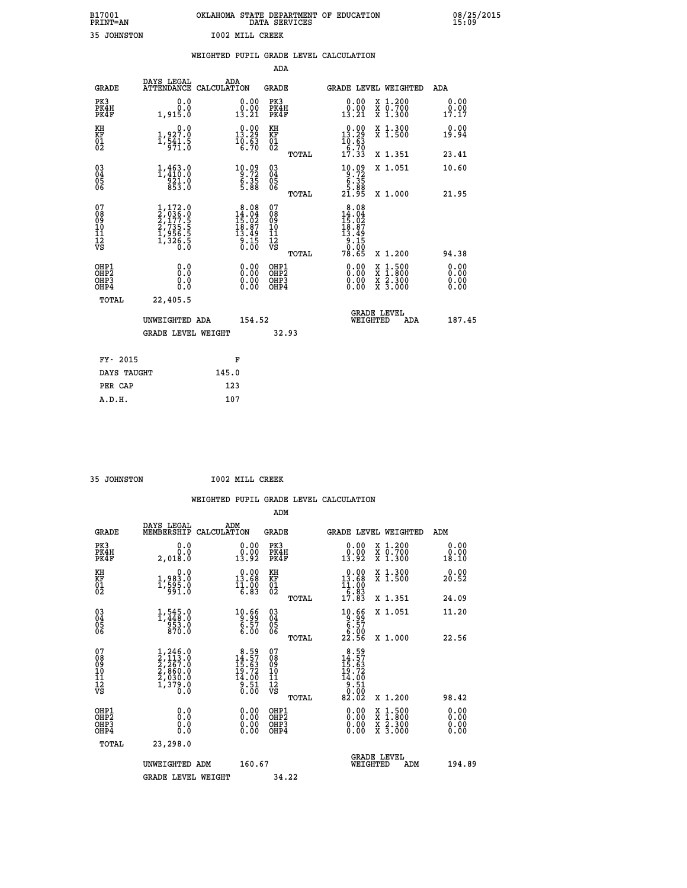B17001 OKLAHOMA STATE DEPARTMENT OF EDUCATION 08/25/2015
PRINT=AN DATA SERVICES 15:09

35 JOHNSTON I002 MILL CREEK

## WEIGHTED PUPIL GRADE LEVEL CALCULATION

### ADA

| GRADE | DAYS LEGAL ATTENDANCE | ADA CALCULATION | GRADE | GRADE LEVEL | WEIGHTED | ADA |
|---|---|---|---|---|---|---|
| PK3 | 0.0 | 0.00 | PK3 | 0.00 | X 1.200 | 0.00 |
| PK4H | 0.0 | 0.00 | PK4H | 0.00 | X 0.700 | 0.00 |
| PK4F | 1,915.0 | 13.21 | PK4F | 13.21 | X 1.300 | 17.17 |
| KH | 0.0 | 0.00 | KH | 0.00 | X 1.300 | 0.00 |
| KF | 1,927.0 | 13.29 | KF | 13.29 | X 1.500 | 19.94 |
| 01 | 1,541.5 | 10.63 | 01 | 10.63 | | |
| 02 | 971.0 | 6.70 | 02 | 6.70 | | |
| | | | TOTAL | 17.33 | X 1.351 | 23.41 |
| 03 | 1,463.0 | 10.09 | 03 | 10.09 | X 1.051 | 10.60 |
| 04 | 1,410.0 | 9.72 | 04 | 9.72 | | |
| 05 | 921.0 | 6.35 | 05 | 6.35 | | |
| 06 | 853.0 | 5.88 | 06 | 5.88 | | |
| | | | TOTAL | 21.95 | X 1.000 | 21.95 |
| 07 | 1,172.0 | 8.08 | 07 | 8.08 | | |
| 08 | 2,036.0 | 14.04 | 08 | 14.04 | | |
| 09 | 2,177.5 | 15.02 | 09 | 15.02 | | |
| 10 | 2,735.5 | 18.87 | 10 | 18.87 | | |
| 11 | 1,956.5 | 13.49 | 11 | 13.49 | | |
| 12 | 1,326.5 | 9.15 | 12 | 9.15 | | |
| VS | 0.0 | 0.00 | VS | 0.00 | | |
| | | | TOTAL | 78.65 | X 1.200 | 94.38 |
| OHP1 | 0.0 | 0.00 | OHP1 | 0.00 | X 1.500 | 0.00 |
| OHP2 | 0.0 | 0.00 | OHP2 | 0.00 | X 1.800 | 0.00 |
| OHP3 | 0.0 | 0.00 | OHP3 | 0.00 | X 2.300 | 0.00 |
| OHP4 | 0.0 | 0.00 | OHP4 | 0.00 | X 3.000 | 0.00 |
| TOTAL | 22,405.5 | | | | | |

UNWEIGHTED ADA 154.52 GRADE LEVEL WEIGHTED ADA 187.45

GRADE LEVEL WEIGHT 32.93

| FY- 2015 | F |
|---|---|
| DAYS TAUGHT | 145.0 |
| PER CAP | 123 |
| A.D.H. | 107 |

35 JOHNSTON I002 MILL CREEK

## WEIGHTED PUPIL GRADE LEVEL CALCULATION

### ADM

| GRADE | DAYS LEGAL MEMBERSHIP | ADM CALCULATION | GRADE | GRADE LEVEL | WEIGHTED | ADM |
|---|---|---|---|---|---|---|
| PK3 | 0.0 | 0.00 | PK3 | 0.00 | X 1.200 | 0.00 |
| PK4H | 0.0 | 0.00 | PK4H | 0.00 | X 0.700 | 0.00 |
| PK4F | 2,018.0 | 13.92 | PK4F | 13.92 | X 1.300 | 18.10 |
| KH | 0.0 | 0.00 | KH | 0.00 | X 1.300 | 0.00 |
| KF | 1,983.0 | 13.68 | KF | 13.68 | X 1.500 | 20.52 |
| 01 | 1,595.0 | 11.00 | 01 | 11.00 | | |
| 02 | 991.0 | 6.83 | 02 | 6.83 | | |
| | | | TOTAL | 17.83 | X 1.351 | 24.09 |
| 03 | 1,545.0 | 10.66 | 03 | 10.66 | X 1.051 | 11.20 |
| 04 | 1,448.0 | 9.99 | 04 | 9.99 | | |
| 05 | 953.0 | 6.57 | 05 | 6.57 | | |
| 06 | 870.0 | 6.00 | 06 | 6.00 | | |
| | | | TOTAL | 22.56 | X 1.000 | 22.56 |
| 07 | 1,246.0 | 8.59 | 07 | 8.59 | | |
| 08 | 2,113.0 | 14.57 | 08 | 14.57 | | |
| 09 | 2,267.0 | 15.63 | 09 | 15.63 | | |
| 10 | 2,860.0 | 19.72 | 10 | 19.72 | | |
| 11 | 2,030.0 | 14.00 | 11 | 14.00 | | |
| 12 | 1,379.0 | 9.51 | 12 | 9.51 | | |
| VS | 0.0 | 0.00 | VS | 0.00 | | |
| | | | TOTAL | 82.02 | X 1.200 | 98.42 |
| OHP1 | 0.0 | 0.00 | OHP1 | 0.00 | X 1.500 | 0.00 |
| OHP2 | 0.0 | 0.00 | OHP2 | 0.00 | X 1.800 | 0.00 |
| OHP3 | 0.0 | 0.00 | OHP3 | 0.00 | X 2.300 | 0.00 |
| OHP4 | 0.0 | 0.00 | OHP4 | 0.00 | X 3.000 | 0.00 |
| TOTAL | 23,298.0 | | | | | |

UNWEIGHTED ADM 160.67 GRADE LEVEL WEIGHTED ADM 194.89

GRADE LEVEL WEIGHT 34.22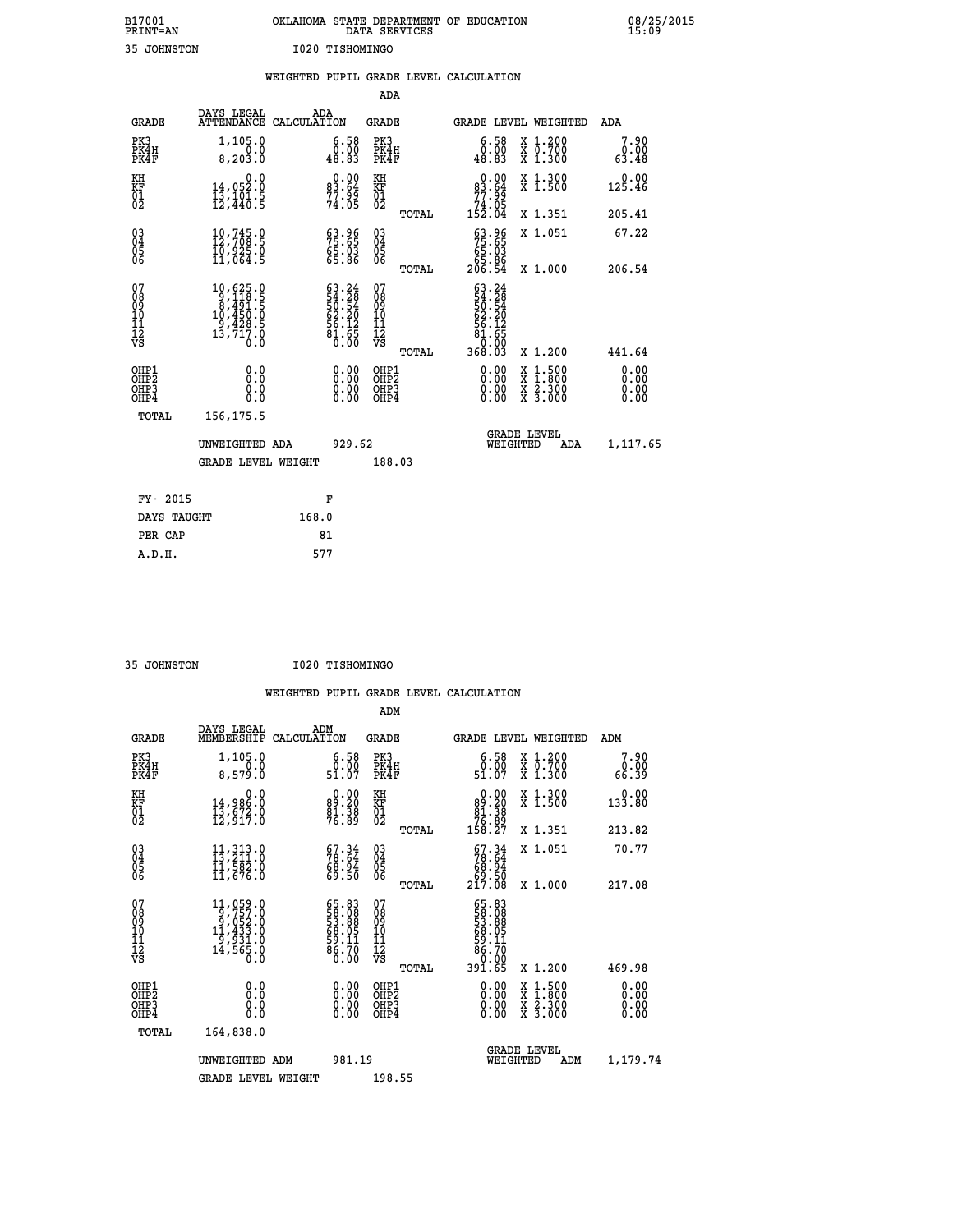B17001 OKLAHOMA STATE DEPARTMENT OF EDUCATION 08/25/2015
PRINT=AN DATA SERVICES 15:09

35 JOHNSTON I020 TISHOMINGO

## WEIGHTED PUPIL GRADE LEVEL CALCULATION

### ADA

| GRADE | DAYS LEGAL ATTENDANCE | ADA CALCULATION | GRADE | GRADE LEVEL | WEIGHTED | ADA |
|---|---|---|---|---|---|---|
| PK3 | 1,105.0 | 6.58 | PK3 | 6.58 | X 1.200 | 7.90 |
| PK4H | 0.0 | 0.00 | PK4H | 0.00 | X 0.700 | 0.00 |
| PK4F | 8,203.0 | 48.83 | PK4F | 48.83 | X 1.300 | 63.48 |
| KH | 0.0 | 0.00 | KH | 0.00 | X 1.300 | 0.00 |
| KF | 14,052.0 | 83.64 | KF | 83.64 | X 1.500 | 125.46 |
| 01 | 13,101.5 | 77.99 | 01 | 77.99 | | |
| 02 | 12,440.5 | 74.05 | 02 | 74.05 | | |
| | | | TOTAL | 152.04 | X 1.351 | 205.41 |
| 03 | 10,745.0 | 63.96 | 03 | 63.96 | X 1.051 | 67.22 |
| 04 | 12,708.5 | 75.65 | 04 | 75.65 | | |
| 05 | 10,925.0 | 65.03 | 05 | 65.03 | | |
| 06 | 11,064.5 | 65.86 | 06 | 65.86 | | |
| | | | TOTAL | 206.54 | X 1.000 | 206.54 |
| 07 | 10,625.0 | 63.24 | 07 | 63.24 | | |
| 08 | 9,118.5 | 54.28 | 08 | 54.28 | | |
| 09 | 8,491.5 | 50.54 | 09 | 50.54 | | |
| 10 | 10,450.0 | 62.20 | 10 | 62.20 | | |
| 11 | 9,428.5 | 56.12 | 11 | 56.12 | | |
| 12 | 13,717.0 | 81.65 | 12 | 81.65 | | |
| VS | 0.0 | 0.00 | VS | 0.00 | | |
| | | | TOTAL | 368.03 | X 1.200 | 441.64 |
| OHP1 | 0.0 | 0.00 | OHP1 | 0.00 | X 1.500 | 0.00 |
| OHP2 | 0.0 | 0.00 | OHP2 | 0.00 | X 1.800 | 0.00 |
| OHP3 | 0.0 | 0.00 | OHP3 | 0.00 | X 2.300 | 0.00 |
| OHP4 | 0.0 | 0.00 | OHP4 | 0.00 | X 3.000 | 0.00 |
| TOTAL | 156,175.5 | | | | | |

UNWEIGHTED ADA 929.62 GRADE LEVEL WEIGHTED ADA 1,117.65

GRADE LEVEL WEIGHT 188.03

| FY- 2015 | F |
|---|---|
| DAYS TAUGHT | 168.0 |
| PER CAP | 81 |
| A.D.H. | 577 |

35 JOHNSTON I020 TISHOMINGO

## WEIGHTED PUPIL GRADE LEVEL CALCULATION

### ADM

| GRADE | DAYS LEGAL MEMBERSHIP | ADM CALCULATION | GRADE | GRADE LEVEL | WEIGHTED | ADM |
|---|---|---|---|---|---|---|
| PK3 | 1,105.0 | 6.58 | PK3 | 6.58 | X 1.200 | 7.90 |
| PK4H | 0.0 | 0.00 | PK4H | 0.00 | X 0.700 | 0.00 |
| PK4F | 8,579.0 | 51.07 | PK4F | 51.07 | X 1.300 | 66.39 |
| KH | 0.0 | 0.00 | KH | 0.00 | X 1.300 | 0.00 |
| KF | 14,986.0 | 89.20 | KF | 89.20 | X 1.500 | 133.80 |
| 01 | 13,672.0 | 81.38 | 01 | 81.38 | | |
| 02 | 12,917.0 | 76.89 | 02 | 76.89 | | |
| | | | TOTAL | 158.27 | X 1.351 | 213.82 |
| 03 | 11,313.0 | 67.34 | 03 | 67.34 | X 1.051 | 70.77 |
| 04 | 13,211.0 | 78.64 | 04 | 78.64 | | |
| 05 | 11,582.0 | 68.94 | 05 | 68.94 | | |
| 06 | 11,676.0 | 69.50 | 06 | 69.50 | | |
| | | | TOTAL | 217.08 | X 1.000 | 217.08 |
| 07 | 11,059.0 | 65.83 | 07 | 65.83 | | |
| 08 | 9,757.0 | 58.08 | 08 | 58.08 | | |
| 09 | 9,052.0 | 53.88 | 09 | 53.88 | | |
| 10 | 11,433.0 | 68.05 | 10 | 68.05 | | |
| 11 | 9,931.0 | 59.11 | 11 | 59.11 | | |
| 12 | 14,565.0 | 86.70 | 12 | 86.70 | | |
| VS | 0.0 | 0.00 | VS | 0.00 | | |
| | | | TOTAL | 391.65 | X 1.200 | 469.98 |
| OHP1 | 0.0 | 0.00 | OHP1 | 0.00 | X 1.500 | 0.00 |
| OHP2 | 0.0 | 0.00 | OHP2 | 0.00 | X 1.800 | 0.00 |
| OHP3 | 0.0 | 0.00 | OHP3 | 0.00 | X 2.300 | 0.00 |
| OHP4 | 0.0 | 0.00 | OHP4 | 0.00 | X 3.000 | 0.00 |
| TOTAL | 164,838.0 | | | | | |

UNWEIGHTED ADM 981.19 GRADE LEVEL WEIGHTED ADM 1,179.74

GRADE LEVEL WEIGHT 198.55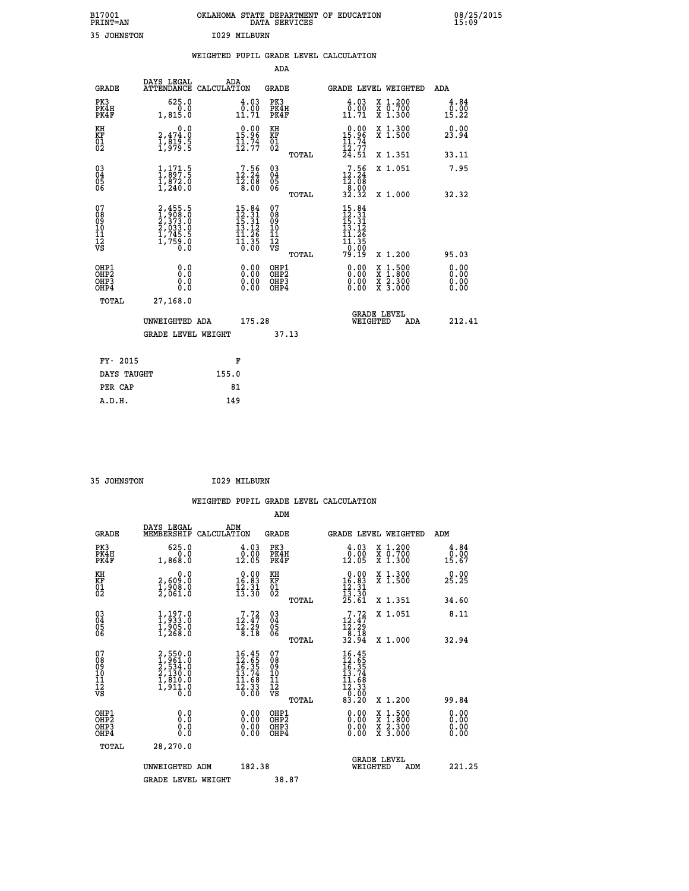B17001 OKLAHOMA STATE DEPARTMENT OF EDUCATION 08/25/2015
PRINT=AN DATA SERVICES 15:09

35 JOHNSTON I029 MILBURN

WEIGHTED PUPIL GRADE LEVEL CALCULATION

ADA

| GRADE | DAYS LEGAL ATTENDANCE | ADA CALCULATION | GRADE | | GRADE LEVEL | WEIGHTED | ADA |
|---|---|---|---|---|---|---|---|
| PK3 | 625.0 | 4.03 | PK3 | | 4.03 | X 1.200 | 4.84 |
| PK4H | 0.0 | 0.00 | PK4H | | 0.00 | X 0.700 | 0.00 |
| PK4F | 1,815.0 | 11.71 | PK4F | | 11.71 | X 1.300 | 15.22 |
| KH | 0.0 | 0.00 | KH | | 0.00 | X 1.300 | 0.00 |
| KF | 2,474.0 | 15.96 | KF | | 15.96 | X 1.500 | 23.94 |
| 01 | 1,819.5 | 11.74 | 01 | | 11.74 | | |
| 02 | 1,979.5 | 12.77 | 02 | | 12.77 | | |
| | | | | TOTAL | 24.51 | X 1.351 | 33.11 |
| 03 | 1,171.5 | 7.56 | 03 | | 7.56 | X 1.051 | 7.95 |
| 04 | 1,897.5 | 12.24 | 04 | | 12.24 | | |
| 05 | 1,872.0 | 12.08 | 05 | | 12.08 | | |
| 06 | 1,240.0 | 8.00 | 06 | | 8.00 | | |
| | | | | TOTAL | 32.32 | X 1.000 | 32.32 |
| 07 | 2,455.5 | 15.84 | 07 | | 15.84 | | |
| 08 | 1,908.0 | 12.31 | 08 | | 12.31 | | |
| 09 | 2,373.0 | 15.31 | 09 | | 15.31 | | |
| 10 | 2,033.0 | 13.12 | 10 | | 13.12 | | |
| 11 | 1,745.5 | 11.26 | 11 | | 11.26 | | |
| 12 | 1,759.0 | 11.35 | 12 | | 11.35 | | |
| VS | 0.0 | 0.00 | VS | | 0.00 | | |
| | | | | TOTAL | 79.19 | X 1.200 | 95.03 |
| OHP1 | 0.0 | 0.00 | OHP1 | | 0.00 | X 1.500 | 0.00 |
| OHP2 | 0.0 | 0.00 | OHP2 | | 0.00 | X 1.800 | 0.00 |
| OHP3 | 0.0 | 0.00 | OHP3 | | 0.00 | X 2.300 | 0.00 |
| OHP4 | 0.0 | 0.00 | OHP4 | | 0.00 | X 3.000 | 0.00 |
| TOTAL | 27,168.0 | | | | | | |

UNWEIGHTED ADA 175.28 GRADE LEVEL WEIGHTED ADA 212.41

GRADE LEVEL WEIGHT 37.13

| FY- 2015 | F |
|---|---|
| DAYS TAUGHT | 155.0 |
| PER CAP | 81 |
| A.D.H. | 149 |

35 JOHNSTON I029 MILBURN

WEIGHTED PUPIL GRADE LEVEL CALCULATION

ADM

| GRADE | DAYS LEGAL MEMBERSHIP | ADM CALCULATION | GRADE | | GRADE LEVEL | WEIGHTED | ADM |
|---|---|---|---|---|---|---|---|
| PK3 | 625.0 | 4.03 | PK3 | | 4.03 | X 1.200 | 4.84 |
| PK4H | 0.0 | 0.00 | PK4H | | 0.00 | X 0.700 | 0.00 |
| PK4F | 1,868.0 | 12.05 | PK4F | | 12.05 | X 1.300 | 15.67 |
| KH | 0.0 | 0.00 | KH | | 0.00 | X 1.300 | 0.00 |
| KF | 2,609.0 | 16.83 | KF | | 16.83 | X 1.500 | 25.25 |
| 01 | 1,908.0 | 12.31 | 01 | | 12.31 | | |
| 02 | 2,061.0 | 13.30 | 02 | | 13.30 | | |
| | | | | TOTAL | 25.61 | X 1.351 | 34.60 |
| 03 | 1,197.0 | 7.72 | 03 | | 7.72 | X 1.051 | 8.11 |
| 04 | 1,933.0 | 12.47 | 04 | | 12.47 | | |
| 05 | 1,905.0 | 12.29 | 05 | | 12.29 | | |
| 06 | 1,268.0 | 8.18 | 06 | | 8.18 | | |
| | | | | TOTAL | 32.94 | X 1.000 | 32.94 |
| 07 | 2,550.0 | 16.45 | 07 | | 16.45 | | |
| 08 | 1,961.0 | 12.65 | 08 | | 12.65 | | |
| 09 | 2,534.0 | 16.35 | 09 | | 16.35 | | |
| 10 | 2,130.0 | 13.74 | 10 | | 13.74 | | |
| 11 | 1,810.0 | 11.68 | 11 | | 11.68 | | |
| 12 | 1,911.0 | 12.33 | 12 | | 12.33 | | |
| VS | 0.0 | 0.00 | VS | | 0.00 | | |
| | | | | TOTAL | 83.20 | X 1.200 | 99.84 |
| OHP1 | 0.0 | 0.00 | OHP1 | | 0.00 | X 1.500 | 0.00 |
| OHP2 | 0.0 | 0.00 | OHP2 | | 0.00 | X 1.800 | 0.00 |
| OHP3 | 0.0 | 0.00 | OHP3 | | 0.00 | X 2.300 | 0.00 |
| OHP4 | 0.0 | 0.00 | OHP4 | | 0.00 | X 3.000 | 0.00 |
| TOTAL | 28,270.0 | | | | | | |

UNWEIGHTED ADM 182.38 GRADE LEVEL WEIGHTED ADM 221.25

GRADE LEVEL WEIGHT 38.87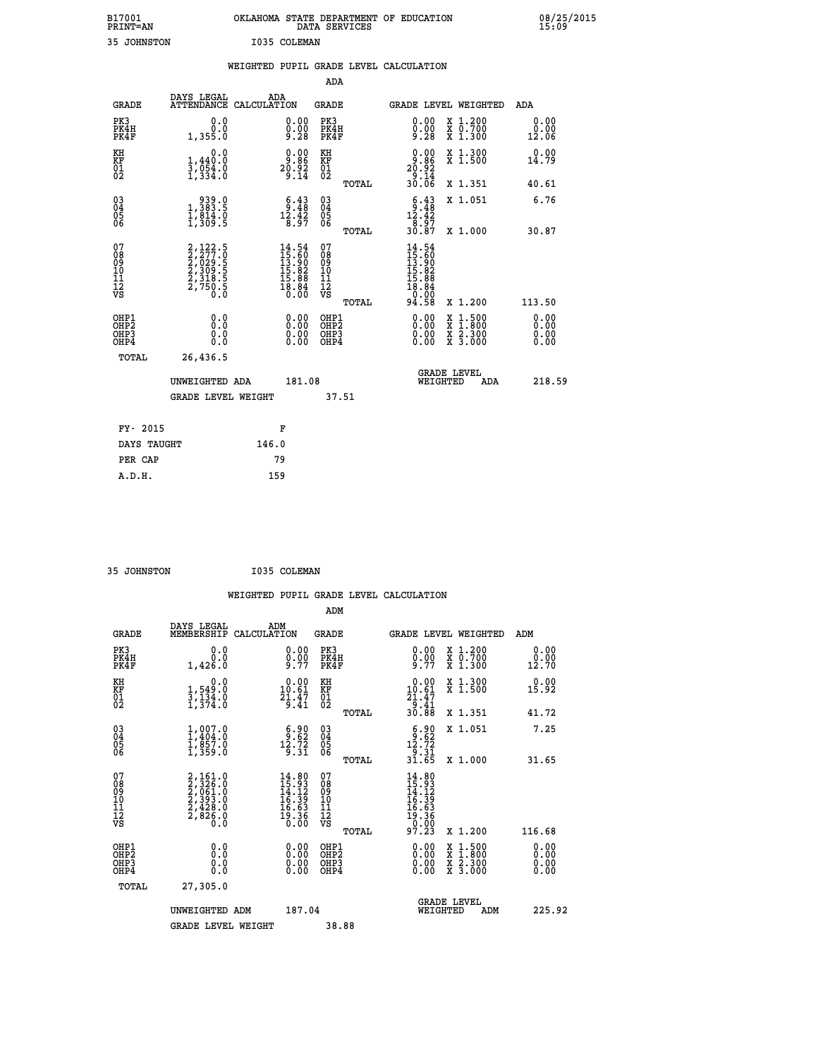B17001 PRINT=AN — OKLAHOMA STATE DEPARTMENT OF EDUCATION DATA SERVICES — 08/25/2015 15:09

35 JOHNSTON — I035 COLEMAN

## WEIGHTED PUPIL GRADE LEVEL CALCULATION

### ADA

| GRADE | DAYS LEGAL ATTENDANCE | ADA CALCULATION | GRADE | GRADE LEVEL | WEIGHTED | ADA |
|---|---|---|---|---|---|---|
| PK3 | 0.0 | 0.00 | PK3 | 0.00 | X 1.200 | 0.00 |
| PK4H | 0.0 | 0.00 | PK4H | 0.00 | X 0.700 | 0.00 |
| PK4F | 1,355.0 | 9.28 | PK4F | 9.28 | X 1.300 | 12.06 |
| KH | 0.0 | 0.00 | KH | 0.00 | X 1.300 | 0.00 |
| KF | 1,440.0 | 9.86 | KF | 9.86 | X 1.500 | 14.79 |
| 01 | 3,054.0 | 20.92 | 01 | 20.92 | | |
| 02 | 1,334.0 | 9.14 | 02 | 9.14 | | |
| | | | TOTAL | 30.06 | X 1.351 | 40.61 |
| 03 | 939.0 | 6.43 | 03 | 6.43 | X 1.051 | 6.76 |
| 04 | 1,383.5 | 9.48 | 04 | 9.48 | | |
| 05 | 1,814.0 | 12.42 | 05 | 12.42 | | |
| 06 | 1,309.5 | 8.97 | 06 | 8.97 | | |
| | | | TOTAL | 30.87 | X 1.000 | 30.87 |
| 07 | 2,122.5 | 14.54 | 07 | 14.54 | | |
| 08 | 2,277.0 | 15.60 | 08 | 15.60 | | |
| 09 | 2,029.5 | 13.90 | 09 | 13.90 | | |
| 10 | 2,309.5 | 15.82 | 10 | 15.82 | | |
| 11 | 2,318.5 | 15.88 | 11 | 15.88 | | |
| 12 | 2,750.5 | 18.84 | 12 | 18.84 | | |
| VS | 0.0 | 0.00 | VS | 0.00 | | |
| | | | TOTAL | 94.58 | X 1.200 | 113.50 |
| OHP1 | 0.0 | 0.00 | OHP1 | 0.00 | X 1.500 | 0.00 |
| OHP2 | 0.0 | 0.00 | OHP2 | 0.00 | X 1.800 | 0.00 |
| OHP3 | 0.0 | 0.00 | OHP3 | 0.00 | X 2.300 | 0.00 |
| OHP4 | 0.0 | 0.00 | OHP4 | 0.00 | X 3.000 | 0.00 |
| TOTAL | 26,436.5 | | | | | |

UNWEIGHTED ADA 181.08 — GRADE LEVEL WEIGHTED ADA 218.59

GRADE LEVEL WEIGHT 37.51

| FY- 2015 | F |
|---|---|
| DAYS TAUGHT | 146.0 |
| PER CAP | 79 |
| A.D.H. | 159 |

35 JOHNSTON — I035 COLEMAN

## WEIGHTED PUPIL GRADE LEVEL CALCULATION

### ADM

| GRADE | DAYS LEGAL MEMBERSHIP | ADM CALCULATION | GRADE | GRADE LEVEL | WEIGHTED | ADM |
|---|---|---|---|---|---|---|
| PK3 | 0.0 | 0.00 | PK3 | 0.00 | X 1.200 | 0.00 |
| PK4H | 0.0 | 0.00 | PK4H | 0.00 | X 0.700 | 0.00 |
| PK4F | 1,426.0 | 9.77 | PK4F | 9.77 | X 1.300 | 12.70 |
| KH | 0.0 | 0.00 | KH | 0.00 | X 1.300 | 0.00 |
| KF | 1,549.0 | 10.61 | KF | 10.61 | X 1.500 | 15.92 |
| 01 | 3,134.0 | 21.47 | 01 | 21.47 | | |
| 02 | 1,374.0 | 9.41 | 02 | 9.41 | | |
| | | | TOTAL | 30.88 | X 1.351 | 41.72 |
| 03 | 1,007.0 | 6.90 | 03 | 6.90 | X 1.051 | 7.25 |
| 04 | 1,404.0 | 9.62 | 04 | 9.62 | | |
| 05 | 1,857.0 | 12.72 | 05 | 12.72 | | |
| 06 | 1,359.0 | 9.31 | 06 | 9.31 | | |
| | | | TOTAL | 31.65 | X 1.000 | 31.65 |
| 07 | 2,161.0 | 14.80 | 07 | 14.80 | | |
| 08 | 2,326.0 | 15.93 | 08 | 15.93 | | |
| 09 | 2,061.0 | 14.12 | 09 | 14.12 | | |
| 10 | 2,393.0 | 16.39 | 10 | 16.39 | | |
| 11 | 2,428.0 | 16.63 | 11 | 16.63 | | |
| 12 | 2,826.0 | 19.36 | 12 | 19.36 | | |
| VS | 0.0 | 0.00 | VS | 0.00 | | |
| | | | TOTAL | 97.23 | X 1.200 | 116.68 |
| OHP1 | 0.0 | 0.00 | OHP1 | 0.00 | X 1.500 | 0.00 |
| OHP2 | 0.0 | 0.00 | OHP2 | 0.00 | X 1.800 | 0.00 |
| OHP3 | 0.0 | 0.00 | OHP3 | 0.00 | X 2.300 | 0.00 |
| OHP4 | 0.0 | 0.00 | OHP4 | 0.00 | X 3.000 | 0.00 |
| TOTAL | 27,305.0 | | | | | |

UNWEIGHTED ADM 187.04 — GRADE LEVEL WEIGHTED ADM 225.92

GRADE LEVEL WEIGHT 38.88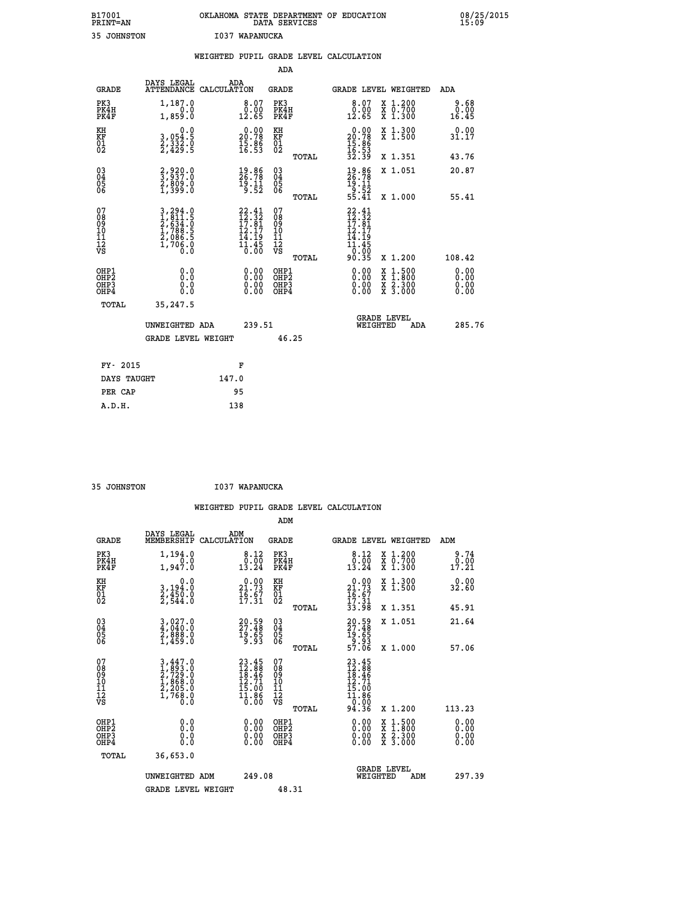B17001 OKLAHOMA STATE DEPARTMENT OF EDUCATION 08/25/2015
PRINT=AN DATA SERVICES 15:09

35 JOHNSTON I037 WAPANUCKA

## WEIGHTED PUPIL GRADE LEVEL CALCULATION

### ADA

| GRADE | DAYS LEGAL ATTENDANCE | ADA CALCULATION | GRADE | GRADE LEVEL | WEIGHTED | ADA |
|---|---|---|---|---|---|---|
| PK3 | 1,187.0 | 8.07 | PK3 | 8.07 | X 1.200 | 9.68 |
| PK4H | 0.0 | 0.00 | PK4H | 0.00 | X 0.700 | 0.00 |
| PK4F | 1,859.0 | 12.65 | PK4F | 12.65 | X 1.300 | 16.45 |
| KH | 0.0 | 0.00 | KH | 0.00 | X 1.300 | 0.00 |
| KF | 3,054.5 | 20.78 | KF | 20.78 | X 1.500 | 31.17 |
| 01 | 2,332.0 | 15.86 | 01 | 15.86 | | |
| 02 | 2,429.5 | 16.53 | 02 | 16.53 | | |
| | | | TOTAL | 32.39 | X 1.351 | 43.76 |
| 03 | 2,920.0 | 19.86 | 03 | 19.86 | X 1.051 | 20.87 |
| 04 | 3,937.0 | 26.78 | 04 | 26.78 | | |
| 05 | 2,809.0 | 19.11 | 05 | 19.11 | | |
| 06 | 1,399.0 | 9.52 | 06 | 9.52 | | |
| | | | TOTAL | 55.41 | X 1.000 | 55.41 |
| 07 | 3,294.0 | 22.41 | 07 | 22.41 | | |
| 08 | 1,811.5 | 12.32 | 08 | 12.32 | | |
| 09 | 2,634.0 | 17.81 | 09 | 17.81 | | |
| 10 | 1,788.5 | 12.17 | 10 | 12.17 | | |
| 11 | 2,086.5 | 14.19 | 11 | 14.19 | | |
| 12 | 1,706.0 | 11.45 | 12 | 11.45 | | |
| VS | 0.0 | 0.00 | VS | 0.00 | | |
| | | | TOTAL | 90.35 | X 1.200 | 108.42 |
| OHP1 | 0.0 | 0.00 | OHP1 | 0.00 | X 1.500 | 0.00 |
| OHP2 | 0.0 | 0.00 | OHP2 | 0.00 | X 1.800 | 0.00 |
| OHP3 | 0.0 | 0.00 | OHP3 | 0.00 | X 2.300 | 0.00 |
| OHP4 | 0.0 | 0.00 | OHP4 | 0.00 | X 3.000 | 0.00 |
| TOTAL | 35,247.5 | | | | | |

UNWEIGHTED ADA 239.51 — GRADE LEVEL WEIGHTED ADA 285.76

GRADE LEVEL WEIGHT 46.25

| FY- 2015 | F |
|---|---|
| DAYS TAUGHT | 147.0 |
| PER CAP | 95 |
| A.D.H. | 138 |

35 JOHNSTON I037 WAPANUCKA

## WEIGHTED PUPIL GRADE LEVEL CALCULATION

### ADM

| GRADE | DAYS LEGAL MEMBERSHIP | ADM CALCULATION | GRADE | GRADE LEVEL | WEIGHTED | ADM |
|---|---|---|---|---|---|---|
| PK3 | 1,194.0 | 8.12 | PK3 | 8.12 | X 1.200 | 9.74 |
| PK4H | 0.0 | 0.00 | PK4H | 0.00 | X 0.700 | 0.00 |
| PK4F | 1,947.0 | 13.24 | PK4F | 13.24 | X 1.300 | 17.21 |
| KH | 0.0 | 0.00 | KH | 0.00 | X 1.300 | 0.00 |
| KF | 3,194.0 | 21.73 | KF | 21.73 | X 1.500 | 32.60 |
| 01 | 2,450.0 | 16.67 | 01 | 16.67 | | |
| 02 | 2,544.0 | 17.31 | 02 | 17.31 | | |
| | | | TOTAL | 33.98 | X 1.351 | 45.91 |
| 03 | 3,027.0 | 20.59 | 03 | 20.59 | X 1.051 | 21.64 |
| 04 | 4,040.0 | 27.48 | 04 | 27.48 | | |
| 05 | 2,888.0 | 19.65 | 05 | 19.65 | | |
| 06 | 1,459.0 | 9.93 | 06 | 9.93 | | |
| | | | TOTAL | 57.06 | X 1.000 | 57.06 |
| 07 | 3,447.0 | 23.45 | 07 | 23.45 | | |
| 08 | 1,893.0 | 12.88 | 08 | 12.88 | | |
| 09 | 2,729.0 | 18.46 | 09 | 18.46 | | |
| 10 | 1,868.0 | 12.71 | 10 | 12.71 | | |
| 11 | 2,205.0 | 15.00 | 11 | 15.00 | | |
| 12 | 1,768.0 | 11.86 | 12 | 11.86 | | |
| VS | 0.0 | 0.00 | VS | 0.00 | | |
| | | | TOTAL | 94.36 | X 1.200 | 113.23 |
| OHP1 | 0.0 | 0.00 | OHP1 | 0.00 | X 1.500 | 0.00 |
| OHP2 | 0.0 | 0.00 | OHP2 | 0.00 | X 1.800 | 0.00 |
| OHP3 | 0.0 | 0.00 | OHP3 | 0.00 | X 2.300 | 0.00 |
| OHP4 | 0.0 | 0.00 | OHP4 | 0.00 | X 3.000 | 0.00 |
| TOTAL | 36,653.0 | | | | | |

UNWEIGHTED ADM 249.08 — GRADE LEVEL WEIGHTED ADM 297.39

GRADE LEVEL WEIGHT 48.31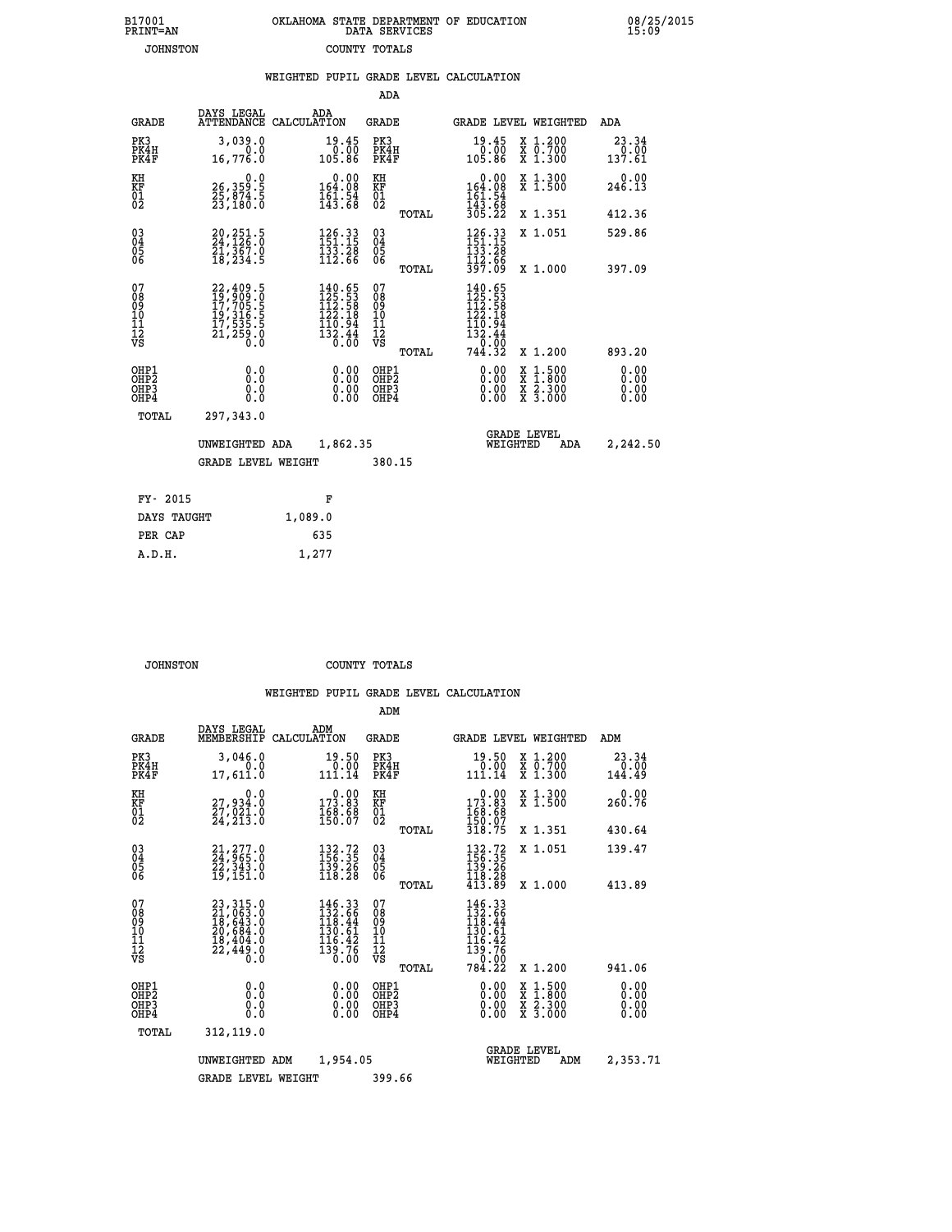B17001 OKLAHOMA STATE DEPARTMENT OF EDUCATION 08/25/2015
PRINT=AN DATA SERVICES 15:09
JOHNSTON COUNTY TOTALS

### WEIGHTED PUPIL GRADE LEVEL CALCULATION

ADA

| GRADE | DAYS LEGAL ATTENDANCE | ADA CALCULATION | GRADE | | GRADE LEVEL | WEIGHTED | ADA |
|---|---|---|---|---|---|---|---|
| PK3 | 3,039.0 | 19.45 | PK3 | | 19.45 | X 1.200 | 23.34 |
| PK4H | 0.0 | 0.00 | PK4H | | 0.00 | X 0.700 | 0.00 |
| PK4F | 16,776.0 | 105.86 | PK4F | | 105.86 | X 1.300 | 137.61 |
| KH | 0.0 | 0.00 | KH | | 0.00 | X 1.300 | 0.00 |
| KF | 26,359.5 | 164.08 | KF | | 164.08 | X 1.500 | 246.13 |
| 01 | 25,874.5 | 161.54 | 01 | | 161.54 | | |
| 02 | 23,180.0 | 143.68 | 02 | | 143.68 | | |
| | | | | TOTAL | 305.22 | X 1.351 | 412.36 |
| 03 | 20,251.5 | 126.33 | 03 | | 126.33 | X 1.051 | 529.86 |
| 04 | 24,126.0 | 151.15 | 04 | | 151.15 | | |
| 05 | 21,367.0 | 133.28 | 05 | | 133.28 | | |
| 06 | 18,234.5 | 112.66 | 06 | | 112.66 | | |
| | | | | TOTAL | 397.09 | X 1.000 | 397.09 |
| 07 | 22,409.5 | 140.65 | 07 | | 140.65 | | |
| 08 | 19,909.0 | 125.53 | 08 | | 125.53 | | |
| 09 | 17,705.5 | 112.58 | 09 | | 112.58 | | |
| 10 | 19,316.5 | 122.18 | 10 | | 122.18 | | |
| 11 | 17,535.5 | 110.94 | 11 | | 110.94 | | |
| 12 | 21,259.0 | 132.44 | 12 | | 132.44 | | |
| VS | 0.0 | 0.00 | VS | | 0.00 | | |
| | | | | TOTAL | 744.32 | X 1.200 | 893.20 |
| OHP1 | 0.0 | 0.00 | OHP1 | | 0.00 | X 1.500 | 0.00 |
| OHP2 | 0.0 | 0.00 | OHP2 | | 0.00 | X 1.800 | 0.00 |
| OHP3 | 0.0 | 0.00 | OHP3 | | 0.00 | X 2.300 | 0.00 |
| OHP4 | 0.0 | 0.00 | OHP4 | | 0.00 | X 3.000 | 0.00 |
| TOTAL | 297,343.0 | | | | | | |

UNWEIGHTED ADA 1,862.35 GRADE LEVEL WEIGHTED ADA 2,242.50

GRADE LEVEL WEIGHT 380.15

| FY- 2015 | F |
|---|---|
| DAYS TAUGHT | 1,089.0 |
| PER CAP | 635 |
| A.D.H. | 1,277 |

JOHNSTON COUNTY TOTALS

### WEIGHTED PUPIL GRADE LEVEL CALCULATION

ADM

| GRADE | DAYS LEGAL MEMBERSHIP | ADM CALCULATION | GRADE | | GRADE LEVEL | WEIGHTED | ADM |
|---|---|---|---|---|---|---|---|
| PK3 | 3,046.0 | 19.50 | PK3 | | 19.50 | X 1.200 | 23.34 |
| PK4H | 0.0 | 0.00 | PK4H | | 0.00 | X 0.700 | 0.00 |
| PK4F | 17,611.0 | 111.14 | PK4F | | 111.14 | X 1.300 | 144.49 |
| KH | 0.0 | 0.00 | KH | | 0.00 | X 1.300 | 0.00 |
| KF | 27,934.0 | 173.83 | KF | | 173.83 | X 1.500 | 260.76 |
| 01 | 27,021.0 | 168.68 | 01 | | 168.68 | | |
| 02 | 24,213.0 | 150.07 | 02 | | 150.07 | | |
| | | | | TOTAL | 318.75 | X 1.351 | 430.64 |
| 03 | 21,277.0 | 132.72 | 03 | | 132.72 | X 1.051 | 139.47 |
| 04 | 24,965.0 | 156.35 | 04 | | 156.35 | | |
| 05 | 22,343.0 | 139.26 | 05 | | 139.26 | | |
| 06 | 19,151.0 | 118.28 | 06 | | 118.28 | | |
| | | | | TOTAL | 413.89 | X 1.000 | 413.89 |
| 07 | 23,315.0 | 146.33 | 07 | | 146.33 | | |
| 08 | 21,063.0 | 132.66 | 08 | | 132.66 | | |
| 09 | 18,643.0 | 118.44 | 09 | | 118.44 | | |
| 10 | 20,684.0 | 130.61 | 10 | | 130.61 | | |
| 11 | 18,404.0 | 116.42 | 11 | | 116.42 | | |
| 12 | 22,449.0 | 139.76 | 12 | | 139.76 | | |
| VS | 0.0 | 0.00 | VS | | 0.00 | | |
| | | | | TOTAL | 784.22 | X 1.200 | 941.06 |
| OHP1 | 0.0 | 0.00 | OHP1 | | 0.00 | X 1.500 | 0.00 |
| OHP2 | 0.0 | 0.00 | OHP2 | | 0.00 | X 1.800 | 0.00 |
| OHP3 | 0.0 | 0.00 | OHP3 | | 0.00 | X 2.300 | 0.00 |
| OHP4 | 0.0 | 0.00 | OHP4 | | 0.00 | X 3.000 | 0.00 |
| TOTAL | 312,119.0 | | | | | | |

UNWEIGHTED ADM 1,954.05 GRADE LEVEL WEIGHTED ADM 2,353.71

GRADE LEVEL WEIGHT 399.66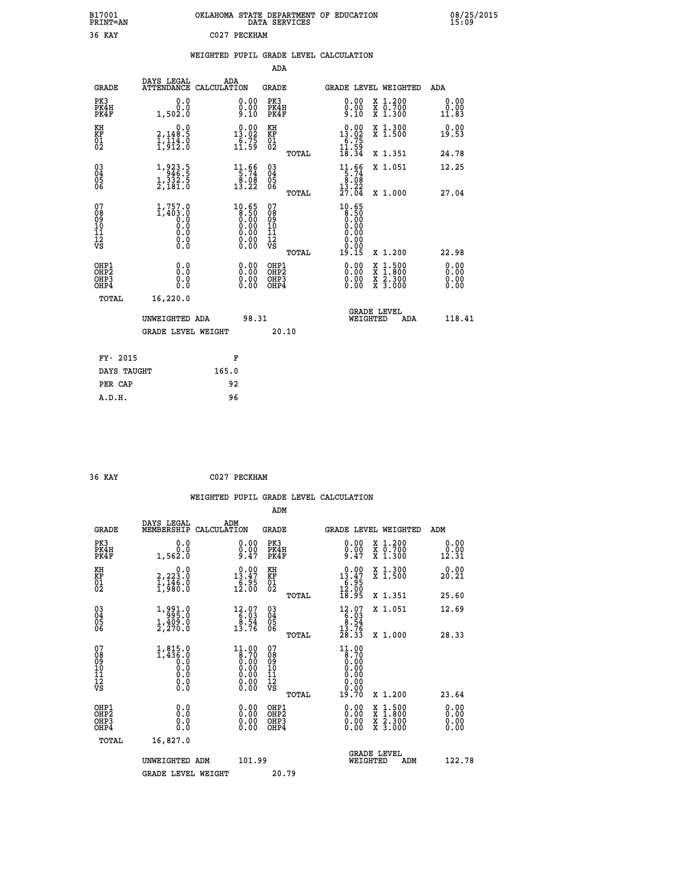B17001 OKLAHOMA STATE DEPARTMENT OF EDUCATION 08/25/2015
PRINT=AN DATA SERVICES 15:09

36 KAY C027 PECKHAM

## WEIGHTED PUPIL GRADE LEVEL CALCULATION

### ADA

| GRADE | DAYS LEGAL ATTENDANCE | ADA CALCULATION | GRADE | GRADE LEVEL | WEIGHTED | ADA |
|---|---|---|---|---|---|---|
| PK3 | 0.0 | 0.00 | PK3 | 0.00 | X 1.200 | 0.00 |
| PK4H | 0.0 | 0.00 | PK4H | 0.00 | X 0.700 | 0.00 |
| PK4F | 1,502.0 | 9.10 | PK4F | 9.10 | X 1.300 | 11.83 |
| KH | 0.0 | 0.00 | KH | 0.00 | X 1.300 | 0.00 |
| KF | 2,148.5 | 13.02 | KF | 13.02 | X 1.500 | 19.53 |
| 01 | 1,114.0 | 6.75 | 01 | 6.75 | | |
| 02 | 1,912.0 | 11.59 | 02 | 11.59 | | |
| | | | TOTAL | 18.34 | X 1.351 | 24.78 |
| 03 | 1,923.5 | 11.66 | 03 | 11.66 | X 1.051 | 12.25 |
| 04 | 946.5 | 5.74 | 04 | 5.74 | | |
| 05 | 1,332.5 | 8.08 | 05 | 8.08 | | |
| 06 | 2,181.0 | 13.22 | 06 | 13.22 | | |
| | | | TOTAL | 27.04 | X 1.000 | 27.04 |
| 07 | 1,757.0 | 10.65 | 07 | 10.65 | | |
| 08 | 1,403.0 | 8.50 | 08 | 8.50 | | |
| 09 | 0.0 | 0.00 | 09 | 0.00 | | |
| 10 | 0.0 | 0.00 | 10 | 0.00 | | |
| 11 | 0.0 | 0.00 | 11 | 0.00 | | |
| 12 | 0.0 | 0.00 | 12 | 0.00 | | |
| VS | 0.0 | 0.00 | VS | 0.00 | | |
| | | | TOTAL | 19.15 | X 1.200 | 22.98 |
| OHP1 | 0.0 | 0.00 | OHP1 | 0.00 | X 1.500 | 0.00 |
| OHP2 | 0.0 | 0.00 | OHP2 | 0.00 | X 1.800 | 0.00 |
| OHP3 | 0.0 | 0.00 | OHP3 | 0.00 | X 2.300 | 0.00 |
| OHP4 | 0.0 | 0.00 | OHP4 | 0.00 | X 3.000 | 0.00 |
| TOTAL | 16,220.0 | | | | | |

UNWEIGHTED ADA 98.31 GRADE LEVEL WEIGHTED ADA 118.41

GRADE LEVEL WEIGHT 20.10

FY- 2015 F
DAYS TAUGHT 165.0
PER CAP 92
A.D.H. 96

36 KAY C027 PECKHAM

## WEIGHTED PUPIL GRADE LEVEL CALCULATION

### ADM

| GRADE | DAYS LEGAL MEMBERSHIP | ADM CALCULATION | GRADE | GRADE LEVEL | WEIGHTED | ADM |
|---|---|---|---|---|---|---|
| PK3 | 0.0 | 0.00 | PK3 | 0.00 | X 1.200 | 0.00 |
| PK4H | 0.0 | 0.00 | PK4H | 0.00 | X 0.700 | 0.00 |
| PK4F | 1,562.0 | 9.47 | PK4F | 9.47 | X 1.300 | 12.31 |
| KH | 0.0 | 0.00 | KH | 0.00 | X 1.300 | 0.00 |
| KF | 2,223.0 | 13.47 | KF | 13.47 | X 1.500 | 20.21 |
| 01 | 1,146.0 | 6.95 | 01 | 6.95 | | |
| 02 | 1,980.0 | 12.00 | 02 | 12.00 | | |
| | | | TOTAL | 18.95 | X 1.351 | 25.60 |
| 03 | 1,991.0 | 12.07 | 03 | 12.07 | X 1.051 | 12.69 |
| 04 | 995.0 | 6.03 | 04 | 6.03 | | |
| 05 | 1,409.0 | 8.54 | 05 | 8.54 | | |
| 06 | 2,270.0 | 13.76 | 06 | 13.76 | | |
| | | | TOTAL | 28.33 | X 1.000 | 28.33 |
| 07 | 1,815.0 | 11.00 | 07 | 11.00 | | |
| 08 | 1,436.0 | 8.70 | 08 | 8.70 | | |
| 09 | 0.0 | 0.00 | 09 | 0.00 | | |
| 10 | 0.0 | 0.00 | 10 | 0.00 | | |
| 11 | 0.0 | 0.00 | 11 | 0.00 | | |
| 12 | 0.0 | 0.00 | 12 | 0.00 | | |
| VS | 0.0 | 0.00 | VS | 0.00 | | |
| | | | TOTAL | 19.70 | X 1.200 | 23.64 |
| OHP1 | 0.0 | 0.00 | OHP1 | 0.00 | X 1.500 | 0.00 |
| OHP2 | 0.0 | 0.00 | OHP2 | 0.00 | X 1.800 | 0.00 |
| OHP3 | 0.0 | 0.00 | OHP3 | 0.00 | X 2.300 | 0.00 |
| OHP4 | 0.0 | 0.00 | OHP4 | 0.00 | X 3.000 | 0.00 |
| TOTAL | 16,827.0 | | | | | |

UNWEIGHTED ADM 101.99 GRADE LEVEL WEIGHTED ADM 122.78

GRADE LEVEL WEIGHT 20.79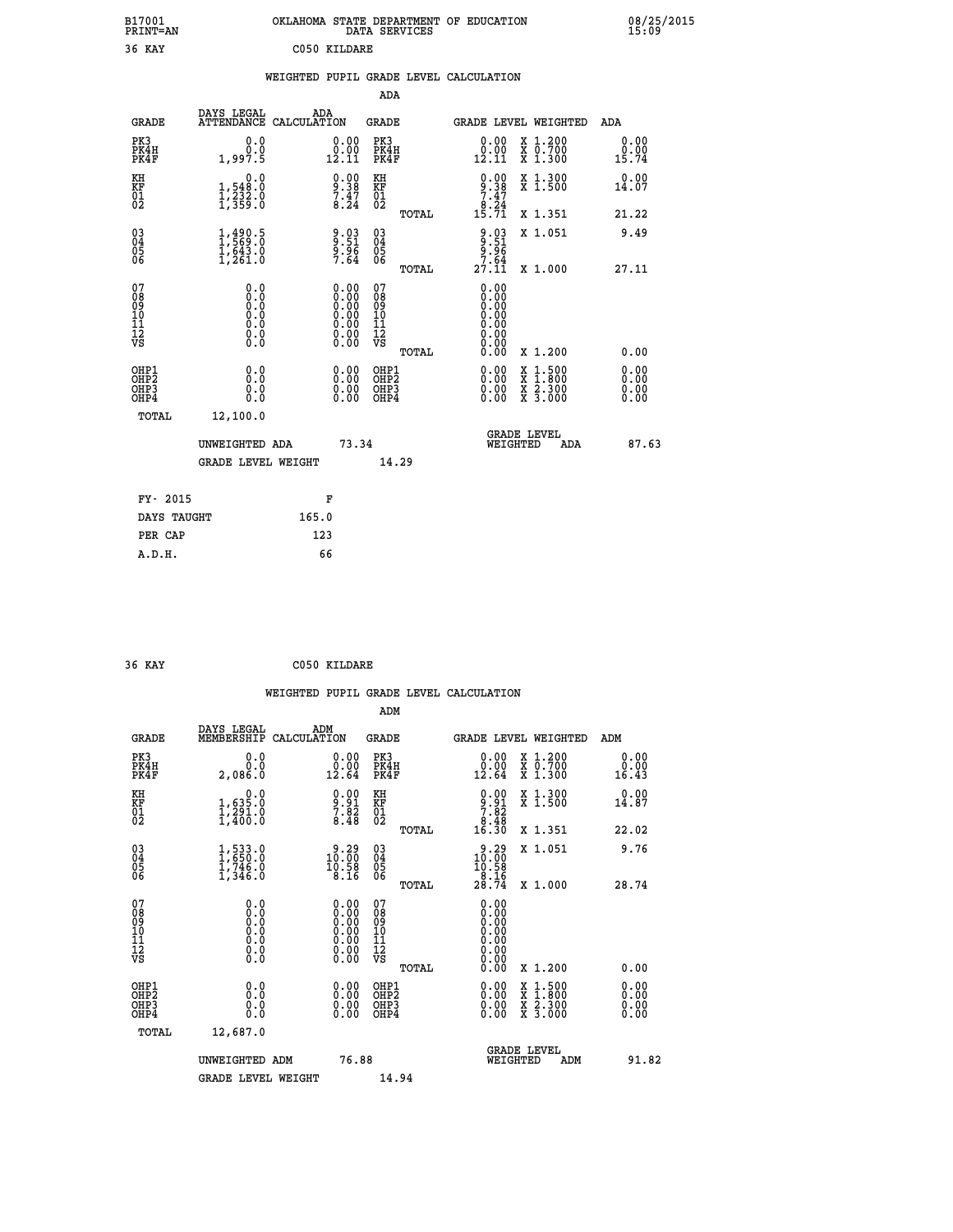B17001 OKLAHOMA STATE DEPARTMENT OF EDUCATION 08/25/2015
PRINT=AN DATA SERVICES 15:09

36 KAY C050 KILDARE

WEIGHTED PUPIL GRADE LEVEL CALCULATION

ADA

| GRADE | DAYS LEGAL ATTENDANCE | ADA CALCULATION | GRADE | GRADE LEVEL | WEIGHTED | ADA |
|---|---|---|---|---|---|---|
| PK3 | 0.0 | 0.00 | PK3 | 0.00 | X 1.200 | 0.00 |
| PK4H | 0.0 | 0.00 | PK4H | 0.00 | X 0.700 | 0.00 |
| PK4F | 1,997.5 | 12.11 | PK4F | 12.11 | X 1.300 | 15.74 |
| KH | 0.0 | 0.00 | KH | 0.00 | X 1.300 | 0.00 |
| KF | 1,548.0 | 9.38 | KF | 9.38 | X 1.500 | 14.07 |
| 01 | 1,232.0 | 7.47 | 01 | 7.47 | | |
| 02 | 1,359.0 | 8.24 | 02 | 8.24 | | |
| | | | TOTAL | 15.71 | X 1.351 | 21.22 |
| 03 | 1,490.5 | 9.03 | 03 | 9.03 | X 1.051 | 9.49 |
| 04 | 1,569.0 | 9.51 | 04 | 9.51 | | |
| 05 | 1,643.0 | 9.96 | 05 | 9.96 | | |
| 06 | 1,261.0 | 7.64 | 06 | 7.64 | | |
| | | | TOTAL | 27.11 | X 1.000 | 27.11 |
| 07 | 0.0 | 0.00 | 07 | 0.00 | | |
| 08 | 0.0 | 0.00 | 08 | 0.00 | | |
| 09 | 0.0 | 0.00 | 09 | 0.00 | | |
| 10 | 0.0 | 0.00 | 10 | 0.00 | | |
| 11 | 0.0 | 0.00 | 11 | 0.00 | | |
| 12 | 0.0 | 0.00 | 12 | 0.00 | | |
| VS | 0.0 | 0.00 | VS | 0.00 | | |
| | | | TOTAL | 0.00 | X 1.200 | 0.00 |
| OHP1 | 0.0 | 0.00 | OHP1 | 0.00 | X 1.500 | 0.00 |
| OHP2 | 0.0 | 0.00 | OHP2 | 0.00 | X 1.800 | 0.00 |
| OHP3 | 0.0 | 0.00 | OHP3 | 0.00 | X 2.300 | 0.00 |
| OHP4 | 0.0 | 0.00 | OHP4 | 0.00 | X 3.000 | 0.00 |
| TOTAL | 12,100.0 | | | | | |

UNWEIGHTED ADA 73.34 GRADE LEVEL WEIGHTED ADA 87.63

GRADE LEVEL WEIGHT 14.29

| FY- 2015 | F |
|---|---|
| DAYS TAUGHT | 165.0 |
| PER CAP | 123 |
| A.D.H. | 66 |

36 KAY C050 KILDARE

WEIGHTED PUPIL GRADE LEVEL CALCULATION

ADM

| GRADE | DAYS LEGAL MEMBERSHIP | ADM CALCULATION | GRADE | GRADE LEVEL | WEIGHTED | ADM |
|---|---|---|---|---|---|---|
| PK3 | 0.0 | 0.00 | PK3 | 0.00 | X 1.200 | 0.00 |
| PK4H | 0.0 | 0.00 | PK4H | 0.00 | X 0.700 | 0.00 |
| PK4F | 2,086.0 | 12.64 | PK4F | 12.64 | X 1.300 | 16.43 |
| KH | 0.0 | 0.00 | KH | 0.00 | X 1.300 | 0.00 |
| KF | 1,635.0 | 9.91 | KF | 9.91 | X 1.500 | 14.87 |
| 01 | 1,291.0 | 7.82 | 01 | 7.82 | | |
| 02 | 1,400.0 | 8.48 | 02 | 8.48 | | |
| | | | TOTAL | 16.30 | X 1.351 | 22.02 |
| 03 | 1,533.0 | 9.29 | 03 | 9.29 | X 1.051 | 9.76 |
| 04 | 1,650.0 | 10.00 | 04 | 10.00 | | |
| 05 | 1,746.0 | 10.58 | 05 | 10.58 | | |
| 06 | 1,346.0 | 8.16 | 06 | 8.16 | | |
| | | | TOTAL | 28.74 | X 1.000 | 28.74 |
| 07 | 0.0 | 0.00 | 07 | 0.00 | | |
| 08 | 0.0 | 0.00 | 08 | 0.00 | | |
| 09 | 0.0 | 0.00 | 09 | 0.00 | | |
| 10 | 0.0 | 0.00 | 10 | 0.00 | | |
| 11 | 0.0 | 0.00 | 11 | 0.00 | | |
| 12 | 0.0 | 0.00 | 12 | 0.00 | | |
| VS | 0.0 | 0.00 | VS | 0.00 | | |
| | | | TOTAL | 0.00 | X 1.200 | 0.00 |
| OHP1 | 0.0 | 0.00 | OHP1 | 0.00 | X 1.500 | 0.00 |
| OHP2 | 0.0 | 0.00 | OHP2 | 0.00 | X 1.800 | 0.00 |
| OHP3 | 0.0 | 0.00 | OHP3 | 0.00 | X 2.300 | 0.00 |
| OHP4 | 0.0 | 0.00 | OHP4 | 0.00 | X 3.000 | 0.00 |
| TOTAL | 12,687.0 | | | | | |

UNWEIGHTED ADM 76.88 GRADE LEVEL WEIGHTED ADM 91.82

GRADE LEVEL WEIGHT 14.94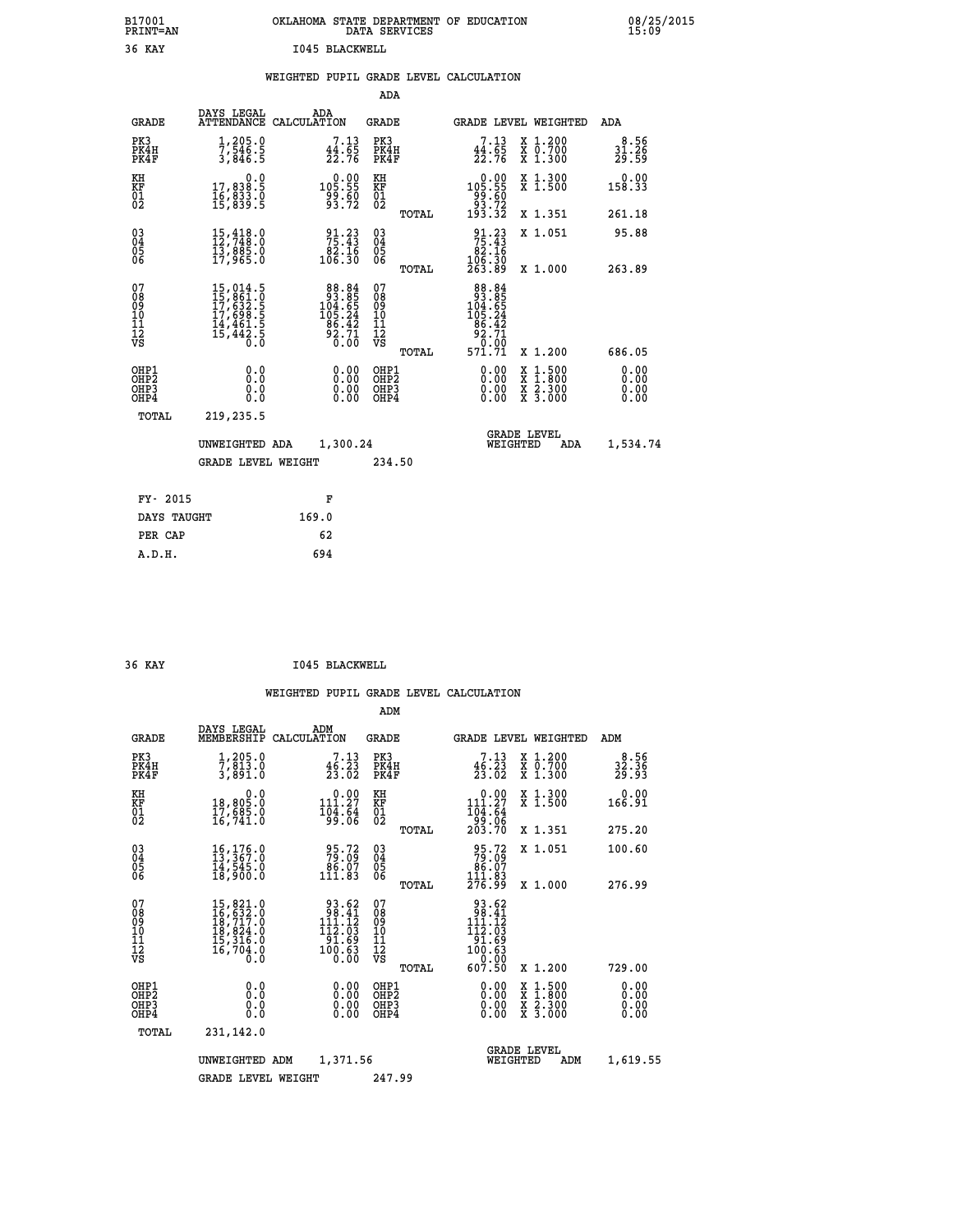B17001 PRINT=AN | OKLAHOMA STATE DEPARTMENT OF EDUCATION DATA SERVICES | 08/25/2015 15:09

36 KAY | I045 BLACKWELL

## WEIGHTED PUPIL GRADE LEVEL CALCULATION

### ADA

| GRADE | DAYS LEGAL ATTENDANCE | ADA CALCULATION | GRADE | GRADE LEVEL | WEIGHTED | ADA |
|---|---|---|---|---|---|---|
| PK3 | 1,205.0 | 7.13 | PK3 | 7.13 | X 1.200 | 8.56 |
| PK4H | 7,546.5 | 44.65 | PK4H | 44.65 | X 0.700 | 31.26 |
| PK4F | 3,846.5 | 22.76 | PK4F | 22.76 | X 1.300 | 29.59 |
| KH | 0.0 | 0.00 | KH | 0.00 | X 1.300 | 0.00 |
| KF | 17,838.5 | 105.55 | KF | 105.55 | X 1.500 | 158.33 |
| 01 | 16,833.0 | 99.60 | 01 | 99.60 | | |
| 02 | 15,839.5 | 93.72 | 02 | 93.72 | | |
| | | | TOTAL | 193.32 | X 1.351 | 261.18 |
| 03 | 15,418.0 | 91.23 | 03 | 91.23 | X 1.051 | 95.88 |
| 04 | 12,748.0 | 75.43 | 04 | 75.43 | | |
| 05 | 13,885.0 | 82.16 | 05 | 82.16 | | |
| 06 | 17,965.0 | 106.30 | 06 | 106.30 | | |
| | | | TOTAL | 263.89 | X 1.000 | 263.89 |
| 07 | 15,014.5 | 88.84 | 07 | 88.84 | | |
| 08 | 15,861.0 | 93.85 | 08 | 93.85 | | |
| 09 | 17,632.5 | 104.65 | 09 | 104.65 | | |
| 10 | 17,698.5 | 105.24 | 10 | 105.24 | | |
| 11 | 14,461.5 | 86.42 | 11 | 86.42 | | |
| 12 | 15,442.5 | 92.71 | 12 | 92.71 | | |
| VS | 0.0 | 0.00 | VS | 0.00 | | |
| | | | TOTAL | 571.71 | X 1.200 | 686.05 |
| OHP1 | 0.0 | 0.00 | OHP1 | 0.00 | X 1.500 | 0.00 |
| OHP2 | 0.0 | 0.00 | OHP2 | 0.00 | X 1.800 | 0.00 |
| OHP3 | 0.0 | 0.00 | OHP3 | 0.00 | X 2.300 | 0.00 |
| OHP4 | 0.0 | 0.00 | OHP4 | 0.00 | X 3.000 | 0.00 |
| TOTAL | 219,235.5 | | | | | |

UNWEIGHTED ADA 1,300.24 | GRADE LEVEL WEIGHTED ADA 1,534.74

GRADE LEVEL WEIGHT 234.50

| FY- 2015 | F |
|---|---|
| DAYS TAUGHT | 169.0 |
| PER CAP | 62 |
| A.D.H. | 694 |

36 KAY | I045 BLACKWELL

## WEIGHTED PUPIL GRADE LEVEL CALCULATION

### ADM

| GRADE | DAYS LEGAL MEMBERSHIP | ADM CALCULATION | GRADE | GRADE LEVEL | WEIGHTED | ADM |
|---|---|---|---|---|---|---|
| PK3 | 1,205.0 | 7.13 | PK3 | 7.13 | X 1.200 | 8.56 |
| PK4H | 7,813.0 | 46.23 | PK4H | 46.23 | X 0.700 | 32.36 |
| PK4F | 3,891.0 | 23.02 | PK4F | 23.02 | X 1.300 | 29.93 |
| KH | 0.0 | 0.00 | KH | 0.00 | X 1.300 | 0.00 |
| KF | 18,805.0 | 111.27 | KF | 111.27 | X 1.500 | 166.91 |
| 01 | 17,685.0 | 104.64 | 01 | 104.64 | | |
| 02 | 16,741.0 | 99.06 | 02 | 99.06 | | |
| | | | TOTAL | 203.70 | X 1.351 | 275.20 |
| 03 | 16,176.0 | 95.72 | 03 | 95.72 | X 1.051 | 100.60 |
| 04 | 13,367.0 | 79.09 | 04 | 79.09 | | |
| 05 | 14,545.0 | 86.07 | 05 | 86.07 | | |
| 06 | 18,900.0 | 111.83 | 06 | 111.83 | | |
| | | | TOTAL | 276.99 | X 1.000 | 276.99 |
| 07 | 15,821.0 | 93.62 | 07 | 93.62 | | |
| 08 | 16,632.0 | 98.41 | 08 | 98.41 | | |
| 09 | 18,717.0 | 111.12 | 09 | 111.12 | | |
| 10 | 18,824.0 | 112.03 | 10 | 112.03 | | |
| 11 | 15,316.0 | 91.69 | 11 | 91.69 | | |
| 12 | 16,704.0 | 100.63 | 12 | 100.63 | | |
| VS | 0.0 | 0.00 | VS | 0.00 | | |
| | | | TOTAL | 607.50 | X 1.200 | 729.00 |
| OHP1 | 0.0 | 0.00 | OHP1 | 0.00 | X 1.500 | 0.00 |
| OHP2 | 0.0 | 0.00 | OHP2 | 0.00 | X 1.800 | 0.00 |
| OHP3 | 0.0 | 0.00 | OHP3 | 0.00 | X 2.300 | 0.00 |
| OHP4 | 0.0 | 0.00 | OHP4 | 0.00 | X 3.000 | 0.00 |
| TOTAL | 231,142.0 | | | | | |

UNWEIGHTED ADM 1,371.56 | GRADE LEVEL WEIGHTED ADM 1,619.55

GRADE LEVEL WEIGHT 247.99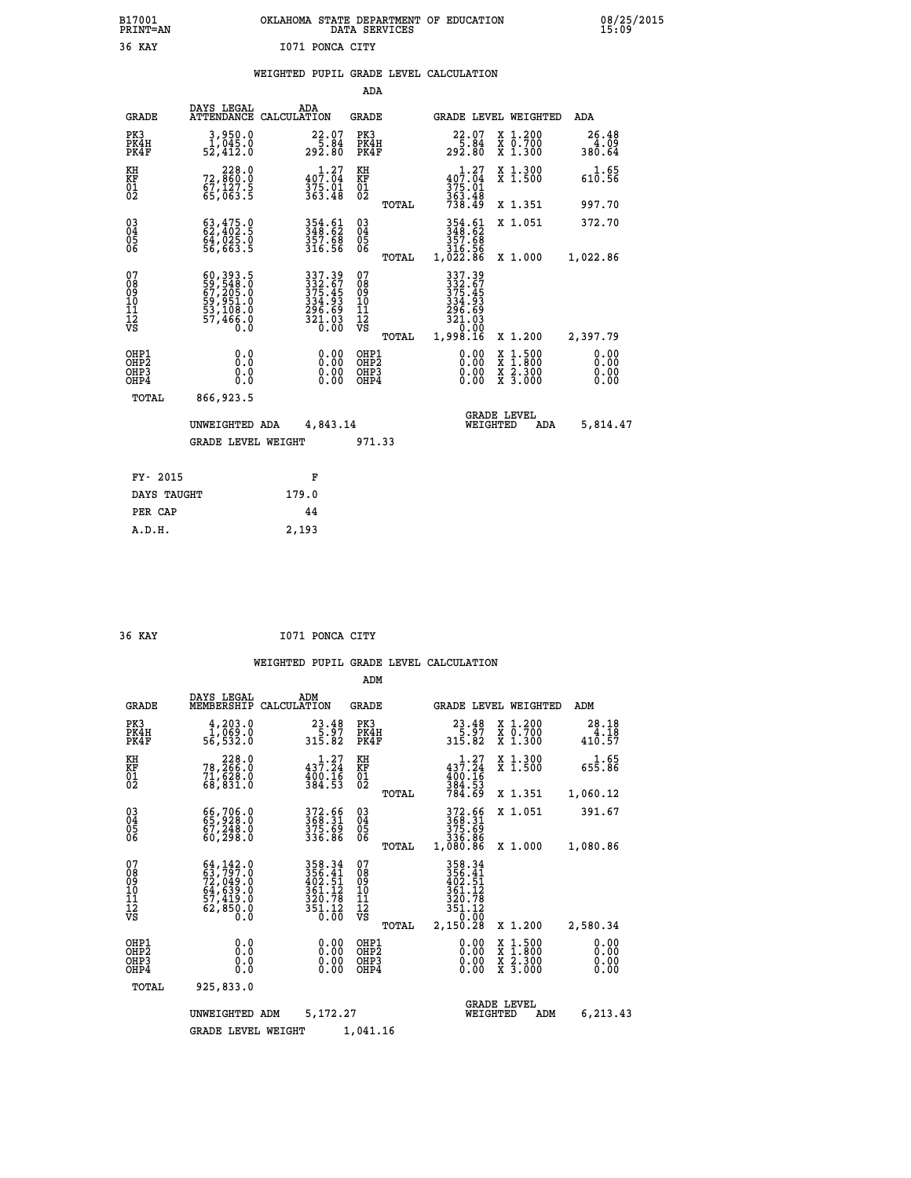B17001 OKLAHOMA STATE DEPARTMENT OF EDUCATION 08/25/2015
PRINT=AN DATA SERVICES 15:09

36 KAY I071 PONCA CITY

## WEIGHTED PUPIL GRADE LEVEL CALCULATION

### ADA

| GRADE | DAYS LEGAL ATTENDANCE | ADA CALCULATION | GRADE | | GRADE LEVEL | WEIGHTED | ADA |
|---|---|---|---|---|---|---|---|
| PK3 | 3,950.0 | 22.07 | PK3 | | 22.07 | X 1.200 | 26.48 |
| PK4H | 1,045.0 | 5.84 | PK4H | | 5.84 | X 0.700 | 4.09 |
| PK4F | 52,412.0 | 292.80 | PK4F | | 292.80 | X 1.300 | 380.64 |
| KH | 228.0 | 1.27 | KH | | 1.27 | X 1.300 | 1.65 |
| KF | 72,860.0 | 407.04 | KF | | 407.04 | X 1.500 | 610.56 |
| 01 | 67,127.5 | 375.01 | 01 | | 375.01 | | |
| 02 | 65,063.5 | 363.48 | 02 | | 363.48 | | |
| | | | | TOTAL | 738.49 | X 1.351 | 997.70 |
| 03 | 63,475.0 | 354.61 | 03 | | 354.61 | X 1.051 | 372.70 |
| 04 | 62,402.5 | 348.62 | 04 | | 348.62 | | |
| 05 | 64,025.0 | 357.68 | 05 | | 357.68 | | |
| 06 | 56,663.5 | 316.56 | 06 | | 316.56 | | |
| | | | | TOTAL | 1,022.86 | X 1.000 | 1,022.86 |
| 07 | 60,393.5 | 337.39 | 07 | | 337.39 | | |
| 08 | 59,548.0 | 332.67 | 08 | | 332.67 | | |
| 09 | 67,205.0 | 375.45 | 09 | | 375.45 | | |
| 10 | 59,951.0 | 334.93 | 10 | | 334.93 | | |
| 11 | 53,108.0 | 296.69 | 11 | | 296.69 | | |
| 12 | 57,466.0 | 321.03 | 12 | | 321.03 | | |
| VS | 0.0 | 0.00 | VS | | 0.00 | | |
| | | | | TOTAL | 1,998.16 | X 1.200 | 2,397.79 |
| OHP1 | 0.0 | 0.00 | OHP1 | | 0.00 | X 1.500 | 0.00 |
| OHP2 | 0.0 | 0.00 | OHP2 | | 0.00 | X 1.800 | 0.00 |
| OHP3 | 0.0 | 0.00 | OHP3 | | 0.00 | X 2.300 | 0.00 |
| OHP4 | 0.0 | 0.00 | OHP4 | | 0.00 | X 3.000 | 0.00 |
| TOTAL | 866,923.5 | | | | | | |

UNWEIGHTED ADA 4,843.14 GRADE LEVEL WEIGHTED ADA 5,814.47

GRADE LEVEL WEIGHT 971.33

| FY- 2015 | F |
|---|---|
| DAYS TAUGHT | 179.0 |
| PER CAP | 44 |
| A.D.H. | 2,193 |

36 KAY I071 PONCA CITY

## WEIGHTED PUPIL GRADE LEVEL CALCULATION

### ADM

| GRADE | DAYS LEGAL MEMBERSHIP | ADM CALCULATION | GRADE | | GRADE LEVEL | WEIGHTED | ADM |
|---|---|---|---|---|---|---|---|
| PK3 | 4,203.0 | 23.48 | PK3 | | 23.48 | X 1.200 | 28.18 |
| PK4H | 1,069.0 | 5.97 | PK4H | | 5.97 | X 0.700 | 4.18 |
| PK4F | 56,532.0 | 315.82 | PK4F | | 315.82 | X 1.300 | 410.57 |
| KH | 228.0 | 1.27 | KH | | 1.27 | X 1.300 | 1.65 |
| KF | 78,266.0 | 437.24 | KF | | 437.24 | X 1.500 | 655.86 |
| 01 | 71,628.0 | 400.16 | 01 | | 400.16 | | |
| 02 | 68,831.0 | 384.53 | 02 | | 384.53 | | |
| | | | | TOTAL | 784.69 | X 1.351 | 1,060.12 |
| 03 | 66,706.0 | 372.66 | 03 | | 372.66 | X 1.051 | 391.67 |
| 04 | 65,928.0 | 368.31 | 04 | | 368.31 | | |
| 05 | 67,248.0 | 375.69 | 05 | | 375.69 | | |
| 06 | 60,298.0 | 336.86 | 06 | | 336.86 | | |
| | | | | TOTAL | 1,080.86 | X 1.000 | 1,080.86 |
| 07 | 64,142.0 | 358.34 | 07 | | 358.34 | | |
| 08 | 63,797.0 | 356.41 | 08 | | 356.41 | | |
| 09 | 72,049.0 | 402.51 | 09 | | 402.51 | | |
| 10 | 64,639.0 | 361.12 | 10 | | 361.12 | | |
| 11 | 57,419.0 | 320.78 | 11 | | 320.78 | | |
| 12 | 62,850.0 | 351.12 | 12 | | 351.12 | | |
| VS | 0.0 | 0.00 | VS | | 0.00 | | |
| | | | | TOTAL | 2,150.28 | X 1.200 | 2,580.34 |
| OHP1 | 0.0 | 0.00 | OHP1 | | 0.00 | X 1.500 | 0.00 |
| OHP2 | 0.0 | 0.00 | OHP2 | | 0.00 | X 1.800 | 0.00 |
| OHP3 | 0.0 | 0.00 | OHP3 | | 0.00 | X 2.300 | 0.00 |
| OHP4 | 0.0 | 0.00 | OHP4 | | 0.00 | X 3.000 | 0.00 |
| TOTAL | 925,833.0 | | | | | | |

UNWEIGHTED ADM 5,172.27 GRADE LEVEL WEIGHTED ADM 6,213.43

GRADE LEVEL WEIGHT 1,041.16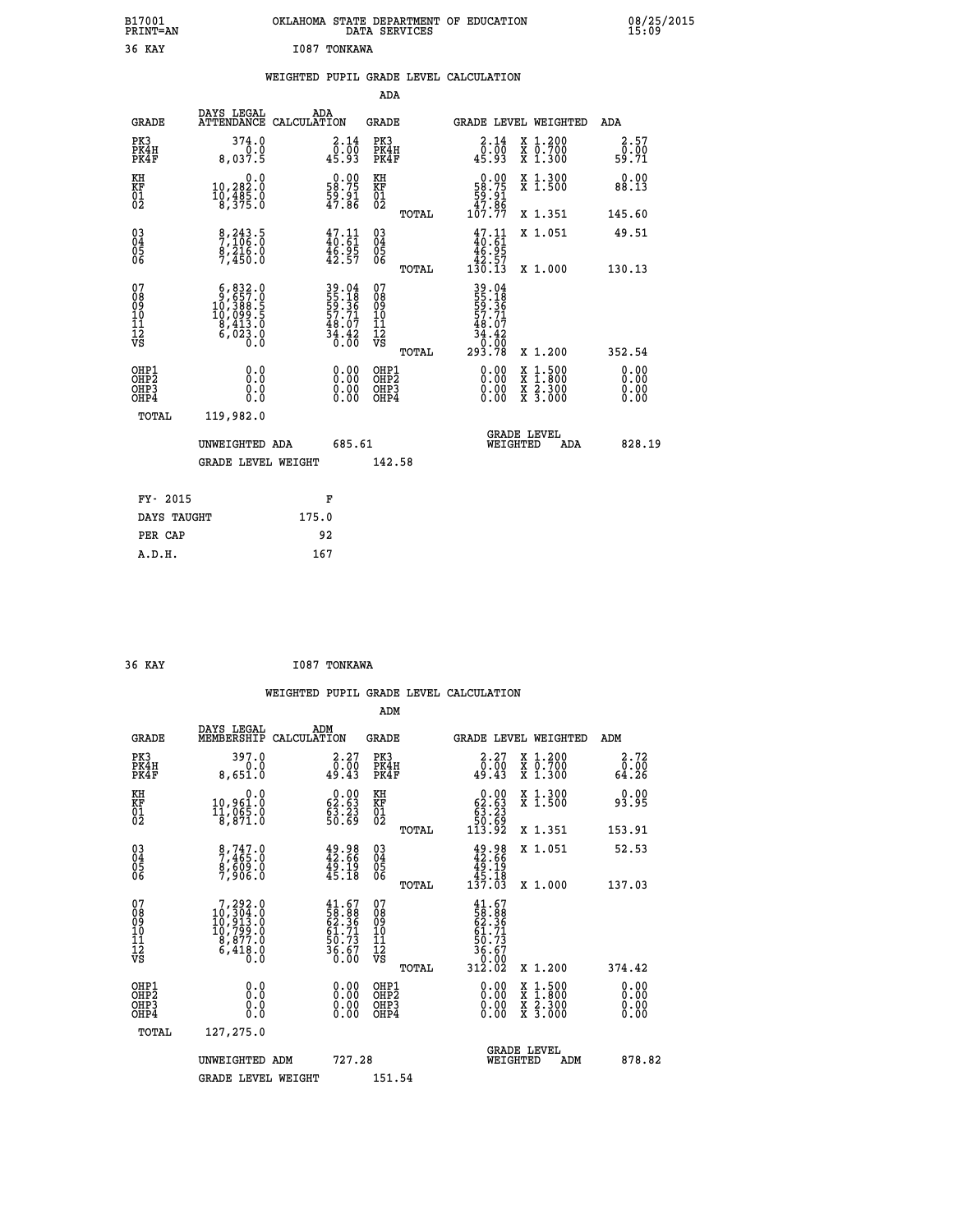B17001 OKLAHOMA STATE DEPARTMENT OF EDUCATION 08/25/2015
PRINT=AN DATA SERVICES 15:09
36 KAY I087 TONKAWA

## WEIGHTED PUPIL GRADE LEVEL CALCULATION

### ADA

| GRADE | DAYS LEGAL ATTENDANCE | ADA CALCULATION | GRADE | GRADE LEVEL | WEIGHTED | ADA |
|---|---|---|---|---|---|---|
| PK3 | 374.0 | 2.14 | PK3 | 2.14 | X 1.200 | 2.57 |
| PK4H | 0.0 | 0.00 | PK4H | 0.00 | X 0.700 | 0.00 |
| PK4F | 8,037.5 | 45.93 | PK4F | 45.93 | X 1.300 | 59.71 |
| KH | 0.0 | 0.00 | KH | 0.00 | X 1.300 | 0.00 |
| KF | 10,282.0 | 58.75 | KF | 58.75 | X 1.500 | 88.13 |
| 01 | 10,485.0 | 59.91 | 01 | 59.91 | | |
| 02 | 8,375.0 | 47.86 | 02 | 47.86 | | |
| | | | TOTAL | 107.77 | X 1.351 | 145.60 |
| 03 | 8,243.5 | 47.11 | 03 | 47.11 | X 1.051 | 49.51 |
| 04 | 7,106.0 | 40.61 | 04 | 40.61 | | |
| 05 | 8,216.0 | 46.95 | 05 | 46.95 | | |
| 06 | 7,450.0 | 42.57 | 06 | 42.57 | | |
| | | | TOTAL | 130.13 | X 1.000 | 130.13 |
| 07 | 6,832.0 | 39.04 | 07 | 39.04 | | |
| 08 | 9,657.0 | 55.18 | 08 | 55.18 | | |
| 09 | 10,388.5 | 59.36 | 09 | 59.36 | | |
| 10 | 10,099.5 | 57.71 | 10 | 57.71 | | |
| 11 | 8,413.0 | 48.07 | 11 | 48.07 | | |
| 12 | 6,023.0 | 34.42 | 12 | 34.42 | | |
| VS | 0.0 | 0.00 | VS | 0.00 | | |
| | | | TOTAL | 293.78 | X 1.200 | 352.54 |
| OHP1 | 0.0 | 0.00 | OHP1 | 0.00 | X 1.500 | 0.00 |
| OHP2 | 0.0 | 0.00 | OHP2 | 0.00 | X 1.800 | 0.00 |
| OHP3 | 0.0 | 0.00 | OHP3 | 0.00 | X 2.300 | 0.00 |
| OHP4 | 0.0 | 0.00 | OHP4 | 0.00 | X 3.000 | 0.00 |
| TOTAL | 119,982.0 | | | | | |

UNWEIGHTED ADA 685.61 GRADE LEVEL WEIGHTED ADA 828.19

GRADE LEVEL WEIGHT 142.58

| FY- 2015 | F |
|---|---|
| DAYS TAUGHT | 175.0 |
| PER CAP | 92 |
| A.D.H. | 167 |

36 KAY I087 TONKAWA

## WEIGHTED PUPIL GRADE LEVEL CALCULATION

### ADM

| GRADE | DAYS LEGAL MEMBERSHIP | ADM CALCULATION | GRADE | GRADE LEVEL | WEIGHTED | ADM |
|---|---|---|---|---|---|---|
| PK3 | 397.0 | 2.27 | PK3 | 2.27 | X 1.200 | 2.72 |
| PK4H | 0.0 | 0.00 | PK4H | 0.00 | X 0.700 | 0.00 |
| PK4F | 8,651.0 | 49.43 | PK4F | 49.43 | X 1.300 | 64.26 |
| KH | 0.0 | 0.00 | KH | 0.00 | X 1.300 | 0.00 |
| KF | 10,961.0 | 62.63 | KF | 62.63 | X 1.500 | 93.95 |
| 01 | 11,065.0 | 63.23 | 01 | 63.23 | | |
| 02 | 8,871.0 | 50.69 | 02 | 50.69 | | |
| | | | TOTAL | 113.92 | X 1.351 | 153.91 |
| 03 | 8,747.0 | 49.98 | 03 | 49.98 | X 1.051 | 52.53 |
| 04 | 7,465.0 | 42.66 | 04 | 42.66 | | |
| 05 | 8,609.0 | 49.19 | 05 | 49.19 | | |
| 06 | 7,906.0 | 45.18 | 06 | 45.18 | | |
| | | | TOTAL | 137.03 | X 1.000 | 137.03 |
| 07 | 7,292.0 | 41.67 | 07 | 41.67 | | |
| 08 | 10,304.0 | 58.88 | 08 | 58.88 | | |
| 09 | 10,913.0 | 62.36 | 09 | 62.36 | | |
| 10 | 10,799.0 | 61.71 | 10 | 61.71 | | |
| 11 | 8,877.0 | 50.73 | 11 | 50.73 | | |
| 12 | 6,418.0 | 36.67 | 12 | 36.67 | | |
| VS | 0.0 | 0.00 | VS | 0.00 | | |
| | | | TOTAL | 312.02 | X 1.200 | 374.42 |
| OHP1 | 0.0 | 0.00 | OHP1 | 0.00 | X 1.500 | 0.00 |
| OHP2 | 0.0 | 0.00 | OHP2 | 0.00 | X 1.800 | 0.00 |
| OHP3 | 0.0 | 0.00 | OHP3 | 0.00 | X 2.300 | 0.00 |
| OHP4 | 0.0 | 0.00 | OHP4 | 0.00 | X 3.000 | 0.00 |
| TOTAL | 127,275.0 | | | | | |

UNWEIGHTED ADM 727.28 GRADE LEVEL WEIGHTED ADM 878.82

GRADE LEVEL WEIGHT 151.54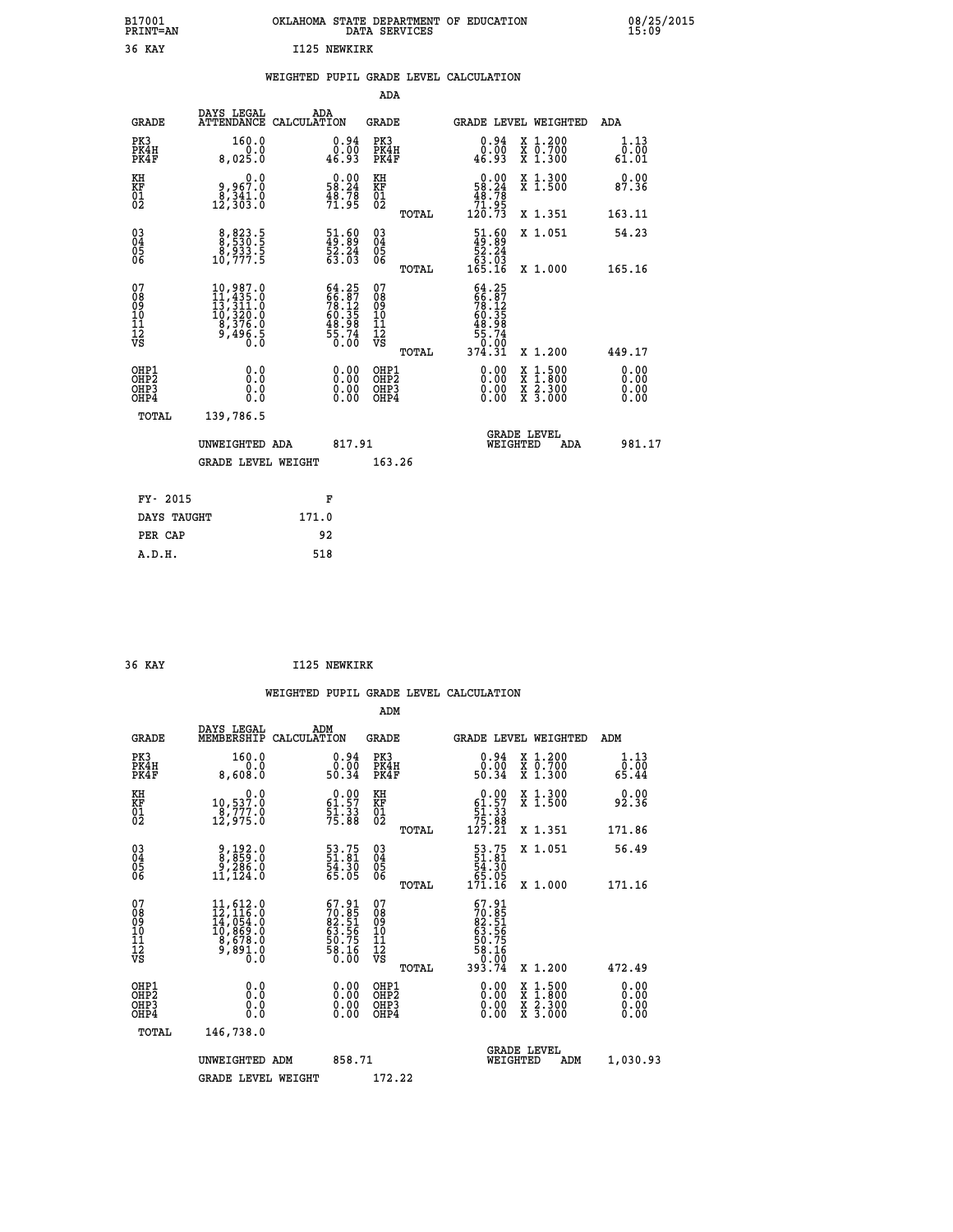B17001 OKLAHOMA STATE DEPARTMENT OF EDUCATION 08/25/2015
PRINT=AN DATA SERVICES 15:09

36 KAY I125 NEWKIRK

## WEIGHTED PUPIL GRADE LEVEL CALCULATION

### ADA

| GRADE | DAYS LEGAL ATTENDANCE | ADA CALCULATION | GRADE | | GRADE LEVEL | WEIGHTED | ADA |
|---|---|---|---|---|---|---|---|
| PK3 | 160.0 | 0.94 | PK3 | | 0.94 | X 1.200 | 1.13 |
| PK4H | 0.0 | 0.00 | PK4H | | 0.00 | X 0.700 | 0.00 |
| PK4F | 8,025.0 | 46.93 | PK4F | | 46.93 | X 1.300 | 61.01 |
| KH | 0.0 | 0.00 | KH | | 0.00 | X 1.300 | 0.00 |
| KF | 9,967.0 | 58.24 | KF | | 58.24 | X 1.500 | 87.36 |
| 01 | 8,341.0 | 48.78 | 01 | | 48.78 | | |
| 02 | 12,303.0 | 71.95 | 02 | | 71.95 | | |
| | | | | TOTAL | 120.73 | X 1.351 | 163.11 |
| 03 | 8,823.5 | 51.60 | 03 | | 51.60 | X 1.051 | 54.23 |
| 04 | 8,530.5 | 49.89 | 04 | | 49.89 | | |
| 05 | 8,933.5 | 52.24 | 05 | | 52.24 | | |
| 06 | 10,777.5 | 63.03 | 06 | | 63.03 | | |
| | | | | TOTAL | 165.16 | X 1.000 | 165.16 |
| 07 | 10,987.0 | 64.25 | 07 | | 64.25 | | |
| 08 | 11,435.0 | 66.87 | 08 | | 66.87 | | |
| 09 | 13,311.0 | 78.12 | 09 | | 78.12 | | |
| 10 | 10,320.0 | 60.35 | 10 | | 60.35 | | |
| 11 | 8,376.0 | 48.98 | 11 | | 48.98 | | |
| 12 | 9,496.5 | 55.74 | 12 | | 55.74 | | |
| VS | 0.0 | 0.00 | VS | | 0.00 | | |
| | | | | TOTAL | 374.31 | X 1.200 | 449.17 |
| OHP1 | 0.0 | 0.00 | OHP1 | | 0.00 | X 1.500 | 0.00 |
| OHP2 | 0.0 | 0.00 | OHP2 | | 0.00 | X 1.800 | 0.00 |
| OHP3 | 0.0 | 0.00 | OHP3 | | 0.00 | X 2.300 | 0.00 |
| OHP4 | 0.0 | 0.00 | OHP4 | | 0.00 | X 3.000 | 0.00 |
| TOTAL | 139,786.5 | | | | | | |

UNWEIGHTED ADA 817.91 GRADE LEVEL WEIGHTED ADA 981.17

GRADE LEVEL WEIGHT 163.26

| FY- 2015 | F |
|---|---|
| DAYS TAUGHT | 171.0 |
| PER CAP | 92 |
| A.D.H. | 518 |

36 KAY I125 NEWKIRK

## WEIGHTED PUPIL GRADE LEVEL CALCULATION

### ADM

| GRADE | DAYS LEGAL MEMBERSHIP | ADM CALCULATION | GRADE | | GRADE LEVEL | WEIGHTED | ADM |
|---|---|---|---|---|---|---|---|
| PK3 | 160.0 | 0.94 | PK3 | | 0.94 | X 1.200 | 1.13 |
| PK4H | 0.0 | 0.00 | PK4H | | 0.00 | X 0.700 | 0.00 |
| PK4F | 8,608.0 | 50.34 | PK4F | | 50.34 | X 1.300 | 65.44 |
| KH | 0.0 | 0.00 | KH | | 0.00 | X 1.300 | 0.00 |
| KF | 10,537.0 | 61.57 | KF | | 61.57 | X 1.500 | 92.36 |
| 01 | 8,777.0 | 51.33 | 01 | | 51.33 | | |
| 02 | 12,975.0 | 75.88 | 02 | | 75.88 | | |
| | | | | TOTAL | 127.21 | X 1.351 | 171.86 |
| 03 | 9,192.0 | 53.75 | 03 | | 53.75 | X 1.051 | 56.49 |
| 04 | 8,859.0 | 51.81 | 04 | | 51.81 | | |
| 05 | 9,286.0 | 54.30 | 05 | | 54.30 | | |
| 06 | 11,124.0 | 65.05 | 06 | | 65.05 | | |
| | | | | TOTAL | 171.16 | X 1.000 | 171.16 |
| 07 | 11,612.0 | 67.91 | 07 | | 67.91 | | |
| 08 | 12,116.0 | 70.85 | 08 | | 70.85 | | |
| 09 | 14,054.0 | 82.51 | 09 | | 82.51 | | |
| 10 | 10,869.0 | 63.56 | 10 | | 63.56 | | |
| 11 | 8,678.0 | 50.75 | 11 | | 50.75 | | |
| 12 | 9,891.0 | 58.16 | 12 | | 58.16 | | |
| VS | 0.0 | 0.00 | VS | | 0.00 | | |
| | | | | TOTAL | 393.74 | X 1.200 | 472.49 |
| OHP1 | 0.0 | 0.00 | OHP1 | | 0.00 | X 1.500 | 0.00 |
| OHP2 | 0.0 | 0.00 | OHP2 | | 0.00 | X 1.800 | 0.00 |
| OHP3 | 0.0 | 0.00 | OHP3 | | 0.00 | X 2.300 | 0.00 |
| OHP4 | 0.0 | 0.00 | OHP4 | | 0.00 | X 3.000 | 0.00 |
| TOTAL | 146,738.0 | | | | | | |

UNWEIGHTED ADM 858.71 GRADE LEVEL WEIGHTED ADM 1,030.93

GRADE LEVEL WEIGHT 172.22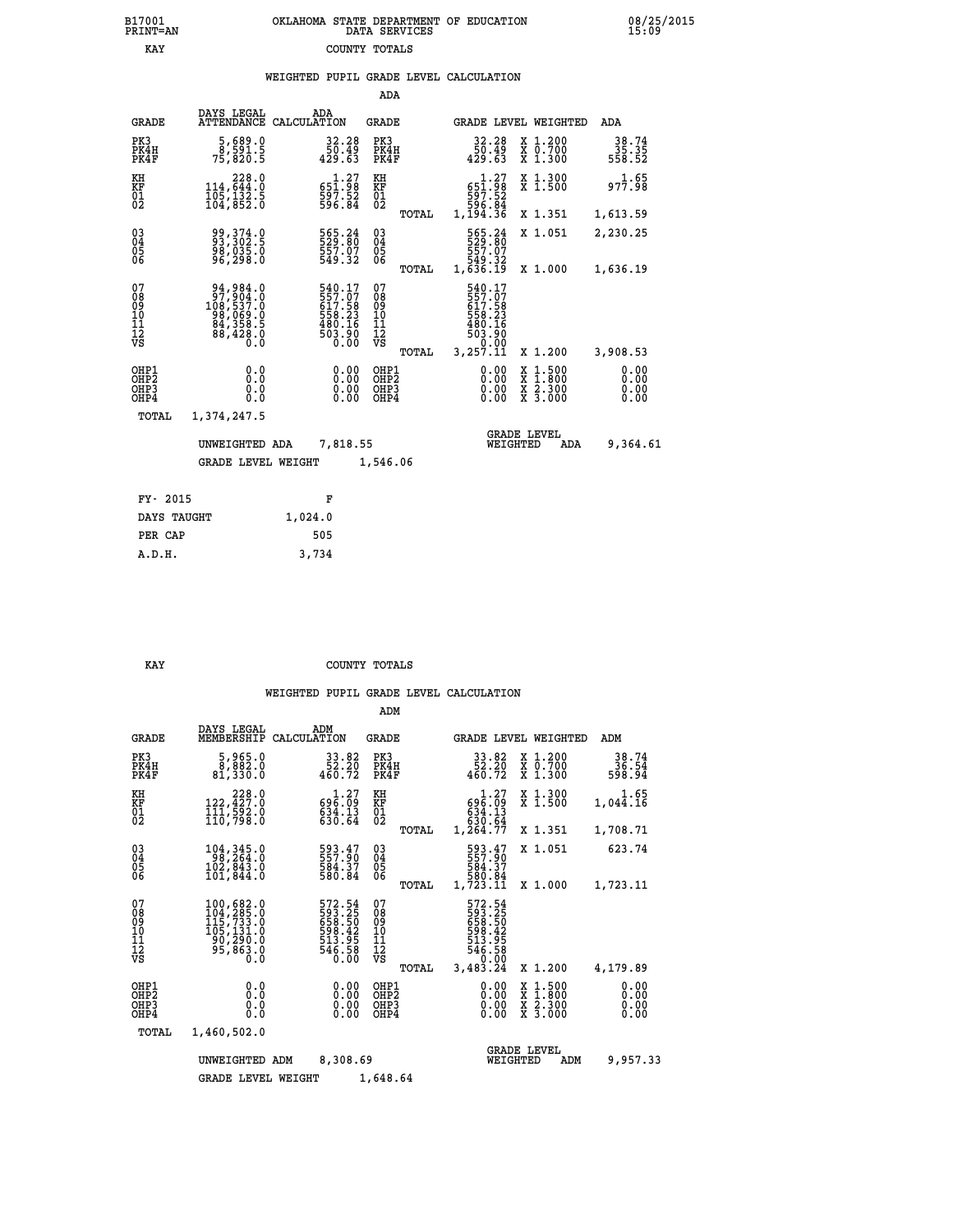B17001 OKLAHOMA STATE DEPARTMENT OF EDUCATION 08/25/2015
PRINT=AN DATA SERVICES 15:09

KAY COUNTY TOTALS

## WEIGHTED PUPIL GRADE LEVEL CALCULATION

### ADA

| GRADE | DAYS LEGAL ATTENDANCE | ADA CALCULATION | GRADE | | GRADE LEVEL | WEIGHTED | ADA |
|---|---|---|---|---|---|---|---|
| PK3 | 5,689.0 | 32.28 | PK3 | | 32.28 | X 1.200 | 38.74 |
| PK4H | 8,591.5 | 50.49 | PK4H | | 50.49 | X 0.700 | 35.35 |
| PK4F | 75,820.5 | 429.63 | PK4F | | 429.63 | X 1.300 | 558.52 |
| KH | 228.0 | 1.27 | KH | | 1.27 | X 1.300 | 1.65 |
| KF | 114,644.0 | 651.98 | KF | | 651.98 | X 1.500 | 977.98 |
| 01 | 105,132.5 | 597.52 | 01 | | 597.52 | | |
| 02 | 104,852.0 | 596.84 | 02 | | 596.84 | | |
| | | | | TOTAL | 1,194.36 | X 1.351 | 1,613.59 |
| 03 | 99,374.0 | 565.24 | 03 | | 565.24 | X 1.051 | 2,230.25 |
| 04 | 93,302.5 | 529.80 | 04 | | 529.80 | | |
| 05 | 98,035.0 | 557.07 | 05 | | 557.07 | | |
| 06 | 96,298.0 | 549.32 | 06 | | 549.32 | | |
| | | | | TOTAL | 1,636.19 | X 1.000 | 1,636.19 |
| 07 | 94,984.0 | 540.17 | 07 | | 540.17 | | |
| 08 | 97,904.0 | 557.07 | 08 | | 557.07 | | |
| 09 | 108,537.0 | 617.58 | 09 | | 617.58 | | |
| 10 | 98,069.0 | 558.23 | 10 | | 558.23 | | |
| 11 | 84,358.5 | 480.16 | 11 | | 480.16 | | |
| 12 | 88,428.0 | 503.90 | 12 | | 503.90 | | |
| VS | 0.0 | 0.00 | VS | | 0.00 | | |
| | | | | TOTAL | 3,257.11 | X 1.200 | 3,908.53 |
| OHP1 | 0.0 | 0.00 | OHP1 | | 0.00 | X 1.500 | 0.00 |
| OHP2 | 0.0 | 0.00 | OHP2 | | 0.00 | X 1.800 | 0.00 |
| OHP3 | 0.0 | 0.00 | OHP3 | | 0.00 | X 2.300 | 0.00 |
| OHP4 | 0.0 | 0.00 | OHP4 | | 0.00 | X 3.000 | 0.00 |
| TOTAL | 1,374,247.5 | | | | | | |

UNWEIGHTED ADA 7,818.55 GRADE LEVEL WEIGHTED ADA 9,364.61

GRADE LEVEL WEIGHT 1,546.06

| FY- 2015 | F |
|---|---|
| DAYS TAUGHT | 1,024.0 |
| PER CAP | 505 |
| A.D.H. | 3,734 |

KAY COUNTY TOTALS

## WEIGHTED PUPIL GRADE LEVEL CALCULATION

### ADM

| GRADE | DAYS LEGAL MEMBERSHIP | ADM CALCULATION | GRADE | | GRADE LEVEL | WEIGHTED | ADM |
|---|---|---|---|---|---|---|---|
| PK3 | 5,965.0 | 33.82 | PK3 | | 33.82 | X 1.200 | 38.74 |
| PK4H | 8,882.0 | 52.20 | PK4H | | 52.20 | X 0.700 | 36.54 |
| PK4F | 81,330.0 | 460.72 | PK4F | | 460.72 | X 1.300 | 598.94 |
| KH | 228.0 | 1.27 | KH | | 1.27 | X 1.300 | 1.65 |
| KF | 122,427.0 | 696.09 | KF | | 696.09 | X 1.500 | 1,044.16 |
| 01 | 111,592.0 | 634.13 | 01 | | 634.13 | | |
| 02 | 110,798.0 | 630.64 | 02 | | 630.64 | | |
| | | | | TOTAL | 1,264.77 | X 1.351 | 1,708.71 |
| 03 | 104,345.0 | 593.47 | 03 | | 593.47 | X 1.051 | 623.74 |
| 04 | 98,264.0 | 557.90 | 04 | | 557.90 | | |
| 05 | 102,843.0 | 584.37 | 05 | | 584.37 | | |
| 06 | 101,844.0 | 580.84 | 06 | | 580.84 | | |
| | | | | TOTAL | 1,723.11 | X 1.000 | 1,723.11 |
| 07 | 100,682.0 | 572.54 | 07 | | 572.54 | | |
| 08 | 104,285.0 | 593.25 | 08 | | 593.25 | | |
| 09 | 115,733.0 | 658.50 | 09 | | 658.50 | | |
| 10 | 105,131.0 | 598.42 | 10 | | 598.42 | | |
| 11 | 90,290.0 | 513.95 | 11 | | 513.95 | | |
| 12 | 95,863.0 | 546.58 | 12 | | 546.58 | | |
| VS | 0.0 | 0.00 | VS | | 0.00 | | |
| | | | | TOTAL | 3,483.24 | X 1.200 | 4,179.89 |
| OHP1 | 0.0 | 0.00 | OHP1 | | 0.00 | X 1.500 | 0.00 |
| OHP2 | 0.0 | 0.00 | OHP2 | | 0.00 | X 1.800 | 0.00 |
| OHP3 | 0.0 | 0.00 | OHP3 | | 0.00 | X 2.300 | 0.00 |
| OHP4 | 0.0 | 0.00 | OHP4 | | 0.00 | X 3.000 | 0.00 |
| TOTAL | 1,460,502.0 | | | | | | |

UNWEIGHTED ADM 8,308.69 GRADE LEVEL WEIGHTED ADM 9,957.33

GRADE LEVEL WEIGHT 1,648.64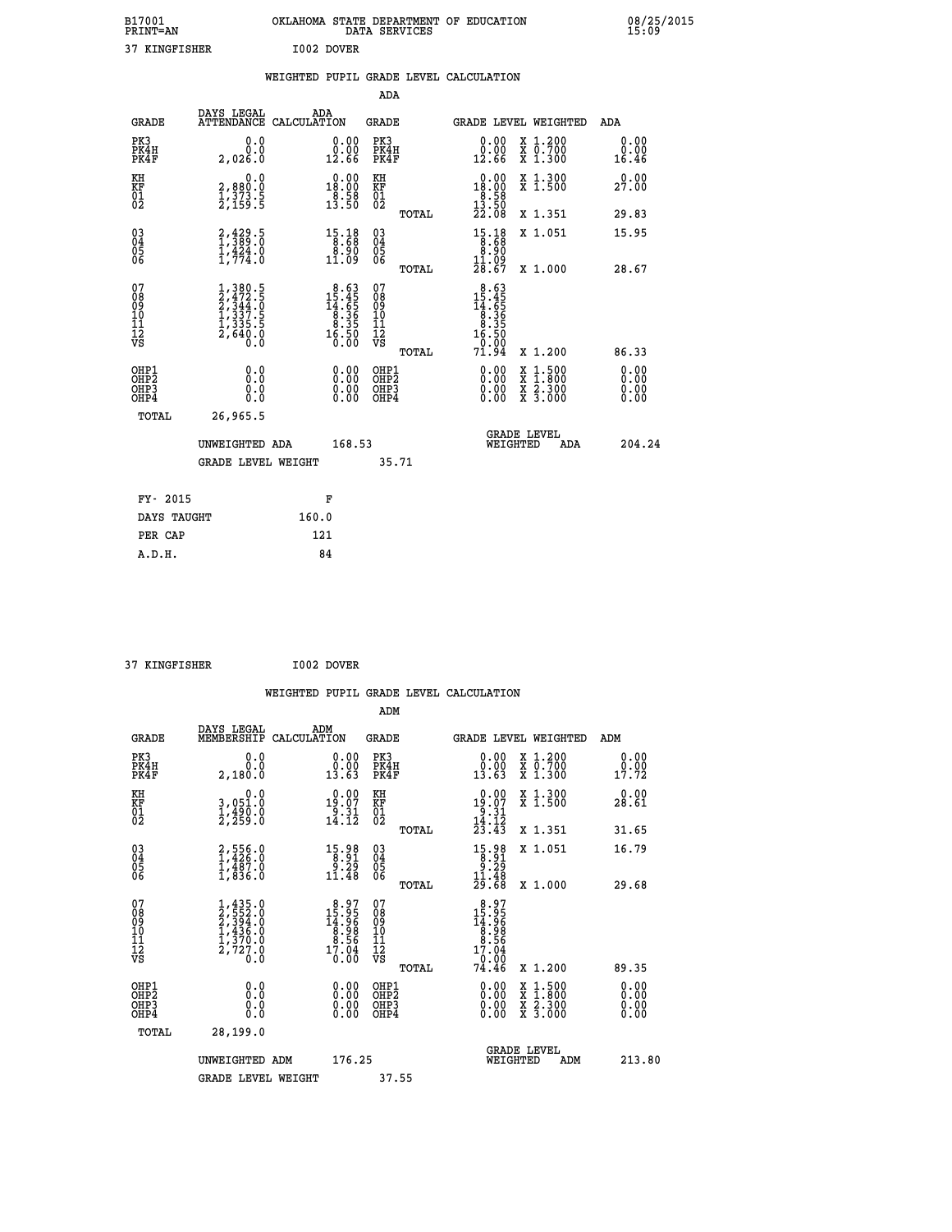B17001 OKLAHOMA STATE DEPARTMENT OF EDUCATION 08/25/2015
PRINT=AN DATA SERVICES 15:09

37 KINGFISHER I002 DOVER

## WEIGHTED PUPIL GRADE LEVEL CALCULATION

### ADA

| GRADE | DAYS LEGAL ATTENDANCE | ADA CALCULATION | GRADE | GRADE LEVEL | WEIGHTED | ADA |
|---|---|---|---|---|---|---|
| PK3 | 0.0 | 0.00 | PK3 | 0.00 | X 1.200 | 0.00 |
| PK4H | 0.0 | 0.00 | PK4H | 0.00 | X 0.700 | 0.00 |
| PK4F | 2,026.0 | 12.66 | PK4F | 12.66 | X 1.300 | 16.46 |
| KH | 0.0 | 0.00 | KH | 0.00 | X 1.300 | 0.00 |
| KF | 2,880.0 | 18.00 | KF | 18.00 | X 1.500 | 27.00 |
| 01 | 1,373.5 | 8.58 | 01 | 8.58 | | |
| 02 | 2,159.5 | 13.50 | 02 | 13.50 | | |
| | | | TOTAL | 22.08 | X 1.351 | 29.83 |
| 03 | 2,429.5 | 15.18 | 03 | 15.18 | X 1.051 | 15.95 |
| 04 | 1,389.0 | 8.68 | 04 | 8.68 | | |
| 05 | 1,424.0 | 8.90 | 05 | 8.90 | | |
| 06 | 1,774.0 | 11.09 | 06 | 11.09 | | |
| | | | TOTAL | 28.67 | X 1.000 | 28.67 |
| 07 | 1,380.5 | 8.63 | 07 | 8.63 | | |
| 08 | 2,472.5 | 15.45 | 08 | 15.45 | | |
| 09 | 2,344.0 | 14.65 | 09 | 14.65 | | |
| 10 | 1,337.5 | 8.36 | 10 | 8.36 | | |
| 11 | 1,335.5 | 8.35 | 11 | 8.35 | | |
| 12 | 2,640.0 | 16.50 | 12 | 16.50 | | |
| VS | 0.0 | 0.00 | VS | 0.00 | | |
| | | | TOTAL | 71.94 | X 1.200 | 86.33 |
| OHP1 | 0.0 | 0.00 | OHP1 | 0.00 | X 1.500 | 0.00 |
| OHP2 | 0.0 | 0.00 | OHP2 | 0.00 | X 1.800 | 0.00 |
| OHP3 | 0.0 | 0.00 | OHP3 | 0.00 | X 2.300 | 0.00 |
| OHP4 | 0.0 | 0.00 | OHP4 | 0.00 | X 3.000 | 0.00 |
| TOTAL | 26,965.5 | | | | | |

UNWEIGHTED ADA 168.53 GRADE LEVEL WEIGHTED ADA 204.24

GRADE LEVEL WEIGHT 35.71

| FY- 2015 | F |
|---|---|
| DAYS TAUGHT | 160.0 |
| PER CAP | 121 |
| A.D.H. | 84 |

37 KINGFISHER I002 DOVER

## WEIGHTED PUPIL GRADE LEVEL CALCULATION

### ADM

| GRADE | DAYS LEGAL MEMBERSHIP | ADM CALCULATION | GRADE | GRADE LEVEL | WEIGHTED | ADM |
|---|---|---|---|---|---|---|
| PK3 | 0.0 | 0.00 | PK3 | 0.00 | X 1.200 | 0.00 |
| PK4H | 0.0 | 0.00 | PK4H | 0.00 | X 0.700 | 0.00 |
| PK4F | 2,180.0 | 13.63 | PK4F | 13.63 | X 1.300 | 17.72 |
| KH | 0.0 | 0.00 | KH | 0.00 | X 1.300 | 0.00 |
| KF | 3,051.0 | 19.07 | KF | 19.07 | X 1.500 | 28.61 |
| 01 | 1,490.0 | 9.31 | 01 | 9.31 | | |
| 02 | 2,259.0 | 14.12 | 02 | 14.12 | | |
| | | | TOTAL | 23.43 | X 1.351 | 31.65 |
| 03 | 2,556.0 | 15.98 | 03 | 15.98 | X 1.051 | 16.79 |
| 04 | 1,426.0 | 8.91 | 04 | 8.91 | | |
| 05 | 1,487.0 | 9.29 | 05 | 9.29 | | |
| 06 | 1,836.0 | 11.48 | 06 | 11.48 | | |
| | | | TOTAL | 29.68 | X 1.000 | 29.68 |
| 07 | 1,435.0 | 8.97 | 07 | 8.97 | | |
| 08 | 2,552.0 | 15.95 | 08 | 15.95 | | |
| 09 | 2,394.0 | 14.96 | 09 | 14.96 | | |
| 10 | 1,436.0 | 8.98 | 10 | 8.98 | | |
| 11 | 1,370.0 | 8.56 | 11 | 8.56 | | |
| 12 | 2,727.0 | 17.04 | 12 | 17.04 | | |
| VS | 0.0 | 0.00 | VS | 0.00 | | |
| | | | TOTAL | 74.46 | X 1.200 | 89.35 |
| OHP1 | 0.0 | 0.00 | OHP1 | 0.00 | X 1.500 | 0.00 |
| OHP2 | 0.0 | 0.00 | OHP2 | 0.00 | X 1.800 | 0.00 |
| OHP3 | 0.0 | 0.00 | OHP3 | 0.00 | X 2.300 | 0.00 |
| OHP4 | 0.0 | 0.00 | OHP4 | 0.00 | X 3.000 | 0.00 |
| TOTAL | 28,199.0 | | | | | |

UNWEIGHTED ADM 176.25 GRADE LEVEL WEIGHTED ADM 213.80

GRADE LEVEL WEIGHT 37.55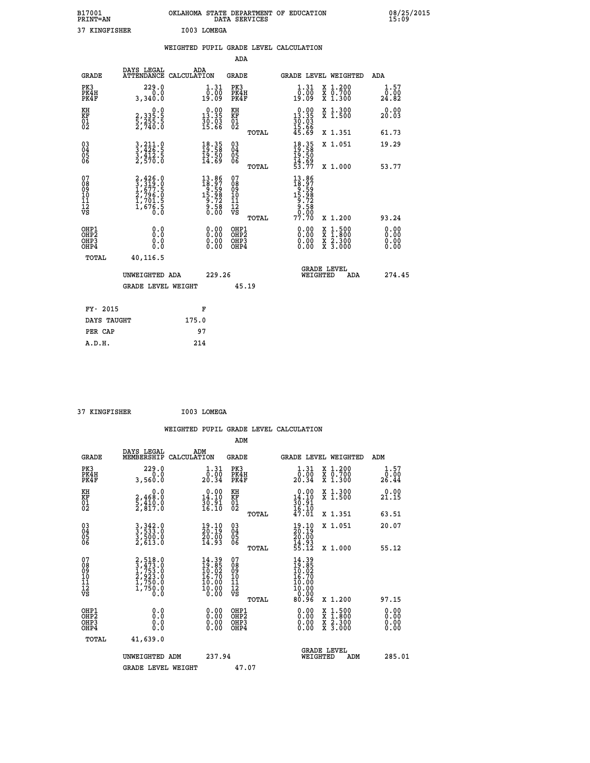B17001 OKLAHOMA STATE DEPARTMENT OF EDUCATION 08/25/2015
PRINT=AN DATA SERVICES 15:09

37 KINGFISHER I003 LOMEGA

WEIGHTED PUPIL GRADE LEVEL CALCULATION

ADA

| GRADE | DAYS LEGAL ATTENDANCE | ADA CALCULATION | GRADE | GRADE LEVEL | WEIGHTED | ADA |
|---|---|---|---|---|---|---|
| PK3 | 229.0 | 1.31 | PK3 | 1.31 | X 1.200 | 1.57 |
| PK4H | 0.0 | 0.00 | PK4H | 0.00 | X 0.700 | 0.00 |
| PK4F | 3,340.0 | 19.09 | PK4F | 19.09 | X 1.300 | 24.82 |
| KH | 0.0 | 0.00 | KH | 0.00 | X 1.300 | 0.00 |
| KF | 2,335.5 | 13.35 | KF | 13.35 | X 1.500 | 20.03 |
| 01 | 5,255.5 | 30.03 | 01 | 30.03 | | |
| 02 | 2,740.0 | 15.66 | 02 | 15.66 | | |
| | | | TOTAL | 45.69 | X 1.351 | 61.73 |
| 03 | 3,211.0 | 18.35 | 03 | 18.35 | X 1.051 | 19.29 |
| 04 | 3,426.5 | 19.58 | 04 | 19.58 | | |
| 05 | 3,412.5 | 19.50 | 05 | 19.50 | | |
| 06 | 2,570.0 | 14.69 | 06 | 14.69 | | |
| | | | TOTAL | 53.77 | X 1.000 | 53.77 |
| 07 | 2,426.0 | 13.86 | 07 | 13.86 | | |
| 08 | 3,319.0 | 18.97 | 08 | 18.97 | | |
| 09 | 1,677.5 | 9.59 | 09 | 9.59 | | |
| 10 | 2,796.0 | 15.98 | 10 | 15.98 | | |
| 11 | 1,701.5 | 9.72 | 11 | 9.72 | | |
| 12 | 1,676.5 | 9.58 | 12 | 9.58 | | |
| VS | 0.0 | 0.00 | VS | 0.00 | | |
| | | | TOTAL | 77.70 | X 1.200 | 93.24 |
| OHP1 | 0.0 | 0.00 | OHP1 | 0.00 | X 1.500 | 0.00 |
| OHP2 | 0.0 | 0.00 | OHP2 | 0.00 | X 1.800 | 0.00 |
| OHP3 | 0.0 | 0.00 | OHP3 | 0.00 | X 2.300 | 0.00 |
| OHP4 | 0.0 | 0.00 | OHP4 | 0.00 | X 3.000 | 0.00 |
| TOTAL | 40,116.5 | | | | | |

UNWEIGHTED ADA 229.26 GRADE LEVEL WEIGHTED ADA 274.45

GRADE LEVEL WEIGHT 45.19

| FY- 2015 | F |
|---|---|
| DAYS TAUGHT | 175.0 |
| PER CAP | 97 |
| A.D.H. | 214 |

37 KINGFISHER I003 LOMEGA

WEIGHTED PUPIL GRADE LEVEL CALCULATION

ADM

| GRADE | DAYS LEGAL MEMBERSHIP | ADM CALCULATION | GRADE | GRADE LEVEL | WEIGHTED | ADM |
|---|---|---|---|---|---|---|
| PK3 | 229.0 | 1.31 | PK3 | 1.31 | X 1.200 | 1.57 |
| PK4H | 0.0 | 0.00 | PK4H | 0.00 | X 0.700 | 0.00 |
| PK4F | 3,560.0 | 20.34 | PK4F | 20.34 | X 1.300 | 26.44 |
| KH | 0.0 | 0.00 | KH | 0.00 | X 1.300 | 0.00 |
| KF | 2,468.0 | 14.10 | KF | 14.10 | X 1.500 | 21.15 |
| 01 | 5,410.0 | 30.91 | 01 | 30.91 | | |
| 02 | 2,817.0 | 16.10 | 02 | 16.10 | | |
| | | | TOTAL | 47.01 | X 1.351 | 63.51 |
| 03 | 3,342.0 | 19.10 | 03 | 19.10 | X 1.051 | 20.07 |
| 04 | 3,533.0 | 20.19 | 04 | 20.19 | | |
| 05 | 3,500.0 | 20.00 | 05 | 20.00 | | |
| 06 | 2,613.0 | 14.93 | 06 | 14.93 | | |
| | | | TOTAL | 55.12 | X 1.000 | 55.12 |
| 07 | 2,518.0 | 14.39 | 07 | 14.39 | | |
| 08 | 3,473.0 | 19.85 | 08 | 19.85 | | |
| 09 | 1,753.0 | 10.02 | 09 | 10.02 | | |
| 10 | 2,923.0 | 16.70 | 10 | 16.70 | | |
| 11 | 1,750.0 | 10.00 | 11 | 10.00 | | |
| 12 | 1,750.0 | 10.00 | 12 | 10.00 | | |
| VS | 0.0 | 0.00 | VS | 0.00 | | |
| | | | TOTAL | 80.96 | X 1.200 | 97.15 |
| OHP1 | 0.0 | 0.00 | OHP1 | 0.00 | X 1.500 | 0.00 |
| OHP2 | 0.0 | 0.00 | OHP2 | 0.00 | X 1.800 | 0.00 |
| OHP3 | 0.0 | 0.00 | OHP3 | 0.00 | X 2.300 | 0.00 |
| OHP4 | 0.0 | 0.00 | OHP4 | 0.00 | X 3.000 | 0.00 |
| TOTAL | 41,639.0 | | | | | |

UNWEIGHTED ADM 237.94 GRADE LEVEL WEIGHTED ADM 285.01

GRADE LEVEL WEIGHT 47.07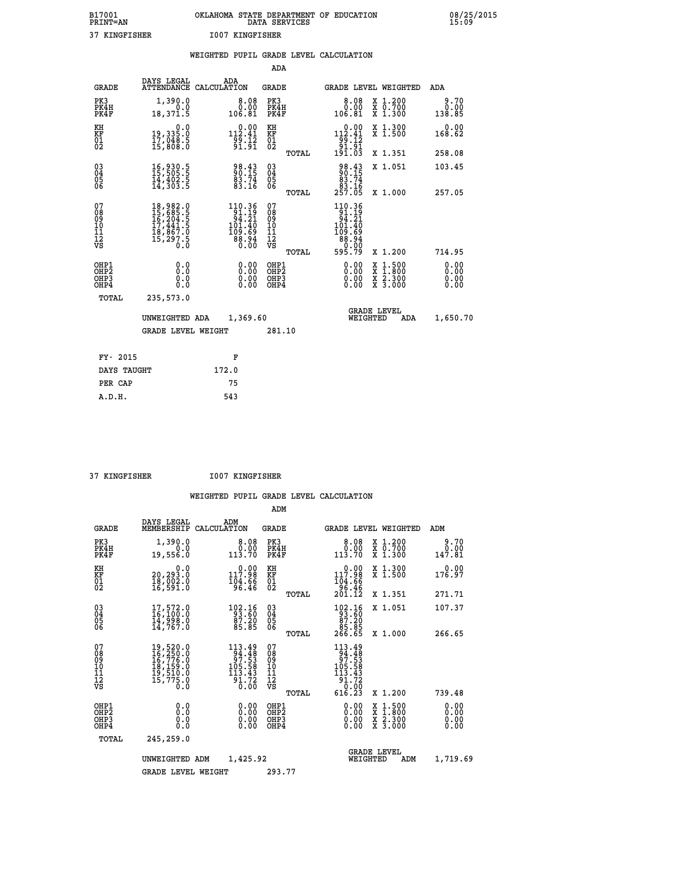B17001 OKLAHOMA STATE DEPARTMENT OF EDUCATION 08/25/2015
PRINT=AN DATA SERVICES 15:09

37 KINGFISHER I007 KINGFISHER

## WEIGHTED PUPIL GRADE LEVEL CALCULATION

### ADA

| GRADE | DAYS LEGAL ATTENDANCE | ADA CALCULATION | GRADE | | GRADE LEVEL | WEIGHTED | ADA |
|---|---|---|---|---|---|---|---|
| PK3 | 1,390.0 | 8.08 | PK3 | | 8.08 | X 1.200 | 9.70 |
| PK4H | 0.0 | 0.00 | PK4H | | 0.00 | X 0.700 | 0.00 |
| PK4F | 18,371.5 | 106.81 | PK4F | | 106.81 | X 1.300 | 138.85 |
| KH | 0.0 | 0.00 | KH | | 0.00 | X 1.300 | 0.00 |
| KF | 19,335.0 | 112.41 | KF | | 112.41 | X 1.500 | 168.62 |
| 01 | 17,048.5 | 99.12 | 01 | | 99.12 | | |
| 02 | 15,808.0 | 91.91 | 02 | | 91.91 | | |
| | | | | TOTAL | 191.03 | X 1.351 | 258.08 |
| 03 | 16,930.5 | 98.43 | 03 | | 98.43 | X 1.051 | 103.45 |
| 04 | 15,505.5 | 90.15 | 04 | | 90.15 | | |
| 05 | 14,402.5 | 83.74 | 05 | | 83.74 | | |
| 06 | 14,303.5 | 83.16 | 06 | | 83.16 | | |
| | | | | TOTAL | 257.05 | X 1.000 | 257.05 |
| 07 | 18,982.0 | 110.36 | 07 | | 110.36 | | |
| 08 | 15,685.5 | 91.19 | 08 | | 91.19 | | |
| 09 | 16,204.5 | 94.21 | 09 | | 94.21 | | |
| 10 | 17,441.5 | 101.40 | 10 | | 101.40 | | |
| 11 | 18,867.0 | 109.69 | 11 | | 109.69 | | |
| 12 | 15,297.5 | 88.94 | 12 | | 88.94 | | |
| VS | 0.0 | 0.00 | VS | | 0.00 | | |
| | | | | TOTAL | 595.79 | X 1.200 | 714.95 |
| OHP1 | 0.0 | 0.00 | OHP1 | | 0.00 | X 1.500 | 0.00 |
| OHP2 | 0.0 | 0.00 | OHP2 | | 0.00 | X 1.800 | 0.00 |
| OHP3 | 0.0 | 0.00 | OHP3 | | 0.00 | X 2.300 | 0.00 |
| OHP4 | 0.0 | 0.00 | OHP4 | | 0.00 | X 3.000 | 0.00 |
| TOTAL | 235,573.0 | | | | | | |

UNWEIGHTED ADA 1,369.60 GRADE LEVEL WEIGHTED ADA 1,650.70

GRADE LEVEL WEIGHT 281.10

| FY- 2015 | F |
|---|---|
| DAYS TAUGHT | 172.0 |
| PER CAP | 75 |
| A.D.H. | 543 |

37 KINGFISHER I007 KINGFISHER

## WEIGHTED PUPIL GRADE LEVEL CALCULATION

### ADM

| GRADE | DAYS LEGAL MEMBERSHIP | ADM CALCULATION | GRADE | | GRADE LEVEL | WEIGHTED | ADM |
|---|---|---|---|---|---|---|---|
| PK3 | 1,390.0 | 8.08 | PK3 | | 8.08 | X 1.200 | 9.70 |
| PK4H | 0.0 | 0.00 | PK4H | | 0.00 | X 0.700 | 0.00 |
| PK4F | 19,556.0 | 113.70 | PK4F | | 113.70 | X 1.300 | 147.81 |
| KH | 0.0 | 0.00 | KH | | 0.00 | X 1.300 | 0.00 |
| KF | 20,293.0 | 117.98 | KF | | 117.98 | X 1.500 | 176.97 |
| 01 | 18,002.0 | 104.66 | 01 | | 104.66 | | |
| 02 | 16,591.0 | 96.46 | 02 | | 96.46 | | |
| | | | | TOTAL | 201.12 | X 1.351 | 271.71 |
| 03 | 17,572.0 | 102.16 | 03 | | 102.16 | X 1.051 | 107.37 |
| 04 | 16,100.0 | 93.60 | 04 | | 93.60 | | |
| 05 | 14,998.0 | 87.20 | 05 | | 87.20 | | |
| 06 | 14,767.0 | 85.85 | 06 | | 85.85 | | |
| | | | | TOTAL | 266.65 | X 1.000 | 266.65 |
| 07 | 19,520.0 | 113.49 | 07 | | 113.49 | | |
| 08 | 16,250.0 | 94.48 | 08 | | 94.48 | | |
| 09 | 16,776.0 | 97.53 | 09 | | 97.53 | | |
| 10 | 18,159.0 | 105.58 | 10 | | 105.58 | | |
| 11 | 19,510.0 | 113.43 | 11 | | 113.43 | | |
| 12 | 15,775.0 | 91.72 | 12 | | 91.72 | | |
| VS | 0.0 | 0.00 | VS | | 0.00 | | |
| | | | | TOTAL | 616.23 | X 1.200 | 739.48 |
| OHP1 | 0.0 | 0.00 | OHP1 | | 0.00 | X 1.500 | 0.00 |
| OHP2 | 0.0 | 0.00 | OHP2 | | 0.00 | X 1.800 | 0.00 |
| OHP3 | 0.0 | 0.00 | OHP3 | | 0.00 | X 2.300 | 0.00 |
| OHP4 | 0.0 | 0.00 | OHP4 | | 0.00 | X 3.000 | 0.00 |
| TOTAL | 245,259.0 | | | | | | |

UNWEIGHTED ADM 1,425.92 GRADE LEVEL WEIGHTED ADM 1,719.69

GRADE LEVEL WEIGHT 293.77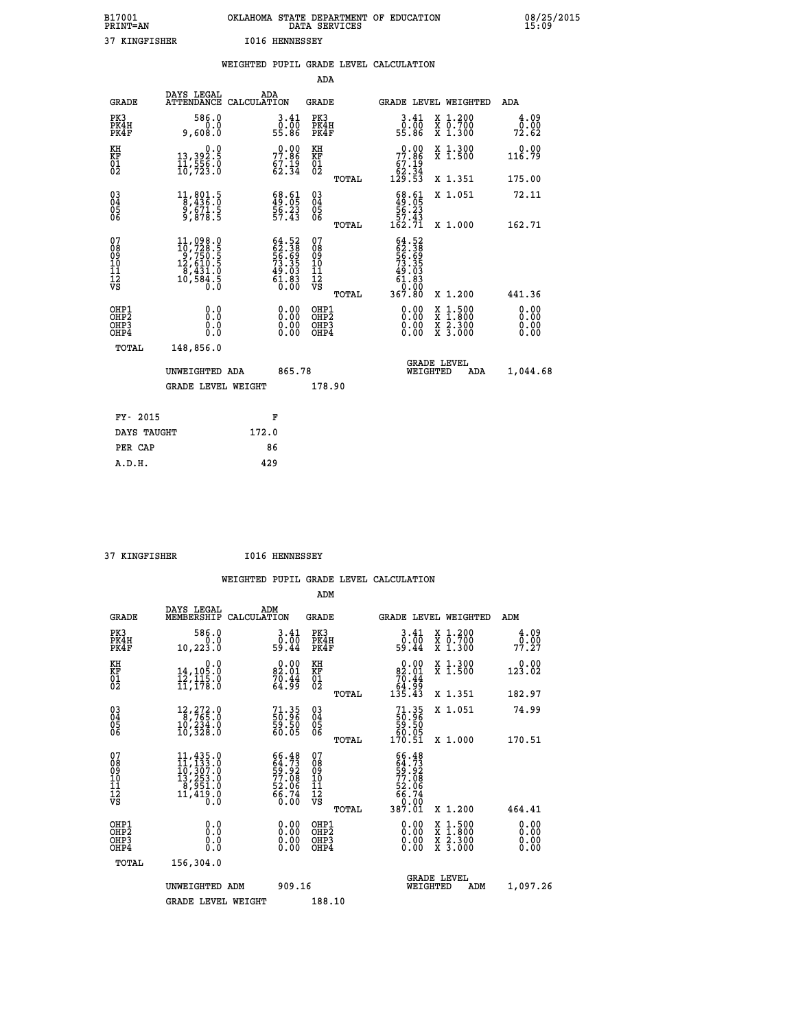B17001 OKLAHOMA STATE DEPARTMENT OF EDUCATION 08/25/2015
PRINT=AN DATA SERVICES 15:09

37 KINGFISHER I016 HENNESSEY

## WEIGHTED PUPIL GRADE LEVEL CALCULATION

### ADA

| GRADE | DAYS LEGAL ATTENDANCE | ADA CALCULATION | GRADE | | GRADE LEVEL | WEIGHTED | ADA |
|---|---|---|---|---|---|---|---|
| PK3 | 586.0 | 3.41 | PK3 | | 3.41 | X 1.200 | 4.09 |
| PK4H | 0.0 | 0.00 | PK4H | | 0.00 | X 0.700 | 0.00 |
| PK4F | 9,608.0 | 55.86 | PK4F | | 55.86 | X 1.300 | 72.62 |
| KH | 0.0 | 0.00 | KH | | 0.00 | X 1.300 | 0.00 |
| KF | 13,392.5 | 77.86 | KF | | 77.86 | X 1.500 | 116.79 |
| 01 | 11,556.0 | 67.19 | 01 | | 67.19 | | |
| 02 | 10,723.0 | 62.34 | 02 | | 62.34 | | |
| | | | | TOTAL | 129.53 | X 1.351 | 175.00 |
| 03 | 11,801.5 | 68.61 | 03 | | 68.61 | X 1.051 | 72.11 |
| 04 | 8,436.0 | 49.05 | 04 | | 49.05 | | |
| 05 | 9,671.5 | 56.23 | 05 | | 56.23 | | |
| 06 | 9,878.5 | 57.43 | 06 | | 57.43 | | |
| | | | | TOTAL | 162.71 | X 1.000 | 162.71 |
| 07 | 11,098.0 | 64.52 | 07 | | 64.52 | | |
| 08 | 10,728.5 | 62.38 | 08 | | 62.38 | | |
| 09 | 9,750.5 | 56.69 | 09 | | 56.69 | | |
| 10 | 12,610.5 | 73.35 | 10 | | 73.35 | | |
| 11 | 8,431.0 | 49.03 | 11 | | 49.03 | | |
| 12 | 10,584.5 | 61.83 | 12 | | 61.83 | | |
| VS | 0.0 | 0.00 | VS | | 0.00 | | |
| | | | | TOTAL | 367.80 | X 1.200 | 441.36 |
| OHP1 | 0.0 | 0.00 | OHP1 | | 0.00 | X 1.500 | 0.00 |
| OHP2 | 0.0 | 0.00 | OHP2 | | 0.00 | X 1.800 | 0.00 |
| OHP3 | 0.0 | 0.00 | OHP3 | | 0.00 | X 2.300 | 0.00 |
| OHP4 | 0.0 | 0.00 | OHP4 | | 0.00 | X 3.000 | 0.00 |
| TOTAL | 148,856.0 | | | | | | |

UNWEIGHTED ADA 865.78 GRADE LEVEL WEIGHTED ADA 1,044.68

GRADE LEVEL WEIGHT 178.90

| FY- 2015 | F |
|---|---|
| DAYS TAUGHT | 172.0 |
| PER CAP | 86 |
| A.D.H. | 429 |

37 KINGFISHER I016 HENNESSEY

## WEIGHTED PUPIL GRADE LEVEL CALCULATION

### ADM

| GRADE | DAYS LEGAL MEMBERSHIP | ADM CALCULATION | GRADE | | GRADE LEVEL | WEIGHTED | ADM |
|---|---|---|---|---|---|---|---|
| PK3 | 586.0 | 3.41 | PK3 | | 3.41 | X 1.200 | 4.09 |
| PK4H | 0.0 | 0.00 | PK4H | | 0.00 | X 0.700 | 0.00 |
| PK4F | 10,223.0 | 59.44 | PK4F | | 59.44 | X 1.300 | 77.27 |
| KH | 0.0 | 0.00 | KH | | 0.00 | X 1.300 | 0.00 |
| KF | 14,105.0 | 82.01 | KF | | 82.01 | X 1.500 | 123.02 |
| 01 | 12,115.0 | 70.44 | 01 | | 70.44 | | |
| 02 | 11,178.0 | 64.99 | 02 | | 64.99 | | |
| | | | | TOTAL | 135.43 | X 1.351 | 182.97 |
| 03 | 12,272.0 | 71.35 | 03 | | 71.35 | X 1.051 | 74.99 |
| 04 | 8,765.0 | 50.96 | 04 | | 50.96 | | |
| 05 | 10,234.0 | 59.50 | 05 | | 59.50 | | |
| 06 | 10,328.0 | 60.05 | 06 | | 60.05 | | |
| | | | | TOTAL | 170.51 | X 1.000 | 170.51 |
| 07 | 11,435.0 | 66.48 | 07 | | 66.48 | | |
| 08 | 11,133.0 | 64.73 | 08 | | 64.73 | | |
| 09 | 10,307.0 | 59.92 | 09 | | 59.92 | | |
| 10 | 13,253.0 | 77.08 | 10 | | 77.08 | | |
| 11 | 8,951.0 | 52.06 | 11 | | 52.06 | | |
| 12 | 11,419.0 | 66.74 | 12 | | 66.74 | | |
| VS | 0.0 | 0.00 | VS | | 0.00 | | |
| | | | | TOTAL | 387.01 | X 1.200 | 464.41 |
| OHP1 | 0.0 | 0.00 | OHP1 | | 0.00 | X 1.500 | 0.00 |
| OHP2 | 0.0 | 0.00 | OHP2 | | 0.00 | X 1.800 | 0.00 |
| OHP3 | 0.0 | 0.00 | OHP3 | | 0.00 | X 2.300 | 0.00 |
| OHP4 | 0.0 | 0.00 | OHP4 | | 0.00 | X 3.000 | 0.00 |
| TOTAL | 156,304.0 | | | | | | |

UNWEIGHTED ADM 909.16 GRADE LEVEL WEIGHTED ADM 1,097.26

GRADE LEVEL WEIGHT 188.10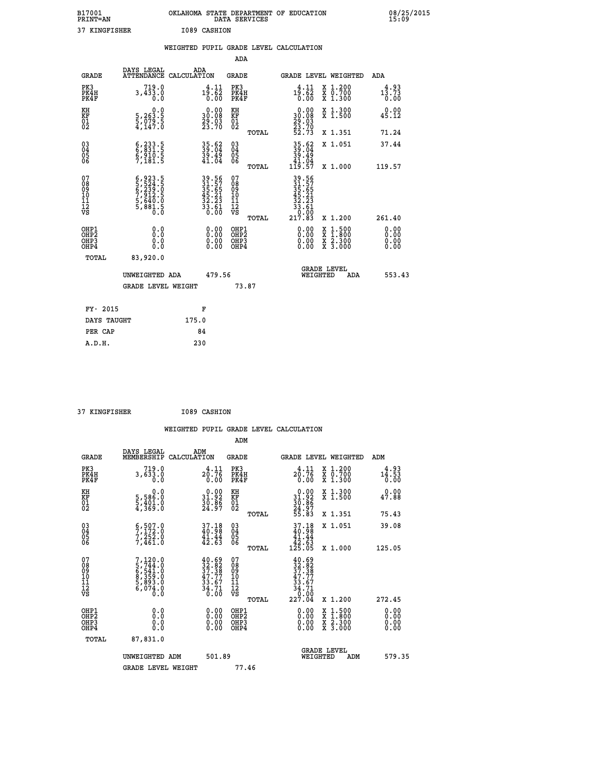B17001 OKLAHOMA STATE DEPARTMENT OF EDUCATION 08/25/2015
PRINT=AN DATA SERVICES 15:09

37 KINGFISHER I089 CASHION

## WEIGHTED PUPIL GRADE LEVEL CALCULATION

### ADA

| GRADE | DAYS LEGAL ATTENDANCE | ADA CALCULATION | GRADE | GRADE LEVEL | WEIGHTED | ADA |
|---|---|---|---|---|---|---|
| PK3 | 719.0 | 4.11 | PK3 | 4.11 | X 1.200 | 4.93 |
| PK4H | 3,433.0 | 19.62 | PK4H | 19.62 | X 0.700 | 13.73 |
| PK4F | 0.0 | 0.00 | PK4F | 0.00 | X 1.300 | 0.00 |
| KH | 0.0 | 0.00 | KH | 0.00 | X 1.300 | 0.00 |
| KF | 5,263.5 | 30.08 | KF | 30.08 | X 1.500 | 45.12 |
| 01 | 5,079.5 | 29.03 | 01 | 29.03 | | |
| 02 | 4,147.0 | 23.70 | 02 | 23.70 | | |
| | | | TOTAL | 52.73 | X 1.351 | 71.24 |
| 03 | 6,233.5 | 35.62 | 03 | 35.62 | X 1.051 | 37.44 |
| 04 | 6,831.5 | 39.04 | 04 | 39.04 | | |
| 05 | 6,910.5 | 39.49 | 05 | 39.49 | | |
| 06 | 7,181.5 | 41.04 | 06 | 41.04 | | |
| | | | TOTAL | 119.57 | X 1.000 | 119.57 |
| 07 | 6,923.5 | 39.56 | 07 | 39.56 | | |
| 08 | 5,524.5 | 31.57 | 08 | 31.57 | | |
| 09 | 6,239.0 | 35.65 | 09 | 35.65 | | |
| 10 | 7,912.5 | 45.21 | 10 | 45.21 | | |
| 11 | 5,640.0 | 32.23 | 11 | 32.23 | | |
| 12 | 5,881.5 | 33.61 | 12 | 33.61 | | |
| VS | 0.0 | 0.00 | VS | 0.00 | | |
| | | | TOTAL | 217.83 | X 1.200 | 261.40 |
| OHP1 | 0.0 | 0.00 | OHP1 | 0.00 | X 1.500 | 0.00 |
| OHP2 | 0.0 | 0.00 | OHP2 | 0.00 | X 1.800 | 0.00 |
| OHP3 | 0.0 | 0.00 | OHP3 | 0.00 | X 2.300 | 0.00 |
| OHP4 | 0.0 | 0.00 | OHP4 | 0.00 | X 3.000 | 0.00 |
| TOTAL | 83,920.0 | | | | | |

UNWEIGHTED ADA 479.56 GRADE LEVEL WEIGHTED ADA 553.43

GRADE LEVEL WEIGHT 73.87

| FY- 2015 | F |
|---|---|
| DAYS TAUGHT | 175.0 |
| PER CAP | 84 |
| A.D.H. | 230 |

37 KINGFISHER I089 CASHION

## WEIGHTED PUPIL GRADE LEVEL CALCULATION

### ADM

| GRADE | DAYS LEGAL MEMBERSHIP | ADM CALCULATION | GRADE | GRADE LEVEL | WEIGHTED | ADM |
|---|---|---|---|---|---|---|
| PK3 | 719.0 | 4.11 | PK3 | 4.11 | X 1.200 | 4.93 |
| PK4H | 3,633.0 | 20.76 | PK4H | 20.76 | X 0.700 | 14.53 |
| PK4F | 0.0 | 0.00 | PK4F | 0.00 | X 1.300 | 0.00 |
| KH | 0.0 | 0.00 | KH | 0.00 | X 1.300 | 0.00 |
| KF | 5,586.0 | 31.92 | KF | 31.92 | X 1.500 | 47.88 |
| 01 | 5,401.0 | 30.86 | 01 | 30.86 | | |
| 02 | 4,369.0 | 24.97 | 02 | 24.97 | | |
| | | | TOTAL | 55.83 | X 1.351 | 75.43 |
| 03 | 6,507.0 | 37.18 | 03 | 37.18 | X 1.051 | 39.08 |
| 04 | 7,172.0 | 40.98 | 04 | 40.98 | | |
| 05 | 7,252.0 | 41.44 | 05 | 41.44 | | |
| 06 | 7,461.0 | 42.63 | 06 | 42.63 | | |
| | | | TOTAL | 125.05 | X 1.000 | 125.05 |
| 07 | 7,120.0 | 40.69 | 07 | 40.69 | | |
| 08 | 5,744.0 | 32.82 | 08 | 32.82 | | |
| 09 | 6,541.0 | 37.38 | 09 | 37.38 | | |
| 10 | 8,359.0 | 47.77 | 10 | 47.77 | | |
| 11 | 5,893.0 | 33.67 | 11 | 33.67 | | |
| 12 | 6,074.0 | 34.71 | 12 | 34.71 | | |
| VS | 0.0 | 0.00 | VS | 0.00 | | |
| | | | TOTAL | 227.04 | X 1.200 | 272.45 |
| OHP1 | 0.0 | 0.00 | OHP1 | 0.00 | X 1.500 | 0.00 |
| OHP2 | 0.0 | 0.00 | OHP2 | 0.00 | X 1.800 | 0.00 |
| OHP3 | 0.0 | 0.00 | OHP3 | 0.00 | X 2.300 | 0.00 |
| OHP4 | 0.0 | 0.00 | OHP4 | 0.00 | X 3.000 | 0.00 |
| TOTAL | 87,831.0 | | | | | |

UNWEIGHTED ADM 501.89 GRADE LEVEL WEIGHTED ADM 579.35

GRADE LEVEL WEIGHT 77.46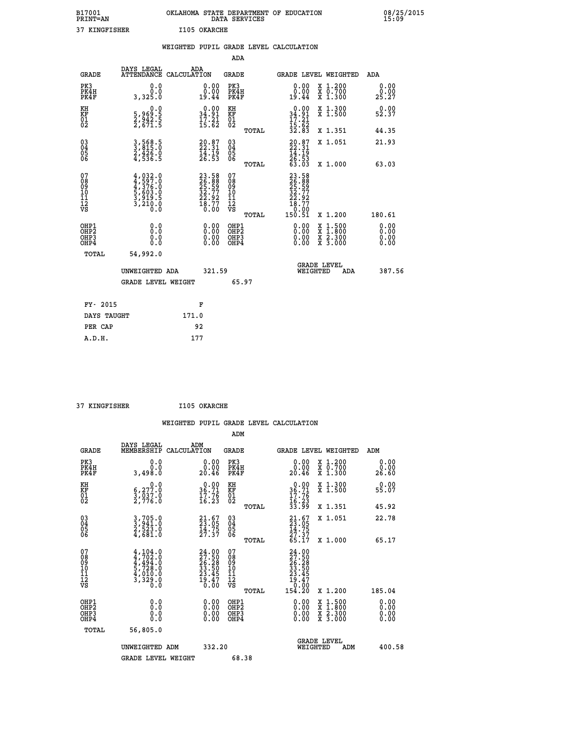B17001 OKLAHOMA STATE DEPARTMENT OF EDUCATION 08/25/2015
PRINT=AN DATA SERVICES 15:09

37 KINGFISHER I105 OKARCHE

## WEIGHTED PUPIL GRADE LEVEL CALCULATION

### ADA

| GRADE | DAYS LEGAL ATTENDANCE | ADA CALCULATION | GRADE | GRADE LEVEL | WEIGHTED | ADA |
|---|---|---|---|---|---|---|
| PK3 | 0.0 | 0.00 | PK3 | 0.00 | X 1.200 | 0.00 |
| PK4H | 0.0 | 0.00 | PK4H | 0.00 | X 0.700 | 0.00 |
| PK4F | 3,325.0 | 19.44 | PK4F | 19.44 | X 1.300 | 25.27 |
| KH | 0.0 | 0.00 | KH | 0.00 | X 1.300 | 0.00 |
| KF | 5,969.5 | 34.91 | KF | 34.91 | X 1.500 | 52.37 |
| 01 | 2,942.5 | 17.21 | 01 | 17.21 | | |
| 02 | 2,671.5 | 15.62 | 02 | 15.62 | | |
| | | | TOTAL | 32.83 | X 1.351 | 44.35 |
| 03 | 3,568.5 | 20.87 | 03 | 20.87 | X 1.051 | 21.93 |
| 04 | 3,815.0 | 22.31 | 04 | 22.31 | | |
| 05 | 2,426.0 | 14.19 | 05 | 14.19 | | |
| 06 | 4,536.5 | 26.53 | 06 | 26.53 | | |
| | | | TOTAL | 63.03 | X 1.000 | 63.03 |
| 07 | 4,032.0 | 23.58 | 07 | 23.58 | | |
| 08 | 4,597.0 | 26.88 | 08 | 26.88 | | |
| 09 | 4,376.0 | 25.59 | 09 | 25.59 | | |
| 10 | 5,603.0 | 32.77 | 10 | 32.77 | | |
| 11 | 3,919.5 | 22.92 | 11 | 22.92 | | |
| 12 | 3,210.0 | 18.77 | 12 | 18.77 | | |
| VS | 0.0 | 0.00 | VS | 0.00 | | |
| | | | TOTAL | 150.51 | X 1.200 | 180.61 |
| OHP1 | 0.0 | 0.00 | OHP1 | 0.00 | X 1.500 | 0.00 |
| OHP2 | 0.0 | 0.00 | OHP2 | 0.00 | X 1.800 | 0.00 |
| OHP3 | 0.0 | 0.00 | OHP3 | 0.00 | X 2.300 | 0.00 |
| OHP4 | 0.0 | 0.00 | OHP4 | 0.00 | X 3.000 | 0.00 |
| TOTAL | 54,992.0 | | | | | |

UNWEIGHTED ADA 321.59 GRADE LEVEL WEIGHTED ADA 387.56

GRADE LEVEL WEIGHT 65.97

| FY- 2015 | F |
|---|---|
| DAYS TAUGHT | 171.0 |
| PER CAP | 92 |
| A.D.H. | 177 |

37 KINGFISHER I105 OKARCHE

## WEIGHTED PUPIL GRADE LEVEL CALCULATION

### ADM

| GRADE | DAYS LEGAL MEMBERSHIP | ADM CALCULATION | GRADE | GRADE LEVEL | WEIGHTED | ADM |
|---|---|---|---|---|---|---|
| PK3 | 0.0 | 0.00 | PK3 | 0.00 | X 1.200 | 0.00 |
| PK4H | 0.0 | 0.00 | PK4H | 0.00 | X 0.700 | 0.00 |
| PK4F | 3,498.0 | 20.46 | PK4F | 20.46 | X 1.300 | 26.60 |
| KH | 0.0 | 0.00 | KH | 0.00 | X 1.300 | 0.00 |
| KF | 6,277.0 | 36.71 | KF | 36.71 | X 1.500 | 55.07 |
| 01 | 3,037.0 | 17.76 | 01 | 17.76 | | |
| 02 | 2,776.0 | 16.23 | 02 | 16.23 | | |
| | | | TOTAL | 33.99 | X 1.351 | 45.92 |
| 03 | 3,705.0 | 21.67 | 03 | 21.67 | X 1.051 | 22.78 |
| 04 | 3,941.0 | 23.05 | 04 | 23.05 | | |
| 05 | 2,523.0 | 14.75 | 05 | 14.75 | | |
| 06 | 4,681.0 | 27.37 | 06 | 27.37 | | |
| | | | TOTAL | 65.17 | X 1.000 | 65.17 |
| 07 | 4,104.0 | 24.00 | 07 | 24.00 | | |
| 08 | 4,702.0 | 27.50 | 08 | 27.50 | | |
| 09 | 4,494.0 | 26.28 | 09 | 26.28 | | |
| 10 | 5,728.0 | 33.50 | 10 | 33.50 | | |
| 11 | 4,010.0 | 23.45 | 11 | 23.45 | | |
| 12 | 3,329.0 | 19.47 | 12 | 19.47 | | |
| VS | 0.0 | 0.00 | VS | 0.00 | | |
| | | | TOTAL | 154.20 | X 1.200 | 185.04 |
| OHP1 | 0.0 | 0.00 | OHP1 | 0.00 | X 1.500 | 0.00 |
| OHP2 | 0.0 | 0.00 | OHP2 | 0.00 | X 1.800 | 0.00 |
| OHP3 | 0.0 | 0.00 | OHP3 | 0.00 | X 2.300 | 0.00 |
| OHP4 | 0.0 | 0.00 | OHP4 | 0.00 | X 3.000 | 0.00 |
| TOTAL | 56,805.0 | | | | | |

UNWEIGHTED ADM 332.20 GRADE LEVEL WEIGHTED ADM 400.58

GRADE LEVEL WEIGHT 68.38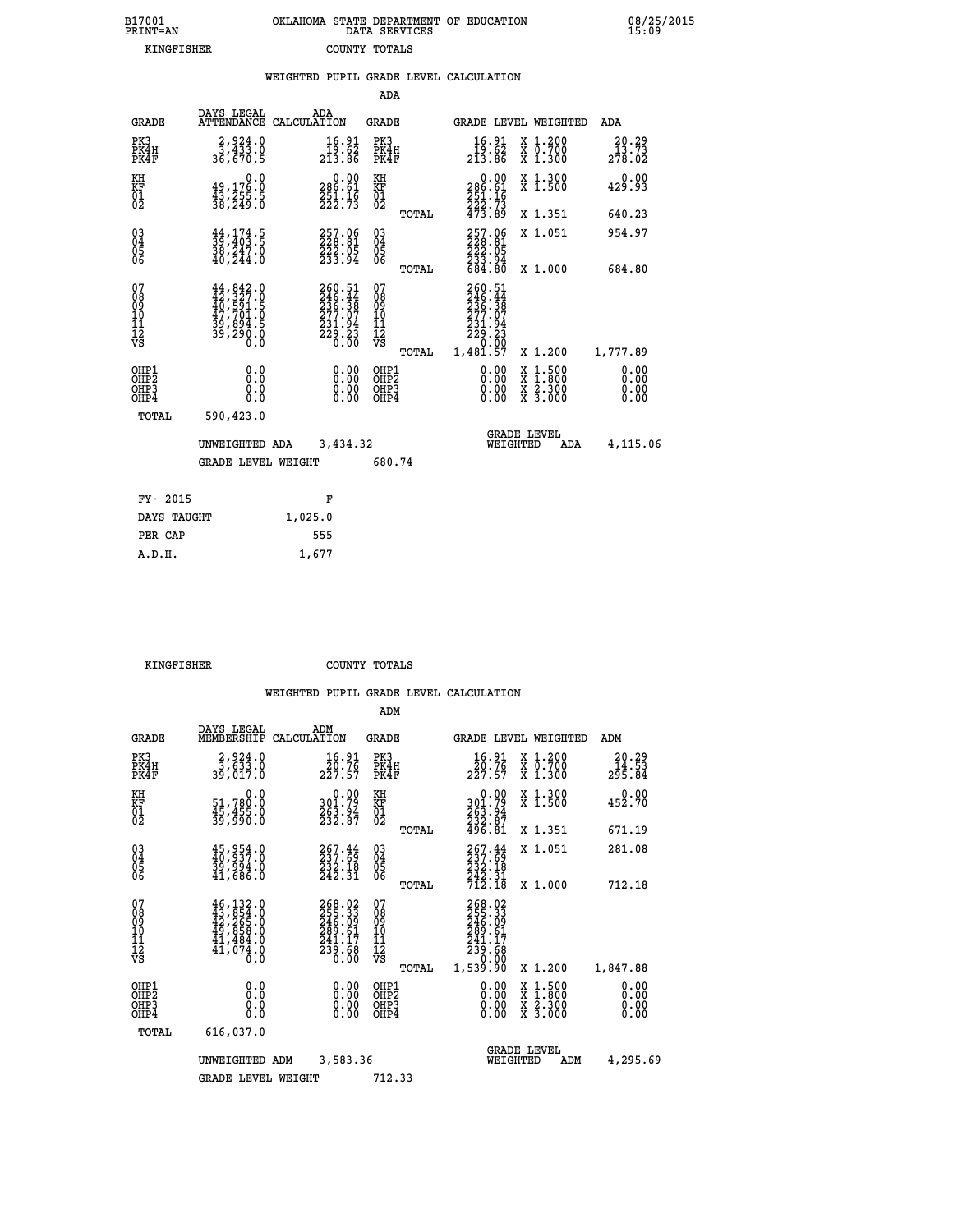B17001 OKLAHOMA STATE DEPARTMENT OF EDUCATION 08/25/2015
PRINT=AN DATA SERVICES 15:09

KINGFISHER COUNTY TOTALS

## WEIGHTED PUPIL GRADE LEVEL CALCULATION

ADA

| GRADE | DAYS LEGAL ATTENDANCE | ADA CALCULATION | GRADE | | GRADE LEVEL | WEIGHTED | ADA |
|---|---|---|---|---|---|---|---|
| PK3 | 2,924.0 | 16.91 | PK3 | | 16.91 | X 1.200 | 20.29 |
| PK4H | 3,433.0 | 19.62 | PK4H | | 19.62 | X 0.700 | 13.73 |
| PK4F | 36,670.5 | 213.86 | PK4F | | 213.86 | X 1.300 | 278.02 |
| KH | 0.0 | 0.00 | KH | | 0.00 | X 1.300 | 0.00 |
| KF | 49,176.0 | 286.61 | KF | | 286.61 | X 1.500 | 429.93 |
| 01 | 43,255.5 | 251.16 | 01 | | 251.16 | | |
| 02 | 38,249.0 | 222.73 | 02 | | 222.73 | | |
| | | | | TOTAL | 473.89 | X 1.351 | 640.23 |
| 03 | 44,174.5 | 257.06 | 03 | | 257.06 | X 1.051 | 954.97 |
| 04 | 39,403.5 | 228.81 | 04 | | 228.81 | | |
| 05 | 38,247.0 | 222.05 | 05 | | 222.05 | | |
| 06 | 40,244.0 | 233.94 | 06 | | 233.94 | | |
| | | | | TOTAL | 684.80 | X 1.000 | 684.80 |
| 07 | 44,842.0 | 260.51 | 07 | | 260.51 | | |
| 08 | 42,327.0 | 246.44 | 08 | | 246.44 | | |
| 09 | 40,591.5 | 236.38 | 09 | | 236.38 | | |
| 10 | 47,701.0 | 277.07 | 10 | | 277.07 | | |
| 11 | 39,894.5 | 231.94 | 11 | | 231.94 | | |
| 12 | 39,290.0 | 229.23 | 12 | | 229.23 | | |
| VS | 0.0 | 0.00 | VS | | 0.00 | | |
| | | | | TOTAL | 1,481.57 | X 1.200 | 1,777.89 |
| OHP1 | 0.0 | 0.00 | OHP1 | | 0.00 | X 1.500 | 0.00 |
| OHP2 | 0.0 | 0.00 | OHP2 | | 0.00 | X 1.800 | 0.00 |
| OHP3 | 0.0 | 0.00 | OHP3 | | 0.00 | X 2.300 | 0.00 |
| OHP4 | 0.0 | 0.00 | OHP4 | | 0.00 | X 3.000 | 0.00 |
| TOTAL | 590,423.0 | | | | | | |

UNWEIGHTED ADA 3,434.32 GRADE LEVEL WEIGHTED ADA 4,115.06

GRADE LEVEL WEIGHT 680.74

| FY- 2015 | F |
|---|---|
| DAYS TAUGHT | 1,025.0 |
| PER CAP | 555 |
| A.D.H. | 1,677 |

KINGFISHER COUNTY TOTALS

## WEIGHTED PUPIL GRADE LEVEL CALCULATION

ADM

| GRADE | DAYS LEGAL MEMBERSHIP | ADM CALCULATION | GRADE | | GRADE LEVEL | WEIGHTED | ADM |
|---|---|---|---|---|---|---|---|
| PK3 | 2,924.0 | 16.91 | PK3 | | 16.91 | X 1.200 | 20.29 |
| PK4H | 3,633.0 | 20.76 | PK4H | | 20.76 | X 0.700 | 14.53 |
| PK4F | 39,017.0 | 227.57 | PK4F | | 227.57 | X 1.300 | 295.84 |
| KH | 0.0 | 0.00 | KH | | 0.00 | X 1.300 | 0.00 |
| KF | 51,780.0 | 301.79 | KF | | 301.79 | X 1.500 | 452.70 |
| 01 | 45,455.0 | 263.94 | 01 | | 263.94 | | |
| 02 | 39,990.0 | 232.87 | 02 | | 232.87 | | |
| | | | | TOTAL | 496.81 | X 1.351 | 671.19 |
| 03 | 45,954.0 | 267.44 | 03 | | 267.44 | X 1.051 | 281.08 |
| 04 | 40,937.0 | 237.69 | 04 | | 237.69 | | |
| 05 | 39,994.0 | 232.18 | 05 | | 232.18 | | |
| 06 | 41,686.0 | 242.31 | 06 | | 242.31 | | |
| | | | | TOTAL | 712.18 | X 1.000 | 712.18 |
| 07 | 46,132.0 | 268.02 | 07 | | 268.02 | | |
| 08 | 43,854.0 | 255.33 | 08 | | 255.33 | | |
| 09 | 42,265.0 | 246.09 | 09 | | 246.09 | | |
| 10 | 49,858.0 | 289.61 | 10 | | 289.61 | | |
| 11 | 41,484.0 | 241.17 | 11 | | 241.17 | | |
| 12 | 41,074.0 | 239.68 | 12 | | 239.68 | | |
| VS | 0.0 | 0.00 | VS | | 0.00 | | |
| | | | | TOTAL | 1,539.90 | X 1.200 | 1,847.88 |
| OHP1 | 0.0 | 0.00 | OHP1 | | 0.00 | X 1.500 | 0.00 |
| OHP2 | 0.0 | 0.00 | OHP2 | | 0.00 | X 1.800 | 0.00 |
| OHP3 | 0.0 | 0.00 | OHP3 | | 0.00 | X 2.300 | 0.00 |
| OHP4 | 0.0 | 0.00 | OHP4 | | 0.00 | X 3.000 | 0.00 |
| TOTAL | 616,037.0 | | | | | | |

UNWEIGHTED ADM 3,583.36 GRADE LEVEL WEIGHTED ADM 4,295.69

GRADE LEVEL WEIGHT 712.33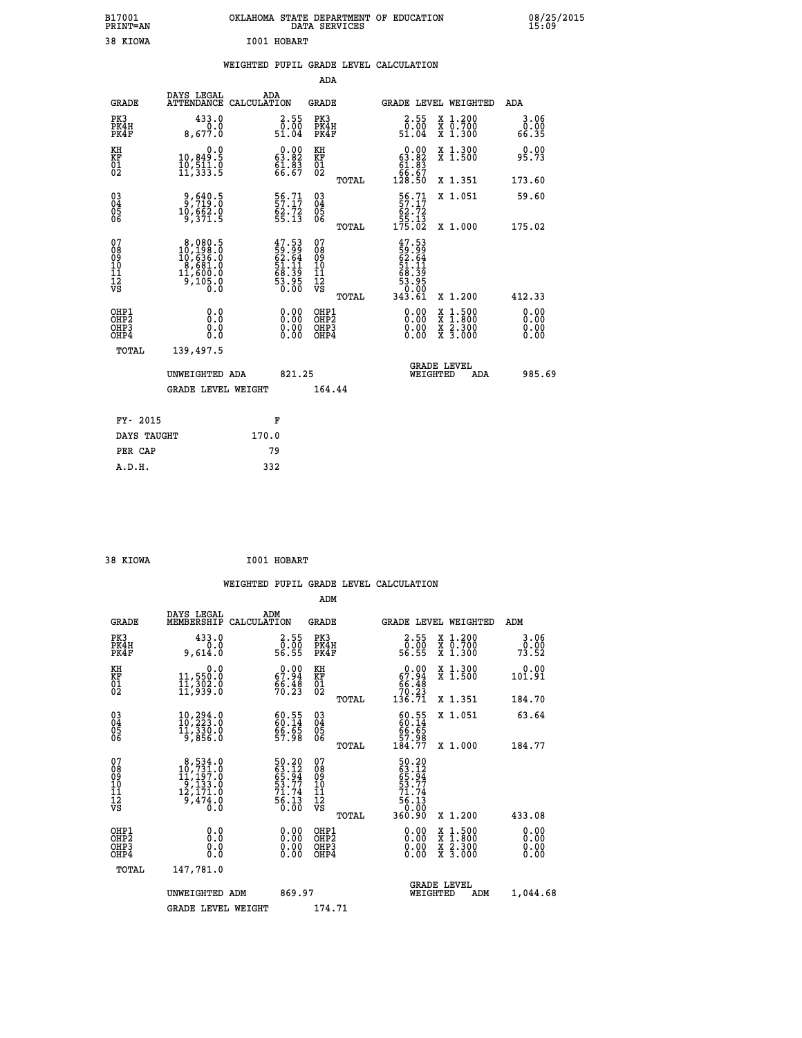B17001 OKLAHOMA STATE DEPARTMENT OF EDUCATION 08/25/2015
PRINT=AN DATA SERVICES 15:09

38 KIOWA I001 HOBART

## WEIGHTED PUPIL GRADE LEVEL CALCULATION

### ADA

| GRADE | DAYS LEGAL ATTENDANCE | ADA CALCULATION | GRADE | | GRADE LEVEL | WEIGHTED | ADA |
|---|---|---|---|---|---|---|---|
| PK3 | 433.0 | 2.55 | PK3 | | 2.55 | X 1.200 | 3.06 |
| PK4H | 0.0 | 0.00 | PK4H | | 0.00 | X 0.700 | 0.00 |
| PK4F | 8,677.0 | 51.04 | PK4F | | 51.04 | X 1.300 | 66.35 |
| KH | 0.0 | 0.00 | KH | | 0.00 | X 1.300 | 0.00 |
| KF | 10,849.5 | 63.82 | KF | | 63.82 | X 1.500 | 95.73 |
| 01 | 10,511.0 | 61.83 | 01 | | 61.83 | | |
| 02 | 11,333.5 | 66.67 | 02 | | 66.67 | | |
| | | | | TOTAL | 128.50 | X 1.351 | 173.60 |
| 03 | 9,640.5 | 56.71 | 03 | | 56.71 | X 1.051 | 59.60 |
| 04 | 9,719.0 | 57.17 | 04 | | 57.17 | | |
| 05 | 10,662.0 | 62.72 | 05 | | 62.72 | | |
| 06 | 9,371.5 | 55.13 | 06 | | 55.13 | | |
| | | | | TOTAL | 175.02 | X 1.000 | 175.02 |
| 07 | 8,080.5 | 47.53 | 07 | | 47.53 | | |
| 08 | 10,198.0 | 59.99 | 08 | | 59.99 | | |
| 09 | 10,636.0 | 62.64 | 09 | | 62.64 | | |
| 10 | 8,681.0 | 51.11 | 10 | | 51.11 | | |
| 11 | 11,600.0 | 68.39 | 11 | | 68.39 | | |
| 12 | 9,105.0 | 53.95 | 12 | | 53.95 | | |
| VS | 0.0 | 0.00 | VS | | 0.00 | | |
| | | | | TOTAL | 343.61 | X 1.200 | 412.33 |
| OHP1 | 0.0 | 0.00 | OHP1 | | 0.00 | X 1.500 | 0.00 |
| OHP2 | 0.0 | 0.00 | OHP2 | | 0.00 | X 1.800 | 0.00 |
| OHP3 | 0.0 | 0.00 | OHP3 | | 0.00 | X 2.300 | 0.00 |
| OHP4 | 0.0 | 0.00 | OHP4 | | 0.00 | X 3.000 | 0.00 |
| TOTAL | 139,497.5 | | | | | | |

UNWEIGHTED ADA 821.25 — GRADE LEVEL WEIGHTED ADA 985.69

GRADE LEVEL WEIGHT 164.44

| FY- 2015 | F |
|---|---|
| DAYS TAUGHT | 170.0 |
| PER CAP | 79 |
| A.D.H. | 332 |

38 KIOWA I001 HOBART

## WEIGHTED PUPIL GRADE LEVEL CALCULATION

### ADM

| GRADE | DAYS LEGAL MEMBERSHIP | ADM CALCULATION | GRADE | | GRADE LEVEL | WEIGHTED | ADM |
|---|---|---|---|---|---|---|---|
| PK3 | 433.0 | 2.55 | PK3 | | 2.55 | X 1.200 | 3.06 |
| PK4H | 0.0 | 0.00 | PK4H | | 0.00 | X 0.700 | 0.00 |
| PK4F | 9,614.0 | 56.55 | PK4F | | 56.55 | X 1.300 | 73.52 |
| KH | 0.0 | 0.00 | KH | | 0.00 | X 1.300 | 0.00 |
| KF | 11,550.0 | 67.94 | KF | | 67.94 | X 1.500 | 101.91 |
| 01 | 11,302.0 | 66.48 | 01 | | 66.48 | | |
| 02 | 11,939.0 | 70.23 | 02 | | 70.23 | | |
| | | | | TOTAL | 136.71 | X 1.351 | 184.70 |
| 03 | 10,294.0 | 60.55 | 03 | | 60.55 | X 1.051 | 63.64 |
| 04 | 10,223.0 | 60.14 | 04 | | 60.14 | | |
| 05 | 11,330.0 | 66.65 | 05 | | 66.65 | | |
| 06 | 9,856.0 | 57.98 | 06 | | 57.98 | | |
| | | | | TOTAL | 184.77 | X 1.000 | 184.77 |
| 07 | 8,534.0 | 50.20 | 07 | | 50.20 | | |
| 08 | 10,731.0 | 63.12 | 08 | | 63.12 | | |
| 09 | 11,197.0 | 65.94 | 09 | | 65.94 | | |
| 10 | 9,133.0 | 53.77 | 10 | | 53.77 | | |
| 11 | 12,171.0 | 71.74 | 11 | | 71.74 | | |
| 12 | 9,474.0 | 56.13 | 12 | | 56.13 | | |
| VS | 0.0 | 0.00 | VS | | 0.00 | | |
| | | | | TOTAL | 360.90 | X 1.200 | 433.08 |
| OHP1 | 0.0 | 0.00 | OHP1 | | 0.00 | X 1.500 | 0.00 |
| OHP2 | 0.0 | 0.00 | OHP2 | | 0.00 | X 1.800 | 0.00 |
| OHP3 | 0.0 | 0.00 | OHP3 | | 0.00 | X 2.300 | 0.00 |
| OHP4 | 0.0 | 0.00 | OHP4 | | 0.00 | X 3.000 | 0.00 |
| TOTAL | 147,781.0 | | | | | | |

UNWEIGHTED ADM 869.97 — GRADE LEVEL WEIGHTED ADM 1,044.68

GRADE LEVEL WEIGHT 174.71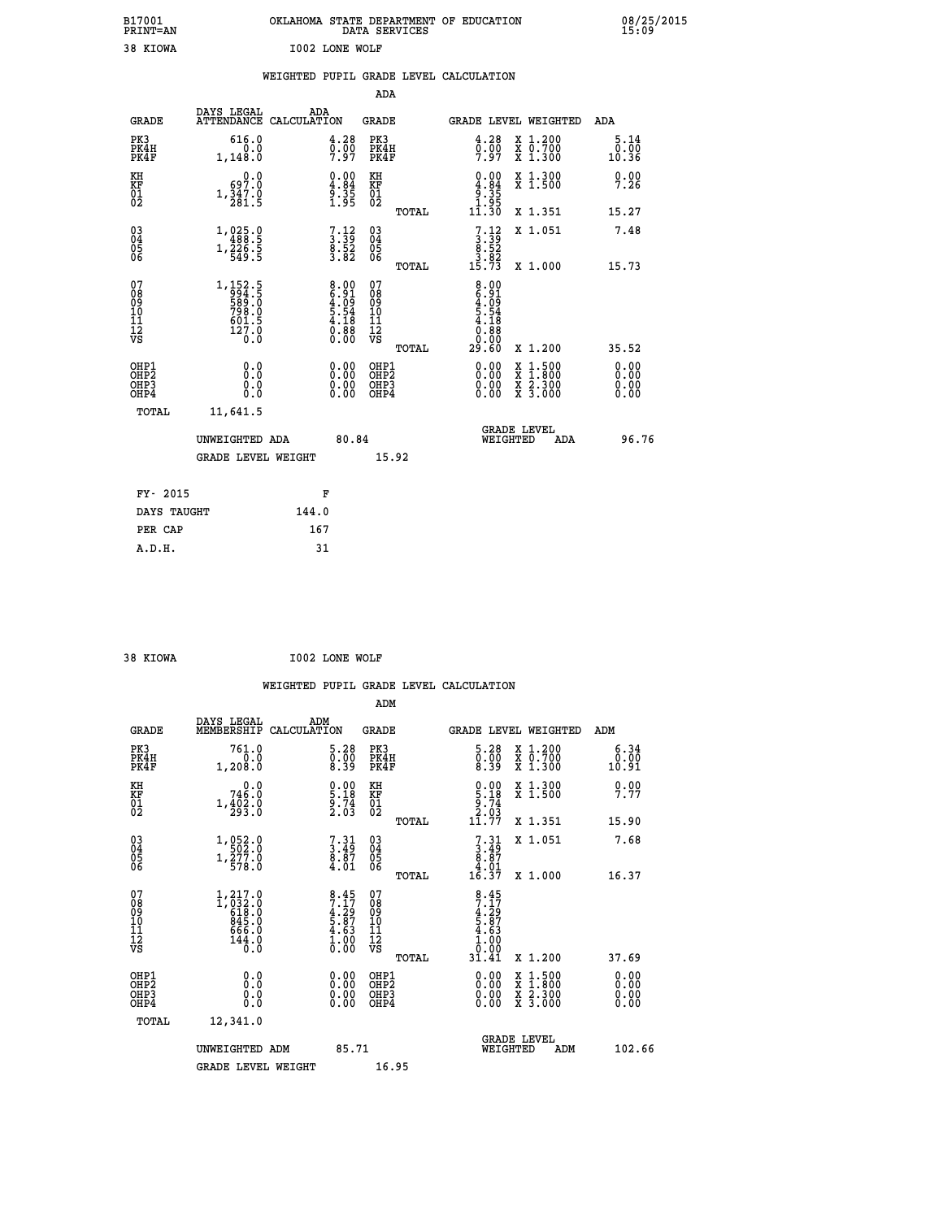B17001 OKLAHOMA STATE DEPARTMENT OF EDUCATION 08/25/2015
PRINT=AN DATA SERVICES 15:09

38 KIOWA I002 LONE WOLF

## WEIGHTED PUPIL GRADE LEVEL CALCULATION

### ADA

| GRADE | DAYS LEGAL ATTENDANCE | ADA CALCULATION | GRADE | GRADE LEVEL | WEIGHTED | ADA |
|---|---|---|---|---|---|---|
| PK3 | 616.0 | 4.28 | PK3 | 4.28 | X 1.200 | 5.14 |
| PK4H | 0.0 | 0.00 | PK4H | 0.00 | X 0.700 | 0.00 |
| PK4F | 1,148.0 | 7.97 | PK4F | 7.97 | X 1.300 | 10.36 |
| KH | 0.0 | 0.00 | KH | 0.00 | X 1.300 | 0.00 |
| KF | 697.0 | 4.84 | KF | 4.84 | X 1.500 | 7.26 |
| 01 | 1,347.0 | 9.35 | 01 | 9.35 | | |
| 02 | 281.5 | 1.95 | 02 | 1.95 | | |
| | | | TOTAL | 11.30 | X 1.351 | 15.27 |
| 03 | 1,025.0 | 7.12 | 03 | 7.12 | X 1.051 | 7.48 |
| 04 | 488.5 | 3.39 | 04 | 3.39 | | |
| 05 | 1,226.5 | 8.52 | 05 | 8.52 | | |
| 06 | 549.5 | 3.82 | 06 | 3.82 | | |
| | | | TOTAL | 15.73 | X 1.000 | 15.73 |
| 07 | 1,152.5 | 8.00 | 07 | 8.00 | | |
| 08 | 994.5 | 6.91 | 08 | 6.91 | | |
| 09 | 589.0 | 4.09 | 09 | 4.09 | | |
| 10 | 798.0 | 5.54 | 10 | 5.54 | | |
| 11 | 601.5 | 4.18 | 11 | 4.18 | | |
| 12 | 127.0 | 0.88 | 12 | 0.88 | | |
| VS | 0.0 | 0.00 | VS | 0.00 | | |
| | | | TOTAL | 29.60 | X 1.200 | 35.52 |
| OHP1 | 0.0 | 0.00 | OHP1 | 0.00 | X 1.500 | 0.00 |
| OHP2 | 0.0 | 0.00 | OHP2 | 0.00 | X 1.800 | 0.00 |
| OHP3 | 0.0 | 0.00 | OHP3 | 0.00 | X 2.300 | 0.00 |
| OHP4 | 0.0 | 0.00 | OHP4 | 0.00 | X 3.000 | 0.00 |
| TOTAL | 11,641.5 | | | | | |

UNWEIGHTED ADA 80.84 GRADE LEVEL WEIGHTED ADA 96.76

GRADE LEVEL WEIGHT 15.92

| FY- 2015 | F |
|---|---|
| DAYS TAUGHT | 144.0 |
| PER CAP | 167 |
| A.D.H. | 31 |

38 KIOWA I002 LONE WOLF

## WEIGHTED PUPIL GRADE LEVEL CALCULATION

### ADM

| GRADE | DAYS LEGAL MEMBERSHIP | ADM CALCULATION | GRADE | GRADE LEVEL | WEIGHTED | ADM |
|---|---|---|---|---|---|---|
| PK3 | 761.0 | 5.28 | PK3 | 5.28 | X 1.200 | 6.34 |
| PK4H | 0.0 | 0.00 | PK4H | 0.00 | X 0.700 | 0.00 |
| PK4F | 1,208.0 | 8.39 | PK4F | 8.39 | X 1.300 | 10.91 |
| KH | 0.0 | 0.00 | KH | 0.00 | X 1.300 | 0.00 |
| KF | 746.0 | 5.18 | KF | 5.18 | X 1.500 | 7.77 |
| 01 | 1,402.0 | 9.74 | 01 | 9.74 | | |
| 02 | 293.0 | 2.03 | 02 | 2.03 | | |
| | | | TOTAL | 11.77 | X 1.351 | 15.90 |
| 03 | 1,052.0 | 7.31 | 03 | 7.31 | X 1.051 | 7.68 |
| 04 | 502.0 | 3.49 | 04 | 3.49 | | |
| 05 | 1,277.0 | 8.87 | 05 | 8.87 | | |
| 06 | 578.0 | 4.01 | 06 | 4.01 | | |
| | | | TOTAL | 16.37 | X 1.000 | 16.37 |
| 07 | 1,217.0 | 8.45 | 07 | 8.45 | | |
| 08 | 1,032.0 | 7.17 | 08 | 7.17 | | |
| 09 | 618.0 | 4.29 | 09 | 4.29 | | |
| 10 | 845.0 | 5.87 | 10 | 5.87 | | |
| 11 | 666.0 | 4.63 | 11 | 4.63 | | |
| 12 | 144.0 | 1.00 | 12 | 1.00 | | |
| VS | 0.0 | 0.00 | VS | 0.00 | | |
| | | | TOTAL | 31.41 | X 1.200 | 37.69 |
| OHP1 | 0.0 | 0.00 | OHP1 | 0.00 | X 1.500 | 0.00 |
| OHP2 | 0.0 | 0.00 | OHP2 | 0.00 | X 1.800 | 0.00 |
| OHP3 | 0.0 | 0.00 | OHP3 | 0.00 | X 2.300 | 0.00 |
| OHP4 | 0.0 | 0.00 | OHP4 | 0.00 | X 3.000 | 0.00 |
| TOTAL | 12,341.0 | | | | | |

UNWEIGHTED ADM 85.71 GRADE LEVEL WEIGHTED ADM 102.66

GRADE LEVEL WEIGHT 16.95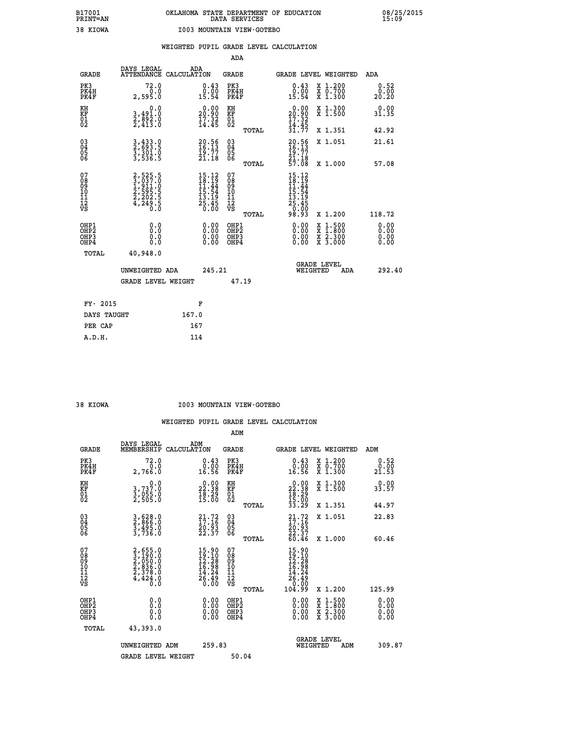B17001 PRINT=AN — OKLAHOMA STATE DEPARTMENT OF EDUCATION DATA SERVICES — 08/25/2015 15:09

38 KIOWA — I003 MOUNTAIN VIEW-GOTEBO

## WEIGHTED PUPIL GRADE LEVEL CALCULATION

### ADA

| GRADE | DAYS LEGAL ATTENDANCE | ADA CALCULATION | GRADE | | GRADE LEVEL | WEIGHTED | ADA |
|---|---|---|---|---|---|---|---|
| PK3 | 72.0 | 0.43 | PK3 | | 0.43 | X 1.200 | 0.52 |
| PK4H | 0.0 | 0.00 | PK4H | | 0.00 | X 0.700 | 0.00 |
| PK4F | 2,595.0 | 15.54 | PK4F | | 15.54 | X 1.300 | 20.20 |
| KH | 0.0 | 0.00 | KH | | 0.00 | X 1.300 | 0.00 |
| KF | 3,491.0 | 20.90 | KF | | 20.90 | X 1.500 | 31.35 |
| 01 | 2,892.0 | 17.32 | 01 | | 17.32 | | |
| 02 | 2,413.0 | 14.45 | 02 | | 14.45 | | |
| | | | | TOTAL | 31.77 | X 1.351 | 42.92 |
| 03 | 3,433.0 | 20.56 | 03 | | 20.56 | X 1.051 | 21.61 |
| 04 | 2,693.5 | 16.13 | 04 | | 16.13 | | |
| 05 | 3,301.0 | 19.77 | 05 | | 19.77 | | |
| 06 | 3,536.5 | 21.18 | 06 | | 21.18 | | |
| | | | | TOTAL | 57.08 | X 1.000 | 57.08 |
| 07 | 2,525.5 | 15.12 | 07 | | 15.12 | | |
| 08 | 3,037.0 | 18.19 | 08 | | 18.19 | | |
| 09 | 1,911.0 | 11.44 | 09 | | 11.44 | | |
| 10 | 2,595.5 | 15.54 | 10 | | 15.54 | | |
| 11 | 2,202.5 | 13.19 | 11 | | 13.19 | | |
| 12 | 4,249.5 | 25.45 | 12 | | 25.45 | | |
| VS | 0.0 | 0.00 | VS | | 0.00 | | |
| | | | | TOTAL | 98.93 | X 1.200 | 118.72 |
| OHP1 | 0.0 | 0.00 | OHP1 | | 0.00 | X 1.500 | 0.00 |
| OHP2 | 0.0 | 0.00 | OHP2 | | 0.00 | X 1.800 | 0.00 |
| OHP3 | 0.0 | 0.00 | OHP3 | | 0.00 | X 2.300 | 0.00 |
| OHP4 | 0.0 | 0.00 | OHP4 | | 0.00 | X 3.000 | 0.00 |
| TOTAL | 40,948.0 | | | | | | |

UNWEIGHTED ADA 245.21 — GRADE LEVEL WEIGHTED ADA 292.40

GRADE LEVEL WEIGHT 47.19

| FY- 2015 | F |
|---|---|
| DAYS TAUGHT | 167.0 |
| PER CAP | 167 |
| A.D.H. | 114 |

38 KIOWA — I003 MOUNTAIN VIEW-GOTEBO

## WEIGHTED PUPIL GRADE LEVEL CALCULATION

### ADM

| GRADE | DAYS LEGAL MEMBERSHIP | ADM CALCULATION | GRADE | | GRADE LEVEL | WEIGHTED | ADM |
|---|---|---|---|---|---|---|---|
| PK3 | 72.0 | 0.43 | PK3 | | 0.43 | X 1.200 | 0.52 |
| PK4H | 0.0 | 0.00 | PK4H | | 0.00 | X 0.700 | 0.00 |
| PK4F | 2,766.0 | 16.56 | PK4F | | 16.56 | X 1.300 | 21.53 |
| KH | 0.0 | 0.00 | KH | | 0.00 | X 1.300 | 0.00 |
| KF | 3,737.0 | 22.38 | KF | | 22.38 | X 1.500 | 33.57 |
| 01 | 3,055.0 | 18.29 | 01 | | 18.29 | | |
| 02 | 2,505.0 | 15.00 | 02 | | 15.00 | | |
| | | | | TOTAL | 33.29 | X 1.351 | 44.97 |
| 03 | 3,628.0 | 21.72 | 03 | | 21.72 | X 1.051 | 22.83 |
| 04 | 2,866.0 | 17.16 | 04 | | 17.16 | | |
| 05 | 3,495.0 | 20.93 | 05 | | 20.93 | | |
| 06 | 3,736.0 | 22.37 | 06 | | 22.37 | | |
| | | | | TOTAL | 60.46 | X 1.000 | 60.46 |
| 07 | 2,655.0 | 15.90 | 07 | | 15.90 | | |
| 08 | 3,190.0 | 19.10 | 08 | | 19.10 | | |
| 09 | 2,050.0 | 12.28 | 09 | | 12.28 | | |
| 10 | 2,836.0 | 16.98 | 10 | | 16.98 | | |
| 11 | 2,378.0 | 14.24 | 11 | | 14.24 | | |
| 12 | 4,424.0 | 26.49 | 12 | | 26.49 | | |
| VS | 0.0 | 0.00 | VS | | 0.00 | | |
| | | | | TOTAL | 104.99 | X 1.200 | 125.99 |
| OHP1 | 0.0 | 0.00 | OHP1 | | 0.00 | X 1.500 | 0.00 |
| OHP2 | 0.0 | 0.00 | OHP2 | | 0.00 | X 1.800 | 0.00 |
| OHP3 | 0.0 | 0.00 | OHP3 | | 0.00 | X 2.300 | 0.00 |
| OHP4 | 0.0 | 0.00 | OHP4 | | 0.00 | X 3.000 | 0.00 |
| TOTAL | 43,393.0 | | | | | | |

UNWEIGHTED ADM 259.83 — GRADE LEVEL WEIGHTED ADM 309.87

GRADE LEVEL WEIGHT 50.04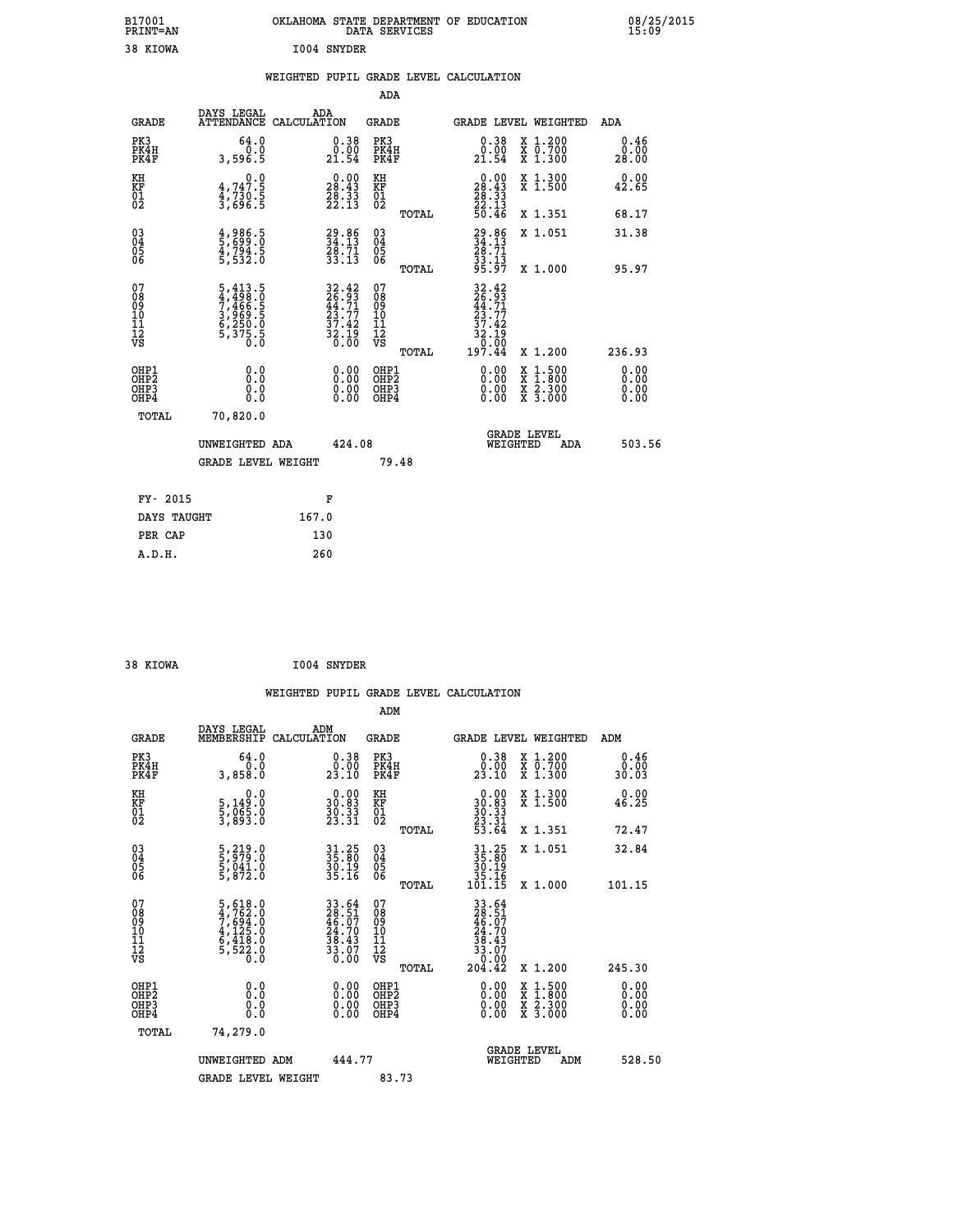B17001 OKLAHOMA STATE DEPARTMENT OF EDUCATION 08/25/2015
PRINT=AN DATA SERVICES 15:09

38 KIOWA I004 SNYDER

## WEIGHTED PUPIL GRADE LEVEL CALCULATION

### ADA

| GRADE | DAYS LEGAL ATTENDANCE | ADA CALCULATION | GRADE | GRADE LEVEL | WEIGHTED | ADA |
|---|---|---|---|---|---|---|
| PK3 | 64.0 | 0.38 | PK3 | 0.38 | X 1.200 | 0.46 |
| PK4H | 0.0 | 0.00 | PK4H | 0.00 | X 0.700 | 0.00 |
| PK4F | 3,596.5 | 21.54 | PK4F | 21.54 | X 1.300 | 28.00 |
| KH | 0.0 | 0.00 | KH | 0.00 | X 1.300 | 0.00 |
| KF | 4,747.5 | 28.43 | KF | 28.43 | X 1.500 | 42.65 |
| 01 | 4,730.5 | 28.33 | 01 | 28.33 | | |
| 02 | 3,696.5 | 22.13 | 02 | 22.13 | | |
| | | | TOTAL | 50.46 | X 1.351 | 68.17 |
| 03 | 4,986.5 | 29.86 | 03 | 29.86 | X 1.051 | 31.38 |
| 04 | 5,699.0 | 34.13 | 04 | 34.13 | | |
| 05 | 4,794.5 | 28.71 | 05 | 28.71 | | |
| 06 | 5,532.0 | 33.13 | 06 | 33.13 | | |
| | | | TOTAL | 95.97 | X 1.000 | 95.97 |
| 07 | 5,413.5 | 32.42 | 07 | 32.42 | | |
| 08 | 4,498.0 | 26.93 | 08 | 26.93 | | |
| 09 | 7,466.5 | 44.71 | 09 | 44.71 | | |
| 10 | 3,969.5 | 23.77 | 10 | 23.77 | | |
| 11 | 6,250.0 | 37.42 | 11 | 37.42 | | |
| 12 | 5,375.5 | 32.19 | 12 | 32.19 | | |
| VS | 0.0 | 0.00 | VS | 0.00 | | |
| | | | TOTAL | 197.44 | X 1.200 | 236.93 |
| OHP1 | 0.0 | 0.00 | OHP1 | 0.00 | X 1.500 | 0.00 |
| OHP2 | 0.0 | 0.00 | OHP2 | 0.00 | X 1.800 | 0.00 |
| OHP3 | 0.0 | 0.00 | OHP3 | 0.00 | X 2.300 | 0.00 |
| OHP4 | 0.0 | 0.00 | OHP4 | 0.00 | X 3.000 | 0.00 |
| TOTAL | 70,820.0 | | | | | |

UNWEIGHTED ADA 424.08 GRADE LEVEL WEIGHTED ADA 503.56

GRADE LEVEL WEIGHT 79.48

| FY- 2015 | F |
|---|---|
| DAYS TAUGHT | 167.0 |
| PER CAP | 130 |
| A.D.H. | 260 |

38 KIOWA I004 SNYDER

## WEIGHTED PUPIL GRADE LEVEL CALCULATION

### ADM

| GRADE | DAYS LEGAL MEMBERSHIP | ADM CALCULATION | GRADE | GRADE LEVEL | WEIGHTED | ADM |
|---|---|---|---|---|---|---|
| PK3 | 64.0 | 0.38 | PK3 | 0.38 | X 1.200 | 0.46 |
| PK4H | 0.0 | 0.00 | PK4H | 0.00 | X 0.700 | 0.00 |
| PK4F | 3,858.0 | 23.10 | PK4F | 23.10 | X 1.300 | 30.03 |
| KH | 0.0 | 0.00 | KH | 0.00 | X 1.300 | 0.00 |
| KF | 5,149.0 | 30.83 | KF | 30.83 | X 1.500 | 46.25 |
| 01 | 5,065.0 | 30.33 | 01 | 30.33 | | |
| 02 | 3,893.0 | 23.31 | 02 | 23.31 | | |
| | | | TOTAL | 53.64 | X 1.351 | 72.47 |
| 03 | 5,219.0 | 31.25 | 03 | 31.25 | X 1.051 | 32.84 |
| 04 | 5,979.0 | 35.80 | 04 | 35.80 | | |
| 05 | 5,041.0 | 30.19 | 05 | 30.19 | | |
| 06 | 5,872.0 | 35.16 | 06 | 35.16 | | |
| | | | TOTAL | 101.15 | X 1.000 | 101.15 |
| 07 | 5,618.0 | 33.64 | 07 | 33.64 | | |
| 08 | 4,762.0 | 28.51 | 08 | 28.51 | | |
| 09 | 7,694.0 | 46.07 | 09 | 46.07 | | |
| 10 | 4,125.0 | 24.70 | 10 | 24.70 | | |
| 11 | 6,418.0 | 38.43 | 11 | 38.43 | | |
| 12 | 5,522.0 | 33.07 | 12 | 33.07 | | |
| VS | 0.0 | 0.00 | VS | 0.00 | | |
| | | | TOTAL | 204.42 | X 1.200 | 245.30 |
| OHP1 | 0.0 | 0.00 | OHP1 | 0.00 | X 1.500 | 0.00 |
| OHP2 | 0.0 | 0.00 | OHP2 | 0.00 | X 1.800 | 0.00 |
| OHP3 | 0.0 | 0.00 | OHP3 | 0.00 | X 2.300 | 0.00 |
| OHP4 | 0.0 | 0.00 | OHP4 | 0.00 | X 3.000 | 0.00 |
| TOTAL | 74,279.0 | | | | | |

UNWEIGHTED ADM 444.77 GRADE LEVEL WEIGHTED ADM 528.50

GRADE LEVEL WEIGHT 83.73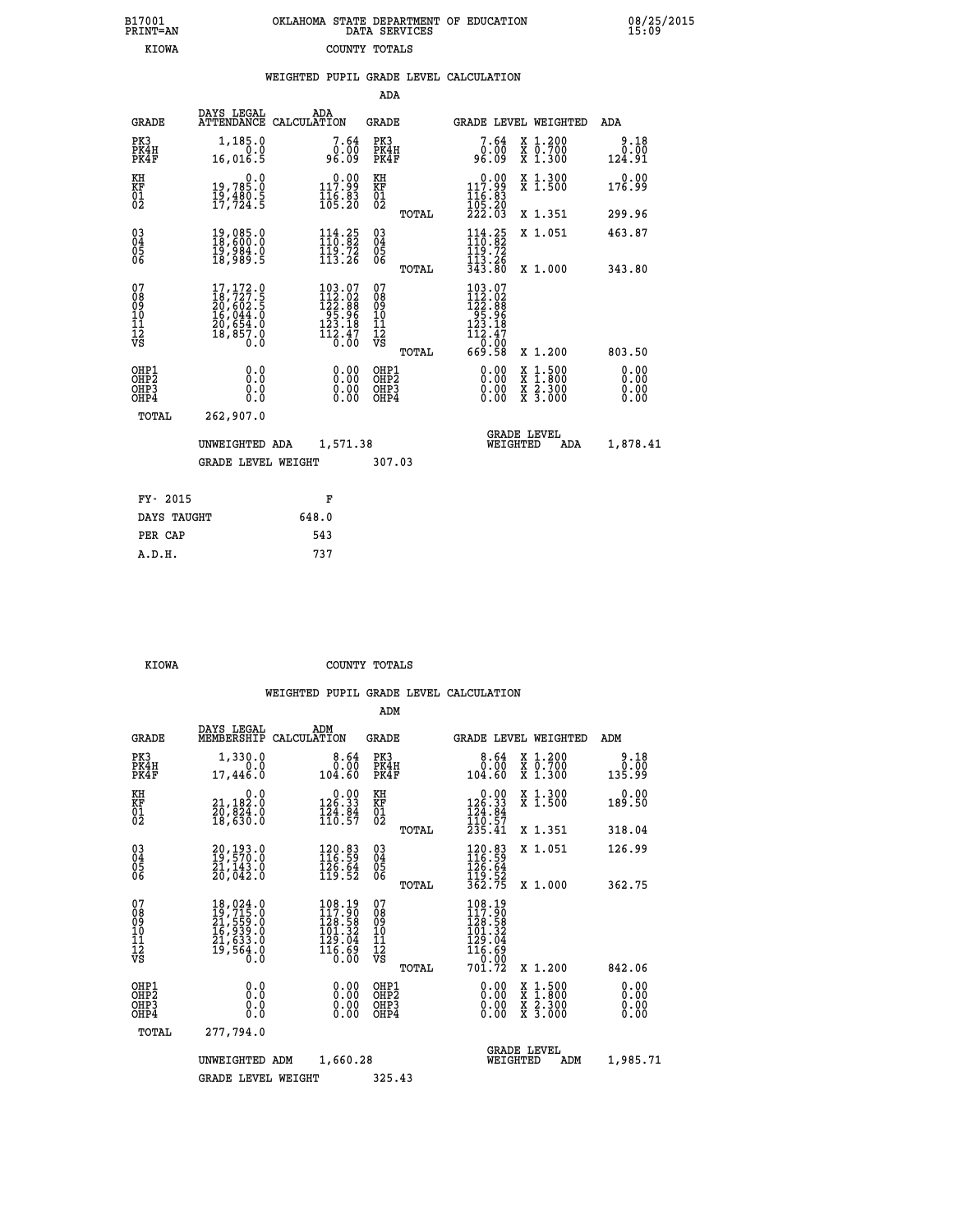B17001 PRINT=AN — OKLAHOMA STATE DEPARTMENT OF EDUCATION DATA SERVICES — 08/25/2015 15:09

KIOWA — COUNTY TOTALS

WEIGHTED PUPIL GRADE LEVEL CALCULATION

ADA

| GRADE | DAYS LEGAL ATTENDANCE | ADA CALCULATION | GRADE | | GRADE LEVEL | WEIGHTED | ADA |
|---|---|---|---|---|---|---|---|
| PK3 | 1,185.0 | 7.64 | PK3 | | 7.64 | X 1.200 | 9.18 |
| PK4H | 0.0 | 0.00 | PK4H | | 0.00 | X 0.700 | 0.00 |
| PK4F | 16,016.5 | 96.09 | PK4F | | 96.09 | X 1.300 | 124.91 |
| KH | 0.0 | 0.00 | KH | | 0.00 | X 1.300 | 0.00 |
| KF | 19,785.0 | 117.99 | KF | | 117.99 | X 1.500 | 176.99 |
| 01 | 19,480.5 | 116.83 | 01 | | 116.83 | | |
| 02 | 17,724.5 | 105.20 | 02 | | 105.20 | | |
| | | | | TOTAL | 222.03 | X 1.351 | 299.96 |
| 03 | 19,085.0 | 114.25 | 03 | | 114.25 | X 1.051 | 463.87 |
| 04 | 18,600.0 | 110.82 | 04 | | 110.82 | | |
| 05 | 19,984.0 | 119.72 | 05 | | 119.72 | | |
| 06 | 18,989.5 | 113.26 | 06 | | 113.26 | | |
| | | | | TOTAL | 343.80 | X 1.000 | 343.80 |
| 07 | 17,172.0 | 103.07 | 07 | | 103.07 | | |
| 08 | 18,727.5 | 112.02 | 08 | | 112.02 | | |
| 09 | 20,602.5 | 122.88 | 09 | | 122.88 | | |
| 10 | 16,044.0 | 95.96 | 10 | | 95.96 | | |
| 11 | 20,654.0 | 123.18 | 11 | | 123.18 | | |
| 12 | 18,857.0 | 112.47 | 12 | | 112.47 | | |
| VS | 0.0 | 0.00 | VS | | 0.00 | | |
| | | | | TOTAL | 669.58 | X 1.200 | 803.50 |
| OHP1 | 0.0 | 0.00 | OHP1 | | 0.00 | X 1.500 | 0.00 |
| OHP2 | 0.0 | 0.00 | OHP2 | | 0.00 | X 1.800 | 0.00 |
| OHP3 | 0.0 | 0.00 | OHP3 | | 0.00 | X 2.300 | 0.00 |
| OHP4 | 0.0 | 0.00 | OHP4 | | 0.00 | X 3.000 | 0.00 |
| TOTAL | 262,907.0 | | | | | | |

UNWEIGHTED ADA 1,571.38 — GRADE LEVEL WEIGHTED ADA 1,878.41

GRADE LEVEL WEIGHT 307.03

| FY- 2015 | F |
|---|---|
| DAYS TAUGHT | 648.0 |
| PER CAP | 543 |
| A.D.H. | 737 |

KIOWA — COUNTY TOTALS

WEIGHTED PUPIL GRADE LEVEL CALCULATION

ADM

| GRADE | DAYS LEGAL MEMBERSHIP | ADM CALCULATION | GRADE | | GRADE LEVEL | WEIGHTED | ADM |
|---|---|---|---|---|---|---|---|
| PK3 | 1,330.0 | 8.64 | PK3 | | 8.64 | X 1.200 | 9.18 |
| PK4H | 0.0 | 0.00 | PK4H | | 0.00 | X 0.700 | 0.00 |
| PK4F | 17,446.0 | 104.60 | PK4F | | 104.60 | X 1.300 | 135.99 |
| KH | 0.0 | 0.00 | KH | | 0.00 | X 1.300 | 0.00 |
| KF | 21,182.0 | 126.33 | KF | | 126.33 | X 1.500 | 189.50 |
| 01 | 20,824.0 | 124.84 | 01 | | 124.84 | | |
| 02 | 18,630.0 | 110.57 | 02 | | 110.57 | | |
| | | | | TOTAL | 235.41 | X 1.351 | 318.04 |
| 03 | 20,193.0 | 120.83 | 03 | | 120.83 | X 1.051 | 126.99 |
| 04 | 19,570.0 | 116.59 | 04 | | 116.59 | | |
| 05 | 21,143.0 | 126.64 | 05 | | 126.64 | | |
| 06 | 20,042.0 | 119.52 | 06 | | 119.52 | | |
| | | | | TOTAL | 362.75 | X 1.000 | 362.75 |
| 07 | 18,024.0 | 108.19 | 07 | | 108.19 | | |
| 08 | 19,715.0 | 117.90 | 08 | | 117.90 | | |
| 09 | 21,559.0 | 128.58 | 09 | | 128.58 | | |
| 10 | 16,939.0 | 101.32 | 10 | | 101.32 | | |
| 11 | 21,633.0 | 129.04 | 11 | | 129.04 | | |
| 12 | 19,564.0 | 116.69 | 12 | | 116.69 | | |
| VS | 0.0 | 0.00 | VS | | 0.00 | | |
| | | | | TOTAL | 701.72 | X 1.200 | 842.06 |
| OHP1 | 0.0 | 0.00 | OHP1 | | 0.00 | X 1.500 | 0.00 |
| OHP2 | 0.0 | 0.00 | OHP2 | | 0.00 | X 1.800 | 0.00 |
| OHP3 | 0.0 | 0.00 | OHP3 | | 0.00 | X 2.300 | 0.00 |
| OHP4 | 0.0 | 0.00 | OHP4 | | 0.00 | X 3.000 | 0.00 |
| TOTAL | 277,794.0 | | | | | | |

UNWEIGHTED ADM 1,660.28 — GRADE LEVEL WEIGHTED ADM 1,985.71

GRADE LEVEL WEIGHT 325.43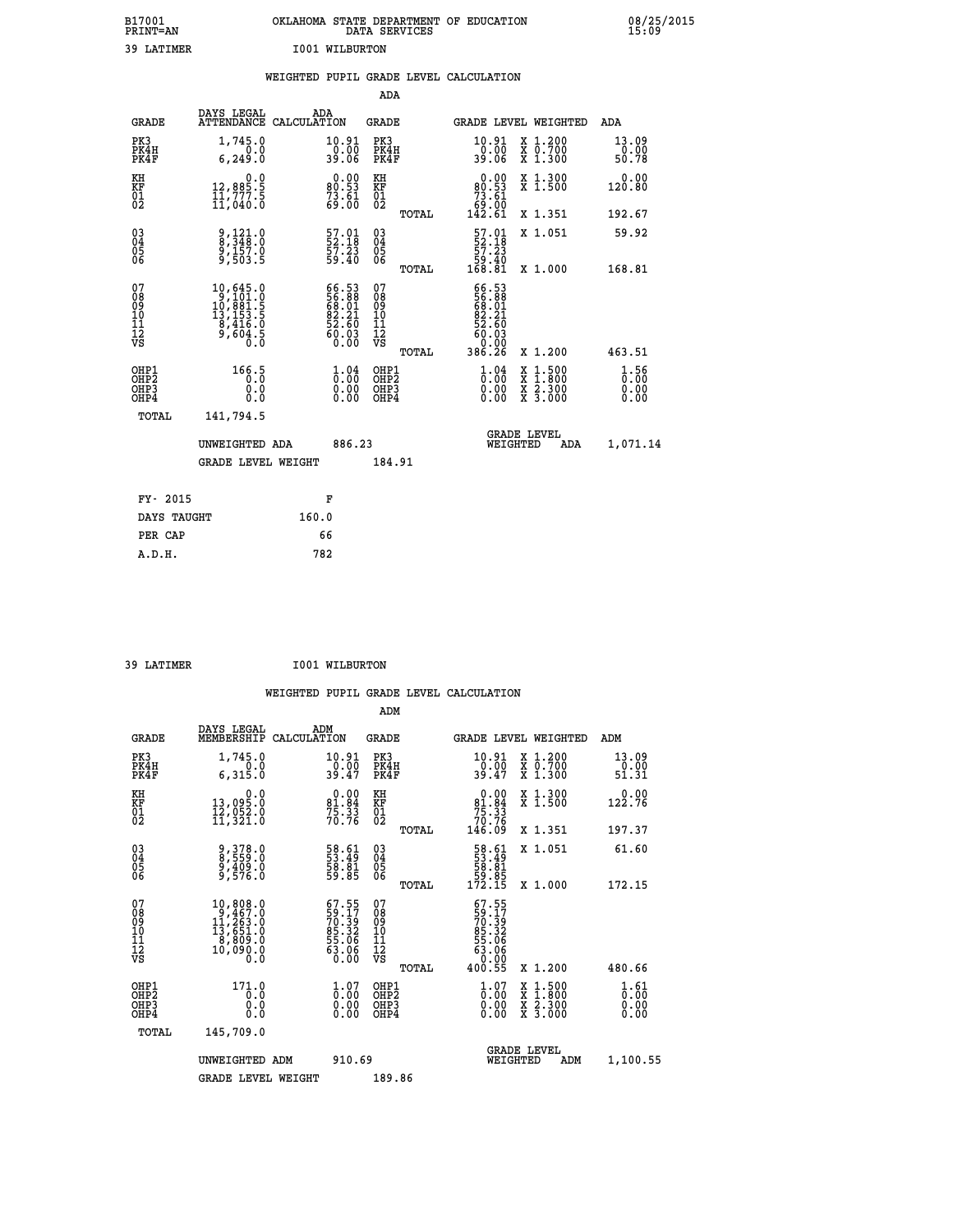B17001 OKLAHOMA STATE DEPARTMENT OF EDUCATION 08/25/2015
PRINT=AN DATA SERVICES 15:09

39 LATIMER I001 WILBURTON

WEIGHTED PUPIL GRADE LEVEL CALCULATION

ADA

| GRADE | DAYS LEGAL ATTENDANCE | ADA CALCULATION | GRADE | | GRADE LEVEL | WEIGHTED | ADA |
|---|---|---|---|---|---|---|---|
| PK3 | 1,745.0 | 10.91 | PK3 | | 10.91 | X 1.200 | 13.09 |
| PK4H | 0.0 | 0.00 | PK4H | | 0.00 | X 0.700 | 0.00 |
| PK4F | 6,249.0 | 39.06 | PK4F | | 39.06 | X 1.300 | 50.78 |
| KH | 0.0 | 0.00 | KH | | 0.00 | X 1.300 | 0.00 |
| KF | 12,885.5 | 80.53 | KF | | 80.53 | X 1.500 | 120.80 |
| 01 | 11,777.5 | 73.61 | 01 | | 73.61 | | |
| 02 | 11,040.0 | 69.00 | 02 | | 69.00 | | |
| | | | | TOTAL | 142.61 | X 1.351 | 192.67 |
| 03 | 9,121.0 | 57.01 | 03 | | 57.01 | X 1.051 | 59.92 |
| 04 | 8,348.0 | 52.18 | 04 | | 52.18 | | |
| 05 | 9,157.0 | 57.23 | 05 | | 57.23 | | |
| 06 | 9,503.5 | 59.40 | 06 | | 59.40 | | |
| | | | | TOTAL | 168.81 | X 1.000 | 168.81 |
| 07 | 10,645.0 | 66.53 | 07 | | 66.53 | | |
| 08 | 9,101.0 | 56.88 | 08 | | 56.88 | | |
| 09 | 10,881.5 | 68.01 | 09 | | 68.01 | | |
| 10 | 13,153.5 | 82.21 | 10 | | 82.21 | | |
| 11 | 8,416.0 | 52.60 | 11 | | 52.60 | | |
| 12 | 9,604.5 | 60.03 | 12 | | 60.03 | | |
| VS | 0.0 | 0.00 | VS | | 0.00 | | |
| | | | | TOTAL | 386.26 | X 1.200 | 463.51 |
| OHP1 | 166.5 | 1.04 | OHP1 | | 1.04 | X 1.500 | 1.56 |
| OHP2 | 0.0 | 0.00 | OHP2 | | 0.00 | X 1.800 | 0.00 |
| OHP3 | 0.0 | 0.00 | OHP3 | | 0.00 | X 2.300 | 0.00 |
| OHP4 | 0.0 | 0.00 | OHP4 | | 0.00 | X 3.000 | 0.00 |
| TOTAL | 141,794.5 | | | | | | |

UNWEIGHTED ADA 886.23 GRADE LEVEL WEIGHTED ADA 1,071.14

GRADE LEVEL WEIGHT 184.91

| FY- 2015 | F |
|---|---|
| DAYS TAUGHT | 160.0 |
| PER CAP | 66 |
| A.D.H. | 782 |

39 LATIMER I001 WILBURTON

WEIGHTED PUPIL GRADE LEVEL CALCULATION

ADM

| GRADE | DAYS LEGAL MEMBERSHIP | ADM CALCULATION | GRADE | | GRADE LEVEL | WEIGHTED | ADM |
|---|---|---|---|---|---|---|---|
| PK3 | 1,745.0 | 10.91 | PK3 | | 10.91 | X 1.200 | 13.09 |
| PK4H | 0.0 | 0.00 | PK4H | | 0.00 | X 0.700 | 0.00 |
| PK4F | 6,315.0 | 39.47 | PK4F | | 39.47 | X 1.300 | 51.31 |
| KH | 0.0 | 0.00 | KH | | 0.00 | X 1.300 | 0.00 |
| KF | 13,095.0 | 81.84 | KF | | 81.84 | X 1.500 | 122.76 |
| 01 | 12,052.0 | 75.33 | 01 | | 75.33 | | |
| 02 | 11,321.0 | 70.76 | 02 | | 70.76 | | |
| | | | | TOTAL | 146.09 | X 1.351 | 197.37 |
| 03 | 9,378.0 | 58.61 | 03 | | 58.61 | X 1.051 | 61.60 |
| 04 | 8,559.0 | 53.49 | 04 | | 53.49 | | |
| 05 | 9,409.0 | 58.81 | 05 | | 58.81 | | |
| 06 | 9,576.0 | 59.85 | 06 | | 59.85 | | |
| | | | | TOTAL | 172.15 | X 1.000 | 172.15 |
| 07 | 10,808.0 | 67.55 | 07 | | 67.55 | | |
| 08 | 9,467.0 | 59.17 | 08 | | 59.17 | | |
| 09 | 11,263.0 | 70.39 | 09 | | 70.39 | | |
| 10 | 13,651.0 | 85.32 | 10 | | 85.32 | | |
| 11 | 8,809.0 | 55.06 | 11 | | 55.06 | | |
| 12 | 10,090.0 | 63.06 | 12 | | 63.06 | | |
| VS | 0.0 | 0.00 | VS | | 0.00 | | |
| | | | | TOTAL | 400.55 | X 1.200 | 480.66 |
| OHP1 | 171.0 | 1.07 | OHP1 | | 1.07 | X 1.500 | 1.61 |
| OHP2 | 0.0 | 0.00 | OHP2 | | 0.00 | X 1.800 | 0.00 |
| OHP3 | 0.0 | 0.00 | OHP3 | | 0.00 | X 2.300 | 0.00 |
| OHP4 | 0.0 | 0.00 | OHP4 | | 0.00 | X 3.000 | 0.00 |
| TOTAL | 145,709.0 | | | | | | |

UNWEIGHTED ADM 910.69 GRADE LEVEL WEIGHTED ADM 1,100.55

GRADE LEVEL WEIGHT 189.86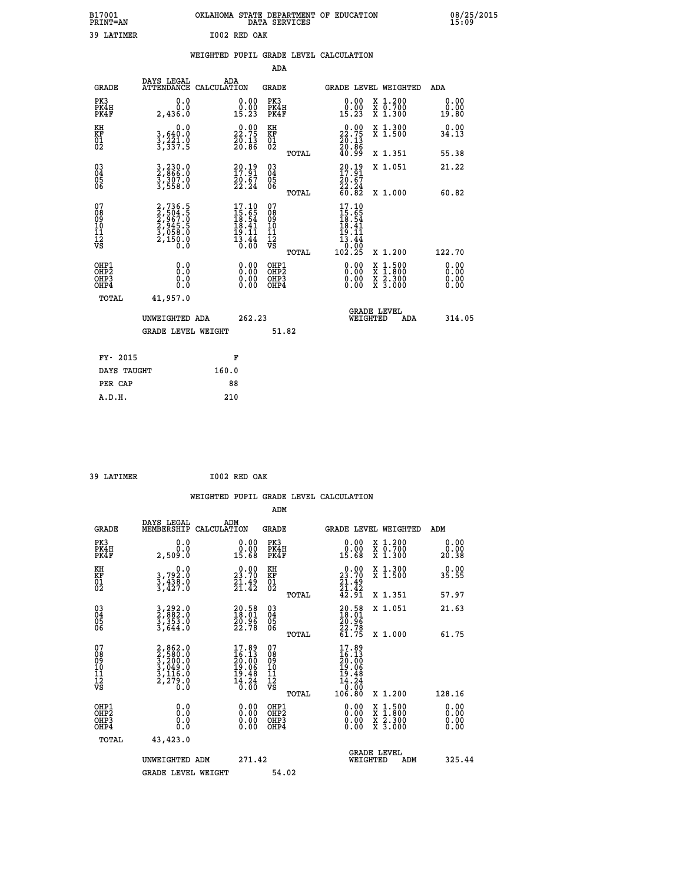B17001 OKLAHOMA STATE DEPARTMENT OF EDUCATION 08/25/2015
PRINT=AN DATA SERVICES 15:09

39 LATIMER I002 RED OAK

## WEIGHTED PUPIL GRADE LEVEL CALCULATION

### ADA

| GRADE | DAYS LEGAL ATTENDANCE | ADA CALCULATION | GRADE | GRADE LEVEL | WEIGHTED | ADA |
|---|---|---|---|---|---|---|
| PK3 | 0.0 | 0.00 | PK3 | 0.00 | X 1.200 | 0.00 |
| PK4H | 0.0 | 0.00 | PK4H | 0.00 | X 0.700 | 0.00 |
| PK4F | 2,436.0 | 15.23 | PK4F | 15.23 | X 1.300 | 19.80 |
| KH | 0.0 | 0.00 | KH | 0.00 | X 1.300 | 0.00 |
| KF | 3,640.0 | 22.75 | KF | 22.75 | X 1.500 | 34.13 |
| 01 | 3,221.0 | 20.13 | 01 | 20.13 | | |
| 02 | 3,337.5 | 20.86 | 02 | 20.86 | | |
| | | | TOTAL | 40.99 | X 1.351 | 55.38 |
| 03 | 3,230.0 | 20.19 | 03 | 20.19 | X 1.051 | 21.22 |
| 04 | 2,866.0 | 17.91 | 04 | 17.91 | | |
| 05 | 3,307.0 | 20.67 | 05 | 20.67 | | |
| 06 | 3,558.0 | 22.24 | 06 | 22.24 | | |
| | | | TOTAL | 60.82 | X 1.000 | 60.82 |
| 07 | 2,736.5 | 17.10 | 07 | 17.10 | | |
| 08 | 2,504.5 | 15.65 | 08 | 15.65 | | |
| 09 | 2,967.0 | 18.54 | 09 | 18.54 | | |
| 10 | 2,945.5 | 18.41 | 10 | 18.41 | | |
| 11 | 3,058.0 | 19.11 | 11 | 19.11 | | |
| 12 | 2,150.0 | 13.44 | 12 | 13.44 | | |
| VS | 0.0 | 0.00 | VS | 0.00 | | |
| | | | TOTAL | 102.25 | X 1.200 | 122.70 |
| OHP1 | 0.0 | 0.00 | OHP1 | 0.00 | X 1.500 | 0.00 |
| OHP2 | 0.0 | 0.00 | OHP2 | 0.00 | X 1.800 | 0.00 |
| OHP3 | 0.0 | 0.00 | OHP3 | 0.00 | X 2.300 | 0.00 |
| OHP4 | 0.0 | 0.00 | OHP4 | 0.00 | X 3.000 | 0.00 |
| TOTAL | 41,957.0 | | | | | |

UNWEIGHTED ADA 262.23 | GRADE LEVEL WEIGHTED ADA 314.05

GRADE LEVEL WEIGHT 51.82

| FY- 2015 | F |
|---|---|
| DAYS TAUGHT | 160.0 |
| PER CAP | 88 |
| A.D.H. | 210 |

39 LATIMER I002 RED OAK

## WEIGHTED PUPIL GRADE LEVEL CALCULATION

### ADM

| GRADE | DAYS LEGAL MEMBERSHIP | ADM CALCULATION | GRADE | GRADE LEVEL | WEIGHTED | ADM |
|---|---|---|---|---|---|---|
| PK3 | 0.0 | 0.00 | PK3 | 0.00 | X 1.200 | 0.00 |
| PK4H | 0.0 | 0.00 | PK4H | 0.00 | X 0.700 | 0.00 |
| PK4F | 2,509.0 | 15.68 | PK4F | 15.68 | X 1.300 | 20.38 |
| KH | 0.0 | 0.00 | KH | 0.00 | X 1.300 | 0.00 |
| KF | 3,792.0 | 23.70 | KF | 23.70 | X 1.500 | 35.55 |
| 01 | 3,438.0 | 21.49 | 01 | 21.49 | | |
| 02 | 3,427.0 | 21.42 | 02 | 21.42 | | |
| | | | TOTAL | 42.91 | X 1.351 | 57.97 |
| 03 | 3,292.0 | 20.58 | 03 | 20.58 | X 1.051 | 21.63 |
| 04 | 2,882.0 | 18.01 | 04 | 18.01 | | |
| 05 | 3,353.0 | 20.96 | 05 | 20.96 | | |
| 06 | 3,644.0 | 22.78 | 06 | 22.78 | | |
| | | | TOTAL | 61.75 | X 1.000 | 61.75 |
| 07 | 2,862.0 | 17.89 | 07 | 17.89 | | |
| 08 | 2,580.0 | 16.13 | 08 | 16.13 | | |
| 09 | 3,200.0 | 20.00 | 09 | 20.00 | | |
| 10 | 3,049.0 | 19.06 | 10 | 19.06 | | |
| 11 | 3,116.0 | 19.48 | 11 | 19.48 | | |
| 12 | 2,279.0 | 14.24 | 12 | 14.24 | | |
| VS | 0.0 | 0.00 | VS | 0.00 | | |
| | | | TOTAL | 106.80 | X 1.200 | 128.16 |
| OHP1 | 0.0 | 0.00 | OHP1 | 0.00 | X 1.500 | 0.00 |
| OHP2 | 0.0 | 0.00 | OHP2 | 0.00 | X 1.800 | 0.00 |
| OHP3 | 0.0 | 0.00 | OHP3 | 0.00 | X 2.300 | 0.00 |
| OHP4 | 0.0 | 0.00 | OHP4 | 0.00 | X 3.000 | 0.00 |
| TOTAL | 43,423.0 | | | | | |

UNWEIGHTED ADM 271.42 | GRADE LEVEL WEIGHTED ADM 325.44

GRADE LEVEL WEIGHT 54.02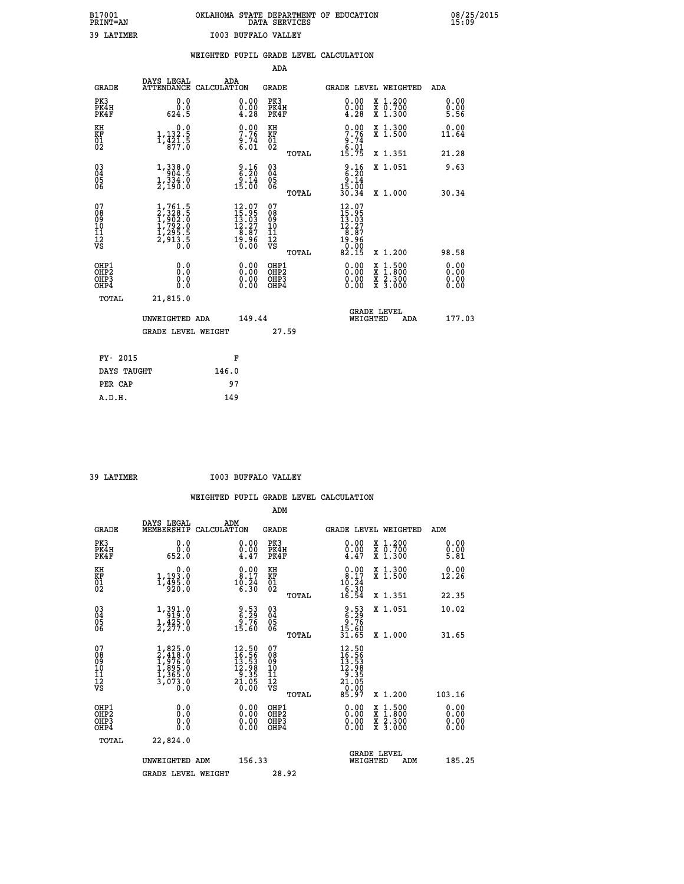B17001 OKLAHOMA STATE DEPARTMENT OF EDUCATION 08/25/2015
PRINT=AN DATA SERVICES 15:09

39 LATIMER I003 BUFFALO VALLEY

## WEIGHTED PUPIL GRADE LEVEL CALCULATION

### ADA

| GRADE | DAYS LEGAL ATTENDANCE | ADA CALCULATION | GRADE | GRADE LEVEL | WEIGHTED | ADA |
|---|---|---|---|---|---|---|
| PK3 | 0.0 | 0.00 | PK3 | 0.00 | X 1.200 | 0.00 |
| PK4H | 0.0 | 0.00 | PK4H | 0.00 | X 0.700 | 0.00 |
| PK4F | 624.5 | 4.28 | PK4F | 4.28 | X 1.300 | 5.56 |
| KH | 0.0 | 0.00 | KH | 0.00 | X 1.300 | 0.00 |
| KF | 1,132.5 | 7.76 | KF | 7.76 | X 1.500 | 11.64 |
| 01 | 1,421.5 | 9.74 | 01 | 9.74 | | |
| 02 | 877.0 | 6.01 | 02 | 6.01 | | |
| | | | TOTAL | 15.75 | X 1.351 | 21.28 |
| 03 | 1,338.0 | 9.16 | 03 | 9.16 | X 1.051 | 9.63 |
| 04 | 904.5 | 6.20 | 04 | 6.20 | | |
| 05 | 1,334.0 | 9.14 | 05 | 9.14 | | |
| 06 | 2,190.0 | 15.00 | 06 | 15.00 | | |
| | | | TOTAL | 30.34 | X 1.000 | 30.34 |
| 07 | 1,761.5 | 12.07 | 07 | 12.07 | | |
| 08 | 2,328.5 | 15.95 | 08 | 15.95 | | |
| 09 | 1,902.0 | 13.03 | 09 | 13.03 | | |
| 10 | 1,792.0 | 12.27 | 10 | 12.27 | | |
| 11 | 1,295.5 | 8.87 | 11 | 8.87 | | |
| 12 | 2,913.5 | 19.96 | 12 | 19.96 | | |
| VS | 0.0 | 0.00 | VS | 0.00 | | |
| | | | TOTAL | 82.15 | X 1.200 | 98.58 |
| OHP1 | 0.0 | 0.00 | OHP1 | 0.00 | X 1.500 | 0.00 |
| OHP2 | 0.0 | 0.00 | OHP2 | 0.00 | X 1.800 | 0.00 |
| OHP3 | 0.0 | 0.00 | OHP3 | 0.00 | X 2.300 | 0.00 |
| OHP4 | 0.0 | 0.00 | OHP4 | 0.00 | X 3.000 | 0.00 |
| TOTAL | 21,815.0 | | | | | |

UNWEIGHTED ADA 149.44 GRADE LEVEL WEIGHTED ADA 177.03

GRADE LEVEL WEIGHT 27.59

| FY- 2015 | F |
|---|---|
| DAYS TAUGHT | 146.0 |
| PER CAP | 97 |
| A.D.H. | 149 |

39 LATIMER I003 BUFFALO VALLEY

## WEIGHTED PUPIL GRADE LEVEL CALCULATION

### ADM

| GRADE | DAYS LEGAL MEMBERSHIP | ADM CALCULATION | GRADE | GRADE LEVEL | WEIGHTED | ADM |
|---|---|---|---|---|---|---|
| PK3 | 0.0 | 0.00 | PK3 | 0.00 | X 1.200 | 0.00 |
| PK4H | 0.0 | 0.00 | PK4H | 0.00 | X 0.700 | 0.00 |
| PK4F | 652.0 | 4.47 | PK4F | 4.47 | X 1.300 | 5.81 |
| KH | 0.0 | 0.00 | KH | 0.00 | X 1.300 | 0.00 |
| KF | 1,193.0 | 8.17 | KF | 8.17 | X 1.500 | 12.26 |
| 01 | 1,495.0 | 10.24 | 01 | 10.24 | | |
| 02 | 920.0 | 6.30 | 02 | 6.30 | | |
| | | | TOTAL | 16.54 | X 1.351 | 22.35 |
| 03 | 1,391.0 | 9.53 | 03 | 9.53 | X 1.051 | 10.02 |
| 04 | 919.0 | 6.29 | 04 | 6.29 | | |
| 05 | 1,425.0 | 9.76 | 05 | 9.76 | | |
| 06 | 2,277.0 | 15.60 | 06 | 15.60 | | |
| | | | TOTAL | 31.65 | X 1.000 | 31.65 |
| 07 | 1,825.0 | 12.50 | 07 | 12.50 | | |
| 08 | 2,418.0 | 16.56 | 08 | 16.56 | | |
| 09 | 1,976.0 | 13.53 | 09 | 13.53 | | |
| 10 | 1,895.0 | 12.98 | 10 | 12.98 | | |
| 11 | 1,365.0 | 9.35 | 11 | 9.35 | | |
| 12 | 3,073.0 | 21.05 | 12 | 21.05 | | |
| VS | 0.0 | 0.00 | VS | 0.00 | | |
| | | | TOTAL | 85.97 | X 1.200 | 103.16 |
| OHP1 | 0.0 | 0.00 | OHP1 | 0.00 | X 1.500 | 0.00 |
| OHP2 | 0.0 | 0.00 | OHP2 | 0.00 | X 1.800 | 0.00 |
| OHP3 | 0.0 | 0.00 | OHP3 | 0.00 | X 2.300 | 0.00 |
| OHP4 | 0.0 | 0.00 | OHP4 | 0.00 | X 3.000 | 0.00 |
| TOTAL | 22,824.0 | | | | | |

UNWEIGHTED ADM 156.33 GRADE LEVEL WEIGHTED ADM 185.25

GRADE LEVEL WEIGHT 28.92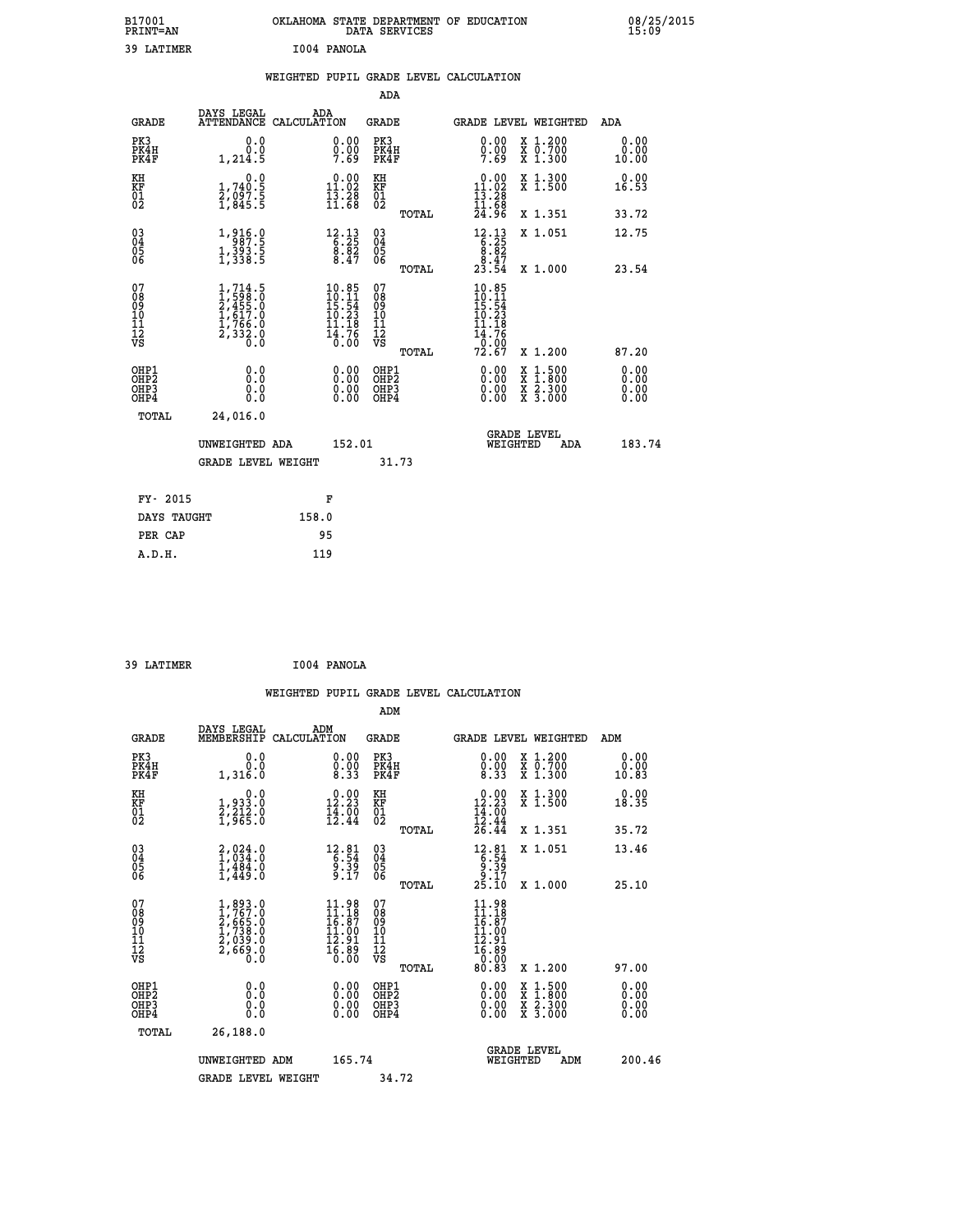B17001 OKLAHOMA STATE DEPARTMENT OF EDUCATION 08/25/2015
PRINT=AN DATA SERVICES 15:09

39 LATIMER I004 PANOLA

## WEIGHTED PUPIL GRADE LEVEL CALCULATION

### ADA

| GRADE | DAYS LEGAL ATTENDANCE | ADA CALCULATION | GRADE | GRADE LEVEL | WEIGHTED | ADA |
|---|---|---|---|---|---|---|
| PK3 | 0.0 | 0.00 | PK3 | 0.00 | X 1.200 | 0.00 |
| PK4H | 0.0 | 0.00 | PK4H | 0.00 | X 0.700 | 0.00 |
| PK4F | 1,214.5 | 7.69 | PK4F | 7.69 | X 1.300 | 10.00 |
| KH | 0.0 | 0.00 | KH | 0.00 | X 1.300 | 0.00 |
| KF | 1,740.5 | 11.02 | KF | 11.02 | X 1.500 | 16.53 |
| 01 | 2,097.5 | 13.28 | 01 | 13.28 | | |
| 02 | 1,845.5 | 11.68 | 02 | 11.68 | | |
| | | | TOTAL | 24.96 | X 1.351 | 33.72 |
| 03 | 1,916.0 | 12.13 | 03 | 12.13 | X 1.051 | 12.75 |
| 04 | 987.5 | 6.25 | 04 | 6.25 | | |
| 05 | 1,393.5 | 8.82 | 05 | 8.82 | | |
| 06 | 1,338.5 | 8.47 | 06 | 8.47 | | |
| | | | TOTAL | 23.54 | X 1.000 | 23.54 |
| 07 | 1,714.5 | 10.85 | 07 | 10.85 | | |
| 08 | 1,598.0 | 10.11 | 08 | 10.11 | | |
| 09 | 2,455.0 | 15.54 | 09 | 15.54 | | |
| 10 | 1,617.0 | 10.23 | 10 | 10.23 | | |
| 11 | 1,766.0 | 11.18 | 11 | 11.18 | | |
| 12 | 2,332.0 | 14.76 | 12 | 14.76 | | |
| VS | 0.0 | 0.00 | VS | 0.00 | | |
| | | | TOTAL | 72.67 | X 1.200 | 87.20 |
| OHP1 | 0.0 | 0.00 | OHP1 | 0.00 | X 1.500 | 0.00 |
| OHP2 | 0.0 | 0.00 | OHP2 | 0.00 | X 1.800 | 0.00 |
| OHP3 | 0.0 | 0.00 | OHP3 | 0.00 | X 2.300 | 0.00 |
| OHP4 | 0.0 | 0.00 | OHP4 | 0.00 | X 3.000 | 0.00 |
| TOTAL | 24,016.0 | | | | | |

UNWEIGHTED ADA 152.01 GRADE LEVEL WEIGHTED ADA 183.74

GRADE LEVEL WEIGHT 31.73

| FY- 2015 | F |
|---|---|
| DAYS TAUGHT | 158.0 |
| PER CAP | 95 |
| A.D.H. | 119 |

39 LATIMER I004 PANOLA

## WEIGHTED PUPIL GRADE LEVEL CALCULATION

### ADM

| GRADE | DAYS LEGAL MEMBERSHIP | ADM CALCULATION | GRADE | GRADE LEVEL | WEIGHTED | ADM |
|---|---|---|---|---|---|---|
| PK3 | 0.0 | 0.00 | PK3 | 0.00 | X 1.200 | 0.00 |
| PK4H | 0.0 | 0.00 | PK4H | 0.00 | X 0.700 | 0.00 |
| PK4F | 1,316.0 | 8.33 | PK4F | 8.33 | X 1.300 | 10.83 |
| KH | 0.0 | 0.00 | KH | 0.00 | X 1.300 | 0.00 |
| KF | 1,933.0 | 12.23 | KF | 12.23 | X 1.500 | 18.35 |
| 01 | 2,212.0 | 14.00 | 01 | 14.00 | | |
| 02 | 1,965.0 | 12.44 | 02 | 12.44 | | |
| | | | TOTAL | 26.44 | X 1.351 | 35.72 |
| 03 | 2,024.0 | 12.81 | 03 | 12.81 | X 1.051 | 13.46 |
| 04 | 1,034.0 | 6.54 | 04 | 6.54 | | |
| 05 | 1,484.0 | 9.39 | 05 | 9.39 | | |
| 06 | 1,449.0 | 9.17 | 06 | 9.17 | | |
| | | | TOTAL | 25.10 | X 1.000 | 25.10 |
| 07 | 1,893.0 | 11.98 | 07 | 11.98 | | |
| 08 | 1,767.0 | 11.18 | 08 | 11.18 | | |
| 09 | 2,665.0 | 16.87 | 09 | 16.87 | | |
| 10 | 1,738.0 | 11.00 | 10 | 11.00 | | |
| 11 | 2,039.0 | 12.91 | 11 | 12.91 | | |
| 12 | 2,669.0 | 16.89 | 12 | 16.89 | | |
| VS | 0.0 | 0.00 | VS | 0.00 | | |
| | | | TOTAL | 80.83 | X 1.200 | 97.00 |
| OHP1 | 0.0 | 0.00 | OHP1 | 0.00 | X 1.500 | 0.00 |
| OHP2 | 0.0 | 0.00 | OHP2 | 0.00 | X 1.800 | 0.00 |
| OHP3 | 0.0 | 0.00 | OHP3 | 0.00 | X 2.300 | 0.00 |
| OHP4 | 0.0 | 0.00 | OHP4 | 0.00 | X 3.000 | 0.00 |
| TOTAL | 26,188.0 | | | | | |

UNWEIGHTED ADM 165.74 GRADE LEVEL WEIGHTED ADM 200.46

GRADE LEVEL WEIGHT 34.72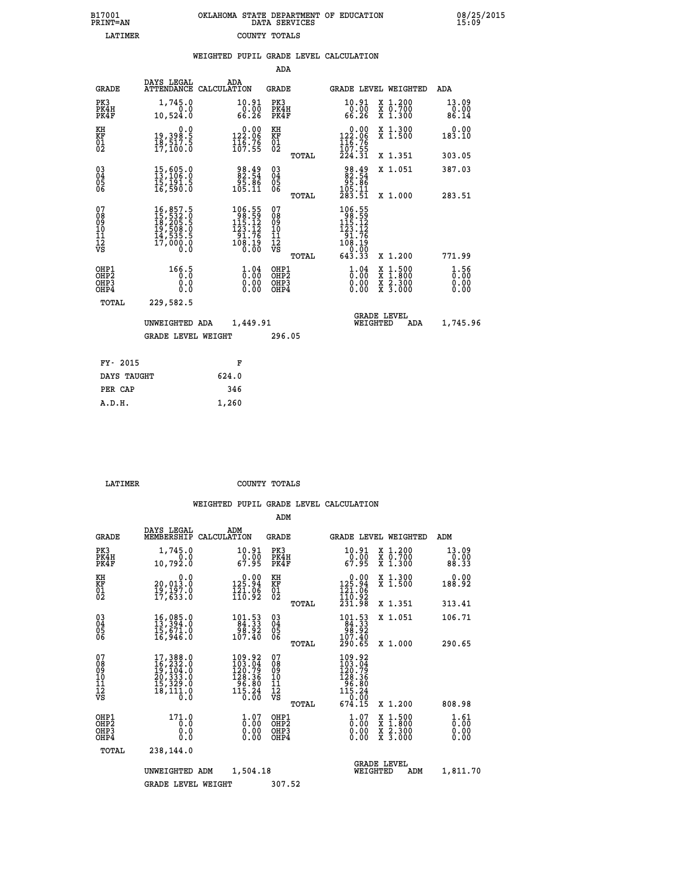B17001 OKLAHOMA STATE DEPARTMENT OF EDUCATION 08/25/2015
PRINT=AN DATA SERVICES 15:09
LATIMER COUNTY TOTALS

### WEIGHTED PUPIL GRADE LEVEL CALCULATION

ADA

| GRADE | DAYS LEGAL ATTENDANCE | ADA CALCULATION | GRADE | | GRADE LEVEL | WEIGHTED | ADA |
|---|---|---|---|---|---|---|---|
| PK3 | 1,745.0 | 10.91 | PK3 | | 10.91 | X 1.200 | 13.09 |
| PK4H | 0.0 | 0.00 | PK4H | | 0.00 | X 0.700 | 0.00 |
| PK4F | 10,524.0 | 66.26 | PK4F | | 66.26 | X 1.300 | 86.14 |
| KH | 0.0 | 0.00 | KH | | 0.00 | X 1.300 | 0.00 |
| KF | 19,398.5 | 122.06 | KF | | 122.06 | X 1.500 | 183.10 |
| 01 | 18,517.5 | 116.76 | 01 | | 116.76 | | |
| 02 | 17,100.0 | 107.55 | 02 | | 107.55 | | |
| | | | | TOTAL | 224.31 | X 1.351 | 303.05 |
| 03 | 15,605.0 | 98.49 | 03 | | 98.49 | X 1.051 | 387.03 |
| 04 | 13,106.0 | 82.54 | 04 | | 82.54 | | |
| 05 | 15,191.5 | 95.86 | 05 | | 95.86 | | |
| 06 | 16,590.0 | 105.11 | 06 | | 105.11 | | |
| | | | | TOTAL | 283.51 | X 1.000 | 283.51 |
| 07 | 16,857.5 | 106.55 | 07 | | 106.55 | | |
| 08 | 15,532.0 | 98.59 | 08 | | 98.59 | | |
| 09 | 18,205.5 | 115.12 | 09 | | 115.12 | | |
| 10 | 19,508.0 | 123.12 | 10 | | 123.12 | | |
| 11 | 14,535.5 | 91.76 | 11 | | 91.76 | | |
| 12 | 17,000.0 | 108.19 | 12 | | 108.19 | | |
| VS | 0.0 | 0.00 | VS | | 0.00 | | |
| | | | | TOTAL | 643.33 | X 1.200 | 771.99 |
| OHP1 | 166.5 | 1.04 | OHP1 | | 1.04 | X 1.500 | 1.56 |
| OHP2 | 0.0 | 0.00 | OHP2 | | 0.00 | X 1.800 | 0.00 |
| OHP3 | 0.0 | 0.00 | OHP3 | | 0.00 | X 2.300 | 0.00 |
| OHP4 | 0.0 | 0.00 | OHP4 | | 0.00 | X 3.000 | 0.00 |
| TOTAL | 229,582.5 | | | | | | |

UNWEIGHTED ADA 1,449.91 GRADE LEVEL WEIGHTED ADA 1,745.96

GRADE LEVEL WEIGHT 296.05

| FY- 2015 | F |
|---|---|
| DAYS TAUGHT | 624.0 |
| PER CAP | 346 |
| A.D.H. | 1,260 |

LATIMER COUNTY TOTALS

### WEIGHTED PUPIL GRADE LEVEL CALCULATION

ADM

| GRADE | DAYS LEGAL MEMBERSHIP | ADM CALCULATION | GRADE | | GRADE LEVEL | WEIGHTED | ADM |
|---|---|---|---|---|---|---|---|
| PK3 | 1,745.0 | 10.91 | PK3 | | 10.91 | X 1.200 | 13.09 |
| PK4H | 0.0 | 0.00 | PK4H | | 0.00 | X 0.700 | 0.00 |
| PK4F | 10,792.0 | 67.95 | PK4F | | 67.95 | X 1.300 | 88.33 |
| KH | 0.0 | 0.00 | KH | | 0.00 | X 1.300 | 0.00 |
| KF | 20,013.0 | 125.94 | KF | | 125.94 | X 1.500 | 188.92 |
| 01 | 19,197.0 | 121.06 | 01 | | 121.06 | | |
| 02 | 17,633.0 | 110.92 | 02 | | 110.92 | | |
| | | | | TOTAL | 231.98 | X 1.351 | 313.41 |
| 03 | 16,085.0 | 101.53 | 03 | | 101.53 | X 1.051 | 106.71 |
| 04 | 13,394.0 | 84.33 | 04 | | 84.33 | | |
| 05 | 15,671.0 | 98.92 | 05 | | 98.92 | | |
| 06 | 16,946.0 | 107.40 | 06 | | 107.40 | | |
| | | | | TOTAL | 290.65 | X 1.000 | 290.65 |
| 07 | 17,388.0 | 109.92 | 07 | | 109.92 | | |
| 08 | 16,232.0 | 103.04 | 08 | | 103.04 | | |
| 09 | 19,104.0 | 120.79 | 09 | | 120.79 | | |
| 10 | 20,333.0 | 128.36 | 10 | | 128.36 | | |
| 11 | 15,329.0 | 96.80 | 11 | | 96.80 | | |
| 12 | 18,111.0 | 115.24 | 12 | | 115.24 | | |
| VS | 0.0 | 0.00 | VS | | 0.00 | | |
| | | | | TOTAL | 674.15 | X 1.200 | 808.98 |
| OHP1 | 171.0 | 1.07 | OHP1 | | 1.07 | X 1.500 | 1.61 |
| OHP2 | 0.0 | 0.00 | OHP2 | | 0.00 | X 1.800 | 0.00 |
| OHP3 | 0.0 | 0.00 | OHP3 | | 0.00 | X 2.300 | 0.00 |
| OHP4 | 0.0 | 0.00 | OHP4 | | 0.00 | X 3.000 | 0.00 |
| TOTAL | 238,144.0 | | | | | | |

UNWEIGHTED ADM 1,504.18 GRADE LEVEL WEIGHTED ADM 1,811.70

GRADE LEVEL WEIGHT 307.52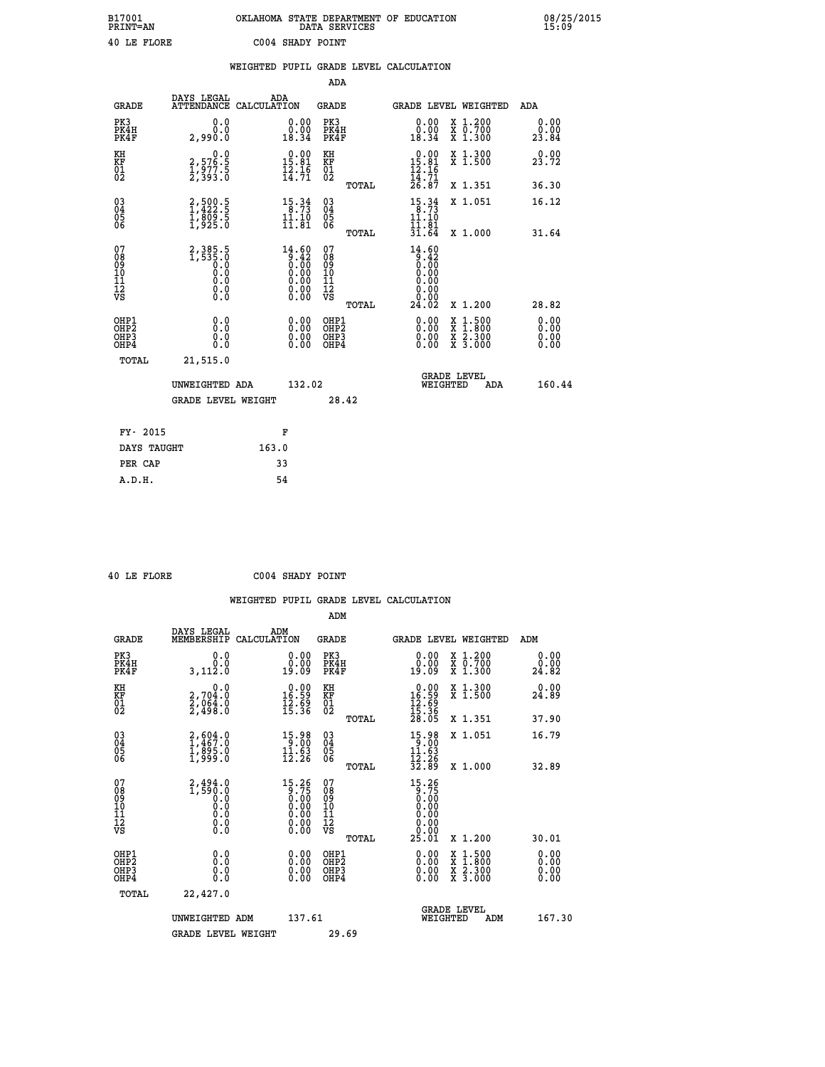B17001 OKLAHOMA STATE DEPARTMENT OF EDUCATION 08/25/2015
PRINT=AN DATA SERVICES 15:09

40 LE FLORE C004 SHADY POINT

## WEIGHTED PUPIL GRADE LEVEL CALCULATION

### ADA

| GRADE | DAYS LEGAL ATTENDANCE | ADA CALCULATION | GRADE | GRADE LEVEL | WEIGHTED | ADA |
|---|---|---|---|---|---|---|
| PK3 | 0.0 | 0.00 | PK3 | 0.00 | X 1.200 | 0.00 |
| PK4H | 0.0 | 0.00 | PK4H | 0.00 | X 0.700 | 0.00 |
| PK4F | 2,990.0 | 18.34 | PK4F | 18.34 | X 1.300 | 23.84 |
| KH | 0.0 | 0.00 | KH | 0.00 | X 1.300 | 0.00 |
| KF | 2,576.5 | 15.81 | KF | 15.81 | X 1.500 | 23.72 |
| 01 | 1,977.5 | 12.16 | 01 | 12.16 | | |
| 02 | 2,393.0 | 14.71 | 02 | 14.71 | | |
| | | | TOTAL | 26.87 | X 1.351 | 36.30 |
| 03 | 2,500.5 | 15.34 | 03 | 15.34 | X 1.051 | 16.12 |
| 04 | 1,422.5 | 8.73 | 04 | 8.73 | | |
| 05 | 1,809.5 | 11.10 | 05 | 11.10 | | |
| 06 | 1,925.0 | 11.81 | 06 | 11.81 | | |
| | | | TOTAL | 31.64 | X 1.000 | 31.64 |
| 07 | 2,385.5 | 14.60 | 07 | 14.60 | | |
| 08 | 1,535.0 | 9.42 | 08 | 9.42 | | |
| 09 | 0.0 | 0.00 | 09 | 0.00 | | |
| 10 | 0.0 | 0.00 | 10 | 0.00 | | |
| 11 | 0.0 | 0.00 | 11 | 0.00 | | |
| 12 | 0.0 | 0.00 | 12 | 0.00 | | |
| VS | 0.0 | 0.00 | VS | 0.00 | | |
| | | | TOTAL | 24.02 | X 1.200 | 28.82 |
| OHP1 | 0.0 | 0.00 | OHP1 | 0.00 | X 1.500 | 0.00 |
| OHP2 | 0.0 | 0.00 | OHP2 | 0.00 | X 1.800 | 0.00 |
| OHP3 | 0.0 | 0.00 | OHP3 | 0.00 | X 2.300 | 0.00 |
| OHP4 | 0.0 | 0.00 | OHP4 | 0.00 | X 3.000 | 0.00 |
| TOTAL | 21,515.0 | | | | | |

UNWEIGHTED ADA 132.02 GRADE LEVEL WEIGHTED ADA 160.44

GRADE LEVEL WEIGHT 28.42

| FY- 2015 | F |
|---|---|
| DAYS TAUGHT | 163.0 |
| PER CAP | 33 |
| A.D.H. | 54 |

40 LE FLORE C004 SHADY POINT

## WEIGHTED PUPIL GRADE LEVEL CALCULATION

### ADM

| GRADE | DAYS LEGAL MEMBERSHIP | ADM CALCULATION | GRADE | GRADE LEVEL | WEIGHTED | ADM |
|---|---|---|---|---|---|---|
| PK3 | 0.0 | 0.00 | PK3 | 0.00 | X 1.200 | 0.00 |
| PK4H | 0.0 | 0.00 | PK4H | 0.00 | X 0.700 | 0.00 |
| PK4F | 3,112.0 | 19.09 | PK4F | 19.09 | X 1.300 | 24.82 |
| KH | 0.0 | 0.00 | KH | 0.00 | X 1.300 | 0.00 |
| KF | 2,704.0 | 16.59 | KF | 16.59 | X 1.500 | 24.89 |
| 01 | 2,064.0 | 12.69 | 01 | 12.69 | | |
| 02 | 2,498.0 | 15.36 | 02 | 15.36 | | |
| | | | TOTAL | 28.05 | X 1.351 | 37.90 |
| 03 | 2,604.0 | 15.98 | 03 | 15.98 | X 1.051 | 16.79 |
| 04 | 1,467.0 | 9.00 | 04 | 9.00 | | |
| 05 | 1,895.0 | 11.63 | 05 | 11.63 | | |
| 06 | 1,999.0 | 12.26 | 06 | 12.26 | | |
| | | | TOTAL | 32.89 | X 1.000 | 32.89 |
| 07 | 2,494.0 | 15.26 | 07 | 15.26 | | |
| 08 | 1,590.0 | 9.75 | 08 | 9.75 | | |
| 09 | 0.0 | 0.00 | 09 | 0.00 | | |
| 10 | 0.0 | 0.00 | 10 | 0.00 | | |
| 11 | 0.0 | 0.00 | 11 | 0.00 | | |
| 12 | 0.0 | 0.00 | 12 | 0.00 | | |
| VS | 0.0 | 0.00 | VS | 0.00 | | |
| | | | TOTAL | 25.01 | X 1.200 | 30.01 |
| OHP1 | 0.0 | 0.00 | OHP1 | 0.00 | X 1.500 | 0.00 |
| OHP2 | 0.0 | 0.00 | OHP2 | 0.00 | X 1.800 | 0.00 |
| OHP3 | 0.0 | 0.00 | OHP3 | 0.00 | X 2.300 | 0.00 |
| OHP4 | 0.0 | 0.00 | OHP4 | 0.00 | X 3.000 | 0.00 |
| TOTAL | 22,427.0 | | | | | |

UNWEIGHTED ADM 137.61 GRADE LEVEL WEIGHTED ADM 167.30

GRADE LEVEL WEIGHT 29.69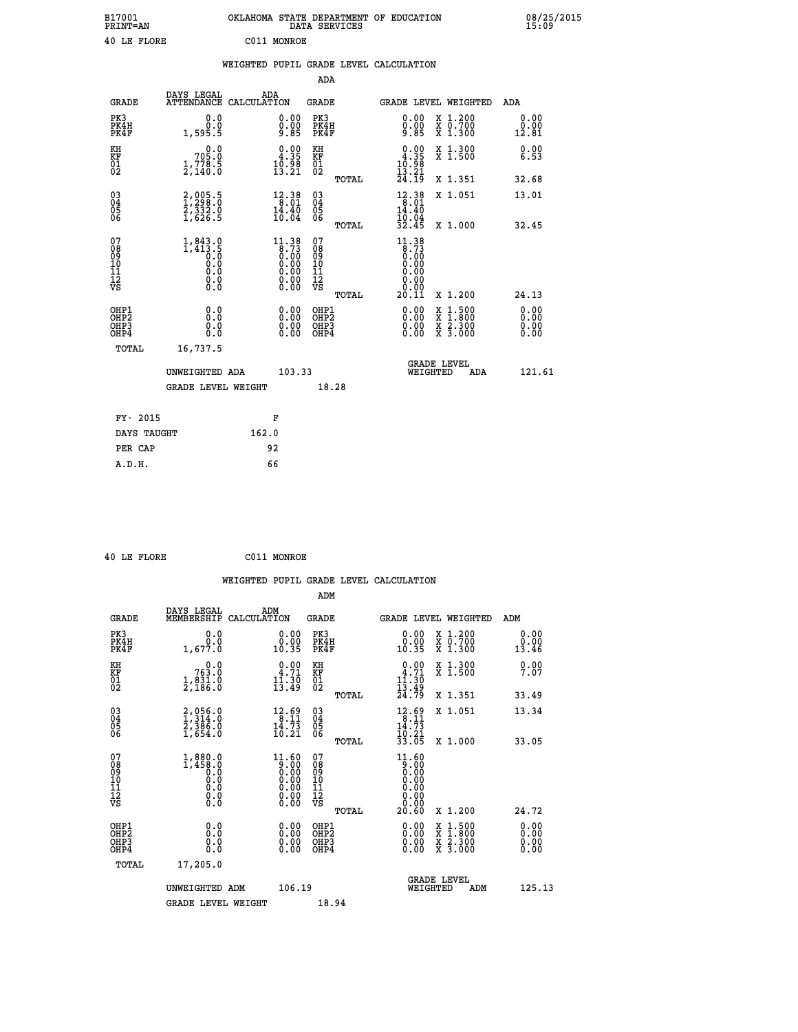B17001 OKLAHOMA STATE DEPARTMENT OF EDUCATION 08/25/2015
PRINT=AN DATA SERVICES 15:09

40 LE FLORE C011 MONROE

## WEIGHTED PUPIL GRADE LEVEL CALCULATION

### ADA

| GRADE | DAYS LEGAL ATTENDANCE | ADA CALCULATION | GRADE | GRADE LEVEL | WEIGHTED | ADA |
|---|---|---|---|---|---|---|
| PK3 | 0.0 | 0.00 | PK3 | 0.00 | X 1.200 | 0.00 |
| PK4H | 0.0 | 0.00 | PK4H | 0.00 | X 0.700 | 0.00 |
| PK4F | 1,595.5 | 9.85 | PK4F | 9.85 | X 1.300 | 12.81 |
| KH | 0.0 | 0.00 | KH | 0.00 | X 1.300 | 0.00 |
| KF | 705.0 | 4.35 | KF | 4.35 | X 1.500 | 6.53 |
| 01 | 1,778.5 | 10.98 | 01 | 10.98 | | |
| 02 | 2,140.0 | 13.21 | 02 | 13.21 | | |
| | | | TOTAL | 24.19 | X 1.351 | 32.68 |
| 03 | 2,005.5 | 12.38 | 03 | 12.38 | X 1.051 | 13.01 |
| 04 | 1,298.0 | 8.01 | 04 | 8.01 | | |
| 05 | 2,332.0 | 14.40 | 05 | 14.40 | | |
| 06 | 1,626.5 | 10.04 | 06 | 10.04 | | |
| | | | TOTAL | 32.45 | X 1.000 | 32.45 |
| 07 | 1,843.0 | 11.38 | 07 | 11.38 | | |
| 08 | 1,413.5 | 8.73 | 08 | 8.73 | | |
| 09 | 0.0 | 0.00 | 09 | 0.00 | | |
| 10 | 0.0 | 0.00 | 10 | 0.00 | | |
| 11 | 0.0 | 0.00 | 11 | 0.00 | | |
| 12 | 0.0 | 0.00 | 12 | 0.00 | | |
| VS | 0.0 | 0.00 | VS | 0.00 | | |
| | | | TOTAL | 20.11 | X 1.200 | 24.13 |
| OHP1 | 0.0 | 0.00 | OHP1 | 0.00 | X 1.500 | 0.00 |
| OHP2 | 0.0 | 0.00 | OHP2 | 0.00 | X 1.800 | 0.00 |
| OHP3 | 0.0 | 0.00 | OHP3 | 0.00 | X 2.300 | 0.00 |
| OHP4 | 0.0 | 0.00 | OHP4 | 0.00 | X 3.000 | 0.00 |
| TOTAL | 16,737.5 | | | | | |

UNWEIGHTED ADA 103.33 GRADE LEVEL WEIGHTED ADA 121.61

GRADE LEVEL WEIGHT 18.28

| FY- 2015 | F |
|---|---|
| DAYS TAUGHT | 162.0 |
| PER CAP | 92 |
| A.D.H. | 66 |

40 LE FLORE C011 MONROE

## WEIGHTED PUPIL GRADE LEVEL CALCULATION

### ADM

| GRADE | DAYS LEGAL MEMBERSHIP | ADM CALCULATION | GRADE | GRADE LEVEL | WEIGHTED | ADM |
|---|---|---|---|---|---|---|
| PK3 | 0.0 | 0.00 | PK3 | 0.00 | X 1.200 | 0.00 |
| PK4H | 0.0 | 0.00 | PK4H | 0.00 | X 0.700 | 0.00 |
| PK4F | 1,677.0 | 10.35 | PK4F | 10.35 | X 1.300 | 13.46 |
| KH | 0.0 | 0.00 | KH | 0.00 | X 1.300 | 0.00 |
| KF | 763.0 | 4.71 | KF | 4.71 | X 1.500 | 7.07 |
| 01 | 1,831.0 | 11.30 | 01 | 11.30 | | |
| 02 | 2,186.0 | 13.49 | 02 | 13.49 | | |
| | | | TOTAL | 24.79 | X 1.351 | 33.49 |
| 03 | 2,056.0 | 12.69 | 03 | 12.69 | X 1.051 | 13.34 |
| 04 | 1,314.0 | 8.11 | 04 | 8.11 | | |
| 05 | 2,386.0 | 14.73 | 05 | 14.73 | | |
| 06 | 1,654.0 | 10.21 | 06 | 10.21 | | |
| | | | TOTAL | 33.05 | X 1.000 | 33.05 |
| 07 | 1,880.0 | 11.60 | 07 | 11.60 | | |
| 08 | 1,458.0 | 9.00 | 08 | 9.00 | | |
| 09 | 0.0 | 0.00 | 09 | 0.00 | | |
| 10 | 0.0 | 0.00 | 10 | 0.00 | | |
| 11 | 0.0 | 0.00 | 11 | 0.00 | | |
| 12 | 0.0 | 0.00 | 12 | 0.00 | | |
| VS | 0.0 | 0.00 | VS | 0.00 | | |
| | | | TOTAL | 20.60 | X 1.200 | 24.72 |
| OHP1 | 0.0 | 0.00 | OHP1 | 0.00 | X 1.500 | 0.00 |
| OHP2 | 0.0 | 0.00 | OHP2 | 0.00 | X 1.800 | 0.00 |
| OHP3 | 0.0 | 0.00 | OHP3 | 0.00 | X 2.300 | 0.00 |
| OHP4 | 0.0 | 0.00 | OHP4 | 0.00 | X 3.000 | 0.00 |
| TOTAL | 17,205.0 | | | | | |

UNWEIGHTED ADM 106.19 GRADE LEVEL WEIGHTED ADM 125.13

GRADE LEVEL WEIGHT 18.94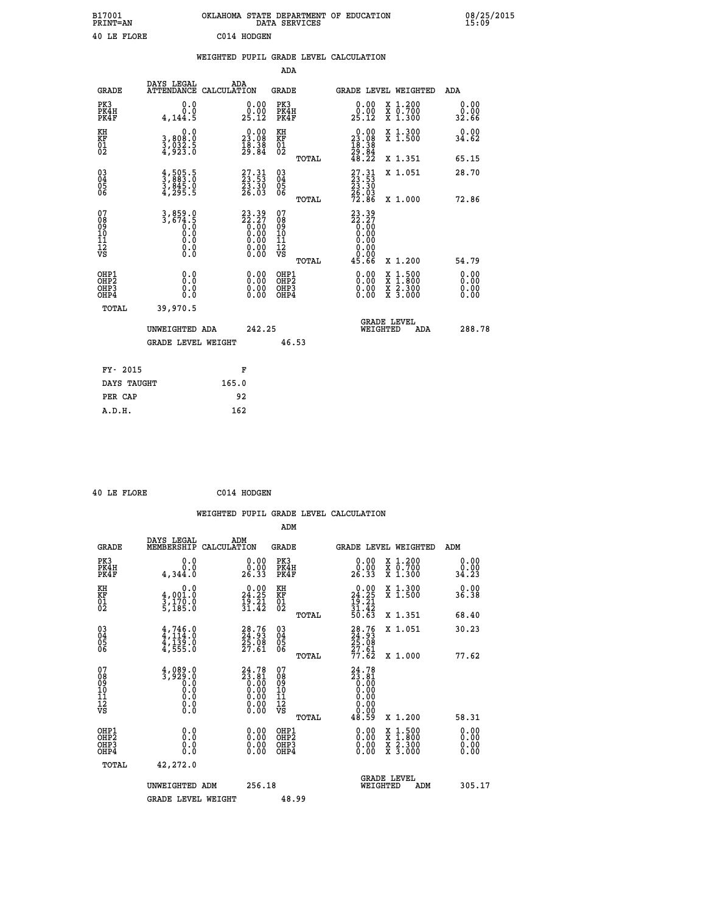B17001 OKLAHOMA STATE DEPARTMENT OF EDUCATION 08/25/2015
PRINT=AN DATA SERVICES 15:09

40 LE FLORE C014 HODGEN

WEIGHTED PUPIL GRADE LEVEL CALCULATION

ADA

| GRADE | DAYS LEGAL ATTENDANCE | ADA CALCULATION | GRADE | GRADE LEVEL | WEIGHTED | ADA |
|---|---|---|---|---|---|---|
| PK3 | 0.0 | 0.00 | PK3 | 0.00 | X 1.200 | 0.00 |
| PK4H | 0.0 | 0.00 | PK4H | 0.00 | X 0.700 | 0.00 |
| PK4F | 4,144.5 | 25.12 | PK4F | 25.12 | X 1.300 | 32.66 |
| KH | 0.0 | 0.00 | KH | 0.00 | X 1.300 | 0.00 |
| KF | 3,808.0 | 23.08 | KF | 23.08 | X 1.500 | 34.62 |
| 01 | 3,032.5 | 18.38 | 01 | 18.38 | | |
| 02 | 4,923.0 | 29.84 | 02 | 29.84 | | |
| | | | TOTAL | 48.22 | X 1.351 | 65.15 |
| 03 | 4,505.5 | 27.31 | 03 | 27.31 | X 1.051 | 28.70 |
| 04 | 3,883.0 | 23.53 | 04 | 23.53 | | |
| 05 | 3,845.0 | 23.30 | 05 | 23.30 | | |
| 06 | 4,295.5 | 26.03 | 06 | 26.03 | | |
| | | | TOTAL | 72.86 | X 1.000 | 72.86 |
| 07 | 3,859.0 | 23.39 | 07 | 23.39 | | |
| 08 | 3,674.5 | 22.27 | 08 | 22.27 | | |
| 09 | 0.0 | 0.00 | 09 | 0.00 | | |
| 10 | 0.0 | 0.00 | 10 | 0.00 | | |
| 11 | 0.0 | 0.00 | 11 | 0.00 | | |
| 12 | 0.0 | 0.00 | 12 | 0.00 | | |
| VS | 0.0 | 0.00 | VS | 0.00 | | |
| | | | TOTAL | 45.66 | X 1.200 | 54.79 |
| OHP1 | 0.0 | 0.00 | OHP1 | 0.00 | X 1.500 | 0.00 |
| OHP2 | 0.0 | 0.00 | OHP2 | 0.00 | X 1.800 | 0.00 |
| OHP3 | 0.0 | 0.00 | OHP3 | 0.00 | X 2.300 | 0.00 |
| OHP4 | 0.0 | 0.00 | OHP4 | 0.00 | X 3.000 | 0.00 |
| TOTAL | 39,970.5 | | | | | |

UNWEIGHTED ADA 242.25 | GRADE LEVEL WEIGHTED ADA 288.78

GRADE LEVEL WEIGHT 46.53

| FY- 2015 | F |
|---|---|
| DAYS TAUGHT | 165.0 |
| PER CAP | 92 |
| A.D.H. | 162 |

40 LE FLORE C014 HODGEN

WEIGHTED PUPIL GRADE LEVEL CALCULATION

ADM

| GRADE | DAYS LEGAL MEMBERSHIP | ADM CALCULATION | GRADE | GRADE LEVEL | WEIGHTED | ADM |
|---|---|---|---|---|---|---|
| PK3 | 0.0 | 0.00 | PK3 | 0.00 | X 1.200 | 0.00 |
| PK4H | 0.0 | 0.00 | PK4H | 0.00 | X 0.700 | 0.00 |
| PK4F | 4,344.0 | 26.33 | PK4F | 26.33 | X 1.300 | 34.23 |
| KH | 0.0 | 0.00 | KH | 0.00 | X 1.300 | 0.00 |
| KF | 4,001.0 | 24.25 | KF | 24.25 | X 1.500 | 36.38 |
| 01 | 3,170.0 | 19.21 | 01 | 19.21 | | |
| 02 | 5,185.0 | 31.42 | 02 | 31.42 | | |
| | | | TOTAL | 50.63 | X 1.351 | 68.40 |
| 03 | 4,746.0 | 28.76 | 03 | 28.76 | X 1.051 | 30.23 |
| 04 | 4,114.0 | 24.93 | 04 | 24.93 | | |
| 05 | 4,139.0 | 25.08 | 05 | 25.08 | | |
| 06 | 4,555.0 | 27.61 | 06 | 27.61 | | |
| | | | TOTAL | 77.62 | X 1.000 | 77.62 |
| 07 | 4,089.0 | 24.78 | 07 | 24.78 | | |
| 08 | 3,929.0 | 23.81 | 08 | 23.81 | | |
| 09 | 0.0 | 0.00 | 09 | 0.00 | | |
| 10 | 0.0 | 0.00 | 10 | 0.00 | | |
| 11 | 0.0 | 0.00 | 11 | 0.00 | | |
| 12 | 0.0 | 0.00 | 12 | 0.00 | | |
| VS | 0.0 | 0.00 | VS | 0.00 | | |
| | | | TOTAL | 48.59 | X 1.200 | 58.31 |
| OHP1 | 0.0 | 0.00 | OHP1 | 0.00 | X 1.500 | 0.00 |
| OHP2 | 0.0 | 0.00 | OHP2 | 0.00 | X 1.800 | 0.00 |
| OHP3 | 0.0 | 0.00 | OHP3 | 0.00 | X 2.300 | 0.00 |
| OHP4 | 0.0 | 0.00 | OHP4 | 0.00 | X 3.000 | 0.00 |
| TOTAL | 42,272.0 | | | | | |

UNWEIGHTED ADM 256.18 | GRADE LEVEL WEIGHTED ADM 305.17

GRADE LEVEL WEIGHT 48.99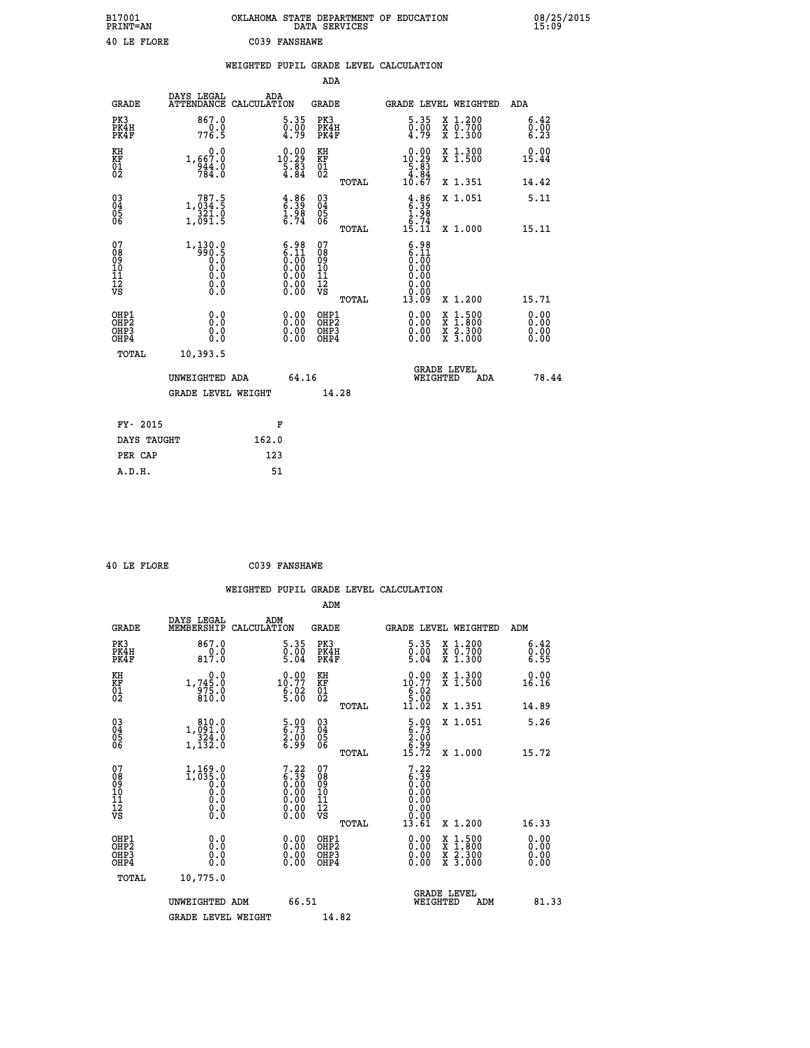B17001 OKLAHOMA STATE DEPARTMENT OF EDUCATION 08/25/2015
PRINT=AN DATA SERVICES 15:09

40 LE FLORE C039 FANSHAWE

## WEIGHTED PUPIL GRADE LEVEL CALCULATION

### ADA

| GRADE | DAYS LEGAL ATTENDANCE | ADA CALCULATION | GRADE | GRADE LEVEL | WEIGHTED | ADA |
|---|---|---|---|---|---|---|
| PK3 | 867.0 | 5.35 | PK3 | 5.35 | X 1.200 | 6.42 |
| PK4H | 0.0 | 0.00 | PK4H | 0.00 | X 0.700 | 0.00 |
| PK4F | 776.5 | 4.79 | PK4F | 4.79 | X 1.300 | 6.23 |
| KH | 0.0 | 0.00 | KH | 0.00 | X 1.300 | 0.00 |
| KF | 1,667.0 | 10.29 | KF | 10.29 | X 1.500 | 15.44 |
| 01 | 944.0 | 5.83 | 01 | 5.83 | | |
| 02 | 784.0 | 4.84 | 02 | 4.84 | | |
| | | | TOTAL | 10.67 | X 1.351 | 14.42 |
| 03 | 787.5 | 4.86 | 03 | 4.86 | X 1.051 | 5.11 |
| 04 | 1,034.5 | 6.39 | 04 | 6.39 | | |
| 05 | 321.0 | 1.98 | 05 | 1.98 | | |
| 06 | 1,091.5 | 6.74 | 06 | 6.74 | | |
| | | | TOTAL | 15.11 | X 1.000 | 15.11 |
| 07 | 1,130.0 | 6.98 | 07 | 6.98 | | |
| 08 | 990.5 | 6.11 | 08 | 6.11 | | |
| 09 | 0.0 | 0.00 | 09 | 0.00 | | |
| 10 | 0.0 | 0.00 | 10 | 0.00 | | |
| 11 | 0.0 | 0.00 | 11 | 0.00 | | |
| 12 | 0.0 | 0.00 | 12 | 0.00 | | |
| VS | 0.0 | 0.00 | VS | 0.00 | | |
| | | | TOTAL | 13.09 | X 1.200 | 15.71 |
| OHP1 | 0.0 | 0.00 | OHP1 | 0.00 | X 1.500 | 0.00 |
| OHP2 | 0.0 | 0.00 | OHP2 | 0.00 | X 1.800 | 0.00 |
| OHP3 | 0.0 | 0.00 | OHP3 | 0.00 | X 2.300 | 0.00 |
| OHP4 | 0.0 | 0.00 | OHP4 | 0.00 | X 3.000 | 0.00 |
| TOTAL | 10,393.5 | | | | | |

UNWEIGHTED ADA 64.16 GRADE LEVEL WEIGHTED ADA 78.44

GRADE LEVEL WEIGHT 14.28

| FY- 2015 | F |
|---|---|
| DAYS TAUGHT | 162.0 |
| PER CAP | 123 |
| A.D.H. | 51 |

40 LE FLORE C039 FANSHAWE

## WEIGHTED PUPIL GRADE LEVEL CALCULATION

### ADM

| GRADE | DAYS LEGAL MEMBERSHIP | ADM CALCULATION | GRADE | GRADE LEVEL | WEIGHTED | ADM |
|---|---|---|---|---|---|---|
| PK3 | 867.0 | 5.35 | PK3 | 5.35 | X 1.200 | 6.42 |
| PK4H | 0.0 | 0.00 | PK4H | 0.00 | X 0.700 | 0.00 |
| PK4F | 817.0 | 5.04 | PK4F | 5.04 | X 1.300 | 6.55 |
| KH | 0.0 | 0.00 | KH | 0.00 | X 1.300 | 0.00 |
| KF | 1,745.0 | 10.77 | KF | 10.77 | X 1.500 | 16.16 |
| 01 | 975.0 | 6.02 | 01 | 6.02 | | |
| 02 | 810.0 | 5.00 | 02 | 5.00 | | |
| | | | TOTAL | 11.02 | X 1.351 | 14.89 |
| 03 | 810.0 | 5.00 | 03 | 5.00 | X 1.051 | 5.26 |
| 04 | 1,091.0 | 6.73 | 04 | 6.73 | | |
| 05 | 324.0 | 2.00 | 05 | 2.00 | | |
| 06 | 1,132.0 | 6.99 | 06 | 6.99 | | |
| | | | TOTAL | 15.72 | X 1.000 | 15.72 |
| 07 | 1,169.0 | 7.22 | 07 | 7.22 | | |
| 08 | 1,035.0 | 6.39 | 08 | 6.39 | | |
| 09 | 0.0 | 0.00 | 09 | 0.00 | | |
| 10 | 0.0 | 0.00 | 10 | 0.00 | | |
| 11 | 0.0 | 0.00 | 11 | 0.00 | | |
| 12 | 0.0 | 0.00 | 12 | 0.00 | | |
| VS | 0.0 | 0.00 | VS | 0.00 | | |
| | | | TOTAL | 13.61 | X 1.200 | 16.33 |
| OHP1 | 0.0 | 0.00 | OHP1 | 0.00 | X 1.500 | 0.00 |
| OHP2 | 0.0 | 0.00 | OHP2 | 0.00 | X 1.800 | 0.00 |
| OHP3 | 0.0 | 0.00 | OHP3 | 0.00 | X 2.300 | 0.00 |
| OHP4 | 0.0 | 0.00 | OHP4 | 0.00 | X 3.000 | 0.00 |
| TOTAL | 10,775.0 | | | | | |

UNWEIGHTED ADM 66.51 GRADE LEVEL WEIGHTED ADM 81.33

GRADE LEVEL WEIGHT 14.82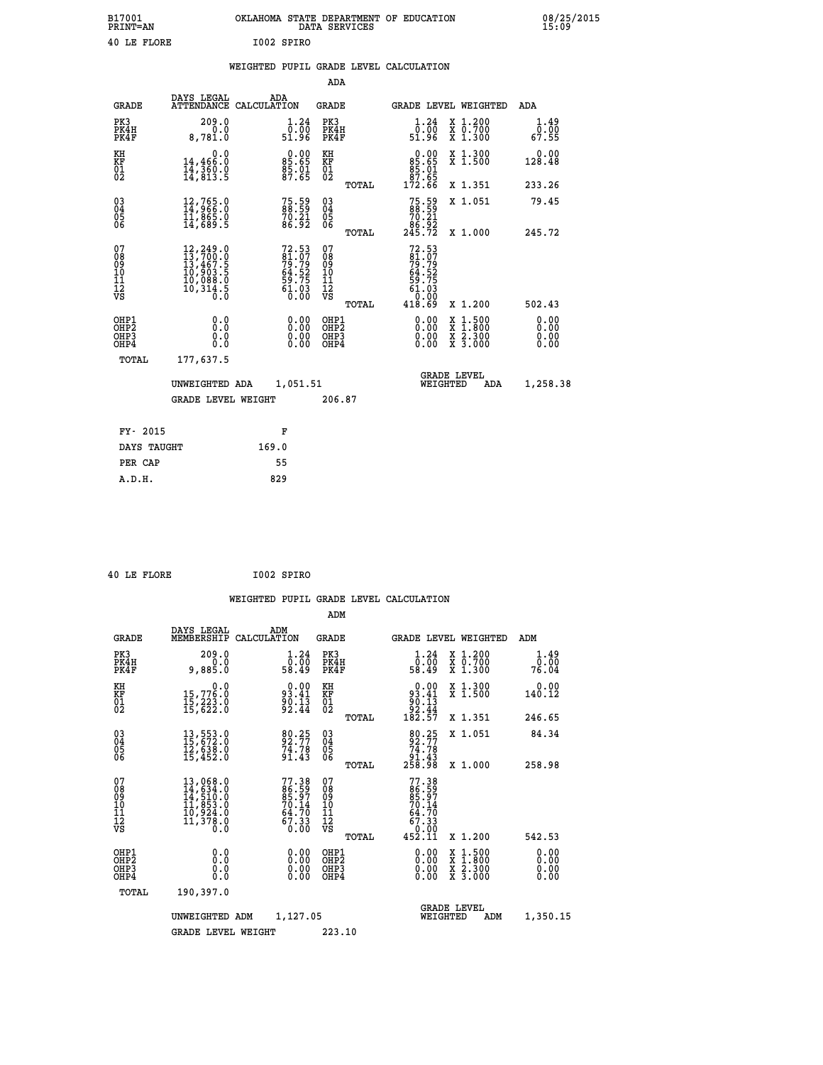B17001 PRINT=AN — OKLAHOMA STATE DEPARTMENT OF EDUCATION DATA SERVICES — 08/25/2015 15:09

40 LE FLORE — I002 SPIRO

## WEIGHTED PUPIL GRADE LEVEL CALCULATION

### ADA

| GRADE | DAYS LEGAL ATTENDANCE | ADA CALCULATION | GRADE | | GRADE LEVEL | WEIGHTED | ADA |
|---|---|---|---|---|---|---|---|
| PK3 | 209.0 | 1.24 | PK3 | | 1.24 | X 1.200 | 1.49 |
| PK4H | 0.0 | 0.00 | PK4H | | 0.00 | X 0.700 | 0.00 |
| PK4F | 8,781.0 | 51.96 | PK4F | | 51.96 | X 1.300 | 67.55 |
| KH | 0.0 | 0.00 | KH | | 0.00 | X 1.300 | 0.00 |
| KF | 14,466.0 | 85.65 | KF | | 85.65 | X 1.500 | 128.48 |
| 01 | 14,360.0 | 85.01 | 01 | | 85.01 | | |
| 02 | 14,813.5 | 87.65 | 02 | | 87.65 | | |
| | | | | TOTAL | 172.66 | X 1.351 | 233.26 |
| 03 | 12,765.0 | 75.59 | 03 | | 75.59 | X 1.051 | 79.45 |
| 04 | 14,966.0 | 88.59 | 04 | | 88.59 | | |
| 05 | 11,865.0 | 70.21 | 05 | | 70.21 | | |
| 06 | 14,689.5 | 86.92 | 06 | | 86.92 | | |
| | | | | TOTAL | 245.72 | X 1.000 | 245.72 |
| 07 | 12,249.0 | 72.53 | 07 | | 72.53 | | |
| 08 | 13,700.0 | 81.07 | 08 | | 81.07 | | |
| 09 | 13,467.5 | 79.79 | 09 | | 79.79 | | |
| 10 | 10,903.5 | 64.52 | 10 | | 64.52 | | |
| 11 | 10,088.0 | 59.75 | 11 | | 59.75 | | |
| 12 | 10,314.5 | 61.03 | 12 | | 61.03 | | |
| VS | 0.0 | 0.00 | VS | | 0.00 | | |
| | | | | TOTAL | 418.69 | X 1.200 | 502.43 |
| OHP1 | 0.0 | 0.00 | OHP1 | | 0.00 | X 1.500 | 0.00 |
| OHP2 | 0.0 | 0.00 | OHP2 | | 0.00 | X 1.800 | 0.00 |
| OHP3 | 0.0 | 0.00 | OHP3 | | 0.00 | X 2.300 | 0.00 |
| OHP4 | 0.0 | 0.00 | OHP4 | | 0.00 | X 3.000 | 0.00 |
| TOTAL | 177,637.5 | | | | | | |

UNWEIGHTED ADA 1,051.51 — GRADE LEVEL WEIGHTED ADA 1,258.38

GRADE LEVEL WEIGHT 206.87

| FY- 2015 | F |
|---|---|
| DAYS TAUGHT | 169.0 |
| PER CAP | 55 |
| A.D.H. | 829 |

40 LE FLORE — I002 SPIRO

## WEIGHTED PUPIL GRADE LEVEL CALCULATION

### ADM

| GRADE | DAYS LEGAL MEMBERSHIP | ADM CALCULATION | GRADE | | GRADE LEVEL | WEIGHTED | ADM |
|---|---|---|---|---|---|---|---|
| PK3 | 209.0 | 1.24 | PK3 | | 1.24 | X 1.200 | 1.49 |
| PK4H | 0.0 | 0.00 | PK4H | | 0.00 | X 0.700 | 0.00 |
| PK4F | 9,885.0 | 58.49 | PK4F | | 58.49 | X 1.300 | 76.04 |
| KH | 0.0 | 0.00 | KH | | 0.00 | X 1.300 | 0.00 |
| KF | 15,776.0 | 93.41 | KF | | 93.41 | X 1.500 | 140.12 |
| 01 | 15,223.0 | 90.13 | 01 | | 90.13 | | |
| 02 | 15,622.0 | 92.44 | 02 | | 92.44 | | |
| | | | | TOTAL | 182.57 | X 1.351 | 246.65 |
| 03 | 13,553.0 | 80.25 | 03 | | 80.25 | X 1.051 | 84.34 |
| 04 | 15,672.0 | 92.77 | 04 | | 92.77 | | |
| 05 | 12,638.0 | 74.78 | 05 | | 74.78 | | |
| 06 | 15,452.0 | 91.43 | 06 | | 91.43 | | |
| | | | | TOTAL | 258.98 | X 1.000 | 258.98 |
| 07 | 13,068.0 | 77.38 | 07 | | 77.38 | | |
| 08 | 14,634.0 | 86.59 | 08 | | 86.59 | | |
| 09 | 14,510.0 | 85.97 | 09 | | 85.97 | | |
| 10 | 11,853.0 | 70.14 | 10 | | 70.14 | | |
| 11 | 10,924.0 | 64.70 | 11 | | 64.70 | | |
| 12 | 11,378.0 | 67.33 | 12 | | 67.33 | | |
| VS | 0.0 | 0.00 | VS | | 0.00 | | |
| | | | | TOTAL | 452.11 | X 1.200 | 542.53 |
| OHP1 | 0.0 | 0.00 | OHP1 | | 0.00 | X 1.500 | 0.00 |
| OHP2 | 0.0 | 0.00 | OHP2 | | 0.00 | X 1.800 | 0.00 |
| OHP3 | 0.0 | 0.00 | OHP3 | | 0.00 | X 2.300 | 0.00 |
| OHP4 | 0.0 | 0.00 | OHP4 | | 0.00 | X 3.000 | 0.00 |
| TOTAL | 190,397.0 | | | | | | |

UNWEIGHTED ADM 1,127.05 — GRADE LEVEL WEIGHTED ADM 1,350.15

GRADE LEVEL WEIGHT 223.10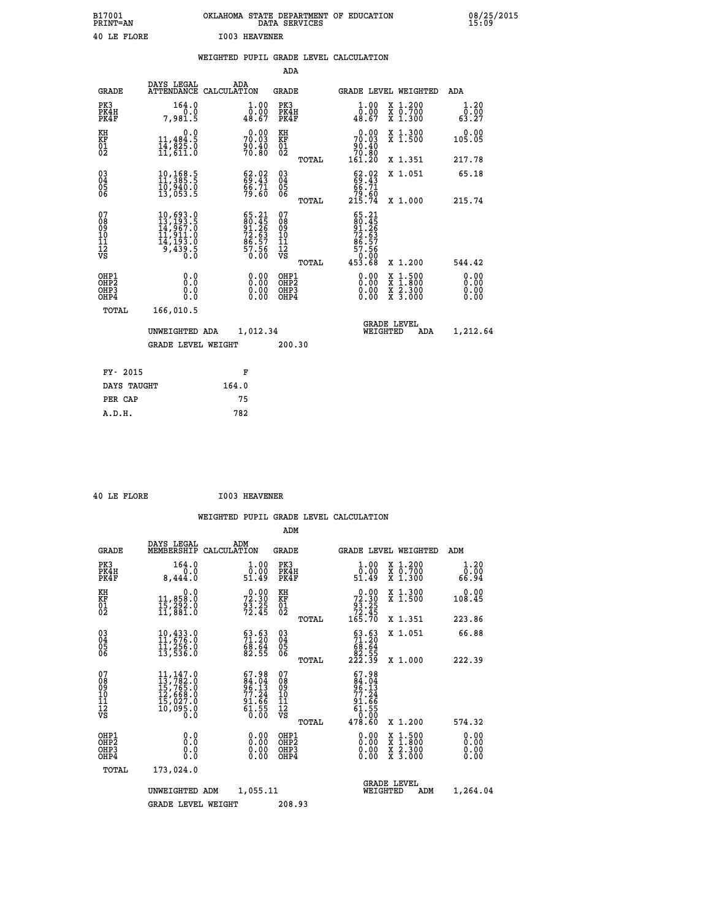B17001 OKLAHOMA STATE DEPARTMENT OF EDUCATION 08/25/2015
PRINT=AN DATA SERVICES 15:09

40 LE FLORE I003 HEAVENER

WEIGHTED PUPIL GRADE LEVEL CALCULATION

ADA

| GRADE | DAYS LEGAL ATTENDANCE | ADA CALCULATION | GRADE | GRADE LEVEL | WEIGHTED | ADA |
|---|---|---|---|---|---|---|
| PK3 | 164.0 | 1.00 | PK3 | 1.00 | X 1.200 | 1.20 |
| PK4H | 0.0 | 0.00 | PK4H | 0.00 | X 0.700 | 0.00 |
| PK4F | 7,981.5 | 48.67 | PK4F | 48.67 | X 1.300 | 63.27 |
| KH | 0.0 | 0.00 | KH | 0.00 | X 1.300 | 0.00 |
| KF | 11,484.5 | 70.03 | KF | 70.03 | X 1.500 | 105.05 |
| 01 | 14,825.0 | 90.40 | 01 | 90.40 | | |
| 02 | 11,611.0 | 70.80 | 02 | 70.80 | | |
| | | | TOTAL | 161.20 | X 1.351 | 217.78 |
| 03 | 10,168.5 | 62.02 | 03 | 62.02 | X 1.051 | 65.18 |
| 04 | 11,385.5 | 69.43 | 04 | 69.43 | | |
| 05 | 10,940.0 | 66.71 | 05 | 66.71 | | |
| 06 | 13,053.5 | 79.60 | 06 | 79.60 | | |
| | | | TOTAL | 215.74 | X 1.000 | 215.74 |
| 07 | 10,693.0 | 65.21 | 07 | 65.21 | | |
| 08 | 13,193.5 | 80.45 | 08 | 80.45 | | |
| 09 | 14,967.0 | 91.26 | 09 | 91.26 | | |
| 10 | 11,911.0 | 72.63 | 10 | 72.63 | | |
| 11 | 14,193.0 | 86.57 | 11 | 86.57 | | |
| 12 | 9,439.5 | 57.56 | 12 | 57.56 | | |
| VS | 0.0 | 0.00 | VS | 0.00 | | |
| | | | TOTAL | 453.68 | X 1.200 | 544.42 |
| OHP1 | 0.0 | 0.00 | OHP1 | 0.00 | X 1.500 | 0.00 |
| OHP2 | 0.0 | 0.00 | OHP2 | 0.00 | X 1.800 | 0.00 |
| OHP3 | 0.0 | 0.00 | OHP3 | 0.00 | X 2.300 | 0.00 |
| OHP4 | 0.0 | 0.00 | OHP4 | 0.00 | X 3.000 | 0.00 |
| TOTAL | 166,010.5 | | | | | |

UNWEIGHTED ADA 1,012.34 GRADE LEVEL WEIGHTED ADA 1,212.64

GRADE LEVEL WEIGHT 200.30

| FY- 2015 | F |
|---|---|
| DAYS TAUGHT | 164.0 |
| PER CAP | 75 |
| A.D.H. | 782 |

40 LE FLORE I003 HEAVENER

WEIGHTED PUPIL GRADE LEVEL CALCULATION

ADM

| GRADE | DAYS LEGAL MEMBERSHIP | ADM CALCULATION | GRADE | GRADE LEVEL | WEIGHTED | ADM |
|---|---|---|---|---|---|---|
| PK3 | 164.0 | 1.00 | PK3 | 1.00 | X 1.200 | 1.20 |
| PK4H | 0.0 | 0.00 | PK4H | 0.00 | X 0.700 | 0.00 |
| PK4F | 8,444.0 | 51.49 | PK4F | 51.49 | X 1.300 | 66.94 |
| KH | 0.0 | 0.00 | KH | 0.00 | X 1.300 | 0.00 |
| KF | 11,858.0 | 72.30 | KF | 72.30 | X 1.500 | 108.45 |
| 01 | 15,292.0 | 93.25 | 01 | 93.25 | | |
| 02 | 11,881.0 | 72.45 | 02 | 72.45 | | |
| | | | TOTAL | 165.70 | X 1.351 | 223.86 |
| 03 | 10,433.0 | 63.63 | 03 | 63.63 | X 1.051 | 66.88 |
| 04 | 11,676.0 | 71.20 | 04 | 71.20 | | |
| 05 | 11,256.0 | 68.64 | 05 | 68.64 | | |
| 06 | 13,536.0 | 82.55 | 06 | 82.55 | | |
| | | | TOTAL | 222.39 | X 1.000 | 222.39 |
| 07 | 11,147.0 | 67.98 | 07 | 67.98 | | |
| 08 | 13,782.0 | 84.04 | 08 | 84.04 | | |
| 09 | 15,765.0 | 96.13 | 09 | 96.13 | | |
| 10 | 12,668.0 | 77.24 | 10 | 77.24 | | |
| 11 | 15,027.0 | 91.66 | 11 | 91.66 | | |
| 12 | 10,095.0 | 61.55 | 12 | 61.55 | | |
| VS | 0.0 | 0.00 | VS | 0.00 | | |
| | | | TOTAL | 478.60 | X 1.200 | 574.32 |
| OHP1 | 0.0 | 0.00 | OHP1 | 0.00 | X 1.500 | 0.00 |
| OHP2 | 0.0 | 0.00 | OHP2 | 0.00 | X 1.800 | 0.00 |
| OHP3 | 0.0 | 0.00 | OHP3 | 0.00 | X 2.300 | 0.00 |
| OHP4 | 0.0 | 0.00 | OHP4 | 0.00 | X 3.000 | 0.00 |
| TOTAL | 173,024.0 | | | | | |

UNWEIGHTED ADM 1,055.11 GRADE LEVEL WEIGHTED ADM 1,264.04

GRADE LEVEL WEIGHT 208.93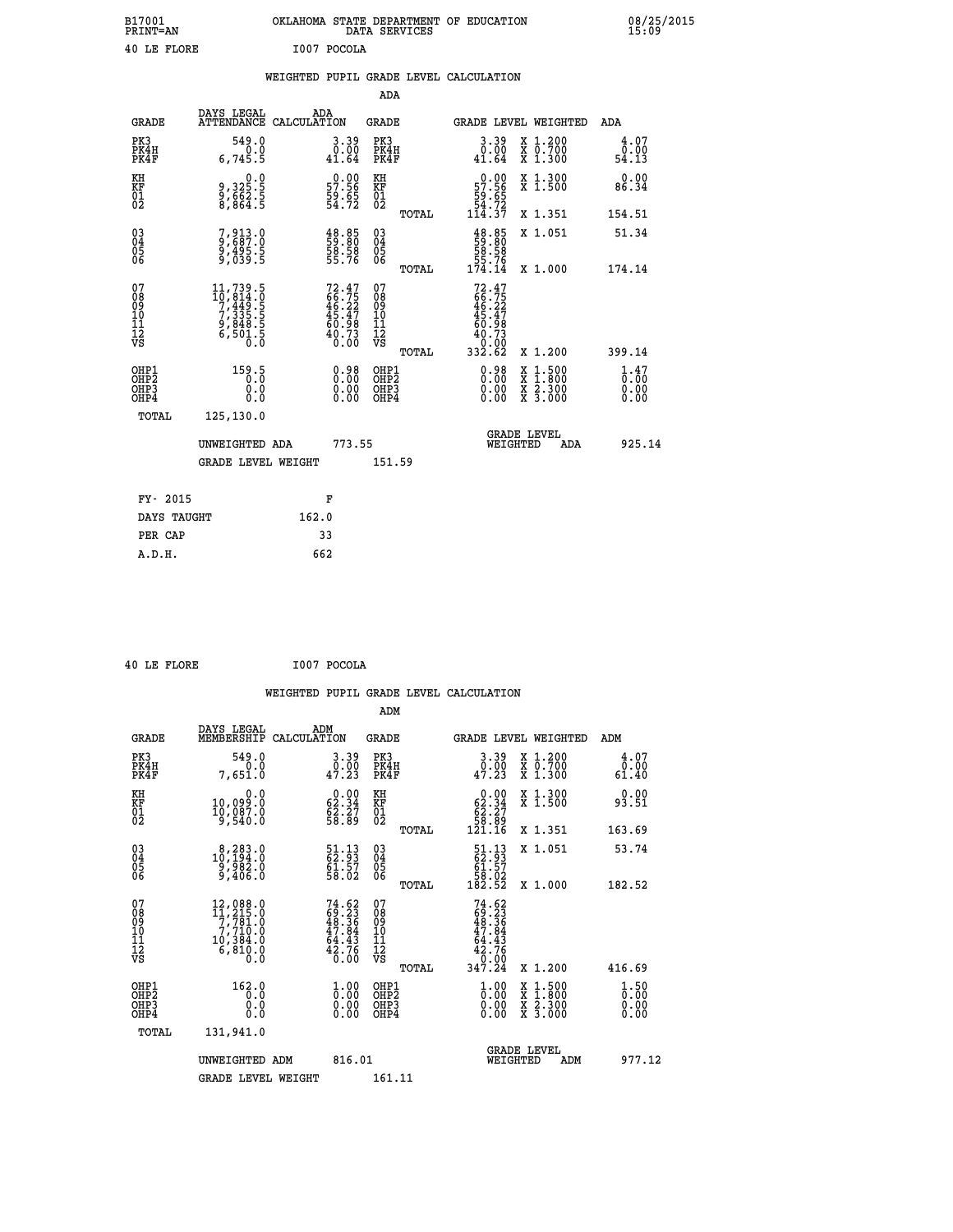B17001 OKLAHOMA STATE DEPARTMENT OF EDUCATION 08/25/2015
PRINT=AN DATA SERVICES 15:09

40 LE FLORE I007 POCOLA

## WEIGHTED PUPIL GRADE LEVEL CALCULATION

### ADA

| GRADE | DAYS LEGAL ATTENDANCE | ADA CALCULATION | GRADE | | GRADE LEVEL | WEIGHTED | ADA |
|---|---|---|---|---|---|---|---|
| PK3 | 549.0 | 3.39 | PK3 | | 3.39 | X 1.200 | 4.07 |
| PK4H | 0.0 | 0.00 | PK4H | | 0.00 | X 0.700 | 0.00 |
| PK4F | 6,745.5 | 41.64 | PK4F | | 41.64 | X 1.300 | 54.13 |
| KH | 0.0 | 0.00 | KH | | 0.00 | X 1.300 | 0.00 |
| KF | 9,325.5 | 57.56 | KF | | 57.56 | X 1.500 | 86.34 |
| 01 | 9,662.5 | 59.65 | 01 | | 59.65 | | |
| 02 | 8,864.5 | 54.72 | 02 | | 54.72 | | |
| | | | | TOTAL | 114.37 | X 1.351 | 154.51 |
| 03 | 7,913.0 | 48.85 | 03 | | 48.85 | X 1.051 | 51.34 |
| 04 | 9,687.0 | 59.80 | 04 | | 59.80 | | |
| 05 | 9,495.5 | 58.58 | 05 | | 58.58 | | |
| 06 | 9,039.5 | 55.76 | 06 | | 55.76 | | |
| | | | | TOTAL | 174.14 | X 1.000 | 174.14 |
| 07 | 11,739.5 | 72.47 | 07 | | 72.47 | | |
| 08 | 10,814.0 | 66.75 | 08 | | 66.75 | | |
| 09 | 7,449.5 | 46.22 | 09 | | 46.22 | | |
| 10 | 7,335.5 | 45.47 | 10 | | 45.47 | | |
| 11 | 9,848.5 | 60.98 | 11 | | 60.98 | | |
| 12 | 6,501.5 | 40.73 | 12 | | 40.73 | | |
| VS | 0.0 | 0.00 | VS | | 0.00 | | |
| | | | | TOTAL | 332.62 | X 1.200 | 399.14 |
| OHP1 | 159.5 | 0.98 | OHP1 | | 0.98 | X 1.500 | 1.47 |
| OHP2 | 0.0 | 0.00 | OHP2 | | 0.00 | X 1.800 | 0.00 |
| OHP3 | 0.0 | 0.00 | OHP3 | | 0.00 | X 2.300 | 0.00 |
| OHP4 | 0.0 | 0.00 | OHP4 | | 0.00 | X 3.000 | 0.00 |
| TOTAL | 125,130.0 | | | | | | |

UNWEIGHTED ADA 773.55 GRADE LEVEL WEIGHTED ADA 925.14

GRADE LEVEL WEIGHT 151.59

| FY- 2015 | F |
|---|---|
| DAYS TAUGHT | 162.0 |
| PER CAP | 33 |
| A.D.H. | 662 |

40 LE FLORE I007 POCOLA

## WEIGHTED PUPIL GRADE LEVEL CALCULATION

### ADM

| GRADE | DAYS LEGAL MEMBERSHIP | ADM CALCULATION | GRADE | | GRADE LEVEL | WEIGHTED | ADM |
|---|---|---|---|---|---|---|---|
| PK3 | 549.0 | 3.39 | PK3 | | 3.39 | X 1.200 | 4.07 |
| PK4H | 0.0 | 0.00 | PK4H | | 0.00 | X 0.700 | 0.00 |
| PK4F | 7,651.0 | 47.23 | PK4F | | 47.23 | X 1.300 | 61.40 |
| KH | 0.0 | 0.00 | KH | | 0.00 | X 1.300 | 0.00 |
| KF | 10,099.0 | 62.34 | KF | | 62.34 | X 1.500 | 93.51 |
| 01 | 10,087.0 | 62.27 | 01 | | 62.27 | | |
| 02 | 9,540.0 | 58.89 | 02 | | 58.89 | | |
| | | | | TOTAL | 121.16 | X 1.351 | 163.69 |
| 03 | 8,283.0 | 51.13 | 03 | | 51.13 | X 1.051 | 53.74 |
| 04 | 10,194.0 | 62.93 | 04 | | 62.93 | | |
| 05 | 9,982.0 | 61.57 | 05 | | 61.57 | | |
| 06 | 9,406.0 | 58.02 | 06 | | 58.02 | | |
| | | | | TOTAL | 182.52 | X 1.000 | 182.52 |
| 07 | 12,088.0 | 74.62 | 07 | | 74.62 | | |
| 08 | 11,215.0 | 69.23 | 08 | | 69.23 | | |
| 09 | 7,781.0 | 48.36 | 09 | | 48.36 | | |
| 10 | 7,710.0 | 47.84 | 10 | | 47.84 | | |
| 11 | 10,384.0 | 64.43 | 11 | | 64.43 | | |
| 12 | 6,810.0 | 42.76 | 12 | | 42.76 | | |
| VS | 0.0 | 0.00 | VS | | 0.00 | | |
| | | | | TOTAL | 347.24 | X 1.200 | 416.69 |
| OHP1 | 162.0 | 1.00 | OHP1 | | 1.00 | X 1.500 | 1.50 |
| OHP2 | 0.0 | 0.00 | OHP2 | | 0.00 | X 1.800 | 0.00 |
| OHP3 | 0.0 | 0.00 | OHP3 | | 0.00 | X 2.300 | 0.00 |
| OHP4 | 0.0 | 0.00 | OHP4 | | 0.00 | X 3.000 | 0.00 |
| TOTAL | 131,941.0 | | | | | | |

UNWEIGHTED ADM 816.01 GRADE LEVEL WEIGHTED ADM 977.12

GRADE LEVEL WEIGHT 161.11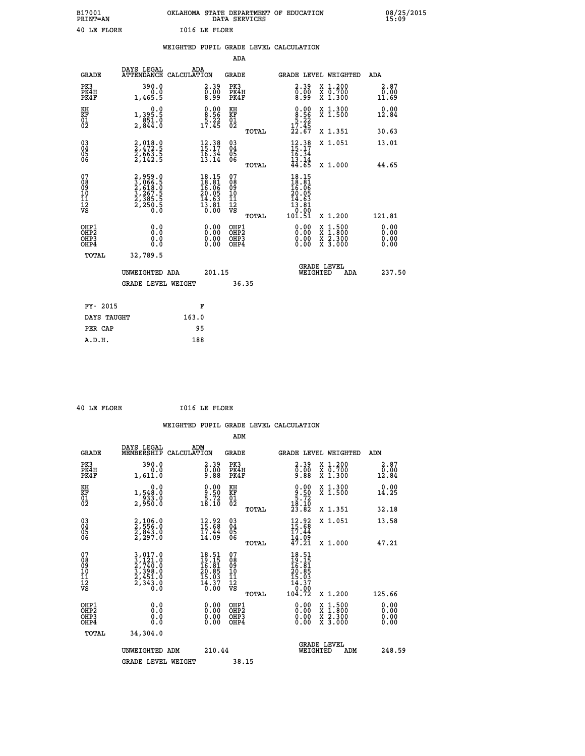B17001 OKLAHOMA STATE DEPARTMENT OF EDUCATION 08/25/2015
PRINT=AN DATA SERVICES 15:09

40 LE FLORE I016 LE FLORE

## WEIGHTED PUPIL GRADE LEVEL CALCULATION

ADA

| GRADE | DAYS LEGAL ATTENDANCE | ADA CALCULATION | GRADE | GRADE LEVEL | WEIGHTED | ADA |
|---|---|---|---|---|---|---|
| PK3 | 390.0 | 2.39 | PK3 | 2.39 | X 1.200 | 2.87 |
| PK4H | 0.0 | 0.00 | PK4H | 0.00 | X 0.700 | 0.00 |
| PK4F | 1,465.5 | 8.99 | PK4F | 8.99 | X 1.300 | 11.69 |
| KH | 0.0 | 0.00 | KH | 0.00 | X 1.300 | 0.00 |
| KF | 1,395.5 | 8.56 | KF | 8.56 | X 1.500 | 12.84 |
| 01 | 851.0 | 5.22 | 01 | 5.22 | | |
| 02 | 2,844.0 | 17.45 | 02 | 17.45 | | |
| | | | TOTAL | 22.67 | X 1.351 | 30.63 |
| 03 | 2,018.0 | 12.38 | 03 | 12.38 | X 1.051 | 13.01 |
| 04 | 2,472.5 | 15.17 | 04 | 15.17 | | |
| 05 | 2,663.5 | 16.34 | 05 | 16.34 | | |
| 06 | 2,142.5 | 13.14 | 06 | 13.14 | | |
| | | | TOTAL | 44.65 | X 1.000 | 44.65 |
| 07 | 2,959.0 | 18.15 | 07 | 18.15 | | |
| 08 | 3,066.5 | 18.81 | 08 | 18.81 | | |
| 09 | 2,618.0 | 16.06 | 09 | 16.06 | | |
| 10 | 3,267.5 | 20.05 | 10 | 20.05 | | |
| 11 | 2,385.5 | 14.63 | 11 | 14.63 | | |
| 12 | 2,250.5 | 13.81 | 12 | 13.81 | | |
| VS | 0.0 | 0.00 | VS | 0.00 | | |
| | | | TOTAL | 101.51 | X 1.200 | 121.81 |
| OHP1 | 0.0 | 0.00 | OHP1 | 0.00 | X 1.500 | 0.00 |
| OHP2 | 0.0 | 0.00 | OHP2 | 0.00 | X 1.800 | 0.00 |
| OHP3 | 0.0 | 0.00 | OHP3 | 0.00 | X 2.300 | 0.00 |
| OHP4 | 0.0 | 0.00 | OHP4 | 0.00 | X 3.000 | 0.00 |
| TOTAL | 32,789.5 | | | | | |

UNWEIGHTED ADA 201.15 GRADE LEVEL WEIGHTED ADA 237.50

GRADE LEVEL WEIGHT 36.35

| FY- 2015 | F |
|---|---|
| DAYS TAUGHT | 163.0 |
| PER CAP | 95 |
| A.D.H. | 188 |

40 LE FLORE I016 LE FLORE

## WEIGHTED PUPIL GRADE LEVEL CALCULATION

ADM

| GRADE | DAYS LEGAL MEMBERSHIP | ADM CALCULATION | GRADE | GRADE LEVEL | WEIGHTED | ADM |
|---|---|---|---|---|---|---|
| PK3 | 390.0 | 2.39 | PK3 | 2.39 | X 1.200 | 2.87 |
| PK4H | 0.0 | 0.00 | PK4H | 0.00 | X 0.700 | 0.00 |
| PK4F | 1,611.0 | 9.88 | PK4F | 9.88 | X 1.300 | 12.84 |
| KH | 0.0 | 0.00 | KH | 0.00 | X 1.300 | 0.00 |
| KF | 1,548.0 | 9.50 | KF | 9.50 | X 1.500 | 14.25 |
| 01 | 933.0 | 5.72 | 01 | 5.72 | | |
| 02 | 2,950.0 | 18.10 | 02 | 18.10 | | |
| | | | TOTAL | 23.82 | X 1.351 | 32.18 |
| 03 | 2,106.0 | 12.92 | 03 | 12.92 | X 1.051 | 13.58 |
| 04 | 2,556.0 | 15.68 | 04 | 15.68 | | |
| 05 | 2,843.0 | 17.44 | 05 | 17.44 | | |
| 06 | 2,297.0 | 14.09 | 06 | 14.09 | | |
| | | | TOTAL | 47.21 | X 1.000 | 47.21 |
| 07 | 3,017.0 | 18.51 | 07 | 18.51 | | |
| 08 | 3,121.0 | 19.15 | 08 | 19.15 | | |
| 09 | 2,740.0 | 16.81 | 09 | 16.81 | | |
| 10 | 3,398.0 | 20.85 | 10 | 20.85 | | |
| 11 | 2,451.0 | 15.03 | 11 | 15.03 | | |
| 12 | 2,343.0 | 14.37 | 12 | 14.37 | | |
| VS | 0.0 | 0.00 | VS | 0.00 | | |
| | | | TOTAL | 104.72 | X 1.200 | 125.66 |
| OHP1 | 0.0 | 0.00 | OHP1 | 0.00 | X 1.500 | 0.00 |
| OHP2 | 0.0 | 0.00 | OHP2 | 0.00 | X 1.800 | 0.00 |
| OHP3 | 0.0 | 0.00 | OHP3 | 0.00 | X 2.300 | 0.00 |
| OHP4 | 0.0 | 0.00 | OHP4 | 0.00 | X 3.000 | 0.00 |
| TOTAL | 34,304.0 | | | | | |

UNWEIGHTED ADM 210.44 GRADE LEVEL WEIGHTED ADM 248.59

GRADE LEVEL WEIGHT 38.15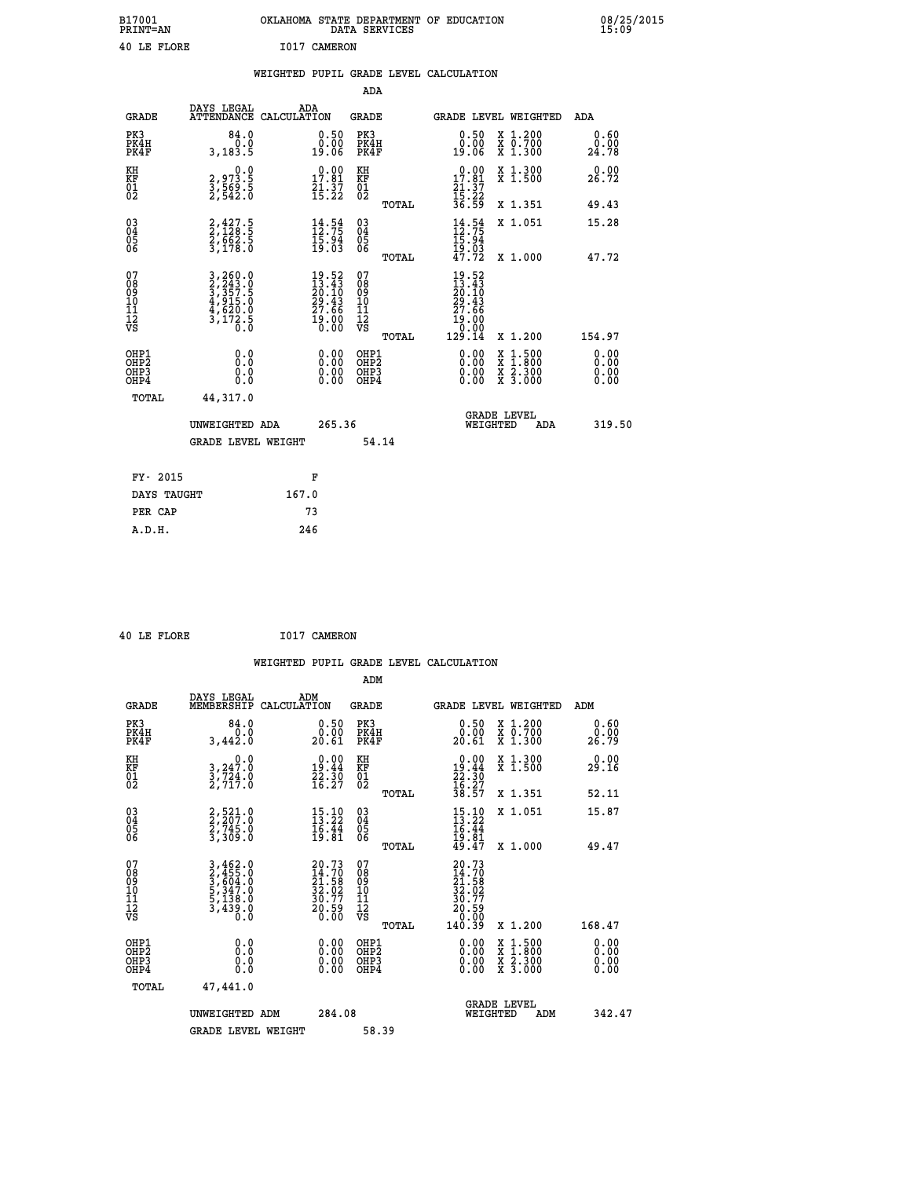B17001 OKLAHOMA STATE DEPARTMENT OF EDUCATION 08/25/2015
PRINT=AN DATA SERVICES 15:09

40 LE FLORE I017 CAMERON

### WEIGHTED PUPIL GRADE LEVEL CALCULATION

ADA

| GRADE | DAYS LEGAL ATTENDANCE | ADA CALCULATION | GRADE | GRADE LEVEL | WEIGHTED | ADA |
|---|---|---|---|---|---|---|
| PK3 | 84.0 | 0.50 | PK3 | 0.50 | X 1.200 | 0.60 |
| PK4H | 0.0 | 0.00 | PK4H | 0.00 | X 0.700 | 0.00 |
| PK4F | 3,183.5 | 19.06 | PK4F | 19.06 | X 1.300 | 24.78 |
| KH | 0.0 | 0.00 | KH | 0.00 | X 1.300 | 0.00 |
| KF | 2,973.5 | 17.81 | KF | 17.81 | X 1.500 | 26.72 |
| 01 | 3,569.5 | 21.37 | 01 | 21.37 | | |
| 02 | 2,542.0 | 15.22 | 02 | 15.22 | | |
| | | | TOTAL | 36.59 | X 1.351 | 49.43 |
| 03 | 2,427.5 | 14.54 | 03 | 14.54 | X 1.051 | 15.28 |
| 04 | 2,128.5 | 12.75 | 04 | 12.75 | | |
| 05 | 2,662.5 | 15.94 | 05 | 15.94 | | |
| 06 | 3,178.0 | 19.03 | 06 | 19.03 | | |
| | | | TOTAL | 47.72 | X 1.000 | 47.72 |
| 07 | 3,260.0 | 19.52 | 07 | 19.52 | | |
| 08 | 2,243.0 | 13.43 | 08 | 13.43 | | |
| 09 | 3,357.5 | 20.10 | 09 | 20.10 | | |
| 10 | 4,915.0 | 29.43 | 10 | 29.43 | | |
| 11 | 4,620.0 | 27.66 | 11 | 27.66 | | |
| 12 | 3,172.5 | 19.00 | 12 | 19.00 | | |
| VS | 0.0 | 0.00 | VS | 0.00 | | |
| | | | TOTAL | 129.14 | X 1.200 | 154.97 |
| OHP1 | 0.0 | 0.00 | OHP1 | 0.00 | X 1.500 | 0.00 |
| OHP2 | 0.0 | 0.00 | OHP2 | 0.00 | X 1.800 | 0.00 |
| OHP3 | 0.0 | 0.00 | OHP3 | 0.00 | X 2.300 | 0.00 |
| OHP4 | 0.0 | 0.00 | OHP4 | 0.00 | X 3.000 | 0.00 |
| TOTAL | 44,317.0 | | | | | |

UNWEIGHTED ADA 265.36 GRADE LEVEL WEIGHTED ADA 319.50

GRADE LEVEL WEIGHT 54.14

| FY- 2015 | F |
|---|---|
| DAYS TAUGHT | 167.0 |
| PER CAP | 73 |
| A.D.H. | 246 |

40 LE FLORE I017 CAMERON

### WEIGHTED PUPIL GRADE LEVEL CALCULATION

ADM

| GRADE | DAYS LEGAL MEMBERSHIP | ADM CALCULATION | GRADE | GRADE LEVEL | WEIGHTED | ADM |
|---|---|---|---|---|---|---|
| PK3 | 84.0 | 0.50 | PK3 | 0.50 | X 1.200 | 0.60 |
| PK4H | 0.0 | 0.00 | PK4H | 0.00 | X 0.700 | 0.00 |
| PK4F | 3,442.0 | 20.61 | PK4F | 20.61 | X 1.300 | 26.79 |
| KH | 0.0 | 0.00 | KH | 0.00 | X 1.300 | 0.00 |
| KF | 3,247.0 | 19.44 | KF | 19.44 | X 1.500 | 29.16 |
| 01 | 3,724.0 | 22.30 | 01 | 22.30 | | |
| 02 | 2,717.0 | 16.27 | 02 | 16.27 | | |
| | | | TOTAL | 38.57 | X 1.351 | 52.11 |
| 03 | 2,521.0 | 15.10 | 03 | 15.10 | X 1.051 | 15.87 |
| 04 | 2,207.0 | 13.22 | 04 | 13.22 | | |
| 05 | 2,745.0 | 16.44 | 05 | 16.44 | | |
| 06 | 3,309.0 | 19.81 | 06 | 19.81 | | |
| | | | TOTAL | 49.47 | X 1.000 | 49.47 |
| 07 | 3,462.0 | 20.73 | 07 | 20.73 | | |
| 08 | 2,455.0 | 14.70 | 08 | 14.70 | | |
| 09 | 3,604.0 | 21.58 | 09 | 21.58 | | |
| 10 | 5,347.0 | 32.02 | 10 | 32.02 | | |
| 11 | 5,138.0 | 30.77 | 11 | 30.77 | | |
| 12 | 3,439.0 | 20.59 | 12 | 20.59 | | |
| VS | 0.0 | 0.00 | VS | 0.00 | | |
| | | | TOTAL | 140.39 | X 1.200 | 168.47 |
| OHP1 | 0.0 | 0.00 | OHP1 | 0.00 | X 1.500 | 0.00 |
| OHP2 | 0.0 | 0.00 | OHP2 | 0.00 | X 1.800 | 0.00 |
| OHP3 | 0.0 | 0.00 | OHP3 | 0.00 | X 2.300 | 0.00 |
| OHP4 | 0.0 | 0.00 | OHP4 | 0.00 | X 3.000 | 0.00 |
| TOTAL | 47,441.0 | | | | | |

UNWEIGHTED ADM 284.08 GRADE LEVEL WEIGHTED ADM 342.47

GRADE LEVEL WEIGHT 58.39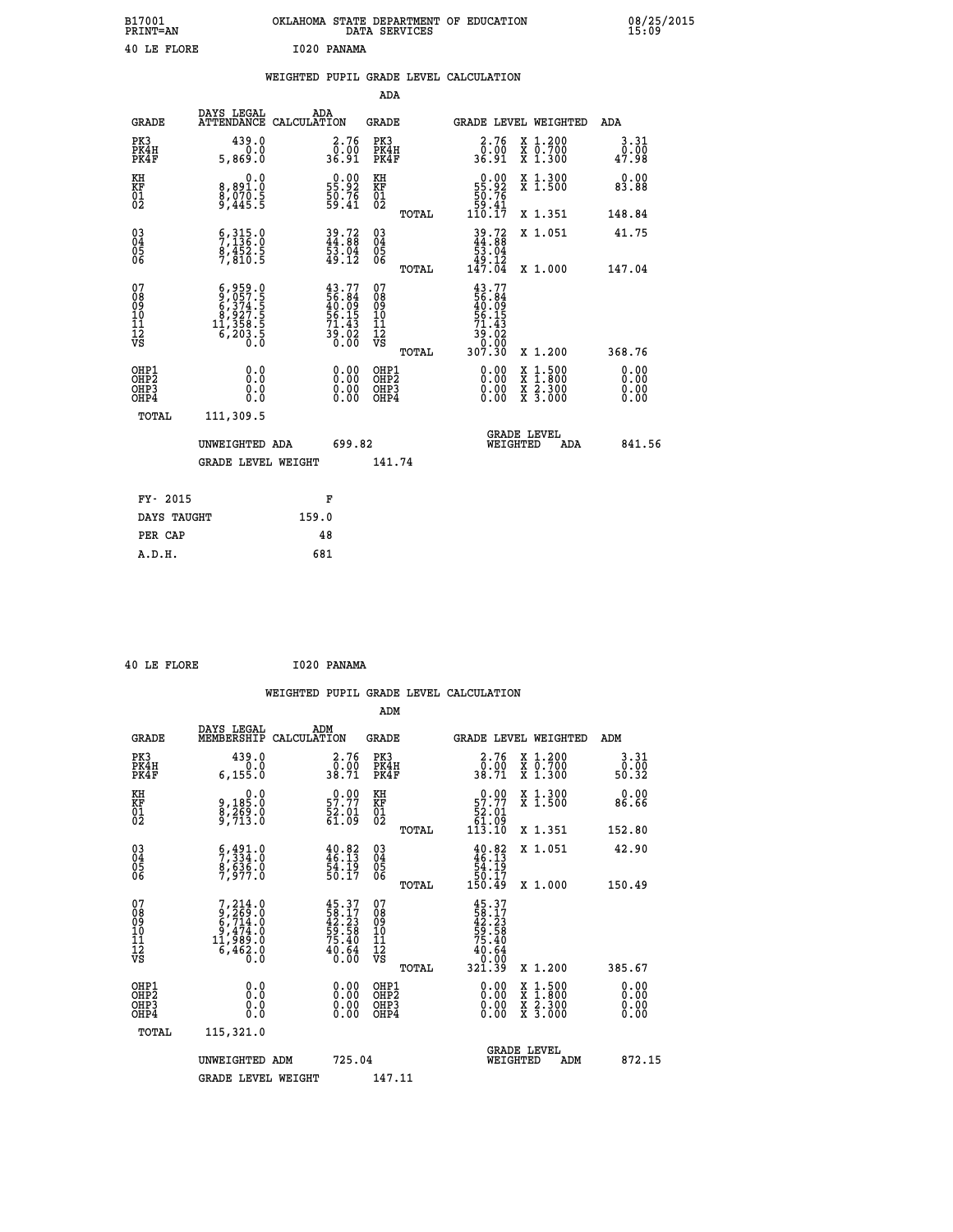B17001 OKLAHOMA STATE DEPARTMENT OF EDUCATION 08/25/2015
PRINT=AN DATA SERVICES 15:09

40 LE FLORE I020 PANAMA

## WEIGHTED PUPIL GRADE LEVEL CALCULATION

ADA

| GRADE | DAYS LEGAL ATTENDANCE | ADA CALCULATION | GRADE | | GRADE LEVEL | WEIGHTED | ADA |
|---|---|---|---|---|---|---|---|
| PK3 | 439.0 | 2.76 | PK3 | | 2.76 | X 1.200 | 3.31 |
| PK4H | 0.0 | 0.00 | PK4H | | 0.00 | X 0.700 | 0.00 |
| PK4F | 5,869.0 | 36.91 | PK4F | | 36.91 | X 1.300 | 47.98 |
| KH | 0.0 | 0.00 | KH | | 0.00 | X 1.300 | 0.00 |
| KF | 8,891.0 | 55.92 | KF | | 55.92 | X 1.500 | 83.88 |
| 01 | 8,070.5 | 50.76 | 01 | | 50.76 | | |
| 02 | 9,445.5 | 59.41 | 02 | | 59.41 | | |
| | | | | TOTAL | 110.17 | X 1.351 | 148.84 |
| 03 | 6,315.0 | 39.72 | 03 | | 39.72 | X 1.051 | 41.75 |
| 04 | 7,136.0 | 44.88 | 04 | | 44.88 | | |
| 05 | 8,452.5 | 53.04 | 05 | | 53.04 | | |
| 06 | 7,810.5 | 49.12 | 06 | | 49.12 | | |
| | | | | TOTAL | 147.04 | X 1.000 | 147.04 |
| 07 | 6,959.0 | 43.77 | 07 | | 43.77 | | |
| 08 | 9,057.5 | 56.84 | 08 | | 56.84 | | |
| 09 | 6,374.5 | 40.09 | 09 | | 40.09 | | |
| 10 | 8,927.5 | 56.15 | 10 | | 56.15 | | |
| 11 | 11,358.5 | 71.43 | 11 | | 71.43 | | |
| 12 | 6,203.5 | 39.02 | 12 | | 39.02 | | |
| VS | 0.0 | 0.00 | VS | | 0.00 | | |
| | | | | TOTAL | 307.30 | X 1.200 | 368.76 |
| OHP1 | 0.0 | 0.00 | OHP1 | | 0.00 | X 1.500 | 0.00 |
| OHP2 | 0.0 | 0.00 | OHP2 | | 0.00 | X 1.800 | 0.00 |
| OHP3 | 0.0 | 0.00 | OHP3 | | 0.00 | X 2.300 | 0.00 |
| OHP4 | 0.0 | 0.00 | OHP4 | | 0.00 | X 3.000 | 0.00 |
| TOTAL | 111,309.5 | | | | | | |

UNWEIGHTED ADA 699.82 GRADE LEVEL WEIGHTED ADA 841.56

GRADE LEVEL WEIGHT 141.74

| FY- 2015 | F |
|---|---|
| DAYS TAUGHT | 159.0 |
| PER CAP | 48 |
| A.D.H. | 681 |

40 LE FLORE I020 PANAMA

## WEIGHTED PUPIL GRADE LEVEL CALCULATION

ADM

| GRADE | DAYS LEGAL MEMBERSHIP | ADM CALCULATION | GRADE | | GRADE LEVEL | WEIGHTED | ADM |
|---|---|---|---|---|---|---|---|
| PK3 | 439.0 | 2.76 | PK3 | | 2.76 | X 1.200 | 3.31 |
| PK4H | 0.0 | 0.00 | PK4H | | 0.00 | X 0.700 | 0.00 |
| PK4F | 6,155.0 | 38.71 | PK4F | | 38.71 | X 1.300 | 50.32 |
| KH | 0.0 | 0.00 | KH | | 0.00 | X 1.300 | 0.00 |
| KF | 9,185.0 | 57.77 | KF | | 57.77 | X 1.500 | 86.66 |
| 01 | 8,269.0 | 52.01 | 01 | | 52.01 | | |
| 02 | 9,713.0 | 61.09 | 02 | | 61.09 | | |
| | | | | TOTAL | 113.10 | X 1.351 | 152.80 |
| 03 | 6,491.0 | 40.82 | 03 | | 40.82 | X 1.051 | 42.90 |
| 04 | 7,334.0 | 46.13 | 04 | | 46.13 | | |
| 05 | 8,636.0 | 54.19 | 05 | | 54.19 | | |
| 06 | 7,977.0 | 50.17 | 06 | | 50.17 | | |
| | | | | TOTAL | 150.49 | X 1.000 | 150.49 |
| 07 | 7,214.0 | 45.37 | 07 | | 45.37 | | |
| 08 | 9,269.0 | 58.17 | 08 | | 58.17 | | |
| 09 | 6,714.0 | 42.23 | 09 | | 42.23 | | |
| 10 | 9,474.0 | 59.58 | 10 | | 59.58 | | |
| 11 | 11,989.0 | 75.40 | 11 | | 75.40 | | |
| 12 | 6,462.0 | 40.64 | 12 | | 40.64 | | |
| VS | 0.0 | 0.00 | VS | | 0.00 | | |
| | | | | TOTAL | 321.39 | X 1.200 | 385.67 |
| OHP1 | 0.0 | 0.00 | OHP1 | | 0.00 | X 1.500 | 0.00 |
| OHP2 | 0.0 | 0.00 | OHP2 | | 0.00 | X 1.800 | 0.00 |
| OHP3 | 0.0 | 0.00 | OHP3 | | 0.00 | X 2.300 | 0.00 |
| OHP4 | 0.0 | 0.00 | OHP4 | | 0.00 | X 3.000 | 0.00 |
| TOTAL | 115,321.0 | | | | | | |

UNWEIGHTED ADM 725.04 GRADE LEVEL WEIGHTED ADM 872.15

GRADE LEVEL WEIGHT 147.11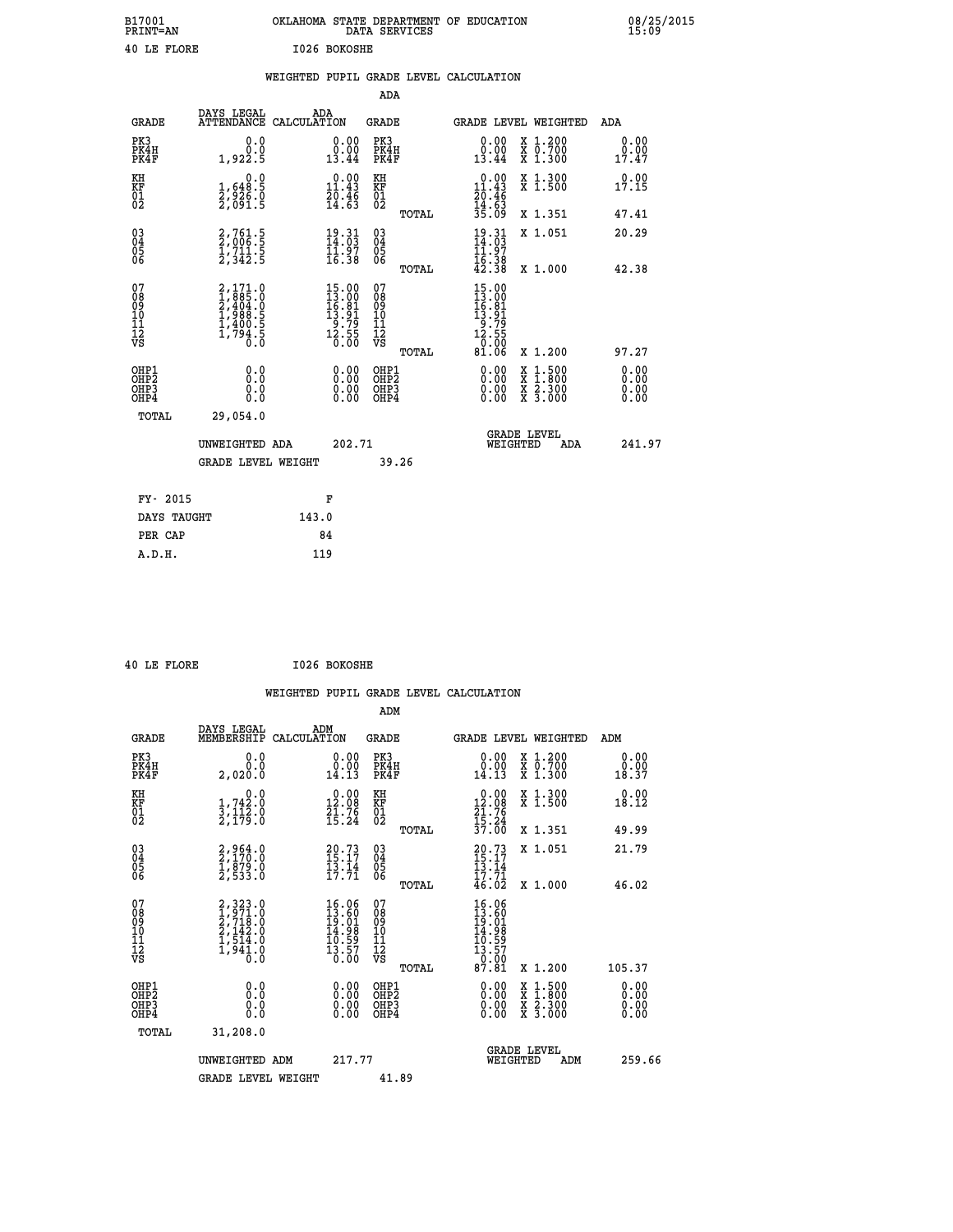B17001 OKLAHOMA STATE DEPARTMENT OF EDUCATION 08/25/2015
PRINT=AN DATA SERVICES 15:09

40 LE FLORE I026 BOKOSHE

WEIGHTED PUPIL GRADE LEVEL CALCULATION

ADA

| GRADE | DAYS LEGAL ATTENDANCE | ADA CALCULATION | GRADE | GRADE LEVEL | WEIGHTED | ADA |
|---|---|---|---|---|---|---|
| PK3 | 0.0 | 0.00 | PK3 | 0.00 | X 1.200 | 0.00 |
| PK4H | 0.0 | 0.00 | PK4H | 0.00 | X 0.700 | 0.00 |
| PK4F | 1,922.5 | 13.44 | PK4F | 13.44 | X 1.300 | 17.47 |
| KH | 0.0 | 0.00 | KH | 0.00 | X 1.300 | 0.00 |
| KF | 1,648.5 | 11.43 | KF | 11.43 | X 1.500 | 17.15 |
| 01 | 2,926.0 | 20.46 | 01 | 20.46 | | |
| 02 | 2,091.5 | 14.63 | 02 | 14.63 | | |
| | | | TOTAL | 35.09 | X 1.351 | 47.41 |
| 03 | 2,761.5 | 19.31 | 03 | 19.31 | X 1.051 | 20.29 |
| 04 | 2,006.5 | 14.03 | 04 | 14.03 | | |
| 05 | 1,711.5 | 11.97 | 05 | 11.97 | | |
| 06 | 2,342.5 | 16.38 | 06 | 16.38 | | |
| | | | TOTAL | 42.38 | X 1.000 | 42.38 |
| 07 | 2,171.0 | 15.00 | 07 | 15.00 | | |
| 08 | 1,885.0 | 13.00 | 08 | 13.00 | | |
| 09 | 2,404.0 | 16.81 | 09 | 16.81 | | |
| 10 | 1,988.5 | 13.91 | 10 | 13.91 | | |
| 11 | 1,400.5 | 9.79 | 11 | 9.79 | | |
| 12 | 1,794.5 | 12.55 | 12 | 12.55 | | |
| VS | 0.0 | 0.00 | VS | 0.00 | | |
| | | | TOTAL | 81.06 | X 1.200 | 97.27 |
| OHP1 | 0.0 | 0.00 | OHP1 | 0.00 | X 1.500 | 0.00 |
| OHP2 | 0.0 | 0.00 | OHP2 | 0.00 | X 1.800 | 0.00 |
| OHP3 | 0.0 | 0.00 | OHP3 | 0.00 | X 2.300 | 0.00 |
| OHP4 | 0.0 | 0.00 | OHP4 | 0.00 | X 3.000 | 0.00 |
| TOTAL | 29,054.0 | | | | | |

UNWEIGHTED ADA 202.71 GRADE LEVEL WEIGHTED ADA 241.97

GRADE LEVEL WEIGHT 39.26

| FY- 2015 | F |
|---|---|
| DAYS TAUGHT | 143.0 |
| PER CAP | 84 |
| A.D.H. | 119 |

40 LE FLORE I026 BOKOSHE

WEIGHTED PUPIL GRADE LEVEL CALCULATION

ADM

| GRADE | DAYS LEGAL MEMBERSHIP | ADM CALCULATION | GRADE | GRADE LEVEL | WEIGHTED | ADM |
|---|---|---|---|---|---|---|
| PK3 | 0.0 | 0.00 | PK3 | 0.00 | X 1.200 | 0.00 |
| PK4H | 0.0 | 0.00 | PK4H | 0.00 | X 0.700 | 0.00 |
| PK4F | 2,020.0 | 14.13 | PK4F | 14.13 | X 1.300 | 18.37 |
| KH | 0.0 | 0.00 | KH | 0.00 | X 1.300 | 0.00 |
| KF | 1,742.0 | 12.08 | KF | 12.08 | X 1.500 | 18.12 |
| 01 | 3,112.0 | 21.76 | 01 | 21.76 | | |
| 02 | 2,179.0 | 15.24 | 02 | 15.24 | | |
| | | | TOTAL | 37.00 | X 1.351 | 49.99 |
| 03 | 2,964.0 | 20.73 | 03 | 20.73 | X 1.051 | 21.79 |
| 04 | 2,170.0 | 15.17 | 04 | 15.17 | | |
| 05 | 1,879.0 | 13.14 | 05 | 13.14 | | |
| 06 | 2,533.0 | 17.71 | 06 | 17.71 | | |
| | | | TOTAL | 46.02 | X 1.000 | 46.02 |
| 07 | 2,323.0 | 16.06 | 07 | 16.06 | | |
| 08 | 1,971.0 | 13.60 | 08 | 13.60 | | |
| 09 | 2,718.0 | 19.01 | 09 | 19.01 | | |
| 10 | 2,142.0 | 14.98 | 10 | 14.98 | | |
| 11 | 1,514.0 | 10.59 | 11 | 10.59 | | |
| 12 | 1,941.0 | 13.57 | 12 | 13.57 | | |
| VS | 0.0 | 0.00 | VS | 0.00 | | |
| | | | TOTAL | 87.81 | X 1.200 | 105.37 |
| OHP1 | 0.0 | 0.00 | OHP1 | 0.00 | X 1.500 | 0.00 |
| OHP2 | 0.0 | 0.00 | OHP2 | 0.00 | X 1.800 | 0.00 |
| OHP3 | 0.0 | 0.00 | OHP3 | 0.00 | X 2.300 | 0.00 |
| OHP4 | 0.0 | 0.00 | OHP4 | 0.00 | X 3.000 | 0.00 |
| TOTAL | 31,208.0 | | | | | |

UNWEIGHTED ADM 217.77 GRADE LEVEL WEIGHTED ADM 259.66

GRADE LEVEL WEIGHT 41.89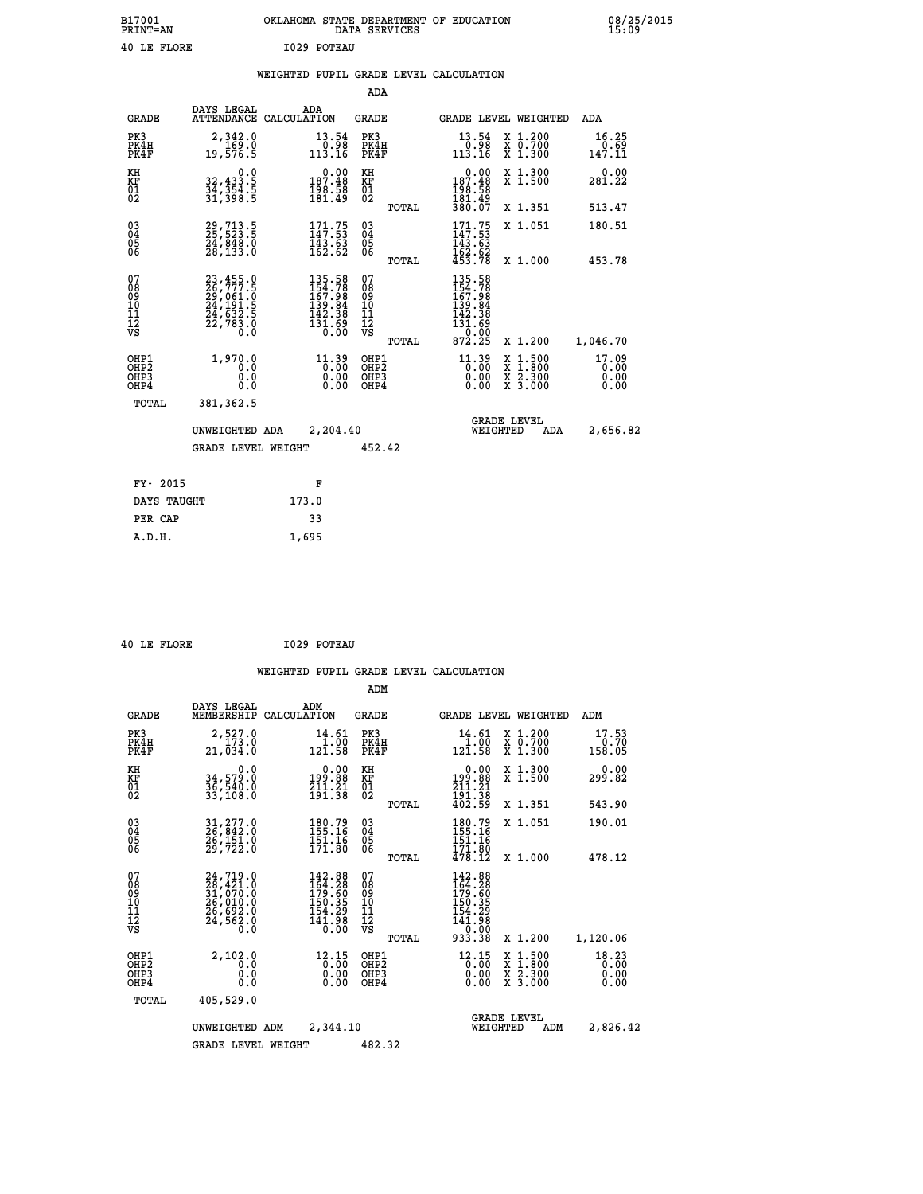B17001 OKLAHOMA STATE DEPARTMENT OF EDUCATION 08/25/2015
PRINT=AN DATA SERVICES 15:09

40 LE FLORE I029 POTEAU

WEIGHTED PUPIL GRADE LEVEL CALCULATION

ADA

| GRADE | DAYS LEGAL ATTENDANCE | ADA CALCULATION | GRADE | | GRADE LEVEL | WEIGHTED | ADA |
|---|---|---|---|---|---|---|---|
| PK3 | 2,342.0 | 13.54 | PK3 | | 13.54 | X 1.200 | 16.25 |
| PK4H | 169.0 | 0.98 | PK4H | | 0.98 | X 0.700 | 0.69 |
| PK4F | 19,576.5 | 113.16 | PK4F | | 113.16 | X 1.300 | 147.11 |
| KH | 0.0 | 0.00 | KH | | 0.00 | X 1.300 | 0.00 |
| KF | 32,433.5 | 187.48 | KF | | 187.48 | X 1.500 | 281.22 |
| 01 | 34,354.5 | 198.58 | 01 | | 198.58 | | |
| 02 | 31,398.5 | 181.49 | 02 | | 181.49 | | |
| | | | | TOTAL | 380.07 | X 1.351 | 513.47 |
| 03 | 29,713.5 | 171.75 | 03 | | 171.75 | X 1.051 | 180.51 |
| 04 | 25,523.5 | 147.53 | 04 | | 147.53 | | |
| 05 | 24,848.0 | 143.63 | 05 | | 143.63 | | |
| 06 | 28,133.0 | 162.62 | 06 | | 162.62 | | |
| | | | | TOTAL | 453.78 | X 1.000 | 453.78 |
| 07 | 23,455.0 | 135.58 | 07 | | 135.58 | | |
| 08 | 26,777.5 | 154.78 | 08 | | 154.78 | | |
| 09 | 29,061.0 | 167.98 | 09 | | 167.98 | | |
| 10 | 24,191.5 | 139.84 | 10 | | 139.84 | | |
| 11 | 24,632.5 | 142.38 | 11 | | 142.38 | | |
| 12 | 22,783.0 | 131.69 | 12 | | 131.69 | | |
| VS | 0.0 | 0.00 | VS | | 0.00 | | |
| | | | | TOTAL | 872.25 | X 1.200 | 1,046.70 |
| OHP1 | 1,970.0 | 11.39 | OHP1 | | 11.39 | X 1.500 | 17.09 |
| OHP2 | 0.0 | 0.00 | OHP2 | | 0.00 | X 1.800 | 0.00 |
| OHP3 | 0.0 | 0.00 | OHP3 | | 0.00 | X 2.300 | 0.00 |
| OHP4 | 0.0 | 0.00 | OHP4 | | 0.00 | X 3.000 | 0.00 |
| TOTAL | 381,362.5 | | | | | | |

UNWEIGHTED ADA 2,204.40 GRADE LEVEL WEIGHTED ADA 2,656.82

GRADE LEVEL WEIGHT 452.42

| FY- 2015 | F |
|---|---|
| DAYS TAUGHT | 173.0 |
| PER CAP | 33 |
| A.D.H. | 1,695 |

40 LE FLORE I029 POTEAU

WEIGHTED PUPIL GRADE LEVEL CALCULATION

ADM

| GRADE | DAYS LEGAL MEMBERSHIP | ADM CALCULATION | GRADE | | GRADE LEVEL | WEIGHTED | ADM |
|---|---|---|---|---|---|---|---|
| PK3 | 2,527.0 | 14.61 | PK3 | | 14.61 | X 1.200 | 17.53 |
| PK4H | 173.0 | 1.00 | PK4H | | 1.00 | X 0.700 | 0.70 |
| PK4F | 21,034.0 | 121.58 | PK4F | | 121.58 | X 1.300 | 158.05 |
| KH | 0.0 | 0.00 | KH | | 0.00 | X 1.300 | 0.00 |
| KF | 34,579.0 | 199.88 | KF | | 199.88 | X 1.500 | 299.82 |
| 01 | 36,540.0 | 211.21 | 01 | | 211.21 | | |
| 02 | 33,108.0 | 191.38 | 02 | | 191.38 | | |
| | | | | TOTAL | 402.59 | X 1.351 | 543.90 |
| 03 | 31,277.0 | 180.79 | 03 | | 180.79 | X 1.051 | 190.01 |
| 04 | 26,842.0 | 155.16 | 04 | | 155.16 | | |
| 05 | 26,151.0 | 151.16 | 05 | | 151.16 | | |
| 06 | 29,722.0 | 171.80 | 06 | | 171.80 | | |
| | | | | TOTAL | 478.12 | X 1.000 | 478.12 |
| 07 | 24,719.0 | 142.88 | 07 | | 142.88 | | |
| 08 | 28,421.0 | 164.28 | 08 | | 164.28 | | |
| 09 | 31,070.0 | 179.60 | 09 | | 179.60 | | |
| 10 | 26,010.0 | 150.35 | 10 | | 150.35 | | |
| 11 | 26,692.0 | 154.29 | 11 | | 154.29 | | |
| 12 | 24,562.0 | 141.98 | 12 | | 141.98 | | |
| VS | 0.0 | 0.00 | VS | | 0.00 | | |
| | | | | TOTAL | 933.38 | X 1.200 | 1,120.06 |
| OHP1 | 2,102.0 | 12.15 | OHP1 | | 12.15 | X 1.500 | 18.23 |
| OHP2 | 0.0 | 0.00 | OHP2 | | 0.00 | X 1.800 | 0.00 |
| OHP3 | 0.0 | 0.00 | OHP3 | | 0.00 | X 2.300 | 0.00 |
| OHP4 | 0.0 | 0.00 | OHP4 | | 0.00 | X 3.000 | 0.00 |
| TOTAL | 405,529.0 | | | | | | |

UNWEIGHTED ADM 2,344.10 GRADE LEVEL WEIGHTED ADM 2,826.42

GRADE LEVEL WEIGHT 482.32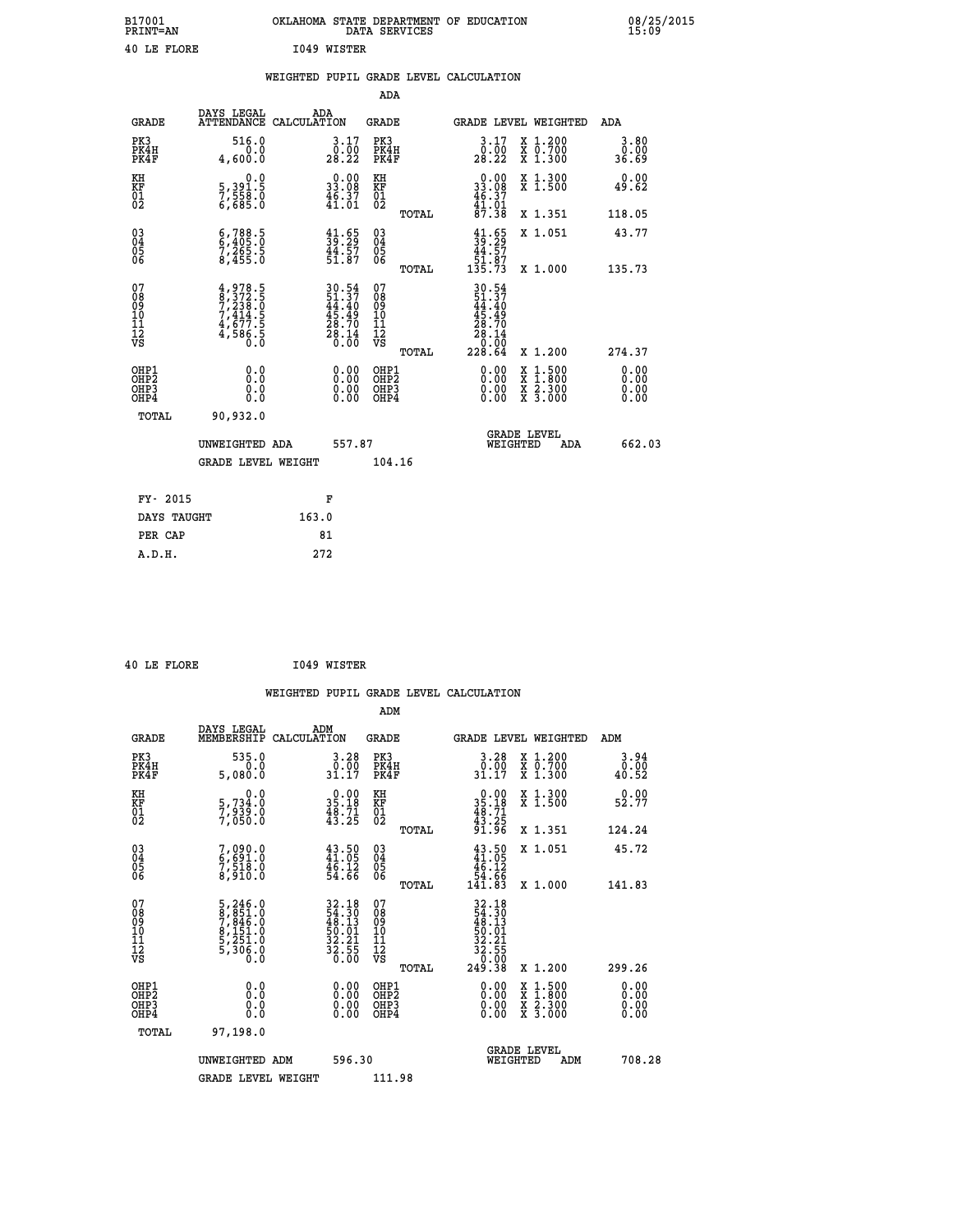B17001 OKLAHOMA STATE DEPARTMENT OF EDUCATION 08/25/2015
PRINT=AN DATA SERVICES 15:09

40 LE FLORE I049 WISTER

WEIGHTED PUPIL GRADE LEVEL CALCULATION

ADA

| GRADE | DAYS LEGAL ATTENDANCE | ADA CALCULATION | GRADE | GRADE LEVEL | WEIGHTED | ADA |
|---|---|---|---|---|---|---|
| PK3 | 516.0 | 3.17 | PK3 | 3.17 | X 1.200 | 3.80 |
| PK4H | 0.0 | 0.00 | PK4H | 0.00 | X 0.700 | 0.00 |
| PK4F | 4,600.0 | 28.22 | PK4F | 28.22 | X 1.300 | 36.69 |
| KH | 0.0 | 0.00 | KH | 0.00 | X 1.300 | 0.00 |
| KF | 5,391.5 | 33.08 | KF | 33.08 | X 1.500 | 49.62 |
| 01 | 7,558.0 | 46.37 | 01 | 46.37 | | |
| 02 | 6,685.0 | 41.01 | 02 | 41.01 | | |
| | | | TOTAL | 87.38 | X 1.351 | 118.05 |
| 03 | 6,788.5 | 41.65 | 03 | 41.65 | X 1.051 | 43.77 |
| 04 | 6,405.0 | 39.29 | 04 | 39.29 | | |
| 05 | 7,265.5 | 44.57 | 05 | 44.57 | | |
| 06 | 8,455.0 | 51.87 | 06 | 51.87 | | |
| | | | TOTAL | 135.73 | X 1.000 | 135.73 |
| 07 | 4,978.5 | 30.54 | 07 | 30.54 | | |
| 08 | 8,372.5 | 51.37 | 08 | 51.37 | | |
| 09 | 7,238.0 | 44.40 | 09 | 44.40 | | |
| 10 | 7,414.5 | 45.49 | 10 | 45.49 | | |
| 11 | 4,677.5 | 28.70 | 11 | 28.70 | | |
| 12 | 4,586.5 | 28.14 | 12 | 28.14 | | |
| VS | 0.0 | 0.00 | VS | 0.00 | | |
| | | | TOTAL | 228.64 | X 1.200 | 274.37 |
| OHP1 | 0.0 | 0.00 | OHP1 | 0.00 | X 1.500 | 0.00 |
| OHP2 | 0.0 | 0.00 | OHP2 | 0.00 | X 1.800 | 0.00 |
| OHP3 | 0.0 | 0.00 | OHP3 | 0.00 | X 2.300 | 0.00 |
| OHP4 | 0.0 | 0.00 | OHP4 | 0.00 | X 3.000 | 0.00 |
| TOTAL | 90,932.0 | | | | | |

UNWEIGHTED ADA 557.87 GRADE LEVEL WEIGHTED ADA 662.03

GRADE LEVEL WEIGHT 104.16

| FY- 2015 | F |
|---|---|
| DAYS TAUGHT | 163.0 |
| PER CAP | 81 |
| A.D.H. | 272 |

40 LE FLORE I049 WISTER

WEIGHTED PUPIL GRADE LEVEL CALCULATION

ADM

| GRADE | DAYS LEGAL MEMBERSHIP | ADM CALCULATION | GRADE | GRADE LEVEL | WEIGHTED | ADM |
|---|---|---|---|---|---|---|
| PK3 | 535.0 | 3.28 | PK3 | 3.28 | X 1.200 | 3.94 |
| PK4H | 0.0 | 0.00 | PK4H | 0.00 | X 0.700 | 0.00 |
| PK4F | 5,080.0 | 31.17 | PK4F | 31.17 | X 1.300 | 40.52 |
| KH | 0.0 | 0.00 | KH | 0.00 | X 1.300 | 0.00 |
| KF | 5,734.0 | 35.18 | KF | 35.18 | X 1.500 | 52.77 |
| 01 | 7,939.0 | 48.71 | 01 | 48.71 | | |
| 02 | 7,050.0 | 43.25 | 02 | 43.25 | | |
| | | | TOTAL | 91.96 | X 1.351 | 124.24 |
| 03 | 7,090.0 | 43.50 | 03 | 43.50 | X 1.051 | 45.72 |
| 04 | 6,691.0 | 41.05 | 04 | 41.05 | | |
| 05 | 7,518.0 | 46.12 | 05 | 46.12 | | |
| 06 | 8,910.0 | 54.66 | 06 | 54.66 | | |
| | | | TOTAL | 141.83 | X 1.000 | 141.83 |
| 07 | 5,246.0 | 32.18 | 07 | 32.18 | | |
| 08 | 8,851.0 | 54.30 | 08 | 54.30 | | |
| 09 | 7,846.0 | 48.13 | 09 | 48.13 | | |
| 10 | 8,151.0 | 50.01 | 10 | 50.01 | | |
| 11 | 5,251.0 | 32.21 | 11 | 32.21 | | |
| 12 | 5,306.0 | 32.55 | 12 | 32.55 | | |
| VS | 0.0 | 0.00 | VS | 0.00 | | |
| | | | TOTAL | 249.38 | X 1.200 | 299.26 |
| OHP1 | 0.0 | 0.00 | OHP1 | 0.00 | X 1.500 | 0.00 |
| OHP2 | 0.0 | 0.00 | OHP2 | 0.00 | X 1.800 | 0.00 |
| OHP3 | 0.0 | 0.00 | OHP3 | 0.00 | X 2.300 | 0.00 |
| OHP4 | 0.0 | 0.00 | OHP4 | 0.00 | X 3.000 | 0.00 |
| TOTAL | 97,198.0 | | | | | |

UNWEIGHTED ADM 596.30 GRADE LEVEL WEIGHTED ADM 708.28

GRADE LEVEL WEIGHT 111.98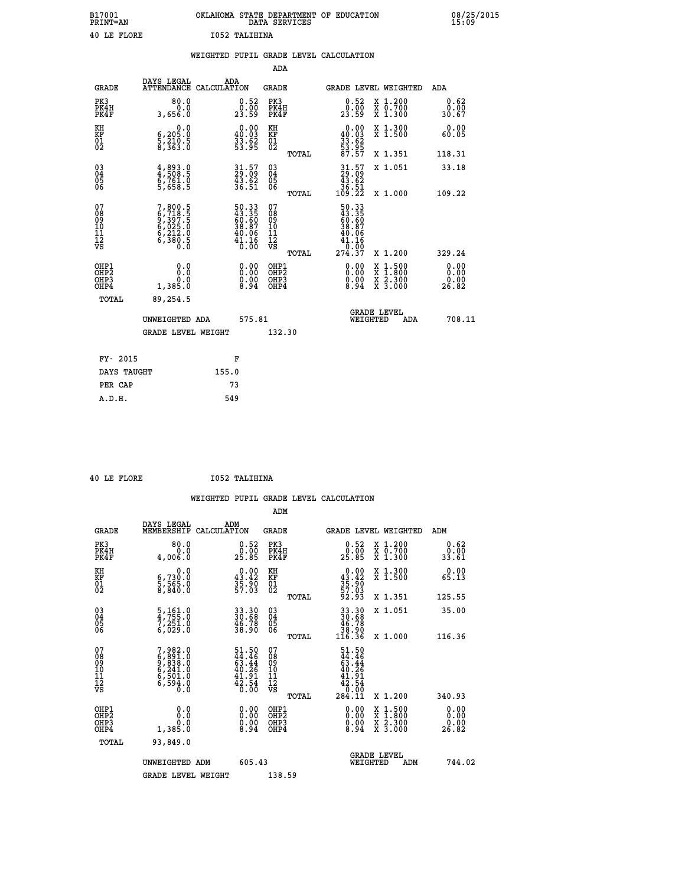B17001 OKLAHOMA STATE DEPARTMENT OF EDUCATION 08/25/2015
PRINT=AN DATA SERVICES 15:09

40 LE FLORE I052 TALIHINA

WEIGHTED PUPIL GRADE LEVEL CALCULATION

ADA

| GRADE | DAYS LEGAL ATTENDANCE | ADA CALCULATION | GRADE | | GRADE LEVEL | WEIGHTED | ADA |
|---|---|---|---|---|---|---|---|
| PK3 | 80.0 | 0.52 | PK3 | | 0.52 | X 1.200 | 0.62 |
| PK4H | 0.0 | 0.00 | PK4H | | 0.00 | X 0.700 | 0.00 |
| PK4F | 3,656.0 | 23.59 | PK4F | | 23.59 | X 1.300 | 30.67 |
| KH | 0.0 | 0.00 | KH | | 0.00 | X 1.300 | 0.00 |
| KF | 6,205.0 | 40.03 | KF | | 40.03 | X 1.500 | 60.05 |
| 01 | 5,210.5 | 33.62 | 01 | | 33.62 | | |
| 02 | 8,363.0 | 53.95 | 02 | | 53.95 | | |
| | | | | TOTAL | 87.57 | X 1.351 | 118.31 |
| 03 | 4,893.0 | 31.57 | 03 | | 31.57 | X 1.051 | 33.18 |
| 04 | 4,508.5 | 29.09 | 04 | | 29.09 | | |
| 05 | 6,761.0 | 43.62 | 05 | | 43.62 | | |
| 06 | 5,658.5 | 36.51 | 06 | | 36.51 | | |
| | | | | TOTAL | 109.22 | X 1.000 | 109.22 |
| 07 | 7,800.5 | 50.33 | 07 | | 50.33 | | |
| 08 | 6,718.5 | 43.35 | 08 | | 43.35 | | |
| 09 | 9,397.5 | 60.60 | 09 | | 60.60 | | |
| 10 | 6,025.0 | 38.87 | 10 | | 38.87 | | |
| 11 | 6,212.0 | 40.06 | 11 | | 40.06 | | |
| 12 | 6,380.5 | 41.16 | 12 | | 41.16 | | |
| VS | 0.0 | 0.00 | VS | | 0.00 | | |
| | | | | TOTAL | 274.37 | X 1.200 | 329.24 |
| OHP1 | 0.0 | 0.00 | OHP1 | | 0.00 | X 1.500 | 0.00 |
| OHP2 | 0.0 | 0.00 | OHP2 | | 0.00 | X 1.800 | 0.00 |
| OHP3 | 0.0 | 0.00 | OHP3 | | 0.00 | X 2.300 | 0.00 |
| OHP4 | 1,385.0 | 8.94 | OHP4 | | 8.94 | X 3.000 | 26.82 |
| TOTAL | 89,254.5 | | | | | | |

UNWEIGHTED ADA 575.81 GRADE LEVEL WEIGHTED ADA 708.11

GRADE LEVEL WEIGHT 132.30

| FY- 2015 | F |
|---|---|
| DAYS TAUGHT | 155.0 |
| PER CAP | 73 |
| A.D.H. | 549 |

40 LE FLORE I052 TALIHINA

WEIGHTED PUPIL GRADE LEVEL CALCULATION

ADM

| GRADE | DAYS LEGAL MEMBERSHIP | ADM CALCULATION | GRADE | | GRADE LEVEL | WEIGHTED | ADM |
|---|---|---|---|---|---|---|---|
| PK3 | 80.0 | 0.52 | PK3 | | 0.52 | X 1.200 | 0.62 |
| PK4H | 0.0 | 0.00 | PK4H | | 0.00 | X 0.700 | 0.00 |
| PK4F | 4,006.0 | 25.85 | PK4F | | 25.85 | X 1.300 | 33.61 |
| KH | 0.0 | 0.00 | KH | | 0.00 | X 1.300 | 0.00 |
| KF | 6,730.0 | 43.42 | KF | | 43.42 | X 1.500 | 65.13 |
| 01 | 5,565.0 | 35.90 | 01 | | 35.90 | | |
| 02 | 8,840.0 | 57.03 | 02 | | 57.03 | | |
| | | | | TOTAL | 92.93 | X 1.351 | 125.55 |
| 03 | 5,161.0 | 33.30 | 03 | | 33.30 | X 1.051 | 35.00 |
| 04 | 4,755.0 | 30.68 | 04 | | 30.68 | | |
| 05 | 7,251.0 | 46.78 | 05 | | 46.78 | | |
| 06 | 6,029.0 | 38.90 | 06 | | 38.90 | | |
| | | | | TOTAL | 116.36 | X 1.000 | 116.36 |
| 07 | 7,982.0 | 51.50 | 07 | | 51.50 | | |
| 08 | 6,891.0 | 44.46 | 08 | | 44.46 | | |
| 09 | 9,838.0 | 63.44 | 09 | | 63.44 | | |
| 10 | 6,241.0 | 40.26 | 10 | | 40.26 | | |
| 11 | 6,501.0 | 41.91 | 11 | | 41.91 | | |
| 12 | 6,594.0 | 42.54 | 12 | | 42.54 | | |
| VS | 0.0 | 0.00 | VS | | 0.00 | | |
| | | | | TOTAL | 284.11 | X 1.200 | 340.93 |
| OHP1 | 0.0 | 0.00 | OHP1 | | 0.00 | X 1.500 | 0.00 |
| OHP2 | 0.0 | 0.00 | OHP2 | | 0.00 | X 1.800 | 0.00 |
| OHP3 | 0.0 | 0.00 | OHP3 | | 0.00 | X 2.300 | 0.00 |
| OHP4 | 1,385.0 | 8.94 | OHP4 | | 8.94 | X 3.000 | 26.82 |
| TOTAL | 93,849.0 | | | | | | |

UNWEIGHTED ADM 605.43 GRADE LEVEL WEIGHTED ADM 744.02

GRADE LEVEL WEIGHT 138.59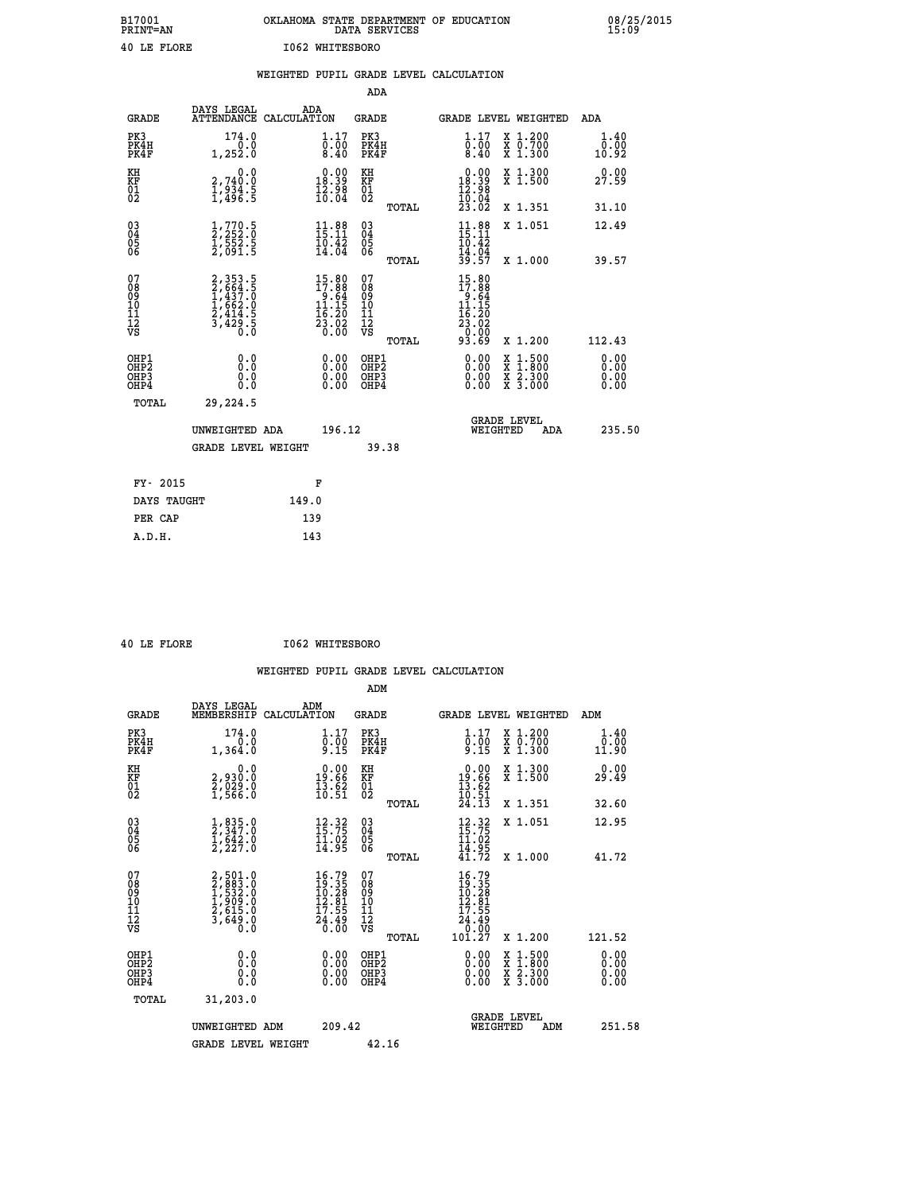B17001 OKLAHOMA STATE DEPARTMENT OF EDUCATION 08/25/2015
PRINT=AN DATA SERVICES 15:09

40 LE FLORE I062 WHITESBORO

WEIGHTED PUPIL GRADE LEVEL CALCULATION

ADA

| GRADE | DAYS LEGAL ATTENDANCE | ADA CALCULATION | GRADE | GRADE LEVEL | WEIGHTED | ADA |
|---|---|---|---|---|---|---|
| PK3 | 174.0 | 1.17 | PK3 | 1.17 | X 1.200 | 1.40 |
| PK4H | 0.0 | 0.00 | PK4H | 0.00 | X 0.700 | 0.00 |
| PK4F | 1,252.0 | 8.40 | PK4F | 8.40 | X 1.300 | 10.92 |
| KH | 0.0 | 0.00 | KH | 0.00 | X 1.300 | 0.00 |
| KF | 2,740.0 | 18.39 | KF | 18.39 | X 1.500 | 27.59 |
| 01 | 1,934.5 | 12.98 | 01 | 12.98 | | |
| 02 | 1,496.5 | 10.04 | 02 | 10.04 | | |
| | | | TOTAL | 23.02 | X 1.351 | 31.10 |
| 03 | 1,770.5 | 11.88 | 03 | 11.88 | X 1.051 | 12.49 |
| 04 | 2,252.0 | 15.11 | 04 | 15.11 | | |
| 05 | 1,552.5 | 10.42 | 05 | 10.42 | | |
| 06 | 2,091.5 | 14.04 | 06 | 14.04 | | |
| | | | TOTAL | 39.57 | X 1.000 | 39.57 |
| 07 | 2,353.5 | 15.80 | 07 | 15.80 | | |
| 08 | 2,664.5 | 17.88 | 08 | 17.88 | | |
| 09 | 1,437.0 | 9.64 | 09 | 9.64 | | |
| 10 | 1,662.0 | 11.15 | 10 | 11.15 | | |
| 11 | 2,414.5 | 16.20 | 11 | 16.20 | | |
| 12 | 3,429.5 | 23.02 | 12 | 23.02 | | |
| VS | 0.0 | 0.00 | VS | 0.00 | | |
| | | | TOTAL | 93.69 | X 1.200 | 112.43 |
| OHP1 | 0.0 | 0.00 | OHP1 | 0.00 | X 1.500 | 0.00 |
| OHP2 | 0.0 | 0.00 | OHP2 | 0.00 | X 1.800 | 0.00 |
| OHP3 | 0.0 | 0.00 | OHP3 | 0.00 | X 2.300 | 0.00 |
| OHP4 | 0.0 | 0.00 | OHP4 | 0.00 | X 3.000 | 0.00 |
| TOTAL | 29,224.5 | | | | | |

UNWEIGHTED ADA 196.12 GRADE LEVEL WEIGHTED ADA 235.50

GRADE LEVEL WEIGHT 39.38

| FY- 2015 | F |
|---|---|
| DAYS TAUGHT | 149.0 |
| PER CAP | 139 |
| A.D.H. | 143 |

40 LE FLORE I062 WHITESBORO

WEIGHTED PUPIL GRADE LEVEL CALCULATION

ADM

| GRADE | DAYS LEGAL MEMBERSHIP | ADM CALCULATION | GRADE | GRADE LEVEL | WEIGHTED | ADM |
|---|---|---|---|---|---|---|
| PK3 | 174.0 | 1.17 | PK3 | 1.17 | X 1.200 | 1.40 |
| PK4H | 0.0 | 0.00 | PK4H | 0.00 | X 0.700 | 0.00 |
| PK4F | 1,364.0 | 9.15 | PK4F | 9.15 | X 1.300 | 11.90 |
| KH | 0.0 | 0.00 | KH | 0.00 | X 1.300 | 0.00 |
| KF | 2,930.0 | 19.66 | KF | 19.66 | X 1.500 | 29.49 |
| 01 | 2,029.0 | 13.62 | 01 | 13.62 | | |
| 02 | 1,566.0 | 10.51 | 02 | 10.51 | | |
| | | | TOTAL | 24.13 | X 1.351 | 32.60 |
| 03 | 1,835.0 | 12.32 | 03 | 12.32 | X 1.051 | 12.95 |
| 04 | 2,347.0 | 15.75 | 04 | 15.75 | | |
| 05 | 1,642.0 | 11.02 | 05 | 11.02 | | |
| 06 | 2,227.0 | 14.95 | 06 | 14.95 | | |
| | | | TOTAL | 41.72 | X 1.000 | 41.72 |
| 07 | 2,501.0 | 16.79 | 07 | 16.79 | | |
| 08 | 2,883.0 | 19.35 | 08 | 19.35 | | |
| 09 | 1,532.0 | 10.28 | 09 | 10.28 | | |
| 10 | 1,909.0 | 12.81 | 10 | 12.81 | | |
| 11 | 2,615.0 | 17.55 | 11 | 17.55 | | |
| 12 | 3,649.0 | 24.49 | 12 | 24.49 | | |
| VS | 0.0 | 0.00 | VS | 0.00 | | |
| | | | TOTAL | 101.27 | X 1.200 | 121.52 |
| OHP1 | 0.0 | 0.00 | OHP1 | 0.00 | X 1.500 | 0.00 |
| OHP2 | 0.0 | 0.00 | OHP2 | 0.00 | X 1.800 | 0.00 |
| OHP3 | 0.0 | 0.00 | OHP3 | 0.00 | X 2.300 | 0.00 |
| OHP4 | 0.0 | 0.00 | OHP4 | 0.00 | X 3.000 | 0.00 |
| TOTAL | 31,203.0 | | | | | |

UNWEIGHTED ADM 209.42 GRADE LEVEL WEIGHTED ADM 251.58

GRADE LEVEL WEIGHT 42.16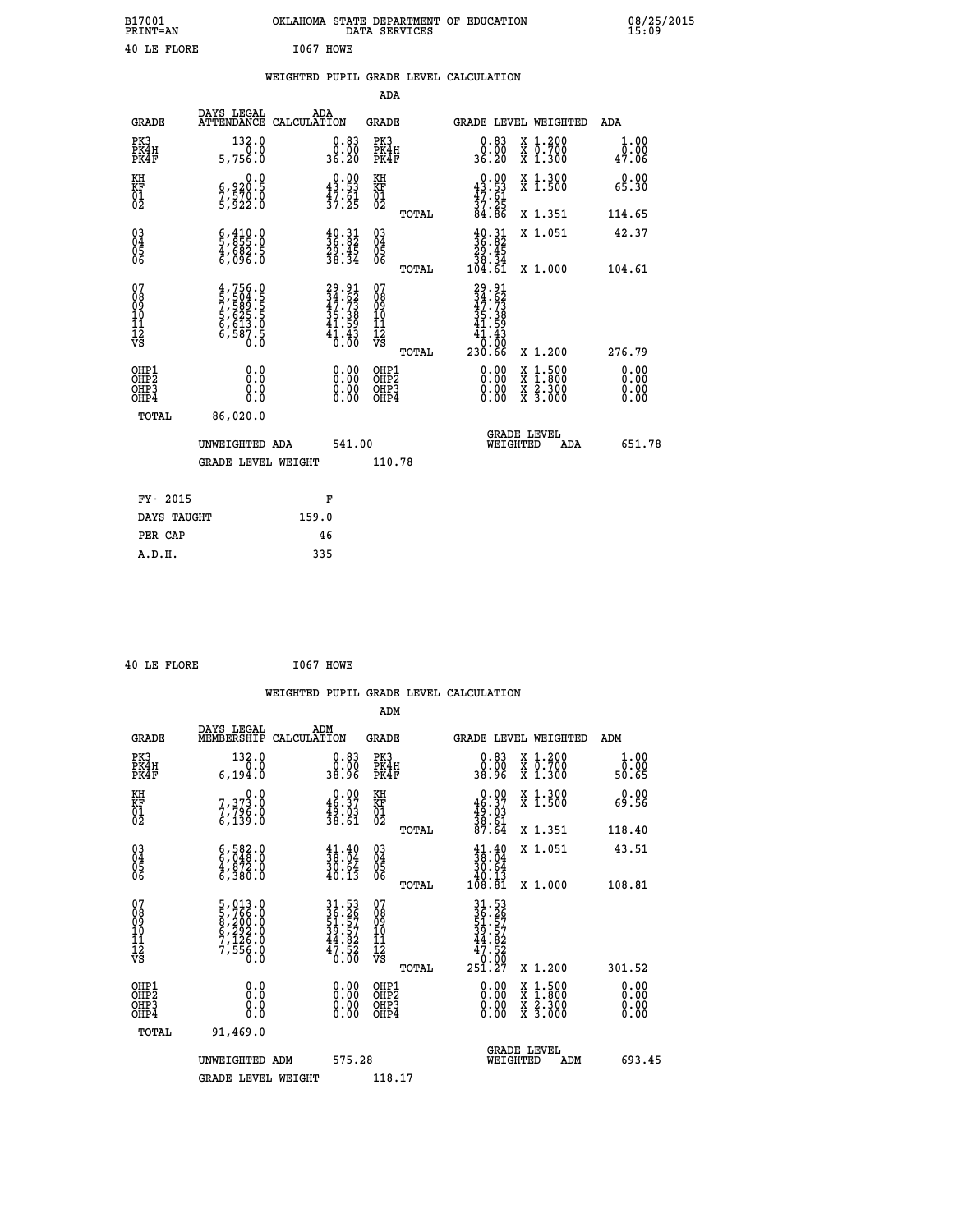B17001 OKLAHOMA STATE DEPARTMENT OF EDUCATION 08/25/2015
PRINT=AN DATA SERVICES 15:09

40 LE FLORE I067 HOWE

## WEIGHTED PUPIL GRADE LEVEL CALCULATION

### ADA

| GRADE | DAYS LEGAL ATTENDANCE | ADA CALCULATION | GRADE | GRADE LEVEL | WEIGHTED | ADA |
|---|---|---|---|---|---|---|
| PK3 | 132.0 | 0.83 | PK3 | 0.83 | X 1.200 | 1.00 |
| PK4H | 0.0 | 0.00 | PK4H | 0.00 | X 0.700 | 0.00 |
| PK4F | 5,756.0 | 36.20 | PK4F | 36.20 | X 1.300 | 47.06 |
| KH | 0.0 | 0.00 | KH | 0.00 | X 1.300 | 0.00 |
| KF | 6,920.5 | 43.53 | KF | 43.53 | X 1.500 | 65.30 |
| 01 | 7,570.0 | 47.61 | 01 | 47.61 | | |
| 02 | 5,922.0 | 37.25 | 02 | 37.25 | | |
| | | | TOTAL | 84.86 | X 1.351 | 114.65 |
| 03 | 6,410.0 | 40.31 | 03 | 40.31 | X 1.051 | 42.37 |
| 04 | 5,855.0 | 36.82 | 04 | 36.82 | | |
| 05 | 4,682.5 | 29.45 | 05 | 29.45 | | |
| 06 | 6,096.0 | 38.34 | 06 | 38.34 | | |
| | | | TOTAL | 104.61 | X 1.000 | 104.61 |
| 07 | 4,756.0 | 29.91 | 07 | 29.91 | | |
| 08 | 5,504.5 | 34.62 | 08 | 34.62 | | |
| 09 | 7,589.5 | 47.73 | 09 | 47.73 | | |
| 10 | 5,625.5 | 35.38 | 10 | 35.38 | | |
| 11 | 6,613.0 | 41.59 | 11 | 41.59 | | |
| 12 | 6,587.5 | 41.43 | 12 | 41.43 | | |
| VS | 0.0 | 0.00 | VS | 0.00 | | |
| | | | TOTAL | 230.66 | X 1.200 | 276.79 |
| OHP1 | 0.0 | 0.00 | OHP1 | 0.00 | X 1.500 | 0.00 |
| OHP2 | 0.0 | 0.00 | OHP2 | 0.00 | X 1.800 | 0.00 |
| OHP3 | 0.0 | 0.00 | OHP3 | 0.00 | X 2.300 | 0.00 |
| OHP4 | 0.0 | 0.00 | OHP4 | 0.00 | X 3.000 | 0.00 |
| TOTAL | 86,020.0 | | | | | |

UNWEIGHTED ADA 541.00 | GRADE LEVEL WEIGHTED ADA 651.78

GRADE LEVEL WEIGHT 110.78

| | |
|---|---|
| FY- 2015 | F |
| DAYS TAUGHT | 159.0 |
| PER CAP | 46 |
| A.D.H. | 335 |

40 LE FLORE I067 HOWE

## WEIGHTED PUPIL GRADE LEVEL CALCULATION

### ADM

| GRADE | DAYS LEGAL MEMBERSHIP | ADM CALCULATION | GRADE | GRADE LEVEL | WEIGHTED | ADM |
|---|---|---|---|---|---|---|
| PK3 | 132.0 | 0.83 | PK3 | 0.83 | X 1.200 | 1.00 |
| PK4H | 0.0 | 0.00 | PK4H | 0.00 | X 0.700 | 0.00 |
| PK4F | 6,194.0 | 38.96 | PK4F | 38.96 | X 1.300 | 50.65 |
| KH | 0.0 | 0.00 | KH | 0.00 | X 1.300 | 0.00 |
| KF | 7,373.0 | 46.37 | KF | 46.37 | X 1.500 | 69.56 |
| 01 | 7,796.0 | 49.03 | 01 | 49.03 | | |
| 02 | 6,139.0 | 38.61 | 02 | 38.61 | | |
| | | | TOTAL | 87.64 | X 1.351 | 118.40 |
| 03 | 6,582.0 | 41.40 | 03 | 41.40 | X 1.051 | 43.51 |
| 04 | 6,048.0 | 38.04 | 04 | 38.04 | | |
| 05 | 4,872.0 | 30.64 | 05 | 30.64 | | |
| 06 | 6,380.0 | 40.13 | 06 | 40.13 | | |
| | | | TOTAL | 108.81 | X 1.000 | 108.81 |
| 07 | 5,013.0 | 31.53 | 07 | 31.53 | | |
| 08 | 5,766.0 | 36.26 | 08 | 36.26 | | |
| 09 | 8,200.0 | 51.57 | 09 | 51.57 | | |
| 10 | 6,292.0 | 39.57 | 10 | 39.57 | | |
| 11 | 7,126.0 | 44.82 | 11 | 44.82 | | |
| 12 | 7,556.0 | 47.52 | 12 | 47.52 | | |
| VS | 0.0 | 0.00 | VS | 0.00 | | |
| | | | TOTAL | 251.27 | X 1.200 | 301.52 |
| OHP1 | 0.0 | 0.00 | OHP1 | 0.00 | X 1.500 | 0.00 |
| OHP2 | 0.0 | 0.00 | OHP2 | 0.00 | X 1.800 | 0.00 |
| OHP3 | 0.0 | 0.00 | OHP3 | 0.00 | X 2.300 | 0.00 |
| OHP4 | 0.0 | 0.00 | OHP4 | 0.00 | X 3.000 | 0.00 |
| TOTAL | 91,469.0 | | | | | |

UNWEIGHTED ADM 575.28 | GRADE LEVEL WEIGHTED ADM 693.45

GRADE LEVEL WEIGHT 118.17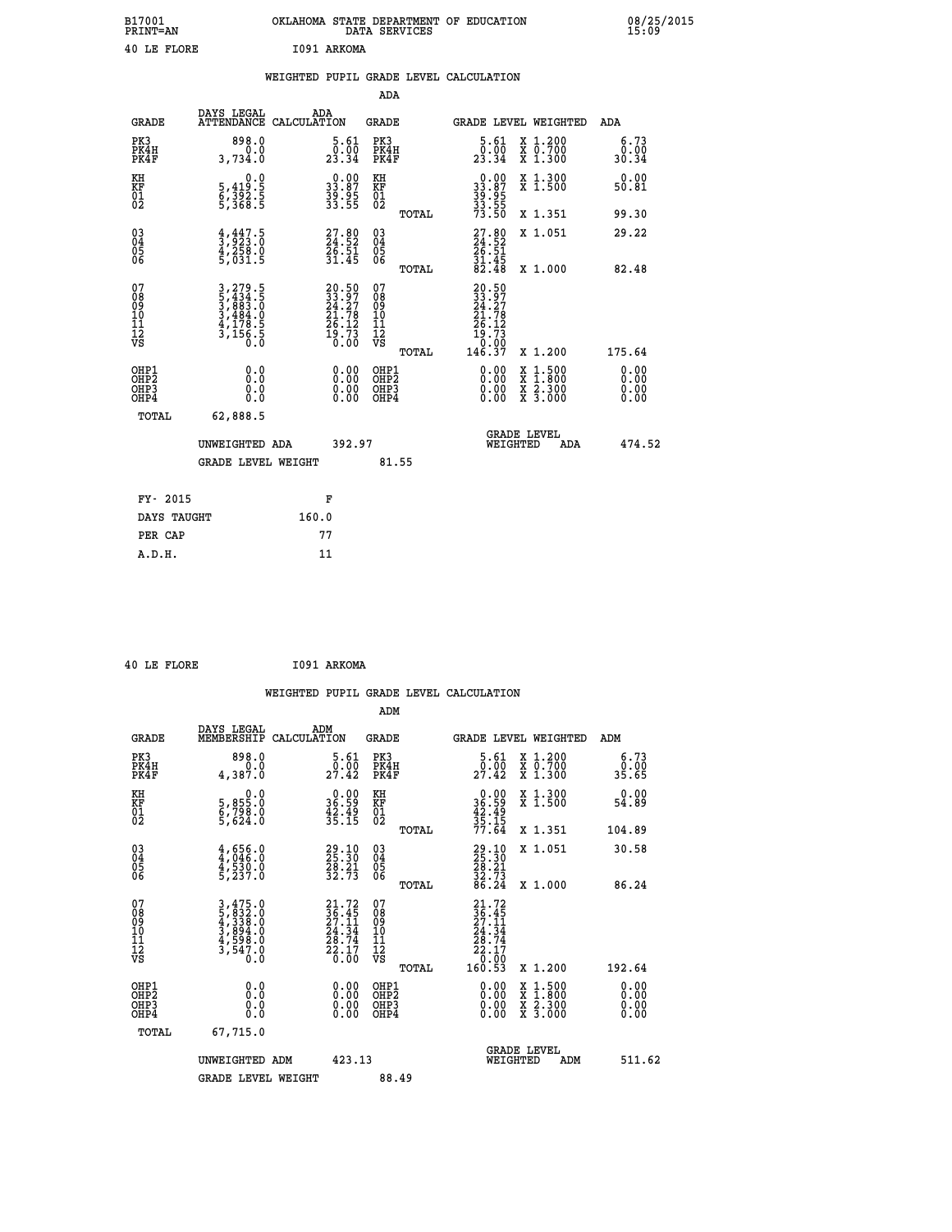B17001 OKLAHOMA STATE DEPARTMENT OF EDUCATION 08/25/2015
PRINT=AN DATA SERVICES 15:09

40 LE FLORE I091 ARKOMA

## WEIGHTED PUPIL GRADE LEVEL CALCULATION

### ADA

| GRADE | DAYS LEGAL ATTENDANCE | ADA CALCULATION | GRADE | GRADE LEVEL | WEIGHTED | ADA |
|---|---|---|---|---|---|---|
| PK3 | 898.0 | 5.61 | PK3 | 5.61 | X 1.200 | 6.73 |
| PK4H | 0.0 | 0.00 | PK4H | 0.00 | X 0.700 | 0.00 |
| PK4F | 3,734.0 | 23.34 | PK4F | 23.34 | X 1.300 | 30.34 |
| KH | 0.0 | 0.00 | KH | 0.00 | X 1.300 | 0.00 |
| KF | 5,419.5 | 33.87 | KF | 33.87 | X 1.500 | 50.81 |
| 01 | 6,392.5 | 39.95 | 01 | 39.95 | | |
| 02 | 5,368.5 | 33.55 | 02 | 33.55 | | |
| | | | TOTAL | 73.50 | X 1.351 | 99.30 |
| 03 | 4,447.5 | 27.80 | 03 | 27.80 | X 1.051 | 29.22 |
| 04 | 3,923.0 | 24.52 | 04 | 24.52 | | |
| 05 | 4,258.0 | 26.51 | 05 | 26.51 | | |
| 06 | 5,031.5 | 31.45 | 06 | 31.45 | | |
| | | | TOTAL | 82.48 | X 1.000 | 82.48 |
| 07 | 3,279.5 | 20.50 | 07 | 20.50 | | |
| 08 | 5,434.5 | 33.97 | 08 | 33.97 | | |
| 09 | 3,883.0 | 24.27 | 09 | 24.27 | | |
| 10 | 3,484.0 | 21.78 | 10 | 21.78 | | |
| 11 | 4,178.5 | 26.12 | 11 | 26.12 | | |
| 12 | 3,156.5 | 19.73 | 12 | 19.73 | | |
| VS | 0.0 | 0.00 | VS | 0.00 | | |
| | | | TOTAL | 146.37 | X 1.200 | 175.64 |
| OHP1 | 0.0 | 0.00 | OHP1 | 0.00 | X 1.500 | 0.00 |
| OHP2 | 0.0 | 0.00 | OHP2 | 0.00 | X 1.800 | 0.00 |
| OHP3 | 0.0 | 0.00 | OHP3 | 0.00 | X 2.300 | 0.00 |
| OHP4 | 0.0 | 0.00 | OHP4 | 0.00 | X 3.000 | 0.00 |
| TOTAL | 62,888.5 | | | | | |

UNWEIGHTED ADA 392.97 | GRADE LEVEL WEIGHTED ADA 474.52

GRADE LEVEL WEIGHT 81.55

| FY- 2015 | F |
|---|---|
| DAYS TAUGHT | 160.0 |
| PER CAP | 77 |
| A.D.H. | 11 |

40 LE FLORE I091 ARKOMA

## WEIGHTED PUPIL GRADE LEVEL CALCULATION

### ADM

| GRADE | DAYS LEGAL MEMBERSHIP | ADM CALCULATION | GRADE | GRADE LEVEL | WEIGHTED | ADM |
|---|---|---|---|---|---|---|
| PK3 | 898.0 | 5.61 | PK3 | 5.61 | X 1.200 | 6.73 |
| PK4H | 0.0 | 0.00 | PK4H | 0.00 | X 0.700 | 0.00 |
| PK4F | 4,387.0 | 27.42 | PK4F | 27.42 | X 1.300 | 35.65 |
| KH | 0.0 | 0.00 | KH | 0.00 | X 1.300 | 0.00 |
| KF | 5,855.0 | 36.59 | KF | 36.59 | X 1.500 | 54.89 |
| 01 | 6,798.0 | 42.49 | 01 | 42.49 | | |
| 02 | 5,624.0 | 35.15 | 02 | 35.15 | | |
| | | | TOTAL | 77.64 | X 1.351 | 104.89 |
| 03 | 4,656.0 | 29.10 | 03 | 29.10 | X 1.051 | 30.58 |
| 04 | 4,046.0 | 25.30 | 04 | 25.30 | | |
| 05 | 4,530.0 | 28.21 | 05 | 28.21 | | |
| 06 | 5,237.0 | 32.73 | 06 | 32.73 | | |
| | | | TOTAL | 86.24 | X 1.000 | 86.24 |
| 07 | 3,475.0 | 21.72 | 07 | 21.72 | | |
| 08 | 5,832.0 | 36.45 | 08 | 36.45 | | |
| 09 | 4,338.0 | 27.11 | 09 | 27.11 | | |
| 10 | 3,894.0 | 24.34 | 10 | 24.34 | | |
| 11 | 4,598.0 | 28.74 | 11 | 28.74 | | |
| 12 | 3,547.0 | 22.17 | 12 | 22.17 | | |
| VS | 0.0 | 0.00 | VS | 0.00 | | |
| | | | TOTAL | 160.53 | X 1.200 | 192.64 |
| OHP1 | 0.0 | 0.00 | OHP1 | 0.00 | X 1.500 | 0.00 |
| OHP2 | 0.0 | 0.00 | OHP2 | 0.00 | X 1.800 | 0.00 |
| OHP3 | 0.0 | 0.00 | OHP3 | 0.00 | X 2.300 | 0.00 |
| OHP4 | 0.0 | 0.00 | OHP4 | 0.00 | X 3.000 | 0.00 |
| TOTAL | 67,715.0 | | | | | |

UNWEIGHTED ADM 423.13 | GRADE LEVEL WEIGHTED ADM 511.62

GRADE LEVEL WEIGHT 88.49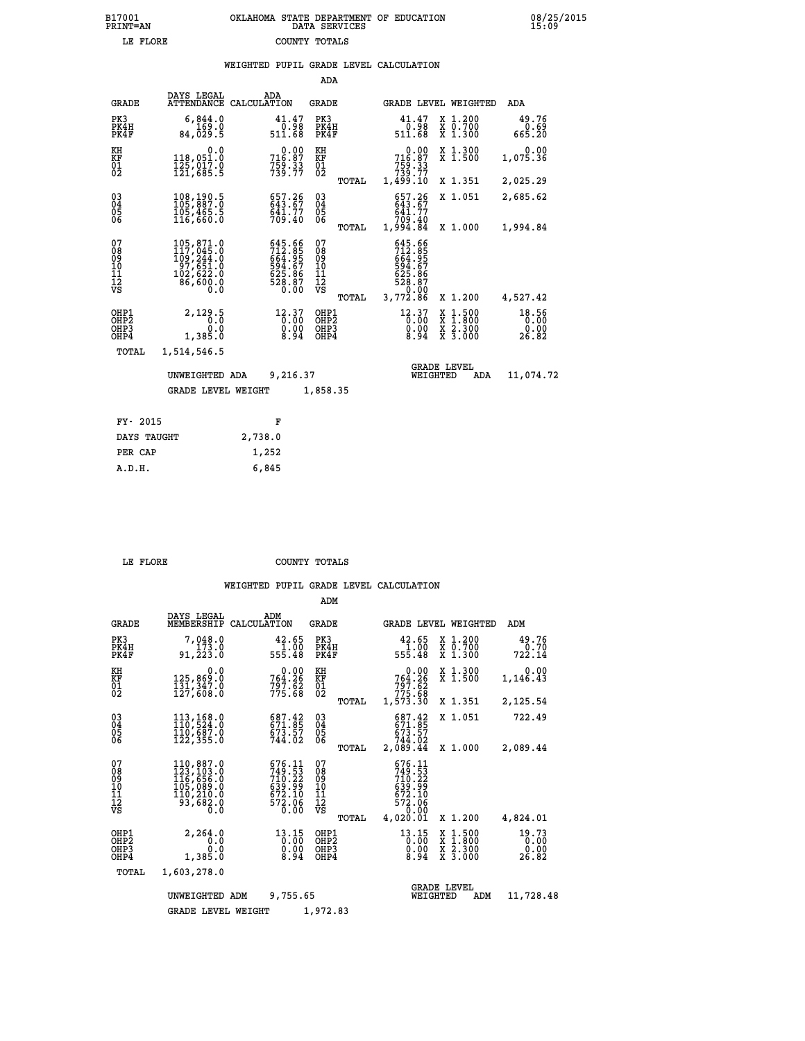B17001 OKLAHOMA STATE DEPARTMENT OF EDUCATION 08/25/2015
PRINT=AN DATA SERVICES 15:09

LE FLORE COUNTY TOTALS

WEIGHTED PUPIL GRADE LEVEL CALCULATION

ADA

| GRADE | DAYS LEGAL ATTENDANCE | ADA CALCULATION | GRADE | | GRADE LEVEL | WEIGHTED | ADA |
|---|---|---|---|---|---|---|---|
| PK3 | 6,844.0 | 41.47 | PK3 | | 41.47 | X 1.200 | 49.76 |
| PK4H | 169.0 | 0.98 | PK4H | | 0.98 | X 0.700 | 0.69 |
| PK4F | 84,029.5 | 511.68 | PK4F | | 511.68 | X 1.300 | 665.20 |
| KH | 0.0 | 0.00 | KH | | 0.00 | X 1.300 | 0.00 |
| KF | 118,051.0 | 716.87 | KF | | 716.87 | X 1.500 | 1,075.36 |
| 01 | 125,017.0 | 759.33 | 01 | | 759.33 | | |
| 02 | 121,685.5 | 739.77 | 02 | | 739.77 | | |
| | | | | TOTAL | 1,499.10 | X 1.351 | 2,025.29 |
| 03 | 108,190.5 | 657.26 | 03 | | 657.26 | X 1.051 | 2,685.62 |
| 04 | 105,887.0 | 643.67 | 04 | | 643.67 | | |
| 05 | 105,465.5 | 641.77 | 05 | | 641.77 | | |
| 06 | 116,660.0 | 709.40 | 06 | | 709.40 | | |
| | | | | TOTAL | 1,994.84 | X 1.000 | 1,994.84 |
| 07 | 105,871.0 | 645.66 | 07 | | 645.66 | | |
| 08 | 117,045.0 | 712.85 | 08 | | 712.85 | | |
| 09 | 109,244.0 | 664.95 | 09 | | 664.95 | | |
| 10 | 97,651.0 | 594.67 | 10 | | 594.67 | | |
| 11 | 102,622.0 | 625.86 | 11 | | 625.86 | | |
| 12 | 86,600.0 | 528.87 | 12 | | 528.87 | | |
| VS | 0.0 | 0.00 | VS | | 0.00 | | |
| | | | | TOTAL | 3,772.86 | X 1.200 | 4,527.42 |
| OHP1 | 2,129.5 | 12.37 | OHP1 | | 12.37 | X 1.500 | 18.56 |
| OHP2 | 0.0 | 0.00 | OHP2 | | 0.00 | X 1.800 | 0.00 |
| OHP3 | 0.0 | 0.00 | OHP3 | | 0.00 | X 2.300 | 0.00 |
| OHP4 | 1,385.0 | 8.94 | OHP4 | | 8.94 | X 3.000 | 26.82 |
| TOTAL | 1,514,546.5 | | | | | | |

UNWEIGHTED ADA 9,216.37 GRADE LEVEL WEIGHTED ADA 11,074.72

GRADE LEVEL WEIGHT 1,858.35

| FY- 2015 | F |
|---|---|
| DAYS TAUGHT | 2,738.0 |
| PER CAP | 1,252 |
| A.D.H. | 6,845 |

LE FLORE COUNTY TOTALS

WEIGHTED PUPIL GRADE LEVEL CALCULATION

ADM

| GRADE | DAYS LEGAL MEMBERSHIP | ADM CALCULATION | GRADE | | GRADE LEVEL | WEIGHTED | ADM |
|---|---|---|---|---|---|---|---|
| PK3 | 7,048.0 | 42.65 | PK3 | | 42.65 | X 1.200 | 49.76 |
| PK4H | 173.0 | 1.00 | PK4H | | 1.00 | X 0.700 | 0.70 |
| PK4F | 91,223.0 | 555.48 | PK4F | | 555.48 | X 1.300 | 722.14 |
| KH | 0.0 | 0.00 | KH | | 0.00 | X 1.300 | 0.00 |
| KF | 125,869.0 | 764.26 | KF | | 764.26 | X 1.500 | 1,146.43 |
| 01 | 131,347.0 | 797.62 | 01 | | 797.62 | | |
| 02 | 127,608.0 | 775.68 | 02 | | 775.68 | | |
| | | | | TOTAL | 1,573.30 | X 1.351 | 2,125.54 |
| 03 | 113,168.0 | 687.42 | 03 | | 687.42 | X 1.051 | 722.49 |
| 04 | 110,524.0 | 671.85 | 04 | | 671.85 | | |
| 05 | 110,687.0 | 673.57 | 05 | | 673.57 | | |
| 06 | 122,355.0 | 744.02 | 06 | | 744.02 | | |
| | | | | TOTAL | 2,089.44 | X 1.000 | 2,089.44 |
| 07 | 110,887.0 | 676.11 | 07 | | 676.11 | | |
| 08 | 123,103.0 | 749.53 | 08 | | 749.53 | | |
| 09 | 116,656.0 | 710.22 | 09 | | 710.22 | | |
| 10 | 105,089.0 | 639.99 | 10 | | 639.99 | | |
| 11 | 110,210.0 | 672.10 | 11 | | 672.10 | | |
| 12 | 93,682.0 | 572.06 | 12 | | 572.06 | | |
| VS | 0.0 | 0.00 | VS | | 0.00 | | |
| | | | | TOTAL | 4,020.01 | X 1.200 | 4,824.01 |
| OHP1 | 2,264.0 | 13.15 | OHP1 | | 13.15 | X 1.500 | 19.73 |
| OHP2 | 0.0 | 0.00 | OHP2 | | 0.00 | X 1.800 | 0.00 |
| OHP3 | 0.0 | 0.00 | OHP3 | | 0.00 | X 2.300 | 0.00 |
| OHP4 | 1,385.0 | 8.94 | OHP4 | | 8.94 | X 3.000 | 26.82 |
| TOTAL | 1,603,278.0 | | | | | | |

UNWEIGHTED ADM 9,755.65 GRADE LEVEL WEIGHTED ADM 11,728.48

GRADE LEVEL WEIGHT 1,972.83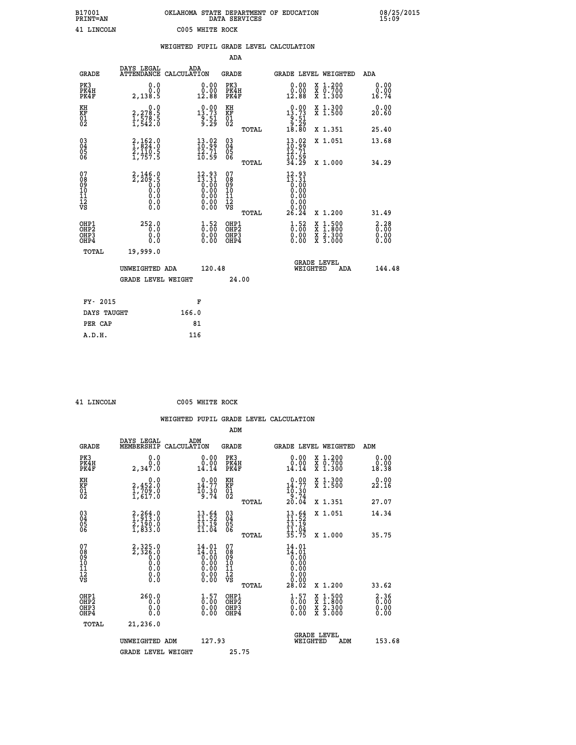B17001 OKLAHOMA STATE DEPARTMENT OF EDUCATION 08/25/2015
PRINT=AN DATA SERVICES 15:09

41 LINCOLN C005 WHITE ROCK

## WEIGHTED PUPIL GRADE LEVEL CALCULATION

### ADA

| GRADE | DAYS LEGAL ATTENDANCE | ADA CALCULATION | GRADE | GRADE LEVEL | WEIGHTED | ADA |
|---|---|---|---|---|---|---|
| PK3 | 0.0 | 0.00 | PK3 | 0.00 | X 1.200 | 0.00 |
| PK4H | 0.0 | 0.00 | PK4H | 0.00 | X 0.700 | 0.00 |
| PK4F | 2,138.5 | 12.88 | PK4F | 12.88 | X 1.300 | 16.74 |
| KH | 0.0 | 0.00 | KH | 0.00 | X 1.300 | 0.00 |
| KF | 2,278.5 | 13.73 | KF | 13.73 | X 1.500 | 20.60 |
| 01 | 1,578.5 | 9.51 | 01 | 9.51 | | |
| 02 | 1,542.0 | 9.29 | 02 | 9.29 | | |
| | | | TOTAL | 18.80 | X 1.351 | 25.40 |
| 03 | 2,162.0 | 13.02 | 03 | 13.02 | X 1.051 | 13.68 |
| 04 | 1,824.0 | 10.99 | 04 | 10.99 | | |
| 05 | 2,110.5 | 12.71 | 05 | 12.71 | | |
| 06 | 1,757.5 | 10.59 | 06 | 10.59 | | |
| | | | TOTAL | 34.29 | X 1.000 | 34.29 |
| 07 | 2,146.0 | 12.93 | 07 | 12.93 | | |
| 08 | 2,209.5 | 13.31 | 08 | 13.31 | | |
| 09 | 0.0 | 0.00 | 09 | 0.00 | | |
| 10 | 0.0 | 0.00 | 10 | 0.00 | | |
| 11 | 0.0 | 0.00 | 11 | 0.00 | | |
| 12 | 0.0 | 0.00 | 12 | 0.00 | | |
| VS | 0.0 | 0.00 | VS | 0.00 | | |
| | | | TOTAL | 26.24 | X 1.200 | 31.49 |
| OHP1 | 252.0 | 1.52 | OHP1 | 1.52 | X 1.500 | 2.28 |
| OHP2 | 0.0 | 0.00 | OHP2 | 0.00 | X 1.800 | 0.00 |
| OHP3 | 0.0 | 0.00 | OHP3 | 0.00 | X 2.300 | 0.00 |
| OHP4 | 0.0 | 0.00 | OHP4 | 0.00 | X 3.000 | 0.00 |
| TOTAL | 19,999.0 | | | | | |

UNWEIGHTED ADA 120.48 GRADE LEVEL WEIGHTED ADA 144.48

GRADE LEVEL WEIGHT 24.00

| FY- 2015 | F |
|---|---|
| DAYS TAUGHT | 166.0 |
| PER CAP | 81 |
| A.D.H. | 116 |

41 LINCOLN C005 WHITE ROCK

## WEIGHTED PUPIL GRADE LEVEL CALCULATION

### ADM

| GRADE | DAYS LEGAL MEMBERSHIP | ADM CALCULATION | GRADE | GRADE LEVEL | WEIGHTED | ADM |
|---|---|---|---|---|---|---|
| PK3 | 0.0 | 0.00 | PK3 | 0.00 | X 1.200 | 0.00 |
| PK4H | 0.0 | 0.00 | PK4H | 0.00 | X 0.700 | 0.00 |
| PK4F | 2,347.0 | 14.14 | PK4F | 14.14 | X 1.300 | 18.38 |
| KH | 0.0 | 0.00 | KH | 0.00 | X 1.300 | 0.00 |
| KF | 2,452.0 | 14.77 | KF | 14.77 | X 1.500 | 22.16 |
| 01 | 1,709.0 | 10.30 | 01 | 10.30 | | |
| 02 | 1,617.0 | 9.74 | 02 | 9.74 | | |
| | | | TOTAL | 20.04 | X 1.351 | 27.07 |
| 03 | 2,264.0 | 13.64 | 03 | 13.64 | X 1.051 | 14.34 |
| 04 | 1,913.0 | 11.52 | 04 | 11.52 | | |
| 05 | 2,190.0 | 13.19 | 05 | 13.19 | | |
| 06 | 1,833.0 | 11.04 | 06 | 11.04 | | |
| | | | TOTAL | 35.75 | X 1.000 | 35.75 |
| 07 | 2,325.0 | 14.01 | 07 | 14.01 | | |
| 08 | 2,326.0 | 14.01 | 08 | 14.01 | | |
| 09 | 0.0 | 0.00 | 09 | 0.00 | | |
| 10 | 0.0 | 0.00 | 10 | 0.00 | | |
| 11 | 0.0 | 0.00 | 11 | 0.00 | | |
| 12 | 0.0 | 0.00 | 12 | 0.00 | | |
| VS | 0.0 | 0.00 | VS | 0.00 | | |
| | | | TOTAL | 28.02 | X 1.200 | 33.62 |
| OHP1 | 260.0 | 1.57 | OHP1 | 1.57 | X 1.500 | 2.36 |
| OHP2 | 0.0 | 0.00 | OHP2 | 0.00 | X 1.800 | 0.00 |
| OHP3 | 0.0 | 0.00 | OHP3 | 0.00 | X 2.300 | 0.00 |
| OHP4 | 0.0 | 0.00 | OHP4 | 0.00 | X 3.000 | 0.00 |
| TOTAL | 21,236.0 | | | | | |

UNWEIGHTED ADM 127.93 GRADE LEVEL WEIGHTED ADM 153.68

GRADE LEVEL WEIGHT 25.75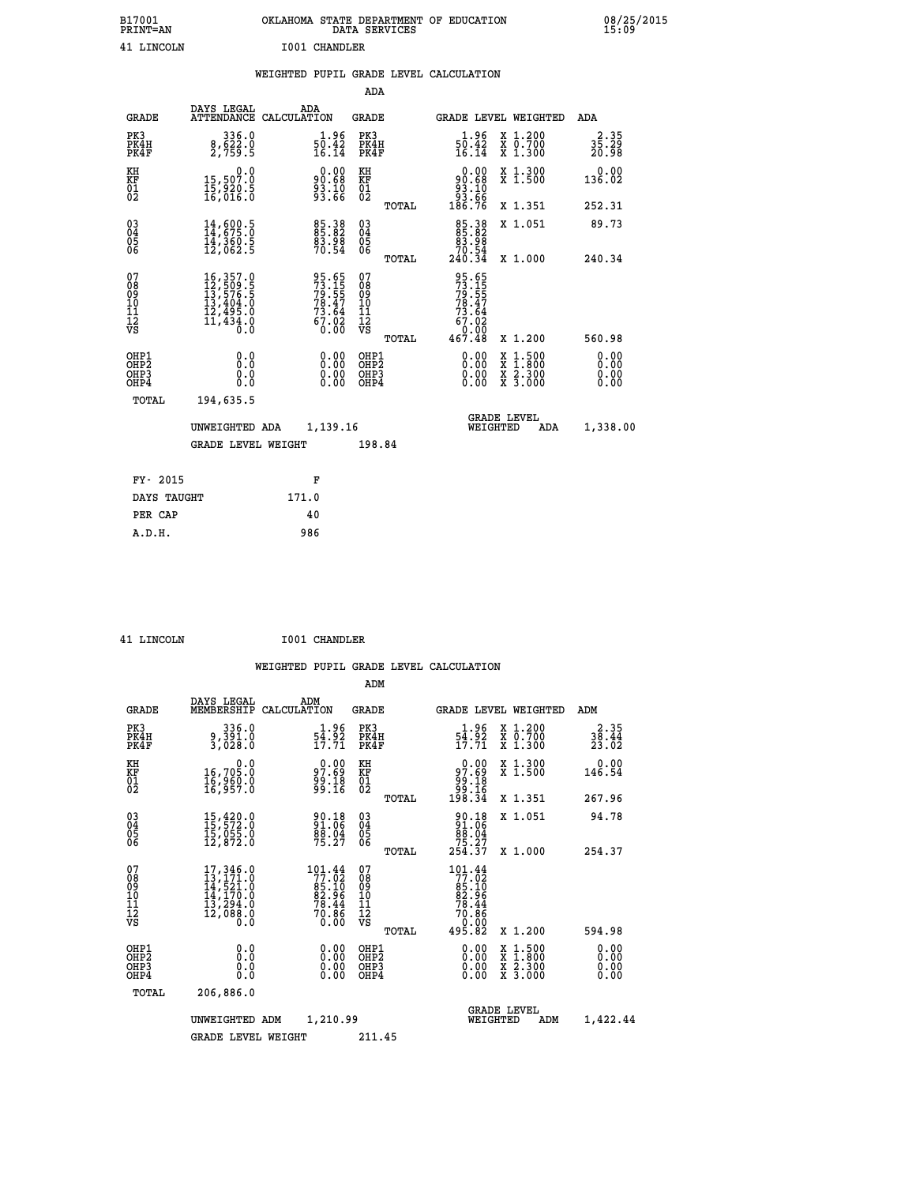B17001 OKLAHOMA STATE DEPARTMENT OF EDUCATION 08/25/2015
PRINT=AN DATA SERVICES 15:09

41 LINCOLN I001 CHANDLER

## WEIGHTED PUPIL GRADE LEVEL CALCULATION

### ADA

| GRADE | DAYS LEGAL ATTENDANCE | ADA CALCULATION | GRADE | GRADE LEVEL | WEIGHTED | ADA |
|---|---|---|---|---|---|---|
| PK3 | 336.0 | 1.96 | PK3 | 1.96 | X 1.200 | 2.35 |
| PK4H | 8,622.0 | 50.42 | PK4H | 50.42 | X 0.700 | 35.29 |
| PK4F | 2,759.5 | 16.14 | PK4F | 16.14 | X 1.300 | 20.98 |
| KH | 0.0 | 0.00 | KH | 0.00 | X 1.300 | 0.00 |
| KF | 15,507.0 | 90.68 | KF | 90.68 | X 1.500 | 136.02 |
| 01 | 15,920.5 | 93.10 | 01 | 93.10 | | |
| 02 | 16,016.0 | 93.66 | 02 | 93.66 | | |
| | | | TOTAL | 186.76 | X 1.351 | 252.31 |
| 03 | 14,600.5 | 85.38 | 03 | 85.38 | X 1.051 | 89.73 |
| 04 | 14,675.0 | 85.82 | 04 | 85.82 | | |
| 05 | 14,360.5 | 83.98 | 05 | 83.98 | | |
| 06 | 12,062.5 | 70.54 | 06 | 70.54 | | |
| | | | TOTAL | 240.34 | X 1.000 | 240.34 |
| 07 | 16,357.0 | 95.65 | 07 | 95.65 | | |
| 08 | 12,509.5 | 73.15 | 08 | 73.15 | | |
| 09 | 13,576.5 | 79.55 | 09 | 79.55 | | |
| 10 | 13,404.0 | 78.47 | 10 | 78.47 | | |
| 11 | 12,495.0 | 73.64 | 11 | 73.64 | | |
| 12 | 11,434.0 | 67.02 | 12 | 67.02 | | |
| VS | 0.0 | 0.00 | VS | 0.00 | | |
| | | | TOTAL | 467.48 | X 1.200 | 560.98 |
| OHP1 | 0.0 | 0.00 | OHP1 | 0.00 | X 1.500 | 0.00 |
| OHP2 | 0.0 | 0.00 | OHP2 | 0.00 | X 1.800 | 0.00 |
| OHP3 | 0.0 | 0.00 | OHP3 | 0.00 | X 2.300 | 0.00 |
| OHP4 | 0.0 | 0.00 | OHP4 | 0.00 | X 3.000 | 0.00 |
| TOTAL | 194,635.5 | | | | | |

UNWEIGHTED ADA 1,139.16 GRADE LEVEL WEIGHTED ADA 1,338.00

GRADE LEVEL WEIGHT 198.84

| FY- 2015 | F |
|---|---|
| DAYS TAUGHT | 171.0 |
| PER CAP | 40 |
| A.D.H. | 986 |

41 LINCOLN I001 CHANDLER

## WEIGHTED PUPIL GRADE LEVEL CALCULATION

### ADM

| GRADE | DAYS LEGAL MEMBERSHIP | ADM CALCULATION | GRADE | GRADE LEVEL | WEIGHTED | ADM |
|---|---|---|---|---|---|---|
| PK3 | 336.0 | 1.96 | PK3 | 1.96 | X 1.200 | 2.35 |
| PK4H | 9,391.0 | 54.92 | PK4H | 54.92 | X 0.700 | 38.44 |
| PK4F | 3,028.0 | 17.71 | PK4F | 17.71 | X 1.300 | 23.02 |
| KH | 0.0 | 0.00 | KH | 0.00 | X 1.300 | 0.00 |
| KF | 16,705.0 | 97.69 | KF | 97.69 | X 1.500 | 146.54 |
| 01 | 16,960.0 | 99.18 | 01 | 99.18 | | |
| 02 | 16,957.0 | 99.16 | 02 | 99.16 | | |
| | | | TOTAL | 198.34 | X 1.351 | 267.96 |
| 03 | 15,420.0 | 90.18 | 03 | 90.18 | X 1.051 | 94.78 |
| 04 | 15,572.0 | 91.06 | 04 | 91.06 | | |
| 05 | 15,055.0 | 88.04 | 05 | 88.04 | | |
| 06 | 12,872.0 | 75.27 | 06 | 75.27 | | |
| | | | TOTAL | 254.37 | X 1.000 | 254.37 |
| 07 | 17,346.0 | 101.44 | 07 | 101.44 | | |
| 08 | 13,171.0 | 77.02 | 08 | 77.02 | | |
| 09 | 14,521.0 | 85.10 | 09 | 85.10 | | |
| 10 | 14,170.0 | 82.96 | 10 | 82.96 | | |
| 11 | 13,294.0 | 78.44 | 11 | 78.44 | | |
| 12 | 12,088.0 | 70.86 | 12 | 70.86 | | |
| VS | 0.0 | 0.00 | VS | 0.00 | | |
| | | | TOTAL | 495.82 | X 1.200 | 594.98 |
| OHP1 | 0.0 | 0.00 | OHP1 | 0.00 | X 1.500 | 0.00 |
| OHP2 | 0.0 | 0.00 | OHP2 | 0.00 | X 1.800 | 0.00 |
| OHP3 | 0.0 | 0.00 | OHP3 | 0.00 | X 2.300 | 0.00 |
| OHP4 | 0.0 | 0.00 | OHP4 | 0.00 | X 3.000 | 0.00 |
| TOTAL | 206,886.0 | | | | | |

UNWEIGHTED ADM 1,210.99 GRADE LEVEL WEIGHTED ADM 1,422.44

GRADE LEVEL WEIGHT 211.45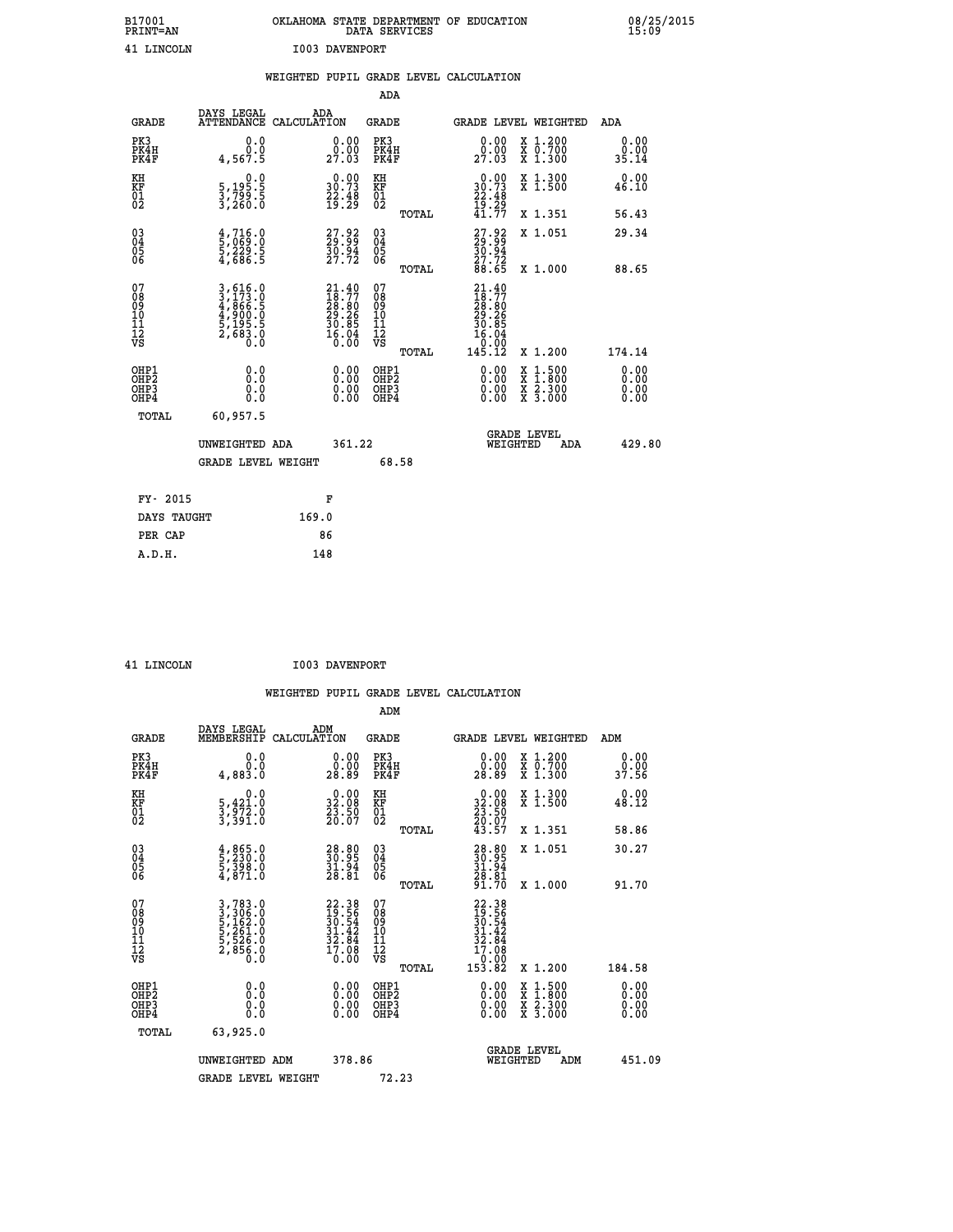B17001 OKLAHOMA STATE DEPARTMENT OF EDUCATION 08/25/2015
PRINT=AN DATA SERVICES 15:09

41 LINCOLN I003 DAVENPORT

## WEIGHTED PUPIL GRADE LEVEL CALCULATION

### ADA

| GRADE | DAYS LEGAL ATTENDANCE | ADA CALCULATION | GRADE | GRADE LEVEL | WEIGHTED | ADA |
|---|---|---|---|---|---|---|
| PK3 | 0.0 | 0.00 | PK3 | 0.00 | X 1.200 | 0.00 |
| PK4H | 0.0 | 0.00 | PK4H | 0.00 | X 0.700 | 0.00 |
| PK4F | 4,567.5 | 27.03 | PK4F | 27.03 | X 1.300 | 35.14 |
| KH | 0.0 | 0.00 | KH | 0.00 | X 1.300 | 0.00 |
| KF | 5,195.5 | 30.73 | KF | 30.73 | X 1.500 | 46.10 |
| 01 | 3,799.5 | 22.48 | 01 | 22.48 | | |
| 02 | 3,260.0 | 19.29 | 02 | 19.29 | | |
| | | | TOTAL | 41.77 | X 1.351 | 56.43 |
| 03 | 4,716.0 | 27.92 | 03 | 27.92 | X 1.051 | 29.34 |
| 04 | 5,069.0 | 29.99 | 04 | 29.99 | | |
| 05 | 5,229.5 | 30.94 | 05 | 30.94 | | |
| 06 | 4,686.5 | 27.72 | 06 | 27.72 | | |
| | | | TOTAL | 88.65 | X 1.000 | 88.65 |
| 07 | 3,616.0 | 21.40 | 07 | 21.40 | | |
| 08 | 3,173.0 | 18.77 | 08 | 18.77 | | |
| 09 | 4,866.5 | 28.80 | 09 | 28.80 | | |
| 10 | 4,900.0 | 29.26 | 10 | 29.26 | | |
| 11 | 5,195.5 | 30.85 | 11 | 30.85 | | |
| 12 | 2,683.0 | 16.04 | 12 | 16.04 | | |
| VS | 0.0 | 0.00 | VS | 0.00 | | |
| | | | TOTAL | 145.12 | X 1.200 | 174.14 |
| OHP1 | 0.0 | 0.00 | OHP1 | 0.00 | X 1.500 | 0.00 |
| OHP2 | 0.0 | 0.00 | OHP2 | 0.00 | X 1.800 | 0.00 |
| OHP3 | 0.0 | 0.00 | OHP3 | 0.00 | X 2.300 | 0.00 |
| OHP4 | 0.0 | 0.00 | OHP4 | 0.00 | X 3.000 | 0.00 |
| TOTAL | 60,957.5 | | | | | |

UNWEIGHTED ADA 361.22 GRADE LEVEL WEIGHTED ADA 429.80

GRADE LEVEL WEIGHT 68.58

| FY- 2015 | F |
|---|---|
| DAYS TAUGHT | 169.0 |
| PER CAP | 86 |
| A.D.H. | 148 |

41 LINCOLN I003 DAVENPORT

## WEIGHTED PUPIL GRADE LEVEL CALCULATION

### ADM

| GRADE | DAYS LEGAL MEMBERSHIP | ADM CALCULATION | GRADE | GRADE LEVEL | WEIGHTED | ADM |
|---|---|---|---|---|---|---|
| PK3 | 0.0 | 0.00 | PK3 | 0.00 | X 1.200 | 0.00 |
| PK4H | 0.0 | 0.00 | PK4H | 0.00 | X 0.700 | 0.00 |
| PK4F | 4,883.0 | 28.89 | PK4F | 28.89 | X 1.300 | 37.56 |
| KH | 0.0 | 0.00 | KH | 0.00 | X 1.300 | 0.00 |
| KF | 5,421.0 | 32.08 | KF | 32.08 | X 1.500 | 48.12 |
| 01 | 3,972.0 | 23.50 | 01 | 23.50 | | |
| 02 | 3,391.0 | 20.07 | 02 | 20.07 | | |
| | | | TOTAL | 43.57 | X 1.351 | 58.86 |
| 03 | 4,865.0 | 28.80 | 03 | 28.80 | X 1.051 | 30.27 |
| 04 | 5,230.0 | 30.95 | 04 | 30.95 | | |
| 05 | 5,398.0 | 31.94 | 05 | 31.94 | | |
| 06 | 4,871.0 | 28.81 | 06 | 28.81 | | |
| | | | TOTAL | 91.70 | X 1.000 | 91.70 |
| 07 | 3,783.0 | 22.38 | 07 | 22.38 | | |
| 08 | 3,306.0 | 19.56 | 08 | 19.56 | | |
| 09 | 5,162.0 | 30.54 | 09 | 30.54 | | |
| 10 | 5,261.0 | 31.42 | 10 | 31.42 | | |
| 11 | 5,526.0 | 32.84 | 11 | 32.84 | | |
| 12 | 2,856.0 | 17.08 | 12 | 17.08 | | |
| VS | 0.0 | 0.00 | VS | 0.00 | | |
| | | | TOTAL | 153.82 | X 1.200 | 184.58 |
| OHP1 | 0.0 | 0.00 | OHP1 | 0.00 | X 1.500 | 0.00 |
| OHP2 | 0.0 | 0.00 | OHP2 | 0.00 | X 1.800 | 0.00 |
| OHP3 | 0.0 | 0.00 | OHP3 | 0.00 | X 2.300 | 0.00 |
| OHP4 | 0.0 | 0.00 | OHP4 | 0.00 | X 3.000 | 0.00 |
| TOTAL | 63,925.0 | | | | | |

UNWEIGHTED ADM 378.86 GRADE LEVEL WEIGHTED ADM 451.09

GRADE LEVEL WEIGHT 72.23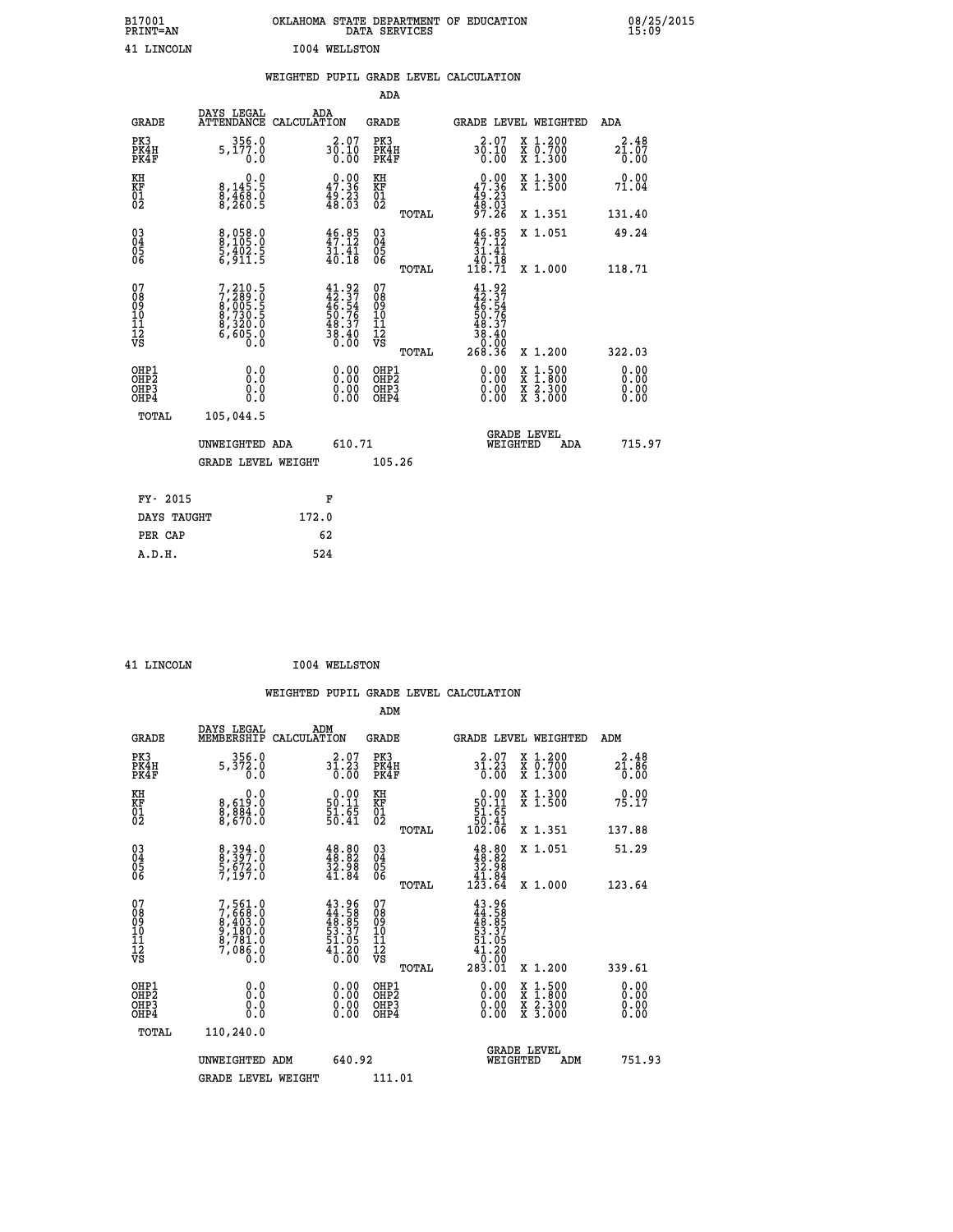B17001 OKLAHOMA STATE DEPARTMENT OF EDUCATION 08/25/2015
PRINT=AN DATA SERVICES 15:09

41 LINCOLN I004 WELLSTON

WEIGHTED PUPIL GRADE LEVEL CALCULATION

ADA

| GRADE | DAYS LEGAL ATTENDANCE | ADA CALCULATION | GRADE | | GRADE LEVEL | WEIGHTED | ADA |
|---|---|---|---|---|---|---|---|
| PK3 | 356.0 | 2.07 | PK3 | | 2.07 | X 1.200 | 2.48 |
| PK4H | 5,177.0 | 30.10 | PK4H | | 30.10 | X 0.700 | 21.07 |
| PK4F | 0.0 | 0.00 | PK4F | | 0.00 | X 1.300 | 0.00 |
| KH | 0.0 | 0.00 | KH | | 0.00 | X 1.300 | 0.00 |
| KF | 8,145.5 | 47.36 | KF | | 47.36 | X 1.500 | 71.04 |
| 01 | 8,468.0 | 49.23 | 01 | | 49.23 | | |
| 02 | 8,260.5 | 48.03 | 02 | | 48.03 | | |
| | | | | TOTAL | 97.26 | X 1.351 | 131.40 |
| 03 | 8,058.0 | 46.85 | 03 | | 46.85 | X 1.051 | 49.24 |
| 04 | 8,105.0 | 47.12 | 04 | | 47.12 | | |
| 05 | 5,402.5 | 31.41 | 05 | | 31.41 | | |
| 06 | 6,911.5 | 40.18 | 06 | | 40.18 | | |
| | | | | TOTAL | 118.71 | X 1.000 | 118.71 |
| 07 | 7,210.5 | 41.92 | 07 | | 41.92 | | |
| 08 | 7,289.0 | 42.37 | 08 | | 42.37 | | |
| 09 | 8,005.5 | 46.54 | 09 | | 46.54 | | |
| 10 | 8,730.5 | 50.76 | 10 | | 50.76 | | |
| 11 | 8,320.0 | 48.37 | 11 | | 48.37 | | |
| 12 | 6,605.0 | 38.40 | 12 | | 38.40 | | |
| VS | 0.0 | 0.00 | VS | | 0.00 | | |
| | | | | TOTAL | 268.36 | X 1.200 | 322.03 |
| OHP1 | 0.0 | 0.00 | OHP1 | | 0.00 | X 1.500 | 0.00 |
| OHP2 | 0.0 | 0.00 | OHP2 | | 0.00 | X 1.800 | 0.00 |
| OHP3 | 0.0 | 0.00 | OHP3 | | 0.00 | X 2.300 | 0.00 |
| OHP4 | 0.0 | 0.00 | OHP4 | | 0.00 | X 3.000 | 0.00 |
| TOTAL | 105,044.5 | | | | | | |

UNWEIGHTED ADA 610.71 GRADE LEVEL WEIGHTED ADA 715.97

GRADE LEVEL WEIGHT 105.26

| FY- 2015 | F |
|---|---|
| DAYS TAUGHT | 172.0 |
| PER CAP | 62 |
| A.D.H. | 524 |

41 LINCOLN I004 WELLSTON

WEIGHTED PUPIL GRADE LEVEL CALCULATION

ADM

| GRADE | DAYS LEGAL MEMBERSHIP | ADM CALCULATION | GRADE | | GRADE LEVEL | WEIGHTED | ADM |
|---|---|---|---|---|---|---|---|
| PK3 | 356.0 | 2.07 | PK3 | | 2.07 | X 1.200 | 2.48 |
| PK4H | 5,372.0 | 31.23 | PK4H | | 31.23 | X 0.700 | 21.86 |
| PK4F | 0.0 | 0.00 | PK4F | | 0.00 | X 1.300 | 0.00 |
| KH | 0.0 | 0.00 | KH | | 0.00 | X 1.300 | 0.00 |
| KF | 8,619.0 | 50.11 | KF | | 50.11 | X 1.500 | 75.17 |
| 01 | 8,884.0 | 51.65 | 01 | | 51.65 | | |
| 02 | 8,670.0 | 50.41 | 02 | | 50.41 | | |
| | | | | TOTAL | 102.06 | X 1.351 | 137.88 |
| 03 | 8,394.0 | 48.80 | 03 | | 48.80 | X 1.051 | 51.29 |
| 04 | 8,397.0 | 48.82 | 04 | | 48.82 | | |
| 05 | 5,672.0 | 32.98 | 05 | | 32.98 | | |
| 06 | 7,197.0 | 41.84 | 06 | | 41.84 | | |
| | | | | TOTAL | 123.64 | X 1.000 | 123.64 |
| 07 | 7,561.0 | 43.96 | 07 | | 43.96 | | |
| 08 | 7,668.0 | 44.58 | 08 | | 44.58 | | |
| 09 | 8,403.0 | 48.85 | 09 | | 48.85 | | |
| 10 | 9,180.0 | 53.37 | 10 | | 53.37 | | |
| 11 | 8,781.0 | 51.05 | 11 | | 51.05 | | |
| 12 | 7,086.0 | 41.20 | 12 | | 41.20 | | |
| VS | 0.0 | 0.00 | VS | | 0.00 | | |
| | | | | TOTAL | 283.01 | X 1.200 | 339.61 |
| OHP1 | 0.0 | 0.00 | OHP1 | | 0.00 | X 1.500 | 0.00 |
| OHP2 | 0.0 | 0.00 | OHP2 | | 0.00 | X 1.800 | 0.00 |
| OHP3 | 0.0 | 0.00 | OHP3 | | 0.00 | X 2.300 | 0.00 |
| OHP4 | 0.0 | 0.00 | OHP4 | | 0.00 | X 3.000 | 0.00 |
| TOTAL | 110,240.0 | | | | | | |

UNWEIGHTED ADM 640.92 GRADE LEVEL WEIGHTED ADM 751.93

GRADE LEVEL WEIGHT 111.01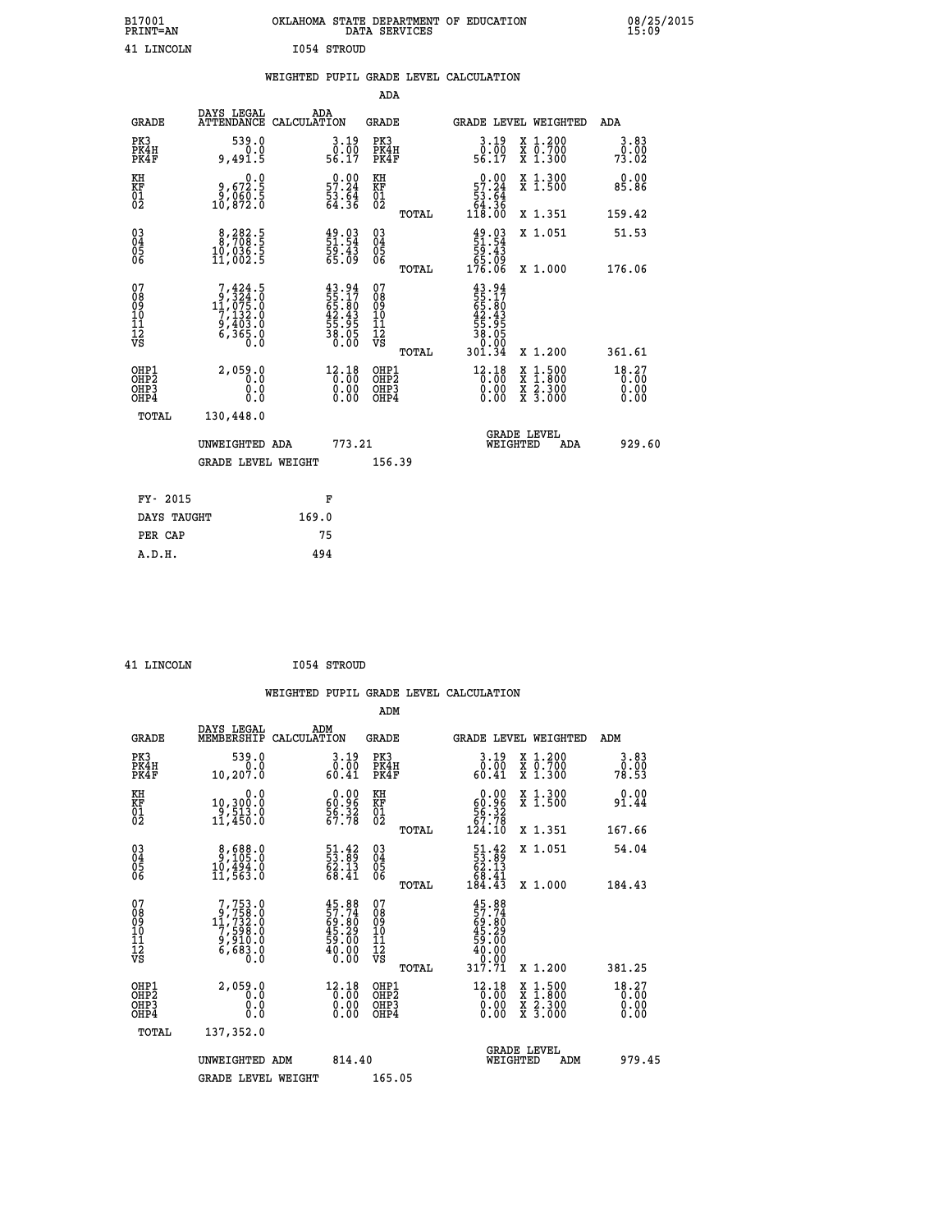B17001 OKLAHOMA STATE DEPARTMENT OF EDUCATION 08/25/2015
PRINT=AN DATA SERVICES 15:09

41 LINCOLN I054 STROUD

## WEIGHTED PUPIL GRADE LEVEL CALCULATION

### ADA

| GRADE | DAYS LEGAL ATTENDANCE | ADA CALCULATION | GRADE | | GRADE LEVEL | WEIGHTED | ADA |
|---|---|---|---|---|---|---|---|
| PK3 | 539.0 | 3.19 | PK3 | | 3.19 | X 1.200 | 3.83 |
| PK4H | 0.0 | 0.00 | PK4H | | 0.00 | X 0.700 | 0.00 |
| PK4F | 9,491.5 | 56.17 | PK4F | | 56.17 | X 1.300 | 73.02 |
| KH | 0.0 | 0.00 | KH | | 0.00 | X 1.300 | 0.00 |
| KF | 9,672.5 | 57.24 | KF | | 57.24 | X 1.500 | 85.86 |
| 01 | 9,060.5 | 53.64 | 01 | | 53.64 | | |
| 02 | 10,872.0 | 64.36 | 02 | | 64.36 | | |
| | | | | TOTAL | 118.00 | X 1.351 | 159.42 |
| 03 | 8,282.5 | 49.03 | 03 | | 49.03 | X 1.051 | 51.53 |
| 04 | 8,708.5 | 51.54 | 04 | | 51.54 | | |
| 05 | 10,036.5 | 59.43 | 05 | | 59.43 | | |
| 06 | 11,002.5 | 65.09 | 06 | | 65.09 | | |
| | | | | TOTAL | 176.06 | X 1.000 | 176.06 |
| 07 | 7,424.5 | 43.94 | 07 | | 43.94 | | |
| 08 | 9,324.0 | 55.17 | 08 | | 55.17 | | |
| 09 | 11,075.0 | 65.80 | 09 | | 65.80 | | |
| 10 | 7,132.0 | 42.43 | 10 | | 42.43 | | |
| 11 | 9,403.0 | 55.95 | 11 | | 55.95 | | |
| 12 | 6,365.0 | 38.05 | 12 | | 38.05 | | |
| VS | 0.0 | 0.00 | VS | | 0.00 | | |
| | | | | TOTAL | 301.34 | X 1.200 | 361.61 |
| OHP1 | 2,059.0 | 12.18 | OHP1 | | 12.18 | X 1.500 | 18.27 |
| OHP2 | 0.0 | 0.00 | OHP2 | | 0.00 | X 1.800 | 0.00 |
| OHP3 | 0.0 | 0.00 | OHP3 | | 0.00 | X 2.300 | 0.00 |
| OHP4 | 0.0 | 0.00 | OHP4 | | 0.00 | X 3.000 | 0.00 |
| TOTAL | 130,448.0 | | | | | | |

UNWEIGHTED ADA 773.21 &nbsp;&nbsp;&nbsp; GRADE LEVEL WEIGHTED ADA 929.60

GRADE LEVEL WEIGHT 156.39

| FY- 2015 | F |
|---|---|
| DAYS TAUGHT | 169.0 |
| PER CAP | 75 |
| A.D.H. | 494 |

41 LINCOLN I054 STROUD

## WEIGHTED PUPIL GRADE LEVEL CALCULATION

### ADM

| GRADE | DAYS LEGAL MEMBERSHIP | ADM CALCULATION | GRADE | | GRADE LEVEL | WEIGHTED | ADM |
|---|---|---|---|---|---|---|---|
| PK3 | 539.0 | 3.19 | PK3 | | 3.19 | X 1.200 | 3.83 |
| PK4H | 0.0 | 0.00 | PK4H | | 0.00 | X 0.700 | 0.00 |
| PK4F | 10,207.0 | 60.41 | PK4F | | 60.41 | X 1.300 | 78.53 |
| KH | 0.0 | 0.00 | KH | | 0.00 | X 1.300 | 0.00 |
| KF | 10,300.0 | 60.96 | KF | | 60.96 | X 1.500 | 91.44 |
| 01 | 9,513.0 | 56.32 | 01 | | 56.32 | | |
| 02 | 11,450.0 | 67.78 | 02 | | 67.78 | | |
| | | | | TOTAL | 124.10 | X 1.351 | 167.66 |
| 03 | 8,688.0 | 51.42 | 03 | | 51.42 | X 1.051 | 54.04 |
| 04 | 9,105.0 | 53.89 | 04 | | 53.89 | | |
| 05 | 10,494.0 | 62.13 | 05 | | 62.13 | | |
| 06 | 11,563.0 | 68.41 | 06 | | 68.41 | | |
| | | | | TOTAL | 184.43 | X 1.000 | 184.43 |
| 07 | 7,753.0 | 45.88 | 07 | | 45.88 | | |
| 08 | 9,758.0 | 57.74 | 08 | | 57.74 | | |
| 09 | 11,732.0 | 69.80 | 09 | | 69.80 | | |
| 10 | 7,598.0 | 45.29 | 10 | | 45.29 | | |
| 11 | 9,910.0 | 59.00 | 11 | | 59.00 | | |
| 12 | 6,683.0 | 40.00 | 12 | | 40.00 | | |
| VS | 0.0 | 0.00 | VS | | 0.00 | | |
| | | | | TOTAL | 317.71 | X 1.200 | 381.25 |
| OHP1 | 2,059.0 | 12.18 | OHP1 | | 12.18 | X 1.500 | 18.27 |
| OHP2 | 0.0 | 0.00 | OHP2 | | 0.00 | X 1.800 | 0.00 |
| OHP3 | 0.0 | 0.00 | OHP3 | | 0.00 | X 2.300 | 0.00 |
| OHP4 | 0.0 | 0.00 | OHP4 | | 0.00 | X 3.000 | 0.00 |
| TOTAL | 137,352.0 | | | | | | |

UNWEIGHTED ADM 814.40 &nbsp;&nbsp;&nbsp; GRADE LEVEL WEIGHTED ADM 979.45

GRADE LEVEL WEIGHT 165.05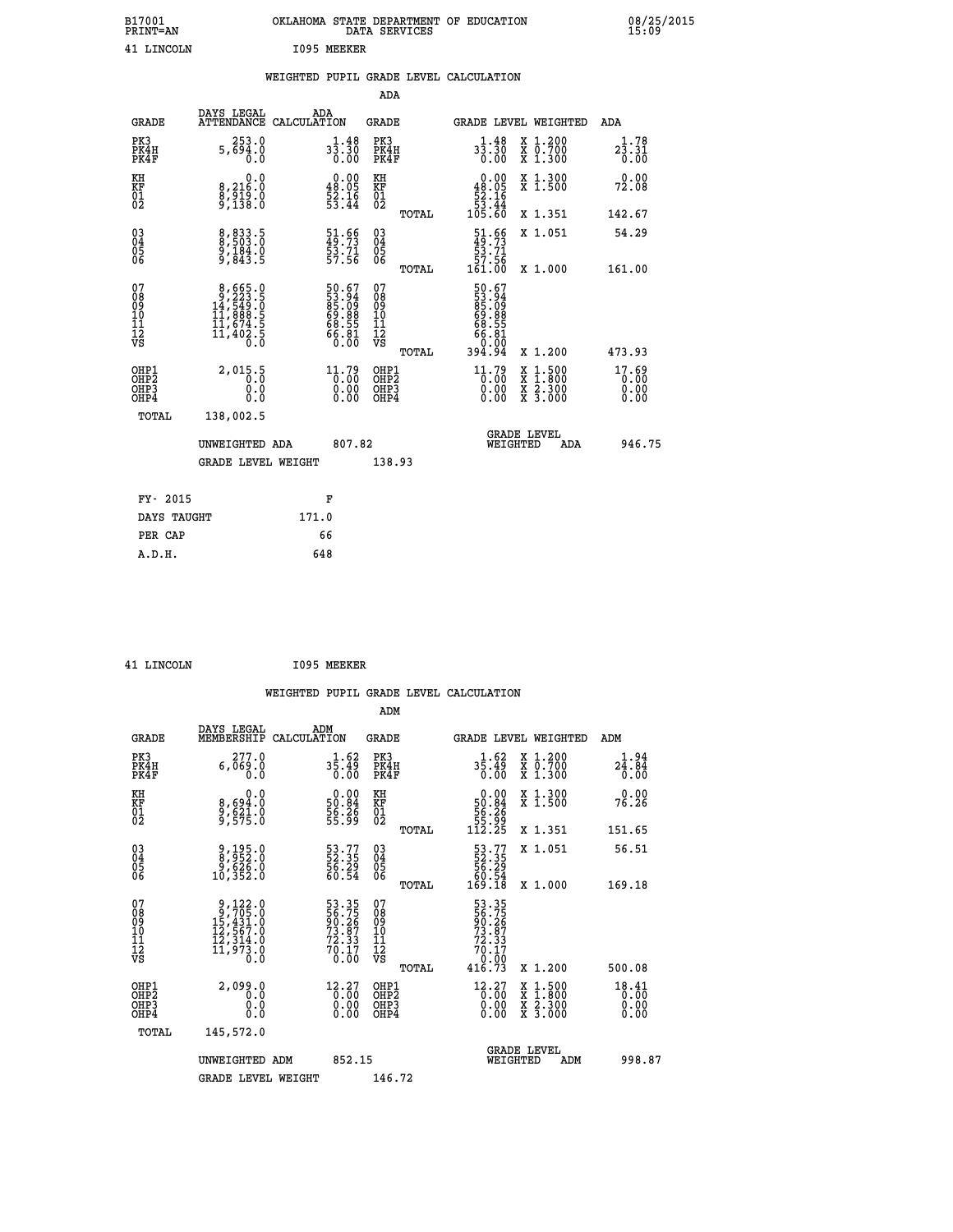B17001 OKLAHOMA STATE DEPARTMENT OF EDUCATION 08/25/2015
PRINT=AN DATA SERVICES 15:09

41 LINCOLN I095 MEEKER

## WEIGHTED PUPIL GRADE LEVEL CALCULATION

### ADA

| GRADE | DAYS LEGAL ATTENDANCE | ADA CALCULATION | GRADE | GRADE LEVEL | WEIGHTED | ADA |
|---|---|---|---|---|---|---|
| PK3 | 253.0 | 1.48 | PK3 | 1.48 | X 1.200 | 1.78 |
| PK4H | 5,694.0 | 33.30 | PK4H | 33.30 | X 0.700 | 23.31 |
| PK4F | 0.0 | 0.00 | PK4F | 0.00 | X 1.300 | 0.00 |
| KH | 0.0 | 0.00 | KH | 0.00 | X 1.300 | 0.00 |
| KF | 8,216.0 | 48.05 | KF | 48.05 | X 1.500 | 72.08 |
| 01 | 8,919.0 | 52.16 | 01 | 52.16 | | |
| 02 | 9,138.0 | 53.44 | 02 | 53.44 | | |
| | | | TOTAL | 105.60 | X 1.351 | 142.67 |
| 03 | 8,833.5 | 51.66 | 03 | 51.66 | X 1.051 | 54.29 |
| 04 | 8,503.0 | 49.73 | 04 | 49.73 | | |
| 05 | 9,184.0 | 53.71 | 05 | 53.71 | | |
| 06 | 9,843.5 | 57.56 | 06 | 57.56 | | |
| | | | TOTAL | 161.00 | X 1.000 | 161.00 |
| 07 | 8,665.0 | 50.67 | 07 | 50.67 | | |
| 08 | 9,223.5 | 53.94 | 08 | 53.94 | | |
| 09 | 14,549.0 | 85.09 | 09 | 85.09 | | |
| 10 | 11,888.5 | 69.88 | 10 | 69.88 | | |
| 11 | 11,674.5 | 68.55 | 11 | 68.55 | | |
| 12 | 11,402.5 | 66.81 | 12 | 66.81 | | |
| VS | 0.0 | 0.00 | VS | 0.00 | | |
| | | | TOTAL | 394.94 | X 1.200 | 473.93 |
| OHP1 | 2,015.5 | 11.79 | OHP1 | 11.79 | X 1.500 | 17.69 |
| OHP2 | 0.0 | 0.00 | OHP2 | 0.00 | X 1.800 | 0.00 |
| OHP3 | 0.0 | 0.00 | OHP3 | 0.00 | X 2.300 | 0.00 |
| OHP4 | 0.0 | 0.00 | OHP4 | 0.00 | X 3.000 | 0.00 |
| TOTAL | 138,002.5 | | | | | |

UNWEIGHTED ADA 807.82 &nbsp;&nbsp;&nbsp; GRADE LEVEL WEIGHTED ADA 946.75

GRADE LEVEL WEIGHT 138.93

| FY- 2015 | F |
|---|---|
| DAYS TAUGHT | 171.0 |
| PER CAP | 66 |
| A.D.H. | 648 |

41 LINCOLN I095 MEEKER

## WEIGHTED PUPIL GRADE LEVEL CALCULATION

### ADM

| GRADE | DAYS LEGAL MEMBERSHIP | ADM CALCULATION | GRADE | GRADE LEVEL | WEIGHTED | ADM |
|---|---|---|---|---|---|---|
| PK3 | 277.0 | 1.62 | PK3 | 1.62 | X 1.200 | 1.94 |
| PK4H | 6,069.0 | 35.49 | PK4H | 35.49 | X 0.700 | 24.84 |
| PK4F | 0.0 | 0.00 | PK4F | 0.00 | X 1.300 | 0.00 |
| KH | 0.0 | 0.00 | KH | 0.00 | X 1.300 | 0.00 |
| KF | 8,694.0 | 50.84 | KF | 50.84 | X 1.500 | 76.26 |
| 01 | 9,621.0 | 56.26 | 01 | 56.26 | | |
| 02 | 9,575.0 | 55.99 | 02 | 55.99 | | |
| | | | TOTAL | 112.25 | X 1.351 | 151.65 |
| 03 | 9,195.0 | 53.77 | 03 | 53.77 | X 1.051 | 56.51 |
| 04 | 8,952.0 | 52.35 | 04 | 52.35 | | |
| 05 | 9,626.0 | 56.29 | 05 | 56.29 | | |
| 06 | 10,352.0 | 60.54 | 06 | 60.54 | | |
| | | | TOTAL | 169.18 | X 1.000 | 169.18 |
| 07 | 9,122.0 | 53.35 | 07 | 53.35 | | |
| 08 | 9,705.0 | 56.75 | 08 | 56.75 | | |
| 09 | 15,431.0 | 90.26 | 09 | 90.26 | | |
| 10 | 12,567.0 | 73.87 | 10 | 73.87 | | |
| 11 | 12,314.0 | 72.33 | 11 | 72.33 | | |
| 12 | 11,973.0 | 70.17 | 12 | 70.17 | | |
| VS | 0.0 | 0.00 | VS | 0.00 | | |
| | | | TOTAL | 416.73 | X 1.200 | 500.08 |
| OHP1 | 2,099.0 | 12.27 | OHP1 | 12.27 | X 1.500 | 18.41 |
| OHP2 | 0.0 | 0.00 | OHP2 | 0.00 | X 1.800 | 0.00 |
| OHP3 | 0.0 | 0.00 | OHP3 | 0.00 | X 2.300 | 0.00 |
| OHP4 | 0.0 | 0.00 | OHP4 | 0.00 | X 3.000 | 0.00 |
| TOTAL | 145,572.0 | | | | | |

UNWEIGHTED ADM 852.15 &nbsp;&nbsp;&nbsp; GRADE LEVEL WEIGHTED ADM 998.87

GRADE LEVEL WEIGHT 146.72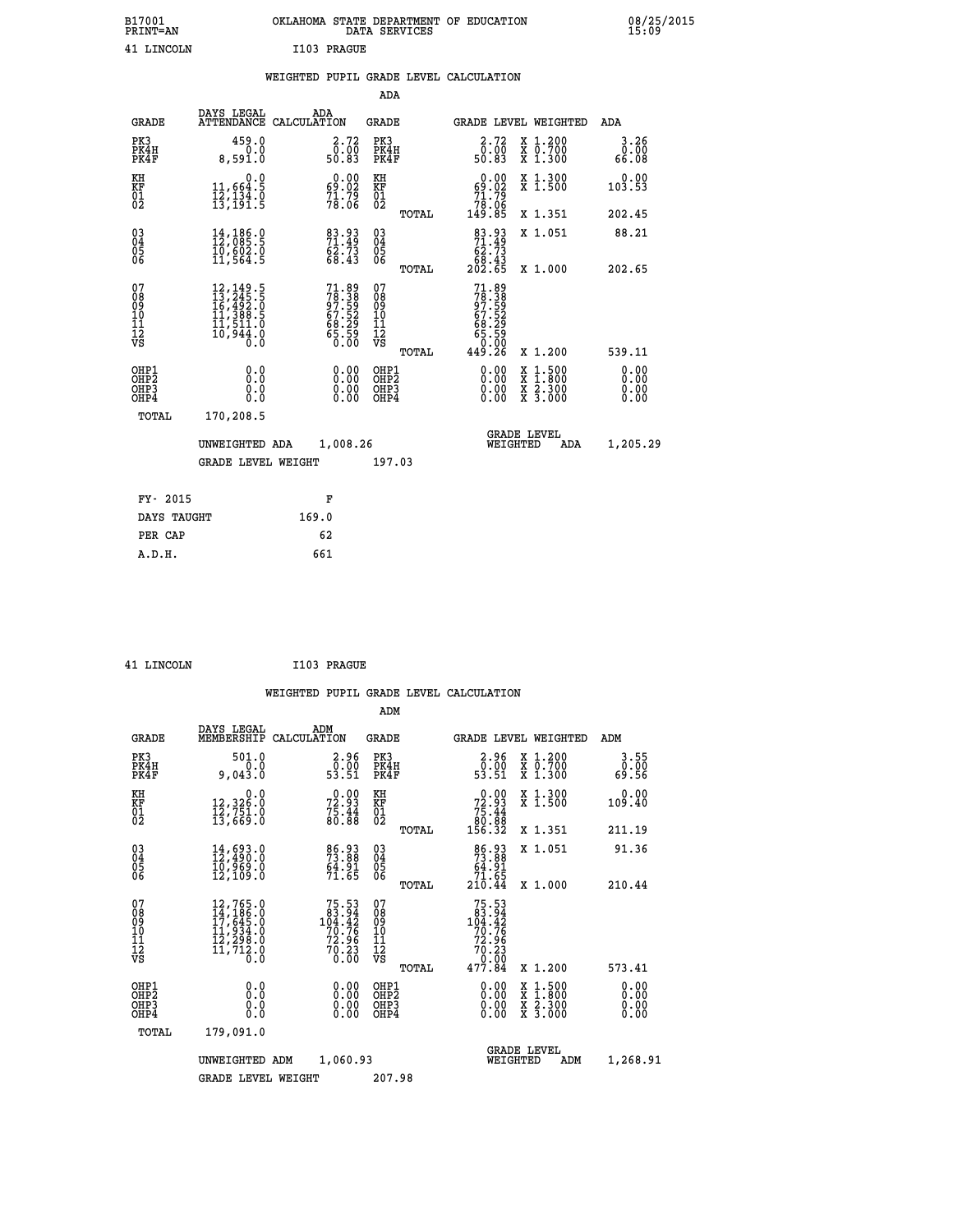B17001 OKLAHOMA STATE DEPARTMENT OF EDUCATION 08/25/2015
PRINT=AN DATA SERVICES 15:09

41 LINCOLN I103 PRAGUE

## WEIGHTED PUPIL GRADE LEVEL CALCULATION

### ADA

| GRADE | DAYS LEGAL ATTENDANCE | ADA CALCULATION | GRADE | GRADE LEVEL | WEIGHTED | ADA |
|---|---|---|---|---|---|---|
| PK3 | 459.0 | 2.72 | PK3 | 2.72 | X 1.200 | 3.26 |
| PK4H | 0.0 | 0.00 | PK4H | 0.00 | X 0.700 | 0.00 |
| PK4F | 8,591.0 | 50.83 | PK4F | 50.83 | X 1.300 | 66.08 |
| KH | 0.0 | 0.00 | KH | 0.00 | X 1.300 | 0.00 |
| KF | 11,664.5 | 69.02 | KF | 69.02 | X 1.500 | 103.53 |
| 01 | 12,134.0 | 71.79 | 01 | 71.79 | | |
| 02 | 13,191.5 | 78.06 | 02 | 78.06 | | |
| | | | TOTAL | 149.85 | X 1.351 | 202.45 |
| 03 | 14,186.0 | 83.93 | 03 | 83.93 | X 1.051 | 88.21 |
| 04 | 12,085.5 | 71.49 | 04 | 71.49 | | |
| 05 | 10,602.0 | 62.73 | 05 | 62.73 | | |
| 06 | 11,564.5 | 68.43 | 06 | 68.43 | | |
| | | | TOTAL | 202.65 | X 1.000 | 202.65 |
| 07 | 12,149.5 | 71.89 | 07 | 71.89 | | |
| 08 | 13,245.5 | 78.38 | 08 | 78.38 | | |
| 09 | 16,492.0 | 97.59 | 09 | 97.59 | | |
| 10 | 11,388.5 | 67.52 | 10 | 67.52 | | |
| 11 | 11,511.0 | 68.29 | 11 | 68.29 | | |
| 12 | 10,944.0 | 65.59 | 12 | 65.59 | | |
| VS | 0.0 | 0.00 | VS | 0.00 | | |
| | | | TOTAL | 449.26 | X 1.200 | 539.11 |
| OHP1 | 0.0 | 0.00 | OHP1 | 0.00 | X 1.500 | 0.00 |
| OHP2 | 0.0 | 0.00 | OHP2 | 0.00 | X 1.800 | 0.00 |
| OHP3 | 0.0 | 0.00 | OHP3 | 0.00 | X 2.300 | 0.00 |
| OHP4 | 0.0 | 0.00 | OHP4 | 0.00 | X 3.000 | 0.00 |
| TOTAL | 170,208.5 | | | | | |

UNWEIGHTED ADA 1,008.26 GRADE LEVEL WEIGHTED ADA 1,205.29

GRADE LEVEL WEIGHT 197.03

| | |
|---|---|
| FY- 2015 | F |
| DAYS TAUGHT | 169.0 |
| PER CAP | 62 |
| A.D.H. | 661 |

41 LINCOLN I103 PRAGUE

## WEIGHTED PUPIL GRADE LEVEL CALCULATION

### ADM

| GRADE | DAYS LEGAL MEMBERSHIP | ADM CALCULATION | GRADE | GRADE LEVEL | WEIGHTED | ADM |
|---|---|---|---|---|---|---|
| PK3 | 501.0 | 2.96 | PK3 | 2.96 | X 1.200 | 3.55 |
| PK4H | 0.0 | 0.00 | PK4H | 0.00 | X 0.700 | 0.00 |
| PK4F | 9,043.0 | 53.51 | PK4F | 53.51 | X 1.300 | 69.56 |
| KH | 0.0 | 0.00 | KH | 0.00 | X 1.300 | 0.00 |
| KF | 12,326.0 | 72.93 | KF | 72.93 | X 1.500 | 109.40 |
| 01 | 12,751.0 | 75.44 | 01 | 75.44 | | |
| 02 | 13,669.0 | 80.88 | 02 | 80.88 | | |
| | | | TOTAL | 156.32 | X 1.351 | 211.19 |
| 03 | 14,693.0 | 86.93 | 03 | 86.93 | X 1.051 | 91.36 |
| 04 | 12,490.0 | 73.88 | 04 | 73.88 | | |
| 05 | 10,969.0 | 64.91 | 05 | 64.91 | | |
| 06 | 12,109.0 | 71.65 | 06 | 71.65 | | |
| | | | TOTAL | 210.44 | X 1.000 | 210.44 |
| 07 | 12,765.0 | 75.53 | 07 | 75.53 | | |
| 08 | 14,186.0 | 83.94 | 08 | 83.94 | | |
| 09 | 17,645.0 | 104.42 | 09 | 104.42 | | |
| 10 | 11,934.0 | 70.76 | 10 | 70.76 | | |
| 11 | 12,298.0 | 72.96 | 11 | 72.96 | | |
| 12 | 11,712.0 | 70.23 | 12 | 70.23 | | |
| VS | 0.0 | 0.00 | VS | 0.00 | | |
| | | | TOTAL | 477.84 | X 1.200 | 573.41 |
| OHP1 | 0.0 | 0.00 | OHP1 | 0.00 | X 1.500 | 0.00 |
| OHP2 | 0.0 | 0.00 | OHP2 | 0.00 | X 1.800 | 0.00 |
| OHP3 | 0.0 | 0.00 | OHP3 | 0.00 | X 2.300 | 0.00 |
| OHP4 | 0.0 | 0.00 | OHP4 | 0.00 | X 3.000 | 0.00 |
| TOTAL | 179,091.0 | | | | | |

UNWEIGHTED ADM 1,060.93 GRADE LEVEL WEIGHTED ADM 1,268.91

GRADE LEVEL WEIGHT 207.98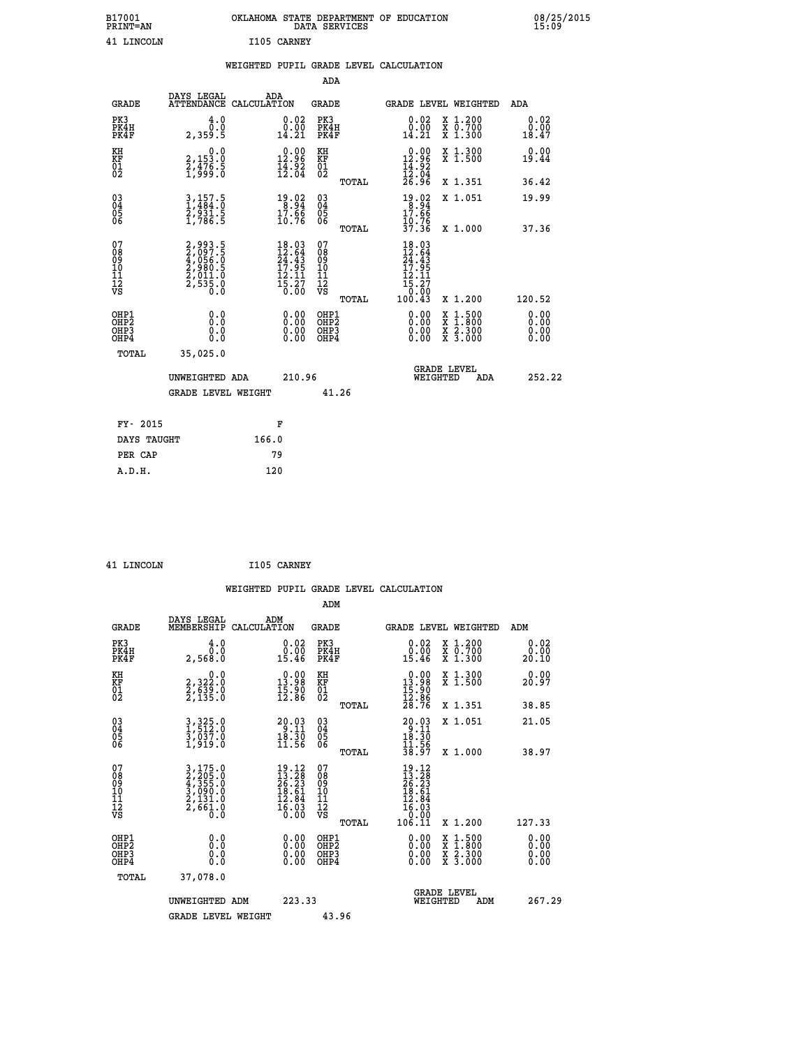B17001 OKLAHOMA STATE DEPARTMENT OF EDUCATION 08/25/2015
PRINT=AN DATA SERVICES 15:09

41 LINCOLN I105 CARNEY

## WEIGHTED PUPIL GRADE LEVEL CALCULATION

### ADA

| GRADE | DAYS LEGAL ATTENDANCE | ADA CALCULATION | GRADE | GRADE LEVEL | WEIGHTED | ADA |
|---|---|---|---|---|---|---|
| PK3 | 4.0 | 0.02 | PK3 | 0.02 | X 1.200 | 0.02 |
| PK4H | 0.0 | 0.00 | PK4H | 0.00 | X 0.700 | 0.00 |
| PK4F | 2,359.5 | 14.21 | PK4F | 14.21 | X 1.300 | 18.47 |
| KH | 0.0 | 0.00 | KH | 0.00 | X 1.300 | 0.00 |
| KF | 2,153.0 | 12.96 | KF | 12.96 | X 1.500 | 19.44 |
| 01 | 2,476.5 | 14.92 | 01 | 14.92 | | |
| 02 | 1,999.0 | 12.04 | 02 | 12.04 | | |
| | | | TOTAL | 26.96 | X 1.351 | 36.42 |
| 03 | 3,157.5 | 19.02 | 03 | 19.02 | X 1.051 | 19.99 |
| 04 | 1,484.0 | 8.94 | 04 | 8.94 | | |
| 05 | 2,931.5 | 17.66 | 05 | 17.66 | | |
| 06 | 1,786.5 | 10.76 | 06 | 10.76 | | |
| | | | TOTAL | 37.36 | X 1.000 | 37.36 |
| 07 | 2,993.5 | 18.03 | 07 | 18.03 | | |
| 08 | 2,097.5 | 12.64 | 08 | 12.64 | | |
| 09 | 4,056.0 | 24.43 | 09 | 24.43 | | |
| 10 | 2,980.5 | 17.95 | 10 | 17.95 | | |
| 11 | 2,011.0 | 12.11 | 11 | 12.11 | | |
| 12 | 2,535.0 | 15.27 | 12 | 15.27 | | |
| VS | 0.0 | 0.00 | VS | 0.00 | | |
| | | | TOTAL | 100.43 | X 1.200 | 120.52 |
| OHP1 | 0.0 | 0.00 | OHP1 | 0.00 | X 1.500 | 0.00 |
| OHP2 | 0.0 | 0.00 | OHP2 | 0.00 | X 1.800 | 0.00 |
| OHP3 | 0.0 | 0.00 | OHP3 | 0.00 | X 2.300 | 0.00 |
| OHP4 | 0.0 | 0.00 | OHP4 | 0.00 | X 3.000 | 0.00 |
| TOTAL | 35,025.0 | | | | | |

UNWEIGHTED ADA 210.96 GRADE LEVEL WEIGHTED ADA 252.22

GRADE LEVEL WEIGHT 41.26

| FY- 2015 | F |
|---|---|
| DAYS TAUGHT | 166.0 |
| PER CAP | 79 |
| A.D.H. | 120 |

41 LINCOLN I105 CARNEY

## WEIGHTED PUPIL GRADE LEVEL CALCULATION

### ADM

| GRADE | DAYS LEGAL MEMBERSHIP | ADM CALCULATION | GRADE | GRADE LEVEL | WEIGHTED | ADM |
|---|---|---|---|---|---|---|
| PK3 | 4.0 | 0.02 | PK3 | 0.02 | X 1.200 | 0.02 |
| PK4H | 0.0 | 0.00 | PK4H | 0.00 | X 0.700 | 0.00 |
| PK4F | 2,568.0 | 15.46 | PK4F | 15.46 | X 1.300 | 20.10 |
| KH | 0.0 | 0.00 | KH | 0.00 | X 1.300 | 0.00 |
| KF | 2,322.0 | 13.98 | KF | 13.98 | X 1.500 | 20.97 |
| 01 | 2,639.0 | 15.90 | 01 | 15.90 | | |
| 02 | 2,135.0 | 12.86 | 02 | 12.86 | | |
| | | | TOTAL | 28.76 | X 1.351 | 38.85 |
| 03 | 3,325.0 | 20.03 | 03 | 20.03 | X 1.051 | 21.05 |
| 04 | 1,512.0 | 9.11 | 04 | 9.11 | | |
| 05 | 3,037.0 | 18.30 | 05 | 18.30 | | |
| 06 | 1,919.0 | 11.56 | 06 | 11.56 | | |
| | | | TOTAL | 38.97 | X 1.000 | 38.97 |
| 07 | 3,175.0 | 19.12 | 07 | 19.12 | | |
| 08 | 2,205.0 | 13.28 | 08 | 13.28 | | |
| 09 | 4,355.0 | 26.23 | 09 | 26.23 | | |
| 10 | 3,090.0 | 18.61 | 10 | 18.61 | | |
| 11 | 2,131.0 | 12.84 | 11 | 12.84 | | |
| 12 | 2,661.0 | 16.03 | 12 | 16.03 | | |
| VS | 0.0 | 0.00 | VS | 0.00 | | |
| | | | TOTAL | 106.11 | X 1.200 | 127.33 |
| OHP1 | 0.0 | 0.00 | OHP1 | 0.00 | X 1.500 | 0.00 |
| OHP2 | 0.0 | 0.00 | OHP2 | 0.00 | X 1.800 | 0.00 |
| OHP3 | 0.0 | 0.00 | OHP3 | 0.00 | X 2.300 | 0.00 |
| OHP4 | 0.0 | 0.00 | OHP4 | 0.00 | X 3.000 | 0.00 |
| TOTAL | 37,078.0 | | | | | |

UNWEIGHTED ADM 223.33 GRADE LEVEL WEIGHTED ADM 267.29

GRADE LEVEL WEIGHT 43.96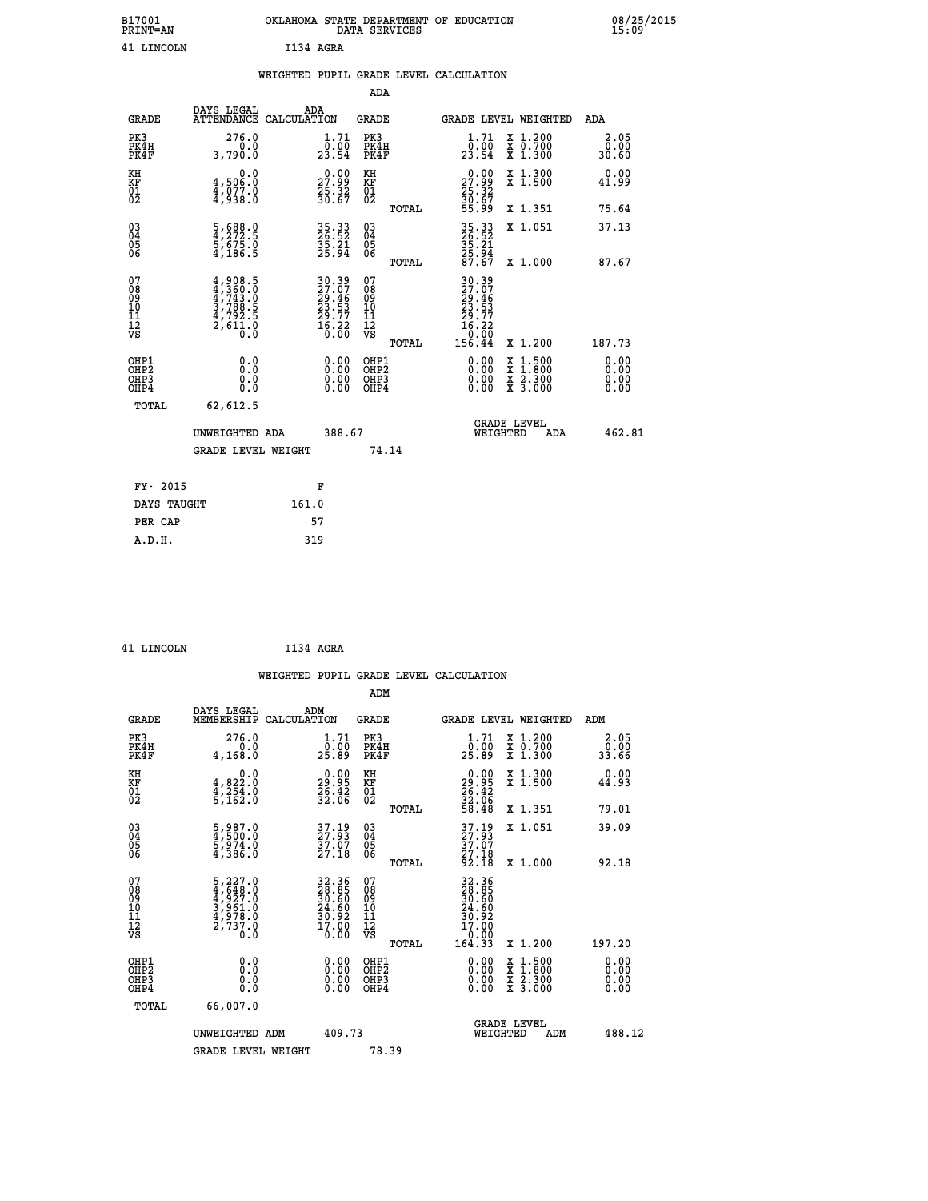B17001 OKLAHOMA STATE DEPARTMENT OF EDUCATION 08/25/2015
PRINT=AN DATA SERVICES 15:09

41 LINCOLN I134 AGRA

WEIGHTED PUPIL GRADE LEVEL CALCULATION

ADA

| GRADE | DAYS LEGAL ATTENDANCE | ADA CALCULATION | GRADE | | GRADE LEVEL | WEIGHTED | ADA |
|---|---|---|---|---|---|---|---|
| PK3 | 276.0 | 1.71 | PK3 | | 1.71 | X 1.200 | 2.05 |
| PK4H | 0.0 | 0.00 | PK4H | | 0.00 | X 0.700 | 0.00 |
| PK4F | 3,790.0 | 23.54 | PK4F | | 23.54 | X 1.300 | 30.60 |
| KH | 0.0 | 0.00 | KH | | 0.00 | X 1.300 | 0.00 |
| KF | 4,506.0 | 27.99 | KF | | 27.99 | X 1.500 | 41.99 |
| 01 | 4,077.0 | 25.32 | 01 | | 25.32 | | |
| 02 | 4,938.0 | 30.67 | 02 | | 30.67 | | |
| | | | | TOTAL | 55.99 | X 1.351 | 75.64 |
| 03 | 5,688.0 | 35.33 | 03 | | 35.33 | X 1.051 | 37.13 |
| 04 | 4,272.5 | 26.52 | 04 | | 26.52 | | |
| 05 | 5,675.0 | 35.21 | 05 | | 35.21 | | |
| 06 | 4,186.5 | 25.94 | 06 | | 25.94 | | |
| | | | | TOTAL | 87.67 | X 1.000 | 87.67 |
| 07 | 4,908.5 | 30.39 | 07 | | 30.39 | | |
| 08 | 4,360.0 | 27.07 | 08 | | 27.07 | | |
| 09 | 4,743.0 | 29.46 | 09 | | 29.46 | | |
| 10 | 3,788.5 | 23.53 | 10 | | 23.53 | | |
| 11 | 4,792.5 | 29.77 | 11 | | 29.77 | | |
| 12 | 2,611.0 | 16.22 | 12 | | 16.22 | | |
| VS | 0.0 | 0.00 | VS | | 0.00 | | |
| | | | | TOTAL | 156.44 | X 1.200 | 187.73 |
| OHP1 | 0.0 | 0.00 | OHP1 | | 0.00 | X 1.500 | 0.00 |
| OHP2 | 0.0 | 0.00 | OHP2 | | 0.00 | X 1.800 | 0.00 |
| OHP3 | 0.0 | 0.00 | OHP3 | | 0.00 | X 2.300 | 0.00 |
| OHP4 | 0.0 | 0.00 | OHP4 | | 0.00 | X 3.000 | 0.00 |
| TOTAL | 62,612.5 | | | | | | |

UNWEIGHTED ADA 388.67 GRADE LEVEL WEIGHTED ADA 462.81

GRADE LEVEL WEIGHT 74.14

| FY- 2015 | F |
|---|---|
| DAYS TAUGHT | 161.0 |
| PER CAP | 57 |
| A.D.H. | 319 |

41 LINCOLN I134 AGRA

WEIGHTED PUPIL GRADE LEVEL CALCULATION

ADM

| GRADE | DAYS LEGAL MEMBERSHIP | ADM CALCULATION | GRADE | | GRADE LEVEL | WEIGHTED | ADM |
|---|---|---|---|---|---|---|---|
| PK3 | 276.0 | 1.71 | PK3 | | 1.71 | X 1.200 | 2.05 |
| PK4H | 0.0 | 0.00 | PK4H | | 0.00 | X 0.700 | 0.00 |
| PK4F | 4,168.0 | 25.89 | PK4F | | 25.89 | X 1.300 | 33.66 |
| KH | 0.0 | 0.00 | KH | | 0.00 | X 1.300 | 0.00 |
| KF | 4,822.0 | 29.95 | KF | | 29.95 | X 1.500 | 44.93 |
| 01 | 4,254.0 | 26.42 | 01 | | 26.42 | | |
| 02 | 5,162.0 | 32.06 | 02 | | 32.06 | | |
| | | | | TOTAL | 58.48 | X 1.351 | 79.01 |
| 03 | 5,987.0 | 37.19 | 03 | | 37.19 | X 1.051 | 39.09 |
| 04 | 4,500.0 | 27.93 | 04 | | 27.93 | | |
| 05 | 5,974.0 | 37.07 | 05 | | 37.07 | | |
| 06 | 4,386.0 | 27.18 | 06 | | 27.18 | | |
| | | | | TOTAL | 92.18 | X 1.000 | 92.18 |
| 07 | 5,227.0 | 32.36 | 07 | | 32.36 | | |
| 08 | 4,648.0 | 28.85 | 08 | | 28.85 | | |
| 09 | 4,927.0 | 30.60 | 09 | | 30.60 | | |
| 10 | 3,961.0 | 24.60 | 10 | | 24.60 | | |
| 11 | 4,978.0 | 30.92 | 11 | | 30.92 | | |
| 12 | 2,737.0 | 17.00 | 12 | | 17.00 | | |
| VS | 0.0 | 0.00 | VS | | 0.00 | | |
| | | | | TOTAL | 164.33 | X 1.200 | 197.20 |
| OHP1 | 0.0 | 0.00 | OHP1 | | 0.00 | X 1.500 | 0.00 |
| OHP2 | 0.0 | 0.00 | OHP2 | | 0.00 | X 1.800 | 0.00 |
| OHP3 | 0.0 | 0.00 | OHP3 | | 0.00 | X 2.300 | 0.00 |
| OHP4 | 0.0 | 0.00 | OHP4 | | 0.00 | X 3.000 | 0.00 |
| TOTAL | 66,007.0 | | | | | | |

UNWEIGHTED ADM 409.73 GRADE LEVEL WEIGHTED ADM 488.12

GRADE LEVEL WEIGHT 78.39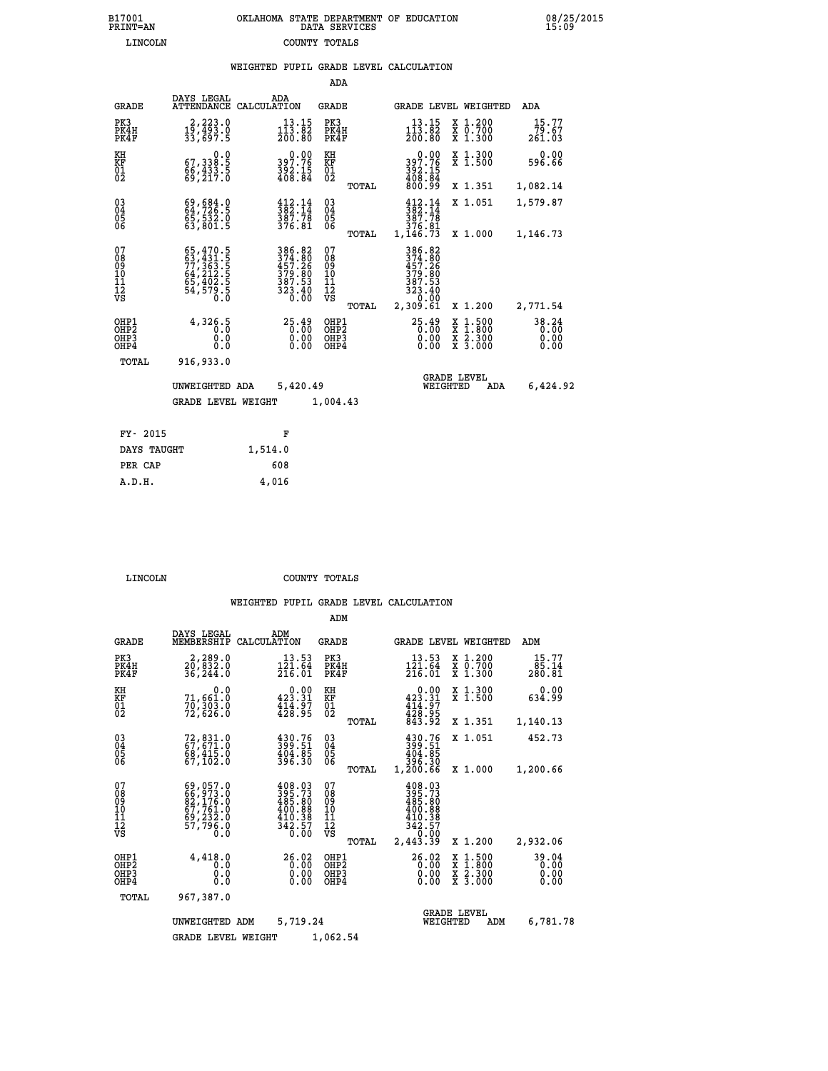B17001 PRINT=AN — OKLAHOMA STATE DEPARTMENT OF EDUCATION — DATA SERVICES — 08/25/2015 15:09

LINCOLN — COUNTY TOTALS

## WEIGHTED PUPIL GRADE LEVEL CALCULATION

### ADA

| GRADE | DAYS LEGAL ATTENDANCE | ADA CALCULATION | GRADE | | GRADE LEVEL | WEIGHTED | ADA |
|---|---|---|---|---|---|---|---|
| PK3 | 2,223.0 | 13.15 | PK3 | | 13.15 | X 1.200 | 15.77 |
| PK4H | 19,493.0 | 113.82 | PK4H | | 113.82 | X 0.700 | 79.67 |
| PK4F | 33,697.5 | 200.80 | PK4F | | 200.80 | X 1.300 | 261.03 |
| KH | 0.0 | 0.00 | KH | | 0.00 | X 1.300 | 0.00 |
| KF | 67,338.5 | 397.76 | KF | | 397.76 | X 1.500 | 596.66 |
| 01 | 66,433.5 | 392.15 | 01 | | 392.15 | | |
| 02 | 69,217.0 | 408.84 | 02 | | 408.84 | | |
| | | | | TOTAL | 800.99 | X 1.351 | 1,082.14 |
| 03 | 69,684.0 | 412.14 | 03 | | 412.14 | X 1.051 | 1,579.87 |
| 04 | 64,726.5 | 382.14 | 04 | | 382.14 | | |
| 05 | 65,532.0 | 387.78 | 05 | | 387.78 | | |
| 06 | 63,801.5 | 376.81 | 06 | | 376.81 | | |
| | | | | TOTAL | 1,146.73 | X 1.000 | 1,146.73 |
| 07 | 65,470.5 | 386.82 | 07 | | 386.82 | | |
| 08 | 63,431.5 | 374.80 | 08 | | 374.80 | | |
| 09 | 77,363.5 | 457.26 | 09 | | 457.26 | | |
| 10 | 64,212.5 | 379.80 | 10 | | 379.80 | | |
| 11 | 65,402.5 | 387.53 | 11 | | 387.53 | | |
| 12 | 54,579.5 | 323.40 | 12 | | 323.40 | | |
| VS | 0.0 | 0.00 | VS | | 0.00 | | |
| | | | | TOTAL | 2,309.61 | X 1.200 | 2,771.54 |
| OHP1 | 4,326.5 | 25.49 | OHP1 | | 25.49 | X 1.500 | 38.24 |
| OHP2 | 0.0 | 0.00 | OHP2 | | 0.00 | X 1.800 | 0.00 |
| OHP3 | 0.0 | 0.00 | OHP3 | | 0.00 | X 2.300 | 0.00 |
| OHP4 | 0.0 | 0.00 | OHP4 | | 0.00 | X 3.000 | 0.00 |
| TOTAL | 916,933.0 | | | | | | |

UNWEIGHTED ADA 5,420.49 — GRADE LEVEL WEIGHTED ADA 6,424.92

GRADE LEVEL WEIGHT 1,004.43

| FY- 2015 | F |
|---|---|
| DAYS TAUGHT | 1,514.0 |
| PER CAP | 608 |
| A.D.H. | 4,016 |

LINCOLN — COUNTY TOTALS

## WEIGHTED PUPIL GRADE LEVEL CALCULATION

### ADM

| GRADE | DAYS LEGAL MEMBERSHIP | ADM CALCULATION | GRADE | | GRADE LEVEL | WEIGHTED | ADM |
|---|---|---|---|---|---|---|---|
| PK3 | 2,289.0 | 13.53 | PK3 | | 13.53 | X 1.200 | 15.77 |
| PK4H | 20,832.0 | 121.64 | PK4H | | 121.64 | X 0.700 | 85.14 |
| PK4F | 36,244.0 | 216.01 | PK4F | | 216.01 | X 1.300 | 280.81 |
| KH | 0.0 | 0.00 | KH | | 0.00 | X 1.300 | 0.00 |
| KF | 71,661.0 | 423.31 | KF | | 423.31 | X 1.500 | 634.99 |
| 01 | 70,303.0 | 414.97 | 01 | | 414.97 | | |
| 02 | 72,626.0 | 428.95 | 02 | | 428.95 | | |
| | | | | TOTAL | 843.92 | X 1.351 | 1,140.13 |
| 03 | 72,831.0 | 430.76 | 03 | | 430.76 | X 1.051 | 452.73 |
| 04 | 67,671.0 | 399.51 | 04 | | 399.51 | | |
| 05 | 68,415.0 | 404.85 | 05 | | 404.85 | | |
| 06 | 67,102.0 | 396.30 | 06 | | 396.30 | | |
| | | | | TOTAL | 1,200.66 | X 1.000 | 1,200.66 |
| 07 | 69,057.0 | 408.03 | 07 | | 408.03 | | |
| 08 | 66,973.0 | 395.73 | 08 | | 395.73 | | |
| 09 | 82,176.0 | 485.80 | 09 | | 485.80 | | |
| 10 | 67,761.0 | 400.88 | 10 | | 400.88 | | |
| 11 | 69,232.0 | 410.38 | 11 | | 410.38 | | |
| 12 | 57,796.0 | 342.57 | 12 | | 342.57 | | |
| VS | 0.0 | 0.00 | VS | | 0.00 | | |
| | | | | TOTAL | 2,443.39 | X 1.200 | 2,932.06 |
| OHP1 | 4,418.0 | 26.02 | OHP1 | | 26.02 | X 1.500 | 39.04 |
| OHP2 | 0.0 | 0.00 | OHP2 | | 0.00 | X 1.800 | 0.00 |
| OHP3 | 0.0 | 0.00 | OHP3 | | 0.00 | X 2.300 | 0.00 |
| OHP4 | 0.0 | 0.00 | OHP4 | | 0.00 | X 3.000 | 0.00 |
| TOTAL | 967,387.0 | | | | | | |

UNWEIGHTED ADM 5,719.24 — GRADE LEVEL WEIGHTED ADM 6,781.78

GRADE LEVEL WEIGHT 1,062.54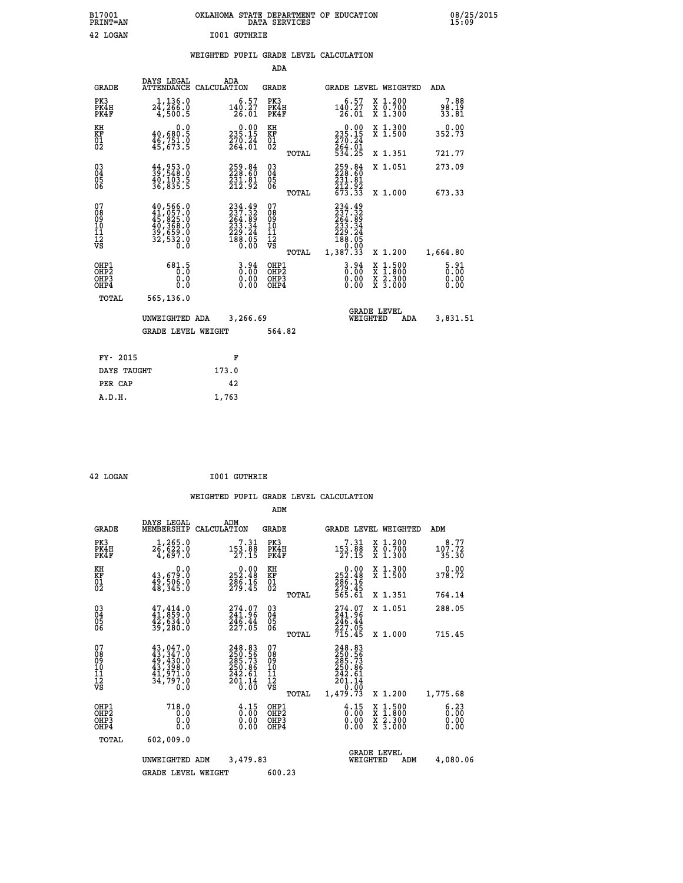B17001 OKLAHOMA STATE DEPARTMENT OF EDUCATION 08/25/2015
PRINT=AN DATA SERVICES 15:09

42 LOGAN I001 GUTHRIE

WEIGHTED PUPIL GRADE LEVEL CALCULATION

ADA

| GRADE | DAYS LEGAL ATTENDANCE | ADA CALCULATION | GRADE | | GRADE LEVEL | WEIGHTED | ADA |
|---|---|---|---|---|---|---|---|
| PK3 | 1,136.0 | 6.57 | PK3 | | 6.57 | X 1.200 | 7.88 |
| PK4H | 24,266.0 | 140.27 | PK4H | | 140.27 | X 0.700 | 98.19 |
| PK4F | 4,500.5 | 26.01 | PK4F | | 26.01 | X 1.300 | 33.81 |
| KH | 0.0 | 0.00 | KH | | 0.00 | X 1.300 | 0.00 |
| KF | 40,680.5 | 235.15 | KF | | 235.15 | X 1.500 | 352.73 |
| 01 | 46,751.0 | 270.24 | 01 | | 270.24 | | |
| 02 | 45,673.5 | 264.01 | 02 | | 264.01 | | |
| | | | | TOTAL | 534.25 | X 1.351 | 721.77 |
| 03 | 44,953.0 | 259.84 | 03 | | 259.84 | X 1.051 | 273.09 |
| 04 | 39,548.0 | 228.60 | 04 | | 228.60 | | |
| 05 | 40,103.5 | 231.81 | 05 | | 231.81 | | |
| 06 | 36,835.5 | 212.92 | 06 | | 212.92 | | |
| | | | | TOTAL | 673.33 | X 1.000 | 673.33 |
| 07 | 40,566.0 | 234.49 | 07 | | 234.49 | | |
| 08 | 41,057.0 | 237.32 | 08 | | 237.32 | | |
| 09 | 45,825.0 | 264.89 | 09 | | 264.89 | | |
| 10 | 40,368.0 | 233.34 | 10 | | 233.34 | | |
| 11 | 39,659.0 | 229.24 | 11 | | 229.24 | | |
| 12 | 32,532.0 | 188.05 | 12 | | 188.05 | | |
| VS | 0.0 | 0.00 | VS | | 0.00 | | |
| | | | | TOTAL | 1,387.33 | X 1.200 | 1,664.80 |
| OHP1 | 681.5 | 3.94 | OHP1 | | 3.94 | X 1.500 | 5.91 |
| OHP2 | 0.0 | 0.00 | OHP2 | | 0.00 | X 1.800 | 0.00 |
| OHP3 | 0.0 | 0.00 | OHP3 | | 0.00 | X 2.300 | 0.00 |
| OHP4 | 0.0 | 0.00 | OHP4 | | 0.00 | X 3.000 | 0.00 |
| TOTAL | 565,136.0 | | | | | | |

UNWEIGHTED ADA 3,266.69 GRADE LEVEL WEIGHTED ADA 3,831.51

GRADE LEVEL WEIGHT 564.82

| FY- 2015 | F |
|---|---|
| DAYS TAUGHT | 173.0 |
| PER CAP | 42 |
| A.D.H. | 1,763 |

42 LOGAN I001 GUTHRIE

WEIGHTED PUPIL GRADE LEVEL CALCULATION

ADM

| GRADE | DAYS LEGAL MEMBERSHIP | ADM CALCULATION | GRADE | | GRADE LEVEL | WEIGHTED | ADM |
|---|---|---|---|---|---|---|---|
| PK3 | 1,265.0 | 7.31 | PK3 | | 7.31 | X 1.200 | 8.77 |
| PK4H | 26,622.0 | 153.88 | PK4H | | 153.88 | X 0.700 | 107.72 |
| PK4F | 4,697.0 | 27.15 | PK4F | | 27.15 | X 1.300 | 35.30 |
| KH | 0.0 | 0.00 | KH | | 0.00 | X 1.300 | 0.00 |
| KF | 43,679.0 | 252.48 | KF | | 252.48 | X 1.500 | 378.72 |
| 01 | 49,506.0 | 286.16 | 01 | | 286.16 | | |
| 02 | 48,345.0 | 279.45 | 02 | | 279.45 | | |
| | | | | TOTAL | 565.61 | X 1.351 | 764.14 |
| 03 | 47,414.0 | 274.07 | 03 | | 274.07 | X 1.051 | 288.05 |
| 04 | 41,859.0 | 241.96 | 04 | | 241.96 | | |
| 05 | 42,634.0 | 246.44 | 05 | | 246.44 | | |
| 06 | 39,280.0 | 227.05 | 06 | | 227.05 | | |
| | | | | TOTAL | 715.45 | X 1.000 | 715.45 |
| 07 | 43,047.0 | 248.83 | 07 | | 248.83 | | |
| 08 | 43,347.0 | 250.56 | 08 | | 250.56 | | |
| 09 | 49,430.0 | 285.73 | 09 | | 285.73 | | |
| 10 | 43,398.0 | 250.86 | 10 | | 250.86 | | |
| 11 | 41,971.0 | 242.61 | 11 | | 242.61 | | |
| 12 | 34,797.0 | 201.14 | 12 | | 201.14 | | |
| VS | 0.0 | 0.00 | VS | | 0.00 | | |
| | | | | TOTAL | 1,479.73 | X 1.200 | 1,775.68 |
| OHP1 | 718.0 | 4.15 | OHP1 | | 4.15 | X 1.500 | 6.23 |
| OHP2 | 0.0 | 0.00 | OHP2 | | 0.00 | X 1.800 | 0.00 |
| OHP3 | 0.0 | 0.00 | OHP3 | | 0.00 | X 2.300 | 0.00 |
| OHP4 | 0.0 | 0.00 | OHP4 | | 0.00 | X 3.000 | 0.00 |
| TOTAL | 602,009.0 | | | | | | |

UNWEIGHTED ADM 3,479.83 GRADE LEVEL WEIGHTED ADM 4,080.06

GRADE LEVEL WEIGHT 600.23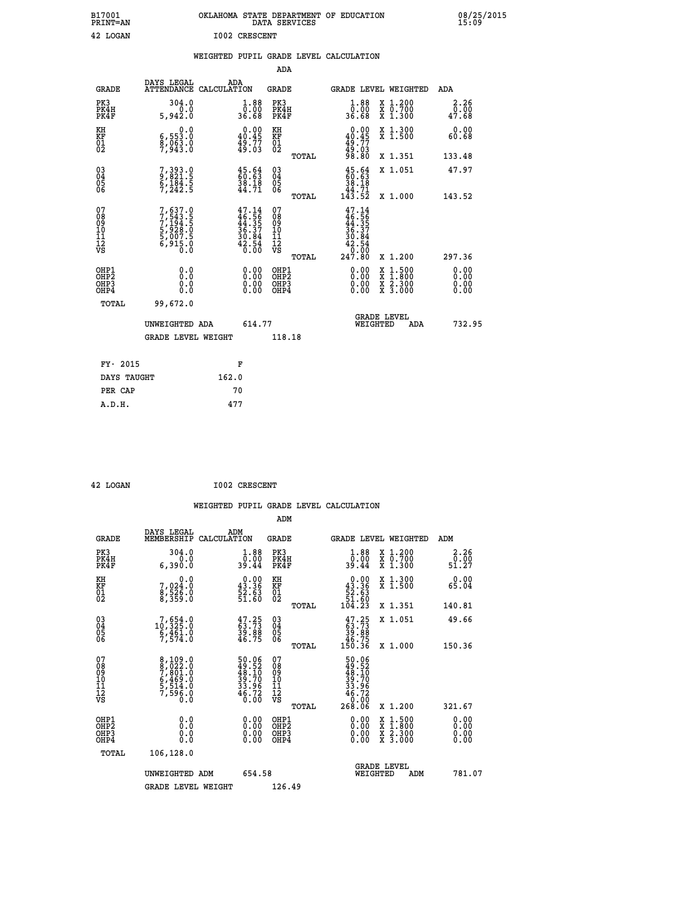B17001 PRINT=AN OKLAHOMA STATE DEPARTMENT OF EDUCATION DATA SERVICES 08/25/2015 15:09

42 LOGAN I002 CRESCENT

## WEIGHTED PUPIL GRADE LEVEL CALCULATION

### ADA

| GRADE | DAYS LEGAL ATTENDANCE | ADA CALCULATION | GRADE | GRADE LEVEL | WEIGHTED | ADA |
|---|---|---|---|---|---|---|
| PK3 | 304.0 | 1.88 | PK3 | 1.88 | X 1.200 | 2.26 |
| PK4H | 0.0 | 0.00 | PK4H | 0.00 | X 0.700 | 0.00 |
| PK4F | 5,942.0 | 36.68 | PK4F | 36.68 | X 1.300 | 47.68 |
| KH | 0.0 | 0.00 | KH | 0.00 | X 1.300 | 0.00 |
| KF | 6,553.0 | 40.45 | KF | 40.45 | X 1.500 | 60.68 |
| 01 | 8,063.0 | 49.77 | 01 | 49.77 | | |
| 02 | 7,943.0 | 49.03 | 02 | 49.03 | | |
| | | | TOTAL | 98.80 | X 1.351 | 133.48 |
| 03 | 7,393.0 | 45.64 | 03 | 45.64 | X 1.051 | 47.97 |
| 04 | 9,821.5 | 60.63 | 04 | 60.63 | | |
| 05 | 6,184.5 | 38.18 | 05 | 38.18 | | |
| 06 | 7,242.5 | 44.71 | 06 | 44.71 | | |
| | | | TOTAL | 143.52 | X 1.000 | 143.52 |
| 07 | 7,637.0 | 47.14 | 07 | 47.14 | | |
| 08 | 7,543.5 | 46.56 | 08 | 46.56 | | |
| 09 | 7,194.5 | 44.35 | 09 | 44.35 | | |
| 10 | 5,928.0 | 36.37 | 10 | 36.37 | | |
| 11 | 5,007.5 | 30.84 | 11 | 30.84 | | |
| 12 | 6,915.0 | 42.54 | 12 | 42.54 | | |
| VS | 0.0 | 0.00 | VS | 0.00 | | |
| | | | TOTAL | 247.80 | X 1.200 | 297.36 |
| OHP1 | 0.0 | 0.00 | OHP1 | 0.00 | X 1.500 | 0.00 |
| OHP2 | 0.0 | 0.00 | OHP2 | 0.00 | X 1.800 | 0.00 |
| OHP3 | 0.0 | 0.00 | OHP3 | 0.00 | X 2.300 | 0.00 |
| OHP4 | 0.0 | 0.00 | OHP4 | 0.00 | X 3.000 | 0.00 |
| TOTAL | 99,672.0 | | | | | |

UNWEIGHTED ADA 614.77 — GRADE LEVEL WEIGHTED ADA 732.95

GRADE LEVEL WEIGHT 118.18

| FY- 2015 | F |
|---|---|
| DAYS TAUGHT | 162.0 |
| PER CAP | 70 |
| A.D.H. | 477 |

42 LOGAN I002 CRESCENT

## WEIGHTED PUPIL GRADE LEVEL CALCULATION

### ADM

| GRADE | DAYS LEGAL MEMBERSHIP | ADM CALCULATION | GRADE | GRADE LEVEL | WEIGHTED | ADM |
|---|---|---|---|---|---|---|
| PK3 | 304.0 | 1.88 | PK3 | 1.88 | X 1.200 | 2.26 |
| PK4H | 0.0 | 0.00 | PK4H | 0.00 | X 0.700 | 0.00 |
| PK4F | 6,390.0 | 39.44 | PK4F | 39.44 | X 1.300 | 51.27 |
| KH | 0.0 | 0.00 | KH | 0.00 | X 1.300 | 0.00 |
| KF | 7,024.0 | 43.36 | KF | 43.36 | X 1.500 | 65.04 |
| 01 | 8,526.0 | 52.63 | 01 | 52.63 | | |
| 02 | 8,359.0 | 51.60 | 02 | 51.60 | | |
| | | | TOTAL | 104.23 | X 1.351 | 140.81 |
| 03 | 7,654.0 | 47.25 | 03 | 47.25 | X 1.051 | 49.66 |
| 04 | 10,325.0 | 63.73 | 04 | 63.73 | | |
| 05 | 6,461.0 | 39.88 | 05 | 39.88 | | |
| 06 | 7,574.0 | 46.75 | 06 | 46.75 | | |
| | | | TOTAL | 150.36 | X 1.000 | 150.36 |
| 07 | 8,109.0 | 50.06 | 07 | 50.06 | | |
| 08 | 8,022.0 | 49.52 | 08 | 49.52 | | |
| 09 | 7,801.0 | 48.10 | 09 | 48.10 | | |
| 10 | 6,469.0 | 39.70 | 10 | 39.70 | | |
| 11 | 5,514.0 | 33.96 | 11 | 33.96 | | |
| 12 | 7,596.0 | 46.72 | 12 | 46.72 | | |
| VS | 0.0 | 0.00 | VS | 0.00 | | |
| | | | TOTAL | 268.06 | X 1.200 | 321.67 |
| OHP1 | 0.0 | 0.00 | OHP1 | 0.00 | X 1.500 | 0.00 |
| OHP2 | 0.0 | 0.00 | OHP2 | 0.00 | X 1.800 | 0.00 |
| OHP3 | 0.0 | 0.00 | OHP3 | 0.00 | X 2.300 | 0.00 |
| OHP4 | 0.0 | 0.00 | OHP4 | 0.00 | X 3.000 | 0.00 |
| TOTAL | 106,128.0 | | | | | |

UNWEIGHTED ADM 654.58 — GRADE LEVEL WEIGHTED ADM 781.07

GRADE LEVEL WEIGHT 126.49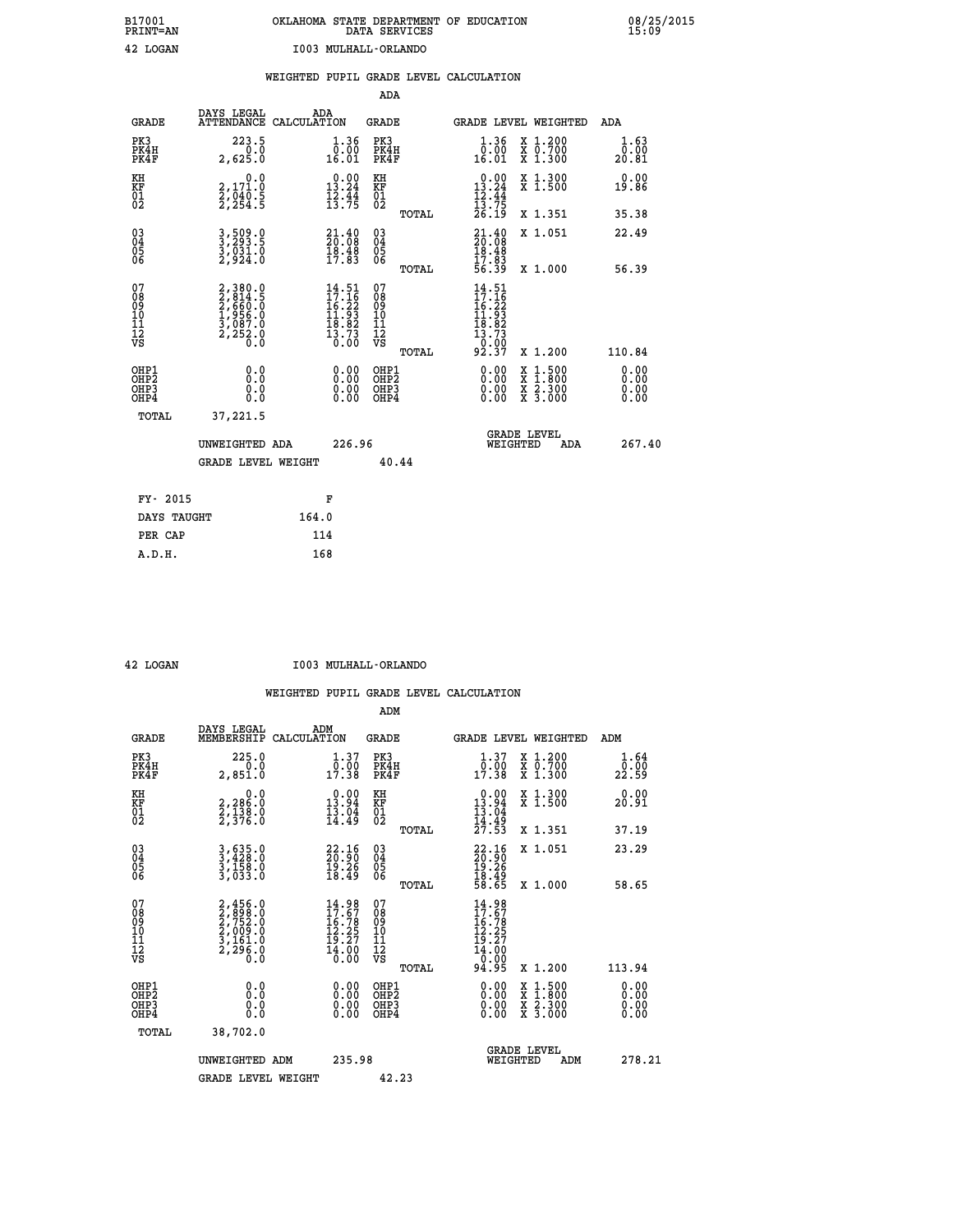B17001 OKLAHOMA STATE DEPARTMENT OF EDUCATION 08/25/2015
PRINT=AN DATA SERVICES 15:09

42 LOGAN I003 MULHALL-ORLANDO

## WEIGHTED PUPIL GRADE LEVEL CALCULATION

### ADA

| GRADE | DAYS LEGAL ATTENDANCE | ADA CALCULATION | GRADE | GRADE LEVEL | WEIGHTED | ADA |
|---|---|---|---|---|---|---|
| PK3 | 223.5 | 1.36 | PK3 | 1.36 | X 1.200 | 1.63 |
| PK4H | 0.0 | 0.00 | PK4H | 0.00 | X 0.700 | 0.00 |
| PK4F | 2,625.0 | 16.01 | PK4F | 16.01 | X 1.300 | 20.81 |
| KH | 0.0 | 0.00 | KH | 0.00 | X 1.300 | 0.00 |
| KF | 2,171.0 | 13.24 | KF | 13.24 | X 1.500 | 19.86 |
| 01 | 2,040.5 | 12.44 | 01 | 12.44 | | |
| 02 | 2,254.5 | 13.75 | 02 | 13.75 | | |
| | | | TOTAL | 26.19 | X 1.351 | 35.38 |
| 03 | 3,509.0 | 21.40 | 03 | 21.40 | X 1.051 | 22.49 |
| 04 | 3,293.5 | 20.08 | 04 | 20.08 | | |
| 05 | 3,031.0 | 18.48 | 05 | 18.48 | | |
| 06 | 2,924.0 | 17.83 | 06 | 17.83 | | |
| | | | TOTAL | 56.39 | X 1.000 | 56.39 |
| 07 | 2,380.0 | 14.51 | 07 | 14.51 | | |
| 08 | 2,814.5 | 17.16 | 08 | 17.16 | | |
| 09 | 2,660.0 | 16.22 | 09 | 16.22 | | |
| 10 | 1,956.0 | 11.93 | 10 | 11.93 | | |
| 11 | 3,087.0 | 18.82 | 11 | 18.82 | | |
| 12 | 2,252.0 | 13.73 | 12 | 13.73 | | |
| VS | 0.0 | 0.00 | VS | 0.00 | | |
| | | | TOTAL | 92.37 | X 1.200 | 110.84 |
| OHP1 | 0.0 | 0.00 | OHP1 | 0.00 | X 1.500 | 0.00 |
| OHP2 | 0.0 | 0.00 | OHP2 | 0.00 | X 1.800 | 0.00 |
| OHP3 | 0.0 | 0.00 | OHP3 | 0.00 | X 2.300 | 0.00 |
| OHP4 | 0.0 | 0.00 | OHP4 | 0.00 | X 3.000 | 0.00 |
| TOTAL | 37,221.5 | | | | | |

UNWEIGHTED ADA 226.96 — GRADE LEVEL WEIGHTED ADA 267.40

GRADE LEVEL WEIGHT 40.44

| FY- 2015 | F |
|---|---|
| DAYS TAUGHT | 164.0 |
| PER CAP | 114 |
| A.D.H. | 168 |

42 LOGAN I003 MULHALL-ORLANDO

## WEIGHTED PUPIL GRADE LEVEL CALCULATION

### ADM

| GRADE | DAYS LEGAL MEMBERSHIP | ADM CALCULATION | GRADE | GRADE LEVEL | WEIGHTED | ADM |
|---|---|---|---|---|---|---|
| PK3 | 225.0 | 1.37 | PK3 | 1.37 | X 1.200 | 1.64 |
| PK4H | 0.0 | 0.00 | PK4H | 0.00 | X 0.700 | 0.00 |
| PK4F | 2,851.0 | 17.38 | PK4F | 17.38 | X 1.300 | 22.59 |
| KH | 0.0 | 0.00 | KH | 0.00 | X 1.300 | 0.00 |
| KF | 2,286.0 | 13.94 | KF | 13.94 | X 1.500 | 20.91 |
| 01 | 2,138.0 | 13.04 | 01 | 13.04 | | |
| 02 | 2,376.0 | 14.49 | 02 | 14.49 | | |
| | | | TOTAL | 27.53 | X 1.351 | 37.19 |
| 03 | 3,635.0 | 22.16 | 03 | 22.16 | X 1.051 | 23.29 |
| 04 | 3,428.0 | 20.90 | 04 | 20.90 | | |
| 05 | 3,158.0 | 19.26 | 05 | 19.26 | | |
| 06 | 3,033.0 | 18.49 | 06 | 18.49 | | |
| | | | TOTAL | 58.65 | X 1.000 | 58.65 |
| 07 | 2,456.0 | 14.98 | 07 | 14.98 | | |
| 08 | 2,898.0 | 17.67 | 08 | 17.67 | | |
| 09 | 2,752.0 | 16.78 | 09 | 16.78 | | |
| 10 | 2,009.0 | 12.25 | 10 | 12.25 | | |
| 11 | 3,161.0 | 19.27 | 11 | 19.27 | | |
| 12 | 2,296.0 | 14.00 | 12 | 14.00 | | |
| VS | 0.0 | 0.00 | VS | 0.00 | | |
| | | | TOTAL | 94.95 | X 1.200 | 113.94 |
| OHP1 | 0.0 | 0.00 | OHP1 | 0.00 | X 1.500 | 0.00 |
| OHP2 | 0.0 | 0.00 | OHP2 | 0.00 | X 1.800 | 0.00 |
| OHP3 | 0.0 | 0.00 | OHP3 | 0.00 | X 2.300 | 0.00 |
| OHP4 | 0.0 | 0.00 | OHP4 | 0.00 | X 3.000 | 0.00 |
| TOTAL | 38,702.0 | | | | | |

UNWEIGHTED ADM 235.98 — GRADE LEVEL WEIGHTED ADM 278.21

GRADE LEVEL WEIGHT 42.23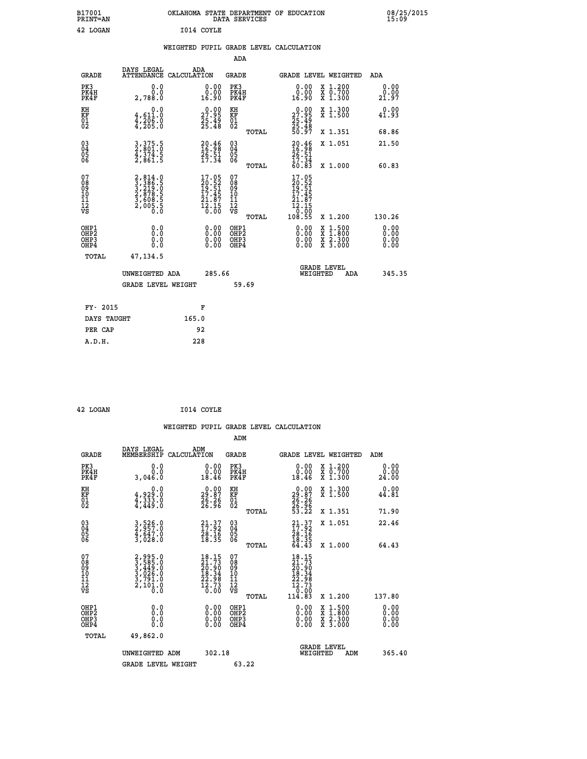B17001 PRINT=AN — OKLAHOMA STATE DEPARTMENT OF EDUCATION DATA SERVICES — 08/25/2015 15:09

42 LOGAN — I014 COYLE

## WEIGHTED PUPIL GRADE LEVEL CALCULATION

### ADA

| GRADE | DAYS LEGAL ATTENDANCE | ADA CALCULATION | GRADE | GRADE LEVEL | WEIGHTED | ADA |
|---|---|---|---|---|---|---|
| PK3 | 0.0 | 0.00 | PK3 | 0.00 | X 1.200 | 0.00 |
| PK4H | 0.0 | 0.00 | PK4H | 0.00 | X 0.700 | 0.00 |
| PK4F | 2,788.0 | 16.90 | PK4F | 16.90 | X 1.300 | 21.97 |
| KH | 0.0 | 0.00 | KH | 0.00 | X 1.300 | 0.00 |
| KF | 4,611.0 | 27.95 | KF | 27.95 | X 1.500 | 41.93 |
| 01 | 4,206.0 | 25.49 | 01 | 25.49 | | |
| 02 | 4,205.0 | 25.48 | 02 | 25.48 | | |
| | | | TOTAL | 50.97 | X 1.351 | 68.86 |
| 03 | 3,375.5 | 20.46 | 03 | 20.46 | X 1.051 | 21.50 |
| 04 | 2,801.0 | 16.98 | 04 | 16.98 | | |
| 05 | 4,374.5 | 26.51 | 05 | 26.51 | | |
| 06 | 2,861.5 | 17.34 | 06 | 17.34 | | |
| | | | TOTAL | 60.83 | X 1.000 | 60.83 |
| 07 | 2,814.0 | 17.05 | 07 | 17.05 | | |
| 08 | 3,386.5 | 20.52 | 08 | 20.52 | | |
| 09 | 3,219.0 | 19.51 | 09 | 19.51 | | |
| 10 | 2,878.5 | 17.45 | 10 | 17.45 | | |
| 11 | 3,608.5 | 21.87 | 11 | 21.87 | | |
| 12 | 2,005.5 | 12.15 | 12 | 12.15 | | |
| VS | 0.0 | 0.00 | VS | 0.00 | | |
| | | | TOTAL | 108.55 | X 1.200 | 130.26 |
| OHP1 | 0.0 | 0.00 | OHP1 | 0.00 | X 1.500 | 0.00 |
| OHP2 | 0.0 | 0.00 | OHP2 | 0.00 | X 1.800 | 0.00 |
| OHP3 | 0.0 | 0.00 | OHP3 | 0.00 | X 2.300 | 0.00 |
| OHP4 | 0.0 | 0.00 | OHP4 | 0.00 | X 3.000 | 0.00 |
| TOTAL | 47,134.5 | | | | | |

UNWEIGHTED ADA: 285.66 — GRADE LEVEL WEIGHTED ADA: 345.35

GRADE LEVEL WEIGHT: 59.69

| FY- 2015 | F |
|---|---|
| DAYS TAUGHT | 165.0 |
| PER CAP | 92 |
| A.D.H. | 228 |

42 LOGAN — I014 COYLE

## WEIGHTED PUPIL GRADE LEVEL CALCULATION

### ADM

| GRADE | DAYS LEGAL MEMBERSHIP | ADM CALCULATION | GRADE | GRADE LEVEL | WEIGHTED | ADM |
|---|---|---|---|---|---|---|
| PK3 | 0.0 | 0.00 | PK3 | 0.00 | X 1.200 | 0.00 |
| PK4H | 0.0 | 0.00 | PK4H | 0.00 | X 0.700 | 0.00 |
| PK4F | 3,046.0 | 18.46 | PK4F | 18.46 | X 1.300 | 24.00 |
| KH | 0.0 | 0.00 | KH | 0.00 | X 1.300 | 0.00 |
| KF | 4,929.0 | 29.87 | KF | 29.87 | X 1.500 | 44.81 |
| 01 | 4,333.0 | 26.26 | 01 | 26.26 | | |
| 02 | 4,449.0 | 26.96 | 02 | 26.96 | | |
| | | | TOTAL | 53.22 | X 1.351 | 71.90 |
| 03 | 3,526.0 | 21.37 | 03 | 21.37 | X 1.051 | 22.46 |
| 04 | 2,957.0 | 17.92 | 04 | 17.92 | | |
| 05 | 4,647.0 | 28.16 | 05 | 28.16 | | |
| 06 | 3,028.0 | 18.35 | 06 | 18.35 | | |
| | | | TOTAL | 64.43 | X 1.000 | 64.43 |
| 07 | 2,995.0 | 18.15 | 07 | 18.15 | | |
| 08 | 3,585.0 | 21.73 | 08 | 21.73 | | |
| 09 | 3,449.0 | 20.90 | 09 | 20.90 | | |
| 10 | 3,026.0 | 18.34 | 10 | 18.34 | | |
| 11 | 3,791.0 | 22.98 | 11 | 22.98 | | |
| 12 | 2,101.0 | 12.73 | 12 | 12.73 | | |
| VS | 0.0 | 0.00 | VS | 0.00 | | |
| | | | TOTAL | 114.83 | X 1.200 | 137.80 |
| OHP1 | 0.0 | 0.00 | OHP1 | 0.00 | X 1.500 | 0.00 |
| OHP2 | 0.0 | 0.00 | OHP2 | 0.00 | X 1.800 | 0.00 |
| OHP3 | 0.0 | 0.00 | OHP3 | 0.00 | X 2.300 | 0.00 |
| OHP4 | 0.0 | 0.00 | OHP4 | 0.00 | X 3.000 | 0.00 |
| TOTAL | 49,862.0 | | | | | |

UNWEIGHTED ADM: 302.18 — GRADE LEVEL WEIGHTED ADM: 365.40

GRADE LEVEL WEIGHT: 63.22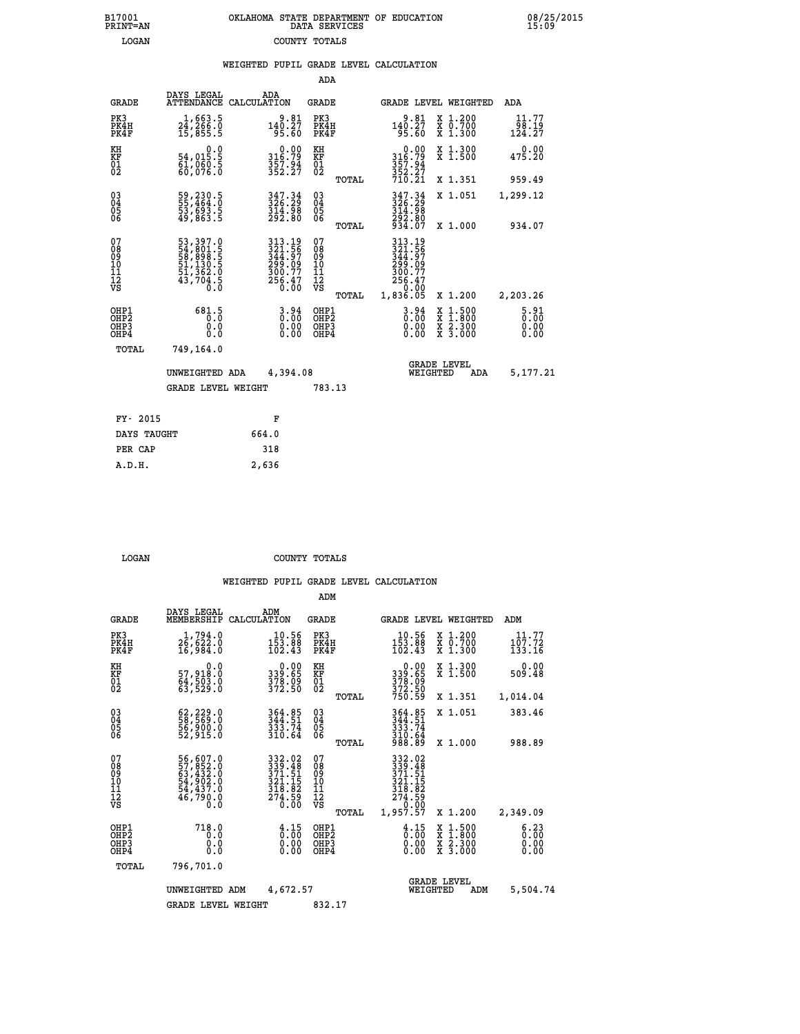B17001 PRINT=AN — OKLAHOMA STATE DEPARTMENT OF EDUCATION DATA SERVICES — 08/25/2015 15:09

LOGAN — COUNTY TOTALS

## WEIGHTED PUPIL GRADE LEVEL CALCULATION

### ADA

| GRADE | DAYS LEGAL ATTENDANCE | ADA CALCULATION | GRADE | GRADE LEVEL | WEIGHTED | ADA |
|---|---|---|---|---|---|---|
| PK3 | 1,663.5 | 9.81 | PK3 | 9.81 | X 1.200 | 11.77 |
| PK4H | 24,266.0 | 140.27 | PK4H | 140.27 | X 0.700 | 98.19 |
| PK4F | 15,855.5 | 95.60 | PK4F | 95.60 | X 1.300 | 124.27 |
| KH | 0.0 | 0.00 | KH | 0.00 | X 1.300 | 0.00 |
| KF | 54,015.5 | 316.79 | KF | 316.79 | X 1.500 | 475.20 |
| 01 | 61,060.5 | 357.94 | 01 | 357.94 | | |
| 02 | 60,076.0 | 352.27 | 02 | 352.27 | | |
| | | | TOTAL | 710.21 | X 1.351 | 959.49 |
| 03 | 59,230.5 | 347.34 | 03 | 347.34 | X 1.051 | 1,299.12 |
| 04 | 55,464.0 | 326.29 | 04 | 326.29 | | |
| 05 | 53,693.5 | 314.98 | 05 | 314.98 | | |
| 06 | 49,863.5 | 292.80 | 06 | 292.80 | | |
| | | | TOTAL | 934.07 | X 1.000 | 934.07 |
| 07 | 53,397.0 | 313.19 | 07 | 313.19 | | |
| 08 | 54,801.5 | 321.56 | 08 | 321.56 | | |
| 09 | 58,898.5 | 344.97 | 09 | 344.97 | | |
| 10 | 51,130.5 | 299.09 | 10 | 299.09 | | |
| 11 | 51,362.0 | 300.77 | 11 | 300.77 | | |
| 12 | 43,704.5 | 256.47 | 12 | 256.47 | | |
| VS | 0.0 | 0.00 | VS | 0.00 | | |
| | | | TOTAL | 1,836.05 | X 1.200 | 2,203.26 |
| OHP1 | 681.5 | 3.94 | OHP1 | 3.94 | X 1.500 | 5.91 |
| OHP2 | 0.0 | 0.00 | OHP2 | 0.00 | X 1.800 | 0.00 |
| OHP3 | 0.0 | 0.00 | OHP3 | 0.00 | X 2.300 | 0.00 |
| OHP4 | 0.0 | 0.00 | OHP4 | 0.00 | X 3.000 | 0.00 |
| TOTAL | 749,164.0 | | | | | |

UNWEIGHTED ADA 4,394.08 — GRADE LEVEL WEIGHTED ADA 5,177.21

GRADE LEVEL WEIGHT 783.13

| FY- 2015 | F |
|---|---|
| DAYS TAUGHT | 664.0 |
| PER CAP | 318 |
| A.D.H. | 2,636 |

LOGAN — COUNTY TOTALS

## WEIGHTED PUPIL GRADE LEVEL CALCULATION

### ADM

| GRADE | DAYS LEGAL MEMBERSHIP | ADM CALCULATION | GRADE | GRADE LEVEL | WEIGHTED | ADM |
|---|---|---|---|---|---|---|
| PK3 | 1,794.0 | 10.56 | PK3 | 10.56 | X 1.200 | 11.77 |
| PK4H | 26,622.0 | 153.88 | PK4H | 153.88 | X 0.700 | 107.72 |
| PK4F | 16,984.0 | 102.43 | PK4F | 102.43 | X 1.300 | 133.16 |
| KH | 0.0 | 0.00 | KH | 0.00 | X 1.300 | 0.00 |
| KF | 57,918.0 | 339.65 | KF | 339.65 | X 1.500 | 509.48 |
| 01 | 64,503.0 | 378.09 | 01 | 378.09 | | |
| 02 | 63,529.0 | 372.50 | 02 | 372.50 | | |
| | | | TOTAL | 750.59 | X 1.351 | 1,014.04 |
| 03 | 62,229.0 | 364.85 | 03 | 364.85 | X 1.051 | 383.46 |
| 04 | 58,569.0 | 344.51 | 04 | 344.51 | | |
| 05 | 56,900.0 | 333.74 | 05 | 333.74 | | |
| 06 | 52,915.0 | 310.64 | 06 | 310.64 | | |
| | | | TOTAL | 988.89 | X 1.000 | 988.89 |
| 07 | 56,607.0 | 332.02 | 07 | 332.02 | | |
| 08 | 57,852.0 | 339.48 | 08 | 339.48 | | |
| 09 | 63,432.0 | 371.51 | 09 | 371.51 | | |
| 10 | 54,902.0 | 321.15 | 10 | 321.15 | | |
| 11 | 54,437.0 | 318.82 | 11 | 318.82 | | |
| 12 | 46,790.0 | 274.59 | 12 | 274.59 | | |
| VS | 0.0 | 0.00 | VS | 0.00 | | |
| | | | TOTAL | 1,957.57 | X 1.200 | 2,349.09 |
| OHP1 | 718.0 | 4.15 | OHP1 | 4.15 | X 1.500 | 6.23 |
| OHP2 | 0.0 | 0.00 | OHP2 | 0.00 | X 1.800 | 0.00 |
| OHP3 | 0.0 | 0.00 | OHP3 | 0.00 | X 2.300 | 0.00 |
| OHP4 | 0.0 | 0.00 | OHP4 | 0.00 | X 3.000 | 0.00 |
| TOTAL | 796,701.0 | | | | | |

UNWEIGHTED ADM 4,672.57 — GRADE LEVEL WEIGHTED ADM 5,504.74

GRADE LEVEL WEIGHT 832.17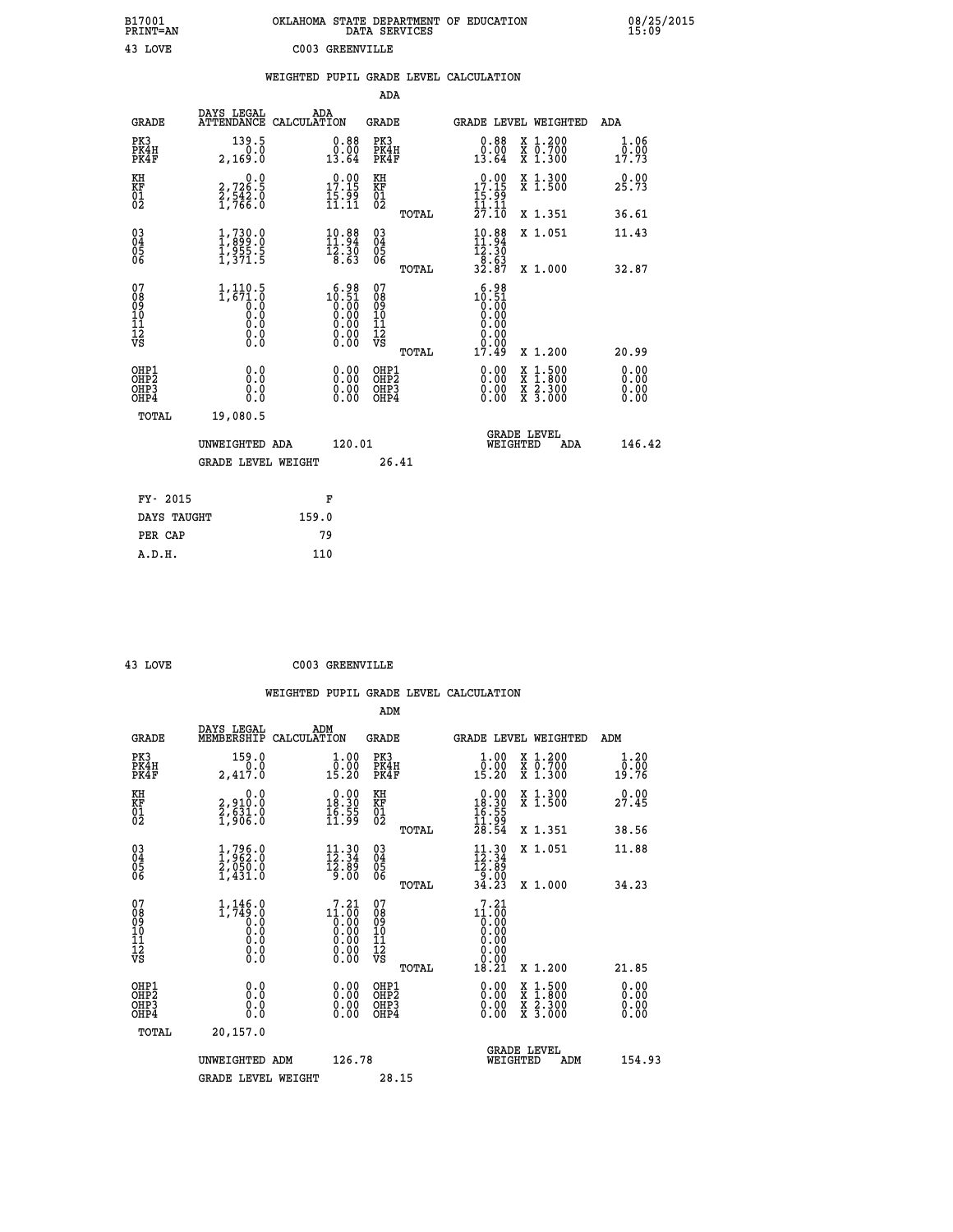B17001 OKLAHOMA STATE DEPARTMENT OF EDUCATION 08/25/2015
PRINT=AN DATA SERVICES 15:09

43 LOVE C003 GREENVILLE

## WEIGHTED PUPIL GRADE LEVEL CALCULATION

### ADA

| GRADE | DAYS LEGAL ATTENDANCE | ADA CALCULATION | GRADE | GRADE LEVEL | WEIGHTED | ADA |
|---|---|---|---|---|---|---|
| PK3 | 139.5 | 0.88 | PK3 | 0.88 | X 1.200 | 1.06 |
| PK4H | 0.0 | 0.00 | PK4H | 0.00 | X 0.700 | 0.00 |
| PK4F | 2,169.0 | 13.64 | PK4F | 13.64 | X 1.300 | 17.73 |
| KH | 0.0 | 0.00 | KH | 0.00 | X 1.300 | 0.00 |
| KF | 2,726.5 | 17.15 | KF | 17.15 | X 1.500 | 25.73 |
| 01 | 2,542.0 | 15.99 | 01 | 15.99 | | |
| 02 | 1,766.0 | 11.11 | 02 | 11.11 | | |
| | | | TOTAL | 27.10 | X 1.351 | 36.61 |
| 03 | 1,730.0 | 10.88 | 03 | 10.88 | X 1.051 | 11.43 |
| 04 | 1,899.0 | 11.94 | 04 | 11.94 | | |
| 05 | 1,955.5 | 12.30 | 05 | 12.30 | | |
| 06 | 1,371.5 | 8.63 | 06 | 8.63 | | |
| | | | TOTAL | 32.87 | X 1.000 | 32.87 |
| 07 | 1,110.5 | 6.98 | 07 | 6.98 | | |
| 08 | 1,671.0 | 10.51 | 08 | 10.51 | | |
| 09 | 0.0 | 0.00 | 09 | 0.00 | | |
| 10 | 0.0 | 0.00 | 10 | 0.00 | | |
| 11 | 0.0 | 0.00 | 11 | 0.00 | | |
| 12 | 0.0 | 0.00 | 12 | 0.00 | | |
| VS | 0.0 | 0.00 | VS | 0.00 | | |
| | | | TOTAL | 17.49 | X 1.200 | 20.99 |
| OHP1 | 0.0 | 0.00 | OHP1 | 0.00 | X 1.500 | 0.00 |
| OHP2 | 0.0 | 0.00 | OHP2 | 0.00 | X 1.800 | 0.00 |
| OHP3 | 0.0 | 0.00 | OHP3 | 0.00 | X 2.300 | 0.00 |
| OHP4 | 0.0 | 0.00 | OHP4 | 0.00 | X 3.000 | 0.00 |
| TOTAL | 19,080.5 | | | | | |

UNWEIGHTED ADA 120.01 GRADE LEVEL WEIGHTED ADA 146.42

GRADE LEVEL WEIGHT 26.41

| FY- 2015 | F |
|---|---|
| DAYS TAUGHT | 159.0 |
| PER CAP | 79 |
| A.D.H. | 110 |

43 LOVE C003 GREENVILLE

## WEIGHTED PUPIL GRADE LEVEL CALCULATION

### ADM

| GRADE | DAYS LEGAL MEMBERSHIP | ADM CALCULATION | GRADE | GRADE LEVEL | WEIGHTED | ADM |
|---|---|---|---|---|---|---|
| PK3 | 159.0 | 1.00 | PK3 | 1.00 | X 1.200 | 1.20 |
| PK4H | 0.0 | 0.00 | PK4H | 0.00 | X 0.700 | 0.00 |
| PK4F | 2,417.0 | 15.20 | PK4F | 15.20 | X 1.300 | 19.76 |
| KH | 0.0 | 0.00 | KH | 0.00 | X 1.300 | 0.00 |
| KF | 2,910.0 | 18.30 | KF | 18.30 | X 1.500 | 27.45 |
| 01 | 2,631.0 | 16.55 | 01 | 16.55 | | |
| 02 | 1,906.0 | 11.99 | 02 | 11.99 | | |
| | | | TOTAL | 28.54 | X 1.351 | 38.56 |
| 03 | 1,796.0 | 11.30 | 03 | 11.30 | X 1.051 | 11.88 |
| 04 | 1,962.0 | 12.34 | 04 | 12.34 | | |
| 05 | 2,050.0 | 12.89 | 05 | 12.89 | | |
| 06 | 1,431.0 | 9.00 | 06 | 9.00 | | |
| | | | TOTAL | 34.23 | X 1.000 | 34.23 |
| 07 | 1,146.0 | 7.21 | 07 | 7.21 | | |
| 08 | 1,749.0 | 11.00 | 08 | 11.00 | | |
| 09 | 0.0 | 0.00 | 09 | 0.00 | | |
| 10 | 0.0 | 0.00 | 10 | 0.00 | | |
| 11 | 0.0 | 0.00 | 11 | 0.00 | | |
| 12 | 0.0 | 0.00 | 12 | 0.00 | | |
| VS | 0.0 | 0.00 | VS | 0.00 | | |
| | | | TOTAL | 18.21 | X 1.200 | 21.85 |
| OHP1 | 0.0 | 0.00 | OHP1 | 0.00 | X 1.500 | 0.00 |
| OHP2 | 0.0 | 0.00 | OHP2 | 0.00 | X 1.800 | 0.00 |
| OHP3 | 0.0 | 0.00 | OHP3 | 0.00 | X 2.300 | 0.00 |
| OHP4 | 0.0 | 0.00 | OHP4 | 0.00 | X 3.000 | 0.00 |
| TOTAL | 20,157.0 | | | | | |

UNWEIGHTED ADM 126.78 GRADE LEVEL WEIGHTED ADM 154.93

GRADE LEVEL WEIGHT 28.15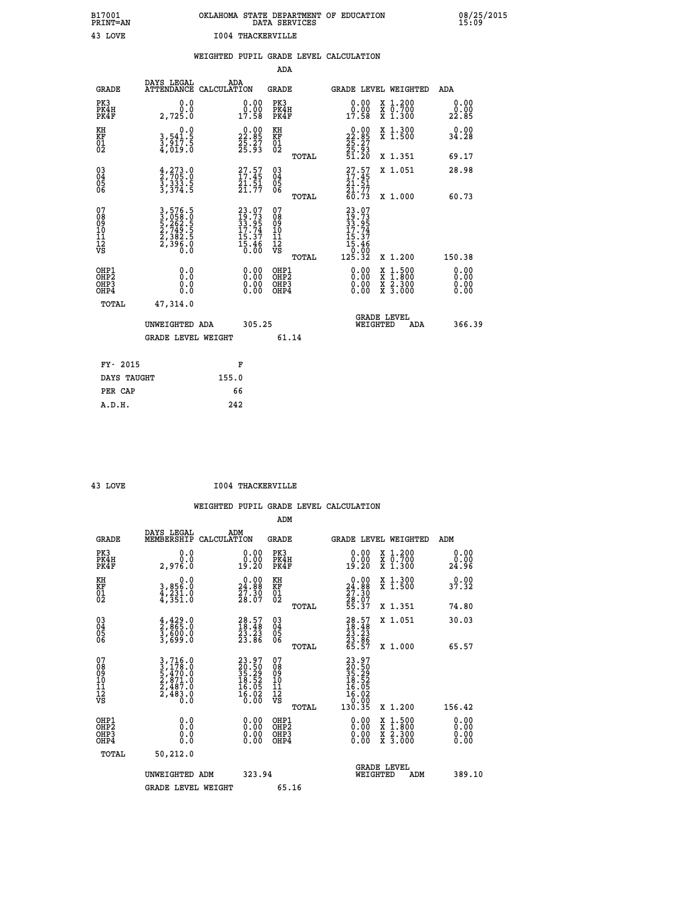B17001 PRINT=AN — OKLAHOMA STATE DEPARTMENT OF EDUCATION DATA SERVICES — 08/25/2015 15:09

43 LOVE — I004 THACKERVILLE

## WEIGHTED PUPIL GRADE LEVEL CALCULATION

### ADA

| GRADE | DAYS LEGAL ATTENDANCE | ADA CALCULATION | GRADE | GRADE LEVEL | WEIGHTED | ADA |
|---|---|---|---|---|---|---|
| PK3 | 0.0 | 0.00 | PK3 | 0.00 | X 1.200 | 0.00 |
| PK4H | 0.0 | 0.00 | PK4H | 0.00 | X 0.700 | 0.00 |
| PK4F | 2,725.0 | 17.58 | PK4F | 17.58 | X 1.300 | 22.85 |
| KH | 0.0 | 0.00 | KH | 0.00 | X 1.300 | 0.00 |
| KF | 3,541.5 | 22.85 | KF | 22.85 | X 1.500 | 34.28 |
| 01 | 3,917.5 | 25.27 | 01 | 25.27 | | |
| 02 | 4,019.0 | 25.93 | 02 | 25.93 | | |
| | | | TOTAL | 51.20 | X 1.351 | 69.17 |
| 03 | 4,273.0 | 27.57 | 03 | 27.57 | X 1.051 | 28.98 |
| 04 | 2,705.0 | 17.45 | 04 | 17.45 | | |
| 05 | 3,333.5 | 21.51 | 05 | 21.51 | | |
| 06 | 3,374.5 | 21.77 | 06 | 21.77 | | |
| | | | TOTAL | 60.73 | X 1.000 | 60.73 |
| 07 | 3,576.5 | 23.07 | 07 | 23.07 | | |
| 08 | 3,058.0 | 19.73 | 08 | 19.73 | | |
| 09 | 5,262.5 | 33.95 | 09 | 33.95 | | |
| 10 | 2,749.5 | 17.74 | 10 | 17.74 | | |
| 11 | 2,382.5 | 15.37 | 11 | 15.37 | | |
| 12 | 2,396.0 | 15.46 | 12 | 15.46 | | |
| VS | 0.0 | 0.00 | VS | 0.00 | | |
| | | | TOTAL | 125.32 | X 1.200 | 150.38 |
| OHP1 | 0.0 | 0.00 | OHP1 | 0.00 | X 1.500 | 0.00 |
| OHP2 | 0.0 | 0.00 | OHP2 | 0.00 | X 1.800 | 0.00 |
| OHP3 | 0.0 | 0.00 | OHP3 | 0.00 | X 2.300 | 0.00 |
| OHP4 | 0.0 | 0.00 | OHP4 | 0.00 | X 3.000 | 0.00 |
| TOTAL | 47,314.0 | | | | | |

UNWEIGHTED ADA: 305.25 — GRADE LEVEL WEIGHTED ADA: 366.39

GRADE LEVEL WEIGHT: 61.14

| FY- 2015 | F |
|---|---|
| DAYS TAUGHT | 155.0 |
| PER CAP | 66 |
| A.D.H. | 242 |

43 LOVE — I004 THACKERVILLE

## WEIGHTED PUPIL GRADE LEVEL CALCULATION

### ADM

| GRADE | DAYS LEGAL MEMBERSHIP | ADM CALCULATION | GRADE | GRADE LEVEL | WEIGHTED | ADM |
|---|---|---|---|---|---|---|
| PK3 | 0.0 | 0.00 | PK3 | 0.00 | X 1.200 | 0.00 |
| PK4H | 0.0 | 0.00 | PK4H | 0.00 | X 0.700 | 0.00 |
| PK4F | 2,976.0 | 19.20 | PK4F | 19.20 | X 1.300 | 24.96 |
| KH | 0.0 | 0.00 | KH | 0.00 | X 1.300 | 0.00 |
| KF | 3,856.0 | 24.88 | KF | 24.88 | X 1.500 | 37.32 |
| 01 | 4,231.0 | 27.30 | 01 | 27.30 | | |
| 02 | 4,351.0 | 28.07 | 02 | 28.07 | | |
| | | | TOTAL | 55.37 | X 1.351 | 74.80 |
| 03 | 4,429.0 | 28.57 | 03 | 28.57 | X 1.051 | 30.03 |
| 04 | 2,865.0 | 18.48 | 04 | 18.48 | | |
| 05 | 3,600.0 | 23.23 | 05 | 23.23 | | |
| 06 | 3,699.0 | 23.86 | 06 | 23.86 | | |
| | | | TOTAL | 65.57 | X 1.000 | 65.57 |
| 07 | 3,716.0 | 23.97 | 07 | 23.97 | | |
| 08 | 3,178.0 | 20.50 | 08 | 20.50 | | |
| 09 | 5,470.0 | 35.29 | 09 | 35.29 | | |
| 10 | 2,871.0 | 18.52 | 10 | 18.52 | | |
| 11 | 2,487.0 | 16.05 | 11 | 16.05 | | |
| 12 | 2,483.0 | 16.02 | 12 | 16.02 | | |
| VS | 0.0 | 0.00 | VS | 0.00 | | |
| | | | TOTAL | 130.35 | X 1.200 | 156.42 |
| OHP1 | 0.0 | 0.00 | OHP1 | 0.00 | X 1.500 | 0.00 |
| OHP2 | 0.0 | 0.00 | OHP2 | 0.00 | X 1.800 | 0.00 |
| OHP3 | 0.0 | 0.00 | OHP3 | 0.00 | X 2.300 | 0.00 |
| OHP4 | 0.0 | 0.00 | OHP4 | 0.00 | X 3.000 | 0.00 |
| TOTAL | 50,212.0 | | | | | |

UNWEIGHTED ADM: 323.94 — GRADE LEVEL WEIGHTED ADM: 389.10

GRADE LEVEL WEIGHT: 65.16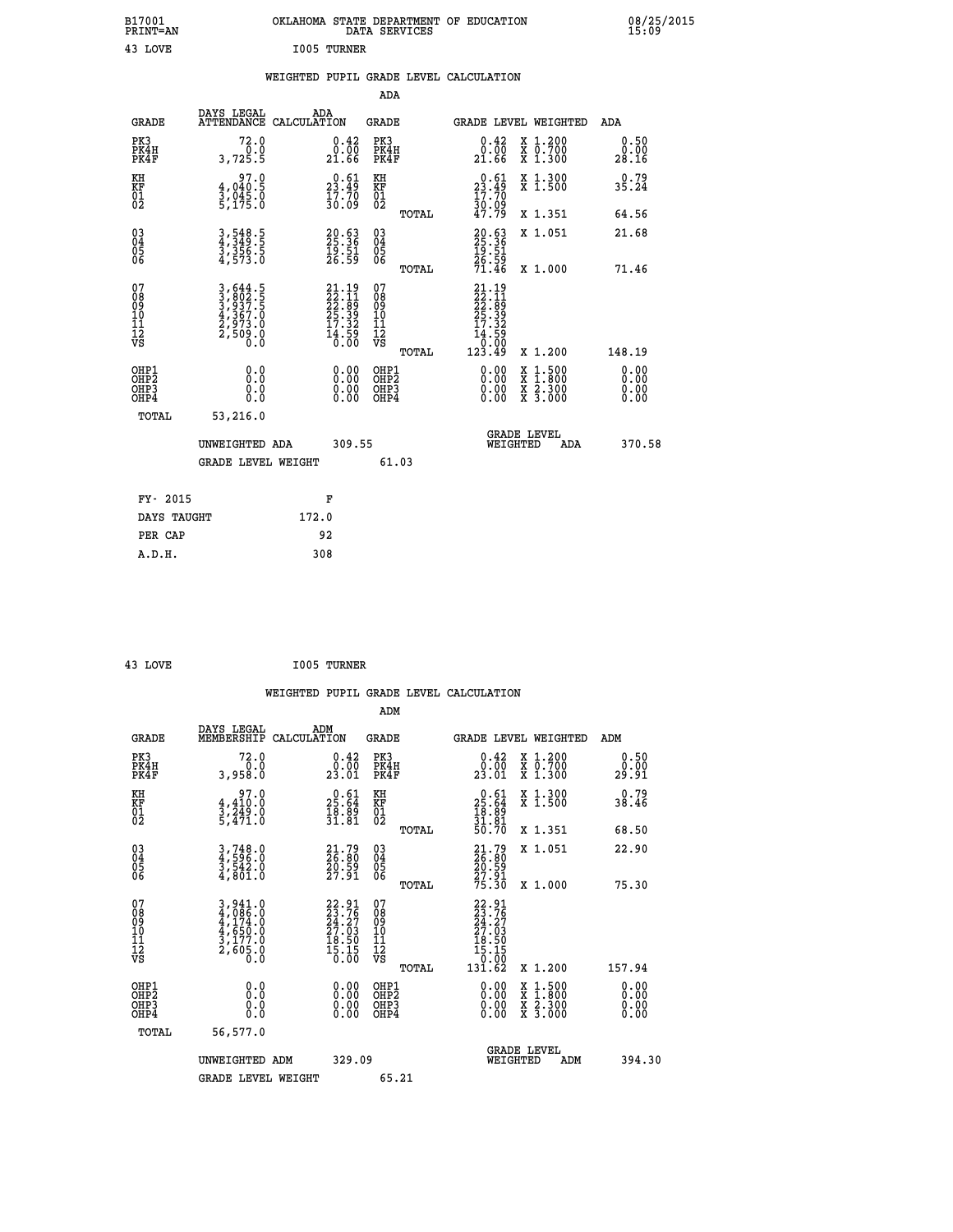B17001 OKLAHOMA STATE DEPARTMENT OF EDUCATION 08/25/2015
PRINT=AN DATA SERVICES 15:09

43 LOVE I005 TURNER

## WEIGHTED PUPIL GRADE LEVEL CALCULATION

### ADA

| GRADE | DAYS LEGAL ATTENDANCE | ADA CALCULATION | GRADE | GRADE LEVEL | WEIGHTED | ADA |
|---|---|---|---|---|---|---|
| PK3 | 72.0 | 0.42 | PK3 | 0.42 | X 1.200 | 0.50 |
| PK4H | 0.0 | 0.00 | PK4H | 0.00 | X 0.700 | 0.00 |
| PK4F | 3,725.5 | 21.66 | PK4F | 21.66 | X 1.300 | 28.16 |
| KH | 97.0 | 0.61 | KH | 0.61 | X 1.300 | 0.79 |
| KF | 4,040.5 | 23.49 | KF | 23.49 | X 1.500 | 35.24 |
| 01 | 3,045.0 | 17.70 | 01 | 17.70 | | |
| 02 | 5,175.0 | 30.09 | 02 | 30.09 | | |
| | | | TOTAL | 47.79 | X 1.351 | 64.56 |
| 03 | 3,548.5 | 20.63 | 03 | 20.63 | X 1.051 | 21.68 |
| 04 | 4,349.5 | 25.36 | 04 | 25.36 | | |
| 05 | 3,356.5 | 19.51 | 05 | 19.51 | | |
| 06 | 4,573.0 | 26.59 | 06 | 26.59 | | |
| | | | TOTAL | 71.46 | X 1.000 | 71.46 |
| 07 | 3,644.5 | 21.19 | 07 | 21.19 | | |
| 08 | 3,802.5 | 22.11 | 08 | 22.11 | | |
| 09 | 3,937.5 | 22.89 | 09 | 22.89 | | |
| 10 | 4,367.0 | 25.39 | 10 | 25.39 | | |
| 11 | 2,973.0 | 17.32 | 11 | 17.32 | | |
| 12 | 2,509.0 | 14.59 | 12 | 14.59 | | |
| VS | 0.0 | 0.00 | VS | 0.00 | | |
| | | | TOTAL | 123.49 | X 1.200 | 148.19 |
| OHP1 | 0.0 | 0.00 | OHP1 | 0.00 | X 1.500 | 0.00 |
| OHP2 | 0.0 | 0.00 | OHP2 | 0.00 | X 1.800 | 0.00 |
| OHP3 | 0.0 | 0.00 | OHP3 | 0.00 | X 2.300 | 0.00 |
| OHP4 | 0.0 | 0.00 | OHP4 | 0.00 | X 3.000 | 0.00 |
| TOTAL | 53,216.0 | | | | | |

UNWEIGHTED ADA 309.55 GRADE LEVEL WEIGHTED ADA 370.58

GRADE LEVEL WEIGHT 61.03

| FY- 2015 | F |
|---|---|
| DAYS TAUGHT | 172.0 |
| PER CAP | 92 |
| A.D.H. | 308 |

43 LOVE I005 TURNER

## WEIGHTED PUPIL GRADE LEVEL CALCULATION

### ADM

| GRADE | DAYS LEGAL MEMBERSHIP | ADM CALCULATION | GRADE | GRADE LEVEL | WEIGHTED | ADM |
|---|---|---|---|---|---|---|
| PK3 | 72.0 | 0.42 | PK3 | 0.42 | X 1.200 | 0.50 |
| PK4H | 0.0 | 0.00 | PK4H | 0.00 | X 0.700 | 0.00 |
| PK4F | 3,958.0 | 23.01 | PK4F | 23.01 | X 1.300 | 29.91 |
| KH | 97.0 | 0.61 | KH | 0.61 | X 1.300 | 0.79 |
| KF | 4,410.0 | 25.64 | KF | 25.64 | X 1.500 | 38.46 |
| 01 | 3,249.0 | 18.89 | 01 | 18.89 | | |
| 02 | 5,471.0 | 31.81 | 02 | 31.81 | | |
| | | | TOTAL | 50.70 | X 1.351 | 68.50 |
| 03 | 3,748.0 | 21.79 | 03 | 21.79 | X 1.051 | 22.90 |
| 04 | 4,596.0 | 26.80 | 04 | 26.80 | | |
| 05 | 3,542.0 | 20.59 | 05 | 20.59 | | |
| 06 | 4,801.0 | 27.91 | 06 | 27.91 | | |
| | | | TOTAL | 75.30 | X 1.000 | 75.30 |
| 07 | 3,941.0 | 22.91 | 07 | 22.91 | | |
| 08 | 4,086.0 | 23.76 | 08 | 23.76 | | |
| 09 | 4,174.0 | 24.27 | 09 | 24.27 | | |
| 10 | 4,650.0 | 27.03 | 10 | 27.03 | | |
| 11 | 3,177.0 | 18.50 | 11 | 18.50 | | |
| 12 | 2,605.0 | 15.15 | 12 | 15.15 | | |
| VS | 0.0 | 0.00 | VS | 0.00 | | |
| | | | TOTAL | 131.62 | X 1.200 | 157.94 |
| OHP1 | 0.0 | 0.00 | OHP1 | 0.00 | X 1.500 | 0.00 |
| OHP2 | 0.0 | 0.00 | OHP2 | 0.00 | X 1.800 | 0.00 |
| OHP3 | 0.0 | 0.00 | OHP3 | 0.00 | X 2.300 | 0.00 |
| OHP4 | 0.0 | 0.00 | OHP4 | 0.00 | X 3.000 | 0.00 |
| TOTAL | 56,577.0 | | | | | |

UNWEIGHTED ADM 329.09 GRADE LEVEL WEIGHTED ADM 394.30

GRADE LEVEL WEIGHT 65.21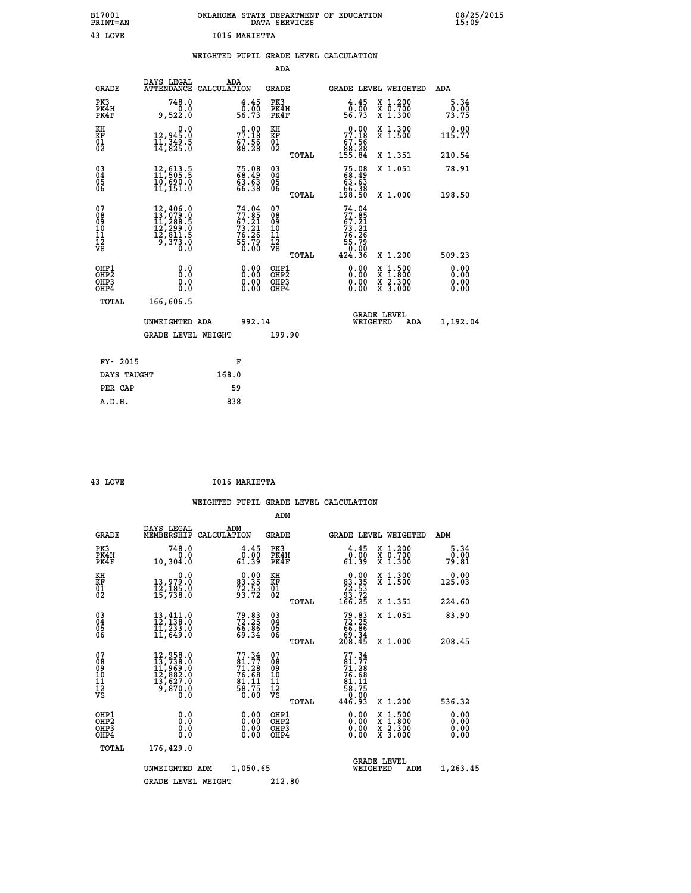B17001 PRINT=AN OKLAHOMA STATE DEPARTMENT OF EDUCATION DATA SERVICES 08/25/2015 15:09

43 LOVE I016 MARIETTA

WEIGHTED PUPIL GRADE LEVEL CALCULATION

ADA

| GRADE | DAYS LEGAL ATTENDANCE | ADA CALCULATION | GRADE | GRADE LEVEL | WEIGHTED | ADA |
|---|---|---|---|---|---|---|
| PK3 | 748.0 | 4.45 | PK3 | 4.45 | X 1.200 | 5.34 |
| PK4H | 0.0 | 0.00 | PK4H | 0.00 | X 0.700 | 0.00 |
| PK4F | 9,522.0 | 56.73 | PK4F | 56.73 | X 1.300 | 73.75 |
| KH | 0.0 | 0.00 | KH | 0.00 | X 1.300 | 0.00 |
| KF | 12,945.0 | 77.18 | KF | 77.18 | X 1.500 | 115.77 |
| 01 | 11,349.5 | 67.56 | 01 | 67.56 | | |
| 02 | 14,825.0 | 88.28 | 02 | 88.28 | | |
| | | | TOTAL | 155.84 | X 1.351 | 210.54 |
| 03 | 12,613.5 | 75.08 | 03 | 75.08 | X 1.051 | 78.91 |
| 04 | 11,505.5 | 68.49 | 04 | 68.49 | | |
| 05 | 10,690.0 | 63.63 | 05 | 63.63 | | |
| 06 | 11,151.0 | 66.38 | 06 | 66.38 | | |
| | | | TOTAL | 198.50 | X 1.000 | 198.50 |
| 07 | 12,406.0 | 74.04 | 07 | 74.04 | | |
| 08 | 13,079.0 | 77.85 | 08 | 77.85 | | |
| 09 | 11,288.5 | 67.21 | 09 | 67.21 | | |
| 10 | 12,299.0 | 73.21 | 10 | 73.21 | | |
| 11 | 12,811.5 | 76.26 | 11 | 76.26 | | |
| 12 | 9,373.0 | 55.79 | 12 | 55.79 | | |
| VS | 0.0 | 0.00 | VS | 0.00 | | |
| | | | TOTAL | 424.36 | X 1.200 | 509.23 |
| OHP1 | 0.0 | 0.00 | OHP1 | 0.00 | X 1.500 | 0.00 |
| OHP2 | 0.0 | 0.00 | OHP2 | 0.00 | X 1.800 | 0.00 |
| OHP3 | 0.0 | 0.00 | OHP3 | 0.00 | X 2.300 | 0.00 |
| OHP4 | 0.0 | 0.00 | OHP4 | 0.00 | X 3.000 | 0.00 |
| TOTAL | 166,606.5 | | | | | |

UNWEIGHTED ADA 992.14 — GRADE LEVEL WEIGHTED ADA 1,192.04

GRADE LEVEL WEIGHT 199.90

| FY- 2015 | F |
|---|---|
| DAYS TAUGHT | 168.0 |
| PER CAP | 59 |
| A.D.H. | 838 |

43 LOVE I016 MARIETTA

WEIGHTED PUPIL GRADE LEVEL CALCULATION

ADM

| GRADE | DAYS LEGAL MEMBERSHIP | ADM CALCULATION | GRADE | GRADE LEVEL | WEIGHTED | ADM |
|---|---|---|---|---|---|---|
| PK3 | 748.0 | 4.45 | PK3 | 4.45 | X 1.200 | 5.34 |
| PK4H | 0.0 | 0.00 | PK4H | 0.00 | X 0.700 | 0.00 |
| PK4F | 10,304.0 | 61.39 | PK4F | 61.39 | X 1.300 | 79.81 |
| KH | 0.0 | 0.00 | KH | 0.00 | X 1.300 | 0.00 |
| KF | 13,979.0 | 83.35 | KF | 83.35 | X 1.500 | 125.03 |
| 01 | 12,185.0 | 72.53 | 01 | 72.53 | | |
| 02 | 15,738.0 | 93.72 | 02 | 93.72 | | |
| | | | TOTAL | 166.25 | X 1.351 | 224.60 |
| 03 | 13,411.0 | 79.83 | 03 | 79.83 | X 1.051 | 83.90 |
| 04 | 12,138.0 | 72.25 | 04 | 72.25 | | |
| 05 | 11,233.0 | 66.86 | 05 | 66.86 | | |
| 06 | 11,649.0 | 69.34 | 06 | 69.34 | | |
| | | | TOTAL | 208.45 | X 1.000 | 208.45 |
| 07 | 12,958.0 | 77.34 | 07 | 77.34 | | |
| 08 | 13,738.0 | 81.77 | 08 | 81.77 | | |
| 09 | 11,969.0 | 71.28 | 09 | 71.28 | | |
| 10 | 12,882.0 | 76.68 | 10 | 76.68 | | |
| 11 | 13,627.0 | 81.11 | 11 | 81.11 | | |
| 12 | 9,870.0 | 58.75 | 12 | 58.75 | | |
| VS | 0.0 | 0.00 | VS | 0.00 | | |
| | | | TOTAL | 446.93 | X 1.200 | 536.32 |
| OHP1 | 0.0 | 0.00 | OHP1 | 0.00 | X 1.500 | 0.00 |
| OHP2 | 0.0 | 0.00 | OHP2 | 0.00 | X 1.800 | 0.00 |
| OHP3 | 0.0 | 0.00 | OHP3 | 0.00 | X 2.300 | 0.00 |
| OHP4 | 0.0 | 0.00 | OHP4 | 0.00 | X 3.000 | 0.00 |
| TOTAL | 176,429.0 | | | | | |

UNWEIGHTED ADM 1,050.65 — GRADE LEVEL WEIGHTED ADM 1,263.45

GRADE LEVEL WEIGHT 212.80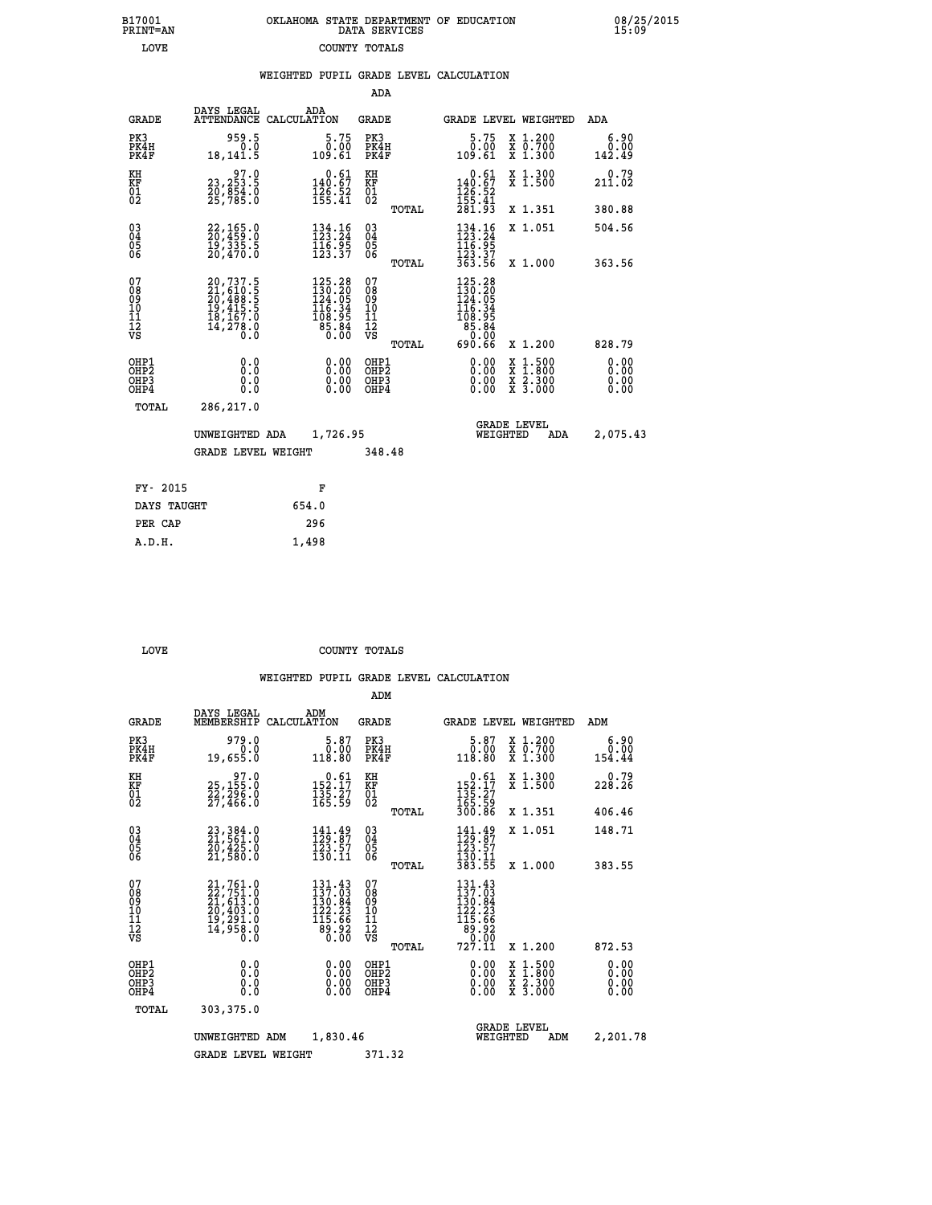B17001 PRINT=AN — OKLAHOMA STATE DEPARTMENT OF EDUCATION DATA SERVICES — 08/25/2015 15:09

LOVE — COUNTY TOTALS

## WEIGHTED PUPIL GRADE LEVEL CALCULATION

### ADA

| GRADE | DAYS LEGAL ATTENDANCE | ADA CALCULATION | GRADE | GRADE LEVEL | WEIGHTED | ADA |
|---|---|---|---|---|---|---|
| PK3 | 959.5 | 5.75 | PK3 | 5.75 | X 1.200 | 6.90 |
| PK4H | 0.0 | 0.00 | PK4H | 0.00 | X 0.700 | 0.00 |
| PK4F | 18,141.5 | 109.61 | PK4F | 109.61 | X 1.300 | 142.49 |
| KH | 97.0 | 0.61 | KH | 0.61 | X 1.300 | 0.79 |
| KF | 23,253.5 | 140.67 | KF | 140.67 | X 1.500 | 211.02 |
| 01 | 20,854.0 | 126.52 | 01 | 126.52 | | |
| 02 | 25,785.0 | 155.41 | 02 | 155.41 | | |
| | | | TOTAL | 281.93 | X 1.351 | 380.88 |
| 03 | 22,165.0 | 134.16 | 03 | 134.16 | X 1.051 | 504.56 |
| 04 | 20,459.0 | 123.24 | 04 | 123.24 | | |
| 05 | 19,335.5 | 116.95 | 05 | 116.95 | | |
| 06 | 20,470.0 | 123.37 | 06 | 123.37 | | |
| | | | TOTAL | 363.56 | X 1.000 | 363.56 |
| 07 | 20,737.5 | 125.28 | 07 | 125.28 | | |
| 08 | 21,610.5 | 130.20 | 08 | 130.20 | | |
| 09 | 20,488.5 | 124.05 | 09 | 124.05 | | |
| 10 | 19,415.5 | 116.34 | 10 | 116.34 | | |
| 11 | 18,167.0 | 108.95 | 11 | 108.95 | | |
| 12 | 14,278.0 | 85.84 | 12 | 85.84 | | |
| VS | 0.0 | 0.00 | VS | 0.00 | | |
| | | | TOTAL | 690.66 | X 1.200 | 828.79 |
| OHP1 | 0.0 | 0.00 | OHP1 | 0.00 | X 1.500 | 0.00 |
| OHP2 | 0.0 | 0.00 | OHP2 | 0.00 | X 1.800 | 0.00 |
| OHP3 | 0.0 | 0.00 | OHP3 | 0.00 | X 2.300 | 0.00 |
| OHP4 | 0.0 | 0.00 | OHP4 | 0.00 | X 3.000 | 0.00 |
| TOTAL | 286,217.0 | | | | | |

UNWEIGHTED ADA 1,726.95 — GRADE LEVEL WEIGHTED ADA 2,075.43

GRADE LEVEL WEIGHT 348.48

| FY- 2015 | F |
|---|---|
| DAYS TAUGHT | 654.0 |
| PER CAP | 296 |
| A.D.H. | 1,498 |

LOVE — COUNTY TOTALS

## WEIGHTED PUPIL GRADE LEVEL CALCULATION

### ADM

| GRADE | DAYS LEGAL MEMBERSHIP | ADM CALCULATION | GRADE | GRADE LEVEL | WEIGHTED | ADM |
|---|---|---|---|---|---|---|
| PK3 | 979.0 | 5.87 | PK3 | 5.87 | X 1.200 | 6.90 |
| PK4H | 0.0 | 0.00 | PK4H | 0.00 | X 0.700 | 0.00 |
| PK4F | 19,655.0 | 118.80 | PK4F | 118.80 | X 1.300 | 154.44 |
| KH | 97.0 | 0.61 | KH | 0.61 | X 1.300 | 0.79 |
| KF | 25,155.0 | 152.17 | KF | 152.17 | X 1.500 | 228.26 |
| 01 | 22,296.0 | 135.27 | 01 | 135.27 | | |
| 02 | 27,466.0 | 165.59 | 02 | 165.59 | | |
| | | | TOTAL | 300.86 | X 1.351 | 406.46 |
| 03 | 23,384.0 | 141.49 | 03 | 141.49 | X 1.051 | 148.71 |
| 04 | 21,561.0 | 129.87 | 04 | 129.87 | | |
| 05 | 20,425.0 | 123.57 | 05 | 123.57 | | |
| 06 | 21,580.0 | 130.11 | 06 | 130.11 | | |
| | | | TOTAL | 383.55 | X 1.000 | 383.55 |
| 07 | 21,761.0 | 131.43 | 07 | 131.43 | | |
| 08 | 22,751.0 | 137.03 | 08 | 137.03 | | |
| 09 | 21,613.0 | 130.84 | 09 | 130.84 | | |
| 10 | 20,403.0 | 122.23 | 10 | 122.23 | | |
| 11 | 19,291.0 | 115.66 | 11 | 115.66 | | |
| 12 | 14,958.0 | 89.92 | 12 | 89.92 | | |
| VS | 0.0 | 0.00 | VS | 0.00 | | |
| | | | TOTAL | 727.11 | X 1.200 | 872.53 |
| OHP1 | 0.0 | 0.00 | OHP1 | 0.00 | X 1.500 | 0.00 |
| OHP2 | 0.0 | 0.00 | OHP2 | 0.00 | X 1.800 | 0.00 |
| OHP3 | 0.0 | 0.00 | OHP3 | 0.00 | X 2.300 | 0.00 |
| OHP4 | 0.0 | 0.00 | OHP4 | 0.00 | X 3.000 | 0.00 |
| TOTAL | 303,375.0 | | | | | |

UNWEIGHTED ADM 1,830.46 — GRADE LEVEL WEIGHTED ADM 2,201.78

GRADE LEVEL WEIGHT 371.32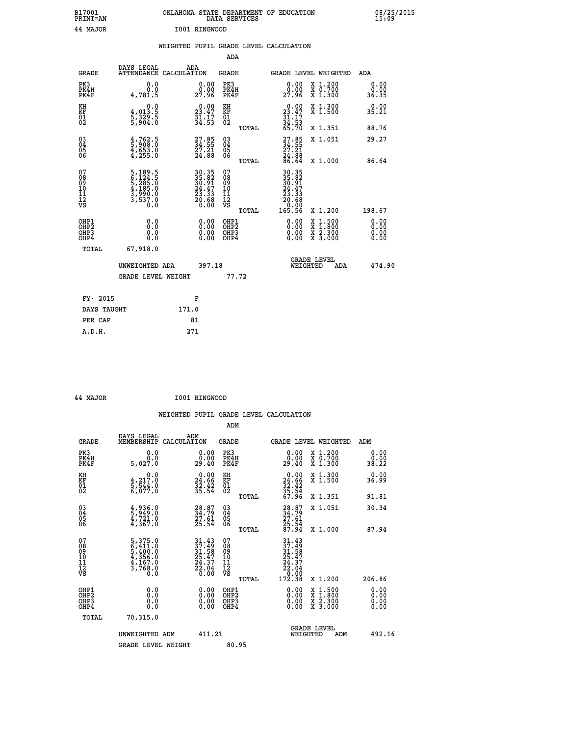B17001 PRINT=AN — OKLAHOMA STATE DEPARTMENT OF EDUCATION DATA SERVICES — 08/25/2015 15:09

44 MAJOR — I001 RINGWOOD

## WEIGHTED PUPIL GRADE LEVEL CALCULATION

### ADA

| GRADE | DAYS LEGAL ATTENDANCE | ADA CALCULATION | GRADE | GRADE LEVEL | WEIGHTED | ADA |
|---|---|---|---|---|---|---|
| PK3 | 0.0 | 0.00 | PK3 | 0.00 | X 1.200 | 0.00 |
| PK4H | 0.0 | 0.00 | PK4H | 0.00 | X 0.700 | 0.00 |
| PK4F | 4,781.5 | 27.96 | PK4F | 27.96 | X 1.300 | 36.35 |
| KH | 0.0 | 0.00 | KH | 0.00 | X 1.300 | 0.00 |
| KF | 4,013.5 | 23.47 | KF | 23.47 | X 1.500 | 35.21 |
| 01 | 5,329.5 | 31.17 | 01 | 31.17 | | |
| 02 | 5,904.0 | 34.53 | 02 | 34.53 | | |
| | | | TOTAL | 65.70 | X 1.351 | 88.76 |
| 03 | 4,762.5 | 27.85 | 03 | 27.85 | X 1.051 | 29.27 |
| 04 | 5,908.0 | 34.55 | 04 | 34.55 | | |
| 05 | 4,653.0 | 27.21 | 05 | 27.21 | | |
| 06 | 4,255.0 | 24.88 | 06 | 24.88 | | |
| | | | TOTAL | 86.64 | X 1.000 | 86.64 |
| 07 | 5,189.5 | 30.35 | 07 | 30.35 | | |
| 08 | 6,124.5 | 35.82 | 08 | 35.82 | | |
| 09 | 5,285.0 | 30.91 | 09 | 30.91 | | |
| 10 | 4,185.0 | 24.47 | 10 | 24.47 | | |
| 11 | 3,990.0 | 23.33 | 11 | 23.33 | | |
| 12 | 3,537.0 | 20.68 | 12 | 20.68 | | |
| VS | 0.0 | 0.00 | VS | 0.00 | | |
| | | | TOTAL | 165.56 | X 1.200 | 198.67 |
| OHP1 | 0.0 | 0.00 | OHP1 | 0.00 | X 1.500 | 0.00 |
| OHP2 | 0.0 | 0.00 | OHP2 | 0.00 | X 1.800 | 0.00 |
| OHP3 | 0.0 | 0.00 | OHP3 | 0.00 | X 2.300 | 0.00 |
| OHP4 | 0.0 | 0.00 | OHP4 | 0.00 | X 3.000 | 0.00 |
| TOTAL | 67,918.0 | | | | | |

UNWEIGHTED ADA 397.18 — GRADE LEVEL WEIGHTED ADA 474.90

GRADE LEVEL WEIGHT 77.72

| FY- 2015 | F |
|---|---|
| DAYS TAUGHT | 171.0 |
| PER CAP | 81 |
| A.D.H. | 271 |

44 MAJOR — I001 RINGWOOD

## WEIGHTED PUPIL GRADE LEVEL CALCULATION

### ADM

| GRADE | DAYS LEGAL MEMBERSHIP | ADM CALCULATION | GRADE | GRADE LEVEL | WEIGHTED | ADM |
|---|---|---|---|---|---|---|
| PK3 | 0.0 | 0.00 | PK3 | 0.00 | X 1.200 | 0.00 |
| PK4H | 0.0 | 0.00 | PK4H | 0.00 | X 0.700 | 0.00 |
| PK4F | 5,027.0 | 29.40 | PK4F | 29.40 | X 1.300 | 38.22 |
| KH | 0.0 | 0.00 | KH | 0.00 | X 1.300 | 0.00 |
| KF | 4,217.0 | 24.66 | KF | 24.66 | X 1.500 | 36.99 |
| 01 | 5,544.0 | 32.42 | 01 | 32.42 | | |
| 02 | 6,077.0 | 35.54 | 02 | 35.54 | | |
| | | | TOTAL | 67.96 | X 1.351 | 91.81 |
| 03 | 4,936.0 | 28.87 | 03 | 28.87 | X 1.051 | 30.34 |
| 04 | 5,949.0 | 34.79 | 04 | 34.79 | | |
| 05 | 4,721.0 | 27.61 | 05 | 27.61 | | |
| 06 | 4,367.0 | 25.54 | 06 | 25.54 | | |
| | | | TOTAL | 87.94 | X 1.000 | 87.94 |
| 07 | 5,375.0 | 31.43 | 07 | 31.43 | | |
| 08 | 6,411.0 | 37.49 | 08 | 37.49 | | |
| 09 | 5,400.0 | 31.58 | 09 | 31.58 | | |
| 10 | 4,356.0 | 25.47 | 10 | 25.47 | | |
| 11 | 4,167.0 | 24.37 | 11 | 24.37 | | |
| 12 | 3,768.0 | 22.04 | 12 | 22.04 | | |
| VS | 0.0 | 0.00 | VS | 0.00 | | |
| | | | TOTAL | 172.38 | X 1.200 | 206.86 |
| OHP1 | 0.0 | 0.00 | OHP1 | 0.00 | X 1.500 | 0.00 |
| OHP2 | 0.0 | 0.00 | OHP2 | 0.00 | X 1.800 | 0.00 |
| OHP3 | 0.0 | 0.00 | OHP3 | 0.00 | X 2.300 | 0.00 |
| OHP4 | 0.0 | 0.00 | OHP4 | 0.00 | X 3.000 | 0.00 |
| TOTAL | 70,315.0 | | | | | |

UNWEIGHTED ADM 411.21 — GRADE LEVEL WEIGHTED ADM 492.16

GRADE LEVEL WEIGHT 80.95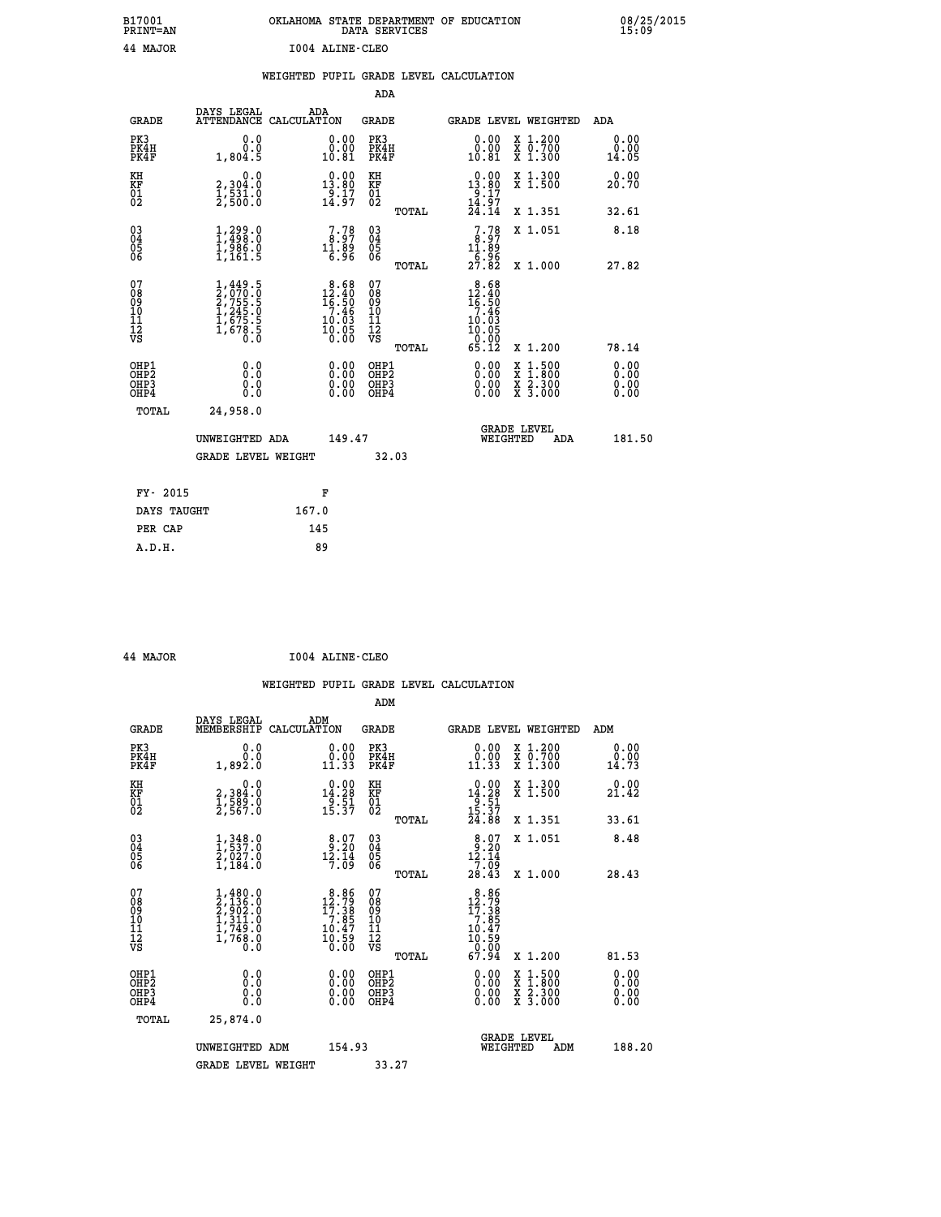B17001 OKLAHOMA STATE DEPARTMENT OF EDUCATION 08/25/2015
PRINT=AN DATA SERVICES 15:09

44 MAJOR I004 ALINE-CLEO

WEIGHTED PUPIL GRADE LEVEL CALCULATION

ADA

| GRADE | DAYS LEGAL ATTENDANCE | ADA CALCULATION | GRADE | | GRADE LEVEL | WEIGHTED | ADA |
|---|---|---|---|---|---|---|---|
| PK3 | 0.0 | 0.00 | PK3 | | 0.00 | X 1.200 | 0.00 |
| PK4H | 0.0 | 0.00 | PK4H | | 0.00 | X 0.700 | 0.00 |
| PK4F | 1,804.5 | 10.81 | PK4F | | 10.81 | X 1.300 | 14.05 |
| KH | 0.0 | 0.00 | KH | | 0.00 | X 1.300 | 0.00 |
| KF | 2,304.0 | 13.80 | KF | | 13.80 | X 1.500 | 20.70 |
| 01 | 1,531.0 | 9.17 | 01 | | 9.17 | | |
| 02 | 2,500.0 | 14.97 | 02 | | 14.97 | | |
| | | | | TOTAL | 24.14 | X 1.351 | 32.61 |
| 03 | 1,299.0 | 7.78 | 03 | | 7.78 | X 1.051 | 8.18 |
| 04 | 1,498.0 | 8.97 | 04 | | 8.97 | | |
| 05 | 1,986.0 | 11.89 | 05 | | 11.89 | | |
| 06 | 1,161.5 | 6.96 | 06 | | 6.96 | | |
| | | | | TOTAL | 27.82 | X 1.000 | 27.82 |
| 07 | 1,449.5 | 8.68 | 07 | | 8.68 | | |
| 08 | 2,070.0 | 12.40 | 08 | | 12.40 | | |
| 09 | 2,755.5 | 16.50 | 09 | | 16.50 | | |
| 10 | 1,245.0 | 7.46 | 10 | | 7.46 | | |
| 11 | 1,675.5 | 10.03 | 11 | | 10.03 | | |
| 12 | 1,678.5 | 10.05 | 12 | | 10.05 | | |
| VS | 0.0 | 0.00 | VS | | 0.00 | | |
| | | | | TOTAL | 65.12 | X 1.200 | 78.14 |
| OHP1 | 0.0 | 0.00 | OHP1 | | 0.00 | X 1.500 | 0.00 |
| OHP2 | 0.0 | 0.00 | OHP2 | | 0.00 | X 1.800 | 0.00 |
| OHP3 | 0.0 | 0.00 | OHP3 | | 0.00 | X 2.300 | 0.00 |
| OHP4 | 0.0 | 0.00 | OHP4 | | 0.00 | X 3.000 | 0.00 |
| TOTAL | 24,958.0 | | | | | | |

UNWEIGHTED ADA 149.47 GRADE LEVEL WEIGHTED ADA 181.50

GRADE LEVEL WEIGHT 32.03

| FY- 2015 | F |
|---|---|
| DAYS TAUGHT | 167.0 |
| PER CAP | 145 |
| A.D.H. | 89 |

44 MAJOR I004 ALINE-CLEO

WEIGHTED PUPIL GRADE LEVEL CALCULATION

ADM

| GRADE | DAYS LEGAL MEMBERSHIP | ADM CALCULATION | GRADE | | GRADE LEVEL | WEIGHTED | ADM |
|---|---|---|---|---|---|---|---|
| PK3 | 0.0 | 0.00 | PK3 | | 0.00 | X 1.200 | 0.00 |
| PK4H | 0.0 | 0.00 | PK4H | | 0.00 | X 0.700 | 0.00 |
| PK4F | 1,892.0 | 11.33 | PK4F | | 11.33 | X 1.300 | 14.73 |
| KH | 0.0 | 0.00 | KH | | 0.00 | X 1.300 | 0.00 |
| KF | 2,384.0 | 14.28 | KF | | 14.28 | X 1.500 | 21.42 |
| 01 | 1,589.0 | 9.51 | 01 | | 9.51 | | |
| 02 | 2,567.0 | 15.37 | 02 | | 15.37 | | |
| | | | | TOTAL | 24.88 | X 1.351 | 33.61 |
| 03 | 1,348.0 | 8.07 | 03 | | 8.07 | X 1.051 | 8.48 |
| 04 | 1,537.0 | 9.20 | 04 | | 9.20 | | |
| 05 | 2,027.0 | 12.14 | 05 | | 12.14 | | |
| 06 | 1,184.0 | 7.09 | 06 | | 7.09 | | |
| | | | | TOTAL | 28.43 | X 1.000 | 28.43 |
| 07 | 1,480.0 | 8.86 | 07 | | 8.86 | | |
| 08 | 2,136.0 | 12.79 | 08 | | 12.79 | | |
| 09 | 2,902.0 | 17.38 | 09 | | 17.38 | | |
| 10 | 1,311.0 | 7.85 | 10 | | 7.85 | | |
| 11 | 1,749.0 | 10.47 | 11 | | 10.47 | | |
| 12 | 1,768.0 | 10.59 | 12 | | 10.59 | | |
| VS | 0.0 | 0.00 | VS | | 0.00 | | |
| | | | | TOTAL | 67.94 | X 1.200 | 81.53 |
| OHP1 | 0.0 | 0.00 | OHP1 | | 0.00 | X 1.500 | 0.00 |
| OHP2 | 0.0 | 0.00 | OHP2 | | 0.00 | X 1.800 | 0.00 |
| OHP3 | 0.0 | 0.00 | OHP3 | | 0.00 | X 2.300 | 0.00 |
| OHP4 | 0.0 | 0.00 | OHP4 | | 0.00 | X 3.000 | 0.00 |
| TOTAL | 25,874.0 | | | | | | |

UNWEIGHTED ADM 154.93 GRADE LEVEL WEIGHTED ADM 188.20

GRADE LEVEL WEIGHT 33.27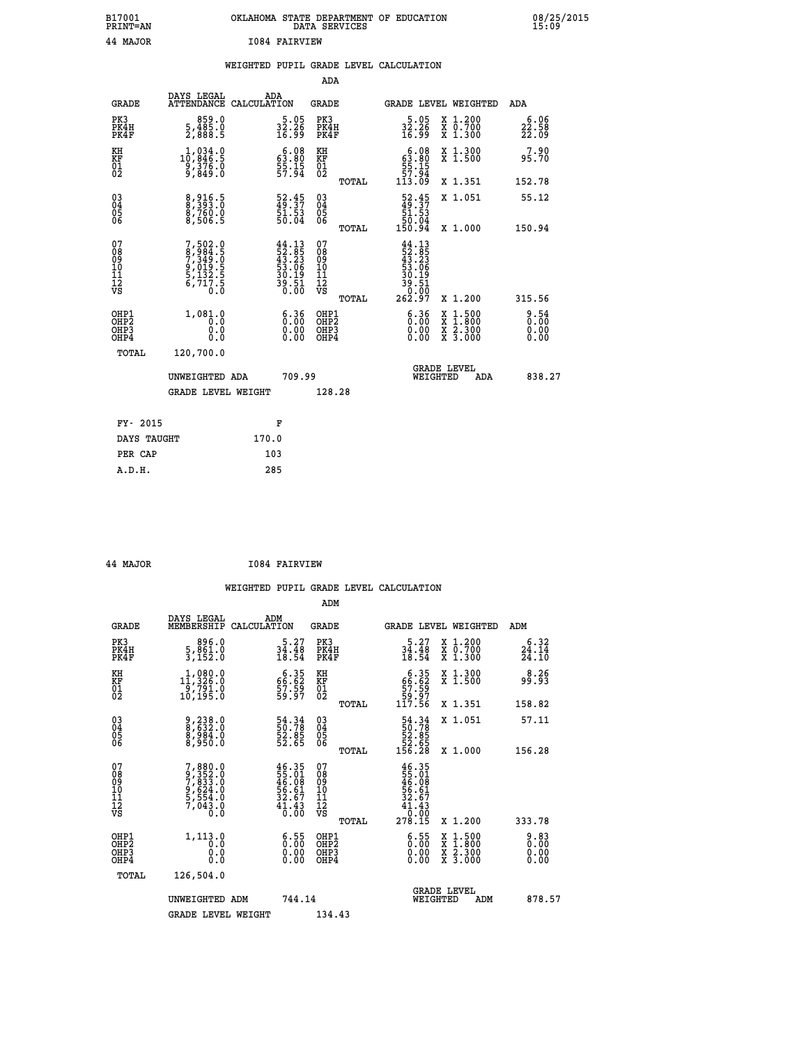B17001 OKLAHOMA STATE DEPARTMENT OF EDUCATION 08/25/2015
PRINT=AN DATA SERVICES 15:09

44 MAJOR I084 FAIRVIEW

WEIGHTED PUPIL GRADE LEVEL CALCULATION

ADA

| GRADE | DAYS LEGAL ATTENDANCE | ADA CALCULATION | GRADE | | GRADE LEVEL | WEIGHTED | ADA |
|---|---|---|---|---|---|---|---|
| PK3 | 859.0 | 5.05 | PK3 | | 5.05 | X 1.200 | 6.06 |
| PK4H | 5,485.0 | 32.26 | PK4H | | 32.26 | X 0.700 | 22.58 |
| PK4F | 2,888.5 | 16.99 | PK4F | | 16.99 | X 1.300 | 22.09 |
| KH | 1,034.0 | 6.08 | KH | | 6.08 | X 1.300 | 7.90 |
| KF | 10,846.5 | 63.80 | KF | | 63.80 | X 1.500 | 95.70 |
| 01 | 9,376.0 | 55.15 | 01 | | 55.15 | | |
| 02 | 9,849.0 | 57.94 | 02 | | 57.94 | | |
| | | | | TOTAL | 113.09 | X 1.351 | 152.78 |
| 03 | 8,916.5 | 52.45 | 03 | | 52.45 | X 1.051 | 55.12 |
| 04 | 8,393.0 | 49.37 | 04 | | 49.37 | | |
| 05 | 8,760.0 | 51.53 | 05 | | 51.53 | | |
| 06 | 8,506.5 | 50.04 | 06 | | 50.04 | | |
| | | | | TOTAL | 150.94 | X 1.000 | 150.94 |
| 07 | 7,502.0 | 44.13 | 07 | | 44.13 | | |
| 08 | 8,984.5 | 52.85 | 08 | | 52.85 | | |
| 09 | 7,349.0 | 43.23 | 09 | | 43.23 | | |
| 10 | 9,019.5 | 53.06 | 10 | | 53.06 | | |
| 11 | 5,132.5 | 30.19 | 11 | | 30.19 | | |
| 12 | 6,717.5 | 39.51 | 12 | | 39.51 | | |
| VS | 0.0 | 0.00 | VS | | 0.00 | | |
| | | | | TOTAL | 262.97 | X 1.200 | 315.56 |
| OHP1 | 1,081.0 | 6.36 | OHP1 | | 6.36 | X 1.500 | 9.54 |
| OHP2 | 0.0 | 0.00 | OHP2 | | 0.00 | X 1.800 | 0.00 |
| OHP3 | 0.0 | 0.00 | OHP3 | | 0.00 | X 2.300 | 0.00 |
| OHP4 | 0.0 | 0.00 | OHP4 | | 0.00 | X 3.000 | 0.00 |
| TOTAL | 120,700.0 | | | | | | |

UNWEIGHTED ADA 709.99 | GRADE LEVEL WEIGHTED ADA 838.27

GRADE LEVEL WEIGHT 128.28

| FY- 2015 | F |
|---|---|
| DAYS TAUGHT | 170.0 |
| PER CAP | 103 |
| A.D.H. | 285 |

44 MAJOR I084 FAIRVIEW

WEIGHTED PUPIL GRADE LEVEL CALCULATION

ADM

| GRADE | DAYS LEGAL MEMBERSHIP | ADM CALCULATION | GRADE | | GRADE LEVEL | WEIGHTED | ADM |
|---|---|---|---|---|---|---|---|
| PK3 | 896.0 | 5.27 | PK3 | | 5.27 | X 1.200 | 6.32 |
| PK4H | 5,861.0 | 34.48 | PK4H | | 34.48 | X 0.700 | 24.14 |
| PK4F | 3,152.0 | 18.54 | PK4F | | 18.54 | X 1.300 | 24.10 |
| KH | 1,080.0 | 6.35 | KH | | 6.35 | X 1.300 | 8.26 |
| KF | 11,326.0 | 66.62 | KF | | 66.62 | X 1.500 | 99.93 |
| 01 | 9,791.0 | 57.59 | 01 | | 57.59 | | |
| 02 | 10,195.0 | 59.97 | 02 | | 59.97 | | |
| | | | | TOTAL | 117.56 | X 1.351 | 158.82 |
| 03 | 9,238.0 | 54.34 | 03 | | 54.34 | X 1.051 | 57.11 |
| 04 | 8,632.0 | 50.78 | 04 | | 50.78 | | |
| 05 | 8,984.0 | 52.85 | 05 | | 52.85 | | |
| 06 | 8,950.0 | 52.65 | 06 | | 52.65 | | |
| | | | | TOTAL | 156.28 | X 1.000 | 156.28 |
| 07 | 7,880.0 | 46.35 | 07 | | 46.35 | | |
| 08 | 9,352.0 | 55.01 | 08 | | 55.01 | | |
| 09 | 7,833.0 | 46.08 | 09 | | 46.08 | | |
| 10 | 9,624.0 | 56.61 | 10 | | 56.61 | | |
| 11 | 5,554.0 | 32.67 | 11 | | 32.67 | | |
| 12 | 7,043.0 | 41.43 | 12 | | 41.43 | | |
| VS | 0.0 | 0.00 | VS | | 0.00 | | |
| | | | | TOTAL | 278.15 | X 1.200 | 333.78 |
| OHP1 | 1,113.0 | 6.55 | OHP1 | | 6.55 | X 1.500 | 9.83 |
| OHP2 | 0.0 | 0.00 | OHP2 | | 0.00 | X 1.800 | 0.00 |
| OHP3 | 0.0 | 0.00 | OHP3 | | 0.00 | X 2.300 | 0.00 |
| OHP4 | 0.0 | 0.00 | OHP4 | | 0.00 | X 3.000 | 0.00 |
| TOTAL | 126,504.0 | | | | | | |

UNWEIGHTED ADM 744.14 | GRADE LEVEL WEIGHTED ADM 878.57

GRADE LEVEL WEIGHT 134.43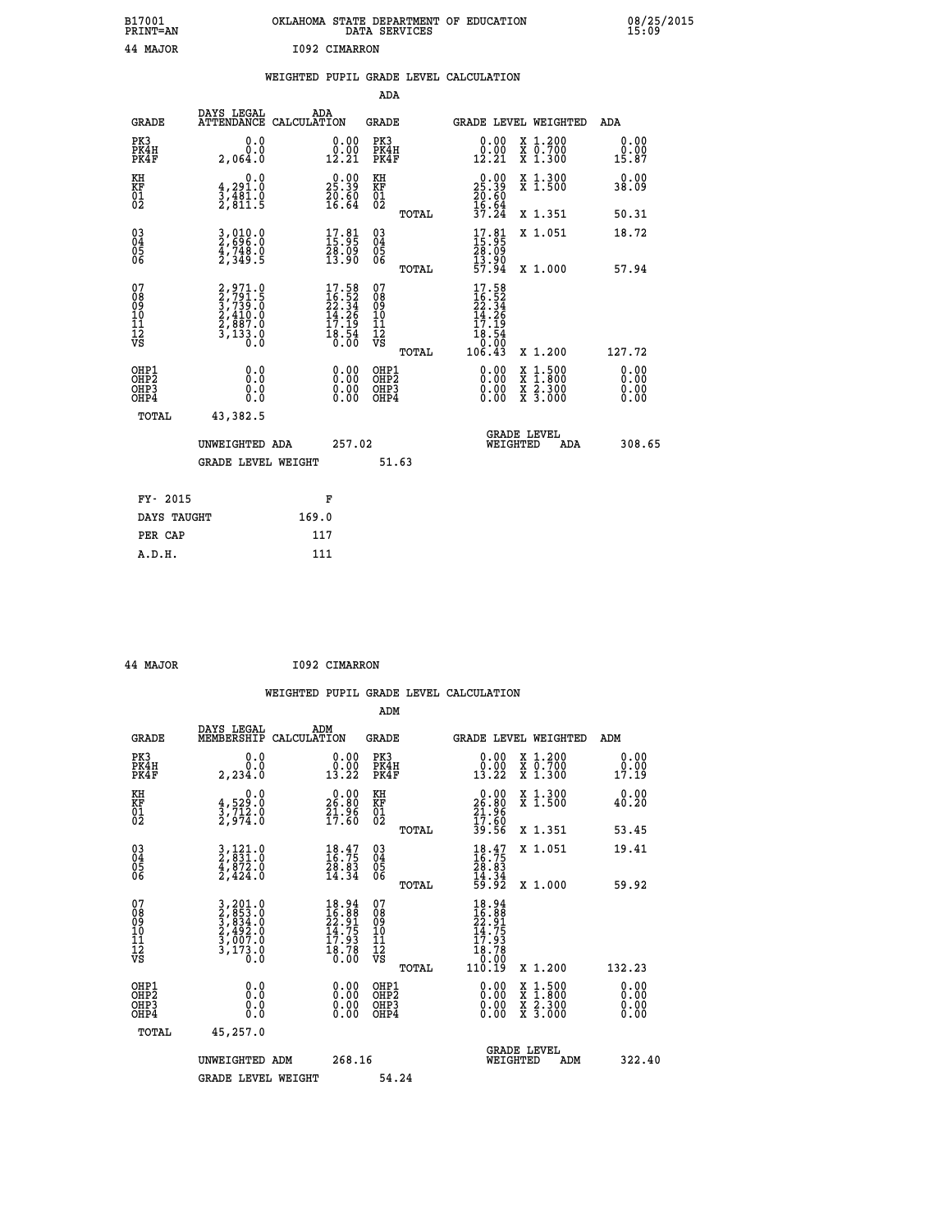B17001 OKLAHOMA STATE DEPARTMENT OF EDUCATION 08/25/2015
PRINT=AN DATA SERVICES 15:09

44 MAJOR I092 CIMARRON

## WEIGHTED PUPIL GRADE LEVEL CALCULATION

### ADA

| GRADE | DAYS LEGAL ATTENDANCE | ADA CALCULATION | GRADE | | GRADE LEVEL | WEIGHTED | ADA |
|---|---|---|---|---|---|---|---|
| PK3 | 0.0 | 0.00 | PK3 | | 0.00 | X 1.200 | 0.00 |
| PK4H | 0.0 | 0.00 | PK4H | | 0.00 | X 0.700 | 0.00 |
| PK4F | 2,064.0 | 12.21 | PK4F | | 12.21 | X 1.300 | 15.87 |
| KH | 0.0 | 0.00 | KH | | 0.00 | X 1.300 | 0.00 |
| KF | 4,291.0 | 25.39 | KF | | 25.39 | X 1.500 | 38.09 |
| 01 | 3,481.0 | 20.60 | 01 | | 20.60 | | |
| 02 | 2,811.5 | 16.64 | 02 | | 16.64 | | |
| | | | | TOTAL | 37.24 | X 1.351 | 50.31 |
| 03 | 3,010.0 | 17.81 | 03 | | 17.81 | X 1.051 | 18.72 |
| 04 | 2,696.0 | 15.95 | 04 | | 15.95 | | |
| 05 | 4,748.0 | 28.09 | 05 | | 28.09 | | |
| 06 | 2,349.5 | 13.90 | 06 | | 13.90 | | |
| | | | | TOTAL | 57.94 | X 1.000 | 57.94 |
| 07 | 2,971.0 | 17.58 | 07 | | 17.58 | | |
| 08 | 2,791.5 | 16.52 | 08 | | 16.52 | | |
| 09 | 3,739.0 | 22.34 | 09 | | 22.34 | | |
| 10 | 2,410.0 | 14.26 | 10 | | 14.26 | | |
| 11 | 2,887.0 | 17.19 | 11 | | 17.19 | | |
| 12 | 3,133.0 | 18.54 | 12 | | 18.54 | | |
| VS | 0.0 | 0.00 | VS | | 0.00 | | |
| | | | | TOTAL | 106.43 | X 1.200 | 127.72 |
| OHP1 | 0.0 | 0.00 | OHP1 | | 0.00 | X 1.500 | 0.00 |
| OHP2 | 0.0 | 0.00 | OHP2 | | 0.00 | X 1.800 | 0.00 |
| OHP3 | 0.0 | 0.00 | OHP3 | | 0.00 | X 2.300 | 0.00 |
| OHP4 | 0.0 | 0.00 | OHP4 | | 0.00 | X 3.000 | 0.00 |
| TOTAL | 43,382.5 | | | | | | |

UNWEIGHTED ADA 257.02 | GRADE LEVEL WEIGHTED ADA 308.65

GRADE LEVEL WEIGHT 51.63

| FY- 2015 | F |
|---|---|
| DAYS TAUGHT | 169.0 |
| PER CAP | 117 |
| A.D.H. | 111 |

44 MAJOR I092 CIMARRON

## WEIGHTED PUPIL GRADE LEVEL CALCULATION

### ADM

| GRADE | DAYS LEGAL MEMBERSHIP | ADM CALCULATION | GRADE | | GRADE LEVEL | WEIGHTED | ADM |
|---|---|---|---|---|---|---|---|
| PK3 | 0.0 | 0.00 | PK3 | | 0.00 | X 1.200 | 0.00 |
| PK4H | 0.0 | 0.00 | PK4H | | 0.00 | X 0.700 | 0.00 |
| PK4F | 2,234.0 | 13.22 | PK4F | | 13.22 | X 1.300 | 17.19 |
| KH | 0.0 | 0.00 | KH | | 0.00 | X 1.300 | 0.00 |
| KF | 4,529.0 | 26.80 | KF | | 26.80 | X 1.500 | 40.20 |
| 01 | 3,712.0 | 21.96 | 01 | | 21.96 | | |
| 02 | 2,974.0 | 17.60 | 02 | | 17.60 | | |
| | | | | TOTAL | 39.56 | X 1.351 | 53.45 |
| 03 | 3,121.0 | 18.47 | 03 | | 18.47 | X 1.051 | 19.41 |
| 04 | 2,831.0 | 16.75 | 04 | | 16.75 | | |
| 05 | 4,872.0 | 28.83 | 05 | | 28.83 | | |
| 06 | 2,424.0 | 14.34 | 06 | | 14.34 | | |
| | | | | TOTAL | 59.92 | X 1.000 | 59.92 |
| 07 | 3,201.0 | 18.94 | 07 | | 18.94 | | |
| 08 | 2,853.0 | 16.88 | 08 | | 16.88 | | |
| 09 | 3,834.0 | 22.91 | 09 | | 22.91 | | |
| 10 | 2,492.0 | 14.75 | 10 | | 14.75 | | |
| 11 | 3,007.0 | 17.93 | 11 | | 17.93 | | |
| 12 | 3,173.0 | 18.78 | 12 | | 18.78 | | |
| VS | 0.0 | 0.00 | VS | | 0.00 | | |
| | | | | TOTAL | 110.19 | X 1.200 | 132.23 |
| OHP1 | 0.0 | 0.00 | OHP1 | | 0.00 | X 1.500 | 0.00 |
| OHP2 | 0.0 | 0.00 | OHP2 | | 0.00 | X 1.800 | 0.00 |
| OHP3 | 0.0 | 0.00 | OHP3 | | 0.00 | X 2.300 | 0.00 |
| OHP4 | 0.0 | 0.00 | OHP4 | | 0.00 | X 3.000 | 0.00 |
| TOTAL | 45,257.0 | | | | | | |

UNWEIGHTED ADM 268.16 | GRADE LEVEL WEIGHTED ADM 322.40

GRADE LEVEL WEIGHT 54.24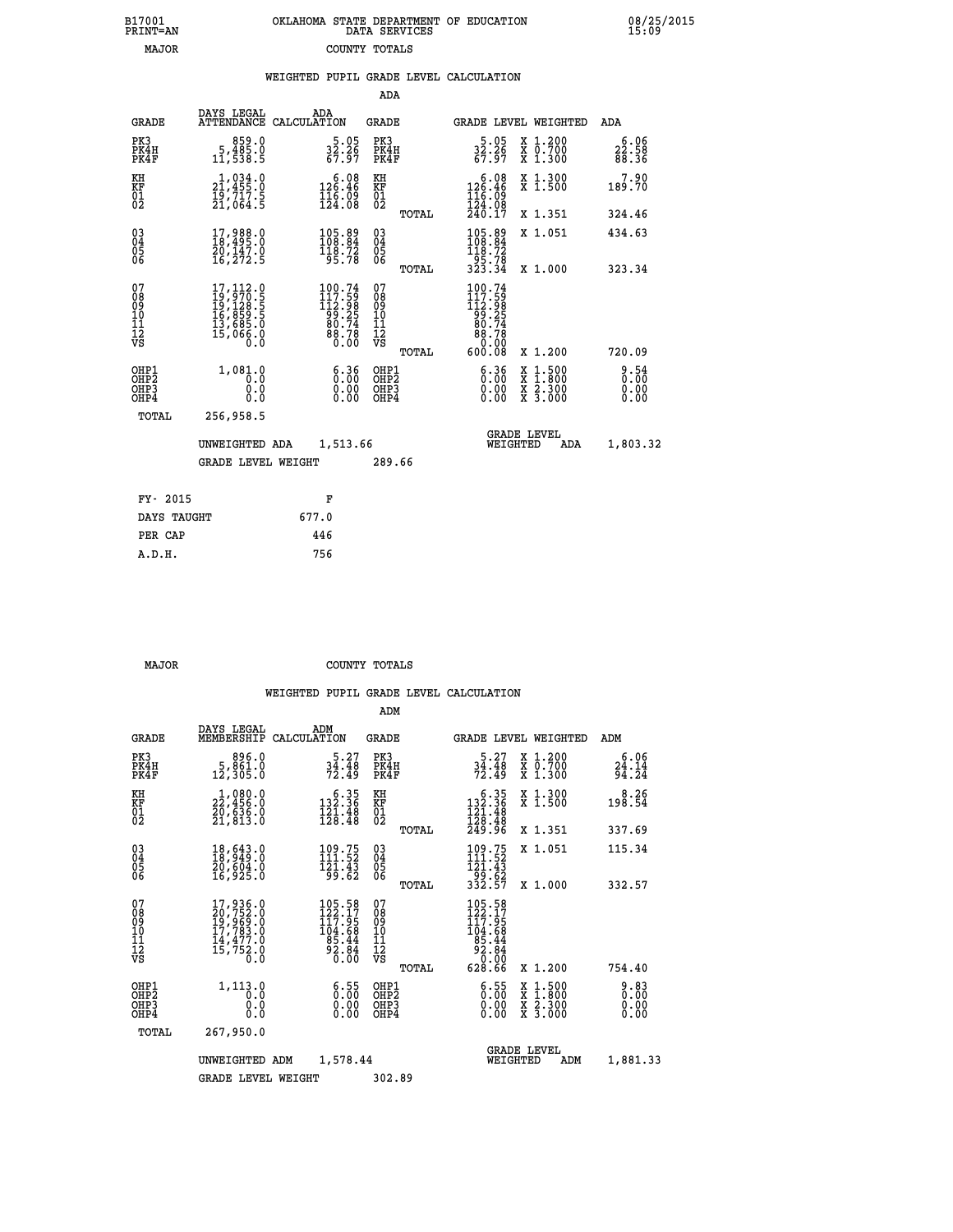B17001 PRINT=AN — OKLAHOMA STATE DEPARTMENT OF EDUCATION DATA SERVICES — 08/25/2015 15:09

MAJOR — COUNTY TOTALS

## WEIGHTED PUPIL GRADE LEVEL CALCULATION

### ADA

| GRADE | DAYS LEGAL ATTENDANCE | ADA CALCULATION | GRADE | | GRADE LEVEL | WEIGHTED | ADA |
|---|---|---|---|---|---|---|---|
| PK3 | 859.0 | 5.05 | PK3 | | 5.05 | X 1.200 | 6.06 |
| PK4H | 5,485.0 | 32.26 | PK4H | | 32.26 | X 0.700 | 22.58 |
| PK4F | 11,538.5 | 67.97 | PK4F | | 67.97 | X 1.300 | 88.36 |
| KH | 1,034.0 | 6.08 | KH | | 6.08 | X 1.300 | 7.90 |
| KF | 21,455.0 | 126.46 | KF | | 126.46 | X 1.500 | 189.70 |
| 01 | 19,717.5 | 116.09 | 01 | | 116.09 | | |
| 02 | 21,064.5 | 124.08 | 02 | | 124.08 | | |
| | | | | TOTAL | 240.17 | X 1.351 | 324.46 |
| 03 | 17,988.0 | 105.89 | 03 | | 105.89 | X 1.051 | 434.63 |
| 04 | 18,495.0 | 108.84 | 04 | | 108.84 | | |
| 05 | 20,147.0 | 118.72 | 05 | | 118.72 | | |
| 06 | 16,272.5 | 95.78 | 06 | | 95.78 | | |
| | | | | TOTAL | 323.34 | X 1.000 | 323.34 |
| 07 | 17,112.0 | 100.74 | 07 | | 100.74 | | |
| 08 | 19,970.5 | 117.59 | 08 | | 117.59 | | |
| 09 | 19,128.5 | 112.98 | 09 | | 112.98 | | |
| 10 | 16,859.5 | 99.25 | 10 | | 99.25 | | |
| 11 | 13,685.0 | 80.74 | 11 | | 80.74 | | |
| 12 | 15,066.0 | 88.78 | 12 | | 88.78 | | |
| VS | 0.0 | 0.00 | VS | | 0.00 | | |
| | | | | TOTAL | 600.08 | X 1.200 | 720.09 |
| OHP1 | 1,081.0 | 6.36 | OHP1 | | 6.36 | X 1.500 | 9.54 |
| OHP2 | 0.0 | 0.00 | OHP2 | | 0.00 | X 1.800 | 0.00 |
| OHP3 | 0.0 | 0.00 | OHP3 | | 0.00 | X 2.300 | 0.00 |
| OHP4 | 0.0 | 0.00 | OHP4 | | 0.00 | X 3.000 | 0.00 |
| TOTAL | 256,958.5 | | | | | | |

UNWEIGHTED ADA 1,513.66 — GRADE LEVEL WEIGHTED ADA 1,803.32

GRADE LEVEL WEIGHT 289.66

| FY- 2015 | F |
|---|---|
| DAYS TAUGHT | 677.0 |
| PER CAP | 446 |
| A.D.H. | 756 |

MAJOR — COUNTY TOTALS

## WEIGHTED PUPIL GRADE LEVEL CALCULATION

### ADM

| GRADE | DAYS LEGAL MEMBERSHIP | ADM CALCULATION | GRADE | | GRADE LEVEL | WEIGHTED | ADM |
|---|---|---|---|---|---|---|---|
| PK3 | 896.0 | 5.27 | PK3 | | 5.27 | X 1.200 | 6.06 |
| PK4H | 5,861.0 | 34.48 | PK4H | | 34.48 | X 0.700 | 24.14 |
| PK4F | 12,305.0 | 72.49 | PK4F | | 72.49 | X 1.300 | 94.24 |
| KH | 1,080.0 | 6.35 | KH | | 6.35 | X 1.300 | 8.26 |
| KF | 22,456.0 | 132.36 | KF | | 132.36 | X 1.500 | 198.54 |
| 01 | 20,636.0 | 121.48 | 01 | | 121.48 | | |
| 02 | 21,813.0 | 128.48 | 02 | | 128.48 | | |
| | | | | TOTAL | 249.96 | X 1.351 | 337.69 |
| 03 | 18,643.0 | 109.75 | 03 | | 109.75 | X 1.051 | 115.34 |
| 04 | 18,949.0 | 111.52 | 04 | | 111.52 | | |
| 05 | 20,604.0 | 121.43 | 05 | | 121.43 | | |
| 06 | 16,925.0 | 99.62 | 06 | | 99.62 | | |
| | | | | TOTAL | 332.57 | X 1.000 | 332.57 |
| 07 | 17,936.0 | 105.58 | 07 | | 105.58 | | |
| 08 | 20,752.0 | 122.17 | 08 | | 122.17 | | |
| 09 | 19,969.0 | 117.95 | 09 | | 117.95 | | |
| 10 | 17,783.0 | 104.68 | 10 | | 104.68 | | |
| 11 | 14,477.0 | 85.44 | 11 | | 85.44 | | |
| 12 | 15,752.0 | 92.84 | 12 | | 92.84 | | |
| VS | 0.0 | 0.00 | VS | | 0.00 | | |
| | | | | TOTAL | 628.66 | X 1.200 | 754.40 |
| OHP1 | 1,113.0 | 6.55 | OHP1 | | 6.55 | X 1.500 | 9.83 |
| OHP2 | 0.0 | 0.00 | OHP2 | | 0.00 | X 1.800 | 0.00 |
| OHP3 | 0.0 | 0.00 | OHP3 | | 0.00 | X 2.300 | 0.00 |
| OHP4 | 0.0 | 0.00 | OHP4 | | 0.00 | X 3.000 | 0.00 |
| TOTAL | 267,950.0 | | | | | | |

UNWEIGHTED ADM 1,578.44 — GRADE LEVEL WEIGHTED ADM 1,881.33

GRADE LEVEL WEIGHT 302.89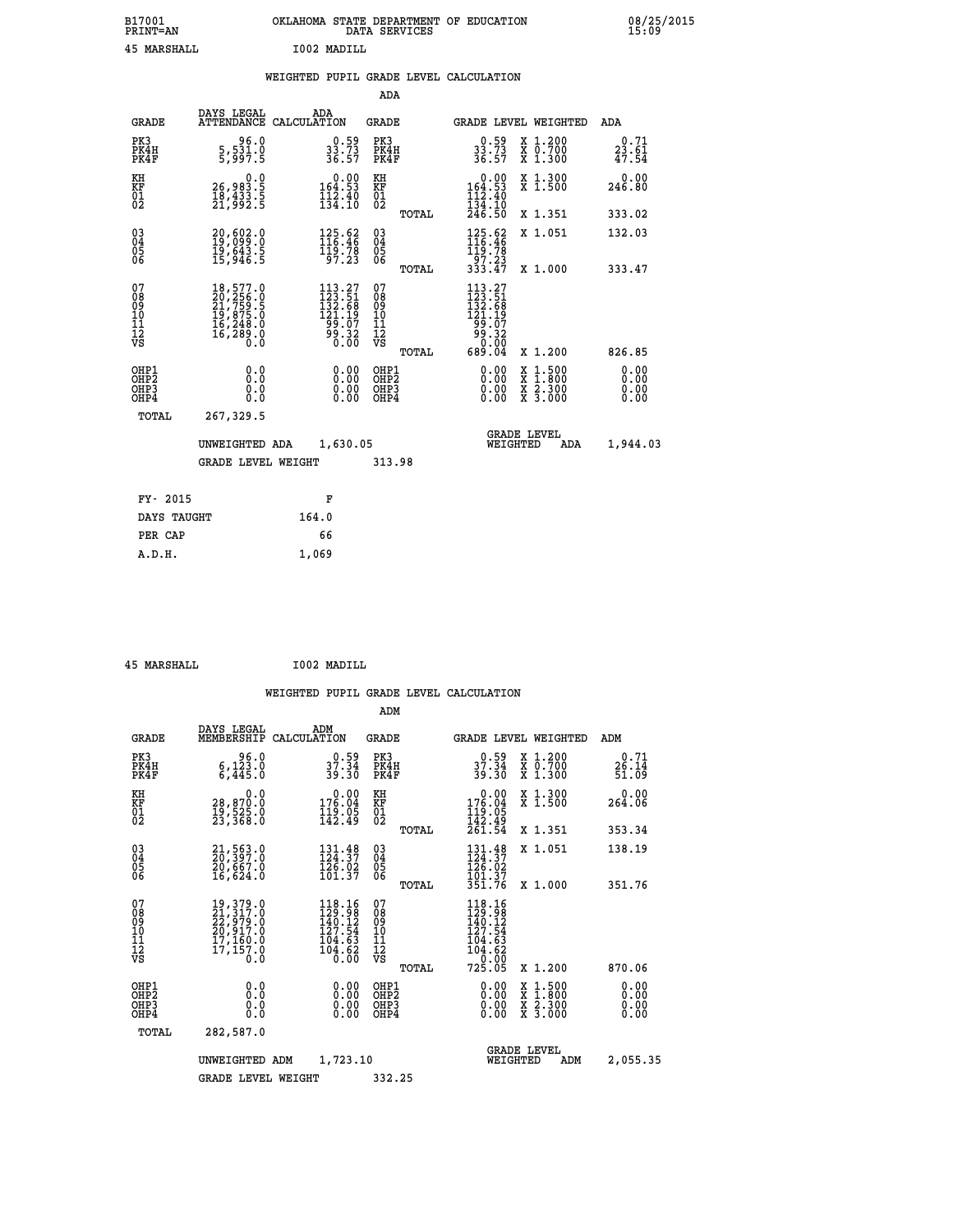B17001 OKLAHOMA STATE DEPARTMENT OF EDUCATION 08/25/2015
PRINT=AN DATA SERVICES 15:09

45 MARSHALL I002 MADILL

## WEIGHTED PUPIL GRADE LEVEL CALCULATION

### ADA

| GRADE | DAYS LEGAL ATTENDANCE | ADA CALCULATION | GRADE | GRADE LEVEL | WEIGHTED | ADA |
|---|---|---|---|---|---|---|
| PK3 | 96.0 | 0.59 | PK3 | 0.59 | X 1.200 | 0.71 |
| PK4H | 5,531.0 | 33.73 | PK4H | 33.73 | X 0.700 | 23.61 |
| PK4F | 5,997.5 | 36.57 | PK4F | 36.57 | X 1.300 | 47.54 |
| KH | 0.0 | 0.00 | KH | 0.00 | X 1.300 | 0.00 |
| KF | 26,983.5 | 164.53 | KF | 164.53 | X 1.500 | 246.80 |
| 01 | 18,433.5 | 112.40 | 01 | 112.40 | | |
| 02 | 21,992.5 | 134.10 | 02 | 134.10 | | |
| | | | TOTAL | 246.50 | X 1.351 | 333.02 |
| 03 | 20,602.0 | 125.62 | 03 | 125.62 | X 1.051 | 132.03 |
| 04 | 19,099.0 | 116.46 | 04 | 116.46 | | |
| 05 | 19,643.5 | 119.78 | 05 | 119.78 | | |
| 06 | 15,946.5 | 97.23 | 06 | 97.23 | | |
| | | | TOTAL | 333.47 | X 1.000 | 333.47 |
| 07 | 18,577.0 | 113.27 | 07 | 113.27 | | |
| 08 | 20,256.0 | 123.51 | 08 | 123.51 | | |
| 09 | 21,759.5 | 132.68 | 09 | 132.68 | | |
| 10 | 19,875.0 | 121.19 | 10 | 121.19 | | |
| 11 | 16,248.0 | 99.07 | 11 | 99.07 | | |
| 12 | 16,289.0 | 99.32 | 12 | 99.32 | | |
| VS | 0.0 | 0.00 | VS | 0.00 | | |
| | | | TOTAL | 689.04 | X 1.200 | 826.85 |
| OHP1 | 0.0 | 0.00 | OHP1 | 0.00 | X 1.500 | 0.00 |
| OHP2 | 0.0 | 0.00 | OHP2 | 0.00 | X 1.800 | 0.00 |
| OHP3 | 0.0 | 0.00 | OHP3 | 0.00 | X 2.300 | 0.00 |
| OHP4 | 0.0 | 0.00 | OHP4 | 0.00 | X 3.000 | 0.00 |
| TOTAL | 267,329.5 | | | | | |

UNWEIGHTED ADA 1,630.05 GRADE LEVEL WEIGHTED ADA 1,944.03

GRADE LEVEL WEIGHT 313.98

| FY- 2015 | F |
|---|---|
| DAYS TAUGHT | 164.0 |
| PER CAP | 66 |
| A.D.H. | 1,069 |

45 MARSHALL I002 MADILL

## WEIGHTED PUPIL GRADE LEVEL CALCULATION

### ADM

| GRADE | DAYS LEGAL MEMBERSHIP | ADM CALCULATION | GRADE | GRADE LEVEL | WEIGHTED | ADM |
|---|---|---|---|---|---|---|
| PK3 | 96.0 | 0.59 | PK3 | 0.59 | X 1.200 | 0.71 |
| PK4H | 6,123.0 | 37.34 | PK4H | 37.34 | X 0.700 | 26.14 |
| PK4F | 6,445.0 | 39.30 | PK4F | 39.30 | X 1.300 | 51.09 |
| KH | 0.0 | 0.00 | KH | 0.00 | X 1.300 | 0.00 |
| KF | 28,870.0 | 176.04 | KF | 176.04 | X 1.500 | 264.06 |
| 01 | 19,525.0 | 119.05 | 01 | 119.05 | | |
| 02 | 23,368.0 | 142.49 | 02 | 142.49 | | |
| | | | TOTAL | 261.54 | X 1.351 | 353.34 |
| 03 | 21,563.0 | 131.48 | 03 | 131.48 | X 1.051 | 138.19 |
| 04 | 20,397.0 | 124.37 | 04 | 124.37 | | |
| 05 | 20,667.0 | 126.02 | 05 | 126.02 | | |
| 06 | 16,624.0 | 101.37 | 06 | 101.37 | | |
| | | | TOTAL | 351.76 | X 1.000 | 351.76 |
| 07 | 19,379.0 | 118.16 | 07 | 118.16 | | |
| 08 | 21,317.0 | 129.98 | 08 | 129.98 | | |
| 09 | 22,979.0 | 140.12 | 09 | 140.12 | | |
| 10 | 20,917.0 | 127.54 | 10 | 127.54 | | |
| 11 | 17,160.0 | 104.63 | 11 | 104.63 | | |
| 12 | 17,157.0 | 104.62 | 12 | 104.62 | | |
| VS | 0.0 | 0.00 | VS | 0.00 | | |
| | | | TOTAL | 725.05 | X 1.200 | 870.06 |
| OHP1 | 0.0 | 0.00 | OHP1 | 0.00 | X 1.500 | 0.00 |
| OHP2 | 0.0 | 0.00 | OHP2 | 0.00 | X 1.800 | 0.00 |
| OHP3 | 0.0 | 0.00 | OHP3 | 0.00 | X 2.300 | 0.00 |
| OHP4 | 0.0 | 0.00 | OHP4 | 0.00 | X 3.000 | 0.00 |
| TOTAL | 282,587.0 | | | | | |

UNWEIGHTED ADM 1,723.10 GRADE LEVEL WEIGHTED ADM 2,055.35

GRADE LEVEL WEIGHT 332.25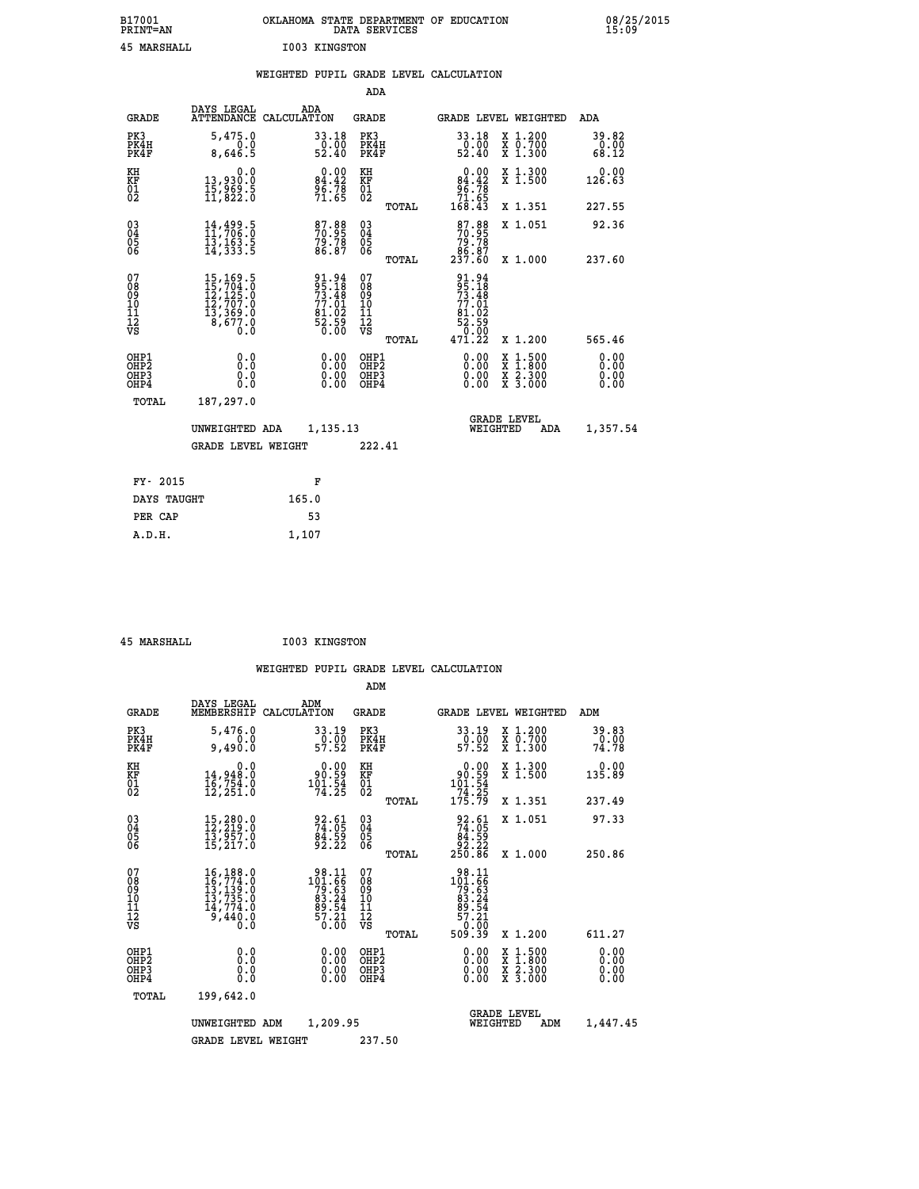B17001 OKLAHOMA STATE DEPARTMENT OF EDUCATION 08/25/2015
PRINT=AN DATA SERVICES 15:09

45 MARSHALL I003 KINGSTON

## WEIGHTED PUPIL GRADE LEVEL CALCULATION

### ADA

| GRADE | DAYS LEGAL ATTENDANCE | ADA CALCULATION | GRADE | GRADE LEVEL | WEIGHTED | ADA |
|---|---|---|---|---|---|---|
| PK3 | 5,475.0 | 33.18 | PK3 | 33.18 | X 1.200 | 39.82 |
| PK4H | 0.0 | 0.00 | PK4H | 0.00 | X 0.700 | 0.00 |
| PK4F | 8,646.5 | 52.40 | PK4F | 52.40 | X 1.300 | 68.12 |
| KH | 0.0 | 0.00 | KH | 0.00 | X 1.300 | 0.00 |
| KF | 13,930.0 | 84.42 | KF | 84.42 | X 1.500 | 126.63 |
| 01 | 15,969.5 | 96.78 | 01 | 96.78 | | |
| 02 | 11,822.0 | 71.65 | 02 | 71.65 | | |
| | | | TOTAL | 168.43 | X 1.351 | 227.55 |
| 03 | 14,499.5 | 87.88 | 03 | 87.88 | X 1.051 | 92.36 |
| 04 | 11,706.0 | 70.95 | 04 | 70.95 | | |
| 05 | 13,163.5 | 79.78 | 05 | 79.78 | | |
| 06 | 14,333.5 | 86.87 | 06 | 86.87 | | |
| | | | TOTAL | 237.60 | X 1.000 | 237.60 |
| 07 | 15,169.5 | 91.94 | 07 | 91.94 | | |
| 08 | 15,704.0 | 95.18 | 08 | 95.18 | | |
| 09 | 12,125.0 | 73.48 | 09 | 73.48 | | |
| 10 | 12,707.0 | 77.01 | 10 | 77.01 | | |
| 11 | 13,369.0 | 81.02 | 11 | 81.02 | | |
| 12 | 8,677.0 | 52.59 | 12 | 52.59 | | |
| VS | 0.0 | 0.00 | VS | 0.00 | | |
| | | | TOTAL | 471.22 | X 1.200 | 565.46 |
| OHP1 | 0.0 | 0.00 | OHP1 | 0.00 | X 1.500 | 0.00 |
| OHP2 | 0.0 | 0.00 | OHP2 | 0.00 | X 1.800 | 0.00 |
| OHP3 | 0.0 | 0.00 | OHP3 | 0.00 | X 2.300 | 0.00 |
| OHP4 | 0.0 | 0.00 | OHP4 | 0.00 | X 3.000 | 0.00 |
| TOTAL | 187,297.0 | | | | | |

UNWEIGHTED ADA 1,135.13 GRADE LEVEL WEIGHTED ADA 1,357.54

GRADE LEVEL WEIGHT 222.41

| FY- 2015 | F |
|---|---|
| DAYS TAUGHT | 165.0 |
| PER CAP | 53 |
| A.D.H. | 1,107 |

45 MARSHALL I003 KINGSTON

## WEIGHTED PUPIL GRADE LEVEL CALCULATION

### ADM

| GRADE | DAYS LEGAL MEMBERSHIP | ADM CALCULATION | GRADE | GRADE LEVEL | WEIGHTED | ADM |
|---|---|---|---|---|---|---|
| PK3 | 5,476.0 | 33.19 | PK3 | 33.19 | X 1.200 | 39.83 |
| PK4H | 0.0 | 0.00 | PK4H | 0.00 | X 0.700 | 0.00 |
| PK4F | 9,490.0 | 57.52 | PK4F | 57.52 | X 1.300 | 74.78 |
| KH | 0.0 | 0.00 | KH | 0.00 | X 1.300 | 0.00 |
| KF | 14,948.0 | 90.59 | KF | 90.59 | X 1.500 | 135.89 |
| 01 | 16,754.0 | 101.54 | 01 | 101.54 | | |
| 02 | 12,251.0 | 74.25 | 02 | 74.25 | | |
| | | | TOTAL | 175.79 | X 1.351 | 237.49 |
| 03 | 15,280.0 | 92.61 | 03 | 92.61 | X 1.051 | 97.33 |
| 04 | 12,219.0 | 74.05 | 04 | 74.05 | | |
| 05 | 13,957.0 | 84.59 | 05 | 84.59 | | |
| 06 | 15,217.0 | 92.22 | 06 | 92.22 | | |
| | | | TOTAL | 250.86 | X 1.000 | 250.86 |
| 07 | 16,188.0 | 98.11 | 07 | 98.11 | | |
| 08 | 16,774.0 | 101.66 | 08 | 101.66 | | |
| 09 | 13,139.0 | 79.63 | 09 | 79.63 | | |
| 10 | 13,735.0 | 83.24 | 10 | 83.24 | | |
| 11 | 14,774.0 | 89.54 | 11 | 89.54 | | |
| 12 | 9,440.0 | 57.21 | 12 | 57.21 | | |
| VS | 0.0 | 0.00 | VS | 0.00 | | |
| | | | TOTAL | 509.39 | X 1.200 | 611.27 |
| OHP1 | 0.0 | 0.00 | OHP1 | 0.00 | X 1.500 | 0.00 |
| OHP2 | 0.0 | 0.00 | OHP2 | 0.00 | X 1.800 | 0.00 |
| OHP3 | 0.0 | 0.00 | OHP3 | 0.00 | X 2.300 | 0.00 |
| OHP4 | 0.0 | 0.00 | OHP4 | 0.00 | X 3.000 | 0.00 |
| TOTAL | 199,642.0 | | | | | |

UNWEIGHTED ADM 1,209.95 GRADE LEVEL WEIGHTED ADM 1,447.45

GRADE LEVEL WEIGHT 237.50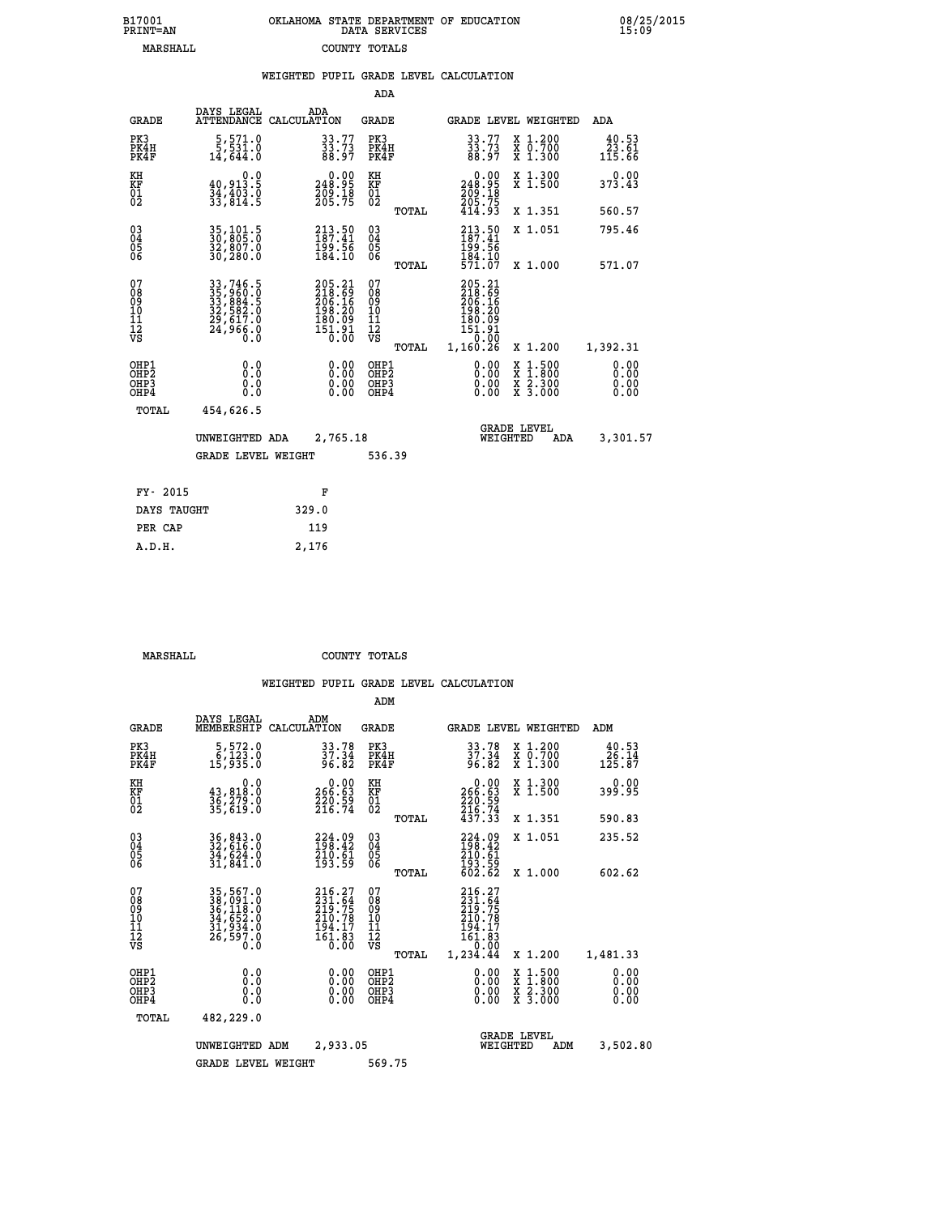B17001 PRINT=AN — OKLAHOMA STATE DEPARTMENT OF EDUCATION DATA SERVICES — 08/25/2015 15:09

MARSHALL — COUNTY TOTALS

WEIGHTED PUPIL GRADE LEVEL CALCULATION

ADA

| GRADE | DAYS LEGAL ATTENDANCE | ADA CALCULATION | GRADE | GRADE LEVEL | WEIGHTED | ADA |
|---|---|---|---|---|---|---|
| PK3 | 5,571.0 | 33.77 | PK3 | 33.77 | X 1.200 | 40.53 |
| PK4H | 5,531.0 | 33.73 | PK4H | 33.73 | X 0.700 | 23.61 |
| PK4F | 14,644.0 | 88.97 | PK4F | 88.97 | X 1.300 | 115.66 |
| KH | 0.0 | 0.00 | KH | 0.00 | X 1.300 | 0.00 |
| KF | 40,913.5 | 248.95 | KF | 248.95 | X 1.500 | 373.43 |
| 01 | 34,403.0 | 209.18 | 01 | 209.18 | | |
| 02 | 33,814.5 | 205.75 | 02 | 205.75 | | |
| | | | TOTAL | 414.93 | X 1.351 | 560.57 |
| 03 | 35,101.5 | 213.50 | 03 | 213.50 | X 1.051 | 795.46 |
| 04 | 30,805.0 | 187.41 | 04 | 187.41 | | |
| 05 | 32,807.0 | 199.56 | 05 | 199.56 | | |
| 06 | 30,280.0 | 184.10 | 06 | 184.10 | | |
| | | | TOTAL | 571.07 | X 1.000 | 571.07 |
| 07 | 33,746.5 | 205.21 | 07 | 205.21 | | |
| 08 | 35,960.0 | 218.69 | 08 | 218.69 | | |
| 09 | 33,884.5 | 206.16 | 09 | 206.16 | | |
| 10 | 32,582.0 | 198.20 | 10 | 198.20 | | |
| 11 | 29,617.0 | 180.09 | 11 | 180.09 | | |
| 12 | 24,966.0 | 151.91 | 12 | 151.91 | | |
| VS | 0.0 | 0.00 | VS | 0.00 | | |
| | | | TOTAL | 1,160.26 | X 1.200 | 1,392.31 |
| OHP1 | 0.0 | 0.00 | OHP1 | 0.00 | X 1.500 | 0.00 |
| OHP2 | 0.0 | 0.00 | OHP2 | 0.00 | X 1.800 | 0.00 |
| OHP3 | 0.0 | 0.00 | OHP3 | 0.00 | X 2.300 | 0.00 |
| OHP4 | 0.0 | 0.00 | OHP4 | 0.00 | X 3.000 | 0.00 |
| TOTAL | 454,626.5 | | | | | |

UNWEIGHTED ADA 2,765.18 — GRADE LEVEL WEIGHTED ADA 3,301.57

GRADE LEVEL WEIGHT 536.39

| FY- 2015 | F |
|---|---|
| DAYS TAUGHT | 329.0 |
| PER CAP | 119 |
| A.D.H. | 2,176 |

MARSHALL — COUNTY TOTALS

WEIGHTED PUPIL GRADE LEVEL CALCULATION

ADM

| GRADE | DAYS LEGAL MEMBERSHIP | ADM CALCULATION | GRADE | GRADE LEVEL | WEIGHTED | ADM |
|---|---|---|---|---|---|---|
| PK3 | 5,572.0 | 33.78 | PK3 | 33.78 | X 1.200 | 40.53 |
| PK4H | 6,123.0 | 37.34 | PK4H | 37.34 | X 0.700 | 26.14 |
| PK4F | 15,935.0 | 96.82 | PK4F | 96.82 | X 1.300 | 125.87 |
| KH | 0.0 | 0.00 | KH | 0.00 | X 1.300 | 0.00 |
| KF | 43,818.0 | 266.63 | KF | 266.63 | X 1.500 | 399.95 |
| 01 | 36,279.0 | 220.59 | 01 | 220.59 | | |
| 02 | 35,619.0 | 216.74 | 02 | 216.74 | | |
| | | | TOTAL | 437.33 | X 1.351 | 590.83 |
| 03 | 36,843.0 | 224.09 | 03 | 224.09 | X 1.051 | 235.52 |
| 04 | 32,616.0 | 198.42 | 04 | 198.42 | | |
| 05 | 34,624.0 | 210.61 | 05 | 210.61 | | |
| 06 | 31,841.0 | 193.59 | 06 | 193.59 | | |
| | | | TOTAL | 602.62 | X 1.000 | 602.62 |
| 07 | 35,567.0 | 216.27 | 07 | 216.27 | | |
| 08 | 38,091.0 | 231.64 | 08 | 231.64 | | |
| 09 | 36,118.0 | 219.75 | 09 | 219.75 | | |
| 10 | 34,652.0 | 210.78 | 10 | 210.78 | | |
| 11 | 31,934.0 | 194.17 | 11 | 194.17 | | |
| 12 | 26,597.0 | 161.83 | 12 | 161.83 | | |
| VS | 0.0 | 0.00 | VS | 0.00 | | |
| | | | TOTAL | 1,234.44 | X 1.200 | 1,481.33 |
| OHP1 | 0.0 | 0.00 | OHP1 | 0.00 | X 1.500 | 0.00 |
| OHP2 | 0.0 | 0.00 | OHP2 | 0.00 | X 1.800 | 0.00 |
| OHP3 | 0.0 | 0.00 | OHP3 | 0.00 | X 2.300 | 0.00 |
| OHP4 | 0.0 | 0.00 | OHP4 | 0.00 | X 3.000 | 0.00 |
| TOTAL | 482,229.0 | | | | | |

UNWEIGHTED ADM 2,933.05 — GRADE LEVEL WEIGHTED ADM 3,502.80

GRADE LEVEL WEIGHT 569.75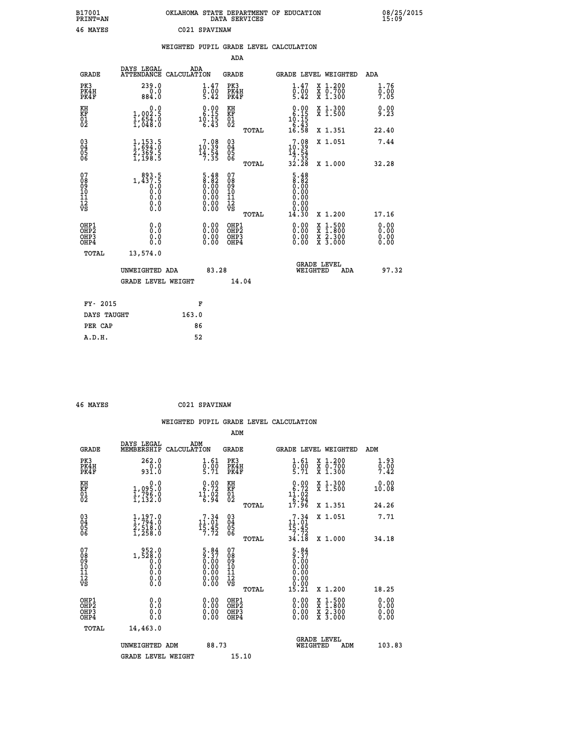B17001 OKLAHOMA STATE DEPARTMENT OF EDUCATION 08/25/2015
PRINT=AN DATA SERVICES 15:09

46 MAYES C021 SPAVINAW

## WEIGHTED PUPIL GRADE LEVEL CALCULATION

### ADA

| GRADE | DAYS LEGAL ATTENDANCE | ADA CALCULATION | GRADE | GRADE LEVEL | WEIGHTED | ADA |
|---|---|---|---|---|---|---|
| PK3 | 239.0 | 1.47 | PK3 | 1.47 | X 1.200 | 1.76 |
| PK4H | 0.0 | 0.00 | PK4H | 0.00 | X 0.700 | 0.00 |
| PK4F | 884.0 | 5.42 | PK4F | 5.42 | X 1.300 | 7.05 |
| KH | 0.0 | 0.00 | KH | 0.00 | X 1.300 | 0.00 |
| KF | 1,002.5 | 6.15 | KF | 6.15 | X 1.500 | 9.23 |
| 01 | 1,654.0 | 10.15 | 01 | 10.15 | | |
| 02 | 1,048.0 | 6.43 | 02 | 6.43 | | |
| | | | TOTAL | 16.58 | X 1.351 | 22.40 |
| 03 | 1,153.5 | 7.08 | 03 | 7.08 | X 1.051 | 7.44 |
| 04 | 1,694.0 | 10.39 | 04 | 10.39 | | |
| 05 | 2,369.5 | 14.54 | 05 | 14.54 | | |
| 06 | 1,198.5 | 7.35 | 06 | 7.35 | | |
| | | | TOTAL | 32.28 | X 1.000 | 32.28 |
| 07 | 893.5 | 5.48 | 07 | 5.48 | | |
| 08 | 1,437.5 | 8.82 | 08 | 8.82 | | |
| 09 | 0.0 | 0.00 | 09 | 0.00 | | |
| 10 | 0.0 | 0.00 | 10 | 0.00 | | |
| 11 | 0.0 | 0.00 | 11 | 0.00 | | |
| 12 | 0.0 | 0.00 | 12 | 0.00 | | |
| VS | 0.0 | 0.00 | VS | 0.00 | | |
| | | | TOTAL | 14.30 | X 1.200 | 17.16 |
| OHP1 | 0.0 | 0.00 | OHP1 | 0.00 | X 1.500 | 0.00 |
| OHP2 | 0.0 | 0.00 | OHP2 | 0.00 | X 1.800 | 0.00 |
| OHP3 | 0.0 | 0.00 | OHP3 | 0.00 | X 2.300 | 0.00 |
| OHP4 | 0.0 | 0.00 | OHP4 | 0.00 | X 3.000 | 0.00 |
| TOTAL | 13,574.0 | | | | | |

UNWEIGHTED ADA 83.28 — GRADE LEVEL WEIGHTED ADA 97.32

GRADE LEVEL WEIGHT 14.04

| FY- 2015 | F |
|---|---|
| DAYS TAUGHT | 163.0 |
| PER CAP | 86 |
| A.D.H. | 52 |

46 MAYES C021 SPAVINAW

## WEIGHTED PUPIL GRADE LEVEL CALCULATION

### ADM

| GRADE | DAYS LEGAL MEMBERSHIP | ADM CALCULATION | GRADE | GRADE LEVEL | WEIGHTED | ADM |
|---|---|---|---|---|---|---|
| PK3 | 262.0 | 1.61 | PK3 | 1.61 | X 1.200 | 1.93 |
| PK4H | 0.0 | 0.00 | PK4H | 0.00 | X 0.700 | 0.00 |
| PK4F | 931.0 | 5.71 | PK4F | 5.71 | X 1.300 | 7.42 |
| KH | 0.0 | 0.00 | KH | 0.00 | X 1.300 | 0.00 |
| KF | 1,095.0 | 6.72 | KF | 6.72 | X 1.500 | 10.08 |
| 01 | 1,796.0 | 11.02 | 01 | 11.02 | | |
| 02 | 1,132.0 | 6.94 | 02 | 6.94 | | |
| | | | TOTAL | 17.96 | X 1.351 | 24.26 |
| 03 | 1,197.0 | 7.34 | 03 | 7.34 | X 1.051 | 7.71 |
| 04 | 1,794.0 | 11.01 | 04 | 11.01 | | |
| 05 | 2,518.0 | 15.45 | 05 | 15.45 | | |
| 06 | 1,258.0 | 7.72 | 06 | 7.72 | | |
| | | | TOTAL | 34.18 | X 1.000 | 34.18 |
| 07 | 952.0 | 5.84 | 07 | 5.84 | | |
| 08 | 1,528.0 | 9.37 | 08 | 9.37 | | |
| 09 | 0.0 | 0.00 | 09 | 0.00 | | |
| 10 | 0.0 | 0.00 | 10 | 0.00 | | |
| 11 | 0.0 | 0.00 | 11 | 0.00 | | |
| 12 | 0.0 | 0.00 | 12 | 0.00 | | |
| VS | 0.0 | 0.00 | VS | 0.00 | | |
| | | | TOTAL | 15.21 | X 1.200 | 18.25 |
| OHP1 | 0.0 | 0.00 | OHP1 | 0.00 | X 1.500 | 0.00 |
| OHP2 | 0.0 | 0.00 | OHP2 | 0.00 | X 1.800 | 0.00 |
| OHP3 | 0.0 | 0.00 | OHP3 | 0.00 | X 2.300 | 0.00 |
| OHP4 | 0.0 | 0.00 | OHP4 | 0.00 | X 3.000 | 0.00 |
| TOTAL | 14,463.0 | | | | | |

UNWEIGHTED ADM 88.73 — GRADE LEVEL WEIGHTED ADM 103.83

GRADE LEVEL WEIGHT 15.10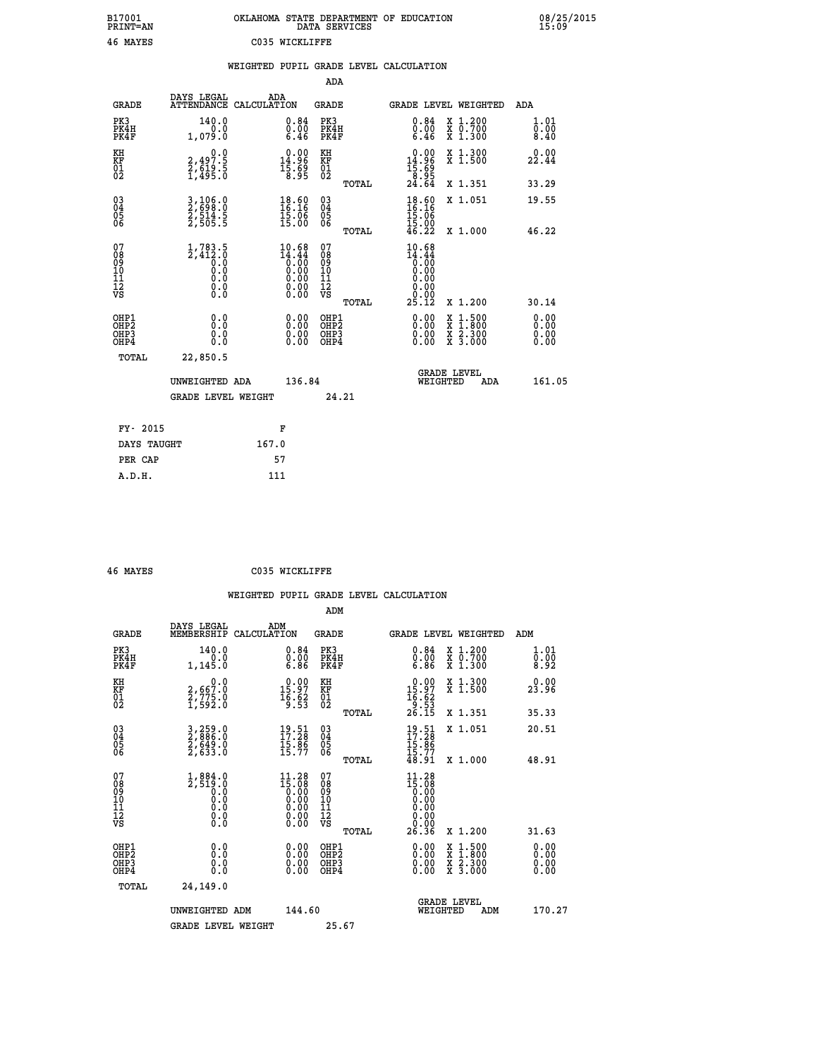B17001 OKLAHOMA STATE DEPARTMENT OF EDUCATION 08/25/2015
PRINT=AN DATA SERVICES 15:09

46 MAYES C035 WICKLIFFE

## WEIGHTED PUPIL GRADE LEVEL CALCULATION

### ADA

| GRADE | DAYS LEGAL ATTENDANCE | ADA CALCULATION | GRADE | GRADE LEVEL | WEIGHTED | ADA |
|---|---|---|---|---|---|---|
| PK3 | 140.0 | 0.84 | PK3 | 0.84 | X 1.200 | 1.01 |
| PK4H | 0.0 | 0.00 | PK4H | 0.00 | X 0.700 | 0.00 |
| PK4F | 1,079.0 | 6.46 | PK4F | 6.46 | X 1.300 | 8.40 |
| KH | 0.0 | 0.00 | KH | 0.00 | X 1.300 | 0.00 |
| KF | 2,497.5 | 14.96 | KF | 14.96 | X 1.500 | 22.44 |
| 01 | 2,619.5 | 15.69 | 01 | 15.69 | | |
| 02 | 1,495.0 | 8.95 | 02 | 8.95 | | |
| | | | TOTAL | 24.64 | X 1.351 | 33.29 |
| 03 | 3,106.0 | 18.60 | 03 | 18.60 | X 1.051 | 19.55 |
| 04 | 2,698.0 | 16.16 | 04 | 16.16 | | |
| 05 | 2,514.5 | 15.06 | 05 | 15.06 | | |
| 06 | 2,505.5 | 15.00 | 06 | 15.00 | | |
| | | | TOTAL | 46.22 | X 1.000 | 46.22 |
| 07 | 1,783.5 | 10.68 | 07 | 10.68 | | |
| 08 | 2,412.0 | 14.44 | 08 | 14.44 | | |
| 09 | 0.0 | 0.00 | 09 | 0.00 | | |
| 10 | 0.0 | 0.00 | 10 | 0.00 | | |
| 11 | 0.0 | 0.00 | 11 | 0.00 | | |
| 12 | 0.0 | 0.00 | 12 | 0.00 | | |
| VS | 0.0 | 0.00 | VS | 0.00 | | |
| | | | TOTAL | 25.12 | X 1.200 | 30.14 |
| OHP1 | 0.0 | 0.00 | OHP1 | 0.00 | X 1.500 | 0.00 |
| OHP2 | 0.0 | 0.00 | OHP2 | 0.00 | X 1.800 | 0.00 |
| OHP3 | 0.0 | 0.00 | OHP3 | 0.00 | X 2.300 | 0.00 |
| OHP4 | 0.0 | 0.00 | OHP4 | 0.00 | X 3.000 | 0.00 |
| TOTAL | 22,850.5 | | | | | |

UNWEIGHTED ADA 136.84 — GRADE LEVEL WEIGHTED ADA 161.05

GRADE LEVEL WEIGHT 24.21

| FY- 2015 | F |
|---|---|
| DAYS TAUGHT | 167.0 |
| PER CAP | 57 |
| A.D.H. | 111 |

46 MAYES C035 WICKLIFFE

## WEIGHTED PUPIL GRADE LEVEL CALCULATION

### ADM

| GRADE | DAYS LEGAL MEMBERSHIP | ADM CALCULATION | GRADE | GRADE LEVEL | WEIGHTED | ADM |
|---|---|---|---|---|---|---|
| PK3 | 140.0 | 0.84 | PK3 | 0.84 | X 1.200 | 1.01 |
| PK4H | 0.0 | 0.00 | PK4H | 0.00 | X 0.700 | 0.00 |
| PK4F | 1,145.0 | 6.86 | PK4F | 6.86 | X 1.300 | 8.92 |
| KH | 0.0 | 0.00 | KH | 0.00 | X 1.300 | 0.00 |
| KF | 2,667.0 | 15.97 | KF | 15.97 | X 1.500 | 23.96 |
| 01 | 2,775.0 | 16.62 | 01 | 16.62 | | |
| 02 | 1,592.0 | 9.53 | 02 | 9.53 | | |
| | | | TOTAL | 26.15 | X 1.351 | 35.33 |
| 03 | 3,259.0 | 19.51 | 03 | 19.51 | X 1.051 | 20.51 |
| 04 | 2,886.0 | 17.28 | 04 | 17.28 | | |
| 05 | 2,649.0 | 15.86 | 05 | 15.86 | | |
| 06 | 2,633.0 | 15.77 | 06 | 15.77 | | |
| | | | TOTAL | 48.91 | X 1.000 | 48.91 |
| 07 | 1,884.0 | 11.28 | 07 | 11.28 | | |
| 08 | 2,519.0 | 15.08 | 08 | 15.08 | | |
| 09 | 0.0 | 0.00 | 09 | 0.00 | | |
| 10 | 0.0 | 0.00 | 10 | 0.00 | | |
| 11 | 0.0 | 0.00 | 11 | 0.00 | | |
| 12 | 0.0 | 0.00 | 12 | 0.00 | | |
| VS | 0.0 | 0.00 | VS | 0.00 | | |
| | | | TOTAL | 26.36 | X 1.200 | 31.63 |
| OHP1 | 0.0 | 0.00 | OHP1 | 0.00 | X 1.500 | 0.00 |
| OHP2 | 0.0 | 0.00 | OHP2 | 0.00 | X 1.800 | 0.00 |
| OHP3 | 0.0 | 0.00 | OHP3 | 0.00 | X 2.300 | 0.00 |
| OHP4 | 0.0 | 0.00 | OHP4 | 0.00 | X 3.000 | 0.00 |
| TOTAL | 24,149.0 | | | | | |

UNWEIGHTED ADM 144.60 — GRADE LEVEL WEIGHTED ADM 170.27

GRADE LEVEL WEIGHT 25.67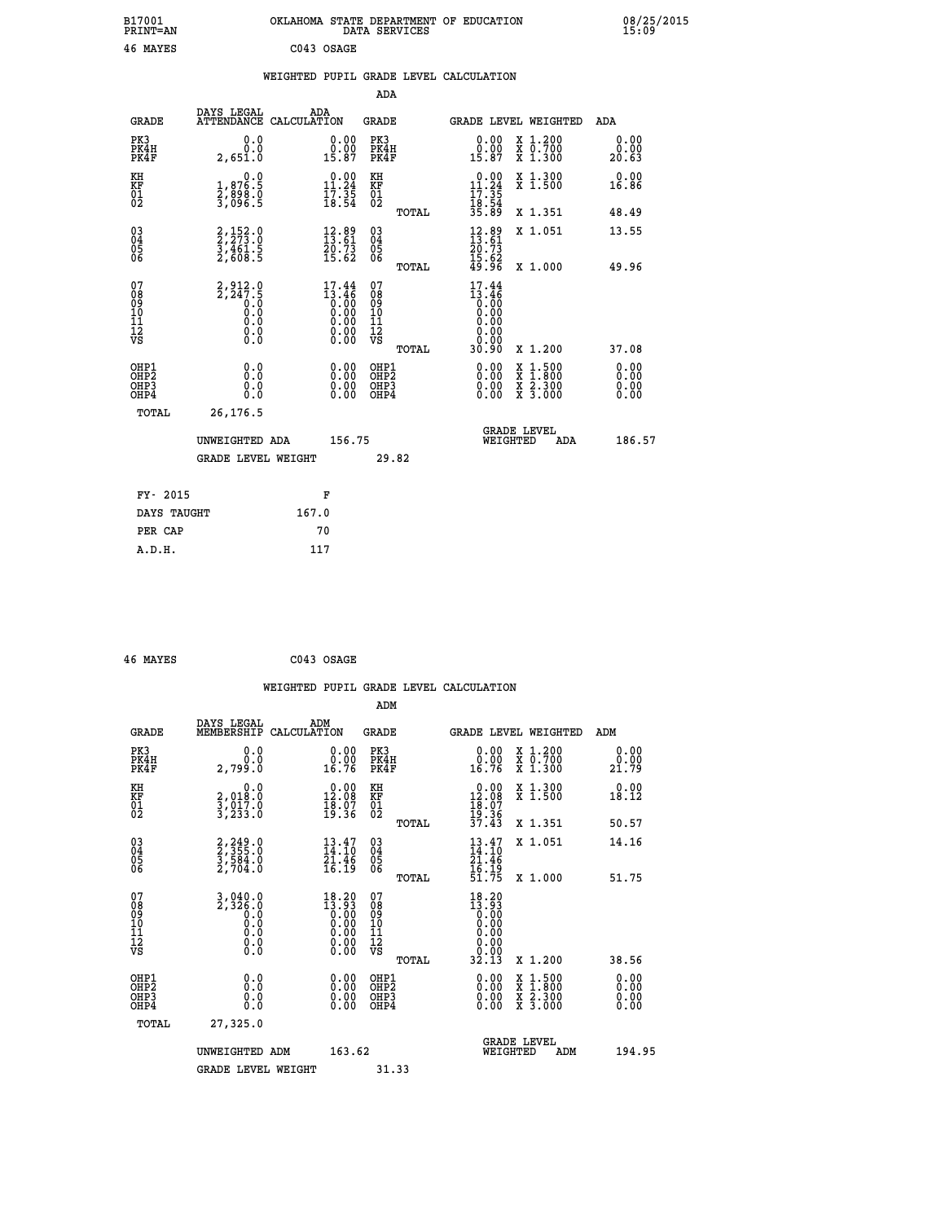B17001 OKLAHOMA STATE DEPARTMENT OF EDUCATION 08/25/2015
PRINT=AN DATA SERVICES 15:09

46 MAYES C043 OSAGE

## WEIGHTED PUPIL GRADE LEVEL CALCULATION

### ADA

| GRADE | DAYS LEGAL ATTENDANCE | ADA CALCULATION | GRADE | GRADE LEVEL | WEIGHTED | ADA |
|---|---|---|---|---|---|---|
| PK3 | 0.0 | 0.00 | PK3 | 0.00 | X 1.200 | 0.00 |
| PK4H | 0.0 | 0.00 | PK4H | 0.00 | X 0.700 | 0.00 |
| PK4F | 2,651.0 | 15.87 | PK4F | 15.87 | X 1.300 | 20.63 |
| KH | 0.0 | 0.00 | KH | 0.00 | X 1.300 | 0.00 |
| KF | 1,876.5 | 11.24 | KF | 11.24 | X 1.500 | 16.86 |
| 01 | 2,898.0 | 17.35 | 01 | 17.35 | | |
| 02 | 3,096.5 | 18.54 | 02 | 18.54 | | |
| | | | TOTAL | 35.89 | X 1.351 | 48.49 |
| 03 | 2,152.0 | 12.89 | 03 | 12.89 | X 1.051 | 13.55 |
| 04 | 2,273.0 | 13.61 | 04 | 13.61 | | |
| 05 | 3,461.5 | 20.73 | 05 | 20.73 | | |
| 06 | 2,608.5 | 15.62 | 06 | 15.62 | | |
| | | | TOTAL | 49.96 | X 1.000 | 49.96 |
| 07 | 2,912.0 | 17.44 | 07 | 17.44 | | |
| 08 | 2,247.5 | 13.46 | 08 | 13.46 | | |
| 09 | 0.0 | 0.00 | 09 | 0.00 | | |
| 10 | 0.0 | 0.00 | 10 | 0.00 | | |
| 11 | 0.0 | 0.00 | 11 | 0.00 | | |
| 12 | 0.0 | 0.00 | 12 | 0.00 | | |
| VS | 0.0 | 0.00 | VS | 0.00 | | |
| | | | TOTAL | 30.90 | X 1.200 | 37.08 |
| OHP1 | 0.0 | 0.00 | OHP1 | 0.00 | X 1.500 | 0.00 |
| OHP2 | 0.0 | 0.00 | OHP2 | 0.00 | X 1.800 | 0.00 |
| OHP3 | 0.0 | 0.00 | OHP3 | 0.00 | X 2.300 | 0.00 |
| OHP4 | 0.0 | 0.00 | OHP4 | 0.00 | X 3.000 | 0.00 |
| TOTAL | 26,176.5 | | | | | |

UNWEIGHTED ADA 156.75 | GRADE LEVEL WEIGHTED ADA 186.57

GRADE LEVEL WEIGHT 29.82

| FY- 2015 | F |
|---|---|
| DAYS TAUGHT | 167.0 |
| PER CAP | 70 |
| A.D.H. | 117 |

46 MAYES C043 OSAGE

## WEIGHTED PUPIL GRADE LEVEL CALCULATION

### ADM

| GRADE | DAYS LEGAL MEMBERSHIP | ADM CALCULATION | GRADE | GRADE LEVEL | WEIGHTED | ADM |
|---|---|---|---|---|---|---|
| PK3 | 0.0 | 0.00 | PK3 | 0.00 | X 1.200 | 0.00 |
| PK4H | 0.0 | 0.00 | PK4H | 0.00 | X 0.700 | 0.00 |
| PK4F | 2,799.0 | 16.76 | PK4F | 16.76 | X 1.300 | 21.79 |
| KH | 0.0 | 0.00 | KH | 0.00 | X 1.300 | 0.00 |
| KF | 2,018.0 | 12.08 | KF | 12.08 | X 1.500 | 18.12 |
| 01 | 3,017.0 | 18.07 | 01 | 18.07 | | |
| 02 | 3,233.0 | 19.36 | 02 | 19.36 | | |
| | | | TOTAL | 37.43 | X 1.351 | 50.57 |
| 03 | 2,249.0 | 13.47 | 03 | 13.47 | X 1.051 | 14.16 |
| 04 | 2,355.0 | 14.10 | 04 | 14.10 | | |
| 05 | 3,584.0 | 21.46 | 05 | 21.46 | | |
| 06 | 2,704.0 | 16.19 | 06 | 16.19 | | |
| | | | TOTAL | 51.75 | X 1.000 | 51.75 |
| 07 | 3,040.0 | 18.20 | 07 | 18.20 | | |
| 08 | 2,326.0 | 13.93 | 08 | 13.93 | | |
| 09 | 0.0 | 0.00 | 09 | 0.00 | | |
| 10 | 0.0 | 0.00 | 10 | 0.00 | | |
| 11 | 0.0 | 0.00 | 11 | 0.00 | | |
| 12 | 0.0 | 0.00 | 12 | 0.00 | | |
| VS | 0.0 | 0.00 | VS | 0.00 | | |
| | | | TOTAL | 32.13 | X 1.200 | 38.56 |
| OHP1 | 0.0 | 0.00 | OHP1 | 0.00 | X 1.500 | 0.00 |
| OHP2 | 0.0 | 0.00 | OHP2 | 0.00 | X 1.800 | 0.00 |
| OHP3 | 0.0 | 0.00 | OHP3 | 0.00 | X 2.300 | 0.00 |
| OHP4 | 0.0 | 0.00 | OHP4 | 0.00 | X 3.000 | 0.00 |
| TOTAL | 27,325.0 | | | | | |

UNWEIGHTED ADM 163.62 | GRADE LEVEL WEIGHTED ADM 194.95

GRADE LEVEL WEIGHT 31.33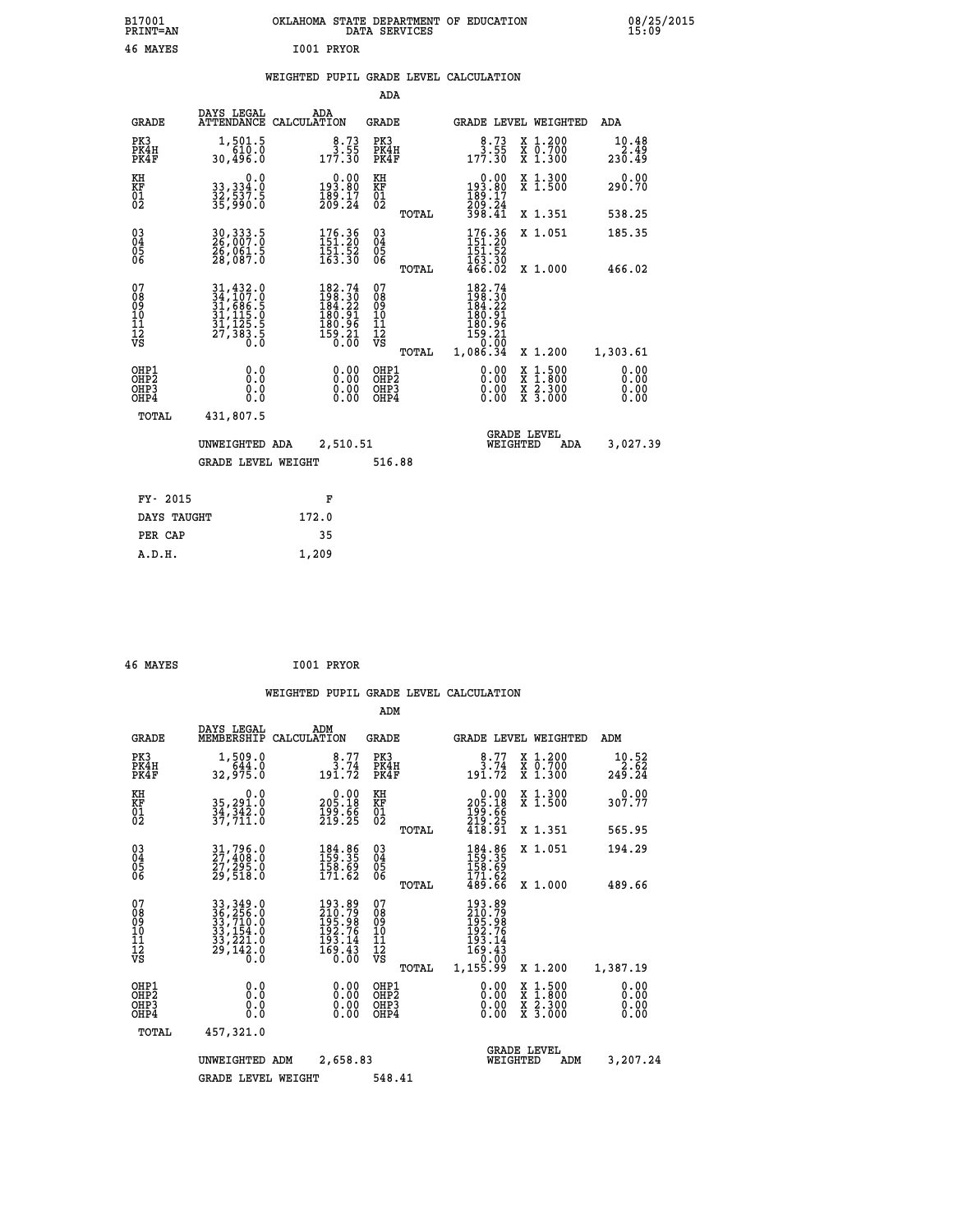B17001 PRINT=AN — OKLAHOMA STATE DEPARTMENT OF EDUCATION DATA SERVICES — 08/25/2015 15:09

46 MAYES — I001 PRYOR

## WEIGHTED PUPIL GRADE LEVEL CALCULATION

### ADA

| GRADE | DAYS LEGAL ATTENDANCE | ADA CALCULATION | GRADE | GRADE LEVEL | WEIGHTED | ADA |
|---|---|---|---|---|---|---|
| PK3 | 1,501.5 | 8.73 | PK3 | 8.73 | X 1.200 | 10.48 |
| PK4H | 610.0 | 3.55 | PK4H | 3.55 | X 0.700 | 2.49 |
| PK4F | 30,496.0 | 177.30 | PK4F | 177.30 | X 1.300 | 230.49 |
| KH | 0.0 | 0.00 | KH | 0.00 | X 1.300 | 0.00 |
| KF | 33,334.0 | 193.80 | KF | 193.80 | X 1.500 | 290.70 |
| 01 | 32,537.5 | 189.17 | 01 | 189.17 | | |
| 02 | 35,990.0 | 209.24 | 02 | 209.24 | | |
| | | | TOTAL | 398.41 | X 1.351 | 538.25 |
| 03 | 30,333.5 | 176.36 | 03 | 176.36 | X 1.051 | 185.35 |
| 04 | 26,007.0 | 151.20 | 04 | 151.20 | | |
| 05 | 26,061.5 | 151.52 | 05 | 151.52 | | |
| 06 | 28,087.0 | 163.30 | 06 | 163.30 | | |
| | | | TOTAL | 466.02 | X 1.000 | 466.02 |
| 07 | 31,432.0 | 182.74 | 07 | 182.74 | | |
| 08 | 34,107.0 | 198.30 | 08 | 198.30 | | |
| 09 | 31,686.5 | 184.22 | 09 | 184.22 | | |
| 10 | 31,115.0 | 180.91 | 10 | 180.91 | | |
| 11 | 31,125.5 | 180.96 | 11 | 180.96 | | |
| 12 | 27,383.5 | 159.21 | 12 | 159.21 | | |
| VS | 0.0 | 0.00 | VS | 0.00 | | |
| | | | TOTAL | 1,086.34 | X 1.200 | 1,303.61 |
| OHP1 | 0.0 | 0.00 | OHP1 | 0.00 | X 1.500 | 0.00 |
| OHP2 | 0.0 | 0.00 | OHP2 | 0.00 | X 1.800 | 0.00 |
| OHP3 | 0.0 | 0.00 | OHP3 | 0.00 | X 2.300 | 0.00 |
| OHP4 | 0.0 | 0.00 | OHP4 | 0.00 | X 3.000 | 0.00 |
| TOTAL | 431,807.5 | | | | | |

UNWEIGHTED ADA 2,510.51 — GRADE LEVEL WEIGHTED ADA 3,027.39

GRADE LEVEL WEIGHT 516.88

| FY- 2015 | F |
|---|---|
| DAYS TAUGHT | 172.0 |
| PER CAP | 35 |
| A.D.H. | 1,209 |

46 MAYES — I001 PRYOR

## WEIGHTED PUPIL GRADE LEVEL CALCULATION

### ADM

| GRADE | DAYS LEGAL MEMBERSHIP | ADM CALCULATION | GRADE | GRADE LEVEL | WEIGHTED | ADM |
|---|---|---|---|---|---|---|
| PK3 | 1,509.0 | 8.77 | PK3 | 8.77 | X 1.200 | 10.52 |
| PK4H | 644.0 | 3.74 | PK4H | 3.74 | X 0.700 | 2.62 |
| PK4F | 32,975.0 | 191.72 | PK4F | 191.72 | X 1.300 | 249.24 |
| KH | 0.0 | 0.00 | KH | 0.00 | X 1.300 | 0.00 |
| KF | 35,291.0 | 205.18 | KF | 205.18 | X 1.500 | 307.77 |
| 01 | 34,342.0 | 199.66 | 01 | 199.66 | | |
| 02 | 37,711.0 | 219.25 | 02 | 219.25 | | |
| | | | TOTAL | 418.91 | X 1.351 | 565.95 |
| 03 | 31,796.0 | 184.86 | 03 | 184.86 | X 1.051 | 194.29 |
| 04 | 27,408.0 | 159.35 | 04 | 159.35 | | |
| 05 | 27,295.0 | 158.69 | 05 | 158.69 | | |
| 06 | 29,518.0 | 171.62 | 06 | 171.62 | | |
| | | | TOTAL | 489.66 | X 1.000 | 489.66 |
| 07 | 33,349.0 | 193.89 | 07 | 193.89 | | |
| 08 | 36,256.0 | 210.79 | 08 | 210.79 | | |
| 09 | 33,710.0 | 195.98 | 09 | 195.98 | | |
| 10 | 33,154.0 | 192.76 | 10 | 192.76 | | |
| 11 | 33,221.0 | 193.14 | 11 | 193.14 | | |
| 12 | 29,142.0 | 169.43 | 12 | 169.43 | | |
| VS | 0.0 | 0.00 | VS | 0.00 | | |
| | | | TOTAL | 1,155.99 | X 1.200 | 1,387.19 |
| OHP1 | 0.0 | 0.00 | OHP1 | 0.00 | X 1.500 | 0.00 |
| OHP2 | 0.0 | 0.00 | OHP2 | 0.00 | X 1.800 | 0.00 |
| OHP3 | 0.0 | 0.00 | OHP3 | 0.00 | X 2.300 | 0.00 |
| OHP4 | 0.0 | 0.00 | OHP4 | 0.00 | X 3.000 | 0.00 |
| TOTAL | 457,321.0 | | | | | |

UNWEIGHTED ADM 2,658.83 — GRADE LEVEL WEIGHTED ADM 3,207.24

GRADE LEVEL WEIGHT 548.41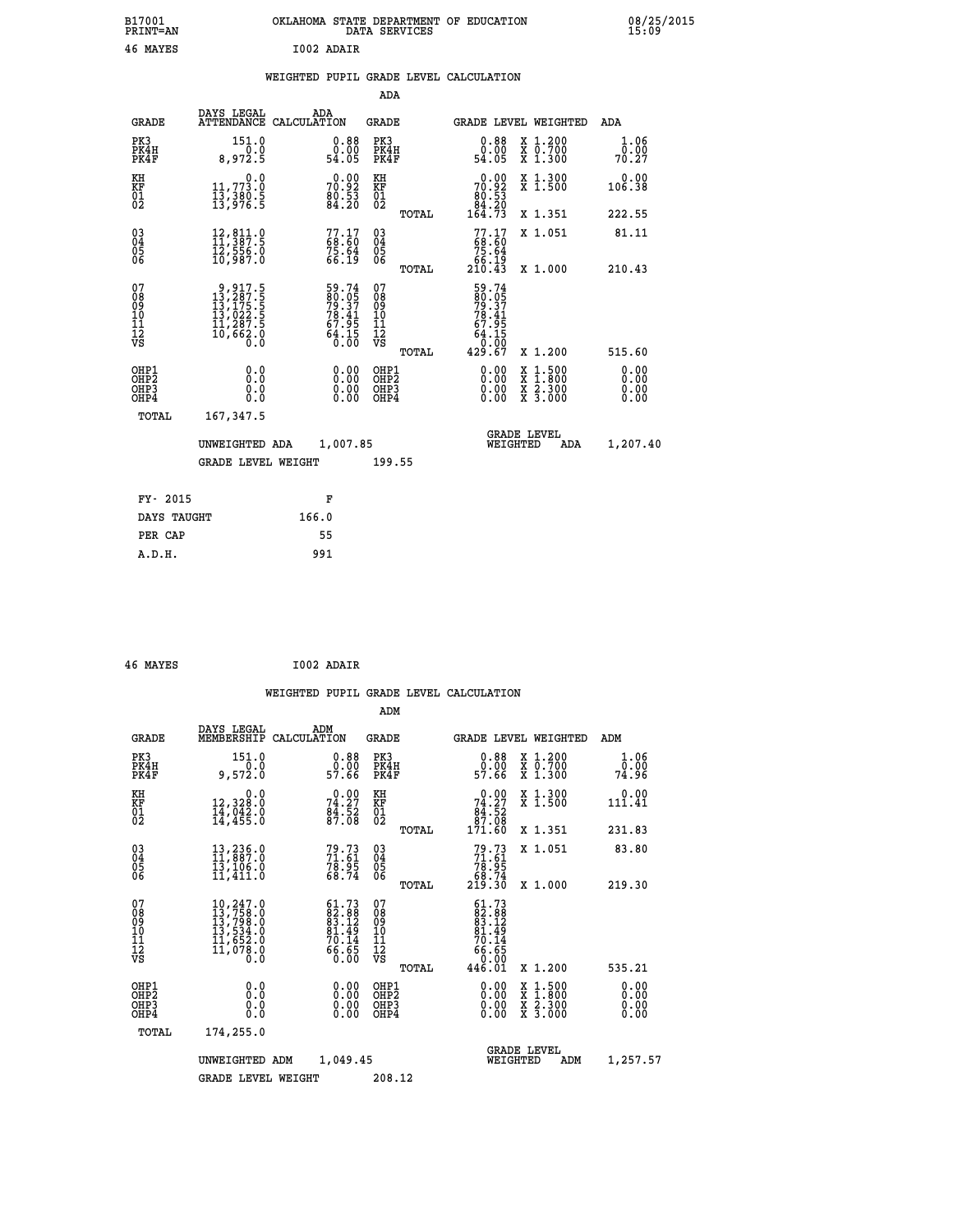B17001 OKLAHOMA STATE DEPARTMENT OF EDUCATION 08/25/2015
PRINT=AN DATA SERVICES 15:09

46 MAYES I002 ADAIR

## WEIGHTED PUPIL GRADE LEVEL CALCULATION

### ADA

| GRADE | DAYS LEGAL ATTENDANCE | ADA CALCULATION | GRADE | GRADE LEVEL | WEIGHTED | ADA |
|---|---|---|---|---|---|---|
| PK3 | 151.0 | 0.88 | PK3 | 0.88 | X 1.200 | 1.06 |
| PK4H | 0.0 | 0.00 | PK4H | 0.00 | X 0.700 | 0.00 |
| PK4F | 8,972.5 | 54.05 | PK4F | 54.05 | X 1.300 | 70.27 |
| KH | 0.0 | 0.00 | KH | 0.00 | X 1.300 | 0.00 |
| KF | 11,773.0 | 70.92 | KF | 70.92 | X 1.500 | 106.38 |
| 01 | 13,380.5 | 80.53 | 01 | 80.53 | | |
| 02 | 13,976.5 | 84.20 | 02 | 84.20 | | |
| | | | TOTAL | 164.73 | X 1.351 | 222.55 |
| 03 | 12,811.0 | 77.17 | 03 | 77.17 | X 1.051 | 81.11 |
| 04 | 11,387.5 | 68.60 | 04 | 68.60 | | |
| 05 | 12,556.0 | 75.64 | 05 | 75.64 | | |
| 06 | 10,987.0 | 66.19 | 06 | 66.19 | | |
| | | | TOTAL | 210.43 | X 1.000 | 210.43 |
| 07 | 9,917.5 | 59.74 | 07 | 59.74 | | |
| 08 | 13,287.5 | 80.05 | 08 | 80.05 | | |
| 09 | 13,175.5 | 79.37 | 09 | 79.37 | | |
| 10 | 13,022.5 | 78.41 | 10 | 78.41 | | |
| 11 | 11,287.5 | 67.95 | 11 | 67.95 | | |
| 12 | 10,662.0 | 64.15 | 12 | 64.15 | | |
| VS | 0.0 | 0.00 | VS | 0.00 | | |
| | | | TOTAL | 429.67 | X 1.200 | 515.60 |
| OHP1 | 0.0 | 0.00 | OHP1 | 0.00 | X 1.500 | 0.00 |
| OHP2 | 0.0 | 0.00 | OHP2 | 0.00 | X 1.800 | 0.00 |
| OHP3 | 0.0 | 0.00 | OHP3 | 0.00 | X 2.300 | 0.00 |
| OHP4 | 0.0 | 0.00 | OHP4 | 0.00 | X 3.000 | 0.00 |
| TOTAL | 167,347.5 | | | | | |

UNWEIGHTED ADA 1,007.85 GRADE LEVEL WEIGHTED ADA 1,207.40

GRADE LEVEL WEIGHT 199.55

| FY- 2015 | F |
|---|---|
| DAYS TAUGHT | 166.0 |
| PER CAP | 55 |
| A.D.H. | 991 |

46 MAYES I002 ADAIR

## WEIGHTED PUPIL GRADE LEVEL CALCULATION

### ADM

| GRADE | DAYS LEGAL MEMBERSHIP | ADM CALCULATION | GRADE | GRADE LEVEL | WEIGHTED | ADM |
|---|---|---|---|---|---|---|
| PK3 | 151.0 | 0.88 | PK3 | 0.88 | X 1.200 | 1.06 |
| PK4H | 0.0 | 0.00 | PK4H | 0.00 | X 0.700 | 0.00 |
| PK4F | 9,572.0 | 57.66 | PK4F | 57.66 | X 1.300 | 74.96 |
| KH | 0.0 | 0.00 | KH | 0.00 | X 1.300 | 0.00 |
| KF | 12,328.0 | 74.27 | KF | 74.27 | X 1.500 | 111.41 |
| 01 | 14,042.0 | 84.52 | 01 | 84.52 | | |
| 02 | 14,455.0 | 87.08 | 02 | 87.08 | | |
| | | | TOTAL | 171.60 | X 1.351 | 231.83 |
| 03 | 13,236.0 | 79.73 | 03 | 79.73 | X 1.051 | 83.80 |
| 04 | 11,887.0 | 71.61 | 04 | 71.61 | | |
| 05 | 13,106.0 | 78.95 | 05 | 78.95 | | |
| 06 | 11,411.0 | 68.74 | 06 | 68.74 | | |
| | | | TOTAL | 219.30 | X 1.000 | 219.30 |
| 07 | 10,247.0 | 61.73 | 07 | 61.73 | | |
| 08 | 13,758.0 | 82.88 | 08 | 82.88 | | |
| 09 | 13,798.0 | 83.12 | 09 | 83.12 | | |
| 10 | 13,534.0 | 81.49 | 10 | 81.49 | | |
| 11 | 11,652.0 | 70.14 | 11 | 70.14 | | |
| 12 | 11,078.0 | 66.65 | 12 | 66.65 | | |
| VS | 0.0 | 0.00 | VS | 0.00 | | |
| | | | TOTAL | 446.01 | X 1.200 | 535.21 |
| OHP1 | 0.0 | 0.00 | OHP1 | 0.00 | X 1.500 | 0.00 |
| OHP2 | 0.0 | 0.00 | OHP2 | 0.00 | X 1.800 | 0.00 |
| OHP3 | 0.0 | 0.00 | OHP3 | 0.00 | X 2.300 | 0.00 |
| OHP4 | 0.0 | 0.00 | OHP4 | 0.00 | X 3.000 | 0.00 |
| TOTAL | 174,255.0 | | | | | |

UNWEIGHTED ADM 1,049.45 GRADE LEVEL WEIGHTED ADM 1,257.57

GRADE LEVEL WEIGHT 208.12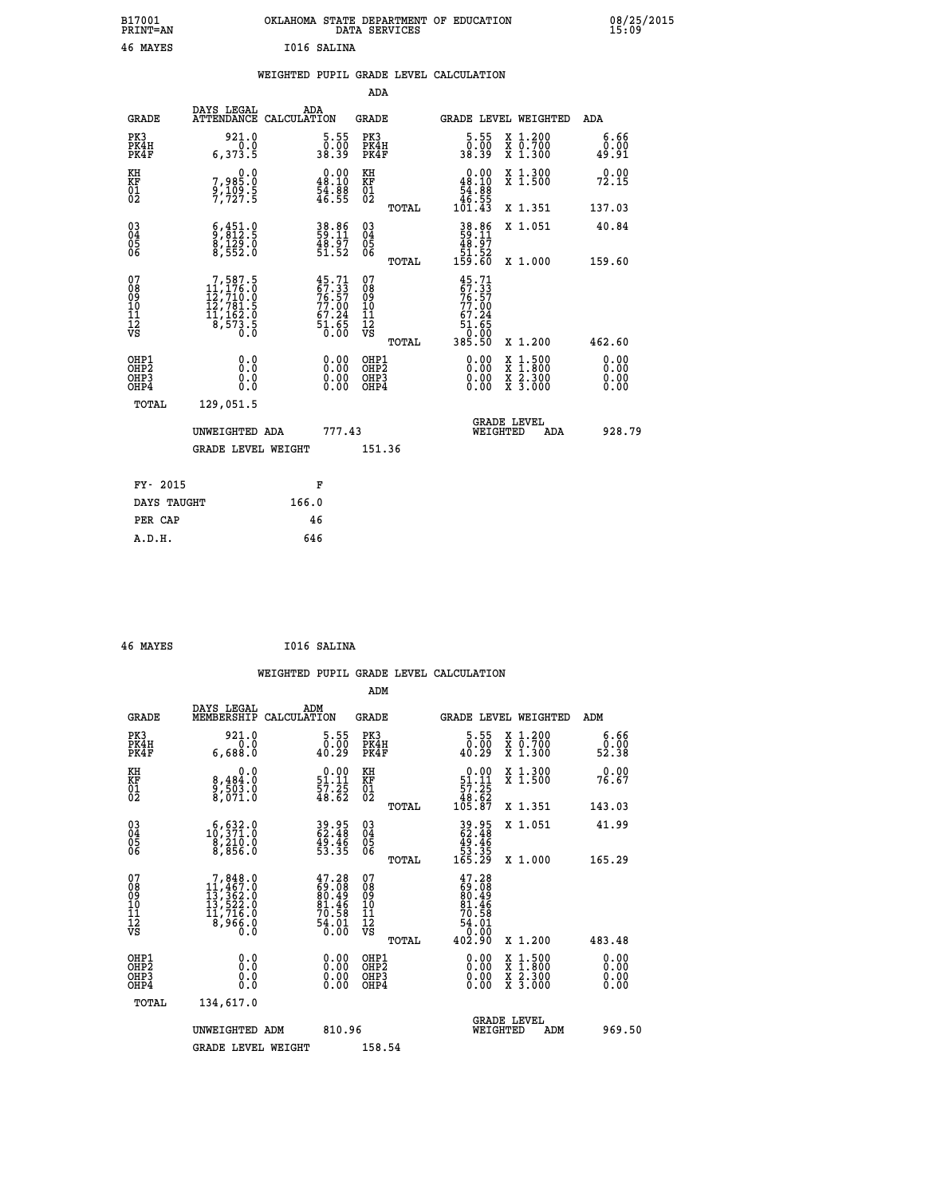B17001 OKLAHOMA STATE DEPARTMENT OF EDUCATION 08/25/2015
PRINT=AN DATA SERVICES 15:09

46 MAYES I016 SALINA

## WEIGHTED PUPIL GRADE LEVEL CALCULATION

### ADA

| GRADE | DAYS LEGAL ATTENDANCE | ADA CALCULATION | GRADE | | GRADE LEVEL | WEIGHTED | ADA |
|---|---|---|---|---|---|---|---|
| PK3 | 921.0 | 5.55 | PK3 | | 5.55 | X 1.200 | 6.66 |
| PK4H | 0.0 | 0.00 | PK4H | | 0.00 | X 0.700 | 0.00 |
| PK4F | 6,373.5 | 38.39 | PK4F | | 38.39 | X 1.300 | 49.91 |
| KH | 0.0 | 0.00 | KH | | 0.00 | X 1.300 | 0.00 |
| KF | 7,985.0 | 48.10 | KF | | 48.10 | X 1.500 | 72.15 |
| 01 | 9,109.5 | 54.88 | 01 | | 54.88 | | |
| 02 | 7,727.5 | 46.55 | 02 | | 46.55 | | |
| | | | | TOTAL | 101.43 | X 1.351 | 137.03 |
| 03 | 6,451.0 | 38.86 | 03 | | 38.86 | X 1.051 | 40.84 |
| 04 | 9,812.5 | 59.11 | 04 | | 59.11 | | |
| 05 | 8,129.0 | 48.97 | 05 | | 48.97 | | |
| 06 | 8,552.0 | 51.52 | 06 | | 51.52 | | |
| | | | | TOTAL | 159.60 | X 1.000 | 159.60 |
| 07 | 7,587.5 | 45.71 | 07 | | 45.71 | | |
| 08 | 11,176.0 | 67.33 | 08 | | 67.33 | | |
| 09 | 12,710.0 | 76.57 | 09 | | 76.57 | | |
| 10 | 12,781.5 | 77.00 | 10 | | 77.00 | | |
| 11 | 11,162.0 | 67.24 | 11 | | 67.24 | | |
| 12 | 8,573.5 | 51.65 | 12 | | 51.65 | | |
| VS | 0.0 | 0.00 | VS | | 0.00 | | |
| | | | | TOTAL | 385.50 | X 1.200 | 462.60 |
| OHP1 | 0.0 | 0.00 | OHP1 | | 0.00 | X 1.500 | 0.00 |
| OHP2 | 0.0 | 0.00 | OHP2 | | 0.00 | X 1.800 | 0.00 |
| OHP3 | 0.0 | 0.00 | OHP3 | | 0.00 | X 2.300 | 0.00 |
| OHP4 | 0.0 | 0.00 | OHP4 | | 0.00 | X 3.000 | 0.00 |
| TOTAL | 129,051.5 | | | | | | |

UNWEIGHTED ADA 777.43 | GRADE LEVEL WEIGHTED ADA 928.79

GRADE LEVEL WEIGHT 151.36

| FY- 2015 | F |
|---|---|
| DAYS TAUGHT | 166.0 |
| PER CAP | 46 |
| A.D.H. | 646 |

46 MAYES I016 SALINA

## WEIGHTED PUPIL GRADE LEVEL CALCULATION

### ADM

| GRADE | DAYS LEGAL MEMBERSHIP | ADM CALCULATION | GRADE | | GRADE LEVEL | WEIGHTED | ADM |
|---|---|---|---|---|---|---|---|
| PK3 | 921.0 | 5.55 | PK3 | | 5.55 | X 1.200 | 6.66 |
| PK4H | 0.0 | 0.00 | PK4H | | 0.00 | X 0.700 | 0.00 |
| PK4F | 6,688.0 | 40.29 | PK4F | | 40.29 | X 1.300 | 52.38 |
| KH | 0.0 | 0.00 | KH | | 0.00 | X 1.300 | 0.00 |
| KF | 8,484.0 | 51.11 | KF | | 51.11 | X 1.500 | 76.67 |
| 01 | 9,503.0 | 57.25 | 01 | | 57.25 | | |
| 02 | 8,071.0 | 48.62 | 02 | | 48.62 | | |
| | | | | TOTAL | 105.87 | X 1.351 | 143.03 |
| 03 | 6,632.0 | 39.95 | 03 | | 39.95 | X 1.051 | 41.99 |
| 04 | 10,371.0 | 62.48 | 04 | | 62.48 | | |
| 05 | 8,210.0 | 49.46 | 05 | | 49.46 | | |
| 06 | 8,856.0 | 53.35 | 06 | | 53.35 | | |
| | | | | TOTAL | 165.29 | X 1.000 | 165.29 |
| 07 | 7,848.0 | 47.28 | 07 | | 47.28 | | |
| 08 | 11,467.0 | 69.08 | 08 | | 69.08 | | |
| 09 | 13,362.0 | 80.49 | 09 | | 80.49 | | |
| 10 | 13,522.0 | 81.46 | 10 | | 81.46 | | |
| 11 | 11,716.0 | 70.58 | 11 | | 70.58 | | |
| 12 | 8,966.0 | 54.01 | 12 | | 54.01 | | |
| VS | 0.0 | 0.00 | VS | | 0.00 | | |
| | | | | TOTAL | 402.90 | X 1.200 | 483.48 |
| OHP1 | 0.0 | 0.00 | OHP1 | | 0.00 | X 1.500 | 0.00 |
| OHP2 | 0.0 | 0.00 | OHP2 | | 0.00 | X 1.800 | 0.00 |
| OHP3 | 0.0 | 0.00 | OHP3 | | 0.00 | X 2.300 | 0.00 |
| OHP4 | 0.0 | 0.00 | OHP4 | | 0.00 | X 3.000 | 0.00 |
| TOTAL | 134,617.0 | | | | | | |

UNWEIGHTED ADM 810.96 | GRADE LEVEL WEIGHTED ADM 969.50

GRADE LEVEL WEIGHT 158.54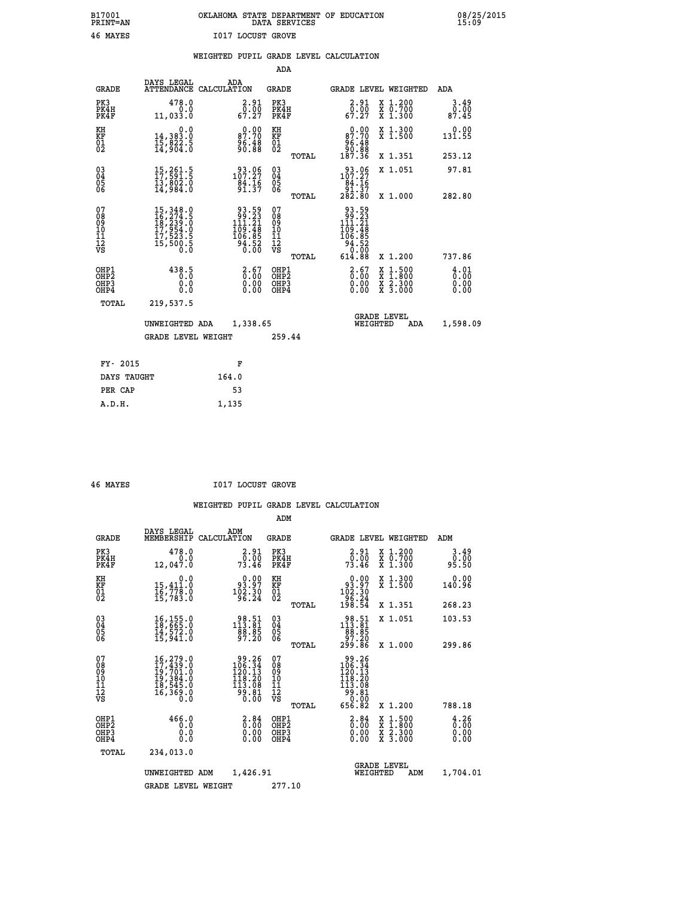B17001 PRINT=AN — OKLAHOMA STATE DEPARTMENT OF EDUCATION DATA SERVICES — 08/25/2015 15:09

46 MAYES — I017 LOCUST GROVE

## WEIGHTED PUPIL GRADE LEVEL CALCULATION

### ADA

| GRADE | DAYS LEGAL ATTENDANCE | ADA CALCULATION | GRADE | GRADE LEVEL | WEIGHTED | ADA |
|---|---|---|---|---|---|---|
| PK3 | 478.0 | 2.91 | PK3 | 2.91 | X 1.200 | 3.49 |
| PK4H | 0.0 | 0.00 | PK4H | 0.00 | X 0.700 | 0.00 |
| PK4F | 11,033.0 | 67.27 | PK4F | 67.27 | X 1.300 | 87.45 |
| KH | 0.0 | 0.00 | KH | 0.00 | X 1.300 | 0.00 |
| KF | 14,383.0 | 87.70 | KF | 87.70 | X 1.500 | 131.55 |
| 01 | 15,822.5 | 96.48 | 01 | 96.48 | | |
| 02 | 14,904.0 | 90.88 | 02 | 90.88 | | |
| | | | TOTAL | 187.36 | X 1.351 | 253.12 |
| 03 | 15,261.5 | 93.06 | 03 | 93.06 | X 1.051 | 97.81 |
| 04 | 17,591.5 | 107.27 | 04 | 107.27 | | |
| 05 | 13,802.0 | 84.16 | 05 | 84.16 | | |
| 06 | 14,984.0 | 91.37 | 06 | 91.37 | | |
| | | | TOTAL | 282.80 | X 1.000 | 282.80 |
| 07 | 15,348.0 | 93.59 | 07 | 93.59 | | |
| 08 | 16,274.5 | 99.23 | 08 | 99.23 | | |
| 09 | 18,239.0 | 111.21 | 09 | 111.21 | | |
| 10 | 17,954.0 | 109.48 | 10 | 109.48 | | |
| 11 | 17,523.5 | 106.85 | 11 | 106.85 | | |
| 12 | 15,500.5 | 94.52 | 12 | 94.52 | | |
| VS | 0.0 | 0.00 | VS | 0.00 | | |
| | | | TOTAL | 614.88 | X 1.200 | 737.86 |
| OHP1 | 438.5 | 2.67 | OHP1 | 2.67 | X 1.500 | 4.01 |
| OHP2 | 0.0 | 0.00 | OHP2 | 0.00 | X 1.800 | 0.00 |
| OHP3 | 0.0 | 0.00 | OHP3 | 0.00 | X 2.300 | 0.00 |
| OHP4 | 0.0 | 0.00 | OHP4 | 0.00 | X 3.000 | 0.00 |
| TOTAL | 219,537.5 | | | | | |

UNWEIGHTED ADA 1,338.65 — GRADE LEVEL WEIGHTED ADA 1,598.09

GRADE LEVEL WEIGHT 259.44

| | |
|---|---|
| FY- 2015 | F |
| DAYS TAUGHT | 164.0 |
| PER CAP | 53 |
| A.D.H. | 1,135 |

46 MAYES — I017 LOCUST GROVE

## WEIGHTED PUPIL GRADE LEVEL CALCULATION

### ADM

| GRADE | DAYS LEGAL MEMBERSHIP | ADM CALCULATION | GRADE | GRADE LEVEL | WEIGHTED | ADM |
|---|---|---|---|---|---|---|
| PK3 | 478.0 | 2.91 | PK3 | 2.91 | X 1.200 | 3.49 |
| PK4H | 0.0 | 0.00 | PK4H | 0.00 | X 0.700 | 0.00 |
| PK4F | 12,047.0 | 73.46 | PK4F | 73.46 | X 1.300 | 95.50 |
| KH | 0.0 | 0.00 | KH | 0.00 | X 1.300 | 0.00 |
| KF | 15,411.0 | 93.97 | KF | 93.97 | X 1.500 | 140.96 |
| 01 | 16,778.0 | 102.30 | 01 | 102.30 | | |
| 02 | 15,783.0 | 96.24 | 02 | 96.24 | | |
| | | | TOTAL | 198.54 | X 1.351 | 268.23 |
| 03 | 16,155.0 | 98.51 | 03 | 98.51 | X 1.051 | 103.53 |
| 04 | 18,665.0 | 113.81 | 04 | 113.81 | | |
| 05 | 14,572.0 | 88.85 | 05 | 88.85 | | |
| 06 | 15,941.0 | 97.20 | 06 | 97.20 | | |
| | | | TOTAL | 299.86 | X 1.000 | 299.86 |
| 07 | 16,279.0 | 99.26 | 07 | 99.26 | | |
| 08 | 17,439.0 | 106.34 | 08 | 106.34 | | |
| 09 | 19,701.0 | 120.13 | 09 | 120.13 | | |
| 10 | 19,384.0 | 118.20 | 10 | 118.20 | | |
| 11 | 18,545.0 | 113.08 | 11 | 113.08 | | |
| 12 | 16,369.0 | 99.81 | 12 | 99.81 | | |
| VS | 0.0 | 0.00 | VS | 0.00 | | |
| | | | TOTAL | 656.82 | X 1.200 | 788.18 |
| OHP1 | 466.0 | 2.84 | OHP1 | 2.84 | X 1.500 | 4.26 |
| OHP2 | 0.0 | 0.00 | OHP2 | 0.00 | X 1.800 | 0.00 |
| OHP3 | 0.0 | 0.00 | OHP3 | 0.00 | X 2.300 | 0.00 |
| OHP4 | 0.0 | 0.00 | OHP4 | 0.00 | X 3.000 | 0.00 |
| TOTAL | 234,013.0 | | | | | |

UNWEIGHTED ADM 1,426.91 — GRADE LEVEL WEIGHTED ADM 1,704.01

GRADE LEVEL WEIGHT 277.10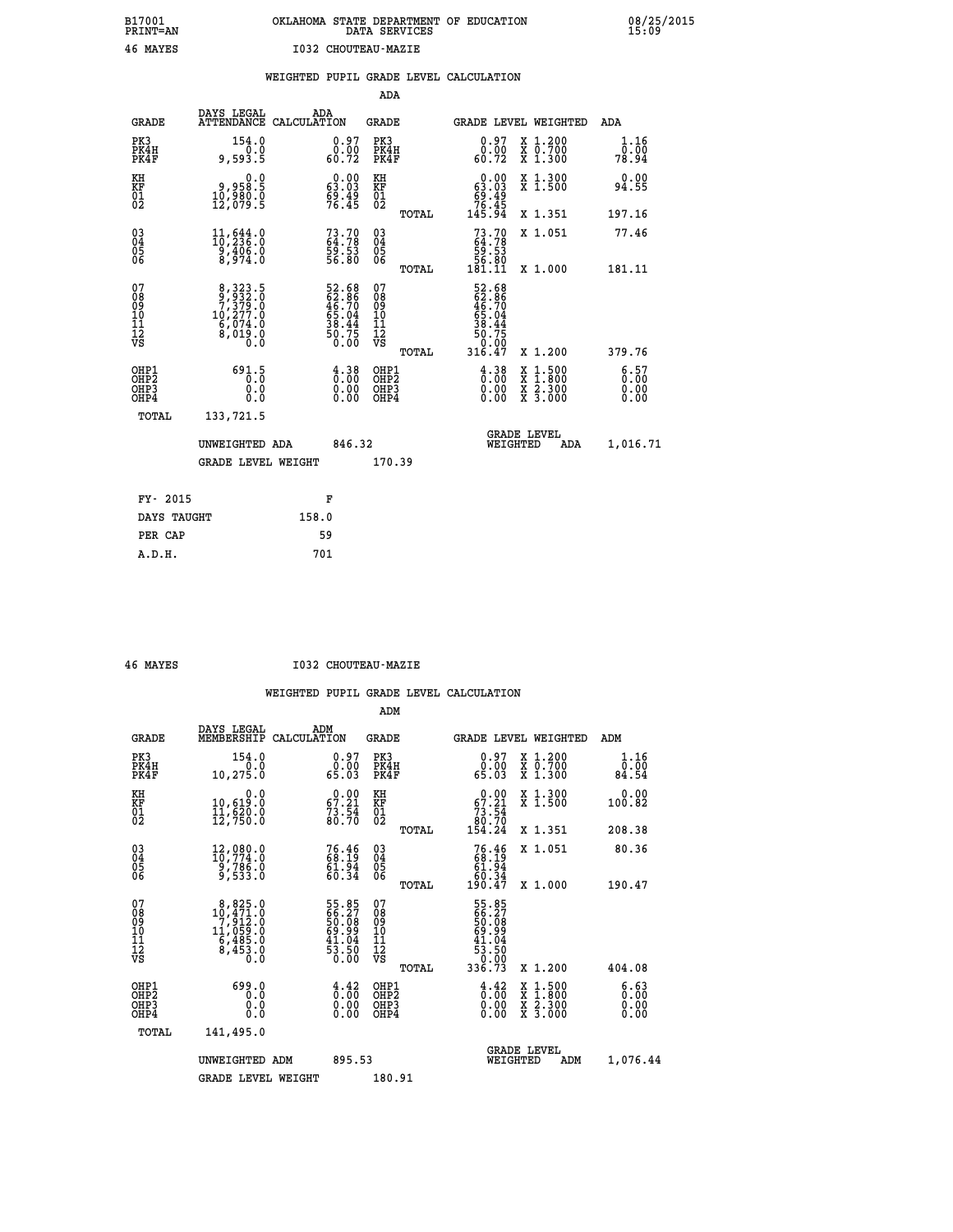B17001 OKLAHOMA STATE DEPARTMENT OF EDUCATION 08/25/2015
PRINT=AN DATA SERVICES 15:09
46 MAYES I032 CHOUTEAU-MAZIE

WEIGHTED PUPIL GRADE LEVEL CALCULATION

ADA

| GRADE | DAYS LEGAL ATTENDANCE | ADA CALCULATION | GRADE | GRADE LEVEL | WEIGHTED | ADA |
|---|---|---|---|---|---|---|
| PK3 | 154.0 | 0.97 | PK3 | 0.97 | X 1.200 | 1.16 |
| PK4H | 0.0 | 0.00 | PK4H | 0.00 | X 0.700 | 0.00 |
| PK4F | 9,593.5 | 60.72 | PK4F | 60.72 | X 1.300 | 78.94 |
| KH | 0.0 | 0.00 | KH | 0.00 | X 1.300 | 0.00 |
| KF | 9,958.5 | 63.03 | KF | 63.03 | X 1.500 | 94.55 |
| 01 | 10,980.0 | 69.49 | 01 | 69.49 | | |
| 02 | 12,079.5 | 76.45 | 02 | 76.45 | | |
| | | | TOTAL | 145.94 | X 1.351 | 197.16 |
| 03 | 11,644.0 | 73.70 | 03 | 73.70 | X 1.051 | 77.46 |
| 04 | 10,236.0 | 64.78 | 04 | 64.78 | | |
| 05 | 9,406.0 | 59.53 | 05 | 59.53 | | |
| 06 | 8,974.0 | 56.80 | 06 | 56.80 | | |
| | | | TOTAL | 181.11 | X 1.000 | 181.11 |
| 07 | 8,323.5 | 52.68 | 07 | 52.68 | | |
| 08 | 9,932.0 | 62.86 | 08 | 62.86 | | |
| 09 | 7,379.0 | 46.70 | 09 | 46.70 | | |
| 10 | 10,277.0 | 65.04 | 10 | 65.04 | | |
| 11 | 6,074.0 | 38.44 | 11 | 38.44 | | |
| 12 | 8,019.0 | 50.75 | 12 | 50.75 | | |
| VS | 0.0 | 0.00 | VS | 0.00 | | |
| | | | TOTAL | 316.47 | X 1.200 | 379.76 |
| OHP1 | 691.5 | 4.38 | OHP1 | 4.38 | X 1.500 | 6.57 |
| OHP2 | 0.0 | 0.00 | OHP2 | 0.00 | X 1.800 | 0.00 |
| OHP3 | 0.0 | 0.00 | OHP3 | 0.00 | X 2.300 | 0.00 |
| OHP4 | 0.0 | 0.00 | OHP4 | 0.00 | X 3.000 | 0.00 |
| TOTAL | 133,721.5 | | | | | |

UNWEIGHTED ADA 846.32 — GRADE LEVEL WEIGHTED ADA 1,016.71

GRADE LEVEL WEIGHT 170.39

| FY- 2015 | F |
|---|---|
| DAYS TAUGHT | 158.0 |
| PER CAP | 59 |
| A.D.H. | 701 |

46 MAYES I032 CHOUTEAU-MAZIE

WEIGHTED PUPIL GRADE LEVEL CALCULATION

ADM

| GRADE | DAYS LEGAL MEMBERSHIP | ADM CALCULATION | GRADE | GRADE LEVEL | WEIGHTED | ADM |
|---|---|---|---|---|---|---|
| PK3 | 154.0 | 0.97 | PK3 | 0.97 | X 1.200 | 1.16 |
| PK4H | 0.0 | 0.00 | PK4H | 0.00 | X 0.700 | 0.00 |
| PK4F | 10,275.0 | 65.03 | PK4F | 65.03 | X 1.300 | 84.54 |
| KH | 0.0 | 0.00 | KH | 0.00 | X 1.300 | 0.00 |
| KF | 10,619.0 | 67.21 | KF | 67.21 | X 1.500 | 100.82 |
| 01 | 11,620.0 | 73.54 | 01 | 73.54 | | |
| 02 | 12,750.0 | 80.70 | 02 | 80.70 | | |
| | | | TOTAL | 154.24 | X 1.351 | 208.38 |
| 03 | 12,080.0 | 76.46 | 03 | 76.46 | X 1.051 | 80.36 |
| 04 | 10,774.0 | 68.19 | 04 | 68.19 | | |
| 05 | 9,786.0 | 61.94 | 05 | 61.94 | | |
| 06 | 9,533.0 | 60.34 | 06 | 60.34 | | |
| | | | TOTAL | 190.47 | X 1.000 | 190.47 |
| 07 | 8,825.0 | 55.85 | 07 | 55.85 | | |
| 08 | 10,471.0 | 66.27 | 08 | 66.27 | | |
| 09 | 7,912.0 | 50.08 | 09 | 50.08 | | |
| 10 | 11,059.0 | 69.99 | 10 | 69.99 | | |
| 11 | 6,485.0 | 41.04 | 11 | 41.04 | | |
| 12 | 8,453.0 | 53.50 | 12 | 53.50 | | |
| VS | 0.0 | 0.00 | VS | 0.00 | | |
| | | | TOTAL | 336.73 | X 1.200 | 404.08 |
| OHP1 | 699.0 | 4.42 | OHP1 | 4.42 | X 1.500 | 6.63 |
| OHP2 | 0.0 | 0.00 | OHP2 | 0.00 | X 1.800 | 0.00 |
| OHP3 | 0.0 | 0.00 | OHP3 | 0.00 | X 2.300 | 0.00 |
| OHP4 | 0.0 | 0.00 | OHP4 | 0.00 | X 3.000 | 0.00 |
| TOTAL | 141,495.0 | | | | | |

UNWEIGHTED ADM 895.53 — GRADE LEVEL WEIGHTED ADM 1,076.44

GRADE LEVEL WEIGHT 180.91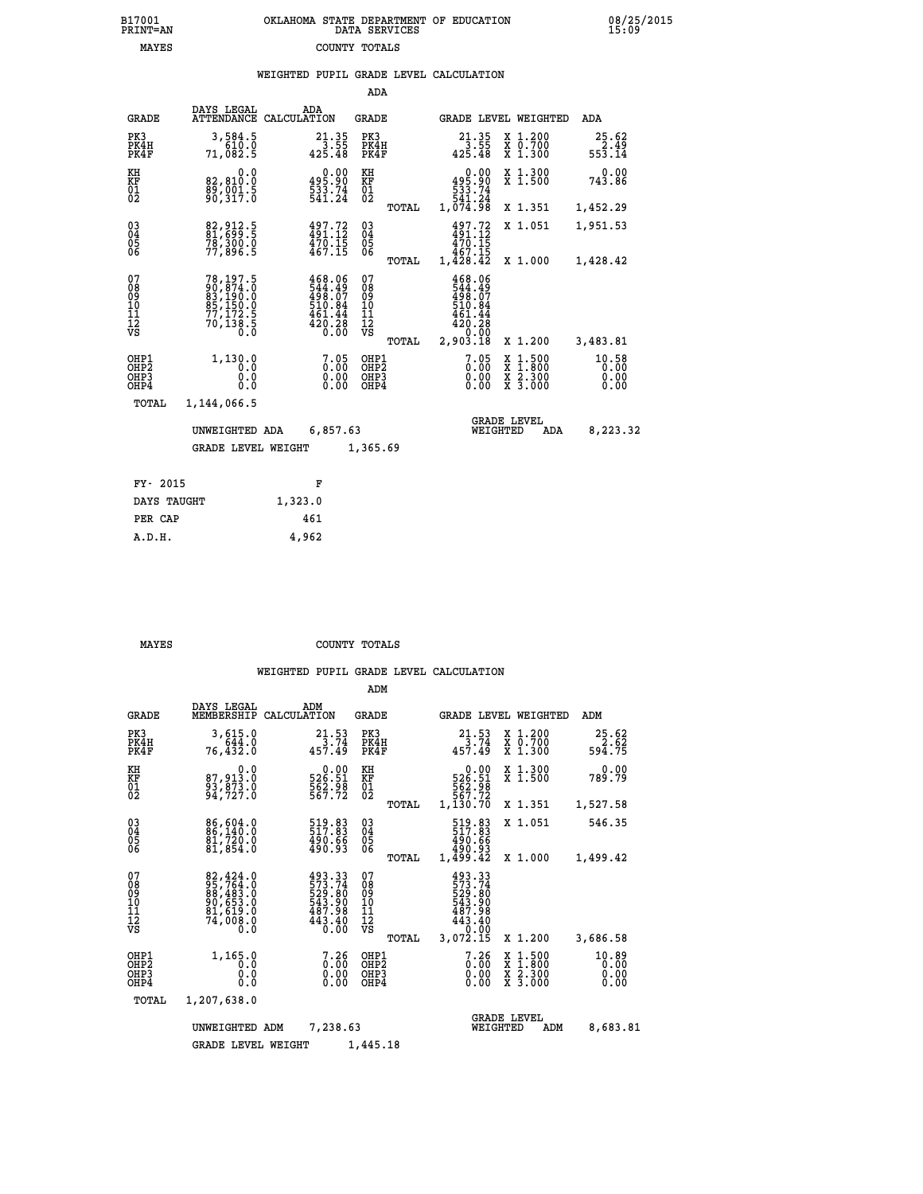B17001 PRINT=AN — OKLAHOMA STATE DEPARTMENT OF EDUCATION DATA SERVICES — 08/25/2015 15:09

MAYES — COUNTY TOTALS

## WEIGHTED PUPIL GRADE LEVEL CALCULATION

### ADA

| GRADE | DAYS LEGAL ATTENDANCE | ADA CALCULATION | GRADE | | GRADE LEVEL | WEIGHTED | ADA |
|---|---|---|---|---|---|---|---|
| PK3 | 3,584.5 | 21.35 | PK3 | | 21.35 | X 1.200 | 25.62 |
| PK4H | 610.0 | 3.55 | PK4H | | 3.55 | X 0.700 | 2.49 |
| PK4F | 71,082.5 | 425.48 | PK4F | | 425.48 | X 1.300 | 553.14 |
| KH | 0.0 | 0.00 | KH | | 0.00 | X 1.300 | 0.00 |
| KF | 82,810.0 | 495.90 | KF | | 495.90 | X 1.500 | 743.86 |
| 01 | 89,001.5 | 533.74 | 01 | | 533.74 | | |
| 02 | 90,317.0 | 541.24 | 02 | | 541.24 | | |
| | | | | TOTAL | 1,074.98 | X 1.351 | 1,452.29 |
| 03 | 82,912.5 | 497.72 | 03 | | 497.72 | X 1.051 | 1,951.53 |
| 04 | 81,699.5 | 491.12 | 04 | | 491.12 | | |
| 05 | 78,300.0 | 470.15 | 05 | | 470.15 | | |
| 06 | 77,896.5 | 467.15 | 06 | | 467.15 | | |
| | | | | TOTAL | 1,428.42 | X 1.000 | 1,428.42 |
| 07 | 78,197.5 | 468.06 | 07 | | 468.06 | | |
| 08 | 90,874.0 | 544.49 | 08 | | 544.49 | | |
| 09 | 83,190.0 | 498.07 | 09 | | 498.07 | | |
| 10 | 85,150.0 | 510.84 | 10 | | 510.84 | | |
| 11 | 77,172.5 | 461.44 | 11 | | 461.44 | | |
| 12 | 70,138.5 | 420.28 | 12 | | 420.28 | | |
| VS | 0.0 | 0.00 | VS | | 0.00 | | |
| | | | | TOTAL | 2,903.18 | X 1.200 | 3,483.81 |
| OHP1 | 1,130.0 | 7.05 | OHP1 | | 7.05 | X 1.500 | 10.58 |
| OHP2 | 0.0 | 0.00 | OHP2 | | 0.00 | X 1.800 | 0.00 |
| OHP3 | 0.0 | 0.00 | OHP3 | | 0.00 | X 2.300 | 0.00 |
| OHP4 | 0.0 | 0.00 | OHP4 | | 0.00 | X 3.000 | 0.00 |
| TOTAL | 1,144,066.5 | | | | | | |

UNWEIGHTED ADA 6,857.63 — GRADE LEVEL WEIGHTED ADA 8,223.32

GRADE LEVEL WEIGHT 1,365.69

| FY- 2015 | F |
|---|---|
| DAYS TAUGHT | 1,323.0 |
| PER CAP | 461 |
| A.D.H. | 4,962 |

MAYES — COUNTY TOTALS

## WEIGHTED PUPIL GRADE LEVEL CALCULATION

### ADM

| GRADE | DAYS LEGAL MEMBERSHIP | ADM CALCULATION | GRADE | | GRADE LEVEL | WEIGHTED | ADM |
|---|---|---|---|---|---|---|---|
| PK3 | 3,615.0 | 21.53 | PK3 | | 21.53 | X 1.200 | 25.62 |
| PK4H | 644.0 | 3.74 | PK4H | | 3.74 | X 0.700 | 2.62 |
| PK4F | 76,432.0 | 457.49 | PK4F | | 457.49 | X 1.300 | 594.75 |
| KH | 0.0 | 0.00 | KH | | 0.00 | X 1.300 | 0.00 |
| KF | 87,913.0 | 526.51 | KF | | 526.51 | X 1.500 | 789.79 |
| 01 | 93,873.0 | 562.98 | 01 | | 562.98 | | |
| 02 | 94,727.0 | 567.72 | 02 | | 567.72 | | |
| | | | | TOTAL | 1,130.70 | X 1.351 | 1,527.58 |
| 03 | 86,604.0 | 519.83 | 03 | | 519.83 | X 1.051 | 546.35 |
| 04 | 86,140.0 | 517.83 | 04 | | 517.83 | | |
| 05 | 81,720.0 | 490.66 | 05 | | 490.66 | | |
| 06 | 81,854.0 | 490.93 | 06 | | 490.93 | | |
| | | | | TOTAL | 1,499.42 | X 1.000 | 1,499.42 |
| 07 | 82,424.0 | 493.33 | 07 | | 493.33 | | |
| 08 | 95,764.0 | 573.74 | 08 | | 573.74 | | |
| 09 | 88,483.0 | 529.80 | 09 | | 529.80 | | |
| 10 | 90,653.0 | 543.90 | 10 | | 543.90 | | |
| 11 | 81,619.0 | 487.98 | 11 | | 487.98 | | |
| 12 | 74,008.0 | 443.40 | 12 | | 443.40 | | |
| VS | 0.0 | 0.00 | VS | | 0.00 | | |
| | | | | TOTAL | 3,072.15 | X 1.200 | 3,686.58 |
| OHP1 | 1,165.0 | 7.26 | OHP1 | | 7.26 | X 1.500 | 10.89 |
| OHP2 | 0.0 | 0.00 | OHP2 | | 0.00 | X 1.800 | 0.00 |
| OHP3 | 0.0 | 0.00 | OHP3 | | 0.00 | X 2.300 | 0.00 |
| OHP4 | 0.0 | 0.00 | OHP4 | | 0.00 | X 3.000 | 0.00 |
| TOTAL | 1,207,638.0 | | | | | | |

UNWEIGHTED ADM 7,238.63 — GRADE LEVEL WEIGHTED ADM 8,683.81

GRADE LEVEL WEIGHT 1,445.18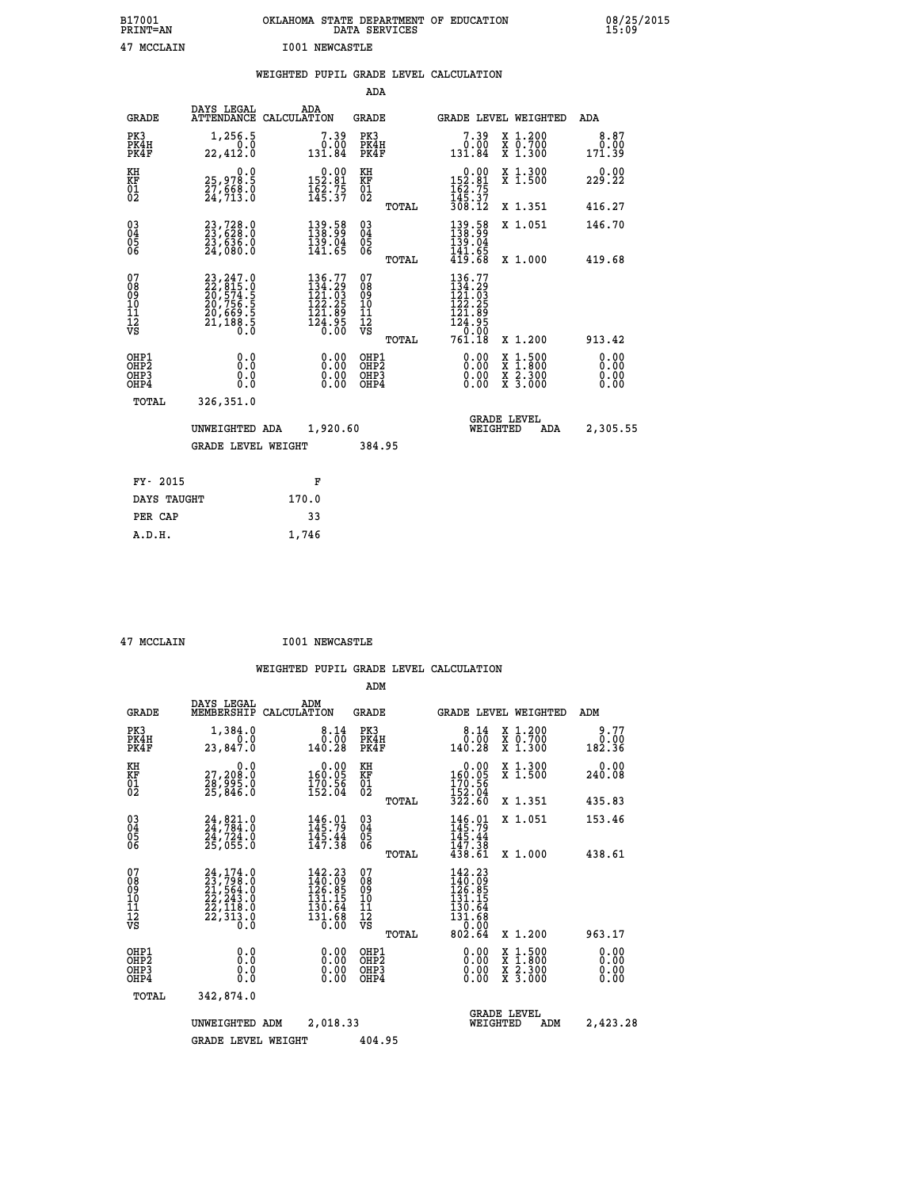B17001 OKLAHOMA STATE DEPARTMENT OF EDUCATION 08/25/2015
PRINT=AN DATA SERVICES 15:09

47 MCCLAIN I001 NEWCASTLE

## WEIGHTED PUPIL GRADE LEVEL CALCULATION

ADA

| GRADE | DAYS LEGAL ATTENDANCE | ADA CALCULATION | GRADE | | GRADE LEVEL | WEIGHTED | ADA |
|---|---|---|---|---|---|---|---|
| PK3 | 1,256.5 | 7.39 | PK3 | | 7.39 | X 1.200 | 8.87 |
| PK4H | 0.0 | 0.00 | PK4H | | 0.00 | X 0.700 | 0.00 |
| PK4F | 22,412.0 | 131.84 | PK4F | | 131.84 | X 1.300 | 171.39 |
| KH | 0.0 | 0.00 | KH | | 0.00 | X 1.300 | 0.00 |
| KF | 25,978.5 | 152.81 | KF | | 152.81 | X 1.500 | 229.22 |
| 01 | 27,668.0 | 162.75 | 01 | | 162.75 | | |
| 02 | 24,713.0 | 145.37 | 02 | | 145.37 | | |
| | | | | TOTAL | 308.12 | X 1.351 | 416.27 |
| 03 | 23,728.0 | 139.58 | 03 | | 139.58 | X 1.051 | 146.70 |
| 04 | 23,628.0 | 138.99 | 04 | | 138.99 | | |
| 05 | 23,636.0 | 139.04 | 05 | | 139.04 | | |
| 06 | 24,080.0 | 141.65 | 06 | | 141.65 | | |
| | | | | TOTAL | 419.68 | X 1.000 | 419.68 |
| 07 | 23,247.0 | 136.77 | 07 | | 136.77 | | |
| 08 | 22,815.0 | 134.29 | 08 | | 134.29 | | |
| 09 | 20,574.5 | 121.03 | 09 | | 121.03 | | |
| 10 | 20,756.5 | 122.25 | 10 | | 122.25 | | |
| 11 | 20,669.5 | 121.89 | 11 | | 121.89 | | |
| 12 | 21,188.5 | 124.95 | 12 | | 124.95 | | |
| VS | 0.0 | 0.00 | VS | | 0.00 | | |
| | | | | TOTAL | 761.18 | X 1.200 | 913.42 |
| OHP1 | 0.0 | 0.00 | OHP1 | | 0.00 | X 1.500 | 0.00 |
| OHP2 | 0.0 | 0.00 | OHP2 | | 0.00 | X 1.800 | 0.00 |
| OHP3 | 0.0 | 0.00 | OHP3 | | 0.00 | X 2.300 | 0.00 |
| OHP4 | 0.0 | 0.00 | OHP4 | | 0.00 | X 3.000 | 0.00 |
| TOTAL | 326,351.0 | | | | | | |

UNWEIGHTED ADA 1,920.60 GRADE LEVEL WEIGHTED ADA 2,305.55

GRADE LEVEL WEIGHT 384.95

| FY- 2015 | F |
|---|---|
| DAYS TAUGHT | 170.0 |
| PER CAP | 33 |
| A.D.H. | 1,746 |

47 MCCLAIN I001 NEWCASTLE

## WEIGHTED PUPIL GRADE LEVEL CALCULATION

ADM

| GRADE | DAYS LEGAL MEMBERSHIP | ADM CALCULATION | GRADE | | GRADE LEVEL | WEIGHTED | ADM |
|---|---|---|---|---|---|---|---|
| PK3 | 1,384.0 | 8.14 | PK3 | | 8.14 | X 1.200 | 9.77 |
| PK4H | 0.0 | 0.00 | PK4H | | 0.00 | X 0.700 | 0.00 |
| PK4F | 23,847.0 | 140.28 | PK4F | | 140.28 | X 1.300 | 182.36 |
| KH | 0.0 | 0.00 | KH | | 0.00 | X 1.300 | 0.00 |
| KF | 27,208.0 | 160.05 | KF | | 160.05 | X 1.500 | 240.08 |
| 01 | 28,995.0 | 170.56 | 01 | | 170.56 | | |
| 02 | 25,846.0 | 152.04 | 02 | | 152.04 | | |
| | | | | TOTAL | 322.60 | X 1.351 | 435.83 |
| 03 | 24,821.0 | 146.01 | 03 | | 146.01 | X 1.051 | 153.46 |
| 04 | 24,784.0 | 145.79 | 04 | | 145.79 | | |
| 05 | 24,724.0 | 145.44 | 05 | | 145.44 | | |
| 06 | 25,055.0 | 147.38 | 06 | | 147.38 | | |
| | | | | TOTAL | 438.61 | X 1.000 | 438.61 |
| 07 | 24,174.0 | 142.23 | 07 | | 142.23 | | |
| 08 | 23,798.0 | 140.09 | 08 | | 140.09 | | |
| 09 | 21,564.0 | 126.85 | 09 | | 126.85 | | |
| 10 | 22,243.0 | 131.15 | 10 | | 131.15 | | |
| 11 | 22,118.0 | 130.64 | 11 | | 130.64 | | |
| 12 | 22,313.0 | 131.68 | 12 | | 131.68 | | |
| VS | 0.0 | 0.00 | VS | | 0.00 | | |
| | | | | TOTAL | 802.64 | X 1.200 | 963.17 |
| OHP1 | 0.0 | 0.00 | OHP1 | | 0.00 | X 1.500 | 0.00 |
| OHP2 | 0.0 | 0.00 | OHP2 | | 0.00 | X 1.800 | 0.00 |
| OHP3 | 0.0 | 0.00 | OHP3 | | 0.00 | X 2.300 | 0.00 |
| OHP4 | 0.0 | 0.00 | OHP4 | | 0.00 | X 3.000 | 0.00 |
| TOTAL | 342,874.0 | | | | | | |

UNWEIGHTED ADM 2,018.33 GRADE LEVEL WEIGHTED ADM 2,423.28

GRADE LEVEL WEIGHT 404.95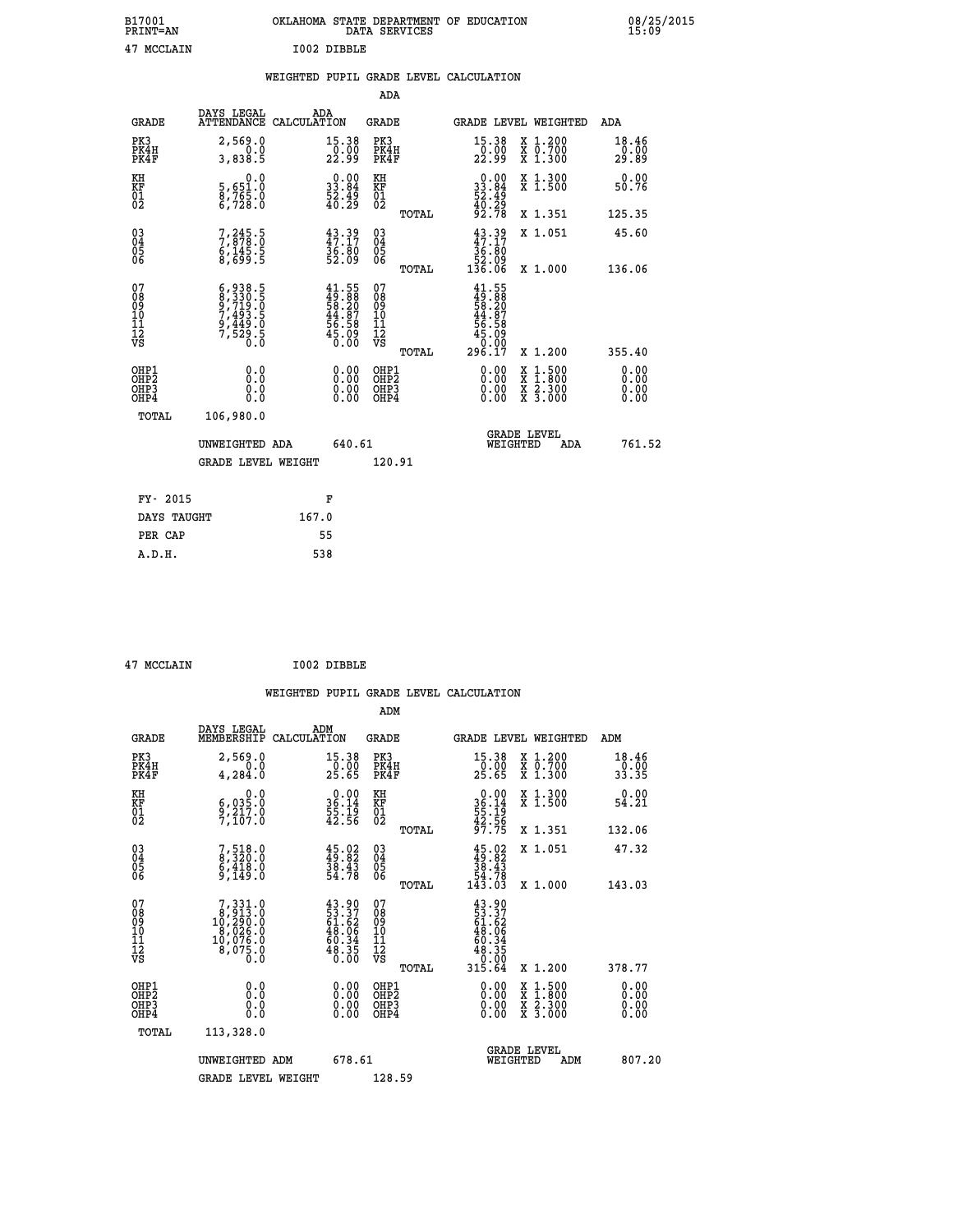B17001 OKLAHOMA STATE DEPARTMENT OF EDUCATION 08/25/2015
PRINT=AN DATA SERVICES 15:09

47 MCCLAIN I002 DIBBLE

## WEIGHTED PUPIL GRADE LEVEL CALCULATION

### ADA

| GRADE | DAYS LEGAL ATTENDANCE | ADA CALCULATION | GRADE | GRADE LEVEL | WEIGHTED | ADA |
|---|---|---|---|---|---|---|
| PK3 | 2,569.0 | 15.38 | PK3 | 15.38 | X 1.200 | 18.46 |
| PK4H | 0.0 | 0.00 | PK4H | 0.00 | X 0.700 | 0.00 |
| PK4F | 3,838.5 | 22.99 | PK4F | 22.99 | X 1.300 | 29.89 |
| KH | 0.0 | 0.00 | KH | 0.00 | X 1.300 | 0.00 |
| KF | 5,651.0 | 33.84 | KF | 33.84 | X 1.500 | 50.76 |
| 01 | 8,765.0 | 52.49 | 01 | 52.49 | | |
| 02 | 6,728.0 | 40.29 | 02 | 40.29 | | |
| | | | TOTAL | 92.78 | X 1.351 | 125.35 |
| 03 | 7,245.5 | 43.39 | 03 | 43.39 | X 1.051 | 45.60 |
| 04 | 7,878.0 | 47.17 | 04 | 47.17 | | |
| 05 | 6,145.5 | 36.80 | 05 | 36.80 | | |
| 06 | 8,699.5 | 52.09 | 06 | 52.09 | | |
| | | | TOTAL | 136.06 | X 1.000 | 136.06 |
| 07 | 6,938.5 | 41.55 | 07 | 41.55 | | |
| 08 | 8,330.5 | 49.88 | 08 | 49.88 | | |
| 09 | 9,719.0 | 58.20 | 09 | 58.20 | | |
| 10 | 7,493.5 | 44.87 | 10 | 44.87 | | |
| 11 | 9,449.0 | 56.58 | 11 | 56.58 | | |
| 12 | 7,529.5 | 45.09 | 12 | 45.09 | | |
| VS | 0.0 | 0.00 | VS | 0.00 | | |
| | | | TOTAL | 296.17 | X 1.200 | 355.40 |
| OHP1 | 0.0 | 0.00 | OHP1 | 0.00 | X 1.500 | 0.00 |
| OHP2 | 0.0 | 0.00 | OHP2 | 0.00 | X 1.800 | 0.00 |
| OHP3 | 0.0 | 0.00 | OHP3 | 0.00 | X 2.300 | 0.00 |
| OHP4 | 0.0 | 0.00 | OHP4 | 0.00 | X 3.000 | 0.00 |
| TOTAL | 106,980.0 | | | | | |

UNWEIGHTED ADA 640.61 GRADE LEVEL WEIGHTED ADA 761.52

GRADE LEVEL WEIGHT 120.91

| FY- 2015 | F |
|---|---|
| DAYS TAUGHT | 167.0 |
| PER CAP | 55 |
| A.D.H. | 538 |

47 MCCLAIN I002 DIBBLE

## WEIGHTED PUPIL GRADE LEVEL CALCULATION

### ADM

| GRADE | DAYS LEGAL MEMBERSHIP | ADM CALCULATION | GRADE | GRADE LEVEL | WEIGHTED | ADM |
|---|---|---|---|---|---|---|
| PK3 | 2,569.0 | 15.38 | PK3 | 15.38 | X 1.200 | 18.46 |
| PK4H | 0.0 | 0.00 | PK4H | 0.00 | X 0.700 | 0.00 |
| PK4F | 4,284.0 | 25.65 | PK4F | 25.65 | X 1.300 | 33.35 |
| KH | 0.0 | 0.00 | KH | 0.00 | X 1.300 | 0.00 |
| KF | 6,035.0 | 36.14 | KF | 36.14 | X 1.500 | 54.21 |
| 01 | 9,217.0 | 55.19 | 01 | 55.19 | | |
| 02 | 7,107.0 | 42.56 | 02 | 42.56 | | |
| | | | TOTAL | 97.75 | X 1.351 | 132.06 |
| 03 | 7,518.0 | 45.02 | 03 | 45.02 | X 1.051 | 47.32 |
| 04 | 8,320.0 | 49.82 | 04 | 49.82 | | |
| 05 | 6,418.0 | 38.43 | 05 | 38.43 | | |
| 06 | 9,149.0 | 54.78 | 06 | 54.78 | | |
| | | | TOTAL | 143.03 | X 1.000 | 143.03 |
| 07 | 7,331.0 | 43.90 | 07 | 43.90 | | |
| 08 | 8,913.0 | 53.37 | 08 | 53.37 | | |
| 09 | 10,290.0 | 61.62 | 09 | 61.62 | | |
| 10 | 8,026.0 | 48.06 | 10 | 48.06 | | |
| 11 | 10,076.0 | 60.34 | 11 | 60.34 | | |
| 12 | 8,075.0 | 48.35 | 12 | 48.35 | | |
| VS | 0.0 | 0.00 | VS | 0.00 | | |
| | | | TOTAL | 315.64 | X 1.200 | 378.77 |
| OHP1 | 0.0 | 0.00 | OHP1 | 0.00 | X 1.500 | 0.00 |
| OHP2 | 0.0 | 0.00 | OHP2 | 0.00 | X 1.800 | 0.00 |
| OHP3 | 0.0 | 0.00 | OHP3 | 0.00 | X 2.300 | 0.00 |
| OHP4 | 0.0 | 0.00 | OHP4 | 0.00 | X 3.000 | 0.00 |
| TOTAL | 113,328.0 | | | | | |

UNWEIGHTED ADM 678.61 GRADE LEVEL WEIGHTED ADM 807.20

GRADE LEVEL WEIGHT 128.59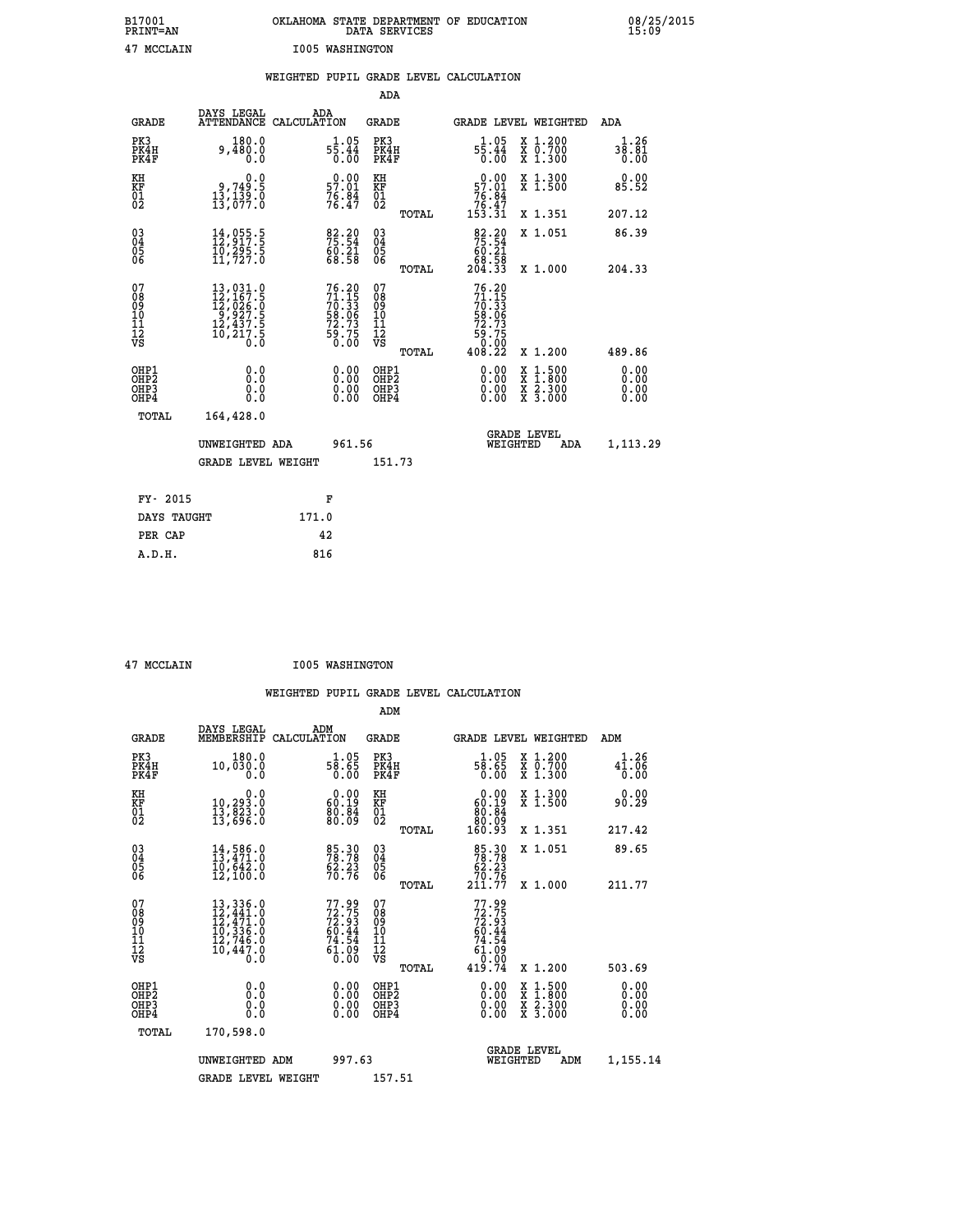B17001 OKLAHOMA STATE DEPARTMENT OF EDUCATION 08/25/2015
PRINT=AN DATA SERVICES 15:09

47 MCCLAIN I005 WASHINGTON

## WEIGHTED PUPIL GRADE LEVEL CALCULATION

### ADA

| GRADE | DAYS LEGAL ATTENDANCE | ADA CALCULATION | GRADE | GRADE LEVEL | WEIGHTED | ADA |
|---|---|---|---|---|---|---|
| PK3 | 180.0 | 1.05 | PK3 | 1.05 | X 1.200 | 1.26 |
| PK4H | 9,480.0 | 55.44 | PK4H | 55.44 | X 0.700 | 38.81 |
| PK4F | 0.0 | 0.00 | PK4F | 0.00 | X 1.300 | 0.00 |
| KH | 0.0 | 0.00 | KH | 0.00 | X 1.300 | 0.00 |
| KF | 9,749.5 | 57.01 | KF | 57.01 | X 1.500 | 85.52 |
| 01 | 13,139.0 | 76.84 | 01 | 76.84 | | |
| 02 | 13,077.0 | 76.47 | 02 | 76.47 | | |
| | | | TOTAL | 153.31 | X 1.351 | 207.12 |
| 03 | 14,055.5 | 82.20 | 03 | 82.20 | X 1.051 | 86.39 |
| 04 | 12,917.5 | 75.54 | 04 | 75.54 | | |
| 05 | 10,295.5 | 60.21 | 05 | 60.21 | | |
| 06 | 11,727.0 | 68.58 | 06 | 68.58 | | |
| | | | TOTAL | 204.33 | X 1.000 | 204.33 |
| 07 | 13,031.0 | 76.20 | 07 | 76.20 | | |
| 08 | 12,167.5 | 71.15 | 08 | 71.15 | | |
| 09 | 12,026.0 | 70.33 | 09 | 70.33 | | |
| 10 | 9,927.5 | 58.06 | 10 | 58.06 | | |
| 11 | 12,437.5 | 72.73 | 11 | 72.73 | | |
| 12 | 10,217.5 | 59.75 | 12 | 59.75 | | |
| VS | 0.0 | 0.00 | VS | 0.00 | | |
| | | | TOTAL | 408.22 | X 1.200 | 489.86 |
| OHP1 | 0.0 | 0.00 | OHP1 | 0.00 | X 1.500 | 0.00 |
| OHP2 | 0.0 | 0.00 | OHP2 | 0.00 | X 1.800 | 0.00 |
| OHP3 | 0.0 | 0.00 | OHP3 | 0.00 | X 2.300 | 0.00 |
| OHP4 | 0.0 | 0.00 | OHP4 | 0.00 | X 3.000 | 0.00 |
| TOTAL | 164,428.0 | | | | | |

UNWEIGHTED ADA 961.56 GRADE LEVEL WEIGHTED ADA 1,113.29

GRADE LEVEL WEIGHT 151.73

| FY- 2015 | F |
|---|---|
| DAYS TAUGHT | 171.0 |
| PER CAP | 42 |
| A.D.H. | 816 |

47 MCCLAIN I005 WASHINGTON

## WEIGHTED PUPIL GRADE LEVEL CALCULATION

### ADM

| GRADE | DAYS LEGAL MEMBERSHIP | ADM CALCULATION | GRADE | GRADE LEVEL | WEIGHTED | ADM |
|---|---|---|---|---|---|---|
| PK3 | 180.0 | 1.05 | PK3 | 1.05 | X 1.200 | 1.26 |
| PK4H | 10,030.0 | 58.65 | PK4H | 58.65 | X 0.700 | 41.06 |
| PK4F | 0.0 | 0.00 | PK4F | 0.00 | X 1.300 | 0.00 |
| KH | 0.0 | 0.00 | KH | 0.00 | X 1.300 | 0.00 |
| KF | 10,293.0 | 60.19 | KF | 60.19 | X 1.500 | 90.29 |
| 01 | 13,823.0 | 80.84 | 01 | 80.84 | | |
| 02 | 13,696.0 | 80.09 | 02 | 80.09 | | |
| | | | TOTAL | 160.93 | X 1.351 | 217.42 |
| 03 | 14,586.0 | 85.30 | 03 | 85.30 | X 1.051 | 89.65 |
| 04 | 13,471.0 | 78.78 | 04 | 78.78 | | |
| 05 | 10,642.0 | 62.23 | 05 | 62.23 | | |
| 06 | 12,100.0 | 70.76 | 06 | 70.76 | | |
| | | | TOTAL | 211.77 | X 1.000 | 211.77 |
| 07 | 13,336.0 | 77.99 | 07 | 77.99 | | |
| 08 | 12,441.0 | 72.75 | 08 | 72.75 | | |
| 09 | 12,471.0 | 72.93 | 09 | 72.93 | | |
| 10 | 10,336.0 | 60.44 | 10 | 60.44 | | |
| 11 | 12,746.0 | 74.54 | 11 | 74.54 | | |
| 12 | 10,447.0 | 61.09 | 12 | 61.09 | | |
| VS | 0.0 | 0.00 | VS | 0.00 | | |
| | | | TOTAL | 419.74 | X 1.200 | 503.69 |
| OHP1 | 0.0 | 0.00 | OHP1 | 0.00 | X 1.500 | 0.00 |
| OHP2 | 0.0 | 0.00 | OHP2 | 0.00 | X 1.800 | 0.00 |
| OHP3 | 0.0 | 0.00 | OHP3 | 0.00 | X 2.300 | 0.00 |
| OHP4 | 0.0 | 0.00 | OHP4 | 0.00 | X 3.000 | 0.00 |
| TOTAL | 170,598.0 | | | | | |

UNWEIGHTED ADM 997.63 GRADE LEVEL WEIGHTED ADM 1,155.14

GRADE LEVEL WEIGHT 157.51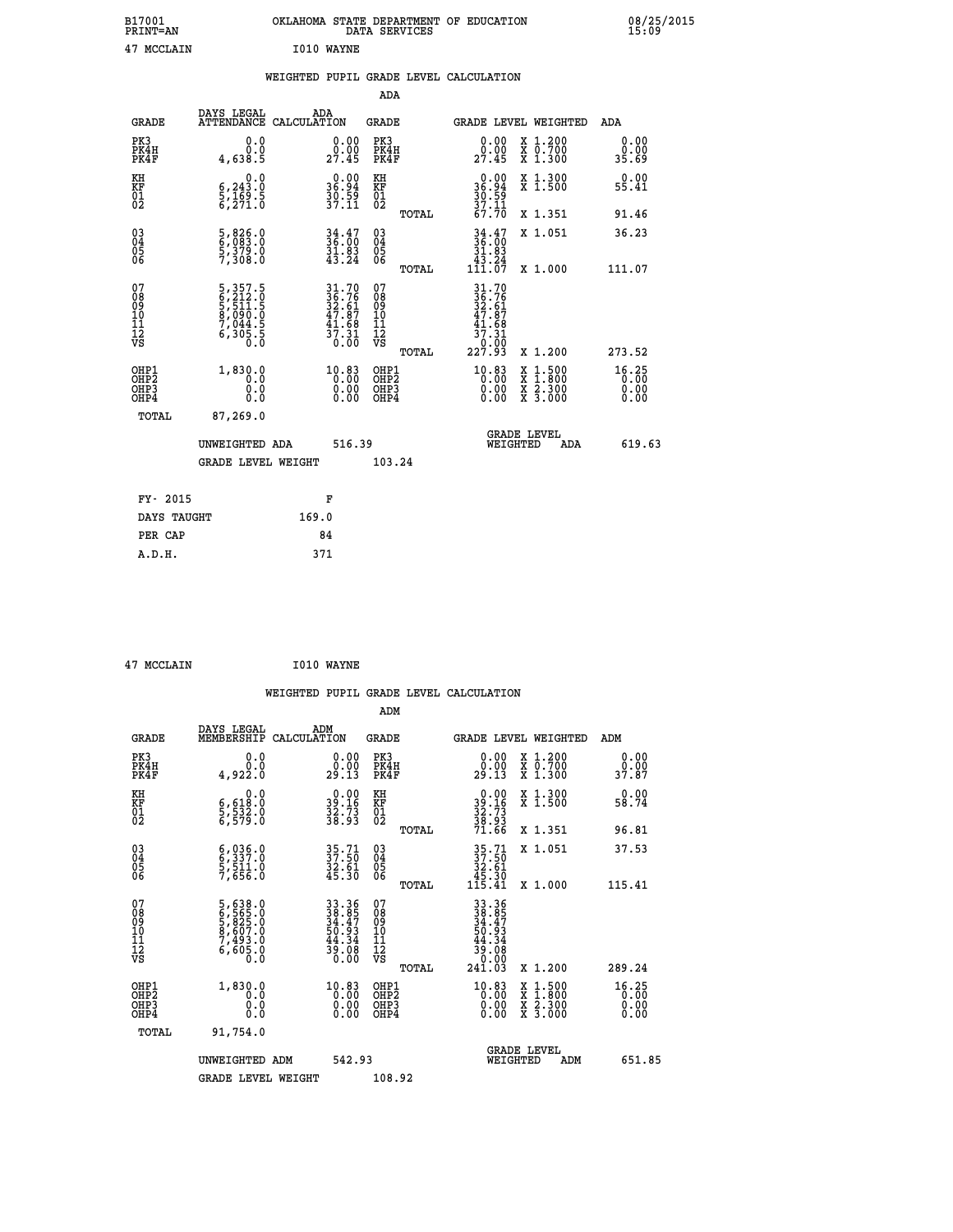B17001 OKLAHOMA STATE DEPARTMENT OF EDUCATION 08/25/2015
PRINT=AN DATA SERVICES 15:09

47 MCCLAIN I010 WAYNE

## WEIGHTED PUPIL GRADE LEVEL CALCULATION

### ADA

| GRADE | DAYS LEGAL ATTENDANCE | ADA CALCULATION | GRADE | GRADE LEVEL | WEIGHTED | ADA |
|---|---|---|---|---|---|---|
| PK3 | 0.0 | 0.00 | PK3 | 0.00 | X 1.200 | 0.00 |
| PK4H | 0.0 | 0.00 | PK4H | 0.00 | X 0.700 | 0.00 |
| PK4F | 4,638.5 | 27.45 | PK4F | 27.45 | X 1.300 | 35.69 |
| KH | 0.0 | 0.00 | KH | 0.00 | X 1.300 | 0.00 |
| KF | 6,243.0 | 36.94 | KF | 36.94 | X 1.500 | 55.41 |
| 01 | 5,169.5 | 30.59 | 01 | 30.59 | | |
| 02 | 6,271.0 | 37.11 | 02 | 37.11 | | |
| | | | TOTAL | 67.70 | X 1.351 | 91.46 |
| 03 | 5,826.0 | 34.47 | 03 | 34.47 | X 1.051 | 36.23 |
| 04 | 6,083.0 | 36.00 | 04 | 36.00 | | |
| 05 | 5,379.0 | 31.83 | 05 | 31.83 | | |
| 06 | 7,308.0 | 43.24 | 06 | 43.24 | | |
| | | | TOTAL | 111.07 | X 1.000 | 111.07 |
| 07 | 5,357.5 | 31.70 | 07 | 31.70 | | |
| 08 | 6,212.0 | 36.76 | 08 | 36.76 | | |
| 09 | 5,511.5 | 32.61 | 09 | 32.61 | | |
| 10 | 8,090.0 | 47.87 | 10 | 47.87 | | |
| 11 | 7,044.5 | 41.68 | 11 | 41.68 | | |
| 12 | 6,305.5 | 37.31 | 12 | 37.31 | | |
| VS | 0.0 | 0.00 | VS | 0.00 | | |
| | | | TOTAL | 227.93 | X 1.200 | 273.52 |
| OHP1 | 1,830.0 | 10.83 | OHP1 | 10.83 | X 1.500 | 16.25 |
| OHP2 | 0.0 | 0.00 | OHP2 | 0.00 | X 1.800 | 0.00 |
| OHP3 | 0.0 | 0.00 | OHP3 | 0.00 | X 2.300 | 0.00 |
| OHP4 | 0.0 | 0.00 | OHP4 | 0.00 | X 3.000 | 0.00 |
| TOTAL | 87,269.0 | | | | | |

UNWEIGHTED ADA 516.39 GRADE LEVEL WEIGHTED ADA 619.63

GRADE LEVEL WEIGHT 103.24

| FY- 2015 | F |
|---|---|
| DAYS TAUGHT | 169.0 |
| PER CAP | 84 |
| A.D.H. | 371 |

47 MCCLAIN I010 WAYNE

## WEIGHTED PUPIL GRADE LEVEL CALCULATION

### ADM

| GRADE | DAYS LEGAL MEMBERSHIP | ADM CALCULATION | GRADE | GRADE LEVEL | WEIGHTED | ADM |
|---|---|---|---|---|---|---|
| PK3 | 0.0 | 0.00 | PK3 | 0.00 | X 1.200 | 0.00 |
| PK4H | 0.0 | 0.00 | PK4H | 0.00 | X 0.700 | 0.00 |
| PK4F | 4,922.0 | 29.13 | PK4F | 29.13 | X 1.300 | 37.87 |
| KH | 0.0 | 0.00 | KH | 0.00 | X 1.300 | 0.00 |
| KF | 6,618.0 | 39.16 | KF | 39.16 | X 1.500 | 58.74 |
| 01 | 5,532.0 | 32.73 | 01 | 32.73 | | |
| 02 | 6,579.0 | 38.93 | 02 | 38.93 | | |
| | | | TOTAL | 71.66 | X 1.351 | 96.81 |
| 03 | 6,036.0 | 35.71 | 03 | 35.71 | X 1.051 | 37.53 |
| 04 | 6,337.0 | 37.50 | 04 | 37.50 | | |
| 05 | 5,511.0 | 32.61 | 05 | 32.61 | | |
| 06 | 7,656.0 | 45.30 | 06 | 45.30 | | |
| | | | TOTAL | 115.41 | X 1.000 | 115.41 |
| 07 | 5,638.0 | 33.36 | 07 | 33.36 | | |
| 08 | 6,565.0 | 38.85 | 08 | 38.85 | | |
| 09 | 5,825.0 | 34.47 | 09 | 34.47 | | |
| 10 | 8,607.0 | 50.93 | 10 | 50.93 | | |
| 11 | 7,493.0 | 44.34 | 11 | 44.34 | | |
| 12 | 6,605.0 | 39.08 | 12 | 39.08 | | |
| VS | 0.0 | 0.00 | VS | 0.00 | | |
| | | | TOTAL | 241.03 | X 1.200 | 289.24 |
| OHP1 | 1,830.0 | 10.83 | OHP1 | 10.83 | X 1.500 | 16.25 |
| OHP2 | 0.0 | 0.00 | OHP2 | 0.00 | X 1.800 | 0.00 |
| OHP3 | 0.0 | 0.00 | OHP3 | 0.00 | X 2.300 | 0.00 |
| OHP4 | 0.0 | 0.00 | OHP4 | 0.00 | X 3.000 | 0.00 |
| TOTAL | 91,754.0 | | | | | |

UNWEIGHTED ADM 542.93 GRADE LEVEL WEIGHTED ADM 651.85

GRADE LEVEL WEIGHT 108.92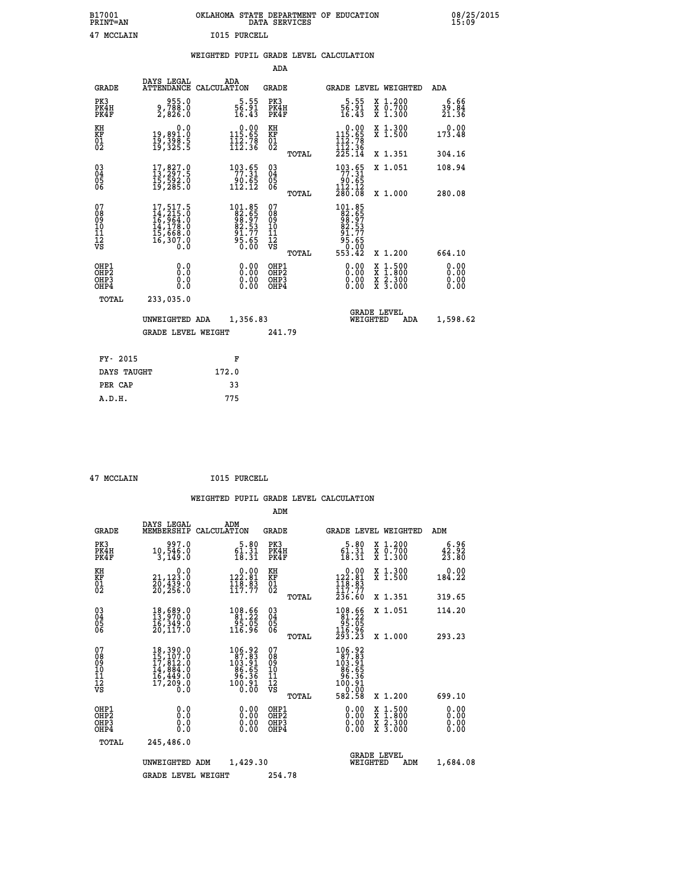B17001 OKLAHOMA STATE DEPARTMENT OF EDUCATION 08/25/2015
PRINT=AN DATA SERVICES 15:09

47 MCCLAIN I015 PURCELL

## WEIGHTED PUPIL GRADE LEVEL CALCULATION

### ADA

| GRADE | DAYS LEGAL ATTENDANCE | ADA CALCULATION | GRADE | GRADE LEVEL | WEIGHTED | ADA |
|---|---|---|---|---|---|---|
| PK3 | 955.0 | 5.55 | PK3 | 5.55 | X 1.200 | 6.66 |
| PK4H | 9,788.0 | 56.91 | PK4H | 56.91 | X 0.700 | 39.84 |
| PK4F | 2,826.0 | 16.43 | PK4F | 16.43 | X 1.300 | 21.36 |
| KH | 0.0 | 0.00 | KH | 0.00 | X 1.300 | 0.00 |
| KF | 19,891.0 | 115.65 | KF | 115.65 | X 1.500 | 173.48 |
| 01 | 19,398.5 | 112.78 | 01 | 112.78 | | |
| 02 | 19,325.5 | 112.36 | 02 | 112.36 | | |
| | | | TOTAL | 225.14 | X 1.351 | 304.16 |
| 03 | 17,827.0 | 103.65 | 03 | 103.65 | X 1.051 | 108.94 |
| 04 | 13,297.5 | 77.31 | 04 | 77.31 | | |
| 05 | 15,592.0 | 90.65 | 05 | 90.65 | | |
| 06 | 19,285.0 | 112.12 | 06 | 112.12 | | |
| | | | TOTAL | 280.08 | X 1.000 | 280.08 |
| 07 | 17,517.5 | 101.85 | 07 | 101.85 | | |
| 08 | 14,215.0 | 82.65 | 08 | 82.65 | | |
| 09 | 16,964.0 | 98.97 | 09 | 98.97 | | |
| 10 | 14,178.0 | 82.53 | 10 | 82.53 | | |
| 11 | 15,668.0 | 91.77 | 11 | 91.77 | | |
| 12 | 16,307.0 | 95.65 | 12 | 95.65 | | |
| VS | 0.0 | 0.00 | VS | 0.00 | | |
| | | | TOTAL | 553.42 | X 1.200 | 664.10 |
| OHP1 | 0.0 | 0.00 | OHP1 | 0.00 | X 1.500 | 0.00 |
| OHP2 | 0.0 | 0.00 | OHP2 | 0.00 | X 1.800 | 0.00 |
| OHP3 | 0.0 | 0.00 | OHP3 | 0.00 | X 2.300 | 0.00 |
| OHP4 | 0.0 | 0.00 | OHP4 | 0.00 | X 3.000 | 0.00 |
| TOTAL | 233,035.0 | | | | | |

UNWEIGHTED ADA 1,356.83 — GRADE LEVEL WEIGHTED ADA 1,598.62

GRADE LEVEL WEIGHT 241.79

| FY- 2015 | F |
|---|---|
| DAYS TAUGHT | 172.0 |
| PER CAP | 33 |
| A.D.H. | 775 |

47 MCCLAIN I015 PURCELL

## WEIGHTED PUPIL GRADE LEVEL CALCULATION

### ADM

| GRADE | DAYS LEGAL MEMBERSHIP | ADM CALCULATION | GRADE | GRADE LEVEL | WEIGHTED | ADM |
|---|---|---|---|---|---|---|
| PK3 | 997.0 | 5.80 | PK3 | 5.80 | X 1.200 | 6.96 |
| PK4H | 10,546.0 | 61.31 | PK4H | 61.31 | X 0.700 | 42.92 |
| PK4F | 3,149.0 | 18.31 | PK4F | 18.31 | X 1.300 | 23.80 |
| KH | 0.0 | 0.00 | KH | 0.00 | X 1.300 | 0.00 |
| KF | 21,123.0 | 122.81 | KF | 122.81 | X 1.500 | 184.22 |
| 01 | 20,439.0 | 118.83 | 01 | 118.83 | | |
| 02 | 20,256.0 | 117.77 | 02 | 117.77 | | |
| | | | TOTAL | 236.60 | X 1.351 | 319.65 |
| 03 | 18,689.0 | 108.66 | 03 | 108.66 | X 1.051 | 114.20 |
| 04 | 13,970.0 | 81.22 | 04 | 81.22 | | |
| 05 | 16,349.0 | 95.05 | 05 | 95.05 | | |
| 06 | 20,117.0 | 116.96 | 06 | 116.96 | | |
| | | | TOTAL | 293.23 | X 1.000 | 293.23 |
| 07 | 18,390.0 | 106.92 | 07 | 106.92 | | |
| 08 | 15,107.0 | 87.83 | 08 | 87.83 | | |
| 09 | 17,812.0 | 103.91 | 09 | 103.91 | | |
| 10 | 14,884.0 | 86.65 | 10 | 86.65 | | |
| 11 | 16,449.0 | 96.36 | 11 | 96.36 | | |
| 12 | 17,209.0 | 100.91 | 12 | 100.91 | | |
| VS | 0.0 | 0.00 | VS | 0.00 | | |
| | | | TOTAL | 582.58 | X 1.200 | 699.10 |
| OHP1 | 0.0 | 0.00 | OHP1 | 0.00 | X 1.500 | 0.00 |
| OHP2 | 0.0 | 0.00 | OHP2 | 0.00 | X 1.800 | 0.00 |
| OHP3 | 0.0 | 0.00 | OHP3 | 0.00 | X 2.300 | 0.00 |
| OHP4 | 0.0 | 0.00 | OHP4 | 0.00 | X 3.000 | 0.00 |
| TOTAL | 245,486.0 | | | | | |

UNWEIGHTED ADM 1,429.30 — GRADE LEVEL WEIGHTED ADM 1,684.08

GRADE LEVEL WEIGHT 254.78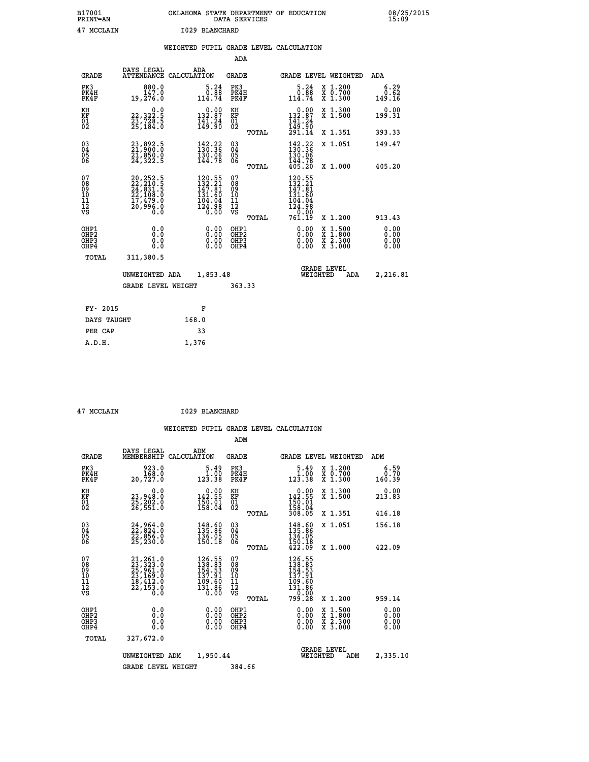B17001 OKLAHOMA STATE DEPARTMENT OF EDUCATION 08/25/2015
PRINT=AN DATA SERVICES 15:09

47 MCCLAIN I029 BLANCHARD

## WEIGHTED PUPIL GRADE LEVEL CALCULATION

### ADA

| GRADE | DAYS LEGAL ATTENDANCE | ADA CALCULATION | GRADE | | GRADE LEVEL | WEIGHTED | ADA |
|---|---|---|---|---|---|---|---|
| PK3 | 880.0 | 5.24 | PK3 | | 5.24 | X 1.200 | 6.29 |
| PK4H | 147.0 | 0.88 | PK4H | | 0.88 | X 0.700 | 0.62 |
| PK4F | 19,276.0 | 114.74 | PK4F | | 114.74 | X 1.300 | 149.16 |
| KH | 0.0 | 0.00 | KH | | 0.00 | X 1.300 | 0.00 |
| KF | 22,322.5 | 132.87 | KF | | 132.87 | X 1.500 | 199.31 |
| 01 | 23,728.5 | 141.24 | 01 | | 141.24 | | |
| 02 | 25,184.0 | 149.90 | 02 | | 149.90 | | |
| | | | | TOTAL | 291.14 | X 1.351 | 393.33 |
| 03 | 23,892.5 | 142.22 | 03 | | 142.22 | X 1.051 | 149.47 |
| 04 | 21,900.0 | 130.36 | 04 | | 130.36 | | |
| 05 | 21,850.0 | 130.06 | 05 | | 130.06 | | |
| 06 | 24,322.5 | 144.78 | 06 | | 144.78 | | |
| | | | | TOTAL | 405.20 | X 1.000 | 405.20 |
| 07 | 20,252.5 | 120.55 | 07 | | 120.55 | | |
| 08 | 22,210.5 | 132.21 | 08 | | 132.21 | | |
| 09 | 24,831.5 | 147.81 | 09 | | 147.81 | | |
| 10 | 22,108.0 | 131.60 | 10 | | 131.60 | | |
| 11 | 17,479.0 | 104.04 | 11 | | 104.04 | | |
| 12 | 20,996.0 | 124.98 | 12 | | 124.98 | | |
| VS | 0.0 | 0.00 | VS | | 0.00 | | |
| | | | | TOTAL | 761.19 | X 1.200 | 913.43 |
| OHP1 | 0.0 | 0.00 | OHP1 | | 0.00 | X 1.500 | 0.00 |
| OHP2 | 0.0 | 0.00 | OHP2 | | 0.00 | X 1.800 | 0.00 |
| OHP3 | 0.0 | 0.00 | OHP3 | | 0.00 | X 2.300 | 0.00 |
| OHP4 | 0.0 | 0.00 | OHP4 | | 0.00 | X 3.000 | 0.00 |
| TOTAL | 311,380.5 | | | | | | |

UNWEIGHTED ADA 1,853.48 | GRADE LEVEL WEIGHTED ADA 2,216.81

GRADE LEVEL WEIGHT 363.33

| FY- 2015 | F |
|---|---|
| DAYS TAUGHT | 168.0 |
| PER CAP | 33 |
| A.D.H. | 1,376 |

47 MCCLAIN I029 BLANCHARD

## WEIGHTED PUPIL GRADE LEVEL CALCULATION

### ADM

| GRADE | DAYS LEGAL MEMBERSHIP | ADM CALCULATION | GRADE | | GRADE LEVEL | WEIGHTED | ADM |
|---|---|---|---|---|---|---|---|
| PK3 | 923.0 | 5.49 | PK3 | | 5.49 | X 1.200 | 6.59 |
| PK4H | 168.0 | 1.00 | PK4H | | 1.00 | X 0.700 | 0.70 |
| PK4F | 20,727.0 | 123.38 | PK4F | | 123.38 | X 1.300 | 160.39 |
| KH | 0.0 | 0.00 | KH | | 0.00 | X 1.300 | 0.00 |
| KF | 23,948.0 | 142.55 | KF | | 142.55 | X 1.500 | 213.83 |
| 01 | 25,202.0 | 150.01 | 01 | | 150.01 | | |
| 02 | 26,551.0 | 158.04 | 02 | | 158.04 | | |
| | | | | TOTAL | 308.05 | X 1.351 | 416.18 |
| 03 | 24,964.0 | 148.60 | 03 | | 148.60 | X 1.051 | 156.18 |
| 04 | 22,824.0 | 135.86 | 04 | | 135.86 | | |
| 05 | 22,856.0 | 136.05 | 05 | | 136.05 | | |
| 06 | 25,230.0 | 150.18 | 06 | | 150.18 | | |
| | | | | TOTAL | 422.09 | X 1.000 | 422.09 |
| 07 | 21,261.0 | 126.55 | 07 | | 126.55 | | |
| 08 | 23,323.0 | 138.83 | 08 | | 138.83 | | |
| 09 | 25,961.0 | 154.53 | 09 | | 154.53 | | |
| 10 | 23,169.0 | 137.91 | 10 | | 137.91 | | |
| 11 | 18,412.0 | 109.60 | 11 | | 109.60 | | |
| 12 | 22,153.0 | 131.86 | 12 | | 131.86 | | |
| VS | 0.0 | 0.00 | VS | | 0.00 | | |
| | | | | TOTAL | 799.28 | X 1.200 | 959.14 |
| OHP1 | 0.0 | 0.00 | OHP1 | | 0.00 | X 1.500 | 0.00 |
| OHP2 | 0.0 | 0.00 | OHP2 | | 0.00 | X 1.800 | 0.00 |
| OHP3 | 0.0 | 0.00 | OHP3 | | 0.00 | X 2.300 | 0.00 |
| OHP4 | 0.0 | 0.00 | OHP4 | | 0.00 | X 3.000 | 0.00 |
| TOTAL | 327,672.0 | | | | | | |

UNWEIGHTED ADM 1,950.44 | GRADE LEVEL WEIGHTED ADM 2,335.10

GRADE LEVEL WEIGHT 384.66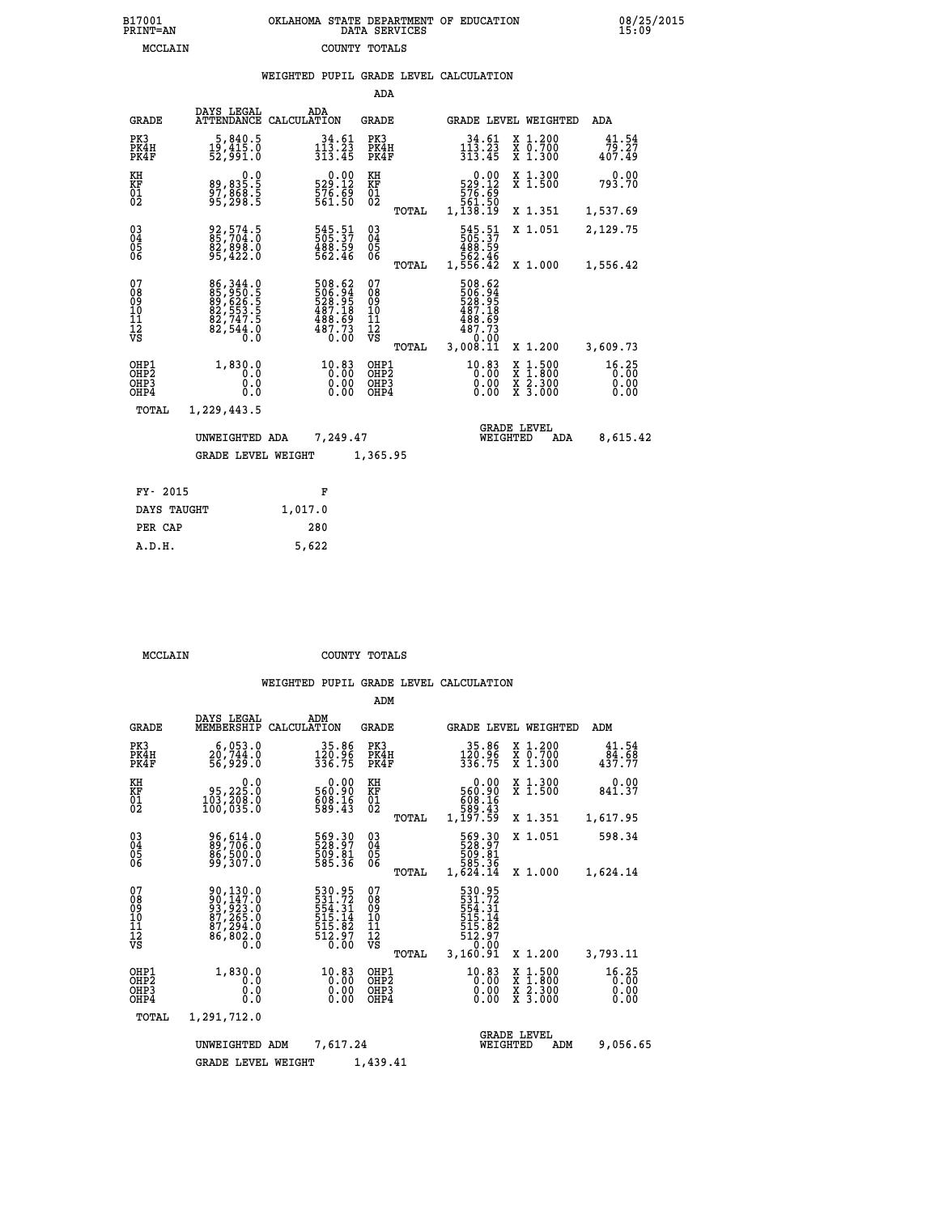B17001 PRINT=AN OKLAHOMA STATE DEPARTMENT OF EDUCATION DATA SERVICES 08/25/2015 15:09

MCCLAIN COUNTY TOTALS

## WEIGHTED PUPIL GRADE LEVEL CALCULATION

### ADA

| GRADE | DAYS LEGAL ATTENDANCE | ADA CALCULATION | GRADE | | GRADE LEVEL | WEIGHTED | ADA |
|---|---|---|---|---|---|---|---|
| PK3 | 5,840.5 | 34.61 | PK3 | | 34.61 | X 1.200 | 41.54 |
| PK4H | 19,415.0 | 113.23 | PK4H | | 113.23 | X 0.700 | 79.27 |
| PK4F | 52,991.0 | 313.45 | PK4F | | 313.45 | X 1.300 | 407.49 |
| KH | 0.0 | 0.00 | KH | | 0.00 | X 1.300 | 0.00 |
| KF | 89,835.5 | 529.12 | KF | | 529.12 | X 1.500 | 793.70 |
| 01 | 97,868.5 | 576.69 | 01 | | 576.69 | | |
| 02 | 95,298.5 | 561.50 | 02 | | 561.50 | | |
| | | | | TOTAL | 1,138.19 | X 1.351 | 1,537.69 |
| 03 | 92,574.5 | 545.51 | 03 | | 545.51 | X 1.051 | 2,129.75 |
| 04 | 85,704.0 | 505.37 | 04 | | 505.37 | | |
| 05 | 82,898.0 | 488.59 | 05 | | 488.59 | | |
| 06 | 95,422.0 | 562.46 | 06 | | 562.46 | | |
| | | | | TOTAL | 1,556.42 | X 1.000 | 1,556.42 |
| 07 | 86,344.0 | 508.62 | 07 | | 508.62 | | |
| 08 | 85,950.5 | 506.94 | 08 | | 506.94 | | |
| 09 | 89,626.5 | 528.95 | 09 | | 528.95 | | |
| 10 | 82,553.5 | 487.18 | 10 | | 487.18 | | |
| 11 | 82,747.5 | 488.69 | 11 | | 488.69 | | |
| 12 | 82,544.0 | 487.73 | 12 | | 487.73 | | |
| VS | 0.0 | 0.00 | VS | | 0.00 | | |
| | | | | TOTAL | 3,008.11 | X 1.200 | 3,609.73 |
| OHP1 | 1,830.0 | 10.83 | OHP1 | | 10.83 | X 1.500 | 16.25 |
| OHP2 | 0.0 | 0.00 | OHP2 | | 0.00 | X 1.800 | 0.00 |
| OHP3 | 0.0 | 0.00 | OHP3 | | 0.00 | X 2.300 | 0.00 |
| OHP4 | 0.0 | 0.00 | OHP4 | | 0.00 | X 3.000 | 0.00 |
| TOTAL | 1,229,443.5 | | | | | | |

UNWEIGHTED ADA 7,249.47 GRADE LEVEL WEIGHTED ADA 8,615.42

GRADE LEVEL WEIGHT 1,365.95

| FY- 2015 | F |
|---|---|
| DAYS TAUGHT | 1,017.0 |
| PER CAP | 280 |
| A.D.H. | 5,622 |

MCCLAIN COUNTY TOTALS

## WEIGHTED PUPIL GRADE LEVEL CALCULATION

### ADM

| GRADE | DAYS LEGAL MEMBERSHIP | ADM CALCULATION | GRADE | | GRADE LEVEL | WEIGHTED | ADM |
|---|---|---|---|---|---|---|---|
| PK3 | 6,053.0 | 35.86 | PK3 | | 35.86 | X 1.200 | 41.54 |
| PK4H | 20,744.0 | 120.96 | PK4H | | 120.96 | X 0.700 | 84.68 |
| PK4F | 56,929.0 | 336.75 | PK4F | | 336.75 | X 1.300 | 437.77 |
| KH | 0.0 | 0.00 | KH | | 0.00 | X 1.300 | 0.00 |
| KF | 95,225.0 | 560.90 | KF | | 560.90 | X 1.500 | 841.37 |
| 01 | 103,208.0 | 608.16 | 01 | | 608.16 | | |
| 02 | 100,035.0 | 589.43 | 02 | | 589.43 | | |
| | | | | TOTAL | 1,197.59 | X 1.351 | 1,617.95 |
| 03 | 96,614.0 | 569.30 | 03 | | 569.30 | X 1.051 | 598.34 |
| 04 | 89,706.0 | 528.97 | 04 | | 528.97 | | |
| 05 | 86,500.0 | 509.81 | 05 | | 509.81 | | |
| 06 | 99,307.0 | 585.36 | 06 | | 585.36 | | |
| | | | | TOTAL | 1,624.14 | X 1.000 | 1,624.14 |
| 07 | 90,130.0 | 530.95 | 07 | | 530.95 | | |
| 08 | 90,147.0 | 531.72 | 08 | | 531.72 | | |
| 09 | 93,923.0 | 554.31 | 09 | | 554.31 | | |
| 10 | 87,265.0 | 515.14 | 10 | | 515.14 | | |
| 11 | 87,294.0 | 515.82 | 11 | | 515.82 | | |
| 12 | 86,802.0 | 512.97 | 12 | | 512.97 | | |
| VS | 0.0 | 0.00 | VS | | 0.00 | | |
| | | | | TOTAL | 3,160.91 | X 1.200 | 3,793.11 |
| OHP1 | 1,830.0 | 10.83 | OHP1 | | 10.83 | X 1.500 | 16.25 |
| OHP2 | 0.0 | 0.00 | OHP2 | | 0.00 | X 1.800 | 0.00 |
| OHP3 | 0.0 | 0.00 | OHP3 | | 0.00 | X 2.300 | 0.00 |
| OHP4 | 0.0 | 0.00 | OHP4 | | 0.00 | X 3.000 | 0.00 |
| TOTAL | 1,291,712.0 | | | | | | |

UNWEIGHTED ADM 7,617.24 GRADE LEVEL WEIGHTED ADM 9,056.65

GRADE LEVEL WEIGHT 1,439.41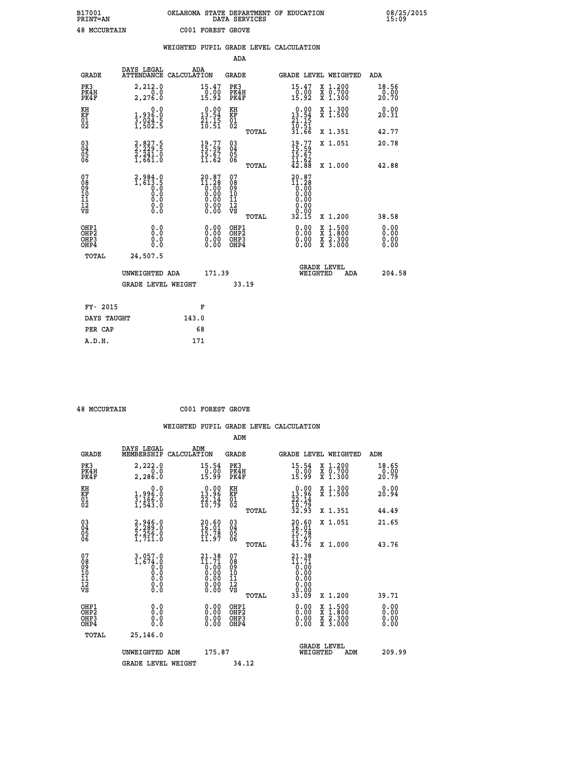B17001 OKLAHOMA STATE DEPARTMENT OF EDUCATION 08/25/2015
PRINT=AN DATA SERVICES 15:09

48 MCCURTAIN C001 FOREST GROVE

## WEIGHTED PUPIL GRADE LEVEL CALCULATION

### ADA

| GRADE | DAYS LEGAL ATTENDANCE | ADA CALCULATION | GRADE | GRADE LEVEL | WEIGHTED | ADA |
|---|---|---|---|---|---|---|
| PK3 | 2,212.0 | 15.47 | PK3 | 15.47 | X 1.200 | 18.56 |
| PK4H | 0.0 | 0.00 | PK4H | 0.00 | X 0.700 | 0.00 |
| PK4F | 2,276.0 | 15.92 | PK4F | 15.92 | X 1.300 | 20.70 |
| KH | 0.0 | 0.00 | KH | 0.00 | X 1.300 | 0.00 |
| KF | 1,936.0 | 13.54 | KF | 13.54 | X 1.500 | 20.31 |
| 01 | 3,024.5 | 21.15 | 01 | 21.15 | | |
| 02 | 1,502.5 | 10.51 | 02 | 10.51 | | |
| | | | TOTAL | 31.66 | X 1.351 | 42.77 |
| 03 | 2,827.5 | 19.77 | 03 | 19.77 | X 1.051 | 20.78 |
| 04 | 2,229.5 | 15.59 | 04 | 15.59 | | |
| 05 | 2,241.0 | 15.67 | 05 | 15.67 | | |
| 06 | 1,661.0 | 11.62 | 06 | 11.62 | | |
| | | | TOTAL | 42.88 | X 1.000 | 42.88 |
| 07 | 2,984.0 | 20.87 | 07 | 20.87 | | |
| 08 | 1,613.5 | 11.28 | 08 | 11.28 | | |
| 09 | 0.0 | 0.00 | 09 | 0.00 | | |
| 10 | 0.0 | 0.00 | 10 | 0.00 | | |
| 11 | 0.0 | 0.00 | 11 | 0.00 | | |
| 12 | 0.0 | 0.00 | 12 | 0.00 | | |
| VS | 0.0 | 0.00 | VS | 0.00 | | |
| | | | TOTAL | 32.15 | X 1.200 | 38.58 |
| OHP1 | 0.0 | 0.00 | OHP1 | 0.00 | X 1.500 | 0.00 |
| OHP2 | 0.0 | 0.00 | OHP2 | 0.00 | X 1.800 | 0.00 |
| OHP3 | 0.0 | 0.00 | OHP3 | 0.00 | X 2.300 | 0.00 |
| OHP4 | 0.0 | 0.00 | OHP4 | 0.00 | X 3.000 | 0.00 |
| TOTAL | 24,507.5 | | | | | |

UNWEIGHTED ADA 171.39 | GRADE LEVEL WEIGHTED ADA 204.58

GRADE LEVEL WEIGHT 33.19

| FY- 2015 | F |
|---|---|
| DAYS TAUGHT | 143.0 |
| PER CAP | 68 |
| A.D.H. | 171 |

48 MCCURTAIN C001 FOREST GROVE

## WEIGHTED PUPIL GRADE LEVEL CALCULATION

### ADM

| GRADE | DAYS LEGAL MEMBERSHIP | ADM CALCULATION | GRADE | GRADE LEVEL | WEIGHTED | ADM |
|---|---|---|---|---|---|---|
| PK3 | 2,222.0 | 15.54 | PK3 | 15.54 | X 1.200 | 18.65 |
| PK4H | 0.0 | 0.00 | PK4H | 0.00 | X 0.700 | 0.00 |
| PK4F | 2,286.0 | 15.99 | PK4F | 15.99 | X 1.300 | 20.79 |
| KH | 0.0 | 0.00 | KH | 0.00 | X 1.300 | 0.00 |
| KF | 1,996.0 | 13.96 | KF | 13.96 | X 1.500 | 20.94 |
| 01 | 3,166.0 | 22.14 | 01 | 22.14 | | |
| 02 | 1,543.0 | 10.79 | 02 | 10.79 | | |
| | | | TOTAL | 32.93 | X 1.351 | 44.49 |
| 03 | 2,946.0 | 20.60 | 03 | 20.60 | X 1.051 | 21.65 |
| 04 | 2,289.0 | 16.01 | 04 | 16.01 | | |
| 05 | 2,256.0 | 15.78 | 05 | 15.78 | | |
| 06 | 1,711.0 | 11.97 | 06 | 11.97 | | |
| | | | TOTAL | 43.76 | X 1.000 | 43.76 |
| 07 | 3,057.0 | 21.38 | 07 | 21.38 | | |
| 08 | 1,674.0 | 11.71 | 08 | 11.71 | | |
| 09 | 0.0 | 0.00 | 09 | 0.00 | | |
| 10 | 0.0 | 0.00 | 10 | 0.00 | | |
| 11 | 0.0 | 0.00 | 11 | 0.00 | | |
| 12 | 0.0 | 0.00 | 12 | 0.00 | | |
| VS | 0.0 | 0.00 | VS | 0.00 | | |
| | | | TOTAL | 33.09 | X 1.200 | 39.71 |
| OHP1 | 0.0 | 0.00 | OHP1 | 0.00 | X 1.500 | 0.00 |
| OHP2 | 0.0 | 0.00 | OHP2 | 0.00 | X 1.800 | 0.00 |
| OHP3 | 0.0 | 0.00 | OHP3 | 0.00 | X 2.300 | 0.00 |
| OHP4 | 0.0 | 0.00 | OHP4 | 0.00 | X 3.000 | 0.00 |
| TOTAL | 25,146.0 | | | | | |

UNWEIGHTED ADM 175.87 | GRADE LEVEL WEIGHTED ADM 209.99

GRADE LEVEL WEIGHT 34.12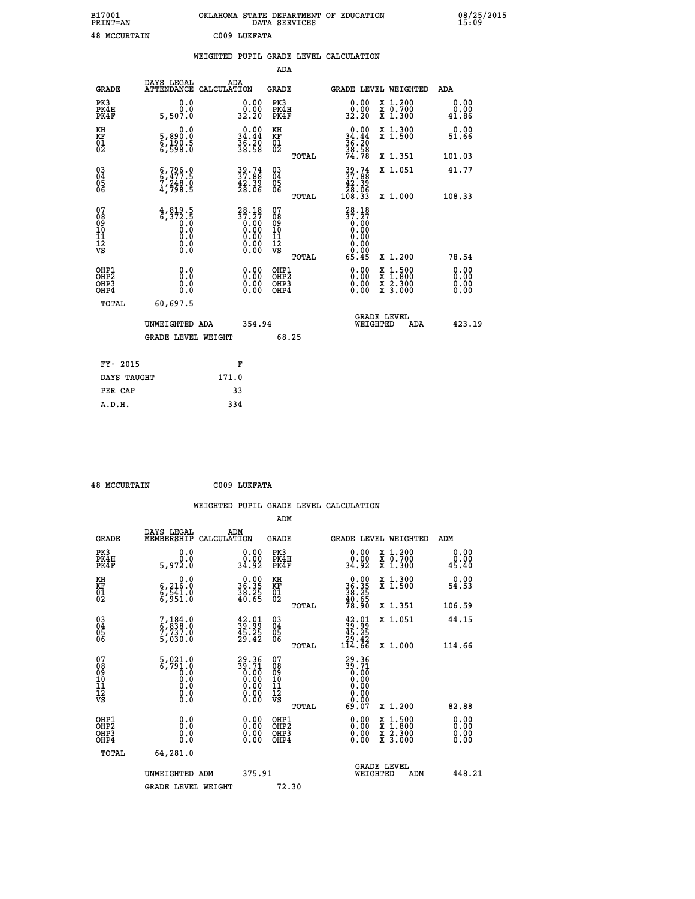B17001 PRINT=AN OKLAHOMA STATE DEPARTMENT OF EDUCATION DATA SERVICES 08/25/2015 15:09

48 MCCURTAIN C009 LUKFATA

## WEIGHTED PUPIL GRADE LEVEL CALCULATION

### ADA

| GRADE | DAYS LEGAL ATTENDANCE | ADA CALCULATION | GRADE | GRADE LEVEL | WEIGHTED | ADA |
|---|---|---|---|---|---|---|
| PK3 | 0.0 | 0.00 | PK3 | 0.00 | X 1.200 | 0.00 |
| PK4H | 0.0 | 0.00 | PK4H | 0.00 | X 0.700 | 0.00 |
| PK4F | 5,507.0 | 32.20 | PK4F | 32.20 | X 1.300 | 41.86 |
| KH | 0.0 | 0.00 | KH | 0.00 | X 1.300 | 0.00 |
| KF | 5,890.0 | 34.44 | KF | 34.44 | X 1.500 | 51.66 |
| 01 | 6,190.5 | 36.20 | 01 | 36.20 | | |
| 02 | 6,598.0 | 38.58 | 02 | 38.58 | | |
| | | | TOTAL | 74.78 | X 1.351 | 101.03 |
| 03 | 6,796.0 | 39.74 | 03 | 39.74 | X 1.051 | 41.77 |
| 04 | 6,477.5 | 37.88 | 04 | 37.88 | | |
| 05 | 7,248.0 | 42.39 | 05 | 42.39 | | |
| 06 | 4,798.5 | 28.06 | 06 | 28.06 | | |
| | | | TOTAL | 108.33 | X 1.000 | 108.33 |
| 07 | 4,819.5 | 28.18 | 07 | 28.18 | | |
| 08 | 6,372.5 | 37.27 | 08 | 37.27 | | |
| 09 | 0.0 | 0.00 | 09 | 0.00 | | |
| 10 | 0.0 | 0.00 | 10 | 0.00 | | |
| 11 | 0.0 | 0.00 | 11 | 0.00 | | |
| 12 | 0.0 | 0.00 | 12 | 0.00 | | |
| VS | 0.0 | 0.00 | VS | 0.00 | | |
| | | | TOTAL | 65.45 | X 1.200 | 78.54 |
| OHP1 | 0.0 | 0.00 | OHP1 | 0.00 | X 1.500 | 0.00 |
| OHP2 | 0.0 | 0.00 | OHP2 | 0.00 | X 1.800 | 0.00 |
| OHP3 | 0.0 | 0.00 | OHP3 | 0.00 | X 2.300 | 0.00 |
| OHP4 | 0.0 | 0.00 | OHP4 | 0.00 | X 3.000 | 0.00 |
| TOTAL | 60,697.5 | | | | | |

UNWEIGHTED ADA 354.94 GRADE LEVEL WEIGHTED ADA 423.19

GRADE LEVEL WEIGHT 68.25

| FY- 2015 | F |
|---|---|
| DAYS TAUGHT | 171.0 |
| PER CAP | 33 |
| A.D.H. | 334 |

48 MCCURTAIN C009 LUKFATA

## WEIGHTED PUPIL GRADE LEVEL CALCULATION

### ADM

| GRADE | DAYS LEGAL MEMBERSHIP | ADM CALCULATION | GRADE | GRADE LEVEL | WEIGHTED | ADM |
|---|---|---|---|---|---|---|
| PK3 | 0.0 | 0.00 | PK3 | 0.00 | X 1.200 | 0.00 |
| PK4H | 0.0 | 0.00 | PK4H | 0.00 | X 0.700 | 0.00 |
| PK4F | 5,972.0 | 34.92 | PK4F | 34.92 | X 1.300 | 45.40 |
| KH | 0.0 | 0.00 | KH | 0.00 | X 1.300 | 0.00 |
| KF | 6,216.0 | 36.35 | KF | 36.35 | X 1.500 | 54.53 |
| 01 | 6,541.0 | 38.25 | 01 | 38.25 | | |
| 02 | 6,951.0 | 40.65 | 02 | 40.65 | | |
| | | | TOTAL | 78.90 | X 1.351 | 106.59 |
| 03 | 7,184.0 | 42.01 | 03 | 42.01 | X 1.051 | 44.15 |
| 04 | 6,838.0 | 39.99 | 04 | 39.99 | | |
| 05 | 7,737.0 | 45.25 | 05 | 45.25 | | |
| 06 | 5,030.0 | 29.42 | 06 | 29.42 | | |
| | | | TOTAL | 114.66 | X 1.000 | 114.66 |
| 07 | 5,021.0 | 29.36 | 07 | 29.36 | | |
| 08 | 6,791.0 | 39.71 | 08 | 39.71 | | |
| 09 | 0.0 | 0.00 | 09 | 0.00 | | |
| 10 | 0.0 | 0.00 | 10 | 0.00 | | |
| 11 | 0.0 | 0.00 | 11 | 0.00 | | |
| 12 | 0.0 | 0.00 | 12 | 0.00 | | |
| VS | 0.0 | 0.00 | VS | 0.00 | | |
| | | | TOTAL | 69.07 | X 1.200 | 82.88 |
| OHP1 | 0.0 | 0.00 | OHP1 | 0.00 | X 1.500 | 0.00 |
| OHP2 | 0.0 | 0.00 | OHP2 | 0.00 | X 1.800 | 0.00 |
| OHP3 | 0.0 | 0.00 | OHP3 | 0.00 | X 2.300 | 0.00 |
| OHP4 | 0.0 | 0.00 | OHP4 | 0.00 | X 3.000 | 0.00 |
| TOTAL | 64,281.0 | | | | | |

UNWEIGHTED ADM 375.91 GRADE LEVEL WEIGHTED ADM 448.21

GRADE LEVEL WEIGHT 72.30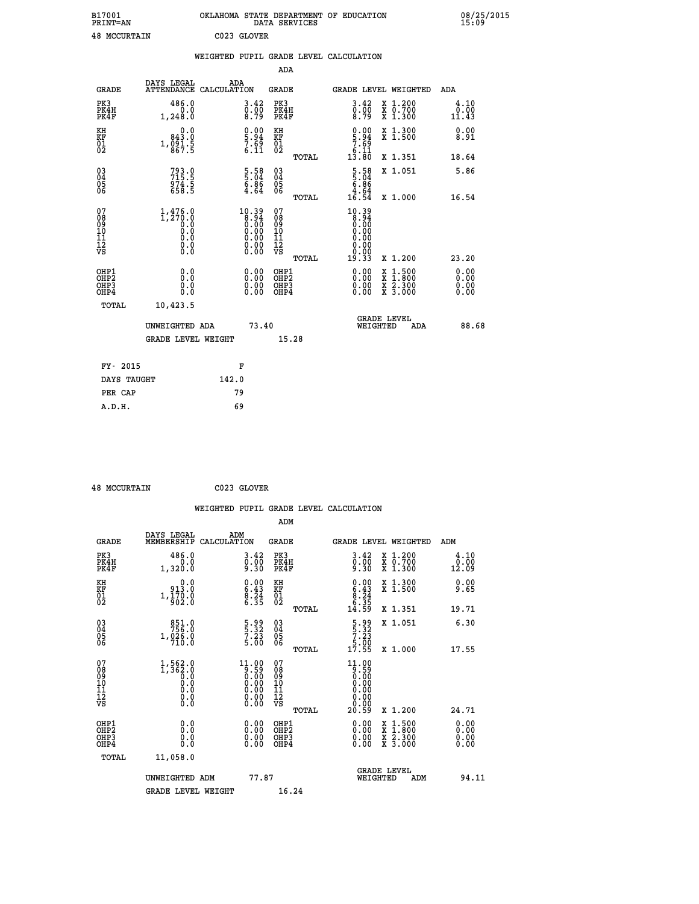B17001 OKLAHOMA STATE DEPARTMENT OF EDUCATION 08/25/2015
PRINT=AN DATA SERVICES 15:09

48 MCCURTAIN C023 GLOVER

## WEIGHTED PUPIL GRADE LEVEL CALCULATION

### ADA

| GRADE | DAYS LEGAL ATTENDANCE | ADA CALCULATION | GRADE | GRADE LEVEL | WEIGHTED | ADA |
|---|---|---|---|---|---|---|
| PK3 | 486.0 | 3.42 | PK3 | 3.42 | X 1.200 | 4.10 |
| PK4H | 0.0 | 0.00 | PK4H | 0.00 | X 0.700 | 0.00 |
| PK4F | 1,248.0 | 8.79 | PK4F | 8.79 | X 1.300 | 11.43 |
| KH | 0.0 | 0.00 | KH | 0.00 | X 1.300 | 0.00 |
| KF | 843.0 | 5.94 | KF | 5.94 | X 1.500 | 8.91 |
| 01 | 1,091.5 | 7.69 | 01 | 7.69 | | |
| 02 | 867.5 | 6.11 | 02 | 6.11 | | |
| | | | TOTAL | 13.80 | X 1.351 | 18.64 |
| 03 | 793.0 | 5.58 | 03 | 5.58 | X 1.051 | 5.86 |
| 04 | 715.5 | 5.04 | 04 | 5.04 | | |
| 05 | 974.5 | 6.86 | 05 | 6.86 | | |
| 06 | 658.5 | 4.64 | 06 | 4.64 | | |
| | | | TOTAL | 16.54 | X 1.000 | 16.54 |
| 07 | 1,476.0 | 10.39 | 07 | 10.39 | | |
| 08 | 1,270.0 | 8.94 | 08 | 8.94 | | |
| 09 | 0.0 | 0.00 | 09 | 0.00 | | |
| 10 | 0.0 | 0.00 | 10 | 0.00 | | |
| 11 | 0.0 | 0.00 | 11 | 0.00 | | |
| 12 | 0.0 | 0.00 | 12 | 0.00 | | |
| VS | 0.0 | 0.00 | VS | 0.00 | | |
| | | | TOTAL | 19.33 | X 1.200 | 23.20 |
| OHP1 | 0.0 | 0.00 | OHP1 | 0.00 | X 1.500 | 0.00 |
| OHP2 | 0.0 | 0.00 | OHP2 | 0.00 | X 1.800 | 0.00 |
| OHP3 | 0.0 | 0.00 | OHP3 | 0.00 | X 2.300 | 0.00 |
| OHP4 | 0.0 | 0.00 | OHP4 | 0.00 | X 3.000 | 0.00 |
| TOTAL | 10,423.5 | | | | | |

UNWEIGHTED ADA 73.40 GRADE LEVEL WEIGHTED ADA 88.68

GRADE LEVEL WEIGHT 15.28

| FY- 2015 | F |
|---|---|
| DAYS TAUGHT | 142.0 |
| PER CAP | 79 |
| A.D.H. | 69 |

48 MCCURTAIN C023 GLOVER

## WEIGHTED PUPIL GRADE LEVEL CALCULATION

### ADM

| GRADE | DAYS LEGAL MEMBERSHIP | ADM CALCULATION | GRADE | GRADE LEVEL | WEIGHTED | ADM |
|---|---|---|---|---|---|---|
| PK3 | 486.0 | 3.42 | PK3 | 3.42 | X 1.200 | 4.10 |
| PK4H | 0.0 | 0.00 | PK4H | 0.00 | X 0.700 | 0.00 |
| PK4F | 1,320.0 | 9.30 | PK4F | 9.30 | X 1.300 | 12.09 |
| KH | 0.0 | 0.00 | KH | 0.00 | X 1.300 | 0.00 |
| KF | 913.0 | 6.43 | KF | 6.43 | X 1.500 | 9.65 |
| 01 | 1,170.0 | 8.24 | 01 | 8.24 | | |
| 02 | 902.0 | 6.35 | 02 | 6.35 | | |
| | | | TOTAL | 14.59 | X 1.351 | 19.71 |
| 03 | 851.0 | 5.99 | 03 | 5.99 | X 1.051 | 6.30 |
| 04 | 756.0 | 5.32 | 04 | 5.32 | | |
| 05 | 1,026.0 | 7.23 | 05 | 7.23 | | |
| 06 | 710.0 | 5.00 | 06 | 5.00 | | |
| | | | TOTAL | 17.55 | X 1.000 | 17.55 |
| 07 | 1,562.0 | 11.00 | 07 | 11.00 | | |
| 08 | 1,362.0 | 9.59 | 08 | 9.59 | | |
| 09 | 0.0 | 0.00 | 09 | 0.00 | | |
| 10 | 0.0 | 0.00 | 10 | 0.00 | | |
| 11 | 0.0 | 0.00 | 11 | 0.00 | | |
| 12 | 0.0 | 0.00 | 12 | 0.00 | | |
| VS | 0.0 | 0.00 | VS | 0.00 | | |
| | | | TOTAL | 20.59 | X 1.200 | 24.71 |
| OHP1 | 0.0 | 0.00 | OHP1 | 0.00 | X 1.500 | 0.00 |
| OHP2 | 0.0 | 0.00 | OHP2 | 0.00 | X 1.800 | 0.00 |
| OHP3 | 0.0 | 0.00 | OHP3 | 0.00 | X 2.300 | 0.00 |
| OHP4 | 0.0 | 0.00 | OHP4 | 0.00 | X 3.000 | 0.00 |
| TOTAL | 11,058.0 | | | | | |

UNWEIGHTED ADM 77.87 GRADE LEVEL WEIGHTED ADM 94.11

GRADE LEVEL WEIGHT 16.24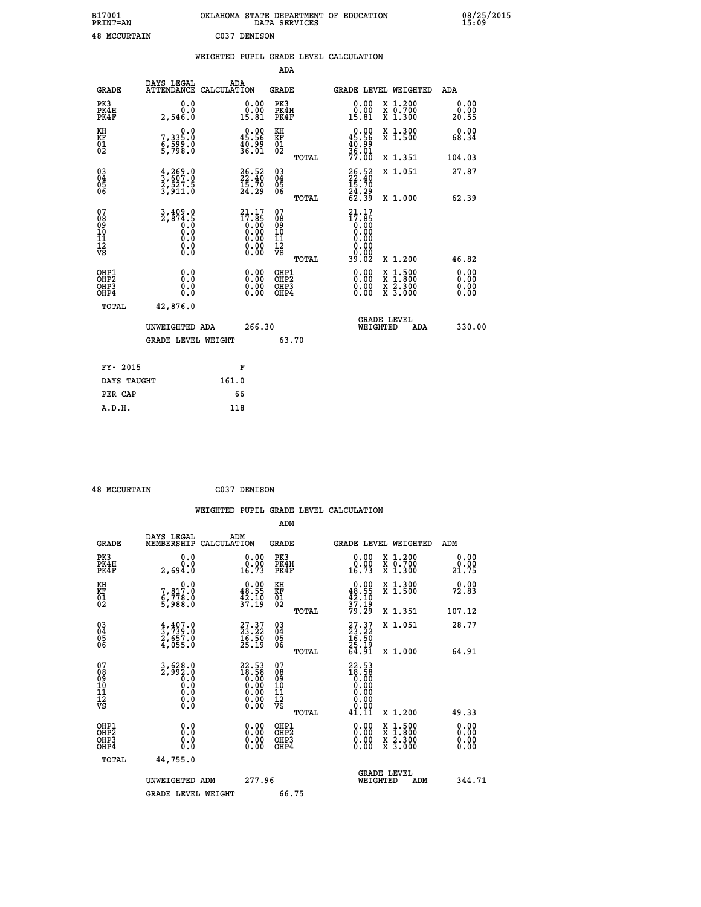B17001 OKLAHOMA STATE DEPARTMENT OF EDUCATION 08/25/2015
PRINT=AN DATA SERVICES 15:09

48 MCCURTAIN C037 DENISON

## WEIGHTED PUPIL GRADE LEVEL CALCULATION

### ADA

| GRADE | DAYS LEGAL ATTENDANCE | ADA CALCULATION | GRADE | GRADE LEVEL | WEIGHTED | ADA |
|---|---|---|---|---|---|---|
| PK3 | 0.0 | 0.00 | PK3 | 0.00 | X 1.200 | 0.00 |
| PK4H | 0.0 | 0.00 | PK4H | 0.00 | X 0.700 | 0.00 |
| PK4F | 2,546.0 | 15.81 | PK4F | 15.81 | X 1.300 | 20.55 |
| KH | 0.0 | 0.00 | KH | 0.00 | X 1.300 | 0.00 |
| KF | 7,335.0 | 45.56 | KF | 45.56 | X 1.500 | 68.34 |
| 01 | 6,599.0 | 40.99 | 01 | 40.99 | | |
| 02 | 5,798.0 | 36.01 | 02 | 36.01 | | |
| | | | TOTAL | 77.00 | X 1.351 | 104.03 |
| 03 | 4,269.0 | 26.52 | 03 | 26.52 | X 1.051 | 27.87 |
| 04 | 3,607.0 | 22.40 | 04 | 22.40 | | |
| 05 | 2,527.5 | 15.70 | 05 | 15.70 | | |
| 06 | 3,911.0 | 24.29 | 06 | 24.29 | | |
| | | | TOTAL | 62.39 | X 1.000 | 62.39 |
| 07 | 3,409.0 | 21.17 | 07 | 21.17 | | |
| 08 | 2,874.5 | 17.85 | 08 | 17.85 | | |
| 09 | 0.0 | 0.00 | 09 | 0.00 | | |
| 10 | 0.0 | 0.00 | 10 | 0.00 | | |
| 11 | 0.0 | 0.00 | 11 | 0.00 | | |
| 12 | 0.0 | 0.00 | 12 | 0.00 | | |
| VS | 0.0 | 0.00 | VS | 0.00 | | |
| | | | TOTAL | 39.02 | X 1.200 | 46.82 |
| OHP1 | 0.0 | 0.00 | OHP1 | 0.00 | X 1.500 | 0.00 |
| OHP2 | 0.0 | 0.00 | OHP2 | 0.00 | X 1.800 | 0.00 |
| OHP3 | 0.0 | 0.00 | OHP3 | 0.00 | X 2.300 | 0.00 |
| OHP4 | 0.0 | 0.00 | OHP4 | 0.00 | X 3.000 | 0.00 |
| TOTAL | 42,876.0 | | | | | |

UNWEIGHTED ADA 266.30 GRADE LEVEL WEIGHTED ADA 330.00

GRADE LEVEL WEIGHT 63.70

| FY- 2015 | F |
|---|---|
| DAYS TAUGHT | 161.0 |
| PER CAP | 66 |
| A.D.H. | 118 |

48 MCCURTAIN C037 DENISON

## WEIGHTED PUPIL GRADE LEVEL CALCULATION

### ADM

| GRADE | DAYS LEGAL MEMBERSHIP | ADM CALCULATION | GRADE | GRADE LEVEL | WEIGHTED | ADM |
|---|---|---|---|---|---|---|
| PK3 | 0.0 | 0.00 | PK3 | 0.00 | X 1.200 | 0.00 |
| PK4H | 0.0 | 0.00 | PK4H | 0.00 | X 0.700 | 0.00 |
| PK4F | 2,694.0 | 16.73 | PK4F | 16.73 | X 1.300 | 21.75 |
| KH | 0.0 | 0.00 | KH | 0.00 | X 1.300 | 0.00 |
| KF | 7,817.0 | 48.55 | KF | 48.55 | X 1.500 | 72.83 |
| 01 | 6,778.0 | 42.10 | 01 | 42.10 | | |
| 02 | 5,988.0 | 37.19 | 02 | 37.19 | | |
| | | | TOTAL | 79.29 | X 1.351 | 107.12 |
| 03 | 4,407.0 | 27.37 | 03 | 27.37 | X 1.051 | 28.77 |
| 04 | 3,739.0 | 23.22 | 04 | 23.22 | | |
| 05 | 2,657.0 | 16.50 | 05 | 16.50 | | |
| 06 | 4,055.0 | 25.19 | 06 | 25.19 | | |
| | | | TOTAL | 64.91 | X 1.000 | 64.91 |
| 07 | 3,628.0 | 22.53 | 07 | 22.53 | | |
| 08 | 2,992.0 | 18.58 | 08 | 18.58 | | |
| 09 | 0.0 | 0.00 | 09 | 0.00 | | |
| 10 | 0.0 | 0.00 | 10 | 0.00 | | |
| 11 | 0.0 | 0.00 | 11 | 0.00 | | |
| 12 | 0.0 | 0.00 | 12 | 0.00 | | |
| VS | 0.0 | 0.00 | VS | 0.00 | | |
| | | | TOTAL | 41.11 | X 1.200 | 49.33 |
| OHP1 | 0.0 | 0.00 | OHP1 | 0.00 | X 1.500 | 0.00 |
| OHP2 | 0.0 | 0.00 | OHP2 | 0.00 | X 1.800 | 0.00 |
| OHP3 | 0.0 | 0.00 | OHP3 | 0.00 | X 2.300 | 0.00 |
| OHP4 | 0.0 | 0.00 | OHP4 | 0.00 | X 3.000 | 0.00 |
| TOTAL | 44,755.0 | | | | | |

UNWEIGHTED ADM 277.96 GRADE LEVEL WEIGHTED ADM 344.71

GRADE LEVEL WEIGHT 66.75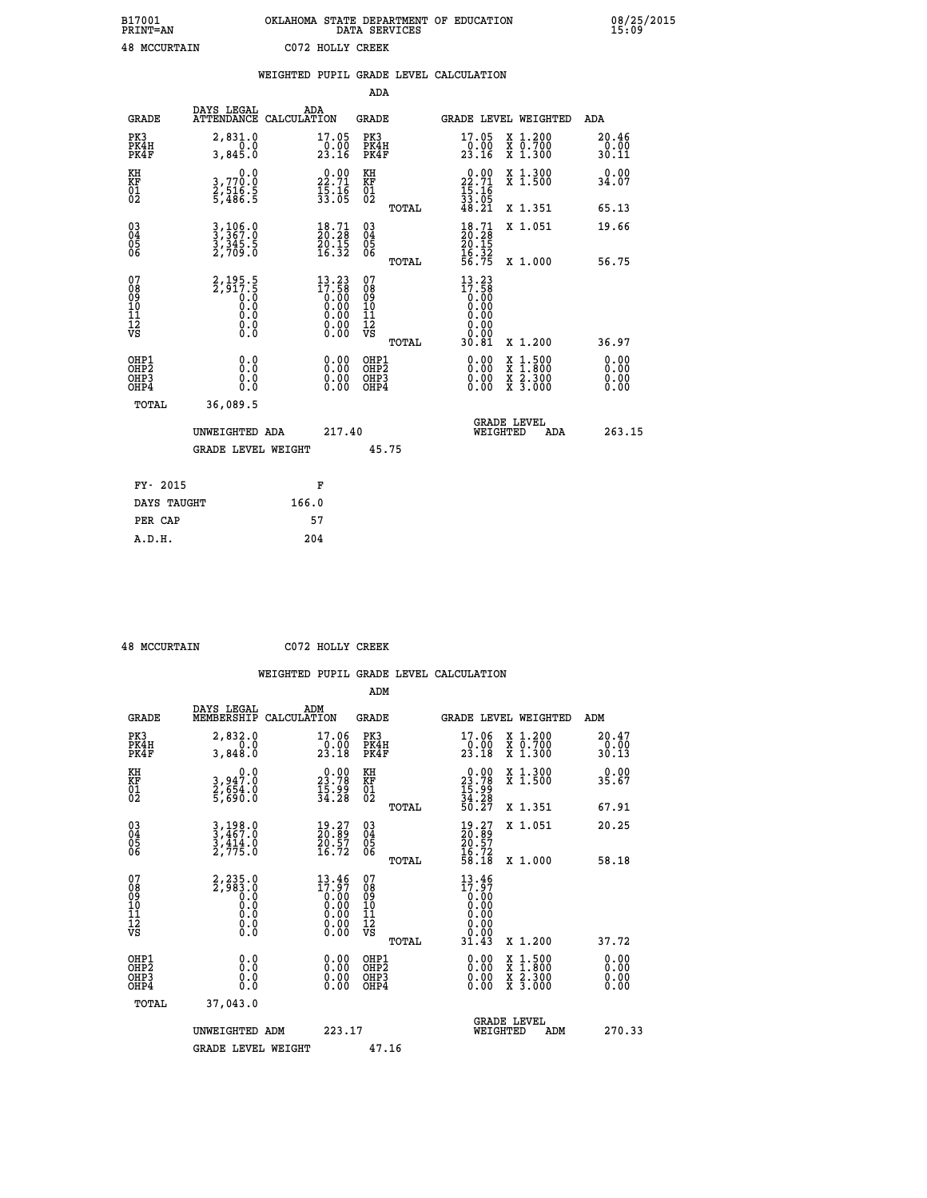B17001 OKLAHOMA STATE DEPARTMENT OF EDUCATION 08/25/2015
PRINT=AN DATA SERVICES 15:09

48 MCCURTAIN C072 HOLLY CREEK

## WEIGHTED PUPIL GRADE LEVEL CALCULATION

### ADA

| GRADE | DAYS LEGAL ATTENDANCE | ADA CALCULATION | GRADE | GRADE LEVEL | WEIGHTED | ADA |
|---|---|---|---|---|---|---|
| PK3 | 2,831.0 | 17.05 | PK3 | 17.05 | X 1.200 | 20.46 |
| PK4H | 0.0 | 0.00 | PK4H | 0.00 | X 0.700 | 0.00 |
| PK4F | 3,845.0 | 23.16 | PK4F | 23.16 | X 1.300 | 30.11 |
| KH | 0.0 | 0.00 | KH | 0.00 | X 1.300 | 0.00 |
| KF | 3,770.0 | 22.71 | KF | 22.71 | X 1.500 | 34.07 |
| 01 | 2,516.5 | 15.16 | 01 | 15.16 | | |
| 02 | 5,486.5 | 33.05 | 02 | 33.05 | | |
| | | | TOTAL | 48.21 | X 1.351 | 65.13 |
| 03 | 3,106.0 | 18.71 | 03 | 18.71 | X 1.051 | 19.66 |
| 04 | 3,367.0 | 20.28 | 04 | 20.28 | | |
| 05 | 3,345.5 | 20.15 | 05 | 20.15 | | |
| 06 | 2,709.0 | 16.32 | 06 | 16.32 | | |
| | | | TOTAL | 56.75 | X 1.000 | 56.75 |
| 07 | 2,195.5 | 13.23 | 07 | 13.23 | | |
| 08 | 2,917.5 | 17.58 | 08 | 17.58 | | |
| 09 | 0.0 | 0.00 | 09 | 0.00 | | |
| 10 | 0.0 | 0.00 | 10 | 0.00 | | |
| 11 | 0.0 | 0.00 | 11 | 0.00 | | |
| 12 | 0.0 | 0.00 | 12 | 0.00 | | |
| VS | 0.0 | 0.00 | VS | 0.00 | | |
| | | | TOTAL | 30.81 | X 1.200 | 36.97 |
| OHP1 | 0.0 | 0.00 | OHP1 | 0.00 | X 1.500 | 0.00 |
| OHP2 | 0.0 | 0.00 | OHP2 | 0.00 | X 1.800 | 0.00 |
| OHP3 | 0.0 | 0.00 | OHP3 | 0.00 | X 2.300 | 0.00 |
| OHP4 | 0.0 | 0.00 | OHP4 | 0.00 | X 3.000 | 0.00 |
| TOTAL | 36,089.5 | | | | | |

UNWEIGHTED ADA 217.40 GRADE LEVEL WEIGHTED ADA 263.15

GRADE LEVEL WEIGHT 45.75

| FY- 2015 | F |
|---|---|
| DAYS TAUGHT | 166.0 |
| PER CAP | 57 |
| A.D.H. | 204 |

48 MCCURTAIN C072 HOLLY CREEK

## WEIGHTED PUPIL GRADE LEVEL CALCULATION

### ADM

| GRADE | DAYS LEGAL MEMBERSHIP | ADM CALCULATION | GRADE | GRADE LEVEL | WEIGHTED | ADM |
|---|---|---|---|---|---|---|
| PK3 | 2,832.0 | 17.06 | PK3 | 17.06 | X 1.200 | 20.47 |
| PK4H | 0.0 | 0.00 | PK4H | 0.00 | X 0.700 | 0.00 |
| PK4F | 3,848.0 | 23.18 | PK4F | 23.18 | X 1.300 | 30.13 |
| KH | 0.0 | 0.00 | KH | 0.00 | X 1.300 | 0.00 |
| KF | 3,947.0 | 23.78 | KF | 23.78 | X 1.500 | 35.67 |
| 01 | 2,654.0 | 15.99 | 01 | 15.99 | | |
| 02 | 5,690.0 | 34.28 | 02 | 34.28 | | |
| | | | TOTAL | 50.27 | X 1.351 | 67.91 |
| 03 | 3,198.0 | 19.27 | 03 | 19.27 | X 1.051 | 20.25 |
| 04 | 3,467.0 | 20.89 | 04 | 20.89 | | |
| 05 | 3,414.0 | 20.57 | 05 | 20.57 | | |
| 06 | 2,775.0 | 16.72 | 06 | 16.72 | | |
| | | | TOTAL | 58.18 | X 1.000 | 58.18 |
| 07 | 2,235.0 | 13.46 | 07 | 13.46 | | |
| 08 | 2,983.0 | 17.97 | 08 | 17.97 | | |
| 09 | 0.0 | 0.00 | 09 | 0.00 | | |
| 10 | 0.0 | 0.00 | 10 | 0.00 | | |
| 11 | 0.0 | 0.00 | 11 | 0.00 | | |
| 12 | 0.0 | 0.00 | 12 | 0.00 | | |
| VS | 0.0 | 0.00 | VS | 0.00 | | |
| | | | TOTAL | 31.43 | X 1.200 | 37.72 |
| OHP1 | 0.0 | 0.00 | OHP1 | 0.00 | X 1.500 | 0.00 |
| OHP2 | 0.0 | 0.00 | OHP2 | 0.00 | X 1.800 | 0.00 |
| OHP3 | 0.0 | 0.00 | OHP3 | 0.00 | X 2.300 | 0.00 |
| OHP4 | 0.0 | 0.00 | OHP4 | 0.00 | X 3.000 | 0.00 |
| TOTAL | 37,043.0 | | | | | |

UNWEIGHTED ADM 223.17 GRADE LEVEL WEIGHTED ADM 270.33

GRADE LEVEL WEIGHT 47.16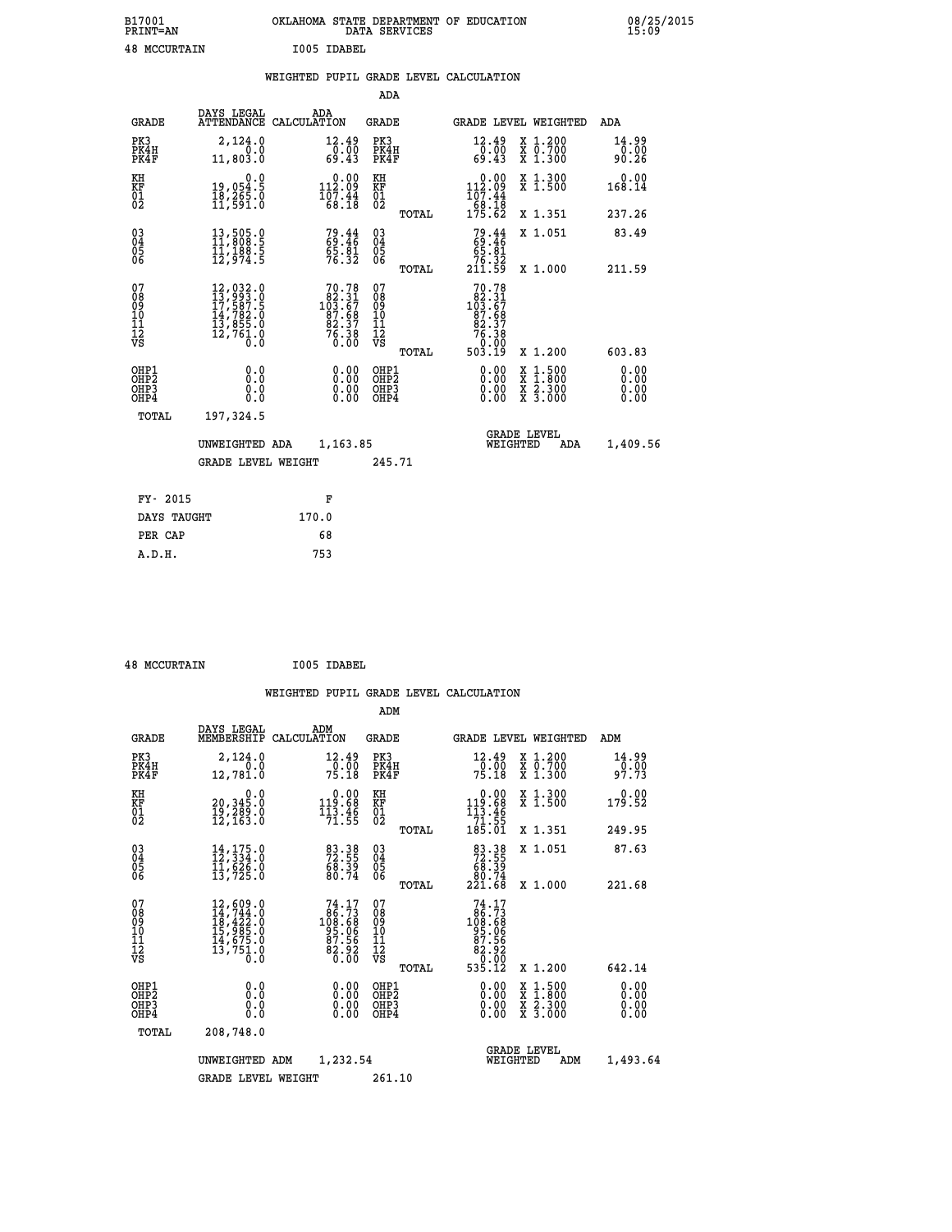B17001 OKLAHOMA STATE DEPARTMENT OF EDUCATION 08/25/2015
PRINT=AN DATA SERVICES 15:09

48 MCCURTAIN I005 IDABEL

## WEIGHTED PUPIL GRADE LEVEL CALCULATION

### ADA

| GRADE | DAYS LEGAL ATTENDANCE | ADA CALCULATION | GRADE | GRADE LEVEL | WEIGHTED | ADA |
|---|---|---|---|---|---|---|
| PK3 | 2,124.0 | 12.49 | PK3 | 12.49 | X 1.200 | 14.99 |
| PK4H | 0.0 | 0.00 | PK4H | 0.00 | X 0.700 | 0.00 |
| PK4F | 11,803.0 | 69.43 | PK4F | 69.43 | X 1.300 | 90.26 |
| KH | 0.0 | 0.00 | KH | 0.00 | X 1.300 | 0.00 |
| KF | 19,054.5 | 112.09 | KF | 112.09 | X 1.500 | 168.14 |
| 01 | 18,265.0 | 107.44 | 01 | 107.44 | | |
| 02 | 11,591.0 | 68.18 | 02 | 68.18 | | |
| | | | TOTAL | 175.62 | X 1.351 | 237.26 |
| 03 | 13,505.0 | 79.44 | 03 | 79.44 | X 1.051 | 83.49 |
| 04 | 11,808.5 | 69.46 | 04 | 69.46 | | |
| 05 | 11,188.5 | 65.81 | 05 | 65.81 | | |
| 06 | 12,974.5 | 76.32 | 06 | 76.32 | | |
| | | | TOTAL | 211.59 | X 1.000 | 211.59 |
| 07 | 12,032.0 | 70.78 | 07 | 70.78 | | |
| 08 | 13,993.0 | 82.31 | 08 | 82.31 | | |
| 09 | 17,587.5 | 103.67 | 09 | 103.67 | | |
| 10 | 14,782.0 | 87.68 | 10 | 87.68 | | |
| 11 | 13,855.0 | 82.37 | 11 | 82.37 | | |
| 12 | 12,761.0 | 76.38 | 12 | 76.38 | | |
| VS | 0.0 | 0.00 | VS | 0.00 | | |
| | | | TOTAL | 503.19 | X 1.200 | 603.83 |
| OHP1 | 0.0 | 0.00 | OHP1 | 0.00 | X 1.500 | 0.00 |
| OHP2 | 0.0 | 0.00 | OHP2 | 0.00 | X 1.800 | 0.00 |
| OHP3 | 0.0 | 0.00 | OHP3 | 0.00 | X 2.300 | 0.00 |
| OHP4 | 0.0 | 0.00 | OHP4 | 0.00 | X 3.000 | 0.00 |
| TOTAL | 197,324.5 | | | | | |

UNWEIGHTED ADA 1,163.85 GRADE LEVEL WEIGHTED ADA 1,409.56

GRADE LEVEL WEIGHT 245.71

| FY- 2015 | F |
|---|---|
| DAYS TAUGHT | 170.0 |
| PER CAP | 68 |
| A.D.H. | 753 |

48 MCCURTAIN I005 IDABEL

## WEIGHTED PUPIL GRADE LEVEL CALCULATION

### ADM

| GRADE | DAYS LEGAL MEMBERSHIP | ADM CALCULATION | GRADE | GRADE LEVEL | WEIGHTED | ADM |
|---|---|---|---|---|---|---|
| PK3 | 2,124.0 | 12.49 | PK3 | 12.49 | X 1.200 | 14.99 |
| PK4H | 0.0 | 0.00 | PK4H | 0.00 | X 0.700 | 0.00 |
| PK4F | 12,781.0 | 75.18 | PK4F | 75.18 | X 1.300 | 97.73 |
| KH | 0.0 | 0.00 | KH | 0.00 | X 1.300 | 0.00 |
| KF | 20,345.0 | 119.68 | KF | 119.68 | X 1.500 | 179.52 |
| 01 | 19,289.0 | 113.46 | 01 | 113.46 | | |
| 02 | 12,163.0 | 71.55 | 02 | 71.55 | | |
| | | | TOTAL | 185.01 | X 1.351 | 249.95 |
| 03 | 14,175.0 | 83.38 | 03 | 83.38 | X 1.051 | 87.63 |
| 04 | 12,334.0 | 72.55 | 04 | 72.55 | | |
| 05 | 11,626.0 | 68.39 | 05 | 68.39 | | |
| 06 | 13,725.0 | 80.74 | 06 | 80.74 | | |
| | | | TOTAL | 221.68 | X 1.000 | 221.68 |
| 07 | 12,609.0 | 74.17 | 07 | 74.17 | | |
| 08 | 14,744.0 | 86.73 | 08 | 86.73 | | |
| 09 | 18,422.0 | 108.68 | 09 | 108.68 | | |
| 10 | 15,985.0 | 95.06 | 10 | 95.06 | | |
| 11 | 14,675.0 | 87.56 | 11 | 87.56 | | |
| 12 | 13,751.0 | 82.92 | 12 | 82.92 | | |
| VS | 0.0 | 0.00 | VS | 0.00 | | |
| | | | TOTAL | 535.12 | X 1.200 | 642.14 |
| OHP1 | 0.0 | 0.00 | OHP1 | 0.00 | X 1.500 | 0.00 |
| OHP2 | 0.0 | 0.00 | OHP2 | 0.00 | X 1.800 | 0.00 |
| OHP3 | 0.0 | 0.00 | OHP3 | 0.00 | X 2.300 | 0.00 |
| OHP4 | 0.0 | 0.00 | OHP4 | 0.00 | X 3.000 | 0.00 |
| TOTAL | 208,748.0 | | | | | |

UNWEIGHTED ADM 1,232.54 GRADE LEVEL WEIGHTED ADM 1,493.64

GRADE LEVEL WEIGHT 261.10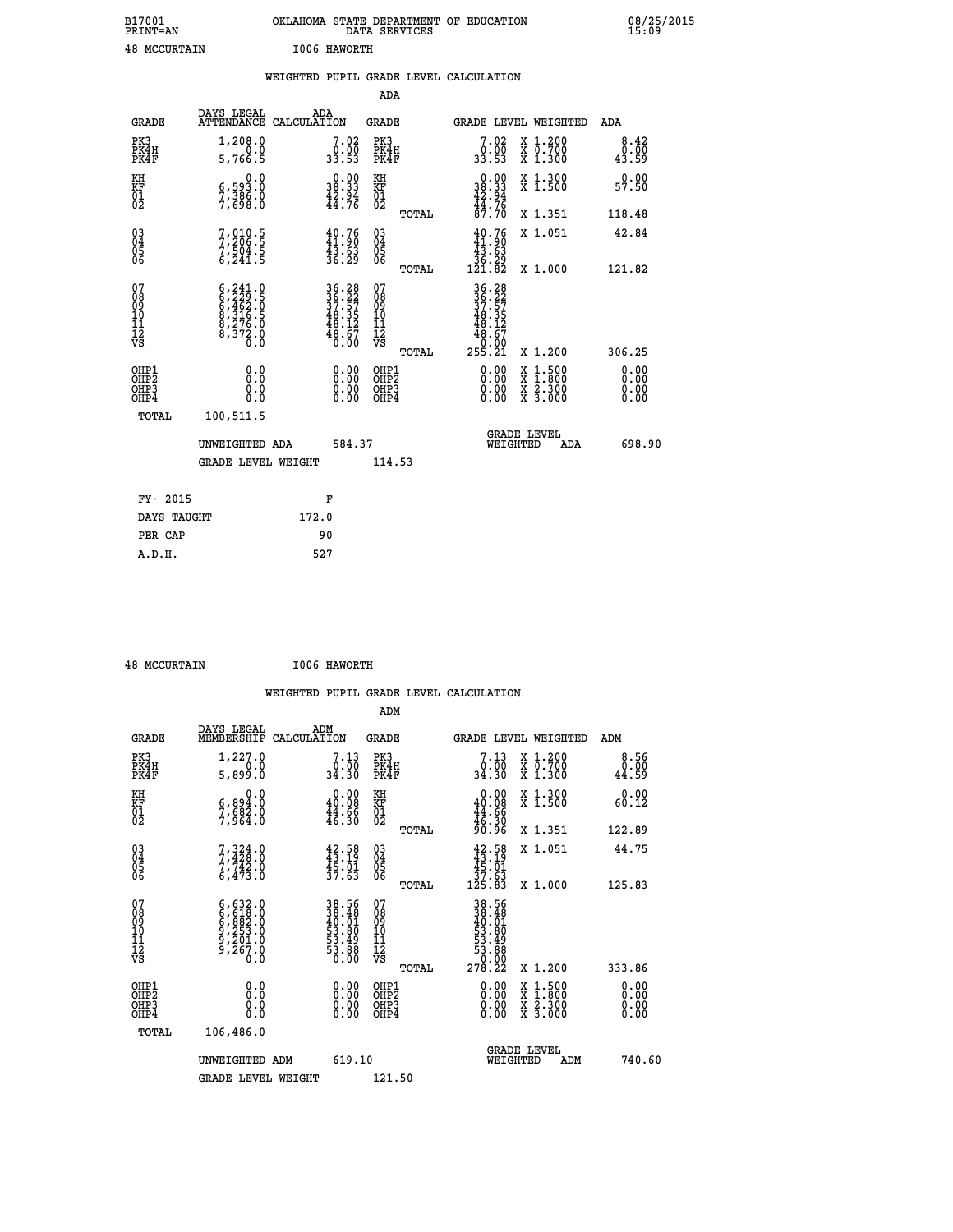B17001 OKLAHOMA STATE DEPARTMENT OF EDUCATION 08/25/2015
PRINT=AN DATA SERVICES 15:09

48 MCCURTAIN I006 HAWORTH

## WEIGHTED PUPIL GRADE LEVEL CALCULATION

### ADA

| GRADE | DAYS LEGAL ATTENDANCE | ADA CALCULATION | GRADE | GRADE LEVEL | WEIGHTED | ADA |
|---|---|---|---|---|---|---|
| PK3 | 1,208.0 | 7.02 | PK3 | 7.02 | X 1.200 | 8.42 |
| PK4H | 0.0 | 0.00 | PK4H | 0.00 | X 0.700 | 0.00 |
| PK4F | 5,766.5 | 33.53 | PK4F | 33.53 | X 1.300 | 43.59 |
| KH | 0.0 | 0.00 | KH | 0.00 | X 1.300 | 0.00 |
| KF | 6,593.0 | 38.33 | KF | 38.33 | X 1.500 | 57.50 |
| 01 | 7,386.0 | 42.94 | 01 | 42.94 | | |
| 02 | 7,698.0 | 44.76 | 02 | 44.76 | | |
| | | | TOTAL | 87.70 | X 1.351 | 118.48 |
| 03 | 7,010.5 | 40.76 | 03 | 40.76 | X 1.051 | 42.84 |
| 04 | 7,206.5 | 41.90 | 04 | 41.90 | | |
| 05 | 7,504.5 | 43.63 | 05 | 43.63 | | |
| 06 | 6,241.5 | 36.29 | 06 | 36.29 | | |
| | | | TOTAL | 121.82 | X 1.000 | 121.82 |
| 07 | 6,241.0 | 36.28 | 07 | 36.28 | | |
| 08 | 6,229.5 | 36.22 | 08 | 36.22 | | |
| 09 | 6,462.0 | 37.57 | 09 | 37.57 | | |
| 10 | 8,316.5 | 48.35 | 10 | 48.35 | | |
| 11 | 8,276.0 | 48.12 | 11 | 48.12 | | |
| 12 | 8,372.0 | 48.67 | 12 | 48.67 | | |
| VS | 0.0 | 0.00 | VS | 0.00 | | |
| | | | TOTAL | 255.21 | X 1.200 | 306.25 |
| OHP1 | 0.0 | 0.00 | OHP1 | 0.00 | X 1.500 | 0.00 |
| OHP2 | 0.0 | 0.00 | OHP2 | 0.00 | X 1.800 | 0.00 |
| OHP3 | 0.0 | 0.00 | OHP3 | 0.00 | X 2.300 | 0.00 |
| OHP4 | 0.0 | 0.00 | OHP4 | 0.00 | X 3.000 | 0.00 |
| TOTAL | 100,511.5 | | | | | |

UNWEIGHTED ADA 584.37 GRADE LEVEL WEIGHTED ADA 698.90

GRADE LEVEL WEIGHT 114.53

| FY- 2015 | F |
|---|---|
| DAYS TAUGHT | 172.0 |
| PER CAP | 90 |
| A.D.H. | 527 |

48 MCCURTAIN I006 HAWORTH

## WEIGHTED PUPIL GRADE LEVEL CALCULATION

### ADM

| GRADE | DAYS LEGAL MEMBERSHIP | ADM CALCULATION | GRADE | GRADE LEVEL | WEIGHTED | ADM |
|---|---|---|---|---|---|---|
| PK3 | 1,227.0 | 7.13 | PK3 | 7.13 | X 1.200 | 8.56 |
| PK4H | 0.0 | 0.00 | PK4H | 0.00 | X 0.700 | 0.00 |
| PK4F | 5,899.0 | 34.30 | PK4F | 34.30 | X 1.300 | 44.59 |
| KH | 0.0 | 0.00 | KH | 0.00 | X 1.300 | 0.00 |
| KF | 6,894.0 | 40.08 | KF | 40.08 | X 1.500 | 60.12 |
| 01 | 7,682.0 | 44.66 | 01 | 44.66 | | |
| 02 | 7,964.0 | 46.30 | 02 | 46.30 | | |
| | | | TOTAL | 90.96 | X 1.351 | 122.89 |
| 03 | 7,324.0 | 42.58 | 03 | 42.58 | X 1.051 | 44.75 |
| 04 | 7,428.0 | 43.19 | 04 | 43.19 | | |
| 05 | 7,742.0 | 45.01 | 05 | 45.01 | | |
| 06 | 6,473.0 | 37.63 | 06 | 37.63 | | |
| | | | TOTAL | 125.83 | X 1.000 | 125.83 |
| 07 | 6,632.0 | 38.56 | 07 | 38.56 | | |
| 08 | 6,618.0 | 38.48 | 08 | 38.48 | | |
| 09 | 6,882.0 | 40.01 | 09 | 40.01 | | |
| 10 | 9,253.0 | 53.80 | 10 | 53.80 | | |
| 11 | 9,201.0 | 53.49 | 11 | 53.49 | | |
| 12 | 9,267.0 | 53.88 | 12 | 53.88 | | |
| VS | 0.0 | 0.00 | VS | 0.00 | | |
| | | | TOTAL | 278.22 | X 1.200 | 333.86 |
| OHP1 | 0.0 | 0.00 | OHP1 | 0.00 | X 1.500 | 0.00 |
| OHP2 | 0.0 | 0.00 | OHP2 | 0.00 | X 1.800 | 0.00 |
| OHP3 | 0.0 | 0.00 | OHP3 | 0.00 | X 2.300 | 0.00 |
| OHP4 | 0.0 | 0.00 | OHP4 | 0.00 | X 3.000 | 0.00 |
| TOTAL | 106,486.0 | | | | | |

UNWEIGHTED ADM 619.10 GRADE LEVEL WEIGHTED ADM 740.60

GRADE LEVEL WEIGHT 121.50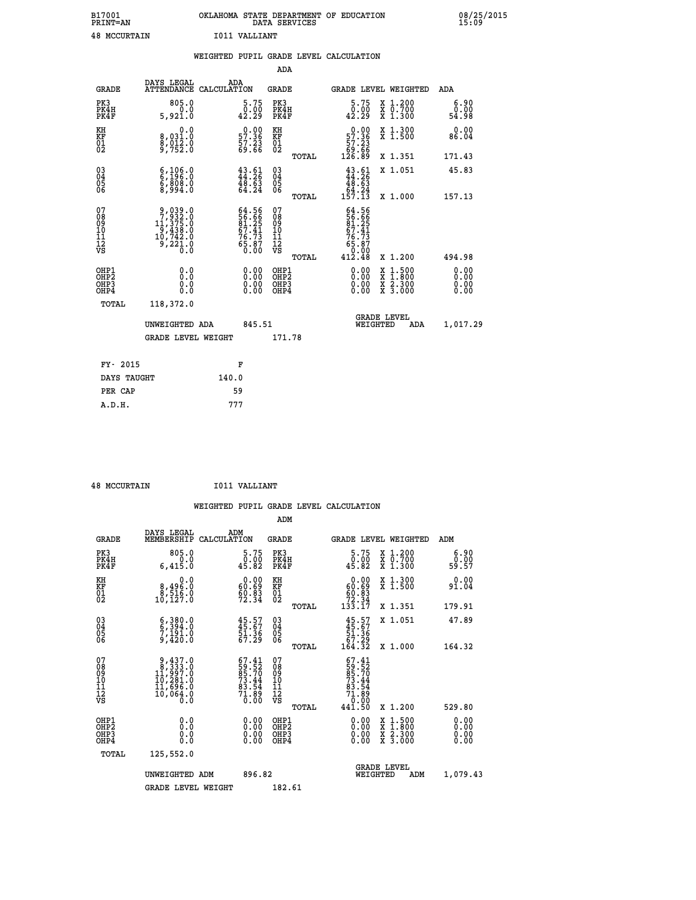B17001 OKLAHOMA STATE DEPARTMENT OF EDUCATION 08/25/2015
PRINT=AN DATA SERVICES 15:09

48 MCCURTAIN I011 VALLIANT

## WEIGHTED PUPIL GRADE LEVEL CALCULATION

### ADA

| GRADE | DAYS LEGAL ATTENDANCE | ADA CALCULATION | GRADE | GRADE LEVEL | WEIGHTED | ADA |
|---|---|---|---|---|---|---|
| PK3 | 805.0 | 5.75 | PK3 | 5.75 | X 1.200 | 6.90 |
| PK4H | 0.0 | 0.00 | PK4H | 0.00 | X 0.700 | 0.00 |
| PK4F | 5,921.0 | 42.29 | PK4F | 42.29 | X 1.300 | 54.98 |
| KH | 0.0 | 0.00 | KH | 0.00 | X 1.300 | 0.00 |
| KF | 8,031.0 | 57.36 | KF | 57.36 | X 1.500 | 86.04 |
| 01 | 8,012.0 | 57.23 | 01 | 57.23 | | |
| 02 | 9,752.0 | 69.66 | 02 | 69.66 | | |
| | | | TOTAL | 126.89 | X 1.351 | 171.43 |
| 03 | 6,106.0 | 43.61 | 03 | 43.61 | X 1.051 | 45.83 |
| 04 | 6,196.0 | 44.26 | 04 | 44.26 | | |
| 05 | 6,808.0 | 48.63 | 05 | 48.63 | | |
| 06 | 8,994.0 | 64.24 | 06 | 64.24 | | |
| | | | TOTAL | 157.13 | X 1.000 | 157.13 |
| 07 | 9,039.0 | 64.56 | 07 | 64.56 | | |
| 08 | 7,932.0 | 56.66 | 08 | 56.66 | | |
| 09 | 11,375.0 | 81.25 | 09 | 81.25 | | |
| 10 | 9,438.0 | 67.41 | 10 | 67.41 | | |
| 11 | 10,742.0 | 76.73 | 11 | 76.73 | | |
| 12 | 9,221.0 | 65.87 | 12 | 65.87 | | |
| VS | 0.0 | 0.00 | VS | 0.00 | | |
| | | | TOTAL | 412.48 | X 1.200 | 494.98 |
| OHP1 | 0.0 | 0.00 | OHP1 | 0.00 | X 1.500 | 0.00 |
| OHP2 | 0.0 | 0.00 | OHP2 | 0.00 | X 1.800 | 0.00 |
| OHP3 | 0.0 | 0.00 | OHP3 | 0.00 | X 2.300 | 0.00 |
| OHP4 | 0.0 | 0.00 | OHP4 | 0.00 | X 3.000 | 0.00 |
| TOTAL | 118,372.0 | | | | | |

UNWEIGHTED ADA 845.51 GRADE LEVEL WEIGHTED ADA 1,017.29

GRADE LEVEL WEIGHT 171.78

| FY- 2015 | F |
|---|---|
| DAYS TAUGHT | 140.0 |
| PER CAP | 59 |
| A.D.H. | 777 |

48 MCCURTAIN I011 VALLIANT

## WEIGHTED PUPIL GRADE LEVEL CALCULATION

### ADM

| GRADE | DAYS LEGAL MEMBERSHIP | ADM CALCULATION | GRADE | GRADE LEVEL | WEIGHTED | ADM |
|---|---|---|---|---|---|---|
| PK3 | 805.0 | 5.75 | PK3 | 5.75 | X 1.200 | 6.90 |
| PK4H | 0.0 | 0.00 | PK4H | 0.00 | X 0.700 | 0.00 |
| PK4F | 6,415.0 | 45.82 | PK4F | 45.82 | X 1.300 | 59.57 |
| KH | 0.0 | 0.00 | KH | 0.00 | X 1.300 | 0.00 |
| KF | 8,496.0 | 60.69 | KF | 60.69 | X 1.500 | 91.04 |
| 01 | 8,516.0 | 60.83 | 01 | 60.83 | | |
| 02 | 10,127.0 | 72.34 | 02 | 72.34 | | |
| | | | TOTAL | 133.17 | X 1.351 | 179.91 |
| 03 | 6,380.0 | 45.57 | 03 | 45.57 | X 1.051 | 47.89 |
| 04 | 6,394.0 | 45.67 | 04 | 45.67 | | |
| 05 | 7,191.0 | 51.36 | 05 | 51.36 | | |
| 06 | 9,420.0 | 67.29 | 06 | 67.29 | | |
| | | | TOTAL | 164.32 | X 1.000 | 164.32 |
| 07 | 9,437.0 | 67.41 | 07 | 67.41 | | |
| 08 | 8,333.0 | 59.52 | 08 | 59.52 | | |
| 09 | 11,997.0 | 85.70 | 09 | 85.70 | | |
| 10 | 10,281.0 | 73.44 | 10 | 73.44 | | |
| 11 | 11,696.0 | 83.54 | 11 | 83.54 | | |
| 12 | 10,064.0 | 71.89 | 12 | 71.89 | | |
| VS | 0.0 | 0.00 | VS | 0.00 | | |
| | | | TOTAL | 441.50 | X 1.200 | 529.80 |
| OHP1 | 0.0 | 0.00 | OHP1 | 0.00 | X 1.500 | 0.00 |
| OHP2 | 0.0 | 0.00 | OHP2 | 0.00 | X 1.800 | 0.00 |
| OHP3 | 0.0 | 0.00 | OHP3 | 0.00 | X 2.300 | 0.00 |
| OHP4 | 0.0 | 0.00 | OHP4 | 0.00 | X 3.000 | 0.00 |
| TOTAL | 125,552.0 | | | | | |

UNWEIGHTED ADM 896.82 GRADE LEVEL WEIGHTED ADM 1,079.43

GRADE LEVEL WEIGHT 182.61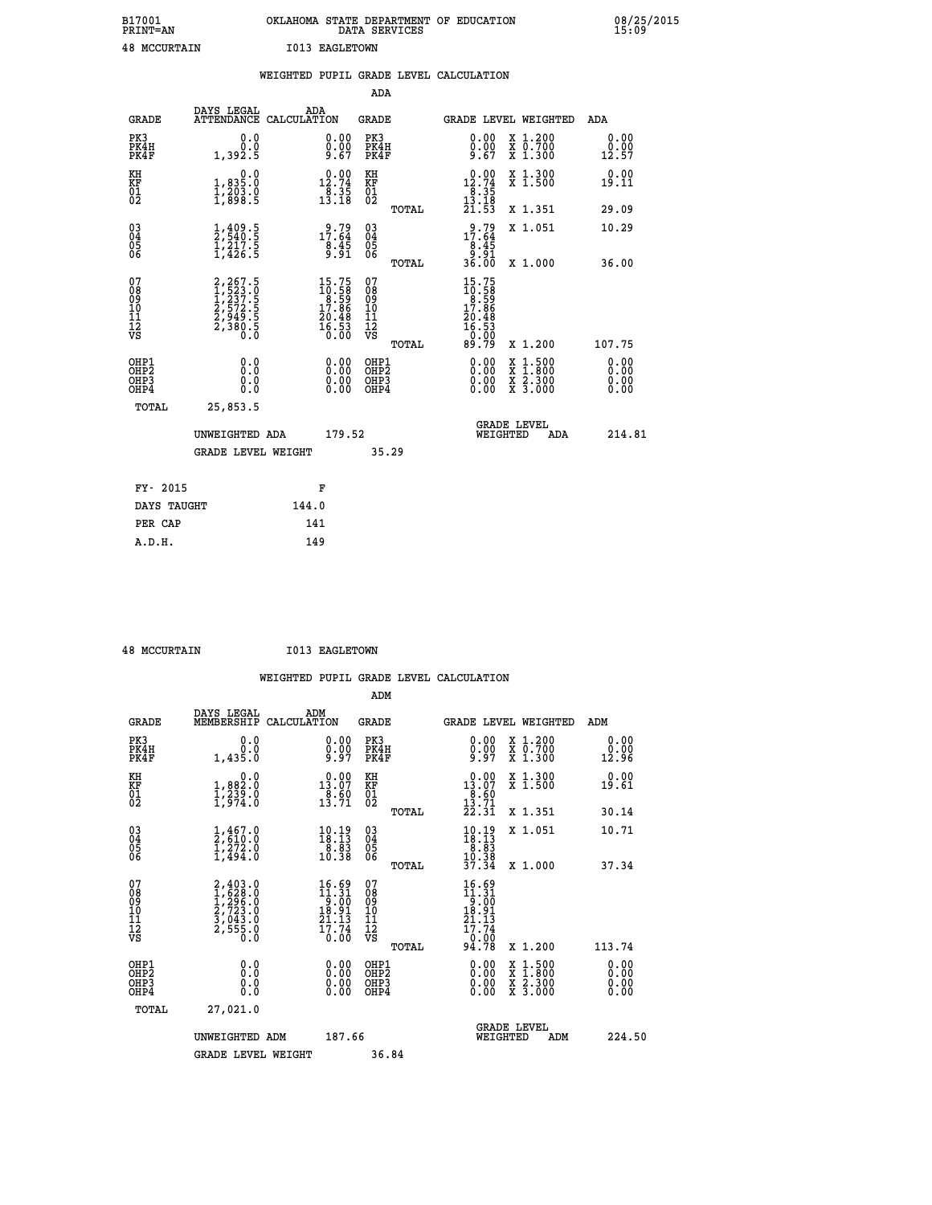B17001 OKLAHOMA STATE DEPARTMENT OF EDUCATION 08/25/2015
PRINT=AN DATA SERVICES 15:09

48 MCCURTAIN I013 EAGLETOWN

## WEIGHTED PUPIL GRADE LEVEL CALCULATION

### ADA

| GRADE | DAYS LEGAL ATTENDANCE | ADA CALCULATION | GRADE | GRADE LEVEL | WEIGHTED | ADA |
|---|---|---|---|---|---|---|
| PK3 | 0.0 | 0.00 | PK3 | 0.00 | X 1.200 | 0.00 |
| PK4H | 0.0 | 0.00 | PK4H | 0.00 | X 0.700 | 0.00 |
| PK4F | 1,392.5 | 9.67 | PK4F | 9.67 | X 1.300 | 12.57 |
| KH | 0.0 | 0.00 | KH | 0.00 | X 1.300 | 0.00 |
| KF | 1,835.0 | 12.74 | KF | 12.74 | X 1.500 | 19.11 |
| 01 | 1,203.0 | 8.35 | 01 | 8.35 | | |
| 02 | 1,898.5 | 13.18 | 02 | 13.18 | | |
| | | | TOTAL | 21.53 | X 1.351 | 29.09 |
| 03 | 1,409.5 | 9.79 | 03 | 9.79 | X 1.051 | 10.29 |
| 04 | 2,540.5 | 17.64 | 04 | 17.64 | | |
| 05 | 1,217.5 | 8.45 | 05 | 8.45 | | |
| 06 | 1,426.5 | 9.91 | 06 | 9.91 | | |
| | | | TOTAL | 36.00 | X 1.000 | 36.00 |
| 07 | 2,267.5 | 15.75 | 07 | 15.75 | | |
| 08 | 1,523.0 | 10.58 | 08 | 10.58 | | |
| 09 | 1,237.5 | 8.59 | 09 | 8.59 | | |
| 10 | 2,572.5 | 17.86 | 10 | 17.86 | | |
| 11 | 2,949.5 | 20.48 | 11 | 20.48 | | |
| 12 | 2,380.5 | 16.53 | 12 | 16.53 | | |
| VS | 0.0 | 0.00 | VS | 0.00 | | |
| | | | TOTAL | 89.79 | X 1.200 | 107.75 |
| OHP1 | 0.0 | 0.00 | OHP1 | 0.00 | X 1.500 | 0.00 |
| OHP2 | 0.0 | 0.00 | OHP2 | 0.00 | X 1.800 | 0.00 |
| OHP3 | 0.0 | 0.00 | OHP3 | 0.00 | X 2.300 | 0.00 |
| OHP4 | 0.0 | 0.00 | OHP4 | 0.00 | X 3.000 | 0.00 |
| TOTAL | 25,853.5 | | | | | |

UNWEIGHTED ADA 179.52 &nbsp;&nbsp;&nbsp; GRADE LEVEL WEIGHTED ADA 214.81

GRADE LEVEL WEIGHT 35.29

| FY- 2015 | F |
|---|---|
| DAYS TAUGHT | 144.0 |
| PER CAP | 141 |
| A.D.H. | 149 |

48 MCCURTAIN I013 EAGLETOWN

## WEIGHTED PUPIL GRADE LEVEL CALCULATION

### ADM

| GRADE | DAYS LEGAL MEMBERSHIP | ADM CALCULATION | GRADE | GRADE LEVEL | WEIGHTED | ADM |
|---|---|---|---|---|---|---|
| PK3 | 0.0 | 0.00 | PK3 | 0.00 | X 1.200 | 0.00 |
| PK4H | 0.0 | 0.00 | PK4H | 0.00 | X 0.700 | 0.00 |
| PK4F | 1,435.0 | 9.97 | PK4F | 9.97 | X 1.300 | 12.96 |
| KH | 0.0 | 0.00 | KH | 0.00 | X 1.300 | 0.00 |
| KF | 1,882.0 | 13.07 | KF | 13.07 | X 1.500 | 19.61 |
| 01 | 1,239.0 | 8.60 | 01 | 8.60 | | |
| 02 | 1,974.0 | 13.71 | 02 | 13.71 | | |
| | | | TOTAL | 22.31 | X 1.351 | 30.14 |
| 03 | 1,467.0 | 10.19 | 03 | 10.19 | X 1.051 | 10.71 |
| 04 | 2,610.0 | 18.13 | 04 | 18.13 | | |
| 05 | 1,272.0 | 8.83 | 05 | 8.83 | | |
| 06 | 1,494.0 | 10.38 | 06 | 10.38 | | |
| | | | TOTAL | 37.34 | X 1.000 | 37.34 |
| 07 | 2,403.0 | 16.69 | 07 | 16.69 | | |
| 08 | 1,628.0 | 11.31 | 08 | 11.31 | | |
| 09 | 1,296.0 | 9.00 | 09 | 9.00 | | |
| 10 | 2,723.0 | 18.91 | 10 | 18.91 | | |
| 11 | 3,043.0 | 21.13 | 11 | 21.13 | | |
| 12 | 2,555.0 | 17.74 | 12 | 17.74 | | |
| VS | 0.0 | 0.00 | VS | 0.00 | | |
| | | | TOTAL | 94.78 | X 1.200 | 113.74 |
| OHP1 | 0.0 | 0.00 | OHP1 | 0.00 | X 1.500 | 0.00 |
| OHP2 | 0.0 | 0.00 | OHP2 | 0.00 | X 1.800 | 0.00 |
| OHP3 | 0.0 | 0.00 | OHP3 | 0.00 | X 2.300 | 0.00 |
| OHP4 | 0.0 | 0.00 | OHP4 | 0.00 | X 3.000 | 0.00 |
| TOTAL | 27,021.0 | | | | | |

UNWEIGHTED ADM 187.66 &nbsp;&nbsp;&nbsp; GRADE LEVEL WEIGHTED ADM 224.50

GRADE LEVEL WEIGHT 36.84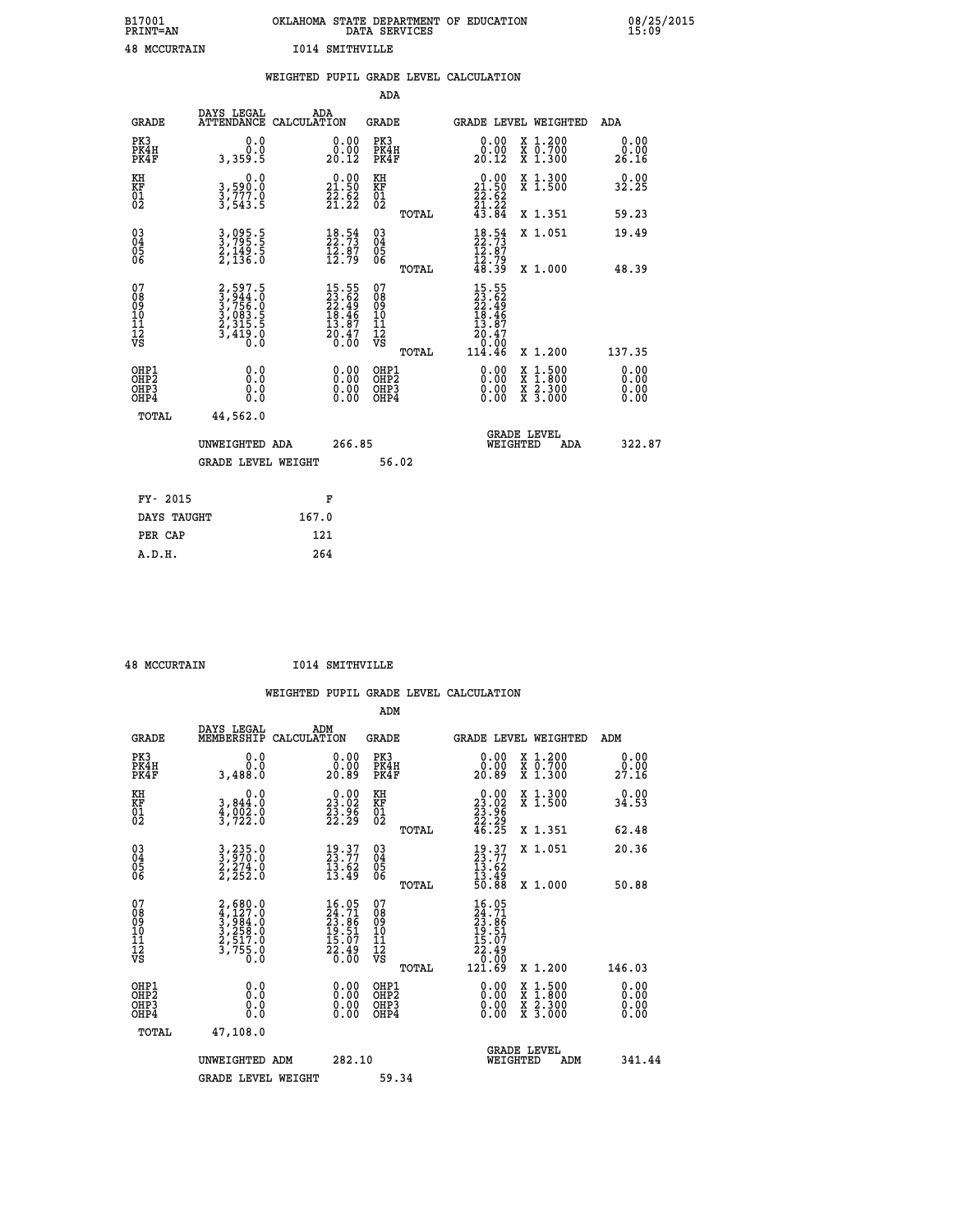B17001 OKLAHOMA STATE DEPARTMENT OF EDUCATION 08/25/2015
PRINT=AN DATA SERVICES 15:09

48 MCCURTAIN I014 SMITHVILLE

## WEIGHTED PUPIL GRADE LEVEL CALCULATION

### ADA

| GRADE | DAYS LEGAL ATTENDANCE | ADA CALCULATION | GRADE | GRADE LEVEL | WEIGHTED | ADA |
|---|---|---|---|---|---|---|
| PK3 | 0.0 | 0.00 | PK3 | 0.00 | X 1.200 | 0.00 |
| PK4H | 0.0 | 0.00 | PK4H | 0.00 | X 0.700 | 0.00 |
| PK4F | 3,359.5 | 20.12 | PK4F | 20.12 | X 1.300 | 26.16 |
| KH | 0.0 | 0.00 | KH | 0.00 | X 1.300 | 0.00 |
| KF | 3,590.0 | 21.50 | KF | 21.50 | X 1.500 | 32.25 |
| 01 | 3,777.0 | 22.62 | 01 | 22.62 | | |
| 02 | 3,543.5 | 21.22 | 02 | 21.22 | | |
| | | | TOTAL | 43.84 | X 1.351 | 59.23 |
| 03 | 3,095.5 | 18.54 | 03 | 18.54 | X 1.051 | 19.49 |
| 04 | 3,795.5 | 22.73 | 04 | 22.73 | | |
| 05 | 2,149.5 | 12.87 | 05 | 12.87 | | |
| 06 | 2,136.0 | 12.79 | 06 | 12.79 | | |
| | | | TOTAL | 48.39 | X 1.000 | 48.39 |
| 07 | 2,597.5 | 15.55 | 07 | 15.55 | | |
| 08 | 3,944.0 | 23.62 | 08 | 23.62 | | |
| 09 | 3,756.0 | 22.49 | 09 | 22.49 | | |
| 10 | 3,083.5 | 18.46 | 10 | 18.46 | | |
| 11 | 2,315.5 | 13.87 | 11 | 13.87 | | |
| 12 | 3,419.0 | 20.47 | 12 | 20.47 | | |
| VS | 0.0 | 0.00 | VS | 0.00 | | |
| | | | TOTAL | 114.46 | X 1.200 | 137.35 |
| OHP1 | 0.0 | 0.00 | OHP1 | 0.00 | X 1.500 | 0.00 |
| OHP2 | 0.0 | 0.00 | OHP2 | 0.00 | X 1.800 | 0.00 |
| OHP3 | 0.0 | 0.00 | OHP3 | 0.00 | X 2.300 | 0.00 |
| OHP4 | 0.0 | 0.00 | OHP4 | 0.00 | X 3.000 | 0.00 |
| TOTAL | 44,562.0 | | | | | |

UNWEIGHTED ADA 266.85 — GRADE LEVEL WEIGHTED ADA 322.87

GRADE LEVEL WEIGHT 56.02

| FY- 2015 | F |
|---|---|
| DAYS TAUGHT | 167.0 |
| PER CAP | 121 |
| A.D.H. | 264 |

48 MCCURTAIN I014 SMITHVILLE

## WEIGHTED PUPIL GRADE LEVEL CALCULATION

### ADM

| GRADE | DAYS LEGAL MEMBERSHIP | ADM CALCULATION | GRADE | GRADE LEVEL | WEIGHTED | ADM |
|---|---|---|---|---|---|---|
| PK3 | 0.0 | 0.00 | PK3 | 0.00 | X 1.200 | 0.00 |
| PK4H | 0.0 | 0.00 | PK4H | 0.00 | X 0.700 | 0.00 |
| PK4F | 3,488.0 | 20.89 | PK4F | 20.89 | X 1.300 | 27.16 |
| KH | 0.0 | 0.00 | KH | 0.00 | X 1.300 | 0.00 |
| KF | 3,844.0 | 23.02 | KF | 23.02 | X 1.500 | 34.53 |
| 01 | 4,002.0 | 23.96 | 01 | 23.96 | | |
| 02 | 3,722.0 | 22.29 | 02 | 22.29 | | |
| | | | TOTAL | 46.25 | X 1.351 | 62.48 |
| 03 | 3,235.0 | 19.37 | 03 | 19.37 | X 1.051 | 20.36 |
| 04 | 3,970.0 | 23.77 | 04 | 23.77 | | |
| 05 | 2,274.0 | 13.62 | 05 | 13.62 | | |
| 06 | 2,252.0 | 13.49 | 06 | 13.49 | | |
| | | | TOTAL | 50.88 | X 1.000 | 50.88 |
| 07 | 2,680.0 | 16.05 | 07 | 16.05 | | |
| 08 | 4,127.0 | 24.71 | 08 | 24.71 | | |
| 09 | 3,984.0 | 23.86 | 09 | 23.86 | | |
| 10 | 3,258.0 | 19.51 | 10 | 19.51 | | |
| 11 | 2,517.0 | 15.07 | 11 | 15.07 | | |
| 12 | 3,755.0 | 22.49 | 12 | 22.49 | | |
| VS | 0.0 | 0.00 | VS | 0.00 | | |
| | | | TOTAL | 121.69 | X 1.200 | 146.03 |
| OHP1 | 0.0 | 0.00 | OHP1 | 0.00 | X 1.500 | 0.00 |
| OHP2 | 0.0 | 0.00 | OHP2 | 0.00 | X 1.800 | 0.00 |
| OHP3 | 0.0 | 0.00 | OHP3 | 0.00 | X 2.300 | 0.00 |
| OHP4 | 0.0 | 0.00 | OHP4 | 0.00 | X 3.000 | 0.00 |
| TOTAL | 47,108.0 | | | | | |

UNWEIGHTED ADM 282.10 — GRADE LEVEL WEIGHTED ADM 341.44

GRADE LEVEL WEIGHT 59.34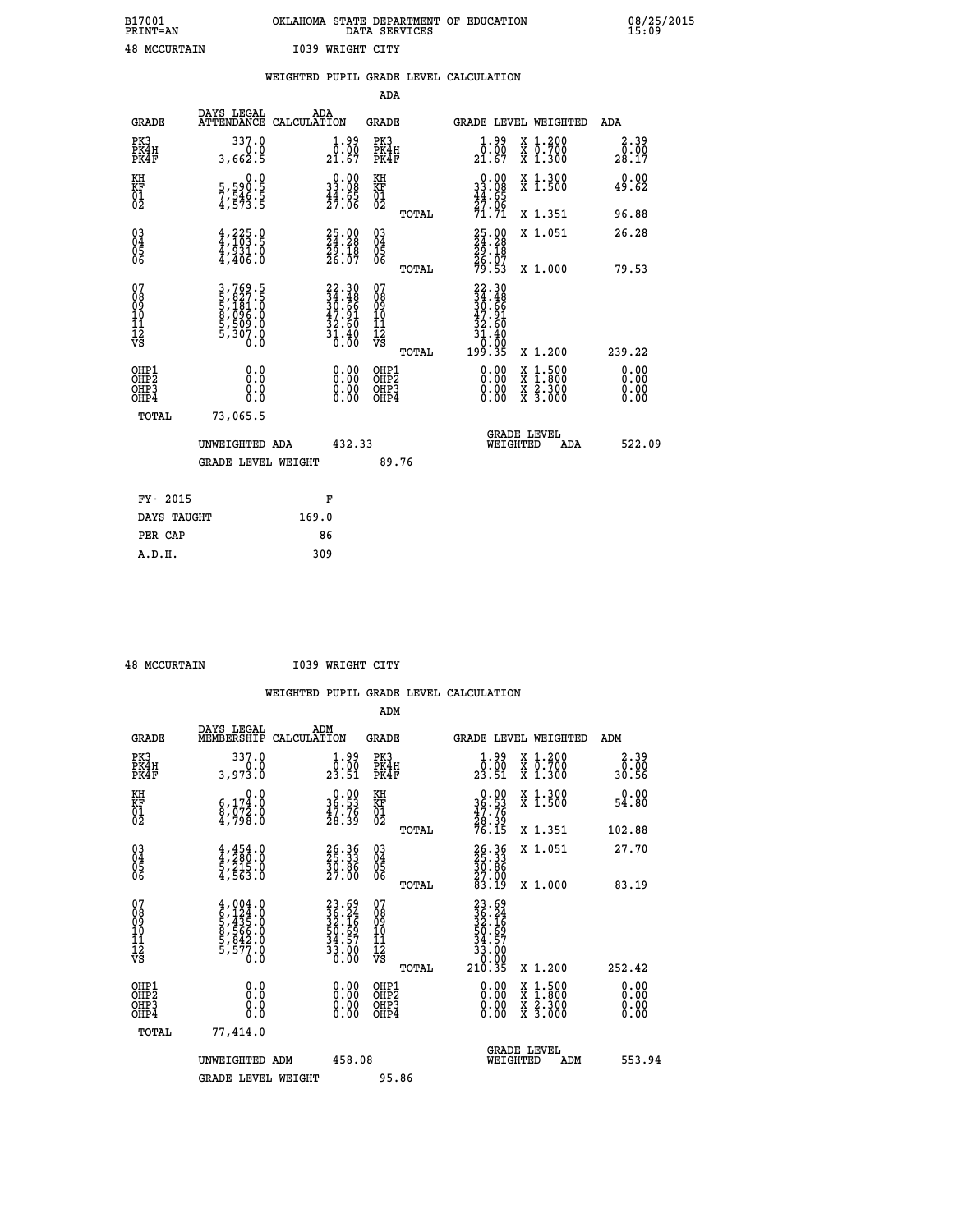B17001 OKLAHOMA STATE DEPARTMENT OF EDUCATION 08/25/2015
PRINT=AN DATA SERVICES 15:09

48 MCCURTAIN I039 WRIGHT CITY

WEIGHTED PUPIL GRADE LEVEL CALCULATION

ADA

| GRADE | DAYS LEGAL ATTENDANCE | ADA CALCULATION | GRADE | GRADE LEVEL | WEIGHTED | ADA |
|---|---|---|---|---|---|---|
| PK3 | 337.0 | 1.99 | PK3 | 1.99 | X 1.200 | 2.39 |
| PK4H | 0.0 | 0.00 | PK4H | 0.00 | X 0.700 | 0.00 |
| PK4F | 3,662.5 | 21.67 | PK4F | 21.67 | X 1.300 | 28.17 |
| KH | 0.0 | 0.00 | KH | 0.00 | X 1.300 | 0.00 |
| KF | 5,590.5 | 33.08 | KF | 33.08 | X 1.500 | 49.62 |
| 01 | 7,546.5 | 44.65 | 01 | 44.65 | | |
| 02 | 4,573.5 | 27.06 | 02 | 27.06 | | |
| | | | TOTAL | 71.71 | X 1.351 | 96.88 |
| 03 | 4,225.0 | 25.00 | 03 | 25.00 | X 1.051 | 26.28 |
| 04 | 4,103.5 | 24.28 | 04 | 24.28 | | |
| 05 | 4,931.0 | 29.18 | 05 | 29.18 | | |
| 06 | 4,406.0 | 26.07 | 06 | 26.07 | | |
| | | | TOTAL | 79.53 | X 1.000 | 79.53 |
| 07 | 3,769.5 | 22.30 | 07 | 22.30 | | |
| 08 | 5,827.5 | 34.48 | 08 | 34.48 | | |
| 09 | 5,181.0 | 30.66 | 09 | 30.66 | | |
| 10 | 8,096.0 | 47.91 | 10 | 47.91 | | |
| 11 | 5,509.0 | 32.60 | 11 | 32.60 | | |
| 12 | 5,307.0 | 31.40 | 12 | 31.40 | | |
| VS | 0.0 | 0.00 | VS | 0.00 | | |
| | | | TOTAL | 199.35 | X 1.200 | 239.22 |
| OHP1 | 0.0 | 0.00 | OHP1 | 0.00 | X 1.500 | 0.00 |
| OHP2 | 0.0 | 0.00 | OHP2 | 0.00 | X 1.800 | 0.00 |
| OHP3 | 0.0 | 0.00 | OHP3 | 0.00 | X 2.300 | 0.00 |
| OHP4 | 0.0 | 0.00 | OHP4 | 0.00 | X 3.000 | 0.00 |
| TOTAL | 73,065.5 | | | | | |

UNWEIGHTED ADA 432.33 | GRADE LEVEL WEIGHTED ADA 522.09

GRADE LEVEL WEIGHT 89.76

| FY- 2015 | F |
|---|---|
| DAYS TAUGHT | 169.0 |
| PER CAP | 86 |
| A.D.H. | 309 |

48 MCCURTAIN I039 WRIGHT CITY

WEIGHTED PUPIL GRADE LEVEL CALCULATION

ADM

| GRADE | DAYS LEGAL MEMBERSHIP | ADM CALCULATION | GRADE | GRADE LEVEL | WEIGHTED | ADM |
|---|---|---|---|---|---|---|
| PK3 | 337.0 | 1.99 | PK3 | 1.99 | X 1.200 | 2.39 |
| PK4H | 0.0 | 0.00 | PK4H | 0.00 | X 0.700 | 0.00 |
| PK4F | 3,973.0 | 23.51 | PK4F | 23.51 | X 1.300 | 30.56 |
| KH | 0.0 | 0.00 | KH | 0.00 | X 1.300 | 0.00 |
| KF | 6,174.0 | 36.53 | KF | 36.53 | X 1.500 | 54.80 |
| 01 | 8,072.0 | 47.76 | 01 | 47.76 | | |
| 02 | 4,798.0 | 28.39 | 02 | 28.39 | | |
| | | | TOTAL | 76.15 | X 1.351 | 102.88 |
| 03 | 4,454.0 | 26.36 | 03 | 26.36 | X 1.051 | 27.70 |
| 04 | 4,280.0 | 25.33 | 04 | 25.33 | | |
| 05 | 5,215.0 | 30.86 | 05 | 30.86 | | |
| 06 | 4,563.0 | 27.00 | 06 | 27.00 | | |
| | | | TOTAL | 83.19 | X 1.000 | 83.19 |
| 07 | 4,004.0 | 23.69 | 07 | 23.69 | | |
| 08 | 6,124.0 | 36.24 | 08 | 36.24 | | |
| 09 | 5,435.0 | 32.16 | 09 | 32.16 | | |
| 10 | 8,566.0 | 50.69 | 10 | 50.69 | | |
| 11 | 5,842.0 | 34.57 | 11 | 34.57 | | |
| 12 | 5,577.0 | 33.00 | 12 | 33.00 | | |
| VS | 0.0 | 0.00 | VS | 0.00 | | |
| | | | TOTAL | 210.35 | X 1.200 | 252.42 |
| OHP1 | 0.0 | 0.00 | OHP1 | 0.00 | X 1.500 | 0.00 |
| OHP2 | 0.0 | 0.00 | OHP2 | 0.00 | X 1.800 | 0.00 |
| OHP3 | 0.0 | 0.00 | OHP3 | 0.00 | X 2.300 | 0.00 |
| OHP4 | 0.0 | 0.00 | OHP4 | 0.00 | X 3.000 | 0.00 |
| TOTAL | 77,414.0 | | | | | |

UNWEIGHTED ADM 458.08 | GRADE LEVEL WEIGHTED ADM 553.94

GRADE LEVEL WEIGHT 95.86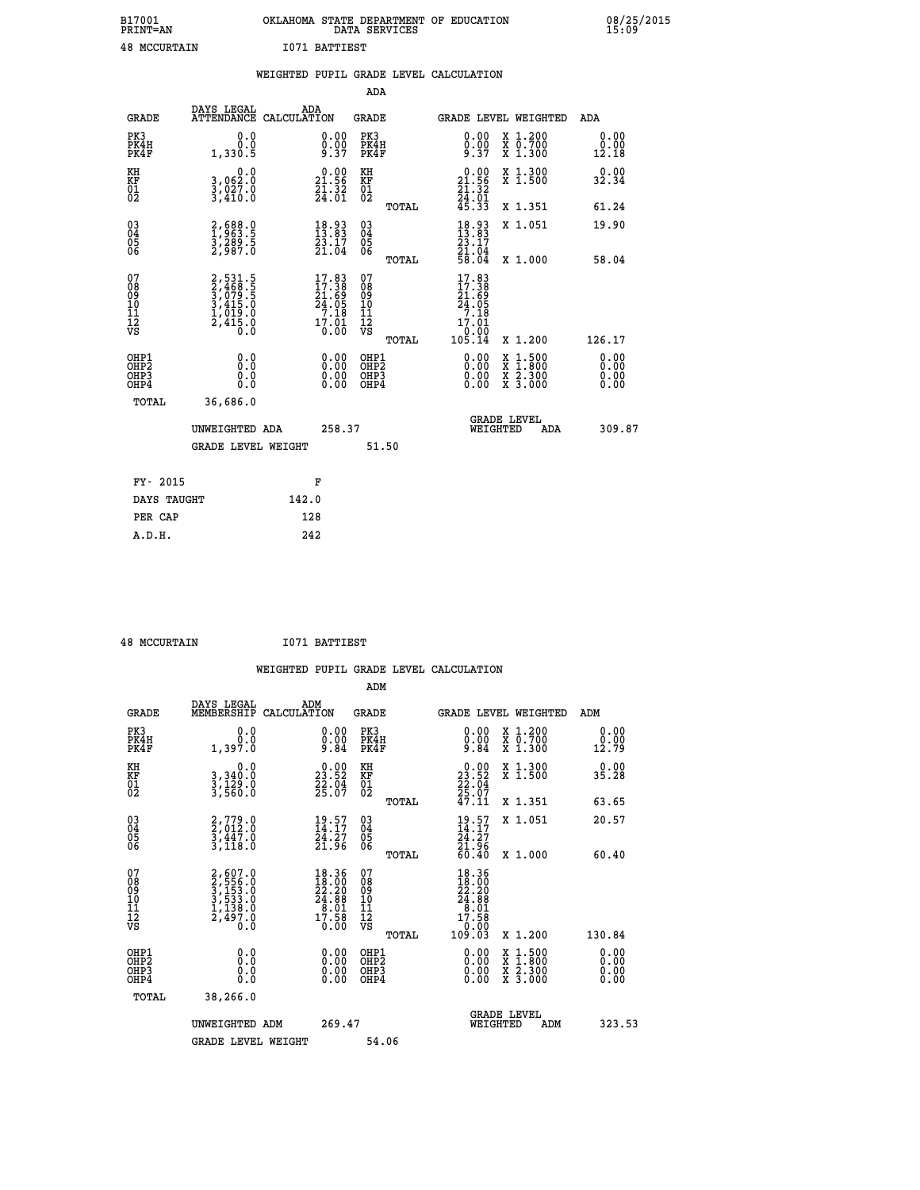B17001 OKLAHOMA STATE DEPARTMENT OF EDUCATION 08/25/2015
PRINT=AN DATA SERVICES 15:09

48 MCCURTAIN I071 BATTIEST

WEIGHTED PUPIL GRADE LEVEL CALCULATION

ADA

| GRADE | DAYS LEGAL ATTENDANCE | ADA CALCULATION | GRADE | | GRADE LEVEL | WEIGHTED | ADA |
|---|---|---|---|---|---|---|---|
| PK3 | 0.0 | 0.00 | PK3 | | 0.00 | X 1.200 | 0.00 |
| PK4H | 0.0 | 0.00 | PK4H | | 0.00 | X 0.700 | 0.00 |
| PK4F | 1,330.5 | 9.37 | PK4F | | 9.37 | X 1.300 | 12.18 |
| KH | 0.0 | 0.00 | KH | | 0.00 | X 1.300 | 0.00 |
| KF | 3,062.0 | 21.56 | KF | | 21.56 | X 1.500 | 32.34 |
| 01 | 3,027.0 | 21.32 | 01 | | 21.32 | | |
| 02 | 3,410.0 | 24.01 | 02 | | 24.01 | | |
| | | | | TOTAL | 45.33 | X 1.351 | 61.24 |
| 03 | 2,688.0 | 18.93 | 03 | | 18.93 | X 1.051 | 19.90 |
| 04 | 1,963.5 | 13.83 | 04 | | 13.83 | | |
| 05 | 3,289.5 | 23.17 | 05 | | 23.17 | | |
| 06 | 2,987.0 | 21.04 | 06 | | 21.04 | | |
| | | | | TOTAL | 58.04 | X 1.000 | 58.04 |
| 07 | 2,531.5 | 17.83 | 07 | | 17.83 | | |
| 08 | 2,468.5 | 17.38 | 08 | | 17.38 | | |
| 09 | 3,079.5 | 21.69 | 09 | | 21.69 | | |
| 10 | 3,415.0 | 24.05 | 10 | | 24.05 | | |
| 11 | 1,019.0 | 7.18 | 11 | | 7.18 | | |
| 12 | 2,415.0 | 17.01 | 12 | | 17.01 | | |
| VS | 0.0 | 0.00 | VS | | 0.00 | | |
| | | | | TOTAL | 105.14 | X 1.200 | 126.17 |
| OHP1 | 0.0 | 0.00 | OHP1 | | 0.00 | X 1.500 | 0.00 |
| OHP2 | 0.0 | 0.00 | OHP2 | | 0.00 | X 1.800 | 0.00 |
| OHP3 | 0.0 | 0.00 | OHP3 | | 0.00 | X 2.300 | 0.00 |
| OHP4 | 0.0 | 0.00 | OHP4 | | 0.00 | X 3.000 | 0.00 |
| TOTAL | 36,686.0 | | | | | | |

UNWEIGHTED ADA 258.37 — GRADE LEVEL WEIGHTED ADA 309.87

GRADE LEVEL WEIGHT 51.50

| FY- 2015 | F |
|---|---|
| DAYS TAUGHT | 142.0 |
| PER CAP | 128 |
| A.D.H. | 242 |

48 MCCURTAIN I071 BATTIEST

WEIGHTED PUPIL GRADE LEVEL CALCULATION

ADM

| GRADE | DAYS LEGAL MEMBERSHIP | ADM CALCULATION | GRADE | | GRADE LEVEL | WEIGHTED | ADM |
|---|---|---|---|---|---|---|---|
| PK3 | 0.0 | 0.00 | PK3 | | 0.00 | X 1.200 | 0.00 |
| PK4H | 0.0 | 0.00 | PK4H | | 0.00 | X 0.700 | 0.00 |
| PK4F | 1,397.0 | 9.84 | PK4F | | 9.84 | X 1.300 | 12.79 |
| KH | 0.0 | 0.00 | KH | | 0.00 | X 1.300 | 0.00 |
| KF | 3,340.0 | 23.52 | KF | | 23.52 | X 1.500 | 35.28 |
| 01 | 3,129.0 | 22.04 | 01 | | 22.04 | | |
| 02 | 3,560.0 | 25.07 | 02 | | 25.07 | | |
| | | | | TOTAL | 47.11 | X 1.351 | 63.65 |
| 03 | 2,779.0 | 19.57 | 03 | | 19.57 | X 1.051 | 20.57 |
| 04 | 2,012.0 | 14.17 | 04 | | 14.17 | | |
| 05 | 3,447.0 | 24.27 | 05 | | 24.27 | | |
| 06 | 3,118.0 | 21.96 | 06 | | 21.96 | | |
| | | | | TOTAL | 60.40 | X 1.000 | 60.40 |
| 07 | 2,607.0 | 18.36 | 07 | | 18.36 | | |
| 08 | 2,556.0 | 18.00 | 08 | | 18.00 | | |
| 09 | 3,153.0 | 22.20 | 09 | | 22.20 | | |
| 10 | 3,533.0 | 24.88 | 10 | | 24.88 | | |
| 11 | 1,138.0 | 8.01 | 11 | | 8.01 | | |
| 12 | 2,497.0 | 17.58 | 12 | | 17.58 | | |
| VS | 0.0 | 0.00 | VS | | 0.00 | | |
| | | | | TOTAL | 109.03 | X 1.200 | 130.84 |
| OHP1 | 0.0 | 0.00 | OHP1 | | 0.00 | X 1.500 | 0.00 |
| OHP2 | 0.0 | 0.00 | OHP2 | | 0.00 | X 1.800 | 0.00 |
| OHP3 | 0.0 | 0.00 | OHP3 | | 0.00 | X 2.300 | 0.00 |
| OHP4 | 0.0 | 0.00 | OHP4 | | 0.00 | X 3.000 | 0.00 |
| TOTAL | 38,266.0 | | | | | | |

UNWEIGHTED ADM 269.47 — GRADE LEVEL WEIGHTED ADM 323.53

GRADE LEVEL WEIGHT 54.06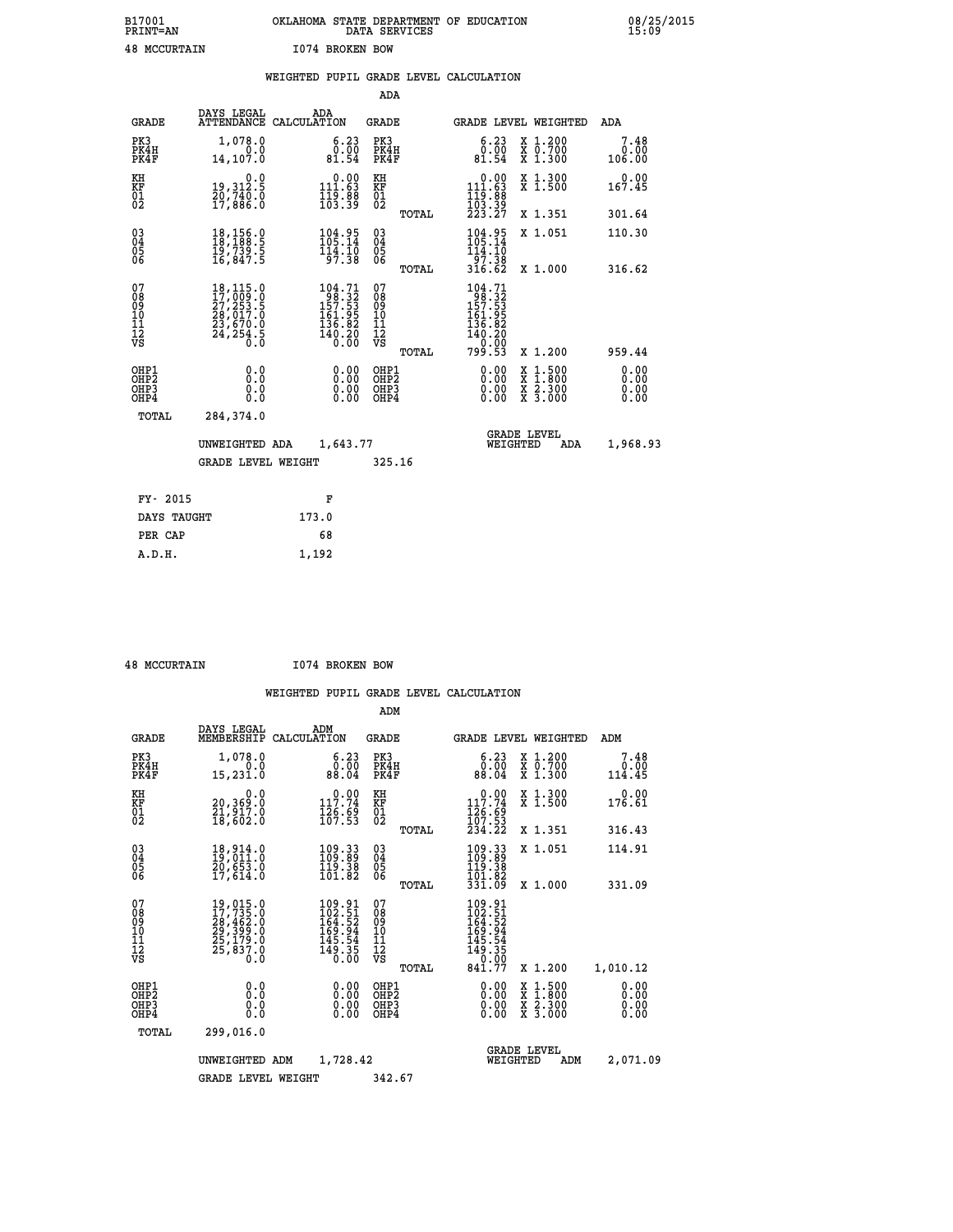B17001 OKLAHOMA STATE DEPARTMENT OF EDUCATION 08/25/2015
PRINT=AN DATA SERVICES 15:09

48 MCCURTAIN I074 BROKEN BOW

## WEIGHTED PUPIL GRADE LEVEL CALCULATION

ADA

| GRADE | DAYS LEGAL ATTENDANCE | ADA CALCULATION | GRADE | GRADE LEVEL | WEIGHTED | ADA |
|---|---|---|---|---|---|---|
| PK3 | 1,078.0 | 6.23 | PK3 | 6.23 | X 1.200 | 7.48 |
| PK4H | 0.0 | 0.00 | PK4H | 0.00 | X 0.700 | 0.00 |
| PK4F | 14,107.0 | 81.54 | PK4F | 81.54 | X 1.300 | 106.00 |
| KH | 0.0 | 0.00 | KH | 0.00 | X 1.300 | 0.00 |
| KF | 19,312.5 | 111.63 | KF | 111.63 | X 1.500 | 167.45 |
| 01 | 20,740.0 | 119.88 | 01 | 119.88 | | |
| 02 | 17,886.0 | 103.39 | 02 | 103.39 | | |
| | | | TOTAL | 223.27 | X 1.351 | 301.64 |
| 03 | 18,156.0 | 104.95 | 03 | 104.95 | X 1.051 | 110.30 |
| 04 | 18,188.5 | 105.14 | 04 | 105.14 | | |
| 05 | 19,739.5 | 114.10 | 05 | 114.10 | | |
| 06 | 16,847.5 | 97.38 | 06 | 97.38 | | |
| | | | TOTAL | 316.62 | X 1.000 | 316.62 |
| 07 | 18,115.0 | 104.71 | 07 | 104.71 | | |
| 08 | 17,009.0 | 98.32 | 08 | 98.32 | | |
| 09 | 27,253.5 | 157.53 | 09 | 157.53 | | |
| 10 | 28,017.0 | 161.95 | 10 | 161.95 | | |
| 11 | 23,670.0 | 136.82 | 11 | 136.82 | | |
| 12 | 24,254.5 | 140.20 | 12 | 140.20 | | |
| VS | 0.0 | 0.00 | VS | 0.00 | | |
| | | | TOTAL | 799.53 | X 1.200 | 959.44 |
| OHP1 | 0.0 | 0.00 | OHP1 | 0.00 | X 1.500 | 0.00 |
| OHP2 | 0.0 | 0.00 | OHP2 | 0.00 | X 1.800 | 0.00 |
| OHP3 | 0.0 | 0.00 | OHP3 | 0.00 | X 2.300 | 0.00 |
| OHP4 | 0.0 | 0.00 | OHP4 | 0.00 | X 3.000 | 0.00 |
| TOTAL | 284,374.0 | | | | | |

UNWEIGHTED ADA 1,643.77 GRADE LEVEL WEIGHTED ADA 1,968.93

GRADE LEVEL WEIGHT 325.16

| FY- 2015 | F |
|---|---|
| DAYS TAUGHT | 173.0 |
| PER CAP | 68 |
| A.D.H. | 1,192 |

48 MCCURTAIN I074 BROKEN BOW

## WEIGHTED PUPIL GRADE LEVEL CALCULATION

ADM

| GRADE | DAYS LEGAL MEMBERSHIP | ADM CALCULATION | GRADE | GRADE LEVEL | WEIGHTED | ADM |
|---|---|---|---|---|---|---|
| PK3 | 1,078.0 | 6.23 | PK3 | 6.23 | X 1.200 | 7.48 |
| PK4H | 0.0 | 0.00 | PK4H | 0.00 | X 0.700 | 0.00 |
| PK4F | 15,231.0 | 88.04 | PK4F | 88.04 | X 1.300 | 114.45 |
| KH | 0.0 | 0.00 | KH | 0.00 | X 1.300 | 0.00 |
| KF | 20,369.0 | 117.74 | KF | 117.74 | X 1.500 | 176.61 |
| 01 | 21,917.0 | 126.69 | 01 | 126.69 | | |
| 02 | 18,602.0 | 107.53 | 02 | 107.53 | | |
| | | | TOTAL | 234.22 | X 1.351 | 316.43 |
| 03 | 18,914.0 | 109.33 | 03 | 109.33 | X 1.051 | 114.91 |
| 04 | 19,011.0 | 109.89 | 04 | 109.89 | | |
| 05 | 20,653.0 | 119.38 | 05 | 119.38 | | |
| 06 | 17,614.0 | 101.82 | 06 | 101.82 | | |
| | | | TOTAL | 331.09 | X 1.000 | 331.09 |
| 07 | 19,015.0 | 109.91 | 07 | 109.91 | | |
| 08 | 17,735.0 | 102.51 | 08 | 102.51 | | |
| 09 | 28,462.0 | 164.52 | 09 | 164.52 | | |
| 10 | 29,399.0 | 169.94 | 10 | 169.94 | | |
| 11 | 25,179.0 | 145.54 | 11 | 145.54 | | |
| 12 | 25,837.0 | 149.35 | 12 | 149.35 | | |
| VS | 0.0 | 0.00 | VS | 0.00 | | |
| | | | TOTAL | 841.77 | X 1.200 | 1,010.12 |
| OHP1 | 0.0 | 0.00 | OHP1 | 0.00 | X 1.500 | 0.00 |
| OHP2 | 0.0 | 0.00 | OHP2 | 0.00 | X 1.800 | 0.00 |
| OHP3 | 0.0 | 0.00 | OHP3 | 0.00 | X 2.300 | 0.00 |
| OHP4 | 0.0 | 0.00 | OHP4 | 0.00 | X 3.000 | 0.00 |
| TOTAL | 299,016.0 | | | | | |

UNWEIGHTED ADM 1,728.42 GRADE LEVEL WEIGHTED ADM 2,071.09

GRADE LEVEL WEIGHT 342.67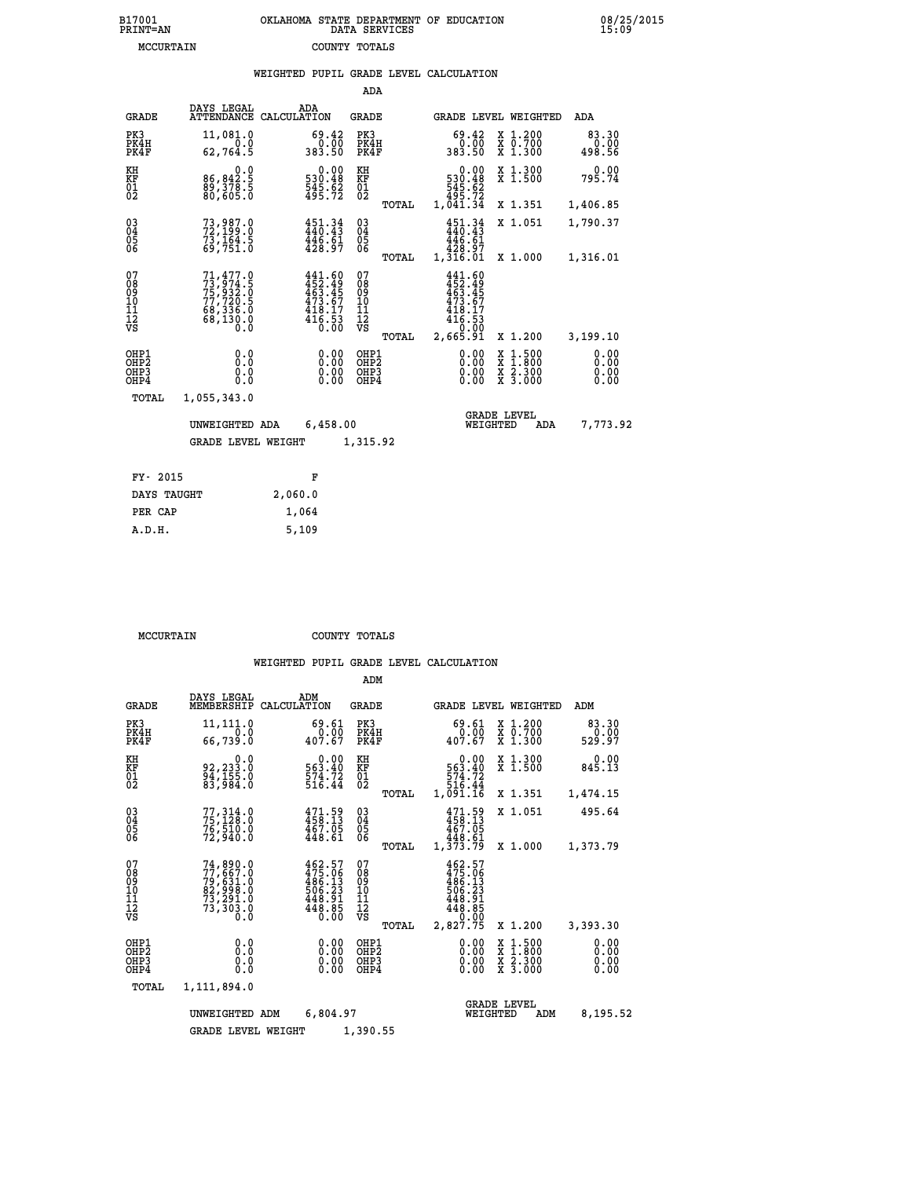B17001 OKLAHOMA STATE DEPARTMENT OF EDUCATION 08/25/2015
PRINT=AN DATA SERVICES 15:09
MCCURTAIN COUNTY TOTALS

## WEIGHTED PUPIL GRADE LEVEL CALCULATION

### ADA

| GRADE | DAYS LEGAL ATTENDANCE | ADA CALCULATION | GRADE | | GRADE LEVEL | WEIGHTED | ADA |
|---|---|---|---|---|---|---|---|
| PK3 | 11,081.0 | 69.42 | PK3 | | 69.42 | X 1.200 | 83.30 |
| PK4H | 0.0 | 0.00 | PK4H | | 0.00 | X 0.700 | 0.00 |
| PK4F | 62,764.5 | 383.50 | PK4F | | 383.50 | X 1.300 | 498.56 |
| KH | 0.0 | 0.00 | KH | | 0.00 | X 1.300 | 0.00 |
| KF | 86,842.5 | 530.48 | KF | | 530.48 | X 1.500 | 795.74 |
| 01 | 89,378.5 | 545.62 | 01 | | 545.62 | | |
| 02 | 80,605.0 | 495.72 | 02 | | 495.72 | | |
| | | | | TOTAL | 1,041.34 | X 1.351 | 1,406.85 |
| 03 | 73,987.0 | 451.34 | 03 | | 451.34 | X 1.051 | 1,790.37 |
| 04 | 72,199.0 | 440.43 | 04 | | 440.43 | | |
| 05 | 73,164.5 | 446.61 | 05 | | 446.61 | | |
| 06 | 69,751.0 | 428.97 | 06 | | 428.97 | | |
| | | | | TOTAL | 1,316.01 | X 1.000 | 1,316.01 |
| 07 | 71,477.0 | 441.60 | 07 | | 441.60 | | |
| 08 | 73,974.5 | 452.49 | 08 | | 452.49 | | |
| 09 | 75,932.0 | 463.45 | 09 | | 463.45 | | |
| 10 | 77,720.5 | 473.67 | 10 | | 473.67 | | |
| 11 | 68,336.0 | 418.17 | 11 | | 418.17 | | |
| 12 | 68,130.0 | 416.53 | 12 | | 416.53 | | |
| VS | 0.0 | 0.00 | VS | | 0.00 | | |
| | | | | TOTAL | 2,665.91 | X 1.200 | 3,199.10 |
| OHP1 | 0.0 | 0.00 | OHP1 | | 0.00 | X 1.500 | 0.00 |
| OHP2 | 0.0 | 0.00 | OHP2 | | 0.00 | X 1.800 | 0.00 |
| OHP3 | 0.0 | 0.00 | OHP3 | | 0.00 | X 2.300 | 0.00 |
| OHP4 | 0.0 | 0.00 | OHP4 | | 0.00 | X 3.000 | 0.00 |
| TOTAL | 1,055,343.0 | | | | | | |

UNWEIGHTED ADA 6,458.00 GRADE LEVEL WEIGHTED ADA 7,773.92

GRADE LEVEL WEIGHT 1,315.92

| FY- 2015 | F |
|---|---|
| DAYS TAUGHT | 2,060.0 |
| PER CAP | 1,064 |
| A.D.H. | 5,109 |

MCCURTAIN COUNTY TOTALS

## WEIGHTED PUPIL GRADE LEVEL CALCULATION

### ADM

| GRADE | DAYS LEGAL MEMBERSHIP | ADM CALCULATION | GRADE | | GRADE LEVEL | WEIGHTED | ADM |
|---|---|---|---|---|---|---|---|
| PK3 | 11,111.0 | 69.61 | PK3 | | 69.61 | X 1.200 | 83.30 |
| PK4H | 0.0 | 0.00 | PK4H | | 0.00 | X 0.700 | 0.00 |
| PK4F | 66,739.0 | 407.67 | PK4F | | 407.67 | X 1.300 | 529.97 |
| KH | 0.0 | 0.00 | KH | | 0.00 | X 1.300 | 0.00 |
| KF | 92,233.0 | 563.40 | KF | | 563.40 | X 1.500 | 845.13 |
| 01 | 94,155.0 | 574.72 | 01 | | 574.72 | | |
| 02 | 83,984.0 | 516.44 | 02 | | 516.44 | | |
| | | | | TOTAL | 1,091.16 | X 1.351 | 1,474.15 |
| 03 | 77,314.0 | 471.59 | 03 | | 471.59 | X 1.051 | 495.64 |
| 04 | 75,128.0 | 458.13 | 04 | | 458.13 | | |
| 05 | 76,510.0 | 467.05 | 05 | | 467.05 | | |
| 06 | 72,940.0 | 448.61 | 06 | | 448.61 | | |
| | | | | TOTAL | 1,373.79 | X 1.000 | 1,373.79 |
| 07 | 74,890.0 | 462.57 | 07 | | 462.57 | | |
| 08 | 77,667.0 | 475.06 | 08 | | 475.06 | | |
| 09 | 79,631.0 | 486.13 | 09 | | 486.13 | | |
| 10 | 82,998.0 | 506.23 | 10 | | 506.23 | | |
| 11 | 73,291.0 | 448.91 | 11 | | 448.91 | | |
| 12 | 73,303.0 | 448.85 | 12 | | 448.85 | | |
| VS | 0.0 | 0.00 | VS | | 0.00 | | |
| | | | | TOTAL | 2,827.75 | X 1.200 | 3,393.30 |
| OHP1 | 0.0 | 0.00 | OHP1 | | 0.00 | X 1.500 | 0.00 |
| OHP2 | 0.0 | 0.00 | OHP2 | | 0.00 | X 1.800 | 0.00 |
| OHP3 | 0.0 | 0.00 | OHP3 | | 0.00 | X 2.300 | 0.00 |
| OHP4 | 0.0 | 0.00 | OHP4 | | 0.00 | X 3.000 | 0.00 |
| TOTAL | 1,111,894.0 | | | | | | |

UNWEIGHTED ADM 6,804.97 GRADE LEVEL WEIGHTED ADM 8,195.52

GRADE LEVEL WEIGHT 1,390.55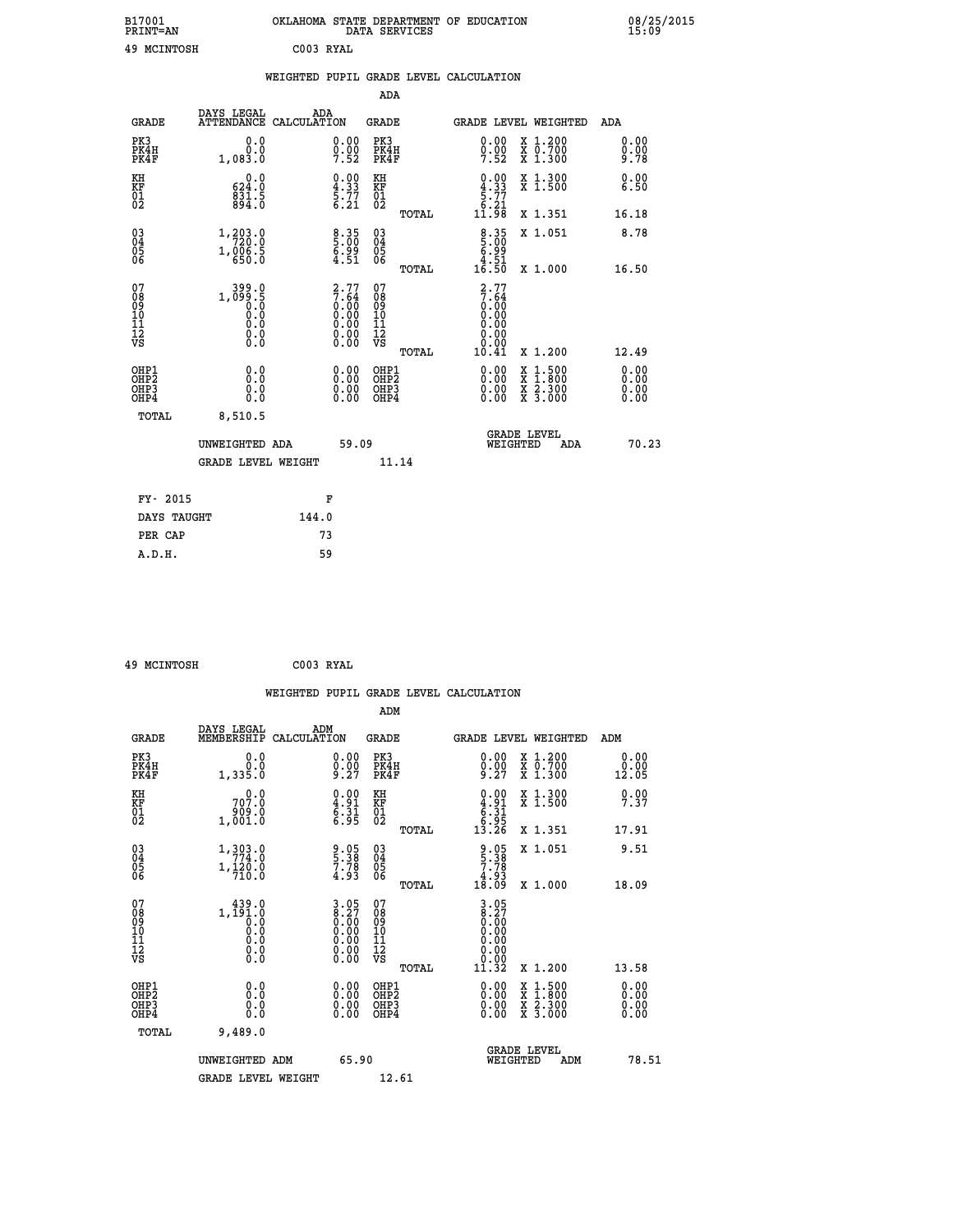B17001 OKLAHOMA STATE DEPARTMENT OF EDUCATION 08/25/2015
PRINT=AN DATA SERVICES 15:09

49 MCINTOSH C003 RYAL

## WEIGHTED PUPIL GRADE LEVEL CALCULATION

### ADA

| GRADE | DAYS LEGAL ATTENDANCE | ADA CALCULATION | GRADE | GRADE LEVEL | WEIGHTED | ADA |
|---|---|---|---|---|---|---|
| PK3 | 0.0 | 0.00 | PK3 | 0.00 | X 1.200 | 0.00 |
| PK4H | 0.0 | 0.00 | PK4H | 0.00 | X 0.700 | 0.00 |
| PK4F | 1,083.0 | 7.52 | PK4F | 7.52 | X 1.300 | 9.78 |
| KH | 0.0 | 0.00 | KH | 0.00 | X 1.300 | 0.00 |
| KF | 624.0 | 4.33 | KF | 4.33 | X 1.500 | 6.50 |
| 01 | 831.5 | 5.77 | 01 | 5.77 | | |
| 02 | 894.0 | 6.21 | 02 | 6.21 | | |
| | | | TOTAL | 11.98 | X 1.351 | 16.18 |
| 03 | 1,203.0 | 8.35 | 03 | 8.35 | X 1.051 | 8.78 |
| 04 | 720.0 | 5.00 | 04 | 5.00 | | |
| 05 | 1,006.5 | 6.99 | 05 | 6.99 | | |
| 06 | 650.0 | 4.51 | 06 | 4.51 | | |
| | | | TOTAL | 16.50 | X 1.000 | 16.50 |
| 07 | 399.0 | 2.77 | 07 | 2.77 | | |
| 08 | 1,099.5 | 7.64 | 08 | 7.64 | | |
| 09 | 0.0 | 0.00 | 09 | 0.00 | | |
| 10 | 0.0 | 0.00 | 10 | 0.00 | | |
| 11 | 0.0 | 0.00 | 11 | 0.00 | | |
| 12 | 0.0 | 0.00 | 12 | 0.00 | | |
| VS | 0.0 | 0.00 | VS | 0.00 | | |
| | | | TOTAL | 10.41 | X 1.200 | 12.49 |
| OHP1 | 0.0 | 0.00 | OHP1 | 0.00 | X 1.500 | 0.00 |
| OHP2 | 0.0 | 0.00 | OHP2 | 0.00 | X 1.800 | 0.00 |
| OHP3 | 0.0 | 0.00 | OHP3 | 0.00 | X 2.300 | 0.00 |
| OHP4 | 0.0 | 0.00 | OHP4 | 0.00 | X 3.000 | 0.00 |
| TOTAL | 8,510.5 | | | | | |

UNWEIGHTED ADA 59.09 GRADE LEVEL WEIGHTED ADA 70.23

GRADE LEVEL WEIGHT 11.14

FY- 2015 F
DAYS TAUGHT 144.0
PER CAP 73
A.D.H. 59

49 MCINTOSH C003 RYAL

## WEIGHTED PUPIL GRADE LEVEL CALCULATION

### ADM

| GRADE | DAYS LEGAL MEMBERSHIP | ADM CALCULATION | GRADE | GRADE LEVEL | WEIGHTED | ADM |
|---|---|---|---|---|---|---|
| PK3 | 0.0 | 0.00 | PK3 | 0.00 | X 1.200 | 0.00 |
| PK4H | 0.0 | 0.00 | PK4H | 0.00 | X 0.700 | 0.00 |
| PK4F | 1,335.0 | 9.27 | PK4F | 9.27 | X 1.300 | 12.05 |
| KH | 0.0 | 0.00 | KH | 0.00 | X 1.300 | 0.00 |
| KF | 707.0 | 4.91 | KF | 4.91 | X 1.500 | 7.37 |
| 01 | 909.0 | 6.31 | 01 | 6.31 | | |
| 02 | 1,001.0 | 6.95 | 02 | 6.95 | | |
| | | | TOTAL | 13.26 | X 1.351 | 17.91 |
| 03 | 1,303.0 | 9.05 | 03 | 9.05 | X 1.051 | 9.51 |
| 04 | 774.0 | 5.38 | 04 | 5.38 | | |
| 05 | 1,120.0 | 7.78 | 05 | 7.78 | | |
| 06 | 710.0 | 4.93 | 06 | 4.93 | | |
| | | | TOTAL | 18.09 | X 1.000 | 18.09 |
| 07 | 439.0 | 3.05 | 07 | 3.05 | | |
| 08 | 1,191.0 | 8.27 | 08 | 8.27 | | |
| 09 | 0.0 | 0.00 | 09 | 0.00 | | |
| 10 | 0.0 | 0.00 | 10 | 0.00 | | |
| 11 | 0.0 | 0.00 | 11 | 0.00 | | |
| 12 | 0.0 | 0.00 | 12 | 0.00 | | |
| VS | 0.0 | 0.00 | VS | 0.00 | | |
| | | | TOTAL | 11.32 | X 1.200 | 13.58 |
| OHP1 | 0.0 | 0.00 | OHP1 | 0.00 | X 1.500 | 0.00 |
| OHP2 | 0.0 | 0.00 | OHP2 | 0.00 | X 1.800 | 0.00 |
| OHP3 | 0.0 | 0.00 | OHP3 | 0.00 | X 2.300 | 0.00 |
| OHP4 | 0.0 | 0.00 | OHP4 | 0.00 | X 3.000 | 0.00 |
| TOTAL | 9,489.0 | | | | | |

UNWEIGHTED ADM 65.90 GRADE LEVEL WEIGHTED ADM 78.51

GRADE LEVEL WEIGHT 12.61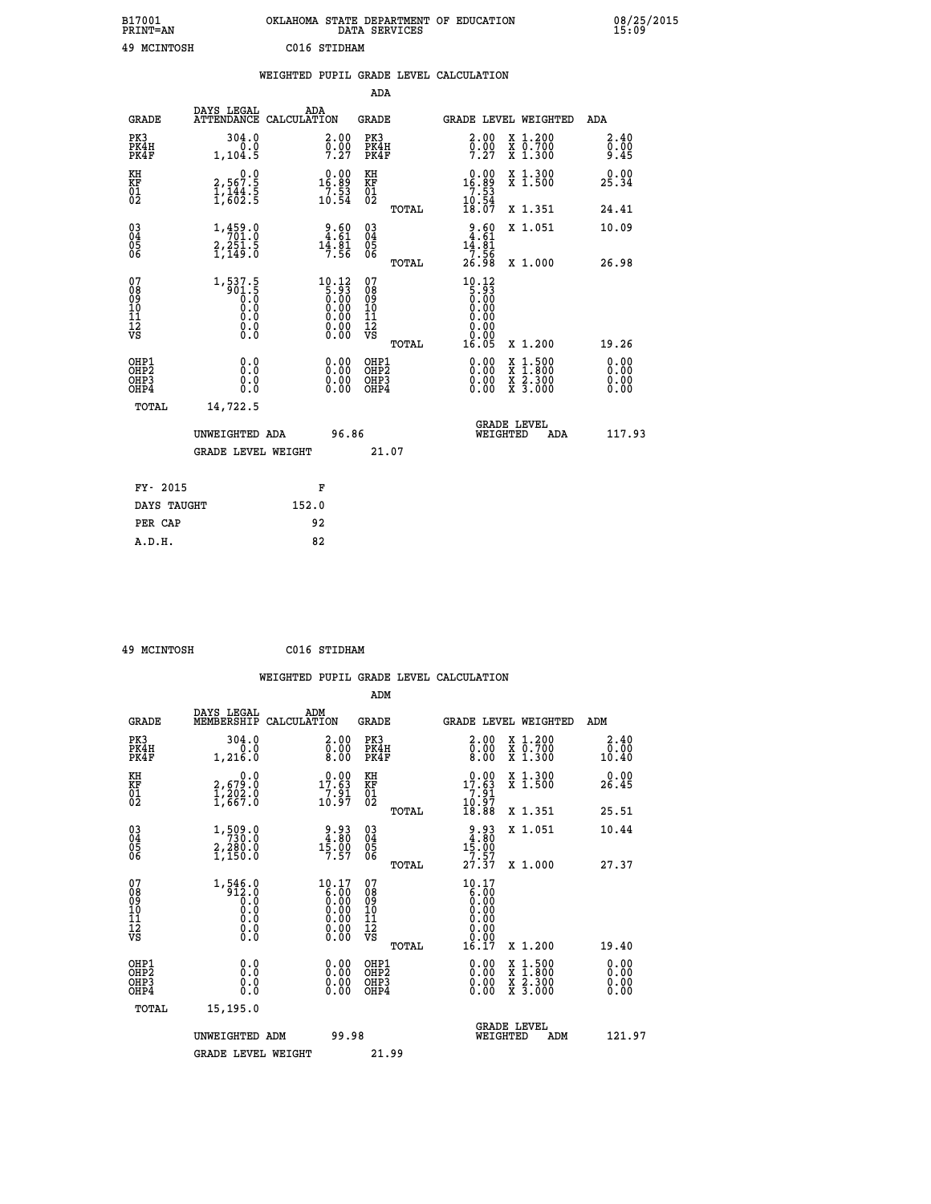B17001 OKLAHOMA STATE DEPARTMENT OF EDUCATION 08/25/2015
PRINT=AN DATA SERVICES 15:09

49 MCINTOSH C016 STIDHAM

## WEIGHTED PUPIL GRADE LEVEL CALCULATION

### ADA

| GRADE | DAYS LEGAL ATTENDANCE | ADA CALCULATION | GRADE | GRADE LEVEL | WEIGHTED | ADA |
|---|---|---|---|---|---|---|
| PK3 | 304.0 | 2.00 | PK3 | 2.00 | X 1.200 | 2.40 |
| PK4H | 0.0 | 0.00 | PK4H | 0.00 | X 0.700 | 0.00 |
| PK4F | 1,104.5 | 7.27 | PK4F | 7.27 | X 1.300 | 9.45 |
| KH | 0.0 | 0.00 | KH | 0.00 | X 1.300 | 0.00 |
| KF | 2,567.5 | 16.89 | KF | 16.89 | X 1.500 | 25.34 |
| 01 | 1,144.5 | 7.53 | 01 | 7.53 | | |
| 02 | 1,602.5 | 10.54 | 02 | 10.54 | | |
| | | | TOTAL | 18.07 | X 1.351 | 24.41 |
| 03 | 1,459.0 | 9.60 | 03 | 9.60 | X 1.051 | 10.09 |
| 04 | 701.0 | 4.61 | 04 | 4.61 | | |
| 05 | 2,251.5 | 14.81 | 05 | 14.81 | | |
| 06 | 1,149.0 | 7.56 | 06 | 7.56 | | |
| | | | TOTAL | 26.98 | X 1.000 | 26.98 |
| 07 | 1,537.5 | 10.12 | 07 | 10.12 | | |
| 08 | 901.5 | 5.93 | 08 | 5.93 | | |
| 09 | 0.0 | 0.00 | 09 | 0.00 | | |
| 10 | 0.0 | 0.00 | 10 | 0.00 | | |
| 11 | 0.0 | 0.00 | 11 | 0.00 | | |
| 12 | 0.0 | 0.00 | 12 | 0.00 | | |
| VS | 0.0 | 0.00 | VS | 0.00 | | |
| | | | TOTAL | 16.05 | X 1.200 | 19.26 |
| OHP1 | 0.0 | 0.00 | OHP1 | 0.00 | X 1.500 | 0.00 |
| OHP2 | 0.0 | 0.00 | OHP2 | 0.00 | X 1.800 | 0.00 |
| OHP3 | 0.0 | 0.00 | OHP3 | 0.00 | X 2.300 | 0.00 |
| OHP4 | 0.0 | 0.00 | OHP4 | 0.00 | X 3.000 | 0.00 |
| TOTAL | 14,722.5 | | | | | |

UNWEIGHTED ADA 96.86 GRADE LEVEL WEIGHTED ADA 117.93

GRADE LEVEL WEIGHT 21.07

| FY- 2015 | F |
|---|---|
| DAYS TAUGHT | 152.0 |
| PER CAP | 92 |
| A.D.H. | 82 |

49 MCINTOSH C016 STIDHAM

## WEIGHTED PUPIL GRADE LEVEL CALCULATION

### ADM

| GRADE | DAYS LEGAL MEMBERSHIP | ADM CALCULATION | GRADE | GRADE LEVEL | WEIGHTED | ADM |
|---|---|---|---|---|---|---|
| PK3 | 304.0 | 2.00 | PK3 | 2.00 | X 1.200 | 2.40 |
| PK4H | 0.0 | 0.00 | PK4H | 0.00 | X 0.700 | 0.00 |
| PK4F | 1,216.0 | 8.00 | PK4F | 8.00 | X 1.300 | 10.40 |
| KH | 0.0 | 0.00 | KH | 0.00 | X 1.300 | 0.00 |
| KF | 2,679.0 | 17.63 | KF | 17.63 | X 1.500 | 26.45 |
| 01 | 1,202.0 | 7.91 | 01 | 7.91 | | |
| 02 | 1,667.0 | 10.97 | 02 | 10.97 | | |
| | | | TOTAL | 18.88 | X 1.351 | 25.51 |
| 03 | 1,509.0 | 9.93 | 03 | 9.93 | X 1.051 | 10.44 |
| 04 | 730.0 | 4.80 | 04 | 4.80 | | |
| 05 | 2,280.0 | 15.00 | 05 | 15.00 | | |
| 06 | 1,150.0 | 7.57 | 06 | 7.57 | | |
| | | | TOTAL | 27.37 | X 1.000 | 27.37 |
| 07 | 1,546.0 | 10.17 | 07 | 10.17 | | |
| 08 | 912.0 | 6.00 | 08 | 6.00 | | |
| 09 | 0.0 | 0.00 | 09 | 0.00 | | |
| 10 | 0.0 | 0.00 | 10 | 0.00 | | |
| 11 | 0.0 | 0.00 | 11 | 0.00 | | |
| 12 | 0.0 | 0.00 | 12 | 0.00 | | |
| VS | 0.0 | 0.00 | VS | 0.00 | | |
| | | | TOTAL | 16.17 | X 1.200 | 19.40 |
| OHP1 | 0.0 | 0.00 | OHP1 | 0.00 | X 1.500 | 0.00 |
| OHP2 | 0.0 | 0.00 | OHP2 | 0.00 | X 1.800 | 0.00 |
| OHP3 | 0.0 | 0.00 | OHP3 | 0.00 | X 2.300 | 0.00 |
| OHP4 | 0.0 | 0.00 | OHP4 | 0.00 | X 3.000 | 0.00 |
| TOTAL | 15,195.0 | | | | | |

UNWEIGHTED ADM 99.98 GRADE LEVEL WEIGHTED ADM 121.97

GRADE LEVEL WEIGHT 21.99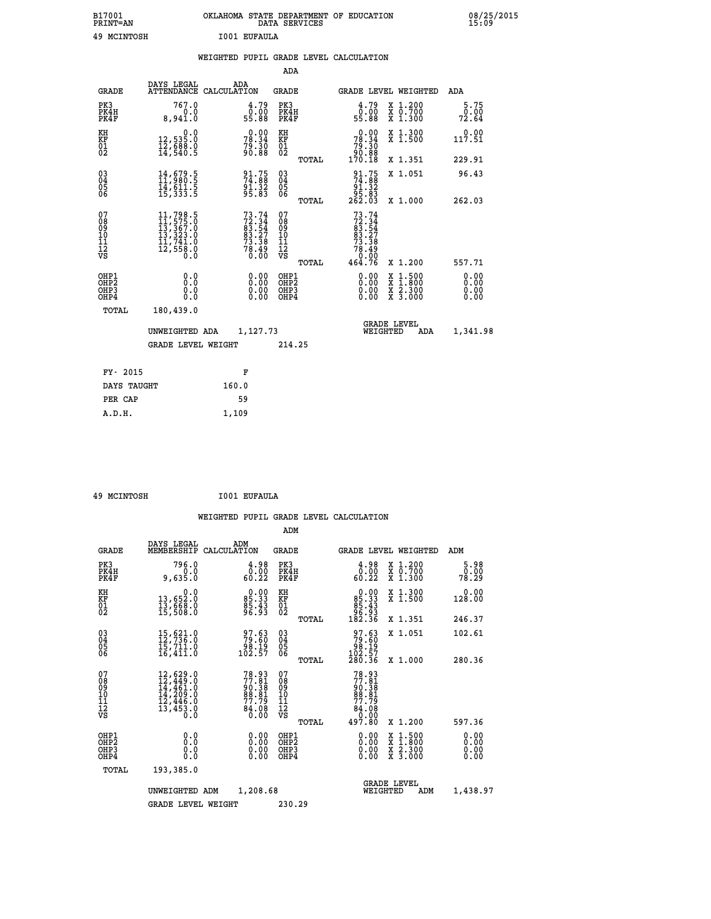B17001 OKLAHOMA STATE DEPARTMENT OF EDUCATION 08/25/2015
PRINT=AN DATA SERVICES 15:09

49 MCINTOSH I001 EUFAULA

WEIGHTED PUPIL GRADE LEVEL CALCULATION

ADA

| GRADE | DAYS LEGAL ATTENDANCE | ADA CALCULATION | GRADE | GRADE LEVEL | WEIGHTED | ADA |
|---|---|---|---|---|---|---|
| PK3 | 767.0 | 4.79 | PK3 | 4.79 | X 1.200 | 5.75 |
| PK4H | 0.0 | 0.00 | PK4H | 0.00 | X 0.700 | 0.00 |
| PK4F | 8,941.0 | 55.88 | PK4F | 55.88 | X 1.300 | 72.64 |
| KH | 0.0 | 0.00 | KH | 0.00 | X 1.300 | 0.00 |
| KF | 12,535.0 | 78.34 | KF | 78.34 | X 1.500 | 117.51 |
| 01 | 12,688.0 | 79.30 | 01 | 79.30 | | |
| 02 | 14,540.5 | 90.88 | 02 | 90.88 | | |
| | | | TOTAL | 170.18 | X 1.351 | 229.91 |
| 03 | 14,679.5 | 91.75 | 03 | 91.75 | X 1.051 | 96.43 |
| 04 | 11,980.5 | 74.88 | 04 | 74.88 | | |
| 05 | 14,611.5 | 91.32 | 05 | 91.32 | | |
| 06 | 15,333.5 | 95.83 | 06 | 95.83 | | |
| | | | TOTAL | 262.03 | X 1.000 | 262.03 |
| 07 | 11,798.5 | 73.74 | 07 | 73.74 | | |
| 08 | 11,575.0 | 72.34 | 08 | 72.34 | | |
| 09 | 13,367.0 | 83.54 | 09 | 83.54 | | |
| 10 | 13,323.0 | 83.27 | 10 | 83.27 | | |
| 11 | 11,741.0 | 73.38 | 11 | 73.38 | | |
| 12 | 12,558.0 | 78.49 | 12 | 78.49 | | |
| VS | 0.0 | 0.00 | VS | 0.00 | | |
| | | | TOTAL | 464.76 | X 1.200 | 557.71 |
| OHP1 | 0.0 | 0.00 | OHP1 | 0.00 | X 1.500 | 0.00 |
| OHP2 | 0.0 | 0.00 | OHP2 | 0.00 | X 1.800 | 0.00 |
| OHP3 | 0.0 | 0.00 | OHP3 | 0.00 | X 2.300 | 0.00 |
| OHP4 | 0.0 | 0.00 | OHP4 | 0.00 | X 3.000 | 0.00 |
| TOTAL | 180,439.0 | | | | | |

UNWEIGHTED ADA 1,127.73 GRADE LEVEL WEIGHTED ADA 1,341.98

GRADE LEVEL WEIGHT 214.25

| FY- 2015 | F |
|---|---|
| DAYS TAUGHT | 160.0 |
| PER CAP | 59 |
| A.D.H. | 1,109 |

49 MCINTOSH I001 EUFAULA

WEIGHTED PUPIL GRADE LEVEL CALCULATION

ADM

| GRADE | DAYS LEGAL MEMBERSHIP | ADM CALCULATION | GRADE | GRADE LEVEL | WEIGHTED | ADM |
|---|---|---|---|---|---|---|
| PK3 | 796.0 | 4.98 | PK3 | 4.98 | X 1.200 | 5.98 |
| PK4H | 0.0 | 0.00 | PK4H | 0.00 | X 0.700 | 0.00 |
| PK4F | 9,635.0 | 60.22 | PK4F | 60.22 | X 1.300 | 78.29 |
| KH | 0.0 | 0.00 | KH | 0.00 | X 1.300 | 0.00 |
| KF | 13,652.0 | 85.33 | KF | 85.33 | X 1.500 | 128.00 |
| 01 | 13,668.0 | 85.43 | 01 | 85.43 | | |
| 02 | 15,508.0 | 96.93 | 02 | 96.93 | | |
| | | | TOTAL | 182.36 | X 1.351 | 246.37 |
| 03 | 15,621.0 | 97.63 | 03 | 97.63 | X 1.051 | 102.61 |
| 04 | 12,736.0 | 79.60 | 04 | 79.60 | | |
| 05 | 15,711.0 | 98.19 | 05 | 98.19 | | |
| 06 | 16,411.0 | 102.57 | 06 | 102.57 | | |
| | | | TOTAL | 280.36 | X 1.000 | 280.36 |
| 07 | 12,629.0 | 78.93 | 07 | 78.93 | | |
| 08 | 12,449.0 | 77.81 | 08 | 77.81 | | |
| 09 | 14,461.0 | 90.38 | 09 | 90.38 | | |
| 10 | 14,209.0 | 88.81 | 10 | 88.81 | | |
| 11 | 12,446.0 | 77.79 | 11 | 77.79 | | |
| 12 | 13,453.0 | 84.08 | 12 | 84.08 | | |
| VS | 0.0 | 0.00 | VS | 0.00 | | |
| | | | TOTAL | 497.80 | X 1.200 | 597.36 |
| OHP1 | 0.0 | 0.00 | OHP1 | 0.00 | X 1.500 | 0.00 |
| OHP2 | 0.0 | 0.00 | OHP2 | 0.00 | X 1.800 | 0.00 |
| OHP3 | 0.0 | 0.00 | OHP3 | 0.00 | X 2.300 | 0.00 |
| OHP4 | 0.0 | 0.00 | OHP4 | 0.00 | X 3.000 | 0.00 |
| TOTAL | 193,385.0 | | | | | |

UNWEIGHTED ADM 1,208.68 GRADE LEVEL WEIGHTED ADM 1,438.97

GRADE LEVEL WEIGHT 230.29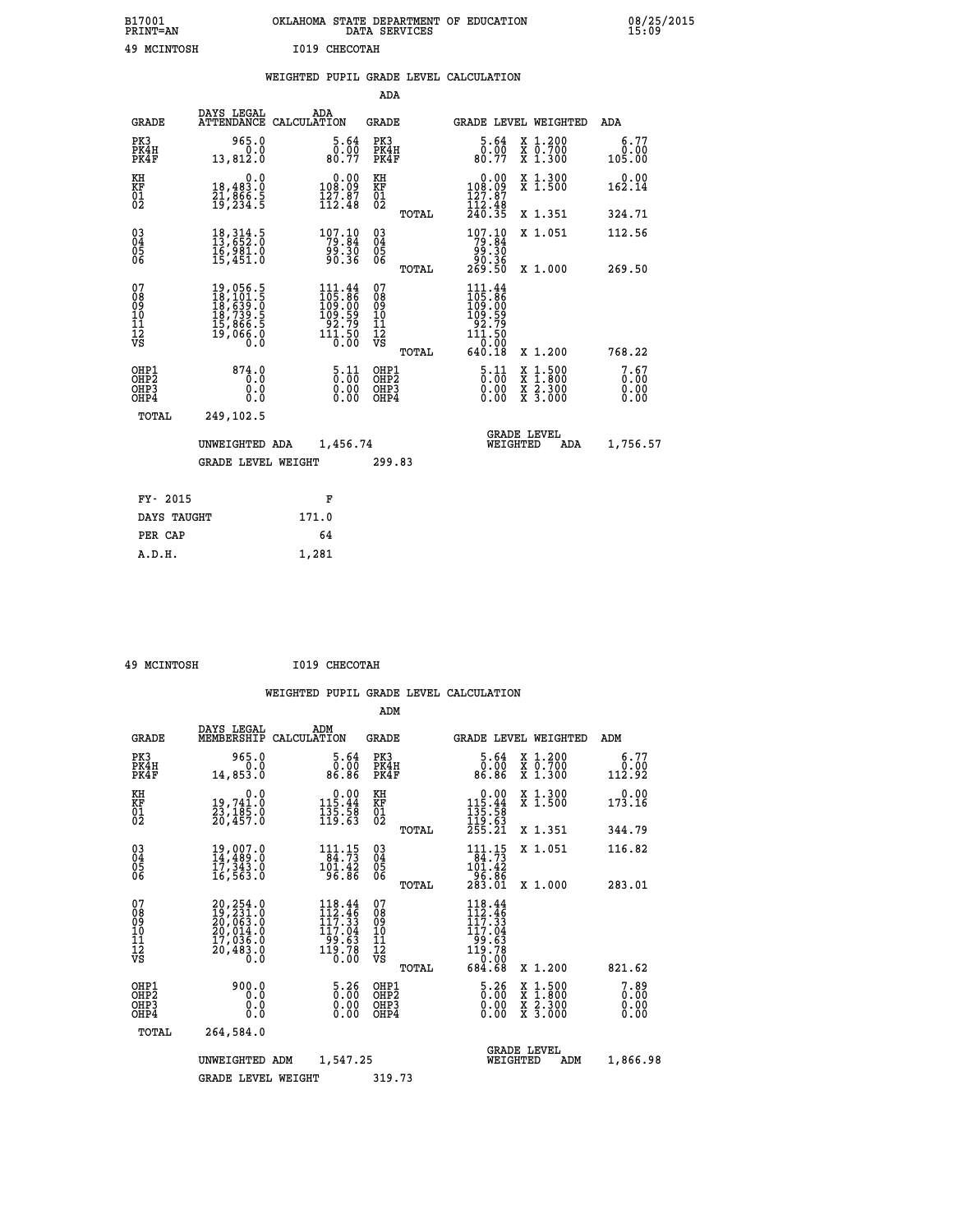B17001 OKLAHOMA STATE DEPARTMENT OF EDUCATION 08/25/2015
PRINT=AN DATA SERVICES 15:09

49 MCINTOSH I019 CHECOTAH

## WEIGHTED PUPIL GRADE LEVEL CALCULATION

### ADA

| GRADE | DAYS LEGAL ATTENDANCE | ADA CALCULATION | GRADE | | GRADE LEVEL | WEIGHTED | ADA |
|---|---|---|---|---|---|---|---|
| PK3 | 965.0 | 5.64 | PK3 | | 5.64 | X 1.200 | 6.77 |
| PK4H | 0.0 | 0.00 | PK4H | | 0.00 | X 0.700 | 0.00 |
| PK4F | 13,812.0 | 80.77 | PK4F | | 80.77 | X 1.300 | 105.00 |
| KH | 0.0 | 0.00 | KH | | 0.00 | X 1.300 | 0.00 |
| KF | 18,483.0 | 108.09 | KF | | 108.09 | X 1.500 | 162.14 |
| 01 | 21,866.5 | 127.87 | 01 | | 127.87 | | |
| 02 | 19,234.5 | 112.48 | 02 | | 112.48 | | |
| | | | | TOTAL | 240.35 | X 1.351 | 324.71 |
| 03 | 18,314.5 | 107.10 | 03 | | 107.10 | X 1.051 | 112.56 |
| 04 | 13,652.0 | 79.84 | 04 | | 79.84 | | |
| 05 | 16,981.0 | 99.30 | 05 | | 99.30 | | |
| 06 | 15,451.0 | 90.36 | 06 | | 90.36 | | |
| | | | | TOTAL | 269.50 | X 1.000 | 269.50 |
| 07 | 19,056.5 | 111.44 | 07 | | 111.44 | | |
| 08 | 18,101.5 | 105.86 | 08 | | 105.86 | | |
| 09 | 18,639.0 | 109.00 | 09 | | 109.00 | | |
| 10 | 18,739.5 | 109.59 | 10 | | 109.59 | | |
| 11 | 15,866.5 | 92.79 | 11 | | 92.79 | | |
| 12 | 19,066.0 | 111.50 | 12 | | 111.50 | | |
| VS | 0.0 | 0.00 | VS | | 0.00 | | |
| | | | | TOTAL | 640.18 | X 1.200 | 768.22 |
| OHP1 | 874.0 | 5.11 | OHP1 | | 5.11 | X 1.500 | 7.67 |
| OHP2 | 0.0 | 0.00 | OHP2 | | 0.00 | X 1.800 | 0.00 |
| OHP3 | 0.0 | 0.00 | OHP3 | | 0.00 | X 2.300 | 0.00 |
| OHP4 | 0.0 | 0.00 | OHP4 | | 0.00 | X 3.000 | 0.00 |
| TOTAL | 249,102.5 | | | | | | |

UNWEIGHTED ADA 1,456.74 — GRADE LEVEL WEIGHTED ADA 1,756.57

GRADE LEVEL WEIGHT 299.83

| FY- 2015 | F |
|---|---|
| DAYS TAUGHT | 171.0 |
| PER CAP | 64 |
| A.D.H. | 1,281 |

49 MCINTOSH I019 CHECOTAH

## WEIGHTED PUPIL GRADE LEVEL CALCULATION

### ADM

| GRADE | DAYS LEGAL MEMBERSHIP | ADM CALCULATION | GRADE | | GRADE LEVEL | WEIGHTED | ADM |
|---|---|---|---|---|---|---|---|
| PK3 | 965.0 | 5.64 | PK3 | | 5.64 | X 1.200 | 6.77 |
| PK4H | 0.0 | 0.00 | PK4H | | 0.00 | X 0.700 | 0.00 |
| PK4F | 14,853.0 | 86.86 | PK4F | | 86.86 | X 1.300 | 112.92 |
| KH | 0.0 | 0.00 | KH | | 0.00 | X 1.300 | 0.00 |
| KF | 19,741.0 | 115.44 | KF | | 115.44 | X 1.500 | 173.16 |
| 01 | 23,185.0 | 135.58 | 01 | | 135.58 | | |
| 02 | 20,457.0 | 119.63 | 02 | | 119.63 | | |
| | | | | TOTAL | 255.21 | X 1.351 | 344.79 |
| 03 | 19,007.0 | 111.15 | 03 | | 111.15 | X 1.051 | 116.82 |
| 04 | 14,489.0 | 84.73 | 04 | | 84.73 | | |
| 05 | 17,343.0 | 101.42 | 05 | | 101.42 | | |
| 06 | 16,563.0 | 96.86 | 06 | | 96.86 | | |
| | | | | TOTAL | 283.01 | X 1.000 | 283.01 |
| 07 | 20,254.0 | 118.44 | 07 | | 118.44 | | |
| 08 | 19,231.0 | 112.46 | 08 | | 112.46 | | |
| 09 | 20,063.0 | 117.33 | 09 | | 117.33 | | |
| 10 | 20,014.0 | 117.04 | 10 | | 117.04 | | |
| 11 | 17,036.0 | 99.63 | 11 | | 99.63 | | |
| 12 | 20,483.0 | 119.78 | 12 | | 119.78 | | |
| VS | 0.0 | 0.00 | VS | | 0.00 | | |
| | | | | TOTAL | 684.68 | X 1.200 | 821.62 |
| OHP1 | 900.0 | 5.26 | OHP1 | | 5.26 | X 1.500 | 7.89 |
| OHP2 | 0.0 | 0.00 | OHP2 | | 0.00 | X 1.800 | 0.00 |
| OHP3 | 0.0 | 0.00 | OHP3 | | 0.00 | X 2.300 | 0.00 |
| OHP4 | 0.0 | 0.00 | OHP4 | | 0.00 | X 3.000 | 0.00 |
| TOTAL | 264,584.0 | | | | | | |

UNWEIGHTED ADM 1,547.25 — GRADE LEVEL WEIGHTED ADM 1,866.98

GRADE LEVEL WEIGHT 319.73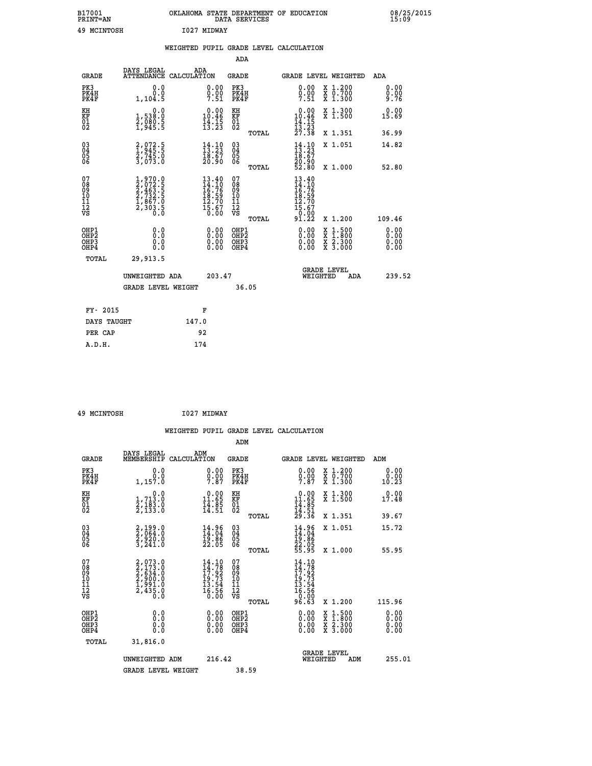B17001 OKLAHOMA STATE DEPARTMENT OF EDUCATION 08/25/2015
PRINT=AN DATA SERVICES 15:09

49 MCINTOSH I027 MIDWAY

## WEIGHTED PUPIL GRADE LEVEL CALCULATION

### ADA

| GRADE | DAYS LEGAL ATTENDANCE | ADA CALCULATION | GRADE | GRADE LEVEL | WEIGHTED | ADA |
|---|---|---|---|---|---|---|
| PK3 | 0.0 | 0.00 | PK3 | 0.00 | X 1.200 | 0.00 |
| PK4H | 0.0 | 0.00 | PK4H | 0.00 | X 0.700 | 0.00 |
| PK4F | 1,104.5 | 7.51 | PK4F | 7.51 | X 1.300 | 9.76 |
| KH | 0.0 | 0.00 | KH | 0.00 | X 1.300 | 0.00 |
| KF | 1,538.0 | 10.46 | KF | 10.46 | X 1.500 | 15.69 |
| 01 | 2,080.5 | 14.15 | 01 | 14.15 | | |
| 02 | 1,945.5 | 13.23 | 02 | 13.23 | | |
| | | | TOTAL | 27.38 | X 1.351 | 36.99 |
| 03 | 2,072.5 | 14.10 | 03 | 14.10 | X 1.051 | 14.82 |
| 04 | 1,945.5 | 13.23 | 04 | 13.23 | | |
| 05 | 2,745.0 | 18.67 | 05 | 18.67 | | |
| 06 | 3,073.0 | 20.90 | 06 | 20.90 | | |
| | | | TOTAL | 52.80 | X 1.000 | 52.80 |
| 07 | 1,970.0 | 13.40 | 07 | 13.40 | | |
| 08 | 2,072.5 | 14.10 | 08 | 14.10 | | |
| 09 | 2,463.5 | 16.76 | 09 | 16.76 | | |
| 10 | 2,732.5 | 18.59 | 10 | 18.59 | | |
| 11 | 1,867.0 | 12.70 | 11 | 12.70 | | |
| 12 | 2,303.5 | 15.67 | 12 | 15.67 | | |
| VS | 0.0 | 0.00 | VS | 0.00 | | |
| | | | TOTAL | 91.22 | X 1.200 | 109.46 |
| OHP1 | 0.0 | 0.00 | OHP1 | 0.00 | X 1.500 | 0.00 |
| OHP2 | 0.0 | 0.00 | OHP2 | 0.00 | X 1.800 | 0.00 |
| OHP3 | 0.0 | 0.00 | OHP3 | 0.00 | X 2.300 | 0.00 |
| OHP4 | 0.0 | 0.00 | OHP4 | 0.00 | X 3.000 | 0.00 |
| TOTAL | 29,913.5 | | | | | |

UNWEIGHTED ADA 203.47 — GRADE LEVEL WEIGHTED ADA 239.52

GRADE LEVEL WEIGHT 36.05

| FY- 2015 | F |
|---|---|
| DAYS TAUGHT | 147.0 |
| PER CAP | 92 |
| A.D.H. | 174 |

49 MCINTOSH I027 MIDWAY

## WEIGHTED PUPIL GRADE LEVEL CALCULATION

### ADM

| GRADE | DAYS LEGAL MEMBERSHIP | ADM CALCULATION | GRADE | GRADE LEVEL | WEIGHTED | ADM |
|---|---|---|---|---|---|---|
| PK3 | 0.0 | 0.00 | PK3 | 0.00 | X 1.200 | 0.00 |
| PK4H | 0.0 | 0.00 | PK4H | 0.00 | X 0.700 | 0.00 |
| PK4F | 1,157.0 | 7.87 | PK4F | 7.87 | X 1.300 | 10.23 |
| KH | 0.0 | 0.00 | KH | 0.00 | X 1.300 | 0.00 |
| KF | 1,713.0 | 11.65 | KF | 11.65 | X 1.500 | 17.48 |
| 01 | 2,183.0 | 14.85 | 01 | 14.85 | | |
| 02 | 2,133.0 | 14.51 | 02 | 14.51 | | |
| | | | TOTAL | 29.36 | X 1.351 | 39.67 |
| 03 | 2,199.0 | 14.96 | 03 | 14.96 | X 1.051 | 15.72 |
| 04 | 2,064.0 | 14.04 | 04 | 14.04 | | |
| 05 | 2,920.0 | 19.86 | 05 | 19.86 | | |
| 06 | 3,241.0 | 22.05 | 06 | 22.05 | | |
| | | | TOTAL | 55.95 | X 1.000 | 55.95 |
| 07 | 2,073.0 | 14.10 | 07 | 14.10 | | |
| 08 | 2,173.0 | 14.78 | 08 | 14.78 | | |
| 09 | 2,634.0 | 17.92 | 09 | 17.92 | | |
| 10 | 2,900.0 | 19.73 | 10 | 19.73 | | |
| 11 | 1,991.0 | 13.54 | 11 | 13.54 | | |
| 12 | 2,435.0 | 16.56 | 12 | 16.56 | | |
| VS | 0.0 | 0.00 | VS | 0.00 | | |
| | | | TOTAL | 96.63 | X 1.200 | 115.96 |
| OHP1 | 0.0 | 0.00 | OHP1 | 0.00 | X 1.500 | 0.00 |
| OHP2 | 0.0 | 0.00 | OHP2 | 0.00 | X 1.800 | 0.00 |
| OHP3 | 0.0 | 0.00 | OHP3 | 0.00 | X 2.300 | 0.00 |
| OHP4 | 0.0 | 0.00 | OHP4 | 0.00 | X 3.000 | 0.00 |
| TOTAL | 31,816.0 | | | | | |

UNWEIGHTED ADM 216.42 — GRADE LEVEL WEIGHTED ADM 255.01

GRADE LEVEL WEIGHT 38.59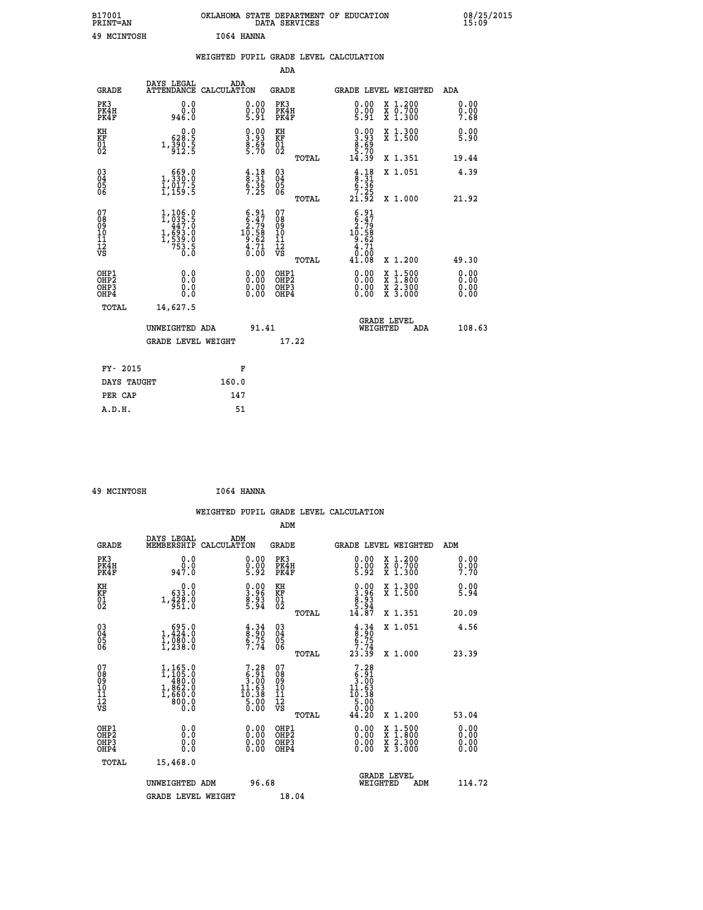B17001 OKLAHOMA STATE DEPARTMENT OF EDUCATION 08/25/2015
PRINT=AN DATA SERVICES 15:09

49 MCINTOSH I064 HANNA

## WEIGHTED PUPIL GRADE LEVEL CALCULATION

### ADA

| GRADE | DAYS LEGAL ATTENDANCE | ADA CALCULATION | GRADE | GRADE LEVEL | WEIGHTED | ADA |
|---|---|---|---|---|---|---|
| PK3 | 0.0 | 0.00 | PK3 | 0.00 | X 1.200 | 0.00 |
| PK4H | 0.0 | 0.00 | PK4H | 0.00 | X 0.700 | 0.00 |
| PK4F | 946.0 | 5.91 | PK4F | 5.91 | X 1.300 | 7.68 |
| KH | 0.0 | 0.00 | KH | 0.00 | X 1.300 | 0.00 |
| KF | 628.5 | 3.93 | KF | 3.93 | X 1.500 | 5.90 |
| 01 | 1,390.5 | 8.69 | 01 | 8.69 | | |
| 02 | 912.5 | 5.70 | 02 | 5.70 | | |
| | | | TOTAL | 14.39 | X 1.351 | 19.44 |
| 03 | 669.0 | 4.18 | 03 | 4.18 | X 1.051 | 4.39 |
| 04 | 1,330.0 | 8.31 | 04 | 8.31 | | |
| 05 | 1,017.5 | 6.36 | 05 | 6.36 | | |
| 06 | 1,159.5 | 7.25 | 06 | 7.25 | | |
| | | | TOTAL | 21.92 | X 1.000 | 21.92 |
| 07 | 1,106.0 | 6.91 | 07 | 6.91 | | |
| 08 | 1,035.5 | 6.47 | 08 | 6.47 | | |
| 09 | 447.0 | 2.79 | 09 | 2.79 | | |
| 10 | 1,693.0 | 10.58 | 10 | 10.58 | | |
| 11 | 1,539.0 | 9.62 | 11 | 9.62 | | |
| 12 | 753.5 | 4.71 | 12 | 4.71 | | |
| VS | 0.0 | 0.00 | VS | 0.00 | | |
| | | | TOTAL | 41.08 | X 1.200 | 49.30 |
| OHP1 | 0.0 | 0.00 | OHP1 | 0.00 | X 1.500 | 0.00 |
| OHP2 | 0.0 | 0.00 | OHP2 | 0.00 | X 1.800 | 0.00 |
| OHP3 | 0.0 | 0.00 | OHP3 | 0.00 | X 2.300 | 0.00 |
| OHP4 | 0.0 | 0.00 | OHP4 | 0.00 | X 3.000 | 0.00 |
| TOTAL | 14,627.5 | | | | | |

UNWEIGHTED ADA 91.41 GRADE LEVEL WEIGHTED ADA 108.63

GRADE LEVEL WEIGHT 17.22

| FY- 2015 | F |
|---|---|
| DAYS TAUGHT | 160.0 |
| PER CAP | 147 |
| A.D.H. | 51 |

49 MCINTOSH I064 HANNA

## WEIGHTED PUPIL GRADE LEVEL CALCULATION

### ADM

| GRADE | DAYS LEGAL MEMBERSHIP | ADM CALCULATION | GRADE | GRADE LEVEL | WEIGHTED | ADM |
|---|---|---|---|---|---|---|
| PK3 | 0.0 | 0.00 | PK3 | 0.00 | X 1.200 | 0.00 |
| PK4H | 0.0 | 0.00 | PK4H | 0.00 | X 0.700 | 0.00 |
| PK4F | 947.0 | 5.92 | PK4F | 5.92 | X 1.300 | 7.70 |
| KH | 0.0 | 0.00 | KH | 0.00 | X 1.300 | 0.00 |
| KF | 633.0 | 3.96 | KF | 3.96 | X 1.500 | 5.94 |
| 01 | 1,428.0 | 8.93 | 01 | 8.93 | | |
| 02 | 951.0 | 5.94 | 02 | 5.94 | | |
| | | | TOTAL | 14.87 | X 1.351 | 20.09 |
| 03 | 695.0 | 4.34 | 03 | 4.34 | X 1.051 | 4.56 |
| 04 | 1,424.0 | 8.90 | 04 | 8.90 | | |
| 05 | 1,080.0 | 6.75 | 05 | 6.75 | | |
| 06 | 1,238.0 | 7.74 | 06 | 7.74 | | |
| | | | TOTAL | 23.39 | X 1.000 | 23.39 |
| 07 | 1,165.0 | 7.28 | 07 | 7.28 | | |
| 08 | 1,105.0 | 6.91 | 08 | 6.91 | | |
| 09 | 480.0 | 3.00 | 09 | 3.00 | | |
| 10 | 1,862.0 | 11.63 | 10 | 11.63 | | |
| 11 | 1,660.0 | 10.38 | 11 | 10.38 | | |
| 12 | 800.0 | 5.00 | 12 | 5.00 | | |
| VS | 0.0 | 0.00 | VS | 0.00 | | |
| | | | TOTAL | 44.20 | X 1.200 | 53.04 |
| OHP1 | 0.0 | 0.00 | OHP1 | 0.00 | X 1.500 | 0.00 |
| OHP2 | 0.0 | 0.00 | OHP2 | 0.00 | X 1.800 | 0.00 |
| OHP3 | 0.0 | 0.00 | OHP3 | 0.00 | X 2.300 | 0.00 |
| OHP4 | 0.0 | 0.00 | OHP4 | 0.00 | X 3.000 | 0.00 |
| TOTAL | 15,468.0 | | | | | |

UNWEIGHTED ADM 96.68 GRADE LEVEL WEIGHTED ADM 114.72

GRADE LEVEL WEIGHT 18.04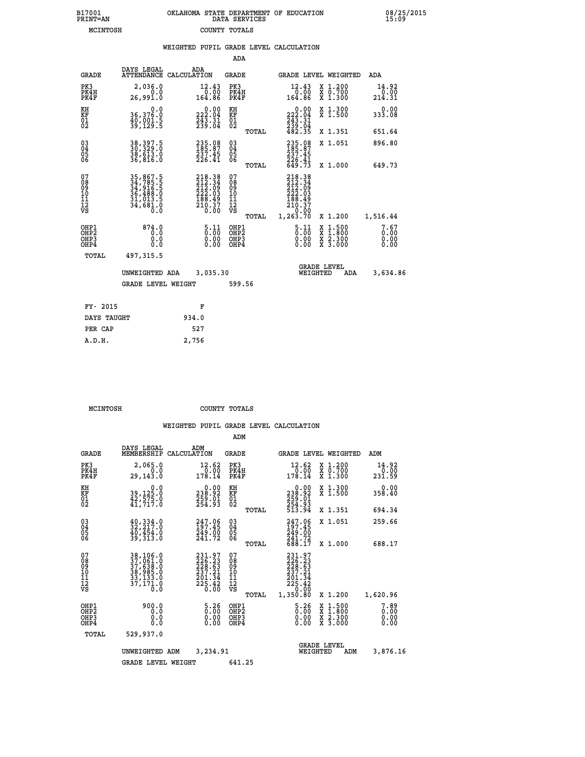B17001 OKLAHOMA STATE DEPARTMENT OF EDUCATION 08/25/2015
PRINT=AN DATA SERVICES 15:09

MCINTOSH COUNTY TOTALS

WEIGHTED PUPIL GRADE LEVEL CALCULATION

ADA

| GRADE | DAYS LEGAL ATTENDANCE | ADA CALCULATION | GRADE | | GRADE LEVEL | WEIGHTED | ADA |
|---|---|---|---|---|---|---|---|
| PK3 | 2,036.0 | 12.43 | PK3 | | 12.43 | X 1.200 | 14.92 |
| PK4H | 0.0 | 0.00 | PK4H | | 0.00 | X 0.700 | 0.00 |
| PK4F | 26,991.0 | 164.86 | PK4F | | 164.86 | X 1.300 | 214.31 |
| KH | 0.0 | 0.00 | KH | | 0.00 | X 1.300 | 0.00 |
| KF | 36,376.0 | 222.04 | KF | | 222.04 | X 1.500 | 333.08 |
| 01 | 40,001.5 | 243.31 | 01 | | 243.31 | | |
| 02 | 39,129.5 | 239.04 | 02 | | 239.04 | | |
| | | | | TOTAL | 482.35 | X 1.351 | 651.64 |
| 03 | 38,397.5 | 235.08 | 03 | | 235.08 | X 1.051 | 896.80 |
| 04 | 30,329.0 | 185.87 | 04 | | 185.87 | | |
| 05 | 38,613.0 | 237.45 | 05 | | 237.45 | | |
| 06 | 36,816.0 | 226.41 | 06 | | 226.41 | | |
| | | | | TOTAL | 649.73 | X 1.000 | 649.73 |
| 07 | 35,867.5 | 218.38 | 07 | | 218.38 | | |
| 08 | 34,785.5 | 212.34 | 08 | | 212.34 | | |
| 09 | 34,916.5 | 212.09 | 09 | | 212.09 | | |
| 10 | 36,488.0 | 222.03 | 10 | | 222.03 | | |
| 11 | 31,013.5 | 188.49 | 11 | | 188.49 | | |
| 12 | 34,681.0 | 210.37 | 12 | | 210.37 | | |
| VS | 0.0 | 0.00 | VS | | 0.00 | | |
| | | | | TOTAL | 1,263.70 | X 1.200 | 1,516.44 |
| OHP1 | 874.0 | 5.11 | OHP1 | | 5.11 | X 1.500 | 7.67 |
| OHP2 | 0.0 | 0.00 | OHP2 | | 0.00 | X 1.800 | 0.00 |
| OHP3 | 0.0 | 0.00 | OHP3 | | 0.00 | X 2.300 | 0.00 |
| OHP4 | 0.0 | 0.00 | OHP4 | | 0.00 | X 3.000 | 0.00 |
| TOTAL | 497,315.5 | | | | | | |

UNWEIGHTED ADA 3,035.30 GRADE LEVEL WEIGHTED ADA 3,634.86

GRADE LEVEL WEIGHT 599.56

| FY- 2015 | F |
|---|---|
| DAYS TAUGHT | 934.0 |
| PER CAP | 527 |
| A.D.H. | 2,756 |

MCINTOSH COUNTY TOTALS

WEIGHTED PUPIL GRADE LEVEL CALCULATION

ADM

| GRADE | DAYS LEGAL MEMBERSHIP | ADM CALCULATION | GRADE | | GRADE LEVEL | WEIGHTED | ADM |
|---|---|---|---|---|---|---|---|
| PK3 | 2,065.0 | 12.62 | PK3 | | 12.62 | X 1.200 | 14.92 |
| PK4H | 0.0 | 0.00 | PK4H | | 0.00 | X 0.700 | 0.00 |
| PK4F | 29,143.0 | 178.14 | PK4F | | 178.14 | X 1.300 | 231.59 |
| KH | 0.0 | 0.00 | KH | | 0.00 | X 1.300 | 0.00 |
| KF | 39,125.0 | 238.92 | KF | | 238.92 | X 1.500 | 358.40 |
| 01 | 42,575.0 | 259.01 | 01 | | 259.01 | | |
| 02 | 41,717.0 | 254.93 | 02 | | 254.93 | | |
| | | | | TOTAL | 513.94 | X 1.351 | 694.34 |
| 03 | 40,334.0 | 247.06 | 03 | | 247.06 | X 1.051 | 259.66 |
| 04 | 32,217.0 | 197.45 | 04 | | 197.45 | | |
| 05 | 40,454.0 | 249.00 | 05 | | 249.00 | | |
| 06 | 39,313.0 | 241.72 | 06 | | 241.72 | | |
| | | | | TOTAL | 688.17 | X 1.000 | 688.17 |
| 07 | 38,106.0 | 231.97 | 07 | | 231.97 | | |
| 08 | 37,061.0 | 226.23 | 08 | | 226.23 | | |
| 09 | 37,638.0 | 228.63 | 09 | | 228.63 | | |
| 10 | 38,985.0 | 237.21 | 10 | | 237.21 | | |
| 11 | 33,133.0 | 201.34 | 11 | | 201.34 | | |
| 12 | 37,171.0 | 225.42 | 12 | | 225.42 | | |
| VS | 0.0 | 0.00 | VS | | 0.00 | | |
| | | | | TOTAL | 1,350.80 | X 1.200 | 1,620.96 |
| OHP1 | 900.0 | 5.26 | OHP1 | | 5.26 | X 1.500 | 7.89 |
| OHP2 | 0.0 | 0.00 | OHP2 | | 0.00 | X 1.800 | 0.00 |
| OHP3 | 0.0 | 0.00 | OHP3 | | 0.00 | X 2.300 | 0.00 |
| OHP4 | 0.0 | 0.00 | OHP4 | | 0.00 | X 3.000 | 0.00 |
| TOTAL | 529,937.0 | | | | | | |

UNWEIGHTED ADM 3,234.91 GRADE LEVEL WEIGHTED ADM 3,876.16

GRADE LEVEL WEIGHT 641.25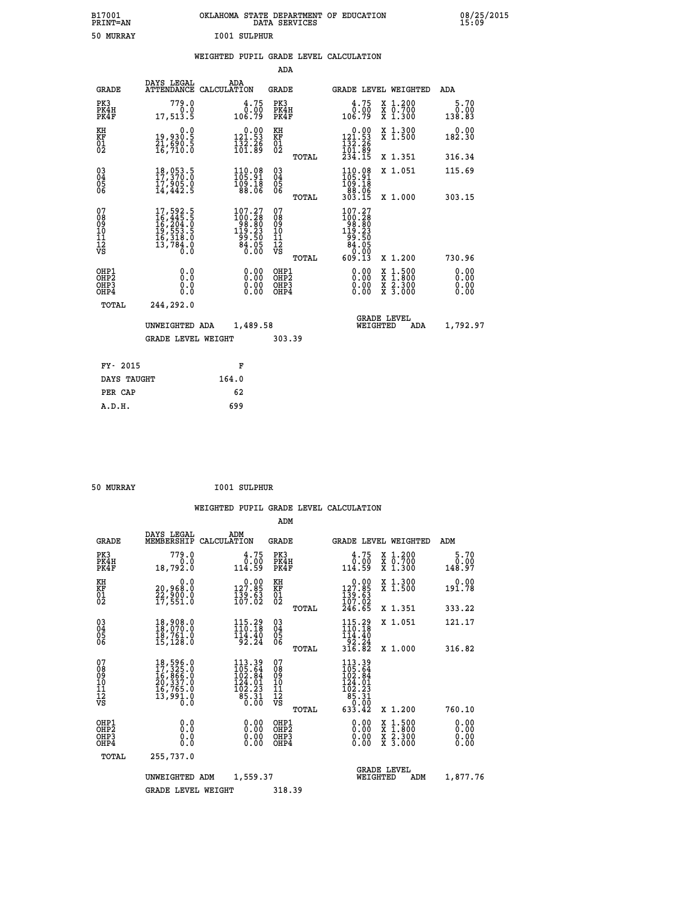B17001 PRINT=AN — OKLAHOMA STATE DEPARTMENT OF EDUCATION DATA SERVICES — 08/25/2015 15:09

50 MURRAY — I001 SULPHUR

## WEIGHTED PUPIL GRADE LEVEL CALCULATION

### ADA

| GRADE | DAYS LEGAL ATTENDANCE | ADA CALCULATION | GRADE | | GRADE LEVEL | WEIGHTED | ADA |
|---|---|---|---|---|---|---|---|
| PK3 | 779.0 | 4.75 | PK3 | | 4.75 | X 1.200 | 5.70 |
| PK4H | 0.0 | 0.00 | PK4H | | 0.00 | X 0.700 | 0.00 |
| PK4F | 17,513.5 | 106.79 | PK4F | | 106.79 | X 1.300 | 138.83 |
| KH | 0.0 | 0.00 | KH | | 0.00 | X 1.300 | 0.00 |
| KF | 19,930.5 | 121.53 | KF | | 121.53 | X 1.500 | 182.30 |
| 01 | 21,690.5 | 132.26 | 01 | | 132.26 | | |
| 02 | 16,710.0 | 101.89 | 02 | | 101.89 | | |
| | | | | TOTAL | 234.15 | X 1.351 | 316.34 |
| 03 | 18,053.5 | 110.08 | 03 | | 110.08 | X 1.051 | 115.69 |
| 04 | 17,370.0 | 105.91 | 04 | | 105.91 | | |
| 05 | 17,905.0 | 109.18 | 05 | | 109.18 | | |
| 06 | 14,442.5 | 88.06 | 06 | | 88.06 | | |
| | | | | TOTAL | 303.15 | X 1.000 | 303.15 |
| 07 | 17,592.5 | 107.27 | 07 | | 107.27 | | |
| 08 | 16,445.5 | 100.28 | 08 | | 100.28 | | |
| 09 | 16,204.0 | 98.80 | 09 | | 98.80 | | |
| 10 | 19,553.5 | 119.23 | 10 | | 119.23 | | |
| 11 | 16,318.0 | 99.50 | 11 | | 99.50 | | |
| 12 | 13,784.0 | 84.05 | 12 | | 84.05 | | |
| VS | 0.0 | 0.00 | VS | | 0.00 | | |
| | | | | TOTAL | 609.13 | X 1.200 | 730.96 |
| OHP1 | 0.0 | 0.00 | OHP1 | | 0.00 | X 1.500 | 0.00 |
| OHP2 | 0.0 | 0.00 | OHP2 | | 0.00 | X 1.800 | 0.00 |
| OHP3 | 0.0 | 0.00 | OHP3 | | 0.00 | X 2.300 | 0.00 |
| OHP4 | 0.0 | 0.00 | OHP4 | | 0.00 | X 3.000 | 0.00 |
| TOTAL | 244,292.0 | | | | | | |

UNWEIGHTED ADA 1,489.58 — GRADE LEVEL WEIGHTED ADA 1,792.97

GRADE LEVEL WEIGHT 303.39

| | |
|---|---|
| FY- 2015 | F |
| DAYS TAUGHT | 164.0 |
| PER CAP | 62 |
| A.D.H. | 699 |

50 MURRAY — I001 SULPHUR

## WEIGHTED PUPIL GRADE LEVEL CALCULATION

### ADM

| GRADE | DAYS LEGAL MEMBERSHIP | ADM CALCULATION | GRADE | | GRADE LEVEL | WEIGHTED | ADM |
|---|---|---|---|---|---|---|---|
| PK3 | 779.0 | 4.75 | PK3 | | 4.75 | X 1.200 | 5.70 |
| PK4H | 0.0 | 0.00 | PK4H | | 0.00 | X 0.700 | 0.00 |
| PK4F | 18,792.0 | 114.59 | PK4F | | 114.59 | X 1.300 | 148.97 |
| KH | 0.0 | 0.00 | KH | | 0.00 | X 1.300 | 0.00 |
| KF | 20,968.0 | 127.85 | KF | | 127.85 | X 1.500 | 191.78 |
| 01 | 22,900.0 | 139.63 | 01 | | 139.63 | | |
| 02 | 17,551.0 | 107.02 | 02 | | 107.02 | | |
| | | | | TOTAL | 246.65 | X 1.351 | 333.22 |
| 03 | 18,908.0 | 115.29 | 03 | | 115.29 | X 1.051 | 121.17 |
| 04 | 18,070.0 | 110.18 | 04 | | 110.18 | | |
| 05 | 18,761.0 | 114.40 | 05 | | 114.40 | | |
| 06 | 15,128.0 | 92.24 | 06 | | 92.24 | | |
| | | | | TOTAL | 316.82 | X 1.000 | 316.82 |
| 07 | 18,596.0 | 113.39 | 07 | | 113.39 | | |
| 08 | 17,325.0 | 105.64 | 08 | | 105.64 | | |
| 09 | 16,866.0 | 102.84 | 09 | | 102.84 | | |
| 10 | 20,337.0 | 124.01 | 10 | | 124.01 | | |
| 11 | 16,765.0 | 102.23 | 11 | | 102.23 | | |
| 12 | 13,991.0 | 85.31 | 12 | | 85.31 | | |
| VS | 0.0 | 0.00 | VS | | 0.00 | | |
| | | | | TOTAL | 633.42 | X 1.200 | 760.10 |
| OHP1 | 0.0 | 0.00 | OHP1 | | 0.00 | X 1.500 | 0.00 |
| OHP2 | 0.0 | 0.00 | OHP2 | | 0.00 | X 1.800 | 0.00 |
| OHP3 | 0.0 | 0.00 | OHP3 | | 0.00 | X 2.300 | 0.00 |
| OHP4 | 0.0 | 0.00 | OHP4 | | 0.00 | X 3.000 | 0.00 |
| TOTAL | 255,737.0 | | | | | | |

UNWEIGHTED ADM 1,559.37 — GRADE LEVEL WEIGHTED ADM 1,877.76

GRADE LEVEL WEIGHT 318.39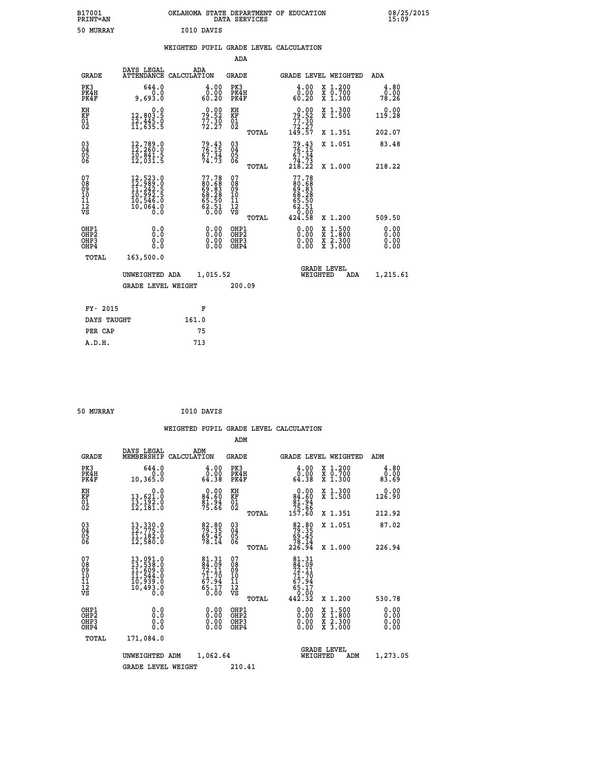B17001 PRINT=AN — OKLAHOMA STATE DEPARTMENT OF EDUCATION DATA SERVICES — 08/25/2015 15:09

50 MURRAY — I010 DAVIS

## WEIGHTED PUPIL GRADE LEVEL CALCULATION

### ADA

| GRADE | DAYS LEGAL ATTENDANCE | ADA CALCULATION | GRADE | | GRADE LEVEL | WEIGHTED | ADA |
|---|---|---|---|---|---|---|---|
| PK3 | 644.0 | 4.00 | PK3 | | 4.00 | X 1.200 | 4.80 |
| PK4H | 0.0 | 0.00 | PK4H | | 0.00 | X 0.700 | 0.00 |
| PK4F | 9,693.0 | 60.20 | PK4F | | 60.20 | X 1.300 | 78.26 |
| KH | 0.0 | 0.00 | KH | | 0.00 | X 1.300 | 0.00 |
| KF | 12,803.5 | 79.52 | KF | | 79.52 | X 1.500 | 119.28 |
| 01 | 12,445.0 | 77.30 | 01 | | 77.30 | | |
| 02 | 11,635.5 | 72.27 | 02 | | 72.27 | | |
| | | | | TOTAL | 149.57 | X 1.351 | 202.07 |
| 03 | 12,789.0 | 79.43 | 03 | | 79.43 | X 1.051 | 83.48 |
| 04 | 12,260.0 | 76.15 | 04 | | 76.15 | | |
| 05 | 10,841.5 | 67.34 | 05 | | 67.34 | | |
| 06 | 12,031.5 | 74.73 | 06 | | 74.73 | | |
| | | | | TOTAL | 218.22 | X 1.000 | 218.22 |
| 07 | 12,523.0 | 77.78 | 07 | | 77.78 | | |
| 08 | 12,989.0 | 80.68 | 08 | | 80.68 | | |
| 09 | 11,242.5 | 69.83 | 09 | | 69.83 | | |
| 10 | 10,992.5 | 68.28 | 10 | | 68.28 | | |
| 11 | 10,546.0 | 65.50 | 11 | | 65.50 | | |
| 12 | 10,064.0 | 62.51 | 12 | | 62.51 | | |
| VS | 0.0 | 0.00 | VS | | 0.00 | | |
| | | | | TOTAL | 424.58 | X 1.200 | 509.50 |
| OHP1 | 0.0 | 0.00 | OHP1 | | 0.00 | X 1.500 | 0.00 |
| OHP2 | 0.0 | 0.00 | OHP2 | | 0.00 | X 1.800 | 0.00 |
| OHP3 | 0.0 | 0.00 | OHP3 | | 0.00 | X 2.300 | 0.00 |
| OHP4 | 0.0 | 0.00 | OHP4 | | 0.00 | X 3.000 | 0.00 |
| TOTAL | 163,500.0 | | | | | | |

UNWEIGHTED ADA 1,015.52 — GRADE LEVEL WEIGHTED ADA 1,215.61

GRADE LEVEL WEIGHT 200.09

| FY- 2015 | F |
|---|---|
| DAYS TAUGHT | 161.0 |
| PER CAP | 75 |
| A.D.H. | 713 |

50 MURRAY — I010 DAVIS

## WEIGHTED PUPIL GRADE LEVEL CALCULATION

### ADM

| GRADE | DAYS LEGAL MEMBERSHIP | ADM CALCULATION | GRADE | | GRADE LEVEL | WEIGHTED | ADM |
|---|---|---|---|---|---|---|---|
| PK3 | 644.0 | 4.00 | PK3 | | 4.00 | X 1.200 | 4.80 |
| PK4H | 0.0 | 0.00 | PK4H | | 0.00 | X 0.700 | 0.00 |
| PK4F | 10,365.0 | 64.38 | PK4F | | 64.38 | X 1.300 | 83.69 |
| KH | 0.0 | 0.00 | KH | | 0.00 | X 1.300 | 0.00 |
| KF | 13,621.0 | 84.60 | KF | | 84.60 | X 1.500 | 126.90 |
| 01 | 13,192.0 | 81.94 | 01 | | 81.94 | | |
| 02 | 12,181.0 | 75.66 | 02 | | 75.66 | | |
| | | | | TOTAL | 157.60 | X 1.351 | 212.92 |
| 03 | 13,330.0 | 82.80 | 03 | | 82.80 | X 1.051 | 87.02 |
| 04 | 12,775.0 | 79.35 | 04 | | 79.35 | | |
| 05 | 11,182.0 | 69.45 | 05 | | 69.45 | | |
| 06 | 12,580.0 | 78.14 | 06 | | 78.14 | | |
| | | | | TOTAL | 226.94 | X 1.000 | 226.94 |
| 07 | 13,091.0 | 81.31 | 07 | | 81.31 | | |
| 08 | 13,538.0 | 84.09 | 08 | | 84.09 | | |
| 09 | 11,609.0 | 72.11 | 09 | | 72.11 | | |
| 10 | 11,544.0 | 71.70 | 10 | | 71.70 | | |
| 11 | 10,939.0 | 67.94 | 11 | | 67.94 | | |
| 12 | 10,493.0 | 65.17 | 12 | | 65.17 | | |
| VS | 0.0 | 0.00 | VS | | 0.00 | | |
| | | | | TOTAL | 442.32 | X 1.200 | 530.78 |
| OHP1 | 0.0 | 0.00 | OHP1 | | 0.00 | X 1.500 | 0.00 |
| OHP2 | 0.0 | 0.00 | OHP2 | | 0.00 | X 1.800 | 0.00 |
| OHP3 | 0.0 | 0.00 | OHP3 | | 0.00 | X 2.300 | 0.00 |
| OHP4 | 0.0 | 0.00 | OHP4 | | 0.00 | X 3.000 | 0.00 |
| TOTAL | 171,084.0 | | | | | | |

UNWEIGHTED ADM 1,062.64 — GRADE LEVEL WEIGHTED ADM 1,273.05

GRADE LEVEL WEIGHT 210.41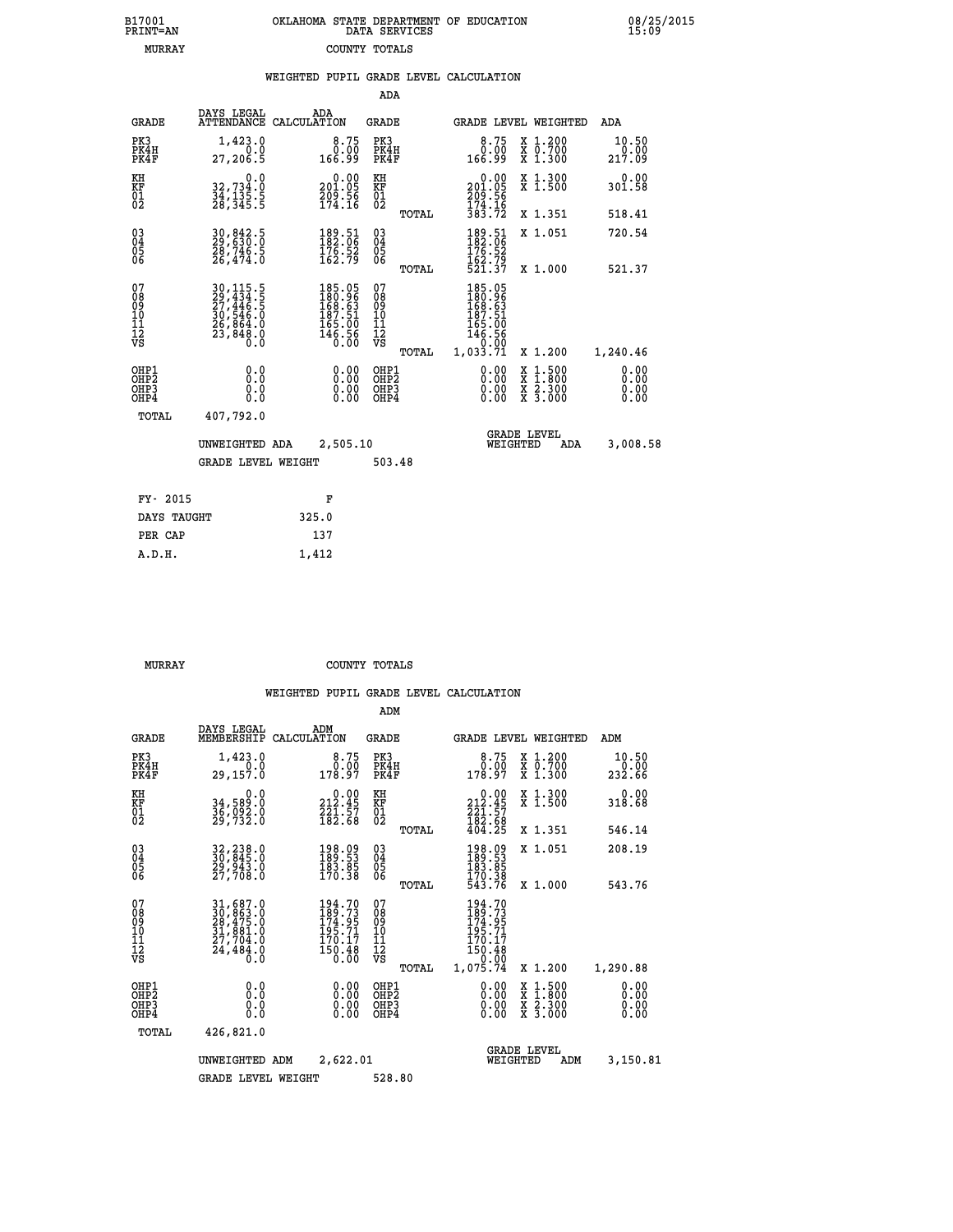B17001
PRINT=AN

OKLAHOMA STATE DEPARTMENT OF EDUCATION
DATA SERVICES

08/25/2015
15:09

MURRAY COUNTY TOTALS

## WEIGHTED PUPIL GRADE LEVEL CALCULATION

### ADA

| GRADE | DAYS LEGAL ATTENDANCE | ADA CALCULATION | GRADE | GRADE LEVEL | WEIGHTED | ADA |
|---|---|---|---|---|---|---|
| PK3 | 1,423.0 | 8.75 | PK3 | 8.75 | X 1.200 | 10.50 |
| PK4H | 0.0 | 0.00 | PK4H | 0.00 | X 0.700 | 0.00 |
| PK4F | 27,206.5 | 166.99 | PK4F | 166.99 | X 1.300 | 217.09 |
| KH | 0.0 | 0.00 | KH | 0.00 | X 1.300 | 0.00 |
| KF | 32,734.0 | 201.05 | KF | 201.05 | X 1.500 | 301.58 |
| 01 | 34,135.5 | 209.56 | 01 | 209.56 | | |
| 02 | 28,345.5 | 174.16 | 02 | 174.16 | | |
| | | | TOTAL | 383.72 | X 1.351 | 518.41 |
| 03 | 30,842.5 | 189.51 | 03 | 189.51 | X 1.051 | 720.54 |
| 04 | 29,630.0 | 182.06 | 04 | 182.06 | | |
| 05 | 28,746.5 | 176.52 | 05 | 176.52 | | |
| 06 | 26,474.0 | 162.79 | 06 | 162.79 | | |
| | | | TOTAL | 521.37 | X 1.000 | 521.37 |
| 07 | 30,115.5 | 185.05 | 07 | 185.05 | | |
| 08 | 29,434.5 | 180.96 | 08 | 180.96 | | |
| 09 | 27,446.5 | 168.63 | 09 | 168.63 | | |
| 10 | 30,546.0 | 187.51 | 10 | 187.51 | | |
| 11 | 26,864.0 | 165.00 | 11 | 165.00 | | |
| 12 | 23,848.0 | 146.56 | 12 | 146.56 | | |
| VS | 0.0 | 0.00 | VS | 0.00 | | |
| | | | TOTAL | 1,033.71 | X 1.200 | 1,240.46 |
| OHP1 | 0.0 | 0.00 | OHP1 | 0.00 | X 1.500 | 0.00 |
| OHP2 | 0.0 | 0.00 | OHP2 | 0.00 | X 1.800 | 0.00 |
| OHP3 | 0.0 | 0.00 | OHP3 | 0.00 | X 2.300 | 0.00 |
| OHP4 | 0.0 | 0.00 | OHP4 | 0.00 | X 3.000 | 0.00 |
| TOTAL | 407,792.0 | | | | | |

UNWEIGHTED ADA 2,505.10 GRADE LEVEL WEIGHTED ADA 3,008.58

GRADE LEVEL WEIGHT 503.48

| FY- 2015 | F |
|---|---|
| DAYS TAUGHT | 325.0 |
| PER CAP | 137 |
| A.D.H. | 1,412 |

MURRAY COUNTY TOTALS

## WEIGHTED PUPIL GRADE LEVEL CALCULATION

### ADM

| GRADE | DAYS LEGAL MEMBERSHIP | ADM CALCULATION | GRADE | GRADE LEVEL | WEIGHTED | ADM |
|---|---|---|---|---|---|---|
| PK3 | 1,423.0 | 8.75 | PK3 | 8.75 | X 1.200 | 10.50 |
| PK4H | 0.0 | 0.00 | PK4H | 0.00 | X 0.700 | 0.00 |
| PK4F | 29,157.0 | 178.97 | PK4F | 178.97 | X 1.300 | 232.66 |
| KH | 0.0 | 0.00 | KH | 0.00 | X 1.300 | 0.00 |
| KF | 34,589.0 | 212.45 | KF | 212.45 | X 1.500 | 318.68 |
| 01 | 36,092.0 | 221.57 | 01 | 221.57 | | |
| 02 | 29,732.0 | 182.68 | 02 | 182.68 | | |
| | | | TOTAL | 404.25 | X 1.351 | 546.14 |
| 03 | 32,238.0 | 198.09 | 03 | 198.09 | X 1.051 | 208.19 |
| 04 | 30,845.0 | 189.53 | 04 | 189.53 | | |
| 05 | 29,943.0 | 183.85 | 05 | 183.85 | | |
| 06 | 27,708.0 | 170.38 | 06 | 170.38 | | |
| | | | TOTAL | 543.76 | X 1.000 | 543.76 |
| 07 | 31,687.0 | 194.70 | 07 | 194.70 | | |
| 08 | 30,863.0 | 189.73 | 08 | 189.73 | | |
| 09 | 28,475.0 | 174.95 | 09 | 174.95 | | |
| 10 | 31,881.0 | 195.71 | 10 | 195.71 | | |
| 11 | 27,704.0 | 170.17 | 11 | 170.17 | | |
| 12 | 24,484.0 | 150.48 | 12 | 150.48 | | |
| VS | 0.0 | 0.00 | VS | 0.00 | | |
| | | | TOTAL | 1,075.74 | X 1.200 | 1,290.88 |
| OHP1 | 0.0 | 0.00 | OHP1 | 0.00 | X 1.500 | 0.00 |
| OHP2 | 0.0 | 0.00 | OHP2 | 0.00 | X 1.800 | 0.00 |
| OHP3 | 0.0 | 0.00 | OHP3 | 0.00 | X 2.300 | 0.00 |
| OHP4 | 0.0 | 0.00 | OHP4 | 0.00 | X 3.000 | 0.00 |
| TOTAL | 426,821.0 | | | | | |

UNWEIGHTED ADM 2,622.01 GRADE LEVEL WEIGHTED ADM 3,150.81

GRADE LEVEL WEIGHT 528.80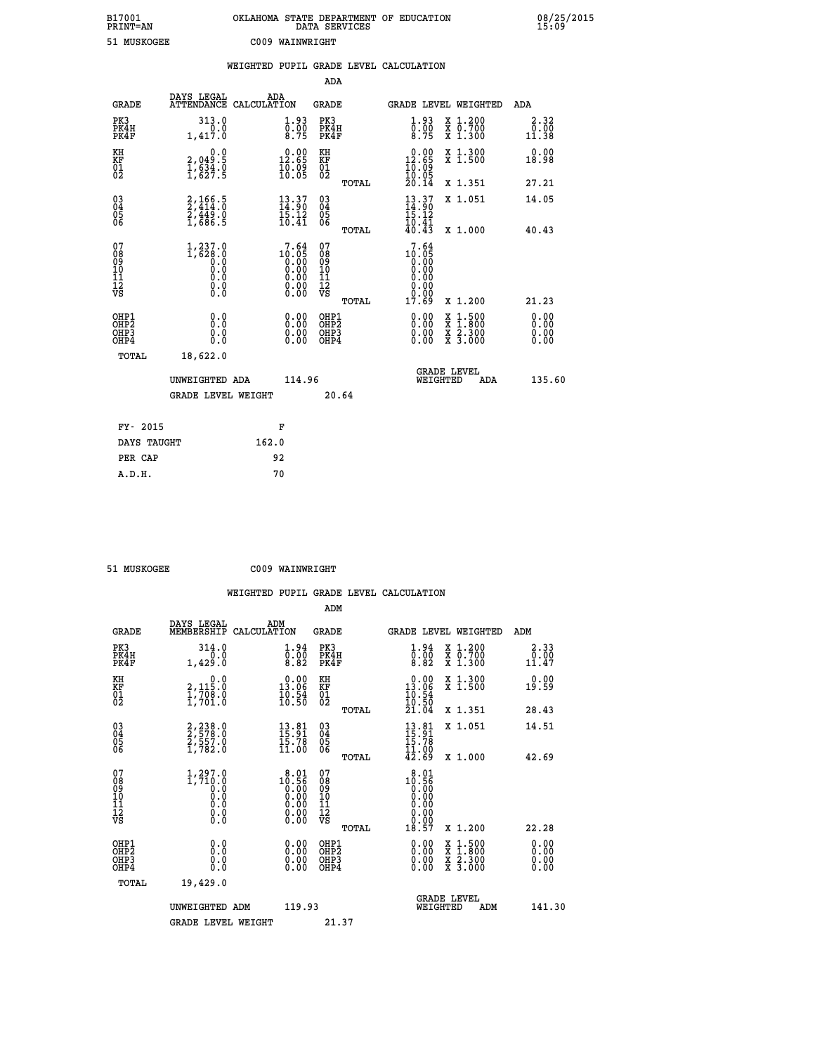B17001 OKLAHOMA STATE DEPARTMENT OF EDUCATION 08/25/2015
PRINT=AN DATA SERVICES 15:09

51 MUSKOGEE C009 WAINWRIGHT

## WEIGHTED PUPIL GRADE LEVEL CALCULATION

### ADA

| GRADE | DAYS LEGAL ATTENDANCE | ADA CALCULATION | GRADE | GRADE LEVEL | WEIGHTED | ADA |
|---|---|---|---|---|---|---|
| PK3 | 313.0 | 1.93 | PK3 | 1.93 | X 1.200 | 2.32 |
| PK4H | 0.0 | 0.00 | PK4H | 0.00 | X 0.700 | 0.00 |
| PK4F | 1,417.0 | 8.75 | PK4F | 8.75 | X 1.300 | 11.38 |
| KH | 0.0 | 0.00 | KH | 0.00 | X 1.300 | 0.00 |
| KF | 2,049.5 | 12.65 | KF | 12.65 | X 1.500 | 18.98 |
| 01 | 1,634.0 | 10.09 | 01 | 10.09 | | |
| 02 | 1,627.5 | 10.05 | 02 | 10.05 | | |
| | | | TOTAL | 20.14 | X 1.351 | 27.21 |
| 03 | 2,166.5 | 13.37 | 03 | 13.37 | X 1.051 | 14.05 |
| 04 | 2,414.0 | 14.90 | 04 | 14.90 | | |
| 05 | 2,449.0 | 15.12 | 05 | 15.12 | | |
| 06 | 1,686.5 | 10.41 | 06 | 10.41 | | |
| | | | TOTAL | 40.43 | X 1.000 | 40.43 |
| 07 | 1,237.0 | 7.64 | 07 | 7.64 | | |
| 08 | 1,628.0 | 10.05 | 08 | 10.05 | | |
| 09 | 0.0 | 0.00 | 09 | 0.00 | | |
| 10 | 0.0 | 0.00 | 10 | 0.00 | | |
| 11 | 0.0 | 0.00 | 11 | 0.00 | | |
| 12 | 0.0 | 0.00 | 12 | 0.00 | | |
| VS | 0.0 | 0.00 | VS | 0.00 | | |
| | | | TOTAL | 17.69 | X 1.200 | 21.23 |
| OHP1 | 0.0 | 0.00 | OHP1 | 0.00 | X 1.500 | 0.00 |
| OHP2 | 0.0 | 0.00 | OHP2 | 0.00 | X 1.800 | 0.00 |
| OHP3 | 0.0 | 0.00 | OHP3 | 0.00 | X 2.300 | 0.00 |
| OHP4 | 0.0 | 0.00 | OHP4 | 0.00 | X 3.000 | 0.00 |
| TOTAL | 18,622.0 | | | | | |

UNWEIGHTED ADA 114.96 GRADE LEVEL WEIGHTED ADA 135.60

GRADE LEVEL WEIGHT 20.64

| FY- 2015 | F |
|---|---|
| DAYS TAUGHT | 162.0 |
| PER CAP | 92 |
| A.D.H. | 70 |

51 MUSKOGEE C009 WAINWRIGHT

## WEIGHTED PUPIL GRADE LEVEL CALCULATION

### ADM

| GRADE | DAYS LEGAL MEMBERSHIP | ADM CALCULATION | GRADE | GRADE LEVEL | WEIGHTED | ADM |
|---|---|---|---|---|---|---|
| PK3 | 314.0 | 1.94 | PK3 | 1.94 | X 1.200 | 2.33 |
| PK4H | 0.0 | 0.00 | PK4H | 0.00 | X 0.700 | 0.00 |
| PK4F | 1,429.0 | 8.82 | PK4F | 8.82 | X 1.300 | 11.47 |
| KH | 0.0 | 0.00 | KH | 0.00 | X 1.300 | 0.00 |
| KF | 2,115.0 | 13.06 | KF | 13.06 | X 1.500 | 19.59 |
| 01 | 1,708.0 | 10.54 | 01 | 10.54 | | |
| 02 | 1,701.0 | 10.50 | 02 | 10.50 | | |
| | | | TOTAL | 21.04 | X 1.351 | 28.43 |
| 03 | 2,238.0 | 13.81 | 03 | 13.81 | X 1.051 | 14.51 |
| 04 | 2,578.0 | 15.91 | 04 | 15.91 | | |
| 05 | 2,557.0 | 15.78 | 05 | 15.78 | | |
| 06 | 1,782.0 | 11.00 | 06 | 11.00 | | |
| | | | TOTAL | 42.69 | X 1.000 | 42.69 |
| 07 | 1,297.0 | 8.01 | 07 | 8.01 | | |
| 08 | 1,710.0 | 10.56 | 08 | 10.56 | | |
| 09 | 0.0 | 0.00 | 09 | 0.00 | | |
| 10 | 0.0 | 0.00 | 10 | 0.00 | | |
| 11 | 0.0 | 0.00 | 11 | 0.00 | | |
| 12 | 0.0 | 0.00 | 12 | 0.00 | | |
| VS | 0.0 | 0.00 | VS | 0.00 | | |
| | | | TOTAL | 18.57 | X 1.200 | 22.28 |
| OHP1 | 0.0 | 0.00 | OHP1 | 0.00 | X 1.500 | 0.00 |
| OHP2 | 0.0 | 0.00 | OHP2 | 0.00 | X 1.800 | 0.00 |
| OHP3 | 0.0 | 0.00 | OHP3 | 0.00 | X 2.300 | 0.00 |
| OHP4 | 0.0 | 0.00 | OHP4 | 0.00 | X 3.000 | 0.00 |
| TOTAL | 19,429.0 | | | | | |

UNWEIGHTED ADM 119.93 GRADE LEVEL WEIGHTED ADM 141.30

GRADE LEVEL WEIGHT 21.37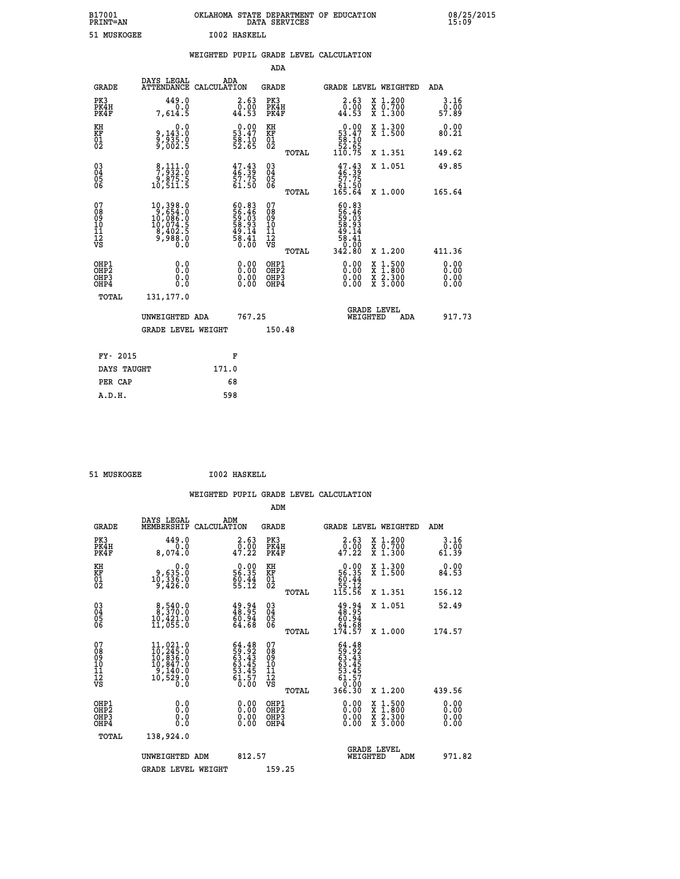B17001 OKLAHOMA STATE DEPARTMENT OF EDUCATION 08/25/2015
PRINT=AN DATA SERVICES 15:09

51 MUSKOGEE I002 HASKELL

WEIGHTED PUPIL GRADE LEVEL CALCULATION

ADA

| GRADE | DAYS LEGAL ATTENDANCE | ADA CALCULATION | GRADE | | GRADE LEVEL | WEIGHTED | ADA |
|---|---|---|---|---|---|---|---|
| PK3 | 449.0 | 2.63 | PK3 | | 2.63 | X 1.200 | 3.16 |
| PK4H | 0.0 | 0.00 | PK4H | | 0.00 | X 0.700 | 0.00 |
| PK4F | 7,614.5 | 44.53 | PK4F | | 44.53 | X 1.300 | 57.89 |
| KH | 0.0 | 0.00 | KH | | 0.00 | X 1.300 | 0.00 |
| KF | 9,143.0 | 53.47 | KF | | 53.47 | X 1.500 | 80.21 |
| 01 | 9,935.0 | 58.10 | 01 | | 58.10 | | |
| 02 | 9,002.5 | 52.65 | 02 | | 52.65 | | |
| | | | | TOTAL | 110.75 | X 1.351 | 149.62 |
| 03 | 8,111.0 | 47.43 | 03 | | 47.43 | X 1.051 | 49.85 |
| 04 | 7,932.0 | 46.39 | 04 | | 46.39 | | |
| 05 | 9,875.5 | 57.75 | 05 | | 57.75 | | |
| 06 | 10,511.5 | 61.50 | 06 | | 61.50 | | |
| | | | | TOTAL | 165.64 | X 1.000 | 165.64 |
| 07 | 10,398.0 | 60.83 | 07 | | 60.83 | | |
| 08 | 9,654.0 | 56.46 | 08 | | 56.46 | | |
| 09 | 10,086.0 | 59.03 | 09 | | 59.03 | | |
| 10 | 10,074.5 | 58.93 | 10 | | 58.93 | | |
| 11 | 8,402.5 | 49.14 | 11 | | 49.14 | | |
| 12 | 9,988.0 | 58.41 | 12 | | 58.41 | | |
| VS | 0.0 | 0.00 | VS | | 0.00 | | |
| | | | | TOTAL | 342.80 | X 1.200 | 411.36 |
| OHP1 | 0.0 | 0.00 | OHP1 | | 0.00 | X 1.500 | 0.00 |
| OHP2 | 0.0 | 0.00 | OHP2 | | 0.00 | X 1.800 | 0.00 |
| OHP3 | 0.0 | 0.00 | OHP3 | | 0.00 | X 2.300 | 0.00 |
| OHP4 | 0.0 | 0.00 | OHP4 | | 0.00 | X 3.000 | 0.00 |
| TOTAL | 131,177.0 | | | | | | |

UNWEIGHTED ADA 767.25 GRADE LEVEL WEIGHTED ADA 917.73

GRADE LEVEL WEIGHT 150.48

| FY- 2015 | F |
|---|---|
| DAYS TAUGHT | 171.0 |
| PER CAP | 68 |
| A.D.H. | 598 |

51 MUSKOGEE I002 HASKELL

WEIGHTED PUPIL GRADE LEVEL CALCULATION

ADM

| GRADE | DAYS LEGAL MEMBERSHIP | ADM CALCULATION | GRADE | | GRADE LEVEL | WEIGHTED | ADM |
|---|---|---|---|---|---|---|---|
| PK3 | 449.0 | 2.63 | PK3 | | 2.63 | X 1.200 | 3.16 |
| PK4H | 0.0 | 0.00 | PK4H | | 0.00 | X 0.700 | 0.00 |
| PK4F | 8,074.0 | 47.22 | PK4F | | 47.22 | X 1.300 | 61.39 |
| KH | 0.0 | 0.00 | KH | | 0.00 | X 1.300 | 0.00 |
| KF | 9,635.0 | 56.35 | KF | | 56.35 | X 1.500 | 84.53 |
| 01 | 10,336.0 | 60.44 | 01 | | 60.44 | | |
| 02 | 9,426.0 | 55.12 | 02 | | 55.12 | | |
| | | | | TOTAL | 115.56 | X 1.351 | 156.12 |
| 03 | 8,540.0 | 49.94 | 03 | | 49.94 | X 1.051 | 52.49 |
| 04 | 8,370.0 | 48.95 | 04 | | 48.95 | | |
| 05 | 10,421.0 | 60.94 | 05 | | 60.94 | | |
| 06 | 11,055.0 | 64.68 | 06 | | 64.68 | | |
| | | | | TOTAL | 174.57 | X 1.000 | 174.57 |
| 07 | 11,021.0 | 64.48 | 07 | | 64.48 | | |
| 08 | 10,245.0 | 59.92 | 08 | | 59.92 | | |
| 09 | 10,836.0 | 63.43 | 09 | | 63.43 | | |
| 10 | 10,847.0 | 63.45 | 10 | | 63.45 | | |
| 11 | 9,140.0 | 53.45 | 11 | | 53.45 | | |
| 12 | 10,529.0 | 61.57 | 12 | | 61.57 | | |
| VS | 0.0 | 0.00 | VS | | 0.00 | | |
| | | | | TOTAL | 366.30 | X 1.200 | 439.56 |
| OHP1 | 0.0 | 0.00 | OHP1 | | 0.00 | X 1.500 | 0.00 |
| OHP2 | 0.0 | 0.00 | OHP2 | | 0.00 | X 1.800 | 0.00 |
| OHP3 | 0.0 | 0.00 | OHP3 | | 0.00 | X 2.300 | 0.00 |
| OHP4 | 0.0 | 0.00 | OHP4 | | 0.00 | X 3.000 | 0.00 |
| TOTAL | 138,924.0 | | | | | | |

UNWEIGHTED ADM 812.57 GRADE LEVEL WEIGHTED ADM 971.82

GRADE LEVEL WEIGHT 159.25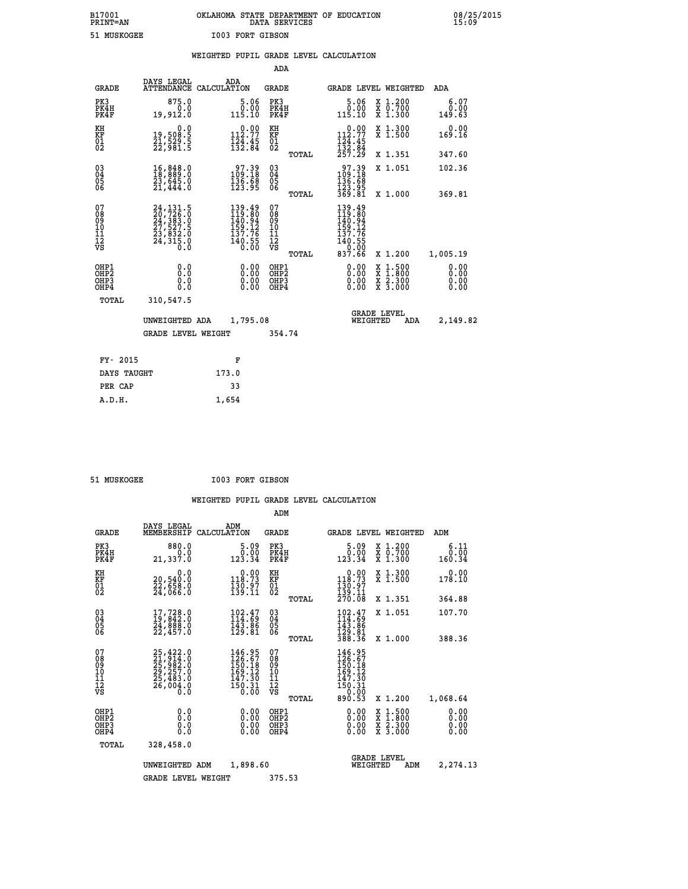B17001 PRINT=AN — OKLAHOMA STATE DEPARTMENT OF EDUCATION DATA SERVICES — 08/25/2015 15:09

51 MUSKOGEE — I003 FORT GIBSON

## WEIGHTED PUPIL GRADE LEVEL CALCULATION

### ADA

| GRADE | DAYS LEGAL ATTENDANCE | ADA CALCULATION | GRADE | | GRADE LEVEL | WEIGHTED | ADA |
|---|---|---|---|---|---|---|---|
| PK3 | 875.0 | 5.06 | PK3 | | 5.06 | X 1.200 | 6.07 |
| PK4H | 0.0 | 0.00 | PK4H | | 0.00 | X 0.700 | 0.00 |
| PK4F | 19,912.0 | 115.10 | PK4F | | 115.10 | X 1.300 | 149.63 |
| KH | 0.0 | 0.00 | KH | | 0.00 | X 1.300 | 0.00 |
| KF | 19,508.5 | 112.77 | KF | | 112.77 | X 1.500 | 169.16 |
| 01 | 21,529.5 | 124.45 | 01 | | 124.45 | | |
| 02 | 22,981.5 | 132.84 | 02 | | 132.84 | | |
| | | | | TOTAL | 257.29 | X 1.351 | 347.60 |
| 03 | 16,848.0 | 97.39 | 03 | | 97.39 | X 1.051 | 102.36 |
| 04 | 18,889.0 | 109.18 | 04 | | 109.18 | | |
| 05 | 23,645.0 | 136.68 | 05 | | 136.68 | | |
| 06 | 21,444.0 | 123.95 | 06 | | 123.95 | | |
| | | | | TOTAL | 369.81 | X 1.000 | 369.81 |
| 07 | 24,131.5 | 139.49 | 07 | | 139.49 | | |
| 08 | 20,726.0 | 119.80 | 08 | | 119.80 | | |
| 09 | 24,383.0 | 140.94 | 09 | | 140.94 | | |
| 10 | 27,527.5 | 159.12 | 10 | | 159.12 | | |
| 11 | 23,832.0 | 137.76 | 11 | | 137.76 | | |
| 12 | 24,315.0 | 140.55 | 12 | | 140.55 | | |
| VS | 0.0 | 0.00 | VS | | 0.00 | | |
| | | | | TOTAL | 837.66 | X 1.200 | 1,005.19 |
| OHP1 | 0.0 | 0.00 | OHP1 | | 0.00 | X 1.500 | 0.00 |
| OHP2 | 0.0 | 0.00 | OHP2 | | 0.00 | X 1.800 | 0.00 |
| OHP3 | 0.0 | 0.00 | OHP3 | | 0.00 | X 2.300 | 0.00 |
| OHP4 | 0.0 | 0.00 | OHP4 | | 0.00 | X 3.000 | 0.00 |
| TOTAL | 310,547.5 | | | | | | |

UNWEIGHTED ADA 1,795.08 — GRADE LEVEL WEIGHTED ADA 2,149.82

GRADE LEVEL WEIGHT 354.74

| | |
|---|---|
| FY- 2015 | F |
| DAYS TAUGHT | 173.0 |
| PER CAP | 33 |
| A.D.H. | 1,654 |

51 MUSKOGEE — I003 FORT GIBSON

## WEIGHTED PUPIL GRADE LEVEL CALCULATION

### ADM

| GRADE | DAYS LEGAL MEMBERSHIP | ADM CALCULATION | GRADE | | GRADE LEVEL | WEIGHTED | ADM |
|---|---|---|---|---|---|---|---|
| PK3 | 880.0 | 5.09 | PK3 | | 5.09 | X 1.200 | 6.11 |
| PK4H | 0.0 | 0.00 | PK4H | | 0.00 | X 0.700 | 0.00 |
| PK4F | 21,337.0 | 123.34 | PK4F | | 123.34 | X 1.300 | 160.34 |
| KH | 0.0 | 0.00 | KH | | 0.00 | X 1.300 | 0.00 |
| KF | 20,540.0 | 118.73 | KF | | 118.73 | X 1.500 | 178.10 |
| 01 | 22,658.0 | 130.97 | 01 | | 130.97 | | |
| 02 | 24,066.0 | 139.11 | 02 | | 139.11 | | |
| | | | | TOTAL | 270.08 | X 1.351 | 364.88 |
| 03 | 17,728.0 | 102.47 | 03 | | 102.47 | X 1.051 | 107.70 |
| 04 | 19,842.0 | 114.69 | 04 | | 114.69 | | |
| 05 | 24,888.0 | 143.86 | 05 | | 143.86 | | |
| 06 | 22,457.0 | 129.81 | 06 | | 129.81 | | |
| | | | | TOTAL | 388.36 | X 1.000 | 388.36 |
| 07 | 25,422.0 | 146.95 | 07 | | 146.95 | | |
| 08 | 21,914.0 | 126.67 | 08 | | 126.67 | | |
| 09 | 25,982.0 | 150.18 | 09 | | 150.18 | | |
| 10 | 29,257.0 | 169.12 | 10 | | 169.12 | | |
| 11 | 25,483.0 | 147.30 | 11 | | 147.30 | | |
| 12 | 26,004.0 | 150.31 | 12 | | 150.31 | | |
| VS | 0.0 | 0.00 | VS | | 0.00 | | |
| | | | | TOTAL | 890.53 | X 1.200 | 1,068.64 |
| OHP1 | 0.0 | 0.00 | OHP1 | | 0.00 | X 1.500 | 0.00 |
| OHP2 | 0.0 | 0.00 | OHP2 | | 0.00 | X 1.800 | 0.00 |
| OHP3 | 0.0 | 0.00 | OHP3 | | 0.00 | X 2.300 | 0.00 |
| OHP4 | 0.0 | 0.00 | OHP4 | | 0.00 | X 3.000 | 0.00 |
| TOTAL | 328,458.0 | | | | | | |

UNWEIGHTED ADM 1,898.60 — GRADE LEVEL WEIGHTED ADM 2,274.13

GRADE LEVEL WEIGHT 375.53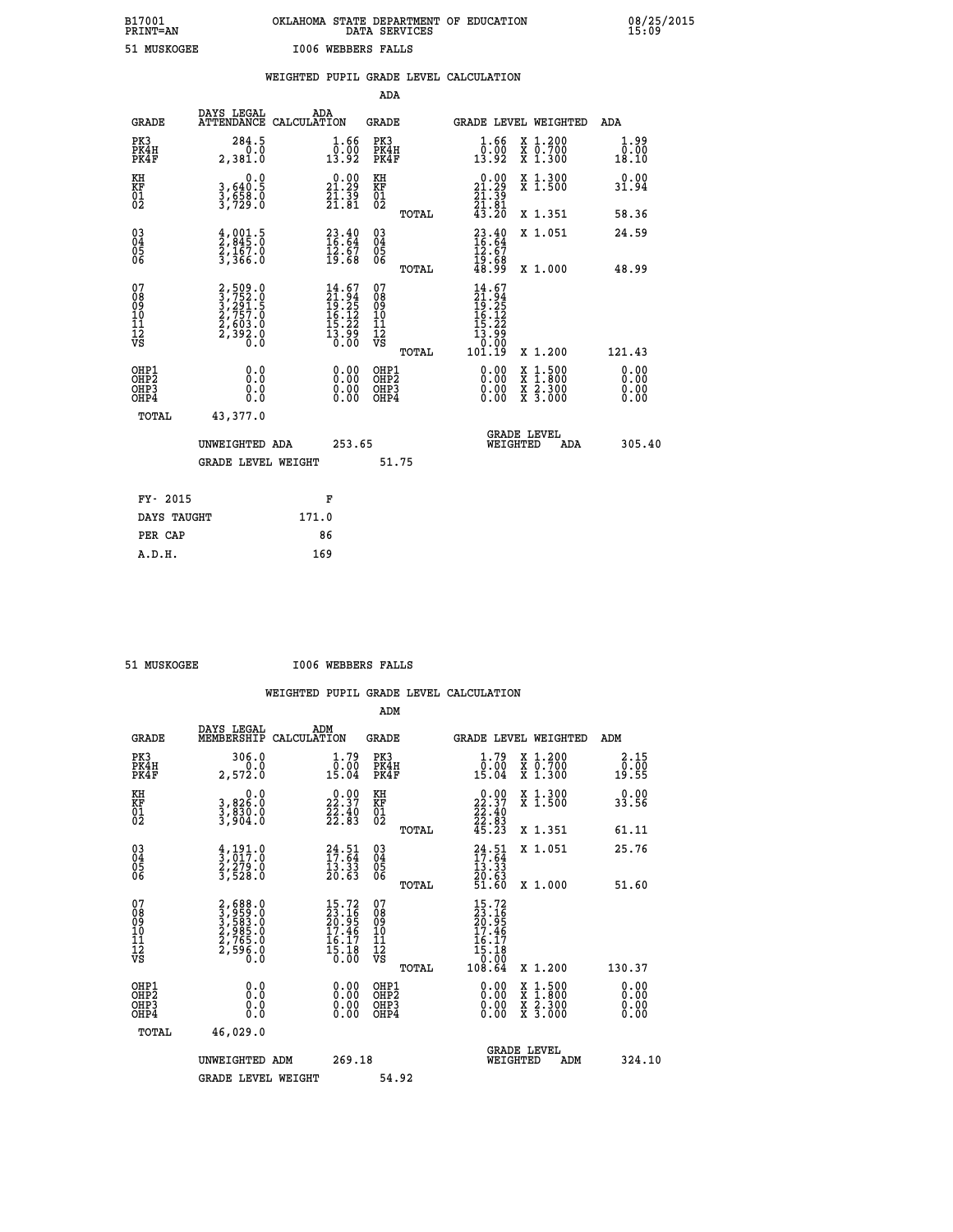B17001 OKLAHOMA STATE DEPARTMENT OF EDUCATION 08/25/2015
PRINT=AN DATA SERVICES 15:09

51 MUSKOGEE I006 WEBBERS FALLS

## WEIGHTED PUPIL GRADE LEVEL CALCULATION

### ADA

| GRADE | DAYS LEGAL ATTENDANCE | ADA CALCULATION | GRADE | GRADE LEVEL | WEIGHTED | ADA |
|---|---|---|---|---|---|---|
| PK3 | 284.5 | 1.66 | PK3 | 1.66 | X 1.200 | 1.99 |
| PK4H | 0.0 | 0.00 | PK4H | 0.00 | X 0.700 | 0.00 |
| PK4F | 2,381.0 | 13.92 | PK4F | 13.92 | X 1.300 | 18.10 |
| KH | 0.0 | 0.00 | KH | 0.00 | X 1.300 | 0.00 |
| KF | 3,640.5 | 21.29 | KF | 21.29 | X 1.500 | 31.94 |
| 01 | 3,658.0 | 21.39 | 01 | 21.39 | | |
| 02 | 3,729.0 | 21.81 | 02 | 21.81 | | |
| | | | TOTAL | 43.20 | X 1.351 | 58.36 |
| 03 | 4,001.5 | 23.40 | 03 | 23.40 | X 1.051 | 24.59 |
| 04 | 2,845.0 | 16.64 | 04 | 16.64 | | |
| 05 | 2,167.0 | 12.67 | 05 | 12.67 | | |
| 06 | 3,366.0 | 19.68 | 06 | 19.68 | | |
| | | | TOTAL | 48.99 | X 1.000 | 48.99 |
| 07 | 2,509.0 | 14.67 | 07 | 14.67 | | |
| 08 | 3,752.0 | 21.94 | 08 | 21.94 | | |
| 09 | 3,291.5 | 19.25 | 09 | 19.25 | | |
| 10 | 2,757.0 | 16.12 | 10 | 16.12 | | |
| 11 | 2,603.0 | 15.22 | 11 | 15.22 | | |
| 12 | 2,392.0 | 13.99 | 12 | 13.99 | | |
| VS | 0.0 | 0.00 | VS | 0.00 | | |
| | | | TOTAL | 101.19 | X 1.200 | 121.43 |
| OHP1 | 0.0 | 0.00 | OHP1 | 0.00 | X 1.500 | 0.00 |
| OHP2 | 0.0 | 0.00 | OHP2 | 0.00 | X 1.800 | 0.00 |
| OHP3 | 0.0 | 0.00 | OHP3 | 0.00 | X 2.300 | 0.00 |
| OHP4 | 0.0 | 0.00 | OHP4 | 0.00 | X 3.000 | 0.00 |
| TOTAL | 43,377.0 | | | | | |

UNWEIGHTED ADA 253.65 GRADE LEVEL WEIGHTED ADA 305.40

GRADE LEVEL WEIGHT 51.75

FY- 2015 F
DAYS TAUGHT 171.0
PER CAP 86
A.D.H. 169

51 MUSKOGEE I006 WEBBERS FALLS

## WEIGHTED PUPIL GRADE LEVEL CALCULATION

### ADM

| GRADE | DAYS LEGAL MEMBERSHIP | ADM CALCULATION | GRADE | GRADE LEVEL | WEIGHTED | ADM |
|---|---|---|---|---|---|---|
| PK3 | 306.0 | 1.79 | PK3 | 1.79 | X 1.200 | 2.15 |
| PK4H | 0.0 | 0.00 | PK4H | 0.00 | X 0.700 | 0.00 |
| PK4F | 2,572.0 | 15.04 | PK4F | 15.04 | X 1.300 | 19.55 |
| KH | 0.0 | 0.00 | KH | 0.00 | X 1.300 | 0.00 |
| KF | 3,826.0 | 22.37 | KF | 22.37 | X 1.500 | 33.56 |
| 01 | 3,830.0 | 22.40 | 01 | 22.40 | | |
| 02 | 3,904.0 | 22.83 | 02 | 22.83 | | |
| | | | TOTAL | 45.23 | X 1.351 | 61.11 |
| 03 | 4,191.0 | 24.51 | 03 | 24.51 | X 1.051 | 25.76 |
| 04 | 3,017.0 | 17.64 | 04 | 17.64 | | |
| 05 | 2,279.0 | 13.33 | 05 | 13.33 | | |
| 06 | 3,528.0 | 20.63 | 06 | 20.63 | | |
| | | | TOTAL | 51.60 | X 1.000 | 51.60 |
| 07 | 2,688.0 | 15.72 | 07 | 15.72 | | |
| 08 | 3,959.0 | 23.16 | 08 | 23.16 | | |
| 09 | 3,583.0 | 20.95 | 09 | 20.95 | | |
| 10 | 2,985.0 | 17.46 | 10 | 17.46 | | |
| 11 | 2,765.0 | 16.17 | 11 | 16.17 | | |
| 12 | 2,596.0 | 15.18 | 12 | 15.18 | | |
| VS | 0.0 | 0.00 | VS | 0.00 | | |
| | | | TOTAL | 108.64 | X 1.200 | 130.37 |
| OHP1 | 0.0 | 0.00 | OHP1 | 0.00 | X 1.500 | 0.00 |
| OHP2 | 0.0 | 0.00 | OHP2 | 0.00 | X 1.800 | 0.00 |
| OHP3 | 0.0 | 0.00 | OHP3 | 0.00 | X 2.300 | 0.00 |
| OHP4 | 0.0 | 0.00 | OHP4 | 0.00 | X 3.000 | 0.00 |
| TOTAL | 46,029.0 | | | | | |

UNWEIGHTED ADM 269.18 GRADE LEVEL WEIGHTED ADM 324.10

GRADE LEVEL WEIGHT 54.92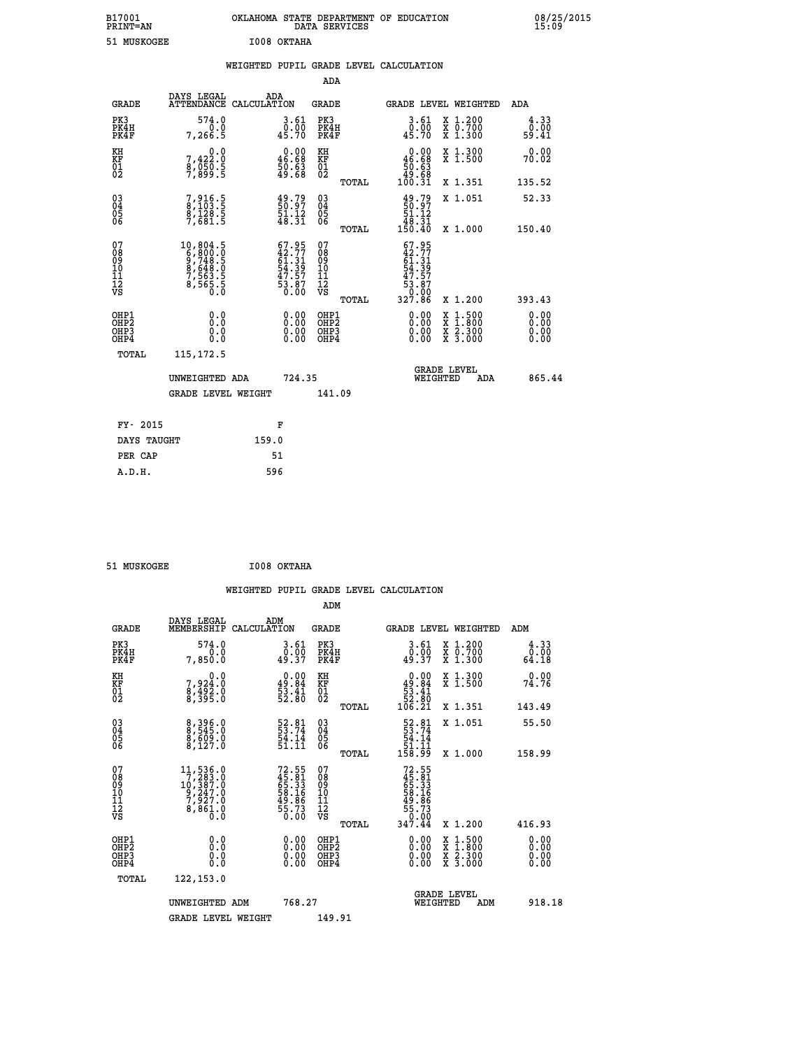B17001 OKLAHOMA STATE DEPARTMENT OF EDUCATION 08/25/2015
PRINT=AN DATA SERVICES 15:09

51 MUSKOGEE I008 OKTAHA

## WEIGHTED PUPIL GRADE LEVEL CALCULATION

### ADA

| GRADE | DAYS LEGAL ATTENDANCE | ADA CALCULATION | GRADE | | GRADE LEVEL | WEIGHTED | ADA |
|---|---|---|---|---|---|---|---|
| PK3 | 574.0 | 3.61 | PK3 | | 3.61 | X 1.200 | 4.33 |
| PK4H | 0.0 | 0.00 | PK4H | | 0.00 | X 0.700 | 0.00 |
| PK4F | 7,266.5 | 45.70 | PK4F | | 45.70 | X 1.300 | 59.41 |
| KH | 0.0 | 0.00 | KH | | 0.00 | X 1.300 | 0.00 |
| KF | 7,422.0 | 46.68 | KF | | 46.68 | X 1.500 | 70.02 |
| 01 | 8,050.5 | 50.63 | 01 | | 50.63 | | |
| 02 | 7,899.5 | 49.68 | 02 | | 49.68 | | |
| | | | | TOTAL | 100.31 | X 1.351 | 135.52 |
| 03 | 7,916.5 | 49.79 | 03 | | 49.79 | X 1.051 | 52.33 |
| 04 | 8,103.5 | 50.97 | 04 | | 50.97 | | |
| 05 | 8,128.5 | 51.12 | 05 | | 51.12 | | |
| 06 | 7,681.5 | 48.31 | 06 | | 48.31 | | |
| | | | | TOTAL | 150.40 | X 1.000 | 150.40 |
| 07 | 10,804.5 | 67.95 | 07 | | 67.95 | | |
| 08 | 6,800.0 | 42.77 | 08 | | 42.77 | | |
| 09 | 9,748.5 | 61.31 | 09 | | 61.31 | | |
| 10 | 8,648.0 | 54.39 | 10 | | 54.39 | | |
| 11 | 7,563.5 | 47.57 | 11 | | 47.57 | | |
| 12 | 8,565.5 | 53.87 | 12 | | 53.87 | | |
| VS | 0.0 | 0.00 | VS | | 0.00 | | |
| | | | | TOTAL | 327.86 | X 1.200 | 393.43 |
| OHP1 | 0.0 | 0.00 | OHP1 | | 0.00 | X 1.500 | 0.00 |
| OHP2 | 0.0 | 0.00 | OHP2 | | 0.00 | X 1.800 | 0.00 |
| OHP3 | 0.0 | 0.00 | OHP3 | | 0.00 | X 2.300 | 0.00 |
| OHP4 | 0.0 | 0.00 | OHP4 | | 0.00 | X 3.000 | 0.00 |
| TOTAL | 115,172.5 | | | | | | |

UNWEIGHTED ADA 724.35 GRADE LEVEL WEIGHTED ADA 865.44

GRADE LEVEL WEIGHT 141.09

| FY- 2015 | F |
|---|---|
| DAYS TAUGHT | 159.0 |
| PER CAP | 51 |
| A.D.H. | 596 |

51 MUSKOGEE I008 OKTAHA

## WEIGHTED PUPIL GRADE LEVEL CALCULATION

### ADM

| GRADE | DAYS LEGAL MEMBERSHIP | ADM CALCULATION | GRADE | | GRADE LEVEL | WEIGHTED | ADM |
|---|---|---|---|---|---|---|---|
| PK3 | 574.0 | 3.61 | PK3 | | 3.61 | X 1.200 | 4.33 |
| PK4H | 0.0 | 0.00 | PK4H | | 0.00 | X 0.700 | 0.00 |
| PK4F | 7,850.0 | 49.37 | PK4F | | 49.37 | X 1.300 | 64.18 |
| KH | 0.0 | 0.00 | KH | | 0.00 | X 1.300 | 0.00 |
| KF | 7,924.0 | 49.84 | KF | | 49.84 | X 1.500 | 74.76 |
| 01 | 8,492.0 | 53.41 | 01 | | 53.41 | | |
| 02 | 8,395.0 | 52.80 | 02 | | 52.80 | | |
| | | | | TOTAL | 106.21 | X 1.351 | 143.49 |
| 03 | 8,396.0 | 52.81 | 03 | | 52.81 | X 1.051 | 55.50 |
| 04 | 8,545.0 | 53.74 | 04 | | 53.74 | | |
| 05 | 8,609.0 | 54.14 | 05 | | 54.14 | | |
| 06 | 8,127.0 | 51.11 | 06 | | 51.11 | | |
| | | | | TOTAL | 158.99 | X 1.000 | 158.99 |
| 07 | 11,536.0 | 72.55 | 07 | | 72.55 | | |
| 08 | 7,283.0 | 45.81 | 08 | | 45.81 | | |
| 09 | 10,387.0 | 65.33 | 09 | | 65.33 | | |
| 10 | 9,247.0 | 58.16 | 10 | | 58.16 | | |
| 11 | 7,927.0 | 49.86 | 11 | | 49.86 | | |
| 12 | 8,861.0 | 55.73 | 12 | | 55.73 | | |
| VS | 0.0 | 0.00 | VS | | 0.00 | | |
| | | | | TOTAL | 347.44 | X 1.200 | 416.93 |
| OHP1 | 0.0 | 0.00 | OHP1 | | 0.00 | X 1.500 | 0.00 |
| OHP2 | 0.0 | 0.00 | OHP2 | | 0.00 | X 1.800 | 0.00 |
| OHP3 | 0.0 | 0.00 | OHP3 | | 0.00 | X 2.300 | 0.00 |
| OHP4 | 0.0 | 0.00 | OHP4 | | 0.00 | X 3.000 | 0.00 |
| TOTAL | 122,153.0 | | | | | | |

UNWEIGHTED ADM 768.27 GRADE LEVEL WEIGHTED ADM 918.18

GRADE LEVEL WEIGHT 149.91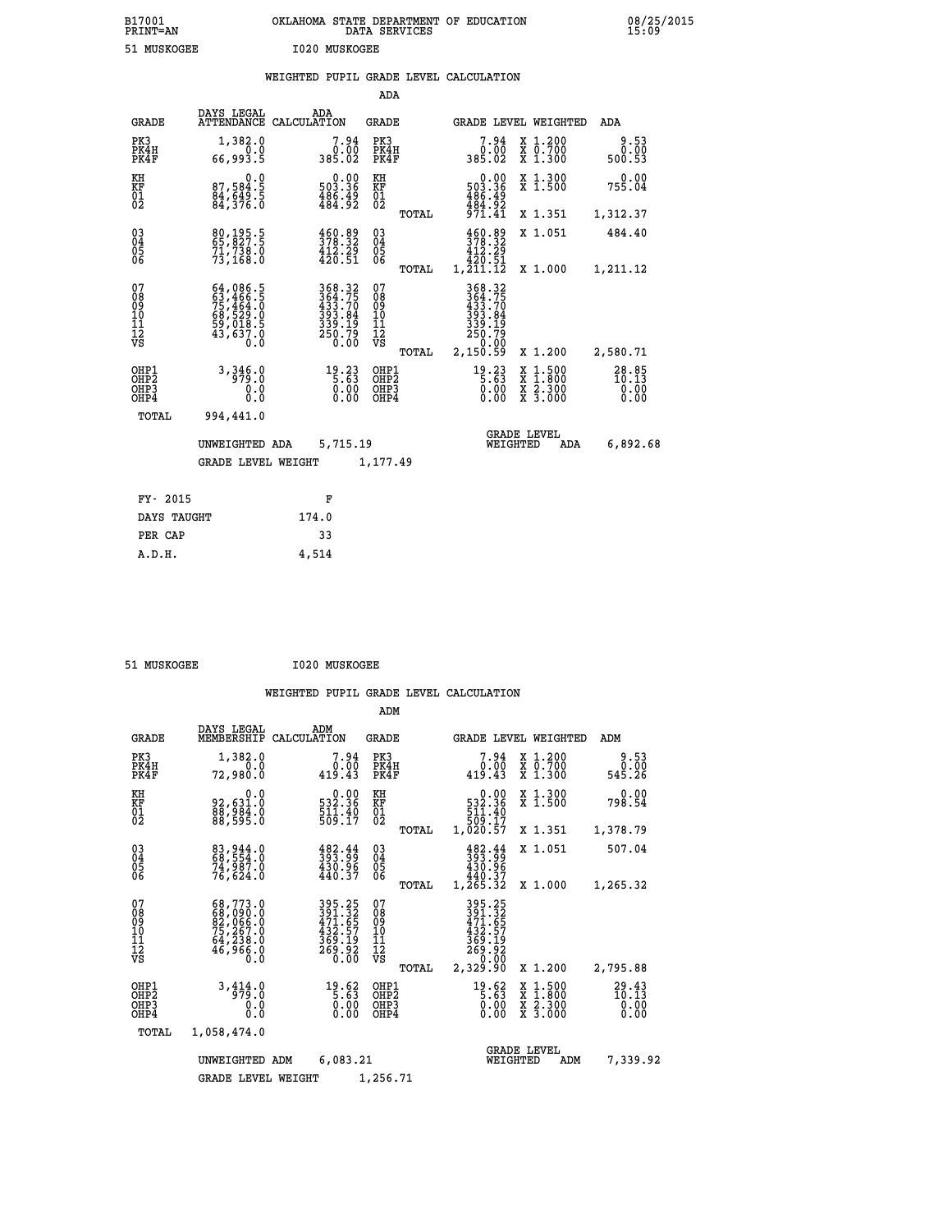B17001 OKLAHOMA STATE DEPARTMENT OF EDUCATION 08/25/2015
PRINT=AN DATA SERVICES 15:09

51 MUSKOGEE I020 MUSKOGEE

## WEIGHTED PUPIL GRADE LEVEL CALCULATION

### ADA

| GRADE | DAYS LEGAL ATTENDANCE | ADA CALCULATION | GRADE | GRADE LEVEL | WEIGHTED | ADA |
|---|---|---|---|---|---|---|
| PK3 | 1,382.0 | 7.94 | PK3 | 7.94 | X 1.200 | 9.53 |
| PK4H | 0.0 | 0.00 | PK4H | 0.00 | X 0.700 | 0.00 |
| PK4F | 66,993.5 | 385.02 | PK4F | 385.02 | X 1.300 | 500.53 |
| KH | 0.0 | 0.00 | KH | 0.00 | X 1.300 | 0.00 |
| KF | 87,584.5 | 503.36 | KF | 503.36 | X 1.500 | 755.04 |
| 01 | 84,649.5 | 486.49 | 01 | 486.49 | | |
| 02 | 84,376.0 | 484.92 | 02 | 484.92 | | |
| | | | TOTAL | 971.41 | X 1.351 | 1,312.37 |
| 03 | 80,195.5 | 460.89 | 03 | 460.89 | X 1.051 | 484.40 |
| 04 | 65,827.5 | 378.32 | 04 | 378.32 | | |
| 05 | 71,738.0 | 412.29 | 05 | 412.29 | | |
| 06 | 73,168.0 | 420.51 | 06 | 420.51 | | |
| | | | TOTAL | 1,211.12 | X 1.000 | 1,211.12 |
| 07 | 64,086.5 | 368.32 | 07 | 368.32 | | |
| 08 | 63,466.5 | 364.75 | 08 | 364.75 | | |
| 09 | 75,464.0 | 433.70 | 09 | 433.70 | | |
| 10 | 68,529.0 | 393.84 | 10 | 393.84 | | |
| 11 | 59,018.5 | 339.19 | 11 | 339.19 | | |
| 12 | 43,637.0 | 250.79 | 12 | 250.79 | | |
| VS | 0.0 | 0.00 | VS | 0.00 | | |
| | | | TOTAL | 2,150.59 | X 1.200 | 2,580.71 |
| OHP1 | 3,346.0 | 19.23 | OHP1 | 19.23 | X 1.500 | 28.85 |
| OHP2 | 979.0 | 5.63 | OHP2 | 5.63 | X 1.800 | 10.13 |
| OHP3 | 0.0 | 0.00 | OHP3 | 0.00 | X 2.300 | 0.00 |
| OHP4 | 0.0 | 0.00 | OHP4 | 0.00 | X 3.000 | 0.00 |
| TOTAL | 994,441.0 | | | | | |

UNWEIGHTED ADA 5,715.19 — GRADE LEVEL WEIGHTED ADA 6,892.68

GRADE LEVEL WEIGHT 1,177.49

| FY- 2015 | F |
|---|---|
| DAYS TAUGHT | 174.0 |
| PER CAP | 33 |
| A.D.H. | 4,514 |

51 MUSKOGEE I020 MUSKOGEE

## WEIGHTED PUPIL GRADE LEVEL CALCULATION

### ADM

| GRADE | DAYS LEGAL MEMBERSHIP | ADM CALCULATION | GRADE | GRADE LEVEL | WEIGHTED | ADM |
|---|---|---|---|---|---|---|
| PK3 | 1,382.0 | 7.94 | PK3 | 7.94 | X 1.200 | 9.53 |
| PK4H | 0.0 | 0.00 | PK4H | 0.00 | X 0.700 | 0.00 |
| PK4F | 72,980.0 | 419.43 | PK4F | 419.43 | X 1.300 | 545.26 |
| KH | 0.0 | 0.00 | KH | 0.00 | X 1.300 | 0.00 |
| KF | 92,631.0 | 532.36 | KF | 532.36 | X 1.500 | 798.54 |
| 01 | 88,984.0 | 511.40 | 01 | 511.40 | | |
| 02 | 88,595.0 | 509.17 | 02 | 509.17 | | |
| | | | TOTAL | 1,020.57 | X 1.351 | 1,378.79 |
| 03 | 83,944.0 | 482.44 | 03 | 482.44 | X 1.051 | 507.04 |
| 04 | 68,554.0 | 393.99 | 04 | 393.99 | | |
| 05 | 74,987.0 | 430.96 | 05 | 430.96 | | |
| 06 | 76,624.0 | 440.37 | 06 | 440.37 | | |
| | | | TOTAL | 1,265.32 | X 1.000 | 1,265.32 |
| 07 | 68,773.0 | 395.25 | 07 | 395.25 | | |
| 08 | 68,090.0 | 391.32 | 08 | 391.32 | | |
| 09 | 82,066.0 | 471.65 | 09 | 471.65 | | |
| 10 | 75,267.0 | 432.57 | 10 | 432.57 | | |
| 11 | 64,238.0 | 369.19 | 11 | 369.19 | | |
| 12 | 46,966.0 | 269.92 | 12 | 269.92 | | |
| VS | 0.0 | 0.00 | VS | 0.00 | | |
| | | | TOTAL | 2,329.90 | X 1.200 | 2,795.88 |
| OHP1 | 3,414.0 | 19.62 | OHP1 | 19.62 | X 1.500 | 29.43 |
| OHP2 | 979.0 | 5.63 | OHP2 | 5.63 | X 1.800 | 10.13 |
| OHP3 | 0.0 | 0.00 | OHP3 | 0.00 | X 2.300 | 0.00 |
| OHP4 | 0.0 | 0.00 | OHP4 | 0.00 | X 3.000 | 0.00 |
| TOTAL | 1,058,474.0 | | | | | |

UNWEIGHTED ADM 6,083.21 — GRADE LEVEL WEIGHTED ADM 7,339.92

GRADE LEVEL WEIGHT 1,256.71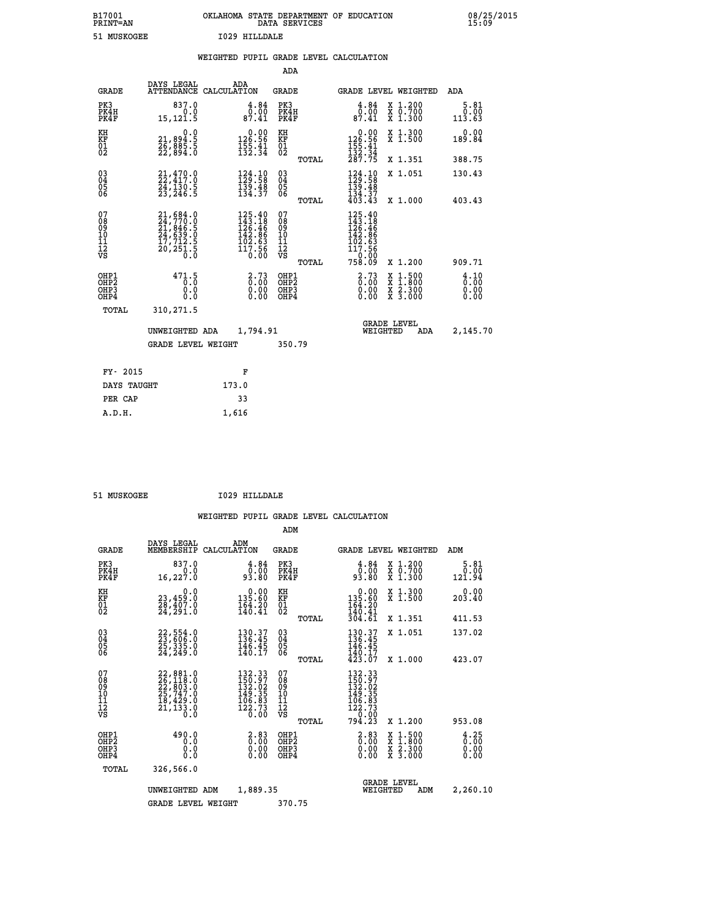B17001 OKLAHOMA STATE DEPARTMENT OF EDUCATION 08/25/2015
PRINT=AN DATA SERVICES 15:09

51 MUSKOGEE I029 HILLDALE

## WEIGHTED PUPIL GRADE LEVEL CALCULATION

### ADA

| GRADE | DAYS LEGAL ATTENDANCE | ADA CALCULATION | GRADE | | GRADE LEVEL | WEIGHTED | ADA |
|---|---|---|---|---|---|---|---|
| PK3 | 837.0 | 4.84 | PK3 | | 4.84 | X 1.200 | 5.81 |
| PK4H | 0.0 | 0.00 | PK4H | | 0.00 | X 0.700 | 0.00 |
| PK4F | 15,121.5 | 87.41 | PK4F | | 87.41 | X 1.300 | 113.63 |
| KH | 0.0 | 0.00 | KH | | 0.00 | X 1.300 | 0.00 |
| KF | 21,894.5 | 126.56 | KF | | 126.56 | X 1.500 | 189.84 |
| 01 | 26,885.5 | 155.41 | 01 | | 155.41 | | |
| 02 | 22,894.0 | 132.34 | 02 | | 132.34 | | |
| | | | | TOTAL | 287.75 | X 1.351 | 388.75 |
| 03 | 21,470.0 | 124.10 | 03 | | 124.10 | X 1.051 | 130.43 |
| 04 | 22,417.0 | 129.58 | 04 | | 129.58 | | |
| 05 | 24,130.5 | 139.48 | 05 | | 139.48 | | |
| 06 | 23,246.5 | 134.37 | 06 | | 134.37 | | |
| | | | | TOTAL | 403.43 | X 1.000 | 403.43 |
| 07 | 21,684.0 | 125.40 | 07 | | 125.40 | | |
| 08 | 24,770.0 | 143.18 | 08 | | 143.18 | | |
| 09 | 21,846.5 | 126.46 | 09 | | 126.46 | | |
| 10 | 24,639.0 | 142.86 | 10 | | 142.86 | | |
| 11 | 17,712.5 | 102.63 | 11 | | 102.63 | | |
| 12 | 20,251.5 | 117.56 | 12 | | 117.56 | | |
| VS | 0.0 | 0.00 | VS | | 0.00 | | |
| | | | | TOTAL | 758.09 | X 1.200 | 909.71 |
| OHP1 | 471.5 | 2.73 | OHP1 | | 2.73 | X 1.500 | 4.10 |
| OHP2 | 0.0 | 0.00 | OHP2 | | 0.00 | X 1.800 | 0.00 |
| OHP3 | 0.0 | 0.00 | OHP3 | | 0.00 | X 2.300 | 0.00 |
| OHP4 | 0.0 | 0.00 | OHP4 | | 0.00 | X 3.000 | 0.00 |
| TOTAL | 310,271.5 | | | | | | |

UNWEIGHTED ADA 1,794.91 — GRADE LEVEL WEIGHTED ADA 2,145.70

GRADE LEVEL WEIGHT 350.79

| FY- 2015 | F |
|---|---|
| DAYS TAUGHT | 173.0 |
| PER CAP | 33 |
| A.D.H. | 1,616 |

51 MUSKOGEE I029 HILLDALE

## WEIGHTED PUPIL GRADE LEVEL CALCULATION

### ADM

| GRADE | DAYS LEGAL MEMBERSHIP | ADM CALCULATION | GRADE | | GRADE LEVEL | WEIGHTED | ADM |
|---|---|---|---|---|---|---|---|
| PK3 | 837.0 | 4.84 | PK3 | | 4.84 | X 1.200 | 5.81 |
| PK4H | 0.0 | 0.00 | PK4H | | 0.00 | X 0.700 | 0.00 |
| PK4F | 16,227.0 | 93.80 | PK4F | | 93.80 | X 1.300 | 121.94 |
| KH | 0.0 | 0.00 | KH | | 0.00 | X 1.300 | 0.00 |
| KF | 23,459.0 | 135.60 | KF | | 135.60 | X 1.500 | 203.40 |
| 01 | 28,407.0 | 164.20 | 01 | | 164.20 | | |
| 02 | 24,291.0 | 140.41 | 02 | | 140.41 | | |
| | | | | TOTAL | 304.61 | X 1.351 | 411.53 |
| 03 | 22,554.0 | 130.37 | 03 | | 130.37 | X 1.051 | 137.02 |
| 04 | 23,606.0 | 136.45 | 04 | | 136.45 | | |
| 05 | 25,335.0 | 146.45 | 05 | | 146.45 | | |
| 06 | 24,249.0 | 140.17 | 06 | | 140.17 | | |
| | | | | TOTAL | 423.07 | X 1.000 | 423.07 |
| 07 | 22,881.0 | 132.33 | 07 | | 132.33 | | |
| 08 | 26,118.0 | 150.97 | 08 | | 150.97 | | |
| 09 | 22,803.0 | 132.02 | 09 | | 132.02 | | |
| 10 | 25,747.0 | 149.35 | 10 | | 149.35 | | |
| 11 | 18,429.0 | 106.83 | 11 | | 106.83 | | |
| 12 | 21,133.0 | 122.73 | 12 | | 122.73 | | |
| VS | 0.0 | 0.00 | VS | | 0.00 | | |
| | | | | TOTAL | 794.23 | X 1.200 | 953.08 |
| OHP1 | 490.0 | 2.83 | OHP1 | | 2.83 | X 1.500 | 4.25 |
| OHP2 | 0.0 | 0.00 | OHP2 | | 0.00 | X 1.800 | 0.00 |
| OHP3 | 0.0 | 0.00 | OHP3 | | 0.00 | X 2.300 | 0.00 |
| OHP4 | 0.0 | 0.00 | OHP4 | | 0.00 | X 3.000 | 0.00 |
| TOTAL | 326,566.0 | | | | | | |

UNWEIGHTED ADM 1,889.35 — GRADE LEVEL WEIGHTED ADM 2,260.10

GRADE LEVEL WEIGHT 370.75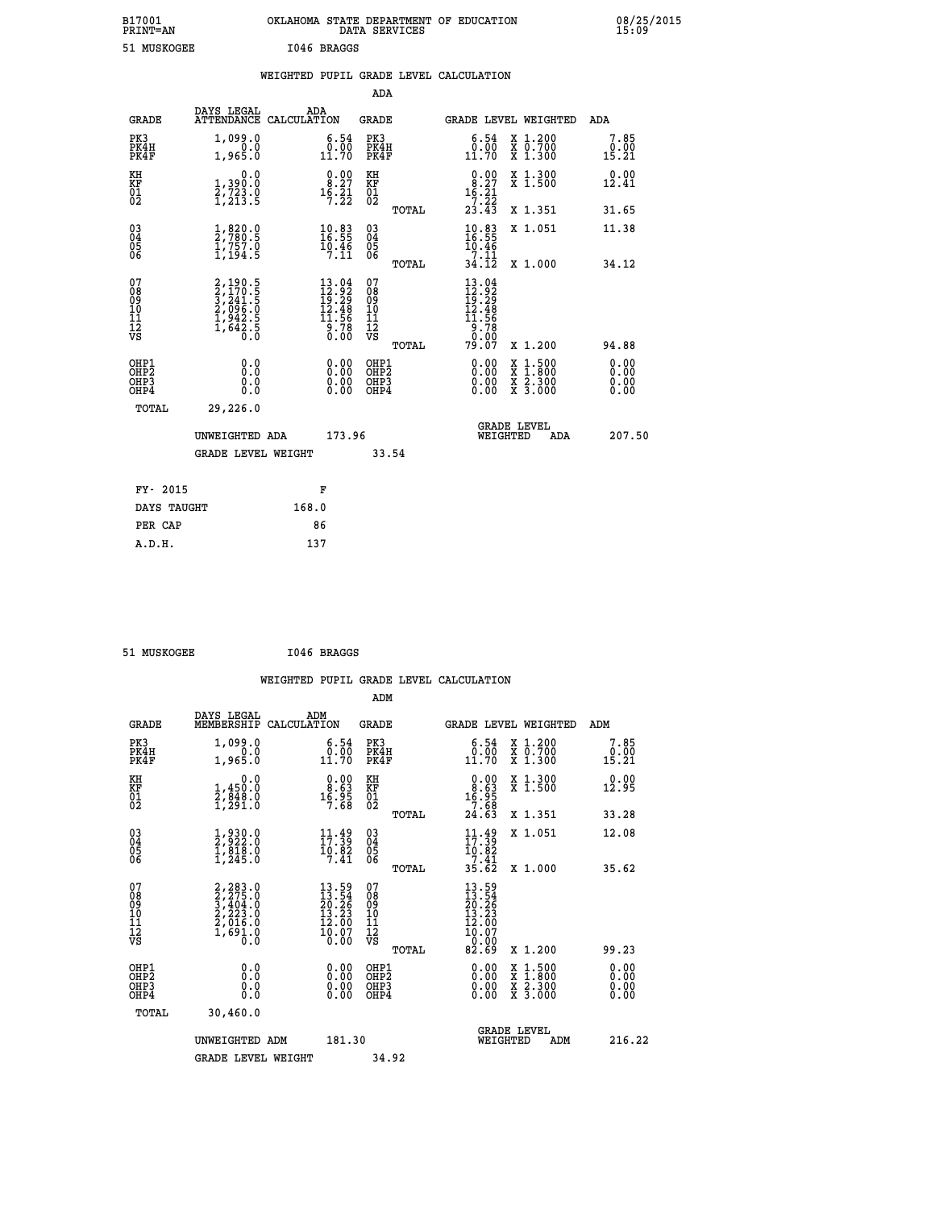B17001 OKLAHOMA STATE DEPARTMENT OF EDUCATION 08/25/2015
PRINT=AN DATA SERVICES 15:09

51 MUSKOGEE I046 BRAGGS

## WEIGHTED PUPIL GRADE LEVEL CALCULATION

### ADA

| GRADE | DAYS LEGAL ATTENDANCE | ADA CALCULATION | GRADE | GRADE LEVEL | WEIGHTED | ADA |
|---|---|---|---|---|---|---|
| PK3 | 1,099.0 | 6.54 | PK3 | 6.54 | X 1.200 | 7.85 |
| PK4H | 0.0 | 0.00 | PK4H | 0.00 | X 0.700 | 0.00 |
| PK4F | 1,965.0 | 11.70 | PK4F | 11.70 | X 1.300 | 15.21 |
| KH | 0.0 | 0.00 | KH | 0.00 | X 1.300 | 0.00 |
| KF | 1,390.0 | 8.27 | KF | 8.27 | X 1.500 | 12.41 |
| 01 | 2,723.0 | 16.21 | 01 | 16.21 | | |
| 02 | 1,213.5 | 7.22 | 02 | 7.22 | | |
| | | | TOTAL | 23.43 | X 1.351 | 31.65 |
| 03 | 1,820.0 | 10.83 | 03 | 10.83 | X 1.051 | 11.38 |
| 04 | 2,780.5 | 16.55 | 04 | 16.55 | | |
| 05 | 1,757.0 | 10.46 | 05 | 10.46 | | |
| 06 | 1,194.5 | 7.11 | 06 | 7.11 | | |
| | | | TOTAL | 34.12 | X 1.000 | 34.12 |
| 07 | 2,190.5 | 13.04 | 07 | 13.04 | | |
| 08 | 2,170.5 | 12.92 | 08 | 12.92 | | |
| 09 | 3,241.5 | 19.29 | 09 | 19.29 | | |
| 10 | 2,096.0 | 12.48 | 10 | 12.48 | | |
| 11 | 1,942.5 | 11.56 | 11 | 11.56 | | |
| 12 | 1,642.5 | 9.78 | 12 | 9.78 | | |
| VS | 0.0 | 0.00 | VS | 0.00 | | |
| | | | TOTAL | 79.07 | X 1.200 | 94.88 |
| OHP1 | 0.0 | 0.00 | OHP1 | 0.00 | X 1.500 | 0.00 |
| OHP2 | 0.0 | 0.00 | OHP2 | 0.00 | X 1.800 | 0.00 |
| OHP3 | 0.0 | 0.00 | OHP3 | 0.00 | X 2.300 | 0.00 |
| OHP4 | 0.0 | 0.00 | OHP4 | 0.00 | X 3.000 | 0.00 |
| TOTAL | 29,226.0 | | | | | |

UNWEIGHTED ADA 173.96 GRADE LEVEL WEIGHTED ADA 207.50

GRADE LEVEL WEIGHT 33.54

| FY- 2015 | F |
|---|---|
| DAYS TAUGHT | 168.0 |
| PER CAP | 86 |
| A.D.H. | 137 |

51 MUSKOGEE I046 BRAGGS

## WEIGHTED PUPIL GRADE LEVEL CALCULATION

### ADM

| GRADE | DAYS LEGAL MEMBERSHIP | ADM CALCULATION | GRADE | GRADE LEVEL | WEIGHTED | ADM |
|---|---|---|---|---|---|---|
| PK3 | 1,099.0 | 6.54 | PK3 | 6.54 | X 1.200 | 7.85 |
| PK4H | 0.0 | 0.00 | PK4H | 0.00 | X 0.700 | 0.00 |
| PK4F | 1,965.0 | 11.70 | PK4F | 11.70 | X 1.300 | 15.21 |
| KH | 0.0 | 0.00 | KH | 0.00 | X 1.300 | 0.00 |
| KF | 1,450.0 | 8.63 | KF | 8.63 | X 1.500 | 12.95 |
| 01 | 2,848.0 | 16.95 | 01 | 16.95 | | |
| 02 | 1,291.0 | 7.68 | 02 | 7.68 | | |
| | | | TOTAL | 24.63 | X 1.351 | 33.28 |
| 03 | 1,930.0 | 11.49 | 03 | 11.49 | X 1.051 | 12.08 |
| 04 | 2,922.0 | 17.39 | 04 | 17.39 | | |
| 05 | 1,818.0 | 10.82 | 05 | 10.82 | | |
| 06 | 1,245.0 | 7.41 | 06 | 7.41 | | |
| | | | TOTAL | 35.62 | X 1.000 | 35.62 |
| 07 | 2,283.0 | 13.59 | 07 | 13.59 | | |
| 08 | 2,275.0 | 13.54 | 08 | 13.54 | | |
| 09 | 3,404.0 | 20.26 | 09 | 20.26 | | |
| 10 | 2,223.0 | 13.23 | 10 | 13.23 | | |
| 11 | 2,016.0 | 12.00 | 11 | 12.00 | | |
| 12 | 1,691.0 | 10.07 | 12 | 10.07 | | |
| VS | 0.0 | 0.00 | VS | 0.00 | | |
| | | | TOTAL | 82.69 | X 1.200 | 99.23 |
| OHP1 | 0.0 | 0.00 | OHP1 | 0.00 | X 1.500 | 0.00 |
| OHP2 | 0.0 | 0.00 | OHP2 | 0.00 | X 1.800 | 0.00 |
| OHP3 | 0.0 | 0.00 | OHP3 | 0.00 | X 2.300 | 0.00 |
| OHP4 | 0.0 | 0.00 | OHP4 | 0.00 | X 3.000 | 0.00 |
| TOTAL | 30,460.0 | | | | | |

UNWEIGHTED ADM 181.30 GRADE LEVEL WEIGHTED ADM 216.22

GRADE LEVEL WEIGHT 34.92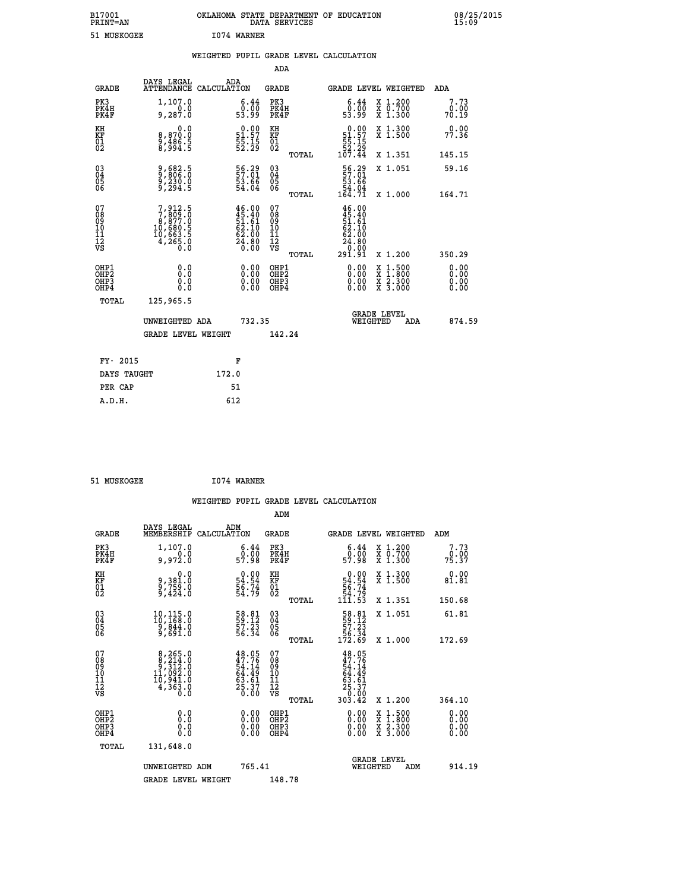B17001 OKLAHOMA STATE DEPARTMENT OF EDUCATION 08/25/2015
PRINT=AN DATA SERVICES 15:09

51 MUSKOGEE I074 WARNER

## WEIGHTED PUPIL GRADE LEVEL CALCULATION

### ADA

| GRADE | DAYS LEGAL ATTENDANCE | ADA CALCULATION | GRADE | GRADE LEVEL | WEIGHTED | ADA |
|---|---|---|---|---|---|---|
| PK3 | 1,107.0 | 6.44 | PK3 | 6.44 | X 1.200 | 7.73 |
| PK4H | 0.0 | 0.00 | PK4H | 0.00 | X 0.700 | 0.00 |
| PK4F | 9,287.0 | 53.99 | PK4F | 53.99 | X 1.300 | 70.19 |
| KH | 0.0 | 0.00 | KH | 0.00 | X 1.300 | 0.00 |
| KF | 8,870.0 | 51.57 | KF | 51.57 | X 1.500 | 77.36 |
| 01 | 9,486.5 | 55.15 | 01 | 55.15 | | |
| 02 | 8,994.5 | 52.29 | 02 | 52.29 | | |
| | | | TOTAL | 107.44 | X 1.351 | 145.15 |
| 03 | 9,682.5 | 56.29 | 03 | 56.29 | X 1.051 | 59.16 |
| 04 | 9,806.0 | 57.01 | 04 | 57.01 | | |
| 05 | 9,230.0 | 53.66 | 05 | 53.66 | | |
| 06 | 9,294.5 | 54.04 | 06 | 54.04 | | |
| | | | TOTAL | 164.71 | X 1.000 | 164.71 |
| 07 | 7,912.5 | 46.00 | 07 | 46.00 | | |
| 08 | 7,809.0 | 45.40 | 08 | 45.40 | | |
| 09 | 8,877.0 | 51.61 | 09 | 51.61 | | |
| 10 | 10,680.5 | 62.10 | 10 | 62.10 | | |
| 11 | 10,663.5 | 62.00 | 11 | 62.00 | | |
| 12 | 4,265.0 | 24.80 | 12 | 24.80 | | |
| VS | 0.0 | 0.00 | VS | 0.00 | | |
| | | | TOTAL | 291.91 | X 1.200 | 350.29 |
| OHP1 | 0.0 | 0.00 | OHP1 | 0.00 | X 1.500 | 0.00 |
| OHP2 | 0.0 | 0.00 | OHP2 | 0.00 | X 1.800 | 0.00 |
| OHP3 | 0.0 | 0.00 | OHP3 | 0.00 | X 2.300 | 0.00 |
| OHP4 | 0.0 | 0.00 | OHP4 | 0.00 | X 3.000 | 0.00 |
| TOTAL | 125,965.5 | | | | | |

UNWEIGHTED ADA 732.35 GRADE LEVEL WEIGHTED ADA 874.59

GRADE LEVEL WEIGHT 142.24

FY- 2015 F
DAYS TAUGHT 172.0
PER CAP 51
A.D.H. 612

51 MUSKOGEE I074 WARNER

## WEIGHTED PUPIL GRADE LEVEL CALCULATION

### ADM

| GRADE | DAYS LEGAL MEMBERSHIP | ADM CALCULATION | GRADE | GRADE LEVEL | WEIGHTED | ADM |
|---|---|---|---|---|---|---|
| PK3 | 1,107.0 | 6.44 | PK3 | 6.44 | X 1.200 | 7.73 |
| PK4H | 0.0 | 0.00 | PK4H | 0.00 | X 0.700 | 0.00 |
| PK4F | 9,972.0 | 57.98 | PK4F | 57.98 | X 1.300 | 75.37 |
| KH | 0.0 | 0.00 | KH | 0.00 | X 1.300 | 0.00 |
| KF | 9,381.0 | 54.54 | KF | 54.54 | X 1.500 | 81.81 |
| 01 | 9,759.0 | 56.74 | 01 | 56.74 | | |
| 02 | 9,424.0 | 54.79 | 02 | 54.79 | | |
| | | | TOTAL | 111.53 | X 1.351 | 150.68 |
| 03 | 10,115.0 | 58.81 | 03 | 58.81 | X 1.051 | 61.81 |
| 04 | 10,168.0 | 59.12 | 04 | 59.12 | | |
| 05 | 9,844.0 | 57.23 | 05 | 57.23 | | |
| 06 | 9,691.0 | 56.34 | 06 | 56.34 | | |
| | | | TOTAL | 172.69 | X 1.000 | 172.69 |
| 07 | 8,265.0 | 48.05 | 07 | 48.05 | | |
| 08 | 8,214.0 | 47.76 | 08 | 47.76 | | |
| 09 | 9,312.0 | 54.14 | 09 | 54.14 | | |
| 10 | 11,092.0 | 64.49 | 10 | 64.49 | | |
| 11 | 10,941.0 | 63.61 | 11 | 63.61 | | |
| 12 | 4,363.0 | 25.37 | 12 | 25.37 | | |
| VS | 0.0 | 0.00 | VS | 0.00 | | |
| | | | TOTAL | 303.42 | X 1.200 | 364.10 |
| OHP1 | 0.0 | 0.00 | OHP1 | 0.00 | X 1.500 | 0.00 |
| OHP2 | 0.0 | 0.00 | OHP2 | 0.00 | X 1.800 | 0.00 |
| OHP3 | 0.0 | 0.00 | OHP3 | 0.00 | X 2.300 | 0.00 |
| OHP4 | 0.0 | 0.00 | OHP4 | 0.00 | X 3.000 | 0.00 |
| TOTAL | 131,648.0 | | | | | |

UNWEIGHTED ADM 765.41 GRADE LEVEL WEIGHTED ADM 914.19

GRADE LEVEL WEIGHT 148.78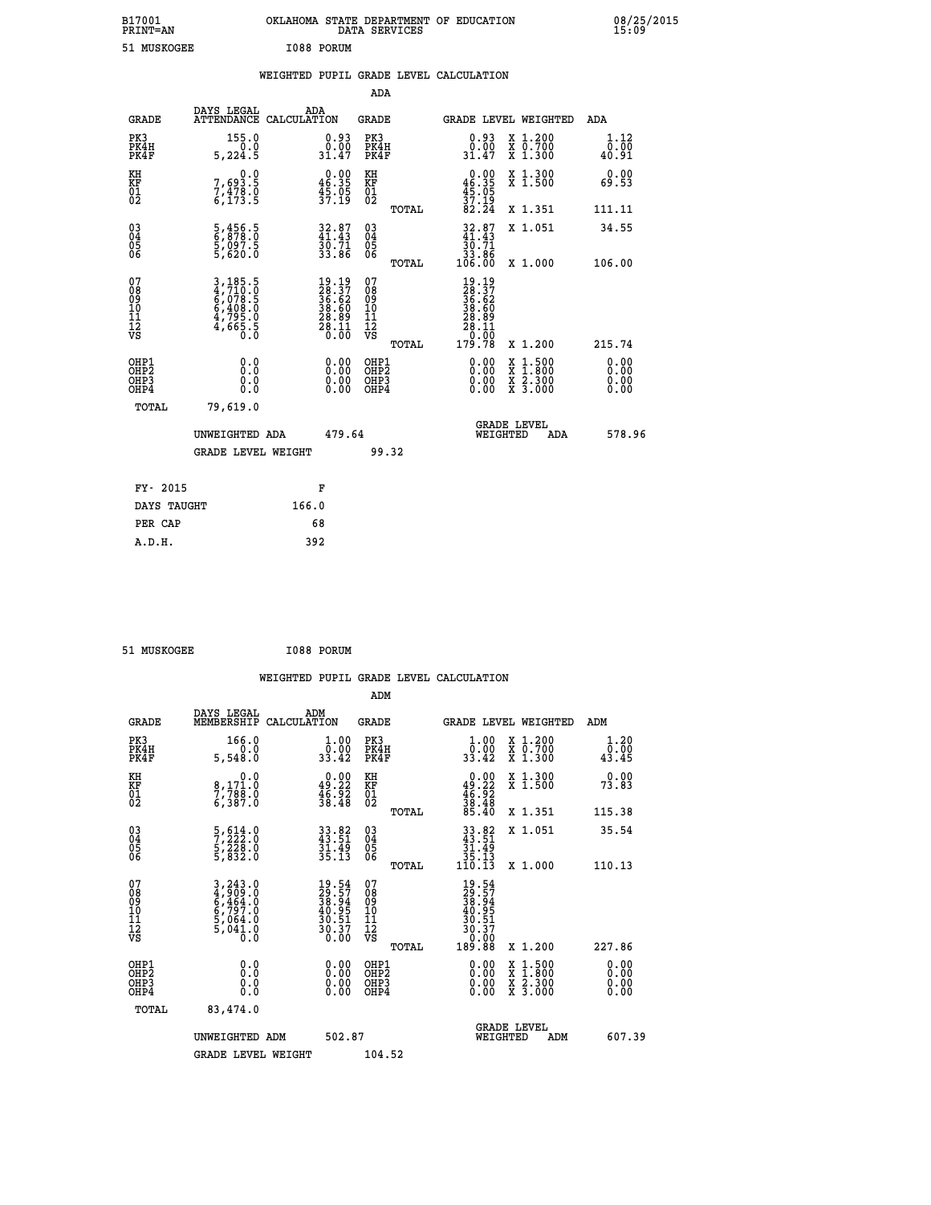B17001 OKLAHOMA STATE DEPARTMENT OF EDUCATION 08/25/2015
PRINT=AN DATA SERVICES 15:09

51 MUSKOGEE I088 PORUM

## WEIGHTED PUPIL GRADE LEVEL CALCULATION

### ADA

| GRADE | DAYS LEGAL ATTENDANCE | ADA CALCULATION | GRADE | GRADE LEVEL | WEIGHTED | ADA |
|---|---|---|---|---|---|---|
| PK3 | 155.0 | 0.93 | PK3 | 0.93 | X 1.200 | 1.12 |
| PK4H | 0.0 | 0.00 | PK4H | 0.00 | X 0.700 | 0.00 |
| PK4F | 5,224.5 | 31.47 | PK4F | 31.47 | X 1.300 | 40.91 |
| KH | 0.0 | 0.00 | KH | 0.00 | X 1.300 | 0.00 |
| KF | 7,693.5 | 46.35 | KF | 46.35 | X 1.500 | 69.53 |
| 01 | 7,478.0 | 45.05 | 01 | 45.05 | | |
| 02 | 6,173.5 | 37.19 | 02 | 37.19 | | |
| | | | TOTAL | 82.24 | X 1.351 | 111.11 |
| 03 | 5,456.5 | 32.87 | 03 | 32.87 | X 1.051 | 34.55 |
| 04 | 6,878.0 | 41.43 | 04 | 41.43 | | |
| 05 | 5,097.5 | 30.71 | 05 | 30.71 | | |
| 06 | 5,620.0 | 33.86 | 06 | 33.86 | | |
| | | | TOTAL | 106.00 | X 1.000 | 106.00 |
| 07 | 3,185.5 | 19.19 | 07 | 19.19 | | |
| 08 | 4,710.0 | 28.37 | 08 | 28.37 | | |
| 09 | 6,078.5 | 36.62 | 09 | 36.62 | | |
| 10 | 6,408.0 | 38.60 | 10 | 38.60 | | |
| 11 | 4,795.0 | 28.89 | 11 | 28.89 | | |
| 12 | 4,665.5 | 28.11 | 12 | 28.11 | | |
| VS | 0.0 | 0.00 | VS | 0.00 | | |
| | | | TOTAL | 179.78 | X 1.200 | 215.74 |
| OHP1 | 0.0 | 0.00 | OHP1 | 0.00 | X 1.500 | 0.00 |
| OHP2 | 0.0 | 0.00 | OHP2 | 0.00 | X 1.800 | 0.00 |
| OHP3 | 0.0 | 0.00 | OHP3 | 0.00 | X 2.300 | 0.00 |
| OHP4 | 0.0 | 0.00 | OHP4 | 0.00 | X 3.000 | 0.00 |
| TOTAL | 79,619.0 | | | | | |

UNWEIGHTED ADA 479.64 | GRADE LEVEL WEIGHTED ADA 578.96

GRADE LEVEL WEIGHT 99.32

| FY- 2015 | F |
|---|---|
| DAYS TAUGHT | 166.0 |
| PER CAP | 68 |
| A.D.H. | 392 |

51 MUSKOGEE I088 PORUM

## WEIGHTED PUPIL GRADE LEVEL CALCULATION

### ADM

| GRADE | DAYS LEGAL MEMBERSHIP | ADM CALCULATION | GRADE | GRADE LEVEL | WEIGHTED | ADM |
|---|---|---|---|---|---|---|
| PK3 | 166.0 | 1.00 | PK3 | 1.00 | X 1.200 | 1.20 |
| PK4H | 0.0 | 0.00 | PK4H | 0.00 | X 0.700 | 0.00 |
| PK4F | 5,548.0 | 33.42 | PK4F | 33.42 | X 1.300 | 43.45 |
| KH | 0.0 | 0.00 | KH | 0.00 | X 1.300 | 0.00 |
| KF | 8,171.0 | 49.22 | KF | 49.22 | X 1.500 | 73.83 |
| 01 | 7,788.0 | 46.92 | 01 | 46.92 | | |
| 02 | 6,387.0 | 38.48 | 02 | 38.48 | | |
| | | | TOTAL | 85.40 | X 1.351 | 115.38 |
| 03 | 5,614.0 | 33.82 | 03 | 33.82 | X 1.051 | 35.54 |
| 04 | 7,222.0 | 43.51 | 04 | 43.51 | | |
| 05 | 5,228.0 | 31.49 | 05 | 31.49 | | |
| 06 | 5,832.0 | 35.13 | 06 | 35.13 | | |
| | | | TOTAL | 110.13 | X 1.000 | 110.13 |
| 07 | 3,243.0 | 19.54 | 07 | 19.54 | | |
| 08 | 4,909.0 | 29.57 | 08 | 29.57 | | |
| 09 | 6,464.0 | 38.94 | 09 | 38.94 | | |
| 10 | 6,797.0 | 40.95 | 10 | 40.95 | | |
| 11 | 5,064.0 | 30.51 | 11 | 30.51 | | |
| 12 | 5,041.0 | 30.37 | 12 | 30.37 | | |
| VS | 0.0 | 0.00 | VS | 0.00 | | |
| | | | TOTAL | 189.88 | X 1.200 | 227.86 |
| OHP1 | 0.0 | 0.00 | OHP1 | 0.00 | X 1.500 | 0.00 |
| OHP2 | 0.0 | 0.00 | OHP2 | 0.00 | X 1.800 | 0.00 |
| OHP3 | 0.0 | 0.00 | OHP3 | 0.00 | X 2.300 | 0.00 |
| OHP4 | 0.0 | 0.00 | OHP4 | 0.00 | X 3.000 | 0.00 |
| TOTAL | 83,474.0 | | | | | |

UNWEIGHTED ADM 502.87 | GRADE LEVEL WEIGHTED ADM 607.39

GRADE LEVEL WEIGHT 104.52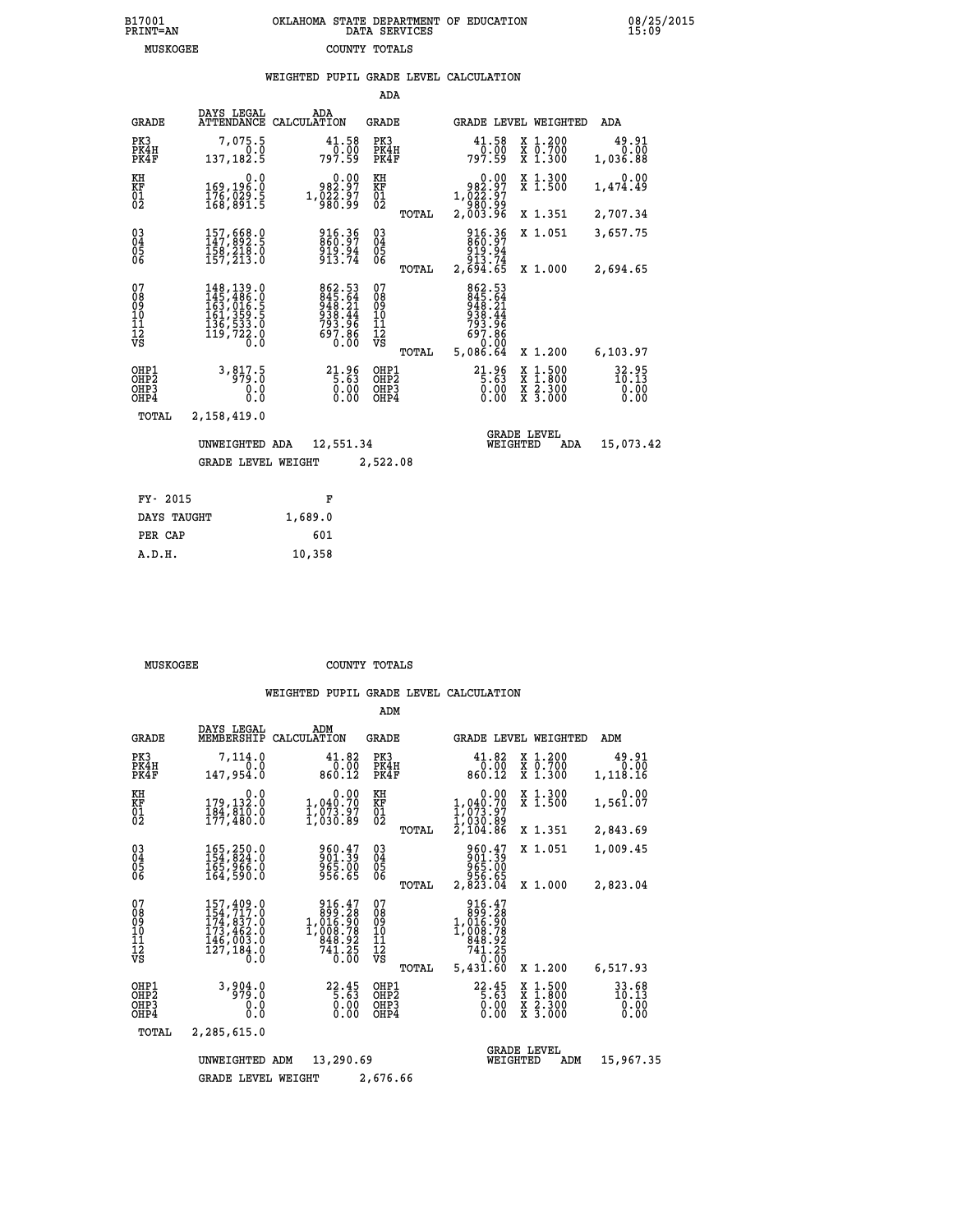B17001 OKLAHOMA STATE DEPARTMENT OF EDUCATION 08/25/2015
PRINT=AN DATA SERVICES 15:09

MUSKOGEE COUNTY TOTALS

## WEIGHTED PUPIL GRADE LEVEL CALCULATION

### ADA

| GRADE | DAYS LEGAL ATTENDANCE | ADA CALCULATION | GRADE | GRADE LEVEL | WEIGHTED | ADA |
|---|---|---|---|---|---|---|
| PK3 | 7,075.5 | 41.58 | PK3 | 41.58 | X 1.200 | 49.91 |
| PK4H | 0.0 | 0.00 | PK4H | 0.00 | X 0.700 | 0.00 |
| PK4F | 137,182.5 | 797.59 | PK4F | 797.59 | X 1.300 | 1,036.88 |
| KH | 0.0 | 0.00 | KH | 0.00 | X 1.300 | 0.00 |
| KF | 169,196.0 | 982.97 | KF | 982.97 | X 1.500 | 1,474.49 |
| 01 | 176,029.5 | 1,022.97 | 01 | 1,022.97 | | |
| 02 | 168,891.5 | 980.99 | 02 | 980.99 | | |
| | | | TOTAL | 2,003.96 | X 1.351 | 2,707.34 |
| 03 | 157,668.0 | 916.36 | 03 | 916.36 | X 1.051 | 3,657.75 |
| 04 | 147,892.5 | 860.97 | 04 | 860.97 | | |
| 05 | 158,218.0 | 919.94 | 05 | 919.94 | | |
| 06 | 157,213.0 | 913.74 | 06 | 913.74 | | |
| | | | TOTAL | 2,694.65 | X 1.000 | 2,694.65 |
| 07 | 148,139.0 | 862.53 | 07 | 862.53 | | |
| 08 | 145,486.0 | 845.64 | 08 | 845.64 | | |
| 09 | 163,016.5 | 948.21 | 09 | 948.21 | | |
| 10 | 161,359.5 | 938.44 | 10 | 938.44 | | |
| 11 | 136,533.0 | 793.96 | 11 | 793.96 | | |
| 12 | 119,722.0 | 697.86 | 12 | 697.86 | | |
| VS | 0.0 | 0.00 | VS | 0.00 | | |
| | | | TOTAL | 5,086.64 | X 1.200 | 6,103.97 |
| OHP1 | 3,817.5 | 21.96 | OHP1 | 21.96 | X 1.500 | 32.95 |
| OHP2 | 979.0 | 5.63 | OHP2 | 5.63 | X 1.800 | 10.13 |
| OHP3 | 0.0 | 0.00 | OHP3 | 0.00 | X 2.300 | 0.00 |
| OHP4 | 0.0 | 0.00 | OHP4 | 0.00 | X 3.000 | 0.00 |
| TOTAL | 2,158,419.0 | | | | | |

UNWEIGHTED ADA 12,551.34 GRADE LEVEL WEIGHTED ADA 15,073.42

GRADE LEVEL WEIGHT 2,522.08

| FY- 2015 | F |
|---|---|
| DAYS TAUGHT | 1,689.0 |
| PER CAP | 601 |
| A.D.H. | 10,358 |

MUSKOGEE COUNTY TOTALS

## WEIGHTED PUPIL GRADE LEVEL CALCULATION

### ADM

| GRADE | DAYS LEGAL MEMBERSHIP | ADM CALCULATION | GRADE | GRADE LEVEL | WEIGHTED | ADM |
|---|---|---|---|---|---|---|
| PK3 | 7,114.0 | 41.82 | PK3 | 41.82 | X 1.200 | 49.91 |
| PK4H | 0.0 | 0.00 | PK4H | 0.00 | X 0.700 | 0.00 |
| PK4F | 147,954.0 | 860.12 | PK4F | 860.12 | X 1.300 | 1,118.16 |
| KH | 0.0 | 0.00 | KH | 0.00 | X 1.300 | 0.00 |
| KF | 179,132.0 | 1,040.70 | KF | 1,040.70 | X 1.500 | 1,561.07 |
| 01 | 184,810.0 | 1,073.97 | 01 | 1,073.97 | | |
| 02 | 177,480.0 | 1,030.89 | 02 | 1,030.89 | | |
| | | | TOTAL | 2,104.86 | X 1.351 | 2,843.69 |
| 03 | 165,250.0 | 960.47 | 03 | 960.47 | X 1.051 | 1,009.45 |
| 04 | 154,824.0 | 901.39 | 04 | 901.39 | | |
| 05 | 165,966.0 | 965.00 | 05 | 965.00 | | |
| 06 | 164,590.0 | 956.65 | 06 | 956.65 | | |
| | | | TOTAL | 2,823.04 | X 1.000 | 2,823.04 |
| 07 | 157,409.0 | 916.47 | 07 | 916.47 | | |
| 08 | 154,717.0 | 899.28 | 08 | 899.28 | | |
| 09 | 174,837.0 | 1,016.90 | 09 | 1,016.90 | | |
| 10 | 173,462.0 | 1,008.78 | 10 | 1,008.78 | | |
| 11 | 146,003.0 | 848.92 | 11 | 848.92 | | |
| 12 | 127,184.0 | 741.25 | 12 | 741.25 | | |
| VS | 0.0 | 0.00 | VS | 0.00 | | |
| | | | TOTAL | 5,431.60 | X 1.200 | 6,517.93 |
| OHP1 | 3,904.0 | 22.45 | OHP1 | 22.45 | X 1.500 | 33.68 |
| OHP2 | 979.0 | 5.63 | OHP2 | 5.63 | X 1.800 | 10.13 |
| OHP3 | 0.0 | 0.00 | OHP3 | 0.00 | X 2.300 | 0.00 |
| OHP4 | 0.0 | 0.00 | OHP4 | 0.00 | X 3.000 | 0.00 |
| TOTAL | 2,285,615.0 | | | | | |

UNWEIGHTED ADM 13,290.69 GRADE LEVEL WEIGHTED ADM 15,967.35

GRADE LEVEL WEIGHT 2,676.66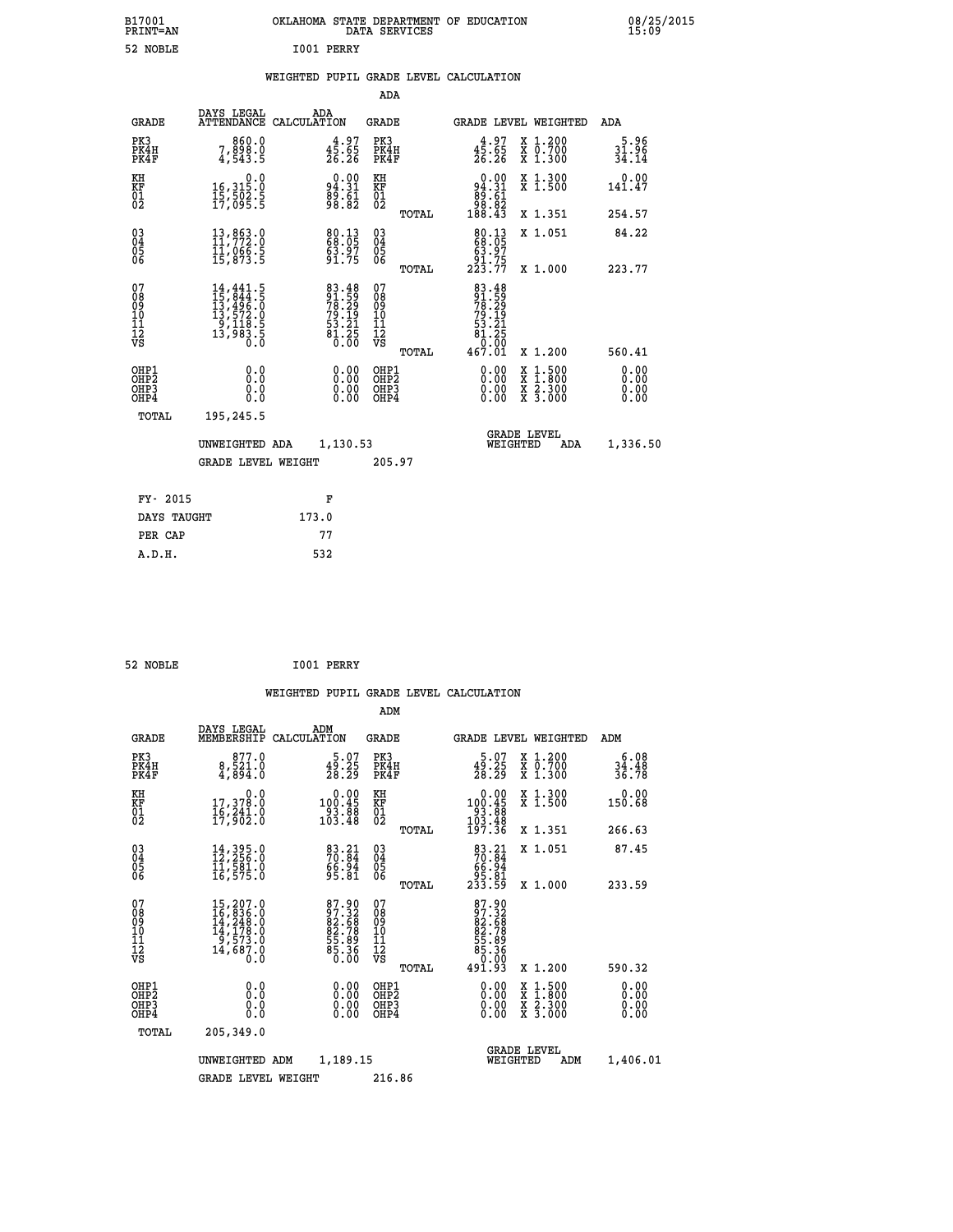B17001 PRINT=AN — OKLAHOMA STATE DEPARTMENT OF EDUCATION DATA SERVICES — 08/25/2015 15:09

52 NOBLE — I001 PERRY

## WEIGHTED PUPIL GRADE LEVEL CALCULATION

### ADA

| GRADE | DAYS LEGAL ATTENDANCE | ADA CALCULATION | GRADE | GRADE LEVEL | WEIGHTED | ADA |
|---|---|---|---|---|---|---|
| PK3 | 860.0 | 4.97 | PK3 | 4.97 | X 1.200 | 5.96 |
| PK4H | 7,898.0 | 45.65 | PK4H | 45.65 | X 0.700 | 31.96 |
| PK4F | 4,543.5 | 26.26 | PK4F | 26.26 | X 1.300 | 34.14 |
| KH | 0.0 | 0.00 | KH | 0.00 | X 1.300 | 0.00 |
| KF | 16,315.0 | 94.31 | KF | 94.31 | X 1.500 | 141.47 |
| 01 | 15,502.5 | 89.61 | 01 | 89.61 | | |
| 02 | 17,095.5 | 98.82 | 02 | 98.82 | | |
| | | | TOTAL | 188.43 | X 1.351 | 254.57 |
| 03 | 13,863.0 | 80.13 | 03 | 80.13 | X 1.051 | 84.22 |
| 04 | 11,772.0 | 68.05 | 04 | 68.05 | | |
| 05 | 11,066.5 | 63.97 | 05 | 63.97 | | |
| 06 | 15,873.5 | 91.75 | 06 | 91.75 | | |
| | | | TOTAL | 223.77 | X 1.000 | 223.77 |
| 07 | 14,441.5 | 83.48 | 07 | 83.48 | | |
| 08 | 15,844.5 | 91.59 | 08 | 91.59 | | |
| 09 | 13,496.0 | 78.29 | 09 | 78.29 | | |
| 10 | 13,572.0 | 79.19 | 10 | 79.19 | | |
| 11 | 9,118.5 | 53.21 | 11 | 53.21 | | |
| 12 | 13,983.5 | 81.25 | 12 | 81.25 | | |
| VS | 0.0 | 0.00 | VS | 0.00 | | |
| | | | TOTAL | 467.01 | X 1.200 | 560.41 |
| OHP1 | 0.0 | 0.00 | OHP1 | 0.00 | X 1.500 | 0.00 |
| OHP2 | 0.0 | 0.00 | OHP2 | 0.00 | X 1.800 | 0.00 |
| OHP3 | 0.0 | 0.00 | OHP3 | 0.00 | X 2.300 | 0.00 |
| OHP4 | 0.0 | 0.00 | OHP4 | 0.00 | X 3.000 | 0.00 |
| TOTAL | 195,245.5 | | | | | |

UNWEIGHTED ADA 1,130.53 — GRADE LEVEL WEIGHTED ADA 1,336.50

GRADE LEVEL WEIGHT 205.97

| FY- 2015 | F |
|---|---|
| DAYS TAUGHT | 173.0 |
| PER CAP | 77 |
| A.D.H. | 532 |

52 NOBLE — I001 PERRY

## WEIGHTED PUPIL GRADE LEVEL CALCULATION

### ADM

| GRADE | DAYS LEGAL MEMBERSHIP | ADM CALCULATION | GRADE | GRADE LEVEL | WEIGHTED | ADM |
|---|---|---|---|---|---|---|
| PK3 | 877.0 | 5.07 | PK3 | 5.07 | X 1.200 | 6.08 |
| PK4H | 8,521.0 | 49.25 | PK4H | 49.25 | X 0.700 | 34.48 |
| PK4F | 4,894.0 | 28.29 | PK4F | 28.29 | X 1.300 | 36.78 |
| KH | 0.0 | 0.00 | KH | 0.00 | X 1.300 | 0.00 |
| KF | 17,378.0 | 100.45 | KF | 100.45 | X 1.500 | 150.68 |
| 01 | 16,241.0 | 93.88 | 01 | 93.88 | | |
| 02 | 17,902.0 | 103.48 | 02 | 103.48 | | |
| | | | TOTAL | 197.36 | X 1.351 | 266.63 |
| 03 | 14,395.0 | 83.21 | 03 | 83.21 | X 1.051 | 87.45 |
| 04 | 12,256.0 | 70.84 | 04 | 70.84 | | |
| 05 | 11,581.0 | 66.94 | 05 | 66.94 | | |
| 06 | 16,575.0 | 95.81 | 06 | 95.81 | | |
| | | | TOTAL | 233.59 | X 1.000 | 233.59 |
| 07 | 15,207.0 | 87.90 | 07 | 87.90 | | |
| 08 | 16,836.0 | 97.32 | 08 | 97.32 | | |
| 09 | 14,248.0 | 82.68 | 09 | 82.68 | | |
| 10 | 14,178.0 | 82.78 | 10 | 82.78 | | |
| 11 | 9,573.0 | 55.89 | 11 | 55.89 | | |
| 12 | 14,687.0 | 85.36 | 12 | 85.36 | | |
| VS | 0.0 | 0.00 | VS | 0.00 | | |
| | | | TOTAL | 491.93 | X 1.200 | 590.32 |
| OHP1 | 0.0 | 0.00 | OHP1 | 0.00 | X 1.500 | 0.00 |
| OHP2 | 0.0 | 0.00 | OHP2 | 0.00 | X 1.800 | 0.00 |
| OHP3 | 0.0 | 0.00 | OHP3 | 0.00 | X 2.300 | 0.00 |
| OHP4 | 0.0 | 0.00 | OHP4 | 0.00 | X 3.000 | 0.00 |
| TOTAL | 205,349.0 | | | | | |

UNWEIGHTED ADM 1,189.15 — GRADE LEVEL WEIGHTED ADM 1,406.01

GRADE LEVEL WEIGHT 216.86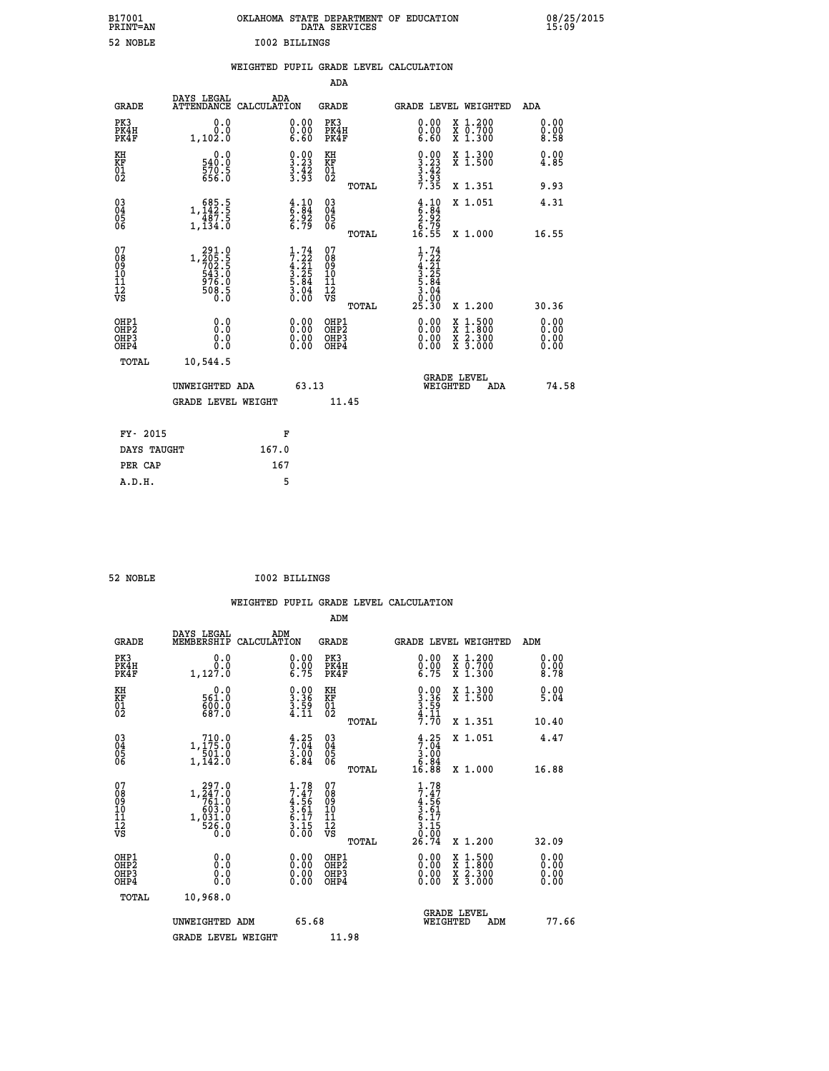B17001 PRINT=AN | OKLAHOMA STATE DEPARTMENT OF EDUCATION DATA SERVICES | 08/25/2015 15:09

52 NOBLE I002 BILLINGS

## WEIGHTED PUPIL GRADE LEVEL CALCULATION

### ADA

| GRADE | DAYS LEGAL ATTENDANCE | ADA CALCULATION | GRADE | GRADE LEVEL | WEIGHTED | ADA |
|---|---|---|---|---|---|---|
| PK3 | 0.0 | 0.00 | PK3 | 0.00 | X 1.200 | 0.00 |
| PK4H | 0.0 | 0.00 | PK4H | 0.00 | X 0.700 | 0.00 |
| PK4F | 1,102.0 | 6.60 | PK4F | 6.60 | X 1.300 | 8.58 |
| KH | 0.0 | 0.00 | KH | 0.00 | X 1.300 | 0.00 |
| KF | 540.0 | 3.23 | KF | 3.23 | X 1.500 | 4.85 |
| 01 | 570.5 | 3.42 | 01 | 3.42 | | |
| 02 | 656.0 | 3.93 | 02 | 3.93 | | |
| | | | TOTAL | 7.35 | X 1.351 | 9.93 |
| 03 | 685.5 | 4.10 | 03 | 4.10 | X 1.051 | 4.31 |
| 04 | 1,142.5 | 6.84 | 04 | 6.84 | | |
| 05 | 487.5 | 2.92 | 05 | 2.92 | | |
| 06 | 1,134.0 | 6.79 | 06 | 6.79 | | |
| | | | TOTAL | 16.55 | X 1.000 | 16.55 |
| 07 | 291.0 | 1.74 | 07 | 1.74 | | |
| 08 | 1,205.5 | 7.22 | 08 | 7.22 | | |
| 09 | 702.5 | 4.21 | 09 | 4.21 | | |
| 10 | 543.0 | 3.25 | 10 | 3.25 | | |
| 11 | 976.0 | 5.84 | 11 | 5.84 | | |
| 12 | 508.5 | 3.04 | 12 | 3.04 | | |
| VS | 0.0 | 0.00 | VS | 0.00 | | |
| | | | TOTAL | 25.30 | X 1.200 | 30.36 |
| OHP1 | 0.0 | 0.00 | OHP1 | 0.00 | X 1.500 | 0.00 |
| OHP2 | 0.0 | 0.00 | OHP2 | 0.00 | X 1.800 | 0.00 |
| OHP3 | 0.0 | 0.00 | OHP3 | 0.00 | X 2.300 | 0.00 |
| OHP4 | 0.0 | 0.00 | OHP4 | 0.00 | X 3.000 | 0.00 |
| TOTAL | 10,544.5 | | | | | |

UNWEIGHTED ADA 63.13 | GRADE LEVEL WEIGHTED ADA 74.58

GRADE LEVEL WEIGHT 11.45

| | |
|---|---|
| FY- 2015 | F |
| DAYS TAUGHT | 167.0 |
| PER CAP | 167 |
| A.D.H. | 5 |

52 NOBLE I002 BILLINGS

## WEIGHTED PUPIL GRADE LEVEL CALCULATION

### ADM

| GRADE | DAYS LEGAL MEMBERSHIP | ADM CALCULATION | GRADE | GRADE LEVEL | WEIGHTED | ADM |
|---|---|---|---|---|---|---|
| PK3 | 0.0 | 0.00 | PK3 | 0.00 | X 1.200 | 0.00 |
| PK4H | 0.0 | 0.00 | PK4H | 0.00 | X 0.700 | 0.00 |
| PK4F | 1,127.0 | 6.75 | PK4F | 6.75 | X 1.300 | 8.78 |
| KH | 0.0 | 0.00 | KH | 0.00 | X 1.300 | 0.00 |
| KF | 561.0 | 3.36 | KF | 3.36 | X 1.500 | 5.04 |
| 01 | 600.0 | 3.59 | 01 | 3.59 | | |
| 02 | 687.0 | 4.11 | 02 | 4.11 | | |
| | | | TOTAL | 7.70 | X 1.351 | 10.40 |
| 03 | 710.0 | 4.25 | 03 | 4.25 | X 1.051 | 4.47 |
| 04 | 1,175.0 | 7.04 | 04 | 7.04 | | |
| 05 | 501.0 | 3.00 | 05 | 3.00 | | |
| 06 | 1,142.0 | 6.84 | 06 | 6.84 | | |
| | | | TOTAL | 16.88 | X 1.000 | 16.88 |
| 07 | 297.0 | 1.78 | 07 | 1.78 | | |
| 08 | 1,247.0 | 7.47 | 08 | 7.47 | | |
| 09 | 761.0 | 4.56 | 09 | 4.56 | | |
| 10 | 603.0 | 3.61 | 10 | 3.61 | | |
| 11 | 1,031.0 | 6.17 | 11 | 6.17 | | |
| 12 | 526.0 | 3.15 | 12 | 3.15 | | |
| VS | 0.0 | 0.00 | VS | 0.00 | | |
| | | | TOTAL | 26.74 | X 1.200 | 32.09 |
| OHP1 | 0.0 | 0.00 | OHP1 | 0.00 | X 1.500 | 0.00 |
| OHP2 | 0.0 | 0.00 | OHP2 | 0.00 | X 1.800 | 0.00 |
| OHP3 | 0.0 | 0.00 | OHP3 | 0.00 | X 2.300 | 0.00 |
| OHP4 | 0.0 | 0.00 | OHP4 | 0.00 | X 3.000 | 0.00 |
| TOTAL | 10,968.0 | | | | | |

UNWEIGHTED ADM 65.68 | GRADE LEVEL WEIGHTED ADM 77.66

GRADE LEVEL WEIGHT 11.98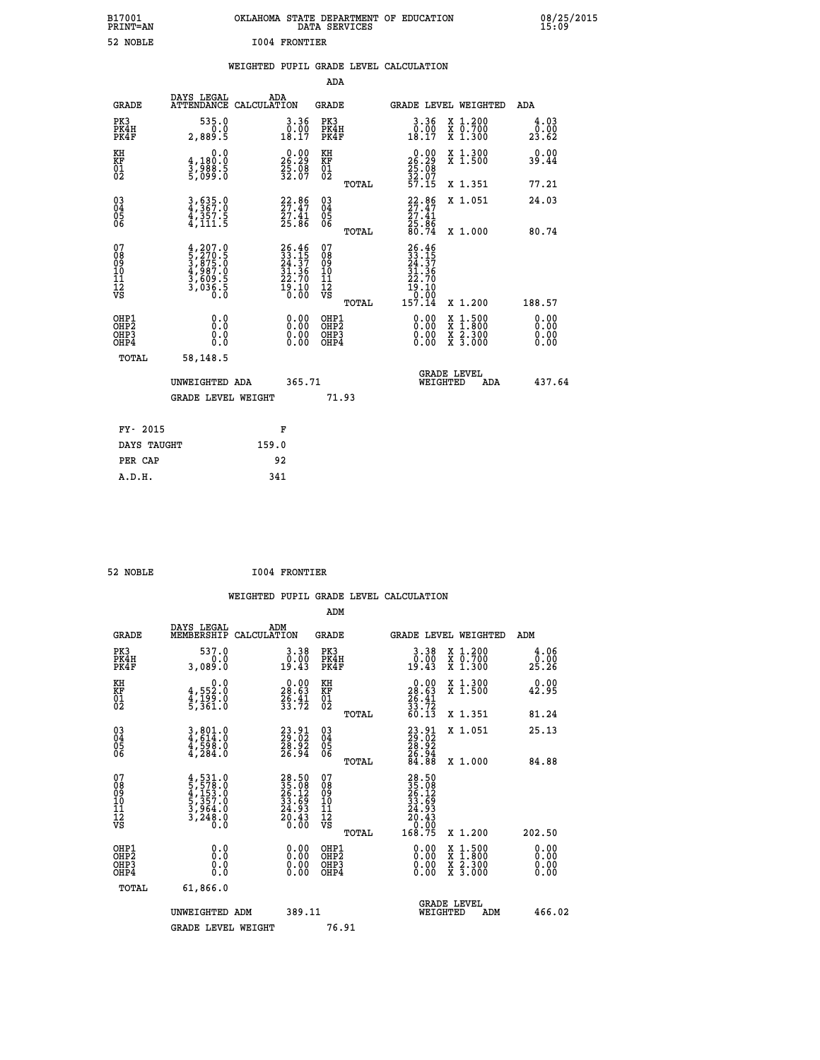B17001 OKLAHOMA STATE DEPARTMENT OF EDUCATION 08/25/2015
PRINT=AN DATA SERVICES 15:09

52 NOBLE I004 FRONTIER

## WEIGHTED PUPIL GRADE LEVEL CALCULATION

### ADA

| GRADE | DAYS LEGAL ATTENDANCE | ADA CALCULATION | GRADE | GRADE LEVEL | WEIGHTED | ADA |
|---|---|---|---|---|---|---|
| PK3 | 535.0 | 3.36 | PK3 | 3.36 | X 1.200 | 4.03 |
| PK4H | 0.0 | 0.00 | PK4H | 0.00 | X 0.700 | 0.00 |
| PK4F | 2,889.5 | 18.17 | PK4F | 18.17 | X 1.300 | 23.62 |
| KH | 0.0 | 0.00 | KH | 0.00 | X 1.300 | 0.00 |
| KF | 4,180.0 | 26.29 | KF | 26.29 | X 1.500 | 39.44 |
| 01 | 3,988.5 | 25.08 | 01 | 25.08 | | |
| 02 | 5,099.0 | 32.07 | 02 | 32.07 | | |
| | | | TOTAL | 57.15 | X 1.351 | 77.21 |
| 03 | 3,635.0 | 22.86 | 03 | 22.86 | X 1.051 | 24.03 |
| 04 | 4,367.0 | 27.47 | 04 | 27.47 | | |
| 05 | 4,357.5 | 27.41 | 05 | 27.41 | | |
| 06 | 4,111.5 | 25.86 | 06 | 25.86 | | |
| | | | TOTAL | 80.74 | X 1.000 | 80.74 |
| 07 | 4,207.0 | 26.46 | 07 | 26.46 | | |
| 08 | 5,270.5 | 33.15 | 08 | 33.15 | | |
| 09 | 3,875.0 | 24.37 | 09 | 24.37 | | |
| 10 | 4,987.0 | 31.36 | 10 | 31.36 | | |
| 11 | 3,609.5 | 22.70 | 11 | 22.70 | | |
| 12 | 3,036.5 | 19.10 | 12 | 19.10 | | |
| VS | 0.0 | 0.00 | VS | 0.00 | | |
| | | | TOTAL | 157.14 | X 1.200 | 188.57 |
| OHP1 | 0.0 | 0.00 | OHP1 | 0.00 | X 1.500 | 0.00 |
| OHP2 | 0.0 | 0.00 | OHP2 | 0.00 | X 1.800 | 0.00 |
| OHP3 | 0.0 | 0.00 | OHP3 | 0.00 | X 2.300 | 0.00 |
| OHP4 | 0.0 | 0.00 | OHP4 | 0.00 | X 3.000 | 0.00 |
| TOTAL | 58,148.5 | | | | | |

UNWEIGHTED ADA 365.71 GRADE LEVEL WEIGHTED ADA 437.64

GRADE LEVEL WEIGHT 71.93

| FY- 2015 | F |
|---|---|
| DAYS TAUGHT | 159.0 |
| PER CAP | 92 |
| A.D.H. | 341 |

52 NOBLE I004 FRONTIER

## WEIGHTED PUPIL GRADE LEVEL CALCULATION

### ADM

| GRADE | DAYS LEGAL MEMBERSHIP | ADM CALCULATION | GRADE | GRADE LEVEL | WEIGHTED | ADM |
|---|---|---|---|---|---|---|
| PK3 | 537.0 | 3.38 | PK3 | 3.38 | X 1.200 | 4.06 |
| PK4H | 0.0 | 0.00 | PK4H | 0.00 | X 0.700 | 0.00 |
| PK4F | 3,089.0 | 19.43 | PK4F | 19.43 | X 1.300 | 25.26 |
| KH | 0.0 | 0.00 | KH | 0.00 | X 1.300 | 0.00 |
| KF | 4,552.0 | 28.63 | KF | 28.63 | X 1.500 | 42.95 |
| 01 | 4,199.0 | 26.41 | 01 | 26.41 | | |
| 02 | 5,361.0 | 33.72 | 02 | 33.72 | | |
| | | | TOTAL | 60.13 | X 1.351 | 81.24 |
| 03 | 3,801.0 | 23.91 | 03 | 23.91 | X 1.051 | 25.13 |
| 04 | 4,614.0 | 29.02 | 04 | 29.02 | | |
| 05 | 4,598.0 | 28.92 | 05 | 28.92 | | |
| 06 | 4,284.0 | 26.94 | 06 | 26.94 | | |
| | | | TOTAL | 84.88 | X 1.000 | 84.88 |
| 07 | 4,531.0 | 28.50 | 07 | 28.50 | | |
| 08 | 5,578.0 | 35.08 | 08 | 35.08 | | |
| 09 | 4,153.0 | 26.12 | 09 | 26.12 | | |
| 10 | 5,357.0 | 33.69 | 10 | 33.69 | | |
| 11 | 3,964.0 | 24.93 | 11 | 24.93 | | |
| 12 | 3,248.0 | 20.43 | 12 | 20.43 | | |
| VS | 0.0 | 0.00 | VS | 0.00 | | |
| | | | TOTAL | 168.75 | X 1.200 | 202.50 |
| OHP1 | 0.0 | 0.00 | OHP1 | 0.00 | X 1.500 | 0.00 |
| OHP2 | 0.0 | 0.00 | OHP2 | 0.00 | X 1.800 | 0.00 |
| OHP3 | 0.0 | 0.00 | OHP3 | 0.00 | X 2.300 | 0.00 |
| OHP4 | 0.0 | 0.00 | OHP4 | 0.00 | X 3.000 | 0.00 |
| TOTAL | 61,866.0 | | | | | |

UNWEIGHTED ADM 389.11 GRADE LEVEL WEIGHTED ADM 466.02

GRADE LEVEL WEIGHT 76.91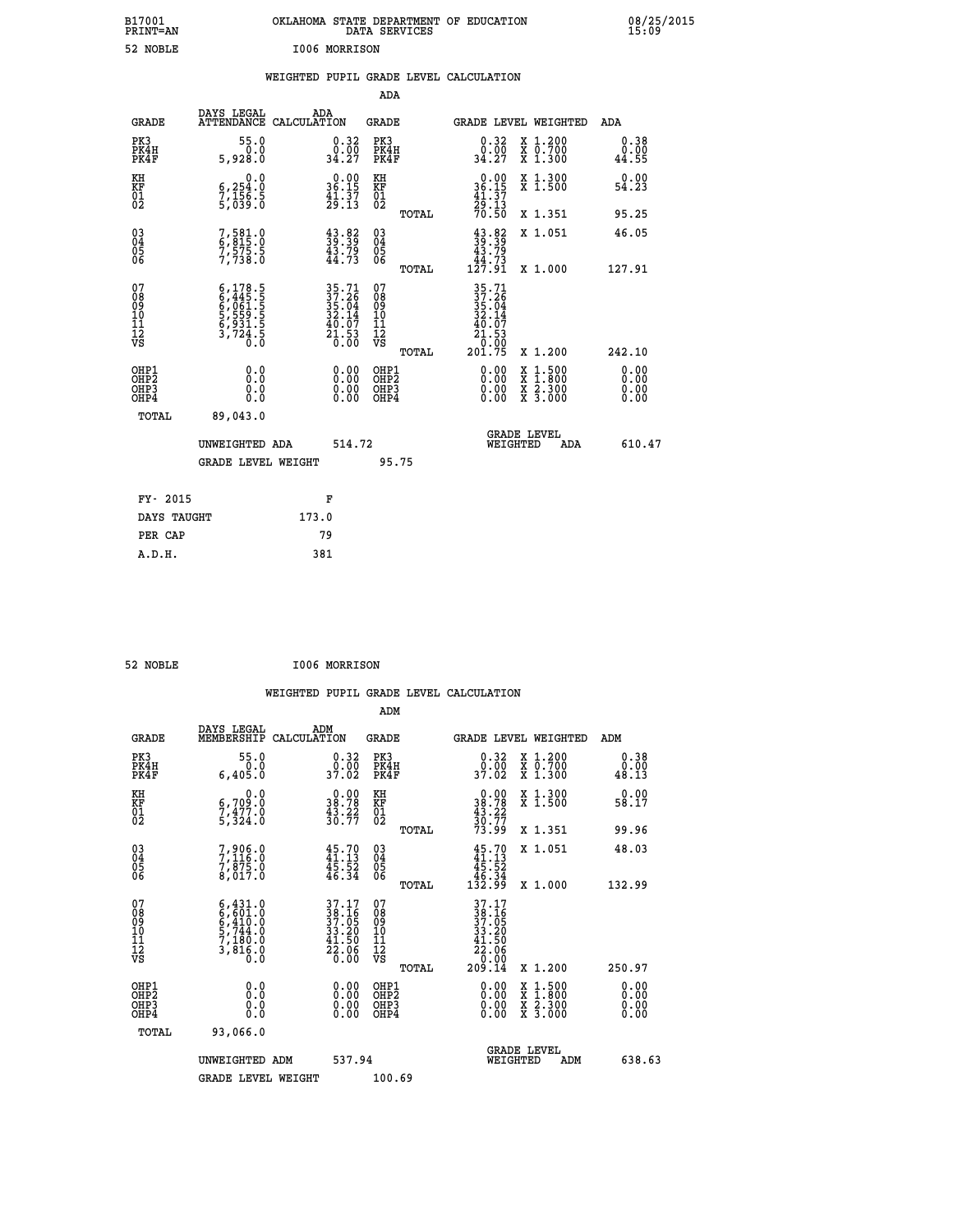B17001 PRINT=AN — OKLAHOMA STATE DEPARTMENT OF EDUCATION DATA SERVICES — 08/25/2015 15:09

52 NOBLE — I006 MORRISON

## WEIGHTED PUPIL GRADE LEVEL CALCULATION

### ADA

| GRADE | DAYS LEGAL ATTENDANCE | ADA CALCULATION | GRADE | GRADE LEVEL | WEIGHTED | ADA |
|---|---|---|---|---|---|---|
| PK3 | 55.0 | 0.32 | PK3 | 0.32 | X 1.200 | 0.38 |
| PK4H | 0.0 | 0.00 | PK4H | 0.00 | X 0.700 | 0.00 |
| PK4F | 5,928.0 | 34.27 | PK4F | 34.27 | X 1.300 | 44.55 |
| KH | 0.0 | 0.00 | KH | 0.00 | X 1.300 | 0.00 |
| KF | 6,254.0 | 36.15 | KF | 36.15 | X 1.500 | 54.23 |
| 01 | 7,156.5 | 41.37 | 01 | 41.37 | | |
| 02 | 5,039.0 | 29.13 | 02 | 29.13 | | |
| | | | TOTAL | 70.50 | X 1.351 | 95.25 |
| 03 | 7,581.0 | 43.82 | 03 | 43.82 | X 1.051 | 46.05 |
| 04 | 6,815.0 | 39.39 | 04 | 39.39 | | |
| 05 | 7,575.5 | 43.79 | 05 | 43.79 | | |
| 06 | 7,738.0 | 44.73 | 06 | 44.73 | | |
| | | | TOTAL | 127.91 | X 1.000 | 127.91 |
| 07 | 6,178.5 | 35.71 | 07 | 35.71 | | |
| 08 | 6,445.5 | 37.26 | 08 | 37.26 | | |
| 09 | 6,061.5 | 35.04 | 09 | 35.04 | | |
| 10 | 5,559.5 | 32.14 | 10 | 32.14 | | |
| 11 | 6,931.5 | 40.07 | 11 | 40.07 | | |
| 12 | 3,724.5 | 21.53 | 12 | 21.53 | | |
| VS | 0.0 | 0.00 | VS | 0.00 | | |
| | | | TOTAL | 201.75 | X 1.200 | 242.10 |
| OHP1 | 0.0 | 0.00 | OHP1 | 0.00 | X 1.500 | 0.00 |
| OHP2 | 0.0 | 0.00 | OHP2 | 0.00 | X 1.800 | 0.00 |
| OHP3 | 0.0 | 0.00 | OHP3 | 0.00 | X 2.300 | 0.00 |
| OHP4 | 0.0 | 0.00 | OHP4 | 0.00 | X 3.000 | 0.00 |
| TOTAL | 89,043.0 | | | | | |

UNWEIGHTED ADA: 514.72 — GRADE LEVEL WEIGHTED ADA: 610.47

GRADE LEVEL WEIGHT: 95.75

| FY- 2015 | F |
|---|---|
| DAYS TAUGHT | 173.0 |
| PER CAP | 79 |
| A.D.H. | 381 |

52 NOBLE — I006 MORRISON

## WEIGHTED PUPIL GRADE LEVEL CALCULATION

### ADM

| GRADE | DAYS LEGAL MEMBERSHIP | ADM CALCULATION | GRADE | GRADE LEVEL | WEIGHTED | ADM |
|---|---|---|---|---|---|---|
| PK3 | 55.0 | 0.32 | PK3 | 0.32 | X 1.200 | 0.38 |
| PK4H | 0.0 | 0.00 | PK4H | 0.00 | X 0.700 | 0.00 |
| PK4F | 6,405.0 | 37.02 | PK4F | 37.02 | X 1.300 | 48.13 |
| KH | 0.0 | 0.00 | KH | 0.00 | X 1.300 | 0.00 |
| KF | 6,709.0 | 38.78 | KF | 38.78 | X 1.500 | 58.17 |
| 01 | 7,477.0 | 43.22 | 01 | 43.22 | | |
| 02 | 5,324.0 | 30.77 | 02 | 30.77 | | |
| | | | TOTAL | 73.99 | X 1.351 | 99.96 |
| 03 | 7,906.0 | 45.70 | 03 | 45.70 | X 1.051 | 48.03 |
| 04 | 7,116.0 | 41.13 | 04 | 41.13 | | |
| 05 | 7,875.0 | 45.52 | 05 | 45.52 | | |
| 06 | 8,017.0 | 46.34 | 06 | 46.34 | | |
| | | | TOTAL | 132.99 | X 1.000 | 132.99 |
| 07 | 6,431.0 | 37.17 | 07 | 37.17 | | |
| 08 | 6,601.0 | 38.16 | 08 | 38.16 | | |
| 09 | 6,410.0 | 37.05 | 09 | 37.05 | | |
| 10 | 5,744.0 | 33.20 | 10 | 33.20 | | |
| 11 | 7,180.0 | 41.50 | 11 | 41.50 | | |
| 12 | 3,816.0 | 22.06 | 12 | 22.06 | | |
| VS | 0.0 | 0.00 | VS | 0.00 | | |
| | | | TOTAL | 209.14 | X 1.200 | 250.97 |
| OHP1 | 0.0 | 0.00 | OHP1 | 0.00 | X 1.500 | 0.00 |
| OHP2 | 0.0 | 0.00 | OHP2 | 0.00 | X 1.800 | 0.00 |
| OHP3 | 0.0 | 0.00 | OHP3 | 0.00 | X 2.300 | 0.00 |
| OHP4 | 0.0 | 0.00 | OHP4 | 0.00 | X 3.000 | 0.00 |
| TOTAL | 93,066.0 | | | | | |

UNWEIGHTED ADM: 537.94 — GRADE LEVEL WEIGHTED ADM: 638.63

GRADE LEVEL WEIGHT: 100.69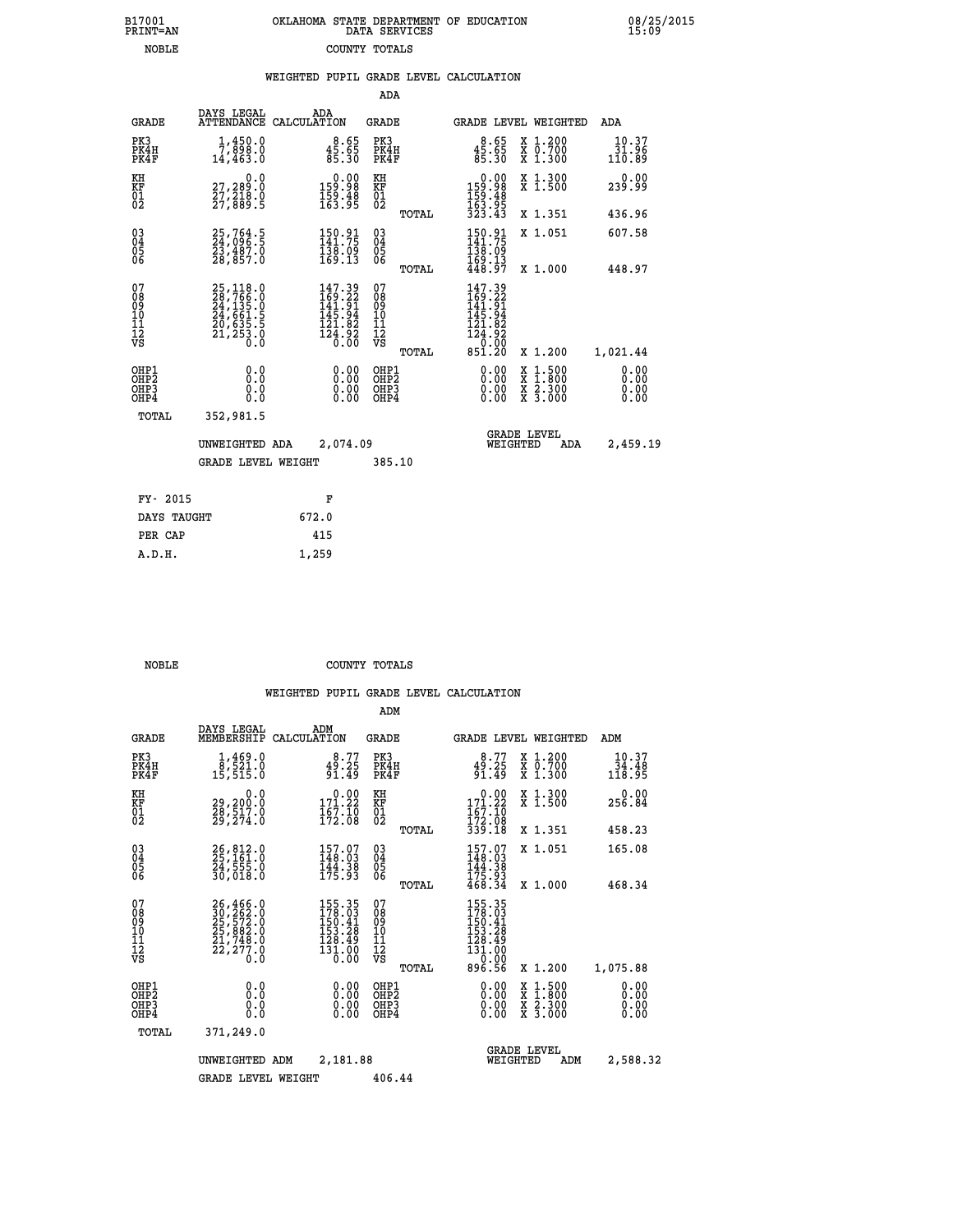B17001 OKLAHOMA STATE DEPARTMENT OF EDUCATION 08/25/2015
PRINT=AN DATA SERVICES 15:09
NOBLE COUNTY TOTALS

### WEIGHTED PUPIL GRADE LEVEL CALCULATION

ADA

| GRADE | DAYS LEGAL ATTENDANCE | ADA CALCULATION | GRADE | | GRADE LEVEL | WEIGHTED | ADA |
|---|---|---|---|---|---|---|---|
| PK3 | 1,450.0 | 8.65 | PK3 | | 8.65 | X 1.200 | 10.37 |
| PK4H | 7,898.0 | 45.65 | PK4H | | 45.65 | X 0.700 | 31.96 |
| PK4F | 14,463.0 | 85.30 | PK4F | | 85.30 | X 1.300 | 110.89 |
| KH | 0.0 | 0.00 | KH | | 0.00 | X 1.300 | 0.00 |
| KF | 27,289.0 | 159.98 | KF | | 159.98 | X 1.500 | 239.99 |
| 01 | 27,218.0 | 159.48 | 01 | | 159.48 | | |
| 02 | 27,889.5 | 163.95 | 02 | | 163.95 | | |
| | | | | TOTAL | 323.43 | X 1.351 | 436.96 |
| 03 | 25,764.5 | 150.91 | 03 | | 150.91 | X 1.051 | 607.58 |
| 04 | 24,096.5 | 141.75 | 04 | | 141.75 | | |
| 05 | 23,487.0 | 138.09 | 05 | | 138.09 | | |
| 06 | 28,857.0 | 169.13 | 06 | | 169.13 | | |
| | | | | TOTAL | 448.97 | X 1.000 | 448.97 |
| 07 | 25,118.0 | 147.39 | 07 | | 147.39 | | |
| 08 | 28,766.0 | 169.22 | 08 | | 169.22 | | |
| 09 | 24,135.0 | 141.91 | 09 | | 141.91 | | |
| 10 | 24,661.5 | 145.94 | 10 | | 145.94 | | |
| 11 | 20,635.5 | 121.82 | 11 | | 121.82 | | |
| 12 | 21,253.0 | 124.92 | 12 | | 124.92 | | |
| VS | 0.0 | 0.00 | VS | | 0.00 | | |
| | | | | TOTAL | 851.20 | X 1.200 | 1,021.44 |
| OHP1 | 0.0 | 0.00 | OHP1 | | 0.00 | X 1.500 | 0.00 |
| OHP2 | 0.0 | 0.00 | OHP2 | | 0.00 | X 1.800 | 0.00 |
| OHP3 | 0.0 | 0.00 | OHP3 | | 0.00 | X 2.300 | 0.00 |
| OHP4 | 0.0 | 0.00 | OHP4 | | 0.00 | X 3.000 | 0.00 |
| TOTAL | 352,981.5 | | | | | | |

UNWEIGHTED ADA 2,074.09 GRADE LEVEL WEIGHTED ADA 2,459.19

GRADE LEVEL WEIGHT 385.10

| FY- 2015 | F |
|---|---|
| DAYS TAUGHT | 672.0 |
| PER CAP | 415 |
| A.D.H. | 1,259 |

NOBLE COUNTY TOTALS

### WEIGHTED PUPIL GRADE LEVEL CALCULATION

ADM

| GRADE | DAYS LEGAL MEMBERSHIP | ADM CALCULATION | GRADE | | GRADE LEVEL | WEIGHTED | ADM |
|---|---|---|---|---|---|---|---|
| PK3 | 1,469.0 | 8.77 | PK3 | | 8.77 | X 1.200 | 10.37 |
| PK4H | 8,521.0 | 49.25 | PK4H | | 49.25 | X 0.700 | 34.48 |
| PK4F | 15,515.0 | 91.49 | PK4F | | 91.49 | X 1.300 | 118.95 |
| KH | 0.0 | 0.00 | KH | | 0.00 | X 1.300 | 0.00 |
| KF | 29,200.0 | 171.22 | KF | | 171.22 | X 1.500 | 256.84 |
| 01 | 28,517.0 | 167.10 | 01 | | 167.10 | | |
| 02 | 29,274.0 | 172.08 | 02 | | 172.08 | | |
| | | | | TOTAL | 339.18 | X 1.351 | 458.23 |
| 03 | 26,812.0 | 157.07 | 03 | | 157.07 | X 1.051 | 165.08 |
| 04 | 25,161.0 | 148.03 | 04 | | 148.03 | | |
| 05 | 24,555.0 | 144.38 | 05 | | 144.38 | | |
| 06 | 30,018.0 | 175.93 | 06 | | 175.93 | | |
| | | | | TOTAL | 468.34 | X 1.000 | 468.34 |
| 07 | 26,466.0 | 155.35 | 07 | | 155.35 | | |
| 08 | 30,262.0 | 178.03 | 08 | | 178.03 | | |
| 09 | 25,572.0 | 150.41 | 09 | | 150.41 | | |
| 10 | 25,882.0 | 153.28 | 10 | | 153.28 | | |
| 11 | 21,748.0 | 128.49 | 11 | | 128.49 | | |
| 12 | 22,277.0 | 131.00 | 12 | | 131.00 | | |
| VS | 0.0 | 0.00 | VS | | 0.00 | | |
| | | | | TOTAL | 896.56 | X 1.200 | 1,075.88 |
| OHP1 | 0.0 | 0.00 | OHP1 | | 0.00 | X 1.500 | 0.00 |
| OHP2 | 0.0 | 0.00 | OHP2 | | 0.00 | X 1.800 | 0.00 |
| OHP3 | 0.0 | 0.00 | OHP3 | | 0.00 | X 2.300 | 0.00 |
| OHP4 | 0.0 | 0.00 | OHP4 | | 0.00 | X 3.000 | 0.00 |
| TOTAL | 371,249.0 | | | | | | |

UNWEIGHTED ADM 2,181.88 GRADE LEVEL WEIGHTED ADM 2,588.32

GRADE LEVEL WEIGHT 406.44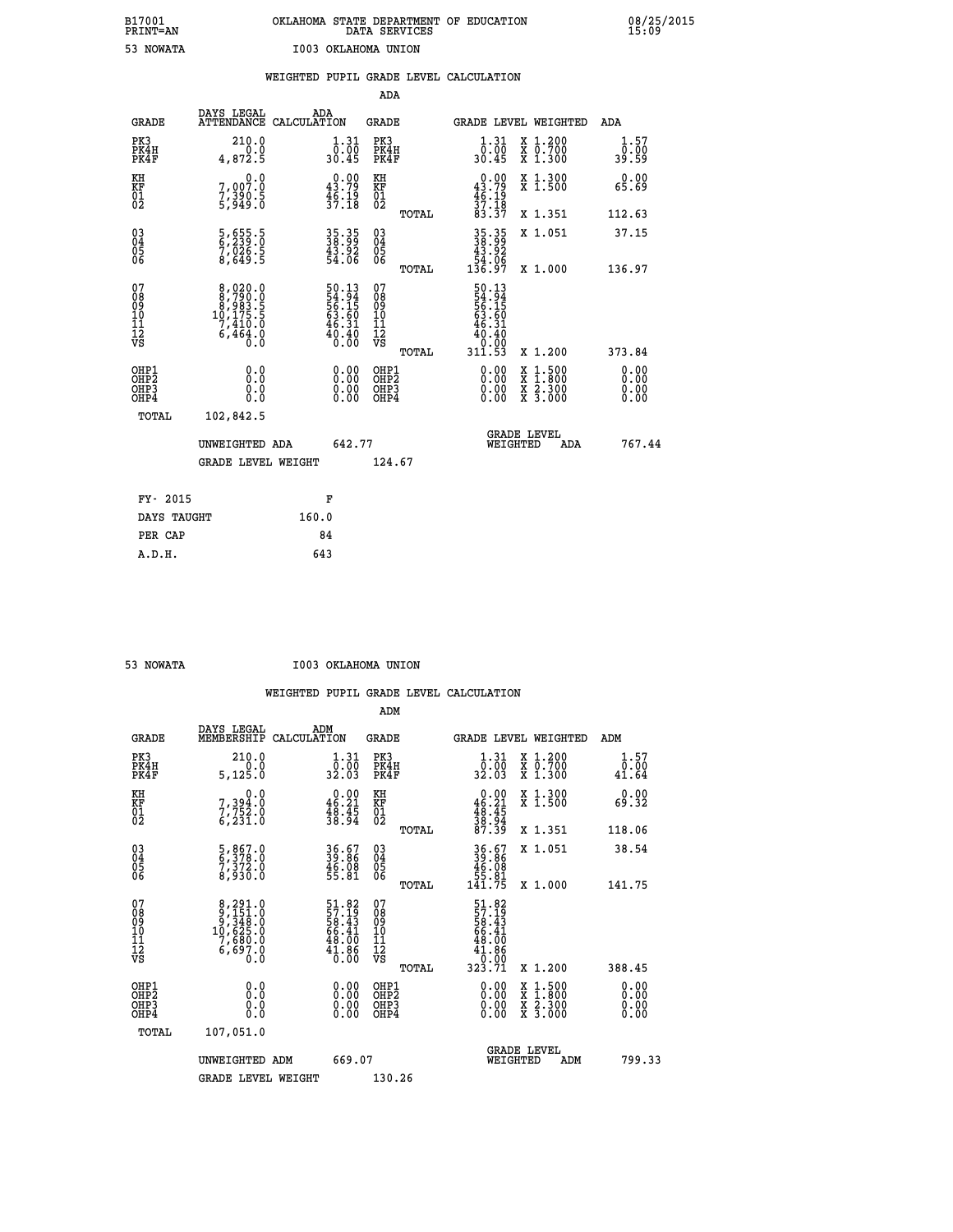B17001 OKLAHOMA STATE DEPARTMENT OF EDUCATION 08/25/2015
PRINT=AN DATA SERVICES 15:09

53 NOWATA I003 OKLAHOMA UNION

WEIGHTED PUPIL GRADE LEVEL CALCULATION

ADA

| GRADE | DAYS LEGAL ATTENDANCE | ADA CALCULATION | GRADE | GRADE LEVEL | WEIGHTED | ADA |
|---|---|---|---|---|---|---|
| PK3 | 210.0 | 1.31 | PK3 | 1.31 | X 1.200 | 1.57 |
| PK4H | 0.0 | 0.00 | PK4H | 0.00 | X 0.700 | 0.00 |
| PK4F | 4,872.5 | 30.45 | PK4F | 30.45 | X 1.300 | 39.59 |
| KH | 0.0 | 0.00 | KH | 0.00 | X 1.300 | 0.00 |
| KF | 7,007.0 | 43.79 | KF | 43.79 | X 1.500 | 65.69 |
| 01 | 7,390.5 | 46.19 | 01 | 46.19 | | |
| 02 | 5,949.0 | 37.18 | 02 | 37.18 | | |
| | | | TOTAL | 83.37 | X 1.351 | 112.63 |
| 03 | 5,655.5 | 35.35 | 03 | 35.35 | X 1.051 | 37.15 |
| 04 | 6,239.0 | 38.99 | 04 | 38.99 | | |
| 05 | 7,026.5 | 43.92 | 05 | 43.92 | | |
| 06 | 8,649.5 | 54.06 | 06 | 54.06 | | |
| | | | TOTAL | 136.97 | X 1.000 | 136.97 |
| 07 | 8,020.0 | 50.13 | 07 | 50.13 | | |
| 08 | 8,790.0 | 54.94 | 08 | 54.94 | | |
| 09 | 8,983.5 | 56.15 | 09 | 56.15 | | |
| 10 | 10,175.5 | 63.60 | 10 | 63.60 | | |
| 11 | 7,410.0 | 46.31 | 11 | 46.31 | | |
| 12 | 6,464.0 | 40.40 | 12 | 40.40 | | |
| VS | 0.0 | 0.00 | VS | 0.00 | | |
| | | | TOTAL | 311.53 | X 1.200 | 373.84 |
| OHP1 | 0.0 | 0.00 | OHP1 | 0.00 | X 1.500 | 0.00 |
| OHP2 | 0.0 | 0.00 | OHP2 | 0.00 | X 1.800 | 0.00 |
| OHP3 | 0.0 | 0.00 | OHP3 | 0.00 | X 2.300 | 0.00 |
| OHP4 | 0.0 | 0.00 | OHP4 | 0.00 | X 3.000 | 0.00 |
| TOTAL | 102,842.5 | | | | | |

UNWEIGHTED ADA 642.77 — GRADE LEVEL WEIGHTED ADA 767.44

GRADE LEVEL WEIGHT 124.67

| FY- 2015 | F |
|---|---|
| DAYS TAUGHT | 160.0 |
| PER CAP | 84 |
| A.D.H. | 643 |

53 NOWATA I003 OKLAHOMA UNION

WEIGHTED PUPIL GRADE LEVEL CALCULATION

ADM

| GRADE | DAYS LEGAL MEMBERSHIP | ADM CALCULATION | GRADE | GRADE LEVEL | WEIGHTED | ADM |
|---|---|---|---|---|---|---|
| PK3 | 210.0 | 1.31 | PK3 | 1.31 | X 1.200 | 1.57 |
| PK4H | 0.0 | 0.00 | PK4H | 0.00 | X 0.700 | 0.00 |
| PK4F | 5,125.0 | 32.03 | PK4F | 32.03 | X 1.300 | 41.64 |
| KH | 0.0 | 0.00 | KH | 0.00 | X 1.300 | 0.00 |
| KF | 7,394.0 | 46.21 | KF | 46.21 | X 1.500 | 69.32 |
| 01 | 7,752.0 | 48.45 | 01 | 48.45 | | |
| 02 | 6,231.0 | 38.94 | 02 | 38.94 | | |
| | | | TOTAL | 87.39 | X 1.351 | 118.06 |
| 03 | 5,867.0 | 36.67 | 03 | 36.67 | X 1.051 | 38.54 |
| 04 | 6,378.0 | 39.86 | 04 | 39.86 | | |
| 05 | 7,372.0 | 46.08 | 05 | 46.08 | | |
| 06 | 8,930.0 | 55.81 | 06 | 55.81 | | |
| | | | TOTAL | 141.75 | X 1.000 | 141.75 |
| 07 | 8,291.0 | 51.82 | 07 | 51.82 | | |
| 08 | 9,151.0 | 57.19 | 08 | 57.19 | | |
| 09 | 9,348.0 | 58.43 | 09 | 58.43 | | |
| 10 | 10,625.0 | 66.41 | 10 | 66.41 | | |
| 11 | 7,680.0 | 48.00 | 11 | 48.00 | | |
| 12 | 6,697.0 | 41.86 | 12 | 41.86 | | |
| VS | 0.0 | 0.00 | VS | 0.00 | | |
| | | | TOTAL | 323.71 | X 1.200 | 388.45 |
| OHP1 | 0.0 | 0.00 | OHP1 | 0.00 | X 1.500 | 0.00 |
| OHP2 | 0.0 | 0.00 | OHP2 | 0.00 | X 1.800 | 0.00 |
| OHP3 | 0.0 | 0.00 | OHP3 | 0.00 | X 2.300 | 0.00 |
| OHP4 | 0.0 | 0.00 | OHP4 | 0.00 | X 3.000 | 0.00 |
| TOTAL | 107,051.0 | | | | | |

UNWEIGHTED ADM 669.07 — GRADE LEVEL WEIGHTED ADM 799.33

GRADE LEVEL WEIGHT 130.26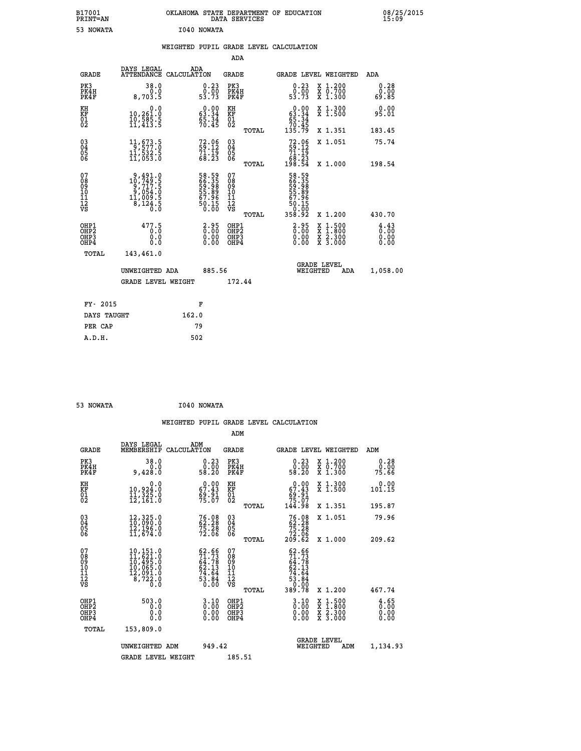B17001 OKLAHOMA STATE DEPARTMENT OF EDUCATION 08/25/2015
PRINT=AN DATA SERVICES 15:09

53 NOWATA I040 NOWATA

## WEIGHTED PUPIL GRADE LEVEL CALCULATION

### ADA

| GRADE | DAYS LEGAL ATTENDANCE | ADA CALCULATION | GRADE | | GRADE LEVEL | WEIGHTED | ADA |
|---|---|---|---|---|---|---|---|
| PK3 | 38.0 | 0.23 | PK3 | | 0.23 | X 1.200 | 0.28 |
| PK4H | 0.0 | 0.00 | PK4H | | 0.00 | X 0.700 | 0.00 |
| PK4F | 8,703.5 | 53.73 | PK4F | | 53.73 | X 1.300 | 69.85 |
| KH | 0.0 | 0.00 | KH | | 0.00 | X 1.300 | 0.00 |
| KF | 10,261.0 | 63.34 | KF | | 63.34 | X 1.500 | 95.01 |
| 01 | 10,585.5 | 65.34 | 01 | | 65.34 | | |
| 02 | 11,413.5 | 70.45 | 02 | | 70.45 | | |
| | | | | TOTAL | 135.79 | X 1.351 | 183.45 |
| 03 | 11,673.5 | 72.06 | 03 | | 72.06 | X 1.051 | 75.74 |
| 04 | 9,577.0 | 59.12 | 04 | | 59.12 | | |
| 05 | 11,532.5 | 71.19 | 05 | | 71.19 | | |
| 06 | 11,053.0 | 68.23 | 06 | | 68.23 | | |
| | | | | TOTAL | 198.54 | X 1.000 | 198.54 |
| 07 | 9,491.0 | 58.59 | 07 | | 58.59 | | |
| 08 | 10,749.5 | 66.35 | 08 | | 66.35 | | |
| 09 | 9,717.5 | 59.98 | 09 | | 59.98 | | |
| 10 | 9,054.0 | 55.89 | 10 | | 55.89 | | |
| 11 | 11,009.5 | 67.96 | 11 | | 67.96 | | |
| 12 | 8,124.5 | 50.15 | 12 | | 50.15 | | |
| VS | 0.0 | 0.00 | VS | | 0.00 | | |
| | | | | TOTAL | 358.92 | X 1.200 | 430.70 |
| OHP1 | 477.5 | 2.95 | OHP1 | | 2.95 | X 1.500 | 4.43 |
| OHP2 | 0.0 | 0.00 | OHP2 | | 0.00 | X 1.800 | 0.00 |
| OHP3 | 0.0 | 0.00 | OHP3 | | 0.00 | X 2.300 | 0.00 |
| OHP4 | 0.0 | 0.00 | OHP4 | | 0.00 | X 3.000 | 0.00 |
| TOTAL | 143,461.0 | | | | | | |

UNWEIGHTED ADA 885.56 GRADE LEVEL WEIGHTED ADA 1,058.00

GRADE LEVEL WEIGHT 172.44

| FY- 2015 | F |
|---|---|
| DAYS TAUGHT | 162.0 |
| PER CAP | 79 |
| A.D.H. | 502 |

53 NOWATA I040 NOWATA

## WEIGHTED PUPIL GRADE LEVEL CALCULATION

### ADM

| GRADE | DAYS LEGAL MEMBERSHIP | ADM CALCULATION | GRADE | | GRADE LEVEL | WEIGHTED | ADM |
|---|---|---|---|---|---|---|---|
| PK3 | 38.0 | 0.23 | PK3 | | 0.23 | X 1.200 | 0.28 |
| PK4H | 0.0 | 0.00 | PK4H | | 0.00 | X 0.700 | 0.00 |
| PK4F | 9,428.0 | 58.20 | PK4F | | 58.20 | X 1.300 | 75.66 |
| KH | 0.0 | 0.00 | KH | | 0.00 | X 1.300 | 0.00 |
| KF | 10,924.0 | 67.43 | KF | | 67.43 | X 1.500 | 101.15 |
| 01 | 11,325.0 | 69.91 | 01 | | 69.91 | | |
| 02 | 12,161.0 | 75.07 | 02 | | 75.07 | | |
| | | | | TOTAL | 144.98 | X 1.351 | 195.87 |
| 03 | 12,325.0 | 76.08 | 03 | | 76.08 | X 1.051 | 79.96 |
| 04 | 10,090.0 | 62.28 | 04 | | 62.28 | | |
| 05 | 12,196.0 | 75.28 | 05 | | 75.28 | | |
| 06 | 11,674.0 | 72.06 | 06 | | 72.06 | | |
| | | | | TOTAL | 209.62 | X 1.000 | 209.62 |
| 07 | 10,151.0 | 62.66 | 07 | | 62.66 | | |
| 08 | 11,621.0 | 71.73 | 08 | | 71.73 | | |
| 09 | 10,495.0 | 64.78 | 09 | | 64.78 | | |
| 10 | 10,065.0 | 62.13 | 10 | | 62.13 | | |
| 11 | 12,091.0 | 74.64 | 11 | | 74.64 | | |
| 12 | 8,722.0 | 53.84 | 12 | | 53.84 | | |
| VS | 0.0 | 0.00 | VS | | 0.00 | | |
| | | | | TOTAL | 389.78 | X 1.200 | 467.74 |
| OHP1 | 503.0 | 3.10 | OHP1 | | 3.10 | X 1.500 | 4.65 |
| OHP2 | 0.0 | 0.00 | OHP2 | | 0.00 | X 1.800 | 0.00 |
| OHP3 | 0.0 | 0.00 | OHP3 | | 0.00 | X 2.300 | 0.00 |
| OHP4 | 0.0 | 0.00 | OHP4 | | 0.00 | X 3.000 | 0.00 |
| TOTAL | 153,809.0 | | | | | | |

UNWEIGHTED ADM 949.42 GRADE LEVEL WEIGHTED ADM 1,134.93

GRADE LEVEL WEIGHT 185.51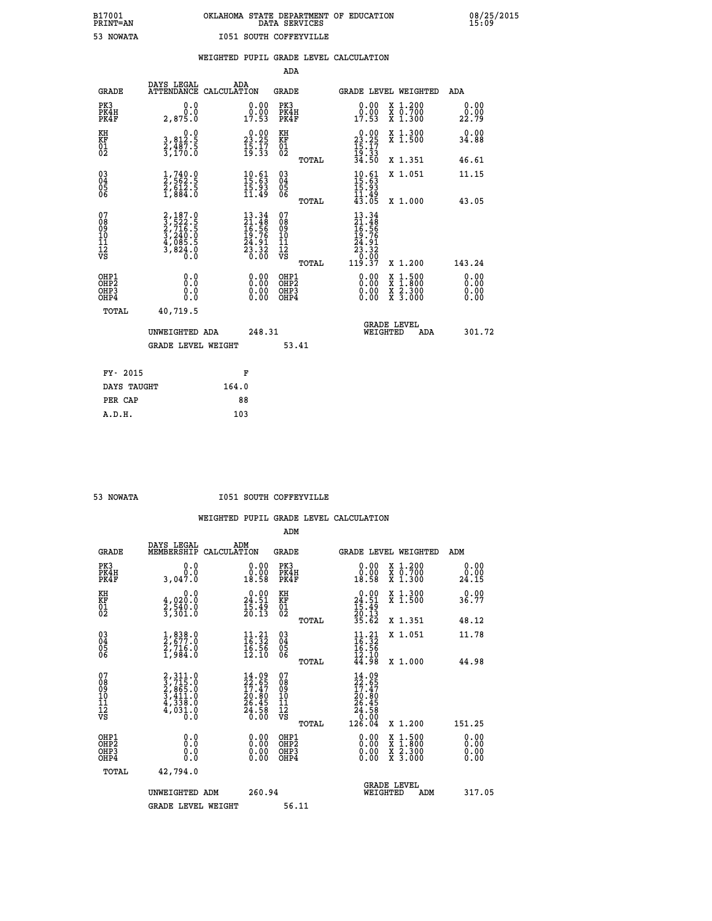B17001 OKLAHOMA STATE DEPARTMENT OF EDUCATION 08/25/2015
PRINT=AN DATA SERVICES 15:09

53 NOWATA I051 SOUTH COFFEYVILLE

WEIGHTED PUPIL GRADE LEVEL CALCULATION

ADA

| GRADE | DAYS LEGAL ATTENDANCE | ADA CALCULATION | GRADE | | GRADE LEVEL | WEIGHTED | ADA |
|---|---|---|---|---|---|---|---|
| PK3 | 0.0 | 0.00 | PK3 | | 0.00 | X 1.200 | 0.00 |
| PK4H | 0.0 | 0.00 | PK4H | | 0.00 | X 0.700 | 0.00 |
| PK4F | 2,875.0 | 17.53 | PK4F | | 17.53 | X 1.300 | 22.79 |
| KH | 0.0 | 0.00 | KH | | 0.00 | X 1.300 | 0.00 |
| KF | 3,812.5 | 23.25 | KF | | 23.25 | X 1.500 | 34.88 |
| 01 | 2,487.5 | 15.17 | 01 | | 15.17 | | |
| 02 | 3,170.0 | 19.33 | 02 | | 19.33 | | |
| | | | | TOTAL | 34.50 | X 1.351 | 46.61 |
| 03 | 1,740.0 | 10.61 | 03 | | 10.61 | X 1.051 | 11.15 |
| 04 | 2,562.5 | 15.63 | 04 | | 15.63 | | |
| 05 | 2,612.5 | 15.93 | 05 | | 15.93 | | |
| 06 | 1,884.0 | 11.49 | 06 | | 11.49 | | |
| | | | | TOTAL | 43.05 | X 1.000 | 43.05 |
| 07 | 2,187.0 | 13.34 | 07 | | 13.34 | | |
| 08 | 3,522.5 | 21.48 | 08 | | 21.48 | | |
| 09 | 2,716.5 | 16.56 | 09 | | 16.56 | | |
| 10 | 3,240.0 | 19.76 | 10 | | 19.76 | | |
| 11 | 4,085.5 | 24.91 | 11 | | 24.91 | | |
| 12 | 3,824.0 | 23.32 | 12 | | 23.32 | | |
| VS | 0.0 | 0.00 | VS | | 0.00 | | |
| | | | | TOTAL | 119.37 | X 1.200 | 143.24 |
| OHP1 | 0.0 | 0.00 | OHP1 | | 0.00 | X 1.500 | 0.00 |
| OHP2 | 0.0 | 0.00 | OHP2 | | 0.00 | X 1.800 | 0.00 |
| OHP3 | 0.0 | 0.00 | OHP3 | | 0.00 | X 2.300 | 0.00 |
| OHP4 | 0.0 | 0.00 | OHP4 | | 0.00 | X 3.000 | 0.00 |
| TOTAL | 40,719.5 | | | | | | |

UNWEIGHTED ADA 248.31 GRADE LEVEL WEIGHTED ADA 301.72

GRADE LEVEL WEIGHT 53.41

| FY- 2015 | F |
|---|---|
| DAYS TAUGHT | 164.0 |
| PER CAP | 88 |
| A.D.H. | 103 |

53 NOWATA I051 SOUTH COFFEYVILLE

WEIGHTED PUPIL GRADE LEVEL CALCULATION

ADM

| GRADE | DAYS LEGAL MEMBERSHIP | ADM CALCULATION | GRADE | | GRADE LEVEL | WEIGHTED | ADM |
|---|---|---|---|---|---|---|---|
| PK3 | 0.0 | 0.00 | PK3 | | 0.00 | X 1.200 | 0.00 |
| PK4H | 0.0 | 0.00 | PK4H | | 0.00 | X 0.700 | 0.00 |
| PK4F | 3,047.0 | 18.58 | PK4F | | 18.58 | X 1.300 | 24.15 |
| KH | 0.0 | 0.00 | KH | | 0.00 | X 1.300 | 0.00 |
| KF | 4,020.0 | 24.51 | KF | | 24.51 | X 1.500 | 36.77 |
| 01 | 2,540.0 | 15.49 | 01 | | 15.49 | | |
| 02 | 3,301.0 | 20.13 | 02 | | 20.13 | | |
| | | | | TOTAL | 35.62 | X 1.351 | 48.12 |
| 03 | 1,838.0 | 11.21 | 03 | | 11.21 | X 1.051 | 11.78 |
| 04 | 2,677.0 | 16.32 | 04 | | 16.32 | | |
| 05 | 2,716.0 | 16.56 | 05 | | 16.56 | | |
| 06 | 1,984.0 | 12.10 | 06 | | 12.10 | | |
| | | | | TOTAL | 44.98 | X 1.000 | 44.98 |
| 07 | 2,311.0 | 14.09 | 07 | | 14.09 | | |
| 08 | 3,715.0 | 22.65 | 08 | | 22.65 | | |
| 09 | 2,865.0 | 17.47 | 09 | | 17.47 | | |
| 10 | 3,411.0 | 20.80 | 10 | | 20.80 | | |
| 11 | 4,338.0 | 26.45 | 11 | | 26.45 | | |
| 12 | 4,031.0 | 24.58 | 12 | | 24.58 | | |
| VS | 0.0 | 0.00 | VS | | 0.00 | | |
| | | | | TOTAL | 126.04 | X 1.200 | 151.25 |
| OHP1 | 0.0 | 0.00 | OHP1 | | 0.00 | X 1.500 | 0.00 |
| OHP2 | 0.0 | 0.00 | OHP2 | | 0.00 | X 1.800 | 0.00 |
| OHP3 | 0.0 | 0.00 | OHP3 | | 0.00 | X 2.300 | 0.00 |
| OHP4 | 0.0 | 0.00 | OHP4 | | 0.00 | X 3.000 | 0.00 |
| TOTAL | 42,794.0 | | | | | | |

UNWEIGHTED ADM 260.94 GRADE LEVEL WEIGHTED ADM 317.05

GRADE LEVEL WEIGHT 56.11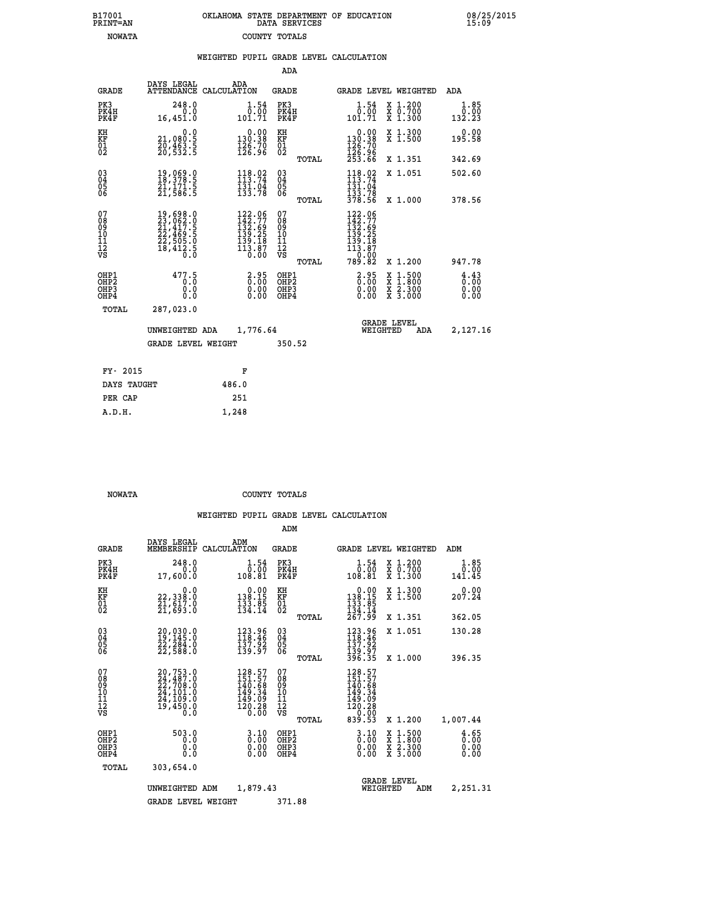B17001
PRINT=AN

OKLAHOMA STATE DEPARTMENT OF EDUCATION
DATA SERVICES

08/25/2015
15:09

NOWATA COUNTY TOTALS

### WEIGHTED PUPIL GRADE LEVEL CALCULATION

ADA

| GRADE | DAYS LEGAL ATTENDANCE | ADA CALCULATION | GRADE | | GRADE LEVEL | WEIGHTED | ADA |
|---|---|---|---|---|---|---|---|
| PK3 | 248.0 | 1.54 | PK3 | | 1.54 | X 1.200 | 1.85 |
| PK4H | 0.0 | 0.00 | PK4H | | 0.00 | X 0.700 | 0.00 |
| PK4F | 16,451.0 | 101.71 | PK4F | | 101.71 | X 1.300 | 132.23 |
| KH | 0.0 | 0.00 | KH | | 0.00 | X 1.300 | 0.00 |
| KF | 21,080.5 | 130.38 | KF | | 130.38 | X 1.500 | 195.58 |
| 01 | 20,463.5 | 126.70 | 01 | | 126.70 | | |
| 02 | 20,532.5 | 126.96 | 02 | | 126.96 | | |
| | | | | TOTAL | 253.66 | X 1.351 | 342.69 |
| 03 | 19,069.0 | 118.02 | 03 | | 118.02 | X 1.051 | 502.60 |
| 04 | 18,378.5 | 113.74 | 04 | | 113.74 | | |
| 05 | 21,171.5 | 131.04 | 05 | | 131.04 | | |
| 06 | 21,586.5 | 133.78 | 06 | | 133.78 | | |
| | | | | TOTAL | 378.56 | X 1.000 | 378.56 |
| 07 | 19,698.0 | 122.06 | 07 | | 122.06 | | |
| 08 | 23,062.0 | 142.77 | 08 | | 142.77 | | |
| 09 | 21,417.5 | 132.69 | 09 | | 132.69 | | |
| 10 | 22,469.5 | 139.25 | 10 | | 139.25 | | |
| 11 | 22,505.0 | 139.18 | 11 | | 139.18 | | |
| 12 | 18,412.5 | 113.87 | 12 | | 113.87 | | |
| VS | 0.0 | 0.00 | VS | | 0.00 | | |
| | | | | TOTAL | 789.82 | X 1.200 | 947.78 |
| OHP1 | 477.5 | 2.95 | OHP1 | | 2.95 | X 1.500 | 4.43 |
| OHP2 | 0.0 | 0.00 | OHP2 | | 0.00 | X 1.800 | 0.00 |
| OHP3 | 0.0 | 0.00 | OHP3 | | 0.00 | X 2.300 | 0.00 |
| OHP4 | 0.0 | 0.00 | OHP4 | | 0.00 | X 3.000 | 0.00 |
| TOTAL | 287,023.0 | | | | | | |

UNWEIGHTED ADA 1,776.64    GRADE LEVEL WEIGHTED ADA 2,127.16

GRADE LEVEL WEIGHT 350.52

| FY- 2015 | F |
|---|---|
| DAYS TAUGHT | 486.0 |
| PER CAP | 251 |
| A.D.H. | 1,248 |

NOWATA COUNTY TOTALS

### WEIGHTED PUPIL GRADE LEVEL CALCULATION

ADM

| GRADE | DAYS LEGAL MEMBERSHIP | ADM CALCULATION | GRADE | | GRADE LEVEL | WEIGHTED | ADM |
|---|---|---|---|---|---|---|---|
| PK3 | 248.0 | 1.54 | PK3 | | 1.54 | X 1.200 | 1.85 |
| PK4H | 0.0 | 0.00 | PK4H | | 0.00 | X 0.700 | 0.00 |
| PK4F | 17,600.0 | 108.81 | PK4F | | 108.81 | X 1.300 | 141.45 |
| KH | 0.0 | 0.00 | KH | | 0.00 | X 1.300 | 0.00 |
| KF | 22,338.0 | 138.15 | KF | | 138.15 | X 1.500 | 207.24 |
| 01 | 21,617.0 | 133.85 | 01 | | 133.85 | | |
| 02 | 21,693.0 | 134.14 | 02 | | 134.14 | | |
| | | | | TOTAL | 267.99 | X 1.351 | 362.05 |
| 03 | 20,030.0 | 123.96 | 03 | | 123.96 | X 1.051 | 130.28 |
| 04 | 19,145.0 | 118.46 | 04 | | 118.46 | | |
| 05 | 22,284.0 | 137.92 | 05 | | 137.92 | | |
| 06 | 22,588.0 | 139.97 | 06 | | 139.97 | | |
| | | | | TOTAL | 396.35 | X 1.000 | 396.35 |
| 07 | 20,753.0 | 128.57 | 07 | | 128.57 | | |
| 08 | 24,487.0 | 151.57 | 08 | | 151.57 | | |
| 09 | 22,708.0 | 140.68 | 09 | | 140.68 | | |
| 10 | 24,101.0 | 149.34 | 10 | | 149.34 | | |
| 11 | 24,109.0 | 149.09 | 11 | | 149.09 | | |
| 12 | 19,450.0 | 120.28 | 12 | | 120.28 | | |
| VS | 0.0 | 0.00 | VS | | 0.00 | | |
| | | | | TOTAL | 839.53 | X 1.200 | 1,007.44 |
| OHP1 | 503.0 | 3.10 | OHP1 | | 3.10 | X 1.500 | 4.65 |
| OHP2 | 0.0 | 0.00 | OHP2 | | 0.00 | X 1.800 | 0.00 |
| OHP3 | 0.0 | 0.00 | OHP3 | | 0.00 | X 2.300 | 0.00 |
| OHP4 | 0.0 | 0.00 | OHP4 | | 0.00 | X 3.000 | 0.00 |
| TOTAL | 303,654.0 | | | | | | |

UNWEIGHTED ADM 1,879.43    GRADE LEVEL WEIGHTED ADM 2,251.31

GRADE LEVEL WEIGHT 371.88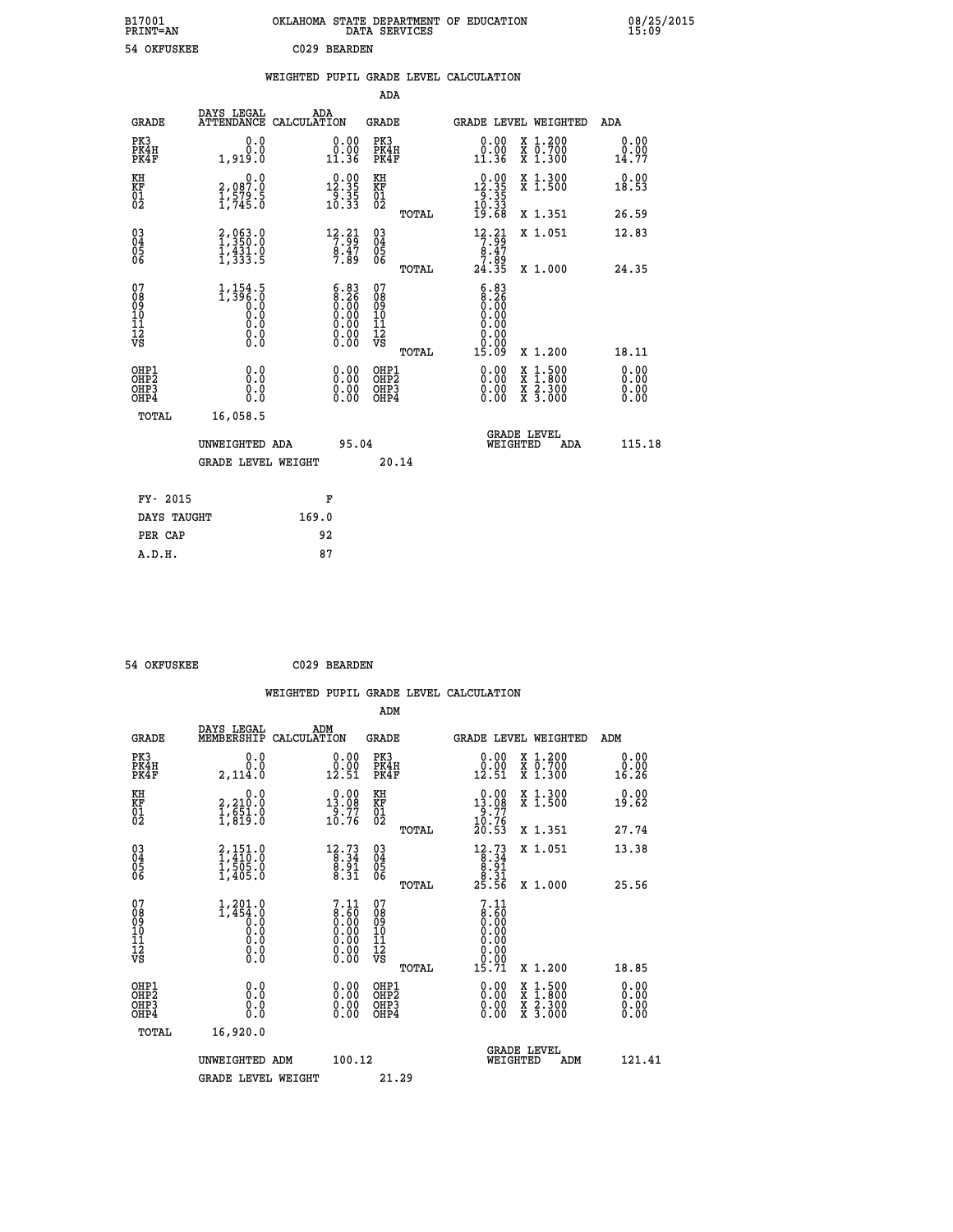B17001 OKLAHOMA STATE DEPARTMENT OF EDUCATION 08/25/2015
PRINT=AN DATA SERVICES 15:09

54 OKFUSKEE C029 BEARDEN

## WEIGHTED PUPIL GRADE LEVEL CALCULATION

### ADA

| GRADE | DAYS LEGAL ATTENDANCE | ADA CALCULATION | GRADE | GRADE LEVEL | WEIGHTED | ADA |
|---|---|---|---|---|---|---|
| PK3 | 0.0 | 0.00 | PK3 | 0.00 | X 1.200 | 0.00 |
| PK4H | 0.0 | 0.00 | PK4H | 0.00 | X 0.700 | 0.00 |
| PK4F | 1,919.0 | 11.36 | PK4F | 11.36 | X 1.300 | 14.77 |
| KH | 0.0 | 0.00 | KH | 0.00 | X 1.300 | 0.00 |
| KF | 2,087.0 | 12.35 | KF | 12.35 | X 1.500 | 18.53 |
| 01 | 1,579.5 | 9.35 | 01 | 9.35 | | |
| 02 | 1,745.0 | 10.33 | 02 | 10.33 | | |
| | | | TOTAL | 19.68 | X 1.351 | 26.59 |
| 03 | 2,063.0 | 12.21 | 03 | 12.21 | X 1.051 | 12.83 |
| 04 | 1,350.0 | 7.99 | 04 | 7.99 | | |
| 05 | 1,431.0 | 8.47 | 05 | 8.47 | | |
| 06 | 1,333.5 | 7.89 | 06 | 7.89 | | |
| | | | TOTAL | 24.35 | X 1.000 | 24.35 |
| 07 | 1,154.5 | 6.83 | 07 | 6.83 | | |
| 08 | 1,396.0 | 8.26 | 08 | 8.26 | | |
| 09 | 0.0 | 0.00 | 09 | 0.00 | | |
| 10 | 0.0 | 0.00 | 10 | 0.00 | | |
| 11 | 0.0 | 0.00 | 11 | 0.00 | | |
| 12 | 0.0 | 0.00 | 12 | 0.00 | | |
| VS | 0.0 | 0.00 | VS | 0.00 | | |
| | | | TOTAL | 15.09 | X 1.200 | 18.11 |
| OHP1 | 0.0 | 0.00 | OHP1 | 0.00 | X 1.500 | 0.00 |
| OHP2 | 0.0 | 0.00 | OHP2 | 0.00 | X 1.800 | 0.00 |
| OHP3 | 0.0 | 0.00 | OHP3 | 0.00 | X 2.300 | 0.00 |
| OHP4 | 0.0 | 0.00 | OHP4 | 0.00 | X 3.000 | 0.00 |
| TOTAL | 16,058.5 | | | | | |

UNWEIGHTED ADA 95.04 | GRADE LEVEL WEIGHTED ADA 115.18

GRADE LEVEL WEIGHT 20.14

| FY- 2015 | F |
|---|---|
| DAYS TAUGHT | 169.0 |
| PER CAP | 92 |
| A.D.H. | 87 |

54 OKFUSKEE C029 BEARDEN

## WEIGHTED PUPIL GRADE LEVEL CALCULATION

### ADM

| GRADE | DAYS LEGAL MEMBERSHIP | ADM CALCULATION | GRADE | GRADE LEVEL | WEIGHTED | ADM |
|---|---|---|---|---|---|---|
| PK3 | 0.0 | 0.00 | PK3 | 0.00 | X 1.200 | 0.00 |
| PK4H | 0.0 | 0.00 | PK4H | 0.00 | X 0.700 | 0.00 |
| PK4F | 2,114.0 | 12.51 | PK4F | 12.51 | X 1.300 | 16.26 |
| KH | 0.0 | 0.00 | KH | 0.00 | X 1.300 | 0.00 |
| KF | 2,210.0 | 13.08 | KF | 13.08 | X 1.500 | 19.62 |
| 01 | 1,651.0 | 9.77 | 01 | 9.77 | | |
| 02 | 1,819.0 | 10.76 | 02 | 10.76 | | |
| | | | TOTAL | 20.53 | X 1.351 | 27.74 |
| 03 | 2,151.0 | 12.73 | 03 | 12.73 | X 1.051 | 13.38 |
| 04 | 1,410.0 | 8.34 | 04 | 8.34 | | |
| 05 | 1,505.0 | 8.91 | 05 | 8.91 | | |
| 06 | 1,405.0 | 8.31 | 06 | 8.31 | | |
| | | | TOTAL | 25.56 | X 1.000 | 25.56 |
| 07 | 1,201.0 | 7.11 | 07 | 7.11 | | |
| 08 | 1,454.0 | 8.60 | 08 | 8.60 | | |
| 09 | 0.0 | 0.00 | 09 | 0.00 | | |
| 10 | 0.0 | 0.00 | 10 | 0.00 | | |
| 11 | 0.0 | 0.00 | 11 | 0.00 | | |
| 12 | 0.0 | 0.00 | 12 | 0.00 | | |
| VS | 0.0 | 0.00 | VS | 0.00 | | |
| | | | TOTAL | 15.71 | X 1.200 | 18.85 |
| OHP1 | 0.0 | 0.00 | OHP1 | 0.00 | X 1.500 | 0.00 |
| OHP2 | 0.0 | 0.00 | OHP2 | 0.00 | X 1.800 | 0.00 |
| OHP3 | 0.0 | 0.00 | OHP3 | 0.00 | X 2.300 | 0.00 |
| OHP4 | 0.0 | 0.00 | OHP4 | 0.00 | X 3.000 | 0.00 |
| TOTAL | 16,920.0 | | | | | |

UNWEIGHTED ADM 100.12 | GRADE LEVEL WEIGHTED ADM 121.41

GRADE LEVEL WEIGHT 21.29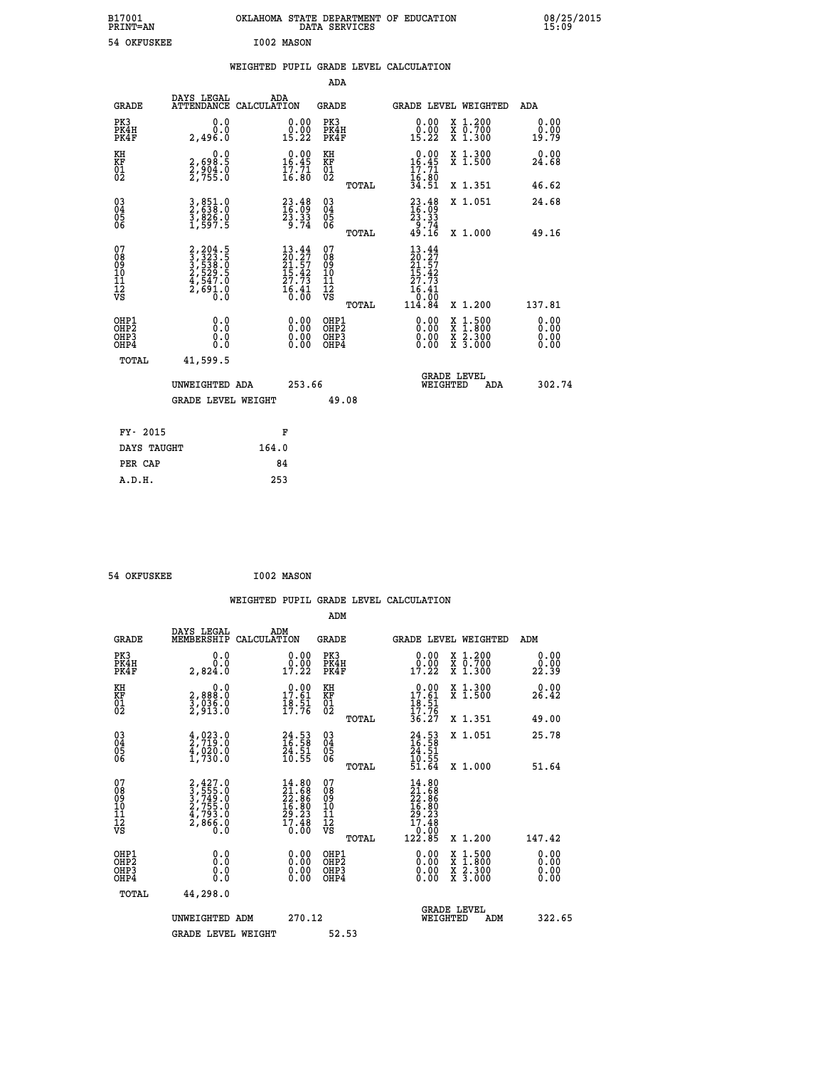B17001 OKLAHOMA STATE DEPARTMENT OF EDUCATION 08/25/2015
PRINT=AN DATA SERVICES 15:09

54 OKFUSKEE I002 MASON

WEIGHTED PUPIL GRADE LEVEL CALCULATION

ADA

| GRADE | DAYS LEGAL ATTENDANCE | ADA CALCULATION | GRADE | GRADE LEVEL | WEIGHTED | ADA |
|---|---|---|---|---|---|---|
| PK3 | 0.0 | 0.00 | PK3 | 0.00 | X 1.200 | 0.00 |
| PK4H | 0.0 | 0.00 | PK4H | 0.00 | X 0.700 | 0.00 |
| PK4F | 2,496.0 | 15.22 | PK4F | 15.22 | X 1.300 | 19.79 |
| KH | 0.0 | 0.00 | KH | 0.00 | X 1.300 | 0.00 |
| KF | 2,698.5 | 16.45 | KF | 16.45 | X 1.500 | 24.68 |
| 01 | 2,904.0 | 17.71 | 01 | 17.71 | | |
| 02 | 2,755.0 | 16.80 | 02 | 16.80 | | |
| | | | TOTAL | 34.51 | X 1.351 | 46.62 |
| 03 | 3,851.0 | 23.48 | 03 | 23.48 | X 1.051 | 24.68 |
| 04 | 2,638.0 | 16.09 | 04 | 16.09 | | |
| 05 | 3,826.0 | 23.33 | 05 | 23.33 | | |
| 06 | 1,597.5 | 9.74 | 06 | 9.74 | | |
| | | | TOTAL | 49.16 | X 1.000 | 49.16 |
| 07 | 2,204.5 | 13.44 | 07 | 13.44 | | |
| 08 | 3,323.5 | 20.27 | 08 | 20.27 | | |
| 09 | 3,538.0 | 21.57 | 09 | 21.57 | | |
| 10 | 2,529.5 | 15.42 | 10 | 15.42 | | |
| 11 | 4,547.0 | 27.73 | 11 | 27.73 | | |
| 12 | 2,691.0 | 16.41 | 12 | 16.41 | | |
| VS | 0.0 | 0.00 | VS | 0.00 | | |
| | | | TOTAL | 114.84 | X 1.200 | 137.81 |
| OHP1 | 0.0 | 0.00 | OHP1 | 0.00 | X 1.500 | 0.00 |
| OHP2 | 0.0 | 0.00 | OHP2 | 0.00 | X 1.800 | 0.00 |
| OHP3 | 0.0 | 0.00 | OHP3 | 0.00 | X 2.300 | 0.00 |
| OHP4 | 0.0 | 0.00 | OHP4 | 0.00 | X 3.000 | 0.00 |
| TOTAL | 41,599.5 | | | | | |

UNWEIGHTED ADA 253.66 GRADE LEVEL WEIGHTED ADA 302.74

GRADE LEVEL WEIGHT 49.08

| FY- 2015 | F |
|---|---|
| DAYS TAUGHT | 164.0 |
| PER CAP | 84 |
| A.D.H. | 253 |

54 OKFUSKEE I002 MASON

WEIGHTED PUPIL GRADE LEVEL CALCULATION

ADM

| GRADE | DAYS LEGAL MEMBERSHIP | ADM CALCULATION | GRADE | GRADE LEVEL | WEIGHTED | ADM |
|---|---|---|---|---|---|---|
| PK3 | 0.0 | 0.00 | PK3 | 0.00 | X 1.200 | 0.00 |
| PK4H | 0.0 | 0.00 | PK4H | 0.00 | X 0.700 | 0.00 |
| PK4F | 2,824.0 | 17.22 | PK4F | 17.22 | X 1.300 | 22.39 |
| KH | 0.0 | 0.00 | KH | 0.00 | X 1.300 | 0.00 |
| KF | 2,888.0 | 17.61 | KF | 17.61 | X 1.500 | 26.42 |
| 01 | 3,036.0 | 18.51 | 01 | 18.51 | | |
| 02 | 2,913.0 | 17.76 | 02 | 17.76 | | |
| | | | TOTAL | 36.27 | X 1.351 | 49.00 |
| 03 | 4,023.0 | 24.53 | 03 | 24.53 | X 1.051 | 25.78 |
| 04 | 2,719.0 | 16.58 | 04 | 16.58 | | |
| 05 | 4,020.0 | 24.51 | 05 | 24.51 | | |
| 06 | 1,730.0 | 10.55 | 06 | 10.55 | | |
| | | | TOTAL | 51.64 | X 1.000 | 51.64 |
| 07 | 2,427.0 | 14.80 | 07 | 14.80 | | |
| 08 | 3,555.0 | 21.68 | 08 | 21.68 | | |
| 09 | 3,749.0 | 22.86 | 09 | 22.86 | | |
| 10 | 2,755.0 | 16.80 | 10 | 16.80 | | |
| 11 | 4,793.0 | 29.23 | 11 | 29.23 | | |
| 12 | 2,866.0 | 17.48 | 12 | 17.48 | | |
| VS | 0.0 | 0.00 | VS | 0.00 | | |
| | | | TOTAL | 122.85 | X 1.200 | 147.42 |
| OHP1 | 0.0 | 0.00 | OHP1 | 0.00 | X 1.500 | 0.00 |
| OHP2 | 0.0 | 0.00 | OHP2 | 0.00 | X 1.800 | 0.00 |
| OHP3 | 0.0 | 0.00 | OHP3 | 0.00 | X 2.300 | 0.00 |
| OHP4 | 0.0 | 0.00 | OHP4 | 0.00 | X 3.000 | 0.00 |
| TOTAL | 44,298.0 | | | | | |

UNWEIGHTED ADM 270.12 GRADE LEVEL WEIGHTED ADM 322.65

GRADE LEVEL WEIGHT 52.53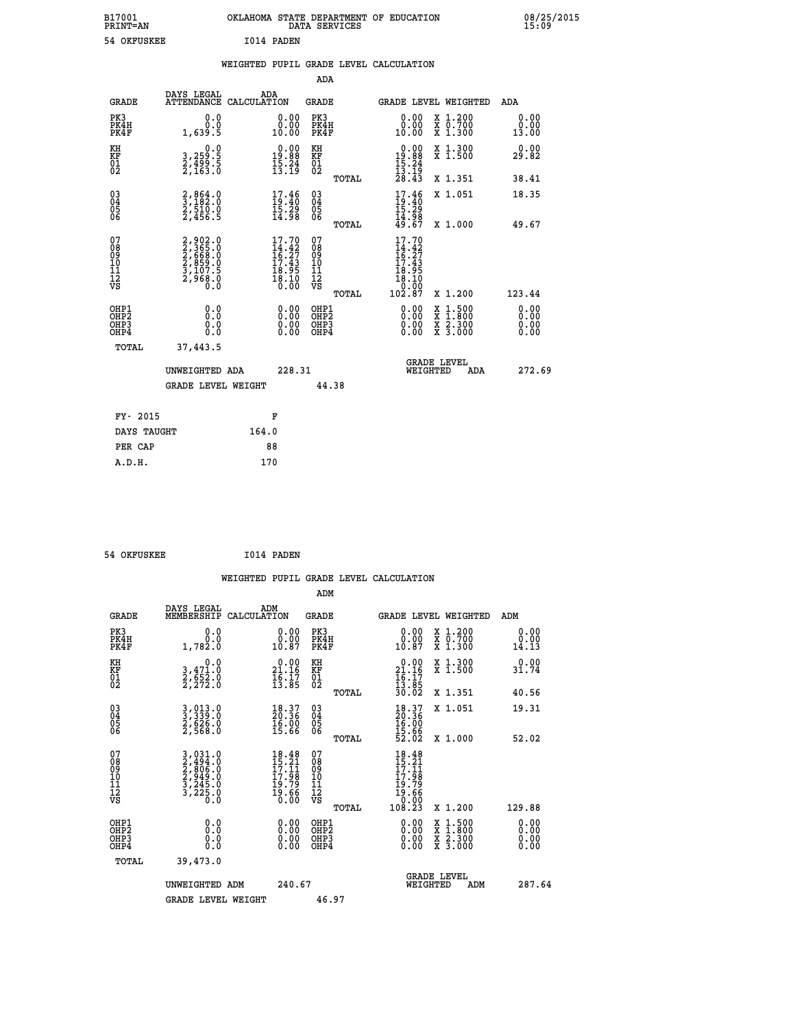B17001 OKLAHOMA STATE DEPARTMENT OF EDUCATION 08/25/2015
PRINT=AN DATA SERVICES 15:09

54 OKFUSKEE I014 PADEN

## WEIGHTED PUPIL GRADE LEVEL CALCULATION

### ADA

| GRADE | DAYS LEGAL ATTENDANCE | ADA CALCULATION | GRADE | GRADE LEVEL | WEIGHTED | ADA |
|---|---|---|---|---|---|---|
| PK3 | 0.0 | 0.00 | PK3 | 0.00 | X 1.200 | 0.00 |
| PK4H | 0.0 | 0.00 | PK4H | 0.00 | X 0.700 | 0.00 |
| PK4F | 1,639.5 | 10.00 | PK4F | 10.00 | X 1.300 | 13.00 |
| KH | 0.0 | 0.00 | KH | 0.00 | X 1.300 | 0.00 |
| KF | 3,259.5 | 19.88 | KF | 19.88 | X 1.500 | 29.82 |
| 01 | 2,499.5 | 15.24 | 01 | 15.24 | | |
| 02 | 2,163.0 | 13.19 | 02 | 13.19 | | |
| | | | TOTAL | 28.43 | X 1.351 | 38.41 |
| 03 | 2,864.0 | 17.46 | 03 | 17.46 | X 1.051 | 18.35 |
| 04 | 3,182.0 | 19.40 | 04 | 19.40 | | |
| 05 | 2,510.0 | 15.29 | 05 | 15.29 | | |
| 06 | 2,456.5 | 14.98 | 06 | 14.98 | | |
| | | | TOTAL | 49.67 | X 1.000 | 49.67 |
| 07 | 2,902.0 | 17.70 | 07 | 17.70 | | |
| 08 | 2,365.0 | 14.42 | 08 | 14.42 | | |
| 09 | 2,668.0 | 16.27 | 09 | 16.27 | | |
| 10 | 2,859.0 | 17.43 | 10 | 17.43 | | |
| 11 | 3,107.5 | 18.95 | 11 | 18.95 | | |
| 12 | 2,968.0 | 18.10 | 12 | 18.10 | | |
| VS | 0.0 | 0.00 | VS | 0.00 | | |
| | | | TOTAL | 102.87 | X 1.200 | 123.44 |
| OHP1 | 0.0 | 0.00 | OHP1 | 0.00 | X 1.500 | 0.00 |
| OHP2 | 0.0 | 0.00 | OHP2 | 0.00 | X 1.800 | 0.00 |
| OHP3 | 0.0 | 0.00 | OHP3 | 0.00 | X 2.300 | 0.00 |
| OHP4 | 0.0 | 0.00 | OHP4 | 0.00 | X 3.000 | 0.00 |
| TOTAL | 37,443.5 | | | | | |

UNWEIGHTED ADA 228.31 GRADE LEVEL WEIGHTED ADA 272.69

GRADE LEVEL WEIGHT 44.38

| FY- 2015 | F |
|---|---|
| DAYS TAUGHT | 164.0 |
| PER CAP | 88 |
| A.D.H. | 170 |

54 OKFUSKEE I014 PADEN

## WEIGHTED PUPIL GRADE LEVEL CALCULATION

### ADM

| GRADE | DAYS LEGAL MEMBERSHIP | ADM CALCULATION | GRADE | GRADE LEVEL | WEIGHTED | ADM |
|---|---|---|---|---|---|---|
| PK3 | 0.0 | 0.00 | PK3 | 0.00 | X 1.200 | 0.00 |
| PK4H | 0.0 | 0.00 | PK4H | 0.00 | X 0.700 | 0.00 |
| PK4F | 1,782.0 | 10.87 | PK4F | 10.87 | X 1.300 | 14.13 |
| KH | 0.0 | 0.00 | KH | 0.00 | X 1.300 | 0.00 |
| KF | 3,471.0 | 21.16 | KF | 21.16 | X 1.500 | 31.74 |
| 01 | 2,652.0 | 16.17 | 01 | 16.17 | | |
| 02 | 2,272.0 | 13.85 | 02 | 13.85 | | |
| | | | TOTAL | 30.02 | X 1.351 | 40.56 |
| 03 | 3,013.0 | 18.37 | 03 | 18.37 | X 1.051 | 19.31 |
| 04 | 3,339.0 | 20.36 | 04 | 20.36 | | |
| 05 | 2,626.0 | 16.00 | 05 | 16.00 | | |
| 06 | 2,568.0 | 15.66 | 06 | 15.66 | | |
| | | | TOTAL | 52.02 | X 1.000 | 52.02 |
| 07 | 3,031.0 | 18.48 | 07 | 18.48 | | |
| 08 | 2,494.0 | 15.21 | 08 | 15.21 | | |
| 09 | 2,806.0 | 17.11 | 09 | 17.11 | | |
| 10 | 2,949.0 | 17.98 | 10 | 17.98 | | |
| 11 | 3,245.0 | 19.79 | 11 | 19.79 | | |
| 12 | 3,225.0 | 19.66 | 12 | 19.66 | | |
| VS | 0.0 | 0.00 | VS | 0.00 | | |
| | | | TOTAL | 108.23 | X 1.200 | 129.88 |
| OHP1 | 0.0 | 0.00 | OHP1 | 0.00 | X 1.500 | 0.00 |
| OHP2 | 0.0 | 0.00 | OHP2 | 0.00 | X 1.800 | 0.00 |
| OHP3 | 0.0 | 0.00 | OHP3 | 0.00 | X 2.300 | 0.00 |
| OHP4 | 0.0 | 0.00 | OHP4 | 0.00 | X 3.000 | 0.00 |
| TOTAL | 39,473.0 | | | | | |

UNWEIGHTED ADM 240.67 GRADE LEVEL WEIGHTED ADM 287.64

GRADE LEVEL WEIGHT 46.97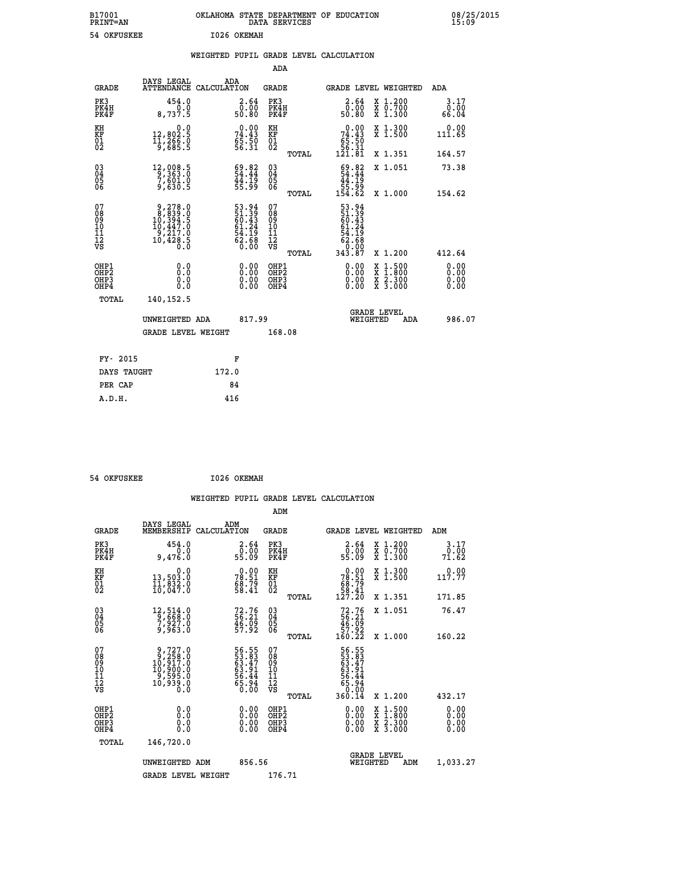B17001 OKLAHOMA STATE DEPARTMENT OF EDUCATION 08/25/2015
PRINT=AN DATA SERVICES 15:09

54 OKFUSKEE I026 OKEMAH

## WEIGHTED PUPIL GRADE LEVEL CALCULATION

### ADA

| GRADE | DAYS LEGAL ATTENDANCE | ADA CALCULATION | GRADE | | GRADE LEVEL | WEIGHTED | ADA |
|---|---|---|---|---|---|---|---|
| PK3 | 454.0 | 2.64 | PK3 | | 2.64 | X 1.200 | 3.17 |
| PK4H | 0.0 | 0.00 | PK4H | | 0.00 | X 0.700 | 0.00 |
| PK4F | 8,737.5 | 50.80 | PK4F | | 50.80 | X 1.300 | 66.04 |
| KH | 0.0 | 0.00 | KH | | 0.00 | X 1.300 | 0.00 |
| KF | 12,802.5 | 74.43 | KF | | 74.43 | X 1.500 | 111.65 |
| 01 | 11,266.0 | 65.50 | 01 | | 65.50 | | |
| 02 | 9,685.5 | 56.31 | 02 | | 56.31 | | |
| | | | | TOTAL | 121.81 | X 1.351 | 164.57 |
| 03 | 12,008.5 | 69.82 | 03 | | 69.82 | X 1.051 | 73.38 |
| 04 | 9,363.0 | 54.44 | 04 | | 54.44 | | |
| 05 | 7,601.0 | 44.19 | 05 | | 44.19 | | |
| 06 | 9,630.5 | 55.99 | 06 | | 55.99 | | |
| | | | | TOTAL | 154.62 | X 1.000 | 154.62 |
| 07 | 9,278.0 | 53.94 | 07 | | 53.94 | | |
| 08 | 8,839.0 | 51.39 | 08 | | 51.39 | | |
| 09 | 10,394.5 | 60.43 | 09 | | 60.43 | | |
| 10 | 10,447.0 | 61.24 | 10 | | 61.24 | | |
| 11 | 9,217.0 | 54.19 | 11 | | 54.19 | | |
| 12 | 10,428.5 | 62.68 | 12 | | 62.68 | | |
| VS | 0.0 | 0.00 | VS | | 0.00 | | |
| | | | | TOTAL | 343.87 | X 1.200 | 412.64 |
| OHP1 | 0.0 | 0.00 | OHP1 | | 0.00 | X 1.500 | 0.00 |
| OHP2 | 0.0 | 0.00 | OHP2 | | 0.00 | X 1.800 | 0.00 |
| OHP3 | 0.0 | 0.00 | OHP3 | | 0.00 | X 2.300 | 0.00 |
| OHP4 | 0.0 | 0.00 | OHP4 | | 0.00 | X 3.000 | 0.00 |
| TOTAL | 140,152.5 | | | | | | |

UNWEIGHTED ADA 817.99 — GRADE LEVEL WEIGHTED ADA 986.07

GRADE LEVEL WEIGHT 168.08

| FY- 2015 | F |
|---|---|
| DAYS TAUGHT | 172.0 |
| PER CAP | 84 |
| A.D.H. | 416 |

54 OKFUSKEE I026 OKEMAH

## WEIGHTED PUPIL GRADE LEVEL CALCULATION

### ADM

| GRADE | DAYS LEGAL MEMBERSHIP | ADM CALCULATION | GRADE | | GRADE LEVEL | WEIGHTED | ADM |
|---|---|---|---|---|---|---|---|
| PK3 | 454.0 | 2.64 | PK3 | | 2.64 | X 1.200 | 3.17 |
| PK4H | 0.0 | 0.00 | PK4H | | 0.00 | X 0.700 | 0.00 |
| PK4F | 9,476.0 | 55.09 | PK4F | | 55.09 | X 1.300 | 71.62 |
| KH | 0.0 | 0.00 | KH | | 0.00 | X 1.300 | 0.00 |
| KF | 13,503.0 | 78.51 | KF | | 78.51 | X 1.500 | 117.77 |
| 01 | 11,832.0 | 68.79 | 01 | | 68.79 | | |
| 02 | 10,047.0 | 58.41 | 02 | | 58.41 | | |
| | | | | TOTAL | 127.20 | X 1.351 | 171.85 |
| 03 | 12,514.0 | 72.76 | 03 | | 72.76 | X 1.051 | 76.47 |
| 04 | 9,668.0 | 56.21 | 04 | | 56.21 | | |
| 05 | 7,927.0 | 46.09 | 05 | | 46.09 | | |
| 06 | 9,963.0 | 57.92 | 06 | | 57.92 | | |
| | | | | TOTAL | 160.22 | X 1.000 | 160.22 |
| 07 | 9,727.0 | 56.55 | 07 | | 56.55 | | |
| 08 | 9,258.0 | 53.83 | 08 | | 53.83 | | |
| 09 | 10,917.0 | 63.47 | 09 | | 63.47 | | |
| 10 | 10,900.0 | 63.91 | 10 | | 63.91 | | |
| 11 | 9,595.0 | 56.44 | 11 | | 56.44 | | |
| 12 | 10,939.0 | 65.94 | 12 | | 65.94 | | |
| VS | 0.0 | 0.00 | VS | | 0.00 | | |
| | | | | TOTAL | 360.14 | X 1.200 | 432.17 |
| OHP1 | 0.0 | 0.00 | OHP1 | | 0.00 | X 1.500 | 0.00 |
| OHP2 | 0.0 | 0.00 | OHP2 | | 0.00 | X 1.800 | 0.00 |
| OHP3 | 0.0 | 0.00 | OHP3 | | 0.00 | X 2.300 | 0.00 |
| OHP4 | 0.0 | 0.00 | OHP4 | | 0.00 | X 3.000 | 0.00 |
| TOTAL | 146,720.0 | | | | | | |

UNWEIGHTED ADM 856.56 — GRADE LEVEL WEIGHTED ADM 1,033.27

GRADE LEVEL WEIGHT 176.71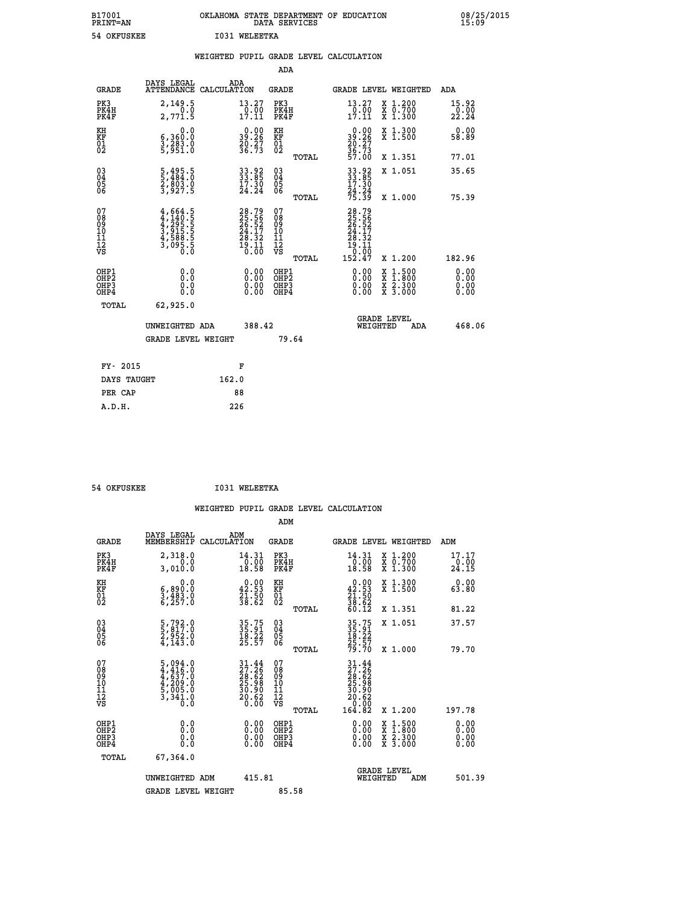B17001 OKLAHOMA STATE DEPARTMENT OF EDUCATION 08/25/2015
PRINT=AN DATA SERVICES 15:09

54 OKFUSKEE I031 WELEETKA

## WEIGHTED PUPIL GRADE LEVEL CALCULATION

### ADA

| GRADE | DAYS LEGAL ATTENDANCE | ADA CALCULATION | GRADE | GRADE LEVEL | WEIGHTED | ADA |
|---|---|---|---|---|---|---|
| PK3 | 2,149.5 | 13.27 | PK3 | 13.27 | X 1.200 | 15.92 |
| PK4H | 0.0 | 0.00 | PK4H | 0.00 | X 0.700 | 0.00 |
| PK4F | 2,771.5 | 17.11 | PK4F | 17.11 | X 1.300 | 22.24 |
| KH | 0.0 | 0.00 | KH | 0.00 | X 1.300 | 0.00 |
| KF | 6,360.0 | 39.26 | KF | 39.26 | X 1.500 | 58.89 |
| 01 | 3,283.0 | 20.27 | 01 | 20.27 | | |
| 02 | 5,951.0 | 36.73 | 02 | 36.73 | | |
| | | | TOTAL | 57.00 | X 1.351 | 77.01 |
| 03 | 5,495.5 | 33.92 | 03 | 33.92 | X 1.051 | 35.65 |
| 04 | 5,484.0 | 33.85 | 04 | 33.85 | | |
| 05 | 2,803.0 | 17.30 | 05 | 17.30 | | |
| 06 | 3,927.5 | 24.24 | 06 | 24.24 | | |
| | | | TOTAL | 75.39 | X 1.000 | 75.39 |
| 07 | 4,664.5 | 28.79 | 07 | 28.79 | | |
| 08 | 4,140.5 | 25.56 | 08 | 25.56 | | |
| 09 | 4,295.5 | 26.52 | 09 | 26.52 | | |
| 10 | 3,915.5 | 24.17 | 10 | 24.17 | | |
| 11 | 4,588.5 | 28.32 | 11 | 28.32 | | |
| 12 | 3,095.5 | 19.11 | 12 | 19.11 | | |
| VS | 0.0 | 0.00 | VS | 0.00 | | |
| | | | TOTAL | 152.47 | X 1.200 | 182.96 |
| OHP1 | 0.0 | 0.00 | OHP1 | 0.00 | X 1.500 | 0.00 |
| OHP2 | 0.0 | 0.00 | OHP2 | 0.00 | X 1.800 | 0.00 |
| OHP3 | 0.0 | 0.00 | OHP3 | 0.00 | X 2.300 | 0.00 |
| OHP4 | 0.0 | 0.00 | OHP4 | 0.00 | X 3.000 | 0.00 |
| TOTAL | 62,925.0 | | | | | |

UNWEIGHTED ADA 388.42 GRADE LEVEL WEIGHTED ADA 468.06

GRADE LEVEL WEIGHT 79.64

| FY- 2015 | F |
|---|---|
| DAYS TAUGHT | 162.0 |
| PER CAP | 88 |
| A.D.H. | 226 |

54 OKFUSKEE I031 WELEETKA

## WEIGHTED PUPIL GRADE LEVEL CALCULATION

### ADM

| GRADE | DAYS LEGAL MEMBERSHIP | ADM CALCULATION | GRADE | GRADE LEVEL | WEIGHTED | ADM |
|---|---|---|---|---|---|---|
| PK3 | 2,318.0 | 14.31 | PK3 | 14.31 | X 1.200 | 17.17 |
| PK4H | 0.0 | 0.00 | PK4H | 0.00 | X 0.700 | 0.00 |
| PK4F | 3,010.0 | 18.58 | PK4F | 18.58 | X 1.300 | 24.15 |
| KH | 0.0 | 0.00 | KH | 0.00 | X 1.300 | 0.00 |
| KF | 6,890.0 | 42.53 | KF | 42.53 | X 1.500 | 63.80 |
| 01 | 3,483.0 | 21.50 | 01 | 21.50 | | |
| 02 | 6,257.0 | 38.62 | 02 | 38.62 | | |
| | | | TOTAL | 60.12 | X 1.351 | 81.22 |
| 03 | 5,792.0 | 35.75 | 03 | 35.75 | X 1.051 | 37.57 |
| 04 | 5,817.0 | 35.91 | 04 | 35.91 | | |
| 05 | 2,952.0 | 18.22 | 05 | 18.22 | | |
| 06 | 4,143.0 | 25.57 | 06 | 25.57 | | |
| | | | TOTAL | 79.70 | X 1.000 | 79.70 |
| 07 | 5,094.0 | 31.44 | 07 | 31.44 | | |
| 08 | 4,416.0 | 27.26 | 08 | 27.26 | | |
| 09 | 4,637.0 | 28.62 | 09 | 28.62 | | |
| 10 | 4,209.0 | 25.98 | 10 | 25.98 | | |
| 11 | 5,005.0 | 30.90 | 11 | 30.90 | | |
| 12 | 3,341.0 | 20.62 | 12 | 20.62 | | |
| VS | 0.0 | 0.00 | VS | 0.00 | | |
| | | | TOTAL | 164.82 | X 1.200 | 197.78 |
| OHP1 | 0.0 | 0.00 | OHP1 | 0.00 | X 1.500 | 0.00 |
| OHP2 | 0.0 | 0.00 | OHP2 | 0.00 | X 1.800 | 0.00 |
| OHP3 | 0.0 | 0.00 | OHP3 | 0.00 | X 2.300 | 0.00 |
| OHP4 | 0.0 | 0.00 | OHP4 | 0.00 | X 3.000 | 0.00 |
| TOTAL | 67,364.0 | | | | | |

UNWEIGHTED ADM 415.81 GRADE LEVEL WEIGHTED ADM 501.39

GRADE LEVEL WEIGHT 85.58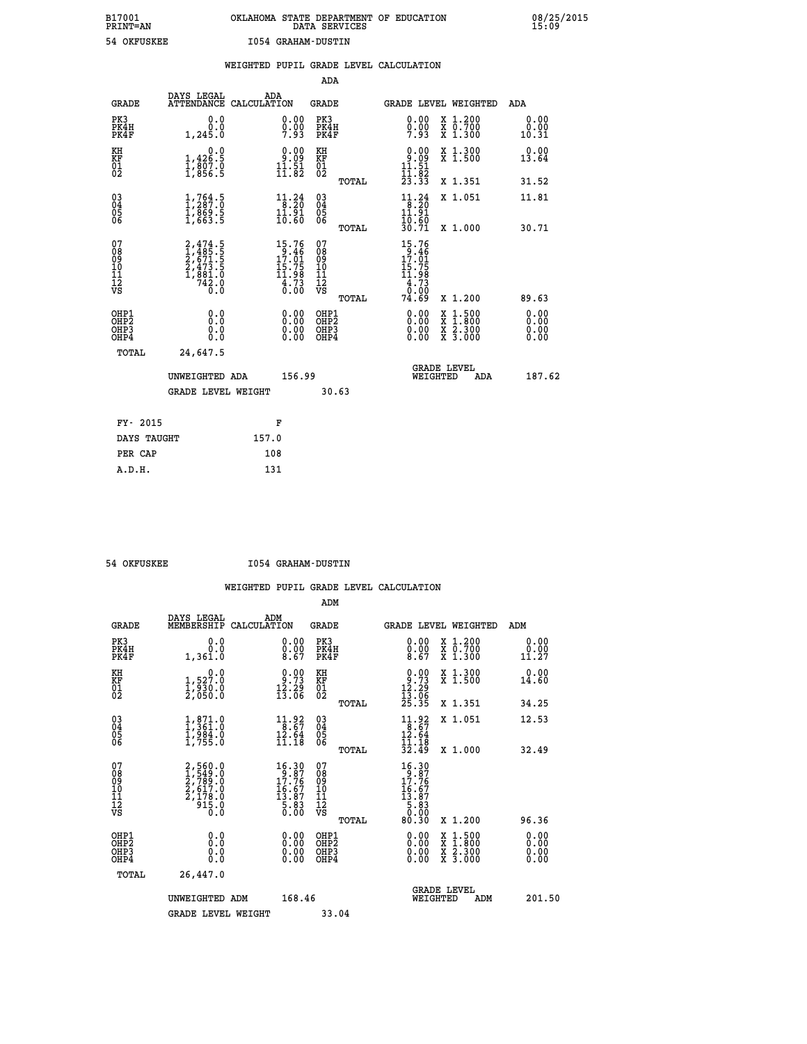B17001 OKLAHOMA STATE DEPARTMENT OF EDUCATION 08/25/2015
PRINT=AN DATA SERVICES 15:09

54 OKFUSKEE I054 GRAHAM-DUSTIN

## WEIGHTED PUPIL GRADE LEVEL CALCULATION

### ADA

| GRADE | DAYS LEGAL ATTENDANCE | ADA CALCULATION | GRADE | GRADE LEVEL | WEIGHTED | ADA |
|---|---|---|---|---|---|---|
| PK3 | 0.0 | 0.00 | PK3 | 0.00 | X 1.200 | 0.00 |
| PK4H | 0.0 | 0.00 | PK4H | 0.00 | X 0.700 | 0.00 |
| PK4F | 1,245.0 | 7.93 | PK4F | 7.93 | X 1.300 | 10.31 |
| KH | 0.0 | 0.00 | KH | 0.00 | X 1.300 | 0.00 |
| KF | 1,426.5 | 9.09 | KF | 9.09 | X 1.500 | 13.64 |
| 01 | 1,807.0 | 11.51 | 01 | 11.51 | | |
| 02 | 1,856.5 | 11.82 | 02 | 11.82 | | |
| | | | TOTAL | 23.33 | X 1.351 | 31.52 |
| 03 | 1,764.5 | 11.24 | 03 | 11.24 | X 1.051 | 11.81 |
| 04 | 1,287.0 | 8.20 | 04 | 8.20 | | |
| 05 | 1,869.5 | 11.91 | 05 | 11.91 | | |
| 06 | 1,663.5 | 10.60 | 06 | 10.60 | | |
| | | | TOTAL | 30.71 | X 1.000 | 30.71 |
| 07 | 2,474.5 | 15.76 | 07 | 15.76 | | |
| 08 | 1,485.5 | 9.46 | 08 | 9.46 | | |
| 09 | 2,671.5 | 17.01 | 09 | 17.01 | | |
| 10 | 2,473.5 | 15.75 | 10 | 15.75 | | |
| 11 | 1,881.0 | 11.98 | 11 | 11.98 | | |
| 12 | 742.0 | 4.73 | 12 | 4.73 | | |
| VS | 0.0 | 0.00 | VS | 0.00 | | |
| | | | TOTAL | 74.69 | X 1.200 | 89.63 |
| OHP1 | 0.0 | 0.00 | OHP1 | 0.00 | X 1.500 | 0.00 |
| OHP2 | 0.0 | 0.00 | OHP2 | 0.00 | X 1.800 | 0.00 |
| OHP3 | 0.0 | 0.00 | OHP3 | 0.00 | X 2.300 | 0.00 |
| OHP4 | 0.0 | 0.00 | OHP4 | 0.00 | X 3.000 | 0.00 |
| TOTAL | 24,647.5 | | | | | |

UNWEIGHTED ADA 156.99 GRADE LEVEL WEIGHTED ADA 187.62

GRADE LEVEL WEIGHT 30.63

| FY- 2015 | F |
|---|---|
| DAYS TAUGHT | 157.0 |
| PER CAP | 108 |
| A.D.H. | 131 |

54 OKFUSKEE I054 GRAHAM-DUSTIN

## WEIGHTED PUPIL GRADE LEVEL CALCULATION

### ADM

| GRADE | DAYS LEGAL MEMBERSHIP | ADM CALCULATION | GRADE | GRADE LEVEL | WEIGHTED | ADM |
|---|---|---|---|---|---|---|
| PK3 | 0.0 | 0.00 | PK3 | 0.00 | X 1.200 | 0.00 |
| PK4H | 0.0 | 0.00 | PK4H | 0.00 | X 0.700 | 0.00 |
| PK4F | 1,361.0 | 8.67 | PK4F | 8.67 | X 1.300 | 11.27 |
| KH | 0.0 | 0.00 | KH | 0.00 | X 1.300 | 0.00 |
| KF | 1,527.0 | 9.73 | KF | 9.73 | X 1.500 | 14.60 |
| 01 | 1,930.0 | 12.29 | 01 | 12.29 | | |
| 02 | 2,050.0 | 13.06 | 02 | 13.06 | | |
| | | | TOTAL | 25.35 | X 1.351 | 34.25 |
| 03 | 1,871.0 | 11.92 | 03 | 11.92 | X 1.051 | 12.53 |
| 04 | 1,361.0 | 8.67 | 04 | 8.67 | | |
| 05 | 1,984.0 | 12.64 | 05 | 12.64 | | |
| 06 | 1,755.0 | 11.18 | 06 | 11.18 | | |
| | | | TOTAL | 32.49 | X 1.000 | 32.49 |
| 07 | 2,560.0 | 16.30 | 07 | 16.30 | | |
| 08 | 1,549.0 | 9.87 | 08 | 9.87 | | |
| 09 | 2,789.0 | 17.76 | 09 | 17.76 | | |
| 10 | 2,617.0 | 16.67 | 10 | 16.67 | | |
| 11 | 2,178.0 | 13.87 | 11 | 13.87 | | |
| 12 | 915.0 | 5.83 | 12 | 5.83 | | |
| VS | 0.0 | 0.00 | VS | 0.00 | | |
| | | | TOTAL | 80.30 | X 1.200 | 96.36 |
| OHP1 | 0.0 | 0.00 | OHP1 | 0.00 | X 1.500 | 0.00 |
| OHP2 | 0.0 | 0.00 | OHP2 | 0.00 | X 1.800 | 0.00 |
| OHP3 | 0.0 | 0.00 | OHP3 | 0.00 | X 2.300 | 0.00 |
| OHP4 | 0.0 | 0.00 | OHP4 | 0.00 | X 3.000 | 0.00 |
| TOTAL | 26,447.0 | | | | | |

UNWEIGHTED ADM 168.46 GRADE LEVEL WEIGHTED ADM 201.50

GRADE LEVEL WEIGHT 33.04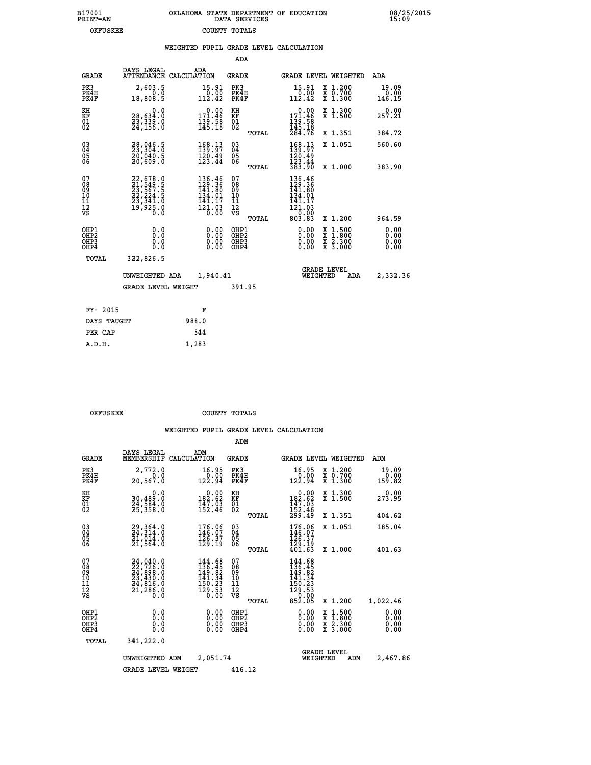B17001 OKLAHOMA STATE DEPARTMENT OF EDUCATION 08/25/2015
PRINT=AN DATA SERVICES 15:09
OKFUSKEE COUNTY TOTALS

### WEIGHTED PUPIL GRADE LEVEL CALCULATION

ADA

| GRADE | DAYS LEGAL ATTENDANCE | ADA CALCULATION | GRADE | | GRADE LEVEL | WEIGHTED | ADA |
|---|---|---|---|---|---|---|---|
| PK3 | 2,603.5 | 15.91 | PK3 | | 15.91 | X 1.200 | 19.09 |
| PK4H | 0.0 | 0.00 | PK4H | | 0.00 | X 0.700 | 0.00 |
| PK4F | 18,808.5 | 112.42 | PK4F | | 112.42 | X 1.300 | 146.15 |
| KH | 0.0 | 0.00 | KH | | 0.00 | X 1.300 | 0.00 |
| KF | 28,634.0 | 171.46 | KF | | 171.46 | X 1.500 | 257.21 |
| 01 | 23,339.0 | 139.58 | 01 | | 139.58 | | |
| 02 | 24,156.0 | 145.18 | 02 | | 145.18 | | |
| | | | | TOTAL | 284.76 | X 1.351 | 384.72 |
| 03 | 28,046.5 | 168.13 | 03 | | 168.13 | X 1.051 | 560.60 |
| 04 | 23,304.0 | 139.97 | 04 | | 139.97 | | |
| 05 | 20,040.5 | 120.49 | 05 | | 120.49 | | |
| 06 | 20,609.0 | 123.44 | 06 | | 123.44 | | |
| | | | | TOTAL | 383.90 | X 1.000 | 383.90 |
| 07 | 22,678.0 | 136.46 | 07 | | 136.46 | | |
| 08 | 21,549.5 | 129.36 | 08 | | 129.36 | | |
| 09 | 23,567.5 | 141.80 | 09 | | 141.80 | | |
| 10 | 22,224.5 | 134.01 | 10 | | 134.01 | | |
| 11 | 23,341.0 | 141.17 | 11 | | 141.17 | | |
| 12 | 19,925.0 | 121.03 | 12 | | 121.03 | | |
| VS | 0.0 | 0.00 | VS | | 0.00 | | |
| | | | | TOTAL | 803.83 | X 1.200 | 964.59 |
| OHP1 | 0.0 | 0.00 | OHP1 | | 0.00 | X 1.500 | 0.00 |
| OHP2 | 0.0 | 0.00 | OHP2 | | 0.00 | X 1.800 | 0.00 |
| OHP3 | 0.0 | 0.00 | OHP3 | | 0.00 | X 2.300 | 0.00 |
| OHP4 | 0.0 | 0.00 | OHP4 | | 0.00 | X 3.000 | 0.00 |
| TOTAL | 322,826.5 | | | | | | |

UNWEIGHTED ADA 1,940.41 — GRADE LEVEL WEIGHTED ADA 2,332.36

GRADE LEVEL WEIGHT 391.95

| FY- 2015 | F |
|---|---|
| DAYS TAUGHT | 988.0 |
| PER CAP | 544 |
| A.D.H. | 1,283 |

OKFUSKEE COUNTY TOTALS

### WEIGHTED PUPIL GRADE LEVEL CALCULATION

ADM

| GRADE | DAYS LEGAL MEMBERSHIP | ADM CALCULATION | GRADE | | GRADE LEVEL | WEIGHTED | ADM |
|---|---|---|---|---|---|---|---|
| PK3 | 2,772.0 | 16.95 | PK3 | | 16.95 | X 1.200 | 19.09 |
| PK4H | 0.0 | 0.00 | PK4H | | 0.00 | X 0.700 | 0.00 |
| PK4F | 20,567.0 | 122.94 | PK4F | | 122.94 | X 1.300 | 159.82 |
| KH | 0.0 | 0.00 | KH | | 0.00 | X 1.300 | 0.00 |
| KF | 30,489.0 | 182.62 | KF | | 182.62 | X 1.500 | 273.95 |
| 01 | 24,584.0 | 147.03 | 01 | | 147.03 | | |
| 02 | 25,358.0 | 152.46 | 02 | | 152.46 | | |
| | | | | TOTAL | 299.49 | X 1.351 | 404.62 |
| 03 | 29,364.0 | 176.06 | 03 | | 176.06 | X 1.051 | 185.04 |
| 04 | 24,314.0 | 146.07 | 04 | | 146.07 | | |
| 05 | 21,014.0 | 126.37 | 05 | | 126.37 | | |
| 06 | 21,564.0 | 129.19 | 06 | | 129.19 | | |
| | | | | TOTAL | 401.63 | X 1.000 | 401.63 |
| 07 | 24,040.0 | 144.68 | 07 | | 144.68 | | |
| 08 | 22,726.0 | 136.45 | 08 | | 136.45 | | |
| 09 | 24,898.0 | 149.82 | 09 | | 149.82 | | |
| 10 | 23,430.0 | 141.34 | 10 | | 141.34 | | |
| 11 | 24,816.0 | 150.23 | 11 | | 150.23 | | |
| 12 | 21,286.0 | 129.53 | 12 | | 129.53 | | |
| VS | 0.0 | 0.00 | VS | | 0.00 | | |
| | | | | TOTAL | 852.05 | X 1.200 | 1,022.46 |
| OHP1 | 0.0 | 0.00 | OHP1 | | 0.00 | X 1.500 | 0.00 |
| OHP2 | 0.0 | 0.00 | OHP2 | | 0.00 | X 1.800 | 0.00 |
| OHP3 | 0.0 | 0.00 | OHP3 | | 0.00 | X 2.300 | 0.00 |
| OHP4 | 0.0 | 0.00 | OHP4 | | 0.00 | X 3.000 | 0.00 |
| TOTAL | 341,222.0 | | | | | | |

UNWEIGHTED ADM 2,051.74 — GRADE LEVEL WEIGHTED ADM 2,467.86

GRADE LEVEL WEIGHT 416.12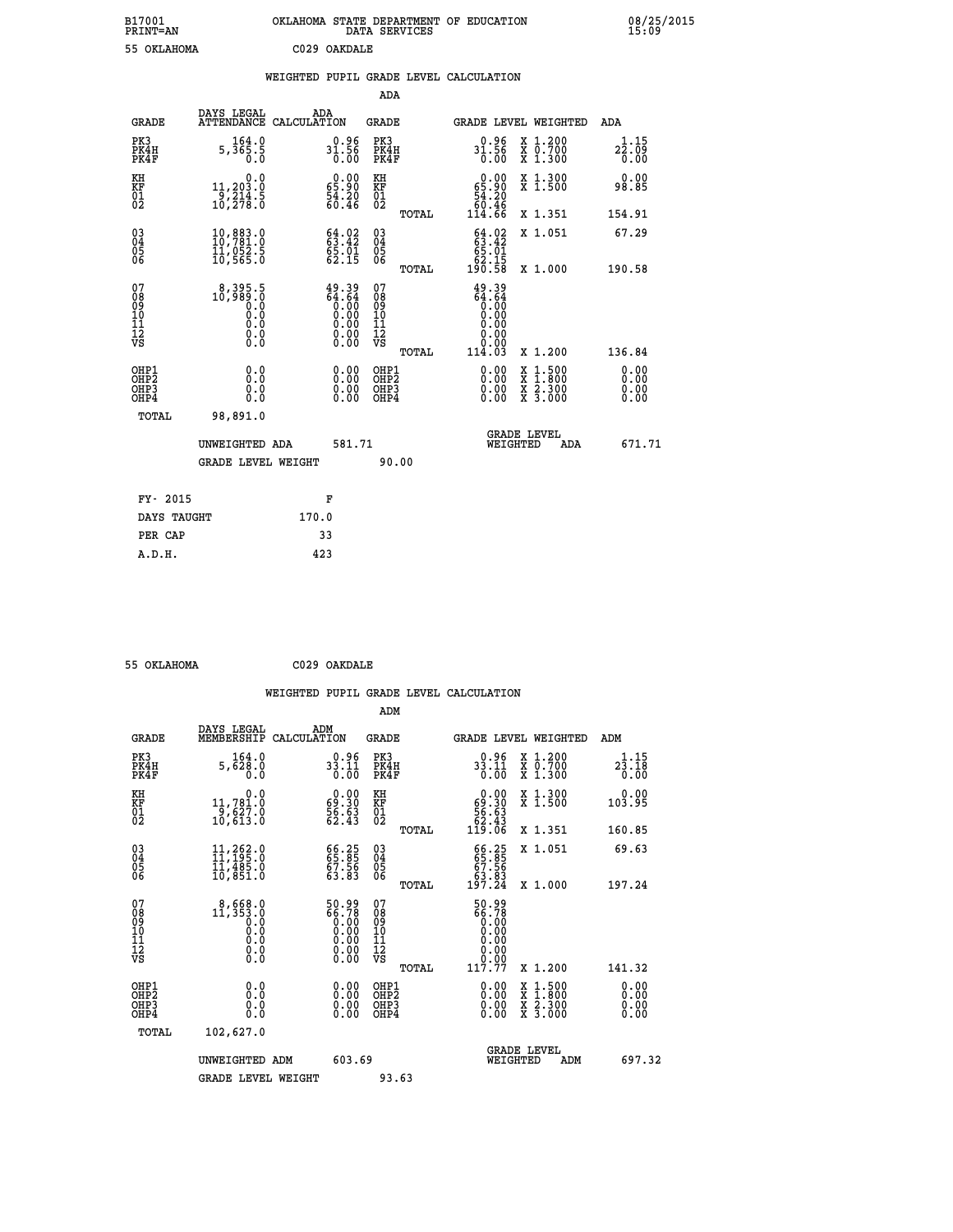B17001 OKLAHOMA STATE DEPARTMENT OF EDUCATION 08/25/2015
PRINT=AN DATA SERVICES 15:09

55 OKLAHOMA C029 OAKDALE

## WEIGHTED PUPIL GRADE LEVEL CALCULATION

### ADA

| GRADE | DAYS LEGAL ATTENDANCE | ADA CALCULATION | GRADE | GRADE LEVEL | WEIGHTED | ADA |
|---|---|---|---|---|---|---|
| PK3 | 164.0 | 0.96 | PK3 | 0.96 | X 1.200 | 1.15 |
| PK4H | 5,365.5 | 31.56 | PK4H | 31.56 | X 0.700 | 22.09 |
| PK4F | 0.0 | 0.00 | PK4F | 0.00 | X 1.300 | 0.00 |
| KH | 0.0 | 0.00 | KH | 0.00 | X 1.300 | 0.00 |
| KF | 11,203.0 | 65.90 | KF | 65.90 | X 1.500 | 98.85 |
| 01 | 9,214.5 | 54.20 | 01 | 54.20 | | |
| 02 | 10,278.0 | 60.46 | 02 | 60.46 | | |
| | | | TOTAL | 114.66 | X 1.351 | 154.91 |
| 03 | 10,883.0 | 64.02 | 03 | 64.02 | X 1.051 | 67.29 |
| 04 | 10,781.0 | 63.42 | 04 | 63.42 | | |
| 05 | 11,052.5 | 65.01 | 05 | 65.01 | | |
| 06 | 10,565.0 | 62.15 | 06 | 62.15 | | |
| | | | TOTAL | 190.58 | X 1.000 | 190.58 |
| 07 | 8,395.5 | 49.39 | 07 | 49.39 | | |
| 08 | 10,989.0 | 64.64 | 08 | 64.64 | | |
| 09 | 0.0 | 0.00 | 09 | 0.00 | | |
| 10 | 0.0 | 0.00 | 10 | 0.00 | | |
| 11 | 0.0 | 0.00 | 11 | 0.00 | | |
| 12 | 0.0 | 0.00 | 12 | 0.00 | | |
| VS | 0.0 | 0.00 | VS | 0.00 | | |
| | | | TOTAL | 114.03 | X 1.200 | 136.84 |
| OHP1 | 0.0 | 0.00 | OHP1 | 0.00 | X 1.500 | 0.00 |
| OHP2 | 0.0 | 0.00 | OHP2 | 0.00 | X 1.800 | 0.00 |
| OHP3 | 0.0 | 0.00 | OHP3 | 0.00 | X 2.300 | 0.00 |
| OHP4 | 0.0 | 0.00 | OHP4 | 0.00 | X 3.000 | 0.00 |
| TOTAL | 98,891.0 | | | | | |

UNWEIGHTED ADA 581.71 | GRADE LEVEL WEIGHTED ADA 671.71

GRADE LEVEL WEIGHT 90.00

| | |
|---|---|
| FY- 2015 | F |
| DAYS TAUGHT | 170.0 |
| PER CAP | 33 |
| A.D.H. | 423 |

55 OKLAHOMA C029 OAKDALE

## WEIGHTED PUPIL GRADE LEVEL CALCULATION

### ADM

| GRADE | DAYS LEGAL MEMBERSHIP | ADM CALCULATION | GRADE | GRADE LEVEL | WEIGHTED | ADM |
|---|---|---|---|---|---|---|
| PK3 | 164.0 | 0.96 | PK3 | 0.96 | X 1.200 | 1.15 |
| PK4H | 5,628.0 | 33.11 | PK4H | 33.11 | X 0.700 | 23.18 |
| PK4F | 0.0 | 0.00 | PK4F | 0.00 | X 1.300 | 0.00 |
| KH | 0.0 | 0.00 | KH | 0.00 | X 1.300 | 0.00 |
| KF | 11,781.0 | 69.30 | KF | 69.30 | X 1.500 | 103.95 |
| 01 | 9,627.0 | 56.63 | 01 | 56.63 | | |
| 02 | 10,613.0 | 62.43 | 02 | 62.43 | | |
| | | | TOTAL | 119.06 | X 1.351 | 160.85 |
| 03 | 11,262.0 | 66.25 | 03 | 66.25 | X 1.051 | 69.63 |
| 04 | 11,195.0 | 65.85 | 04 | 65.85 | | |
| 05 | 11,485.0 | 67.56 | 05 | 67.56 | | |
| 06 | 10,851.0 | 63.83 | 06 | 63.83 | | |
| | | | TOTAL | 197.24 | X 1.000 | 197.24 |
| 07 | 8,668.0 | 50.99 | 07 | 50.99 | | |
| 08 | 11,353.0 | 66.78 | 08 | 66.78 | | |
| 09 | 0.0 | 0.00 | 09 | 0.00 | | |
| 10 | 0.0 | 0.00 | 10 | 0.00 | | |
| 11 | 0.0 | 0.00 | 11 | 0.00 | | |
| 12 | 0.0 | 0.00 | 12 | 0.00 | | |
| VS | 0.0 | 0.00 | VS | 0.00 | | |
| | | | TOTAL | 117.77 | X 1.200 | 141.32 |
| OHP1 | 0.0 | 0.00 | OHP1 | 0.00 | X 1.500 | 0.00 |
| OHP2 | 0.0 | 0.00 | OHP2 | 0.00 | X 1.800 | 0.00 |
| OHP3 | 0.0 | 0.00 | OHP3 | 0.00 | X 2.300 | 0.00 |
| OHP4 | 0.0 | 0.00 | OHP4 | 0.00 | X 3.000 | 0.00 |
| TOTAL | 102,627.0 | | | | | |

UNWEIGHTED ADM 603.69 | GRADE LEVEL WEIGHTED ADM 697.32

GRADE LEVEL WEIGHT 93.63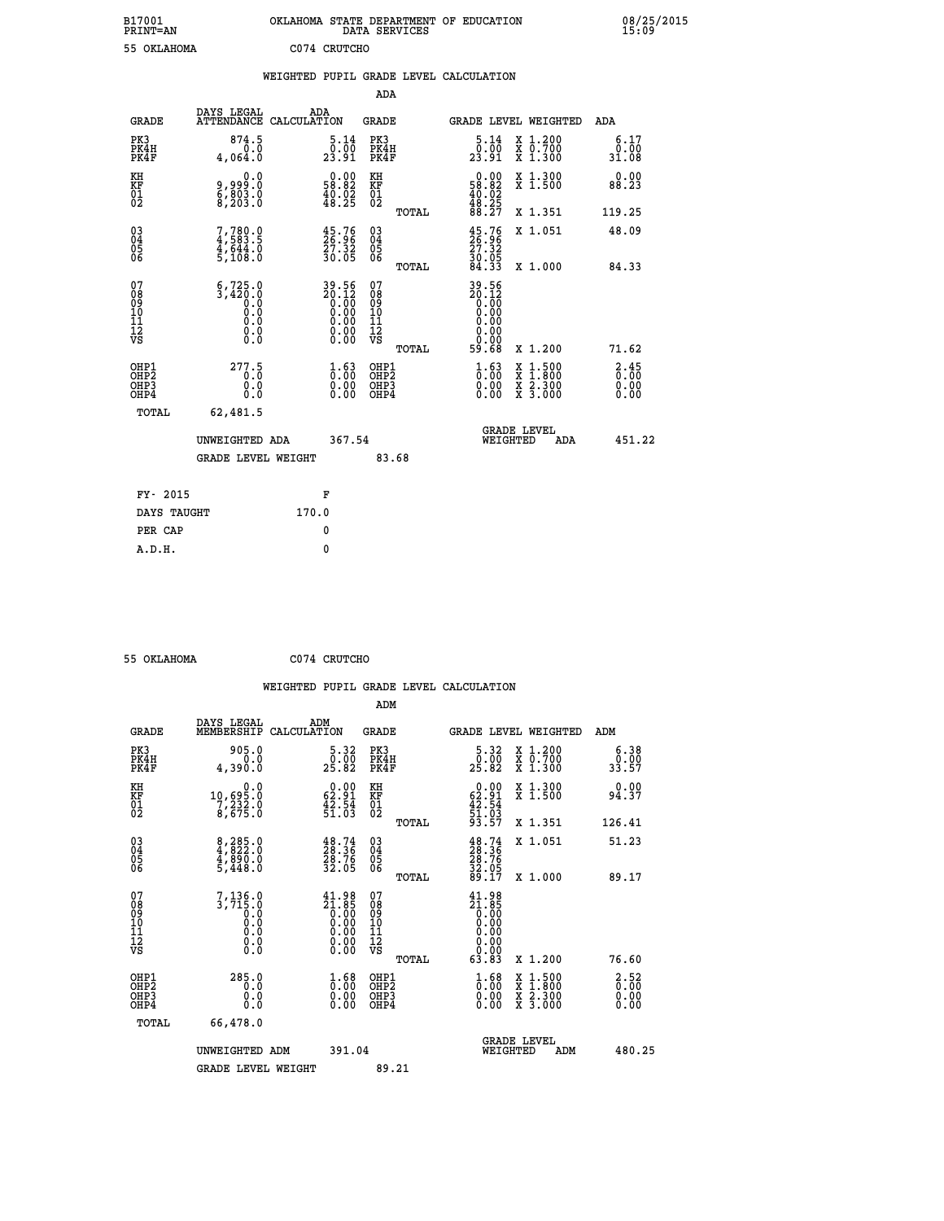B17001 OKLAHOMA STATE DEPARTMENT OF EDUCATION 08/25/2015
PRINT=AN DATA SERVICES 15:09

55 OKLAHOMA C074 CRUTCHO

## WEIGHTED PUPIL GRADE LEVEL CALCULATION

### ADA

| GRADE | DAYS LEGAL ATTENDANCE | ADA CALCULATION | GRADE | GRADE LEVEL | WEIGHTED | ADA |
|---|---|---|---|---|---|---|
| PK3 | 874.5 | 5.14 | PK3 | 5.14 | X 1.200 | 6.17 |
| PK4H | 0.0 | 0.00 | PK4H | 0.00 | X 0.700 | 0.00 |
| PK4F | 4,064.0 | 23.91 | PK4F | 23.91 | X 1.300 | 31.08 |
| KH | 0.0 | 0.00 | KH | 0.00 | X 1.300 | 0.00 |
| KF | 9,999.0 | 58.82 | KF | 58.82 | X 1.500 | 88.23 |
| 01 | 6,803.0 | 40.02 | 01 | 40.02 | | |
| 02 | 8,203.0 | 48.25 | 02 | 48.25 | | |
| | | | TOTAL | 88.27 | X 1.351 | 119.25 |
| 03 | 7,780.0 | 45.76 | 03 | 45.76 | X 1.051 | 48.09 |
| 04 | 4,583.5 | 26.96 | 04 | 26.96 | | |
| 05 | 4,644.0 | 27.32 | 05 | 27.32 | | |
| 06 | 5,108.0 | 30.05 | 06 | 30.05 | | |
| | | | TOTAL | 84.33 | X 1.000 | 84.33 |
| 07 | 6,725.0 | 39.56 | 07 | 39.56 | | |
| 08 | 3,420.0 | 20.12 | 08 | 20.12 | | |
| 09 | 0.0 | 0.00 | 09 | 0.00 | | |
| 10 | 0.0 | 0.00 | 10 | 0.00 | | |
| 11 | 0.0 | 0.00 | 11 | 0.00 | | |
| 12 | 0.0 | 0.00 | 12 | 0.00 | | |
| VS | 0.0 | 0.00 | VS | 0.00 | | |
| | | | TOTAL | 59.68 | X 1.200 | 71.62 |
| OHP1 | 277.5 | 1.63 | OHP1 | 1.63 | X 1.500 | 2.45 |
| OHP2 | 0.0 | 0.00 | OHP2 | 0.00 | X 1.800 | 0.00 |
| OHP3 | 0.0 | 0.00 | OHP3 | 0.00 | X 2.300 | 0.00 |
| OHP4 | 0.0 | 0.00 | OHP4 | 0.00 | X 3.000 | 0.00 |
| TOTAL | 62,481.5 | | | | | |

UNWEIGHTED ADA 367.54 — GRADE LEVEL WEIGHTED ADA 451.22

GRADE LEVEL WEIGHT 83.68

| FY- 2015 | F |
|---|---|
| DAYS TAUGHT | 170.0 |
| PER CAP | 0 |
| A.D.H. | 0 |

55 OKLAHOMA C074 CRUTCHO

## WEIGHTED PUPIL GRADE LEVEL CALCULATION

### ADM

| GRADE | DAYS LEGAL MEMBERSHIP | ADM CALCULATION | GRADE | GRADE LEVEL | WEIGHTED | ADM |
|---|---|---|---|---|---|---|
| PK3 | 905.0 | 5.32 | PK3 | 5.32 | X 1.200 | 6.38 |
| PK4H | 0.0 | 0.00 | PK4H | 0.00 | X 0.700 | 0.00 |
| PK4F | 4,390.0 | 25.82 | PK4F | 25.82 | X 1.300 | 33.57 |
| KH | 0.0 | 0.00 | KH | 0.00 | X 1.300 | 0.00 |
| KF | 10,695.0 | 62.91 | KF | 62.91 | X 1.500 | 94.37 |
| 01 | 7,232.0 | 42.54 | 01 | 42.54 | | |
| 02 | 8,675.0 | 51.03 | 02 | 51.03 | | |
| | | | TOTAL | 93.57 | X 1.351 | 126.41 |
| 03 | 8,285.0 | 48.74 | 03 | 48.74 | X 1.051 | 51.23 |
| 04 | 4,822.0 | 28.36 | 04 | 28.36 | | |
| 05 | 4,890.0 | 28.76 | 05 | 28.76 | | |
| 06 | 5,448.0 | 32.05 | 06 | 32.05 | | |
| | | | TOTAL | 89.17 | X 1.000 | 89.17 |
| 07 | 7,136.0 | 41.98 | 07 | 41.98 | | |
| 08 | 3,715.0 | 21.85 | 08 | 21.85 | | |
| 09 | 0.0 | 0.00 | 09 | 0.00 | | |
| 10 | 0.0 | 0.00 | 10 | 0.00 | | |
| 11 | 0.0 | 0.00 | 11 | 0.00 | | |
| 12 | 0.0 | 0.00 | 12 | 0.00 | | |
| VS | 0.0 | 0.00 | VS | 0.00 | | |
| | | | TOTAL | 63.83 | X 1.200 | 76.60 |
| OHP1 | 285.0 | 1.68 | OHP1 | 1.68 | X 1.500 | 2.52 |
| OHP2 | 0.0 | 0.00 | OHP2 | 0.00 | X 1.800 | 0.00 |
| OHP3 | 0.0 | 0.00 | OHP3 | 0.00 | X 2.300 | 0.00 |
| OHP4 | 0.0 | 0.00 | OHP4 | 0.00 | X 3.000 | 0.00 |
| TOTAL | 66,478.0 | | | | | |

UNWEIGHTED ADM 391.04 — GRADE LEVEL WEIGHTED ADM 480.25

GRADE LEVEL WEIGHT 89.21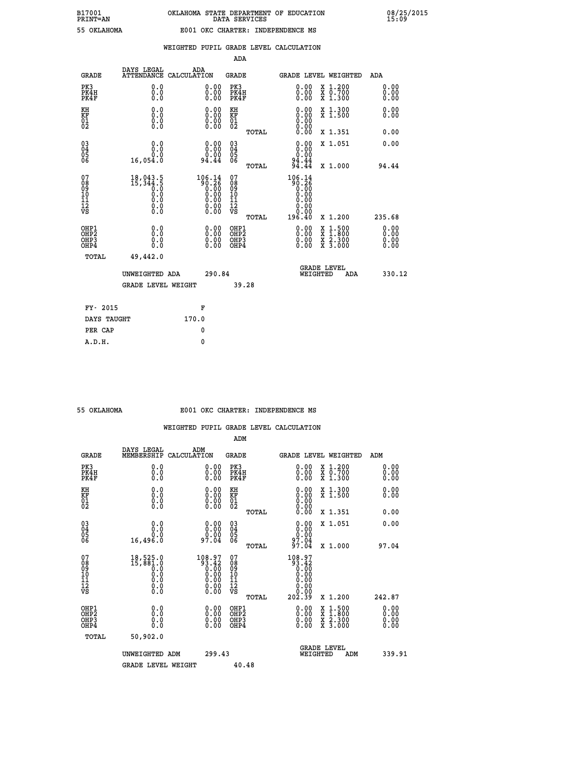B17001 OKLAHOMA STATE DEPARTMENT OF EDUCATION 08/25/2015
PRINT=AN DATA SERVICES 15:09

55 OKLAHOMA E001 OKC CHARTER: INDEPENDENCE MS

WEIGHTED PUPIL GRADE LEVEL CALCULATION

ADA

| GRADE | DAYS LEGAL ATTENDANCE | ADA CALCULATION | GRADE | GRADE LEVEL | WEIGHTED | ADA |
|---|---|---|---|---|---|---|
| PK3 | 0.0 | 0.00 | PK3 | 0.00 | X 1.200 | 0.00 |
| PK4H | 0.0 | 0.00 | PK4H | 0.00 | X 0.700 | 0.00 |
| PK4F | 0.0 | 0.00 | PK4F | 0.00 | X 1.300 | 0.00 |
| KH | 0.0 | 0.00 | KH | 0.00 | X 1.300 | 0.00 |
| KF | 0.0 | 0.00 | KF | 0.00 | X 1.500 | 0.00 |
| 01 | 0.0 | 0.00 | 01 | 0.00 | | |
| 02 | 0.0 | 0.00 | 02 | 0.00 | | |
| | | | TOTAL | 0.00 | X 1.351 | 0.00 |
| 03 | 0.0 | 0.00 | 03 | 0.00 | X 1.051 | 0.00 |
| 04 | 0.0 | 0.00 | 04 | 0.00 | | |
| 05 | 0.0 | 0.00 | 05 | 0.00 | | |
| 06 | 16,054.0 | 94.44 | 06 | 94.44 | | |
| | | | TOTAL | 94.44 | X 1.000 | 94.44 |
| 07 | 18,043.5 | 106.14 | 07 | 106.14 | | |
| 08 | 15,344.5 | 90.26 | 08 | 90.26 | | |
| 09 | 0.0 | 0.00 | 09 | 0.00 | | |
| 10 | 0.0 | 0.00 | 10 | 0.00 | | |
| 11 | 0.0 | 0.00 | 11 | 0.00 | | |
| 12 | 0.0 | 0.00 | 12 | 0.00 | | |
| VS | 0.0 | 0.00 | VS | 0.00 | | |
| | | | TOTAL | 196.40 | X 1.200 | 235.68 |
| OHP1 | 0.0 | 0.00 | OHP1 | 0.00 | X 1.500 | 0.00 |
| OHP2 | 0.0 | 0.00 | OHP2 | 0.00 | X 1.800 | 0.00 |
| OHP3 | 0.0 | 0.00 | OHP3 | 0.00 | X 2.300 | 0.00 |
| OHP4 | 0.0 | 0.00 | OHP4 | 0.00 | X 3.000 | 0.00 |
| TOTAL | 49,442.0 | | | | | |

UNWEIGHTED ADA 290.84 GRADE LEVEL WEIGHTED ADA 330.12

GRADE LEVEL WEIGHT 39.28

| FY- 2015 | F |
|---|---|
| DAYS TAUGHT | 170.0 |
| PER CAP | 0 |
| A.D.H. | 0 |

55 OKLAHOMA E001 OKC CHARTER: INDEPENDENCE MS

WEIGHTED PUPIL GRADE LEVEL CALCULATION

ADM

| GRADE | DAYS LEGAL MEMBERSHIP | ADM CALCULATION | GRADE | GRADE LEVEL | WEIGHTED | ADM |
|---|---|---|---|---|---|---|
| PK3 | 0.0 | 0.00 | PK3 | 0.00 | X 1.200 | 0.00 |
| PK4H | 0.0 | 0.00 | PK4H | 0.00 | X 0.700 | 0.00 |
| PK4F | 0.0 | 0.00 | PK4F | 0.00 | X 1.300 | 0.00 |
| KH | 0.0 | 0.00 | KH | 0.00 | X 1.300 | 0.00 |
| KF | 0.0 | 0.00 | KF | 0.00 | X 1.500 | 0.00 |
| 01 | 0.0 | 0.00 | 01 | 0.00 | | |
| 02 | 0.0 | 0.00 | 02 | 0.00 | | |
| | | | TOTAL | 0.00 | X 1.351 | 0.00 |
| 03 | 0.0 | 0.00 | 03 | 0.00 | X 1.051 | 0.00 |
| 04 | 0.0 | 0.00 | 04 | 0.00 | | |
| 05 | 0.0 | 0.00 | 05 | 0.00 | | |
| 06 | 16,496.0 | 97.04 | 06 | 97.04 | | |
| | | | TOTAL | 97.04 | X 1.000 | 97.04 |
| 07 | 18,525.0 | 108.97 | 07 | 108.97 | | |
| 08 | 15,881.0 | 93.42 | 08 | 93.42 | | |
| 09 | 0.0 | 0.00 | 09 | 0.00 | | |
| 10 | 0.0 | 0.00 | 10 | 0.00 | | |
| 11 | 0.0 | 0.00 | 11 | 0.00 | | |
| 12 | 0.0 | 0.00 | 12 | 0.00 | | |
| VS | 0.0 | 0.00 | VS | 0.00 | | |
| | | | TOTAL | 202.39 | X 1.200 | 242.87 |
| OHP1 | 0.0 | 0.00 | OHP1 | 0.00 | X 1.500 | 0.00 |
| OHP2 | 0.0 | 0.00 | OHP2 | 0.00 | X 1.800 | 0.00 |
| OHP3 | 0.0 | 0.00 | OHP3 | 0.00 | X 2.300 | 0.00 |
| OHP4 | 0.0 | 0.00 | OHP4 | 0.00 | X 3.000 | 0.00 |
| TOTAL | 50,902.0 | | | | | |

UNWEIGHTED ADM 299.43 GRADE LEVEL WEIGHTED ADM 339.91

GRADE LEVEL WEIGHT 40.48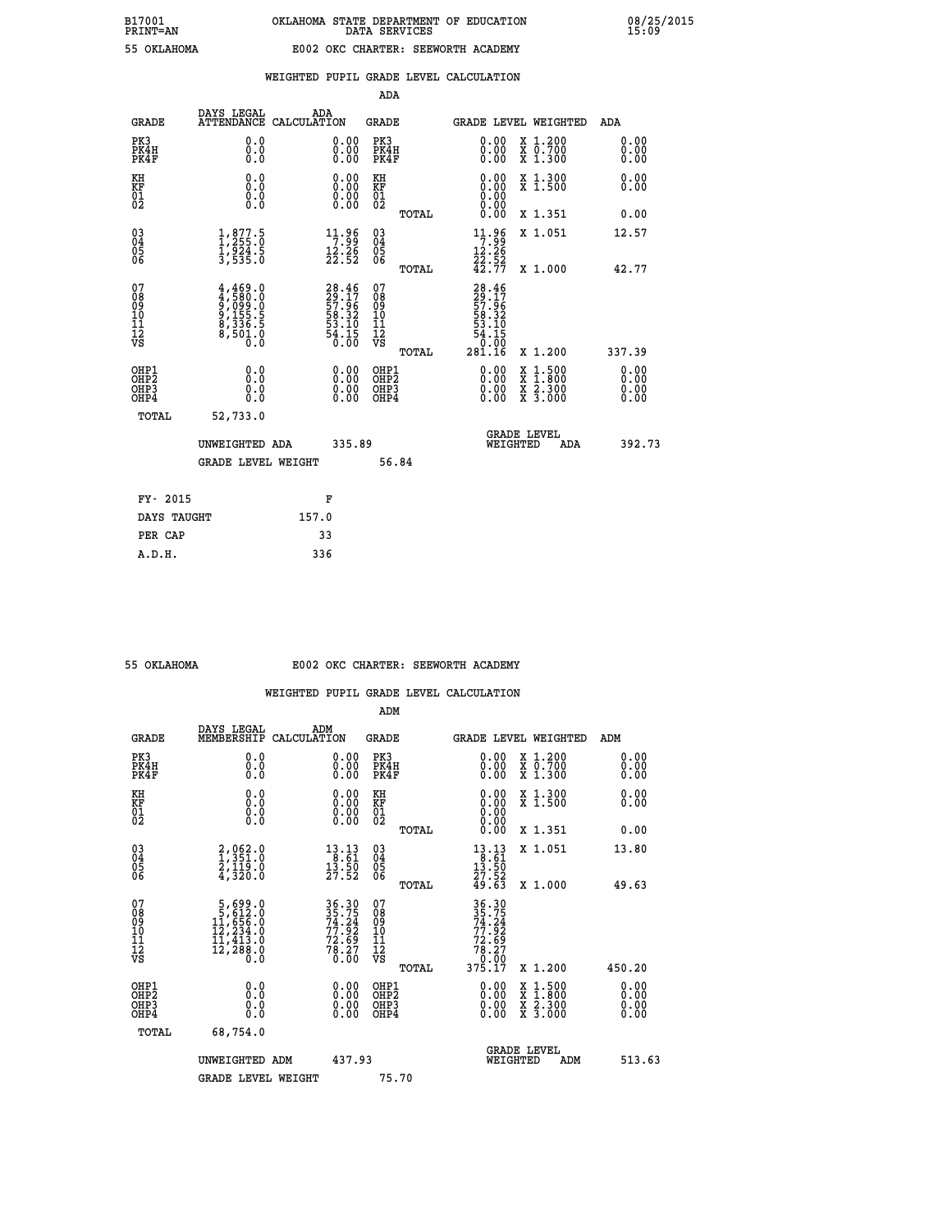B17001
PRINT=AN

OKLAHOMA STATE DEPARTMENT OF EDUCATION
DATA SERVICES

08/25/2015
15:09

55 OKLAHOMA                    E002 OKC CHARTER: SEEWORTH ACADEMY

WEIGHTED PUPIL GRADE LEVEL CALCULATION

ADA

| GRADE | DAYS LEGAL ATTENDANCE | ADA CALCULATION | GRADE | GRADE LEVEL | WEIGHTED | ADA |
|---|---|---|---|---|---|---|
| PK3 | 0.0 | 0.00 | PK3 | 0.00 | X 1.200 | 0.00 |
| PK4H | 0.0 | 0.00 | PK4H | 0.00 | X 0.700 | 0.00 |
| PK4F | 0.0 | 0.00 | PK4F | 0.00 | X 1.300 | 0.00 |
| KH | 0.0 | 0.00 | KH | 0.00 | X 1.300 | 0.00 |
| KF | 0.0 | 0.00 | KF | 0.00 | X 1.500 | 0.00 |
| 01 | 0.0 | 0.00 | 01 | 0.00 | | |
| 02 | 0.0 | 0.00 | 02 | 0.00 | | |
| | | | TOTAL | 0.00 | X 1.351 | 0.00 |
| 03 | 1,877.5 | 11.96 | 03 | 11.96 | X 1.051 | 12.57 |
| 04 | 1,255.0 | 7.99 | 04 | 7.99 | | |
| 05 | 1,924.5 | 12.26 | 05 | 12.26 | | |
| 06 | 3,535.0 | 22.52 | 06 | 22.52 | | |
| | | | TOTAL | 42.77 | X 1.000 | 42.77 |
| 07 | 4,469.0 | 28.46 | 07 | 28.46 | | |
| 08 | 4,580.0 | 29.17 | 08 | 29.17 | | |
| 09 | 9,099.0 | 57.96 | 09 | 57.96 | | |
| 10 | 9,155.5 | 58.32 | 10 | 58.32 | | |
| 11 | 8,336.5 | 53.10 | 11 | 53.10 | | |
| 12 | 8,501.0 | 54.15 | 12 | 54.15 | | |
| VS | 0.0 | 0.00 | VS | 0.00 | | |
| | | | TOTAL | 281.16 | X 1.200 | 337.39 |
| OHP1 | 0.0 | 0.00 | OHP1 | 0.00 | X 1.500 | 0.00 |
| OHP2 | 0.0 | 0.00 | OHP2 | 0.00 | X 1.800 | 0.00 |
| OHP3 | 0.0 | 0.00 | OHP3 | 0.00 | X 2.300 | 0.00 |
| OHP4 | 0.0 | 0.00 | OHP4 | 0.00 | X 3.000 | 0.00 |
| TOTAL | 52,733.0 | | | | | |

UNWEIGHTED ADA 335.89 &nbsp;&nbsp;&nbsp; GRADE LEVEL WEIGHTED ADA 392.73

GRADE LEVEL WEIGHT 56.84

| FY- 2015 | F |
|---|---|
| DAYS TAUGHT | 157.0 |
| PER CAP | 33 |
| A.D.H. | 336 |

55 OKLAHOMA                    E002 OKC CHARTER: SEEWORTH ACADEMY

WEIGHTED PUPIL GRADE LEVEL CALCULATION

ADM

| GRADE | DAYS LEGAL MEMBERSHIP | ADM CALCULATION | GRADE | GRADE LEVEL | WEIGHTED | ADM |
|---|---|---|---|---|---|---|
| PK3 | 0.0 | 0.00 | PK3 | 0.00 | X 1.200 | 0.00 |
| PK4H | 0.0 | 0.00 | PK4H | 0.00 | X 0.700 | 0.00 |
| PK4F | 0.0 | 0.00 | PK4F | 0.00 | X 1.300 | 0.00 |
| KH | 0.0 | 0.00 | KH | 0.00 | X 1.300 | 0.00 |
| KF | 0.0 | 0.00 | KF | 0.00 | X 1.500 | 0.00 |
| 01 | 0.0 | 0.00 | 01 | 0.00 | | |
| 02 | 0.0 | 0.00 | 02 | 0.00 | | |
| | | | TOTAL | 0.00 | X 1.351 | 0.00 |
| 03 | 2,062.0 | 13.13 | 03 | 13.13 | X 1.051 | 13.80 |
| 04 | 1,351.0 | 8.61 | 04 | 8.61 | | |
| 05 | 2,119.0 | 13.50 | 05 | 13.50 | | |
| 06 | 4,320.0 | 27.52 | 06 | 27.52 | | |
| | | | TOTAL | 49.63 | X 1.000 | 49.63 |
| 07 | 5,699.0 | 36.30 | 07 | 36.30 | | |
| 08 | 5,612.0 | 35.75 | 08 | 35.75 | | |
| 09 | 11,656.0 | 74.24 | 09 | 74.24 | | |
| 10 | 12,234.0 | 77.92 | 10 | 77.92 | | |
| 11 | 11,413.0 | 72.69 | 11 | 72.69 | | |
| 12 | 12,288.0 | 78.27 | 12 | 78.27 | | |
| VS | 0.0 | 0.00 | VS | 0.00 | | |
| | | | TOTAL | 375.17 | X 1.200 | 450.20 |
| OHP1 | 0.0 | 0.00 | OHP1 | 0.00 | X 1.500 | 0.00 |
| OHP2 | 0.0 | 0.00 | OHP2 | 0.00 | X 1.800 | 0.00 |
| OHP3 | 0.0 | 0.00 | OHP3 | 0.00 | X 2.300 | 0.00 |
| OHP4 | 0.0 | 0.00 | OHP4 | 0.00 | X 3.000 | 0.00 |
| TOTAL | 68,754.0 | | | | | |

UNWEIGHTED ADM 437.93 &nbsp;&nbsp;&nbsp; GRADE LEVEL WEIGHTED ADM 513.63

GRADE LEVEL WEIGHT 75.70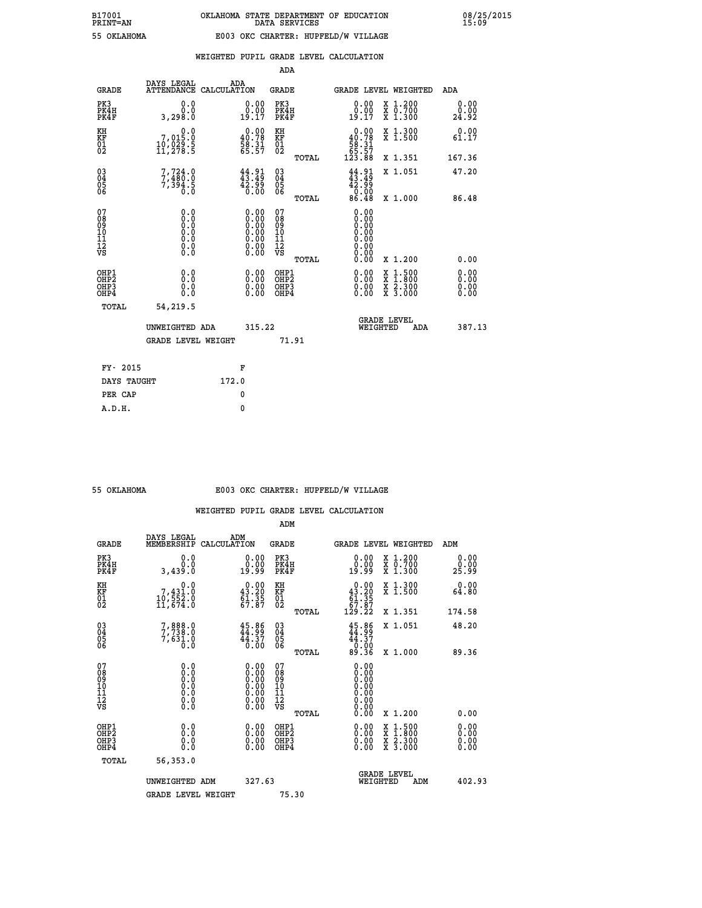B17001 OKLAHOMA STATE DEPARTMENT OF EDUCATION 08/25/2015
PRINT=AN DATA SERVICES 15:09

55 OKLAHOMA E003 OKC CHARTER: HUPFELD/W VILLAGE

WEIGHTED PUPIL GRADE LEVEL CALCULATION

ADA

| GRADE | DAYS LEGAL ATTENDANCE | ADA CALCULATION | GRADE | GRADE LEVEL | WEIGHTED | ADA |
|---|---|---|---|---|---|---|
| PK3 | 0.0 | 0.00 | PK3 | 0.00 | X 1.200 | 0.00 |
| PK4H | 0.0 | 0.00 | PK4H | 0.00 | X 0.700 | 0.00 |
| PK4F | 3,298.0 | 19.17 | PK4F | 19.17 | X 1.300 | 24.92 |
| KH | 0.0 | 0.00 | KH | 0.00 | X 1.300 | 0.00 |
| KF | 7,015.0 | 40.78 | KF | 40.78 | X 1.500 | 61.17 |
| 01 | 10,029.5 | 58.31 | 01 | 58.31 | | |
| 02 | 11,278.5 | 65.57 | 02 | 65.57 | | |
| | | | TOTAL | 123.88 | X 1.351 | 167.36 |
| 03 | 7,724.0 | 44.91 | 03 | 44.91 | X 1.051 | 47.20 |
| 04 | 7,480.0 | 43.49 | 04 | 43.49 | | |
| 05 | 7,394.5 | 42.99 | 05 | 42.99 | | |
| 06 | 0.0 | 0.00 | 06 | 0.00 | | |
| | | | TOTAL | 86.48 | X 1.000 | 86.48 |
| 07 | 0.0 | 0.00 | 07 | 0.00 | | |
| 08 | 0.0 | 0.00 | 08 | 0.00 | | |
| 09 | 0.0 | 0.00 | 09 | 0.00 | | |
| 10 | 0.0 | 0.00 | 10 | 0.00 | | |
| 11 | 0.0 | 0.00 | 11 | 0.00 | | |
| 12 | 0.0 | 0.00 | 12 | 0.00 | | |
| VS | 0.0 | 0.00 | VS | 0.00 | | |
| | | | TOTAL | 0.00 | X 1.200 | 0.00 |
| OHP1 | 0.0 | 0.00 | OHP1 | 0.00 | X 1.500 | 0.00 |
| OHP2 | 0.0 | 0.00 | OHP2 | 0.00 | X 1.800 | 0.00 |
| OHP3 | 0.0 | 0.00 | OHP3 | 0.00 | X 2.300 | 0.00 |
| OHP4 | 0.0 | 0.00 | OHP4 | 0.00 | X 3.000 | 0.00 |
| TOTAL | 54,219.5 | | | | | |

UNWEIGHTED ADA 315.22 GRADE LEVEL WEIGHTED ADA 387.13

GRADE LEVEL WEIGHT 71.91

| FY- 2015 | F |
|---|---|
| DAYS TAUGHT | 172.0 |
| PER CAP | 0 |
| A.D.H. | 0 |

55 OKLAHOMA E003 OKC CHARTER: HUPFELD/W VILLAGE

WEIGHTED PUPIL GRADE LEVEL CALCULATION

ADM

| GRADE | DAYS LEGAL MEMBERSHIP | ADM CALCULATION | GRADE | GRADE LEVEL | WEIGHTED | ADM |
|---|---|---|---|---|---|---|
| PK3 | 0.0 | 0.00 | PK3 | 0.00 | X 1.200 | 0.00 |
| PK4H | 0.0 | 0.00 | PK4H | 0.00 | X 0.700 | 0.00 |
| PK4F | 3,439.0 | 19.99 | PK4F | 19.99 | X 1.300 | 25.99 |
| KH | 0.0 | 0.00 | KH | 0.00 | X 1.300 | 0.00 |
| KF | 7,431.0 | 43.20 | KF | 43.20 | X 1.500 | 64.80 |
| 01 | 10,552.0 | 61.35 | 01 | 61.35 | | |
| 02 | 11,674.0 | 67.87 | 02 | 67.87 | | |
| | | | TOTAL | 129.22 | X 1.351 | 174.58 |
| 03 | 7,888.0 | 45.86 | 03 | 45.86 | X 1.051 | 48.20 |
| 04 | 7,738.0 | 44.99 | 04 | 44.99 | | |
| 05 | 7,631.0 | 44.37 | 05 | 44.37 | | |
| 06 | 0.0 | 0.00 | 06 | 0.00 | | |
| | | | TOTAL | 89.36 | X 1.000 | 89.36 |
| 07 | 0.0 | 0.00 | 07 | 0.00 | | |
| 08 | 0.0 | 0.00 | 08 | 0.00 | | |
| 09 | 0.0 | 0.00 | 09 | 0.00 | | |
| 10 | 0.0 | 0.00 | 10 | 0.00 | | |
| 11 | 0.0 | 0.00 | 11 | 0.00 | | |
| 12 | 0.0 | 0.00 | 12 | 0.00 | | |
| VS | 0.0 | 0.00 | VS | 0.00 | | |
| | | | TOTAL | 0.00 | X 1.200 | 0.00 |
| OHP1 | 0.0 | 0.00 | OHP1 | 0.00 | X 1.500 | 0.00 |
| OHP2 | 0.0 | 0.00 | OHP2 | 0.00 | X 1.800 | 0.00 |
| OHP3 | 0.0 | 0.00 | OHP3 | 0.00 | X 2.300 | 0.00 |
| OHP4 | 0.0 | 0.00 | OHP4 | 0.00 | X 3.000 | 0.00 |
| TOTAL | 56,353.0 | | | | | |

UNWEIGHTED ADM 327.63 GRADE LEVEL WEIGHTED ADM 402.93

GRADE LEVEL WEIGHT 75.30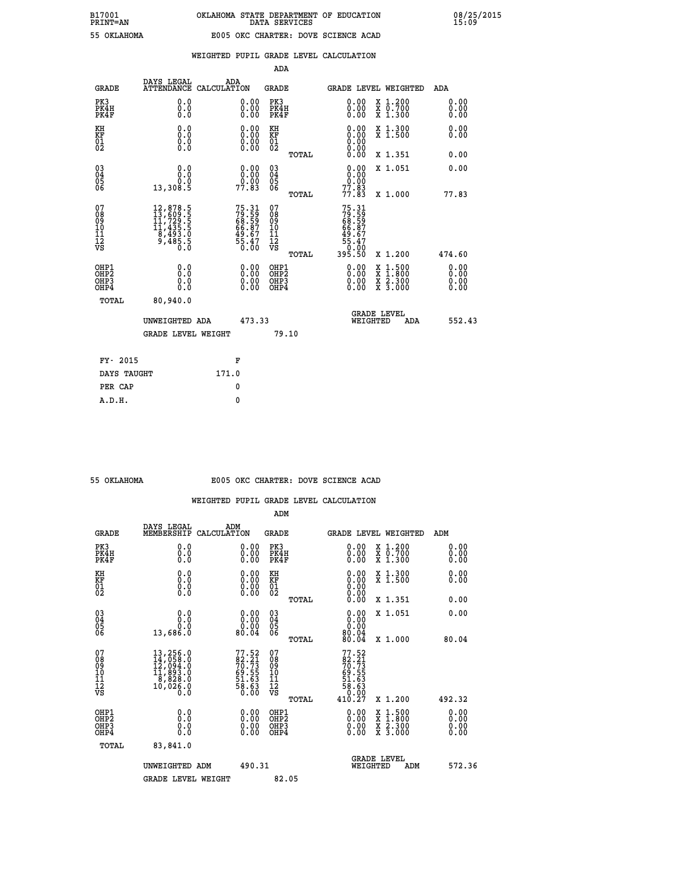B17001 OKLAHOMA STATE DEPARTMENT OF EDUCATION 08/25/2015
PRINT=AN DATA SERVICES 15:09

55 OKLAHOMA E005 OKC CHARTER: DOVE SCIENCE ACAD

WEIGHTED PUPIL GRADE LEVEL CALCULATION

ADA

| GRADE | DAYS LEGAL ATTENDANCE | ADA CALCULATION | GRADE | GRADE LEVEL | WEIGHTED | ADA |
|---|---|---|---|---|---|---|
| PK3 | 0.0 | 0.00 | PK3 | 0.00 | X 1.200 | 0.00 |
| PK4H | 0.0 | 0.00 | PK4H | 0.00 | X 0.700 | 0.00 |
| PK4F | 0.0 | 0.00 | PK4F | 0.00 | X 1.300 | 0.00 |
| KH | 0.0 | 0.00 | KH | 0.00 | X 1.300 | 0.00 |
| KF | 0.0 | 0.00 | KF | 0.00 | X 1.500 | 0.00 |
| 01 | 0.0 | 0.00 | 01 | 0.00 | | |
| 02 | 0.0 | 0.00 | 02 | 0.00 | | |
| | | | TOTAL | 0.00 | X 1.351 | 0.00 |
| 03 | 0.0 | 0.00 | 03 | 0.00 | X 1.051 | 0.00 |
| 04 | 0.0 | 0.00 | 04 | 0.00 | | |
| 05 | 0.0 | 0.00 | 05 | 0.00 | | |
| 06 | 13,308.5 | 77.83 | 06 | 77.83 | | |
| | | | TOTAL | 77.83 | X 1.000 | 77.83 |
| 07 | 12,878.5 | 75.31 | 07 | 75.31 | | |
| 08 | 13,609.5 | 79.59 | 08 | 79.59 | | |
| 09 | 11,729.5 | 68.59 | 09 | 68.59 | | |
| 10 | 11,435.5 | 66.87 | 10 | 66.87 | | |
| 11 | 8,493.0 | 49.67 | 11 | 49.67 | | |
| 12 | 9,485.5 | 55.47 | 12 | 55.47 | | |
| VS | 0.0 | 0.00 | VS | 0.00 | | |
| | | | TOTAL | 395.50 | X 1.200 | 474.60 |
| OHP1 | 0.0 | 0.00 | OHP1 | 0.00 | X 1.500 | 0.00 |
| OHP2 | 0.0 | 0.00 | OHP2 | 0.00 | X 1.800 | 0.00 |
| OHP3 | 0.0 | 0.00 | OHP3 | 0.00 | X 2.300 | 0.00 |
| OHP4 | 0.0 | 0.00 | OHP4 | 0.00 | X 3.000 | 0.00 |
| TOTAL | 80,940.0 | | | | | |

UNWEIGHTED ADA 473.33 GRADE LEVEL WEIGHTED ADA 552.43

GRADE LEVEL WEIGHT 79.10

FY- 2015 F
DAYS TAUGHT 171.0
PER CAP 0
A.D.H. 0

55 OKLAHOMA E005 OKC CHARTER: DOVE SCIENCE ACAD

WEIGHTED PUPIL GRADE LEVEL CALCULATION

ADM

| GRADE | DAYS LEGAL MEMBERSHIP | ADM CALCULATION | GRADE | GRADE LEVEL | WEIGHTED | ADM |
|---|---|---|---|---|---|---|
| PK3 | 0.0 | 0.00 | PK3 | 0.00 | X 1.200 | 0.00 |
| PK4H | 0.0 | 0.00 | PK4H | 0.00 | X 0.700 | 0.00 |
| PK4F | 0.0 | 0.00 | PK4F | 0.00 | X 1.300 | 0.00 |
| KH | 0.0 | 0.00 | KH | 0.00 | X 1.300 | 0.00 |
| KF | 0.0 | 0.00 | KF | 0.00 | X 1.500 | 0.00 |
| 01 | 0.0 | 0.00 | 01 | 0.00 | | |
| 02 | 0.0 | 0.00 | 02 | 0.00 | | |
| | | | TOTAL | 0.00 | X 1.351 | 0.00 |
| 03 | 0.0 | 0.00 | 03 | 0.00 | X 1.051 | 0.00 |
| 04 | 0.0 | 0.00 | 04 | 0.00 | | |
| 05 | 0.0 | 0.00 | 05 | 0.00 | | |
| 06 | 13,686.0 | 80.04 | 06 | 80.04 | | |
| | | | TOTAL | 80.04 | X 1.000 | 80.04 |
| 07 | 13,256.0 | 77.52 | 07 | 77.52 | | |
| 08 | 14,058.0 | 82.21 | 08 | 82.21 | | |
| 09 | 12,094.0 | 70.73 | 09 | 70.73 | | |
| 10 | 11,893.0 | 69.55 | 10 | 69.55 | | |
| 11 | 8,828.0 | 51.63 | 11 | 51.63 | | |
| 12 | 10,026.0 | 58.63 | 12 | 58.63 | | |
| VS | 0.0 | 0.00 | VS | 0.00 | | |
| | | | TOTAL | 410.27 | X 1.200 | 492.32 |
| OHP1 | 0.0 | 0.00 | OHP1 | 0.00 | X 1.500 | 0.00 |
| OHP2 | 0.0 | 0.00 | OHP2 | 0.00 | X 1.800 | 0.00 |
| OHP3 | 0.0 | 0.00 | OHP3 | 0.00 | X 2.300 | 0.00 |
| OHP4 | 0.0 | 0.00 | OHP4 | 0.00 | X 3.000 | 0.00 |
| TOTAL | 83,841.0 | | | | | |

UNWEIGHTED ADM 490.31 GRADE LEVEL WEIGHTED ADM 572.36

GRADE LEVEL WEIGHT 82.05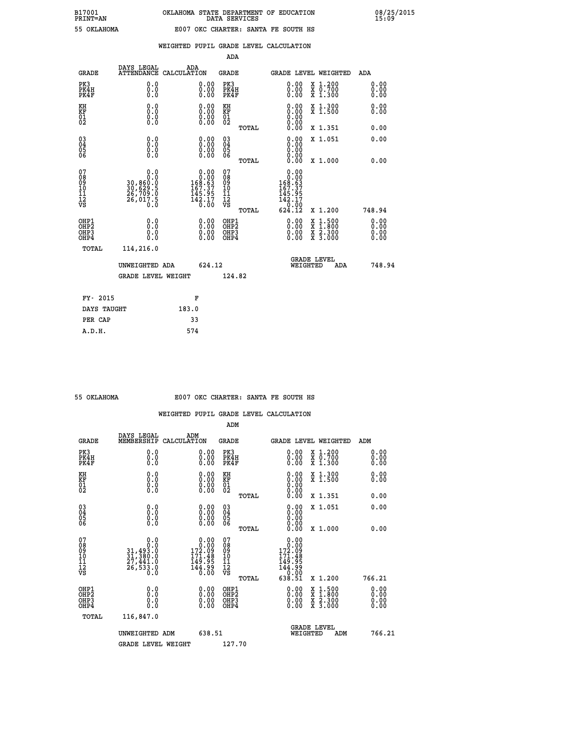B17001 OKLAHOMA STATE DEPARTMENT OF EDUCATION 08/25/2015
PRINT=AN DATA SERVICES 15:09

55 OKLAHOMA E007 OKC CHARTER: SANTA FE SOUTH HS

WEIGHTED PUPIL GRADE LEVEL CALCULATION

ADA

| GRADE | DAYS LEGAL ATTENDANCE | ADA CALCULATION | GRADE | GRADE LEVEL | WEIGHTED | ADA |
|---|---|---|---|---|---|---|
| PK3 | 0.0 | 0.00 | PK3 | 0.00 | X 1.200 | 0.00 |
| PK4H | 0.0 | 0.00 | PK4H | 0.00 | X 0.700 | 0.00 |
| PK4F | 0.0 | 0.00 | PK4F | 0.00 | X 1.300 | 0.00 |
| KH | 0.0 | 0.00 | KH | 0.00 | X 1.300 | 0.00 |
| KF | 0.0 | 0.00 | KF | 0.00 | X 1.500 | 0.00 |
| 01 | 0.0 | 0.00 | 01 | 0.00 | | |
| 02 | 0.0 | 0.00 | 02 | 0.00 | | |
| | | | TOTAL | 0.00 | X 1.351 | 0.00 |
| 03 | 0.0 | 0.00 | 03 | 0.00 | X 1.051 | 0.00 |
| 04 | 0.0 | 0.00 | 04 | 0.00 | | |
| 05 | 0.0 | 0.00 | 05 | 0.00 | | |
| 06 | 0.0 | 0.00 | 06 | 0.00 | | |
| | | | TOTAL | 0.00 | X 1.000 | 0.00 |
| 07 | 0.0 | 0.00 | 07 | 0.00 | | |
| 08 | 0.0 | 0.00 | 08 | 0.00 | | |
| 09 | 30,860.0 | 168.63 | 09 | 168.63 | | |
| 10 | 30,629.5 | 167.37 | 10 | 167.37 | | |
| 11 | 26,709.0 | 145.95 | 11 | 145.95 | | |
| 12 | 26,017.5 | 142.17 | 12 | 142.17 | | |
| VS | 0.0 | 0.00 | VS | 0.00 | | |
| | | | TOTAL | 624.12 | X 1.200 | 748.94 |
| OHP1 | 0.0 | 0.00 | OHP1 | 0.00 | X 1.500 | 0.00 |
| OHP2 | 0.0 | 0.00 | OHP2 | 0.00 | X 1.800 | 0.00 |
| OHP3 | 0.0 | 0.00 | OHP3 | 0.00 | X 2.300 | 0.00 |
| OHP4 | 0.0 | 0.00 | OHP4 | 0.00 | X 3.000 | 0.00 |
| TOTAL | 114,216.0 | | | | | |

UNWEIGHTED ADA 624.12 GRADE LEVEL WEIGHTED ADA 748.94

GRADE LEVEL WEIGHT 124.82

| FY- 2015 | F |
|---|---|
| DAYS TAUGHT | 183.0 |
| PER CAP | 33 |
| A.D.H. | 574 |

55 OKLAHOMA E007 OKC CHARTER: SANTA FE SOUTH HS

WEIGHTED PUPIL GRADE LEVEL CALCULATION

ADM

| GRADE | DAYS LEGAL MEMBERSHIP | ADM CALCULATION | GRADE | GRADE LEVEL | WEIGHTED | ADM |
|---|---|---|---|---|---|---|
| PK3 | 0.0 | 0.00 | PK3 | 0.00 | X 1.200 | 0.00 |
| PK4H | 0.0 | 0.00 | PK4H | 0.00 | X 0.700 | 0.00 |
| PK4F | 0.0 | 0.00 | PK4F | 0.00 | X 1.300 | 0.00 |
| KH | 0.0 | 0.00 | KH | 0.00 | X 1.300 | 0.00 |
| KF | 0.0 | 0.00 | KF | 0.00 | X 1.500 | 0.00 |
| 01 | 0.0 | 0.00 | 01 | 0.00 | | |
| 02 | 0.0 | 0.00 | 02 | 0.00 | | |
| | | | TOTAL | 0.00 | X 1.351 | 0.00 |
| 03 | 0.0 | 0.00 | 03 | 0.00 | X 1.051 | 0.00 |
| 04 | 0.0 | 0.00 | 04 | 0.00 | | |
| 05 | 0.0 | 0.00 | 05 | 0.00 | | |
| 06 | 0.0 | 0.00 | 06 | 0.00 | | |
| | | | TOTAL | 0.00 | X 1.000 | 0.00 |
| 07 | 0.0 | 0.00 | 07 | 0.00 | | |
| 08 | 0.0 | 0.00 | 08 | 0.00 | | |
| 09 | 31,493.0 | 172.09 | 09 | 172.09 | | |
| 10 | 31,380.0 | 171.48 | 10 | 171.48 | | |
| 11 | 27,441.0 | 149.95 | 11 | 149.95 | | |
| 12 | 26,533.0 | 144.99 | 12 | 144.99 | | |
| VS | 0.0 | 0.00 | VS | 0.00 | | |
| | | | TOTAL | 638.51 | X 1.200 | 766.21 |
| OHP1 | 0.0 | 0.00 | OHP1 | 0.00 | X 1.500 | 0.00 |
| OHP2 | 0.0 | 0.00 | OHP2 | 0.00 | X 1.800 | 0.00 |
| OHP3 | 0.0 | 0.00 | OHP3 | 0.00 | X 2.300 | 0.00 |
| OHP4 | 0.0 | 0.00 | OHP4 | 0.00 | X 3.000 | 0.00 |
| TOTAL | 116,847.0 | | | | | |

UNWEIGHTED ADM 638.51 GRADE LEVEL WEIGHTED ADM 766.21

GRADE LEVEL WEIGHT 127.70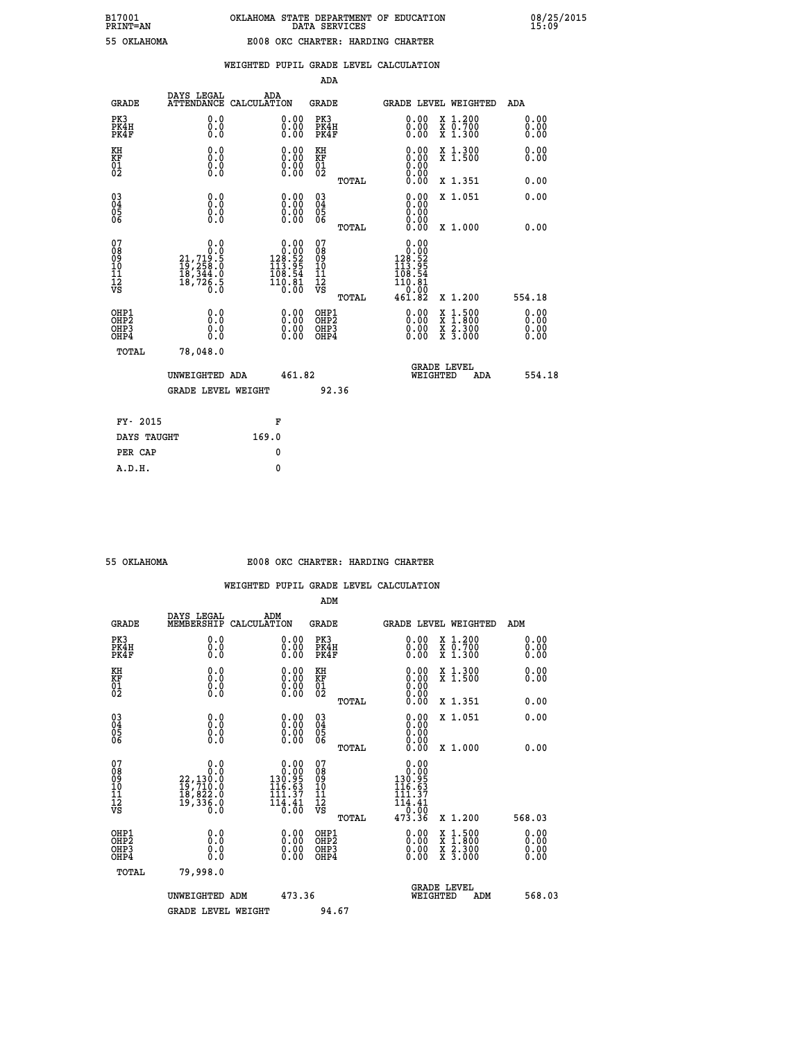B17001 PRINT=AN — OKLAHOMA STATE DEPARTMENT OF EDUCATION DATA SERVICES — 08/25/2015 15:09

55 OKLAHOMA — E008 OKC CHARTER: HARDING CHARTER

### WEIGHTED PUPIL GRADE LEVEL CALCULATION

ADA

| GRADE | DAYS LEGAL ATTENDANCE | ADA CALCULATION | GRADE | GRADE LEVEL | WEIGHTED | ADA |
|---|---|---|---|---|---|---|
| PK3 | 0.0 | 0.00 | PK3 | 0.00 | X 1.200 | 0.00 |
| PK4H | 0.0 | 0.00 | PK4H | 0.00 | X 0.700 | 0.00 |
| PK4F | 0.0 | 0.00 | PK4F | 0.00 | X 1.300 | 0.00 |
| KH | 0.0 | 0.00 | KH | 0.00 | X 1.300 | 0.00 |
| KF | 0.0 | 0.00 | KF | 0.00 | X 1.500 | 0.00 |
| 01 | 0.0 | 0.00 | 01 | 0.00 | | |
| 02 | 0.0 | 0.00 | 02 | 0.00 | | |
| | | | TOTAL | 0.00 | X 1.351 | 0.00 |
| 03 | 0.0 | 0.00 | 03 | 0.00 | X 1.051 | 0.00 |
| 04 | 0.0 | 0.00 | 04 | 0.00 | | |
| 05 | 0.0 | 0.00 | 05 | 0.00 | | |
| 06 | 0.0 | 0.00 | 06 | 0.00 | | |
| | | | TOTAL | 0.00 | X 1.000 | 0.00 |
| 07 | 0.0 | 0.00 | 07 | 0.00 | | |
| 08 | 0.0 | 0.00 | 08 | 0.00 | | |
| 09 | 21,719.5 | 128.52 | 09 | 128.52 | | |
| 10 | 19,258.0 | 113.95 | 10 | 113.95 | | |
| 11 | 18,344.0 | 108.54 | 11 | 108.54 | | |
| 12 | 18,726.5 | 110.81 | 12 | 110.81 | | |
| VS | 0.0 | 0.00 | VS | 0.00 | | |
| | | | TOTAL | 461.82 | X 1.200 | 554.18 |
| OHP1 | 0.0 | 0.00 | OHP1 | 0.00 | X 1.500 | 0.00 |
| OHP2 | 0.0 | 0.00 | OHP2 | 0.00 | X 1.800 | 0.00 |
| OHP3 | 0.0 | 0.00 | OHP3 | 0.00 | X 2.300 | 0.00 |
| OHP4 | 0.0 | 0.00 | OHP4 | 0.00 | X 3.000 | 0.00 |
| TOTAL | 78,048.0 | | | | | |

UNWEIGHTED ADA 461.82 — GRADE LEVEL WEIGHTED ADA 554.18

GRADE LEVEL WEIGHT 92.36

| | |
|---|---|
| FY- 2015 | F |
| DAYS TAUGHT | 169.0 |
| PER CAP | 0 |
| A.D.H. | 0 |

55 OKLAHOMA — E008 OKC CHARTER: HARDING CHARTER

### WEIGHTED PUPIL GRADE LEVEL CALCULATION

ADM

| GRADE | DAYS LEGAL MEMBERSHIP | ADM CALCULATION | GRADE | GRADE LEVEL | WEIGHTED | ADM |
|---|---|---|---|---|---|---|
| PK3 | 0.0 | 0.00 | PK3 | 0.00 | X 1.200 | 0.00 |
| PK4H | 0.0 | 0.00 | PK4H | 0.00 | X 0.700 | 0.00 |
| PK4F | 0.0 | 0.00 | PK4F | 0.00 | X 1.300 | 0.00 |
| KH | 0.0 | 0.00 | KH | 0.00 | X 1.300 | 0.00 |
| KF | 0.0 | 0.00 | KF | 0.00 | X 1.500 | 0.00 |
| 01 | 0.0 | 0.00 | 01 | 0.00 | | |
| 02 | 0.0 | 0.00 | 02 | 0.00 | | |
| | | | TOTAL | 0.00 | X 1.351 | 0.00 |
| 03 | 0.0 | 0.00 | 03 | 0.00 | X 1.051 | 0.00 |
| 04 | 0.0 | 0.00 | 04 | 0.00 | | |
| 05 | 0.0 | 0.00 | 05 | 0.00 | | |
| 06 | 0.0 | 0.00 | 06 | 0.00 | | |
| | | | TOTAL | 0.00 | X 1.000 | 0.00 |
| 07 | 0.0 | 0.00 | 07 | 0.00 | | |
| 08 | 0.0 | 0.00 | 08 | 0.00 | | |
| 09 | 22,130.0 | 130.95 | 09 | 130.95 | | |
| 10 | 19,710.0 | 116.63 | 10 | 116.63 | | |
| 11 | 18,822.0 | 111.37 | 11 | 111.37 | | |
| 12 | 19,336.0 | 114.41 | 12 | 114.41 | | |
| VS | 0.0 | 0.00 | VS | 0.00 | | |
| | | | TOTAL | 473.36 | X 1.200 | 568.03 |
| OHP1 | 0.0 | 0.00 | OHP1 | 0.00 | X 1.500 | 0.00 |
| OHP2 | 0.0 | 0.00 | OHP2 | 0.00 | X 1.800 | 0.00 |
| OHP3 | 0.0 | 0.00 | OHP3 | 0.00 | X 2.300 | 0.00 |
| OHP4 | 0.0 | 0.00 | OHP4 | 0.00 | X 3.000 | 0.00 |
| TOTAL | 79,998.0 | | | | | |

UNWEIGHTED ADM 473.36 — GRADE LEVEL WEIGHTED ADM 568.03

GRADE LEVEL WEIGHT 94.67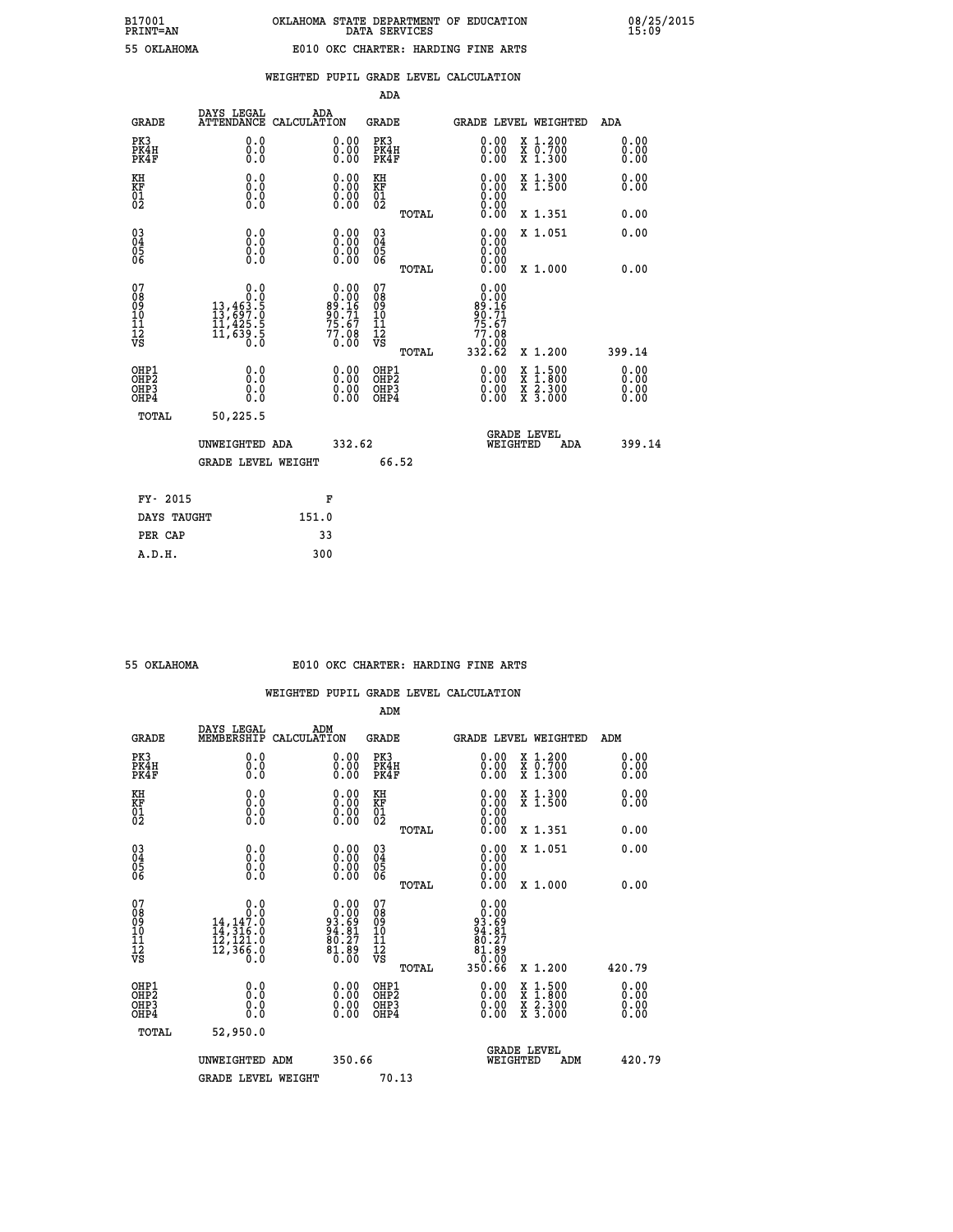B17001 PRINT=AN — OKLAHOMA STATE DEPARTMENT OF EDUCATION DATA SERVICES — 08/25/2015 15:09

55 OKLAHOMA — E010 OKC CHARTER: HARDING FINE ARTS

## WEIGHTED PUPIL GRADE LEVEL CALCULATION

### ADA

| GRADE | DAYS LEGAL ATTENDANCE | ADA CALCULATION | GRADE | GRADE LEVEL | WEIGHTED | ADA |
|---|---|---|---|---|---|---|
| PK3 | 0.0 | 0.00 | PK3 | 0.00 | X 1.200 | 0.00 |
| PK4H | 0.0 | 0.00 | PK4H | 0.00 | X 0.700 | 0.00 |
| PK4F | 0.0 | 0.00 | PK4F | 0.00 | X 1.300 | 0.00 |
| KH | 0.0 | 0.00 | KH | 0.00 | X 1.300 | 0.00 |
| KF | 0.0 | 0.00 | KF | 0.00 | X 1.500 | 0.00 |
| 01 | 0.0 | 0.00 | 01 | 0.00 | | |
| 02 | 0.0 | 0.00 | 02 | 0.00 | | |
| | | | TOTAL | 0.00 | X 1.351 | 0.00 |
| 03 | 0.0 | 0.00 | 03 | 0.00 | X 1.051 | 0.00 |
| 04 | 0.0 | 0.00 | 04 | 0.00 | | |
| 05 | 0.0 | 0.00 | 05 | 0.00 | | |
| 06 | 0.0 | 0.00 | 06 | 0.00 | | |
| | | | TOTAL | 0.00 | X 1.000 | 0.00 |
| 07 | 0.0 | 0.00 | 07 | 0.00 | | |
| 08 | 0.0 | 0.00 | 08 | 0.00 | | |
| 09 | 13,463.5 | 89.16 | 09 | 89.16 | | |
| 10 | 13,697.0 | 90.71 | 10 | 90.71 | | |
| 11 | 11,425.5 | 75.67 | 11 | 75.67 | | |
| 12 | 11,639.5 | 77.08 | 12 | 77.08 | | |
| VS | 0.0 | 0.00 | VS | 0.00 | | |
| | | | TOTAL | 332.62 | X 1.200 | 399.14 |
| OHP1 | 0.0 | 0.00 | OHP1 | 0.00 | X 1.500 | 0.00 |
| OHP2 | 0.0 | 0.00 | OHP2 | 0.00 | X 1.800 | 0.00 |
| OHP3 | 0.0 | 0.00 | OHP3 | 0.00 | X 2.300 | 0.00 |
| OHP4 | 0.0 | 0.00 | OHP4 | 0.00 | X 3.000 | 0.00 |
| TOTAL | 50,225.5 | | | | | |

UNWEIGHTED ADA 332.62 — GRADE LEVEL WEIGHTED ADA 399.14

GRADE LEVEL WEIGHT 66.52

| | |
|---|---|
| FY- 2015 | F |
| DAYS TAUGHT | 151.0 |
| PER CAP | 33 |
| A.D.H. | 300 |

55 OKLAHOMA — E010 OKC CHARTER: HARDING FINE ARTS

## WEIGHTED PUPIL GRADE LEVEL CALCULATION

### ADM

| GRADE | DAYS LEGAL MEMBERSHIP | ADM CALCULATION | GRADE | GRADE LEVEL | WEIGHTED | ADM |
|---|---|---|---|---|---|---|
| PK3 | 0.0 | 0.00 | PK3 | 0.00 | X 1.200 | 0.00 |
| PK4H | 0.0 | 0.00 | PK4H | 0.00 | X 0.700 | 0.00 |
| PK4F | 0.0 | 0.00 | PK4F | 0.00 | X 1.300 | 0.00 |
| KH | 0.0 | 0.00 | KH | 0.00 | X 1.300 | 0.00 |
| KF | 0.0 | 0.00 | KF | 0.00 | X 1.500 | 0.00 |
| 01 | 0.0 | 0.00 | 01 | 0.00 | | |
| 02 | 0.0 | 0.00 | 02 | 0.00 | | |
| | | | TOTAL | 0.00 | X 1.351 | 0.00 |
| 03 | 0.0 | 0.00 | 03 | 0.00 | X 1.051 | 0.00 |
| 04 | 0.0 | 0.00 | 04 | 0.00 | | |
| 05 | 0.0 | 0.00 | 05 | 0.00 | | |
| 06 | 0.0 | 0.00 | 06 | 0.00 | | |
| | | | TOTAL | 0.00 | X 1.000 | 0.00 |
| 07 | 0.0 | 0.00 | 07 | 0.00 | | |
| 08 | 0.0 | 0.00 | 08 | 0.00 | | |
| 09 | 14,147.0 | 93.69 | 09 | 93.69 | | |
| 10 | 14,316.0 | 94.81 | 10 | 94.81 | | |
| 11 | 12,121.0 | 80.27 | 11 | 80.27 | | |
| 12 | 12,366.0 | 81.89 | 12 | 81.89 | | |
| VS | 0.0 | 0.00 | VS | 0.00 | | |
| | | | TOTAL | 350.66 | X 1.200 | 420.79 |
| OHP1 | 0.0 | 0.00 | OHP1 | 0.00 | X 1.500 | 0.00 |
| OHP2 | 0.0 | 0.00 | OHP2 | 0.00 | X 1.800 | 0.00 |
| OHP3 | 0.0 | 0.00 | OHP3 | 0.00 | X 2.300 | 0.00 |
| OHP4 | 0.0 | 0.00 | OHP4 | 0.00 | X 3.000 | 0.00 |
| TOTAL | 52,950.0 | | | | | |

UNWEIGHTED ADM 350.66 — GRADE LEVEL WEIGHTED ADM 420.79

GRADE LEVEL WEIGHT 70.13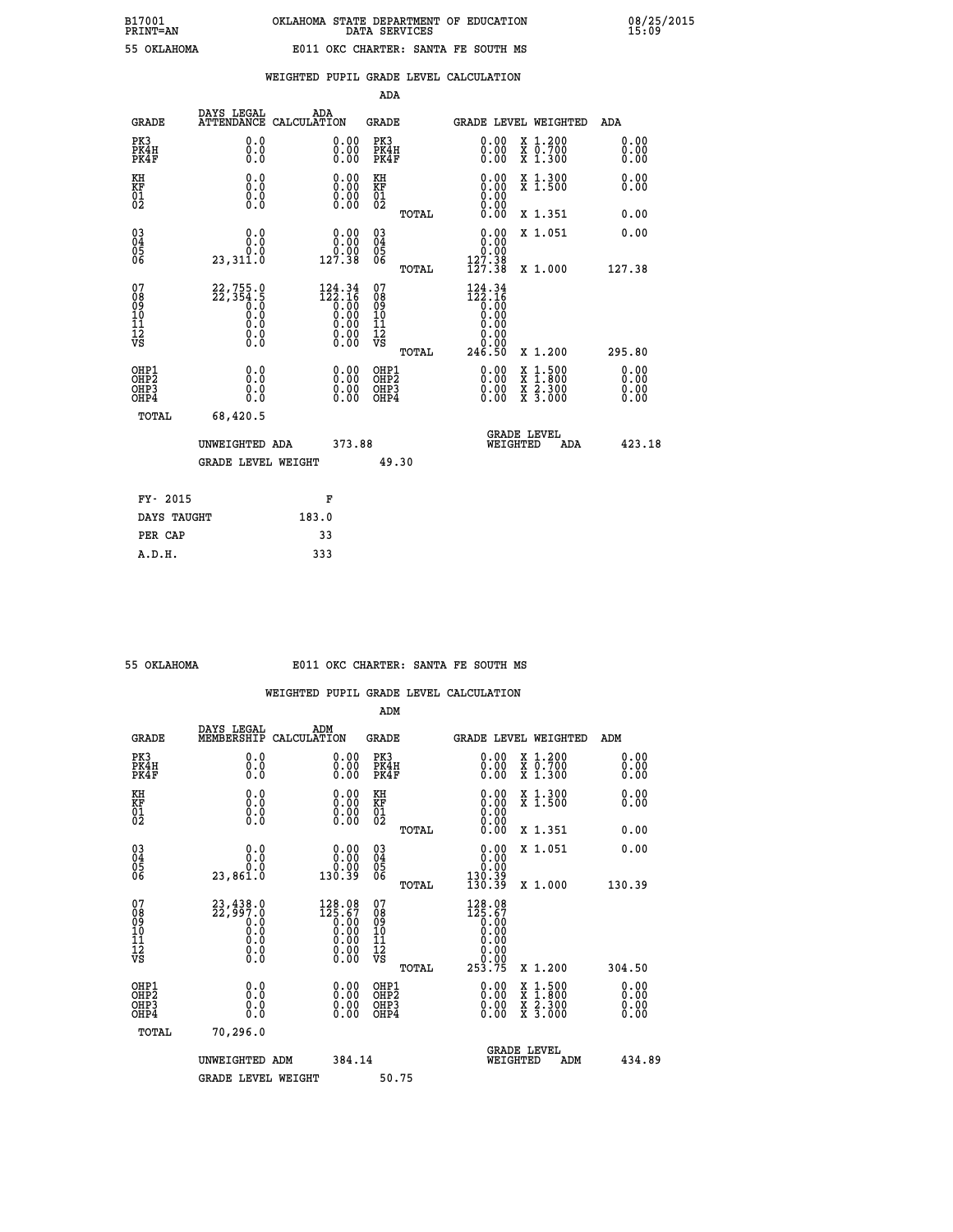B17001 OKLAHOMA STATE DEPARTMENT OF EDUCATION 08/25/2015
PRINT=AN DATA SERVICES 15:09

55 OKLAHOMA E011 OKC CHARTER: SANTA FE SOUTH MS

WEIGHTED PUPIL GRADE LEVEL CALCULATION

ADA

| GRADE | DAYS LEGAL ATTENDANCE | ADA CALCULATION | GRADE | GRADE LEVEL | WEIGHTED | ADA |
|---|---|---|---|---|---|---|
| PK3 | 0.0 | 0.00 | PK3 | 0.00 | X 1.200 | 0.00 |
| PK4H | 0.0 | 0.00 | PK4H | 0.00 | X 0.700 | 0.00 |
| PK4F | 0.0 | 0.00 | PK4F | 0.00 | X 1.300 | 0.00 |
| KH | 0.0 | 0.00 | KH | 0.00 | X 1.300 | 0.00 |
| KF | 0.0 | 0.00 | KF | 0.00 | X 1.500 | 0.00 |
| 01 | 0.0 | 0.00 | 01 | 0.00 | | |
| 02 | 0.0 | 0.00 | 02 | 0.00 | | |
| | | | TOTAL | 0.00 | X 1.351 | 0.00 |
| 03 | 0.0 | 0.00 | 03 | 0.00 | X 1.051 | 0.00 |
| 04 | 0.0 | 0.00 | 04 | 0.00 | | |
| 05 | 0.0 | 0.00 | 05 | 0.00 | | |
| 06 | 23,311.0 | 127.38 | 06 | 127.38 | | |
| | | | TOTAL | 127.38 | X 1.000 | 127.38 |
| 07 | 22,755.0 | 124.34 | 07 | 124.34 | | |
| 08 | 22,354.5 | 122.16 | 08 | 122.16 | | |
| 09 | 0.0 | 0.00 | 09 | 0.00 | | |
| 10 | 0.0 | 0.00 | 10 | 0.00 | | |
| 11 | 0.0 | 0.00 | 11 | 0.00 | | |
| 12 | 0.0 | 0.00 | 12 | 0.00 | | |
| VS | 0.0 | 0.00 | VS | 0.00 | | |
| | | | TOTAL | 246.50 | X 1.200 | 295.80 |
| OHP1 | 0.0 | 0.00 | OHP1 | 0.00 | X 1.500 | 0.00 |
| OHP2 | 0.0 | 0.00 | OHP2 | 0.00 | X 1.800 | 0.00 |
| OHP3 | 0.0 | 0.00 | OHP3 | 0.00 | X 2.300 | 0.00 |
| OHP4 | 0.0 | 0.00 | OHP4 | 0.00 | X 3.000 | 0.00 |
| TOTAL | 68,420.5 | | | | | |

UNWEIGHTED ADA 373.88 GRADE LEVEL WEIGHTED ADA 423.18

GRADE LEVEL WEIGHT 49.30

| FY- 2015 | F |
|---|---|
| DAYS TAUGHT | 183.0 |
| PER CAP | 33 |
| A.D.H. | 333 |

55 OKLAHOMA E011 OKC CHARTER: SANTA FE SOUTH MS

WEIGHTED PUPIL GRADE LEVEL CALCULATION

ADM

| GRADE | DAYS LEGAL MEMBERSHIP | ADM CALCULATION | GRADE | GRADE LEVEL | WEIGHTED | ADM |
|---|---|---|---|---|---|---|
| PK3 | 0.0 | 0.00 | PK3 | 0.00 | X 1.200 | 0.00 |
| PK4H | 0.0 | 0.00 | PK4H | 0.00 | X 0.700 | 0.00 |
| PK4F | 0.0 | 0.00 | PK4F | 0.00 | X 1.300 | 0.00 |
| KH | 0.0 | 0.00 | KH | 0.00 | X 1.300 | 0.00 |
| KF | 0.0 | 0.00 | KF | 0.00 | X 1.500 | 0.00 |
| 01 | 0.0 | 0.00 | 01 | 0.00 | | |
| 02 | 0.0 | 0.00 | 02 | 0.00 | | |
| | | | TOTAL | 0.00 | X 1.351 | 0.00 |
| 03 | 0.0 | 0.00 | 03 | 0.00 | X 1.051 | 0.00 |
| 04 | 0.0 | 0.00 | 04 | 0.00 | | |
| 05 | 0.0 | 0.00 | 05 | 0.00 | | |
| 06 | 23,861.0 | 130.39 | 06 | 130.39 | | |
| | | | TOTAL | 130.39 | X 1.000 | 130.39 |
| 07 | 23,438.0 | 128.08 | 07 | 128.08 | | |
| 08 | 22,997.0 | 125.67 | 08 | 125.67 | | |
| 09 | 0.0 | 0.00 | 09 | 0.00 | | |
| 10 | 0.0 | 0.00 | 10 | 0.00 | | |
| 11 | 0.0 | 0.00 | 11 | 0.00 | | |
| 12 | 0.0 | 0.00 | 12 | 0.00 | | |
| VS | 0.0 | 0.00 | VS | 0.00 | | |
| | | | TOTAL | 253.75 | X 1.200 | 304.50 |
| OHP1 | 0.0 | 0.00 | OHP1 | 0.00 | X 1.500 | 0.00 |
| OHP2 | 0.0 | 0.00 | OHP2 | 0.00 | X 1.800 | 0.00 |
| OHP3 | 0.0 | 0.00 | OHP3 | 0.00 | X 2.300 | 0.00 |
| OHP4 | 0.0 | 0.00 | OHP4 | 0.00 | X 3.000 | 0.00 |
| TOTAL | 70,296.0 | | | | | |

UNWEIGHTED ADM 384.14 GRADE LEVEL WEIGHTED ADM 434.89

GRADE LEVEL WEIGHT 50.75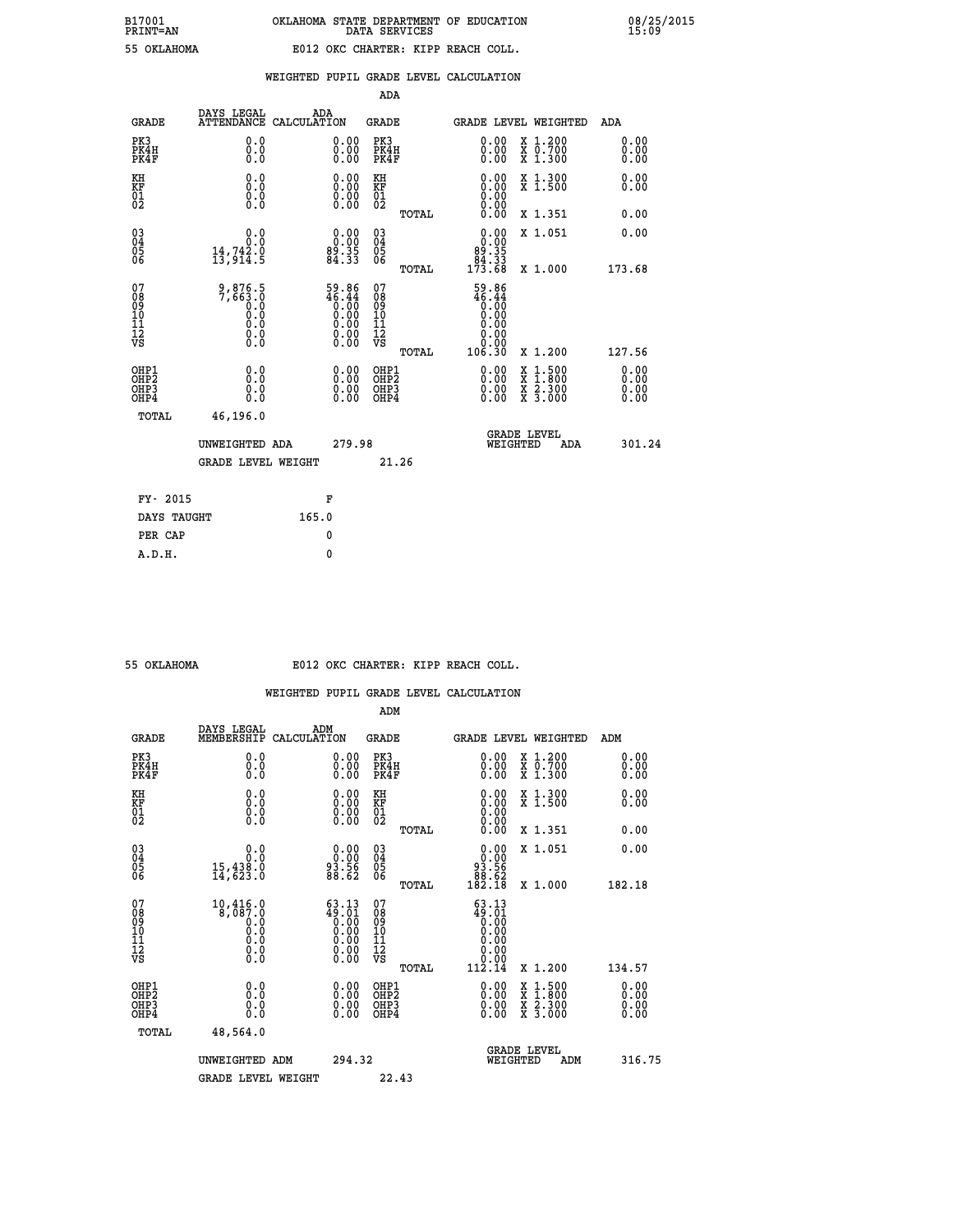B17001 OKLAHOMA STATE DEPARTMENT OF EDUCATION 08/25/2015
PRINT=AN DATA SERVICES 15:09

55 OKLAHOMA E012 OKC CHARTER: KIPP REACH COLL.

## WEIGHTED PUPIL GRADE LEVEL CALCULATION

### ADA

| GRADE | DAYS LEGAL ATTENDANCE | ADA CALCULATION | GRADE | GRADE LEVEL | WEIGHTED | ADA |
|---|---|---|---|---|---|---|
| PK3 | 0.0 | 0.00 | PK3 | 0.00 | X 1.200 | 0.00 |
| PK4H | 0.0 | 0.00 | PK4H | 0.00 | X 0.700 | 0.00 |
| PK4F | 0.0 | 0.00 | PK4F | 0.00 | X 1.300 | 0.00 |
| KH | 0.0 | 0.00 | KH | 0.00 | X 1.300 | 0.00 |
| KF | 0.0 | 0.00 | KF | 0.00 | X 1.500 | 0.00 |
| 01 | 0.0 | 0.00 | 01 | 0.00 | | |
| 02 | 0.0 | 0.00 | 02 | 0.00 | | |
| | | | TOTAL | 0.00 | X 1.351 | 0.00 |
| 03 | 0.0 | 0.00 | 03 | 0.00 | X 1.051 | 0.00 |
| 04 | 0.0 | 0.00 | 04 | 0.00 | | |
| 05 | 14,742.0 | 89.35 | 05 | 89.35 | | |
| 06 | 13,914.5 | 84.33 | 06 | 84.33 | | |
| | | | TOTAL | 173.68 | X 1.000 | 173.68 |
| 07 | 9,876.5 | 59.86 | 07 | 59.86 | | |
| 08 | 7,663.0 | 46.44 | 08 | 46.44 | | |
| 09 | 0.0 | 0.00 | 09 | 0.00 | | |
| 10 | 0.0 | 0.00 | 10 | 0.00 | | |
| 11 | 0.0 | 0.00 | 11 | 0.00 | | |
| 12 | 0.0 | 0.00 | 12 | 0.00 | | |
| VS | 0.0 | 0.00 | VS | 0.00 | | |
| | | | TOTAL | 106.30 | X 1.200 | 127.56 |
| OHP1 | 0.0 | 0.00 | OHP1 | 0.00 | X 1.500 | 0.00 |
| OHP2 | 0.0 | 0.00 | OHP2 | 0.00 | X 1.800 | 0.00 |
| OHP3 | 0.0 | 0.00 | OHP3 | 0.00 | X 2.300 | 0.00 |
| OHP4 | 0.0 | 0.00 | OHP4 | 0.00 | X 3.000 | 0.00 |
| TOTAL | 46,196.0 | | | | | |

UNWEIGHTED ADA 279.98 GRADE LEVEL WEIGHTED ADA 301.24

GRADE LEVEL WEIGHT 21.26

FY- 2015 F
DAYS TAUGHT 165.0
PER CAP 0
A.D.H. 0

55 OKLAHOMA E012 OKC CHARTER: KIPP REACH COLL.

## WEIGHTED PUPIL GRADE LEVEL CALCULATION

### ADM

| GRADE | DAYS LEGAL MEMBERSHIP | ADM CALCULATION | GRADE | GRADE LEVEL | WEIGHTED | ADM |
|---|---|---|---|---|---|---|
| PK3 | 0.0 | 0.00 | PK3 | 0.00 | X 1.200 | 0.00 |
| PK4H | 0.0 | 0.00 | PK4H | 0.00 | X 0.700 | 0.00 |
| PK4F | 0.0 | 0.00 | PK4F | 0.00 | X 1.300 | 0.00 |
| KH | 0.0 | 0.00 | KH | 0.00 | X 1.300 | 0.00 |
| KF | 0.0 | 0.00 | KF | 0.00 | X 1.500 | 0.00 |
| 01 | 0.0 | 0.00 | 01 | 0.00 | | |
| 02 | 0.0 | 0.00 | 02 | 0.00 | | |
| | | | TOTAL | 0.00 | X 1.351 | 0.00 |
| 03 | 0.0 | 0.00 | 03 | 0.00 | X 1.051 | 0.00 |
| 04 | 0.0 | 0.00 | 04 | 0.00 | | |
| 05 | 15,438.0 | 93.56 | 05 | 93.56 | | |
| 06 | 14,623.0 | 88.62 | 06 | 88.62 | | |
| | | | TOTAL | 182.18 | X 1.000 | 182.18 |
| 07 | 10,416.0 | 63.13 | 07 | 63.13 | | |
| 08 | 8,087.0 | 49.01 | 08 | 49.01 | | |
| 09 | 0.0 | 0.00 | 09 | 0.00 | | |
| 10 | 0.0 | 0.00 | 10 | 0.00 | | |
| 11 | 0.0 | 0.00 | 11 | 0.00 | | |
| 12 | 0.0 | 0.00 | 12 | 0.00 | | |
| VS | 0.0 | 0.00 | VS | 0.00 | | |
| | | | TOTAL | 112.14 | X 1.200 | 134.57 |
| OHP1 | 0.0 | 0.00 | OHP1 | 0.00 | X 1.500 | 0.00 |
| OHP2 | 0.0 | 0.00 | OHP2 | 0.00 | X 1.800 | 0.00 |
| OHP3 | 0.0 | 0.00 | OHP3 | 0.00 | X 2.300 | 0.00 |
| OHP4 | 0.0 | 0.00 | OHP4 | 0.00 | X 3.000 | 0.00 |
| TOTAL | 48,564.0 | | | | | |

UNWEIGHTED ADM 294.32 GRADE LEVEL WEIGHTED ADM 316.75

GRADE LEVEL WEIGHT 22.43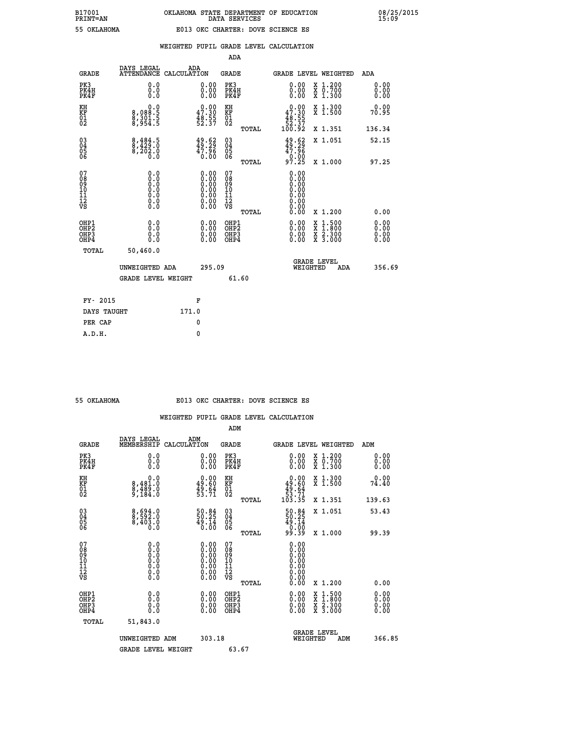B17001 OKLAHOMA STATE DEPARTMENT OF EDUCATION 08/25/2015
PRINT=AN DATA SERVICES 15:09

55 OKLAHOMA E013 OKC CHARTER: DOVE SCIENCE ES

WEIGHTED PUPIL GRADE LEVEL CALCULATION

ADA

| GRADE | DAYS LEGAL ATTENDANCE | ADA CALCULATION | GRADE | GRADE LEVEL | WEIGHTED | ADA |
|---|---|---|---|---|---|---|
| PK3 | 0.0 | 0.00 | PK3 | 0.00 | X 1.200 | 0.00 |
| PK4H | 0.0 | 0.00 | PK4H | 0.00 | X 0.700 | 0.00 |
| PK4F | 0.0 | 0.00 | PK4F | 0.00 | X 1.300 | 0.00 |
| KH | 0.0 | 0.00 | KH | 0.00 | X 1.300 | 0.00 |
| KF | 8,088.5 | 47.30 | KF | 47.30 | X 1.500 | 70.95 |
| 01 | 8,301.5 | 48.55 | 01 | 48.55 | | |
| 02 | 8,954.5 | 52.37 | 02 | 52.37 | | |
| | | | TOTAL | 100.92 | X 1.351 | 136.34 |
| 03 | 8,484.5 | 49.62 | 03 | 49.62 | X 1.051 | 52.15 |
| 04 | 8,429.0 | 49.29 | 04 | 49.29 | | |
| 05 | 8,202.0 | 47.96 | 05 | 47.96 | | |
| 06 | 0.0 | 0.00 | 06 | 0.00 | | |
| | | | TOTAL | 97.25 | X 1.000 | 97.25 |
| 07 | 0.0 | 0.00 | 07 | 0.00 | | |
| 08 | 0.0 | 0.00 | 08 | 0.00 | | |
| 09 | 0.0 | 0.00 | 09 | 0.00 | | |
| 10 | 0.0 | 0.00 | 10 | 0.00 | | |
| 11 | 0.0 | 0.00 | 11 | 0.00 | | |
| 12 | 0.0 | 0.00 | 12 | 0.00 | | |
| VS | 0.0 | 0.00 | VS | 0.00 | | |
| | | | TOTAL | 0.00 | X 1.200 | 0.00 |
| OHP1 | 0.0 | 0.00 | OHP1 | 0.00 | X 1.500 | 0.00 |
| OHP2 | 0.0 | 0.00 | OHP2 | 0.00 | X 1.800 | 0.00 |
| OHP3 | 0.0 | 0.00 | OHP3 | 0.00 | X 2.300 | 0.00 |
| OHP4 | 0.0 | 0.00 | OHP4 | 0.00 | X 3.000 | 0.00 |
| TOTAL | 50,460.0 | | | | | |

UNWEIGHTED ADA 295.09 | GRADE LEVEL WEIGHTED ADA 356.69

GRADE LEVEL WEIGHT 61.60

| FY- 2015 | F |
|---|---|
| DAYS TAUGHT | 171.0 |
| PER CAP | 0 |
| A.D.H. | 0 |

55 OKLAHOMA E013 OKC CHARTER: DOVE SCIENCE ES

WEIGHTED PUPIL GRADE LEVEL CALCULATION

ADM

| GRADE | DAYS LEGAL MEMBERSHIP | ADM CALCULATION | GRADE | GRADE LEVEL | WEIGHTED | ADM |
|---|---|---|---|---|---|---|
| PK3 | 0.0 | 0.00 | PK3 | 0.00 | X 1.200 | 0.00 |
| PK4H | 0.0 | 0.00 | PK4H | 0.00 | X 0.700 | 0.00 |
| PK4F | 0.0 | 0.00 | PK4F | 0.00 | X 1.300 | 0.00 |
| KH | 0.0 | 0.00 | KH | 0.00 | X 1.300 | 0.00 |
| KF | 8,481.0 | 49.60 | KF | 49.60 | X 1.500 | 74.40 |
| 01 | 8,489.0 | 49.64 | 01 | 49.64 | | |
| 02 | 9,184.0 | 53.71 | 02 | 53.71 | | |
| | | | TOTAL | 103.35 | X 1.351 | 139.63 |
| 03 | 8,694.0 | 50.84 | 03 | 50.84 | X 1.051 | 53.43 |
| 04 | 8,592.0 | 50.25 | 04 | 50.25 | | |
| 05 | 8,403.0 | 49.14 | 05 | 49.14 | | |
| 06 | 0.0 | 0.00 | 06 | 0.00 | | |
| | | | TOTAL | 99.39 | X 1.000 | 99.39 |
| 07 | 0.0 | 0.00 | 07 | 0.00 | | |
| 08 | 0.0 | 0.00 | 08 | 0.00 | | |
| 09 | 0.0 | 0.00 | 09 | 0.00 | | |
| 10 | 0.0 | 0.00 | 10 | 0.00 | | |
| 11 | 0.0 | 0.00 | 11 | 0.00 | | |
| 12 | 0.0 | 0.00 | 12 | 0.00 | | |
| VS | 0.0 | 0.00 | VS | 0.00 | | |
| | | | TOTAL | 0.00 | X 1.200 | 0.00 |
| OHP1 | 0.0 | 0.00 | OHP1 | 0.00 | X 1.500 | 0.00 |
| OHP2 | 0.0 | 0.00 | OHP2 | 0.00 | X 1.800 | 0.00 |
| OHP3 | 0.0 | 0.00 | OHP3 | 0.00 | X 2.300 | 0.00 |
| OHP4 | 0.0 | 0.00 | OHP4 | 0.00 | X 3.000 | 0.00 |
| TOTAL | 51,843.0 | | | | | |

UNWEIGHTED ADM 303.18 | GRADE LEVEL WEIGHTED ADM 366.85

GRADE LEVEL WEIGHT 63.67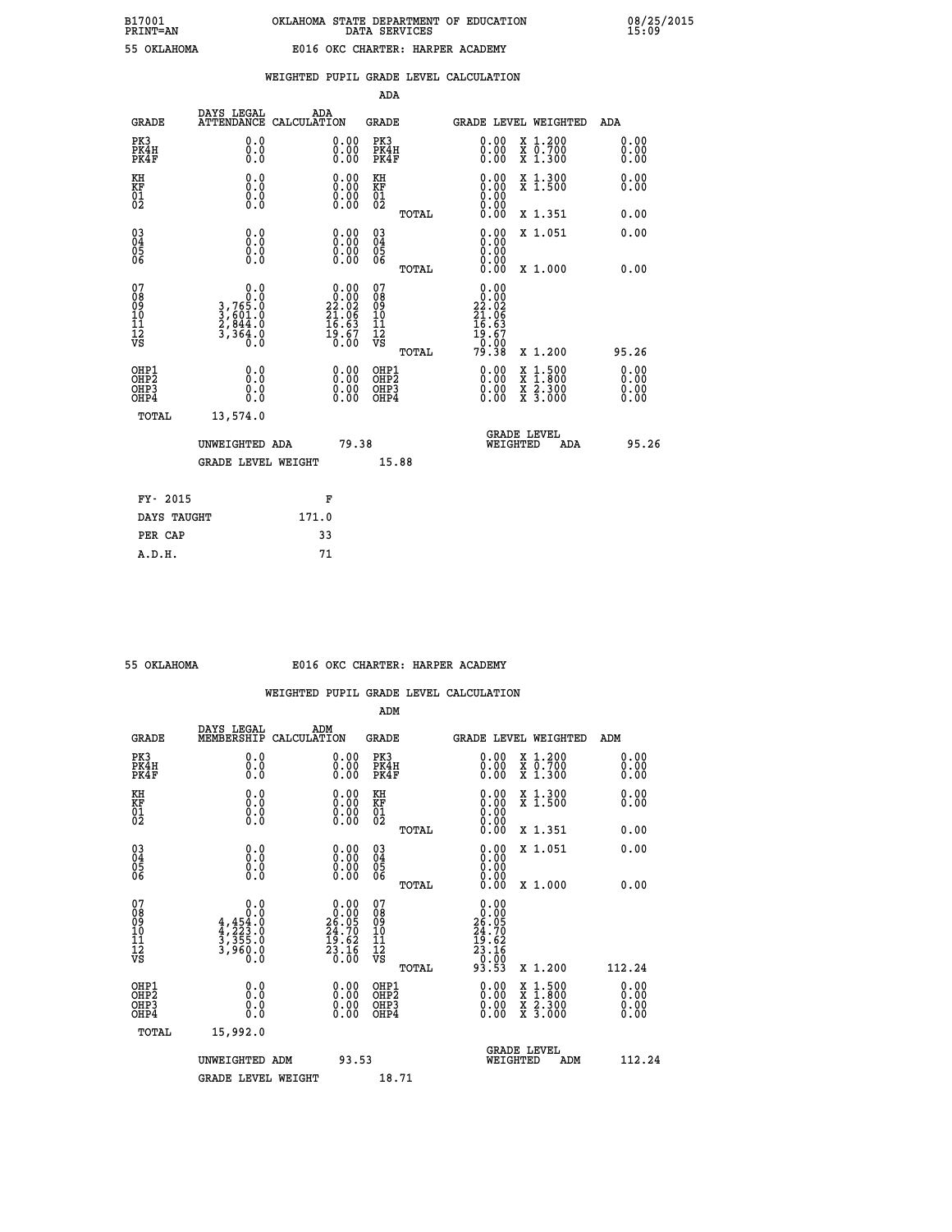B17001 PRINT=AN — OKLAHOMA STATE DEPARTMENT OF EDUCATION DATA SERVICES — 08/25/2015 15:09

55 OKLAHOMA — E016 OKC CHARTER: HARPER ACADEMY

## WEIGHTED PUPIL GRADE LEVEL CALCULATION

### ADA

| GRADE | DAYS LEGAL ATTENDANCE | ADA CALCULATION | GRADE | GRADE LEVEL | WEIGHTED | ADA |
|---|---|---|---|---|---|---|
| PK3 | 0.0 | 0.00 | PK3 | 0.00 | X 1.200 | 0.00 |
| PK4H | 0.0 | 0.00 | PK4H | 0.00 | X 0.700 | 0.00 |
| PK4F | 0.0 | 0.00 | PK4F | 0.00 | X 1.300 | 0.00 |
| KH | 0.0 | 0.00 | KH | 0.00 | X 1.300 | 0.00 |
| KF | 0.0 | 0.00 | KF | 0.00 | X 1.500 | 0.00 |
| 01 | 0.0 | 0.00 | 01 | 0.00 | | |
| 02 | 0.0 | 0.00 | 02 | 0.00 | | |
| | | | TOTAL | 0.00 | X 1.351 | 0.00 |
| 03 | 0.0 | 0.00 | 03 | 0.00 | X 1.051 | 0.00 |
| 04 | 0.0 | 0.00 | 04 | 0.00 | | |
| 05 | 0.0 | 0.00 | 05 | 0.00 | | |
| 06 | 0.0 | 0.00 | 06 | 0.00 | | |
| | | | TOTAL | 0.00 | X 1.000 | 0.00 |
| 07 | 0.0 | 0.00 | 07 | 0.00 | | |
| 08 | 0.0 | 0.00 | 08 | 0.00 | | |
| 09 | 3,765.0 | 22.02 | 09 | 22.02 | | |
| 10 | 3,601.0 | 21.06 | 10 | 21.06 | | |
| 11 | 2,844.0 | 16.63 | 11 | 16.63 | | |
| 12 | 3,364.0 | 19.67 | 12 | 19.67 | | |
| VS | 0.0 | 0.00 | VS | 0.00 | | |
| | | | TOTAL | 79.38 | X 1.200 | 95.26 |
| OHP1 | 0.0 | 0.00 | OHP1 | 0.00 | X 1.500 | 0.00 |
| OHP2 | 0.0 | 0.00 | OHP2 | 0.00 | X 1.800 | 0.00 |
| OHP3 | 0.0 | 0.00 | OHP3 | 0.00 | X 2.300 | 0.00 |
| OHP4 | 0.0 | 0.00 | OHP4 | 0.00 | X 3.000 | 0.00 |
| TOTAL | 13,574.0 | | | | | |

UNWEIGHTED ADA: 79.38 — GRADE LEVEL WEIGHTED ADA: 95.26

GRADE LEVEL WEIGHT: 15.88

| FY- 2015 | F |
|---|---|
| DAYS TAUGHT | 171.0 |
| PER CAP | 33 |
| A.D.H. | 71 |

55 OKLAHOMA — E016 OKC CHARTER: HARPER ACADEMY

## WEIGHTED PUPIL GRADE LEVEL CALCULATION

### ADM

| GRADE | DAYS LEGAL MEMBERSHIP | ADM CALCULATION | GRADE | GRADE LEVEL | WEIGHTED | ADM |
|---|---|---|---|---|---|---|
| PK3 | 0.0 | 0.00 | PK3 | 0.00 | X 1.200 | 0.00 |
| PK4H | 0.0 | 0.00 | PK4H | 0.00 | X 0.700 | 0.00 |
| PK4F | 0.0 | 0.00 | PK4F | 0.00 | X 1.300 | 0.00 |
| KH | 0.0 | 0.00 | KH | 0.00 | X 1.300 | 0.00 |
| KF | 0.0 | 0.00 | KF | 0.00 | X 1.500 | 0.00 |
| 01 | 0.0 | 0.00 | 01 | 0.00 | | |
| 02 | 0.0 | 0.00 | 02 | 0.00 | | |
| | | | TOTAL | 0.00 | X 1.351 | 0.00 |
| 03 | 0.0 | 0.00 | 03 | 0.00 | X 1.051 | 0.00 |
| 04 | 0.0 | 0.00 | 04 | 0.00 | | |
| 05 | 0.0 | 0.00 | 05 | 0.00 | | |
| 06 | 0.0 | 0.00 | 06 | 0.00 | | |
| | | | TOTAL | 0.00 | X 1.000 | 0.00 |
| 07 | 0.0 | 0.00 | 07 | 0.00 | | |
| 08 | 0.0 | 0.00 | 08 | 0.00 | | |
| 09 | 4,454.0 | 26.05 | 09 | 26.05 | | |
| 10 | 4,223.0 | 24.70 | 10 | 24.70 | | |
| 11 | 3,355.0 | 19.62 | 11 | 19.62 | | |
| 12 | 3,960.0 | 23.16 | 12 | 23.16 | | |
| VS | 0.0 | 0.00 | VS | 0.00 | | |
| | | | TOTAL | 93.53 | X 1.200 | 112.24 |
| OHP1 | 0.0 | 0.00 | OHP1 | 0.00 | X 1.500 | 0.00 |
| OHP2 | 0.0 | 0.00 | OHP2 | 0.00 | X 1.800 | 0.00 |
| OHP3 | 0.0 | 0.00 | OHP3 | 0.00 | X 2.300 | 0.00 |
| OHP4 | 0.0 | 0.00 | OHP4 | 0.00 | X 3.000 | 0.00 |
| TOTAL | 15,992.0 | | | | | |

UNWEIGHTED ADM: 93.53 — GRADE LEVEL WEIGHTED ADM: 112.24

GRADE LEVEL WEIGHT: 18.71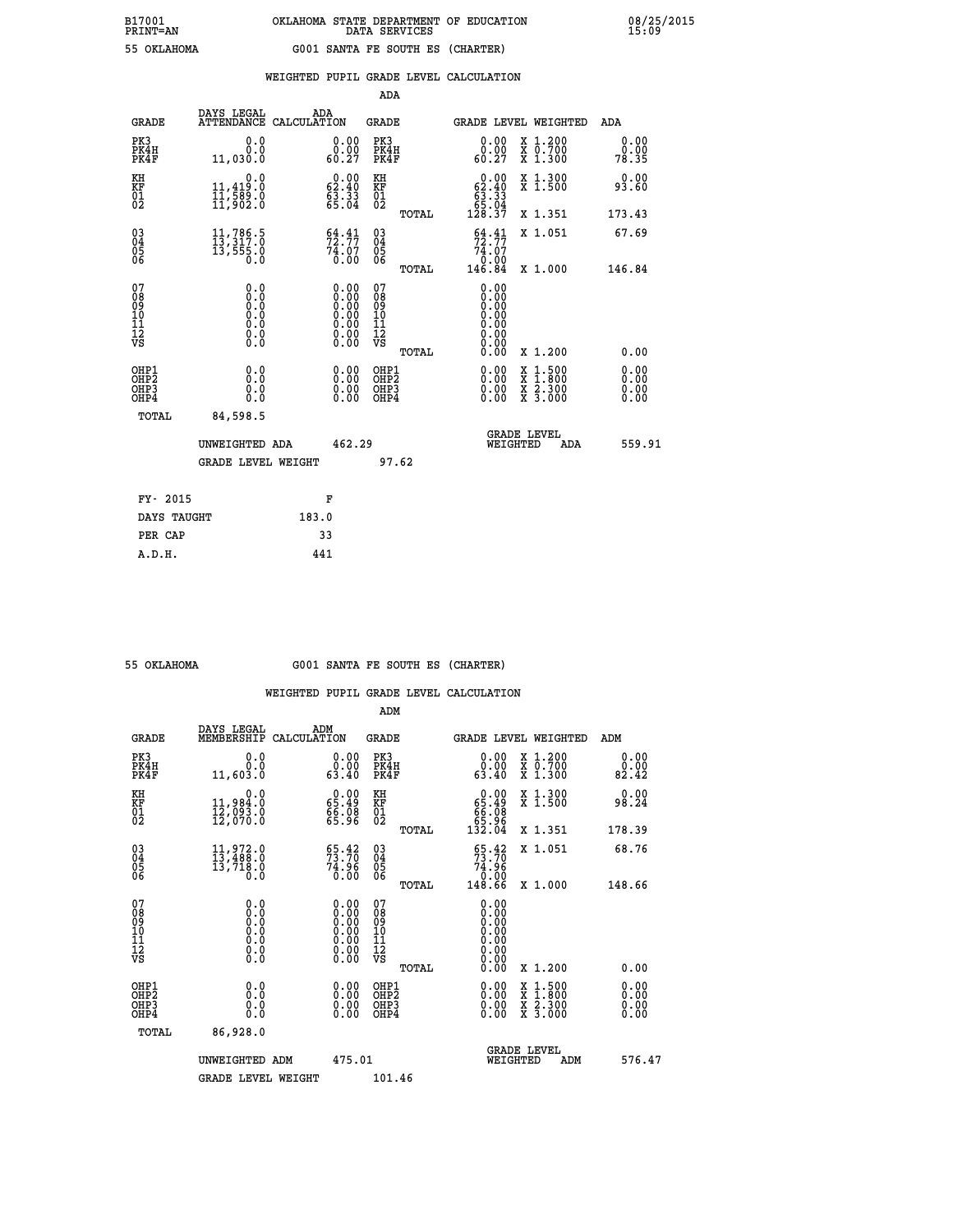B17001 OKLAHOMA STATE DEPARTMENT OF EDUCATION 08/25/2015
PRINT=AN DATA SERVICES 15:09

55 OKLAHOMA G001 SANTA FE SOUTH ES (CHARTER)

WEIGHTED PUPIL GRADE LEVEL CALCULATION

ADA

| GRADE | DAYS LEGAL ATTENDANCE | ADA CALCULATION | GRADE | GRADE LEVEL | WEIGHTED | ADA |
|---|---|---|---|---|---|---|
| PK3 | 0.0 | 0.00 | PK3 | 0.00 | X 1.200 | 0.00 |
| PK4H | 0.0 | 0.00 | PK4H | 0.00 | X 0.700 | 0.00 |
| PK4F | 11,030.0 | 60.27 | PK4F | 60.27 | X 1.300 | 78.35 |
| KH | 0.0 | 0.00 | KH | 0.00 | X 1.300 | 0.00 |
| KF | 11,419.0 | 62.40 | KF | 62.40 | X 1.500 | 93.60 |
| 01 | 11,589.0 | 63.33 | 01 | 63.33 | | |
| 02 | 11,902.0 | 65.04 | 02 | 65.04 | | |
| | | | TOTAL | 128.37 | X 1.351 | 173.43 |
| 03 | 11,786.5 | 64.41 | 03 | 64.41 | X 1.051 | 67.69 |
| 04 | 13,317.0 | 72.77 | 04 | 72.77 | | |
| 05 | 13,555.0 | 74.07 | 05 | 74.07 | | |
| 06 | 0.0 | 0.00 | 06 | 0.00 | | |
| | | | TOTAL | 146.84 | X 1.000 | 146.84 |
| 07 | 0.0 | 0.00 | 07 | 0.00 | | |
| 08 | 0.0 | 0.00 | 08 | 0.00 | | |
| 09 | 0.0 | 0.00 | 09 | 0.00 | | |
| 10 | 0.0 | 0.00 | 10 | 0.00 | | |
| 11 | 0.0 | 0.00 | 11 | 0.00 | | |
| 12 | 0.0 | 0.00 | 12 | 0.00 | | |
| VS | 0.0 | 0.00 | VS | 0.00 | | |
| | | | TOTAL | 0.00 | X 1.200 | 0.00 |
| OHP1 | 0.0 | 0.00 | OHP1 | 0.00 | X 1.500 | 0.00 |
| OHP2 | 0.0 | 0.00 | OHP2 | 0.00 | X 1.800 | 0.00 |
| OHP3 | 0.0 | 0.00 | OHP3 | 0.00 | X 2.300 | 0.00 |
| OHP4 | 0.0 | 0.00 | OHP4 | 0.00 | X 3.000 | 0.00 |
| TOTAL | 84,598.5 | | | | | |

UNWEIGHTED ADA 462.29 GRADE LEVEL WEIGHTED ADA 559.91

GRADE LEVEL WEIGHT 97.62

| FY- 2015 | F |
|---|---|
| DAYS TAUGHT | 183.0 |
| PER CAP | 33 |
| A.D.H. | 441 |

55 OKLAHOMA G001 SANTA FE SOUTH ES (CHARTER)

WEIGHTED PUPIL GRADE LEVEL CALCULATION

ADM

| GRADE | DAYS LEGAL MEMBERSHIP | ADM CALCULATION | GRADE | GRADE LEVEL | WEIGHTED | ADM |
|---|---|---|---|---|---|---|
| PK3 | 0.0 | 0.00 | PK3 | 0.00 | X 1.200 | 0.00 |
| PK4H | 0.0 | 0.00 | PK4H | 0.00 | X 0.700 | 0.00 |
| PK4F | 11,603.0 | 63.40 | PK4F | 63.40 | X 1.300 | 82.42 |
| KH | 0.0 | 0.00 | KH | 0.00 | X 1.300 | 0.00 |
| KF | 11,984.0 | 65.49 | KF | 65.49 | X 1.500 | 98.24 |
| 01 | 12,093.0 | 66.08 | 01 | 66.08 | | |
| 02 | 12,070.0 | 65.96 | 02 | 65.96 | | |
| | | | TOTAL | 132.04 | X 1.351 | 178.39 |
| 03 | 11,972.0 | 65.42 | 03 | 65.42 | X 1.051 | 68.76 |
| 04 | 13,488.0 | 73.70 | 04 | 73.70 | | |
| 05 | 13,718.0 | 74.96 | 05 | 74.96 | | |
| 06 | 0.0 | 0.00 | 06 | 0.00 | | |
| | | | TOTAL | 148.66 | X 1.000 | 148.66 |
| 07 | 0.0 | 0.00 | 07 | 0.00 | | |
| 08 | 0.0 | 0.00 | 08 | 0.00 | | |
| 09 | 0.0 | 0.00 | 09 | 0.00 | | |
| 10 | 0.0 | 0.00 | 10 | 0.00 | | |
| 11 | 0.0 | 0.00 | 11 | 0.00 | | |
| 12 | 0.0 | 0.00 | 12 | 0.00 | | |
| VS | 0.0 | 0.00 | VS | 0.00 | | |
| | | | TOTAL | 0.00 | X 1.200 | 0.00 |
| OHP1 | 0.0 | 0.00 | OHP1 | 0.00 | X 1.500 | 0.00 |
| OHP2 | 0.0 | 0.00 | OHP2 | 0.00 | X 1.800 | 0.00 |
| OHP3 | 0.0 | 0.00 | OHP3 | 0.00 | X 2.300 | 0.00 |
| OHP4 | 0.0 | 0.00 | OHP4 | 0.00 | X 3.000 | 0.00 |
| TOTAL | 86,928.0 | | | | | |

UNWEIGHTED ADM 475.01 GRADE LEVEL WEIGHTED ADM 576.47

GRADE LEVEL WEIGHT 101.46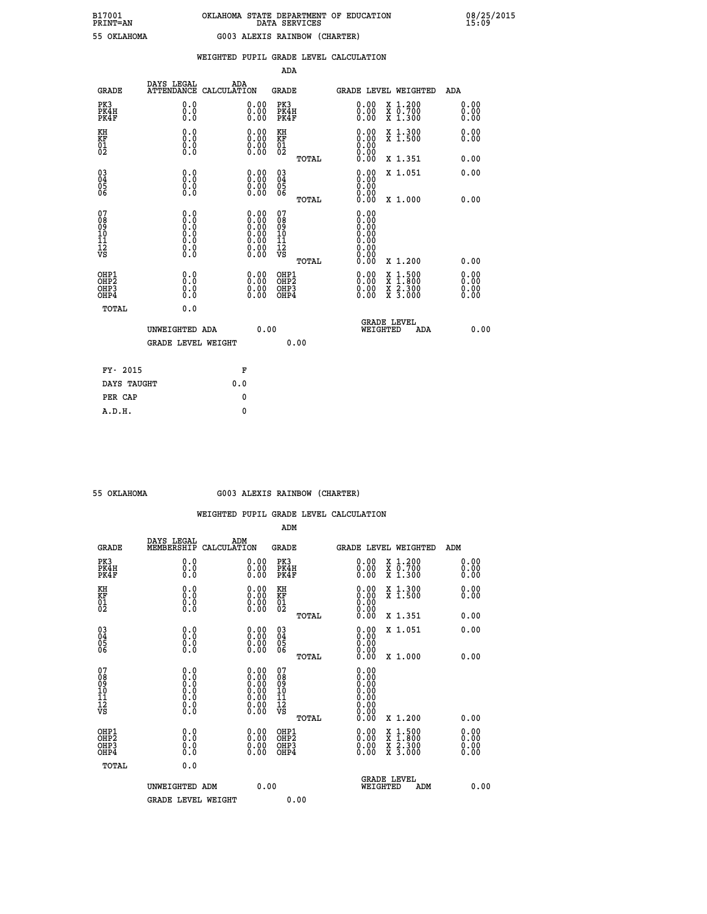B17001 OKLAHOMA STATE DEPARTMENT OF EDUCATION 08/25/2015
PRINT=AN DATA SERVICES 15:09

55 OKLAHOMA G003 ALEXIS RAINBOW (CHARTER)

WEIGHTED PUPIL GRADE LEVEL CALCULATION

ADA

| GRADE | DAYS LEGAL ATTENDANCE | ADA CALCULATION | GRADE | GRADE LEVEL | WEIGHTED | ADA |
|---|---|---|---|---|---|---|
| PK3 | 0.0 | 0.00 | PK3 | 0.00 | X 1.200 | 0.00 |
| PK4H | 0.0 | 0.00 | PK4H | 0.00 | X 0.700 | 0.00 |
| PK4F | 0.0 | 0.00 | PK4F | 0.00 | X 1.300 | 0.00 |
| KH | 0.0 | 0.00 | KH | 0.00 | X 1.300 | 0.00 |
| KF | 0.0 | 0.00 | KF | 0.00 | X 1.500 | 0.00 |
| 01 | 0.0 | 0.00 | 01 | 0.00 | | |
| 02 | 0.0 | 0.00 | 02 | 0.00 | | |
| | | | TOTAL | 0.00 | X 1.351 | 0.00 |
| 03 | 0.0 | 0.00 | 03 | 0.00 | X 1.051 | 0.00 |
| 04 | 0.0 | 0.00 | 04 | 0.00 | | |
| 05 | 0.0 | 0.00 | 05 | 0.00 | | |
| 06 | 0.0 | 0.00 | 06 | 0.00 | | |
| | | | TOTAL | 0.00 | X 1.000 | 0.00 |
| 07 | 0.0 | 0.00 | 07 | 0.00 | | |
| 08 | 0.0 | 0.00 | 08 | 0.00 | | |
| 09 | 0.0 | 0.00 | 09 | 0.00 | | |
| 10 | 0.0 | 0.00 | 10 | 0.00 | | |
| 11 | 0.0 | 0.00 | 11 | 0.00 | | |
| 12 | 0.0 | 0.00 | 12 | 0.00 | | |
| VS | 0.0 | 0.00 | VS | 0.00 | | |
| | | | TOTAL | 0.00 | X 1.200 | 0.00 |
| OHP1 | 0.0 | 0.00 | OHP1 | 0.00 | X 1.500 | 0.00 |
| OHP2 | 0.0 | 0.00 | OHP2 | 0.00 | X 1.800 | 0.00 |
| OHP3 | 0.0 | 0.00 | OHP3 | 0.00 | X 2.300 | 0.00 |
| OHP4 | 0.0 | 0.00 | OHP4 | 0.00 | X 3.000 | 0.00 |
| TOTAL | 0.0 | | | | | |

UNWEIGHTED ADA 0.00 GRADE LEVEL WEIGHTED ADA 0.00

GRADE LEVEL WEIGHT 0.00

| FY- 2015 | F |
|---|---|
| DAYS TAUGHT | 0.0 |
| PER CAP | 0 |
| A.D.H. | 0 |

55 OKLAHOMA G003 ALEXIS RAINBOW (CHARTER)

WEIGHTED PUPIL GRADE LEVEL CALCULATION

ADM

| GRADE | DAYS LEGAL MEMBERSHIP | ADM CALCULATION | GRADE | GRADE LEVEL | WEIGHTED | ADM |
|---|---|---|---|---|---|---|
| PK3 | 0.0 | 0.00 | PK3 | 0.00 | X 1.200 | 0.00 |
| PK4H | 0.0 | 0.00 | PK4H | 0.00 | X 0.700 | 0.00 |
| PK4F | 0.0 | 0.00 | PK4F | 0.00 | X 1.300 | 0.00 |
| KH | 0.0 | 0.00 | KH | 0.00 | X 1.300 | 0.00 |
| KF | 0.0 | 0.00 | KF | 0.00 | X 1.500 | 0.00 |
| 01 | 0.0 | 0.00 | 01 | 0.00 | | |
| 02 | 0.0 | 0.00 | 02 | 0.00 | | |
| | | | TOTAL | 0.00 | X 1.351 | 0.00 |
| 03 | 0.0 | 0.00 | 03 | 0.00 | X 1.051 | 0.00 |
| 04 | 0.0 | 0.00 | 04 | 0.00 | | |
| 05 | 0.0 | 0.00 | 05 | 0.00 | | |
| 06 | 0.0 | 0.00 | 06 | 0.00 | | |
| | | | TOTAL | 0.00 | X 1.000 | 0.00 |
| 07 | 0.0 | 0.00 | 07 | 0.00 | | |
| 08 | 0.0 | 0.00 | 08 | 0.00 | | |
| 09 | 0.0 | 0.00 | 09 | 0.00 | | |
| 10 | 0.0 | 0.00 | 10 | 0.00 | | |
| 11 | 0.0 | 0.00 | 11 | 0.00 | | |
| 12 | 0.0 | 0.00 | 12 | 0.00 | | |
| VS | 0.0 | 0.00 | VS | 0.00 | | |
| | | | TOTAL | 0.00 | X 1.200 | 0.00 |
| OHP1 | 0.0 | 0.00 | OHP1 | 0.00 | X 1.500 | 0.00 |
| OHP2 | 0.0 | 0.00 | OHP2 | 0.00 | X 1.800 | 0.00 |
| OHP3 | 0.0 | 0.00 | OHP3 | 0.00 | X 2.300 | 0.00 |
| OHP4 | 0.0 | 0.00 | OHP4 | 0.00 | X 3.000 | 0.00 |
| TOTAL | 0.0 | | | | | |

UNWEIGHTED ADM 0.00 GRADE LEVEL WEIGHTED ADM 0.00

GRADE LEVEL WEIGHT 0.00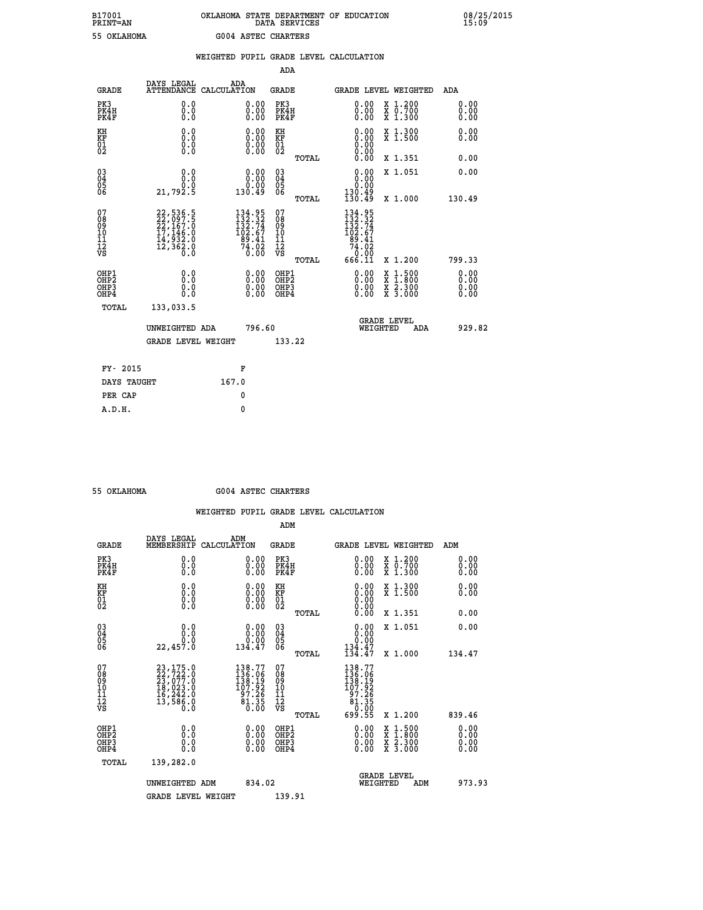B17001 OKLAHOMA STATE DEPARTMENT OF EDUCATION 08/25/2015
PRINT=AN DATA SERVICES 15:09

55 OKLAHOMA G004 ASTEC CHARTERS

WEIGHTED PUPIL GRADE LEVEL CALCULATION

ADA

| GRADE | DAYS LEGAL ATTENDANCE | ADA CALCULATION | GRADE | | GRADE LEVEL | WEIGHTED | ADA |
|---|---|---|---|---|---|---|---|
| PK3 | 0.0 | 0.00 | PK3 | | 0.00 | X 1.200 | 0.00 |
| PK4H | 0.0 | 0.00 | PK4H | | 0.00 | X 0.700 | 0.00 |
| PK4F | 0.0 | 0.00 | PK4F | | 0.00 | X 1.300 | 0.00 |
| KH | 0.0 | 0.00 | KH | | 0.00 | X 1.300 | 0.00 |
| KF | 0.0 | 0.00 | KF | | 0.00 | X 1.500 | 0.00 |
| 01 | 0.0 | 0.00 | 01 | | 0.00 | | |
| 02 | 0.0 | 0.00 | 02 | | 0.00 | | |
| | | | | TOTAL | 0.00 | X 1.351 | 0.00 |
| 03 | 0.0 | 0.00 | 03 | | 0.00 | X 1.051 | 0.00 |
| 04 | 0.0 | 0.00 | 04 | | 0.00 | | |
| 05 | 0.0 | 0.00 | 05 | | 0.00 | | |
| 06 | 21,792.5 | 130.49 | 06 | | 130.49 | | |
| | | | | TOTAL | 130.49 | X 1.000 | 130.49 |
| 07 | 22,536.5 | 134.95 | 07 | | 134.95 | | |
| 08 | 22,097.5 | 132.32 | 08 | | 132.32 | | |
| 09 | 22,167.0 | 132.74 | 09 | | 132.74 | | |
| 10 | 17,146.0 | 102.67 | 10 | | 102.67 | | |
| 11 | 14,932.0 | 89.41 | 11 | | 89.41 | | |
| 12 | 12,362.0 | 74.02 | 12 | | 74.02 | | |
| VS | 0.0 | 0.00 | VS | | 0.00 | | |
| | | | | TOTAL | 666.11 | X 1.200 | 799.33 |
| OHP1 | 0.0 | 0.00 | OHP1 | | 0.00 | X 1.500 | 0.00 |
| OHP2 | 0.0 | 0.00 | OHP2 | | 0.00 | X 1.800 | 0.00 |
| OHP3 | 0.0 | 0.00 | OHP3 | | 0.00 | X 2.300 | 0.00 |
| OHP4 | 0.0 | 0.00 | OHP4 | | 0.00 | X 3.000 | 0.00 |
| TOTAL | 133,033.5 | | | | | | |

UNWEIGHTED ADA 796.60 GRADE LEVEL WEIGHTED ADA 929.82

GRADE LEVEL WEIGHT 133.22

FY- 2015 F
DAYS TAUGHT 167.0
PER CAP 0
A.D.H. 0

55 OKLAHOMA G004 ASTEC CHARTERS

WEIGHTED PUPIL GRADE LEVEL CALCULATION

ADM

| GRADE | DAYS LEGAL MEMBERSHIP | ADM CALCULATION | GRADE | | GRADE LEVEL | WEIGHTED | ADM |
|---|---|---|---|---|---|---|---|
| PK3 | 0.0 | 0.00 | PK3 | | 0.00 | X 1.200 | 0.00 |
| PK4H | 0.0 | 0.00 | PK4H | | 0.00 | X 0.700 | 0.00 |
| PK4F | 0.0 | 0.00 | PK4F | | 0.00 | X 1.300 | 0.00 |
| KH | 0.0 | 0.00 | KH | | 0.00 | X 1.300 | 0.00 |
| KF | 0.0 | 0.00 | KF | | 0.00 | X 1.500 | 0.00 |
| 01 | 0.0 | 0.00 | 01 | | 0.00 | | |
| 02 | 0.0 | 0.00 | 02 | | 0.00 | | |
| | | | | TOTAL | 0.00 | X 1.351 | 0.00 |
| 03 | 0.0 | 0.00 | 03 | | 0.00 | X 1.051 | 0.00 |
| 04 | 0.0 | 0.00 | 04 | | 0.00 | | |
| 05 | 0.0 | 0.00 | 05 | | 0.00 | | |
| 06 | 22,457.0 | 134.47 | 06 | | 134.47 | | |
| | | | | TOTAL | 134.47 | X 1.000 | 134.47 |
| 07 | 23,175.0 | 138.77 | 07 | | 138.77 | | |
| 08 | 22,722.0 | 136.06 | 08 | | 136.06 | | |
| 09 | 23,077.0 | 138.19 | 09 | | 138.19 | | |
| 10 | 18,023.0 | 107.92 | 10 | | 107.92 | | |
| 11 | 16,242.0 | 97.26 | 11 | | 97.26 | | |
| 12 | 13,586.0 | 81.35 | 12 | | 81.35 | | |
| VS | 0.0 | 0.00 | VS | | 0.00 | | |
| | | | | TOTAL | 699.55 | X 1.200 | 839.46 |
| OHP1 | 0.0 | 0.00 | OHP1 | | 0.00 | X 1.500 | 0.00 |
| OHP2 | 0.0 | 0.00 | OHP2 | | 0.00 | X 1.800 | 0.00 |
| OHP3 | 0.0 | 0.00 | OHP3 | | 0.00 | X 2.300 | 0.00 |
| OHP4 | 0.0 | 0.00 | OHP4 | | 0.00 | X 3.000 | 0.00 |
| TOTAL | 139,282.0 | | | | | | |

UNWEIGHTED ADM 834.02 GRADE LEVEL WEIGHTED ADM 973.93

GRADE LEVEL WEIGHT 139.91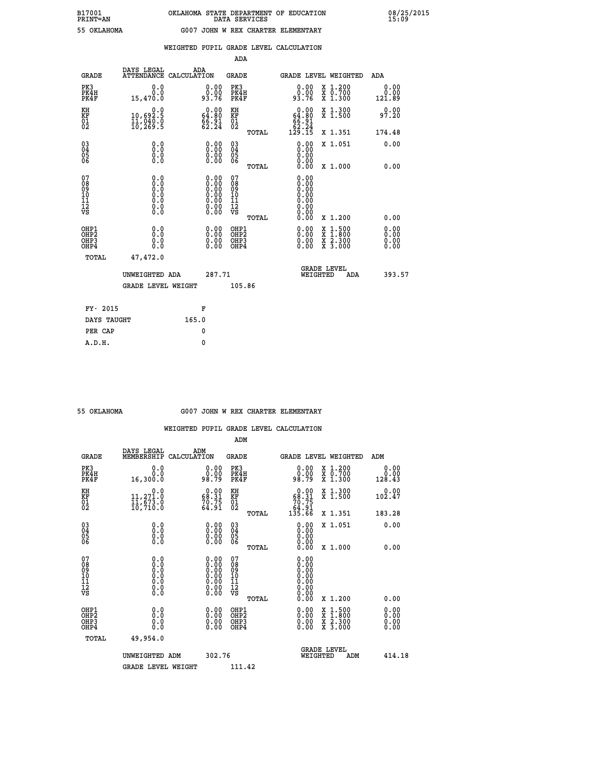B17001 OKLAHOMA STATE DEPARTMENT OF EDUCATION 08/25/2015
PRINT=AN DATA SERVICES 15:09

55 OKLAHOMA G007 JOHN W REX CHARTER ELEMENTARY

## WEIGHTED PUPIL GRADE LEVEL CALCULATION

### ADA

| GRADE | DAYS LEGAL ATTENDANCE | ADA CALCULATION | GRADE | | GRADE LEVEL | WEIGHTED | ADA |
|---|---|---|---|---|---|---|---|
| PK3 | 0.0 | 0.00 | PK3 | | 0.00 | X 1.200 | 0.00 |
| PK4H | 0.0 | 0.00 | PK4H | | 0.00 | X 0.700 | 0.00 |
| PK4F | 15,470.0 | 93.76 | PK4F | | 93.76 | X 1.300 | 121.89 |
| KH | 0.0 | 0.00 | KH | | 0.00 | X 1.300 | 0.00 |
| KF | 10,692.5 | 64.80 | KF | | 64.80 | X 1.500 | 97.20 |
| 01 | 11,040.0 | 66.91 | 01 | | 66.91 | | |
| 02 | 10,269.5 | 62.24 | 02 | | 62.24 | | |
| | | | | TOTAL | 129.15 | X 1.351 | 174.48 |
| 03 | 0.0 | 0.00 | 03 | | 0.00 | X 1.051 | 0.00 |
| 04 | 0.0 | 0.00 | 04 | | 0.00 | | |
| 05 | 0.0 | 0.00 | 05 | | 0.00 | | |
| 06 | 0.0 | 0.00 | 06 | | 0.00 | | |
| | | | | TOTAL | 0.00 | X 1.000 | 0.00 |
| 07 | 0.0 | 0.00 | 07 | | 0.00 | | |
| 08 | 0.0 | 0.00 | 08 | | 0.00 | | |
| 09 | 0.0 | 0.00 | 09 | | 0.00 | | |
| 10 | 0.0 | 0.00 | 10 | | 0.00 | | |
| 11 | 0.0 | 0.00 | 11 | | 0.00 | | |
| 12 | 0.0 | 0.00 | 12 | | 0.00 | | |
| VS | 0.0 | 0.00 | VS | | 0.00 | | |
| | | | | TOTAL | 0.00 | X 1.200 | 0.00 |
| OHP1 | 0.0 | 0.00 | OHP1 | | 0.00 | X 1.500 | 0.00 |
| OHP2 | 0.0 | 0.00 | OHP2 | | 0.00 | X 1.800 | 0.00 |
| OHP3 | 0.0 | 0.00 | OHP3 | | 0.00 | X 2.300 | 0.00 |
| OHP4 | 0.0 | 0.00 | OHP4 | | 0.00 | X 3.000 | 0.00 |
| TOTAL | 47,472.0 | | | | | | |

UNWEIGHTED ADA 287.71 GRADE LEVEL WEIGHTED ADA 393.57

GRADE LEVEL WEIGHT 105.86

| | |
|---|---|
| FY- 2015 | F |
| DAYS TAUGHT | 165.0 |
| PER CAP | 0 |
| A.D.H. | 0 |

55 OKLAHOMA G007 JOHN W REX CHARTER ELEMENTARY

## WEIGHTED PUPIL GRADE LEVEL CALCULATION

### ADM

| GRADE | DAYS LEGAL MEMBERSHIP | ADM CALCULATION | GRADE | | GRADE LEVEL | WEIGHTED | ADM |
|---|---|---|---|---|---|---|---|
| PK3 | 0.0 | 0.00 | PK3 | | 0.00 | X 1.200 | 0.00 |
| PK4H | 0.0 | 0.00 | PK4H | | 0.00 | X 0.700 | 0.00 |
| PK4F | 16,300.0 | 98.79 | PK4F | | 98.79 | X 1.300 | 128.43 |
| KH | 0.0 | 0.00 | KH | | 0.00 | X 1.300 | 0.00 |
| KF | 11,271.0 | 68.31 | KF | | 68.31 | X 1.500 | 102.47 |
| 01 | 11,673.0 | 70.75 | 01 | | 70.75 | | |
| 02 | 10,710.0 | 64.91 | 02 | | 64.91 | | |
| | | | | TOTAL | 135.66 | X 1.351 | 183.28 |
| 03 | 0.0 | 0.00 | 03 | | 0.00 | X 1.051 | 0.00 |
| 04 | 0.0 | 0.00 | 04 | | 0.00 | | |
| 05 | 0.0 | 0.00 | 05 | | 0.00 | | |
| 06 | 0.0 | 0.00 | 06 | | 0.00 | | |
| | | | | TOTAL | 0.00 | X 1.000 | 0.00 |
| 07 | 0.0 | 0.00 | 07 | | 0.00 | | |
| 08 | 0.0 | 0.00 | 08 | | 0.00 | | |
| 09 | 0.0 | 0.00 | 09 | | 0.00 | | |
| 10 | 0.0 | 0.00 | 10 | | 0.00 | | |
| 11 | 0.0 | 0.00 | 11 | | 0.00 | | |
| 12 | 0.0 | 0.00 | 12 | | 0.00 | | |
| VS | 0.0 | 0.00 | VS | | 0.00 | | |
| | | | | TOTAL | 0.00 | X 1.200 | 0.00 |
| OHP1 | 0.0 | 0.00 | OHP1 | | 0.00 | X 1.500 | 0.00 |
| OHP2 | 0.0 | 0.00 | OHP2 | | 0.00 | X 1.800 | 0.00 |
| OHP3 | 0.0 | 0.00 | OHP3 | | 0.00 | X 2.300 | 0.00 |
| OHP4 | 0.0 | 0.00 | OHP4 | | 0.00 | X 3.000 | 0.00 |
| TOTAL | 49,954.0 | | | | | | |

UNWEIGHTED ADM 302.76 GRADE LEVEL WEIGHTED ADM 414.18

GRADE LEVEL WEIGHT 111.42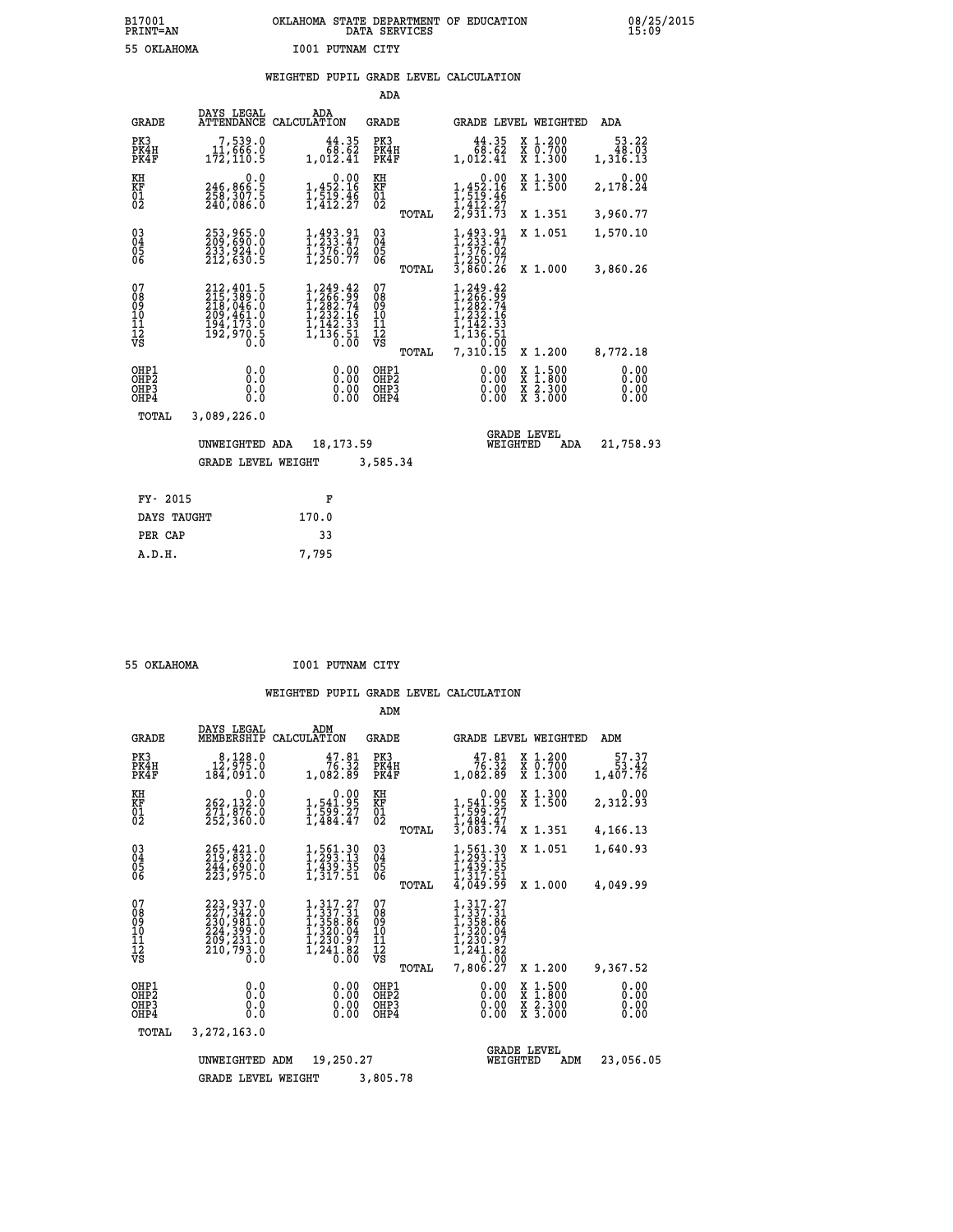B17001 OKLAHOMA STATE DEPARTMENT OF EDUCATION 08/25/2015
PRINT=AN DATA SERVICES 15:09

55 OKLAHOMA I001 PUTNAM CITY

## WEIGHTED PUPIL GRADE LEVEL CALCULATION

### ADA

| GRADE | DAYS LEGAL ATTENDANCE | ADA CALCULATION | GRADE | | GRADE LEVEL | WEIGHTED | ADA |
|---|---|---|---|---|---|---|---|
| PK3 | 7,539.0 | 44.35 | PK3 | | 44.35 | X 1.200 | 53.22 |
| PK4H | 11,666.0 | 68.62 | PK4H | | 68.62 | X 0.700 | 48.03 |
| PK4F | 172,110.5 | 1,012.41 | PK4F | | 1,012.41 | X 1.300 | 1,316.13 |
| KH | 0.0 | 0.00 | KH | | 0.00 | X 1.300 | 0.00 |
| KF | 246,866.5 | 1,452.16 | KF | | 1,452.16 | X 1.500 | 2,178.24 |
| 01 | 258,307.5 | 1,519.46 | 01 | | 1,519.46 | | |
| 02 | 240,086.0 | 1,412.27 | 02 | | 1,412.27 | | |
| | | | | TOTAL | 2,931.73 | X 1.351 | 3,960.77 |
| 03 | 253,965.0 | 1,493.91 | 03 | | 1,493.91 | X 1.051 | 1,570.10 |
| 04 | 209,690.0 | 1,233.47 | 04 | | 1,233.47 | | |
| 05 | 233,924.0 | 1,376.02 | 05 | | 1,376.02 | | |
| 06 | 212,630.5 | 1,250.77 | 06 | | 1,250.77 | | |
| | | | | TOTAL | 3,860.26 | X 1.000 | 3,860.26 |
| 07 | 212,401.5 | 1,249.42 | 07 | | 1,249.42 | | |
| 08 | 215,389.0 | 1,266.99 | 08 | | 1,266.99 | | |
| 09 | 218,046.0 | 1,282.74 | 09 | | 1,282.74 | | |
| 10 | 209,461.0 | 1,232.16 | 10 | | 1,232.16 | | |
| 11 | 194,173.0 | 1,142.33 | 11 | | 1,142.33 | | |
| 12 | 192,970.5 | 1,136.51 | 12 | | 1,136.51 | | |
| VS | 0.0 | 0.00 | VS | | 0.00 | | |
| | | | | TOTAL | 7,310.15 | X 1.200 | 8,772.18 |
| OHP1 | 0.0 | 0.00 | OHP1 | | 0.00 | X 1.500 | 0.00 |
| OHP2 | 0.0 | 0.00 | OHP2 | | 0.00 | X 1.800 | 0.00 |
| OHP3 | 0.0 | 0.00 | OHP3 | | 0.00 | X 2.300 | 0.00 |
| OHP4 | 0.0 | 0.00 | OHP4 | | 0.00 | X 3.000 | 0.00 |
| TOTAL | 3,089,226.0 | | | | | | |

UNWEIGHTED ADA 18,173.59 — GRADE LEVEL WEIGHTED ADA 21,758.93

GRADE LEVEL WEIGHT 3,585.34

| FY- 2015 | F |
|---|---|
| DAYS TAUGHT | 170.0 |
| PER CAP | 33 |
| A.D.H. | 7,795 |

55 OKLAHOMA I001 PUTNAM CITY

## WEIGHTED PUPIL GRADE LEVEL CALCULATION

### ADM

| GRADE | DAYS LEGAL MEMBERSHIP | ADM CALCULATION | GRADE | | GRADE LEVEL | WEIGHTED | ADM |
|---|---|---|---|---|---|---|---|
| PK3 | 8,128.0 | 47.81 | PK3 | | 47.81 | X 1.200 | 57.37 |
| PK4H | 12,975.0 | 76.32 | PK4H | | 76.32 | X 0.700 | 53.42 |
| PK4F | 184,091.0 | 1,082.89 | PK4F | | 1,082.89 | X 1.300 | 1,407.76 |
| KH | 0.0 | 0.00 | KH | | 0.00 | X 1.300 | 0.00 |
| KF | 262,132.0 | 1,541.95 | KF | | 1,541.95 | X 1.500 | 2,312.93 |
| 01 | 271,876.0 | 1,599.27 | 01 | | 1,599.27 | | |
| 02 | 252,360.0 | 1,484.47 | 02 | | 1,484.47 | | |
| | | | | TOTAL | 3,083.74 | X 1.351 | 4,166.13 |
| 03 | 265,421.0 | 1,561.30 | 03 | | 1,561.30 | X 1.051 | 1,640.93 |
| 04 | 219,832.0 | 1,293.13 | 04 | | 1,293.13 | | |
| 05 | 244,690.0 | 1,439.35 | 05 | | 1,439.35 | | |
| 06 | 223,975.0 | 1,317.51 | 06 | | 1,317.51 | | |
| | | | | TOTAL | 4,049.99 | X 1.000 | 4,049.99 |
| 07 | 223,937.0 | 1,317.27 | 07 | | 1,317.27 | | |
| 08 | 227,342.0 | 1,337.31 | 08 | | 1,337.31 | | |
| 09 | 230,981.0 | 1,358.86 | 09 | | 1,358.86 | | |
| 10 | 224,399.0 | 1,320.04 | 10 | | 1,320.04 | | |
| 11 | 209,231.0 | 1,230.97 | 11 | | 1,230.97 | | |
| 12 | 210,793.0 | 1,241.82 | 12 | | 1,241.82 | | |
| VS | 0.0 | 0.00 | VS | | 0.00 | | |
| | | | | TOTAL | 7,806.27 | X 1.200 | 9,367.52 |
| OHP1 | 0.0 | 0.00 | OHP1 | | 0.00 | X 1.500 | 0.00 |
| OHP2 | 0.0 | 0.00 | OHP2 | | 0.00 | X 1.800 | 0.00 |
| OHP3 | 0.0 | 0.00 | OHP3 | | 0.00 | X 2.300 | 0.00 |
| OHP4 | 0.0 | 0.00 | OHP4 | | 0.00 | X 3.000 | 0.00 |
| TOTAL | 3,272,163.0 | | | | | | |

UNWEIGHTED ADM 19,250.27 — GRADE LEVEL WEIGHTED ADM 23,056.05

GRADE LEVEL WEIGHT 3,805.78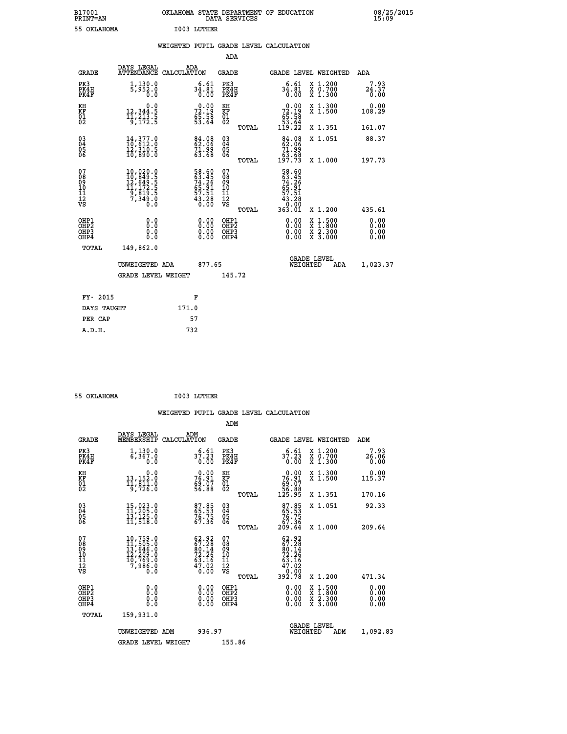B17001 OKLAHOMA STATE DEPARTMENT OF EDUCATION 08/25/2015
PRINT=AN DATA SERVICES 15:09

55 OKLAHOMA I003 LUTHER

## WEIGHTED PUPIL GRADE LEVEL CALCULATION

### ADA

| GRADE | DAYS LEGAL ATTENDANCE | ADA CALCULATION | GRADE | GRADE LEVEL | WEIGHTED | ADA |
|---|---|---|---|---|---|---|
| PK3 | 1,130.0 | 6.61 | PK3 | 6.61 | X 1.200 | 7.93 |
| PK4H | 5,952.0 | 34.81 | PK4H | 34.81 | X 0.700 | 24.37 |
| PK4F | 0.0 | 0.00 | PK4F | 0.00 | X 1.300 | 0.00 |
| KH | 0.0 | 0.00 | KH | 0.00 | X 1.300 | 0.00 |
| KF | 12,344.5 | 72.19 | KF | 72.19 | X 1.500 | 108.29 |
| 01 | 11,213.5 | 65.58 | 01 | 65.58 | | |
| 02 | 9,172.5 | 53.64 | 02 | 53.64 | | |
| | | | TOTAL | 119.22 | X 1.351 | 161.07 |
| 03 | 14,377.0 | 84.08 | 03 | 84.08 | X 1.051 | 88.37 |
| 04 | 10,612.0 | 62.06 | 04 | 62.06 | | |
| 05 | 12,310.5 | 71.99 | 05 | 71.99 | | |
| 06 | 10,890.0 | 63.68 | 06 | 63.68 | | |
| | | | TOTAL | 197.73 | X 1.000 | 197.73 |
| 07 | 10,020.0 | 58.60 | 07 | 58.60 | | |
| 08 | 10,849.5 | 63.45 | 08 | 63.45 | | |
| 09 | 12,649.5 | 74.26 | 09 | 74.26 | | |
| 10 | 11,172.5 | 65.91 | 10 | 65.91 | | |
| 11 | 9,819.5 | 57.51 | 11 | 57.51 | | |
| 12 | 7,349.0 | 43.28 | 12 | 43.28 | | |
| VS | 0.0 | 0.00 | VS | 0.00 | | |
| | | | TOTAL | 363.01 | X 1.200 | 435.61 |
| OHP1 | 0.0 | 0.00 | OHP1 | 0.00 | X 1.500 | 0.00 |
| OHP2 | 0.0 | 0.00 | OHP2 | 0.00 | X 1.800 | 0.00 |
| OHP3 | 0.0 | 0.00 | OHP3 | 0.00 | X 2.300 | 0.00 |
| OHP4 | 0.0 | 0.00 | OHP4 | 0.00 | X 3.000 | 0.00 |
| TOTAL | 149,862.0 | | | | | |

UNWEIGHTED ADA 877.65 — GRADE LEVEL WEIGHTED ADA 1,023.37

GRADE LEVEL WEIGHT 145.72

| FY- 2015 | F |
|---|---|
| DAYS TAUGHT | 171.0 |
| PER CAP | 57 |
| A.D.H. | 732 |

55 OKLAHOMA I003 LUTHER

## WEIGHTED PUPIL GRADE LEVEL CALCULATION

### ADM

| GRADE | DAYS LEGAL MEMBERSHIP | ADM CALCULATION | GRADE | GRADE LEVEL | WEIGHTED | ADM |
|---|---|---|---|---|---|---|
| PK3 | 1,130.0 | 6.61 | PK3 | 6.61 | X 1.200 | 7.93 |
| PK4H | 6,367.0 | 37.23 | PK4H | 37.23 | X 0.700 | 26.06 |
| PK4F | 0.0 | 0.00 | PK4F | 0.00 | X 1.300 | 0.00 |
| KH | 0.0 | 0.00 | KH | 0.00 | X 1.300 | 0.00 |
| KF | 13,152.0 | 76.91 | KF | 76.91 | X 1.500 | 115.37 |
| 01 | 11,811.0 | 69.07 | 01 | 69.07 | | |
| 02 | 9,726.0 | 56.88 | 02 | 56.88 | | |
| | | | TOTAL | 125.95 | X 1.351 | 170.16 |
| 03 | 15,023.0 | 87.85 | 03 | 87.85 | X 1.051 | 92.33 |
| 04 | 11,205.0 | 65.53 | 04 | 65.53 | | |
| 05 | 13,125.0 | 76.75 | 05 | 76.75 | | |
| 06 | 11,518.0 | 67.36 | 06 | 67.36 | | |
| | | | TOTAL | 209.64 | X 1.000 | 209.64 |
| 07 | 10,759.0 | 62.92 | 07 | 62.92 | | |
| 08 | 11,505.0 | 67.28 | 08 | 67.28 | | |
| 09 | 13,646.0 | 80.14 | 09 | 80.14 | | |
| 10 | 12,209.0 | 72.26 | 10 | 72.26 | | |
| 11 | 10,769.0 | 63.16 | 11 | 63.16 | | |
| 12 | 7,986.0 | 47.02 | 12 | 47.02 | | |
| VS | 0.0 | 0.00 | VS | 0.00 | | |
| | | | TOTAL | 392.78 | X 1.200 | 471.34 |
| OHP1 | 0.0 | 0.00 | OHP1 | 0.00 | X 1.500 | 0.00 |
| OHP2 | 0.0 | 0.00 | OHP2 | 0.00 | X 1.800 | 0.00 |
| OHP3 | 0.0 | 0.00 | OHP3 | 0.00 | X 2.300 | 0.00 |
| OHP4 | 0.0 | 0.00 | OHP4 | 0.00 | X 3.000 | 0.00 |
| TOTAL | 159,931.0 | | | | | |

UNWEIGHTED ADM 936.97 — GRADE LEVEL WEIGHTED ADM 1,092.83

GRADE LEVEL WEIGHT 155.86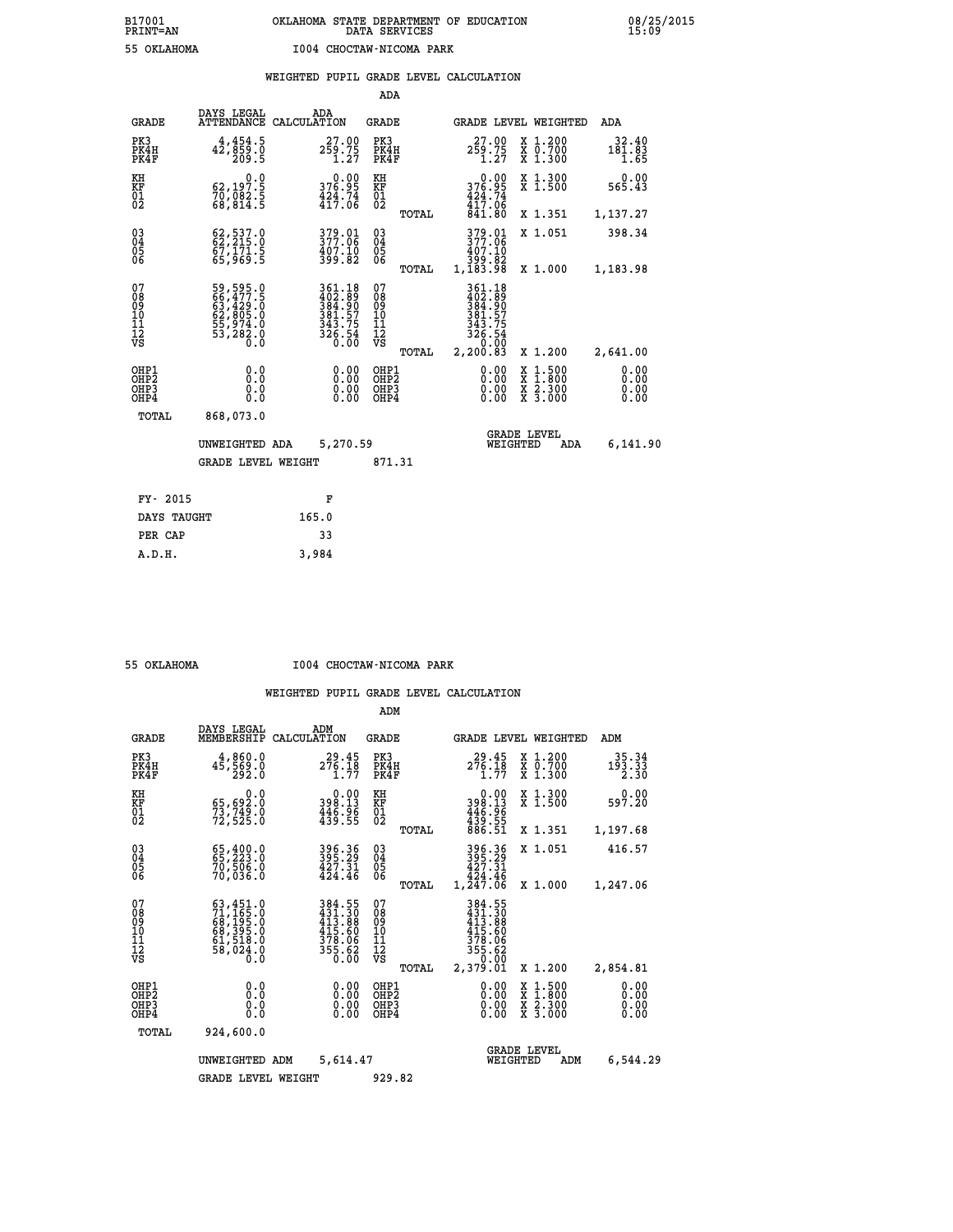B17001 OKLAHOMA STATE DEPARTMENT OF EDUCATION 08/25/2015
PRINT=AN DATA SERVICES 15:09

55 OKLAHOMA I004 CHOCTAW-NICOMA PARK

## WEIGHTED PUPIL GRADE LEVEL CALCULATION

### ADA

| GRADE | DAYS LEGAL ATTENDANCE | ADA CALCULATION | GRADE | | GRADE LEVEL | WEIGHTED | ADA |
|---|---|---|---|---|---|---|---|
| PK3 | 4,454.5 | 27.00 | PK3 | | 27.00 | X 1.200 | 32.40 |
| PK4H | 42,859.0 | 259.75 | PK4H | | 259.75 | X 0.700 | 181.83 |
| PK4F | 209.5 | 1.27 | PK4F | | 1.27 | X 1.300 | 1.65 |
| KH | 0.0 | 0.00 | KH | | 0.00 | X 1.300 | 0.00 |
| KF | 62,197.5 | 376.95 | KF | | 376.95 | X 1.500 | 565.43 |
| 01 | 70,082.5 | 424.74 | 01 | | 424.74 | | |
| 02 | 68,814.5 | 417.06 | 02 | | 417.06 | | |
| | | | | TOTAL | 841.80 | X 1.351 | 1,137.27 |
| 03 | 62,537.0 | 379.01 | 03 | | 379.01 | X 1.051 | 398.34 |
| 04 | 62,215.0 | 377.06 | 04 | | 377.06 | | |
| 05 | 67,171.5 | 407.10 | 05 | | 407.10 | | |
| 06 | 65,969.5 | 399.82 | 06 | | 399.82 | | |
| | | | | TOTAL | 1,183.98 | X 1.000 | 1,183.98 |
| 07 | 59,595.0 | 361.18 | 07 | | 361.18 | | |
| 08 | 66,477.5 | 402.89 | 08 | | 402.89 | | |
| 09 | 63,429.0 | 384.90 | 09 | | 384.90 | | |
| 10 | 62,805.0 | 381.57 | 10 | | 381.57 | | |
| 11 | 55,974.0 | 343.75 | 11 | | 343.75 | | |
| 12 | 53,282.0 | 326.54 | 12 | | 326.54 | | |
| VS | 0.0 | 0.00 | VS | | 0.00 | | |
| | | | | TOTAL | 2,200.83 | X 1.200 | 2,641.00 |
| OHP1 | 0.0 | 0.00 | OHP1 | | 0.00 | X 1.500 | 0.00 |
| OHP2 | 0.0 | 0.00 | OHP2 | | 0.00 | X 1.800 | 0.00 |
| OHP3 | 0.0 | 0.00 | OHP3 | | 0.00 | X 2.300 | 0.00 |
| OHP4 | 0.0 | 0.00 | OHP4 | | 0.00 | X 3.000 | 0.00 |
| TOTAL | 868,073.0 | | | | | | |

UNWEIGHTED ADA 5,270.59 GRADE LEVEL WEIGHTED ADA 6,141.90

GRADE LEVEL WEIGHT 871.31

| FY- 2015 | F |
|---|---|
| DAYS TAUGHT | 165.0 |
| PER CAP | 33 |
| A.D.H. | 3,984 |

55 OKLAHOMA I004 CHOCTAW-NICOMA PARK

## WEIGHTED PUPIL GRADE LEVEL CALCULATION

### ADM

| GRADE | DAYS LEGAL MEMBERSHIP | ADM CALCULATION | GRADE | | GRADE LEVEL | WEIGHTED | ADM |
|---|---|---|---|---|---|---|---|
| PK3 | 4,860.0 | 29.45 | PK3 | | 29.45 | X 1.200 | 35.34 |
| PK4H | 45,569.0 | 276.18 | PK4H | | 276.18 | X 0.700 | 193.33 |
| PK4F | 292.0 | 1.77 | PK4F | | 1.77 | X 1.300 | 2.30 |
| KH | 0.0 | 0.00 | KH | | 0.00 | X 1.300 | 0.00 |
| KF | 65,692.0 | 398.13 | KF | | 398.13 | X 1.500 | 597.20 |
| 01 | 73,749.0 | 446.96 | 01 | | 446.96 | | |
| 02 | 72,525.0 | 439.55 | 02 | | 439.55 | | |
| | | | | TOTAL | 886.51 | X 1.351 | 1,197.68 |
| 03 | 65,400.0 | 396.36 | 03 | | 396.36 | X 1.051 | 416.57 |
| 04 | 65,223.0 | 395.29 | 04 | | 395.29 | | |
| 05 | 70,506.0 | 427.31 | 05 | | 427.31 | | |
| 06 | 70,036.0 | 424.46 | 06 | | 424.46 | | |
| | | | | TOTAL | 1,247.06 | X 1.000 | 1,247.06 |
| 07 | 63,451.0 | 384.55 | 07 | | 384.55 | | |
| 08 | 71,165.0 | 431.30 | 08 | | 431.30 | | |
| 09 | 68,195.0 | 413.88 | 09 | | 413.88 | | |
| 10 | 68,395.0 | 415.60 | 10 | | 415.60 | | |
| 11 | 61,518.0 | 378.06 | 11 | | 378.06 | | |
| 12 | 58,024.0 | 355.62 | 12 | | 355.62 | | |
| VS | 0.0 | 0.00 | VS | | 0.00 | | |
| | | | | TOTAL | 2,379.01 | X 1.200 | 2,854.81 |
| OHP1 | 0.0 | 0.00 | OHP1 | | 0.00 | X 1.500 | 0.00 |
| OHP2 | 0.0 | 0.00 | OHP2 | | 0.00 | X 1.800 | 0.00 |
| OHP3 | 0.0 | 0.00 | OHP3 | | 0.00 | X 2.300 | 0.00 |
| OHP4 | 0.0 | 0.00 | OHP4 | | 0.00 | X 3.000 | 0.00 |
| TOTAL | 924,600.0 | | | | | | |

UNWEIGHTED ADM 5,614.47 GRADE LEVEL WEIGHTED ADM 6,544.29

GRADE LEVEL WEIGHT 929.82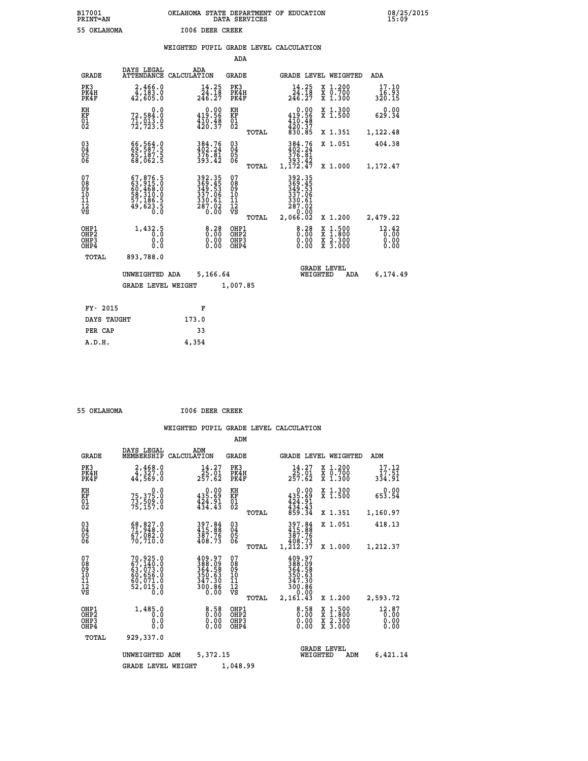B17001 OKLAHOMA STATE DEPARTMENT OF EDUCATION 08/25/2015
PRINT=AN DATA SERVICES 15:09

55 OKLAHOMA I006 DEER CREEK

WEIGHTED PUPIL GRADE LEVEL CALCULATION

ADA

| GRADE | DAYS LEGAL ATTENDANCE | ADA CALCULATION | GRADE | | GRADE LEVEL | WEIGHTED | ADA |
|---|---|---|---|---|---|---|---|
| PK3 | 2,466.0 | 14.25 | PK3 | | 14.25 | X 1.200 | 17.10 |
| PK4H | 4,183.0 | 24.18 | PK4H | | 24.18 | X 0.700 | 16.93 |
| PK4F | 42,605.0 | 246.27 | PK4F | | 246.27 | X 1.300 | 320.15 |
| KH | 0.0 | 0.00 | KH | | 0.00 | X 1.300 | 0.00 |
| KF | 72,584.0 | 419.56 | KF | | 419.56 | X 1.500 | 629.34 |
| 01 | 71,013.0 | 410.48 | 01 | | 410.48 | | |
| 02 | 72,723.5 | 420.37 | 02 | | 420.37 | | |
| | | | | TOTAL | 830.85 | X 1.351 | 1,122.48 |
| 03 | 66,564.0 | 384.76 | 03 | | 384.76 | X 1.051 | 404.38 |
| 04 | 69,587.5 | 402.24 | 04 | | 402.24 | | |
| 05 | 65,187.5 | 376.81 | 05 | | 376.81 | | |
| 06 | 68,062.5 | 393.42 | 06 | | 393.42 | | |
| | | | | TOTAL | 1,172.47 | X 1.000 | 1,172.47 |
| 07 | 67,876.5 | 392.35 | 07 | | 392.35 | | |
| 08 | 63,915.0 | 369.45 | 08 | | 369.45 | | |
| 09 | 60,468.0 | 349.53 | 09 | | 349.53 | | |
| 10 | 58,310.0 | 337.06 | 10 | | 337.06 | | |
| 11 | 57,186.5 | 330.61 | 11 | | 330.61 | | |
| 12 | 49,623.5 | 287.02 | 12 | | 287.02 | | |
| VS | 0.0 | 0.00 | VS | | 0.00 | | |
| | | | | TOTAL | 2,066.02 | X 1.200 | 2,479.22 |
| OHP1 | 1,432.5 | 8.28 | OHP1 | | 8.28 | X 1.500 | 12.42 |
| OHP2 | 0.0 | 0.00 | OHP2 | | 0.00 | X 1.800 | 0.00 |
| OHP3 | 0.0 | 0.00 | OHP3 | | 0.00 | X 2.300 | 0.00 |
| OHP4 | 0.0 | 0.00 | OHP4 | | 0.00 | X 3.000 | 0.00 |
| TOTAL | 893,788.0 | | | | | | |

UNWEIGHTED ADA 5,166.64 GRADE LEVEL WEIGHTED ADA 6,174.49

GRADE LEVEL WEIGHT 1,007.85

| FY- 2015 | F |
|---|---|
| DAYS TAUGHT | 173.0 |
| PER CAP | 33 |
| A.D.H. | 4,354 |

55 OKLAHOMA I006 DEER CREEK

WEIGHTED PUPIL GRADE LEVEL CALCULATION

ADM

| GRADE | DAYS LEGAL MEMBERSHIP | ADM CALCULATION | GRADE | | GRADE LEVEL | WEIGHTED | ADM |
|---|---|---|---|---|---|---|---|
| PK3 | 2,468.0 | 14.27 | PK3 | | 14.27 | X 1.200 | 17.12 |
| PK4H | 4,327.0 | 25.01 | PK4H | | 25.01 | X 0.700 | 17.51 |
| PK4F | 44,569.0 | 257.62 | PK4F | | 257.62 | X 1.300 | 334.91 |
| KH | 0.0 | 0.00 | KH | | 0.00 | X 1.300 | 0.00 |
| KF | 75,375.0 | 435.69 | KF | | 435.69 | X 1.500 | 653.54 |
| 01 | 73,509.0 | 424.91 | 01 | | 424.91 | | |
| 02 | 75,157.0 | 434.43 | 02 | | 434.43 | | |
| | | | | TOTAL | 859.34 | X 1.351 | 1,160.97 |
| 03 | 68,827.0 | 397.84 | 03 | | 397.84 | X 1.051 | 418.13 |
| 04 | 71,948.0 | 415.88 | 04 | | 415.88 | | |
| 05 | 67,082.0 | 387.76 | 05 | | 387.76 | | |
| 06 | 70,710.0 | 408.73 | 06 | | 408.73 | | |
| | | | | TOTAL | 1,212.37 | X 1.000 | 1,212.37 |
| 07 | 70,925.0 | 409.97 | 07 | | 409.97 | | |
| 08 | 67,140.0 | 388.09 | 08 | | 388.09 | | |
| 09 | 63,073.0 | 364.58 | 09 | | 364.58 | | |
| 10 | 60,656.0 | 350.63 | 10 | | 350.63 | | |
| 11 | 60,071.0 | 347.30 | 11 | | 347.30 | | |
| 12 | 52,015.0 | 300.86 | 12 | | 300.86 | | |
| VS | 0.0 | 0.00 | VS | | 0.00 | | |
| | | | | TOTAL | 2,161.43 | X 1.200 | 2,593.72 |
| OHP1 | 1,485.0 | 8.58 | OHP1 | | 8.58 | X 1.500 | 12.87 |
| OHP2 | 0.0 | 0.00 | OHP2 | | 0.00 | X 1.800 | 0.00 |
| OHP3 | 0.0 | 0.00 | OHP3 | | 0.00 | X 2.300 | 0.00 |
| OHP4 | 0.0 | 0.00 | OHP4 | | 0.00 | X 3.000 | 0.00 |
| TOTAL | 929,337.0 | | | | | | |

UNWEIGHTED ADM 5,372.15 GRADE LEVEL WEIGHTED ADM 6,421.14

GRADE LEVEL WEIGHT 1,048.99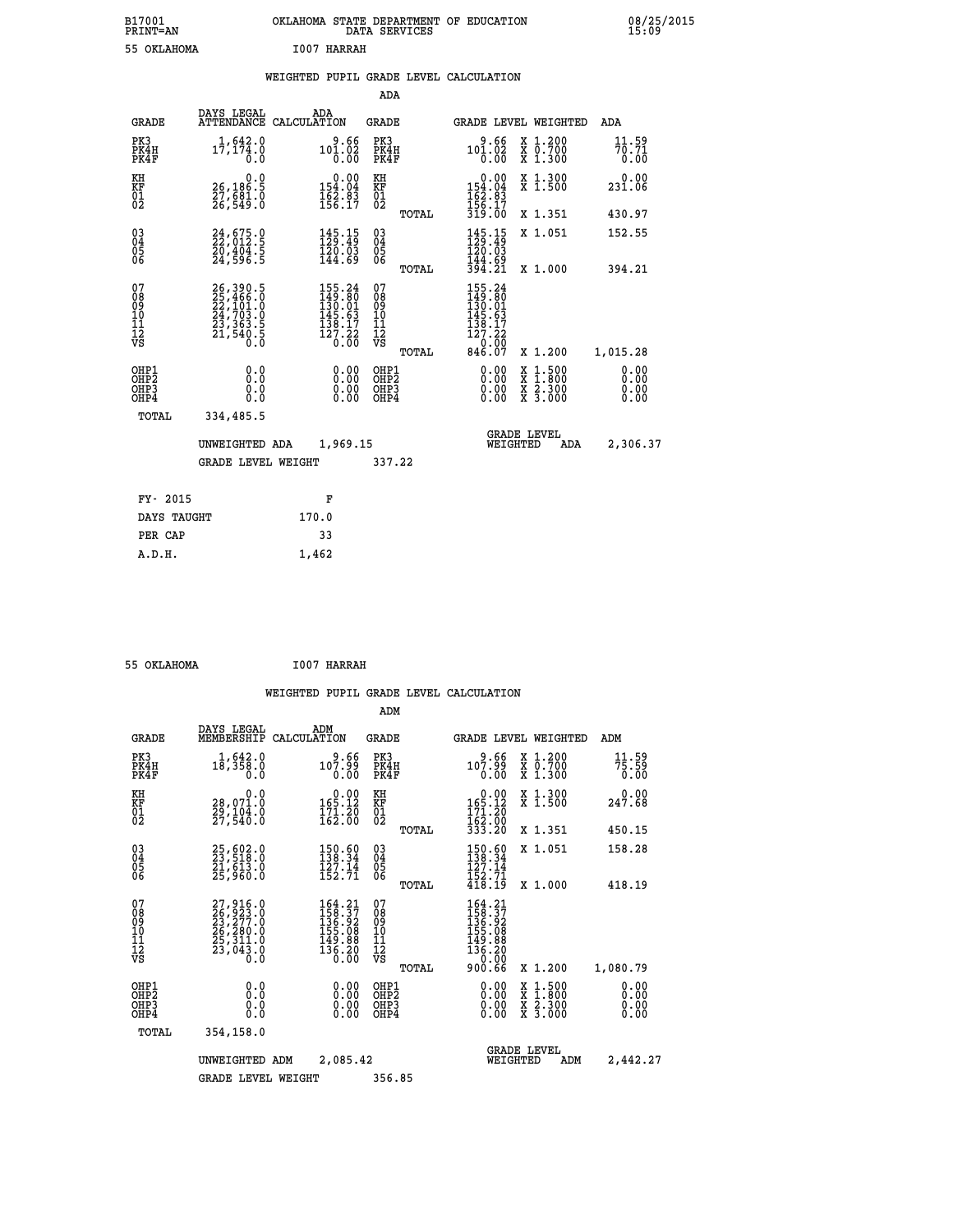B17001 PRINT=AN OKLAHOMA STATE DEPARTMENT OF EDUCATION DATA SERVICES 08/25/2015 15:09

55 OKLAHOMA I007 HARRAH

## WEIGHTED PUPIL GRADE LEVEL CALCULATION

### ADA

| GRADE | DAYS LEGAL ATTENDANCE | ADA CALCULATION | GRADE | | GRADE LEVEL | WEIGHTED | ADA |
|---|---|---|---|---|---|---|---|
| PK3 | 1,642.0 | 9.66 | PK3 | | 9.66 | X 1.200 | 11.59 |
| PK4H | 17,174.0 | 101.02 | PK4H | | 101.02 | X 0.700 | 70.71 |
| PK4F | 0.0 | 0.00 | PK4F | | 0.00 | X 1.300 | 0.00 |
| KH | 0.0 | 0.00 | KH | | 0.00 | X 1.300 | 0.00 |
| KF | 26,186.5 | 154.04 | KF | | 154.04 | X 1.500 | 231.06 |
| 01 | 27,681.0 | 162.83 | 01 | | 162.83 | | |
| 02 | 26,549.0 | 156.17 | 02 | | 156.17 | | |
| | | | | TOTAL | 319.00 | X 1.351 | 430.97 |
| 03 | 24,675.0 | 145.15 | 03 | | 145.15 | X 1.051 | 152.55 |
| 04 | 22,012.5 | 129.49 | 04 | | 129.49 | | |
| 05 | 20,404.5 | 120.03 | 05 | | 120.03 | | |
| 06 | 24,596.5 | 144.69 | 06 | | 144.69 | | |
| | | | | TOTAL | 394.21 | X 1.000 | 394.21 |
| 07 | 26,390.5 | 155.24 | 07 | | 155.24 | | |
| 08 | 25,466.0 | 149.80 | 08 | | 149.80 | | |
| 09 | 22,101.0 | 130.01 | 09 | | 130.01 | | |
| 10 | 24,703.0 | 145.63 | 10 | | 145.63 | | |
| 11 | 23,363.5 | 138.17 | 11 | | 138.17 | | |
| 12 | 21,540.5 | 127.22 | 12 | | 127.22 | | |
| VS | 0.0 | 0.00 | VS | | 0.00 | | |
| | | | | TOTAL | 846.07 | X 1.200 | 1,015.28 |
| OHP1 | 0.0 | 0.00 | OHP1 | | 0.00 | X 1.500 | 0.00 |
| OHP2 | 0.0 | 0.00 | OHP2 | | 0.00 | X 1.800 | 0.00 |
| OHP3 | 0.0 | 0.00 | OHP3 | | 0.00 | X 2.300 | 0.00 |
| OHP4 | 0.0 | 0.00 | OHP4 | | 0.00 | X 3.000 | 0.00 |
| TOTAL | 334,485.5 | | | | | | |

UNWEIGHTED ADA 1,969.15 — GRADE LEVEL WEIGHTED ADA 2,306.37

GRADE LEVEL WEIGHT 337.22

| FY- 2015 | F |
|---|---|
| DAYS TAUGHT | 170.0 |
| PER CAP | 33 |
| A.D.H. | 1,462 |

55 OKLAHOMA I007 HARRAH

## WEIGHTED PUPIL GRADE LEVEL CALCULATION

### ADM

| GRADE | DAYS LEGAL MEMBERSHIP | ADM CALCULATION | GRADE | | GRADE LEVEL | WEIGHTED | ADM |
|---|---|---|---|---|---|---|---|
| PK3 | 1,642.0 | 9.66 | PK3 | | 9.66 | X 1.200 | 11.59 |
| PK4H | 18,358.0 | 107.99 | PK4H | | 107.99 | X 0.700 | 75.59 |
| PK4F | 0.0 | 0.00 | PK4F | | 0.00 | X 1.300 | 0.00 |
| KH | 0.0 | 0.00 | KH | | 0.00 | X 1.300 | 0.00 |
| KF | 28,071.0 | 165.12 | KF | | 165.12 | X 1.500 | 247.68 |
| 01 | 29,104.0 | 171.20 | 01 | | 171.20 | | |
| 02 | 27,540.0 | 162.00 | 02 | | 162.00 | | |
| | | | | TOTAL | 333.20 | X 1.351 | 450.15 |
| 03 | 25,602.0 | 150.60 | 03 | | 150.60 | X 1.051 | 158.28 |
| 04 | 23,518.0 | 138.34 | 04 | | 138.34 | | |
| 05 | 21,613.0 | 127.14 | 05 | | 127.14 | | |
| 06 | 25,960.0 | 152.71 | 06 | | 152.71 | | |
| | | | | TOTAL | 418.19 | X 1.000 | 418.19 |
| 07 | 27,916.0 | 164.21 | 07 | | 164.21 | | |
| 08 | 26,923.0 | 158.37 | 08 | | 158.37 | | |
| 09 | 23,277.0 | 136.92 | 09 | | 136.92 | | |
| 10 | 26,280.0 | 155.08 | 10 | | 155.08 | | |
| 11 | 25,311.0 | 149.88 | 11 | | 149.88 | | |
| 12 | 23,043.0 | 136.20 | 12 | | 136.20 | | |
| VS | 0.0 | 0.00 | VS | | 0.00 | | |
| | | | | TOTAL | 900.66 | X 1.200 | 1,080.79 |
| OHP1 | 0.0 | 0.00 | OHP1 | | 0.00 | X 1.500 | 0.00 |
| OHP2 | 0.0 | 0.00 | OHP2 | | 0.00 | X 1.800 | 0.00 |
| OHP3 | 0.0 | 0.00 | OHP3 | | 0.00 | X 2.300 | 0.00 |
| OHP4 | 0.0 | 0.00 | OHP4 | | 0.00 | X 3.000 | 0.00 |
| TOTAL | 354,158.0 | | | | | | |

UNWEIGHTED ADM 2,085.42 — GRADE LEVEL WEIGHTED ADM 2,442.27

GRADE LEVEL WEIGHT 356.85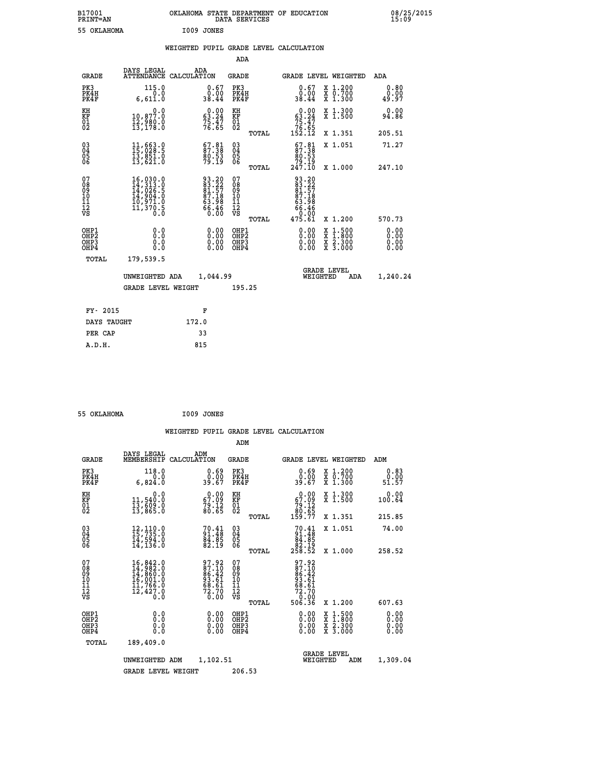B17001 OKLAHOMA STATE DEPARTMENT OF EDUCATION 08/25/2015
PRINT=AN DATA SERVICES 15:09

55 OKLAHOMA I009 JONES

## WEIGHTED PUPIL GRADE LEVEL CALCULATION

### ADA

| GRADE | DAYS LEGAL ATTENDANCE | ADA CALCULATION | GRADE | GRADE LEVEL | WEIGHTED | ADA |
|---|---|---|---|---|---|---|
| PK3 | 115.0 | 0.67 | PK3 | 0.67 | X 1.200 | 0.80 |
| PK4H | 0.0 | 0.00 | PK4H | 0.00 | X 0.700 | 0.00 |
| PK4F | 6,611.0 | 38.44 | PK4F | 38.44 | X 1.300 | 49.97 |
| KH | 0.0 | 0.00 | KH | 0.00 | X 1.300 | 0.00 |
| KF | 10,877.0 | 63.24 | KF | 63.24 | X 1.500 | 94.86 |
| 01 | 12,980.0 | 75.47 | 01 | 75.47 | | |
| 02 | 13,178.0 | 76.65 | 02 | 76.65 | | |
| | | | TOTAL | 152.12 | X 1.351 | 205.51 |
| 03 | 11,663.0 | 67.81 | 03 | 67.81 | X 1.051 | 71.27 |
| 04 | 15,028.5 | 87.38 | 04 | 87.38 | | |
| 05 | 13,851.0 | 80.53 | 05 | 80.53 | | |
| 06 | 13,621.0 | 79.19 | 06 | 79.19 | | |
| | | | TOTAL | 247.10 | X 1.000 | 247.10 |
| 07 | 16,030.0 | 93.20 | 07 | 93.20 | | |
| 08 | 14,313.0 | 83.22 | 08 | 83.22 | | |
| 09 | 14,026.5 | 81.57 | 09 | 81.57 | | |
| 10 | 14,904.0 | 87.18 | 10 | 87.18 | | |
| 11 | 10,971.0 | 63.98 | 11 | 63.98 | | |
| 12 | 11,370.5 | 66.46 | 12 | 66.46 | | |
| VS | 0.0 | 0.00 | VS | 0.00 | | |
| | | | TOTAL | 475.61 | X 1.200 | 570.73 |
| OHP1 | 0.0 | 0.00 | OHP1 | 0.00 | X 1.500 | 0.00 |
| OHP2 | 0.0 | 0.00 | OHP2 | 0.00 | X 1.800 | 0.00 |
| OHP3 | 0.0 | 0.00 | OHP3 | 0.00 | X 2.300 | 0.00 |
| OHP4 | 0.0 | 0.00 | OHP4 | 0.00 | X 3.000 | 0.00 |
| TOTAL | 179,539.5 | | | | | |

UNWEIGHTED ADA 1,044.99 GRADE LEVEL WEIGHTED ADA 1,240.24

GRADE LEVEL WEIGHT 195.25

| FY- 2015 | F |
|---|---|
| DAYS TAUGHT | 172.0 |
| PER CAP | 33 |
| A.D.H. | 815 |

55 OKLAHOMA I009 JONES

## WEIGHTED PUPIL GRADE LEVEL CALCULATION

### ADM

| GRADE | DAYS LEGAL MEMBERSHIP | ADM CALCULATION | GRADE | GRADE LEVEL | WEIGHTED | ADM |
|---|---|---|---|---|---|---|
| PK3 | 118.0 | 0.69 | PK3 | 0.69 | X 1.200 | 0.83 |
| PK4H | 0.0 | 0.00 | PK4H | 0.00 | X 0.700 | 0.00 |
| PK4F | 6,824.0 | 39.67 | PK4F | 39.67 | X 1.300 | 51.57 |
| KH | 0.0 | 0.00 | KH | 0.00 | X 1.300 | 0.00 |
| KF | 11,540.0 | 67.09 | KF | 67.09 | X 1.500 | 100.64 |
| 01 | 13,609.0 | 79.12 | 01 | 79.12 | | |
| 02 | 13,865.0 | 80.65 | 02 | 80.65 | | |
| | | | TOTAL | 159.77 | X 1.351 | 215.85 |
| 03 | 12,110.0 | 70.41 | 03 | 70.41 | X 1.051 | 74.00 |
| 04 | 15,735.0 | 91.48 | 04 | 91.48 | | |
| 05 | 14,594.0 | 84.85 | 05 | 84.85 | | |
| 06 | 14,136.0 | 82.19 | 06 | 82.19 | | |
| | | | TOTAL | 258.52 | X 1.000 | 258.52 |
| 07 | 16,842.0 | 97.92 | 07 | 97.92 | | |
| 08 | 14,982.0 | 87.10 | 08 | 87.10 | | |
| 09 | 14,860.0 | 86.42 | 09 | 86.42 | | |
| 10 | 16,001.0 | 93.61 | 10 | 93.61 | | |
| 11 | 11,766.0 | 68.61 | 11 | 68.61 | | |
| 12 | 12,427.0 | 72.70 | 12 | 72.70 | | |
| VS | 0.0 | 0.00 | VS | 0.00 | | |
| | | | TOTAL | 506.36 | X 1.200 | 607.63 |
| OHP1 | 0.0 | 0.00 | OHP1 | 0.00 | X 1.500 | 0.00 |
| OHP2 | 0.0 | 0.00 | OHP2 | 0.00 | X 1.800 | 0.00 |
| OHP3 | 0.0 | 0.00 | OHP3 | 0.00 | X 2.300 | 0.00 |
| OHP4 | 0.0 | 0.00 | OHP4 | 0.00 | X 3.000 | 0.00 |
| TOTAL | 189,409.0 | | | | | |

UNWEIGHTED ADM 1,102.51 GRADE LEVEL WEIGHTED ADM 1,309.04

GRADE LEVEL WEIGHT 206.53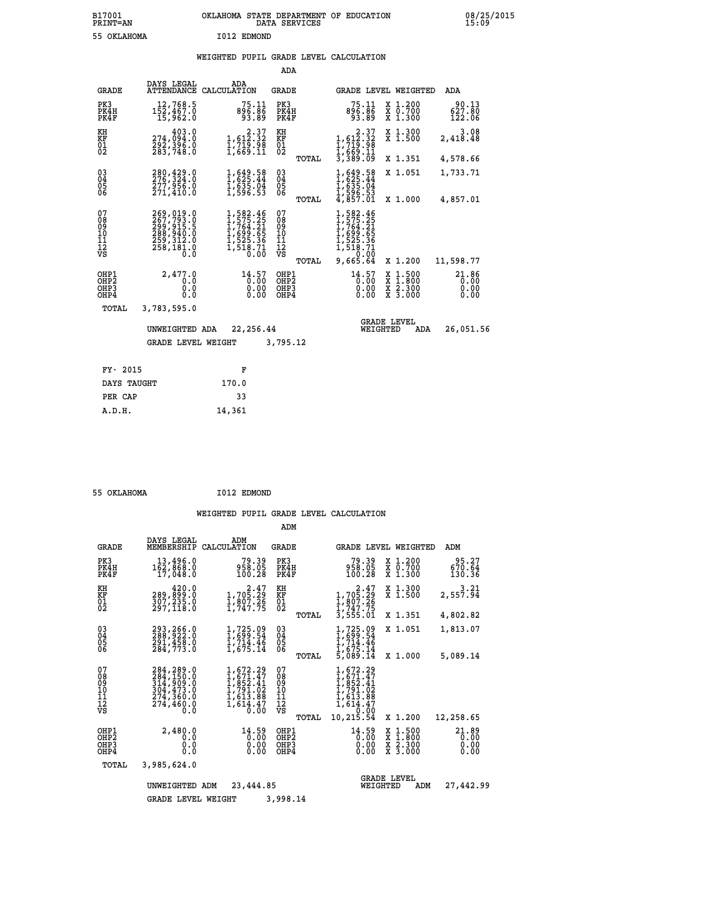B17001 PRINT=AN — OKLAHOMA STATE DEPARTMENT OF EDUCATION DATA SERVICES — 08/25/2015 15:09

55 OKLAHOMA — I012 EDMOND

## WEIGHTED PUPIL GRADE LEVEL CALCULATION

### ADA

| GRADE | DAYS LEGAL ATTENDANCE | ADA CALCULATION | GRADE | GRADE LEVEL | WEIGHTED | ADA |
|---|---|---|---|---|---|---|
| PK3 | 12,768.5 | 75.11 | PK3 | 75.11 | X 1.200 | 90.13 |
| PK4H | 152,467.0 | 896.86 | PK4H | 896.86 | X 0.700 | 627.80 |
| PK4F | 15,962.0 | 93.89 | PK4F | 93.89 | X 1.300 | 122.06 |
| KH | 403.0 | 2.37 | KH | 2.37 | X 1.300 | 3.08 |
| KF | 274,094.0 | 1,612.32 | KF | 1,612.32 | X 1.500 | 2,418.48 |
| 01 | 292,396.0 | 1,719.98 | 01 | 1,719.98 | | |
| 02 | 283,748.0 | 1,669.11 | 02 | 1,669.11 | | |
| | | | TOTAL | 3,389.09 | X 1.351 | 4,578.66 |
| 03 | 280,429.0 | 1,649.58 | 03 | 1,649.58 | X 1.051 | 1,733.71 |
| 04 | 276,324.0 | 1,625.44 | 04 | 1,625.44 | | |
| 05 | 277,956.0 | 1,635.04 | 05 | 1,635.04 | | |
| 06 | 271,410.0 | 1,596.53 | 06 | 1,596.53 | | |
| | | | TOTAL | 4,857.01 | X 1.000 | 4,857.01 |
| 07 | 269,019.0 | 1,582.46 | 07 | 1,582.46 | | |
| 08 | 267,793.0 | 1,575.25 | 08 | 1,575.25 | | |
| 09 | 299,915.5 | 1,764.21 | 09 | 1,764.21 | | |
| 10 | 288,940.0 | 1,699.65 | 10 | 1,699.65 | | |
| 11 | 259,312.0 | 1,525.36 | 11 | 1,525.36 | | |
| 12 | 258,181.0 | 1,518.71 | 12 | 1,518.71 | | |
| VS | 0.0 | 0.00 | VS | 0.00 | | |
| | | | TOTAL | 9,665.64 | X 1.200 | 11,598.77 |
| OHP1 | 2,477.0 | 14.57 | OHP1 | 14.57 | X 1.500 | 21.86 |
| OHP2 | 0.0 | 0.00 | OHP2 | 0.00 | X 1.800 | 0.00 |
| OHP3 | 0.0 | 0.00 | OHP3 | 0.00 | X 2.300 | 0.00 |
| OHP4 | 0.0 | 0.00 | OHP4 | 0.00 | X 3.000 | 0.00 |
| TOTAL | 3,783,595.0 | | | | | |

UNWEIGHTED ADA 22,256.44 — GRADE LEVEL WEIGHTED ADA 26,051.56

GRADE LEVEL WEIGHT 3,795.12

| | |
|---|---|
| FY- 2015 | F |
| DAYS TAUGHT | 170.0 |
| PER CAP | 33 |
| A.D.H. | 14,361 |

55 OKLAHOMA — I012 EDMOND

## WEIGHTED PUPIL GRADE LEVEL CALCULATION

### ADM

| GRADE | DAYS LEGAL MEMBERSHIP | ADM CALCULATION | GRADE | GRADE LEVEL | WEIGHTED | ADM |
|---|---|---|---|---|---|---|
| PK3 | 13,496.0 | 79.39 | PK3 | 79.39 | X 1.200 | 95.27 |
| PK4H | 162,868.0 | 958.05 | PK4H | 958.05 | X 0.700 | 670.64 |
| PK4F | 17,048.0 | 100.28 | PK4F | 100.28 | X 1.300 | 130.36 |
| KH | 420.0 | 2.47 | KH | 2.47 | X 1.300 | 3.21 |
| KF | 289,899.0 | 1,705.29 | KF | 1,705.29 | X 1.500 | 2,557.94 |
| 01 | 307,235.0 | 1,807.26 | 01 | 1,807.26 | | |
| 02 | 297,118.0 | 1,747.75 | 02 | 1,747.75 | | |
| | | | TOTAL | 3,555.01 | X 1.351 | 4,802.82 |
| 03 | 293,266.0 | 1,725.09 | 03 | 1,725.09 | X 1.051 | 1,813.07 |
| 04 | 288,922.0 | 1,699.54 | 04 | 1,699.54 | | |
| 05 | 291,458.0 | 1,714.46 | 05 | 1,714.46 | | |
| 06 | 284,773.0 | 1,675.14 | 06 | 1,675.14 | | |
| | | | TOTAL | 5,089.14 | X 1.000 | 5,089.14 |
| 07 | 284,289.0 | 1,672.29 | 07 | 1,672.29 | | |
| 08 | 284,150.0 | 1,671.47 | 08 | 1,671.47 | | |
| 09 | 314,909.0 | 1,852.41 | 09 | 1,852.41 | | |
| 10 | 304,473.0 | 1,791.02 | 10 | 1,791.02 | | |
| 11 | 274,360.0 | 1,613.88 | 11 | 1,613.88 | | |
| 12 | 274,460.0 | 1,614.47 | 12 | 1,614.47 | | |
| VS | 0.0 | 0.00 | VS | 0.00 | | |
| | | | TOTAL | 10,215.54 | X 1.200 | 12,258.65 |
| OHP1 | 2,480.0 | 14.59 | OHP1 | 14.59 | X 1.500 | 21.89 |
| OHP2 | 0.0 | 0.00 | OHP2 | 0.00 | X 1.800 | 0.00 |
| OHP3 | 0.0 | 0.00 | OHP3 | 0.00 | X 2.300 | 0.00 |
| OHP4 | 0.0 | 0.00 | OHP4 | 0.00 | X 3.000 | 0.00 |
| TOTAL | 3,985,624.0 | | | | | |

UNWEIGHTED ADM 23,444.85 — GRADE LEVEL WEIGHTED ADM 27,442.99

GRADE LEVEL WEIGHT 3,998.14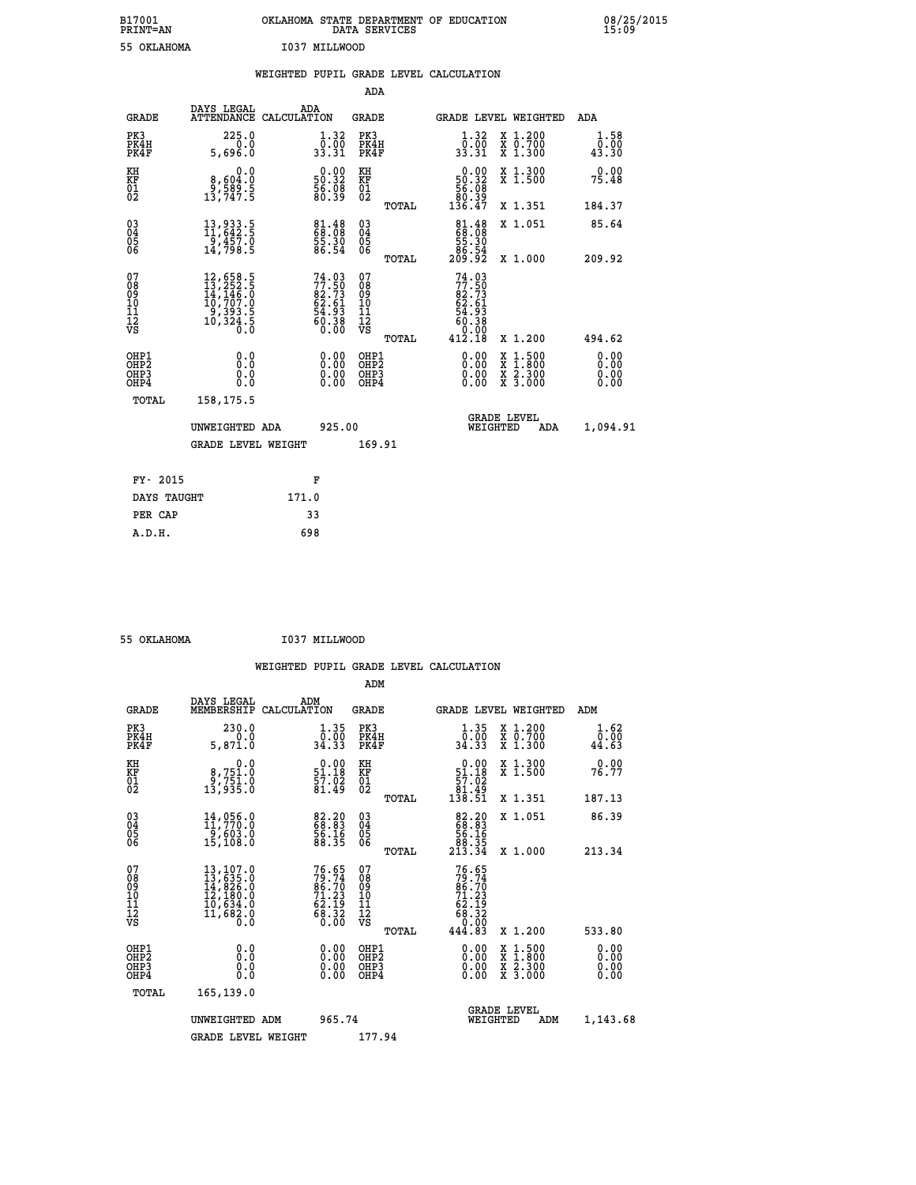B17001 OKLAHOMA STATE DEPARTMENT OF EDUCATION 08/25/2015
PRINT=AN DATA SERVICES 15:09

55 OKLAHOMA I037 MILLWOOD

## WEIGHTED PUPIL GRADE LEVEL CALCULATION

### ADA

| GRADE | DAYS LEGAL ATTENDANCE | ADA CALCULATION | GRADE | GRADE LEVEL | WEIGHTED | ADA |
|---|---|---|---|---|---|---|
| PK3 | 225.0 | 1.32 | PK3 | 1.32 | X 1.200 | 1.58 |
| PK4H | 0.0 | 0.00 | PK4H | 0.00 | X 0.700 | 0.00 |
| PK4F | 5,696.0 | 33.31 | PK4F | 33.31 | X 1.300 | 43.30 |
| KH | 0.0 | 0.00 | KH | 0.00 | X 1.300 | 0.00 |
| KF | 8,604.0 | 50.32 | KF | 50.32 | X 1.500 | 75.48 |
| 01 | 9,589.5 | 56.08 | 01 | 56.08 | | |
| 02 | 13,747.5 | 80.39 | 02 | 80.39 | | |
| | | | TOTAL | 136.47 | X 1.351 | 184.37 |
| 03 | 13,933.5 | 81.48 | 03 | 81.48 | X 1.051 | 85.64 |
| 04 | 11,642.5 | 68.08 | 04 | 68.08 | | |
| 05 | 9,457.0 | 55.30 | 05 | 55.30 | | |
| 06 | 14,798.5 | 86.54 | 06 | 86.54 | | |
| | | | TOTAL | 209.92 | X 1.000 | 209.92 |
| 07 | 12,658.5 | 74.03 | 07 | 74.03 | | |
| 08 | 13,252.5 | 77.50 | 08 | 77.50 | | |
| 09 | 14,146.0 | 82.73 | 09 | 82.73 | | |
| 10 | 10,707.0 | 62.61 | 10 | 62.61 | | |
| 11 | 9,393.5 | 54.93 | 11 | 54.93 | | |
| 12 | 10,324.5 | 60.38 | 12 | 60.38 | | |
| VS | 0.0 | 0.00 | VS | 0.00 | | |
| | | | TOTAL | 412.18 | X 1.200 | 494.62 |
| OHP1 | 0.0 | 0.00 | OHP1 | 0.00 | X 1.500 | 0.00 |
| OHP2 | 0.0 | 0.00 | OHP2 | 0.00 | X 1.800 | 0.00 |
| OHP3 | 0.0 | 0.00 | OHP3 | 0.00 | X 2.300 | 0.00 |
| OHP4 | 0.0 | 0.00 | OHP4 | 0.00 | X 3.000 | 0.00 |
| TOTAL | 158,175.5 | | | | | |

UNWEIGHTED ADA 925.00 GRADE LEVEL WEIGHTED ADA 1,094.91

GRADE LEVEL WEIGHT 169.91

| | |
|---|---|
| FY- 2015 | F |
| DAYS TAUGHT | 171.0 |
| PER CAP | 33 |
| A.D.H. | 698 |

55 OKLAHOMA I037 MILLWOOD

## WEIGHTED PUPIL GRADE LEVEL CALCULATION

### ADM

| GRADE | DAYS LEGAL MEMBERSHIP | ADM CALCULATION | GRADE | GRADE LEVEL | WEIGHTED | ADM |
|---|---|---|---|---|---|---|
| PK3 | 230.0 | 1.35 | PK3 | 1.35 | X 1.200 | 1.62 |
| PK4H | 0.0 | 0.00 | PK4H | 0.00 | X 0.700 | 0.00 |
| PK4F | 5,871.0 | 34.33 | PK4F | 34.33 | X 1.300 | 44.63 |
| KH | 0.0 | 0.00 | KH | 0.00 | X 1.300 | 0.00 |
| KF | 8,751.0 | 51.18 | KF | 51.18 | X 1.500 | 76.77 |
| 01 | 9,751.0 | 57.02 | 01 | 57.02 | | |
| 02 | 13,935.0 | 81.49 | 02 | 81.49 | | |
| | | | TOTAL | 138.51 | X 1.351 | 187.13 |
| 03 | 14,056.0 | 82.20 | 03 | 82.20 | X 1.051 | 86.39 |
| 04 | 11,770.0 | 68.83 | 04 | 68.83 | | |
| 05 | 9,603.0 | 56.16 | 05 | 56.16 | | |
| 06 | 15,108.0 | 88.35 | 06 | 88.35 | | |
| | | | TOTAL | 213.34 | X 1.000 | 213.34 |
| 07 | 13,107.0 | 76.65 | 07 | 76.65 | | |
| 08 | 13,635.0 | 79.74 | 08 | 79.74 | | |
| 09 | 14,826.0 | 86.70 | 09 | 86.70 | | |
| 10 | 12,180.0 | 71.23 | 10 | 71.23 | | |
| 11 | 10,634.0 | 62.19 | 11 | 62.19 | | |
| 12 | 11,682.0 | 68.32 | 12 | 68.32 | | |
| VS | 0.0 | 0.00 | VS | 0.00 | | |
| | | | TOTAL | 444.83 | X 1.200 | 533.80 |
| OHP1 | 0.0 | 0.00 | OHP1 | 0.00 | X 1.500 | 0.00 |
| OHP2 | 0.0 | 0.00 | OHP2 | 0.00 | X 1.800 | 0.00 |
| OHP3 | 0.0 | 0.00 | OHP3 | 0.00 | X 2.300 | 0.00 |
| OHP4 | 0.0 | 0.00 | OHP4 | 0.00 | X 3.000 | 0.00 |
| TOTAL | 165,139.0 | | | | | |

UNWEIGHTED ADM 965.74 GRADE LEVEL WEIGHTED ADM 1,143.68

GRADE LEVEL WEIGHT 177.94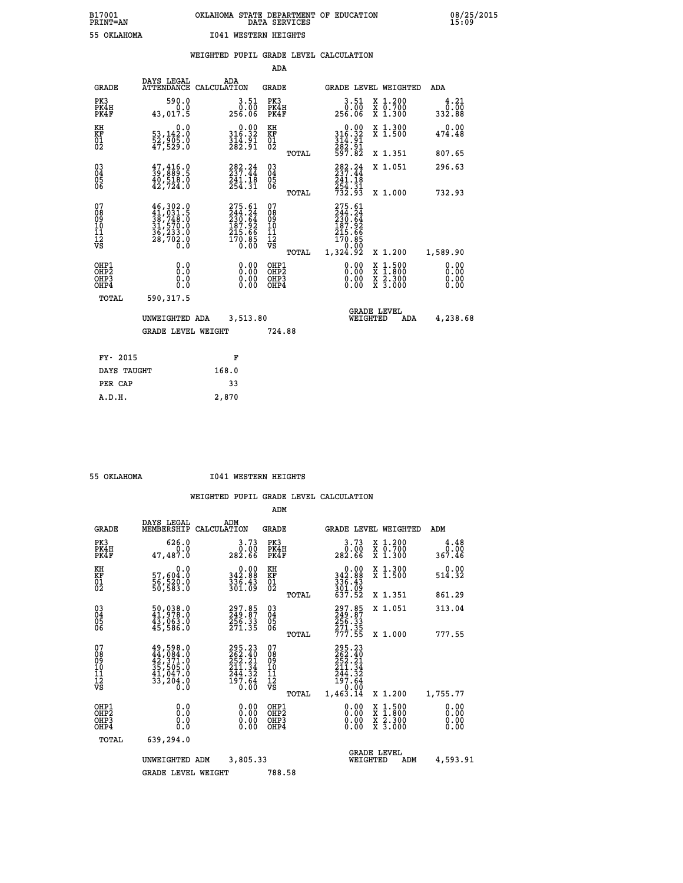B17001 OKLAHOMA STATE DEPARTMENT OF EDUCATION 08/25/2015
PRINT=AN DATA SERVICES 15:09

55 OKLAHOMA I041 WESTERN HEIGHTS

WEIGHTED PUPIL GRADE LEVEL CALCULATION

ADA

| GRADE | DAYS LEGAL ATTENDANCE | ADA CALCULATION | GRADE | | GRADE LEVEL | WEIGHTED | ADA |
|---|---|---|---|---|---|---|---|
| PK3 | 590.0 | 3.51 | PK3 | | 3.51 | X 1.200 | 4.21 |
| PK4H | 0.0 | 0.00 | PK4H | | 0.00 | X 0.700 | 0.00 |
| PK4F | 43,017.5 | 256.06 | PK4F | | 256.06 | X 1.300 | 332.88 |
| KH | 0.0 | 0.00 | KH | | 0.00 | X 1.300 | 0.00 |
| KF | 53,142.0 | 316.32 | KF | | 316.32 | X 1.500 | 474.48 |
| 01 | 52,905.0 | 314.91 | 01 | | 314.91 | | |
| 02 | 47,529.0 | 282.91 | 02 | | 282.91 | | |
| | | | | TOTAL | 597.82 | X 1.351 | 807.65 |
| 03 | 47,416.0 | 282.24 | 03 | | 282.24 | X 1.051 | 296.63 |
| 04 | 39,889.5 | 237.44 | 04 | | 237.44 | | |
| 05 | 40,518.0 | 241.18 | 05 | | 241.18 | | |
| 06 | 42,724.0 | 254.31 | 06 | | 254.31 | | |
| | | | | TOTAL | 732.93 | X 1.000 | 732.93 |
| 07 | 46,302.0 | 275.61 | 07 | | 275.61 | | |
| 08 | 41,031.5 | 244.24 | 08 | | 244.24 | | |
| 09 | 38,748.0 | 230.64 | 09 | | 230.64 | | |
| 10 | 31,570.0 | 187.92 | 10 | | 187.92 | | |
| 11 | 36,233.0 | 215.66 | 11 | | 215.66 | | |
| 12 | 28,702.0 | 170.85 | 12 | | 170.85 | | |
| VS | 0.0 | 0.00 | VS | | 0.00 | | |
| | | | | TOTAL | 1,324.92 | X 1.200 | 1,589.90 |
| OHP1 | 0.0 | 0.00 | OHP1 | | 0.00 | X 1.500 | 0.00 |
| OHP2 | 0.0 | 0.00 | OHP2 | | 0.00 | X 1.800 | 0.00 |
| OHP3 | 0.0 | 0.00 | OHP3 | | 0.00 | X 2.300 | 0.00 |
| OHP4 | 0.0 | 0.00 | OHP4 | | 0.00 | X 3.000 | 0.00 |
| TOTAL | 590,317.5 | | | | | | |

UNWEIGHTED ADA 3,513.80 GRADE LEVEL WEIGHTED ADA 4,238.68

GRADE LEVEL WEIGHT 724.88

| FY- 2015 | F |
|---|---|
| DAYS TAUGHT | 168.0 |
| PER CAP | 33 |
| A.D.H. | 2,870 |

55 OKLAHOMA I041 WESTERN HEIGHTS

WEIGHTED PUPIL GRADE LEVEL CALCULATION

ADM

| GRADE | DAYS LEGAL MEMBERSHIP | ADM CALCULATION | GRADE | | GRADE LEVEL | WEIGHTED | ADM |
|---|---|---|---|---|---|---|---|
| PK3 | 626.0 | 3.73 | PK3 | | 3.73 | X 1.200 | 4.48 |
| PK4H | 0.0 | 0.00 | PK4H | | 0.00 | X 0.700 | 0.00 |
| PK4F | 47,487.0 | 282.66 | PK4F | | 282.66 | X 1.300 | 367.46 |
| KH | 0.0 | 0.00 | KH | | 0.00 | X 1.300 | 0.00 |
| KF | 57,604.0 | 342.88 | KF | | 342.88 | X 1.500 | 514.32 |
| 01 | 56,520.0 | 336.43 | 01 | | 336.43 | | |
| 02 | 50,583.0 | 301.09 | 02 | | 301.09 | | |
| | | | | TOTAL | 637.52 | X 1.351 | 861.29 |
| 03 | 50,038.0 | 297.85 | 03 | | 297.85 | X 1.051 | 313.04 |
| 04 | 41,978.0 | 249.87 | 04 | | 249.87 | | |
| 05 | 43,063.0 | 256.33 | 05 | | 256.33 | | |
| 06 | 45,586.0 | 271.35 | 06 | | 271.35 | | |
| | | | | TOTAL | 777.55 | X 1.000 | 777.55 |
| 07 | 49,598.0 | 295.23 | 07 | | 295.23 | | |
| 08 | 44,084.0 | 262.40 | 08 | | 262.40 | | |
| 09 | 42,371.0 | 252.21 | 09 | | 252.21 | | |
| 10 | 35,505.0 | 211.34 | 10 | | 211.34 | | |
| 11 | 41,047.0 | 244.32 | 11 | | 244.32 | | |
| 12 | 33,204.0 | 197.64 | 12 | | 197.64 | | |
| VS | 0.0 | 0.00 | VS | | 0.00 | | |
| | | | | TOTAL | 1,463.14 | X 1.200 | 1,755.77 |
| OHP1 | 0.0 | 0.00 | OHP1 | | 0.00 | X 1.500 | 0.00 |
| OHP2 | 0.0 | 0.00 | OHP2 | | 0.00 | X 1.800 | 0.00 |
| OHP3 | 0.0 | 0.00 | OHP3 | | 0.00 | X 2.300 | 0.00 |
| OHP4 | 0.0 | 0.00 | OHP4 | | 0.00 | X 3.000 | 0.00 |
| TOTAL | 639,294.0 | | | | | | |

UNWEIGHTED ADM 3,805.33 GRADE LEVEL WEIGHTED ADM 4,593.91

GRADE LEVEL WEIGHT 788.58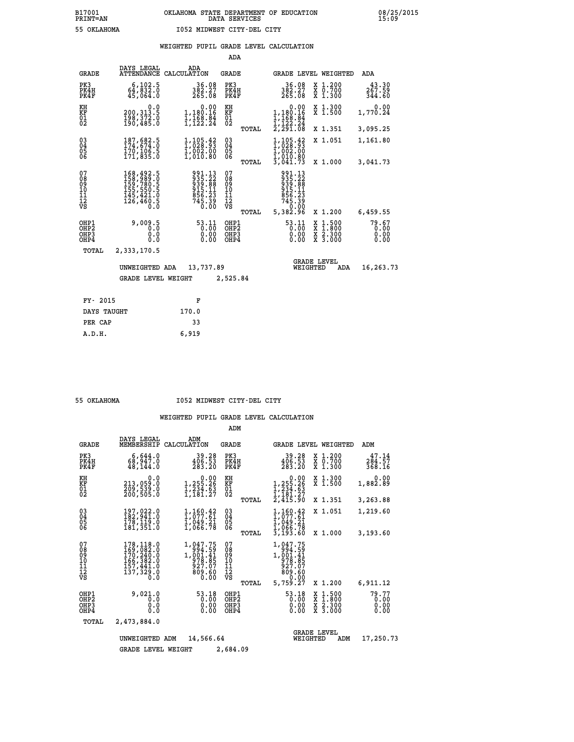B17001 OKLAHOMA STATE DEPARTMENT OF EDUCATION 08/25/2015
PRINT=AN DATA SERVICES 15:09

55 OKLAHOMA I052 MIDWEST CITY-DEL CITY

## WEIGHTED PUPIL GRADE LEVEL CALCULATION

### ADA

| GRADE | DAYS LEGAL ATTENDANCE | ADA CALCULATION | GRADE | | GRADE LEVEL | WEIGHTED | ADA |
|---|---|---|---|---|---|---|---|
| PK3 | 6,102.5 | 36.08 | PK3 | | 36.08 | X 1.200 | 43.30 |
| PK4H | 64,832.0 | 382.27 | PK4H | | 382.27 | X 0.700 | 267.59 |
| PK4F | 45,064.0 | 265.08 | PK4F | | 265.08 | X 1.300 | 344.60 |
| KH | 0.0 | 0.00 | KH | | 0.00 | X 1.300 | 0.00 |
| KF | 200,313.5 | 1,180.16 | KF | | 1,180.16 | X 1.500 | 1,770.24 |
| 01 | 198,372.0 | 1,168.84 | 01 | | 1,168.84 | | |
| 02 | 190,485.0 | 1,122.24 | 02 | | 1,122.24 | | |
| | | | | TOTAL | 2,291.08 | X 1.351 | 3,095.25 |
| 03 | 187,682.5 | 1,105.42 | 03 | | 1,105.42 | X 1.051 | 1,161.80 |
| 04 | 174,674.0 | 1,028.93 | 04 | | 1,028.93 | | |
| 05 | 170,106.5 | 1,002.00 | 05 | | 1,002.00 | | |
| 06 | 171,835.0 | 1,010.80 | 06 | | 1,010.80 | | |
| | | | | TOTAL | 3,041.73 | X 1.000 | 3,041.73 |
| 07 | 168,492.5 | 991.13 | 07 | | 991.13 | | |
| 08 | 158,989.0 | 935.22 | 08 | | 935.22 | | |
| 09 | 159,780.5 | 939.88 | 09 | | 939.88 | | |
| 10 | 155,550.5 | 915.11 | 10 | | 915.11 | | |
| 11 | 145,421.0 | 856.23 | 11 | | 856.23 | | |
| 12 | 126,460.5 | 745.39 | 12 | | 745.39 | | |
| VS | 0.0 | 0.00 | VS | | 0.00 | | |
| | | | | TOTAL | 5,382.96 | X 1.200 | 6,459.55 |
| OHP1 | 9,009.5 | 53.11 | OHP1 | | 53.11 | X 1.500 | 79.67 |
| OHP2 | 0.0 | 0.00 | OHP2 | | 0.00 | X 1.800 | 0.00 |
| OHP3 | 0.0 | 0.00 | OHP3 | | 0.00 | X 2.300 | 0.00 |
| OHP4 | 0.0 | 0.00 | OHP4 | | 0.00 | X 3.000 | 0.00 |
| TOTAL | 2,333,170.5 | | | | | | |

UNWEIGHTED ADA 13,737.89 | GRADE LEVEL WEIGHTED ADA 16,263.73

GRADE LEVEL WEIGHT 2,525.84

| FY- 2015 | F |
|---|---|
| DAYS TAUGHT | 170.0 |
| PER CAP | 33 |
| A.D.H. | 6,919 |

55 OKLAHOMA I052 MIDWEST CITY-DEL CITY

## WEIGHTED PUPIL GRADE LEVEL CALCULATION

### ADM

| GRADE | DAYS LEGAL MEMBERSHIP | ADM CALCULATION | GRADE | | GRADE LEVEL | WEIGHTED | ADM |
|---|---|---|---|---|---|---|---|
| PK3 | 6,644.0 | 39.28 | PK3 | | 39.28 | X 1.200 | 47.14 |
| PK4H | 68,947.0 | 406.53 | PK4H | | 406.53 | X 0.700 | 284.57 |
| PK4F | 48,144.0 | 283.20 | PK4F | | 283.20 | X 1.300 | 368.16 |
| KH | 0.0 | 0.00 | KH | | 0.00 | X 1.300 | 0.00 |
| KF | 213,059.0 | 1,255.26 | KF | | 1,255.26 | X 1.500 | 1,882.89 |
| 01 | 209,539.0 | 1,234.63 | 01 | | 1,234.63 | | |
| 02 | 200,505.0 | 1,181.27 | 02 | | 1,181.27 | | |
| | | | | TOTAL | 2,415.90 | X 1.351 | 3,263.88 |
| 03 | 197,022.0 | 1,160.42 | 03 | | 1,160.42 | X 1.051 | 1,219.60 |
| 04 | 182,941.0 | 1,077.61 | 04 | | 1,077.61 | | |
| 05 | 178,119.0 | 1,049.21 | 05 | | 1,049.21 | | |
| 06 | 181,351.0 | 1,066.78 | 06 | | 1,066.78 | | |
| | | | | TOTAL | 3,193.60 | X 1.000 | 3,193.60 |
| 07 | 178,118.0 | 1,047.75 | 07 | | 1,047.75 | | |
| 08 | 169,082.0 | 994.59 | 08 | | 994.59 | | |
| 09 | 170,240.0 | 1,001.41 | 09 | | 1,001.41 | | |
| 10 | 166,382.0 | 978.85 | 10 | | 978.85 | | |
| 11 | 157,441.0 | 927.07 | 11 | | 927.07 | | |
| 12 | 137,329.0 | 809.60 | 12 | | 809.60 | | |
| VS | 0.0 | 0.00 | VS | | 0.00 | | |
| | | | | TOTAL | 5,759.27 | X 1.200 | 6,911.12 |
| OHP1 | 9,021.0 | 53.18 | OHP1 | | 53.18 | X 1.500 | 79.77 |
| OHP2 | 0.0 | 0.00 | OHP2 | | 0.00 | X 1.800 | 0.00 |
| OHP3 | 0.0 | 0.00 | OHP3 | | 0.00 | X 2.300 | 0.00 |
| OHP4 | 0.0 | 0.00 | OHP4 | | 0.00 | X 3.000 | 0.00 |
| TOTAL | 2,473,884.0 | | | | | | |

UNWEIGHTED ADM 14,566.64 | GRADE LEVEL WEIGHTED ADM 17,250.73

GRADE LEVEL WEIGHT 2,684.09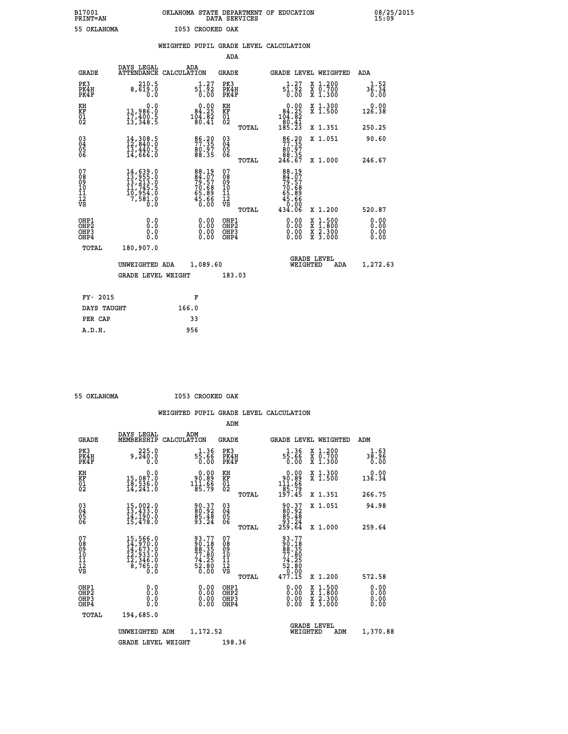B17001 OKLAHOMA STATE DEPARTMENT OF EDUCATION 08/25/2015
PRINT=AN DATA SERVICES 15:09

55 OKLAHOMA I053 CROOKED OAK

## WEIGHTED PUPIL GRADE LEVEL CALCULATION

ADA

| GRADE | DAYS LEGAL ATTENDANCE | ADA CALCULATION | GRADE | | GRADE LEVEL | WEIGHTED | ADA |
|---|---|---|---|---|---|---|---|
| PK3 | 210.5 | 1.27 | PK3 | | 1.27 | X 1.200 | 1.52 |
| PK4H | 8,619.0 | 51.92 | PK4H | | 51.92 | X 0.700 | 36.34 |
| PK4F | 0.0 | 0.00 | PK4F | | 0.00 | X 1.300 | 0.00 |
| KH | 0.0 | 0.00 | KH | | 0.00 | X 1.300 | 0.00 |
| KF | 13,986.0 | 84.25 | KF | | 84.25 | X 1.500 | 126.38 |
| 01 | 17,400.5 | 104.82 | 01 | | 104.82 | | |
| 02 | 13,348.5 | 80.41 | 02 | | 80.41 | | |
| | | | | TOTAL | 185.23 | X 1.351 | 250.25 |
| 03 | 14,308.5 | 86.20 | 03 | | 86.20 | X 1.051 | 90.60 |
| 04 | 12,840.0 | 77.35 | 04 | | 77.35 | | |
| 05 | 13,440.5 | 80.97 | 05 | | 80.97 | | |
| 06 | 14,666.0 | 88.35 | 06 | | 88.35 | | |
| | | | | TOTAL | 246.67 | X 1.000 | 246.67 |
| 07 | 14,639.0 | 88.19 | 07 | | 88.19 | | |
| 08 | 13,955.0 | 84.07 | 08 | | 84.07 | | |
| 09 | 13,213.0 | 79.57 | 09 | | 79.57 | | |
| 10 | 11,745.5 | 70.68 | 10 | | 70.68 | | |
| 11 | 10,954.0 | 65.89 | 11 | | 65.89 | | |
| 12 | 7,581.0 | 45.66 | 12 | | 45.66 | | |
| VS | 0.0 | 0.00 | VS | | 0.00 | | |
| | | | | TOTAL | 434.06 | X 1.200 | 520.87 |
| OHP1 | 0.0 | 0.00 | OHP1 | | 0.00 | X 1.500 | 0.00 |
| OHP2 | 0.0 | 0.00 | OHP2 | | 0.00 | X 1.800 | 0.00 |
| OHP3 | 0.0 | 0.00 | OHP3 | | 0.00 | X 2.300 | 0.00 |
| OHP4 | 0.0 | 0.00 | OHP4 | | 0.00 | X 3.000 | 0.00 |
| TOTAL | 180,907.0 | | | | | | |

UNWEIGHTED ADA 1,089.60 GRADE LEVEL WEIGHTED ADA 1,272.63

GRADE LEVEL WEIGHT 183.03

| FY- 2015 | F |
|---|---|
| DAYS TAUGHT | 166.0 |
| PER CAP | 33 |
| A.D.H. | 956 |

55 OKLAHOMA I053 CROOKED OAK

## WEIGHTED PUPIL GRADE LEVEL CALCULATION

ADM

| GRADE | DAYS LEGAL MEMBERSHIP | ADM CALCULATION | GRADE | | GRADE LEVEL | WEIGHTED | ADM |
|---|---|---|---|---|---|---|---|
| PK3 | 225.0 | 1.36 | PK3 | | 1.36 | X 1.200 | 1.63 |
| PK4H | 9,240.0 | 55.66 | PK4H | | 55.66 | X 0.700 | 38.96 |
| PK4F | 0.0 | 0.00 | PK4F | | 0.00 | X 1.300 | 0.00 |
| KH | 0.0 | 0.00 | KH | | 0.00 | X 1.300 | 0.00 |
| KF | 15,087.0 | 90.89 | KF | | 90.89 | X 1.500 | 136.34 |
| 01 | 18,536.0 | 111.66 | 01 | | 111.66 | | |
| 02 | 14,241.0 | 85.79 | 02 | | 85.79 | | |
| | | | | TOTAL | 197.45 | X 1.351 | 266.75 |
| 03 | 15,002.0 | 90.37 | 03 | | 90.37 | X 1.051 | 94.98 |
| 04 | 13,433.0 | 80.92 | 04 | | 80.92 | | |
| 05 | 14,190.0 | 85.48 | 05 | | 85.48 | | |
| 06 | 15,478.0 | 93.24 | 06 | | 93.24 | | |
| | | | | TOTAL | 259.64 | X 1.000 | 259.64 |
| 07 | 15,566.0 | 93.77 | 07 | | 93.77 | | |
| 08 | 14,970.0 | 90.18 | 08 | | 90.18 | | |
| 09 | 14,673.0 | 88.35 | 09 | | 88.35 | | |
| 10 | 12,933.0 | 77.80 | 10 | | 77.80 | | |
| 11 | 12,346.0 | 74.25 | 11 | | 74.25 | | |
| 12 | 8,765.0 | 52.80 | 12 | | 52.80 | | |
| VS | 0.0 | 0.00 | VS | | 0.00 | | |
| | | | | TOTAL | 477.15 | X 1.200 | 572.58 |
| OHP1 | 0.0 | 0.00 | OHP1 | | 0.00 | X 1.500 | 0.00 |
| OHP2 | 0.0 | 0.00 | OHP2 | | 0.00 | X 1.800 | 0.00 |
| OHP3 | 0.0 | 0.00 | OHP3 | | 0.00 | X 2.300 | 0.00 |
| OHP4 | 0.0 | 0.00 | OHP4 | | 0.00 | X 3.000 | 0.00 |
| TOTAL | 194,685.0 | | | | | | |

UNWEIGHTED ADM 1,172.52 GRADE LEVEL WEIGHTED ADM 1,370.88

GRADE LEVEL WEIGHT 198.36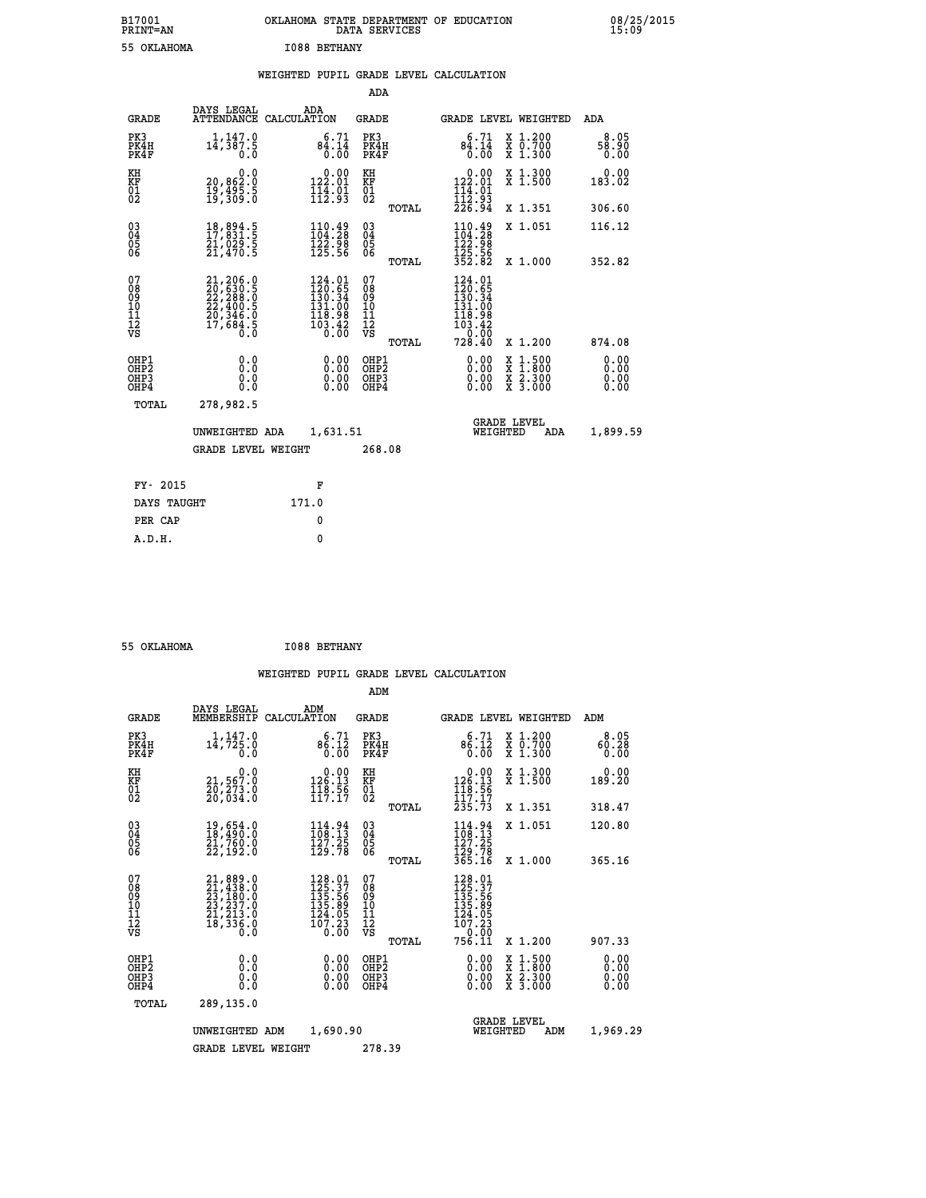B17001 OKLAHOMA STATE DEPARTMENT OF EDUCATION 08/25/2015
PRINT=AN DATA SERVICES 15:09

55 OKLAHOMA I088 BETHANY

## WEIGHTED PUPIL GRADE LEVEL CALCULATION

### ADA

| GRADE | DAYS LEGAL ATTENDANCE | ADA CALCULATION | GRADE | | GRADE LEVEL | WEIGHTED | ADA |
|---|---|---|---|---|---|---|---|
| PK3 | 1,147.0 | 6.71 | PK3 | | 6.71 | X 1.200 | 8.05 |
| PK4H | 14,387.5 | 84.14 | PK4H | | 84.14 | X 0.700 | 58.90 |
| PK4F | 0.0 | 0.00 | PK4F | | 0.00 | X 1.300 | 0.00 |
| KH | 0.0 | 0.00 | KH | | 0.00 | X 1.300 | 0.00 |
| KF | 20,862.0 | 122.01 | KF | | 122.01 | X 1.500 | 183.02 |
| 01 | 19,495.5 | 114.01 | 01 | | 114.01 | | |
| 02 | 19,309.0 | 112.93 | 02 | | 112.93 | | |
| | | | | TOTAL | 226.94 | X 1.351 | 306.60 |
| 03 | 18,894.5 | 110.49 | 03 | | 110.49 | X 1.051 | 116.12 |
| 04 | 17,831.5 | 104.28 | 04 | | 104.28 | | |
| 05 | 21,029.5 | 122.98 | 05 | | 122.98 | | |
| 06 | 21,470.5 | 125.56 | 06 | | 125.56 | | |
| | | | | TOTAL | 352.82 | X 1.000 | 352.82 |
| 07 | 21,206.0 | 124.01 | 07 | | 124.01 | | |
| 08 | 20,630.5 | 120.65 | 08 | | 120.65 | | |
| 09 | 22,288.0 | 130.34 | 09 | | 130.34 | | |
| 10 | 22,400.5 | 131.00 | 10 | | 131.00 | | |
| 11 | 20,346.0 | 118.98 | 11 | | 118.98 | | |
| 12 | 17,684.5 | 103.42 | 12 | | 103.42 | | |
| VS | 0.0 | 0.00 | VS | | 0.00 | | |
| | | | | TOTAL | 728.40 | X 1.200 | 874.08 |
| OHP1 | 0.0 | 0.00 | OHP1 | | 0.00 | X 1.500 | 0.00 |
| OHP2 | 0.0 | 0.00 | OHP2 | | 0.00 | X 1.800 | 0.00 |
| OHP3 | 0.0 | 0.00 | OHP3 | | 0.00 | X 2.300 | 0.00 |
| OHP4 | 0.0 | 0.00 | OHP4 | | 0.00 | X 3.000 | 0.00 |
| TOTAL | 278,982.5 | | | | | | |

UNWEIGHTED ADA 1,631.51 GRADE LEVEL WEIGHTED ADA 1,899.59

GRADE LEVEL WEIGHT 268.08

FY- 2015 F
DAYS TAUGHT 171.0
PER CAP 0
A.D.H. 0

55 OKLAHOMA I088 BETHANY

## WEIGHTED PUPIL GRADE LEVEL CALCULATION

### ADM

| GRADE | DAYS LEGAL MEMBERSHIP | ADM CALCULATION | GRADE | | GRADE LEVEL | WEIGHTED | ADM |
|---|---|---|---|---|---|---|---|
| PK3 | 1,147.0 | 6.71 | PK3 | | 6.71 | X 1.200 | 8.05 |
| PK4H | 14,725.0 | 86.12 | PK4H | | 86.12 | X 0.700 | 60.28 |
| PK4F | 0.0 | 0.00 | PK4F | | 0.00 | X 1.300 | 0.00 |
| KH | 0.0 | 0.00 | KH | | 0.00 | X 1.300 | 0.00 |
| KF | 21,567.0 | 126.13 | KF | | 126.13 | X 1.500 | 189.20 |
| 01 | 20,273.0 | 118.56 | 01 | | 118.56 | | |
| 02 | 20,034.0 | 117.17 | 02 | | 117.17 | | |
| | | | | TOTAL | 235.73 | X 1.351 | 318.47 |
| 03 | 19,654.0 | 114.94 | 03 | | 114.94 | X 1.051 | 120.80 |
| 04 | 18,490.0 | 108.13 | 04 | | 108.13 | | |
| 05 | 21,760.0 | 127.25 | 05 | | 127.25 | | |
| 06 | 22,192.0 | 129.78 | 06 | | 129.78 | | |
| | | | | TOTAL | 365.16 | X 1.000 | 365.16 |
| 07 | 21,889.0 | 128.01 | 07 | | 128.01 | | |
| 08 | 21,438.0 | 125.37 | 08 | | 125.37 | | |
| 09 | 23,180.0 | 135.56 | 09 | | 135.56 | | |
| 10 | 23,237.0 | 135.89 | 10 | | 135.89 | | |
| 11 | 21,213.0 | 124.05 | 11 | | 124.05 | | |
| 12 | 18,336.0 | 107.23 | 12 | | 107.23 | | |
| VS | 0.0 | 0.00 | VS | | 0.00 | | |
| | | | | TOTAL | 756.11 | X 1.200 | 907.33 |
| OHP1 | 0.0 | 0.00 | OHP1 | | 0.00 | X 1.500 | 0.00 |
| OHP2 | 0.0 | 0.00 | OHP2 | | 0.00 | X 1.800 | 0.00 |
| OHP3 | 0.0 | 0.00 | OHP3 | | 0.00 | X 2.300 | 0.00 |
| OHP4 | 0.0 | 0.00 | OHP4 | | 0.00 | X 3.000 | 0.00 |
| TOTAL | 289,135.0 | | | | | | |

UNWEIGHTED ADM 1,690.90 GRADE LEVEL WEIGHTED ADM 1,969.29

GRADE LEVEL WEIGHT 278.39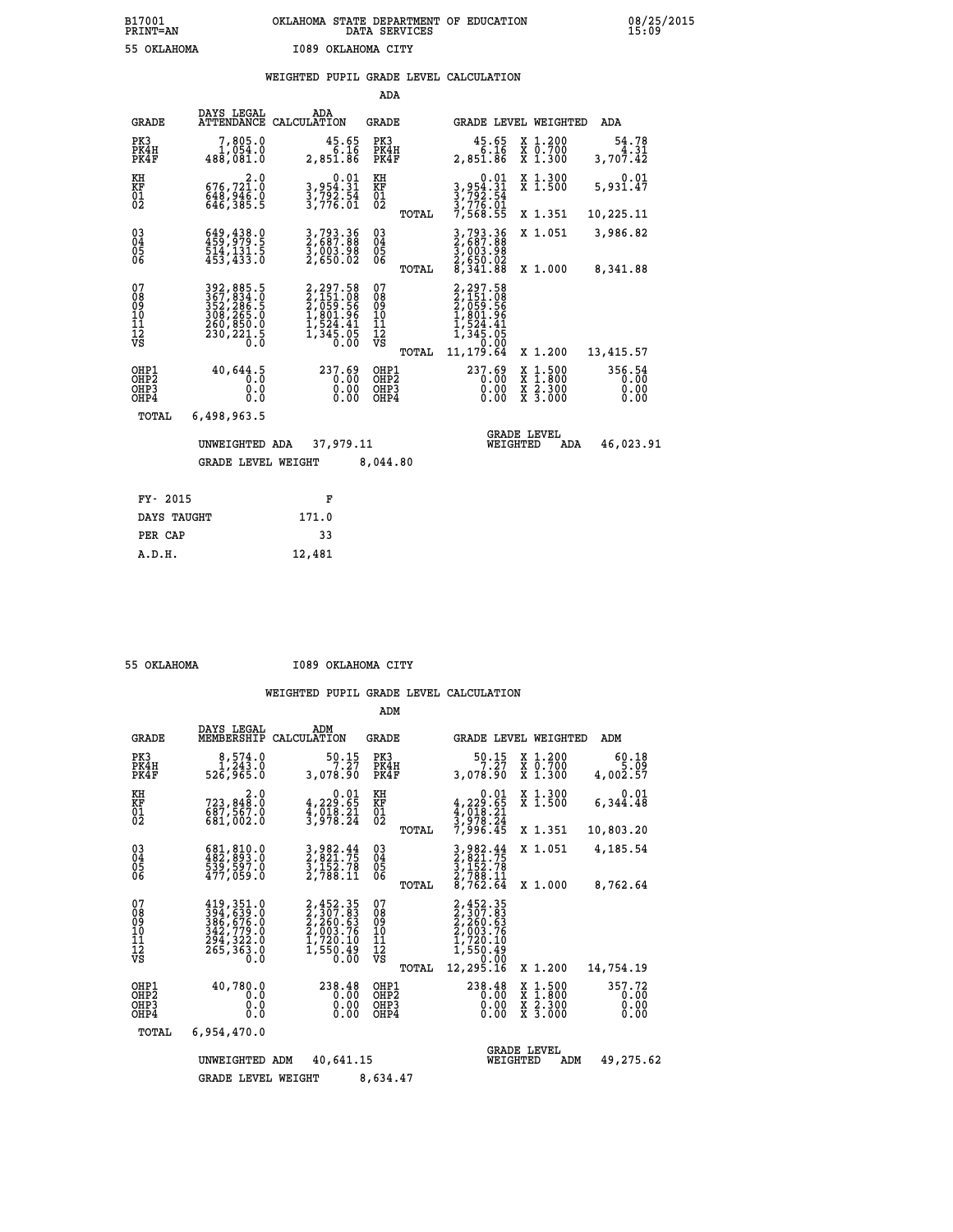B17001 OKLAHOMA STATE DEPARTMENT OF EDUCATION 08/25/2015
PRINT=AN DATA SERVICES 15:09

55 OKLAHOMA I089 OKLAHOMA CITY

## WEIGHTED PUPIL GRADE LEVEL CALCULATION

### ADA

| GRADE | DAYS LEGAL ATTENDANCE | ADA CALCULATION | GRADE | | GRADE LEVEL | WEIGHTED | ADA |
|---|---|---|---|---|---|---|---|
| PK3 | 7,805.0 | 45.65 | PK3 | | 45.65 | X 1.200 | 54.78 |
| PK4H | 1,054.0 | 6.16 | PK4H | | 6.16 | X 0.700 | 4.31 |
| PK4F | 488,081.0 | 2,851.86 | PK4F | | 2,851.86 | X 1.300 | 3,707.42 |
| KH | 2.0 | 0.01 | KH | | 0.01 | X 1.300 | 0.01 |
| KF | 676,721.0 | 3,954.31 | KF | | 3,954.31 | X 1.500 | 5,931.47 |
| 01 | 648,946.0 | 3,792.54 | 01 | | 3,792.54 | | |
| 02 | 646,385.5 | 3,776.01 | 02 | | 3,776.01 | | |
| | | | | TOTAL | 7,568.55 | X 1.351 | 10,225.11 |
| 03 | 649,438.0 | 3,793.36 | 03 | | 3,793.36 | X 1.051 | 3,986.82 |
| 04 | 459,979.5 | 2,687.88 | 04 | | 2,687.88 | | |
| 05 | 514,131.5 | 3,003.98 | 05 | | 3,003.98 | | |
| 06 | 453,433.0 | 2,650.02 | 06 | | 2,650.02 | | |
| | | | | TOTAL | 8,341.88 | X 1.000 | 8,341.88 |
| 07 | 392,885.5 | 2,297.58 | 07 | | 2,297.58 | | |
| 08 | 367,834.0 | 2,151.08 | 08 | | 2,151.08 | | |
| 09 | 352,286.5 | 2,059.56 | 09 | | 2,059.56 | | |
| 10 | 308,265.0 | 1,801.96 | 10 | | 1,801.96 | | |
| 11 | 260,850.0 | 1,524.41 | 11 | | 1,524.41 | | |
| 12 | 230,221.5 | 1,345.05 | 12 | | 1,345.05 | | |
| VS | 0.0 | 0.00 | VS | | 0.00 | | |
| | | | | TOTAL | 11,179.64 | X 1.200 | 13,415.57 |
| OHP1 | 40,644.5 | 237.69 | OHP1 | | 237.69 | X 1.500 | 356.54 |
| OHP2 | 0.0 | 0.00 | OHP2 | | 0.00 | X 1.800 | 0.00 |
| OHP3 | 0.0 | 0.00 | OHP3 | | 0.00 | X 2.300 | 0.00 |
| OHP4 | 0.0 | 0.00 | OHP4 | | 0.00 | X 3.000 | 0.00 |
| TOTAL | 6,498,963.5 | | | | | | |

UNWEIGHTED ADA 37,979.11 — GRADE LEVEL WEIGHTED ADA 46,023.91

GRADE LEVEL WEIGHT 8,044.80

| FY- 2015 | F |
|---|---|
| DAYS TAUGHT | 171.0 |
| PER CAP | 33 |
| A.D.H. | 12,481 |

55 OKLAHOMA I089 OKLAHOMA CITY

## WEIGHTED PUPIL GRADE LEVEL CALCULATION

### ADM

| GRADE | DAYS LEGAL MEMBERSHIP | ADM CALCULATION | GRADE | | GRADE LEVEL | WEIGHTED | ADM |
|---|---|---|---|---|---|---|---|
| PK3 | 8,574.0 | 50.15 | PK3 | | 50.15 | X 1.200 | 60.18 |
| PK4H | 1,243.0 | 7.27 | PK4H | | 7.27 | X 0.700 | 5.09 |
| PK4F | 526,965.0 | 3,078.90 | PK4F | | 3,078.90 | X 1.300 | 4,002.57 |
| KH | 2.0 | 0.01 | KH | | 0.01 | X 1.300 | 0.01 |
| KF | 723,848.0 | 4,229.65 | KF | | 4,229.65 | X 1.500 | 6,344.48 |
| 01 | 687,567.0 | 4,018.21 | 01 | | 4,018.21 | | |
| 02 | 681,002.0 | 3,978.24 | 02 | | 3,978.24 | | |
| | | | | TOTAL | 7,996.45 | X 1.351 | 10,803.20 |
| 03 | 681,810.0 | 3,982.44 | 03 | | 3,982.44 | X 1.051 | 4,185.54 |
| 04 | 482,893.0 | 2,821.75 | 04 | | 2,821.75 | | |
| 05 | 539,597.0 | 3,152.78 | 05 | | 3,152.78 | | |
| 06 | 477,059.0 | 2,788.11 | 06 | | 2,788.11 | | |
| | | | | TOTAL | 8,762.64 | X 1.000 | 8,762.64 |
| 07 | 419,351.0 | 2,452.35 | 07 | | 2,452.35 | | |
| 08 | 394,639.0 | 2,307.83 | 08 | | 2,307.83 | | |
| 09 | 386,676.0 | 2,260.63 | 09 | | 2,260.63 | | |
| 10 | 342,779.0 | 2,003.76 | 10 | | 2,003.76 | | |
| 11 | 294,322.0 | 1,720.10 | 11 | | 1,720.10 | | |
| 12 | 265,363.0 | 1,550.49 | 12 | | 1,550.49 | | |
| VS | 0.0 | 0.00 | VS | | 0.00 | | |
| | | | | TOTAL | 12,295.16 | X 1.200 | 14,754.19 |
| OHP1 | 40,780.0 | 238.48 | OHP1 | | 238.48 | X 1.500 | 357.72 |
| OHP2 | 0.0 | 0.00 | OHP2 | | 0.00 | X 1.800 | 0.00 |
| OHP3 | 0.0 | 0.00 | OHP3 | | 0.00 | X 2.300 | 0.00 |
| OHP4 | 0.0 | 0.00 | OHP4 | | 0.00 | X 3.000 | 0.00 |
| TOTAL | 6,954,470.0 | | | | | | |

UNWEIGHTED ADM 40,641.15 — GRADE LEVEL WEIGHTED ADM 49,275.62

GRADE LEVEL WEIGHT 8,634.47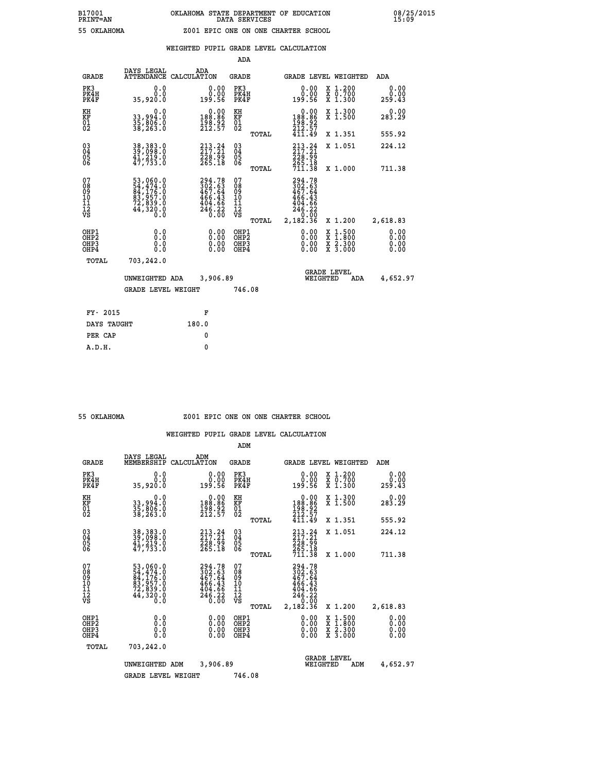B17001 OKLAHOMA STATE DEPARTMENT OF EDUCATION 08/25/2015
PRINT=AN DATA SERVICES 15:09

55 OKLAHOMA Z001 EPIC ONE ON ONE CHARTER SCHOOL

## WEIGHTED PUPIL GRADE LEVEL CALCULATION

ADA

| GRADE | DAYS LEGAL ATTENDANCE | ADA CALCULATION | GRADE | | GRADE LEVEL | WEIGHTED | ADA |
|---|---|---|---|---|---|---|---|
| PK3 | 0.0 | 0.00 | PK3 | | 0.00 | X 1.200 | 0.00 |
| PK4H | 0.0 | 0.00 | PK4H | | 0.00 | X 0.700 | 0.00 |
| PK4F | 35,920.0 | 199.56 | PK4F | | 199.56 | X 1.300 | 259.43 |
| KH | 0.0 | 0.00 | KH | | 0.00 | X 1.300 | 0.00 |
| KF | 33,994.0 | 188.86 | KF | | 188.86 | X 1.500 | 283.29 |
| 01 | 35,806.0 | 198.92 | 01 | | 198.92 | | |
| 02 | 38,263.0 | 212.57 | 02 | | 212.57 | | |
| | | | | TOTAL | 411.49 | X 1.351 | 555.92 |
| 03 | 38,383.0 | 213.24 | 03 | | 213.24 | X 1.051 | 224.12 |
| 04 | 39,098.0 | 217.21 | 04 | | 217.21 | | |
| 05 | 41,219.0 | 228.99 | 05 | | 228.99 | | |
| 06 | 47,733.0 | 265.18 | 06 | | 265.18 | | |
| | | | | TOTAL | 711.38 | X 1.000 | 711.38 |
| 07 | 53,060.0 | 294.78 | 07 | | 294.78 | | |
| 08 | 54,474.0 | 302.63 | 08 | | 302.63 | | |
| 09 | 84,176.0 | 467.64 | 09 | | 467.64 | | |
| 10 | 83,957.0 | 466.43 | 10 | | 466.43 | | |
| 11 | 72,839.0 | 404.66 | 11 | | 404.66 | | |
| 12 | 44,320.0 | 246.22 | 12 | | 246.22 | | |
| VS | 0.0 | 0.00 | VS | | 0.00 | | |
| | | | | TOTAL | 2,182.36 | X 1.200 | 2,618.83 |
| OHP1 | 0.0 | 0.00 | OHP1 | | 0.00 | X 1.500 | 0.00 |
| OHP2 | 0.0 | 0.00 | OHP2 | | 0.00 | X 1.800 | 0.00 |
| OHP3 | 0.0 | 0.00 | OHP3 | | 0.00 | X 2.300 | 0.00 |
| OHP4 | 0.0 | 0.00 | OHP4 | | 0.00 | X 3.000 | 0.00 |
| TOTAL | 703,242.0 | | | | | | |

UNWEIGHTED ADA 3,906.89 GRADE LEVEL WEIGHTED ADA 4,652.97

GRADE LEVEL WEIGHT 746.08

| FY- 2015 | F |
|---|---|
| DAYS TAUGHT | 180.0 |
| PER CAP | 0 |
| A.D.H. | 0 |

55 OKLAHOMA Z001 EPIC ONE ON ONE CHARTER SCHOOL

## WEIGHTED PUPIL GRADE LEVEL CALCULATION

ADM

| GRADE | DAYS LEGAL MEMBERSHIP | ADM CALCULATION | GRADE | | GRADE LEVEL | WEIGHTED | ADM |
|---|---|---|---|---|---|---|---|
| PK3 | 0.0 | 0.00 | PK3 | | 0.00 | X 1.200 | 0.00 |
| PK4H | 0.0 | 0.00 | PK4H | | 0.00 | X 0.700 | 0.00 |
| PK4F | 35,920.0 | 199.56 | PK4F | | 199.56 | X 1.300 | 259.43 |
| KH | 0.0 | 0.00 | KH | | 0.00 | X 1.300 | 0.00 |
| KF | 33,994.0 | 188.86 | KF | | 188.86 | X 1.500 | 283.29 |
| 01 | 35,806.0 | 198.92 | 01 | | 198.92 | | |
| 02 | 38,263.0 | 212.57 | 02 | | 212.57 | | |
| | | | | TOTAL | 411.49 | X 1.351 | 555.92 |
| 03 | 38,383.0 | 213.24 | 03 | | 213.24 | X 1.051 | 224.12 |
| 04 | 39,098.0 | 217.21 | 04 | | 217.21 | | |
| 05 | 41,219.0 | 228.99 | 05 | | 228.99 | | |
| 06 | 47,733.0 | 265.18 | 06 | | 265.18 | | |
| | | | | TOTAL | 711.38 | X 1.000 | 711.38 |
| 07 | 53,060.0 | 294.78 | 07 | | 294.78 | | |
| 08 | 54,474.0 | 302.63 | 08 | | 302.63 | | |
| 09 | 84,176.0 | 467.64 | 09 | | 467.64 | | |
| 10 | 83,957.0 | 466.43 | 10 | | 466.43 | | |
| 11 | 72,839.0 | 404.66 | 11 | | 404.66 | | |
| 12 | 44,320.0 | 246.22 | 12 | | 246.22 | | |
| VS | 0.0 | 0.00 | VS | | 0.00 | | |
| | | | | TOTAL | 2,182.36 | X 1.200 | 2,618.83 |
| OHP1 | 0.0 | 0.00 | OHP1 | | 0.00 | X 1.500 | 0.00 |
| OHP2 | 0.0 | 0.00 | OHP2 | | 0.00 | X 1.800 | 0.00 |
| OHP3 | 0.0 | 0.00 | OHP3 | | 0.00 | X 2.300 | 0.00 |
| OHP4 | 0.0 | 0.00 | OHP4 | | 0.00 | X 3.000 | 0.00 |
| TOTAL | 703,242.0 | | | | | | |

UNWEIGHTED ADM 3,906.89 GRADE LEVEL WEIGHTED ADM 4,652.97

GRADE LEVEL WEIGHT 746.08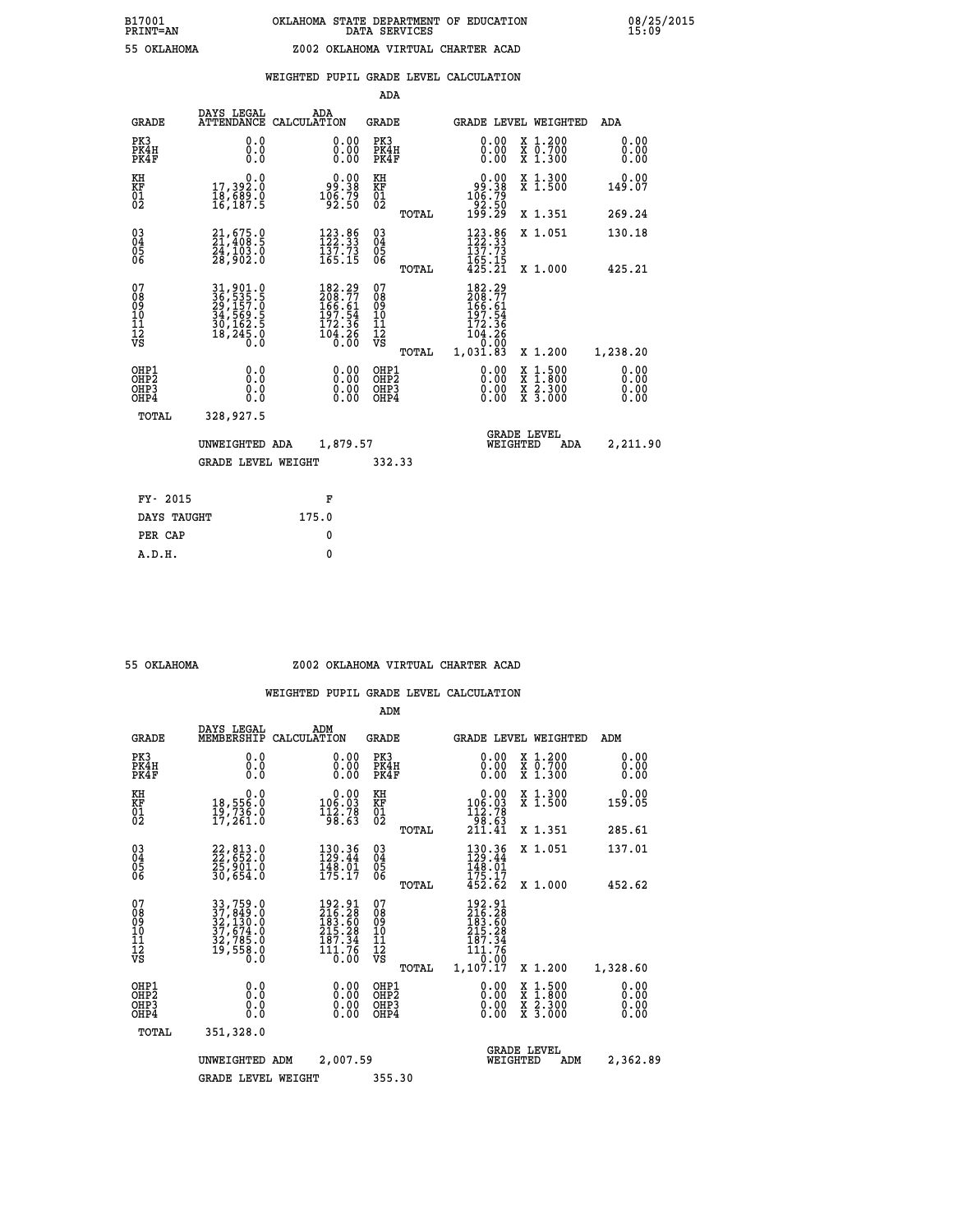B17001 OKLAHOMA STATE DEPARTMENT OF EDUCATION 08/25/2015
PRINT=AN DATA SERVICES 15:09

55 OKLAHOMA Z002 OKLAHOMA VIRTUAL CHARTER ACAD

## WEIGHTED PUPIL GRADE LEVEL CALCULATION

### ADA

| GRADE | DAYS LEGAL ATTENDANCE | ADA CALCULATION | GRADE | | GRADE LEVEL | WEIGHTED | ADA |
|---|---|---|---|---|---|---|---|
| PK3 | 0.0 | 0.00 | PK3 | | 0.00 | X 1.200 | 0.00 |
| PK4H | 0.0 | 0.00 | PK4H | | 0.00 | X 0.700 | 0.00 |
| PK4F | 0.0 | 0.00 | PK4F | | 0.00 | X 1.300 | 0.00 |
| KH | 0.0 | 0.00 | KH | | 0.00 | X 1.300 | 0.00 |
| KF | 17,392.0 | 99.38 | KF | | 99.38 | X 1.500 | 149.07 |
| 01 | 18,689.0 | 106.79 | 01 | | 106.79 | | |
| 02 | 16,187.5 | 92.50 | 02 | | 92.50 | | |
| | | | | TOTAL | 199.29 | X 1.351 | 269.24 |
| 03 | 21,675.0 | 123.86 | 03 | | 123.86 | X 1.051 | 130.18 |
| 04 | 21,408.5 | 122.33 | 04 | | 122.33 | | |
| 05 | 24,103.0 | 137.73 | 05 | | 137.73 | | |
| 06 | 28,902.0 | 165.15 | 06 | | 165.15 | | |
| | | | | TOTAL | 425.21 | X 1.000 | 425.21 |
| 07 | 31,901.0 | 182.29 | 07 | | 182.29 | | |
| 08 | 36,535.5 | 208.77 | 08 | | 208.77 | | |
| 09 | 29,157.0 | 166.61 | 09 | | 166.61 | | |
| 10 | 34,569.5 | 197.54 | 10 | | 197.54 | | |
| 11 | 30,162.5 | 172.36 | 11 | | 172.36 | | |
| 12 | 18,245.0 | 104.26 | 12 | | 104.26 | | |
| VS | 0.0 | 0.00 | VS | | 0.00 | | |
| | | | | TOTAL | 1,031.83 | X 1.200 | 1,238.20 |
| OHP1 | 0.0 | 0.00 | OHP1 | | 0.00 | X 1.500 | 0.00 |
| OHP2 | 0.0 | 0.00 | OHP2 | | 0.00 | X 1.800 | 0.00 |
| OHP3 | 0.0 | 0.00 | OHP3 | | 0.00 | X 2.300 | 0.00 |
| OHP4 | 0.0 | 0.00 | OHP4 | | 0.00 | X 3.000 | 0.00 |
| TOTAL | 328,927.5 | | | | | | |

UNWEIGHTED ADA 1,879.57 — GRADE LEVEL WEIGHTED ADA 2,211.90

GRADE LEVEL WEIGHT 332.33

| FY- 2015 | F |
|---|---|
| DAYS TAUGHT | 175.0 |
| PER CAP | 0 |
| A.D.H. | 0 |

55 OKLAHOMA Z002 OKLAHOMA VIRTUAL CHARTER ACAD

## WEIGHTED PUPIL GRADE LEVEL CALCULATION

### ADM

| GRADE | DAYS LEGAL MEMBERSHIP | ADM CALCULATION | GRADE | | GRADE LEVEL | WEIGHTED | ADM |
|---|---|---|---|---|---|---|---|
| PK3 | 0.0 | 0.00 | PK3 | | 0.00 | X 1.200 | 0.00 |
| PK4H | 0.0 | 0.00 | PK4H | | 0.00 | X 0.700 | 0.00 |
| PK4F | 0.0 | 0.00 | PK4F | | 0.00 | X 1.300 | 0.00 |
| KH | 0.0 | 0.00 | KH | | 0.00 | X 1.300 | 0.00 |
| KF | 18,556.0 | 106.03 | KF | | 106.03 | X 1.500 | 159.05 |
| 01 | 19,736.0 | 112.78 | 01 | | 112.78 | | |
| 02 | 17,261.0 | 98.63 | 02 | | 98.63 | | |
| | | | | TOTAL | 211.41 | X 1.351 | 285.61 |
| 03 | 22,813.0 | 130.36 | 03 | | 130.36 | X 1.051 | 137.01 |
| 04 | 22,652.0 | 129.44 | 04 | | 129.44 | | |
| 05 | 25,901.0 | 148.01 | 05 | | 148.01 | | |
| 06 | 30,654.0 | 175.17 | 06 | | 175.17 | | |
| | | | | TOTAL | 452.62 | X 1.000 | 452.62 |
| 07 | 33,759.0 | 192.91 | 07 | | 192.91 | | |
| 08 | 37,849.0 | 216.28 | 08 | | 216.28 | | |
| 09 | 32,130.0 | 183.60 | 09 | | 183.60 | | |
| 10 | 37,674.0 | 215.28 | 10 | | 215.28 | | |
| 11 | 32,785.0 | 187.34 | 11 | | 187.34 | | |
| 12 | 19,558.0 | 111.76 | 12 | | 111.76 | | |
| VS | 0.0 | 0.00 | VS | | 0.00 | | |
| | | | | TOTAL | 1,107.17 | X 1.200 | 1,328.60 |
| OHP1 | 0.0 | 0.00 | OHP1 | | 0.00 | X 1.500 | 0.00 |
| OHP2 | 0.0 | 0.00 | OHP2 | | 0.00 | X 1.800 | 0.00 |
| OHP3 | 0.0 | 0.00 | OHP3 | | 0.00 | X 2.300 | 0.00 |
| OHP4 | 0.0 | 0.00 | OHP4 | | 0.00 | X 3.000 | 0.00 |
| TOTAL | 351,328.0 | | | | | | |

UNWEIGHTED ADM 2,007.59 — GRADE LEVEL WEIGHTED ADM 2,362.89

GRADE LEVEL WEIGHT 355.30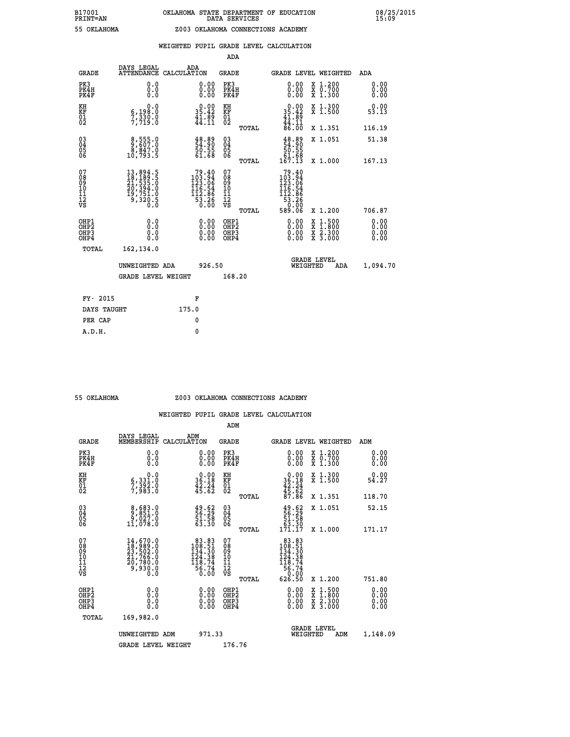B17001 OKLAHOMA STATE DEPARTMENT OF EDUCATION 08/25/2015
PRINT=AN DATA SERVICES 15:09

55 OKLAHOMA Z003 OKLAHOMA CONNECTIONS ACADEMY

WEIGHTED PUPIL GRADE LEVEL CALCULATION

ADA

| GRADE | DAYS LEGAL ATTENDANCE | ADA CALCULATION | GRADE | | GRADE LEVEL | WEIGHTED | ADA |
|---|---|---|---|---|---|---|---|
| PK3 | 0.0 | 0.00 | PK3 | | 0.00 | X 1.200 | 0.00 |
| PK4H | 0.0 | 0.00 | PK4H | | 0.00 | X 0.700 | 0.00 |
| PK4F | 0.0 | 0.00 | PK4F | | 0.00 | X 1.300 | 0.00 |
| KH | 0.0 | 0.00 | KH | | 0.00 | X 1.300 | 0.00 |
| KF | 6,198.0 | 35.42 | KF | | 35.42 | X 1.500 | 53.13 |
| 01 | 7,330.0 | 41.89 | 01 | | 41.89 | | |
| 02 | 7,719.0 | 44.11 | 02 | | 44.11 | | |
| | | | | TOTAL | 86.00 | X 1.351 | 116.19 |
| 03 | 8,555.0 | 48.89 | 03 | | 48.89 | X 1.051 | 51.38 |
| 04 | 9,607.0 | 54.90 | 04 | | 54.90 | | |
| 05 | 8,847.0 | 50.55 | 05 | | 50.55 | | |
| 06 | 10,793.5 | 61.68 | 06 | | 61.68 | | |
| | | | | TOTAL | 167.13 | X 1.000 | 167.13 |
| 07 | 13,894.5 | 79.40 | 07 | | 79.40 | | |
| 08 | 18,189.5 | 103.94 | 08 | | 103.94 | | |
| 09 | 21,535.0 | 123.06 | 09 | | 123.06 | | |
| 10 | 20,394.0 | 116.54 | 10 | | 116.54 | | |
| 11 | 19,751.0 | 112.86 | 11 | | 112.86 | | |
| 12 | 9,320.5 | 53.26 | 12 | | 53.26 | | |
| VS | 0.0 | 0.00 | VS | | 0.00 | | |
| | | | | TOTAL | 589.06 | X 1.200 | 706.87 |
| OHP1 | 0.0 | 0.00 | OHP1 | | 0.00 | X 1.500 | 0.00 |
| OHP2 | 0.0 | 0.00 | OHP2 | | 0.00 | X 1.800 | 0.00 |
| OHP3 | 0.0 | 0.00 | OHP3 | | 0.00 | X 2.300 | 0.00 |
| OHP4 | 0.0 | 0.00 | OHP4 | | 0.00 | X 3.000 | 0.00 |
| TOTAL | 162,134.0 | | | | | | |

UNWEIGHTED ADA 926.50 GRADE LEVEL WEIGHTED ADA 1,094.70

GRADE LEVEL WEIGHT 168.20

FY- 2015 F
DAYS TAUGHT 175.0
PER CAP 0
A.D.H. 0

55 OKLAHOMA Z003 OKLAHOMA CONNECTIONS ACADEMY

WEIGHTED PUPIL GRADE LEVEL CALCULATION

ADM

| GRADE | DAYS LEGAL MEMBERSHIP | ADM CALCULATION | GRADE | | GRADE LEVEL | WEIGHTED | ADM |
|---|---|---|---|---|---|---|---|
| PK3 | 0.0 | 0.00 | PK3 | | 0.00 | X 1.200 | 0.00 |
| PK4H | 0.0 | 0.00 | PK4H | | 0.00 | X 0.700 | 0.00 |
| PK4F | 0.0 | 0.00 | PK4F | | 0.00 | X 1.300 | 0.00 |
| KH | 0.0 | 0.00 | KH | | 0.00 | X 1.300 | 0.00 |
| KF | 6,331.0 | 36.18 | KF | | 36.18 | X 1.500 | 54.27 |
| 01 | 7,392.0 | 42.24 | 01 | | 42.24 | | |
| 02 | 7,983.0 | 45.62 | 02 | | 45.62 | | |
| | | | | TOTAL | 87.86 | X 1.351 | 118.70 |
| 03 | 8,683.0 | 49.62 | 03 | | 49.62 | X 1.051 | 52.15 |
| 04 | 9,851.0 | 56.29 | 04 | | 56.29 | | |
| 05 | 9,027.0 | 51.58 | 05 | | 51.58 | | |
| 06 | 11,078.0 | 63.30 | 06 | | 63.30 | | |
| | | | | TOTAL | 171.17 | X 1.000 | 171.17 |
| 07 | 14,670.0 | 83.83 | 07 | | 83.83 | | |
| 08 | 18,989.0 | 108.51 | 08 | | 108.51 | | |
| 09 | 23,502.0 | 134.30 | 09 | | 134.30 | | |
| 10 | 21,766.0 | 124.38 | 10 | | 124.38 | | |
| 11 | 20,780.0 | 118.74 | 11 | | 118.74 | | |
| 12 | 9,930.0 | 56.74 | 12 | | 56.74 | | |
| VS | 0.0 | 0.00 | VS | | 0.00 | | |
| | | | | TOTAL | 626.50 | X 1.200 | 751.80 |
| OHP1 | 0.0 | 0.00 | OHP1 | | 0.00 | X 1.500 | 0.00 |
| OHP2 | 0.0 | 0.00 | OHP2 | | 0.00 | X 1.800 | 0.00 |
| OHP3 | 0.0 | 0.00 | OHP3 | | 0.00 | X 2.300 | 0.00 |
| OHP4 | 0.0 | 0.00 | OHP4 | | 0.00 | X 3.000 | 0.00 |
| TOTAL | 169,982.0 | | | | | | |

UNWEIGHTED ADM 971.33 GRADE LEVEL WEIGHTED ADM 1,148.09

GRADE LEVEL WEIGHT 176.76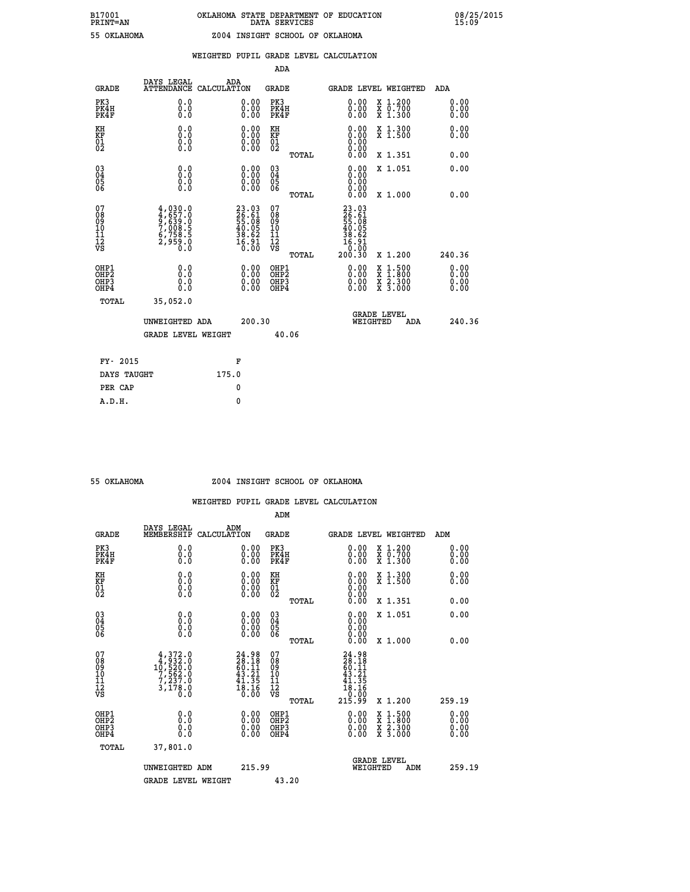B17001 PRINT=AN — OKLAHOMA STATE DEPARTMENT OF EDUCATION DATA SERVICES — 08/25/2015 15:09

55 OKLAHOMA — Z004 INSIGHT SCHOOL OF OKLAHOMA

## WEIGHTED PUPIL GRADE LEVEL CALCULATION

### ADA

| GRADE | DAYS LEGAL ATTENDANCE | ADA CALCULATION | GRADE | GRADE LEVEL | WEIGHTED | ADA |
|---|---|---|---|---|---|---|
| PK3 | 0.0 | 0.00 | PK3 | 0.00 | X 1.200 | 0.00 |
| PK4H | 0.0 | 0.00 | PK4H | 0.00 | X 0.700 | 0.00 |
| PK4F | 0.0 | 0.00 | PK4F | 0.00 | X 1.300 | 0.00 |
| KH | 0.0 | 0.00 | KH | 0.00 | X 1.300 | 0.00 |
| KF | 0.0 | 0.00 | KF | 0.00 | X 1.500 | 0.00 |
| 01 | 0.0 | 0.00 | 01 | 0.00 | | |
| 02 | 0.0 | 0.00 | 02 | 0.00 | | |
| | | | TOTAL | 0.00 | X 1.351 | 0.00 |
| 03 | 0.0 | 0.00 | 03 | 0.00 | X 1.051 | 0.00 |
| 04 | 0.0 | 0.00 | 04 | 0.00 | | |
| 05 | 0.0 | 0.00 | 05 | 0.00 | | |
| 06 | 0.0 | 0.00 | 06 | 0.00 | | |
| | | | TOTAL | 0.00 | X 1.000 | 0.00 |
| 07 | 4,030.0 | 23.03 | 07 | 23.03 | | |
| 08 | 4,657.0 | 26.61 | 08 | 26.61 | | |
| 09 | 9,639.0 | 55.08 | 09 | 55.08 | | |
| 10 | 7,008.5 | 40.05 | 10 | 40.05 | | |
| 11 | 6,758.5 | 38.62 | 11 | 38.62 | | |
| 12 | 2,959.0 | 16.91 | 12 | 16.91 | | |
| VS | 0.0 | 0.00 | VS | 0.00 | | |
| | | | TOTAL | 200.30 | X 1.200 | 240.36 |
| OHP1 | 0.0 | 0.00 | OHP1 | 0.00 | X 1.500 | 0.00 |
| OHP2 | 0.0 | 0.00 | OHP2 | 0.00 | X 1.800 | 0.00 |
| OHP3 | 0.0 | 0.00 | OHP3 | 0.00 | X 2.300 | 0.00 |
| OHP4 | 0.0 | 0.00 | OHP4 | 0.00 | X 3.000 | 0.00 |
| TOTAL | 35,052.0 | | | | | |

UNWEIGHTED ADA 200.30 — GRADE LEVEL WEIGHTED ADA 240.36

GRADE LEVEL WEIGHT 40.06

| | |
|---|---|
| FY- 2015 | F |
| DAYS TAUGHT | 175.0 |
| PER CAP | 0 |
| A.D.H. | 0 |

55 OKLAHOMA — Z004 INSIGHT SCHOOL OF OKLAHOMA

## WEIGHTED PUPIL GRADE LEVEL CALCULATION

### ADM

| GRADE | DAYS LEGAL MEMBERSHIP | ADM CALCULATION | GRADE | GRADE LEVEL | WEIGHTED | ADM |
|---|---|---|---|---|---|---|
| PK3 | 0.0 | 0.00 | PK3 | 0.00 | X 1.200 | 0.00 |
| PK4H | 0.0 | 0.00 | PK4H | 0.00 | X 0.700 | 0.00 |
| PK4F | 0.0 | 0.00 | PK4F | 0.00 | X 1.300 | 0.00 |
| KH | 0.0 | 0.00 | KH | 0.00 | X 1.300 | 0.00 |
| KF | 0.0 | 0.00 | KF | 0.00 | X 1.500 | 0.00 |
| 01 | 0.0 | 0.00 | 01 | 0.00 | | |
| 02 | 0.0 | 0.00 | 02 | 0.00 | | |
| | | | TOTAL | 0.00 | X 1.351 | 0.00 |
| 03 | 0.0 | 0.00 | 03 | 0.00 | X 1.051 | 0.00 |
| 04 | 0.0 | 0.00 | 04 | 0.00 | | |
| 05 | 0.0 | 0.00 | 05 | 0.00 | | |
| 06 | 0.0 | 0.00 | 06 | 0.00 | | |
| | | | TOTAL | 0.00 | X 1.000 | 0.00 |
| 07 | 4,372.0 | 24.98 | 07 | 24.98 | | |
| 08 | 4,932.0 | 28.18 | 08 | 28.18 | | |
| 09 | 10,520.0 | 60.11 | 09 | 60.11 | | |
| 10 | 7,562.0 | 43.21 | 10 | 43.21 | | |
| 11 | 7,237.0 | 41.35 | 11 | 41.35 | | |
| 12 | 3,178.0 | 18.16 | 12 | 18.16 | | |
| VS | 0.0 | 0.00 | VS | 0.00 | | |
| | | | TOTAL | 215.99 | X 1.200 | 259.19 |
| OHP1 | 0.0 | 0.00 | OHP1 | 0.00 | X 1.500 | 0.00 |
| OHP2 | 0.0 | 0.00 | OHP2 | 0.00 | X 1.800 | 0.00 |
| OHP3 | 0.0 | 0.00 | OHP3 | 0.00 | X 2.300 | 0.00 |
| OHP4 | 0.0 | 0.00 | OHP4 | 0.00 | X 3.000 | 0.00 |
| TOTAL | 37,801.0 | | | | | |

UNWEIGHTED ADM 215.99 — GRADE LEVEL WEIGHTED ADM 259.19

GRADE LEVEL WEIGHT 43.20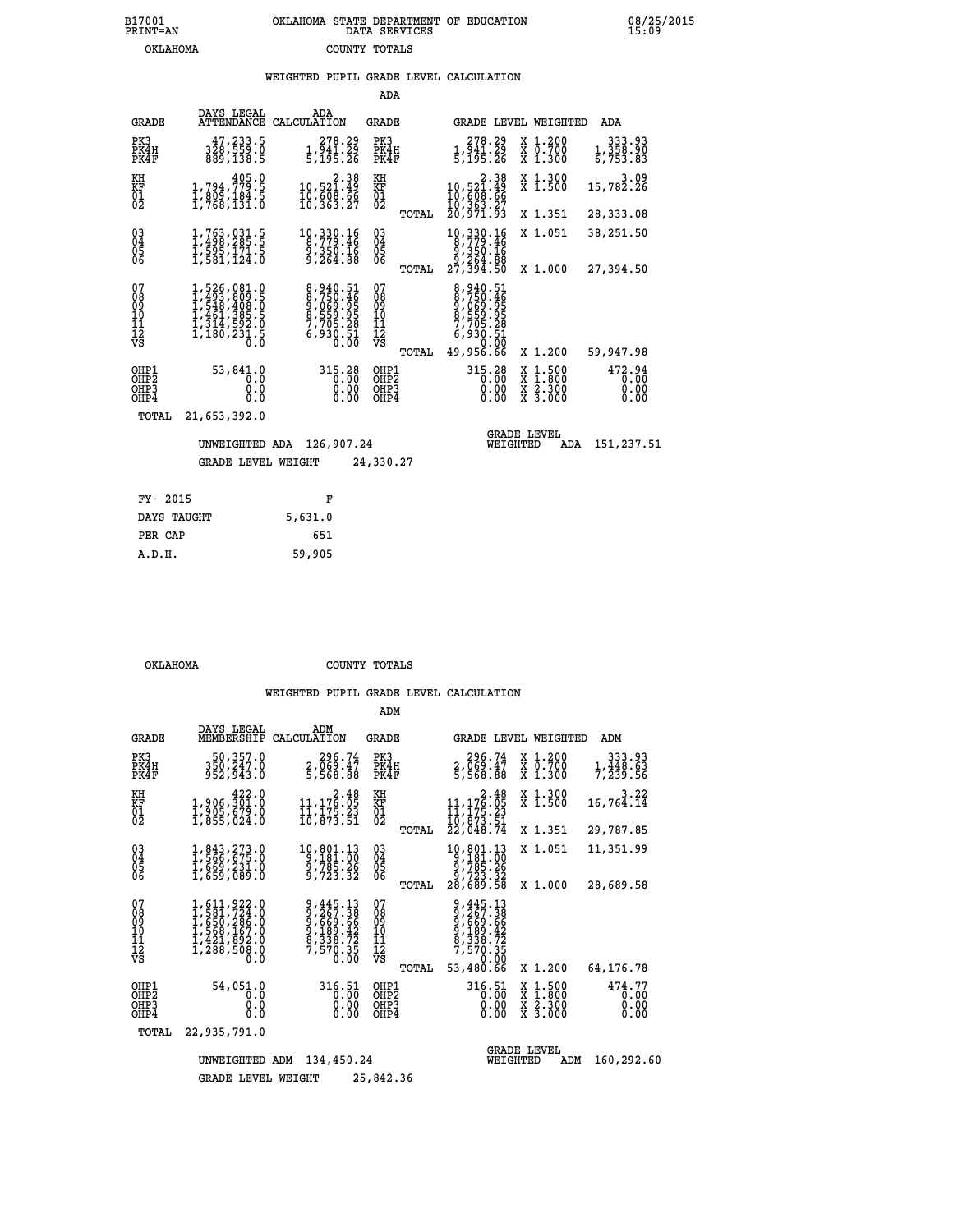B17001 OKLAHOMA STATE DEPARTMENT OF EDUCATION 08/25/2015
PRINT=AN DATA SERVICES 15:09
OKLAHOMA COUNTY TOTALS

## WEIGHTED PUPIL GRADE LEVEL CALCULATION

ADA

| GRADE | DAYS LEGAL ATTENDANCE | ADA CALCULATION | GRADE | | GRADE LEVEL | WEIGHTED | ADA |
|---|---|---|---|---|---|---|---|
| PK3 | 47,233.5 | 278.29 | PK3 | | 278.29 | X 1.200 | 333.93 |
| PK4H | 328,559.0 | 1,941.29 | PK4H | | 1,941.29 | X 0.700 | 1,358.90 |
| PK4F | 889,138.5 | 5,195.26 | PK4F | | 5,195.26 | X 1.300 | 6,753.83 |
| KH | 405.0 | 2.38 | KH | | 2.38 | X 1.300 | 3.09 |
| KF | 1,794,779.5 | 10,521.49 | KF | | 10,521.49 | X 1.500 | 15,782.26 |
| 01 | 1,809,184.5 | 10,608.66 | 01 | | 10,608.66 | | |
| 02 | 1,768,131.0 | 10,363.27 | 02 | | 10,363.27 | | |
| | | | | TOTAL | 20,971.93 | X 1.351 | 28,333.08 |
| 03 | 1,763,031.5 | 10,330.16 | 03 | | 10,330.16 | X 1.051 | 38,251.50 |
| 04 | 1,498,285.5 | 8,779.46 | 04 | | 8,779.46 | | |
| 05 | 1,595,171.5 | 9,350.16 | 05 | | 9,350.16 | | |
| 06 | 1,581,124.0 | 9,264.88 | 06 | | 9,264.88 | | |
| | | | | TOTAL | 27,394.50 | X 1.000 | 27,394.50 |
| 07 | 1,526,081.0 | 8,940.51 | 07 | | 8,940.51 | | |
| 08 | 1,493,809.5 | 8,750.46 | 08 | | 8,750.46 | | |
| 09 | 1,548,408.0 | 9,069.95 | 09 | | 9,069.95 | | |
| 10 | 1,461,385.5 | 8,559.95 | 10 | | 8,559.95 | | |
| 11 | 1,314,592.0 | 7,705.28 | 11 | | 7,705.28 | | |
| 12 | 1,180,231.5 | 6,930.51 | 12 | | 6,930.51 | | |
| VS | 0.0 | 0.00 | VS | | 0.00 | | |
| | | | | TOTAL | 49,956.66 | X 1.200 | 59,947.98 |
| OHP1 | 53,841.0 | 315.28 | OHP1 | | 315.28 | X 1.500 | 472.94 |
| OHP2 | 0.0 | 0.00 | OHP2 | | 0.00 | X 1.800 | 0.00 |
| OHP3 | 0.0 | 0.00 | OHP3 | | 0.00 | X 2.300 | 0.00 |
| OHP4 | 0.0 | 0.00 | OHP4 | | 0.00 | X 3.000 | 0.00 |
| TOTAL | 21,653,392.0 | | | | | | |

UNWEIGHTED ADA 126,907.24 GRADE LEVEL WEIGHTED ADA 151,237.51

GRADE LEVEL WEIGHT 24,330.27

| FY- 2015 | F |
|---|---|
| DAYS TAUGHT | 5,631.0 |
| PER CAP | 651 |
| A.D.H. | 59,905 |

OKLAHOMA COUNTY TOTALS

## WEIGHTED PUPIL GRADE LEVEL CALCULATION

ADM

| GRADE | DAYS LEGAL MEMBERSHIP | ADM CALCULATION | GRADE | | GRADE LEVEL | WEIGHTED | ADM |
|---|---|---|---|---|---|---|---|
| PK3 | 50,357.0 | 296.74 | PK3 | | 296.74 | X 1.200 | 333.93 |
| PK4H | 350,247.0 | 2,069.47 | PK4H | | 2,069.47 | X 0.700 | 1,448.63 |
| PK4F | 952,943.0 | 5,568.88 | PK4F | | 5,568.88 | X 1.300 | 7,239.56 |
| KH | 422.0 | 2.48 | KH | | 2.48 | X 1.300 | 3.22 |
| KF | 1,906,301.0 | 11,176.05 | KF | | 11,176.05 | X 1.500 | 16,764.14 |
| 01 | 1,905,679.0 | 11,175.23 | 01 | | 11,175.23 | | |
| 02 | 1,855,024.0 | 10,873.51 | 02 | | 10,873.51 | | |
| | | | | TOTAL | 22,048.74 | X 1.351 | 29,787.85 |
| 03 | 1,843,273.0 | 10,801.13 | 03 | | 10,801.13 | X 1.051 | 11,351.99 |
| 04 | 1,566,675.0 | 9,181.00 | 04 | | 9,181.00 | | |
| 05 | 1,669,231.0 | 9,785.26 | 05 | | 9,785.26 | | |
| 06 | 1,659,089.0 | 9,723.32 | 06 | | 9,723.32 | | |
| | | | | TOTAL | 28,689.58 | X 1.000 | 28,689.58 |
| 07 | 1,611,922.0 | 9,445.13 | 07 | | 9,445.13 | | |
| 08 | 1,581,724.0 | 9,267.38 | 08 | | 9,267.38 | | |
| 09 | 1,650,286.0 | 9,669.66 | 09 | | 9,669.66 | | |
| 10 | 1,568,167.0 | 9,189.42 | 10 | | 9,189.42 | | |
| 11 | 1,421,892.0 | 8,338.72 | 11 | | 8,338.72 | | |
| 12 | 1,288,508.0 | 7,570.35 | 12 | | 7,570.35 | | |
| VS | 0.0 | 0.00 | VS | | 0.00 | | |
| | | | | TOTAL | 53,480.66 | X 1.200 | 64,176.78 |
| OHP1 | 54,051.0 | 316.51 | OHP1 | | 316.51 | X 1.500 | 474.77 |
| OHP2 | 0.0 | 0.00 | OHP2 | | 0.00 | X 1.800 | 0.00 |
| OHP3 | 0.0 | 0.00 | OHP3 | | 0.00 | X 2.300 | 0.00 |
| OHP4 | 0.0 | 0.00 | OHP4 | | 0.00 | X 3.000 | 0.00 |
| TOTAL | 22,935,791.0 | | | | | | |

UNWEIGHTED ADM 134,450.24 GRADE LEVEL WEIGHTED ADM 160,292.60

GRADE LEVEL WEIGHT 25,842.36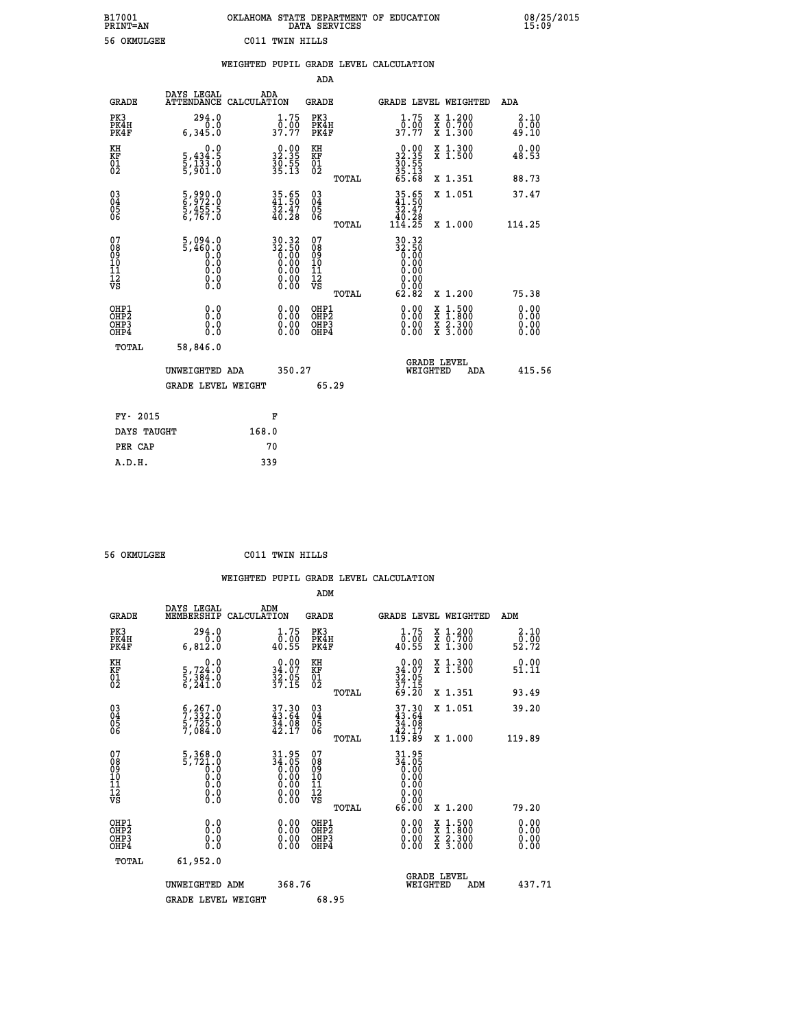B17001 OKLAHOMA STATE DEPARTMENT OF EDUCATION 08/25/2015
PRINT=AN DATA SERVICES 15:09

56 OKMULGEE C011 TWIN HILLS

## WEIGHTED PUPIL GRADE LEVEL CALCULATION

### ADA

| GRADE | DAYS LEGAL ATTENDANCE | ADA CALCULATION | GRADE | GRADE LEVEL | WEIGHTED | ADA |
|---|---|---|---|---|---|---|
| PK3 | 294.0 | 1.75 | PK3 | 1.75 | X 1.200 | 2.10 |
| PK4H | 0.0 | 0.00 | PK4H | 0.00 | X 0.700 | 0.00 |
| PK4F | 6,345.0 | 37.77 | PK4F | 37.77 | X 1.300 | 49.10 |
| KH | 0.0 | 0.00 | KH | 0.00 | X 1.300 | 0.00 |
| KF | 5,434.5 | 32.35 | KF | 32.35 | X 1.500 | 48.53 |
| 01 | 5,133.0 | 30.55 | 01 | 30.55 | | |
| 02 | 5,901.0 | 35.13 | 02 | 35.13 | | |
| | | | TOTAL | 65.68 | X 1.351 | 88.73 |
| 03 | 5,990.0 | 35.65 | 03 | 35.65 | X 1.051 | 37.47 |
| 04 | 6,972.0 | 41.50 | 04 | 41.50 | | |
| 05 | 5,455.5 | 32.47 | 05 | 32.47 | | |
| 06 | 6,767.0 | 40.28 | 06 | 40.28 | | |
| | | | TOTAL | 114.25 | X 1.000 | 114.25 |
| 07 | 5,094.0 | 30.32 | 07 | 30.32 | | |
| 08 | 5,460.0 | 32.50 | 08 | 32.50 | | |
| 09 | 0.0 | 0.00 | 09 | 0.00 | | |
| 10 | 0.0 | 0.00 | 10 | 0.00 | | |
| 11 | 0.0 | 0.00 | 11 | 0.00 | | |
| 12 | 0.0 | 0.00 | 12 | 0.00 | | |
| VS | 0.0 | 0.00 | VS | 0.00 | | |
| | | | TOTAL | 62.82 | X 1.200 | 75.38 |
| OHP1 | 0.0 | 0.00 | OHP1 | 0.00 | X 1.500 | 0.00 |
| OHP2 | 0.0 | 0.00 | OHP2 | 0.00 | X 1.800 | 0.00 |
| OHP3 | 0.0 | 0.00 | OHP3 | 0.00 | X 2.300 | 0.00 |
| OHP4 | 0.0 | 0.00 | OHP4 | 0.00 | X 3.000 | 0.00 |
| TOTAL | 58,846.0 | | | | | |

UNWEIGHTED ADA 350.27 GRADE LEVEL WEIGHTED ADA 415.56

GRADE LEVEL WEIGHT 65.29

| FY- 2015 | F |
|---|---|
| DAYS TAUGHT | 168.0 |
| PER CAP | 70 |
| A.D.H. | 339 |

56 OKMULGEE C011 TWIN HILLS

## WEIGHTED PUPIL GRADE LEVEL CALCULATION

### ADM

| GRADE | DAYS LEGAL MEMBERSHIP | ADM CALCULATION | GRADE | GRADE LEVEL | WEIGHTED | ADM |
|---|---|---|---|---|---|---|
| PK3 | 294.0 | 1.75 | PK3 | 1.75 | X 1.200 | 2.10 |
| PK4H | 0.0 | 0.00 | PK4H | 0.00 | X 0.700 | 0.00 |
| PK4F | 6,812.0 | 40.55 | PK4F | 40.55 | X 1.300 | 52.72 |
| KH | 0.0 | 0.00 | KH | 0.00 | X 1.300 | 0.00 |
| KF | 5,724.0 | 34.07 | KF | 34.07 | X 1.500 | 51.11 |
| 01 | 5,384.0 | 32.05 | 01 | 32.05 | | |
| 02 | 6,241.0 | 37.15 | 02 | 37.15 | | |
| | | | TOTAL | 69.20 | X 1.351 | 93.49 |
| 03 | 6,267.0 | 37.30 | 03 | 37.30 | X 1.051 | 39.20 |
| 04 | 7,332.0 | 43.64 | 04 | 43.64 | | |
| 05 | 5,725.0 | 34.08 | 05 | 34.08 | | |
| 06 | 7,084.0 | 42.17 | 06 | 42.17 | | |
| | | | TOTAL | 119.89 | X 1.000 | 119.89 |
| 07 | 5,368.0 | 31.95 | 07 | 31.95 | | |
| 08 | 5,721.0 | 34.05 | 08 | 34.05 | | |
| 09 | 0.0 | 0.00 | 09 | 0.00 | | |
| 10 | 0.0 | 0.00 | 10 | 0.00 | | |
| 11 | 0.0 | 0.00 | 11 | 0.00 | | |
| 12 | 0.0 | 0.00 | 12 | 0.00 | | |
| VS | 0.0 | 0.00 | VS | 0.00 | | |
| | | | TOTAL | 66.00 | X 1.200 | 79.20 |
| OHP1 | 0.0 | 0.00 | OHP1 | 0.00 | X 1.500 | 0.00 |
| OHP2 | 0.0 | 0.00 | OHP2 | 0.00 | X 1.800 | 0.00 |
| OHP3 | 0.0 | 0.00 | OHP3 | 0.00 | X 2.300 | 0.00 |
| OHP4 | 0.0 | 0.00 | OHP4 | 0.00 | X 3.000 | 0.00 |
| TOTAL | 61,952.0 | | | | | |

UNWEIGHTED ADM 368.76 GRADE LEVEL WEIGHTED ADM 437.71

GRADE LEVEL WEIGHT 68.95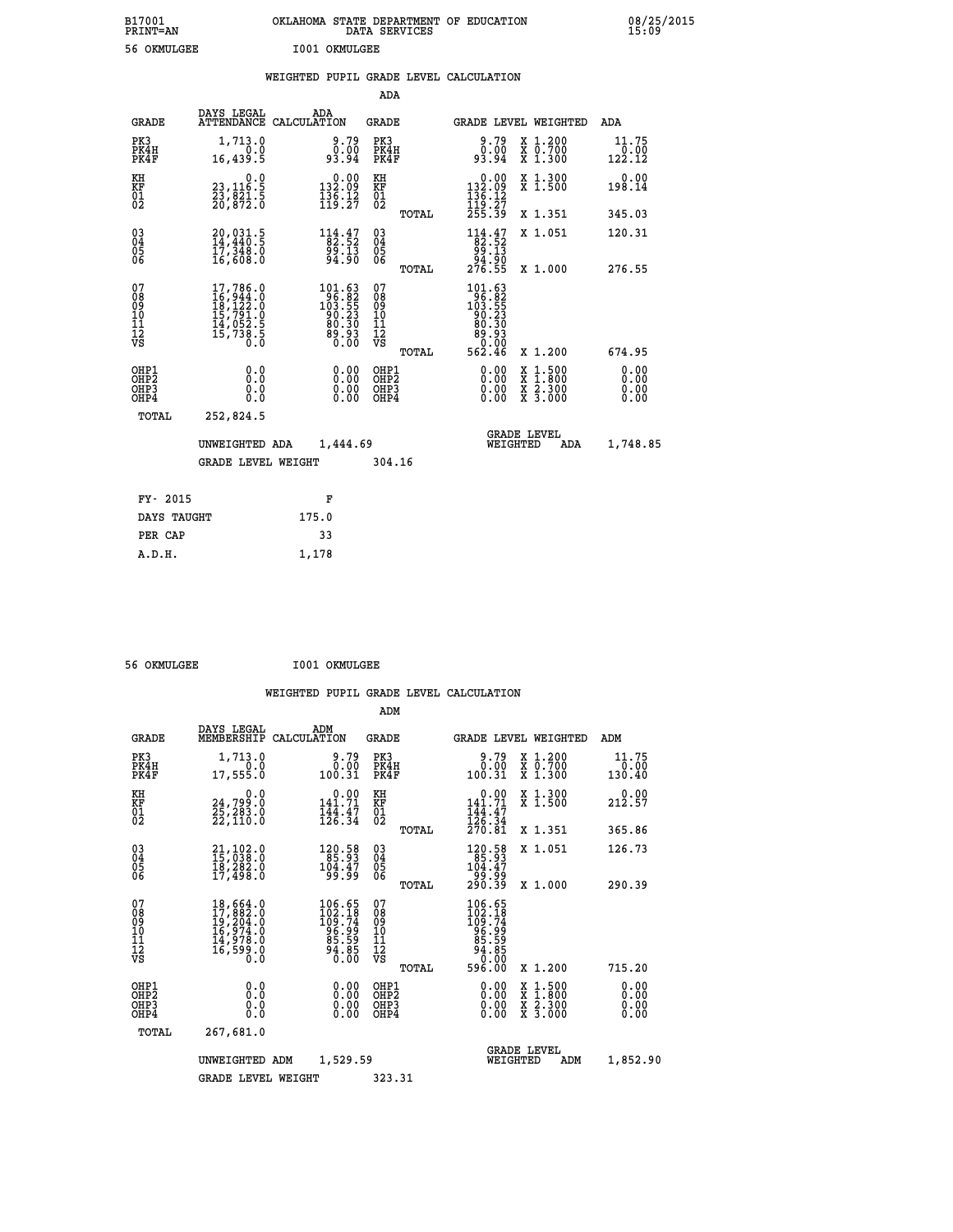B17001 OKLAHOMA STATE DEPARTMENT OF EDUCATION 08/25/2015
PRINT=AN DATA SERVICES 15:09

56 OKMULGEE I001 OKMULGEE

## WEIGHTED PUPIL GRADE LEVEL CALCULATION

### ADA

| GRADE | DAYS LEGAL ATTENDANCE | ADA CALCULATION | GRADE | GRADE LEVEL | WEIGHTED | ADA |
|---|---|---|---|---|---|---|
| PK3 | 1,713.0 | 9.79 | PK3 | 9.79 | X 1.200 | 11.75 |
| PK4H | 0.0 | 0.00 | PK4H | 0.00 | X 0.700 | 0.00 |
| PK4F | 16,439.5 | 93.94 | PK4F | 93.94 | X 1.300 | 122.12 |
| KH | 0.0 | 0.00 | KH | 0.00 | X 1.300 | 0.00 |
| KF | 23,116.5 | 132.09 | KF | 132.09 | X 1.500 | 198.14 |
| 01 | 23,821.5 | 136.12 | 01 | 136.12 | | |
| 02 | 20,872.0 | 119.27 | 02 | 119.27 | | |
| | | | TOTAL | 255.39 | X 1.351 | 345.03 |
| 03 | 20,031.5 | 114.47 | 03 | 114.47 | X 1.051 | 120.31 |
| 04 | 14,440.5 | 82.52 | 04 | 82.52 | | |
| 05 | 17,348.0 | 99.13 | 05 | 99.13 | | |
| 06 | 16,608.0 | 94.90 | 06 | 94.90 | | |
| | | | TOTAL | 276.55 | X 1.000 | 276.55 |
| 07 | 17,786.0 | 101.63 | 07 | 101.63 | | |
| 08 | 16,944.0 | 96.82 | 08 | 96.82 | | |
| 09 | 18,122.0 | 103.55 | 09 | 103.55 | | |
| 10 | 15,791.0 | 90.23 | 10 | 90.23 | | |
| 11 | 14,052.5 | 80.30 | 11 | 80.30 | | |
| 12 | 15,738.5 | 89.93 | 12 | 89.93 | | |
| VS | 0.0 | 0.00 | VS | 0.00 | | |
| | | | TOTAL | 562.46 | X 1.200 | 674.95 |
| OHP1 | 0.0 | 0.00 | OHP1 | 0.00 | X 1.500 | 0.00 |
| OHP2 | 0.0 | 0.00 | OHP2 | 0.00 | X 1.800 | 0.00 |
| OHP3 | 0.0 | 0.00 | OHP3 | 0.00 | X 2.300 | 0.00 |
| OHP4 | 0.0 | 0.00 | OHP4 | 0.00 | X 3.000 | 0.00 |
| TOTAL | 252,824.5 | | | | | |

UNWEIGHTED ADA 1,444.69 | GRADE LEVEL WEIGHTED ADA 1,748.85

GRADE LEVEL WEIGHT 304.16

| FY- 2015 | F |
|---|---|
| DAYS TAUGHT | 175.0 |
| PER CAP | 33 |
| A.D.H. | 1,178 |

56 OKMULGEE I001 OKMULGEE

## WEIGHTED PUPIL GRADE LEVEL CALCULATION

### ADM

| GRADE | DAYS LEGAL MEMBERSHIP | ADM CALCULATION | GRADE | GRADE LEVEL | WEIGHTED | ADM |
|---|---|---|---|---|---|---|
| PK3 | 1,713.0 | 9.79 | PK3 | 9.79 | X 1.200 | 11.75 |
| PK4H | 0.0 | 0.00 | PK4H | 0.00 | X 0.700 | 0.00 |
| PK4F | 17,555.0 | 100.31 | PK4F | 100.31 | X 1.300 | 130.40 |
| KH | 0.0 | 0.00 | KH | 0.00 | X 1.300 | 0.00 |
| KF | 24,799.0 | 141.71 | KF | 141.71 | X 1.500 | 212.57 |
| 01 | 25,283.0 | 144.47 | 01 | 144.47 | | |
| 02 | 22,110.0 | 126.34 | 02 | 126.34 | | |
| | | | TOTAL | 270.81 | X 1.351 | 365.86 |
| 03 | 21,102.0 | 120.58 | 03 | 120.58 | X 1.051 | 126.73 |
| 04 | 15,038.0 | 85.93 | 04 | 85.93 | | |
| 05 | 18,282.0 | 104.47 | 05 | 104.47 | | |
| 06 | 17,498.0 | 99.99 | 06 | 99.99 | | |
| | | | TOTAL | 290.39 | X 1.000 | 290.39 |
| 07 | 18,664.0 | 106.65 | 07 | 106.65 | | |
| 08 | 17,882.0 | 102.18 | 08 | 102.18 | | |
| 09 | 19,204.0 | 109.74 | 09 | 109.74 | | |
| 10 | 16,974.0 | 96.99 | 10 | 96.99 | | |
| 11 | 14,978.0 | 85.59 | 11 | 85.59 | | |
| 12 | 16,599.0 | 94.85 | 12 | 94.85 | | |
| VS | 0.0 | 0.00 | VS | 0.00 | | |
| | | | TOTAL | 596.00 | X 1.200 | 715.20 |
| OHP1 | 0.0 | 0.00 | OHP1 | 0.00 | X 1.500 | 0.00 |
| OHP2 | 0.0 | 0.00 | OHP2 | 0.00 | X 1.800 | 0.00 |
| OHP3 | 0.0 | 0.00 | OHP3 | 0.00 | X 2.300 | 0.00 |
| OHP4 | 0.0 | 0.00 | OHP4 | 0.00 | X 3.000 | 0.00 |
| TOTAL | 267,681.0 | | | | | |

UNWEIGHTED ADM 1,529.59 | GRADE LEVEL WEIGHTED ADM 1,852.90

GRADE LEVEL WEIGHT 323.31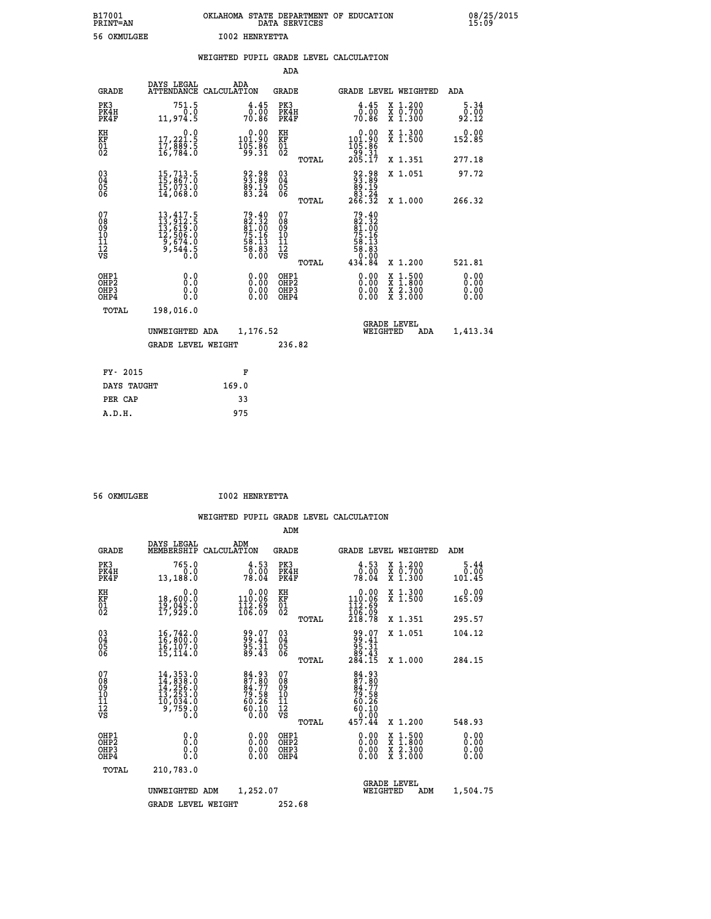B17001 OKLAHOMA STATE DEPARTMENT OF EDUCATION 08/25/2015
PRINT=AN DATA SERVICES 15:09

56 OKMULGEE I002 HENRYETTA

## WEIGHTED PUPIL GRADE LEVEL CALCULATION

### ADA

| GRADE | DAYS LEGAL ATTENDANCE | ADA CALCULATION | GRADE | | GRADE LEVEL | WEIGHTED | ADA |
|---|---|---|---|---|---|---|---|
| PK3 | 751.5 | 4.45 | PK3 | | 4.45 | X 1.200 | 5.34 |
| PK4H | 0.0 | 0.00 | PK4H | | 0.00 | X 0.700 | 0.00 |
| PK4F | 11,974.5 | 70.86 | PK4F | | 70.86 | X 1.300 | 92.12 |
| KH | 0.0 | 0.00 | KH | | 0.00 | X 1.300 | 0.00 |
| KF | 17,221.5 | 101.90 | KF | | 101.90 | X 1.500 | 152.85 |
| 01 | 17,889.5 | 105.86 | 01 | | 105.86 | | |
| 02 | 16,784.0 | 99.31 | 02 | | 99.31 | | |
| | | | | TOTAL | 205.17 | X 1.351 | 277.18 |
| 03 | 15,713.5 | 92.98 | 03 | | 92.98 | X 1.051 | 97.72 |
| 04 | 15,867.0 | 93.89 | 04 | | 93.89 | | |
| 05 | 15,073.0 | 89.19 | 05 | | 89.19 | | |
| 06 | 14,068.0 | 83.24 | 06 | | 83.24 | | |
| | | | | TOTAL | 266.32 | X 1.000 | 266.32 |
| 07 | 13,417.5 | 79.40 | 07 | | 79.40 | | |
| 08 | 13,912.5 | 82.32 | 08 | | 82.32 | | |
| 09 | 13,619.0 | 81.00 | 09 | | 81.00 | | |
| 10 | 12,506.0 | 75.16 | 10 | | 75.16 | | |
| 11 | 9,674.0 | 58.13 | 11 | | 58.13 | | |
| 12 | 9,544.5 | 58.83 | 12 | | 58.83 | | |
| VS | 0.0 | 0.00 | VS | | 0.00 | | |
| | | | | TOTAL | 434.84 | X 1.200 | 521.81 |
| OHP1 | 0.0 | 0.00 | OHP1 | | 0.00 | X 1.500 | 0.00 |
| OHP2 | 0.0 | 0.00 | OHP2 | | 0.00 | X 1.800 | 0.00 |
| OHP3 | 0.0 | 0.00 | OHP3 | | 0.00 | X 2.300 | 0.00 |
| OHP4 | 0.0 | 0.00 | OHP4 | | 0.00 | X 3.000 | 0.00 |
| TOTAL | 198,016.0 | | | | | | |

UNWEIGHTED ADA 1,176.52 — GRADE LEVEL WEIGHTED ADA 1,413.34

GRADE LEVEL WEIGHT 236.82

| FY- 2015 | F |
|---|---|
| DAYS TAUGHT | 169.0 |
| PER CAP | 33 |
| A.D.H. | 975 |

56 OKMULGEE I002 HENRYETTA

## WEIGHTED PUPIL GRADE LEVEL CALCULATION

### ADM

| GRADE | DAYS LEGAL MEMBERSHIP | ADM CALCULATION | GRADE | | GRADE LEVEL | WEIGHTED | ADM |
|---|---|---|---|---|---|---|---|
| PK3 | 765.0 | 4.53 | PK3 | | 4.53 | X 1.200 | 5.44 |
| PK4H | 0.0 | 0.00 | PK4H | | 0.00 | X 0.700 | 0.00 |
| PK4F | 13,188.0 | 78.04 | PK4F | | 78.04 | X 1.300 | 101.45 |
| KH | 0.0 | 0.00 | KH | | 0.00 | X 1.300 | 0.00 |
| KF | 18,600.0 | 110.06 | KF | | 110.06 | X 1.500 | 165.09 |
| 01 | 19,045.0 | 112.69 | 01 | | 112.69 | | |
| 02 | 17,929.0 | 106.09 | 02 | | 106.09 | | |
| | | | | TOTAL | 218.78 | X 1.351 | 295.57 |
| 03 | 16,742.0 | 99.07 | 03 | | 99.07 | X 1.051 | 104.12 |
| 04 | 16,800.0 | 99.41 | 04 | | 99.41 | | |
| 05 | 16,107.0 | 95.31 | 05 | | 95.31 | | |
| 06 | 15,114.0 | 89.43 | 06 | | 89.43 | | |
| | | | | TOTAL | 284.15 | X 1.000 | 284.15 |
| 07 | 14,353.0 | 84.93 | 07 | | 84.93 | | |
| 08 | 14,838.0 | 87.80 | 08 | | 87.80 | | |
| 09 | 14,256.0 | 84.77 | 09 | | 84.77 | | |
| 10 | 13,253.0 | 79.58 | 10 | | 79.58 | | |
| 11 | 10,034.0 | 60.26 | 11 | | 60.26 | | |
| 12 | 9,759.0 | 60.10 | 12 | | 60.10 | | |
| VS | 0.0 | 0.00 | VS | | 0.00 | | |
| | | | | TOTAL | 457.44 | X 1.200 | 548.93 |
| OHP1 | 0.0 | 0.00 | OHP1 | | 0.00 | X 1.500 | 0.00 |
| OHP2 | 0.0 | 0.00 | OHP2 | | 0.00 | X 1.800 | 0.00 |
| OHP3 | 0.0 | 0.00 | OHP3 | | 0.00 | X 2.300 | 0.00 |
| OHP4 | 0.0 | 0.00 | OHP4 | | 0.00 | X 3.000 | 0.00 |
| TOTAL | 210,783.0 | | | | | | |

UNWEIGHTED ADM 1,252.07 — GRADE LEVEL WEIGHTED ADM 1,504.75

GRADE LEVEL WEIGHT 252.68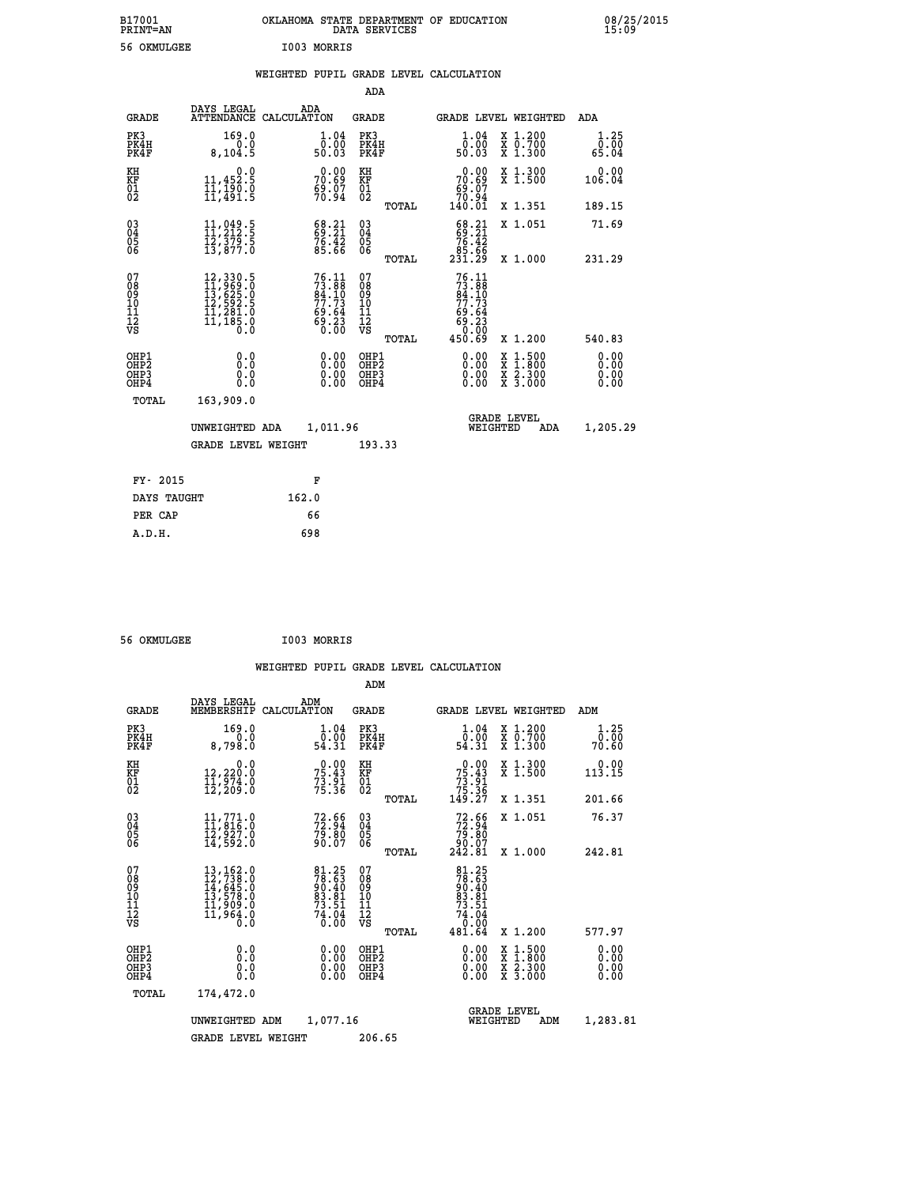B17001 OKLAHOMA STATE DEPARTMENT OF EDUCATION 08/25/2015
PRINT=AN DATA SERVICES 15:09

56 OKMULGEE I003 MORRIS

WEIGHTED PUPIL GRADE LEVEL CALCULATION

ADA

| GRADE | DAYS LEGAL ATTENDANCE | ADA CALCULATION | GRADE | GRADE LEVEL | WEIGHTED | ADA |
|---|---|---|---|---|---|---|
| PK3 | 169.0 | 1.04 | PK3 | 1.04 | X 1.200 | 1.25 |
| PK4H | 0.0 | 0.00 | PK4H | 0.00 | X 0.700 | 0.00 |
| PK4F | 8,104.5 | 50.03 | PK4F | 50.03 | X 1.300 | 65.04 |
| KH | 0.0 | 0.00 | KH | 0.00 | X 1.300 | 0.00 |
| KF | 11,452.5 | 70.69 | KF | 70.69 | X 1.500 | 106.04 |
| 01 | 11,190.0 | 69.07 | 01 | 69.07 | | |
| 02 | 11,491.5 | 70.94 | 02 | 70.94 | | |
| | | | TOTAL | 140.01 | X 1.351 | 189.15 |
| 03 | 11,049.5 | 68.21 | 03 | 68.21 | X 1.051 | 71.69 |
| 04 | 11,212.5 | 69.21 | 04 | 69.21 | | |
| 05 | 12,379.5 | 76.42 | 05 | 76.42 | | |
| 06 | 13,877.0 | 85.66 | 06 | 85.66 | | |
| | | | TOTAL | 231.29 | X 1.000 | 231.29 |
| 07 | 12,330.5 | 76.11 | 07 | 76.11 | | |
| 08 | 11,969.0 | 73.88 | 08 | 73.88 | | |
| 09 | 13,625.0 | 84.10 | 09 | 84.10 | | |
| 10 | 12,592.5 | 77.73 | 10 | 77.73 | | |
| 11 | 11,281.0 | 69.64 | 11 | 69.64 | | |
| 12 | 11,185.0 | 69.23 | 12 | 69.23 | | |
| VS | 0.0 | 0.00 | VS | 0.00 | | |
| | | | TOTAL | 450.69 | X 1.200 | 540.83 |
| OHP1 | 0.0 | 0.00 | OHP1 | 0.00 | X 1.500 | 0.00 |
| OHP2 | 0.0 | 0.00 | OHP2 | 0.00 | X 1.800 | 0.00 |
| OHP3 | 0.0 | 0.00 | OHP3 | 0.00 | X 2.300 | 0.00 |
| OHP4 | 0.0 | 0.00 | OHP4 | 0.00 | X 3.000 | 0.00 |
| TOTAL | 163,909.0 | | | | | |

UNWEIGHTED ADA 1,011.96 GRADE LEVEL WEIGHTED ADA 1,205.29

GRADE LEVEL WEIGHT 193.33

| FY- 2015 | F |
|---|---|
| DAYS TAUGHT | 162.0 |
| PER CAP | 66 |
| A.D.H. | 698 |

56 OKMULGEE I003 MORRIS

WEIGHTED PUPIL GRADE LEVEL CALCULATION

ADM

| GRADE | DAYS LEGAL MEMBERSHIP | ADM CALCULATION | GRADE | GRADE LEVEL | WEIGHTED | ADM |
|---|---|---|---|---|---|---|
| PK3 | 169.0 | 1.04 | PK3 | 1.04 | X 1.200 | 1.25 |
| PK4H | 0.0 | 0.00 | PK4H | 0.00 | X 0.700 | 0.00 |
| PK4F | 8,798.0 | 54.31 | PK4F | 54.31 | X 1.300 | 70.60 |
| KH | 0.0 | 0.00 | KH | 0.00 | X 1.300 | 0.00 |
| KF | 12,220.0 | 75.43 | KF | 75.43 | X 1.500 | 113.15 |
| 01 | 11,974.0 | 73.91 | 01 | 73.91 | | |
| 02 | 12,209.0 | 75.36 | 02 | 75.36 | | |
| | | | TOTAL | 149.27 | X 1.351 | 201.66 |
| 03 | 11,771.0 | 72.66 | 03 | 72.66 | X 1.051 | 76.37 |
| 04 | 11,816.0 | 72.94 | 04 | 72.94 | | |
| 05 | 12,927.0 | 79.80 | 05 | 79.80 | | |
| 06 | 14,592.0 | 90.07 | 06 | 90.07 | | |
| | | | TOTAL | 242.81 | X 1.000 | 242.81 |
| 07 | 13,162.0 | 81.25 | 07 | 81.25 | | |
| 08 | 12,738.0 | 78.63 | 08 | 78.63 | | |
| 09 | 14,645.0 | 90.40 | 09 | 90.40 | | |
| 10 | 13,578.0 | 83.81 | 10 | 83.81 | | |
| 11 | 11,909.0 | 73.51 | 11 | 73.51 | | |
| 12 | 11,964.0 | 74.04 | 12 | 74.04 | | |
| VS | 0.0 | 0.00 | VS | 0.00 | | |
| | | | TOTAL | 481.64 | X 1.200 | 577.97 |
| OHP1 | 0.0 | 0.00 | OHP1 | 0.00 | X 1.500 | 0.00 |
| OHP2 | 0.0 | 0.00 | OHP2 | 0.00 | X 1.800 | 0.00 |
| OHP3 | 0.0 | 0.00 | OHP3 | 0.00 | X 2.300 | 0.00 |
| OHP4 | 0.0 | 0.00 | OHP4 | 0.00 | X 3.000 | 0.00 |
| TOTAL | 174,472.0 | | | | | |

UNWEIGHTED ADM 1,077.16 GRADE LEVEL WEIGHTED ADM 1,283.81

GRADE LEVEL WEIGHT 206.65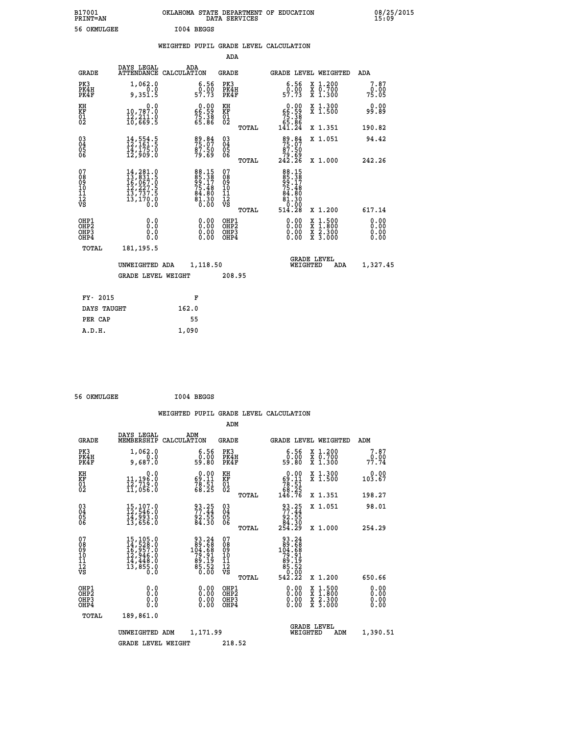B17001 OKLAHOMA STATE DEPARTMENT OF EDUCATION 08/25/2015
PRINT=AN DATA SERVICES 15:09

56 OKMULGEE I004 BEGGS

## WEIGHTED PUPIL GRADE LEVEL CALCULATION

### ADA

| GRADE | DAYS LEGAL ATTENDANCE | ADA CALCULATION | GRADE | GRADE LEVEL | WEIGHTED | ADA |
|---|---|---|---|---|---|---|
| PK3 | 1,062.0 | 6.56 | PK3 | 6.56 | X 1.200 | 7.87 |
| PK4H | 0.0 | 0.00 | PK4H | 0.00 | X 0.700 | 0.00 |
| PK4F | 9,351.5 | 57.73 | PK4F | 57.73 | X 1.300 | 75.05 |
| KH | 0.0 | 0.00 | KH | 0.00 | X 1.300 | 0.00 |
| KF | 10,787.0 | 66.59 | KF | 66.59 | X 1.500 | 99.89 |
| 01 | 12,211.0 | 75.38 | 01 | 75.38 | | |
| 02 | 10,669.5 | 65.86 | 02 | 65.86 | | |
| | | | TOTAL | 141.24 | X 1.351 | 190.82 |
| 03 | 14,554.5 | 89.84 | 03 | 89.84 | X 1.051 | 94.42 |
| 04 | 12,161.5 | 75.07 | 04 | 75.07 | | |
| 05 | 14,175.0 | 87.50 | 05 | 87.50 | | |
| 06 | 12,909.0 | 79.69 | 06 | 79.69 | | |
| | | | TOTAL | 242.26 | X 1.000 | 242.26 |
| 07 | 14,281.0 | 88.15 | 07 | 88.15 | | |
| 08 | 13,831.5 | 85.38 | 08 | 85.38 | | |
| 09 | 16,067.0 | 99.17 | 09 | 99.17 | | |
| 10 | 12,227.5 | 75.48 | 10 | 75.48 | | |
| 11 | 13,737.5 | 84.80 | 11 | 84.80 | | |
| 12 | 13,170.0 | 81.30 | 12 | 81.30 | | |
| VS | 0.0 | 0.00 | VS | 0.00 | | |
| | | | TOTAL | 514.28 | X 1.200 | 617.14 |
| OHP1 | 0.0 | 0.00 | OHP1 | 0.00 | X 1.500 | 0.00 |
| OHP2 | 0.0 | 0.00 | OHP2 | 0.00 | X 1.800 | 0.00 |
| OHP3 | 0.0 | 0.00 | OHP3 | 0.00 | X 2.300 | 0.00 |
| OHP4 | 0.0 | 0.00 | OHP4 | 0.00 | X 3.000 | 0.00 |
| TOTAL | 181,195.5 | | | | | |

UNWEIGHTED ADA 1,118.50 GRADE LEVEL WEIGHTED ADA 1,327.45

GRADE LEVEL WEIGHT 208.95

FY- 2015 F
DAYS TAUGHT 162.0
PER CAP 55
A.D.H. 1,090

56 OKMULGEE I004 BEGGS

## WEIGHTED PUPIL GRADE LEVEL CALCULATION

### ADM

| GRADE | DAYS LEGAL MEMBERSHIP | ADM CALCULATION | GRADE | GRADE LEVEL | WEIGHTED | ADM |
|---|---|---|---|---|---|---|
| PK3 | 1,062.0 | 6.56 | PK3 | 6.56 | X 1.200 | 7.87 |
| PK4H | 0.0 | 0.00 | PK4H | 0.00 | X 0.700 | 0.00 |
| PK4F | 9,687.0 | 59.80 | PK4F | 59.80 | X 1.300 | 77.74 |
| KH | 0.0 | 0.00 | KH | 0.00 | X 1.300 | 0.00 |
| KF | 11,196.0 | 69.11 | KF | 69.11 | X 1.500 | 103.67 |
| 01 | 12,719.0 | 78.51 | 01 | 78.51 | | |
| 02 | 11,056.0 | 68.25 | 02 | 68.25 | | |
| | | | TOTAL | 146.76 | X 1.351 | 198.27 |
| 03 | 15,107.0 | 93.25 | 03 | 93.25 | X 1.051 | 98.01 |
| 04 | 12,546.0 | 77.44 | 04 | 77.44 | | |
| 05 | 14,993.0 | 92.55 | 05 | 92.55 | | |
| 06 | 13,656.0 | 84.30 | 06 | 84.30 | | |
| | | | TOTAL | 254.29 | X 1.000 | 254.29 |
| 07 | 15,105.0 | 93.24 | 07 | 93.24 | | |
| 08 | 14,528.0 | 89.68 | 08 | 89.68 | | |
| 09 | 16,957.0 | 104.68 | 09 | 104.68 | | |
| 10 | 12,946.0 | 79.91 | 10 | 79.91 | | |
| 11 | 14,448.0 | 89.19 | 11 | 89.19 | | |
| 12 | 13,855.0 | 85.52 | 12 | 85.52 | | |
| VS | 0.0 | 0.00 | VS | 0.00 | | |
| | | | TOTAL | 542.22 | X 1.200 | 650.66 |
| OHP1 | 0.0 | 0.00 | OHP1 | 0.00 | X 1.500 | 0.00 |
| OHP2 | 0.0 | 0.00 | OHP2 | 0.00 | X 1.800 | 0.00 |
| OHP3 | 0.0 | 0.00 | OHP3 | 0.00 | X 2.300 | 0.00 |
| OHP4 | 0.0 | 0.00 | OHP4 | 0.00 | X 3.000 | 0.00 |
| TOTAL | 189,861.0 | | | | | |

UNWEIGHTED ADM 1,171.99 GRADE LEVEL WEIGHTED ADM 1,390.51

GRADE LEVEL WEIGHT 218.52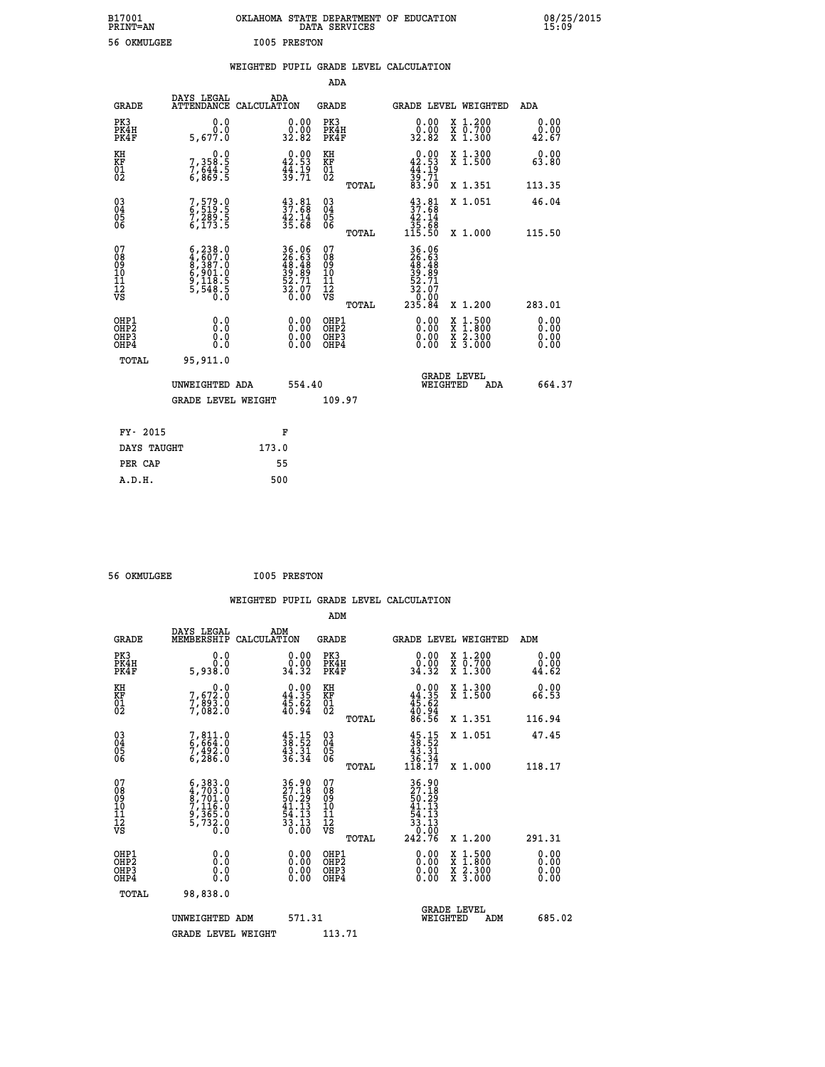B17001 OKLAHOMA STATE DEPARTMENT OF EDUCATION 08/25/2015
PRINT=AN DATA SERVICES 15:09

56 OKMULGEE I005 PRESTON

## WEIGHTED PUPIL GRADE LEVEL CALCULATION

### ADA

| GRADE | DAYS LEGAL ATTENDANCE | ADA CALCULATION | GRADE | GRADE LEVEL | WEIGHTED | ADA |
|---|---|---|---|---|---|---|
| PK3 | 0.0 | 0.00 | PK3 | 0.00 | X 1.200 | 0.00 |
| PK4H | 0.0 | 0.00 | PK4H | 0.00 | X 0.700 | 0.00 |
| PK4F | 5,677.0 | 32.82 | PK4F | 32.82 | X 1.300 | 42.67 |
| KH | 0.0 | 0.00 | KH | 0.00 | X 1.300 | 0.00 |
| KF | 7,358.5 | 42.53 | KF | 42.53 | X 1.500 | 63.80 |
| 01 | 7,644.5 | 44.19 | 01 | 44.19 | | |
| 02 | 6,869.5 | 39.71 | 02 | 39.71 | | |
| | | | TOTAL | 83.90 | X 1.351 | 113.35 |
| 03 | 7,579.0 | 43.81 | 03 | 43.81 | X 1.051 | 46.04 |
| 04 | 6,519.5 | 37.68 | 04 | 37.68 | | |
| 05 | 7,289.5 | 42.14 | 05 | 42.14 | | |
| 06 | 6,173.5 | 35.68 | 06 | 35.68 | | |
| | | | TOTAL | 115.50 | X 1.000 | 115.50 |
| 07 | 6,238.0 | 36.06 | 07 | 36.06 | | |
| 08 | 4,607.0 | 26.63 | 08 | 26.63 | | |
| 09 | 8,387.0 | 48.48 | 09 | 48.48 | | |
| 10 | 6,901.0 | 39.89 | 10 | 39.89 | | |
| 11 | 9,118.5 | 52.71 | 11 | 52.71 | | |
| 12 | 5,548.5 | 32.07 | 12 | 32.07 | | |
| VS | 0.0 | 0.00 | VS | 0.00 | | |
| | | | TOTAL | 235.84 | X 1.200 | 283.01 |
| OHP1 | 0.0 | 0.00 | OHP1 | 0.00 | X 1.500 | 0.00 |
| OHP2 | 0.0 | 0.00 | OHP2 | 0.00 | X 1.800 | 0.00 |
| OHP3 | 0.0 | 0.00 | OHP3 | 0.00 | X 2.300 | 0.00 |
| OHP4 | 0.0 | 0.00 | OHP4 | 0.00 | X 3.000 | 0.00 |
| TOTAL | 95,911.0 | | | | | |

UNWEIGHTED ADA 554.40 GRADE LEVEL WEIGHTED ADA 664.37

GRADE LEVEL WEIGHT 109.97

| FY- 2015 | F |
|---|---|
| DAYS TAUGHT | 173.0 |
| PER CAP | 55 |
| A.D.H. | 500 |

56 OKMULGEE I005 PRESTON

## WEIGHTED PUPIL GRADE LEVEL CALCULATION

### ADM

| GRADE | DAYS LEGAL MEMBERSHIP | ADM CALCULATION | GRADE | GRADE LEVEL | WEIGHTED | ADM |
|---|---|---|---|---|---|---|
| PK3 | 0.0 | 0.00 | PK3 | 0.00 | X 1.200 | 0.00 |
| PK4H | 0.0 | 0.00 | PK4H | 0.00 | X 0.700 | 0.00 |
| PK4F | 5,938.0 | 34.32 | PK4F | 34.32 | X 1.300 | 44.62 |
| KH | 0.0 | 0.00 | KH | 0.00 | X 1.300 | 0.00 |
| KF | 7,672.0 | 44.35 | KF | 44.35 | X 1.500 | 66.53 |
| 01 | 7,893.0 | 45.62 | 01 | 45.62 | | |
| 02 | 7,082.0 | 40.94 | 02 | 40.94 | | |
| | | | TOTAL | 86.56 | X 1.351 | 116.94 |
| 03 | 7,811.0 | 45.15 | 03 | 45.15 | X 1.051 | 47.45 |
| 04 | 6,664.0 | 38.52 | 04 | 38.52 | | |
| 05 | 7,492.0 | 43.31 | 05 | 43.31 | | |
| 06 | 6,286.0 | 36.34 | 06 | 36.34 | | |
| | | | TOTAL | 118.17 | X 1.000 | 118.17 |
| 07 | 6,383.0 | 36.90 | 07 | 36.90 | | |
| 08 | 4,703.0 | 27.18 | 08 | 27.18 | | |
| 09 | 8,701.0 | 50.29 | 09 | 50.29 | | |
| 10 | 7,116.0 | 41.13 | 10 | 41.13 | | |
| 11 | 9,365.0 | 54.13 | 11 | 54.13 | | |
| 12 | 5,732.0 | 33.13 | 12 | 33.13 | | |
| VS | 0.0 | 0.00 | VS | 0.00 | | |
| | | | TOTAL | 242.76 | X 1.200 | 291.31 |
| OHP1 | 0.0 | 0.00 | OHP1 | 0.00 | X 1.500 | 0.00 |
| OHP2 | 0.0 | 0.00 | OHP2 | 0.00 | X 1.800 | 0.00 |
| OHP3 | 0.0 | 0.00 | OHP3 | 0.00 | X 2.300 | 0.00 |
| OHP4 | 0.0 | 0.00 | OHP4 | 0.00 | X 3.000 | 0.00 |
| TOTAL | 98,838.0 | | | | | |

UNWEIGHTED ADM 571.31 GRADE LEVEL WEIGHTED ADM 685.02

GRADE LEVEL WEIGHT 113.71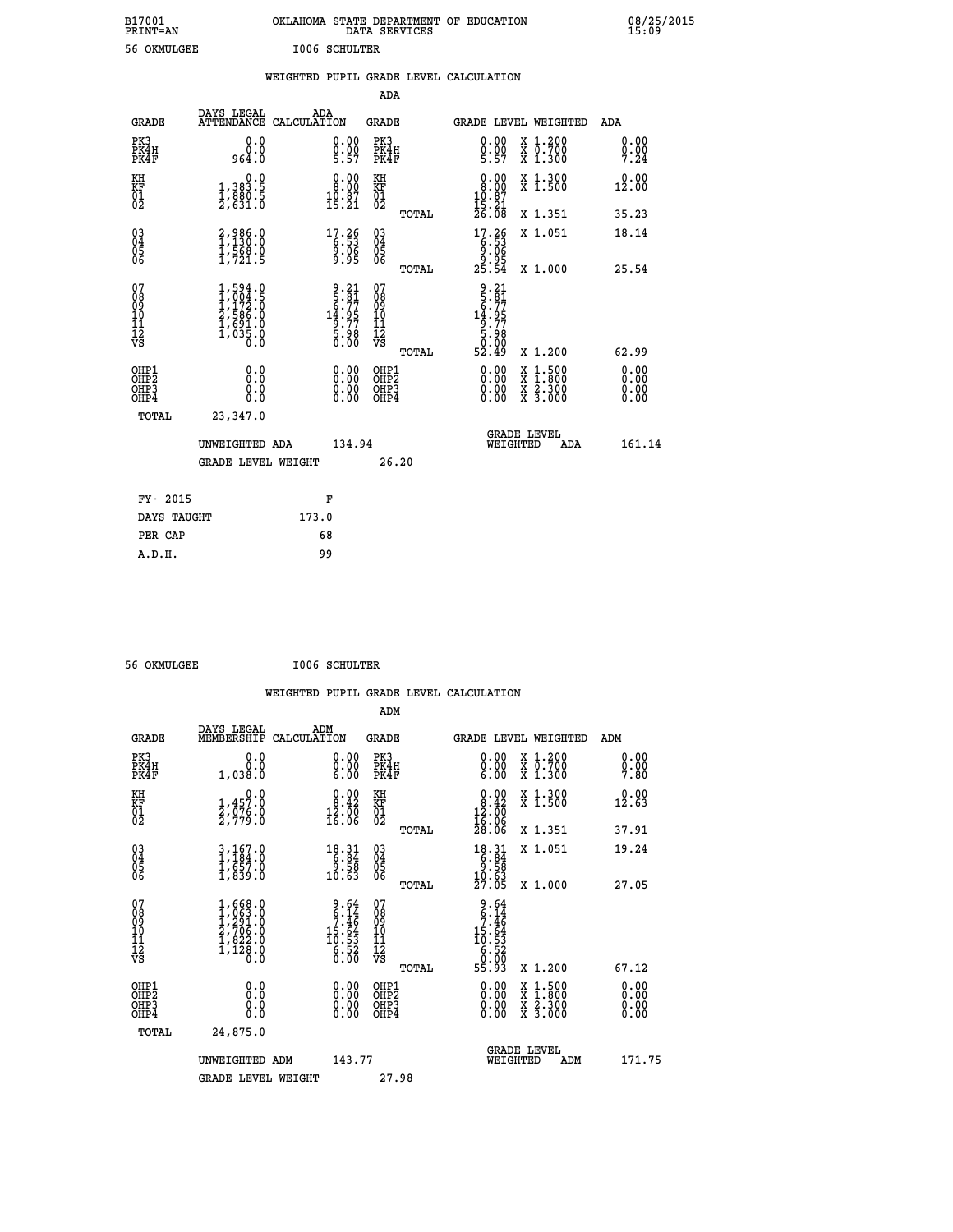B17001 OKLAHOMA STATE DEPARTMENT OF EDUCATION 08/25/2015
PRINT=AN DATA SERVICES 15:09

56 OKMULGEE I006 SCHULTER

## WEIGHTED PUPIL GRADE LEVEL CALCULATION

### ADA

| GRADE | DAYS LEGAL ATTENDANCE | ADA CALCULATION | GRADE | | GRADE LEVEL | WEIGHTED | ADA |
|---|---|---|---|---|---|---|---|
| PK3 | 0.0 | 0.00 | PK3 | | 0.00 | X 1.200 | 0.00 |
| PK4H | 0.0 | 0.00 | PK4H | | 0.00 | X 0.700 | 0.00 |
| PK4F | 964.0 | 5.57 | PK4F | | 5.57 | X 1.300 | 7.24 |
| KH | 0.0 | 0.00 | KH | | 0.00 | X 1.300 | 0.00 |
| KF | 1,383.5 | 8.00 | KF | | 8.00 | X 1.500 | 12.00 |
| 01 | 1,880.5 | 10.87 | 01 | | 10.87 | | |
| 02 | 2,631.0 | 15.21 | 02 | | 15.21 | | |
| | | | | TOTAL | 26.08 | X 1.351 | 35.23 |
| 03 | 2,986.0 | 17.26 | 03 | | 17.26 | X 1.051 | 18.14 |
| 04 | 1,130.0 | 6.53 | 04 | | 6.53 | | |
| 05 | 1,568.0 | 9.06 | 05 | | 9.06 | | |
| 06 | 1,721.5 | 9.95 | 06 | | 9.95 | | |
| | | | | TOTAL | 25.54 | X 1.000 | 25.54 |
| 07 | 1,594.0 | 9.21 | 07 | | 9.21 | | |
| 08 | 1,004.5 | 5.81 | 08 | | 5.81 | | |
| 09 | 1,172.0 | 6.77 | 09 | | 6.77 | | |
| 10 | 2,586.0 | 14.95 | 10 | | 14.95 | | |
| 11 | 1,691.0 | 9.77 | 11 | | 9.77 | | |
| 12 | 1,035.0 | 5.98 | 12 | | 5.98 | | |
| VS | 0.0 | 0.00 | VS | | 0.00 | | |
| | | | | TOTAL | 52.49 | X 1.200 | 62.99 |
| OHP1 | 0.0 | 0.00 | OHP1 | | 0.00 | X 1.500 | 0.00 |
| OHP2 | 0.0 | 0.00 | OHP2 | | 0.00 | X 1.800 | 0.00 |
| OHP3 | 0.0 | 0.00 | OHP3 | | 0.00 | X 2.300 | 0.00 |
| OHP4 | 0.0 | 0.00 | OHP4 | | 0.00 | X 3.000 | 0.00 |
| TOTAL | 23,347.0 | | | | | | |

UNWEIGHTED ADA 134.94 GRADE LEVEL WEIGHTED ADA 161.14

GRADE LEVEL WEIGHT 26.20

| FY- 2015 | F |
|---|---|
| DAYS TAUGHT | 173.0 |
| PER CAP | 68 |
| A.D.H. | 99 |

56 OKMULGEE I006 SCHULTER

## WEIGHTED PUPIL GRADE LEVEL CALCULATION

### ADM

| GRADE | DAYS LEGAL MEMBERSHIP | ADM CALCULATION | GRADE | | GRADE LEVEL | WEIGHTED | ADM |
|---|---|---|---|---|---|---|---|
| PK3 | 0.0 | 0.00 | PK3 | | 0.00 | X 1.200 | 0.00 |
| PK4H | 0.0 | 0.00 | PK4H | | 0.00 | X 0.700 | 0.00 |
| PK4F | 1,038.0 | 6.00 | PK4F | | 6.00 | X 1.300 | 7.80 |
| KH | 0.0 | 0.00 | KH | | 0.00 | X 1.300 | 0.00 |
| KF | 1,457.0 | 8.42 | KF | | 8.42 | X 1.500 | 12.63 |
| 01 | 2,076.0 | 12.00 | 01 | | 12.00 | | |
| 02 | 2,779.0 | 16.06 | 02 | | 16.06 | | |
| | | | | TOTAL | 28.06 | X 1.351 | 37.91 |
| 03 | 3,167.0 | 18.31 | 03 | | 18.31 | X 1.051 | 19.24 |
| 04 | 1,184.0 | 6.84 | 04 | | 6.84 | | |
| 05 | 1,657.0 | 9.58 | 05 | | 9.58 | | |
| 06 | 1,839.0 | 10.63 | 06 | | 10.63 | | |
| | | | | TOTAL | 27.05 | X 1.000 | 27.05 |
| 07 | 1,668.0 | 9.64 | 07 | | 9.64 | | |
| 08 | 1,063.0 | 6.14 | 08 | | 6.14 | | |
| 09 | 1,291.0 | 7.46 | 09 | | 7.46 | | |
| 10 | 2,706.0 | 15.64 | 10 | | 15.64 | | |
| 11 | 1,822.0 | 10.53 | 11 | | 10.53 | | |
| 12 | 1,128.0 | 6.52 | 12 | | 6.52 | | |
| VS | 0.0 | 0.00 | VS | | 0.00 | | |
| | | | | TOTAL | 55.93 | X 1.200 | 67.12 |
| OHP1 | 0.0 | 0.00 | OHP1 | | 0.00 | X 1.500 | 0.00 |
| OHP2 | 0.0 | 0.00 | OHP2 | | 0.00 | X 1.800 | 0.00 |
| OHP3 | 0.0 | 0.00 | OHP3 | | 0.00 | X 2.300 | 0.00 |
| OHP4 | 0.0 | 0.00 | OHP4 | | 0.00 | X 3.000 | 0.00 |
| TOTAL | 24,875.0 | | | | | | |

UNWEIGHTED ADM 143.77 GRADE LEVEL WEIGHTED ADM 171.75

GRADE LEVEL WEIGHT 27.98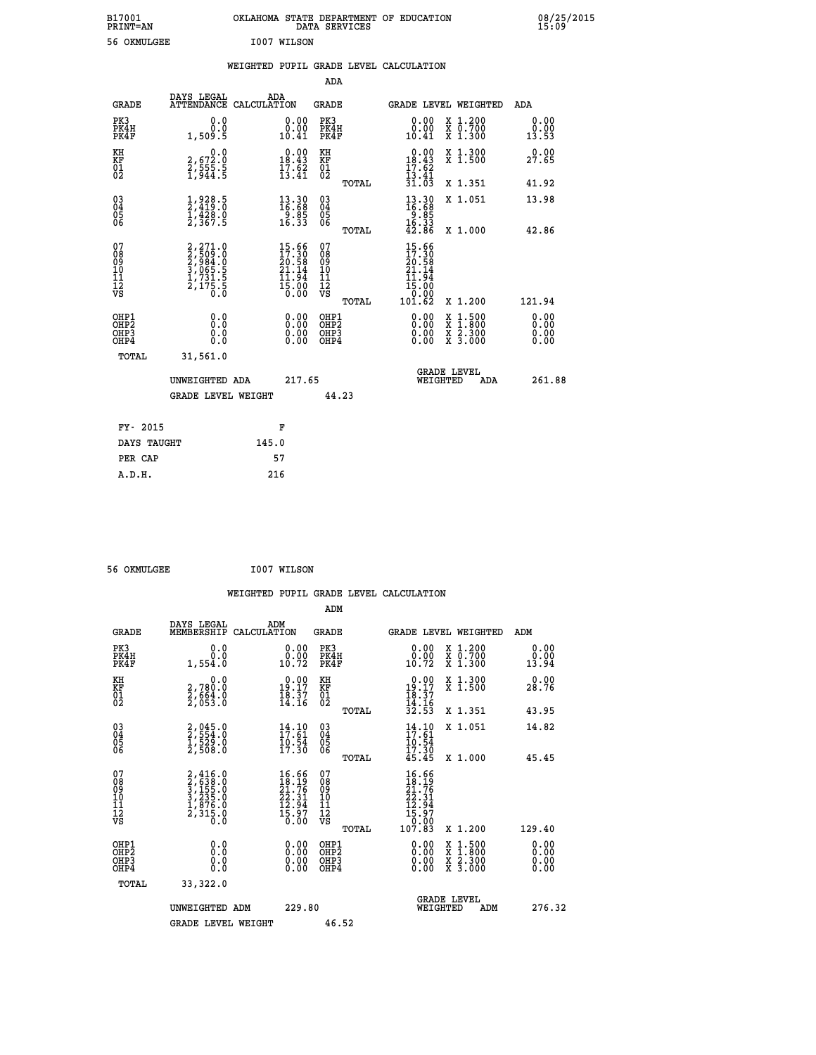B17001 OKLAHOMA STATE DEPARTMENT OF EDUCATION 08/25/2015
PRINT=AN DATA SERVICES 15:09

56 OKMULGEE I007 WILSON

WEIGHTED PUPIL GRADE LEVEL CALCULATION

ADA

| GRADE | DAYS LEGAL ATTENDANCE | ADA CALCULATION | GRADE | | GRADE LEVEL | WEIGHTED | ADA |
|---|---|---|---|---|---|---|---|
| PK3 | 0.0 | 0.00 | PK3 | | 0.00 | X 1.200 | 0.00 |
| PK4H | 0.0 | 0.00 | PK4H | | 0.00 | X 0.700 | 0.00 |
| PK4F | 1,509.5 | 10.41 | PK4F | | 10.41 | X 1.300 | 13.53 |
| KH | 0.0 | 0.00 | KH | | 0.00 | X 1.300 | 0.00 |
| KF | 2,672.0 | 18.43 | KF | | 18.43 | X 1.500 | 27.65 |
| 01 | 2,555.5 | 17.62 | 01 | | 17.62 | | |
| 02 | 1,944.5 | 13.41 | 02 | | 13.41 | | |
| | | | | TOTAL | 31.03 | X 1.351 | 41.92 |
| 03 | 1,928.5 | 13.30 | 03 | | 13.30 | X 1.051 | 13.98 |
| 04 | 2,419.0 | 16.68 | 04 | | 16.68 | | |
| 05 | 1,428.0 | 9.85 | 05 | | 9.85 | | |
| 06 | 2,367.5 | 16.33 | 06 | | 16.33 | | |
| | | | | TOTAL | 42.86 | X 1.000 | 42.86 |
| 07 | 2,271.0 | 15.66 | 07 | | 15.66 | | |
| 08 | 2,509.0 | 17.30 | 08 | | 17.30 | | |
| 09 | 2,984.0 | 20.58 | 09 | | 20.58 | | |
| 10 | 3,065.5 | 21.14 | 10 | | 21.14 | | |
| 11 | 1,731.5 | 11.94 | 11 | | 11.94 | | |
| 12 | 2,175.5 | 15.00 | 12 | | 15.00 | | |
| VS | 0.0 | 0.00 | VS | | 0.00 | | |
| | | | | TOTAL | 101.62 | X 1.200 | 121.94 |
| OHP1 | 0.0 | 0.00 | OHP1 | | 0.00 | X 1.500 | 0.00 |
| OHP2 | 0.0 | 0.00 | OHP2 | | 0.00 | X 1.800 | 0.00 |
| OHP3 | 0.0 | 0.00 | OHP3 | | 0.00 | X 2.300 | 0.00 |
| OHP4 | 0.0 | 0.00 | OHP4 | | 0.00 | X 3.000 | 0.00 |
| TOTAL | 31,561.0 | | | | | | |

UNWEIGHTED ADA 217.65 GRADE LEVEL WEIGHTED ADA 261.88

GRADE LEVEL WEIGHT 44.23

| FY- 2015 | F |
|---|---|
| DAYS TAUGHT | 145.0 |
| PER CAP | 57 |
| A.D.H. | 216 |

56 OKMULGEE I007 WILSON

WEIGHTED PUPIL GRADE LEVEL CALCULATION

ADM

| GRADE | DAYS LEGAL MEMBERSHIP | ADM CALCULATION | GRADE | | GRADE LEVEL | WEIGHTED | ADM |
|---|---|---|---|---|---|---|---|
| PK3 | 0.0 | 0.00 | PK3 | | 0.00 | X 1.200 | 0.00 |
| PK4H | 0.0 | 0.00 | PK4H | | 0.00 | X 0.700 | 0.00 |
| PK4F | 1,554.0 | 10.72 | PK4F | | 10.72 | X 1.300 | 13.94 |
| KH | 0.0 | 0.00 | KH | | 0.00 | X 1.300 | 0.00 |
| KF | 2,780.0 | 19.17 | KF | | 19.17 | X 1.500 | 28.76 |
| 01 | 2,664.0 | 18.37 | 01 | | 18.37 | | |
| 02 | 2,053.0 | 14.16 | 02 | | 14.16 | | |
| | | | | TOTAL | 32.53 | X 1.351 | 43.95 |
| 03 | 2,045.0 | 14.10 | 03 | | 14.10 | X 1.051 | 14.82 |
| 04 | 2,554.0 | 17.61 | 04 | | 17.61 | | |
| 05 | 1,529.0 | 10.54 | 05 | | 10.54 | | |
| 06 | 2,508.0 | 17.30 | 06 | | 17.30 | | |
| | | | | TOTAL | 45.45 | X 1.000 | 45.45 |
| 07 | 2,416.0 | 16.66 | 07 | | 16.66 | | |
| 08 | 2,638.0 | 18.19 | 08 | | 18.19 | | |
| 09 | 3,155.0 | 21.76 | 09 | | 21.76 | | |
| 10 | 3,235.0 | 22.31 | 10 | | 22.31 | | |
| 11 | 1,876.0 | 12.94 | 11 | | 12.94 | | |
| 12 | 2,315.0 | 15.97 | 12 | | 15.97 | | |
| VS | 0.0 | 0.00 | VS | | 0.00 | | |
| | | | | TOTAL | 107.83 | X 1.200 | 129.40 |
| OHP1 | 0.0 | 0.00 | OHP1 | | 0.00 | X 1.500 | 0.00 |
| OHP2 | 0.0 | 0.00 | OHP2 | | 0.00 | X 1.800 | 0.00 |
| OHP3 | 0.0 | 0.00 | OHP3 | | 0.00 | X 2.300 | 0.00 |
| OHP4 | 0.0 | 0.00 | OHP4 | | 0.00 | X 3.000 | 0.00 |
| TOTAL | 33,322.0 | | | | | | |

UNWEIGHTED ADM 229.80 GRADE LEVEL WEIGHTED ADM 276.32

GRADE LEVEL WEIGHT 46.52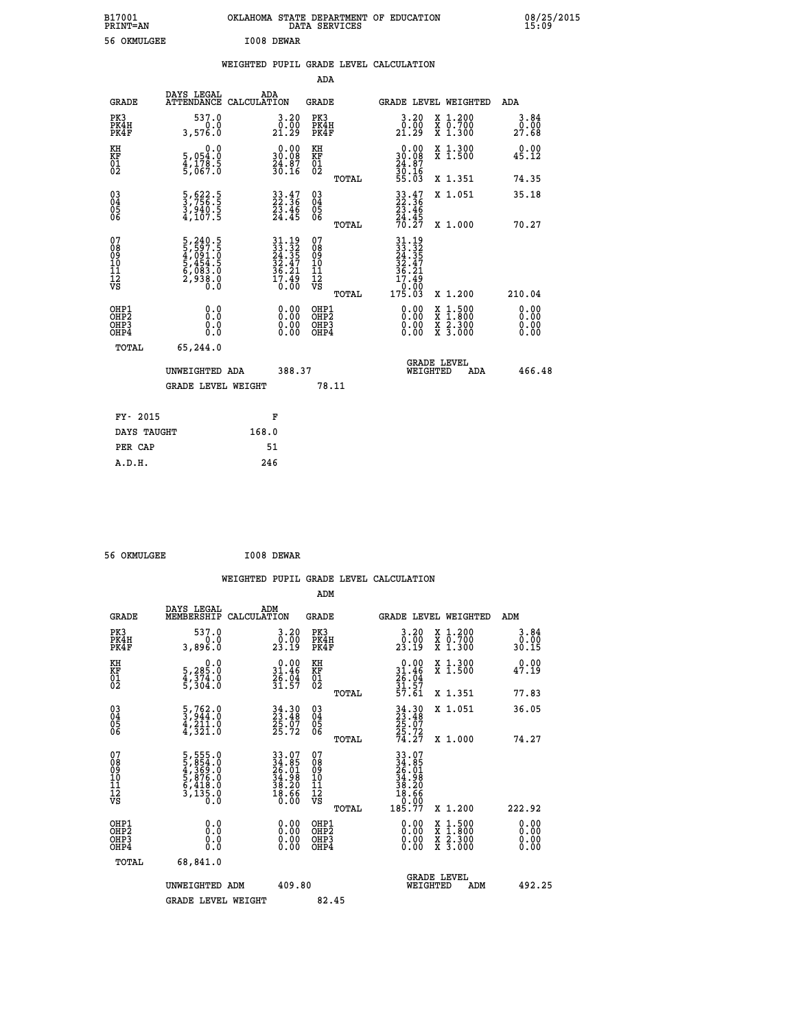B17001 OKLAHOMA STATE DEPARTMENT OF EDUCATION 08/25/2015
PRINT=AN DATA SERVICES 15:09

56 OKMULGEE I008 DEWAR

## WEIGHTED PUPIL GRADE LEVEL CALCULATION

### ADA

| GRADE | DAYS LEGAL ATTENDANCE | ADA CALCULATION | GRADE | | GRADE LEVEL | WEIGHTED | ADA |
|---|---|---|---|---|---|---|---|
| PK3 | 537.0 | 3.20 | PK3 | | 3.20 | X 1.200 | 3.84 |
| PK4H | 0.0 | 0.00 | PK4H | | 0.00 | X 0.700 | 0.00 |
| PK4F | 3,576.0 | 21.29 | PK4F | | 21.29 | X 1.300 | 27.68 |
| KH | 0.0 | 0.00 | KH | | 0.00 | X 1.300 | 0.00 |
| KF | 5,054.0 | 30.08 | KF | | 30.08 | X 1.500 | 45.12 |
| 01 | 4,178.5 | 24.87 | 01 | | 24.87 | | |
| 02 | 5,067.0 | 30.16 | 02 | | 30.16 | | |
| | | | | TOTAL | 55.03 | X 1.351 | 74.35 |
| 03 | 5,622.5 | 33.47 | 03 | | 33.47 | X 1.051 | 35.18 |
| 04 | 3,756.5 | 22.36 | 04 | | 22.36 | | |
| 05 | 3,940.5 | 23.46 | 05 | | 23.46 | | |
| 06 | 4,107.5 | 24.45 | 06 | | 24.45 | | |
| | | | | TOTAL | 70.27 | X 1.000 | 70.27 |
| 07 | 5,240.5 | 31.19 | 07 | | 31.19 | | |
| 08 | 5,597.5 | 33.32 | 08 | | 33.32 | | |
| 09 | 4,091.0 | 24.35 | 09 | | 24.35 | | |
| 10 | 5,454.5 | 32.47 | 10 | | 32.47 | | |
| 11 | 6,083.0 | 36.21 | 11 | | 36.21 | | |
| 12 | 2,938.0 | 17.49 | 12 | | 17.49 | | |
| VS | 0.0 | 0.00 | VS | | 0.00 | | |
| | | | | TOTAL | 175.03 | X 1.200 | 210.04 |
| OHP1 | 0.0 | 0.00 | OHP1 | | 0.00 | X 1.500 | 0.00 |
| OHP2 | 0.0 | 0.00 | OHP2 | | 0.00 | X 1.800 | 0.00 |
| OHP3 | 0.0 | 0.00 | OHP3 | | 0.00 | X 2.300 | 0.00 |
| OHP4 | 0.0 | 0.00 | OHP4 | | 0.00 | X 3.000 | 0.00 |
| TOTAL | 65,244.0 | | | | | | |

UNWEIGHTED ADA 388.37 GRADE LEVEL WEIGHTED ADA 466.48

GRADE LEVEL WEIGHT 78.11

| FY- 2015 | F |
|---|---|
| DAYS TAUGHT | 168.0 |
| PER CAP | 51 |
| A.D.H. | 246 |

56 OKMULGEE I008 DEWAR

## WEIGHTED PUPIL GRADE LEVEL CALCULATION

### ADM

| GRADE | DAYS LEGAL MEMBERSHIP | ADM CALCULATION | GRADE | | GRADE LEVEL | WEIGHTED | ADM |
|---|---|---|---|---|---|---|---|
| PK3 | 537.0 | 3.20 | PK3 | | 3.20 | X 1.200 | 3.84 |
| PK4H | 0.0 | 0.00 | PK4H | | 0.00 | X 0.700 | 0.00 |
| PK4F | 3,896.0 | 23.19 | PK4F | | 23.19 | X 1.300 | 30.15 |
| KH | 0.0 | 0.00 | KH | | 0.00 | X 1.300 | 0.00 |
| KF | 5,285.0 | 31.46 | KF | | 31.46 | X 1.500 | 47.19 |
| 01 | 4,374.0 | 26.04 | 01 | | 26.04 | | |
| 02 | 5,304.0 | 31.57 | 02 | | 31.57 | | |
| | | | | TOTAL | 57.61 | X 1.351 | 77.83 |
| 03 | 5,762.0 | 34.30 | 03 | | 34.30 | X 1.051 | 36.05 |
| 04 | 3,944.0 | 23.48 | 04 | | 23.48 | | |
| 05 | 4,211.0 | 25.07 | 05 | | 25.07 | | |
| 06 | 4,321.0 | 25.72 | 06 | | 25.72 | | |
| | | | | TOTAL | 74.27 | X 1.000 | 74.27 |
| 07 | 5,555.0 | 33.07 | 07 | | 33.07 | | |
| 08 | 5,854.0 | 34.85 | 08 | | 34.85 | | |
| 09 | 4,369.0 | 26.01 | 09 | | 26.01 | | |
| 10 | 5,876.0 | 34.98 | 10 | | 34.98 | | |
| 11 | 6,418.0 | 38.20 | 11 | | 38.20 | | |
| 12 | 3,135.0 | 18.66 | 12 | | 18.66 | | |
| VS | 0.0 | 0.00 | VS | | 0.00 | | |
| | | | | TOTAL | 185.77 | X 1.200 | 222.92 |
| OHP1 | 0.0 | 0.00 | OHP1 | | 0.00 | X 1.500 | 0.00 |
| OHP2 | 0.0 | 0.00 | OHP2 | | 0.00 | X 1.800 | 0.00 |
| OHP3 | 0.0 | 0.00 | OHP3 | | 0.00 | X 2.300 | 0.00 |
| OHP4 | 0.0 | 0.00 | OHP4 | | 0.00 | X 3.000 | 0.00 |
| TOTAL | 68,841.0 | | | | | | |

UNWEIGHTED ADM 409.80 GRADE LEVEL WEIGHTED ADM 492.25

GRADE LEVEL WEIGHT 82.45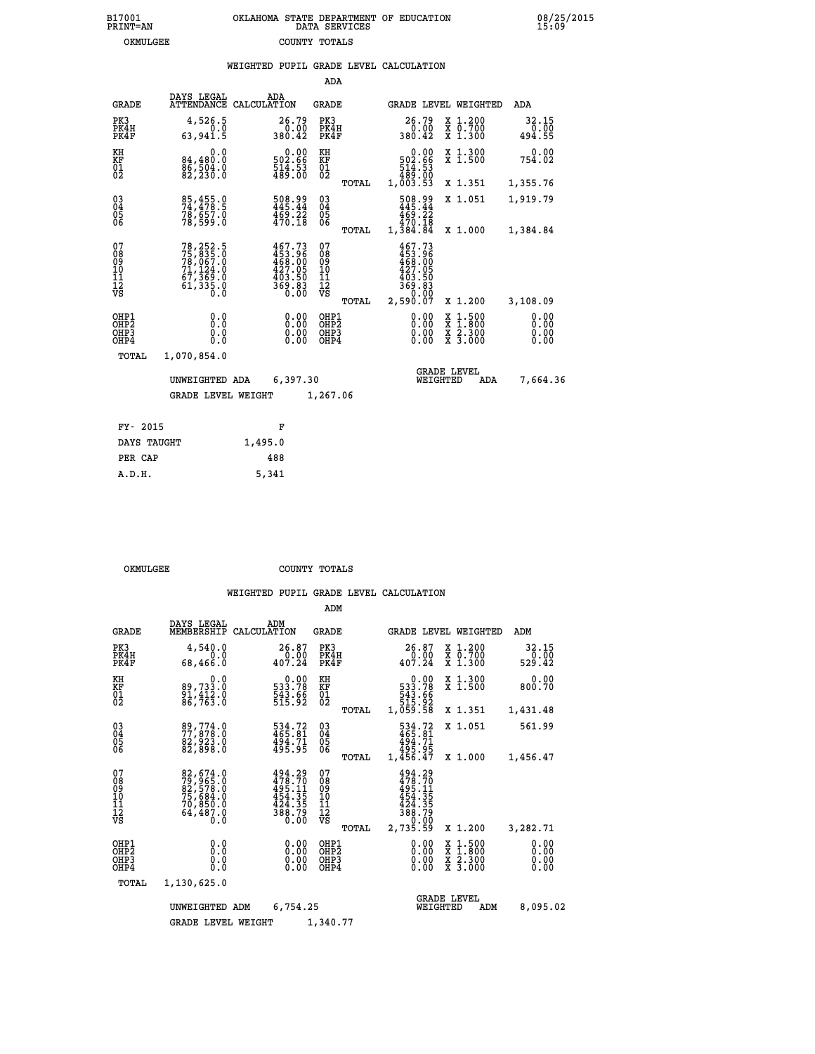B17001 OKLAHOMA STATE DEPARTMENT OF EDUCATION 08/25/2015
PRINT=AN DATA SERVICES 15:09
OKMULGEE COUNTY TOTALS

## WEIGHTED PUPIL GRADE LEVEL CALCULATION

### ADA

| GRADE | DAYS LEGAL ATTENDANCE | ADA CALCULATION | GRADE | | GRADE LEVEL | WEIGHTED | ADA |
|---|---|---|---|---|---|---|---|
| PK3 | 4,526.5 | 26.79 | PK3 | | 26.79 | X 1.200 | 32.15 |
| PK4H | 0.0 | 0.00 | PK4H | | 0.00 | X 0.700 | 0.00 |
| PK4F | 63,941.5 | 380.42 | PK4F | | 380.42 | X 1.300 | 494.55 |
| KH | 0.0 | 0.00 | KH | | 0.00 | X 1.300 | 0.00 |
| KF | 84,480.0 | 502.66 | KF | | 502.66 | X 1.500 | 754.02 |
| 01 | 86,504.0 | 514.53 | 01 | | 514.53 | | |
| 02 | 82,230.0 | 489.00 | 02 | | 489.00 | | |
| | | | | TOTAL | 1,003.53 | X 1.351 | 1,355.76 |
| 03 | 85,455.0 | 508.99 | 03 | | 508.99 | X 1.051 | 1,919.79 |
| 04 | 74,478.5 | 445.44 | 04 | | 445.44 | | |
| 05 | 78,657.0 | 469.22 | 05 | | 469.22 | | |
| 06 | 78,599.0 | 470.18 | 06 | | 470.18 | | |
| | | | | TOTAL | 1,384.84 | X 1.000 | 1,384.84 |
| 07 | 78,252.5 | 467.73 | 07 | | 467.73 | | |
| 08 | 75,835.0 | 453.96 | 08 | | 453.96 | | |
| 09 | 78,067.0 | 468.00 | 09 | | 468.00 | | |
| 10 | 71,124.0 | 427.05 | 10 | | 427.05 | | |
| 11 | 67,369.0 | 403.50 | 11 | | 403.50 | | |
| 12 | 61,335.0 | 369.83 | 12 | | 369.83 | | |
| VS | 0.0 | 0.00 | VS | | 0.00 | | |
| | | | | TOTAL | 2,590.07 | X 1.200 | 3,108.09 |
| OHP1 | 0.0 | 0.00 | OHP1 | | 0.00 | X 1.500 | 0.00 |
| OHP2 | 0.0 | 0.00 | OHP2 | | 0.00 | X 1.800 | 0.00 |
| OHP3 | 0.0 | 0.00 | OHP3 | | 0.00 | X 2.300 | 0.00 |
| OHP4 | 0.0 | 0.00 | OHP4 | | 0.00 | X 3.000 | 0.00 |
| TOTAL | 1,070,854.0 | | | | | | |

UNWEIGHTED ADA 6,397.30 — GRADE LEVEL WEIGHTED ADA 7,664.36

GRADE LEVEL WEIGHT 1,267.06

| FY- 2015 | F |
|---|---|
| DAYS TAUGHT | 1,495.0 |
| PER CAP | 488 |
| A.D.H. | 5,341 |

OKMULGEE COUNTY TOTALS

## WEIGHTED PUPIL GRADE LEVEL CALCULATION

### ADM

| GRADE | DAYS LEGAL MEMBERSHIP | ADM CALCULATION | GRADE | | GRADE LEVEL | WEIGHTED | ADM |
|---|---|---|---|---|---|---|---|
| PK3 | 4,540.0 | 26.87 | PK3 | | 26.87 | X 1.200 | 32.15 |
| PK4H | 0.0 | 0.00 | PK4H | | 0.00 | X 0.700 | 0.00 |
| PK4F | 68,466.0 | 407.24 | PK4F | | 407.24 | X 1.300 | 529.42 |
| KH | 0.0 | 0.00 | KH | | 0.00 | X 1.300 | 0.00 |
| KF | 89,733.0 | 533.78 | KF | | 533.78 | X 1.500 | 800.70 |
| 01 | 91,412.0 | 543.66 | 01 | | 543.66 | | |
| 02 | 86,763.0 | 515.92 | 02 | | 515.92 | | |
| | | | | TOTAL | 1,059.58 | X 1.351 | 1,431.48 |
| 03 | 89,774.0 | 534.72 | 03 | | 534.72 | X 1.051 | 561.99 |
| 04 | 77,878.0 | 465.81 | 04 | | 465.81 | | |
| 05 | 82,923.0 | 494.71 | 05 | | 494.71 | | |
| 06 | 82,898.0 | 495.95 | 06 | | 495.95 | | |
| | | | | TOTAL | 1,456.47 | X 1.000 | 1,456.47 |
| 07 | 82,674.0 | 494.29 | 07 | | 494.29 | | |
| 08 | 79,965.0 | 478.70 | 08 | | 478.70 | | |
| 09 | 82,578.0 | 495.11 | 09 | | 495.11 | | |
| 10 | 75,684.0 | 454.35 | 10 | | 454.35 | | |
| 11 | 70,850.0 | 424.35 | 11 | | 424.35 | | |
| 12 | 64,487.0 | 388.79 | 12 | | 388.79 | | |
| VS | 0.0 | 0.00 | VS | | 0.00 | | |
| | | | | TOTAL | 2,735.59 | X 1.200 | 3,282.71 |
| OHP1 | 0.0 | 0.00 | OHP1 | | 0.00 | X 1.500 | 0.00 |
| OHP2 | 0.0 | 0.00 | OHP2 | | 0.00 | X 1.800 | 0.00 |
| OHP3 | 0.0 | 0.00 | OHP3 | | 0.00 | X 2.300 | 0.00 |
| OHP4 | 0.0 | 0.00 | OHP4 | | 0.00 | X 3.000 | 0.00 |
| TOTAL | 1,130,625.0 | | | | | | |

UNWEIGHTED ADM 6,754.25 — GRADE LEVEL WEIGHTED ADM 8,095.02

GRADE LEVEL WEIGHT 1,340.77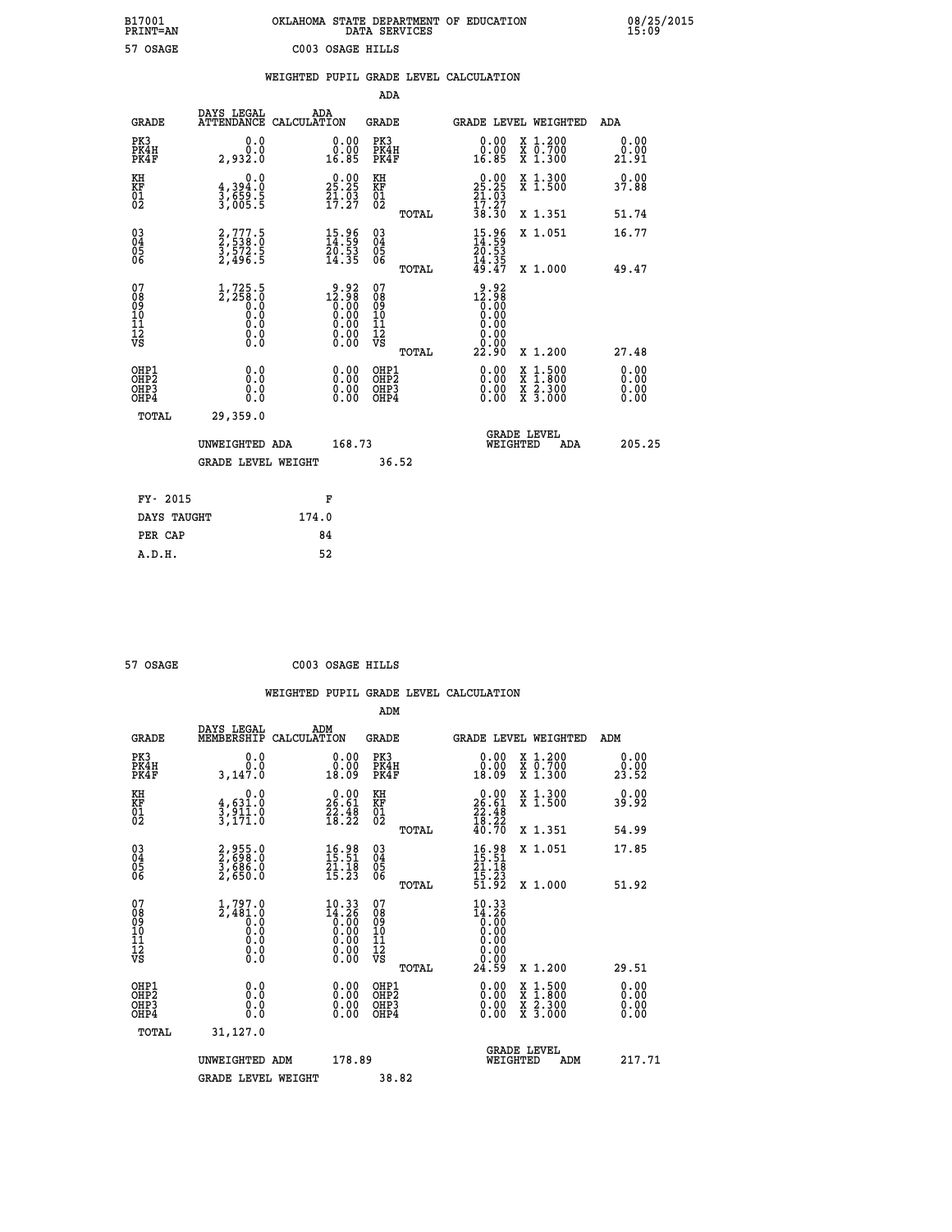B17001 OKLAHOMA STATE DEPARTMENT OF EDUCATION 08/25/2015
PRINT=AN DATA SERVICES 15:09

57 OSAGE C003 OSAGE HILLS

## WEIGHTED PUPIL GRADE LEVEL CALCULATION

### ADA

| GRADE | DAYS LEGAL ATTENDANCE | ADA CALCULATION | GRADE | GRADE LEVEL | WEIGHTED | ADA |
|---|---|---|---|---|---|---|
| PK3 | 0.0 | 0.00 | PK3 | 0.00 | X 1.200 | 0.00 |
| PK4H | 0.0 | 0.00 | PK4H | 0.00 | X 0.700 | 0.00 |
| PK4F | 2,932.0 | 16.85 | PK4F | 16.85 | X 1.300 | 21.91 |
| KH | 0.0 | 0.00 | KH | 0.00 | X 1.300 | 0.00 |
| KF | 4,394.0 | 25.25 | KF | 25.25 | X 1.500 | 37.88 |
| 01 | 3,659.5 | 21.03 | 01 | 21.03 | | |
| 02 | 3,005.5 | 17.27 | 02 | 17.27 | | |
| | | | TOTAL | 38.30 | X 1.351 | 51.74 |
| 03 | 2,777.5 | 15.96 | 03 | 15.96 | X 1.051 | 16.77 |
| 04 | 2,538.0 | 14.59 | 04 | 14.59 | | |
| 05 | 3,572.5 | 20.53 | 05 | 20.53 | | |
| 06 | 2,496.5 | 14.35 | 06 | 14.35 | | |
| | | | TOTAL | 49.47 | X 1.000 | 49.47 |
| 07 | 1,725.5 | 9.92 | 07 | 9.92 | | |
| 08 | 2,258.0 | 12.98 | 08 | 12.98 | | |
| 09 | 0.0 | 0.00 | 09 | 0.00 | | |
| 10 | 0.0 | 0.00 | 10 | 0.00 | | |
| 11 | 0.0 | 0.00 | 11 | 0.00 | | |
| 12 | 0.0 | 0.00 | 12 | 0.00 | | |
| VS | 0.0 | 0.00 | VS | 0.00 | | |
| | | | TOTAL | 22.90 | X 1.200 | 27.48 |
| OHP1 | 0.0 | 0.00 | OHP1 | 0.00 | X 1.500 | 0.00 |
| OHP2 | 0.0 | 0.00 | OHP2 | 0.00 | X 1.800 | 0.00 |
| OHP3 | 0.0 | 0.00 | OHP3 | 0.00 | X 2.300 | 0.00 |
| OHP4 | 0.0 | 0.00 | OHP4 | 0.00 | X 3.000 | 0.00 |
| TOTAL | 29,359.0 | | | | | |

UNWEIGHTED ADA 168.73 | GRADE LEVEL WEIGHTED ADA 205.25

GRADE LEVEL WEIGHT 36.52

| | |
|---|---|
| FY- 2015 | F |
| DAYS TAUGHT | 174.0 |
| PER CAP | 84 |
| A.D.H. | 52 |

57 OSAGE C003 OSAGE HILLS

## WEIGHTED PUPIL GRADE LEVEL CALCULATION

### ADM

| GRADE | DAYS LEGAL MEMBERSHIP | ADM CALCULATION | GRADE | GRADE LEVEL | WEIGHTED | ADM |
|---|---|---|---|---|---|---|
| PK3 | 0.0 | 0.00 | PK3 | 0.00 | X 1.200 | 0.00 |
| PK4H | 0.0 | 0.00 | PK4H | 0.00 | X 0.700 | 0.00 |
| PK4F | 3,147.0 | 18.09 | PK4F | 18.09 | X 1.300 | 23.52 |
| KH | 0.0 | 0.00 | KH | 0.00 | X 1.300 | 0.00 |
| KF | 4,631.0 | 26.61 | KF | 26.61 | X 1.500 | 39.92 |
| 01 | 3,911.0 | 22.48 | 01 | 22.48 | | |
| 02 | 3,171.0 | 18.22 | 02 | 18.22 | | |
| | | | TOTAL | 40.70 | X 1.351 | 54.99 |
| 03 | 2,955.0 | 16.98 | 03 | 16.98 | X 1.051 | 17.85 |
| 04 | 2,698.0 | 15.51 | 04 | 15.51 | | |
| 05 | 3,686.0 | 21.18 | 05 | 21.18 | | |
| 06 | 2,650.0 | 15.23 | 06 | 15.23 | | |
| | | | TOTAL | 51.92 | X 1.000 | 51.92 |
| 07 | 1,797.0 | 10.33 | 07 | 10.33 | | |
| 08 | 2,481.0 | 14.26 | 08 | 14.26 | | |
| 09 | 0.0 | 0.00 | 09 | 0.00 | | |
| 10 | 0.0 | 0.00 | 10 | 0.00 | | |
| 11 | 0.0 | 0.00 | 11 | 0.00 | | |
| 12 | 0.0 | 0.00 | 12 | 0.00 | | |
| VS | 0.0 | 0.00 | VS | 0.00 | | |
| | | | TOTAL | 24.59 | X 1.200 | 29.51 |
| OHP1 | 0.0 | 0.00 | OHP1 | 0.00 | X 1.500 | 0.00 |
| OHP2 | 0.0 | 0.00 | OHP2 | 0.00 | X 1.800 | 0.00 |
| OHP3 | 0.0 | 0.00 | OHP3 | 0.00 | X 2.300 | 0.00 |
| OHP4 | 0.0 | 0.00 | OHP4 | 0.00 | X 3.000 | 0.00 |
| TOTAL | 31,127.0 | | | | | |

UNWEIGHTED ADM 178.89 | GRADE LEVEL WEIGHTED ADM 217.71

GRADE LEVEL WEIGHT 38.82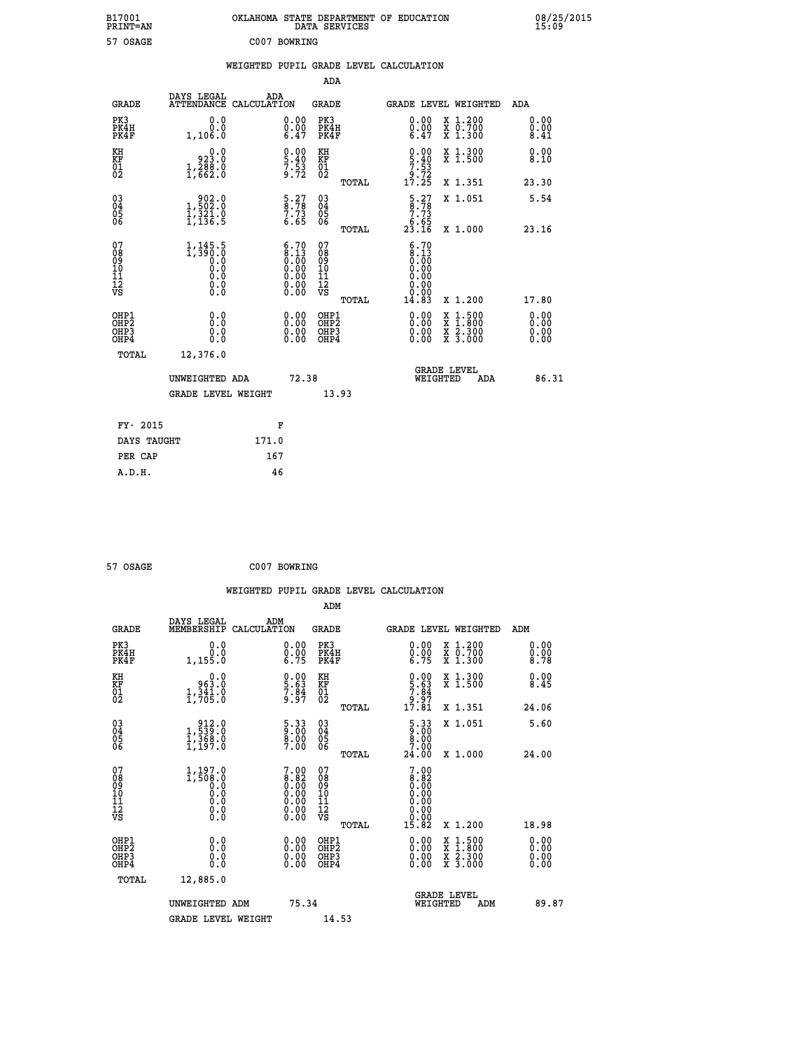B17001 OKLAHOMA STATE DEPARTMENT OF EDUCATION 08/25/2015
PRINT=AN DATA SERVICES 15:09

57 OSAGE C007 BOWRING

WEIGHTED PUPIL GRADE LEVEL CALCULATION

ADA

| GRADE | DAYS LEGAL ATTENDANCE | ADA CALCULATION | GRADE | | GRADE LEVEL | WEIGHTED | ADA |
|---|---|---|---|---|---|---|---|
| PK3 | 0.0 | 0.00 | PK3 | | 0.00 | X 1.200 | 0.00 |
| PK4H | 0.0 | 0.00 | PK4H | | 0.00 | X 0.700 | 0.00 |
| PK4F | 1,106.0 | 6.47 | PK4F | | 6.47 | X 1.300 | 8.41 |
| KH | 0.0 | 0.00 | KH | | 0.00 | X 1.300 | 0.00 |
| KF | 923.0 | 5.40 | KF | | 5.40 | X 1.500 | 8.10 |
| 01 | 1,288.0 | 7.53 | 01 | | 7.53 | | |
| 02 | 1,662.0 | 9.72 | 02 | | 9.72 | | |
| | | | | TOTAL | 17.25 | X 1.351 | 23.30 |
| 03 | 902.0 | 5.27 | 03 | | 5.27 | X 1.051 | 5.54 |
| 04 | 1,502.0 | 8.78 | 04 | | 8.78 | | |
| 05 | 1,321.0 | 7.73 | 05 | | 7.73 | | |
| 06 | 1,136.5 | 6.65 | 06 | | 6.65 | | |
| | | | | TOTAL | 23.16 | X 1.000 | 23.16 |
| 07 | 1,145.5 | 6.70 | 07 | | 6.70 | | |
| 08 | 1,390.0 | 8.13 | 08 | | 8.13 | | |
| 09 | 0.0 | 0.00 | 09 | | 0.00 | | |
| 10 | 0.0 | 0.00 | 10 | | 0.00 | | |
| 11 | 0.0 | 0.00 | 11 | | 0.00 | | |
| 12 | 0.0 | 0.00 | 12 | | 0.00 | | |
| VS | 0.0 | 0.00 | VS | | 0.00 | | |
| | | | | TOTAL | 14.83 | X 1.200 | 17.80 |
| OHP1 | 0.0 | 0.00 | OHP1 | | 0.00 | X 1.500 | 0.00 |
| OHP2 | 0.0 | 0.00 | OHP2 | | 0.00 | X 1.800 | 0.00 |
| OHP3 | 0.0 | 0.00 | OHP3 | | 0.00 | X 2.300 | 0.00 |
| OHP4 | 0.0 | 0.00 | OHP4 | | 0.00 | X 3.000 | 0.00 |
| TOTAL | 12,376.0 | | | | | | |

UNWEIGHTED ADA 72.38 GRADE LEVEL WEIGHTED ADA 86.31

GRADE LEVEL WEIGHT 13.93

| FY- 2015 | F |
|---|---|
| DAYS TAUGHT | 171.0 |
| PER CAP | 167 |
| A.D.H. | 46 |

57 OSAGE C007 BOWRING

WEIGHTED PUPIL GRADE LEVEL CALCULATION

ADM

| GRADE | DAYS LEGAL MEMBERSHIP | ADM CALCULATION | GRADE | | GRADE LEVEL | WEIGHTED | ADM |
|---|---|---|---|---|---|---|---|
| PK3 | 0.0 | 0.00 | PK3 | | 0.00 | X 1.200 | 0.00 |
| PK4H | 0.0 | 0.00 | PK4H | | 0.00 | X 0.700 | 0.00 |
| PK4F | 1,155.0 | 6.75 | PK4F | | 6.75 | X 1.300 | 8.78 |
| KH | 0.0 | 0.00 | KH | | 0.00 | X 1.300 | 0.00 |
| KF | 963.0 | 5.63 | KF | | 5.63 | X 1.500 | 8.45 |
| 01 | 1,341.0 | 7.84 | 01 | | 7.84 | | |
| 02 | 1,705.0 | 9.97 | 02 | | 9.97 | | |
| | | | | TOTAL | 17.81 | X 1.351 | 24.06 |
| 03 | 912.0 | 5.33 | 03 | | 5.33 | X 1.051 | 5.60 |
| 04 | 1,539.0 | 9.00 | 04 | | 9.00 | | |
| 05 | 1,368.0 | 8.00 | 05 | | 8.00 | | |
| 06 | 1,197.0 | 7.00 | 06 | | 7.00 | | |
| | | | | TOTAL | 24.00 | X 1.000 | 24.00 |
| 07 | 1,197.0 | 7.00 | 07 | | 7.00 | | |
| 08 | 1,508.0 | 8.82 | 08 | | 8.82 | | |
| 09 | 0.0 | 0.00 | 09 | | 0.00 | | |
| 10 | 0.0 | 0.00 | 10 | | 0.00 | | |
| 11 | 0.0 | 0.00 | 11 | | 0.00 | | |
| 12 | 0.0 | 0.00 | 12 | | 0.00 | | |
| VS | 0.0 | 0.00 | VS | | 0.00 | | |
| | | | | TOTAL | 15.82 | X 1.200 | 18.98 |
| OHP1 | 0.0 | 0.00 | OHP1 | | 0.00 | X 1.500 | 0.00 |
| OHP2 | 0.0 | 0.00 | OHP2 | | 0.00 | X 1.800 | 0.00 |
| OHP3 | 0.0 | 0.00 | OHP3 | | 0.00 | X 2.300 | 0.00 |
| OHP4 | 0.0 | 0.00 | OHP4 | | 0.00 | X 3.000 | 0.00 |
| TOTAL | 12,885.0 | | | | | | |

UNWEIGHTED ADM 75.34 GRADE LEVEL WEIGHTED ADM 89.87

GRADE LEVEL WEIGHT 14.53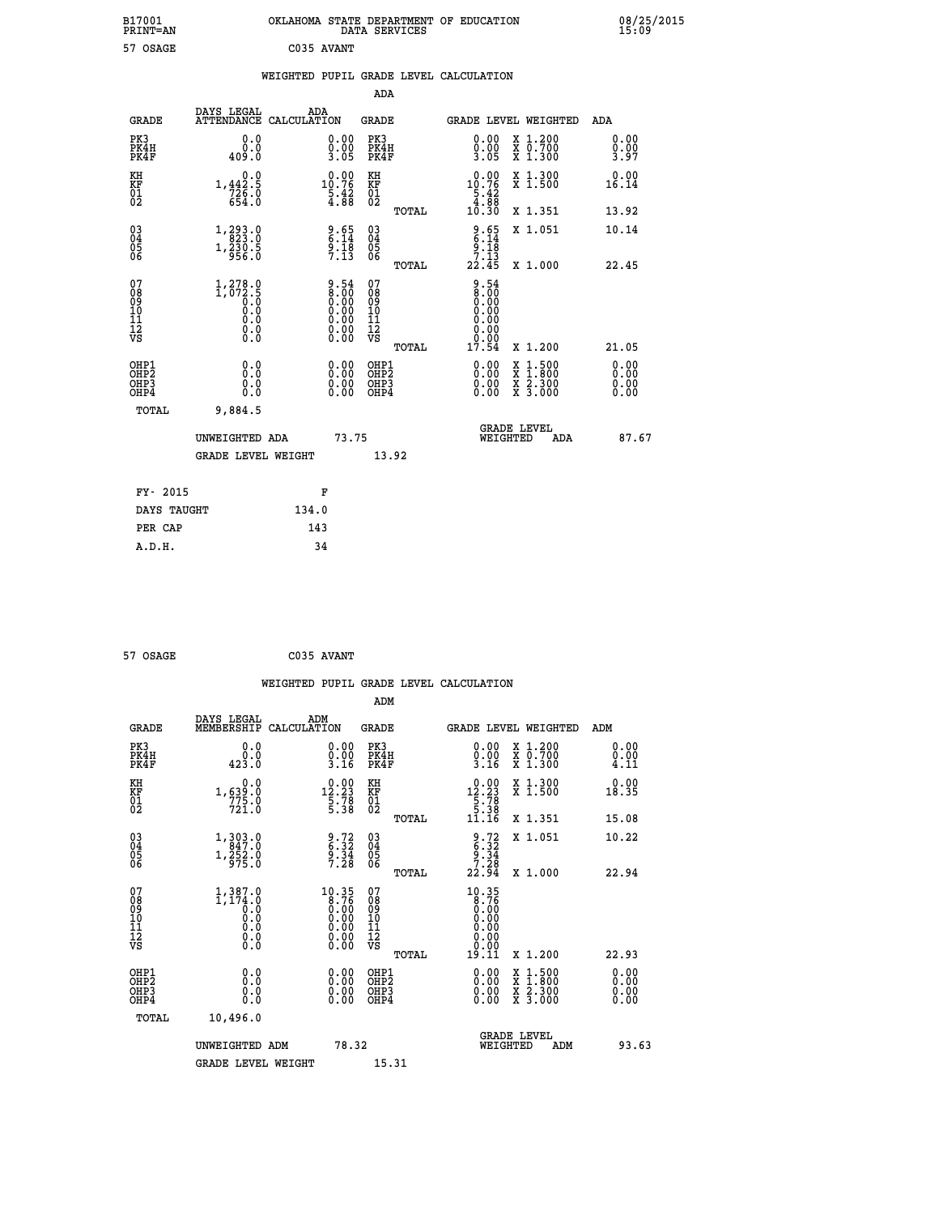B17001 PRINT=AN — OKLAHOMA STATE DEPARTMENT OF EDUCATION DATA SERVICES — 08/25/2015 15:09

57 OSAGE C035 AVANT

## WEIGHTED PUPIL GRADE LEVEL CALCULATION

### ADA

| GRADE | DAYS LEGAL ATTENDANCE | ADA CALCULATION | GRADE | GRADE LEVEL | WEIGHTED | ADA |
|---|---|---|---|---|---|---|
| PK3 | 0.0 | 0.00 | PK3 | 0.00 | X 1.200 | 0.00 |
| PK4H | 0.0 | 0.00 | PK4H | 0.00 | X 0.700 | 0.00 |
| PK4F | 409.0 | 3.05 | PK4F | 3.05 | X 1.300 | 3.97 |
| KH | 0.0 | 0.00 | KH | 0.00 | X 1.300 | 0.00 |
| KF | 1,442.5 | 10.76 | KF | 10.76 | X 1.500 | 16.14 |
| 01 | 726.0 | 5.42 | 01 | 5.42 | | |
| 02 | 654.0 | 4.88 | 02 | 4.88 | | |
| | | | TOTAL | 10.30 | X 1.351 | 13.92 |
| 03 | 1,293.0 | 9.65 | 03 | 9.65 | X 1.051 | 10.14 |
| 04 | 823.0 | 6.14 | 04 | 6.14 | | |
| 05 | 1,230.5 | 9.18 | 05 | 9.18 | | |
| 06 | 956.0 | 7.13 | 06 | 7.13 | | |
| | | | TOTAL | 22.45 | X 1.000 | 22.45 |
| 07 | 1,278.0 | 9.54 | 07 | 9.54 | | |
| 08 | 1,072.5 | 8.00 | 08 | 8.00 | | |
| 09 | 0.0 | 0.00 | 09 | 0.00 | | |
| 10 | 0.0 | 0.00 | 10 | 0.00 | | |
| 11 | 0.0 | 0.00 | 11 | 0.00 | | |
| 12 | 0.0 | 0.00 | 12 | 0.00 | | |
| VS | 0.0 | 0.00 | VS | 0.00 | | |
| | | | TOTAL | 17.54 | X 1.200 | 21.05 |
| OHP1 | 0.0 | 0.00 | OHP1 | 0.00 | X 1.500 | 0.00 |
| OHP2 | 0.0 | 0.00 | OHP2 | 0.00 | X 1.800 | 0.00 |
| OHP3 | 0.0 | 0.00 | OHP3 | 0.00 | X 2.300 | 0.00 |
| OHP4 | 0.0 | 0.00 | OHP4 | 0.00 | X 3.000 | 0.00 |
| TOTAL | 9,884.5 | | | | | |

UNWEIGHTED ADA 73.75 — GRADE LEVEL WEIGHTED ADA 87.67

GRADE LEVEL WEIGHT 13.92

| FY- 2015 | F |
|---|---|
| DAYS TAUGHT | 134.0 |
| PER CAP | 143 |
| A.D.H. | 34 |

57 OSAGE C035 AVANT

## WEIGHTED PUPIL GRADE LEVEL CALCULATION

### ADM

| GRADE | DAYS LEGAL MEMBERSHIP | ADM CALCULATION | GRADE | GRADE LEVEL | WEIGHTED | ADM |
|---|---|---|---|---|---|---|
| PK3 | 0.0 | 0.00 | PK3 | 0.00 | X 1.200 | 0.00 |
| PK4H | 0.0 | 0.00 | PK4H | 0.00 | X 0.700 | 0.00 |
| PK4F | 423.0 | 3.16 | PK4F | 3.16 | X 1.300 | 4.11 |
| KH | 0.0 | 0.00 | KH | 0.00 | X 1.300 | 0.00 |
| KF | 1,639.0 | 12.23 | KF | 12.23 | X 1.500 | 18.35 |
| 01 | 775.0 | 5.78 | 01 | 5.78 | | |
| 02 | 721.0 | 5.38 | 02 | 5.38 | | |
| | | | TOTAL | 11.16 | X 1.351 | 15.08 |
| 03 | 1,303.0 | 9.72 | 03 | 9.72 | X 1.051 | 10.22 |
| 04 | 847.0 | 6.32 | 04 | 6.32 | | |
| 05 | 1,252.0 | 9.34 | 05 | 9.34 | | |
| 06 | 975.0 | 7.28 | 06 | 7.28 | | |
| | | | TOTAL | 22.94 | X 1.000 | 22.94 |
| 07 | 1,387.0 | 10.35 | 07 | 10.35 | | |
| 08 | 1,174.0 | 8.76 | 08 | 8.76 | | |
| 09 | 0.0 | 0.00 | 09 | 0.00 | | |
| 10 | 0.0 | 0.00 | 10 | 0.00 | | |
| 11 | 0.0 | 0.00 | 11 | 0.00 | | |
| 12 | 0.0 | 0.00 | 12 | 0.00 | | |
| VS | 0.0 | 0.00 | VS | 0.00 | | |
| | | | TOTAL | 19.11 | X 1.200 | 22.93 |
| OHP1 | 0.0 | 0.00 | OHP1 | 0.00 | X 1.500 | 0.00 |
| OHP2 | 0.0 | 0.00 | OHP2 | 0.00 | X 1.800 | 0.00 |
| OHP3 | 0.0 | 0.00 | OHP3 | 0.00 | X 2.300 | 0.00 |
| OHP4 | 0.0 | 0.00 | OHP4 | 0.00 | X 3.000 | 0.00 |
| TOTAL | 10,496.0 | | | | | |

UNWEIGHTED ADM 78.32 — GRADE LEVEL WEIGHTED ADM 93.63

GRADE LEVEL WEIGHT 15.31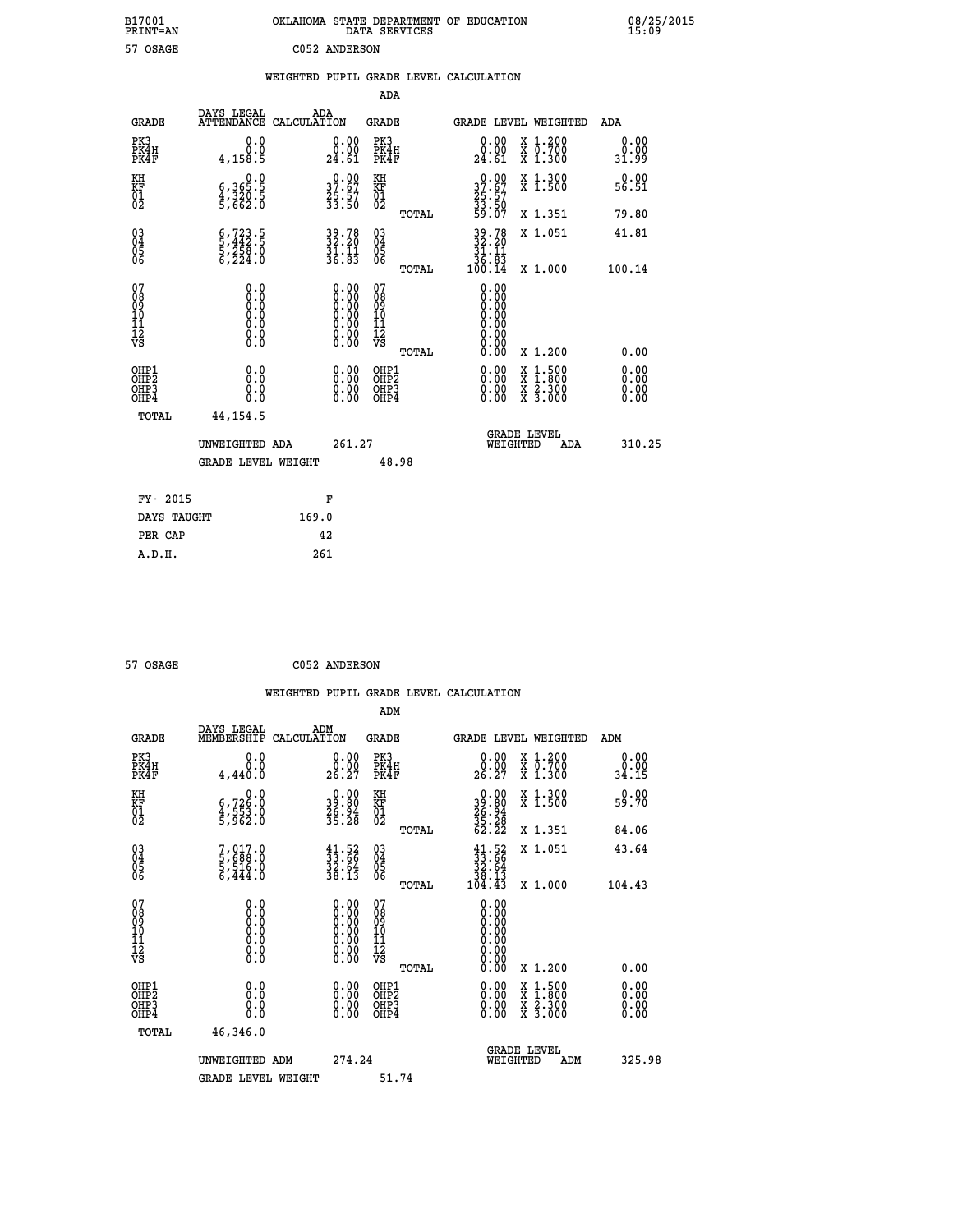B17001 OKLAHOMA STATE DEPARTMENT OF EDUCATION 08/25/2015
PRINT=AN DATA SERVICES 15:09

57 OSAGE C052 ANDERSON

## WEIGHTED PUPIL GRADE LEVEL CALCULATION

### ADA

| GRADE | DAYS LEGAL ATTENDANCE | ADA CALCULATION | GRADE | GRADE LEVEL | WEIGHTED | ADA |
|---|---|---|---|---|---|---|
| PK3 | 0.0 | 0.00 | PK3 | 0.00 | X 1.200 | 0.00 |
| PK4H | 0.0 | 0.00 | PK4H | 0.00 | X 0.700 | 0.00 |
| PK4F | 4,158.5 | 24.61 | PK4F | 24.61 | X 1.300 | 31.99 |
| KH | 0.0 | 0.00 | KH | 0.00 | X 1.300 | 0.00 |
| KF | 6,365.5 | 37.67 | KF | 37.67 | X 1.500 | 56.51 |
| 01 | 4,320.5 | 25.57 | 01 | 25.57 | | |
| 02 | 5,662.0 | 33.50 | 02 | 33.50 | | |
| | | | TOTAL | 59.07 | X 1.351 | 79.80 |
| 03 | 6,723.5 | 39.78 | 03 | 39.78 | X 1.051 | 41.81 |
| 04 | 5,442.5 | 32.20 | 04 | 32.20 | | |
| 05 | 5,258.0 | 31.11 | 05 | 31.11 | | |
| 06 | 6,224.0 | 36.83 | 06 | 36.83 | | |
| | | | TOTAL | 100.14 | X 1.000 | 100.14 |
| 07 | 0.0 | 0.00 | 07 | 0.00 | | |
| 08 | 0.0 | 0.00 | 08 | 0.00 | | |
| 09 | 0.0 | 0.00 | 09 | 0.00 | | |
| 10 | 0.0 | 0.00 | 10 | 0.00 | | |
| 11 | 0.0 | 0.00 | 11 | 0.00 | | |
| 12 | 0.0 | 0.00 | 12 | 0.00 | | |
| VS | 0.0 | 0.00 | VS | 0.00 | | |
| | | | TOTAL | 0.00 | X 1.200 | 0.00 |
| OHP1 | 0.0 | 0.00 | OHP1 | 0.00 | X 1.500 | 0.00 |
| OHP2 | 0.0 | 0.00 | OHP2 | 0.00 | X 1.800 | 0.00 |
| OHP3 | 0.0 | 0.00 | OHP3 | 0.00 | X 2.300 | 0.00 |
| OHP4 | 0.0 | 0.00 | OHP4 | 0.00 | X 3.000 | 0.00 |
| TOTAL | 44,154.5 | | | | | |

UNWEIGHTED ADA 261.27 GRADE LEVEL WEIGHTED ADA 310.25

GRADE LEVEL WEIGHT 48.98

| FY- 2015 | F |
|---|---|
| DAYS TAUGHT | 169.0 |
| PER CAP | 42 |
| A.D.H. | 261 |

57 OSAGE C052 ANDERSON

## WEIGHTED PUPIL GRADE LEVEL CALCULATION

### ADM

| GRADE | DAYS LEGAL MEMBERSHIP | ADM CALCULATION | GRADE | GRADE LEVEL | WEIGHTED | ADM |
|---|---|---|---|---|---|---|
| PK3 | 0.0 | 0.00 | PK3 | 0.00 | X 1.200 | 0.00 |
| PK4H | 0.0 | 0.00 | PK4H | 0.00 | X 0.700 | 0.00 |
| PK4F | 4,440.0 | 26.27 | PK4F | 26.27 | X 1.300 | 34.15 |
| KH | 0.0 | 0.00 | KH | 0.00 | X 1.300 | 0.00 |
| KF | 6,726.0 | 39.80 | KF | 39.80 | X 1.500 | 59.70 |
| 01 | 4,553.0 | 26.94 | 01 | 26.94 | | |
| 02 | 5,962.0 | 35.28 | 02 | 35.28 | | |
| | | | TOTAL | 62.22 | X 1.351 | 84.06 |
| 03 | 7,017.0 | 41.52 | 03 | 41.52 | X 1.051 | 43.64 |
| 04 | 5,688.0 | 33.66 | 04 | 33.66 | | |
| 05 | 5,516.0 | 32.64 | 05 | 32.64 | | |
| 06 | 6,444.0 | 38.13 | 06 | 38.13 | | |
| | | | TOTAL | 104.43 | X 1.000 | 104.43 |
| 07 | 0.0 | 0.00 | 07 | 0.00 | | |
| 08 | 0.0 | 0.00 | 08 | 0.00 | | |
| 09 | 0.0 | 0.00 | 09 | 0.00 | | |
| 10 | 0.0 | 0.00 | 10 | 0.00 | | |
| 11 | 0.0 | 0.00 | 11 | 0.00 | | |
| 12 | 0.0 | 0.00 | 12 | 0.00 | | |
| VS | 0.0 | 0.00 | VS | 0.00 | | |
| | | | TOTAL | 0.00 | X 1.200 | 0.00 |
| OHP1 | 0.0 | 0.00 | OHP1 | 0.00 | X 1.500 | 0.00 |
| OHP2 | 0.0 | 0.00 | OHP2 | 0.00 | X 1.800 | 0.00 |
| OHP3 | 0.0 | 0.00 | OHP3 | 0.00 | X 2.300 | 0.00 |
| OHP4 | 0.0 | 0.00 | OHP4 | 0.00 | X 3.000 | 0.00 |
| TOTAL | 46,346.0 | | | | | |

UNWEIGHTED ADM 274.24 GRADE LEVEL WEIGHTED ADM 325.98

GRADE LEVEL WEIGHT 51.74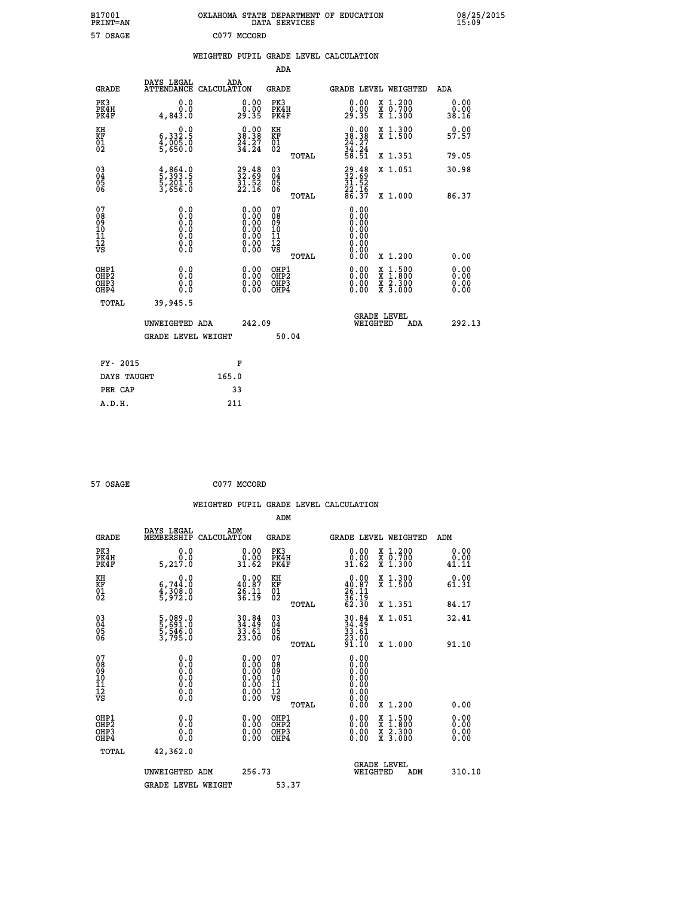B17001 OKLAHOMA STATE DEPARTMENT OF EDUCATION 08/25/2015
PRINT=AN DATA SERVICES 15:09

57 OSAGE C077 MCCORD

## WEIGHTED PUPIL GRADE LEVEL CALCULATION

### ADA

| GRADE | DAYS LEGAL ATTENDANCE | ADA CALCULATION | GRADE | GRADE LEVEL | WEIGHTED | ADA |
|---|---|---|---|---|---|---|
| PK3 | 0.0 | 0.00 | PK3 | 0.00 | X 1.200 | 0.00 |
| PK4H | 0.0 | 0.00 | PK4H | 0.00 | X 0.700 | 0.00 |
| PK4F | 4,843.0 | 29.35 | PK4F | 29.35 | X 1.300 | 38.16 |
| KH | 0.0 | 0.00 | KH | 0.00 | X 1.300 | 0.00 |
| KF | 6,332.5 | 38.38 | KF | 38.38 | X 1.500 | 57.57 |
| 01 | 4,005.0 | 24.27 | 01 | 24.27 | | |
| 02 | 5,650.0 | 34.24 | 02 | 34.24 | | |
| | | | TOTAL | 58.51 | X 1.351 | 79.05 |
| 03 | 4,864.0 | 29.48 | 03 | 29.48 | X 1.051 | 30.98 |
| 04 | 5,393.5 | 32.69 | 04 | 32.69 | | |
| 05 | 5,201.5 | 31.52 | 05 | 31.52 | | |
| 06 | 3,656.0 | 22.16 | 06 | 22.16 | | |
| | | | TOTAL | 86.37 | X 1.000 | 86.37 |
| 07 | 0.0 | 0.00 | 07 | 0.00 | | |
| 08 | 0.0 | 0.00 | 08 | 0.00 | | |
| 09 | 0.0 | 0.00 | 09 | 0.00 | | |
| 10 | 0.0 | 0.00 | 10 | 0.00 | | |
| 11 | 0.0 | 0.00 | 11 | 0.00 | | |
| 12 | 0.0 | 0.00 | 12 | 0.00 | | |
| VS | 0.0 | 0.00 | VS | 0.00 | | |
| | | | TOTAL | 0.00 | X 1.200 | 0.00 |
| OHP1 | 0.0 | 0.00 | OHP1 | 0.00 | X 1.500 | 0.00 |
| OHP2 | 0.0 | 0.00 | OHP2 | 0.00 | X 1.800 | 0.00 |
| OHP3 | 0.0 | 0.00 | OHP3 | 0.00 | X 2.300 | 0.00 |
| OHP4 | 0.0 | 0.00 | OHP4 | 0.00 | X 3.000 | 0.00 |
| TOTAL | 39,945.5 | | | | | |

UNWEIGHTED ADA 242.09 GRADE LEVEL WEIGHTED ADA 292.13

GRADE LEVEL WEIGHT 50.04

| FY- 2015 | F |
|---|---|
| DAYS TAUGHT | 165.0 |
| PER CAP | 33 |
| A.D.H. | 211 |

57 OSAGE C077 MCCORD

## WEIGHTED PUPIL GRADE LEVEL CALCULATION

### ADM

| GRADE | DAYS LEGAL MEMBERSHIP | ADM CALCULATION | GRADE | GRADE LEVEL | WEIGHTED | ADM |
|---|---|---|---|---|---|---|
| PK3 | 0.0 | 0.00 | PK3 | 0.00 | X 1.200 | 0.00 |
| PK4H | 0.0 | 0.00 | PK4H | 0.00 | X 0.700 | 0.00 |
| PK4F | 5,217.0 | 31.62 | PK4F | 31.62 | X 1.300 | 41.11 |
| KH | 0.0 | 0.00 | KH | 0.00 | X 1.300 | 0.00 |
| KF | 6,744.0 | 40.87 | KF | 40.87 | X 1.500 | 61.31 |
| 01 | 4,308.0 | 26.11 | 01 | 26.11 | | |
| 02 | 5,972.0 | 36.19 | 02 | 36.19 | | |
| | | | TOTAL | 62.30 | X 1.351 | 84.17 |
| 03 | 5,089.0 | 30.84 | 03 | 30.84 | X 1.051 | 32.41 |
| 04 | 5,691.0 | 34.49 | 04 | 34.49 | | |
| 05 | 5,546.0 | 33.61 | 05 | 33.61 | | |
| 06 | 3,795.0 | 23.00 | 06 | 23.00 | | |
| | | | TOTAL | 91.10 | X 1.000 | 91.10 |
| 07 | 0.0 | 0.00 | 07 | 0.00 | | |
| 08 | 0.0 | 0.00 | 08 | 0.00 | | |
| 09 | 0.0 | 0.00 | 09 | 0.00 | | |
| 10 | 0.0 | 0.00 | 10 | 0.00 | | |
| 11 | 0.0 | 0.00 | 11 | 0.00 | | |
| 12 | 0.0 | 0.00 | 12 | 0.00 | | |
| VS | 0.0 | 0.00 | VS | 0.00 | | |
| | | | TOTAL | 0.00 | X 1.200 | 0.00 |
| OHP1 | 0.0 | 0.00 | OHP1 | 0.00 | X 1.500 | 0.00 |
| OHP2 | 0.0 | 0.00 | OHP2 | 0.00 | X 1.800 | 0.00 |
| OHP3 | 0.0 | 0.00 | OHP3 | 0.00 | X 2.300 | 0.00 |
| OHP4 | 0.0 | 0.00 | OHP4 | 0.00 | X 3.000 | 0.00 |
| TOTAL | 42,362.0 | | | | | |

UNWEIGHTED ADM 256.73 GRADE LEVEL WEIGHTED ADM 310.10

GRADE LEVEL WEIGHT 53.37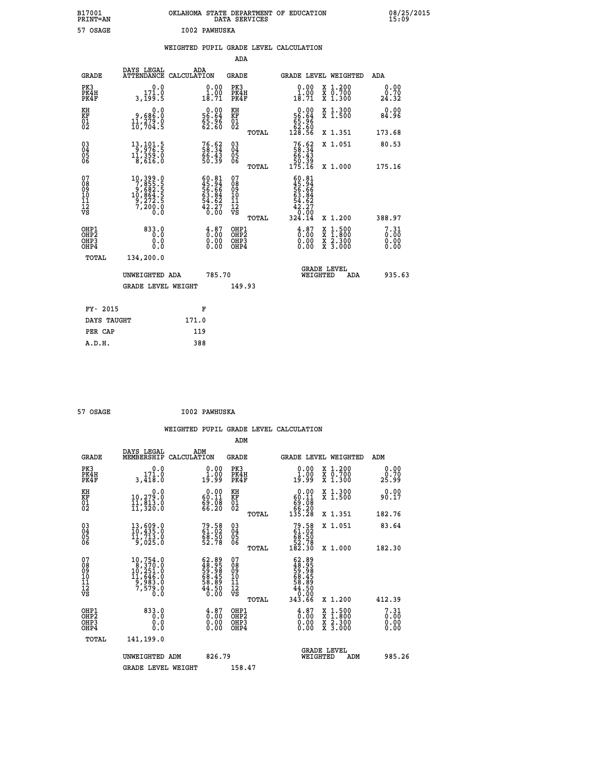B17001 OKLAHOMA STATE DEPARTMENT OF EDUCATION 08/25/2015
PRINT=AN DATA SERVICES 15:09

57 OSAGE I002 PAWHUSKA

## WEIGHTED PUPIL GRADE LEVEL CALCULATION

### ADA

| GRADE | DAYS LEGAL ATTENDANCE | ADA CALCULATION | GRADE | GRADE LEVEL | WEIGHTED | ADA |
|---|---|---|---|---|---|---|
| PK3 | 0.0 | 0.00 | PK3 | 0.00 | X 1.200 | 0.00 |
| PK4H | 171.0 | 1.00 | PK4H | 1.00 | X 0.700 | 0.70 |
| PK4F | 3,199.5 | 18.71 | PK4F | 18.71 | X 1.300 | 24.32 |
| KH | 0.0 | 0.00 | KH | 0.00 | X 1.300 | 0.00 |
| KF | 9,686.0 | 56.64 | KF | 56.64 | X 1.500 | 84.96 |
| 01 | 11,279.0 | 65.96 | 01 | 65.96 | | |
| 02 | 10,704.5 | 62.60 | 02 | 62.60 | | |
| | | | TOTAL | 128.56 | X 1.351 | 173.68 |
| 03 | 13,101.5 | 76.62 | 03 | 76.62 | X 1.051 | 80.53 |
| 04 | 9,976.5 | 58.34 | 04 | 58.34 | | |
| 05 | 11,359.0 | 66.43 | 05 | 66.43 | | |
| 06 | 8,616.0 | 50.39 | 06 | 50.39 | | |
| | | | TOTAL | 175.16 | X 1.000 | 175.16 |
| 07 | 10,399.0 | 60.81 | 07 | 60.81 | | |
| 08 | 7,855.5 | 45.94 | 08 | 45.94 | | |
| 09 | 9,682.5 | 56.66 | 09 | 56.66 | | |
| 10 | 10,864.5 | 63.84 | 10 | 63.84 | | |
| 11 | 9,272.5 | 54.62 | 11 | 54.62 | | |
| 12 | 7,200.0 | 42.27 | 12 | 42.27 | | |
| VS | 0.0 | 0.00 | VS | 0.00 | | |
| | | | TOTAL | 324.14 | X 1.200 | 388.97 |
| OHP1 | 833.0 | 4.87 | OHP1 | 4.87 | X 1.500 | 7.31 |
| OHP2 | 0.0 | 0.00 | OHP2 | 0.00 | X 1.800 | 0.00 |
| OHP3 | 0.0 | 0.00 | OHP3 | 0.00 | X 2.300 | 0.00 |
| OHP4 | 0.0 | 0.00 | OHP4 | 0.00 | X 3.000 | 0.00 |
| TOTAL | 134,200.0 | | | | | |

UNWEIGHTED ADA 785.70 GRADE LEVEL WEIGHTED ADA 935.63

GRADE LEVEL WEIGHT 149.93

| FY- 2015 | F |
|---|---|
| DAYS TAUGHT | 171.0 |
| PER CAP | 119 |
| A.D.H. | 388 |

57 OSAGE I002 PAWHUSKA

## WEIGHTED PUPIL GRADE LEVEL CALCULATION

### ADM

| GRADE | DAYS LEGAL MEMBERSHIP | ADM CALCULATION | GRADE | GRADE LEVEL | WEIGHTED | ADM |
|---|---|---|---|---|---|---|
| PK3 | 0.0 | 0.00 | PK3 | 0.00 | X 1.200 | 0.00 |
| PK4H | 171.0 | 1.00 | PK4H | 1.00 | X 0.700 | 0.70 |
| PK4F | 3,418.0 | 19.99 | PK4F | 19.99 | X 1.300 | 25.99 |
| KH | 0.0 | 0.00 | KH | 0.00 | X 1.300 | 0.00 |
| KF | 10,279.0 | 60.11 | KF | 60.11 | X 1.500 | 90.17 |
| 01 | 11,813.0 | 69.08 | 01 | 69.08 | | |
| 02 | 11,320.0 | 66.20 | 02 | 66.20 | | |
| | | | TOTAL | 135.28 | X 1.351 | 182.76 |
| 03 | 13,609.0 | 79.58 | 03 | 79.58 | X 1.051 | 83.64 |
| 04 | 10,435.0 | 61.02 | 04 | 61.02 | | |
| 05 | 11,713.0 | 68.50 | 05 | 68.50 | | |
| 06 | 9,025.0 | 52.78 | 06 | 52.78 | | |
| | | | TOTAL | 182.30 | X 1.000 | 182.30 |
| 07 | 10,754.0 | 62.89 | 07 | 62.89 | | |
| 08 | 8,370.0 | 48.95 | 08 | 48.95 | | |
| 09 | 10,251.0 | 59.98 | 09 | 59.98 | | |
| 10 | 11,646.0 | 68.45 | 10 | 68.45 | | |
| 11 | 9,983.0 | 58.89 | 11 | 58.89 | | |
| 12 | 7,579.0 | 44.50 | 12 | 44.50 | | |
| VS | 0.0 | 0.00 | VS | 0.00 | | |
| | | | TOTAL | 343.66 | X 1.200 | 412.39 |
| OHP1 | 833.0 | 4.87 | OHP1 | 4.87 | X 1.500 | 7.31 |
| OHP2 | 0.0 | 0.00 | OHP2 | 0.00 | X 1.800 | 0.00 |
| OHP3 | 0.0 | 0.00 | OHP3 | 0.00 | X 2.300 | 0.00 |
| OHP4 | 0.0 | 0.00 | OHP4 | 0.00 | X 3.000 | 0.00 |
| TOTAL | 141,199.0 | | | | | |

UNWEIGHTED ADM 826.79 GRADE LEVEL WEIGHTED ADM 985.26

GRADE LEVEL WEIGHT 158.47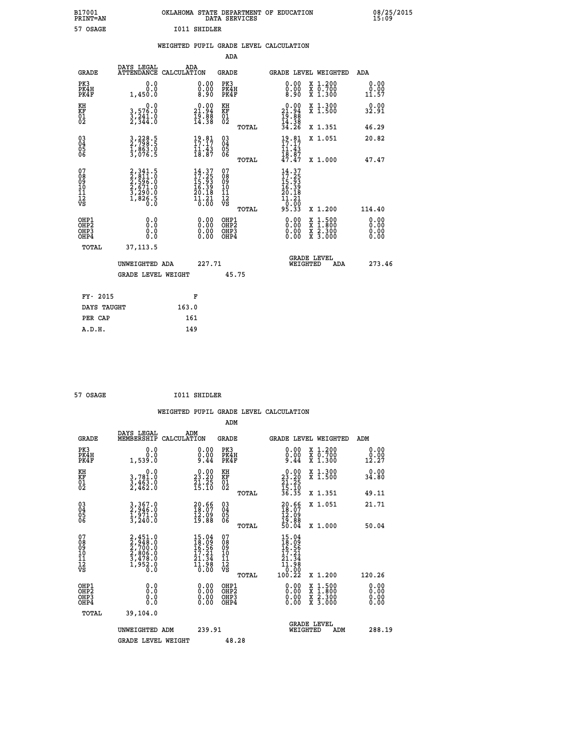B17001 OKLAHOMA STATE DEPARTMENT OF EDUCATION 08/25/2015
PRINT=AN DATA SERVICES 15:09

57 OSAGE I011 SHIDLER

## WEIGHTED PUPIL GRADE LEVEL CALCULATION

### ADA

| GRADE | DAYS LEGAL ATTENDANCE | ADA CALCULATION | GRADE | GRADE LEVEL | WEIGHTED | ADA |
|---|---|---|---|---|---|---|
| PK3 | 0.0 | 0.00 | PK3 | 0.00 | X 1.200 | 0.00 |
| PK4H | 0.0 | 0.00 | PK4H | 0.00 | X 0.700 | 0.00 |
| PK4F | 1,450.0 | 8.90 | PK4F | 8.90 | X 1.300 | 11.57 |
| KH | 0.0 | 0.00 | KH | 0.00 | X 1.300 | 0.00 |
| KF | 3,576.0 | 21.94 | KF | 21.94 | X 1.500 | 32.91 |
| 01 | 3,241.0 | 19.88 | 01 | 19.88 | | |
| 02 | 2,344.0 | 14.38 | 02 | 14.38 | | |
| | | | TOTAL | 34.26 | X 1.351 | 46.29 |
| 03 | 3,228.5 | 19.81 | 03 | 19.81 | X 1.051 | 20.82 |
| 04 | 2,798.5 | 17.17 | 04 | 17.17 | | |
| 05 | 1,863.0 | 11.43 | 05 | 11.43 | | |
| 06 | 3,076.5 | 18.87 | 06 | 18.87 | | |
| | | | TOTAL | 47.47 | X 1.000 | 47.47 |
| 07 | 2,341.5 | 14.37 | 07 | 14.37 | | |
| 08 | 2,811.0 | 17.25 | 08 | 17.25 | | |
| 09 | 2,596.0 | 15.93 | 09 | 15.93 | | |
| 10 | 2,671.0 | 16.39 | 10 | 16.39 | | |
| 11 | 3,290.0 | 20.18 | 11 | 20.18 | | |
| 12 | 1,826.5 | 11.21 | 12 | 11.21 | | |
| VS | 0.0 | 0.00 | VS | 0.00 | | |
| | | | TOTAL | 95.33 | X 1.200 | 114.40 |
| OHP1 | 0.0 | 0.00 | OHP1 | 0.00 | X 1.500 | 0.00 |
| OHP2 | 0.0 | 0.00 | OHP2 | 0.00 | X 1.800 | 0.00 |
| OHP3 | 0.0 | 0.00 | OHP3 | 0.00 | X 2.300 | 0.00 |
| OHP4 | 0.0 | 0.00 | OHP4 | 0.00 | X 3.000 | 0.00 |
| TOTAL | 37,113.5 | | | | | |

UNWEIGHTED ADA 227.71 GRADE LEVEL WEIGHTED ADA 273.46

GRADE LEVEL WEIGHT 45.75

| FY- 2015 | F |
|---|---|
| DAYS TAUGHT | 163.0 |
| PER CAP | 161 |
| A.D.H. | 149 |

57 OSAGE I011 SHIDLER

## WEIGHTED PUPIL GRADE LEVEL CALCULATION

### ADM

| GRADE | DAYS LEGAL MEMBERSHIP | ADM CALCULATION | GRADE | GRADE LEVEL | WEIGHTED | ADM |
|---|---|---|---|---|---|---|
| PK3 | 0.0 | 0.00 | PK3 | 0.00 | X 1.200 | 0.00 |
| PK4H | 0.0 | 0.00 | PK4H | 0.00 | X 0.700 | 0.00 |
| PK4F | 1,539.0 | 9.44 | PK4F | 9.44 | X 1.300 | 12.27 |
| KH | 0.0 | 0.00 | KH | 0.00 | X 1.300 | 0.00 |
| KF | 3,781.0 | 23.20 | KF | 23.20 | X 1.500 | 34.80 |
| 01 | 3,463.0 | 21.25 | 01 | 21.25 | | |
| 02 | 2,462.0 | 15.10 | 02 | 15.10 | | |
| | | | TOTAL | 36.35 | X 1.351 | 49.11 |
| 03 | 3,367.0 | 20.66 | 03 | 20.66 | X 1.051 | 21.71 |
| 04 | 2,946.0 | 18.07 | 04 | 18.07 | | |
| 05 | 1,971.0 | 12.09 | 05 | 12.09 | | |
| 06 | 3,240.0 | 19.88 | 06 | 19.88 | | |
| | | | TOTAL | 50.04 | X 1.000 | 50.04 |
| 07 | 2,451.0 | 15.04 | 07 | 15.04 | | |
| 08 | 2,948.0 | 18.09 | 08 | 18.09 | | |
| 09 | 2,700.0 | 16.56 | 09 | 16.56 | | |
| 10 | 2,806.0 | 17.21 | 10 | 17.21 | | |
| 11 | 3,478.0 | 21.34 | 11 | 21.34 | | |
| 12 | 1,952.0 | 11.98 | 12 | 11.98 | | |
| VS | 0.0 | 0.00 | VS | 0.00 | | |
| | | | TOTAL | 100.22 | X 1.200 | 120.26 |
| OHP1 | 0.0 | 0.00 | OHP1 | 0.00 | X 1.500 | 0.00 |
| OHP2 | 0.0 | 0.00 | OHP2 | 0.00 | X 1.800 | 0.00 |
| OHP3 | 0.0 | 0.00 | OHP3 | 0.00 | X 2.300 | 0.00 |
| OHP4 | 0.0 | 0.00 | OHP4 | 0.00 | X 3.000 | 0.00 |
| TOTAL | 39,104.0 | | | | | |

UNWEIGHTED ADM 239.91 GRADE LEVEL WEIGHTED ADM 288.19

GRADE LEVEL WEIGHT 48.28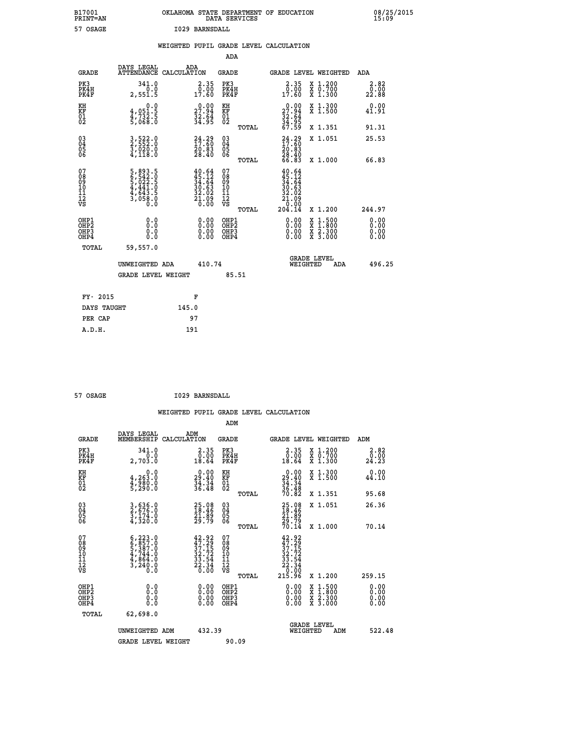B17001 PRINT=AN — OKLAHOMA STATE DEPARTMENT OF EDUCATION DATA SERVICES — 08/25/2015 15:09

57 OSAGE — I029 BARNSDALL

## WEIGHTED PUPIL GRADE LEVEL CALCULATION

### ADA

| GRADE | DAYS LEGAL ATTENDANCE | ADA CALCULATION | GRADE | GRADE LEVEL | WEIGHTED | ADA |
|---|---|---|---|---|---|---|
| PK3 | 341.0 | 2.35 | PK3 | 2.35 | X 1.200 | 2.82 |
| PK4H | 0.0 | 0.00 | PK4H | 0.00 | X 0.700 | 0.00 |
| PK4F | 2,551.5 | 17.60 | PK4F | 17.60 | X 1.300 | 22.88 |
| KH | 0.0 | 0.00 | KH | 0.00 | X 1.300 | 0.00 |
| KF | 4,051.5 | 27.94 | KF | 27.94 | X 1.500 | 41.91 |
| 01 | 4,732.5 | 32.64 | 01 | 32.64 | | |
| 02 | 5,068.0 | 34.95 | 02 | 34.95 | | |
| | | | TOTAL | 67.59 | X 1.351 | 91.31 |
| 03 | 3,522.0 | 24.29 | 03 | 24.29 | X 1.051 | 25.53 |
| 04 | 2,552.0 | 17.60 | 04 | 17.60 | | |
| 05 | 3,020.0 | 20.83 | 05 | 20.83 | | |
| 06 | 4,118.0 | 28.40 | 06 | 28.40 | | |
| | | | TOTAL | 66.83 | X 1.000 | 66.83 |
| 07 | 5,893.5 | 40.64 | 07 | 40.64 | | |
| 08 | 6,542.0 | 45.12 | 08 | 45.12 | | |
| 09 | 5,022.5 | 34.64 | 09 | 34.64 | | |
| 10 | 4,441.0 | 30.63 | 10 | 30.63 | | |
| 11 | 4,643.5 | 32.02 | 11 | 32.02 | | |
| 12 | 3,058.0 | 21.09 | 12 | 21.09 | | |
| VS | 0.0 | 0.00 | VS | 0.00 | | |
| | | | TOTAL | 204.14 | X 1.200 | 244.97 |
| OHP1 | 0.0 | 0.00 | OHP1 | 0.00 | X 1.500 | 0.00 |
| OHP2 | 0.0 | 0.00 | OHP2 | 0.00 | X 1.800 | 0.00 |
| OHP3 | 0.0 | 0.00 | OHP3 | 0.00 | X 2.300 | 0.00 |
| OHP4 | 0.0 | 0.00 | OHP4 | 0.00 | X 3.000 | 0.00 |
| TOTAL | 59,557.0 | | | | | |

UNWEIGHTED ADA 410.74 — GRADE LEVEL WEIGHTED ADA 496.25

GRADE LEVEL WEIGHT 85.51

| | |
|---|---|
| FY- 2015 | F |
| DAYS TAUGHT | 145.0 |
| PER CAP | 97 |
| A.D.H. | 191 |

57 OSAGE — I029 BARNSDALL

## WEIGHTED PUPIL GRADE LEVEL CALCULATION

### ADM

| GRADE | DAYS LEGAL MEMBERSHIP | ADM CALCULATION | GRADE | GRADE LEVEL | WEIGHTED | ADM |
|---|---|---|---|---|---|---|
| PK3 | 341.0 | 2.35 | PK3 | 2.35 | X 1.200 | 2.82 |
| PK4H | 0.0 | 0.00 | PK4H | 0.00 | X 0.700 | 0.00 |
| PK4F | 2,703.0 | 18.64 | PK4F | 18.64 | X 1.300 | 24.23 |
| KH | 0.0 | 0.00 | KH | 0.00 | X 1.300 | 0.00 |
| KF | 4,263.0 | 29.40 | KF | 29.40 | X 1.500 | 44.10 |
| 01 | 4,980.0 | 34.34 | 01 | 34.34 | | |
| 02 | 5,290.0 | 36.48 | 02 | 36.48 | | |
| | | | TOTAL | 70.82 | X 1.351 | 95.68 |
| 03 | 3,636.0 | 25.08 | 03 | 25.08 | X 1.051 | 26.36 |
| 04 | 2,676.0 | 18.46 | 04 | 18.46 | | |
| 05 | 3,174.0 | 21.89 | 05 | 21.89 | | |
| 06 | 4,320.0 | 29.79 | 06 | 29.79 | | |
| | | | TOTAL | 70.14 | X 1.000 | 70.14 |
| 07 | 6,223.0 | 42.92 | 07 | 42.92 | | |
| 08 | 6,857.0 | 47.29 | 08 | 47.29 | | |
| 09 | 5,387.0 | 37.15 | 09 | 37.15 | | |
| 10 | 4,744.0 | 32.72 | 10 | 32.72 | | |
| 11 | 4,864.0 | 33.54 | 11 | 33.54 | | |
| 12 | 3,240.0 | 22.34 | 12 | 22.34 | | |
| VS | 0.0 | 0.00 | VS | 0.00 | | |
| | | | TOTAL | 215.96 | X 1.200 | 259.15 |
| OHP1 | 0.0 | 0.00 | OHP1 | 0.00 | X 1.500 | 0.00 |
| OHP2 | 0.0 | 0.00 | OHP2 | 0.00 | X 1.800 | 0.00 |
| OHP3 | 0.0 | 0.00 | OHP3 | 0.00 | X 2.300 | 0.00 |
| OHP4 | 0.0 | 0.00 | OHP4 | 0.00 | X 3.000 | 0.00 |
| TOTAL | 62,698.0 | | | | | |

UNWEIGHTED ADM 432.39 — GRADE LEVEL WEIGHTED ADM 522.48

GRADE LEVEL WEIGHT 90.09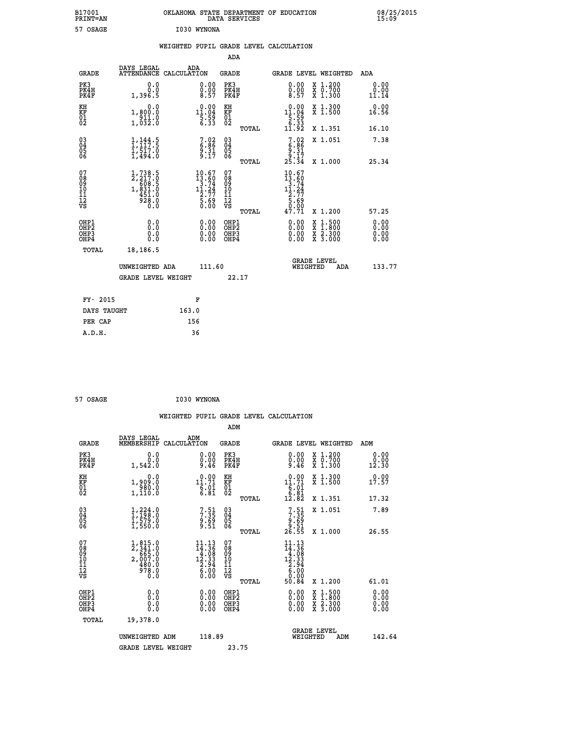B17001 PRINT=AN — OKLAHOMA STATE DEPARTMENT OF EDUCATION DATA SERVICES — 08/25/2015 15:09

57 OSAGE — I030 WYNONA

### WEIGHTED PUPIL GRADE LEVEL CALCULATION

#### ADA

| GRADE | DAYS LEGAL ATTENDANCE | ADA CALCULATION | GRADE | GRADE LEVEL | WEIGHTED | ADA |
|---|---|---|---|---|---|---|
| PK3 | 0.0 | 0.00 | PK3 | 0.00 | X 1.200 | 0.00 |
| PK4H | 0.0 | 0.00 | PK4H | 0.00 | X 0.700 | 0.00 |
| PK4F | 1,396.5 | 8.57 | PK4F | 8.57 | X 1.300 | 11.14 |
| KH | 0.0 | 0.00 | KH | 0.00 | X 1.300 | 0.00 |
| KF | 1,800.0 | 11.04 | KF | 11.04 | X 1.500 | 16.56 |
| 01 | 911.0 | 5.59 | 01 | 5.59 | | |
| 02 | 1,032.0 | 6.33 | 02 | 6.33 | | |
| | | | TOTAL | 11.92 | X 1.351 | 16.10 |
| 03 | 1,144.5 | 7.02 | 03 | 7.02 | X 1.051 | 7.38 |
| 04 | 1,117.5 | 6.86 | 04 | 6.86 | | |
| 05 | 1,517.0 | 9.31 | 05 | 9.31 | | |
| 06 | 1,494.0 | 9.17 | 06 | 9.17 | | |
| | | | TOTAL | 25.34 | X 1.000 | 25.34 |
| 07 | 1,738.5 | 10.67 | 07 | 10.67 | | |
| 08 | 2,217.0 | 13.60 | 08 | 13.60 | | |
| 09 | 608.5 | 3.74 | 09 | 3.74 | | |
| 10 | 1,831.0 | 11.24 | 10 | 11.24 | | |
| 11 | 451.0 | 2.77 | 11 | 2.77 | | |
| 12 | 928.0 | 5.69 | 12 | 5.69 | | |
| VS | 0.0 | 0.00 | VS | 0.00 | | |
| | | | TOTAL | 47.71 | X 1.200 | 57.25 |
| OHP1 | 0.0 | 0.00 | OHP1 | 0.00 | X 1.500 | 0.00 |
| OHP2 | 0.0 | 0.00 | OHP2 | 0.00 | X 1.800 | 0.00 |
| OHP3 | 0.0 | 0.00 | OHP3 | 0.00 | X 2.300 | 0.00 |
| OHP4 | 0.0 | 0.00 | OHP4 | 0.00 | X 3.000 | 0.00 |
| TOTAL | 18,186.5 | | | | | |

UNWEIGHTED ADA 111.60 — GRADE LEVEL WEIGHTED ADA 133.77

GRADE LEVEL WEIGHT 22.17

| FY- 2015 | F |
|---|---|
| DAYS TAUGHT | 163.0 |
| PER CAP | 156 |
| A.D.H. | 36 |

57 OSAGE — I030 WYNONA

### WEIGHTED PUPIL GRADE LEVEL CALCULATION

#### ADM

| GRADE | DAYS LEGAL MEMBERSHIP | ADM CALCULATION | GRADE | GRADE LEVEL | WEIGHTED | ADM |
|---|---|---|---|---|---|---|
| PK3 | 0.0 | 0.00 | PK3 | 0.00 | X 1.200 | 0.00 |
| PK4H | 0.0 | 0.00 | PK4H | 0.00 | X 0.700 | 0.00 |
| PK4F | 1,542.0 | 9.46 | PK4F | 9.46 | X 1.300 | 12.30 |
| KH | 0.0 | 0.00 | KH | 0.00 | X 1.300 | 0.00 |
| KF | 1,909.0 | 11.71 | KF | 11.71 | X 1.500 | 17.57 |
| 01 | 980.0 | 6.01 | 01 | 6.01 | | |
| 02 | 1,110.0 | 6.81 | 02 | 6.81 | | |
| | | | TOTAL | 12.82 | X 1.351 | 17.32 |
| 03 | 1,224.0 | 7.51 | 03 | 7.51 | X 1.051 | 7.89 |
| 04 | 1,198.0 | 7.35 | 04 | 7.35 | | |
| 05 | 1,579.0 | 9.69 | 05 | 9.69 | | |
| 06 | 1,550.0 | 9.51 | 06 | 9.51 | | |
| | | | TOTAL | 26.55 | X 1.000 | 26.55 |
| 07 | 1,815.0 | 11.13 | 07 | 11.13 | | |
| 08 | 2,341.0 | 14.36 | 08 | 14.36 | | |
| 09 | 665.0 | 4.08 | 09 | 4.08 | | |
| 10 | 2,007.0 | 12.33 | 10 | 12.33 | | |
| 11 | 480.0 | 2.94 | 11 | 2.94 | | |
| 12 | 978.0 | 6.00 | 12 | 6.00 | | |
| VS | 0.0 | 0.00 | VS | 0.00 | | |
| | | | TOTAL | 50.84 | X 1.200 | 61.01 |
| OHP1 | 0.0 | 0.00 | OHP1 | 0.00 | X 1.500 | 0.00 |
| OHP2 | 0.0 | 0.00 | OHP2 | 0.00 | X 1.800 | 0.00 |
| OHP3 | 0.0 | 0.00 | OHP3 | 0.00 | X 2.300 | 0.00 |
| OHP4 | 0.0 | 0.00 | OHP4 | 0.00 | X 3.000 | 0.00 |
| TOTAL | 19,378.0 | | | | | |

UNWEIGHTED ADM 118.89 — GRADE LEVEL WEIGHTED ADM 142.64

GRADE LEVEL WEIGHT 23.75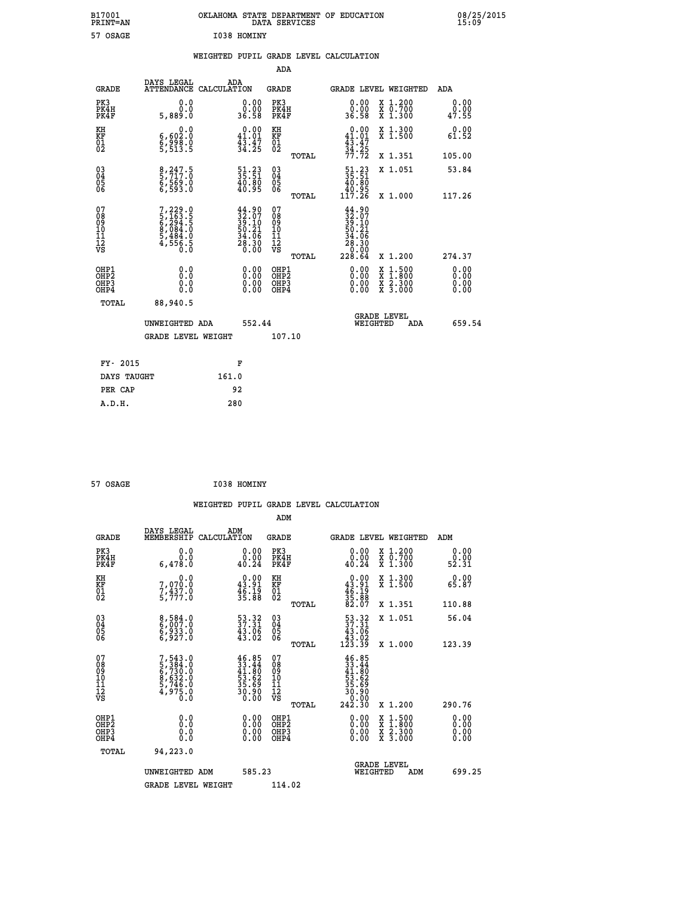B17001 OKLAHOMA STATE DEPARTMENT OF EDUCATION 08/25/2015
PRINT=AN DATA SERVICES 15:09

57 OSAGE I038 HOMINY

## WEIGHTED PUPIL GRADE LEVEL CALCULATION

### ADA

| GRADE | DAYS LEGAL ATTENDANCE | ADA CALCULATION | GRADE | GRADE LEVEL | WEIGHTED | ADA |
|---|---|---|---|---|---|---|
| PK3 | 0.0 | 0.00 | PK3 | 0.00 | X 1.200 | 0.00 |
| PK4H | 0.0 | 0.00 | PK4H | 0.00 | X 0.700 | 0.00 |
| PK4F | 5,889.0 | 36.58 | PK4F | 36.58 | X 1.300 | 47.55 |
| KH | 0.0 | 0.00 | KH | 0.00 | X 1.300 | 0.00 |
| KF | 6,602.0 | 41.01 | KF | 41.01 | X 1.500 | 61.52 |
| 01 | 6,998.0 | 43.47 | 01 | 43.47 | | |
| 02 | 5,513.5 | 34.25 | 02 | 34.25 | | |
| | | | TOTAL | 77.72 | X 1.351 | 105.00 |
| 03 | 8,247.5 | 51.23 | 03 | 51.23 | X 1.051 | 53.84 |
| 04 | 5,717.0 | 35.51 | 04 | 35.51 | | |
| 05 | 6,569.0 | 40.80 | 05 | 40.80 | | |
| 06 | 6,593.0 | 40.95 | 06 | 40.95 | | |
| | | | TOTAL | 117.26 | X 1.000 | 117.26 |
| 07 | 7,229.0 | 44.90 | 07 | 44.90 | | |
| 08 | 5,163.5 | 32.07 | 08 | 32.07 | | |
| 09 | 6,294.5 | 39.10 | 09 | 39.10 | | |
| 10 | 8,084.0 | 50.21 | 10 | 50.21 | | |
| 11 | 5,484.0 | 34.06 | 11 | 34.06 | | |
| 12 | 4,556.5 | 28.30 | 12 | 28.30 | | |
| VS | 0.0 | 0.00 | VS | 0.00 | | |
| | | | TOTAL | 228.64 | X 1.200 | 274.37 |
| OHP1 | 0.0 | 0.00 | OHP1 | 0.00 | X 1.500 | 0.00 |
| OHP2 | 0.0 | 0.00 | OHP2 | 0.00 | X 1.800 | 0.00 |
| OHP3 | 0.0 | 0.00 | OHP3 | 0.00 | X 2.300 | 0.00 |
| OHP4 | 0.0 | 0.00 | OHP4 | 0.00 | X 3.000 | 0.00 |
| TOTAL | 88,940.5 | | | | | |

UNWEIGHTED ADA 552.44 | GRADE LEVEL WEIGHTED ADA 659.54

GRADE LEVEL WEIGHT 107.10

| FY- 2015 | F |
|---|---|
| DAYS TAUGHT | 161.0 |
| PER CAP | 92 |
| A.D.H. | 280 |

57 OSAGE I038 HOMINY

## WEIGHTED PUPIL GRADE LEVEL CALCULATION

### ADM

| GRADE | DAYS LEGAL MEMBERSHIP | ADM CALCULATION | GRADE | GRADE LEVEL | WEIGHTED | ADM |
|---|---|---|---|---|---|---|
| PK3 | 0.0 | 0.00 | PK3 | 0.00 | X 1.200 | 0.00 |
| PK4H | 0.0 | 0.00 | PK4H | 0.00 | X 0.700 | 0.00 |
| PK4F | 6,478.0 | 40.24 | PK4F | 40.24 | X 1.300 | 52.31 |
| KH | 0.0 | 0.00 | KH | 0.00 | X 1.300 | 0.00 |
| KF | 7,070.0 | 43.91 | KF | 43.91 | X 1.500 | 65.87 |
| 01 | 7,437.0 | 46.19 | 01 | 46.19 | | |
| 02 | 5,777.0 | 35.88 | 02 | 35.88 | | |
| | | | TOTAL | 82.07 | X 1.351 | 110.88 |
| 03 | 8,584.0 | 53.32 | 03 | 53.32 | X 1.051 | 56.04 |
| 04 | 6,007.0 | 37.31 | 04 | 37.31 | | |
| 05 | 6,933.0 | 43.06 | 05 | 43.06 | | |
| 06 | 6,927.0 | 43.02 | 06 | 43.02 | | |
| | | | TOTAL | 123.39 | X 1.000 | 123.39 |
| 07 | 7,543.0 | 46.85 | 07 | 46.85 | | |
| 08 | 5,384.0 | 33.44 | 08 | 33.44 | | |
| 09 | 6,730.0 | 41.80 | 09 | 41.80 | | |
| 10 | 8,632.0 | 53.62 | 10 | 53.62 | | |
| 11 | 5,746.0 | 35.69 | 11 | 35.69 | | |
| 12 | 4,975.0 | 30.90 | 12 | 30.90 | | |
| VS | 0.0 | 0.00 | VS | 0.00 | | |
| | | | TOTAL | 242.30 | X 1.200 | 290.76 |
| OHP1 | 0.0 | 0.00 | OHP1 | 0.00 | X 1.500 | 0.00 |
| OHP2 | 0.0 | 0.00 | OHP2 | 0.00 | X 1.800 | 0.00 |
| OHP3 | 0.0 | 0.00 | OHP3 | 0.00 | X 2.300 | 0.00 |
| OHP4 | 0.0 | 0.00 | OHP4 | 0.00 | X 3.000 | 0.00 |
| TOTAL | 94,223.0 | | | | | |

UNWEIGHTED ADM 585.23 | GRADE LEVEL WEIGHTED ADM 699.25

GRADE LEVEL WEIGHT 114.02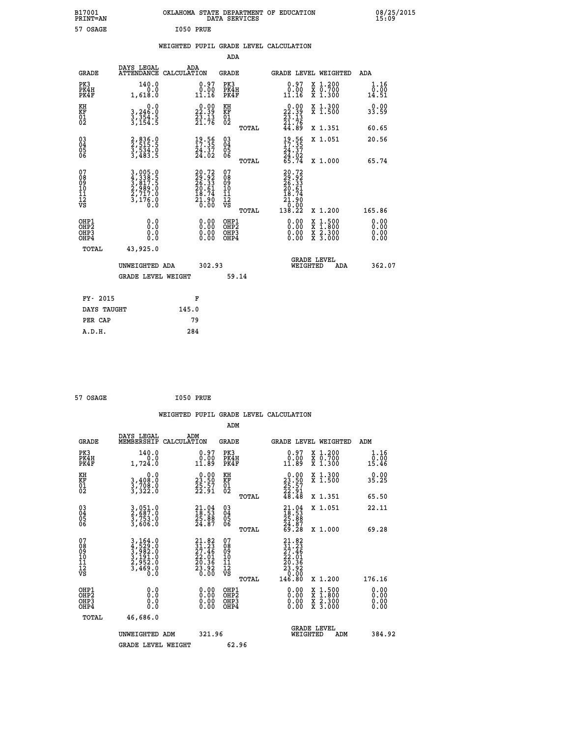B17001 OKLAHOMA STATE DEPARTMENT OF EDUCATION 08/25/2015
PRINT=AN DATA SERVICES 15:09

57 OSAGE I050 PRUE

## WEIGHTED PUPIL GRADE LEVEL CALCULATION

### ADA

| GRADE | DAYS LEGAL ATTENDANCE | ADA CALCULATION | GRADE | | GRADE LEVEL | WEIGHTED | ADA |
|---|---|---|---|---|---|---|---|
| PK3 | 140.0 | 0.97 | PK3 | | 0.97 | X 1.200 | 1.16 |
| PK4H | 0.0 | 0.00 | PK4H | | 0.00 | X 0.700 | 0.00 |
| PK4F | 1,618.0 | 11.16 | PK4F | | 11.16 | X 1.300 | 14.51 |
| KH | 0.0 | 0.00 | KH | | 0.00 | X 1.300 | 0.00 |
| KF | 3,246.0 | 22.39 | KF | | 22.39 | X 1.500 | 33.59 |
| 01 | 3,354.5 | 23.13 | 01 | | 23.13 | | |
| 02 | 3,154.5 | 21.76 | 02 | | 21.76 | | |
| | | | | TOTAL | 44.89 | X 1.351 | 60.65 |
| 03 | 2,836.0 | 19.56 | 03 | | 19.56 | X 1.051 | 20.56 |
| 04 | 2,515.5 | 17.35 | 04 | | 17.35 | | |
| 05 | 3,534.0 | 24.37 | 05 | | 24.37 | | |
| 06 | 3,483.5 | 24.02 | 06 | | 24.02 | | |
| | | | | TOTAL | 65.74 | X 1.000 | 65.74 |
| 07 | 3,005.0 | 20.72 | 07 | | 20.72 | | |
| 08 | 4,338.5 | 29.92 | 08 | | 29.92 | | |
| 09 | 3,817.5 | 26.33 | 09 | | 26.33 | | |
| 10 | 2,989.0 | 20.61 | 10 | | 20.61 | | |
| 11 | 2,717.0 | 18.74 | 11 | | 18.74 | | |
| 12 | 3,176.0 | 21.90 | 12 | | 21.90 | | |
| VS | 0.0 | 0.00 | VS | | 0.00 | | |
| | | | | TOTAL | 138.22 | X 1.200 | 165.86 |
| OHP1 | 0.0 | 0.00 | OHP1 | | 0.00 | X 1.500 | 0.00 |
| OHP2 | 0.0 | 0.00 | OHP2 | | 0.00 | X 1.800 | 0.00 |
| OHP3 | 0.0 | 0.00 | OHP3 | | 0.00 | X 2.300 | 0.00 |
| OHP4 | 0.0 | 0.00 | OHP4 | | 0.00 | X 3.000 | 0.00 |
| TOTAL | 43,925.0 | | | | | | |

UNWEIGHTED ADA 302.93 | GRADE LEVEL WEIGHTED ADA 362.07

GRADE LEVEL WEIGHT 59.14

| FY- 2015 | F |
|---|---|
| DAYS TAUGHT | 145.0 |
| PER CAP | 79 |
| A.D.H. | 284 |

57 OSAGE I050 PRUE

## WEIGHTED PUPIL GRADE LEVEL CALCULATION

### ADM

| GRADE | DAYS LEGAL MEMBERSHIP | ADM CALCULATION | GRADE | | GRADE LEVEL | WEIGHTED | ADM |
|---|---|---|---|---|---|---|---|
| PK3 | 140.0 | 0.97 | PK3 | | 0.97 | X 1.200 | 1.16 |
| PK4H | 0.0 | 0.00 | PK4H | | 0.00 | X 0.700 | 0.00 |
| PK4F | 1,724.0 | 11.89 | PK4F | | 11.89 | X 1.300 | 15.46 |
| KH | 0.0 | 0.00 | KH | | 0.00 | X 1.300 | 0.00 |
| KF | 3,408.0 | 23.50 | KF | | 23.50 | X 1.500 | 35.25 |
| 01 | 3,708.0 | 25.57 | 01 | | 25.57 | | |
| 02 | 3,322.0 | 22.91 | 02 | | 22.91 | | |
| | | | | TOTAL | 48.48 | X 1.351 | 65.50 |
| 03 | 3,051.0 | 21.04 | 03 | | 21.04 | X 1.051 | 22.11 |
| 04 | 2,687.0 | 18.53 | 04 | | 18.53 | | |
| 05 | 3,753.0 | 25.88 | 05 | | 25.88 | | |
| 06 | 3,606.0 | 24.87 | 06 | | 24.87 | | |
| | | | | TOTAL | 69.28 | X 1.000 | 69.28 |
| 07 | 3,164.0 | 21.82 | 07 | | 21.82 | | |
| 08 | 4,529.0 | 31.23 | 08 | | 31.23 | | |
| 09 | 3,982.0 | 27.46 | 09 | | 27.46 | | |
| 10 | 3,191.0 | 22.01 | 10 | | 22.01 | | |
| 11 | 2,952.0 | 20.36 | 11 | | 20.36 | | |
| 12 | 3,469.0 | 23.92 | 12 | | 23.92 | | |
| VS | 0.0 | 0.00 | VS | | 0.00 | | |
| | | | | TOTAL | 146.80 | X 1.200 | 176.16 |
| OHP1 | 0.0 | 0.00 | OHP1 | | 0.00 | X 1.500 | 0.00 |
| OHP2 | 0.0 | 0.00 | OHP2 | | 0.00 | X 1.800 | 0.00 |
| OHP3 | 0.0 | 0.00 | OHP3 | | 0.00 | X 2.300 | 0.00 |
| OHP4 | 0.0 | 0.00 | OHP4 | | 0.00 | X 3.000 | 0.00 |
| TOTAL | 46,686.0 | | | | | | |

UNWEIGHTED ADM 321.96 | GRADE LEVEL WEIGHTED ADM 384.92

GRADE LEVEL WEIGHT 62.96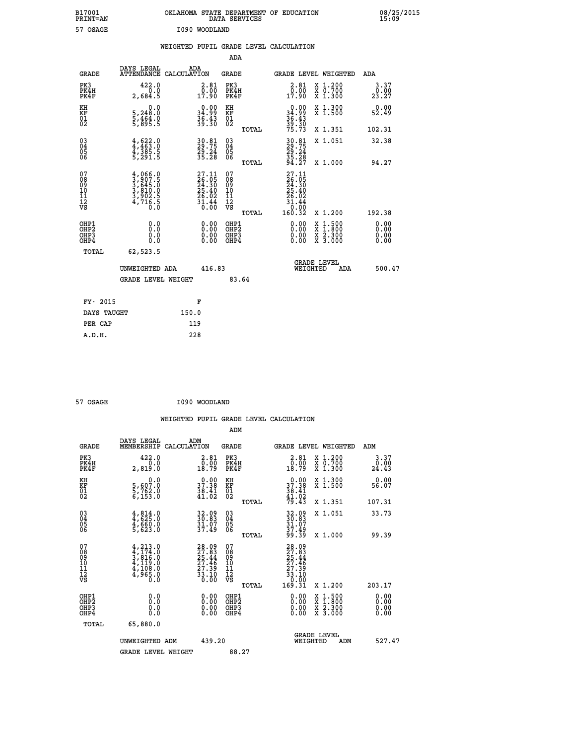B17001 OKLAHOMA STATE DEPARTMENT OF EDUCATION 08/25/2015
PRINT=AN DATA SERVICES 15:09

57 OSAGE I090 WOODLAND

## WEIGHTED PUPIL GRADE LEVEL CALCULATION

### ADA

| GRADE | DAYS LEGAL ATTENDANCE | ADA CALCULATION | GRADE | GRADE LEVEL | WEIGHTED | ADA |
|---|---|---|---|---|---|---|
| PK3 | 422.0 | 2.81 | PK3 | 2.81 | X 1.200 | 3.37 |
| PK4H | 0.0 | 0.00 | PK4H | 0.00 | X 0.700 | 0.00 |
| PK4F | 2,684.5 | 17.90 | PK4F | 17.90 | X 1.300 | 23.27 |
| KH | 0.0 | 0.00 | KH | 0.00 | X 1.300 | 0.00 |
| KF | 5,248.0 | 34.99 | KF | 34.99 | X 1.500 | 52.49 |
| 01 | 5,464.0 | 36.43 | 01 | 36.43 | | |
| 02 | 5,895.5 | 39.30 | 02 | 39.30 | | |
| | | | TOTAL | 75.73 | X 1.351 | 102.31 |
| 03 | 4,622.0 | 30.81 | 03 | 30.81 | X 1.051 | 32.38 |
| 04 | 4,463.0 | 29.75 | 04 | 29.75 | | |
| 05 | 4,385.5 | 29.24 | 05 | 29.24 | | |
| 06 | 5,291.5 | 35.28 | 06 | 35.28 | | |
| | | | TOTAL | 94.27 | X 1.000 | 94.27 |
| 07 | 4,066.0 | 27.11 | 07 | 27.11 | | |
| 08 | 3,907.5 | 26.05 | 08 | 26.05 | | |
| 09 | 3,645.0 | 24.30 | 09 | 24.30 | | |
| 10 | 3,810.0 | 25.40 | 10 | 25.40 | | |
| 11 | 3,902.5 | 26.02 | 11 | 26.02 | | |
| 12 | 4,716.5 | 31.44 | 12 | 31.44 | | |
| VS | 0.0 | 0.00 | VS | 0.00 | | |
| | | | TOTAL | 160.32 | X 1.200 | 192.38 |
| OHP1 | 0.0 | 0.00 | OHP1 | 0.00 | X 1.500 | 0.00 |
| OHP2 | 0.0 | 0.00 | OHP2 | 0.00 | X 1.800 | 0.00 |
| OHP3 | 0.0 | 0.00 | OHP3 | 0.00 | X 2.300 | 0.00 |
| OHP4 | 0.0 | 0.00 | OHP4 | 0.00 | X 3.000 | 0.00 |
| TOTAL | 62,523.5 | | | | | |

UNWEIGHTED ADA 416.83 GRADE LEVEL WEIGHTED ADA 500.47

GRADE LEVEL WEIGHT 83.64

| FY- 2015 | F |
|---|---|
| DAYS TAUGHT | 150.0 |
| PER CAP | 119 |
| A.D.H. | 228 |

57 OSAGE I090 WOODLAND

## WEIGHTED PUPIL GRADE LEVEL CALCULATION

### ADM

| GRADE | DAYS LEGAL MEMBERSHIP | ADM CALCULATION | GRADE | GRADE LEVEL | WEIGHTED | ADM |
|---|---|---|---|---|---|---|
| PK3 | 422.0 | 2.81 | PK3 | 2.81 | X 1.200 | 3.37 |
| PK4H | 0.0 | 0.00 | PK4H | 0.00 | X 0.700 | 0.00 |
| PK4F | 2,819.0 | 18.79 | PK4F | 18.79 | X 1.300 | 24.43 |
| KH | 0.0 | 0.00 | KH | 0.00 | X 1.300 | 0.00 |
| KF | 5,607.0 | 37.38 | KF | 37.38 | X 1.500 | 56.07 |
| 01 | 5,762.0 | 38.41 | 01 | 38.41 | | |
| 02 | 6,153.0 | 41.02 | 02 | 41.02 | | |
| | | | TOTAL | 79.43 | X 1.351 | 107.31 |
| 03 | 4,814.0 | 32.09 | 03 | 32.09 | X 1.051 | 33.73 |
| 04 | 4,625.0 | 30.83 | 04 | 30.83 | | |
| 05 | 4,660.0 | 31.07 | 05 | 31.07 | | |
| 06 | 5,623.0 | 37.49 | 06 | 37.49 | | |
| | | | TOTAL | 99.39 | X 1.000 | 99.39 |
| 07 | 4,213.0 | 28.09 | 07 | 28.09 | | |
| 08 | 4,174.0 | 27.83 | 08 | 27.83 | | |
| 09 | 3,816.0 | 25.44 | 09 | 25.44 | | |
| 10 | 4,119.0 | 27.46 | 10 | 27.46 | | |
| 11 | 4,108.0 | 27.39 | 11 | 27.39 | | |
| 12 | 4,965.0 | 33.10 | 12 | 33.10 | | |
| VS | 0.0 | 0.00 | VS | 0.00 | | |
| | | | TOTAL | 169.31 | X 1.200 | 203.17 |
| OHP1 | 0.0 | 0.00 | OHP1 | 0.00 | X 1.500 | 0.00 |
| OHP2 | 0.0 | 0.00 | OHP2 | 0.00 | X 1.800 | 0.00 |
| OHP3 | 0.0 | 0.00 | OHP3 | 0.00 | X 2.300 | 0.00 |
| OHP4 | 0.0 | 0.00 | OHP4 | 0.00 | X 3.000 | 0.00 |
| TOTAL | 65,880.0 | | | | | |

UNWEIGHTED ADM 439.20 GRADE LEVEL WEIGHTED ADM 527.47

GRADE LEVEL WEIGHT 88.27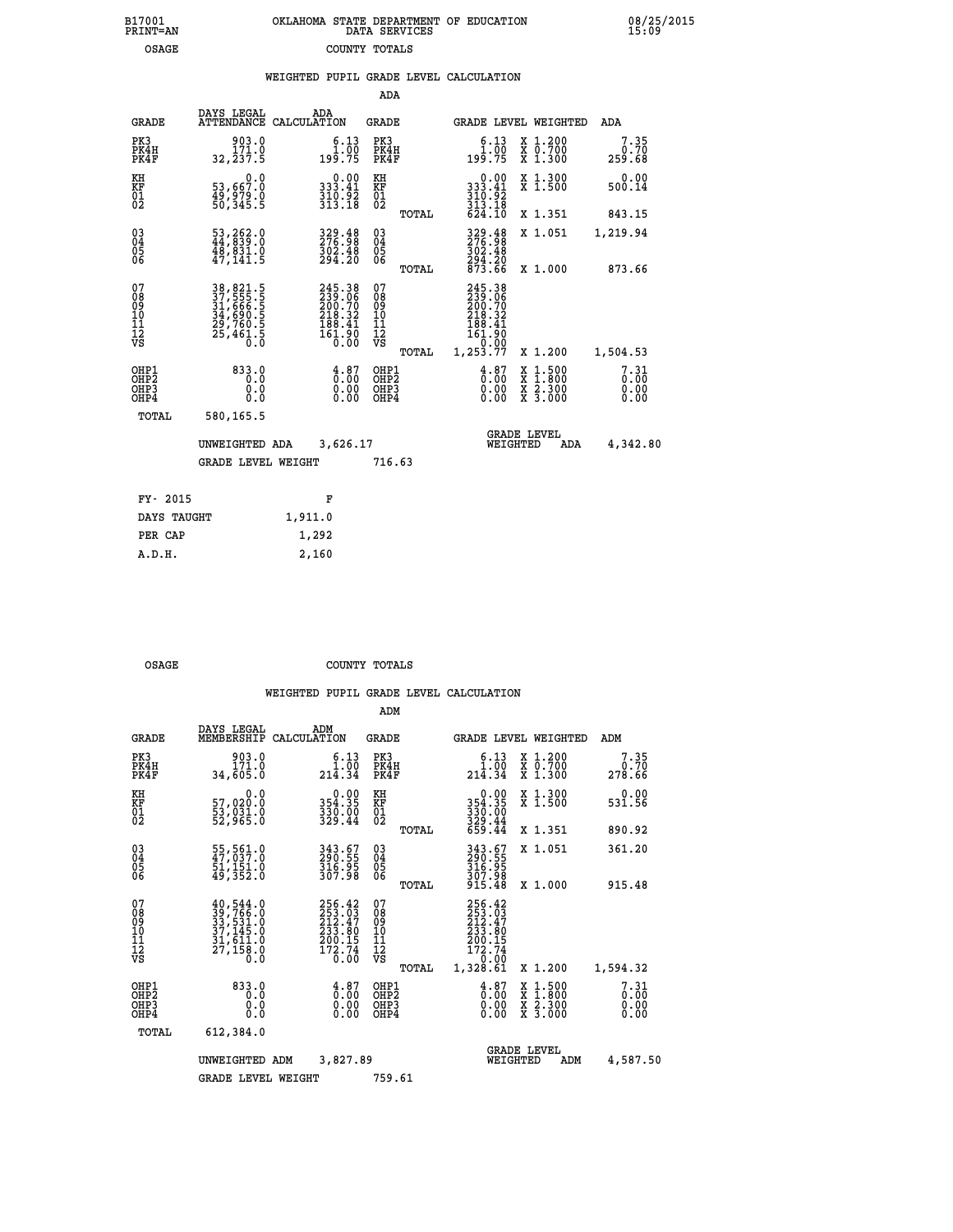B17001 PRINT=AN — OKLAHOMA STATE DEPARTMENT OF EDUCATION DATA SERVICES — 08/25/2015 15:09

OSAGE — COUNTY TOTALS

## WEIGHTED PUPIL GRADE LEVEL CALCULATION

### ADA

| GRADE | DAYS LEGAL ATTENDANCE | ADA CALCULATION | GRADE | GRADE LEVEL | WEIGHTED | ADA |
|---|---|---|---|---|---|---|
| PK3 | 903.0 | 6.13 | PK3 | 6.13 | X 1.200 | 7.35 |
| PK4H | 171.0 | 1.00 | PK4H | 1.00 | X 0.700 | 0.70 |
| PK4F | 32,237.5 | 199.75 | PK4F | 199.75 | X 1.300 | 259.68 |
| KH | 0.0 | 0.00 | KH | 0.00 | X 1.300 | 0.00 |
| KF | 53,667.0 | 333.41 | KF | 333.41 | X 1.500 | 500.14 |
| 01 | 49,979.0 | 310.92 | 01 | 310.92 | | |
| 02 | 50,345.5 | 313.18 | 02 | 313.18 | | |
| | | | TOTAL | 624.10 | X 1.351 | 843.15 |
| 03 | 53,262.0 | 329.48 | 03 | 329.48 | X 1.051 | 1,219.94 |
| 04 | 44,839.0 | 276.98 | 04 | 276.98 | | |
| 05 | 48,831.0 | 302.48 | 05 | 302.48 | | |
| 06 | 47,141.5 | 294.20 | 06 | 294.20 | | |
| | | | TOTAL | 873.66 | X 1.000 | 873.66 |
| 07 | 38,821.5 | 245.38 | 07 | 245.38 | | |
| 08 | 37,555.5 | 239.06 | 08 | 239.06 | | |
| 09 | 31,666.5 | 200.70 | 09 | 200.70 | | |
| 10 | 34,690.5 | 218.32 | 10 | 218.32 | | |
| 11 | 29,760.5 | 188.41 | 11 | 188.41 | | |
| 12 | 25,461.5 | 161.90 | 12 | 161.90 | | |
| VS | 0.0 | 0.00 | VS | 0.00 | | |
| | | | TOTAL | 1,253.77 | X 1.200 | 1,504.53 |
| OHP1 | 833.0 | 4.87 | OHP1 | 4.87 | X 1.500 | 7.31 |
| OHP2 | 0.0 | 0.00 | OHP2 | 0.00 | X 1.800 | 0.00 |
| OHP3 | 0.0 | 0.00 | OHP3 | 0.00 | X 2.300 | 0.00 |
| OHP4 | 0.0 | 0.00 | OHP4 | 0.00 | X 3.000 | 0.00 |
| TOTAL | 580,165.5 | | | | | |

UNWEIGHTED ADA 3,626.17 — GRADE LEVEL WEIGHTED ADA 4,342.80

GRADE LEVEL WEIGHT 716.63

| FY- 2015 | F |
|---|---|
| DAYS TAUGHT | 1,911.0 |
| PER CAP | 1,292 |
| A.D.H. | 2,160 |

OSAGE — COUNTY TOTALS

## WEIGHTED PUPIL GRADE LEVEL CALCULATION

### ADM

| GRADE | DAYS LEGAL MEMBERSHIP | ADM CALCULATION | GRADE | GRADE LEVEL | WEIGHTED | ADM |
|---|---|---|---|---|---|---|
| PK3 | 903.0 | 6.13 | PK3 | 6.13 | X 1.200 | 7.35 |
| PK4H | 171.0 | 1.00 | PK4H | 1.00 | X 0.700 | 0.70 |
| PK4F | 34,605.0 | 214.34 | PK4F | 214.34 | X 1.300 | 278.66 |
| KH | 0.0 | 0.00 | KH | 0.00 | X 1.300 | 0.00 |
| KF | 57,020.0 | 354.35 | KF | 354.35 | X 1.500 | 531.56 |
| 01 | 53,031.0 | 330.00 | 01 | 330.00 | | |
| 02 | 52,965.0 | 329.44 | 02 | 329.44 | | |
| | | | TOTAL | 659.44 | X 1.351 | 890.92 |
| 03 | 55,561.0 | 343.67 | 03 | 343.67 | X 1.051 | 361.20 |
| 04 | 47,037.0 | 290.55 | 04 | 290.55 | | |
| 05 | 51,151.0 | 316.95 | 05 | 316.95 | | |
| 06 | 49,352.0 | 307.98 | 06 | 307.98 | | |
| | | | TOTAL | 915.48 | X 1.000 | 915.48 |
| 07 | 40,544.0 | 256.42 | 07 | 256.42 | | |
| 08 | 39,766.0 | 253.03 | 08 | 253.03 | | |
| 09 | 33,531.0 | 212.47 | 09 | 212.47 | | |
| 10 | 37,145.0 | 233.80 | 10 | 233.80 | | |
| 11 | 31,611.0 | 200.15 | 11 | 200.15 | | |
| 12 | 27,158.0 | 172.74 | 12 | 172.74 | | |
| VS | 0.0 | 0.00 | VS | 0.00 | | |
| | | | TOTAL | 1,328.61 | X 1.200 | 1,594.32 |
| OHP1 | 833.0 | 4.87 | OHP1 | 4.87 | X 1.500 | 7.31 |
| OHP2 | 0.0 | 0.00 | OHP2 | 0.00 | X 1.800 | 0.00 |
| OHP3 | 0.0 | 0.00 | OHP3 | 0.00 | X 2.300 | 0.00 |
| OHP4 | 0.0 | 0.00 | OHP4 | 0.00 | X 3.000 | 0.00 |
| TOTAL | 612,384.0 | | | | | |

UNWEIGHTED ADM 3,827.89 — GRADE LEVEL WEIGHTED ADM 4,587.50

GRADE LEVEL WEIGHT 759.61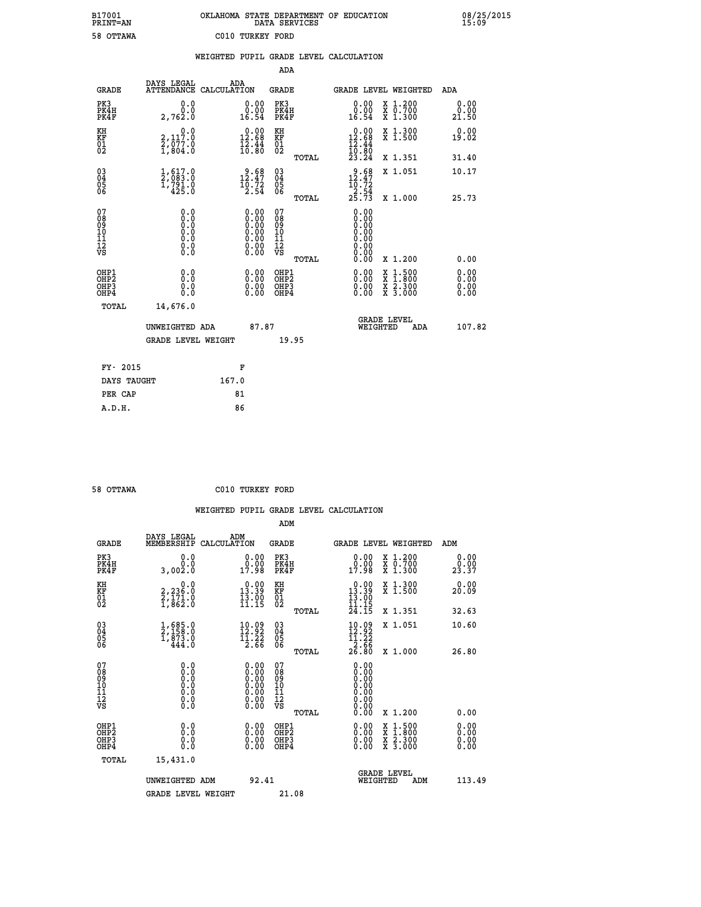B17001 OKLAHOMA STATE DEPARTMENT OF EDUCATION 08/25/2015
PRINT=AN DATA SERVICES 15:09

58 OTTAWA C010 TURKEY FORD

## WEIGHTED PUPIL GRADE LEVEL CALCULATION

### ADA

| GRADE | DAYS LEGAL ATTENDANCE | ADA CALCULATION | GRADE | GRADE LEVEL | WEIGHTED | ADA |
|---|---|---|---|---|---|---|
| PK3 | 0.0 | 0.00 | PK3 | 0.00 | X 1.200 | 0.00 |
| PK4H | 0.0 | 0.00 | PK4H | 0.00 | X 0.700 | 0.00 |
| PK4F | 2,762.0 | 16.54 | PK4F | 16.54 | X 1.300 | 21.50 |
| KH | 0.0 | 0.00 | KH | 0.00 | X 1.300 | 0.00 |
| KF | 2,117.0 | 12.68 | KF | 12.68 | X 1.500 | 19.02 |
| 01 | 2,077.0 | 12.44 | 01 | 12.44 | | |
| 02 | 1,804.0 | 10.80 | 02 | 10.80 | | |
| | | | TOTAL | 23.24 | X 1.351 | 31.40 |
| 03 | 1,617.0 | 9.68 | 03 | 9.68 | X 1.051 | 10.17 |
| 04 | 2,083.0 | 12.47 | 04 | 12.47 | | |
| 05 | 1,791.0 | 10.72 | 05 | 10.72 | | |
| 06 | 425.0 | 2.54 | 06 | 2.54 | | |
| | | | TOTAL | 25.73 | X 1.000 | 25.73 |
| 07 | 0.0 | 0.00 | 07 | 0.00 | | |
| 08 | 0.0 | 0.00 | 08 | 0.00 | | |
| 09 | 0.0 | 0.00 | 09 | 0.00 | | |
| 10 | 0.0 | 0.00 | 10 | 0.00 | | |
| 11 | 0.0 | 0.00 | 11 | 0.00 | | |
| 12 | 0.0 | 0.00 | 12 | 0.00 | | |
| VS | 0.0 | 0.00 | VS | 0.00 | | |
| | | | TOTAL | 0.00 | X 1.200 | 0.00 |
| OHP1 | 0.0 | 0.00 | OHP1 | 0.00 | X 1.500 | 0.00 |
| OHP2 | 0.0 | 0.00 | OHP2 | 0.00 | X 1.800 | 0.00 |
| OHP3 | 0.0 | 0.00 | OHP3 | 0.00 | X 2.300 | 0.00 |
| OHP4 | 0.0 | 0.00 | OHP4 | 0.00 | X 3.000 | 0.00 |
| TOTAL | 14,676.0 | | | | | |

UNWEIGHTED ADA 87.87 — GRADE LEVEL WEIGHTED ADA 107.82

GRADE LEVEL WEIGHT 19.95

| FY- 2015 | F |
|---|---|
| DAYS TAUGHT | 167.0 |
| PER CAP | 81 |
| A.D.H. | 86 |

58 OTTAWA C010 TURKEY FORD

## WEIGHTED PUPIL GRADE LEVEL CALCULATION

### ADM

| GRADE | DAYS LEGAL MEMBERSHIP | ADM CALCULATION | GRADE | GRADE LEVEL | WEIGHTED | ADM |
|---|---|---|---|---|---|---|
| PK3 | 0.0 | 0.00 | PK3 | 0.00 | X 1.200 | 0.00 |
| PK4H | 0.0 | 0.00 | PK4H | 0.00 | X 0.700 | 0.00 |
| PK4F | 3,002.0 | 17.98 | PK4F | 17.98 | X 1.300 | 23.37 |
| KH | 0.0 | 0.00 | KH | 0.00 | X 1.300 | 0.00 |
| KF | 2,236.0 | 13.39 | KF | 13.39 | X 1.500 | 20.09 |
| 01 | 2,171.0 | 13.00 | 01 | 13.00 | | |
| 02 | 1,862.0 | 11.15 | 02 | 11.15 | | |
| | | | TOTAL | 24.15 | X 1.351 | 32.63 |
| 03 | 1,685.0 | 10.09 | 03 | 10.09 | X 1.051 | 10.60 |
| 04 | 2,158.0 | 12.92 | 04 | 12.92 | | |
| 05 | 1,873.0 | 11.22 | 05 | 11.22 | | |
| 06 | 444.0 | 2.66 | 06 | 2.66 | | |
| | | | TOTAL | 26.80 | X 1.000 | 26.80 |
| 07 | 0.0 | 0.00 | 07 | 0.00 | | |
| 08 | 0.0 | 0.00 | 08 | 0.00 | | |
| 09 | 0.0 | 0.00 | 09 | 0.00 | | |
| 10 | 0.0 | 0.00 | 10 | 0.00 | | |
| 11 | 0.0 | 0.00 | 11 | 0.00 | | |
| 12 | 0.0 | 0.00 | 12 | 0.00 | | |
| VS | 0.0 | 0.00 | VS | 0.00 | | |
| | | | TOTAL | 0.00 | X 1.200 | 0.00 |
| OHP1 | 0.0 | 0.00 | OHP1 | 0.00 | X 1.500 | 0.00 |
| OHP2 | 0.0 | 0.00 | OHP2 | 0.00 | X 1.800 | 0.00 |
| OHP3 | 0.0 | 0.00 | OHP3 | 0.00 | X 2.300 | 0.00 |
| OHP4 | 0.0 | 0.00 | OHP4 | 0.00 | X 3.000 | 0.00 |
| TOTAL | 15,431.0 | | | | | |

UNWEIGHTED ADM 92.41 — GRADE LEVEL WEIGHTED ADM 113.49

GRADE LEVEL WEIGHT 21.08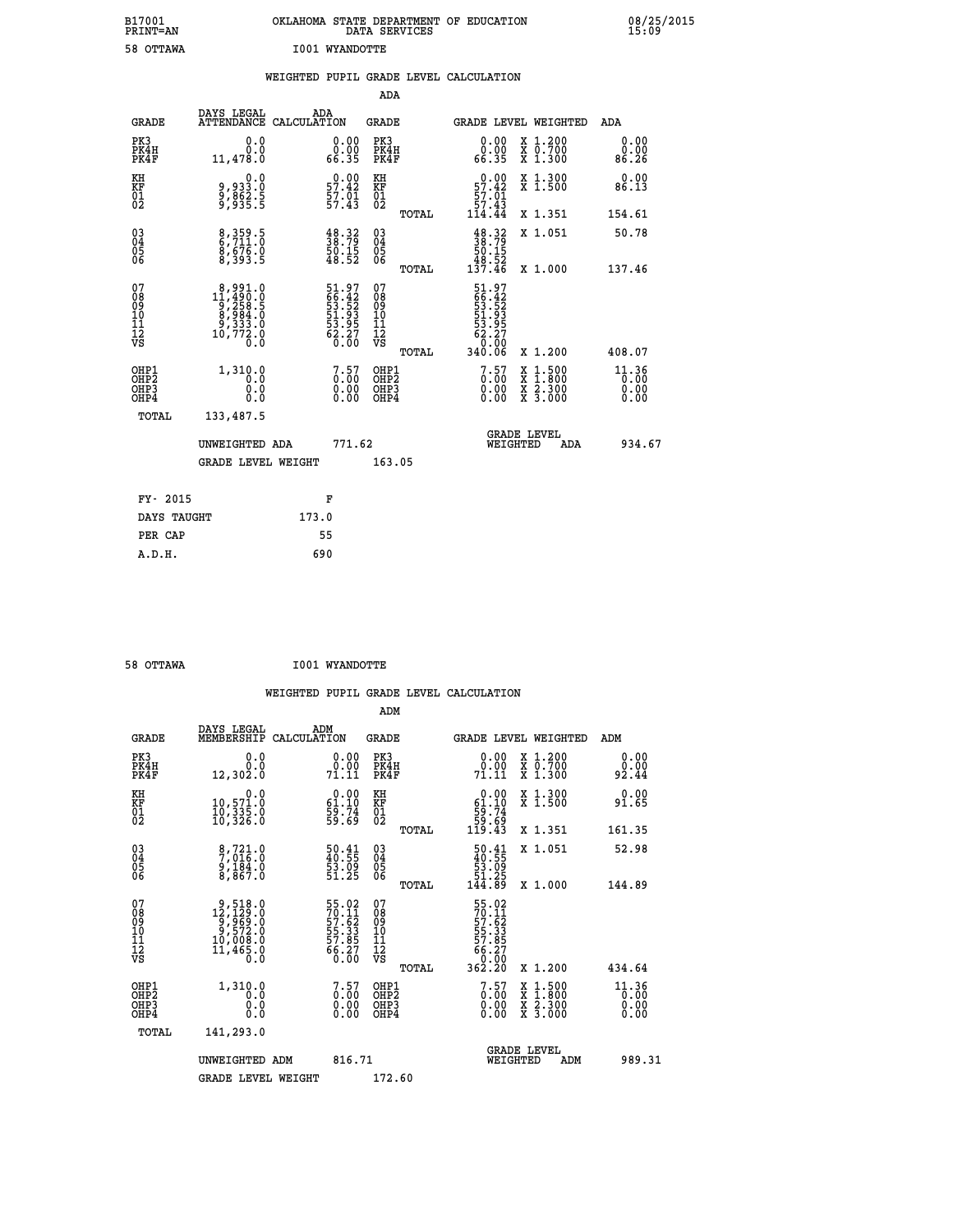B17001 OKLAHOMA STATE DEPARTMENT OF EDUCATION 08/25/2015
PRINT=AN DATA SERVICES 15:09

58 OTTAWA I001 WYANDOTTE

## WEIGHTED PUPIL GRADE LEVEL CALCULATION

### ADA

| GRADE | DAYS LEGAL ATTENDANCE | ADA CALCULATION | GRADE | | GRADE LEVEL | WEIGHTED | ADA |
|---|---|---|---|---|---|---|---|
| PK3 | 0.0 | 0.00 | PK3 | | 0.00 | X 1.200 | 0.00 |
| PK4H | 0.0 | 0.00 | PK4H | | 0.00 | X 0.700 | 0.00 |
| PK4F | 11,478.0 | 66.35 | PK4F | | 66.35 | X 1.300 | 86.26 |
| KH | 0.0 | 0.00 | KH | | 0.00 | X 1.300 | 0.00 |
| KF | 9,933.0 | 57.42 | KF | | 57.42 | X 1.500 | 86.13 |
| 01 | 9,862.5 | 57.01 | 01 | | 57.01 | | |
| 02 | 9,935.5 | 57.43 | 02 | | 57.43 | | |
| | | | | TOTAL | 114.44 | X 1.351 | 154.61 |
| 03 | 8,359.5 | 48.32 | 03 | | 48.32 | X 1.051 | 50.78 |
| 04 | 6,711.0 | 38.79 | 04 | | 38.79 | | |
| 05 | 8,676.0 | 50.15 | 05 | | 50.15 | | |
| 06 | 8,393.5 | 48.52 | 06 | | 48.52 | | |
| | | | | TOTAL | 137.46 | X 1.000 | 137.46 |
| 07 | 8,991.0 | 51.97 | 07 | | 51.97 | | |
| 08 | 11,490.0 | 66.42 | 08 | | 66.42 | | |
| 09 | 9,258.5 | 53.52 | 09 | | 53.52 | | |
| 10 | 8,984.0 | 51.93 | 10 | | 51.93 | | |
| 11 | 9,333.0 | 53.95 | 11 | | 53.95 | | |
| 12 | 10,772.0 | 62.27 | 12 | | 62.27 | | |
| VS | 0.0 | 0.00 | VS | | 0.00 | | |
| | | | | TOTAL | 340.06 | X 1.200 | 408.07 |
| OHP1 | 1,310.0 | 7.57 | OHP1 | | 7.57 | X 1.500 | 11.36 |
| OHP2 | 0.0 | 0.00 | OHP2 | | 0.00 | X 1.800 | 0.00 |
| OHP3 | 0.0 | 0.00 | OHP3 | | 0.00 | X 2.300 | 0.00 |
| OHP4 | 0.0 | 0.00 | OHP4 | | 0.00 | X 3.000 | 0.00 |
| TOTAL | 133,487.5 | | | | | | |

UNWEIGHTED ADA 771.62 GRADE LEVEL WEIGHTED ADA 934.67

GRADE LEVEL WEIGHT 163.05

| | |
|---|---|
| FY- 2015 | F |
| DAYS TAUGHT | 173.0 |
| PER CAP | 55 |
| A.D.H. | 690 |

58 OTTAWA I001 WYANDOTTE

## WEIGHTED PUPIL GRADE LEVEL CALCULATION

### ADM

| GRADE | DAYS LEGAL MEMBERSHIP | ADM CALCULATION | GRADE | | GRADE LEVEL | WEIGHTED | ADM |
|---|---|---|---|---|---|---|---|
| PK3 | 0.0 | 0.00 | PK3 | | 0.00 | X 1.200 | 0.00 |
| PK4H | 0.0 | 0.00 | PK4H | | 0.00 | X 0.700 | 0.00 |
| PK4F | 12,302.0 | 71.11 | PK4F | | 71.11 | X 1.300 | 92.44 |
| KH | 0.0 | 0.00 | KH | | 0.00 | X 1.300 | 0.00 |
| KF | 10,571.0 | 61.10 | KF | | 61.10 | X 1.500 | 91.65 |
| 01 | 10,335.0 | 59.74 | 01 | | 59.74 | | |
| 02 | 10,326.0 | 59.69 | 02 | | 59.69 | | |
| | | | | TOTAL | 119.43 | X 1.351 | 161.35 |
| 03 | 8,721.0 | 50.41 | 03 | | 50.41 | X 1.051 | 52.98 |
| 04 | 7,016.0 | 40.55 | 04 | | 40.55 | | |
| 05 | 9,184.0 | 53.09 | 05 | | 53.09 | | |
| 06 | 8,867.0 | 51.25 | 06 | | 51.25 | | |
| | | | | TOTAL | 144.89 | X 1.000 | 144.89 |
| 07 | 9,518.0 | 55.02 | 07 | | 55.02 | | |
| 08 | 12,129.0 | 70.11 | 08 | | 70.11 | | |
| 09 | 9,969.0 | 57.62 | 09 | | 57.62 | | |
| 10 | 9,572.0 | 55.33 | 10 | | 55.33 | | |
| 11 | 10,008.0 | 57.85 | 11 | | 57.85 | | |
| 12 | 11,465.0 | 66.27 | 12 | | 66.27 | | |
| VS | 0.0 | 0.00 | VS | | 0.00 | | |
| | | | | TOTAL | 362.20 | X 1.200 | 434.64 |
| OHP1 | 1,310.0 | 7.57 | OHP1 | | 7.57 | X 1.500 | 11.36 |
| OHP2 | 0.0 | 0.00 | OHP2 | | 0.00 | X 1.800 | 0.00 |
| OHP3 | 0.0 | 0.00 | OHP3 | | 0.00 | X 2.300 | 0.00 |
| OHP4 | 0.0 | 0.00 | OHP4 | | 0.00 | X 3.000 | 0.00 |
| TOTAL | 141,293.0 | | | | | | |

UNWEIGHTED ADM 816.71 GRADE LEVEL WEIGHTED ADM 989.31

GRADE LEVEL WEIGHT 172.60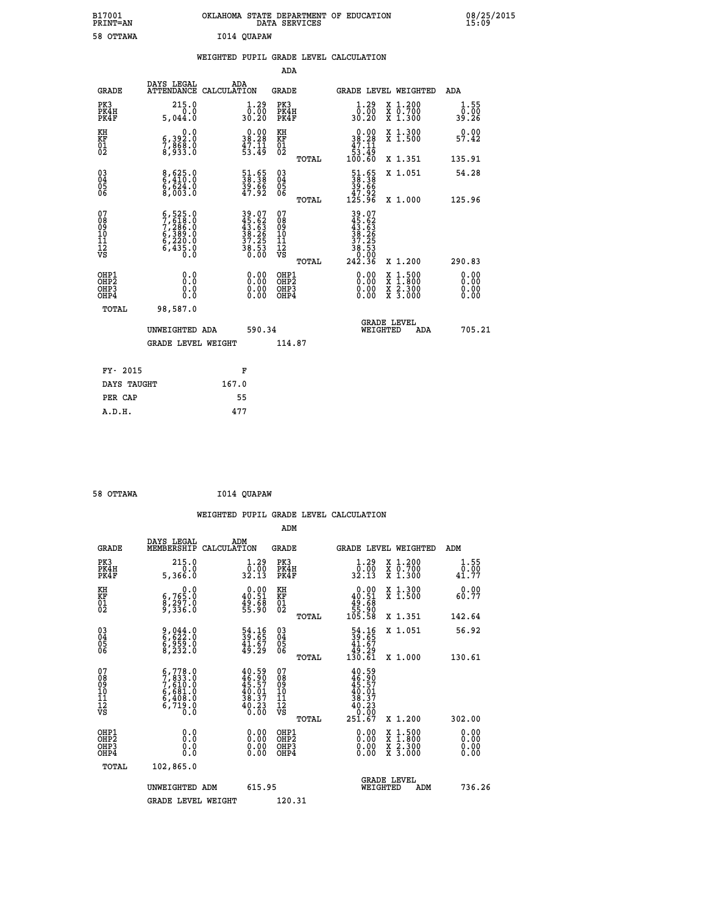B17001 OKLAHOMA STATE DEPARTMENT OF EDUCATION 08/25/2015
PRINT=AN DATA SERVICES 15:09

58 OTTAWA I014 QUAPAW

WEIGHTED PUPIL GRADE LEVEL CALCULATION

ADA

| GRADE | DAYS LEGAL ATTENDANCE | ADA CALCULATION | GRADE | | GRADE LEVEL | WEIGHTED | ADA |
|---|---|---|---|---|---|---|---|
| PK3 | 215.0 | 1.29 | PK3 | | 1.29 | X 1.200 | 1.55 |
| PK4H | 0.0 | 0.00 | PK4H | | 0.00 | X 0.700 | 0.00 |
| PK4F | 5,044.0 | 30.20 | PK4F | | 30.20 | X 1.300 | 39.26 |
| KH | 0.0 | 0.00 | KH | | 0.00 | X 1.300 | 0.00 |
| KF | 6,392.0 | 38.28 | KF | | 38.28 | X 1.500 | 57.42 |
| 01 | 7,868.0 | 47.11 | 01 | | 47.11 | | |
| 02 | 8,933.0 | 53.49 | 02 | | 53.49 | | |
| | | | | TOTAL | 100.60 | X 1.351 | 135.91 |
| 03 | 8,625.0 | 51.65 | 03 | | 51.65 | X 1.051 | 54.28 |
| 04 | 6,410.0 | 38.38 | 04 | | 38.38 | | |
| 05 | 6,624.0 | 39.66 | 05 | | 39.66 | | |
| 06 | 8,003.0 | 47.92 | 06 | | 47.92 | | |
| | | | | TOTAL | 125.96 | X 1.000 | 125.96 |
| 07 | 6,525.0 | 39.07 | 07 | | 39.07 | | |
| 08 | 7,618.0 | 45.62 | 08 | | 45.62 | | |
| 09 | 7,286.0 | 43.63 | 09 | | 43.63 | | |
| 10 | 6,389.0 | 38.26 | 10 | | 38.26 | | |
| 11 | 6,220.0 | 37.25 | 11 | | 37.25 | | |
| 12 | 6,435.0 | 38.53 | 12 | | 38.53 | | |
| VS | 0.0 | 0.00 | VS | | 0.00 | | |
| | | | | TOTAL | 242.36 | X 1.200 | 290.83 |
| OHP1 | 0.0 | 0.00 | OHP1 | | 0.00 | X 1.500 | 0.00 |
| OHP2 | 0.0 | 0.00 | OHP2 | | 0.00 | X 1.800 | 0.00 |
| OHP3 | 0.0 | 0.00 | OHP3 | | 0.00 | X 2.300 | 0.00 |
| OHP4 | 0.0 | 0.00 | OHP4 | | 0.00 | X 3.000 | 0.00 |
| TOTAL | 98,587.0 | | | | | | |

UNWEIGHTED ADA 590.34 GRADE LEVEL WEIGHTED ADA 705.21

GRADE LEVEL WEIGHT 114.87

| FY- 2015 | F |
|---|---|
| DAYS TAUGHT | 167.0 |
| PER CAP | 55 |
| A.D.H. | 477 |

58 OTTAWA I014 QUAPAW

WEIGHTED PUPIL GRADE LEVEL CALCULATION

ADM

| GRADE | DAYS LEGAL MEMBERSHIP | ADM CALCULATION | GRADE | | GRADE LEVEL | WEIGHTED | ADM |
|---|---|---|---|---|---|---|---|
| PK3 | 215.0 | 1.29 | PK3 | | 1.29 | X 1.200 | 1.55 |
| PK4H | 0.0 | 0.00 | PK4H | | 0.00 | X 0.700 | 0.00 |
| PK4F | 5,366.0 | 32.13 | PK4F | | 32.13 | X 1.300 | 41.77 |
| KH | 0.0 | 0.00 | KH | | 0.00 | X 1.300 | 0.00 |
| KF | 6,765.0 | 40.51 | KF | | 40.51 | X 1.500 | 60.77 |
| 01 | 8,297.0 | 49.68 | 01 | | 49.68 | | |
| 02 | 9,336.0 | 55.90 | 02 | | 55.90 | | |
| | | | | TOTAL | 105.58 | X 1.351 | 142.64 |
| 03 | 9,044.0 | 54.16 | 03 | | 54.16 | X 1.051 | 56.92 |
| 04 | 6,622.0 | 39.65 | 04 | | 39.65 | | |
| 05 | 6,959.0 | 41.67 | 05 | | 41.67 | | |
| 06 | 8,232.0 | 49.29 | 06 | | 49.29 | | |
| | | | | TOTAL | 130.61 | X 1.000 | 130.61 |
| 07 | 6,778.0 | 40.59 | 07 | | 40.59 | | |
| 08 | 7,833.0 | 46.90 | 08 | | 46.90 | | |
| 09 | 7,610.0 | 45.57 | 09 | | 45.57 | | |
| 10 | 6,681.0 | 40.01 | 10 | | 40.01 | | |
| 11 | 6,408.0 | 38.37 | 11 | | 38.37 | | |
| 12 | 6,719.0 | 40.23 | 12 | | 40.23 | | |
| VS | 0.0 | 0.00 | VS | | 0.00 | | |
| | | | | TOTAL | 251.67 | X 1.200 | 302.00 |
| OHP1 | 0.0 | 0.00 | OHP1 | | 0.00 | X 1.500 | 0.00 |
| OHP2 | 0.0 | 0.00 | OHP2 | | 0.00 | X 1.800 | 0.00 |
| OHP3 | 0.0 | 0.00 | OHP3 | | 0.00 | X 2.300 | 0.00 |
| OHP4 | 0.0 | 0.00 | OHP4 | | 0.00 | X 3.000 | 0.00 |
| TOTAL | 102,865.0 | | | | | | |

UNWEIGHTED ADM 615.95 GRADE LEVEL WEIGHTED ADM 736.26

GRADE LEVEL WEIGHT 120.31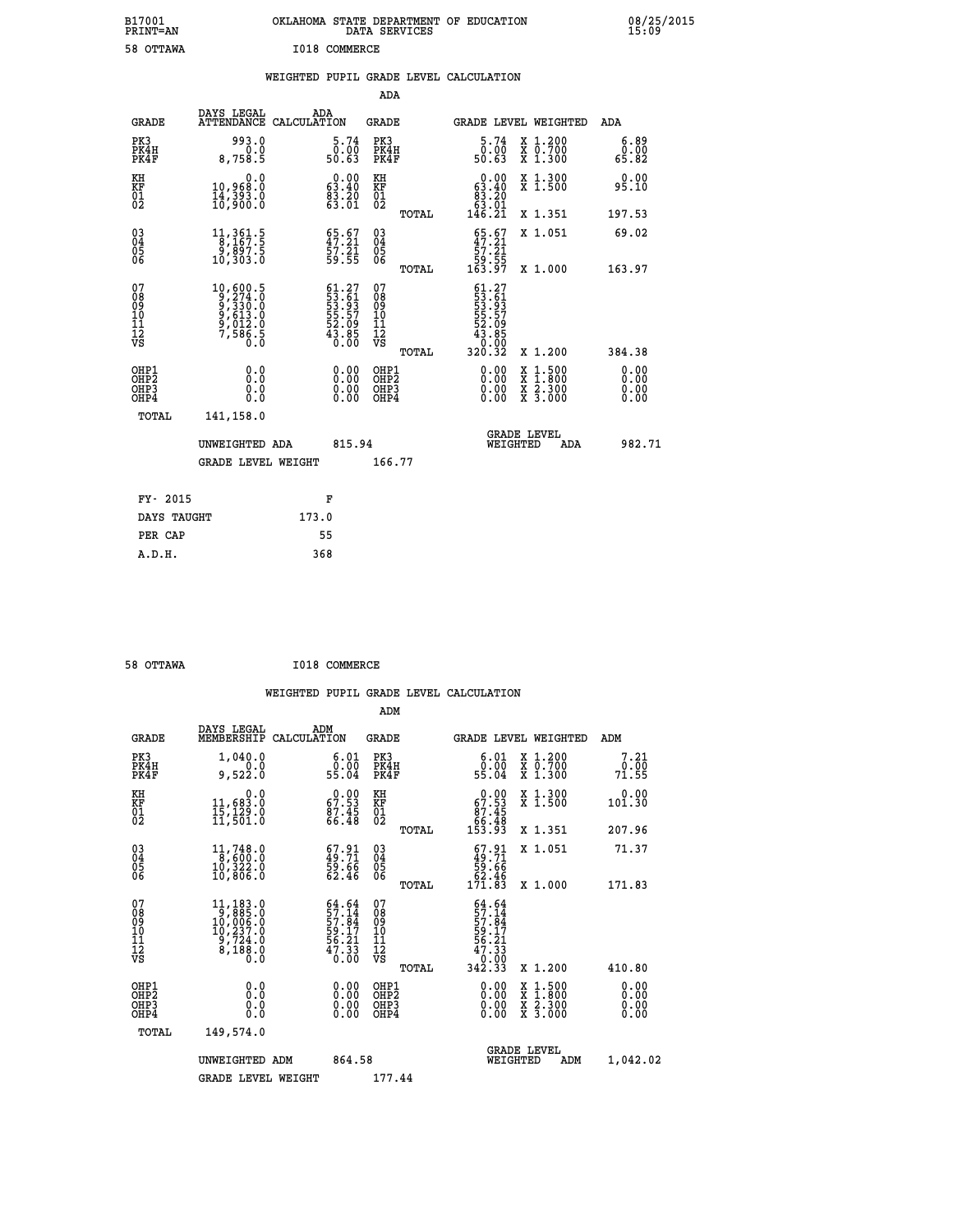B17001 OKLAHOMA STATE DEPARTMENT OF EDUCATION 08/25/2015
PRINT=AN DATA SERVICES 15:09

58 OTTAWA I018 COMMERCE

## WEIGHTED PUPIL GRADE LEVEL CALCULATION

### ADA

| GRADE | DAYS LEGAL ATTENDANCE | ADA CALCULATION | GRADE | GRADE LEVEL | WEIGHTED | ADA |
|---|---|---|---|---|---|---|
| PK3 | 993.0 | 5.74 | PK3 | 5.74 | X 1.200 | 6.89 |
| PK4H | 0.0 | 0.00 | PK4H | 0.00 | X 0.700 | 0.00 |
| PK4F | 8,758.5 | 50.63 | PK4F | 50.63 | X 1.300 | 65.82 |
| KH | 0.0 | 0.00 | KH | 0.00 | X 1.300 | 0.00 |
| KF | 10,968.0 | 63.40 | KF | 63.40 | X 1.500 | 95.10 |
| 01 | 14,393.0 | 83.20 | 01 | 83.20 | | |
| 02 | 10,900.0 | 63.01 | 02 | 63.01 | | |
| | | | TOTAL | 146.21 | X 1.351 | 197.53 |
| 03 | 11,361.5 | 65.67 | 03 | 65.67 | X 1.051 | 69.02 |
| 04 | 8,167.5 | 47.21 | 04 | 47.21 | | |
| 05 | 9,897.5 | 57.21 | 05 | 57.21 | | |
| 06 | 10,303.0 | 59.55 | 06 | 59.55 | | |
| | | | TOTAL | 163.97 | X 1.000 | 163.97 |
| 07 | 10,600.5 | 61.27 | 07 | 61.27 | | |
| 08 | 9,274.0 | 53.61 | 08 | 53.61 | | |
| 09 | 9,330.0 | 53.93 | 09 | 53.93 | | |
| 10 | 9,613.0 | 55.57 | 10 | 55.57 | | |
| 11 | 9,012.0 | 52.09 | 11 | 52.09 | | |
| 12 | 7,586.5 | 43.85 | 12 | 43.85 | | |
| VS | 0.0 | 0.00 | VS | 0.00 | | |
| | | | TOTAL | 320.32 | X 1.200 | 384.38 |
| OHP1 | 0.0 | 0.00 | OHP1 | 0.00 | X 1.500 | 0.00 |
| OHP2 | 0.0 | 0.00 | OHP2 | 0.00 | X 1.800 | 0.00 |
| OHP3 | 0.0 | 0.00 | OHP3 | 0.00 | X 2.300 | 0.00 |
| OHP4 | 0.0 | 0.00 | OHP4 | 0.00 | X 3.000 | 0.00 |
| TOTAL | 141,158.0 | | | | | |

UNWEIGHTED ADA 815.94 | GRADE LEVEL WEIGHTED ADA 982.71

GRADE LEVEL WEIGHT 166.77

| FY- 2015 | F |
|---|---|
| DAYS TAUGHT | 173.0 |
| PER CAP | 55 |
| A.D.H. | 368 |

58 OTTAWA I018 COMMERCE

## WEIGHTED PUPIL GRADE LEVEL CALCULATION

### ADM

| GRADE | DAYS LEGAL MEMBERSHIP | ADM CALCULATION | GRADE | GRADE LEVEL | WEIGHTED | ADM |
|---|---|---|---|---|---|---|
| PK3 | 1,040.0 | 6.01 | PK3 | 6.01 | X 1.200 | 7.21 |
| PK4H | 0.0 | 0.00 | PK4H | 0.00 | X 0.700 | 0.00 |
| PK4F | 9,522.0 | 55.04 | PK4F | 55.04 | X 1.300 | 71.55 |
| KH | 0.0 | 0.00 | KH | 0.00 | X 1.300 | 0.00 |
| KF | 11,683.0 | 67.53 | KF | 67.53 | X 1.500 | 101.30 |
| 01 | 15,129.0 | 87.45 | 01 | 87.45 | | |
| 02 | 11,501.0 | 66.48 | 02 | 66.48 | | |
| | | | TOTAL | 153.93 | X 1.351 | 207.96 |
| 03 | 11,748.0 | 67.91 | 03 | 67.91 | X 1.051 | 71.37 |
| 04 | 8,600.0 | 49.71 | 04 | 49.71 | | |
| 05 | 10,322.0 | 59.66 | 05 | 59.66 | | |
| 06 | 10,806.0 | 62.46 | 06 | 62.46 | | |
| | | | TOTAL | 171.83 | X 1.000 | 171.83 |
| 07 | 11,183.0 | 64.64 | 07 | 64.64 | | |
| 08 | 9,885.0 | 57.14 | 08 | 57.14 | | |
| 09 | 10,006.0 | 57.84 | 09 | 57.84 | | |
| 10 | 10,237.0 | 59.17 | 10 | 59.17 | | |
| 11 | 9,724.0 | 56.21 | 11 | 56.21 | | |
| 12 | 8,188.0 | 47.33 | 12 | 47.33 | | |
| VS | 0.0 | 0.00 | VS | 0.00 | | |
| | | | TOTAL | 342.33 | X 1.200 | 410.80 |
| OHP1 | 0.0 | 0.00 | OHP1 | 0.00 | X 1.500 | 0.00 |
| OHP2 | 0.0 | 0.00 | OHP2 | 0.00 | X 1.800 | 0.00 |
| OHP3 | 0.0 | 0.00 | OHP3 | 0.00 | X 2.300 | 0.00 |
| OHP4 | 0.0 | 0.00 | OHP4 | 0.00 | X 3.000 | 0.00 |
| TOTAL | 149,574.0 | | | | | |

UNWEIGHTED ADM 864.58 | GRADE LEVEL WEIGHTED ADM 1,042.02

GRADE LEVEL WEIGHT 177.44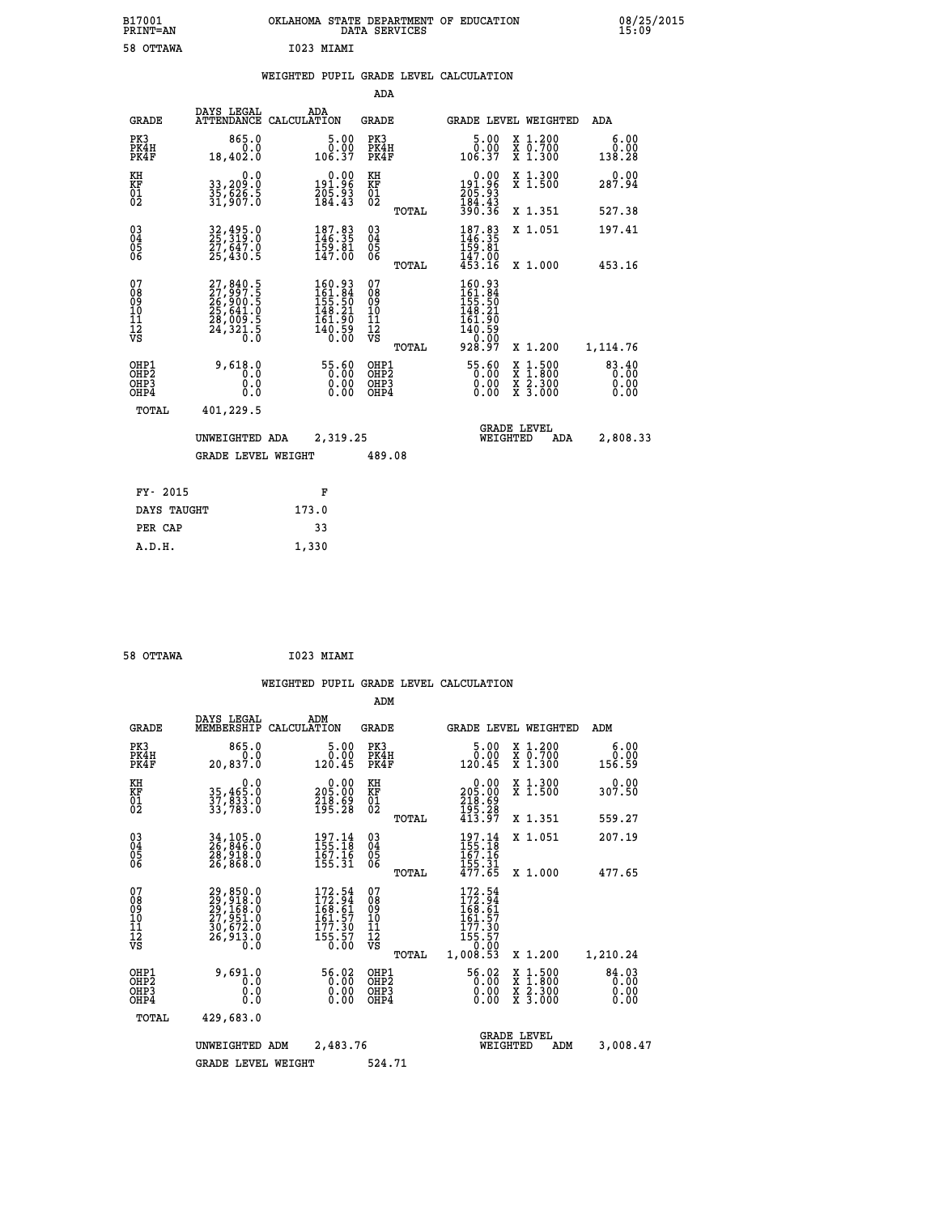B17001 PRINT=AN OKLAHOMA STATE DEPARTMENT OF EDUCATION DATA SERVICES 08/25/2015 15:09

58 OTTAWA I023 MIAMI

## WEIGHTED PUPIL GRADE LEVEL CALCULATION

### ADA

| GRADE | DAYS LEGAL ATTENDANCE | ADA CALCULATION | GRADE | GRADE LEVEL | WEIGHTED | ADA |
|---|---|---|---|---|---|---|
| PK3 | 865.0 | 5.00 | PK3 | 5.00 | X 1.200 | 6.00 |
| PK4H | 0.0 | 0.00 | PK4H | 0.00 | X 0.700 | 0.00 |
| PK4F | 18,402.0 | 106.37 | PK4F | 106.37 | X 1.300 | 138.28 |
| KH | 0.0 | 0.00 | KH | 0.00 | X 1.300 | 0.00 |
| KF | 33,209.0 | 191.96 | KF | 191.96 | X 1.500 | 287.94 |
| 01 | 35,626.5 | 205.93 | 01 | 205.93 | | |
| 02 | 31,907.0 | 184.43 | 02 | 184.43 | | |
| | | | TOTAL | 390.36 | X 1.351 | 527.38 |
| 03 | 32,495.0 | 187.83 | 03 | 187.83 | X 1.051 | 197.41 |
| 04 | 25,319.0 | 146.35 | 04 | 146.35 | | |
| 05 | 27,647.0 | 159.81 | 05 | 159.81 | | |
| 06 | 25,430.5 | 147.00 | 06 | 147.00 | | |
| | | | TOTAL | 453.16 | X 1.000 | 453.16 |
| 07 | 27,840.5 | 160.93 | 07 | 160.93 | | |
| 08 | 27,997.5 | 161.84 | 08 | 161.84 | | |
| 09 | 26,900.5 | 155.50 | 09 | 155.50 | | |
| 10 | 25,641.0 | 148.21 | 10 | 148.21 | | |
| 11 | 28,009.5 | 161.90 | 11 | 161.90 | | |
| 12 | 24,321.5 | 140.59 | 12 | 140.59 | | |
| VS | 0.0 | 0.00 | VS | 0.00 | | |
| | | | TOTAL | 928.97 | X 1.200 | 1,114.76 |
| OHP1 | 9,618.0 | 55.60 | OHP1 | 55.60 | X 1.500 | 83.40 |
| OHP2 | 0.0 | 0.00 | OHP2 | 0.00 | X 1.800 | 0.00 |
| OHP3 | 0.0 | 0.00 | OHP3 | 0.00 | X 2.300 | 0.00 |
| OHP4 | 0.0 | 0.00 | OHP4 | 0.00 | X 3.000 | 0.00 |
| TOTAL | 401,229.5 | | | | | |

UNWEIGHTED ADA 2,319.25 — GRADE LEVEL WEIGHTED ADA 2,808.33

GRADE LEVEL WEIGHT 489.08

| FY- 2015 | F |
|---|---|
| DAYS TAUGHT | 173.0 |
| PER CAP | 33 |
| A.D.H. | 1,330 |

58 OTTAWA I023 MIAMI

## WEIGHTED PUPIL GRADE LEVEL CALCULATION

### ADM

| GRADE | DAYS LEGAL MEMBERSHIP | ADM CALCULATION | GRADE | GRADE LEVEL | WEIGHTED | ADM |
|---|---|---|---|---|---|---|
| PK3 | 865.0 | 5.00 | PK3 | 5.00 | X 1.200 | 6.00 |
| PK4H | 0.0 | 0.00 | PK4H | 0.00 | X 0.700 | 0.00 |
| PK4F | 20,837.0 | 120.45 | PK4F | 120.45 | X 1.300 | 156.59 |
| KH | 0.0 | 0.00 | KH | 0.00 | X 1.300 | 0.00 |
| KF | 35,465.0 | 205.00 | KF | 205.00 | X 1.500 | 307.50 |
| 01 | 37,833.0 | 218.69 | 01 | 218.69 | | |
| 02 | 33,783.0 | 195.28 | 02 | 195.28 | | |
| | | | TOTAL | 413.97 | X 1.351 | 559.27 |
| 03 | 34,105.0 | 197.14 | 03 | 197.14 | X 1.051 | 207.19 |
| 04 | 26,846.0 | 155.18 | 04 | 155.18 | | |
| 05 | 28,918.0 | 167.16 | 05 | 167.16 | | |
| 06 | 26,868.0 | 155.31 | 06 | 155.31 | | |
| | | | TOTAL | 477.65 | X 1.000 | 477.65 |
| 07 | 29,850.0 | 172.54 | 07 | 172.54 | | |
| 08 | 29,918.0 | 172.94 | 08 | 172.94 | | |
| 09 | 29,168.0 | 168.61 | 09 | 168.61 | | |
| 10 | 27,951.0 | 161.57 | 10 | 161.57 | | |
| 11 | 30,672.0 | 177.30 | 11 | 177.30 | | |
| 12 | 26,913.0 | 155.57 | 12 | 155.57 | | |
| VS | 0.0 | 0.00 | VS | 0.00 | | |
| | | | TOTAL | 1,008.53 | X 1.200 | 1,210.24 |
| OHP1 | 9,691.0 | 56.02 | OHP1 | 56.02 | X 1.500 | 84.03 |
| OHP2 | 0.0 | 0.00 | OHP2 | 0.00 | X 1.800 | 0.00 |
| OHP3 | 0.0 | 0.00 | OHP3 | 0.00 | X 2.300 | 0.00 |
| OHP4 | 0.0 | 0.00 | OHP4 | 0.00 | X 3.000 | 0.00 |
| TOTAL | 429,683.0 | | | | | |

UNWEIGHTED ADM 2,483.76 — GRADE LEVEL WEIGHTED ADM 3,008.47

GRADE LEVEL WEIGHT 524.71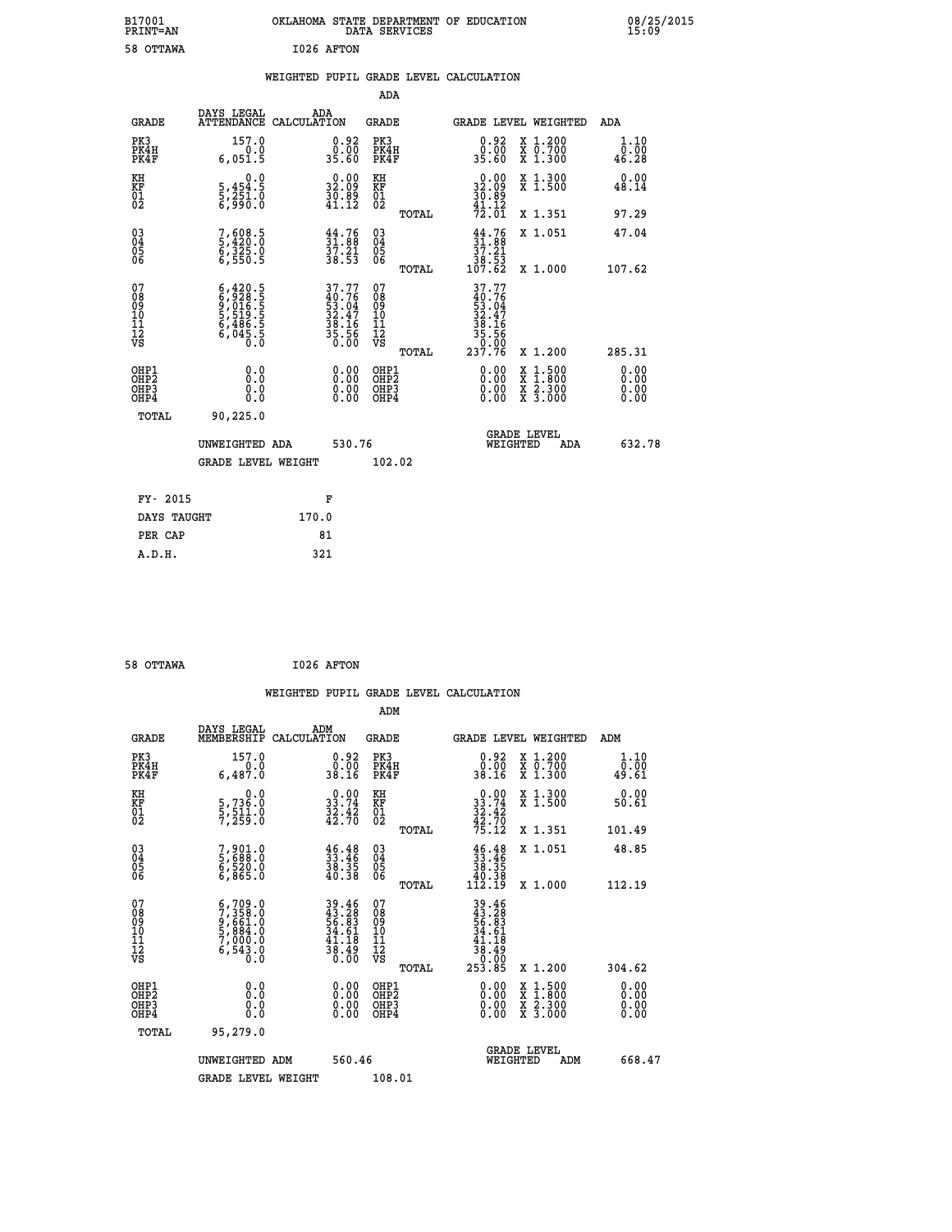B17001 OKLAHOMA STATE DEPARTMENT OF EDUCATION 08/25/2015
PRINT=AN DATA SERVICES 15:09

58 OTTAWA I026 AFTON

## WEIGHTED PUPIL GRADE LEVEL CALCULATION

### ADA

| GRADE | DAYS LEGAL ATTENDANCE | ADA CALCULATION | GRADE | GRADE LEVEL | WEIGHTED | ADA |
|---|---|---|---|---|---|---|
| PK3 | 157.0 | 0.92 | PK3 | 0.92 | X 1.200 | 1.10 |
| PK4H | 0.0 | 0.00 | PK4H | 0.00 | X 0.700 | 0.00 |
| PK4F | 6,051.5 | 35.60 | PK4F | 35.60 | X 1.300 | 46.28 |
| KH | 0.0 | 0.00 | KH | 0.00 | X 1.300 | 0.00 |
| KF | 5,454.5 | 32.09 | KF | 32.09 | X 1.500 | 48.14 |
| 01 | 5,251.0 | 30.89 | 01 | 30.89 | | |
| 02 | 6,990.0 | 41.12 | 02 | 41.12 | | |
| | | | TOTAL | 72.01 | X 1.351 | 97.29 |
| 03 | 7,608.5 | 44.76 | 03 | 44.76 | X 1.051 | 47.04 |
| 04 | 5,420.0 | 31.88 | 04 | 31.88 | | |
| 05 | 6,325.0 | 37.21 | 05 | 37.21 | | |
| 06 | 6,550.5 | 38.53 | 06 | 38.53 | | |
| | | | TOTAL | 107.62 | X 1.000 | 107.62 |
| 07 | 6,420.5 | 37.77 | 07 | 37.77 | | |
| 08 | 6,928.5 | 40.76 | 08 | 40.76 | | |
| 09 | 9,016.5 | 53.04 | 09 | 53.04 | | |
| 10 | 5,519.5 | 32.47 | 10 | 32.47 | | |
| 11 | 6,486.5 | 38.16 | 11 | 38.16 | | |
| 12 | 6,045.5 | 35.56 | 12 | 35.56 | | |
| VS | 0.0 | 0.00 | VS | 0.00 | | |
| | | | TOTAL | 237.76 | X 1.200 | 285.31 |
| OHP1 | 0.0 | 0.00 | OHP1 | 0.00 | X 1.500 | 0.00 |
| OHP2 | 0.0 | 0.00 | OHP2 | 0.00 | X 1.800 | 0.00 |
| OHP3 | 0.0 | 0.00 | OHP3 | 0.00 | X 2.300 | 0.00 |
| OHP4 | 0.0 | 0.00 | OHP4 | 0.00 | X 3.000 | 0.00 |
| TOTAL | 90,225.0 | | | | | |

UNWEIGHTED ADA 530.76 — GRADE LEVEL WEIGHTED ADA 632.78

GRADE LEVEL WEIGHT 102.02

| FY- 2015 | F |
|---|---|
| DAYS TAUGHT | 170.0 |
| PER CAP | 81 |
| A.D.H. | 321 |

58 OTTAWA I026 AFTON

## WEIGHTED PUPIL GRADE LEVEL CALCULATION

### ADM

| GRADE | DAYS LEGAL MEMBERSHIP | ADM CALCULATION | GRADE | GRADE LEVEL | WEIGHTED | ADM |
|---|---|---|---|---|---|---|
| PK3 | 157.0 | 0.92 | PK3 | 0.92 | X 1.200 | 1.10 |
| PK4H | 0.0 | 0.00 | PK4H | 0.00 | X 0.700 | 0.00 |
| PK4F | 6,487.0 | 38.16 | PK4F | 38.16 | X 1.300 | 49.61 |
| KH | 0.0 | 0.00 | KH | 0.00 | X 1.300 | 0.00 |
| KF | 5,736.0 | 33.74 | KF | 33.74 | X 1.500 | 50.61 |
| 01 | 5,511.0 | 32.42 | 01 | 32.42 | | |
| 02 | 7,259.0 | 42.70 | 02 | 42.70 | | |
| | | | TOTAL | 75.12 | X 1.351 | 101.49 |
| 03 | 7,901.0 | 46.48 | 03 | 46.48 | X 1.051 | 48.85 |
| 04 | 5,688.0 | 33.46 | 04 | 33.46 | | |
| 05 | 6,520.0 | 38.35 | 05 | 38.35 | | |
| 06 | 6,865.0 | 40.38 | 06 | 40.38 | | |
| | | | TOTAL | 112.19 | X 1.000 | 112.19 |
| 07 | 6,709.0 | 39.46 | 07 | 39.46 | | |
| 08 | 7,358.0 | 43.28 | 08 | 43.28 | | |
| 09 | 9,661.0 | 56.83 | 09 | 56.83 | | |
| 10 | 5,884.0 | 34.61 | 10 | 34.61 | | |
| 11 | 7,000.0 | 41.18 | 11 | 41.18 | | |
| 12 | 6,543.0 | 38.49 | 12 | 38.49 | | |
| VS | 0.0 | 0.00 | VS | 0.00 | | |
| | | | TOTAL | 253.85 | X 1.200 | 304.62 |
| OHP1 | 0.0 | 0.00 | OHP1 | 0.00 | X 1.500 | 0.00 |
| OHP2 | 0.0 | 0.00 | OHP2 | 0.00 | X 1.800 | 0.00 |
| OHP3 | 0.0 | 0.00 | OHP3 | 0.00 | X 2.300 | 0.00 |
| OHP4 | 0.0 | 0.00 | OHP4 | 0.00 | X 3.000 | 0.00 |
| TOTAL | 95,279.0 | | | | | |

UNWEIGHTED ADM 560.46 — GRADE LEVEL WEIGHTED ADM 668.47

GRADE LEVEL WEIGHT 108.01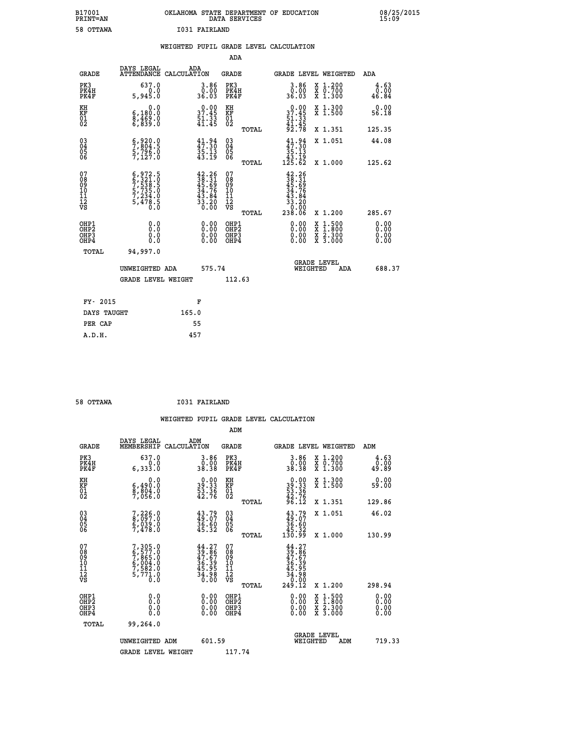B17001 OKLAHOMA STATE DEPARTMENT OF EDUCATION 08/25/2015
PRINT=AN DATA SERVICES 15:09

58 OTTAWA I031 FAIRLAND

## WEIGHTED PUPIL GRADE LEVEL CALCULATION

### ADA

| GRADE | DAYS LEGAL ATTENDANCE | ADA CALCULATION | GRADE | | GRADE LEVEL | WEIGHTED | ADA |
|---|---|---|---|---|---|---|---|
| PK3 | 637.0 | 3.86 | PK3 | | 3.86 | X 1.200 | 4.63 |
| PK4H | 0.0 | 0.00 | PK4H | | 0.00 | X 0.700 | 0.00 |
| PK4F | 5,945.0 | 36.03 | PK4F | | 36.03 | X 1.300 | 46.84 |
| KH | 0.0 | 0.00 | KH | | 0.00 | X 1.300 | 0.00 |
| KF | 6,180.0 | 37.45 | KF | | 37.45 | X 1.500 | 56.18 |
| 01 | 8,469.0 | 51.33 | 01 | | 51.33 | | |
| 02 | 6,839.0 | 41.45 | 02 | | 41.45 | | |
| | | | | TOTAL | 92.78 | X 1.351 | 125.35 |
| 03 | 6,920.0 | 41.94 | 03 | | 41.94 | X 1.051 | 44.08 |
| 04 | 7,804.5 | 47.30 | 04 | | 47.30 | | |
| 05 | 5,796.0 | 35.13 | 05 | | 35.13 | | |
| 06 | 7,127.0 | 43.19 | 06 | | 43.19 | | |
| | | | | TOTAL | 125.62 | X 1.000 | 125.62 |
| 07 | 6,972.5 | 42.26 | 07 | | 42.26 | | |
| 08 | 6,321.0 | 38.31 | 08 | | 38.31 | | |
| 09 | 7,538.5 | 45.69 | 09 | | 45.69 | | |
| 10 | 5,735.0 | 34.76 | 10 | | 34.76 | | |
| 11 | 7,234.0 | 43.84 | 11 | | 43.84 | | |
| 12 | 5,478.5 | 33.20 | 12 | | 33.20 | | |
| VS | 0.0 | 0.00 | VS | | 0.00 | | |
| | | | | TOTAL | 238.06 | X 1.200 | 285.67 |
| OHP1 | 0.0 | 0.00 | OHP1 | | 0.00 | X 1.500 | 0.00 |
| OHP2 | 0.0 | 0.00 | OHP2 | | 0.00 | X 1.800 | 0.00 |
| OHP3 | 0.0 | 0.00 | OHP3 | | 0.00 | X 2.300 | 0.00 |
| OHP4 | 0.0 | 0.00 | OHP4 | | 0.00 | X 3.000 | 0.00 |
| TOTAL | 94,997.0 | | | | | | |

UNWEIGHTED ADA 575.74 GRADE LEVEL WEIGHTED ADA 688.37

GRADE LEVEL WEIGHT 112.63

| FY- 2015 | F |
|---|---|
| DAYS TAUGHT | 165.0 |
| PER CAP | 55 |
| A.D.H. | 457 |

58 OTTAWA I031 FAIRLAND

## WEIGHTED PUPIL GRADE LEVEL CALCULATION

### ADM

| GRADE | DAYS LEGAL MEMBERSHIP | ADM CALCULATION | GRADE | | GRADE LEVEL | WEIGHTED | ADM |
|---|---|---|---|---|---|---|---|
| PK3 | 637.0 | 3.86 | PK3 | | 3.86 | X 1.200 | 4.63 |
| PK4H | 0.0 | 0.00 | PK4H | | 0.00 | X 0.700 | 0.00 |
| PK4F | 6,333.0 | 38.38 | PK4F | | 38.38 | X 1.300 | 49.89 |
| KH | 0.0 | 0.00 | KH | | 0.00 | X 1.300 | 0.00 |
| KF | 6,490.0 | 39.33 | KF | | 39.33 | X 1.500 | 59.00 |
| 01 | 8,804.0 | 53.36 | 01 | | 53.36 | | |
| 02 | 7,056.0 | 42.76 | 02 | | 42.76 | | |
| | | | | TOTAL | 96.12 | X 1.351 | 129.86 |
| 03 | 7,226.0 | 43.79 | 03 | | 43.79 | X 1.051 | 46.02 |
| 04 | 8,097.0 | 49.07 | 04 | | 49.07 | | |
| 05 | 6,039.0 | 36.60 | 05 | | 36.60 | | |
| 06 | 7,478.0 | 45.32 | 06 | | 45.32 | | |
| | | | | TOTAL | 130.99 | X 1.000 | 130.99 |
| 07 | 7,305.0 | 44.27 | 07 | | 44.27 | | |
| 08 | 6,577.0 | 39.86 | 08 | | 39.86 | | |
| 09 | 7,865.0 | 47.67 | 09 | | 47.67 | | |
| 10 | 6,004.0 | 36.39 | 10 | | 36.39 | | |
| 11 | 7,582.0 | 45.95 | 11 | | 45.95 | | |
| 12 | 5,771.0 | 34.98 | 12 | | 34.98 | | |
| VS | 0.0 | 0.00 | VS | | 0.00 | | |
| | | | | TOTAL | 249.12 | X 1.200 | 298.94 |
| OHP1 | 0.0 | 0.00 | OHP1 | | 0.00 | X 1.500 | 0.00 |
| OHP2 | 0.0 | 0.00 | OHP2 | | 0.00 | X 1.800 | 0.00 |
| OHP3 | 0.0 | 0.00 | OHP3 | | 0.00 | X 2.300 | 0.00 |
| OHP4 | 0.0 | 0.00 | OHP4 | | 0.00 | X 3.000 | 0.00 |
| TOTAL | 99,264.0 | | | | | | |

UNWEIGHTED ADM 601.59 GRADE LEVEL WEIGHTED ADM 719.33

GRADE LEVEL WEIGHT 117.74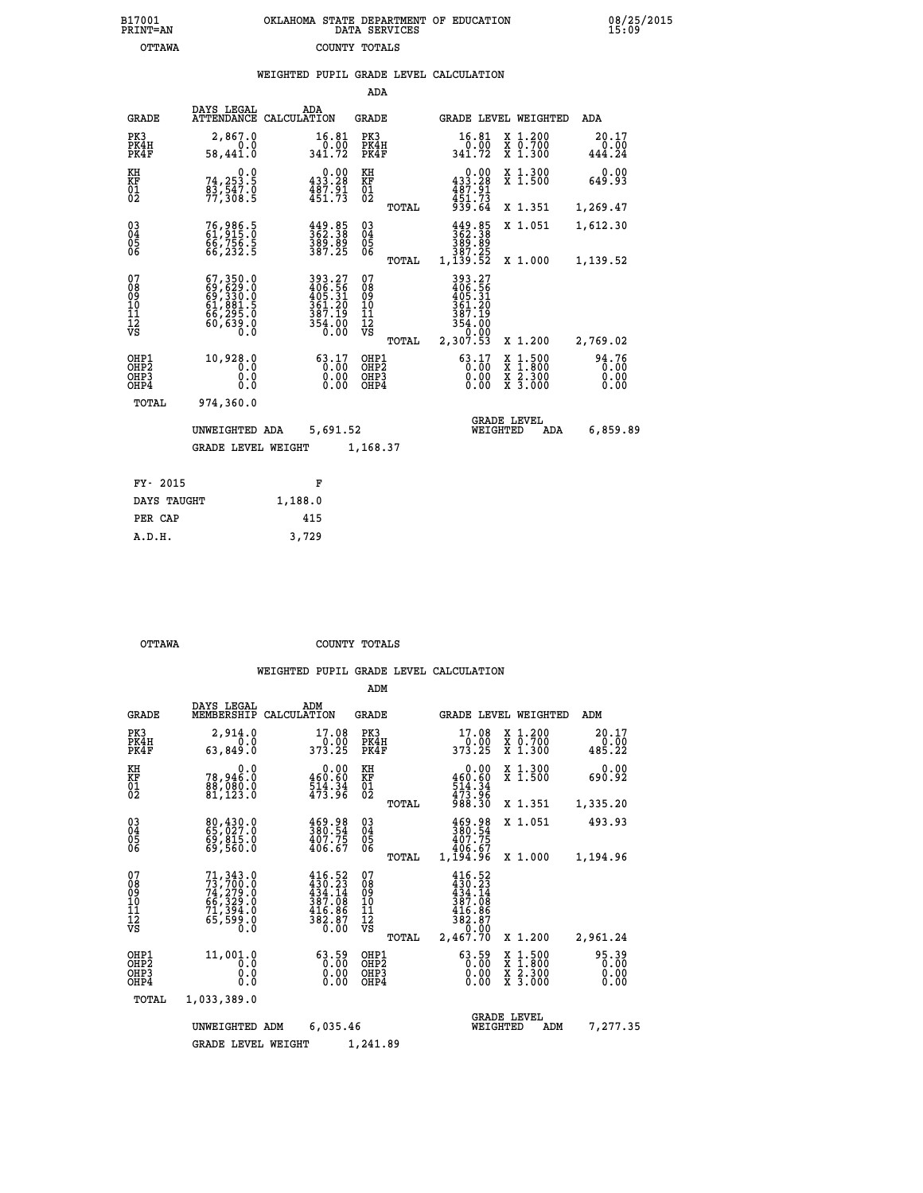B17001 PRINT=AN — OKLAHOMA STATE DEPARTMENT OF EDUCATION DATA SERVICES — 08/25/2015 15:09

OTTAWA — COUNTY TOTALS

## WEIGHTED PUPIL GRADE LEVEL CALCULATION

### ADA

| GRADE | DAYS LEGAL ATTENDANCE | ADA CALCULATION | GRADE | GRADE LEVEL | WEIGHTED | ADA |
|---|---|---|---|---|---|---|
| PK3 | 2,867.0 | 16.81 | PK3 | 16.81 | X 1.200 | 20.17 |
| PK4H | 0.0 | 0.00 | PK4H | 0.00 | X 0.700 | 0.00 |
| PK4F | 58,441.0 | 341.72 | PK4F | 341.72 | X 1.300 | 444.24 |
| KH | 0.0 | 0.00 | KH | 0.00 | X 1.300 | 0.00 |
| KF | 74,253.5 | 433.28 | KF | 433.28 | X 1.500 | 649.93 |
| 01 | 83,547.0 | 487.91 | 01 | 487.91 | | |
| 02 | 77,308.5 | 451.73 | 02 | 451.73 | | |
| | | | TOTAL | 939.64 | X 1.351 | 1,269.47 |
| 03 | 76,986.5 | 449.85 | 03 | 449.85 | X 1.051 | 1,612.30 |
| 04 | 61,915.0 | 362.38 | 04 | 362.38 | | |
| 05 | 66,756.5 | 389.89 | 05 | 389.89 | | |
| 06 | 66,232.5 | 387.25 | 06 | 387.25 | | |
| | | | TOTAL | 1,139.52 | X 1.000 | 1,139.52 |
| 07 | 67,350.0 | 393.27 | 07 | 393.27 | | |
| 08 | 69,629.0 | 406.56 | 08 | 406.56 | | |
| 09 | 69,330.0 | 405.31 | 09 | 405.31 | | |
| 10 | 61,881.5 | 361.20 | 10 | 361.20 | | |
| 11 | 66,295.0 | 387.19 | 11 | 387.19 | | |
| 12 | 60,639.0 | 354.00 | 12 | 354.00 | | |
| VS | 0.0 | 0.00 | VS | 0.00 | | |
| | | | TOTAL | 2,307.53 | X 1.200 | 2,769.02 |
| OHP1 | 10,928.0 | 63.17 | OHP1 | 63.17 | X 1.500 | 94.76 |
| OHP2 | 0.0 | 0.00 | OHP2 | 0.00 | X 1.800 | 0.00 |
| OHP3 | 0.0 | 0.00 | OHP3 | 0.00 | X 2.300 | 0.00 |
| OHP4 | 0.0 | 0.00 | OHP4 | 0.00 | X 3.000 | 0.00 |
| TOTAL | 974,360.0 | | | | | |

UNWEIGHTED ADA 5,691.52 — GRADE LEVEL WEIGHTED ADA 6,859.89

GRADE LEVEL WEIGHT 1,168.37

| FY- 2015 | F |
|---|---|
| DAYS TAUGHT | 1,188.0 |
| PER CAP | 415 |
| A.D.H. | 3,729 |

OTTAWA — COUNTY TOTALS

## WEIGHTED PUPIL GRADE LEVEL CALCULATION

### ADM

| GRADE | DAYS LEGAL MEMBERSHIP | ADM CALCULATION | GRADE | GRADE LEVEL | WEIGHTED | ADM |
|---|---|---|---|---|---|---|
| PK3 | 2,914.0 | 17.08 | PK3 | 17.08 | X 1.200 | 20.17 |
| PK4H | 0.0 | 0.00 | PK4H | 0.00 | X 0.700 | 0.00 |
| PK4F | 63,849.0 | 373.25 | PK4F | 373.25 | X 1.300 | 485.22 |
| KH | 0.0 | 0.00 | KH | 0.00 | X 1.300 | 0.00 |
| KF | 78,946.0 | 460.60 | KF | 460.60 | X 1.500 | 690.92 |
| 01 | 88,080.0 | 514.34 | 01 | 514.34 | | |
| 02 | 81,123.0 | 473.96 | 02 | 473.96 | | |
| | | | TOTAL | 988.30 | X 1.351 | 1,335.20 |
| 03 | 80,430.0 | 469.98 | 03 | 469.98 | X 1.051 | 493.93 |
| 04 | 65,027.0 | 380.54 | 04 | 380.54 | | |
| 05 | 69,815.0 | 407.75 | 05 | 407.75 | | |
| 06 | 69,560.0 | 406.67 | 06 | 406.67 | | |
| | | | TOTAL | 1,194.96 | X 1.000 | 1,194.96 |
| 07 | 71,343.0 | 416.52 | 07 | 416.52 | | |
| 08 | 73,700.0 | 430.23 | 08 | 430.23 | | |
| 09 | 74,279.0 | 434.14 | 09 | 434.14 | | |
| 10 | 66,329.0 | 387.08 | 10 | 387.08 | | |
| 11 | 71,394.0 | 416.86 | 11 | 416.86 | | |
| 12 | 65,599.0 | 382.87 | 12 | 382.87 | | |
| VS | 0.0 | 0.00 | VS | 0.00 | | |
| | | | TOTAL | 2,467.70 | X 1.200 | 2,961.24 |
| OHP1 | 11,001.0 | 63.59 | OHP1 | 63.59 | X 1.500 | 95.39 |
| OHP2 | 0.0 | 0.00 | OHP2 | 0.00 | X 1.800 | 0.00 |
| OHP3 | 0.0 | 0.00 | OHP3 | 0.00 | X 2.300 | 0.00 |
| OHP4 | 0.0 | 0.00 | OHP4 | 0.00 | X 3.000 | 0.00 |
| TOTAL | 1,033,389.0 | | | | | |

UNWEIGHTED ADM 6,035.46 — GRADE LEVEL WEIGHTED ADM 7,277.35

GRADE LEVEL WEIGHT 1,241.89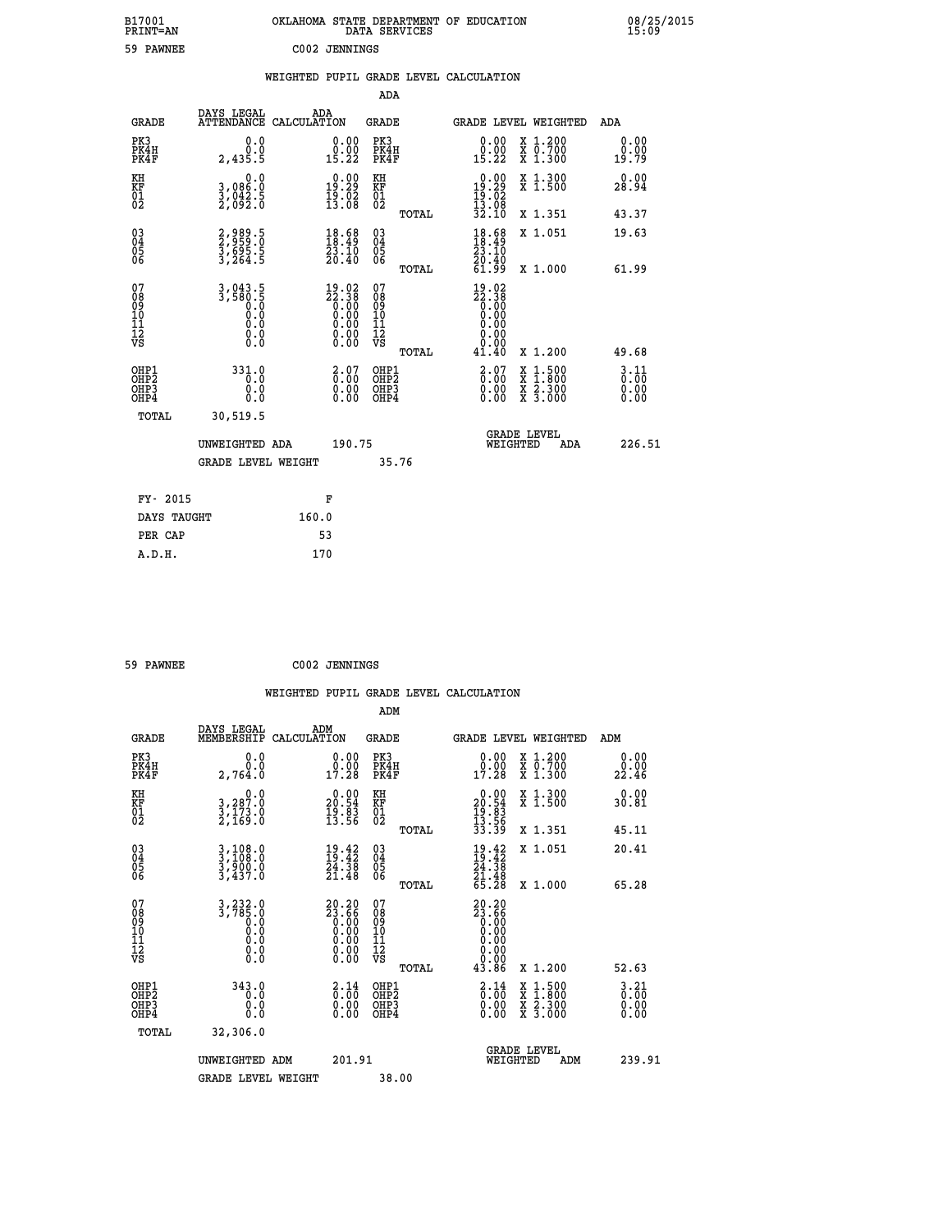B17001 OKLAHOMA STATE DEPARTMENT OF EDUCATION 08/25/2015
PRINT=AN DATA SERVICES 15:09

59 PAWNEE C002 JENNINGS

WEIGHTED PUPIL GRADE LEVEL CALCULATION

ADA

| GRADE | DAYS LEGAL ATTENDANCE | ADA CALCULATION | GRADE | GRADE LEVEL | WEIGHTED | ADA |
|---|---|---|---|---|---|---|
| PK3 | 0.0 | 0.00 | PK3 | 0.00 | X 1.200 | 0.00 |
| PK4H | 0.0 | 0.00 | PK4H | 0.00 | X 0.700 | 0.00 |
| PK4F | 2,435.5 | 15.22 | PK4F | 15.22 | X 1.300 | 19.79 |
| KH | 0.0 | 0.00 | KH | 0.00 | X 1.300 | 0.00 |
| KF | 3,086.0 | 19.29 | KF | 19.29 | X 1.500 | 28.94 |
| 01 | 3,042.5 | 19.02 | 01 | 19.02 | | |
| 02 | 2,092.0 | 13.08 | 02 | 13.08 | | |
| | | | TOTAL | 32.10 | X 1.351 | 43.37 |
| 03 | 2,989.5 | 18.68 | 03 | 18.68 | X 1.051 | 19.63 |
| 04 | 2,959.0 | 18.49 | 04 | 18.49 | | |
| 05 | 3,695.5 | 23.10 | 05 | 23.10 | | |
| 06 | 3,264.5 | 20.40 | 06 | 20.40 | | |
| | | | TOTAL | 61.99 | X 1.000 | 61.99 |
| 07 | 3,043.5 | 19.02 | 07 | 19.02 | | |
| 08 | 3,580.5 | 22.38 | 08 | 22.38 | | |
| 09 | 0.0 | 0.00 | 09 | 0.00 | | |
| 10 | 0.0 | 0.00 | 10 | 0.00 | | |
| 11 | 0.0 | 0.00 | 11 | 0.00 | | |
| 12 | 0.0 | 0.00 | 12 | 0.00 | | |
| VS | 0.0 | 0.00 | VS | 0.00 | | |
| | | | TOTAL | 41.40 | X 1.200 | 49.68 |
| OHP1 | 331.0 | 2.07 | OHP1 | 2.07 | X 1.500 | 3.11 |
| OHP2 | 0.0 | 0.00 | OHP2 | 0.00 | X 1.800 | 0.00 |
| OHP3 | 0.0 | 0.00 | OHP3 | 0.00 | X 2.300 | 0.00 |
| OHP4 | 0.0 | 0.00 | OHP4 | 0.00 | X 3.000 | 0.00 |
| TOTAL | 30,519.5 | | | | | |

UNWEIGHTED ADA 190.75 — GRADE LEVEL WEIGHTED ADA 226.51

GRADE LEVEL WEIGHT 35.76

| FY- 2015 | F |
|---|---|
| DAYS TAUGHT | 160.0 |
| PER CAP | 53 |
| A.D.H. | 170 |

59 PAWNEE C002 JENNINGS

WEIGHTED PUPIL GRADE LEVEL CALCULATION

ADM

| GRADE | DAYS LEGAL MEMBERSHIP | ADM CALCULATION | GRADE | GRADE LEVEL | WEIGHTED | ADM |
|---|---|---|---|---|---|---|
| PK3 | 0.0 | 0.00 | PK3 | 0.00 | X 1.200 | 0.00 |
| PK4H | 0.0 | 0.00 | PK4H | 0.00 | X 0.700 | 0.00 |
| PK4F | 2,764.0 | 17.28 | PK4F | 17.28 | X 1.300 | 22.46 |
| KH | 0.0 | 0.00 | KH | 0.00 | X 1.300 | 0.00 |
| KF | 3,287.0 | 20.54 | KF | 20.54 | X 1.500 | 30.81 |
| 01 | 3,173.0 | 19.83 | 01 | 19.83 | | |
| 02 | 2,169.0 | 13.56 | 02 | 13.56 | | |
| | | | TOTAL | 33.39 | X 1.351 | 45.11 |
| 03 | 3,108.0 | 19.42 | 03 | 19.42 | X 1.051 | 20.41 |
| 04 | 3,108.0 | 19.42 | 04 | 19.42 | | |
| 05 | 3,900.0 | 24.38 | 05 | 24.38 | | |
| 06 | 3,437.0 | 21.48 | 06 | 21.48 | | |
| | | | TOTAL | 65.28 | X 1.000 | 65.28 |
| 07 | 3,232.0 | 20.20 | 07 | 20.20 | | |
| 08 | 3,785.0 | 23.66 | 08 | 23.66 | | |
| 09 | 0.0 | 0.00 | 09 | 0.00 | | |
| 10 | 0.0 | 0.00 | 10 | 0.00 | | |
| 11 | 0.0 | 0.00 | 11 | 0.00 | | |
| 12 | 0.0 | 0.00 | 12 | 0.00 | | |
| VS | 0.0 | 0.00 | VS | 0.00 | | |
| | | | TOTAL | 43.86 | X 1.200 | 52.63 |
| OHP1 | 343.0 | 2.14 | OHP1 | 2.14 | X 1.500 | 3.21 |
| OHP2 | 0.0 | 0.00 | OHP2 | 0.00 | X 1.800 | 0.00 |
| OHP3 | 0.0 | 0.00 | OHP3 | 0.00 | X 2.300 | 0.00 |
| OHP4 | 0.0 | 0.00 | OHP4 | 0.00 | X 3.000 | 0.00 |
| TOTAL | 32,306.0 | | | | | |

UNWEIGHTED ADM 201.91 — GRADE LEVEL WEIGHTED ADM 239.91

GRADE LEVEL WEIGHT 38.00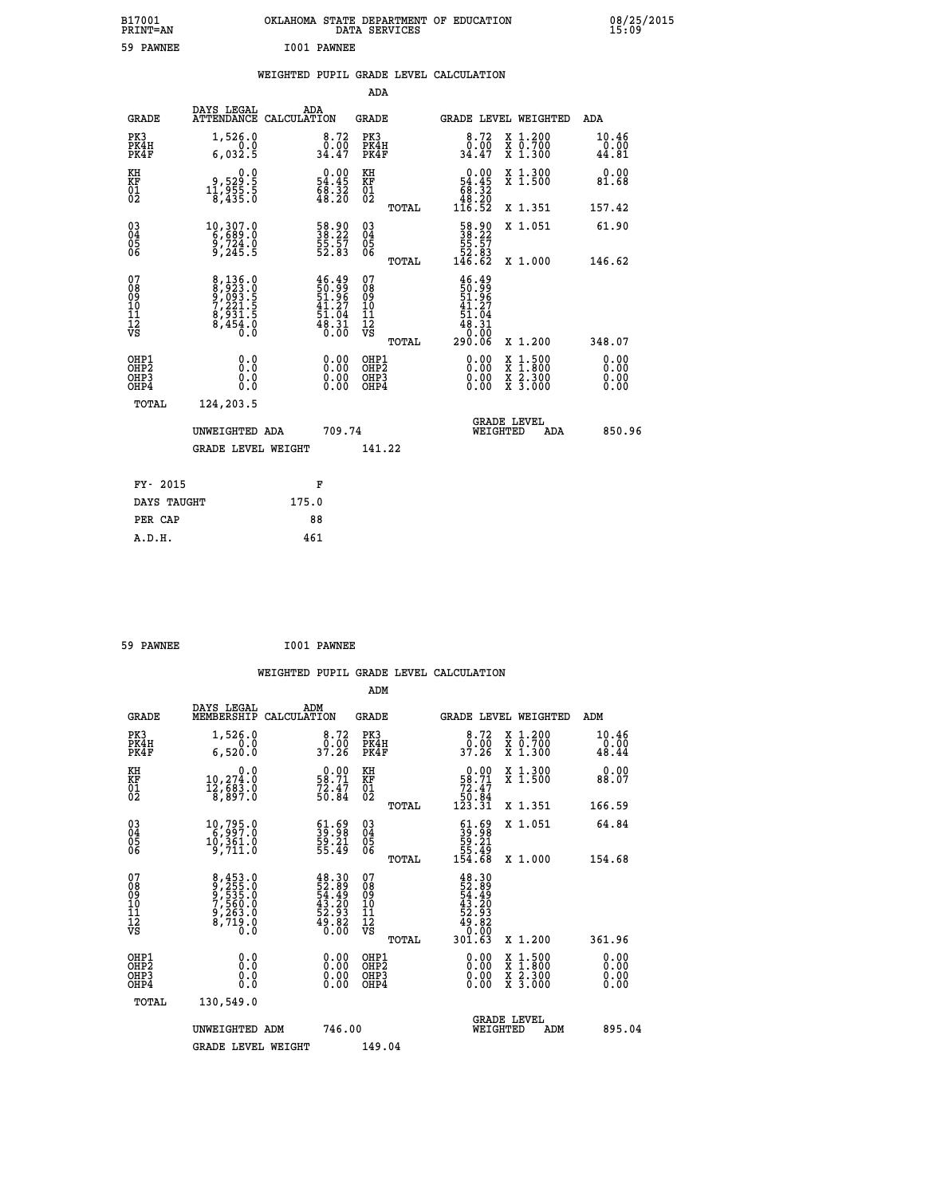B17001 OKLAHOMA STATE DEPARTMENT OF EDUCATION 08/25/2015
PRINT=AN DATA SERVICES 15:09

59 PAWNEE I001 PAWNEE

## WEIGHTED PUPIL GRADE LEVEL CALCULATION

### ADA

| GRADE | DAYS LEGAL ATTENDANCE | ADA CALCULATION | GRADE | GRADE LEVEL | WEIGHTED | ADA |
|---|---|---|---|---|---|---|
| PK3 | 1,526.0 | 8.72 | PK3 | 8.72 | X 1.200 | 10.46 |
| PK4H | 0.0 | 0.00 | PK4H | 0.00 | X 0.700 | 0.00 |
| PK4F | 6,032.5 | 34.47 | PK4F | 34.47 | X 1.300 | 44.81 |
| KH | 0.0 | 0.00 | KH | 0.00 | X 1.300 | 0.00 |
| KF | 9,529.5 | 54.45 | KF | 54.45 | X 1.500 | 81.68 |
| 01 | 11,955.5 | 68.32 | 01 | 68.32 | | |
| 02 | 8,435.0 | 48.20 | 02 | 48.20 | | |
| | | | TOTAL | 116.52 | X 1.351 | 157.42 |
| 03 | 10,307.0 | 58.90 | 03 | 58.90 | X 1.051 | 61.90 |
| 04 | 6,689.0 | 38.22 | 04 | 38.22 | | |
| 05 | 9,724.0 | 55.57 | 05 | 55.57 | | |
| 06 | 9,245.5 | 52.83 | 06 | 52.83 | | |
| | | | TOTAL | 146.62 | X 1.000 | 146.62 |
| 07 | 8,136.0 | 46.49 | 07 | 46.49 | | |
| 08 | 8,923.0 | 50.99 | 08 | 50.99 | | |
| 09 | 9,093.5 | 51.96 | 09 | 51.96 | | |
| 10 | 7,221.5 | 41.27 | 10 | 41.27 | | |
| 11 | 8,931.5 | 51.04 | 11 | 51.04 | | |
| 12 | 8,454.0 | 48.31 | 12 | 48.31 | | |
| VS | 0.0 | 0.00 | VS | 0.00 | | |
| | | | TOTAL | 290.06 | X 1.200 | 348.07 |
| OHP1 | 0.0 | 0.00 | OHP1 | 0.00 | X 1.500 | 0.00 |
| OHP2 | 0.0 | 0.00 | OHP2 | 0.00 | X 1.800 | 0.00 |
| OHP3 | 0.0 | 0.00 | OHP3 | 0.00 | X 2.300 | 0.00 |
| OHP4 | 0.0 | 0.00 | OHP4 | 0.00 | X 3.000 | 0.00 |
| TOTAL | 124,203.5 | | | | | |

UNWEIGHTED ADA 709.74 GRADE LEVEL WEIGHTED ADA 850.96

GRADE LEVEL WEIGHT 141.22

| FY- 2015 | F |
|---|---|
| DAYS TAUGHT | 175.0 |
| PER CAP | 88 |
| A.D.H. | 461 |

59 PAWNEE I001 PAWNEE

## WEIGHTED PUPIL GRADE LEVEL CALCULATION

### ADM

| GRADE | DAYS LEGAL MEMBERSHIP | ADM CALCULATION | GRADE | GRADE LEVEL | WEIGHTED | ADM |
|---|---|---|---|---|---|---|
| PK3 | 1,526.0 | 8.72 | PK3 | 8.72 | X 1.200 | 10.46 |
| PK4H | 0.0 | 0.00 | PK4H | 0.00 | X 0.700 | 0.00 |
| PK4F | 6,520.0 | 37.26 | PK4F | 37.26 | X 1.300 | 48.44 |
| KH | 0.0 | 0.00 | KH | 0.00 | X 1.300 | 0.00 |
| KF | 10,274.0 | 58.71 | KF | 58.71 | X 1.500 | 88.07 |
| 01 | 12,683.0 | 72.47 | 01 | 72.47 | | |
| 02 | 8,897.0 | 50.84 | 02 | 50.84 | | |
| | | | TOTAL | 123.31 | X 1.351 | 166.59 |
| 03 | 10,795.0 | 61.69 | 03 | 61.69 | X 1.051 | 64.84 |
| 04 | 6,997.0 | 39.98 | 04 | 39.98 | | |
| 05 | 10,361.0 | 59.21 | 05 | 59.21 | | |
| 06 | 9,711.0 | 55.49 | 06 | 55.49 | | |
| | | | TOTAL | 154.68 | X 1.000 | 154.68 |
| 07 | 8,453.0 | 48.30 | 07 | 48.30 | | |
| 08 | 9,255.0 | 52.89 | 08 | 52.89 | | |
| 09 | 9,535.0 | 54.49 | 09 | 54.49 | | |
| 10 | 7,560.0 | 43.20 | 10 | 43.20 | | |
| 11 | 9,263.0 | 52.93 | 11 | 52.93 | | |
| 12 | 8,719.0 | 49.82 | 12 | 49.82 | | |
| VS | 0.0 | 0.00 | VS | 0.00 | | |
| | | | TOTAL | 301.63 | X 1.200 | 361.96 |
| OHP1 | 0.0 | 0.00 | OHP1 | 0.00 | X 1.500 | 0.00 |
| OHP2 | 0.0 | 0.00 | OHP2 | 0.00 | X 1.800 | 0.00 |
| OHP3 | 0.0 | 0.00 | OHP3 | 0.00 | X 2.300 | 0.00 |
| OHP4 | 0.0 | 0.00 | OHP4 | 0.00 | X 3.000 | 0.00 |
| TOTAL | 130,549.0 | | | | | |

UNWEIGHTED ADM 746.00 GRADE LEVEL WEIGHTED ADM 895.04

GRADE LEVEL WEIGHT 149.04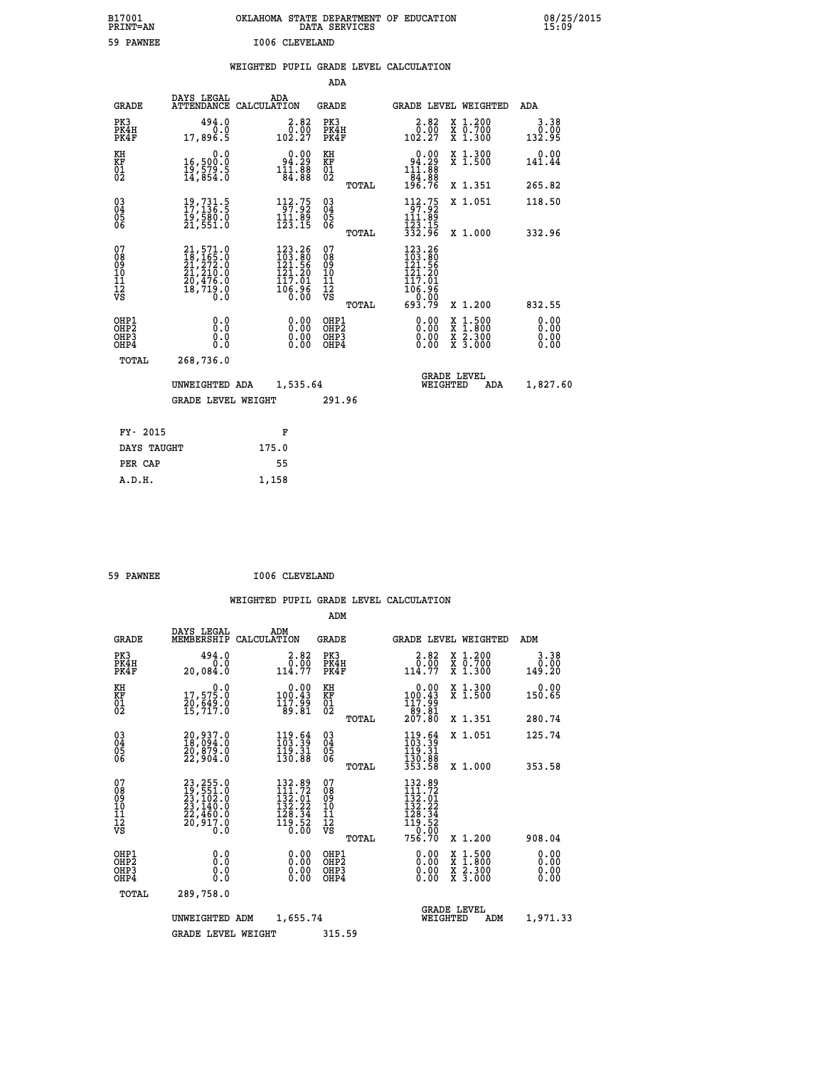B17001 PRINT=AN — OKLAHOMA STATE DEPARTMENT OF EDUCATION DATA SERVICES — 08/25/2015 15:09

59 PAWNEE — I006 CLEVELAND

## WEIGHTED PUPIL GRADE LEVEL CALCULATION

### ADA

| GRADE | DAYS LEGAL ATTENDANCE | ADA CALCULATION | GRADE | | GRADE LEVEL | WEIGHTED | ADA |
|---|---|---|---|---|---|---|---|
| PK3 | 494.0 | 2.82 | PK3 | | 2.82 | X 1.200 | 3.38 |
| PK4H | 0.0 | 0.00 | PK4H | | 0.00 | X 0.700 | 0.00 |
| PK4F | 17,896.5 | 102.27 | PK4F | | 102.27 | X 1.300 | 132.95 |
| KH | 0.0 | 0.00 | KH | | 0.00 | X 1.300 | 0.00 |
| KF | 16,500.0 | 94.29 | KF | | 94.29 | X 1.500 | 141.44 |
| 01 | 19,579.5 | 111.88 | 01 | | 111.88 | | |
| 02 | 14,854.0 | 84.88 | 02 | | 84.88 | | |
| | | | | TOTAL | 196.76 | X 1.351 | 265.82 |
| 03 | 19,731.5 | 112.75 | 03 | | 112.75 | X 1.051 | 118.50 |
| 04 | 17,136.5 | 97.92 | 04 | | 97.92 | | |
| 05 | 19,580.0 | 111.89 | 05 | | 111.89 | | |
| 06 | 21,551.0 | 123.15 | 06 | | 123.15 | | |
| | | | | TOTAL | 332.96 | X 1.000 | 332.96 |
| 07 | 21,571.0 | 123.26 | 07 | | 123.26 | | |
| 08 | 18,165.0 | 103.80 | 08 | | 103.80 | | |
| 09 | 21,272.0 | 121.56 | 09 | | 121.56 | | |
| 10 | 21,210.0 | 121.20 | 10 | | 121.20 | | |
| 11 | 20,476.0 | 117.01 | 11 | | 117.01 | | |
| 12 | 18,719.0 | 106.96 | 12 | | 106.96 | | |
| VS | 0.0 | 0.00 | VS | | 0.00 | | |
| | | | | TOTAL | 693.79 | X 1.200 | 832.55 |
| OHP1 | 0.0 | 0.00 | OHP1 | | 0.00 | X 1.500 | 0.00 |
| OHP2 | 0.0 | 0.00 | OHP2 | | 0.00 | X 1.800 | 0.00 |
| OHP3 | 0.0 | 0.00 | OHP3 | | 0.00 | X 2.300 | 0.00 |
| OHP4 | 0.0 | 0.00 | OHP4 | | 0.00 | X 3.000 | 0.00 |
| TOTAL | 268,736.0 | | | | | | |

UNWEIGHTED ADA 1,535.64 — GRADE LEVEL WEIGHTED ADA 1,827.60

GRADE LEVEL WEIGHT 291.96

| FY- 2015 | F |
|---|---|
| DAYS TAUGHT | 175.0 |
| PER CAP | 55 |
| A.D.H. | 1,158 |

59 PAWNEE — I006 CLEVELAND

## WEIGHTED PUPIL GRADE LEVEL CALCULATION

### ADM

| GRADE | DAYS LEGAL MEMBERSHIP | ADM CALCULATION | GRADE | | GRADE LEVEL | WEIGHTED | ADM |
|---|---|---|---|---|---|---|---|
| PK3 | 494.0 | 2.82 | PK3 | | 2.82 | X 1.200 | 3.38 |
| PK4H | 0.0 | 0.00 | PK4H | | 0.00 | X 0.700 | 0.00 |
| PK4F | 20,084.0 | 114.77 | PK4F | | 114.77 | X 1.300 | 149.20 |
| KH | 0.0 | 0.00 | KH | | 0.00 | X 1.300 | 0.00 |
| KF | 17,575.0 | 100.43 | KF | | 100.43 | X 1.500 | 150.65 |
| 01 | 20,649.0 | 117.99 | 01 | | 117.99 | | |
| 02 | 15,717.0 | 89.81 | 02 | | 89.81 | | |
| | | | | TOTAL | 207.80 | X 1.351 | 280.74 |
| 03 | 20,937.0 | 119.64 | 03 | | 119.64 | X 1.051 | 125.74 |
| 04 | 18,094.0 | 103.39 | 04 | | 103.39 | | |
| 05 | 20,879.0 | 119.31 | 05 | | 119.31 | | |
| 06 | 22,904.0 | 130.88 | 06 | | 130.88 | | |
| | | | | TOTAL | 353.58 | X 1.000 | 353.58 |
| 07 | 23,255.0 | 132.89 | 07 | | 132.89 | | |
| 08 | 19,551.0 | 111.72 | 08 | | 111.72 | | |
| 09 | 23,102.0 | 132.01 | 09 | | 132.01 | | |
| 10 | 23,140.0 | 132.22 | 10 | | 132.22 | | |
| 11 | 22,460.0 | 128.34 | 11 | | 128.34 | | |
| 12 | 20,917.0 | 119.52 | 12 | | 119.52 | | |
| VS | 0.0 | 0.00 | VS | | 0.00 | | |
| | | | | TOTAL | 756.70 | X 1.200 | 908.04 |
| OHP1 | 0.0 | 0.00 | OHP1 | | 0.00 | X 1.500 | 0.00 |
| OHP2 | 0.0 | 0.00 | OHP2 | | 0.00 | X 1.800 | 0.00 |
| OHP3 | 0.0 | 0.00 | OHP3 | | 0.00 | X 2.300 | 0.00 |
| OHP4 | 0.0 | 0.00 | OHP4 | | 0.00 | X 3.000 | 0.00 |
| TOTAL | 289,758.0 | | | | | | |

UNWEIGHTED ADM 1,655.74 — GRADE LEVEL WEIGHTED ADM 1,971.33

GRADE LEVEL WEIGHT 315.59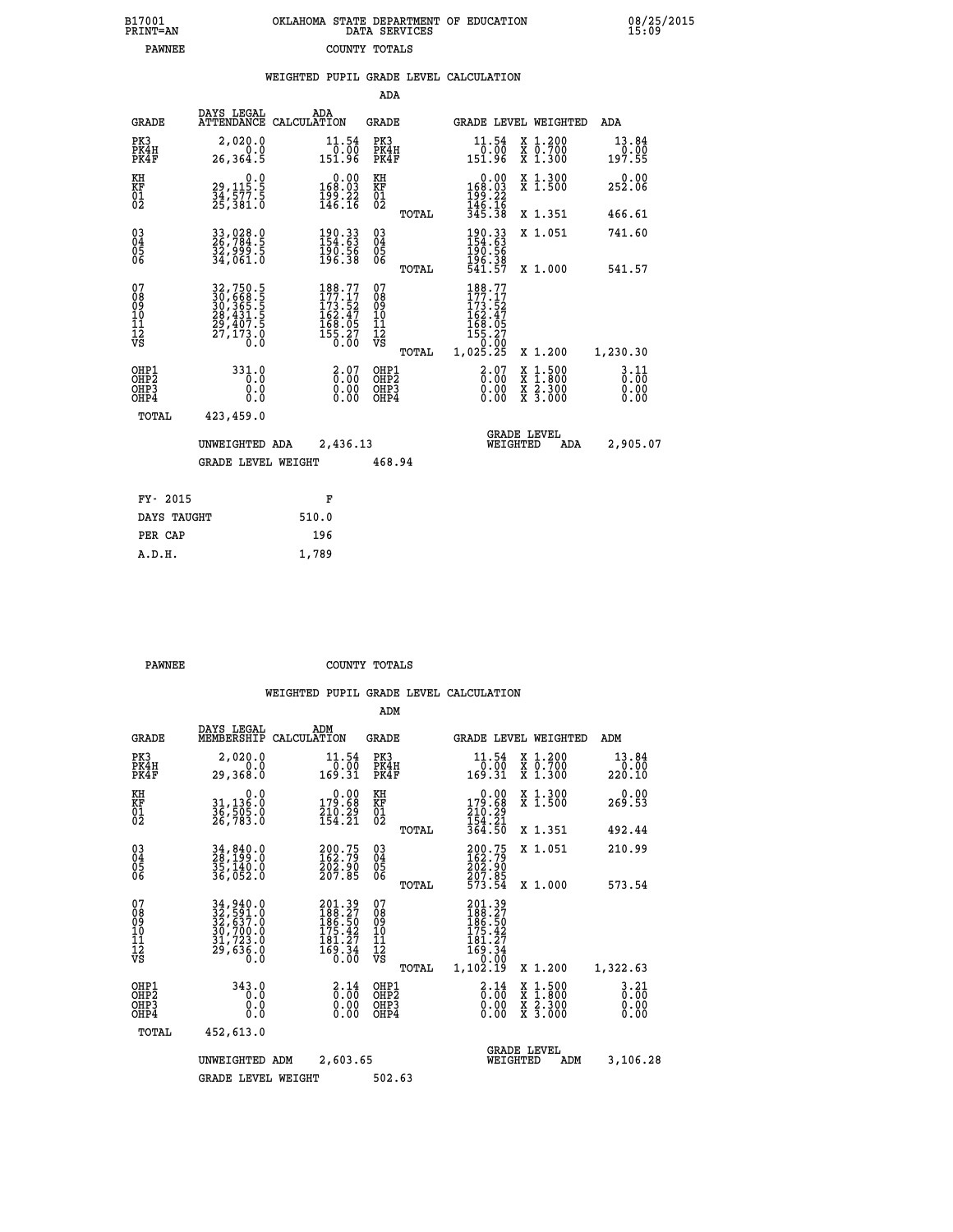B17001 PRINT=AN — OKLAHOMA STATE DEPARTMENT OF EDUCATION DATA SERVICES — 08/25/2015 15:09

PAWNEE — COUNTY TOTALS

WEIGHTED PUPIL GRADE LEVEL CALCULATION

ADA

| GRADE | DAYS LEGAL ATTENDANCE | ADA CALCULATION | GRADE | | GRADE LEVEL | WEIGHTED | ADA |
|---|---|---|---|---|---|---|---|
| PK3 | 2,020.0 | 11.54 | PK3 | | 11.54 | X 1.200 | 13.84 |
| PK4H | 0.0 | 0.00 | PK4H | | 0.00 | X 0.700 | 0.00 |
| PK4F | 26,364.5 | 151.96 | PK4F | | 151.96 | X 1.300 | 197.55 |
| KH | 0.0 | 0.00 | KH | | 0.00 | X 1.300 | 0.00 |
| KF | 29,115.5 | 168.03 | KF | | 168.03 | X 1.500 | 252.06 |
| 01 | 34,577.5 | 199.22 | 01 | | 199.22 | | |
| 02 | 25,381.0 | 146.16 | 02 | | 146.16 | | |
| | | | | TOTAL | 345.38 | X 1.351 | 466.61 |
| 03 | 33,028.0 | 190.33 | 03 | | 190.33 | X 1.051 | 741.60 |
| 04 | 26,784.5 | 154.63 | 04 | | 154.63 | | |
| 05 | 32,999.5 | 190.56 | 05 | | 190.56 | | |
| 06 | 34,061.0 | 196.38 | 06 | | 196.38 | | |
| | | | | TOTAL | 541.57 | X 1.000 | 541.57 |
| 07 | 32,750.5 | 188.77 | 07 | | 188.77 | | |
| 08 | 30,668.5 | 177.17 | 08 | | 177.17 | | |
| 09 | 30,365.5 | 173.52 | 09 | | 173.52 | | |
| 10 | 28,431.5 | 162.47 | 10 | | 162.47 | | |
| 11 | 29,407.5 | 168.05 | 11 | | 168.05 | | |
| 12 | 27,173.0 | 155.27 | 12 | | 155.27 | | |
| VS | 0.0 | 0.00 | VS | | 0.00 | | |
| | | | | TOTAL | 1,025.25 | X 1.200 | 1,230.30 |
| OHP1 | 331.0 | 2.07 | OHP1 | | 2.07 | X 1.500 | 3.11 |
| OHP2 | 0.0 | 0.00 | OHP2 | | 0.00 | X 1.800 | 0.00 |
| OHP3 | 0.0 | 0.00 | OHP3 | | 0.00 | X 2.300 | 0.00 |
| OHP4 | 0.0 | 0.00 | OHP4 | | 0.00 | X 3.000 | 0.00 |
| TOTAL | 423,459.0 | | | | | | |

UNWEIGHTED ADA 2,436.13 — GRADE LEVEL WEIGHTED ADA 2,905.07

GRADE LEVEL WEIGHT 468.94

| FY- 2015 | F |
|---|---|
| DAYS TAUGHT | 510.0 |
| PER CAP | 196 |
| A.D.H. | 1,789 |

PAWNEE — COUNTY TOTALS

WEIGHTED PUPIL GRADE LEVEL CALCULATION

ADM

| GRADE | DAYS LEGAL MEMBERSHIP | ADM CALCULATION | GRADE | | GRADE LEVEL | WEIGHTED | ADM |
|---|---|---|---|---|---|---|---|
| PK3 | 2,020.0 | 11.54 | PK3 | | 11.54 | X 1.200 | 13.84 |
| PK4H | 0.0 | 0.00 | PK4H | | 0.00 | X 0.700 | 0.00 |
| PK4F | 29,368.0 | 169.31 | PK4F | | 169.31 | X 1.300 | 220.10 |
| KH | 0.0 | 0.00 | KH | | 0.00 | X 1.300 | 0.00 |
| KF | 31,136.0 | 179.68 | KF | | 179.68 | X 1.500 | 269.53 |
| 01 | 36,505.0 | 210.29 | 01 | | 210.29 | | |
| 02 | 26,783.0 | 154.21 | 02 | | 154.21 | | |
| | | | | TOTAL | 364.50 | X 1.351 | 492.44 |
| 03 | 34,840.0 | 200.75 | 03 | | 200.75 | X 1.051 | 210.99 |
| 04 | 28,199.0 | 162.79 | 04 | | 162.79 | | |
| 05 | 35,140.0 | 202.90 | 05 | | 202.90 | | |
| 06 | 36,052.0 | 207.85 | 06 | | 207.85 | | |
| | | | | TOTAL | 573.54 | X 1.000 | 573.54 |
| 07 | 34,940.0 | 201.39 | 07 | | 201.39 | | |
| 08 | 32,591.0 | 188.27 | 08 | | 188.27 | | |
| 09 | 32,637.0 | 186.50 | 09 | | 186.50 | | |
| 10 | 30,700.0 | 175.42 | 10 | | 175.42 | | |
| 11 | 31,723.0 | 181.27 | 11 | | 181.27 | | |
| 12 | 29,636.0 | 169.34 | 12 | | 169.34 | | |
| VS | 0.0 | 0.00 | VS | | 0.00 | | |
| | | | | TOTAL | 1,102.19 | X 1.200 | 1,322.63 |
| OHP1 | 343.0 | 2.14 | OHP1 | | 2.14 | X 1.500 | 3.21 |
| OHP2 | 0.0 | 0.00 | OHP2 | | 0.00 | X 1.800 | 0.00 |
| OHP3 | 0.0 | 0.00 | OHP3 | | 0.00 | X 2.300 | 0.00 |
| OHP4 | 0.0 | 0.00 | OHP4 | | 0.00 | X 3.000 | 0.00 |
| TOTAL | 452,613.0 | | | | | | |

UNWEIGHTED ADM 2,603.65 — GRADE LEVEL WEIGHTED ADM 3,106.28

GRADE LEVEL WEIGHT 502.63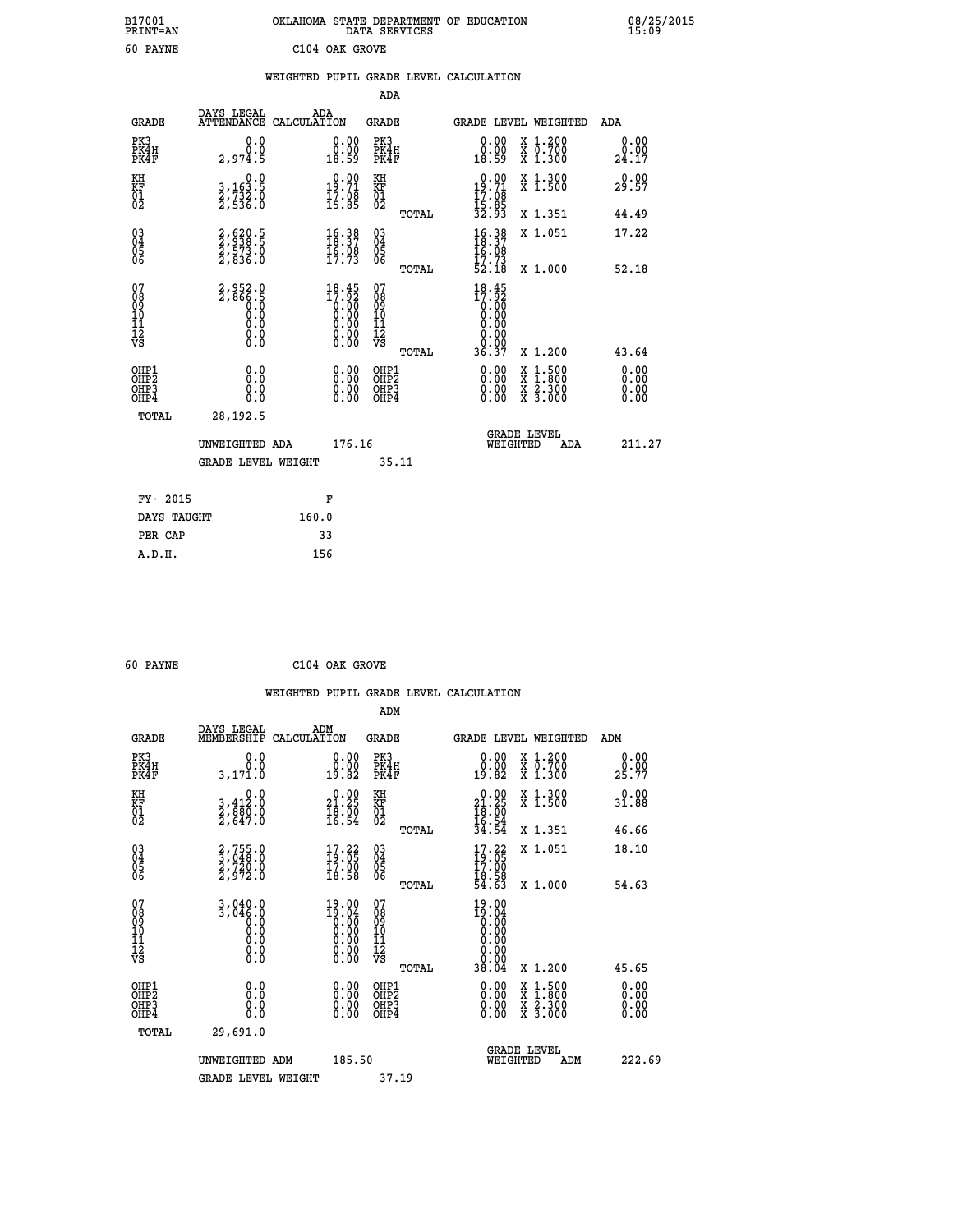B17001 OKLAHOMA STATE DEPARTMENT OF EDUCATION 08/25/2015
PRINT=AN DATA SERVICES 15:09

60 PAYNE C104 OAK GROVE

## WEIGHTED PUPIL GRADE LEVEL CALCULATION

### ADA

| GRADE | DAYS LEGAL ATTENDANCE | ADA CALCULATION | GRADE | GRADE LEVEL | WEIGHTED | ADA |
|---|---|---|---|---|---|---|
| PK3 | 0.0 | 0.00 | PK3 | 0.00 | X 1.200 | 0.00 |
| PK4H | 0.0 | 0.00 | PK4H | 0.00 | X 0.700 | 0.00 |
| PK4F | 2,974.5 | 18.59 | PK4F | 18.59 | X 1.300 | 24.17 |
| KH | 0.0 | 0.00 | KH | 0.00 | X 1.300 | 0.00 |
| KF | 3,163.5 | 19.71 | KF | 19.71 | X 1.500 | 29.57 |
| 01 | 2,732.0 | 17.08 | 01 | 17.08 | | |
| 02 | 2,536.0 | 15.85 | 02 | 15.85 | | |
| | | | TOTAL | 32.93 | X 1.351 | 44.49 |
| 03 | 2,620.5 | 16.38 | 03 | 16.38 | X 1.051 | 17.22 |
| 04 | 2,938.5 | 18.37 | 04 | 18.37 | | |
| 05 | 2,573.0 | 16.08 | 05 | 16.08 | | |
| 06 | 2,836.0 | 17.73 | 06 | 17.73 | | |
| | | | TOTAL | 52.18 | X 1.000 | 52.18 |
| 07 | 2,952.0 | 18.45 | 07 | 18.45 | | |
| 08 | 2,866.5 | 17.92 | 08 | 17.92 | | |
| 09 | 0.0 | 0.00 | 09 | 0.00 | | |
| 10 | 0.0 | 0.00 | 10 | 0.00 | | |
| 11 | 0.0 | 0.00 | 11 | 0.00 | | |
| 12 | 0.0 | 0.00 | 12 | 0.00 | | |
| VS | 0.0 | 0.00 | VS | 0.00 | | |
| | | | TOTAL | 36.37 | X 1.200 | 43.64 |
| OHP1 | 0.0 | 0.00 | OHP1 | 0.00 | X 1.500 | 0.00 |
| OHP2 | 0.0 | 0.00 | OHP2 | 0.00 | X 1.800 | 0.00 |
| OHP3 | 0.0 | 0.00 | OHP3 | 0.00 | X 2.300 | 0.00 |
| OHP4 | 0.0 | 0.00 | OHP4 | 0.00 | X 3.000 | 0.00 |
| TOTAL | 28,192.5 | | | | | |

UNWEIGHTED ADA 176.16 GRADE LEVEL WEIGHTED ADA 211.27

GRADE LEVEL WEIGHT 35.11

| FY- 2015 | F |
|---|---|
| DAYS TAUGHT | 160.0 |
| PER CAP | 33 |
| A.D.H. | 156 |

60 PAYNE C104 OAK GROVE

## WEIGHTED PUPIL GRADE LEVEL CALCULATION

### ADM

| GRADE | DAYS LEGAL MEMBERSHIP | ADM CALCULATION | GRADE | GRADE LEVEL | WEIGHTED | ADM |
|---|---|---|---|---|---|---|
| PK3 | 0.0 | 0.00 | PK3 | 0.00 | X 1.200 | 0.00 |
| PK4H | 0.0 | 0.00 | PK4H | 0.00 | X 0.700 | 0.00 |
| PK4F | 3,171.0 | 19.82 | PK4F | 19.82 | X 1.300 | 25.77 |
| KH | 0.0 | 0.00 | KH | 0.00 | X 1.300 | 0.00 |
| KF | 3,412.0 | 21.25 | KF | 21.25 | X 1.500 | 31.88 |
| 01 | 2,880.0 | 18.00 | 01 | 18.00 | | |
| 02 | 2,647.0 | 16.54 | 02 | 16.54 | | |
| | | | TOTAL | 34.54 | X 1.351 | 46.66 |
| 03 | 2,755.0 | 17.22 | 03 | 17.22 | X 1.051 | 18.10 |
| 04 | 3,048.0 | 19.05 | 04 | 19.05 | | |
| 05 | 2,720.0 | 17.00 | 05 | 17.00 | | |
| 06 | 2,972.0 | 18.58 | 06 | 18.58 | | |
| | | | TOTAL | 54.63 | X 1.000 | 54.63 |
| 07 | 3,040.0 | 19.00 | 07 | 19.00 | | |
| 08 | 3,046.0 | 19.04 | 08 | 19.04 | | |
| 09 | 0.0 | 0.00 | 09 | 0.00 | | |
| 10 | 0.0 | 0.00 | 10 | 0.00 | | |
| 11 | 0.0 | 0.00 | 11 | 0.00 | | |
| 12 | 0.0 | 0.00 | 12 | 0.00 | | |
| VS | 0.0 | 0.00 | VS | 0.00 | | |
| | | | TOTAL | 38.04 | X 1.200 | 45.65 |
| OHP1 | 0.0 | 0.00 | OHP1 | 0.00 | X 1.500 | 0.00 |
| OHP2 | 0.0 | 0.00 | OHP2 | 0.00 | X 1.800 | 0.00 |
| OHP3 | 0.0 | 0.00 | OHP3 | 0.00 | X 2.300 | 0.00 |
| OHP4 | 0.0 | 0.00 | OHP4 | 0.00 | X 3.000 | 0.00 |
| TOTAL | 29,691.0 | | | | | |

UNWEIGHTED ADM 185.50 GRADE LEVEL WEIGHTED ADM 222.69

GRADE LEVEL WEIGHT 37.19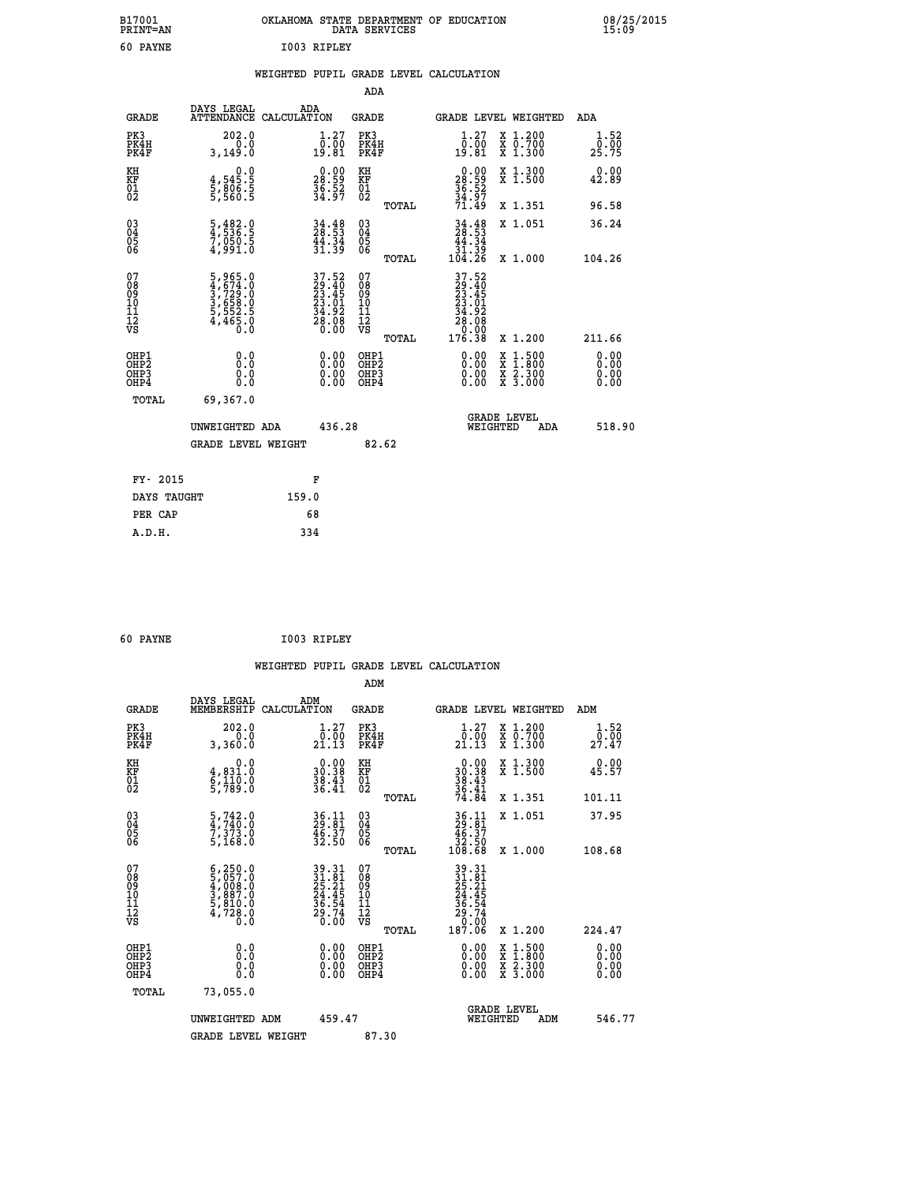B17001 PRINT=AN OKLAHOMA STATE DEPARTMENT OF EDUCATION DATA SERVICES 08/25/2015 15:09

60 PAYNE I003 RIPLEY

## WEIGHTED PUPIL GRADE LEVEL CALCULATION

### ADA

| GRADE | DAYS LEGAL ATTENDANCE | ADA CALCULATION | GRADE | GRADE LEVEL | WEIGHTED | ADA |
|---|---|---|---|---|---|---|
| PK3 | 202.0 | 1.27 | PK3 | 1.27 | X 1.200 | 1.52 |
| PK4H | 0.0 | 0.00 | PK4H | 0.00 | X 0.700 | 0.00 |
| PK4F | 3,149.0 | 19.81 | PK4F | 19.81 | X 1.300 | 25.75 |
| KH | 0.0 | 0.00 | KH | 0.00 | X 1.300 | 0.00 |
| KF | 4,545.5 | 28.59 | KF | 28.59 | X 1.500 | 42.89 |
| 01 | 5,806.5 | 36.52 | 01 | 36.52 | | |
| 02 | 5,560.5 | 34.97 | 02 | 34.97 | | |
| | | | TOTAL | 71.49 | X 1.351 | 96.58 |
| 03 | 5,482.0 | 34.48 | 03 | 34.48 | X 1.051 | 36.24 |
| 04 | 4,536.5 | 28.53 | 04 | 28.53 | | |
| 05 | 7,050.5 | 44.34 | 05 | 44.34 | | |
| 06 | 4,991.0 | 31.39 | 06 | 31.39 | | |
| | | | TOTAL | 104.26 | X 1.000 | 104.26 |
| 07 | 5,965.0 | 37.52 | 07 | 37.52 | | |
| 08 | 4,674.0 | 29.40 | 08 | 29.40 | | |
| 09 | 3,729.0 | 23.45 | 09 | 23.45 | | |
| 10 | 3,658.0 | 23.01 | 10 | 23.01 | | |
| 11 | 5,552.5 | 34.92 | 11 | 34.92 | | |
| 12 | 4,465.0 | 28.08 | 12 | 28.08 | | |
| VS | 0.0 | 0.00 | VS | 0.00 | | |
| | | | TOTAL | 176.38 | X 1.200 | 211.66 |
| OHP1 | 0.0 | 0.00 | OHP1 | 0.00 | X 1.500 | 0.00 |
| OHP2 | 0.0 | 0.00 | OHP2 | 0.00 | X 1.800 | 0.00 |
| OHP3 | 0.0 | 0.00 | OHP3 | 0.00 | X 2.300 | 0.00 |
| OHP4 | 0.0 | 0.00 | OHP4 | 0.00 | X 3.000 | 0.00 |
| TOTAL | 69,367.0 | | | | | |

UNWEIGHTED ADA 436.28 GRADE LEVEL WEIGHTED ADA 518.90

GRADE LEVEL WEIGHT 82.62

| FY- 2015 | F |
|---|---|
| DAYS TAUGHT | 159.0 |
| PER CAP | 68 |
| A.D.H. | 334 |

60 PAYNE I003 RIPLEY

## WEIGHTED PUPIL GRADE LEVEL CALCULATION

### ADM

| GRADE | DAYS LEGAL MEMBERSHIP | ADM CALCULATION | GRADE | GRADE LEVEL | WEIGHTED | ADM |
|---|---|---|---|---|---|---|
| PK3 | 202.0 | 1.27 | PK3 | 1.27 | X 1.200 | 1.52 |
| PK4H | 0.0 | 0.00 | PK4H | 0.00 | X 0.700 | 0.00 |
| PK4F | 3,360.0 | 21.13 | PK4F | 21.13 | X 1.300 | 27.47 |
| KH | 0.0 | 0.00 | KH | 0.00 | X 1.300 | 0.00 |
| KF | 4,831.0 | 30.38 | KF | 30.38 | X 1.500 | 45.57 |
| 01 | 6,110.0 | 38.43 | 01 | 38.43 | | |
| 02 | 5,789.0 | 36.41 | 02 | 36.41 | | |
| | | | TOTAL | 74.84 | X 1.351 | 101.11 |
| 03 | 5,742.0 | 36.11 | 03 | 36.11 | X 1.051 | 37.95 |
| 04 | 4,740.0 | 29.81 | 04 | 29.81 | | |
| 05 | 7,373.0 | 46.37 | 05 | 46.37 | | |
| 06 | 5,168.0 | 32.50 | 06 | 32.50 | | |
| | | | TOTAL | 108.68 | X 1.000 | 108.68 |
| 07 | 6,250.0 | 39.31 | 07 | 39.31 | | |
| 08 | 5,057.0 | 31.81 | 08 | 31.81 | | |
| 09 | 4,008.0 | 25.21 | 09 | 25.21 | | |
| 10 | 3,887.0 | 24.45 | 10 | 24.45 | | |
| 11 | 5,810.0 | 36.54 | 11 | 36.54 | | |
| 12 | 4,728.0 | 29.74 | 12 | 29.74 | | |
| VS | 0.0 | 0.00 | VS | 0.00 | | |
| | | | TOTAL | 187.06 | X 1.200 | 224.47 |
| OHP1 | 0.0 | 0.00 | OHP1 | 0.00 | X 1.500 | 0.00 |
| OHP2 | 0.0 | 0.00 | OHP2 | 0.00 | X 1.800 | 0.00 |
| OHP3 | 0.0 | 0.00 | OHP3 | 0.00 | X 2.300 | 0.00 |
| OHP4 | 0.0 | 0.00 | OHP4 | 0.00 | X 3.000 | 0.00 |
| TOTAL | 73,055.0 | | | | | |

UNWEIGHTED ADM 459.47 GRADE LEVEL WEIGHTED ADM 546.77

GRADE LEVEL WEIGHT 87.30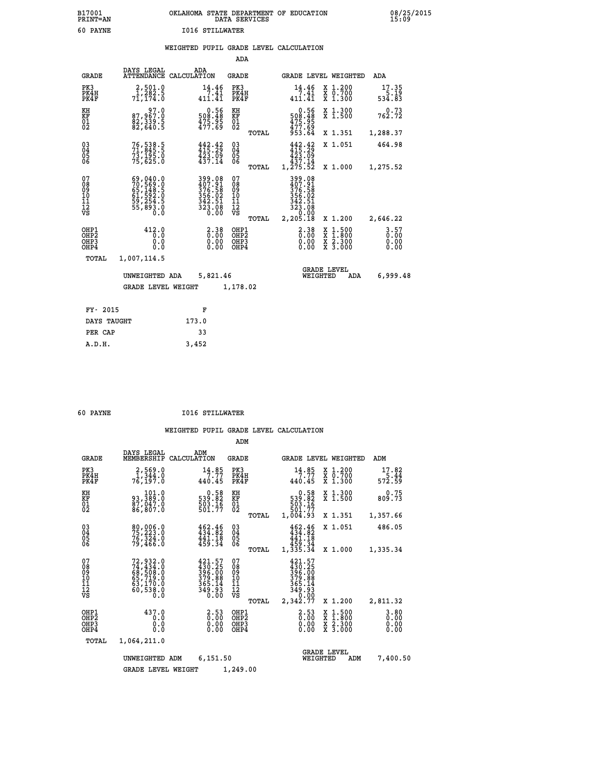B17001 OKLAHOMA STATE DEPARTMENT OF EDUCATION 08/25/2015
PRINT=AN DATA SERVICES 15:09
60 PAYNE I016 STILLWATER

WEIGHTED PUPIL GRADE LEVEL CALCULATION

ADA

| GRADE | DAYS LEGAL ATTENDANCE | ADA CALCULATION | GRADE | GRADE LEVEL | WEIGHTED | ADA |
|---|---|---|---|---|---|---|
| PK3 | 2,501.0 | 14.46 | PK3 | 14.46 | X 1.200 | 17.35 |
| PK4H | 1,282.5 | 7.41 | PK4H | 7.41 | X 0.700 | 5.19 |
| PK4F | 71,174.0 | 411.41 | PK4F | 411.41 | X 1.300 | 534.83 |
| KH | 97.0 | 0.56 | KH | 0.56 | X 1.300 | 0.73 |
| KF | 87,967.0 | 508.48 | KF | 508.48 | X 1.500 | 762.72 |
| 01 | 82,339.5 | 475.95 | 01 | 475.95 | | |
| 02 | 82,640.5 | 477.69 | 02 | 477.69 | | |
| | | | TOTAL | 953.64 | X 1.351 | 1,288.37 |
| 03 | 76,538.5 | 442.42 | 03 | 442.42 | X 1.051 | 464.98 |
| 04 | 71,845.5 | 415.29 | 04 | 415.29 | | |
| 05 | 73,195.0 | 423.09 | 05 | 423.09 | | |
| 06 | 75,625.0 | 437.14 | 06 | 437.14 | | |
| | | | TOTAL | 1,275.52 | X 1.000 | 1,275.52 |
| 07 | 69,040.0 | 399.08 | 07 | 399.08 | | |
| 08 | 70,569.0 | 407.91 | 08 | 407.91 | | |
| 09 | 65,148.5 | 376.58 | 09 | 376.58 | | |
| 10 | 61,592.0 | 356.02 | 10 | 356.02 | | |
| 11 | 59,254.5 | 342.51 | 11 | 342.51 | | |
| 12 | 55,893.0 | 323.08 | 12 | 323.08 | | |
| VS | 0.0 | 0.00 | VS | 0.00 | | |
| | | | TOTAL | 2,205.18 | X 1.200 | 2,646.22 |
| OHP1 | 412.0 | 2.38 | OHP1 | 2.38 | X 1.500 | 3.57 |
| OHP2 | 0.0 | 0.00 | OHP2 | 0.00 | X 1.800 | 0.00 |
| OHP3 | 0.0 | 0.00 | OHP3 | 0.00 | X 2.300 | 0.00 |
| OHP4 | 0.0 | 0.00 | OHP4 | 0.00 | X 3.000 | 0.00 |
| TOTAL | 1,007,114.5 | | | | | |

UNWEIGHTED ADA 5,821.46 GRADE LEVEL WEIGHTED ADA 6,999.48

GRADE LEVEL WEIGHT 1,178.02

| FY- 2015 | F |
|---|---|
| DAYS TAUGHT | 173.0 |
| PER CAP | 33 |
| A.D.H. | 3,452 |

60 PAYNE I016 STILLWATER

WEIGHTED PUPIL GRADE LEVEL CALCULATION

ADM

| GRADE | DAYS LEGAL MEMBERSHIP | ADM CALCULATION | GRADE | GRADE LEVEL | WEIGHTED | ADM |
|---|---|---|---|---|---|---|
| PK3 | 2,569.0 | 14.85 | PK3 | 14.85 | X 1.200 | 17.82 |
| PK4H | 1,344.0 | 7.77 | PK4H | 7.77 | X 0.700 | 5.44 |
| PK4F | 76,197.0 | 440.45 | PK4F | 440.45 | X 1.300 | 572.59 |
| KH | 101.0 | 0.58 | KH | 0.58 | X 1.300 | 0.75 |
| KF | 93,389.0 | 539.82 | KF | 539.82 | X 1.500 | 809.73 |
| 01 | 87,047.0 | 503.16 | 01 | 503.16 | | |
| 02 | 86,807.0 | 501.77 | 02 | 501.77 | | |
| | | | TOTAL | 1,004.93 | X 1.351 | 1,357.66 |
| 03 | 80,006.0 | 462.46 | 03 | 462.46 | X 1.051 | 486.05 |
| 04 | 75,223.0 | 434.82 | 04 | 434.82 | | |
| 05 | 76,324.0 | 441.18 | 05 | 441.18 | | |
| 06 | 79,466.0 | 459.34 | 06 | 459.34 | | |
| | | | TOTAL | 1,335.34 | X 1.000 | 1,335.34 |
| 07 | 72,932.0 | 421.57 | 07 | 421.57 | | |
| 08 | 74,434.0 | 430.25 | 08 | 430.25 | | |
| 09 | 68,508.0 | 396.00 | 09 | 396.00 | | |
| 10 | 65,719.0 | 379.88 | 10 | 379.88 | | |
| 11 | 63,170.0 | 365.14 | 11 | 365.14 | | |
| 12 | 60,538.0 | 349.93 | 12 | 349.93 | | |
| VS | 0.0 | 0.00 | VS | 0.00 | | |
| | | | TOTAL | 2,342.77 | X 1.200 | 2,811.32 |
| OHP1 | 437.0 | 2.53 | OHP1 | 2.53 | X 1.500 | 3.80 |
| OHP2 | 0.0 | 0.00 | OHP2 | 0.00 | X 1.800 | 0.00 |
| OHP3 | 0.0 | 0.00 | OHP3 | 0.00 | X 2.300 | 0.00 |
| OHP4 | 0.0 | 0.00 | OHP4 | 0.00 | X 3.000 | 0.00 |
| TOTAL | 1,064,211.0 | | | | | |

UNWEIGHTED ADM 6,151.50 GRADE LEVEL WEIGHTED ADM 7,400.50

GRADE LEVEL WEIGHT 1,249.00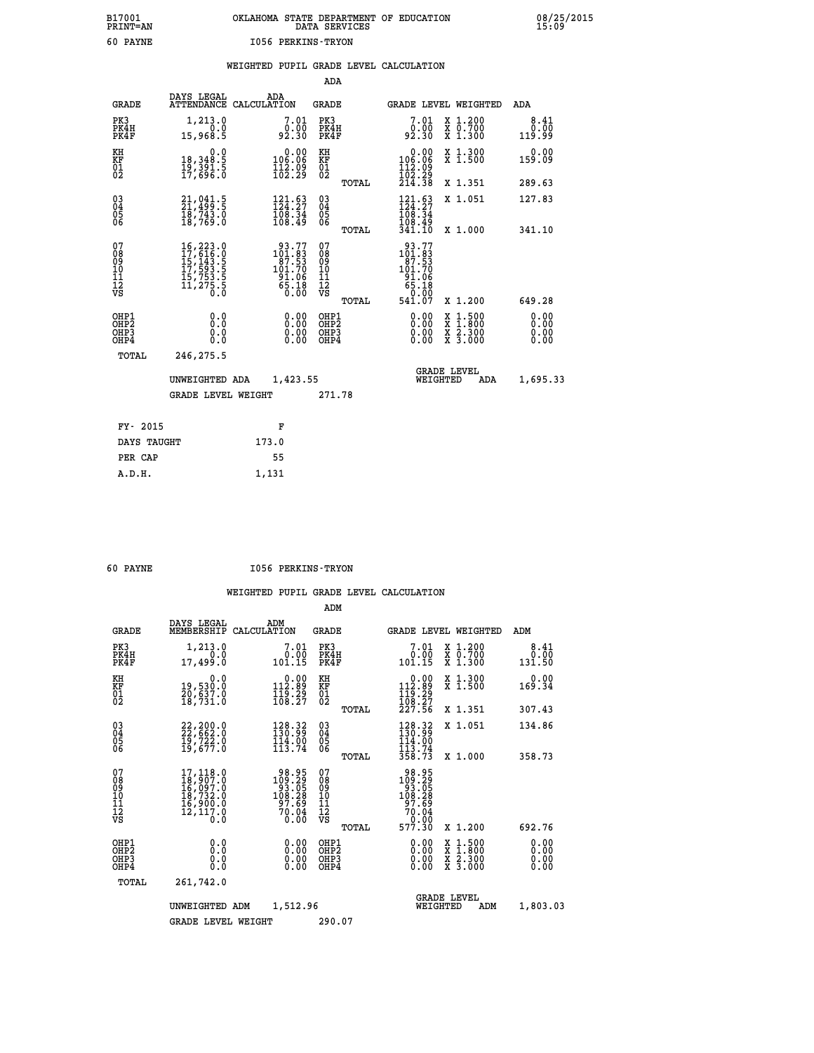B17001 PRINT=AN — OKLAHOMA STATE DEPARTMENT OF EDUCATION DATA SERVICES — 08/25/2015 15:09

60 PAYNE — I056 PERKINS-TRYON

## WEIGHTED PUPIL GRADE LEVEL CALCULATION

### ADA

| GRADE | DAYS LEGAL ATTENDANCE | ADA CALCULATION | GRADE | GRADE LEVEL | WEIGHTED | ADA |
|---|---|---|---|---|---|---|
| PK3 | 1,213.0 | 7.01 | PK3 | 7.01 | X 1.200 | 8.41 |
| PK4H | 0.0 | 0.00 | PK4H | 0.00 | X 0.700 | 0.00 |
| PK4F | 15,968.5 | 92.30 | PK4F | 92.30 | X 1.300 | 119.99 |
| KH | 0.0 | 0.00 | KH | 0.00 | X 1.300 | 0.00 |
| KF | 18,348.5 | 106.06 | KF | 106.06 | X 1.500 | 159.09 |
| 01 | 19,391.5 | 112.09 | 01 | 112.09 | | |
| 02 | 17,696.0 | 102.29 | 02 | 102.29 | | |
| | | | TOTAL | 214.38 | X 1.351 | 289.63 |
| 03 | 21,041.5 | 121.63 | 03 | 121.63 | X 1.051 | 127.83 |
| 04 | 21,499.5 | 124.27 | 04 | 124.27 | | |
| 05 | 18,743.0 | 108.34 | 05 | 108.34 | | |
| 06 | 18,769.0 | 108.49 | 06 | 108.49 | | |
| | | | TOTAL | 341.10 | X 1.000 | 341.10 |
| 07 | 16,223.0 | 93.77 | 07 | 93.77 | | |
| 08 | 17,616.0 | 101.83 | 08 | 101.83 | | |
| 09 | 15,143.5 | 87.53 | 09 | 87.53 | | |
| 10 | 17,593.5 | 101.70 | 10 | 101.70 | | |
| 11 | 15,753.5 | 91.06 | 11 | 91.06 | | |
| 12 | 11,275.5 | 65.18 | 12 | 65.18 | | |
| VS | 0.0 | 0.00 | VS | 0.00 | | |
| | | | TOTAL | 541.07 | X 1.200 | 649.28 |
| OHP1 | 0.0 | 0.00 | OHP1 | 0.00 | X 1.500 | 0.00 |
| OHP2 | 0.0 | 0.00 | OHP2 | 0.00 | X 1.800 | 0.00 |
| OHP3 | 0.0 | 0.00 | OHP3 | 0.00 | X 2.300 | 0.00 |
| OHP4 | 0.0 | 0.00 | OHP4 | 0.00 | X 3.000 | 0.00 |
| TOTAL | 246,275.5 | | | | | |

UNWEIGHTED ADA 1,423.55 — GRADE LEVEL WEIGHTED ADA 1,695.33

GRADE LEVEL WEIGHT 271.78

| FY- 2015 | F |
|---|---|
| DAYS TAUGHT | 173.0 |
| PER CAP | 55 |
| A.D.H. | 1,131 |

60 PAYNE — I056 PERKINS-TRYON

## WEIGHTED PUPIL GRADE LEVEL CALCULATION

### ADM

| GRADE | DAYS LEGAL MEMBERSHIP | ADM CALCULATION | GRADE | GRADE LEVEL | WEIGHTED | ADM |
|---|---|---|---|---|---|---|
| PK3 | 1,213.0 | 7.01 | PK3 | 7.01 | X 1.200 | 8.41 |
| PK4H | 0.0 | 0.00 | PK4H | 0.00 | X 0.700 | 0.00 |
| PK4F | 17,499.0 | 101.15 | PK4F | 101.15 | X 1.300 | 131.50 |
| KH | 0.0 | 0.00 | KH | 0.00 | X 1.300 | 0.00 |
| KF | 19,530.0 | 112.89 | KF | 112.89 | X 1.500 | 169.34 |
| 01 | 20,637.0 | 119.29 | 01 | 119.29 | | |
| 02 | 18,731.0 | 108.27 | 02 | 108.27 | | |
| | | | TOTAL | 227.56 | X 1.351 | 307.43 |
| 03 | 22,200.0 | 128.32 | 03 | 128.32 | X 1.051 | 134.86 |
| 04 | 22,662.0 | 130.99 | 04 | 130.99 | | |
| 05 | 19,722.0 | 114.00 | 05 | 114.00 | | |
| 06 | 19,677.0 | 113.74 | 06 | 113.74 | | |
| | | | TOTAL | 358.73 | X 1.000 | 358.73 |
| 07 | 17,118.0 | 98.95 | 07 | 98.95 | | |
| 08 | 18,907.0 | 109.29 | 08 | 109.29 | | |
| 09 | 16,097.0 | 93.05 | 09 | 93.05 | | |
| 10 | 18,732.0 | 108.28 | 10 | 108.28 | | |
| 11 | 16,900.0 | 97.69 | 11 | 97.69 | | |
| 12 | 12,117.0 | 70.04 | 12 | 70.04 | | |
| VS | 0.0 | 0.00 | VS | 0.00 | | |
| | | | TOTAL | 577.30 | X 1.200 | 692.76 |
| OHP1 | 0.0 | 0.00 | OHP1 | 0.00 | X 1.500 | 0.00 |
| OHP2 | 0.0 | 0.00 | OHP2 | 0.00 | X 1.800 | 0.00 |
| OHP3 | 0.0 | 0.00 | OHP3 | 0.00 | X 2.300 | 0.00 |
| OHP4 | 0.0 | 0.00 | OHP4 | 0.00 | X 3.000 | 0.00 |
| TOTAL | 261,742.0 | | | | | |

UNWEIGHTED ADM 1,512.96 — GRADE LEVEL WEIGHTED ADM 1,803.03

GRADE LEVEL WEIGHT 290.07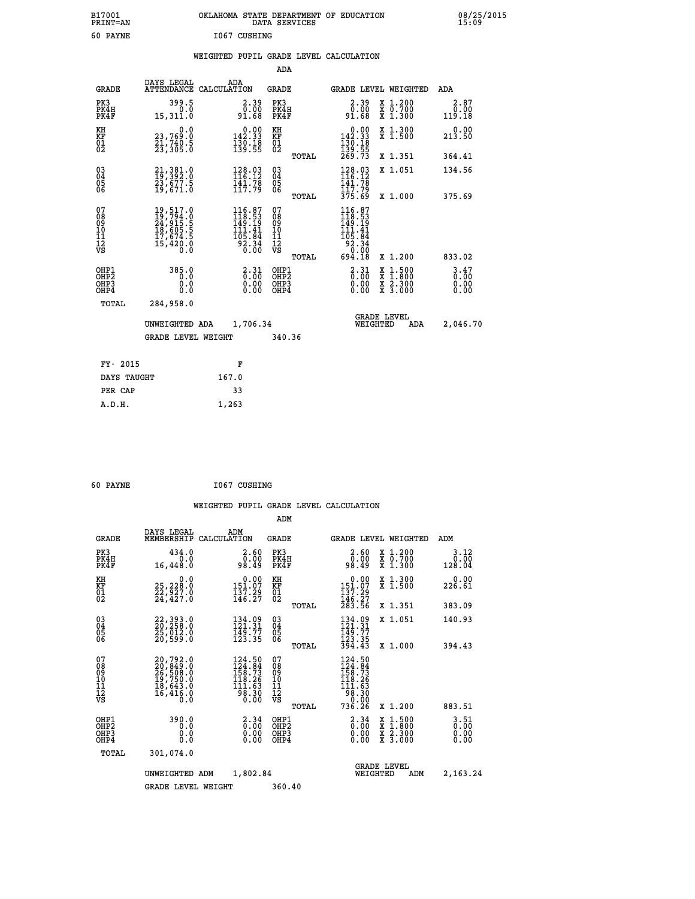B17001 OKLAHOMA STATE DEPARTMENT OF EDUCATION 08/25/2015
PRINT=AN DATA SERVICES 15:09

60 PAYNE I067 CUSHING

## WEIGHTED PUPIL GRADE LEVEL CALCULATION

### ADA

| GRADE | DAYS LEGAL ATTENDANCE | ADA CALCULATION | GRADE | GRADE LEVEL | WEIGHTED | ADA |
|---|---|---|---|---|---|---|
| PK3 | 399.5 | 2.39 | PK3 | 2.39 | X 1.200 | 2.87 |
| PK4H | 0.0 | 0.00 | PK4H | 0.00 | X 0.700 | 0.00 |
| PK4F | 15,311.0 | 91.68 | PK4F | 91.68 | X 1.300 | 119.18 |
| KH | 0.0 | 0.00 | KH | 0.00 | X 1.300 | 0.00 |
| KF | 23,769.0 | 142.33 | KF | 142.33 | X 1.500 | 213.50 |
| 01 | 21,740.5 | 130.18 | 01 | 130.18 | | |
| 02 | 23,305.0 | 139.55 | 02 | 139.55 | | |
| | | | TOTAL | 269.73 | X 1.351 | 364.41 |
| 03 | 21,381.0 | 128.03 | 03 | 128.03 | X 1.051 | 134.56 |
| 04 | 19,392.0 | 116.12 | 04 | 116.12 | | |
| 05 | 23,677.5 | 141.78 | 05 | 141.78 | | |
| 06 | 19,671.0 | 117.79 | 06 | 117.79 | | |
| | | | TOTAL | 375.69 | X 1.000 | 375.69 |
| 07 | 19,517.0 | 116.87 | 07 | 116.87 | | |
| 08 | 19,794.0 | 118.53 | 08 | 118.53 | | |
| 09 | 24,915.5 | 149.19 | 09 | 149.19 | | |
| 10 | 18,605.5 | 111.41 | 10 | 111.41 | | |
| 11 | 17,674.5 | 105.84 | 11 | 105.84 | | |
| 12 | 15,420.0 | 92.34 | 12 | 92.34 | | |
| VS | 0.0 | 0.00 | VS | 0.00 | | |
| | | | TOTAL | 694.18 | X 1.200 | 833.02 |
| OHP1 | 385.0 | 2.31 | OHP1 | 2.31 | X 1.500 | 3.47 |
| OHP2 | 0.0 | 0.00 | OHP2 | 0.00 | X 1.800 | 0.00 |
| OHP3 | 0.0 | 0.00 | OHP3 | 0.00 | X 2.300 | 0.00 |
| OHP4 | 0.0 | 0.00 | OHP4 | 0.00 | X 3.000 | 0.00 |
| TOTAL | 284,958.0 | | | | | |

UNWEIGHTED ADA 1,706.34 GRADE LEVEL WEIGHTED ADA 2,046.70

GRADE LEVEL WEIGHT 340.36

| FY- 2015 | F |
|---|---|
| DAYS TAUGHT | 167.0 |
| PER CAP | 33 |
| A.D.H. | 1,263 |

60 PAYNE I067 CUSHING

## WEIGHTED PUPIL GRADE LEVEL CALCULATION

### ADM

| GRADE | DAYS LEGAL MEMBERSHIP | ADM CALCULATION | GRADE | GRADE LEVEL | WEIGHTED | ADM |
|---|---|---|---|---|---|---|
| PK3 | 434.0 | 2.60 | PK3 | 2.60 | X 1.200 | 3.12 |
| PK4H | 0.0 | 0.00 | PK4H | 0.00 | X 0.700 | 0.00 |
| PK4F | 16,448.0 | 98.49 | PK4F | 98.49 | X 1.300 | 128.04 |
| KH | 0.0 | 0.00 | KH | 0.00 | X 1.300 | 0.00 |
| KF | 25,228.0 | 151.07 | KF | 151.07 | X 1.500 | 226.61 |
| 01 | 22,927.0 | 137.29 | 01 | 137.29 | | |
| 02 | 24,427.0 | 146.27 | 02 | 146.27 | | |
| | | | TOTAL | 283.56 | X 1.351 | 383.09 |
| 03 | 22,393.0 | 134.09 | 03 | 134.09 | X 1.051 | 140.93 |
| 04 | 20,258.0 | 121.31 | 04 | 121.31 | | |
| 05 | 25,012.0 | 149.77 | 05 | 149.77 | | |
| 06 | 20,599.0 | 123.35 | 06 | 123.35 | | |
| | | | TOTAL | 394.43 | X 1.000 | 394.43 |
| 07 | 20,792.0 | 124.50 | 07 | 124.50 | | |
| 08 | 20,849.0 | 124.84 | 08 | 124.84 | | |
| 09 | 26,508.0 | 158.73 | 09 | 158.73 | | |
| 10 | 19,750.0 | 118.26 | 10 | 118.26 | | |
| 11 | 18,643.0 | 111.63 | 11 | 111.63 | | |
| 12 | 16,416.0 | 98.30 | 12 | 98.30 | | |
| VS | 0.0 | 0.00 | VS | 0.00 | | |
| | | | TOTAL | 736.26 | X 1.200 | 883.51 |
| OHP1 | 390.0 | 2.34 | OHP1 | 2.34 | X 1.500 | 3.51 |
| OHP2 | 0.0 | 0.00 | OHP2 | 0.00 | X 1.800 | 0.00 |
| OHP3 | 0.0 | 0.00 | OHP3 | 0.00 | X 2.300 | 0.00 |
| OHP4 | 0.0 | 0.00 | OHP4 | 0.00 | X 3.000 | 0.00 |
| TOTAL | 301,074.0 | | | | | |

UNWEIGHTED ADM 1,802.84 GRADE LEVEL WEIGHTED ADM 2,163.24

GRADE LEVEL WEIGHT 360.40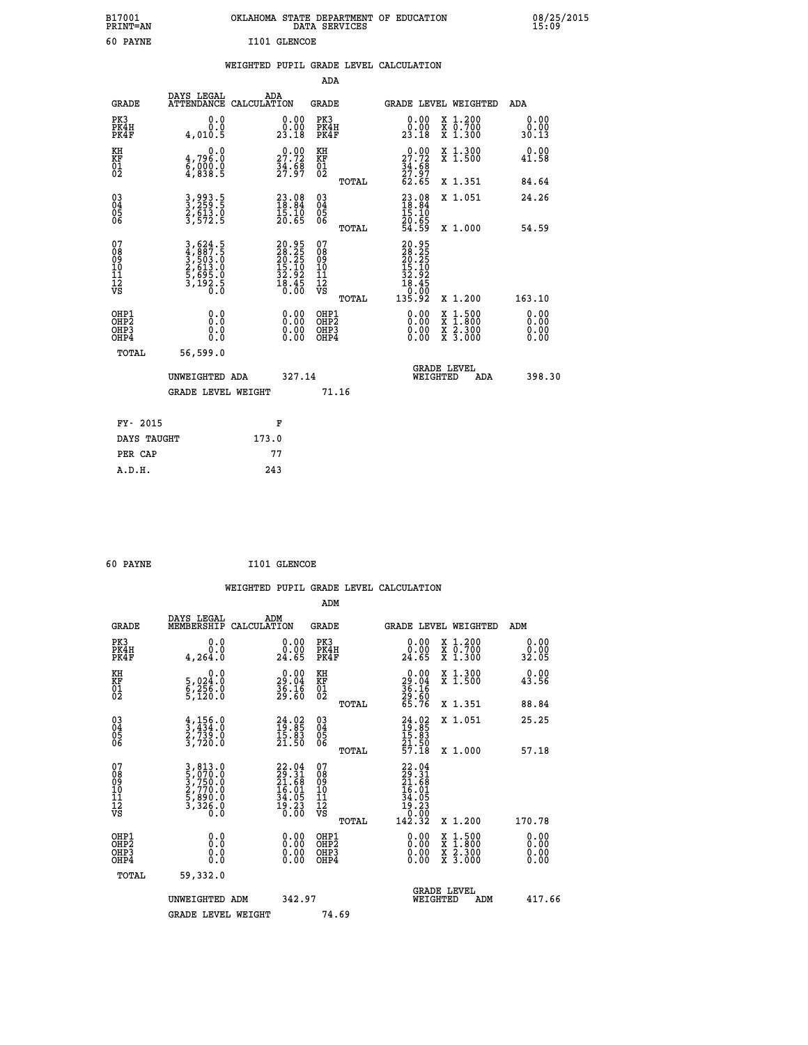B17001 OKLAHOMA STATE DEPARTMENT OF EDUCATION 08/25/2015
PRINT=AN DATA SERVICES 15:09

60 PAYNE I101 GLENCOE

## WEIGHTED PUPIL GRADE LEVEL CALCULATION

### ADA

| GRADE | DAYS LEGAL ATTENDANCE | ADA CALCULATION | GRADE | GRADE LEVEL | WEIGHTED | ADA |
|---|---|---|---|---|---|---|
| PK3 | 0.0 | 0.00 | PK3 | 0.00 | X 1.200 | 0.00 |
| PK4H | 0.0 | 0.00 | PK4H | 0.00 | X 0.700 | 0.00 |
| PK4F | 4,010.5 | 23.18 | PK4F | 23.18 | X 1.300 | 30.13 |
| KH | 0.0 | 0.00 | KH | 0.00 | X 1.300 | 0.00 |
| KF | 4,796.0 | 27.72 | KF | 27.72 | X 1.500 | 41.58 |
| 01 | 6,000.0 | 34.68 | 01 | 34.68 | | |
| 02 | 4,838.5 | 27.97 | 02 | 27.97 | | |
| | | | TOTAL | 62.65 | X 1.351 | 84.64 |
| 03 | 3,993.5 | 23.08 | 03 | 23.08 | X 1.051 | 24.26 |
| 04 | 3,259.5 | 18.84 | 04 | 18.84 | | |
| 05 | 2,613.0 | 15.10 | 05 | 15.10 | | |
| 06 | 3,572.5 | 20.65 | 06 | 20.65 | | |
| | | | TOTAL | 54.59 | X 1.000 | 54.59 |
| 07 | 3,624.5 | 20.95 | 07 | 20.95 | | |
| 08 | 4,887.5 | 28.25 | 08 | 28.25 | | |
| 09 | 3,503.0 | 20.25 | 09 | 20.25 | | |
| 10 | 2,613.0 | 15.10 | 10 | 15.10 | | |
| 11 | 5,695.0 | 32.92 | 11 | 32.92 | | |
| 12 | 3,192.5 | 18.45 | 12 | 18.45 | | |
| VS | 0.0 | 0.00 | VS | 0.00 | | |
| | | | TOTAL | 135.92 | X 1.200 | 163.10 |
| OHP1 | 0.0 | 0.00 | OHP1 | 0.00 | X 1.500 | 0.00 |
| OHP2 | 0.0 | 0.00 | OHP2 | 0.00 | X 1.800 | 0.00 |
| OHP3 | 0.0 | 0.00 | OHP3 | 0.00 | X 2.300 | 0.00 |
| OHP4 | 0.0 | 0.00 | OHP4 | 0.00 | X 3.000 | 0.00 |
| TOTAL | 56,599.0 | | | | | |

UNWEIGHTED ADA 327.14 GRADE LEVEL WEIGHTED ADA 398.30

GRADE LEVEL WEIGHT 71.16

| FY- 2015 | F |
|---|---|
| DAYS TAUGHT | 173.0 |
| PER CAP | 77 |
| A.D.H. | 243 |

60 PAYNE I101 GLENCOE

## WEIGHTED PUPIL GRADE LEVEL CALCULATION

### ADM

| GRADE | DAYS LEGAL MEMBERSHIP | ADM CALCULATION | GRADE | GRADE LEVEL | WEIGHTED | ADM |
|---|---|---|---|---|---|---|
| PK3 | 0.0 | 0.00 | PK3 | 0.00 | X 1.200 | 0.00 |
| PK4H | 0.0 | 0.00 | PK4H | 0.00 | X 0.700 | 0.00 |
| PK4F | 4,264.0 | 24.65 | PK4F | 24.65 | X 1.300 | 32.05 |
| KH | 0.0 | 0.00 | KH | 0.00 | X 1.300 | 0.00 |
| KF | 5,024.0 | 29.04 | KF | 29.04 | X 1.500 | 43.56 |
| 01 | 6,256.0 | 36.16 | 01 | 36.16 | | |
| 02 | 5,120.0 | 29.60 | 02 | 29.60 | | |
| | | | TOTAL | 65.76 | X 1.351 | 88.84 |
| 03 | 4,156.0 | 24.02 | 03 | 24.02 | X 1.051 | 25.25 |
| 04 | 3,434.0 | 19.85 | 04 | 19.85 | | |
| 05 | 2,739.0 | 15.83 | 05 | 15.83 | | |
| 06 | 3,720.0 | 21.50 | 06 | 21.50 | | |
| | | | TOTAL | 57.18 | X 1.000 | 57.18 |
| 07 | 3,813.0 | 22.04 | 07 | 22.04 | | |
| 08 | 5,070.0 | 29.31 | 08 | 29.31 | | |
| 09 | 3,750.0 | 21.68 | 09 | 21.68 | | |
| 10 | 2,770.0 | 16.01 | 10 | 16.01 | | |
| 11 | 5,890.0 | 34.05 | 11 | 34.05 | | |
| 12 | 3,326.0 | 19.23 | 12 | 19.23 | | |
| VS | 0.0 | 0.00 | VS | 0.00 | | |
| | | | TOTAL | 142.32 | X 1.200 | 170.78 |
| OHP1 | 0.0 | 0.00 | OHP1 | 0.00 | X 1.500 | 0.00 |
| OHP2 | 0.0 | 0.00 | OHP2 | 0.00 | X 1.800 | 0.00 |
| OHP3 | 0.0 | 0.00 | OHP3 | 0.00 | X 2.300 | 0.00 |
| OHP4 | 0.0 | 0.00 | OHP4 | 0.00 | X 3.000 | 0.00 |
| TOTAL | 59,332.0 | | | | | |

UNWEIGHTED ADM 342.97 GRADE LEVEL WEIGHTED ADM 417.66

GRADE LEVEL WEIGHT 74.69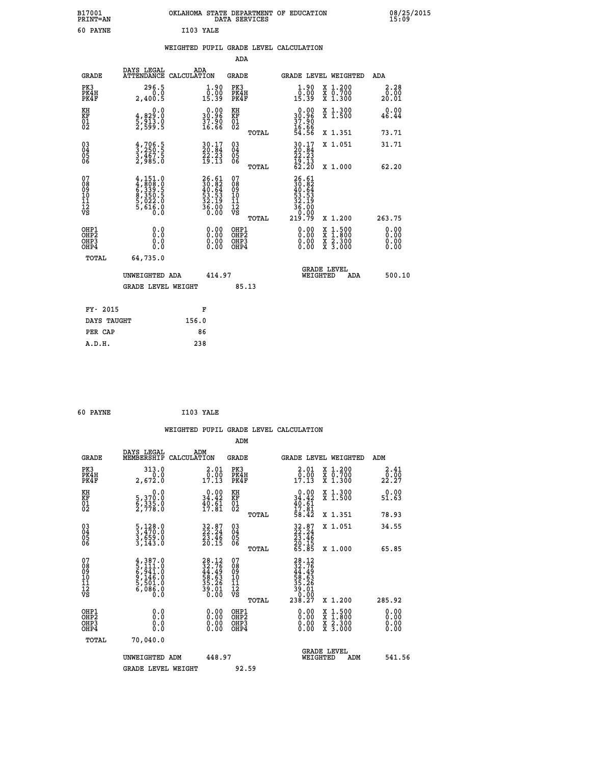B17001 OKLAHOMA STATE DEPARTMENT OF EDUCATION 08/25/2015
PRINT=AN DATA SERVICES 15:09

60 PAYNE I103 YALE

## WEIGHTED PUPIL GRADE LEVEL CALCULATION

### ADA

| GRADE | DAYS LEGAL ATTENDANCE | ADA CALCULATION | GRADE | | GRADE LEVEL | WEIGHTED | ADA |
|---|---|---|---|---|---|---|---|
| PK3 | 296.5 | 1.90 | PK3 | | 1.90 | X 1.200 | 2.28 |
| PK4H | 0.0 | 0.00 | PK4H | | 0.00 | X 0.700 | 0.00 |
| PK4F | 2,400.5 | 15.39 | PK4F | | 15.39 | X 1.300 | 20.01 |
| KH | 0.0 | 0.00 | KH | | 0.00 | X 1.300 | 0.00 |
| KF | 4,829.0 | 30.96 | KF | | 30.96 | X 1.500 | 46.44 |
| 01 | 5,913.0 | 37.90 | 01 | | 37.90 | | |
| 02 | 2,599.5 | 16.66 | 02 | | 16.66 | | |
| | | | | TOTAL | 54.56 | X 1.351 | 73.71 |
| 03 | 4,706.5 | 30.17 | 03 | | 30.17 | X 1.051 | 31.71 |
| 04 | 3,250.5 | 20.84 | 04 | | 20.84 | | |
| 05 | 3,467.5 | 22.23 | 05 | | 22.23 | | |
| 06 | 2,985.0 | 19.13 | 06 | | 19.13 | | |
| | | | | TOTAL | 62.20 | X 1.000 | 62.20 |
| 07 | 4,151.0 | 26.61 | 07 | | 26.61 | | |
| 08 | 4,808.0 | 30.82 | 08 | | 30.82 | | |
| 09 | 6,339.5 | 40.64 | 09 | | 40.64 | | |
| 10 | 8,350.5 | 53.53 | 10 | | 53.53 | | |
| 11 | 5,022.0 | 32.19 | 11 | | 32.19 | | |
| 12 | 5,616.0 | 36.00 | 12 | | 36.00 | | |
| VS | 0.0 | 0.00 | VS | | 0.00 | | |
| | | | | TOTAL | 219.79 | X 1.200 | 263.75 |
| OHP1 | 0.0 | 0.00 | OHP1 | | 0.00 | X 1.500 | 0.00 |
| OHP2 | 0.0 | 0.00 | OHP2 | | 0.00 | X 1.800 | 0.00 |
| OHP3 | 0.0 | 0.00 | OHP3 | | 0.00 | X 2.300 | 0.00 |
| OHP4 | 0.0 | 0.00 | OHP4 | | 0.00 | X 3.000 | 0.00 |
| TOTAL | 64,735.0 | | | | | | |

UNWEIGHTED ADA 414.97 GRADE LEVEL WEIGHTED ADA 500.10

GRADE LEVEL WEIGHT 85.13

| FY- 2015 | F |
|---|---|
| DAYS TAUGHT | 156.0 |
| PER CAP | 86 |
| A.D.H. | 238 |

60 PAYNE I103 YALE

## WEIGHTED PUPIL GRADE LEVEL CALCULATION

### ADM

| GRADE | DAYS LEGAL MEMBERSHIP | ADM CALCULATION | GRADE | | GRADE LEVEL | WEIGHTED | ADM |
|---|---|---|---|---|---|---|---|
| PK3 | 313.0 | 2.01 | PK3 | | 2.01 | X 1.200 | 2.41 |
| PK4H | 0.0 | 0.00 | PK4H | | 0.00 | X 0.700 | 0.00 |
| PK4F | 2,672.0 | 17.13 | PK4F | | 17.13 | X 1.300 | 22.27 |
| KH | 0.0 | 0.00 | KH | | 0.00 | X 1.300 | 0.00 |
| KF | 5,370.0 | 34.42 | KF | | 34.42 | X 1.500 | 51.63 |
| 01 | 6,335.0 | 40.61 | 01 | | 40.61 | | |
| 02 | 2,778.0 | 17.81 | 02 | | 17.81 | | |
| | | | | TOTAL | 58.42 | X 1.351 | 78.93 |
| 03 | 5,128.0 | 32.87 | 03 | | 32.87 | X 1.051 | 34.55 |
| 04 | 3,470.0 | 22.24 | 04 | | 22.24 | | |
| 05 | 3,659.0 | 23.46 | 05 | | 23.46 | | |
| 06 | 3,143.0 | 20.15 | 06 | | 20.15 | | |
| | | | | TOTAL | 65.85 | X 1.000 | 65.85 |
| 07 | 4,387.0 | 28.12 | 07 | | 28.12 | | |
| 08 | 5,111.0 | 32.76 | 08 | | 32.76 | | |
| 09 | 6,941.0 | 44.49 | 09 | | 44.49 | | |
| 10 | 9,146.0 | 58.63 | 10 | | 58.63 | | |
| 11 | 5,501.0 | 35.26 | 11 | | 35.26 | | |
| 12 | 6,086.0 | 39.01 | 12 | | 39.01 | | |
| VS | 0.0 | 0.00 | VS | | 0.00 | | |
| | | | | TOTAL | 238.27 | X 1.200 | 285.92 |
| OHP1 | 0.0 | 0.00 | OHP1 | | 0.00 | X 1.500 | 0.00 |
| OHP2 | 0.0 | 0.00 | OHP2 | | 0.00 | X 1.800 | 0.00 |
| OHP3 | 0.0 | 0.00 | OHP3 | | 0.00 | X 2.300 | 0.00 |
| OHP4 | 0.0 | 0.00 | OHP4 | | 0.00 | X 3.000 | 0.00 |
| TOTAL | 70,040.0 | | | | | | |

UNWEIGHTED ADM 448.97 GRADE LEVEL WEIGHTED ADM 541.56

GRADE LEVEL WEIGHT 92.59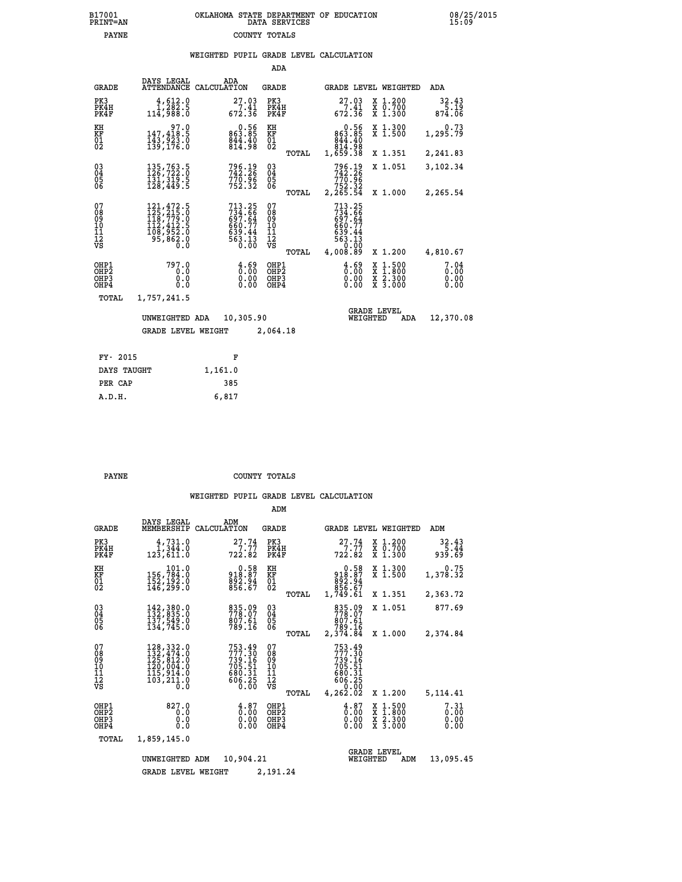B17001 OKLAHOMA STATE DEPARTMENT OF EDUCATION 08/25/2015
PRINT=AN DATA SERVICES 15:09
PAYNE COUNTY TOTALS

### WEIGHTED PUPIL GRADE LEVEL CALCULATION

ADA

| GRADE | DAYS LEGAL ATTENDANCE | ADA CALCULATION | GRADE | GRADE LEVEL | WEIGHTED | ADA |
|---|---|---|---|---|---|---|
| PK3 | 4,612.0 | 27.03 | PK3 | 27.03 | X 1.200 | 32.43 |
| PK4H | 1,282.5 | 7.41 | PK4H | 7.41 | X 0.700 | 5.19 |
| PK4F | 114,988.0 | 672.36 | PK4F | 672.36 | X 1.300 | 874.06 |
| KH | 97.0 | 0.56 | KH | 0.56 | X 1.300 | 0.73 |
| KF | 147,418.5 | 863.85 | KF | 863.85 | X 1.500 | 1,295.79 |
| 01 | 143,923.0 | 844.40 | 01 | 844.40 | | |
| 02 | 139,176.0 | 814.98 | 02 | 814.98 | | |
| | | | TOTAL | 1,659.38 | X 1.351 | 2,241.83 |
| 03 | 135,763.5 | 796.19 | 03 | 796.19 | X 1.051 | 3,102.34 |
| 04 | 126,722.0 | 742.26 | 04 | 742.26 | | |
| 05 | 131,319.5 | 770.96 | 05 | 770.96 | | |
| 06 | 128,449.5 | 752.32 | 06 | 752.32 | | |
| | | | TOTAL | 2,265.54 | X 1.000 | 2,265.54 |
| 07 | 121,472.5 | 713.25 | 07 | 713.25 | | |
| 08 | 125,215.0 | 734.66 | 08 | 734.66 | | |
| 09 | 118,779.0 | 697.64 | 09 | 697.64 | | |
| 10 | 112,412.5 | 660.77 | 10 | 660.77 | | |
| 11 | 108,952.0 | 639.44 | 11 | 639.44 | | |
| 12 | 95,862.0 | 563.13 | 12 | 563.13 | | |
| VS | 0.0 | 0.00 | VS | 0.00 | | |
| | | | TOTAL | 4,008.89 | X 1.200 | 4,810.67 |
| OHP1 | 797.0 | 4.69 | OHP1 | 4.69 | X 1.500 | 7.04 |
| OHP2 | 0.0 | 0.00 | OHP2 | 0.00 | X 1.800 | 0.00 |
| OHP3 | 0.0 | 0.00 | OHP3 | 0.00 | X 2.300 | 0.00 |
| OHP4 | 0.0 | 0.00 | OHP4 | 0.00 | X 3.000 | 0.00 |
| TOTAL | 1,757,241.5 | | | | | |

UNWEIGHTED ADA 10,305.90 — GRADE LEVEL WEIGHTED ADA 12,370.08

GRADE LEVEL WEIGHT 2,064.18

| FY- 2015 | F |
|---|---|
| DAYS TAUGHT | 1,161.0 |
| PER CAP | 385 |
| A.D.H. | 6,817 |

PAYNE COUNTY TOTALS

### WEIGHTED PUPIL GRADE LEVEL CALCULATION

ADM

| GRADE | DAYS LEGAL MEMBERSHIP | ADM CALCULATION | GRADE | GRADE LEVEL | WEIGHTED | ADM |
|---|---|---|---|---|---|---|
| PK3 | 4,731.0 | 27.74 | PK3 | 27.74 | X 1.200 | 32.43 |
| PK4H | 1,344.0 | 7.77 | PK4H | 7.77 | X 0.700 | 5.44 |
| PK4F | 123,611.0 | 722.82 | PK4F | 722.82 | X 1.300 | 939.69 |
| KH | 101.0 | 0.58 | KH | 0.58 | X 1.300 | 0.75 |
| KF | 156,784.0 | 918.87 | KF | 918.87 | X 1.500 | 1,378.32 |
| 01 | 152,192.0 | 892.94 | 01 | 892.94 | | |
| 02 | 146,299.0 | 856.67 | 02 | 856.67 | | |
| | | | TOTAL | 1,749.61 | X 1.351 | 2,363.72 |
| 03 | 142,380.0 | 835.09 | 03 | 835.09 | X 1.051 | 877.69 |
| 04 | 132,835.0 | 778.07 | 04 | 778.07 | | |
| 05 | 137,549.0 | 807.61 | 05 | 807.61 | | |
| 06 | 134,745.0 | 789.16 | 06 | 789.16 | | |
| | | | TOTAL | 2,374.84 | X 1.000 | 2,374.84 |
| 07 | 128,332.0 | 753.49 | 07 | 753.49 | | |
| 08 | 132,474.0 | 777.30 | 08 | 777.30 | | |
| 09 | 125,812.0 | 739.16 | 09 | 739.16 | | |
| 10 | 120,004.0 | 705.51 | 10 | 705.51 | | |
| 11 | 115,914.0 | 680.31 | 11 | 680.31 | | |
| 12 | 103,211.0 | 606.25 | 12 | 606.25 | | |
| VS | 0.0 | 0.00 | VS | 0.00 | | |
| | | | TOTAL | 4,262.02 | X 1.200 | 5,114.41 |
| OHP1 | 827.0 | 4.87 | OHP1 | 4.87 | X 1.500 | 7.31 |
| OHP2 | 0.0 | 0.00 | OHP2 | 0.00 | X 1.800 | 0.00 |
| OHP3 | 0.0 | 0.00 | OHP3 | 0.00 | X 2.300 | 0.00 |
| OHP4 | 0.0 | 0.00 | OHP4 | 0.00 | X 3.000 | 0.00 |
| TOTAL | 1,859,145.0 | | | | | |

UNWEIGHTED ADM 10,904.21 — GRADE LEVEL WEIGHTED ADM 13,095.45

GRADE LEVEL WEIGHT 2,191.24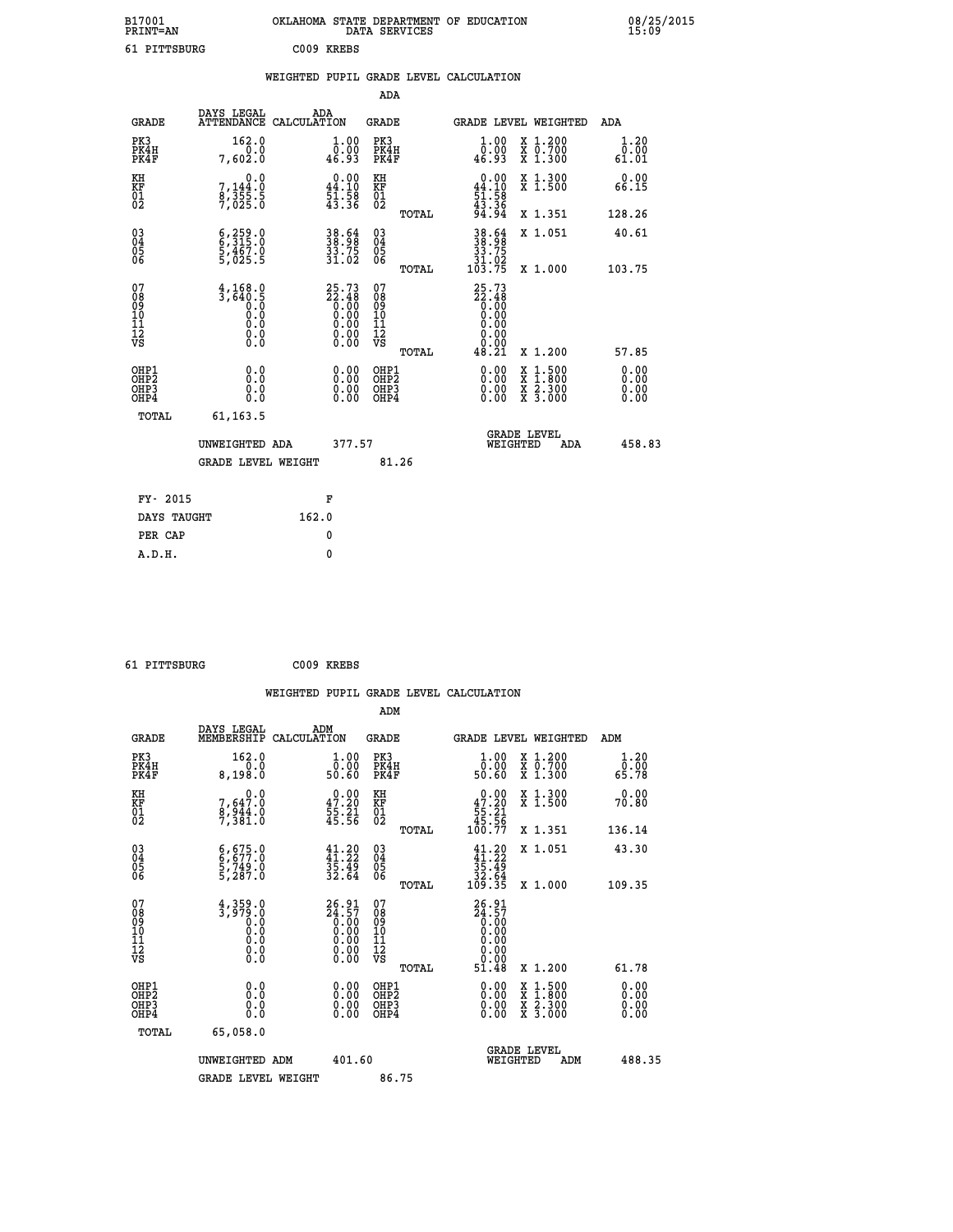B17001 OKLAHOMA STATE DEPARTMENT OF EDUCATION 08/25/2015
PRINT=AN DATA SERVICES 15:09

61 PITTSBURG C009 KREBS

## WEIGHTED PUPIL GRADE LEVEL CALCULATION

### ADA

| GRADE | DAYS LEGAL ATTENDANCE | ADA CALCULATION | GRADE | GRADE LEVEL | WEIGHTED | ADA |
|---|---|---|---|---|---|---|
| PK3 | 162.0 | 1.00 | PK3 | 1.00 | X 1.200 | 1.20 |
| PK4H | 0.0 | 0.00 | PK4H | 0.00 | X 0.700 | 0.00 |
| PK4F | 7,602.0 | 46.93 | PK4F | 46.93 | X 1.300 | 61.01 |
| KH | 0.0 | 0.00 | KH | 0.00 | X 1.300 | 0.00 |
| KF | 7,144.0 | 44.10 | KF | 44.10 | X 1.500 | 66.15 |
| 01 | 8,355.5 | 51.58 | 01 | 51.58 | | |
| 02 | 7,025.0 | 43.36 | 02 | 43.36 | | |
| | | | TOTAL | 94.94 | X 1.351 | 128.26 |
| 03 | 6,259.0 | 38.64 | 03 | 38.64 | X 1.051 | 40.61 |
| 04 | 6,315.0 | 38.98 | 04 | 38.98 | | |
| 05 | 5,467.0 | 33.75 | 05 | 33.75 | | |
| 06 | 5,025.5 | 31.02 | 06 | 31.02 | | |
| | | | TOTAL | 103.75 | X 1.000 | 103.75 |
| 07 | 4,168.0 | 25.73 | 07 | 25.73 | | |
| 08 | 3,640.5 | 22.48 | 08 | 22.48 | | |
| 09 | 0.0 | 0.00 | 09 | 0.00 | | |
| 10 | 0.0 | 0.00 | 10 | 0.00 | | |
| 11 | 0.0 | 0.00 | 11 | 0.00 | | |
| 12 | 0.0 | 0.00 | 12 | 0.00 | | |
| VS | 0.0 | 0.00 | VS | 0.00 | | |
| | | | TOTAL | 48.21 | X 1.200 | 57.85 |
| OHP1 | 0.0 | 0.00 | OHP1 | 0.00 | X 1.500 | 0.00 |
| OHP2 | 0.0 | 0.00 | OHP2 | 0.00 | X 1.800 | 0.00 |
| OHP3 | 0.0 | 0.00 | OHP3 | 0.00 | X 2.300 | 0.00 |
| OHP4 | 0.0 | 0.00 | OHP4 | 0.00 | X 3.000 | 0.00 |
| TOTAL | 61,163.5 | | | | | |

UNWEIGHTED ADA 377.57 GRADE LEVEL WEIGHTED ADA 458.83

GRADE LEVEL WEIGHT 81.26

| FY- 2015 | F |
|---|---|
| DAYS TAUGHT | 162.0 |
| PER CAP | 0 |
| A.D.H. | 0 |

61 PITTSBURG C009 KREBS

## WEIGHTED PUPIL GRADE LEVEL CALCULATION

### ADM

| GRADE | DAYS LEGAL MEMBERSHIP | ADM CALCULATION | GRADE | GRADE LEVEL | WEIGHTED | ADM |
|---|---|---|---|---|---|---|
| PK3 | 162.0 | 1.00 | PK3 | 1.00 | X 1.200 | 1.20 |
| PK4H | 0.0 | 0.00 | PK4H | 0.00 | X 0.700 | 0.00 |
| PK4F | 8,198.0 | 50.60 | PK4F | 50.60 | X 1.300 | 65.78 |
| KH | 0.0 | 0.00 | KH | 0.00 | X 1.300 | 0.00 |
| KF | 7,647.0 | 47.20 | KF | 47.20 | X 1.500 | 70.80 |
| 01 | 8,944.0 | 55.21 | 01 | 55.21 | | |
| 02 | 7,381.0 | 45.56 | 02 | 45.56 | | |
| | | | TOTAL | 100.77 | X 1.351 | 136.14 |
| 03 | 6,675.0 | 41.20 | 03 | 41.20 | X 1.051 | 43.30 |
| 04 | 6,677.0 | 41.22 | 04 | 41.22 | | |
| 05 | 5,749.0 | 35.49 | 05 | 35.49 | | |
| 06 | 5,287.0 | 32.64 | 06 | 32.64 | | |
| | | | TOTAL | 109.35 | X 1.000 | 109.35 |
| 07 | 4,359.0 | 26.91 | 07 | 26.91 | | |
| 08 | 3,979.0 | 24.57 | 08 | 24.57 | | |
| 09 | 0.0 | 0.00 | 09 | 0.00 | | |
| 10 | 0.0 | 0.00 | 10 | 0.00 | | |
| 11 | 0.0 | 0.00 | 11 | 0.00 | | |
| 12 | 0.0 | 0.00 | 12 | 0.00 | | |
| VS | 0.0 | 0.00 | VS | 0.00 | | |
| | | | TOTAL | 51.48 | X 1.200 | 61.78 |
| OHP1 | 0.0 | 0.00 | OHP1 | 0.00 | X 1.500 | 0.00 |
| OHP2 | 0.0 | 0.00 | OHP2 | 0.00 | X 1.800 | 0.00 |
| OHP3 | 0.0 | 0.00 | OHP3 | 0.00 | X 2.300 | 0.00 |
| OHP4 | 0.0 | 0.00 | OHP4 | 0.00 | X 3.000 | 0.00 |
| TOTAL | 65,058.0 | | | | | |

UNWEIGHTED ADM 401.60 GRADE LEVEL WEIGHTED ADM 488.35

GRADE LEVEL WEIGHT 86.75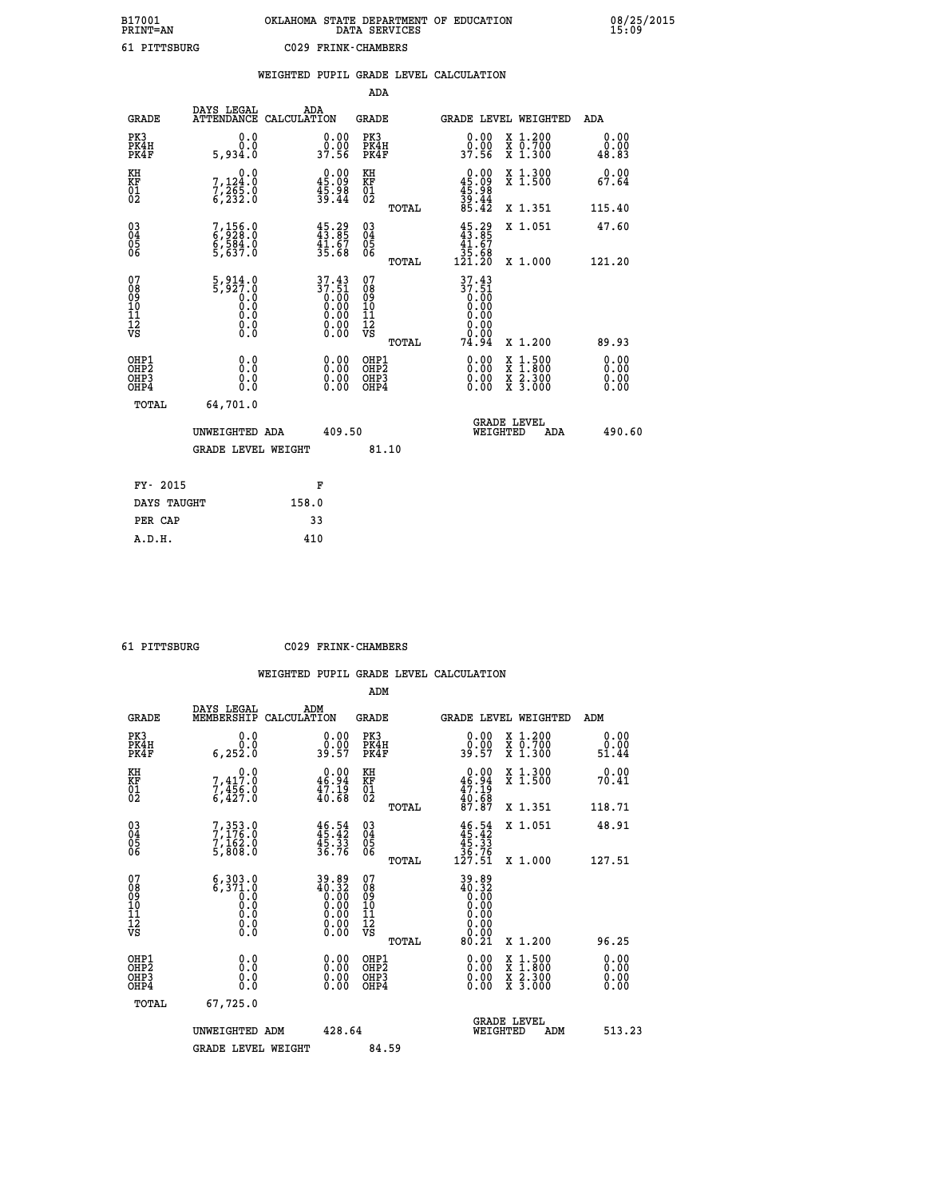B17001 OKLAHOMA STATE DEPARTMENT OF EDUCATION 08/25/2015
PRINT=AN DATA SERVICES 15:09

61 PITTSBURG C029 FRINK-CHAMBERS

## WEIGHTED PUPIL GRADE LEVEL CALCULATION

### ADA

| GRADE | DAYS LEGAL ATTENDANCE | ADA CALCULATION | GRADE | | GRADE LEVEL | WEIGHTED | ADA |
|---|---|---|---|---|---|---|---|
| PK3 | 0.0 | 0.00 | PK3 | | 0.00 | X 1.200 | 0.00 |
| PK4H | 0.0 | 0.00 | PK4H | | 0.00 | X 0.700 | 0.00 |
| PK4F | 5,934.0 | 37.56 | PK4F | | 37.56 | X 1.300 | 48.83 |
| KH | 0.0 | 0.00 | KH | | 0.00 | X 1.300 | 0.00 |
| KF | 7,124.0 | 45.09 | KF | | 45.09 | X 1.500 | 67.64 |
| 01 | 7,265.0 | 45.98 | 01 | | 45.98 | | |
| 02 | 6,232.0 | 39.44 | 02 | | 39.44 | | |
| | | | | TOTAL | 85.42 | X 1.351 | 115.40 |
| 03 | 7,156.0 | 45.29 | 03 | | 45.29 | X 1.051 | 47.60 |
| 04 | 6,928.0 | 43.85 | 04 | | 43.85 | | |
| 05 | 6,584.0 | 41.67 | 05 | | 41.67 | | |
| 06 | 5,637.0 | 35.68 | 06 | | 35.68 | | |
| | | | | TOTAL | 121.20 | X 1.000 | 121.20 |
| 07 | 5,914.0 | 37.43 | 07 | | 37.43 | | |
| 08 | 5,927.0 | 37.51 | 08 | | 37.51 | | |
| 09 | 0.0 | 0.00 | 09 | | 0.00 | | |
| 10 | 0.0 | 0.00 | 10 | | 0.00 | | |
| 11 | 0.0 | 0.00 | 11 | | 0.00 | | |
| 12 | 0.0 | 0.00 | 12 | | 0.00 | | |
| VS | 0.0 | 0.00 | VS | | 0.00 | | |
| | | | | TOTAL | 74.94 | X 1.200 | 89.93 |
| OHP1 | 0.0 | 0.00 | OHP1 | | 0.00 | X 1.500 | 0.00 |
| OHP2 | 0.0 | 0.00 | OHP2 | | 0.00 | X 1.800 | 0.00 |
| OHP3 | 0.0 | 0.00 | OHP3 | | 0.00 | X 2.300 | 0.00 |
| OHP4 | 0.0 | 0.00 | OHP4 | | 0.00 | X 3.000 | 0.00 |
| TOTAL | 64,701.0 | | | | | | |

UNWEIGHTED ADA 409.50 GRADE LEVEL WEIGHTED ADA 490.60

GRADE LEVEL WEIGHT 81.10

| FY- 2015 | F |
|---|---|
| DAYS TAUGHT | 158.0 |
| PER CAP | 33 |
| A.D.H. | 410 |

61 PITTSBURG C029 FRINK-CHAMBERS

## WEIGHTED PUPIL GRADE LEVEL CALCULATION

### ADM

| GRADE | DAYS LEGAL MEMBERSHIP | ADM CALCULATION | GRADE | | GRADE LEVEL | WEIGHTED | ADM |
|---|---|---|---|---|---|---|---|
| PK3 | 0.0 | 0.00 | PK3 | | 0.00 | X 1.200 | 0.00 |
| PK4H | 0.0 | 0.00 | PK4H | | 0.00 | X 0.700 | 0.00 |
| PK4F | 6,252.0 | 39.57 | PK4F | | 39.57 | X 1.300 | 51.44 |
| KH | 0.0 | 0.00 | KH | | 0.00 | X 1.300 | 0.00 |
| KF | 7,417.0 | 46.94 | KF | | 46.94 | X 1.500 | 70.41 |
| 01 | 7,456.0 | 47.19 | 01 | | 47.19 | | |
| 02 | 6,427.0 | 40.68 | 02 | | 40.68 | | |
| | | | | TOTAL | 87.87 | X 1.351 | 118.71 |
| 03 | 7,353.0 | 46.54 | 03 | | 46.54 | X 1.051 | 48.91 |
| 04 | 7,176.0 | 45.42 | 04 | | 45.42 | | |
| 05 | 7,162.0 | 45.33 | 05 | | 45.33 | | |
| 06 | 5,808.0 | 36.76 | 06 | | 36.76 | | |
| | | | | TOTAL | 127.51 | X 1.000 | 127.51 |
| 07 | 6,303.0 | 39.89 | 07 | | 39.89 | | |
| 08 | 6,371.0 | 40.32 | 08 | | 40.32 | | |
| 09 | 0.0 | 0.00 | 09 | | 0.00 | | |
| 10 | 0.0 | 0.00 | 10 | | 0.00 | | |
| 11 | 0.0 | 0.00 | 11 | | 0.00 | | |
| 12 | 0.0 | 0.00 | 12 | | 0.00 | | |
| VS | 0.0 | 0.00 | VS | | 0.00 | | |
| | | | | TOTAL | 80.21 | X 1.200 | 96.25 |
| OHP1 | 0.0 | 0.00 | OHP1 | | 0.00 | X 1.500 | 0.00 |
| OHP2 | 0.0 | 0.00 | OHP2 | | 0.00 | X 1.800 | 0.00 |
| OHP3 | 0.0 | 0.00 | OHP3 | | 0.00 | X 2.300 | 0.00 |
| OHP4 | 0.0 | 0.00 | OHP4 | | 0.00 | X 3.000 | 0.00 |
| TOTAL | 67,725.0 | | | | | | |

UNWEIGHTED ADM 428.64 GRADE LEVEL WEIGHTED ADM 513.23

GRADE LEVEL WEIGHT 84.59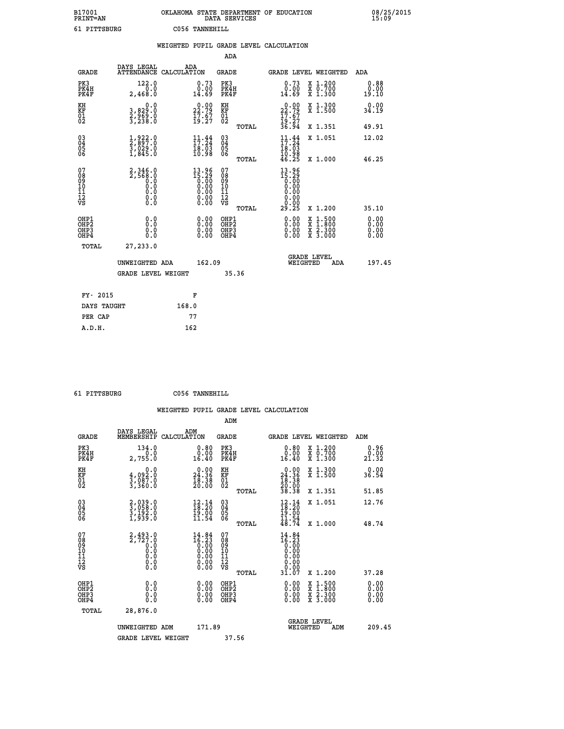B17001 OKLAHOMA STATE DEPARTMENT OF EDUCATION 08/25/2015
PRINT=AN DATA SERVICES 15:09

61 PITTSBURG C056 TANNEHILL

## WEIGHTED PUPIL GRADE LEVEL CALCULATION

### ADA

| GRADE | DAYS LEGAL ATTENDANCE | ADA CALCULATION | GRADE | GRADE LEVEL | WEIGHTED | ADA |
|---|---|---|---|---|---|---|
| PK3 | 122.0 | 0.73 | PK3 | 0.73 | X 1.200 | 0.88 |
| PK4H | 0.0 | 0.00 | PK4H | 0.00 | X 0.700 | 0.00 |
| PK4F | 2,468.0 | 14.69 | PK4F | 14.69 | X 1.300 | 19.10 |
| KH | 0.0 | 0.00 | KH | 0.00 | X 1.300 | 0.00 |
| KF | 3,829.0 | 22.79 | KF | 22.79 | X 1.500 | 34.19 |
| 01 | 2,969.0 | 17.67 | 01 | 17.67 | | |
| 02 | 3,238.0 | 19.27 | 02 | 19.27 | | |
| | | | TOTAL | 36.94 | X 1.351 | 49.91 |
| 03 | 1,922.0 | 11.44 | 03 | 11.44 | X 1.051 | 12.02 |
| 04 | 2,897.0 | 17.24 | 04 | 17.24 | | |
| 05 | 3,029.0 | 18.03 | 05 | 18.03 | | |
| 06 | 1,845.0 | 10.98 | 06 | 10.98 | | |
| | | | TOTAL | 46.25 | X 1.000 | 46.25 |
| 07 | 2,346.0 | 13.96 | 07 | 13.96 | | |
| 08 | 2,568.0 | 15.29 | 08 | 15.29 | | |
| 09 | 0.0 | 0.00 | 09 | 0.00 | | |
| 10 | 0.0 | 0.00 | 10 | 0.00 | | |
| 11 | 0.0 | 0.00 | 11 | 0.00 | | |
| 12 | 0.0 | 0.00 | 12 | 0.00 | | |
| VS | 0.0 | 0.00 | VS | 0.00 | | |
| | | | TOTAL | 29.25 | X 1.200 | 35.10 |
| OHP1 | 0.0 | 0.00 | OHP1 | 0.00 | X 1.500 | 0.00 |
| OHP2 | 0.0 | 0.00 | OHP2 | 0.00 | X 1.800 | 0.00 |
| OHP3 | 0.0 | 0.00 | OHP3 | 0.00 | X 2.300 | 0.00 |
| OHP4 | 0.0 | 0.00 | OHP4 | 0.00 | X 3.000 | 0.00 |
| TOTAL | 27,233.0 | | | | | |

UNWEIGHTED ADA 162.09 GRADE LEVEL WEIGHTED ADA 197.45

GRADE LEVEL WEIGHT 35.36

| FY- 2015 | F |
|---|---|
| DAYS TAUGHT | 168.0 |
| PER CAP | 77 |
| A.D.H. | 162 |

61 PITTSBURG C056 TANNEHILL

## WEIGHTED PUPIL GRADE LEVEL CALCULATION

### ADM

| GRADE | DAYS LEGAL MEMBERSHIP | ADM CALCULATION | GRADE | GRADE LEVEL | WEIGHTED | ADM |
|---|---|---|---|---|---|---|
| PK3 | 134.0 | 0.80 | PK3 | 0.80 | X 1.200 | 0.96 |
| PK4H | 0.0 | 0.00 | PK4H | 0.00 | X 0.700 | 0.00 |
| PK4F | 2,755.0 | 16.40 | PK4F | 16.40 | X 1.300 | 21.32 |
| KH | 0.0 | 0.00 | KH | 0.00 | X 1.300 | 0.00 |
| KF | 4,092.0 | 24.36 | KF | 24.36 | X 1.500 | 36.54 |
| 01 | 3,087.0 | 18.38 | 01 | 18.38 | | |
| 02 | 3,360.0 | 20.00 | 02 | 20.00 | | |
| | | | TOTAL | 38.38 | X 1.351 | 51.85 |
| 03 | 2,039.0 | 12.14 | 03 | 12.14 | X 1.051 | 12.76 |
| 04 | 3,058.0 | 18.20 | 04 | 18.20 | | |
| 05 | 3,192.0 | 19.00 | 05 | 19.00 | | |
| 06 | 1,939.0 | 11.54 | 06 | 11.54 | | |
| | | | TOTAL | 48.74 | X 1.000 | 48.74 |
| 07 | 2,493.0 | 14.84 | 07 | 14.84 | | |
| 08 | 2,727.0 | 16.23 | 08 | 16.23 | | |
| 09 | 0.0 | 0.00 | 09 | 0.00 | | |
| 10 | 0.0 | 0.00 | 10 | 0.00 | | |
| 11 | 0.0 | 0.00 | 11 | 0.00 | | |
| 12 | 0.0 | 0.00 | 12 | 0.00 | | |
| VS | 0.0 | 0.00 | VS | 0.00 | | |
| | | | TOTAL | 31.07 | X 1.200 | 37.28 |
| OHP1 | 0.0 | 0.00 | OHP1 | 0.00 | X 1.500 | 0.00 |
| OHP2 | 0.0 | 0.00 | OHP2 | 0.00 | X 1.800 | 0.00 |
| OHP3 | 0.0 | 0.00 | OHP3 | 0.00 | X 2.300 | 0.00 |
| OHP4 | 0.0 | 0.00 | OHP4 | 0.00 | X 3.000 | 0.00 |
| TOTAL | 28,876.0 | | | | | |

UNWEIGHTED ADM 171.89 GRADE LEVEL WEIGHTED ADM 209.45

GRADE LEVEL WEIGHT 37.56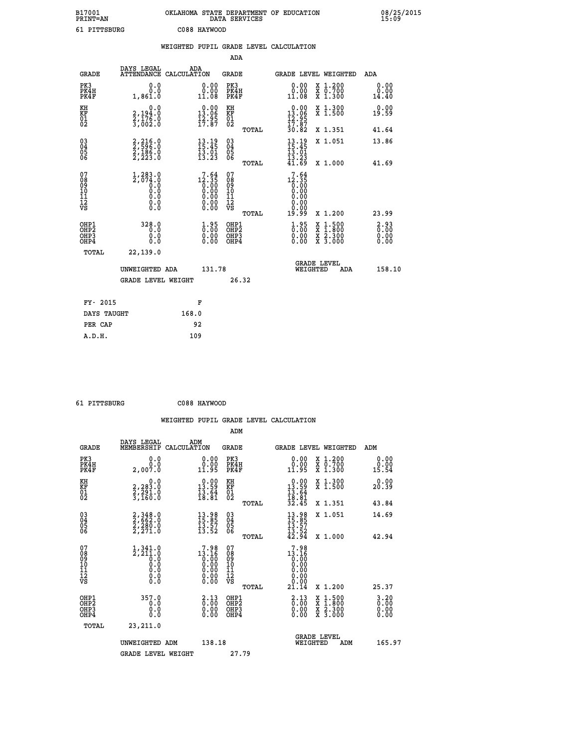B17001 OKLAHOMA STATE DEPARTMENT OF EDUCATION 08/25/2015
PRINT=AN DATA SERVICES 15:09

61 PITTSBURG C088 HAYWOOD

## WEIGHTED PUPIL GRADE LEVEL CALCULATION

### ADA

| GRADE | DAYS LEGAL ATTENDANCE | ADA CALCULATION | GRADE | GRADE LEVEL | WEIGHTED | ADA |
|---|---|---|---|---|---|---|
| PK3 | 0.0 | 0.00 | PK3 | 0.00 | X 1.200 | 0.00 |
| PK4H | 0.0 | 0.00 | PK4H | 0.00 | X 0.700 | 0.00 |
| PK4F | 1,861.0 | 11.08 | PK4F | 11.08 | X 1.300 | 14.40 |
| KH | 0.0 | 0.00 | KH | 0.00 | X 1.300 | 0.00 |
| KF | 2,194.0 | 13.06 | KF | 13.06 | X 1.500 | 19.59 |
| 01 | 2,176.0 | 12.95 | 01 | 12.95 | | |
| 02 | 3,002.0 | 17.87 | 02 | 17.87 | | |
| | | | TOTAL | 30.82 | X 1.351 | 41.64 |
| 03 | 2,216.0 | 13.19 | 03 | 13.19 | X 1.051 | 13.86 |
| 04 | 2,596.0 | 15.45 | 04 | 15.45 | | |
| 05 | 2,186.0 | 13.01 | 05 | 13.01 | | |
| 06 | 2,223.0 | 13.23 | 06 | 13.23 | | |
| | | | TOTAL | 41.69 | X 1.000 | 41.69 |
| 07 | 1,283.0 | 7.64 | 07 | 7.64 | | |
| 08 | 2,074.0 | 12.35 | 08 | 12.35 | | |
| 09 | 0.0 | 0.00 | 09 | 0.00 | | |
| 10 | 0.0 | 0.00 | 10 | 0.00 | | |
| 11 | 0.0 | 0.00 | 11 | 0.00 | | |
| 12 | 0.0 | 0.00 | 12 | 0.00 | | |
| VS | 0.0 | 0.00 | VS | 0.00 | | |
| | | | TOTAL | 19.99 | X 1.200 | 23.99 |
| OHP1 | 328.0 | 1.95 | OHP1 | 1.95 | X 1.500 | 2.93 |
| OHP2 | 0.0 | 0.00 | OHP2 | 0.00 | X 1.800 | 0.00 |
| OHP3 | 0.0 | 0.00 | OHP3 | 0.00 | X 2.300 | 0.00 |
| OHP4 | 0.0 | 0.00 | OHP4 | 0.00 | X 3.000 | 0.00 |
| TOTAL | 22,139.0 | | | | | |

UNWEIGHTED ADA 131.78 GRADE LEVEL WEIGHTED ADA 158.10

GRADE LEVEL WEIGHT 26.32

| FY- 2015 | F |
|---|---|
| DAYS TAUGHT | 168.0 |
| PER CAP | 92 |
| A.D.H. | 109 |

61 PITTSBURG C088 HAYWOOD

## WEIGHTED PUPIL GRADE LEVEL CALCULATION

### ADM

| GRADE | DAYS LEGAL MEMBERSHIP | ADM CALCULATION | GRADE | GRADE LEVEL | WEIGHTED | ADM |
|---|---|---|---|---|---|---|
| PK3 | 0.0 | 0.00 | PK3 | 0.00 | X 1.200 | 0.00 |
| PK4H | 0.0 | 0.00 | PK4H | 0.00 | X 0.700 | 0.00 |
| PK4F | 2,007.0 | 11.95 | PK4F | 11.95 | X 1.300 | 15.54 |
| KH | 0.0 | 0.00 | KH | 0.00 | X 1.300 | 0.00 |
| KF | 2,283.0 | 13.59 | KF | 13.59 | X 1.500 | 20.39 |
| 01 | 2,291.0 | 13.64 | 01 | 13.64 | | |
| 02 | 3,160.0 | 18.81 | 02 | 18.81 | | |
| | | | TOTAL | 32.45 | X 1.351 | 43.84 |
| 03 | 2,348.0 | 13.98 | 03 | 13.98 | X 1.051 | 14.69 |
| 04 | 2,662.0 | 15.85 | 04 | 15.85 | | |
| 05 | 2,280.0 | 13.57 | 05 | 13.57 | | |
| 06 | 2,271.0 | 13.52 | 06 | 13.52 | | |
| | | | TOTAL | 42.94 | X 1.000 | 42.94 |
| 07 | 1,341.0 | 7.98 | 07 | 7.98 | | |
| 08 | 2,211.0 | 13.16 | 08 | 13.16 | | |
| 09 | 0.0 | 0.00 | 09 | 0.00 | | |
| 10 | 0.0 | 0.00 | 10 | 0.00 | | |
| 11 | 0.0 | 0.00 | 11 | 0.00 | | |
| 12 | 0.0 | 0.00 | 12 | 0.00 | | |
| VS | 0.0 | 0.00 | VS | 0.00 | | |
| | | | TOTAL | 21.14 | X 1.200 | 25.37 |
| OHP1 | 357.0 | 2.13 | OHP1 | 2.13 | X 1.500 | 3.20 |
| OHP2 | 0.0 | 0.00 | OHP2 | 0.00 | X 1.800 | 0.00 |
| OHP3 | 0.0 | 0.00 | OHP3 | 0.00 | X 2.300 | 0.00 |
| OHP4 | 0.0 | 0.00 | OHP4 | 0.00 | X 3.000 | 0.00 |
| TOTAL | 23,211.0 | | | | | |

UNWEIGHTED ADM 138.18 GRADE LEVEL WEIGHTED ADM 165.97

GRADE LEVEL WEIGHT 27.79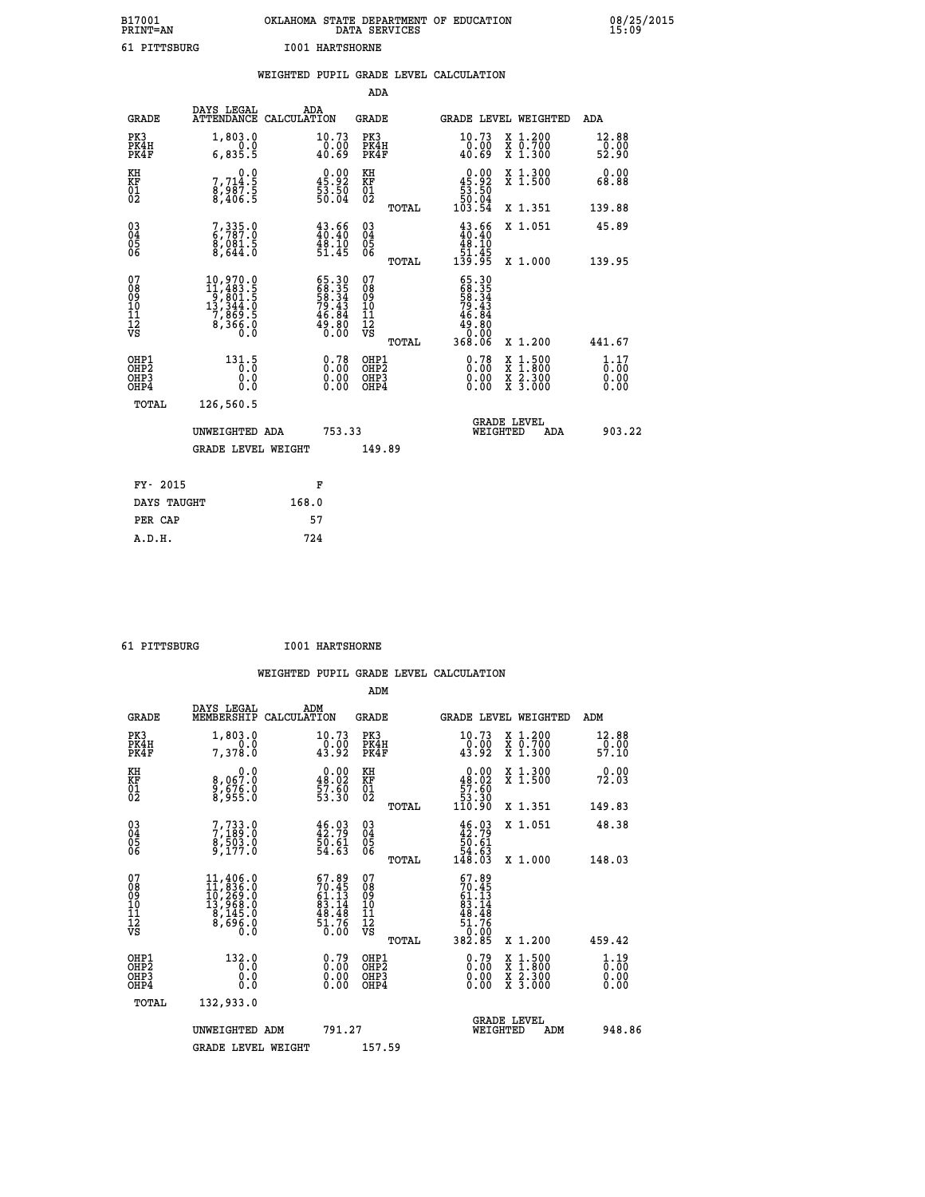B17001 OKLAHOMA STATE DEPARTMENT OF EDUCATION 08/25/2015
PRINT=AN DATA SERVICES 15:09

61 PITTSBURG I001 HARTSHORNE

## WEIGHTED PUPIL GRADE LEVEL CALCULATION

### ADA

| GRADE | DAYS LEGAL ATTENDANCE | ADA CALCULATION | GRADE | | GRADE LEVEL | WEIGHTED | ADA |
|---|---|---|---|---|---|---|---|
| PK3 | 1,803.0 | 10.73 | PK3 | | 10.73 | X 1.200 | 12.88 |
| PK4H | 0.0 | 0.00 | PK4H | | 0.00 | X 0.700 | 0.00 |
| PK4F | 6,835.5 | 40.69 | PK4F | | 40.69 | X 1.300 | 52.90 |
| KH | 0.0 | 0.00 | KH | | 0.00 | X 1.300 | 0.00 |
| KF | 7,714.5 | 45.92 | KF | | 45.92 | X 1.500 | 68.88 |
| 01 | 8,987.5 | 53.50 | 01 | | 53.50 | | |
| 02 | 8,406.5 | 50.04 | 02 | | 50.04 | | |
| | | | | TOTAL | 103.54 | X 1.351 | 139.88 |
| 03 | 7,335.0 | 43.66 | 03 | | 43.66 | X 1.051 | 45.89 |
| 04 | 6,787.0 | 40.40 | 04 | | 40.40 | | |
| 05 | 8,081.5 | 48.10 | 05 | | 48.10 | | |
| 06 | 8,644.0 | 51.45 | 06 | | 51.45 | | |
| | | | | TOTAL | 139.95 | X 1.000 | 139.95 |
| 07 | 10,970.0 | 65.30 | 07 | | 65.30 | | |
| 08 | 11,483.5 | 68.35 | 08 | | 68.35 | | |
| 09 | 9,801.5 | 58.34 | 09 | | 58.34 | | |
| 10 | 13,344.0 | 79.43 | 10 | | 79.43 | | |
| 11 | 7,869.5 | 46.84 | 11 | | 46.84 | | |
| 12 | 8,366.0 | 49.80 | 12 | | 49.80 | | |
| VS | 0.0 | 0.00 | VS | | 0.00 | | |
| | | | | TOTAL | 368.06 | X 1.200 | 441.67 |
| OHP1 | 131.5 | 0.78 | OHP1 | | 0.78 | X 1.500 | 1.17 |
| OHP2 | 0.0 | 0.00 | OHP2 | | 0.00 | X 1.800 | 0.00 |
| OHP3 | 0.0 | 0.00 | OHP3 | | 0.00 | X 2.300 | 0.00 |
| OHP4 | 0.0 | 0.00 | OHP4 | | 0.00 | X 3.000 | 0.00 |
| TOTAL | 126,560.5 | | | | | | |

UNWEIGHTED ADA 753.33 GRADE LEVEL WEIGHTED ADA 903.22

GRADE LEVEL WEIGHT 149.89

| FY- 2015 | F |
|---|---|
| DAYS TAUGHT | 168.0 |
| PER CAP | 57 |
| A.D.H. | 724 |

61 PITTSBURG I001 HARTSHORNE

## WEIGHTED PUPIL GRADE LEVEL CALCULATION

### ADM

| GRADE | DAYS LEGAL MEMBERSHIP | ADM CALCULATION | GRADE | | GRADE LEVEL | WEIGHTED | ADM |
|---|---|---|---|---|---|---|---|
| PK3 | 1,803.0 | 10.73 | PK3 | | 10.73 | X 1.200 | 12.88 |
| PK4H | 0.0 | 0.00 | PK4H | | 0.00 | X 0.700 | 0.00 |
| PK4F | 7,378.0 | 43.92 | PK4F | | 43.92 | X 1.300 | 57.10 |
| KH | 0.0 | 0.00 | KH | | 0.00 | X 1.300 | 0.00 |
| KF | 8,067.0 | 48.02 | KF | | 48.02 | X 1.500 | 72.03 |
| 01 | 9,676.0 | 57.60 | 01 | | 57.60 | | |
| 02 | 8,955.0 | 53.30 | 02 | | 53.30 | | |
| | | | | TOTAL | 110.90 | X 1.351 | 149.83 |
| 03 | 7,733.0 | 46.03 | 03 | | 46.03 | X 1.051 | 48.38 |
| 04 | 7,189.0 | 42.79 | 04 | | 42.79 | | |
| 05 | 8,503.0 | 50.61 | 05 | | 50.61 | | |
| 06 | 9,177.0 | 54.63 | 06 | | 54.63 | | |
| | | | | TOTAL | 148.03 | X 1.000 | 148.03 |
| 07 | 11,406.0 | 67.89 | 07 | | 67.89 | | |
| 08 | 11,836.0 | 70.45 | 08 | | 70.45 | | |
| 09 | 10,269.0 | 61.13 | 09 | | 61.13 | | |
| 10 | 13,968.0 | 83.14 | 10 | | 83.14 | | |
| 11 | 8,145.0 | 48.48 | 11 | | 48.48 | | |
| 12 | 8,696.0 | 51.76 | 12 | | 51.76 | | |
| VS | 0.0 | 0.00 | VS | | 0.00 | | |
| | | | | TOTAL | 382.85 | X 1.200 | 459.42 |
| OHP1 | 132.0 | 0.79 | OHP1 | | 0.79 | X 1.500 | 1.19 |
| OHP2 | 0.0 | 0.00 | OHP2 | | 0.00 | X 1.800 | 0.00 |
| OHP3 | 0.0 | 0.00 | OHP3 | | 0.00 | X 2.300 | 0.00 |
| OHP4 | 0.0 | 0.00 | OHP4 | | 0.00 | X 3.000 | 0.00 |
| TOTAL | 132,933.0 | | | | | | |

UNWEIGHTED ADM 791.27 GRADE LEVEL WEIGHTED ADM 948.86

GRADE LEVEL WEIGHT 157.59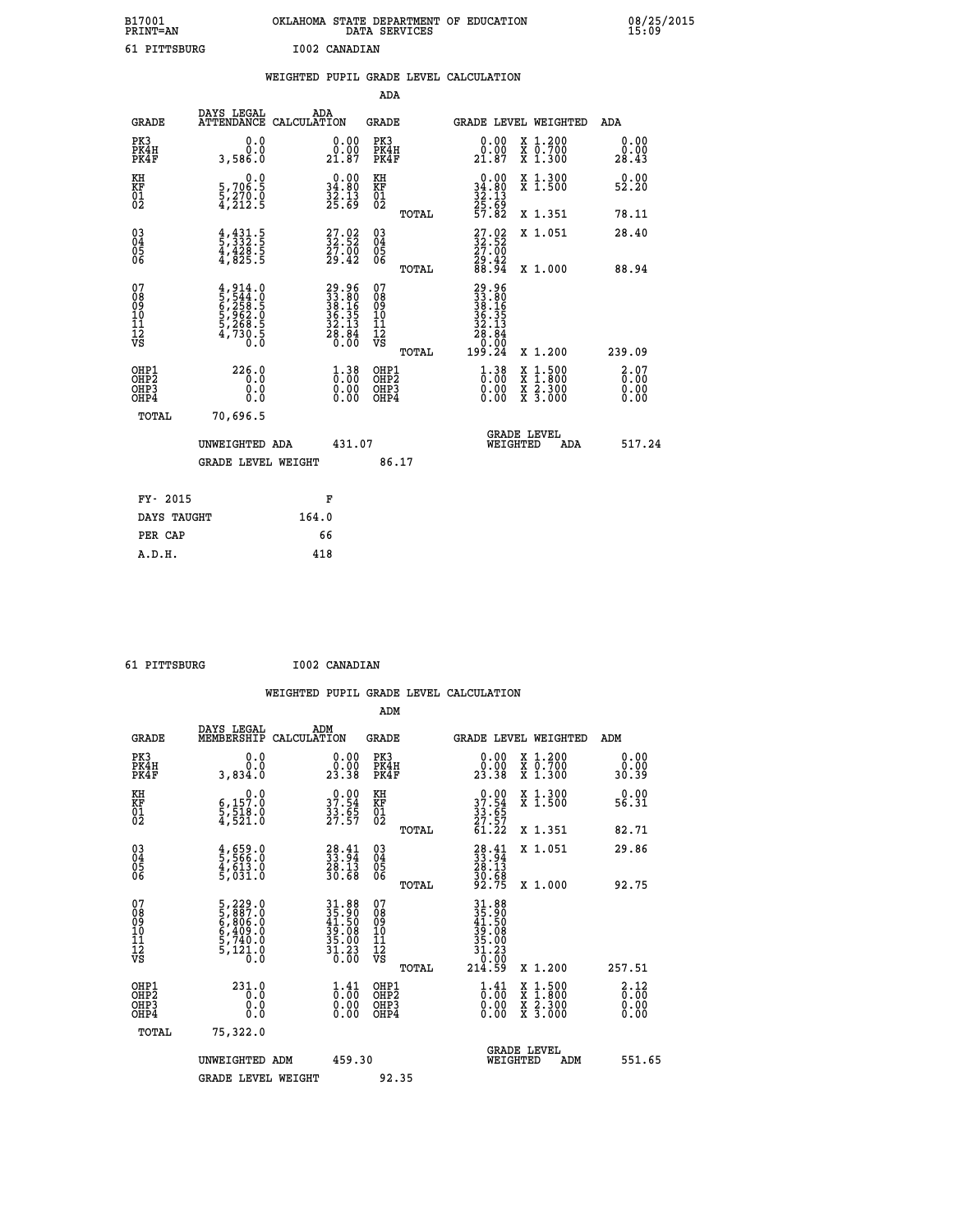B17001 OKLAHOMA STATE DEPARTMENT OF EDUCATION 08/25/2015
PRINT=AN DATA SERVICES 15:09
61 PITTSBURG I002 CANADIAN

## WEIGHTED PUPIL GRADE LEVEL CALCULATION

### ADA

| GRADE | DAYS LEGAL ATTENDANCE | ADA CALCULATION | GRADE | GRADE LEVEL | WEIGHTED | ADA |
|---|---|---|---|---|---|---|
| PK3 | 0.0 | 0.00 | PK3 | 0.00 | X 1.200 | 0.00 |
| PK4H | 0.0 | 0.00 | PK4H | 0.00 | X 0.700 | 0.00 |
| PK4F | 3,586.0 | 21.87 | PK4F | 21.87 | X 1.300 | 28.43 |
| KH | 0.0 | 0.00 | KH | 0.00 | X 1.300 | 0.00 |
| KF | 5,706.5 | 34.80 | KF | 34.80 | X 1.500 | 52.20 |
| 01 | 5,270.0 | 32.13 | 01 | 32.13 | | |
| 02 | 4,212.5 | 25.69 | 02 | 25.69 | | |
| | | | TOTAL | 57.82 | X 1.351 | 78.11 |
| 03 | 4,431.5 | 27.02 | 03 | 27.02 | X 1.051 | 28.40 |
| 04 | 5,332.5 | 32.52 | 04 | 32.52 | | |
| 05 | 4,428.5 | 27.00 | 05 | 27.00 | | |
| 06 | 4,825.5 | 29.42 | 06 | 29.42 | | |
| | | | TOTAL | 88.94 | X 1.000 | 88.94 |
| 07 | 4,914.0 | 29.96 | 07 | 29.96 | | |
| 08 | 5,544.0 | 33.80 | 08 | 33.80 | | |
| 09 | 6,258.5 | 38.16 | 09 | 38.16 | | |
| 10 | 5,962.0 | 36.35 | 10 | 36.35 | | |
| 11 | 5,268.5 | 32.13 | 11 | 32.13 | | |
| 12 | 4,730.5 | 28.84 | 12 | 28.84 | | |
| VS | 0.0 | 0.00 | VS | 0.00 | | |
| | | | TOTAL | 199.24 | X 1.200 | 239.09 |
| OHP1 | 226.0 | 1.38 | OHP1 | 1.38 | X 1.500 | 2.07 |
| OHP2 | 0.0 | 0.00 | OHP2 | 0.00 | X 1.800 | 0.00 |
| OHP3 | 0.0 | 0.00 | OHP3 | 0.00 | X 2.300 | 0.00 |
| OHP4 | 0.0 | 0.00 | OHP4 | 0.00 | X 3.000 | 0.00 |
| TOTAL | 70,696.5 | | | | | |

UNWEIGHTED ADA 431.07 | GRADE LEVEL WEIGHTED ADA 517.24

GRADE LEVEL WEIGHT 86.17

| FY- 2015 | F |
|---|---|
| DAYS TAUGHT | 164.0 |
| PER CAP | 66 |
| A.D.H. | 418 |

61 PITTSBURG I002 CANADIAN

## WEIGHTED PUPIL GRADE LEVEL CALCULATION

### ADM

| GRADE | DAYS LEGAL MEMBERSHIP | ADM CALCULATION | GRADE | GRADE LEVEL | WEIGHTED | ADM |
|---|---|---|---|---|---|---|
| PK3 | 0.0 | 0.00 | PK3 | 0.00 | X 1.200 | 0.00 |
| PK4H | 0.0 | 0.00 | PK4H | 0.00 | X 0.700 | 0.00 |
| PK4F | 3,834.0 | 23.38 | PK4F | 23.38 | X 1.300 | 30.39 |
| KH | 0.0 | 0.00 | KH | 0.00 | X 1.300 | 0.00 |
| KF | 6,157.0 | 37.54 | KF | 37.54 | X 1.500 | 56.31 |
| 01 | 5,518.0 | 33.65 | 01 | 33.65 | | |
| 02 | 4,521.0 | 27.57 | 02 | 27.57 | | |
| | | | TOTAL | 61.22 | X 1.351 | 82.71 |
| 03 | 4,659.0 | 28.41 | 03 | 28.41 | X 1.051 | 29.86 |
| 04 | 5,566.0 | 33.94 | 04 | 33.94 | | |
| 05 | 4,613.0 | 28.13 | 05 | 28.13 | | |
| 06 | 5,031.0 | 30.68 | 06 | 30.68 | | |
| | | | TOTAL | 92.75 | X 1.000 | 92.75 |
| 07 | 5,229.0 | 31.88 | 07 | 31.88 | | |
| 08 | 5,887.0 | 35.90 | 08 | 35.90 | | |
| 09 | 6,806.0 | 41.50 | 09 | 41.50 | | |
| 10 | 6,409.0 | 39.08 | 10 | 39.08 | | |
| 11 | 5,740.0 | 35.00 | 11 | 35.00 | | |
| 12 | 5,121.0 | 31.23 | 12 | 31.23 | | |
| VS | 0.0 | 0.00 | VS | 0.00 | | |
| | | | TOTAL | 214.59 | X 1.200 | 257.51 |
| OHP1 | 231.0 | 1.41 | OHP1 | 1.41 | X 1.500 | 2.12 |
| OHP2 | 0.0 | 0.00 | OHP2 | 0.00 | X 1.800 | 0.00 |
| OHP3 | 0.0 | 0.00 | OHP3 | 0.00 | X 2.300 | 0.00 |
| OHP4 | 0.0 | 0.00 | OHP4 | 0.00 | X 3.000 | 0.00 |
| TOTAL | 75,322.0 | | | | | |

UNWEIGHTED ADM 459.30 | GRADE LEVEL WEIGHTED ADM 551.65

GRADE LEVEL WEIGHT 92.35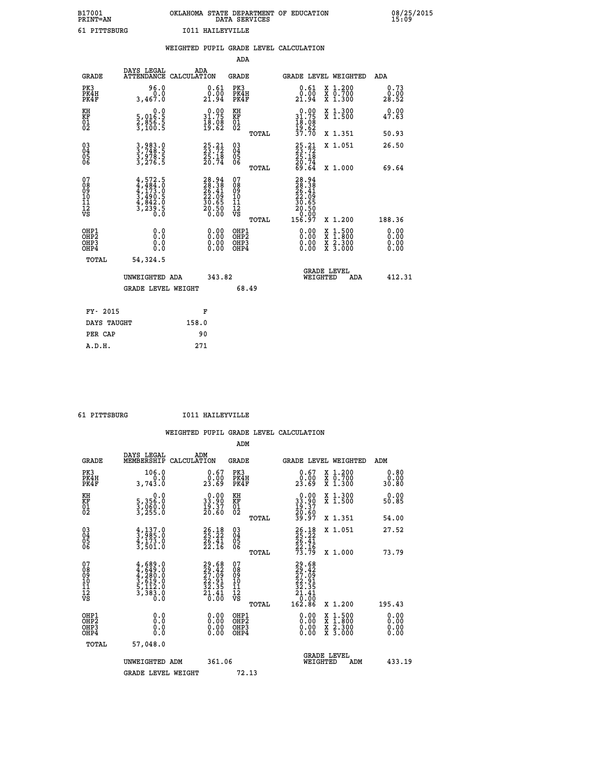B17001 OKLAHOMA STATE DEPARTMENT OF EDUCATION 08/25/2015
PRINT=AN DATA SERVICES 15:09
61 PITTSBURG I011 HAILEYVILLE

WEIGHTED PUPIL GRADE LEVEL CALCULATION

ADA

| GRADE | DAYS LEGAL ATTENDANCE | ADA CALCULATION | GRADE | GRADE LEVEL | WEIGHTED | ADA |
|---|---|---|---|---|---|---|
| PK3 | 96.0 | 0.61 | PK3 | 0.61 | X 1.200 | 0.73 |
| PK4H | 0.0 | 0.00 | PK4H | 0.00 | X 0.700 | 0.00 |
| PK4F | 3,467.0 | 21.94 | PK4F | 21.94 | X 1.300 | 28.52 |
| KH | 0.0 | 0.00 | KH | 0.00 | X 1.300 | 0.00 |
| KF | 5,016.5 | 31.75 | KF | 31.75 | X 1.500 | 47.63 |
| 01 | 2,856.5 | 18.08 | 01 | 18.08 | | |
| 02 | 3,100.5 | 19.62 | 02 | 19.62 | | |
| | | | TOTAL | 37.70 | X 1.351 | 50.93 |
| 03 | 3,983.0 | 25.21 | 03 | 25.21 | X 1.051 | 26.50 |
| 04 | 3,748.5 | 23.72 | 04 | 23.72 | | |
| 05 | 3,978.5 | 25.18 | 05 | 25.18 | | |
| 06 | 3,276.5 | 20.74 | 06 | 20.74 | | |
| | | | TOTAL | 69.64 | X 1.000 | 69.64 |
| 07 | 4,572.5 | 28.94 | 07 | 28.94 | | |
| 08 | 4,484.0 | 28.38 | 08 | 28.38 | | |
| 09 | 4,173.0 | 26.41 | 09 | 26.41 | | |
| 10 | 3,490.5 | 22.09 | 10 | 22.09 | | |
| 11 | 4,842.0 | 30.65 | 11 | 30.65 | | |
| 12 | 3,239.5 | 20.50 | 12 | 20.50 | | |
| VS | 0.0 | 0.00 | VS | 0.00 | | |
| | | | TOTAL | 156.97 | X 1.200 | 188.36 |
| OHP1 | 0.0 | 0.00 | OHP1 | 0.00 | X 1.500 | 0.00 |
| OHP2 | 0.0 | 0.00 | OHP2 | 0.00 | X 1.800 | 0.00 |
| OHP3 | 0.0 | 0.00 | OHP3 | 0.00 | X 2.300 | 0.00 |
| OHP4 | 0.0 | 0.00 | OHP4 | 0.00 | X 3.000 | 0.00 |
| TOTAL | 54,324.5 | | | | | |

UNWEIGHTED ADA 343.82 GRADE LEVEL WEIGHTED ADA 412.31

GRADE LEVEL WEIGHT 68.49

FY- 2015 F
DAYS TAUGHT 158.0
PER CAP 90
A.D.H. 271

61 PITTSBURG I011 HAILEYVILLE

WEIGHTED PUPIL GRADE LEVEL CALCULATION

ADM

| GRADE | DAYS LEGAL MEMBERSHIP | ADM CALCULATION | GRADE | GRADE LEVEL | WEIGHTED | ADM |
|---|---|---|---|---|---|---|
| PK3 | 106.0 | 0.67 | PK3 | 0.67 | X 1.200 | 0.80 |
| PK4H | 0.0 | 0.00 | PK4H | 0.00 | X 0.700 | 0.00 |
| PK4F | 3,743.0 | 23.69 | PK4F | 23.69 | X 1.300 | 30.80 |
| KH | 0.0 | 0.00 | KH | 0.00 | X 1.300 | 0.00 |
| KF | 5,356.0 | 33.90 | KF | 33.90 | X 1.500 | 50.85 |
| 01 | 3,060.0 | 19.37 | 01 | 19.37 | | |
| 02 | 3,255.0 | 20.60 | 02 | 20.60 | | |
| | | | TOTAL | 39.97 | X 1.351 | 54.00 |
| 03 | 4,137.0 | 26.18 | 03 | 26.18 | X 1.051 | 27.52 |
| 04 | 3,985.0 | 25.22 | 04 | 25.22 | | |
| 05 | 4,173.0 | 26.41 | 05 | 26.41 | | |
| 06 | 3,501.0 | 22.16 | 06 | 22.16 | | |
| | | | TOTAL | 73.79 | X 1.000 | 73.79 |
| 07 | 4,689.0 | 29.68 | 07 | 29.68 | | |
| 08 | 4,649.0 | 29.42 | 08 | 29.42 | | |
| 09 | 4,280.0 | 27.09 | 09 | 27.09 | | |
| 10 | 3,619.0 | 22.91 | 10 | 22.91 | | |
| 11 | 5,112.0 | 32.35 | 11 | 32.35 | | |
| 12 | 3,383.0 | 21.41 | 12 | 21.41 | | |
| VS | 0.0 | 0.00 | VS | 0.00 | | |
| | | | TOTAL | 162.86 | X 1.200 | 195.43 |
| OHP1 | 0.0 | 0.00 | OHP1 | 0.00 | X 1.500 | 0.00 |
| OHP2 | 0.0 | 0.00 | OHP2 | 0.00 | X 1.800 | 0.00 |
| OHP3 | 0.0 | 0.00 | OHP3 | 0.00 | X 2.300 | 0.00 |
| OHP4 | 0.0 | 0.00 | OHP4 | 0.00 | X 3.000 | 0.00 |
| TOTAL | 57,048.0 | | | | | |

UNWEIGHTED ADM 361.06 GRADE LEVEL WEIGHTED ADM 433.19

GRADE LEVEL WEIGHT 72.13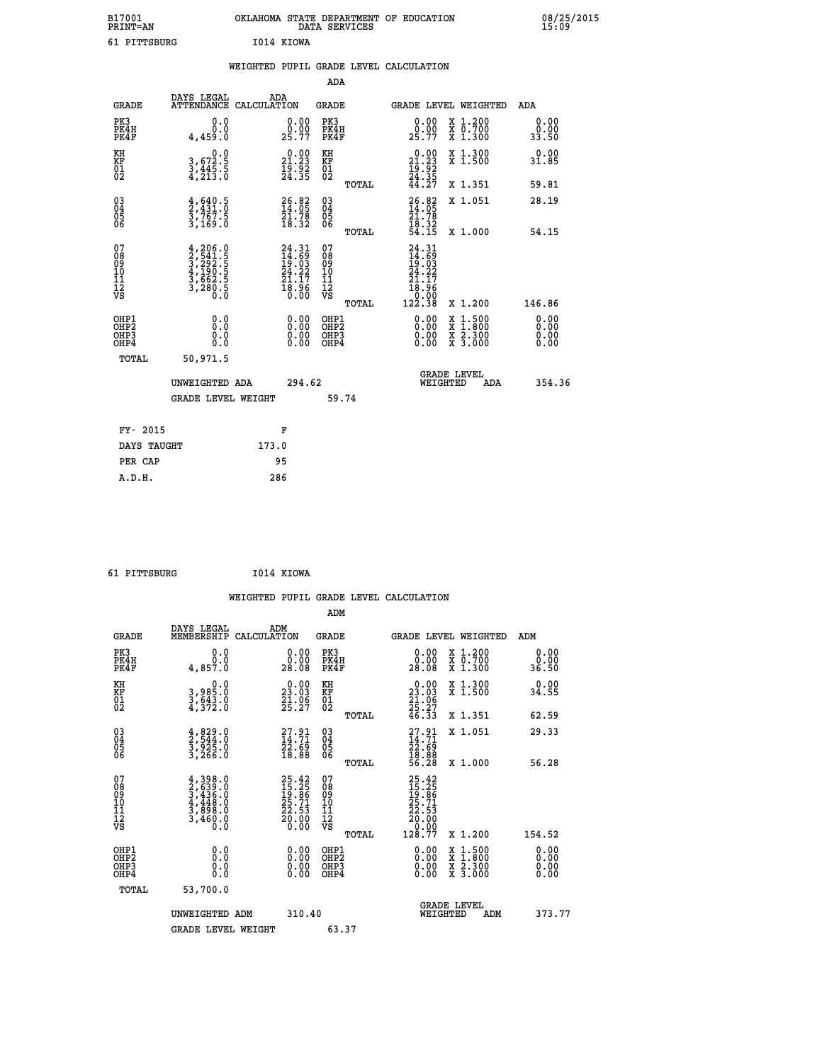B17001 OKLAHOMA STATE DEPARTMENT OF EDUCATION 08/25/2015
PRINT=AN DATA SERVICES 15:09

61 PITTSBURG I014 KIOWA

WEIGHTED PUPIL GRADE LEVEL CALCULATION

ADA

| GRADE | DAYS LEGAL ATTENDANCE | ADA CALCULATION | GRADE | GRADE LEVEL | WEIGHTED | ADA |
|---|---|---|---|---|---|---|
| PK3 | 0.0 | 0.00 | PK3 | 0.00 | X 1.200 | 0.00 |
| PK4H | 0.0 | 0.00 | PK4H | 0.00 | X 0.700 | 0.00 |
| PK4F | 4,459.0 | 25.77 | PK4F | 25.77 | X 1.300 | 33.50 |
| KH | 0.0 | 0.00 | KH | 0.00 | X 1.300 | 0.00 |
| KF | 3,672.5 | 21.23 | KF | 21.23 | X 1.500 | 31.85 |
| 01 | 3,445.5 | 19.92 | 01 | 19.92 | | |
| 02 | 4,213.0 | 24.35 | 02 | 24.35 | | |
| | | | TOTAL | 44.27 | X 1.351 | 59.81 |
| 03 | 4,640.5 | 26.82 | 03 | 26.82 | X 1.051 | 28.19 |
| 04 | 2,431.0 | 14.05 | 04 | 14.05 | | |
| 05 | 3,767.5 | 21.78 | 05 | 21.78 | | |
| 06 | 3,169.0 | 18.32 | 06 | 18.32 | | |
| | | | TOTAL | 54.15 | X 1.000 | 54.15 |
| 07 | 4,206.0 | 24.31 | 07 | 24.31 | | |
| 08 | 2,541.5 | 14.69 | 08 | 14.69 | | |
| 09 | 3,292.5 | 19.03 | 09 | 19.03 | | |
| 10 | 4,190.5 | 24.22 | 10 | 24.22 | | |
| 11 | 3,662.5 | 21.17 | 11 | 21.17 | | |
| 12 | 3,280.5 | 18.96 | 12 | 18.96 | | |
| VS | 0.0 | 0.00 | VS | 0.00 | | |
| | | | TOTAL | 122.38 | X 1.200 | 146.86 |
| OHP1 | 0.0 | 0.00 | OHP1 | 0.00 | X 1.500 | 0.00 |
| OHP2 | 0.0 | 0.00 | OHP2 | 0.00 | X 1.800 | 0.00 |
| OHP3 | 0.0 | 0.00 | OHP3 | 0.00 | X 2.300 | 0.00 |
| OHP4 | 0.0 | 0.00 | OHP4 | 0.00 | X 3.000 | 0.00 |
| TOTAL | 50,971.5 | | | | | |

UNWEIGHTED ADA 294.62 GRADE LEVEL WEIGHTED ADA 354.36

GRADE LEVEL WEIGHT 59.74

| FY- 2015 | F |
|---|---|
| DAYS TAUGHT | 173.0 |
| PER CAP | 95 |
| A.D.H. | 286 |

61 PITTSBURG I014 KIOWA

WEIGHTED PUPIL GRADE LEVEL CALCULATION

ADM

| GRADE | DAYS LEGAL MEMBERSHIP | ADM CALCULATION | GRADE | GRADE LEVEL | WEIGHTED | ADM |
|---|---|---|---|---|---|---|
| PK3 | 0.0 | 0.00 | PK3 | 0.00 | X 1.200 | 0.00 |
| PK4H | 0.0 | 0.00 | PK4H | 0.00 | X 0.700 | 0.00 |
| PK4F | 4,857.0 | 28.08 | PK4F | 28.08 | X 1.300 | 36.50 |
| KH | 0.0 | 0.00 | KH | 0.00 | X 1.300 | 0.00 |
| KF | 3,985.0 | 23.03 | KF | 23.03 | X 1.500 | 34.55 |
| 01 | 3,643.0 | 21.06 | 01 | 21.06 | | |
| 02 | 4,372.0 | 25.27 | 02 | 25.27 | | |
| | | | TOTAL | 46.33 | X 1.351 | 62.59 |
| 03 | 4,829.0 | 27.91 | 03 | 27.91 | X 1.051 | 29.33 |
| 04 | 2,544.0 | 14.71 | 04 | 14.71 | | |
| 05 | 3,925.0 | 22.69 | 05 | 22.69 | | |
| 06 | 3,266.0 | 18.88 | 06 | 18.88 | | |
| | | | TOTAL | 56.28 | X 1.000 | 56.28 |
| 07 | 4,398.0 | 25.42 | 07 | 25.42 | | |
| 08 | 2,639.0 | 15.25 | 08 | 15.25 | | |
| 09 | 3,436.0 | 19.86 | 09 | 19.86 | | |
| 10 | 4,448.0 | 25.71 | 10 | 25.71 | | |
| 11 | 3,898.0 | 22.53 | 11 | 22.53 | | |
| 12 | 3,460.0 | 20.00 | 12 | 20.00 | | |
| VS | 0.0 | 0.00 | VS | 0.00 | | |
| | | | TOTAL | 128.77 | X 1.200 | 154.52 |
| OHP1 | 0.0 | 0.00 | OHP1 | 0.00 | X 1.500 | 0.00 |
| OHP2 | 0.0 | 0.00 | OHP2 | 0.00 | X 1.800 | 0.00 |
| OHP3 | 0.0 | 0.00 | OHP3 | 0.00 | X 2.300 | 0.00 |
| OHP4 | 0.0 | 0.00 | OHP4 | 0.00 | X 3.000 | 0.00 |
| TOTAL | 53,700.0 | | | | | |

UNWEIGHTED ADM 310.40 GRADE LEVEL WEIGHTED ADM 373.77

GRADE LEVEL WEIGHT 63.37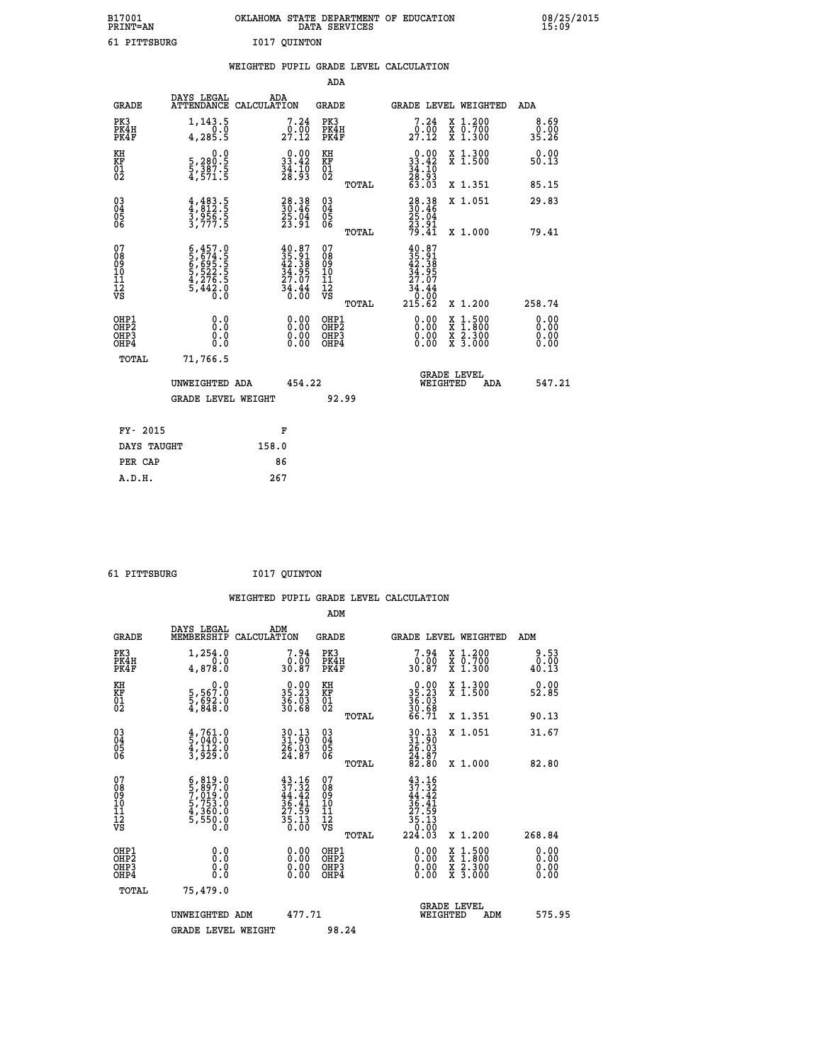B17001 OKLAHOMA STATE DEPARTMENT OF EDUCATION 08/25/2015
PRINT=AN DATA SERVICES 15:09

61 PITTSBURG I017 QUINTON

## WEIGHTED PUPIL GRADE LEVEL CALCULATION

### ADA

| GRADE | DAYS LEGAL ATTENDANCE | ADA CALCULATION | GRADE | GRADE LEVEL | WEIGHTED | ADA |
|---|---|---|---|---|---|---|
| PK3 | 1,143.5 | 7.24 | PK3 | 7.24 | X 1.200 | 8.69 |
| PK4H | 0.0 | 0.00 | PK4H | 0.00 | X 0.700 | 0.00 |
| PK4F | 4,285.5 | 27.12 | PK4F | 27.12 | X 1.300 | 35.26 |
| KH | 0.0 | 0.00 | KH | 0.00 | X 1.300 | 0.00 |
| KF | 5,280.5 | 33.42 | KF | 33.42 | X 1.500 | 50.13 |
| 01 | 5,387.5 | 34.10 | 01 | 34.10 | | |
| 02 | 4,571.5 | 28.93 | 02 | 28.93 | | |
| | | | TOTAL | 63.03 | X 1.351 | 85.15 |
| 03 | 4,483.5 | 28.38 | 03 | 28.38 | X 1.051 | 29.83 |
| 04 | 4,812.5 | 30.46 | 04 | 30.46 | | |
| 05 | 3,956.5 | 25.04 | 05 | 25.04 | | |
| 06 | 3,777.5 | 23.91 | 06 | 23.91 | | |
| | | | TOTAL | 79.41 | X 1.000 | 79.41 |
| 07 | 6,457.0 | 40.87 | 07 | 40.87 | | |
| 08 | 5,674.5 | 35.91 | 08 | 35.91 | | |
| 09 | 6,695.5 | 42.38 | 09 | 42.38 | | |
| 10 | 5,522.5 | 34.95 | 10 | 34.95 | | |
| 11 | 4,276.5 | 27.07 | 11 | 27.07 | | |
| 12 | 5,442.0 | 34.44 | 12 | 34.44 | | |
| VS | 0.0 | 0.00 | VS | 0.00 | | |
| | | | TOTAL | 215.62 | X 1.200 | 258.74 |
| OHP1 | 0.0 | 0.00 | OHP1 | 0.00 | X 1.500 | 0.00 |
| OHP2 | 0.0 | 0.00 | OHP2 | 0.00 | X 1.800 | 0.00 |
| OHP3 | 0.0 | 0.00 | OHP3 | 0.00 | X 2.300 | 0.00 |
| OHP4 | 0.0 | 0.00 | OHP4 | 0.00 | X 3.000 | 0.00 |
| TOTAL | 71,766.5 | | | | | |

UNWEIGHTED ADA 454.22 — GRADE LEVEL WEIGHTED ADA 547.21

GRADE LEVEL WEIGHT 92.99

| FY- 2015 | F |
|---|---|
| DAYS TAUGHT | 158.0 |
| PER CAP | 86 |
| A.D.H. | 267 |

61 PITTSBURG I017 QUINTON

## WEIGHTED PUPIL GRADE LEVEL CALCULATION

### ADM

| GRADE | DAYS LEGAL MEMBERSHIP | ADM CALCULATION | GRADE | GRADE LEVEL | WEIGHTED | ADM |
|---|---|---|---|---|---|---|
| PK3 | 1,254.0 | 7.94 | PK3 | 7.94 | X 1.200 | 9.53 |
| PK4H | 0.0 | 0.00 | PK4H | 0.00 | X 0.700 | 0.00 |
| PK4F | 4,878.0 | 30.87 | PK4F | 30.87 | X 1.300 | 40.13 |
| KH | 0.0 | 0.00 | KH | 0.00 | X 1.300 | 0.00 |
| KF | 5,567.0 | 35.23 | KF | 35.23 | X 1.500 | 52.85 |
| 01 | 5,692.0 | 36.03 | 01 | 36.03 | | |
| 02 | 4,848.0 | 30.68 | 02 | 30.68 | | |
| | | | TOTAL | 66.71 | X 1.351 | 90.13 |
| 03 | 4,761.0 | 30.13 | 03 | 30.13 | X 1.051 | 31.67 |
| 04 | 5,040.0 | 31.90 | 04 | 31.90 | | |
| 05 | 4,112.0 | 26.03 | 05 | 26.03 | | |
| 06 | 3,929.0 | 24.87 | 06 | 24.87 | | |
| | | | TOTAL | 82.80 | X 1.000 | 82.80 |
| 07 | 6,819.0 | 43.16 | 07 | 43.16 | | |
| 08 | 5,897.0 | 37.32 | 08 | 37.32 | | |
| 09 | 7,019.0 | 44.42 | 09 | 44.42 | | |
| 10 | 5,753.0 | 36.41 | 10 | 36.41 | | |
| 11 | 4,360.0 | 27.59 | 11 | 27.59 | | |
| 12 | 5,550.0 | 35.13 | 12 | 35.13 | | |
| VS | 0.0 | 0.00 | VS | 0.00 | | |
| | | | TOTAL | 224.03 | X 1.200 | 268.84 |
| OHP1 | 0.0 | 0.00 | OHP1 | 0.00 | X 1.500 | 0.00 |
| OHP2 | 0.0 | 0.00 | OHP2 | 0.00 | X 1.800 | 0.00 |
| OHP3 | 0.0 | 0.00 | OHP3 | 0.00 | X 2.300 | 0.00 |
| OHP4 | 0.0 | 0.00 | OHP4 | 0.00 | X 3.000 | 0.00 |
| TOTAL | 75,479.0 | | | | | |

UNWEIGHTED ADM 477.71 — GRADE LEVEL WEIGHTED ADM 575.95

GRADE LEVEL WEIGHT 98.24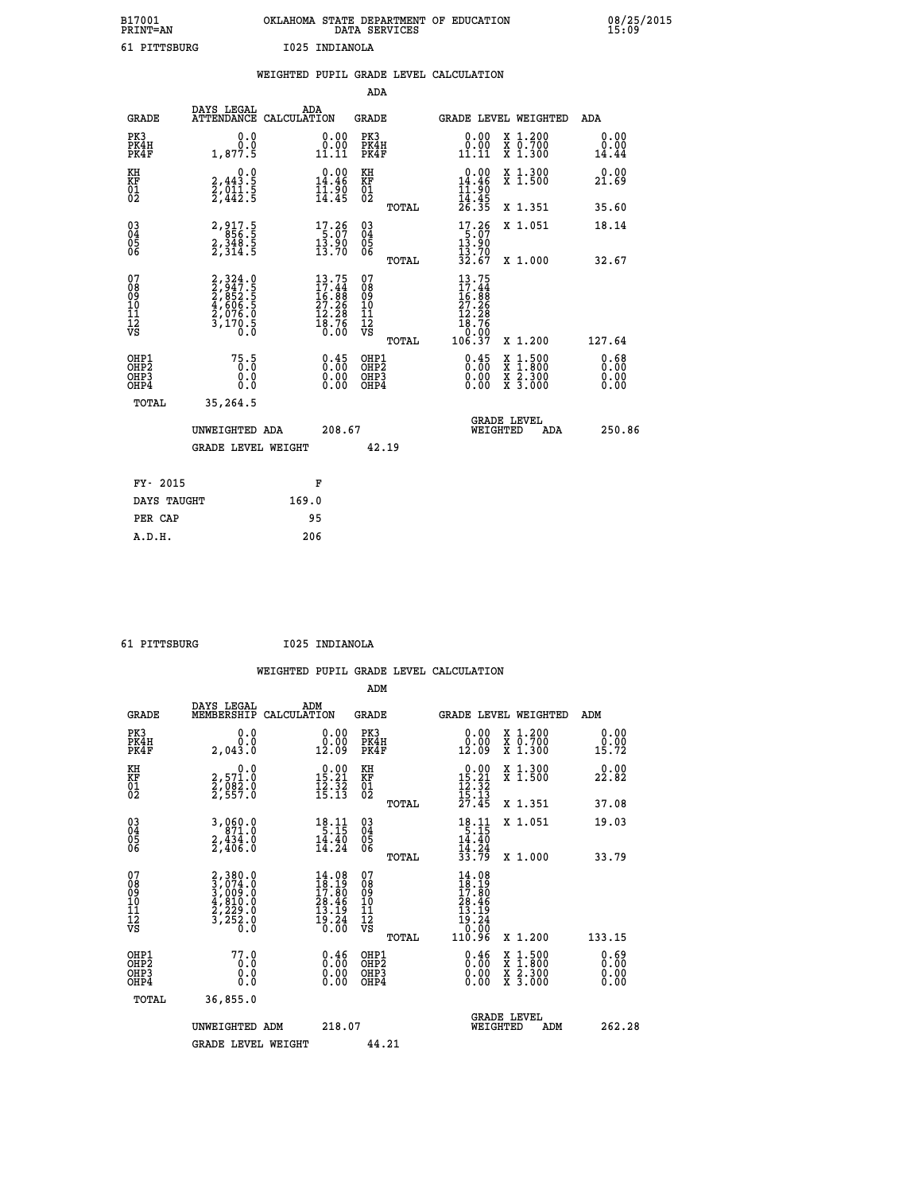B17001 OKLAHOMA STATE DEPARTMENT OF EDUCATION 08/25/2015
PRINT=AN DATA SERVICES 15:09

61 PITTSBURG I025 INDIANOLA

## WEIGHTED PUPIL GRADE LEVEL CALCULATION

### ADA

| GRADE | DAYS LEGAL ATTENDANCE | ADA CALCULATION | GRADE | GRADE LEVEL | WEIGHTED | ADA |
|---|---|---|---|---|---|---|
| PK3 | 0.0 | 0.00 | PK3 | 0.00 | X 1.200 | 0.00 |
| PK4H | 0.0 | 0.00 | PK4H | 0.00 | X 0.700 | 0.00 |
| PK4F | 1,877.5 | 11.11 | PK4F | 11.11 | X 1.300 | 14.44 |
| KH | 0.0 | 0.00 | KH | 0.00 | X 1.300 | 0.00 |
| KF | 2,443.5 | 14.46 | KF | 14.46 | X 1.500 | 21.69 |
| 01 | 2,011.5 | 11.90 | 01 | 11.90 | | |
| 02 | 2,442.5 | 14.45 | 02 | 14.45 | | |
| | | | TOTAL | 26.35 | X 1.351 | 35.60 |
| 03 | 2,917.5 | 17.26 | 03 | 17.26 | X 1.051 | 18.14 |
| 04 | 856.5 | 5.07 | 04 | 5.07 | | |
| 05 | 2,348.5 | 13.90 | 05 | 13.90 | | |
| 06 | 2,314.5 | 13.70 | 06 | 13.70 | | |
| | | | TOTAL | 32.67 | X 1.000 | 32.67 |
| 07 | 2,324.0 | 13.75 | 07 | 13.75 | | |
| 08 | 2,947.5 | 17.44 | 08 | 17.44 | | |
| 09 | 2,852.5 | 16.88 | 09 | 16.88 | | |
| 10 | 4,606.5 | 27.26 | 10 | 27.26 | | |
| 11 | 2,076.0 | 12.28 | 11 | 12.28 | | |
| 12 | 3,170.5 | 18.76 | 12 | 18.76 | | |
| VS | 0.0 | 0.00 | VS | 0.00 | | |
| | | | TOTAL | 106.37 | X 1.200 | 127.64 |
| OHP1 | 75.5 | 0.45 | OHP1 | 0.45 | X 1.500 | 0.68 |
| OHP2 | 0.0 | 0.00 | OHP2 | 0.00 | X 1.800 | 0.00 |
| OHP3 | 0.0 | 0.00 | OHP3 | 0.00 | X 2.300 | 0.00 |
| OHP4 | 0.0 | 0.00 | OHP4 | 0.00 | X 3.000 | 0.00 |
| TOTAL | 35,264.5 | | | | | |

UNWEIGHTED ADA 208.67 | GRADE LEVEL WEIGHTED ADA 250.86

GRADE LEVEL WEIGHT 42.19

| | |
|---|---|
| FY- 2015 | F |
| DAYS TAUGHT | 169.0 |
| PER CAP | 95 |
| A.D.H. | 206 |

61 PITTSBURG I025 INDIANOLA

## WEIGHTED PUPIL GRADE LEVEL CALCULATION

### ADM

| GRADE | DAYS LEGAL MEMBERSHIP | ADM CALCULATION | GRADE | GRADE LEVEL | WEIGHTED | ADM |
|---|---|---|---|---|---|---|
| PK3 | 0.0 | 0.00 | PK3 | 0.00 | X 1.200 | 0.00 |
| PK4H | 0.0 | 0.00 | PK4H | 0.00 | X 0.700 | 0.00 |
| PK4F | 2,043.0 | 12.09 | PK4F | 12.09 | X 1.300 | 15.72 |
| KH | 0.0 | 0.00 | KH | 0.00 | X 1.300 | 0.00 |
| KF | 2,571.0 | 15.21 | KF | 15.21 | X 1.500 | 22.82 |
| 01 | 2,082.0 | 12.32 | 01 | 12.32 | | |
| 02 | 2,557.0 | 15.13 | 02 | 15.13 | | |
| | | | TOTAL | 27.45 | X 1.351 | 37.08 |
| 03 | 3,060.0 | 18.11 | 03 | 18.11 | X 1.051 | 19.03 |
| 04 | 871.0 | 5.15 | 04 | 5.15 | | |
| 05 | 2,434.0 | 14.40 | 05 | 14.40 | | |
| 06 | 2,406.0 | 14.24 | 06 | 14.24 | | |
| | | | TOTAL | 33.79 | X 1.000 | 33.79 |
| 07 | 2,380.0 | 14.08 | 07 | 14.08 | | |
| 08 | 3,074.0 | 18.19 | 08 | 18.19 | | |
| 09 | 3,009.0 | 17.80 | 09 | 17.80 | | |
| 10 | 4,810.0 | 28.46 | 10 | 28.46 | | |
| 11 | 2,229.0 | 13.19 | 11 | 13.19 | | |
| 12 | 3,252.0 | 19.24 | 12 | 19.24 | | |
| VS | 0.0 | 0.00 | VS | 0.00 | | |
| | | | TOTAL | 110.96 | X 1.200 | 133.15 |
| OHP1 | 77.0 | 0.46 | OHP1 | 0.46 | X 1.500 | 0.69 |
| OHP2 | 0.0 | 0.00 | OHP2 | 0.00 | X 1.800 | 0.00 |
| OHP3 | 0.0 | 0.00 | OHP3 | 0.00 | X 2.300 | 0.00 |
| OHP4 | 0.0 | 0.00 | OHP4 | 0.00 | X 3.000 | 0.00 |
| TOTAL | 36,855.0 | | | | | |

UNWEIGHTED ADM 218.07 | GRADE LEVEL WEIGHTED ADM 262.28

GRADE LEVEL WEIGHT 44.21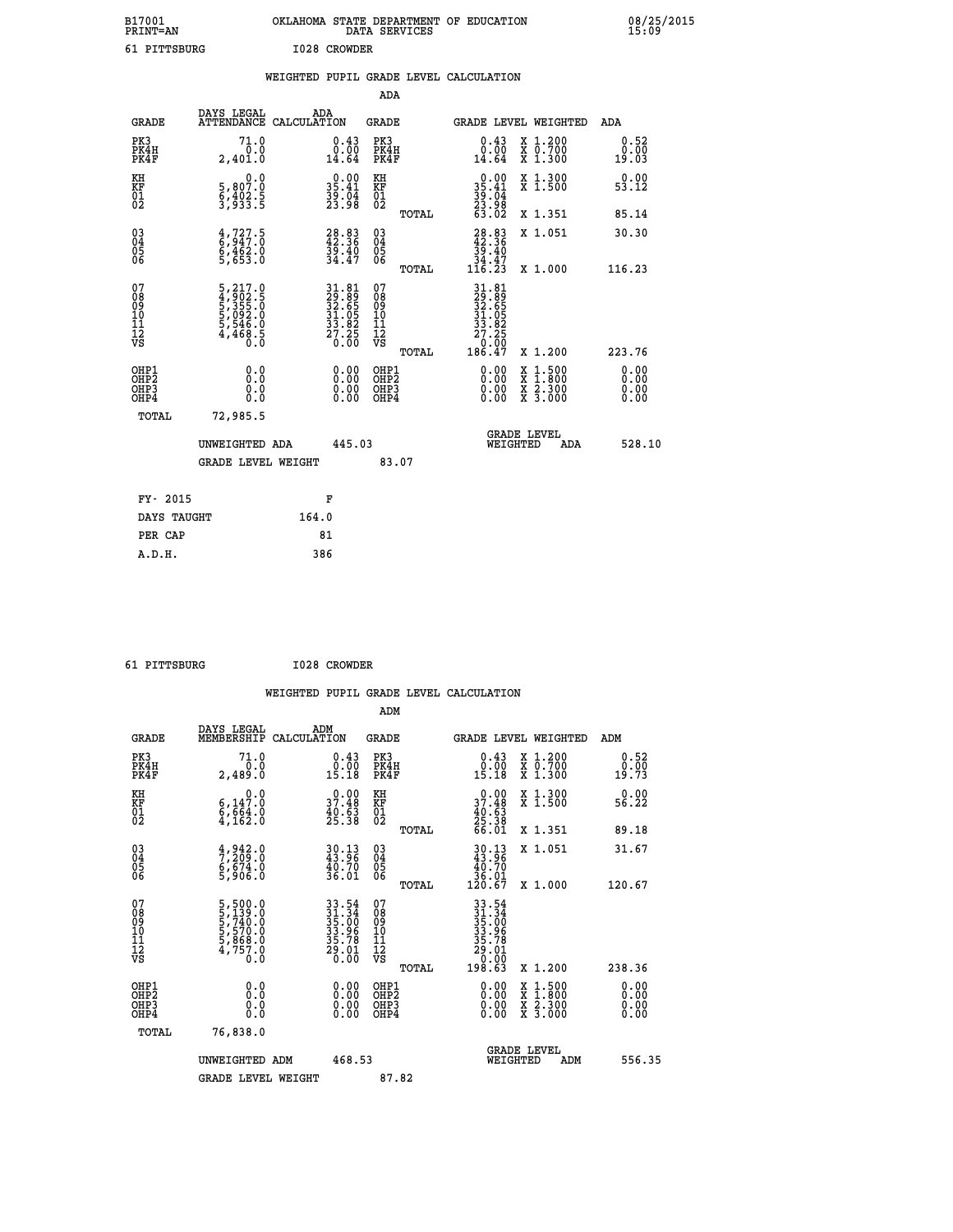B17001 OKLAHOMA STATE DEPARTMENT OF EDUCATION 08/25/2015
PRINT=AN DATA SERVICES 15:09

61 PITTSBURG I028 CROWDER

## WEIGHTED PUPIL GRADE LEVEL CALCULATION

### ADA

| GRADE | DAYS LEGAL ATTENDANCE | ADA CALCULATION | GRADE | GRADE LEVEL | WEIGHTED | ADA |
|---|---|---|---|---|---|---|
| PK3 | 71.0 | 0.43 | PK3 | 0.43 | X 1.200 | 0.52 |
| PK4H | 0.0 | 0.00 | PK4H | 0.00 | X 0.700 | 0.00 |
| PK4F | 2,401.0 | 14.64 | PK4F | 14.64 | X 1.300 | 19.03 |
| KH | 0.0 | 0.00 | KH | 0.00 | X 1.300 | 0.00 |
| KF | 5,807.0 | 35.41 | KF | 35.41 | X 1.500 | 53.12 |
| 01 | 6,402.5 | 39.04 | 01 | 39.04 | | |
| 02 | 3,933.5 | 23.98 | 02 | 23.98 | | |
| | | | TOTAL | 63.02 | X 1.351 | 85.14 |
| 03 | 4,727.5 | 28.83 | 03 | 28.83 | X 1.051 | 30.30 |
| 04 | 6,947.0 | 42.36 | 04 | 42.36 | | |
| 05 | 6,462.0 | 39.40 | 05 | 39.40 | | |
| 06 | 5,653.0 | 34.47 | 06 | 34.47 | | |
| | | | TOTAL | 116.23 | X 1.000 | 116.23 |
| 07 | 5,217.0 | 31.81 | 07 | 31.81 | | |
| 08 | 4,902.5 | 29.89 | 08 | 29.89 | | |
| 09 | 5,355.0 | 32.65 | 09 | 32.65 | | |
| 10 | 5,092.0 | 31.05 | 10 | 31.05 | | |
| 11 | 5,546.0 | 33.82 | 11 | 33.82 | | |
| 12 | 4,468.5 | 27.25 | 12 | 27.25 | | |
| VS | 0.0 | 0.00 | VS | 0.00 | | |
| | | | TOTAL | 186.47 | X 1.200 | 223.76 |
| OHP1 | 0.0 | 0.00 | OHP1 | 0.00 | X 1.500 | 0.00 |
| OHP2 | 0.0 | 0.00 | OHP2 | 0.00 | X 1.800 | 0.00 |
| OHP3 | 0.0 | 0.00 | OHP3 | 0.00 | X 2.300 | 0.00 |
| OHP4 | 0.0 | 0.00 | OHP4 | 0.00 | X 3.000 | 0.00 |
| TOTAL | 72,985.5 | | | | | |

UNWEIGHTED ADA 445.03 GRADE LEVEL WEIGHTED ADA 528.10

GRADE LEVEL WEIGHT 83.07

| FY- 2015 | F |
|---|---|
| DAYS TAUGHT | 164.0 |
| PER CAP | 81 |
| A.D.H. | 386 |

61 PITTSBURG I028 CROWDER

## WEIGHTED PUPIL GRADE LEVEL CALCULATION

### ADM

| GRADE | DAYS LEGAL MEMBERSHIP | ADM CALCULATION | GRADE | GRADE LEVEL | WEIGHTED | ADM |
|---|---|---|---|---|---|---|
| PK3 | 71.0 | 0.43 | PK3 | 0.43 | X 1.200 | 0.52 |
| PK4H | 0.0 | 0.00 | PK4H | 0.00 | X 0.700 | 0.00 |
| PK4F | 2,489.0 | 15.18 | PK4F | 15.18 | X 1.300 | 19.73 |
| KH | 0.0 | 0.00 | KH | 0.00 | X 1.300 | 0.00 |
| KF | 6,147.0 | 37.48 | KF | 37.48 | X 1.500 | 56.22 |
| 01 | 6,664.0 | 40.63 | 01 | 40.63 | | |
| 02 | 4,162.0 | 25.38 | 02 | 25.38 | | |
| | | | TOTAL | 66.01 | X 1.351 | 89.18 |
| 03 | 4,942.0 | 30.13 | 03 | 30.13 | X 1.051 | 31.67 |
| 04 | 7,209.0 | 43.96 | 04 | 43.96 | | |
| 05 | 6,674.0 | 40.70 | 05 | 40.70 | | |
| 06 | 5,906.0 | 36.01 | 06 | 36.01 | | |
| | | | TOTAL | 120.67 | X 1.000 | 120.67 |
| 07 | 5,500.0 | 33.54 | 07 | 33.54 | | |
| 08 | 5,139.0 | 31.34 | 08 | 31.34 | | |
| 09 | 5,740.0 | 35.00 | 09 | 35.00 | | |
| 10 | 5,570.0 | 33.96 | 10 | 33.96 | | |
| 11 | 5,868.0 | 35.78 | 11 | 35.78 | | |
| 12 | 4,757.0 | 29.01 | 12 | 29.01 | | |
| VS | 0.0 | 0.00 | VS | 0.00 | | |
| | | | TOTAL | 198.63 | X 1.200 | 238.36 |
| OHP1 | 0.0 | 0.00 | OHP1 | 0.00 | X 1.500 | 0.00 |
| OHP2 | 0.0 | 0.00 | OHP2 | 0.00 | X 1.800 | 0.00 |
| OHP3 | 0.0 | 0.00 | OHP3 | 0.00 | X 2.300 | 0.00 |
| OHP4 | 0.0 | 0.00 | OHP4 | 0.00 | X 3.000 | 0.00 |
| TOTAL | 76,838.0 | | | | | |

UNWEIGHTED ADM 468.53 GRADE LEVEL WEIGHTED ADM 556.35

GRADE LEVEL WEIGHT 87.82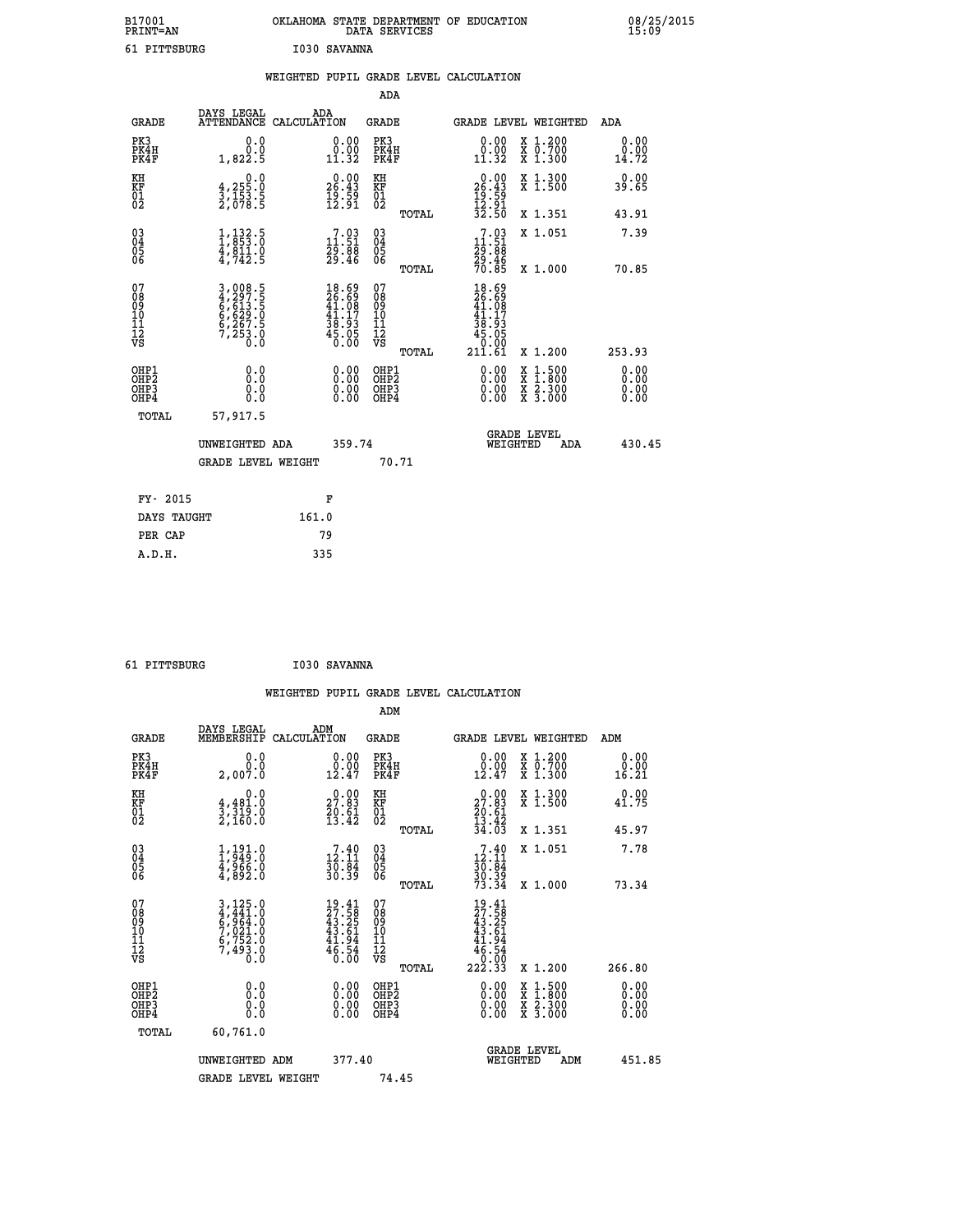B17001 PRINT=AN — OKLAHOMA STATE DEPARTMENT OF EDUCATION DATA SERVICES — 08/25/2015 15:09

61 PITTSBURG　　　　I030 SAVANNA

## WEIGHTED PUPIL GRADE LEVEL CALCULATION

### ADA

| GRADE | DAYS LEGAL ATTENDANCE | ADA CALCULATION | GRADE | GRADE LEVEL | WEIGHTED | ADA |
|---|---|---|---|---|---|---|
| PK3 | 0.0 | 0.00 | PK3 | 0.00 | X 1.200 | 0.00 |
| PK4H | 0.0 | 0.00 | PK4H | 0.00 | X 0.700 | 0.00 |
| PK4F | 1,822.5 | 11.32 | PK4F | 11.32 | X 1.300 | 14.72 |
| KH | 0.0 | 0.00 | KH | 0.00 | X 1.300 | 0.00 |
| KF | 4,255.0 | 26.43 | KF | 26.43 | X 1.500 | 39.65 |
| 01 | 3,153.5 | 19.59 | 01 | 19.59 | | |
| 02 | 2,078.5 | 12.91 | 02 | 12.91 | | |
| | | | TOTAL | 32.50 | X 1.351 | 43.91 |
| 03 | 1,132.5 | 7.03 | 03 | 7.03 | X 1.051 | 7.39 |
| 04 | 1,853.0 | 11.51 | 04 | 11.51 | | |
| 05 | 4,811.0 | 29.88 | 05 | 29.88 | | |
| 06 | 4,742.5 | 29.46 | 06 | 29.46 | | |
| | | | TOTAL | 70.85 | X 1.000 | 70.85 |
| 07 | 3,008.5 | 18.69 | 07 | 18.69 | | |
| 08 | 4,297.5 | 26.69 | 08 | 26.69 | | |
| 09 | 6,613.5 | 41.08 | 09 | 41.08 | | |
| 10 | 6,629.0 | 41.17 | 10 | 41.17 | | |
| 11 | 6,267.5 | 38.93 | 11 | 38.93 | | |
| 12 | 7,253.0 | 45.05 | 12 | 45.05 | | |
| VS | 0.0 | 0.00 | VS | 0.00 | | |
| | | | TOTAL | 211.61 | X 1.200 | 253.93 |
| OHP1 | 0.0 | 0.00 | OHP1 | 0.00 | X 1.500 | 0.00 |
| OHP2 | 0.0 | 0.00 | OHP2 | 0.00 | X 1.800 | 0.00 |
| OHP3 | 0.0 | 0.00 | OHP3 | 0.00 | X 2.300 | 0.00 |
| OHP4 | 0.0 | 0.00 | OHP4 | 0.00 | X 3.000 | 0.00 |
| TOTAL | 57,917.5 | | | | | |

UNWEIGHTED ADA　359.74　　　GRADE LEVEL WEIGHTED ADA　430.45

GRADE LEVEL WEIGHT　70.71

| FY- 2015 | F |
|---|---|
| DAYS TAUGHT | 161.0 |
| PER CAP | 79 |
| A.D.H. | 335 |

61 PITTSBURG　　　　I030 SAVANNA

## WEIGHTED PUPIL GRADE LEVEL CALCULATION

### ADM

| GRADE | DAYS LEGAL MEMBERSHIP | ADM CALCULATION | GRADE | GRADE LEVEL | WEIGHTED | ADM |
|---|---|---|---|---|---|---|
| PK3 | 0.0 | 0.00 | PK3 | 0.00 | X 1.200 | 0.00 |
| PK4H | 0.0 | 0.00 | PK4H | 0.00 | X 0.700 | 0.00 |
| PK4F | 2,007.0 | 12.47 | PK4F | 12.47 | X 1.300 | 16.21 |
| KH | 0.0 | 0.00 | KH | 0.00 | X 1.300 | 0.00 |
| KF | 4,481.0 | 27.83 | KF | 27.83 | X 1.500 | 41.75 |
| 01 | 3,319.0 | 20.61 | 01 | 20.61 | | |
| 02 | 2,160.0 | 13.42 | 02 | 13.42 | | |
| | | | TOTAL | 34.03 | X 1.351 | 45.97 |
| 03 | 1,191.0 | 7.40 | 03 | 7.40 | X 1.051 | 7.78 |
| 04 | 1,949.0 | 12.11 | 04 | 12.11 | | |
| 05 | 4,966.0 | 30.84 | 05 | 30.84 | | |
| 06 | 4,892.0 | 30.39 | 06 | 30.39 | | |
| | | | TOTAL | 73.34 | X 1.000 | 73.34 |
| 07 | 3,125.0 | 19.41 | 07 | 19.41 | | |
| 08 | 4,441.0 | 27.58 | 08 | 27.58 | | |
| 09 | 6,964.0 | 43.25 | 09 | 43.25 | | |
| 10 | 7,021.0 | 43.61 | 10 | 43.61 | | |
| 11 | 6,752.0 | 41.94 | 11 | 41.94 | | |
| 12 | 7,493.0 | 46.54 | 12 | 46.54 | | |
| VS | 0.0 | 0.00 | VS | 0.00 | | |
| | | | TOTAL | 222.33 | X 1.200 | 266.80 |
| OHP1 | 0.0 | 0.00 | OHP1 | 0.00 | X 1.500 | 0.00 |
| OHP2 | 0.0 | 0.00 | OHP2 | 0.00 | X 1.800 | 0.00 |
| OHP3 | 0.0 | 0.00 | OHP3 | 0.00 | X 2.300 | 0.00 |
| OHP4 | 0.0 | 0.00 | OHP4 | 0.00 | X 3.000 | 0.00 |
| TOTAL | 60,761.0 | | | | | |

UNWEIGHTED ADM　377.40　　　GRADE LEVEL WEIGHTED ADM　451.85

GRADE LEVEL WEIGHT　74.45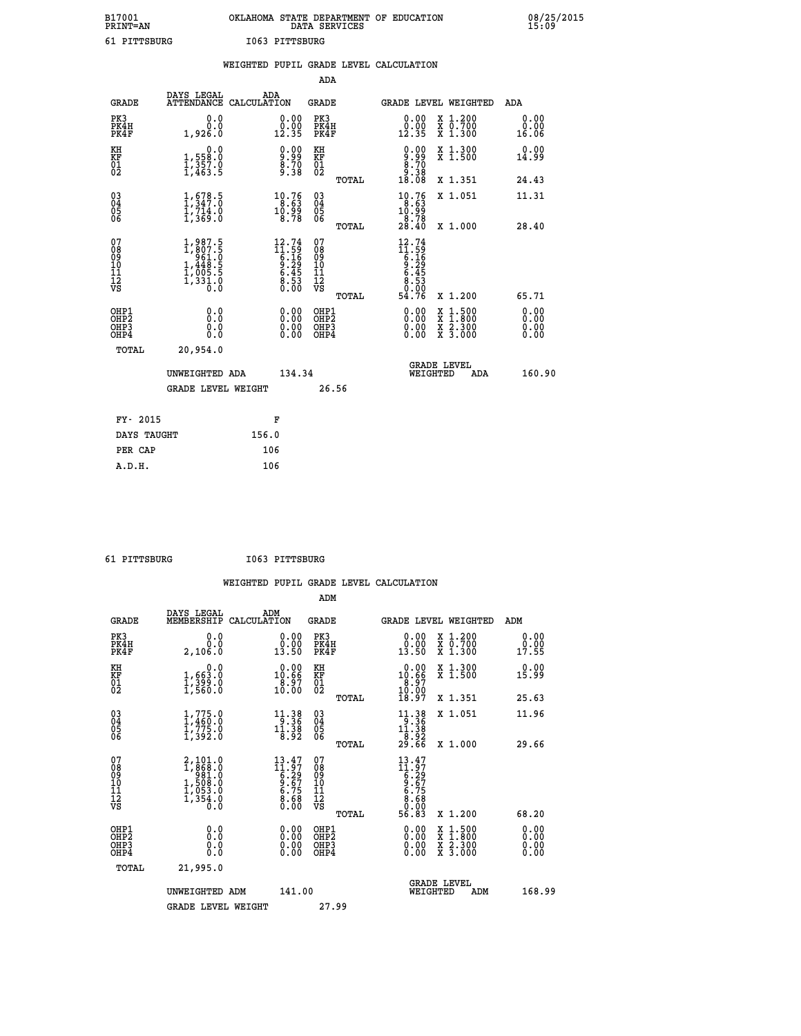B17001 OKLAHOMA STATE DEPARTMENT OF EDUCATION 08/25/2015
PRINT=AN DATA SERVICES 15:09

61 PITTSBURG I063 PITTSBURG

## WEIGHTED PUPIL GRADE LEVEL CALCULATION

### ADA

| GRADE | DAYS LEGAL ATTENDANCE | ADA CALCULATION | GRADE | GRADE LEVEL | WEIGHTED | ADA |
|---|---|---|---|---|---|---|
| PK3 | 0.0 | 0.00 | PK3 | 0.00 | X 1.200 | 0.00 |
| PK4H | 0.0 | 0.00 | PK4H | 0.00 | X 0.700 | 0.00 |
| PK4F | 1,926.0 | 12.35 | PK4F | 12.35 | X 1.300 | 16.06 |
| KH | 0.0 | 0.00 | KH | 0.00 | X 1.300 | 0.00 |
| KF | 1,558.0 | 9.99 | KF | 9.99 | X 1.500 | 14.99 |
| 01 | 1,357.0 | 8.70 | 01 | 8.70 | | |
| 02 | 1,463.5 | 9.38 | 02 | 9.38 | | |
| | | | TOTAL | 18.08 | X 1.351 | 24.43 |
| 03 | 1,678.5 | 10.76 | 03 | 10.76 | X 1.051 | 11.31 |
| 04 | 1,347.0 | 8.63 | 04 | 8.63 | | |
| 05 | 1,714.0 | 10.99 | 05 | 10.99 | | |
| 06 | 1,369.0 | 8.78 | 06 | 8.78 | | |
| | | | TOTAL | 28.40 | X 1.000 | 28.40 |
| 07 | 1,987.5 | 12.74 | 07 | 12.74 | | |
| 08 | 1,807.5 | 11.59 | 08 | 11.59 | | |
| 09 | 961.0 | 6.16 | 09 | 6.16 | | |
| 10 | 1,448.5 | 9.29 | 10 | 9.29 | | |
| 11 | 1,005.5 | 6.45 | 11 | 6.45 | | |
| 12 | 1,331.0 | 8.53 | 12 | 8.53 | | |
| VS | 0.0 | 0.00 | VS | 0.00 | | |
| | | | TOTAL | 54.76 | X 1.200 | 65.71 |
| OHP1 | 0.0 | 0.00 | OHP1 | 0.00 | X 1.500 | 0.00 |
| OHP2 | 0.0 | 0.00 | OHP2 | 0.00 | X 1.800 | 0.00 |
| OHP3 | 0.0 | 0.00 | OHP3 | 0.00 | X 2.300 | 0.00 |
| OHP4 | 0.0 | 0.00 | OHP4 | 0.00 | X 3.000 | 0.00 |
| TOTAL | 20,954.0 | | | | | |

UNWEIGHTED ADA 134.34 GRADE LEVEL WEIGHTED ADA 160.90

GRADE LEVEL WEIGHT 26.56

| FY- 2015 | F |
|---|---|
| DAYS TAUGHT | 156.0 |
| PER CAP | 106 |
| A.D.H. | 106 |

61 PITTSBURG I063 PITTSBURG

## WEIGHTED PUPIL GRADE LEVEL CALCULATION

### ADM

| GRADE | DAYS LEGAL MEMBERSHIP | ADM CALCULATION | GRADE | GRADE LEVEL | WEIGHTED | ADM |
|---|---|---|---|---|---|---|
| PK3 | 0.0 | 0.00 | PK3 | 0.00 | X 1.200 | 0.00 |
| PK4H | 0.0 | 0.00 | PK4H | 0.00 | X 0.700 | 0.00 |
| PK4F | 2,106.0 | 13.50 | PK4F | 13.50 | X 1.300 | 17.55 |
| KH | 0.0 | 0.00 | KH | 0.00 | X 1.300 | 0.00 |
| KF | 1,663.0 | 10.66 | KF | 10.66 | X 1.500 | 15.99 |
| 01 | 1,399.0 | 8.97 | 01 | 8.97 | | |
| 02 | 1,560.0 | 10.00 | 02 | 10.00 | | |
| | | | TOTAL | 18.97 | X 1.351 | 25.63 |
| 03 | 1,775.0 | 11.38 | 03 | 11.38 | X 1.051 | 11.96 |
| 04 | 1,460.0 | 9.36 | 04 | 9.36 | | |
| 05 | 1,775.0 | 11.38 | 05 | 11.38 | | |
| 06 | 1,392.0 | 8.92 | 06 | 8.92 | | |
| | | | TOTAL | 29.66 | X 1.000 | 29.66 |
| 07 | 2,101.0 | 13.47 | 07 | 13.47 | | |
| 08 | 1,868.0 | 11.97 | 08 | 11.97 | | |
| 09 | 981.0 | 6.29 | 09 | 6.29 | | |
| 10 | 1,508.0 | 9.67 | 10 | 9.67 | | |
| 11 | 1,053.0 | 6.75 | 11 | 6.75 | | |
| 12 | 1,354.0 | 8.68 | 12 | 8.68 | | |
| VS | 0.0 | 0.00 | VS | 0.00 | | |
| | | | TOTAL | 56.83 | X 1.200 | 68.20 |
| OHP1 | 0.0 | 0.00 | OHP1 | 0.00 | X 1.500 | 0.00 |
| OHP2 | 0.0 | 0.00 | OHP2 | 0.00 | X 1.800 | 0.00 |
| OHP3 | 0.0 | 0.00 | OHP3 | 0.00 | X 2.300 | 0.00 |
| OHP4 | 0.0 | 0.00 | OHP4 | 0.00 | X 3.000 | 0.00 |
| TOTAL | 21,995.0 | | | | | |

UNWEIGHTED ADM 141.00 GRADE LEVEL WEIGHTED ADM 168.99

GRADE LEVEL WEIGHT 27.99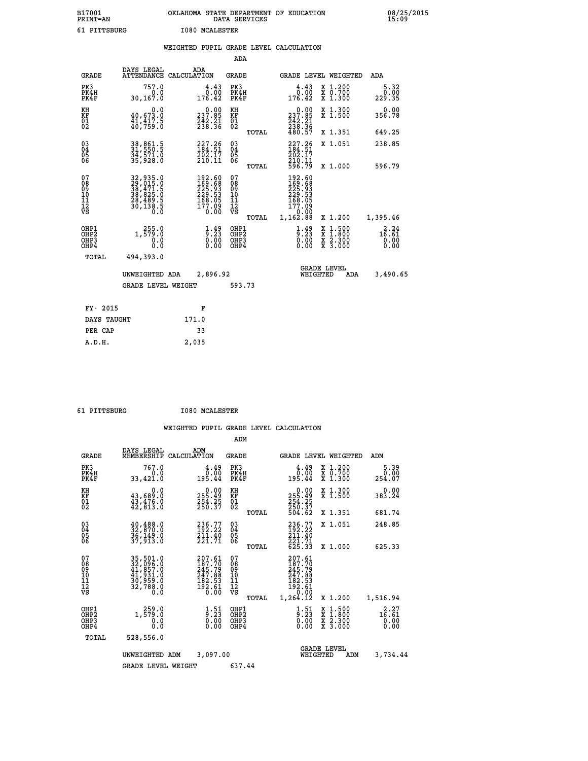B17001 OKLAHOMA STATE DEPARTMENT OF EDUCATION 08/25/2015
PRINT=AN DATA SERVICES 15:09

61 PITTSBURG I080 MCALESTER

## WEIGHTED PUPIL GRADE LEVEL CALCULATION

### ADA

| GRADE | DAYS LEGAL ATTENDANCE | ADA CALCULATION | GRADE | GRADE LEVEL | WEIGHTED | ADA |
|---|---|---|---|---|---|---|
| PK3 | 757.0 | 4.43 | PK3 | 4.43 | X 1.200 | 5.32 |
| PK4H | 0.0 | 0.00 | PK4H | 0.00 | X 0.700 | 0.00 |
| PK4F | 30,167.0 | 176.42 | PK4F | 176.42 | X 1.300 | 229.35 |
| KH | 0.0 | 0.00 | KH | 0.00 | X 1.300 | 0.00 |
| KF | 40,673.0 | 237.85 | KF | 237.85 | X 1.500 | 356.78 |
| 01 | 41,417.5 | 242.21 | 01 | 242.21 | | |
| 02 | 40,759.0 | 238.36 | 02 | 238.36 | | |
| | | | TOTAL | 480.57 | X 1.351 | 649.25 |
| 03 | 38,861.5 | 227.26 | 03 | 227.26 | X 1.051 | 238.85 |
| 04 | 31,550.5 | 184.51 | 04 | 184.51 | | |
| 05 | 34,571.0 | 202.17 | 05 | 202.17 | | |
| 06 | 35,928.0 | 210.11 | 06 | 210.11 | | |
| | | | TOTAL | 596.79 | X 1.000 | 596.79 |
| 07 | 32,935.0 | 192.60 | 07 | 192.60 | | |
| 08 | 29,015.0 | 169.68 | 08 | 169.68 | | |
| 09 | 38,471.5 | 225.93 | 09 | 225.93 | | |
| 10 | 38,825.0 | 229.53 | 10 | 229.53 | | |
| 11 | 28,489.5 | 168.05 | 11 | 168.05 | | |
| 12 | 30,138.5 | 177.09 | 12 | 177.09 | | |
| VS | 0.0 | 0.00 | VS | 0.00 | | |
| | | | TOTAL | 1,162.88 | X 1.200 | 1,395.46 |
| OHP1 | 255.0 | 1.49 | OHP1 | 1.49 | X 1.500 | 2.24 |
| OHP2 | 1,579.0 | 9.23 | OHP2 | 9.23 | X 1.800 | 16.61 |
| OHP3 | 0.0 | 0.00 | OHP3 | 0.00 | X 2.300 | 0.00 |
| OHP4 | 0.0 | 0.00 | OHP4 | 0.00 | X 3.000 | 0.00 |
| TOTAL | 494,393.0 | | | | | |

UNWEIGHTED ADA 2,896.92 GRADE LEVEL WEIGHTED ADA 3,490.65

GRADE LEVEL WEIGHT 593.73

| FY- 2015 | F |
|---|---|
| DAYS TAUGHT | 171.0 |
| PER CAP | 33 |
| A.D.H. | 2,035 |

61 PITTSBURG I080 MCALESTER

## WEIGHTED PUPIL GRADE LEVEL CALCULATION

### ADM

| GRADE | DAYS LEGAL MEMBERSHIP | ADM CALCULATION | GRADE | GRADE LEVEL | WEIGHTED | ADM |
|---|---|---|---|---|---|---|
| PK3 | 767.0 | 4.49 | PK3 | 4.49 | X 1.200 | 5.39 |
| PK4H | 0.0 | 0.00 | PK4H | 0.00 | X 0.700 | 0.00 |
| PK4F | 33,421.0 | 195.44 | PK4F | 195.44 | X 1.300 | 254.07 |
| KH | 0.0 | 0.00 | KH | 0.00 | X 1.300 | 0.00 |
| KF | 43,689.0 | 255.49 | KF | 255.49 | X 1.500 | 383.24 |
| 01 | 43,476.0 | 254.25 | 01 | 254.25 | | |
| 02 | 42,813.0 | 250.37 | 02 | 250.37 | | |
| | | | TOTAL | 504.62 | X 1.351 | 681.74 |
| 03 | 40,488.0 | 236.77 | 03 | 236.77 | X 1.051 | 248.85 |
| 04 | 32,870.0 | 192.22 | 04 | 192.22 | | |
| 05 | 36,149.0 | 211.40 | 05 | 211.40 | | |
| 06 | 37,913.0 | 221.71 | 06 | 221.71 | | |
| | | | TOTAL | 625.33 | X 1.000 | 625.33 |
| 07 | 35,501.0 | 207.61 | 07 | 207.61 | | |
| 08 | 32,096.0 | 187.70 | 08 | 187.70 | | |
| 09 | 41,857.0 | 245.79 | 09 | 245.79 | | |
| 10 | 41,931.0 | 247.88 | 10 | 247.88 | | |
| 11 | 30,959.0 | 182.53 | 11 | 182.53 | | |
| 12 | 32,788.0 | 192.61 | 12 | 192.61 | | |
| VS | 0.0 | 0.00 | VS | 0.00 | | |
| | | | TOTAL | 1,264.12 | X 1.200 | 1,516.94 |
| OHP1 | 259.0 | 1.51 | OHP1 | 1.51 | X 1.500 | 2.27 |
| OHP2 | 1,579.0 | 9.23 | OHP2 | 9.23 | X 1.800 | 16.61 |
| OHP3 | 0.0 | 0.00 | OHP3 | 0.00 | X 2.300 | 0.00 |
| OHP4 | 0.0 | 0.00 | OHP4 | 0.00 | X 3.000 | 0.00 |
| TOTAL | 528,556.0 | | | | | |

UNWEIGHTED ADM 3,097.00 GRADE LEVEL WEIGHTED ADM 3,734.44

GRADE LEVEL WEIGHT 637.44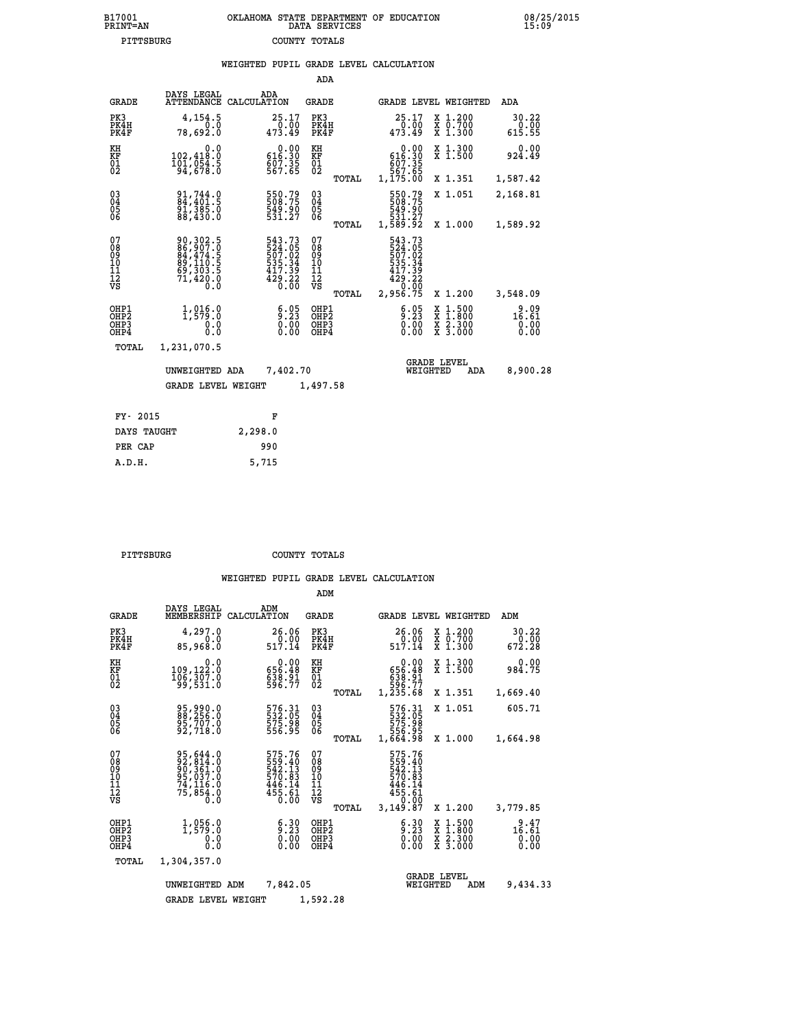B17001 OKLAHOMA STATE DEPARTMENT OF EDUCATION 08/25/2015
PRINT=AN DATA SERVICES 15:09
PITTSBURG COUNTY TOTALS

### WEIGHTED PUPIL GRADE LEVEL CALCULATION

ADA

| GRADE | DAYS LEGAL ATTENDANCE | ADA CALCULATION | GRADE | | GRADE LEVEL | WEIGHTED | ADA |
|---|---|---|---|---|---|---|---|
| PK3 | 4,154.5 | 25.17 | PK3 | | 25.17 | X 1.200 | 30.22 |
| PK4H | 0.0 | 0.00 | PK4H | | 0.00 | X 0.700 | 0.00 |
| PK4F | 78,692.0 | 473.49 | PK4F | | 473.49 | X 1.300 | 615.55 |
| KH | 0.0 | 0.00 | KH | | 0.00 | X 1.300 | 0.00 |
| KF | 102,418.0 | 616.30 | KF | | 616.30 | X 1.500 | 924.49 |
| 01 | 101,054.5 | 607.35 | 01 | | 607.35 | | |
| 02 | 94,678.0 | 567.65 | 02 | | 567.65 | | |
| | | | | TOTAL | 1,175.00 | X 1.351 | 1,587.42 |
| 03 | 91,744.0 | 550.79 | 03 | | 550.79 | X 1.051 | 2,168.81 |
| 04 | 84,401.5 | 508.75 | 04 | | 508.75 | | |
| 05 | 91,385.0 | 549.90 | 05 | | 549.90 | | |
| 06 | 88,430.0 | 531.27 | 06 | | 531.27 | | |
| | | | | TOTAL | 1,589.92 | X 1.000 | 1,589.92 |
| 07 | 90,302.5 | 543.73 | 07 | | 543.73 | | |
| 08 | 86,907.0 | 524.05 | 08 | | 524.05 | | |
| 09 | 84,474.5 | 507.02 | 09 | | 507.02 | | |
| 10 | 89,110.5 | 535.34 | 10 | | 535.34 | | |
| 11 | 69,303.5 | 417.39 | 11 | | 417.39 | | |
| 12 | 71,420.0 | 429.22 | 12 | | 429.22 | | |
| VS | 0.0 | 0.00 | VS | | 0.00 | | |
| | | | | TOTAL | 2,956.75 | X 1.200 | 3,548.09 |
| OHP1 | 1,016.0 | 6.05 | OHP1 | | 6.05 | X 1.500 | 9.09 |
| OHP2 | 1,579.0 | 9.23 | OHP2 | | 9.23 | X 1.800 | 16.61 |
| OHP3 | 0.0 | 0.00 | OHP3 | | 0.00 | X 2.300 | 0.00 |
| OHP4 | 0.0 | 0.00 | OHP4 | | 0.00 | X 3.000 | 0.00 |
| TOTAL | 1,231,070.5 | | | | | | |

UNWEIGHTED ADA 7,402.70 GRADE LEVEL WEIGHTED ADA 8,900.28

GRADE LEVEL WEIGHT 1,497.58

| FY- 2015 | F |
|---|---|
| DAYS TAUGHT | 2,298.0 |
| PER CAP | 990 |
| A.D.H. | 5,715 |

PITTSBURG COUNTY TOTALS

### WEIGHTED PUPIL GRADE LEVEL CALCULATION

ADM

| GRADE | DAYS LEGAL MEMBERSHIP | ADM CALCULATION | GRADE | | GRADE LEVEL | WEIGHTED | ADM |
|---|---|---|---|---|---|---|---|
| PK3 | 4,297.0 | 26.06 | PK3 | | 26.06 | X 1.200 | 30.22 |
| PK4H | 0.0 | 0.00 | PK4H | | 0.00 | X 0.700 | 0.00 |
| PK4F | 85,968.0 | 517.14 | PK4F | | 517.14 | X 1.300 | 672.28 |
| KH | 0.0 | 0.00 | KH | | 0.00 | X 1.300 | 0.00 |
| KF | 109,122.0 | 656.48 | KF | | 656.48 | X 1.500 | 984.75 |
| 01 | 106,307.0 | 638.91 | 01 | | 638.91 | | |
| 02 | 99,531.0 | 596.77 | 02 | | 596.77 | | |
| | | | | TOTAL | 1,235.68 | X 1.351 | 1,669.40 |
| 03 | 95,990.0 | 576.31 | 03 | | 576.31 | X 1.051 | 605.71 |
| 04 | 88,256.0 | 532.05 | 04 | | 532.05 | | |
| 05 | 95,707.0 | 575.98 | 05 | | 575.98 | | |
| 06 | 92,718.0 | 556.95 | 06 | | 556.95 | | |
| | | | | TOTAL | 1,664.98 | X 1.000 | 1,664.98 |
| 07 | 95,644.0 | 575.76 | 07 | | 575.76 | | |
| 08 | 92,814.0 | 559.40 | 08 | | 559.40 | | |
| 09 | 90,361.0 | 542.13 | 09 | | 542.13 | | |
| 10 | 95,037.0 | 570.83 | 10 | | 570.83 | | |
| 11 | 74,116.0 | 446.14 | 11 | | 446.14 | | |
| 12 | 75,854.0 | 455.61 | 12 | | 455.61 | | |
| VS | 0.0 | 0.00 | VS | | 0.00 | | |
| | | | | TOTAL | 3,149.87 | X 1.200 | 3,779.85 |
| OHP1 | 1,056.0 | 6.30 | OHP1 | | 6.30 | X 1.500 | 9.47 |
| OHP2 | 1,579.0 | 9.23 | OHP2 | | 9.23 | X 1.800 | 16.61 |
| OHP3 | 0.0 | 0.00 | OHP3 | | 0.00 | X 2.300 | 0.00 |
| OHP4 | 0.0 | 0.00 | OHP4 | | 0.00 | X 3.000 | 0.00 |
| TOTAL | 1,304,357.0 | | | | | | |

UNWEIGHTED ADM 7,842.05 GRADE LEVEL WEIGHTED ADM 9,434.33

GRADE LEVEL WEIGHT 1,592.28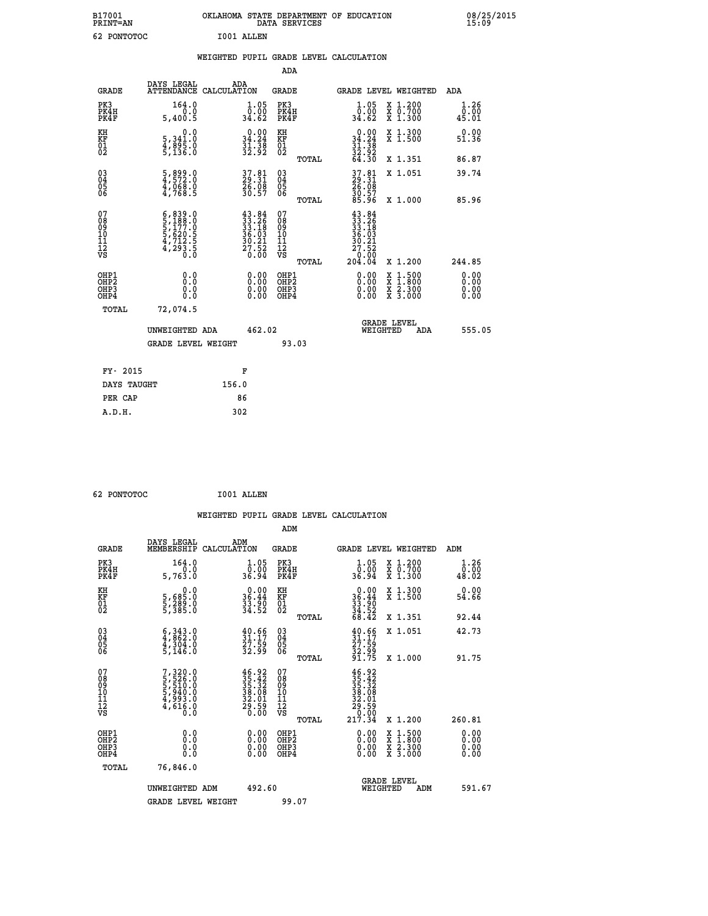B17001 OKLAHOMA STATE DEPARTMENT OF EDUCATION 08/25/2015
PRINT=AN DATA SERVICES 15:09

62 PONTOTOC I001 ALLEN

## WEIGHTED PUPIL GRADE LEVEL CALCULATION

### ADA

| GRADE | DAYS LEGAL ATTENDANCE | ADA CALCULATION | GRADE | GRADE LEVEL | WEIGHTED | ADA |
|---|---|---|---|---|---|---|
| PK3 | 164.0 | 1.05 | PK3 | 1.05 | X 1.200 | 1.26 |
| PK4H | 0.0 | 0.00 | PK4H | 0.00 | X 0.700 | 0.00 |
| PK4F | 5,400.5 | 34.62 | PK4F | 34.62 | X 1.300 | 45.01 |
| KH | 0.0 | 0.00 | KH | 0.00 | X 1.300 | 0.00 |
| KF | 5,341.0 | 34.24 | KF | 34.24 | X 1.500 | 51.36 |
| 01 | 4,895.0 | 31.38 | 01 | 31.38 | | |
| 02 | 5,136.0 | 32.92 | 02 | 32.92 | | |
| | | | TOTAL | 64.30 | X 1.351 | 86.87 |
| 03 | 5,899.0 | 37.81 | 03 | 37.81 | X 1.051 | 39.74 |
| 04 | 4,572.0 | 29.31 | 04 | 29.31 | | |
| 05 | 4,068.0 | 26.08 | 05 | 26.08 | | |
| 06 | 4,768.5 | 30.57 | 06 | 30.57 | | |
| | | | TOTAL | 85.96 | X 1.000 | 85.96 |
| 07 | 6,839.0 | 43.84 | 07 | 43.84 | | |
| 08 | 5,188.0 | 33.26 | 08 | 33.26 | | |
| 09 | 5,177.0 | 33.18 | 09 | 33.18 | | |
| 10 | 5,620.5 | 36.03 | 10 | 36.03 | | |
| 11 | 4,712.5 | 30.21 | 11 | 30.21 | | |
| 12 | 4,293.5 | 27.52 | 12 | 27.52 | | |
| VS | 0.0 | 0.00 | VS | 0.00 | | |
| | | | TOTAL | 204.04 | X 1.200 | 244.85 |
| OHP1 | 0.0 | 0.00 | OHP1 | 0.00 | X 1.500 | 0.00 |
| OHP2 | 0.0 | 0.00 | OHP2 | 0.00 | X 1.800 | 0.00 |
| OHP3 | 0.0 | 0.00 | OHP3 | 0.00 | X 2.300 | 0.00 |
| OHP4 | 0.0 | 0.00 | OHP4 | 0.00 | X 3.000 | 0.00 |
| TOTAL | 72,074.5 | | | | | |

UNWEIGHTED ADA 462.02 GRADE LEVEL WEIGHTED ADA 555.05

GRADE LEVEL WEIGHT 93.03

| FY- 2015 | F |
|---|---|
| DAYS TAUGHT | 156.0 |
| PER CAP | 86 |
| A.D.H. | 302 |

62 PONTOTOC I001 ALLEN

## WEIGHTED PUPIL GRADE LEVEL CALCULATION

### ADM

| GRADE | DAYS LEGAL MEMBERSHIP | ADM CALCULATION | GRADE | GRADE LEVEL | WEIGHTED | ADM |
|---|---|---|---|---|---|---|
| PK3 | 164.0 | 1.05 | PK3 | 1.05 | X 1.200 | 1.26 |
| PK4H | 0.0 | 0.00 | PK4H | 0.00 | X 0.700 | 0.00 |
| PK4F | 5,763.0 | 36.94 | PK4F | 36.94 | X 1.300 | 48.02 |
| KH | 0.0 | 0.00 | KH | 0.00 | X 1.300 | 0.00 |
| KF | 5,685.0 | 36.44 | KF | 36.44 | X 1.500 | 54.66 |
| 01 | 5,289.0 | 33.90 | 01 | 33.90 | | |
| 02 | 5,385.0 | 34.52 | 02 | 34.52 | | |
| | | | TOTAL | 68.42 | X 1.351 | 92.44 |
| 03 | 6,343.0 | 40.66 | 03 | 40.66 | X 1.051 | 42.73 |
| 04 | 4,862.0 | 31.17 | 04 | 31.17 | | |
| 05 | 4,304.0 | 27.59 | 05 | 27.59 | | |
| 06 | 5,146.0 | 32.99 | 06 | 32.99 | | |
| | | | TOTAL | 91.75 | X 1.000 | 91.75 |
| 07 | 7,320.0 | 46.92 | 07 | 46.92 | | |
| 08 | 5,526.0 | 35.42 | 08 | 35.42 | | |
| 09 | 5,510.0 | 35.32 | 09 | 35.32 | | |
| 10 | 5,940.0 | 38.08 | 10 | 38.08 | | |
| 11 | 4,993.0 | 32.01 | 11 | 32.01 | | |
| 12 | 4,616.0 | 29.59 | 12 | 29.59 | | |
| VS | 0.0 | 0.00 | VS | 0.00 | | |
| | | | TOTAL | 217.34 | X 1.200 | 260.81 |
| OHP1 | 0.0 | 0.00 | OHP1 | 0.00 | X 1.500 | 0.00 |
| OHP2 | 0.0 | 0.00 | OHP2 | 0.00 | X 1.800 | 0.00 |
| OHP3 | 0.0 | 0.00 | OHP3 | 0.00 | X 2.300 | 0.00 |
| OHP4 | 0.0 | 0.00 | OHP4 | 0.00 | X 3.000 | 0.00 |
| TOTAL | 76,846.0 | | | | | |

UNWEIGHTED ADM 492.60 GRADE LEVEL WEIGHTED ADM 591.67

GRADE LEVEL WEIGHT 99.07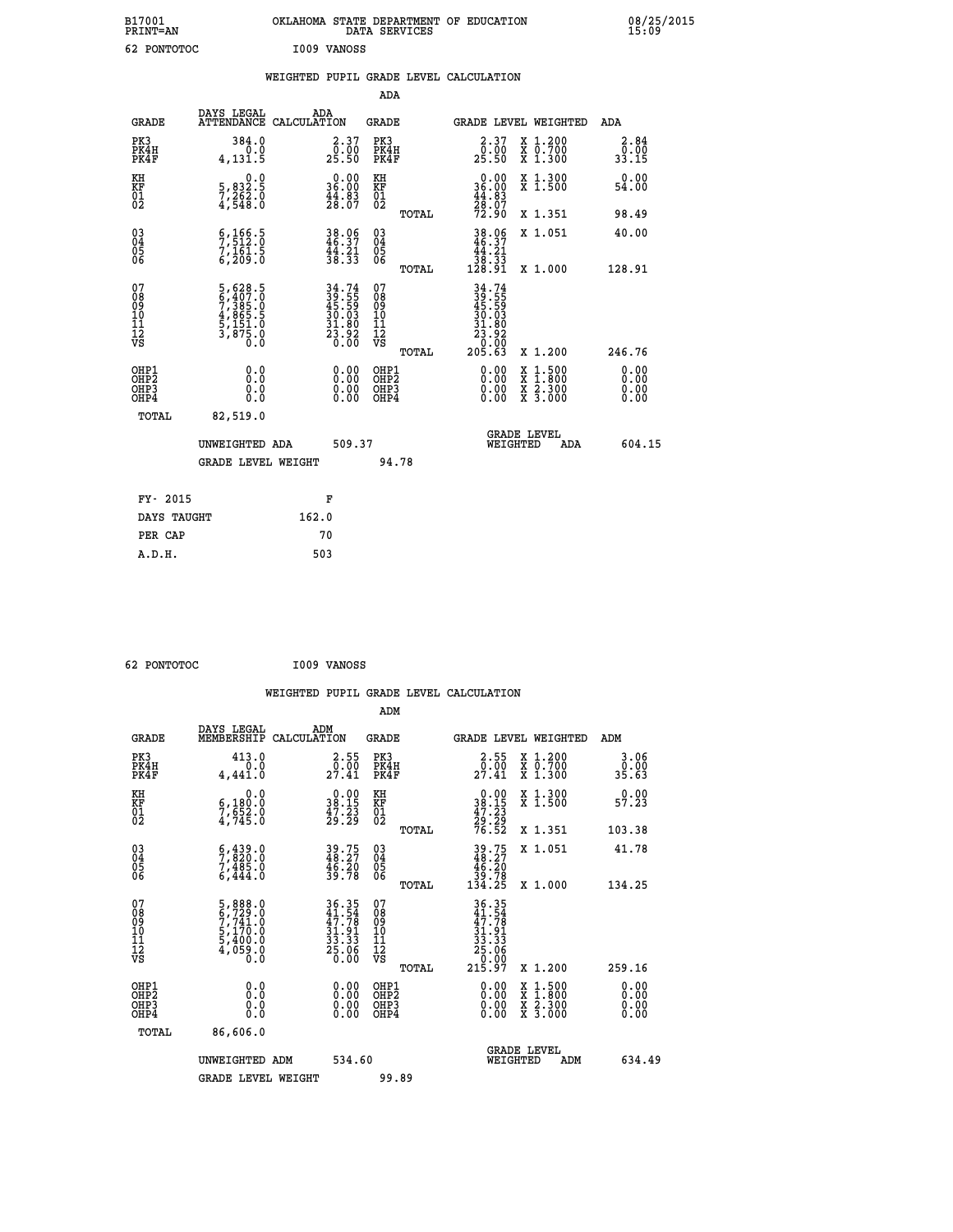B17001 OKLAHOMA STATE DEPARTMENT OF EDUCATION 08/25/2015
PRINT=AN DATA SERVICES 15:09

62 PONTOTOC I009 VANOSS

## WEIGHTED PUPIL GRADE LEVEL CALCULATION

### ADA

| GRADE | DAYS LEGAL ATTENDANCE | ADA CALCULATION | GRADE | GRADE LEVEL | WEIGHTED | ADA |
|---|---|---|---|---|---|---|
| PK3 | 384.0 | 2.37 | PK3 | 2.37 | X 1.200 | 2.84 |
| PK4H | 0.0 | 0.00 | PK4H | 0.00 | X 0.700 | 0.00 |
| PK4F | 4,131.5 | 25.50 | PK4F | 25.50 | X 1.300 | 33.15 |
| KH | 0.0 | 0.00 | KH | 0.00 | X 1.300 | 0.00 |
| KF | 5,832.5 | 36.00 | KF | 36.00 | X 1.500 | 54.00 |
| 01 | 7,262.0 | 44.83 | 01 | 44.83 | | |
| 02 | 4,548.0 | 28.07 | 02 | 28.07 | | |
| | | | TOTAL | 72.90 | X 1.351 | 98.49 |
| 03 | 6,166.5 | 38.06 | 03 | 38.06 | X 1.051 | 40.00 |
| 04 | 7,512.0 | 46.37 | 04 | 46.37 | | |
| 05 | 7,161.5 | 44.21 | 05 | 44.21 | | |
| 06 | 6,209.0 | 38.33 | 06 | 38.33 | | |
| | | | TOTAL | 128.91 | X 1.000 | 128.91 |
| 07 | 5,628.5 | 34.74 | 07 | 34.74 | | |
| 08 | 6,407.0 | 39.55 | 08 | 39.55 | | |
| 09 | 7,385.0 | 45.59 | 09 | 45.59 | | |
| 10 | 4,865.5 | 30.03 | 10 | 30.03 | | |
| 11 | 5,151.0 | 31.80 | 11 | 31.80 | | |
| 12 | 3,875.0 | 23.92 | 12 | 23.92 | | |
| VS | 0.0 | 0.00 | VS | 0.00 | | |
| | | | TOTAL | 205.63 | X 1.200 | 246.76 |
| OHP1 | 0.0 | 0.00 | OHP1 | 0.00 | X 1.500 | 0.00 |
| OHP2 | 0.0 | 0.00 | OHP2 | 0.00 | X 1.800 | 0.00 |
| OHP3 | 0.0 | 0.00 | OHP3 | 0.00 | X 2.300 | 0.00 |
| OHP4 | 0.0 | 0.00 | OHP4 | 0.00 | X 3.000 | 0.00 |
| TOTAL | 82,519.0 | | | | | |

UNWEIGHTED ADA 509.37 — GRADE LEVEL WEIGHTED ADA 604.15

GRADE LEVEL WEIGHT 94.78

| FY- 2015 | F |
|---|---|
| DAYS TAUGHT | 162.0 |
| PER CAP | 70 |
| A.D.H. | 503 |

62 PONTOTOC I009 VANOSS

## WEIGHTED PUPIL GRADE LEVEL CALCULATION

### ADM

| GRADE | DAYS LEGAL MEMBERSHIP | ADM CALCULATION | GRADE | GRADE LEVEL | WEIGHTED | ADM |
|---|---|---|---|---|---|---|
| PK3 | 413.0 | 2.55 | PK3 | 2.55 | X 1.200 | 3.06 |
| PK4H | 0.0 | 0.00 | PK4H | 0.00 | X 0.700 | 0.00 |
| PK4F | 4,441.0 | 27.41 | PK4F | 27.41 | X 1.300 | 35.63 |
| KH | 0.0 | 0.00 | KH | 0.00 | X 1.300 | 0.00 |
| KF | 6,180.0 | 38.15 | KF | 38.15 | X 1.500 | 57.23 |
| 01 | 7,652.0 | 47.23 | 01 | 47.23 | | |
| 02 | 4,745.0 | 29.29 | 02 | 29.29 | | |
| | | | TOTAL | 76.52 | X 1.351 | 103.38 |
| 03 | 6,439.0 | 39.75 | 03 | 39.75 | X 1.051 | 41.78 |
| 04 | 7,820.0 | 48.27 | 04 | 48.27 | | |
| 05 | 7,485.0 | 46.20 | 05 | 46.20 | | |
| 06 | 6,444.0 | 39.78 | 06 | 39.78 | | |
| | | | TOTAL | 134.25 | X 1.000 | 134.25 |
| 07 | 5,888.0 | 36.35 | 07 | 36.35 | | |
| 08 | 6,729.0 | 41.54 | 08 | 41.54 | | |
| 09 | 7,741.0 | 47.78 | 09 | 47.78 | | |
| 10 | 5,170.0 | 31.91 | 10 | 31.91 | | |
| 11 | 5,400.0 | 33.33 | 11 | 33.33 | | |
| 12 | 4,059.0 | 25.06 | 12 | 25.06 | | |
| VS | 0.0 | 0.00 | VS | 0.00 | | |
| | | | TOTAL | 215.97 | X 1.200 | 259.16 |
| OHP1 | 0.0 | 0.00 | OHP1 | 0.00 | X 1.500 | 0.00 |
| OHP2 | 0.0 | 0.00 | OHP2 | 0.00 | X 1.800 | 0.00 |
| OHP3 | 0.0 | 0.00 | OHP3 | 0.00 | X 2.300 | 0.00 |
| OHP4 | 0.0 | 0.00 | OHP4 | 0.00 | X 3.000 | 0.00 |
| TOTAL | 86,606.0 | | | | | |

UNWEIGHTED ADM 534.60 — GRADE LEVEL WEIGHTED ADM 634.49

GRADE LEVEL WEIGHT 99.89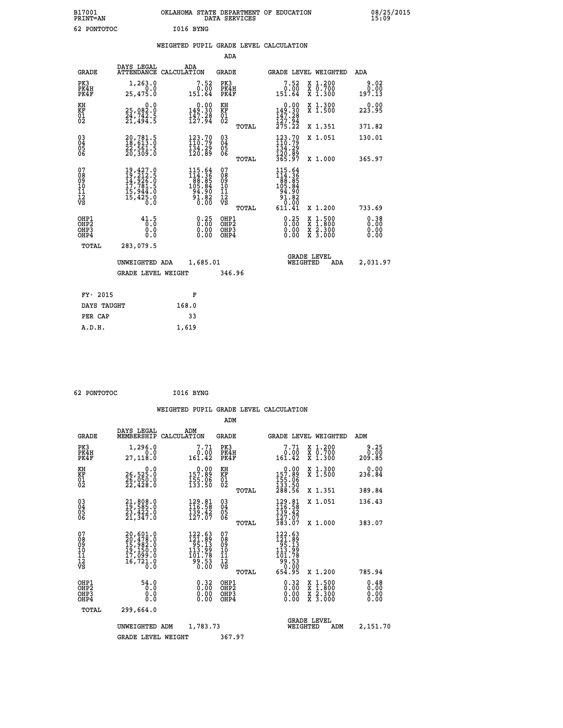B17001 OKLAHOMA STATE DEPARTMENT OF EDUCATION 08/25/2015
PRINT=AN DATA SERVICES 15:09

62 PONTOTOC I016 BYNG

## WEIGHTED PUPIL GRADE LEVEL CALCULATION

### ADA

| GRADE | DAYS LEGAL ATTENDANCE | ADA CALCULATION | GRADE | GRADE LEVEL | WEIGHTED | ADA |
|---|---|---|---|---|---|---|
| PK3 | 1,263.0 | 7.52 | PK3 | 7.52 | X 1.200 | 9.02 |
| PK4H | 0.0 | 0.00 | PK4H | 0.00 | X 0.700 | 0.00 |
| PK4F | 25,475.0 | 151.64 | PK4F | 151.64 | X 1.300 | 197.13 |
| KH | 0.0 | 0.00 | KH | 0.00 | X 1.300 | 0.00 |
| KF | 25,082.0 | 149.30 | KF | 149.30 | X 1.500 | 223.95 |
| 01 | 24,742.5 | 147.28 | 01 | 147.28 | | |
| 02 | 21,494.5 | 127.94 | 02 | 127.94 | | |
| | | | TOTAL | 275.22 | X 1.351 | 371.82 |
| 03 | 20,781.5 | 123.70 | 03 | 123.70 | X 1.051 | 130.01 |
| 04 | 18,613.0 | 110.79 | 04 | 110.79 | | |
| 05 | 22,561.5 | 134.29 | 05 | 134.29 | | |
| 06 | 20,309.0 | 120.89 | 06 | 120.89 | | |
| | | | TOTAL | 365.97 | X 1.000 | 365.97 |
| 07 | 19,427.0 | 115.64 | 07 | 115.64 | | |
| 08 | 19,212.5 | 114.36 | 08 | 114.36 | | |
| 09 | 14,926.0 | 88.85 | 09 | 88.85 | | |
| 10 | 17,781.5 | 105.84 | 10 | 105.84 | | |
| 11 | 15,944.0 | 94.90 | 11 | 94.90 | | |
| 12 | 15,425.0 | 91.82 | 12 | 91.82 | | |
| VS | 0.0 | 0.00 | VS | 0.00 | | |
| | | | TOTAL | 611.41 | X 1.200 | 733.69 |
| OHP1 | 41.5 | 0.25 | OHP1 | 0.25 | X 1.500 | 0.38 |
| OHP2 | 0.0 | 0.00 | OHP2 | 0.00 | X 1.800 | 0.00 |
| OHP3 | 0.0 | 0.00 | OHP3 | 0.00 | X 2.300 | 0.00 |
| OHP4 | 0.0 | 0.00 | OHP4 | 0.00 | X 3.000 | 0.00 |
| TOTAL | 283,079.5 | | | | | |

UNWEIGHTED ADA 1,685.01 GRADE LEVEL WEIGHTED ADA 2,031.97

GRADE LEVEL WEIGHT 346.96

| FY- 2015 | F |
|---|---|
| DAYS TAUGHT | 168.0 |
| PER CAP | 33 |
| A.D.H. | 1,619 |

62 PONTOTOC I016 BYNG

## WEIGHTED PUPIL GRADE LEVEL CALCULATION

### ADM

| GRADE | DAYS LEGAL MEMBERSHIP | ADM CALCULATION | GRADE | GRADE LEVEL | WEIGHTED | ADM |
|---|---|---|---|---|---|---|
| PK3 | 1,296.0 | 7.71 | PK3 | 7.71 | X 1.200 | 9.25 |
| PK4H | 0.0 | 0.00 | PK4H | 0.00 | X 0.700 | 0.00 |
| PK4F | 27,118.0 | 161.42 | PK4F | 161.42 | X 1.300 | 209.85 |
| KH | 0.0 | 0.00 | KH | 0.00 | X 1.300 | 0.00 |
| KF | 26,525.0 | 157.89 | KF | 157.89 | X 1.500 | 236.84 |
| 01 | 26,050.0 | 155.06 | 01 | 155.06 | | |
| 02 | 22,428.0 | 133.50 | 02 | 133.50 | | |
| | | | TOTAL | 288.56 | X 1.351 | 389.84 |
| 03 | 21,808.0 | 129.81 | 03 | 129.81 | X 1.051 | 136.43 |
| 04 | 19,585.0 | 116.58 | 04 | 116.58 | | |
| 05 | 23,422.0 | 139.42 | 05 | 139.42 | | |
| 06 | 21,347.0 | 127.07 | 06 | 127.07 | | |
| | | | TOTAL | 383.07 | X 1.000 | 383.07 |
| 07 | 20,601.0 | 122.63 | 07 | 122.63 | | |
| 08 | 20,478.0 | 121.89 | 08 | 121.89 | | |
| 09 | 15,982.0 | 95.13 | 09 | 95.13 | | |
| 10 | 19,150.0 | 113.99 | 10 | 113.99 | | |
| 11 | 17,099.0 | 101.78 | 11 | 101.78 | | |
| 12 | 16,721.0 | 99.53 | 12 | 99.53 | | |
| VS | 0.0 | 0.00 | VS | 0.00 | | |
| | | | TOTAL | 654.95 | X 1.200 | 785.94 |
| OHP1 | 54.0 | 0.32 | OHP1 | 0.32 | X 1.500 | 0.48 |
| OHP2 | 0.0 | 0.00 | OHP2 | 0.00 | X 1.800 | 0.00 |
| OHP3 | 0.0 | 0.00 | OHP3 | 0.00 | X 2.300 | 0.00 |
| OHP4 | 0.0 | 0.00 | OHP4 | 0.00 | X 3.000 | 0.00 |
| TOTAL | 299,664.0 | | | | | |

UNWEIGHTED ADM 1,783.73 GRADE LEVEL WEIGHTED ADM 2,151.70

GRADE LEVEL WEIGHT 367.97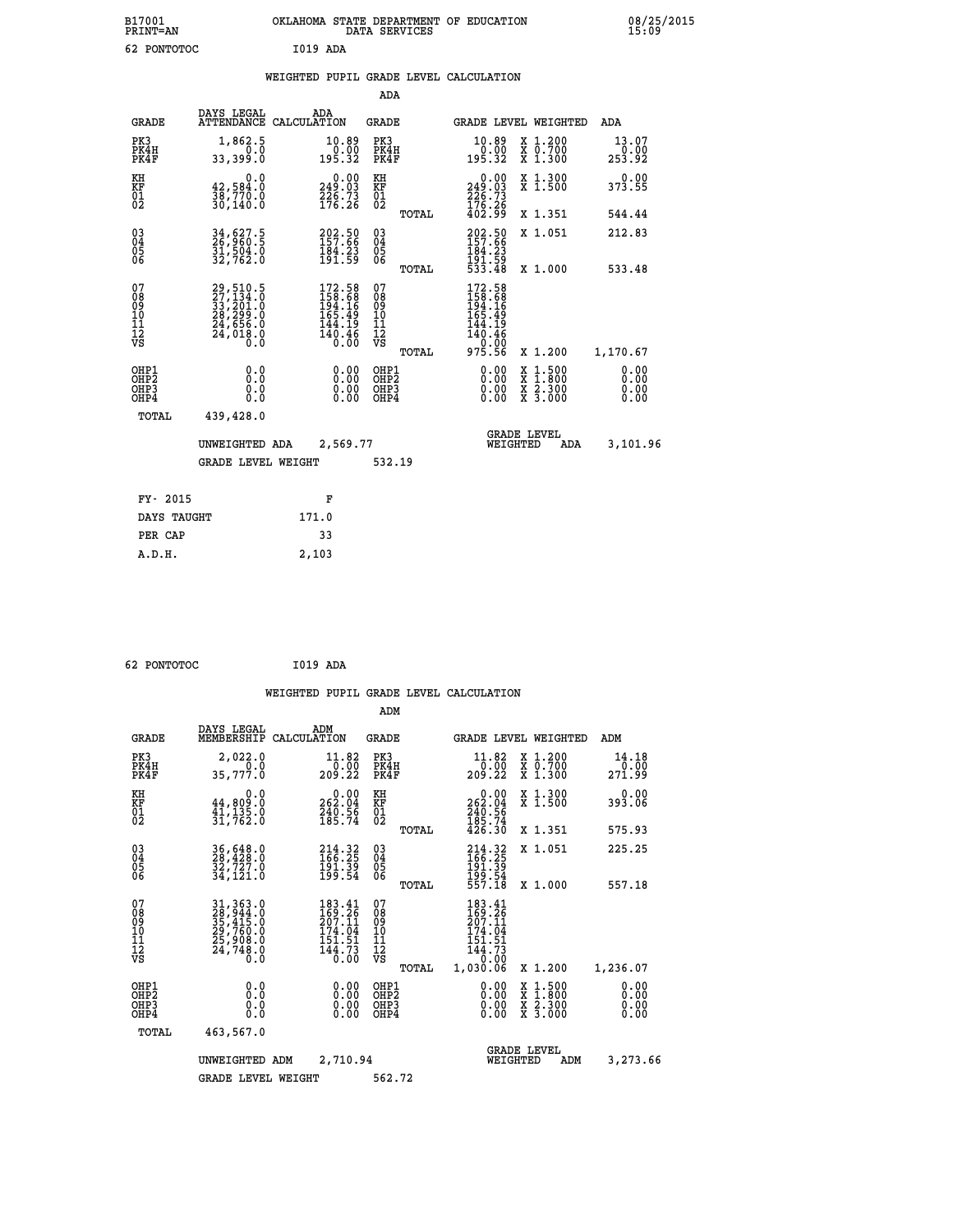B17001 OKLAHOMA STATE DEPARTMENT OF EDUCATION 08/25/2015
PRINT=AN DATA SERVICES 15:09

62 PONTOTOC I019 ADA

## WEIGHTED PUPIL GRADE LEVEL CALCULATION

### ADA

| GRADE | DAYS LEGAL ATTENDANCE | ADA CALCULATION | GRADE | | GRADE LEVEL | WEIGHTED | ADA |
|---|---|---|---|---|---|---|---|
| PK3 | 1,862.5 | 10.89 | PK3 | | 10.89 | X 1.200 | 13.07 |
| PK4H | 0.0 | 0.00 | PK4H | | 0.00 | X 0.700 | 0.00 |
| PK4F | 33,399.0 | 195.32 | PK4F | | 195.32 | X 1.300 | 253.92 |
| KH | 0.0 | 0.00 | KH | | 0.00 | X 1.300 | 0.00 |
| KF | 42,584.0 | 249.03 | KF | | 249.03 | X 1.500 | 373.55 |
| 01 | 38,770.0 | 226.73 | 01 | | 226.73 | | |
| 02 | 30,140.0 | 176.26 | 02 | | 176.26 | | |
| | | | | TOTAL | 402.99 | X 1.351 | 544.44 |
| 03 | 34,627.5 | 202.50 | 03 | | 202.50 | X 1.051 | 212.83 |
| 04 | 26,960.5 | 157.66 | 04 | | 157.66 | | |
| 05 | 31,504.0 | 184.23 | 05 | | 184.23 | | |
| 06 | 32,762.0 | 191.59 | 06 | | 191.59 | | |
| | | | | TOTAL | 533.48 | X 1.000 | 533.48 |
| 07 | 29,510.5 | 172.58 | 07 | | 172.58 | | |
| 08 | 27,134.0 | 158.68 | 08 | | 158.68 | | |
| 09 | 33,201.0 | 194.16 | 09 | | 194.16 | | |
| 10 | 28,299.0 | 165.49 | 10 | | 165.49 | | |
| 11 | 24,656.0 | 144.19 | 11 | | 144.19 | | |
| 12 | 24,018.0 | 140.46 | 12 | | 140.46 | | |
| VS | 0.0 | 0.00 | VS | | 0.00 | | |
| | | | | TOTAL | 975.56 | X 1.200 | 1,170.67 |
| OHP1 | 0.0 | 0.00 | OHP1 | | 0.00 | X 1.500 | 0.00 |
| OHP2 | 0.0 | 0.00 | OHP2 | | 0.00 | X 1.800 | 0.00 |
| OHP3 | 0.0 | 0.00 | OHP3 | | 0.00 | X 2.300 | 0.00 |
| OHP4 | 0.0 | 0.00 | OHP4 | | 0.00 | X 3.000 | 0.00 |
| TOTAL | 439,428.0 | | | | | | |

UNWEIGHTED ADA 2,569.77 GRADE LEVEL WEIGHTED ADA 3,101.96

GRADE LEVEL WEIGHT 532.19

| FY- 2015 | F |
|---|---|
| DAYS TAUGHT | 171.0 |
| PER CAP | 33 |
| A.D.H. | 2,103 |

62 PONTOTOC I019 ADA

## WEIGHTED PUPIL GRADE LEVEL CALCULATION

### ADM

| GRADE | DAYS LEGAL MEMBERSHIP | ADM CALCULATION | GRADE | | GRADE LEVEL | WEIGHTED | ADM |
|---|---|---|---|---|---|---|---|
| PK3 | 2,022.0 | 11.82 | PK3 | | 11.82 | X 1.200 | 14.18 |
| PK4H | 0.0 | 0.00 | PK4H | | 0.00 | X 0.700 | 0.00 |
| PK4F | 35,777.0 | 209.22 | PK4F | | 209.22 | X 1.300 | 271.99 |
| KH | 0.0 | 0.00 | KH | | 0.00 | X 1.300 | 0.00 |
| KF | 44,809.0 | 262.04 | KF | | 262.04 | X 1.500 | 393.06 |
| 01 | 41,135.0 | 240.56 | 01 | | 240.56 | | |
| 02 | 31,762.0 | 185.74 | 02 | | 185.74 | | |
| | | | | TOTAL | 426.30 | X 1.351 | 575.93 |
| 03 | 36,648.0 | 214.32 | 03 | | 214.32 | X 1.051 | 225.25 |
| 04 | 28,428.0 | 166.25 | 04 | | 166.25 | | |
| 05 | 32,727.0 | 191.39 | 05 | | 191.39 | | |
| 06 | 34,121.0 | 199.54 | 06 | | 199.54 | | |
| | | | | TOTAL | 557.18 | X 1.000 | 557.18 |
| 07 | 31,363.0 | 183.41 | 07 | | 183.41 | | |
| 08 | 28,944.0 | 169.26 | 08 | | 169.26 | | |
| 09 | 35,415.0 | 207.11 | 09 | | 207.11 | | |
| 10 | 29,760.0 | 174.04 | 10 | | 174.04 | | |
| 11 | 25,908.0 | 151.51 | 11 | | 151.51 | | |
| 12 | 24,748.0 | 144.73 | 12 | | 144.73 | | |
| VS | 0.0 | 0.00 | VS | | 0.00 | | |
| | | | | TOTAL | 1,030.06 | X 1.200 | 1,236.07 |
| OHP1 | 0.0 | 0.00 | OHP1 | | 0.00 | X 1.500 | 0.00 |
| OHP2 | 0.0 | 0.00 | OHP2 | | 0.00 | X 1.800 | 0.00 |
| OHP3 | 0.0 | 0.00 | OHP3 | | 0.00 | X 2.300 | 0.00 |
| OHP4 | 0.0 | 0.00 | OHP4 | | 0.00 | X 3.000 | 0.00 |
| TOTAL | 463,567.0 | | | | | | |

UNWEIGHTED ADM 2,710.94 GRADE LEVEL WEIGHTED ADM 3,273.66

GRADE LEVEL WEIGHT 562.72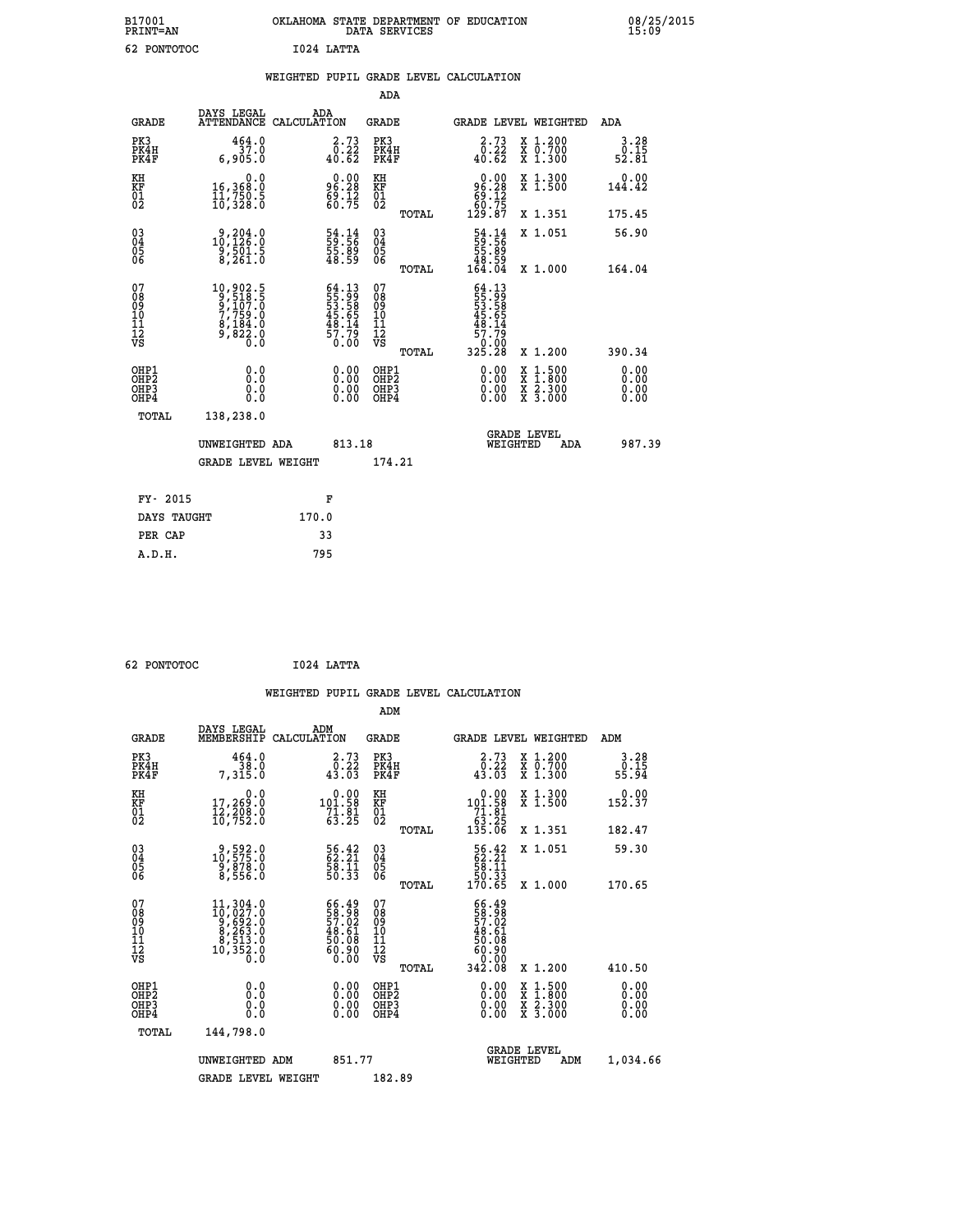B17001 OKLAHOMA STATE DEPARTMENT OF EDUCATION 08/25/2015
PRINT=AN DATA SERVICES 15:09

62 PONTOTOC I024 LATTA

## WEIGHTED PUPIL GRADE LEVEL CALCULATION

### ADA

| GRADE | DAYS LEGAL ATTENDANCE | ADA CALCULATION | GRADE | | GRADE LEVEL | WEIGHTED | ADA |
|---|---|---|---|---|---|---|---|
| PK3 | 464.0 | 2.73 | PK3 | | 2.73 | X 1.200 | 3.28 |
| PK4H | 37.0 | 0.22 | PK4H | | 0.22 | X 0.700 | 0.15 |
| PK4F | 6,905.0 | 40.62 | PK4F | | 40.62 | X 1.300 | 52.81 |
| KH | 0.0 | 0.00 | KH | | 0.00 | X 1.300 | 0.00 |
| KF | 16,368.0 | 96.28 | KF | | 96.28 | X 1.500 | 144.42 |
| 01 | 11,750.5 | 69.12 | 01 | | 69.12 | | |
| 02 | 10,328.0 | 60.75 | 02 | | 60.75 | | |
| | | | | TOTAL | 129.87 | X 1.351 | 175.45 |
| 03 | 9,204.0 | 54.14 | 03 | | 54.14 | X 1.051 | 56.90 |
| 04 | 10,126.0 | 59.56 | 04 | | 59.56 | | |
| 05 | 9,501.5 | 55.89 | 05 | | 55.89 | | |
| 06 | 8,261.0 | 48.59 | 06 | | 48.59 | | |
| | | | | TOTAL | 164.04 | X 1.000 | 164.04 |
| 07 | 10,902.5 | 64.13 | 07 | | 64.13 | | |
| 08 | 9,518.5 | 55.99 | 08 | | 55.99 | | |
| 09 | 9,107.0 | 53.58 | 09 | | 53.58 | | |
| 10 | 7,759.0 | 45.65 | 10 | | 45.65 | | |
| 11 | 8,184.0 | 48.14 | 11 | | 48.14 | | |
| 12 | 9,822.0 | 57.79 | 12 | | 57.79 | | |
| VS | 0.0 | 0.00 | VS | | 0.00 | | |
| | | | | TOTAL | 325.28 | X 1.200 | 390.34 |
| OHP1 | 0.0 | 0.00 | OHP1 | | 0.00 | X 1.500 | 0.00 |
| OHP2 | 0.0 | 0.00 | OHP2 | | 0.00 | X 1.800 | 0.00 |
| OHP3 | 0.0 | 0.00 | OHP3 | | 0.00 | X 2.300 | 0.00 |
| OHP4 | 0.0 | 0.00 | OHP4 | | 0.00 | X 3.000 | 0.00 |
| TOTAL | 138,238.0 | | | | | | |

UNWEIGHTED ADA 813.18 GRADE LEVEL WEIGHTED ADA 987.39

GRADE LEVEL WEIGHT 174.21

| FY- 2015 | F |
|---|---|
| DAYS TAUGHT | 170.0 |
| PER CAP | 33 |
| A.D.H. | 795 |

62 PONTOTOC I024 LATTA

## WEIGHTED PUPIL GRADE LEVEL CALCULATION

### ADM

| GRADE | DAYS LEGAL MEMBERSHIP | ADM CALCULATION | GRADE | | GRADE LEVEL | WEIGHTED | ADM |
|---|---|---|---|---|---|---|---|
| PK3 | 464.0 | 2.73 | PK3 | | 2.73 | X 1.200 | 3.28 |
| PK4H | 38.0 | 0.22 | PK4H | | 0.22 | X 0.700 | 0.15 |
| PK4F | 7,315.0 | 43.03 | PK4F | | 43.03 | X 1.300 | 55.94 |
| KH | 0.0 | 0.00 | KH | | 0.00 | X 1.300 | 0.00 |
| KF | 17,269.0 | 101.58 | KF | | 101.58 | X 1.500 | 152.37 |
| 01 | 12,208.0 | 71.81 | 01 | | 71.81 | | |
| 02 | 10,752.0 | 63.25 | 02 | | 63.25 | | |
| | | | | TOTAL | 135.06 | X 1.351 | 182.47 |
| 03 | 9,592.0 | 56.42 | 03 | | 56.42 | X 1.051 | 59.30 |
| 04 | 10,575.0 | 62.21 | 04 | | 62.21 | | |
| 05 | 9,878.0 | 58.11 | 05 | | 58.11 | | |
| 06 | 8,556.0 | 50.33 | 06 | | 50.33 | | |
| | | | | TOTAL | 170.65 | X 1.000 | 170.65 |
| 07 | 11,304.0 | 66.49 | 07 | | 66.49 | | |
| 08 | 10,027.0 | 58.98 | 08 | | 58.98 | | |
| 09 | 9,692.0 | 57.02 | 09 | | 57.02 | | |
| 10 | 8,263.0 | 48.61 | 10 | | 48.61 | | |
| 11 | 8,513.0 | 50.08 | 11 | | 50.08 | | |
| 12 | 10,352.0 | 60.90 | 12 | | 60.90 | | |
| VS | 0.0 | 0.00 | VS | | 0.00 | | |
| | | | | TOTAL | 342.08 | X 1.200 | 410.50 |
| OHP1 | 0.0 | 0.00 | OHP1 | | 0.00 | X 1.500 | 0.00 |
| OHP2 | 0.0 | 0.00 | OHP2 | | 0.00 | X 1.800 | 0.00 |
| OHP3 | 0.0 | 0.00 | OHP3 | | 0.00 | X 2.300 | 0.00 |
| OHP4 | 0.0 | 0.00 | OHP4 | | 0.00 | X 3.000 | 0.00 |
| TOTAL | 144,798.0 | | | | | | |

UNWEIGHTED ADM 851.77 GRADE LEVEL WEIGHTED ADM 1,034.66

GRADE LEVEL WEIGHT 182.89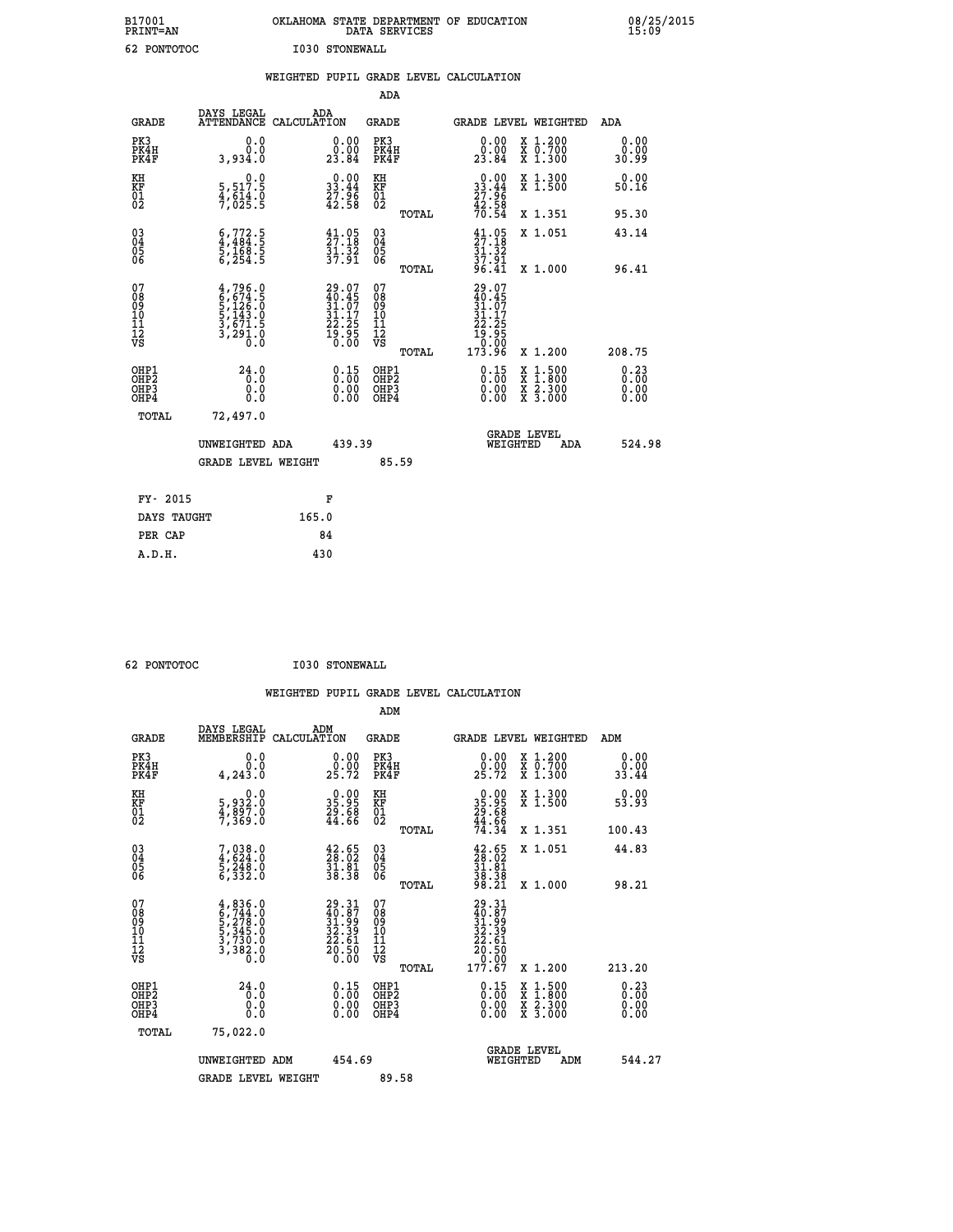B17001 OKLAHOMA STATE DEPARTMENT OF EDUCATION 08/25/2015
PRINT=AN DATA SERVICES 15:09

62 PONTOTOC I030 STONEWALL

WEIGHTED PUPIL GRADE LEVEL CALCULATION

ADA

| GRADE | DAYS LEGAL ATTENDANCE | ADA CALCULATION | GRADE | GRADE LEVEL | WEIGHTED | ADA |
|---|---|---|---|---|---|---|
| PK3 | 0.0 | 0.00 | PK3 | 0.00 | X 1.200 | 0.00 |
| PK4H | 0.0 | 0.00 | PK4H | 0.00 | X 0.700 | 0.00 |
| PK4F | 3,934.0 | 23.84 | PK4F | 23.84 | X 1.300 | 30.99 |
| KH | 0.0 | 0.00 | KH | 0.00 | X 1.300 | 0.00 |
| KF | 5,517.5 | 33.44 | KF | 33.44 | X 1.500 | 50.16 |
| 01 | 4,614.0 | 27.96 | 01 | 27.96 | | |
| 02 | 7,025.5 | 42.58 | 02 | 42.58 | | |
| | | | TOTAL | 70.54 | X 1.351 | 95.30 |
| 03 | 6,772.5 | 41.05 | 03 | 41.05 | X 1.051 | 43.14 |
| 04 | 4,484.5 | 27.18 | 04 | 27.18 | | |
| 05 | 5,168.5 | 31.32 | 05 | 31.32 | | |
| 06 | 6,254.5 | 37.91 | 06 | 37.91 | | |
| | | | TOTAL | 96.41 | X 1.000 | 96.41 |
| 07 | 4,796.0 | 29.07 | 07 | 29.07 | | |
| 08 | 6,674.5 | 40.45 | 08 | 40.45 | | |
| 09 | 5,126.0 | 31.07 | 09 | 31.07 | | |
| 10 | 5,143.0 | 31.17 | 10 | 31.17 | | |
| 11 | 3,671.5 | 22.25 | 11 | 22.25 | | |
| 12 | 3,291.0 | 19.95 | 12 | 19.95 | | |
| VS | 0.0 | 0.00 | VS | 0.00 | | |
| | | | TOTAL | 173.96 | X 1.200 | 208.75 |
| OHP1 | 24.0 | 0.15 | OHP1 | 0.15 | X 1.500 | 0.23 |
| OHP2 | 0.0 | 0.00 | OHP2 | 0.00 | X 1.800 | 0.00 |
| OHP3 | 0.0 | 0.00 | OHP3 | 0.00 | X 2.300 | 0.00 |
| OHP4 | 0.0 | 0.00 | OHP4 | 0.00 | X 3.000 | 0.00 |
| TOTAL | 72,497.0 | | | | | |

UNWEIGHTED ADA 439.39 GRADE LEVEL WEIGHTED ADA 524.98

GRADE LEVEL WEIGHT 85.59

| FY- 2015 | F |
|---|---|
| DAYS TAUGHT | 165.0 |
| PER CAP | 84 |
| A.D.H. | 430 |

62 PONTOTOC I030 STONEWALL

WEIGHTED PUPIL GRADE LEVEL CALCULATION

ADM

| GRADE | DAYS LEGAL MEMBERSHIP | ADM CALCULATION | GRADE | GRADE LEVEL | WEIGHTED | ADM |
|---|---|---|---|---|---|---|
| PK3 | 0.0 | 0.00 | PK3 | 0.00 | X 1.200 | 0.00 |
| PK4H | 0.0 | 0.00 | PK4H | 0.00 | X 0.700 | 0.00 |
| PK4F | 4,243.0 | 25.72 | PK4F | 25.72 | X 1.300 | 33.44 |
| KH | 0.0 | 0.00 | KH | 0.00 | X 1.300 | 0.00 |
| KF | 5,932.0 | 35.95 | KF | 35.95 | X 1.500 | 53.93 |
| 01 | 4,897.0 | 29.68 | 01 | 29.68 | | |
| 02 | 7,369.0 | 44.66 | 02 | 44.66 | | |
| | | | TOTAL | 74.34 | X 1.351 | 100.43 |
| 03 | 7,038.0 | 42.65 | 03 | 42.65 | X 1.051 | 44.83 |
| 04 | 4,624.0 | 28.02 | 04 | 28.02 | | |
| 05 | 5,248.0 | 31.81 | 05 | 31.81 | | |
| 06 | 6,332.0 | 38.38 | 06 | 38.38 | | |
| | | | TOTAL | 98.21 | X 1.000 | 98.21 |
| 07 | 4,836.0 | 29.31 | 07 | 29.31 | | |
| 08 | 6,744.0 | 40.87 | 08 | 40.87 | | |
| 09 | 5,278.0 | 31.99 | 09 | 31.99 | | |
| 10 | 5,345.0 | 32.39 | 10 | 32.39 | | |
| 11 | 3,730.0 | 22.61 | 11 | 22.61 | | |
| 12 | 3,382.0 | 20.50 | 12 | 20.50 | | |
| VS | 0.0 | 0.00 | VS | 0.00 | | |
| | | | TOTAL | 177.67 | X 1.200 | 213.20 |
| OHP1 | 24.0 | 0.15 | OHP1 | 0.15 | X 1.500 | 0.23 |
| OHP2 | 0.0 | 0.00 | OHP2 | 0.00 | X 1.800 | 0.00 |
| OHP3 | 0.0 | 0.00 | OHP3 | 0.00 | X 2.300 | 0.00 |
| OHP4 | 0.0 | 0.00 | OHP4 | 0.00 | X 3.000 | 0.00 |
| TOTAL | 75,022.0 | | | | | |

UNWEIGHTED ADM 454.69 GRADE LEVEL WEIGHTED ADM 544.27

GRADE LEVEL WEIGHT 89.58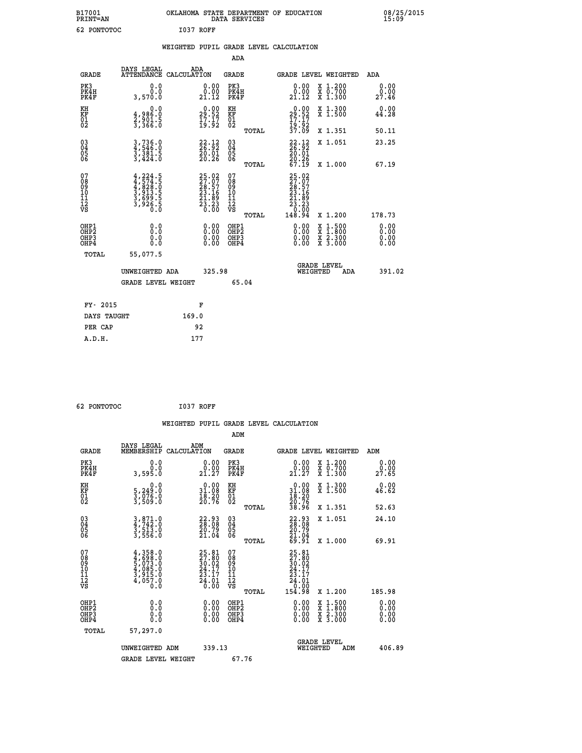B17001 OKLAHOMA STATE DEPARTMENT OF EDUCATION 08/25/2015
PRINT=AN DATA SERVICES 15:09

62 PONTOTOC I037 ROFF

## WEIGHTED PUPIL GRADE LEVEL CALCULATION

### ADA

| GRADE | DAYS LEGAL ATTENDANCE | ADA CALCULATION | GRADE | | GRADE LEVEL | WEIGHTED | ADA |
|---|---|---|---|---|---|---|---|
| PK3 | 0.0 | 0.00 | PK3 | | 0.00 | X 1.200 | 0.00 |
| PK4H | 0.0 | 0.00 | PK4H | | 0.00 | X 0.700 | 0.00 |
| PK4F | 3,570.0 | 21.12 | PK4F | | 21.12 | X 1.300 | 27.46 |
| KH | 0.0 | 0.00 | KH | | 0.00 | X 1.300 | 0.00 |
| KF | 4,986.0 | 29.52 | KF | | 29.52 | X 1.500 | 44.28 |
| 01 | 2,901.5 | 17.17 | 01 | | 17.17 | | |
| 02 | 3,366.0 | 19.92 | 02 | | 19.92 | | |
| | | | | TOTAL | 37.09 | X 1.351 | 50.11 |
| 03 | 3,736.0 | 22.12 | 03 | | 22.12 | X 1.051 | 23.25 |
| 04 | 4,546.0 | 26.92 | 04 | | 26.92 | | |
| 05 | 3,381.5 | 20.01 | 05 | | 20.01 | | |
| 06 | 3,424.0 | 20.26 | 06 | | 20.26 | | |
| | | | | TOTAL | 67.19 | X 1.000 | 67.19 |
| 07 | 4,224.5 | 25.02 | 07 | | 25.02 | | |
| 08 | 4,574.5 | 27.07 | 08 | | 27.07 | | |
| 09 | 4,828.0 | 28.57 | 09 | | 28.57 | | |
| 10 | 3,913.5 | 23.16 | 10 | | 23.16 | | |
| 11 | 3,699.5 | 21.89 | 11 | | 21.89 | | |
| 12 | 3,926.5 | 23.23 | 12 | | 23.23 | | |
| VS | 0.0 | 0.00 | VS | | 0.00 | | |
| | | | | TOTAL | 148.94 | X 1.200 | 178.73 |
| OHP1 | 0.0 | 0.00 | OHP1 | | 0.00 | X 1.500 | 0.00 |
| OHP2 | 0.0 | 0.00 | OHP2 | | 0.00 | X 1.800 | 0.00 |
| OHP3 | 0.0 | 0.00 | OHP3 | | 0.00 | X 2.300 | 0.00 |
| OHP4 | 0.0 | 0.00 | OHP4 | | 0.00 | X 3.000 | 0.00 |
| TOTAL | 55,077.5 | | | | | | |

UNWEIGHTED ADA 325.98 — GRADE LEVEL WEIGHTED ADA 391.02

GRADE LEVEL WEIGHT 65.04

| FY- 2015 | F |
|---|---|
| DAYS TAUGHT | 169.0 |
| PER CAP | 92 |
| A.D.H. | 177 |

62 PONTOTOC I037 ROFF

## WEIGHTED PUPIL GRADE LEVEL CALCULATION

### ADM

| GRADE | DAYS LEGAL MEMBERSHIP | ADM CALCULATION | GRADE | | GRADE LEVEL | WEIGHTED | ADM |
|---|---|---|---|---|---|---|---|
| PK3 | 0.0 | 0.00 | PK3 | | 0.00 | X 1.200 | 0.00 |
| PK4H | 0.0 | 0.00 | PK4H | | 0.00 | X 0.700 | 0.00 |
| PK4F | 3,595.0 | 21.27 | PK4F | | 21.27 | X 1.300 | 27.65 |
| KH | 0.0 | 0.00 | KH | | 0.00 | X 1.300 | 0.00 |
| KF | 5,249.0 | 31.08 | KF | | 31.08 | X 1.500 | 46.62 |
| 01 | 3,076.0 | 18.20 | 01 | | 18.20 | | |
| 02 | 3,509.0 | 20.76 | 02 | | 20.76 | | |
| | | | | TOTAL | 38.96 | X 1.351 | 52.63 |
| 03 | 3,871.0 | 22.93 | 03 | | 22.93 | X 1.051 | 24.10 |
| 04 | 4,742.0 | 28.08 | 04 | | 28.08 | | |
| 05 | 3,513.0 | 20.79 | 05 | | 20.79 | | |
| 06 | 3,556.0 | 21.04 | 06 | | 21.04 | | |
| | | | | TOTAL | 69.91 | X 1.000 | 69.91 |
| 07 | 4,358.0 | 25.81 | 07 | | 25.81 | | |
| 08 | 4,698.0 | 27.80 | 08 | | 27.80 | | |
| 09 | 5,073.0 | 30.02 | 09 | | 30.02 | | |
| 10 | 4,085.0 | 24.17 | 10 | | 24.17 | | |
| 11 | 3,915.0 | 23.17 | 11 | | 23.17 | | |
| 12 | 4,057.0 | 24.01 | 12 | | 24.01 | | |
| VS | 0.0 | 0.00 | VS | | 0.00 | | |
| | | | | TOTAL | 154.98 | X 1.200 | 185.98 |
| OHP1 | 0.0 | 0.00 | OHP1 | | 0.00 | X 1.500 | 0.00 |
| OHP2 | 0.0 | 0.00 | OHP2 | | 0.00 | X 1.800 | 0.00 |
| OHP3 | 0.0 | 0.00 | OHP3 | | 0.00 | X 2.300 | 0.00 |
| OHP4 | 0.0 | 0.00 | OHP4 | | 0.00 | X 3.000 | 0.00 |
| TOTAL | 57,297.0 | | | | | | |

UNWEIGHTED ADM 339.13 — GRADE LEVEL WEIGHTED ADM 406.89

GRADE LEVEL WEIGHT 67.76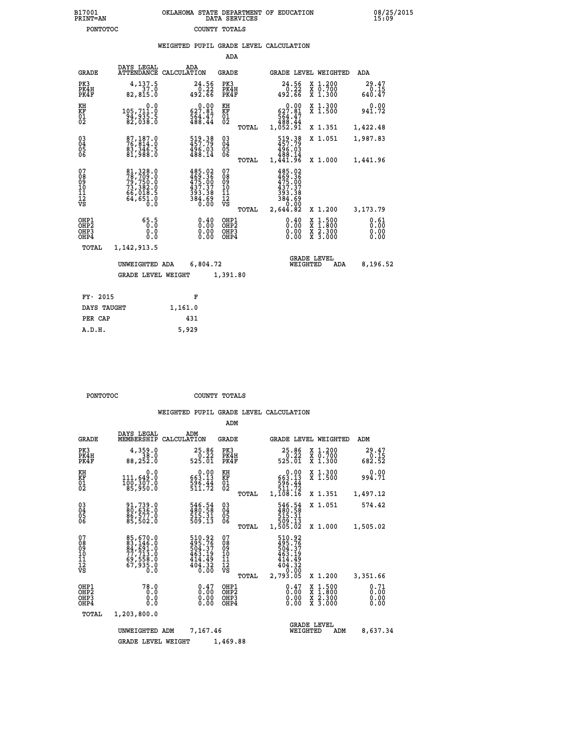B17001 OKLAHOMA STATE DEPARTMENT OF EDUCATION 08/25/2015
PRINT=AN DATA SERVICES 15:09

PONTOTOC COUNTY TOTALS

## WEIGHTED PUPIL GRADE LEVEL CALCULATION

### ADA

| GRADE | DAYS LEGAL ATTENDANCE | ADA CALCULATION | GRADE | | GRADE LEVEL | WEIGHTED | ADA |
|---|---|---|---|---|---|---|---|
| PK3 | 4,137.5 | 24.56 | PK3 | | 24.56 | X 1.200 | 29.47 |
| PK4H | 37.0 | 0.22 | PK4H | | 0.22 | X 0.700 | 0.15 |
| PK4F | 82,815.0 | 492.66 | PK4F | | 492.66 | X 1.300 | 640.47 |
| KH | 0.0 | 0.00 | KH | | 0.00 | X 1.300 | 0.00 |
| KF | 105,711.0 | 627.81 | KF | | 627.81 | X 1.500 | 941.72 |
| 01 | 94,935.5 | 564.47 | 01 | | 564.47 | | |
| 02 | 82,038.0 | 488.44 | 02 | | 488.44 | | |
| | | | | TOTAL | 1,052.91 | X 1.351 | 1,422.48 |
| 03 | 87,187.0 | 519.38 | 03 | | 519.38 | X 1.051 | 1,987.83 |
| 04 | 76,814.0 | 457.79 | 04 | | 457.79 | | |
| 05 | 83,346.5 | 496.03 | 05 | | 496.03 | | |
| 06 | 81,988.0 | 488.14 | 06 | | 488.14 | | |
| | | | | TOTAL | 1,441.96 | X 1.000 | 1,441.96 |
| 07 | 81,328.0 | 485.02 | 07 | | 485.02 | | |
| 08 | 78,709.0 | 469.36 | 08 | | 469.36 | | |
| 09 | 79,750.0 | 475.00 | 09 | | 475.00 | | |
| 10 | 73,382.0 | 437.37 | 10 | | 437.37 | | |
| 11 | 66,018.5 | 393.38 | 11 | | 393.38 | | |
| 12 | 64,651.0 | 384.69 | 12 | | 384.69 | | |
| VS | 0.0 | 0.00 | VS | | 0.00 | | |
| | | | | TOTAL | 2,644.82 | X 1.200 | 3,173.79 |
| OHP1 | 65.5 | 0.40 | OHP1 | | 0.40 | X 1.500 | 0.61 |
| OHP2 | 0.0 | 0.00 | OHP2 | | 0.00 | X 1.800 | 0.00 |
| OHP3 | 0.0 | 0.00 | OHP3 | | 0.00 | X 2.300 | 0.00 |
| OHP4 | 0.0 | 0.00 | OHP4 | | 0.00 | X 3.000 | 0.00 |
| TOTAL | 1,142,913.5 | | | | | | |

UNWEIGHTED ADA 6,804.72 GRADE LEVEL WEIGHTED ADA 8,196.52

GRADE LEVEL WEIGHT 1,391.80

| FY- 2015 | F |
|---|---|
| DAYS TAUGHT | 1,161.0 |
| PER CAP | 431 |
| A.D.H. | 5,929 |

PONTOTOC COUNTY TOTALS

## WEIGHTED PUPIL GRADE LEVEL CALCULATION

### ADM

| GRADE | DAYS LEGAL MEMBERSHIP | ADM CALCULATION | GRADE | | GRADE LEVEL | WEIGHTED | ADM |
|---|---|---|---|---|---|---|---|
| PK3 | 4,359.0 | 25.86 | PK3 | | 25.86 | X 1.200 | 29.47 |
| PK4H | 38.0 | 0.22 | PK4H | | 0.22 | X 0.700 | 0.15 |
| PK4F | 88,252.0 | 525.01 | PK4F | | 525.01 | X 1.300 | 682.52 |
| KH | 0.0 | 0.00 | KH | | 0.00 | X 1.300 | 0.00 |
| KF | 111,649.0 | 663.13 | KF | | 663.13 | X 1.500 | 994.71 |
| 01 | 100,307.0 | 596.44 | 01 | | 596.44 | | |
| 02 | 85,950.0 | 511.72 | 02 | | 511.72 | | |
| | | | | TOTAL | 1,108.16 | X 1.351 | 1,497.12 |
| 03 | 91,739.0 | 546.54 | 03 | | 546.54 | X 1.051 | 574.42 |
| 04 | 80,636.0 | 480.58 | 04 | | 480.58 | | |
| 05 | 86,577.0 | 515.31 | 05 | | 515.31 | | |
| 06 | 85,502.0 | 509.13 | 06 | | 509.13 | | |
| | | | | TOTAL | 1,505.02 | X 1.000 | 1,505.02 |
| 07 | 85,670.0 | 510.92 | 07 | | 510.92 | | |
| 08 | 83,146.0 | 495.76 | 08 | | 495.76 | | |
| 09 | 84,691.0 | 504.37 | 09 | | 504.37 | | |
| 10 | 77,713.0 | 463.19 | 10 | | 463.19 | | |
| 11 | 69,558.0 | 414.49 | 11 | | 414.49 | | |
| 12 | 67,935.0 | 404.32 | 12 | | 404.32 | | |
| VS | 0.0 | 0.00 | VS | | 0.00 | | |
| | | | | TOTAL | 2,793.05 | X 1.200 | 3,351.66 |
| OHP1 | 78.0 | 0.47 | OHP1 | | 0.47 | X 1.500 | 0.71 |
| OHP2 | 0.0 | 0.00 | OHP2 | | 0.00 | X 1.800 | 0.00 |
| OHP3 | 0.0 | 0.00 | OHP3 | | 0.00 | X 2.300 | 0.00 |
| OHP4 | 0.0 | 0.00 | OHP4 | | 0.00 | X 3.000 | 0.00 |
| TOTAL | 1,203,800.0 | | | | | | |

UNWEIGHTED ADM 7,167.46 GRADE LEVEL WEIGHTED ADM 8,637.34

GRADE LEVEL WEIGHT 1,469.88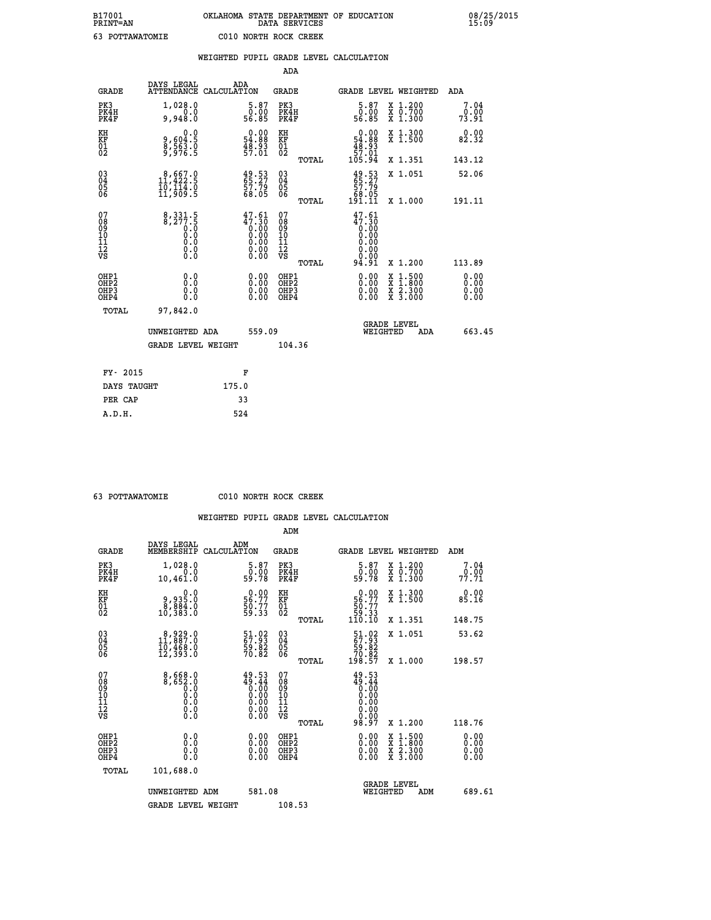B17001 OKLAHOMA STATE DEPARTMENT OF EDUCATION 08/25/2015
PRINT=AN DATA SERVICES 15:09

63 POTTAWATOMIE C010 NORTH ROCK CREEK

## WEIGHTED PUPIL GRADE LEVEL CALCULATION

### ADA

| GRADE | DAYS LEGAL ATTENDANCE | ADA CALCULATION | GRADE | GRADE LEVEL | WEIGHTED | ADA |
|---|---|---|---|---|---|---|
| PK3 | 1,028.0 | 5.87 | PK3 | 5.87 | X 1.200 | 7.04 |
| PK4H | 0.0 | 0.00 | PK4H | 0.00 | X 0.700 | 0.00 |
| PK4F | 9,948.0 | 56.85 | PK4F | 56.85 | X 1.300 | 73.91 |
| KH | 0.0 | 0.00 | KH | 0.00 | X 1.300 | 0.00 |
| KF | 9,604.5 | 54.88 | KF | 54.88 | X 1.500 | 82.32 |
| 01 | 8,563.0 | 48.93 | 01 | 48.93 | | |
| 02 | 9,976.5 | 57.01 | 02 | 57.01 | | |
| | | | TOTAL | 105.94 | X 1.351 | 143.12 |
| 03 | 8,667.0 | 49.53 | 03 | 49.53 | X 1.051 | 52.06 |
| 04 | 11,422.5 | 65.27 | 04 | 65.27 | | |
| 05 | 10,114.0 | 57.79 | 05 | 57.79 | | |
| 06 | 11,909.5 | 68.05 | 06 | 68.05 | | |
| | | | TOTAL | 191.11 | X 1.000 | 191.11 |
| 07 | 8,331.5 | 47.61 | 07 | 47.61 | | |
| 08 | 8,277.5 | 47.30 | 08 | 47.30 | | |
| 09 | 0.0 | 0.00 | 09 | 0.00 | | |
| 10 | 0.0 | 0.00 | 10 | 0.00 | | |
| 11 | 0.0 | 0.00 | 11 | 0.00 | | |
| 12 | 0.0 | 0.00 | 12 | 0.00 | | |
| VS | 0.0 | 0.00 | VS | 0.00 | | |
| | | | TOTAL | 94.91 | X 1.200 | 113.89 |
| OHP1 | 0.0 | 0.00 | OHP1 | 0.00 | X 1.500 | 0.00 |
| OHP2 | 0.0 | 0.00 | OHP2 | 0.00 | X 1.800 | 0.00 |
| OHP3 | 0.0 | 0.00 | OHP3 | 0.00 | X 2.300 | 0.00 |
| OHP4 | 0.0 | 0.00 | OHP4 | 0.00 | X 3.000 | 0.00 |
| TOTAL | 97,842.0 | | | | | |

UNWEIGHTED ADA 559.09 GRADE LEVEL WEIGHTED ADA 663.45

GRADE LEVEL WEIGHT 104.36

| FY- 2015 | F |
|---|---|
| DAYS TAUGHT | 175.0 |
| PER CAP | 33 |
| A.D.H. | 524 |

63 POTTAWATOMIE C010 NORTH ROCK CREEK

## WEIGHTED PUPIL GRADE LEVEL CALCULATION

### ADM

| GRADE | DAYS LEGAL MEMBERSHIP | ADM CALCULATION | GRADE | GRADE LEVEL | WEIGHTED | ADM |
|---|---|---|---|---|---|---|
| PK3 | 1,028.0 | 5.87 | PK3 | 5.87 | X 1.200 | 7.04 |
| PK4H | 0.0 | 0.00 | PK4H | 0.00 | X 0.700 | 0.00 |
| PK4F | 10,461.0 | 59.78 | PK4F | 59.78 | X 1.300 | 77.71 |
| KH | 0.0 | 0.00 | KH | 0.00 | X 1.300 | 0.00 |
| KF | 9,935.0 | 56.77 | KF | 56.77 | X 1.500 | 85.16 |
| 01 | 8,884.0 | 50.77 | 01 | 50.77 | | |
| 02 | 10,383.0 | 59.33 | 02 | 59.33 | | |
| | | | TOTAL | 110.10 | X 1.351 | 148.75 |
| 03 | 8,929.0 | 51.02 | 03 | 51.02 | X 1.051 | 53.62 |
| 04 | 11,887.0 | 67.93 | 04 | 67.93 | | |
| 05 | 10,468.0 | 59.82 | 05 | 59.82 | | |
| 06 | 12,393.0 | 70.82 | 06 | 70.82 | | |
| | | | TOTAL | 198.57 | X 1.000 | 198.57 |
| 07 | 8,668.0 | 49.53 | 07 | 49.53 | | |
| 08 | 8,652.0 | 49.44 | 08 | 49.44 | | |
| 09 | 0.0 | 0.00 | 09 | 0.00 | | |
| 10 | 0.0 | 0.00 | 10 | 0.00 | | |
| 11 | 0.0 | 0.00 | 11 | 0.00 | | |
| 12 | 0.0 | 0.00 | 12 | 0.00 | | |
| VS | 0.0 | 0.00 | VS | 0.00 | | |
| | | | TOTAL | 98.97 | X 1.200 | 118.76 |
| OHP1 | 0.0 | 0.00 | OHP1 | 0.00 | X 1.500 | 0.00 |
| OHP2 | 0.0 | 0.00 | OHP2 | 0.00 | X 1.800 | 0.00 |
| OHP3 | 0.0 | 0.00 | OHP3 | 0.00 | X 2.300 | 0.00 |
| OHP4 | 0.0 | 0.00 | OHP4 | 0.00 | X 3.000 | 0.00 |
| TOTAL | 101,688.0 | | | | | |

UNWEIGHTED ADM 581.08 GRADE LEVEL WEIGHTED ADM 689.61

GRADE LEVEL WEIGHT 108.53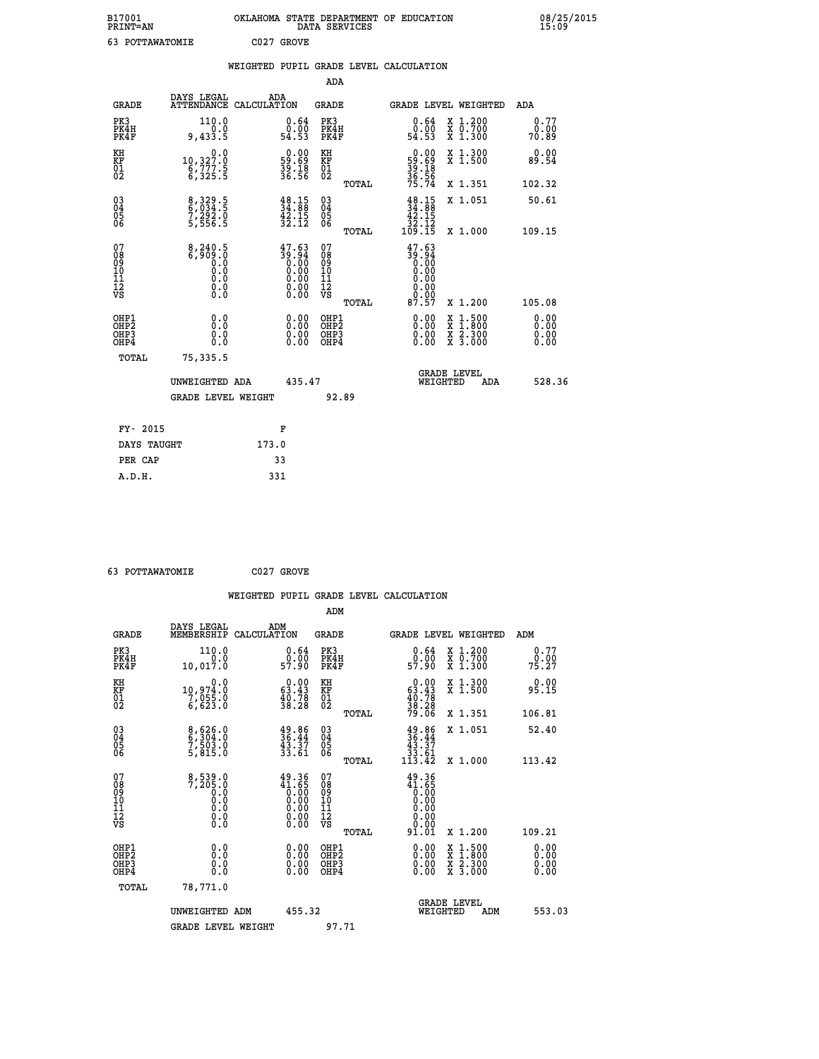B17001 OKLAHOMA STATE DEPARTMENT OF EDUCATION 08/25/2015
PRINT=AN DATA SERVICES 15:09

63 POTTAWATOMIE C027 GROVE

## WEIGHTED PUPIL GRADE LEVEL CALCULATION

### ADA

| GRADE | DAYS LEGAL ATTENDANCE | ADA CALCULATION | GRADE | GRADE LEVEL | WEIGHTED | ADA |
|---|---|---|---|---|---|---|
| PK3 | 110.0 | 0.64 | PK3 | 0.64 | X 1.200 | 0.77 |
| PK4H | 0.0 | 0.00 | PK4H | 0.00 | X 0.700 | 0.00 |
| PK4F | 9,433.5 | 54.53 | PK4F | 54.53 | X 1.300 | 70.89 |
| KH | 0.0 | 0.00 | KH | 0.00 | X 1.300 | 0.00 |
| KF | 10,327.0 | 59.69 | KF | 59.69 | X 1.500 | 89.54 |
| 01 | 6,777.5 | 39.18 | 01 | 39.18 | | |
| 02 | 6,325.5 | 36.56 | 02 | 36.56 | | |
| | | | TOTAL | 75.74 | X 1.351 | 102.32 |
| 03 | 8,329.5 | 48.15 | 03 | 48.15 | X 1.051 | 50.61 |
| 04 | 6,034.5 | 34.88 | 04 | 34.88 | | |
| 05 | 7,292.0 | 42.15 | 05 | 42.15 | | |
| 06 | 5,556.5 | 32.12 | 06 | 32.12 | | |
| | | | TOTAL | 109.15 | X 1.000 | 109.15 |
| 07 | 8,240.5 | 47.63 | 07 | 47.63 | | |
| 08 | 6,909.0 | 39.94 | 08 | 39.94 | | |
| 09 | 0.0 | 0.00 | 09 | 0.00 | | |
| 10 | 0.0 | 0.00 | 10 | 0.00 | | |
| 11 | 0.0 | 0.00 | 11 | 0.00 | | |
| 12 | 0.0 | 0.00 | 12 | 0.00 | | |
| VS | 0.0 | 0.00 | VS | 0.00 | | |
| | | | TOTAL | 87.57 | X 1.200 | 105.08 |
| OHP1 | 0.0 | 0.00 | OHP1 | 0.00 | X 1.500 | 0.00 |
| OHP2 | 0.0 | 0.00 | OHP2 | 0.00 | X 1.800 | 0.00 |
| OHP3 | 0.0 | 0.00 | OHP3 | 0.00 | X 2.300 | 0.00 |
| OHP4 | 0.0 | 0.00 | OHP4 | 0.00 | X 3.000 | 0.00 |
| TOTAL | 75,335.5 | | | | | |

UNWEIGHTED ADA 435.47 — GRADE LEVEL WEIGHTED ADA 528.36

GRADE LEVEL WEIGHT 92.89

| FY- 2015 | F |
|---|---|
| DAYS TAUGHT | 173.0 |
| PER CAP | 33 |
| A.D.H. | 331 |

63 POTTAWATOMIE C027 GROVE

## WEIGHTED PUPIL GRADE LEVEL CALCULATION

### ADM

| GRADE | DAYS LEGAL MEMBERSHIP | ADM CALCULATION | GRADE | GRADE LEVEL | WEIGHTED | ADM |
|---|---|---|---|---|---|---|
| PK3 | 110.0 | 0.64 | PK3 | 0.64 | X 1.200 | 0.77 |
| PK4H | 0.0 | 0.00 | PK4H | 0.00 | X 0.700 | 0.00 |
| PK4F | 10,017.0 | 57.90 | PK4F | 57.90 | X 1.300 | 75.27 |
| KH | 0.0 | 0.00 | KH | 0.00 | X 1.300 | 0.00 |
| KF | 10,974.0 | 63.43 | KF | 63.43 | X 1.500 | 95.15 |
| 01 | 7,055.0 | 40.78 | 01 | 40.78 | | |
| 02 | 6,623.0 | 38.28 | 02 | 38.28 | | |
| | | | TOTAL | 79.06 | X 1.351 | 106.81 |
| 03 | 8,626.0 | 49.86 | 03 | 49.86 | X 1.051 | 52.40 |
| 04 | 6,304.0 | 36.44 | 04 | 36.44 | | |
| 05 | 7,503.0 | 43.37 | 05 | 43.37 | | |
| 06 | 5,815.0 | 33.61 | 06 | 33.61 | | |
| | | | TOTAL | 113.42 | X 1.000 | 113.42 |
| 07 | 8,539.0 | 49.36 | 07 | 49.36 | | |
| 08 | 7,205.0 | 41.65 | 08 | 41.65 | | |
| 09 | 0.0 | 0.00 | 09 | 0.00 | | |
| 10 | 0.0 | 0.00 | 10 | 0.00 | | |
| 11 | 0.0 | 0.00 | 11 | 0.00 | | |
| 12 | 0.0 | 0.00 | 12 | 0.00 | | |
| VS | 0.0 | 0.00 | VS | 0.00 | | |
| | | | TOTAL | 91.01 | X 1.200 | 109.21 |
| OHP1 | 0.0 | 0.00 | OHP1 | 0.00 | X 1.500 | 0.00 |
| OHP2 | 0.0 | 0.00 | OHP2 | 0.00 | X 1.800 | 0.00 |
| OHP3 | 0.0 | 0.00 | OHP3 | 0.00 | X 2.300 | 0.00 |
| OHP4 | 0.0 | 0.00 | OHP4 | 0.00 | X 3.000 | 0.00 |
| TOTAL | 78,771.0 | | | | | |

UNWEIGHTED ADM 455.32 — GRADE LEVEL WEIGHTED ADM 553.03

GRADE LEVEL WEIGHT 97.71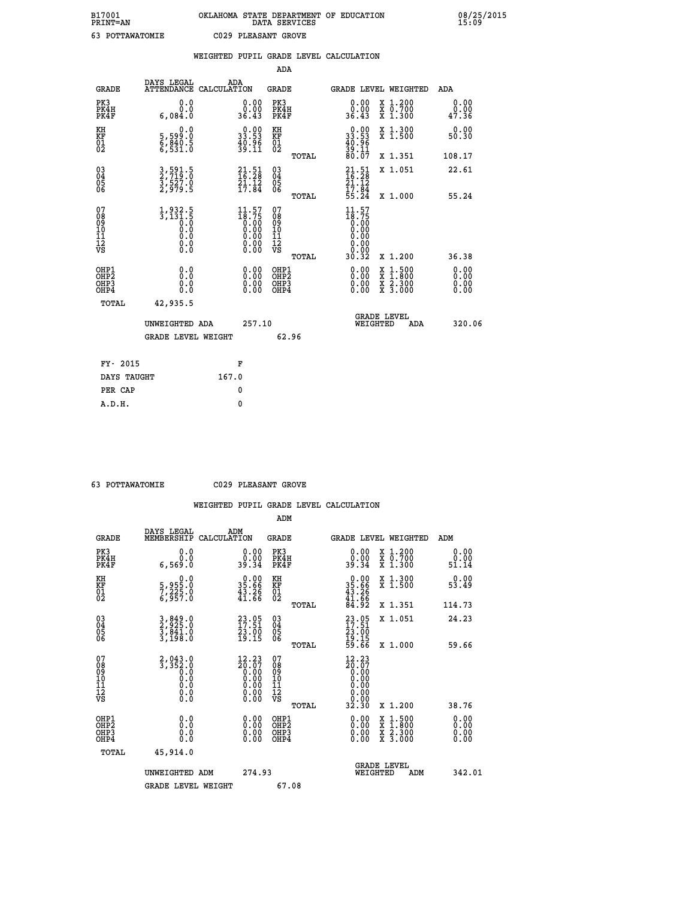B17001 OKLAHOMA STATE DEPARTMENT OF EDUCATION 08/25/2015
PRINT=AN DATA SERVICES 15:09

63 POTTAWATOMIE C029 PLEASANT GROVE

## WEIGHTED PUPIL GRADE LEVEL CALCULATION

### ADA

| GRADE | DAYS LEGAL ATTENDANCE | ADA CALCULATION | GRADE | GRADE LEVEL | WEIGHTED | ADA |
|---|---|---|---|---|---|---|
| PK3 | 0.0 | 0.00 | PK3 | 0.00 | X 1.200 | 0.00 |
| PK4H | 0.0 | 0.00 | PK4H | 0.00 | X 0.700 | 0.00 |
| PK4F | 6,084.0 | 36.43 | PK4F | 36.43 | X 1.300 | 47.36 |
| KH | 0.0 | 0.00 | KH | 0.00 | X 1.300 | 0.00 |
| KF | 5,599.0 | 33.53 | KF | 33.53 | X 1.500 | 50.30 |
| 01 | 6,840.5 | 40.96 | 01 | 40.96 | | |
| 02 | 6,531.0 | 39.11 | 02 | 39.11 | | |
| | | | TOTAL | 80.07 | X 1.351 | 108.17 |
| 03 | 3,591.5 | 21.51 | 03 | 21.51 | X 1.051 | 22.61 |
| 04 | 2,719.0 | 16.28 | 04 | 16.28 | | |
| 05 | 3,527.0 | 21.12 | 05 | 21.12 | | |
| 06 | 2,979.5 | 17.84 | 06 | 17.84 | | |
| | | | TOTAL | 55.24 | X 1.000 | 55.24 |
| 07 | 1,932.5 | 11.57 | 07 | 11.57 | | |
| 08 | 3,131.5 | 18.75 | 08 | 18.75 | | |
| 09 | 0.0 | 0.00 | 09 | 0.00 | | |
| 10 | 0.0 | 0.00 | 10 | 0.00 | | |
| 11 | 0.0 | 0.00 | 11 | 0.00 | | |
| 12 | 0.0 | 0.00 | 12 | 0.00 | | |
| VS | 0.0 | 0.00 | VS | 0.00 | | |
| | | | TOTAL | 30.32 | X 1.200 | 36.38 |
| OHP1 | 0.0 | 0.00 | OHP1 | 0.00 | X 1.500 | 0.00 |
| OHP2 | 0.0 | 0.00 | OHP2 | 0.00 | X 1.800 | 0.00 |
| OHP3 | 0.0 | 0.00 | OHP3 | 0.00 | X 2.300 | 0.00 |
| OHP4 | 0.0 | 0.00 | OHP4 | 0.00 | X 3.000 | 0.00 |
| TOTAL | 42,935.5 | | | | | |

UNWEIGHTED ADA 257.10 GRADE LEVEL WEIGHTED ADA 320.06

GRADE LEVEL WEIGHT 62.96

FY- 2015 F
DAYS TAUGHT 167.0
PER CAP 0
A.D.H. 0

63 POTTAWATOMIE C029 PLEASANT GROVE

## WEIGHTED PUPIL GRADE LEVEL CALCULATION

### ADM

| GRADE | DAYS LEGAL MEMBERSHIP | ADM CALCULATION | GRADE | GRADE LEVEL | WEIGHTED | ADM |
|---|---|---|---|---|---|---|
| PK3 | 0.0 | 0.00 | PK3 | 0.00 | X 1.200 | 0.00 |
| PK4H | 0.0 | 0.00 | PK4H | 0.00 | X 0.700 | 0.00 |
| PK4F | 6,569.0 | 39.34 | PK4F | 39.34 | X 1.300 | 51.14 |
| KH | 0.0 | 0.00 | KH | 0.00 | X 1.300 | 0.00 |
| KF | 5,955.0 | 35.66 | KF | 35.66 | X 1.500 | 53.49 |
| 01 | 7,225.0 | 43.26 | 01 | 43.26 | | |
| 02 | 6,957.0 | 41.66 | 02 | 41.66 | | |
| | | | TOTAL | 84.92 | X 1.351 | 114.73 |
| 03 | 3,849.0 | 23.05 | 03 | 23.05 | X 1.051 | 24.23 |
| 04 | 2,925.0 | 17.51 | 04 | 17.51 | | |
| 05 | 3,841.0 | 23.00 | 05 | 23.00 | | |
| 06 | 3,198.0 | 19.15 | 06 | 19.15 | | |
| | | | TOTAL | 59.66 | X 1.000 | 59.66 |
| 07 | 2,043.0 | 12.23 | 07 | 12.23 | | |
| 08 | 3,352.0 | 20.07 | 08 | 20.07 | | |
| 09 | 0.0 | 0.00 | 09 | 0.00 | | |
| 10 | 0.0 | 0.00 | 10 | 0.00 | | |
| 11 | 0.0 | 0.00 | 11 | 0.00 | | |
| 12 | 0.0 | 0.00 | 12 | 0.00 | | |
| VS | 0.0 | 0.00 | VS | 0.00 | | |
| | | | TOTAL | 32.30 | X 1.200 | 38.76 |
| OHP1 | 0.0 | 0.00 | OHP1 | 0.00 | X 1.500 | 0.00 |
| OHP2 | 0.0 | 0.00 | OHP2 | 0.00 | X 1.800 | 0.00 |
| OHP3 | 0.0 | 0.00 | OHP3 | 0.00 | X 2.300 | 0.00 |
| OHP4 | 0.0 | 0.00 | OHP4 | 0.00 | X 3.000 | 0.00 |
| TOTAL | 45,914.0 | | | | | |

UNWEIGHTED ADM 274.93 GRADE LEVEL WEIGHTED ADM 342.01

GRADE LEVEL WEIGHT 67.08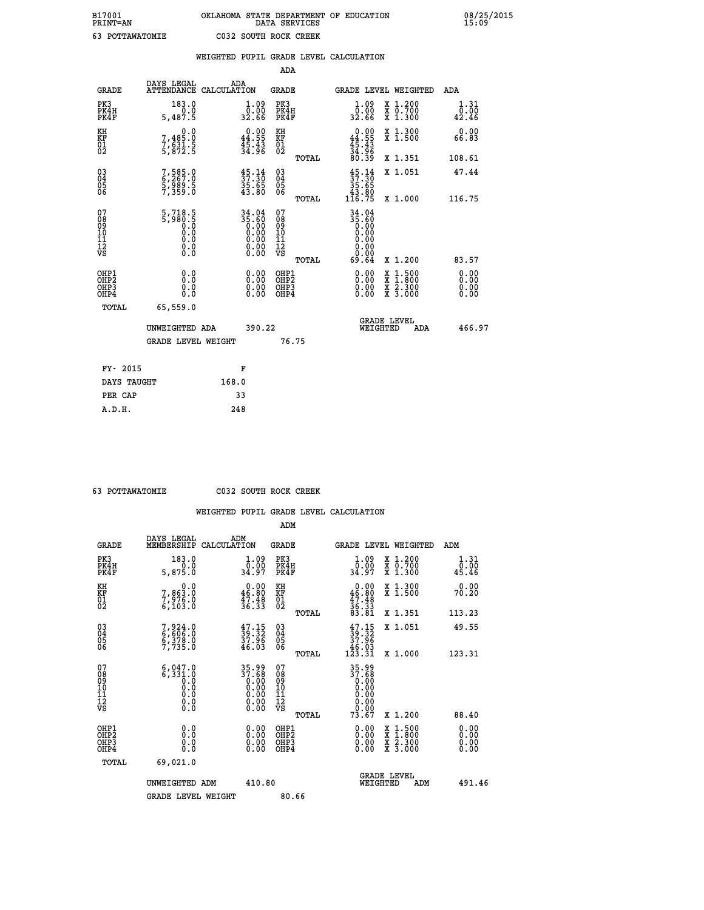B17001 OKLAHOMA STATE DEPARTMENT OF EDUCATION 08/25/2015
PRINT=AN DATA SERVICES 15:09

63 POTTAWATOMIE C032 SOUTH ROCK CREEK

## WEIGHTED PUPIL GRADE LEVEL CALCULATION

### ADA

| GRADE | DAYS LEGAL ATTENDANCE | ADA CALCULATION | GRADE | | GRADE LEVEL | WEIGHTED | ADA |
|---|---|---|---|---|---|---|---|
| PK3 | 183.0 | 1.09 | PK3 | | 1.09 | X 1.200 | 1.31 |
| PK4H | 0.0 | 0.00 | PK4H | | 0.00 | X 0.700 | 0.00 |
| PK4F | 5,487.5 | 32.66 | PK4F | | 32.66 | X 1.300 | 42.46 |
| KH | 0.0 | 0.00 | KH | | 0.00 | X 1.300 | 0.00 |
| KF | 7,485.0 | 44.55 | KF | | 44.55 | X 1.500 | 66.83 |
| 01 | 7,631.5 | 45.43 | 01 | | 45.43 | | |
| 02 | 5,872.5 | 34.96 | 02 | | 34.96 | | |
| | | | | TOTAL | 80.39 | X 1.351 | 108.61 |
| 03 | 7,585.0 | 45.14 | 03 | | 45.14 | X 1.051 | 47.44 |
| 04 | 6,267.0 | 37.30 | 04 | | 37.30 | | |
| 05 | 5,989.5 | 35.65 | 05 | | 35.65 | | |
| 06 | 7,359.0 | 43.80 | 06 | | 43.80 | | |
| | | | | TOTAL | 116.75 | X 1.000 | 116.75 |
| 07 | 5,718.5 | 34.04 | 07 | | 34.04 | | |
| 08 | 5,980.5 | 35.60 | 08 | | 35.60 | | |
| 09 | 0.0 | 0.00 | 09 | | 0.00 | | |
| 10 | 0.0 | 0.00 | 10 | | 0.00 | | |
| 11 | 0.0 | 0.00 | 11 | | 0.00 | | |
| 12 | 0.0 | 0.00 | 12 | | 0.00 | | |
| VS | 0.0 | 0.00 | VS | | 0.00 | | |
| | | | | TOTAL | 69.64 | X 1.200 | 83.57 |
| OHP1 | 0.0 | 0.00 | OHP1 | | 0.00 | X 1.500 | 0.00 |
| OHP2 | 0.0 | 0.00 | OHP2 | | 0.00 | X 1.800 | 0.00 |
| OHP3 | 0.0 | 0.00 | OHP3 | | 0.00 | X 2.300 | 0.00 |
| OHP4 | 0.0 | 0.00 | OHP4 | | 0.00 | X 3.000 | 0.00 |
| TOTAL | 65,559.0 | | | | | | |

UNWEIGHTED ADA 390.22 | GRADE LEVEL WEIGHTED ADA 466.97

GRADE LEVEL WEIGHT 76.75

| FY- 2015 | F |
|---|---|
| DAYS TAUGHT | 168.0 |
| PER CAP | 33 |
| A.D.H. | 248 |

63 POTTAWATOMIE C032 SOUTH ROCK CREEK

## WEIGHTED PUPIL GRADE LEVEL CALCULATION

### ADM

| GRADE | DAYS LEGAL MEMBERSHIP | ADM CALCULATION | GRADE | | GRADE LEVEL | WEIGHTED | ADM |
|---|---|---|---|---|---|---|---|
| PK3 | 183.0 | 1.09 | PK3 | | 1.09 | X 1.200 | 1.31 |
| PK4H | 0.0 | 0.00 | PK4H | | 0.00 | X 0.700 | 0.00 |
| PK4F | 5,875.0 | 34.97 | PK4F | | 34.97 | X 1.300 | 45.46 |
| KH | 0.0 | 0.00 | KH | | 0.00 | X 1.300 | 0.00 |
| KF | 7,863.0 | 46.80 | KF | | 46.80 | X 1.500 | 70.20 |
| 01 | 7,976.0 | 47.48 | 01 | | 47.48 | | |
| 02 | 6,103.0 | 36.33 | 02 | | 36.33 | | |
| | | | | TOTAL | 83.81 | X 1.351 | 113.23 |
| 03 | 7,924.0 | 47.15 | 03 | | 47.15 | X 1.051 | 49.55 |
| 04 | 6,606.0 | 39.32 | 04 | | 39.32 | | |
| 05 | 6,378.0 | 37.96 | 05 | | 37.96 | | |
| 06 | 7,735.0 | 46.03 | 06 | | 46.03 | | |
| | | | | TOTAL | 123.31 | X 1.000 | 123.31 |
| 07 | 6,047.0 | 35.99 | 07 | | 35.99 | | |
| 08 | 6,331.0 | 37.68 | 08 | | 37.68 | | |
| 09 | 0.0 | 0.00 | 09 | | 0.00 | | |
| 10 | 0.0 | 0.00 | 10 | | 0.00 | | |
| 11 | 0.0 | 0.00 | 11 | | 0.00 | | |
| 12 | 0.0 | 0.00 | 12 | | 0.00 | | |
| VS | 0.0 | 0.00 | VS | | 0.00 | | |
| | | | | TOTAL | 73.67 | X 1.200 | 88.40 |
| OHP1 | 0.0 | 0.00 | OHP1 | | 0.00 | X 1.500 | 0.00 |
| OHP2 | 0.0 | 0.00 | OHP2 | | 0.00 | X 1.800 | 0.00 |
| OHP3 | 0.0 | 0.00 | OHP3 | | 0.00 | X 2.300 | 0.00 |
| OHP4 | 0.0 | 0.00 | OHP4 | | 0.00 | X 3.000 | 0.00 |
| TOTAL | 69,021.0 | | | | | | |

UNWEIGHTED ADM 410.80 | GRADE LEVEL WEIGHTED ADM 491.46

GRADE LEVEL WEIGHT 80.66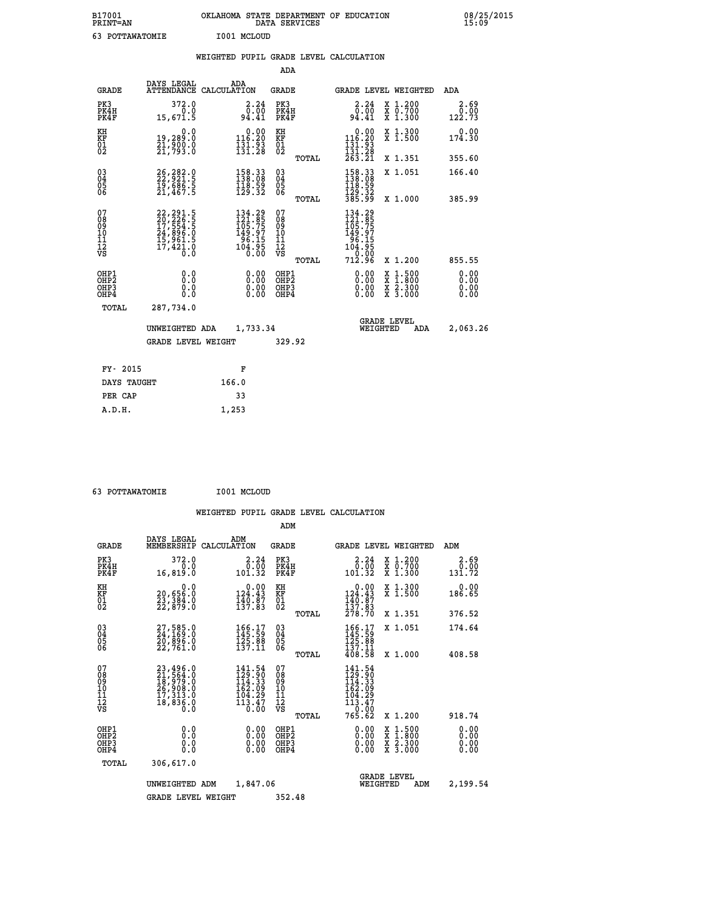B17001 OKLAHOMA STATE DEPARTMENT OF EDUCATION 08/25/2015
PRINT=AN DATA SERVICES 15:09

63 POTTAWATOMIE I001 MCLOUD

## WEIGHTED PUPIL GRADE LEVEL CALCULATION

### ADA

| GRADE | DAYS LEGAL ATTENDANCE | ADA CALCULATION | GRADE | | GRADE LEVEL | WEIGHTED | ADA |
|---|---|---|---|---|---|---|---|
| PK3 | 372.0 | 2.24 | PK3 | | 2.24 | X 1.200 | 2.69 |
| PK4H | 0.0 | 0.00 | PK4H | | 0.00 | X 0.700 | 0.00 |
| PK4F | 15,671.5 | 94.41 | PK4F | | 94.41 | X 1.300 | 122.73 |
| KH | 0.0 | 0.00 | KH | | 0.00 | X 1.300 | 0.00 |
| KF | 19,289.0 | 116.20 | KF | | 116.20 | X 1.500 | 174.30 |
| 01 | 21,900.0 | 131.93 | 01 | | 131.93 | | |
| 02 | 21,793.0 | 131.28 | 02 | | 131.28 | | |
| | | | | TOTAL | 263.21 | X 1.351 | 355.60 |
| 03 | 26,282.0 | 158.33 | 03 | | 158.33 | X 1.051 | 166.40 |
| 04 | 22,921.5 | 138.08 | 04 | | 138.08 | | |
| 05 | 19,686.5 | 118.59 | 05 | | 118.59 | | |
| 06 | 21,467.5 | 129.32 | 06 | | 129.32 | | |
| | | | | TOTAL | 385.99 | X 1.000 | 385.99 |
| 07 | 22,291.5 | 134.29 | 07 | | 134.29 | | |
| 08 | 20,226.5 | 121.85 | 08 | | 121.85 | | |
| 09 | 17,554.5 | 105.75 | 09 | | 105.75 | | |
| 10 | 24,896.0 | 149.97 | 10 | | 149.97 | | |
| 11 | 15,961.5 | 96.15 | 11 | | 96.15 | | |
| 12 | 17,421.0 | 104.95 | 12 | | 104.95 | | |
| VS | 0.0 | 0.00 | VS | | 0.00 | | |
| | | | | TOTAL | 712.96 | X 1.200 | 855.55 |
| OHP1 | 0.0 | 0.00 | OHP1 | | 0.00 | X 1.500 | 0.00 |
| OHP2 | 0.0 | 0.00 | OHP2 | | 0.00 | X 1.800 | 0.00 |
| OHP3 | 0.0 | 0.00 | OHP3 | | 0.00 | X 2.300 | 0.00 |
| OHP4 | 0.0 | 0.00 | OHP4 | | 0.00 | X 3.000 | 0.00 |
| TOTAL | 287,734.0 | | | | | | |

UNWEIGHTED ADA 1,733.34 GRADE LEVEL WEIGHTED ADA 2,063.26

GRADE LEVEL WEIGHT 329.92

| FY- 2015 | F |
|---|---|
| DAYS TAUGHT | 166.0 |
| PER CAP | 33 |
| A.D.H. | 1,253 |

63 POTTAWATOMIE I001 MCLOUD

## WEIGHTED PUPIL GRADE LEVEL CALCULATION

### ADM

| GRADE | DAYS LEGAL MEMBERSHIP | ADM CALCULATION | GRADE | | GRADE LEVEL | WEIGHTED | ADM |
|---|---|---|---|---|---|---|---|
| PK3 | 372.0 | 2.24 | PK3 | | 2.24 | X 1.200 | 2.69 |
| PK4H | 0.0 | 0.00 | PK4H | | 0.00 | X 0.700 | 0.00 |
| PK4F | 16,819.0 | 101.32 | PK4F | | 101.32 | X 1.300 | 131.72 |
| KH | 0.0 | 0.00 | KH | | 0.00 | X 1.300 | 0.00 |
| KF | 20,656.0 | 124.43 | KF | | 124.43 | X 1.500 | 186.65 |
| 01 | 23,384.0 | 140.87 | 01 | | 140.87 | | |
| 02 | 22,879.0 | 137.83 | 02 | | 137.83 | | |
| | | | | TOTAL | 278.70 | X 1.351 | 376.52 |
| 03 | 27,585.0 | 166.17 | 03 | | 166.17 | X 1.051 | 174.64 |
| 04 | 24,169.0 | 145.59 | 04 | | 145.59 | | |
| 05 | 20,896.0 | 125.88 | 05 | | 125.88 | | |
| 06 | 22,761.0 | 137.11 | 06 | | 137.11 | | |
| | | | | TOTAL | 408.58 | X 1.000 | 408.58 |
| 07 | 23,496.0 | 141.54 | 07 | | 141.54 | | |
| 08 | 21,564.0 | 129.90 | 08 | | 129.90 | | |
| 09 | 18,979.0 | 114.33 | 09 | | 114.33 | | |
| 10 | 26,908.0 | 162.09 | 10 | | 162.09 | | |
| 11 | 17,313.0 | 104.29 | 11 | | 104.29 | | |
| 12 | 18,836.0 | 113.47 | 12 | | 113.47 | | |
| VS | 0.0 | 0.00 | VS | | 0.00 | | |
| | | | | TOTAL | 765.62 | X 1.200 | 918.74 |
| OHP1 | 0.0 | 0.00 | OHP1 | | 0.00 | X 1.500 | 0.00 |
| OHP2 | 0.0 | 0.00 | OHP2 | | 0.00 | X 1.800 | 0.00 |
| OHP3 | 0.0 | 0.00 | OHP3 | | 0.00 | X 2.300 | 0.00 |
| OHP4 | 0.0 | 0.00 | OHP4 | | 0.00 | X 3.000 | 0.00 |
| TOTAL | 306,617.0 | | | | | | |

UNWEIGHTED ADM 1,847.06 GRADE LEVEL WEIGHTED ADM 2,199.54

GRADE LEVEL WEIGHT 352.48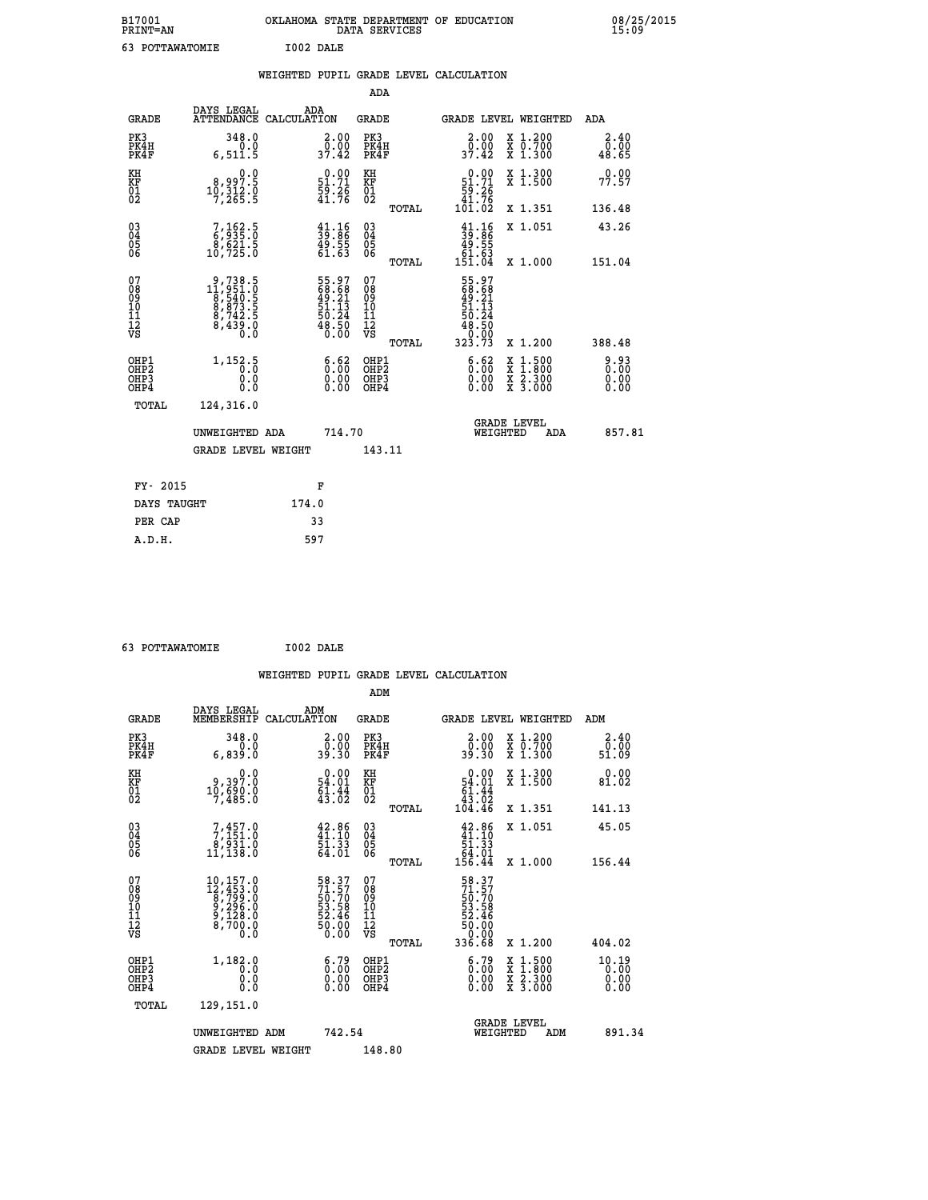B17001 OKLAHOMA STATE DEPARTMENT OF EDUCATION 08/25/2015
PRINT=AN DATA SERVICES 15:09

63 POTTAWATOMIE I002 DALE

## WEIGHTED PUPIL GRADE LEVEL CALCULATION

### ADA

| GRADE | DAYS LEGAL ATTENDANCE | ADA CALCULATION | GRADE | | GRADE LEVEL | WEIGHTED | ADA |
|---|---|---|---|---|---|---|---|
| PK3 | 348.0 | 2.00 | PK3 | | 2.00 | X 1.200 | 2.40 |
| PK4H | 0.0 | 0.00 | PK4H | | 0.00 | X 0.700 | 0.00 |
| PK4F | 6,511.5 | 37.42 | PK4F | | 37.42 | X 1.300 | 48.65 |
| KH | 0.0 | 0.00 | KH | | 0.00 | X 1.300 | 0.00 |
| KF | 8,997.5 | 51.71 | KF | | 51.71 | X 1.500 | 77.57 |
| 01 | 10,312.0 | 59.26 | 01 | | 59.26 | | |
| 02 | 7,265.5 | 41.76 | 02 | | 41.76 | | |
| | | | | TOTAL | 101.02 | X 1.351 | 136.48 |
| 03 | 7,162.5 | 41.16 | 03 | | 41.16 | X 1.051 | 43.26 |
| 04 | 6,935.0 | 39.86 | 04 | | 39.86 | | |
| 05 | 8,621.5 | 49.55 | 05 | | 49.55 | | |
| 06 | 10,725.0 | 61.63 | 06 | | 61.63 | | |
| | | | | TOTAL | 151.04 | X 1.000 | 151.04 |
| 07 | 9,738.5 | 55.97 | 07 | | 55.97 | | |
| 08 | 11,951.0 | 68.68 | 08 | | 68.68 | | |
| 09 | 8,540.5 | 49.21 | 09 | | 49.21 | | |
| 10 | 8,873.5 | 51.13 | 10 | | 51.13 | | |
| 11 | 8,742.5 | 50.24 | 11 | | 50.24 | | |
| 12 | 8,439.0 | 48.50 | 12 | | 48.50 | | |
| VS | 0.0 | 0.00 | VS | | 0.00 | | |
| | | | | TOTAL | 323.73 | X 1.200 | 388.48 |
| OHP1 | 1,152.5 | 6.62 | OHP1 | | 6.62 | X 1.500 | 9.93 |
| OHP2 | 0.0 | 0.00 | OHP2 | | 0.00 | X 1.800 | 0.00 |
| OHP3 | 0.0 | 0.00 | OHP3 | | 0.00 | X 2.300 | 0.00 |
| OHP4 | 0.0 | 0.00 | OHP4 | | 0.00 | X 3.000 | 0.00 |
| TOTAL | 124,316.0 | | | | | | |

UNWEIGHTED ADA 714.70 — GRADE LEVEL WEIGHTED ADA 857.81

GRADE LEVEL WEIGHT 143.11

| FY- 2015 | F |
|---|---|
| DAYS TAUGHT | 174.0 |
| PER CAP | 33 |
| A.D.H. | 597 |

63 POTTAWATOMIE I002 DALE

## WEIGHTED PUPIL GRADE LEVEL CALCULATION

### ADM

| GRADE | DAYS LEGAL MEMBERSHIP | ADM CALCULATION | GRADE | | GRADE LEVEL | WEIGHTED | ADM |
|---|---|---|---|---|---|---|---|
| PK3 | 348.0 | 2.00 | PK3 | | 2.00 | X 1.200 | 2.40 |
| PK4H | 0.0 | 0.00 | PK4H | | 0.00 | X 0.700 | 0.00 |
| PK4F | 6,839.0 | 39.30 | PK4F | | 39.30 | X 1.300 | 51.09 |
| KH | 0.0 | 0.00 | KH | | 0.00 | X 1.300 | 0.00 |
| KF | 9,397.0 | 54.01 | KF | | 54.01 | X 1.500 | 81.02 |
| 01 | 10,690.0 | 61.44 | 01 | | 61.44 | | |
| 02 | 7,485.0 | 43.02 | 02 | | 43.02 | | |
| | | | | TOTAL | 104.46 | X 1.351 | 141.13 |
| 03 | 7,457.0 | 42.86 | 03 | | 42.86 | X 1.051 | 45.05 |
| 04 | 7,151.0 | 41.10 | 04 | | 41.10 | | |
| 05 | 8,931.0 | 51.33 | 05 | | 51.33 | | |
| 06 | 11,138.0 | 64.01 | 06 | | 64.01 | | |
| | | | | TOTAL | 156.44 | X 1.000 | 156.44 |
| 07 | 10,157.0 | 58.37 | 07 | | 58.37 | | |
| 08 | 12,453.0 | 71.57 | 08 | | 71.57 | | |
| 09 | 8,799.0 | 50.70 | 09 | | 50.70 | | |
| 10 | 9,296.0 | 53.58 | 10 | | 53.58 | | |
| 11 | 9,128.0 | 52.46 | 11 | | 52.46 | | |
| 12 | 8,700.0 | 50.00 | 12 | | 50.00 | | |
| VS | 0.0 | 0.00 | VS | | 0.00 | | |
| | | | | TOTAL | 336.68 | X 1.200 | 404.02 |
| OHP1 | 1,182.0 | 6.79 | OHP1 | | 6.79 | X 1.500 | 10.19 |
| OHP2 | 0.0 | 0.00 | OHP2 | | 0.00 | X 1.800 | 0.00 |
| OHP3 | 0.0 | 0.00 | OHP3 | | 0.00 | X 2.300 | 0.00 |
| OHP4 | 0.0 | 0.00 | OHP4 | | 0.00 | X 3.000 | 0.00 |
| TOTAL | 129,151.0 | | | | | | |

UNWEIGHTED ADM 742.54 — GRADE LEVEL WEIGHTED ADM 891.34

GRADE LEVEL WEIGHT 148.80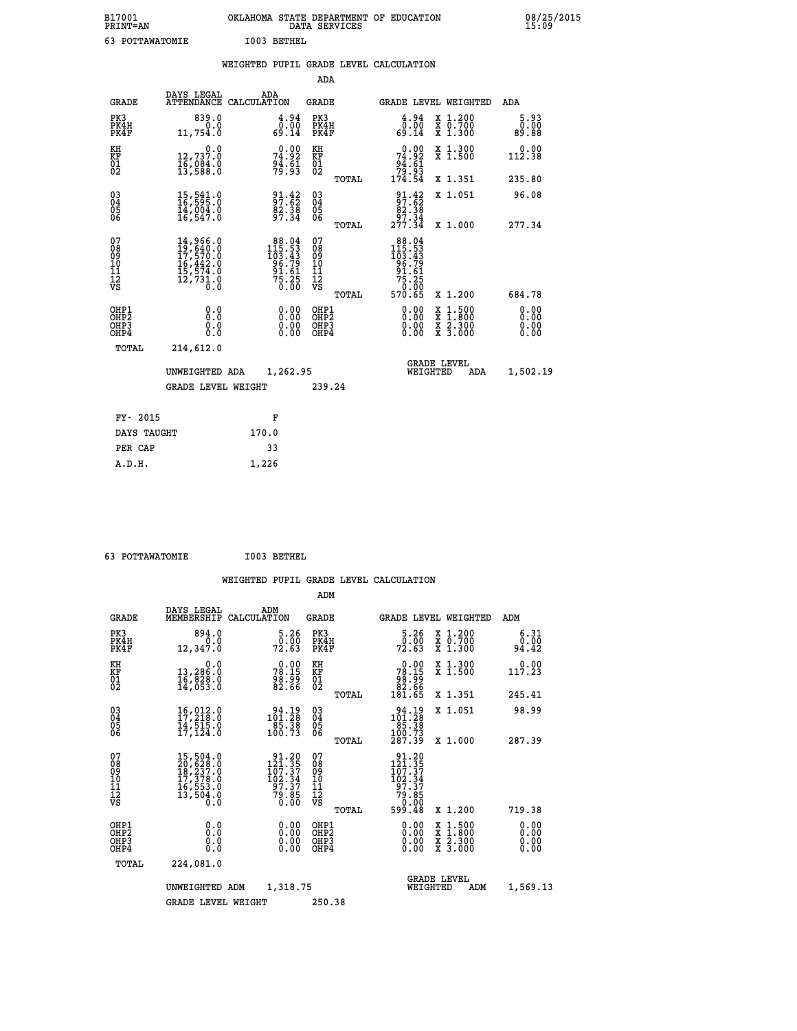B17001 OKLAHOMA STATE DEPARTMENT OF EDUCATION 08/25/2015
PRINT=AN DATA SERVICES 15:09
63 POTTAWATOMIE I003 BETHEL

WEIGHTED PUPIL GRADE LEVEL CALCULATION

ADA

| GRADE | DAYS LEGAL ATTENDANCE | ADA CALCULATION | GRADE | GRADE LEVEL | WEIGHTED | ADA |
|---|---|---|---|---|---|---|
| PK3 | 839.0 | 4.94 | PK3 | 4.94 | X 1.200 | 5.93 |
| PK4H | 0.0 | 0.00 | PK4H | 0.00 | X 0.700 | 0.00 |
| PK4F | 11,754.0 | 69.14 | PK4F | 69.14 | X 1.300 | 89.88 |
| KH | 0.0 | 0.00 | KH | 0.00 | X 1.300 | 0.00 |
| KF | 12,737.0 | 74.92 | KF | 74.92 | X 1.500 | 112.38 |
| 01 | 16,084.0 | 94.61 | 01 | 94.61 | | |
| 02 | 13,588.0 | 79.93 | 02 | 79.93 | | |
| | | | TOTAL | 174.54 | X 1.351 | 235.80 |
| 03 | 15,541.0 | 91.42 | 03 | 91.42 | X 1.051 | 96.08 |
| 04 | 16,595.0 | 97.62 | 04 | 97.62 | | |
| 05 | 14,004.0 | 82.38 | 05 | 82.38 | | |
| 06 | 16,547.0 | 97.34 | 06 | 97.34 | | |
| | | | TOTAL | 277.34 | X 1.000 | 277.34 |
| 07 | 14,966.0 | 88.04 | 07 | 88.04 | | |
| 08 | 19,640.0 | 115.53 | 08 | 115.53 | | |
| 09 | 17,570.0 | 103.43 | 09 | 103.43 | | |
| 10 | 16,442.0 | 96.79 | 10 | 96.79 | | |
| 11 | 15,574.0 | 91.61 | 11 | 91.61 | | |
| 12 | 12,731.0 | 75.25 | 12 | 75.25 | | |
| VS | 0.0 | 0.00 | VS | 0.00 | | |
| | | | TOTAL | 570.65 | X 1.200 | 684.78 |
| OHP1 | 0.0 | 0.00 | OHP1 | 0.00 | X 1.500 | 0.00 |
| OHP2 | 0.0 | 0.00 | OHP2 | 0.00 | X 1.800 | 0.00 |
| OHP3 | 0.0 | 0.00 | OHP3 | 0.00 | X 2.300 | 0.00 |
| OHP4 | 0.0 | 0.00 | OHP4 | 0.00 | X 3.000 | 0.00 |
| TOTAL | 214,612.0 | | | | | |

UNWEIGHTED ADA 1,262.95 | GRADE LEVEL WEIGHTED ADA 1,502.19

GRADE LEVEL WEIGHT 239.24

| FY- 2015 | F |
|---|---|
| DAYS TAUGHT | 170.0 |
| PER CAP | 33 |
| A.D.H. | 1,226 |

63 POTTAWATOMIE I003 BETHEL

WEIGHTED PUPIL GRADE LEVEL CALCULATION

ADM

| GRADE | DAYS LEGAL MEMBERSHIP | ADM CALCULATION | GRADE | GRADE LEVEL | WEIGHTED | ADM |
|---|---|---|---|---|---|---|
| PK3 | 894.0 | 5.26 | PK3 | 5.26 | X 1.200 | 6.31 |
| PK4H | 0.0 | 0.00 | PK4H | 0.00 | X 0.700 | 0.00 |
| PK4F | 12,347.0 | 72.63 | PK4F | 72.63 | X 1.300 | 94.42 |
| KH | 0.0 | 0.00 | KH | 0.00 | X 1.300 | 0.00 |
| KF | 13,286.0 | 78.15 | KF | 78.15 | X 1.500 | 117.23 |
| 01 | 16,828.0 | 98.99 | 01 | 98.99 | | |
| 02 | 14,053.0 | 82.66 | 02 | 82.66 | | |
| | | | TOTAL | 181.65 | X 1.351 | 245.41 |
| 03 | 16,012.0 | 94.19 | 03 | 94.19 | X 1.051 | 98.99 |
| 04 | 17,218.0 | 101.28 | 04 | 101.28 | | |
| 05 | 14,515.0 | 85.38 | 05 | 85.38 | | |
| 06 | 17,124.0 | 100.73 | 06 | 100.73 | | |
| | | | TOTAL | 287.39 | X 1.000 | 287.39 |
| 07 | 15,504.0 | 91.20 | 07 | 91.20 | | |
| 08 | 20,628.0 | 121.35 | 08 | 121.35 | | |
| 09 | 18,237.0 | 107.37 | 09 | 107.37 | | |
| 10 | 17,378.0 | 102.34 | 10 | 102.34 | | |
| 11 | 16,553.0 | 97.37 | 11 | 97.37 | | |
| 12 | 13,504.0 | 79.85 | 12 | 79.85 | | |
| VS | 0.0 | 0.00 | VS | 0.00 | | |
| | | | TOTAL | 599.48 | X 1.200 | 719.38 |
| OHP1 | 0.0 | 0.00 | OHP1 | 0.00 | X 1.500 | 0.00 |
| OHP2 | 0.0 | 0.00 | OHP2 | 0.00 | X 1.800 | 0.00 |
| OHP3 | 0.0 | 0.00 | OHP3 | 0.00 | X 2.300 | 0.00 |
| OHP4 | 0.0 | 0.00 | OHP4 | 0.00 | X 3.000 | 0.00 |
| TOTAL | 224,081.0 | | | | | |

UNWEIGHTED ADM 1,318.75 | GRADE LEVEL WEIGHTED ADM 1,569.13

GRADE LEVEL WEIGHT 250.38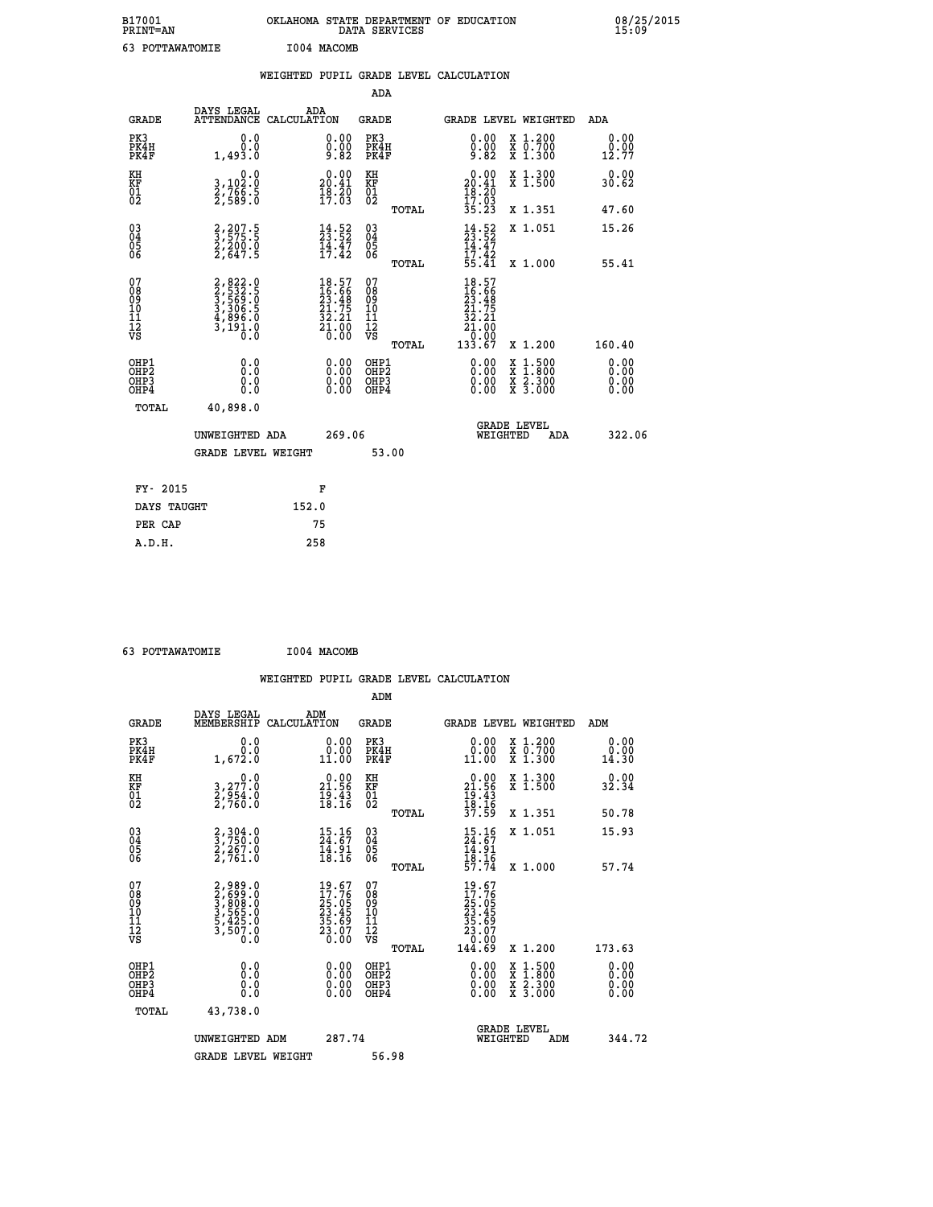B17001 OKLAHOMA STATE DEPARTMENT OF EDUCATION 08/25/2015
PRINT=AN DATA SERVICES 15:09

63 POTTAWATOMIE I004 MACOMB

## WEIGHTED PUPIL GRADE LEVEL CALCULATION

### ADA

| GRADE | DAYS LEGAL ATTENDANCE | ADA CALCULATION | GRADE | | GRADE LEVEL | WEIGHTED | ADA |
|---|---|---|---|---|---|---|---|
| PK3 | 0.0 | 0.00 | PK3 | | 0.00 | X 1.200 | 0.00 |
| PK4H | 0.0 | 0.00 | PK4H | | 0.00 | X 0.700 | 0.00 |
| PK4F | 1,493.0 | 9.82 | PK4F | | 9.82 | X 1.300 | 12.77 |
| KH | 0.0 | 0.00 | KH | | 0.00 | X 1.300 | 0.00 |
| KF | 3,102.0 | 20.41 | KF | | 20.41 | X 1.500 | 30.62 |
| 01 | 2,766.5 | 18.20 | 01 | | 18.20 | | |
| 02 | 2,589.0 | 17.03 | 02 | | 17.03 | | |
| | | | | TOTAL | 35.23 | X 1.351 | 47.60 |
| 03 | 2,207.5 | 14.52 | 03 | | 14.52 | X 1.051 | 15.26 |
| 04 | 3,575.5 | 23.52 | 04 | | 23.52 | | |
| 05 | 2,200.0 | 14.47 | 05 | | 14.47 | | |
| 06 | 2,647.5 | 17.42 | 06 | | 17.42 | | |
| | | | | TOTAL | 55.41 | X 1.000 | 55.41 |
| 07 | 2,822.0 | 18.57 | 07 | | 18.57 | | |
| 08 | 2,532.5 | 16.66 | 08 | | 16.66 | | |
| 09 | 3,569.0 | 23.48 | 09 | | 23.48 | | |
| 10 | 3,306.5 | 21.75 | 10 | | 21.75 | | |
| 11 | 4,896.0 | 32.21 | 11 | | 32.21 | | |
| 12 | 3,191.0 | 21.00 | 12 | | 21.00 | | |
| VS | 0.0 | 0.00 | VS | | 0.00 | | |
| | | | | TOTAL | 133.67 | X 1.200 | 160.40 |
| OHP1 | 0.0 | 0.00 | OHP1 | | 0.00 | X 1.500 | 0.00 |
| OHP2 | 0.0 | 0.00 | OHP2 | | 0.00 | X 1.800 | 0.00 |
| OHP3 | 0.0 | 0.00 | OHP3 | | 0.00 | X 2.300 | 0.00 |
| OHP4 | 0.0 | 0.00 | OHP4 | | 0.00 | X 3.000 | 0.00 |
| TOTAL | 40,898.0 | | | | | | |

UNWEIGHTED ADA 269.06 &nbsp;&nbsp;&nbsp; GRADE LEVEL WEIGHTED ADA 322.06

GRADE LEVEL WEIGHT 53.00

| FY- 2015 | F |
|---|---|
| DAYS TAUGHT | 152.0 |
| PER CAP | 75 |
| A.D.H. | 258 |

63 POTTAWATOMIE I004 MACOMB

## WEIGHTED PUPIL GRADE LEVEL CALCULATION

### ADM

| GRADE | DAYS LEGAL MEMBERSHIP | ADM CALCULATION | GRADE | | GRADE LEVEL | WEIGHTED | ADM |
|---|---|---|---|---|---|---|---|
| PK3 | 0.0 | 0.00 | PK3 | | 0.00 | X 1.200 | 0.00 |
| PK4H | 0.0 | 0.00 | PK4H | | 0.00 | X 0.700 | 0.00 |
| PK4F | 1,672.0 | 11.00 | PK4F | | 11.00 | X 1.300 | 14.30 |
| KH | 0.0 | 0.00 | KH | | 0.00 | X 1.300 | 0.00 |
| KF | 3,277.0 | 21.56 | KF | | 21.56 | X 1.500 | 32.34 |
| 01 | 2,954.0 | 19.43 | 01 | | 19.43 | | |
| 02 | 2,760.0 | 18.16 | 02 | | 18.16 | | |
| | | | | TOTAL | 37.59 | X 1.351 | 50.78 |
| 03 | 2,304.0 | 15.16 | 03 | | 15.16 | X 1.051 | 15.93 |
| 04 | 3,750.0 | 24.67 | 04 | | 24.67 | | |
| 05 | 2,267.0 | 14.91 | 05 | | 14.91 | | |
| 06 | 2,761.0 | 18.16 | 06 | | 18.16 | | |
| | | | | TOTAL | 57.74 | X 1.000 | 57.74 |
| 07 | 2,989.0 | 19.67 | 07 | | 19.67 | | |
| 08 | 2,699.0 | 17.76 | 08 | | 17.76 | | |
| 09 | 3,808.0 | 25.05 | 09 | | 25.05 | | |
| 10 | 3,565.0 | 23.45 | 10 | | 23.45 | | |
| 11 | 5,425.0 | 35.69 | 11 | | 35.69 | | |
| 12 | 3,507.0 | 23.07 | 12 | | 23.07 | | |
| VS | 0.0 | 0.00 | VS | | 0.00 | | |
| | | | | TOTAL | 144.69 | X 1.200 | 173.63 |
| OHP1 | 0.0 | 0.00 | OHP1 | | 0.00 | X 1.500 | 0.00 |
| OHP2 | 0.0 | 0.00 | OHP2 | | 0.00 | X 1.800 | 0.00 |
| OHP3 | 0.0 | 0.00 | OHP3 | | 0.00 | X 2.300 | 0.00 |
| OHP4 | 0.0 | 0.00 | OHP4 | | 0.00 | X 3.000 | 0.00 |
| TOTAL | 43,738.0 | | | | | | |

UNWEIGHTED ADM 287.74 &nbsp;&nbsp;&nbsp; GRADE LEVEL WEIGHTED ADM 344.72

GRADE LEVEL WEIGHT 56.98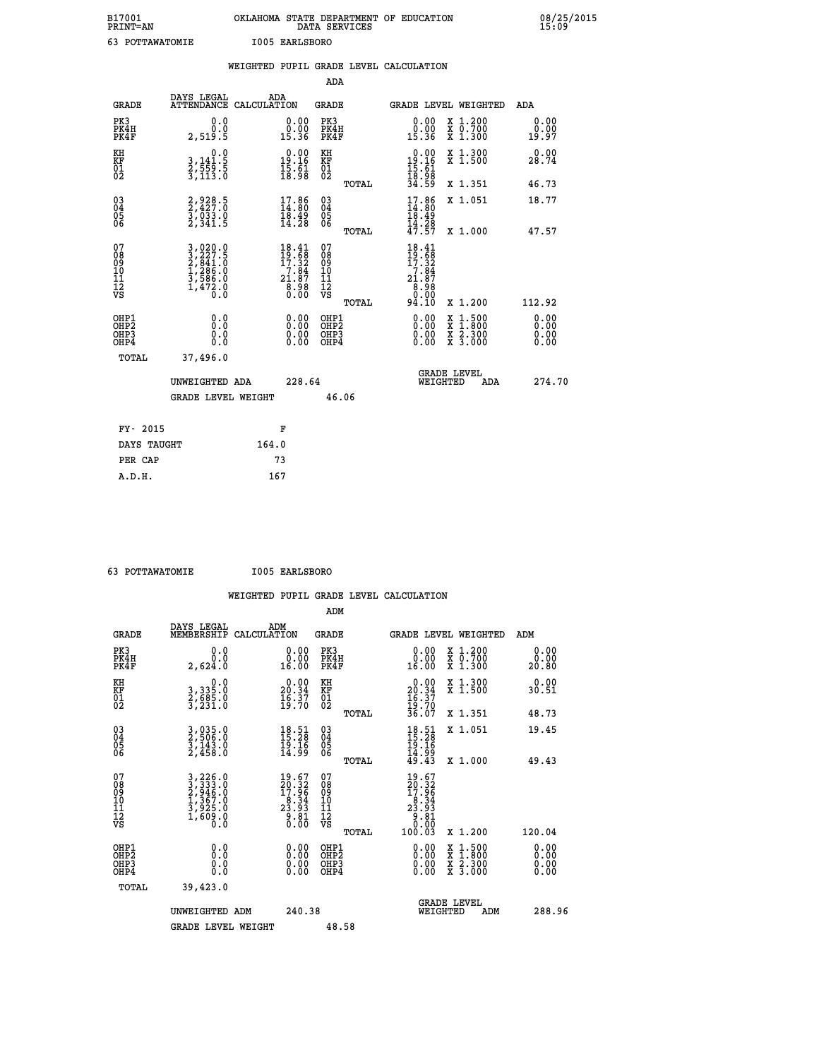B17001 OKLAHOMA STATE DEPARTMENT OF EDUCATION 08/25/2015
PRINT=AN DATA SERVICES 15:09

63 POTTAWATOMIE I005 EARLSBORO

WEIGHTED PUPIL GRADE LEVEL CALCULATION

ADA

| GRADE | DAYS LEGAL ATTENDANCE | ADA CALCULATION | GRADE | GRADE LEVEL | WEIGHTED | ADA |
|---|---|---|---|---|---|---|
| PK3 | 0.0 | 0.00 | PK3 | 0.00 | X 1.200 | 0.00 |
| PK4H | 0.0 | 0.00 | PK4H | 0.00 | X 0.700 | 0.00 |
| PK4F | 2,519.5 | 15.36 | PK4F | 15.36 | X 1.300 | 19.97 |
| KH | 0.0 | 0.00 | KH | 0.00 | X 1.300 | 0.00 |
| KF | 3,141.5 | 19.16 | KF | 19.16 | X 1.500 | 28.74 |
| 01 | 2,559.5 | 15.61 | 01 | 15.61 | | |
| 02 | 3,113.0 | 18.98 | 02 | 18.98 | | |
| | | | TOTAL | 34.59 | X 1.351 | 46.73 |
| 03 | 2,928.5 | 17.86 | 03 | 17.86 | X 1.051 | 18.77 |
| 04 | 2,427.0 | 14.80 | 04 | 14.80 | | |
| 05 | 3,033.0 | 18.49 | 05 | 18.49 | | |
| 06 | 2,341.5 | 14.28 | 06 | 14.28 | | |
| | | | TOTAL | 47.57 | X 1.000 | 47.57 |
| 07 | 3,020.0 | 18.41 | 07 | 18.41 | | |
| 08 | 3,227.5 | 19.68 | 08 | 19.68 | | |
| 09 | 2,841.0 | 17.32 | 09 | 17.32 | | |
| 10 | 1,286.0 | 7.84 | 10 | 7.84 | | |
| 11 | 3,586.0 | 21.87 | 11 | 21.87 | | |
| 12 | 1,472.0 | 8.98 | 12 | 8.98 | | |
| VS | 0.0 | 0.00 | VS | 0.00 | | |
| | | | TOTAL | 94.10 | X 1.200 | 112.92 |
| OHP1 | 0.0 | 0.00 | OHP1 | 0.00 | X 1.500 | 0.00 |
| OHP2 | 0.0 | 0.00 | OHP2 | 0.00 | X 1.800 | 0.00 |
| OHP3 | 0.0 | 0.00 | OHP3 | 0.00 | X 2.300 | 0.00 |
| OHP4 | 0.0 | 0.00 | OHP4 | 0.00 | X 3.000 | 0.00 |
| TOTAL | 37,496.0 | | | | | |

UNWEIGHTED ADA 228.64 GRADE LEVEL WEIGHTED ADA 274.70

GRADE LEVEL WEIGHT 46.06

| FY- 2015 | F |
|---|---|
| DAYS TAUGHT | 164.0 |
| PER CAP | 73 |
| A.D.H. | 167 |

63 POTTAWATOMIE I005 EARLSBORO

WEIGHTED PUPIL GRADE LEVEL CALCULATION

ADM

| GRADE | DAYS LEGAL MEMBERSHIP | ADM CALCULATION | GRADE | GRADE LEVEL | WEIGHTED | ADM |
|---|---|---|---|---|---|---|
| PK3 | 0.0 | 0.00 | PK3 | 0.00 | X 1.200 | 0.00 |
| PK4H | 0.0 | 0.00 | PK4H | 0.00 | X 0.700 | 0.00 |
| PK4F | 2,624.0 | 16.00 | PK4F | 16.00 | X 1.300 | 20.80 |
| KH | 0.0 | 0.00 | KH | 0.00 | X 1.300 | 0.00 |
| KF | 3,335.0 | 20.34 | KF | 20.34 | X 1.500 | 30.51 |
| 01 | 2,685.0 | 16.37 | 01 | 16.37 | | |
| 02 | 3,231.0 | 19.70 | 02 | 19.70 | | |
| | | | TOTAL | 36.07 | X 1.351 | 48.73 |
| 03 | 3,035.0 | 18.51 | 03 | 18.51 | X 1.051 | 19.45 |
| 04 | 2,506.0 | 15.28 | 04 | 15.28 | | |
| 05 | 3,143.0 | 19.16 | 05 | 19.16 | | |
| 06 | 2,458.0 | 14.99 | 06 | 14.99 | | |
| | | | TOTAL | 49.43 | X 1.000 | 49.43 |
| 07 | 3,226.0 | 19.67 | 07 | 19.67 | | |
| 08 | 3,333.0 | 20.32 | 08 | 20.32 | | |
| 09 | 2,946.0 | 17.96 | 09 | 17.96 | | |
| 10 | 1,367.0 | 8.34 | 10 | 8.34 | | |
| 11 | 3,925.0 | 23.93 | 11 | 23.93 | | |
| 12 | 1,609.0 | 9.81 | 12 | 9.81 | | |
| VS | 0.0 | 0.00 | VS | 0.00 | | |
| | | | TOTAL | 100.03 | X 1.200 | 120.04 |
| OHP1 | 0.0 | 0.00 | OHP1 | 0.00 | X 1.500 | 0.00 |
| OHP2 | 0.0 | 0.00 | OHP2 | 0.00 | X 1.800 | 0.00 |
| OHP3 | 0.0 | 0.00 | OHP3 | 0.00 | X 2.300 | 0.00 |
| OHP4 | 0.0 | 0.00 | OHP4 | 0.00 | X 3.000 | 0.00 |
| TOTAL | 39,423.0 | | | | | |

UNWEIGHTED ADM 240.38 GRADE LEVEL WEIGHTED ADM 288.96

GRADE LEVEL WEIGHT 48.58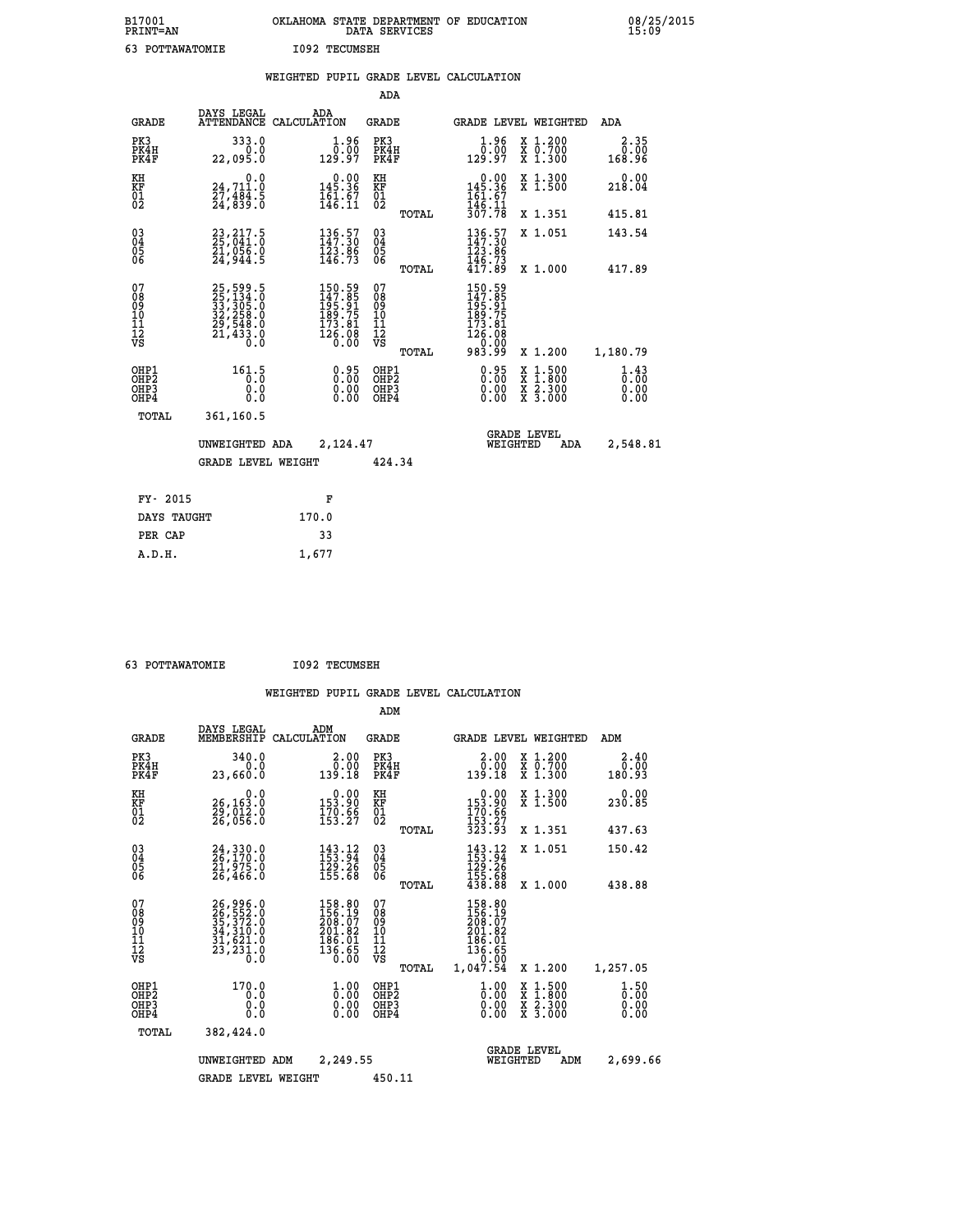B17001 OKLAHOMA STATE DEPARTMENT OF EDUCATION 08/25/2015
PRINT=AN DATA SERVICES 15:09

63 POTTAWATOMIE I092 TECUMSEH

WEIGHTED PUPIL GRADE LEVEL CALCULATION

ADA

| GRADE | DAYS LEGAL ATTENDANCE | ADA CALCULATION | GRADE | GRADE LEVEL | WEIGHTED | ADA |
|---|---|---|---|---|---|---|
| PK3 | 333.0 | 1.96 | PK3 | 1.96 | X 1.200 | 2.35 |
| PK4H | 0.0 | 0.00 | PK4H | 0.00 | X 0.700 | 0.00 |
| PK4F | 22,095.0 | 129.97 | PK4F | 129.97 | X 1.300 | 168.96 |
| KH | 0.0 | 0.00 | KH | 0.00 | X 1.300 | 0.00 |
| KF | 24,711.0 | 145.36 | KF | 145.36 | X 1.500 | 218.04 |
| 01 | 27,484.5 | 161.67 | 01 | 161.67 | | |
| 02 | 24,839.0 | 146.11 | 02 | 146.11 | | |
| | | | TOTAL | 307.78 | X 1.351 | 415.81 |
| 03 | 23,217.5 | 136.57 | 03 | 136.57 | X 1.051 | 143.54 |
| 04 | 25,041.0 | 147.30 | 04 | 147.30 | | |
| 05 | 21,056.0 | 123.86 | 05 | 123.86 | | |
| 06 | 24,944.5 | 146.73 | 06 | 146.73 | | |
| | | | TOTAL | 417.89 | X 1.000 | 417.89 |
| 07 | 25,599.5 | 150.59 | 07 | 150.59 | | |
| 08 | 25,134.0 | 147.85 | 08 | 147.85 | | |
| 09 | 33,305.0 | 195.91 | 09 | 195.91 | | |
| 10 | 32,258.0 | 189.75 | 10 | 189.75 | | |
| 11 | 29,548.0 | 173.81 | 11 | 173.81 | | |
| 12 | 21,433.0 | 126.08 | 12 | 126.08 | | |
| VS | 0.0 | 0.00 | VS | 0.00 | | |
| | | | TOTAL | 983.99 | X 1.200 | 1,180.79 |
| OHP1 | 161.5 | 0.95 | OHP1 | 0.95 | X 1.500 | 1.43 |
| OHP2 | 0.0 | 0.00 | OHP2 | 0.00 | X 1.800 | 0.00 |
| OHP3 | 0.0 | 0.00 | OHP3 | 0.00 | X 2.300 | 0.00 |
| OHP4 | 0.0 | 0.00 | OHP4 | 0.00 | X 3.000 | 0.00 |
| TOTAL | 361,160.5 | | | | | |

UNWEIGHTED ADA 2,124.47 GRADE LEVEL WEIGHTED ADA 2,548.81

GRADE LEVEL WEIGHT 424.34

| FY- 2015 | F |
|---|---|
| DAYS TAUGHT | 170.0 |
| PER CAP | 33 |
| A.D.H. | 1,677 |

63 POTTAWATOMIE I092 TECUMSEH

WEIGHTED PUPIL GRADE LEVEL CALCULATION

ADM

| GRADE | DAYS LEGAL MEMBERSHIP | ADM CALCULATION | GRADE | GRADE LEVEL | WEIGHTED | ADM |
|---|---|---|---|---|---|---|
| PK3 | 340.0 | 2.00 | PK3 | 2.00 | X 1.200 | 2.40 |
| PK4H | 0.0 | 0.00 | PK4H | 0.00 | X 0.700 | 0.00 |
| PK4F | 23,660.0 | 139.18 | PK4F | 139.18 | X 1.300 | 180.93 |
| KH | 0.0 | 0.00 | KH | 0.00 | X 1.300 | 0.00 |
| KF | 26,163.0 | 153.90 | KF | 153.90 | X 1.500 | 230.85 |
| 01 | 29,012.0 | 170.66 | 01 | 170.66 | | |
| 02 | 26,056.0 | 153.27 | 02 | 153.27 | | |
| | | | TOTAL | 323.93 | X 1.351 | 437.63 |
| 03 | 24,330.0 | 143.12 | 03 | 143.12 | X 1.051 | 150.42 |
| 04 | 26,170.0 | 153.94 | 04 | 153.94 | | |
| 05 | 21,975.0 | 129.26 | 05 | 129.26 | | |
| 06 | 26,466.0 | 155.68 | 06 | 155.68 | | |
| | | | TOTAL | 438.88 | X 1.000 | 438.88 |
| 07 | 26,996.0 | 158.80 | 07 | 158.80 | | |
| 08 | 26,552.0 | 156.19 | 08 | 156.19 | | |
| 09 | 35,372.0 | 208.07 | 09 | 208.07 | | |
| 10 | 34,310.0 | 201.82 | 10 | 201.82 | | |
| 11 | 31,621.0 | 186.01 | 11 | 186.01 | | |
| 12 | 23,231.0 | 136.65 | 12 | 136.65 | | |
| VS | 0.0 | 0.00 | VS | 0.00 | | |
| | | | TOTAL | 1,047.54 | X 1.200 | 1,257.05 |
| OHP1 | 170.0 | 1.00 | OHP1 | 1.00 | X 1.500 | 1.50 |
| OHP2 | 0.0 | 0.00 | OHP2 | 0.00 | X 1.800 | 0.00 |
| OHP3 | 0.0 | 0.00 | OHP3 | 0.00 | X 2.300 | 0.00 |
| OHP4 | 0.0 | 0.00 | OHP4 | 0.00 | X 3.000 | 0.00 |
| TOTAL | 382,424.0 | | | | | |

UNWEIGHTED ADM 2,249.55 GRADE LEVEL WEIGHTED ADM 2,699.66

GRADE LEVEL WEIGHT 450.11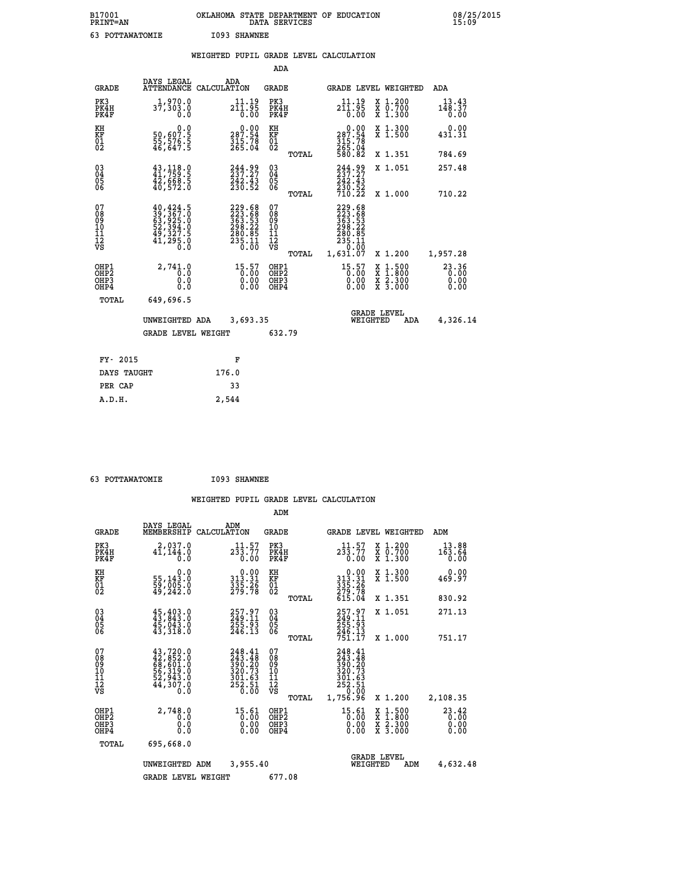B17001 OKLAHOMA STATE DEPARTMENT OF EDUCATION 08/25/2015
PRINT=AN DATA SERVICES 15:09

63 POTTAWATOMIE I093 SHAWNEE

## WEIGHTED PUPIL GRADE LEVEL CALCULATION

### ADA

| GRADE | DAYS LEGAL ATTENDANCE | ADA CALCULATION | GRADE | | GRADE LEVEL | WEIGHTED | ADA |
|---|---|---|---|---|---|---|---|
| PK3 | 1,970.0 | 11.19 | PK3 | | 11.19 | X 1.200 | 13.43 |
| PK4H | 37,303.0 | 211.95 | PK4H | | 211.95 | X 0.700 | 148.37 |
| PK4F | 0.0 | 0.00 | PK4F | | 0.00 | X 1.300 | 0.00 |
| KH | 0.0 | 0.00 | KH | | 0.00 | X 1.300 | 0.00 |
| KF | 50,607.5 | 287.54 | KF | | 287.54 | X 1.500 | 431.31 |
| 01 | 55,576.5 | 315.78 | 01 | | 315.78 | | |
| 02 | 46,647.5 | 265.04 | 02 | | 265.04 | | |
| | | | | TOTAL | 580.82 | X 1.351 | 784.69 |
| 03 | 43,118.0 | 244.99 | 03 | | 244.99 | X 1.051 | 257.48 |
| 04 | 41,759.5 | 237.27 | 04 | | 237.27 | | |
| 05 | 42,668.5 | 242.43 | 05 | | 242.43 | | |
| 06 | 40,572.0 | 230.52 | 06 | | 230.52 | | |
| | | | | TOTAL | 710.22 | X 1.000 | 710.22 |
| 07 | 40,424.5 | 229.68 | 07 | | 229.68 | | |
| 08 | 39,367.0 | 223.68 | 08 | | 223.68 | | |
| 09 | 63,925.0 | 363.53 | 09 | | 363.53 | | |
| 10 | 52,394.0 | 298.22 | 10 | | 298.22 | | |
| 11 | 49,327.5 | 280.85 | 11 | | 280.85 | | |
| 12 | 41,295.0 | 235.11 | 12 | | 235.11 | | |
| VS | 0.0 | 0.00 | VS | | 0.00 | | |
| | | | | TOTAL | 1,631.07 | X 1.200 | 1,957.28 |
| OHP1 | 2,741.0 | 15.57 | OHP1 | | 15.57 | X 1.500 | 23.36 |
| OHP2 | 0.0 | 0.00 | OHP2 | | 0.00 | X 1.800 | 0.00 |
| OHP3 | 0.0 | 0.00 | OHP3 | | 0.00 | X 2.300 | 0.00 |
| OHP4 | 0.0 | 0.00 | OHP4 | | 0.00 | X 3.000 | 0.00 |
| TOTAL | 649,696.5 | | | | | | |

UNWEIGHTED ADA 3,693.35 GRADE LEVEL WEIGHTED ADA 4,326.14

GRADE LEVEL WEIGHT 632.79

| FY- 2015 | F |
|---|---|
| DAYS TAUGHT | 176.0 |
| PER CAP | 33 |
| A.D.H. | 2,544 |

63 POTTAWATOMIE I093 SHAWNEE

## WEIGHTED PUPIL GRADE LEVEL CALCULATION

### ADM

| GRADE | DAYS LEGAL MEMBERSHIP | ADM CALCULATION | GRADE | | GRADE LEVEL | WEIGHTED | ADM |
|---|---|---|---|---|---|---|---|
| PK3 | 2,037.0 | 11.57 | PK3 | | 11.57 | X 1.200 | 13.88 |
| PK4H | 41,144.0 | 233.77 | PK4H | | 233.77 | X 0.700 | 163.64 |
| PK4F | 0.0 | 0.00 | PK4F | | 0.00 | X 1.300 | 0.00 |
| KH | 0.0 | 0.00 | KH | | 0.00 | X 1.300 | 0.00 |
| KF | 55,143.0 | 313.31 | KF | | 313.31 | X 1.500 | 469.97 |
| 01 | 59,005.0 | 335.26 | 01 | | 335.26 | | |
| 02 | 49,242.0 | 279.78 | 02 | | 279.78 | | |
| | | | | TOTAL | 615.04 | X 1.351 | 830.92 |
| 03 | 45,403.0 | 257.97 | 03 | | 257.97 | X 1.051 | 271.13 |
| 04 | 43,843.0 | 249.11 | 04 | | 249.11 | | |
| 05 | 45,043.0 | 255.93 | 05 | | 255.93 | | |
| 06 | 43,318.0 | 246.13 | 06 | | 246.13 | | |
| | | | | TOTAL | 751.17 | X 1.000 | 751.17 |
| 07 | 43,720.0 | 248.41 | 07 | | 248.41 | | |
| 08 | 42,852.0 | 243.48 | 08 | | 243.48 | | |
| 09 | 68,601.0 | 390.20 | 09 | | 390.20 | | |
| 10 | 56,319.0 | 320.73 | 10 | | 320.73 | | |
| 11 | 52,943.0 | 301.63 | 11 | | 301.63 | | |
| 12 | 44,307.0 | 252.51 | 12 | | 252.51 | | |
| VS | 0.0 | 0.00 | VS | | 0.00 | | |
| | | | | TOTAL | 1,756.96 | X 1.200 | 2,108.35 |
| OHP1 | 2,748.0 | 15.61 | OHP1 | | 15.61 | X 1.500 | 23.42 |
| OHP2 | 0.0 | 0.00 | OHP2 | | 0.00 | X 1.800 | 0.00 |
| OHP3 | 0.0 | 0.00 | OHP3 | | 0.00 | X 2.300 | 0.00 |
| OHP4 | 0.0 | 0.00 | OHP4 | | 0.00 | X 3.000 | 0.00 |
| TOTAL | 695,668.0 | | | | | | |

UNWEIGHTED ADM 3,955.40 GRADE LEVEL WEIGHTED ADM 4,632.48

GRADE LEVEL WEIGHT 677.08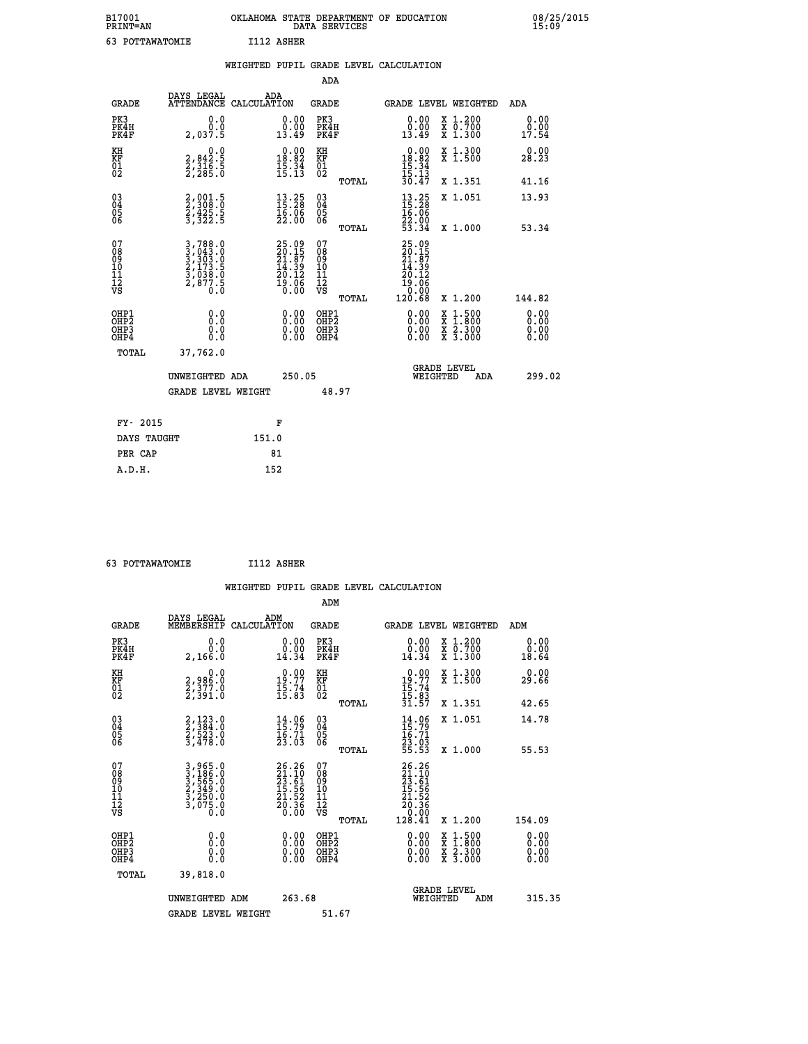B17001 OKLAHOMA STATE DEPARTMENT OF EDUCATION 08/25/2015
PRINT=AN DATA SERVICES 15:09

63 POTTAWATOMIE I112 ASHER

## WEIGHTED PUPIL GRADE LEVEL CALCULATION

### ADA

| GRADE | DAYS LEGAL ATTENDANCE | ADA CALCULATION | GRADE | GRADE LEVEL | WEIGHTED | ADA |
|---|---|---|---|---|---|---|
| PK3 | 0.0 | 0.00 | PK3 | 0.00 | X 1.200 | 0.00 |
| PK4H | 0.0 | 0.00 | PK4H | 0.00 | X 0.700 | 0.00 |
| PK4F | 2,037.5 | 13.49 | PK4F | 13.49 | X 1.300 | 17.54 |
| KH | 0.0 | 0.00 | KH | 0.00 | X 1.300 | 0.00 |
| KF | 2,842.5 | 18.82 | KF | 18.82 | X 1.500 | 28.23 |
| 01 | 2,316.5 | 15.34 | 01 | 15.34 | | |
| 02 | 2,285.0 | 15.13 | 02 | 15.13 | | |
| | | | TOTAL | 30.47 | X 1.351 | 41.16 |
| 03 | 2,001.5 | 13.25 | 03 | 13.25 | X 1.051 | 13.93 |
| 04 | 2,308.0 | 15.28 | 04 | 15.28 | | |
| 05 | 2,425.5 | 16.06 | 05 | 16.06 | | |
| 06 | 3,322.5 | 22.00 | 06 | 22.00 | | |
| | | | TOTAL | 53.34 | X 1.000 | 53.34 |
| 07 | 3,788.0 | 25.09 | 07 | 25.09 | | |
| 08 | 3,043.0 | 20.15 | 08 | 20.15 | | |
| 09 | 3,303.0 | 21.87 | 09 | 21.87 | | |
| 10 | 2,173.5 | 14.39 | 10 | 14.39 | | |
| 11 | 3,038.0 | 20.12 | 11 | 20.12 | | |
| 12 | 2,877.5 | 19.06 | 12 | 19.06 | | |
| VS | 0.0 | 0.00 | VS | 0.00 | | |
| | | | TOTAL | 120.68 | X 1.200 | 144.82 |
| OHP1 | 0.0 | 0.00 | OHP1 | 0.00 | X 1.500 | 0.00 |
| OHP2 | 0.0 | 0.00 | OHP2 | 0.00 | X 1.800 | 0.00 |
| OHP3 | 0.0 | 0.00 | OHP3 | 0.00 | X 2.300 | 0.00 |
| OHP4 | 0.0 | 0.00 | OHP4 | 0.00 | X 3.000 | 0.00 |
| TOTAL | 37,762.0 | | | | | |

UNWEIGHTED ADA 250.05 GRADE LEVEL WEIGHTED ADA 299.02

GRADE LEVEL WEIGHT 48.97

| FY- 2015 | F |
|---|---|
| DAYS TAUGHT | 151.0 |
| PER CAP | 81 |
| A.D.H. | 152 |

63 POTTAWATOMIE I112 ASHER

## WEIGHTED PUPIL GRADE LEVEL CALCULATION

### ADM

| GRADE | DAYS LEGAL MEMBERSHIP | ADM CALCULATION | GRADE | GRADE LEVEL | WEIGHTED | ADM |
|---|---|---|---|---|---|---|
| PK3 | 0.0 | 0.00 | PK3 | 0.00 | X 1.200 | 0.00 |
| PK4H | 0.0 | 0.00 | PK4H | 0.00 | X 0.700 | 0.00 |
| PK4F | 2,166.0 | 14.34 | PK4F | 14.34 | X 1.300 | 18.64 |
| KH | 0.0 | 0.00 | KH | 0.00 | X 1.300 | 0.00 |
| KF | 2,986.0 | 19.77 | KF | 19.77 | X 1.500 | 29.66 |
| 01 | 2,377.0 | 15.74 | 01 | 15.74 | | |
| 02 | 2,391.0 | 15.83 | 02 | 15.83 | | |
| | | | TOTAL | 31.57 | X 1.351 | 42.65 |
| 03 | 2,123.0 | 14.06 | 03 | 14.06 | X 1.051 | 14.78 |
| 04 | 2,384.0 | 15.79 | 04 | 15.79 | | |
| 05 | 2,523.0 | 16.71 | 05 | 16.71 | | |
| 06 | 3,478.0 | 23.03 | 06 | 23.03 | | |
| | | | TOTAL | 55.53 | X 1.000 | 55.53 |
| 07 | 3,965.0 | 26.26 | 07 | 26.26 | | |
| 08 | 3,186.0 | 21.10 | 08 | 21.10 | | |
| 09 | 3,565.0 | 23.61 | 09 | 23.61 | | |
| 10 | 2,349.0 | 15.56 | 10 | 15.56 | | |
| 11 | 3,250.0 | 21.52 | 11 | 21.52 | | |
| 12 | 3,075.0 | 20.36 | 12 | 20.36 | | |
| VS | 0.0 | 0.00 | VS | 0.00 | | |
| | | | TOTAL | 128.41 | X 1.200 | 154.09 |
| OHP1 | 0.0 | 0.00 | OHP1 | 0.00 | X 1.500 | 0.00 |
| OHP2 | 0.0 | 0.00 | OHP2 | 0.00 | X 1.800 | 0.00 |
| OHP3 | 0.0 | 0.00 | OHP3 | 0.00 | X 2.300 | 0.00 |
| OHP4 | 0.0 | 0.00 | OHP4 | 0.00 | X 3.000 | 0.00 |
| TOTAL | 39,818.0 | | | | | |

UNWEIGHTED ADM 263.68 GRADE LEVEL WEIGHTED ADM 315.35

GRADE LEVEL WEIGHT 51.67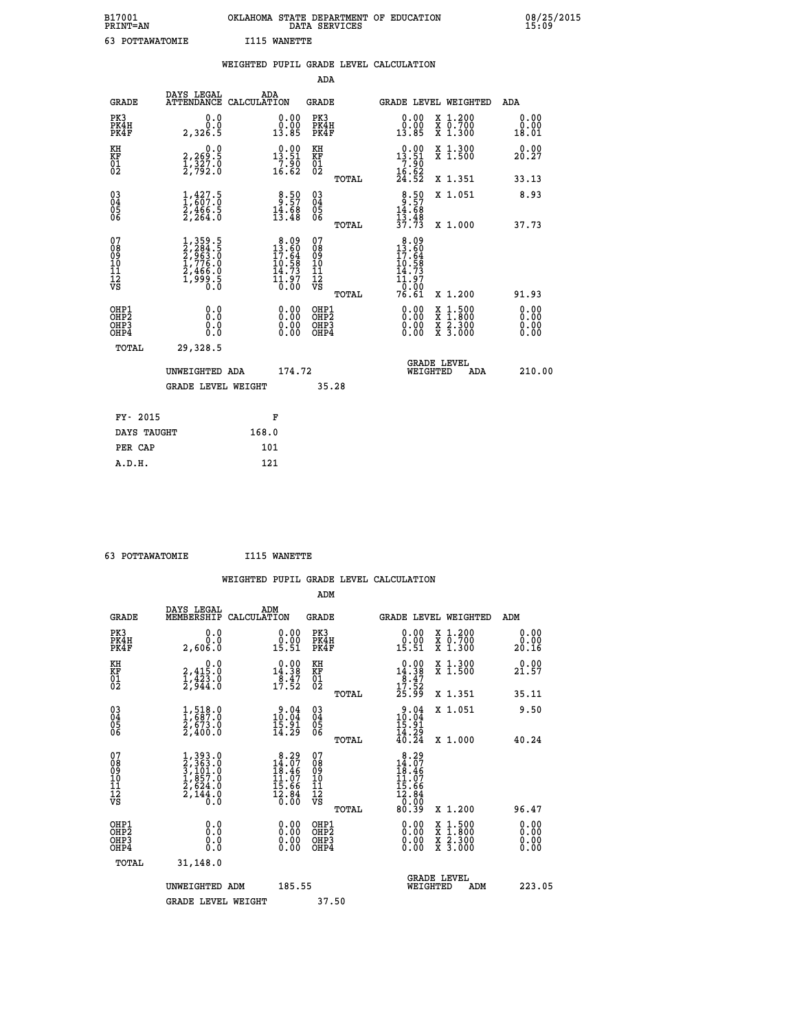B17001 OKLAHOMA STATE DEPARTMENT OF EDUCATION 08/25/2015
PRINT=AN DATA SERVICES 15:09

63 POTTAWATOMIE I115 WANETTE

## WEIGHTED PUPIL GRADE LEVEL CALCULATION

### ADA

| GRADE | DAYS LEGAL ATTENDANCE | ADA CALCULATION | GRADE | | GRADE LEVEL | WEIGHTED | ADA |
|---|---|---|---|---|---|---|---|
| PK3 | 0.0 | 0.00 | PK3 | | 0.00 | X 1.200 | 0.00 |
| PK4H | 0.0 | 0.00 | PK4H | | 0.00 | X 0.700 | 0.00 |
| PK4F | 2,326.5 | 13.85 | PK4F | | 13.85 | X 1.300 | 18.01 |
| KH | 0.0 | 0.00 | KH | | 0.00 | X 1.300 | 0.00 |
| KF | 2,269.5 | 13.51 | KF | | 13.51 | X 1.500 | 20.27 |
| 01 | 1,327.0 | 7.90 | 01 | | 7.90 | | |
| 02 | 2,792.0 | 16.62 | 02 | | 16.62 | | |
| | | | | TOTAL | 24.52 | X 1.351 | 33.13 |
| 03 | 1,427.5 | 8.50 | 03 | | 8.50 | X 1.051 | 8.93 |
| 04 | 1,607.0 | 9.57 | 04 | | 9.57 | | |
| 05 | 2,466.5 | 14.68 | 05 | | 14.68 | | |
| 06 | 2,264.0 | 13.48 | 06 | | 13.48 | | |
| | | | | TOTAL | 37.73 | X 1.000 | 37.73 |
| 07 | 1,359.5 | 8.09 | 07 | | 8.09 | | |
| 08 | 2,284.5 | 13.60 | 08 | | 13.60 | | |
| 09 | 2,963.0 | 17.64 | 09 | | 17.64 | | |
| 10 | 1,776.0 | 10.58 | 10 | | 10.58 | | |
| 11 | 2,466.0 | 14.73 | 11 | | 14.73 | | |
| 12 | 1,999.5 | 11.97 | 12 | | 11.97 | | |
| VS | 0.0 | 0.00 | VS | | 0.00 | | |
| | | | | TOTAL | 76.61 | X 1.200 | 91.93 |
| OHP1 | 0.0 | 0.00 | OHP1 | | 0.00 | X 1.500 | 0.00 |
| OHP2 | 0.0 | 0.00 | OHP2 | | 0.00 | X 1.800 | 0.00 |
| OHP3 | 0.0 | 0.00 | OHP3 | | 0.00 | X 2.300 | 0.00 |
| OHP4 | 0.0 | 0.00 | OHP4 | | 0.00 | X 3.000 | 0.00 |
| TOTAL | 29,328.5 | | | | | | |

UNWEIGHTED ADA 174.72 GRADE LEVEL WEIGHTED ADA 210.00

GRADE LEVEL WEIGHT 35.28

| FY- 2015 | F |
|---|---|
| DAYS TAUGHT | 168.0 |
| PER CAP | 101 |
| A.D.H. | 121 |

63 POTTAWATOMIE I115 WANETTE

## WEIGHTED PUPIL GRADE LEVEL CALCULATION

### ADM

| GRADE | DAYS LEGAL MEMBERSHIP | ADM CALCULATION | GRADE | | GRADE LEVEL | WEIGHTED | ADM |
|---|---|---|---|---|---|---|---|
| PK3 | 0.0 | 0.00 | PK3 | | 0.00 | X 1.200 | 0.00 |
| PK4H | 0.0 | 0.00 | PK4H | | 0.00 | X 0.700 | 0.00 |
| PK4F | 2,606.0 | 15.51 | PK4F | | 15.51 | X 1.300 | 20.16 |
| KH | 0.0 | 0.00 | KH | | 0.00 | X 1.300 | 0.00 |
| KF | 2,415.0 | 14.38 | KF | | 14.38 | X 1.500 | 21.57 |
| 01 | 1,423.0 | 8.47 | 01 | | 8.47 | | |
| 02 | 2,944.0 | 17.52 | 02 | | 17.52 | | |
| | | | | TOTAL | 25.99 | X 1.351 | 35.11 |
| 03 | 1,518.0 | 9.04 | 03 | | 9.04 | X 1.051 | 9.50 |
| 04 | 1,687.0 | 10.04 | 04 | | 10.04 | | |
| 05 | 2,673.0 | 15.91 | 05 | | 15.91 | | |
| 06 | 2,400.0 | 14.29 | 06 | | 14.29 | | |
| | | | | TOTAL | 40.24 | X 1.000 | 40.24 |
| 07 | 1,393.0 | 8.29 | 07 | | 8.29 | | |
| 08 | 2,363.0 | 14.07 | 08 | | 14.07 | | |
| 09 | 3,101.0 | 18.46 | 09 | | 18.46 | | |
| 10 | 1,857.0 | 11.07 | 10 | | 11.07 | | |
| 11 | 2,624.0 | 15.66 | 11 | | 15.66 | | |
| 12 | 2,144.0 | 12.84 | 12 | | 12.84 | | |
| VS | 0.0 | 0.00 | VS | | 0.00 | | |
| | | | | TOTAL | 80.39 | X 1.200 | 96.47 |
| OHP1 | 0.0 | 0.00 | OHP1 | | 0.00 | X 1.500 | 0.00 |
| OHP2 | 0.0 | 0.00 | OHP2 | | 0.00 | X 1.800 | 0.00 |
| OHP3 | 0.0 | 0.00 | OHP3 | | 0.00 | X 2.300 | 0.00 |
| OHP4 | 0.0 | 0.00 | OHP4 | | 0.00 | X 3.000 | 0.00 |
| TOTAL | 31,148.0 | | | | | | |

UNWEIGHTED ADM 185.55 GRADE LEVEL WEIGHTED ADM 223.05

GRADE LEVEL WEIGHT 37.50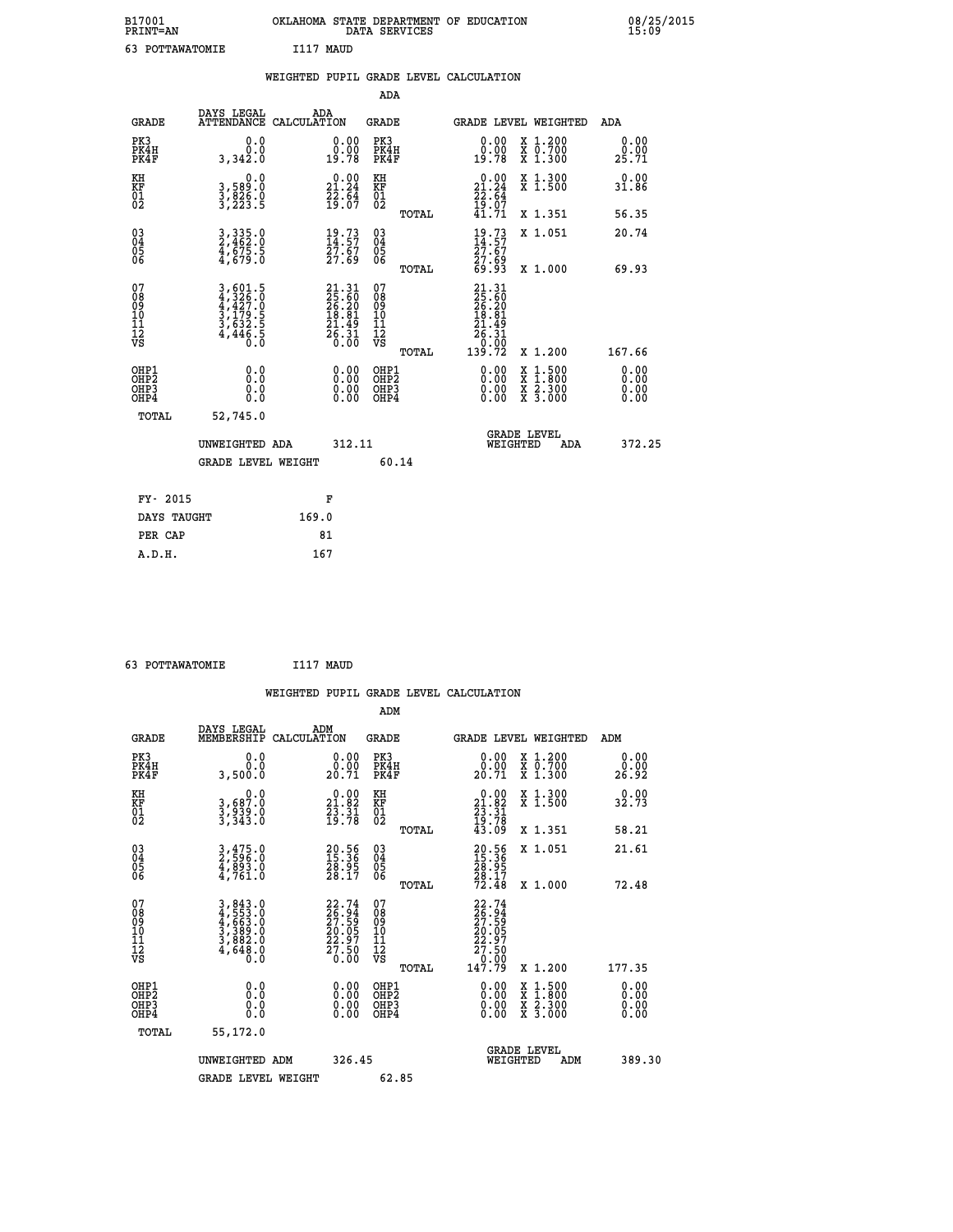B17001 OKLAHOMA STATE DEPARTMENT OF EDUCATION 08/25/2015
PRINT=AN DATA SERVICES 15:09

63 POTTAWATOMIE I117 MAUD

## WEIGHTED PUPIL GRADE LEVEL CALCULATION

### ADA

| GRADE | DAYS LEGAL ATTENDANCE | ADA CALCULATION | GRADE | GRADE LEVEL | WEIGHTED | ADA |
|---|---|---|---|---|---|---|
| PK3 | 0.0 | 0.00 | PK3 | 0.00 | X 1.200 | 0.00 |
| PK4H | 0.0 | 0.00 | PK4H | 0.00 | X 0.700 | 0.00 |
| PK4F | 3,342.0 | 19.78 | PK4F | 19.78 | X 1.300 | 25.71 |
| KH | 0.0 | 0.00 | KH | 0.00 | X 1.300 | 0.00 |
| KF | 3,589.0 | 21.24 | KF | 21.24 | X 1.500 | 31.86 |
| 01 | 3,826.0 | 22.64 | 01 | 22.64 | | |
| 02 | 3,223.5 | 19.07 | 02 | 19.07 | | |
| | | | TOTAL | 41.71 | X 1.351 | 56.35 |
| 03 | 3,335.0 | 19.73 | 03 | 19.73 | X 1.051 | 20.74 |
| 04 | 2,462.0 | 14.57 | 04 | 14.57 | | |
| 05 | 4,675.5 | 27.67 | 05 | 27.67 | | |
| 06 | 4,679.0 | 27.69 | 06 | 27.69 | | |
| | | | TOTAL | 69.93 | X 1.000 | 69.93 |
| 07 | 3,601.5 | 21.31 | 07 | 21.31 | | |
| 08 | 4,326.0 | 25.60 | 08 | 25.60 | | |
| 09 | 4,427.0 | 26.20 | 09 | 26.20 | | |
| 10 | 3,179.5 | 18.81 | 10 | 18.81 | | |
| 11 | 3,632.5 | 21.49 | 11 | 21.49 | | |
| 12 | 4,446.5 | 26.31 | 12 | 26.31 | | |
| VS | 0.0 | 0.00 | VS | 0.00 | | |
| | | | TOTAL | 139.72 | X 1.200 | 167.66 |
| OHP1 | 0.0 | 0.00 | OHP1 | 0.00 | X 1.500 | 0.00 |
| OHP2 | 0.0 | 0.00 | OHP2 | 0.00 | X 1.800 | 0.00 |
| OHP3 | 0.0 | 0.00 | OHP3 | 0.00 | X 2.300 | 0.00 |
| OHP4 | 0.0 | 0.00 | OHP4 | 0.00 | X 3.000 | 0.00 |
| TOTAL | 52,745.0 | | | | | |

UNWEIGHTED ADA 312.11 — GRADE LEVEL WEIGHTED ADA 372.25

GRADE LEVEL WEIGHT 60.14

| FY- 2015 | F |
|---|---|
| DAYS TAUGHT | 169.0 |
| PER CAP | 81 |
| A.D.H. | 167 |

63 POTTAWATOMIE I117 MAUD

## WEIGHTED PUPIL GRADE LEVEL CALCULATION

### ADM

| GRADE | DAYS LEGAL MEMBERSHIP | ADM CALCULATION | GRADE | GRADE LEVEL | WEIGHTED | ADM |
|---|---|---|---|---|---|---|
| PK3 | 0.0 | 0.00 | PK3 | 0.00 | X 1.200 | 0.00 |
| PK4H | 0.0 | 0.00 | PK4H | 0.00 | X 0.700 | 0.00 |
| PK4F | 3,500.0 | 20.71 | PK4F | 20.71 | X 1.300 | 26.92 |
| KH | 0.0 | 0.00 | KH | 0.00 | X 1.300 | 0.00 |
| KF | 3,687.0 | 21.82 | KF | 21.82 | X 1.500 | 32.73 |
| 01 | 3,939.0 | 23.31 | 01 | 23.31 | | |
| 02 | 3,343.0 | 19.78 | 02 | 19.78 | | |
| | | | TOTAL | 43.09 | X 1.351 | 58.21 |
| 03 | 3,475.0 | 20.56 | 03 | 20.56 | X 1.051 | 21.61 |
| 04 | 2,596.0 | 15.36 | 04 | 15.36 | | |
| 05 | 4,893.0 | 28.95 | 05 | 28.95 | | |
| 06 | 4,761.0 | 28.17 | 06 | 28.17 | | |
| | | | TOTAL | 72.48 | X 1.000 | 72.48 |
| 07 | 3,843.0 | 22.74 | 07 | 22.74 | | |
| 08 | 4,553.0 | 26.94 | 08 | 26.94 | | |
| 09 | 4,663.0 | 27.59 | 09 | 27.59 | | |
| 10 | 3,389.0 | 20.05 | 10 | 20.05 | | |
| 11 | 3,882.0 | 22.97 | 11 | 22.97 | | |
| 12 | 4,648.0 | 27.50 | 12 | 27.50 | | |
| VS | 0.0 | 0.00 | VS | 0.00 | | |
| | | | TOTAL | 147.79 | X 1.200 | 177.35 |
| OHP1 | 0.0 | 0.00 | OHP1 | 0.00 | X 1.500 | 0.00 |
| OHP2 | 0.0 | 0.00 | OHP2 | 0.00 | X 1.800 | 0.00 |
| OHP3 | 0.0 | 0.00 | OHP3 | 0.00 | X 2.300 | 0.00 |
| OHP4 | 0.0 | 0.00 | OHP4 | 0.00 | X 3.000 | 0.00 |
| TOTAL | 55,172.0 | | | | | |

UNWEIGHTED ADM 326.45 — GRADE LEVEL WEIGHTED ADM 389.30

GRADE LEVEL WEIGHT 62.85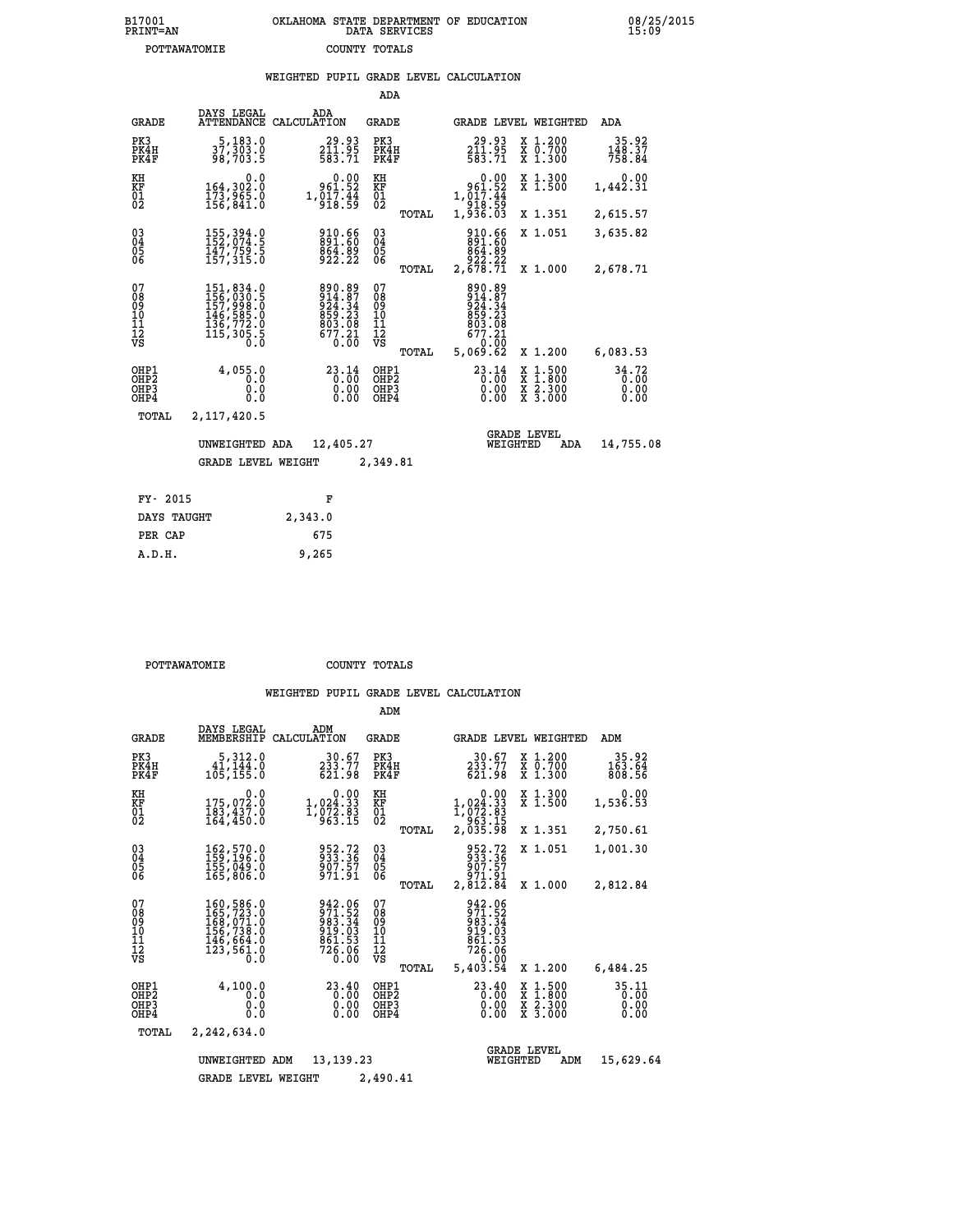B17001 OKLAHOMA STATE DEPARTMENT OF EDUCATION 08/25/2015
PRINT=AN DATA SERVICES 15:09

POTTAWATOMIE COUNTY TOTALS

## WEIGHTED PUPIL GRADE LEVEL CALCULATION

### ADA

| GRADE | DAYS LEGAL ATTENDANCE | ADA CALCULATION | GRADE | | GRADE LEVEL | WEIGHTED | ADA |
|---|---|---|---|---|---|---|---|
| PK3 | 5,183.0 | 29.93 | PK3 | | 29.93 | X 1.200 | 35.92 |
| PK4H | 37,303.0 | 211.95 | PK4H | | 211.95 | X 0.700 | 148.37 |
| PK4F | 98,703.5 | 583.71 | PK4F | | 583.71 | X 1.300 | 758.84 |
| KH | 0.0 | 0.00 | KH | | 0.00 | X 1.300 | 0.00 |
| KF | 164,302.0 | 961.52 | KF | | 961.52 | X 1.500 | 1,442.31 |
| 01 | 173,965.0 | 1,017.44 | 01 | | 1,017.44 | | |
| 02 | 156,841.0 | 918.59 | 02 | | 918.59 | | |
| | | | | TOTAL | 1,936.03 | X 1.351 | 2,615.57 |
| 03 | 155,394.0 | 910.66 | 03 | | 910.66 | X 1.051 | 3,635.82 |
| 04 | 152,074.5 | 891.60 | 04 | | 891.60 | | |
| 05 | 147,759.5 | 864.89 | 05 | | 864.89 | | |
| 06 | 157,315.0 | 922.22 | 06 | | 922.22 | | |
| | | | | TOTAL | 2,678.71 | X 1.000 | 2,678.71 |
| 07 | 151,834.0 | 890.89 | 07 | | 890.89 | | |
| 08 | 156,030.5 | 914.87 | 08 | | 914.87 | | |
| 09 | 157,998.0 | 924.34 | 09 | | 924.34 | | |
| 10 | 146,585.0 | 859.23 | 10 | | 859.23 | | |
| 11 | 136,772.0 | 803.08 | 11 | | 803.08 | | |
| 12 | 115,305.5 | 677.21 | 12 | | 677.21 | | |
| VS | 0.0 | 0.00 | VS | | 0.00 | | |
| | | | | TOTAL | 5,069.62 | X 1.200 | 6,083.53 |
| OHP1 | 4,055.0 | 23.14 | OHP1 | | 23.14 | X 1.500 | 34.72 |
| OHP2 | 0.0 | 0.00 | OHP2 | | 0.00 | X 1.800 | 0.00 |
| OHP3 | 0.0 | 0.00 | OHP3 | | 0.00 | X 2.300 | 0.00 |
| OHP4 | 0.0 | 0.00 | OHP4 | | 0.00 | X 3.000 | 0.00 |
| TOTAL | 2,117,420.5 | | | | | | |

UNWEIGHTED ADA 12,405.27 GRADE LEVEL WEIGHTED ADA 14,755.08

GRADE LEVEL WEIGHT 2,349.81

| FY- 2015 | F |
|---|---|
| DAYS TAUGHT | 2,343.0 |
| PER CAP | 675 |
| A.D.H. | 9,265 |

POTTAWATOMIE COUNTY TOTALS

## WEIGHTED PUPIL GRADE LEVEL CALCULATION

### ADM

| GRADE | DAYS LEGAL MEMBERSHIP | ADM CALCULATION | GRADE | | GRADE LEVEL | WEIGHTED | ADM |
|---|---|---|---|---|---|---|---|
| PK3 | 5,312.0 | 30.67 | PK3 | | 30.67 | X 1.200 | 35.92 |
| PK4H | 41,144.0 | 233.77 | PK4H | | 233.77 | X 0.700 | 163.64 |
| PK4F | 105,155.0 | 621.98 | PK4F | | 621.98 | X 1.300 | 808.56 |
| KH | 0.0 | 0.00 | KH | | 0.00 | X 1.300 | 0.00 |
| KF | 175,072.0 | 1,024.33 | KF | | 1,024.33 | X 1.500 | 1,536.53 |
| 01 | 183,437.0 | 1,072.83 | 01 | | 1,072.83 | | |
| 02 | 164,450.0 | 963.15 | 02 | | 963.15 | | |
| | | | | TOTAL | 2,035.98 | X 1.351 | 2,750.61 |
| 03 | 162,570.0 | 952.72 | 03 | | 952.72 | X 1.051 | 1,001.30 |
| 04 | 159,196.0 | 933.36 | 04 | | 933.36 | | |
| 05 | 155,049.0 | 907.57 | 05 | | 907.57 | | |
| 06 | 165,806.0 | 971.91 | 06 | | 971.91 | | |
| | | | | TOTAL | 2,812.84 | X 1.000 | 2,812.84 |
| 07 | 160,586.0 | 942.06 | 07 | | 942.06 | | |
| 08 | 165,723.0 | 971.52 | 08 | | 971.52 | | |
| 09 | 168,071.0 | 983.34 | 09 | | 983.34 | | |
| 10 | 156,738.0 | 919.03 | 10 | | 919.03 | | |
| 11 | 146,664.0 | 861.53 | 11 | | 861.53 | | |
| 12 | 123,561.0 | 726.06 | 12 | | 726.06 | | |
| VS | 0.0 | 0.00 | VS | | 0.00 | | |
| | | | | TOTAL | 5,403.54 | X 1.200 | 6,484.25 |
| OHP1 | 4,100.0 | 23.40 | OHP1 | | 23.40 | X 1.500 | 35.11 |
| OHP2 | 0.0 | 0.00 | OHP2 | | 0.00 | X 1.800 | 0.00 |
| OHP3 | 0.0 | 0.00 | OHP3 | | 0.00 | X 2.300 | 0.00 |
| OHP4 | 0.0 | 0.00 | OHP4 | | 0.00 | X 3.000 | 0.00 |
| TOTAL | 2,242,634.0 | | | | | | |

UNWEIGHTED ADM 13,139.23 GRADE LEVEL WEIGHTED ADM 15,629.64

GRADE LEVEL WEIGHT 2,490.41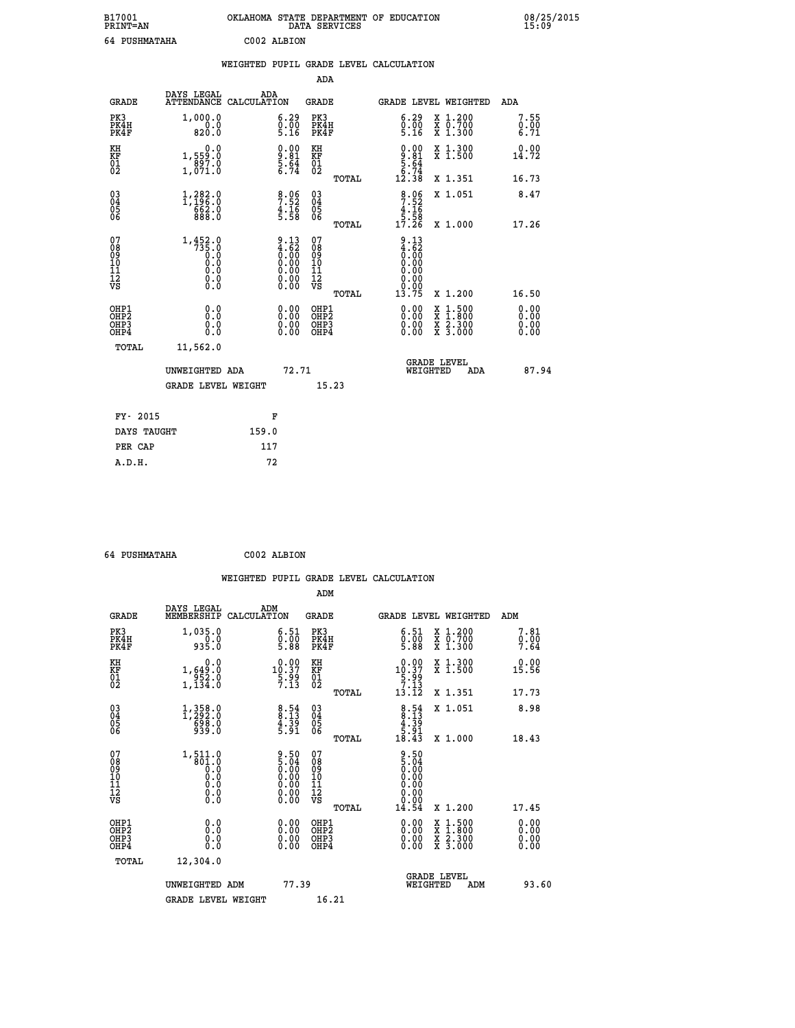B17001 OKLAHOMA STATE DEPARTMENT OF EDUCATION 08/25/2015
PRINT=AN DATA SERVICES 15:09

64 PUSHMATAHA C002 ALBION

## WEIGHTED PUPIL GRADE LEVEL CALCULATION

### ADA

| GRADE | DAYS LEGAL ATTENDANCE | ADA CALCULATION | GRADE | GRADE LEVEL | WEIGHTED | ADA |
|---|---|---|---|---|---|---|
| PK3 | 1,000.0 | 6.29 | PK3 | 6.29 | X 1.200 | 7.55 |
| PK4H | 0.0 | 0.00 | PK4H | 0.00 | X 0.700 | 0.00 |
| PK4F | 820.0 | 5.16 | PK4F | 5.16 | X 1.300 | 6.71 |
| KH | 0.0 | 0.00 | KH | 0.00 | X 1.300 | 0.00 |
| KF | 1,559.0 | 9.81 | KF | 9.81 | X 1.500 | 14.72 |
| 01 | 897.0 | 5.64 | 01 | 5.64 | | |
| 02 | 1,071.0 | 6.74 | 02 | 6.74 | | |
| | | | TOTAL | 12.38 | X 1.351 | 16.73 |
| 03 | 1,282.0 | 8.06 | 03 | 8.06 | X 1.051 | 8.47 |
| 04 | 1,196.0 | 7.52 | 04 | 7.52 | | |
| 05 | 662.0 | 4.16 | 05 | 4.16 | | |
| 06 | 888.0 | 5.58 | 06 | 5.58 | | |
| | | | TOTAL | 17.26 | X 1.000 | 17.26 |
| 07 | 1,452.0 | 9.13 | 07 | 9.13 | | |
| 08 | 735.0 | 4.62 | 08 | 4.62 | | |
| 09 | 0.0 | 0.00 | 09 | 0.00 | | |
| 10 | 0.0 | 0.00 | 10 | 0.00 | | |
| 11 | 0.0 | 0.00 | 11 | 0.00 | | |
| 12 | 0.0 | 0.00 | 12 | 0.00 | | |
| VS | 0.0 | 0.00 | VS | 0.00 | | |
| | | | TOTAL | 13.75 | X 1.200 | 16.50 |
| OHP1 | 0.0 | 0.00 | OHP1 | 0.00 | X 1.500 | 0.00 |
| OHP2 | 0.0 | 0.00 | OHP2 | 0.00 | X 1.800 | 0.00 |
| OHP3 | 0.0 | 0.00 | OHP3 | 0.00 | X 2.300 | 0.00 |
| OHP4 | 0.0 | 0.00 | OHP4 | 0.00 | X 3.000 | 0.00 |
| TOTAL | 11,562.0 | | | | | |

UNWEIGHTED ADA 72.71 — GRADE LEVEL WEIGHTED ADA 87.94

GRADE LEVEL WEIGHT 15.23

| FY- 2015 | F |
|---|---|
| DAYS TAUGHT | 159.0 |
| PER CAP | 117 |
| A.D.H. | 72 |

64 PUSHMATAHA C002 ALBION

## WEIGHTED PUPIL GRADE LEVEL CALCULATION

### ADM

| GRADE | DAYS LEGAL MEMBERSHIP | ADM CALCULATION | GRADE | GRADE LEVEL | WEIGHTED | ADM |
|---|---|---|---|---|---|---|
| PK3 | 1,035.0 | 6.51 | PK3 | 6.51 | X 1.200 | 7.81 |
| PK4H | 0.0 | 0.00 | PK4H | 0.00 | X 0.700 | 0.00 |
| PK4F | 935.0 | 5.88 | PK4F | 5.88 | X 1.300 | 7.64 |
| KH | 0.0 | 0.00 | KH | 0.00 | X 1.300 | 0.00 |
| KF | 1,649.0 | 10.37 | KF | 10.37 | X 1.500 | 15.56 |
| 01 | 952.0 | 5.99 | 01 | 5.99 | | |
| 02 | 1,134.0 | 7.13 | 02 | 7.13 | | |
| | | | TOTAL | 13.12 | X 1.351 | 17.73 |
| 03 | 1,358.0 | 8.54 | 03 | 8.54 | X 1.051 | 8.98 |
| 04 | 1,292.0 | 8.13 | 04 | 8.13 | | |
| 05 | 698.0 | 4.39 | 05 | 4.39 | | |
| 06 | 939.0 | 5.91 | 06 | 5.91 | | |
| | | | TOTAL | 18.43 | X 1.000 | 18.43 |
| 07 | 1,511.0 | 9.50 | 07 | 9.50 | | |
| 08 | 801.0 | 5.04 | 08 | 5.04 | | |
| 09 | 0.0 | 0.00 | 09 | 0.00 | | |
| 10 | 0.0 | 0.00 | 10 | 0.00 | | |
| 11 | 0.0 | 0.00 | 11 | 0.00 | | |
| 12 | 0.0 | 0.00 | 12 | 0.00 | | |
| VS | 0.0 | 0.00 | VS | 0.00 | | |
| | | | TOTAL | 14.54 | X 1.200 | 17.45 |
| OHP1 | 0.0 | 0.00 | OHP1 | 0.00 | X 1.500 | 0.00 |
| OHP2 | 0.0 | 0.00 | OHP2 | 0.00 | X 1.800 | 0.00 |
| OHP3 | 0.0 | 0.00 | OHP3 | 0.00 | X 2.300 | 0.00 |
| OHP4 | 0.0 | 0.00 | OHP4 | 0.00 | X 3.000 | 0.00 |
| TOTAL | 12,304.0 | | | | | |

UNWEIGHTED ADM 77.39 — GRADE LEVEL WEIGHTED ADM 93.60

GRADE LEVEL WEIGHT 16.21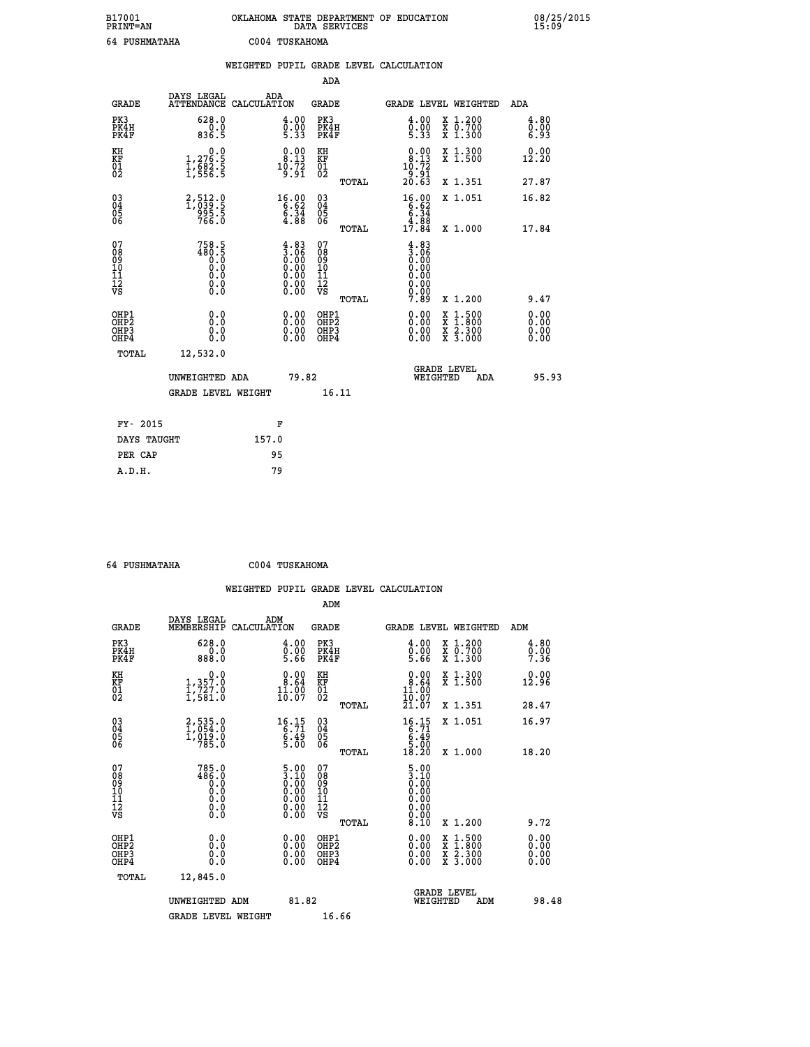B17001 OKLAHOMA STATE DEPARTMENT OF EDUCATION 08/25/2015
PRINT=AN DATA SERVICES 15:09

64 PUSHMATAHA C004 TUSKAHOMA

## WEIGHTED PUPIL GRADE LEVEL CALCULATION

### ADA

| GRADE | DAYS LEGAL ATTENDANCE | ADA CALCULATION | GRADE | GRADE LEVEL | WEIGHTED | ADA |
|---|---|---|---|---|---|---|
| PK3 | 628.0 | 4.00 | PK3 | 4.00 | X 1.200 | 4.80 |
| PK4H | 0.0 | 0.00 | PK4H | 0.00 | X 0.700 | 0.00 |
| PK4F | 836.5 | 5.33 | PK4F | 5.33 | X 1.300 | 6.93 |
| KH | 0.0 | 0.00 | KH | 0.00 | X 1.300 | 0.00 |
| KF | 1,276.5 | 8.13 | KF | 8.13 | X 1.500 | 12.20 |
| 01 | 1,682.5 | 10.72 | 01 | 10.72 | | |
| 02 | 1,556.5 | 9.91 | 02 | 9.91 | | |
| | | | TOTAL | 20.63 | X 1.351 | 27.87 |
| 03 | 2,512.0 | 16.00 | 03 | 16.00 | X 1.051 | 16.82 |
| 04 | 1,039.5 | 6.62 | 04 | 6.62 | | |
| 05 | 995.5 | 6.34 | 05 | 6.34 | | |
| 06 | 766.0 | 4.88 | 06 | 4.88 | | |
| | | | TOTAL | 17.84 | X 1.000 | 17.84 |
| 07 | 758.5 | 4.83 | 07 | 4.83 | | |
| 08 | 480.5 | 3.06 | 08 | 3.06 | | |
| 09 | 0.0 | 0.00 | 09 | 0.00 | | |
| 10 | 0.0 | 0.00 | 10 | 0.00 | | |
| 11 | 0.0 | 0.00 | 11 | 0.00 | | |
| 12 | 0.0 | 0.00 | 12 | 0.00 | | |
| VS | 0.0 | 0.00 | VS | 0.00 | | |
| | | | TOTAL | 7.89 | X 1.200 | 9.47 |
| OHP1 | 0.0 | 0.00 | OHP1 | 0.00 | X 1.500 | 0.00 |
| OHP2 | 0.0 | 0.00 | OHP2 | 0.00 | X 1.800 | 0.00 |
| OHP3 | 0.0 | 0.00 | OHP3 | 0.00 | X 2.300 | 0.00 |
| OHP4 | 0.0 | 0.00 | OHP4 | 0.00 | X 3.000 | 0.00 |
| TOTAL | 12,532.0 | | | | | |

UNWEIGHTED ADA 79.82 GRADE LEVEL WEIGHTED ADA 95.93

GRADE LEVEL WEIGHT 16.11

| FY- 2015 | F |
|---|---|
| DAYS TAUGHT | 157.0 |
| PER CAP | 95 |
| A.D.H. | 79 |

64 PUSHMATAHA C004 TUSKAHOMA

## WEIGHTED PUPIL GRADE LEVEL CALCULATION

### ADM

| GRADE | DAYS LEGAL MEMBERSHIP | ADM CALCULATION | GRADE | GRADE LEVEL | WEIGHTED | ADM |
|---|---|---|---|---|---|---|
| PK3 | 628.0 | 4.00 | PK3 | 4.00 | X 1.200 | 4.80 |
| PK4H | 0.0 | 0.00 | PK4H | 0.00 | X 0.700 | 0.00 |
| PK4F | 888.0 | 5.66 | PK4F | 5.66 | X 1.300 | 7.36 |
| KH | 0.0 | 0.00 | KH | 0.00 | X 1.300 | 0.00 |
| KF | 1,357.0 | 8.64 | KF | 8.64 | X 1.500 | 12.96 |
| 01 | 1,727.0 | 11.00 | 01 | 11.00 | | |
| 02 | 1,581.0 | 10.07 | 02 | 10.07 | | |
| | | | TOTAL | 21.07 | X 1.351 | 28.47 |
| 03 | 2,535.0 | 16.15 | 03 | 16.15 | X 1.051 | 16.97 |
| 04 | 1,054.0 | 6.71 | 04 | 6.71 | | |
| 05 | 1,019.0 | 6.49 | 05 | 6.49 | | |
| 06 | 785.0 | 5.00 | 06 | 5.00 | | |
| | | | TOTAL | 18.20 | X 1.000 | 18.20 |
| 07 | 785.0 | 5.00 | 07 | 5.00 | | |
| 08 | 486.0 | 3.10 | 08 | 3.10 | | |
| 09 | 0.0 | 0.00 | 09 | 0.00 | | |
| 10 | 0.0 | 0.00 | 10 | 0.00 | | |
| 11 | 0.0 | 0.00 | 11 | 0.00 | | |
| 12 | 0.0 | 0.00 | 12 | 0.00 | | |
| VS | 0.0 | 0.00 | VS | 0.00 | | |
| | | | TOTAL | 8.10 | X 1.200 | 9.72 |
| OHP1 | 0.0 | 0.00 | OHP1 | 0.00 | X 1.500 | 0.00 |
| OHP2 | 0.0 | 0.00 | OHP2 | 0.00 | X 1.800 | 0.00 |
| OHP3 | 0.0 | 0.00 | OHP3 | 0.00 | X 2.300 | 0.00 |
| OHP4 | 0.0 | 0.00 | OHP4 | 0.00 | X 3.000 | 0.00 |
| TOTAL | 12,845.0 | | | | | |

UNWEIGHTED ADM 81.82 GRADE LEVEL WEIGHTED ADM 98.48

GRADE LEVEL WEIGHT 16.66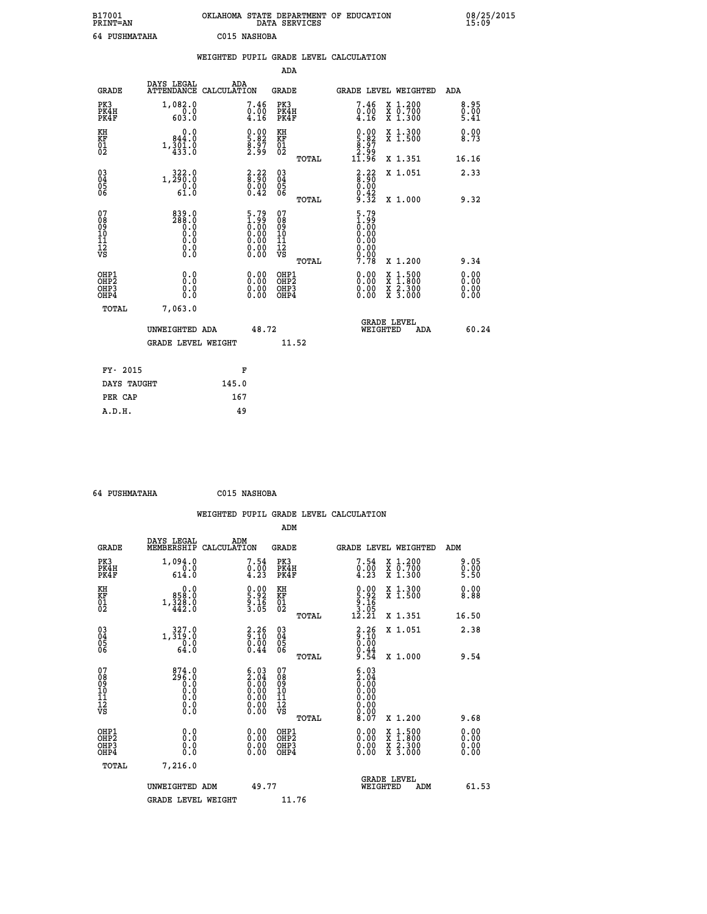B17001 OKLAHOMA STATE DEPARTMENT OF EDUCATION 08/25/2015
PRINT=AN DATA SERVICES 15:09

64 PUSHMATAHA C015 NASHOBA

## WEIGHTED PUPIL GRADE LEVEL CALCULATION

### ADA

| GRADE | DAYS LEGAL ATTENDANCE | ADA CALCULATION | GRADE | GRADE LEVEL | WEIGHTED | ADA |
|---|---|---|---|---|---|---|
| PK3 | 1,082.0 | 7.46 | PK3 | 7.46 | X 1.200 | 8.95 |
| PK4H | 0.0 | 0.00 | PK4H | 0.00 | X 0.700 | 0.00 |
| PK4F | 603.0 | 4.16 | PK4F | 4.16 | X 1.300 | 5.41 |
| KH | 0.0 | 0.00 | KH | 0.00 | X 1.300 | 0.00 |
| KF | 844.0 | 5.82 | KF | 5.82 | X 1.500 | 8.73 |
| 01 | 1,301.0 | 8.97 | 01 | 8.97 | | |
| 02 | 433.0 | 2.99 | 02 | 2.99 | | |
| | | | TOTAL | 11.96 | X 1.351 | 16.16 |
| 03 | 322.0 | 2.22 | 03 | 2.22 | X 1.051 | 2.33 |
| 04 | 1,290.0 | 8.90 | 04 | 8.90 | | |
| 05 | 0.0 | 0.00 | 05 | 0.00 | | |
| 06 | 61.0 | 0.42 | 06 | 0.42 | | |
| | | | TOTAL | 9.32 | X 1.000 | 9.32 |
| 07 | 839.0 | 5.79 | 07 | 5.79 | | |
| 08 | 288.0 | 1.99 | 08 | 1.99 | | |
| 09 | 0.0 | 0.00 | 09 | 0.00 | | |
| 10 | 0.0 | 0.00 | 10 | 0.00 | | |
| 11 | 0.0 | 0.00 | 11 | 0.00 | | |
| 12 | 0.0 | 0.00 | 12 | 0.00 | | |
| VS | 0.0 | 0.00 | VS | 0.00 | | |
| | | | TOTAL | 7.78 | X 1.200 | 9.34 |
| OHP1 | 0.0 | 0.00 | OHP1 | 0.00 | X 1.500 | 0.00 |
| OHP2 | 0.0 | 0.00 | OHP2 | 0.00 | X 1.800 | 0.00 |
| OHP3 | 0.0 | 0.00 | OHP3 | 0.00 | X 2.300 | 0.00 |
| OHP4 | 0.0 | 0.00 | OHP4 | 0.00 | X 3.000 | 0.00 |
| TOTAL | 7,063.0 | | | | | |

UNWEIGHTED ADA 48.72 GRADE LEVEL WEIGHTED ADA 60.24

GRADE LEVEL WEIGHT 11.52

| FY- 2015 | F |
|---|---|
| DAYS TAUGHT | 145.0 |
| PER CAP | 167 |
| A.D.H. | 49 |

64 PUSHMATAHA C015 NASHOBA

## WEIGHTED PUPIL GRADE LEVEL CALCULATION

### ADM

| GRADE | DAYS LEGAL MEMBERSHIP | ADM CALCULATION | GRADE | GRADE LEVEL | WEIGHTED | ADM |
|---|---|---|---|---|---|---|
| PK3 | 1,094.0 | 7.54 | PK3 | 7.54 | X 1.200 | 9.05 |
| PK4H | 0.0 | 0.00 | PK4H | 0.00 | X 0.700 | 0.00 |
| PK4F | 614.0 | 4.23 | PK4F | 4.23 | X 1.300 | 5.50 |
| KH | 0.0 | 0.00 | KH | 0.00 | X 1.300 | 0.00 |
| KF | 858.0 | 5.92 | KF | 5.92 | X 1.500 | 8.88 |
| 01 | 1,328.0 | 9.16 | 01 | 9.16 | | |
| 02 | 442.0 | 3.05 | 02 | 3.05 | | |
| | | | TOTAL | 12.21 | X 1.351 | 16.50 |
| 03 | 327.0 | 2.26 | 03 | 2.26 | X 1.051 | 2.38 |
| 04 | 1,319.0 | 9.10 | 04 | 9.10 | | |
| 05 | 0.0 | 0.00 | 05 | 0.00 | | |
| 06 | 64.0 | 0.44 | 06 | 0.44 | | |
| | | | TOTAL | 9.54 | X 1.000 | 9.54 |
| 07 | 874.0 | 6.03 | 07 | 6.03 | | |
| 08 | 296.0 | 2.04 | 08 | 2.04 | | |
| 09 | 0.0 | 0.00 | 09 | 0.00 | | |
| 10 | 0.0 | 0.00 | 10 | 0.00 | | |
| 11 | 0.0 | 0.00 | 11 | 0.00 | | |
| 12 | 0.0 | 0.00 | 12 | 0.00 | | |
| VS | 0.0 | 0.00 | VS | 0.00 | | |
| | | | TOTAL | 8.07 | X 1.200 | 9.68 |
| OHP1 | 0.0 | 0.00 | OHP1 | 0.00 | X 1.500 | 0.00 |
| OHP2 | 0.0 | 0.00 | OHP2 | 0.00 | X 1.800 | 0.00 |
| OHP3 | 0.0 | 0.00 | OHP3 | 0.00 | X 2.300 | 0.00 |
| OHP4 | 0.0 | 0.00 | OHP4 | 0.00 | X 3.000 | 0.00 |
| TOTAL | 7,216.0 | | | | | |

UNWEIGHTED ADM 49.77 GRADE LEVEL WEIGHTED ADM 61.53

GRADE LEVEL WEIGHT 11.76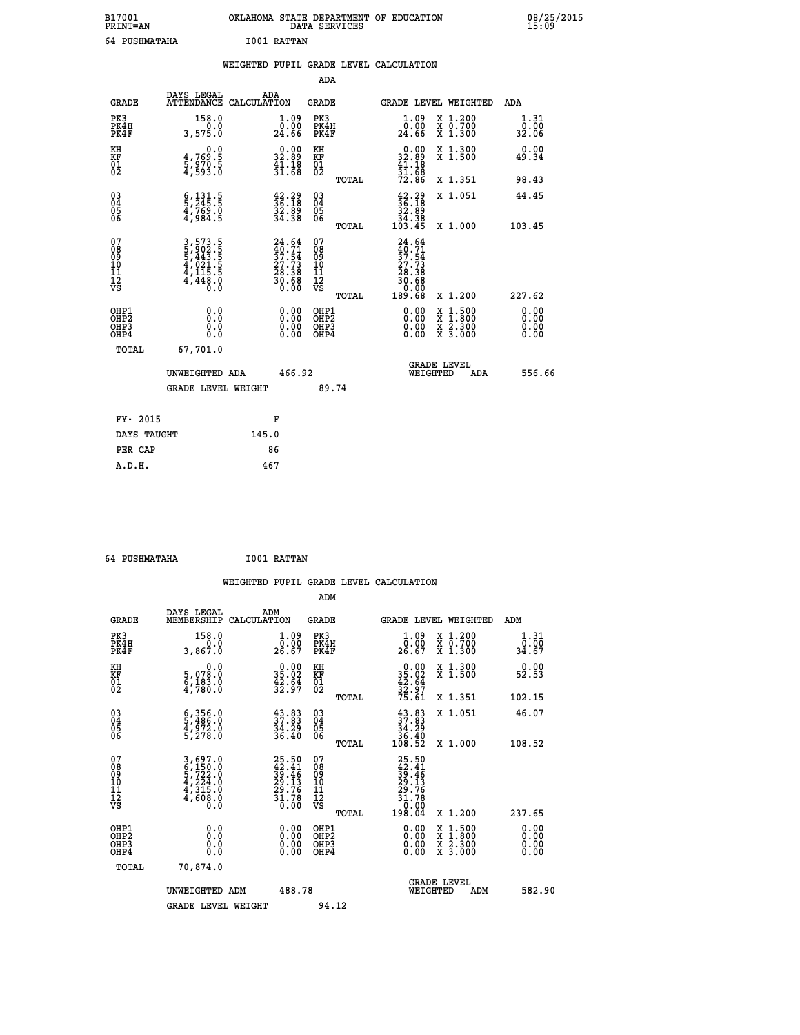B17001 OKLAHOMA STATE DEPARTMENT OF EDUCATION 08/25/2015
PRINT=AN DATA SERVICES 15:09

64 PUSHMATAHA I001 RATTAN

## WEIGHTED PUPIL GRADE LEVEL CALCULATION

### ADA

| GRADE | DAYS LEGAL ATTENDANCE | ADA CALCULATION | GRADE | GRADE LEVEL | WEIGHTED | ADA |
|---|---|---|---|---|---|---|
| PK3 | 158.0 | 1.09 | PK3 | 1.09 | X 1.200 | 1.31 |
| PK4H | 0.0 | 0.00 | PK4H | 0.00 | X 0.700 | 0.00 |
| PK4F | 3,575.0 | 24.66 | PK4F | 24.66 | X 1.300 | 32.06 |
| KH | 0.0 | 0.00 | KH | 0.00 | X 1.300 | 0.00 |
| KF | 4,769.5 | 32.89 | KF | 32.89 | X 1.500 | 49.34 |
| 01 | 5,970.5 | 41.18 | 01 | 41.18 | | |
| 02 | 4,593.0 | 31.68 | 02 | 31.68 | | |
| | | | TOTAL | 72.86 | X 1.351 | 98.43 |
| 03 | 6,131.5 | 42.29 | 03 | 42.29 | X 1.051 | 44.45 |
| 04 | 5,245.5 | 36.18 | 04 | 36.18 | | |
| 05 | 4,769.0 | 32.89 | 05 | 32.89 | | |
| 06 | 4,984.5 | 34.38 | 06 | 34.38 | | |
| | | | TOTAL | 103.45 | X 1.000 | 103.45 |
| 07 | 3,573.5 | 24.64 | 07 | 24.64 | | |
| 08 | 5,902.5 | 40.71 | 08 | 40.71 | | |
| 09 | 5,443.5 | 37.54 | 09 | 37.54 | | |
| 10 | 4,021.5 | 27.73 | 10 | 27.73 | | |
| 11 | 4,115.5 | 28.38 | 11 | 28.38 | | |
| 12 | 4,448.0 | 30.68 | 12 | 30.68 | | |
| VS | 0.0 | 0.00 | VS | 0.00 | | |
| | | | TOTAL | 189.68 | X 1.200 | 227.62 |
| OHP1 | 0.0 | 0.00 | OHP1 | 0.00 | X 1.500 | 0.00 |
| OHP2 | 0.0 | 0.00 | OHP2 | 0.00 | X 1.800 | 0.00 |
| OHP3 | 0.0 | 0.00 | OHP3 | 0.00 | X 2.300 | 0.00 |
| OHP4 | 0.0 | 0.00 | OHP4 | 0.00 | X 3.000 | 0.00 |
| TOTAL | 67,701.0 | | | | | |

UNWEIGHTED ADA 466.92 GRADE LEVEL WEIGHTED ADA 556.66

GRADE LEVEL WEIGHT 89.74

| FY- 2015 | F |
|---|---|
| DAYS TAUGHT | 145.0 |
| PER CAP | 86 |
| A.D.H. | 467 |

64 PUSHMATAHA I001 RATTAN

## WEIGHTED PUPIL GRADE LEVEL CALCULATION

### ADM

| GRADE | DAYS LEGAL MEMBERSHIP | ADM CALCULATION | GRADE | GRADE LEVEL | WEIGHTED | ADM |
|---|---|---|---|---|---|---|
| PK3 | 158.0 | 1.09 | PK3 | 1.09 | X 1.200 | 1.31 |
| PK4H | 0.0 | 0.00 | PK4H | 0.00 | X 0.700 | 0.00 |
| PK4F | 3,867.0 | 26.67 | PK4F | 26.67 | X 1.300 | 34.67 |
| KH | 0.0 | 0.00 | KH | 0.00 | X 1.300 | 0.00 |
| KF | 5,078.0 | 35.02 | KF | 35.02 | X 1.500 | 52.53 |
| 01 | 6,183.0 | 42.64 | 01 | 42.64 | | |
| 02 | 4,780.0 | 32.97 | 02 | 32.97 | | |
| | | | TOTAL | 75.61 | X 1.351 | 102.15 |
| 03 | 6,356.0 | 43.83 | 03 | 43.83 | X 1.051 | 46.07 |
| 04 | 5,486.0 | 37.83 | 04 | 37.83 | | |
| 05 | 4,972.0 | 34.29 | 05 | 34.29 | | |
| 06 | 5,278.0 | 36.40 | 06 | 36.40 | | |
| | | | TOTAL | 108.52 | X 1.000 | 108.52 |
| 07 | 3,697.0 | 25.50 | 07 | 25.50 | | |
| 08 | 6,150.0 | 42.41 | 08 | 42.41 | | |
| 09 | 5,722.0 | 39.46 | 09 | 39.46 | | |
| 10 | 4,224.0 | 29.13 | 10 | 29.13 | | |
| 11 | 4,315.0 | 29.76 | 11 | 29.76 | | |
| 12 | 4,608.0 | 31.78 | 12 | 31.78 | | |
| VS | 0.0 | 0.00 | VS | 0.00 | | |
| | | | TOTAL | 198.04 | X 1.200 | 237.65 |
| OHP1 | 0.0 | 0.00 | OHP1 | 0.00 | X 1.500 | 0.00 |
| OHP2 | 0.0 | 0.00 | OHP2 | 0.00 | X 1.800 | 0.00 |
| OHP3 | 0.0 | 0.00 | OHP3 | 0.00 | X 2.300 | 0.00 |
| OHP4 | 0.0 | 0.00 | OHP4 | 0.00 | X 3.000 | 0.00 |
| TOTAL | 70,874.0 | | | | | |

UNWEIGHTED ADM 488.78 GRADE LEVEL WEIGHTED ADM 582.90

GRADE LEVEL WEIGHT 94.12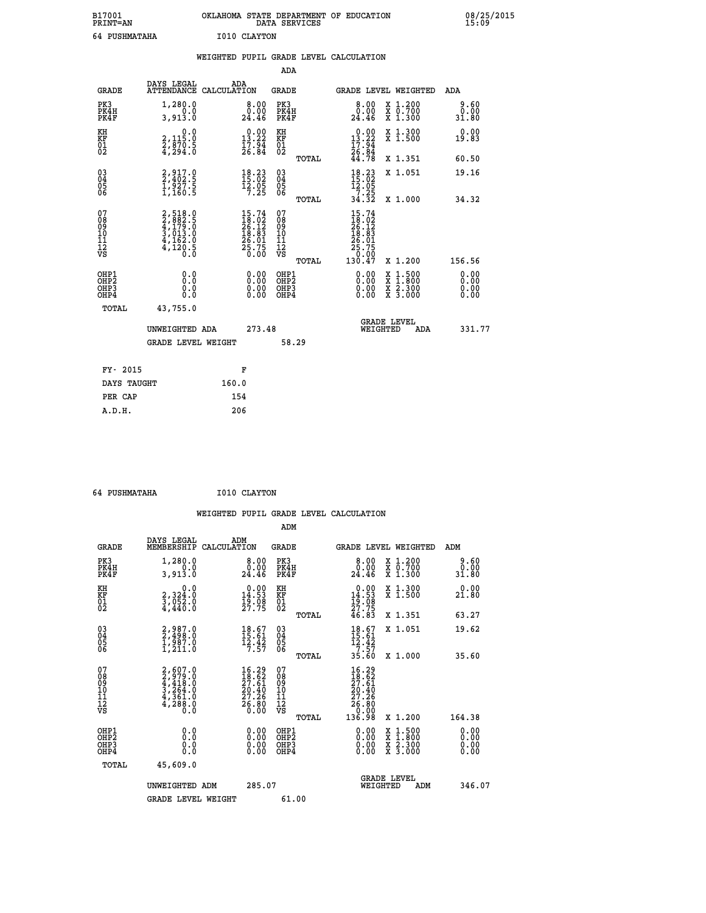B17001 PRINT=AN — OKLAHOMA STATE DEPARTMENT OF EDUCATION DATA SERVICES — 08/25/2015 15:09

64 PUSHMATAHA — I010 CLAYTON

## WEIGHTED PUPIL GRADE LEVEL CALCULATION

### ADA

| GRADE | DAYS LEGAL ATTENDANCE | ADA CALCULATION | GRADE | GRADE LEVEL | WEIGHTED | ADA |
|---|---|---|---|---|---|---|
| PK3 | 1,280.0 | 8.00 | PK3 | 8.00 | X 1.200 | 9.60 |
| PK4H | 0.0 | 0.00 | PK4H | 0.00 | X 0.700 | 0.00 |
| PK4F | 3,913.0 | 24.46 | PK4F | 24.46 | X 1.300 | 31.80 |
| KH | 0.0 | 0.00 | KH | 0.00 | X 1.300 | 0.00 |
| KF | 2,115.0 | 13.22 | KF | 13.22 | X 1.500 | 19.83 |
| 01 | 2,870.5 | 17.94 | 01 | 17.94 | | |
| 02 | 4,294.0 | 26.84 | 02 | 26.84 | | |
| | | | TOTAL | 44.78 | X 1.351 | 60.50 |
| 03 | 2,917.0 | 18.23 | 03 | 18.23 | X 1.051 | 19.16 |
| 04 | 2,402.5 | 15.02 | 04 | 15.02 | | |
| 05 | 1,927.5 | 12.05 | 05 | 12.05 | | |
| 06 | 1,160.5 | 7.25 | 06 | 7.25 | | |
| | | | TOTAL | 34.32 | X 1.000 | 34.32 |
| 07 | 2,518.0 | 15.74 | 07 | 15.74 | | |
| 08 | 2,882.5 | 18.02 | 08 | 18.02 | | |
| 09 | 4,179.0 | 26.12 | 09 | 26.12 | | |
| 10 | 3,013.0 | 18.83 | 10 | 18.83 | | |
| 11 | 4,162.0 | 26.01 | 11 | 26.01 | | |
| 12 | 4,120.5 | 25.75 | 12 | 25.75 | | |
| VS | 0.0 | 0.00 | VS | 0.00 | | |
| | | | TOTAL | 130.47 | X 1.200 | 156.56 |
| OHP1 | 0.0 | 0.00 | OHP1 | 0.00 | X 1.500 | 0.00 |
| OHP2 | 0.0 | 0.00 | OHP2 | 0.00 | X 1.800 | 0.00 |
| OHP3 | 0.0 | 0.00 | OHP3 | 0.00 | X 2.300 | 0.00 |
| OHP4 | 0.0 | 0.00 | OHP4 | 0.00 | X 3.000 | 0.00 |
| TOTAL | 43,755.0 | | | | | |

UNWEIGHTED ADA 273.48 — GRADE LEVEL WEIGHTED ADA 331.77

GRADE LEVEL WEIGHT 58.29

| FY- 2015 | F |
|---|---|
| DAYS TAUGHT | 160.0 |
| PER CAP | 154 |
| A.D.H. | 206 |

64 PUSHMATAHA — I010 CLAYTON

## WEIGHTED PUPIL GRADE LEVEL CALCULATION

### ADM

| GRADE | DAYS LEGAL MEMBERSHIP | ADM CALCULATION | GRADE | GRADE LEVEL | WEIGHTED | ADM |
|---|---|---|---|---|---|---|
| PK3 | 1,280.0 | 8.00 | PK3 | 8.00 | X 1.200 | 9.60 |
| PK4H | 0.0 | 0.00 | PK4H | 0.00 | X 0.700 | 0.00 |
| PK4F | 3,913.0 | 24.46 | PK4F | 24.46 | X 1.300 | 31.80 |
| KH | 0.0 | 0.00 | KH | 0.00 | X 1.300 | 0.00 |
| KF | 2,324.0 | 14.53 | KF | 14.53 | X 1.500 | 21.80 |
| 01 | 3,052.0 | 19.08 | 01 | 19.08 | | |
| 02 | 4,440.0 | 27.75 | 02 | 27.75 | | |
| | | | TOTAL | 46.83 | X 1.351 | 63.27 |
| 03 | 2,987.0 | 18.67 | 03 | 18.67 | X 1.051 | 19.62 |
| 04 | 2,498.0 | 15.61 | 04 | 15.61 | | |
| 05 | 1,987.0 | 12.42 | 05 | 12.42 | | |
| 06 | 1,211.0 | 7.57 | 06 | 7.57 | | |
| | | | TOTAL | 35.60 | X 1.000 | 35.60 |
| 07 | 2,607.0 | 16.29 | 07 | 16.29 | | |
| 08 | 2,979.0 | 18.62 | 08 | 18.62 | | |
| 09 | 4,418.0 | 27.61 | 09 | 27.61 | | |
| 10 | 3,264.0 | 20.40 | 10 | 20.40 | | |
| 11 | 4,361.0 | 27.26 | 11 | 27.26 | | |
| 12 | 4,288.0 | 26.80 | 12 | 26.80 | | |
| VS | 0.0 | 0.00 | VS | 0.00 | | |
| | | | TOTAL | 136.98 | X 1.200 | 164.38 |
| OHP1 | 0.0 | 0.00 | OHP1 | 0.00 | X 1.500 | 0.00 |
| OHP2 | 0.0 | 0.00 | OHP2 | 0.00 | X 1.800 | 0.00 |
| OHP3 | 0.0 | 0.00 | OHP3 | 0.00 | X 2.300 | 0.00 |
| OHP4 | 0.0 | 0.00 | OHP4 | 0.00 | X 3.000 | 0.00 |
| TOTAL | 45,609.0 | | | | | |

UNWEIGHTED ADM 285.07 — GRADE LEVEL WEIGHTED ADM 346.07

GRADE LEVEL WEIGHT 61.00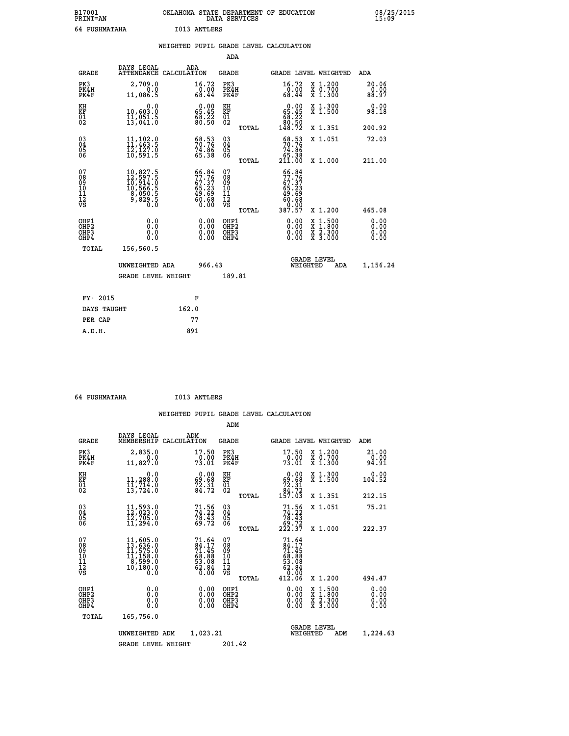B17001 OKLAHOMA STATE DEPARTMENT OF EDUCATION 08/25/2015
PRINT=AN DATA SERVICES 15:09

64 PUSHMATAHA I013 ANTLERS

WEIGHTED PUPIL GRADE LEVEL CALCULATION

ADA

| GRADE | DAYS LEGAL ATTENDANCE | ADA CALCULATION | GRADE | | GRADE LEVEL | WEIGHTED | ADA |
|---|---|---|---|---|---|---|---|
| PK3 | 2,709.0 | 16.72 | PK3 | | 16.72 | X 1.200 | 20.06 |
| PK4H | 0.0 | 0.00 | PK4H | | 0.00 | X 0.700 | 0.00 |
| PK4F | 11,086.5 | 68.44 | PK4F | | 68.44 | X 1.300 | 88.97 |
| KH | 0.0 | 0.00 | KH | | 0.00 | X 1.300 | 0.00 |
| KF | 10,603.0 | 65.45 | KF | | 65.45 | X 1.500 | 98.18 |
| 01 | 11,051.5 | 68.22 | 01 | | 68.22 | | |
| 02 | 13,041.0 | 80.50 | 02 | | 80.50 | | |
| | | | | TOTAL | 148.72 | X 1.351 | 200.92 |
| 03 | 11,102.0 | 68.53 | 03 | | 68.53 | X 1.051 | 72.03 |
| 04 | 11,463.5 | 70.76 | 04 | | 70.76 | | |
| 05 | 12,127.0 | 74.86 | 05 | | 74.86 | | |
| 06 | 10,591.5 | 65.38 | 06 | | 65.38 | | |
| | | | | TOTAL | 211.00 | X 1.000 | 211.00 |
| 07 | 10,827.5 | 66.84 | 07 | | 66.84 | | |
| 08 | 12,597.5 | 77.76 | 08 | | 77.76 | | |
| 09 | 10,914.0 | 67.37 | 09 | | 67.37 | | |
| 10 | 10,566.5 | 65.23 | 10 | | 65.23 | | |
| 11 | 8,050.5 | 49.69 | 11 | | 49.69 | | |
| 12 | 9,829.5 | 60.68 | 12 | | 60.68 | | |
| VS | 0.0 | 0.00 | VS | | 0.00 | | |
| | | | | TOTAL | 387.57 | X 1.200 | 465.08 |
| OHP1 | 0.0 | 0.00 | OHP1 | | 0.00 | X 1.500 | 0.00 |
| OHP2 | 0.0 | 0.00 | OHP2 | | 0.00 | X 1.800 | 0.00 |
| OHP3 | 0.0 | 0.00 | OHP3 | | 0.00 | X 2.300 | 0.00 |
| OHP4 | 0.0 | 0.00 | OHP4 | | 0.00 | X 3.000 | 0.00 |
| TOTAL | 156,560.5 | | | | | | |

UNWEIGHTED ADA 966.43 GRADE LEVEL WEIGHTED ADA 1,156.24

GRADE LEVEL WEIGHT 189.81

| FY- 2015 | F |
|---|---|
| DAYS TAUGHT | 162.0 |
| PER CAP | 77 |
| A.D.H. | 891 |

64 PUSHMATAHA I013 ANTLERS

WEIGHTED PUPIL GRADE LEVEL CALCULATION

ADM

| GRADE | DAYS LEGAL MEMBERSHIP | ADM CALCULATION | GRADE | | GRADE LEVEL | WEIGHTED | ADM |
|---|---|---|---|---|---|---|---|
| PK3 | 2,835.0 | 17.50 | PK3 | | 17.50 | X 1.200 | 21.00 |
| PK4H | 0.0 | 0.00 | PK4H | | 0.00 | X 0.700 | 0.00 |
| PK4F | 11,827.0 | 73.01 | PK4F | | 73.01 | X 1.300 | 94.91 |
| KH | 0.0 | 0.00 | KH | | 0.00 | X 1.300 | 0.00 |
| KF | 11,288.0 | 69.68 | KF | | 69.68 | X 1.500 | 104.52 |
| 01 | 11,714.0 | 72.31 | 01 | | 72.31 | | |
| 02 | 13,724.0 | 84.72 | 02 | | 84.72 | | |
| | | | | TOTAL | 157.03 | X 1.351 | 212.15 |
| 03 | 11,593.0 | 71.56 | 03 | | 71.56 | X 1.051 | 75.21 |
| 04 | 12,023.0 | 74.22 | 04 | | 74.22 | | |
| 05 | 12,705.0 | 78.43 | 05 | | 78.43 | | |
| 06 | 11,294.0 | 69.72 | 06 | | 69.72 | | |
| | | | | TOTAL | 222.37 | X 1.000 | 222.37 |
| 07 | 11,605.0 | 71.64 | 07 | | 71.64 | | |
| 08 | 13,636.0 | 84.17 | 08 | | 84.17 | | |
| 09 | 11,575.0 | 71.45 | 09 | | 71.45 | | |
| 10 | 11,158.0 | 68.88 | 10 | | 68.88 | | |
| 11 | 8,599.0 | 53.08 | 11 | | 53.08 | | |
| 12 | 10,180.0 | 62.84 | 12 | | 62.84 | | |
| VS | 0.0 | 0.00 | VS | | 0.00 | | |
| | | | | TOTAL | 412.06 | X 1.200 | 494.47 |
| OHP1 | 0.0 | 0.00 | OHP1 | | 0.00 | X 1.500 | 0.00 |
| OHP2 | 0.0 | 0.00 | OHP2 | | 0.00 | X 1.800 | 0.00 |
| OHP3 | 0.0 | 0.00 | OHP3 | | 0.00 | X 2.300 | 0.00 |
| OHP4 | 0.0 | 0.00 | OHP4 | | 0.00 | X 3.000 | 0.00 |
| TOTAL | 165,756.0 | | | | | | |

UNWEIGHTED ADM 1,023.21 GRADE LEVEL WEIGHTED ADM 1,224.63

GRADE LEVEL WEIGHT 201.42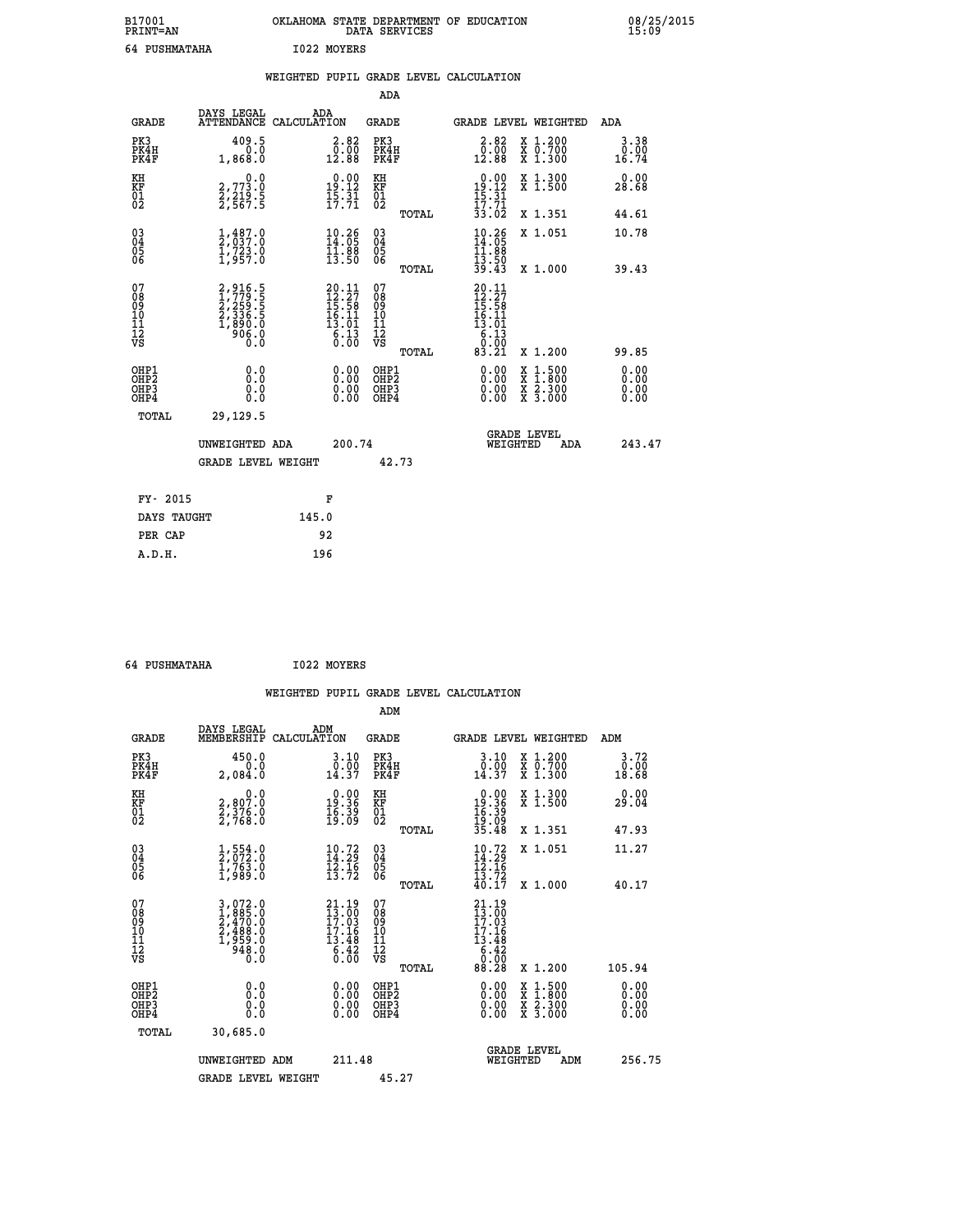B17001 OKLAHOMA STATE DEPARTMENT OF EDUCATION 08/25/2015
PRINT=AN DATA SERVICES 15:09

64 PUSHMATAHA I022 MOYERS

## WEIGHTED PUPIL GRADE LEVEL CALCULATION

### ADA

| GRADE | DAYS LEGAL ATTENDANCE | ADA CALCULATION | GRADE | GRADE LEVEL | WEIGHTED | ADA |
|---|---|---|---|---|---|---|
| PK3 | 409.5 | 2.82 | PK3 | 2.82 | X 1.200 | 3.38 |
| PK4H | 0.0 | 0.00 | PK4H | 0.00 | X 0.700 | 0.00 |
| PK4F | 1,868.0 | 12.88 | PK4F | 12.88 | X 1.300 | 16.74 |
| KH | 0.0 | 0.00 | KH | 0.00 | X 1.300 | 0.00 |
| KF | 2,773.0 | 19.12 | KF | 19.12 | X 1.500 | 28.68 |
| 01 | 2,219.5 | 15.31 | 01 | 15.31 | | |
| 02 | 2,567.5 | 17.71 | 02 | 17.71 | | |
| | | | TOTAL | 33.02 | X 1.351 | 44.61 |
| 03 | 1,487.0 | 10.26 | 03 | 10.26 | X 1.051 | 10.78 |
| 04 | 2,037.0 | 14.05 | 04 | 14.05 | | |
| 05 | 1,723.0 | 11.88 | 05 | 11.88 | | |
| 06 | 1,957.0 | 13.50 | 06 | 13.50 | | |
| | | | TOTAL | 39.43 | X 1.000 | 39.43 |
| 07 | 2,916.5 | 20.11 | 07 | 20.11 | | |
| 08 | 1,779.5 | 12.27 | 08 | 12.27 | | |
| 09 | 2,259.5 | 15.58 | 09 | 15.58 | | |
| 10 | 2,336.5 | 16.11 | 10 | 16.11 | | |
| 11 | 1,890.0 | 13.01 | 11 | 13.01 | | |
| 12 | 906.0 | 6.13 | 12 | 6.13 | | |
| VS | 0.0 | 0.00 | VS | 0.00 | | |
| | | | TOTAL | 83.21 | X 1.200 | 99.85 |
| OHP1 | 0.0 | 0.00 | OHP1 | 0.00 | X 1.500 | 0.00 |
| OHP2 | 0.0 | 0.00 | OHP2 | 0.00 | X 1.800 | 0.00 |
| OHP3 | 0.0 | 0.00 | OHP3 | 0.00 | X 2.300 | 0.00 |
| OHP4 | 0.0 | 0.00 | OHP4 | 0.00 | X 3.000 | 0.00 |
| TOTAL | 29,129.5 | | | | | |

UNWEIGHTED ADA 200.74 GRADE LEVEL WEIGHTED ADA 243.47

GRADE LEVEL WEIGHT 42.73

| FY- 2015 | F |
|---|---|
| DAYS TAUGHT | 145.0 |
| PER CAP | 92 |
| A.D.H. | 196 |

64 PUSHMATAHA I022 MOYERS

## WEIGHTED PUPIL GRADE LEVEL CALCULATION

### ADM

| GRADE | DAYS LEGAL MEMBERSHIP | ADM CALCULATION | GRADE | GRADE LEVEL | WEIGHTED | ADM |
|---|---|---|---|---|---|---|
| PK3 | 450.0 | 3.10 | PK3 | 3.10 | X 1.200 | 3.72 |
| PK4H | 0.0 | 0.00 | PK4H | 0.00 | X 0.700 | 0.00 |
| PK4F | 2,084.0 | 14.37 | PK4F | 14.37 | X 1.300 | 18.68 |
| KH | 0.0 | 0.00 | KH | 0.00 | X 1.300 | 0.00 |
| KF | 2,807.0 | 19.36 | KF | 19.36 | X 1.500 | 29.04 |
| 01 | 2,376.0 | 16.39 | 01 | 16.39 | | |
| 02 | 2,768.0 | 19.09 | 02 | 19.09 | | |
| | | | TOTAL | 35.48 | X 1.351 | 47.93 |
| 03 | 1,554.0 | 10.72 | 03 | 10.72 | X 1.051 | 11.27 |
| 04 | 2,072.0 | 14.29 | 04 | 14.29 | | |
| 05 | 1,763.0 | 12.16 | 05 | 12.16 | | |
| 06 | 1,989.0 | 13.72 | 06 | 13.72 | | |
| | | | TOTAL | 40.17 | X 1.000 | 40.17 |
| 07 | 3,072.0 | 21.19 | 07 | 21.19 | | |
| 08 | 1,885.0 | 13.00 | 08 | 13.00 | | |
| 09 | 2,470.0 | 17.03 | 09 | 17.03 | | |
| 10 | 2,488.0 | 17.16 | 10 | 17.16 | | |
| 11 | 1,959.0 | 13.48 | 11 | 13.48 | | |
| 12 | 948.0 | 6.42 | 12 | 6.42 | | |
| VS | 0.0 | 0.00 | VS | 0.00 | | |
| | | | TOTAL | 88.28 | X 1.200 | 105.94 |
| OHP1 | 0.0 | 0.00 | OHP1 | 0.00 | X 1.500 | 0.00 |
| OHP2 | 0.0 | 0.00 | OHP2 | 0.00 | X 1.800 | 0.00 |
| OHP3 | 0.0 | 0.00 | OHP3 | 0.00 | X 2.300 | 0.00 |
| OHP4 | 0.0 | 0.00 | OHP4 | 0.00 | X 3.000 | 0.00 |
| TOTAL | 30,685.0 | | | | | |

UNWEIGHTED ADM 211.48 GRADE LEVEL WEIGHTED ADM 256.75

GRADE LEVEL WEIGHT 45.27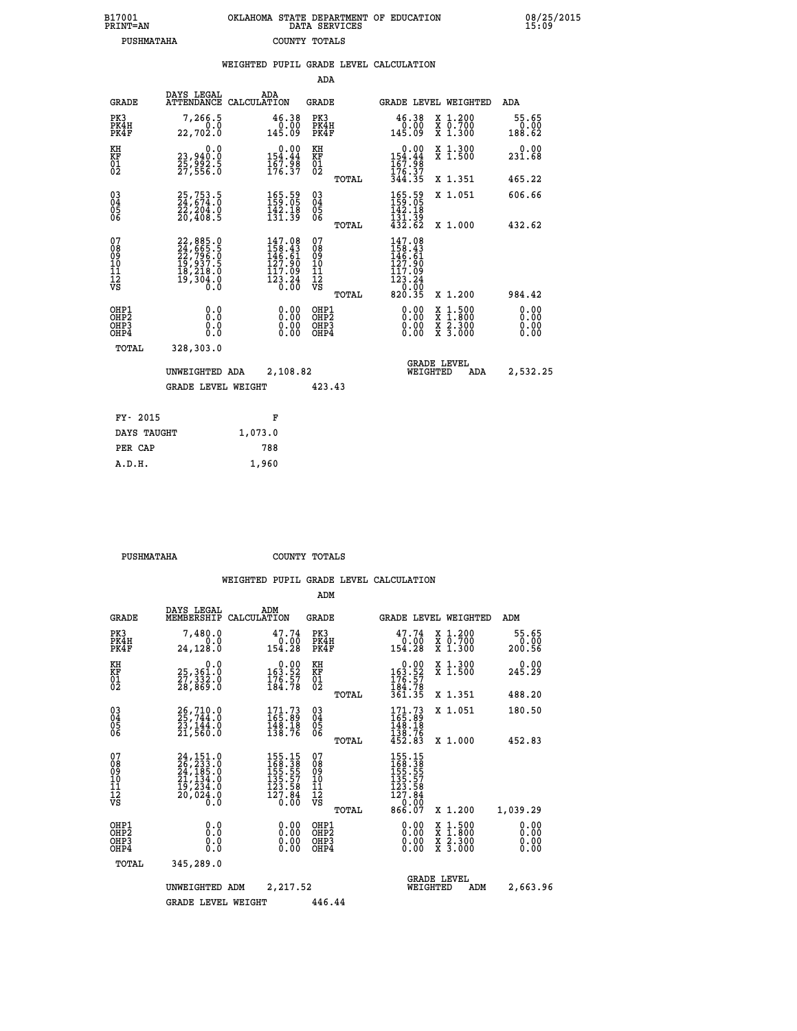B17001 OKLAHOMA STATE DEPARTMENT OF EDUCATION 08/25/2015
PRINT=AN DATA SERVICES 15:09
PUSHMATAHA COUNTY TOTALS

## WEIGHTED PUPIL GRADE LEVEL CALCULATION

### ADA

| GRADE | DAYS LEGAL ATTENDANCE | ADA CALCULATION | GRADE | GRADE LEVEL | WEIGHTED | ADA |
|---|---|---|---|---|---|---|
| PK3 | 7,266.5 | 46.38 | PK3 | 46.38 | X 1.200 | 55.65 |
| PK4H | 0.0 | 0.00 | PK4H | 0.00 | X 0.700 | 0.00 |
| PK4F | 22,702.0 | 145.09 | PK4F | 145.09 | X 1.300 | 188.62 |
| KH | 0.0 | 0.00 | KH | 0.00 | X 1.300 | 0.00 |
| KF | 23,940.0 | 154.44 | KF | 154.44 | X 1.500 | 231.68 |
| 01 | 25,992.5 | 167.98 | 01 | 167.98 | | |
| 02 | 27,556.0 | 176.37 | 02 | 176.37 | | |
| | | | TOTAL | 344.35 | X 1.351 | 465.22 |
| 03 | 25,753.5 | 165.59 | 03 | 165.59 | X 1.051 | 606.66 |
| 04 | 24,674.0 | 159.05 | 04 | 159.05 | | |
| 05 | 22,204.0 | 142.18 | 05 | 142.18 | | |
| 06 | 20,408.5 | 131.39 | 06 | 131.39 | | |
| | | | TOTAL | 432.62 | X 1.000 | 432.62 |
| 07 | 22,885.0 | 147.08 | 07 | 147.08 | | |
| 08 | 24,665.5 | 158.43 | 08 | 158.43 | | |
| 09 | 22,796.0 | 146.61 | 09 | 146.61 | | |
| 10 | 19,937.5 | 127.90 | 10 | 127.90 | | |
| 11 | 18,218.0 | 117.09 | 11 | 117.09 | | |
| 12 | 19,304.0 | 123.24 | 12 | 123.24 | | |
| VS | 0.0 | 0.00 | VS | 0.00 | | |
| | | | TOTAL | 820.35 | X 1.200 | 984.42 |
| OHP1 | 0.0 | 0.00 | OHP1 | 0.00 | X 1.500 | 0.00 |
| OHP2 | 0.0 | 0.00 | OHP2 | 0.00 | X 1.800 | 0.00 |
| OHP3 | 0.0 | 0.00 | OHP3 | 0.00 | X 2.300 | 0.00 |
| OHP4 | 0.0 | 0.00 | OHP4 | 0.00 | X 3.000 | 0.00 |
| TOTAL | 328,303.0 | | | | | |

UNWEIGHTED ADA 2,108.82 GRADE LEVEL WEIGHTED ADA 2,532.25

GRADE LEVEL WEIGHT 423.43

| FY- 2015 | F |
|---|---|
| DAYS TAUGHT | 1,073.0 |
| PER CAP | 788 |
| A.D.H. | 1,960 |

PUSHMATAHA COUNTY TOTALS

## WEIGHTED PUPIL GRADE LEVEL CALCULATION

### ADM

| GRADE | DAYS LEGAL MEMBERSHIP | ADM CALCULATION | GRADE | GRADE LEVEL | WEIGHTED | ADM |
|---|---|---|---|---|---|---|
| PK3 | 7,480.0 | 47.74 | PK3 | 47.74 | X 1.200 | 55.65 |
| PK4H | 0.0 | 0.00 | PK4H | 0.00 | X 0.700 | 0.00 |
| PK4F | 24,128.0 | 154.28 | PK4F | 154.28 | X 1.300 | 200.56 |
| KH | 0.0 | 0.00 | KH | 0.00 | X 1.300 | 0.00 |
| KF | 25,361.0 | 163.52 | KF | 163.52 | X 1.500 | 245.29 |
| 01 | 27,332.0 | 176.57 | 01 | 176.57 | | |
| 02 | 28,869.0 | 184.78 | 02 | 184.78 | | |
| | | | TOTAL | 361.35 | X 1.351 | 488.20 |
| 03 | 26,710.0 | 171.73 | 03 | 171.73 | X 1.051 | 180.50 |
| 04 | 25,744.0 | 165.89 | 04 | 165.89 | | |
| 05 | 23,144.0 | 148.18 | 05 | 148.18 | | |
| 06 | 21,560.0 | 138.76 | 06 | 138.76 | | |
| | | | TOTAL | 452.83 | X 1.000 | 452.83 |
| 07 | 24,151.0 | 155.15 | 07 | 155.15 | | |
| 08 | 26,233.0 | 168.38 | 08 | 168.38 | | |
| 09 | 24,185.0 | 155.55 | 09 | 155.55 | | |
| 10 | 21,134.0 | 135.57 | 10 | 135.57 | | |
| 11 | 19,234.0 | 123.58 | 11 | 123.58 | | |
| 12 | 20,024.0 | 127.84 | 12 | 127.84 | | |
| VS | 0.0 | 0.00 | VS | 0.00 | | |
| | | | TOTAL | 866.07 | X 1.200 | 1,039.29 |
| OHP1 | 0.0 | 0.00 | OHP1 | 0.00 | X 1.500 | 0.00 |
| OHP2 | 0.0 | 0.00 | OHP2 | 0.00 | X 1.800 | 0.00 |
| OHP3 | 0.0 | 0.00 | OHP3 | 0.00 | X 2.300 | 0.00 |
| OHP4 | 0.0 | 0.00 | OHP4 | 0.00 | X 3.000 | 0.00 |
| TOTAL | 345,289.0 | | | | | |

UNWEIGHTED ADM 2,217.52 GRADE LEVEL WEIGHTED ADM 2,663.96

GRADE LEVEL WEIGHT 446.44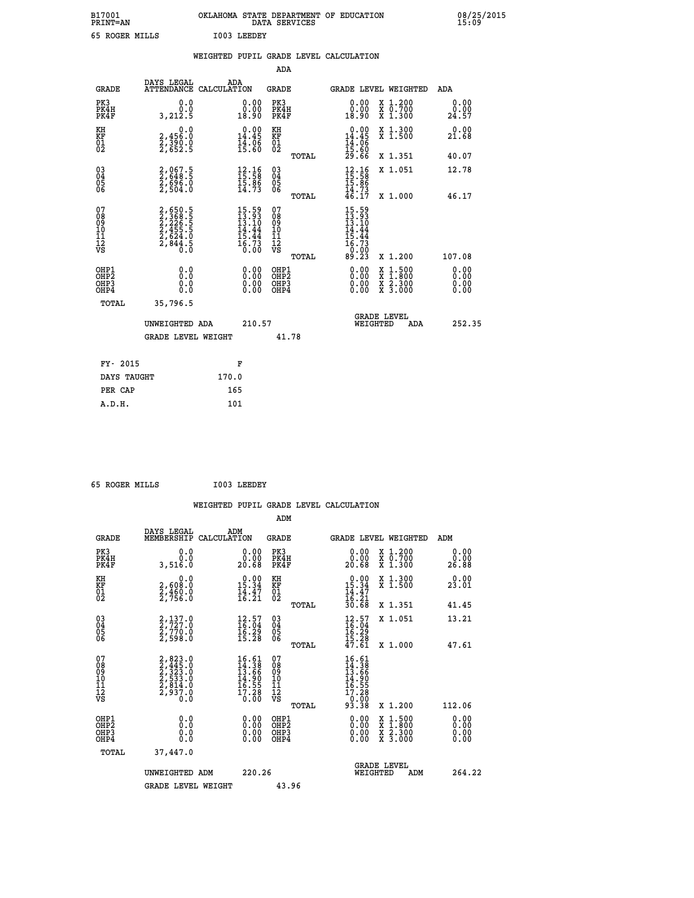B17001 PRINT=AN OKLAHOMA STATE DEPARTMENT OF EDUCATION DATA SERVICES 08/25/2015 15:09

65 ROGER MILLS I003 LEEDEY

WEIGHTED PUPIL GRADE LEVEL CALCULATION

ADA

| GRADE | DAYS LEGAL ATTENDANCE | ADA CALCULATION | GRADE | GRADE LEVEL | WEIGHTED | ADA |
|---|---|---|---|---|---|---|
| PK3 | 0.0 | 0.00 | PK3 | 0.00 | X 1.200 | 0.00 |
| PK4H | 0.0 | 0.00 | PK4H | 0.00 | X 0.700 | 0.00 |
| PK4F | 3,212.5 | 18.90 | PK4F | 18.90 | X 1.300 | 24.57 |
| KH | 0.0 | 0.00 | KH | 0.00 | X 1.300 | 0.00 |
| KF | 2,456.0 | 14.45 | KF | 14.45 | X 1.500 | 21.68 |
| 01 | 2,390.0 | 14.06 | 01 | 14.06 | | |
| 02 | 2,652.5 | 15.60 | 02 | 15.60 | | |
| | | | TOTAL | 29.66 | X 1.351 | 40.07 |
| 03 | 2,067.5 | 12.16 | 03 | 12.16 | X 1.051 | 12.78 |
| 04 | 2,648.5 | 15.58 | 04 | 15.58 | | |
| 05 | 2,696.0 | 15.86 | 05 | 15.86 | | |
| 06 | 2,504.0 | 14.73 | 06 | 14.73 | | |
| | | | TOTAL | 46.17 | X 1.000 | 46.17 |
| 07 | 2,650.5 | 15.59 | 07 | 15.59 | | |
| 08 | 2,368.5 | 13.93 | 08 | 13.93 | | |
| 09 | 2,226.5 | 13.10 | 09 | 13.10 | | |
| 10 | 2,455.5 | 14.44 | 10 | 14.44 | | |
| 11 | 2,624.0 | 15.44 | 11 | 15.44 | | |
| 12 | 2,844.5 | 16.73 | 12 | 16.73 | | |
| VS | 0.0 | 0.00 | VS | 0.00 | | |
| | | | TOTAL | 89.23 | X 1.200 | 107.08 |
| OHP1 | 0.0 | 0.00 | OHP1 | 0.00 | X 1.500 | 0.00 |
| OHP2 | 0.0 | 0.00 | OHP2 | 0.00 | X 1.800 | 0.00 |
| OHP3 | 0.0 | 0.00 | OHP3 | 0.00 | X 2.300 | 0.00 |
| OHP4 | 0.0 | 0.00 | OHP4 | 0.00 | X 3.000 | 0.00 |
| TOTAL | 35,796.5 | | | | | |

UNWEIGHTED ADA 210.57 | GRADE LEVEL WEIGHTED ADA 252.35

GRADE LEVEL WEIGHT 41.78

| FY- 2015 | F |
|---|---|
| DAYS TAUGHT | 170.0 |
| PER CAP | 165 |
| A.D.H. | 101 |

65 ROGER MILLS I003 LEEDEY

WEIGHTED PUPIL GRADE LEVEL CALCULATION

ADM

| GRADE | DAYS LEGAL MEMBERSHIP | ADM CALCULATION | GRADE | GRADE LEVEL | WEIGHTED | ADM |
|---|---|---|---|---|---|---|
| PK3 | 0.0 | 0.00 | PK3 | 0.00 | X 1.200 | 0.00 |
| PK4H | 0.0 | 0.00 | PK4H | 0.00 | X 0.700 | 0.00 |
| PK4F | 3,516.0 | 20.68 | PK4F | 20.68 | X 1.300 | 26.88 |
| KH | 0.0 | 0.00 | KH | 0.00 | X 1.300 | 0.00 |
| KF | 2,608.0 | 15.34 | KF | 15.34 | X 1.500 | 23.01 |
| 01 | 2,460.0 | 14.47 | 01 | 14.47 | | |
| 02 | 2,756.0 | 16.21 | 02 | 16.21 | | |
| | | | TOTAL | 30.68 | X 1.351 | 41.45 |
| 03 | 2,137.0 | 12.57 | 03 | 12.57 | X 1.051 | 13.21 |
| 04 | 2,727.0 | 16.04 | 04 | 16.04 | | |
| 05 | 2,770.0 | 16.29 | 05 | 16.29 | | |
| 06 | 2,598.0 | 15.28 | 06 | 15.28 | | |
| | | | TOTAL | 47.61 | X 1.000 | 47.61 |
| 07 | 2,823.0 | 16.61 | 07 | 16.61 | | |
| 08 | 2,445.0 | 14.38 | 08 | 14.38 | | |
| 09 | 2,323.0 | 13.66 | 09 | 13.66 | | |
| 10 | 2,533.0 | 14.90 | 10 | 14.90 | | |
| 11 | 2,814.0 | 16.55 | 11 | 16.55 | | |
| 12 | 2,937.0 | 17.28 | 12 | 17.28 | | |
| VS | 0.0 | 0.00 | VS | 0.00 | | |
| | | | TOTAL | 93.38 | X 1.200 | 112.06 |
| OHP1 | 0.0 | 0.00 | OHP1 | 0.00 | X 1.500 | 0.00 |
| OHP2 | 0.0 | 0.00 | OHP2 | 0.00 | X 1.800 | 0.00 |
| OHP3 | 0.0 | 0.00 | OHP3 | 0.00 | X 2.300 | 0.00 |
| OHP4 | 0.0 | 0.00 | OHP4 | 0.00 | X 3.000 | 0.00 |
| TOTAL | 37,447.0 | | | | | |

UNWEIGHTED ADM 220.26 | GRADE LEVEL WEIGHTED ADM 264.22

GRADE LEVEL WEIGHT 43.96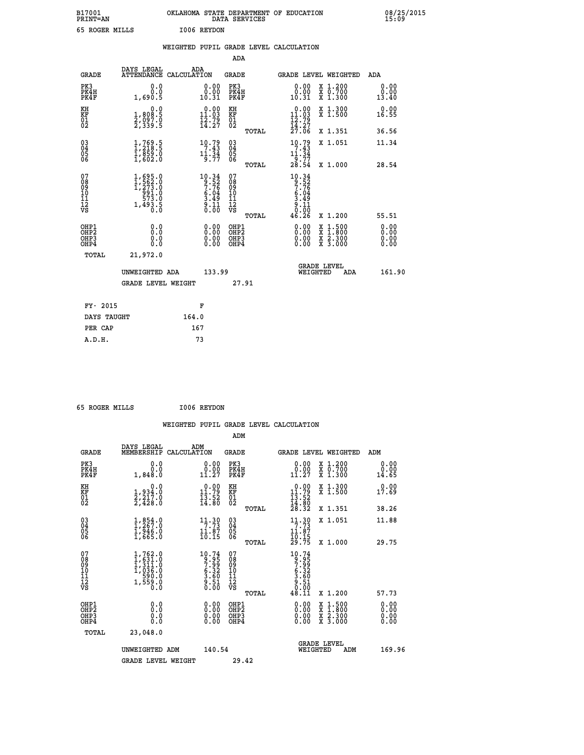B17001 OKLAHOMA STATE DEPARTMENT OF EDUCATION 08/25/2015
PRINT=AN DATA SERVICES 15:09

65 ROGER MILLS I006 REYDON

## WEIGHTED PUPIL GRADE LEVEL CALCULATION

### ADA

| GRADE | DAYS LEGAL ATTENDANCE | ADA CALCULATION | GRADE | GRADE LEVEL | WEIGHTED | ADA |
|---|---|---|---|---|---|---|
| PK3 | 0.0 | 0.00 | PK3 | 0.00 | X 1.200 | 0.00 |
| PK4H | 0.0 | 0.00 | PK4H | 0.00 | X 0.700 | 0.00 |
| PK4F | 1,690.5 | 10.31 | PK4F | 10.31 | X 1.300 | 13.40 |
| KH | 0.0 | 0.00 | KH | 0.00 | X 1.300 | 0.00 |
| KF | 1,808.5 | 11.03 | KF | 11.03 | X 1.500 | 16.55 |
| 01 | 2,097.0 | 12.79 | 01 | 12.79 | | |
| 02 | 2,339.5 | 14.27 | 02 | 14.27 | | |
| | | | TOTAL | 27.06 | X 1.351 | 36.56 |
| 03 | 1,769.5 | 10.79 | 03 | 10.79 | X 1.051 | 11.34 |
| 04 | 1,218.5 | 7.43 | 04 | 7.43 | | |
| 05 | 1,859.0 | 11.34 | 05 | 11.34 | | |
| 06 | 1,602.0 | 9.77 | 06 | 9.77 | | |
| | | | TOTAL | 28.54 | X 1.000 | 28.54 |
| 07 | 1,695.0 | 10.34 | 07 | 10.34 | | |
| 08 | 1,562.0 | 9.52 | 08 | 9.52 | | |
| 09 | 1,273.0 | 7.76 | 09 | 7.76 | | |
| 10 | 991.0 | 6.04 | 10 | 6.04 | | |
| 11 | 573.0 | 3.49 | 11 | 3.49 | | |
| 12 | 1,493.5 | 9.11 | 12 | 9.11 | | |
| VS | 0.0 | 0.00 | VS | 0.00 | | |
| | | | TOTAL | 46.26 | X 1.200 | 55.51 |
| OHP1 | 0.0 | 0.00 | OHP1 | 0.00 | X 1.500 | 0.00 |
| OHP2 | 0.0 | 0.00 | OHP2 | 0.00 | X 1.800 | 0.00 |
| OHP3 | 0.0 | 0.00 | OHP3 | 0.00 | X 2.300 | 0.00 |
| OHP4 | 0.0 | 0.00 | OHP4 | 0.00 | X 3.000 | 0.00 |
| TOTAL | 21,972.0 | | | | | |

UNWEIGHTED ADA 133.99 — GRADE LEVEL WEIGHTED ADA 161.90

GRADE LEVEL WEIGHT 27.91

| | |
|---|---|
| FY- 2015 | F |
| DAYS TAUGHT | 164.0 |
| PER CAP | 167 |
| A.D.H. | 73 |

65 ROGER MILLS I006 REYDON

## WEIGHTED PUPIL GRADE LEVEL CALCULATION

### ADM

| GRADE | DAYS LEGAL MEMBERSHIP | ADM CALCULATION | GRADE | GRADE LEVEL | WEIGHTED | ADM |
|---|---|---|---|---|---|---|
| PK3 | 0.0 | 0.00 | PK3 | 0.00 | X 1.200 | 0.00 |
| PK4H | 0.0 | 0.00 | PK4H | 0.00 | X 0.700 | 0.00 |
| PK4F | 1,848.0 | 11.27 | PK4F | 11.27 | X 1.300 | 14.65 |
| KH | 0.0 | 0.00 | KH | 0.00 | X 1.300 | 0.00 |
| KF | 1,934.0 | 11.79 | KF | 11.79 | X 1.500 | 17.69 |
| 01 | 2,217.0 | 13.52 | 01 | 13.52 | | |
| 02 | 2,428.0 | 14.80 | 02 | 14.80 | | |
| | | | TOTAL | 28.32 | X 1.351 | 38.26 |
| 03 | 1,854.0 | 11.30 | 03 | 11.30 | X 1.051 | 11.88 |
| 04 | 1,267.0 | 7.73 | 04 | 7.73 | | |
| 05 | 1,946.0 | 11.87 | 05 | 11.87 | | |
| 06 | 1,665.0 | 10.15 | 06 | 10.15 | | |
| | | | TOTAL | 29.75 | X 1.000 | 29.75 |
| 07 | 1,762.0 | 10.74 | 07 | 10.74 | | |
| 08 | 1,631.0 | 9.95 | 08 | 9.95 | | |
| 09 | 1,311.0 | 7.99 | 09 | 7.99 | | |
| 10 | 1,036.0 | 6.32 | 10 | 6.32 | | |
| 11 | 590.0 | 3.60 | 11 | 3.60 | | |
| 12 | 1,559.0 | 9.51 | 12 | 9.51 | | |
| VS | 0.0 | 0.00 | VS | 0.00 | | |
| | | | TOTAL | 48.11 | X 1.200 | 57.73 |
| OHP1 | 0.0 | 0.00 | OHP1 | 0.00 | X 1.500 | 0.00 |
| OHP2 | 0.0 | 0.00 | OHP2 | 0.00 | X 1.800 | 0.00 |
| OHP3 | 0.0 | 0.00 | OHP3 | 0.00 | X 2.300 | 0.00 |
| OHP4 | 0.0 | 0.00 | OHP4 | 0.00 | X 3.000 | 0.00 |
| TOTAL | 23,048.0 | | | | | |

UNWEIGHTED ADM 140.54 — GRADE LEVEL WEIGHTED ADM 169.96

GRADE LEVEL WEIGHT 29.42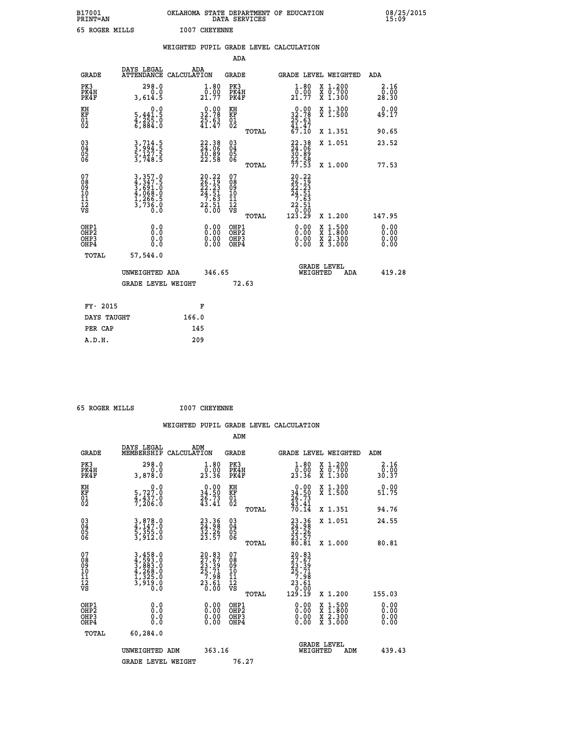B17001 OKLAHOMA STATE DEPARTMENT OF EDUCATION 08/25/2015
PRINT=AN DATA SERVICES 15:09

65 ROGER MILLS I007 CHEYENNE

## WEIGHTED PUPIL GRADE LEVEL CALCULATION

### ADA

| GRADE | DAYS LEGAL ATTENDANCE | ADA CALCULATION | GRADE | GRADE LEVEL | WEIGHTED | ADA |
|---|---|---|---|---|---|---|
| PK3 | 298.0 | 1.80 | PK3 | 1.80 | X 1.200 | 2.16 |
| PK4H | 0.0 | 0.00 | PK4H | 0.00 | X 0.700 | 0.00 |
| PK4F | 3,614.5 | 21.77 | PK4F | 21.77 | X 1.300 | 28.30 |
| KH | 0.0 | 0.00 | KH | 0.00 | X 1.300 | 0.00 |
| KF | 5,441.5 | 32.78 | KF | 32.78 | X 1.500 | 49.17 |
| 01 | 4,255.0 | 25.63 | 01 | 25.63 | | |
| 02 | 6,884.0 | 41.47 | 02 | 41.47 | | |
| | | | TOTAL | 67.10 | X 1.351 | 90.65 |
| 03 | 3,714.5 | 22.38 | 03 | 22.38 | X 1.051 | 23.52 |
| 04 | 3,994.5 | 24.06 | 04 | 24.06 | | |
| 05 | 5,127.5 | 30.89 | 05 | 30.89 | | |
| 06 | 3,748.5 | 22.58 | 06 | 22.58 | | |
| | | | TOTAL | 77.53 | X 1.000 | 77.53 |
| 07 | 3,357.0 | 20.22 | 07 | 20.22 | | |
| 08 | 4,347.5 | 26.19 | 08 | 26.19 | | |
| 09 | 3,691.0 | 22.23 | 09 | 22.23 | | |
| 10 | 4,068.0 | 24.51 | 10 | 24.51 | | |
| 11 | 1,266.5 | 7.63 | 11 | 7.63 | | |
| 12 | 3,736.0 | 22.51 | 12 | 22.51 | | |
| VS | 0.0 | 0.00 | VS | 0.00 | | |
| | | | TOTAL | 123.29 | X 1.200 | 147.95 |
| OHP1 | 0.0 | 0.00 | OHP1 | 0.00 | X 1.500 | 0.00 |
| OHP2 | 0.0 | 0.00 | OHP2 | 0.00 | X 1.800 | 0.00 |
| OHP3 | 0.0 | 0.00 | OHP3 | 0.00 | X 2.300 | 0.00 |
| OHP4 | 0.0 | 0.00 | OHP4 | 0.00 | X 3.000 | 0.00 |
| TOTAL | 57,544.0 | | | | | |

UNWEIGHTED ADA 346.65 GRADE LEVEL WEIGHTED ADA 419.28

GRADE LEVEL WEIGHT 72.63

| FY- 2015 | F |
|---|---|
| DAYS TAUGHT | 166.0 |
| PER CAP | 145 |
| A.D.H. | 209 |

65 ROGER MILLS I007 CHEYENNE

## WEIGHTED PUPIL GRADE LEVEL CALCULATION

### ADM

| GRADE | DAYS LEGAL MEMBERSHIP | ADM CALCULATION | GRADE | GRADE LEVEL | WEIGHTED | ADM |
|---|---|---|---|---|---|---|
| PK3 | 298.0 | 1.80 | PK3 | 1.80 | X 1.200 | 2.16 |
| PK4H | 0.0 | 0.00 | PK4H | 0.00 | X 0.700 | 0.00 |
| PK4F | 3,878.0 | 23.36 | PK4F | 23.36 | X 1.300 | 30.37 |
| KH | 0.0 | 0.00 | KH | 0.00 | X 1.300 | 0.00 |
| KF | 5,727.0 | 34.50 | KF | 34.50 | X 1.500 | 51.75 |
| 01 | 4,437.0 | 26.73 | 01 | 26.73 | | |
| 02 | 7,206.0 | 43.41 | 02 | 43.41 | | |
| | | | TOTAL | 70.14 | X 1.351 | 94.76 |
| 03 | 3,878.0 | 23.36 | 03 | 23.36 | X 1.051 | 24.55 |
| 04 | 4,147.0 | 24.98 | 04 | 24.98 | | |
| 05 | 5,355.0 | 32.26 | 05 | 32.26 | | |
| 06 | 3,912.0 | 23.57 | 06 | 23.57 | | |
| | | | TOTAL | 80.81 | X 1.000 | 80.81 |
| 07 | 3,458.0 | 20.83 | 07 | 20.83 | | |
| 08 | 4,593.0 | 27.67 | 08 | 27.67 | | |
| 09 | 3,883.0 | 23.39 | 09 | 23.39 | | |
| 10 | 4,268.0 | 25.71 | 10 | 25.71 | | |
| 11 | 1,325.0 | 7.98 | 11 | 7.98 | | |
| 12 | 3,919.0 | 23.61 | 12 | 23.61 | | |
| VS | 0.0 | 0.00 | VS | 0.00 | | |
| | | | TOTAL | 129.19 | X 1.200 | 155.03 |
| OHP1 | 0.0 | 0.00 | OHP1 | 0.00 | X 1.500 | 0.00 |
| OHP2 | 0.0 | 0.00 | OHP2 | 0.00 | X 1.800 | 0.00 |
| OHP3 | 0.0 | 0.00 | OHP3 | 0.00 | X 2.300 | 0.00 |
| OHP4 | 0.0 | 0.00 | OHP4 | 0.00 | X 3.000 | 0.00 |
| TOTAL | 60,284.0 | | | | | |

UNWEIGHTED ADM 363.16 GRADE LEVEL WEIGHTED ADM 439.43

GRADE LEVEL WEIGHT 76.27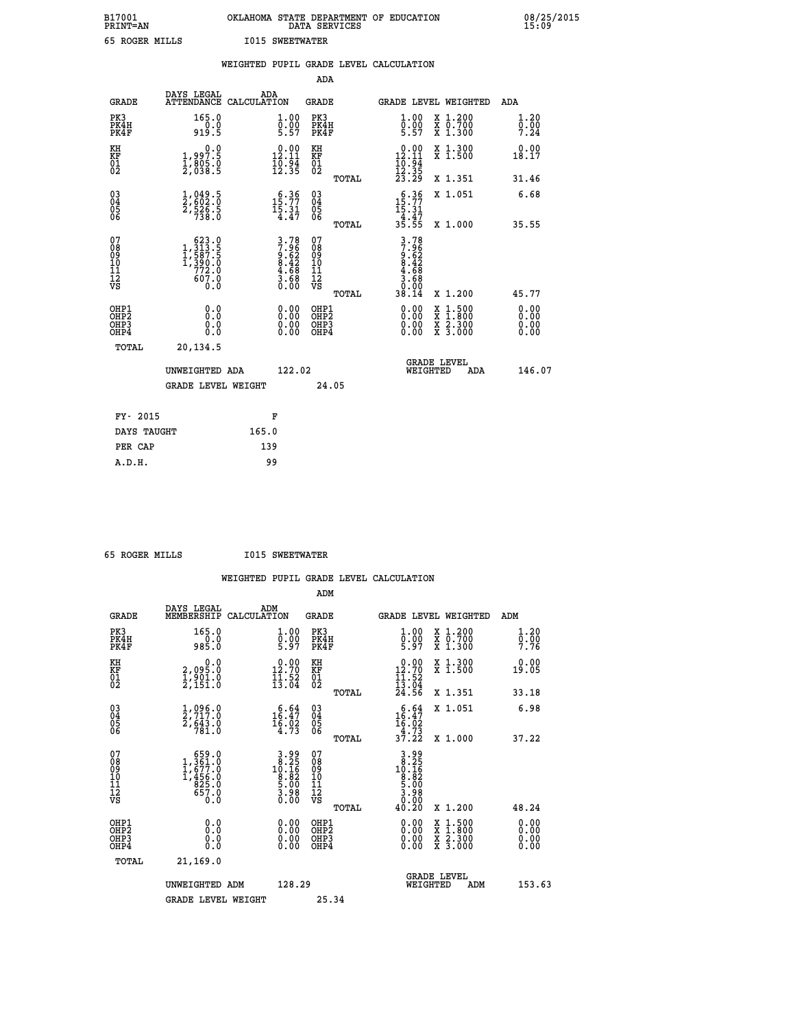B17001 OKLAHOMA STATE DEPARTMENT OF EDUCATION 08/25/2015
PRINT=AN DATA SERVICES 15:09

65 ROGER MILLS I015 SWEETWATER

## WEIGHTED PUPIL GRADE LEVEL CALCULATION

### ADA

| GRADE | DAYS LEGAL ATTENDANCE | ADA CALCULATION | GRADE | GRADE LEVEL | WEIGHTED | ADA |
|---|---|---|---|---|---|---|
| PK3 | 165.0 | 1.00 | PK3 | 1.00 | X 1.200 | 1.20 |
| PK4H | 0.0 | 0.00 | PK4H | 0.00 | X 0.700 | 0.00 |
| PK4F | 919.5 | 5.57 | PK4F | 5.57 | X 1.300 | 7.24 |
| KH | 0.0 | 0.00 | KH | 0.00 | X 1.300 | 0.00 |
| KF | 1,997.5 | 12.11 | KF | 12.11 | X 1.500 | 18.17 |
| 01 | 1,805.0 | 10.94 | 01 | 10.94 | | |
| 02 | 2,038.5 | 12.35 | 02 | 12.35 | | |
| | | | TOTAL | 23.29 | X 1.351 | 31.46 |
| 03 | 1,049.5 | 6.36 | 03 | 6.36 | X 1.051 | 6.68 |
| 04 | 2,602.0 | 15.77 | 04 | 15.77 | | |
| 05 | 2,526.5 | 15.31 | 05 | 15.31 | | |
| 06 | 738.0 | 4.47 | 06 | 4.47 | | |
| | | | TOTAL | 35.55 | X 1.000 | 35.55 |
| 07 | 623.0 | 3.78 | 07 | 3.78 | | |
| 08 | 1,313.5 | 7.96 | 08 | 7.96 | | |
| 09 | 1,587.5 | 9.62 | 09 | 9.62 | | |
| 10 | 1,390.0 | 8.42 | 10 | 8.42 | | |
| 11 | 772.0 | 4.68 | 11 | 4.68 | | |
| 12 | 607.0 | 3.68 | 12 | 3.68 | | |
| VS | 0.0 | 0.00 | VS | 0.00 | | |
| | | | TOTAL | 38.14 | X 1.200 | 45.77 |
| OHP1 | 0.0 | 0.00 | OHP1 | 0.00 | X 1.500 | 0.00 |
| OHP2 | 0.0 | 0.00 | OHP2 | 0.00 | X 1.800 | 0.00 |
| OHP3 | 0.0 | 0.00 | OHP3 | 0.00 | X 2.300 | 0.00 |
| OHP4 | 0.0 | 0.00 | OHP4 | 0.00 | X 3.000 | 0.00 |
| TOTAL | 20,134.5 | | | | | |

UNWEIGHTED ADA 122.02 GRADE LEVEL WEIGHTED ADA 146.07

GRADE LEVEL WEIGHT 24.05

| FY- 2015 | F |
|---|---|
| DAYS TAUGHT | 165.0 |
| PER CAP | 139 |
| A.D.H. | 99 |

65 ROGER MILLS I015 SWEETWATER

## WEIGHTED PUPIL GRADE LEVEL CALCULATION

### ADM

| GRADE | DAYS LEGAL MEMBERSHIP | ADM CALCULATION | GRADE | GRADE LEVEL | WEIGHTED | ADM |
|---|---|---|---|---|---|---|
| PK3 | 165.0 | 1.00 | PK3 | 1.00 | X 1.200 | 1.20 |
| PK4H | 0.0 | 0.00 | PK4H | 0.00 | X 0.700 | 0.00 |
| PK4F | 985.0 | 5.97 | PK4F | 5.97 | X 1.300 | 7.76 |
| KH | 0.0 | 0.00 | KH | 0.00 | X 1.300 | 0.00 |
| KF | 2,095.0 | 12.70 | KF | 12.70 | X 1.500 | 19.05 |
| 01 | 1,901.0 | 11.52 | 01 | 11.52 | | |
| 02 | 2,151.0 | 13.04 | 02 | 13.04 | | |
| | | | TOTAL | 24.56 | X 1.351 | 33.18 |
| 03 | 1,096.0 | 6.64 | 03 | 6.64 | X 1.051 | 6.98 |
| 04 | 2,717.0 | 16.47 | 04 | 16.47 | | |
| 05 | 2,643.0 | 16.02 | 05 | 16.02 | | |
| 06 | 781.0 | 4.73 | 06 | 4.73 | | |
| | | | TOTAL | 37.22 | X 1.000 | 37.22 |
| 07 | 659.0 | 3.99 | 07 | 3.99 | | |
| 08 | 1,361.0 | 8.25 | 08 | 8.25 | | |
| 09 | 1,677.0 | 10.16 | 09 | 10.16 | | |
| 10 | 1,456.0 | 8.82 | 10 | 8.82 | | |
| 11 | 825.0 | 5.00 | 11 | 5.00 | | |
| 12 | 657.0 | 3.98 | 12 | 3.98 | | |
| VS | 0.0 | 0.00 | VS | 0.00 | | |
| | | | TOTAL | 40.20 | X 1.200 | 48.24 |
| OHP1 | 0.0 | 0.00 | OHP1 | 0.00 | X 1.500 | 0.00 |
| OHP2 | 0.0 | 0.00 | OHP2 | 0.00 | X 1.800 | 0.00 |
| OHP3 | 0.0 | 0.00 | OHP3 | 0.00 | X 2.300 | 0.00 |
| OHP4 | 0.0 | 0.00 | OHP4 | 0.00 | X 3.000 | 0.00 |
| TOTAL | 21,169.0 | | | | | |

UNWEIGHTED ADM 128.29 GRADE LEVEL WEIGHTED ADM 153.63

GRADE LEVEL WEIGHT 25.34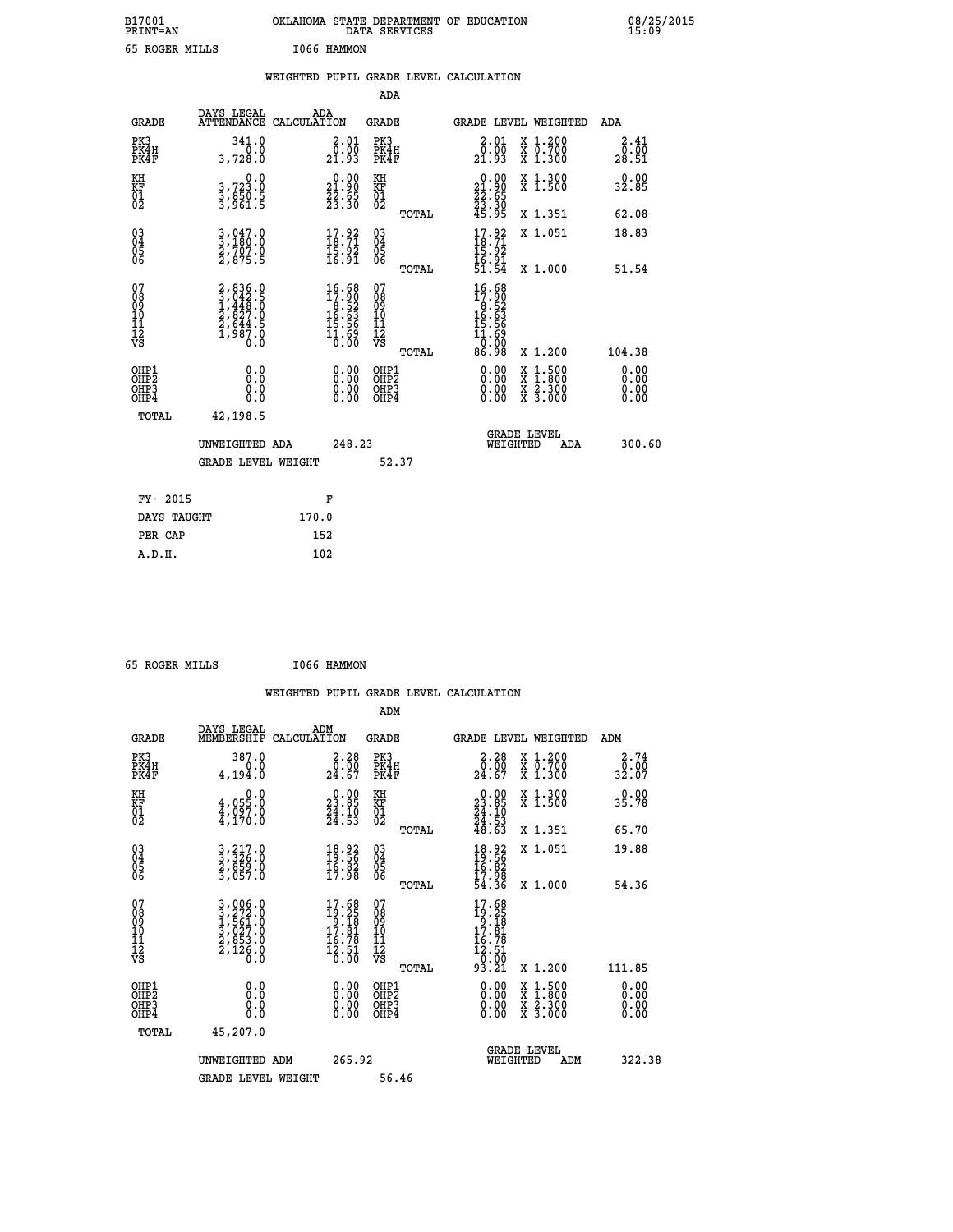B17001 OKLAHOMA STATE DEPARTMENT OF EDUCATION 08/25/2015
PRINT=AN DATA SERVICES 15:09

65 ROGER MILLS I066 HAMMON

## WEIGHTED PUPIL GRADE LEVEL CALCULATION

### ADA

| GRADE | DAYS LEGAL ATTENDANCE | ADA CALCULATION | GRADE | GRADE LEVEL | WEIGHTED | ADA |
|---|---|---|---|---|---|---|
| PK3 | 341.0 | 2.01 | PK3 | 2.01 | X 1.200 | 2.41 |
| PK4H | 0.0 | 0.00 | PK4H | 0.00 | X 0.700 | 0.00 |
| PK4F | 3,728.0 | 21.93 | PK4F | 21.93 | X 1.300 | 28.51 |
| KH | 0.0 | 0.00 | KH | 0.00 | X 1.300 | 0.00 |
| KF | 3,723.0 | 21.90 | KF | 21.90 | X 1.500 | 32.85 |
| 01 | 3,850.5 | 22.65 | 01 | 22.65 | | |
| 02 | 3,961.5 | 23.30 | 02 | 23.30 | | |
| | | | TOTAL | 45.95 | X 1.351 | 62.08 |
| 03 | 3,047.0 | 17.92 | 03 | 17.92 | X 1.051 | 18.83 |
| 04 | 3,180.0 | 18.71 | 04 | 18.71 | | |
| 05 | 2,707.0 | 15.92 | 05 | 15.92 | | |
| 06 | 2,875.5 | 16.91 | 06 | 16.91 | | |
| | | | TOTAL | 51.54 | X 1.000 | 51.54 |
| 07 | 2,836.0 | 16.68 | 07 | 16.68 | | |
| 08 | 3,042.5 | 17.90 | 08 | 17.90 | | |
| 09 | 1,448.0 | 8.52 | 09 | 8.52 | | |
| 10 | 2,827.0 | 16.63 | 10 | 16.63 | | |
| 11 | 2,644.5 | 15.56 | 11 | 15.56 | | |
| 12 | 1,987.0 | 11.69 | 12 | 11.69 | | |
| VS | 0.0 | 0.00 | VS | 0.00 | | |
| | | | TOTAL | 86.98 | X 1.200 | 104.38 |
| OHP1 | 0.0 | 0.00 | OHP1 | 0.00 | X 1.500 | 0.00 |
| OHP2 | 0.0 | 0.00 | OHP2 | 0.00 | X 1.800 | 0.00 |
| OHP3 | 0.0 | 0.00 | OHP3 | 0.00 | X 2.300 | 0.00 |
| OHP4 | 0.0 | 0.00 | OHP4 | 0.00 | X 3.000 | 0.00 |
| TOTAL | 42,198.5 | | | | | |

UNWEIGHTED ADA 248.23 GRADE LEVEL WEIGHTED ADA 300.60

GRADE LEVEL WEIGHT 52.37

| FY- 2015 | F |
|---|---|
| DAYS TAUGHT | 170.0 |
| PER CAP | 152 |
| A.D.H. | 102 |

65 ROGER MILLS I066 HAMMON

## WEIGHTED PUPIL GRADE LEVEL CALCULATION

### ADM

| GRADE | DAYS LEGAL MEMBERSHIP | ADM CALCULATION | GRADE | GRADE LEVEL | WEIGHTED | ADM |
|---|---|---|---|---|---|---|
| PK3 | 387.0 | 2.28 | PK3 | 2.28 | X 1.200 | 2.74 |
| PK4H | 0.0 | 0.00 | PK4H | 0.00 | X 0.700 | 0.00 |
| PK4F | 4,194.0 | 24.67 | PK4F | 24.67 | X 1.300 | 32.07 |
| KH | 0.0 | 0.00 | KH | 0.00 | X 1.300 | 0.00 |
| KF | 4,055.0 | 23.85 | KF | 23.85 | X 1.500 | 35.78 |
| 01 | 4,097.0 | 24.10 | 01 | 24.10 | | |
| 02 | 4,170.0 | 24.53 | 02 | 24.53 | | |
| | | | TOTAL | 48.63 | X 1.351 | 65.70 |
| 03 | 3,217.0 | 18.92 | 03 | 18.92 | X 1.051 | 19.88 |
| 04 | 3,326.0 | 19.56 | 04 | 19.56 | | |
| 05 | 2,859.0 | 16.82 | 05 | 16.82 | | |
| 06 | 3,057.0 | 17.98 | 06 | 17.98 | | |
| | | | TOTAL | 54.36 | X 1.000 | 54.36 |
| 07 | 3,006.0 | 17.68 | 07 | 17.68 | | |
| 08 | 3,272.0 | 19.25 | 08 | 19.25 | | |
| 09 | 1,561.0 | 9.18 | 09 | 9.18 | | |
| 10 | 3,027.0 | 17.81 | 10 | 17.81 | | |
| 11 | 2,853.0 | 16.78 | 11 | 16.78 | | |
| 12 | 2,126.0 | 12.51 | 12 | 12.51 | | |
| VS | 0.0 | 0.00 | VS | 0.00 | | |
| | | | TOTAL | 93.21 | X 1.200 | 111.85 |
| OHP1 | 0.0 | 0.00 | OHP1 | 0.00 | X 1.500 | 0.00 |
| OHP2 | 0.0 | 0.00 | OHP2 | 0.00 | X 1.800 | 0.00 |
| OHP3 | 0.0 | 0.00 | OHP3 | 0.00 | X 2.300 | 0.00 |
| OHP4 | 0.0 | 0.00 | OHP4 | 0.00 | X 3.000 | 0.00 |
| TOTAL | 45,207.0 | | | | | |

UNWEIGHTED ADM 265.92 GRADE LEVEL WEIGHTED ADM 322.38

GRADE LEVEL WEIGHT 56.46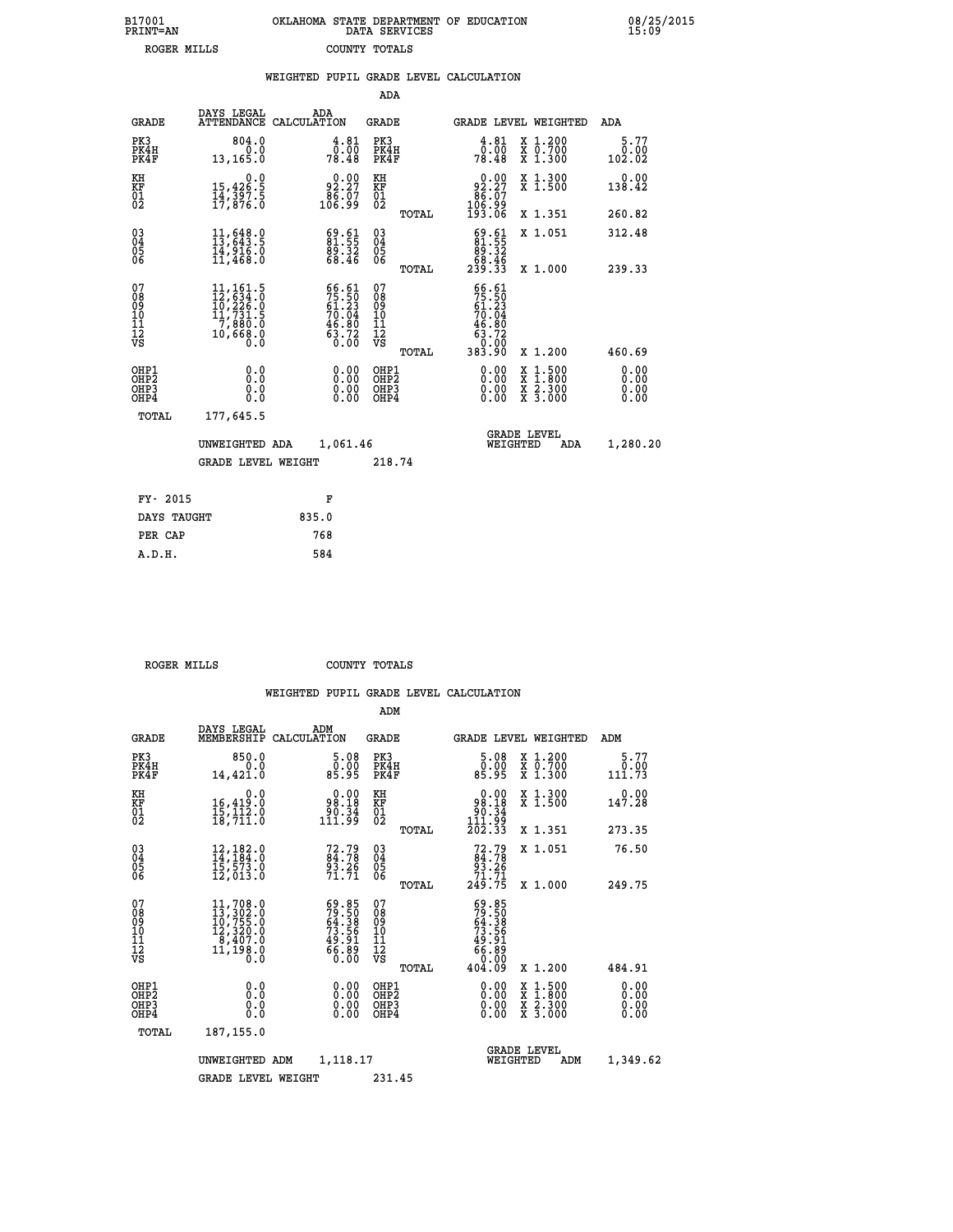B17001 OKLAHOMA STATE DEPARTMENT OF EDUCATION 08/25/2015
PRINT=AN DATA SERVICES 15:09

ROGER MILLS COUNTY TOTALS

## WEIGHTED PUPIL GRADE LEVEL CALCULATION

### ADA

| GRADE | DAYS LEGAL ATTENDANCE | ADA CALCULATION | GRADE | GRADE LEVEL | WEIGHTED | ADA |
|---|---|---|---|---|---|---|
| PK3 | 804.0 | 4.81 | PK3 | 4.81 | X 1.200 | 5.77 |
| PK4H | 0.0 | 0.00 | PK4H | 0.00 | X 0.700 | 0.00 |
| PK4F | 13,165.0 | 78.48 | PK4F | 78.48 | X 1.300 | 102.02 |
| KH | 0.0 | 0.00 | KH | 0.00 | X 1.300 | 0.00 |
| KF | 15,426.5 | 92.27 | KF | 92.27 | X 1.500 | 138.42 |
| 01 | 14,397.5 | 86.07 | 01 | 86.07 | | |
| 02 | 17,876.0 | 106.99 | 02 | 106.99 | | |
| | | | TOTAL | 193.06 | X 1.351 | 260.82 |
| 03 | 11,648.0 | 69.61 | 03 | 69.61 | X 1.051 | 312.48 |
| 04 | 13,643.5 | 81.55 | 04 | 81.55 | | |
| 05 | 14,916.0 | 89.32 | 05 | 89.32 | | |
| 06 | 11,468.0 | 68.46 | 06 | 68.46 | | |
| | | | TOTAL | 239.33 | X 1.000 | 239.33 |
| 07 | 11,161.5 | 66.61 | 07 | 66.61 | | |
| 08 | 12,634.0 | 75.50 | 08 | 75.50 | | |
| 09 | 10,226.0 | 61.23 | 09 | 61.23 | | |
| 10 | 11,731.5 | 70.04 | 10 | 70.04 | | |
| 11 | 7,880.0 | 46.80 | 11 | 46.80 | | |
| 12 | 10,668.0 | 63.72 | 12 | 63.72 | | |
| VS | 0.0 | 0.00 | VS | 0.00 | | |
| | | | TOTAL | 383.90 | X 1.200 | 460.69 |
| OHP1 | 0.0 | 0.00 | OHP1 | 0.00 | X 1.500 | 0.00 |
| OHP2 | 0.0 | 0.00 | OHP2 | 0.00 | X 1.800 | 0.00 |
| OHP3 | 0.0 | 0.00 | OHP3 | 0.00 | X 2.300 | 0.00 |
| OHP4 | 0.0 | 0.00 | OHP4 | 0.00 | X 3.000 | 0.00 |
| TOTAL | 177,645.5 | | | | | |

UNWEIGHTED ADA 1,061.46 GRADE LEVEL WEIGHTED ADA 1,280.20

GRADE LEVEL WEIGHT 218.74

| FY- 2015 | F |
|---|---|
| DAYS TAUGHT | 835.0 |
| PER CAP | 768 |
| A.D.H. | 584 |

ROGER MILLS COUNTY TOTALS

## WEIGHTED PUPIL GRADE LEVEL CALCULATION

### ADM

| GRADE | DAYS LEGAL MEMBERSHIP | ADM CALCULATION | GRADE | GRADE LEVEL | WEIGHTED | ADM |
|---|---|---|---|---|---|---|
| PK3 | 850.0 | 5.08 | PK3 | 5.08 | X 1.200 | 5.77 |
| PK4H | 0.0 | 0.00 | PK4H | 0.00 | X 0.700 | 0.00 |
| PK4F | 14,421.0 | 85.95 | PK4F | 85.95 | X 1.300 | 111.73 |
| KH | 0.0 | 0.00 | KH | 0.00 | X 1.300 | 0.00 |
| KF | 16,419.0 | 98.18 | KF | 98.18 | X 1.500 | 147.28 |
| 01 | 15,112.0 | 90.34 | 01 | 90.34 | | |
| 02 | 18,711.0 | 111.99 | 02 | 111.99 | | |
| | | | TOTAL | 202.33 | X 1.351 | 273.35 |
| 03 | 12,182.0 | 72.79 | 03 | 72.79 | X 1.051 | 76.50 |
| 04 | 14,184.0 | 84.78 | 04 | 84.78 | | |
| 05 | 15,573.0 | 93.26 | 05 | 93.26 | | |
| 06 | 12,013.0 | 71.71 | 06 | 71.71 | | |
| | | | TOTAL | 249.75 | X 1.000 | 249.75 |
| 07 | 11,708.0 | 69.85 | 07 | 69.85 | | |
| 08 | 13,302.0 | 79.50 | 08 | 79.50 | | |
| 09 | 10,755.0 | 64.38 | 09 | 64.38 | | |
| 10 | 12,320.0 | 73.56 | 10 | 73.56 | | |
| 11 | 8,407.0 | 49.91 | 11 | 49.91 | | |
| 12 | 11,198.0 | 66.89 | 12 | 66.89 | | |
| VS | 0.0 | 0.00 | VS | 0.00 | | |
| | | | TOTAL | 404.09 | X 1.200 | 484.91 |
| OHP1 | 0.0 | 0.00 | OHP1 | 0.00 | X 1.500 | 0.00 |
| OHP2 | 0.0 | 0.00 | OHP2 | 0.00 | X 1.800 | 0.00 |
| OHP3 | 0.0 | 0.00 | OHP3 | 0.00 | X 2.300 | 0.00 |
| OHP4 | 0.0 | 0.00 | OHP4 | 0.00 | X 3.000 | 0.00 |
| TOTAL | 187,155.0 | | | | | |

UNWEIGHTED ADM 1,118.17 GRADE LEVEL WEIGHTED ADM 1,349.62

GRADE LEVEL WEIGHT 231.45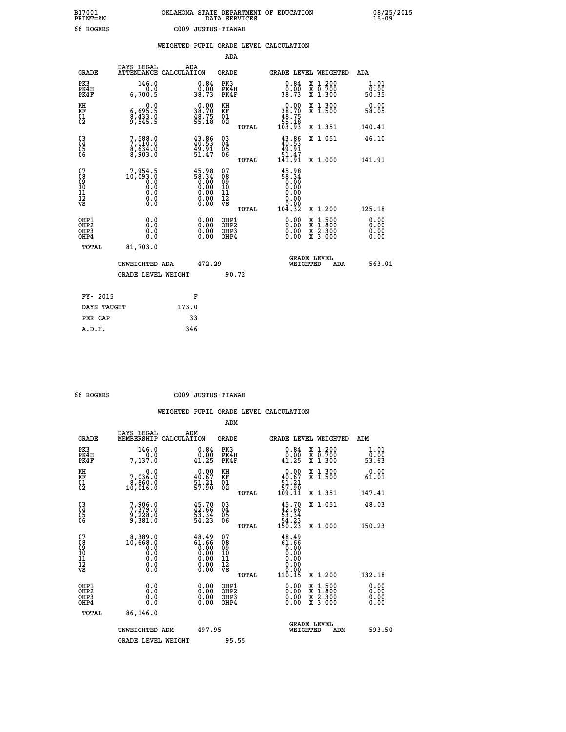B17001 OKLAHOMA STATE DEPARTMENT OF EDUCATION 08/25/2015
PRINT=AN DATA SERVICES 15:09
66 ROGERS C009 JUSTUS-TIAWAH

## WEIGHTED PUPIL GRADE LEVEL CALCULATION

### ADA

| GRADE | DAYS LEGAL ATTENDANCE | ADA CALCULATION | GRADE | | GRADE LEVEL | WEIGHTED | ADA |
|---|---|---|---|---|---|---|---|
| PK3 | 146.0 | 0.84 | PK3 | | 0.84 | X 1.200 | 1.01 |
| PK4H | 0.0 | 0.00 | PK4H | | 0.00 | X 0.700 | 0.00 |
| PK4F | 6,700.5 | 38.73 | PK4F | | 38.73 | X 1.300 | 50.35 |
| KH | 0.0 | 0.00 | KH | | 0.00 | X 1.300 | 0.00 |
| KF | 6,695.5 | 38.70 | KF | | 38.70 | X 1.500 | 58.05 |
| 01 | 8,433.0 | 48.75 | 01 | | 48.75 | | |
| 02 | 9,545.5 | 55.18 | 02 | | 55.18 | | |
| | | | | TOTAL | 103.93 | X 1.351 | 140.41 |
| 03 | 7,588.0 | 43.86 | 03 | | 43.86 | X 1.051 | 46.10 |
| 04 | 7,010.0 | 40.53 | 04 | | 40.53 | | |
| 05 | 8,634.0 | 49.91 | 05 | | 49.91 | | |
| 06 | 8,903.0 | 51.47 | 06 | | 51.47 | | |
| | | | | TOTAL | 141.91 | X 1.000 | 141.91 |
| 07 | 7,954.5 | 45.98 | 07 | | 45.98 | | |
| 08 | 10,093.0 | 58.34 | 08 | | 58.34 | | |
| 09 | 0.0 | 0.00 | 09 | | 0.00 | | |
| 10 | 0.0 | 0.00 | 10 | | 0.00 | | |
| 11 | 0.0 | 0.00 | 11 | | 0.00 | | |
| 12 | 0.0 | 0.00 | 12 | | 0.00 | | |
| VS | 0.0 | 0.00 | VS | | 0.00 | | |
| | | | | TOTAL | 104.32 | X 1.200 | 125.18 |
| OHP1 | 0.0 | 0.00 | OHP1 | | 0.00 | X 1.500 | 0.00 |
| OHP2 | 0.0 | 0.00 | OHP2 | | 0.00 | X 1.800 | 0.00 |
| OHP3 | 0.0 | 0.00 | OHP3 | | 0.00 | X 2.300 | 0.00 |
| OHP4 | 0.0 | 0.00 | OHP4 | | 0.00 | X 3.000 | 0.00 |
| TOTAL | 81,703.0 | | | | | | |

UNWEIGHTED ADA 472.29 — GRADE LEVEL WEIGHTED ADA 563.01

GRADE LEVEL WEIGHT 90.72

| FY- 2015 | F |
|---|---|
| DAYS TAUGHT | 173.0 |
| PER CAP | 33 |
| A.D.H. | 346 |

66 ROGERS C009 JUSTUS-TIAWAH

## WEIGHTED PUPIL GRADE LEVEL CALCULATION

### ADM

| GRADE | DAYS LEGAL MEMBERSHIP | ADM CALCULATION | GRADE | | GRADE LEVEL | WEIGHTED | ADM |
|---|---|---|---|---|---|---|---|
| PK3 | 146.0 | 0.84 | PK3 | | 0.84 | X 1.200 | 1.01 |
| PK4H | 0.0 | 0.00 | PK4H | | 0.00 | X 0.700 | 0.00 |
| PK4F | 7,137.0 | 41.25 | PK4F | | 41.25 | X 1.300 | 53.63 |
| KH | 0.0 | 0.00 | KH | | 0.00 | X 1.300 | 0.00 |
| KF | 7,036.0 | 40.67 | KF | | 40.67 | X 1.500 | 61.01 |
| 01 | 8,860.0 | 51.21 | 01 | | 51.21 | | |
| 02 | 10,016.0 | 57.90 | 02 | | 57.90 | | |
| | | | | TOTAL | 109.11 | X 1.351 | 147.41 |
| 03 | 7,906.0 | 45.70 | 03 | | 45.70 | X 1.051 | 48.03 |
| 04 | 7,379.0 | 42.66 | 04 | | 42.66 | | |
| 05 | 9,228.0 | 53.34 | 05 | | 53.34 | | |
| 06 | 9,381.0 | 54.23 | 06 | | 54.23 | | |
| | | | | TOTAL | 150.23 | X 1.000 | 150.23 |
| 07 | 8,389.0 | 48.49 | 07 | | 48.49 | | |
| 08 | 10,668.0 | 61.66 | 08 | | 61.66 | | |
| 09 | 0.0 | 0.00 | 09 | | 0.00 | | |
| 10 | 0.0 | 0.00 | 10 | | 0.00 | | |
| 11 | 0.0 | 0.00 | 11 | | 0.00 | | |
| 12 | 0.0 | 0.00 | 12 | | 0.00 | | |
| VS | 0.0 | 0.00 | VS | | 0.00 | | |
| | | | | TOTAL | 110.15 | X 1.200 | 132.18 |
| OHP1 | 0.0 | 0.00 | OHP1 | | 0.00 | X 1.500 | 0.00 |
| OHP2 | 0.0 | 0.00 | OHP2 | | 0.00 | X 1.800 | 0.00 |
| OHP3 | 0.0 | 0.00 | OHP3 | | 0.00 | X 2.300 | 0.00 |
| OHP4 | 0.0 | 0.00 | OHP4 | | 0.00 | X 3.000 | 0.00 |
| TOTAL | 86,146.0 | | | | | | |

UNWEIGHTED ADM 497.95 — GRADE LEVEL WEIGHTED ADM 593.50

GRADE LEVEL WEIGHT 95.55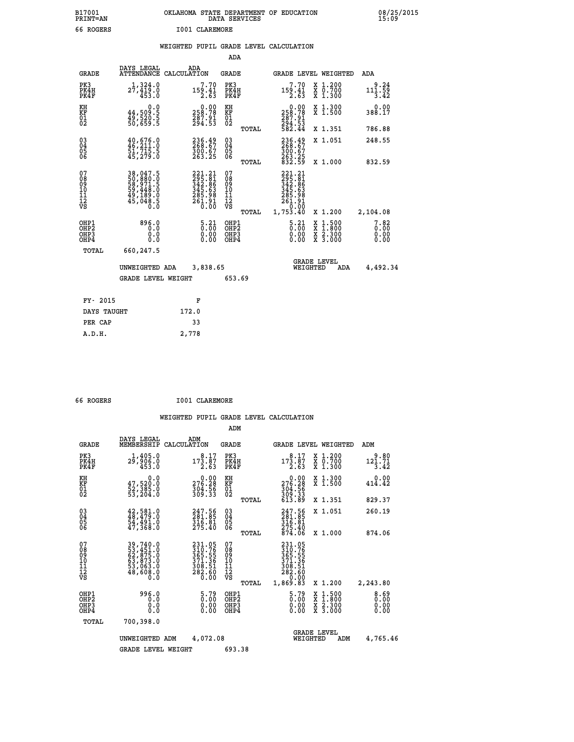B17001 PRINT=AN — OKLAHOMA STATE DEPARTMENT OF EDUCATION DATA SERVICES — 08/25/2015 15:09

66 ROGERS — I001 CLAREMORE

## WEIGHTED PUPIL GRADE LEVEL CALCULATION

### ADA

| GRADE | DAYS LEGAL ATTENDANCE | ADA CALCULATION | GRADE | | GRADE LEVEL | WEIGHTED | ADA |
|---|---|---|---|---|---|---|---|
| PK3 | 1,324.0 | 7.70 | PK3 | | 7.70 | X 1.200 | 9.24 |
| PK4H | 27,419.0 | 159.41 | PK4H | | 159.41 | X 0.700 | 111.59 |
| PK4F | 453.0 | 2.63 | PK4F | | 2.63 | X 1.300 | 3.42 |
| KH | 0.0 | 0.00 | KH | | 0.00 | X 1.300 | 0.00 |
| KF | 44,509.5 | 258.78 | KF | | 258.78 | X 1.500 | 388.17 |
| 01 | 49,520.5 | 287.91 | 01 | | 287.91 | | |
| 02 | 50,659.5 | 294.53 | 02 | | 294.53 | | |
| | | | | TOTAL | 582.44 | X 1.351 | 786.88 |
| 03 | 40,676.0 | 236.49 | 03 | | 236.49 | X 1.051 | 248.55 |
| 04 | 46,211.0 | 268.67 | 04 | | 268.67 | | |
| 05 | 51,715.5 | 300.67 | 05 | | 300.67 | | |
| 06 | 45,279.0 | 263.25 | 06 | | 263.25 | | |
| | | | | TOTAL | 832.59 | X 1.000 | 832.59 |
| 07 | 38,047.5 | 221.21 | 07 | | 221.21 | | |
| 08 | 50,880.0 | 295.81 | 08 | | 295.81 | | |
| 09 | 58,971.5 | 342.86 | 09 | | 342.86 | | |
| 10 | 59,448.0 | 345.63 | 10 | | 345.63 | | |
| 11 | 49,189.0 | 285.98 | 11 | | 285.98 | | |
| 12 | 45,048.5 | 261.91 | 12 | | 261.91 | | |
| VS | 0.0 | 0.00 | VS | | 0.00 | | |
| | | | | TOTAL | 1,753.40 | X 1.200 | 2,104.08 |
| OHP1 | 896.0 | 5.21 | OHP1 | | 5.21 | X 1.500 | 7.82 |
| OHP2 | 0.0 | 0.00 | OHP2 | | 0.00 | X 1.800 | 0.00 |
| OHP3 | 0.0 | 0.00 | OHP3 | | 0.00 | X 2.300 | 0.00 |
| OHP4 | 0.0 | 0.00 | OHP4 | | 0.00 | X 3.000 | 0.00 |
| TOTAL | 660,247.5 | | | | | | |

UNWEIGHTED ADA 3,838.65 — GRADE LEVEL WEIGHTED ADA 4,492.34

GRADE LEVEL WEIGHT 653.69

| FY- 2015 | F |
|---|---|
| DAYS TAUGHT | 172.0 |
| PER CAP | 33 |
| A.D.H. | 2,778 |

66 ROGERS — I001 CLAREMORE

## WEIGHTED PUPIL GRADE LEVEL CALCULATION

### ADM

| GRADE | DAYS LEGAL MEMBERSHIP | ADM CALCULATION | GRADE | | GRADE LEVEL | WEIGHTED | ADM |
|---|---|---|---|---|---|---|---|
| PK3 | 1,405.0 | 8.17 | PK3 | | 8.17 | X 1.200 | 9.80 |
| PK4H | 29,906.0 | 173.87 | PK4H | | 173.87 | X 0.700 | 121.71 |
| PK4F | 453.0 | 2.63 | PK4F | | 2.63 | X 1.300 | 3.42 |
| KH | 0.0 | 0.00 | KH | | 0.00 | X 1.300 | 0.00 |
| KF | 47,520.0 | 276.28 | KF | | 276.28 | X 1.500 | 414.42 |
| 01 | 52,385.0 | 304.56 | 01 | | 304.56 | | |
| 02 | 53,204.0 | 309.33 | 02 | | 309.33 | | |
| | | | | TOTAL | 613.89 | X 1.351 | 829.37 |
| 03 | 42,581.0 | 247.56 | 03 | | 247.56 | X 1.051 | 260.19 |
| 04 | 48,479.0 | 281.85 | 04 | | 281.85 | | |
| 05 | 54,491.0 | 316.81 | 05 | | 316.81 | | |
| 06 | 47,368.0 | 275.40 | 06 | | 275.40 | | |
| | | | | TOTAL | 874.06 | X 1.000 | 874.06 |
| 07 | 39,740.0 | 231.05 | 07 | | 231.05 | | |
| 08 | 53,451.0 | 310.76 | 08 | | 310.76 | | |
| 09 | 62,875.0 | 365.55 | 09 | | 365.55 | | |
| 10 | 63,873.0 | 371.36 | 10 | | 371.36 | | |
| 11 | 53,063.0 | 308.51 | 11 | | 308.51 | | |
| 12 | 48,608.0 | 282.60 | 12 | | 282.60 | | |
| VS | 0.0 | 0.00 | VS | | 0.00 | | |
| | | | | TOTAL | 1,869.83 | X 1.200 | 2,243.80 |
| OHP1 | 996.0 | 5.79 | OHP1 | | 5.79 | X 1.500 | 8.69 |
| OHP2 | 0.0 | 0.00 | OHP2 | | 0.00 | X 1.800 | 0.00 |
| OHP3 | 0.0 | 0.00 | OHP3 | | 0.00 | X 2.300 | 0.00 |
| OHP4 | 0.0 | 0.00 | OHP4 | | 0.00 | X 3.000 | 0.00 |
| TOTAL | 700,398.0 | | | | | | |

UNWEIGHTED ADM 4,072.08 — GRADE LEVEL WEIGHTED ADM 4,765.46

GRADE LEVEL WEIGHT 693.38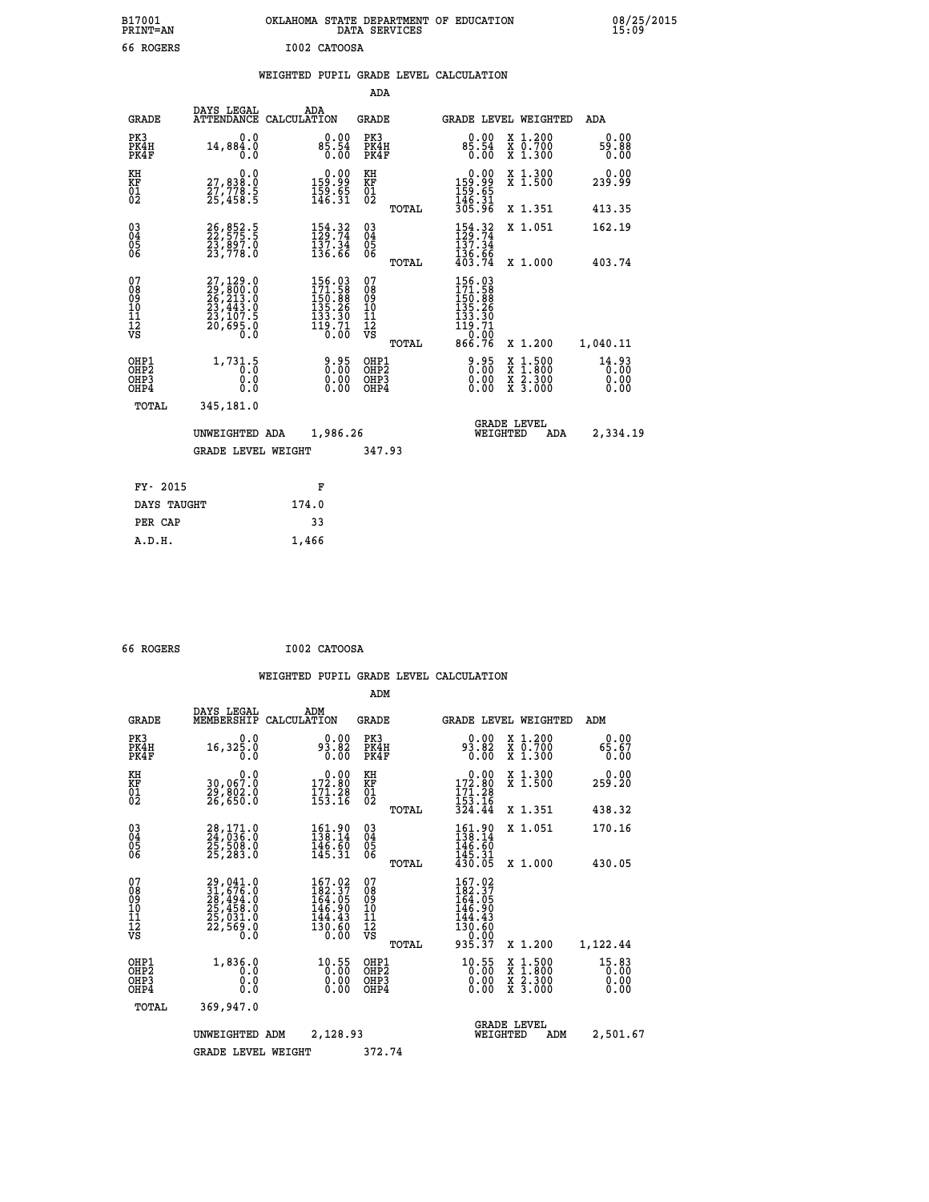B17001 PRINT=AN | OKLAHOMA STATE DEPARTMENT OF EDUCATION DATA SERVICES | 08/25/2015 15:09

66 ROGERS I002 CATOOSA

## WEIGHTED PUPIL GRADE LEVEL CALCULATION

### ADA

| GRADE | DAYS LEGAL ATTENDANCE | ADA CALCULATION | GRADE | GRADE LEVEL | WEIGHTED | ADA |
|---|---|---|---|---|---|---|
| PK3 | 0.0 | 0.00 | PK3 | 0.00 | X 1.200 | 0.00 |
| PK4H | 14,884.0 | 85.54 | PK4H | 85.54 | X 0.700 | 59.88 |
| PK4F | 0.0 | 0.00 | PK4F | 0.00 | X 1.300 | 0.00 |
| KH | 0.0 | 0.00 | KH | 0.00 | X 1.300 | 0.00 |
| KF | 27,838.0 | 159.99 | KF | 159.99 | X 1.500 | 239.99 |
| 01 | 27,778.5 | 159.65 | 01 | 159.65 | | |
| 02 | 25,458.5 | 146.31 | 02 | 146.31 | | |
| | | | TOTAL | 305.96 | X 1.351 | 413.35 |
| 03 | 26,852.5 | 154.32 | 03 | 154.32 | X 1.051 | 162.19 |
| 04 | 22,575.5 | 129.74 | 04 | 129.74 | | |
| 05 | 23,897.0 | 137.34 | 05 | 137.34 | | |
| 06 | 23,778.0 | 136.66 | 06 | 136.66 | | |
| | | | TOTAL | 403.74 | X 1.000 | 403.74 |
| 07 | 27,129.0 | 156.03 | 07 | 156.03 | | |
| 08 | 29,800.0 | 171.58 | 08 | 171.58 | | |
| 09 | 26,213.0 | 150.88 | 09 | 150.88 | | |
| 10 | 23,443.0 | 135.26 | 10 | 135.26 | | |
| 11 | 23,107.5 | 133.30 | 11 | 133.30 | | |
| 12 | 20,695.0 | 119.71 | 12 | 119.71 | | |
| VS | 0.0 | 0.00 | VS | 0.00 | | |
| | | | TOTAL | 866.76 | X 1.200 | 1,040.11 |
| OHP1 | 1,731.5 | 9.95 | OHP1 | 9.95 | X 1.500 | 14.93 |
| OHP2 | 0.0 | 0.00 | OHP2 | 0.00 | X 1.800 | 0.00 |
| OHP3 | 0.0 | 0.00 | OHP3 | 0.00 | X 2.300 | 0.00 |
| OHP4 | 0.0 | 0.00 | OHP4 | 0.00 | X 3.000 | 0.00 |
| TOTAL | 345,181.0 | | | | | |

UNWEIGHTED ADA 1,986.26 | GRADE LEVEL WEIGHTED ADA 2,334.19

GRADE LEVEL WEIGHT 347.93

| FY- 2015 | F |
|---|---|
| DAYS TAUGHT | 174.0 |
| PER CAP | 33 |
| A.D.H. | 1,466 |

66 ROGERS I002 CATOOSA

## WEIGHTED PUPIL GRADE LEVEL CALCULATION

### ADM

| GRADE | DAYS LEGAL MEMBERSHIP | ADM CALCULATION | GRADE | GRADE LEVEL | WEIGHTED | ADM |
|---|---|---|---|---|---|---|
| PK3 | 0.0 | 0.00 | PK3 | 0.00 | X 1.200 | 0.00 |
| PK4H | 16,325.0 | 93.82 | PK4H | 93.82 | X 0.700 | 65.67 |
| PK4F | 0.0 | 0.00 | PK4F | 0.00 | X 1.300 | 0.00 |
| KH | 0.0 | 0.00 | KH | 0.00 | X 1.300 | 0.00 |
| KF | 30,067.0 | 172.80 | KF | 172.80 | X 1.500 | 259.20 |
| 01 | 29,802.0 | 171.28 | 01 | 171.28 | | |
| 02 | 26,650.0 | 153.16 | 02 | 153.16 | | |
| | | | TOTAL | 324.44 | X 1.351 | 438.32 |
| 03 | 28,171.0 | 161.90 | 03 | 161.90 | X 1.051 | 170.16 |
| 04 | 24,036.0 | 138.14 | 04 | 138.14 | | |
| 05 | 25,508.0 | 146.60 | 05 | 146.60 | | |
| 06 | 25,283.0 | 145.31 | 06 | 145.31 | | |
| | | | TOTAL | 430.05 | X 1.000 | 430.05 |
| 07 | 29,041.0 | 167.02 | 07 | 167.02 | | |
| 08 | 31,676.0 | 182.37 | 08 | 182.37 | | |
| 09 | 28,494.0 | 164.05 | 09 | 164.05 | | |
| 10 | 25,458.0 | 146.90 | 10 | 146.90 | | |
| 11 | 25,031.0 | 144.43 | 11 | 144.43 | | |
| 12 | 22,569.0 | 130.60 | 12 | 130.60 | | |
| VS | 0.0 | 0.00 | VS | 0.00 | | |
| | | | TOTAL | 935.37 | X 1.200 | 1,122.44 |
| OHP1 | 1,836.0 | 10.55 | OHP1 | 10.55 | X 1.500 | 15.83 |
| OHP2 | 0.0 | 0.00 | OHP2 | 0.00 | X 1.800 | 0.00 |
| OHP3 | 0.0 | 0.00 | OHP3 | 0.00 | X 2.300 | 0.00 |
| OHP4 | 0.0 | 0.00 | OHP4 | 0.00 | X 3.000 | 0.00 |
| TOTAL | 369,947.0 | | | | | |

UNWEIGHTED ADM 2,128.93 | GRADE LEVEL WEIGHTED ADM 2,501.67

GRADE LEVEL WEIGHT 372.74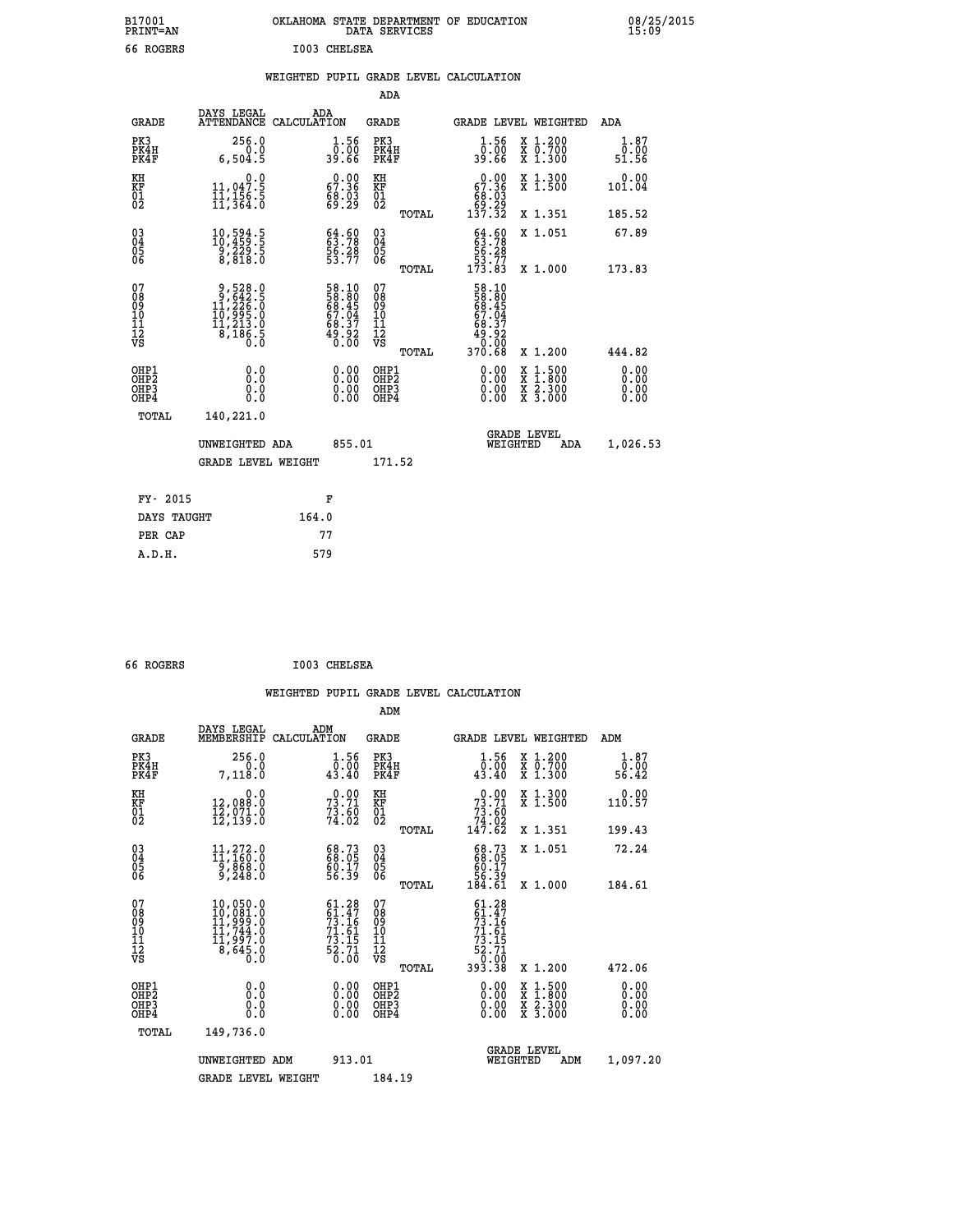B17001 OKLAHOMA STATE DEPARTMENT OF EDUCATION 08/25/2015
PRINT=AN DATA SERVICES 15:09

66 ROGERS I003 CHELSEA

## WEIGHTED PUPIL GRADE LEVEL CALCULATION

### ADA

| GRADE | DAYS LEGAL ATTENDANCE | ADA CALCULATION | GRADE | | GRADE LEVEL | WEIGHTED | ADA |
|---|---|---|---|---|---|---|---|
| PK3 | 256.0 | 1.56 | PK3 | | 1.56 | X 1.200 | 1.87 |
| PK4H | 0.0 | 0.00 | PK4H | | 0.00 | X 0.700 | 0.00 |
| PK4F | 6,504.5 | 39.66 | PK4F | | 39.66 | X 1.300 | 51.56 |
| KH | 0.0 | 0.00 | KH | | 0.00 | X 1.300 | 0.00 |
| KF | 11,047.5 | 67.36 | KF | | 67.36 | X 1.500 | 101.04 |
| 01 | 11,156.5 | 68.03 | 01 | | 68.03 | | |
| 02 | 11,364.0 | 69.29 | 02 | | 69.29 | | |
| | | | | TOTAL | 137.32 | X 1.351 | 185.52 |
| 03 | 10,594.5 | 64.60 | 03 | | 64.60 | X 1.051 | 67.89 |
| 04 | 10,459.5 | 63.78 | 04 | | 63.78 | | |
| 05 | 9,229.5 | 56.28 | 05 | | 56.28 | | |
| 06 | 8,818.0 | 53.77 | 06 | | 53.77 | | |
| | | | | TOTAL | 173.83 | X 1.000 | 173.83 |
| 07 | 9,528.0 | 58.10 | 07 | | 58.10 | | |
| 08 | 9,642.5 | 58.80 | 08 | | 58.80 | | |
| 09 | 11,226.0 | 68.45 | 09 | | 68.45 | | |
| 10 | 10,995.0 | 67.04 | 10 | | 67.04 | | |
| 11 | 11,213.0 | 68.37 | 11 | | 68.37 | | |
| 12 | 8,186.5 | 49.92 | 12 | | 49.92 | | |
| VS | 0.0 | 0.00 | VS | | 0.00 | | |
| | | | | TOTAL | 370.68 | X 1.200 | 444.82 |
| OHP1 | 0.0 | 0.00 | OHP1 | | 0.00 | X 1.500 | 0.00 |
| OHP2 | 0.0 | 0.00 | OHP2 | | 0.00 | X 1.800 | 0.00 |
| OHP3 | 0.0 | 0.00 | OHP3 | | 0.00 | X 2.300 | 0.00 |
| OHP4 | 0.0 | 0.00 | OHP4 | | 0.00 | X 3.000 | 0.00 |
| TOTAL | 140,221.0 | | | | | | |

UNWEIGHTED ADA 855.01 GRADE LEVEL WEIGHTED ADA 1,026.53

GRADE LEVEL WEIGHT 171.52

| FY- 2015 | F |
|---|---|
| DAYS TAUGHT | 164.0 |
| PER CAP | 77 |
| A.D.H. | 579 |

66 ROGERS I003 CHELSEA

## WEIGHTED PUPIL GRADE LEVEL CALCULATION

### ADM

| GRADE | DAYS LEGAL MEMBERSHIP | ADM CALCULATION | GRADE | | GRADE LEVEL | WEIGHTED | ADM |
|---|---|---|---|---|---|---|---|
| PK3 | 256.0 | 1.56 | PK3 | | 1.56 | X 1.200 | 1.87 |
| PK4H | 0.0 | 0.00 | PK4H | | 0.00 | X 0.700 | 0.00 |
| PK4F | 7,118.0 | 43.40 | PK4F | | 43.40 | X 1.300 | 56.42 |
| KH | 0.0 | 0.00 | KH | | 0.00 | X 1.300 | 0.00 |
| KF | 12,088.0 | 73.71 | KF | | 73.71 | X 1.500 | 110.57 |
| 01 | 12,071.0 | 73.60 | 01 | | 73.60 | | |
| 02 | 12,139.0 | 74.02 | 02 | | 74.02 | | |
| | | | | TOTAL | 147.62 | X 1.351 | 199.43 |
| 03 | 11,272.0 | 68.73 | 03 | | 68.73 | X 1.051 | 72.24 |
| 04 | 11,160.0 | 68.05 | 04 | | 68.05 | | |
| 05 | 9,868.0 | 60.17 | 05 | | 60.17 | | |
| 06 | 9,248.0 | 56.39 | 06 | | 56.39 | | |
| | | | | TOTAL | 184.61 | X 1.000 | 184.61 |
| 07 | 10,050.0 | 61.28 | 07 | | 61.28 | | |
| 08 | 10,081.0 | 61.47 | 08 | | 61.47 | | |
| 09 | 11,999.0 | 73.16 | 09 | | 73.16 | | |
| 10 | 11,744.0 | 71.61 | 10 | | 71.61 | | |
| 11 | 11,997.0 | 73.15 | 11 | | 73.15 | | |
| 12 | 8,645.0 | 52.71 | 12 | | 52.71 | | |
| VS | 0.0 | 0.00 | VS | | 0.00 | | |
| | | | | TOTAL | 393.38 | X 1.200 | 472.06 |
| OHP1 | 0.0 | 0.00 | OHP1 | | 0.00 | X 1.500 | 0.00 |
| OHP2 | 0.0 | 0.00 | OHP2 | | 0.00 | X 1.800 | 0.00 |
| OHP3 | 0.0 | 0.00 | OHP3 | | 0.00 | X 2.300 | 0.00 |
| OHP4 | 0.0 | 0.00 | OHP4 | | 0.00 | X 3.000 | 0.00 |
| TOTAL | 149,736.0 | | | | | | |

UNWEIGHTED ADM 913.01 GRADE LEVEL WEIGHTED ADM 1,097.20

GRADE LEVEL WEIGHT 184.19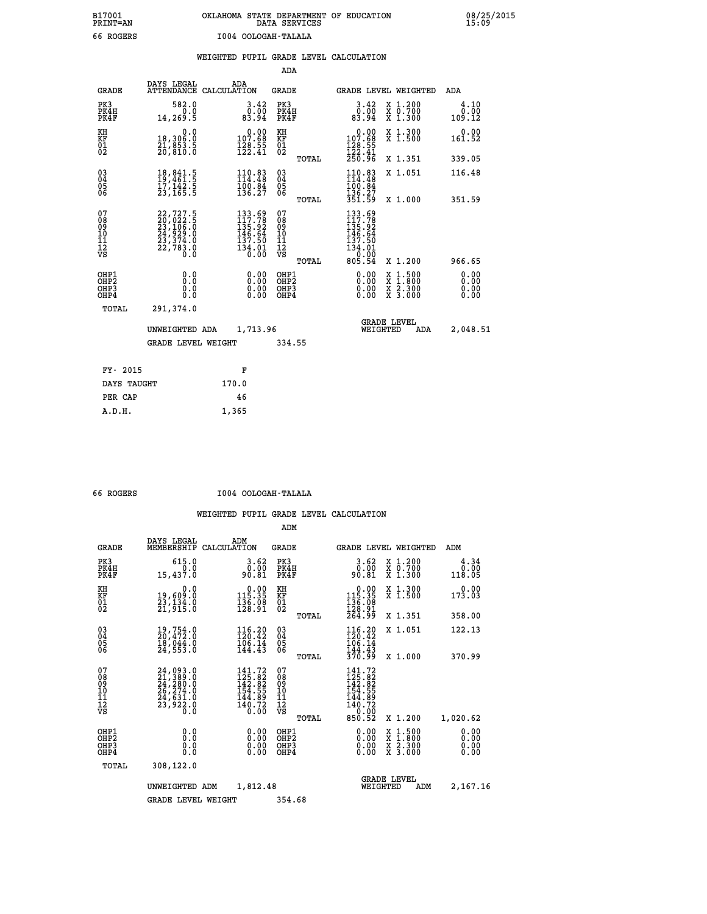B17001 OKLAHOMA STATE DEPARTMENT OF EDUCATION 08/25/2015
PRINT=AN DATA SERVICES 15:09

66 ROGERS I004 OOLOGAH-TALALA

WEIGHTED PUPIL GRADE LEVEL CALCULATION

ADA

| GRADE | DAYS LEGAL ATTENDANCE | ADA CALCULATION | GRADE | | GRADE LEVEL | WEIGHTED | ADA |
|---|---|---|---|---|---|---|---|
| PK3 | 582.0 | 3.42 | PK3 | | 3.42 | X 1.200 | 4.10 |
| PK4H | 0.0 | 0.00 | PK4H | | 0.00 | X 0.700 | 0.00 |
| PK4F | 14,269.5 | 83.94 | PK4F | | 83.94 | X 1.300 | 109.12 |
| KH | 0.0 | 0.00 | KH | | 0.00 | X 1.300 | 0.00 |
| KF | 18,306.0 | 107.68 | KF | | 107.68 | X 1.500 | 161.52 |
| 01 | 21,853.5 | 128.55 | 01 | | 128.55 | | |
| 02 | 20,810.0 | 122.41 | 02 | | 122.41 | | |
| | | | | TOTAL | 250.96 | X 1.351 | 339.05 |
| 03 | 18,841.5 | 110.83 | 03 | | 110.83 | X 1.051 | 116.48 |
| 04 | 19,461.5 | 114.48 | 04 | | 114.48 | | |
| 05 | 17,142.5 | 100.84 | 05 | | 100.84 | | |
| 06 | 23,165.5 | 136.27 | 06 | | 136.27 | | |
| | | | | TOTAL | 351.59 | X 1.000 | 351.59 |
| 07 | 22,727.5 | 133.69 | 07 | | 133.69 | | |
| 08 | 20,022.5 | 117.78 | 08 | | 117.78 | | |
| 09 | 23,106.0 | 135.92 | 09 | | 135.92 | | |
| 10 | 24,929.0 | 146.64 | 10 | | 146.64 | | |
| 11 | 23,374.0 | 137.50 | 11 | | 137.50 | | |
| 12 | 22,783.0 | 134.01 | 12 | | 134.01 | | |
| VS | 0.0 | 0.00 | VS | | 0.00 | | |
| | | | | TOTAL | 805.54 | X 1.200 | 966.65 |
| OHP1 | 0.0 | 0.00 | OHP1 | | 0.00 | X 1.500 | 0.00 |
| OHP2 | 0.0 | 0.00 | OHP2 | | 0.00 | X 1.800 | 0.00 |
| OHP3 | 0.0 | 0.00 | OHP3 | | 0.00 | X 2.300 | 0.00 |
| OHP4 | 0.0 | 0.00 | OHP4 | | 0.00 | X 3.000 | 0.00 |
| TOTAL | 291,374.0 | | | | | | |

UNWEIGHTED ADA 1,713.96 GRADE LEVEL WEIGHTED ADA 2,048.51

GRADE LEVEL WEIGHT 334.55

| FY- 2015 | F |
|---|---|
| DAYS TAUGHT | 170.0 |
| PER CAP | 46 |
| A.D.H. | 1,365 |

66 ROGERS I004 OOLOGAH-TALALA

WEIGHTED PUPIL GRADE LEVEL CALCULATION

ADM

| GRADE | DAYS LEGAL MEMBERSHIP | ADM CALCULATION | GRADE | | GRADE LEVEL | WEIGHTED | ADM |
|---|---|---|---|---|---|---|---|
| PK3 | 615.0 | 3.62 | PK3 | | 3.62 | X 1.200 | 4.34 |
| PK4H | 0.0 | 0.00 | PK4H | | 0.00 | X 0.700 | 0.00 |
| PK4F | 15,437.0 | 90.81 | PK4F | | 90.81 | X 1.300 | 118.05 |
| KH | 0.0 | 0.00 | KH | | 0.00 | X 1.300 | 0.00 |
| KF | 19,609.0 | 115.35 | KF | | 115.35 | X 1.500 | 173.03 |
| 01 | 23,134.0 | 136.08 | 01 | | 136.08 | | |
| 02 | 21,915.0 | 128.91 | 02 | | 128.91 | | |
| | | | | TOTAL | 264.99 | X 1.351 | 358.00 |
| 03 | 19,754.0 | 116.20 | 03 | | 116.20 | X 1.051 | 122.13 |
| 04 | 20,472.0 | 120.42 | 04 | | 120.42 | | |
| 05 | 18,044.0 | 106.14 | 05 | | 106.14 | | |
| 06 | 24,553.0 | 144.43 | 06 | | 144.43 | | |
| | | | | TOTAL | 370.99 | X 1.000 | 370.99 |
| 07 | 24,093.0 | 141.72 | 07 | | 141.72 | | |
| 08 | 21,389.0 | 125.82 | 08 | | 125.82 | | |
| 09 | 24,280.0 | 142.82 | 09 | | 142.82 | | |
| 10 | 26,274.0 | 154.55 | 10 | | 154.55 | | |
| 11 | 24,631.0 | 144.89 | 11 | | 144.89 | | |
| 12 | 23,922.0 | 140.72 | 12 | | 140.72 | | |
| VS | 0.0 | 0.00 | VS | | 0.00 | | |
| | | | | TOTAL | 850.52 | X 1.200 | 1,020.62 |
| OHP1 | 0.0 | 0.00 | OHP1 | | 0.00 | X 1.500 | 0.00 |
| OHP2 | 0.0 | 0.00 | OHP2 | | 0.00 | X 1.800 | 0.00 |
| OHP3 | 0.0 | 0.00 | OHP3 | | 0.00 | X 2.300 | 0.00 |
| OHP4 | 0.0 | 0.00 | OHP4 | | 0.00 | X 3.000 | 0.00 |
| TOTAL | 308,122.0 | | | | | | |

UNWEIGHTED ADM 1,812.48 GRADE LEVEL WEIGHTED ADM 2,167.16

GRADE LEVEL WEIGHT 354.68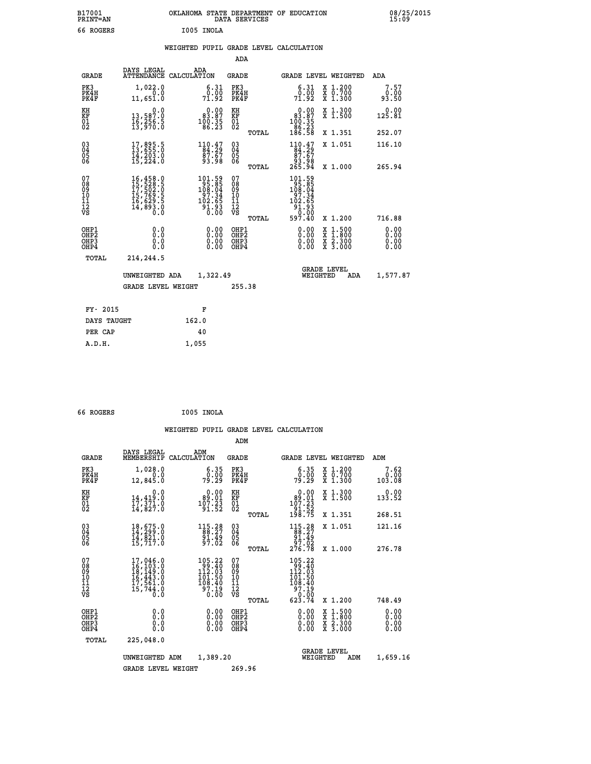B17001
PRINT=AN

OKLAHOMA STATE DEPARTMENT OF EDUCATION
DATA SERVICES

08/25/2015
15:09

66 ROGERS    I005 INOLA

## WEIGHTED PUPIL GRADE LEVEL CALCULATION

### ADA

| GRADE | DAYS LEGAL ATTENDANCE | ADA CALCULATION | GRADE | | GRADE LEVEL | WEIGHTED | ADA |
|---|---|---|---|---|---|---|---|
| PK3 | 1,022.0 | 6.31 | PK3 | | 6.31 | X 1.200 | 7.57 |
| PK4H | 0.0 | 0.00 | PK4H | | 0.00 | X 0.700 | 0.00 |
| PK4F | 11,651.0 | 71.92 | PK4F | | 71.92 | X 1.300 | 93.50 |
| KH | 0.0 | 0.00 | KH | | 0.00 | X 1.300 | 0.00 |
| KF | 13,587.0 | 83.87 | KF | | 83.87 | X 1.500 | 125.81 |
| 01 | 16,256.5 | 100.35 | 01 | | 100.35 | | |
| 02 | 13,970.0 | 86.23 | 02 | | 86.23 | | |
| | | | | TOTAL | 186.58 | X 1.351 | 252.07 |
| 03 | 17,895.5 | 110.47 | 03 | | 110.47 | X 1.051 | 116.10 |
| 04 | 13,655.0 | 84.29 | 04 | | 84.29 | | |
| 05 | 14,203.0 | 87.67 | 05 | | 87.67 | | |
| 06 | 15,224.0 | 93.98 | 06 | | 93.98 | | |
| | | | | TOTAL | 265.94 | X 1.000 | 265.94 |
| 07 | 16,458.0 | 101.59 | 07 | | 101.59 | | |
| 08 | 15,528.5 | 95.85 | 08 | | 95.85 | | |
| 09 | 17,502.0 | 108.04 | 09 | | 108.04 | | |
| 10 | 15,769.5 | 97.34 | 10 | | 97.34 | | |
| 11 | 16,629.5 | 102.65 | 11 | | 102.65 | | |
| 12 | 14,893.0 | 91.93 | 12 | | 91.93 | | |
| VS | 0.0 | 0.00 | VS | | 0.00 | | |
| | | | | TOTAL | 597.40 | X 1.200 | 716.88 |
| OHP1 | 0.0 | 0.00 | OHP1 | | 0.00 | X 1.500 | 0.00 |
| OHP2 | 0.0 | 0.00 | OHP2 | | 0.00 | X 1.800 | 0.00 |
| OHP3 | 0.0 | 0.00 | OHP3 | | 0.00 | X 2.300 | 0.00 |
| OHP4 | 0.0 | 0.00 | OHP4 | | 0.00 | X 3.000 | 0.00 |
| TOTAL | 214,244.5 | | | | | | |

UNWEIGHTED ADA 1,322.49    GRADE LEVEL WEIGHTED ADA 1,577.87

GRADE LEVEL WEIGHT 255.38

| FY- 2015 | F |
|---|---|
| DAYS TAUGHT | 162.0 |
| PER CAP | 40 |
| A.D.H. | 1,055 |

66 ROGERS    I005 INOLA

## WEIGHTED PUPIL GRADE LEVEL CALCULATION

### ADM

| GRADE | DAYS LEGAL MEMBERSHIP | ADM CALCULATION | GRADE | | GRADE LEVEL | WEIGHTED | ADM |
|---|---|---|---|---|---|---|---|
| PK3 | 1,028.0 | 6.35 | PK3 | | 6.35 | X 1.200 | 7.62 |
| PK4H | 0.0 | 0.00 | PK4H | | 0.00 | X 0.700 | 0.00 |
| PK4F | 12,845.0 | 79.29 | PK4F | | 79.29 | X 1.300 | 103.08 |
| KH | 0.0 | 0.00 | KH | | 0.00 | X 1.300 | 0.00 |
| KF | 14,419.0 | 89.01 | KF | | 89.01 | X 1.500 | 133.52 |
| 01 | 17,371.0 | 107.23 | 01 | | 107.23 | | |
| 02 | 14,827.0 | 91.52 | 02 | | 91.52 | | |
| | | | | TOTAL | 198.75 | X 1.351 | 268.51 |
| 03 | 18,675.0 | 115.28 | 03 | | 115.28 | X 1.051 | 121.16 |
| 04 | 14,299.0 | 88.27 | 04 | | 88.27 | | |
| 05 | 14,821.0 | 91.49 | 05 | | 91.49 | | |
| 06 | 15,717.0 | 97.02 | 06 | | 97.02 | | |
| | | | | TOTAL | 276.78 | X 1.000 | 276.78 |
| 07 | 17,046.0 | 105.22 | 07 | | 105.22 | | |
| 08 | 16,103.0 | 99.40 | 08 | | 99.40 | | |
| 09 | 18,149.0 | 112.03 | 09 | | 112.03 | | |
| 10 | 16,443.0 | 101.50 | 10 | | 101.50 | | |
| 11 | 17,561.0 | 108.40 | 11 | | 108.40 | | |
| 12 | 15,744.0 | 97.19 | 12 | | 97.19 | | |
| VS | 0.0 | 0.00 | VS | | 0.00 | | |
| | | | | TOTAL | 623.74 | X 1.200 | 748.49 |
| OHP1 | 0.0 | 0.00 | OHP1 | | 0.00 | X 1.500 | 0.00 |
| OHP2 | 0.0 | 0.00 | OHP2 | | 0.00 | X 1.800 | 0.00 |
| OHP3 | 0.0 | 0.00 | OHP3 | | 0.00 | X 2.300 | 0.00 |
| OHP4 | 0.0 | 0.00 | OHP4 | | 0.00 | X 3.000 | 0.00 |
| TOTAL | 225,048.0 | | | | | | |

UNWEIGHTED ADM 1,389.20    GRADE LEVEL WEIGHTED ADM 1,659.16

GRADE LEVEL WEIGHT 269.96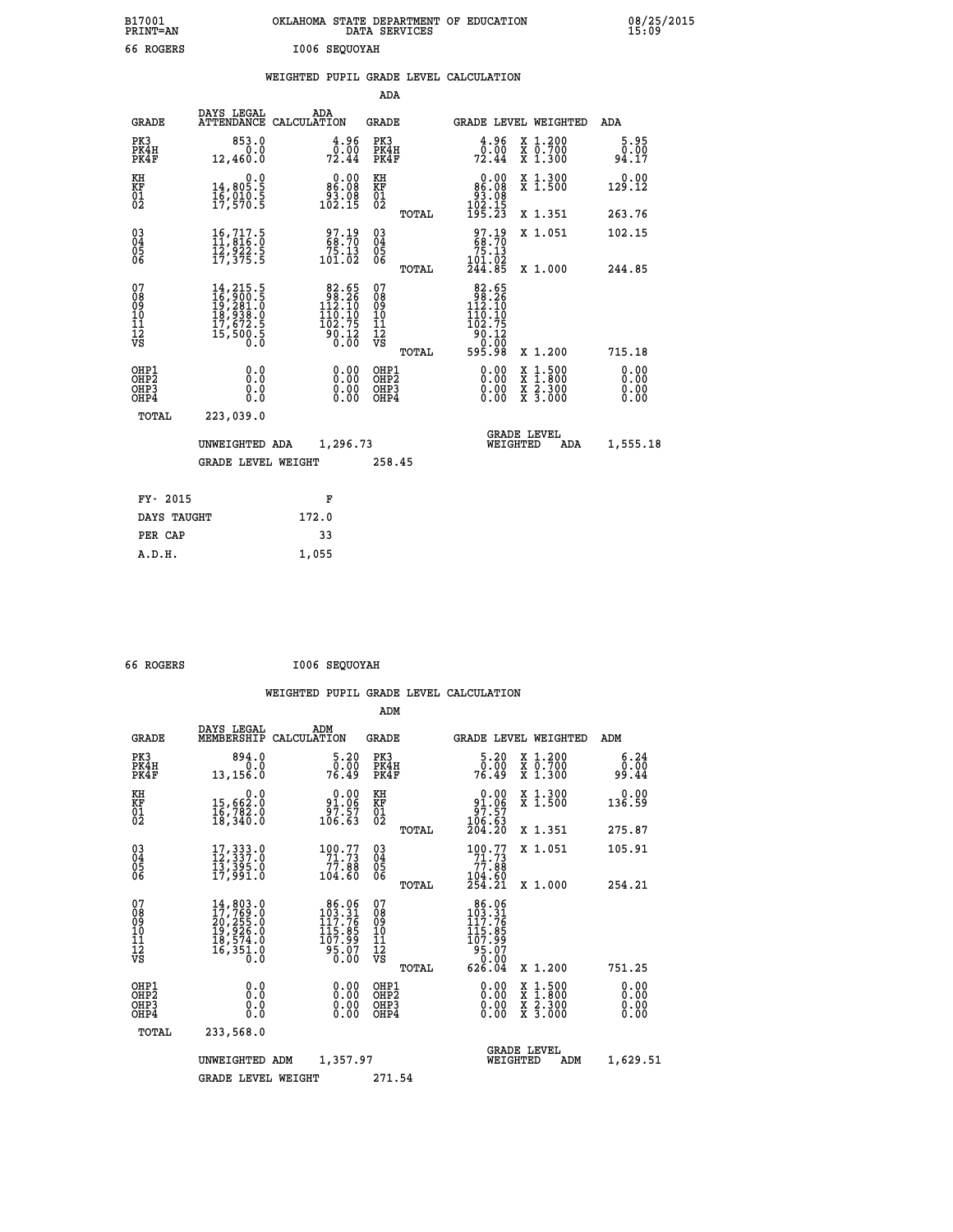B17001 OKLAHOMA STATE DEPARTMENT OF EDUCATION 08/25/2015
PRINT=AN DATA SERVICES 15:09

66 ROGERS I006 SEQUOYAH

## WEIGHTED PUPIL GRADE LEVEL CALCULATION

### ADA

| GRADE | DAYS LEGAL ATTENDANCE | ADA CALCULATION | GRADE | | GRADE LEVEL | WEIGHTED | ADA |
|---|---|---|---|---|---|---|---|
| PK3 | 853.0 | 4.96 | PK3 | | 4.96 | X 1.200 | 5.95 |
| PK4H | 0.0 | 0.00 | PK4H | | 0.00 | X 0.700 | 0.00 |
| PK4F | 12,460.0 | 72.44 | PK4F | | 72.44 | X 1.300 | 94.17 |
| KH | 0.0 | 0.00 | KH | | 0.00 | X 1.300 | 0.00 |
| KF | 14,805.5 | 86.08 | KF | | 86.08 | X 1.500 | 129.12 |
| 01 | 16,010.5 | 93.08 | 01 | | 93.08 | | |
| 02 | 17,570.5 | 102.15 | 02 | | 102.15 | | |
| | | | | TOTAL | 195.23 | X 1.351 | 263.76 |
| 03 | 16,717.5 | 97.19 | 03 | | 97.19 | X 1.051 | 102.15 |
| 04 | 11,816.0 | 68.70 | 04 | | 68.70 | | |
| 05 | 12,922.5 | 75.13 | 05 | | 75.13 | | |
| 06 | 17,375.5 | 101.02 | 06 | | 101.02 | | |
| | | | | TOTAL | 244.85 | X 1.000 | 244.85 |
| 07 | 14,215.5 | 82.65 | 07 | | 82.65 | | |
| 08 | 16,900.5 | 98.26 | 08 | | 98.26 | | |
| 09 | 19,281.0 | 112.10 | 09 | | 112.10 | | |
| 10 | 18,938.0 | 110.10 | 10 | | 110.10 | | |
| 11 | 17,672.5 | 102.75 | 11 | | 102.75 | | |
| 12 | 15,500.5 | 90.12 | 12 | | 90.12 | | |
| VS | 0.0 | 0.00 | VS | | 0.00 | | |
| | | | | TOTAL | 595.98 | X 1.200 | 715.18 |
| OHP1 | 0.0 | 0.00 | OHP1 | | 0.00 | X 1.500 | 0.00 |
| OHP2 | 0.0 | 0.00 | OHP2 | | 0.00 | X 1.800 | 0.00 |
| OHP3 | 0.0 | 0.00 | OHP3 | | 0.00 | X 2.300 | 0.00 |
| OHP4 | 0.0 | 0.00 | OHP4 | | 0.00 | X 3.000 | 0.00 |
| TOTAL | 223,039.0 | | | | | | |

UNWEIGHTED ADA 1,296.73 — GRADE LEVEL WEIGHTED ADA 1,555.18

GRADE LEVEL WEIGHT 258.45

| FY- 2015 | F |
|---|---|
| DAYS TAUGHT | 172.0 |
| PER CAP | 33 |
| A.D.H. | 1,055 |

66 ROGERS I006 SEQUOYAH

## WEIGHTED PUPIL GRADE LEVEL CALCULATION

### ADM

| GRADE | DAYS LEGAL MEMBERSHIP | ADM CALCULATION | GRADE | | GRADE LEVEL | WEIGHTED | ADM |
|---|---|---|---|---|---|---|---|
| PK3 | 894.0 | 5.20 | PK3 | | 5.20 | X 1.200 | 6.24 |
| PK4H | 0.0 | 0.00 | PK4H | | 0.00 | X 0.700 | 0.00 |
| PK4F | 13,156.0 | 76.49 | PK4F | | 76.49 | X 1.300 | 99.44 |
| KH | 0.0 | 0.00 | KH | | 0.00 | X 1.300 | 0.00 |
| KF | 15,662.0 | 91.06 | KF | | 91.06 | X 1.500 | 136.59 |
| 01 | 16,782.0 | 97.57 | 01 | | 97.57 | | |
| 02 | 18,340.0 | 106.63 | 02 | | 106.63 | | |
| | | | | TOTAL | 204.20 | X 1.351 | 275.87 |
| 03 | 17,333.0 | 100.77 | 03 | | 100.77 | X 1.051 | 105.91 |
| 04 | 12,337.0 | 71.73 | 04 | | 71.73 | | |
| 05 | 13,395.0 | 77.88 | 05 | | 77.88 | | |
| 06 | 17,991.0 | 104.60 | 06 | | 104.60 | | |
| | | | | TOTAL | 254.21 | X 1.000 | 254.21 |
| 07 | 14,803.0 | 86.06 | 07 | | 86.06 | | |
| 08 | 17,769.0 | 103.31 | 08 | | 103.31 | | |
| 09 | 20,255.0 | 117.76 | 09 | | 117.76 | | |
| 10 | 19,926.0 | 115.85 | 10 | | 115.85 | | |
| 11 | 18,574.0 | 107.99 | 11 | | 107.99 | | |
| 12 | 16,351.0 | 95.07 | 12 | | 95.07 | | |
| VS | 0.0 | 0.00 | VS | | 0.00 | | |
| | | | | TOTAL | 626.04 | X 1.200 | 751.25 |
| OHP1 | 0.0 | 0.00 | OHP1 | | 0.00 | X 1.500 | 0.00 |
| OHP2 | 0.0 | 0.00 | OHP2 | | 0.00 | X 1.800 | 0.00 |
| OHP3 | 0.0 | 0.00 | OHP3 | | 0.00 | X 2.300 | 0.00 |
| OHP4 | 0.0 | 0.00 | OHP4 | | 0.00 | X 3.000 | 0.00 |
| TOTAL | 233,568.0 | | | | | | |

UNWEIGHTED ADM 1,357.97 — GRADE LEVEL WEIGHTED ADM 1,629.51

GRADE LEVEL WEIGHT 271.54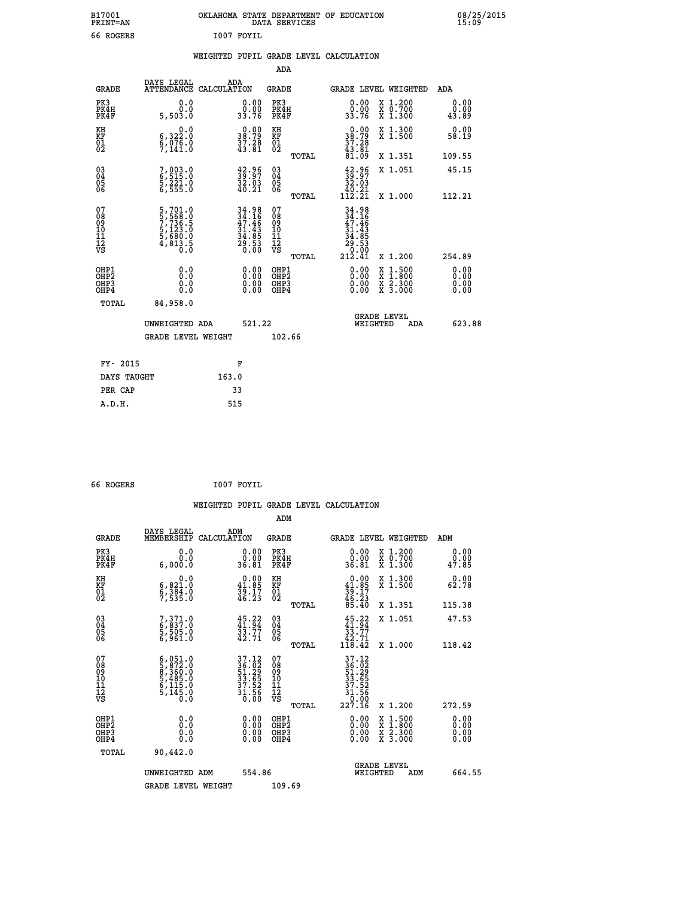B17001 OKLAHOMA STATE DEPARTMENT OF EDUCATION 08/25/2015
PRINT=AN DATA SERVICES 15:09

66 ROGERS I007 FOYIL

## WEIGHTED PUPIL GRADE LEVEL CALCULATION

### ADA

| GRADE | DAYS LEGAL ATTENDANCE | ADA CALCULATION | GRADE | | GRADE LEVEL | WEIGHTED | ADA |
|---|---|---|---|---|---|---|---|
| PK3 | 0.0 | 0.00 | PK3 | | 0.00 | X 1.200 | 0.00 |
| PK4H | 0.0 | 0.00 | PK4H | | 0.00 | X 0.700 | 0.00 |
| PK4F | 5,503.0 | 33.76 | PK4F | | 33.76 | X 1.300 | 43.89 |
| KH | 0.0 | 0.00 | KH | | 0.00 | X 1.300 | 0.00 |
| KF | 6,322.0 | 38.79 | KF | | 38.79 | X 1.500 | 58.19 |
| 01 | 6,076.0 | 37.28 | 01 | | 37.28 | | |
| 02 | 7,141.0 | 43.81 | 02 | | 43.81 | | |
| | | | | TOTAL | 81.09 | X 1.351 | 109.55 |
| 03 | 7,003.0 | 42.96 | 03 | | 42.96 | X 1.051 | 45.15 |
| 04 | 6,515.0 | 39.97 | 04 | | 39.97 | | |
| 05 | 5,221.0 | 32.03 | 05 | | 32.03 | | |
| 06 | 6,555.0 | 40.21 | 06 | | 40.21 | | |
| | | | | TOTAL | 112.21 | X 1.000 | 112.21 |
| 07 | 5,701.0 | 34.98 | 07 | | 34.98 | | |
| 08 | 5,568.0 | 34.16 | 08 | | 34.16 | | |
| 09 | 7,736.5 | 47.46 | 09 | | 47.46 | | |
| 10 | 5,123.0 | 31.43 | 10 | | 31.43 | | |
| 11 | 5,680.0 | 34.85 | 11 | | 34.85 | | |
| 12 | 4,813.5 | 29.53 | 12 | | 29.53 | | |
| VS | 0.0 | 0.00 | VS | | 0.00 | | |
| | | | | TOTAL | 212.41 | X 1.200 | 254.89 |
| OHP1 | 0.0 | 0.00 | OHP1 | | 0.00 | X 1.500 | 0.00 |
| OHP2 | 0.0 | 0.00 | OHP2 | | 0.00 | X 1.800 | 0.00 |
| OHP3 | 0.0 | 0.00 | OHP3 | | 0.00 | X 2.300 | 0.00 |
| OHP4 | 0.0 | 0.00 | OHP4 | | 0.00 | X 3.000 | 0.00 |
| TOTAL | 84,958.0 | | | | | | |

UNWEIGHTED ADA 521.22 | GRADE LEVEL WEIGHTED ADA 623.88

GRADE LEVEL WEIGHT 102.66

| FY- 2015 | F |
|---|---|
| DAYS TAUGHT | 163.0 |
| PER CAP | 33 |
| A.D.H. | 515 |

66 ROGERS I007 FOYIL

## WEIGHTED PUPIL GRADE LEVEL CALCULATION

### ADM

| GRADE | DAYS LEGAL MEMBERSHIP | ADM CALCULATION | GRADE | | GRADE LEVEL | WEIGHTED | ADM |
|---|---|---|---|---|---|---|---|
| PK3 | 0.0 | 0.00 | PK3 | | 0.00 | X 1.200 | 0.00 |
| PK4H | 0.0 | 0.00 | PK4H | | 0.00 | X 0.700 | 0.00 |
| PK4F | 6,000.0 | 36.81 | PK4F | | 36.81 | X 1.300 | 47.85 |
| KH | 0.0 | 0.00 | KH | | 0.00 | X 1.300 | 0.00 |
| KF | 6,821.0 | 41.85 | KF | | 41.85 | X 1.500 | 62.78 |
| 01 | 6,384.0 | 39.17 | 01 | | 39.17 | | |
| 02 | 7,535.0 | 46.23 | 02 | | 46.23 | | |
| | | | | TOTAL | 85.40 | X 1.351 | 115.38 |
| 03 | 7,371.0 | 45.22 | 03 | | 45.22 | X 1.051 | 47.53 |
| 04 | 6,837.0 | 41.94 | 04 | | 41.94 | | |
| 05 | 5,505.0 | 33.77 | 05 | | 33.77 | | |
| 06 | 6,961.0 | 42.71 | 06 | | 42.71 | | |
| | | | | TOTAL | 118.42 | X 1.000 | 118.42 |
| 07 | 6,051.0 | 37.12 | 07 | | 37.12 | | |
| 08 | 5,872.0 | 36.02 | 08 | | 36.02 | | |
| 09 | 8,360.0 | 51.29 | 09 | | 51.29 | | |
| 10 | 5,485.0 | 33.65 | 10 | | 33.65 | | |
| 11 | 6,115.0 | 37.52 | 11 | | 37.52 | | |
| 12 | 5,145.0 | 31.56 | 12 | | 31.56 | | |
| VS | 0.0 | 0.00 | VS | | 0.00 | | |
| | | | | TOTAL | 227.16 | X 1.200 | 272.59 |
| OHP1 | 0.0 | 0.00 | OHP1 | | 0.00 | X 1.500 | 0.00 |
| OHP2 | 0.0 | 0.00 | OHP2 | | 0.00 | X 1.800 | 0.00 |
| OHP3 | 0.0 | 0.00 | OHP3 | | 0.00 | X 2.300 | 0.00 |
| OHP4 | 0.0 | 0.00 | OHP4 | | 0.00 | X 3.000 | 0.00 |
| TOTAL | 90,442.0 | | | | | | |

UNWEIGHTED ADM 554.86 | GRADE LEVEL WEIGHTED ADM 664.55

GRADE LEVEL WEIGHT 109.69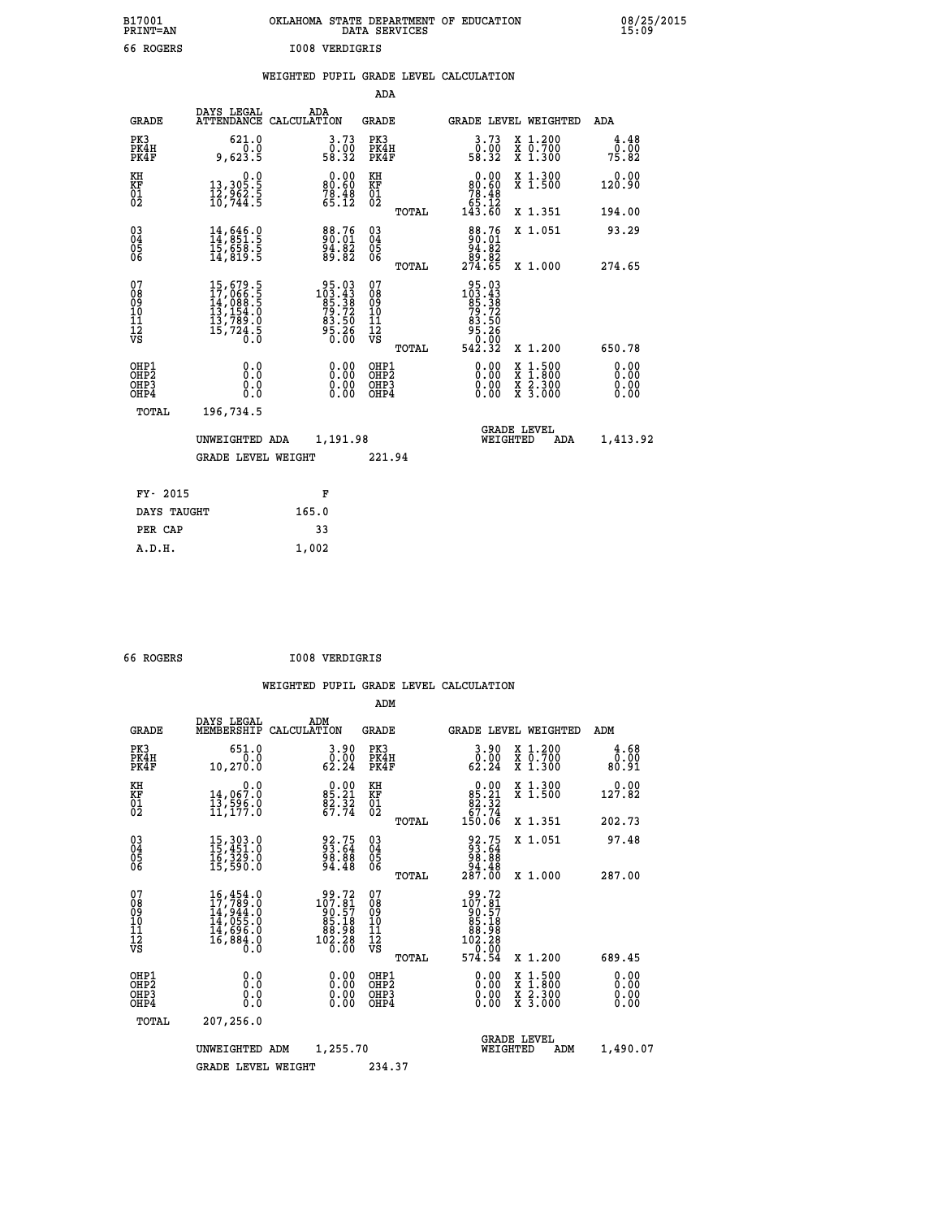B17001
PRINT=AN

OKLAHOMA STATE DEPARTMENT OF EDUCATION
DATA SERVICES

08/25/2015
15:09

66 ROGERS    I008 VERDIGRIS

## WEIGHTED PUPIL GRADE LEVEL CALCULATION

### ADA

| GRADE | DAYS LEGAL ATTENDANCE | ADA CALCULATION | GRADE | GRADE LEVEL | WEIGHTED | ADA |
|---|---|---|---|---|---|---|
| PK3 | 621.0 | 3.73 | PK3 | 3.73 | X 1.200 | 4.48 |
| PK4H | 0.0 | 0.00 | PK4H | 0.00 | X 0.700 | 0.00 |
| PK4F | 9,623.5 | 58.32 | PK4F | 58.32 | X 1.300 | 75.82 |
| KH | 0.0 | 0.00 | KH | 0.00 | X 1.300 | 0.00 |
| KF | 13,305.5 | 80.60 | KF | 80.60 | X 1.500 | 120.90 |
| 01 | 12,962.5 | 78.48 | 01 | 78.48 | | |
| 02 | 10,744.5 | 65.12 | 02 | 65.12 | | |
| | | | TOTAL | 143.60 | X 1.351 | 194.00 |
| 03 | 14,646.0 | 88.76 | 03 | 88.76 | X 1.051 | 93.29 |
| 04 | 14,851.5 | 90.01 | 04 | 90.01 | | |
| 05 | 15,658.5 | 94.82 | 05 | 94.82 | | |
| 06 | 14,819.5 | 89.82 | 06 | 89.82 | | |
| | | | TOTAL | 274.65 | X 1.000 | 274.65 |
| 07 | 15,679.5 | 95.03 | 07 | 95.03 | | |
| 08 | 17,066.5 | 103.43 | 08 | 103.43 | | |
| 09 | 14,088.5 | 85.38 | 09 | 85.38 | | |
| 10 | 13,154.0 | 79.72 | 10 | 79.72 | | |
| 11 | 13,789.0 | 83.50 | 11 | 83.50 | | |
| 12 | 15,724.5 | 95.26 | 12 | 95.26 | | |
| VS | 0.0 | 0.00 | VS | 0.00 | | |
| | | | TOTAL | 542.32 | X 1.200 | 650.78 |
| OHP1 | 0.0 | 0.00 | OHP1 | 0.00 | X 1.500 | 0.00 |
| OHP2 | 0.0 | 0.00 | OHP2 | 0.00 | X 1.800 | 0.00 |
| OHP3 | 0.0 | 0.00 | OHP3 | 0.00 | X 2.300 | 0.00 |
| OHP4 | 0.0 | 0.00 | OHP4 | 0.00 | X 3.000 | 0.00 |
| TOTAL | 196,734.5 | | | | | |

UNWEIGHTED ADA 1,191.98    GRADE LEVEL WEIGHTED ADA 1,413.92

GRADE LEVEL WEIGHT 221.94

| FY- 2015 | F |
|---|---|
| DAYS TAUGHT | 165.0 |
| PER CAP | 33 |
| A.D.H. | 1,002 |

66 ROGERS    I008 VERDIGRIS

## WEIGHTED PUPIL GRADE LEVEL CALCULATION

### ADM

| GRADE | DAYS LEGAL MEMBERSHIP | ADM CALCULATION | GRADE | GRADE LEVEL | WEIGHTED | ADM |
|---|---|---|---|---|---|---|
| PK3 | 651.0 | 3.90 | PK3 | 3.90 | X 1.200 | 4.68 |
| PK4H | 0.0 | 0.00 | PK4H | 0.00 | X 0.700 | 0.00 |
| PK4F | 10,270.0 | 62.24 | PK4F | 62.24 | X 1.300 | 80.91 |
| KH | 0.0 | 0.00 | KH | 0.00 | X 1.300 | 0.00 |
| KF | 14,067.0 | 85.21 | KF | 85.21 | X 1.500 | 127.82 |
| 01 | 13,596.0 | 82.32 | 01 | 82.32 | | |
| 02 | 11,177.0 | 67.74 | 02 | 67.74 | | |
| | | | TOTAL | 150.06 | X 1.351 | 202.73 |
| 03 | 15,303.0 | 92.75 | 03 | 92.75 | X 1.051 | 97.48 |
| 04 | 15,451.0 | 93.64 | 04 | 93.64 | | |
| 05 | 16,329.0 | 98.88 | 05 | 98.88 | | |
| 06 | 15,590.0 | 94.48 | 06 | 94.48 | | |
| | | | TOTAL | 287.00 | X 1.000 | 287.00 |
| 07 | 16,454.0 | 99.72 | 07 | 99.72 | | |
| 08 | 17,789.0 | 107.81 | 08 | 107.81 | | |
| 09 | 14,944.0 | 90.57 | 09 | 90.57 | | |
| 10 | 14,055.0 | 85.18 | 10 | 85.18 | | |
| 11 | 14,696.0 | 88.98 | 11 | 88.98 | | |
| 12 | 16,884.0 | 102.28 | 12 | 102.28 | | |
| VS | 0.0 | 0.00 | VS | 0.00 | | |
| | | | TOTAL | 574.54 | X 1.200 | 689.45 |
| OHP1 | 0.0 | 0.00 | OHP1 | 0.00 | X 1.500 | 0.00 |
| OHP2 | 0.0 | 0.00 | OHP2 | 0.00 | X 1.800 | 0.00 |
| OHP3 | 0.0 | 0.00 | OHP3 | 0.00 | X 2.300 | 0.00 |
| OHP4 | 0.0 | 0.00 | OHP4 | 0.00 | X 3.000 | 0.00 |
| TOTAL | 207,256.0 | | | | | |

UNWEIGHTED ADM 1,255.70    GRADE LEVEL WEIGHTED ADM 1,490.07

GRADE LEVEL WEIGHT 234.37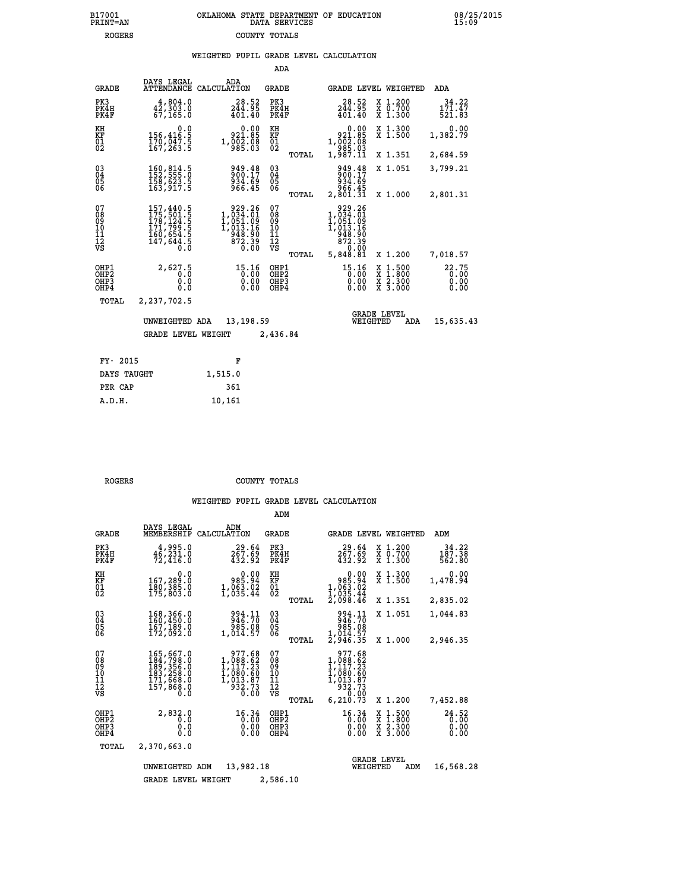B17001 PRINT=AN — OKLAHOMA STATE DEPARTMENT OF EDUCATION DATA SERVICES — 08/25/2015 15:09

ROGERS — COUNTY TOTALS

WEIGHTED PUPIL GRADE LEVEL CALCULATION

ADA

| GRADE | DAYS LEGAL ATTENDANCE | ADA CALCULATION | GRADE | GRADE LEVEL | WEIGHTED | ADA |
|---|---|---|---|---|---|---|
| PK3 | 4,804.0 | 28.52 | PK3 | 28.52 | X 1.200 | 34.22 |
| PK4H | 42,303.0 | 244.95 | PK4H | 244.95 | X 0.700 | 171.47 |
| PK4F | 67,165.0 | 401.40 | PK4F | 401.40 | X 1.300 | 521.83 |
| KH | 0.0 | 0.00 | KH | 0.00 | X 1.300 | 0.00 |
| KF | 156,416.5 | 921.85 | KF | 921.85 | X 1.500 | 1,382.79 |
| 01 | 170,047.5 | 1,002.08 | 01 | 1,002.08 | | |
| 02 | 167,263.5 | 985.03 | 02 | 985.03 | | |
| | | | TOTAL | 1,987.11 | X 1.351 | 2,684.59 |
| 03 | 160,814.5 | 949.48 | 03 | 949.48 | X 1.051 | 3,799.21 |
| 04 | 152,555.0 | 900.17 | 04 | 900.17 | | |
| 05 | 158,623.5 | 934.69 | 05 | 934.69 | | |
| 06 | 163,917.5 | 966.45 | 06 | 966.45 | | |
| | | | TOTAL | 2,801.31 | X 1.000 | 2,801.31 |
| 07 | 157,440.5 | 929.26 | 07 | 929.26 | | |
| 08 | 175,501.5 | 1,034.01 | 08 | 1,034.01 | | |
| 09 | 178,124.5 | 1,051.09 | 09 | 1,051.09 | | |
| 10 | 171,799.5 | 1,013.16 | 10 | 1,013.16 | | |
| 11 | 160,654.5 | 948.90 | 11 | 948.90 | | |
| 12 | 147,644.5 | 872.39 | 12 | 872.39 | | |
| VS | 0.0 | 0.00 | VS | 0.00 | | |
| | | | TOTAL | 5,848.81 | X 1.200 | 7,018.57 |
| OHP1 | 2,627.5 | 15.16 | OHP1 | 15.16 | X 1.500 | 22.75 |
| OHP2 | 0.0 | 0.00 | OHP2 | 0.00 | X 1.800 | 0.00 |
| OHP3 | 0.0 | 0.00 | OHP3 | 0.00 | X 2.300 | 0.00 |
| OHP4 | 0.0 | 0.00 | OHP4 | 0.00 | X 3.000 | 0.00 |
| TOTAL | 2,237,702.5 | | | | | |

UNWEIGHTED ADA 13,198.59 — GRADE LEVEL WEIGHTED ADA 15,635.43

GRADE LEVEL WEIGHT 2,436.84

| FY- 2015 | F |
|---|---|
| DAYS TAUGHT | 1,515.0 |
| PER CAP | 361 |
| A.D.H. | 10,161 |

ROGERS — COUNTY TOTALS

WEIGHTED PUPIL GRADE LEVEL CALCULATION

ADM

| GRADE | DAYS LEGAL MEMBERSHIP | ADM CALCULATION | GRADE | GRADE LEVEL | WEIGHTED | ADM |
|---|---|---|---|---|---|---|
| PK3 | 4,995.0 | 29.64 | PK3 | 29.64 | X 1.200 | 34.22 |
| PK4H | 46,231.0 | 267.69 | PK4H | 267.69 | X 0.700 | 187.38 |
| PK4F | 72,416.0 | 432.92 | PK4F | 432.92 | X 1.300 | 562.80 |
| KH | 0.0 | 0.00 | KH | 0.00 | X 1.300 | 0.00 |
| KF | 167,289.0 | 985.94 | KF | 985.94 | X 1.500 | 1,478.94 |
| 01 | 180,385.0 | 1,063.02 | 01 | 1,063.02 | | |
| 02 | 175,803.0 | 1,035.44 | 02 | 1,035.44 | | |
| | | | TOTAL | 2,098.46 | X 1.351 | 2,835.02 |
| 03 | 168,366.0 | 994.11 | 03 | 994.11 | X 1.051 | 1,044.83 |
| 04 | 160,450.0 | 946.70 | 04 | 946.70 | | |
| 05 | 167,189.0 | 985.08 | 05 | 985.08 | | |
| 06 | 172,092.0 | 1,014.57 | 06 | 1,014.57 | | |
| | | | TOTAL | 2,946.35 | X 1.000 | 2,946.35 |
| 07 | 165,667.0 | 977.68 | 07 | 977.68 | | |
| 08 | 184,798.0 | 1,088.62 | 08 | 1,088.62 | | |
| 09 | 189,356.0 | 1,117.23 | 09 | 1,117.23 | | |
| 10 | 183,258.0 | 1,080.60 | 10 | 1,080.60 | | |
| 11 | 171,668.0 | 1,013.87 | 11 | 1,013.87 | | |
| 12 | 157,868.0 | 932.73 | 12 | 932.73 | | |
| VS | 0.0 | 0.00 | VS | 0.00 | | |
| | | | TOTAL | 6,210.73 | X 1.200 | 7,452.88 |
| OHP1 | 2,832.0 | 16.34 | OHP1 | 16.34 | X 1.500 | 24.52 |
| OHP2 | 0.0 | 0.00 | OHP2 | 0.00 | X 1.800 | 0.00 |
| OHP3 | 0.0 | 0.00 | OHP3 | 0.00 | X 2.300 | 0.00 |
| OHP4 | 0.0 | 0.00 | OHP4 | 0.00 | X 3.000 | 0.00 |
| TOTAL | 2,370,663.0 | | | | | |

UNWEIGHTED ADM 13,982.18 — GRADE LEVEL WEIGHTED ADM 16,568.28

GRADE LEVEL WEIGHT 2,586.10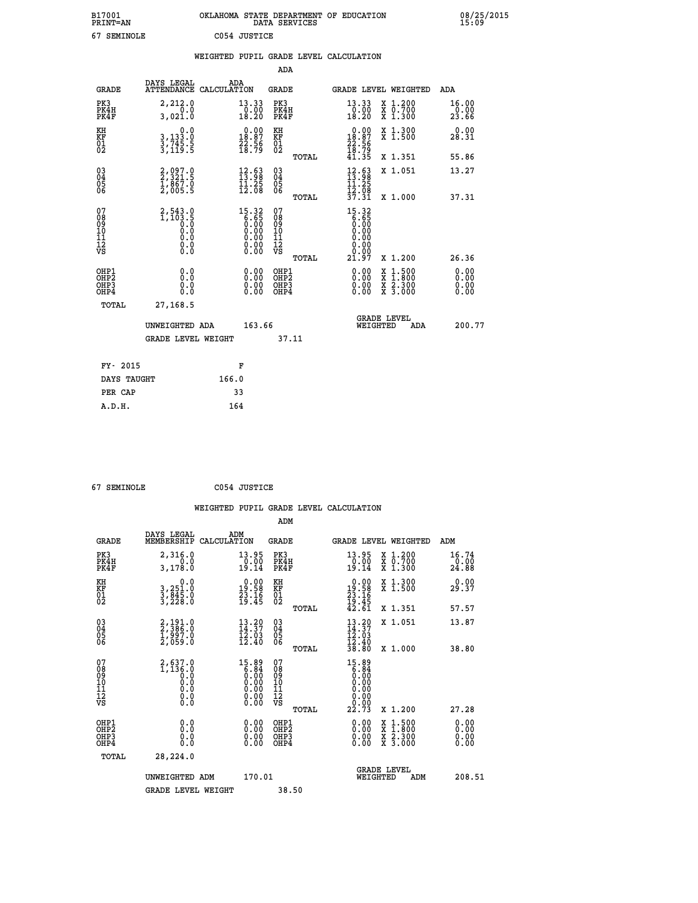B17001 OKLAHOMA STATE DEPARTMENT OF EDUCATION 08/25/2015
PRINT=AN DATA SERVICES 15:09
67 SEMINOLE C054 JUSTICE

## WEIGHTED PUPIL GRADE LEVEL CALCULATION

### ADA

| GRADE | DAYS LEGAL ATTENDANCE | ADA CALCULATION | GRADE | GRADE LEVEL | WEIGHTED | ADA |
|---|---|---|---|---|---|---|
| PK3 | 2,212.0 | 13.33 | PK3 | 13.33 | X 1.200 | 16.00 |
| PK4H | 0.0 | 0.00 | PK4H | 0.00 | X 0.700 | 0.00 |
| PK4F | 3,021.0 | 18.20 | PK4F | 18.20 | X 1.300 | 23.66 |
| KH | 0.0 | 0.00 | KH | 0.00 | X 1.300 | 0.00 |
| KF | 3,133.0 | 18.87 | KF | 18.87 | X 1.500 | 28.31 |
| 01 | 3,745.5 | 22.56 | 01 | 22.56 | | |
| 02 | 3,119.5 | 18.79 | 02 | 18.79 | | |
| | | | TOTAL | 41.35 | X 1.351 | 55.86 |
| 03 | 2,097.0 | 12.63 | 03 | 12.63 | X 1.051 | 13.27 |
| 04 | 2,321.5 | 13.98 | 04 | 13.98 | | |
| 05 | 1,867.0 | 11.25 | 05 | 11.25 | | |
| 06 | 2,005.5 | 12.08 | 06 | 12.08 | | |
| | | | TOTAL | 37.31 | X 1.000 | 37.31 |
| 07 | 2,543.0 | 15.32 | 07 | 15.32 | | |
| 08 | 1,103.5 | 6.65 | 08 | 6.65 | | |
| 09 | 0.0 | 0.00 | 09 | 0.00 | | |
| 10 | 0.0 | 0.00 | 10 | 0.00 | | |
| 11 | 0.0 | 0.00 | 11 | 0.00 | | |
| 12 | 0.0 | 0.00 | 12 | 0.00 | | |
| VS | 0.0 | 0.00 | VS | 0.00 | | |
| | | | TOTAL | 21.97 | X 1.200 | 26.36 |
| OHP1 | 0.0 | 0.00 | OHP1 | 0.00 | X 1.500 | 0.00 |
| OHP2 | 0.0 | 0.00 | OHP2 | 0.00 | X 1.800 | 0.00 |
| OHP3 | 0.0 | 0.00 | OHP3 | 0.00 | X 2.300 | 0.00 |
| OHP4 | 0.0 | 0.00 | OHP4 | 0.00 | X 3.000 | 0.00 |
| TOTAL | 27,168.5 | | | | | |

UNWEIGHTED ADA 163.66 GRADE LEVEL WEIGHTED ADA 200.77

GRADE LEVEL WEIGHT 37.11

| FY- 2015 | F |
|---|---|
| DAYS TAUGHT | 166.0 |
| PER CAP | 33 |
| A.D.H. | 164 |

67 SEMINOLE C054 JUSTICE

## WEIGHTED PUPIL GRADE LEVEL CALCULATION

### ADM

| GRADE | DAYS LEGAL MEMBERSHIP | ADM CALCULATION | GRADE | GRADE LEVEL | WEIGHTED | ADM |
|---|---|---|---|---|---|---|
| PK3 | 2,316.0 | 13.95 | PK3 | 13.95 | X 1.200 | 16.74 |
| PK4H | 0.0 | 0.00 | PK4H | 0.00 | X 0.700 | 0.00 |
| PK4F | 3,178.0 | 19.14 | PK4F | 19.14 | X 1.300 | 24.88 |
| KH | 0.0 | 0.00 | KH | 0.00 | X 1.300 | 0.00 |
| KF | 3,251.0 | 19.58 | KF | 19.58 | X 1.500 | 29.37 |
| 01 | 3,845.0 | 23.16 | 01 | 23.16 | | |
| 02 | 3,228.0 | 19.45 | 02 | 19.45 | | |
| | | | TOTAL | 42.61 | X 1.351 | 57.57 |
| 03 | 2,191.0 | 13.20 | 03 | 13.20 | X 1.051 | 13.87 |
| 04 | 2,386.0 | 14.37 | 04 | 14.37 | | |
| 05 | 1,997.0 | 12.03 | 05 | 12.03 | | |
| 06 | 2,059.0 | 12.40 | 06 | 12.40 | | |
| | | | TOTAL | 38.80 | X 1.000 | 38.80 |
| 07 | 2,637.0 | 15.89 | 07 | 15.89 | | |
| 08 | 1,136.0 | 6.84 | 08 | 6.84 | | |
| 09 | 0.0 | 0.00 | 09 | 0.00 | | |
| 10 | 0.0 | 0.00 | 10 | 0.00 | | |
| 11 | 0.0 | 0.00 | 11 | 0.00 | | |
| 12 | 0.0 | 0.00 | 12 | 0.00 | | |
| VS | 0.0 | 0.00 | VS | 0.00 | | |
| | | | TOTAL | 22.73 | X 1.200 | 27.28 |
| OHP1 | 0.0 | 0.00 | OHP1 | 0.00 | X 1.500 | 0.00 |
| OHP2 | 0.0 | 0.00 | OHP2 | 0.00 | X 1.800 | 0.00 |
| OHP3 | 0.0 | 0.00 | OHP3 | 0.00 | X 2.300 | 0.00 |
| OHP4 | 0.0 | 0.00 | OHP4 | 0.00 | X 3.000 | 0.00 |
| TOTAL | 28,224.0 | | | | | |

UNWEIGHTED ADM 170.01 GRADE LEVEL WEIGHTED ADM 208.51

GRADE LEVEL WEIGHT 38.50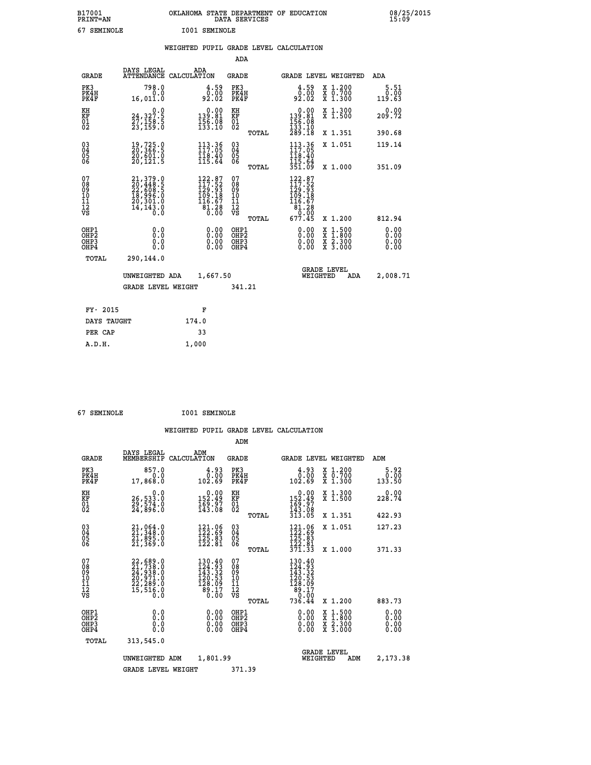B17001 OKLAHOMA STATE DEPARTMENT OF EDUCATION 08/25/2015
PRINT=AN DATA SERVICES 15:09

67 SEMINOLE I001 SEMINOLE

## WEIGHTED PUPIL GRADE LEVEL CALCULATION

### ADA

| GRADE | DAYS LEGAL ATTENDANCE | ADA CALCULATION | GRADE | | GRADE LEVEL | WEIGHTED | ADA |
|---|---|---|---|---|---|---|---|
| PK3 | 798.0 | 4.59 | PK3 | | 4.59 | X 1.200 | 5.51 |
| PK4H | 0.0 | 0.00 | PK4H | | 0.00 | X 0.700 | 0.00 |
| PK4F | 16,011.0 | 92.02 | PK4F | | 92.02 | X 1.300 | 119.63 |
| KH | 0.0 | 0.00 | KH | | 0.00 | X 1.300 | 0.00 |
| KF | 24,327.5 | 139.81 | KF | | 139.81 | X 1.500 | 209.72 |
| 01 | 27,158.5 | 156.08 | 01 | | 156.08 | | |
| 02 | 23,159.0 | 133.10 | 02 | | 133.10 | | |
| | | | | TOTAL | 289.18 | X 1.351 | 390.68 |
| 03 | 19,725.0 | 113.36 | 03 | | 113.36 | X 1.051 | 119.14 |
| 04 | 20,366.5 | 117.05 | 04 | | 117.05 | | |
| 05 | 20,601.0 | 118.40 | 05 | | 118.40 | | |
| 06 | 20,121.5 | 115.64 | 06 | | 115.64 | | |
| | | | | TOTAL | 351.09 | X 1.000 | 351.09 |
| 07 | 21,379.0 | 122.87 | 07 | | 122.87 | | |
| 08 | 20,448.5 | 117.52 | 08 | | 117.52 | | |
| 09 | 22,608.5 | 129.93 | 09 | | 129.93 | | |
| 10 | 18,996.0 | 109.18 | 10 | | 109.18 | | |
| 11 | 20,301.0 | 116.67 | 11 | | 116.67 | | |
| 12 | 14,143.0 | 81.28 | 12 | | 81.28 | | |
| VS | 0.0 | 0.00 | VS | | 0.00 | | |
| | | | | TOTAL | 677.45 | X 1.200 | 812.94 |
| OHP1 | 0.0 | 0.00 | OHP1 | | 0.00 | X 1.500 | 0.00 |
| OHP2 | 0.0 | 0.00 | OHP2 | | 0.00 | X 1.800 | 0.00 |
| OHP3 | 0.0 | 0.00 | OHP3 | | 0.00 | X 2.300 | 0.00 |
| OHP4 | 0.0 | 0.00 | OHP4 | | 0.00 | X 3.000 | 0.00 |
| TOTAL | 290,144.0 | | | | | | |

UNWEIGHTED ADA 1,667.50 — GRADE LEVEL WEIGHTED ADA 2,008.71

GRADE LEVEL WEIGHT 341.21

| FY- 2015 | F |
|---|---|
| DAYS TAUGHT | 174.0 |
| PER CAP | 33 |
| A.D.H. | 1,000 |

67 SEMINOLE I001 SEMINOLE

## WEIGHTED PUPIL GRADE LEVEL CALCULATION

### ADM

| GRADE | DAYS LEGAL MEMBERSHIP | ADM CALCULATION | GRADE | | GRADE LEVEL | WEIGHTED | ADM |
|---|---|---|---|---|---|---|---|
| PK3 | 857.0 | 4.93 | PK3 | | 4.93 | X 1.200 | 5.92 |
| PK4H | 0.0 | 0.00 | PK4H | | 0.00 | X 0.700 | 0.00 |
| PK4F | 17,868.0 | 102.69 | PK4F | | 102.69 | X 1.300 | 133.50 |
| KH | 0.0 | 0.00 | KH | | 0.00 | X 1.300 | 0.00 |
| KF | 26,533.0 | 152.49 | KF | | 152.49 | X 1.500 | 228.74 |
| 01 | 29,574.0 | 169.97 | 01 | | 169.97 | | |
| 02 | 24,896.0 | 143.08 | 02 | | 143.08 | | |
| | | | | TOTAL | 313.05 | X 1.351 | 422.93 |
| 03 | 21,064.0 | 121.06 | 03 | | 121.06 | X 1.051 | 127.23 |
| 04 | 21,348.0 | 122.69 | 04 | | 122.69 | | |
| 05 | 21,895.0 | 125.83 | 05 | | 125.83 | | |
| 06 | 21,369.0 | 122.81 | 06 | | 122.81 | | |
| | | | | TOTAL | 371.33 | X 1.000 | 371.33 |
| 07 | 22,689.0 | 130.40 | 07 | | 130.40 | | |
| 08 | 21,738.0 | 124.93 | 08 | | 124.93 | | |
| 09 | 24,938.0 | 143.32 | 09 | | 143.32 | | |
| 10 | 20,971.0 | 120.53 | 10 | | 120.53 | | |
| 11 | 22,289.0 | 128.09 | 11 | | 128.09 | | |
| 12 | 15,516.0 | 89.17 | 12 | | 89.17 | | |
| VS | 0.0 | 0.00 | VS | | 0.00 | | |
| | | | | TOTAL | 736.44 | X 1.200 | 883.73 |
| OHP1 | 0.0 | 0.00 | OHP1 | | 0.00 | X 1.500 | 0.00 |
| OHP2 | 0.0 | 0.00 | OHP2 | | 0.00 | X 1.800 | 0.00 |
| OHP3 | 0.0 | 0.00 | OHP3 | | 0.00 | X 2.300 | 0.00 |
| OHP4 | 0.0 | 0.00 | OHP4 | | 0.00 | X 3.000 | 0.00 |
| TOTAL | 313,545.0 | | | | | | |

UNWEIGHTED ADM 1,801.99 — GRADE LEVEL WEIGHTED ADM 2,173.38

GRADE LEVEL WEIGHT 371.39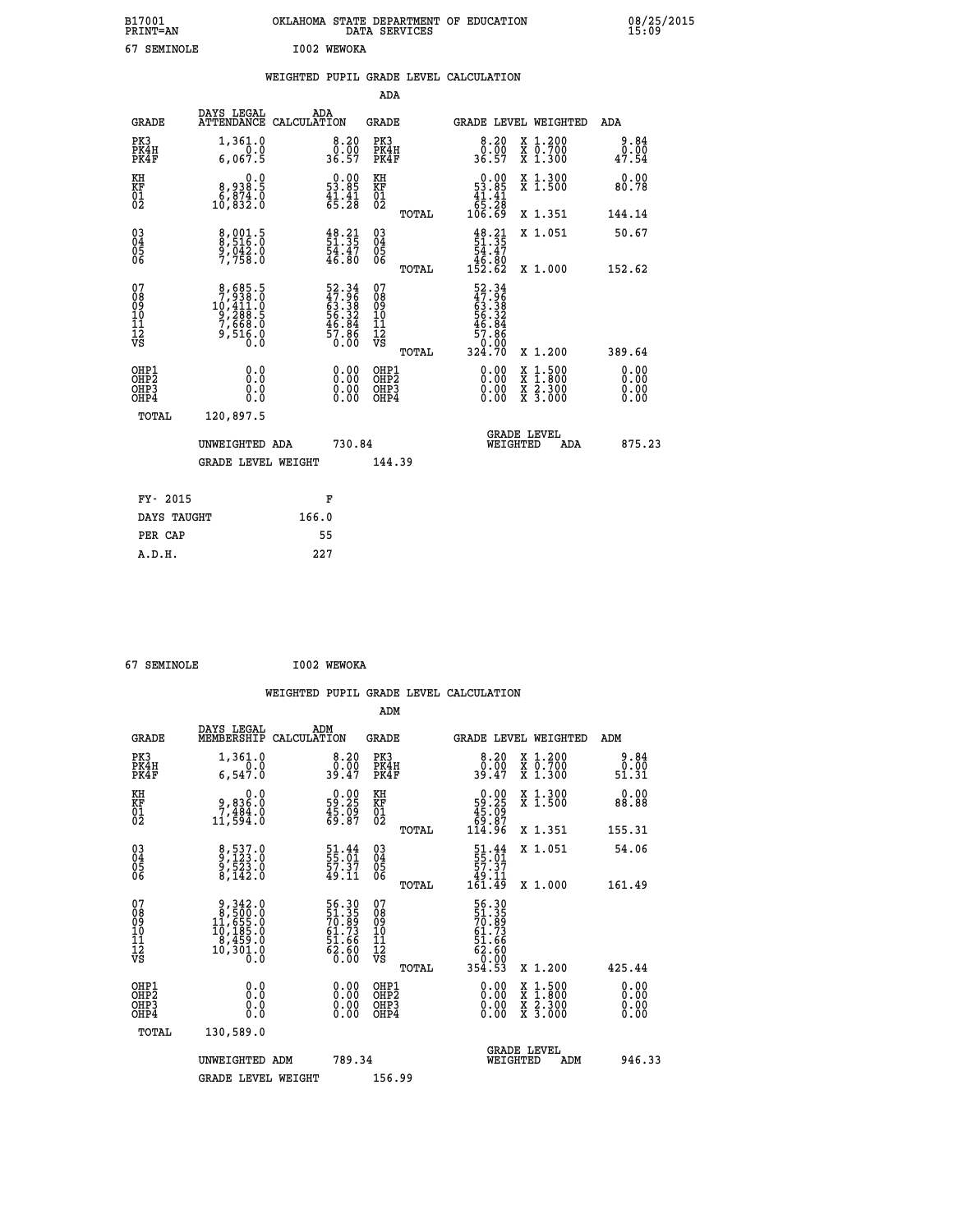B17001 OKLAHOMA STATE DEPARTMENT OF EDUCATION 08/25/2015
PRINT=AN DATA SERVICES 15:09

67 SEMINOLE I002 WEWOKA

## WEIGHTED PUPIL GRADE LEVEL CALCULATION

### ADA

| GRADE | DAYS LEGAL ATTENDANCE | ADA CALCULATION | GRADE | GRADE LEVEL | WEIGHTED | ADA |
|---|---|---|---|---|---|---|
| PK3 | 1,361.0 | 8.20 | PK3 | 8.20 | X 1.200 | 9.84 |
| PK4H | 0.0 | 0.00 | PK4H | 0.00 | X 0.700 | 0.00 |
| PK4F | 6,067.5 | 36.57 | PK4F | 36.57 | X 1.300 | 47.54 |
| KH | 0.0 | 0.00 | KH | 0.00 | X 1.300 | 0.00 |
| KF | 8,938.5 | 53.85 | KF | 53.85 | X 1.500 | 80.78 |
| 01 | 6,874.0 | 41.41 | 01 | 41.41 | | |
| 02 | 10,832.0 | 65.28 | 02 | 65.28 | | |
| | | | TOTAL | 106.69 | X 1.351 | 144.14 |
| 03 | 8,001.5 | 48.21 | 03 | 48.21 | X 1.051 | 50.67 |
| 04 | 8,516.0 | 51.35 | 04 | 51.35 | | |
| 05 | 9,042.0 | 54.47 | 05 | 54.47 | | |
| 06 | 7,758.0 | 46.80 | 06 | 46.80 | | |
| | | | TOTAL | 152.62 | X 1.000 | 152.62 |
| 07 | 8,685.5 | 52.34 | 07 | 52.34 | | |
| 08 | 7,938.0 | 47.96 | 08 | 47.96 | | |
| 09 | 10,411.0 | 63.38 | 09 | 63.38 | | |
| 10 | 9,288.5 | 56.32 | 10 | 56.32 | | |
| 11 | 7,668.0 | 46.84 | 11 | 46.84 | | |
| 12 | 9,516.0 | 57.86 | 12 | 57.86 | | |
| VS | 0.0 | 0.00 | VS | 0.00 | | |
| | | | TOTAL | 324.70 | X 1.200 | 389.64 |
| OHP1 | 0.0 | 0.00 | OHP1 | 0.00 | X 1.500 | 0.00 |
| OHP2 | 0.0 | 0.00 | OHP2 | 0.00 | X 1.800 | 0.00 |
| OHP3 | 0.0 | 0.00 | OHP3 | 0.00 | X 2.300 | 0.00 |
| OHP4 | 0.0 | 0.00 | OHP4 | 0.00 | X 3.000 | 0.00 |
| TOTAL | 120,897.5 | | | | | |

UNWEIGHTED ADA 730.84 — GRADE LEVEL WEIGHTED ADA 875.23

GRADE LEVEL WEIGHT 144.39

| FY- 2015 | F |
|---|---|
| DAYS TAUGHT | 166.0 |
| PER CAP | 55 |
| A.D.H. | 227 |

67 SEMINOLE I002 WEWOKA

## WEIGHTED PUPIL GRADE LEVEL CALCULATION

### ADM

| GRADE | DAYS LEGAL MEMBERSHIP | ADM CALCULATION | GRADE | GRADE LEVEL | WEIGHTED | ADM |
|---|---|---|---|---|---|---|
| PK3 | 1,361.0 | 8.20 | PK3 | 8.20 | X 1.200 | 9.84 |
| PK4H | 0.0 | 0.00 | PK4H | 0.00 | X 0.700 | 0.00 |
| PK4F | 6,547.0 | 39.47 | PK4F | 39.47 | X 1.300 | 51.31 |
| KH | 0.0 | 0.00 | KH | 0.00 | X 1.300 | 0.00 |
| KF | 9,836.0 | 59.25 | KF | 59.25 | X 1.500 | 88.88 |
| 01 | 7,484.0 | 45.09 | 01 | 45.09 | | |
| 02 | 11,594.0 | 69.87 | 02 | 69.87 | | |
| | | | TOTAL | 114.96 | X 1.351 | 155.31 |
| 03 | 8,537.0 | 51.44 | 03 | 51.44 | X 1.051 | 54.06 |
| 04 | 9,123.0 | 55.01 | 04 | 55.01 | | |
| 05 | 9,523.0 | 57.37 | 05 | 57.37 | | |
| 06 | 8,142.0 | 49.11 | 06 | 49.11 | | |
| | | | TOTAL | 161.49 | X 1.000 | 161.49 |
| 07 | 9,342.0 | 56.30 | 07 | 56.30 | | |
| 08 | 8,500.0 | 51.35 | 08 | 51.35 | | |
| 09 | 11,655.0 | 70.89 | 09 | 70.89 | | |
| 10 | 10,185.0 | 61.73 | 10 | 61.73 | | |
| 11 | 8,459.0 | 51.66 | 11 | 51.66 | | |
| 12 | 10,301.0 | 62.60 | 12 | 62.60 | | |
| VS | 0.0 | 0.00 | VS | 0.00 | | |
| | | | TOTAL | 354.53 | X 1.200 | 425.44 |
| OHP1 | 0.0 | 0.00 | OHP1 | 0.00 | X 1.500 | 0.00 |
| OHP2 | 0.0 | 0.00 | OHP2 | 0.00 | X 1.800 | 0.00 |
| OHP3 | 0.0 | 0.00 | OHP3 | 0.00 | X 2.300 | 0.00 |
| OHP4 | 0.0 | 0.00 | OHP4 | 0.00 | X 3.000 | 0.00 |
| TOTAL | 130,589.0 | | | | | |

UNWEIGHTED ADM 789.34 — GRADE LEVEL WEIGHTED ADM 946.33

GRADE LEVEL WEIGHT 156.99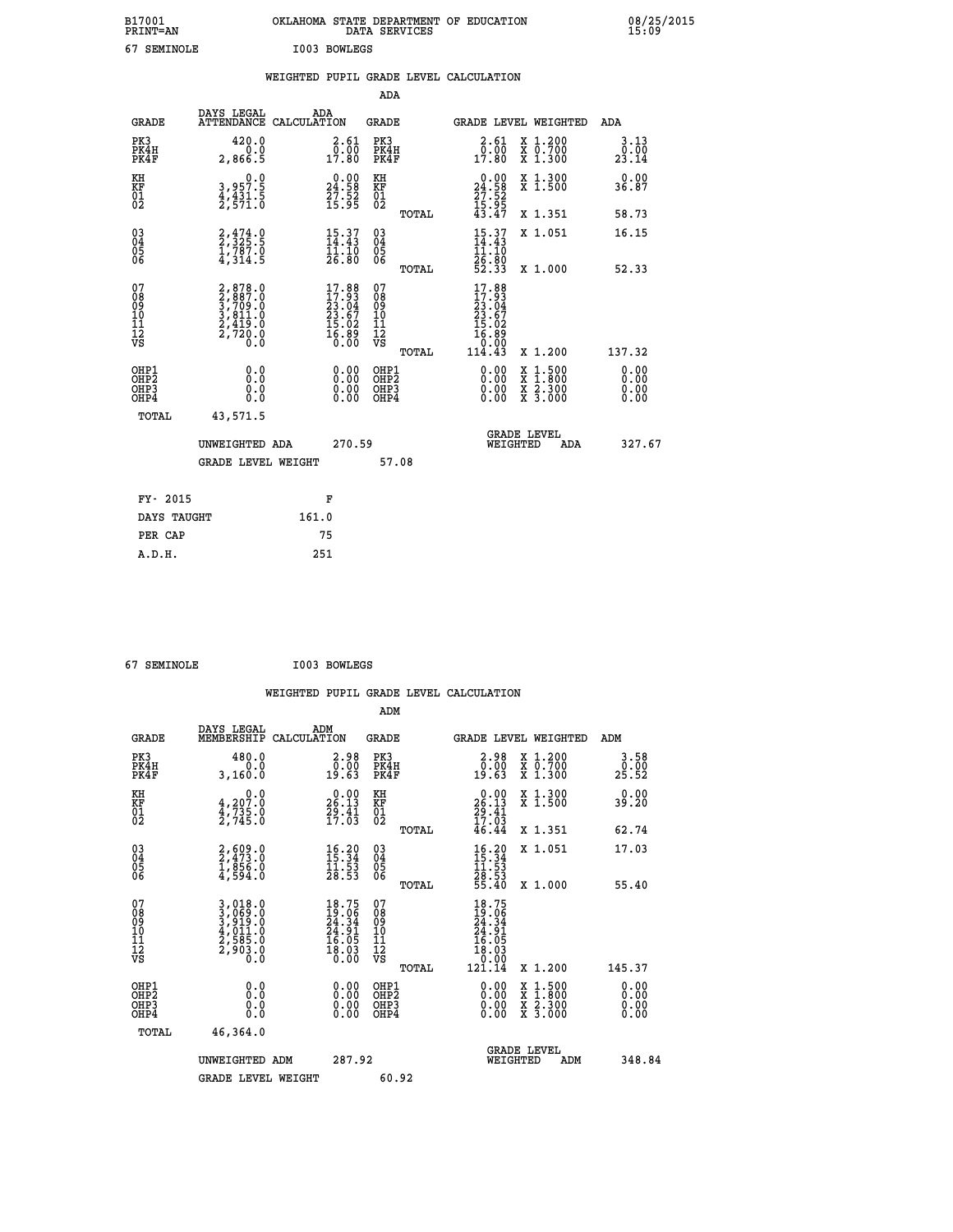B17001 OKLAHOMA STATE DEPARTMENT OF EDUCATION 08/25/2015
PRINT=AN DATA SERVICES 15:09
67 SEMINOLE I003 BOWLEGS

## WEIGHTED PUPIL GRADE LEVEL CALCULATION

### ADA

| GRADE | DAYS LEGAL ATTENDANCE | ADA CALCULATION | GRADE | GRADE LEVEL | WEIGHTED | ADA |
|---|---|---|---|---|---|---|
| PK3 | 420.0 | 2.61 | PK3 | 2.61 | X 1.200 | 3.13 |
| PK4H | 0.0 | 0.00 | PK4H | 0.00 | X 0.700 | 0.00 |
| PK4F | 2,866.5 | 17.80 | PK4F | 17.80 | X 1.300 | 23.14 |
| KH | 0.0 | 0.00 | KH | 0.00 | X 1.300 | 0.00 |
| KF | 3,957.5 | 24.58 | KF | 24.58 | X 1.500 | 36.87 |
| 01 | 4,431.5 | 27.52 | 01 | 27.52 | | |
| 02 | 2,571.0 | 15.95 | 02 | 15.95 | | |
| | | | TOTAL | 43.47 | X 1.351 | 58.73 |
| 03 | 2,474.0 | 15.37 | 03 | 15.37 | X 1.051 | 16.15 |
| 04 | 2,325.5 | 14.43 | 04 | 14.43 | | |
| 05 | 1,787.0 | 11.10 | 05 | 11.10 | | |
| 06 | 4,314.5 | 26.80 | 06 | 26.80 | | |
| | | | TOTAL | 52.33 | X 1.000 | 52.33 |
| 07 | 2,878.0 | 17.88 | 07 | 17.88 | | |
| 08 | 2,887.0 | 17.93 | 08 | 17.93 | | |
| 09 | 3,709.0 | 23.04 | 09 | 23.04 | | |
| 10 | 3,811.0 | 23.67 | 10 | 23.67 | | |
| 11 | 2,419.0 | 15.02 | 11 | 15.02 | | |
| 12 | 2,720.0 | 16.89 | 12 | 16.89 | | |
| VS | 0.0 | 0.00 | VS | 0.00 | | |
| | | | TOTAL | 114.43 | X 1.200 | 137.32 |
| OHP1 | 0.0 | 0.00 | OHP1 | 0.00 | X 1.500 | 0.00 |
| OHP2 | 0.0 | 0.00 | OHP2 | 0.00 | X 1.800 | 0.00 |
| OHP3 | 0.0 | 0.00 | OHP3 | 0.00 | X 2.300 | 0.00 |
| OHP4 | 0.0 | 0.00 | OHP4 | 0.00 | X 3.000 | 0.00 |
| TOTAL | 43,571.5 | | | | | |

UNWEIGHTED ADA 270.59 — GRADE LEVEL WEIGHTED ADA 327.67

GRADE LEVEL WEIGHT 57.08

| FY- 2015 | F |
|---|---|
| DAYS TAUGHT | 161.0 |
| PER CAP | 75 |
| A.D.H. | 251 |

67 SEMINOLE I003 BOWLEGS

## WEIGHTED PUPIL GRADE LEVEL CALCULATION

### ADM

| GRADE | DAYS LEGAL MEMBERSHIP | ADM CALCULATION | GRADE | GRADE LEVEL | WEIGHTED | ADM |
|---|---|---|---|---|---|---|
| PK3 | 480.0 | 2.98 | PK3 | 2.98 | X 1.200 | 3.58 |
| PK4H | 0.0 | 0.00 | PK4H | 0.00 | X 0.700 | 0.00 |
| PK4F | 3,160.0 | 19.63 | PK4F | 19.63 | X 1.300 | 25.52 |
| KH | 0.0 | 0.00 | KH | 0.00 | X 1.300 | 0.00 |
| KF | 4,207.0 | 26.13 | KF | 26.13 | X 1.500 | 39.20 |
| 01 | 4,735.0 | 29.41 | 01 | 29.41 | | |
| 02 | 2,745.0 | 17.03 | 02 | 17.03 | | |
| | | | TOTAL | 46.44 | X 1.351 | 62.74 |
| 03 | 2,609.0 | 16.20 | 03 | 16.20 | X 1.051 | 17.03 |
| 04 | 2,473.0 | 15.34 | 04 | 15.34 | | |
| 05 | 1,856.0 | 11.53 | 05 | 11.53 | | |
| 06 | 4,594.0 | 28.53 | 06 | 28.53 | | |
| | | | TOTAL | 55.40 | X 1.000 | 55.40 |
| 07 | 3,018.0 | 18.75 | 07 | 18.75 | | |
| 08 | 3,069.0 | 19.06 | 08 | 19.06 | | |
| 09 | 3,919.0 | 24.34 | 09 | 24.34 | | |
| 10 | 4,011.0 | 24.91 | 10 | 24.91 | | |
| 11 | 2,585.0 | 16.05 | 11 | 16.05 | | |
| 12 | 2,903.0 | 18.03 | 12 | 18.03 | | |
| VS | 0.0 | 0.00 | VS | 0.00 | | |
| | | | TOTAL | 121.14 | X 1.200 | 145.37 |
| OHP1 | 0.0 | 0.00 | OHP1 | 0.00 | X 1.500 | 0.00 |
| OHP2 | 0.0 | 0.00 | OHP2 | 0.00 | X 1.800 | 0.00 |
| OHP3 | 0.0 | 0.00 | OHP3 | 0.00 | X 2.300 | 0.00 |
| OHP4 | 0.0 | 0.00 | OHP4 | 0.00 | X 3.000 | 0.00 |
| TOTAL | 46,364.0 | | | | | |

UNWEIGHTED ADM 287.92 — GRADE LEVEL WEIGHTED ADM 348.84

GRADE LEVEL WEIGHT 60.92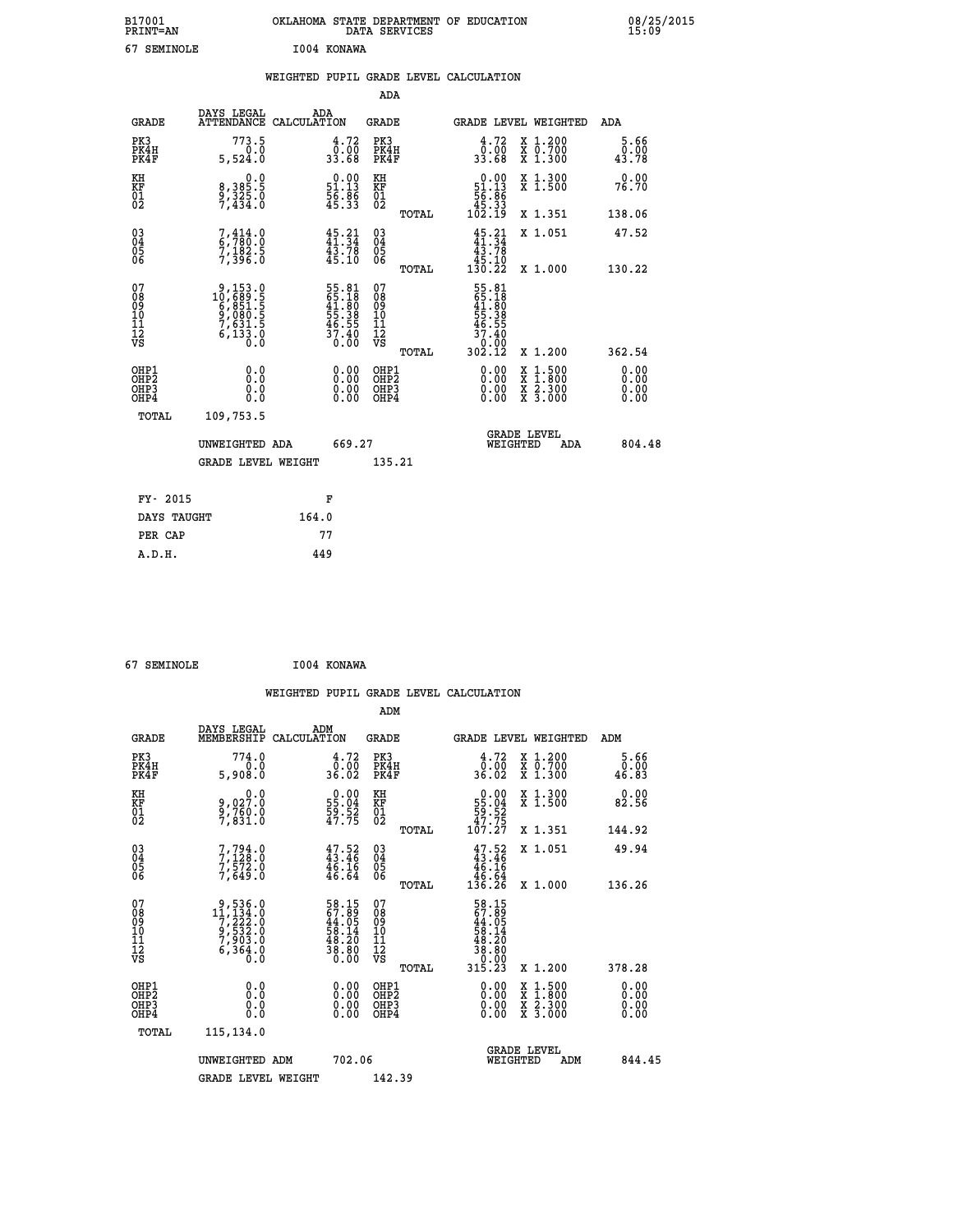B17001 OKLAHOMA STATE DEPARTMENT OF EDUCATION 08/25/2015
PRINT=AN DATA SERVICES 15:09

67 SEMINOLE I004 KONAWA

## WEIGHTED PUPIL GRADE LEVEL CALCULATION

### ADA

| GRADE | DAYS LEGAL ATTENDANCE | ADA CALCULATION | GRADE | | GRADE LEVEL | WEIGHTED | ADA |
|---|---|---|---|---|---|---|---|
| PK3 | 773.5 | 4.72 | PK3 | | 4.72 | X 1.200 | 5.66 |
| PK4H | 0.0 | 0.00 | PK4H | | 0.00 | X 0.700 | 0.00 |
| PK4F | 5,524.0 | 33.68 | PK4F | | 33.68 | X 1.300 | 43.78 |
| KH | 0.0 | 0.00 | KH | | 0.00 | X 1.300 | 0.00 |
| KF | 8,385.5 | 51.13 | KF | | 51.13 | X 1.500 | 76.70 |
| 01 | 9,325.0 | 56.86 | 01 | | 56.86 | | |
| 02 | 7,434.0 | 45.33 | 02 | | 45.33 | | |
| | | | | TOTAL | 102.19 | X 1.351 | 138.06 |
| 03 | 7,414.0 | 45.21 | 03 | | 45.21 | X 1.051 | 47.52 |
| 04 | 6,780.0 | 41.34 | 04 | | 41.34 | | |
| 05 | 7,182.5 | 43.78 | 05 | | 43.78 | | |
| 06 | 7,396.0 | 45.10 | 06 | | 45.10 | | |
| | | | | TOTAL | 130.22 | X 1.000 | 130.22 |
| 07 | 9,153.0 | 55.81 | 07 | | 55.81 | | |
| 08 | 10,689.5 | 65.18 | 08 | | 65.18 | | |
| 09 | 6,851.5 | 41.80 | 09 | | 41.80 | | |
| 10 | 9,080.5 | 55.38 | 10 | | 55.38 | | |
| 11 | 7,631.5 | 46.55 | 11 | | 46.55 | | |
| 12 | 6,133.0 | 37.40 | 12 | | 37.40 | | |
| VS | 0.0 | 0.00 | VS | | 0.00 | | |
| | | | | TOTAL | 302.12 | X 1.200 | 362.54 |
| OHP1 | 0.0 | 0.00 | OHP1 | | 0.00 | X 1.500 | 0.00 |
| OHP2 | 0.0 | 0.00 | OHP2 | | 0.00 | X 1.800 | 0.00 |
| OHP3 | 0.0 | 0.00 | OHP3 | | 0.00 | X 2.300 | 0.00 |
| OHP4 | 0.0 | 0.00 | OHP4 | | 0.00 | X 3.000 | 0.00 |
| TOTAL | 109,753.5 | | | | | | |

UNWEIGHTED ADA 669.27 GRADE LEVEL WEIGHTED ADA 804.48

GRADE LEVEL WEIGHT 135.21

| FY- 2015 | F |
|---|---|
| DAYS TAUGHT | 164.0 |
| PER CAP | 77 |
| A.D.H. | 449 |

67 SEMINOLE I004 KONAWA

## WEIGHTED PUPIL GRADE LEVEL CALCULATION

### ADM

| GRADE | DAYS LEGAL MEMBERSHIP | ADM CALCULATION | GRADE | | GRADE LEVEL | WEIGHTED | ADM |
|---|---|---|---|---|---|---|---|
| PK3 | 774.0 | 4.72 | PK3 | | 4.72 | X 1.200 | 5.66 |
| PK4H | 0.0 | 0.00 | PK4H | | 0.00 | X 0.700 | 0.00 |
| PK4F | 5,908.0 | 36.02 | PK4F | | 36.02 | X 1.300 | 46.83 |
| KH | 0.0 | 0.00 | KH | | 0.00 | X 1.300 | 0.00 |
| KF | 9,027.0 | 55.04 | KF | | 55.04 | X 1.500 | 82.56 |
| 01 | 9,760.0 | 59.52 | 01 | | 59.52 | | |
| 02 | 7,831.0 | 47.75 | 02 | | 47.75 | | |
| | | | | TOTAL | 107.27 | X 1.351 | 144.92 |
| 03 | 7,794.0 | 47.52 | 03 | | 47.52 | X 1.051 | 49.94 |
| 04 | 7,128.0 | 43.46 | 04 | | 43.46 | | |
| 05 | 7,572.0 | 46.16 | 05 | | 46.16 | | |
| 06 | 7,649.0 | 46.64 | 06 | | 46.64 | | |
| | | | | TOTAL | 136.26 | X 1.000 | 136.26 |
| 07 | 9,536.0 | 58.15 | 07 | | 58.15 | | |
| 08 | 11,134.0 | 67.89 | 08 | | 67.89 | | |
| 09 | 7,222.0 | 44.05 | 09 | | 44.05 | | |
| 10 | 9,532.0 | 58.14 | 10 | | 58.14 | | |
| 11 | 7,903.0 | 48.20 | 11 | | 48.20 | | |
| 12 | 6,364.0 | 38.80 | 12 | | 38.80 | | |
| VS | 0.0 | 0.00 | VS | | 0.00 | | |
| | | | | TOTAL | 315.23 | X 1.200 | 378.28 |
| OHP1 | 0.0 | 0.00 | OHP1 | | 0.00 | X 1.500 | 0.00 |
| OHP2 | 0.0 | 0.00 | OHP2 | | 0.00 | X 1.800 | 0.00 |
| OHP3 | 0.0 | 0.00 | OHP3 | | 0.00 | X 2.300 | 0.00 |
| OHP4 | 0.0 | 0.00 | OHP4 | | 0.00 | X 3.000 | 0.00 |
| TOTAL | 115,134.0 | | | | | | |

UNWEIGHTED ADM 702.06 GRADE LEVEL WEIGHTED ADM 844.45

GRADE LEVEL WEIGHT 142.39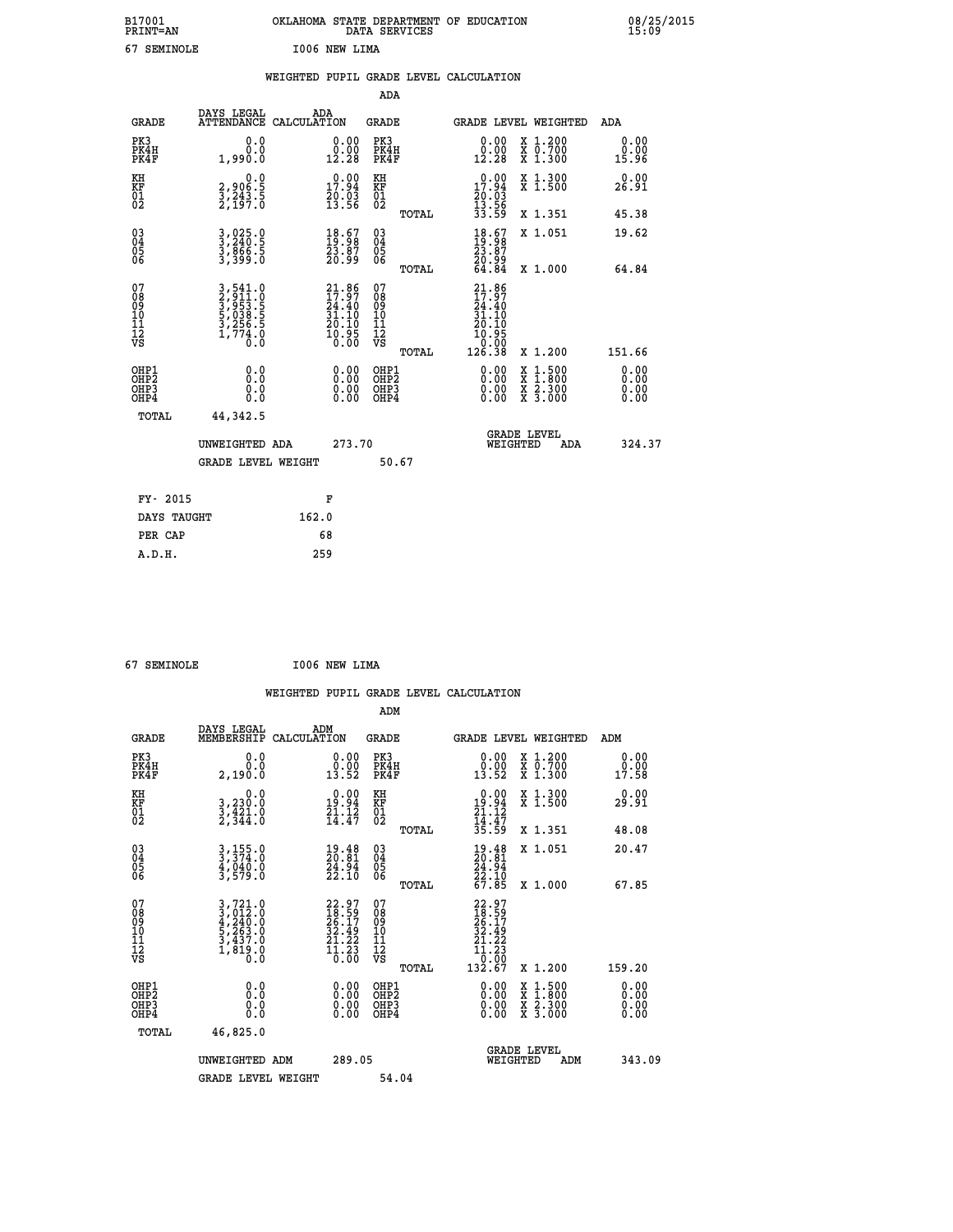B17001 OKLAHOMA STATE DEPARTMENT OF EDUCATION 08/25/2015
PRINT=AN DATA SERVICES 15:09
67 SEMINOLE I006 NEW LIMA

## WEIGHTED PUPIL GRADE LEVEL CALCULATION

### ADA

| GRADE | DAYS LEGAL ATTENDANCE | ADA CALCULATION | GRADE | GRADE LEVEL | WEIGHTED | ADA |
|---|---|---|---|---|---|---|
| PK3 | 0.0 | 0.00 | PK3 | 0.00 | X 1.200 | 0.00 |
| PK4H | 0.0 | 0.00 | PK4H | 0.00 | X 0.700 | 0.00 |
| PK4F | 1,990.0 | 12.28 | PK4F | 12.28 | X 1.300 | 15.96 |
| KH | 0.0 | 0.00 | KH | 0.00 | X 1.300 | 0.00 |
| KF | 2,906.5 | 17.94 | KF | 17.94 | X 1.500 | 26.91 |
| 01 | 3,243.5 | 20.03 | 01 | 20.03 | | |
| 02 | 2,197.0 | 13.56 | 02 | 13.56 | | |
| | | | TOTAL | 33.59 | X 1.351 | 45.38 |
| 03 | 3,025.0 | 18.67 | 03 | 18.67 | X 1.051 | 19.62 |
| 04 | 3,240.5 | 19.98 | 04 | 19.98 | | |
| 05 | 3,866.5 | 23.87 | 05 | 23.87 | | |
| 06 | 3,399.0 | 20.99 | 06 | 20.99 | | |
| | | | TOTAL | 64.84 | X 1.000 | 64.84 |
| 07 | 3,541.0 | 21.86 | 07 | 21.86 | | |
| 08 | 2,911.0 | 17.97 | 08 | 17.97 | | |
| 09 | 3,953.5 | 24.40 | 09 | 24.40 | | |
| 10 | 5,038.5 | 31.10 | 10 | 31.10 | | |
| 11 | 3,256.5 | 20.10 | 11 | 20.10 | | |
| 12 | 1,774.0 | 10.95 | 12 | 10.95 | | |
| VS | 0.0 | 0.00 | VS | 0.00 | | |
| | | | TOTAL | 126.38 | X 1.200 | 151.66 |
| OHP1 | 0.0 | 0.00 | OHP1 | 0.00 | X 1.500 | 0.00 |
| OHP2 | 0.0 | 0.00 | OHP2 | 0.00 | X 1.800 | 0.00 |
| OHP3 | 0.0 | 0.00 | OHP3 | 0.00 | X 2.300 | 0.00 |
| OHP4 | 0.0 | 0.00 | OHP4 | 0.00 | X 3.000 | 0.00 |
| TOTAL | 44,342.5 | | | | | |

UNWEIGHTED ADA 273.70 — GRADE LEVEL WEIGHTED ADA 324.37

GRADE LEVEL WEIGHT 50.67

| FY- 2015 | F |
|---|---|
| DAYS TAUGHT | 162.0 |
| PER CAP | 68 |
| A.D.H. | 259 |

67 SEMINOLE I006 NEW LIMA

## WEIGHTED PUPIL GRADE LEVEL CALCULATION

### ADM

| GRADE | DAYS LEGAL MEMBERSHIP | ADM CALCULATION | GRADE | GRADE LEVEL | WEIGHTED | ADM |
|---|---|---|---|---|---|---|
| PK3 | 0.0 | 0.00 | PK3 | 0.00 | X 1.200 | 0.00 |
| PK4H | 0.0 | 0.00 | PK4H | 0.00 | X 0.700 | 0.00 |
| PK4F | 2,190.0 | 13.52 | PK4F | 13.52 | X 1.300 | 17.58 |
| KH | 0.0 | 0.00 | KH | 0.00 | X 1.300 | 0.00 |
| KF | 3,230.0 | 19.94 | KF | 19.94 | X 1.500 | 29.91 |
| 01 | 3,421.0 | 21.12 | 01 | 21.12 | | |
| 02 | 2,344.0 | 14.47 | 02 | 14.47 | | |
| | | | TOTAL | 35.59 | X 1.351 | 48.08 |
| 03 | 3,155.0 | 19.48 | 03 | 19.48 | X 1.051 | 20.47 |
| 04 | 3,374.0 | 20.81 | 04 | 20.81 | | |
| 05 | 4,040.0 | 24.94 | 05 | 24.94 | | |
| 06 | 3,579.0 | 22.10 | 06 | 22.10 | | |
| | | | TOTAL | 67.85 | X 1.000 | 67.85 |
| 07 | 3,721.0 | 22.97 | 07 | 22.97 | | |
| 08 | 3,012.0 | 18.59 | 08 | 18.59 | | |
| 09 | 4,240.0 | 26.17 | 09 | 26.17 | | |
| 10 | 5,263.0 | 32.49 | 10 | 32.49 | | |
| 11 | 3,437.0 | 21.22 | 11 | 21.22 | | |
| 12 | 1,819.0 | 11.23 | 12 | 11.23 | | |
| VS | 0.0 | 0.00 | VS | 0.00 | | |
| | | | TOTAL | 132.67 | X 1.200 | 159.20 |
| OHP1 | 0.0 | 0.00 | OHP1 | 0.00 | X 1.500 | 0.00 |
| OHP2 | 0.0 | 0.00 | OHP2 | 0.00 | X 1.800 | 0.00 |
| OHP3 | 0.0 | 0.00 | OHP3 | 0.00 | X 2.300 | 0.00 |
| OHP4 | 0.0 | 0.00 | OHP4 | 0.00 | X 3.000 | 0.00 |
| TOTAL | 46,825.0 | | | | | |

UNWEIGHTED ADM 289.05 — GRADE LEVEL WEIGHTED ADM 343.09

GRADE LEVEL WEIGHT 54.04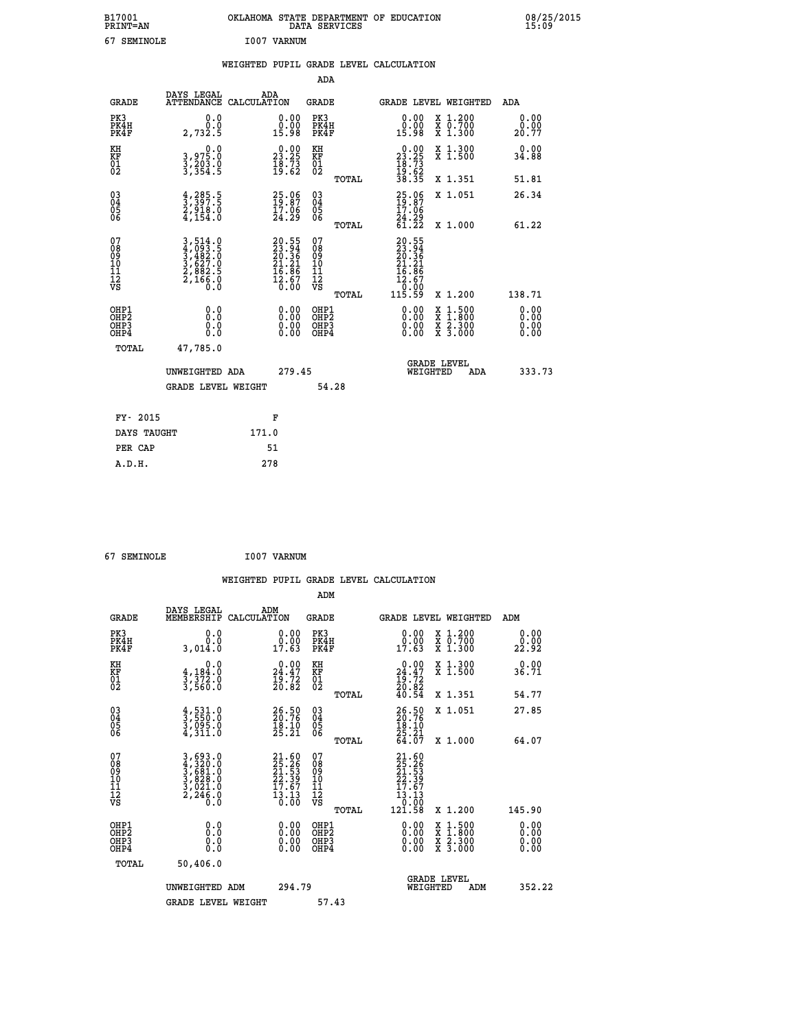B17001 PRINT=AN — OKLAHOMA STATE DEPARTMENT OF EDUCATION DATA SERVICES — 08/25/2015 15:09

67 SEMINOLE — I007 VARNUM

## WEIGHTED PUPIL GRADE LEVEL CALCULATION

### ADA

| GRADE | DAYS LEGAL ATTENDANCE | ADA CALCULATION | GRADE | GRADE LEVEL | WEIGHTED | ADA |
|---|---|---|---|---|---|---|
| PK3 | 0.0 | 0.00 | PK3 | 0.00 | X 1.200 | 0.00 |
| PK4H | 0.0 | 0.00 | PK4H | 0.00 | X 0.700 | 0.00 |
| PK4F | 2,732.5 | 15.98 | PK4F | 15.98 | X 1.300 | 20.77 |
| KH | 0.0 | 0.00 | KH | 0.00 | X 1.300 | 0.00 |
| KF | 3,975.0 | 23.25 | KF | 23.25 | X 1.500 | 34.88 |
| 01 | 3,203.0 | 18.73 | 01 | 18.73 | | |
| 02 | 3,354.5 | 19.62 | 02 | 19.62 | | |
| | | | TOTAL | 38.35 | X 1.351 | 51.81 |
| 03 | 4,285.5 | 25.06 | 03 | 25.06 | X 1.051 | 26.34 |
| 04 | 3,397.5 | 19.87 | 04 | 19.87 | | |
| 05 | 2,918.0 | 17.06 | 05 | 17.06 | | |
| 06 | 4,154.0 | 24.29 | 06 | 24.29 | | |
| | | | TOTAL | 61.22 | X 1.000 | 61.22 |
| 07 | 3,514.0 | 20.55 | 07 | 20.55 | | |
| 08 | 4,093.5 | 23.94 | 08 | 23.94 | | |
| 09 | 3,482.0 | 20.36 | 09 | 20.36 | | |
| 10 | 3,627.0 | 21.21 | 10 | 21.21 | | |
| 11 | 2,882.5 | 16.86 | 11 | 16.86 | | |
| 12 | 2,166.0 | 12.67 | 12 | 12.67 | | |
| VS | 0.0 | 0.00 | VS | 0.00 | | |
| | | | TOTAL | 115.59 | X 1.200 | 138.71 |
| OHP1 | 0.0 | 0.00 | OHP1 | 0.00 | X 1.500 | 0.00 |
| OHP2 | 0.0 | 0.00 | OHP2 | 0.00 | X 1.800 | 0.00 |
| OHP3 | 0.0 | 0.00 | OHP3 | 0.00 | X 2.300 | 0.00 |
| OHP4 | 0.0 | 0.00 | OHP4 | 0.00 | X 3.000 | 0.00 |
| TOTAL | 47,785.0 | | | | | |

UNWEIGHTED ADA 279.45 — GRADE LEVEL WEIGHTED ADA 333.73

GRADE LEVEL WEIGHT 54.28

| FY- 2015 | F |
|---|---|
| DAYS TAUGHT | 171.0 |
| PER CAP | 51 |
| A.D.H. | 278 |

67 SEMINOLE — I007 VARNUM

## WEIGHTED PUPIL GRADE LEVEL CALCULATION

### ADM

| GRADE | DAYS LEGAL MEMBERSHIP | ADM CALCULATION | GRADE | GRADE LEVEL | WEIGHTED | ADM |
|---|---|---|---|---|---|---|
| PK3 | 0.0 | 0.00 | PK3 | 0.00 | X 1.200 | 0.00 |
| PK4H | 0.0 | 0.00 | PK4H | 0.00 | X 0.700 | 0.00 |
| PK4F | 3,014.0 | 17.63 | PK4F | 17.63 | X 1.300 | 22.92 |
| KH | 0.0 | 0.00 | KH | 0.00 | X 1.300 | 0.00 |
| KF | 4,184.0 | 24.47 | KF | 24.47 | X 1.500 | 36.71 |
| 01 | 3,372.0 | 19.72 | 01 | 19.72 | | |
| 02 | 3,560.0 | 20.82 | 02 | 20.82 | | |
| | | | TOTAL | 40.54 | X 1.351 | 54.77 |
| 03 | 4,531.0 | 26.50 | 03 | 26.50 | X 1.051 | 27.85 |
| 04 | 3,550.0 | 20.76 | 04 | 20.76 | | |
| 05 | 3,095.0 | 18.10 | 05 | 18.10 | | |
| 06 | 4,311.0 | 25.21 | 06 | 25.21 | | |
| | | | TOTAL | 64.07 | X 1.000 | 64.07 |
| 07 | 3,693.0 | 21.60 | 07 | 21.60 | | |
| 08 | 4,320.0 | 25.26 | 08 | 25.26 | | |
| 09 | 3,681.0 | 21.53 | 09 | 21.53 | | |
| 10 | 3,828.0 | 22.39 | 10 | 22.39 | | |
| 11 | 3,021.0 | 17.67 | 11 | 17.67 | | |
| 12 | 2,246.0 | 13.13 | 12 | 13.13 | | |
| VS | 0.0 | 0.00 | VS | 0.00 | | |
| | | | TOTAL | 121.58 | X 1.200 | 145.90 |
| OHP1 | 0.0 | 0.00 | OHP1 | 0.00 | X 1.500 | 0.00 |
| OHP2 | 0.0 | 0.00 | OHP2 | 0.00 | X 1.800 | 0.00 |
| OHP3 | 0.0 | 0.00 | OHP3 | 0.00 | X 2.300 | 0.00 |
| OHP4 | 0.0 | 0.00 | OHP4 | 0.00 | X 3.000 | 0.00 |
| TOTAL | 50,406.0 | | | | | |

UNWEIGHTED ADM 294.79 — GRADE LEVEL WEIGHTED ADM 352.22

GRADE LEVEL WEIGHT 57.43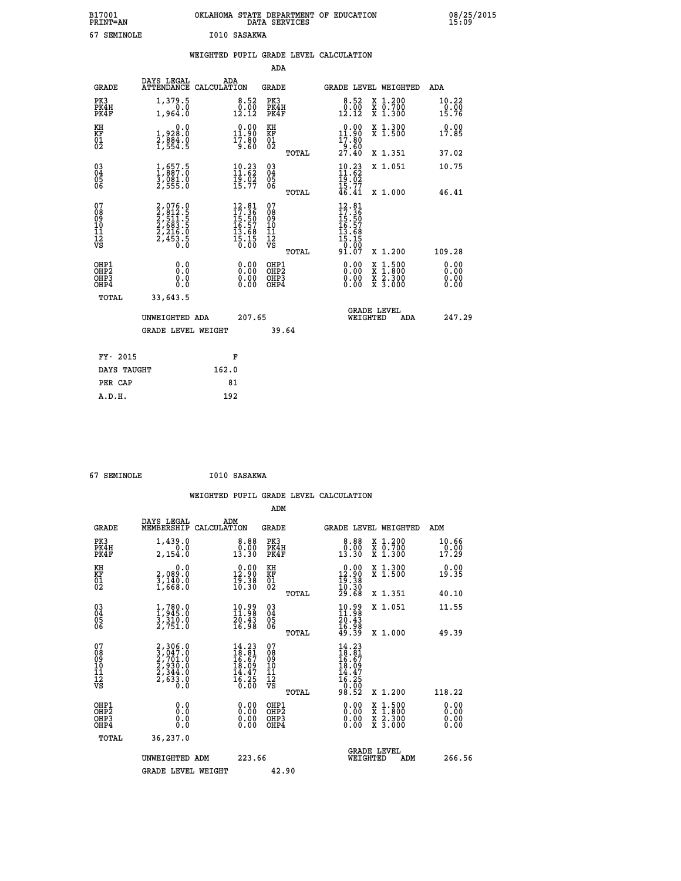B17001 OKLAHOMA STATE DEPARTMENT OF EDUCATION 08/25/2015
PRINT=AN DATA SERVICES 15:09

67 SEMINOLE I010 SASAKWA

## WEIGHTED PUPIL GRADE LEVEL CALCULATION

### ADA

| GRADE | DAYS LEGAL ATTENDANCE | ADA CALCULATION | GRADE | GRADE LEVEL | WEIGHTED | ADA |
|---|---|---|---|---|---|---|
| PK3 | 1,379.5 | 8.52 | PK3 | 8.52 | X 1.200 | 10.22 |
| PK4H | 0.0 | 0.00 | PK4H | 0.00 | X 0.700 | 0.00 |
| PK4F | 1,964.0 | 12.12 | PK4F | 12.12 | X 1.300 | 15.76 |
| KH | 0.0 | 0.00 | KH | 0.00 | X 1.300 | 0.00 |
| KF | 1,928.0 | 11.90 | KF | 11.90 | X 1.500 | 17.85 |
| 01 | 2,884.0 | 17.80 | 01 | 17.80 | | |
| 02 | 1,554.5 | 9.60 | 02 | 9.60 | | |
| | | | TOTAL | 27.40 | X 1.351 | 37.02 |
| 03 | 1,657.5 | 10.23 | 03 | 10.23 | X 1.051 | 10.75 |
| 04 | 1,887.0 | 11.62 | 04 | 11.62 | | |
| 05 | 3,081.0 | 19.02 | 05 | 19.02 | | |
| 06 | 2,555.0 | 15.77 | 06 | 15.77 | | |
| | | | TOTAL | 46.41 | X 1.000 | 46.41 |
| 07 | 2,076.0 | 12.81 | 07 | 12.81 | | |
| 08 | 2,812.5 | 17.36 | 08 | 17.36 | | |
| 09 | 2,511.5 | 15.50 | 09 | 15.50 | | |
| 10 | 2,683.5 | 16.57 | 10 | 16.57 | | |
| 11 | 2,216.0 | 13.68 | 11 | 13.68 | | |
| 12 | 2,453.5 | 15.15 | 12 | 15.15 | | |
| VS | 0.0 | 0.00 | VS | 0.00 | | |
| | | | TOTAL | 91.07 | X 1.200 | 109.28 |
| OHP1 | 0.0 | 0.00 | OHP1 | 0.00 | X 1.500 | 0.00 |
| OHP2 | 0.0 | 0.00 | OHP2 | 0.00 | X 1.800 | 0.00 |
| OHP3 | 0.0 | 0.00 | OHP3 | 0.00 | X 2.300 | 0.00 |
| OHP4 | 0.0 | 0.00 | OHP4 | 0.00 | X 3.000 | 0.00 |
| TOTAL | 33,643.5 | | | | | |

UNWEIGHTED ADA 207.65 GRADE LEVEL WEIGHTED ADA 247.29

GRADE LEVEL WEIGHT 39.64

| FY- 2015 | F |
|---|---|
| DAYS TAUGHT | 162.0 |
| PER CAP | 81 |
| A.D.H. | 192 |

67 SEMINOLE I010 SASAKWA

## WEIGHTED PUPIL GRADE LEVEL CALCULATION

### ADM

| GRADE | DAYS LEGAL MEMBERSHIP | ADM CALCULATION | GRADE | GRADE LEVEL | WEIGHTED | ADM |
|---|---|---|---|---|---|---|
| PK3 | 1,439.0 | 8.88 | PK3 | 8.88 | X 1.200 | 10.66 |
| PK4H | 0.0 | 0.00 | PK4H | 0.00 | X 0.700 | 0.00 |
| PK4F | 2,154.0 | 13.30 | PK4F | 13.30 | X 1.300 | 17.29 |
| KH | 0.0 | 0.00 | KH | 0.00 | X 1.300 | 0.00 |
| KF | 2,089.0 | 12.90 | KF | 12.90 | X 1.500 | 19.35 |
| 01 | 3,140.0 | 19.38 | 01 | 19.38 | | |
| 02 | 1,668.0 | 10.30 | 02 | 10.30 | | |
| | | | TOTAL | 29.68 | X 1.351 | 40.10 |
| 03 | 1,780.0 | 10.99 | 03 | 10.99 | X 1.051 | 11.55 |
| 04 | 1,945.0 | 11.98 | 04 | 11.98 | | |
| 05 | 3,310.0 | 20.43 | 05 | 20.43 | | |
| 06 | 2,751.0 | 16.98 | 06 | 16.98 | | |
| | | | TOTAL | 49.39 | X 1.000 | 49.39 |
| 07 | 2,306.0 | 14.23 | 07 | 14.23 | | |
| 08 | 3,047.0 | 18.81 | 08 | 18.81 | | |
| 09 | 2,701.0 | 16.67 | 09 | 16.67 | | |
| 10 | 2,930.0 | 18.09 | 10 | 18.09 | | |
| 11 | 2,344.0 | 14.47 | 11 | 14.47 | | |
| 12 | 2,633.0 | 16.25 | 12 | 16.25 | | |
| VS | 0.0 | 0.00 | VS | 0.00 | | |
| | | | TOTAL | 98.52 | X 1.200 | 118.22 |
| OHP1 | 0.0 | 0.00 | OHP1 | 0.00 | X 1.500 | 0.00 |
| OHP2 | 0.0 | 0.00 | OHP2 | 0.00 | X 1.800 | 0.00 |
| OHP3 | 0.0 | 0.00 | OHP3 | 0.00 | X 2.300 | 0.00 |
| OHP4 | 0.0 | 0.00 | OHP4 | 0.00 | X 3.000 | 0.00 |
| TOTAL | 36,237.0 | | | | | |

UNWEIGHTED ADM 223.66 GRADE LEVEL WEIGHTED ADM 266.56

GRADE LEVEL WEIGHT 42.90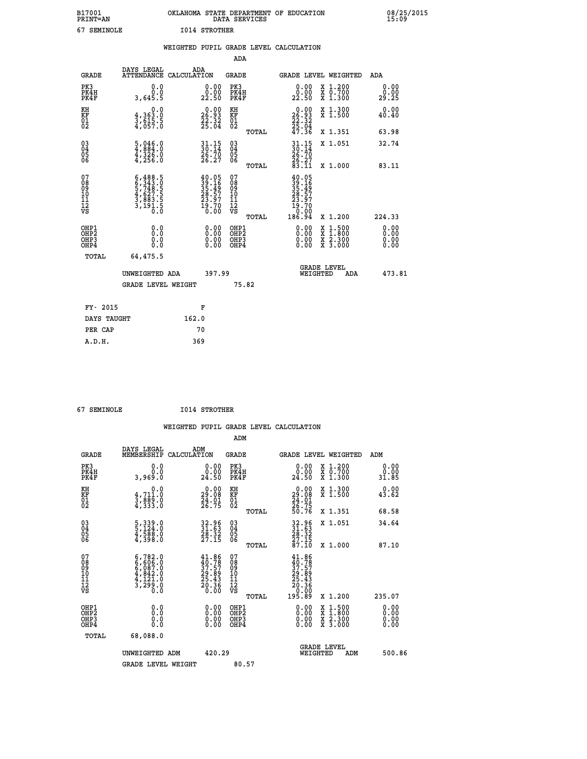B17001 OKLAHOMA STATE DEPARTMENT OF EDUCATION 08/25/2015
PRINT=AN DATA SERVICES 15:09
67 SEMINOLE I014 STROTHER

## WEIGHTED PUPIL GRADE LEVEL CALCULATION

### ADA

| GRADE | DAYS LEGAL ATTENDANCE | ADA CALCULATION | GRADE | GRADE LEVEL | WEIGHTED | ADA |
|---|---|---|---|---|---|---|
| PK3 | 0.0 | 0.00 | PK3 | 0.00 | X 1.200 | 0.00 |
| PK4H | 0.0 | 0.00 | PK4H | 0.00 | X 0.700 | 0.00 |
| PK4F | 3,645.5 | 22.50 | PK4F | 22.50 | X 1.300 | 29.25 |
| KH | 0.0 | 0.00 | KH | 0.00 | X 1.300 | 0.00 |
| KF | 4,363.0 | 26.93 | KF | 26.93 | X 1.500 | 40.40 |
| 01 | 3,615.5 | 22.32 | 01 | 22.32 | | |
| 02 | 4,057.0 | 25.04 | 02 | 25.04 | | |
| | | | TOTAL | 47.36 | X 1.351 | 63.98 |
| 03 | 5,046.0 | 31.15 | 03 | 31.15 | X 1.051 | 32.74 |
| 04 | 4,884.0 | 30.14 | 04 | 30.14 | | |
| 05 | 4,326.0 | 26.70 | 05 | 26.70 | | |
| 06 | 4,256.0 | 26.27 | 06 | 26.27 | | |
| | | | TOTAL | 83.11 | X 1.000 | 83.11 |
| 07 | 6,488.5 | 40.05 | 07 | 40.05 | | |
| 08 | 6,343.0 | 39.16 | 08 | 39.16 | | |
| 09 | 5,748.5 | 35.49 | 09 | 35.49 | | |
| 10 | 4,627.5 | 28.57 | 10 | 28.57 | | |
| 11 | 3,883.5 | 23.97 | 11 | 23.97 | | |
| 12 | 3,191.5 | 19.70 | 12 | 19.70 | | |
| VS | 0.0 | 0.00 | VS | 0.00 | | |
| | | | TOTAL | 186.94 | X 1.200 | 224.33 |
| OHP1 | 0.0 | 0.00 | OHP1 | 0.00 | X 1.500 | 0.00 |
| OHP2 | 0.0 | 0.00 | OHP2 | 0.00 | X 1.800 | 0.00 |
| OHP3 | 0.0 | 0.00 | OHP3 | 0.00 | X 2.300 | 0.00 |
| OHP4 | 0.0 | 0.00 | OHP4 | 0.00 | X 3.000 | 0.00 |
| TOTAL | 64,475.5 | | | | | |

UNWEIGHTED ADA 397.99 GRADE LEVEL WEIGHTED ADA 473.81

GRADE LEVEL WEIGHT 75.82

FY- 2015 F
DAYS TAUGHT 162.0
PER CAP 70
A.D.H. 369

67 SEMINOLE I014 STROTHER

## WEIGHTED PUPIL GRADE LEVEL CALCULATION

### ADM

| GRADE | DAYS LEGAL MEMBERSHIP | ADM CALCULATION | GRADE | GRADE LEVEL | WEIGHTED | ADM |
|---|---|---|---|---|---|---|
| PK3 | 0.0 | 0.00 | PK3 | 0.00 | X 1.200 | 0.00 |
| PK4H | 0.0 | 0.00 | PK4H | 0.00 | X 0.700 | 0.00 |
| PK4F | 3,969.0 | 24.50 | PK4F | 24.50 | X 1.300 | 31.85 |
| KH | 0.0 | 0.00 | KH | 0.00 | X 1.300 | 0.00 |
| KF | 4,711.0 | 29.08 | KF | 29.08 | X 1.500 | 43.62 |
| 01 | 3,889.0 | 24.01 | 01 | 24.01 | | |
| 02 | 4,333.0 | 26.75 | 02 | 26.75 | | |
| | | | TOTAL | 50.76 | X 1.351 | 68.58 |
| 03 | 5,339.0 | 32.96 | 03 | 32.96 | X 1.051 | 34.64 |
| 04 | 5,124.0 | 31.63 | 04 | 31.63 | | |
| 05 | 4,588.0 | 28.32 | 05 | 28.32 | | |
| 06 | 4,398.0 | 27.15 | 06 | 27.15 | | |
| | | | TOTAL | 87.10 | X 1.000 | 87.10 |
| 07 | 6,782.0 | 41.86 | 07 | 41.86 | | |
| 08 | 6,606.0 | 40.78 | 08 | 40.78 | | |
| 09 | 6,087.0 | 37.57 | 09 | 37.57 | | |
| 10 | 4,842.0 | 29.89 | 10 | 29.89 | | |
| 11 | 4,121.0 | 25.43 | 11 | 25.43 | | |
| 12 | 3,299.0 | 20.36 | 12 | 20.36 | | |
| VS | 0.0 | 0.00 | VS | 0.00 | | |
| | | | TOTAL | 195.89 | X 1.200 | 235.07 |
| OHP1 | 0.0 | 0.00 | OHP1 | 0.00 | X 1.500 | 0.00 |
| OHP2 | 0.0 | 0.00 | OHP2 | 0.00 | X 1.800 | 0.00 |
| OHP3 | 0.0 | 0.00 | OHP3 | 0.00 | X 2.300 | 0.00 |
| OHP4 | 0.0 | 0.00 | OHP4 | 0.00 | X 3.000 | 0.00 |
| TOTAL | 68,088.0 | | | | | |

UNWEIGHTED ADM 420.29 GRADE LEVEL WEIGHTED ADM 500.86

GRADE LEVEL WEIGHT 80.57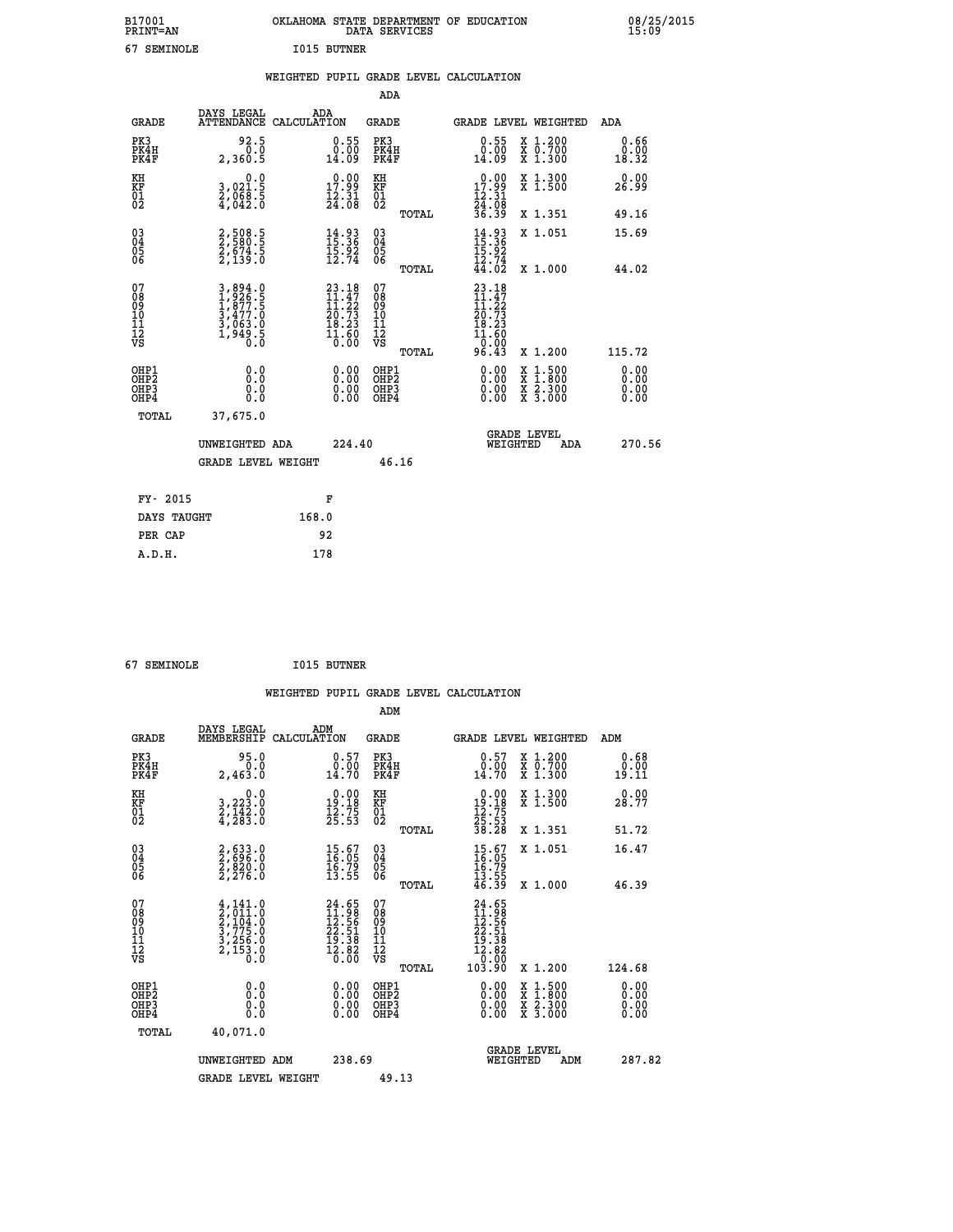B17001 OKLAHOMA STATE DEPARTMENT OF EDUCATION 08/25/2015
PRINT=AN DATA SERVICES 15:09

67 SEMINOLE I015 BUTNER

## WEIGHTED PUPIL GRADE LEVEL CALCULATION

### ADA

| GRADE | DAYS LEGAL ATTENDANCE | ADA CALCULATION | GRADE | | GRADE LEVEL | WEIGHTED | ADA |
|---|---|---|---|---|---|---|---|
| PK3 | 92.5 | 0.55 | PK3 | | 0.55 | X 1.200 | 0.66 |
| PK4H | 0.0 | 0.00 | PK4H | | 0.00 | X 0.700 | 0.00 |
| PK4F | 2,360.5 | 14.09 | PK4F | | 14.09 | X 1.300 | 18.32 |
| KH | 0.0 | 0.00 | KH | | 0.00 | X 1.300 | 0.00 |
| KF | 3,021.5 | 17.99 | KF | | 17.99 | X 1.500 | 26.99 |
| 01 | 2,068.5 | 12.31 | 01 | | 12.31 | | |
| 02 | 4,042.0 | 24.08 | 02 | | 24.08 | | |
| | | | | TOTAL | 36.39 | X 1.351 | 49.16 |
| 03 | 2,508.5 | 14.93 | 03 | | 14.93 | X 1.051 | 15.69 |
| 04 | 2,580.5 | 15.36 | 04 | | 15.36 | | |
| 05 | 2,674.5 | 15.92 | 05 | | 15.92 | | |
| 06 | 2,139.0 | 12.74 | 06 | | 12.74 | | |
| | | | | TOTAL | 44.02 | X 1.000 | 44.02 |
| 07 | 3,894.0 | 23.18 | 07 | | 23.18 | | |
| 08 | 1,926.5 | 11.47 | 08 | | 11.47 | | |
| 09 | 1,877.5 | 11.22 | 09 | | 11.22 | | |
| 10 | 3,477.0 | 20.73 | 10 | | 20.73 | | |
| 11 | 3,063.0 | 18.23 | 11 | | 18.23 | | |
| 12 | 1,949.5 | 11.60 | 12 | | 11.60 | | |
| VS | 0.0 | 0.00 | VS | | 0.00 | | |
| | | | | TOTAL | 96.43 | X 1.200 | 115.72 |
| OHP1 | 0.0 | 0.00 | OHP1 | | 0.00 | X 1.500 | 0.00 |
| OHP2 | 0.0 | 0.00 | OHP2 | | 0.00 | X 1.800 | 0.00 |
| OHP3 | 0.0 | 0.00 | OHP3 | | 0.00 | X 2.300 | 0.00 |
| OHP4 | 0.0 | 0.00 | OHP4 | | 0.00 | X 3.000 | 0.00 |
| TOTAL | 37,675.0 | | | | | | |

UNWEIGHTED ADA 224.40 GRADE LEVEL WEIGHTED ADA 270.56

GRADE LEVEL WEIGHT 46.16

| FY- 2015 | F |
|---|---|
| DAYS TAUGHT | 168.0 |
| PER CAP | 92 |
| A.D.H. | 178 |

67 SEMINOLE I015 BUTNER

## WEIGHTED PUPIL GRADE LEVEL CALCULATION

### ADM

| GRADE | DAYS LEGAL MEMBERSHIP | ADM CALCULATION | GRADE | | GRADE LEVEL | WEIGHTED | ADM |
|---|---|---|---|---|---|---|---|
| PK3 | 95.0 | 0.57 | PK3 | | 0.57 | X 1.200 | 0.68 |
| PK4H | 0.0 | 0.00 | PK4H | | 0.00 | X 0.700 | 0.00 |
| PK4F | 2,463.0 | 14.70 | PK4F | | 14.70 | X 1.300 | 19.11 |
| KH | 0.0 | 0.00 | KH | | 0.00 | X 1.300 | 0.00 |
| KF | 3,223.0 | 19.18 | KF | | 19.18 | X 1.500 | 28.77 |
| 01 | 2,142.0 | 12.75 | 01 | | 12.75 | | |
| 02 | 4,283.0 | 25.53 | 02 | | 25.53 | | |
| | | | | TOTAL | 38.28 | X 1.351 | 51.72 |
| 03 | 2,633.0 | 15.67 | 03 | | 15.67 | X 1.051 | 16.47 |
| 04 | 2,696.0 | 16.05 | 04 | | 16.05 | | |
| 05 | 2,820.0 | 16.79 | 05 | | 16.79 | | |
| 06 | 2,276.0 | 13.55 | 06 | | 13.55 | | |
| | | | | TOTAL | 46.39 | X 1.000 | 46.39 |
| 07 | 4,141.0 | 24.65 | 07 | | 24.65 | | |
| 08 | 2,011.0 | 11.98 | 08 | | 11.98 | | |
| 09 | 2,104.0 | 12.56 | 09 | | 12.56 | | |
| 10 | 3,775.0 | 22.51 | 10 | | 22.51 | | |
| 11 | 3,256.0 | 19.38 | 11 | | 19.38 | | |
| 12 | 2,153.0 | 12.82 | 12 | | 12.82 | | |
| VS | 0.0 | 0.00 | VS | | 0.00 | | |
| | | | | TOTAL | 103.90 | X 1.200 | 124.68 |
| OHP1 | 0.0 | 0.00 | OHP1 | | 0.00 | X 1.500 | 0.00 |
| OHP2 | 0.0 | 0.00 | OHP2 | | 0.00 | X 1.800 | 0.00 |
| OHP3 | 0.0 | 0.00 | OHP3 | | 0.00 | X 2.300 | 0.00 |
| OHP4 | 0.0 | 0.00 | OHP4 | | 0.00 | X 3.000 | 0.00 |
| TOTAL | 40,071.0 | | | | | | |

UNWEIGHTED ADM 238.69 GRADE LEVEL WEIGHTED ADM 287.82

GRADE LEVEL WEIGHT 49.13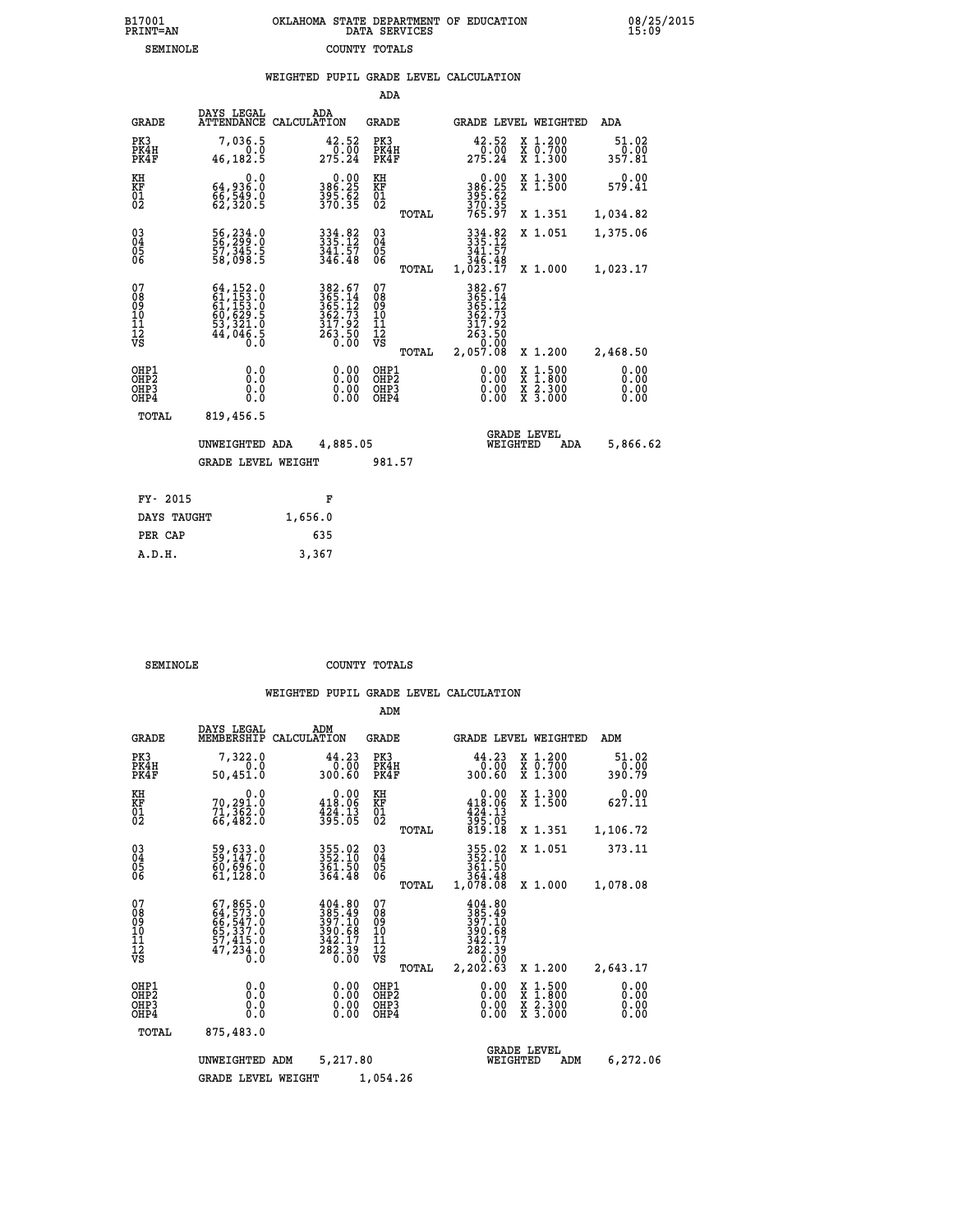B17001 OKLAHOMA STATE DEPARTMENT OF EDUCATION 08/25/2015
PRINT=AN DATA SERVICES 15:09
SEMINOLE COUNTY TOTALS

### WEIGHTED PUPIL GRADE LEVEL CALCULATION

ADA

| GRADE | DAYS LEGAL ATTENDANCE | ADA CALCULATION | GRADE | | GRADE LEVEL | WEIGHTED | ADA |
|---|---|---|---|---|---|---|---|
| PK3 | 7,036.5 | 42.52 | PK3 | | 42.52 | X 1.200 | 51.02 |
| PK4H | 0.0 | 0.00 | PK4H | | 0.00 | X 0.700 | 0.00 |
| PK4F | 46,182.5 | 275.24 | PK4F | | 275.24 | X 1.300 | 357.81 |
| KH | 0.0 | 0.00 | KH | | 0.00 | X 1.300 | 0.00 |
| KF | 64,936.0 | 386.25 | KF | | 386.25 | X 1.500 | 579.41 |
| 01 | 66,549.0 | 395.62 | 01 | | 395.62 | | |
| 02 | 62,320.5 | 370.35 | 02 | | 370.35 | | |
| | | | | TOTAL | 765.97 | X 1.351 | 1,034.82 |
| 03 | 56,234.0 | 334.82 | 03 | | 334.82 | X 1.051 | 1,375.06 |
| 04 | 56,299.0 | 335.12 | 04 | | 335.12 | | |
| 05 | 57,345.5 | 341.57 | 05 | | 341.57 | | |
| 06 | 58,098.5 | 346.48 | 06 | | 346.48 | | |
| | | | | TOTAL | 1,023.17 | X 1.000 | 1,023.17 |
| 07 | 64,152.0 | 382.67 | 07 | | 382.67 | | |
| 08 | 61,153.0 | 365.14 | 08 | | 365.14 | | |
| 09 | 61,153.0 | 365.12 | 09 | | 365.12 | | |
| 10 | 60,629.5 | 362.73 | 10 | | 362.73 | | |
| 11 | 53,321.0 | 317.92 | 11 | | 317.92 | | |
| 12 | 44,046.5 | 263.50 | 12 | | 263.50 | | |
| VS | 0.0 | 0.00 | VS | | 0.00 | | |
| | | | | TOTAL | 2,057.08 | X 1.200 | 2,468.50 |
| OHP1 | 0.0 | 0.00 | OHP1 | | 0.00 | X 1.500 | 0.00 |
| OHP2 | 0.0 | 0.00 | OHP2 | | 0.00 | X 1.800 | 0.00 |
| OHP3 | 0.0 | 0.00 | OHP3 | | 0.00 | X 2.300 | 0.00 |
| OHP4 | 0.0 | 0.00 | OHP4 | | 0.00 | X 3.000 | 0.00 |
| TOTAL | 819,456.5 | | | | | | |

UNWEIGHTED ADA 4,885.05 GRADE LEVEL WEIGHTED ADA 5,866.62

GRADE LEVEL WEIGHT 981.57

| FY- 2015 | F |
|---|---|
| DAYS TAUGHT | 1,656.0 |
| PER CAP | 635 |
| A.D.H. | 3,367 |

SEMINOLE COUNTY TOTALS

### WEIGHTED PUPIL GRADE LEVEL CALCULATION

ADM

| GRADE | DAYS LEGAL MEMBERSHIP | ADM CALCULATION | GRADE | | GRADE LEVEL | WEIGHTED | ADM |
|---|---|---|---|---|---|---|---|
| PK3 | 7,322.0 | 44.23 | PK3 | | 44.23 | X 1.200 | 51.02 |
| PK4H | 0.0 | 0.00 | PK4H | | 0.00 | X 0.700 | 0.00 |
| PK4F | 50,451.0 | 300.60 | PK4F | | 300.60 | X 1.300 | 390.79 |
| KH | 0.0 | 0.00 | KH | | 0.00 | X 1.300 | 0.00 |
| KF | 70,291.0 | 418.06 | KF | | 418.06 | X 1.500 | 627.11 |
| 01 | 71,362.0 | 424.13 | 01 | | 424.13 | | |
| 02 | 66,482.0 | 395.05 | 02 | | 395.05 | | |
| | | | | TOTAL | 819.18 | X 1.351 | 1,106.72 |
| 03 | 59,633.0 | 355.02 | 03 | | 355.02 | X 1.051 | 373.11 |
| 04 | 59,147.0 | 352.10 | 04 | | 352.10 | | |
| 05 | 60,696.0 | 361.50 | 05 | | 361.50 | | |
| 06 | 61,128.0 | 364.48 | 06 | | 364.48 | | |
| | | | | TOTAL | 1,078.08 | X 1.000 | 1,078.08 |
| 07 | 67,865.0 | 404.80 | 07 | | 404.80 | | |
| 08 | 64,573.0 | 385.49 | 08 | | 385.49 | | |
| 09 | 66,547.0 | 397.10 | 09 | | 397.10 | | |
| 10 | 65,337.0 | 390.68 | 10 | | 390.68 | | |
| 11 | 57,415.0 | 342.17 | 11 | | 342.17 | | |
| 12 | 47,234.0 | 282.39 | 12 | | 282.39 | | |
| VS | 0.0 | 0.00 | VS | | 0.00 | | |
| | | | | TOTAL | 2,202.63 | X 1.200 | 2,643.17 |
| OHP1 | 0.0 | 0.00 | OHP1 | | 0.00 | X 1.500 | 0.00 |
| OHP2 | 0.0 | 0.00 | OHP2 | | 0.00 | X 1.800 | 0.00 |
| OHP3 | 0.0 | 0.00 | OHP3 | | 0.00 | X 2.300 | 0.00 |
| OHP4 | 0.0 | 0.00 | OHP4 | | 0.00 | X 3.000 | 0.00 |
| TOTAL | 875,483.0 | | | | | | |

UNWEIGHTED ADM 5,217.80 GRADE LEVEL WEIGHTED ADM 6,272.06

GRADE LEVEL WEIGHT 1,054.26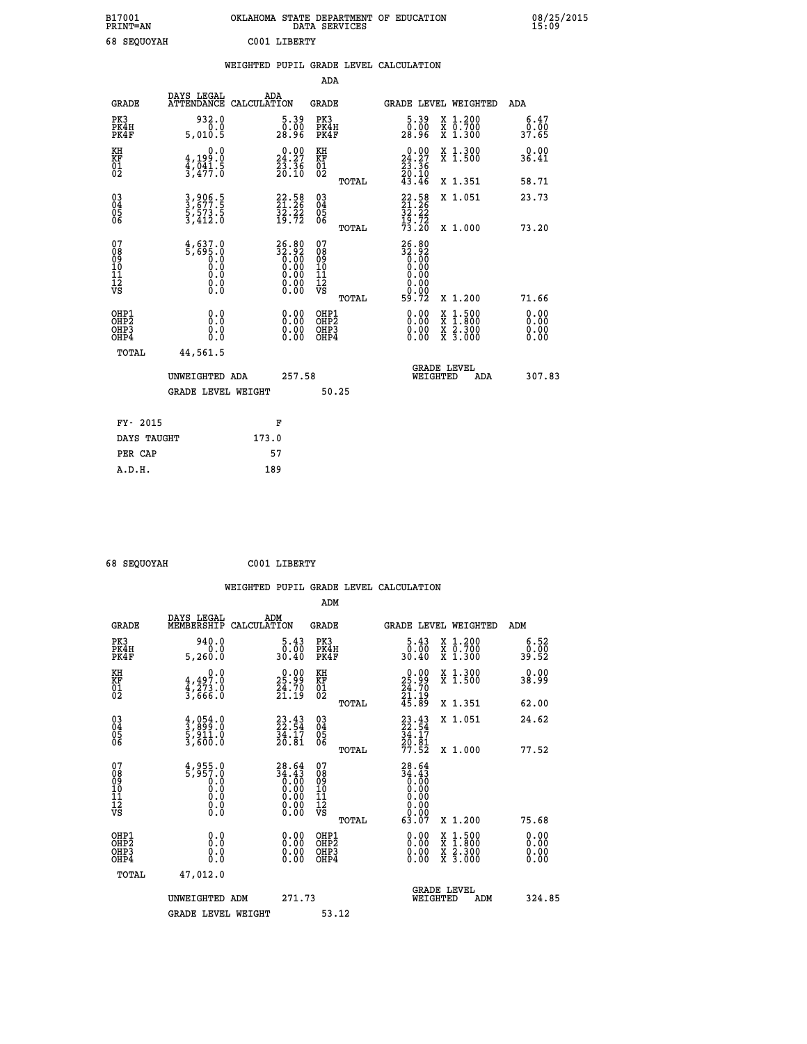B17001 OKLAHOMA STATE DEPARTMENT OF EDUCATION 08/25/2015
PRINT=AN DATA SERVICES 15:09

68 SEQUOYAH C001 LIBERTY

WEIGHTED PUPIL GRADE LEVEL CALCULATION

ADA

| GRADE | DAYS LEGAL ATTENDANCE | ADA CALCULATION | GRADE | GRADE LEVEL | WEIGHTED | ADA |
|---|---|---|---|---|---|---|
| PK3 | 932.0 | 5.39 | PK3 | 5.39 | X 1.200 | 6.47 |
| PK4H | 0.0 | 0.00 | PK4H | 0.00 | X 0.700 | 0.00 |
| PK4F | 5,010.5 | 28.96 | PK4F | 28.96 | X 1.300 | 37.65 |
| KH | 0.0 | 0.00 | KH | 0.00 | X 1.300 | 0.00 |
| KF | 4,199.0 | 24.27 | KF | 24.27 | X 1.500 | 36.41 |
| 01 | 4,041.5 | 23.36 | 01 | 23.36 | | |
| 02 | 3,477.0 | 20.10 | 02 | 20.10 | | |
| | | | TOTAL | 43.46 | X 1.351 | 58.71 |
| 03 | 3,906.5 | 22.58 | 03 | 22.58 | X 1.051 | 23.73 |
| 04 | 3,677.5 | 21.26 | 04 | 21.26 | | |
| 05 | 5,573.5 | 32.22 | 05 | 32.22 | | |
| 06 | 3,412.0 | 19.72 | 06 | 19.72 | | |
| | | | TOTAL | 73.20 | X 1.000 | 73.20 |
| 07 | 4,637.0 | 26.80 | 07 | 26.80 | | |
| 08 | 5,695.0 | 32.92 | 08 | 32.92 | | |
| 09 | 0.0 | 0.00 | 09 | 0.00 | | |
| 10 | 0.0 | 0.00 | 10 | 0.00 | | |
| 11 | 0.0 | 0.00 | 11 | 0.00 | | |
| 12 | 0.0 | 0.00 | 12 | 0.00 | | |
| VS | 0.0 | 0.00 | VS | 0.00 | | |
| | | | TOTAL | 59.72 | X 1.200 | 71.66 |
| OHP1 | 0.0 | 0.00 | OHP1 | 0.00 | X 1.500 | 0.00 |
| OHP2 | 0.0 | 0.00 | OHP2 | 0.00 | X 1.800 | 0.00 |
| OHP3 | 0.0 | 0.00 | OHP3 | 0.00 | X 2.300 | 0.00 |
| OHP4 | 0.0 | 0.00 | OHP4 | 0.00 | X 3.000 | 0.00 |
| TOTAL | 44,561.5 | | | | | |

UNWEIGHTED ADA 257.58 GRADE LEVEL WEIGHTED ADA 307.83

GRADE LEVEL WEIGHT 50.25

| FY- 2015 | F |
|---|---|
| DAYS TAUGHT | 173.0 |
| PER CAP | 57 |
| A.D.H. | 189 |

68 SEQUOYAH C001 LIBERTY

WEIGHTED PUPIL GRADE LEVEL CALCULATION

ADM

| GRADE | DAYS LEGAL MEMBERSHIP | ADM CALCULATION | GRADE | GRADE LEVEL | WEIGHTED | ADM |
|---|---|---|---|---|---|---|
| PK3 | 940.0 | 5.43 | PK3 | 5.43 | X 1.200 | 6.52 |
| PK4H | 0.0 | 0.00 | PK4H | 0.00 | X 0.700 | 0.00 |
| PK4F | 5,260.0 | 30.40 | PK4F | 30.40 | X 1.300 | 39.52 |
| KH | 0.0 | 0.00 | KH | 0.00 | X 1.300 | 0.00 |
| KF | 4,497.0 | 25.99 | KF | 25.99 | X 1.500 | 38.99 |
| 01 | 4,273.0 | 24.70 | 01 | 24.70 | | |
| 02 | 3,666.0 | 21.19 | 02 | 21.19 | | |
| | | | TOTAL | 45.89 | X 1.351 | 62.00 |
| 03 | 4,054.0 | 23.43 | 03 | 23.43 | X 1.051 | 24.62 |
| 04 | 3,899.0 | 22.54 | 04 | 22.54 | | |
| 05 | 5,911.0 | 34.17 | 05 | 34.17 | | |
| 06 | 3,600.0 | 20.81 | 06 | 20.81 | | |
| | | | TOTAL | 77.52 | X 1.000 | 77.52 |
| 07 | 4,955.0 | 28.64 | 07 | 28.64 | | |
| 08 | 5,957.0 | 34.43 | 08 | 34.43 | | |
| 09 | 0.0 | 0.00 | 09 | 0.00 | | |
| 10 | 0.0 | 0.00 | 10 | 0.00 | | |
| 11 | 0.0 | 0.00 | 11 | 0.00 | | |
| 12 | 0.0 | 0.00 | 12 | 0.00 | | |
| VS | 0.0 | 0.00 | VS | 0.00 | | |
| | | | TOTAL | 63.07 | X 1.200 | 75.68 |
| OHP1 | 0.0 | 0.00 | OHP1 | 0.00 | X 1.500 | 0.00 |
| OHP2 | 0.0 | 0.00 | OHP2 | 0.00 | X 1.800 | 0.00 |
| OHP3 | 0.0 | 0.00 | OHP3 | 0.00 | X 2.300 | 0.00 |
| OHP4 | 0.0 | 0.00 | OHP4 | 0.00 | X 3.000 | 0.00 |
| TOTAL | 47,012.0 | | | | | |

UNWEIGHTED ADM 271.73 GRADE LEVEL WEIGHTED ADM 324.85

GRADE LEVEL WEIGHT 53.12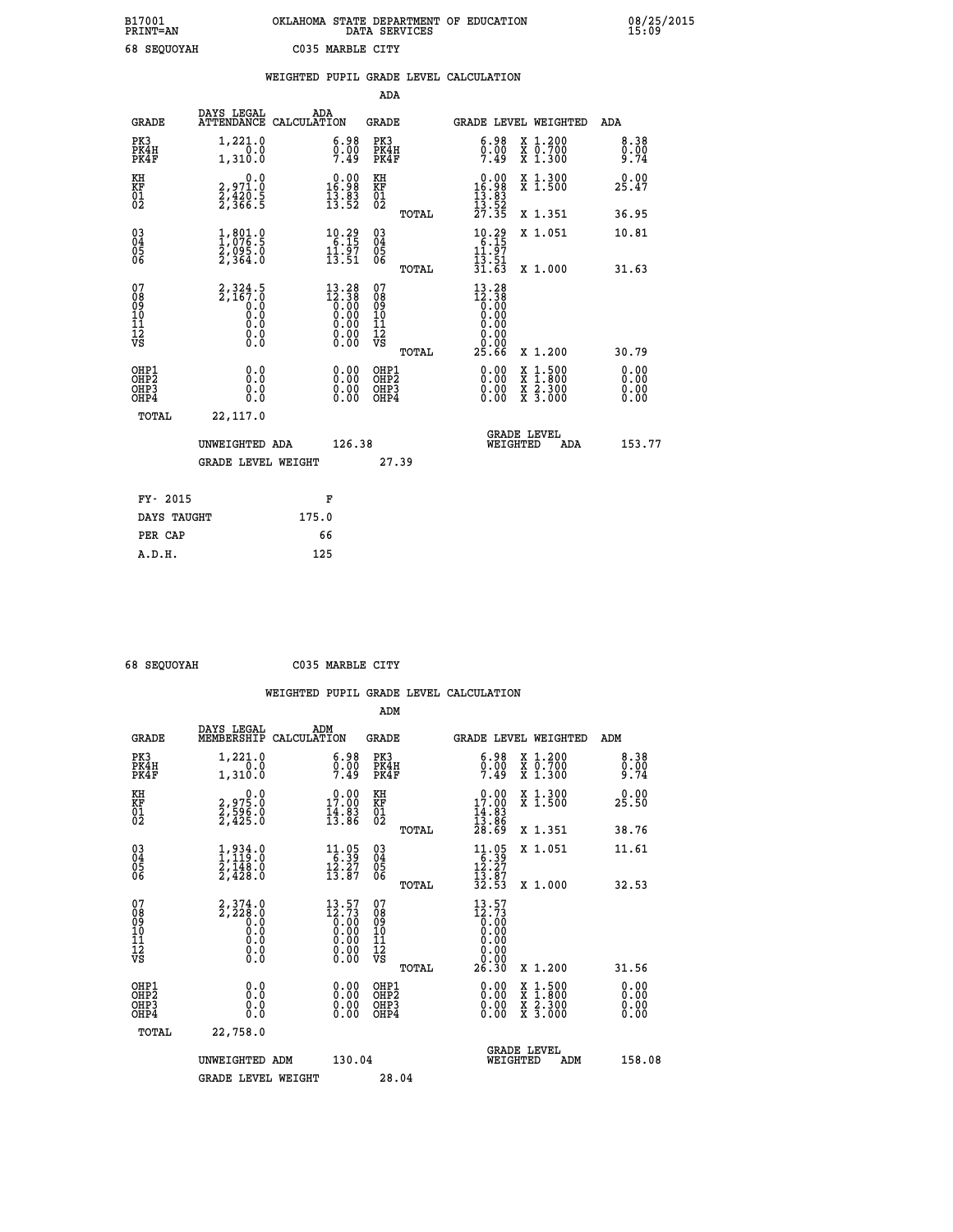B17001 OKLAHOMA STATE DEPARTMENT OF EDUCATION 08/25/2015
PRINT=AN DATA SERVICES 15:09

68 SEQUOYAH C035 MARBLE CITY

## WEIGHTED PUPIL GRADE LEVEL CALCULATION

### ADA

| GRADE | DAYS LEGAL ATTENDANCE | ADA CALCULATION | GRADE | GRADE LEVEL | WEIGHTED | ADA |
|---|---|---|---|---|---|---|
| PK3 | 1,221.0 | 6.98 | PK3 | 6.98 | X 1.200 | 8.38 |
| PK4H | 0.0 | 0.00 | PK4H | 0.00 | X 0.700 | 0.00 |
| PK4F | 1,310.0 | 7.49 | PK4F | 7.49 | X 1.300 | 9.74 |
| KH | 0.0 | 0.00 | KH | 0.00 | X 1.300 | 0.00 |
| KF | 2,971.0 | 16.98 | KF | 16.98 | X 1.500 | 25.47 |
| 01 | 2,420.5 | 13.83 | 01 | 13.83 | | |
| 02 | 2,366.5 | 13.52 | 02 | 13.52 | | |
| | | | TOTAL | 27.35 | X 1.351 | 36.95 |
| 03 | 1,801.0 | 10.29 | 03 | 10.29 | X 1.051 | 10.81 |
| 04 | 1,076.5 | 6.15 | 04 | 6.15 | | |
| 05 | 2,095.0 | 11.97 | 05 | 11.97 | | |
| 06 | 2,364.0 | 13.51 | 06 | 13.51 | | |
| | | | TOTAL | 31.63 | X 1.000 | 31.63 |
| 07 | 2,324.5 | 13.28 | 07 | 13.28 | | |
| 08 | 2,167.0 | 12.38 | 08 | 12.38 | | |
| 09 | 0.0 | 0.00 | 09 | 0.00 | | |
| 10 | 0.0 | 0.00 | 10 | 0.00 | | |
| 11 | 0.0 | 0.00 | 11 | 0.00 | | |
| 12 | 0.0 | 0.00 | 12 | 0.00 | | |
| VS | 0.0 | 0.00 | VS | 0.00 | | |
| | | | TOTAL | 25.66 | X 1.200 | 30.79 |
| OHP1 | 0.0 | 0.00 | OHP1 | 0.00 | X 1.500 | 0.00 |
| OHP2 | 0.0 | 0.00 | OHP2 | 0.00 | X 1.800 | 0.00 |
| OHP3 | 0.0 | 0.00 | OHP3 | 0.00 | X 2.300 | 0.00 |
| OHP4 | 0.0 | 0.00 | OHP4 | 0.00 | X 3.000 | 0.00 |
| TOTAL | 22,117.0 | | | | | |

UNWEIGHTED ADA 126.38 GRADE LEVEL WEIGHTED ADA 153.77

GRADE LEVEL WEIGHT 27.39

| FY- 2015 | F |
|---|---|
| DAYS TAUGHT | 175.0 |
| PER CAP | 66 |
| A.D.H. | 125 |

68 SEQUOYAH C035 MARBLE CITY

## WEIGHTED PUPIL GRADE LEVEL CALCULATION

### ADM

| GRADE | DAYS LEGAL MEMBERSHIP | ADM CALCULATION | GRADE | GRADE LEVEL | WEIGHTED | ADM |
|---|---|---|---|---|---|---|
| PK3 | 1,221.0 | 6.98 | PK3 | 6.98 | X 1.200 | 8.38 |
| PK4H | 0.0 | 0.00 | PK4H | 0.00 | X 0.700 | 0.00 |
| PK4F | 1,310.0 | 7.49 | PK4F | 7.49 | X 1.300 | 9.74 |
| KH | 0.0 | 0.00 | KH | 0.00 | X 1.300 | 0.00 |
| KF | 2,975.0 | 17.00 | KF | 17.00 | X 1.500 | 25.50 |
| 01 | 2,596.0 | 14.83 | 01 | 14.83 | | |
| 02 | 2,425.0 | 13.86 | 02 | 13.86 | | |
| | | | TOTAL | 28.69 | X 1.351 | 38.76 |
| 03 | 1,934.0 | 11.05 | 03 | 11.05 | X 1.051 | 11.61 |
| 04 | 1,119.0 | 6.39 | 04 | 6.39 | | |
| 05 | 2,148.0 | 12.27 | 05 | 12.27 | | |
| 06 | 2,428.0 | 13.87 | 06 | 13.87 | | |
| | | | TOTAL | 32.53 | X 1.000 | 32.53 |
| 07 | 2,374.0 | 13.57 | 07 | 13.57 | | |
| 08 | 2,228.0 | 12.73 | 08 | 12.73 | | |
| 09 | 0.0 | 0.00 | 09 | 0.00 | | |
| 10 | 0.0 | 0.00 | 10 | 0.00 | | |
| 11 | 0.0 | 0.00 | 11 | 0.00 | | |
| 12 | 0.0 | 0.00 | 12 | 0.00 | | |
| VS | 0.0 | 0.00 | VS | 0.00 | | |
| | | | TOTAL | 26.30 | X 1.200 | 31.56 |
| OHP1 | 0.0 | 0.00 | OHP1 | 0.00 | X 1.500 | 0.00 |
| OHP2 | 0.0 | 0.00 | OHP2 | 0.00 | X 1.800 | 0.00 |
| OHP3 | 0.0 | 0.00 | OHP3 | 0.00 | X 2.300 | 0.00 |
| OHP4 | 0.0 | 0.00 | OHP4 | 0.00 | X 3.000 | 0.00 |
| TOTAL | 22,758.0 | | | | | |

UNWEIGHTED ADM 130.04 GRADE LEVEL WEIGHTED ADM 158.08

GRADE LEVEL WEIGHT 28.04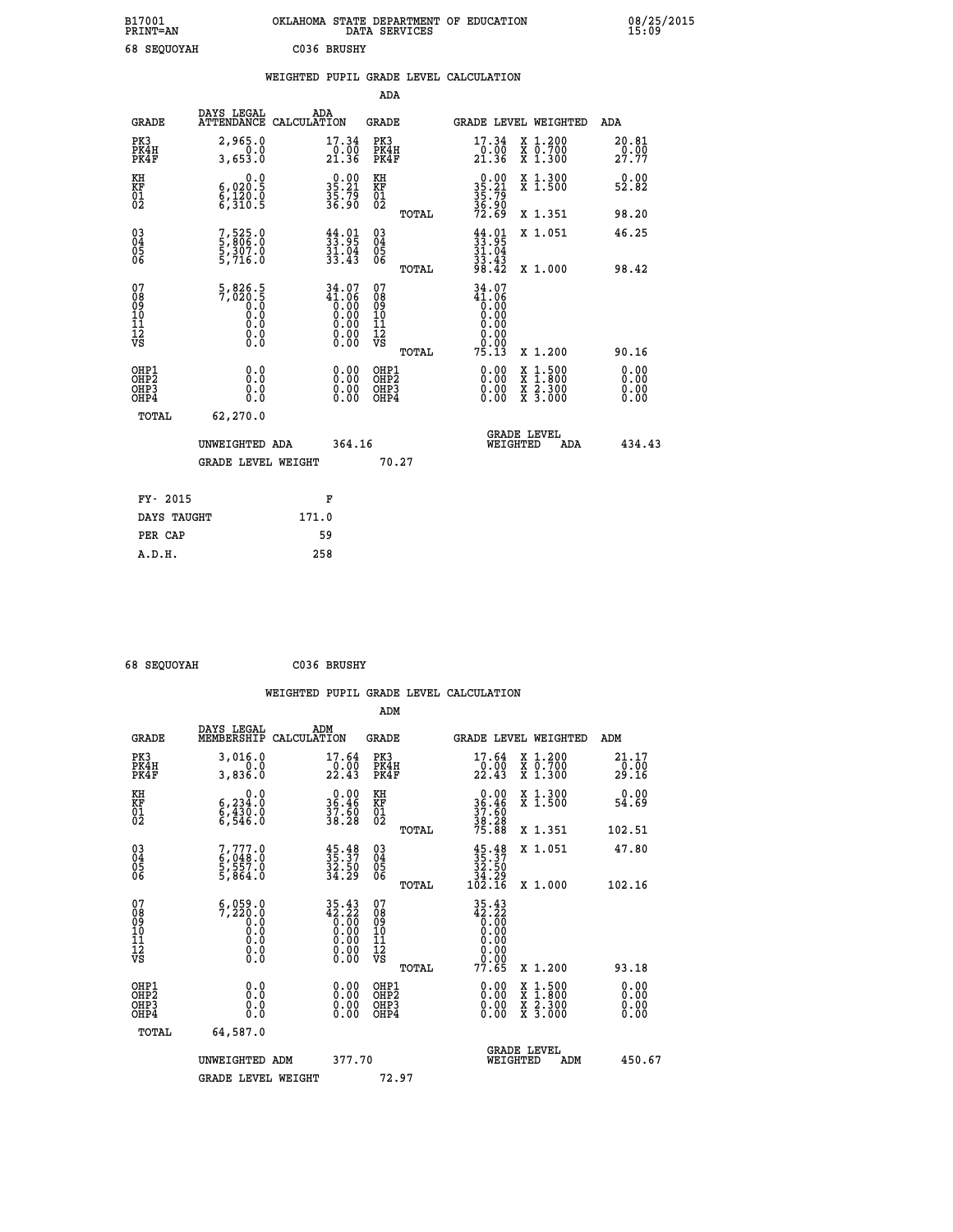B17001 OKLAHOMA STATE DEPARTMENT OF EDUCATION 08/25/2015
PRINT=AN DATA SERVICES 15:09

68 SEQUOYAH C036 BRUSHY

## WEIGHTED PUPIL GRADE LEVEL CALCULATION

### ADA

| GRADE | DAYS LEGAL ATTENDANCE | ADA CALCULATION | GRADE | GRADE LEVEL | WEIGHTED | ADA |
|---|---|---|---|---|---|---|
| PK3 | 2,965.0 | 17.34 | PK3 | 17.34 | X 1.200 | 20.81 |
| PK4H | 0.0 | 0.00 | PK4H | 0.00 | X 0.700 | 0.00 |
| PK4F | 3,653.0 | 21.36 | PK4F | 21.36 | X 1.300 | 27.77 |
| KH | 0.0 | 0.00 | KH | 0.00 | X 1.300 | 0.00 |
| KF | 6,020.5 | 35.21 | KF | 35.21 | X 1.500 | 52.82 |
| 01 | 6,120.0 | 35.79 | 01 | 35.79 | | |
| 02 | 6,310.5 | 36.90 | 02 | 36.90 | | |
| | | | TOTAL | 72.69 | X 1.351 | 98.20 |
| 03 | 7,525.0 | 44.01 | 03 | 44.01 | X 1.051 | 46.25 |
| 04 | 5,806.0 | 33.95 | 04 | 33.95 | | |
| 05 | 5,307.0 | 31.04 | 05 | 31.04 | | |
| 06 | 5,716.0 | 33.43 | 06 | 33.43 | | |
| | | | TOTAL | 98.42 | X 1.000 | 98.42 |
| 07 | 5,826.5 | 34.07 | 07 | 34.07 | | |
| 08 | 7,020.5 | 41.06 | 08 | 41.06 | | |
| 09 | 0.0 | 0.00 | 09 | 0.00 | | |
| 10 | 0.0 | 0.00 | 10 | 0.00 | | |
| 11 | 0.0 | 0.00 | 11 | 0.00 | | |
| 12 | 0.0 | 0.00 | 12 | 0.00 | | |
| VS | 0.0 | 0.00 | VS | 0.00 | | |
| | | | TOTAL | 75.13 | X 1.200 | 90.16 |
| OHP1 | 0.0 | 0.00 | OHP1 | 0.00 | X 1.500 | 0.00 |
| OHP2 | 0.0 | 0.00 | OHP2 | 0.00 | X 1.800 | 0.00 |
| OHP3 | 0.0 | 0.00 | OHP3 | 0.00 | X 2.300 | 0.00 |
| OHP4 | 0.0 | 0.00 | OHP4 | 0.00 | X 3.000 | 0.00 |
| TOTAL | 62,270.0 | | | | | |

UNWEIGHTED ADA 364.16 GRADE LEVEL WEIGHTED ADA 434.43

GRADE LEVEL WEIGHT 70.27

| FY- 2015 | F |
|---|---|
| DAYS TAUGHT | 171.0 |
| PER CAP | 59 |
| A.D.H. | 258 |

68 SEQUOYAH C036 BRUSHY

## WEIGHTED PUPIL GRADE LEVEL CALCULATION

### ADM

| GRADE | DAYS LEGAL MEMBERSHIP | ADM CALCULATION | GRADE | GRADE LEVEL | WEIGHTED | ADM |
|---|---|---|---|---|---|---|
| PK3 | 3,016.0 | 17.64 | PK3 | 17.64 | X 1.200 | 21.17 |
| PK4H | 0.0 | 0.00 | PK4H | 0.00 | X 0.700 | 0.00 |
| PK4F | 3,836.0 | 22.43 | PK4F | 22.43 | X 1.300 | 29.16 |
| KH | 0.0 | 0.00 | KH | 0.00 | X 1.300 | 0.00 |
| KF | 6,234.0 | 36.46 | KF | 36.46 | X 1.500 | 54.69 |
| 01 | 6,430.0 | 37.60 | 01 | 37.60 | | |
| 02 | 6,546.0 | 38.28 | 02 | 38.28 | | |
| | | | TOTAL | 75.88 | X 1.351 | 102.51 |
| 03 | 7,777.0 | 45.48 | 03 | 45.48 | X 1.051 | 47.80 |
| 04 | 6,048.0 | 35.37 | 04 | 35.37 | | |
| 05 | 5,557.0 | 32.50 | 05 | 32.50 | | |
| 06 | 5,864.0 | 34.29 | 06 | 34.29 | | |
| | | | TOTAL | 102.16 | X 1.000 | 102.16 |
| 07 | 6,059.0 | 35.43 | 07 | 35.43 | | |
| 08 | 7,220.0 | 42.22 | 08 | 42.22 | | |
| 09 | 0.0 | 0.00 | 09 | 0.00 | | |
| 10 | 0.0 | 0.00 | 10 | 0.00 | | |
| 11 | 0.0 | 0.00 | 11 | 0.00 | | |
| 12 | 0.0 | 0.00 | 12 | 0.00 | | |
| VS | 0.0 | 0.00 | VS | 0.00 | | |
| | | | TOTAL | 77.65 | X 1.200 | 93.18 |
| OHP1 | 0.0 | 0.00 | OHP1 | 0.00 | X 1.500 | 0.00 |
| OHP2 | 0.0 | 0.00 | OHP2 | 0.00 | X 1.800 | 0.00 |
| OHP3 | 0.0 | 0.00 | OHP3 | 0.00 | X 2.300 | 0.00 |
| OHP4 | 0.0 | 0.00 | OHP4 | 0.00 | X 3.000 | 0.00 |
| TOTAL | 64,587.0 | | | | | |

UNWEIGHTED ADM 377.70 GRADE LEVEL WEIGHTED ADM 450.67

GRADE LEVEL WEIGHT 72.97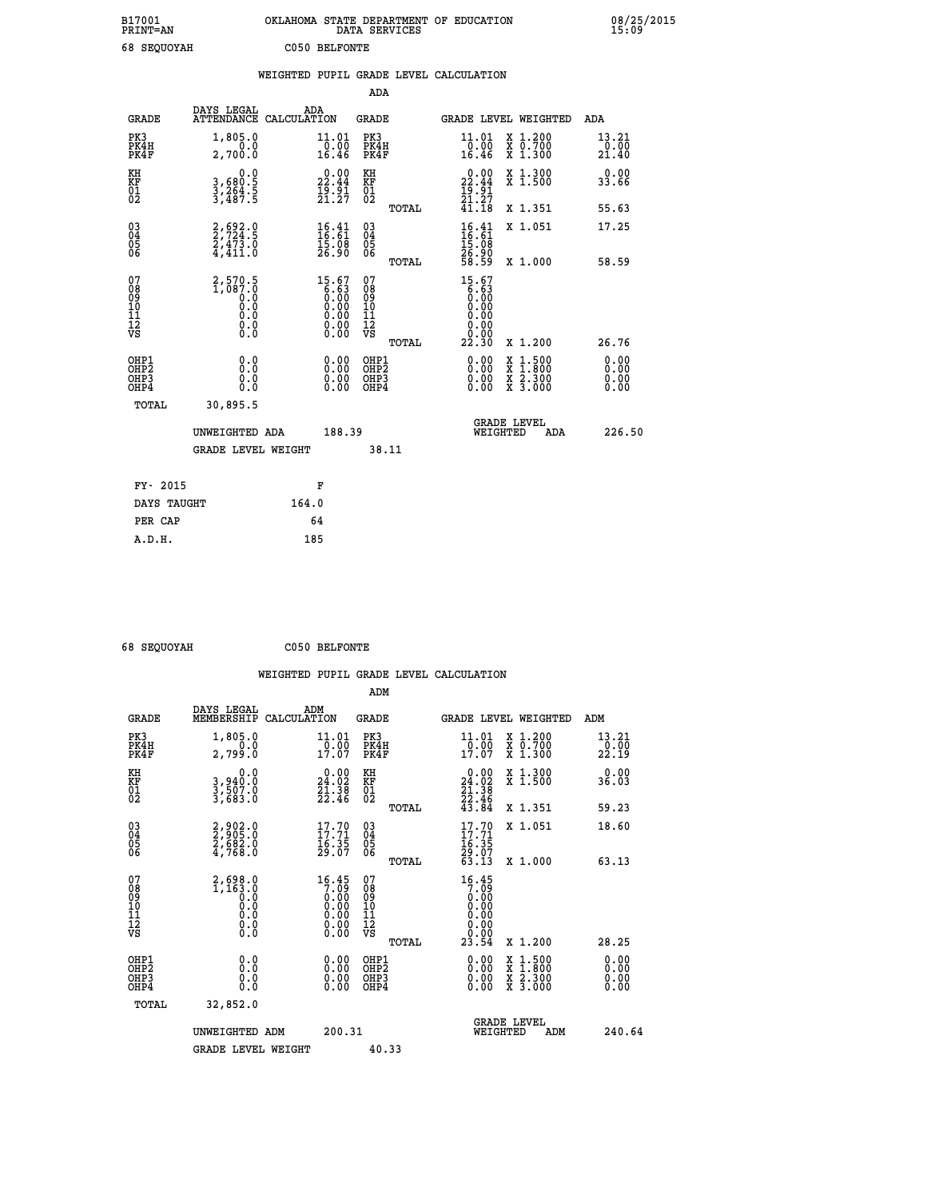B17001 OKLAHOMA STATE DEPARTMENT OF EDUCATION 08/25/2015
PRINT=AN DATA SERVICES 15:09

68 SEQUOYAH C050 BELFONTE

## WEIGHTED PUPIL GRADE LEVEL CALCULATION

### ADA

| GRADE | DAYS LEGAL ATTENDANCE | ADA CALCULATION | GRADE | | GRADE LEVEL | WEIGHTED | ADA |
|---|---|---|---|---|---|---|---|
| PK3 | 1,805.0 | 11.01 | PK3 | | 11.01 | X 1.200 | 13.21 |
| PK4H | 0.0 | 0.00 | PK4H | | 0.00 | X 0.700 | 0.00 |
| PK4F | 2,700.0 | 16.46 | PK4F | | 16.46 | X 1.300 | 21.40 |
| KH | 0.0 | 0.00 | KH | | 0.00 | X 1.300 | 0.00 |
| KF | 3,680.5 | 22.44 | KF | | 22.44 | X 1.500 | 33.66 |
| 01 | 3,264.5 | 19.91 | 01 | | 19.91 | | |
| 02 | 3,487.5 | 21.27 | 02 | | 21.27 | | |
| | | | | TOTAL | 41.18 | X 1.351 | 55.63 |
| 03 | 2,692.0 | 16.41 | 03 | | 16.41 | X 1.051 | 17.25 |
| 04 | 2,724.5 | 16.61 | 04 | | 16.61 | | |
| 05 | 2,473.0 | 15.08 | 05 | | 15.08 | | |
| 06 | 4,411.0 | 26.90 | 06 | | 26.90 | | |
| | | | | TOTAL | 58.59 | X 1.000 | 58.59 |
| 07 | 2,570.5 | 15.67 | 07 | | 15.67 | | |
| 08 | 1,087.0 | 6.63 | 08 | | 6.63 | | |
| 09 | 0.0 | 0.00 | 09 | | 0.00 | | |
| 10 | 0.0 | 0.00 | 10 | | 0.00 | | |
| 11 | 0.0 | 0.00 | 11 | | 0.00 | | |
| 12 | 0.0 | 0.00 | 12 | | 0.00 | | |
| VS | 0.0 | 0.00 | VS | | 0.00 | | |
| | | | | TOTAL | 22.30 | X 1.200 | 26.76 |
| OHP1 | 0.0 | 0.00 | OHP1 | | 0.00 | X 1.500 | 0.00 |
| OHP2 | 0.0 | 0.00 | OHP2 | | 0.00 | X 1.800 | 0.00 |
| OHP3 | 0.0 | 0.00 | OHP3 | | 0.00 | X 2.300 | 0.00 |
| OHP4 | 0.0 | 0.00 | OHP4 | | 0.00 | X 3.000 | 0.00 |
| TOTAL | 30,895.5 | | | | | | |

UNWEIGHTED ADA 188.39 GRADE LEVEL WEIGHTED ADA 226.50

GRADE LEVEL WEIGHT 38.11

| FY- 2015 | F |
|---|---|
| DAYS TAUGHT | 164.0 |
| PER CAP | 64 |
| A.D.H. | 185 |

68 SEQUOYAH C050 BELFONTE

## WEIGHTED PUPIL GRADE LEVEL CALCULATION

### ADM

| GRADE | DAYS LEGAL MEMBERSHIP | ADM CALCULATION | GRADE | | GRADE LEVEL | WEIGHTED | ADM |
|---|---|---|---|---|---|---|---|
| PK3 | 1,805.0 | 11.01 | PK3 | | 11.01 | X 1.200 | 13.21 |
| PK4H | 0.0 | 0.00 | PK4H | | 0.00 | X 0.700 | 0.00 |
| PK4F | 2,799.0 | 17.07 | PK4F | | 17.07 | X 1.300 | 22.19 |
| KH | 0.0 | 0.00 | KH | | 0.00 | X 1.300 | 0.00 |
| KF | 3,940.0 | 24.02 | KF | | 24.02 | X 1.500 | 36.03 |
| 01 | 3,507.0 | 21.38 | 01 | | 21.38 | | |
| 02 | 3,683.0 | 22.46 | 02 | | 22.46 | | |
| | | | | TOTAL | 43.84 | X 1.351 | 59.23 |
| 03 | 2,902.0 | 17.70 | 03 | | 17.70 | X 1.051 | 18.60 |
| 04 | 2,905.0 | 17.71 | 04 | | 17.71 | | |
| 05 | 2,682.0 | 16.35 | 05 | | 16.35 | | |
| 06 | 4,768.0 | 29.07 | 06 | | 29.07 | | |
| | | | | TOTAL | 63.13 | X 1.000 | 63.13 |
| 07 | 2,698.0 | 16.45 | 07 | | 16.45 | | |
| 08 | 1,163.0 | 7.09 | 08 | | 7.09 | | |
| 09 | 0.0 | 0.00 | 09 | | 0.00 | | |
| 10 | 0.0 | 0.00 | 10 | | 0.00 | | |
| 11 | 0.0 | 0.00 | 11 | | 0.00 | | |
| 12 | 0.0 | 0.00 | 12 | | 0.00 | | |
| VS | 0.0 | 0.00 | VS | | 0.00 | | |
| | | | | TOTAL | 23.54 | X 1.200 | 28.25 |
| OHP1 | 0.0 | 0.00 | OHP1 | | 0.00 | X 1.500 | 0.00 |
| OHP2 | 0.0 | 0.00 | OHP2 | | 0.00 | X 1.800 | 0.00 |
| OHP3 | 0.0 | 0.00 | OHP3 | | 0.00 | X 2.300 | 0.00 |
| OHP4 | 0.0 | 0.00 | OHP4 | | 0.00 | X 3.000 | 0.00 |
| TOTAL | 32,852.0 | | | | | | |

UNWEIGHTED ADM 200.31 GRADE LEVEL WEIGHTED ADM 240.64

GRADE LEVEL WEIGHT 40.33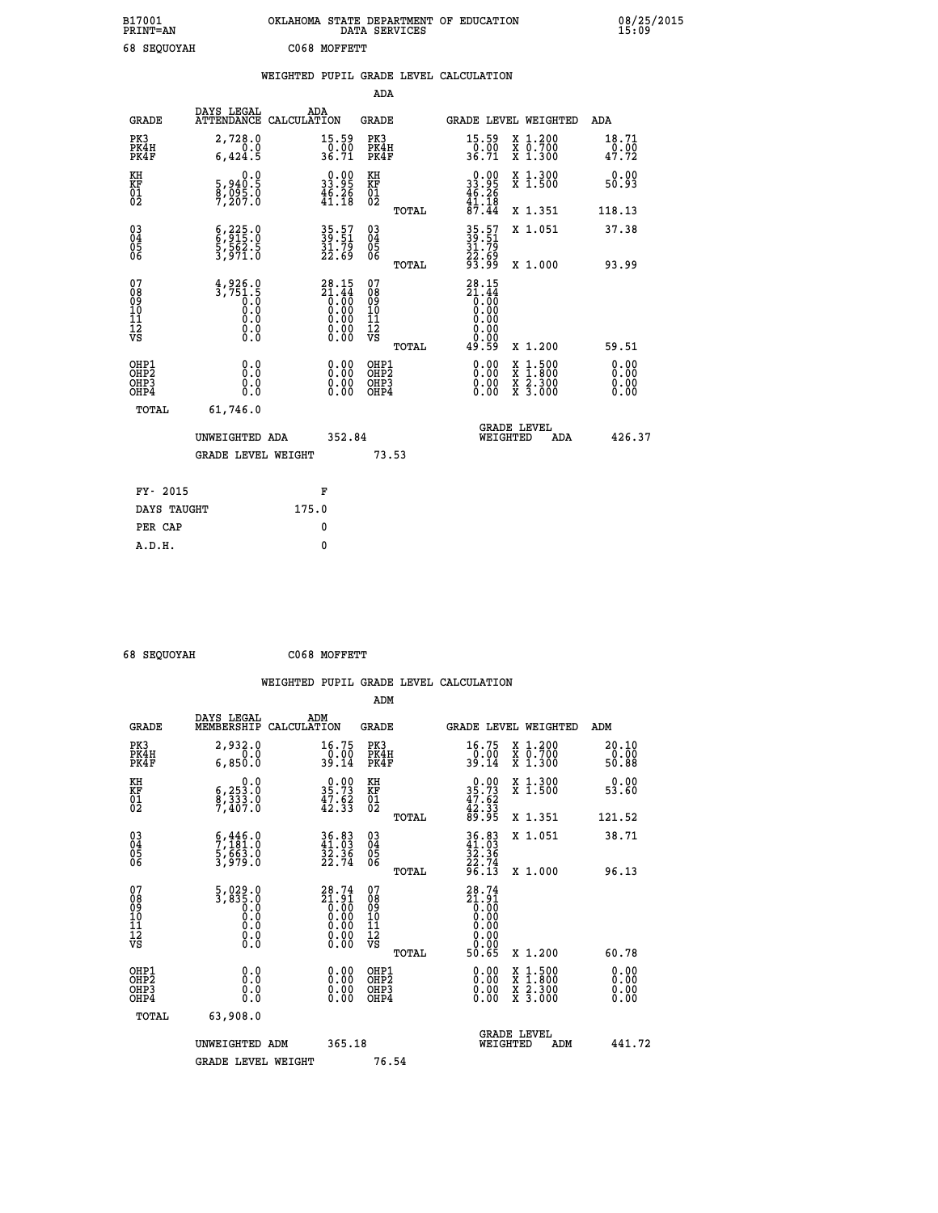B17001 OKLAHOMA STATE DEPARTMENT OF EDUCATION 08/25/2015
PRINT=AN DATA SERVICES 15:09

68 SEQUOYAH C068 MOFFETT

## WEIGHTED PUPIL GRADE LEVEL CALCULATION

### ADA

| GRADE | DAYS LEGAL ATTENDANCE | ADA CALCULATION | GRADE | GRADE LEVEL | WEIGHTED | ADA |
|---|---|---|---|---|---|---|
| PK3 | 2,728.0 | 15.59 | PK3 | 15.59 | X 1.200 | 18.71 |
| PK4H | 0.0 | 0.00 | PK4H | 0.00 | X 0.700 | 0.00 |
| PK4F | 6,424.5 | 36.71 | PK4F | 36.71 | X 1.300 | 47.72 |
| KH | 0.0 | 0.00 | KH | 0.00 | X 1.300 | 0.00 |
| KF | 5,940.5 | 33.95 | KF | 33.95 | X 1.500 | 50.93 |
| 01 | 8,095.0 | 46.26 | 01 | 46.26 | | |
| 02 | 7,207.0 | 41.18 | 02 | 41.18 | | |
| | | | TOTAL | 87.44 | X 1.351 | 118.13 |
| 03 | 6,225.0 | 35.57 | 03 | 35.57 | X 1.051 | 37.38 |
| 04 | 6,915.0 | 39.51 | 04 | 39.51 | | |
| 05 | 5,562.5 | 31.79 | 05 | 31.79 | | |
| 06 | 3,971.0 | 22.69 | 06 | 22.69 | | |
| | | | TOTAL | 93.99 | X 1.000 | 93.99 |
| 07 | 4,926.0 | 28.15 | 07 | 28.15 | | |
| 08 | 3,751.5 | 21.44 | 08 | 21.44 | | |
| 09 | 0.0 | 0.00 | 09 | 0.00 | | |
| 10 | 0.0 | 0.00 | 10 | 0.00 | | |
| 11 | 0.0 | 0.00 | 11 | 0.00 | | |
| 12 | 0.0 | 0.00 | 12 | 0.00 | | |
| VS | 0.0 | 0.00 | VS | 0.00 | | |
| | | | TOTAL | 49.59 | X 1.200 | 59.51 |
| OHP1 | 0.0 | 0.00 | OHP1 | 0.00 | X 1.500 | 0.00 |
| OHP2 | 0.0 | 0.00 | OHP2 | 0.00 | X 1.800 | 0.00 |
| OHP3 | 0.0 | 0.00 | OHP3 | 0.00 | X 2.300 | 0.00 |
| OHP4 | 0.0 | 0.00 | OHP4 | 0.00 | X 3.000 | 0.00 |
| TOTAL | 61,746.0 | | | | | |

UNWEIGHTED ADA 352.84 GRADE LEVEL WEIGHTED ADA 426.37

GRADE LEVEL WEIGHT 73.53

| FY- 2015 | F |
|---|---|
| DAYS TAUGHT | 175.0 |
| PER CAP | 0 |
| A.D.H. | 0 |

68 SEQUOYAH C068 MOFFETT

## WEIGHTED PUPIL GRADE LEVEL CALCULATION

### ADM

| GRADE | DAYS LEGAL MEMBERSHIP | ADM CALCULATION | GRADE | GRADE LEVEL | WEIGHTED | ADM |
|---|---|---|---|---|---|---|
| PK3 | 2,932.0 | 16.75 | PK3 | 16.75 | X 1.200 | 20.10 |
| PK4H | 0.0 | 0.00 | PK4H | 0.00 | X 0.700 | 0.00 |
| PK4F | 6,850.0 | 39.14 | PK4F | 39.14 | X 1.300 | 50.88 |
| KH | 0.0 | 0.00 | KH | 0.00 | X 1.300 | 0.00 |
| KF | 6,253.0 | 35.73 | KF | 35.73 | X 1.500 | 53.60 |
| 01 | 8,333.0 | 47.62 | 01 | 47.62 | | |
| 02 | 7,407.0 | 42.33 | 02 | 42.33 | | |
| | | | TOTAL | 89.95 | X 1.351 | 121.52 |
| 03 | 6,446.0 | 36.83 | 03 | 36.83 | X 1.051 | 38.71 |
| 04 | 7,181.0 | 41.03 | 04 | 41.03 | | |
| 05 | 5,663.0 | 32.36 | 05 | 32.36 | | |
| 06 | 3,979.0 | 22.74 | 06 | 22.74 | | |
| | | | TOTAL | 96.13 | X 1.000 | 96.13 |
| 07 | 5,029.0 | 28.74 | 07 | 28.74 | | |
| 08 | 3,835.0 | 21.91 | 08 | 21.91 | | |
| 09 | 0.0 | 0.00 | 09 | 0.00 | | |
| 10 | 0.0 | 0.00 | 10 | 0.00 | | |
| 11 | 0.0 | 0.00 | 11 | 0.00 | | |
| 12 | 0.0 | 0.00 | 12 | 0.00 | | |
| VS | 0.0 | 0.00 | VS | 0.00 | | |
| | | | TOTAL | 50.65 | X 1.200 | 60.78 |
| OHP1 | 0.0 | 0.00 | OHP1 | 0.00 | X 1.500 | 0.00 |
| OHP2 | 0.0 | 0.00 | OHP2 | 0.00 | X 1.800 | 0.00 |
| OHP3 | 0.0 | 0.00 | OHP3 | 0.00 | X 2.300 | 0.00 |
| OHP4 | 0.0 | 0.00 | OHP4 | 0.00 | X 3.000 | 0.00 |
| TOTAL | 63,908.0 | | | | | |

UNWEIGHTED ADM 365.18 GRADE LEVEL WEIGHTED ADM 441.72

GRADE LEVEL WEIGHT 76.54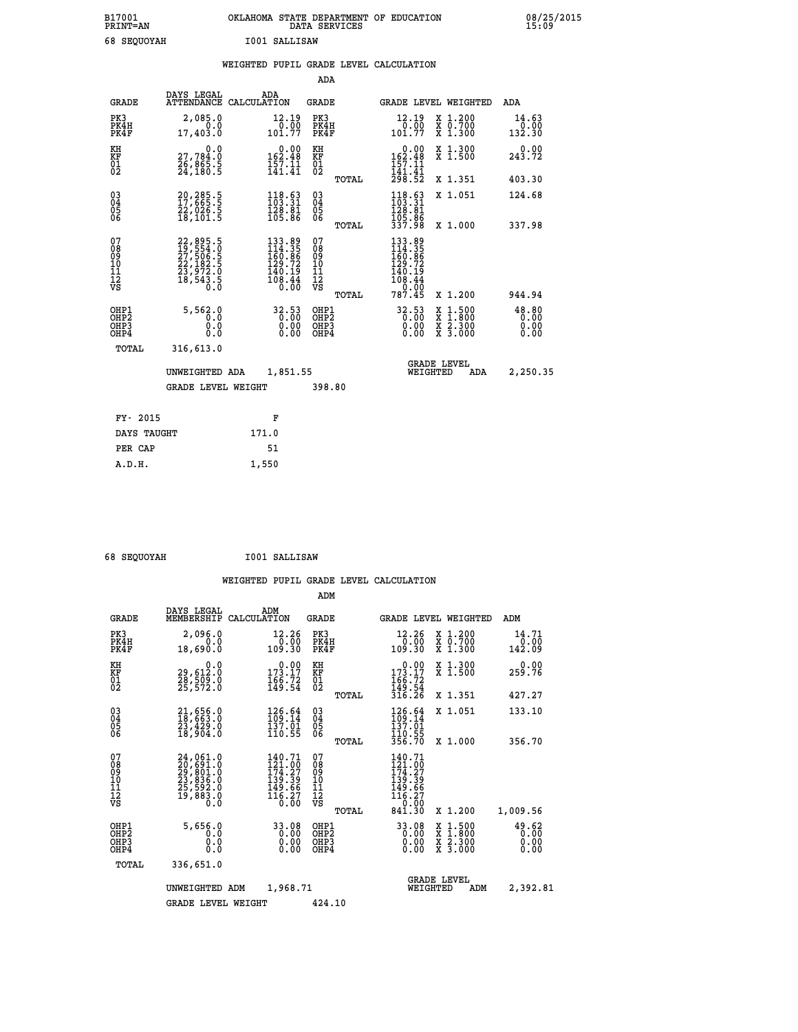B17001 OKLAHOMA STATE DEPARTMENT OF EDUCATION 08/25/2015
PRINT=AN DATA SERVICES 15:09

68 SEQUOYAH I001 SALLISAW

WEIGHTED PUPIL GRADE LEVEL CALCULATION

ADA

| GRADE | DAYS LEGAL ATTENDANCE | ADA CALCULATION | GRADE | | GRADE LEVEL | WEIGHTED | ADA |
|---|---|---|---|---|---|---|---|
| PK3 | 2,085.0 | 12.19 | PK3 | | 12.19 | X 1.200 | 14.63 |
| PK4H | 0.0 | 0.00 | PK4H | | 0.00 | X 0.700 | 0.00 |
| PK4F | 17,403.0 | 101.77 | PK4F | | 101.77 | X 1.300 | 132.30 |
| KH | 0.0 | 0.00 | KH | | 0.00 | X 1.300 | 0.00 |
| KF | 27,784.0 | 162.48 | KF | | 162.48 | X 1.500 | 243.72 |
| 01 | 26,865.5 | 157.11 | 01 | | 157.11 | | |
| 02 | 24,180.5 | 141.41 | 02 | | 141.41 | | |
| | | | | TOTAL | 298.52 | X 1.351 | 403.30 |
| 03 | 20,285.5 | 118.63 | 03 | | 118.63 | X 1.051 | 124.68 |
| 04 | 17,665.5 | 103.31 | 04 | | 103.31 | | |
| 05 | 22,026.5 | 128.81 | 05 | | 128.81 | | |
| 06 | 18,101.5 | 105.86 | 06 | | 105.86 | | |
| | | | | TOTAL | 337.98 | X 1.000 | 337.98 |
| 07 | 22,895.5 | 133.89 | 07 | | 133.89 | | |
| 08 | 19,554.0 | 114.35 | 08 | | 114.35 | | |
| 09 | 27,506.5 | 160.86 | 09 | | 160.86 | | |
| 10 | 22,182.5 | 129.72 | 10 | | 129.72 | | |
| 11 | 23,972.0 | 140.19 | 11 | | 140.19 | | |
| 12 | 18,543.5 | 108.44 | 12 | | 108.44 | | |
| VS | 0.0 | 0.00 | VS | | 0.00 | | |
| | | | | TOTAL | 787.45 | X 1.200 | 944.94 |
| OHP1 | 5,562.0 | 32.53 | OHP1 | | 32.53 | X 1.500 | 48.80 |
| OHP2 | 0.0 | 0.00 | OHP2 | | 0.00 | X 1.800 | 0.00 |
| OHP3 | 0.0 | 0.00 | OHP3 | | 0.00 | X 2.300 | 0.00 |
| OHP4 | 0.0 | 0.00 | OHP4 | | 0.00 | X 3.000 | 0.00 |
| TOTAL | 316,613.0 | | | | | | |

UNWEIGHTED ADA 1,851.55 GRADE LEVEL WEIGHTED ADA 2,250.35

GRADE LEVEL WEIGHT 398.80

| FY- 2015 | F |
|---|---|
| DAYS TAUGHT | 171.0 |
| PER CAP | 51 |
| A.D.H. | 1,550 |

68 SEQUOYAH I001 SALLISAW

WEIGHTED PUPIL GRADE LEVEL CALCULATION

ADM

| GRADE | DAYS LEGAL MEMBERSHIP | ADM CALCULATION | GRADE | | GRADE LEVEL | WEIGHTED | ADM |
|---|---|---|---|---|---|---|---|
| PK3 | 2,096.0 | 12.26 | PK3 | | 12.26 | X 1.200 | 14.71 |
| PK4H | 0.0 | 0.00 | PK4H | | 0.00 | X 0.700 | 0.00 |
| PK4F | 18,690.0 | 109.30 | PK4F | | 109.30 | X 1.300 | 142.09 |
| KH | 0.0 | 0.00 | KH | | 0.00 | X 1.300 | 0.00 |
| KF | 29,612.0 | 173.17 | KF | | 173.17 | X 1.500 | 259.76 |
| 01 | 28,509.0 | 166.72 | 01 | | 166.72 | | |
| 02 | 25,572.0 | 149.54 | 02 | | 149.54 | | |
| | | | | TOTAL | 316.26 | X 1.351 | 427.27 |
| 03 | 21,656.0 | 126.64 | 03 | | 126.64 | X 1.051 | 133.10 |
| 04 | 18,663.0 | 109.14 | 04 | | 109.14 | | |
| 05 | 23,429.0 | 137.01 | 05 | | 137.01 | | |
| 06 | 18,904.0 | 110.55 | 06 | | 110.55 | | |
| | | | | TOTAL | 356.70 | X 1.000 | 356.70 |
| 07 | 24,061.0 | 140.71 | 07 | | 140.71 | | |
| 08 | 20,691.0 | 121.00 | 08 | | 121.00 | | |
| 09 | 29,801.0 | 174.27 | 09 | | 174.27 | | |
| 10 | 23,836.0 | 139.39 | 10 | | 139.39 | | |
| 11 | 25,592.0 | 149.66 | 11 | | 149.66 | | |
| 12 | 19,883.0 | 116.27 | 12 | | 116.27 | | |
| VS | 0.0 | 0.00 | VS | | 0.00 | | |
| | | | | TOTAL | 841.30 | X 1.200 | 1,009.56 |
| OHP1 | 5,656.0 | 33.08 | OHP1 | | 33.08 | X 1.500 | 49.62 |
| OHP2 | 0.0 | 0.00 | OHP2 | | 0.00 | X 1.800 | 0.00 |
| OHP3 | 0.0 | 0.00 | OHP3 | | 0.00 | X 2.300 | 0.00 |
| OHP4 | 0.0 | 0.00 | OHP4 | | 0.00 | X 3.000 | 0.00 |
| TOTAL | 336,651.0 | | | | | | |

UNWEIGHTED ADM 1,968.71 GRADE LEVEL WEIGHTED ADM 2,392.81

GRADE LEVEL WEIGHT 424.10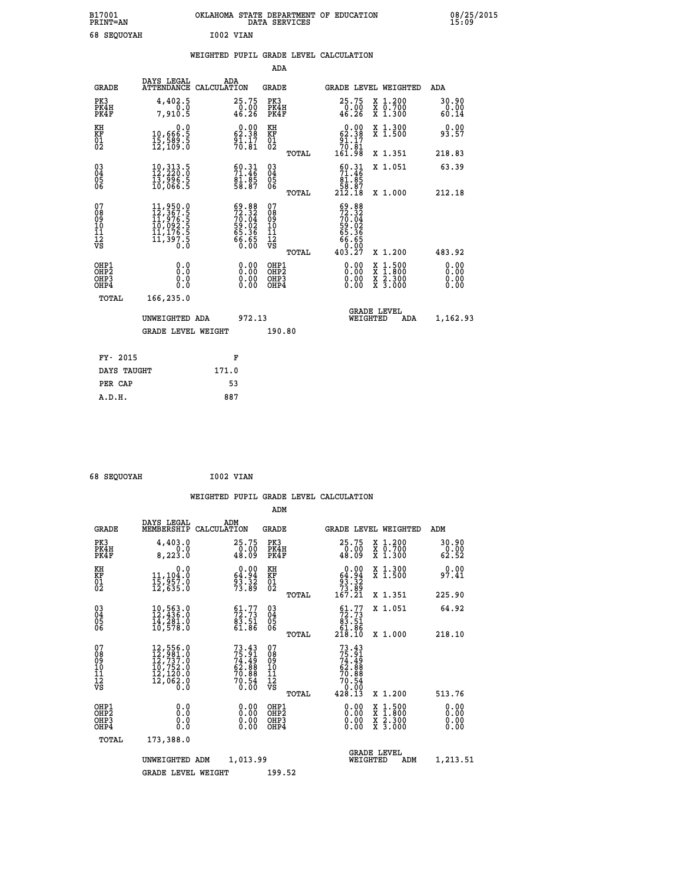B17001 OKLAHOMA STATE DEPARTMENT OF EDUCATION 08/25/2015
PRINT=AN DATA SERVICES 15:09

68 SEQUOYAH I002 VIAN

## WEIGHTED PUPIL GRADE LEVEL CALCULATION

### ADA

| GRADE | DAYS LEGAL ATTENDANCE | ADA CALCULATION | GRADE | GRADE LEVEL | WEIGHTED | ADA |
|---|---|---|---|---|---|---|
| PK3 | 4,402.5 | 25.75 | PK3 | 25.75 | X 1.200 | 30.90 |
| PK4H | 0.0 | 0.00 | PK4H | 0.00 | X 0.700 | 0.00 |
| PK4F | 7,910.5 | 46.26 | PK4F | 46.26 | X 1.300 | 60.14 |
| KH | 0.0 | 0.00 | KH | 0.00 | X 1.300 | 0.00 |
| KF | 10,666.5 | 62.38 | KF | 62.38 | X 1.500 | 93.57 |
| 01 | 15,589.5 | 91.17 | 01 | 91.17 | | |
| 02 | 12,109.0 | 70.81 | 02 | 70.81 | | |
| | | | TOTAL | 161.98 | X 1.351 | 218.83 |
| 03 | 10,313.5 | 60.31 | 03 | 60.31 | X 1.051 | 63.39 |
| 04 | 12,220.0 | 71.46 | 04 | 71.46 | | |
| 05 | 13,996.5 | 81.85 | 05 | 81.85 | | |
| 06 | 10,066.5 | 58.87 | 06 | 58.87 | | |
| | | | TOTAL | 212.18 | X 1.000 | 212.18 |
| 07 | 11,950.0 | 69.88 | 07 | 69.88 | | |
| 08 | 12,367.5 | 72.32 | 08 | 72.32 | | |
| 09 | 11,976.5 | 70.04 | 09 | 70.04 | | |
| 10 | 10,092.5 | 59.02 | 10 | 59.02 | | |
| 11 | 11,176.5 | 65.36 | 11 | 65.36 | | |
| 12 | 11,397.5 | 66.65 | 12 | 66.65 | | |
| VS | 0.0 | 0.00 | VS | 0.00 | | |
| | | | TOTAL | 403.27 | X 1.200 | 483.92 |
| OHP1 | 0.0 | 0.00 | OHP1 | 0.00 | X 1.500 | 0.00 |
| OHP2 | 0.0 | 0.00 | OHP2 | 0.00 | X 1.800 | 0.00 |
| OHP3 | 0.0 | 0.00 | OHP3 | 0.00 | X 2.300 | 0.00 |
| OHP4 | 0.0 | 0.00 | OHP4 | 0.00 | X 3.000 | 0.00 |
| TOTAL | 166,235.0 | | | | | |

UNWEIGHTED ADA 972.13 GRADE LEVEL WEIGHTED ADA 1,162.93

GRADE LEVEL WEIGHT 190.80

| FY- 2015 | F |
|---|---|
| DAYS TAUGHT | 171.0 |
| PER CAP | 53 |
| A.D.H. | 887 |

68 SEQUOYAH I002 VIAN

## WEIGHTED PUPIL GRADE LEVEL CALCULATION

### ADM

| GRADE | DAYS LEGAL MEMBERSHIP | ADM CALCULATION | GRADE | GRADE LEVEL | WEIGHTED | ADM |
|---|---|---|---|---|---|---|
| PK3 | 4,403.0 | 25.75 | PK3 | 25.75 | X 1.200 | 30.90 |
| PK4H | 0.0 | 0.00 | PK4H | 0.00 | X 0.700 | 0.00 |
| PK4F | 8,223.0 | 48.09 | PK4F | 48.09 | X 1.300 | 62.52 |
| KH | 0.0 | 0.00 | KH | 0.00 | X 1.300 | 0.00 |
| KF | 11,104.0 | 64.94 | KF | 64.94 | X 1.500 | 97.41 |
| 01 | 15,957.0 | 93.32 | 01 | 93.32 | | |
| 02 | 12,635.0 | 73.89 | 02 | 73.89 | | |
| | | | TOTAL | 167.21 | X 1.351 | 225.90 |
| 03 | 10,563.0 | 61.77 | 03 | 61.77 | X 1.051 | 64.92 |
| 04 | 12,436.0 | 72.73 | 04 | 72.73 | | |
| 05 | 14,281.0 | 83.51 | 05 | 83.51 | | |
| 06 | 10,578.0 | 61.86 | 06 | 61.86 | | |
| | | | TOTAL | 218.10 | X 1.000 | 218.10 |
| 07 | 12,556.0 | 73.43 | 07 | 73.43 | | |
| 08 | 12,981.0 | 75.91 | 08 | 75.91 | | |
| 09 | 12,737.0 | 74.49 | 09 | 74.49 | | |
| 10 | 10,752.0 | 62.88 | 10 | 62.88 | | |
| 11 | 12,120.0 | 70.88 | 11 | 70.88 | | |
| 12 | 12,062.0 | 70.54 | 12 | 70.54 | | |
| VS | 0.0 | 0.00 | VS | 0.00 | | |
| | | | TOTAL | 428.13 | X 1.200 | 513.76 |
| OHP1 | 0.0 | 0.00 | OHP1 | 0.00 | X 1.500 | 0.00 |
| OHP2 | 0.0 | 0.00 | OHP2 | 0.00 | X 1.800 | 0.00 |
| OHP3 | 0.0 | 0.00 | OHP3 | 0.00 | X 2.300 | 0.00 |
| OHP4 | 0.0 | 0.00 | OHP4 | 0.00 | X 3.000 | 0.00 |
| TOTAL | 173,388.0 | | | | | |

UNWEIGHTED ADM 1,013.99 GRADE LEVEL WEIGHTED ADM 1,213.51

GRADE LEVEL WEIGHT 199.52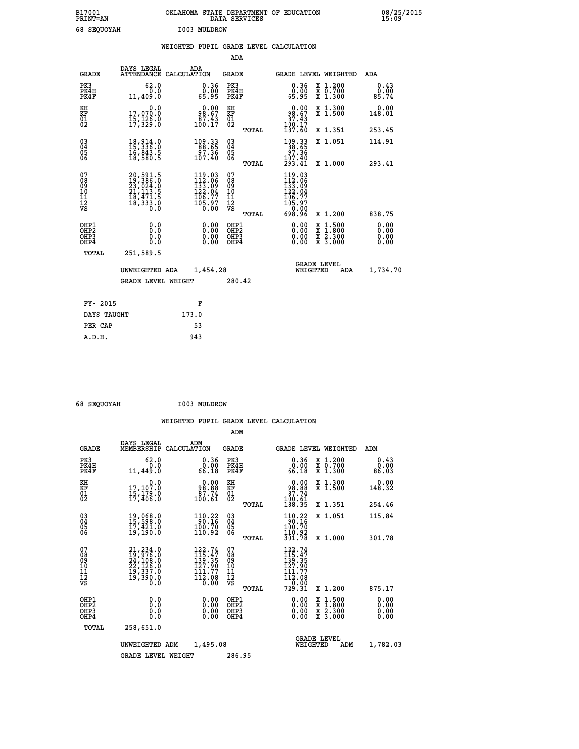B17001 OKLAHOMA STATE DEPARTMENT OF EDUCATION 08/25/2015
PRINT=AN DATA SERVICES 15:09

68 SEQUOYAH I003 MULDROW

## WEIGHTED PUPIL GRADE LEVEL CALCULATION

### ADA

| GRADE | DAYS LEGAL ATTENDANCE | ADA CALCULATION | GRADE | GRADE LEVEL | WEIGHTED | ADA |
|---|---|---|---|---|---|---|
| PK3 | 62.0 | 0.36 | PK3 | 0.36 | X 1.200 | 0.43 |
| PK4H | 0.0 | 0.00 | PK4H | 0.00 | X 0.700 | 0.00 |
| PK4F | 11,409.0 | 65.95 | PK4F | 65.95 | X 1.300 | 85.74 |
| KH | 0.0 | 0.00 | KH | 0.00 | X 1.300 | 0.00 |
| KF | 17,070.0 | 98.67 | KF | 98.67 | X 1.500 | 148.01 |
| 01 | 15,126.0 | 87.43 | 01 | 87.43 | | |
| 02 | 17,329.0 | 100.17 | 02 | 100.17 | | |
| | | | TOTAL | 187.60 | X 1.351 | 253.45 |
| 03 | 18,914.0 | 109.33 | 03 | 109.33 | X 1.051 | 114.91 |
| 04 | 15,336.0 | 88.65 | 04 | 88.65 | | |
| 05 | 16,843.5 | 97.36 | 05 | 97.36 | | |
| 06 | 18,580.5 | 107.40 | 06 | 107.40 | | |
| | | | TOTAL | 293.41 | X 1.000 | 293.41 |
| 07 | 20,591.5 | 119.03 | 07 | 119.03 | | |
| 08 | 19,386.0 | 112.06 | 08 | 112.06 | | |
| 09 | 23,024.0 | 133.09 | 09 | 133.09 | | |
| 10 | 21,113.5 | 122.04 | 10 | 122.04 | | |
| 11 | 18,471.5 | 106.77 | 11 | 106.77 | | |
| 12 | 18,333.0 | 105.97 | 12 | 105.97 | | |
| VS | 0.0 | 0.00 | VS | 0.00 | | |
| | | | TOTAL | 698.96 | X 1.200 | 838.75 |
| OHP1 | 0.0 | 0.00 | OHP1 | 0.00 | X 1.500 | 0.00 |
| OHP2 | 0.0 | 0.00 | OHP2 | 0.00 | X 1.800 | 0.00 |
| OHP3 | 0.0 | 0.00 | OHP3 | 0.00 | X 2.300 | 0.00 |
| OHP4 | 0.0 | 0.00 | OHP4 | 0.00 | X 3.000 | 0.00 |
| TOTAL | 251,589.5 | | | | | |

UNWEIGHTED ADA 1,454.28 — GRADE LEVEL WEIGHTED ADA 1,734.70

GRADE LEVEL WEIGHT 280.42

| FY- 2015 | F |
|---|---|
| DAYS TAUGHT | 173.0 |
| PER CAP | 53 |
| A.D.H. | 943 |

68 SEQUOYAH I003 MULDROW

## WEIGHTED PUPIL GRADE LEVEL CALCULATION

### ADM

| GRADE | DAYS LEGAL MEMBERSHIP | ADM CALCULATION | GRADE | GRADE LEVEL | WEIGHTED | ADM |
|---|---|---|---|---|---|---|
| PK3 | 62.0 | 0.36 | PK3 | 0.36 | X 1.200 | 0.43 |
| PK4H | 0.0 | 0.00 | PK4H | 0.00 | X 0.700 | 0.00 |
| PK4F | 11,449.0 | 66.18 | PK4F | 66.18 | X 1.300 | 86.03 |
| KH | 0.0 | 0.00 | KH | 0.00 | X 1.300 | 0.00 |
| KF | 17,107.0 | 98.88 | KF | 98.88 | X 1.500 | 148.32 |
| 01 | 15,179.0 | 87.74 | 01 | 87.74 | | |
| 02 | 17,406.0 | 100.61 | 02 | 100.61 | | |
| | | | TOTAL | 188.35 | X 1.351 | 254.46 |
| 03 | 19,068.0 | 110.22 | 03 | 110.22 | X 1.051 | 115.84 |
| 04 | 15,598.0 | 90.16 | 04 | 90.16 | | |
| 05 | 17,421.0 | 100.70 | 05 | 100.70 | | |
| 06 | 19,190.0 | 110.92 | 06 | 110.92 | | |
| | | | TOTAL | 301.78 | X 1.000 | 301.78 |
| 07 | 21,234.0 | 122.74 | 07 | 122.74 | | |
| 08 | 19,976.0 | 115.47 | 08 | 115.47 | | |
| 09 | 24,108.0 | 139.35 | 09 | 139.35 | | |
| 10 | 22,126.0 | 127.90 | 10 | 127.90 | | |
| 11 | 19,337.0 | 111.77 | 11 | 111.77 | | |
| 12 | 19,390.0 | 112.08 | 12 | 112.08 | | |
| VS | 0.0 | 0.00 | VS | 0.00 | | |
| | | | TOTAL | 729.31 | X 1.200 | 875.17 |
| OHP1 | 0.0 | 0.00 | OHP1 | 0.00 | X 1.500 | 0.00 |
| OHP2 | 0.0 | 0.00 | OHP2 | 0.00 | X 1.800 | 0.00 |
| OHP3 | 0.0 | 0.00 | OHP3 | 0.00 | X 2.300 | 0.00 |
| OHP4 | 0.0 | 0.00 | OHP4 | 0.00 | X 3.000 | 0.00 |
| TOTAL | 258,651.0 | | | | | |

UNWEIGHTED ADM 1,495.08 — GRADE LEVEL WEIGHTED ADM 1,782.03

GRADE LEVEL WEIGHT 286.95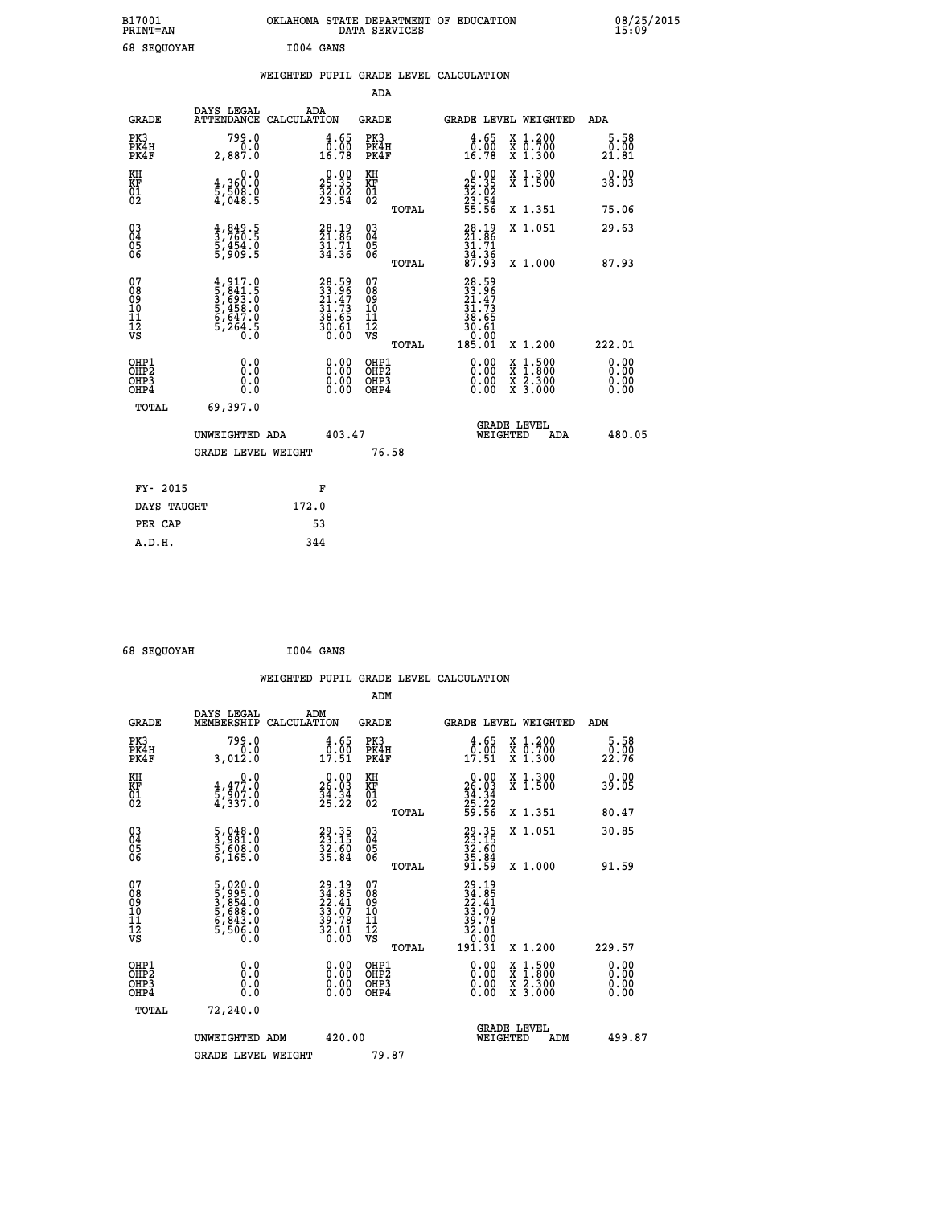B17001 OKLAHOMA STATE DEPARTMENT OF EDUCATION 08/25/2015
PRINT=AN DATA SERVICES 15:09

68 SEQUOYAH I004 GANS

WEIGHTED PUPIL GRADE LEVEL CALCULATION

ADA

| GRADE | DAYS LEGAL ATTENDANCE | ADA CALCULATION | GRADE | | GRADE LEVEL | WEIGHTED | ADA |
|---|---|---|---|---|---|---|---|
| PK3 | 799.0 | 4.65 | PK3 | | 4.65 | X 1.200 | 5.58 |
| PK4H | 0.0 | 0.00 | PK4H | | 0.00 | X 0.700 | 0.00 |
| PK4F | 2,887.0 | 16.78 | PK4F | | 16.78 | X 1.300 | 21.81 |
| KH | 0.0 | 0.00 | KH | | 0.00 | X 1.300 | 0.00 |
| KF | 4,360.0 | 25.35 | KF | | 25.35 | X 1.500 | 38.03 |
| 01 | 5,508.0 | 32.02 | 01 | | 32.02 | | |
| 02 | 4,048.5 | 23.54 | 02 | | 23.54 | | |
| | | | | TOTAL | 55.56 | X 1.351 | 75.06 |
| 03 | 4,849.5 | 28.19 | 03 | | 28.19 | X 1.051 | 29.63 |
| 04 | 3,760.5 | 21.86 | 04 | | 21.86 | | |
| 05 | 5,454.0 | 31.71 | 05 | | 31.71 | | |
| 06 | 5,909.5 | 34.36 | 06 | | 34.36 | | |
| | | | | TOTAL | 87.93 | X 1.000 | 87.93 |
| 07 | 4,917.0 | 28.59 | 07 | | 28.59 | | |
| 08 | 5,841.5 | 33.96 | 08 | | 33.96 | | |
| 09 | 3,693.0 | 21.47 | 09 | | 21.47 | | |
| 10 | 5,458.0 | 31.73 | 10 | | 31.73 | | |
| 11 | 6,647.0 | 38.65 | 11 | | 38.65 | | |
| 12 | 5,264.5 | 30.61 | 12 | | 30.61 | | |
| VS | 0.0 | 0.00 | VS | | 0.00 | | |
| | | | | TOTAL | 185.01 | X 1.200 | 222.01 |
| OHP1 | 0.0 | 0.00 | OHP1 | | 0.00 | X 1.500 | 0.00 |
| OHP2 | 0.0 | 0.00 | OHP2 | | 0.00 | X 1.800 | 0.00 |
| OHP3 | 0.0 | 0.00 | OHP3 | | 0.00 | X 2.300 | 0.00 |
| OHP4 | 0.0 | 0.00 | OHP4 | | 0.00 | X 3.000 | 0.00 |
| TOTAL | 69,397.0 | | | | | | |

UNWEIGHTED ADA 403.47 GRADE LEVEL WEIGHTED ADA 480.05

GRADE LEVEL WEIGHT 76.58

| FY- 2015 | F |
|---|---|
| DAYS TAUGHT | 172.0 |
| PER CAP | 53 |
| A.D.H. | 344 |

68 SEQUOYAH I004 GANS

WEIGHTED PUPIL GRADE LEVEL CALCULATION

ADM

| GRADE | DAYS LEGAL MEMBERSHIP | ADM CALCULATION | GRADE | | GRADE LEVEL | WEIGHTED | ADM |
|---|---|---|---|---|---|---|---|
| PK3 | 799.0 | 4.65 | PK3 | | 4.65 | X 1.200 | 5.58 |
| PK4H | 0.0 | 0.00 | PK4H | | 0.00 | X 0.700 | 0.00 |
| PK4F | 3,012.0 | 17.51 | PK4F | | 17.51 | X 1.300 | 22.76 |
| KH | 0.0 | 0.00 | KH | | 0.00 | X 1.300 | 0.00 |
| KF | 4,477.0 | 26.03 | KF | | 26.03 | X 1.500 | 39.05 |
| 01 | 5,907.0 | 34.34 | 01 | | 34.34 | | |
| 02 | 4,337.0 | 25.22 | 02 | | 25.22 | | |
| | | | | TOTAL | 59.56 | X 1.351 | 80.47 |
| 03 | 5,048.0 | 29.35 | 03 | | 29.35 | X 1.051 | 30.85 |
| 04 | 3,981.0 | 23.15 | 04 | | 23.15 | | |
| 05 | 5,608.0 | 32.60 | 05 | | 32.60 | | |
| 06 | 6,165.0 | 35.84 | 06 | | 35.84 | | |
| | | | | TOTAL | 91.59 | X 1.000 | 91.59 |
| 07 | 5,020.0 | 29.19 | 07 | | 29.19 | | |
| 08 | 5,995.0 | 34.85 | 08 | | 34.85 | | |
| 09 | 3,854.0 | 22.41 | 09 | | 22.41 | | |
| 10 | 5,688.0 | 33.07 | 10 | | 33.07 | | |
| 11 | 6,843.0 | 39.78 | 11 | | 39.78 | | |
| 12 | 5,506.0 | 32.01 | 12 | | 32.01 | | |
| VS | 0.0 | 0.00 | VS | | 0.00 | | |
| | | | | TOTAL | 191.31 | X 1.200 | 229.57 |
| OHP1 | 0.0 | 0.00 | OHP1 | | 0.00 | X 1.500 | 0.00 |
| OHP2 | 0.0 | 0.00 | OHP2 | | 0.00 | X 1.800 | 0.00 |
| OHP3 | 0.0 | 0.00 | OHP3 | | 0.00 | X 2.300 | 0.00 |
| OHP4 | 0.0 | 0.00 | OHP4 | | 0.00 | X 3.000 | 0.00 |
| TOTAL | 72,240.0 | | | | | | |

UNWEIGHTED ADM 420.00 GRADE LEVEL WEIGHTED ADM 499.87

GRADE LEVEL WEIGHT 79.87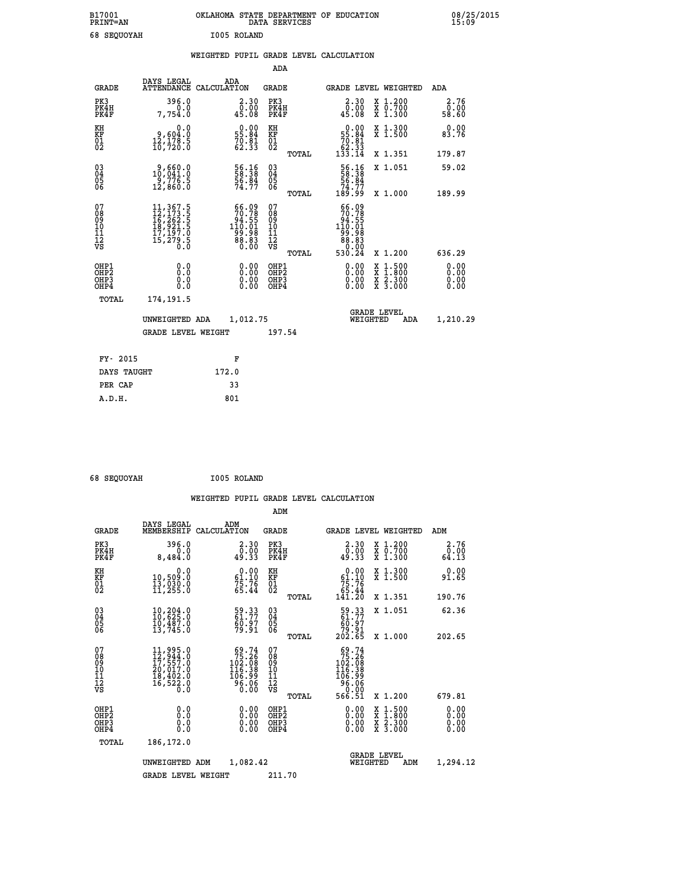B17001 OKLAHOMA STATE DEPARTMENT OF EDUCATION 08/25/2015
PRINT=AN DATA SERVICES 15:09

68 SEQUOYAH I005 ROLAND

## WEIGHTED PUPIL GRADE LEVEL CALCULATION

### ADA

| GRADE | DAYS LEGAL ATTENDANCE | ADA CALCULATION | GRADE | GRADE LEVEL | WEIGHTED | ADA |
|---|---|---|---|---|---|---|
| PK3 | 396.0 | 2.30 | PK3 | 2.30 | X 1.200 | 2.76 |
| PK4H | 0.0 | 0.00 | PK4H | 0.00 | X 0.700 | 0.00 |
| PK4F | 7,754.0 | 45.08 | PK4F | 45.08 | X 1.300 | 58.60 |
| KH | 0.0 | 0.00 | KH | 0.00 | X 1.300 | 0.00 |
| KF | 9,604.0 | 55.84 | KF | 55.84 | X 1.500 | 83.76 |
| 01 | 12,178.5 | 70.81 | 01 | 70.81 | | |
| 02 | 10,720.0 | 62.33 | 02 | 62.33 | | |
| | | | TOTAL | 133.14 | X 1.351 | 179.87 |
| 03 | 9,660.0 | 56.16 | 03 | 56.16 | X 1.051 | 59.02 |
| 04 | 10,041.0 | 58.38 | 04 | 58.38 | | |
| 05 | 9,776.5 | 56.84 | 05 | 56.84 | | |
| 06 | 12,860.0 | 74.77 | 06 | 74.77 | | |
| | | | TOTAL | 189.99 | X 1.000 | 189.99 |
| 07 | 11,367.5 | 66.09 | 07 | 66.09 | | |
| 08 | 12,173.5 | 70.78 | 08 | 70.78 | | |
| 09 | 16,262.5 | 94.55 | 09 | 94.55 | | |
| 10 | 18,921.5 | 110.01 | 10 | 110.01 | | |
| 11 | 17,197.0 | 99.98 | 11 | 99.98 | | |
| 12 | 15,279.5 | 88.83 | 12 | 88.83 | | |
| VS | 0.0 | 0.00 | VS | 0.00 | | |
| | | | TOTAL | 530.24 | X 1.200 | 636.29 |
| OHP1 | 0.0 | 0.00 | OHP1 | 0.00 | X 1.500 | 0.00 |
| OHP2 | 0.0 | 0.00 | OHP2 | 0.00 | X 1.800 | 0.00 |
| OHP3 | 0.0 | 0.00 | OHP3 | 0.00 | X 2.300 | 0.00 |
| OHP4 | 0.0 | 0.00 | OHP4 | 0.00 | X 3.000 | 0.00 |
| TOTAL | 174,191.5 | | | | | |

UNWEIGHTED ADA 1,012.75 — GRADE LEVEL WEIGHTED ADA 1,210.29

GRADE LEVEL WEIGHT 197.54

| FY- 2015 | F |
|---|---|
| DAYS TAUGHT | 172.0 |
| PER CAP | 33 |
| A.D.H. | 801 |

68 SEQUOYAH I005 ROLAND

## WEIGHTED PUPIL GRADE LEVEL CALCULATION

### ADM

| GRADE | DAYS LEGAL MEMBERSHIP | ADM CALCULATION | GRADE | GRADE LEVEL | WEIGHTED | ADM |
|---|---|---|---|---|---|---|
| PK3 | 396.0 | 2.30 | PK3 | 2.30 | X 1.200 | 2.76 |
| PK4H | 0.0 | 0.00 | PK4H | 0.00 | X 0.700 | 0.00 |
| PK4F | 8,484.0 | 49.33 | PK4F | 49.33 | X 1.300 | 64.13 |
| KH | 0.0 | 0.00 | KH | 0.00 | X 1.300 | 0.00 |
| KF | 10,509.0 | 61.10 | KF | 61.10 | X 1.500 | 91.65 |
| 01 | 13,030.0 | 75.76 | 01 | 75.76 | | |
| 02 | 11,255.0 | 65.44 | 02 | 65.44 | | |
| | | | TOTAL | 141.20 | X 1.351 | 190.76 |
| 03 | 10,204.0 | 59.33 | 03 | 59.33 | X 1.051 | 62.36 |
| 04 | 10,625.0 | 61.77 | 04 | 61.77 | | |
| 05 | 10,487.0 | 60.97 | 05 | 60.97 | | |
| 06 | 13,745.0 | 79.91 | 06 | 79.91 | | |
| | | | TOTAL | 202.65 | X 1.000 | 202.65 |
| 07 | 11,995.0 | 69.74 | 07 | 69.74 | | |
| 08 | 12,944.0 | 75.26 | 08 | 75.26 | | |
| 09 | 17,557.0 | 102.08 | 09 | 102.08 | | |
| 10 | 20,017.0 | 116.38 | 10 | 116.38 | | |
| 11 | 18,402.0 | 106.99 | 11 | 106.99 | | |
| 12 | 16,522.0 | 96.06 | 12 | 96.06 | | |
| VS | 0.0 | 0.00 | VS | 0.00 | | |
| | | | TOTAL | 566.51 | X 1.200 | 679.81 |
| OHP1 | 0.0 | 0.00 | OHP1 | 0.00 | X 1.500 | 0.00 |
| OHP2 | 0.0 | 0.00 | OHP2 | 0.00 | X 1.800 | 0.00 |
| OHP3 | 0.0 | 0.00 | OHP3 | 0.00 | X 2.300 | 0.00 |
| OHP4 | 0.0 | 0.00 | OHP4 | 0.00 | X 3.000 | 0.00 |
| TOTAL | 186,172.0 | | | | | |

UNWEIGHTED ADM 1,082.42 — GRADE LEVEL WEIGHTED ADM 1,294.12

GRADE LEVEL WEIGHT 211.70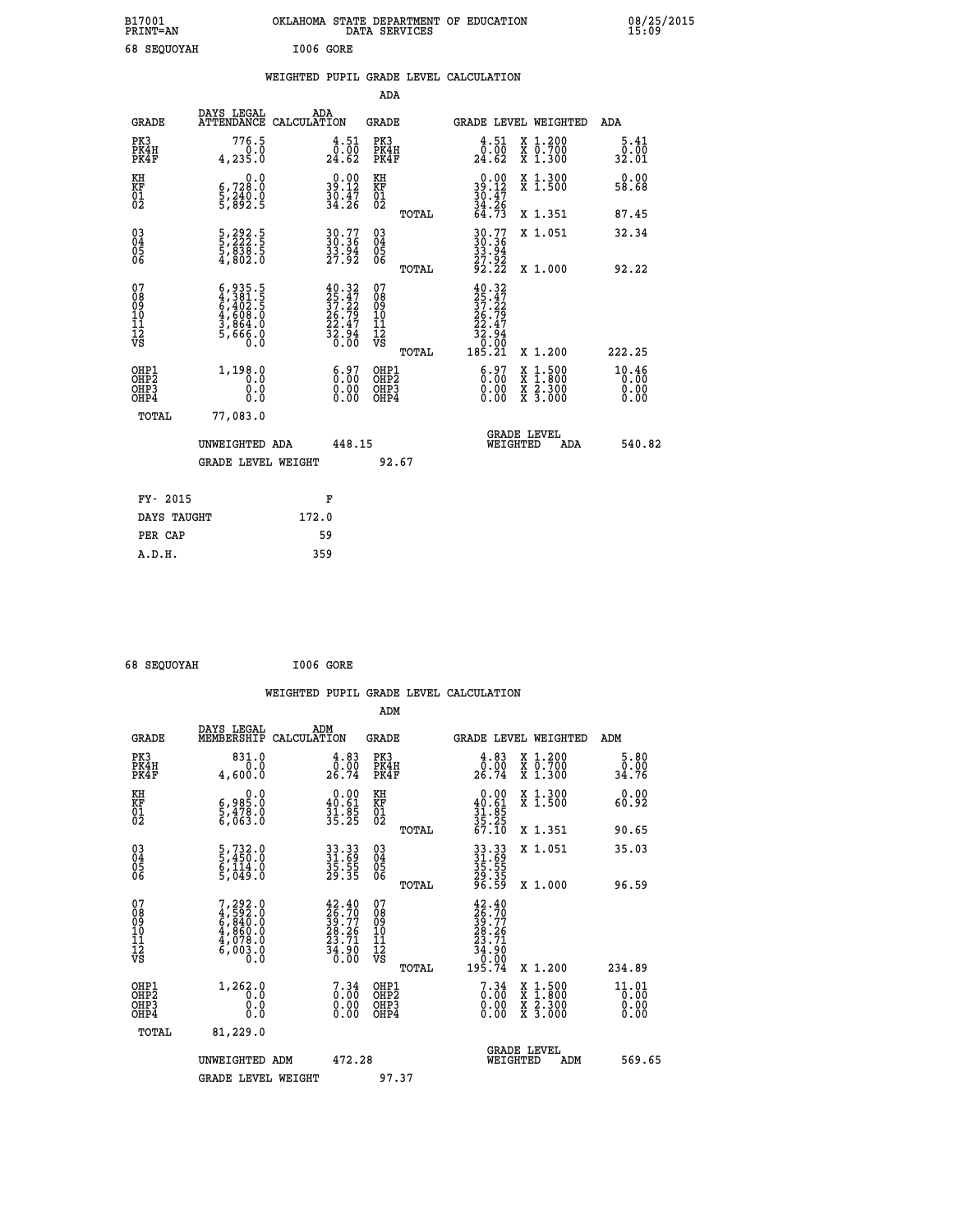B17001 OKLAHOMA STATE DEPARTMENT OF EDUCATION 08/25/2015
PRINT=AN DATA SERVICES 15:09

68 SEQUOYAH I006 GORE

## WEIGHTED PUPIL GRADE LEVEL CALCULATION

### ADA

| GRADE | DAYS LEGAL ATTENDANCE | ADA CALCULATION | GRADE | GRADE LEVEL | WEIGHTED | ADA |
|---|---|---|---|---|---|---|
| PK3 | 776.5 | 4.51 | PK3 | 4.51 | X 1.200 | 5.41 |
| PK4H | 0.0 | 0.00 | PK4H | 0.00 | X 0.700 | 0.00 |
| PK4F | 4,235.0 | 24.62 | PK4F | 24.62 | X 1.300 | 32.01 |
| KH | 0.0 | 0.00 | KH | 0.00 | X 1.300 | 0.00 |
| KF | 6,728.0 | 39.12 | KF | 39.12 | X 1.500 | 58.68 |
| 01 | 5,240.0 | 30.47 | 01 | 30.47 | | |
| 02 | 5,892.5 | 34.26 | 02 | 34.26 | | |
| | | | TOTAL | 64.73 | X 1.351 | 87.45 |
| 03 | 5,292.5 | 30.77 | 03 | 30.77 | X 1.051 | 32.34 |
| 04 | 5,222.5 | 30.36 | 04 | 30.36 | | |
| 05 | 5,838.5 | 33.94 | 05 | 33.94 | | |
| 06 | 4,802.0 | 27.92 | 06 | 27.92 | | |
| | | | TOTAL | 92.22 | X 1.000 | 92.22 |
| 07 | 6,935.5 | 40.32 | 07 | 40.32 | | |
| 08 | 4,381.5 | 25.47 | 08 | 25.47 | | |
| 09 | 6,402.5 | 37.22 | 09 | 37.22 | | |
| 10 | 4,608.0 | 26.79 | 10 | 26.79 | | |
| 11 | 3,864.0 | 22.47 | 11 | 22.47 | | |
| 12 | 5,666.0 | 32.94 | 12 | 32.94 | | |
| VS | 0.0 | 0.00 | VS | 0.00 | | |
| | | | TOTAL | 185.21 | X 1.200 | 222.25 |
| OHP1 | 1,198.0 | 6.97 | OHP1 | 6.97 | X 1.500 | 10.46 |
| OHP2 | 0.0 | 0.00 | OHP2 | 0.00 | X 1.800 | 0.00 |
| OHP3 | 0.0 | 0.00 | OHP3 | 0.00 | X 2.300 | 0.00 |
| OHP4 | 0.0 | 0.00 | OHP4 | 0.00 | X 3.000 | 0.00 |
| TOTAL | 77,083.0 | | | | | |

UNWEIGHTED ADA 448.15 GRADE LEVEL WEIGHTED ADA 540.82

GRADE LEVEL WEIGHT 92.67

| FY- 2015 | F |
|---|---|
| DAYS TAUGHT | 172.0 |
| PER CAP | 59 |
| A.D.H. | 359 |

68 SEQUOYAH I006 GORE

## WEIGHTED PUPIL GRADE LEVEL CALCULATION

### ADM

| GRADE | DAYS LEGAL MEMBERSHIP | ADM CALCULATION | GRADE | GRADE LEVEL | WEIGHTED | ADM |
|---|---|---|---|---|---|---|
| PK3 | 831.0 | 4.83 | PK3 | 4.83 | X 1.200 | 5.80 |
| PK4H | 0.0 | 0.00 | PK4H | 0.00 | X 0.700 | 0.00 |
| PK4F | 4,600.0 | 26.74 | PK4F | 26.74 | X 1.300 | 34.76 |
| KH | 0.0 | 0.00 | KH | 0.00 | X 1.300 | 0.00 |
| KF | 6,985.0 | 40.61 | KF | 40.61 | X 1.500 | 60.92 |
| 01 | 5,478.0 | 31.85 | 01 | 31.85 | | |
| 02 | 6,063.0 | 35.25 | 02 | 35.25 | | |
| | | | TOTAL | 67.10 | X 1.351 | 90.65 |
| 03 | 5,732.0 | 33.33 | 03 | 33.33 | X 1.051 | 35.03 |
| 04 | 5,450.0 | 31.69 | 04 | 31.69 | | |
| 05 | 6,114.0 | 35.55 | 05 | 35.55 | | |
| 06 | 5,049.0 | 29.35 | 06 | 29.35 | | |
| | | | TOTAL | 96.59 | X 1.000 | 96.59 |
| 07 | 7,292.0 | 42.40 | 07 | 42.40 | | |
| 08 | 4,592.0 | 26.70 | 08 | 26.70 | | |
| 09 | 6,840.0 | 39.77 | 09 | 39.77 | | |
| 10 | 4,860.0 | 28.26 | 10 | 28.26 | | |
| 11 | 4,078.0 | 23.71 | 11 | 23.71 | | |
| 12 | 6,003.0 | 34.90 | 12 | 34.90 | | |
| VS | 0.0 | 0.00 | VS | 0.00 | | |
| | | | TOTAL | 195.74 | X 1.200 | 234.89 |
| OHP1 | 1,262.0 | 7.34 | OHP1 | 7.34 | X 1.500 | 11.01 |
| OHP2 | 0.0 | 0.00 | OHP2 | 0.00 | X 1.800 | 0.00 |
| OHP3 | 0.0 | 0.00 | OHP3 | 0.00 | X 2.300 | 0.00 |
| OHP4 | 0.0 | 0.00 | OHP4 | 0.00 | X 3.000 | 0.00 |
| TOTAL | 81,229.0 | | | | | |

UNWEIGHTED ADM 472.28 GRADE LEVEL WEIGHTED ADM 569.65

GRADE LEVEL WEIGHT 97.37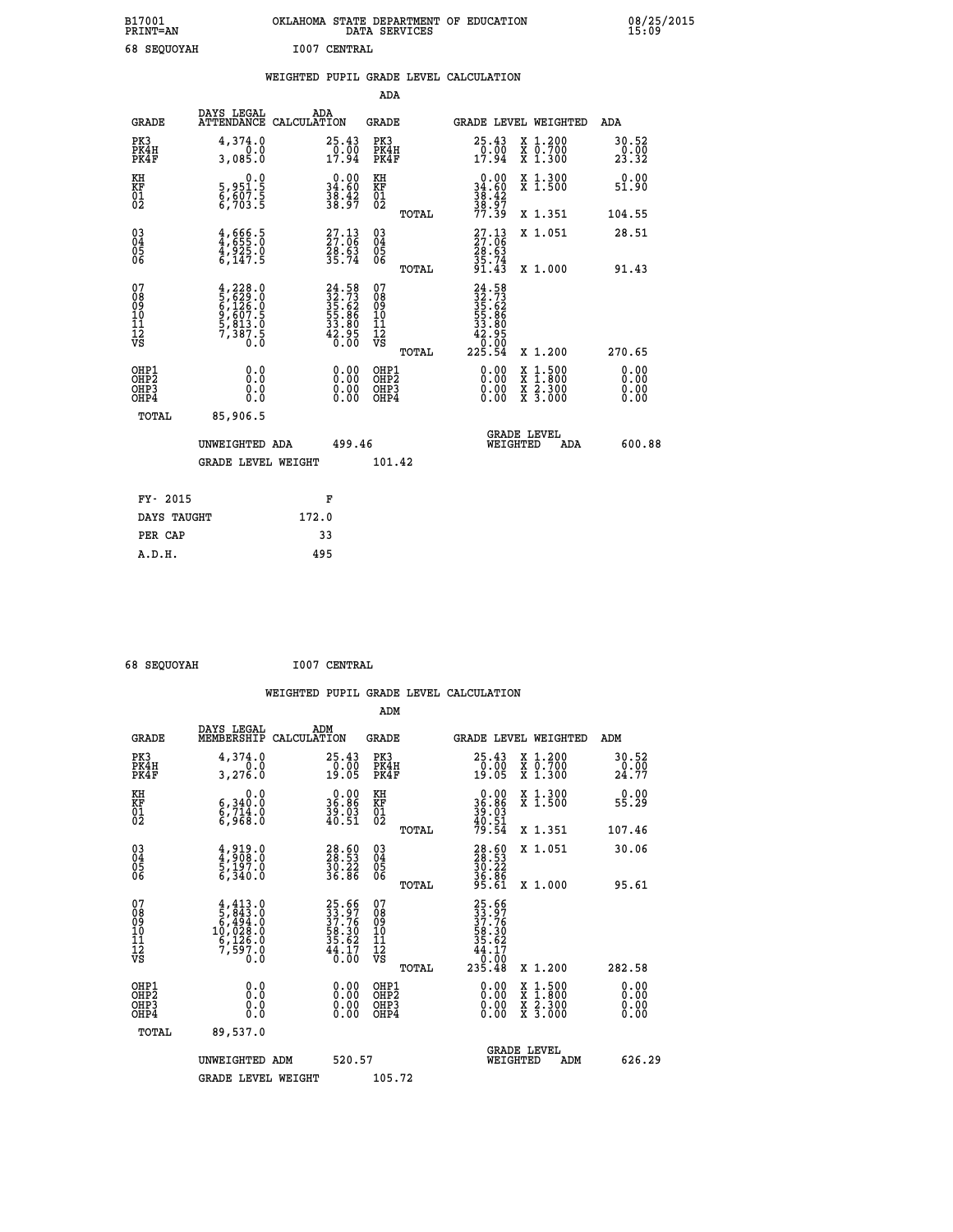B17001 OKLAHOMA STATE DEPARTMENT OF EDUCATION 08/25/2015
PRINT=AN DATA SERVICES 15:09

68 SEQUOYAH I007 CENTRAL

## WEIGHTED PUPIL GRADE LEVEL CALCULATION

### ADA

| GRADE | DAYS LEGAL ATTENDANCE | ADA CALCULATION | GRADE | | GRADE LEVEL | WEIGHTED | ADA |
|---|---|---|---|---|---|---|---|
| PK3 | 4,374.0 | 25.43 | PK3 | | 25.43 | X 1.200 | 30.52 |
| PK4H | 0.0 | 0.00 | PK4H | | 0.00 | X 0.700 | 0.00 |
| PK4F | 3,085.0 | 17.94 | PK4F | | 17.94 | X 1.300 | 23.32 |
| KH | 0.0 | 0.00 | KH | | 0.00 | X 1.300 | 0.00 |
| KF | 5,951.5 | 34.60 | KF | | 34.60 | X 1.500 | 51.90 |
| 01 | 6,607.5 | 38.42 | 01 | | 38.42 | | |
| 02 | 6,703.5 | 38.97 | 02 | | 38.97 | | |
| | | | | TOTAL | 77.39 | X 1.351 | 104.55 |
| 03 | 4,666.5 | 27.13 | 03 | | 27.13 | X 1.051 | 28.51 |
| 04 | 4,655.0 | 27.06 | 04 | | 27.06 | | |
| 05 | 4,925.0 | 28.63 | 05 | | 28.63 | | |
| 06 | 6,147.5 | 35.74 | 06 | | 35.74 | | |
| | | | | TOTAL | 91.43 | X 1.000 | 91.43 |
| 07 | 4,228.0 | 24.58 | 07 | | 24.58 | | |
| 08 | 5,629.0 | 32.73 | 08 | | 32.73 | | |
| 09 | 6,126.0 | 35.62 | 09 | | 35.62 | | |
| 10 | 9,607.5 | 55.86 | 10 | | 55.86 | | |
| 11 | 5,813.0 | 33.80 | 11 | | 33.80 | | |
| 12 | 7,387.5 | 42.95 | 12 | | 42.95 | | |
| VS | 0.0 | 0.00 | VS | | 0.00 | | |
| | | | | TOTAL | 225.54 | X 1.200 | 270.65 |
| OHP1 | 0.0 | 0.00 | OHP1 | | 0.00 | X 1.500 | 0.00 |
| OHP2 | 0.0 | 0.00 | OHP2 | | 0.00 | X 1.800 | 0.00 |
| OHP3 | 0.0 | 0.00 | OHP3 | | 0.00 | X 2.300 | 0.00 |
| OHP4 | 0.0 | 0.00 | OHP4 | | 0.00 | X 3.000 | 0.00 |
| TOTAL | 85,906.5 | | | | | | |

UNWEIGHTED ADA 499.46 — GRADE LEVEL WEIGHTED ADA 600.88

GRADE LEVEL WEIGHT 101.42

| FY- 2015 | F |
|---|---|
| DAYS TAUGHT | 172.0 |
| PER CAP | 33 |
| A.D.H. | 495 |

68 SEQUOYAH I007 CENTRAL

## WEIGHTED PUPIL GRADE LEVEL CALCULATION

### ADM

| GRADE | DAYS LEGAL MEMBERSHIP | ADM CALCULATION | GRADE | | GRADE LEVEL | WEIGHTED | ADM |
|---|---|---|---|---|---|---|---|
| PK3 | 4,374.0 | 25.43 | PK3 | | 25.43 | X 1.200 | 30.52 |
| PK4H | 0.0 | 0.00 | PK4H | | 0.00 | X 0.700 | 0.00 |
| PK4F | 3,276.0 | 19.05 | PK4F | | 19.05 | X 1.300 | 24.77 |
| KH | 0.0 | 0.00 | KH | | 0.00 | X 1.300 | 0.00 |
| KF | 6,340.0 | 36.86 | KF | | 36.86 | X 1.500 | 55.29 |
| 01 | 6,714.0 | 39.03 | 01 | | 39.03 | | |
| 02 | 6,968.0 | 40.51 | 02 | | 40.51 | | |
| | | | | TOTAL | 79.54 | X 1.351 | 107.46 |
| 03 | 4,919.0 | 28.60 | 03 | | 28.60 | X 1.051 | 30.06 |
| 04 | 4,908.0 | 28.53 | 04 | | 28.53 | | |
| 05 | 5,197.0 | 30.22 | 05 | | 30.22 | | |
| 06 | 6,340.0 | 36.86 | 06 | | 36.86 | | |
| | | | | TOTAL | 95.61 | X 1.000 | 95.61 |
| 07 | 4,413.0 | 25.66 | 07 | | 25.66 | | |
| 08 | 5,843.0 | 33.97 | 08 | | 33.97 | | |
| 09 | 6,494.0 | 37.76 | 09 | | 37.76 | | |
| 10 | 10,028.0 | 58.30 | 10 | | 58.30 | | |
| 11 | 6,126.0 | 35.62 | 11 | | 35.62 | | |
| 12 | 7,597.0 | 44.17 | 12 | | 44.17 | | |
| VS | 0.0 | 0.00 | VS | | 0.00 | | |
| | | | | TOTAL | 235.48 | X 1.200 | 282.58 |
| OHP1 | 0.0 | 0.00 | OHP1 | | 0.00 | X 1.500 | 0.00 |
| OHP2 | 0.0 | 0.00 | OHP2 | | 0.00 | X 1.800 | 0.00 |
| OHP3 | 0.0 | 0.00 | OHP3 | | 0.00 | X 2.300 | 0.00 |
| OHP4 | 0.0 | 0.00 | OHP4 | | 0.00 | X 3.000 | 0.00 |
| TOTAL | 89,537.0 | | | | | | |

UNWEIGHTED ADM 520.57 — GRADE LEVEL WEIGHTED ADM 626.29

GRADE LEVEL WEIGHT 105.72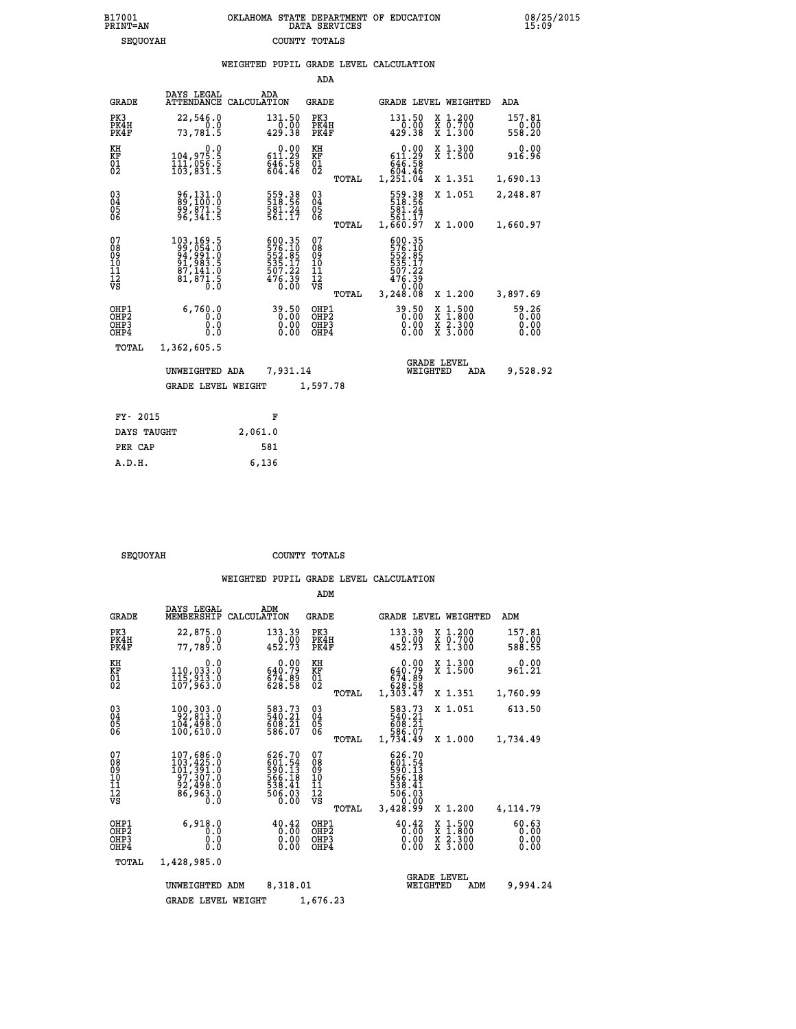B17001 OKLAHOMA STATE DEPARTMENT OF EDUCATION 08/25/2015
PRINT=AN DATA SERVICES 15:09
SEQUOYAH COUNTY TOTALS

### WEIGHTED PUPIL GRADE LEVEL CALCULATION

ADA

| GRADE | DAYS LEGAL ATTENDANCE | ADA CALCULATION | GRADE | GRADE LEVEL | WEIGHTED | ADA |
|---|---|---|---|---|---|---|
| PK3 | 22,546.0 | 131.50 | PK3 | 131.50 | X 1.200 | 157.81 |
| PK4H | 0.0 | 0.00 | PK4H | 0.00 | X 0.700 | 0.00 |
| PK4F | 73,781.5 | 429.38 | PK4F | 429.38 | X 1.300 | 558.20 |
| KH | 0.0 | 0.00 | KH | 0.00 | X 1.300 | 0.00 |
| KF | 104,975.5 | 611.29 | KF | 611.29 | X 1.500 | 916.96 |
| 01 | 111,056.5 | 646.58 | 01 | 646.58 | | |
| 02 | 103,831.5 | 604.46 | 02 | 604.46 | | |
| | | | TOTAL | 1,251.04 | X 1.351 | 1,690.13 |
| 03 | 96,131.0 | 559.38 | 03 | 559.38 | X 1.051 | 2,248.87 |
| 04 | 89,100.0 | 518.56 | 04 | 518.56 | | |
| 05 | 99,871.5 | 581.24 | 05 | 581.24 | | |
| 06 | 96,341.5 | 561.17 | 06 | 561.17 | | |
| | | | TOTAL | 1,660.97 | X 1.000 | 1,660.97 |
| 07 | 103,169.5 | 600.35 | 07 | 600.35 | | |
| 08 | 99,054.0 | 576.10 | 08 | 576.10 | | |
| 09 | 94,991.0 | 552.85 | 09 | 552.85 | | |
| 10 | 91,983.5 | 535.17 | 10 | 535.17 | | |
| 11 | 87,141.0 | 507.22 | 11 | 507.22 | | |
| 12 | 81,871.5 | 476.39 | 12 | 476.39 | | |
| VS | 0.0 | 0.00 | VS | 0.00 | | |
| | | | TOTAL | 3,248.08 | X 1.200 | 3,897.69 |
| OHP1 | 6,760.0 | 39.50 | OHP1 | 39.50 | X 1.500 | 59.26 |
| OHP2 | 0.0 | 0.00 | OHP2 | 0.00 | X 1.800 | 0.00 |
| OHP3 | 0.0 | 0.00 | OHP3 | 0.00 | X 2.300 | 0.00 |
| OHP4 | 0.0 | 0.00 | OHP4 | 0.00 | X 3.000 | 0.00 |
| TOTAL | 1,362,605.5 | | | | | |

UNWEIGHTED ADA 7,931.14 — GRADE LEVEL WEIGHTED ADA 9,528.92

GRADE LEVEL WEIGHT 1,597.78

| FY- 2015 | F |
|---|---|
| DAYS TAUGHT | 2,061.0 |
| PER CAP | 581 |
| A.D.H. | 6,136 |

SEQUOYAH COUNTY TOTALS

### WEIGHTED PUPIL GRADE LEVEL CALCULATION

ADM

| GRADE | DAYS LEGAL MEMBERSHIP | ADM CALCULATION | GRADE | GRADE LEVEL | WEIGHTED | ADM |
|---|---|---|---|---|---|---|
| PK3 | 22,875.0 | 133.39 | PK3 | 133.39 | X 1.200 | 157.81 |
| PK4H | 0.0 | 0.00 | PK4H | 0.00 | X 0.700 | 0.00 |
| PK4F | 77,789.0 | 452.73 | PK4F | 452.73 | X 1.300 | 588.55 |
| KH | 0.0 | 0.00 | KH | 0.00 | X 1.300 | 0.00 |
| KF | 110,033.0 | 640.79 | KF | 640.79 | X 1.500 | 961.21 |
| 01 | 115,913.0 | 674.89 | 01 | 674.89 | | |
| 02 | 107,963.0 | 628.58 | 02 | 628.58 | | |
| | | | TOTAL | 1,303.47 | X 1.351 | 1,760.99 |
| 03 | 100,303.0 | 583.73 | 03 | 583.73 | X 1.051 | 613.50 |
| 04 | 92,813.0 | 540.21 | 04 | 540.21 | | |
| 05 | 104,498.0 | 608.21 | 05 | 608.21 | | |
| 06 | 100,610.0 | 586.07 | 06 | 586.07 | | |
| | | | TOTAL | 1,734.49 | X 1.000 | 1,734.49 |
| 07 | 107,686.0 | 626.70 | 07 | 626.70 | | |
| 08 | 103,425.0 | 601.54 | 08 | 601.54 | | |
| 09 | 101,391.0 | 590.13 | 09 | 590.13 | | |
| 10 | 97,307.0 | 566.18 | 10 | 566.18 | | |
| 11 | 92,498.0 | 538.41 | 11 | 538.41 | | |
| 12 | 86,963.0 | 506.03 | 12 | 506.03 | | |
| VS | 0.0 | 0.00 | VS | 0.00 | | |
| | | | TOTAL | 3,428.99 | X 1.200 | 4,114.79 |
| OHP1 | 6,918.0 | 40.42 | OHP1 | 40.42 | X 1.500 | 60.63 |
| OHP2 | 0.0 | 0.00 | OHP2 | 0.00 | X 1.800 | 0.00 |
| OHP3 | 0.0 | 0.00 | OHP3 | 0.00 | X 2.300 | 0.00 |
| OHP4 | 0.0 | 0.00 | OHP4 | 0.00 | X 3.000 | 0.00 |
| TOTAL | 1,428,985.0 | | | | | |

UNWEIGHTED ADM 8,318.01 — GRADE LEVEL WEIGHTED ADM 9,994.24

GRADE LEVEL WEIGHT 1,676.23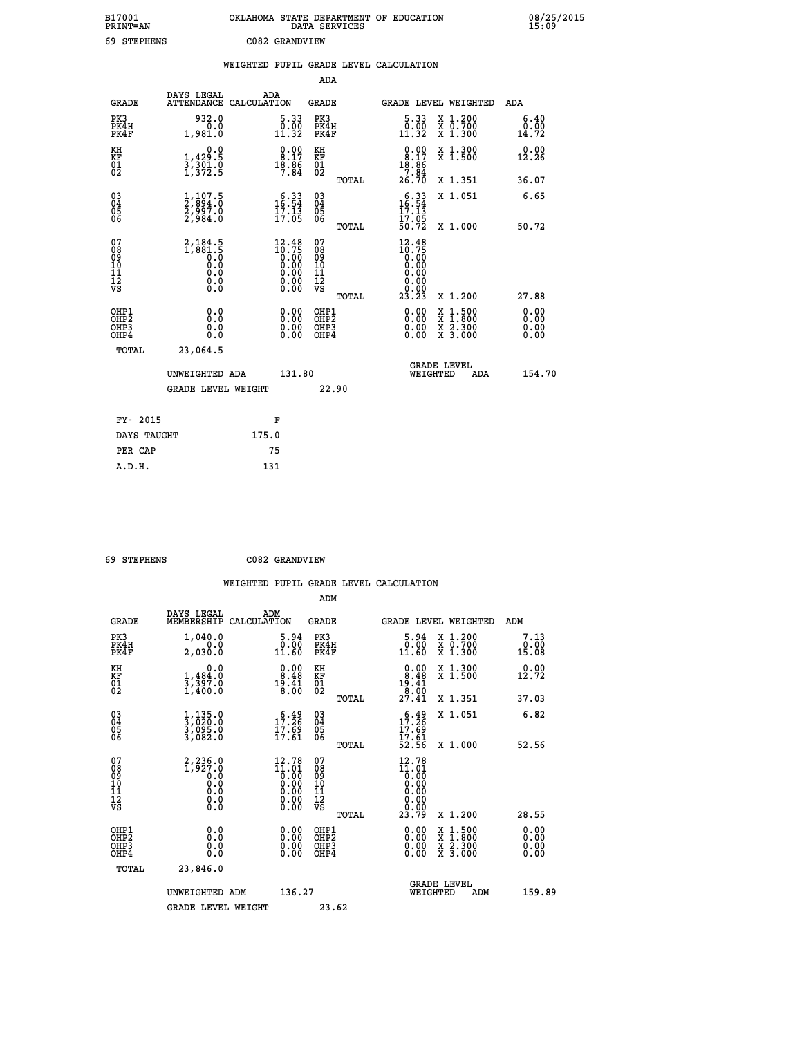B17001 OKLAHOMA STATE DEPARTMENT OF EDUCATION 08/25/2015
PRINT=AN DATA SERVICES 15:09

69 STEPHENS C082 GRANDVIEW

## WEIGHTED PUPIL GRADE LEVEL CALCULATION

ADA

| GRADE | DAYS LEGAL ATTENDANCE | ADA CALCULATION | GRADE | GRADE LEVEL | WEIGHTED | ADA |
|---|---|---|---|---|---|---|
| PK3 | 932.0 | 5.33 | PK3 | 5.33 | X 1.200 | 6.40 |
| PK4H | 0.0 | 0.00 | PK4H | 0.00 | X 0.700 | 0.00 |
| PK4F | 1,981.0 | 11.32 | PK4F | 11.32 | X 1.300 | 14.72 |
| KH | 0.0 | 0.00 | KH | 0.00 | X 1.300 | 0.00 |
| KF | 1,429.5 | 8.17 | KF | 8.17 | X 1.500 | 12.26 |
| 01 | 3,301.0 | 18.86 | 01 | 18.86 | | |
| 02 | 1,372.5 | 7.84 | 02 | 7.84 | | |
| | | | TOTAL | 26.70 | X 1.351 | 36.07 |
| 03 | 1,107.5 | 6.33 | 03 | 6.33 | X 1.051 | 6.65 |
| 04 | 2,894.0 | 16.54 | 04 | 16.54 | | |
| 05 | 2,997.0 | 17.13 | 05 | 17.13 | | |
| 06 | 2,984.0 | 17.05 | 06 | 17.05 | | |
| | | | TOTAL | 50.72 | X 1.000 | 50.72 |
| 07 | 2,184.5 | 12.48 | 07 | 12.48 | | |
| 08 | 1,881.5 | 10.75 | 08 | 10.75 | | |
| 09 | 0.0 | 0.00 | 09 | 0.00 | | |
| 10 | 0.0 | 0.00 | 10 | 0.00 | | |
| 11 | 0.0 | 0.00 | 11 | 0.00 | | |
| 12 | 0.0 | 0.00 | 12 | 0.00 | | |
| VS | 0.0 | 0.00 | VS | 0.00 | | |
| | | | TOTAL | 23.23 | X 1.200 | 27.88 |
| OHP1 | 0.0 | 0.00 | OHP1 | 0.00 | X 1.500 | 0.00 |
| OHP2 | 0.0 | 0.00 | OHP2 | 0.00 | X 1.800 | 0.00 |
| OHP3 | 0.0 | 0.00 | OHP3 | 0.00 | X 2.300 | 0.00 |
| OHP4 | 0.0 | 0.00 | OHP4 | 0.00 | X 3.000 | 0.00 |
| TOTAL | 23,064.5 | | | | | |

UNWEIGHTED ADA 131.80 GRADE LEVEL WEIGHTED ADA 154.70

GRADE LEVEL WEIGHT 22.90

| FY- 2015 | F |
|---|---|
| DAYS TAUGHT | 175.0 |
| PER CAP | 75 |
| A.D.H. | 131 |

69 STEPHENS C082 GRANDVIEW

## WEIGHTED PUPIL GRADE LEVEL CALCULATION

ADM

| GRADE | DAYS LEGAL MEMBERSHIP | ADM CALCULATION | GRADE | GRADE LEVEL | WEIGHTED | ADM |
|---|---|---|---|---|---|---|
| PK3 | 1,040.0 | 5.94 | PK3 | 5.94 | X 1.200 | 7.13 |
| PK4H | 0.0 | 0.00 | PK4H | 0.00 | X 0.700 | 0.00 |
| PK4F | 2,030.0 | 11.60 | PK4F | 11.60 | X 1.300 | 15.08 |
| KH | 0.0 | 0.00 | KH | 0.00 | X 1.300 | 0.00 |
| KF | 1,484.0 | 8.48 | KF | 8.48 | X 1.500 | 12.72 |
| 01 | 3,397.0 | 19.41 | 01 | 19.41 | | |
| 02 | 1,400.0 | 8.00 | 02 | 8.00 | | |
| | | | TOTAL | 27.41 | X 1.351 | 37.03 |
| 03 | 1,135.0 | 6.49 | 03 | 6.49 | X 1.051 | 6.82 |
| 04 | 3,020.0 | 17.26 | 04 | 17.26 | | |
| 05 | 3,095.0 | 17.69 | 05 | 17.69 | | |
| 06 | 3,082.0 | 17.61 | 06 | 17.61 | | |
| | | | TOTAL | 52.56 | X 1.000 | 52.56 |
| 07 | 2,236.0 | 12.78 | 07 | 12.78 | | |
| 08 | 1,927.0 | 11.01 | 08 | 11.01 | | |
| 09 | 0.0 | 0.00 | 09 | 0.00 | | |
| 10 | 0.0 | 0.00 | 10 | 0.00 | | |
| 11 | 0.0 | 0.00 | 11 | 0.00 | | |
| 12 | 0.0 | 0.00 | 12 | 0.00 | | |
| VS | 0.0 | 0.00 | VS | 0.00 | | |
| | | | TOTAL | 23.79 | X 1.200 | 28.55 |
| OHP1 | 0.0 | 0.00 | OHP1 | 0.00 | X 1.500 | 0.00 |
| OHP2 | 0.0 | 0.00 | OHP2 | 0.00 | X 1.800 | 0.00 |
| OHP3 | 0.0 | 0.00 | OHP3 | 0.00 | X 2.300 | 0.00 |
| OHP4 | 0.0 | 0.00 | OHP4 | 0.00 | X 3.000 | 0.00 |
| TOTAL | 23,846.0 | | | | | |

UNWEIGHTED ADM 136.27 GRADE LEVEL WEIGHTED ADM 159.89

GRADE LEVEL WEIGHT 23.62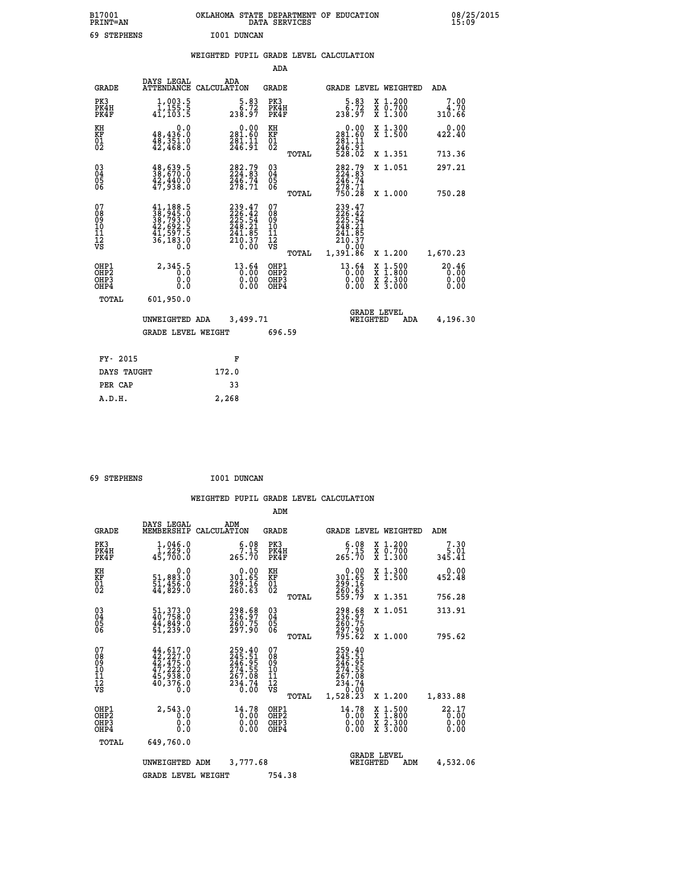B17001 OKLAHOMA STATE DEPARTMENT OF EDUCATION 08/25/2015
PRINT=AN DATA SERVICES 15:09

69 STEPHENS I001 DUNCAN

## WEIGHTED PUPIL GRADE LEVEL CALCULATION

### ADA

| GRADE | DAYS LEGAL ATTENDANCE | ADA CALCULATION | GRADE | GRADE LEVEL | WEIGHTED | ADA |
|---|---|---|---|---|---|---|
| PK3 | 1,003.5 | 5.83 | PK3 | 5.83 | X 1.200 | 7.00 |
| PK4H | 1,155.5 | 6.72 | PK4H | 6.72 | X 0.700 | 4.70 |
| PK4F | 41,103.5 | 238.97 | PK4F | 238.97 | X 1.300 | 310.66 |
| KH | 0.0 | 0.00 | KH | 0.00 | X 1.300 | 0.00 |
| KF | 48,436.0 | 281.60 | KF | 281.60 | X 1.500 | 422.40 |
| 01 | 48,351.0 | 281.11 | 01 | 281.11 | | |
| 02 | 42,468.0 | 246.91 | 02 | 246.91 | | |
| | | | TOTAL | 528.02 | X 1.351 | 713.36 |
| 03 | 48,639.5 | 282.79 | 03 | 282.79 | X 1.051 | 297.21 |
| 04 | 38,670.0 | 224.83 | 04 | 224.83 | | |
| 05 | 42,440.0 | 246.74 | 05 | 246.74 | | |
| 06 | 47,938.0 | 278.71 | 06 | 278.71 | | |
| | | | TOTAL | 750.28 | X 1.000 | 750.28 |
| 07 | 41,188.5 | 239.47 | 07 | 239.47 | | |
| 08 | 38,945.0 | 226.42 | 08 | 226.42 | | |
| 09 | 38,793.0 | 225.54 | 09 | 225.54 | | |
| 10 | 42,692.5 | 248.21 | 10 | 248.21 | | |
| 11 | 41,597.5 | 241.85 | 11 | 241.85 | | |
| 12 | 36,183.0 | 210.37 | 12 | 210.37 | | |
| VS | 0.0 | 0.00 | VS | 0.00 | | |
| | | | TOTAL | 1,391.86 | X 1.200 | 1,670.23 |
| OHP1 | 2,345.5 | 13.64 | OHP1 | 13.64 | X 1.500 | 20.46 |
| OHP2 | 0.0 | 0.00 | OHP2 | 0.00 | X 1.800 | 0.00 |
| OHP3 | 0.0 | 0.00 | OHP3 | 0.00 | X 2.300 | 0.00 |
| OHP4 | 0.0 | 0.00 | OHP4 | 0.00 | X 3.000 | 0.00 |
| TOTAL | 601,950.0 | | | | | |

UNWEIGHTED ADA 3,499.71 | GRADE LEVEL WEIGHTED ADA 4,196.30

GRADE LEVEL WEIGHT 696.59

| FY- 2015 | F |
|---|---|
| DAYS TAUGHT | 172.0 |
| PER CAP | 33 |
| A.D.H. | 2,268 |

69 STEPHENS I001 DUNCAN

## WEIGHTED PUPIL GRADE LEVEL CALCULATION

### ADM

| GRADE | DAYS LEGAL MEMBERSHIP | ADM CALCULATION | GRADE | GRADE LEVEL | WEIGHTED | ADM |
|---|---|---|---|---|---|---|
| PK3 | 1,046.0 | 6.08 | PK3 | 6.08 | X 1.200 | 7.30 |
| PK4H | 1,229.0 | 7.15 | PK4H | 7.15 | X 0.700 | 5.01 |
| PK4F | 45,700.0 | 265.70 | PK4F | 265.70 | X 1.300 | 345.41 |
| KH | 0.0 | 0.00 | KH | 0.00 | X 1.300 | 0.00 |
| KF | 51,883.0 | 301.65 | KF | 301.65 | X 1.500 | 452.48 |
| 01 | 51,456.0 | 299.16 | 01 | 299.16 | | |
| 02 | 44,829.0 | 260.63 | 02 | 260.63 | | |
| | | | TOTAL | 559.79 | X 1.351 | 756.28 |
| 03 | 51,373.0 | 298.68 | 03 | 298.68 | X 1.051 | 313.91 |
| 04 | 40,758.0 | 236.97 | 04 | 236.97 | | |
| 05 | 44,849.0 | 260.75 | 05 | 260.75 | | |
| 06 | 51,239.0 | 297.90 | 06 | 297.90 | | |
| | | | TOTAL | 795.62 | X 1.000 | 795.62 |
| 07 | 44,617.0 | 259.40 | 07 | 259.40 | | |
| 08 | 42,227.0 | 245.51 | 08 | 245.51 | | |
| 09 | 42,475.0 | 246.95 | 09 | 246.95 | | |
| 10 | 47,222.0 | 274.55 | 10 | 274.55 | | |
| 11 | 45,938.0 | 267.08 | 11 | 267.08 | | |
| 12 | 40,376.0 | 234.74 | 12 | 234.74 | | |
| VS | 0.0 | 0.00 | VS | 0.00 | | |
| | | | TOTAL | 1,528.23 | X 1.200 | 1,833.88 |
| OHP1 | 2,543.0 | 14.78 | OHP1 | 14.78 | X 1.500 | 22.17 |
| OHP2 | 0.0 | 0.00 | OHP2 | 0.00 | X 1.800 | 0.00 |
| OHP3 | 0.0 | 0.00 | OHP3 | 0.00 | X 2.300 | 0.00 |
| OHP4 | 0.0 | 0.00 | OHP4 | 0.00 | X 3.000 | 0.00 |
| TOTAL | 649,760.0 | | | | | |

UNWEIGHTED ADM 3,777.68 | GRADE LEVEL WEIGHTED ADM 4,532.06

GRADE LEVEL WEIGHT 754.38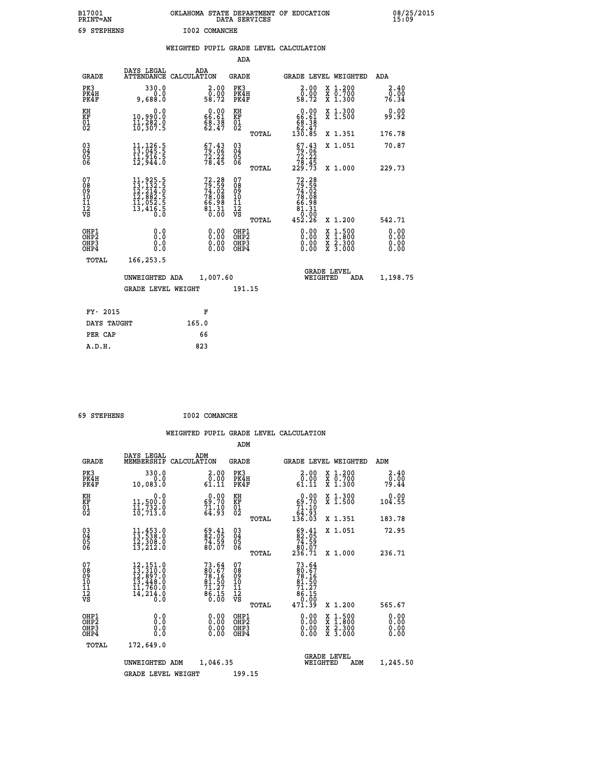B17001 OKLAHOMA STATE DEPARTMENT OF EDUCATION 08/25/2015
PRINT=AN DATA SERVICES 15:09

69 STEPHENS I002 COMANCHE

## WEIGHTED PUPIL GRADE LEVEL CALCULATION

### ADA

| GRADE | DAYS LEGAL ATTENDANCE | ADA CALCULATION | GRADE | GRADE LEVEL | WEIGHTED | ADA |
|---|---|---|---|---|---|---|
| PK3 | 330.0 | 2.00 | PK3 | 2.00 | X 1.200 | 2.40 |
| PK4H | 0.0 | 0.00 | PK4H | 0.00 | X 0.700 | 0.00 |
| PK4F | 9,688.0 | 58.72 | PK4F | 58.72 | X 1.300 | 76.34 |
| KH | 0.0 | 0.00 | KH | 0.00 | X 1.300 | 0.00 |
| KF | 10,990.0 | 66.61 | KF | 66.61 | X 1.500 | 99.92 |
| 01 | 11,282.0 | 68.38 | 01 | 68.38 | | |
| 02 | 10,307.5 | 62.47 | 02 | 62.47 | | |
| | | | TOTAL | 130.85 | X 1.351 | 176.78 |
| 03 | 11,126.5 | 67.43 | 03 | 67.43 | X 1.051 | 70.87 |
| 04 | 13,045.5 | 79.06 | 04 | 79.06 | | |
| 05 | 11,916.5 | 72.22 | 05 | 72.22 | | |
| 06 | 12,944.0 | 78.45 | 06 | 78.45 | | |
| | | | TOTAL | 229.73 | X 1.000 | 229.73 |
| 07 | 11,925.5 | 72.28 | 07 | 72.28 | | |
| 08 | 13,132.5 | 79.59 | 08 | 79.59 | | |
| 09 | 12,214.0 | 74.02 | 09 | 74.02 | | |
| 10 | 12,882.5 | 78.08 | 10 | 78.08 | | |
| 11 | 11,052.5 | 66.98 | 11 | 66.98 | | |
| 12 | 13,416.5 | 81.31 | 12 | 81.31 | | |
| VS | 0.0 | 0.00 | VS | 0.00 | | |
| | | | TOTAL | 452.26 | X 1.200 | 542.71 |
| OHP1 | 0.0 | 0.00 | OHP1 | 0.00 | X 1.500 | 0.00 |
| OHP2 | 0.0 | 0.00 | OHP2 | 0.00 | X 1.800 | 0.00 |
| OHP3 | 0.0 | 0.00 | OHP3 | 0.00 | X 2.300 | 0.00 |
| OHP4 | 0.0 | 0.00 | OHP4 | 0.00 | X 3.000 | 0.00 |
| TOTAL | 166,253.5 | | | | | |

UNWEIGHTED ADA 1,007.60 GRADE LEVEL WEIGHTED ADA 1,198.75

GRADE LEVEL WEIGHT 191.15

| FY- 2015 | F |
|---|---|
| DAYS TAUGHT | 165.0 |
| PER CAP | 66 |
| A.D.H. | 823 |

69 STEPHENS I002 COMANCHE

## WEIGHTED PUPIL GRADE LEVEL CALCULATION

### ADM

| GRADE | DAYS LEGAL MEMBERSHIP | ADM CALCULATION | GRADE | GRADE LEVEL | WEIGHTED | ADM |
|---|---|---|---|---|---|---|
| PK3 | 330.0 | 2.00 | PK3 | 2.00 | X 1.200 | 2.40 |
| PK4H | 0.0 | 0.00 | PK4H | 0.00 | X 0.700 | 0.00 |
| PK4F | 10,083.0 | 61.11 | PK4F | 61.11 | X 1.300 | 79.44 |
| KH | 0.0 | 0.00 | KH | 0.00 | X 1.300 | 0.00 |
| KF | 11,500.0 | 69.70 | KF | 69.70 | X 1.500 | 104.55 |
| 01 | 11,732.0 | 71.10 | 01 | 71.10 | | |
| 02 | 10,713.0 | 64.93 | 02 | 64.93 | | |
| | | | TOTAL | 136.03 | X 1.351 | 183.78 |
| 03 | 11,453.0 | 69.41 | 03 | 69.41 | X 1.051 | 72.95 |
| 04 | 13,538.0 | 82.05 | 04 | 82.05 | | |
| 05 | 12,308.0 | 74.59 | 05 | 74.59 | | |
| 06 | 13,212.0 | 80.07 | 06 | 80.07 | | |
| | | | TOTAL | 236.71 | X 1.000 | 236.71 |
| 07 | 12,151.0 | 73.64 | 07 | 73.64 | | |
| 08 | 13,310.0 | 80.67 | 08 | 80.67 | | |
| 09 | 12,897.0 | 78.16 | 09 | 78.16 | | |
| 10 | 13,448.0 | 81.50 | 10 | 81.50 | | |
| 11 | 11,760.0 | 71.27 | 11 | 71.27 | | |
| 12 | 14,214.0 | 86.15 | 12 | 86.15 | | |
| VS | 0.0 | 0.00 | VS | 0.00 | | |
| | | | TOTAL | 471.39 | X 1.200 | 565.67 |
| OHP1 | 0.0 | 0.00 | OHP1 | 0.00 | X 1.500 | 0.00 |
| OHP2 | 0.0 | 0.00 | OHP2 | 0.00 | X 1.800 | 0.00 |
| OHP3 | 0.0 | 0.00 | OHP3 | 0.00 | X 2.300 | 0.00 |
| OHP4 | 0.0 | 0.00 | OHP4 | 0.00 | X 3.000 | 0.00 |
| TOTAL | 172,649.0 | | | | | |

UNWEIGHTED ADM 1,046.35 GRADE LEVEL WEIGHTED ADM 1,245.50

GRADE LEVEL WEIGHT 199.15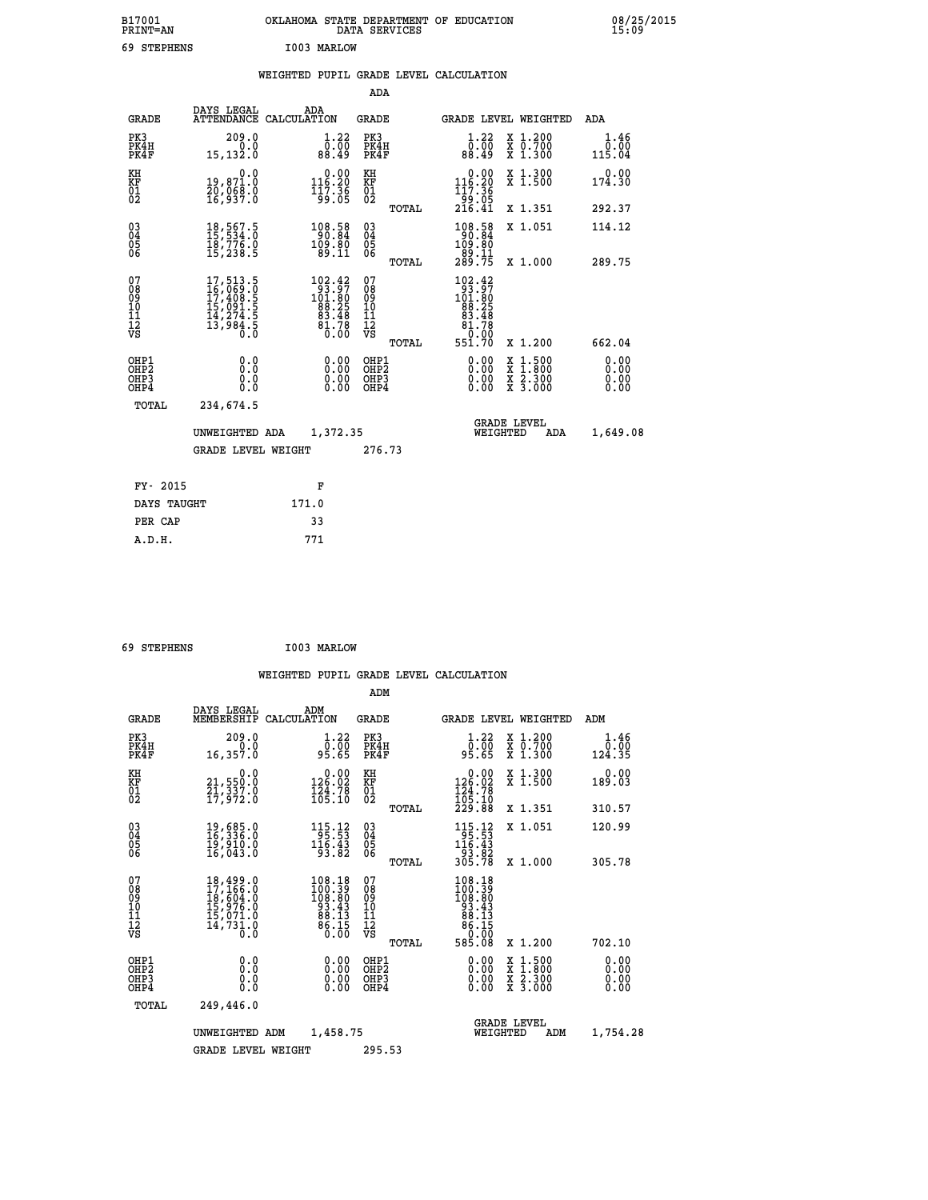B17001 OKLAHOMA STATE DEPARTMENT OF EDUCATION 08/25/2015
PRINT=AN DATA SERVICES 15:09

69 STEPHENS I003 MARLOW

## WEIGHTED PUPIL GRADE LEVEL CALCULATION

### ADA

| GRADE | DAYS LEGAL ATTENDANCE | ADA CALCULATION | GRADE | | GRADE LEVEL | WEIGHTED | ADA |
|---|---|---|---|---|---|---|---|
| PK3 | 209.0 | 1.22 | PK3 | | 1.22 | X 1.200 | 1.46 |
| PK4H | 0.0 | 0.00 | PK4H | | 0.00 | X 0.700 | 0.00 |
| PK4F | 15,132.0 | 88.49 | PK4F | | 88.49 | X 1.300 | 115.04 |
| KH | 0.0 | 0.00 | KH | | 0.00 | X 1.300 | 0.00 |
| KF | 19,871.0 | 116.20 | KF | | 116.20 | X 1.500 | 174.30 |
| 01 | 20,068.0 | 117.36 | 01 | | 117.36 | | |
| 02 | 16,937.0 | 99.05 | 02 | | 99.05 | | |
| | | | | TOTAL | 216.41 | X 1.351 | 292.37 |
| 03 | 18,567.5 | 108.58 | 03 | | 108.58 | X 1.051 | 114.12 |
| 04 | 15,534.0 | 90.84 | 04 | | 90.84 | | |
| 05 | 18,776.0 | 109.80 | 05 | | 109.80 | | |
| 06 | 15,238.5 | 89.11 | 06 | | 89.11 | | |
| | | | | TOTAL | 289.75 | X 1.000 | 289.75 |
| 07 | 17,513.5 | 102.42 | 07 | | 102.42 | | |
| 08 | 16,069.0 | 93.97 | 08 | | 93.97 | | |
| 09 | 17,408.5 | 101.80 | 09 | | 101.80 | | |
| 10 | 15,091.5 | 88.25 | 10 | | 88.25 | | |
| 11 | 14,274.5 | 83.48 | 11 | | 83.48 | | |
| 12 | 13,984.5 | 81.78 | 12 | | 81.78 | | |
| VS | 0.0 | 0.00 | VS | | 0.00 | | |
| | | | | TOTAL | 551.70 | X 1.200 | 662.04 |
| OHP1 | 0.0 | 0.00 | OHP1 | | 0.00 | X 1.500 | 0.00 |
| OHP2 | 0.0 | 0.00 | OHP2 | | 0.00 | X 1.800 | 0.00 |
| OHP3 | 0.0 | 0.00 | OHP3 | | 0.00 | X 2.300 | 0.00 |
| OHP4 | 0.0 | 0.00 | OHP4 | | 0.00 | X 3.000 | 0.00 |
| TOTAL | 234,674.5 | | | | | | |

UNWEIGHTED ADA 1,372.35 GRADE LEVEL WEIGHTED ADA 1,649.08

GRADE LEVEL WEIGHT 276.73

| FY- 2015 | F |
|---|---|
| DAYS TAUGHT | 171.0 |
| PER CAP | 33 |
| A.D.H. | 771 |

69 STEPHENS I003 MARLOW

## WEIGHTED PUPIL GRADE LEVEL CALCULATION

### ADM

| GRADE | DAYS LEGAL MEMBERSHIP | ADM CALCULATION | GRADE | | GRADE LEVEL | WEIGHTED | ADM |
|---|---|---|---|---|---|---|---|
| PK3 | 209.0 | 1.22 | PK3 | | 1.22 | X 1.200 | 1.46 |
| PK4H | 0.0 | 0.00 | PK4H | | 0.00 | X 0.700 | 0.00 |
| PK4F | 16,357.0 | 95.65 | PK4F | | 95.65 | X 1.300 | 124.35 |
| KH | 0.0 | 0.00 | KH | | 0.00 | X 1.300 | 0.00 |
| KF | 21,550.0 | 126.02 | KF | | 126.02 | X 1.500 | 189.03 |
| 01 | 21,337.0 | 124.78 | 01 | | 124.78 | | |
| 02 | 17,972.0 | 105.10 | 02 | | 105.10 | | |
| | | | | TOTAL | 229.88 | X 1.351 | 310.57 |
| 03 | 19,685.0 | 115.12 | 03 | | 115.12 | X 1.051 | 120.99 |
| 04 | 16,336.0 | 95.53 | 04 | | 95.53 | | |
| 05 | 19,910.0 | 116.43 | 05 | | 116.43 | | |
| 06 | 16,043.0 | 93.82 | 06 | | 93.82 | | |
| | | | | TOTAL | 305.78 | X 1.000 | 305.78 |
| 07 | 18,499.0 | 108.18 | 07 | | 108.18 | | |
| 08 | 17,166.0 | 100.39 | 08 | | 100.39 | | |
| 09 | 18,604.0 | 108.80 | 09 | | 108.80 | | |
| 10 | 15,976.0 | 93.43 | 10 | | 93.43 | | |
| 11 | 15,071.0 | 88.13 | 11 | | 88.13 | | |
| 12 | 14,731.0 | 86.15 | 12 | | 86.15 | | |
| VS | 0.0 | 0.00 | VS | | 0.00 | | |
| | | | | TOTAL | 585.08 | X 1.200 | 702.10 |
| OHP1 | 0.0 | 0.00 | OHP1 | | 0.00 | X 1.500 | 0.00 |
| OHP2 | 0.0 | 0.00 | OHP2 | | 0.00 | X 1.800 | 0.00 |
| OHP3 | 0.0 | 0.00 | OHP3 | | 0.00 | X 2.300 | 0.00 |
| OHP4 | 0.0 | 0.00 | OHP4 | | 0.00 | X 3.000 | 0.00 |
| TOTAL | 249,446.0 | | | | | | |

UNWEIGHTED ADM 1,458.75 GRADE LEVEL WEIGHTED ADM 1,754.28

GRADE LEVEL WEIGHT 295.53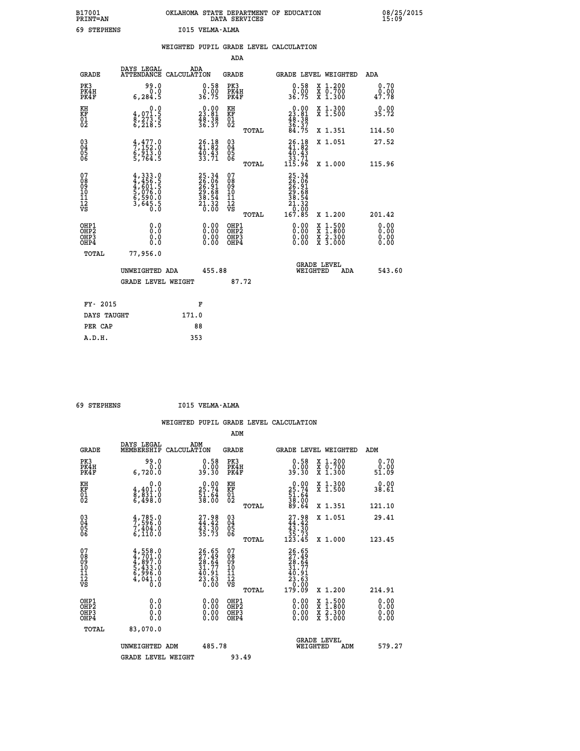B17001 OKLAHOMA STATE DEPARTMENT OF EDUCATION 08/25/2015
PRINT=AN DATA SERVICES 15:09

69 STEPHENS I015 VELMA-ALMA

## WEIGHTED PUPIL GRADE LEVEL CALCULATION

### ADA

| GRADE | DAYS LEGAL ATTENDANCE | ADA CALCULATION | GRADE | GRADE LEVEL | WEIGHTED | ADA |
|---|---|---|---|---|---|---|
| PK3 | 99.0 | 0.58 | PK3 | 0.58 | X 1.200 | 0.70 |
| PK4H | 0.0 | 0.00 | PK4H | 0.00 | X 0.700 | 0.00 |
| PK4F | 6,284.5 | 36.75 | PK4F | 36.75 | X 1.300 | 47.78 |
| KH | 0.0 | 0.00 | KH | 0.00 | X 1.300 | 0.00 |
| KF | 4,071.5 | 23.81 | KF | 23.81 | X 1.500 | 35.72 |
| 01 | 8,273.5 | 48.38 | 01 | 48.38 | | |
| 02 | 6,218.5 | 36.37 | 02 | 36.37 | | |
| | | | TOTAL | 84.75 | X 1.351 | 114.50 |
| 03 | 4,477.0 | 26.18 | 03 | 26.18 | X 1.051 | 27.52 |
| 04 | 7,152.0 | 41.82 | 04 | 41.82 | | |
| 05 | 6,913.0 | 40.43 | 05 | 40.43 | | |
| 06 | 5,764.5 | 33.71 | 06 | 33.71 | | |
| | | | TOTAL | 115.96 | X 1.000 | 115.96 |
| 07 | 4,333.0 | 25.34 | 07 | 25.34 | | |
| 08 | 4,456.5 | 26.06 | 08 | 26.06 | | |
| 09 | 4,601.5 | 26.91 | 09 | 26.91 | | |
| 10 | 5,076.0 | 29.68 | 10 | 29.68 | | |
| 11 | 6,590.0 | 38.54 | 11 | 38.54 | | |
| 12 | 3,645.5 | 21.32 | 12 | 21.32 | | |
| VS | 0.0 | 0.00 | VS | 0.00 | | |
| | | | TOTAL | 167.85 | X 1.200 | 201.42 |
| OHP1 | 0.0 | 0.00 | OHP1 | 0.00 | X 1.500 | 0.00 |
| OHP2 | 0.0 | 0.00 | OHP2 | 0.00 | X 1.800 | 0.00 |
| OHP3 | 0.0 | 0.00 | OHP3 | 0.00 | X 2.300 | 0.00 |
| OHP4 | 0.0 | 0.00 | OHP4 | 0.00 | X 3.000 | 0.00 |
| TOTAL | 77,956.0 | | | | | |

UNWEIGHTED ADA 455.88 GRADE LEVEL WEIGHTED ADA 543.60

GRADE LEVEL WEIGHT 87.72

| FY- 2015 | F |
|---|---|
| DAYS TAUGHT | 171.0 |
| PER CAP | 88 |
| A.D.H. | 353 |

69 STEPHENS I015 VELMA-ALMA

## WEIGHTED PUPIL GRADE LEVEL CALCULATION

### ADM

| GRADE | DAYS LEGAL MEMBERSHIP | ADM CALCULATION | GRADE | GRADE LEVEL | WEIGHTED | ADM |
|---|---|---|---|---|---|---|
| PK3 | 99.0 | 0.58 | PK3 | 0.58 | X 1.200 | 0.70 |
| PK4H | 0.0 | 0.00 | PK4H | 0.00 | X 0.700 | 0.00 |
| PK4F | 6,720.0 | 39.30 | PK4F | 39.30 | X 1.300 | 51.09 |
| KH | 0.0 | 0.00 | KH | 0.00 | X 1.300 | 0.00 |
| KF | 4,401.0 | 25.74 | KF | 25.74 | X 1.500 | 38.61 |
| 01 | 8,831.0 | 51.64 | 01 | 51.64 | | |
| 02 | 6,498.0 | 38.00 | 02 | 38.00 | | |
| | | | TOTAL | 89.64 | X 1.351 | 121.10 |
| 03 | 4,785.0 | 27.98 | 03 | 27.98 | X 1.051 | 29.41 |
| 04 | 7,596.0 | 44.42 | 04 | 44.42 | | |
| 05 | 7,404.0 | 43.30 | 05 | 43.30 | | |
| 06 | 6,110.0 | 35.73 | 06 | 35.73 | | |
| | | | TOTAL | 123.45 | X 1.000 | 123.45 |
| 07 | 4,558.0 | 26.65 | 07 | 26.65 | | |
| 08 | 4,701.0 | 27.49 | 08 | 27.49 | | |
| 09 | 4,897.0 | 28.64 | 09 | 28.64 | | |
| 10 | 5,433.0 | 31.77 | 10 | 31.77 | | |
| 11 | 6,996.0 | 40.91 | 11 | 40.91 | | |
| 12 | 4,041.0 | 23.63 | 12 | 23.63 | | |
| VS | 0.0 | 0.00 | VS | 0.00 | | |
| | | | TOTAL | 179.09 | X 1.200 | 214.91 |
| OHP1 | 0.0 | 0.00 | OHP1 | 0.00 | X 1.500 | 0.00 |
| OHP2 | 0.0 | 0.00 | OHP2 | 0.00 | X 1.800 | 0.00 |
| OHP3 | 0.0 | 0.00 | OHP3 | 0.00 | X 2.300 | 0.00 |
| OHP4 | 0.0 | 0.00 | OHP4 | 0.00 | X 3.000 | 0.00 |
| TOTAL | 83,070.0 | | | | | |

UNWEIGHTED ADM 485.78 GRADE LEVEL WEIGHTED ADM 579.27

GRADE LEVEL WEIGHT 93.49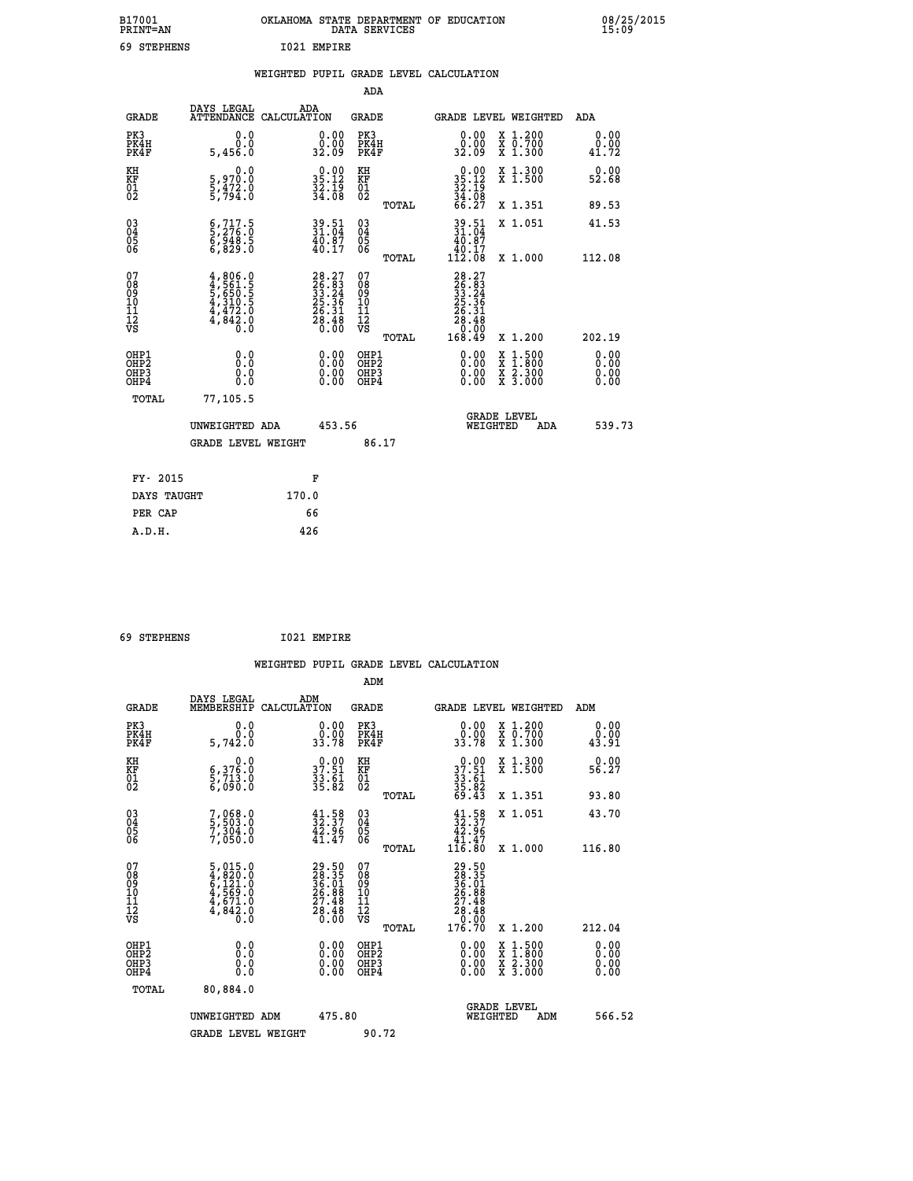B17001 OKLAHOMA STATE DEPARTMENT OF EDUCATION 08/25/2015
PRINT=AN DATA SERVICES 15:09

69 STEPHENS I021 EMPIRE

## WEIGHTED PUPIL GRADE LEVEL CALCULATION

### ADA

| GRADE | DAYS LEGAL ATTENDANCE | ADA CALCULATION | GRADE | GRADE LEVEL | WEIGHTED | ADA |
|---|---|---|---|---|---|---|
| PK3 | 0.0 | 0.00 | PK3 | 0.00 | X 1.200 | 0.00 |
| PK4H | 0.0 | 0.00 | PK4H | 0.00 | X 0.700 | 0.00 |
| PK4F | 5,456.0 | 32.09 | PK4F | 32.09 | X 1.300 | 41.72 |
| KH | 0.0 | 0.00 | KH | 0.00 | X 1.300 | 0.00 |
| KF | 5,970.0 | 35.12 | KF | 35.12 | X 1.500 | 52.68 |
| 01 | 5,472.0 | 32.19 | 01 | 32.19 | | |
| 02 | 5,794.0 | 34.08 | 02 | 34.08 | | |
| | | | TOTAL | 66.27 | X 1.351 | 89.53 |
| 03 | 6,717.5 | 39.51 | 03 | 39.51 | X 1.051 | 41.53 |
| 04 | 5,276.0 | 31.04 | 04 | 31.04 | | |
| 05 | 6,948.5 | 40.87 | 05 | 40.87 | | |
| 06 | 6,829.0 | 40.17 | 06 | 40.17 | | |
| | | | TOTAL | 112.08 | X 1.000 | 112.08 |
| 07 | 4,806.0 | 28.27 | 07 | 28.27 | | |
| 08 | 4,561.5 | 26.83 | 08 | 26.83 | | |
| 09 | 5,650.5 | 33.24 | 09 | 33.24 | | |
| 10 | 4,310.5 | 25.36 | 10 | 25.36 | | |
| 11 | 4,472.0 | 26.31 | 11 | 26.31 | | |
| 12 | 4,842.0 | 28.48 | 12 | 28.48 | | |
| VS | 0.0 | 0.00 | VS | 0.00 | | |
| | | | TOTAL | 168.49 | X 1.200 | 202.19 |
| OHP1 | 0.0 | 0.00 | OHP1 | 0.00 | X 1.500 | 0.00 |
| OHP2 | 0.0 | 0.00 | OHP2 | 0.00 | X 1.800 | 0.00 |
| OHP3 | 0.0 | 0.00 | OHP3 | 0.00 | X 2.300 | 0.00 |
| OHP4 | 0.0 | 0.00 | OHP4 | 0.00 | X 3.000 | 0.00 |
| TOTAL | 77,105.5 | | | | | |

UNWEIGHTED ADA 453.56 GRADE LEVEL WEIGHTED ADA 539.73

GRADE LEVEL WEIGHT 86.17

| FY- 2015 | F |
|---|---|
| DAYS TAUGHT | 170.0 |
| PER CAP | 66 |
| A.D.H. | 426 |

69 STEPHENS I021 EMPIRE

## WEIGHTED PUPIL GRADE LEVEL CALCULATION

### ADM

| GRADE | DAYS LEGAL MEMBERSHIP | ADM CALCULATION | GRADE | GRADE LEVEL | WEIGHTED | ADM |
|---|---|---|---|---|---|---|
| PK3 | 0.0 | 0.00 | PK3 | 0.00 | X 1.200 | 0.00 |
| PK4H | 0.0 | 0.00 | PK4H | 0.00 | X 0.700 | 0.00 |
| PK4F | 5,742.0 | 33.78 | PK4F | 33.78 | X 1.300 | 43.91 |
| KH | 0.0 | 0.00 | KH | 0.00 | X 1.300 | 0.00 |
| KF | 6,376.0 | 37.51 | KF | 37.51 | X 1.500 | 56.27 |
| 01 | 5,713.0 | 33.61 | 01 | 33.61 | | |
| 02 | 6,090.0 | 35.82 | 02 | 35.82 | | |
| | | | TOTAL | 69.43 | X 1.351 | 93.80 |
| 03 | 7,068.0 | 41.58 | 03 | 41.58 | X 1.051 | 43.70 |
| 04 | 5,503.0 | 32.37 | 04 | 32.37 | | |
| 05 | 7,304.0 | 42.96 | 05 | 42.96 | | |
| 06 | 7,050.0 | 41.47 | 06 | 41.47 | | |
| | | | TOTAL | 116.80 | X 1.000 | 116.80 |
| 07 | 5,015.0 | 29.50 | 07 | 29.50 | | |
| 08 | 4,820.0 | 28.35 | 08 | 28.35 | | |
| 09 | 6,121.0 | 36.01 | 09 | 36.01 | | |
| 10 | 4,569.0 | 26.88 | 10 | 26.88 | | |
| 11 | 4,671.0 | 27.48 | 11 | 27.48 | | |
| 12 | 4,842.0 | 28.48 | 12 | 28.48 | | |
| VS | 0.0 | 0.00 | VS | 0.00 | | |
| | | | TOTAL | 176.70 | X 1.200 | 212.04 |
| OHP1 | 0.0 | 0.00 | OHP1 | 0.00 | X 1.500 | 0.00 |
| OHP2 | 0.0 | 0.00 | OHP2 | 0.00 | X 1.800 | 0.00 |
| OHP3 | 0.0 | 0.00 | OHP3 | 0.00 | X 2.300 | 0.00 |
| OHP4 | 0.0 | 0.00 | OHP4 | 0.00 | X 3.000 | 0.00 |
| TOTAL | 80,884.0 | | | | | |

UNWEIGHTED ADM 475.80 GRADE LEVEL WEIGHTED ADM 566.52

GRADE LEVEL WEIGHT 90.72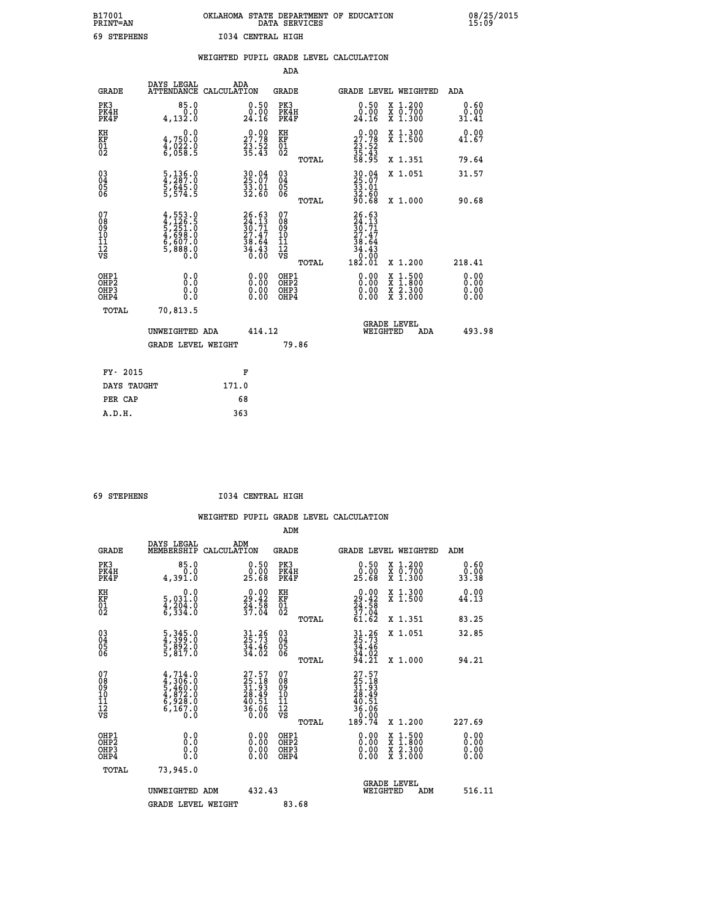B17001 PRINT=AN — OKLAHOMA STATE DEPARTMENT OF EDUCATION DATA SERVICES — 08/25/2015 15:09

69 STEPHENS — I034 CENTRAL HIGH

## WEIGHTED PUPIL GRADE LEVEL CALCULATION

### ADA

| GRADE | DAYS LEGAL ATTENDANCE | ADA CALCULATION | GRADE | GRADE LEVEL | WEIGHTED | ADA |
|---|---|---|---|---|---|---|
| PK3 | 85.0 | 0.50 | PK3 | 0.50 | X 1.200 | 0.60 |
| PK4H | 0.0 | 0.00 | PK4H | 0.00 | X 0.700 | 0.00 |
| PK4F | 4,132.0 | 24.16 | PK4F | 24.16 | X 1.300 | 31.41 |
| KH | 0.0 | 0.00 | KH | 0.00 | X 1.300 | 0.00 |
| KF | 4,750.0 | 27.78 | KF | 27.78 | X 1.500 | 41.67 |
| 01 | 4,022.0 | 23.52 | 01 | 23.52 | | |
| 02 | 6,058.5 | 35.43 | 02 | 35.43 | | |
| | | | TOTAL | 58.95 | X 1.351 | 79.64 |
| 03 | 5,136.0 | 30.04 | 03 | 30.04 | X 1.051 | 31.57 |
| 04 | 4,287.0 | 25.07 | 04 | 25.07 | | |
| 05 | 5,645.0 | 33.01 | 05 | 33.01 | | |
| 06 | 5,574.5 | 32.60 | 06 | 32.60 | | |
| | | | TOTAL | 90.68 | X 1.000 | 90.68 |
| 07 | 4,553.0 | 26.63 | 07 | 26.63 | | |
| 08 | 4,126.5 | 24.13 | 08 | 24.13 | | |
| 09 | 5,251.0 | 30.71 | 09 | 30.71 | | |
| 10 | 4,698.0 | 27.47 | 10 | 27.47 | | |
| 11 | 6,607.0 | 38.64 | 11 | 38.64 | | |
| 12 | 5,888.0 | 34.43 | 12 | 34.43 | | |
| VS | 0.0 | 0.00 | VS | 0.00 | | |
| | | | TOTAL | 182.01 | X 1.200 | 218.41 |
| OHP1 | 0.0 | 0.00 | OHP1 | 0.00 | X 1.500 | 0.00 |
| OHP2 | 0.0 | 0.00 | OHP2 | 0.00 | X 1.800 | 0.00 |
| OHP3 | 0.0 | 0.00 | OHP3 | 0.00 | X 2.300 | 0.00 |
| OHP4 | 0.0 | 0.00 | OHP4 | 0.00 | X 3.000 | 0.00 |
| TOTAL | 70,813.5 | | | | | |

UNWEIGHTED ADA: 414.12 — GRADE LEVEL WEIGHTED ADA: 493.98

GRADE LEVEL WEIGHT: 79.86

| FY- 2015 | F |
|---|---|
| DAYS TAUGHT | 171.0 |
| PER CAP | 68 |
| A.D.H. | 363 |

69 STEPHENS — I034 CENTRAL HIGH

## WEIGHTED PUPIL GRADE LEVEL CALCULATION

### ADM

| GRADE | DAYS LEGAL MEMBERSHIP | ADM CALCULATION | GRADE | GRADE LEVEL | WEIGHTED | ADM |
|---|---|---|---|---|---|---|
| PK3 | 85.0 | 0.50 | PK3 | 0.50 | X 1.200 | 0.60 |
| PK4H | 0.0 | 0.00 | PK4H | 0.00 | X 0.700 | 0.00 |
| PK4F | 4,391.0 | 25.68 | PK4F | 25.68 | X 1.300 | 33.38 |
| KH | 0.0 | 0.00 | KH | 0.00 | X 1.300 | 0.00 |
| KF | 5,031.0 | 29.42 | KF | 29.42 | X 1.500 | 44.13 |
| 01 | 4,204.0 | 24.58 | 01 | 24.58 | | |
| 02 | 6,334.0 | 37.04 | 02 | 37.04 | | |
| | | | TOTAL | 61.62 | X 1.351 | 83.25 |
| 03 | 5,345.0 | 31.26 | 03 | 31.26 | X 1.051 | 32.85 |
| 04 | 4,399.0 | 25.73 | 04 | 25.73 | | |
| 05 | 5,892.0 | 34.46 | 05 | 34.46 | | |
| 06 | 5,817.0 | 34.02 | 06 | 34.02 | | |
| | | | TOTAL | 94.21 | X 1.000 | 94.21 |
| 07 | 4,714.0 | 27.57 | 07 | 27.57 | | |
| 08 | 4,306.0 | 25.18 | 08 | 25.18 | | |
| 09 | 5,460.0 | 31.93 | 09 | 31.93 | | |
| 10 | 4,872.0 | 28.49 | 10 | 28.49 | | |
| 11 | 6,928.0 | 40.51 | 11 | 40.51 | | |
| 12 | 6,167.0 | 36.06 | 12 | 36.06 | | |
| VS | 0.0 | 0.00 | VS | 0.00 | | |
| | | | TOTAL | 189.74 | X 1.200 | 227.69 |
| OHP1 | 0.0 | 0.00 | OHP1 | 0.00 | X 1.500 | 0.00 |
| OHP2 | 0.0 | 0.00 | OHP2 | 0.00 | X 1.800 | 0.00 |
| OHP3 | 0.0 | 0.00 | OHP3 | 0.00 | X 2.300 | 0.00 |
| OHP4 | 0.0 | 0.00 | OHP4 | 0.00 | X 3.000 | 0.00 |
| TOTAL | 73,945.0 | | | | | |

UNWEIGHTED ADM: 432.43 — GRADE LEVEL WEIGHTED ADM: 516.11

GRADE LEVEL WEIGHT: 83.68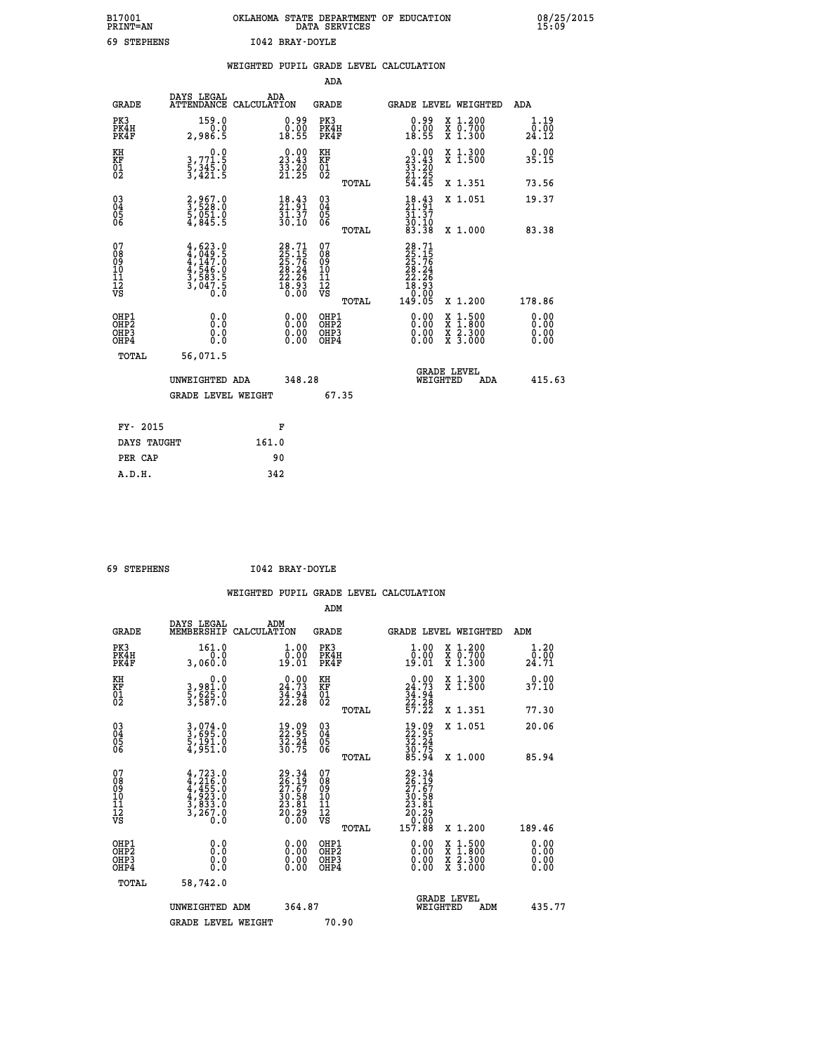B17001 PRINT=AN  OKLAHOMA STATE DEPARTMENT OF EDUCATION DATA SERVICES  08/25/2015 15:09

69 STEPHENS  I042 BRAY-DOYLE

## WEIGHTED PUPIL GRADE LEVEL CALCULATION

### ADA

| GRADE | DAYS LEGAL ATTENDANCE | ADA CALCULATION | GRADE | | GRADE LEVEL | WEIGHTED | ADA |
|---|---|---|---|---|---|---|---|
| PK3 | 159.0 | 0.99 | PK3 | | 0.99 | X 1.200 | 1.19 |
| PK4H | 0.0 | 0.00 | PK4H | | 0.00 | X 0.700 | 0.00 |
| PK4F | 2,986.5 | 18.55 | PK4F | | 18.55 | X 1.300 | 24.12 |
| KH | 0.0 | 0.00 | KH | | 0.00 | X 1.300 | 0.00 |
| KF | 3,771.5 | 23.43 | KF | | 23.43 | X 1.500 | 35.15 |
| 01 | 5,345.0 | 33.20 | 01 | | 33.20 | | |
| 02 | 3,421.5 | 21.25 | 02 | | 21.25 | | |
| | | | | TOTAL | 54.45 | X 1.351 | 73.56 |
| 03 | 2,967.0 | 18.43 | 03 | | 18.43 | X 1.051 | 19.37 |
| 04 | 3,528.0 | 21.91 | 04 | | 21.91 | | |
| 05 | 5,051.0 | 31.37 | 05 | | 31.37 | | |
| 06 | 4,845.5 | 30.10 | 06 | | 30.10 | | |
| | | | | TOTAL | 83.38 | X 1.000 | 83.38 |
| 07 | 4,623.0 | 28.71 | 07 | | 28.71 | | |
| 08 | 4,049.5 | 25.15 | 08 | | 25.15 | | |
| 09 | 4,147.0 | 25.76 | 09 | | 25.76 | | |
| 10 | 4,546.0 | 28.24 | 10 | | 28.24 | | |
| 11 | 3,583.5 | 22.26 | 11 | | 22.26 | | |
| 12 | 3,047.5 | 18.93 | 12 | | 18.93 | | |
| VS | 0.0 | 0.00 | VS | | 0.00 | | |
| | | | | TOTAL | 149.05 | X 1.200 | 178.86 |
| OHP1 | 0.0 | 0.00 | OHP1 | | 0.00 | X 1.500 | 0.00 |
| OHP2 | 0.0 | 0.00 | OHP2 | | 0.00 | X 1.800 | 0.00 |
| OHP3 | 0.0 | 0.00 | OHP3 | | 0.00 | X 2.300 | 0.00 |
| OHP4 | 0.0 | 0.00 | OHP4 | | 0.00 | X 3.000 | 0.00 |
| TOTAL | 56,071.5 | | | | | | |

UNWEIGHTED ADA 348.28  GRADE LEVEL WEIGHTED ADA 415.63

GRADE LEVEL WEIGHT 67.35

| FY- 2015 | F |
|---|---|
| DAYS TAUGHT | 161.0 |
| PER CAP | 90 |
| A.D.H. | 342 |

69 STEPHENS  I042 BRAY-DOYLE

## WEIGHTED PUPIL GRADE LEVEL CALCULATION

### ADM

| GRADE | DAYS LEGAL MEMBERSHIP | ADM CALCULATION | GRADE | | GRADE LEVEL | WEIGHTED | ADM |
|---|---|---|---|---|---|---|---|
| PK3 | 161.0 | 1.00 | PK3 | | 1.00 | X 1.200 | 1.20 |
| PK4H | 0.0 | 0.00 | PK4H | | 0.00 | X 0.700 | 0.00 |
| PK4F | 3,060.0 | 19.01 | PK4F | | 19.01 | X 1.300 | 24.71 |
| KH | 0.0 | 0.00 | KH | | 0.00 | X 1.300 | 0.00 |
| KF | 3,981.0 | 24.73 | KF | | 24.73 | X 1.500 | 37.10 |
| 01 | 5,625.0 | 34.94 | 01 | | 34.94 | | |
| 02 | 3,587.0 | 22.28 | 02 | | 22.28 | | |
| | | | | TOTAL | 57.22 | X 1.351 | 77.30 |
| 03 | 3,074.0 | 19.09 | 03 | | 19.09 | X 1.051 | 20.06 |
| 04 | 3,695.0 | 22.95 | 04 | | 22.95 | | |
| 05 | 5,191.0 | 32.24 | 05 | | 32.24 | | |
| 06 | 4,951.0 | 30.75 | 06 | | 30.75 | | |
| | | | | TOTAL | 85.94 | X 1.000 | 85.94 |
| 07 | 4,723.0 | 29.34 | 07 | | 29.34 | | |
| 08 | 4,216.0 | 26.19 | 08 | | 26.19 | | |
| 09 | 4,455.0 | 27.67 | 09 | | 27.67 | | |
| 10 | 4,923.0 | 30.58 | 10 | | 30.58 | | |
| 11 | 3,833.0 | 23.81 | 11 | | 23.81 | | |
| 12 | 3,267.0 | 20.29 | 12 | | 20.29 | | |
| VS | 0.0 | 0.00 | VS | | 0.00 | | |
| | | | | TOTAL | 157.88 | X 1.200 | 189.46 |
| OHP1 | 0.0 | 0.00 | OHP1 | | 0.00 | X 1.500 | 0.00 |
| OHP2 | 0.0 | 0.00 | OHP2 | | 0.00 | X 1.800 | 0.00 |
| OHP3 | 0.0 | 0.00 | OHP3 | | 0.00 | X 2.300 | 0.00 |
| OHP4 | 0.0 | 0.00 | OHP4 | | 0.00 | X 3.000 | 0.00 |
| TOTAL | 58,742.0 | | | | | | |

UNWEIGHTED ADM 364.87  GRADE LEVEL WEIGHTED ADM 435.77

GRADE LEVEL WEIGHT 70.90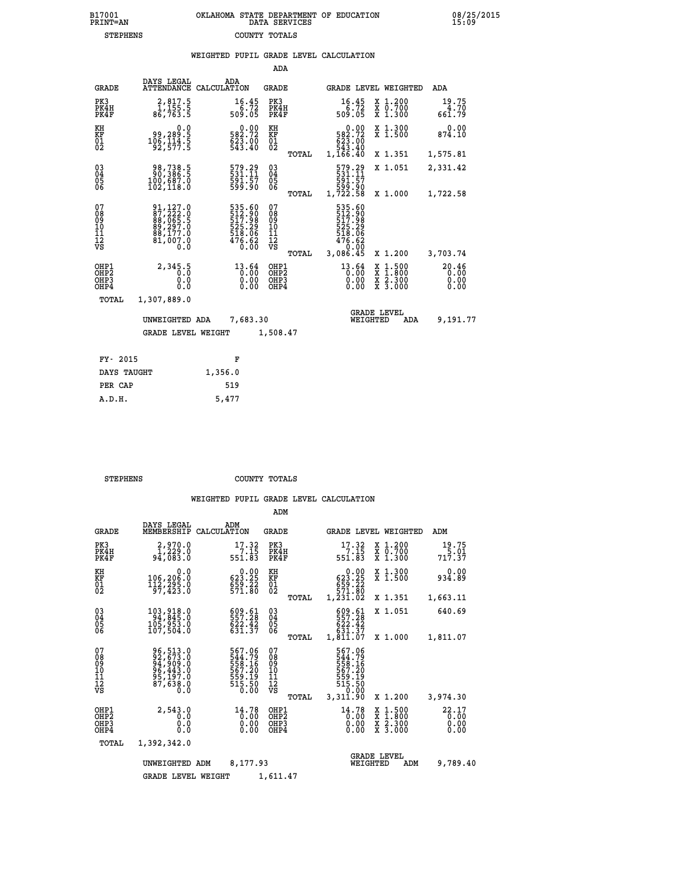B17001 OKLAHOMA STATE DEPARTMENT OF EDUCATION 08/25/2015
PRINT=AN DATA SERVICES 15:09

STEPHENS COUNTY TOTALS

## WEIGHTED PUPIL GRADE LEVEL CALCULATION

### ADA

| GRADE | DAYS LEGAL ATTENDANCE | ADA CALCULATION | GRADE | | GRADE LEVEL | WEIGHTED | ADA |
|---|---|---|---|---|---|---|---|
| PK3 | 2,817.5 | 16.45 | PK3 | | 16.45 | X 1.200 | 19.75 |
| PK4H | 1,155.5 | 6.72 | PK4H | | 6.72 | X 0.700 | 4.70 |
| PK4F | 86,763.5 | 509.05 | PK4F | | 509.05 | X 1.300 | 661.79 |
| KH | 0.0 | 0.00 | KH | | 0.00 | X 1.300 | 0.00 |
| KF | 99,289.5 | 582.72 | KF | | 582.72 | X 1.500 | 874.10 |
| 01 | 106,114.5 | 623.00 | 01 | | 623.00 | | |
| 02 | 92,577.5 | 543.40 | 02 | | 543.40 | | |
| | | | | TOTAL | 1,166.40 | X 1.351 | 1,575.81 |
| 03 | 98,738.5 | 579.29 | 03 | | 579.29 | X 1.051 | 2,331.42 |
| 04 | 90,386.5 | 531.11 | 04 | | 531.11 | | |
| 05 | 100,687.0 | 591.57 | 05 | | 591.57 | | |
| 06 | 102,118.0 | 599.90 | 06 | | 599.90 | | |
| | | | | TOTAL | 1,722.58 | X 1.000 | 1,722.58 |
| 07 | 91,127.0 | 535.60 | 07 | | 535.60 | | |
| 08 | 87,222.0 | 512.90 | 08 | | 512.90 | | |
| 09 | 88,065.5 | 517.98 | 09 | | 517.98 | | |
| 10 | 89,297.0 | 525.29 | 10 | | 525.29 | | |
| 11 | 88,177.0 | 518.06 | 11 | | 518.06 | | |
| 12 | 81,007.0 | 476.62 | 12 | | 476.62 | | |
| VS | 0.0 | 0.00 | VS | | 0.00 | | |
| | | | | TOTAL | 3,086.45 | X 1.200 | 3,703.74 |
| OHP1 | 2,345.5 | 13.64 | OHP1 | | 13.64 | X 1.500 | 20.46 |
| OHP2 | 0.0 | 0.00 | OHP2 | | 0.00 | X 1.800 | 0.00 |
| OHP3 | 0.0 | 0.00 | OHP3 | | 0.00 | X 2.300 | 0.00 |
| OHP4 | 0.0 | 0.00 | OHP4 | | 0.00 | X 3.000 | 0.00 |
| TOTAL | 1,307,889.0 | | | | | | |

UNWEIGHTED ADA 7,683.30 — GRADE LEVEL WEIGHTED ADA 9,191.77

GRADE LEVEL WEIGHT 1,508.47

| FY- 2015 | F |
|---|---|
| DAYS TAUGHT | 1,356.0 |
| PER CAP | 519 |
| A.D.H. | 5,477 |

STEPHENS COUNTY TOTALS

## WEIGHTED PUPIL GRADE LEVEL CALCULATION

### ADM

| GRADE | DAYS LEGAL MEMBERSHIP | ADM CALCULATION | GRADE | | GRADE LEVEL | WEIGHTED | ADM |
|---|---|---|---|---|---|---|---|
| PK3 | 2,970.0 | 17.32 | PK3 | | 17.32 | X 1.200 | 19.75 |
| PK4H | 1,229.0 | 7.15 | PK4H | | 7.15 | X 0.700 | 5.01 |
| PK4F | 94,083.0 | 551.83 | PK4F | | 551.83 | X 1.300 | 717.37 |
| KH | 0.0 | 0.00 | KH | | 0.00 | X 1.300 | 0.00 |
| KF | 106,206.0 | 623.25 | KF | | 623.25 | X 1.500 | 934.89 |
| 01 | 112,295.0 | 659.22 | 01 | | 659.22 | | |
| 02 | 97,423.0 | 571.80 | 02 | | 571.80 | | |
| | | | | TOTAL | 1,231.02 | X 1.351 | 1,663.11 |
| 03 | 103,918.0 | 609.61 | 03 | | 609.61 | X 1.051 | 640.69 |
| 04 | 94,845.0 | 557.28 | 04 | | 557.28 | | |
| 05 | 105,953.0 | 622.42 | 05 | | 622.42 | | |
| 06 | 107,504.0 | 631.37 | 06 | | 631.37 | | |
| | | | | TOTAL | 1,811.07 | X 1.000 | 1,811.07 |
| 07 | 96,513.0 | 567.06 | 07 | | 567.06 | | |
| 08 | 92,673.0 | 544.79 | 08 | | 544.79 | | |
| 09 | 94,909.0 | 558.16 | 09 | | 558.16 | | |
| 10 | 96,443.0 | 567.20 | 10 | | 567.20 | | |
| 11 | 95,197.0 | 559.19 | 11 | | 559.19 | | |
| 12 | 87,638.0 | 515.50 | 12 | | 515.50 | | |
| VS | 0.0 | 0.00 | VS | | 0.00 | | |
| | | | | TOTAL | 3,311.90 | X 1.200 | 3,974.30 |
| OHP1 | 2,543.0 | 14.78 | OHP1 | | 14.78 | X 1.500 | 22.17 |
| OHP2 | 0.0 | 0.00 | OHP2 | | 0.00 | X 1.800 | 0.00 |
| OHP3 | 0.0 | 0.00 | OHP3 | | 0.00 | X 2.300 | 0.00 |
| OHP4 | 0.0 | 0.00 | OHP4 | | 0.00 | X 3.000 | 0.00 |
| TOTAL | 1,392,342.0 | | | | | | |

UNWEIGHTED ADM 8,177.93 — GRADE LEVEL WEIGHTED ADM 9,789.40

GRADE LEVEL WEIGHT 1,611.47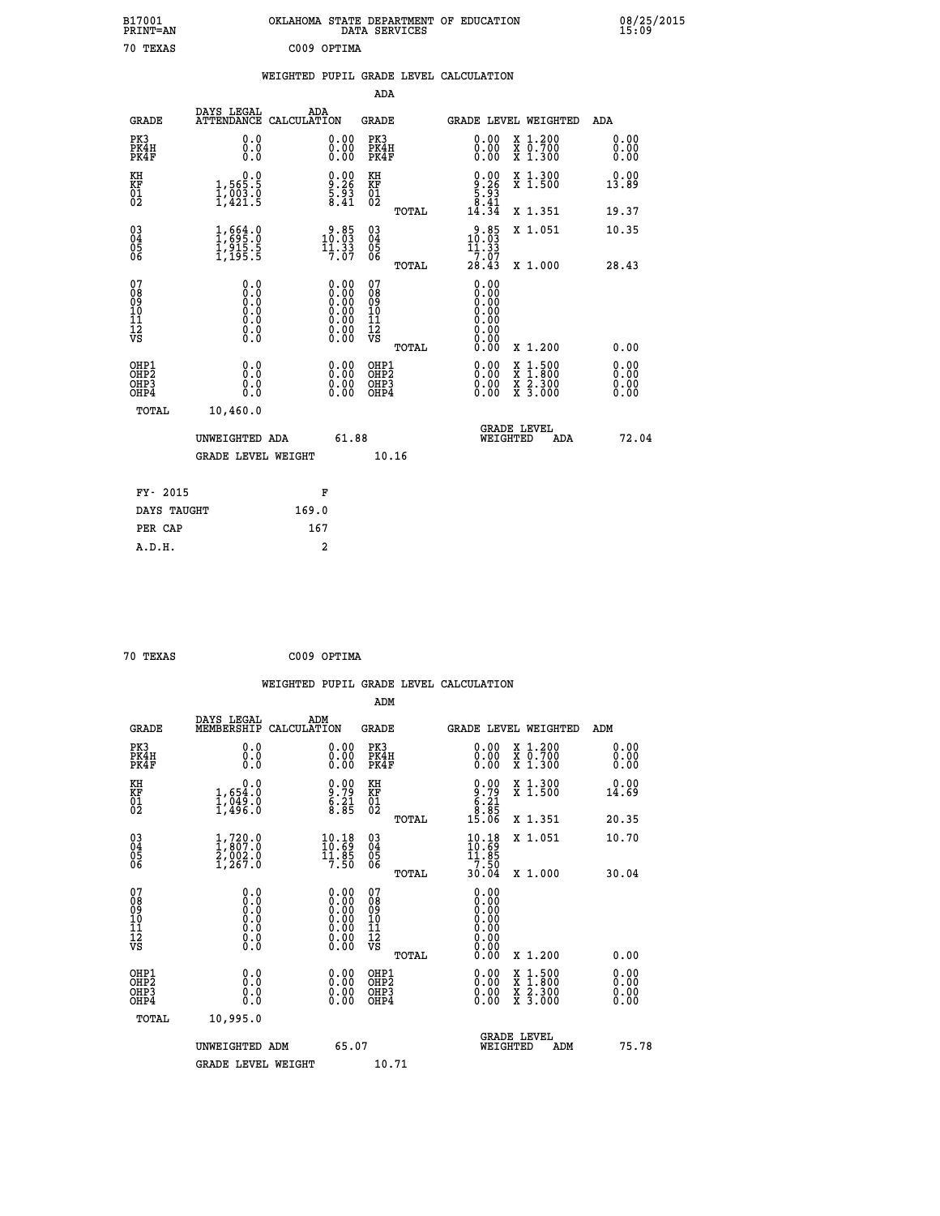B17001 OKLAHOMA STATE DEPARTMENT OF EDUCATION 08/25/2015
PRINT=AN DATA SERVICES 15:09

70 TEXAS C009 OPTIMA

## WEIGHTED PUPIL GRADE LEVEL CALCULATION

### ADA

| GRADE | DAYS LEGAL ATTENDANCE | ADA CALCULATION | GRADE | GRADE LEVEL | WEIGHTED | ADA |
|---|---|---|---|---|---|---|
| PK3 | 0.0 | 0.00 | PK3 | 0.00 | X 1.200 | 0.00 |
| PK4H | 0.0 | 0.00 | PK4H | 0.00 | X 0.700 | 0.00 |
| PK4F | 0.0 | 0.00 | PK4F | 0.00 | X 1.300 | 0.00 |
| KH | 0.0 | 0.00 | KH | 0.00 | X 1.300 | 0.00 |
| KF | 1,565.5 | 9.26 | KF | 9.26 | X 1.500 | 13.89 |
| 01 | 1,003.0 | 5.93 | 01 | 5.93 | | |
| 02 | 1,421.5 | 8.41 | 02 | 8.41 | | |
| | | | TOTAL | 14.34 | X 1.351 | 19.37 |
| 03 | 1,664.0 | 9.85 | 03 | 9.85 | X 1.051 | 10.35 |
| 04 | 1,695.0 | 10.03 | 04 | 10.03 | | |
| 05 | 1,915.5 | 11.33 | 05 | 11.33 | | |
| 06 | 1,195.5 | 7.07 | 06 | 7.07 | | |
| | | | TOTAL | 28.43 | X 1.000 | 28.43 |
| 07 | 0.0 | 0.00 | 07 | 0.00 | | |
| 08 | 0.0 | 0.00 | 08 | 0.00 | | |
| 09 | 0.0 | 0.00 | 09 | 0.00 | | |
| 10 | 0.0 | 0.00 | 10 | 0.00 | | |
| 11 | 0.0 | 0.00 | 11 | 0.00 | | |
| 12 | 0.0 | 0.00 | 12 | 0.00 | | |
| VS | 0.0 | 0.00 | VS | 0.00 | | |
| | | | TOTAL | 0.00 | X 1.200 | 0.00 |
| OHP1 | 0.0 | 0.00 | OHP1 | 0.00 | X 1.500 | 0.00 |
| OHP2 | 0.0 | 0.00 | OHP2 | 0.00 | X 1.800 | 0.00 |
| OHP3 | 0.0 | 0.00 | OHP3 | 0.00 | X 2.300 | 0.00 |
| OHP4 | 0.0 | 0.00 | OHP4 | 0.00 | X 3.000 | 0.00 |
| TOTAL | 10,460.0 | | | | | |

UNWEIGHTED ADA 61.88 GRADE LEVEL WEIGHTED ADA 72.04

GRADE LEVEL WEIGHT 10.16

| FY- 2015 | F |
|---|---|
| DAYS TAUGHT | 169.0 |
| PER CAP | 167 |
| A.D.H. | 2 |

70 TEXAS C009 OPTIMA

## WEIGHTED PUPIL GRADE LEVEL CALCULATION

### ADM

| GRADE | DAYS LEGAL MEMBERSHIP | ADM CALCULATION | GRADE | GRADE LEVEL | WEIGHTED | ADM |
|---|---|---|---|---|---|---|
| PK3 | 0.0 | 0.00 | PK3 | 0.00 | X 1.200 | 0.00 |
| PK4H | 0.0 | 0.00 | PK4H | 0.00 | X 0.700 | 0.00 |
| PK4F | 0.0 | 0.00 | PK4F | 0.00 | X 1.300 | 0.00 |
| KH | 0.0 | 0.00 | KH | 0.00 | X 1.300 | 0.00 |
| KF | 1,654.0 | 9.79 | KF | 9.79 | X 1.500 | 14.69 |
| 01 | 1,049.0 | 6.21 | 01 | 6.21 | | |
| 02 | 1,496.0 | 8.85 | 02 | 8.85 | | |
| | | | TOTAL | 15.06 | X 1.351 | 20.35 |
| 03 | 1,720.0 | 10.18 | 03 | 10.18 | X 1.051 | 10.70 |
| 04 | 1,807.0 | 10.69 | 04 | 10.69 | | |
| 05 | 2,002.0 | 11.85 | 05 | 11.85 | | |
| 06 | 1,267.0 | 7.50 | 06 | 7.50 | | |
| | | | TOTAL | 30.04 | X 1.000 | 30.04 |
| 07 | 0.0 | 0.00 | 07 | 0.00 | | |
| 08 | 0.0 | 0.00 | 08 | 0.00 | | |
| 09 | 0.0 | 0.00 | 09 | 0.00 | | |
| 10 | 0.0 | 0.00 | 10 | 0.00 | | |
| 11 | 0.0 | 0.00 | 11 | 0.00 | | |
| 12 | 0.0 | 0.00 | 12 | 0.00 | | |
| VS | 0.0 | 0.00 | VS | 0.00 | | |
| | | | TOTAL | 0.00 | X 1.200 | 0.00 |
| OHP1 | 0.0 | 0.00 | OHP1 | 0.00 | X 1.500 | 0.00 |
| OHP2 | 0.0 | 0.00 | OHP2 | 0.00 | X 1.800 | 0.00 |
| OHP3 | 0.0 | 0.00 | OHP3 | 0.00 | X 2.300 | 0.00 |
| OHP4 | 0.0 | 0.00 | OHP4 | 0.00 | X 3.000 | 0.00 |
| TOTAL | 10,995.0 | | | | | |

UNWEIGHTED ADM 65.07 GRADE LEVEL WEIGHTED ADM 75.78

GRADE LEVEL WEIGHT 10.71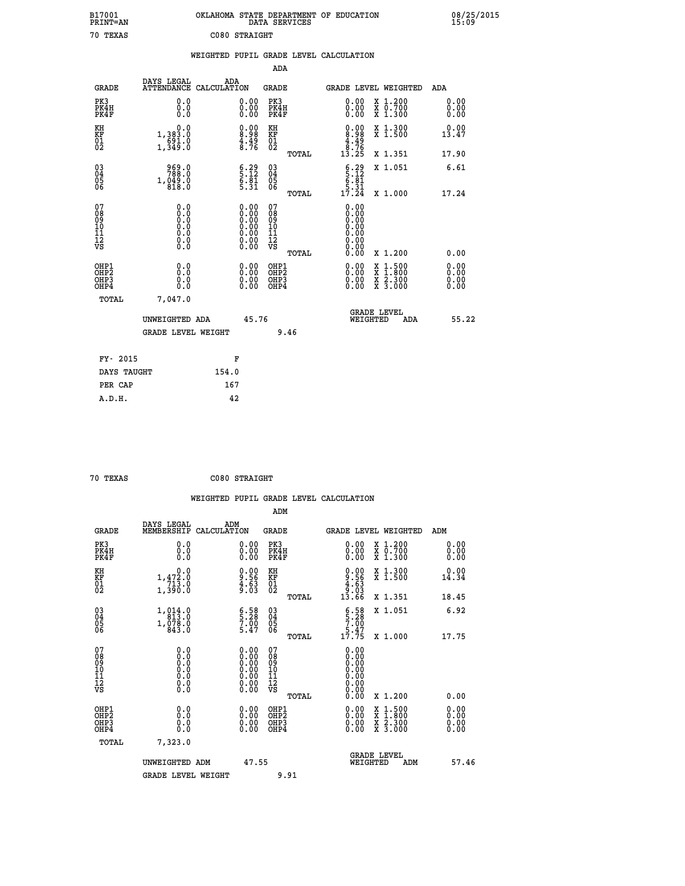B17001 PRINT=AN — OKLAHOMA STATE DEPARTMENT OF EDUCATION DATA SERVICES — 08/25/2015 15:09

70 TEXAS — C080 STRAIGHT

## WEIGHTED PUPIL GRADE LEVEL CALCULATION

### ADA

| GRADE | DAYS LEGAL ATTENDANCE | ADA CALCULATION | GRADE | GRADE LEVEL | WEIGHTED | ADA |
|---|---|---|---|---|---|---|
| PK3 | 0.0 | 0.00 | PK3 | 0.00 | X 1.200 | 0.00 |
| PK4H | 0.0 | 0.00 | PK4H | 0.00 | X 0.700 | 0.00 |
| PK4F | 0.0 | 0.00 | PK4F | 0.00 | X 1.300 | 0.00 |
| KH | 0.0 | 0.00 | KH | 0.00 | X 1.300 | 0.00 |
| KF | 1,383.0 | 8.98 | KF | 8.98 | X 1.500 | 13.47 |
| 01 | 691.0 | 4.49 | 01 | 4.49 | | |
| 02 | 1,349.0 | 8.76 | 02 | 8.76 | | |
| | | | TOTAL | 13.25 | X 1.351 | 17.90 |
| 03 | 969.0 | 6.29 | 03 | 6.29 | X 1.051 | 6.61 |
| 04 | 788.0 | 5.12 | 04 | 5.12 | | |
| 05 | 1,049.0 | 6.81 | 05 | 6.81 | | |
| 06 | 818.0 | 5.31 | 06 | 5.31 | | |
| | | | TOTAL | 17.24 | X 1.000 | 17.24 |
| 07 | 0.0 | 0.00 | 07 | 0.00 | | |
| 08 | 0.0 | 0.00 | 08 | 0.00 | | |
| 09 | 0.0 | 0.00 | 09 | 0.00 | | |
| 10 | 0.0 | 0.00 | 10 | 0.00 | | |
| 11 | 0.0 | 0.00 | 11 | 0.00 | | |
| 12 | 0.0 | 0.00 | 12 | 0.00 | | |
| VS | 0.0 | 0.00 | VS | 0.00 | | |
| | | | TOTAL | 0.00 | X 1.200 | 0.00 |
| OHP1 | 0.0 | 0.00 | OHP1 | 0.00 | X 1.500 | 0.00 |
| OHP2 | 0.0 | 0.00 | OHP2 | 0.00 | X 1.800 | 0.00 |
| OHP3 | 0.0 | 0.00 | OHP3 | 0.00 | X 2.300 | 0.00 |
| OHP4 | 0.0 | 0.00 | OHP4 | 0.00 | X 3.000 | 0.00 |
| TOTAL | 7,047.0 | | | | | |

UNWEIGHTED ADA 45.76 — GRADE LEVEL WEIGHTED ADA 55.22

GRADE LEVEL WEIGHT 9.46

| FY- 2015 | F |
|---|---|
| DAYS TAUGHT | 154.0 |
| PER CAP | 167 |
| A.D.H. | 42 |

70 TEXAS — C080 STRAIGHT

## WEIGHTED PUPIL GRADE LEVEL CALCULATION

### ADM

| GRADE | DAYS LEGAL MEMBERSHIP | ADM CALCULATION | GRADE | GRADE LEVEL | WEIGHTED | ADM |
|---|---|---|---|---|---|---|
| PK3 | 0.0 | 0.00 | PK3 | 0.00 | X 1.200 | 0.00 |
| PK4H | 0.0 | 0.00 | PK4H | 0.00 | X 0.700 | 0.00 |
| PK4F | 0.0 | 0.00 | PK4F | 0.00 | X 1.300 | 0.00 |
| KH | 0.0 | 0.00 | KH | 0.00 | X 1.300 | 0.00 |
| KF | 1,472.0 | 9.56 | KF | 9.56 | X 1.500 | 14.34 |
| 01 | 713.0 | 4.63 | 01 | 4.63 | | |
| 02 | 1,390.0 | 9.03 | 02 | 9.03 | | |
| | | | TOTAL | 13.66 | X 1.351 | 18.45 |
| 03 | 1,014.0 | 6.58 | 03 | 6.58 | X 1.051 | 6.92 |
| 04 | 813.0 | 5.28 | 04 | 5.28 | | |
| 05 | 1,078.0 | 7.00 | 05 | 7.00 | | |
| 06 | 843.0 | 5.47 | 06 | 5.47 | | |
| | | | TOTAL | 17.75 | X 1.000 | 17.75 |
| 07 | 0.0 | 0.00 | 07 | 0.00 | | |
| 08 | 0.0 | 0.00 | 08 | 0.00 | | |
| 09 | 0.0 | 0.00 | 09 | 0.00 | | |
| 10 | 0.0 | 0.00 | 10 | 0.00 | | |
| 11 | 0.0 | 0.00 | 11 | 0.00 | | |
| 12 | 0.0 | 0.00 | 12 | 0.00 | | |
| VS | 0.0 | 0.00 | VS | 0.00 | | |
| | | | TOTAL | 0.00 | X 1.200 | 0.00 |
| OHP1 | 0.0 | 0.00 | OHP1 | 0.00 | X 1.500 | 0.00 |
| OHP2 | 0.0 | 0.00 | OHP2 | 0.00 | X 1.800 | 0.00 |
| OHP3 | 0.0 | 0.00 | OHP3 | 0.00 | X 2.300 | 0.00 |
| OHP4 | 0.0 | 0.00 | OHP4 | 0.00 | X 3.000 | 0.00 |
| TOTAL | 7,323.0 | | | | | |

UNWEIGHTED ADM 47.55 — GRADE LEVEL WEIGHTED ADM 57.46

GRADE LEVEL WEIGHT 9.91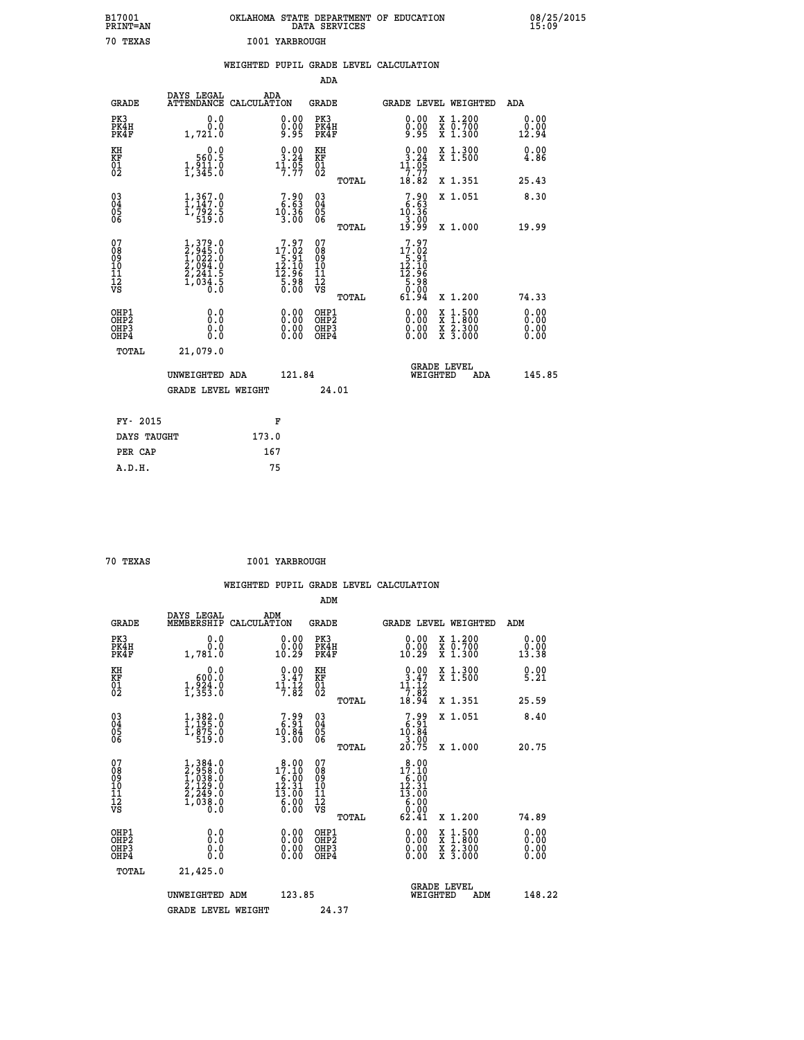B17001 PRINT=AN OKLAHOMA STATE DEPARTMENT OF EDUCATION DATA SERVICES 08/25/2015 15:09

70 TEXAS I001 YARBROUGH

## WEIGHTED PUPIL GRADE LEVEL CALCULATION

### ADA

| GRADE | DAYS LEGAL ATTENDANCE | ADA CALCULATION | GRADE | GRADE LEVEL | WEIGHTED | ADA |
|---|---|---|---|---|---|---|
| PK3 | 0.0 | 0.00 | PK3 | 0.00 | X 1.200 | 0.00 |
| PK4H | 0.0 | 0.00 | PK4H | 0.00 | X 0.700 | 0.00 |
| PK4F | 1,721.0 | 9.95 | PK4F | 9.95 | X 1.300 | 12.94 |
| KH | 0.0 | 0.00 | KH | 0.00 | X 1.300 | 0.00 |
| KF | 560.5 | 3.24 | KF | 3.24 | X 1.500 | 4.86 |
| 01 | 1,911.0 | 11.05 | 01 | 11.05 | | |
| 02 | 1,345.0 | 7.77 | 02 | 7.77 | | |
| | | | TOTAL | 18.82 | X 1.351 | 25.43 |
| 03 | 1,367.0 | 7.90 | 03 | 7.90 | X 1.051 | 8.30 |
| 04 | 1,147.0 | 6.63 | 04 | 6.63 | | |
| 05 | 1,792.5 | 10.36 | 05 | 10.36 | | |
| 06 | 519.0 | 3.00 | 06 | 3.00 | | |
| | | | TOTAL | 19.99 | X 1.000 | 19.99 |
| 07 | 1,379.0 | 7.97 | 07 | 7.97 | | |
| 08 | 2,945.0 | 17.02 | 08 | 17.02 | | |
| 09 | 1,022.0 | 5.91 | 09 | 5.91 | | |
| 10 | 2,094.0 | 12.10 | 10 | 12.10 | | |
| 11 | 2,241.5 | 12.96 | 11 | 12.96 | | |
| 12 | 1,034.5 | 5.98 | 12 | 5.98 | | |
| VS | 0.0 | 0.00 | VS | 0.00 | | |
| | | | TOTAL | 61.94 | X 1.200 | 74.33 |
| OHP1 | 0.0 | 0.00 | OHP1 | 0.00 | X 1.500 | 0.00 |
| OHP2 | 0.0 | 0.00 | OHP2 | 0.00 | X 1.800 | 0.00 |
| OHP3 | 0.0 | 0.00 | OHP3 | 0.00 | X 2.300 | 0.00 |
| OHP4 | 0.0 | 0.00 | OHP4 | 0.00 | X 3.000 | 0.00 |
| TOTAL | 21,079.0 | | | | | |

UNWEIGHTED ADA 121.84 | GRADE LEVEL WEIGHTED ADA 145.85

GRADE LEVEL WEIGHT 24.01

| FY- 2015 | F |
|---|---|
| DAYS TAUGHT | 173.0 |
| PER CAP | 167 |
| A.D.H. | 75 |

70 TEXAS I001 YARBROUGH

## WEIGHTED PUPIL GRADE LEVEL CALCULATION

### ADM

| GRADE | DAYS LEGAL MEMBERSHIP | ADM CALCULATION | GRADE | GRADE LEVEL | WEIGHTED | ADM |
|---|---|---|---|---|---|---|
| PK3 | 0.0 | 0.00 | PK3 | 0.00 | X 1.200 | 0.00 |
| PK4H | 0.0 | 0.00 | PK4H | 0.00 | X 0.700 | 0.00 |
| PK4F | 1,781.0 | 10.29 | PK4F | 10.29 | X 1.300 | 13.38 |
| KH | 0.0 | 0.00 | KH | 0.00 | X 1.300 | 0.00 |
| KF | 600.0 | 3.47 | KF | 3.47 | X 1.500 | 5.21 |
| 01 | 1,924.0 | 11.12 | 01 | 11.12 | | |
| 02 | 1,353.0 | 7.82 | 02 | 7.82 | | |
| | | | TOTAL | 18.94 | X 1.351 | 25.59 |
| 03 | 1,382.0 | 7.99 | 03 | 7.99 | X 1.051 | 8.40 |
| 04 | 1,195.0 | 6.91 | 04 | 6.91 | | |
| 05 | 1,875.0 | 10.84 | 05 | 10.84 | | |
| 06 | 519.0 | 3.00 | 06 | 3.00 | | |
| | | | TOTAL | 20.75 | X 1.000 | 20.75 |
| 07 | 1,384.0 | 8.00 | 07 | 8.00 | | |
| 08 | 2,958.0 | 17.10 | 08 | 17.10 | | |
| 09 | 1,038.0 | 6.00 | 09 | 6.00 | | |
| 10 | 2,129.0 | 12.31 | 10 | 12.31 | | |
| 11 | 2,249.0 | 13.00 | 11 | 13.00 | | |
| 12 | 1,038.0 | 6.00 | 12 | 6.00 | | |
| VS | 0.0 | 0.00 | VS | 0.00 | | |
| | | | TOTAL | 62.41 | X 1.200 | 74.89 |
| OHP1 | 0.0 | 0.00 | OHP1 | 0.00 | X 1.500 | 0.00 |
| OHP2 | 0.0 | 0.00 | OHP2 | 0.00 | X 1.800 | 0.00 |
| OHP3 | 0.0 | 0.00 | OHP3 | 0.00 | X 2.300 | 0.00 |
| OHP4 | 0.0 | 0.00 | OHP4 | 0.00 | X 3.000 | 0.00 |
| TOTAL | 21,425.0 | | | | | |

UNWEIGHTED ADM 123.85 | GRADE LEVEL WEIGHTED ADM 148.22

GRADE LEVEL WEIGHT 24.37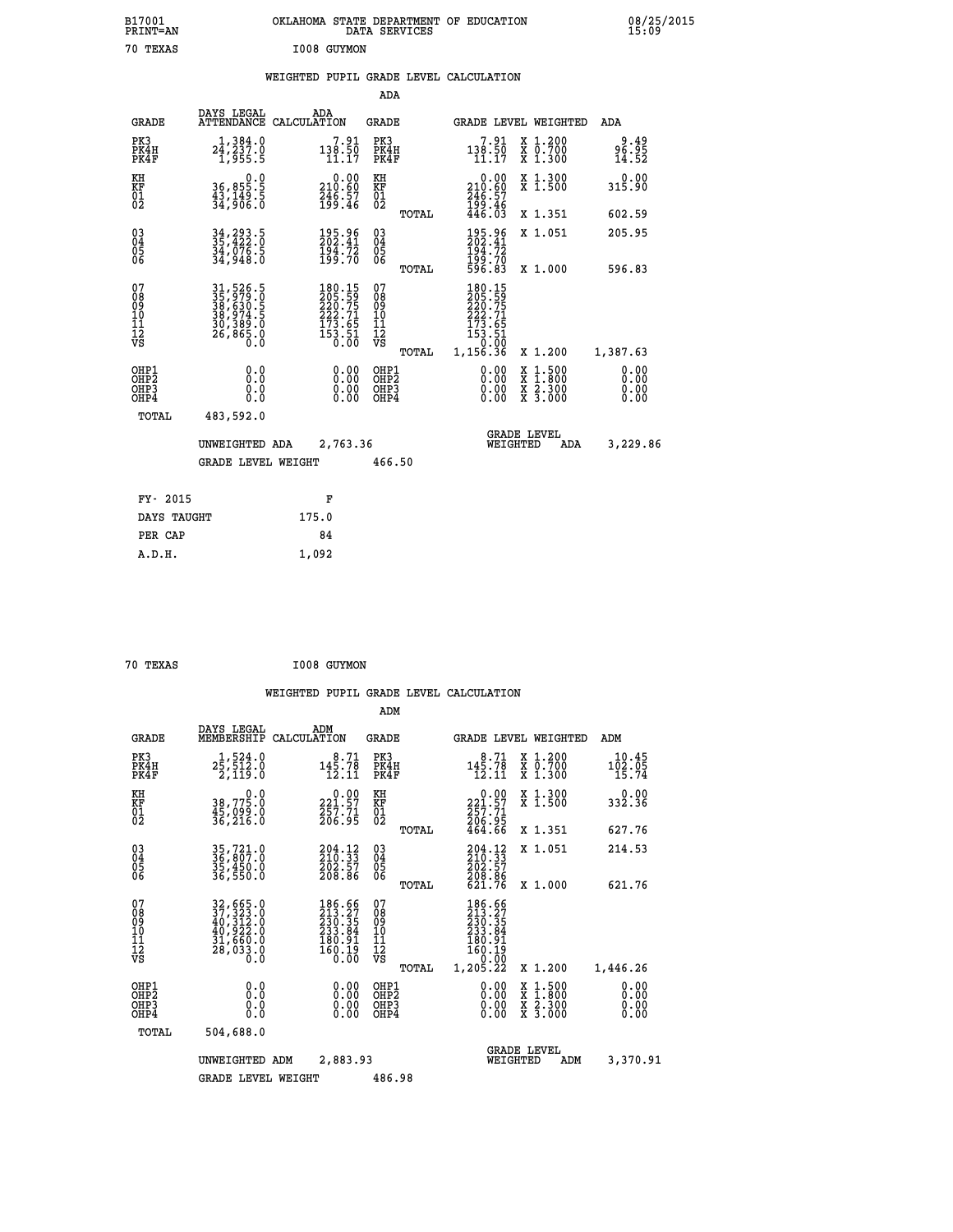B17001 OKLAHOMA STATE DEPARTMENT OF EDUCATION 08/25/2015
PRINT=AN DATA SERVICES 15:09

70 TEXAS I008 GUYMON

## WEIGHTED PUPIL GRADE LEVEL CALCULATION

### ADA

| GRADE | DAYS LEGAL ATTENDANCE | ADA CALCULATION | GRADE | | GRADE LEVEL | WEIGHTED | ADA |
|---|---|---|---|---|---|---|---|
| PK3 | 1,384.0 | 7.91 | PK3 | | 7.91 | X 1.200 | 9.49 |
| PK4H | 24,237.0 | 138.50 | PK4H | | 138.50 | X 0.700 | 96.95 |
| PK4F | 1,955.5 | 11.17 | PK4F | | 11.17 | X 1.300 | 14.52 |
| KH | 0.0 | 0.00 | KH | | 0.00 | X 1.300 | 0.00 |
| KF | 36,855.5 | 210.60 | KF | | 210.60 | X 1.500 | 315.90 |
| 01 | 43,149.5 | 246.57 | 01 | | 246.57 | | |
| 02 | 34,906.0 | 199.46 | 02 | | 199.46 | | |
| | | | | TOTAL | 446.03 | X 1.351 | 602.59 |
| 03 | 34,293.5 | 195.96 | 03 | | 195.96 | X 1.051 | 205.95 |
| 04 | 35,422.0 | 202.41 | 04 | | 202.41 | | |
| 05 | 34,076.5 | 194.72 | 05 | | 194.72 | | |
| 06 | 34,948.0 | 199.70 | 06 | | 199.70 | | |
| | | | | TOTAL | 596.83 | X 1.000 | 596.83 |
| 07 | 31,526.5 | 180.15 | 07 | | 180.15 | | |
| 08 | 35,979.0 | 205.59 | 08 | | 205.59 | | |
| 09 | 38,630.5 | 220.75 | 09 | | 220.75 | | |
| 10 | 38,974.5 | 222.71 | 10 | | 222.71 | | |
| 11 | 30,389.0 | 173.65 | 11 | | 173.65 | | |
| 12 | 26,865.0 | 153.51 | 12 | | 153.51 | | |
| VS | 0.0 | 0.00 | VS | | 0.00 | | |
| | | | | TOTAL | 1,156.36 | X 1.200 | 1,387.63 |
| OHP1 | 0.0 | 0.00 | OHP1 | | 0.00 | X 1.500 | 0.00 |
| OHP2 | 0.0 | 0.00 | OHP2 | | 0.00 | X 1.800 | 0.00 |
| OHP3 | 0.0 | 0.00 | OHP3 | | 0.00 | X 2.300 | 0.00 |
| OHP4 | 0.0 | 0.00 | OHP4 | | 0.00 | X 3.000 | 0.00 |
| TOTAL | 483,592.0 | | | | | | |

UNWEIGHTED ADA 2,763.36 GRADE LEVEL WEIGHTED ADA 3,229.86

GRADE LEVEL WEIGHT 466.50

| FY- 2015 | F |
|---|---|
| DAYS TAUGHT | 175.0 |
| PER CAP | 84 |
| A.D.H. | 1,092 |

70 TEXAS I008 GUYMON

## WEIGHTED PUPIL GRADE LEVEL CALCULATION

### ADM

| GRADE | DAYS LEGAL MEMBERSHIP | ADM CALCULATION | GRADE | | GRADE LEVEL | WEIGHTED | ADM |
|---|---|---|---|---|---|---|---|
| PK3 | 1,524.0 | 8.71 | PK3 | | 8.71 | X 1.200 | 10.45 |
| PK4H | 25,512.0 | 145.78 | PK4H | | 145.78 | X 0.700 | 102.05 |
| PK4F | 2,119.0 | 12.11 | PK4F | | 12.11 | X 1.300 | 15.74 |
| KH | 0.0 | 0.00 | KH | | 0.00 | X 1.300 | 0.00 |
| KF | 38,775.0 | 221.57 | KF | | 221.57 | X 1.500 | 332.36 |
| 01 | 45,099.0 | 257.71 | 01 | | 257.71 | | |
| 02 | 36,216.0 | 206.95 | 02 | | 206.95 | | |
| | | | | TOTAL | 464.66 | X 1.351 | 627.76 |
| 03 | 35,721.0 | 204.12 | 03 | | 204.12 | X 1.051 | 214.53 |
| 04 | 36,807.0 | 210.33 | 04 | | 210.33 | | |
| 05 | 35,450.0 | 202.57 | 05 | | 202.57 | | |
| 06 | 36,550.0 | 208.86 | 06 | | 208.86 | | |
| | | | | TOTAL | 621.76 | X 1.000 | 621.76 |
| 07 | 32,665.0 | 186.66 | 07 | | 186.66 | | |
| 08 | 37,323.0 | 213.27 | 08 | | 213.27 | | |
| 09 | 40,312.0 | 230.35 | 09 | | 230.35 | | |
| 10 | 40,922.0 | 233.84 | 10 | | 233.84 | | |
| 11 | 31,660.0 | 180.91 | 11 | | 180.91 | | |
| 12 | 28,033.0 | 160.19 | 12 | | 160.19 | | |
| VS | 0.0 | 0.00 | VS | | 0.00 | | |
| | | | | TOTAL | 1,205.22 | X 1.200 | 1,446.26 |
| OHP1 | 0.0 | 0.00 | OHP1 | | 0.00 | X 1.500 | 0.00 |
| OHP2 | 0.0 | 0.00 | OHP2 | | 0.00 | X 1.800 | 0.00 |
| OHP3 | 0.0 | 0.00 | OHP3 | | 0.00 | X 2.300 | 0.00 |
| OHP4 | 0.0 | 0.00 | OHP4 | | 0.00 | X 3.000 | 0.00 |
| TOTAL | 504,688.0 | | | | | | |

UNWEIGHTED ADM 2,883.93 GRADE LEVEL WEIGHTED ADM 3,370.91

GRADE LEVEL WEIGHT 486.98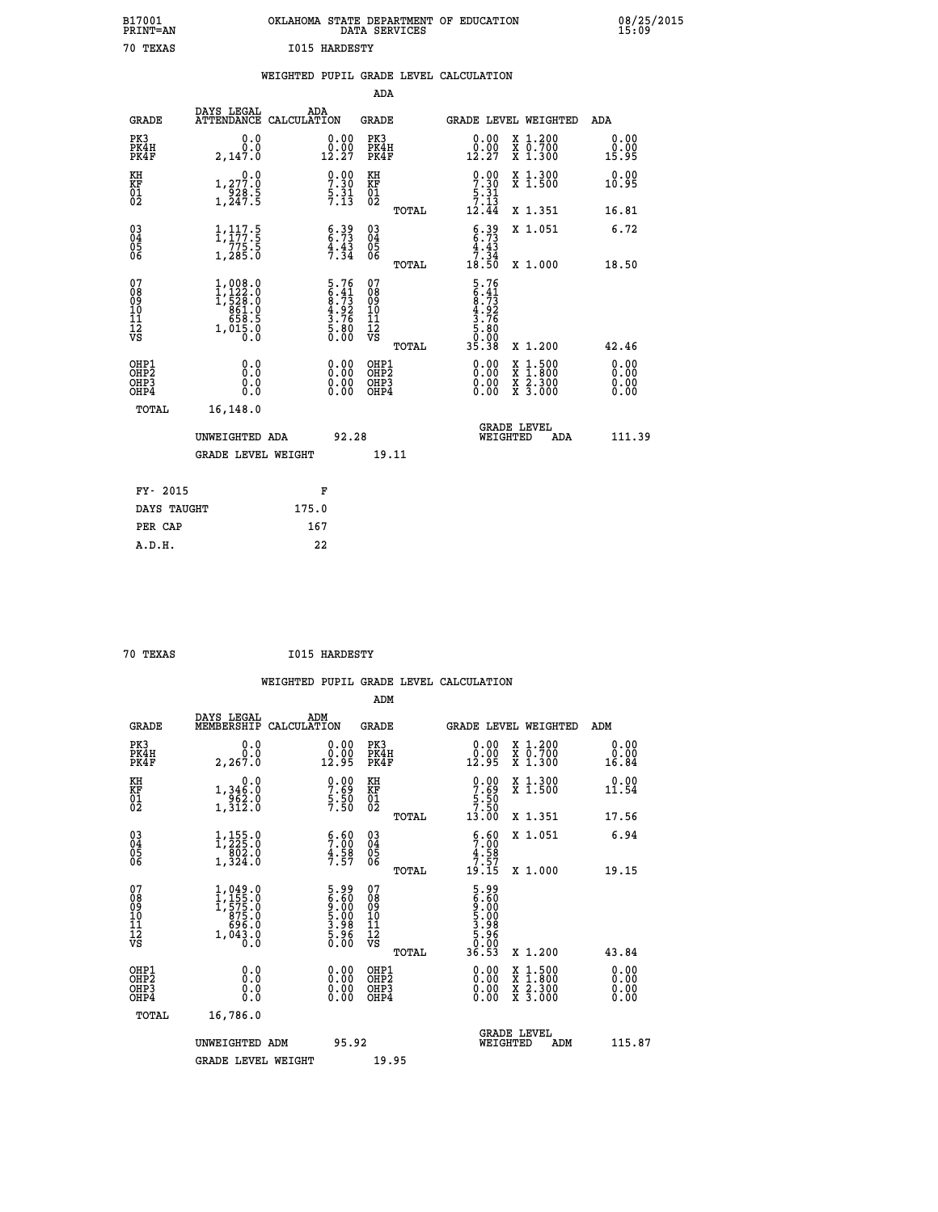B17001 OKLAHOMA STATE DEPARTMENT OF EDUCATION 08/25/2015
PRINT=AN DATA SERVICES 15:09

70 TEXAS I015 HARDESTY

## WEIGHTED PUPIL GRADE LEVEL CALCULATION

### ADA

| GRADE | DAYS LEGAL ATTENDANCE | ADA CALCULATION | GRADE | GRADE LEVEL | WEIGHTED | ADA |
|---|---|---|---|---|---|---|
| PK3 | 0.0 | 0.00 | PK3 | 0.00 | X 1.200 | 0.00 |
| PK4H | 0.0 | 0.00 | PK4H | 0.00 | X 0.700 | 0.00 |
| PK4F | 2,147.0 | 12.27 | PK4F | 12.27 | X 1.300 | 15.95 |
| KH | 0.0 | 0.00 | KH | 0.00 | X 1.300 | 0.00 |
| KF | 1,277.0 | 7.30 | KF | 7.30 | X 1.500 | 10.95 |
| 01 | 928.5 | 5.31 | 01 | 5.31 | | |
| 02 | 1,247.5 | 7.13 | 02 | 7.13 | | |
| | | | TOTAL | 12.44 | X 1.351 | 16.81 |
| 03 | 1,117.5 | 6.39 | 03 | 6.39 | X 1.051 | 6.72 |
| 04 | 1,177.5 | 6.73 | 04 | 6.73 | | |
| 05 | 775.5 | 4.43 | 05 | 4.43 | | |
| 06 | 1,285.0 | 7.34 | 06 | 7.34 | | |
| | | | TOTAL | 18.50 | X 1.000 | 18.50 |
| 07 | 1,008.0 | 5.76 | 07 | 5.76 | | |
| 08 | 1,122.0 | 6.41 | 08 | 6.41 | | |
| 09 | 1,528.0 | 8.73 | 09 | 8.73 | | |
| 10 | 861.0 | 4.92 | 10 | 4.92 | | |
| 11 | 658.5 | 3.76 | 11 | 3.76 | | |
| 12 | 1,015.0 | 5.80 | 12 | 5.80 | | |
| VS | 0.0 | 0.00 | VS | 0.00 | | |
| | | | TOTAL | 35.38 | X 1.200 | 42.46 |
| OHP1 | 0.0 | 0.00 | OHP1 | 0.00 | X 1.500 | 0.00 |
| OHP2 | 0.0 | 0.00 | OHP2 | 0.00 | X 1.800 | 0.00 |
| OHP3 | 0.0 | 0.00 | OHP3 | 0.00 | X 2.300 | 0.00 |
| OHP4 | 0.0 | 0.00 | OHP4 | 0.00 | X 3.000 | 0.00 |
| TOTAL | 16,148.0 | | | | | |

UNWEIGHTED ADA 92.28 GRADE LEVEL WEIGHTED ADA 111.39

GRADE LEVEL WEIGHT 19.11

| FY- 2015 | F |
|---|---|
| DAYS TAUGHT | 175.0 |
| PER CAP | 167 |
| A.D.H. | 22 |

70 TEXAS I015 HARDESTY

## WEIGHTED PUPIL GRADE LEVEL CALCULATION

### ADM

| GRADE | DAYS LEGAL MEMBERSHIP | ADM CALCULATION | GRADE | GRADE LEVEL | WEIGHTED | ADM |
|---|---|---|---|---|---|---|
| PK3 | 0.0 | 0.00 | PK3 | 0.00 | X 1.200 | 0.00 |
| PK4H | 0.0 | 0.00 | PK4H | 0.00 | X 0.700 | 0.00 |
| PK4F | 2,267.0 | 12.95 | PK4F | 12.95 | X 1.300 | 16.84 |
| KH | 0.0 | 0.00 | KH | 0.00 | X 1.300 | 0.00 |
| KF | 1,346.0 | 7.69 | KF | 7.69 | X 1.500 | 11.54 |
| 01 | 962.0 | 5.50 | 01 | 5.50 | | |
| 02 | 1,312.0 | 7.50 | 02 | 7.50 | | |
| | | | TOTAL | 13.00 | X 1.351 | 17.56 |
| 03 | 1,155.0 | 6.60 | 03 | 6.60 | X 1.051 | 6.94 |
| 04 | 1,225.0 | 7.00 | 04 | 7.00 | | |
| 05 | 802.0 | 4.58 | 05 | 4.58 | | |
| 06 | 1,324.0 | 7.57 | 06 | 7.57 | | |
| | | | TOTAL | 19.15 | X 1.000 | 19.15 |
| 07 | 1,049.0 | 5.99 | 07 | 5.99 | | |
| 08 | 1,155.0 | 6.60 | 08 | 6.60 | | |
| 09 | 1,575.0 | 9.00 | 09 | 9.00 | | |
| 10 | 875.0 | 5.00 | 10 | 5.00 | | |
| 11 | 696.0 | 3.98 | 11 | 3.98 | | |
| 12 | 1,043.0 | 5.96 | 12 | 5.96 | | |
| VS | 0.0 | 0.00 | VS | 0.00 | | |
| | | | TOTAL | 36.53 | X 1.200 | 43.84 |
| OHP1 | 0.0 | 0.00 | OHP1 | 0.00 | X 1.500 | 0.00 |
| OHP2 | 0.0 | 0.00 | OHP2 | 0.00 | X 1.800 | 0.00 |
| OHP3 | 0.0 | 0.00 | OHP3 | 0.00 | X 2.300 | 0.00 |
| OHP4 | 0.0 | 0.00 | OHP4 | 0.00 | X 3.000 | 0.00 |
| TOTAL | 16,786.0 | | | | | |

UNWEIGHTED ADM 95.92 GRADE LEVEL WEIGHTED ADM 115.87

GRADE LEVEL WEIGHT 19.95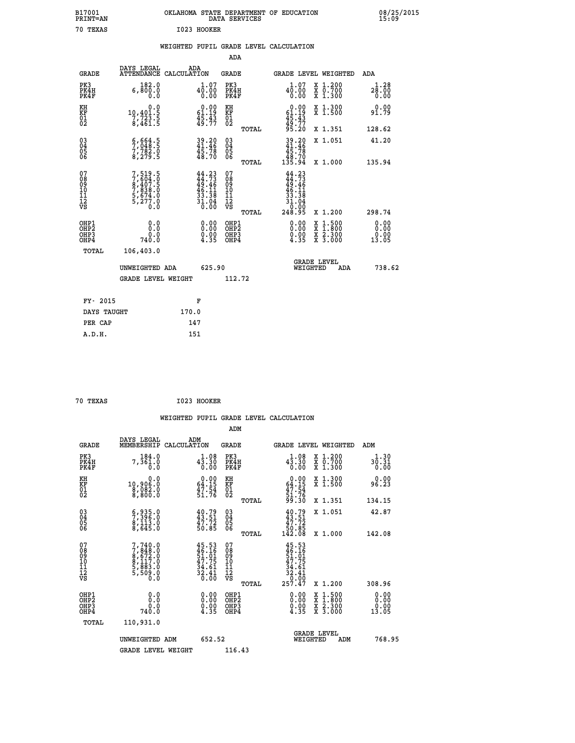B17001 OKLAHOMA STATE DEPARTMENT OF EDUCATION 08/25/2015
PRINT=AN DATA SERVICES 15:09

70 TEXAS I023 HOOKER

## WEIGHTED PUPIL GRADE LEVEL CALCULATION

### ADA

| GRADE | DAYS LEGAL ATTENDANCE | ADA CALCULATION | GRADE | | GRADE LEVEL | WEIGHTED | ADA |
|---|---|---|---|---|---|---|---|
| PK3 | 182.0 | 1.07 | PK3 | | 1.07 | X 1.200 | 1.28 |
| PK4H | 6,800.0 | 40.00 | PK4H | | 40.00 | X 0.700 | 28.00 |
| PK4F | 0.0 | 0.00 | PK4F | | 0.00 | X 1.300 | 0.00 |
| KH | 0.0 | 0.00 | KH | | 0.00 | X 1.300 | 0.00 |
| KF | 10,401.5 | 61.19 | KF | | 61.19 | X 1.500 | 91.79 |
| 01 | 7,723.5 | 45.43 | 01 | | 45.43 | | |
| 02 | 8,461.5 | 49.77 | 02 | | 49.77 | | |
| | | | | TOTAL | 95.20 | X 1.351 | 128.62 |
| 03 | 6,664.5 | 39.20 | 03 | | 39.20 | X 1.051 | 41.20 |
| 04 | 7,048.5 | 41.46 | 04 | | 41.46 | | |
| 05 | 7,782.0 | 45.78 | 05 | | 45.78 | | |
| 06 | 8,279.5 | 48.70 | 06 | | 48.70 | | |
| | | | | TOTAL | 135.94 | X 1.000 | 135.94 |
| 07 | 7,519.5 | 44.23 | 07 | | 44.23 | | |
| 08 | 7,604.0 | 44.73 | 08 | | 44.73 | | |
| 09 | 8,407.5 | 49.46 | 09 | | 49.46 | | |
| 10 | 7,838.0 | 46.11 | 10 | | 46.11 | | |
| 11 | 5,674.0 | 33.38 | 11 | | 33.38 | | |
| 12 | 5,277.0 | 31.04 | 12 | | 31.04 | | |
| VS | 0.0 | 0.00 | VS | | 0.00 | | |
| | | | | TOTAL | 248.95 | X 1.200 | 298.74 |
| OHP1 | 0.0 | 0.00 | OHP1 | | 0.00 | X 1.500 | 0.00 |
| OHP2 | 0.0 | 0.00 | OHP2 | | 0.00 | X 1.800 | 0.00 |
| OHP3 | 0.0 | 0.00 | OHP3 | | 0.00 | X 2.300 | 0.00 |
| OHP4 | 740.0 | 4.35 | OHP4 | | 4.35 | X 3.000 | 13.05 |
| TOTAL | 106,403.0 | | | | | | |

UNWEIGHTED ADA 625.90 GRADE LEVEL WEIGHTED ADA 738.62

GRADE LEVEL WEIGHT 112.72

| FY- 2015 | F |
|---|---|
| DAYS TAUGHT | 170.0 |
| PER CAP | 147 |
| A.D.H. | 151 |

70 TEXAS I023 HOOKER

## WEIGHTED PUPIL GRADE LEVEL CALCULATION

### ADM

| GRADE | DAYS LEGAL MEMBERSHIP | ADM CALCULATION | GRADE | | GRADE LEVEL | WEIGHTED | ADM |
|---|---|---|---|---|---|---|---|
| PK3 | 184.0 | 1.08 | PK3 | | 1.08 | X 1.200 | 1.30 |
| PK4H | 7,361.0 | 43.30 | PK4H | | 43.30 | X 0.700 | 30.31 |
| PK4F | 0.0 | 0.00 | PK4F | | 0.00 | X 1.300 | 0.00 |
| KH | 0.0 | 0.00 | KH | | 0.00 | X 1.300 | 0.00 |
| KF | 10,906.0 | 64.15 | KF | | 64.15 | X 1.500 | 96.23 |
| 01 | 8,082.0 | 47.54 | 01 | | 47.54 | | |
| 02 | 8,800.0 | 51.76 | 02 | | 51.76 | | |
| | | | | TOTAL | 99.30 | X 1.351 | 134.15 |
| 03 | 6,935.0 | 40.79 | 03 | | 40.79 | X 1.051 | 42.87 |
| 04 | 7,396.0 | 43.51 | 04 | | 43.51 | | |
| 05 | 8,113.0 | 47.72 | 05 | | 47.72 | | |
| 06 | 8,645.0 | 50.85 | 06 | | 50.85 | | |
| | | | | TOTAL | 142.08 | X 1.000 | 142.08 |
| 07 | 7,740.0 | 45.53 | 07 | | 45.53 | | |
| 08 | 7,848.0 | 46.16 | 08 | | 46.16 | | |
| 09 | 8,672.0 | 51.01 | 09 | | 51.01 | | |
| 10 | 8,117.0 | 47.75 | 10 | | 47.75 | | |
| 11 | 5,883.0 | 34.61 | 11 | | 34.61 | | |
| 12 | 5,509.0 | 32.41 | 12 | | 32.41 | | |
| VS | 0.0 | 0.00 | VS | | 0.00 | | |
| | | | | TOTAL | 257.47 | X 1.200 | 308.96 |
| OHP1 | 0.0 | 0.00 | OHP1 | | 0.00 | X 1.500 | 0.00 |
| OHP2 | 0.0 | 0.00 | OHP2 | | 0.00 | X 1.800 | 0.00 |
| OHP3 | 0.0 | 0.00 | OHP3 | | 0.00 | X 2.300 | 0.00 |
| OHP4 | 740.0 | 4.35 | OHP4 | | 4.35 | X 3.000 | 13.05 |
| TOTAL | 110,931.0 | | | | | | |

UNWEIGHTED ADM 652.52 GRADE LEVEL WEIGHTED ADM 768.95

GRADE LEVEL WEIGHT 116.43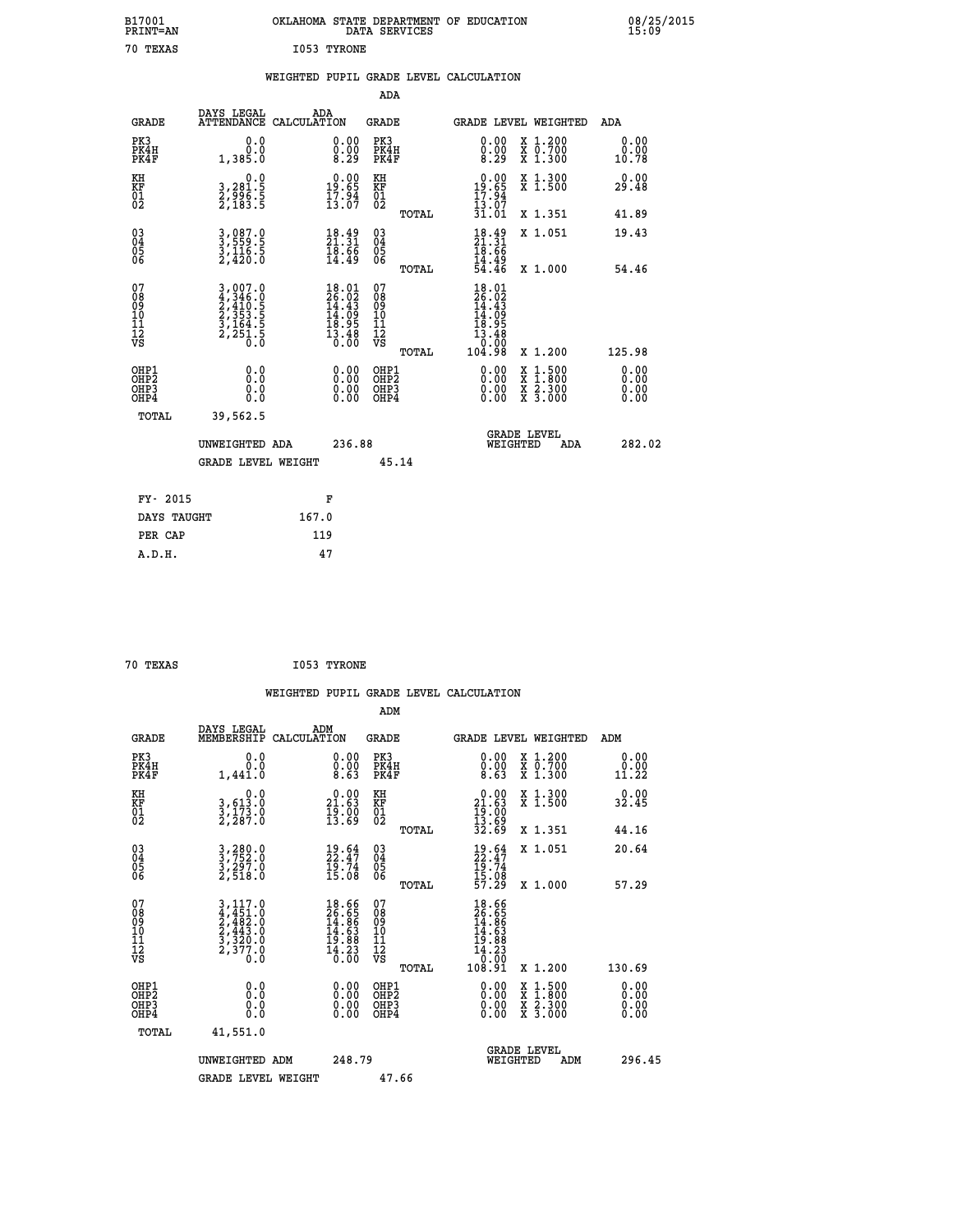B17001 OKLAHOMA STATE DEPARTMENT OF EDUCATION 08/25/2015
PRINT=AN DATA SERVICES 15:09

70 TEXAS I053 TYRONE

## WEIGHTED PUPIL GRADE LEVEL CALCULATION

### ADA

| GRADE | DAYS LEGAL ATTENDANCE | ADA CALCULATION | GRADE | | GRADE LEVEL | WEIGHTED | ADA |
|---|---|---|---|---|---|---|---|
| PK3 | 0.0 | 0.00 | PK3 | | 0.00 | X 1.200 | 0.00 |
| PK4H | 0.0 | 0.00 | PK4H | | 0.00 | X 0.700 | 0.00 |
| PK4F | 1,385.0 | 8.29 | PK4F | | 8.29 | X 1.300 | 10.78 |
| KH | 0.0 | 0.00 | KH | | 0.00 | X 1.300 | 0.00 |
| KF | 3,281.5 | 19.65 | KF | | 19.65 | X 1.500 | 29.48 |
| 01 | 2,996.5 | 17.94 | 01 | | 17.94 | | |
| 02 | 2,183.5 | 13.07 | 02 | | 13.07 | | |
| | | | | TOTAL | 31.01 | X 1.351 | 41.89 |
| 03 | 3,087.0 | 18.49 | 03 | | 18.49 | X 1.051 | 19.43 |
| 04 | 3,559.5 | 21.31 | 04 | | 21.31 | | |
| 05 | 3,116.5 | 18.66 | 05 | | 18.66 | | |
| 06 | 2,420.0 | 14.49 | 06 | | 14.49 | | |
| | | | | TOTAL | 54.46 | X 1.000 | 54.46 |
| 07 | 3,007.0 | 18.01 | 07 | | 18.01 | | |
| 08 | 4,346.0 | 26.02 | 08 | | 26.02 | | |
| 09 | 2,410.5 | 14.43 | 09 | | 14.43 | | |
| 10 | 2,353.5 | 14.09 | 10 | | 14.09 | | |
| 11 | 3,164.5 | 18.95 | 11 | | 18.95 | | |
| 12 | 2,251.5 | 13.48 | 12 | | 13.48 | | |
| VS | 0.0 | 0.00 | VS | | 0.00 | | |
| | | | | TOTAL | 104.98 | X 1.200 | 125.98 |
| OHP1 | 0.0 | 0.00 | OHP1 | | 0.00 | X 1.500 | 0.00 |
| OHP2 | 0.0 | 0.00 | OHP2 | | 0.00 | X 1.800 | 0.00 |
| OHP3 | 0.0 | 0.00 | OHP3 | | 0.00 | X 2.300 | 0.00 |
| OHP4 | 0.0 | 0.00 | OHP4 | | 0.00 | X 3.000 | 0.00 |
| TOTAL | 39,562.5 | | | | | | |

UNWEIGHTED ADA 236.88 | GRADE LEVEL WEIGHTED ADA 282.02

GRADE LEVEL WEIGHT 45.14

| FY- 2015 | F |
|---|---|
| DAYS TAUGHT | 167.0 |
| PER CAP | 119 |
| A.D.H. | 47 |

70 TEXAS I053 TYRONE

## WEIGHTED PUPIL GRADE LEVEL CALCULATION

### ADM

| GRADE | DAYS LEGAL MEMBERSHIP | ADM CALCULATION | GRADE | | GRADE LEVEL | WEIGHTED | ADM |
|---|---|---|---|---|---|---|---|
| PK3 | 0.0 | 0.00 | PK3 | | 0.00 | X 1.200 | 0.00 |
| PK4H | 0.0 | 0.00 | PK4H | | 0.00 | X 0.700 | 0.00 |
| PK4F | 1,441.0 | 8.63 | PK4F | | 8.63 | X 1.300 | 11.22 |
| KH | 0.0 | 0.00 | KH | | 0.00 | X 1.300 | 0.00 |
| KF | 3,613.0 | 21.63 | KF | | 21.63 | X 1.500 | 32.45 |
| 01 | 3,173.0 | 19.00 | 01 | | 19.00 | | |
| 02 | 2,287.0 | 13.69 | 02 | | 13.69 | | |
| | | | | TOTAL | 32.69 | X 1.351 | 44.16 |
| 03 | 3,280.0 | 19.64 | 03 | | 19.64 | X 1.051 | 20.64 |
| 04 | 3,752.0 | 22.47 | 04 | | 22.47 | | |
| 05 | 3,297.0 | 19.74 | 05 | | 19.74 | | |
| 06 | 2,518.0 | 15.08 | 06 | | 15.08 | | |
| | | | | TOTAL | 57.29 | X 1.000 | 57.29 |
| 07 | 3,117.0 | 18.66 | 07 | | 18.66 | | |
| 08 | 4,451.0 | 26.65 | 08 | | 26.65 | | |
| 09 | 2,482.0 | 14.86 | 09 | | 14.86 | | |
| 10 | 2,443.0 | 14.63 | 10 | | 14.63 | | |
| 11 | 3,320.0 | 19.88 | 11 | | 19.88 | | |
| 12 | 2,377.0 | 14.23 | 12 | | 14.23 | | |
| VS | 0.0 | 0.00 | VS | | 0.00 | | |
| | | | | TOTAL | 108.91 | X 1.200 | 130.69 |
| OHP1 | 0.0 | 0.00 | OHP1 | | 0.00 | X 1.500 | 0.00 |
| OHP2 | 0.0 | 0.00 | OHP2 | | 0.00 | X 1.800 | 0.00 |
| OHP3 | 0.0 | 0.00 | OHP3 | | 0.00 | X 2.300 | 0.00 |
| OHP4 | 0.0 | 0.00 | OHP4 | | 0.00 | X 3.000 | 0.00 |
| TOTAL | 41,551.0 | | | | | | |

UNWEIGHTED ADM 248.79 | GRADE LEVEL WEIGHTED ADM 296.45

GRADE LEVEL WEIGHT 47.66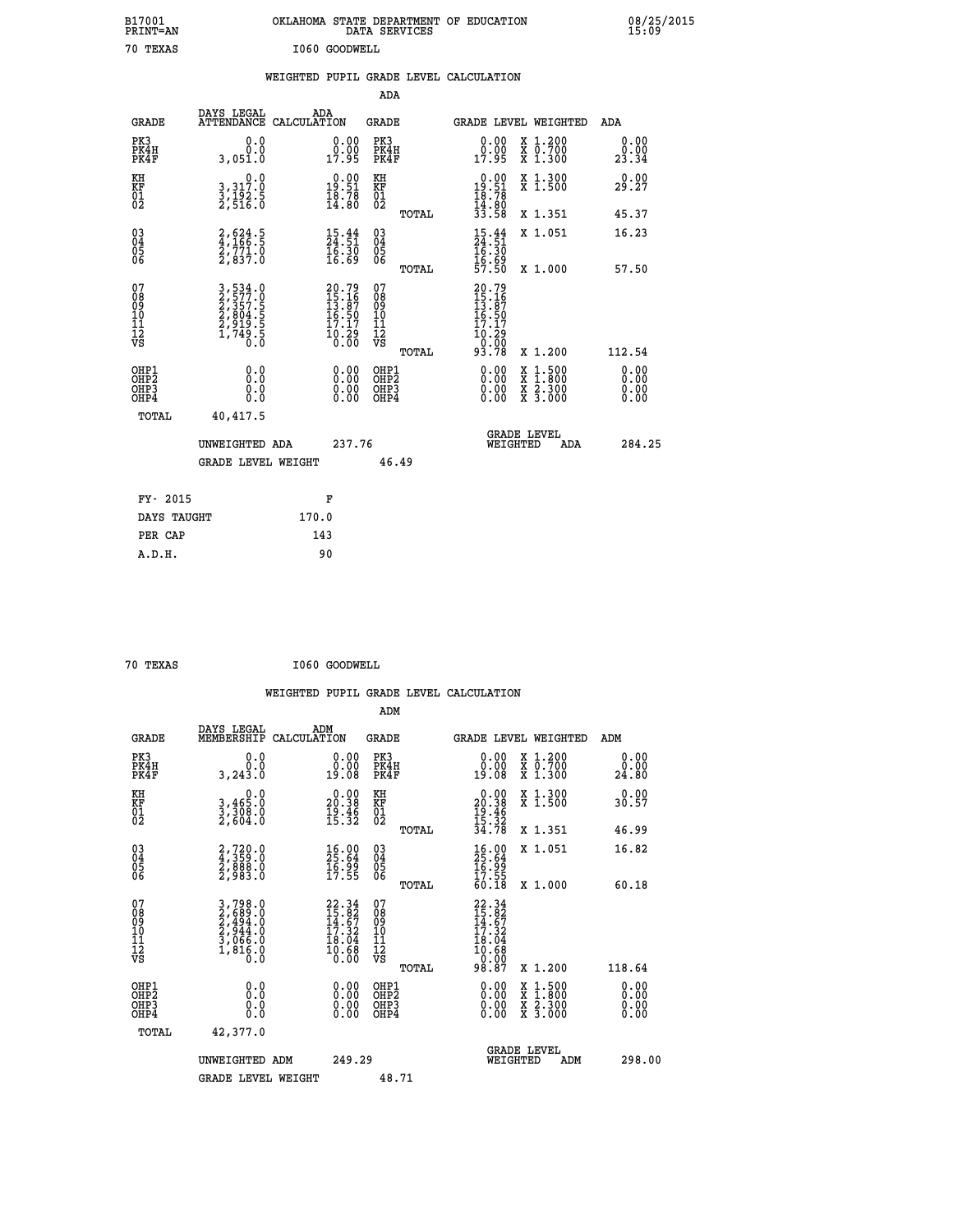B17001 PRINT=AN    OKLAHOMA STATE DEPARTMENT OF EDUCATION DATA SERVICES    08/25/2015 15:09

70 TEXAS    I060 GOODWELL

## WEIGHTED PUPIL GRADE LEVEL CALCULATION

### ADA

| GRADE | DAYS LEGAL ATTENDANCE | ADA CALCULATION | GRADE | GRADE LEVEL | WEIGHTED | ADA |
|---|---|---|---|---|---|---|
| PK3 | 0.0 | 0.00 | PK3 | 0.00 | X 1.200 | 0.00 |
| PK4H | 0.0 | 0.00 | PK4H | 0.00 | X 0.700 | 0.00 |
| PK4F | 3,051.0 | 17.95 | PK4F | 17.95 | X 1.300 | 23.34 |
| KH | 0.0 | 0.00 | KH | 0.00 | X 1.300 | 0.00 |
| KF | 3,317.0 | 19.51 | KF | 19.51 | X 1.500 | 29.27 |
| 01 | 3,192.5 | 18.78 | 01 | 18.78 | | |
| 02 | 2,516.0 | 14.80 | 02 | 14.80 | | |
| | | | TOTAL | 33.58 | X 1.351 | 45.37 |
| 03 | 2,624.5 | 15.44 | 03 | 15.44 | X 1.051 | 16.23 |
| 04 | 4,166.5 | 24.51 | 04 | 24.51 | | |
| 05 | 2,771.0 | 16.30 | 05 | 16.30 | | |
| 06 | 2,837.0 | 16.69 | 06 | 16.69 | | |
| | | | TOTAL | 57.50 | X 1.000 | 57.50 |
| 07 | 3,534.0 | 20.79 | 07 | 20.79 | | |
| 08 | 2,577.0 | 15.16 | 08 | 15.16 | | |
| 09 | 2,357.5 | 13.87 | 09 | 13.87 | | |
| 10 | 2,804.5 | 16.50 | 10 | 16.50 | | |
| 11 | 2,919.5 | 17.17 | 11 | 17.17 | | |
| 12 | 1,749.5 | 10.29 | 12 | 10.29 | | |
| VS | 0.0 | 0.00 | VS | 0.00 | | |
| | | | TOTAL | 93.78 | X 1.200 | 112.54 |
| OHP1 | 0.0 | 0.00 | OHP1 | 0.00 | X 1.500 | 0.00 |
| OHP2 | 0.0 | 0.00 | OHP2 | 0.00 | X 1.800 | 0.00 |
| OHP3 | 0.0 | 0.00 | OHP3 | 0.00 | X 2.300 | 0.00 |
| OHP4 | 0.0 | 0.00 | OHP4 | 0.00 | X 3.000 | 0.00 |
| TOTAL | 40,417.5 | | | | | |

UNWEIGHTED ADA 237.76    GRADE LEVEL WEIGHTED ADA 284.25

GRADE LEVEL WEIGHT 46.49

| FY- 2015 | F |
|---|---|
| DAYS TAUGHT | 170.0 |
| PER CAP | 143 |
| A.D.H. | 90 |

70 TEXAS    I060 GOODWELL

## WEIGHTED PUPIL GRADE LEVEL CALCULATION

### ADM

| GRADE | DAYS LEGAL MEMBERSHIP | ADM CALCULATION | GRADE | GRADE LEVEL | WEIGHTED | ADM |
|---|---|---|---|---|---|---|
| PK3 | 0.0 | 0.00 | PK3 | 0.00 | X 1.200 | 0.00 |
| PK4H | 0.0 | 0.00 | PK4H | 0.00 | X 0.700 | 0.00 |
| PK4F | 3,243.0 | 19.08 | PK4F | 19.08 | X 1.300 | 24.80 |
| KH | 0.0 | 0.00 | KH | 0.00 | X 1.300 | 0.00 |
| KF | 3,465.0 | 20.38 | KF | 20.38 | X 1.500 | 30.57 |
| 01 | 3,308.0 | 19.46 | 01 | 19.46 | | |
| 02 | 2,604.0 | 15.32 | 02 | 15.32 | | |
| | | | TOTAL | 34.78 | X 1.351 | 46.99 |
| 03 | 2,720.0 | 16.00 | 03 | 16.00 | X 1.051 | 16.82 |
| 04 | 4,359.0 | 25.64 | 04 | 25.64 | | |
| 05 | 2,888.0 | 16.99 | 05 | 16.99 | | |
| 06 | 2,983.0 | 17.55 | 06 | 17.55 | | |
| | | | TOTAL | 60.18 | X 1.000 | 60.18 |
| 07 | 3,798.0 | 22.34 | 07 | 22.34 | | |
| 08 | 2,689.0 | 15.82 | 08 | 15.82 | | |
| 09 | 2,494.0 | 14.67 | 09 | 14.67 | | |
| 10 | 2,944.0 | 17.32 | 10 | 17.32 | | |
| 11 | 3,066.0 | 18.04 | 11 | 18.04 | | |
| 12 | 1,816.0 | 10.68 | 12 | 10.68 | | |
| VS | 0.0 | 0.00 | VS | 0.00 | | |
| | | | TOTAL | 98.87 | X 1.200 | 118.64 |
| OHP1 | 0.0 | 0.00 | OHP1 | 0.00 | X 1.500 | 0.00 |
| OHP2 | 0.0 | 0.00 | OHP2 | 0.00 | X 1.800 | 0.00 |
| OHP3 | 0.0 | 0.00 | OHP3 | 0.00 | X 2.300 | 0.00 |
| OHP4 | 0.0 | 0.00 | OHP4 | 0.00 | X 3.000 | 0.00 |
| TOTAL | 42,377.0 | | | | | |

UNWEIGHTED ADM 249.29    GRADE LEVEL WEIGHTED ADM 298.00

GRADE LEVEL WEIGHT 48.71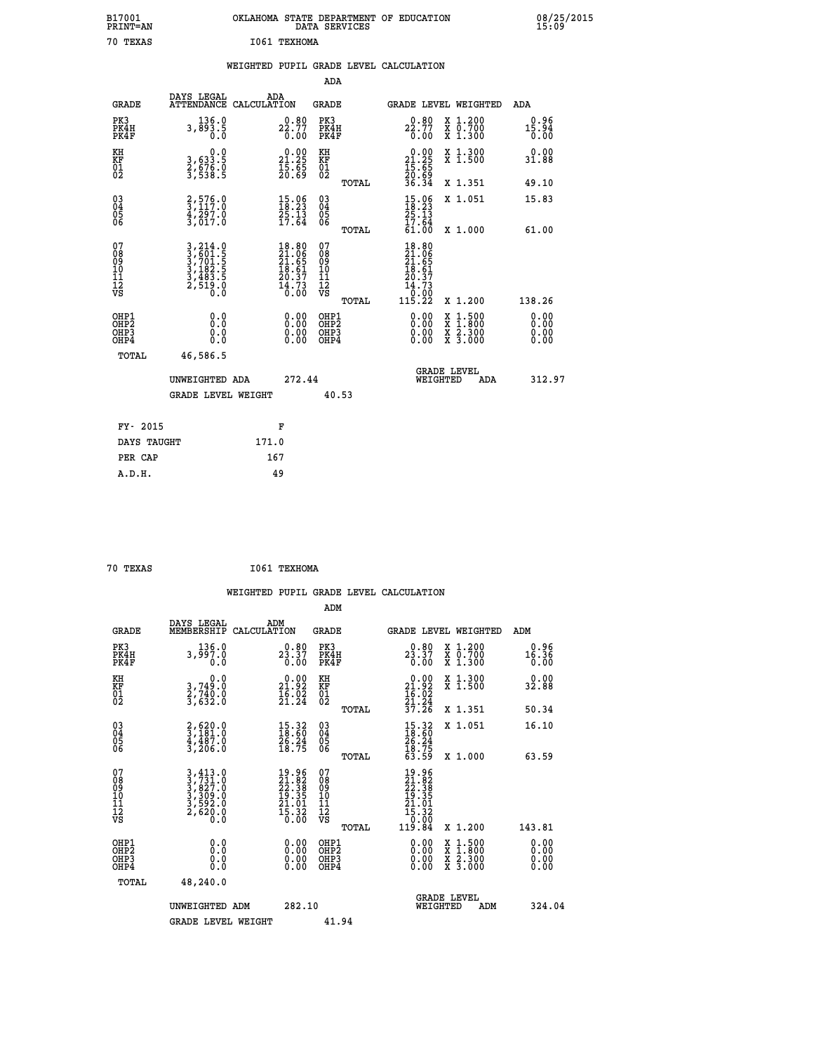B17001 PRINT=AN OKLAHOMA STATE DEPARTMENT OF EDUCATION DATA SERVICES 08/25/2015 15:09

70 TEXAS I061 TEXHOMA

## WEIGHTED PUPIL GRADE LEVEL CALCULATION

### ADA

| GRADE | DAYS LEGAL ATTENDANCE | ADA CALCULATION | GRADE | | GRADE LEVEL | WEIGHTED | ADA |
|---|---|---|---|---|---|---|---|
| PK3 | 136.0 | 0.80 | PK3 | | 0.80 | X 1.200 | 0.96 |
| PK4H | 3,893.5 | 22.77 | PK4H | | 22.77 | X 0.700 | 15.94 |
| PK4F | 0.0 | 0.00 | PK4F | | 0.00 | X 1.300 | 0.00 |
| KH | 0.0 | 0.00 | KH | | 0.00 | X 1.300 | 0.00 |
| KF | 3,633.5 | 21.25 | KF | | 21.25 | X 1.500 | 31.88 |
| 01 | 2,676.0 | 15.65 | 01 | | 15.65 | | |
| 02 | 3,538.5 | 20.69 | 02 | | 20.69 | | |
| | | | | TOTAL | 36.34 | X 1.351 | 49.10 |
| 03 | 2,576.0 | 15.06 | 03 | | 15.06 | X 1.051 | 15.83 |
| 04 | 3,117.0 | 18.23 | 04 | | 18.23 | | |
| 05 | 4,297.0 | 25.13 | 05 | | 25.13 | | |
| 06 | 3,017.0 | 17.64 | 06 | | 17.64 | | |
| | | | | TOTAL | 61.00 | X 1.000 | 61.00 |
| 07 | 3,214.0 | 18.80 | 07 | | 18.80 | | |
| 08 | 3,601.5 | 21.06 | 08 | | 21.06 | | |
| 09 | 3,701.5 | 21.65 | 09 | | 21.65 | | |
| 10 | 3,182.5 | 18.61 | 10 | | 18.61 | | |
| 11 | 3,483.5 | 20.37 | 11 | | 20.37 | | |
| 12 | 2,519.0 | 14.73 | 12 | | 14.73 | | |
| VS | 0.0 | 0.00 | VS | | 0.00 | | |
| | | | | TOTAL | 115.22 | X 1.200 | 138.26 |
| OHP1 | 0.0 | 0.00 | OHP1 | | 0.00 | X 1.500 | 0.00 |
| OHP2 | 0.0 | 0.00 | OHP2 | | 0.00 | X 1.800 | 0.00 |
| OHP3 | 0.0 | 0.00 | OHP3 | | 0.00 | X 2.300 | 0.00 |
| OHP4 | 0.0 | 0.00 | OHP4 | | 0.00 | X 3.000 | 0.00 |
| TOTAL | 46,586.5 | | | | | | |

UNWEIGHTED ADA 272.44 — GRADE LEVEL WEIGHTED ADA 312.97

GRADE LEVEL WEIGHT 40.53

| FY- 2015 | F |
|---|---|
| DAYS TAUGHT | 171.0 |
| PER CAP | 167 |
| A.D.H. | 49 |

70 TEXAS I061 TEXHOMA

## WEIGHTED PUPIL GRADE LEVEL CALCULATION

### ADM

| GRADE | DAYS LEGAL MEMBERSHIP | ADM CALCULATION | GRADE | | GRADE LEVEL | WEIGHTED | ADM |
|---|---|---|---|---|---|---|---|
| PK3 | 136.0 | 0.80 | PK3 | | 0.80 | X 1.200 | 0.96 |
| PK4H | 3,997.0 | 23.37 | PK4H | | 23.37 | X 0.700 | 16.36 |
| PK4F | 0.0 | 0.00 | PK4F | | 0.00 | X 1.300 | 0.00 |
| KH | 0.0 | 0.00 | KH | | 0.00 | X 1.300 | 0.00 |
| KF | 3,749.0 | 21.92 | KF | | 21.92 | X 1.500 | 32.88 |
| 01 | 2,740.0 | 16.02 | 01 | | 16.02 | | |
| 02 | 3,632.0 | 21.24 | 02 | | 21.24 | | |
| | | | | TOTAL | 37.26 | X 1.351 | 50.34 |
| 03 | 2,620.0 | 15.32 | 03 | | 15.32 | X 1.051 | 16.10 |
| 04 | 3,181.0 | 18.60 | 04 | | 18.60 | | |
| 05 | 4,487.0 | 26.24 | 05 | | 26.24 | | |
| 06 | 3,206.0 | 18.75 | 06 | | 18.75 | | |
| | | | | TOTAL | 63.59 | X 1.000 | 63.59 |
| 07 | 3,413.0 | 19.96 | 07 | | 19.96 | | |
| 08 | 3,731.0 | 21.82 | 08 | | 21.82 | | |
| 09 | 3,827.0 | 22.38 | 09 | | 22.38 | | |
| 10 | 3,309.0 | 19.35 | 10 | | 19.35 | | |
| 11 | 3,592.0 | 21.01 | 11 | | 21.01 | | |
| 12 | 2,620.0 | 15.32 | 12 | | 15.32 | | |
| VS | 0.0 | 0.00 | VS | | 0.00 | | |
| | | | | TOTAL | 119.84 | X 1.200 | 143.81 |
| OHP1 | 0.0 | 0.00 | OHP1 | | 0.00 | X 1.500 | 0.00 |
| OHP2 | 0.0 | 0.00 | OHP2 | | 0.00 | X 1.800 | 0.00 |
| OHP3 | 0.0 | 0.00 | OHP3 | | 0.00 | X 2.300 | 0.00 |
| OHP4 | 0.0 | 0.00 | OHP4 | | 0.00 | X 3.000 | 0.00 |
| TOTAL | 48,240.0 | | | | | | |

UNWEIGHTED ADM 282.10 — GRADE LEVEL WEIGHTED ADM 324.04

GRADE LEVEL WEIGHT 41.94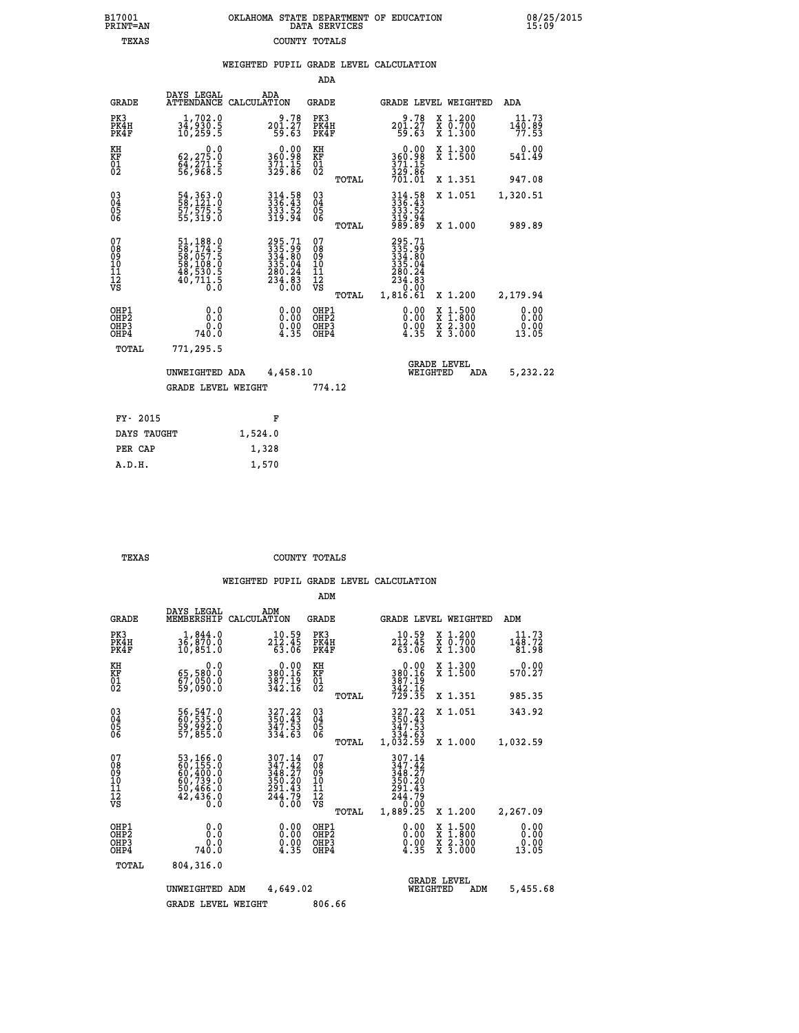B17001 PRINT=AN — OKLAHOMA STATE DEPARTMENT OF EDUCATION DATA SERVICES — 08/25/2015 15:09

TEXAS — COUNTY TOTALS

WEIGHTED PUPIL GRADE LEVEL CALCULATION

ADA

| GRADE | DAYS LEGAL ATTENDANCE | ADA CALCULATION | GRADE | GRADE LEVEL | WEIGHTED | ADA |
|---|---|---|---|---|---|---|
| PK3 | 1,702.0 | 9.78 | PK3 | 9.78 | X 1.200 | 11.73 |
| PK4H | 34,930.5 | 201.27 | PK4H | 201.27 | X 0.700 | 140.89 |
| PK4F | 10,259.5 | 59.63 | PK4F | 59.63 | X 1.300 | 77.53 |
| KH | 0.0 | 0.00 | KH | 0.00 | X 1.300 | 0.00 |
| KF | 62,275.0 | 360.98 | KF | 360.98 | X 1.500 | 541.49 |
| 01 | 64,271.5 | 371.15 | 01 | 371.15 | | |
| 02 | 56,968.5 | 329.86 | 02 | 329.86 | | |
| | | | TOTAL | 701.01 | X 1.351 | 947.08 |
| 03 | 54,363.0 | 314.58 | 03 | 314.58 | X 1.051 | 1,320.51 |
| 04 | 58,121.0 | 336.43 | 04 | 336.43 | | |
| 05 | 57,575.5 | 333.52 | 05 | 333.52 | | |
| 06 | 55,319.0 | 319.94 | 06 | 319.94 | | |
| | | | TOTAL | 989.89 | X 1.000 | 989.89 |
| 07 | 51,188.0 | 295.71 | 07 | 295.71 | | |
| 08 | 58,174.5 | 335.99 | 08 | 335.99 | | |
| 09 | 58,057.5 | 334.80 | 09 | 334.80 | | |
| 10 | 58,108.0 | 335.04 | 10 | 335.04 | | |
| 11 | 48,530.5 | 280.24 | 11 | 280.24 | | |
| 12 | 40,711.5 | 234.83 | 12 | 234.83 | | |
| VS | 0.0 | 0.00 | VS | 0.00 | | |
| | | | TOTAL | 1,816.61 | X 1.200 | 2,179.94 |
| OHP1 | 0.0 | 0.00 | OHP1 | 0.00 | X 1.500 | 0.00 |
| OHP2 | 0.0 | 0.00 | OHP2 | 0.00 | X 1.800 | 0.00 |
| OHP3 | 0.0 | 0.00 | OHP3 | 0.00 | X 2.300 | 0.00 |
| OHP4 | 740.0 | 4.35 | OHP4 | 4.35 | X 3.000 | 13.05 |
| TOTAL | 771,295.5 | | | | | |

UNWEIGHTED ADA 4,458.10 — GRADE LEVEL WEIGHTED ADA 5,232.22

GRADE LEVEL WEIGHT 774.12

| FY- 2015 | F |
|---|---|
| DAYS TAUGHT | 1,524.0 |
| PER CAP | 1,328 |
| A.D.H. | 1,570 |

TEXAS — COUNTY TOTALS

WEIGHTED PUPIL GRADE LEVEL CALCULATION

ADM

| GRADE | DAYS LEGAL MEMBERSHIP | ADM CALCULATION | GRADE | GRADE LEVEL | WEIGHTED | ADM |
|---|---|---|---|---|---|---|
| PK3 | 1,844.0 | 10.59 | PK3 | 10.59 | X 1.200 | 11.73 |
| PK4H | 36,870.0 | 212.45 | PK4H | 212.45 | X 0.700 | 148.72 |
| PK4F | 10,851.0 | 63.06 | PK4F | 63.06 | X 1.300 | 81.98 |
| KH | 0.0 | 0.00 | KH | 0.00 | X 1.300 | 0.00 |
| KF | 65,580.0 | 380.16 | KF | 380.16 | X 1.500 | 570.27 |
| 01 | 67,050.0 | 387.19 | 01 | 387.19 | | |
| 02 | 59,090.0 | 342.16 | 02 | 342.16 | | |
| | | | TOTAL | 729.35 | X 1.351 | 985.35 |
| 03 | 56,547.0 | 327.22 | 03 | 327.22 | X 1.051 | 343.92 |
| 04 | 60,535.0 | 350.43 | 04 | 350.43 | | |
| 05 | 59,992.0 | 347.53 | 05 | 347.53 | | |
| 06 | 57,855.0 | 334.63 | 06 | 334.63 | | |
| | | | TOTAL | 1,032.59 | X 1.000 | 1,032.59 |
| 07 | 53,166.0 | 307.14 | 07 | 307.14 | | |
| 08 | 60,155.0 | 347.42 | 08 | 347.42 | | |
| 09 | 60,400.0 | 348.27 | 09 | 348.27 | | |
| 10 | 60,739.0 | 350.20 | 10 | 350.20 | | |
| 11 | 50,466.0 | 291.43 | 11 | 291.43 | | |
| 12 | 42,436.0 | 244.79 | 12 | 244.79 | | |
| VS | 0.0 | 0.00 | VS | 0.00 | | |
| | | | TOTAL | 1,889.25 | X 1.200 | 2,267.09 |
| OHP1 | 0.0 | 0.00 | OHP1 | 0.00 | X 1.500 | 0.00 |
| OHP2 | 0.0 | 0.00 | OHP2 | 0.00 | X 1.800 | 0.00 |
| OHP3 | 0.0 | 0.00 | OHP3 | 0.00 | X 2.300 | 0.00 |
| OHP4 | 740.0 | 4.35 | OHP4 | 4.35 | X 3.000 | 13.05 |
| TOTAL | 804,316.0 | | | | | |

UNWEIGHTED ADM 4,649.02 — GRADE LEVEL WEIGHTED ADM 5,455.68

GRADE LEVEL WEIGHT 806.66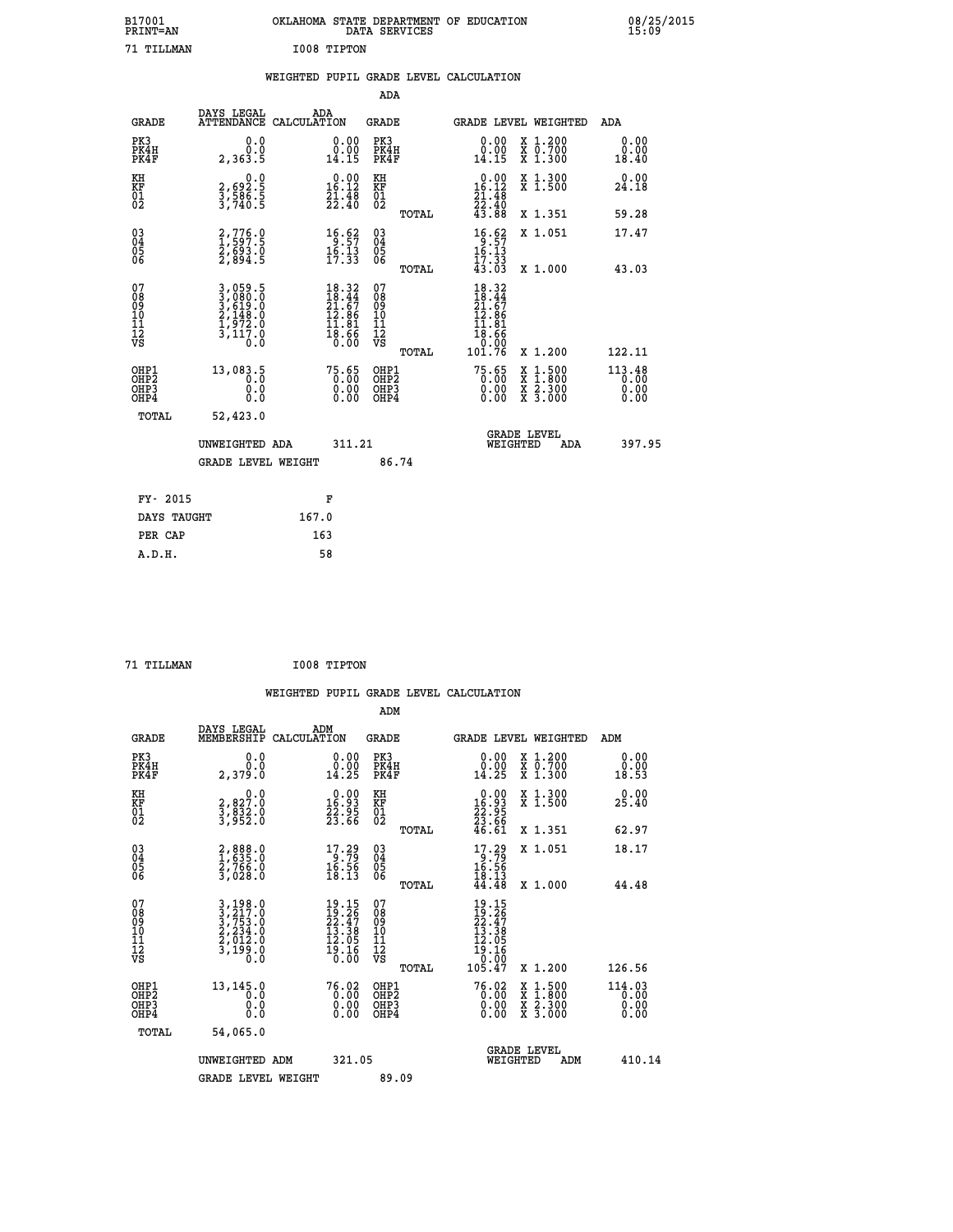B17001 PRINT=AN OKLAHOMA STATE DEPARTMENT OF EDUCATION DATA SERVICES 08/25/2015 15:09

71 TILLMAN I008 TIPTON

## WEIGHTED PUPIL GRADE LEVEL CALCULATION

### ADA

| GRADE | DAYS LEGAL ATTENDANCE | ADA CALCULATION | GRADE | GRADE LEVEL | WEIGHTED | ADA |
|---|---|---|---|---|---|---|
| PK3 | 0.0 | 0.00 | PK3 | 0.00 | X 1.200 | 0.00 |
| PK4H | 0.0 | 0.00 | PK4H | 0.00 | X 0.700 | 0.00 |
| PK4F | 2,363.5 | 14.15 | PK4F | 14.15 | X 1.300 | 18.40 |
| KH | 0.0 | 0.00 | KH | 0.00 | X 1.300 | 0.00 |
| KF | 2,692.5 | 16.12 | KF | 16.12 | X 1.500 | 24.18 |
| 01 | 3,586.5 | 21.48 | 01 | 21.48 | | |
| 02 | 3,740.5 | 22.40 | 02 | 22.40 | | |
| | | | TOTAL | 43.88 | X 1.351 | 59.28 |
| 03 | 2,776.0 | 16.62 | 03 | 16.62 | X 1.051 | 17.47 |
| 04 | 1,597.5 | 9.57 | 04 | 9.57 | | |
| 05 | 2,693.0 | 16.13 | 05 | 16.13 | | |
| 06 | 2,894.5 | 17.33 | 06 | 17.33 | | |
| | | | TOTAL | 43.03 | X 1.000 | 43.03 |
| 07 | 3,059.5 | 18.32 | 07 | 18.32 | | |
| 08 | 3,080.0 | 18.44 | 08 | 18.44 | | |
| 09 | 3,619.0 | 21.67 | 09 | 21.67 | | |
| 10 | 2,148.0 | 12.86 | 10 | 12.86 | | |
| 11 | 1,972.0 | 11.81 | 11 | 11.81 | | |
| 12 | 3,117.0 | 18.66 | 12 | 18.66 | | |
| VS | 0.0 | 0.00 | VS | 0.00 | | |
| | | | TOTAL | 101.76 | X 1.200 | 122.11 |
| OHP1 | 13,083.5 | 75.65 | OHP1 | 75.65 | X 1.500 | 113.48 |
| OHP2 | 0.0 | 0.00 | OHP2 | 0.00 | X 1.800 | 0.00 |
| OHP3 | 0.0 | 0.00 | OHP3 | 0.00 | X 2.300 | 0.00 |
| OHP4 | 0.0 | 0.00 | OHP4 | 0.00 | X 3.000 | 0.00 |
| TOTAL | 52,423.0 | | | | | |

UNWEIGHTED ADA 311.21 GRADE LEVEL WEIGHTED ADA 397.95

GRADE LEVEL WEIGHT 86.74

| FY- 2015 | F |
|---|---|
| DAYS TAUGHT | 167.0 |
| PER CAP | 163 |
| A.D.H. | 58 |

71 TILLMAN I008 TIPTON

## WEIGHTED PUPIL GRADE LEVEL CALCULATION

### ADM

| GRADE | DAYS LEGAL MEMBERSHIP | ADM CALCULATION | GRADE | GRADE LEVEL | WEIGHTED | ADM |
|---|---|---|---|---|---|---|
| PK3 | 0.0 | 0.00 | PK3 | 0.00 | X 1.200 | 0.00 |
| PK4H | 0.0 | 0.00 | PK4H | 0.00 | X 0.700 | 0.00 |
| PK4F | 2,379.0 | 14.25 | PK4F | 14.25 | X 1.300 | 18.53 |
| KH | 0.0 | 0.00 | KH | 0.00 | X 1.300 | 0.00 |
| KF | 2,827.0 | 16.93 | KF | 16.93 | X 1.500 | 25.40 |
| 01 | 3,832.0 | 22.95 | 01 | 22.95 | | |
| 02 | 3,952.0 | 23.66 | 02 | 23.66 | | |
| | | | TOTAL | 46.61 | X 1.351 | 62.97 |
| 03 | 2,888.0 | 17.29 | 03 | 17.29 | X 1.051 | 18.17 |
| 04 | 1,635.0 | 9.79 | 04 | 9.79 | | |
| 05 | 2,766.0 | 16.56 | 05 | 16.56 | | |
| 06 | 3,028.0 | 18.13 | 06 | 18.13 | | |
| | | | TOTAL | 44.48 | X 1.000 | 44.48 |
| 07 | 3,198.0 | 19.15 | 07 | 19.15 | | |
| 08 | 3,217.0 | 19.26 | 08 | 19.26 | | |
| 09 | 3,753.0 | 22.47 | 09 | 22.47 | | |
| 10 | 2,234.0 | 13.38 | 10 | 13.38 | | |
| 11 | 2,012.0 | 12.05 | 11 | 12.05 | | |
| 12 | 3,199.0 | 19.16 | 12 | 19.16 | | |
| VS | 0.0 | 0.00 | VS | 0.00 | | |
| | | | TOTAL | 105.47 | X 1.200 | 126.56 |
| OHP1 | 13,145.0 | 76.02 | OHP1 | 76.02 | X 1.500 | 114.03 |
| OHP2 | 0.0 | 0.00 | OHP2 | 0.00 | X 1.800 | 0.00 |
| OHP3 | 0.0 | 0.00 | OHP3 | 0.00 | X 2.300 | 0.00 |
| OHP4 | 0.0 | 0.00 | OHP4 | 0.00 | X 3.000 | 0.00 |
| TOTAL | 54,065.0 | | | | | |

UNWEIGHTED ADM 321.05 GRADE LEVEL WEIGHTED ADM 410.14

GRADE LEVEL WEIGHT 89.09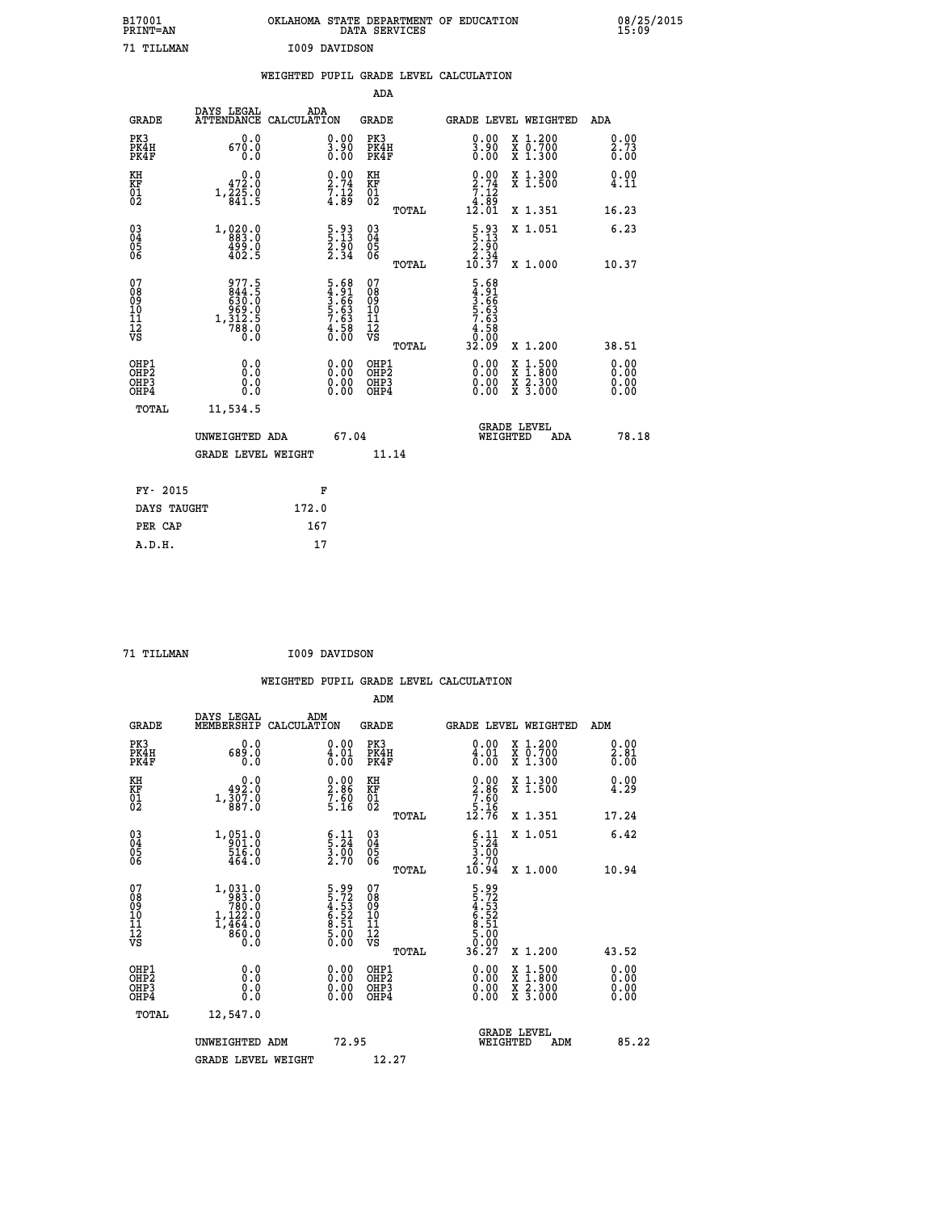B17001 OKLAHOMA STATE DEPARTMENT OF EDUCATION 08/25/2015
PRINT=AN DATA SERVICES 15:09

71 TILLMAN I009 DAVIDSON

WEIGHTED PUPIL GRADE LEVEL CALCULATION

ADA

| GRADE | DAYS LEGAL ATTENDANCE | ADA CALCULATION | GRADE | GRADE LEVEL | WEIGHTED | ADA |
|---|---|---|---|---|---|---|
| PK3 | 0.0 | 0.00 | PK3 | 0.00 | X 1.200 | 0.00 |
| PK4H | 670.0 | 3.90 | PK4H | 3.90 | X 0.700 | 2.73 |
| PK4F | 0.0 | 0.00 | PK4F | 0.00 | X 1.300 | 0.00 |
| KH | 0.0 | 0.00 | KH | 0.00 | X 1.300 | 0.00 |
| KF | 472.0 | 2.74 | KF | 2.74 | X 1.500 | 4.11 |
| 01 | 1,225.0 | 7.12 | 01 | 7.12 | | |
| 02 | 841.5 | 4.89 | 02 | 4.89 | | |
| | | | TOTAL | 12.01 | X 1.351 | 16.23 |
| 03 | 1,020.0 | 5.93 | 03 | 5.93 | X 1.051 | 6.23 |
| 04 | 883.0 | 5.13 | 04 | 5.13 | | |
| 05 | 499.0 | 2.90 | 05 | 2.90 | | |
| 06 | 402.5 | 2.34 | 06 | 2.34 | | |
| | | | TOTAL | 10.37 | X 1.000 | 10.37 |
| 07 | 977.5 | 5.68 | 07 | 5.68 | | |
| 08 | 844.5 | 4.91 | 08 | 4.91 | | |
| 09 | 630.0 | 3.66 | 09 | 3.66 | | |
| 10 | 969.0 | 5.63 | 10 | 5.63 | | |
| 11 | 1,312.5 | 7.63 | 11 | 7.63 | | |
| 12 | 788.0 | 4.58 | 12 | 4.58 | | |
| VS | 0.0 | 0.00 | VS | 0.00 | | |
| | | | TOTAL | 32.09 | X 1.200 | 38.51 |
| OHP1 | 0.0 | 0.00 | OHP1 | 0.00 | X 1.500 | 0.00 |
| OHP2 | 0.0 | 0.00 | OHP2 | 0.00 | X 1.800 | 0.00 |
| OHP3 | 0.0 | 0.00 | OHP3 | 0.00 | X 2.300 | 0.00 |
| OHP4 | 0.0 | 0.00 | OHP4 | 0.00 | X 3.000 | 0.00 |
| TOTAL | 11,534.5 | | | | | |

UNWEIGHTED ADA 67.04 GRADE LEVEL WEIGHTED ADA 78.18

GRADE LEVEL WEIGHT 11.14

| FY- 2015 | F |
|---|---|
| DAYS TAUGHT | 172.0 |
| PER CAP | 167 |
| A.D.H. | 17 |

71 TILLMAN I009 DAVIDSON

WEIGHTED PUPIL GRADE LEVEL CALCULATION

ADM

| GRADE | DAYS LEGAL MEMBERSHIP | ADM CALCULATION | GRADE | GRADE LEVEL | WEIGHTED | ADM |
|---|---|---|---|---|---|---|
| PK3 | 0.0 | 0.00 | PK3 | 0.00 | X 1.200 | 0.00 |
| PK4H | 689.0 | 4.01 | PK4H | 4.01 | X 0.700 | 2.81 |
| PK4F | 0.0 | 0.00 | PK4F | 0.00 | X 1.300 | 0.00 |
| KH | 0.0 | 0.00 | KH | 0.00 | X 1.300 | 0.00 |
| KF | 492.0 | 2.86 | KF | 2.86 | X 1.500 | 4.29 |
| 01 | 1,307.0 | 7.60 | 01 | 7.60 | | |
| 02 | 887.0 | 5.16 | 02 | 5.16 | | |
| | | | TOTAL | 12.76 | X 1.351 | 17.24 |
| 03 | 1,051.0 | 6.11 | 03 | 6.11 | X 1.051 | 6.42 |
| 04 | 901.0 | 5.24 | 04 | 5.24 | | |
| 05 | 516.0 | 3.00 | 05 | 3.00 | | |
| 06 | 464.0 | 2.70 | 06 | 2.70 | | |
| | | | TOTAL | 10.94 | X 1.000 | 10.94 |
| 07 | 1,031.0 | 5.99 | 07 | 5.99 | | |
| 08 | 983.0 | 5.72 | 08 | 5.72 | | |
| 09 | 780.0 | 4.53 | 09 | 4.53 | | |
| 10 | 1,122.0 | 6.52 | 10 | 6.52 | | |
| 11 | 1,464.0 | 8.51 | 11 | 8.51 | | |
| 12 | 860.0 | 5.00 | 12 | 5.00 | | |
| VS | 0.0 | 0.00 | VS | 0.00 | | |
| | | | TOTAL | 36.27 | X 1.200 | 43.52 |
| OHP1 | 0.0 | 0.00 | OHP1 | 0.00 | X 1.500 | 0.00 |
| OHP2 | 0.0 | 0.00 | OHP2 | 0.00 | X 1.800 | 0.00 |
| OHP3 | 0.0 | 0.00 | OHP3 | 0.00 | X 2.300 | 0.00 |
| OHP4 | 0.0 | 0.00 | OHP4 | 0.00 | X 3.000 | 0.00 |
| TOTAL | 12,547.0 | | | | | |

UNWEIGHTED ADM 72.95 GRADE LEVEL WEIGHTED ADM 85.22

GRADE LEVEL WEIGHT 12.27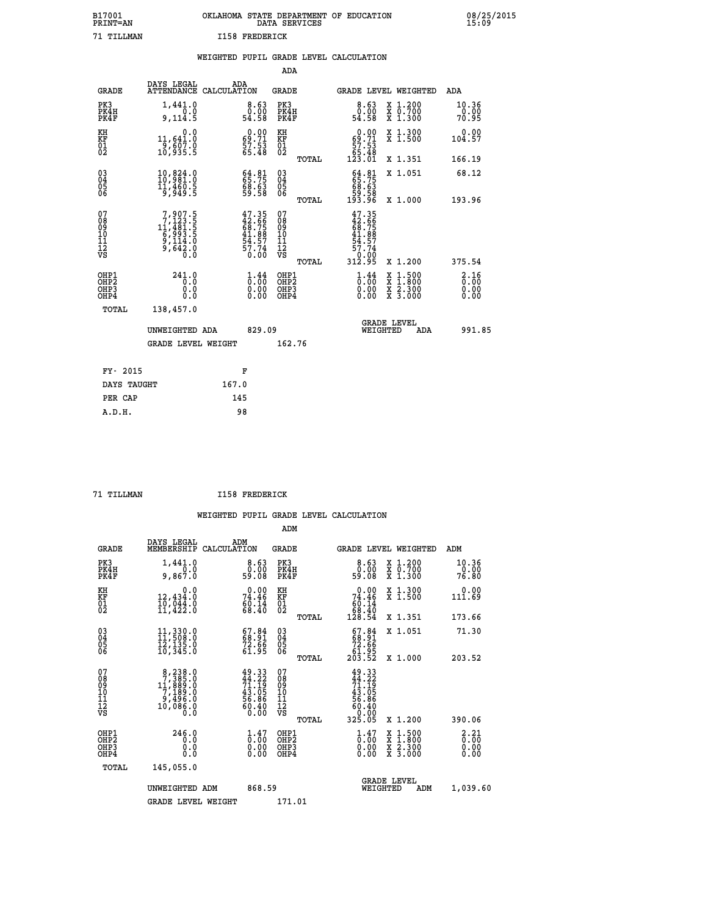B17001 OKLAHOMA STATE DEPARTMENT OF EDUCATION 08/25/2015
PRINT=AN DATA SERVICES 15:09

71 TILLMAN I158 FREDERICK

## WEIGHTED PUPIL GRADE LEVEL CALCULATION

### ADA

| GRADE | DAYS LEGAL ATTENDANCE | ADA CALCULATION | GRADE | GRADE LEVEL | WEIGHTED | ADA |
|---|---|---|---|---|---|---|
| PK3 | 1,441.0 | 8.63 | PK3 | 8.63 | X 1.200 | 10.36 |
| PK4H | 0.0 | 0.00 | PK4H | 0.00 | X 0.700 | 0.00 |
| PK4F | 9,114.5 | 54.58 | PK4F | 54.58 | X 1.300 | 70.95 |
| KH | 0.0 | 0.00 | KH | 0.00 | X 1.300 | 0.00 |
| KF | 11,641.0 | 69.71 | KF | 69.71 | X 1.500 | 104.57 |
| 01 | 9,607.0 | 57.53 | 01 | 57.53 | | |
| 02 | 10,935.5 | 65.48 | 02 | 65.48 | | |
| | | | TOTAL | 123.01 | X 1.351 | 166.19 |
| 03 | 10,824.0 | 64.81 | 03 | 64.81 | X 1.051 | 68.12 |
| 04 | 10,981.0 | 65.75 | 04 | 65.75 | | |
| 05 | 11,460.5 | 68.63 | 05 | 68.63 | | |
| 06 | 9,949.5 | 59.58 | 06 | 59.58 | | |
| | | | TOTAL | 193.96 | X 1.000 | 193.96 |
| 07 | 7,907.5 | 47.35 | 07 | 47.35 | | |
| 08 | 7,123.5 | 42.66 | 08 | 42.66 | | |
| 09 | 11,481.5 | 68.75 | 09 | 68.75 | | |
| 10 | 6,993.5 | 41.88 | 10 | 41.88 | | |
| 11 | 9,114.0 | 54.57 | 11 | 54.57 | | |
| 12 | 9,642.0 | 57.74 | 12 | 57.74 | | |
| VS | 0.0 | 0.00 | VS | 0.00 | | |
| | | | TOTAL | 312.95 | X 1.200 | 375.54 |
| OHP1 | 241.0 | 1.44 | OHP1 | 1.44 | X 1.500 | 2.16 |
| OHP2 | 0.0 | 0.00 | OHP2 | 0.00 | X 1.800 | 0.00 |
| OHP3 | 0.0 | 0.00 | OHP3 | 0.00 | X 2.300 | 0.00 |
| OHP4 | 0.0 | 0.00 | OHP4 | 0.00 | X 3.000 | 0.00 |
| TOTAL | 138,457.0 | | | | | |

UNWEIGHTED ADA 829.09 — GRADE LEVEL WEIGHTED ADA 991.85

GRADE LEVEL WEIGHT 162.76

| FY- 2015 | F |
|---|---|
| DAYS TAUGHT | 167.0 |
| PER CAP | 145 |
| A.D.H. | 98 |

71 TILLMAN I158 FREDERICK

## WEIGHTED PUPIL GRADE LEVEL CALCULATION

### ADM

| GRADE | DAYS LEGAL MEMBERSHIP | ADM CALCULATION | GRADE | GRADE LEVEL | WEIGHTED | ADM |
|---|---|---|---|---|---|---|
| PK3 | 1,441.0 | 8.63 | PK3 | 8.63 | X 1.200 | 10.36 |
| PK4H | 0.0 | 0.00 | PK4H | 0.00 | X 0.700 | 0.00 |
| PK4F | 9,867.0 | 59.08 | PK4F | 59.08 | X 1.300 | 76.80 |
| KH | 0.0 | 0.00 | KH | 0.00 | X 1.300 | 0.00 |
| KF | 12,434.0 | 74.46 | KF | 74.46 | X 1.500 | 111.69 |
| 01 | 10,044.0 | 60.14 | 01 | 60.14 | | |
| 02 | 11,422.0 | 68.40 | 02 | 68.40 | | |
| | | | TOTAL | 128.54 | X 1.351 | 173.66 |
| 03 | 11,330.0 | 67.84 | 03 | 67.84 | X 1.051 | 71.30 |
| 04 | 11,508.0 | 68.91 | 04 | 68.91 | | |
| 05 | 12,135.0 | 72.66 | 05 | 72.66 | | |
| 06 | 10,345.0 | 61.95 | 06 | 61.95 | | |
| | | | TOTAL | 203.52 | X 1.000 | 203.52 |
| 07 | 8,238.0 | 49.33 | 07 | 49.33 | | |
| 08 | 7,385.0 | 44.22 | 08 | 44.22 | | |
| 09 | 11,889.0 | 71.19 | 09 | 71.19 | | |
| 10 | 7,189.0 | 43.05 | 10 | 43.05 | | |
| 11 | 9,496.0 | 56.86 | 11 | 56.86 | | |
| 12 | 10,086.0 | 60.40 | 12 | 60.40 | | |
| VS | 0.0 | 0.00 | VS | 0.00 | | |
| | | | TOTAL | 325.05 | X 1.200 | 390.06 |
| OHP1 | 246.0 | 1.47 | OHP1 | 1.47 | X 1.500 | 2.21 |
| OHP2 | 0.0 | 0.00 | OHP2 | 0.00 | X 1.800 | 0.00 |
| OHP3 | 0.0 | 0.00 | OHP3 | 0.00 | X 2.300 | 0.00 |
| OHP4 | 0.0 | 0.00 | OHP4 | 0.00 | X 3.000 | 0.00 |
| TOTAL | 145,055.0 | | | | | |

UNWEIGHTED ADM 868.59 — GRADE LEVEL WEIGHTED ADM 1,039.60

GRADE LEVEL WEIGHT 171.01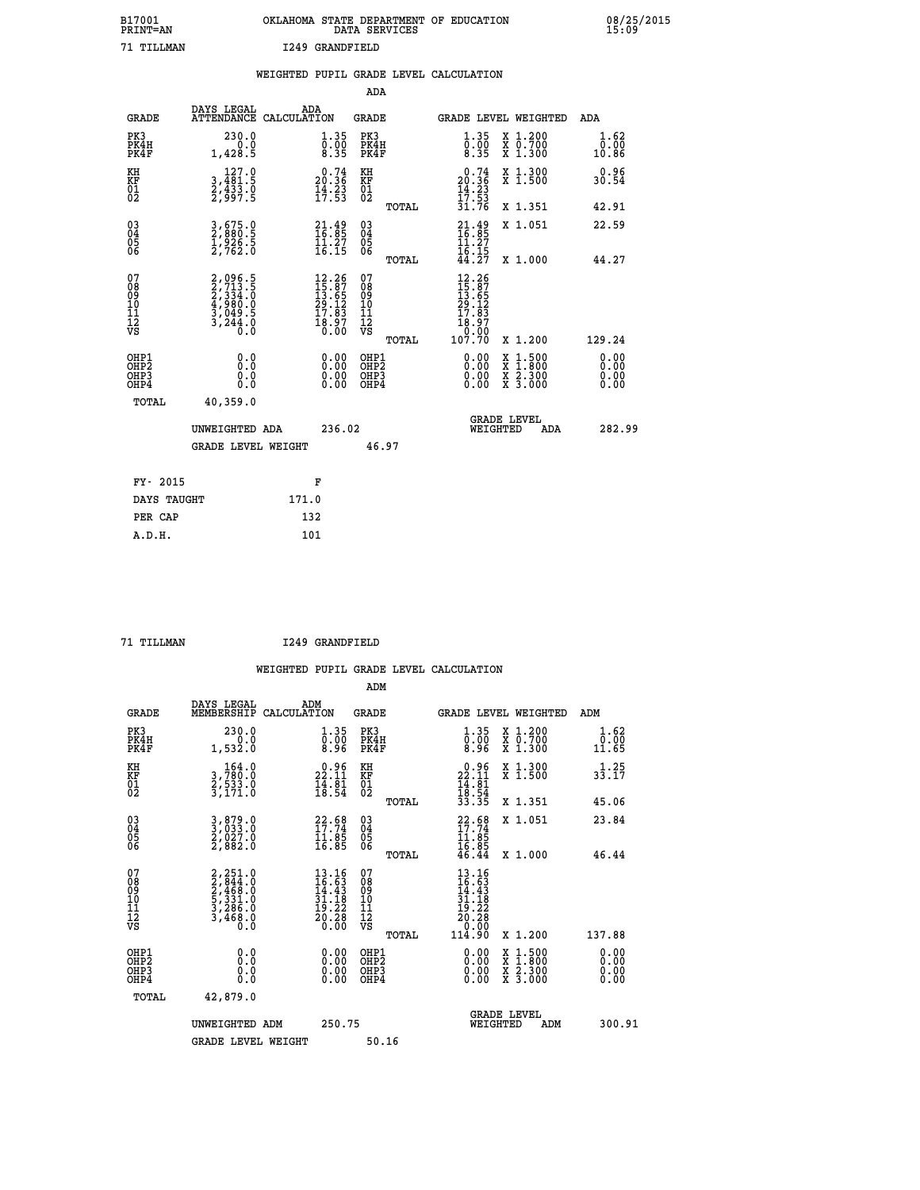B17001 OKLAHOMA STATE DEPARTMENT OF EDUCATION 08/25/2015
PRINT=AN DATA SERVICES 15:09

71 TILLMAN I249 GRANDFIELD

## WEIGHTED PUPIL GRADE LEVEL CALCULATION

### ADA

| GRADE | DAYS LEGAL ATTENDANCE | ADA CALCULATION | GRADE | | GRADE LEVEL | WEIGHTED | ADA |
|---|---|---|---|---|---|---|---|
| PK3 | 230.0 | 1.35 | PK3 | | 1.35 | X 1.200 | 1.62 |
| PK4H | 0.0 | 0.00 | PK4H | | 0.00 | X 0.700 | 0.00 |
| PK4F | 1,428.5 | 8.35 | PK4F | | 8.35 | X 1.300 | 10.86 |
| KH | 127.0 | 0.74 | KH | | 0.74 | X 1.300 | 0.96 |
| KF | 3,481.5 | 20.36 | KF | | 20.36 | X 1.500 | 30.54 |
| 01 | 2,433.0 | 14.23 | 01 | | 14.23 | | |
| 02 | 2,997.5 | 17.53 | 02 | | 17.53 | | |
| | | | | TOTAL | 31.76 | X 1.351 | 42.91 |
| 03 | 3,675.0 | 21.49 | 03 | | 21.49 | X 1.051 | 22.59 |
| 04 | 2,880.5 | 16.85 | 04 | | 16.85 | | |
| 05 | 1,926.5 | 11.27 | 05 | | 11.27 | | |
| 06 | 2,762.0 | 16.15 | 06 | | 16.15 | | |
| | | | | TOTAL | 44.27 | X 1.000 | 44.27 |
| 07 | 2,096.5 | 12.26 | 07 | | 12.26 | | |
| 08 | 2,713.5 | 15.87 | 08 | | 15.87 | | |
| 09 | 2,334.0 | 13.65 | 09 | | 13.65 | | |
| 10 | 4,980.0 | 29.12 | 10 | | 29.12 | | |
| 11 | 3,049.5 | 17.83 | 11 | | 17.83 | | |
| 12 | 3,244.0 | 18.97 | 12 | | 18.97 | | |
| VS | 0.0 | 0.00 | VS | | 0.00 | | |
| | | | | TOTAL | 107.70 | X 1.200 | 129.24 |
| OHP1 | 0.0 | 0.00 | OHP1 | | 0.00 | X 1.500 | 0.00 |
| OHP2 | 0.0 | 0.00 | OHP2 | | 0.00 | X 1.800 | 0.00 |
| OHP3 | 0.0 | 0.00 | OHP3 | | 0.00 | X 2.300 | 0.00 |
| OHP4 | 0.0 | 0.00 | OHP4 | | 0.00 | X 3.000 | 0.00 |
| TOTAL | 40,359.0 | | | | | | |

UNWEIGHTED ADA 236.02 GRADE LEVEL WEIGHTED ADA 282.99

GRADE LEVEL WEIGHT 46.97

| FY- 2015 | F |
|---|---|
| DAYS TAUGHT | 171.0 |
| PER CAP | 132 |
| A.D.H. | 101 |

71 TILLMAN I249 GRANDFIELD

## WEIGHTED PUPIL GRADE LEVEL CALCULATION

### ADM

| GRADE | DAYS LEGAL MEMBERSHIP | ADM CALCULATION | GRADE | | GRADE LEVEL | WEIGHTED | ADM |
|---|---|---|---|---|---|---|---|
| PK3 | 230.0 | 1.35 | PK3 | | 1.35 | X 1.200 | 1.62 |
| PK4H | 0.0 | 0.00 | PK4H | | 0.00 | X 0.700 | 0.00 |
| PK4F | 1,532.0 | 8.96 | PK4F | | 8.96 | X 1.300 | 11.65 |
| KH | 164.0 | 0.96 | KH | | 0.96 | X 1.300 | 1.25 |
| KF | 3,780.0 | 22.11 | KF | | 22.11 | X 1.500 | 33.17 |
| 01 | 2,533.0 | 14.81 | 01 | | 14.81 | | |
| 02 | 3,171.0 | 18.54 | 02 | | 18.54 | | |
| | | | | TOTAL | 33.35 | X 1.351 | 45.06 |
| 03 | 3,879.0 | 22.68 | 03 | | 22.68 | X 1.051 | 23.84 |
| 04 | 3,033.0 | 17.74 | 04 | | 17.74 | | |
| 05 | 2,027.0 | 11.85 | 05 | | 11.85 | | |
| 06 | 2,882.0 | 16.85 | 06 | | 16.85 | | |
| | | | | TOTAL | 46.44 | X 1.000 | 46.44 |
| 07 | 2,251.0 | 13.16 | 07 | | 13.16 | | |
| 08 | 2,844.0 | 16.63 | 08 | | 16.63 | | |
| 09 | 2,468.0 | 14.43 | 09 | | 14.43 | | |
| 10 | 5,331.0 | 31.18 | 10 | | 31.18 | | |
| 11 | 3,286.0 | 19.22 | 11 | | 19.22 | | |
| 12 | 3,468.0 | 20.28 | 12 | | 20.28 | | |
| VS | 0.0 | 0.00 | VS | | 0.00 | | |
| | | | | TOTAL | 114.90 | X 1.200 | 137.88 |
| OHP1 | 0.0 | 0.00 | OHP1 | | 0.00 | X 1.500 | 0.00 |
| OHP2 | 0.0 | 0.00 | OHP2 | | 0.00 | X 1.800 | 0.00 |
| OHP3 | 0.0 | 0.00 | OHP3 | | 0.00 | X 2.300 | 0.00 |
| OHP4 | 0.0 | 0.00 | OHP4 | | 0.00 | X 3.000 | 0.00 |
| TOTAL | 42,879.0 | | | | | | |

UNWEIGHTED ADM 250.75 GRADE LEVEL WEIGHTED ADM 300.91

GRADE LEVEL WEIGHT 50.16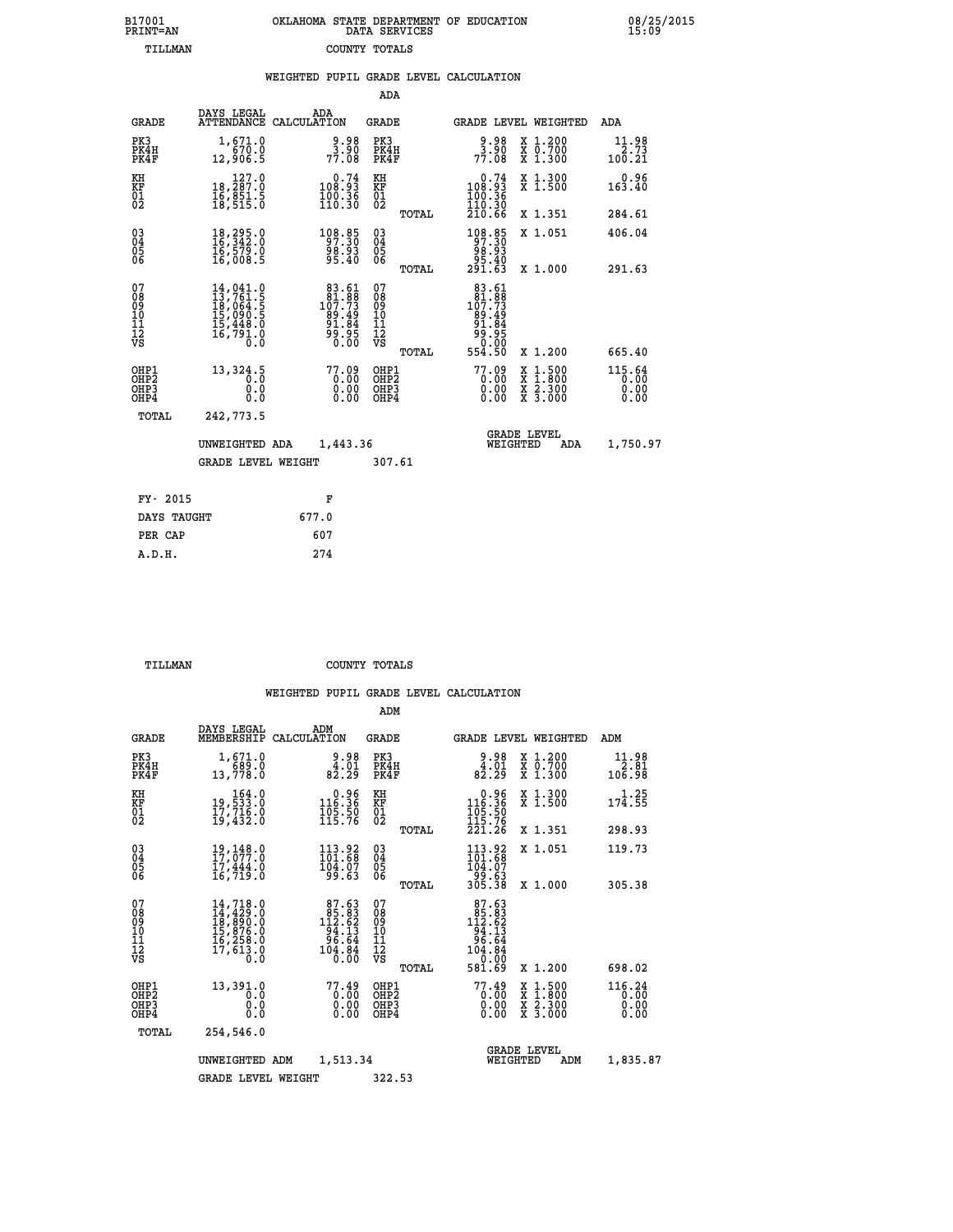B17001 OKLAHOMA STATE DEPARTMENT OF EDUCATION 08/25/2015
PRINT=AN DATA SERVICES 15:09
TILLMAN COUNTY TOTALS

### WEIGHTED PUPIL GRADE LEVEL CALCULATION

ADA

| GRADE | DAYS LEGAL ATTENDANCE | ADA CALCULATION | GRADE | | GRADE LEVEL | WEIGHTED | ADA |
|---|---|---|---|---|---|---|---|
| PK3 | 1,671.0 | 9.98 | PK3 | | 9.98 | X 1.200 | 11.98 |
| PK4H | 670.0 | 3.90 | PK4H | | 3.90 | X 0.700 | 2.73 |
| PK4F | 12,906.5 | 77.08 | PK4F | | 77.08 | X 1.300 | 100.21 |
| KH | 127.0 | 0.74 | KH | | 0.74 | X 1.300 | 0.96 |
| KF | 18,287.0 | 108.93 | KF | | 108.93 | X 1.500 | 163.40 |
| 01 | 16,851.5 | 100.36 | 01 | | 100.36 | | |
| 02 | 18,515.0 | 110.30 | 02 | | 110.30 | | |
| | | | | TOTAL | 210.66 | X 1.351 | 284.61 |
| 03 | 18,295.0 | 108.85 | 03 | | 108.85 | X 1.051 | 406.04 |
| 04 | 16,342.0 | 97.30 | 04 | | 97.30 | | |
| 05 | 16,579.0 | 98.93 | 05 | | 98.93 | | |
| 06 | 16,008.5 | 95.40 | 06 | | 95.40 | | |
| | | | | TOTAL | 291.63 | X 1.000 | 291.63 |
| 07 | 14,041.0 | 83.61 | 07 | | 83.61 | | |
| 08 | 13,761.5 | 81.88 | 08 | | 81.88 | | |
| 09 | 18,064.5 | 107.73 | 09 | | 107.73 | | |
| 10 | 15,090.5 | 89.49 | 10 | | 89.49 | | |
| 11 | 15,448.0 | 91.84 | 11 | | 91.84 | | |
| 12 | 16,791.0 | 99.95 | 12 | | 99.95 | | |
| VS | 0.0 | 0.00 | VS | | 0.00 | | |
| | | | | TOTAL | 554.50 | X 1.200 | 665.40 |
| OHP1 | 13,324.5 | 77.09 | OHP1 | | 77.09 | X 1.500 | 115.64 |
| OHP2 | 0.0 | 0.00 | OHP2 | | 0.00 | X 1.800 | 0.00 |
| OHP3 | 0.0 | 0.00 | OHP3 | | 0.00 | X 2.300 | 0.00 |
| OHP4 | 0.0 | 0.00 | OHP4 | | 0.00 | X 3.000 | 0.00 |
| TOTAL | 242,773.5 | | | | | | |

UNWEIGHTED ADA 1,443.36 GRADE LEVEL WEIGHTED ADA 1,750.97

GRADE LEVEL WEIGHT 307.61

| FY- 2015 | F |
|---|---|
| DAYS TAUGHT | 677.0 |
| PER CAP | 607 |
| A.D.H. | 274 |

TILLMAN COUNTY TOTALS

### WEIGHTED PUPIL GRADE LEVEL CALCULATION

ADM

| GRADE | DAYS LEGAL MEMBERSHIP | ADM CALCULATION | GRADE | | GRADE LEVEL | WEIGHTED | ADM |
|---|---|---|---|---|---|---|---|
| PK3 | 1,671.0 | 9.98 | PK3 | | 9.98 | X 1.200 | 11.98 |
| PK4H | 689.0 | 4.01 | PK4H | | 4.01 | X 0.700 | 2.81 |
| PK4F | 13,778.0 | 82.29 | PK4F | | 82.29 | X 1.300 | 106.98 |
| KH | 164.0 | 0.96 | KH | | 0.96 | X 1.300 | 1.25 |
| KF | 19,533.0 | 116.36 | KF | | 116.36 | X 1.500 | 174.55 |
| 01 | 17,716.0 | 105.50 | 01 | | 105.50 | | |
| 02 | 19,432.0 | 115.76 | 02 | | 115.76 | | |
| | | | | TOTAL | 221.26 | X 1.351 | 298.93 |
| 03 | 19,148.0 | 113.92 | 03 | | 113.92 | X 1.051 | 119.73 |
| 04 | 17,077.0 | 101.68 | 04 | | 101.68 | | |
| 05 | 17,444.0 | 104.07 | 05 | | 104.07 | | |
| 06 | 16,719.0 | 99.63 | 06 | | 99.63 | | |
| | | | | TOTAL | 305.38 | X 1.000 | 305.38 |
| 07 | 14,718.0 | 87.63 | 07 | | 87.63 | | |
| 08 | 14,429.0 | 85.83 | 08 | | 85.83 | | |
| 09 | 18,890.0 | 112.62 | 09 | | 112.62 | | |
| 10 | 15,876.0 | 94.13 | 10 | | 94.13 | | |
| 11 | 16,258.0 | 96.64 | 11 | | 96.64 | | |
| 12 | 17,613.0 | 104.84 | 12 | | 104.84 | | |
| VS | 0.0 | 0.00 | VS | | 0.00 | | |
| | | | | TOTAL | 581.69 | X 1.200 | 698.02 |
| OHP1 | 13,391.0 | 77.49 | OHP1 | | 77.49 | X 1.500 | 116.24 |
| OHP2 | 0.0 | 0.00 | OHP2 | | 0.00 | X 1.800 | 0.00 |
| OHP3 | 0.0 | 0.00 | OHP3 | | 0.00 | X 2.300 | 0.00 |
| OHP4 | 0.0 | 0.00 | OHP4 | | 0.00 | X 3.000 | 0.00 |
| TOTAL | 254,546.0 | | | | | | |

UNWEIGHTED ADM 1,513.34 GRADE LEVEL WEIGHTED ADM 1,835.87

GRADE LEVEL WEIGHT 322.53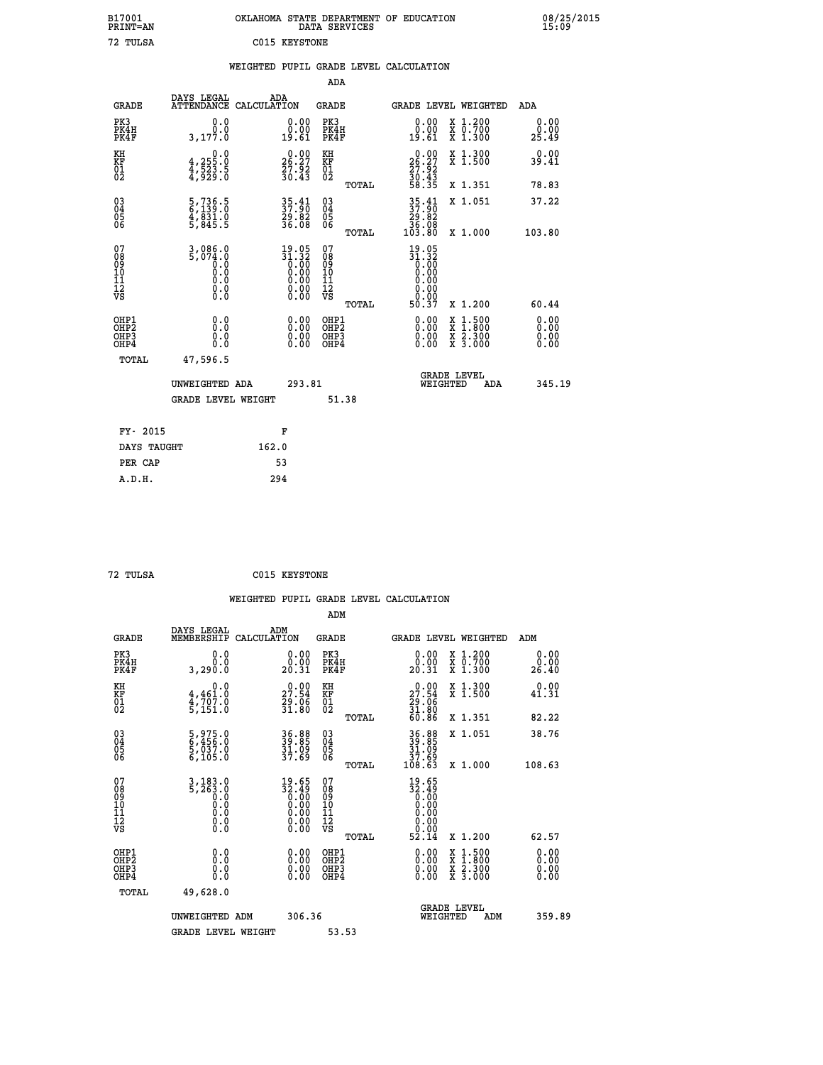B17001 PRINT=AN — OKLAHOMA STATE DEPARTMENT OF EDUCATION DATA SERVICES — 08/25/2015 15:09

72 TULSA　　　　C015 KEYSTONE

## WEIGHTED PUPIL GRADE LEVEL CALCULATION

### ADA

| GRADE | DAYS LEGAL ATTENDANCE | ADA CALCULATION | GRADE | GRADE LEVEL | WEIGHTED | ADA |
|---|---|---|---|---|---|---|
| PK3 | 0.0 | 0.00 | PK3 | 0.00 | X 1.200 | 0.00 |
| PK4H | 0.0 | 0.00 | PK4H | 0.00 | X 0.700 | 0.00 |
| PK4F | 3,177.0 | 19.61 | PK4F | 19.61 | X 1.300 | 25.49 |
| KH | 0.0 | 0.00 | KH | 0.00 | X 1.300 | 0.00 |
| KF | 4,255.0 | 26.27 | KF | 26.27 | X 1.500 | 39.41 |
| 01 | 4,523.5 | 27.92 | 01 | 27.92 | | |
| 02 | 4,929.0 | 30.43 | 02 | 30.43 | | |
| | | | TOTAL | 58.35 | X 1.351 | 78.83 |
| 03 | 5,736.5 | 35.41 | 03 | 35.41 | X 1.051 | 37.22 |
| 04 | 6,139.0 | 37.90 | 04 | 37.90 | | |
| 05 | 4,831.0 | 29.82 | 05 | 29.82 | | |
| 06 | 5,845.5 | 36.08 | 06 | 36.08 | | |
| | | | TOTAL | 103.80 | X 1.000 | 103.80 |
| 07 | 3,086.0 | 19.05 | 07 | 19.05 | | |
| 08 | 5,074.0 | 31.32 | 08 | 31.32 | | |
| 09 | 0.0 | 0.00 | 09 | 0.00 | | |
| 10 | 0.0 | 0.00 | 10 | 0.00 | | |
| 11 | 0.0 | 0.00 | 11 | 0.00 | | |
| 12 | 0.0 | 0.00 | 12 | 0.00 | | |
| VS | 0.0 | 0.00 | VS | 0.00 | | |
| | | | TOTAL | 50.37 | X 1.200 | 60.44 |
| OHP1 | 0.0 | 0.00 | OHP1 | 0.00 | X 1.500 | 0.00 |
| OHP2 | 0.0 | 0.00 | OHP2 | 0.00 | X 1.800 | 0.00 |
| OHP3 | 0.0 | 0.00 | OHP3 | 0.00 | X 2.300 | 0.00 |
| OHP4 | 0.0 | 0.00 | OHP4 | 0.00 | X 3.000 | 0.00 |
| TOTAL | 47,596.5 | | | | | |

UNWEIGHTED ADA 293.81　　　　GRADE LEVEL WEIGHTED ADA 345.19

GRADE LEVEL WEIGHT 51.38

| FY- 2015 | F |
|---|---|
| DAYS TAUGHT | 162.0 |
| PER CAP | 53 |
| A.D.H. | 294 |

72 TULSA　　　　C015 KEYSTONE

## WEIGHTED PUPIL GRADE LEVEL CALCULATION

### ADM

| GRADE | DAYS LEGAL MEMBERSHIP | ADM CALCULATION | GRADE | GRADE LEVEL | WEIGHTED | ADM |
|---|---|---|---|---|---|---|
| PK3 | 0.0 | 0.00 | PK3 | 0.00 | X 1.200 | 0.00 |
| PK4H | 0.0 | 0.00 | PK4H | 0.00 | X 0.700 | 0.00 |
| PK4F | 3,290.0 | 20.31 | PK4F | 20.31 | X 1.300 | 26.40 |
| KH | 0.0 | 0.00 | KH | 0.00 | X 1.300 | 0.00 |
| KF | 4,461.0 | 27.54 | KF | 27.54 | X 1.500 | 41.31 |
| 01 | 4,707.0 | 29.06 | 01 | 29.06 | | |
| 02 | 5,151.0 | 31.80 | 02 | 31.80 | | |
| | | | TOTAL | 60.86 | X 1.351 | 82.22 |
| 03 | 5,975.0 | 36.88 | 03 | 36.88 | X 1.051 | 38.76 |
| 04 | 6,456.0 | 39.85 | 04 | 39.85 | | |
| 05 | 5,037.0 | 31.09 | 05 | 31.09 | | |
| 06 | 6,105.0 | 37.69 | 06 | 37.69 | | |
| | | | TOTAL | 108.63 | X 1.000 | 108.63 |
| 07 | 3,183.0 | 19.65 | 07 | 19.65 | | |
| 08 | 5,263.0 | 32.49 | 08 | 32.49 | | |
| 09 | 0.0 | 0.00 | 09 | 0.00 | | |
| 10 | 0.0 | 0.00 | 10 | 0.00 | | |
| 11 | 0.0 | 0.00 | 11 | 0.00 | | |
| 12 | 0.0 | 0.00 | 12 | 0.00 | | |
| VS | 0.0 | 0.00 | VS | 0.00 | | |
| | | | TOTAL | 52.14 | X 1.200 | 62.57 |
| OHP1 | 0.0 | 0.00 | OHP1 | 0.00 | X 1.500 | 0.00 |
| OHP2 | 0.0 | 0.00 | OHP2 | 0.00 | X 1.800 | 0.00 |
| OHP3 | 0.0 | 0.00 | OHP3 | 0.00 | X 2.300 | 0.00 |
| OHP4 | 0.0 | 0.00 | OHP4 | 0.00 | X 3.000 | 0.00 |
| TOTAL | 49,628.0 | | | | | |

UNWEIGHTED ADM 306.36　　　　GRADE LEVEL WEIGHTED ADM 359.89

GRADE LEVEL WEIGHT 53.53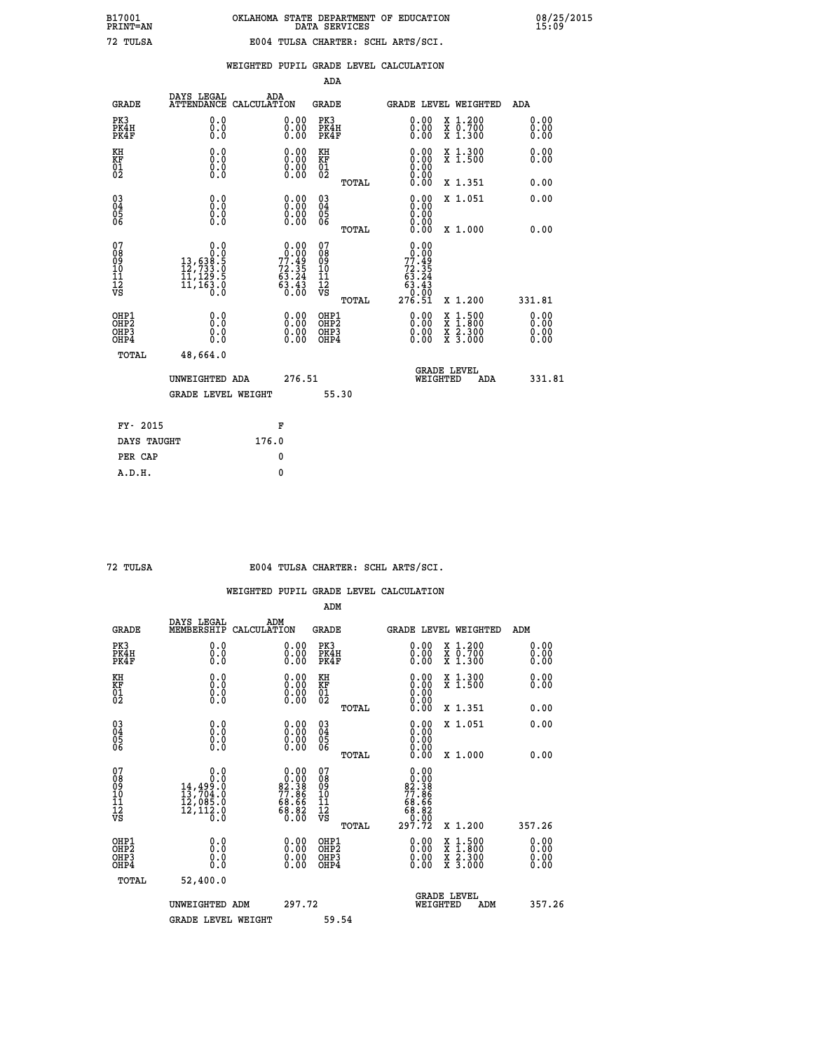B17001 PRINT=AN | OKLAHOMA STATE DEPARTMENT OF EDUCATION DATA SERVICES | 08/25/2015 15:09

72 TULSA — E004 TULSA CHARTER: SCHL ARTS/SCI.

## WEIGHTED PUPIL GRADE LEVEL CALCULATION

### ADA

| GRADE | DAYS LEGAL ATTENDANCE | ADA CALCULATION | GRADE | GRADE LEVEL | WEIGHTED | ADA |
|---|---|---|---|---|---|---|
| PK3 | 0.0 | 0.00 | PK3 | 0.00 | X 1.200 | 0.00 |
| PK4H | 0.0 | 0.00 | PK4H | 0.00 | X 0.700 | 0.00 |
| PK4F | 0.0 | 0.00 | PK4F | 0.00 | X 1.300 | 0.00 |
| KH | 0.0 | 0.00 | KH | 0.00 | X 1.300 | 0.00 |
| KF | 0.0 | 0.00 | KF | 0.00 | X 1.500 | 0.00 |
| 01 | 0.0 | 0.00 | 01 | 0.00 | | |
| 02 | 0.0 | 0.00 | 02 | 0.00 | | |
| | | | TOTAL | 0.00 | X 1.351 | 0.00 |
| 03 | 0.0 | 0.00 | 03 | 0.00 | X 1.051 | 0.00 |
| 04 | 0.0 | 0.00 | 04 | 0.00 | | |
| 05 | 0.0 | 0.00 | 05 | 0.00 | | |
| 06 | 0.0 | 0.00 | 06 | 0.00 | | |
| | | | TOTAL | 0.00 | X 1.000 | 0.00 |
| 07 | 0.0 | 0.00 | 07 | 0.00 | | |
| 08 | 0.0 | 0.00 | 08 | 0.00 | | |
| 09 | 13,638.5 | 77.49 | 09 | 77.49 | | |
| 10 | 12,733.0 | 72.35 | 10 | 72.35 | | |
| 11 | 11,129.5 | 63.24 | 11 | 63.24 | | |
| 12 | 11,163.0 | 63.43 | 12 | 63.43 | | |
| VS | 0.0 | 0.00 | VS | 0.00 | | |
| | | | TOTAL | 276.51 | X 1.200 | 331.81 |
| OHP1 | 0.0 | 0.00 | OHP1 | 0.00 | X 1.500 | 0.00 |
| OHP2 | 0.0 | 0.00 | OHP2 | 0.00 | X 1.800 | 0.00 |
| OHP3 | 0.0 | 0.00 | OHP3 | 0.00 | X 2.300 | 0.00 |
| OHP4 | 0.0 | 0.00 | OHP4 | 0.00 | X 3.000 | 0.00 |
| TOTAL | 48,664.0 | | | | | |

UNWEIGHTED ADA 276.51 — GRADE LEVEL WEIGHTED ADA 331.81

GRADE LEVEL WEIGHT 55.30

| FY- 2015 | F |
|---|---|
| DAYS TAUGHT | 176.0 |
| PER CAP | 0 |
| A.D.H. | 0 |

72 TULSA — E004 TULSA CHARTER: SCHL ARTS/SCI.

## WEIGHTED PUPIL GRADE LEVEL CALCULATION

### ADM

| GRADE | DAYS LEGAL MEMBERSHIP | ADM CALCULATION | GRADE | GRADE LEVEL | WEIGHTED | ADM |
|---|---|---|---|---|---|---|
| PK3 | 0.0 | 0.00 | PK3 | 0.00 | X 1.200 | 0.00 |
| PK4H | 0.0 | 0.00 | PK4H | 0.00 | X 0.700 | 0.00 |
| PK4F | 0.0 | 0.00 | PK4F | 0.00 | X 1.300 | 0.00 |
| KH | 0.0 | 0.00 | KH | 0.00 | X 1.300 | 0.00 |
| KF | 0.0 | 0.00 | KF | 0.00 | X 1.500 | 0.00 |
| 01 | 0.0 | 0.00 | 01 | 0.00 | | |
| 02 | 0.0 | 0.00 | 02 | 0.00 | | |
| | | | TOTAL | 0.00 | X 1.351 | 0.00 |
| 03 | 0.0 | 0.00 | 03 | 0.00 | X 1.051 | 0.00 |
| 04 | 0.0 | 0.00 | 04 | 0.00 | | |
| 05 | 0.0 | 0.00 | 05 | 0.00 | | |
| 06 | 0.0 | 0.00 | 06 | 0.00 | | |
| | | | TOTAL | 0.00 | X 1.000 | 0.00 |
| 07 | 0.0 | 0.00 | 07 | 0.00 | | |
| 08 | 0.0 | 0.00 | 08 | 0.00 | | |
| 09 | 14,499.0 | 82.38 | 09 | 82.38 | | |
| 10 | 13,704.0 | 77.86 | 10 | 77.86 | | |
| 11 | 12,085.0 | 68.66 | 11 | 68.66 | | |
| 12 | 12,112.0 | 68.82 | 12 | 68.82 | | |
| VS | 0.0 | 0.00 | VS | 0.00 | | |
| | | | TOTAL | 297.72 | X 1.200 | 357.26 |
| OHP1 | 0.0 | 0.00 | OHP1 | 0.00 | X 1.500 | 0.00 |
| OHP2 | 0.0 | 0.00 | OHP2 | 0.00 | X 1.800 | 0.00 |
| OHP3 | 0.0 | 0.00 | OHP3 | 0.00 | X 2.300 | 0.00 |
| OHP4 | 0.0 | 0.00 | OHP4 | 0.00 | X 3.000 | 0.00 |
| TOTAL | 52,400.0 | | | | | |

UNWEIGHTED ADM 297.72 — GRADE LEVEL WEIGHTED ADM 357.26

GRADE LEVEL WEIGHT 59.54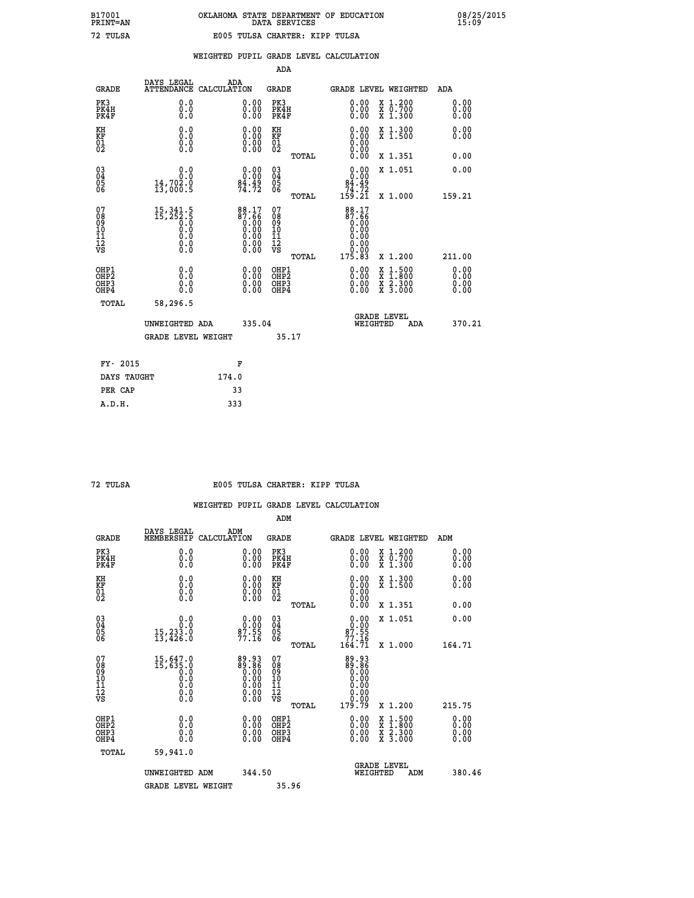B17001 OKLAHOMA STATE DEPARTMENT OF EDUCATION 08/25/2015
PRINT=AN DATA SERVICES 15:09

72 TULSA E005 TULSA CHARTER: KIPP TULSA

## WEIGHTED PUPIL GRADE LEVEL CALCULATION

### ADA

| GRADE | DAYS LEGAL ATTENDANCE | ADA CALCULATION | GRADE | GRADE LEVEL | WEIGHTED | ADA |
|---|---|---|---|---|---|---|
| PK3 | 0.0 | 0.00 | PK3 | 0.00 | X 1.200 | 0.00 |
| PK4H | 0.0 | 0.00 | PK4H | 0.00 | X 0.700 | 0.00 |
| PK4F | 0.0 | 0.00 | PK4F | 0.00 | X 1.300 | 0.00 |
| KH | 0.0 | 0.00 | KH | 0.00 | X 1.300 | 0.00 |
| KF | 0.0 | 0.00 | KF | 0.00 | X 1.500 | 0.00 |
| 01 | 0.0 | 0.00 | 01 | 0.00 | | |
| 02 | 0.0 | 0.00 | 02 | 0.00 | | |
| | | | TOTAL | 0.00 | X 1.351 | 0.00 |
| 03 | 0.0 | 0.00 | 03 | 0.00 | X 1.051 | 0.00 |
| 04 | 0.0 | 0.00 | 04 | 0.00 | | |
| 05 | 14,702.0 | 84.49 | 05 | 84.49 | | |
| 06 | 13,000.5 | 74.72 | 06 | 74.72 | | |
| | | | TOTAL | 159.21 | X 1.000 | 159.21 |
| 07 | 15,341.5 | 88.17 | 07 | 88.17 | | |
| 08 | 15,252.5 | 87.66 | 08 | 87.66 | | |
| 09 | 0.0 | 0.00 | 09 | 0.00 | | |
| 10 | 0.0 | 0.00 | 10 | 0.00 | | |
| 11 | 0.0 | 0.00 | 11 | 0.00 | | |
| 12 | 0.0 | 0.00 | 12 | 0.00 | | |
| VS | 0.0 | 0.00 | VS | 0.00 | | |
| | | | TOTAL | 175.83 | X 1.200 | 211.00 |
| OHP1 | 0.0 | 0.00 | OHP1 | 0.00 | X 1.500 | 0.00 |
| OHP2 | 0.0 | 0.00 | OHP2 | 0.00 | X 1.800 | 0.00 |
| OHP3 | 0.0 | 0.00 | OHP3 | 0.00 | X 2.300 | 0.00 |
| OHP4 | 0.0 | 0.00 | OHP4 | 0.00 | X 3.000 | 0.00 |
| TOTAL | 58,296.5 | | | | | |

UNWEIGHTED ADA 335.04 | GRADE LEVEL WEIGHTED ADA 370.21

GRADE LEVEL WEIGHT 35.17

| FY- 2015 | F |
|---|---|
| DAYS TAUGHT | 174.0 |
| PER CAP | 33 |
| A.D.H. | 333 |

72 TULSA E005 TULSA CHARTER: KIPP TULSA

## WEIGHTED PUPIL GRADE LEVEL CALCULATION

### ADM

| GRADE | DAYS LEGAL MEMBERSHIP | ADM CALCULATION | GRADE | GRADE LEVEL | WEIGHTED | ADM |
|---|---|---|---|---|---|---|
| PK3 | 0.0 | 0.00 | PK3 | 0.00 | X 1.200 | 0.00 |
| PK4H | 0.0 | 0.00 | PK4H | 0.00 | X 0.700 | 0.00 |
| PK4F | 0.0 | 0.00 | PK4F | 0.00 | X 1.300 | 0.00 |
| KH | 0.0 | 0.00 | KH | 0.00 | X 1.300 | 0.00 |
| KF | 0.0 | 0.00 | KF | 0.00 | X 1.500 | 0.00 |
| 01 | 0.0 | 0.00 | 01 | 0.00 | | |
| 02 | 0.0 | 0.00 | 02 | 0.00 | | |
| | | | TOTAL | 0.00 | X 1.351 | 0.00 |
| 03 | 0.0 | 0.00 | 03 | 0.00 | X 1.051 | 0.00 |
| 04 | 0.0 | 0.00 | 04 | 0.00 | | |
| 05 | 15,233.0 | 87.55 | 05 | 87.55 | | |
| 06 | 13,426.0 | 77.16 | 06 | 77.16 | | |
| | | | TOTAL | 164.71 | X 1.000 | 164.71 |
| 07 | 15,647.0 | 89.93 | 07 | 89.93 | | |
| 08 | 15,635.0 | 89.86 | 08 | 89.86 | | |
| 09 | 0.0 | 0.00 | 09 | 0.00 | | |
| 10 | 0.0 | 0.00 | 10 | 0.00 | | |
| 11 | 0.0 | 0.00 | 11 | 0.00 | | |
| 12 | 0.0 | 0.00 | 12 | 0.00 | | |
| VS | 0.0 | 0.00 | VS | 0.00 | | |
| | | | TOTAL | 179.79 | X 1.200 | 215.75 |
| OHP1 | 0.0 | 0.00 | OHP1 | 0.00 | X 1.500 | 0.00 |
| OHP2 | 0.0 | 0.00 | OHP2 | 0.00 | X 1.800 | 0.00 |
| OHP3 | 0.0 | 0.00 | OHP3 | 0.00 | X 2.300 | 0.00 |
| OHP4 | 0.0 | 0.00 | OHP4 | 0.00 | X 3.000 | 0.00 |
| TOTAL | 59,941.0 | | | | | |

UNWEIGHTED ADM 344.50 | GRADE LEVEL WEIGHTED ADM 380.46

GRADE LEVEL WEIGHT 35.96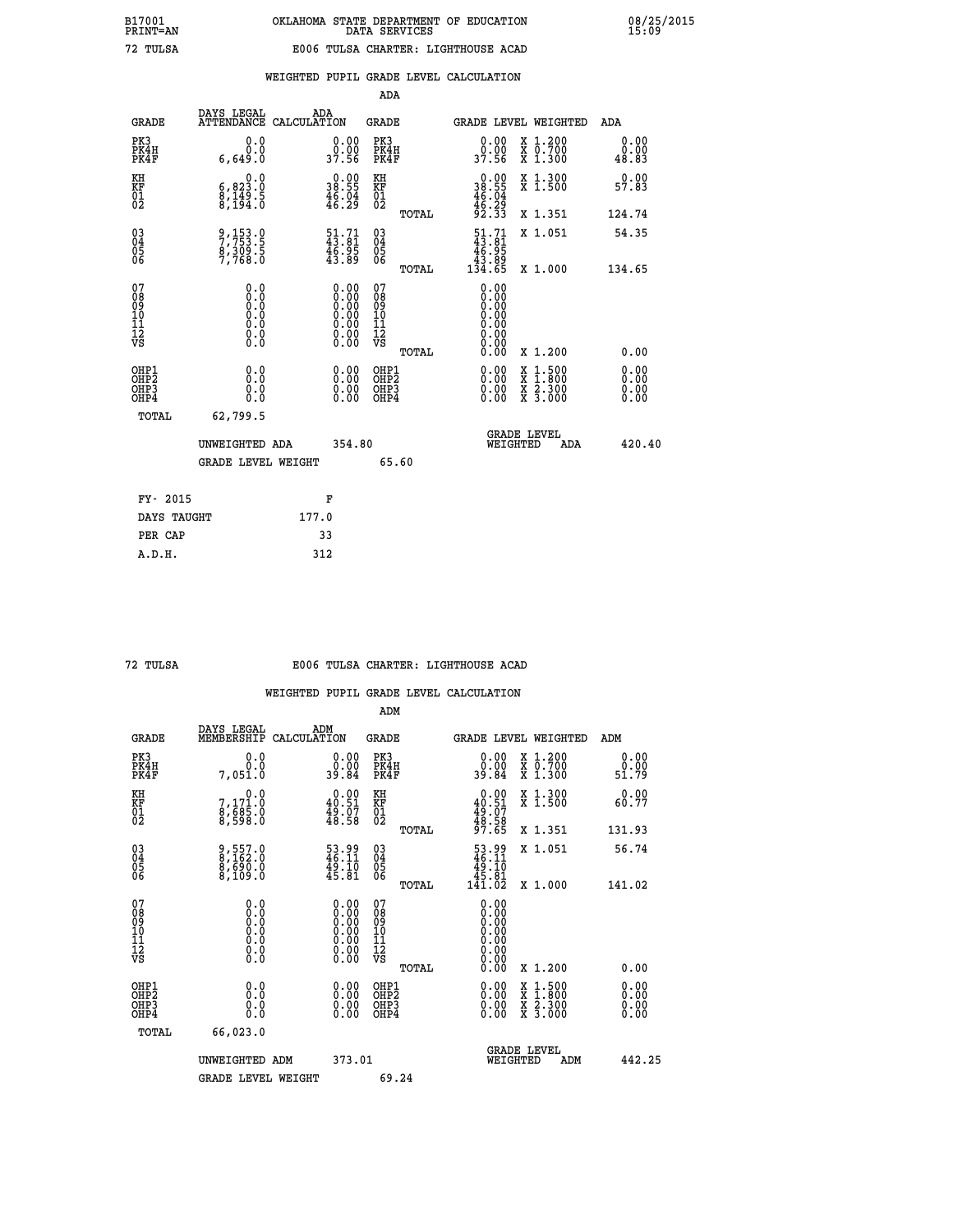B17001 OKLAHOMA STATE DEPARTMENT OF EDUCATION 08/25/2015
PRINT=AN DATA SERVICES 15:09

72 TULSA E006 TULSA CHARTER: LIGHTHOUSE ACAD

WEIGHTED PUPIL GRADE LEVEL CALCULATION

ADA

| GRADE | DAYS LEGAL ATTENDANCE | ADA CALCULATION | GRADE | | GRADE LEVEL | WEIGHTED | ADA |
|---|---|---|---|---|---|---|---|
| PK3 | 0.0 | 0.00 | PK3 | | 0.00 | X 1.200 | 0.00 |
| PK4H | 0.0 | 0.00 | PK4H | | 0.00 | X 0.700 | 0.00 |
| PK4F | 6,649.0 | 37.56 | PK4F | | 37.56 | X 1.300 | 48.83 |
| KH | 0.0 | 0.00 | KH | | 0.00 | X 1.300 | 0.00 |
| KF | 6,823.0 | 38.55 | KF | | 38.55 | X 1.500 | 57.83 |
| 01 | 8,149.5 | 46.04 | 01 | | 46.04 | | |
| 02 | 8,194.0 | 46.29 | 02 | | 46.29 | | |
| | | | | TOTAL | 92.33 | X 1.351 | 124.74 |
| 03 | 9,153.0 | 51.71 | 03 | | 51.71 | X 1.051 | 54.35 |
| 04 | 7,753.5 | 43.81 | 04 | | 43.81 | | |
| 05 | 8,309.5 | 46.95 | 05 | | 46.95 | | |
| 06 | 7,768.0 | 43.89 | 06 | | 43.89 | | |
| | | | | TOTAL | 134.65 | X 1.000 | 134.65 |
| 07 | 0.0 | 0.00 | 07 | | 0.00 | | |
| 08 | 0.0 | 0.00 | 08 | | 0.00 | | |
| 09 | 0.0 | 0.00 | 09 | | 0.00 | | |
| 10 | 0.0 | 0.00 | 10 | | 0.00 | | |
| 11 | 0.0 | 0.00 | 11 | | 0.00 | | |
| 12 | 0.0 | 0.00 | 12 | | 0.00 | | |
| VS | 0.0 | 0.00 | VS | | 0.00 | | |
| | | | | TOTAL | 0.00 | X 1.200 | 0.00 |
| OHP1 | 0.0 | 0.00 | OHP1 | | 0.00 | X 1.500 | 0.00 |
| OHP2 | 0.0 | 0.00 | OHP2 | | 0.00 | X 1.800 | 0.00 |
| OHP3 | 0.0 | 0.00 | OHP3 | | 0.00 | X 2.300 | 0.00 |
| OHP4 | 0.0 | 0.00 | OHP4 | | 0.00 | X 3.000 | 0.00 |
| TOTAL | 62,799.5 | | | | | | |

UNWEIGHTED ADA 354.80 GRADE LEVEL WEIGHTED ADA 420.40

GRADE LEVEL WEIGHT 65.60

| FY- 2015 | F |
|---|---|
| DAYS TAUGHT | 177.0 |
| PER CAP | 33 |
| A.D.H. | 312 |

72 TULSA E006 TULSA CHARTER: LIGHTHOUSE ACAD

WEIGHTED PUPIL GRADE LEVEL CALCULATION

ADM

| GRADE | DAYS LEGAL MEMBERSHIP | ADM CALCULATION | GRADE | | GRADE LEVEL | WEIGHTED | ADM |
|---|---|---|---|---|---|---|---|
| PK3 | 0.0 | 0.00 | PK3 | | 0.00 | X 1.200 | 0.00 |
| PK4H | 0.0 | 0.00 | PK4H | | 0.00 | X 0.700 | 0.00 |
| PK4F | 7,051.0 | 39.84 | PK4F | | 39.84 | X 1.300 | 51.79 |
| KH | 0.0 | 0.00 | KH | | 0.00 | X 1.300 | 0.00 |
| KF | 7,171.0 | 40.51 | KF | | 40.51 | X 1.500 | 60.77 |
| 01 | 8,685.0 | 49.07 | 01 | | 49.07 | | |
| 02 | 8,598.0 | 48.58 | 02 | | 48.58 | | |
| | | | | TOTAL | 97.65 | X 1.351 | 131.93 |
| 03 | 9,557.0 | 53.99 | 03 | | 53.99 | X 1.051 | 56.74 |
| 04 | 8,162.0 | 46.11 | 04 | | 46.11 | | |
| 05 | 8,690.0 | 49.10 | 05 | | 49.10 | | |
| 06 | 8,109.0 | 45.81 | 06 | | 45.81 | | |
| | | | | TOTAL | 141.02 | X 1.000 | 141.02 |
| 07 | 0.0 | 0.00 | 07 | | 0.00 | | |
| 08 | 0.0 | 0.00 | 08 | | 0.00 | | |
| 09 | 0.0 | 0.00 | 09 | | 0.00 | | |
| 10 | 0.0 | 0.00 | 10 | | 0.00 | | |
| 11 | 0.0 | 0.00 | 11 | | 0.00 | | |
| 12 | 0.0 | 0.00 | 12 | | 0.00 | | |
| VS | 0.0 | 0.00 | VS | | 0.00 | | |
| | | | | TOTAL | 0.00 | X 1.200 | 0.00 |
| OHP1 | 0.0 | 0.00 | OHP1 | | 0.00 | X 1.500 | 0.00 |
| OHP2 | 0.0 | 0.00 | OHP2 | | 0.00 | X 1.800 | 0.00 |
| OHP3 | 0.0 | 0.00 | OHP3 | | 0.00 | X 2.300 | 0.00 |
| OHP4 | 0.0 | 0.00 | OHP4 | | 0.00 | X 3.000 | 0.00 |
| TOTAL | 66,023.0 | | | | | | |

UNWEIGHTED ADM 373.01 GRADE LEVEL WEIGHTED ADM 442.25

GRADE LEVEL WEIGHT 69.24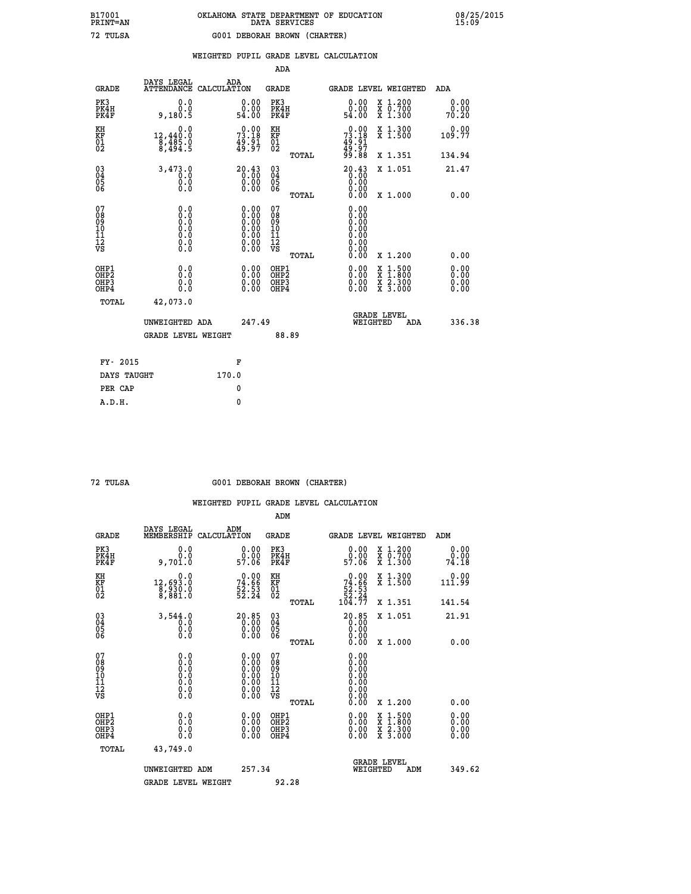B17001 OKLAHOMA STATE DEPARTMENT OF EDUCATION 08/25/2015
PRINT=AN DATA SERVICES 15:09

72 TULSA G001 DEBORAH BROWN (CHARTER)

## WEIGHTED PUPIL GRADE LEVEL CALCULATION

### ADA

| GRADE | DAYS LEGAL ATTENDANCE | ADA CALCULATION | GRADE | GRADE LEVEL | WEIGHTED | ADA |
|---|---|---|---|---|---|---|
| PK3 | 0.0 | 0.00 | PK3 | 0.00 | X 1.200 | 0.00 |
| PK4H | 0.0 | 0.00 | PK4H | 0.00 | X 0.700 | 0.00 |
| PK4F | 9,180.5 | 54.00 | PK4F | 54.00 | X 1.300 | 70.20 |
| KH | 0.0 | 0.00 | KH | 0.00 | X 1.300 | 0.00 |
| KF | 12,440.0 | 73.18 | KF | 73.18 | X 1.500 | 109.77 |
| 01 | 8,485.0 | 49.91 | 01 | 49.91 | | |
| 02 | 8,494.5 | 49.97 | 02 | 49.97 | | |
| | | | TOTAL | 99.88 | X 1.351 | 134.94 |
| 03 | 3,473.0 | 20.43 | 03 | 20.43 | X 1.051 | 21.47 |
| 04 | 0.0 | 0.00 | 04 | 0.00 | | |
| 05 | 0.0 | 0.00 | 05 | 0.00 | | |
| 06 | 0.0 | 0.00 | 06 | 0.00 | | |
| | | | TOTAL | 0.00 | X 1.000 | 0.00 |
| 07 | 0.0 | 0.00 | 07 | 0.00 | | |
| 08 | 0.0 | 0.00 | 08 | 0.00 | | |
| 09 | 0.0 | 0.00 | 09 | 0.00 | | |
| 10 | 0.0 | 0.00 | 10 | 0.00 | | |
| 11 | 0.0 | 0.00 | 11 | 0.00 | | |
| 12 | 0.0 | 0.00 | 12 | 0.00 | | |
| VS | 0.0 | 0.00 | VS | 0.00 | | |
| | | | TOTAL | 0.00 | X 1.200 | 0.00 |
| OHP1 | 0.0 | 0.00 | OHP1 | 0.00 | X 1.500 | 0.00 |
| OHP2 | 0.0 | 0.00 | OHP2 | 0.00 | X 1.800 | 0.00 |
| OHP3 | 0.0 | 0.00 | OHP3 | 0.00 | X 2.300 | 0.00 |
| OHP4 | 0.0 | 0.00 | OHP4 | 0.00 | X 3.000 | 0.00 |
| TOTAL | 42,073.0 | | | | | |

UNWEIGHTED ADA 247.49 — GRADE LEVEL WEIGHTED ADA 336.38

GRADE LEVEL WEIGHT 88.89

| FY- 2015 | F |
|---|---|
| DAYS TAUGHT | 170.0 |
| PER CAP | 0 |
| A.D.H. | 0 |

72 TULSA G001 DEBORAH BROWN (CHARTER)

## WEIGHTED PUPIL GRADE LEVEL CALCULATION

### ADM

| GRADE | DAYS LEGAL MEMBERSHIP | ADM CALCULATION | GRADE | GRADE LEVEL | WEIGHTED | ADM |
|---|---|---|---|---|---|---|
| PK3 | 0.0 | 0.00 | PK3 | 0.00 | X 1.200 | 0.00 |
| PK4H | 0.0 | 0.00 | PK4H | 0.00 | X 0.700 | 0.00 |
| PK4F | 9,701.0 | 57.06 | PK4F | 57.06 | X 1.300 | 74.18 |
| KH | 0.0 | 0.00 | KH | 0.00 | X 1.300 | 0.00 |
| KF | 12,693.0 | 74.66 | KF | 74.66 | X 1.500 | 111.99 |
| 01 | 8,930.0 | 52.53 | 01 | 52.53 | | |
| 02 | 8,881.0 | 52.24 | 02 | 52.24 | | |
| | | | TOTAL | 104.77 | X 1.351 | 141.54 |
| 03 | 3,544.0 | 20.85 | 03 | 20.85 | X 1.051 | 21.91 |
| 04 | 0.0 | 0.00 | 04 | 0.00 | | |
| 05 | 0.0 | 0.00 | 05 | 0.00 | | |
| 06 | 0.0 | 0.00 | 06 | 0.00 | | |
| | | | TOTAL | 0.00 | X 1.000 | 0.00 |
| 07 | 0.0 | 0.00 | 07 | 0.00 | | |
| 08 | 0.0 | 0.00 | 08 | 0.00 | | |
| 09 | 0.0 | 0.00 | 09 | 0.00 | | |
| 10 | 0.0 | 0.00 | 10 | 0.00 | | |
| 11 | 0.0 | 0.00 | 11 | 0.00 | | |
| 12 | 0.0 | 0.00 | 12 | 0.00 | | |
| VS | 0.0 | 0.00 | VS | 0.00 | | |
| | | | TOTAL | 0.00 | X 1.200 | 0.00 |
| OHP1 | 0.0 | 0.00 | OHP1 | 0.00 | X 1.500 | 0.00 |
| OHP2 | 0.0 | 0.00 | OHP2 | 0.00 | X 1.800 | 0.00 |
| OHP3 | 0.0 | 0.00 | OHP3 | 0.00 | X 2.300 | 0.00 |
| OHP4 | 0.0 | 0.00 | OHP4 | 0.00 | X 3.000 | 0.00 |
| TOTAL | 43,749.0 | | | | | |

UNWEIGHTED ADM 257.34 — GRADE LEVEL WEIGHTED ADM 349.62

GRADE LEVEL WEIGHT 92.28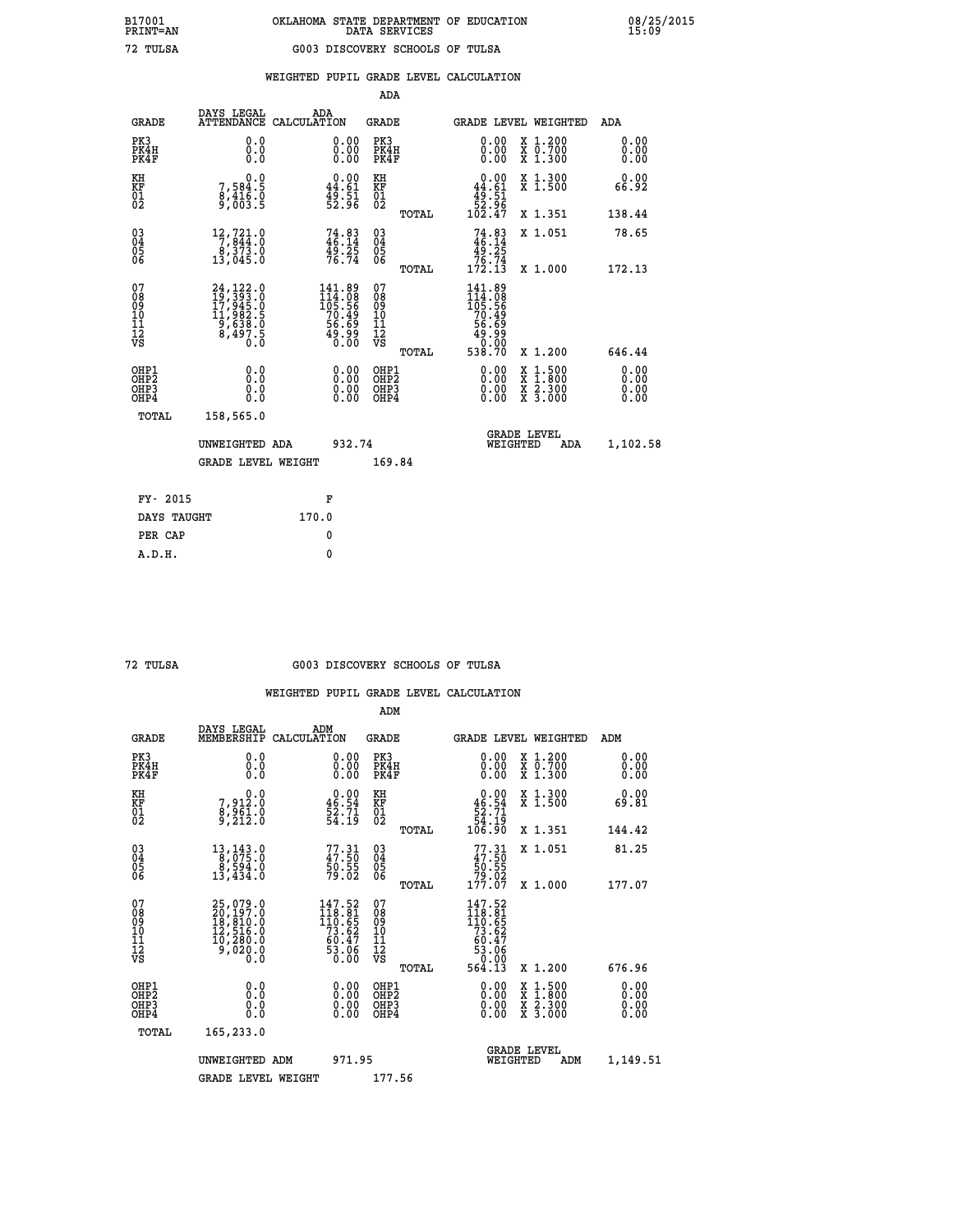B17001 PRINT=AN — OKLAHOMA STATE DEPARTMENT OF EDUCATION DATA SERVICES — 08/25/2015 15:09

72 TULSA — G003 DISCOVERY SCHOOLS OF TULSA

WEIGHTED PUPIL GRADE LEVEL CALCULATION

ADA

| GRADE | DAYS LEGAL ATTENDANCE | ADA CALCULATION | GRADE | | GRADE LEVEL | WEIGHTED | ADA |
|---|---|---|---|---|---|---|---|
| PK3 | 0.0 | 0.00 | PK3 | | 0.00 | X 1.200 | 0.00 |
| PK4H | 0.0 | 0.00 | PK4H | | 0.00 | X 0.700 | 0.00 |
| PK4F | 0.0 | 0.00 | PK4F | | 0.00 | X 1.300 | 0.00 |
| KH | 0.0 | 0.00 | KH | | 0.00 | X 1.300 | 0.00 |
| KF | 7,584.5 | 44.61 | KF | | 44.61 | X 1.500 | 66.92 |
| 01 | 8,416.0 | 49.51 | 01 | | 49.51 | | |
| 02 | 9,003.5 | 52.96 | 02 | | 52.96 | | |
| | | | | TOTAL | 102.47 | X 1.351 | 138.44 |
| 03 | 12,721.0 | 74.83 | 03 | | 74.83 | X 1.051 | 78.65 |
| 04 | 7,844.0 | 46.14 | 04 | | 46.14 | | |
| 05 | 8,373.0 | 49.25 | 05 | | 49.25 | | |
| 06 | 13,045.0 | 76.74 | 06 | | 76.74 | | |
| | | | | TOTAL | 172.13 | X 1.000 | 172.13 |
| 07 | 24,122.0 | 141.89 | 07 | | 141.89 | | |
| 08 | 19,393.0 | 114.08 | 08 | | 114.08 | | |
| 09 | 17,945.0 | 105.56 | 09 | | 105.56 | | |
| 10 | 11,982.5 | 70.49 | 10 | | 70.49 | | |
| 11 | 9,638.0 | 56.69 | 11 | | 56.69 | | |
| 12 | 8,497.5 | 49.99 | 12 | | 49.99 | | |
| VS | 0.0 | 0.00 | VS | | 0.00 | | |
| | | | | TOTAL | 538.70 | X 1.200 | 646.44 |
| OHP1 | 0.0 | 0.00 | OHP1 | | 0.00 | X 1.500 | 0.00 |
| OHP2 | 0.0 | 0.00 | OHP2 | | 0.00 | X 1.800 | 0.00 |
| OHP3 | 0.0 | 0.00 | OHP3 | | 0.00 | X 2.300 | 0.00 |
| OHP4 | 0.0 | 0.00 | OHP4 | | 0.00 | X 3.000 | 0.00 |
| TOTAL | 158,565.0 | | | | | | |

UNWEIGHTED ADA 932.74 — GRADE LEVEL WEIGHTED ADA 1,102.58

GRADE LEVEL WEIGHT 169.84

| FY- 2015 | F |
|---|---|
| DAYS TAUGHT | 170.0 |
| PER CAP | 0 |
| A.D.H. | 0 |

72 TULSA — G003 DISCOVERY SCHOOLS OF TULSA

WEIGHTED PUPIL GRADE LEVEL CALCULATION

ADM

| GRADE | DAYS LEGAL MEMBERSHIP | ADM CALCULATION | GRADE | | GRADE LEVEL | WEIGHTED | ADM |
|---|---|---|---|---|---|---|---|
| PK3 | 0.0 | 0.00 | PK3 | | 0.00 | X 1.200 | 0.00 |
| PK4H | 0.0 | 0.00 | PK4H | | 0.00 | X 0.700 | 0.00 |
| PK4F | 0.0 | 0.00 | PK4F | | 0.00 | X 1.300 | 0.00 |
| KH | 0.0 | 0.00 | KH | | 0.00 | X 1.300 | 0.00 |
| KF | 7,912.0 | 46.54 | KF | | 46.54 | X 1.500 | 69.81 |
| 01 | 8,961.0 | 52.71 | 01 | | 52.71 | | |
| 02 | 9,212.0 | 54.19 | 02 | | 54.19 | | |
| | | | | TOTAL | 106.90 | X 1.351 | 144.42 |
| 03 | 13,143.0 | 77.31 | 03 | | 77.31 | X 1.051 | 81.25 |
| 04 | 8,075.0 | 47.50 | 04 | | 47.50 | | |
| 05 | 8,594.0 | 50.55 | 05 | | 50.55 | | |
| 06 | 13,434.0 | 79.02 | 06 | | 79.02 | | |
| | | | | TOTAL | 177.07 | X 1.000 | 177.07 |
| 07 | 25,079.0 | 147.52 | 07 | | 147.52 | | |
| 08 | 20,197.0 | 118.81 | 08 | | 118.81 | | |
| 09 | 18,810.0 | 110.65 | 09 | | 110.65 | | |
| 10 | 12,516.0 | 73.62 | 10 | | 73.62 | | |
| 11 | 10,280.0 | 60.47 | 11 | | 60.47 | | |
| 12 | 9,020.0 | 53.06 | 12 | | 53.06 | | |
| VS | 0.0 | 0.00 | VS | | 0.00 | | |
| | | | | TOTAL | 564.13 | X 1.200 | 676.96 |
| OHP1 | 0.0 | 0.00 | OHP1 | | 0.00 | X 1.500 | 0.00 |
| OHP2 | 0.0 | 0.00 | OHP2 | | 0.00 | X 1.800 | 0.00 |
| OHP3 | 0.0 | 0.00 | OHP3 | | 0.00 | X 2.300 | 0.00 |
| OHP4 | 0.0 | 0.00 | OHP4 | | 0.00 | X 3.000 | 0.00 |
| TOTAL | 165,233.0 | | | | | | |

UNWEIGHTED ADM 971.95 — GRADE LEVEL WEIGHTED ADM 1,149.51

GRADE LEVEL WEIGHT 177.56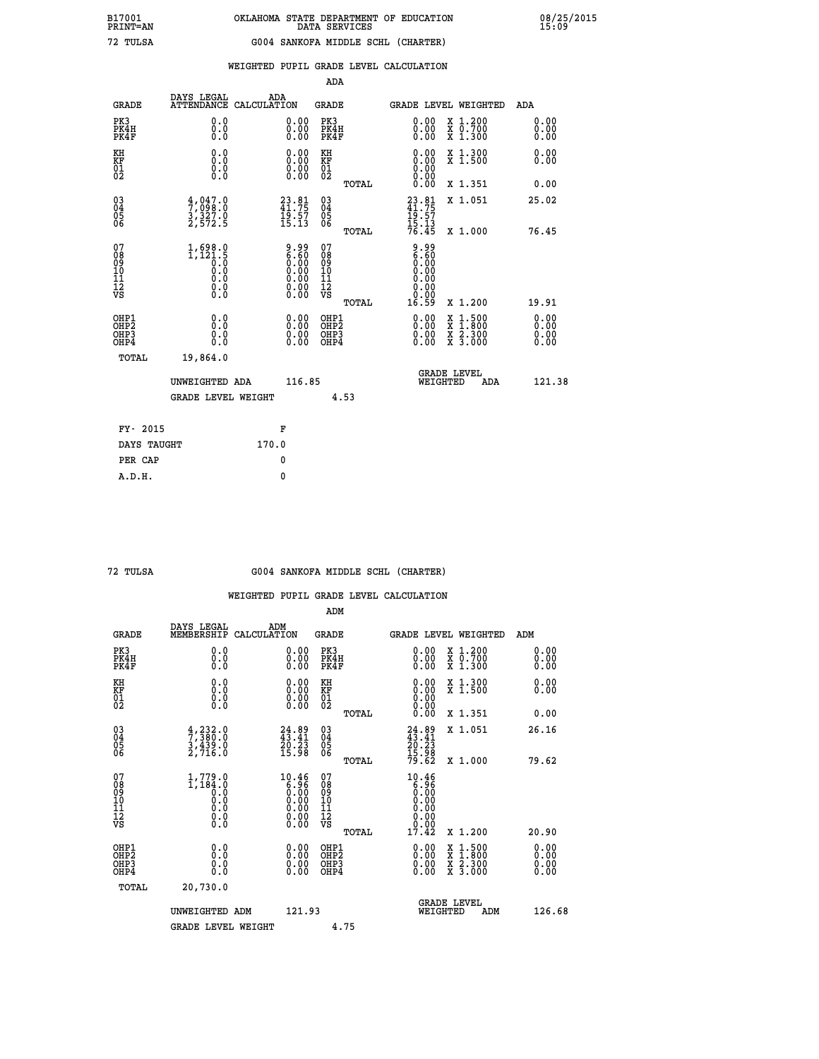B17001 OKLAHOMA STATE DEPARTMENT OF EDUCATION 08/25/2015
PRINT=AN DATA SERVICES 15:09

72 TULSA G004 SANKOFA MIDDLE SCHL (CHARTER)

WEIGHTED PUPIL GRADE LEVEL CALCULATION

ADA

| GRADE | DAYS LEGAL ATTENDANCE | ADA CALCULATION | GRADE | GRADE LEVEL | WEIGHTED | ADA |
|---|---|---|---|---|---|---|
| PK3 | 0.0 | 0.00 | PK3 | 0.00 | X 1.200 | 0.00 |
| PK4H | 0.0 | 0.00 | PK4H | 0.00 | X 0.700 | 0.00 |
| PK4F | 0.0 | 0.00 | PK4F | 0.00 | X 1.300 | 0.00 |
| KH | 0.0 | 0.00 | KH | 0.00 | X 1.300 | 0.00 |
| KF | 0.0 | 0.00 | KF | 0.00 | X 1.500 | 0.00 |
| 01 | 0.0 | 0.00 | 01 | 0.00 | | |
| 02 | 0.0 | 0.00 | 02 | 0.00 | | |
| | | | TOTAL | 0.00 | X 1.351 | 0.00 |
| 03 | 4,047.0 | 23.81 | 03 | 23.81 | X 1.051 | 25.02 |
| 04 | 7,098.0 | 41.75 | 04 | 41.75 | | |
| 05 | 3,327.0 | 19.57 | 05 | 19.57 | | |
| 06 | 2,572.5 | 15.13 | 06 | 15.13 | | |
| | | | TOTAL | 76.45 | X 1.000 | 76.45 |
| 07 | 1,698.0 | 9.99 | 07 | 9.99 | | |
| 08 | 1,121.5 | 6.60 | 08 | 6.60 | | |
| 09 | 0.0 | 0.00 | 09 | 0.00 | | |
| 10 | 0.0 | 0.00 | 10 | 0.00 | | |
| 11 | 0.0 | 0.00 | 11 | 0.00 | | |
| 12 | 0.0 | 0.00 | 12 | 0.00 | | |
| VS | 0.0 | 0.00 | VS | 0.00 | | |
| | | | TOTAL | 16.59 | X 1.200 | 19.91 |
| OHP1 | 0.0 | 0.00 | OHP1 | 0.00 | X 1.500 | 0.00 |
| OHP2 | 0.0 | 0.00 | OHP2 | 0.00 | X 1.800 | 0.00 |
| OHP3 | 0.0 | 0.00 | OHP3 | 0.00 | X 2.300 | 0.00 |
| OHP4 | 0.0 | 0.00 | OHP4 | 0.00 | X 3.000 | 0.00 |
| TOTAL | 19,864.0 | | | | | |

UNWEIGHTED ADA 116.85 GRADE LEVEL WEIGHTED ADA 121.38

GRADE LEVEL WEIGHT 4.53

FY- 2015 F
DAYS TAUGHT 170.0
PER CAP 0
A.D.H. 0

72 TULSA G004 SANKOFA MIDDLE SCHL (CHARTER)

WEIGHTED PUPIL GRADE LEVEL CALCULATION

ADM

| GRADE | DAYS LEGAL MEMBERSHIP | ADM CALCULATION | GRADE | GRADE LEVEL | WEIGHTED | ADM |
|---|---|---|---|---|---|---|
| PK3 | 0.0 | 0.00 | PK3 | 0.00 | X 1.200 | 0.00 |
| PK4H | 0.0 | 0.00 | PK4H | 0.00 | X 0.700 | 0.00 |
| PK4F | 0.0 | 0.00 | PK4F | 0.00 | X 1.300 | 0.00 |
| KH | 0.0 | 0.00 | KH | 0.00 | X 1.300 | 0.00 |
| KF | 0.0 | 0.00 | KF | 0.00 | X 1.500 | 0.00 |
| 01 | 0.0 | 0.00 | 01 | 0.00 | | |
| 02 | 0.0 | 0.00 | 02 | 0.00 | | |
| | | | TOTAL | 0.00 | X 1.351 | 0.00 |
| 03 | 4,232.0 | 24.89 | 03 | 24.89 | X 1.051 | 26.16 |
| 04 | 7,380.0 | 43.41 | 04 | 43.41 | | |
| 05 | 3,439.0 | 20.23 | 05 | 20.23 | | |
| 06 | 2,716.0 | 15.98 | 06 | 15.98 | | |
| | | | TOTAL | 79.62 | X 1.000 | 79.62 |
| 07 | 1,779.0 | 10.46 | 07 | 10.46 | | |
| 08 | 1,184.0 | 6.96 | 08 | 6.96 | | |
| 09 | 0.0 | 0.00 | 09 | 0.00 | | |
| 10 | 0.0 | 0.00 | 10 | 0.00 | | |
| 11 | 0.0 | 0.00 | 11 | 0.00 | | |
| 12 | 0.0 | 0.00 | 12 | 0.00 | | |
| VS | 0.0 | 0.00 | VS | 0.00 | | |
| | | | TOTAL | 17.42 | X 1.200 | 20.90 |
| OHP1 | 0.0 | 0.00 | OHP1 | 0.00 | X 1.500 | 0.00 |
| OHP2 | 0.0 | 0.00 | OHP2 | 0.00 | X 1.800 | 0.00 |
| OHP3 | 0.0 | 0.00 | OHP3 | 0.00 | X 2.300 | 0.00 |
| OHP4 | 0.0 | 0.00 | OHP4 | 0.00 | X 3.000 | 0.00 |
| TOTAL | 20,730.0 | | | | | |

UNWEIGHTED ADM 121.93 GRADE LEVEL WEIGHTED ADM 126.68

GRADE LEVEL WEIGHT 4.75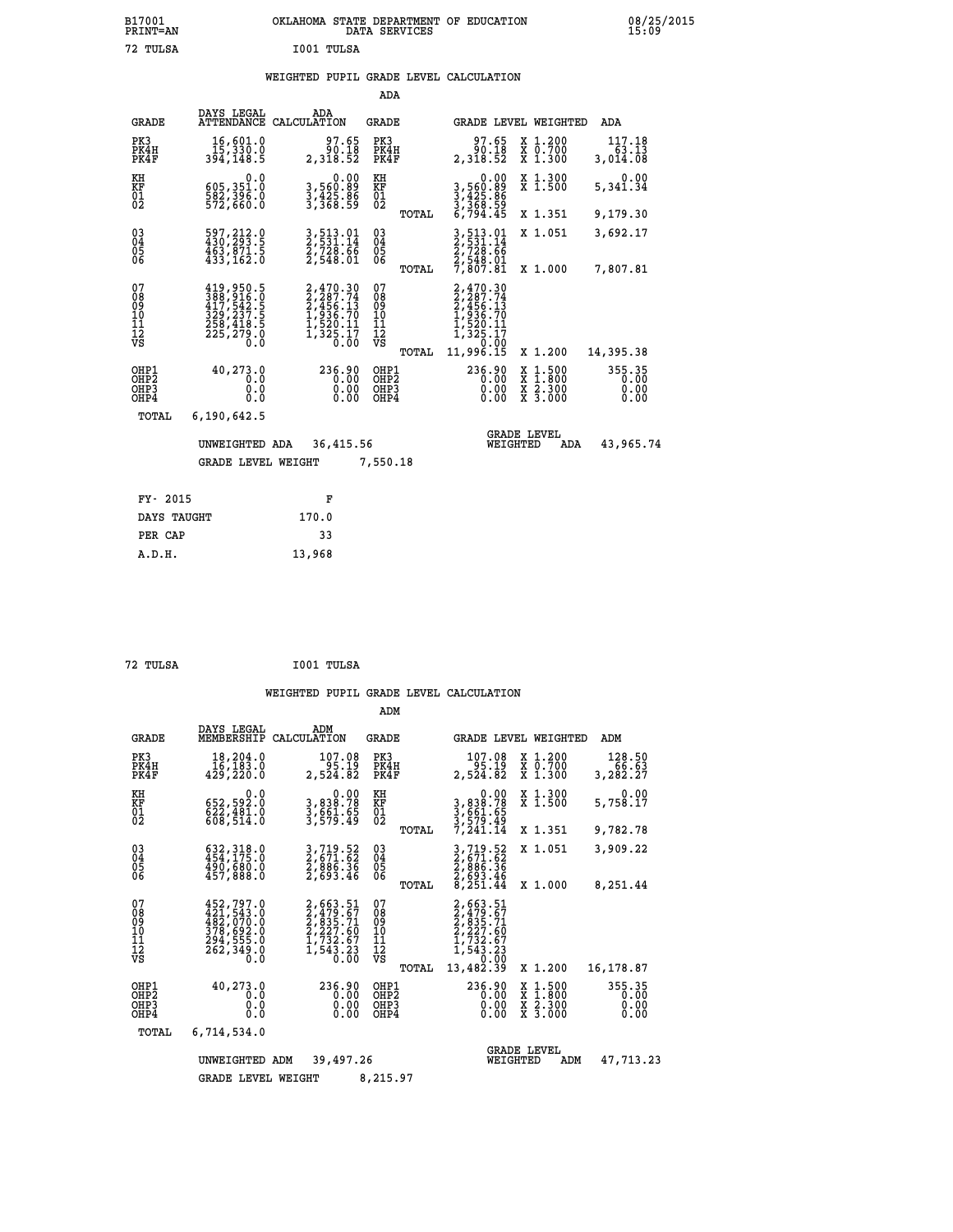B17001 OKLAHOMA STATE DEPARTMENT OF EDUCATION 08/25/2015
PRINT=AN DATA SERVICES 15:09

72 TULSA I001 TULSA

## WEIGHTED PUPIL GRADE LEVEL CALCULATION

### ADA

| GRADE | DAYS LEGAL ATTENDANCE | ADA CALCULATION | GRADE | | GRADE LEVEL | WEIGHTED | ADA |
|---|---|---|---|---|---|---|---|
| PK3 | 16,601.0 | 97.65 | PK3 | | 97.65 | X 1.200 | 117.18 |
| PK4H | 15,330.0 | 90.18 | PK4H | | 90.18 | X 0.700 | 63.13 |
| PK4F | 394,148.5 | 2,318.52 | PK4F | | 2,318.52 | X 1.300 | 3,014.08 |
| KH | 0.0 | 0.00 | KH | | 0.00 | X 1.300 | 0.00 |
| KF | 605,351.0 | 3,560.89 | KF | | 3,560.89 | X 1.500 | 5,341.34 |
| 01 | 582,396.0 | 3,425.86 | 01 | | 3,425.86 | | |
| 02 | 572,660.0 | 3,368.59 | 02 | | 3,368.59 | | |
| | | | | TOTAL | 6,794.45 | X 1.351 | 9,179.30 |
| 03 | 597,212.0 | 3,513.01 | 03 | | 3,513.01 | X 1.051 | 3,692.17 |
| 04 | 430,293.5 | 2,531.14 | 04 | | 2,531.14 | | |
| 05 | 463,871.5 | 2,728.66 | 05 | | 2,728.66 | | |
| 06 | 433,162.0 | 2,548.01 | 06 | | 2,548.01 | | |
| | | | | TOTAL | 7,807.81 | X 1.000 | 7,807.81 |
| 07 | 419,950.5 | 2,470.30 | 07 | | 2,470.30 | | |
| 08 | 388,916.0 | 2,287.74 | 08 | | 2,287.74 | | |
| 09 | 417,542.5 | 2,456.13 | 09 | | 2,456.13 | | |
| 10 | 329,237.5 | 1,936.70 | 10 | | 1,936.70 | | |
| 11 | 258,418.5 | 1,520.11 | 11 | | 1,520.11 | | |
| 12 | 225,279.0 | 1,325.17 | 12 | | 1,325.17 | | |
| VS | 0.0 | 0.00 | VS | | 0.00 | | |
| | | | | TOTAL | 11,996.15 | X 1.200 | 14,395.38 |
| OHP1 | 40,273.0 | 236.90 | OHP1 | | 236.90 | X 1.500 | 355.35 |
| OHP2 | 0.0 | 0.00 | OHP2 | | 0.00 | X 1.800 | 0.00 |
| OHP3 | 0.0 | 0.00 | OHP3 | | 0.00 | X 2.300 | 0.00 |
| OHP4 | 0.0 | 0.00 | OHP4 | | 0.00 | X 3.000 | 0.00 |
| TOTAL | 6,190,642.5 | | | | | | |

UNWEIGHTED ADA 36,415.56 GRADE LEVEL WEIGHTED ADA 43,965.74

GRADE LEVEL WEIGHT 7,550.18

| FY- 2015 | F |
|---|---|
| DAYS TAUGHT | 170.0 |
| PER CAP | 33 |
| A.D.H. | 13,968 |

72 TULSA I001 TULSA

## WEIGHTED PUPIL GRADE LEVEL CALCULATION

### ADM

| GRADE | DAYS LEGAL MEMBERSHIP | ADM CALCULATION | GRADE | | GRADE LEVEL | WEIGHTED | ADM |
|---|---|---|---|---|---|---|---|
| PK3 | 18,204.0 | 107.08 | PK3 | | 107.08 | X 1.200 | 128.50 |
| PK4H | 16,183.0 | 95.19 | PK4H | | 95.19 | X 0.700 | 66.63 |
| PK4F | 429,220.0 | 2,524.82 | PK4F | | 2,524.82 | X 1.300 | 3,282.27 |
| KH | 0.0 | 0.00 | KH | | 0.00 | X 1.300 | 0.00 |
| KF | 652,592.0 | 3,838.78 | KF | | 3,838.78 | X 1.500 | 5,758.17 |
| 01 | 622,481.0 | 3,661.65 | 01 | | 3,661.65 | | |
| 02 | 608,514.0 | 3,579.49 | 02 | | 3,579.49 | | |
| | | | | TOTAL | 7,241.14 | X 1.351 | 9,782.78 |
| 03 | 632,318.0 | 3,719.52 | 03 | | 3,719.52 | X 1.051 | 3,909.22 |
| 04 | 454,175.0 | 2,671.62 | 04 | | 2,671.62 | | |
| 05 | 490,680.0 | 2,886.36 | 05 | | 2,886.36 | | |
| 06 | 457,888.0 | 2,693.46 | 06 | | 2,693.46 | | |
| | | | | TOTAL | 8,251.44 | X 1.000 | 8,251.44 |
| 07 | 452,797.0 | 2,663.51 | 07 | | 2,663.51 | | |
| 08 | 421,543.0 | 2,479.67 | 08 | | 2,479.67 | | |
| 09 | 482,070.0 | 2,835.71 | 09 | | 2,835.71 | | |
| 10 | 378,692.0 | 2,227.60 | 10 | | 2,227.60 | | |
| 11 | 294,555.0 | 1,732.67 | 11 | | 1,732.67 | | |
| 12 | 262,349.0 | 1,543.23 | 12 | | 1,543.23 | | |
| VS | 0.0 | 0.00 | VS | | 0.00 | | |
| | | | | TOTAL | 13,482.39 | X 1.200 | 16,178.87 |
| OHP1 | 40,273.0 | 236.90 | OHP1 | | 236.90 | X 1.500 | 355.35 |
| OHP2 | 0.0 | 0.00 | OHP2 | | 0.00 | X 1.800 | 0.00 |
| OHP3 | 0.0 | 0.00 | OHP3 | | 0.00 | X 2.300 | 0.00 |
| OHP4 | 0.0 | 0.00 | OHP4 | | 0.00 | X 3.000 | 0.00 |
| TOTAL | 6,714,534.0 | | | | | | |

UNWEIGHTED ADM 39,497.26 GRADE LEVEL WEIGHTED ADM 47,713.23

GRADE LEVEL WEIGHT 8,215.97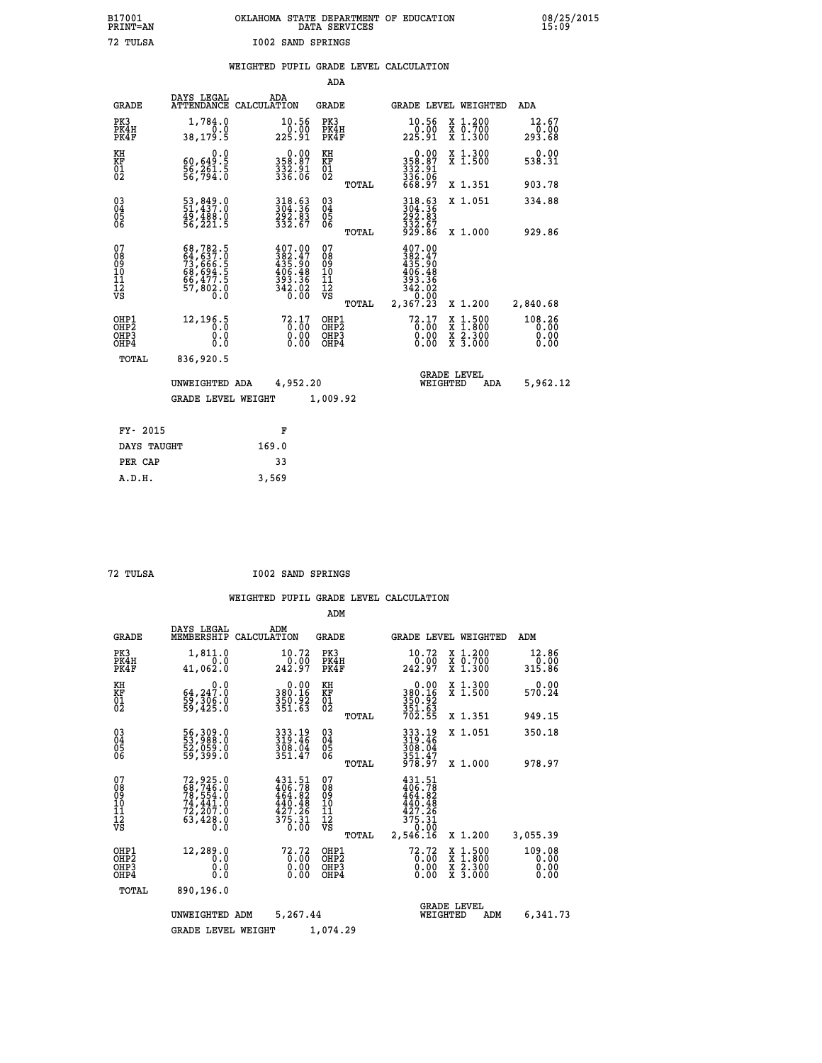B17001 OKLAHOMA STATE DEPARTMENT OF EDUCATION 08/25/2015
PRINT=AN DATA SERVICES 15:09

72 TULSA I002 SAND SPRINGS

## WEIGHTED PUPIL GRADE LEVEL CALCULATION

### ADA

| GRADE | DAYS LEGAL ATTENDANCE | ADA CALCULATION | GRADE | GRADE LEVEL | WEIGHTED | ADA |
|---|---|---|---|---|---|---|
| PK3 | 1,784.0 | 10.56 | PK3 | 10.56 | X 1.200 | 12.67 |
| PK4H | 0.0 | 0.00 | PK4H | 0.00 | X 0.700 | 0.00 |
| PK4F | 38,179.5 | 225.91 | PK4F | 225.91 | X 1.300 | 293.68 |
| KH | 0.0 | 0.00 | KH | 0.00 | X 1.300 | 0.00 |
| KF | 60,649.5 | 358.87 | KF | 358.87 | X 1.500 | 538.31 |
| 01 | 56,261.5 | 332.91 | 01 | 332.91 | | |
| 02 | 56,794.0 | 336.06 | 02 | 336.06 | | |
| | | | TOTAL | 668.97 | X 1.351 | 903.78 |
| 03 | 53,849.0 | 318.63 | 03 | 318.63 | X 1.051 | 334.88 |
| 04 | 51,437.0 | 304.36 | 04 | 304.36 | | |
| 05 | 49,488.0 | 292.83 | 05 | 292.83 | | |
| 06 | 56,221.5 | 332.67 | 06 | 332.67 | | |
| | | | TOTAL | 929.86 | X 1.000 | 929.86 |
| 07 | 68,782.5 | 407.00 | 07 | 407.00 | | |
| 08 | 64,637.0 | 382.47 | 08 | 382.47 | | |
| 09 | 73,666.5 | 435.90 | 09 | 435.90 | | |
| 10 | 68,694.5 | 406.48 | 10 | 406.48 | | |
| 11 | 66,477.5 | 393.36 | 11 | 393.36 | | |
| 12 | 57,802.0 | 342.02 | 12 | 342.02 | | |
| VS | 0.0 | 0.00 | VS | 0.00 | | |
| | | | TOTAL | 2,367.23 | X 1.200 | 2,840.68 |
| OHP1 | 12,196.5 | 72.17 | OHP1 | 72.17 | X 1.500 | 108.26 |
| OHP2 | 0.0 | 0.00 | OHP2 | 0.00 | X 1.800 | 0.00 |
| OHP3 | 0.0 | 0.00 | OHP3 | 0.00 | X 2.300 | 0.00 |
| OHP4 | 0.0 | 0.00 | OHP4 | 0.00 | X 3.000 | 0.00 |
| TOTAL | 836,920.5 | | | | | |

UNWEIGHTED ADA 4,952.20 — GRADE LEVEL WEIGHTED ADA 5,962.12

GRADE LEVEL WEIGHT 1,009.92

| FY- 2015 | F |
|---|---|
| DAYS TAUGHT | 169.0 |
| PER CAP | 33 |
| A.D.H. | 3,569 |

72 TULSA I002 SAND SPRINGS

## WEIGHTED PUPIL GRADE LEVEL CALCULATION

### ADM

| GRADE | DAYS LEGAL MEMBERSHIP | ADM CALCULATION | GRADE | GRADE LEVEL | WEIGHTED | ADM |
|---|---|---|---|---|---|---|
| PK3 | 1,811.0 | 10.72 | PK3 | 10.72 | X 1.200 | 12.86 |
| PK4H | 0.0 | 0.00 | PK4H | 0.00 | X 0.700 | 0.00 |
| PK4F | 41,062.0 | 242.97 | PK4F | 242.97 | X 1.300 | 315.86 |
| KH | 0.0 | 0.00 | KH | 0.00 | X 1.300 | 0.00 |
| KF | 64,247.0 | 380.16 | KF | 380.16 | X 1.500 | 570.24 |
| 01 | 59,306.0 | 350.92 | 01 | 350.92 | | |
| 02 | 59,425.0 | 351.63 | 02 | 351.63 | | |
| | | | TOTAL | 702.55 | X 1.351 | 949.15 |
| 03 | 56,309.0 | 333.19 | 03 | 333.19 | X 1.051 | 350.18 |
| 04 | 53,988.0 | 319.46 | 04 | 319.46 | | |
| 05 | 52,059.0 | 308.04 | 05 | 308.04 | | |
| 06 | 59,399.0 | 351.47 | 06 | 351.47 | | |
| | | | TOTAL | 978.97 | X 1.000 | 978.97 |
| 07 | 72,925.0 | 431.51 | 07 | 431.51 | | |
| 08 | 68,746.0 | 406.78 | 08 | 406.78 | | |
| 09 | 78,554.0 | 464.82 | 09 | 464.82 | | |
| 10 | 74,441.0 | 440.48 | 10 | 440.48 | | |
| 11 | 72,207.0 | 427.26 | 11 | 427.26 | | |
| 12 | 63,428.0 | 375.31 | 12 | 375.31 | | |
| VS | 0.0 | 0.00 | VS | 0.00 | | |
| | | | TOTAL | 2,546.16 | X 1.200 | 3,055.39 |
| OHP1 | 12,289.0 | 72.72 | OHP1 | 72.72 | X 1.500 | 109.08 |
| OHP2 | 0.0 | 0.00 | OHP2 | 0.00 | X 1.800 | 0.00 |
| OHP3 | 0.0 | 0.00 | OHP3 | 0.00 | X 2.300 | 0.00 |
| OHP4 | 0.0 | 0.00 | OHP4 | 0.00 | X 3.000 | 0.00 |
| TOTAL | 890,196.0 | | | | | |

UNWEIGHTED ADM 5,267.44 — GRADE LEVEL WEIGHTED ADM 6,341.73

GRADE LEVEL WEIGHT 1,074.29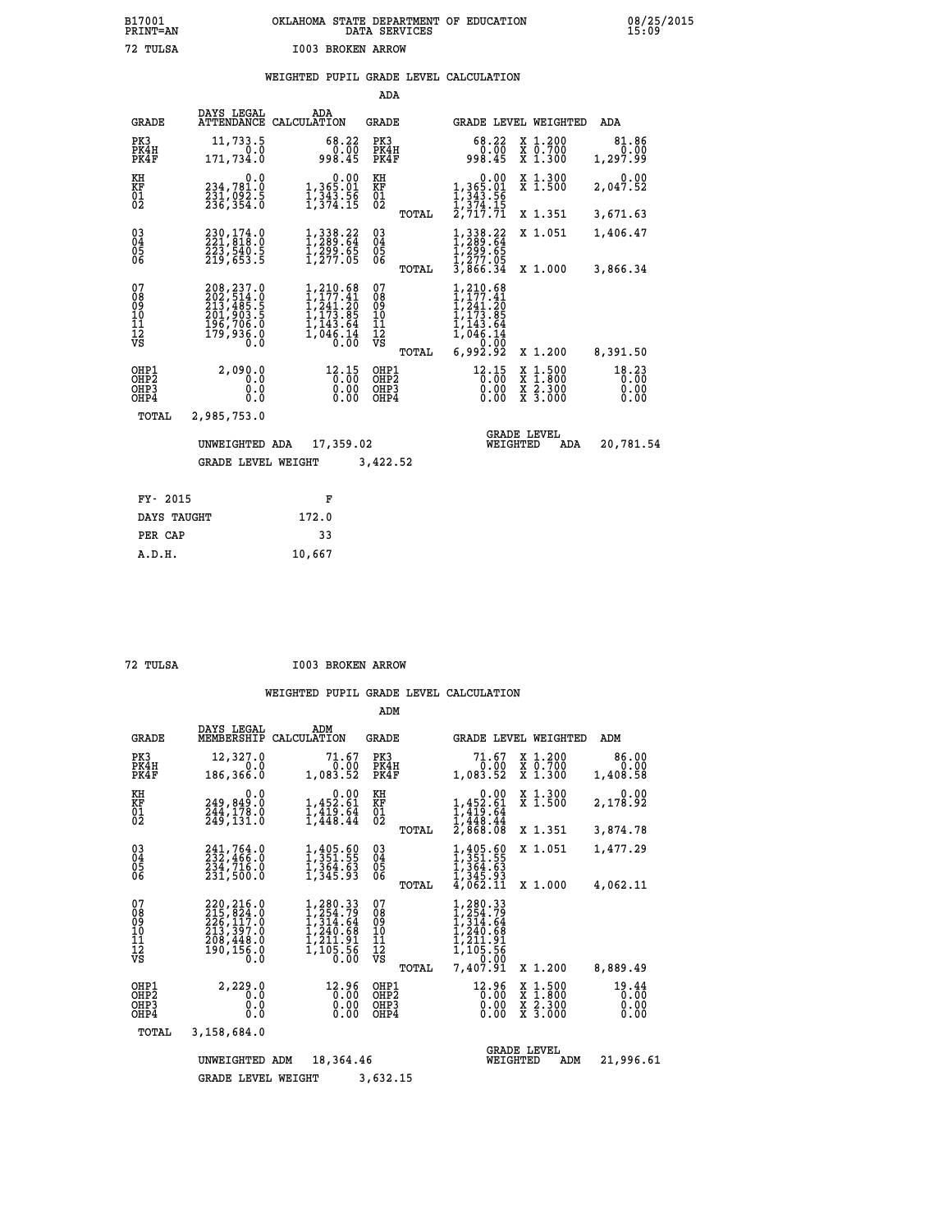B17001 OKLAHOMA STATE DEPARTMENT OF EDUCATION 08/25/2015
PRINT=AN DATA SERVICES 15:09

72 TULSA I003 BROKEN ARROW

## WEIGHTED PUPIL GRADE LEVEL CALCULATION

### ADA

| GRADE | DAYS LEGAL ATTENDANCE | ADA CALCULATION | GRADE | GRADE LEVEL | WEIGHTED | ADA |
|---|---|---|---|---|---|---|
| PK3 | 11,733.5 | 68.22 | PK3 | 68.22 | X 1.200 | 81.86 |
| PK4H | 0.0 | 0.00 | PK4H | 0.00 | X 0.700 | 0.00 |
| PK4F | 171,734.0 | 998.45 | PK4F | 998.45 | X 1.300 | 1,297.99 |
| KH | 0.0 | 0.00 | KH | 0.00 | X 1.300 | 0.00 |
| KF | 234,781.0 | 1,365.01 | KF | 1,365.01 | X 1.500 | 2,047.52 |
| 01 | 231,092.5 | 1,343.56 | 01 | 1,343.56 | | |
| 02 | 236,354.0 | 1,374.15 | 02 | 1,374.15 | | |
| | | | TOTAL | 2,717.71 | X 1.351 | 3,671.63 |
| 03 | 230,174.0 | 1,338.22 | 03 | 1,338.22 | X 1.051 | 1,406.47 |
| 04 | 221,818.0 | 1,289.64 | 04 | 1,289.64 | | |
| 05 | 223,540.5 | 1,299.65 | 05 | 1,299.65 | | |
| 06 | 219,653.5 | 1,277.05 | 06 | 1,277.05 | | |
| | | | TOTAL | 3,866.34 | X 1.000 | 3,866.34 |
| 07 | 208,237.0 | 1,210.68 | 07 | 1,210.68 | | |
| 08 | 202,514.0 | 1,177.41 | 08 | 1,177.41 | | |
| 09 | 213,485.5 | 1,241.20 | 09 | 1,241.20 | | |
| 10 | 201,903.5 | 1,173.85 | 10 | 1,173.85 | | |
| 11 | 196,706.0 | 1,143.64 | 11 | 1,143.64 | | |
| 12 | 179,936.0 | 1,046.14 | 12 | 1,046.14 | | |
| VS | 0.0 | 0.00 | VS | 0.00 | | |
| | | | TOTAL | 6,992.92 | X 1.200 | 8,391.50 |
| OHP1 | 2,090.0 | 12.15 | OHP1 | 12.15 | X 1.500 | 18.23 |
| OHP2 | 0.0 | 0.00 | OHP2 | 0.00 | X 1.800 | 0.00 |
| OHP3 | 0.0 | 0.00 | OHP3 | 0.00 | X 2.300 | 0.00 |
| OHP4 | 0.0 | 0.00 | OHP4 | 0.00 | X 3.000 | 0.00 |
| TOTAL | 2,985,753.0 | | | | | |

UNWEIGHTED ADA 17,359.02 GRADE LEVEL WEIGHTED ADA 20,781.54

GRADE LEVEL WEIGHT 3,422.52

| FY- 2015 | F |
|---|---|
| DAYS TAUGHT | 172.0 |
| PER CAP | 33 |
| A.D.H. | 10,667 |

72 TULSA I003 BROKEN ARROW

## WEIGHTED PUPIL GRADE LEVEL CALCULATION

### ADM

| GRADE | DAYS LEGAL MEMBERSHIP | ADM CALCULATION | GRADE | GRADE LEVEL | WEIGHTED | ADM |
|---|---|---|---|---|---|---|
| PK3 | 12,327.0 | 71.67 | PK3 | 71.67 | X 1.200 | 86.00 |
| PK4H | 0.0 | 0.00 | PK4H | 0.00 | X 0.700 | 0.00 |
| PK4F | 186,366.0 | 1,083.52 | PK4F | 1,083.52 | X 1.300 | 1,408.58 |
| KH | 0.0 | 0.00 | KH | 0.00 | X 1.300 | 0.00 |
| KF | 249,849.0 | 1,452.61 | KF | 1,452.61 | X 1.500 | 2,178.92 |
| 01 | 244,178.0 | 1,419.64 | 01 | 1,419.64 | | |
| 02 | 249,131.0 | 1,448.44 | 02 | 1,448.44 | | |
| | | | TOTAL | 2,868.08 | X 1.351 | 3,874.78 |
| 03 | 241,764.0 | 1,405.60 | 03 | 1,405.60 | X 1.051 | 1,477.29 |
| 04 | 232,466.0 | 1,351.55 | 04 | 1,351.55 | | |
| 05 | 234,716.0 | 1,364.63 | 05 | 1,364.63 | | |
| 06 | 231,500.0 | 1,345.93 | 06 | 1,345.93 | | |
| | | | TOTAL | 4,062.11 | X 1.000 | 4,062.11 |
| 07 | 220,216.0 | 1,280.33 | 07 | 1,280.33 | | |
| 08 | 215,824.0 | 1,254.79 | 08 | 1,254.79 | | |
| 09 | 226,117.0 | 1,314.64 | 09 | 1,314.64 | | |
| 10 | 213,397.0 | 1,240.68 | 10 | 1,240.68 | | |
| 11 | 208,448.0 | 1,211.91 | 11 | 1,211.91 | | |
| 12 | 190,156.0 | 1,105.56 | 12 | 1,105.56 | | |
| VS | 0.0 | 0.00 | VS | 0.00 | | |
| | | | TOTAL | 7,407.91 | X 1.200 | 8,889.49 |
| OHP1 | 2,229.0 | 12.96 | OHP1 | 12.96 | X 1.500 | 19.44 |
| OHP2 | 0.0 | 0.00 | OHP2 | 0.00 | X 1.800 | 0.00 |
| OHP3 | 0.0 | 0.00 | OHP3 | 0.00 | X 2.300 | 0.00 |
| OHP4 | 0.0 | 0.00 | OHP4 | 0.00 | X 3.000 | 0.00 |
| TOTAL | 3,158,684.0 | | | | | |

UNWEIGHTED ADM 18,364.46 GRADE LEVEL WEIGHTED ADM 21,996.61

GRADE LEVEL WEIGHT 3,632.15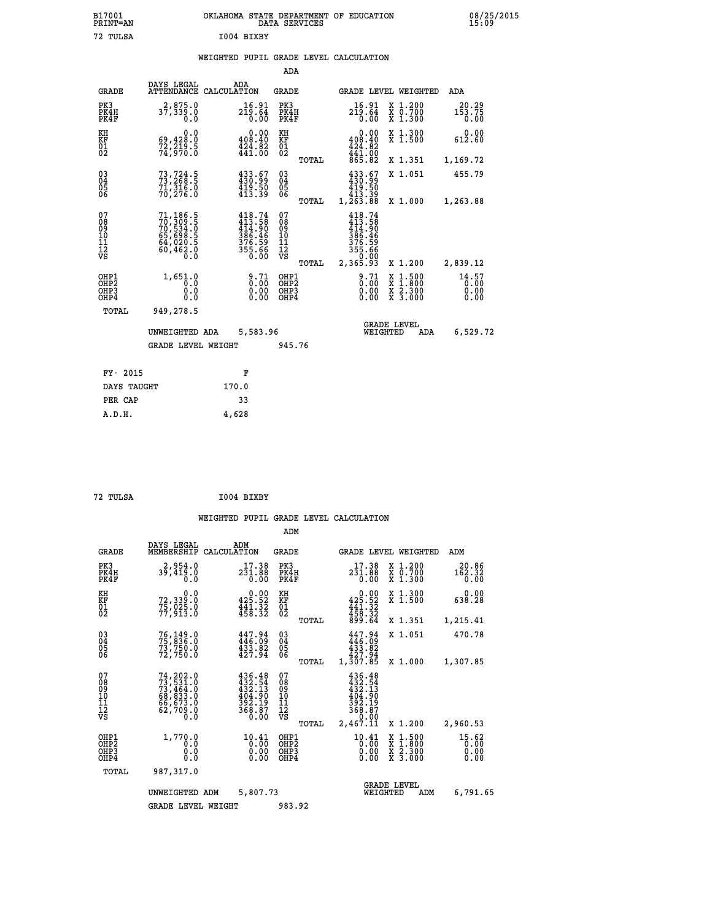B17001 PRINT=AN — OKLAHOMA STATE DEPARTMENT OF EDUCATION DATA SERVICES — 08/25/2015 15:09

72 TULSA — I004 BIXBY

## WEIGHTED PUPIL GRADE LEVEL CALCULATION

### ADA

| GRADE | DAYS LEGAL ATTENDANCE | ADA CALCULATION | GRADE | | GRADE LEVEL | WEIGHTED | ADA |
|---|---|---|---|---|---|---|---|
| PK3 | 2,875.0 | 16.91 | PK3 | | 16.91 | X 1.200 | 20.29 |
| PK4H | 37,339.0 | 219.64 | PK4H | | 219.64 | X 0.700 | 153.75 |
| PK4F | 0.0 | 0.00 | PK4F | | 0.00 | X 1.300 | 0.00 |
| KH | 0.0 | 0.00 | KH | | 0.00 | X 1.300 | 0.00 |
| KF | 69,428.0 | 408.40 | KF | | 408.40 | X 1.500 | 612.60 |
| 01 | 72,219.5 | 424.82 | 01 | | 424.82 | | |
| 02 | 74,970.0 | 441.00 | 02 | | 441.00 | | |
| | | | | TOTAL | 865.82 | X 1.351 | 1,169.72 |
| 03 | 73,724.5 | 433.67 | 03 | | 433.67 | X 1.051 | 455.79 |
| 04 | 73,268.5 | 430.99 | 04 | | 430.99 | | |
| 05 | 71,316.0 | 419.50 | 05 | | 419.50 | | |
| 06 | 70,276.0 | 413.39 | 06 | | 413.39 | | |
| | | | | TOTAL | 1,263.88 | X 1.000 | 1,263.88 |
| 07 | 71,186.5 | 418.74 | 07 | | 418.74 | | |
| 08 | 70,309.5 | 413.58 | 08 | | 413.58 | | |
| 09 | 70,534.0 | 414.90 | 09 | | 414.90 | | |
| 10 | 65,698.5 | 386.46 | 10 | | 386.46 | | |
| 11 | 64,020.5 | 376.59 | 11 | | 376.59 | | |
| 12 | 60,462.0 | 355.66 | 12 | | 355.66 | | |
| VS | 0.0 | 0.00 | VS | | 0.00 | | |
| | | | | TOTAL | 2,365.93 | X 1.200 | 2,839.12 |
| OHP1 | 1,651.0 | 9.71 | OHP1 | | 9.71 | X 1.500 | 14.57 |
| OHP2 | 0.0 | 0.00 | OHP2 | | 0.00 | X 1.800 | 0.00 |
| OHP3 | 0.0 | 0.00 | OHP3 | | 0.00 | X 2.300 | 0.00 |
| OHP4 | 0.0 | 0.00 | OHP4 | | 0.00 | X 3.000 | 0.00 |
| TOTAL | 949,278.5 | | | | | | |

UNWEIGHTED ADA 5,583.96 — GRADE LEVEL WEIGHTED ADA 6,529.72

GRADE LEVEL WEIGHT 945.76

| FY- 2015 | F |
|---|---|
| DAYS TAUGHT | 170.0 |
| PER CAP | 33 |
| A.D.H. | 4,628 |

72 TULSA — I004 BIXBY

## WEIGHTED PUPIL GRADE LEVEL CALCULATION

### ADM

| GRADE | DAYS LEGAL MEMBERSHIP | ADM CALCULATION | GRADE | | GRADE LEVEL | WEIGHTED | ADM |
|---|---|---|---|---|---|---|---|
| PK3 | 2,954.0 | 17.38 | PK3 | | 17.38 | X 1.200 | 20.86 |
| PK4H | 39,419.0 | 231.88 | PK4H | | 231.88 | X 0.700 | 162.32 |
| PK4F | 0.0 | 0.00 | PK4F | | 0.00 | X 1.300 | 0.00 |
| KH | 0.0 | 0.00 | KH | | 0.00 | X 1.300 | 0.00 |
| KF | 72,339.0 | 425.52 | KF | | 425.52 | X 1.500 | 638.28 |
| 01 | 75,025.0 | 441.32 | 01 | | 441.32 | | |
| 02 | 77,913.0 | 458.32 | 02 | | 458.32 | | |
| | | | | TOTAL | 899.64 | X 1.351 | 1,215.41 |
| 03 | 76,149.0 | 447.94 | 03 | | 447.94 | X 1.051 | 470.78 |
| 04 | 75,836.0 | 446.09 | 04 | | 446.09 | | |
| 05 | 73,750.0 | 433.82 | 05 | | 433.82 | | |
| 06 | 72,750.0 | 427.94 | 06 | | 427.94 | | |
| | | | | TOTAL | 1,307.85 | X 1.000 | 1,307.85 |
| 07 | 74,202.0 | 436.48 | 07 | | 436.48 | | |
| 08 | 73,531.0 | 432.54 | 08 | | 432.54 | | |
| 09 | 73,464.0 | 432.13 | 09 | | 432.13 | | |
| 10 | 68,833.0 | 404.90 | 10 | | 404.90 | | |
| 11 | 66,673.0 | 392.19 | 11 | | 392.19 | | |
| 12 | 62,709.0 | 368.87 | 12 | | 368.87 | | |
| VS | 0.0 | 0.00 | VS | | 0.00 | | |
| | | | | TOTAL | 2,467.11 | X 1.200 | 2,960.53 |
| OHP1 | 1,770.0 | 10.41 | OHP1 | | 10.41 | X 1.500 | 15.62 |
| OHP2 | 0.0 | 0.00 | OHP2 | | 0.00 | X 1.800 | 0.00 |
| OHP3 | 0.0 | 0.00 | OHP3 | | 0.00 | X 2.300 | 0.00 |
| OHP4 | 0.0 | 0.00 | OHP4 | | 0.00 | X 3.000 | 0.00 |
| TOTAL | 987,317.0 | | | | | | |

UNWEIGHTED ADM 5,807.73 — GRADE LEVEL WEIGHTED ADM 6,791.65

GRADE LEVEL WEIGHT 983.92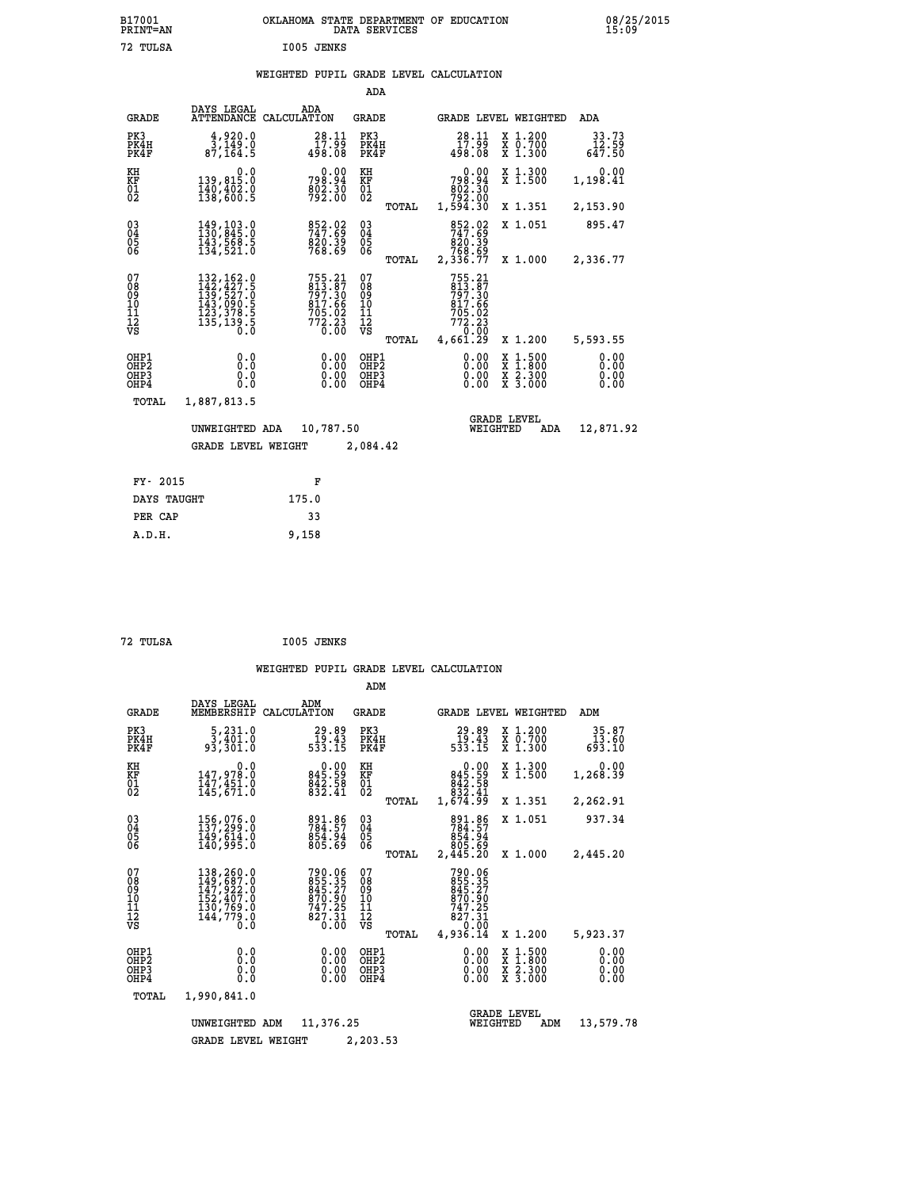B17001 OKLAHOMA STATE DEPARTMENT OF EDUCATION 08/25/2015
PRINT=AN DATA SERVICES 15:09

72 TULSA I005 JENKS

## WEIGHTED PUPIL GRADE LEVEL CALCULATION

### ADA

| GRADE | DAYS LEGAL ATTENDANCE | ADA CALCULATION | GRADE | | GRADE LEVEL | WEIGHTED | ADA |
|---|---|---|---|---|---|---|---|
| PK3 | 4,920.0 | 28.11 | PK3 | | 28.11 | X 1.200 | 33.73 |
| PK4H | 3,149.0 | 17.99 | PK4H | | 17.99 | X 0.700 | 12.59 |
| PK4F | 87,164.5 | 498.08 | PK4F | | 498.08 | X 1.300 | 647.50 |
| KH | 0.0 | 0.00 | KH | | 0.00 | X 1.300 | 0.00 |
| KF | 139,815.0 | 798.94 | KF | | 798.94 | X 1.500 | 1,198.41 |
| 01 | 140,402.0 | 802.30 | 01 | | 802.30 | | |
| 02 | 138,600.5 | 792.00 | 02 | | 792.00 | | |
| | | | | TOTAL | 1,594.30 | X 1.351 | 2,153.90 |
| 03 | 149,103.0 | 852.02 | 03 | | 852.02 | X 1.051 | 895.47 |
| 04 | 130,845.0 | 747.69 | 04 | | 747.69 | | |
| 05 | 143,568.5 | 820.39 | 05 | | 820.39 | | |
| 06 | 134,521.0 | 768.69 | 06 | | 768.69 | | |
| | | | | TOTAL | 2,336.77 | X 1.000 | 2,336.77 |
| 07 | 132,162.0 | 755.21 | 07 | | 755.21 | | |
| 08 | 142,427.5 | 813.87 | 08 | | 813.87 | | |
| 09 | 139,527.0 | 797.30 | 09 | | 797.30 | | |
| 10 | 143,090.5 | 817.66 | 10 | | 817.66 | | |
| 11 | 123,378.5 | 705.02 | 11 | | 705.02 | | |
| 12 | 135,139.5 | 772.23 | 12 | | 772.23 | | |
| VS | 0.0 | 0.00 | VS | | 0.00 | | |
| | | | | TOTAL | 4,661.29 | X 1.200 | 5,593.55 |
| OHP1 | 0.0 | 0.00 | OHP1 | | 0.00 | X 1.500 | 0.00 |
| OHP2 | 0.0 | 0.00 | OHP2 | | 0.00 | X 1.800 | 0.00 |
| OHP3 | 0.0 | 0.00 | OHP3 | | 0.00 | X 2.300 | 0.00 |
| OHP4 | 0.0 | 0.00 | OHP4 | | 0.00 | X 3.000 | 0.00 |
| TOTAL | 1,887,813.5 | | | | | | |

UNWEIGHTED ADA 10,787.50 | GRADE LEVEL WEIGHTED ADA 12,871.92

GRADE LEVEL WEIGHT 2,084.42

| FY- 2015 | F |
|---|---|
| DAYS TAUGHT | 175.0 |
| PER CAP | 33 |
| A.D.H. | 9,158 |

72 TULSA I005 JENKS

## WEIGHTED PUPIL GRADE LEVEL CALCULATION

### ADM

| GRADE | DAYS LEGAL MEMBERSHIP | ADM CALCULATION | GRADE | | GRADE LEVEL | WEIGHTED | ADM |
|---|---|---|---|---|---|---|---|
| PK3 | 5,231.0 | 29.89 | PK3 | | 29.89 | X 1.200 | 35.87 |
| PK4H | 3,401.0 | 19.43 | PK4H | | 19.43 | X 0.700 | 13.60 |
| PK4F | 93,301.0 | 533.15 | PK4F | | 533.15 | X 1.300 | 693.10 |
| KH | 0.0 | 0.00 | KH | | 0.00 | X 1.300 | 0.00 |
| KF | 147,978.0 | 845.59 | KF | | 845.59 | X 1.500 | 1,268.39 |
| 01 | 147,451.0 | 842.58 | 01 | | 842.58 | | |
| 02 | 145,671.0 | 832.41 | 02 | | 832.41 | | |
| | | | | TOTAL | 1,674.99 | X 1.351 | 2,262.91 |
| 03 | 156,076.0 | 891.86 | 03 | | 891.86 | X 1.051 | 937.34 |
| 04 | 137,299.0 | 784.57 | 04 | | 784.57 | | |
| 05 | 149,614.0 | 854.94 | 05 | | 854.94 | | |
| 06 | 140,995.0 | 805.69 | 06 | | 805.69 | | |
| | | | | TOTAL | 2,445.20 | X 1.000 | 2,445.20 |
| 07 | 138,260.0 | 790.06 | 07 | | 790.06 | | |
| 08 | 149,687.0 | 855.35 | 08 | | 855.35 | | |
| 09 | 147,922.0 | 845.27 | 09 | | 845.27 | | |
| 10 | 152,407.0 | 870.90 | 10 | | 870.90 | | |
| 11 | 130,769.0 | 747.25 | 11 | | 747.25 | | |
| 12 | 144,779.0 | 827.31 | 12 | | 827.31 | | |
| VS | 0.0 | 0.00 | VS | | 0.00 | | |
| | | | | TOTAL | 4,936.14 | X 1.200 | 5,923.37 |
| OHP1 | 0.0 | 0.00 | OHP1 | | 0.00 | X 1.500 | 0.00 |
| OHP2 | 0.0 | 0.00 | OHP2 | | 0.00 | X 1.800 | 0.00 |
| OHP3 | 0.0 | 0.00 | OHP3 | | 0.00 | X 2.300 | 0.00 |
| OHP4 | 0.0 | 0.00 | OHP4 | | 0.00 | X 3.000 | 0.00 |
| TOTAL | 1,990,841.0 | | | | | | |

UNWEIGHTED ADM 11,376.25 | GRADE LEVEL WEIGHTED ADM 13,579.78

GRADE LEVEL WEIGHT 2,203.53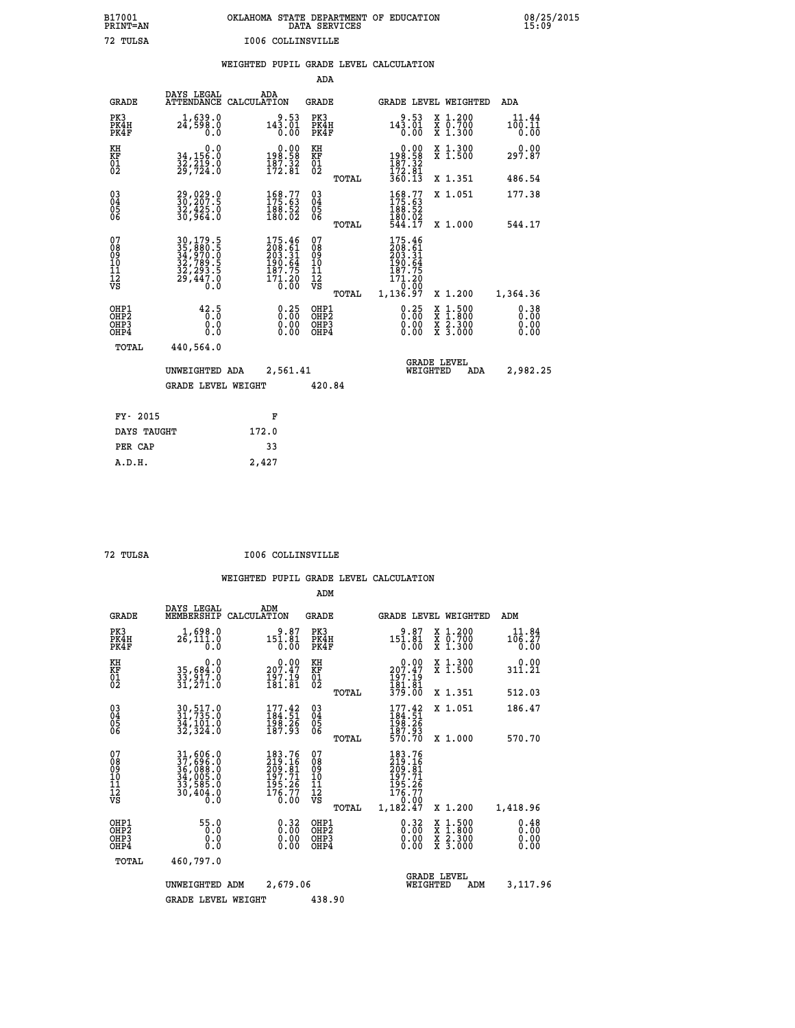B17001 OKLAHOMA STATE DEPARTMENT OF EDUCATION 08/25/2015
PRINT=AN DATA SERVICES 15:09

72 TULSA I006 COLLINSVILLE

## WEIGHTED PUPIL GRADE LEVEL CALCULATION

### ADA

| GRADE | DAYS LEGAL ATTENDANCE | ADA CALCULATION | GRADE | GRADE LEVEL | WEIGHTED | ADA |
|---|---|---|---|---|---|---|
| PK3 | 1,639.0 | 9.53 | PK3 | 9.53 | X 1.200 | 11.44 |
| PK4H | 24,598.0 | 143.01 | PK4H | 143.01 | X 0.700 | 100.11 |
| PK4F | 0.0 | 0.00 | PK4F | 0.00 | X 1.300 | 0.00 |
| KH | 0.0 | 0.00 | KH | 0.00 | X 1.300 | 0.00 |
| KF | 34,156.0 | 198.58 | KF | 198.58 | X 1.500 | 297.87 |
| 01 | 32,219.0 | 187.32 | 01 | 187.32 | | |
| 02 | 29,724.0 | 172.81 | 02 | 172.81 | | |
| | | | TOTAL | 360.13 | X 1.351 | 486.54 |
| 03 | 29,029.0 | 168.77 | 03 | 168.77 | X 1.051 | 177.38 |
| 04 | 30,207.5 | 175.63 | 04 | 175.63 | | |
| 05 | 32,425.0 | 188.52 | 05 | 188.52 | | |
| 06 | 30,964.0 | 180.02 | 06 | 180.02 | | |
| | | | TOTAL | 544.17 | X 1.000 | 544.17 |
| 07 | 30,179.5 | 175.46 | 07 | 175.46 | | |
| 08 | 35,880.5 | 208.61 | 08 | 208.61 | | |
| 09 | 34,970.0 | 203.31 | 09 | 203.31 | | |
| 10 | 32,789.5 | 190.64 | 10 | 190.64 | | |
| 11 | 32,293.5 | 187.75 | 11 | 187.75 | | |
| 12 | 29,447.0 | 171.20 | 12 | 171.20 | | |
| VS | 0.0 | 0.00 | VS | 0.00 | | |
| | | | TOTAL | 1,136.97 | X 1.200 | 1,364.36 |
| OHP1 | 42.5 | 0.25 | OHP1 | 0.25 | X 1.500 | 0.38 |
| OHP2 | 0.0 | 0.00 | OHP2 | 0.00 | X 1.800 | 0.00 |
| OHP3 | 0.0 | 0.00 | OHP3 | 0.00 | X 2.300 | 0.00 |
| OHP4 | 0.0 | 0.00 | OHP4 | 0.00 | X 3.000 | 0.00 |
| TOTAL | 440,564.0 | | | | | |

UNWEIGHTED ADA 2,561.41 GRADE LEVEL WEIGHTED ADA 2,982.25

GRADE LEVEL WEIGHT 420.84

| FY- 2015 | F |
|---|---|
| DAYS TAUGHT | 172.0 |
| PER CAP | 33 |
| A.D.H. | 2,427 |

72 TULSA I006 COLLINSVILLE

## WEIGHTED PUPIL GRADE LEVEL CALCULATION

### ADM

| GRADE | DAYS LEGAL MEMBERSHIP | ADM CALCULATION | GRADE | GRADE LEVEL | WEIGHTED | ADM |
|---|---|---|---|---|---|---|
| PK3 | 1,698.0 | 9.87 | PK3 | 9.87 | X 1.200 | 11.84 |
| PK4H | 26,111.0 | 151.81 | PK4H | 151.81 | X 0.700 | 106.27 |
| PK4F | 0.0 | 0.00 | PK4F | 0.00 | X 1.300 | 0.00 |
| KH | 0.0 | 0.00 | KH | 0.00 | X 1.300 | 0.00 |
| KF | 35,684.0 | 207.47 | KF | 207.47 | X 1.500 | 311.21 |
| 01 | 33,917.0 | 197.19 | 01 | 197.19 | | |
| 02 | 31,271.0 | 181.81 | 02 | 181.81 | | |
| | | | TOTAL | 379.00 | X 1.351 | 512.03 |
| 03 | 30,517.0 | 177.42 | 03 | 177.42 | X 1.051 | 186.47 |
| 04 | 31,735.0 | 184.51 | 04 | 184.51 | | |
| 05 | 34,101.0 | 198.26 | 05 | 198.26 | | |
| 06 | 32,324.0 | 187.93 | 06 | 187.93 | | |
| | | | TOTAL | 570.70 | X 1.000 | 570.70 |
| 07 | 31,606.0 | 183.76 | 07 | 183.76 | | |
| 08 | 37,696.0 | 219.16 | 08 | 219.16 | | |
| 09 | 36,088.0 | 209.81 | 09 | 209.81 | | |
| 10 | 34,005.0 | 197.71 | 10 | 197.71 | | |
| 11 | 33,585.0 | 195.26 | 11 | 195.26 | | |
| 12 | 30,404.0 | 176.77 | 12 | 176.77 | | |
| VS | 0.0 | 0.00 | VS | 0.00 | | |
| | | | TOTAL | 1,182.47 | X 1.200 | 1,418.96 |
| OHP1 | 55.0 | 0.32 | OHP1 | 0.32 | X 1.500 | 0.48 |
| OHP2 | 0.0 | 0.00 | OHP2 | 0.00 | X 1.800 | 0.00 |
| OHP3 | 0.0 | 0.00 | OHP3 | 0.00 | X 2.300 | 0.00 |
| OHP4 | 0.0 | 0.00 | OHP4 | 0.00 | X 3.000 | 0.00 |
| TOTAL | 460,797.0 | | | | | |

UNWEIGHTED ADM 2,679.06 GRADE LEVEL WEIGHTED ADM 3,117.96

GRADE LEVEL WEIGHT 438.90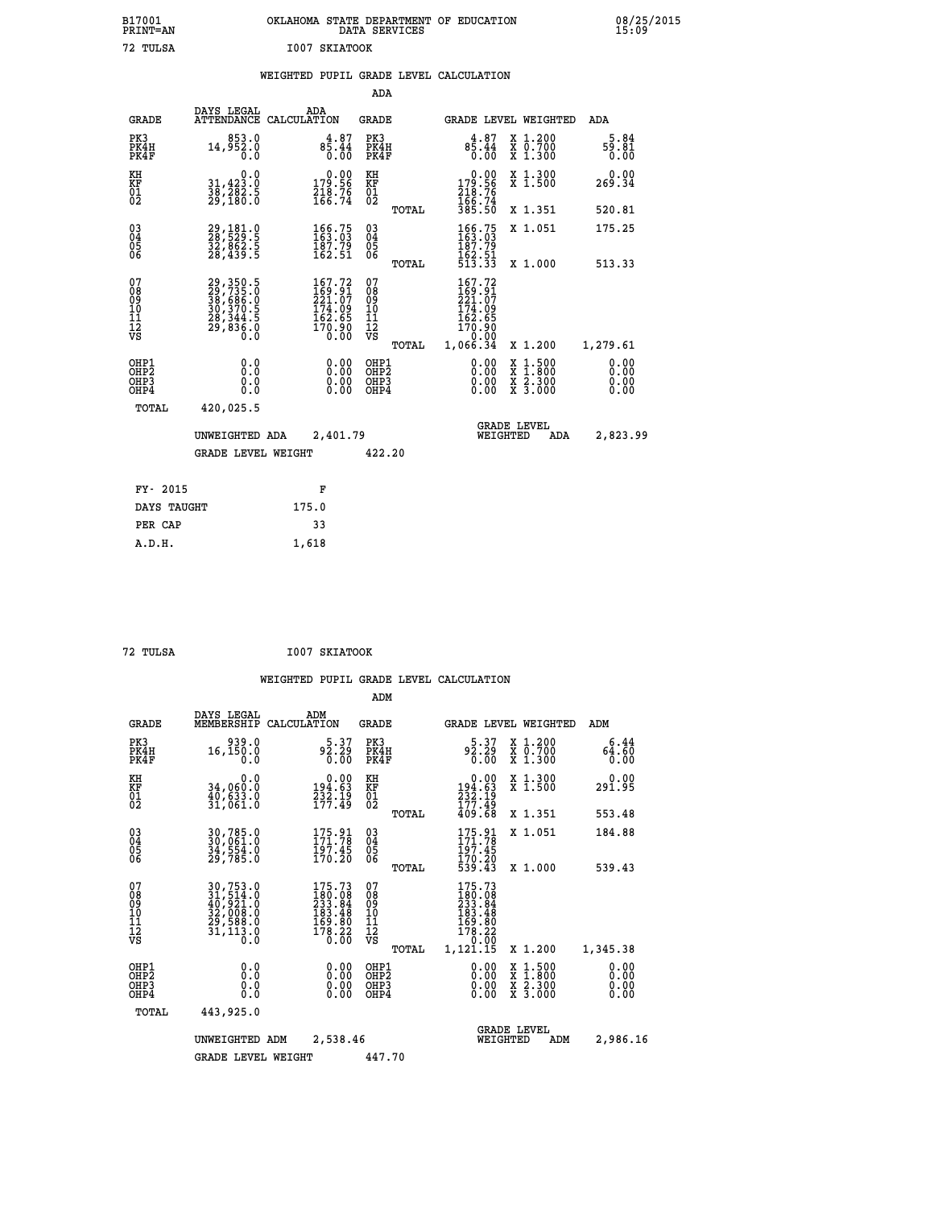B17001 OKLAHOMA STATE DEPARTMENT OF EDUCATION 08/25/2015
PRINT=AN DATA SERVICES 15:09

72 TULSA I007 SKIATOOK

## WEIGHTED PUPIL GRADE LEVEL CALCULATION

### ADA

| GRADE | DAYS LEGAL ATTENDANCE | ADA CALCULATION | GRADE | | GRADE LEVEL | WEIGHTED | ADA |
|---|---|---|---|---|---|---|---|
| PK3 | 853.0 | 4.87 | PK3 | | 4.87 | X 1.200 | 5.84 |
| PK4H | 14,952.0 | 85.44 | PK4H | | 85.44 | X 0.700 | 59.81 |
| PK4F | 0.0 | 0.00 | PK4F | | 0.00 | X 1.300 | 0.00 |
| KH | 0.0 | 0.00 | KH | | 0.00 | X 1.300 | 0.00 |
| KF | 31,423.0 | 179.56 | KF | | 179.56 | X 1.500 | 269.34 |
| 01 | 38,282.5 | 218.76 | 01 | | 218.76 | | |
| 02 | 29,180.0 | 166.74 | 02 | | 166.74 | | |
| | | | | TOTAL | 385.50 | X 1.351 | 520.81 |
| 03 | 29,181.0 | 166.75 | 03 | | 166.75 | X 1.051 | 175.25 |
| 04 | 28,529.5 | 163.03 | 04 | | 163.03 | | |
| 05 | 32,862.5 | 187.79 | 05 | | 187.79 | | |
| 06 | 28,439.5 | 162.51 | 06 | | 162.51 | | |
| | | | | TOTAL | 513.33 | X 1.000 | 513.33 |
| 07 | 29,350.5 | 167.72 | 07 | | 167.72 | | |
| 08 | 29,735.0 | 169.91 | 08 | | 169.91 | | |
| 09 | 38,686.0 | 221.07 | 09 | | 221.07 | | |
| 10 | 30,370.5 | 174.09 | 10 | | 174.09 | | |
| 11 | 28,344.5 | 162.65 | 11 | | 162.65 | | |
| 12 | 29,836.0 | 170.90 | 12 | | 170.90 | | |
| VS | 0.0 | 0.00 | VS | | 0.00 | | |
| | | | | TOTAL | 1,066.34 | X 1.200 | 1,279.61 |
| OHP1 | 0.0 | 0.00 | OHP1 | | 0.00 | X 1.500 | 0.00 |
| OHP2 | 0.0 | 0.00 | OHP2 | | 0.00 | X 1.800 | 0.00 |
| OHP3 | 0.0 | 0.00 | OHP3 | | 0.00 | X 2.300 | 0.00 |
| OHP4 | 0.0 | 0.00 | OHP4 | | 0.00 | X 3.000 | 0.00 |
| TOTAL | 420,025.5 | | | | | | |

UNWEIGHTED ADA 2,401.79 — GRADE LEVEL WEIGHTED ADA 2,823.99

GRADE LEVEL WEIGHT 422.20

| FY- 2015 | F |
|---|---|
| DAYS TAUGHT | 175.0 |
| PER CAP | 33 |
| A.D.H. | 1,618 |

72 TULSA I007 SKIATOOK

## WEIGHTED PUPIL GRADE LEVEL CALCULATION

### ADM

| GRADE | DAYS LEGAL MEMBERSHIP | ADM CALCULATION | GRADE | | GRADE LEVEL | WEIGHTED | ADM |
|---|---|---|---|---|---|---|---|
| PK3 | 939.0 | 5.37 | PK3 | | 5.37 | X 1.200 | 6.44 |
| PK4H | 16,150.0 | 92.29 | PK4H | | 92.29 | X 0.700 | 64.60 |
| PK4F | 0.0 | 0.00 | PK4F | | 0.00 | X 1.300 | 0.00 |
| KH | 0.0 | 0.00 | KH | | 0.00 | X 1.300 | 0.00 |
| KF | 34,060.0 | 194.63 | KF | | 194.63 | X 1.500 | 291.95 |
| 01 | 40,633.0 | 232.19 | 01 | | 232.19 | | |
| 02 | 31,061.0 | 177.49 | 02 | | 177.49 | | |
| | | | | TOTAL | 409.68 | X 1.351 | 553.48 |
| 03 | 30,785.0 | 175.91 | 03 | | 175.91 | X 1.051 | 184.88 |
| 04 | 30,061.0 | 171.78 | 04 | | 171.78 | | |
| 05 | 34,554.0 | 197.45 | 05 | | 197.45 | | |
| 06 | 29,785.0 | 170.20 | 06 | | 170.20 | | |
| | | | | TOTAL | 539.43 | X 1.000 | 539.43 |
| 07 | 30,753.0 | 175.73 | 07 | | 175.73 | | |
| 08 | 31,514.0 | 180.08 | 08 | | 180.08 | | |
| 09 | 40,921.0 | 233.84 | 09 | | 233.84 | | |
| 10 | 32,008.0 | 183.48 | 10 | | 183.48 | | |
| 11 | 29,588.0 | 169.80 | 11 | | 169.80 | | |
| 12 | 31,113.0 | 178.22 | 12 | | 178.22 | | |
| VS | 0.0 | 0.00 | VS | | 0.00 | | |
| | | | | TOTAL | 1,121.15 | X 1.200 | 1,345.38 |
| OHP1 | 0.0 | 0.00 | OHP1 | | 0.00 | X 1.500 | 0.00 |
| OHP2 | 0.0 | 0.00 | OHP2 | | 0.00 | X 1.800 | 0.00 |
| OHP3 | 0.0 | 0.00 | OHP3 | | 0.00 | X 2.300 | 0.00 |
| OHP4 | 0.0 | 0.00 | OHP4 | | 0.00 | X 3.000 | 0.00 |
| TOTAL | 443,925.0 | | | | | | |

UNWEIGHTED ADM 2,538.46 — GRADE LEVEL WEIGHTED ADM 2,986.16

GRADE LEVEL WEIGHT 447.70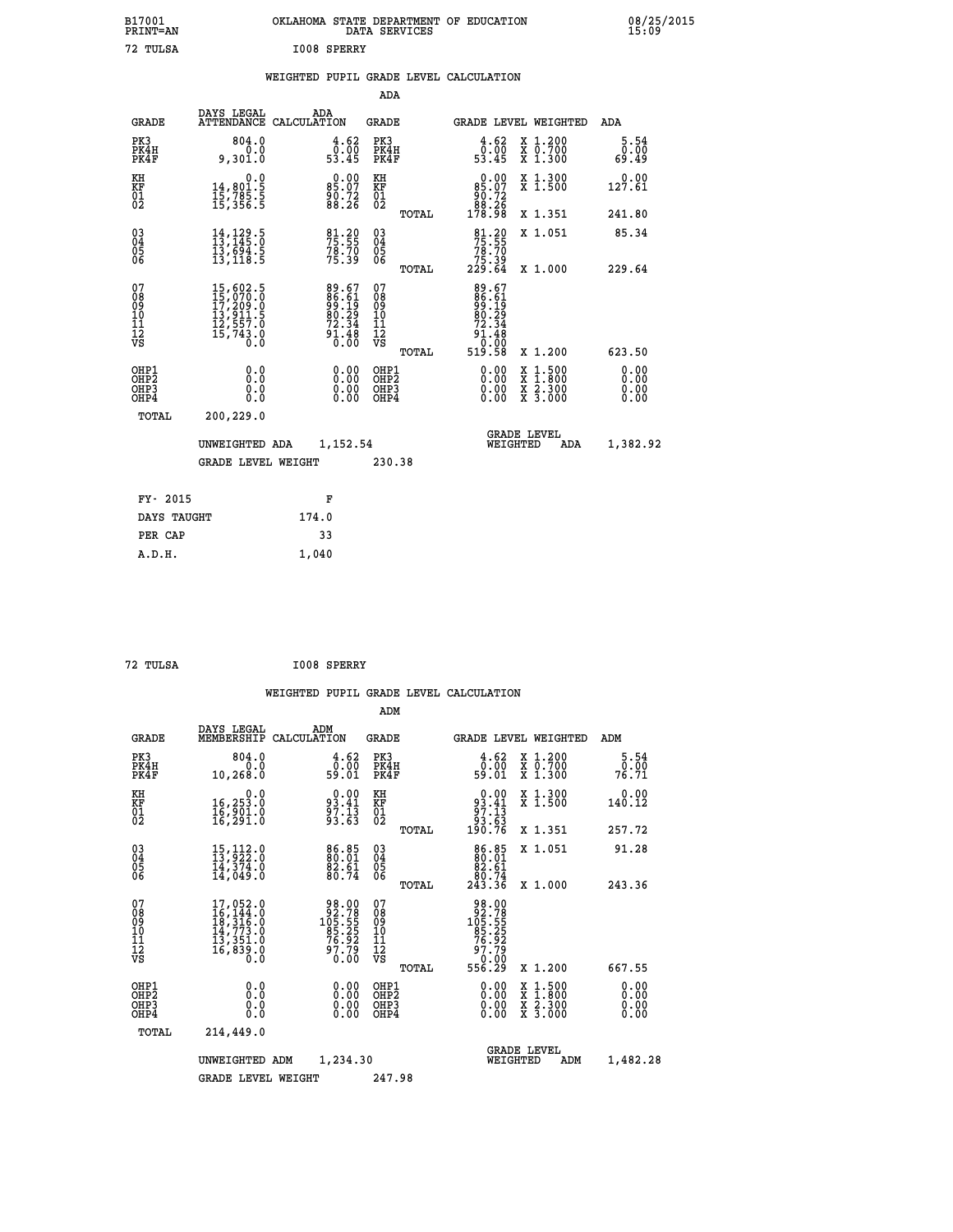B17001 OKLAHOMA STATE DEPARTMENT OF EDUCATION 08/25/2015
PRINT=AN DATA SERVICES 15:09

72 TULSA I008 SPERRY

## WEIGHTED PUPIL GRADE LEVEL CALCULATION

### ADA

| GRADE | DAYS LEGAL ATTENDANCE | ADA CALCULATION | GRADE | | GRADE LEVEL | WEIGHTED | ADA |
|---|---|---|---|---|---|---|---|
| PK3 | 804.0 | 4.62 | PK3 | | 4.62 | X 1.200 | 5.54 |
| PK4H | 0.0 | 0.00 | PK4H | | 0.00 | X 0.700 | 0.00 |
| PK4F | 9,301.0 | 53.45 | PK4F | | 53.45 | X 1.300 | 69.49 |
| KH | 0.0 | 0.00 | KH | | 0.00 | X 1.300 | 0.00 |
| KF | 14,801.5 | 85.07 | KF | | 85.07 | X 1.500 | 127.61 |
| 01 | 15,785.5 | 90.72 | 01 | | 90.72 | | |
| 02 | 15,356.5 | 88.26 | 02 | | 88.26 | | |
| | | | | TOTAL | 178.98 | X 1.351 | 241.80 |
| 03 | 14,129.5 | 81.20 | 03 | | 81.20 | X 1.051 | 85.34 |
| 04 | 13,145.0 | 75.55 | 04 | | 75.55 | | |
| 05 | 13,694.5 | 78.70 | 05 | | 78.70 | | |
| 06 | 13,118.5 | 75.39 | 06 | | 75.39 | | |
| | | | | TOTAL | 229.64 | X 1.000 | 229.64 |
| 07 | 15,602.5 | 89.67 | 07 | | 89.67 | | |
| 08 | 15,070.0 | 86.61 | 08 | | 86.61 | | |
| 09 | 17,209.0 | 99.19 | 09 | | 99.19 | | |
| 10 | 13,911.5 | 80.29 | 10 | | 80.29 | | |
| 11 | 12,557.0 | 72.34 | 11 | | 72.34 | | |
| 12 | 15,743.0 | 91.48 | 12 | | 91.48 | | |
| VS | 0.0 | 0.00 | VS | | 0.00 | | |
| | | | | TOTAL | 519.58 | X 1.200 | 623.50 |
| OHP1 | 0.0 | 0.00 | OHP1 | | 0.00 | X 1.500 | 0.00 |
| OHP2 | 0.0 | 0.00 | OHP2 | | 0.00 | X 1.800 | 0.00 |
| OHP3 | 0.0 | 0.00 | OHP3 | | 0.00 | X 2.300 | 0.00 |
| OHP4 | 0.0 | 0.00 | OHP4 | | 0.00 | X 3.000 | 0.00 |
| TOTAL | 200,229.0 | | | | | | |

UNWEIGHTED ADA 1,152.54 GRADE LEVEL WEIGHTED ADA 1,382.92

GRADE LEVEL WEIGHT 230.38

| FY- 2015 | F |
|---|---|
| DAYS TAUGHT | 174.0 |
| PER CAP | 33 |
| A.D.H. | 1,040 |

72 TULSA I008 SPERRY

## WEIGHTED PUPIL GRADE LEVEL CALCULATION

### ADM

| GRADE | DAYS LEGAL MEMBERSHIP | ADM CALCULATION | GRADE | | GRADE LEVEL | WEIGHTED | ADM |
|---|---|---|---|---|---|---|---|
| PK3 | 804.0 | 4.62 | PK3 | | 4.62 | X 1.200 | 5.54 |
| PK4H | 0.0 | 0.00 | PK4H | | 0.00 | X 0.700 | 0.00 |
| PK4F | 10,268.0 | 59.01 | PK4F | | 59.01 | X 1.300 | 76.71 |
| KH | 0.0 | 0.00 | KH | | 0.00 | X 1.300 | 0.00 |
| KF | 16,253.0 | 93.41 | KF | | 93.41 | X 1.500 | 140.12 |
| 01 | 16,901.0 | 97.13 | 01 | | 97.13 | | |
| 02 | 16,291.0 | 93.63 | 02 | | 93.63 | | |
| | | | | TOTAL | 190.76 | X 1.351 | 257.72 |
| 03 | 15,112.0 | 86.85 | 03 | | 86.85 | X 1.051 | 91.28 |
| 04 | 13,922.0 | 80.01 | 04 | | 80.01 | | |
| 05 | 14,374.0 | 82.61 | 05 | | 82.61 | | |
| 06 | 14,049.0 | 80.74 | 06 | | 80.74 | | |
| | | | | TOTAL | 243.36 | X 1.000 | 243.36 |
| 07 | 17,052.0 | 98.00 | 07 | | 98.00 | | |
| 08 | 16,144.0 | 92.78 | 08 | | 92.78 | | |
| 09 | 18,316.0 | 105.55 | 09 | | 105.55 | | |
| 10 | 14,773.0 | 85.25 | 10 | | 85.25 | | |
| 11 | 13,351.0 | 76.92 | 11 | | 76.92 | | |
| 12 | 16,839.0 | 97.79 | 12 | | 97.79 | | |
| VS | 0.0 | 0.00 | VS | | 0.00 | | |
| | | | | TOTAL | 556.29 | X 1.200 | 667.55 |
| OHP1 | 0.0 | 0.00 | OHP1 | | 0.00 | X 1.500 | 0.00 |
| OHP2 | 0.0 | 0.00 | OHP2 | | 0.00 | X 1.800 | 0.00 |
| OHP3 | 0.0 | 0.00 | OHP3 | | 0.00 | X 2.300 | 0.00 |
| OHP4 | 0.0 | 0.00 | OHP4 | | 0.00 | X 3.000 | 0.00 |
| TOTAL | 214,449.0 | | | | | | |

UNWEIGHTED ADM 1,234.30 GRADE LEVEL WEIGHTED ADM 1,482.28

GRADE LEVEL WEIGHT 247.98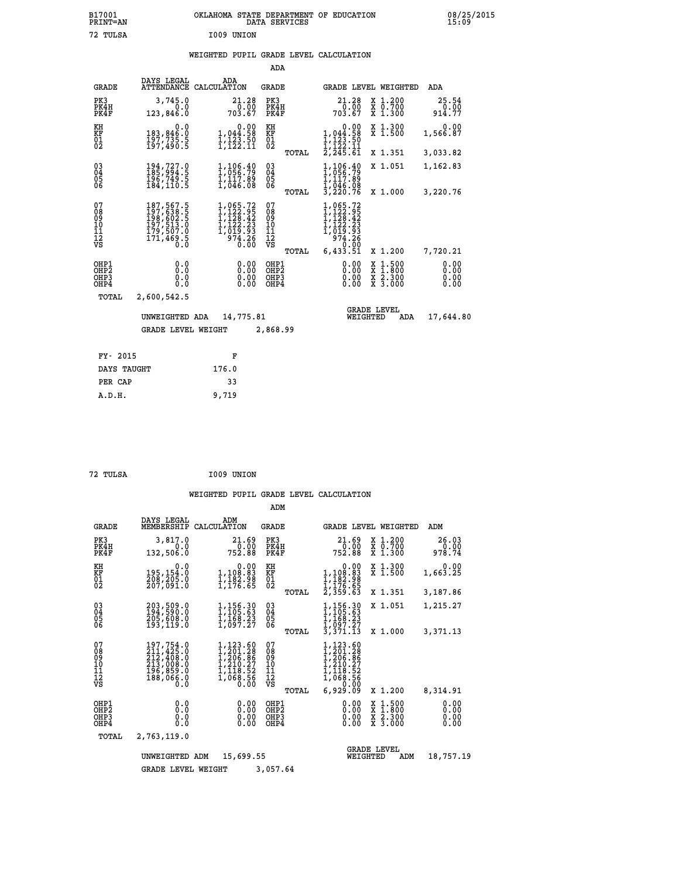B17001 OKLAHOMA STATE DEPARTMENT OF EDUCATION 08/25/2015
PRINT=AN DATA SERVICES 15:09

72 TULSA I009 UNION

## WEIGHTED PUPIL GRADE LEVEL CALCULATION

### ADA

| GRADE | DAYS LEGAL ATTENDANCE | ADA CALCULATION | GRADE | GRADE LEVEL | WEIGHTED | ADA |
|---|---|---|---|---|---|---|
| PK3 | 3,745.0 | 21.28 | PK3 | 21.28 | X 1.200 | 25.54 |
| PK4H | 0.0 | 0.00 | PK4H | 0.00 | X 0.700 | 0.00 |
| PK4F | 123,846.0 | 703.67 | PK4F | 703.67 | X 1.300 | 914.77 |
| KH | 0.0 | 0.00 | KH | 0.00 | X 1.300 | 0.00 |
| KF | 183,846.0 | 1,044.58 | KF | 1,044.58 | X 1.500 | 1,566.87 |
| 01 | 197,735.5 | 1,123.50 | 01 | 1,123.50 | | |
| 02 | 197,490.5 | 1,122.11 | 02 | 1,122.11 | | |
| | | | TOTAL | 2,245.61 | X 1.351 | 3,033.82 |
| 03 | 194,727.0 | 1,106.40 | 03 | 1,106.40 | X 1.051 | 1,162.83 |
| 04 | 185,994.5 | 1,056.79 | 04 | 1,056.79 | | |
| 05 | 196,749.5 | 1,117.89 | 05 | 1,117.89 | | |
| 06 | 184,110.5 | 1,046.08 | 06 | 1,046.08 | | |
| | | | TOTAL | 3,220.76 | X 1.000 | 3,220.76 |
| 07 | 187,567.5 | 1,065.72 | 07 | 1,065.72 | | |
| 08 | 197,638.5 | 1,122.95 | 08 | 1,122.95 | | |
| 09 | 198,602.5 | 1,128.42 | 09 | 1,128.42 | | |
| 10 | 197,513.0 | 1,122.23 | 10 | 1,122.23 | | |
| 11 | 179,507.0 | 1,019.93 | 11 | 1,019.93 | | |
| 12 | 171,469.5 | 974.26 | 12 | 974.26 | | |
| VS | 0.0 | 0.00 | VS | 0.00 | | |
| | | | TOTAL | 6,433.51 | X 1.200 | 7,720.21 |
| OHP1 | 0.0 | 0.00 | OHP1 | 0.00 | X 1.500 | 0.00 |
| OHP2 | 0.0 | 0.00 | OHP2 | 0.00 | X 1.800 | 0.00 |
| OHP3 | 0.0 | 0.00 | OHP3 | 0.00 | X 2.300 | 0.00 |
| OHP4 | 0.0 | 0.00 | OHP4 | 0.00 | X 3.000 | 0.00 |
| TOTAL | 2,600,542.5 | | | | | |

UNWEIGHTED ADA 14,775.81 — GRADE LEVEL WEIGHTED ADA 17,644.80

GRADE LEVEL WEIGHT 2,868.99

| FY- 2015 | F |
|---|---|
| DAYS TAUGHT | 176.0 |
| PER CAP | 33 |
| A.D.H. | 9,719 |

72 TULSA I009 UNION

## WEIGHTED PUPIL GRADE LEVEL CALCULATION

### ADM

| GRADE | DAYS LEGAL MEMBERSHIP | ADM CALCULATION | GRADE | GRADE LEVEL | WEIGHTED | ADM |
|---|---|---|---|---|---|---|
| PK3 | 3,817.0 | 21.69 | PK3 | 21.69 | X 1.200 | 26.03 |
| PK4H | 0.0 | 0.00 | PK4H | 0.00 | X 0.700 | 0.00 |
| PK4F | 132,506.0 | 752.88 | PK4F | 752.88 | X 1.300 | 978.74 |
| KH | 0.0 | 0.00 | KH | 0.00 | X 1.300 | 0.00 |
| KF | 195,154.0 | 1,108.83 | KF | 1,108.83 | X 1.500 | 1,663.25 |
| 01 | 208,205.0 | 1,182.98 | 01 | 1,182.98 | | |
| 02 | 207,091.0 | 1,176.65 | 02 | 1,176.65 | | |
| | | | TOTAL | 2,359.63 | X 1.351 | 3,187.86 |
| 03 | 203,509.0 | 1,156.30 | 03 | 1,156.30 | X 1.051 | 1,215.27 |
| 04 | 194,590.0 | 1,105.63 | 04 | 1,105.63 | | |
| 05 | 205,608.0 | 1,168.23 | 05 | 1,168.23 | | |
| 06 | 193,119.0 | 1,097.27 | 06 | 1,097.27 | | |
| | | | TOTAL | 3,371.13 | X 1.000 | 3,371.13 |
| 07 | 197,754.0 | 1,123.60 | 07 | 1,123.60 | | |
| 08 | 211,425.0 | 1,201.28 | 08 | 1,201.28 | | |
| 09 | 212,408.0 | 1,206.86 | 09 | 1,206.86 | | |
| 10 | 213,008.0 | 1,210.27 | 10 | 1,210.27 | | |
| 11 | 196,859.0 | 1,118.52 | 11 | 1,118.52 | | |
| 12 | 188,066.0 | 1,068.56 | 12 | 1,068.56 | | |
| VS | 0.0 | 0.00 | VS | 0.00 | | |
| | | | TOTAL | 6,929.09 | X 1.200 | 8,314.91 |
| OHP1 | 0.0 | 0.00 | OHP1 | 0.00 | X 1.500 | 0.00 |
| OHP2 | 0.0 | 0.00 | OHP2 | 0.00 | X 1.800 | 0.00 |
| OHP3 | 0.0 | 0.00 | OHP3 | 0.00 | X 2.300 | 0.00 |
| OHP4 | 0.0 | 0.00 | OHP4 | 0.00 | X 3.000 | 0.00 |
| TOTAL | 2,763,119.0 | | | | | |

UNWEIGHTED ADM 15,699.55 — GRADE LEVEL WEIGHTED ADM 18,757.19

GRADE LEVEL WEIGHT 3,057.64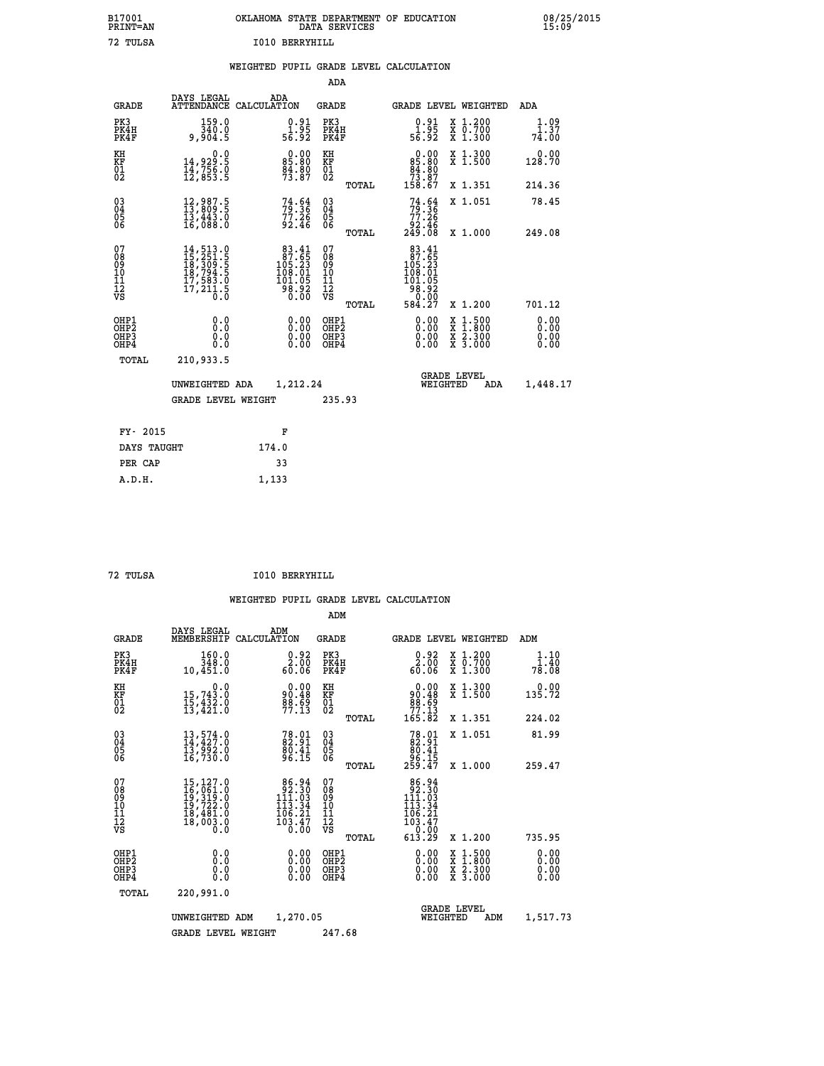B17001 OKLAHOMA STATE DEPARTMENT OF EDUCATION 08/25/2015
PRINT=AN DATA SERVICES 15:09

72 TULSA I010 BERRYHILL

## WEIGHTED PUPIL GRADE LEVEL CALCULATION

### ADA

| GRADE | DAYS LEGAL ATTENDANCE | ADA CALCULATION | GRADE | GRADE LEVEL | WEIGHTED | ADA |
|---|---|---|---|---|---|---|
| PK3 | 159.0 | 0.91 | PK3 | 0.91 | X 1.200 | 1.09 |
| PK4H | 340.0 | 1.95 | PK4H | 1.95 | X 0.700 | 1.37 |
| PK4F | 9,904.5 | 56.92 | PK4F | 56.92 | X 1.300 | 74.00 |
| KH | 0.0 | 0.00 | KH | 0.00 | X 1.300 | 0.00 |
| KF | 14,929.5 | 85.80 | KF | 85.80 | X 1.500 | 128.70 |
| 01 | 14,756.0 | 84.80 | 01 | 84.80 | | |
| 02 | 12,853.5 | 73.87 | 02 | 73.87 | | |
| | | | TOTAL | 158.67 | X 1.351 | 214.36 |
| 03 | 12,987.5 | 74.64 | 03 | 74.64 | X 1.051 | 78.45 |
| 04 | 13,809.5 | 79.36 | 04 | 79.36 | | |
| 05 | 13,443.0 | 77.26 | 05 | 77.26 | | |
| 06 | 16,088.0 | 92.46 | 06 | 92.46 | | |
| | | | TOTAL | 249.08 | X 1.000 | 249.08 |
| 07 | 14,513.0 | 83.41 | 07 | 83.41 | | |
| 08 | 15,251.5 | 87.65 | 08 | 87.65 | | |
| 09 | 18,309.5 | 105.23 | 09 | 105.23 | | |
| 10 | 18,794.5 | 108.01 | 10 | 108.01 | | |
| 11 | 17,583.0 | 101.05 | 11 | 101.05 | | |
| 12 | 17,211.5 | 98.92 | 12 | 98.92 | | |
| VS | 0.0 | 0.00 | VS | 0.00 | | |
| | | | TOTAL | 584.27 | X 1.200 | 701.12 |
| OHP1 | 0.0 | 0.00 | OHP1 | 0.00 | X 1.500 | 0.00 |
| OHP2 | 0.0 | 0.00 | OHP2 | 0.00 | X 1.800 | 0.00 |
| OHP3 | 0.0 | 0.00 | OHP3 | 0.00 | X 2.300 | 0.00 |
| OHP4 | 0.0 | 0.00 | OHP4 | 0.00 | X 3.000 | 0.00 |
| TOTAL | 210,933.5 | | | | | |

UNWEIGHTED ADA 1,212.24 — GRADE LEVEL WEIGHTED ADA 1,448.17

GRADE LEVEL WEIGHT 235.93

| FY- 2015 | F |
|---|---|
| DAYS TAUGHT | 174.0 |
| PER CAP | 33 |
| A.D.H. | 1,133 |

72 TULSA I010 BERRYHILL

## WEIGHTED PUPIL GRADE LEVEL CALCULATION

### ADM

| GRADE | DAYS LEGAL MEMBERSHIP | ADM CALCULATION | GRADE | GRADE LEVEL | WEIGHTED | ADM |
|---|---|---|---|---|---|---|
| PK3 | 160.0 | 0.92 | PK3 | 0.92 | X 1.200 | 1.10 |
| PK4H | 348.0 | 2.00 | PK4H | 2.00 | X 0.700 | 1.40 |
| PK4F | 10,451.0 | 60.06 | PK4F | 60.06 | X 1.300 | 78.08 |
| KH | 0.0 | 0.00 | KH | 0.00 | X 1.300 | 0.00 |
| KF | 15,743.0 | 90.48 | KF | 90.48 | X 1.500 | 135.72 |
| 01 | 15,432.0 | 88.69 | 01 | 88.69 | | |
| 02 | 13,421.0 | 77.13 | 02 | 77.13 | | |
| | | | TOTAL | 165.82 | X 1.351 | 224.02 |
| 03 | 13,574.0 | 78.01 | 03 | 78.01 | X 1.051 | 81.99 |
| 04 | 14,427.0 | 82.91 | 04 | 82.91 | | |
| 05 | 13,992.0 | 80.41 | 05 | 80.41 | | |
| 06 | 16,730.0 | 96.15 | 06 | 96.15 | | |
| | | | TOTAL | 259.47 | X 1.000 | 259.47 |
| 07 | 15,127.0 | 86.94 | 07 | 86.94 | | |
| 08 | 16,061.0 | 92.30 | 08 | 92.30 | | |
| 09 | 19,319.0 | 111.03 | 09 | 111.03 | | |
| 10 | 19,722.0 | 113.34 | 10 | 113.34 | | |
| 11 | 18,481.0 | 106.21 | 11 | 106.21 | | |
| 12 | 18,003.0 | 103.47 | 12 | 103.47 | | |
| VS | 0.0 | 0.00 | VS | 0.00 | | |
| | | | TOTAL | 613.29 | X 1.200 | 735.95 |
| OHP1 | 0.0 | 0.00 | OHP1 | 0.00 | X 1.500 | 0.00 |
| OHP2 | 0.0 | 0.00 | OHP2 | 0.00 | X 1.800 | 0.00 |
| OHP3 | 0.0 | 0.00 | OHP3 | 0.00 | X 2.300 | 0.00 |
| OHP4 | 0.0 | 0.00 | OHP4 | 0.00 | X 3.000 | 0.00 |
| TOTAL | 220,991.0 | | | | | |

UNWEIGHTED ADM 1,270.05 — GRADE LEVEL WEIGHTED ADM 1,517.73

GRADE LEVEL WEIGHT 247.68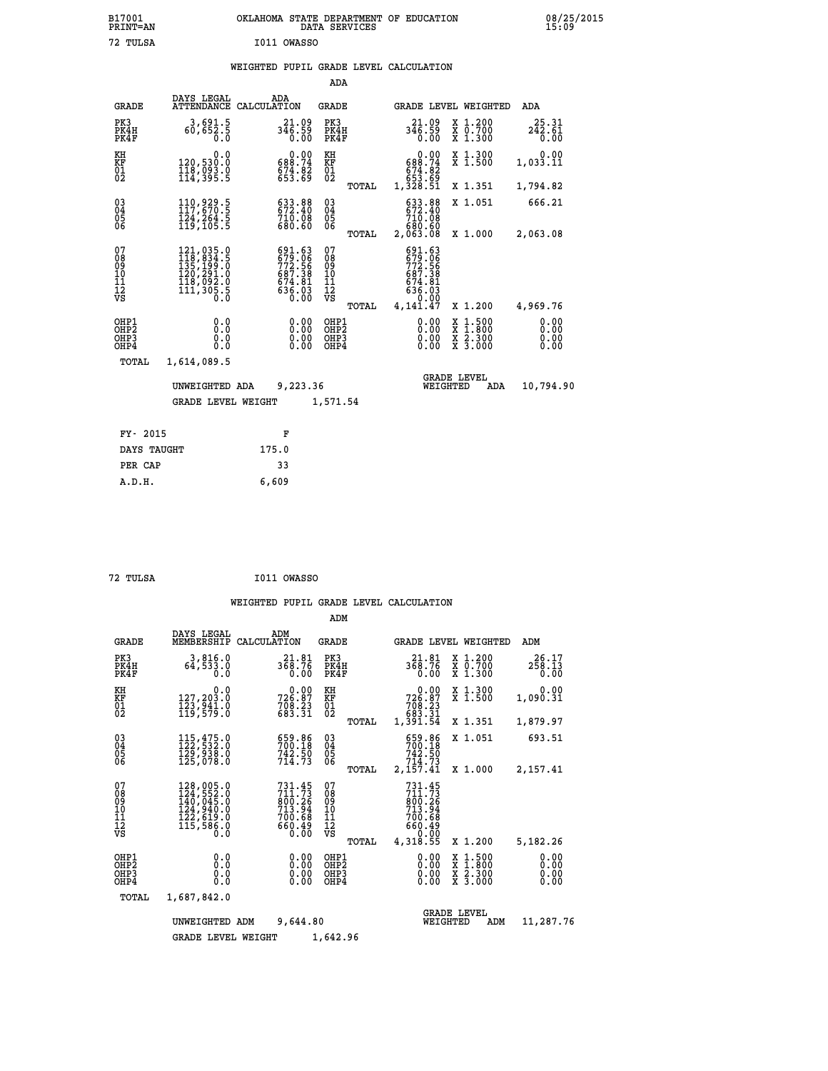B17001 OKLAHOMA STATE DEPARTMENT OF EDUCATION 08/25/2015
PRINT=AN DATA SERVICES 15:09

72 TULSA I011 OWASSO

## WEIGHTED PUPIL GRADE LEVEL CALCULATION

### ADA

| GRADE | DAYS LEGAL ATTENDANCE | ADA CALCULATION | GRADE | | GRADE LEVEL | WEIGHTED | ADA |
|---|---|---|---|---|---|---|---|
| PK3 | 3,691.5 | 21.09 | PK3 | | 21.09 | X 1.200 | 25.31 |
| PK4H | 60,652.5 | 346.59 | PK4H | | 346.59 | X 0.700 | 242.61 |
| PK4F | 0.0 | 0.00 | PK4F | | 0.00 | X 1.300 | 0.00 |
| KH | 0.0 | 0.00 | KH | | 0.00 | X 1.300 | 0.00 |
| KF | 120,530.0 | 688.74 | KF | | 688.74 | X 1.500 | 1,033.11 |
| 01 | 118,093.0 | 674.82 | 01 | | 674.82 | | |
| 02 | 114,395.5 | 653.69 | 02 | | 653.69 | | |
| | | | | TOTAL | 1,328.51 | X 1.351 | 1,794.82 |
| 03 | 110,929.5 | 633.88 | 03 | | 633.88 | X 1.051 | 666.21 |
| 04 | 117,670.5 | 672.40 | 04 | | 672.40 | | |
| 05 | 124,264.5 | 710.08 | 05 | | 710.08 | | |
| 06 | 119,105.5 | 680.60 | 06 | | 680.60 | | |
| | | | | TOTAL | 2,063.08 | X 1.000 | 2,063.08 |
| 07 | 121,035.0 | 691.63 | 07 | | 691.63 | | |
| 08 | 118,834.5 | 679.06 | 08 | | 679.06 | | |
| 09 | 135,199.0 | 772.56 | 09 | | 772.56 | | |
| 10 | 120,291.0 | 687.38 | 10 | | 687.38 | | |
| 11 | 118,092.0 | 674.81 | 11 | | 674.81 | | |
| 12 | 111,305.5 | 636.03 | 12 | | 636.03 | | |
| VS | 0.0 | 0.00 | VS | | 0.00 | | |
| | | | | TOTAL | 4,141.47 | X 1.200 | 4,969.76 |
| OHP1 | 0.0 | 0.00 | OHP1 | | 0.00 | X 1.500 | 0.00 |
| OHP2 | 0.0 | 0.00 | OHP2 | | 0.00 | X 1.800 | 0.00 |
| OHP3 | 0.0 | 0.00 | OHP3 | | 0.00 | X 2.300 | 0.00 |
| OHP4 | 0.0 | 0.00 | OHP4 | | 0.00 | X 3.000 | 0.00 |
| TOTAL | 1,614,089.5 | | | | | | |

UNWEIGHTED ADA 9,223.36 GRADE LEVEL WEIGHTED ADA 10,794.90

GRADE LEVEL WEIGHT 1,571.54

| FY- 2015 | F |
|---|---|
| DAYS TAUGHT | 175.0 |
| PER CAP | 33 |
| A.D.H. | 6,609 |

72 TULSA I011 OWASSO

## WEIGHTED PUPIL GRADE LEVEL CALCULATION

### ADM

| GRADE | DAYS LEGAL MEMBERSHIP | ADM CALCULATION | GRADE | | GRADE LEVEL | WEIGHTED | ADM |
|---|---|---|---|---|---|---|---|
| PK3 | 3,816.0 | 21.81 | PK3 | | 21.81 | X 1.200 | 26.17 |
| PK4H | 64,533.0 | 368.76 | PK4H | | 368.76 | X 0.700 | 258.13 |
| PK4F | 0.0 | 0.00 | PK4F | | 0.00 | X 1.300 | 0.00 |
| KH | 0.0 | 0.00 | KH | | 0.00 | X 1.300 | 0.00 |
| KF | 127,203.0 | 726.87 | KF | | 726.87 | X 1.500 | 1,090.31 |
| 01 | 123,941.0 | 708.23 | 01 | | 708.23 | | |
| 02 | 119,579.0 | 683.31 | 02 | | 683.31 | | |
| | | | | TOTAL | 1,391.54 | X 1.351 | 1,879.97 |
| 03 | 115,475.0 | 659.86 | 03 | | 659.86 | X 1.051 | 693.51 |
| 04 | 122,532.0 | 700.18 | 04 | | 700.18 | | |
| 05 | 129,938.0 | 742.50 | 05 | | 742.50 | | |
| 06 | 125,078.0 | 714.73 | 06 | | 714.73 | | |
| | | | | TOTAL | 2,157.41 | X 1.000 | 2,157.41 |
| 07 | 128,005.0 | 731.45 | 07 | | 731.45 | | |
| 08 | 124,552.0 | 711.73 | 08 | | 711.73 | | |
| 09 | 140,045.0 | 800.26 | 09 | | 800.26 | | |
| 10 | 124,940.0 | 713.94 | 10 | | 713.94 | | |
| 11 | 122,619.0 | 700.68 | 11 | | 700.68 | | |
| 12 | 115,586.0 | 660.49 | 12 | | 660.49 | | |
| VS | 0.0 | 0.00 | VS | | 0.00 | | |
| | | | | TOTAL | 4,318.55 | X 1.200 | 5,182.26 |
| OHP1 | 0.0 | 0.00 | OHP1 | | 0.00 | X 1.500 | 0.00 |
| OHP2 | 0.0 | 0.00 | OHP2 | | 0.00 | X 1.800 | 0.00 |
| OHP3 | 0.0 | 0.00 | OHP3 | | 0.00 | X 2.300 | 0.00 |
| OHP4 | 0.0 | 0.00 | OHP4 | | 0.00 | X 3.000 | 0.00 |
| TOTAL | 1,687,842.0 | | | | | | |

UNWEIGHTED ADM 9,644.80 GRADE LEVEL WEIGHTED ADM 11,287.76

GRADE LEVEL WEIGHT 1,642.96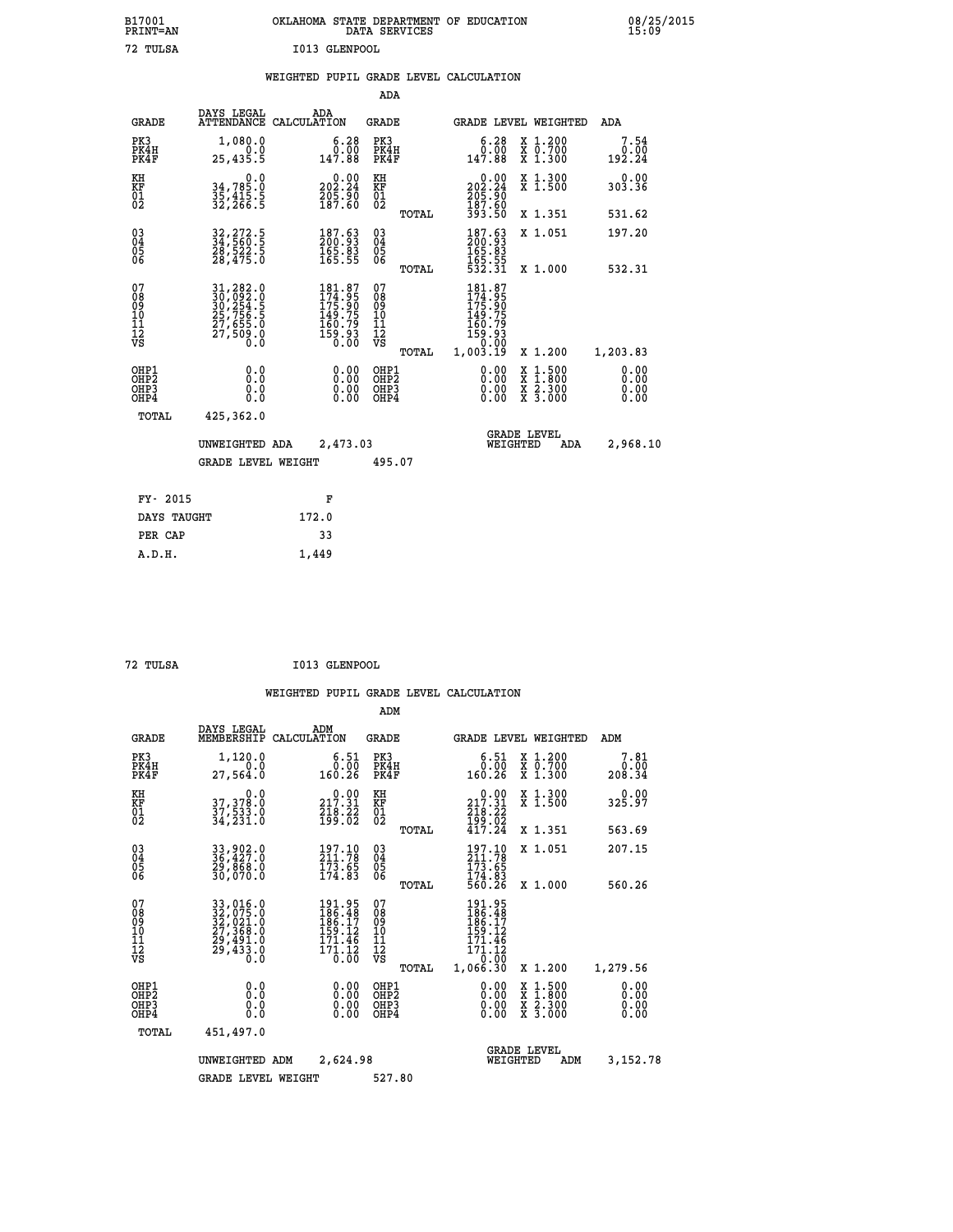B17001 PRINT=AN — OKLAHOMA STATE DEPARTMENT OF EDUCATION DATA SERVICES — 08/25/2015 15:09

72 TULSA — I013 GLENPOOL

## WEIGHTED PUPIL GRADE LEVEL CALCULATION

### ADA

| GRADE | DAYS LEGAL ATTENDANCE | ADA CALCULATION | GRADE | | GRADE LEVEL | WEIGHTED | ADA |
|---|---|---|---|---|---|---|---|
| PK3 | 1,080.0 | 6.28 | PK3 | | 6.28 | X 1.200 | 7.54 |
| PK4H | 0.0 | 0.00 | PK4H | | 0.00 | X 0.700 | 0.00 |
| PK4F | 25,435.5 | 147.88 | PK4F | | 147.88 | X 1.300 | 192.24 |
| KH | 0.0 | 0.00 | KH | | 0.00 | X 1.300 | 0.00 |
| KF | 34,785.0 | 202.24 | KF | | 202.24 | X 1.500 | 303.36 |
| 01 | 35,415.5 | 205.90 | 01 | | 205.90 | | |
| 02 | 32,266.5 | 187.60 | 02 | | 187.60 | | |
| | | | | TOTAL | 393.50 | X 1.351 | 531.62 |
| 03 | 32,272.5 | 187.63 | 03 | | 187.63 | X 1.051 | 197.20 |
| 04 | 34,560.5 | 200.93 | 04 | | 200.93 | | |
| 05 | 28,522.5 | 165.83 | 05 | | 165.83 | | |
| 06 | 28,475.0 | 165.55 | 06 | | 165.55 | | |
| | | | | TOTAL | 532.31 | X 1.000 | 532.31 |
| 07 | 31,282.0 | 181.87 | 07 | | 181.87 | | |
| 08 | 30,092.0 | 174.95 | 08 | | 174.95 | | |
| 09 | 30,254.5 | 175.90 | 09 | | 175.90 | | |
| 10 | 25,756.5 | 149.75 | 10 | | 149.75 | | |
| 11 | 27,655.0 | 160.79 | 11 | | 160.79 | | |
| 12 | 27,509.0 | 159.93 | 12 | | 159.93 | | |
| VS | 0.0 | 0.00 | VS | | 0.00 | | |
| | | | | TOTAL | 1,003.19 | X 1.200 | 1,203.83 |
| OHP1 | 0.0 | 0.00 | OHP1 | | 0.00 | X 1.500 | 0.00 |
| OHP2 | 0.0 | 0.00 | OHP2 | | 0.00 | X 1.800 | 0.00 |
| OHP3 | 0.0 | 0.00 | OHP3 | | 0.00 | X 2.300 | 0.00 |
| OHP4 | 0.0 | 0.00 | OHP4 | | 0.00 | X 3.000 | 0.00 |
| TOTAL | 425,362.0 | | | | | | |

UNWEIGHTED ADA 2,473.03 — GRADE LEVEL WEIGHTED ADA 2,968.10

GRADE LEVEL WEIGHT 495.07

| FY- 2015 | F |
|---|---|
| DAYS TAUGHT | 172.0 |
| PER CAP | 33 |
| A.D.H. | 1,449 |

72 TULSA — I013 GLENPOOL

## WEIGHTED PUPIL GRADE LEVEL CALCULATION

### ADM

| GRADE | DAYS LEGAL MEMBERSHIP | ADM CALCULATION | GRADE | | GRADE LEVEL | WEIGHTED | ADM |
|---|---|---|---|---|---|---|---|
| PK3 | 1,120.0 | 6.51 | PK3 | | 6.51 | X 1.200 | 7.81 |
| PK4H | 0.0 | 0.00 | PK4H | | 0.00 | X 0.700 | 0.00 |
| PK4F | 27,564.0 | 160.26 | PK4F | | 160.26 | X 1.300 | 208.34 |
| KH | 0.0 | 0.00 | KH | | 0.00 | X 1.300 | 0.00 |
| KF | 37,378.0 | 217.31 | KF | | 217.31 | X 1.500 | 325.97 |
| 01 | 37,533.0 | 218.22 | 01 | | 218.22 | | |
| 02 | 34,231.0 | 199.02 | 02 | | 199.02 | | |
| | | | | TOTAL | 417.24 | X 1.351 | 563.69 |
| 03 | 33,902.0 | 197.10 | 03 | | 197.10 | X 1.051 | 207.15 |
| 04 | 36,427.0 | 211.78 | 04 | | 211.78 | | |
| 05 | 29,868.0 | 173.65 | 05 | | 173.65 | | |
| 06 | 30,070.0 | 174.83 | 06 | | 174.83 | | |
| | | | | TOTAL | 560.26 | X 1.000 | 560.26 |
| 07 | 33,016.0 | 191.95 | 07 | | 191.95 | | |
| 08 | 32,075.0 | 186.48 | 08 | | 186.48 | | |
| 09 | 32,021.0 | 186.17 | 09 | | 186.17 | | |
| 10 | 27,368.0 | 159.12 | 10 | | 159.12 | | |
| 11 | 29,491.0 | 171.46 | 11 | | 171.46 | | |
| 12 | 29,433.0 | 171.12 | 12 | | 171.12 | | |
| VS | 0.0 | 0.00 | VS | | 0.00 | | |
| | | | | TOTAL | 1,066.30 | X 1.200 | 1,279.56 |
| OHP1 | 0.0 | 0.00 | OHP1 | | 0.00 | X 1.500 | 0.00 |
| OHP2 | 0.0 | 0.00 | OHP2 | | 0.00 | X 1.800 | 0.00 |
| OHP3 | 0.0 | 0.00 | OHP3 | | 0.00 | X 2.300 | 0.00 |
| OHP4 | 0.0 | 0.00 | OHP4 | | 0.00 | X 3.000 | 0.00 |
| TOTAL | 451,497.0 | | | | | | |

UNWEIGHTED ADM 2,624.98 — GRADE LEVEL WEIGHTED ADM 3,152.78

GRADE LEVEL WEIGHT 527.80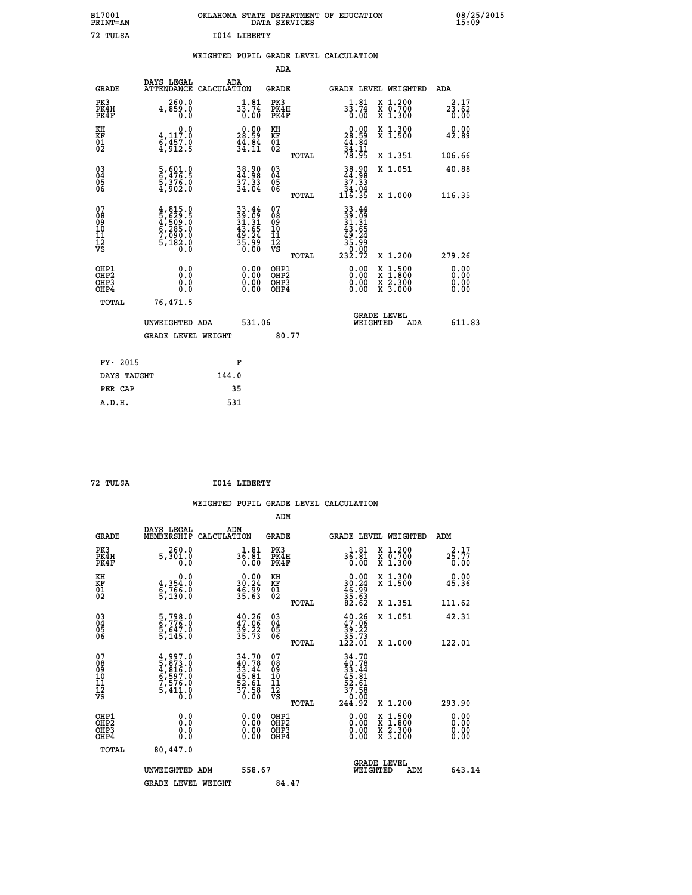B17001 PRINT=AN — OKLAHOMA STATE DEPARTMENT OF EDUCATION DATA SERVICES — 08/25/2015 15:09

72 TULSA — I014 LIBERTY

## WEIGHTED PUPIL GRADE LEVEL CALCULATION

### ADA

| GRADE | DAYS LEGAL ATTENDANCE | ADA CALCULATION | GRADE | GRADE LEVEL | WEIGHTED | ADA |
|---|---|---|---|---|---|---|
| PK3 | 260.0 | 1.81 | PK3 | 1.81 | X 1.200 | 2.17 |
| PK4H | 4,859.0 | 33.74 | PK4H | 33.74 | X 0.700 | 23.62 |
| PK4F | 0.0 | 0.00 | PK4F | 0.00 | X 1.300 | 0.00 |
| KH | 0.0 | 0.00 | KH | 0.00 | X 1.300 | 0.00 |
| KF | 4,117.0 | 28.59 | KF | 28.59 | X 1.500 | 42.89 |
| 01 | 6,457.0 | 44.84 | 01 | 44.84 | | |
| 02 | 4,912.5 | 34.11 | 02 | 34.11 | | |
| | | | TOTAL | 78.95 | X 1.351 | 106.66 |
| 03 | 5,601.0 | 38.90 | 03 | 38.90 | X 1.051 | 40.88 |
| 04 | 6,476.5 | 44.98 | 04 | 44.98 | | |
| 05 | 5,376.0 | 37.33 | 05 | 37.33 | | |
| 06 | 4,902.0 | 34.04 | 06 | 34.04 | | |
| | | | TOTAL | 116.35 | X 1.000 | 116.35 |
| 07 | 4,815.0 | 33.44 | 07 | 33.44 | | |
| 08 | 5,629.5 | 39.09 | 08 | 39.09 | | |
| 09 | 4,509.0 | 31.31 | 09 | 31.31 | | |
| 10 | 6,285.0 | 43.65 | 10 | 43.65 | | |
| 11 | 7,090.0 | 49.24 | 11 | 49.24 | | |
| 12 | 5,182.0 | 35.99 | 12 | 35.99 | | |
| VS | 0.0 | 0.00 | VS | 0.00 | | |
| | | | TOTAL | 232.72 | X 1.200 | 279.26 |
| OHP1 | 0.0 | 0.00 | OHP1 | 0.00 | X 1.500 | 0.00 |
| OHP2 | 0.0 | 0.00 | OHP2 | 0.00 | X 1.800 | 0.00 |
| OHP3 | 0.0 | 0.00 | OHP3 | 0.00 | X 2.300 | 0.00 |
| OHP4 | 0.0 | 0.00 | OHP4 | 0.00 | X 3.000 | 0.00 |
| TOTAL | 76,471.5 | | | | | |

UNWEIGHTED ADA 531.06 — GRADE LEVEL WEIGHTED ADA 611.83

GRADE LEVEL WEIGHT 80.77

| FY- 2015 | F |
|---|---|
| DAYS TAUGHT | 144.0 |
| PER CAP | 35 |
| A.D.H. | 531 |

72 TULSA — I014 LIBERTY

## WEIGHTED PUPIL GRADE LEVEL CALCULATION

### ADM

| GRADE | DAYS LEGAL MEMBERSHIP | ADM CALCULATION | GRADE | GRADE LEVEL | WEIGHTED | ADM |
|---|---|---|---|---|---|---|
| PK3 | 260.0 | 1.81 | PK3 | 1.81 | X 1.200 | 2.17 |
| PK4H | 5,301.0 | 36.81 | PK4H | 36.81 | X 0.700 | 25.77 |
| PK4F | 0.0 | 0.00 | PK4F | 0.00 | X 1.300 | 0.00 |
| KH | 0.0 | 0.00 | KH | 0.00 | X 1.300 | 0.00 |
| KF | 4,354.0 | 30.24 | KF | 30.24 | X 1.500 | 45.36 |
| 01 | 6,766.0 | 46.99 | 01 | 46.99 | | |
| 02 | 5,130.0 | 35.63 | 02 | 35.63 | | |
| | | | TOTAL | 82.62 | X 1.351 | 111.62 |
| 03 | 5,798.0 | 40.26 | 03 | 40.26 | X 1.051 | 42.31 |
| 04 | 6,776.0 | 47.06 | 04 | 47.06 | | |
| 05 | 5,647.0 | 39.22 | 05 | 39.22 | | |
| 06 | 5,145.0 | 35.73 | 06 | 35.73 | | |
| | | | TOTAL | 122.01 | X 1.000 | 122.01 |
| 07 | 4,997.0 | 34.70 | 07 | 34.70 | | |
| 08 | 5,873.0 | 40.78 | 08 | 40.78 | | |
| 09 | 4,816.0 | 33.44 | 09 | 33.44 | | |
| 10 | 6,597.0 | 45.81 | 10 | 45.81 | | |
| 11 | 7,576.0 | 52.61 | 11 | 52.61 | | |
| 12 | 5,411.0 | 37.58 | 12 | 37.58 | | |
| VS | 0.0 | 0.00 | VS | 0.00 | | |
| | | | TOTAL | 244.92 | X 1.200 | 293.90 |
| OHP1 | 0.0 | 0.00 | OHP1 | 0.00 | X 1.500 | 0.00 |
| OHP2 | 0.0 | 0.00 | OHP2 | 0.00 | X 1.800 | 0.00 |
| OHP3 | 0.0 | 0.00 | OHP3 | 0.00 | X 2.300 | 0.00 |
| OHP4 | 0.0 | 0.00 | OHP4 | 0.00 | X 3.000 | 0.00 |
| TOTAL | 80,447.0 | | | | | |

UNWEIGHTED ADM 558.67 — GRADE LEVEL WEIGHTED ADM 643.14

GRADE LEVEL WEIGHT 84.47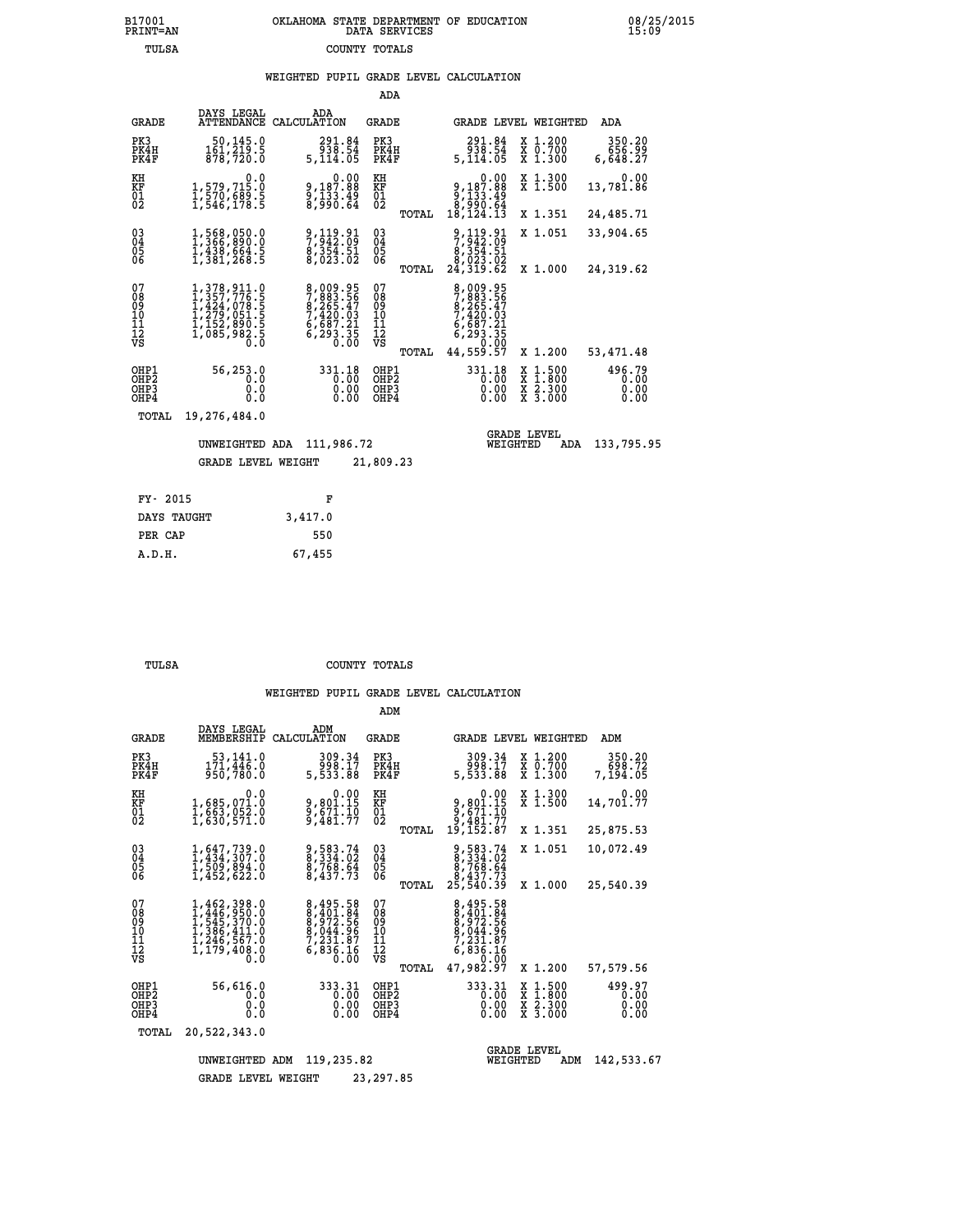B17001 PRINT=AN — OKLAHOMA STATE DEPARTMENT OF EDUCATION DATA SERVICES — 08/25/2015 15:09

TULSA — COUNTY TOTALS

## WEIGHTED PUPIL GRADE LEVEL CALCULATION

### ADA

| GRADE | DAYS LEGAL ATTENDANCE | ADA CALCULATION | GRADE | GRADE LEVEL | WEIGHTED | ADA |
|---|---|---|---|---|---|---|
| PK3 | 50,145.0 | 291.84 | PK3 | 291.84 | X 1.200 | 350.20 |
| PK4H | 161,219.5 | 938.54 | PK4H | 938.54 | X 0.700 | 656.99 |
| PK4F | 878,720.0 | 5,114.05 | PK4F | 5,114.05 | X 1.300 | 6,648.27 |
| KH | 0.0 | 0.00 | KH | 0.00 | X 1.300 | 0.00 |
| KF | 1,579,715.0 | 9,187.88 | KF | 9,187.88 | X 1.500 | 13,781.86 |
| 01 | 1,570,689.5 | 9,133.49 | 01 | 9,133.49 | | |
| 02 | 1,546,178.5 | 8,990.64 | 02 | 8,990.64 | | |
| | | | TOTAL | 18,124.13 | X 1.351 | 24,485.71 |
| 03 | 1,568,050.0 | 9,119.91 | 03 | 9,119.91 | X 1.051 | 33,904.65 |
| 04 | 1,366,890.0 | 7,942.09 | 04 | 7,942.09 | | |
| 05 | 1,438,664.5 | 8,354.51 | 05 | 8,354.51 | | |
| 06 | 1,381,268.5 | 8,023.02 | 06 | 8,023.02 | | |
| | | | TOTAL | 24,319.62 | X 1.000 | 24,319.62 |
| 07 | 1,378,911.0 | 8,009.95 | 07 | 8,009.95 | | |
| 08 | 1,357,776.5 | 7,883.56 | 08 | 7,883.56 | | |
| 09 | 1,424,078.5 | 8,265.47 | 09 | 8,265.47 | | |
| 10 | 1,279,051.5 | 7,420.03 | 10 | 7,420.03 | | |
| 11 | 1,152,890.5 | 6,687.21 | 11 | 6,687.21 | | |
| 12 | 1,085,982.5 | 6,293.35 | 12 | 6,293.35 | | |
| VS | 0.0 | 0.00 | VS | 0.00 | | |
| | | | TOTAL | 44,559.57 | X 1.200 | 53,471.48 |
| OHP1 | 56,253.0 | 331.18 | OHP1 | 331.18 | X 1.500 | 496.79 |
| OHP2 | 0.0 | 0.00 | OHP2 | 0.00 | X 1.800 | 0.00 |
| OHP3 | 0.0 | 0.00 | OHP3 | 0.00 | X 2.300 | 0.00 |
| OHP4 | 0.0 | 0.00 | OHP4 | 0.00 | X 3.000 | 0.00 |
| TOTAL | 19,276,484.0 | | | | | |

UNWEIGHTED ADA 111,986.72 — GRADE LEVEL WEIGHTED ADA 133,795.95

GRADE LEVEL WEIGHT 21,809.23

| FY- 2015 | F |
|---|---|
| DAYS TAUGHT | 3,417.0 |
| PER CAP | 550 |
| A.D.H. | 67,455 |

TULSA — COUNTY TOTALS

## WEIGHTED PUPIL GRADE LEVEL CALCULATION

### ADM

| GRADE | DAYS LEGAL MEMBERSHIP | ADM CALCULATION | GRADE | GRADE LEVEL | WEIGHTED | ADM |
|---|---|---|---|---|---|---|
| PK3 | 53,141.0 | 309.34 | PK3 | 309.34 | X 1.200 | 350.20 |
| PK4H | 171,446.0 | 998.17 | PK4H | 998.17 | X 0.700 | 698.72 |
| PK4F | 950,780.0 | 5,533.88 | PK4F | 5,533.88 | X 1.300 | 7,194.05 |
| KH | 0.0 | 0.00 | KH | 0.00 | X 1.300 | 0.00 |
| KF | 1,685,071.0 | 9,801.15 | KF | 9,801.15 | X 1.500 | 14,701.77 |
| 01 | 1,663,052.0 | 9,671.10 | 01 | 9,671.10 | | |
| 02 | 1,630,571.0 | 9,481.77 | 02 | 9,481.77 | | |
| | | | TOTAL | 19,152.87 | X 1.351 | 25,875.53 |
| 03 | 1,647,739.0 | 9,583.74 | 03 | 9,583.74 | X 1.051 | 10,072.49 |
| 04 | 1,434,307.0 | 8,334.02 | 04 | 8,334.02 | | |
| 05 | 1,509,894.0 | 8,768.64 | 05 | 8,768.64 | | |
| 06 | 1,452,622.0 | 8,437.73 | 06 | 8,437.73 | | |
| | | | TOTAL | 25,540.39 | X 1.000 | 25,540.39 |
| 07 | 1,462,398.0 | 8,495.58 | 07 | 8,495.58 | | |
| 08 | 1,446,950.0 | 8,401.84 | 08 | 8,401.84 | | |
| 09 | 1,545,370.0 | 8,972.56 | 09 | 8,972.56 | | |
| 10 | 1,386,411.0 | 8,044.96 | 10 | 8,044.96 | | |
| 11 | 1,246,567.0 | 7,231.87 | 11 | 7,231.87 | | |
| 12 | 1,179,408.0 | 6,836.16 | 12 | 6,836.16 | | |
| VS | 0.0 | 0.00 | VS | 0.00 | | |
| | | | TOTAL | 47,982.97 | X 1.200 | 57,579.56 |
| OHP1 | 56,616.0 | 333.31 | OHP1 | 333.31 | X 1.500 | 499.97 |
| OHP2 | 0.0 | 0.00 | OHP2 | 0.00 | X 1.800 | 0.00 |
| OHP3 | 0.0 | 0.00 | OHP3 | 0.00 | X 2.300 | 0.00 |
| OHP4 | 0.0 | 0.00 | OHP4 | 0.00 | X 3.000 | 0.00 |
| TOTAL | 20,522,343.0 | | | | | |

UNWEIGHTED ADM 119,235.82 — GRADE LEVEL WEIGHTED ADM 142,533.67

GRADE LEVEL WEIGHT 23,297.85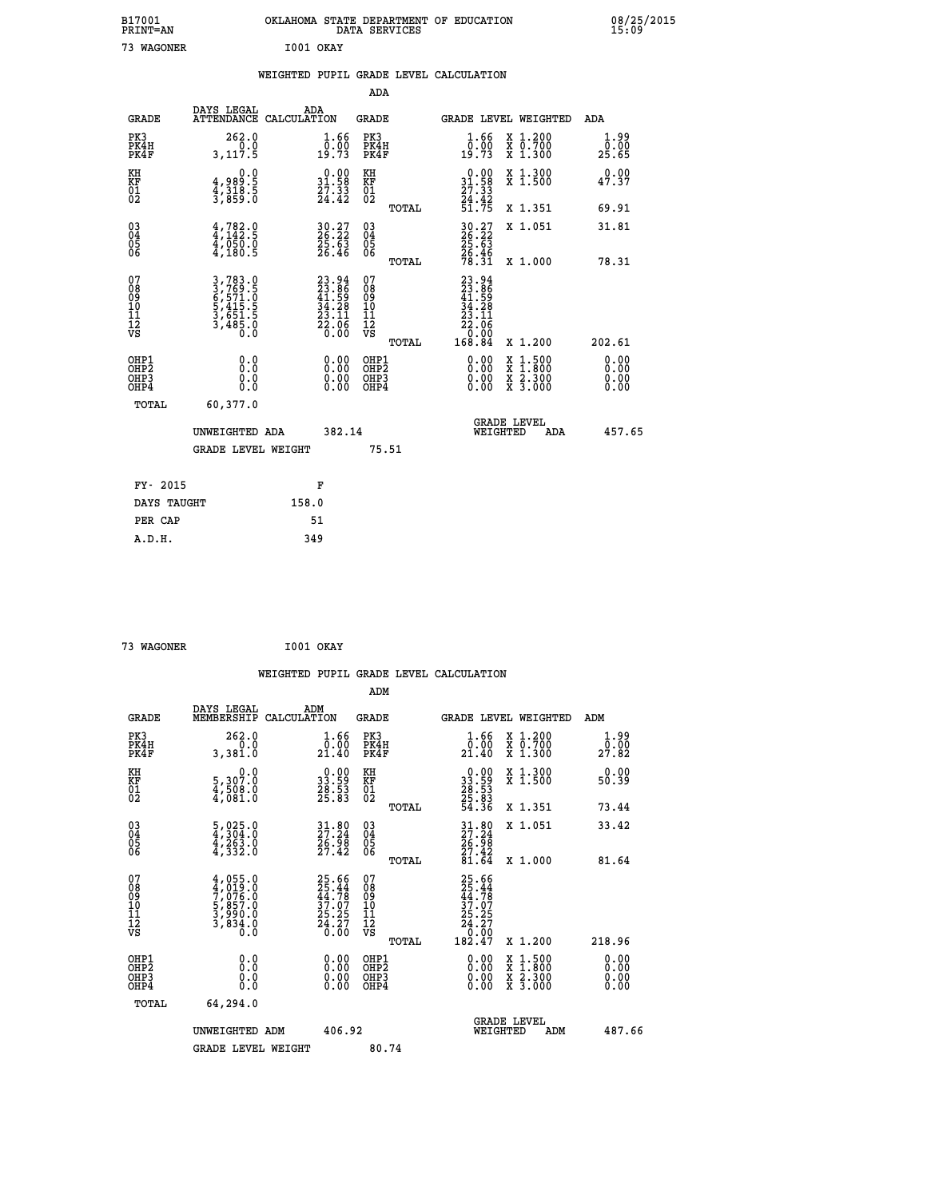B17001
PRINT=AN

OKLAHOMA STATE DEPARTMENT OF EDUCATION
DATA SERVICES

08/25/2015
15:09

73 WAGONER                I001 OKAY

## WEIGHTED PUPIL GRADE LEVEL CALCULATION

### ADA

| GRADE | DAYS LEGAL ATTENDANCE | ADA CALCULATION | GRADE | GRADE LEVEL | WEIGHTED | ADA |
|---|---|---|---|---|---|---|
| PK3 | 262.0 | 1.66 | PK3 | 1.66 | X 1.200 | 1.99 |
| PK4H | 0.0 | 0.00 | PK4H | 0.00 | X 0.700 | 0.00 |
| PK4F | 3,117.5 | 19.73 | PK4F | 19.73 | X 1.300 | 25.65 |
| KH | 0.0 | 0.00 | KH | 0.00 | X 1.300 | 0.00 |
| KF | 4,989.5 | 31.58 | KF | 31.58 | X 1.500 | 47.37 |
| 01 | 4,318.5 | 27.33 | 01 | 27.33 | | |
| 02 | 3,859.0 | 24.42 | 02 | 24.42 | | |
| | | | TOTAL | 51.75 | X 1.351 | 69.91 |
| 03 | 4,782.0 | 30.27 | 03 | 30.27 | X 1.051 | 31.81 |
| 04 | 4,142.5 | 26.22 | 04 | 26.22 | | |
| 05 | 4,050.0 | 25.63 | 05 | 25.63 | | |
| 06 | 4,180.5 | 26.46 | 06 | 26.46 | | |
| | | | TOTAL | 78.31 | X 1.000 | 78.31 |
| 07 | 3,783.0 | 23.94 | 07 | 23.94 | | |
| 08 | 3,769.5 | 23.86 | 08 | 23.86 | | |
| 09 | 6,571.0 | 41.59 | 09 | 41.59 | | |
| 10 | 5,415.5 | 34.28 | 10 | 34.28 | | |
| 11 | 3,651.5 | 23.11 | 11 | 23.11 | | |
| 12 | 3,485.0 | 22.06 | 12 | 22.06 | | |
| VS | 0.0 | 0.00 | VS | 0.00 | | |
| | | | TOTAL | 168.84 | X 1.200 | 202.61 |
| OHP1 | 0.0 | 0.00 | OHP1 | 0.00 | X 1.500 | 0.00 |
| OHP2 | 0.0 | 0.00 | OHP2 | 0.00 | X 1.800 | 0.00 |
| OHP3 | 0.0 | 0.00 | OHP3 | 0.00 | X 2.300 | 0.00 |
| OHP4 | 0.0 | 0.00 | OHP4 | 0.00 | X 3.000 | 0.00 |
| TOTAL | 60,377.0 | | | | | |

UNWEIGHTED ADA 382.14 &nbsp;&nbsp;&nbsp;&nbsp; GRADE LEVEL WEIGHTED ADA 457.65

GRADE LEVEL WEIGHT 75.51

| FY- 2015 | F |
|---|---|
| DAYS TAUGHT | 158.0 |
| PER CAP | 51 |
| A.D.H. | 349 |

73 WAGONER                I001 OKAY

## WEIGHTED PUPIL GRADE LEVEL CALCULATION

### ADM

| GRADE | DAYS LEGAL MEMBERSHIP | ADM CALCULATION | GRADE | GRADE LEVEL | WEIGHTED | ADM |
|---|---|---|---|---|---|---|
| PK3 | 262.0 | 1.66 | PK3 | 1.66 | X 1.200 | 1.99 |
| PK4H | 0.0 | 0.00 | PK4H | 0.00 | X 0.700 | 0.00 |
| PK4F | 3,381.0 | 21.40 | PK4F | 21.40 | X 1.300 | 27.82 |
| KH | 0.0 | 0.00 | KH | 0.00 | X 1.300 | 0.00 |
| KF | 5,307.0 | 33.59 | KF | 33.59 | X 1.500 | 50.39 |
| 01 | 4,508.0 | 28.53 | 01 | 28.53 | | |
| 02 | 4,081.0 | 25.83 | 02 | 25.83 | | |
| | | | TOTAL | 54.36 | X 1.351 | 73.44 |
| 03 | 5,025.0 | 31.80 | 03 | 31.80 | X 1.051 | 33.42 |
| 04 | 4,304.0 | 27.24 | 04 | 27.24 | | |
| 05 | 4,263.0 | 26.98 | 05 | 26.98 | | |
| 06 | 4,332.0 | 27.42 | 06 | 27.42 | | |
| | | | TOTAL | 81.64 | X 1.000 | 81.64 |
| 07 | 4,055.0 | 25.66 | 07 | 25.66 | | |
| 08 | 4,019.0 | 25.44 | 08 | 25.44 | | |
| 09 | 7,076.0 | 44.78 | 09 | 44.78 | | |
| 10 | 5,857.0 | 37.07 | 10 | 37.07 | | |
| 11 | 3,990.0 | 25.25 | 11 | 25.25 | | |
| 12 | 3,834.0 | 24.27 | 12 | 24.27 | | |
| VS | 0.0 | 0.00 | VS | 0.00 | | |
| | | | TOTAL | 182.47 | X 1.200 | 218.96 |
| OHP1 | 0.0 | 0.00 | OHP1 | 0.00 | X 1.500 | 0.00 |
| OHP2 | 0.0 | 0.00 | OHP2 | 0.00 | X 1.800 | 0.00 |
| OHP3 | 0.0 | 0.00 | OHP3 | 0.00 | X 2.300 | 0.00 |
| OHP4 | 0.0 | 0.00 | OHP4 | 0.00 | X 3.000 | 0.00 |
| TOTAL | 64,294.0 | | | | | |

UNWEIGHTED ADM 406.92 &nbsp;&nbsp;&nbsp;&nbsp; GRADE LEVEL WEIGHTED ADM 487.66

GRADE LEVEL WEIGHT 80.74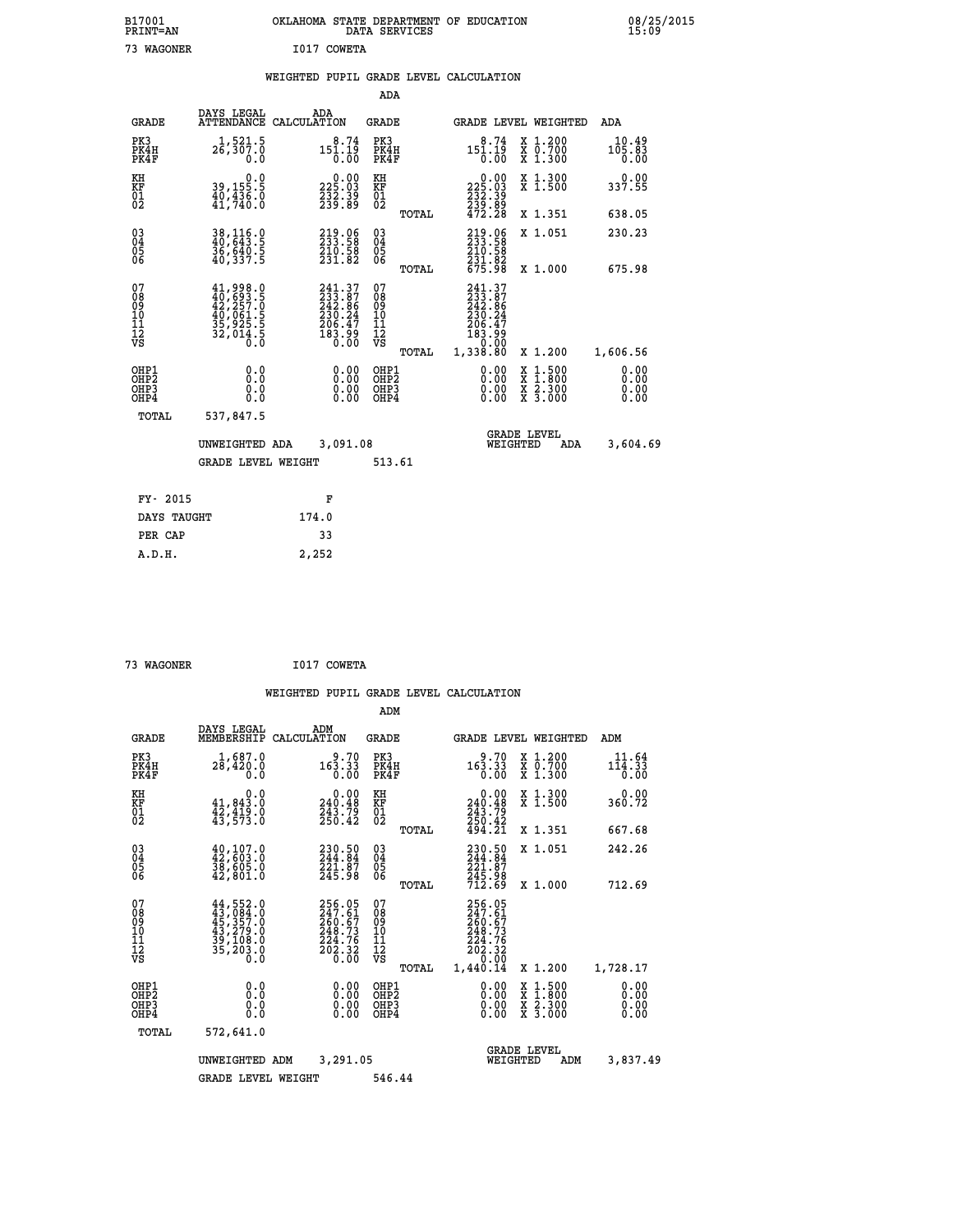B17001 OKLAHOMA STATE DEPARTMENT OF EDUCATION 08/25/2015
PRINT=AN DATA SERVICES 15:09

73 WAGONER I017 COWETA

## WEIGHTED PUPIL GRADE LEVEL CALCULATION

### ADA

| GRADE | DAYS LEGAL ATTENDANCE | ADA CALCULATION | GRADE | | GRADE LEVEL | WEIGHTED | ADA |
|---|---|---|---|---|---|---|---|
| PK3 | 1,521.5 | 8.74 | PK3 | | 8.74 | X 1.200 | 10.49 |
| PK4H | 26,307.0 | 151.19 | PK4H | | 151.19 | X 0.700 | 105.83 |
| PK4F | 0.0 | 0.00 | PK4F | | 0.00 | X 1.300 | 0.00 |
| KH | 0.0 | 0.00 | KH | | 0.00 | X 1.300 | 0.00 |
| KF | 39,155.5 | 225.03 | KF | | 225.03 | X 1.500 | 337.55 |
| 01 | 40,436.0 | 232.39 | 01 | | 232.39 | | |
| 02 | 41,740.0 | 239.89 | 02 | | 239.89 | | |
| | | | | TOTAL | 472.28 | X 1.351 | 638.05 |
| 03 | 38,116.0 | 219.06 | 03 | | 219.06 | X 1.051 | 230.23 |
| 04 | 40,643.5 | 233.58 | 04 | | 233.58 | | |
| 05 | 36,640.5 | 210.58 | 05 | | 210.58 | | |
| 06 | 40,337.5 | 231.82 | 06 | | 231.82 | | |
| | | | | TOTAL | 675.98 | X 1.000 | 675.98 |
| 07 | 41,998.0 | 241.37 | 07 | | 241.37 | | |
| 08 | 40,693.5 | 233.87 | 08 | | 233.87 | | |
| 09 | 42,257.0 | 242.86 | 09 | | 242.86 | | |
| 10 | 40,061.5 | 230.24 | 10 | | 230.24 | | |
| 11 | 35,925.5 | 206.47 | 11 | | 206.47 | | |
| 12 | 32,014.5 | 183.99 | 12 | | 183.99 | | |
| VS | 0.0 | 0.00 | VS | | 0.00 | | |
| | | | | TOTAL | 1,338.80 | X 1.200 | 1,606.56 |
| OHP1 | 0.0 | 0.00 | OHP1 | | 0.00 | X 1.500 | 0.00 |
| OHP2 | 0.0 | 0.00 | OHP2 | | 0.00 | X 1.800 | 0.00 |
| OHP3 | 0.0 | 0.00 | OHP3 | | 0.00 | X 2.300 | 0.00 |
| OHP4 | 0.0 | 0.00 | OHP4 | | 0.00 | X 3.000 | 0.00 |
| TOTAL | 537,847.5 | | | | | | |

UNWEIGHTED ADA 3,091.08 GRADE LEVEL WEIGHTED ADA 3,604.69

GRADE LEVEL WEIGHT 513.61

| FY- 2015 | F |
|---|---|
| DAYS TAUGHT | 174.0 |
| PER CAP | 33 |
| A.D.H. | 2,252 |

73 WAGONER I017 COWETA

## WEIGHTED PUPIL GRADE LEVEL CALCULATION

### ADM

| GRADE | DAYS LEGAL MEMBERSHIP | ADM CALCULATION | GRADE | | GRADE LEVEL | WEIGHTED | ADM |
|---|---|---|---|---|---|---|---|
| PK3 | 1,687.0 | 9.70 | PK3 | | 9.70 | X 1.200 | 11.64 |
| PK4H | 28,420.0 | 163.33 | PK4H | | 163.33 | X 0.700 | 114.33 |
| PK4F | 0.0 | 0.00 | PK4F | | 0.00 | X 1.300 | 0.00 |
| KH | 0.0 | 0.00 | KH | | 0.00 | X 1.300 | 0.00 |
| KF | 41,843.0 | 240.48 | KF | | 240.48 | X 1.500 | 360.72 |
| 01 | 42,419.0 | 243.79 | 01 | | 243.79 | | |
| 02 | 43,573.0 | 250.42 | 02 | | 250.42 | | |
| | | | | TOTAL | 494.21 | X 1.351 | 667.68 |
| 03 | 40,107.0 | 230.50 | 03 | | 230.50 | X 1.051 | 242.26 |
| 04 | 42,603.0 | 244.84 | 04 | | 244.84 | | |
| 05 | 38,605.0 | 221.87 | 05 | | 221.87 | | |
| 06 | 42,801.0 | 245.98 | 06 | | 245.98 | | |
| | | | | TOTAL | 712.69 | X 1.000 | 712.69 |
| 07 | 44,552.0 | 256.05 | 07 | | 256.05 | | |
| 08 | 43,084.0 | 247.61 | 08 | | 247.61 | | |
| 09 | 45,357.0 | 260.67 | 09 | | 260.67 | | |
| 10 | 43,279.0 | 248.73 | 10 | | 248.73 | | |
| 11 | 39,108.0 | 224.76 | 11 | | 224.76 | | |
| 12 | 35,203.0 | 202.32 | 12 | | 202.32 | | |
| VS | 0.0 | 0.00 | VS | | 0.00 | | |
| | | | | TOTAL | 1,440.14 | X 1.200 | 1,728.17 |
| OHP1 | 0.0 | 0.00 | OHP1 | | 0.00 | X 1.500 | 0.00 |
| OHP2 | 0.0 | 0.00 | OHP2 | | 0.00 | X 1.800 | 0.00 |
| OHP3 | 0.0 | 0.00 | OHP3 | | 0.00 | X 2.300 | 0.00 |
| OHP4 | 0.0 | 0.00 | OHP4 | | 0.00 | X 3.000 | 0.00 |
| TOTAL | 572,641.0 | | | | | | |

UNWEIGHTED ADM 3,291.05 GRADE LEVEL WEIGHTED ADM 3,837.49

GRADE LEVEL WEIGHT 546.44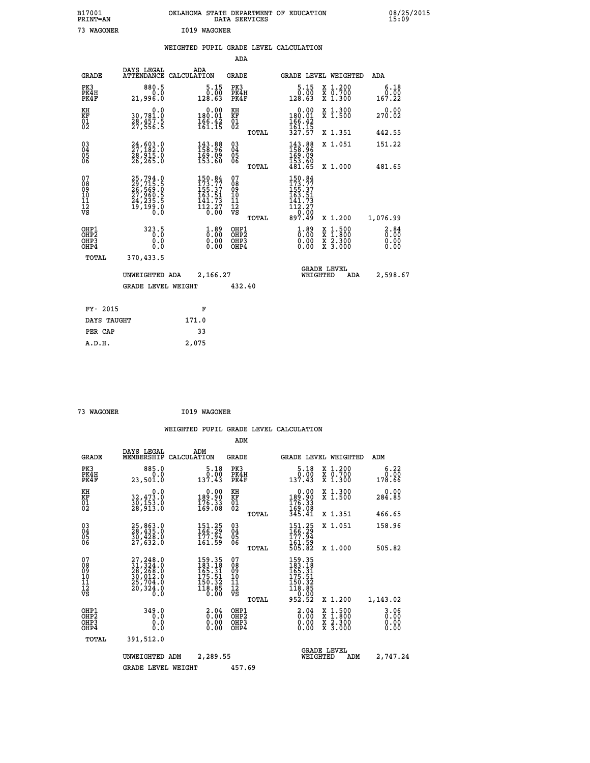B17001 OKLAHOMA STATE DEPARTMENT OF EDUCATION 08/25/2015
PRINT=AN DATA SERVICES 15:09

73 WAGONER I019 WAGONER

## WEIGHTED PUPIL GRADE LEVEL CALCULATION

### ADA

| GRADE | DAYS LEGAL ATTENDANCE | ADA CALCULATION | GRADE | | GRADE LEVEL | WEIGHTED | ADA |
|---|---|---|---|---|---|---|---|
| PK3 | 880.5 | 5.15 | PK3 | | 5.15 | X 1.200 | 6.18 |
| PK4H | 0.0 | 0.00 | PK4H | | 0.00 | X 0.700 | 0.00 |
| PK4F | 21,996.0 | 128.63 | PK4F | | 128.63 | X 1.300 | 167.22 |
| KH | 0.0 | 0.00 | KH | | 0.00 | X 1.300 | 0.00 |
| KF | 30,781.0 | 180.01 | KF | | 180.01 | X 1.500 | 270.02 |
| 01 | 28,457.5 | 166.42 | 01 | | 166.42 | | |
| 02 | 27,556.5 | 161.15 | 02 | | 161.15 | | |
| | | | | TOTAL | 327.57 | X 1.351 | 442.55 |
| 03 | 24,603.0 | 143.88 | 03 | | 143.88 | X 1.051 | 151.22 |
| 04 | 27,182.0 | 158.96 | 04 | | 158.96 | | |
| 05 | 28,915.0 | 169.09 | 05 | | 169.09 | | |
| 06 | 26,265.0 | 153.60 | 06 | | 153.60 | | |
| | | | | TOTAL | 481.65 | X 1.000 | 481.65 |
| 07 | 25,794.0 | 150.84 | 07 | | 150.84 | | |
| 08 | 29,715.5 | 173.77 | 08 | | 173.77 | | |
| 09 | 26,569.0 | 155.37 | 09 | | 155.37 | | |
| 10 | 27,960.5 | 163.51 | 10 | | 163.51 | | |
| 11 | 24,235.5 | 141.73 | 11 | | 141.73 | | |
| 12 | 19,199.0 | 112.27 | 12 | | 112.27 | | |
| VS | 0.0 | 0.00 | VS | | 0.00 | | |
| | | | | TOTAL | 897.49 | X 1.200 | 1,076.99 |
| OHP1 | 323.5 | 1.89 | OHP1 | | 1.89 | X 1.500 | 2.84 |
| OHP2 | 0.0 | 0.00 | OHP2 | | 0.00 | X 1.800 | 0.00 |
| OHP3 | 0.0 | 0.00 | OHP3 | | 0.00 | X 2.300 | 0.00 |
| OHP4 | 0.0 | 0.00 | OHP4 | | 0.00 | X 3.000 | 0.00 |
| TOTAL | 370,433.5 | | | | | | |

UNWEIGHTED ADA 2,166.27 GRADE LEVEL WEIGHTED ADA 2,598.67

GRADE LEVEL WEIGHT 432.40

| FY- 2015 | F |
|---|---|
| DAYS TAUGHT | 171.0 |
| PER CAP | 33 |
| A.D.H. | 2,075 |

73 WAGONER I019 WAGONER

## WEIGHTED PUPIL GRADE LEVEL CALCULATION

### ADM

| GRADE | DAYS LEGAL MEMBERSHIP | ADM CALCULATION | GRADE | | GRADE LEVEL | WEIGHTED | ADM |
|---|---|---|---|---|---|---|---|
| PK3 | 885.0 | 5.18 | PK3 | | 5.18 | X 1.200 | 6.22 |
| PK4H | 0.0 | 0.00 | PK4H | | 0.00 | X 0.700 | 0.00 |
| PK4F | 23,501.0 | 137.43 | PK4F | | 137.43 | X 1.300 | 178.66 |
| KH | 0.0 | 0.00 | KH | | 0.00 | X 1.300 | 0.00 |
| KF | 32,473.0 | 189.90 | KF | | 189.90 | X 1.500 | 284.85 |
| 01 | 30,153.0 | 176.33 | 01 | | 176.33 | | |
| 02 | 28,913.0 | 169.08 | 02 | | 169.08 | | |
| | | | | TOTAL | 345.41 | X 1.351 | 466.65 |
| 03 | 25,863.0 | 151.25 | 03 | | 151.25 | X 1.051 | 158.96 |
| 04 | 28,435.0 | 166.29 | 04 | | 166.29 | | |
| 05 | 30,428.0 | 177.94 | 05 | | 177.94 | | |
| 06 | 27,632.0 | 161.59 | 06 | | 161.59 | | |
| | | | | TOTAL | 505.82 | X 1.000 | 505.82 |
| 07 | 27,248.0 | 159.35 | 07 | | 159.35 | | |
| 08 | 31,324.0 | 183.18 | 08 | | 183.18 | | |
| 09 | 28,268.0 | 165.31 | 09 | | 165.31 | | |
| 10 | 30,012.0 | 175.51 | 10 | | 175.51 | | |
| 11 | 25,704.0 | 150.32 | 11 | | 150.32 | | |
| 12 | 20,324.0 | 118.85 | 12 | | 118.85 | | |
| VS | 0.0 | 0.00 | VS | | 0.00 | | |
| | | | | TOTAL | 952.52 | X 1.200 | 1,143.02 |
| OHP1 | 349.0 | 2.04 | OHP1 | | 2.04 | X 1.500 | 3.06 |
| OHP2 | 0.0 | 0.00 | OHP2 | | 0.00 | X 1.800 | 0.00 |
| OHP3 | 0.0 | 0.00 | OHP3 | | 0.00 | X 2.300 | 0.00 |
| OHP4 | 0.0 | 0.00 | OHP4 | | 0.00 | X 3.000 | 0.00 |
| TOTAL | 391,512.0 | | | | | | |

UNWEIGHTED ADM 2,289.55 GRADE LEVEL WEIGHTED ADM 2,747.24

GRADE LEVEL WEIGHT 457.69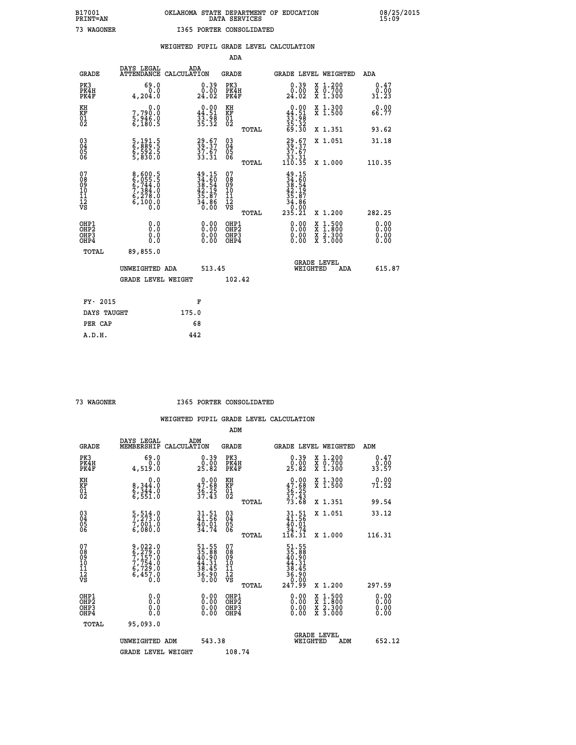B17001 OKLAHOMA STATE DEPARTMENT OF EDUCATION 08/25/2015
PRINT=AN DATA SERVICES 15:09

73 WAGONER I365 PORTER CONSOLIDATED

WEIGHTED PUPIL GRADE LEVEL CALCULATION

ADA

| GRADE | DAYS LEGAL ATTENDANCE | ADA CALCULATION | GRADE | GRADE LEVEL | WEIGHTED | ADA |
|---|---|---|---|---|---|---|
| PK3 | 69.0 | 0.39 | PK3 | 0.39 | X 1.200 | 0.47 |
| PK4H | 0.0 | 0.00 | PK4H | 0.00 | X 0.700 | 0.00 |
| PK4F | 4,204.0 | 24.02 | PK4F | 24.02 | X 1.300 | 31.23 |
| KH | 0.0 | 0.00 | KH | 0.00 | X 1.300 | 0.00 |
| KF | 7,790.0 | 44.51 | KF | 44.51 | X 1.500 | 66.77 |
| 01 | 5,946.0 | 33.98 | 01 | 33.98 | | |
| 02 | 6,180.5 | 35.32 | 02 | 35.32 | | |
| | | | TOTAL | 69.30 | X 1.351 | 93.62 |
| 03 | 5,191.5 | 29.67 | 03 | 29.67 | X 1.051 | 31.18 |
| 04 | 6,889.5 | 39.37 | 04 | 39.37 | | |
| 05 | 6,592.5 | 37.67 | 05 | 37.67 | | |
| 06 | 5,830.0 | 33.31 | 06 | 33.31 | | |
| | | | TOTAL | 110.35 | X 1.000 | 110.35 |
| 07 | 8,600.5 | 49.15 | 07 | 49.15 | | |
| 08 | 6,055.5 | 34.60 | 08 | 34.60 | | |
| 09 | 6,744.0 | 38.54 | 09 | 38.54 | | |
| 10 | 7,384.0 | 42.19 | 10 | 42.19 | | |
| 11 | 6,278.0 | 35.87 | 11 | 35.87 | | |
| 12 | 6,100.0 | 34.86 | 12 | 34.86 | | |
| VS | 0.0 | 0.00 | VS | 0.00 | | |
| | | | TOTAL | 235.21 | X 1.200 | 282.25 |
| OHP1 | 0.0 | 0.00 | OHP1 | 0.00 | X 1.500 | 0.00 |
| OHP2 | 0.0 | 0.00 | OHP2 | 0.00 | X 1.800 | 0.00 |
| OHP3 | 0.0 | 0.00 | OHP3 | 0.00 | X 2.300 | 0.00 |
| OHP4 | 0.0 | 0.00 | OHP4 | 0.00 | X 3.000 | 0.00 |
| TOTAL | 89,855.0 | | | | | |

UNWEIGHTED ADA 513.45 GRADE LEVEL WEIGHTED ADA 615.87

GRADE LEVEL WEIGHT 102.42

| FY- 2015 | F |
|---|---|
| DAYS TAUGHT | 175.0 |
| PER CAP | 68 |
| A.D.H. | 442 |

73 WAGONER I365 PORTER CONSOLIDATED

WEIGHTED PUPIL GRADE LEVEL CALCULATION

ADM

| GRADE | DAYS LEGAL MEMBERSHIP | ADM CALCULATION | GRADE | GRADE LEVEL | WEIGHTED | ADM |
|---|---|---|---|---|---|---|
| PK3 | 69.0 | 0.39 | PK3 | 0.39 | X 1.200 | 0.47 |
| PK4H | 0.0 | 0.00 | PK4H | 0.00 | X 0.700 | 0.00 |
| PK4F | 4,519.0 | 25.82 | PK4F | 25.82 | X 1.300 | 33.57 |
| KH | 0.0 | 0.00 | KH | 0.00 | X 1.300 | 0.00 |
| KF | 8,344.0 | 47.68 | KF | 47.68 | X 1.500 | 71.52 |
| 01 | 6,344.0 | 36.25 | 01 | 36.25 | | |
| 02 | 6,551.0 | 37.43 | 02 | 37.43 | | |
| | | | TOTAL | 73.68 | X 1.351 | 99.54 |
| 03 | 5,514.0 | 31.51 | 03 | 31.51 | X 1.051 | 33.12 |
| 04 | 7,273.0 | 41.56 | 04 | 41.56 | | |
| 05 | 7,001.0 | 40.01 | 05 | 40.01 | | |
| 06 | 6,080.0 | 34.74 | 06 | 34.74 | | |
| | | | TOTAL | 116.31 | X 1.000 | 116.31 |
| 07 | 9,022.0 | 51.55 | 07 | 51.55 | | |
| 08 | 6,279.0 | 35.88 | 08 | 35.88 | | |
| 09 | 7,157.0 | 40.90 | 09 | 40.90 | | |
| 10 | 7,754.0 | 44.31 | 10 | 44.31 | | |
| 11 | 6,729.0 | 38.45 | 11 | 38.45 | | |
| 12 | 6,457.0 | 36.90 | 12 | 36.90 | | |
| VS | 0.0 | 0.00 | VS | 0.00 | | |
| | | | TOTAL | 247.99 | X 1.200 | 297.59 |
| OHP1 | 0.0 | 0.00 | OHP1 | 0.00 | X 1.500 | 0.00 |
| OHP2 | 0.0 | 0.00 | OHP2 | 0.00 | X 1.800 | 0.00 |
| OHP3 | 0.0 | 0.00 | OHP3 | 0.00 | X 2.300 | 0.00 |
| OHP4 | 0.0 | 0.00 | OHP4 | 0.00 | X 3.000 | 0.00 |
| TOTAL | 95,093.0 | | | | | |

UNWEIGHTED ADM 543.38 GRADE LEVEL WEIGHTED ADM 652.12

GRADE LEVEL WEIGHT 108.74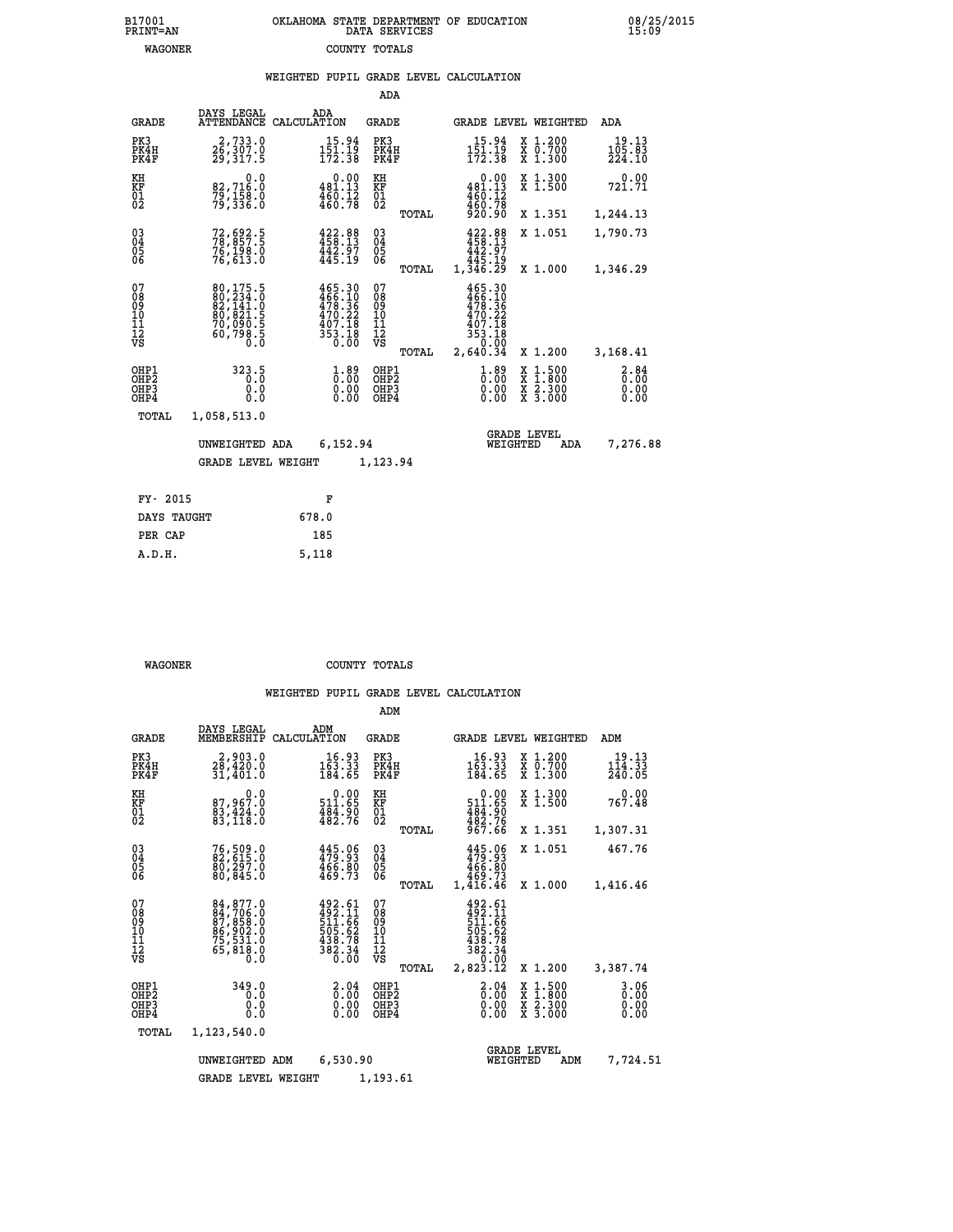B17001 OKLAHOMA STATE DEPARTMENT OF EDUCATION 08/25/2015
PRINT=AN DATA SERVICES 15:09

WAGONER COUNTY TOTALS

## WEIGHTED PUPIL GRADE LEVEL CALCULATION

### ADA

| GRADE | DAYS LEGAL ATTENDANCE | ADA CALCULATION | GRADE | | GRADE LEVEL | WEIGHTED | ADA |
|---|---|---|---|---|---|---|---|
| PK3 | 2,733.0 | 15.94 | PK3 | | 15.94 | X 1.200 | 19.13 |
| PK4H | 26,307.0 | 151.19 | PK4H | | 151.19 | X 0.700 | 105.83 |
| PK4F | 29,317.5 | 172.38 | PK4F | | 172.38 | X 1.300 | 224.10 |
| KH | 0.0 | 0.00 | KH | | 0.00 | X 1.300 | 0.00 |
| KF | 82,716.0 | 481.13 | KF | | 481.13 | X 1.500 | 721.71 |
| 01 | 79,158.0 | 460.12 | 01 | | 460.12 | | |
| 02 | 79,336.0 | 460.78 | 02 | | 460.78 | | |
| | | | | TOTAL | 920.90 | X 1.351 | 1,244.13 |
| 03 | 72,692.5 | 422.88 | 03 | | 422.88 | X 1.051 | 1,790.73 |
| 04 | 78,857.5 | 458.13 | 04 | | 458.13 | | |
| 05 | 76,198.0 | 442.97 | 05 | | 442.97 | | |
| 06 | 76,613.0 | 445.19 | 06 | | 445.19 | | |
| | | | | TOTAL | 1,346.29 | X 1.000 | 1,346.29 |
| 07 | 80,175.5 | 465.30 | 07 | | 465.30 | | |
| 08 | 80,234.0 | 466.10 | 08 | | 466.10 | | |
| 09 | 82,141.0 | 478.36 | 09 | | 478.36 | | |
| 10 | 80,821.5 | 470.22 | 10 | | 470.22 | | |
| 11 | 70,090.5 | 407.18 | 11 | | 407.18 | | |
| 12 | 60,798.5 | 353.18 | 12 | | 353.18 | | |
| VS | 0.0 | 0.00 | VS | | 0.00 | | |
| | | | | TOTAL | 2,640.34 | X 1.200 | 3,168.41 |
| OHP1 | 323.5 | 1.89 | OHP1 | | 1.89 | X 1.500 | 2.84 |
| OHP2 | 0.0 | 0.00 | OHP2 | | 0.00 | X 1.800 | 0.00 |
| OHP3 | 0.0 | 0.00 | OHP3 | | 0.00 | X 2.300 | 0.00 |
| OHP4 | 0.0 | 0.00 | OHP4 | | 0.00 | X 3.000 | 0.00 |
| TOTAL | 1,058,513.0 | | | | | | |

UNWEIGHTED ADA 6,152.94 | GRADE LEVEL WEIGHTED ADA 7,276.88

GRADE LEVEL WEIGHT 1,123.94

| FY- 2015 | F |
|---|---|
| DAYS TAUGHT | 678.0 |
| PER CAP | 185 |
| A.D.H. | 5,118 |

WAGONER COUNTY TOTALS

## WEIGHTED PUPIL GRADE LEVEL CALCULATION

### ADM

| GRADE | DAYS LEGAL MEMBERSHIP | ADM CALCULATION | GRADE | | GRADE LEVEL | WEIGHTED | ADM |
|---|---|---|---|---|---|---|---|
| PK3 | 2,903.0 | 16.93 | PK3 | | 16.93 | X 1.200 | 19.13 |
| PK4H | 28,420.0 | 163.33 | PK4H | | 163.33 | X 0.700 | 114.33 |
| PK4F | 31,401.0 | 184.65 | PK4F | | 184.65 | X 1.300 | 240.05 |
| KH | 0.0 | 0.00 | KH | | 0.00 | X 1.300 | 0.00 |
| KF | 87,967.0 | 511.65 | KF | | 511.65 | X 1.500 | 767.48 |
| 01 | 83,424.0 | 484.90 | 01 | | 484.90 | | |
| 02 | 83,118.0 | 482.76 | 02 | | 482.76 | | |
| | | | | TOTAL | 967.66 | X 1.351 | 1,307.31 |
| 03 | 76,509.0 | 445.06 | 03 | | 445.06 | X 1.051 | 467.76 |
| 04 | 82,615.0 | 479.93 | 04 | | 479.93 | | |
| 05 | 80,297.0 | 466.80 | 05 | | 466.80 | | |
| 06 | 80,845.0 | 469.73 | 06 | | 469.73 | | |
| | | | | TOTAL | 1,416.46 | X 1.000 | 1,416.46 |
| 07 | 84,877.0 | 492.61 | 07 | | 492.61 | | |
| 08 | 84,706.0 | 492.11 | 08 | | 492.11 | | |
| 09 | 87,858.0 | 511.66 | 09 | | 511.66 | | |
| 10 | 86,902.0 | 505.62 | 10 | | 505.62 | | |
| 11 | 75,531.0 | 438.78 | 11 | | 438.78 | | |
| 12 | 65,818.0 | 382.34 | 12 | | 382.34 | | |
| VS | 0.0 | 0.00 | VS | | 0.00 | | |
| | | | | TOTAL | 2,823.12 | X 1.200 | 3,387.74 |
| OHP1 | 349.0 | 2.04 | OHP1 | | 2.04 | X 1.500 | 3.06 |
| OHP2 | 0.0 | 0.00 | OHP2 | | 0.00 | X 1.800 | 0.00 |
| OHP3 | 0.0 | 0.00 | OHP3 | | 0.00 | X 2.300 | 0.00 |
| OHP4 | 0.0 | 0.00 | OHP4 | | 0.00 | X 3.000 | 0.00 |
| TOTAL | 1,123,540.0 | | | | | | |

UNWEIGHTED ADM 6,530.90 | GRADE LEVEL WEIGHTED ADM 7,724.51

GRADE LEVEL WEIGHT 1,193.61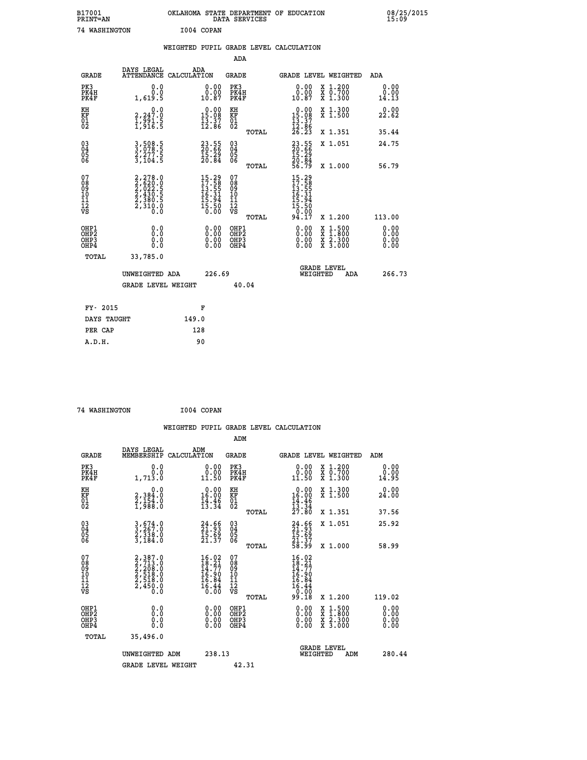B17001 OKLAHOMA STATE DEPARTMENT OF EDUCATION 08/25/2015
PRINT=AN DATA SERVICES 15:09

74 WASHINGTON I004 COPAN

## WEIGHTED PUPIL GRADE LEVEL CALCULATION

### ADA

| GRADE | DAYS LEGAL ATTENDANCE | ADA CALCULATION | GRADE | GRADE LEVEL | WEIGHTED | ADA |
|---|---|---|---|---|---|---|
| PK3 | 0.0 | 0.00 | PK3 | 0.00 | X 1.200 | 0.00 |
| PK4H | 0.0 | 0.00 | PK4H | 0.00 | X 0.700 | 0.00 |
| PK4F | 1,619.5 | 10.87 | PK4F | 10.87 | X 1.300 | 14.13 |
| KH | 0.0 | 0.00 | KH | 0.00 | X 1.300 | 0.00 |
| KF | 2,247.0 | 15.08 | KF | 15.08 | X 1.500 | 22.62 |
| 01 | 1,991.5 | 13.37 | 01 | 13.37 | | |
| 02 | 1,916.5 | 12.86 | 02 | 12.86 | | |
| | | | TOTAL | 26.23 | X 1.351 | 35.44 |
| 03 | 3,508.5 | 23.55 | 03 | 23.55 | X 1.051 | 24.75 |
| 04 | 3,078.5 | 20.66 | 04 | 20.66 | | |
| 05 | 2,277.5 | 15.29 | 05 | 15.29 | | |
| 06 | 3,104.5 | 20.84 | 06 | 20.84 | | |
| | | | TOTAL | 56.79 | X 1.000 | 56.79 |
| 07 | 2,278.0 | 15.29 | 07 | 15.29 | | |
| 08 | 2,620.0 | 17.58 | 08 | 17.58 | | |
| 09 | 2,022.5 | 13.55 | 09 | 13.55 | | |
| 10 | 2,430.5 | 16.31 | 10 | 16.31 | | |
| 11 | 2,380.5 | 15.94 | 11 | 15.94 | | |
| 12 | 2,310.0 | 15.50 | 12 | 15.50 | | |
| VS | 0.0 | 0.00 | VS | 0.00 | | |
| | | | TOTAL | 94.17 | X 1.200 | 113.00 |
| OHP1 | 0.0 | 0.00 | OHP1 | 0.00 | X 1.500 | 0.00 |
| OHP2 | 0.0 | 0.00 | OHP2 | 0.00 | X 1.800 | 0.00 |
| OHP3 | 0.0 | 0.00 | OHP3 | 0.00 | X 2.300 | 0.00 |
| OHP4 | 0.0 | 0.00 | OHP4 | 0.00 | X 3.000 | 0.00 |
| TOTAL | 33,785.0 | | | | | |

UNWEIGHTED ADA 226.69 GRADE LEVEL WEIGHTED ADA 266.73

GRADE LEVEL WEIGHT 40.04

| FY- 2015 | F |
|---|---|
| DAYS TAUGHT | 149.0 |
| PER CAP | 128 |
| A.D.H. | 90 |

74 WASHINGTON I004 COPAN

## WEIGHTED PUPIL GRADE LEVEL CALCULATION

### ADM

| GRADE | DAYS LEGAL MEMBERSHIP | ADM CALCULATION | GRADE | GRADE LEVEL | WEIGHTED | ADM |
|---|---|---|---|---|---|---|
| PK3 | 0.0 | 0.00 | PK3 | 0.00 | X 1.200 | 0.00 |
| PK4H | 0.0 | 0.00 | PK4H | 0.00 | X 0.700 | 0.00 |
| PK4F | 1,713.0 | 11.50 | PK4F | 11.50 | X 1.300 | 14.95 |
| KH | 0.0 | 0.00 | KH | 0.00 | X 1.300 | 0.00 |
| KF | 2,384.0 | 16.00 | KF | 16.00 | X 1.500 | 24.00 |
| 01 | 2,154.0 | 14.46 | 01 | 14.46 | | |
| 02 | 1,988.0 | 13.34 | 02 | 13.34 | | |
| | | | TOTAL | 27.80 | X 1.351 | 37.56 |
| 03 | 3,674.0 | 24.66 | 03 | 24.66 | X 1.051 | 25.92 |
| 04 | 3,267.0 | 21.93 | 04 | 21.93 | | |
| 05 | 2,338.0 | 15.69 | 05 | 15.69 | | |
| 06 | 3,184.0 | 21.37 | 06 | 21.37 | | |
| | | | TOTAL | 58.99 | X 1.000 | 58.99 |
| 07 | 2,387.0 | 16.02 | 07 | 16.02 | | |
| 08 | 2,713.0 | 18.21 | 08 | 18.21 | | |
| 09 | 2,208.0 | 14.77 | 09 | 14.77 | | |
| 10 | 2,518.0 | 16.90 | 10 | 16.90 | | |
| 11 | 2,518.0 | 16.84 | 11 | 16.84 | | |
| 12 | 2,450.0 | 16.44 | 12 | 16.44 | | |
| VS | 0.0 | 0.00 | VS | 0.00 | | |
| | | | TOTAL | 99.18 | X 1.200 | 119.02 |
| OHP1 | 0.0 | 0.00 | OHP1 | 0.00 | X 1.500 | 0.00 |
| OHP2 | 0.0 | 0.00 | OHP2 | 0.00 | X 1.800 | 0.00 |
| OHP3 | 0.0 | 0.00 | OHP3 | 0.00 | X 2.300 | 0.00 |
| OHP4 | 0.0 | 0.00 | OHP4 | 0.00 | X 3.000 | 0.00 |
| TOTAL | 35,496.0 | | | | | |

UNWEIGHTED ADM 238.13 GRADE LEVEL WEIGHTED ADM 280.44

GRADE LEVEL WEIGHT 42.31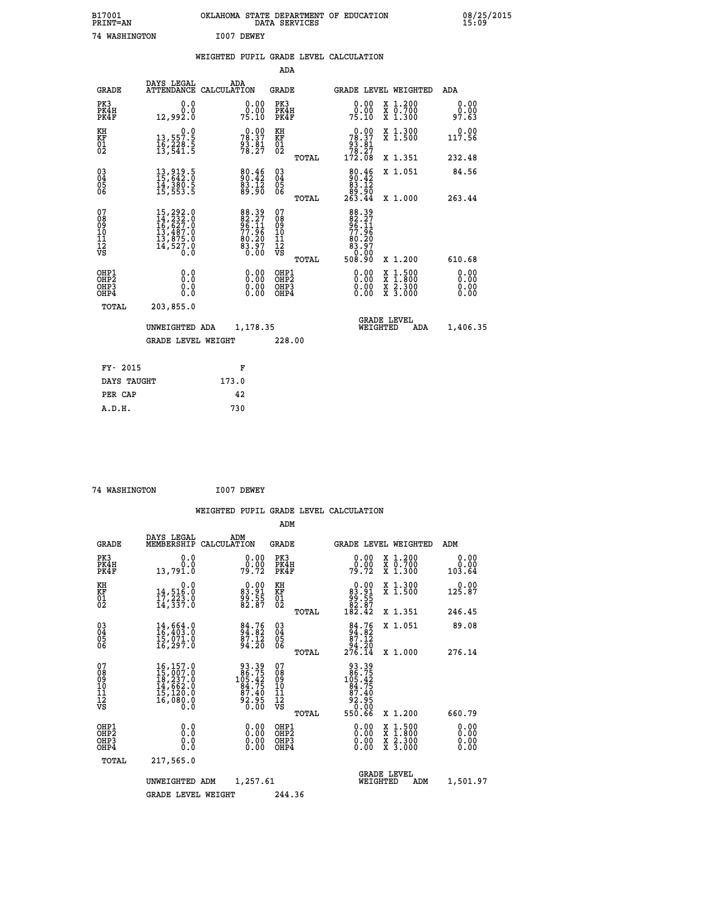B17001 OKLAHOMA STATE DEPARTMENT OF EDUCATION 08/25/2015
PRINT=AN DATA SERVICES 15:09

74 WASHINGTON I007 DEWEY

## WEIGHTED PUPIL GRADE LEVEL CALCULATION

### ADA

| GRADE | DAYS LEGAL ATTENDANCE | ADA CALCULATION | GRADE | GRADE LEVEL | WEIGHTED | ADA |
|---|---|---|---|---|---|---|
| PK3 | 0.0 | 0.00 | PK3 | 0.00 | X 1.200 | 0.00 |
| PK4H | 0.0 | 0.00 | PK4H | 0.00 | X 0.700 | 0.00 |
| PK4F | 12,992.0 | 75.10 | PK4F | 75.10 | X 1.300 | 97.63 |
| KH | 0.0 | 0.00 | KH | 0.00 | X 1.300 | 0.00 |
| KF | 13,557.5 | 78.37 | KF | 78.37 | X 1.500 | 117.56 |
| 01 | 16,228.5 | 93.81 | 01 | 93.81 | | |
| 02 | 13,541.5 | 78.27 | 02 | 78.27 | | |
| | | | TOTAL | 172.08 | X 1.351 | 232.48 |
| 03 | 13,919.5 | 80.46 | 03 | 80.46 | X 1.051 | 84.56 |
| 04 | 15,642.0 | 90.42 | 04 | 90.42 | | |
| 05 | 14,380.5 | 83.12 | 05 | 83.12 | | |
| 06 | 15,553.5 | 89.90 | 06 | 89.90 | | |
| | | | TOTAL | 263.44 | X 1.000 | 263.44 |
| 07 | 15,292.0 | 88.39 | 07 | 88.39 | | |
| 08 | 14,232.0 | 82.27 | 08 | 82.27 | | |
| 09 | 16,627.0 | 96.11 | 09 | 96.11 | | |
| 10 | 13,487.0 | 77.96 | 10 | 77.96 | | |
| 11 | 13,875.0 | 80.20 | 11 | 80.20 | | |
| 12 | 14,527.0 | 83.97 | 12 | 83.97 | | |
| VS | 0.0 | 0.00 | VS | 0.00 | | |
| | | | TOTAL | 508.90 | X 1.200 | 610.68 |
| OHP1 | 0.0 | 0.00 | OHP1 | 0.00 | X 1.500 | 0.00 |
| OHP2 | 0.0 | 0.00 | OHP2 | 0.00 | X 1.800 | 0.00 |
| OHP3 | 0.0 | 0.00 | OHP3 | 0.00 | X 2.300 | 0.00 |
| OHP4 | 0.0 | 0.00 | OHP4 | 0.00 | X 3.000 | 0.00 |
| TOTAL | 203,855.0 | | | | | |

UNWEIGHTED ADA 1,178.35 GRADE LEVEL WEIGHTED ADA 1,406.35

GRADE LEVEL WEIGHT 228.00

| FY- 2015 | F |
|---|---|
| DAYS TAUGHT | 173.0 |
| PER CAP | 42 |
| A.D.H. | 730 |

74 WASHINGTON I007 DEWEY

## WEIGHTED PUPIL GRADE LEVEL CALCULATION

### ADM

| GRADE | DAYS LEGAL MEMBERSHIP | ADM CALCULATION | GRADE | GRADE LEVEL | WEIGHTED | ADM |
|---|---|---|---|---|---|---|
| PK3 | 0.0 | 0.00 | PK3 | 0.00 | X 1.200 | 0.00 |
| PK4H | 0.0 | 0.00 | PK4H | 0.00 | X 0.700 | 0.00 |
| PK4F | 13,791.0 | 79.72 | PK4F | 79.72 | X 1.300 | 103.64 |
| KH | 0.0 | 0.00 | KH | 0.00 | X 1.300 | 0.00 |
| KF | 14,516.0 | 83.91 | KF | 83.91 | X 1.500 | 125.87 |
| 01 | 17,223.0 | 99.55 | 01 | 99.55 | | |
| 02 | 14,337.0 | 82.87 | 02 | 82.87 | | |
| | | | TOTAL | 182.42 | X 1.351 | 246.45 |
| 03 | 14,664.0 | 84.76 | 03 | 84.76 | X 1.051 | 89.08 |
| 04 | 16,403.0 | 94.82 | 04 | 94.82 | | |
| 05 | 15,071.0 | 87.12 | 05 | 87.12 | | |
| 06 | 16,297.0 | 94.20 | 06 | 94.20 | | |
| | | | TOTAL | 276.14 | X 1.000 | 276.14 |
| 07 | 16,157.0 | 93.39 | 07 | 93.39 | | |
| 08 | 15,007.0 | 86.75 | 08 | 86.75 | | |
| 09 | 18,237.0 | 105.42 | 09 | 105.42 | | |
| 10 | 14,662.0 | 84.75 | 10 | 84.75 | | |
| 11 | 15,120.0 | 87.40 | 11 | 87.40 | | |
| 12 | 16,080.0 | 92.95 | 12 | 92.95 | | |
| VS | 0.0 | 0.00 | VS | 0.00 | | |
| | | | TOTAL | 550.66 | X 1.200 | 660.79 |
| OHP1 | 0.0 | 0.00 | OHP1 | 0.00 | X 1.500 | 0.00 |
| OHP2 | 0.0 | 0.00 | OHP2 | 0.00 | X 1.800 | 0.00 |
| OHP3 | 0.0 | 0.00 | OHP3 | 0.00 | X 2.300 | 0.00 |
| OHP4 | 0.0 | 0.00 | OHP4 | 0.00 | X 3.000 | 0.00 |
| TOTAL | 217,565.0 | | | | | |

UNWEIGHTED ADM 1,257.61 GRADE LEVEL WEIGHTED ADM 1,501.97

GRADE LEVEL WEIGHT 244.36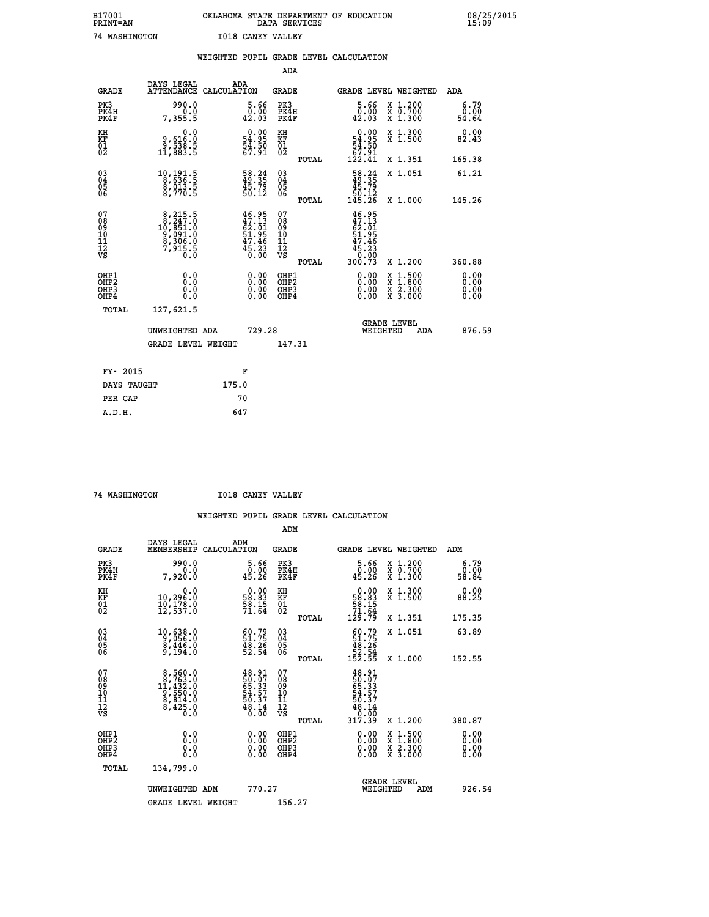B17001 OKLAHOMA STATE DEPARTMENT OF EDUCATION 08/25/2015
PRINT=AN DATA SERVICES 15:09

74 WASHINGTON I018 CANEY VALLEY

## WEIGHTED PUPIL GRADE LEVEL CALCULATION

### ADA

| GRADE | DAYS LEGAL ATTENDANCE | ADA CALCULATION | GRADE | GRADE LEVEL | WEIGHTED | ADA |
|---|---|---|---|---|---|---|
| PK3 | 990.0 | 5.66 | PK3 | 5.66 | X 1.200 | 6.79 |
| PK4H | 0.0 | 0.00 | PK4H | 0.00 | X 0.700 | 0.00 |
| PK4F | 7,355.5 | 42.03 | PK4F | 42.03 | X 1.300 | 54.64 |
| KH | 0.0 | 0.00 | KH | 0.00 | X 1.300 | 0.00 |
| KF | 9,616.0 | 54.95 | KF | 54.95 | X 1.500 | 82.43 |
| 01 | 9,538.5 | 54.50 | 01 | 54.50 | | |
| 02 | 11,883.5 | 67.91 | 02 | 67.91 | | |
| | | | TOTAL | 122.41 | X 1.351 | 165.38 |
| 03 | 10,191.5 | 58.24 | 03 | 58.24 | X 1.051 | 61.21 |
| 04 | 8,636.5 | 49.35 | 04 | 49.35 | | |
| 05 | 8,013.5 | 45.79 | 05 | 45.79 | | |
| 06 | 8,770.5 | 50.12 | 06 | 50.12 | | |
| | | | TOTAL | 145.26 | X 1.000 | 145.26 |
| 07 | 8,215.5 | 46.95 | 07 | 46.95 | | |
| 08 | 8,247.0 | 47.13 | 08 | 47.13 | | |
| 09 | 10,851.0 | 62.01 | 09 | 62.01 | | |
| 10 | 9,091.0 | 51.95 | 10 | 51.95 | | |
| 11 | 8,306.0 | 47.46 | 11 | 47.46 | | |
| 12 | 7,915.5 | 45.23 | 12 | 45.23 | | |
| VS | 0.0 | 0.00 | VS | 0.00 | | |
| | | | TOTAL | 300.73 | X 1.200 | 360.88 |
| OHP1 | 0.0 | 0.00 | OHP1 | 0.00 | X 1.500 | 0.00 |
| OHP2 | 0.0 | 0.00 | OHP2 | 0.00 | X 1.800 | 0.00 |
| OHP3 | 0.0 | 0.00 | OHP3 | 0.00 | X 2.300 | 0.00 |
| OHP4 | 0.0 | 0.00 | OHP4 | 0.00 | X 3.000 | 0.00 |
| TOTAL | 127,621.5 | | | | | |

UNWEIGHTED ADA 729.28 GRADE LEVEL WEIGHTED ADA 876.59

GRADE LEVEL WEIGHT 147.31

| FY- 2015 | F |
|---|---|
| DAYS TAUGHT | 175.0 |
| PER CAP | 70 |
| A.D.H. | 647 |

74 WASHINGTON I018 CANEY VALLEY

## WEIGHTED PUPIL GRADE LEVEL CALCULATION

### ADM

| GRADE | DAYS LEGAL MEMBERSHIP | ADM CALCULATION | GRADE | GRADE LEVEL | WEIGHTED | ADM |
|---|---|---|---|---|---|---|
| PK3 | 990.0 | 5.66 | PK3 | 5.66 | X 1.200 | 6.79 |
| PK4H | 0.0 | 0.00 | PK4H | 0.00 | X 0.700 | 0.00 |
| PK4F | 7,920.0 | 45.26 | PK4F | 45.26 | X 1.300 | 58.84 |
| KH | 0.0 | 0.00 | KH | 0.00 | X 1.300 | 0.00 |
| KF | 10,296.0 | 58.83 | KF | 58.83 | X 1.500 | 88.25 |
| 01 | 10,178.0 | 58.15 | 01 | 58.15 | | |
| 02 | 12,537.0 | 71.64 | 02 | 71.64 | | |
| | | | TOTAL | 129.79 | X 1.351 | 175.35 |
| 03 | 10,638.0 | 60.79 | 03 | 60.79 | X 1.051 | 63.89 |
| 04 | 9,056.0 | 51.75 | 04 | 51.75 | | |
| 05 | 8,446.0 | 48.26 | 05 | 48.26 | | |
| 06 | 9,194.0 | 52.54 | 06 | 52.54 | | |
| | | | TOTAL | 152.55 | X 1.000 | 152.55 |
| 07 | 8,560.0 | 48.91 | 07 | 48.91 | | |
| 08 | 8,763.0 | 50.07 | 08 | 50.07 | | |
| 09 | 11,432.0 | 65.33 | 09 | 65.33 | | |
| 10 | 9,550.0 | 54.57 | 10 | 54.57 | | |
| 11 | 8,814.0 | 50.37 | 11 | 50.37 | | |
| 12 | 8,425.0 | 48.14 | 12 | 48.14 | | |
| VS | 0.0 | 0.00 | VS | 0.00 | | |
| | | | TOTAL | 317.39 | X 1.200 | 380.87 |
| OHP1 | 0.0 | 0.00 | OHP1 | 0.00 | X 1.500 | 0.00 |
| OHP2 | 0.0 | 0.00 | OHP2 | 0.00 | X 1.800 | 0.00 |
| OHP3 | 0.0 | 0.00 | OHP3 | 0.00 | X 2.300 | 0.00 |
| OHP4 | 0.0 | 0.00 | OHP4 | 0.00 | X 3.000 | 0.00 |
| TOTAL | 134,799.0 | | | | | |

UNWEIGHTED ADM 770.27 GRADE LEVEL WEIGHTED ADM 926.54

GRADE LEVEL WEIGHT 156.27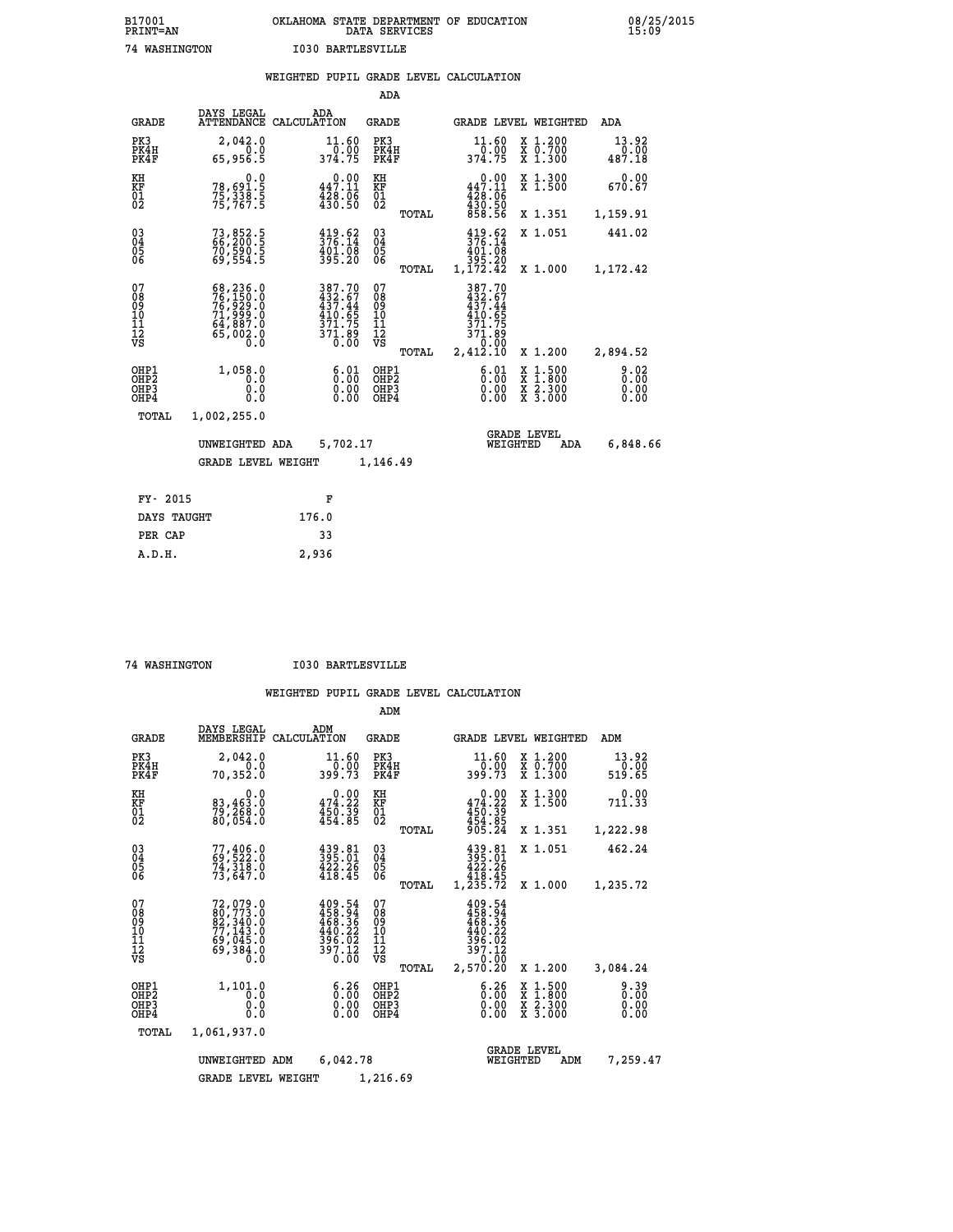B17001 OKLAHOMA STATE DEPARTMENT OF EDUCATION 08/25/2015
PRINT=AN DATA SERVICES 15:09

74 WASHINGTON I030 BARTLESVILLE

## WEIGHTED PUPIL GRADE LEVEL CALCULATION

### ADA

| GRADE | DAYS LEGAL ATTENDANCE | ADA CALCULATION | GRADE | | GRADE LEVEL | WEIGHTED | ADA |
|---|---|---|---|---|---|---|---|
| PK3 | 2,042.0 | 11.60 | PK3 | | 11.60 | X 1.200 | 13.92 |
| PK4H | 0.0 | 0.00 | PK4H | | 0.00 | X 0.700 | 0.00 |
| PK4F | 65,956.5 | 374.75 | PK4F | | 374.75 | X 1.300 | 487.18 |
| KH | 0.0 | 0.00 | KH | | 0.00 | X 1.300 | 0.00 |
| KF | 78,691.5 | 447.11 | KF | | 447.11 | X 1.500 | 670.67 |
| 01 | 75,338.5 | 428.06 | 01 | | 428.06 | | |
| 02 | 75,767.5 | 430.50 | 02 | | 430.50 | | |
| | | | | TOTAL | 858.56 | X 1.351 | 1,159.91 |
| 03 | 73,852.5 | 419.62 | 03 | | 419.62 | X 1.051 | 441.02 |
| 04 | 66,200.5 | 376.14 | 04 | | 376.14 | | |
| 05 | 70,590.5 | 401.08 | 05 | | 401.08 | | |
| 06 | 69,554.5 | 395.20 | 06 | | 395.20 | | |
| | | | | TOTAL | 1,172.42 | X 1.000 | 1,172.42 |
| 07 | 68,236.0 | 387.70 | 07 | | 387.70 | | |
| 08 | 76,150.0 | 432.67 | 08 | | 432.67 | | |
| 09 | 76,929.0 | 437.44 | 09 | | 437.44 | | |
| 10 | 71,999.0 | 410.65 | 10 | | 410.65 | | |
| 11 | 64,887.0 | 371.75 | 11 | | 371.75 | | |
| 12 | 65,002.0 | 371.89 | 12 | | 371.89 | | |
| VS | 0.0 | 0.00 | VS | | 0.00 | | |
| | | | | TOTAL | 2,412.10 | X 1.200 | 2,894.52 |
| OHP1 | 1,058.0 | 6.01 | OHP1 | | 6.01 | X 1.500 | 9.02 |
| OHP2 | 0.0 | 0.00 | OHP2 | | 0.00 | X 1.800 | 0.00 |
| OHP3 | 0.0 | 0.00 | OHP3 | | 0.00 | X 2.300 | 0.00 |
| OHP4 | 0.0 | 0.00 | OHP4 | | 0.00 | X 3.000 | 0.00 |
| TOTAL | 1,002,255.0 | | | | | | |

UNWEIGHTED ADA 5,702.17 — GRADE LEVEL WEIGHTED ADA 6,848.66

GRADE LEVEL WEIGHT 1,146.49

| FY- 2015 | F |
|---|---|
| DAYS TAUGHT | 176.0 |
| PER CAP | 33 |
| A.D.H. | 2,936 |

74 WASHINGTON I030 BARTLESVILLE

## WEIGHTED PUPIL GRADE LEVEL CALCULATION

### ADM

| GRADE | DAYS LEGAL MEMBERSHIP | ADM CALCULATION | GRADE | | GRADE LEVEL | WEIGHTED | ADM |
|---|---|---|---|---|---|---|---|
| PK3 | 2,042.0 | 11.60 | PK3 | | 11.60 | X 1.200 | 13.92 |
| PK4H | 0.0 | 0.00 | PK4H | | 0.00 | X 0.700 | 0.00 |
| PK4F | 70,352.0 | 399.73 | PK4F | | 399.73 | X 1.300 | 519.65 |
| KH | 0.0 | 0.00 | KH | | 0.00 | X 1.300 | 0.00 |
| KF | 83,463.0 | 474.22 | KF | | 474.22 | X 1.500 | 711.33 |
| 01 | 79,268.0 | 450.39 | 01 | | 450.39 | | |
| 02 | 80,054.0 | 454.85 | 02 | | 454.85 | | |
| | | | | TOTAL | 905.24 | X 1.351 | 1,222.98 |
| 03 | 77,406.0 | 439.81 | 03 | | 439.81 | X 1.051 | 462.24 |
| 04 | 69,522.0 | 395.01 | 04 | | 395.01 | | |
| 05 | 74,318.0 | 422.26 | 05 | | 422.26 | | |
| 06 | 73,647.0 | 418.45 | 06 | | 418.45 | | |
| | | | | TOTAL | 1,235.72 | X 1.000 | 1,235.72 |
| 07 | 72,079.0 | 409.54 | 07 | | 409.54 | | |
| 08 | 80,773.0 | 458.94 | 08 | | 458.94 | | |
| 09 | 82,340.0 | 468.36 | 09 | | 468.36 | | |
| 10 | 77,143.0 | 440.22 | 10 | | 440.22 | | |
| 11 | 69,045.0 | 396.02 | 11 | | 396.02 | | |
| 12 | 69,384.0 | 397.12 | 12 | | 397.12 | | |
| VS | 0.0 | 0.00 | VS | | 0.00 | | |
| | | | | TOTAL | 2,570.20 | X 1.200 | 3,084.24 |
| OHP1 | 1,101.0 | 6.26 | OHP1 | | 6.26 | X 1.500 | 9.39 |
| OHP2 | 0.0 | 0.00 | OHP2 | | 0.00 | X 1.800 | 0.00 |
| OHP3 | 0.0 | 0.00 | OHP3 | | 0.00 | X 2.300 | 0.00 |
| OHP4 | 0.0 | 0.00 | OHP4 | | 0.00 | X 3.000 | 0.00 |
| TOTAL | 1,061,937.0 | | | | | | |

UNWEIGHTED ADM 6,042.78 — GRADE LEVEL WEIGHTED ADM 7,259.47

GRADE LEVEL WEIGHT 1,216.69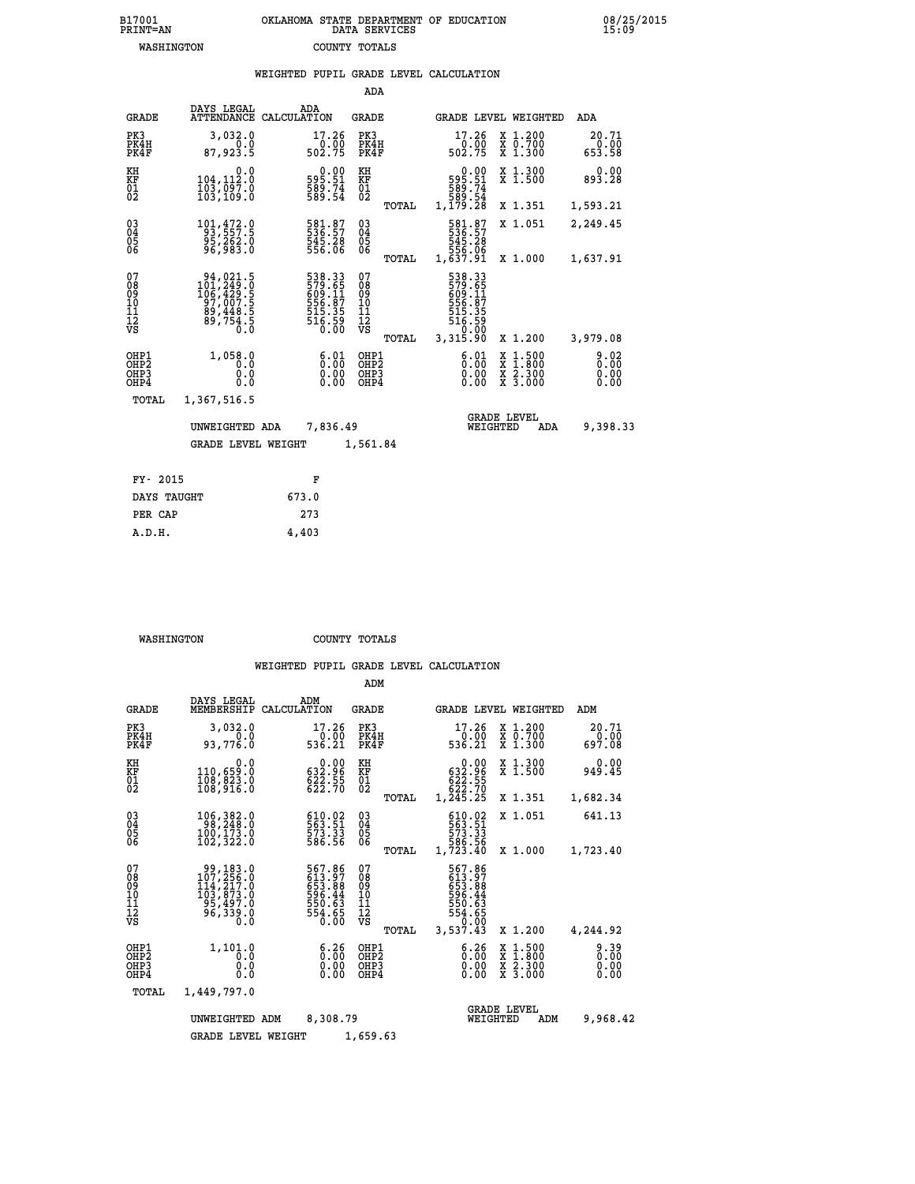B17001 OKLAHOMA STATE DEPARTMENT OF EDUCATION 08/25/2015
PRINT=AN DATA SERVICES 15:09
WASHINGTON COUNTY TOTALS

### WEIGHTED PUPIL GRADE LEVEL CALCULATION

ADA

| GRADE | DAYS LEGAL ATTENDANCE | ADA CALCULATION | GRADE | | GRADE LEVEL | WEIGHTED | ADA |
|---|---|---|---|---|---|---|---|
| PK3 | 3,032.0 | 17.26 | PK3 | | 17.26 | X 1.200 | 20.71 |
| PK4H | 0.0 | 0.00 | PK4H | | 0.00 | X 0.700 | 0.00 |
| PK4F | 87,923.5 | 502.75 | PK4F | | 502.75 | X 1.300 | 653.58 |
| KH | 0.0 | 0.00 | KH | | 0.00 | X 1.300 | 0.00 |
| KF | 104,112.0 | 595.51 | KF | | 595.51 | X 1.500 | 893.28 |
| 01 | 103,097.0 | 589.74 | 01 | | 589.74 | | |
| 02 | 103,109.0 | 589.54 | 02 | | 589.54 | | |
| | | | | TOTAL | 1,179.28 | X 1.351 | 1,593.21 |
| 03 | 101,472.0 | 581.87 | 03 | | 581.87 | X 1.051 | 2,249.45 |
| 04 | 93,557.5 | 536.57 | 04 | | 536.57 | | |
| 05 | 95,262.0 | 545.28 | 05 | | 545.28 | | |
| 06 | 96,983.0 | 556.06 | 06 | | 556.06 | | |
| | | | | TOTAL | 1,637.91 | X 1.000 | 1,637.91 |
| 07 | 94,021.5 | 538.33 | 07 | | 538.33 | | |
| 08 | 101,249.0 | 579.65 | 08 | | 579.65 | | |
| 09 | 106,429.5 | 609.11 | 09 | | 609.11 | | |
| 10 | 97,007.5 | 556.87 | 10 | | 556.87 | | |
| 11 | 89,448.5 | 515.35 | 11 | | 515.35 | | |
| 12 | 89,754.5 | 516.59 | 12 | | 516.59 | | |
| VS | 0.0 | 0.00 | VS | | 0.00 | | |
| | | | | TOTAL | 3,315.90 | X 1.200 | 3,979.08 |
| OHP1 | 1,058.0 | 6.01 | OHP1 | | 6.01 | X 1.500 | 9.02 |
| OHP2 | 0.0 | 0.00 | OHP2 | | 0.00 | X 1.800 | 0.00 |
| OHP3 | 0.0 | 0.00 | OHP3 | | 0.00 | X 2.300 | 0.00 |
| OHP4 | 0.0 | 0.00 | OHP4 | | 0.00 | X 3.000 | 0.00 |
| TOTAL | 1,367,516.5 | | | | | | |

UNWEIGHTED ADA 7,836.49 — GRADE LEVEL WEIGHTED ADA 9,398.33

GRADE LEVEL WEIGHT 1,561.84

| FY- 2015 | F |
|---|---|
| DAYS TAUGHT | 673.0 |
| PER CAP | 273 |
| A.D.H. | 4,403 |

WASHINGTON COUNTY TOTALS

### WEIGHTED PUPIL GRADE LEVEL CALCULATION

ADM

| GRADE | DAYS LEGAL MEMBERSHIP | ADM CALCULATION | GRADE | | GRADE LEVEL | WEIGHTED | ADM |
|---|---|---|---|---|---|---|---|
| PK3 | 3,032.0 | 17.26 | PK3 | | 17.26 | X 1.200 | 20.71 |
| PK4H | 0.0 | 0.00 | PK4H | | 0.00 | X 0.700 | 0.00 |
| PK4F | 93,776.0 | 536.21 | PK4F | | 536.21 | X 1.300 | 697.08 |
| KH | 0.0 | 0.00 | KH | | 0.00 | X 1.300 | 0.00 |
| KF | 110,659.0 | 632.96 | KF | | 632.96 | X 1.500 | 949.45 |
| 01 | 108,823.0 | 622.55 | 01 | | 622.55 | | |
| 02 | 108,916.0 | 622.70 | 02 | | 622.70 | | |
| | | | | TOTAL | 1,245.25 | X 1.351 | 1,682.34 |
| 03 | 106,382.0 | 610.02 | 03 | | 610.02 | X 1.051 | 641.13 |
| 04 | 98,248.0 | 563.51 | 04 | | 563.51 | | |
| 05 | 100,173.0 | 573.33 | 05 | | 573.33 | | |
| 06 | 102,322.0 | 586.56 | 06 | | 586.56 | | |
| | | | | TOTAL | 1,723.40 | X 1.000 | 1,723.40 |
| 07 | 99,183.0 | 567.86 | 07 | | 567.86 | | |
| 08 | 107,256.0 | 613.97 | 08 | | 613.97 | | |
| 09 | 114,217.0 | 653.88 | 09 | | 653.88 | | |
| 10 | 103,873.0 | 596.44 | 10 | | 596.44 | | |
| 11 | 95,497.0 | 550.63 | 11 | | 550.63 | | |
| 12 | 96,339.0 | 554.65 | 12 | | 554.65 | | |
| VS | 0.0 | 0.00 | VS | | 0.00 | | |
| | | | | TOTAL | 3,537.43 | X 1.200 | 4,244.92 |
| OHP1 | 1,101.0 | 6.26 | OHP1 | | 6.26 | X 1.500 | 9.39 |
| OHP2 | 0.0 | 0.00 | OHP2 | | 0.00 | X 1.800 | 0.00 |
| OHP3 | 0.0 | 0.00 | OHP3 | | 0.00 | X 2.300 | 0.00 |
| OHP4 | 0.0 | 0.00 | OHP4 | | 0.00 | X 3.000 | 0.00 |
| TOTAL | 1,449,797.0 | | | | | | |

UNWEIGHTED ADM 8,308.79 — GRADE LEVEL WEIGHTED ADM 9,968.42

GRADE LEVEL WEIGHT 1,659.63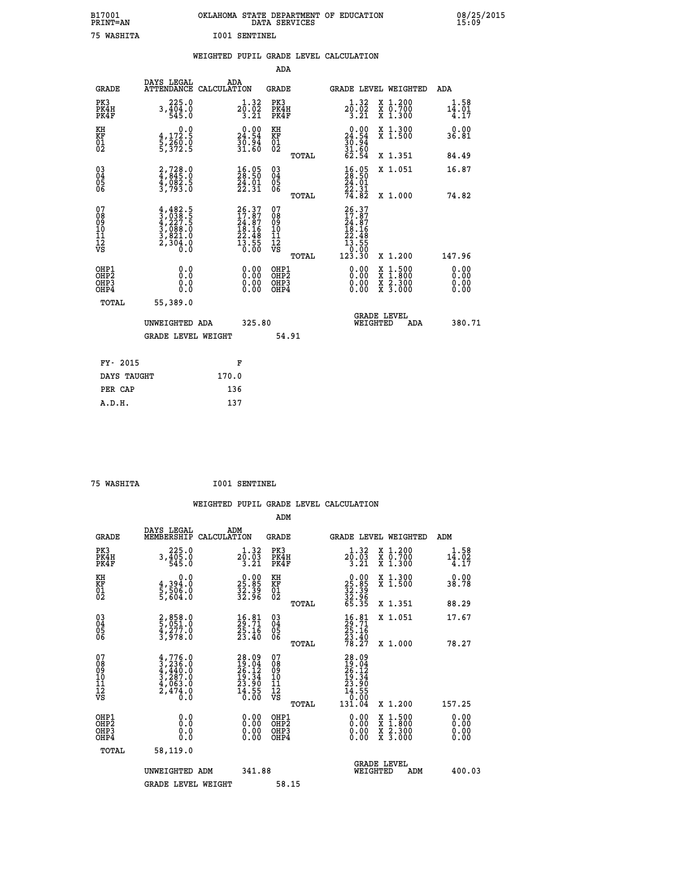B17001 PRINT=AN — OKLAHOMA STATE DEPARTMENT OF EDUCATION DATA SERVICES — 08/25/2015 15:09

75 WASHITA — I001 SENTINEL

## WEIGHTED PUPIL GRADE LEVEL CALCULATION

### ADA

| GRADE | DAYS LEGAL ATTENDANCE | ADA CALCULATION | GRADE | GRADE LEVEL | WEIGHTED | ADA |
|---|---|---|---|---|---|---|
| PK3 | 225.0 | 1.32 | PK3 | 1.32 | X 1.200 | 1.58 |
| PK4H | 3,404.0 | 20.02 | PK4H | 20.02 | X 0.700 | 14.01 |
| PK4F | 545.0 | 3.21 | PK4F | 3.21 | X 1.300 | 4.17 |
| KH | 0.0 | 0.00 | KH | 0.00 | X 1.300 | 0.00 |
| KF | 4,172.5 | 24.54 | KF | 24.54 | X 1.500 | 36.81 |
| 01 | 5,260.0 | 30.94 | 01 | 30.94 | | |
| 02 | 5,372.5 | 31.60 | 02 | 31.60 | | |
| | | | TOTAL | 62.54 | X 1.351 | 84.49 |
| 03 | 2,728.0 | 16.05 | 03 | 16.05 | X 1.051 | 16.87 |
| 04 | 4,845.0 | 28.50 | 04 | 28.50 | | |
| 05 | 4,082.5 | 24.01 | 05 | 24.01 | | |
| 06 | 3,793.0 | 22.31 | 06 | 22.31 | | |
| | | | TOTAL | 74.82 | X 1.000 | 74.82 |
| 07 | 4,482.5 | 26.37 | 07 | 26.37 | | |
| 08 | 3,038.5 | 17.87 | 08 | 17.87 | | |
| 09 | 4,227.5 | 24.87 | 09 | 24.87 | | |
| 10 | 3,088.0 | 18.16 | 10 | 18.16 | | |
| 11 | 3,821.0 | 22.48 | 11 | 22.48 | | |
| 12 | 2,304.0 | 13.55 | 12 | 13.55 | | |
| VS | 0.0 | 0.00 | VS | 0.00 | | |
| | | | TOTAL | 123.30 | X 1.200 | 147.96 |
| OHP1 | 0.0 | 0.00 | OHP1 | 0.00 | X 1.500 | 0.00 |
| OHP2 | 0.0 | 0.00 | OHP2 | 0.00 | X 1.800 | 0.00 |
| OHP3 | 0.0 | 0.00 | OHP3 | 0.00 | X 2.300 | 0.00 |
| OHP4 | 0.0 | 0.00 | OHP4 | 0.00 | X 3.000 | 0.00 |
| TOTAL | 55,389.0 | | | | | |

UNWEIGHTED ADA 325.80 — GRADE LEVEL WEIGHTED ADA 380.71

GRADE LEVEL WEIGHT 54.91

| FY- 2015 | F |
|---|---|
| DAYS TAUGHT | 170.0 |
| PER CAP | 136 |
| A.D.H. | 137 |

75 WASHITA — I001 SENTINEL

## WEIGHTED PUPIL GRADE LEVEL CALCULATION

### ADM

| GRADE | DAYS LEGAL MEMBERSHIP | ADM CALCULATION | GRADE | GRADE LEVEL | WEIGHTED | ADM |
|---|---|---|---|---|---|---|
| PK3 | 225.0 | 1.32 | PK3 | 1.32 | X 1.200 | 1.58 |
| PK4H | 3,405.0 | 20.03 | PK4H | 20.03 | X 0.700 | 14.02 |
| PK4F | 545.0 | 3.21 | PK4F | 3.21 | X 1.300 | 4.17 |
| KH | 0.0 | 0.00 | KH | 0.00 | X 1.300 | 0.00 |
| KF | 4,394.0 | 25.85 | KF | 25.85 | X 1.500 | 38.78 |
| 01 | 5,506.0 | 32.39 | 01 | 32.39 | | |
| 02 | 5,604.0 | 32.96 | 02 | 32.96 | | |
| | | | TOTAL | 65.35 | X 1.351 | 88.29 |
| 03 | 2,858.0 | 16.81 | 03 | 16.81 | X 1.051 | 17.67 |
| 04 | 5,051.0 | 29.71 | 04 | 29.71 | | |
| 05 | 4,277.0 | 25.16 | 05 | 25.16 | | |
| 06 | 3,978.0 | 23.40 | 06 | 23.40 | | |
| | | | TOTAL | 78.27 | X 1.000 | 78.27 |
| 07 | 4,776.0 | 28.09 | 07 | 28.09 | | |
| 08 | 3,236.0 | 19.04 | 08 | 19.04 | | |
| 09 | 4,440.0 | 26.12 | 09 | 26.12 | | |
| 10 | 3,287.0 | 19.34 | 10 | 19.34 | | |
| 11 | 4,063.0 | 23.90 | 11 | 23.90 | | |
| 12 | 2,474.0 | 14.55 | 12 | 14.55 | | |
| VS | 0.0 | 0.00 | VS | 0.00 | | |
| | | | TOTAL | 131.04 | X 1.200 | 157.25 |
| OHP1 | 0.0 | 0.00 | OHP1 | 0.00 | X 1.500 | 0.00 |
| OHP2 | 0.0 | 0.00 | OHP2 | 0.00 | X 1.800 | 0.00 |
| OHP3 | 0.0 | 0.00 | OHP3 | 0.00 | X 2.300 | 0.00 |
| OHP4 | 0.0 | 0.00 | OHP4 | 0.00 | X 3.000 | 0.00 |
| TOTAL | 58,119.0 | | | | | |

UNWEIGHTED ADM 341.88 — GRADE LEVEL WEIGHTED ADM 400.03

GRADE LEVEL WEIGHT 58.15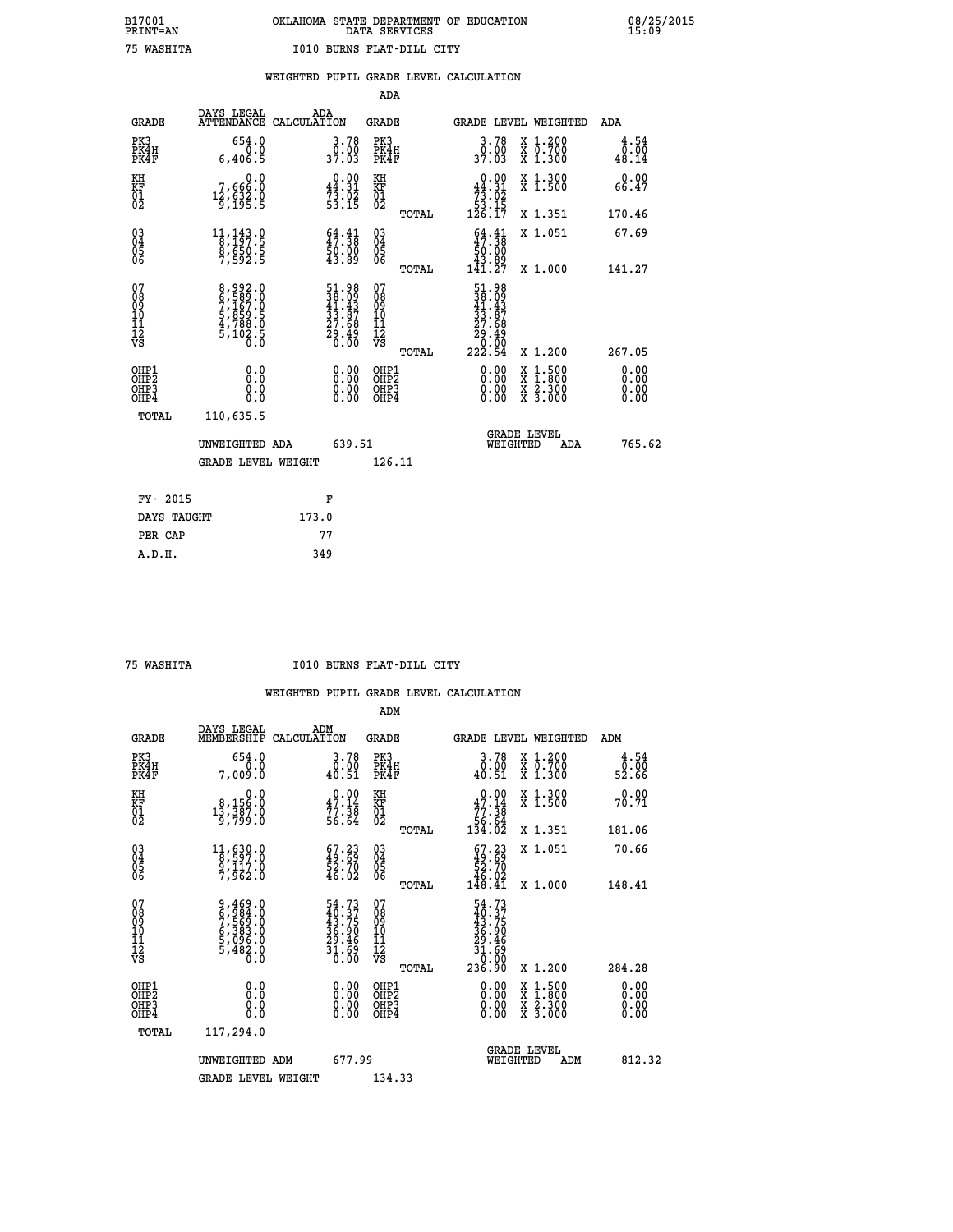B17001 OKLAHOMA STATE DEPARTMENT OF EDUCATION 08/25/2015
PRINT=AN DATA SERVICES 15:09

75 WASHITA I010 BURNS FLAT-DILL CITY

## WEIGHTED PUPIL GRADE LEVEL CALCULATION

### ADA

| GRADE | DAYS LEGAL ATTENDANCE | ADA CALCULATION | GRADE | | GRADE LEVEL | WEIGHTED | ADA |
|---|---|---|---|---|---|---|---|
| PK3 | 654.0 | 3.78 | PK3 | | 3.78 | X 1.200 | 4.54 |
| PK4H | 0.0 | 0.00 | PK4H | | 0.00 | X 0.700 | 0.00 |
| PK4F | 6,406.5 | 37.03 | PK4F | | 37.03 | X 1.300 | 48.14 |
| KH | 0.0 | 0.00 | KH | | 0.00 | X 1.300 | 0.00 |
| KF | 7,666.0 | 44.31 | KF | | 44.31 | X 1.500 | 66.47 |
| 01 | 12,632.0 | 73.02 | 01 | | 73.02 | | |
| 02 | 9,195.5 | 53.15 | 02 | | 53.15 | | |
| | | | | TOTAL | 126.17 | X 1.351 | 170.46 |
| 03 | 11,143.0 | 64.41 | 03 | | 64.41 | X 1.051 | 67.69 |
| 04 | 8,197.5 | 47.38 | 04 | | 47.38 | | |
| 05 | 8,650.5 | 50.00 | 05 | | 50.00 | | |
| 06 | 7,592.5 | 43.89 | 06 | | 43.89 | | |
| | | | | TOTAL | 141.27 | X 1.000 | 141.27 |
| 07 | 8,992.0 | 51.98 | 07 | | 51.98 | | |
| 08 | 6,589.0 | 38.09 | 08 | | 38.09 | | |
| 09 | 7,167.0 | 41.43 | 09 | | 41.43 | | |
| 10 | 5,859.5 | 33.87 | 10 | | 33.87 | | |
| 11 | 4,788.0 | 27.68 | 11 | | 27.68 | | |
| 12 | 5,102.5 | 29.49 | 12 | | 29.49 | | |
| VS | 0.0 | 0.00 | VS | | 0.00 | | |
| | | | | TOTAL | 222.54 | X 1.200 | 267.05 |
| OHP1 | 0.0 | 0.00 | OHP1 | | 0.00 | X 1.500 | 0.00 |
| OHP2 | 0.0 | 0.00 | OHP2 | | 0.00 | X 1.800 | 0.00 |
| OHP3 | 0.0 | 0.00 | OHP3 | | 0.00 | X 2.300 | 0.00 |
| OHP4 | 0.0 | 0.00 | OHP4 | | 0.00 | X 3.000 | 0.00 |
| TOTAL | 110,635.5 | | | | | | |

UNWEIGHTED ADA 639.51 GRADE LEVEL WEIGHTED ADA 765.62

GRADE LEVEL WEIGHT 126.11

FY- 2015 F

DAYS TAUGHT 173.0

PER CAP 77

A.D.H. 349

75 WASHITA I010 BURNS FLAT-DILL CITY

## WEIGHTED PUPIL GRADE LEVEL CALCULATION

### ADM

| GRADE | DAYS LEGAL MEMBERSHIP | ADM CALCULATION | GRADE | | GRADE LEVEL | WEIGHTED | ADM |
|---|---|---|---|---|---|---|---|
| PK3 | 654.0 | 3.78 | PK3 | | 3.78 | X 1.200 | 4.54 |
| PK4H | 0.0 | 0.00 | PK4H | | 0.00 | X 0.700 | 0.00 |
| PK4F | 7,009.0 | 40.51 | PK4F | | 40.51 | X 1.300 | 52.66 |
| KH | 0.0 | 0.00 | KH | | 0.00 | X 1.300 | 0.00 |
| KF | 8,156.0 | 47.14 | KF | | 47.14 | X 1.500 | 70.71 |
| 01 | 13,387.0 | 77.38 | 01 | | 77.38 | | |
| 02 | 9,799.0 | 56.64 | 02 | | 56.64 | | |
| | | | | TOTAL | 134.02 | X 1.351 | 181.06 |
| 03 | 11,630.0 | 67.23 | 03 | | 67.23 | X 1.051 | 70.66 |
| 04 | 8,597.0 | 49.69 | 04 | | 49.69 | | |
| 05 | 9,117.0 | 52.70 | 05 | | 52.70 | | |
| 06 | 7,962.0 | 46.02 | 06 | | 46.02 | | |
| | | | | TOTAL | 148.41 | X 1.000 | 148.41 |
| 07 | 9,469.0 | 54.73 | 07 | | 54.73 | | |
| 08 | 6,984.0 | 40.37 | 08 | | 40.37 | | |
| 09 | 7,569.0 | 43.75 | 09 | | 43.75 | | |
| 10 | 6,383.0 | 36.90 | 10 | | 36.90 | | |
| 11 | 5,096.0 | 29.46 | 11 | | 29.46 | | |
| 12 | 5,482.0 | 31.69 | 12 | | 31.69 | | |
| VS | 0.0 | 0.00 | VS | | 0.00 | | |
| | | | | TOTAL | 236.90 | X 1.200 | 284.28 |
| OHP1 | 0.0 | 0.00 | OHP1 | | 0.00 | X 1.500 | 0.00 |
| OHP2 | 0.0 | 0.00 | OHP2 | | 0.00 | X 1.800 | 0.00 |
| OHP3 | 0.0 | 0.00 | OHP3 | | 0.00 | X 2.300 | 0.00 |
| OHP4 | 0.0 | 0.00 | OHP4 | | 0.00 | X 3.000 | 0.00 |
| TOTAL | 117,294.0 | | | | | | |

UNWEIGHTED ADM 677.99 GRADE LEVEL WEIGHTED ADM 812.32

GRADE LEVEL WEIGHT 134.33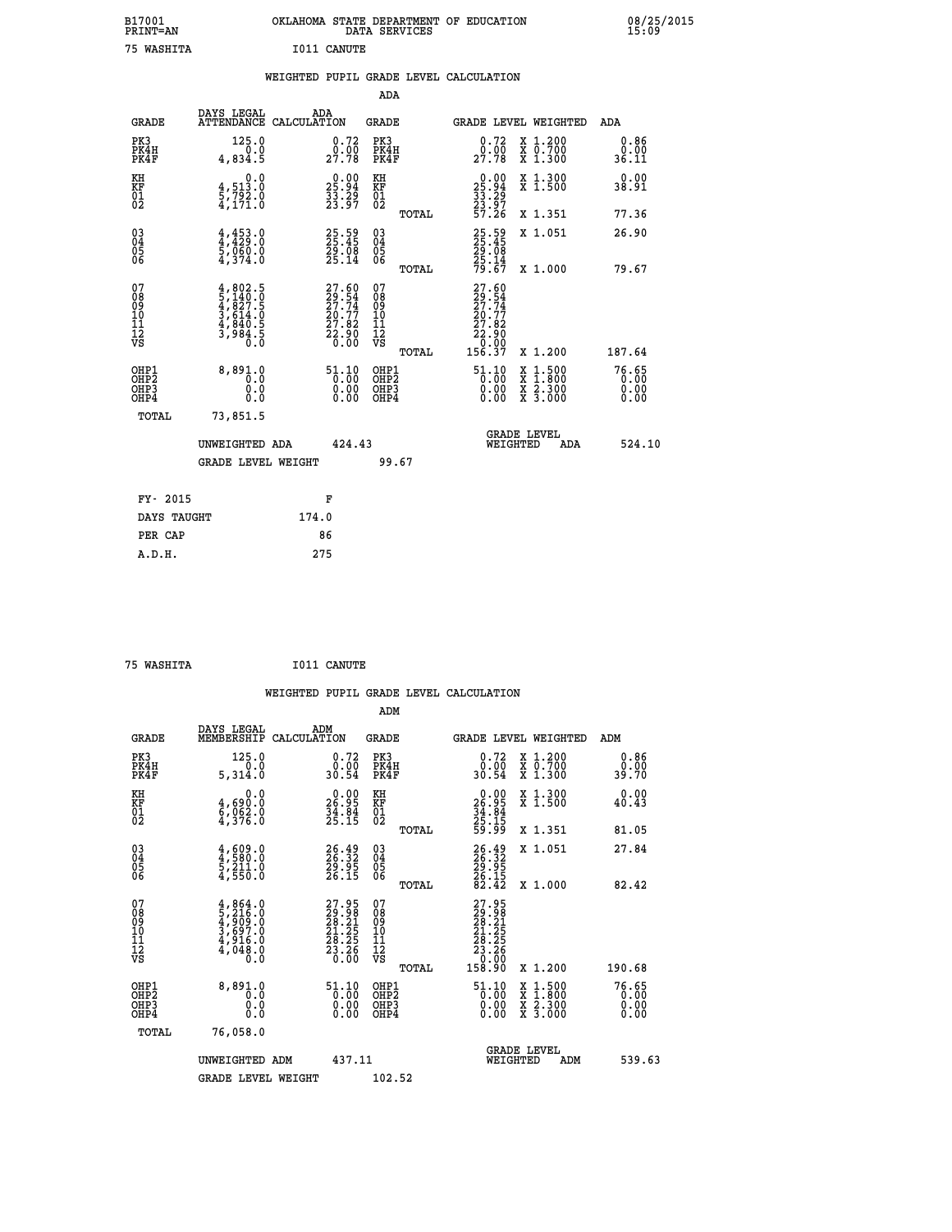B17001 OKLAHOMA STATE DEPARTMENT OF EDUCATION 08/25/2015
PRINT=AN DATA SERVICES 15:09

75 WASHITA I011 CANUTE

## WEIGHTED PUPIL GRADE LEVEL CALCULATION

### ADA

| GRADE | DAYS LEGAL ATTENDANCE | ADA CALCULATION | GRADE | | GRADE LEVEL | WEIGHTED | ADA |
|---|---|---|---|---|---|---|---|
| PK3 | 125.0 | 0.72 | PK3 | | 0.72 | X 1.200 | 0.86 |
| PK4H | 0.0 | 0.00 | PK4H | | 0.00 | X 0.700 | 0.00 |
| PK4F | 4,834.5 | 27.78 | PK4F | | 27.78 | X 1.300 | 36.11 |
| KH | 0.0 | 0.00 | KH | | 0.00 | X 1.300 | 0.00 |
| KF | 4,513.0 | 25.94 | KF | | 25.94 | X 1.500 | 38.91 |
| 01 | 5,792.0 | 33.29 | 01 | | 33.29 | | |
| 02 | 4,171.0 | 23.97 | 02 | | 23.97 | | |
| | | | | TOTAL | 57.26 | X 1.351 | 77.36 |
| 03 | 4,453.0 | 25.59 | 03 | | 25.59 | X 1.051 | 26.90 |
| 04 | 4,429.0 | 25.45 | 04 | | 25.45 | | |
| 05 | 5,060.0 | 29.08 | 05 | | 29.08 | | |
| 06 | 4,374.0 | 25.14 | 06 | | 25.14 | | |
| | | | | TOTAL | 79.67 | X 1.000 | 79.67 |
| 07 | 4,802.5 | 27.60 | 07 | | 27.60 | | |
| 08 | 5,140.0 | 29.54 | 08 | | 29.54 | | |
| 09 | 4,827.5 | 27.74 | 09 | | 27.74 | | |
| 10 | 3,614.0 | 20.77 | 10 | | 20.77 | | |
| 11 | 4,840.5 | 27.82 | 11 | | 27.82 | | |
| 12 | 3,984.5 | 22.90 | 12 | | 22.90 | | |
| VS | 0.0 | 0.00 | VS | | 0.00 | | |
| | | | | TOTAL | 156.37 | X 1.200 | 187.64 |
| OHP1 | 8,891.0 | 51.10 | OHP1 | | 51.10 | X 1.500 | 76.65 |
| OHP2 | 0.0 | 0.00 | OHP2 | | 0.00 | X 1.800 | 0.00 |
| OHP3 | 0.0 | 0.00 | OHP3 | | 0.00 | X 2.300 | 0.00 |
| OHP4 | 0.0 | 0.00 | OHP4 | | 0.00 | X 3.000 | 0.00 |
| TOTAL | 73,851.5 | | | | | | |

UNWEIGHTED ADA 424.43 GRADE LEVEL WEIGHTED ADA 524.10

GRADE LEVEL WEIGHT 99.67

| FY- 2015 | F |
|---|---|
| DAYS TAUGHT | 174.0 |
| PER CAP | 86 |
| A.D.H. | 275 |

75 WASHITA I011 CANUTE

## WEIGHTED PUPIL GRADE LEVEL CALCULATION

### ADM

| GRADE | DAYS LEGAL MEMBERSHIP | ADM CALCULATION | GRADE | | GRADE LEVEL | WEIGHTED | ADM |
|---|---|---|---|---|---|---|---|
| PK3 | 125.0 | 0.72 | PK3 | | 0.72 | X 1.200 | 0.86 |
| PK4H | 0.0 | 0.00 | PK4H | | 0.00 | X 0.700 | 0.00 |
| PK4F | 5,314.0 | 30.54 | PK4F | | 30.54 | X 1.300 | 39.70 |
| KH | 0.0 | 0.00 | KH | | 0.00 | X 1.300 | 0.00 |
| KF | 4,690.0 | 26.95 | KF | | 26.95 | X 1.500 | 40.43 |
| 01 | 6,062.0 | 34.84 | 01 | | 34.84 | | |
| 02 | 4,376.0 | 25.15 | 02 | | 25.15 | | |
| | | | | TOTAL | 59.99 | X 1.351 | 81.05 |
| 03 | 4,609.0 | 26.49 | 03 | | 26.49 | X 1.051 | 27.84 |
| 04 | 4,580.0 | 26.32 | 04 | | 26.32 | | |
| 05 | 5,211.0 | 29.95 | 05 | | 29.95 | | |
| 06 | 4,550.0 | 26.15 | 06 | | 26.15 | | |
| | | | | TOTAL | 82.42 | X 1.000 | 82.42 |
| 07 | 4,864.0 | 27.95 | 07 | | 27.95 | | |
| 08 | 5,216.0 | 29.98 | 08 | | 29.98 | | |
| 09 | 4,909.0 | 28.21 | 09 | | 28.21 | | |
| 10 | 3,697.0 | 21.25 | 10 | | 21.25 | | |
| 11 | 4,916.0 | 28.25 | 11 | | 28.25 | | |
| 12 | 4,048.0 | 23.26 | 12 | | 23.26 | | |
| VS | 0.0 | 0.00 | VS | | 0.00 | | |
| | | | | TOTAL | 158.90 | X 1.200 | 190.68 |
| OHP1 | 8,891.0 | 51.10 | OHP1 | | 51.10 | X 1.500 | 76.65 |
| OHP2 | 0.0 | 0.00 | OHP2 | | 0.00 | X 1.800 | 0.00 |
| OHP3 | 0.0 | 0.00 | OHP3 | | 0.00 | X 2.300 | 0.00 |
| OHP4 | 0.0 | 0.00 | OHP4 | | 0.00 | X 3.000 | 0.00 |
| TOTAL | 76,058.0 | | | | | | |

UNWEIGHTED ADM 437.11 GRADE LEVEL WEIGHTED ADM 539.63

GRADE LEVEL WEIGHT 102.52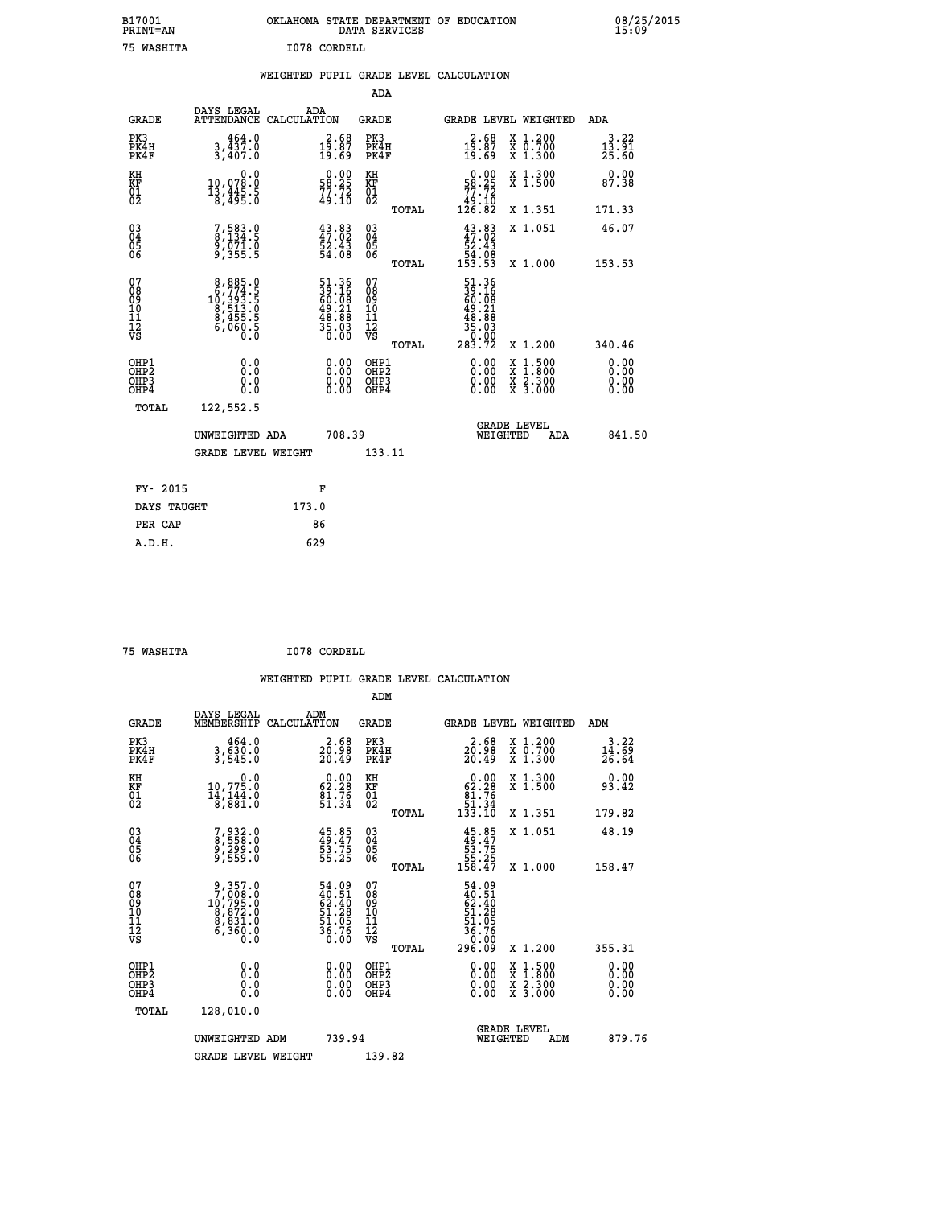B17001 OKLAHOMA STATE DEPARTMENT OF EDUCATION 08/25/2015
PRINT=AN DATA SERVICES 15:09

75 WASHITA I078 CORDELL

## WEIGHTED PUPIL GRADE LEVEL CALCULATION

### ADA

| GRADE | DAYS LEGAL ATTENDANCE | ADA CALCULATION | GRADE | | GRADE LEVEL | WEIGHTED | ADA |
|---|---|---|---|---|---|---|---|
| PK3 | 464.0 | 2.68 | PK3 | | 2.68 | X 1.200 | 3.22 |
| PK4H | 3,437.0 | 19.87 | PK4H | | 19.87 | X 0.700 | 13.91 |
| PK4F | 3,407.0 | 19.69 | PK4F | | 19.69 | X 1.300 | 25.60 |
| KH | 0.0 | 0.00 | KH | | 0.00 | X 1.300 | 0.00 |
| KF | 10,078.0 | 58.25 | KF | | 58.25 | X 1.500 | 87.38 |
| 01 | 13,445.5 | 77.72 | 01 | | 77.72 | | |
| 02 | 8,495.0 | 49.10 | 02 | | 49.10 | | |
| | | | | TOTAL | 126.82 | X 1.351 | 171.33 |
| 03 | 7,583.0 | 43.83 | 03 | | 43.83 | X 1.051 | 46.07 |
| 04 | 8,134.5 | 47.02 | 04 | | 47.02 | | |
| 05 | 9,071.0 | 52.43 | 05 | | 52.43 | | |
| 06 | 9,355.5 | 54.08 | 06 | | 54.08 | | |
| | | | | TOTAL | 153.53 | X 1.000 | 153.53 |
| 07 | 8,885.0 | 51.36 | 07 | | 51.36 | | |
| 08 | 6,774.5 | 39.16 | 08 | | 39.16 | | |
| 09 | 10,393.5 | 60.08 | 09 | | 60.08 | | |
| 10 | 8,513.0 | 49.21 | 10 | | 49.21 | | |
| 11 | 8,455.5 | 48.88 | 11 | | 48.88 | | |
| 12 | 6,060.5 | 35.03 | 12 | | 35.03 | | |
| VS | 0.0 | 0.00 | VS | | 0.00 | | |
| | | | | TOTAL | 283.72 | X 1.200 | 340.46 |
| OHP1 | 0.0 | 0.00 | OHP1 | | 0.00 | X 1.500 | 0.00 |
| OHP2 | 0.0 | 0.00 | OHP2 | | 0.00 | X 1.800 | 0.00 |
| OHP3 | 0.0 | 0.00 | OHP3 | | 0.00 | X 2.300 | 0.00 |
| OHP4 | 0.0 | 0.00 | OHP4 | | 0.00 | X 3.000 | 0.00 |
| TOTAL | 122,552.5 | | | | | | |

UNWEIGHTED ADA 708.39 GRADE LEVEL WEIGHTED ADA 841.50

GRADE LEVEL WEIGHT 133.11

| FY- 2015 | F |
|---|---|
| DAYS TAUGHT | 173.0 |
| PER CAP | 86 |
| A.D.H. | 629 |

75 WASHITA I078 CORDELL

## WEIGHTED PUPIL GRADE LEVEL CALCULATION

### ADM

| GRADE | DAYS LEGAL MEMBERSHIP | ADM CALCULATION | GRADE | | GRADE LEVEL | WEIGHTED | ADM |
|---|---|---|---|---|---|---|---|
| PK3 | 464.0 | 2.68 | PK3 | | 2.68 | X 1.200 | 3.22 |
| PK4H | 3,630.0 | 20.98 | PK4H | | 20.98 | X 0.700 | 14.69 |
| PK4F | 3,545.0 | 20.49 | PK4F | | 20.49 | X 1.300 | 26.64 |
| KH | 0.0 | 0.00 | KH | | 0.00 | X 1.300 | 0.00 |
| KF | 10,775.0 | 62.28 | KF | | 62.28 | X 1.500 | 93.42 |
| 01 | 14,144.0 | 81.76 | 01 | | 81.76 | | |
| 02 | 8,881.0 | 51.34 | 02 | | 51.34 | | |
| | | | | TOTAL | 133.10 | X 1.351 | 179.82 |
| 03 | 7,932.0 | 45.85 | 03 | | 45.85 | X 1.051 | 48.19 |
| 04 | 8,558.0 | 49.47 | 04 | | 49.47 | | |
| 05 | 9,299.0 | 53.75 | 05 | | 53.75 | | |
| 06 | 9,559.0 | 55.25 | 06 | | 55.25 | | |
| | | | | TOTAL | 158.47 | X 1.000 | 158.47 |
| 07 | 9,357.0 | 54.09 | 07 | | 54.09 | | |
| 08 | 7,008.0 | 40.51 | 08 | | 40.51 | | |
| 09 | 10,795.0 | 62.40 | 09 | | 62.40 | | |
| 10 | 8,872.0 | 51.28 | 10 | | 51.28 | | |
| 11 | 8,831.0 | 51.05 | 11 | | 51.05 | | |
| 12 | 6,360.0 | 36.76 | 12 | | 36.76 | | |
| VS | 0.0 | 0.00 | VS | | 0.00 | | |
| | | | | TOTAL | 296.09 | X 1.200 | 355.31 |
| OHP1 | 0.0 | 0.00 | OHP1 | | 0.00 | X 1.500 | 0.00 |
| OHP2 | 0.0 | 0.00 | OHP2 | | 0.00 | X 1.800 | 0.00 |
| OHP3 | 0.0 | 0.00 | OHP3 | | 0.00 | X 2.300 | 0.00 |
| OHP4 | 0.0 | 0.00 | OHP4 | | 0.00 | X 3.000 | 0.00 |
| TOTAL | 128,010.0 | | | | | | |

UNWEIGHTED ADM 739.94 GRADE LEVEL WEIGHTED ADM 879.76

GRADE LEVEL WEIGHT 139.82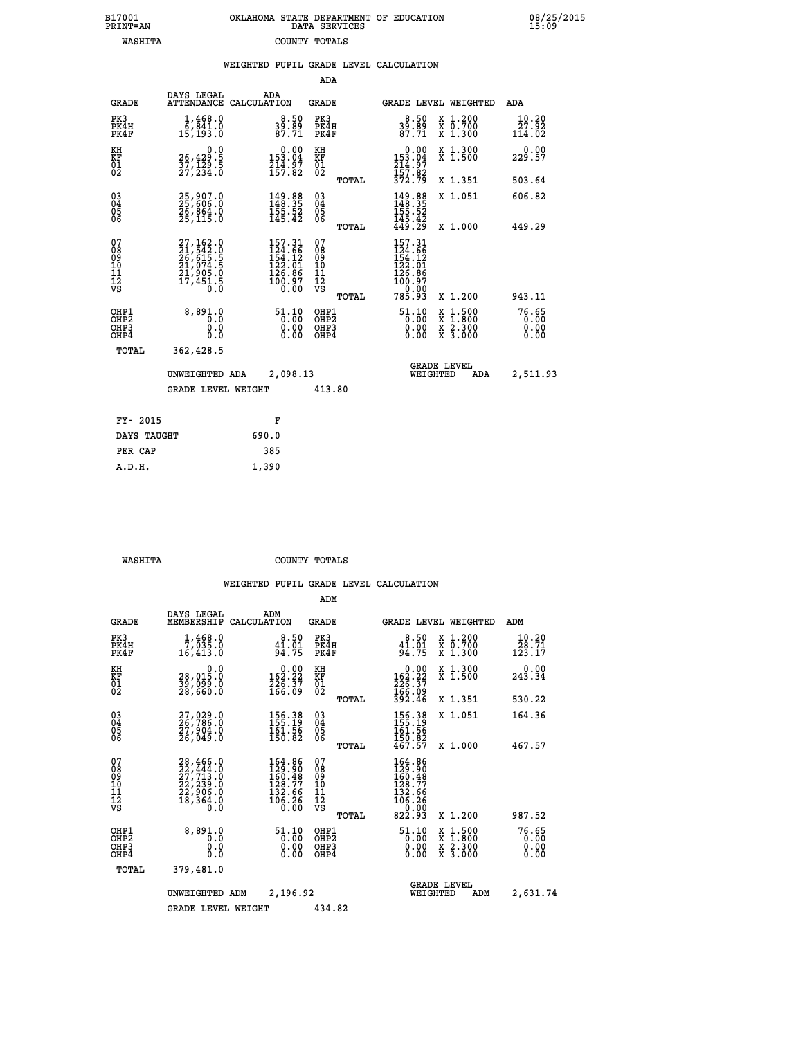B17001 OKLAHOMA STATE DEPARTMENT OF EDUCATION 08/25/2015
PRINT=AN DATA SERVICES 15:09
WASHITA COUNTY TOTALS

### WEIGHTED PUPIL GRADE LEVEL CALCULATION

ADA

| GRADE | DAYS LEGAL ATTENDANCE | ADA CALCULATION | GRADE | | GRADE LEVEL | WEIGHTED | ADA |
|---|---|---|---|---|---|---|---|
| PK3 | 1,468.0 | 8.50 | PK3 | | 8.50 | X 1.200 | 10.20 |
| PK4H | 6,841.0 | 39.89 | PK4H | | 39.89 | X 0.700 | 27.92 |
| PK4F | 15,193.0 | 87.71 | PK4F | | 87.71 | X 1.300 | 114.02 |
| KH | 0.0 | 0.00 | KH | | 0.00 | X 1.300 | 0.00 |
| KF | 26,429.5 | 153.04 | KF | | 153.04 | X 1.500 | 229.57 |
| 01 | 37,129.5 | 214.97 | 01 | | 214.97 | | |
| 02 | 27,234.0 | 157.82 | 02 | | 157.82 | | |
| | | | | TOTAL | 372.79 | X 1.351 | 503.64 |
| 03 | 25,907.0 | 149.88 | 03 | | 149.88 | X 1.051 | 606.82 |
| 04 | 25,606.0 | 148.35 | 04 | | 148.35 | | |
| 05 | 26,864.0 | 155.52 | 05 | | 155.52 | | |
| 06 | 25,115.0 | 145.42 | 06 | | 145.42 | | |
| | | | | TOTAL | 449.29 | X 1.000 | 449.29 |
| 07 | 27,162.0 | 157.31 | 07 | | 157.31 | | |
| 08 | 21,542.0 | 124.66 | 08 | | 124.66 | | |
| 09 | 26,615.5 | 154.12 | 09 | | 154.12 | | |
| 10 | 21,074.5 | 122.01 | 10 | | 122.01 | | |
| 11 | 21,905.0 | 126.86 | 11 | | 126.86 | | |
| 12 | 17,451.5 | 100.97 | 12 | | 100.97 | | |
| VS | 0.0 | 0.00 | VS | | 0.00 | | |
| | | | | TOTAL | 785.93 | X 1.200 | 943.11 |
| OHP1 | 8,891.0 | 51.10 | OHP1 | | 51.10 | X 1.500 | 76.65 |
| OHP2 | 0.0 | 0.00 | OHP2 | | 0.00 | X 1.800 | 0.00 |
| OHP3 | 0.0 | 0.00 | OHP3 | | 0.00 | X 2.300 | 0.00 |
| OHP4 | 0.0 | 0.00 | OHP4 | | 0.00 | X 3.000 | 0.00 |
| TOTAL | 362,428.5 | | | | | | |

UNWEIGHTED ADA 2,098.13 GRADE LEVEL WEIGHTED ADA 2,511.93

GRADE LEVEL WEIGHT 413.80

| FY- 2015 | F |
|---|---|
| DAYS TAUGHT | 690.0 |
| PER CAP | 385 |
| A.D.H. | 1,390 |

WASHITA COUNTY TOTALS

### WEIGHTED PUPIL GRADE LEVEL CALCULATION

ADM

| GRADE | DAYS LEGAL MEMBERSHIP | ADM CALCULATION | GRADE | | GRADE LEVEL | WEIGHTED | ADM |
|---|---|---|---|---|---|---|---|
| PK3 | 1,468.0 | 8.50 | PK3 | | 8.50 | X 1.200 | 10.20 |
| PK4H | 7,035.0 | 41.01 | PK4H | | 41.01 | X 0.700 | 28.71 |
| PK4F | 16,413.0 | 94.75 | PK4F | | 94.75 | X 1.300 | 123.17 |
| KH | 0.0 | 0.00 | KH | | 0.00 | X 1.300 | 0.00 |
| KF | 28,015.0 | 162.22 | KF | | 162.22 | X 1.500 | 243.34 |
| 01 | 39,099.0 | 226.37 | 01 | | 226.37 | | |
| 02 | 28,660.0 | 166.09 | 02 | | 166.09 | | |
| | | | | TOTAL | 392.46 | X 1.351 | 530.22 |
| 03 | 27,029.0 | 156.38 | 03 | | 156.38 | X 1.051 | 164.36 |
| 04 | 26,786.0 | 155.19 | 04 | | 155.19 | | |
| 05 | 27,904.0 | 161.56 | 05 | | 161.56 | | |
| 06 | 26,049.0 | 150.82 | 06 | | 150.82 | | |
| | | | | TOTAL | 467.57 | X 1.000 | 467.57 |
| 07 | 28,466.0 | 164.86 | 07 | | 164.86 | | |
| 08 | 22,444.0 | 129.90 | 08 | | 129.90 | | |
| 09 | 27,713.0 | 160.48 | 09 | | 160.48 | | |
| 10 | 22,239.0 | 128.77 | 10 | | 128.77 | | |
| 11 | 22,906.0 | 132.66 | 11 | | 132.66 | | |
| 12 | 18,364.0 | 106.26 | 12 | | 106.26 | | |
| VS | 0.0 | 0.00 | VS | | 0.00 | | |
| | | | | TOTAL | 822.93 | X 1.200 | 987.52 |
| OHP1 | 8,891.0 | 51.10 | OHP1 | | 51.10 | X 1.500 | 76.65 |
| OHP2 | 0.0 | 0.00 | OHP2 | | 0.00 | X 1.800 | 0.00 |
| OHP3 | 0.0 | 0.00 | OHP3 | | 0.00 | X 2.300 | 0.00 |
| OHP4 | 0.0 | 0.00 | OHP4 | | 0.00 | X 3.000 | 0.00 |
| TOTAL | 379,481.0 | | | | | | |

UNWEIGHTED ADM 2,196.92 GRADE LEVEL WEIGHTED ADM 2,631.74

GRADE LEVEL WEIGHT 434.82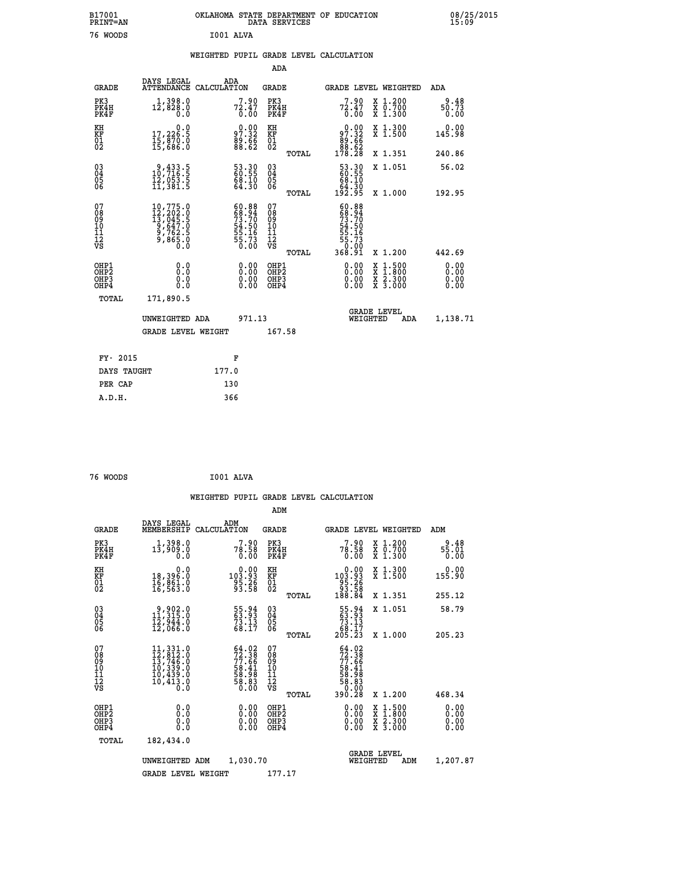B17001 OKLAHOMA STATE DEPARTMENT OF EDUCATION 08/25/2015
PRINT=AN DATA SERVICES 15:09

76 WOODS I001 ALVA

## WEIGHTED PUPIL GRADE LEVEL CALCULATION

### ADA

| GRADE | DAYS LEGAL ATTENDANCE | ADA CALCULATION | GRADE | | GRADE LEVEL | WEIGHTED | ADA |
|---|---|---|---|---|---|---|---|
| PK3 | 1,398.0 | 7.90 | PK3 | | 7.90 | X 1.200 | 9.48 |
| PK4H | 12,828.0 | 72.47 | PK4H | | 72.47 | X 0.700 | 50.73 |
| PK4F | 0.0 | 0.00 | PK4F | | 0.00 | X 1.300 | 0.00 |
| KH | 0.0 | 0.00 | KH | | 0.00 | X 1.300 | 0.00 |
| KF | 17,226.5 | 97.32 | KF | | 97.32 | X 1.500 | 145.98 |
| 01 | 15,870.0 | 89.66 | 01 | | 89.66 | | |
| 02 | 15,686.0 | 88.62 | 02 | | 88.62 | | |
| | | | | TOTAL | 178.28 | X 1.351 | 240.86 |
| 03 | 9,433.5 | 53.30 | 03 | | 53.30 | X 1.051 | 56.02 |
| 04 | 10,716.5 | 60.55 | 04 | | 60.55 | | |
| 05 | 12,053.5 | 68.10 | 05 | | 68.10 | | |
| 06 | 11,381.5 | 64.30 | 06 | | 64.30 | | |
| | | | | TOTAL | 192.95 | X 1.000 | 192.95 |
| 07 | 10,775.0 | 60.88 | 07 | | 60.88 | | |
| 08 | 12,202.0 | 68.94 | 08 | | 68.94 | | |
| 09 | 13,045.5 | 73.70 | 09 | | 73.70 | | |
| 10 | 9,647.0 | 54.50 | 10 | | 54.50 | | |
| 11 | 9,762.5 | 55.16 | 11 | | 55.16 | | |
| 12 | 9,865.0 | 55.73 | 12 | | 55.73 | | |
| VS | 0.0 | 0.00 | VS | | 0.00 | | |
| | | | | TOTAL | 368.91 | X 1.200 | 442.69 |
| OHP1 | 0.0 | 0.00 | OHP1 | | 0.00 | X 1.500 | 0.00 |
| OHP2 | 0.0 | 0.00 | OHP2 | | 0.00 | X 1.800 | 0.00 |
| OHP3 | 0.0 | 0.00 | OHP3 | | 0.00 | X 2.300 | 0.00 |
| OHP4 | 0.0 | 0.00 | OHP4 | | 0.00 | X 3.000 | 0.00 |
| TOTAL | 171,890.5 | | | | | | |

UNWEIGHTED ADA 971.13 GRADE LEVEL WEIGHTED ADA 1,138.71

GRADE LEVEL WEIGHT 167.58

| FY- 2015 | F |
|---|---|
| DAYS TAUGHT | 177.0 |
| PER CAP | 130 |
| A.D.H. | 366 |

76 WOODS I001 ALVA

## WEIGHTED PUPIL GRADE LEVEL CALCULATION

### ADM

| GRADE | DAYS LEGAL MEMBERSHIP | ADM CALCULATION | GRADE | | GRADE LEVEL | WEIGHTED | ADM |
|---|---|---|---|---|---|---|---|
| PK3 | 1,398.0 | 7.90 | PK3 | | 7.90 | X 1.200 | 9.48 |
| PK4H | 13,909.0 | 78.58 | PK4H | | 78.58 | X 0.700 | 55.01 |
| PK4F | 0.0 | 0.00 | PK4F | | 0.00 | X 1.300 | 0.00 |
| KH | 0.0 | 0.00 | KH | | 0.00 | X 1.300 | 0.00 |
| KF | 18,396.0 | 103.93 | KF | | 103.93 | X 1.500 | 155.90 |
| 01 | 16,861.0 | 95.26 | 01 | | 95.26 | | |
| 02 | 16,563.0 | 93.58 | 02 | | 93.58 | | |
| | | | | TOTAL | 188.84 | X 1.351 | 255.12 |
| 03 | 9,902.0 | 55.94 | 03 | | 55.94 | X 1.051 | 58.79 |
| 04 | 11,315.0 | 63.93 | 04 | | 63.93 | | |
| 05 | 12,944.0 | 73.13 | 05 | | 73.13 | | |
| 06 | 12,066.0 | 68.17 | 06 | | 68.17 | | |
| | | | | TOTAL | 205.23 | X 1.000 | 205.23 |
| 07 | 11,331.0 | 64.02 | 07 | | 64.02 | | |
| 08 | 12,812.0 | 72.38 | 08 | | 72.38 | | |
| 09 | 13,746.0 | 77.66 | 09 | | 77.66 | | |
| 10 | 10,339.0 | 58.41 | 10 | | 58.41 | | |
| 11 | 10,439.0 | 58.98 | 11 | | 58.98 | | |
| 12 | 10,413.0 | 58.83 | 12 | | 58.83 | | |
| VS | 0.0 | 0.00 | VS | | 0.00 | | |
| | | | | TOTAL | 390.28 | X 1.200 | 468.34 |
| OHP1 | 0.0 | 0.00 | OHP1 | | 0.00 | X 1.500 | 0.00 |
| OHP2 | 0.0 | 0.00 | OHP2 | | 0.00 | X 1.800 | 0.00 |
| OHP3 | 0.0 | 0.00 | OHP3 | | 0.00 | X 2.300 | 0.00 |
| OHP4 | 0.0 | 0.00 | OHP4 | | 0.00 | X 3.000 | 0.00 |
| TOTAL | 182,434.0 | | | | | | |

UNWEIGHTED ADM 1,030.70 GRADE LEVEL WEIGHTED ADM 1,207.87

GRADE LEVEL WEIGHT 177.17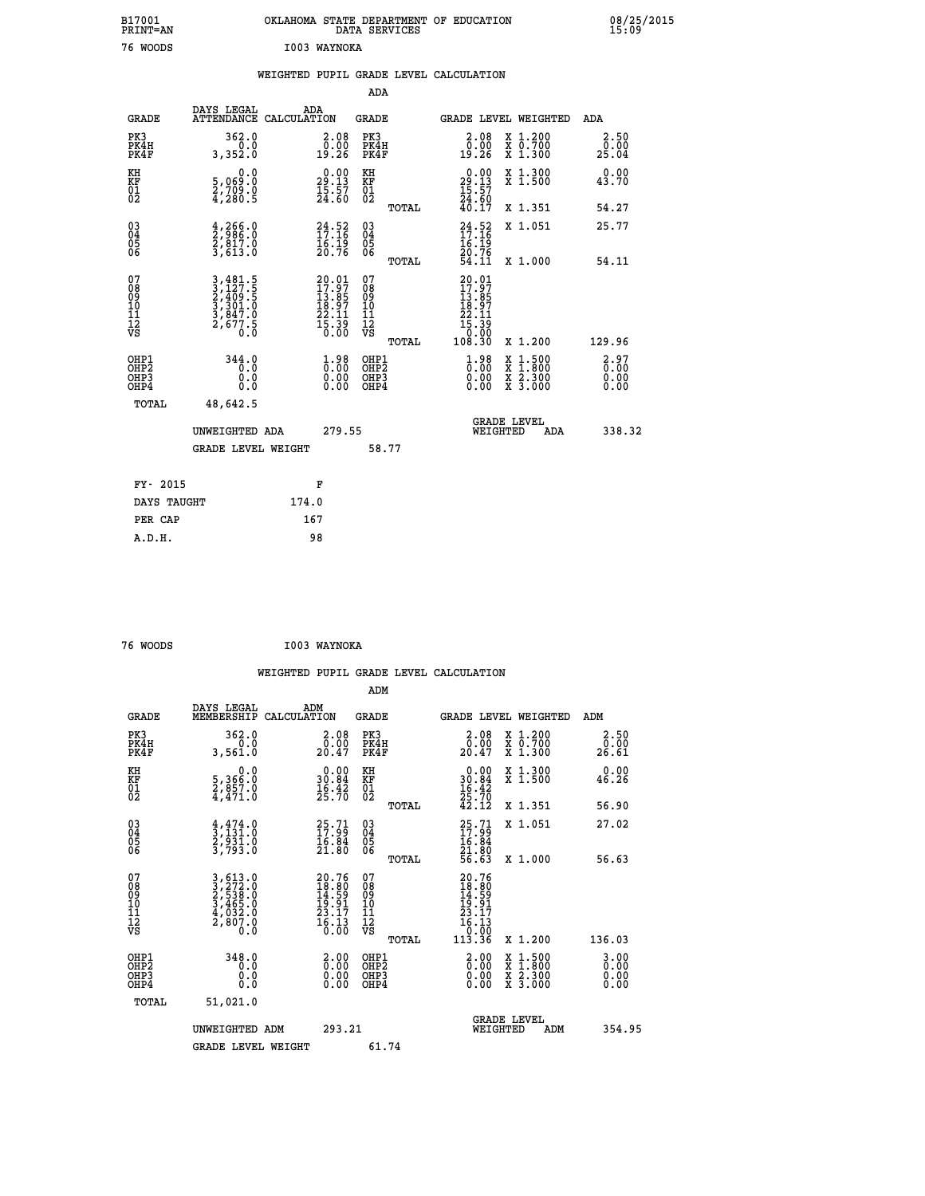B17001 OKLAHOMA STATE DEPARTMENT OF EDUCATION 08/25/2015
PRINT=AN DATA SERVICES 15:09

76 WOODS I003 WAYNOKA

## WEIGHTED PUPIL GRADE LEVEL CALCULATION

### ADA

| GRADE | DAYS LEGAL ATTENDANCE | ADA CALCULATION | GRADE | GRADE LEVEL | WEIGHTED | ADA |
|---|---|---|---|---|---|---|
| PK3 | 362.0 | 2.08 | PK3 | 2.08 | X 1.200 | 2.50 |
| PK4H | 0.0 | 0.00 | PK4H | 0.00 | X 0.700 | 0.00 |
| PK4F | 3,352.0 | 19.26 | PK4F | 19.26 | X 1.300 | 25.04 |
| KH | 0.0 | 0.00 | KH | 0.00 | X 1.300 | 0.00 |
| KF | 5,069.0 | 29.13 | KF | 29.13 | X 1.500 | 43.70 |
| 01 | 2,709.0 | 15.57 | 01 | 15.57 | | |
| 02 | 4,280.5 | 24.60 | 02 | 24.60 | | |
| | | | TOTAL | 40.17 | X 1.351 | 54.27 |
| 03 | 4,266.0 | 24.52 | 03 | 24.52 | X 1.051 | 25.77 |
| 04 | 2,986.0 | 17.16 | 04 | 17.16 | | |
| 05 | 2,817.0 | 16.19 | 05 | 16.19 | | |
| 06 | 3,613.0 | 20.76 | 06 | 20.76 | | |
| | | | TOTAL | 54.11 | X 1.000 | 54.11 |
| 07 | 3,481.5 | 20.01 | 07 | 20.01 | | |
| 08 | 3,127.5 | 17.97 | 08 | 17.97 | | |
| 09 | 2,409.5 | 13.85 | 09 | 13.85 | | |
| 10 | 3,301.0 | 18.97 | 10 | 18.97 | | |
| 11 | 3,847.0 | 22.11 | 11 | 22.11 | | |
| 12 | 2,677.5 | 15.39 | 12 | 15.39 | | |
| VS | 0.0 | 0.00 | VS | 0.00 | | |
| | | | TOTAL | 108.30 | X 1.200 | 129.96 |
| OHP1 | 344.0 | 1.98 | OHP1 | 1.98 | X 1.500 | 2.97 |
| OHP2 | 0.0 | 0.00 | OHP2 | 0.00 | X 1.800 | 0.00 |
| OHP3 | 0.0 | 0.00 | OHP3 | 0.00 | X 2.300 | 0.00 |
| OHP4 | 0.0 | 0.00 | OHP4 | 0.00 | X 3.000 | 0.00 |
| TOTAL | 48,642.5 | | | | | |

UNWEIGHTED ADA 279.55 | GRADE LEVEL WEIGHTED ADA 338.32

GRADE LEVEL WEIGHT 58.77

| FY- 2015 | F |
|---|---|
| DAYS TAUGHT | 174.0 |
| PER CAP | 167 |
| A.D.H. | 98 |

76 WOODS I003 WAYNOKA

## WEIGHTED PUPIL GRADE LEVEL CALCULATION

### ADM

| GRADE | DAYS LEGAL MEMBERSHIP | ADM CALCULATION | GRADE | GRADE LEVEL | WEIGHTED | ADM |
|---|---|---|---|---|---|---|
| PK3 | 362.0 | 2.08 | PK3 | 2.08 | X 1.200 | 2.50 |
| PK4H | 0.0 | 0.00 | PK4H | 0.00 | X 0.700 | 0.00 |
| PK4F | 3,561.0 | 20.47 | PK4F | 20.47 | X 1.300 | 26.61 |
| KH | 0.0 | 0.00 | KH | 0.00 | X 1.300 | 0.00 |
| KF | 5,366.0 | 30.84 | KF | 30.84 | X 1.500 | 46.26 |
| 01 | 2,857.0 | 16.42 | 01 | 16.42 | | |
| 02 | 4,471.0 | 25.70 | 02 | 25.70 | | |
| | | | TOTAL | 42.12 | X 1.351 | 56.90 |
| 03 | 4,474.0 | 25.71 | 03 | 25.71 | X 1.051 | 27.02 |
| 04 | 3,131.0 | 17.99 | 04 | 17.99 | | |
| 05 | 2,931.0 | 16.84 | 05 | 16.84 | | |
| 06 | 3,793.0 | 21.80 | 06 | 21.80 | | |
| | | | TOTAL | 56.63 | X 1.000 | 56.63 |
| 07 | 3,613.0 | 20.76 | 07 | 20.76 | | |
| 08 | 3,272.0 | 18.80 | 08 | 18.80 | | |
| 09 | 2,538.0 | 14.59 | 09 | 14.59 | | |
| 10 | 3,465.0 | 19.91 | 10 | 19.91 | | |
| 11 | 4,032.0 | 23.17 | 11 | 23.17 | | |
| 12 | 2,807.0 | 16.13 | 12 | 16.13 | | |
| VS | 0.0 | 0.00 | VS | 0.00 | | |
| | | | TOTAL | 113.36 | X 1.200 | 136.03 |
| OHP1 | 348.0 | 2.00 | OHP1 | 2.00 | X 1.500 | 3.00 |
| OHP2 | 0.0 | 0.00 | OHP2 | 0.00 | X 1.800 | 0.00 |
| OHP3 | 0.0 | 0.00 | OHP3 | 0.00 | X 2.300 | 0.00 |
| OHP4 | 0.0 | 0.00 | OHP4 | 0.00 | X 3.000 | 0.00 |
| TOTAL | 51,021.0 | | | | | |

UNWEIGHTED ADM 293.21 | GRADE LEVEL WEIGHTED ADM 354.95

GRADE LEVEL WEIGHT 61.74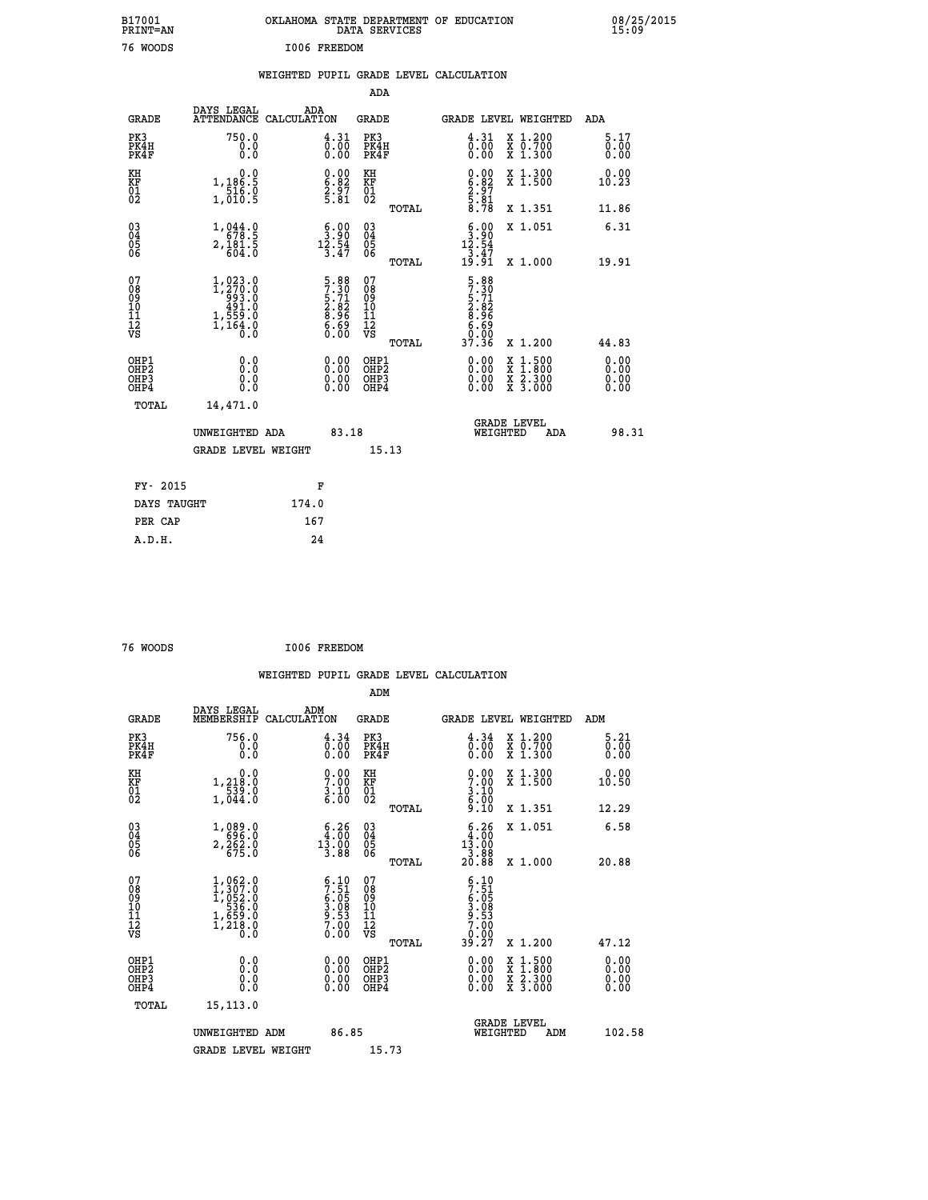B17001 OKLAHOMA STATE DEPARTMENT OF EDUCATION 08/25/2015
PRINT=AN DATA SERVICES 15:09

76 WOODS I006 FREEDOM

## WEIGHTED PUPIL GRADE LEVEL CALCULATION

### ADA

| GRADE | DAYS LEGAL ATTENDANCE | ADA CALCULATION | GRADE | GRADE LEVEL | WEIGHTED | ADA |
|---|---|---|---|---|---|---|
| PK3 | 750.0 | 4.31 | PK3 | 4.31 | X 1.200 | 5.17 |
| PK4H | 0.0 | 0.00 | PK4H | 0.00 | X 0.700 | 0.00 |
| PK4F | 0.0 | 0.00 | PK4F | 0.00 | X 1.300 | 0.00 |
| KH | 0.0 | 0.00 | KH | 0.00 | X 1.300 | 0.00 |
| KF | 1,186.5 | 6.82 | KF | 6.82 | X 1.500 | 10.23 |
| 01 | 516.0 | 2.97 | 01 | 2.97 | | |
| 02 | 1,010.5 | 5.81 | 02 | 5.81 | | |
| | | | TOTAL | 8.78 | X 1.351 | 11.86 |
| 03 | 1,044.0 | 6.00 | 03 | 6.00 | X 1.051 | 6.31 |
| 04 | 678.5 | 3.90 | 04 | 3.90 | | |
| 05 | 2,181.5 | 12.54 | 05 | 12.54 | | |
| 06 | 604.0 | 3.47 | 06 | 3.47 | | |
| | | | TOTAL | 19.91 | X 1.000 | 19.91 |
| 07 | 1,023.0 | 5.88 | 07 | 5.88 | | |
| 08 | 1,270.0 | 7.30 | 08 | 7.30 | | |
| 09 | 993.0 | 5.71 | 09 | 5.71 | | |
| 10 | 491.0 | 2.82 | 10 | 2.82 | | |
| 11 | 1,559.0 | 8.96 | 11 | 8.96 | | |
| 12 | 1,164.0 | 6.69 | 12 | 6.69 | | |
| VS | 0.0 | 0.00 | VS | 0.00 | | |
| | | | TOTAL | 37.36 | X 1.200 | 44.83 |
| OHP1 | 0.0 | 0.00 | OHP1 | 0.00 | X 1.500 | 0.00 |
| OHP2 | 0.0 | 0.00 | OHP2 | 0.00 | X 1.800 | 0.00 |
| OHP3 | 0.0 | 0.00 | OHP3 | 0.00 | X 2.300 | 0.00 |
| OHP4 | 0.0 | 0.00 | OHP4 | 0.00 | X 3.000 | 0.00 |
| TOTAL | 14,471.0 | | | | | |

UNWEIGHTED ADA 83.18 GRADE LEVEL WEIGHTED ADA 98.31

GRADE LEVEL WEIGHT 15.13

| FY- 2015 | F |
|---|---|
| DAYS TAUGHT | 174.0 |
| PER CAP | 167 |
| A.D.H. | 24 |

76 WOODS I006 FREEDOM

## WEIGHTED PUPIL GRADE LEVEL CALCULATION

### ADM

| GRADE | DAYS LEGAL MEMBERSHIP | ADM CALCULATION | GRADE | GRADE LEVEL | WEIGHTED | ADM |
|---|---|---|---|---|---|---|
| PK3 | 756.0 | 4.34 | PK3 | 4.34 | X 1.200 | 5.21 |
| PK4H | 0.0 | 0.00 | PK4H | 0.00 | X 0.700 | 0.00 |
| PK4F | 0.0 | 0.00 | PK4F | 0.00 | X 1.300 | 0.00 |
| KH | 0.0 | 0.00 | KH | 0.00 | X 1.300 | 0.00 |
| KF | 1,218.0 | 7.00 | KF | 7.00 | X 1.500 | 10.50 |
| 01 | 539.0 | 3.10 | 01 | 3.10 | | |
| 02 | 1,044.0 | 6.00 | 02 | 6.00 | | |
| | | | TOTAL | 9.10 | X 1.351 | 12.29 |
| 03 | 1,089.0 | 6.26 | 03 | 6.26 | X 1.051 | 6.58 |
| 04 | 696.0 | 4.00 | 04 | 4.00 | | |
| 05 | 2,262.0 | 13.00 | 05 | 13.00 | | |
| 06 | 675.0 | 3.88 | 06 | 3.88 | | |
| | | | TOTAL | 20.88 | X 1.000 | 20.88 |
| 07 | 1,062.0 | 6.10 | 07 | 6.10 | | |
| 08 | 1,307.0 | 7.51 | 08 | 7.51 | | |
| 09 | 1,052.0 | 6.05 | 09 | 6.05 | | |
| 10 | 536.0 | 3.08 | 10 | 3.08 | | |
| 11 | 1,659.0 | 9.53 | 11 | 9.53 | | |
| 12 | 1,218.0 | 7.00 | 12 | 7.00 | | |
| VS | 0.0 | 0.00 | VS | 0.00 | | |
| | | | TOTAL | 39.27 | X 1.200 | 47.12 |
| OHP1 | 0.0 | 0.00 | OHP1 | 0.00 | X 1.500 | 0.00 |
| OHP2 | 0.0 | 0.00 | OHP2 | 0.00 | X 1.800 | 0.00 |
| OHP3 | 0.0 | 0.00 | OHP3 | 0.00 | X 2.300 | 0.00 |
| OHP4 | 0.0 | 0.00 | OHP4 | 0.00 | X 3.000 | 0.00 |
| TOTAL | 15,113.0 | | | | | |

UNWEIGHTED ADM 86.85 GRADE LEVEL WEIGHTED ADM 102.58

GRADE LEVEL WEIGHT 15.73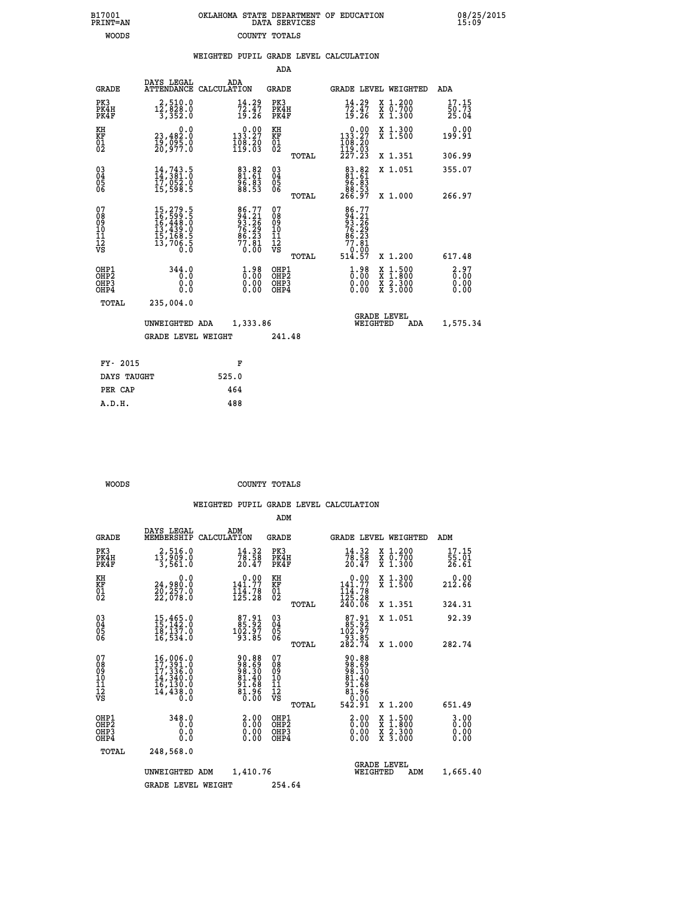B17001 PRINT=AN — OKLAHOMA STATE DEPARTMENT OF EDUCATION DATA SERVICES — 08/25/2015 15:09

WOODS — COUNTY TOTALS

## WEIGHTED PUPIL GRADE LEVEL CALCULATION

### ADA

| GRADE | DAYS LEGAL ATTENDANCE | ADA CALCULATION | GRADE | GRADE LEVEL | WEIGHTED | ADA |
|---|---|---|---|---|---|---|
| PK3 | 2,510.0 | 14.29 | PK3 | 14.29 | X 1.200 | 17.15 |
| PK4H | 12,828.0 | 72.47 | PK4H | 72.47 | X 0.700 | 50.73 |
| PK4F | 3,352.0 | 19.26 | PK4F | 19.26 | X 1.300 | 25.04 |
| KH | 0.0 | 0.00 | KH | 0.00 | X 1.300 | 0.00 |
| KF | 23,482.0 | 133.27 | KF | 133.27 | X 1.500 | 199.91 |
| 01 | 19,095.0 | 108.20 | 01 | 108.20 | | |
| 02 | 20,977.0 | 119.03 | 02 | 119.03 | | |
| | | | TOTAL | 227.23 | X 1.351 | 306.99 |
| 03 | 14,743.5 | 83.82 | 03 | 83.82 | X 1.051 | 355.07 |
| 04 | 14,381.0 | 81.61 | 04 | 81.61 | | |
| 05 | 17,052.0 | 96.83 | 05 | 96.83 | | |
| 06 | 15,598.5 | 88.53 | 06 | 88.53 | | |
| | | | TOTAL | 266.97 | X 1.000 | 266.97 |
| 07 | 15,279.5 | 86.77 | 07 | 86.77 | | |
| 08 | 16,599.5 | 94.21 | 08 | 94.21 | | |
| 09 | 16,448.0 | 93.26 | 09 | 93.26 | | |
| 10 | 13,439.0 | 76.29 | 10 | 76.29 | | |
| 11 | 15,168.5 | 86.23 | 11 | 86.23 | | |
| 12 | 13,706.5 | 77.81 | 12 | 77.81 | | |
| VS | 0.0 | 0.00 | VS | 0.00 | | |
| | | | TOTAL | 514.57 | X 1.200 | 617.48 |
| OHP1 | 344.0 | 1.98 | OHP1 | 1.98 | X 1.500 | 2.97 |
| OHP2 | 0.0 | 0.00 | OHP2 | 0.00 | X 1.800 | 0.00 |
| OHP3 | 0.0 | 0.00 | OHP3 | 0.00 | X 2.300 | 0.00 |
| OHP4 | 0.0 | 0.00 | OHP4 | 0.00 | X 3.000 | 0.00 |
| TOTAL | 235,004.0 | | | | | |

UNWEIGHTED ADA 1,333.86 — GRADE LEVEL WEIGHTED ADA 1,575.34

GRADE LEVEL WEIGHT 241.48

| FY- 2015 | F |
|---|---|
| DAYS TAUGHT | 525.0 |
| PER CAP | 464 |
| A.D.H. | 488 |

WOODS — COUNTY TOTALS

## WEIGHTED PUPIL GRADE LEVEL CALCULATION

### ADM

| GRADE | DAYS LEGAL MEMBERSHIP | ADM CALCULATION | GRADE | GRADE LEVEL | WEIGHTED | ADM |
|---|---|---|---|---|---|---|
| PK3 | 2,516.0 | 14.32 | PK3 | 14.32 | X 1.200 | 17.15 |
| PK4H | 13,909.0 | 78.58 | PK4H | 78.58 | X 0.700 | 55.01 |
| PK4F | 3,561.0 | 20.47 | PK4F | 20.47 | X 1.300 | 26.61 |
| KH | 0.0 | 0.00 | KH | 0.00 | X 1.300 | 0.00 |
| KF | 24,980.0 | 141.77 | KF | 141.77 | X 1.500 | 212.66 |
| 01 | 20,257.0 | 114.78 | 01 | 114.78 | | |
| 02 | 22,078.0 | 125.28 | 02 | 125.28 | | |
| | | | TOTAL | 240.06 | X 1.351 | 324.31 |
| 03 | 15,465.0 | 87.91 | 03 | 87.91 | X 1.051 | 92.39 |
| 04 | 15,142.0 | 85.92 | 04 | 85.92 | | |
| 05 | 18,137.0 | 102.97 | 05 | 102.97 | | |
| 06 | 16,534.0 | 93.85 | 06 | 93.85 | | |
| | | | TOTAL | 282.74 | X 1.000 | 282.74 |
| 07 | 16,006.0 | 90.88 | 07 | 90.88 | | |
| 08 | 17,391.0 | 98.69 | 08 | 98.69 | | |
| 09 | 17,336.0 | 98.30 | 09 | 98.30 | | |
| 10 | 14,340.0 | 81.40 | 10 | 81.40 | | |
| 11 | 16,130.0 | 91.68 | 11 | 91.68 | | |
| 12 | 14,438.0 | 81.96 | 12 | 81.96 | | |
| VS | 0.0 | 0.00 | VS | 0.00 | | |
| | | | TOTAL | 542.91 | X 1.200 | 651.49 |
| OHP1 | 348.0 | 2.00 | OHP1 | 2.00 | X 1.500 | 3.00 |
| OHP2 | 0.0 | 0.00 | OHP2 | 0.00 | X 1.800 | 0.00 |
| OHP3 | 0.0 | 0.00 | OHP3 | 0.00 | X 2.300 | 0.00 |
| OHP4 | 0.0 | 0.00 | OHP4 | 0.00 | X 3.000 | 0.00 |
| TOTAL | 248,568.0 | | | | | |

UNWEIGHTED ADM 1,410.76 — GRADE LEVEL WEIGHTED ADM 1,665.40

GRADE LEVEL WEIGHT 254.64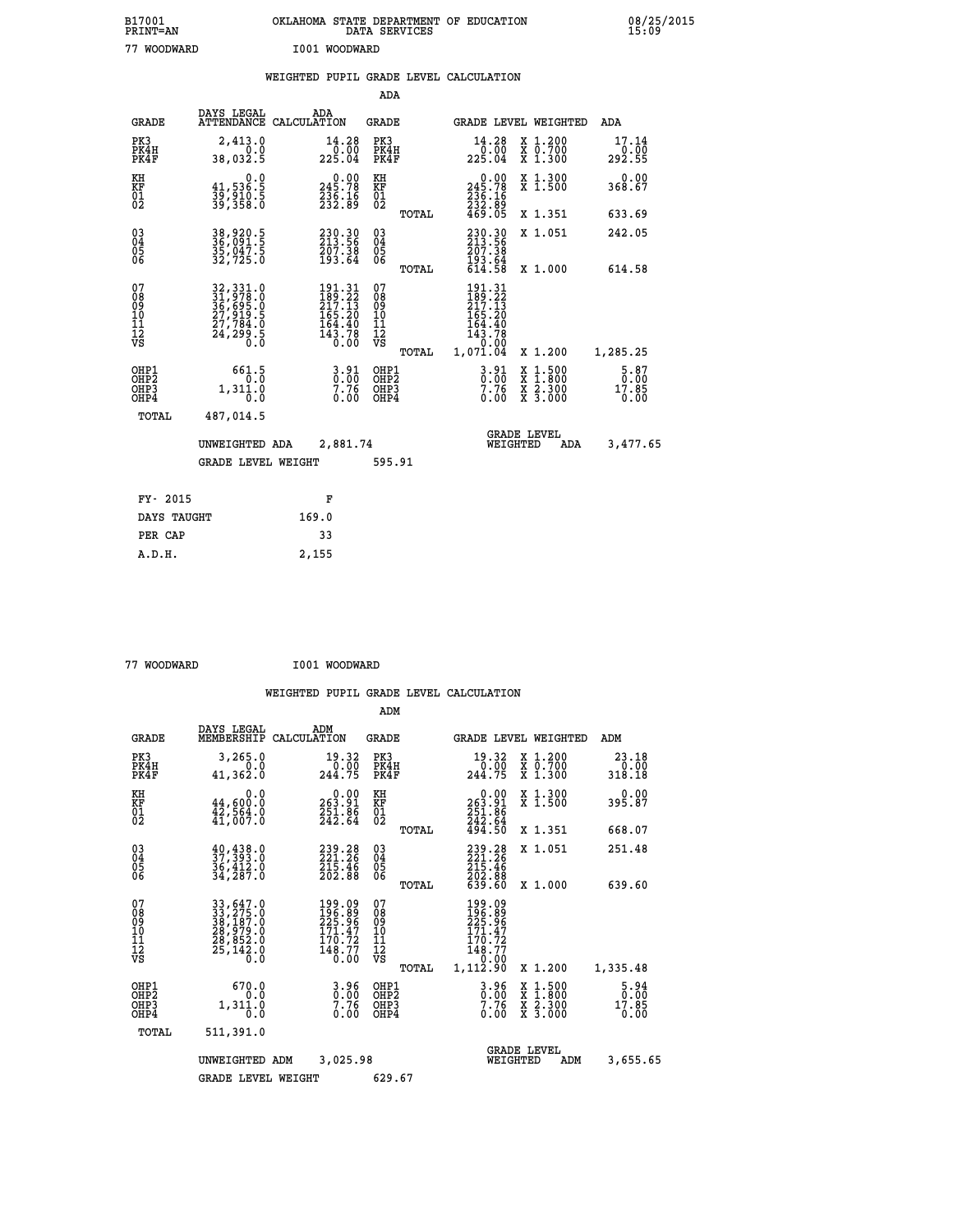B17001 OKLAHOMA STATE DEPARTMENT OF EDUCATION 08/25/2015
PRINT=AN DATA SERVICES 15:09

77 WOODWARD I001 WOODWARD

## WEIGHTED PUPIL GRADE LEVEL CALCULATION

### ADA

| GRADE | DAYS LEGAL ATTENDANCE | ADA CALCULATION | GRADE | GRADE LEVEL | WEIGHTED | ADA |
|---|---|---|---|---|---|---|
| PK3 | 2,413.0 | 14.28 | PK3 | 14.28 | X 1.200 | 17.14 |
| PK4H | 0.0 | 0.00 | PK4H | 0.00 | X 0.700 | 0.00 |
| PK4F | 38,032.5 | 225.04 | PK4F | 225.04 | X 1.300 | 292.55 |
| KH | 0.0 | 0.00 | KH | 0.00 | X 1.300 | 0.00 |
| KF | 41,536.5 | 245.78 | KF | 245.78 | X 1.500 | 368.67 |
| 01 | 39,910.5 | 236.16 | 01 | 236.16 | | |
| 02 | 39,358.0 | 232.89 | 02 | 232.89 | | |
| | | | TOTAL | 469.05 | X 1.351 | 633.69 |
| 03 | 38,920.5 | 230.30 | 03 | 230.30 | X 1.051 | 242.05 |
| 04 | 36,091.5 | 213.56 | 04 | 213.56 | | |
| 05 | 35,047.5 | 207.38 | 05 | 207.38 | | |
| 06 | 32,725.0 | 193.64 | 06 | 193.64 | | |
| | | | TOTAL | 614.58 | X 1.000 | 614.58 |
| 07 | 32,331.0 | 191.31 | 07 | 191.31 | | |
| 08 | 31,978.0 | 189.22 | 08 | 189.22 | | |
| 09 | 36,695.0 | 217.13 | 09 | 217.13 | | |
| 10 | 27,919.5 | 165.20 | 10 | 165.20 | | |
| 11 | 27,784.0 | 164.40 | 11 | 164.40 | | |
| 12 | 24,299.5 | 143.78 | 12 | 143.78 | | |
| VS | 0.0 | 0.00 | VS | 0.00 | | |
| | | | TOTAL | 1,071.04 | X 1.200 | 1,285.25 |
| OHP1 | 661.5 | 3.91 | OHP1 | 3.91 | X 1.500 | 5.87 |
| OHP2 | 0.0 | 0.00 | OHP2 | 0.00 | X 1.800 | 0.00 |
| OHP3 | 1,311.0 | 7.76 | OHP3 | 7.76 | X 2.300 | 17.85 |
| OHP4 | 0.0 | 0.00 | OHP4 | 0.00 | X 3.000 | 0.00 |
| TOTAL | 487,014.5 | | | | | |

UNWEIGHTED ADA 2,881.74 | GRADE LEVEL WEIGHTED ADA 3,477.65

GRADE LEVEL WEIGHT 595.91

| FY- 2015 | F |
|---|---|
| DAYS TAUGHT | 169.0 |
| PER CAP | 33 |
| A.D.H. | 2,155 |

77 WOODWARD I001 WOODWARD

## WEIGHTED PUPIL GRADE LEVEL CALCULATION

### ADM

| GRADE | DAYS LEGAL MEMBERSHIP | ADM CALCULATION | GRADE | GRADE LEVEL | WEIGHTED | ADM |
|---|---|---|---|---|---|---|
| PK3 | 3,265.0 | 19.32 | PK3 | 19.32 | X 1.200 | 23.18 |
| PK4H | 0.0 | 0.00 | PK4H | 0.00 | X 0.700 | 0.00 |
| PK4F | 41,362.0 | 244.75 | PK4F | 244.75 | X 1.300 | 318.18 |
| KH | 0.0 | 0.00 | KH | 0.00 | X 1.300 | 0.00 |
| KF | 44,600.0 | 263.91 | KF | 263.91 | X 1.500 | 395.87 |
| 01 | 42,564.0 | 251.86 | 01 | 251.86 | | |
| 02 | 41,007.0 | 242.64 | 02 | 242.64 | | |
| | | | TOTAL | 494.50 | X 1.351 | 668.07 |
| 03 | 40,438.0 | 239.28 | 03 | 239.28 | X 1.051 | 251.48 |
| 04 | 37,393.0 | 221.26 | 04 | 221.26 | | |
| 05 | 36,412.0 | 215.46 | 05 | 215.46 | | |
| 06 | 34,287.0 | 202.88 | 06 | 202.88 | | |
| | | | TOTAL | 639.60 | X 1.000 | 639.60 |
| 07 | 33,647.0 | 199.09 | 07 | 199.09 | | |
| 08 | 33,275.0 | 196.89 | 08 | 196.89 | | |
| 09 | 38,187.0 | 225.96 | 09 | 225.96 | | |
| 10 | 28,979.0 | 171.47 | 10 | 171.47 | | |
| 11 | 28,852.0 | 170.72 | 11 | 170.72 | | |
| 12 | 25,142.0 | 148.77 | 12 | 148.77 | | |
| VS | 0.0 | 0.00 | VS | 0.00 | | |
| | | | TOTAL | 1,112.90 | X 1.200 | 1,335.48 |
| OHP1 | 670.0 | 3.96 | OHP1 | 3.96 | X 1.500 | 5.94 |
| OHP2 | 0.0 | 0.00 | OHP2 | 0.00 | X 1.800 | 0.00 |
| OHP3 | 1,311.0 | 7.76 | OHP3 | 7.76 | X 2.300 | 17.85 |
| OHP4 | 0.0 | 0.00 | OHP4 | 0.00 | X 3.000 | 0.00 |
| TOTAL | 511,391.0 | | | | | |

UNWEIGHTED ADM 3,025.98 | GRADE LEVEL WEIGHTED ADM 3,655.65

GRADE LEVEL WEIGHT 629.67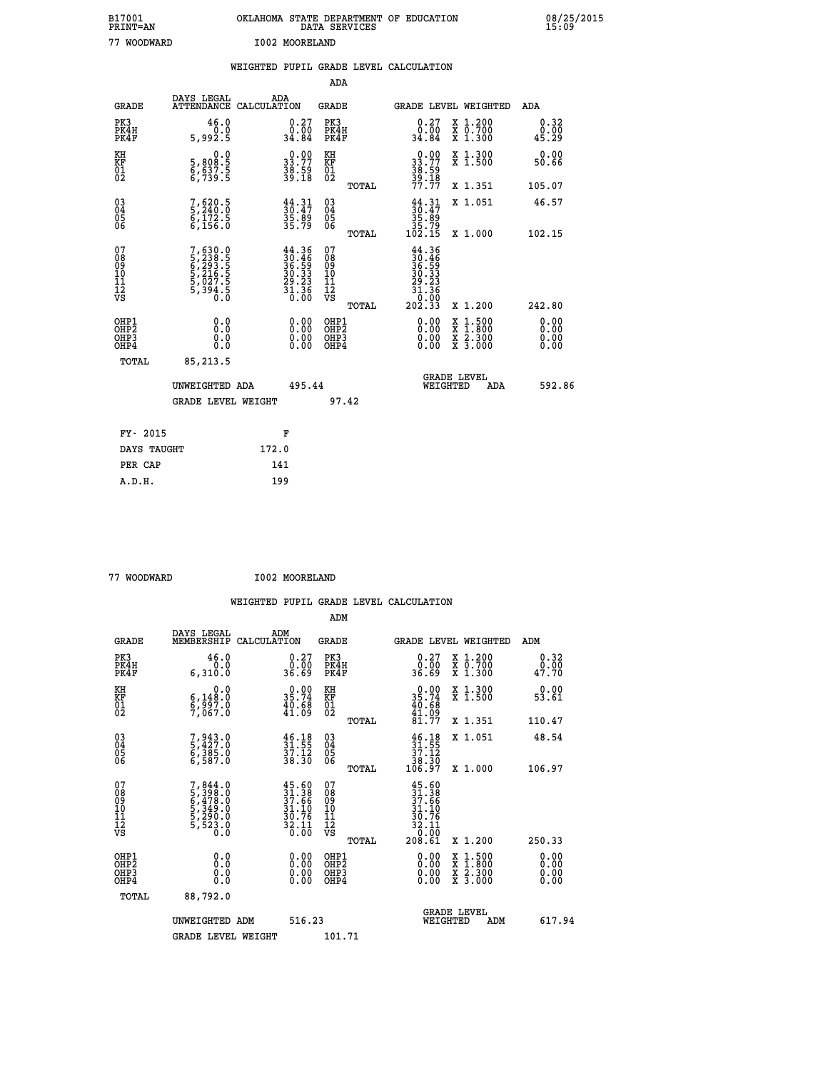B17001 OKLAHOMA STATE DEPARTMENT OF EDUCATION 08/25/2015
PRINT=AN DATA SERVICES 15:09

77 WOODWARD I002 MOORELAND

## WEIGHTED PUPIL GRADE LEVEL CALCULATION

### ADA

| GRADE | DAYS LEGAL ATTENDANCE | ADA CALCULATION | GRADE | | GRADE LEVEL | WEIGHTED | ADA |
|---|---|---|---|---|---|---|---|
| PK3 | 46.0 | 0.27 | PK3 | | 0.27 | X 1.200 | 0.32 |
| PK4H | 0.0 | 0.00 | PK4H | | 0.00 | X 0.700 | 0.00 |
| PK4F | 5,992.5 | 34.84 | PK4F | | 34.84 | X 1.300 | 45.29 |
| KH | 0.0 | 0.00 | KH | | 0.00 | X 1.300 | 0.00 |
| KF | 5,808.5 | 33.77 | KF | | 33.77 | X 1.500 | 50.66 |
| 01 | 6,637.5 | 38.59 | 01 | | 38.59 | | |
| 02 | 6,739.5 | 39.18 | 02 | | 39.18 | | |
| | | | | TOTAL | 77.77 | X 1.351 | 105.07 |
| 03 | 7,620.5 | 44.31 | 03 | | 44.31 | X 1.051 | 46.57 |
| 04 | 5,240.0 | 30.47 | 04 | | 30.47 | | |
| 05 | 6,172.5 | 35.89 | 05 | | 35.89 | | |
| 06 | 6,156.0 | 35.79 | 06 | | 35.79 | | |
| | | | | TOTAL | 102.15 | X 1.000 | 102.15 |
| 07 | 7,630.0 | 44.36 | 07 | | 44.36 | | |
| 08 | 5,238.5 | 30.46 | 08 | | 30.46 | | |
| 09 | 6,293.5 | 36.59 | 09 | | 36.59 | | |
| 10 | 5,216.5 | 30.33 | 10 | | 30.33 | | |
| 11 | 5,027.5 | 29.23 | 11 | | 29.23 | | |
| 12 | 5,394.5 | 31.36 | 12 | | 31.36 | | |
| VS | 0.0 | 0.00 | VS | | 0.00 | | |
| | | | | TOTAL | 202.33 | X 1.200 | 242.80 |
| OHP1 | 0.0 | 0.00 | OHP1 | | 0.00 | X 1.500 | 0.00 |
| OHP2 | 0.0 | 0.00 | OHP2 | | 0.00 | X 1.800 | 0.00 |
| OHP3 | 0.0 | 0.00 | OHP3 | | 0.00 | X 2.300 | 0.00 |
| OHP4 | 0.0 | 0.00 | OHP4 | | 0.00 | X 3.000 | 0.00 |
| TOTAL | 85,213.5 | | | | | | |

UNWEIGHTED ADA 495.44 GRADE LEVEL WEIGHTED ADA 592.86

GRADE LEVEL WEIGHT 97.42

| FY- 2015 | F |
|---|---|
| DAYS TAUGHT | 172.0 |
| PER CAP | 141 |
| A.D.H. | 199 |

77 WOODWARD I002 MOORELAND

## WEIGHTED PUPIL GRADE LEVEL CALCULATION

### ADM

| GRADE | DAYS LEGAL MEMBERSHIP | ADM CALCULATION | GRADE | | GRADE LEVEL | WEIGHTED | ADM |
|---|---|---|---|---|---|---|---|
| PK3 | 46.0 | 0.27 | PK3 | | 0.27 | X 1.200 | 0.32 |
| PK4H | 0.0 | 0.00 | PK4H | | 0.00 | X 0.700 | 0.00 |
| PK4F | 6,310.0 | 36.69 | PK4F | | 36.69 | X 1.300 | 47.70 |
| KH | 0.0 | 0.00 | KH | | 0.00 | X 1.300 | 0.00 |
| KF | 6,148.0 | 35.74 | KF | | 35.74 | X 1.500 | 53.61 |
| 01 | 6,997.0 | 40.68 | 01 | | 40.68 | | |
| 02 | 7,067.0 | 41.09 | 02 | | 41.09 | | |
| | | | | TOTAL | 81.77 | X 1.351 | 110.47 |
| 03 | 7,943.0 | 46.18 | 03 | | 46.18 | X 1.051 | 48.54 |
| 04 | 5,427.0 | 31.55 | 04 | | 31.55 | | |
| 05 | 6,385.0 | 37.12 | 05 | | 37.12 | | |
| 06 | 6,587.0 | 38.30 | 06 | | 38.30 | | |
| | | | | TOTAL | 106.97 | X 1.000 | 106.97 |
| 07 | 7,844.0 | 45.60 | 07 | | 45.60 | | |
| 08 | 5,398.0 | 31.38 | 08 | | 31.38 | | |
| 09 | 6,478.0 | 37.66 | 09 | | 37.66 | | |
| 10 | 5,349.0 | 31.10 | 10 | | 31.10 | | |
| 11 | 5,290.0 | 30.76 | 11 | | 30.76 | | |
| 12 | 5,523.0 | 32.11 | 12 | | 32.11 | | |
| VS | 0.0 | 0.00 | VS | | 0.00 | | |
| | | | | TOTAL | 208.61 | X 1.200 | 250.33 |
| OHP1 | 0.0 | 0.00 | OHP1 | | 0.00 | X 1.500 | 0.00 |
| OHP2 | 0.0 | 0.00 | OHP2 | | 0.00 | X 1.800 | 0.00 |
| OHP3 | 0.0 | 0.00 | OHP3 | | 0.00 | X 2.300 | 0.00 |
| OHP4 | 0.0 | 0.00 | OHP4 | | 0.00 | X 3.000 | 0.00 |
| TOTAL | 88,792.0 | | | | | | |

UNWEIGHTED ADM 516.23 GRADE LEVEL WEIGHTED ADM 617.94

GRADE LEVEL WEIGHT 101.71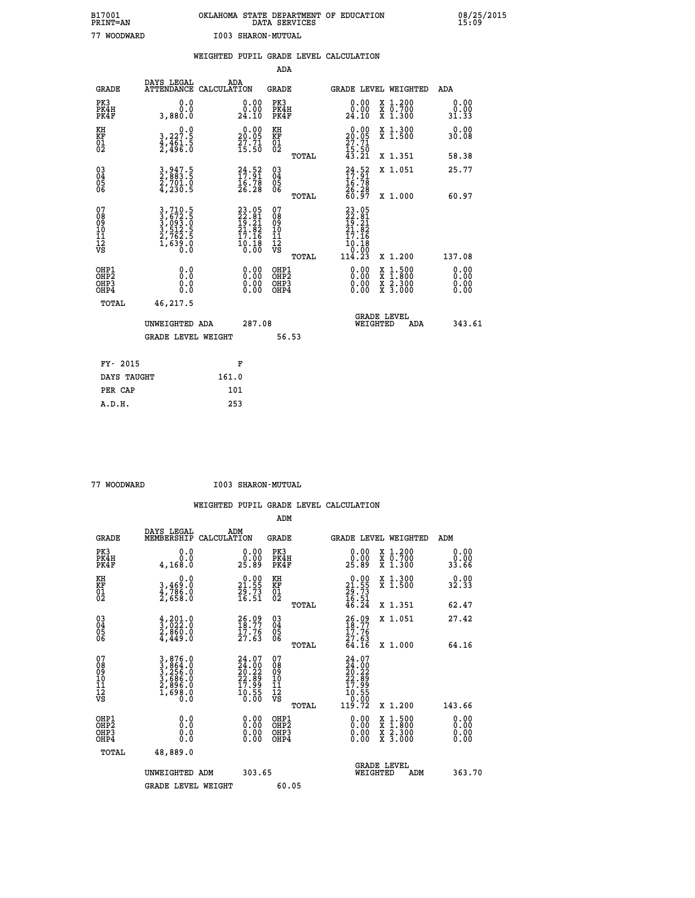B17001 OKLAHOMA STATE DEPARTMENT OF EDUCATION 08/25/2015
PRINT=AN DATA SERVICES 15:09

77 WOODWARD I003 SHARON-MUTUAL

## WEIGHTED PUPIL GRADE LEVEL CALCULATION

### ADA

| GRADE | DAYS LEGAL ATTENDANCE | ADA CALCULATION | GRADE | | GRADE LEVEL | WEIGHTED | ADA |
|---|---|---|---|---|---|---|---|
| PK3 | 0.0 | 0.00 | PK3 | | 0.00 | X 1.200 | 0.00 |
| PK4H | 0.0 | 0.00 | PK4H | | 0.00 | X 0.700 | 0.00 |
| PK4F | 3,880.0 | 24.10 | PK4F | | 24.10 | X 1.300 | 31.33 |
| KH | 0.0 | 0.00 | KH | | 0.00 | X 1.300 | 0.00 |
| KF | 3,227.5 | 20.05 | KF | | 20.05 | X 1.500 | 30.08 |
| 01 | 4,461.5 | 27.71 | 01 | | 27.71 | | |
| 02 | 2,496.0 | 15.50 | 02 | | 15.50 | | |
| | | | | TOTAL | 43.21 | X 1.351 | 58.38 |
| 03 | 3,947.5 | 24.52 | 03 | | 24.52 | X 1.051 | 25.77 |
| 04 | 2,883.5 | 17.91 | 04 | | 17.91 | | |
| 05 | 2,701.0 | 16.78 | 05 | | 16.78 | | |
| 06 | 4,230.5 | 26.28 | 06 | | 26.28 | | |
| | | | | TOTAL | 60.97 | X 1.000 | 60.97 |
| 07 | 3,710.5 | 23.05 | 07 | | 23.05 | | |
| 08 | 3,672.5 | 22.81 | 08 | | 22.81 | | |
| 09 | 3,093.0 | 19.21 | 09 | | 19.21 | | |
| 10 | 3,512.5 | 21.82 | 10 | | 21.82 | | |
| 11 | 2,762.5 | 17.16 | 11 | | 17.16 | | |
| 12 | 1,639.0 | 10.18 | 12 | | 10.18 | | |
| VS | 0.0 | 0.00 | VS | | 0.00 | | |
| | | | | TOTAL | 114.23 | X 1.200 | 137.08 |
| OHP1 | 0.0 | 0.00 | OHP1 | | 0.00 | X 1.500 | 0.00 |
| OHP2 | 0.0 | 0.00 | OHP2 | | 0.00 | X 1.800 | 0.00 |
| OHP3 | 0.0 | 0.00 | OHP3 | | 0.00 | X 2.300 | 0.00 |
| OHP4 | 0.0 | 0.00 | OHP4 | | 0.00 | X 3.000 | 0.00 |
| TOTAL | 46,217.5 | | | | | | |

UNWEIGHTED ADA 287.08 GRADE LEVEL WEIGHTED ADA 343.61

GRADE LEVEL WEIGHT 56.53

| FY- 2015 | F |
|---|---|
| DAYS TAUGHT | 161.0 |
| PER CAP | 101 |
| A.D.H. | 253 |

77 WOODWARD I003 SHARON-MUTUAL

## WEIGHTED PUPIL GRADE LEVEL CALCULATION

### ADM

| GRADE | DAYS LEGAL MEMBERSHIP | ADM CALCULATION | GRADE | | GRADE LEVEL | WEIGHTED | ADM |
|---|---|---|---|---|---|---|---|
| PK3 | 0.0 | 0.00 | PK3 | | 0.00 | X 1.200 | 0.00 |
| PK4H | 0.0 | 0.00 | PK4H | | 0.00 | X 0.700 | 0.00 |
| PK4F | 4,168.0 | 25.89 | PK4F | | 25.89 | X 1.300 | 33.66 |
| KH | 0.0 | 0.00 | KH | | 0.00 | X 1.300 | 0.00 |
| KF | 3,469.0 | 21.55 | KF | | 21.55 | X 1.500 | 32.33 |
| 01 | 4,786.0 | 29.73 | 01 | | 29.73 | | |
| 02 | 2,658.0 | 16.51 | 02 | | 16.51 | | |
| | | | | TOTAL | 46.24 | X 1.351 | 62.47 |
| 03 | 4,201.0 | 26.09 | 03 | | 26.09 | X 1.051 | 27.42 |
| 04 | 3,022.0 | 18.77 | 04 | | 18.77 | | |
| 05 | 2,860.0 | 17.76 | 05 | | 17.76 | | |
| 06 | 4,449.0 | 27.63 | 06 | | 27.63 | | |
| | | | | TOTAL | 64.16 | X 1.000 | 64.16 |
| 07 | 3,876.0 | 24.07 | 07 | | 24.07 | | |
| 08 | 3,864.0 | 24.00 | 08 | | 24.00 | | |
| 09 | 3,256.0 | 20.22 | 09 | | 20.22 | | |
| 10 | 3,686.0 | 22.89 | 10 | | 22.89 | | |
| 11 | 2,896.0 | 17.99 | 11 | | 17.99 | | |
| 12 | 1,698.0 | 10.55 | 12 | | 10.55 | | |
| VS | 0.0 | 0.00 | VS | | 0.00 | | |
| | | | | TOTAL | 119.72 | X 1.200 | 143.66 |
| OHP1 | 0.0 | 0.00 | OHP1 | | 0.00 | X 1.500 | 0.00 |
| OHP2 | 0.0 | 0.00 | OHP2 | | 0.00 | X 1.800 | 0.00 |
| OHP3 | 0.0 | 0.00 | OHP3 | | 0.00 | X 2.300 | 0.00 |
| OHP4 | 0.0 | 0.00 | OHP4 | | 0.00 | X 3.000 | 0.00 |
| TOTAL | 48,889.0 | | | | | | |

UNWEIGHTED ADM 303.65 GRADE LEVEL WEIGHTED ADM 363.70

GRADE LEVEL WEIGHT 60.05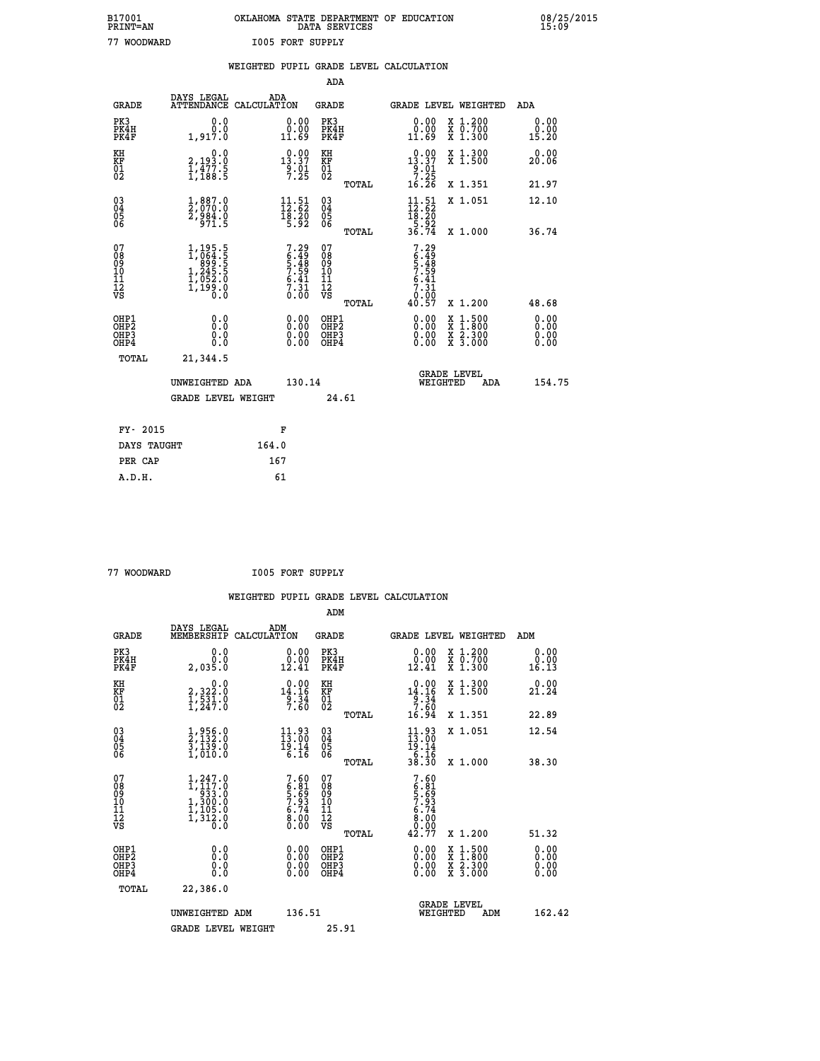B17001 OKLAHOMA STATE DEPARTMENT OF EDUCATION 08/25/2015
PRINT=AN DATA SERVICES 15:09

77 WOODWARD I005 FORT SUPPLY

## WEIGHTED PUPIL GRADE LEVEL CALCULATION

ADA

| GRADE | DAYS LEGAL ATTENDANCE | ADA CALCULATION | GRADE | GRADE LEVEL | WEIGHTED | ADA |
|---|---|---|---|---|---|---|
| PK3 | 0.0 | 0.00 | PK3 | 0.00 | X 1.200 | 0.00 |
| PK4H | 0.0 | 0.00 | PK4H | 0.00 | X 0.700 | 0.00 |
| PK4F | 1,917.0 | 11.69 | PK4F | 11.69 | X 1.300 | 15.20 |
| KH | 0.0 | 0.00 | KH | 0.00 | X 1.300 | 0.00 |
| KF | 2,193.0 | 13.37 | KF | 13.37 | X 1.500 | 20.06 |
| 01 | 1,477.5 | 9.01 | 01 | 9.01 | | |
| 02 | 1,188.5 | 7.25 | 02 | 7.25 | | |
| | | | TOTAL | 16.26 | X 1.351 | 21.97 |
| 03 | 1,887.0 | 11.51 | 03 | 11.51 | X 1.051 | 12.10 |
| 04 | 2,070.0 | 12.62 | 04 | 12.62 | | |
| 05 | 2,984.0 | 18.20 | 05 | 18.20 | | |
| 06 | 971.5 | 5.92 | 06 | 5.92 | | |
| | | | TOTAL | 36.74 | X 1.000 | 36.74 |
| 07 | 1,195.5 | 7.29 | 07 | 7.29 | | |
| 08 | 1,064.5 | 6.49 | 08 | 6.49 | | |
| 09 | 899.5 | 5.48 | 09 | 5.48 | | |
| 10 | 1,245.5 | 7.59 | 10 | 7.59 | | |
| 11 | 1,052.0 | 6.41 | 11 | 6.41 | | |
| 12 | 1,199.0 | 7.31 | 12 | 7.31 | | |
| VS | 0.0 | 0.00 | VS | 0.00 | | |
| | | | TOTAL | 40.57 | X 1.200 | 48.68 |
| OHP1 | 0.0 | 0.00 | OHP1 | 0.00 | X 1.500 | 0.00 |
| OHP2 | 0.0 | 0.00 | OHP2 | 0.00 | X 1.800 | 0.00 |
| OHP3 | 0.0 | 0.00 | OHP3 | 0.00 | X 2.300 | 0.00 |
| OHP4 | 0.0 | 0.00 | OHP4 | 0.00 | X 3.000 | 0.00 |
| TOTAL | 21,344.5 | | | | | |

UNWEIGHTED ADA 130.14 — GRADE LEVEL WEIGHTED ADA 154.75

GRADE LEVEL WEIGHT 24.61

| FY- 2015 | F |
|---|---|
| DAYS TAUGHT | 164.0 |
| PER CAP | 167 |
| A.D.H. | 61 |

77 WOODWARD I005 FORT SUPPLY

## WEIGHTED PUPIL GRADE LEVEL CALCULATION

ADM

| GRADE | DAYS LEGAL MEMBERSHIP | ADM CALCULATION | GRADE | GRADE LEVEL | WEIGHTED | ADM |
|---|---|---|---|---|---|---|
| PK3 | 0.0 | 0.00 | PK3 | 0.00 | X 1.200 | 0.00 |
| PK4H | 0.0 | 0.00 | PK4H | 0.00 | X 0.700 | 0.00 |
| PK4F | 2,035.0 | 12.41 | PK4F | 12.41 | X 1.300 | 16.13 |
| KH | 0.0 | 0.00 | KH | 0.00 | X 1.300 | 0.00 |
| KF | 2,322.0 | 14.16 | KF | 14.16 | X 1.500 | 21.24 |
| 01 | 1,531.0 | 9.34 | 01 | 9.34 | | |
| 02 | 1,247.0 | 7.60 | 02 | 7.60 | | |
| | | | TOTAL | 16.94 | X 1.351 | 22.89 |
| 03 | 1,956.0 | 11.93 | 03 | 11.93 | X 1.051 | 12.54 |
| 04 | 2,132.0 | 13.00 | 04 | 13.00 | | |
| 05 | 3,139.0 | 19.14 | 05 | 19.14 | | |
| 06 | 1,010.0 | 6.16 | 06 | 6.16 | | |
| | | | TOTAL | 38.30 | X 1.000 | 38.30 |
| 07 | 1,247.0 | 7.60 | 07 | 7.60 | | |
| 08 | 1,117.0 | 6.81 | 08 | 6.81 | | |
| 09 | 933.0 | 5.69 | 09 | 5.69 | | |
| 10 | 1,300.0 | 7.93 | 10 | 7.93 | | |
| 11 | 1,105.0 | 6.74 | 11 | 6.74 | | |
| 12 | 1,312.0 | 8.00 | 12 | 8.00 | | |
| VS | 0.0 | 0.00 | VS | 0.00 | | |
| | | | TOTAL | 42.77 | X 1.200 | 51.32 |
| OHP1 | 0.0 | 0.00 | OHP1 | 0.00 | X 1.500 | 0.00 |
| OHP2 | 0.0 | 0.00 | OHP2 | 0.00 | X 1.800 | 0.00 |
| OHP3 | 0.0 | 0.00 | OHP3 | 0.00 | X 2.300 | 0.00 |
| OHP4 | 0.0 | 0.00 | OHP4 | 0.00 | X 3.000 | 0.00 |
| TOTAL | 22,386.0 | | | | | |

UNWEIGHTED ADM 136.51 — GRADE LEVEL WEIGHTED ADM 162.42

GRADE LEVEL WEIGHT 25.91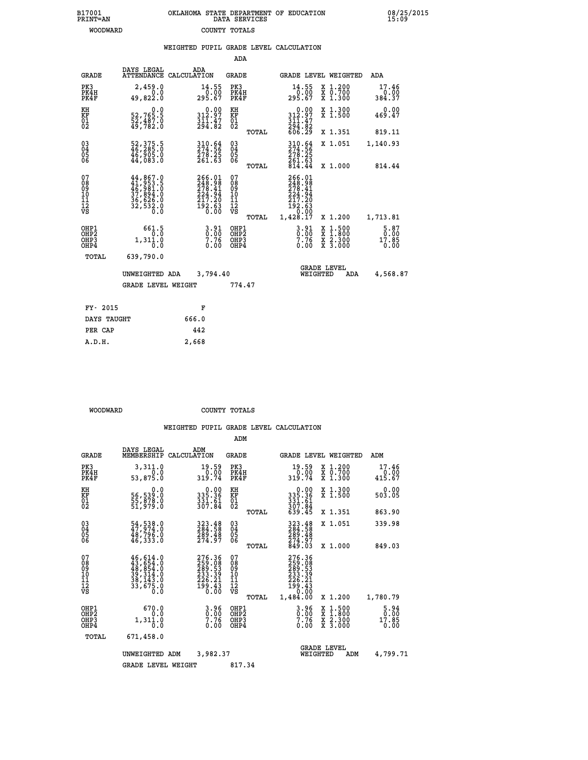B17001 PRINT=AN  OKLAHOMA STATE DEPARTMENT OF EDUCATION DATA SERVICES  08/25/2015 15:09

WOODWARD  COUNTY TOTALS

## WEIGHTED PUPIL GRADE LEVEL CALCULATION

ADA

| GRADE | DAYS LEGAL ATTENDANCE | ADA CALCULATION | GRADE | GRADE LEVEL | WEIGHTED | ADA |
|---|---|---|---|---|---|---|
| PK3 | 2,459.0 | 14.55 | PK3 | 14.55 | X 1.200 | 17.46 |
| PK4H | 0.0 | 0.00 | PK4H | 0.00 | X 0.700 | 0.00 |
| PK4F | 49,822.0 | 295.67 | PK4F | 295.67 | X 1.300 | 384.37 |
| KH | 0.0 | 0.00 | KH | 0.00 | X 1.300 | 0.00 |
| KF | 52,765.5 | 312.97 | KF | 312.97 | X 1.500 | 469.47 |
| 01 | 52,487.0 | 311.47 | 01 | 311.47 | | |
| 02 | 49,782.0 | 294.82 | 02 | 294.82 | | |
| | | | TOTAL | 606.29 | X 1.351 | 819.11 |
| 03 | 52,375.5 | 310.64 | 03 | 310.64 | X 1.051 | 1,140.93 |
| 04 | 46,285.0 | 274.56 | 04 | 274.56 | | |
| 05 | 46,905.0 | 278.25 | 05 | 278.25 | | |
| 06 | 44,083.0 | 261.63 | 06 | 261.63 | | |
| | | | TOTAL | 814.44 | X 1.000 | 814.44 |
| 07 | 44,867.0 | 266.01 | 07 | 266.01 | | |
| 08 | 41,953.5 | 248.98 | 08 | 248.98 | | |
| 09 | 46,981.0 | 278.41 | 09 | 278.41 | | |
| 10 | 37,894.0 | 224.94 | 10 | 224.94 | | |
| 11 | 36,626.0 | 217.20 | 11 | 217.20 | | |
| 12 | 32,532.0 | 192.63 | 12 | 192.63 | | |
| VS | 0.0 | 0.00 | VS | 0.00 | | |
| | | | TOTAL | 1,428.17 | X 1.200 | 1,713.81 |
| OHP1 | 661.5 | 3.91 | OHP1 | 3.91 | X 1.500 | 5.87 |
| OHP2 | 0.0 | 0.00 | OHP2 | 0.00 | X 1.800 | 0.00 |
| OHP3 | 1,311.0 | 7.76 | OHP3 | 7.76 | X 2.300 | 17.85 |
| OHP4 | 0.0 | 0.00 | OHP4 | 0.00 | X 3.000 | 0.00 |
| TOTAL | 639,790.0 | | | | | |

UNWEIGHTED ADA 3,794.40  GRADE LEVEL WEIGHTED ADA 4,568.87

GRADE LEVEL WEIGHT 774.47

| FY- 2015 | F |
|---|---|
| DAYS TAUGHT | 666.0 |
| PER CAP | 442 |
| A.D.H. | 2,668 |

WOODWARD  COUNTY TOTALS

## WEIGHTED PUPIL GRADE LEVEL CALCULATION

ADM

| GRADE | DAYS LEGAL MEMBERSHIP | ADM CALCULATION | GRADE | GRADE LEVEL | WEIGHTED | ADM |
|---|---|---|---|---|---|---|
| PK3 | 3,311.0 | 19.59 | PK3 | 19.59 | X 1.200 | 17.46 |
| PK4H | 0.0 | 0.00 | PK4H | 0.00 | X 0.700 | 0.00 |
| PK4F | 53,875.0 | 319.74 | PK4F | 319.74 | X 1.300 | 415.67 |
| KH | 0.0 | 0.00 | KH | 0.00 | X 1.300 | 0.00 |
| KF | 56,539.0 | 335.36 | KF | 335.36 | X 1.500 | 503.05 |
| 01 | 55,878.0 | 331.61 | 01 | 331.61 | | |
| 02 | 51,979.0 | 307.84 | 02 | 307.84 | | |
| | | | TOTAL | 639.45 | X 1.351 | 863.90 |
| 03 | 54,538.0 | 323.48 | 03 | 323.48 | X 1.051 | 339.98 |
| 04 | 47,974.0 | 284.58 | 04 | 284.58 | | |
| 05 | 48,796.0 | 289.48 | 05 | 289.48 | | |
| 06 | 46,333.0 | 274.97 | 06 | 274.97 | | |
| | | | TOTAL | 849.03 | X 1.000 | 849.03 |
| 07 | 46,614.0 | 276.36 | 07 | 276.36 | | |
| 08 | 43,654.0 | 259.08 | 08 | 259.08 | | |
| 09 | 48,854.0 | 289.53 | 09 | 289.53 | | |
| 10 | 39,314.0 | 233.39 | 10 | 233.39 | | |
| 11 | 38,143.0 | 226.21 | 11 | 226.21 | | |
| 12 | 33,675.0 | 199.43 | 12 | 199.43 | | |
| VS | 0.0 | 0.00 | VS | 0.00 | | |
| | | | TOTAL | 1,484.00 | X 1.200 | 1,780.79 |
| OHP1 | 670.0 | 3.96 | OHP1 | 3.96 | X 1.500 | 5.94 |
| OHP2 | 0.0 | 0.00 | OHP2 | 0.00 | X 1.800 | 0.00 |
| OHP3 | 1,311.0 | 7.76 | OHP3 | 7.76 | X 2.300 | 17.85 |
| OHP4 | 0.0 | 0.00 | OHP4 | 0.00 | X 3.000 | 0.00 |
| TOTAL | 671,458.0 | | | | | |

UNWEIGHTED ADM 3,982.37  GRADE LEVEL WEIGHTED ADM 4,799.71

GRADE LEVEL WEIGHT 817.34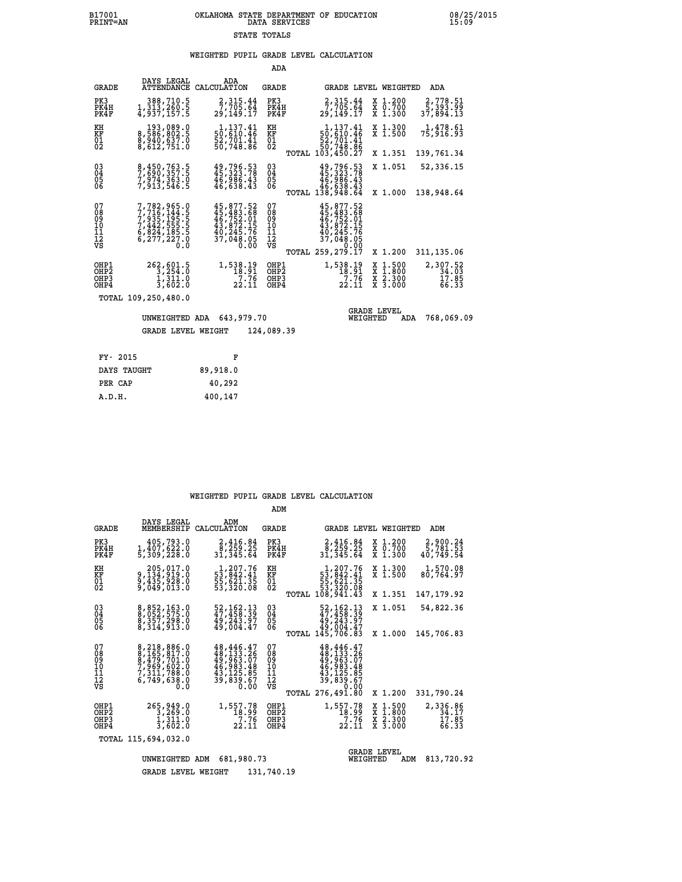B17001 OKLAHOMA STATE DEPARTMENT OF EDUCATION 08/25/2015
PRINT=AN DATA SERVICES 15:09

STATE TOTALS

## WEIGHTED PUPIL GRADE LEVEL CALCULATION

ADA

| GRADE | DAYS LEGAL ATTENDANCE | ADA CALCULATION | GRADE | GRADE LEVEL | WEIGHTED | ADA |
|---|---|---|---|---|---|---|
| PK3 | 388,710.5 | 2,315.44 | PK3 | 2,315.44 | X 1.200 | 2,778.51 |
| PK4H | 1,313,260.5 | 7,705.64 | PK4H | 7,705.64 | X 0.700 | 5,393.99 |
| PK4F | 4,937,157.5 | 29,149.17 | PK4F | 29,149.17 | X 1.300 | 37,894.13 |
| KH | 193,089.0 | 1,137.41 | KH | 1,137.41 | X 1.300 | 1,478.61 |
| KF | 8,586,802.5 | 50,610.46 | KF | 50,610.46 | X 1.500 | 75,916.93 |
| 01 | 8,940,637.0 | 52,701.41 | 01 | 52,701.41 | | |
| 02 | 8,612,751.0 | 50,748.86 | 02 | 50,748.86 | | |
| | | | TOTAL | 103,450.27 | X 1.351 | 139,761.34 |
| 03 | 8,450,763.5 | 49,796.53 | 03 | 49,796.53 | X 1.051 | 52,336.15 |
| 04 | 7,690,357.5 | 45,323.78 | 04 | 45,323.78 | | |
| 05 | 7,974,363.0 | 46,986.43 | 05 | 46,986.43 | | |
| 06 | 7,913,546.5 | 46,638.43 | 06 | 46,638.43 | | |
| | | | TOTAL | 138,948.64 | X 1.000 | 138,948.64 |
| 07 | 7,782,965.0 | 45,877.52 | 07 | 45,877.52 | | |
| 08 | 7,716,144.5 | 45,483.68 | 08 | 45,483.68 | | |
| 09 | 7,935,195.5 | 46,752.01 | 09 | 46,752.01 | | |
| 10 | 7,442,555.5 | 43,872.15 | 10 | 43,872.15 | | |
| 11 | 6,824,185.5 | 40,245.76 | 11 | 40,245.76 | | |
| 12 | 6,277,227.0 | 37,048.05 | 12 | 37,048.05 | | |
| VS | 0.0 | 0.00 | VS | 0.00 | | |
| | | | TOTAL | 259,279.17 | X 1.200 | 311,135.06 |
| OHP1 | 262,601.5 | 1,538.19 | OHP1 | 1,538.19 | X 1.500 | 2,307.52 |
| OHP2 | 3,254.0 | 18.91 | OHP2 | 18.91 | X 1.800 | 34.03 |
| OHP3 | 1,311.0 | 7.76 | OHP3 | 7.76 | X 2.300 | 17.85 |
| OHP4 | 3,602.0 | 22.11 | OHP4 | 22.11 | X 3.000 | 66.33 |

TOTAL 109,250,480.0

UNWEIGHTED ADA 643,979.70 GRADE LEVEL WEIGHTED ADA 768,069.09

GRADE LEVEL WEIGHT 124,089.39

| | |
|---|---|
| FY- 2015 | F |
| DAYS TAUGHT | 89,918.0 |
| PER CAP | 40,292 |
| A.D.H. | 400,147 |

## WEIGHTED PUPIL GRADE LEVEL CALCULATION

ADM

| GRADE | DAYS LEGAL MEMBERSHIP | ADM CALCULATION | GRADE | GRADE LEVEL | WEIGHTED | ADM |
|---|---|---|---|---|---|---|
| PK3 | 405,793.0 | 2,416.84 | PK3 | 2,416.84 | X 1.200 | 2,900.24 |
| PK4H | 1,407,622.0 | 8,259.25 | PK4H | 8,259.25 | X 0.700 | 5,781.53 |
| PK4F | 5,309,228.0 | 31,345.64 | PK4F | 31,345.64 | X 1.300 | 40,749.54 |
| KH | 205,017.0 | 1,207.76 | KH | 1,207.76 | X 1.300 | 1,570.08 |
| KF | 9,134,919.0 | 53,842.41 | KF | 53,842.41 | X 1.500 | 80,764.97 |
| 01 | 9,435,928.0 | 55,621.35 | 01 | 55,621.35 | | |
| 02 | 9,049,013.0 | 53,320.08 | 02 | 53,320.08 | | |
| | | | TOTAL | 108,941.43 | X 1.351 | 147,179.92 |
| 03 | 8,852,163.0 | 52,162.13 | 03 | 52,162.13 | X 1.051 | 54,822.36 |
| 04 | 8,052,575.0 | 47,458.39 | 04 | 47,458.39 | | |
| 05 | 8,357,298.0 | 49,243.97 | 05 | 49,243.97 | | |
| 06 | 8,314,913.0 | 49,004.47 | 06 | 49,004.47 | | |
| | | | TOTAL | 145,706.83 | X 1.000 | 145,706.83 |
| 07 | 8,218,886.0 | 48,446.47 | 07 | 48,446.47 | | |
| 08 | 8,165,817.0 | 48,133.26 | 08 | 48,133.26 | | |
| 09 | 8,479,701.0 | 49,963.07 | 09 | 49,963.07 | | |
| 10 | 7,969,602.0 | 46,983.48 | 10 | 46,983.48 | | |
| 11 | 7,311,788.0 | 43,125.85 | 11 | 43,125.85 | | |
| 12 | 6,749,638.0 | 39,839.67 | 12 | 39,839.67 | | |
| VS | 0.0 | 0.00 | VS | 0.00 | | |
| | | | TOTAL | 276,491.80 | X 1.200 | 331,790.24 |
| OHP1 | 265,949.0 | 1,557.78 | OHP1 | 1,557.78 | X 1.500 | 2,336.86 |
| OHP2 | 3,269.0 | 18.99 | OHP2 | 18.99 | X 1.800 | 34.17 |
| OHP3 | 1,311.0 | 7.76 | OHP3 | 7.76 | X 2.300 | 17.85 |
| OHP4 | 3,602.0 | 22.11 | OHP4 | 22.11 | X 3.000 | 66.33 |

TOTAL 115,694,032.0

UNWEIGHTED ADM 681,980.73 GRADE LEVEL WEIGHTED ADM 813,720.92

GRADE LEVEL WEIGHT 131,740.19